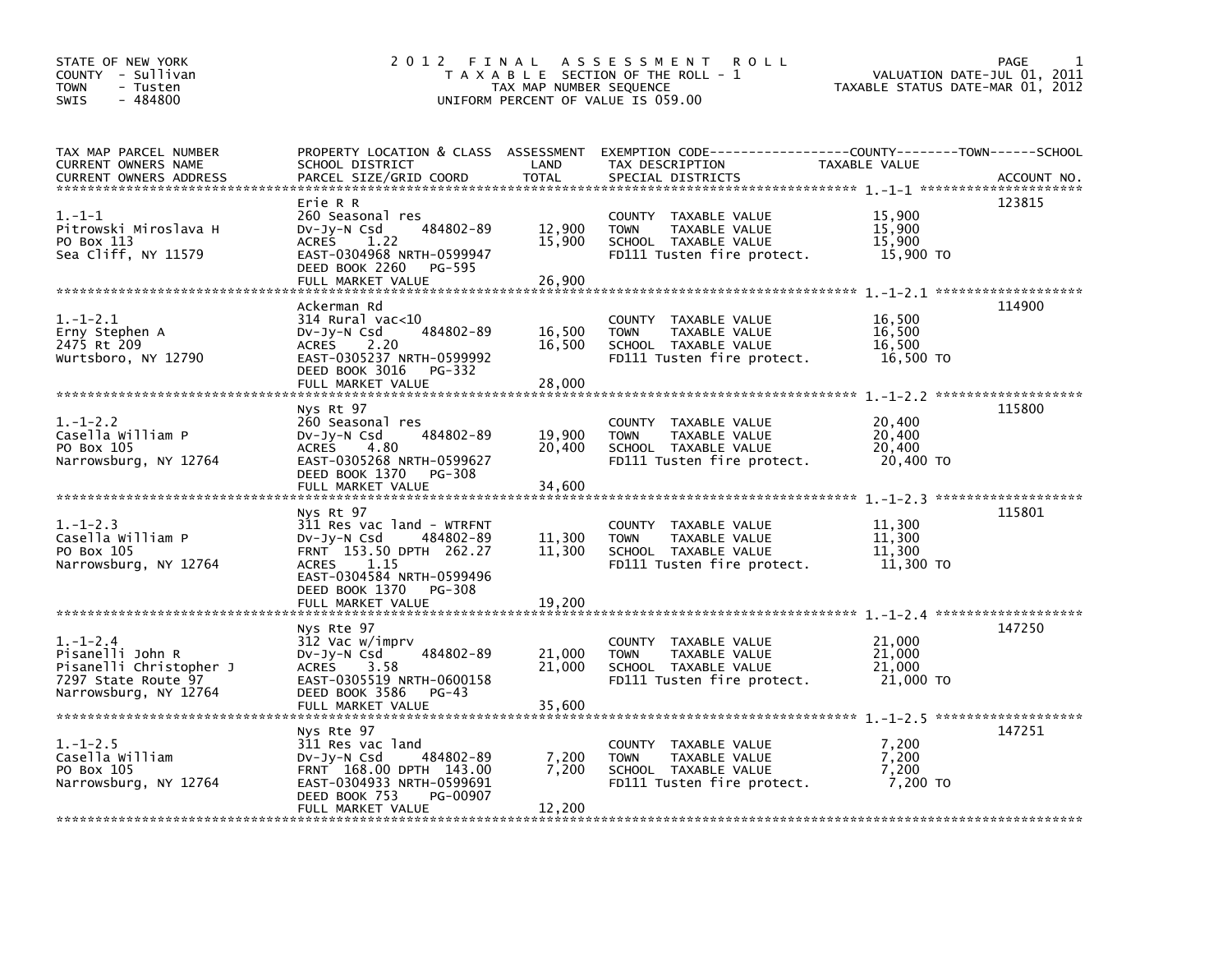STATE OF NEW YORK
COUNTY - Sullivan
TOWN - Tusten
SWIS - 484800

# 2012 FINAL ASSESSMENT ROLL

TAXABLE SECTION OF THE ROLL - 1
TAX MAP NUMBER SEQUENCE
UNIFORM PERCENT OF VALUE IS 059.00

VALUATION DATE-JUL 01, 2011
TAXABLE STATUS DATE-MAR 01, 2012

| TAX MAP PARCEL NUMBER / CURRENT OWNERS NAME / CURRENT OWNERS ADDRESS | PROPERTY LOCATION & CLASS / SCHOOL DISTRICT / PARCEL SIZE/GRID COORD | ASSESSMENT LAND / TOTAL | EXEMPTION CODE / TAX DESCRIPTION / SPECIAL DISTRICTS | TAXABLE VALUE (COUNTY / TOWN / SCHOOL) | ACCOUNT NO. |
|---|---|---|---|---|---|
| 1.-1-1 | Erie R R | | | | 123815 |
| Pitrowski Miroslava H | 260 Seasonal res | | COUNTY TAXABLE VALUE | 15,900 | |
| PO Box 113 | Dv-Jy-N Csd 484802-89 | 12,900 | TOWN TAXABLE VALUE | 15,900 | |
| Sea Cliff, NY 11579 | ACRES 1.22 | 15,900 | SCHOOL TAXABLE VALUE | 15,900 | |
| | EAST-0304968 NRTH-0599947 | | FD111 Tusten fire protect. | 15,900 TO | |
| | DEED BOOK 2260 PG-595 | | | | |
| | FULL MARKET VALUE | 26,900 | | | |
| 1.-1-2.1 | Ackerman Rd | | | | 114900 |
| Erny Stephen A | 314 Rural vac<10 | | COUNTY TAXABLE VALUE | 16,500 | |
| 2475 Rt 209 | Dv-Jy-N Csd 484802-89 | 16,500 | TOWN TAXABLE VALUE | 16,500 | |
| Wurtsboro, NY 12790 | ACRES 2.20 | 16,500 | SCHOOL TAXABLE VALUE | 16,500 | |
| | EAST-0305237 NRTH-0599992 | | FD111 Tusten fire protect. | 16,500 TO | |
| | DEED BOOK 3016 PG-332 | | | | |
| | FULL MARKET VALUE | 28,000 | | | |
| 1.-1-2.2 | Nys Rt 97 | | | | 115800 |
| Casella William P | 260 Seasonal res | | COUNTY TAXABLE VALUE | 20,400 | |
| PO Box 105 | Dv-Jy-N Csd 484802-89 | 19,900 | TOWN TAXABLE VALUE | 20,400 | |
| Narrowsburg, NY 12764 | ACRES 4.80 | 20,400 | SCHOOL TAXABLE VALUE | 20,400 | |
| | EAST-0305268 NRTH-0599627 | | FD111 Tusten fire protect. | 20,400 TO | |
| | DEED BOOK 1370 PG-308 | | | | |
| | FULL MARKET VALUE | 34,600 | | | |
| 1.-1-2.3 | Nys Rt 97 | | | | 115801 |
| Casella William P | 311 Res vac land - WTRFNT | | COUNTY TAXABLE VALUE | 11,300 | |
| PO Box 105 | Dv-Jy-N Csd 484802-89 | 11,300 | TOWN TAXABLE VALUE | 11,300 | |
| Narrowsburg, NY 12764 | FRNT 153.50 DPTH 262.27 | 11,300 | SCHOOL TAXABLE VALUE | 11,300 | |
| | ACRES 1.15 | | FD111 Tusten fire protect. | 11,300 TO | |
| | EAST-0304584 NRTH-0599496 | | | | |
| | DEED BOOK 1370 PG-308 | | | | |
| | FULL MARKET VALUE | 19,200 | | | |
| 1.-1-2.4 | Nys Rte 97 | | | | 147250 |
| Pisanelli John R | 312 Vac w/imprv | | COUNTY TAXABLE VALUE | 21,000 | |
| Pisanelli Christopher J | Dv-Jy-N Csd 484802-89 | 21,000 | TOWN TAXABLE VALUE | 21,000 | |
| 7297 State Route 97 | ACRES 3.58 | 21,000 | SCHOOL TAXABLE VALUE | 21,000 | |
| Narrowsburg, NY 12764 | EAST-0305519 NRTH-0600158 | | FD111 Tusten fire protect. | 21,000 TO | |
| | DEED BOOK 3586 PG-43 | | | | |
| | FULL MARKET VALUE | 35,600 | | | |
| 1.-1-2.5 | Nys Rte 97 | | | | 147251 |
| Casella William | 311 Res vac land | | COUNTY TAXABLE VALUE | 7,200 | |
| PO Box 105 | Dv-Jy-N Csd 484802-89 | 7,200 | TOWN TAXABLE VALUE | 7,200 | |
| Narrowsburg, NY 12764 | FRNT 168.00 DPTH 143.00 | 7,200 | SCHOOL TAXABLE VALUE | 7,200 | |
| | EAST-0304933 NRTH-0599691 | | FD111 Tusten fire protect. | 7,200 TO | |
| | DEED BOOK 753 PG-00907 | | | | |
| | FULL MARKET VALUE | 12,200 | | | |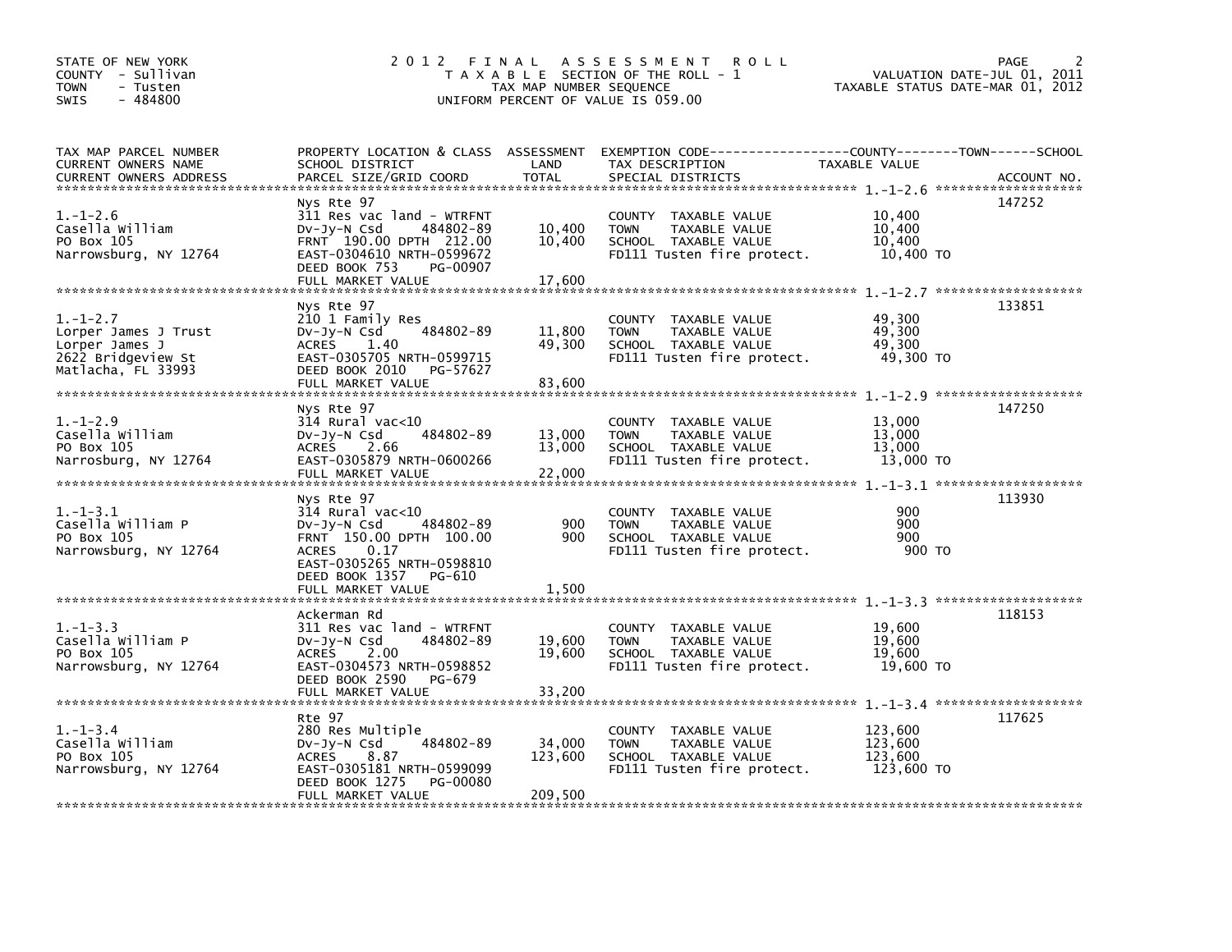STATE OF NEW YORK
COUNTY - Sullivan
TOWN - Tusten
SWIS - 484800

# 2012 FINAL ASSESSMENT ROLL

TAXABLE SECTION OF THE ROLL - 1
TAX MAP NUMBER SEQUENCE
UNIFORM PERCENT OF VALUE IS 059.00

VALUATION DATE-JUL 01, 2011
TAXABLE STATUS DATE-MAR 01, 2012

| TAX MAP PARCEL NUMBER / CURRENT OWNERS NAME / CURRENT OWNERS ADDRESS | PROPERTY LOCATION & CLASS / SCHOOL DISTRICT / PARCEL SIZE/GRID COORD | ASSESSMENT LAND | ASSESSMENT TOTAL | EXEMPTION CODE / TAX DESCRIPTION / SPECIAL DISTRICTS | TAXABLE VALUE (COUNTY / TOWN / SCHOOL) | ACCOUNT NO. |
|---|---|---|---|---|---|---|
| 1.-1-2.6 | Nys Rte 97 | | | | | 147252 |
| Casella William | 311 Res vac land - WTRFNT | | | COUNTY TAXABLE VALUE | 10,400 | |
| PO Box 105 | Dv-Jy-N Csd 484802-89 | 10,400 | | TOWN TAXABLE VALUE | 10,400 | |
| Narrowsburg, NY 12764 | FRNT 190.00 DPTH 212.00 | | 10,400 | SCHOOL TAXABLE VALUE | 10,400 | |
| | EAST-0304610 NRTH-0599672 | | | FD111 Tusten fire protect. | 10,400 TO | |
| | DEED BOOK 753 PG-00907 | | | | | |
| | FULL MARKET VALUE | | 17,600 | | | |
| 1.-1-2.7 | Nys Rte 97 | | | | | 133851 |
| Lorper James J Trust | 210 1 Family Res | | | COUNTY TAXABLE VALUE | 49,300 | |
| Lorper James J | Dv-Jy-N Csd 484802-89 | 11,800 | | TOWN TAXABLE VALUE | 49,300 | |
| 2622 Bridgeview St | ACRES 1.40 | | 49,300 | SCHOOL TAXABLE VALUE | 49,300 | |
| Matlacha, FL 33993 | EAST-0305705 NRTH-0599715 | | | FD111 Tusten fire protect. | 49,300 TO | |
| | DEED BOOK 2010 PG-57627 | | | | | |
| | FULL MARKET VALUE | | 83,600 | | | |
| 1.-1-2.9 | Nys Rte 97 | | | | | 147250 |
| Casella William | 314 Rural vac<10 | | | COUNTY TAXABLE VALUE | 13,000 | |
| PO Box 105 | Dv-Jy-N Csd 484802-89 | 13,000 | | TOWN TAXABLE VALUE | 13,000 | |
| Narrosburg, NY 12764 | ACRES 2.66 | | 13,000 | SCHOOL TAXABLE VALUE | 13,000 | |
| | EAST-0305879 NRTH-0600266 | | | FD111 Tusten fire protect. | 13,000 TO | |
| | FULL MARKET VALUE | | 22,000 | | | |
| 1.-1-3.1 | Nys Rte 97 | | | | | 113930 |
| Casella William P | 314 Rural vac<10 | | | COUNTY TAXABLE VALUE | 900 | |
| PO Box 105 | Dv-Jy-N Csd 484802-89 | 900 | | TOWN TAXABLE VALUE | 900 | |
| Narrowsburg, NY 12764 | FRNT 150.00 DPTH 100.00 | | 900 | SCHOOL TAXABLE VALUE | 900 | |
| | ACRES 0.17 | | | FD111 Tusten fire protect. | 900 TO | |
| | EAST-0305265 NRTH-0598810 | | | | | |
| | DEED BOOK 1357 PG-610 | | | | | |
| | FULL MARKET VALUE | | 1,500 | | | |
| 1.-1-3.3 | Ackerman Rd | | | | | 118153 |
| Casella William P | 311 Res vac land - WTRFNT | | | COUNTY TAXABLE VALUE | 19,600 | |
| PO Box 105 | Dv-Jy-N Csd 484802-89 | 19,600 | | TOWN TAXABLE VALUE | 19,600 | |
| Narrowsburg, NY 12764 | ACRES 2.00 | | 19,600 | SCHOOL TAXABLE VALUE | 19,600 | |
| | EAST-0304573 NRTH-0598852 | | | FD111 Tusten fire protect. | 19,600 TO | |
| | DEED BOOK 2590 PG-679 | | | | | |
| | FULL MARKET VALUE | | 33,200 | | | |
| 1.-1-3.4 | Rte 97 | | | | | 117625 |
| Casella William | 280 Res Multiple | | | COUNTY TAXABLE VALUE | 123,600 | |
| PO Box 105 | Dv-Jy-N Csd 484802-89 | 34,000 | | TOWN TAXABLE VALUE | 123,600 | |
| Narrowsburg, NY 12764 | ACRES 8.87 | | 123,600 | SCHOOL TAXABLE VALUE | 123,600 | |
| | EAST-0305181 NRTH-0599099 | | | FD111 Tusten fire protect. | 123,600 TO | |
| | DEED BOOK 1275 PG-00080 | | | | | |
| | FULL MARKET VALUE | | 209,500 | | | |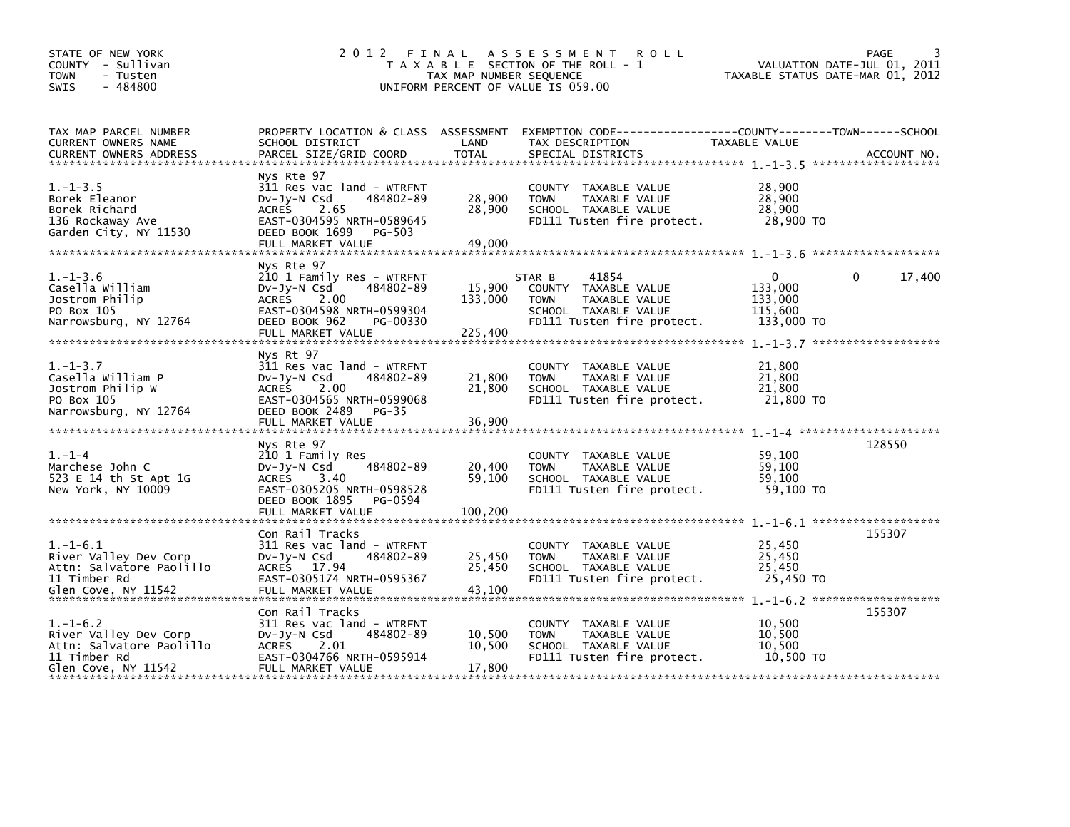STATE OF NEW YORK
COUNTY - Sullivan
TOWN - Tusten
SWIS - 484800

# 2012 FINAL ASSESSMENT ROLL

TAXABLE SECTION OF THE ROLL - 1
TAX MAP NUMBER SEQUENCE
UNIFORM PERCENT OF VALUE IS 059.00

VALUATION DATE-JUL 01, 2011
TAXABLE STATUS DATE-MAR 01, 2012

| TAX MAP PARCEL NUMBER / CURRENT OWNERS NAME / CURRENT OWNERS ADDRESS | PROPERTY LOCATION & CLASS / SCHOOL DISTRICT / PARCEL SIZE/GRID COORD | ASSESSMENT LAND / TOTAL | EXEMPTION CODE / TAX DESCRIPTION / SPECIAL DISTRICTS | COUNTY TAXABLE VALUE | TOWN | SCHOOL | ACCOUNT NO. |
|---|---|---|---|---|---|---|---|
| 1.-1-3.5 | Nys Rte 97 | | | | | | |
| | 311 Res vac land - WTRFNT | | COUNTY TAXABLE VALUE | 28,900 | | | |
| Borek Eleanor | Dv-Jy-N Csd 484802-89 | 28,900 | TOWN TAXABLE VALUE | 28,900 | | | |
| Borek Richard | ACRES 2.65 | 28,900 | SCHOOL TAXABLE VALUE | 28,900 | | | |
| 136 Rockaway Ave | EAST-0304595 NRTH-0589645 | | FD111 Tusten fire protect. | 28,900 TO | | | |
| Garden City, NY 11530 | DEED BOOK 1699 PG-503 | | | | | | |
| | FULL MARKET VALUE | 49,000 | | | | | |
| 1.-1-3.6 | Nys Rte 97 | | | | | | |
| | 210 1 Family Res - WTRFNT | | STAR B 41854 | 0 | 0 | 17,400 | |
| Casella William | Dv-Jy-N Csd 484802-89 | 15,900 | COUNTY TAXABLE VALUE | 133,000 | | | |
| Jostrom Philip | ACRES 2.00 | 133,000 | TOWN TAXABLE VALUE | 133,000 | | | |
| PO Box 105 | EAST-0304598 NRTH-0599304 | | SCHOOL TAXABLE VALUE | 115,600 | | | |
| Narrowsburg, NY 12764 | DEED BOOK 962 PG-00330 | | FD111 Tusten fire protect. | 133,000 TO | | | |
| | FULL MARKET VALUE | 225,400 | | | | | |
| 1.-1-3.7 | Nys Rt 97 | | | | | | |
| | 311 Res vac land - WTRFNT | | COUNTY TAXABLE VALUE | 21,800 | | | |
| Casella William P | Dv-Jy-N Csd 484802-89 | 21,800 | TOWN TAXABLE VALUE | 21,800 | | | |
| Jostrom Philip W | ACRES 2.00 | 21,800 | SCHOOL TAXABLE VALUE | 21,800 | | | |
| PO Box 105 | EAST-0304565 NRTH-0599068 | | FD111 Tusten fire protect. | 21,800 TO | | | |
| Narrowsburg, NY 12764 | DEED BOOK 2489 PG-35 | | | | | | |
| | FULL MARKET VALUE | 36,900 | | | | | |
| 1.-1-4 | Nys Rte 97 | | | | | | 128550 |
| | 210 1 Family Res | | COUNTY TAXABLE VALUE | 59,100 | | | |
| Marchese John C | Dv-Jy-N Csd 484802-89 | 20,400 | TOWN TAXABLE VALUE | 59,100 | | | |
| 523 E 14 th St Apt 1G | ACRES 3.40 | 59,100 | SCHOOL TAXABLE VALUE | 59,100 | | | |
| New York, NY 10009 | EAST-0305205 NRTH-0598528 | | FD111 Tusten fire protect. | 59,100 TO | | | |
| | DEED BOOK 1895 PG-0594 | | | | | | |
| | FULL MARKET VALUE | 100,200 | | | | | |
| 1.-1-6.1 | Con Rail Tracks | | | | | | 155307 |
| | 311 Res vac land - WTRFNT | | COUNTY TAXABLE VALUE | 25,450 | | | |
| River Valley Dev Corp | Dv-Jy-N Csd 484802-89 | 25,450 | TOWN TAXABLE VALUE | 25,450 | | | |
| Attn: Salvatore Paolillo | ACRES 17.94 | 25,450 | SCHOOL TAXABLE VALUE | 25,450 | | | |
| 11 Timber Rd | EAST-0305174 NRTH-0595367 | | FD111 Tusten fire protect. | 25,450 TO | | | |
| Glen Cove, NY 11542 | FULL MARKET VALUE | 43,100 | | | | | |
| 1.-1-6.2 | Con Rail Tracks | | | | | | 155307 |
| | 311 Res vac land - WTRFNT | | COUNTY TAXABLE VALUE | 10,500 | | | |
| River Valley Dev Corp | Dv-Jy-N Csd 484802-89 | 10,500 | TOWN TAXABLE VALUE | 10,500 | | | |
| Attn: Salvatore Paolillo | ACRES 2.01 | 10,500 | SCHOOL TAXABLE VALUE | 10,500 | | | |
| 11 Timber Rd | EAST-0304766 NRTH-0595914 | | FD111 Tusten fire protect. | 10,500 TO | | | |
| Glen Cove, NY 11542 | FULL MARKET VALUE | 17,800 | | | | | |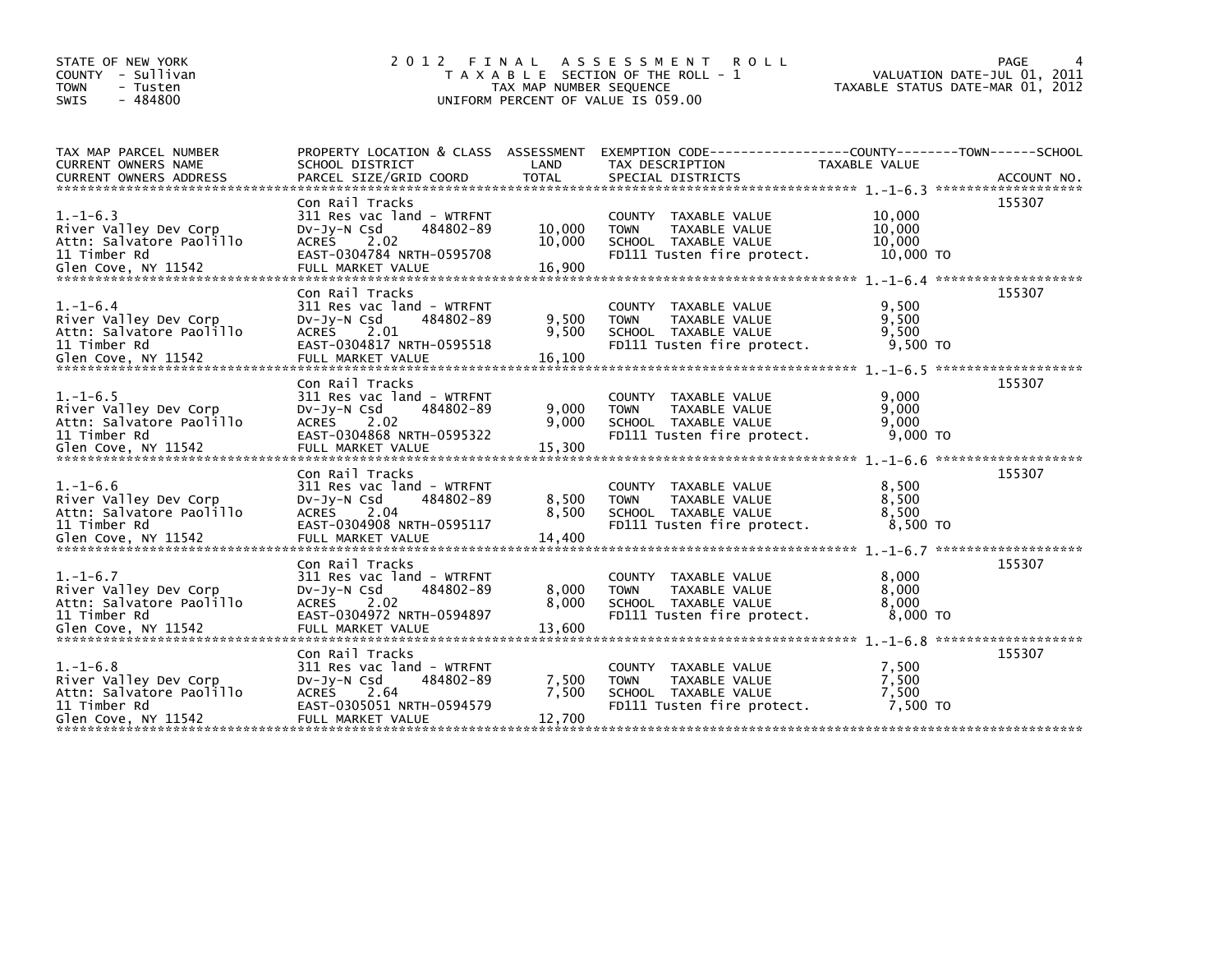STATE OF NEW YORK
COUNTY - Sullivan
TOWN - Tusten
SWIS - 484800

2012 FINAL ASSESSMENT ROLL
TAXABLE SECTION OF THE ROLL - 1
TAX MAP NUMBER SEQUENCE
UNIFORM PERCENT OF VALUE IS 059.00

VALUATION DATE-JUL 01, 2011
TAXABLE STATUS DATE-MAR 01, 2012

| TAX MAP PARCEL NUMBER / CURRENT OWNERS NAME / CURRENT OWNERS ADDRESS | PROPERTY LOCATION & CLASS / SCHOOL DISTRICT / PARCEL SIZE/GRID COORD | ASSESSMENT LAND | TOTAL | EXEMPTION CODE / TAX DESCRIPTION / SPECIAL DISTRICTS | TAXABLE VALUE (COUNTY / TOWN / SCHOOL) | ACCOUNT NO. |
|---|---|---|---|---|---|---|
| 1.-1-6.3 | Con Rail Tracks | | | | | 155307 |
| River Valley Dev Corp | 311 Res vac land - WTRFNT | | | COUNTY TAXABLE VALUE | 10,000 | |
| Attn: Salvatore Paolillo | Dv-Jy-N Csd 484802-89 | 10,000 | | TOWN TAXABLE VALUE | 10,000 | |
| 11 Timber Rd | ACRES 2.02 | | 10,000 | SCHOOL TAXABLE VALUE | 10,000 | |
| Glen Cove, NY 11542 | EAST-0304784 NRTH-0595708 | | | FD111 Tusten fire protect. | 10,000 TO | |
| | FULL MARKET VALUE | | 16,900 | | | |
| 1.-1-6.4 | Con Rail Tracks | | | | | 155307 |
| River Valley Dev Corp | 311 Res vac land - WTRFNT | | | COUNTY TAXABLE VALUE | 9,500 | |
| Attn: Salvatore Paolillo | Dv-Jy-N Csd 484802-89 | 9,500 | | TOWN TAXABLE VALUE | 9,500 | |
| 11 Timber Rd | ACRES 2.01 | | 9,500 | SCHOOL TAXABLE VALUE | 9,500 | |
| Glen Cove, NY 11542 | EAST-0304817 NRTH-0595518 | | | FD111 Tusten fire protect. | 9,500 TO | |
| | FULL MARKET VALUE | | 16,100 | | | |
| 1.-1-6.5 | Con Rail Tracks | | | | | 155307 |
| River Valley Dev Corp | 311 Res vac land - WTRFNT | | | COUNTY TAXABLE VALUE | 9,000 | |
| Attn: Salvatore Paolillo | Dv-Jy-N Csd 484802-89 | 9,000 | | TOWN TAXABLE VALUE | 9,000 | |
| 11 Timber Rd | ACRES 2.02 | | 9,000 | SCHOOL TAXABLE VALUE | 9,000 | |
| Glen Cove, NY 11542 | EAST-0304868 NRTH-0595322 | | | FD111 Tusten fire protect. | 9,000 TO | |
| | FULL MARKET VALUE | | 15,300 | | | |
| 1.-1-6.6 | Con Rail Tracks | | | | | 155307 |
| River Valley Dev Corp | 311 Res vac land - WTRFNT | | | COUNTY TAXABLE VALUE | 8,500 | |
| Attn: Salvatore Paolillo | Dv-Jy-N Csd 484802-89 | 8,500 | | TOWN TAXABLE VALUE | 8,500 | |
| 11 Timber Rd | ACRES 2.04 | | 8,500 | SCHOOL TAXABLE VALUE | 8,500 | |
| Glen Cove, NY 11542 | EAST-0304908 NRTH-0595117 | | | FD111 Tusten fire protect. | 8,500 TO | |
| | FULL MARKET VALUE | | 14,400 | | | |
| 1.-1-6.7 | Con Rail Tracks | | | | | 155307 |
| River Valley Dev Corp | 311 Res vac land - WTRFNT | | | COUNTY TAXABLE VALUE | 8,000 | |
| Attn: Salvatore Paolillo | Dv-Jy-N Csd 484802-89 | 8,000 | | TOWN TAXABLE VALUE | 8,000 | |
| 11 Timber Rd | ACRES 2.02 | | 8,000 | SCHOOL TAXABLE VALUE | 8,000 | |
| Glen Cove, NY 11542 | EAST-0304972 NRTH-0594897 | | | FD111 Tusten fire protect. | 8,000 TO | |
| | FULL MARKET VALUE | | 13,600 | | | |
| 1.-1-6.8 | Con Rail Tracks | | | | | 155307 |
| River Valley Dev Corp | 311 Res vac land - WTRFNT | | | COUNTY TAXABLE VALUE | 7,500 | |
| Attn: Salvatore Paolillo | Dv-Jy-N Csd 484802-89 | 7,500 | | TOWN TAXABLE VALUE | 7,500 | |
| 11 Timber Rd | ACRES 2.64 | | 7,500 | SCHOOL TAXABLE VALUE | 7,500 | |
| Glen Cove, NY 11542 | EAST-0305051 NRTH-0594579 | | | FD111 Tusten fire protect. | 7,500 TO | |
| | FULL MARKET VALUE | | 12,700 | | | |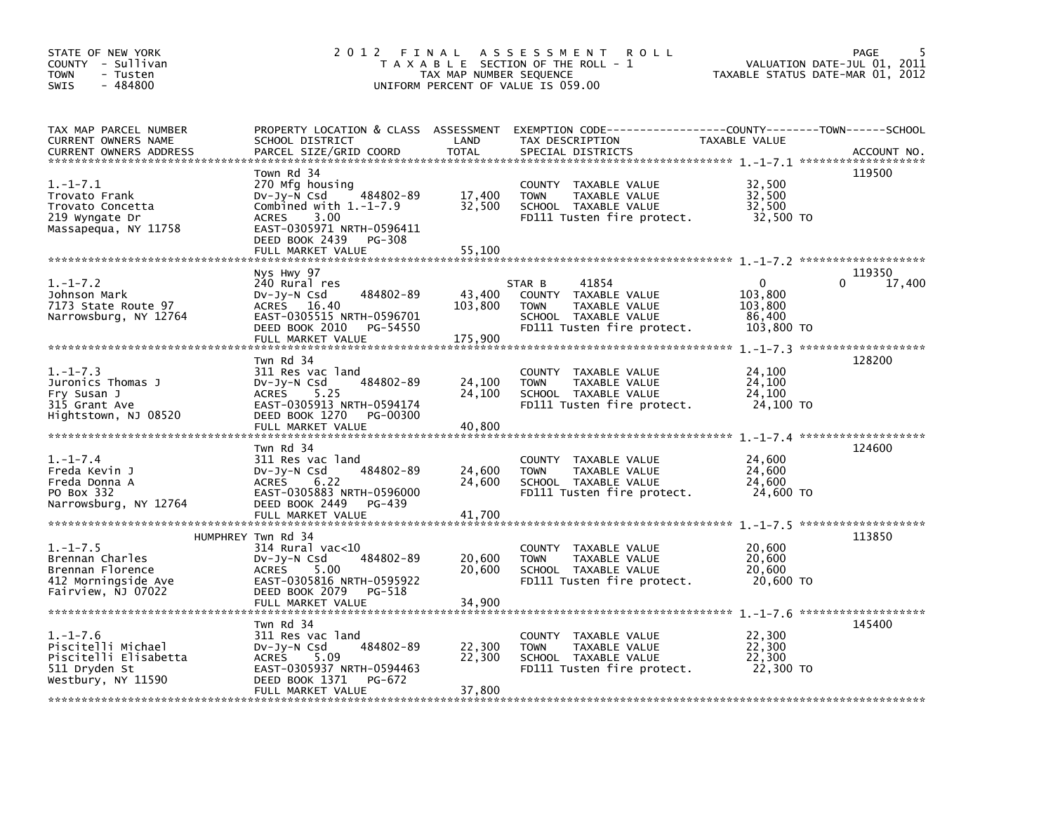STATE OF NEW YORK
COUNTY - Sullivan
TOWN - Tusten
SWIS - 484800

# 2012 FINAL ASSESSMENT ROLL

TAXABLE SECTION OF THE ROLL - 1
TAX MAP NUMBER SEQUENCE
UNIFORM PERCENT OF VALUE IS 059.00

VALUATION DATE-JUL 01, 2011
TAXABLE STATUS DATE-MAR 01, 2012

| TAX MAP PARCEL NUMBER / CURRENT OWNERS NAME / CURRENT OWNERS ADDRESS | PROPERTY LOCATION & CLASS / SCHOOL DISTRICT / PARCEL SIZE/GRID COORD | ASSESSMENT LAND | TOTAL | EXEMPTION CODE / TAX DESCRIPTION / SPECIAL DISTRICTS | COUNTY TAXABLE VALUE | TOWN | SCHOOL | ACCOUNT NO. |
|---|---|---|---|---|---|---|---|---|
| 1.-1-7.1 | Town Rd 34 | | | | | | | 119500 |
| Trovato Frank | 270 Mfg housing | | | COUNTY TAXABLE VALUE | 32,500 | | | |
| Trovato Concetta | Dv-Jy-N Csd 484802-89 | 17,400 | | TOWN TAXABLE VALUE | 32,500 | | | |
| 219 Wyngate Dr | Combined with 1.-1-7.9 | | 32,500 | SCHOOL TAXABLE VALUE | 32,500 | | | |
| Massapequa, NY 11758 | ACRES 3.00 | | | FD111 Tusten fire protect. | 32,500 TO | | | |
| | EAST-0305971 NRTH-0596411 | | | | | | | |
| | DEED BOOK 2439 PG-308 | | | | | | | |
| | FULL MARKET VALUE | | 55,100 | | | | | |
| 1.-1-7.2 | Nys Hwy 97 | | | | | | | 119350 |
| Johnson Mark | 240 Rural res | | | STAR B 41854 | 0 | | 0 | 17,400 |
| 7173 State Route 97 | Dv-Jy-N Csd 484802-89 | 43,400 | | COUNTY TAXABLE VALUE | 103,800 | | | |
| Narrowsburg, NY 12764 | ACRES 16.40 | | 103,800 | TOWN TAXABLE VALUE | 103,800 | | | |
| | EAST-0305515 NRTH-0596701 | | | SCHOOL TAXABLE VALUE | 86,400 | | | |
| | DEED BOOK 2010 PG-54550 | | | FD111 Tusten fire protect. | 103,800 TO | | | |
| | FULL MARKET VALUE | | 175,900 | | | | | |
| 1.-1-7.3 | Twn Rd 34 | | | | | | | 128200 |
| Juronics Thomas J | 311 Res vac land | | | COUNTY TAXABLE VALUE | 24,100 | | | |
| Fry Susan J | Dv-Jy-N Csd 484802-89 | 24,100 | | TOWN TAXABLE VALUE | 24,100 | | | |
| 315 Grant Ave | ACRES 5.25 | | 24,100 | SCHOOL TAXABLE VALUE | 24,100 | | | |
| Hightstown, NJ 08520 | EAST-0305913 NRTH-0594174 | | | FD111 Tusten fire protect. | 24,100 TO | | | |
| | DEED BOOK 1270 PG-00300 | | | | | | | |
| | FULL MARKET VALUE | | 40,800 | | | | | |
| 1.-1-7.4 | Twn Rd 34 | | | | | | | 124600 |
| Freda Kevin J | 311 Res vac land | | | COUNTY TAXABLE VALUE | 24,600 | | | |
| Freda Donna A | Dv-Jy-N Csd 484802-89 | 24,600 | | TOWN TAXABLE VALUE | 24,600 | | | |
| PO Box 332 | ACRES 6.22 | | 24,600 | SCHOOL TAXABLE VALUE | 24,600 | | | |
| Narrowsburg, NY 12764 | EAST-0305883 NRTH-0596000 | | | FD111 Tusten fire protect. | 24,600 TO | | | |
| | DEED BOOK 2449 PG-439 | | | | | | | |
| | FULL MARKET VALUE | | 41,700 | | | | | |
| 1.-1-7.5 | HUMPHREY Twn Rd 34 | | | | | | | 113850 |
| Brennan Charles | 314 Rural vac<10 | | | COUNTY TAXABLE VALUE | 20,600 | | | |
| Brennan Florence | Dv-Jy-N Csd 484802-89 | 20,600 | | TOWN TAXABLE VALUE | 20,600 | | | |
| 412 Morningside Ave | ACRES 5.00 | | 20,600 | SCHOOL TAXABLE VALUE | 20,600 | | | |
| Fairview, NJ 07022 | EAST-0305816 NRTH-0595922 | | | FD111 Tusten fire protect. | 20,600 TO | | | |
| | DEED BOOK 2079 PG-518 | | | | | | | |
| | FULL MARKET VALUE | | 34,900 | | | | | |
| 1.-1-7.6 | Twn Rd 34 | | | | | | | 145400 |
| Piscitelli Michael | 311 Res vac land | | | COUNTY TAXABLE VALUE | 22,300 | | | |
| Piscitelli Elisabetta | Dv-Jy-N Csd 484802-89 | 22,300 | | TOWN TAXABLE VALUE | 22,300 | | | |
| 511 Dryden St | ACRES 5.09 | | 22,300 | SCHOOL TAXABLE VALUE | 22,300 | | | |
| Westbury, NY 11590 | EAST-0305937 NRTH-0594463 | | | FD111 Tusten fire protect. | 22,300 TO | | | |
| | DEED BOOK 1371 PG-672 | | | | | | | |
| | FULL MARKET VALUE | | 37,800 | | | | | |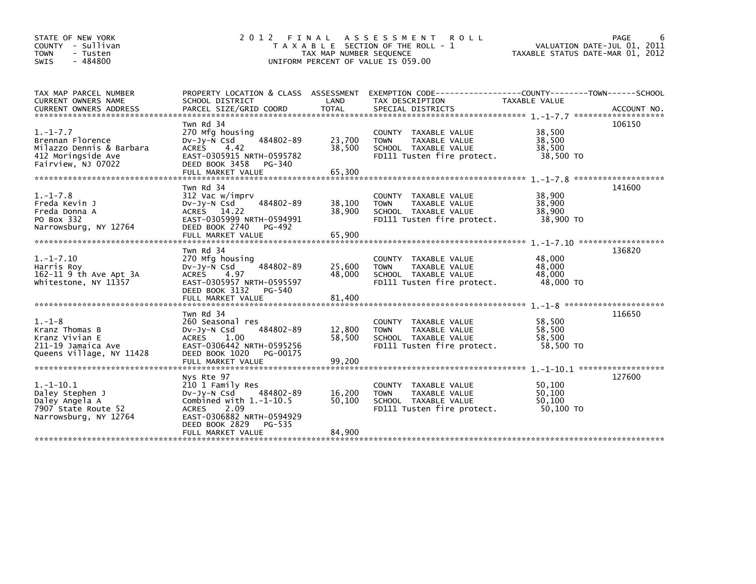STATE OF NEW YORK
COUNTY - Sullivan
TOWN - Tusten
SWIS - 484800

# 2012 FINAL ASSESSMENT ROLL

TAXABLE SECTION OF THE ROLL - 1
TAX MAP NUMBER SEQUENCE
UNIFORM PERCENT OF VALUE IS 059.00

VALUATION DATE-JUL 01, 2011
TAXABLE STATUS DATE-MAR 01, 2012

| TAX MAP PARCEL NUMBER / CURRENT OWNERS NAME / CURRENT OWNERS ADDRESS | PROPERTY LOCATION & CLASS / SCHOOL DISTRICT / PARCEL SIZE/GRID COORD | ASSESSMENT LAND | TOTAL | EXEMPTION CODE / TAX DESCRIPTION / SPECIAL DISTRICTS | TAXABLE VALUE | ACCOUNT NO. |
|---|---|---|---|---|---|---|
| 1.-1-7.7 | Twn Rd 34 | | | | | 106150 |
| Brennan Florence | 270 Mfg housing | | | COUNTY TAXABLE VALUE | 38,500 | |
| Milazzo Dennis & Barbara | Dv-Jy-N Csd 484802-89 | 23,700 | 38,500 | TOWN TAXABLE VALUE | 38,500 | |
| 412 Moringside Ave | ACRES 4.42 | | | SCHOOL TAXABLE VALUE | 38,500 | |
| Fairview, NJ 07022 | EAST-0305915 NRTH-0595782 | | | FD111 Tusten fire protect. | 38,500 TO | |
| | DEED BOOK 3458 PG-340 | | | | | |
| | FULL MARKET VALUE | | 65,300 | | | |
| 1.-1-7.8 | Twn Rd 34 | | | | | 141600 |
| Freda Kevin J | 312 Vac w/imprv | | | COUNTY TAXABLE VALUE | 38,900 | |
| Freda Donna A | Dv-Jy-N Csd 484802-89 | 38,100 | 38,900 | TOWN TAXABLE VALUE | 38,900 | |
| PO Box 332 | ACRES 14.22 | | | SCHOOL TAXABLE VALUE | 38,900 | |
| Narrowsburg, NY 12764 | EAST-0305999 NRTH-0594991 | | | FD111 Tusten fire protect. | 38,900 TO | |
| | DEED BOOK 2740 PG-492 | | | | | |
| | FULL MARKET VALUE | | 65,900 | | | |
| 1.-1-7.10 | Twn Rd 34 | | | | | 136820 |
| Harris Roy | 270 Mfg housing | | | COUNTY TAXABLE VALUE | 48,000 | |
| 162-11 9 th Ave Apt 3A | Dv-Jy-N Csd 484802-89 | 25,600 | 48,000 | TOWN TAXABLE VALUE | 48,000 | |
| Whitestone, NY 11357 | ACRES 4.97 | | | SCHOOL TAXABLE VALUE | 48,000 | |
| | EAST-0305957 NRTH-0595597 | | | FD111 Tusten fire protect. | 48,000 TO | |
| | DEED BOOK 3132 PG-540 | | | | | |
| | FULL MARKET VALUE | | 81,400 | | | |
| 1.-1-8 | Twn Rd 34 | | | | | 116650 |
| Kranz Thomas B | 260 Seasonal res | | | COUNTY TAXABLE VALUE | 58,500 | |
| Kranz Vivian E | Dv-Jy-N Csd 484802-89 | 12,800 | 58,500 | TOWN TAXABLE VALUE | 58,500 | |
| 211-19 Jamaica Ave | ACRES 1.00 | | | SCHOOL TAXABLE VALUE | 58,500 | |
| Queens Village, NY 11428 | EAST-0306442 NRTH-0595256 | | | FD111 Tusten fire protect. | 58,500 TO | |
| | DEED BOOK 1020 PG-00175 | | | | | |
| | FULL MARKET VALUE | | 99,200 | | | |
| 1.-1-10.1 | Nys Rte 97 | | | | | 127600 |
| Daley Stephen J | 210 1 Family Res | | | COUNTY TAXABLE VALUE | 50,100 | |
| Daley Angela A | Dv-Jy-N Csd 484802-89 | 16,200 | 50,100 | TOWN TAXABLE VALUE | 50,100 | |
| 7907 State Route 52 | Combined with 1.-1-10.5 | | | SCHOOL TAXABLE VALUE | 50,100 | |
| Narrowsburg, NY 12764 | ACRES 2.09 | | | FD111 Tusten fire protect. | 50,100 TO | |
| | EAST-0306882 NRTH-0594929 | | | | | |
| | DEED BOOK 2829 PG-535 | | | | | |
| | FULL MARKET VALUE | | 84,900 | | | |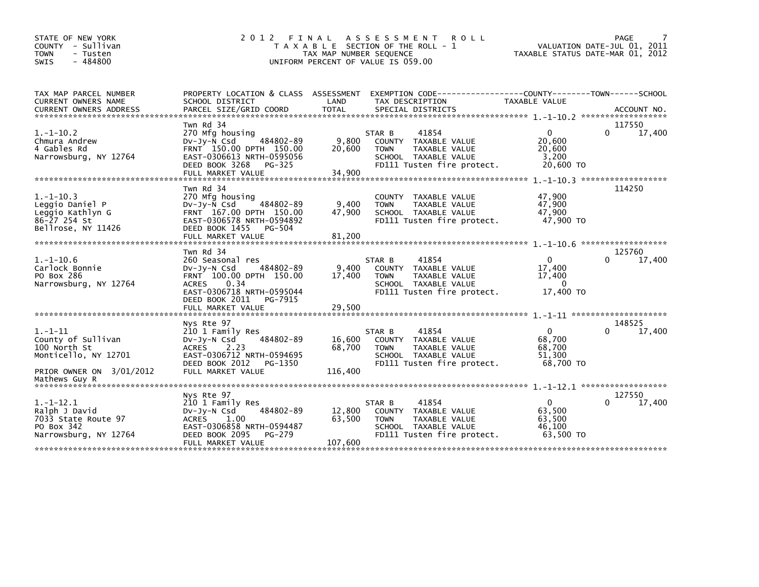STATE OF NEW YORK
COUNTY - Sullivan
TOWN - Tusten
SWIS - 484800

# 2012 FINAL ASSESSMENT ROLL

TAXABLE SECTION OF THE ROLL - 1
TAX MAP NUMBER SEQUENCE
UNIFORM PERCENT OF VALUE IS 059.00

VALUATION DATE-JUL 01, 2011
TAXABLE STATUS DATE-MAR 01, 2012

| TAX MAP PARCEL NUMBER / CURRENT OWNERS NAME / CURRENT OWNERS ADDRESS | PROPERTY LOCATION & CLASS / SCHOOL DISTRICT / PARCEL SIZE/GRID COORD | ASSESSMENT LAND / TOTAL | EXEMPTION CODE / TAX DESCRIPTION / SPECIAL DISTRICTS | COUNTY TAXABLE VALUE | TOWN | SCHOOL / ACCOUNT NO. |
|---|---|---|---|---|---|---|
| 1.-1-10.2 | Twn Rd 34 | | | | | 117550 |
| | 270 Mfg housing | | STAR B 41854 | 0 | 0 | 17,400 |
| Chmura Andrew | Dv-Jy-N Csd 484802-89 | 9,800 | COUNTY TAXABLE VALUE | 20,600 | | |
| 4 Gables Rd | FRNT 150.00 DPTH 150.00 | 20,600 | TOWN TAXABLE VALUE | 20,600 | | |
| Narrowsburg, NY 12764 | EAST-0306613 NRTH-0595056 | | SCHOOL TAXABLE VALUE | 3,200 | | |
| | DEED BOOK 3268 PG-325 | | FD111 Tusten fire protect. | 20,600 TO | | |
| | FULL MARKET VALUE | 34,900 | | | | |
| 1.-1-10.3 | Twn Rd 34 | | | | | 114250 |
| | 270 Mfg housing | | COUNTY TAXABLE VALUE | 47,900 | | |
| Leggio Daniel P | Dv-Jy-N Csd 484802-89 | 9,400 | TOWN TAXABLE VALUE | 47,900 | | |
| Leggio Kathlyn G | FRNT 167.00 DPTH 150.00 | 47,900 | SCHOOL TAXABLE VALUE | 47,900 | | |
| 86-27 254 St | EAST-0306578 NRTH-0594892 | | FD111 Tusten fire protect. | 47,900 TO | | |
| Bellrose, NY 11426 | DEED BOOK 1455 PG-504 | | | | | |
| | FULL MARKET VALUE | 81,200 | | | | |
| 1.-1-10.6 | Twn Rd 34 | | | | | 125760 |
| | 260 Seasonal res | | STAR B 41854 | 0 | 0 | 17,400 |
| Carlock Bonnie | Dv-Jy-N Csd 484802-89 | 9,400 | COUNTY TAXABLE VALUE | 17,400 | | |
| PO Box 286 | FRNT 100.00 DPTH 150.00 | 17,400 | TOWN TAXABLE VALUE | 17,400 | | |
| Narrowsburg, NY 12764 | ACRES 0.34 | | SCHOOL TAXABLE VALUE | 0 | | |
| | EAST-0306718 NRTH-0595044 | | FD111 Tusten fire protect. | 17,400 TO | | |
| | DEED BOOK 2011 PG-7915 | | | | | |
| | FULL MARKET VALUE | 29,500 | | | | |
| 1.-1-11 | Nys Rte 97 | | | | | 148525 |
| | 210 1 Family Res | | STAR B 41854 | 0 | 0 | 17,400 |
| County of Sullivan | Dv-Jy-N Csd 484802-89 | 16,600 | COUNTY TAXABLE VALUE | 68,700 | | |
| 100 North St | ACRES 2.23 | 68,700 | TOWN TAXABLE VALUE | 68,700 | | |
| Monticello, NY 12701 | EAST-0306712 NRTH-0594695 | | SCHOOL TAXABLE VALUE | 51,300 | | |
| | DEED BOOK 2012 PG-1350 | | FD111 Tusten fire protect. | 68,700 TO | | |
| PRIOR OWNER ON 3/01/2012 | FULL MARKET VALUE | 116,400 | | | | |
| Mathews Guy R | | | | | | |
| 1.-1-12.1 | Nys Rte 97 | | | | | 127550 |
| | 210 1 Family Res | | STAR B 41854 | 0 | 0 | 17,400 |
| Ralph J David | Dv-Jy-N Csd 484802-89 | 12,800 | COUNTY TAXABLE VALUE | 63,500 | | |
| 7033 State Route 97 | ACRES 1.00 | 63,500 | TOWN TAXABLE VALUE | 63,500 | | |
| PO Box 342 | EAST-0306858 NRTH-0594487 | | SCHOOL TAXABLE VALUE | 46,100 | | |
| Narrowsburg, NY 12764 | DEED BOOK 2095 PG-279 | | FD111 Tusten fire protect. | 63,500 TO | | |
| | FULL MARKET VALUE | 107,600 | | | | |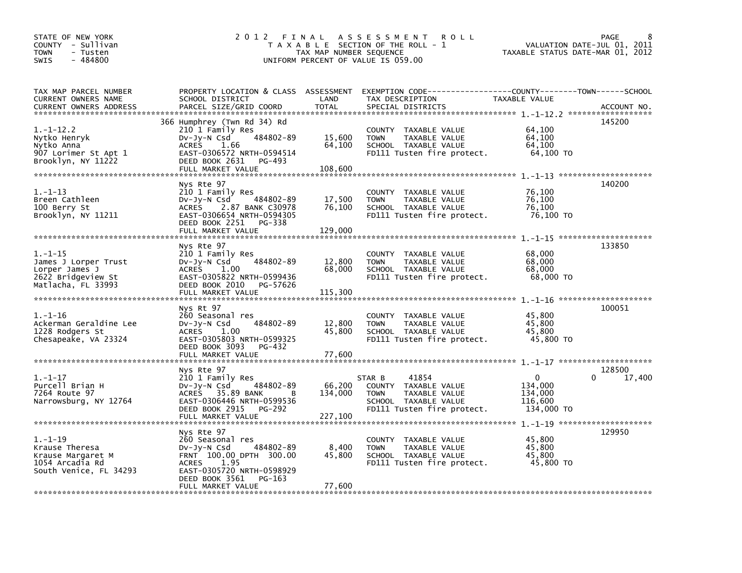STATE OF NEW YORK
COUNTY - Sullivan
TOWN - Tusten
SWIS - 484800

# 2012 FINAL ASSESSMENT ROLL
TAXABLE SECTION OF THE ROLL - 1
TAX MAP NUMBER SEQUENCE
UNIFORM PERCENT OF VALUE IS 059.00

VALUATION DATE-JUL 01, 2011
TAXABLE STATUS DATE-MAR 01, 2012

| TAX MAP PARCEL NUMBER / CURRENT OWNERS NAME / CURRENT OWNERS ADDRESS | PROPERTY LOCATION & CLASS / SCHOOL DISTRICT / PARCEL SIZE/GRID COORD | ASSESSMENT LAND / TOTAL | EXEMPTION CODE / TAX DESCRIPTION / SPECIAL DISTRICTS | COUNTY / TOWN / SCHOOL TAXABLE VALUE | ACCOUNT NO. |
|---|---|---|---|---|---|
| 1.-1-12.2 | 366 Humphrey (Twn Rd 34) Rd | | | | 145200 |
| | 210 1 Family Res | | COUNTY TAXABLE VALUE | 64,100 | |
| Nytko Henryk | Dv-Jy-N Csd 484802-89 | 15,600 | TOWN TAXABLE VALUE | 64,100 | |
| Nytko Anna | ACRES 1.66 | 64,100 | SCHOOL TAXABLE VALUE | 64,100 | |
| 907 Lorimer St Apt 1 | EAST-0306572 NRTH-0594514 | | FD111 Tusten fire protect. | 64,100 TO | |
| Brooklyn, NY 11222 | DEED BOOK 2631 PG-493 | | | | |
| | FULL MARKET VALUE | 108,600 | | | |
| 1.-1-13 | Nys Rte 97 | | | | 140200 |
| | 210 1 Family Res | | COUNTY TAXABLE VALUE | 76,100 | |
| Breen Cathleen | Dv-Jy-N Csd 484802-89 | 17,500 | TOWN TAXABLE VALUE | 76,100 | |
| 100 Berry St | ACRES 2.87 BANK C30978 | 76,100 | SCHOOL TAXABLE VALUE | 76,100 | |
| Brooklyn, NY 11211 | EAST-0306654 NRTH-0594305 | | FD111 Tusten fire protect. | 76,100 TO | |
| | DEED BOOK 2251 PG-338 | | | | |
| | FULL MARKET VALUE | 129,000 | | | |
| 1.-1-15 | Nys Rte 97 | | | | 133850 |
| | 210 1 Family Res | | COUNTY TAXABLE VALUE | 68,000 | |
| James J Lorper Trust | Dv-Jy-N Csd 484802-89 | 12,800 | TOWN TAXABLE VALUE | 68,000 | |
| Lorper James J | ACRES 1.00 | 68,000 | SCHOOL TAXABLE VALUE | 68,000 | |
| 2622 Bridgeview St | EAST-0305822 NRTH-0599436 | | FD111 Tusten fire protect. | 68,000 TO | |
| Matlacha, FL 33993 | DEED BOOK 2010 PG-57626 | | | | |
| | FULL MARKET VALUE | 115,300 | | | |
| 1.-1-16 | Nys Rt 97 | | | | 100051 |
| | 260 Seasonal res | | COUNTY TAXABLE VALUE | 45,800 | |
| Ackerman Geraldine Lee | Dv-Jy-N Csd 484802-89 | 12,800 | TOWN TAXABLE VALUE | 45,800 | |
| 1228 Rodgers St | ACRES 1.00 | 45,800 | SCHOOL TAXABLE VALUE | 45,800 | |
| Chesapeake, VA 23324 | EAST-0305803 NRTH-0599325 | | FD111 Tusten fire protect. | 45,800 TO | |
| | DEED BOOK 3093 PG-432 | | | | |
| | FULL MARKET VALUE | 77,600 | | | |
| 1.-1-17 | Nys Rte 97 | | | | 128500 |
| | 210 1 Family Res | | STAR B 41854 | 0 0 17,400 | |
| Purcell Brian H | Dv-Jy-N Csd 484802-89 | 66,200 | COUNTY TAXABLE VALUE | 134,000 | |
| 7264 Route 97 | ACRES 35.89 BANK B | 134,000 | TOWN TAXABLE VALUE | 134,000 | |
| Narrowsburg, NY 12764 | EAST-0306446 NRTH-0599536 | | SCHOOL TAXABLE VALUE | 116,600 | |
| | DEED BOOK 2915 PG-292 | | FD111 Tusten fire protect. | 134,000 TO | |
| | FULL MARKET VALUE | 227,100 | | | |
| 1.-1-19 | Nys Rte 97 | | | | 129950 |
| | 260 Seasonal res | | COUNTY TAXABLE VALUE | 45,800 | |
| Krause Theresa | Dv-Jy-N Csd 484802-89 | 8,400 | TOWN TAXABLE VALUE | 45,800 | |
| Krause Margaret M | FRNT 100.00 DPTH 300.00 | 45,800 | SCHOOL TAXABLE VALUE | 45,800 | |
| 1054 Arcadia Rd | ACRES 1.95 | | FD111 Tusten fire protect. | 45,800 TO | |
| South Venice, FL 34293 | EAST-0305720 NRTH-0598929 | | | | |
| | DEED BOOK 3561 PG-163 | | | | |
| | FULL MARKET VALUE | 77,600 | | | |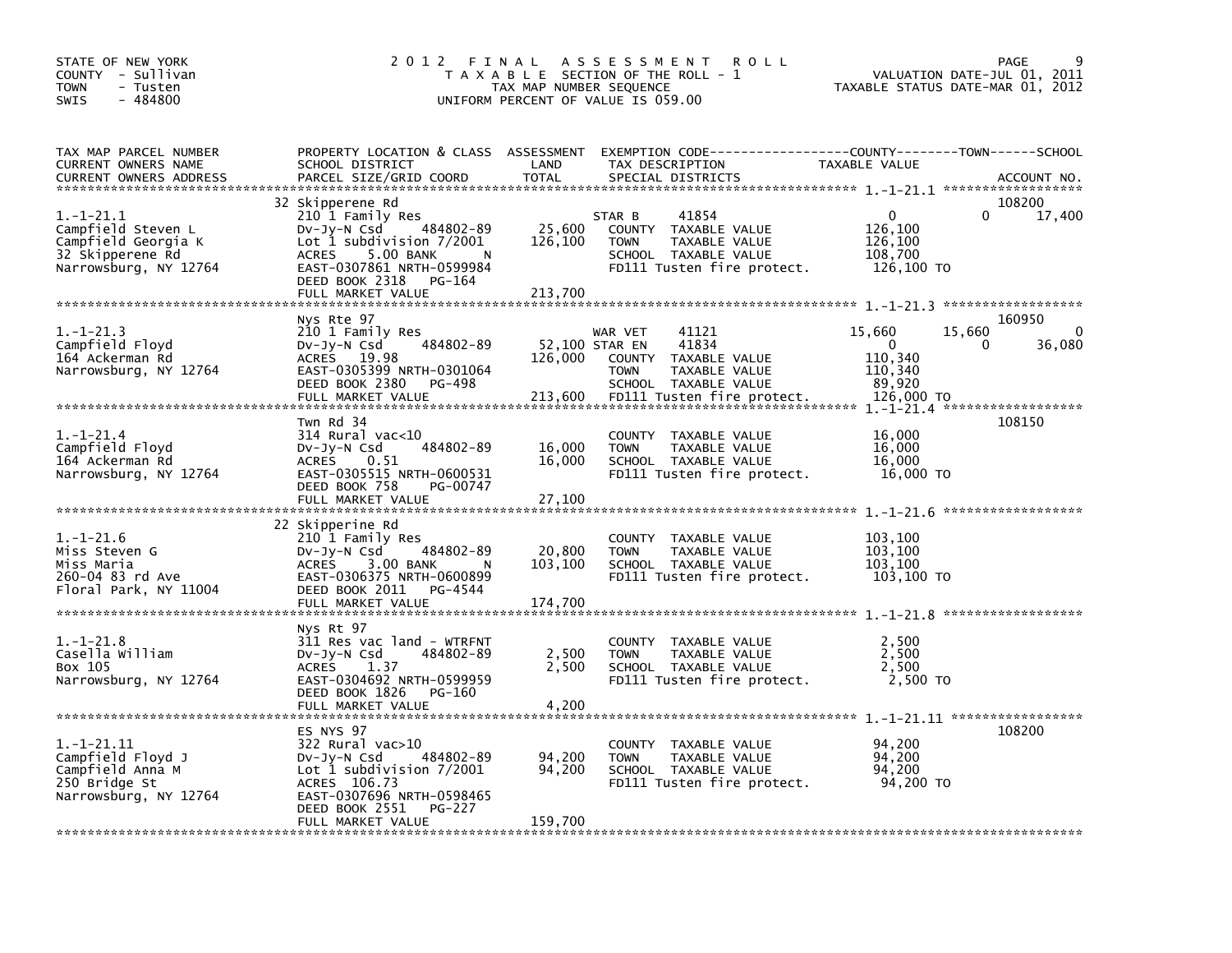STATE OF NEW YORK
COUNTY - Sullivan
TOWN - Tusten
SWIS - 484800

# 2012 FINAL ASSESSMENT ROLL

TAXABLE SECTION OF THE ROLL - 1
TAX MAP NUMBER SEQUENCE
UNIFORM PERCENT OF VALUE IS 059.00

VALUATION DATE-JUL 01, 2011
TAXABLE STATUS DATE-MAR 01, 2012

| TAX MAP PARCEL NUMBER / CURRENT OWNERS NAME / CURRENT OWNERS ADDRESS | PROPERTY LOCATION & CLASS / SCHOOL DISTRICT / PARCEL SIZE/GRID COORD | ASSESSMENT LAND | TOTAL | EXEMPTION CODE / TAX DESCRIPTION / SPECIAL DISTRICTS | COUNTY TAXABLE VALUE | TOWN | SCHOOL | ACCOUNT NO. |
|---|---|---|---|---|---|---|---|---|
| 1.-1-21.1 | 32 Skipperene Rd | | | | | | | 108200 |
| Campfield Steven L | 210 1 Family Res | | | STAR B 41854 | 0 | 0 | 17,400 | |
| Campfield Georgia K | Dv-Jy-N Csd 484802-89 | 25,600 | | COUNTY TAXABLE VALUE | 126,100 | | | |
| 32 Skipperene Rd | Lot 1 subdivision 7/2001 | | 126,100 | TOWN TAXABLE VALUE | 126,100 | | | |
| Narrowsburg, NY 12764 | ACRES 5.00 BANK N | | | SCHOOL TAXABLE VALUE | 108,700 | | | |
| | EAST-0307861 NRTH-0599984 | | | FD111 Tusten fire protect. | 126,100 TO | | | |
| | DEED BOOK 2318 PG-164 | | | | | | | |
| | FULL MARKET VALUE | | 213,700 | | | | | |
| 1.-1-21.3 | Nys Rte 97 | | | | | | | 160950 |
| Campfield Floyd | 210 1 Family Res | | | WAR VET 41121 | 15,660 | 15,660 | 0 | |
| 164 Ackerman Rd | Dv-Jy-N Csd 484802-89 | 52,100 | | STAR EN 41834 | 0 | 0 | 36,080 | |
| Narrowsburg, NY 12764 | ACRES 19.98 | | 126,000 | COUNTY TAXABLE VALUE | 110,340 | | | |
| | EAST-0305399 NRTH-0301064 | | | TOWN TAXABLE VALUE | 110,340 | | | |
| | DEED BOOK 2380 PG-498 | | | SCHOOL TAXABLE VALUE | 89,920 | | | |
| | FULL MARKET VALUE | | 213,600 | FD111 Tusten fire protect. | 126,000 TO | | | |
| 1.-1-21.4 | Twn Rd 34 | | | | | | | 108150 |
| Campfield Floyd | 314 Rural vac<10 | | | COUNTY TAXABLE VALUE | 16,000 | | | |
| 164 Ackerman Rd | Dv-Jy-N Csd 484802-89 | 16,000 | | TOWN TAXABLE VALUE | 16,000 | | | |
| Narrowsburg, NY 12764 | ACRES 0.51 | | 16,000 | SCHOOL TAXABLE VALUE | 16,000 | | | |
| | EAST-0305515 NRTH-0600531 | | | FD111 Tusten fire protect. | 16,000 TO | | | |
| | DEED BOOK 758 PG-00747 | | | | | | | |
| | FULL MARKET VALUE | | 27,100 | | | | | |
| 1.-1-21.6 | 22 Skipperine Rd | | | | | | | |
| Miss Steven G | 210 1 Family Res | | | COUNTY TAXABLE VALUE | 103,100 | | | |
| Miss Maria | Dv-Jy-N Csd 484802-89 | 20,800 | | TOWN TAXABLE VALUE | 103,100 | | | |
| 260-04 83 rd Ave | ACRES 3.00 BANK N | | 103,100 | SCHOOL TAXABLE VALUE | 103,100 | | | |
| Floral Park, NY 11004 | EAST-0306375 NRTH-0600899 | | | FD111 Tusten fire protect. | 103,100 TO | | | |
| | DEED BOOK 2011 PG-4544 | | | | | | | |
| | FULL MARKET VALUE | | 174,700 | | | | | |
| 1.-1-21.8 | Nys Rt 97 | | | | | | | |
| Casella William | 311 Res vac land - WTRFNT | | | COUNTY TAXABLE VALUE | 2,500 | | | |
| Box 105 | Dv-Jy-N Csd 484802-89 | 2,500 | | TOWN TAXABLE VALUE | 2,500 | | | |
| Narrowsburg, NY 12764 | ACRES 1.37 | | 2,500 | SCHOOL TAXABLE VALUE | 2,500 | | | |
| | EAST-0304692 NRTH-0599959 | | | FD111 Tusten fire protect. | 2,500 TO | | | |
| | DEED BOOK 1826 PG-160 | | | | | | | |
| | FULL MARKET VALUE | | 4,200 | | | | | |
| 1.-1-21.11 | ES NYS 97 | | | | | | | 108200 |
| Campfield Floyd J | 322 Rural vac>10 | | | COUNTY TAXABLE VALUE | 94,200 | | | |
| Campfield Anna M | Dv-Jy-N Csd 484802-89 | 94,200 | | TOWN TAXABLE VALUE | 94,200 | | | |
| 250 Bridge St | Lot 1 subdivision 7/2001 | | 94,200 | SCHOOL TAXABLE VALUE | 94,200 | | | |
| Narrowsburg, NY 12764 | ACRES 106.73 | | | FD111 Tusten fire protect. | 94,200 TO | | | |
| | EAST-0307696 NRTH-0598465 | | | | | | | |
| | DEED BOOK 2551 PG-227 | | | | | | | |
| | FULL MARKET VALUE | | 159,700 | | | | | |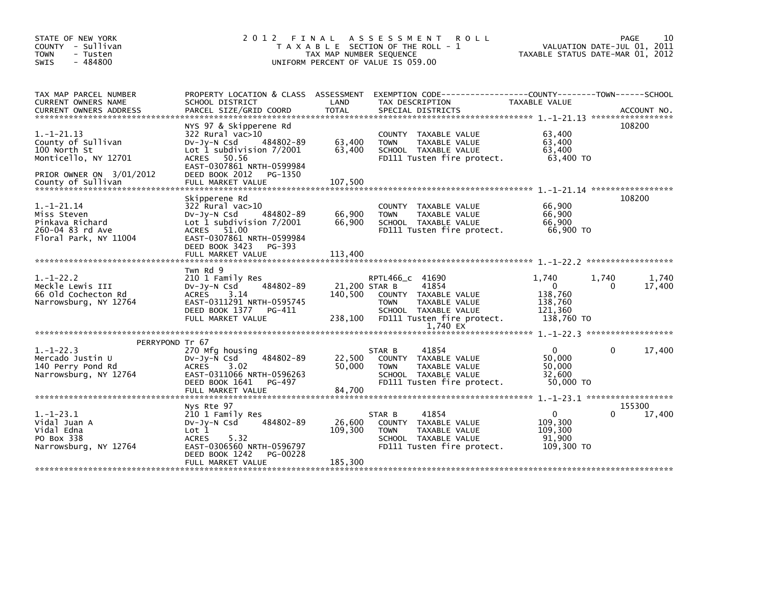STATE OF NEW YORK
COUNTY - Sullivan
TOWN - Tusten
SWIS - 484800

# 2012 FINAL ASSESSMENT ROLL
TAXABLE SECTION OF THE ROLL - 1
TAX MAP NUMBER SEQUENCE
UNIFORM PERCENT OF VALUE IS 059.00

VALUATION DATE-JUL 01, 2011
TAXABLE STATUS DATE-MAR 01, 2012

| TAX MAP PARCEL NUMBER / CURRENT OWNERS NAME / CURRENT OWNERS ADDRESS | PROPERTY LOCATION & CLASS / SCHOOL DISTRICT / PARCEL SIZE/GRID COORD | ASSESSMENT LAND | TOTAL | EXEMPTION CODE / TAX DESCRIPTION / SPECIAL DISTRICTS | COUNTY TAXABLE VALUE | TOWN | SCHOOL | ACCOUNT NO. |
|---|---|---|---|---|---|---|---|---|
| **1.-1-21.13** | NYS 97 & Skipperene Rd | | | | | | | 108200 |
| County of Sullivan | 322 Rural vac>10 | | | COUNTY TAXABLE VALUE | 63,400 | | | |
| 100 North St | Dv-Jy-N Csd 484802-89 | 63,400 | | TOWN TAXABLE VALUE | 63,400 | | | |
| Monticello, NY 12701 | Lot 1 subdivision 7/2001 | | 63,400 | SCHOOL TAXABLE VALUE | 63,400 | | | |
| | ACRES 50.56 | | | FD111 Tusten fire protect. | 63,400 TO | | | |
| | EAST-0307861 NRTH-0599984 | | | | | | | |
| PRIOR OWNER ON 3/01/2012 | DEED BOOK 2012 PG-1350 | | | | | | | |
| County of Sullivan | FULL MARKET VALUE | | 107,500 | | | | | |
| **1.-1-21.14** | Skipperene Rd | | | | | | | 108200 |
| Miss Steven | 322 Rural vac>10 | | | COUNTY TAXABLE VALUE | 66,900 | | | |
| Pinkava Richard | Dv-Jy-N Csd 484802-89 | 66,900 | | TOWN TAXABLE VALUE | 66,900 | | | |
| 260-04 83 rd Ave | Lot 1 subdivision 7/2001 | | 66,900 | SCHOOL TAXABLE VALUE | 66,900 | | | |
| Floral Park, NY 11004 | ACRES 51.00 | | | FD111 Tusten fire protect. | 66,900 TO | | | |
| | EAST-0307861 NRTH-0599984 | | | | | | | |
| | DEED BOOK 3423 PG-393 | | | | | | | |
| | FULL MARKET VALUE | | 113,400 | | | | | |
| **1.-1-22.2** | Twn Rd 9 | | | | | | | |
| Meckle Lewis III | 210 1 Family Res | | | RPTL466_c 41690 | 1,740 | 1,740 | 1,740 | |
| 66 Old Cochecton Rd | Dv-Jy-N Csd 484802-89 | 21,200 | | STAR B 41854 | 0 | 0 | 17,400 | |
| Narrowsburg, NY 12764 | ACRES 3.14 | | 140,500 | COUNTY TAXABLE VALUE | 138,760 | | | |
| | EAST-0311291 NRTH-0595745 | | | TOWN TAXABLE VALUE | 138,760 | | | |
| | DEED BOOK 1377 PG-411 | | | SCHOOL TAXABLE VALUE | 121,360 | | | |
| | FULL MARKET VALUE | | 238,100 | FD111 Tusten fire protect. | 138,760 TO | | | |
| | | | | 1,740 EX | | | | |
| **1.-1-22.3** | PERRYPOND Tr 67 | | | | | | | |
| Mercado Justin U | 270 Mfg housing | | | STAR B 41854 | 0 | 0 | 17,400 | |
| 140 Perry Pond Rd | Dv-Jy-N Csd 484802-89 | 22,500 | | COUNTY TAXABLE VALUE | 50,000 | | | |
| Narrowsburg, NY 12764 | ACRES 3.02 | | 50,000 | TOWN TAXABLE VALUE | 50,000 | | | |
| | EAST-0311066 NRTH-0596263 | | | SCHOOL TAXABLE VALUE | 32,600 | | | |
| | DEED BOOK 1641 PG-497 | | | FD111 Tusten fire protect. | 50,000 TO | | | |
| | FULL MARKET VALUE | | 84,700 | | | | | |
| **1.-1-23.1** | Nys Rte 97 | | | | | | | 155300 |
| Vidal Juan A | 210 1 Family Res | | | STAR B 41854 | 0 | 0 | 17,400 | |
| Vidal Edna | Dv-Jy-N Csd 484802-89 | 26,600 | | COUNTY TAXABLE VALUE | 109,300 | | | |
| PO Box 338 | Lot 1 | | 109,300 | TOWN TAXABLE VALUE | 109,300 | | | |
| Narrowsburg, NY 12764 | ACRES 5.32 | | | SCHOOL TAXABLE VALUE | 91,900 | | | |
| | EAST-0306560 NRTH-0596797 | | | FD111 Tusten fire protect. | 109,300 TO | | | |
| | DEED BOOK 1242 PG-00228 | | | | | | | |
| | FULL MARKET VALUE | | 185,300 | | | | | |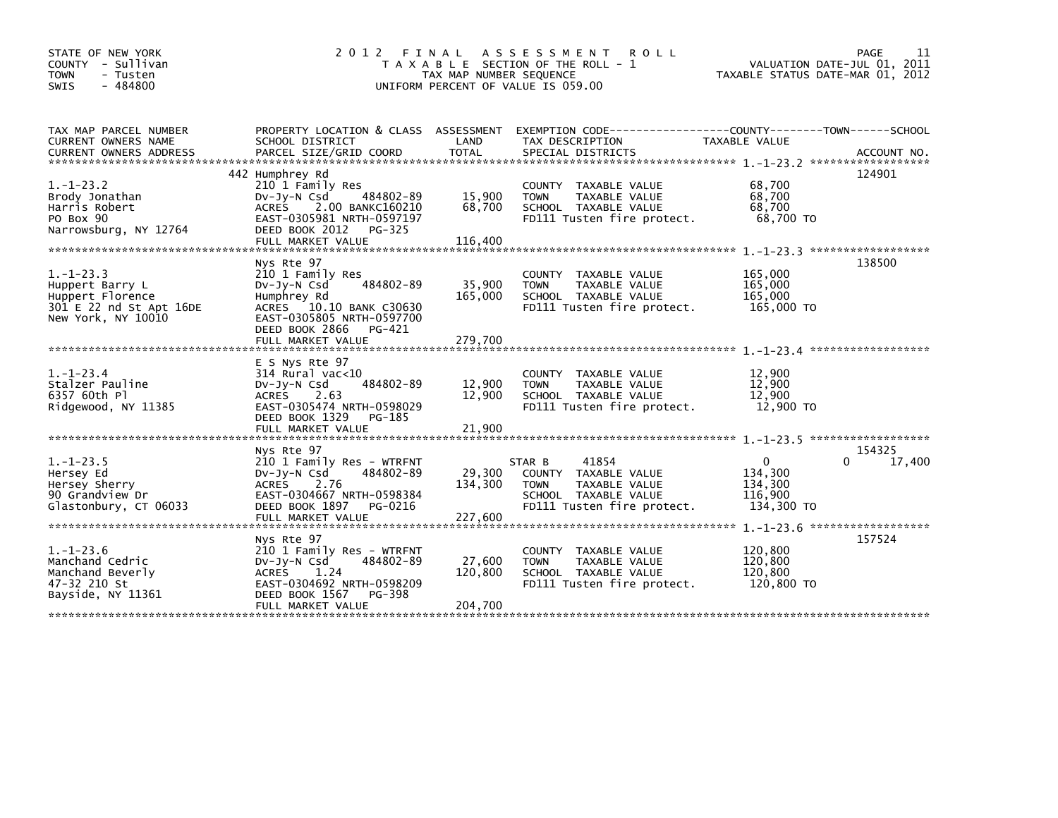STATE OF NEW YORK
COUNTY - Sullivan
TOWN - Tusten
SWIS - 484800

# 2012 FINAL ASSESSMENT ROLL

TAXABLE SECTION OF THE ROLL - 1
TAX MAP NUMBER SEQUENCE
UNIFORM PERCENT OF VALUE IS 059.00

VALUATION DATE-JUL 01, 2011
TAXABLE STATUS DATE-MAR 01, 2012

| TAX MAP PARCEL NUMBER / CURRENT OWNERS NAME / CURRENT OWNERS ADDRESS | PROPERTY LOCATION & CLASS / SCHOOL DISTRICT / PARCEL SIZE/GRID COORD | ASSESSMENT LAND / TOTAL | EXEMPTION CODE / TAX DESCRIPTION / SPECIAL DISTRICTS | COUNTY | TOWN | SCHOOL | TAXABLE VALUE | ACCOUNT NO. |
|---|---|---|---|---|---|---|---|---|
| 1.-1-23.2 | 442 Humphrey Rd | | | | | | | 124901 |
| Brody Jonathan | 210 1 Family Res | | COUNTY TAXABLE VALUE | | | | 68,700 | |
| Harris Robert | Dv-Jy-N Csd 484802-89 | 15,900 | TOWN TAXABLE VALUE | | | | 68,700 | |
| PO Box 90 | ACRES 2.00 BANKC160210 | 68,700 | SCHOOL TAXABLE VALUE | | | | 68,700 | |
| Narrowsburg, NY 12764 | EAST-0305981 NRTH-0597197 | | FD111 Tusten fire protect. | | | | 68,700 TO | |
| | DEED BOOK 2012 PG-325 | | | | | | | |
| | FULL MARKET VALUE | 116,400 | | | | | | |
| 1.-1-23.3 | Nys Rte 97 | | | | | | | 138500 |
| Huppert Barry L | 210 1 Family Res | | COUNTY TAXABLE VALUE | | | | 165,000 | |
| Huppert Florence | Dv-Jy-N Csd 484802-89 | 35,900 | TOWN TAXABLE VALUE | | | | 165,000 | |
| 301 E 22 nd St Apt 16DE | Humphrey Rd | 165,000 | SCHOOL TAXABLE VALUE | | | | 165,000 | |
| New York, NY 10010 | ACRES 10.10 BANK C30630 | | FD111 Tusten fire protect. | | | | 165,000 TO | |
| | EAST-0305805 NRTH-0597700 | | | | | | | |
| | DEED BOOK 2866 PG-421 | | | | | | | |
| | FULL MARKET VALUE | 279,700 | | | | | | |
| 1.-1-23.4 | E S Nys Rte 97 | | | | | | | |
| Stalzer Pauline | 314 Rural vac<10 | | COUNTY TAXABLE VALUE | | | | 12,900 | |
| 6357 60th Pl | Dv-Jy-N Csd 484802-89 | 12,900 | TOWN TAXABLE VALUE | | | | 12,900 | |
| Ridgewood, NY 11385 | ACRES 2.63 | 12,900 | SCHOOL TAXABLE VALUE | | | | 12,900 | |
| | EAST-0305474 NRTH-0598029 | | FD111 Tusten fire protect. | | | | 12,900 TO | |
| | DEED BOOK 1329 PG-185 | | | | | | | |
| | FULL MARKET VALUE | 21,900 | | | | | | |
| 1.-1-23.5 | Nys Rte 97 | | | | | | | 154325 |
| Hersey Ed | 210 1 Family Res - WTRFNT | | STAR B 41854 | 0 | 0 | 17,400 | | |
| Hersey Sherry | Dv-Jy-N Csd 484802-89 | 29,300 | COUNTY TAXABLE VALUE | | | | 134,300 | |
| 90 Grandview Dr | ACRES 2.76 | 134,300 | TOWN TAXABLE VALUE | | | | 134,300 | |
| Glastonbury, CT 06033 | EAST-0304667 NRTH-0598384 | | SCHOOL TAXABLE VALUE | | | | 116,900 | |
| | DEED BOOK 1897 PG-0216 | | FD111 Tusten fire protect. | | | | 134,300 TO | |
| | FULL MARKET VALUE | 227,600 | | | | | | |
| 1.-1-23.6 | Nys Rte 97 | | | | | | | 157524 |
| Manchand Cedric | 210 1 Family Res - WTRFNT | | COUNTY TAXABLE VALUE | | | | 120,800 | |
| Manchand Beverly | Dv-Jy-N Csd 484802-89 | 27,600 | TOWN TAXABLE VALUE | | | | 120,800 | |
| 47-32 210 St | ACRES 1.24 | 120,800 | SCHOOL TAXABLE VALUE | | | | 120,800 | |
| Bayside, NY 11361 | EAST-0304692 NRTH-0598209 | | FD111 Tusten fire protect. | | | | 120,800 TO | |
| | DEED BOOK 1567 PG-398 | | | | | | | |
| | FULL MARKET VALUE | 204,700 | | | | | | |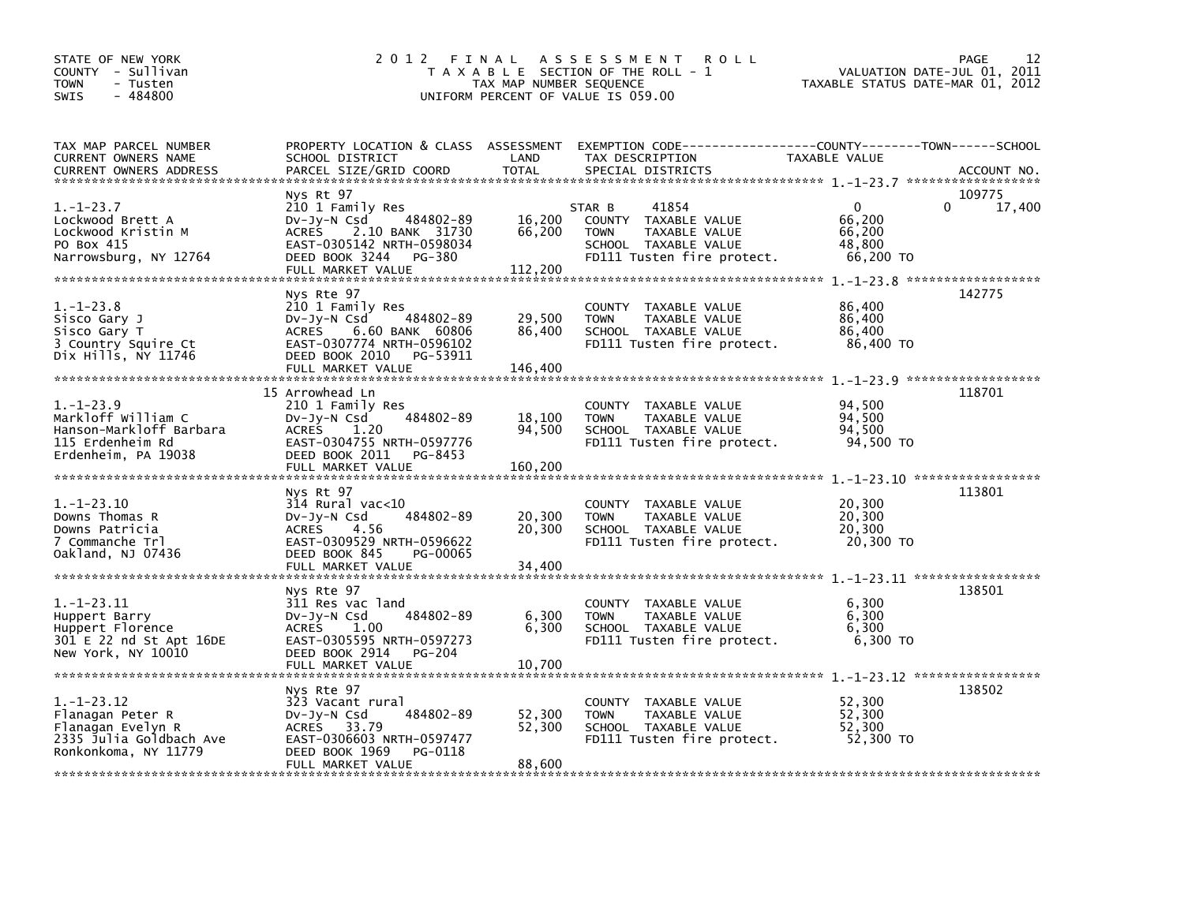STATE OF NEW YORK
COUNTY - Sullivan
TOWN - Tusten
SWIS - 484800

# 2012 FINAL ASSESSMENT ROLL
TAXABLE SECTION OF THE ROLL - 1
TAX MAP NUMBER SEQUENCE
UNIFORM PERCENT OF VALUE IS 059.00

VALUATION DATE-JUL 01, 2011
TAXABLE STATUS DATE-MAR 01, 2012

| TAX MAP PARCEL NUMBER / CURRENT OWNERS NAME / CURRENT OWNERS ADDRESS | PROPERTY LOCATION & CLASS / SCHOOL DISTRICT / PARCEL SIZE/GRID COORD | ASSESSMENT LAND | TOTAL | EXEMPTION CODE / TAX DESCRIPTION / SPECIAL DISTRICTS | COUNTY TAXABLE VALUE | TOWN | SCHOOL | ACCOUNT NO. |
|---|---|---|---|---|---|---|---|---|
| 1.-1-23.7 | Nys Rt 97 | | | | | | | 109775 |
| Lockwood Brett A | 210 1 Family Res | | | STAR B 41854 | 0 | 0 | 17,400 | |
| Lockwood Kristin M | Dv-Jy-N Csd 484802-89 | 16,200 | | COUNTY TAXABLE VALUE | 66,200 | | | |
| PO Box 415 | ACRES 2.10 BANK 31730 | | 66,200 | TOWN TAXABLE VALUE | 66,200 | | | |
| Narrowsburg, NY 12764 | EAST-0305142 NRTH-0598034 | | | SCHOOL TAXABLE VALUE | 48,800 | | | |
| | DEED BOOK 3244 PG-380 | | | FD111 Tusten fire protect. | 66,200 TO | | | |
| | FULL MARKET VALUE | | 112,200 | | | | | |
| 1.-1-23.8 | Nys Rte 97 | | | | | | | 142775 |
| Sisco Gary J | 210 1 Family Res | | | COUNTY TAXABLE VALUE | 86,400 | | | |
| Sisco Gary T | Dv-Jy-N Csd 484802-89 | 29,500 | | TOWN TAXABLE VALUE | 86,400 | | | |
| 3 Country Squire Ct | ACRES 6.60 BANK 60806 | | 86,400 | SCHOOL TAXABLE VALUE | 86,400 | | | |
| Dix Hills, NY 11746 | EAST-0307774 NRTH-0596102 | | | FD111 Tusten fire protect. | 86,400 TO | | | |
| | DEED BOOK 2010 PG-53911 | | | | | | | |
| | FULL MARKET VALUE | | 146,400 | | | | | |
| 1.-1-23.9 | 15 Arrowhead Ln | | | | | | | 118701 |
| Markloff William C | 210 1 Family Res | | | COUNTY TAXABLE VALUE | 94,500 | | | |
| Hanson-Markloff Barbara | Dv-Jy-N Csd 484802-89 | 18,100 | | TOWN TAXABLE VALUE | 94,500 | | | |
| 115 Erdenheim Rd | ACRES 1.20 | | 94,500 | SCHOOL TAXABLE VALUE | 94,500 | | | |
| Erdenheim, PA 19038 | EAST-0304755 NRTH-0597776 | | | FD111 Tusten fire protect. | 94,500 TO | | | |
| | DEED BOOK 2011 PG-8453 | | | | | | | |
| | FULL MARKET VALUE | | 160,200 | | | | | |
| 1.-1-23.10 | Nys Rt 97 | | | | | | | 113801 |
| Downs Thomas R | 314 Rural vac<10 | | | COUNTY TAXABLE VALUE | 20,300 | | | |
| Downs Patricia | Dv-Jy-N Csd 484802-89 | 20,300 | | TOWN TAXABLE VALUE | 20,300 | | | |
| 7 Commanche Trl | ACRES 4.56 | | 20,300 | SCHOOL TAXABLE VALUE | 20,300 | | | |
| Oakland, NJ 07436 | EAST-0309529 NRTH-0596622 | | | FD111 Tusten fire protect. | 20,300 TO | | | |
| | DEED BOOK 845 PG-00065 | | | | | | | |
| | FULL MARKET VALUE | | 34,400 | | | | | |
| 1.-1-23.11 | Nys Rte 97 | | | | | | | 138501 |
| Huppert Barry | 311 Res vac land | | | COUNTY TAXABLE VALUE | 6,300 | | | |
| Huppert Florence | Dv-Jy-N Csd 484802-89 | 6,300 | | TOWN TAXABLE VALUE | 6,300 | | | |
| 301 E 22 nd St Apt 16DE | ACRES 1.00 | | 6,300 | SCHOOL TAXABLE VALUE | 6,300 | | | |
| New York, NY 10010 | EAST-0305595 NRTH-0597273 | | | FD111 Tusten fire protect. | 6,300 TO | | | |
| | DEED BOOK 2914 PG-204 | | | | | | | |
| | FULL MARKET VALUE | | 10,700 | | | | | |
| 1.-1-23.12 | Nys Rte 97 | | | | | | | 138502 |
| Flanagan Peter R | 323 Vacant rural | | | COUNTY TAXABLE VALUE | 52,300 | | | |
| Flanagan Evelyn R | Dv-Jy-N Csd 484802-89 | 52,300 | | TOWN TAXABLE VALUE | 52,300 | | | |
| 2335 Julia Goldbach Ave | ACRES 33.79 | | 52,300 | SCHOOL TAXABLE VALUE | 52,300 | | | |
| Ronkonkoma, NY 11779 | EAST-0306603 NRTH-0597477 | | | FD111 Tusten fire protect. | 52,300 TO | | | |
| | DEED BOOK 1969 PG-0118 | | | | | | | |
| | FULL MARKET VALUE | | 88,600 | | | | | |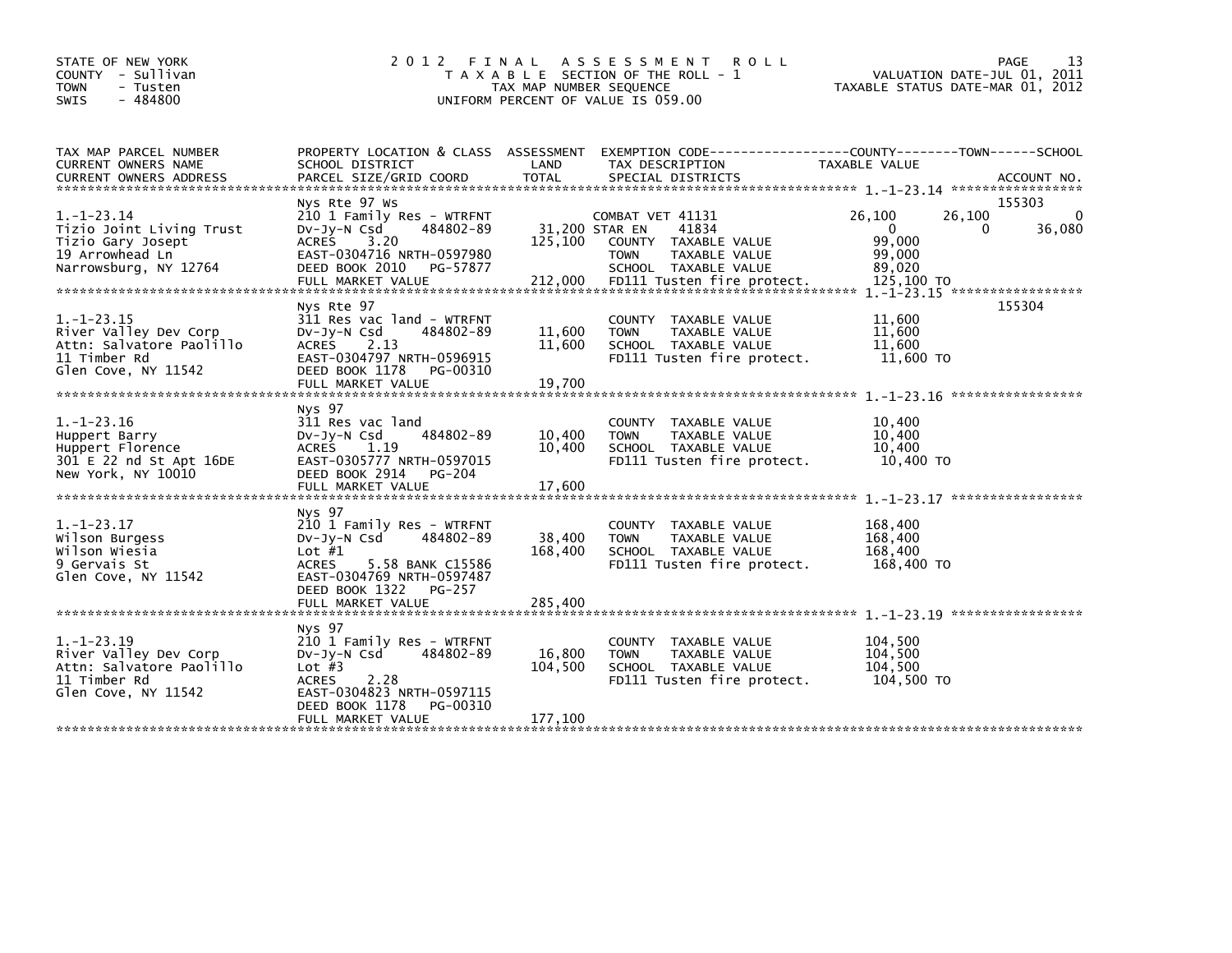STATE OF NEW YORK
COUNTY - Sullivan
TOWN - Tusten
SWIS - 484800

# 2012 FINAL ASSESSMENT ROLL
TAXABLE SECTION OF THE ROLL - 1
TAX MAP NUMBER SEQUENCE
UNIFORM PERCENT OF VALUE IS 059.00

VALUATION DATE-JUL 01, 2011
TAXABLE STATUS DATE-MAR 01, 2012

| TAX MAP PARCEL NUMBER / CURRENT OWNERS NAME / CURRENT OWNERS ADDRESS | PROPERTY LOCATION & CLASS / SCHOOL DISTRICT / PARCEL SIZE/GRID COORD | ASSESSMENT LAND / TOTAL | EXEMPTION CODE / TAX DESCRIPTION / SPECIAL DISTRICTS | COUNTY | TOWN | SCHOOL | ACCOUNT NO. |
|---|---|---|---|---|---|---|---|
| 1.-1-23.14 | Nys Rte 97 Ws | | | | | | 155303 |
| Tizio Joint Living Trust | 210 1 Family Res - WTRFNT | | COMBAT VET 41131 | 26,100 | 26,100 | 0 | |
| Tizio Gary Josept | Dv-Jy-N Csd 484802-89 | 31,200 | STAR EN 41834 | 0 | 0 | 36,080 | |
| 19 Arrowhead Ln | ACRES 3.20 | 125,100 | COUNTY TAXABLE VALUE | 99,000 | | | |
| Narrowsburg, NY 12764 | EAST-0304716 NRTH-0597980 | | TOWN TAXABLE VALUE | | 99,000 | | |
| | DEED BOOK 2010 PG-57877 | | SCHOOL TAXABLE VALUE | | | 89,020 | |
| | FULL MARKET VALUE | 212,000 | FD111 Tusten fire protect. | 125,100 TO | | | |
| 1.-1-23.15 | Nys Rte 97 | | | | | | 155304 |
| River Valley Dev Corp | 311 Res vac land - WTRFNT | | COUNTY TAXABLE VALUE | 11,600 | | | |
| Attn: Salvatore Paolillo | Dv-Jy-N Csd 484802-89 | 11,600 | TOWN TAXABLE VALUE | | 11,600 | | |
| 11 Timber Rd | ACRES 2.13 | 11,600 | SCHOOL TAXABLE VALUE | | | 11,600 | |
| Glen Cove, NY 11542 | EAST-0304797 NRTH-0596915 | | FD111 Tusten fire protect. | 11,600 TO | | | |
| | DEED BOOK 1178 PG-00310 | | | | | | |
| | FULL MARKET VALUE | 19,700 | | | | | |
| 1.-1-23.16 | Nys 97 | | | | | | |
| Huppert Barry | 311 Res vac land | | COUNTY TAXABLE VALUE | 10,400 | | | |
| Huppert Florence | Dv-Jy-N Csd 484802-89 | 10,400 | TOWN TAXABLE VALUE | | 10,400 | | |
| 301 E 22 nd St Apt 16DE | ACRES 1.19 | 10,400 | SCHOOL TAXABLE VALUE | | | 10,400 | |
| New York, NY 10010 | EAST-0305777 NRTH-0597015 | | FD111 Tusten fire protect. | 10,400 TO | | | |
| | DEED BOOK 2914 PG-204 | | | | | | |
| | FULL MARKET VALUE | 17,600 | | | | | |
| 1.-1-23.17 | Nys 97 | | | | | | |
| Wilson Burgess | 210 1 Family Res - WTRFNT | | COUNTY TAXABLE VALUE | 168,400 | | | |
| Wilson Wiesia | Dv-Jy-N Csd 484802-89 | 38,400 | TOWN TAXABLE VALUE | | 168,400 | | |
| 9 Gervais St | Lot #1 | 168,400 | SCHOOL TAXABLE VALUE | | | 168,400 | |
| Glen Cove, NY 11542 | ACRES 5.58 BANK C15586 | | FD111 Tusten fire protect. | 168,400 TO | | | |
| | EAST-0304769 NRTH-0597487 | | | | | | |
| | DEED BOOK 1322 PG-257 | | | | | | |
| | FULL MARKET VALUE | 285,400 | | | | | |
| 1.-1-23.19 | Nys 97 | | | | | | |
| River Valley Dev Corp | 210 1 Family Res - WTRFNT | | COUNTY TAXABLE VALUE | 104,500 | | | |
| Attn: Salvatore Paolillo | Dv-Jy-N Csd 484802-89 | 16,800 | TOWN TAXABLE VALUE | | 104,500 | | |
| 11 Timber Rd | Lot #3 | 104,500 | SCHOOL TAXABLE VALUE | | | 104,500 | |
| Glen Cove, NY 11542 | ACRES 2.28 | | FD111 Tusten fire protect. | 104,500 TO | | | |
| | EAST-0304823 NRTH-0597115 | | | | | | |
| | DEED BOOK 1178 PG-00310 | | | | | | |
| | FULL MARKET VALUE | 177,100 | | | | | |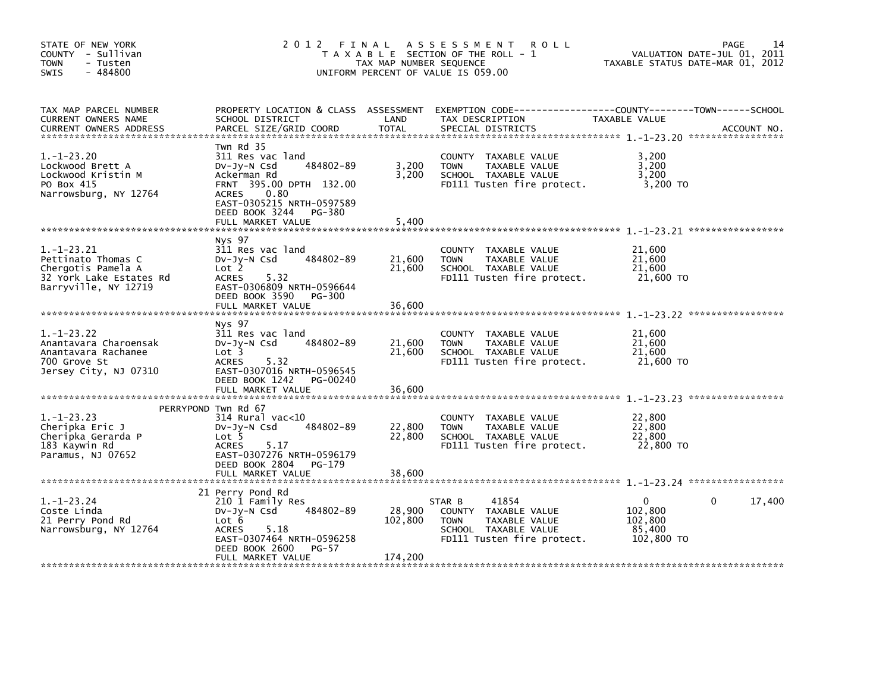STATE OF NEW YORK
COUNTY - Sullivan
TOWN - Tusten
SWIS - 484800

# 2012 FINAL ASSESSMENT ROLL

TAXABLE SECTION OF THE ROLL - 1
TAX MAP NUMBER SEQUENCE
UNIFORM PERCENT OF VALUE IS 059.00

VALUATION DATE-JUL 01, 2011
TAXABLE STATUS DATE-MAR 01, 2012

| TAX MAP PARCEL NUMBER / CURRENT OWNERS NAME / CURRENT OWNERS ADDRESS | PROPERTY LOCATION & CLASS / SCHOOL DISTRICT / PARCEL SIZE/GRID COORD | ASSESSMENT LAND / TOTAL | EXEMPTION CODE / TAX DESCRIPTION / SPECIAL DISTRICTS | COUNTY | TOWN | SCHOOL TAXABLE VALUE / ACCOUNT NO. |
|---|---|---|---|---|---|---|
| **1.-1-23.20** | Twn Rd 35 | | | | | |
| 1.-1-23.20 | 311 Res vac land | | COUNTY TAXABLE VALUE | 3,200 | | |
| Lockwood Brett A | Dv-Jy-N Csd 484802-89 | 3,200 | TOWN TAXABLE VALUE | 3,200 | | |
| Lockwood Kristin M | Ackerman Rd | 3,200 | SCHOOL TAXABLE VALUE | 3,200 | | |
| PO Box 415 | FRNT 395.00 DPTH 132.00 | | FD111 Tusten fire protect. | 3,200 TO | | |
| Narrowsburg, NY 12764 | ACRES 0.80 | | | | | |
| | EAST-0305215 NRTH-0597589 | | | | | |
| | DEED BOOK 3244 PG-380 | | | | | |
| | FULL MARKET VALUE | 5,400 | | | | |
| **1.-1-23.21** | Nys 97 | | | | | |
| 1.-1-23.21 | 311 Res vac land | | COUNTY TAXABLE VALUE | 21,600 | | |
| Pettinato Thomas C | Dv-Jy-N Csd 484802-89 | 21,600 | TOWN TAXABLE VALUE | 21,600 | | |
| Chergotis Pamela A | Lot 2 | 21,600 | SCHOOL TAXABLE VALUE | 21,600 | | |
| 32 York Lake Estates Rd | ACRES 5.32 | | FD111 Tusten fire protect. | 21,600 TO | | |
| Barryville, NY 12719 | EAST-0306809 NRTH-0596644 | | | | | |
| | DEED BOOK 3590 PG-300 | | | | | |
| | FULL MARKET VALUE | 36,600 | | | | |
| **1.-1-23.22** | Nys 97 | | | | | |
| 1.-1-23.22 | 311 Res vac land | | COUNTY TAXABLE VALUE | 21,600 | | |
| Anantavara Charoensak | Dv-Jy-N Csd 484802-89 | 21,600 | TOWN TAXABLE VALUE | 21,600 | | |
| Anantavara Rachanee | Lot 3 | 21,600 | SCHOOL TAXABLE VALUE | 21,600 | | |
| 700 Grove St | ACRES 5.32 | | FD111 Tusten fire protect. | 21,600 TO | | |
| Jersey City, NJ 07310 | EAST-0307016 NRTH-0596545 | | | | | |
| | DEED BOOK 1242 PG-00240 | | | | | |
| | FULL MARKET VALUE | 36,600 | | | | |
| **1.-1-23.23** | PERRYPOND Twn Rd 67 | | | | | |
| 1.-1-23.23 | 314 Rural vac<10 | | COUNTY TAXABLE VALUE | 22,800 | | |
| Cheripka Eric J | Dv-Jy-N Csd 484802-89 | 22,800 | TOWN TAXABLE VALUE | 22,800 | | |
| Cheripka Gerarda P | Lot 5 | 22,800 | SCHOOL TAXABLE VALUE | 22,800 | | |
| 183 Kaywin Rd | ACRES 5.17 | | FD111 Tusten fire protect. | 22,800 TO | | |
| Paramus, NJ 07652 | EAST-0307276 NRTH-0596179 | | | | | |
| | DEED BOOK 2804 PG-179 | | | | | |
| | FULL MARKET VALUE | 38,600 | | | | |
| **1.-1-23.24** | 21 Perry Pond Rd | | | | | |
| 1.-1-23.24 | 210 1 Family Res | | STAR B 41854 | 0 | 0 | 17,400 |
| Coste Linda | Dv-Jy-N Csd 484802-89 | 28,900 | COUNTY TAXABLE VALUE | 102,800 | | |
| 21 Perry Pond Rd | Lot 6 | 102,800 | TOWN TAXABLE VALUE | 102,800 | | |
| Narrowsburg, NY 12764 | ACRES 5.18 | | SCHOOL TAXABLE VALUE | 85,400 | | |
| | EAST-0307464 NRTH-0596258 | | FD111 Tusten fire protect. | 102,800 TO | | |
| | DEED BOOK 2600 PG-57 | | | | | |
| | FULL MARKET VALUE | 174,200 | | | | |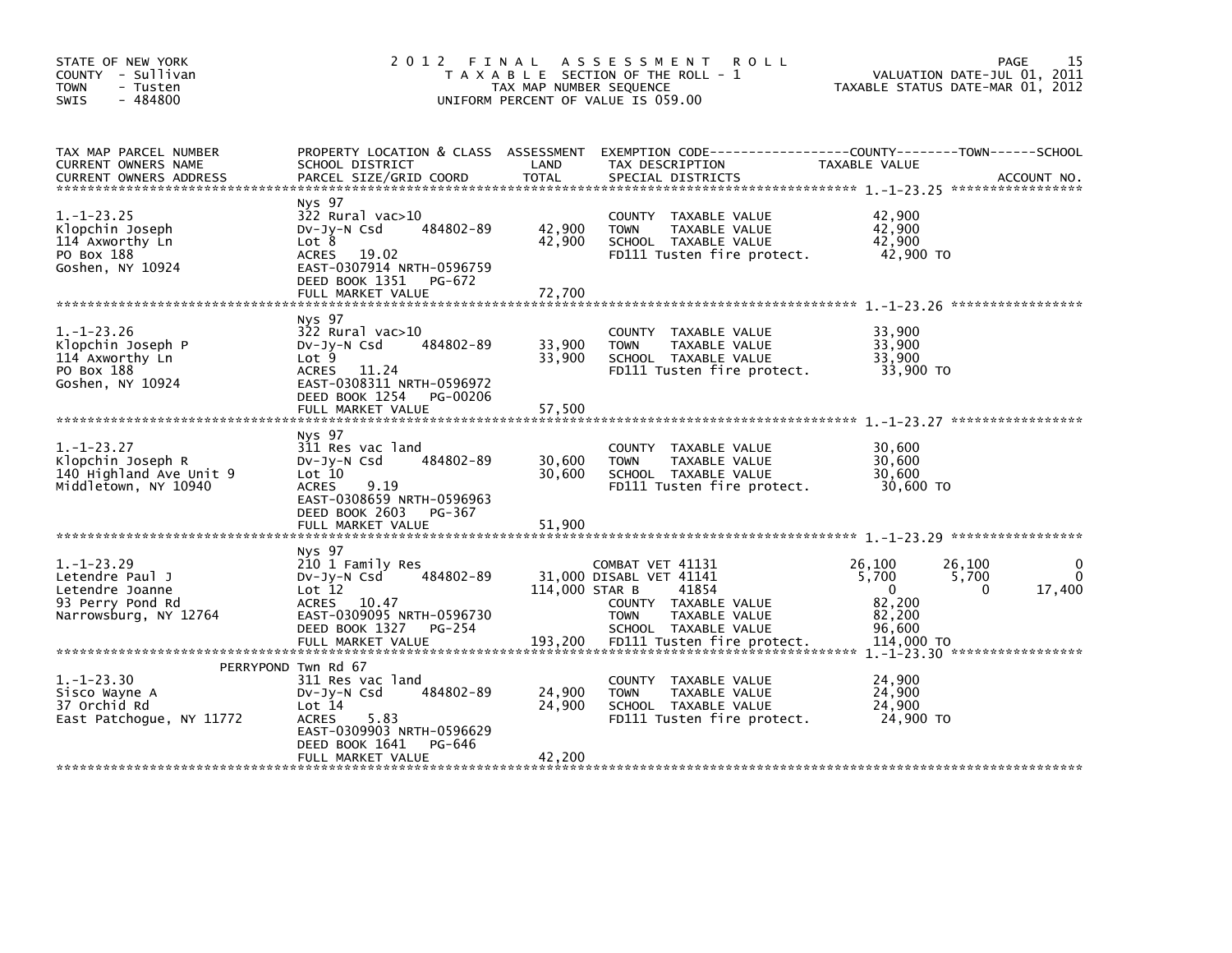STATE OF NEW YORK
COUNTY - Sullivan
TOWN - Tusten
SWIS - 484800

# 2012 FINAL ASSESSMENT ROLL

TAXABLE SECTION OF THE ROLL - 1
TAX MAP NUMBER SEQUENCE
UNIFORM PERCENT OF VALUE IS 059.00

VALUATION DATE-JUL 01, 2011
TAXABLE STATUS DATE-MAR 01, 2012

| TAX MAP PARCEL NUMBER / CURRENT OWNERS NAME / CURRENT OWNERS ADDRESS | PROPERTY LOCATION & CLASS / SCHOOL DISTRICT / PARCEL SIZE/GRID COORD | ASSESSMENT LAND / TOTAL | EXEMPTION CODE / TAX DESCRIPTION / SPECIAL DISTRICTS | COUNTY TAXABLE VALUE | TOWN | SCHOOL | ACCOUNT NO. |
|---|---|---|---|---|---|---|---|
| **1.-1-23.25** | Nys 97 | | | | | | |
| 1.-1-23.25 | 322 Rural vac>10 | | COUNTY TAXABLE VALUE | 42,900 | | | |
| Klopchin Joseph | Dv-Jy-N Csd 484802-89 | 42,900 | TOWN TAXABLE VALUE | 42,900 | | | |
| 114 Axworthy Ln | Lot 8 | 42,900 | SCHOOL TAXABLE VALUE | 42,900 | | | |
| PO Box 188 | ACRES 19.02 | | FD111 Tusten fire protect. | 42,900 TO | | | |
| Goshen, NY 10924 | EAST-0307914 NRTH-0596759 | | | | | | |
| | DEED BOOK 1351 PG-672 | | | | | | |
| | FULL MARKET VALUE | 72,700 | | | | | |
| **1.-1-23.26** | Nys 97 | | | | | | |
| 1.-1-23.26 | 322 Rural vac>10 | | COUNTY TAXABLE VALUE | 33,900 | | | |
| Klopchin Joseph P | Dv-Jy-N Csd 484802-89 | 33,900 | TOWN TAXABLE VALUE | 33,900 | | | |
| 114 Axworthy Ln | Lot 9 | 33,900 | SCHOOL TAXABLE VALUE | 33,900 | | | |
| PO Box 188 | ACRES 11.24 | | FD111 Tusten fire protect. | 33,900 TO | | | |
| Goshen, NY 10924 | EAST-0308311 NRTH-0596972 | | | | | | |
| | DEED BOOK 1254 PG-00206 | | | | | | |
| | FULL MARKET VALUE | 57,500 | | | | | |
| **1.-1-23.27** | Nys 97 | | | | | | |
| 1.-1-23.27 | 311 Res vac land | | COUNTY TAXABLE VALUE | 30,600 | | | |
| Klopchin Joseph R | Dv-Jy-N Csd 484802-89 | 30,600 | TOWN TAXABLE VALUE | 30,600 | | | |
| 140 Highland Ave Unit 9 | Lot 10 | 30,600 | SCHOOL TAXABLE VALUE | 30,600 | | | |
| Middletown, NY 10940 | ACRES 9.19 | | FD111 Tusten fire protect. | 30,600 TO | | | |
| | EAST-0308659 NRTH-0596963 | | | | | | |
| | DEED BOOK 2603 PG-367 | | | | | | |
| | FULL MARKET VALUE | 51,900 | | | | | |
| **1.-1-23.29** | Nys 97 | | | | | | |
| 1.-1-23.29 | 210 1 Family Res | | COMBAT VET 41131 | 26,100 | 26,100 | 0 | |
| Letendre Paul J | Dv-Jy-N Csd 484802-89 | 31,000 | DISABL VET 41141 | 5,700 | 5,700 | 0 | |
| Letendre Joanne | Lot 12 | 114,000 | STAR B 41854 | 0 | 0 | 17,400 | |
| 93 Perry Pond Rd | ACRES 10.47 | | COUNTY TAXABLE VALUE | 82,200 | | | |
| Narrowsburg, NY 12764 | EAST-0309095 NRTH-0596730 | | TOWN TAXABLE VALUE | 82,200 | | | |
| | DEED BOOK 1327 PG-254 | | SCHOOL TAXABLE VALUE | 96,600 | | | |
| | FULL MARKET VALUE | 193,200 | FD111 Tusten fire protect. | 114,000 TO | | | |
| **1.-1-23.30** | PERRYPOND Twn Rd 67 | | | | | | |
| 1.-1-23.30 | 311 Res vac land | | COUNTY TAXABLE VALUE | 24,900 | | | |
| Sisco Wayne A | Dv-Jy-N Csd 484802-89 | 24,900 | TOWN TAXABLE VALUE | 24,900 | | | |
| 37 Orchid Rd | Lot 14 | 24,900 | SCHOOL TAXABLE VALUE | 24,900 | | | |
| East Patchogue, NY 11772 | ACRES 5.83 | | FD111 Tusten fire protect. | 24,900 TO | | | |
| | EAST-0309903 NRTH-0596629 | | | | | | |
| | DEED BOOK 1641 PG-646 | | | | | | |
| | FULL MARKET VALUE | 42,200 | | | | | |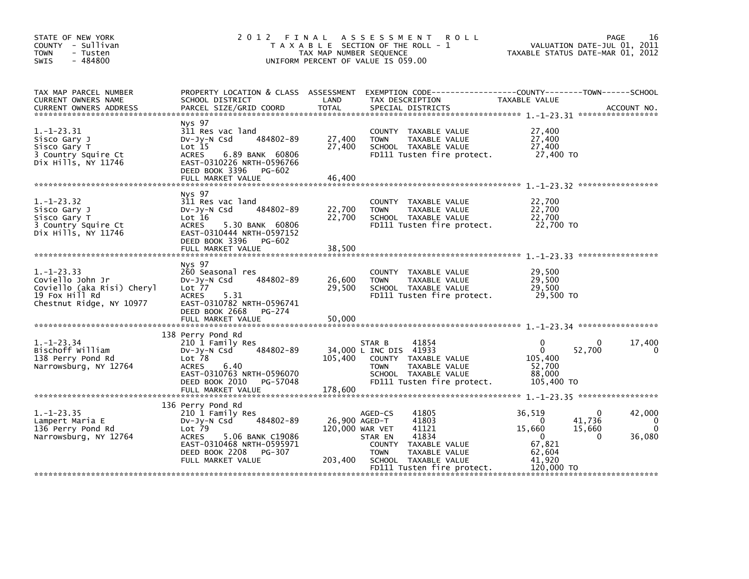STATE OF NEW YORK
COUNTY - Sullivan
TOWN - Tusten
SWIS - 484800

# 2012 FINAL ASSESSMENT ROLL

TAXABLE SECTION OF THE ROLL - 1
TAX MAP NUMBER SEQUENCE
UNIFORM PERCENT OF VALUE IS 059.00

VALUATION DATE-JUL 01, 2011
TAXABLE STATUS DATE-MAR 01, 2012

| TAX MAP PARCEL NUMBER / CURRENT OWNERS NAME / CURRENT OWNERS ADDRESS | PROPERTY LOCATION & CLASS / SCHOOL DISTRICT / PARCEL SIZE/GRID COORD | ASSESSMENT LAND | TOTAL | EXEMPTION CODE / TAX DESCRIPTION / SPECIAL DISTRICTS | COUNTY TAXABLE VALUE | TOWN | SCHOOL |
|---|---|---|---|---|---|---|---|
| **1.-1-23.31** | Nys 97 | | | | | | |
| Sisco Gary J | 311 Res vac land | | | COUNTY TAXABLE VALUE | 27,400 | | |
| Sisco Gary T | Dv-Jy-N Csd 484802-89 | 27,400 | | TOWN TAXABLE VALUE | 27,400 | | |
| 3 Country Squire Ct | Lot 15 | | 27,400 | SCHOOL TAXABLE VALUE | 27,400 | | |
| Dix Hills, NY 11746 | ACRES 6.89 BANK 60806 | | | FD111 Tusten fire protect. | 27,400 TO | | |
| | EAST-0310226 NRTH-0596766 | | | | | | |
| | DEED BOOK 3396 PG-602 | | | | | | |
| | FULL MARKET VALUE | | 46,400 | | | | |
| **1.-1-23.32** | Nys 97 | | | | | | |
| Sisco Gary J | 311 Res vac land | | | COUNTY TAXABLE VALUE | 22,700 | | |
| Sisco Gary T | Dv-Jy-N Csd 484802-89 | 22,700 | | TOWN TAXABLE VALUE | 22,700 | | |
| 3 Country Squire Ct | Lot 16 | | 22,700 | SCHOOL TAXABLE VALUE | 22,700 | | |
| Dix Hills, NY 11746 | ACRES 5.30 BANK 60806 | | | FD111 Tusten fire protect. | 22,700 TO | | |
| | EAST-0310444 NRTH-0597152 | | | | | | |
| | DEED BOOK 3396 PG-602 | | | | | | |
| | FULL MARKET VALUE | | 38,500 | | | | |
| **1.-1-23.33** | Nys 97 | | | | | | |
| Coviello John Jr | 260 Seasonal res | | | COUNTY TAXABLE VALUE | 29,500 | | |
| Coviello (aka Risi) Cheryl | Dv-Jy-N Csd 484802-89 | 26,600 | | TOWN TAXABLE VALUE | 29,500 | | |
| 19 Fox Hill Rd | Lot 77 | | 29,500 | SCHOOL TAXABLE VALUE | 29,500 | | |
| Chestnut Ridge, NY 10977 | ACRES 5.31 | | | FD111 Tusten fire protect. | 29,500 TO | | |
| | EAST-0310782 NRTH-0596741 | | | | | | |
| | DEED BOOK 2668 PG-274 | | | | | | |
| | FULL MARKET VALUE | | 50,000 | | | | |
| **1.-1-23.34** | 138 Perry Pond Rd | | | | | | |
| Bischoff William | 210 1 Family Res | | | STAR B 41854 | 0 | 0 | 17,400 |
| 138 Perry Pond Rd | Dv-Jy-N Csd 484802-89 | 34,000 | | L INC DIS 41933 | 0 | 52,700 | 0 |
| Narrowsburg, NY 12764 | Lot 78 | | 105,400 | COUNTY TAXABLE VALUE | 105,400 | | |
| | ACRES 6.40 | | | TOWN TAXABLE VALUE | 52,700 | | |
| | EAST-0310763 NRTH-0596070 | | | SCHOOL TAXABLE VALUE | 88,000 | | |
| | DEED BOOK 2010 PG-57048 | | | FD111 Tusten fire protect. | 105,400 TO | | |
| | FULL MARKET VALUE | | 178,600 | | | | |
| **1.-1-23.35** | 136 Perry Pond Rd | | | | | | |
| Lampert Maria E | 210 1 Family Res | | | AGED-CS 41805 | 36,519 | 0 | 42,000 |
| 136 Perry Pond Rd | Dv-Jy-N Csd 484802-89 | 26,900 | | AGED-T 41803 | 0 | 41,736 | 0 |
| Narrowsburg, NY 12764 | Lot 79 | | 120,000 | WAR VET 41121 | 15,660 | 15,660 | 0 |
| | ACRES 5.06 BANK C19086 | | | STAR EN 41834 | 0 | 0 | 36,080 |
| | EAST-0310468 NRTH-0595971 | | | COUNTY TAXABLE VALUE | 67,821 | | |
| | DEED BOOK 2208 PG-307 | | | TOWN TAXABLE VALUE | 62,604 | | |
| | FULL MARKET VALUE | | 203,400 | SCHOOL TAXABLE VALUE | 41,920 | | |
| | | | | FD111 Tusten fire protect. | 120,000 TO | | |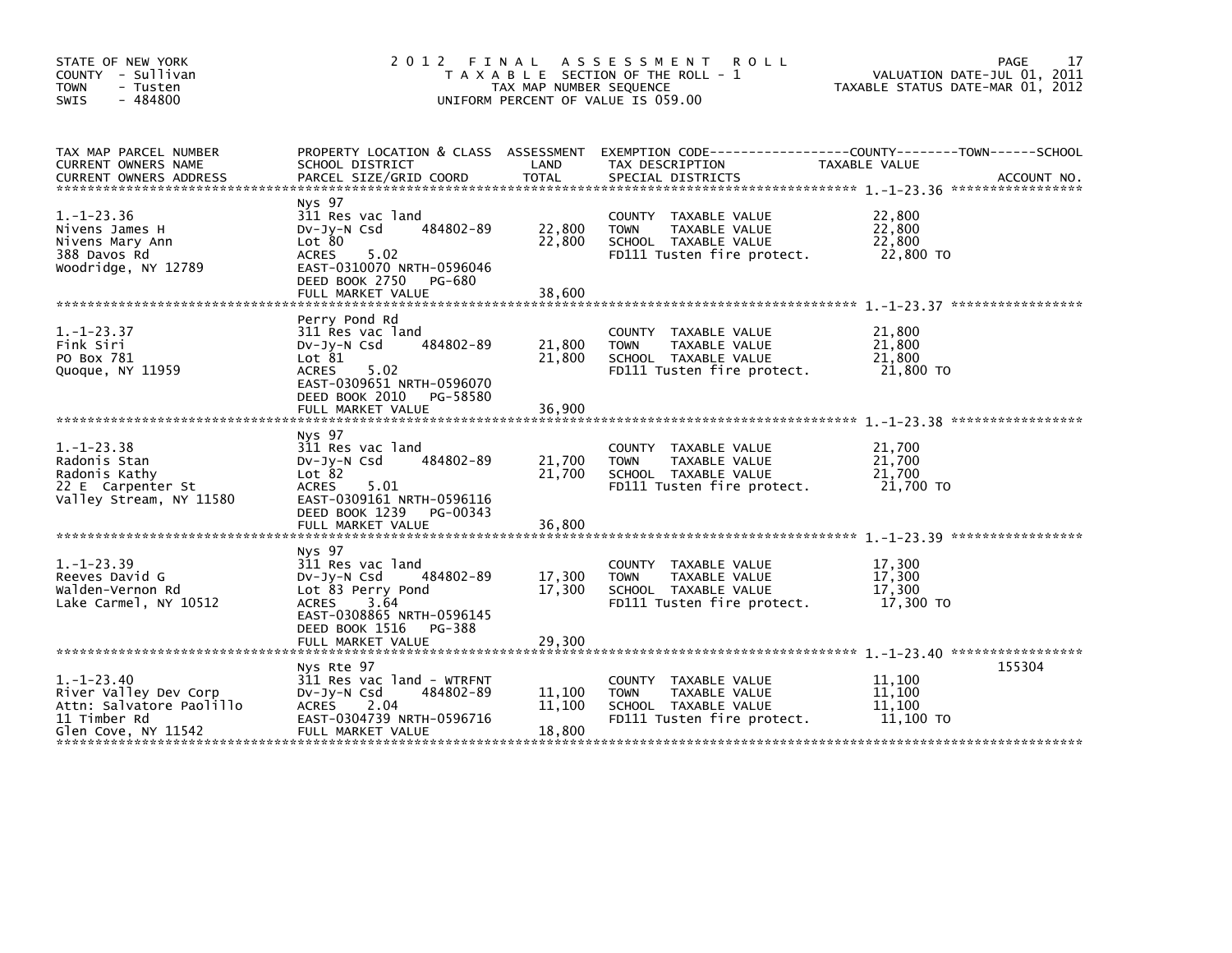STATE OF NEW YORK
COUNTY - Sullivan
TOWN - Tusten
SWIS - 484800

# 2012 FINAL ASSESSMENT ROLL

TAXABLE SECTION OF THE ROLL - 1
TAX MAP NUMBER SEQUENCE
UNIFORM PERCENT OF VALUE IS 059.00

VALUATION DATE-JUL 01, 2011
TAXABLE STATUS DATE-MAR 01, 2012

| TAX MAP PARCEL NUMBER / CURRENT OWNERS NAME / CURRENT OWNERS ADDRESS | PROPERTY LOCATION & CLASS / SCHOOL DISTRICT / PARCEL SIZE/GRID COORD | ASSESSMENT LAND | ASSESSMENT TOTAL | EXEMPTION CODE / TAX DESCRIPTION / SPECIAL DISTRICTS | TAXABLE VALUE (COUNTY / TOWN / SCHOOL) | ACCOUNT NO. |
|---|---|---|---|---|---|---|
| 1.-1-23.36 | Nys 97 | | | | | |
| | 311 Res vac land | | | COUNTY TAXABLE VALUE | 22,800 | |
| Nivens James H | Dv-Jy-N Csd 484802-89 | 22,800 | | TOWN TAXABLE VALUE | 22,800 | |
| Nivens Mary Ann | Lot 80 | | 22,800 | SCHOOL TAXABLE VALUE | 22,800 | |
| 388 Davos Rd | ACRES 5.02 | | | FD111 Tusten fire protect. | 22,800 TO | |
| Woodridge, NY 12789 | EAST-0310070 NRTH-0596046 | | | | | |
| | DEED BOOK 2750 PG-680 | | | | | |
| | FULL MARKET VALUE | | 38,600 | | | |
| 1.-1-23.37 | Perry Pond Rd | | | | | |
| | 311 Res vac land | | | COUNTY TAXABLE VALUE | 21,800 | |
| Fink Siri | Dv-Jy-N Csd 484802-89 | 21,800 | | TOWN TAXABLE VALUE | 21,800 | |
| PO Box 781 | Lot 81 | | 21,800 | SCHOOL TAXABLE VALUE | 21,800 | |
| Quoque, NY 11959 | ACRES 5.02 | | | FD111 Tusten fire protect. | 21,800 TO | |
| | EAST-0309651 NRTH-0596070 | | | | | |
| | DEED BOOK 2010 PG-58580 | | | | | |
| | FULL MARKET VALUE | | 36,900 | | | |
| 1.-1-23.38 | Nys 97 | | | | | |
| | 311 Res vac land | | | COUNTY TAXABLE VALUE | 21,700 | |
| Radonis Stan | Dv-Jy-N Csd 484802-89 | 21,700 | | TOWN TAXABLE VALUE | 21,700 | |
| Radonis Kathy | Lot 82 | | 21,700 | SCHOOL TAXABLE VALUE | 21,700 | |
| 22 E Carpenter St | ACRES 5.01 | | | FD111 Tusten fire protect. | 21,700 TO | |
| Valley Stream, NY 11580 | EAST-0309161 NRTH-0596116 | | | | | |
| | DEED BOOK 1239 PG-00343 | | | | | |
| | FULL MARKET VALUE | | 36,800 | | | |
| 1.-1-23.39 | Nys 97 | | | | | |
| | 311 Res vac land | | | COUNTY TAXABLE VALUE | 17,300 | |
| Reeves David G | Dv-Jy-N Csd 484802-89 | 17,300 | | TOWN TAXABLE VALUE | 17,300 | |
| Walden-Vernon Rd | Lot 83 Perry Pond | | 17,300 | SCHOOL TAXABLE VALUE | 17,300 | |
| Lake Carmel, NY 10512 | ACRES 3.64 | | | FD111 Tusten fire protect. | 17,300 TO | |
| | EAST-0308865 NRTH-0596145 | | | | | |
| | DEED BOOK 1516 PG-388 | | | | | |
| | FULL MARKET VALUE | | 29,300 | | | |
| 1.-1-23.40 | Nys Rte 97 | | | | | 155304 |
| | 311 Res vac land - WTRFNT | | | COUNTY TAXABLE VALUE | 11,100 | |
| River Valley Dev Corp | Dv-Jy-N Csd 484802-89 | 11,100 | | TOWN TAXABLE VALUE | 11,100 | |
| Attn: Salvatore Paolillo | ACRES 2.04 | | 11,100 | SCHOOL TAXABLE VALUE | 11,100 | |
| 11 Timber Rd | EAST-0304739 NRTH-0596716 | | | FD111 Tusten fire protect. | 11,100 TO | |
| Glen Cove, NY 11542 | FULL MARKET VALUE | | 18,800 | | | |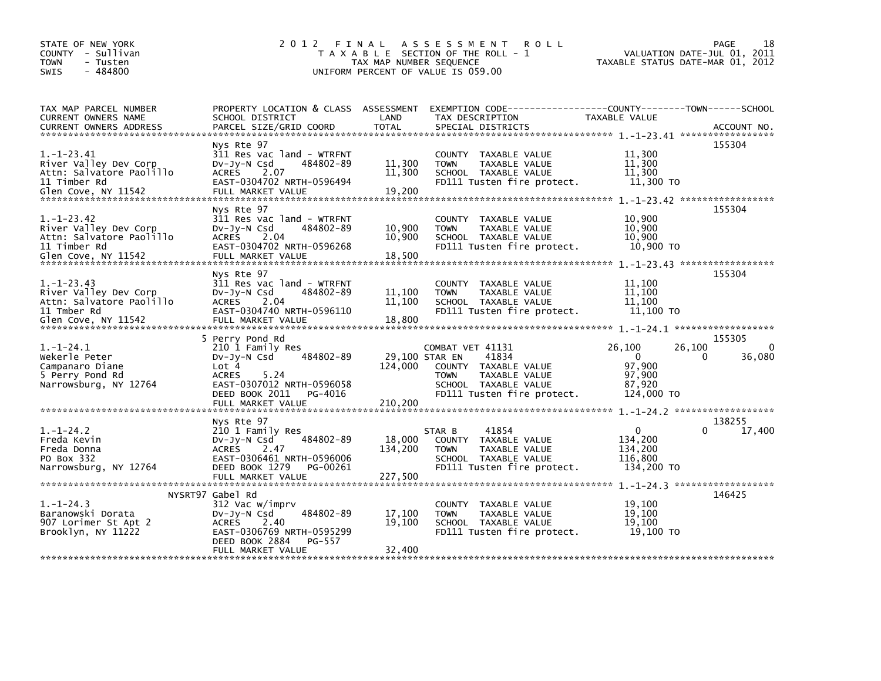STATE OF NEW YORK
COUNTY - Sullivan
TOWN - Tusten
SWIS - 484800

# 2012 FINAL ASSESSMENT ROLL

TAXABLE SECTION OF THE ROLL - 1
TAX MAP NUMBER SEQUENCE
UNIFORM PERCENT OF VALUE IS 059.00

VALUATION DATE-JUL 01, 2011
TAXABLE STATUS DATE-MAR 01, 2012

| TAX MAP PARCEL NUMBER / CURRENT OWNERS NAME / CURRENT OWNERS ADDRESS | PROPERTY LOCATION & CLASS / SCHOOL DISTRICT / PARCEL SIZE/GRID COORD | ASSESSMENT LAND / TOTAL | EXEMPTION CODE / TAX DESCRIPTION / SPECIAL DISTRICTS | COUNTY | TOWN | SCHOOL | ACCOUNT NO. |
|---|---|---|---|---|---|---|---|
| 1.-1-23.41 | Nys Rte 97 | | | | | | 155304 |
| | 311 Res vac land - WTRFNT | | COUNTY TAXABLE VALUE | 11,300 | | | |
| River Valley Dev Corp | Dv-Jy-N Csd 484802-89 | 11,300 | TOWN TAXABLE VALUE | 11,300 | | | |
| Attn: Salvatore Paolillo | ACRES 2.07 | 11,300 | SCHOOL TAXABLE VALUE | 11,300 | | | |
| 11 Timber Rd | EAST-0304702 NRTH-0596494 | | FD111 Tusten fire protect. | 11,300 TO | | | |
| Glen Cove, NY 11542 | FULL MARKET VALUE | 19,200 | | | | | |
| 1.-1-23.42 | Nys Rte 97 | | | | | | 155304 |
| | 311 Res vac land - WTRFNT | | COUNTY TAXABLE VALUE | 10,900 | | | |
| River Valley Dev Corp | Dv-Jy-N Csd 484802-89 | 10,900 | TOWN TAXABLE VALUE | 10,900 | | | |
| Attn: Salvatore Paolillo | ACRES 2.04 | 10,900 | SCHOOL TAXABLE VALUE | 10,900 | | | |
| 11 Timber Rd | EAST-0304702 NRTH-0596268 | | FD111 Tusten fire protect. | 10,900 TO | | | |
| Glen Cove, NY 11542 | FULL MARKET VALUE | 18,500 | | | | | |
| 1.-1-23.43 | Nys Rte 97 | | | | | | 155304 |
| | 311 Res vac land - WTRFNT | | COUNTY TAXABLE VALUE | 11,100 | | | |
| River Valley Dev Corp | Dv-Jy-N Csd 484802-89 | 11,100 | TOWN TAXABLE VALUE | 11,100 | | | |
| Attn: Salvatore Paolillo | ACRES 2.04 | 11,100 | SCHOOL TAXABLE VALUE | 11,100 | | | |
| 11 Tmber Rd | EAST-0304740 NRTH-0596110 | | FD111 Tusten fire protect. | 11,100 TO | | | |
| Glen Cove, NY 11542 | FULL MARKET VALUE | 18,800 | | | | | |
| 1.-1-24.1 | 5 Perry Pond Rd | | | | | | 155305 |
| | 210 1 Family Res | | COMBAT VET 41131 | 26,100 | 26,100 | 0 | |
| Wekerle Peter | Dv-Jy-N Csd 484802-89 | 29,100 | STAR EN 41834 | 0 | 0 | 36,080 | |
| Campanaro Diane | Lot 4 | 124,000 | COUNTY TAXABLE VALUE | 97,900 | | | |
| 5 Perry Pond Rd | ACRES 5.24 | | TOWN TAXABLE VALUE | 97,900 | | | |
| Narrowsburg, NY 12764 | EAST-0307012 NRTH-0596058 | | SCHOOL TAXABLE VALUE | 87,920 | | | |
| | DEED BOOK 2011 PG-4016 | | FD111 Tusten fire protect. | 124,000 TO | | | |
| | FULL MARKET VALUE | 210,200 | | | | | |
| 1.-1-24.2 | Nys Rte 97 | | | | | | 138255 |
| | 210 1 Family Res | | STAR B 41854 | 0 | 0 | 17,400 | |
| Freda Kevin | Dv-Jy-N Csd 484802-89 | 18,000 | COUNTY TAXABLE VALUE | 134,200 | | | |
| Freda Donna | ACRES 2.47 | 134,200 | TOWN TAXABLE VALUE | 134,200 | | | |
| PO Box 332 | EAST-0306461 NRTH-0596006 | | SCHOOL TAXABLE VALUE | 116,800 | | | |
| Narrowsburg, NY 12764 | DEED BOOK 1279 PG-00261 | | FD111 Tusten fire protect. | 134,200 TO | | | |
| | FULL MARKET VALUE | 227,500 | | | | | |
| 1.-1-24.3 | NYSRT97 Gabel Rd | | | | | | 146425 |
| | 312 Vac w/imprv | | COUNTY TAXABLE VALUE | 19,100 | | | |
| Baranowski Dorata | Dv-Jy-N Csd 484802-89 | 17,100 | TOWN TAXABLE VALUE | 19,100 | | | |
| 907 Lorimer St Apt 2 | ACRES 2.40 | 19,100 | SCHOOL TAXABLE VALUE | 19,100 | | | |
| Brooklyn, NY 11222 | EAST-0306769 NRTH-0595299 | | FD111 Tusten fire protect. | 19,100 TO | | | |
| | DEED BOOK 2884 PG-557 | | | | | | |
| | FULL MARKET VALUE | 32,400 | | | | | |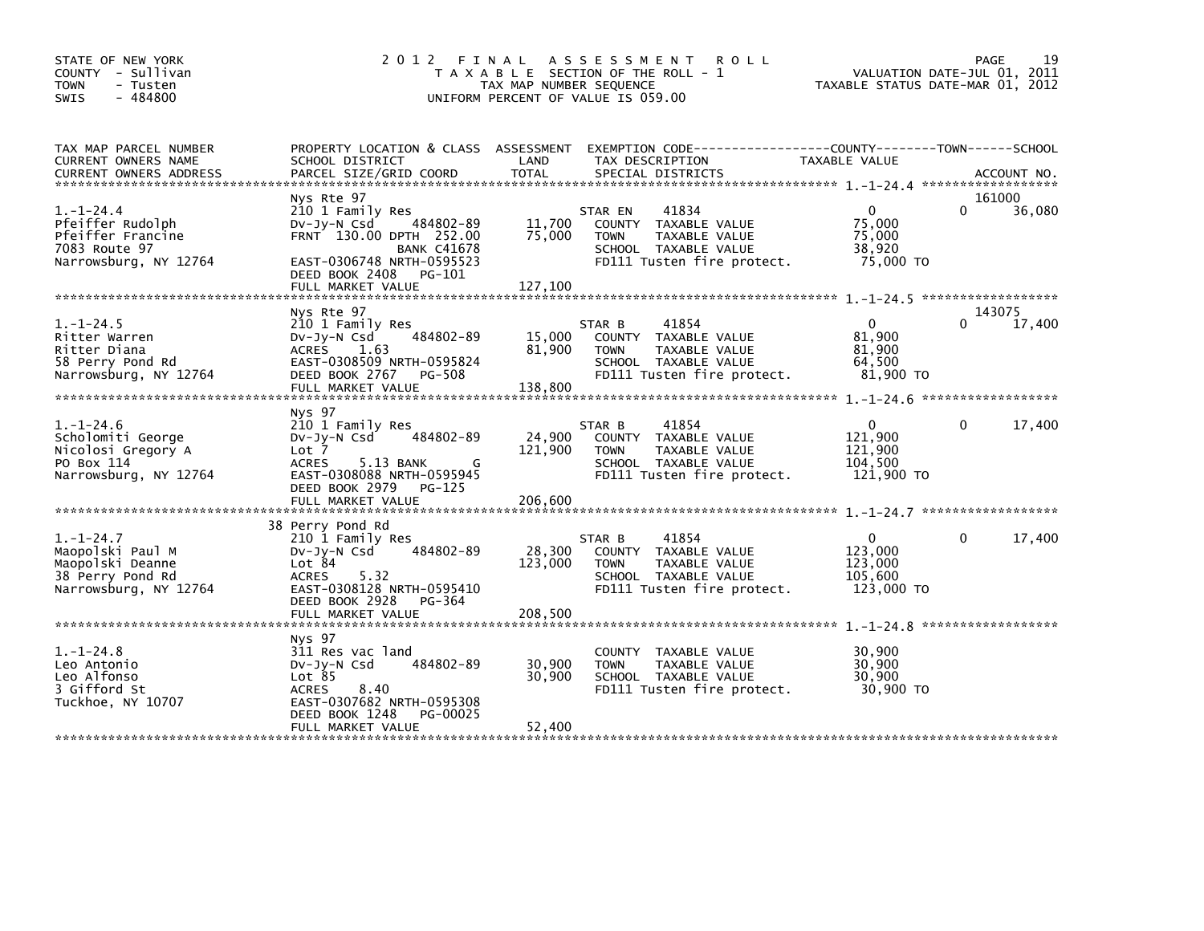STATE OF NEW YORK
COUNTY - Sullivan
TOWN - Tusten
SWIS - 484800

2 0 1 2 F I N A L A S S E S S M E N T R O L L
T A X A B L E SECTION OF THE ROLL - 1
TAX MAP NUMBER SEQUENCE
UNIFORM PERCENT OF VALUE IS 059.00

VALUATION DATE-JUL 01, 2011
TAXABLE STATUS DATE-MAR 01, 2012

| TAX MAP PARCEL NUMBER / CURRENT OWNERS NAME / CURRENT OWNERS ADDRESS | PROPERTY LOCATION & CLASS / SCHOOL DISTRICT / PARCEL SIZE/GRID COORD | ASSESSMENT LAND / TOTAL | EXEMPTION CODE / TAX DESCRIPTION / SPECIAL DISTRICTS | COUNTY / TOWN / SCHOOL TAXABLE VALUE | ACCOUNT NO. |
|---|---|---|---|---|---|
| 1.-1-24.4 | Nys Rte 97 | | | | 161000 |
| 1.-1-24.4 | 210 1 Family Res | | STAR EN 41834 | 0 | 0 36,080 |
| Pfeiffer Rudolph | Dv-Jy-N Csd 484802-89 | 11,700 | COUNTY TAXABLE VALUE | 75,000 | |
| Pfeiffer Francine | FRNT 130.00 DPTH 252.00 | 75,000 | TOWN TAXABLE VALUE | 75,000 | |
| 7083 Route 97 | BANK C41678 | | SCHOOL TAXABLE VALUE | 38,920 | |
| Narrowsburg, NY 12764 | EAST-0306748 NRTH-0595523 | | FD111 Tusten fire protect. | 75,000 TO | |
| | DEED BOOK 2408 PG-101 | | | | |
| | FULL MARKET VALUE | 127,100 | | | |
| 1.-1-24.5 | Nys Rte 97 | | | | 143075 |
| 1.-1-24.5 | 210 1 Family Res | | STAR B 41854 | 0 | 0 17,400 |
| Ritter Warren | Dv-Jy-N Csd 484802-89 | 15,000 | COUNTY TAXABLE VALUE | 81,900 | |
| Ritter Diana | ACRES 1.63 | 81,900 | TOWN TAXABLE VALUE | 81,900 | |
| 58 Perry Pond Rd | EAST-0308509 NRTH-0595824 | | SCHOOL TAXABLE VALUE | 64,500 | |
| Narrowsburg, NY 12764 | DEED BOOK 2767 PG-508 | | FD111 Tusten fire protect. | 81,900 TO | |
| | FULL MARKET VALUE | 138,800 | | | |
| 1.-1-24.6 | Nys 97 | | | | |
| 1.-1-24.6 | 210 1 Family Res | | STAR B 41854 | 0 | 0 17,400 |
| Scholomiti George | Dv-Jy-N Csd 484802-89 | 24,900 | COUNTY TAXABLE VALUE | 121,900 | |
| Nicolosi Gregory A | Lot 7 | 121,900 | TOWN TAXABLE VALUE | 121,900 | |
| PO Box 114 | ACRES 5.13 BANK G | | SCHOOL TAXABLE VALUE | 104,500 | |
| Narrowsburg, NY 12764 | EAST-0308088 NRTH-0595945 | | FD111 Tusten fire protect. | 121,900 TO | |
| | DEED BOOK 2979 PG-125 | | | | |
| | FULL MARKET VALUE | 206,600 | | | |
| 1.-1-24.7 | 38 Perry Pond Rd | | | | |
| 1.-1-24.7 | 210 1 Family Res | | STAR B 41854 | 0 | 0 17,400 |
| Maopolski Paul M | Dv-Jy-N Csd 484802-89 | 28,300 | COUNTY TAXABLE VALUE | 123,000 | |
| Maopolski Deanne | Lot 84 | 123,000 | TOWN TAXABLE VALUE | 123,000 | |
| 38 Perry Pond Rd | ACRES 5.32 | | SCHOOL TAXABLE VALUE | 105,600 | |
| Narrowsburg, NY 12764 | EAST-0308128 NRTH-0595410 | | FD111 Tusten fire protect. | 123,000 TO | |
| | DEED BOOK 2928 PG-364 | | | | |
| | FULL MARKET VALUE | 208,500 | | | |
| 1.-1-24.8 | Nys 97 | | | | |
| 1.-1-24.8 | 311 Res vac land | | COUNTY TAXABLE VALUE | 30,900 | |
| Leo Antonio | Dv-Jy-N Csd 484802-89 | 30,900 | TOWN TAXABLE VALUE | 30,900 | |
| Leo Alfonso | Lot 85 | 30,900 | SCHOOL TAXABLE VALUE | 30,900 | |
| 3 Gifford St | ACRES 8.40 | | FD111 Tusten fire protect. | 30,900 TO | |
| Tuckhoe, NY 10707 | EAST-0307682 NRTH-0595308 | | | | |
| | DEED BOOK 1248 PG-00025 | | | | |
| | FULL MARKET VALUE | 52,400 | | | |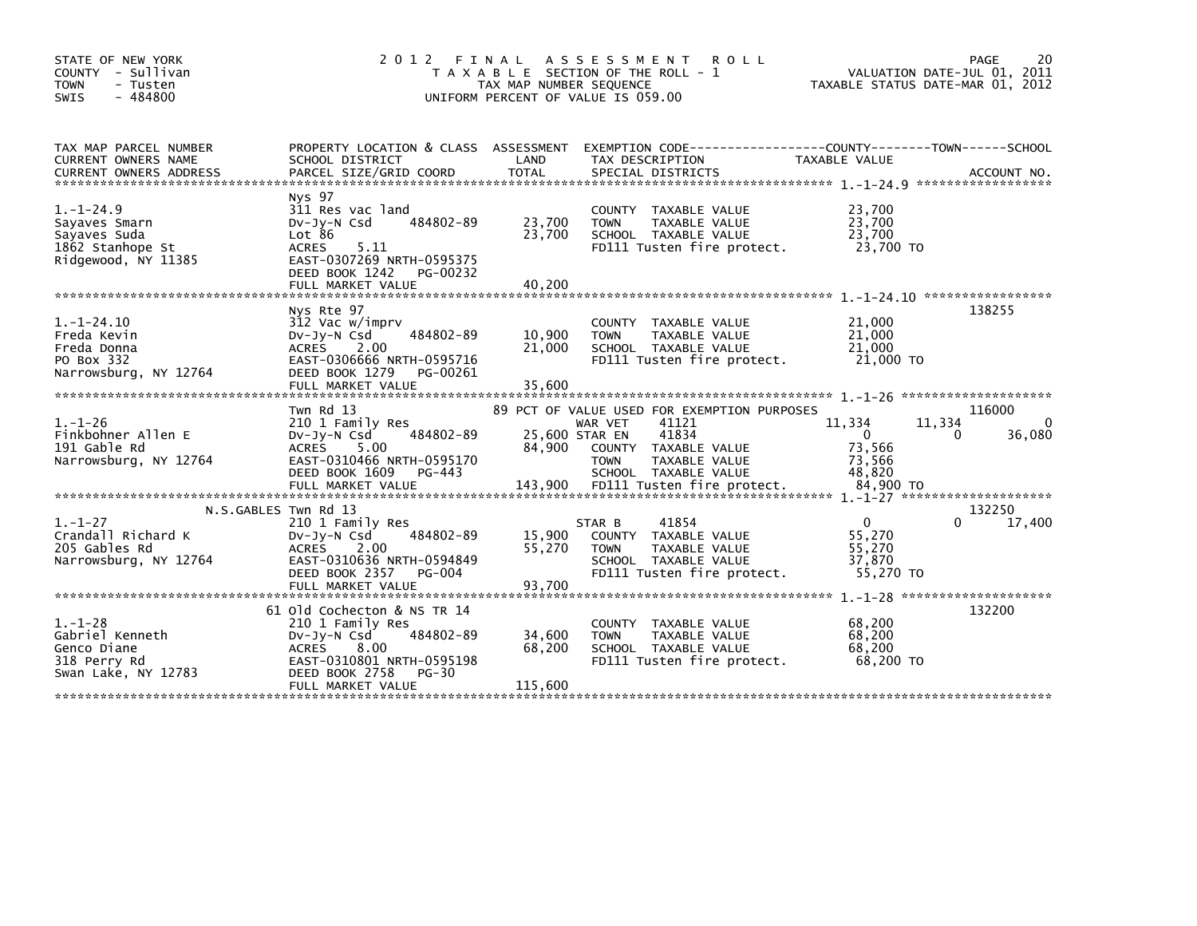STATE OF NEW YORK
COUNTY - Sullivan
TOWN - Tusten
SWIS - 484800

# 2012 FINAL ASSESSMENT ROLL

TAXABLE SECTION OF THE ROLL - 1
TAX MAP NUMBER SEQUENCE
UNIFORM PERCENT OF VALUE IS 059.00

VALUATION DATE-JUL 01, 2011
TAXABLE STATUS DATE-MAR 01, 2012

| TAX MAP PARCEL NUMBER / CURRENT OWNERS NAME / CURRENT OWNERS ADDRESS | PROPERTY LOCATION & CLASS / SCHOOL DISTRICT / PARCEL SIZE/GRID COORD | ASSESSMENT LAND / TOTAL | EXEMPTION CODE / TAX DESCRIPTION / SPECIAL DISTRICTS | COUNTY TAXABLE VALUE | TOWN | SCHOOL | ACCOUNT NO. |
|---|---|---|---|---|---|---|---|
| **1.-1-24.9** | Nys 97 | | | | | | |
| | 311 Res vac land | | COUNTY TAXABLE VALUE | 23,700 | | | |
| Sayaves Smarn | Dv-Jy-N Csd 484802-89 | 23,700 | TOWN TAXABLE VALUE | 23,700 | | | |
| Sayaves Suda | Lot 86 | 23,700 | SCHOOL TAXABLE VALUE | 23,700 | | | |
| 1862 Stanhope St | ACRES 5.11 | | FD111 Tusten fire protect. | 23,700 TO | | | |
| Ridgewood, NY 11385 | EAST-0307269 NRTH-0595375 | | | | | | |
| | DEED BOOK 1242 PG-00232 | | | | | | |
| | FULL MARKET VALUE | 40,200 | | | | | |
| **1.-1-24.10** | Nys Rte 97 | | | | | | 138255 |
| | 312 Vac w/imprv | | COUNTY TAXABLE VALUE | 21,000 | | | |
| Freda Kevin | Dv-Jy-N Csd 484802-89 | 10,900 | TOWN TAXABLE VALUE | 21,000 | | | |
| Freda Donna | ACRES 2.00 | 21,000 | SCHOOL TAXABLE VALUE | 21,000 | | | |
| PO Box 332 | EAST-0306666 NRTH-0595716 | | FD111 Tusten fire protect. | 21,000 TO | | | |
| Narrowsburg, NY 12764 | DEED BOOK 1279 PG-00261 | | | | | | |
| | FULL MARKET VALUE | 35,600 | | | | | |
| **1.-1-26** | Twn Rd 13 | | 89 PCT OF VALUE USED FOR EXEMPTION PURPOSES | | | | 116000 |
| | 210 1 Family Res | | WAR VET 41121 | 11,334 | 11,334 | 0 | |
| Finkbohner Allen E | Dv-Jy-N Csd 484802-89 | 25,600 | STAR EN 41834 | 0 | 0 | 36,080 | |
| 191 Gable Rd | ACRES 5.00 | 84,900 | COUNTY TAXABLE VALUE | 73,566 | | | |
| Narrowsburg, NY 12764 | EAST-0310466 NRTH-0595170 | | TOWN TAXABLE VALUE | 73,566 | | | |
| | DEED BOOK 1609 PG-443 | | SCHOOL TAXABLE VALUE | 48,820 | | | |
| | FULL MARKET VALUE | 143,900 | FD111 Tusten fire protect. | 84,900 TO | | | |
| **1.-1-27** | N.S.GABLES Twn Rd 13 | | | | | | 132250 |
| | 210 1 Family Res | | STAR B 41854 | 0 | 0 | 17,400 | |
| Crandall Richard K | Dv-Jy-N Csd 484802-89 | 15,900 | COUNTY TAXABLE VALUE | 55,270 | | | |
| 205 Gables Rd | ACRES 2.00 | 55,270 | TOWN TAXABLE VALUE | 55,270 | | | |
| Narrowsburg, NY 12764 | EAST-0310636 NRTH-0594849 | | SCHOOL TAXABLE VALUE | 37,870 | | | |
| | DEED BOOK 2357 PG-004 | | FD111 Tusten fire protect. | 55,270 TO | | | |
| | FULL MARKET VALUE | 93,700 | | | | | |
| **1.-1-28** | 61 Old Cochecton & NS TR 14 | | | | | | 132200 |
| | 210 1 Family Res | | COUNTY TAXABLE VALUE | 68,200 | | | |
| Gabriel Kenneth | Dv-Jy-N Csd 484802-89 | 34,600 | TOWN TAXABLE VALUE | 68,200 | | | |
| Genco Diane | ACRES 8.00 | 68,200 | SCHOOL TAXABLE VALUE | 68,200 | | | |
| 318 Perry Rd | EAST-0310801 NRTH-0595198 | | FD111 Tusten fire protect. | 68,200 TO | | | |
| Swan Lake, NY 12783 | DEED BOOK 2758 PG-30 | | | | | | |
| | FULL MARKET VALUE | 115,600 | | | | | |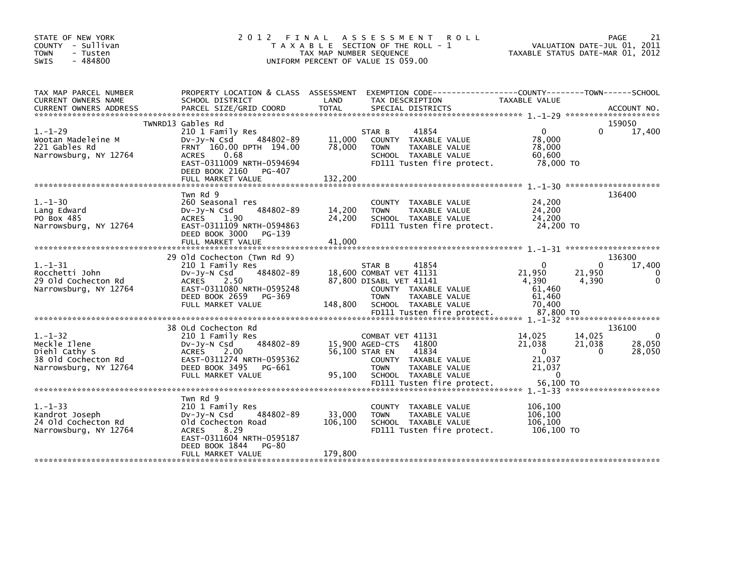STATE OF NEW YORK
COUNTY - Sullivan
TOWN - Tusten
SWIS - 484800

# 2012 FINAL ASSESSMENT ROLL

TAXABLE SECTION OF THE ROLL - 1
TAX MAP NUMBER SEQUENCE
UNIFORM PERCENT OF VALUE IS 059.00

VALUATION DATE-JUL 01, 2011
TAXABLE STATUS DATE-MAR 01, 2012

| TAX MAP PARCEL NUMBER / CURRENT OWNERS NAME / CURRENT OWNERS ADDRESS | PROPERTY LOCATION & CLASS / SCHOOL DISTRICT / PARCEL SIZE/GRID COORD | ASSESSMENT LAND / TOTAL | EXEMPTION CODE / TAX DESCRIPTION / SPECIAL DISTRICTS | COUNTY TAXABLE VALUE | TOWN | SCHOOL | ACCOUNT NO. |
|---|---|---|---|---|---|---|---|
| | TWNRD13 Gables Rd | | | | | | 159050 |
| 1.-1-29 | 210 1 Family Res | | STAR B 41854 | 0 | 0 | 17,400 | |
| Wootan Madeleine M | Dv-Jy-N Csd 484802-89 | 11,000 | COUNTY TAXABLE VALUE | 78,000 | | | |
| 221 Gables Rd | FRNT 160.00 DPTH 194.00 | 78,000 | TOWN TAXABLE VALUE | 78,000 | | | |
| Narrowsburg, NY 12764 | ACRES 0.68 | | SCHOOL TAXABLE VALUE | 60,600 | | | |
| | EAST-0311009 NRTH-0594694 | | FD111 Tusten fire protect. | 78,000 TO | | | |
| | DEED BOOK 2160 PG-407 | | | | | | |
| | FULL MARKET VALUE | 132,200 | | | | | |
| | Twn Rd 9 | | | | | | 136400 |
| 1.-1-30 | 260 Seasonal res | | COUNTY TAXABLE VALUE | 24,200 | | | |
| Lang Edward | Dv-Jy-N Csd 484802-89 | 14,200 | TOWN TAXABLE VALUE | 24,200 | | | |
| PO Box 485 | ACRES 1.90 | 24,200 | SCHOOL TAXABLE VALUE | 24,200 | | | |
| Narrowsburg, NY 12764 | EAST-0311109 NRTH-0594863 | | FD111 Tusten fire protect. | 24,200 TO | | | |
| | DEED BOOK 3000 PG-139 | | | | | | |
| | FULL MARKET VALUE | 41,000 | | | | | |
| | 29 Old Cochecton (Twn Rd 9) | | | | | | 136300 |
| 1.-1-31 | 210 1 Family Res | | STAR B 41854 | 0 | 0 | 17,400 | |
| Rocchetti John | Dv-Jy-N Csd 484802-89 | 18,600 | COMBAT VET 41131 | 21,950 | 21,950 | 0 | |
| 29 Old Cochecton Rd | ACRES 2.50 | 87,800 | DISABL VET 41141 | 4,390 | 4,390 | 0 | |
| Narrowsburg, NY 12764 | EAST-0311080 NRTH-0595248 | | COUNTY TAXABLE VALUE | 61,460 | | | |
| | DEED BOOK 2659 PG-369 | | TOWN TAXABLE VALUE | 61,460 | | | |
| | FULL MARKET VALUE | 148,800 | SCHOOL TAXABLE VALUE | 70,400 | | | |
| | | | FD111 Tusten fire protect. | 87,800 TO | | | |
| | 38 OLd Cochecton Rd | | | | | | 136100 |
| 1.-1-32 | 210 1 Family Res | | COMBAT VET 41131 | 14,025 | 14,025 | 0 | |
| Meckle Ilene | Dv-Jy-N Csd 484802-89 | 15,900 | AGED-CTS 41800 | 21,038 | 21,038 | 28,050 | |
| Diehl Cathy S | ACRES 2.00 | 56,100 | STAR EN 41834 | 0 | 0 | 28,050 | |
| 38 Old Cochecton Rd | EAST-0311274 NRTH-0595362 | | COUNTY TAXABLE VALUE | 21,037 | | | |
| Narrowsburg, NY 12764 | DEED BOOK 3495 PG-661 | | TOWN TAXABLE VALUE | 21,037 | | | |
| | FULL MARKET VALUE | 95,100 | SCHOOL TAXABLE VALUE | 0 | | | |
| | | | FD111 Tusten fire protect. | 56,100 TO | | | |
| | Twn Rd 9 | | | | | | |
| 1.-1-33 | 210 1 Family Res | | COUNTY TAXABLE VALUE | 106,100 | | | |
| Kandrot Joseph | Dv-Jy-N Csd 484802-89 | 33,000 | TOWN TAXABLE VALUE | 106,100 | | | |
| 24 Old Cochecton Rd | Old Cochecton Road | 106,100 | SCHOOL TAXABLE VALUE | 106,100 | | | |
| Narrowsburg, NY 12764 | ACRES 8.29 | | FD111 Tusten fire protect. | 106,100 TO | | | |
| | EAST-0311604 NRTH-0595187 | | | | | | |
| | DEED BOOK 1844 PG-80 | | | | | | |
| | FULL MARKET VALUE | 179,800 | | | | | |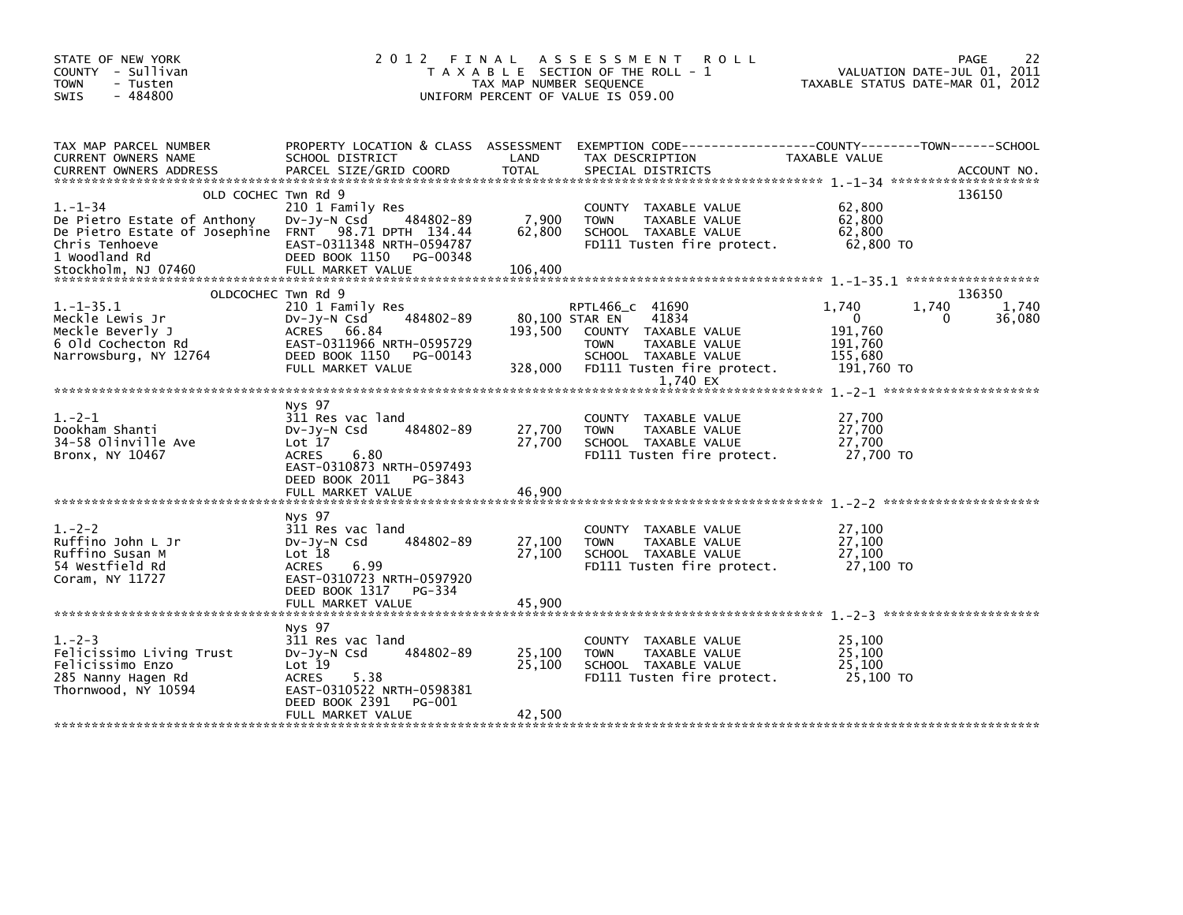STATE OF NEW YORK
COUNTY - Sullivan
TOWN - Tusten
SWIS - 484800

# 2012 FINAL ASSESSMENT ROLL

TAXABLE SECTION OF THE ROLL - 1
TAX MAP NUMBER SEQUENCE
UNIFORM PERCENT OF VALUE IS 059.00

VALUATION DATE-JUL 01, 2011
TAXABLE STATUS DATE-MAR 01, 2012

| TAX MAP PARCEL NUMBER / CURRENT OWNERS NAME / CURRENT OWNERS ADDRESS | PROPERTY LOCATION & CLASS / SCHOOL DISTRICT / PARCEL SIZE/GRID COORD | ASSESSMENT LAND / TOTAL | EXEMPTION CODE / TAX DESCRIPTION / SPECIAL DISTRICTS | COUNTY TAXABLE VALUE | TOWN | SCHOOL | ACCOUNT NO. |
|---|---|---|---|---|---|---|---|
| **1.-1-34** | OLD COCHEC Twn Rd 9 | | | | | | 136150 |
| 1.-1-34 | 210 1 Family Res | | COUNTY TAXABLE VALUE | 62,800 | | | |
| De Pietro Estate of Anthony | Dv-Jy-N Csd 484802-89 | 7,900 | TOWN TAXABLE VALUE | 62,800 | | | |
| De Pietro Estate of Josephine | FRNT 98.71 DPTH 134.44 | 62,800 | SCHOOL TAXABLE VALUE | 62,800 | | | |
| Chris Tenhoeve | EAST-0311348 NRTH-0594787 | | FD111 Tusten fire protect. | 62,800 TO | | | |
| 1 Woodland Rd | DEED BOOK 1150 PG-00348 | | | | | | |
| Stockholm, NJ 07460 | FULL MARKET VALUE | 106,400 | | | | | |
| **1.-1-35.1** | OLDCOCHEC Twn Rd 9 | | | | | | 136350 |
| 1.-1-35.1 | 210 1 Family Res | | RPTL466_c 41690 | 1,740 | 1,740 | 1,740 | |
| Meckle Lewis Jr | Dv-Jy-N Csd 484802-89 | 80,100 | STAR EN 41834 | 0 | 0 | 36,080 | |
| Meckle Beverly J | ACRES 66.84 | 193,500 | COUNTY TAXABLE VALUE | 191,760 | | | |
| 6 Old Cochecton Rd | EAST-0311966 NRTH-0595729 | | TOWN TAXABLE VALUE | 191,760 | | | |
| Narrowsburg, NY 12764 | DEED BOOK 1150 PG-00143 | | SCHOOL TAXABLE VALUE | 155,680 | | | |
| | FULL MARKET VALUE | 328,000 | FD111 Tusten fire protect. | 191,760 TO | | | |
| | | | 1,740 EX | | | | |
| **1.-2-1** | Nys 97 | | | | | | |
| 1.-2-1 | 311 Res vac land | | COUNTY TAXABLE VALUE | 27,700 | | | |
| Dookham Shanti | Dv-Jy-N Csd 484802-89 | 27,700 | TOWN TAXABLE VALUE | 27,700 | | | |
| 34-58 Olinville Ave | Lot 17 | 27,700 | SCHOOL TAXABLE VALUE | 27,700 | | | |
| Bronx, NY 10467 | ACRES 6.80 | | FD111 Tusten fire protect. | 27,700 TO | | | |
| | EAST-0310873 NRTH-0597493 | | | | | | |
| | DEED BOOK 2011 PG-3843 | | | | | | |
| | FULL MARKET VALUE | 46,900 | | | | | |
| **1.-2-2** | Nys 97 | | | | | | |
| 1.-2-2 | 311 Res vac land | | COUNTY TAXABLE VALUE | 27,100 | | | |
| Ruffino John L Jr | Dv-Jy-N Csd 484802-89 | 27,100 | TOWN TAXABLE VALUE | 27,100 | | | |
| Ruffino Susan M | Lot 18 | 27,100 | SCHOOL TAXABLE VALUE | 27,100 | | | |
| 54 Westfield Rd | ACRES 6.99 | | FD111 Tusten fire protect. | 27,100 TO | | | |
| Coram, NY 11727 | EAST-0310723 NRTH-0597920 | | | | | | |
| | DEED BOOK 1317 PG-334 | | | | | | |
| | FULL MARKET VALUE | 45,900 | | | | | |
| **1.-2-3** | Nys 97 | | | | | | |
| 1.-2-3 | 311 Res vac land | | COUNTY TAXABLE VALUE | 25,100 | | | |
| Felicissimo Living Trust | Dv-Jy-N Csd 484802-89 | 25,100 | TOWN TAXABLE VALUE | 25,100 | | | |
| Felicissimo Enzo | Lot 19 | 25,100 | SCHOOL TAXABLE VALUE | 25,100 | | | |
| 285 Nanny Hagen Rd | ACRES 5.38 | | FD111 Tusten fire protect. | 25,100 TO | | | |
| Thornwood, NY 10594 | EAST-0310522 NRTH-0598381 | | | | | | |
| | DEED BOOK 2391 PG-001 | | | | | | |
| | FULL MARKET VALUE | 42,500 | | | | | |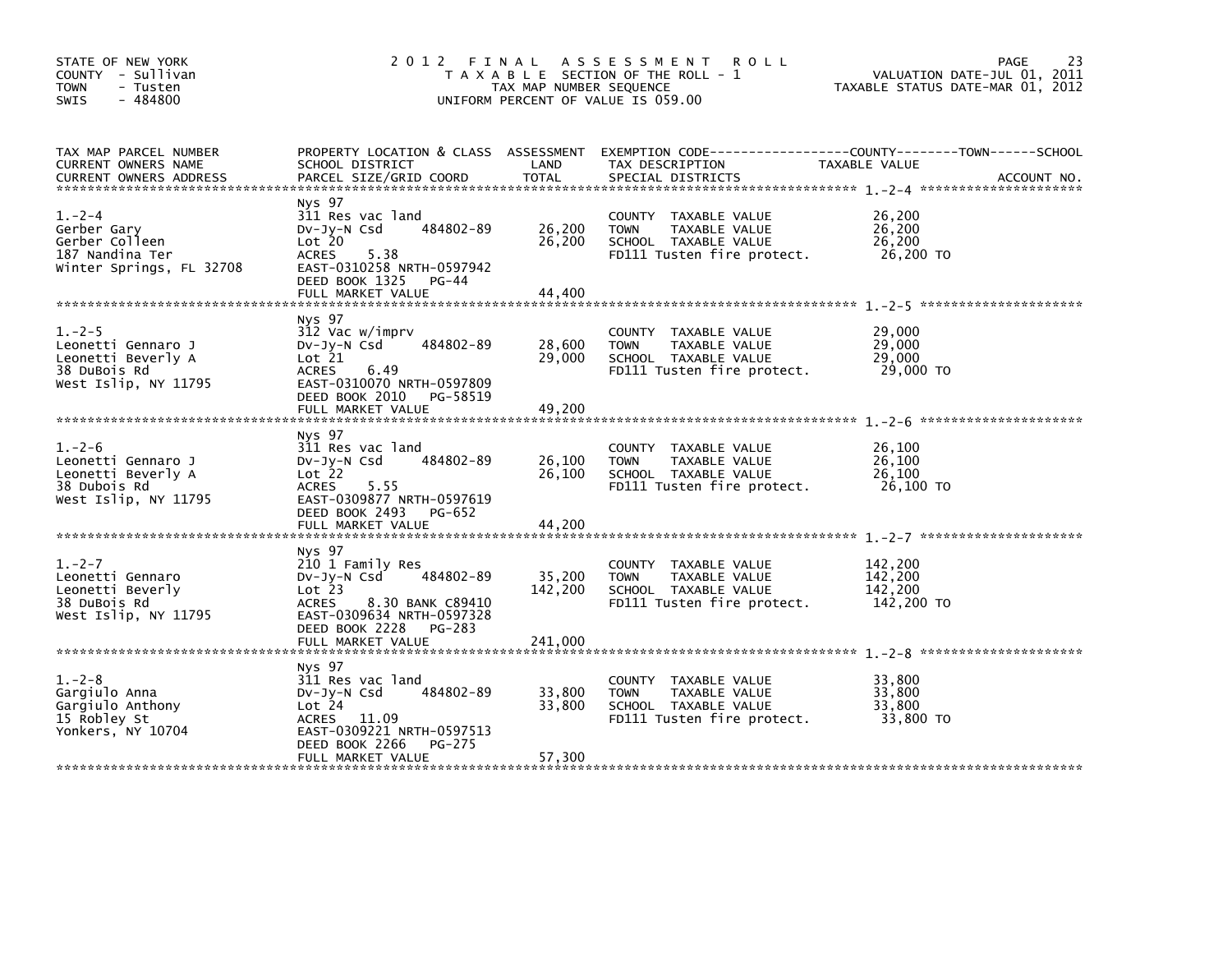STATE OF NEW YORK
COUNTY - Sullivan
TOWN - Tusten
SWIS - 484800

# 2012 FINAL ASSESSMENT ROLL

TAXABLE SECTION OF THE ROLL - 1
TAX MAP NUMBER SEQUENCE
UNIFORM PERCENT OF VALUE IS 059.00

VALUATION DATE-JUL 01, 2011
TAXABLE STATUS DATE-MAR 01, 2012

| TAX MAP PARCEL NUMBER / CURRENT OWNERS NAME / CURRENT OWNERS ADDRESS | PROPERTY LOCATION & CLASS / SCHOOL DISTRICT / PARCEL SIZE/GRID COORD | ASSESSMENT LAND | ASSESSMENT TOTAL | EXEMPTION CODE / TAX DESCRIPTION / SPECIAL DISTRICTS | TAXABLE VALUE (COUNTY / TOWN / SCHOOL) | ACCOUNT NO. |
|---|---|---|---|---|---|---|
| **1.-2-4** | Nys 97 | | | | | |
| | 311 Res vac land | | | COUNTY TAXABLE VALUE | 26,200 | |
| Gerber Gary | Dv-Jy-N Csd 484802-89 | 26,200 | | TOWN TAXABLE VALUE | 26,200 | |
| Gerber Colleen | Lot 20 | | 26,200 | SCHOOL TAXABLE VALUE | 26,200 | |
| 187 Nandina Ter | ACRES 5.38 | | | FD111 Tusten fire protect. | 26,200 TO | |
| Winter Springs, FL 32708 | EAST-0310258 NRTH-0597942 | | | | | |
| | DEED BOOK 1325 PG-44 | | | | | |
| | FULL MARKET VALUE | | 44,400 | | | |
| **1.-2-5** | Nys 97 | | | | | |
| | 312 Vac w/imprv | | | COUNTY TAXABLE VALUE | 29,000 | |
| Leonetti Gennaro J | Dv-Jy-N Csd 484802-89 | 28,600 | | TOWN TAXABLE VALUE | 29,000 | |
| Leonetti Beverly A | Lot 21 | | 29,000 | SCHOOL TAXABLE VALUE | 29,000 | |
| 38 DuBois Rd | ACRES 6.49 | | | FD111 Tusten fire protect. | 29,000 TO | |
| West Islip, NY 11795 | EAST-0310070 NRTH-0597809 | | | | | |
| | DEED BOOK 2010 PG-58519 | | | | | |
| | FULL MARKET VALUE | | 49,200 | | | |
| **1.-2-6** | Nys 97 | | | | | |
| | 311 Res vac land | | | COUNTY TAXABLE VALUE | 26,100 | |
| Leonetti Gennaro J | Dv-Jy-N Csd 484802-89 | 26,100 | | TOWN TAXABLE VALUE | 26,100 | |
| Leonetti Beverly A | Lot 22 | | 26,100 | SCHOOL TAXABLE VALUE | 26,100 | |
| 38 Dubois Rd | ACRES 5.55 | | | FD111 Tusten fire protect. | 26,100 TO | |
| West Islip, NY 11795 | EAST-0309877 NRTH-0597619 | | | | | |
| | DEED BOOK 2493 PG-652 | | | | | |
| | FULL MARKET VALUE | | 44,200 | | | |
| **1.-2-7** | Nys 97 | | | | | |
| | 210 1 Family Res | | | COUNTY TAXABLE VALUE | 142,200 | |
| Leonetti Gennaro | Dv-Jy-N Csd 484802-89 | 35,200 | | TOWN TAXABLE VALUE | 142,200 | |
| Leonetti Beverly | Lot 23 | | 142,200 | SCHOOL TAXABLE VALUE | 142,200 | |
| 38 DuBois Rd | ACRES 8.30 BANK C89410 | | | FD111 Tusten fire protect. | 142,200 TO | |
| West Islip, NY 11795 | EAST-0309634 NRTH-0597328 | | | | | |
| | DEED BOOK 2228 PG-283 | | | | | |
| | FULL MARKET VALUE | | 241,000 | | | |
| **1.-2-8** | Nys 97 | | | | | |
| | 311 Res vac land | | | COUNTY TAXABLE VALUE | 33,800 | |
| Gargiulo Anna | Dv-Jy-N Csd 484802-89 | 33,800 | | TOWN TAXABLE VALUE | 33,800 | |
| Gargiulo Anthony | Lot 24 | | 33,800 | SCHOOL TAXABLE VALUE | 33,800 | |
| 15 Robley St | ACRES 11.09 | | | FD111 Tusten fire protect. | 33,800 TO | |
| Yonkers, NY 10704 | EAST-0309221 NRTH-0597513 | | | | | |
| | DEED BOOK 2266 PG-275 | | | | | |
| | FULL MARKET VALUE | | 57,300 | | | |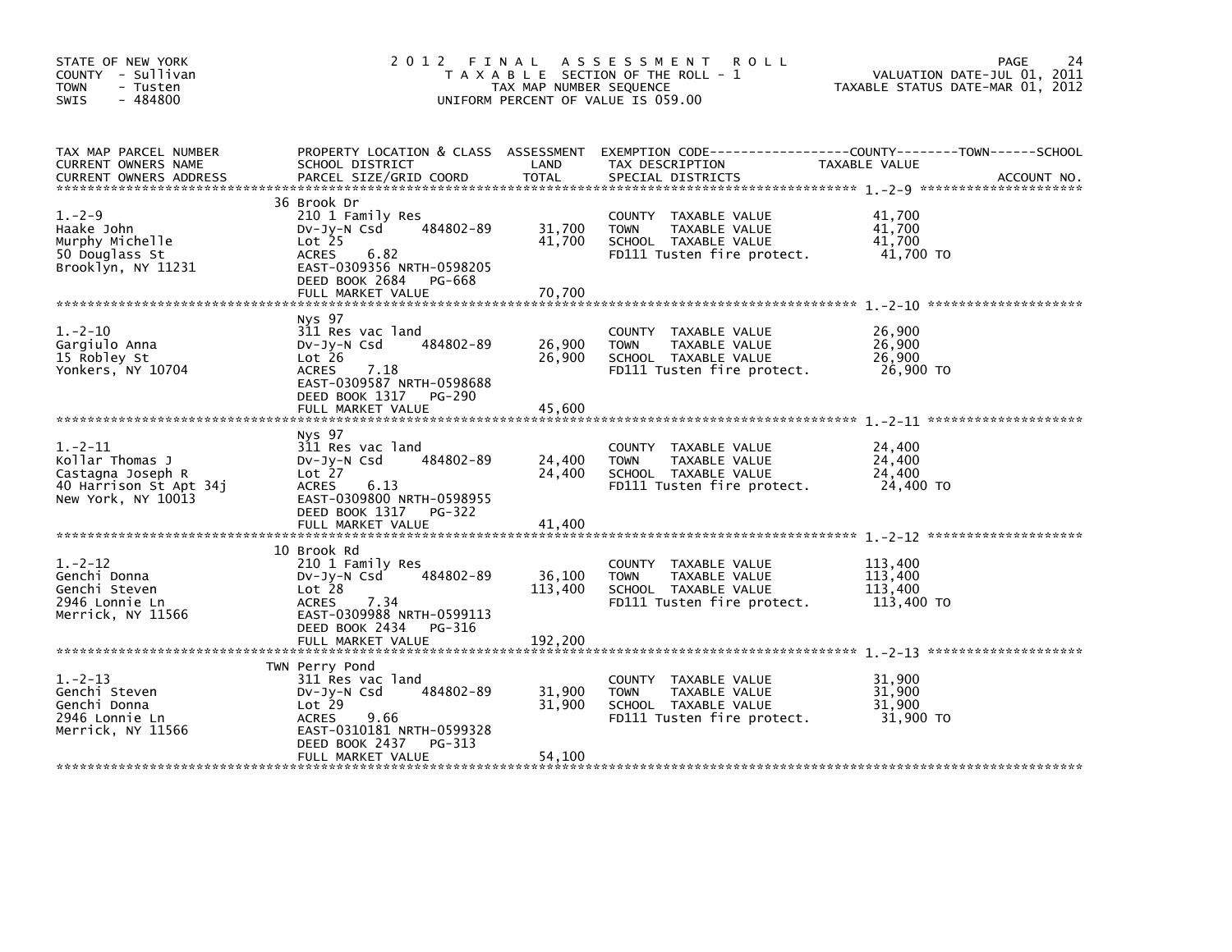STATE OF NEW YORK
COUNTY - Sullivan
TOWN - Tusten
SWIS - 484800

# 2012 FINAL ASSESSMENT ROLL

TAXABLE SECTION OF THE ROLL - 1
TAX MAP NUMBER SEQUENCE
UNIFORM PERCENT OF VALUE IS 059.00

VALUATION DATE-JUL 01, 2011
TAXABLE STATUS DATE-MAR 01, 2012

| TAX MAP PARCEL NUMBER / CURRENT OWNERS NAME / CURRENT OWNERS ADDRESS | PROPERTY LOCATION & CLASS / SCHOOL DISTRICT / PARCEL SIZE/GRID COORD | ASSESSMENT LAND | TOTAL | EXEMPTION CODE / TAX DESCRIPTION / SPECIAL DISTRICTS | TAXABLE VALUE (COUNTY--------TOWN------SCHOOL) | ACCOUNT NO. |
|---|---|---|---|---|---|---|
| 1.-2-9 | 36 Brook Dr | | | | | |
| | 210 1 Family Res | | | COUNTY TAXABLE VALUE | 41,700 | |
| Haake John | Dv-Jy-N Csd 484802-89 | 31,700 | | TOWN TAXABLE VALUE | 41,700 | |
| Murphy Michelle | Lot 25 | | 41,700 | SCHOOL TAXABLE VALUE | 41,700 | |
| 50 Douglass St | ACRES 6.82 | | | FD111 Tusten fire protect. | 41,700 TO | |
| Brooklyn, NY 11231 | EAST-0309356 NRTH-0598205 | | | | | |
| | DEED BOOK 2684 PG-668 | | | | | |
| | FULL MARKET VALUE | | 70,700 | | | |
| 1.-2-10 | Nys 97 | | | | | |
| | 311 Res vac land | | | COUNTY TAXABLE VALUE | 26,900 | |
| Gargiulo Anna | Dv-Jy-N Csd 484802-89 | 26,900 | | TOWN TAXABLE VALUE | 26,900 | |
| 15 Robley St | Lot 26 | | 26,900 | SCHOOL TAXABLE VALUE | 26,900 | |
| Yonkers, NY 10704 | ACRES 7.18 | | | FD111 Tusten fire protect. | 26,900 TO | |
| | EAST-0309587 NRTH-0598688 | | | | | |
| | DEED BOOK 1317 PG-290 | | | | | |
| | FULL MARKET VALUE | | 45,600 | | | |
| 1.-2-11 | Nys 97 | | | | | |
| | 311 Res vac land | | | COUNTY TAXABLE VALUE | 24,400 | |
| Kollar Thomas J | Dv-Jy-N Csd 484802-89 | 24,400 | | TOWN TAXABLE VALUE | 24,400 | |
| Castagna Joseph R | Lot 27 | | 24,400 | SCHOOL TAXABLE VALUE | 24,400 | |
| 40 Harrison St Apt 34j | ACRES 6.13 | | | FD111 Tusten fire protect. | 24,400 TO | |
| New York, NY 10013 | EAST-0309800 NRTH-0598955 | | | | | |
| | DEED BOOK 1317 PG-322 | | | | | |
| | FULL MARKET VALUE | | 41,400 | | | |
| 1.-2-12 | 10 Brook Rd | | | | | |
| | 210 1 Family Res | | | COUNTY TAXABLE VALUE | 113,400 | |
| Genchi Donna | Dv-Jy-N Csd 484802-89 | 36,100 | | TOWN TAXABLE VALUE | 113,400 | |
| Genchi Steven | Lot 28 | | 113,400 | SCHOOL TAXABLE VALUE | 113,400 | |
| 2946 Lonnie Ln | ACRES 7.34 | | | FD111 Tusten fire protect. | 113,400 TO | |
| Merrick, NY 11566 | EAST-0309988 NRTH-0599113 | | | | | |
| | DEED BOOK 2434 PG-316 | | | | | |
| | FULL MARKET VALUE | | 192,200 | | | |
| 1.-2-13 | TWN Perry Pond | | | | | |
| | 311 Res vac land | | | COUNTY TAXABLE VALUE | 31,900 | |
| Genchi Steven | Dv-Jy-N Csd 484802-89 | 31,900 | | TOWN TAXABLE VALUE | 31,900 | |
| Genchi Donna | Lot 29 | | 31,900 | SCHOOL TAXABLE VALUE | 31,900 | |
| 2946 Lonnie Ln | ACRES 9.66 | | | FD111 Tusten fire protect. | 31,900 TO | |
| Merrick, NY 11566 | EAST-0310181 NRTH-0599328 | | | | | |
| | DEED BOOK 2437 PG-313 | | | | | |
| | FULL MARKET VALUE | | 54,100 | | | |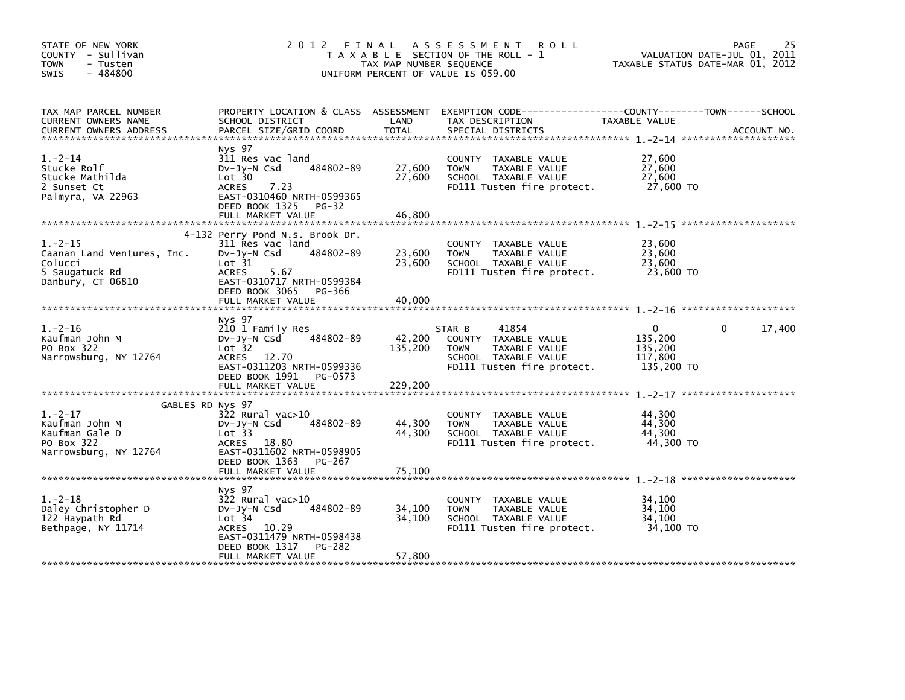STATE OF NEW YORK
COUNTY - Sullivan
TOWN - Tusten
SWIS - 484800

# 2012 FINAL ASSESSMENT ROLL

TAXABLE SECTION OF THE ROLL - 1
TAX MAP NUMBER SEQUENCE
UNIFORM PERCENT OF VALUE IS 059.00

VALUATION DATE-JUL 01, 2011
TAXABLE STATUS DATE-MAR 01, 2012

| TAX MAP PARCEL NUMBER / CURRENT OWNERS NAME / CURRENT OWNERS ADDRESS | PROPERTY LOCATION & CLASS / SCHOOL DISTRICT / PARCEL SIZE/GRID COORD | ASSESSMENT LAND | TOTAL | EXEMPTION CODE / TAX DESCRIPTION / SPECIAL DISTRICTS | COUNTY TAXABLE VALUE | TOWN | SCHOOL / ACCOUNT NO. |
|---|---|---|---|---|---|---|---|
| **1.-2-14** | Nys 97 | | | | | | |
| 1.-2-14 | 311 Res vac land | | | COUNTY TAXABLE VALUE | 27,600 | | |
| Stucke Rolf | Dv-Jy-N Csd 484802-89 | 27,600 | | TOWN TAXABLE VALUE | 27,600 | | |
| Stucke Mathilda | Lot 30 | | 27,600 | SCHOOL TAXABLE VALUE | 27,600 | | |
| 2 Sunset Ct | ACRES 7.23 | | | FD111 Tusten fire protect. | 27,600 TO | | |
| Palmyra, VA 22963 | EAST-0310460 NRTH-0599365 | | | | | | |
| | DEED BOOK 1325 PG-32 | | | | | | |
| | FULL MARKET VALUE | | 46,800 | | | | |
| **1.-2-15** | 4-132 Perry Pond N.s. Brook Dr. | | | | | | |
| 1.-2-15 | 311 Res vac land | | | COUNTY TAXABLE VALUE | 23,600 | | |
| Caanan Land Ventures, Inc. | Dv-Jy-N Csd 484802-89 | 23,600 | | TOWN TAXABLE VALUE | 23,600 | | |
| Colucci | Lot 31 | | 23,600 | SCHOOL TAXABLE VALUE | 23,600 | | |
| 5 Saugatuck Rd | ACRES 5.67 | | | FD111 Tusten fire protect. | 23,600 TO | | |
| Danbury, CT 06810 | EAST-0310717 NRTH-0599384 | | | | | | |
| | DEED BOOK 3065 PG-366 | | | | | | |
| | FULL MARKET VALUE | | 40,000 | | | | |
| **1.-2-16** | Nys 97 | | | | | | |
| 1.-2-16 | 210 1 Family Res | | | STAR B 41854 | 0 | 0 | 17,400 |
| Kaufman John M | Dv-Jy-N Csd 484802-89 | 42,200 | | COUNTY TAXABLE VALUE | 135,200 | | |
| PO Box 322 | Lot 32 | | 135,200 | TOWN TAXABLE VALUE | 135,200 | | |
| Narrowsburg, NY 12764 | ACRES 12.70 | | | SCHOOL TAXABLE VALUE | 117,800 | | |
| | EAST-0311203 NRTH-0599336 | | | FD111 Tusten fire protect. | 135,200 TO | | |
| | DEED BOOK 1991 PG-0573 | | | | | | |
| | FULL MARKET VALUE | | 229,200 | | | | |
| **1.-2-17** | GABLES RD Nys 97 | | | | | | |
| 1.-2-17 | 322 Rural vac>10 | | | COUNTY TAXABLE VALUE | 44,300 | | |
| Kaufman John M | Dv-Jy-N Csd 484802-89 | 44,300 | | TOWN TAXABLE VALUE | 44,300 | | |
| Kaufman Gale D | Lot 33 | | 44,300 | SCHOOL TAXABLE VALUE | 44,300 | | |
| PO Box 322 | ACRES 18.80 | | | FD111 Tusten fire protect. | 44,300 TO | | |
| Narrowsburg, NY 12764 | EAST-0311602 NRTH-0598905 | | | | | | |
| | DEED BOOK 1363 PG-267 | | | | | | |
| | FULL MARKET VALUE | | 75,100 | | | | |
| **1.-2-18** | Nys 97 | | | | | | |
| 1.-2-18 | 322 Rural vac>10 | | | COUNTY TAXABLE VALUE | 34,100 | | |
| Daley Christopher D | Dv-Jy-N Csd 484802-89 | 34,100 | | TOWN TAXABLE VALUE | 34,100 | | |
| 122 Haypath Rd | Lot 34 | | 34,100 | SCHOOL TAXABLE VALUE | 34,100 | | |
| Bethpage, NY 11714 | ACRES 10.29 | | | FD111 Tusten fire protect. | 34,100 TO | | |
| | EAST-0311479 NRTH-0598438 | | | | | | |
| | DEED BOOK 1317 PG-282 | | | | | | |
| | FULL MARKET VALUE | | 57,800 | | | | |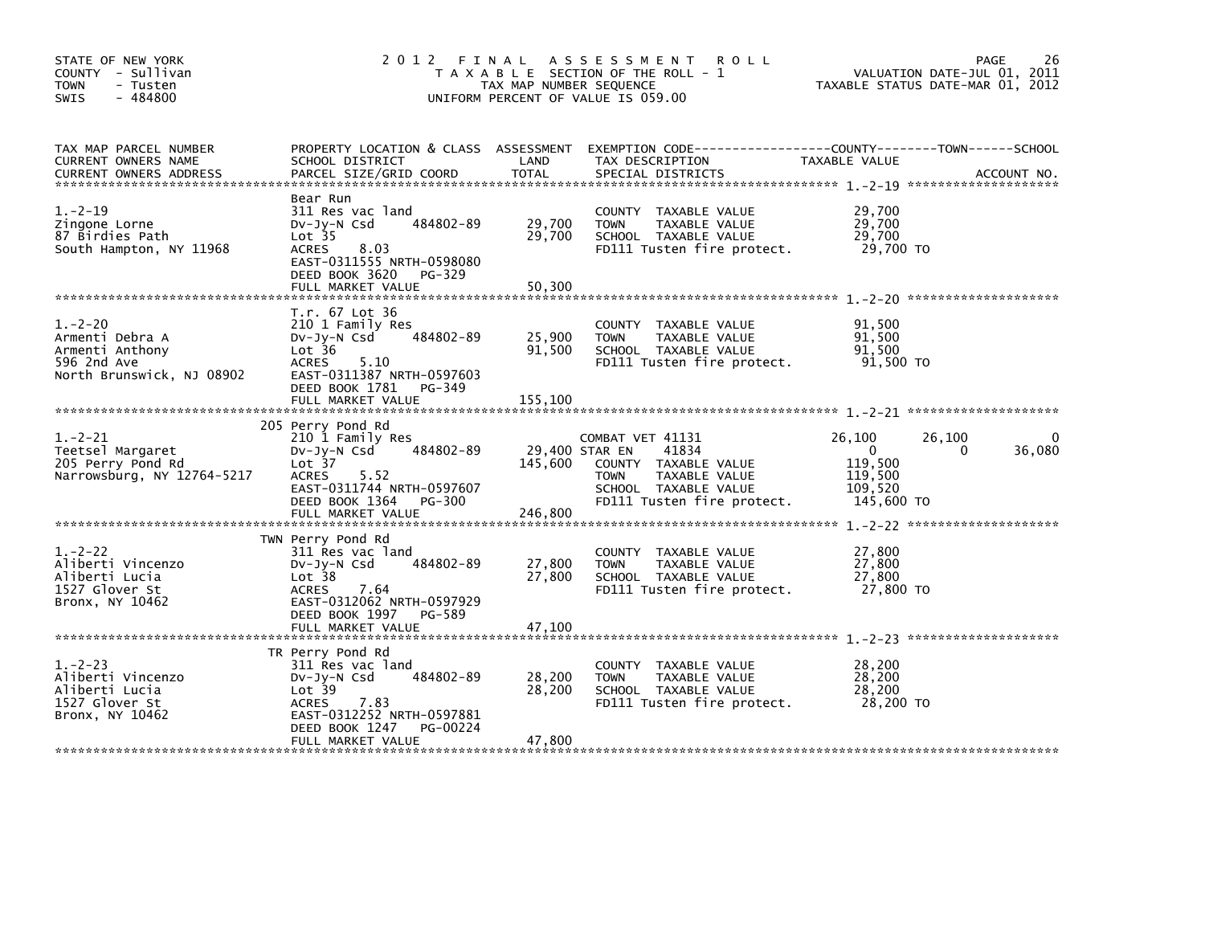STATE OF NEW YORK
COUNTY - Sullivan
TOWN - Tusten
SWIS - 484800

# 2012 FINAL ASSESSMENT ROLL

TAXABLE SECTION OF THE ROLL - 1
TAX MAP NUMBER SEQUENCE
UNIFORM PERCENT OF VALUE IS 059.00

VALUATION DATE-JUL 01, 2011
TAXABLE STATUS DATE-MAR 01, 2012

| TAX MAP PARCEL NUMBER / CURRENT OWNERS NAME / CURRENT OWNERS ADDRESS | PROPERTY LOCATION & CLASS / SCHOOL DISTRICT / PARCEL SIZE/GRID COORD | ASSESSMENT LAND | TOTAL | EXEMPTION CODE / TAX DESCRIPTION / SPECIAL DISTRICTS | COUNTY TAXABLE VALUE | TOWN | SCHOOL |
|---|---|---|---|---|---|---|---|
| **1.-2-19** | Bear Run | | | | | | |
| Zingone Lorne | 311 Res vac land | | | COUNTY TAXABLE VALUE | 29,700 | | |
| 87 Birdies Path | Dv-Jy-N Csd 484802-89 | 29,700 | | TOWN TAXABLE VALUE | 29,700 | | |
| South Hampton, NY 11968 | Lot 35 | | 29,700 | SCHOOL TAXABLE VALUE | 29,700 | | |
| | ACRES 8.03 | | | FD111 Tusten fire protect. | 29,700 TO | | |
| | EAST-0311555 NRTH-0598080 | | | | | | |
| | DEED BOOK 3620 PG-329 | | | | | | |
| | FULL MARKET VALUE | | 50,300 | | | | |
| **1.-2-20** | T.r. 67 Lot 36 | | | | | | |
| Armenti Debra A | 210 1 Family Res | | | COUNTY TAXABLE VALUE | 91,500 | | |
| Armenti Anthony | Dv-Jy-N Csd 484802-89 | 25,900 | | TOWN TAXABLE VALUE | 91,500 | | |
| 596 2nd Ave | Lot 36 | | 91,500 | SCHOOL TAXABLE VALUE | 91,500 | | |
| North Brunswick, NJ 08902 | ACRES 5.10 | | | FD111 Tusten fire protect. | 91,500 TO | | |
| | EAST-0311387 NRTH-0597603 | | | | | | |
| | DEED BOOK 1781 PG-349 | | | | | | |
| | FULL MARKET VALUE | | 155,100 | | | | |
| **1.-2-21** | 205 Perry Pond Rd | | | | | | |
| Teetsel Margaret | 210 1 Family Res | | | COMBAT VET 41131 | 26,100 | 26,100 | 0 |
| 205 Perry Pond Rd | Dv-Jy-N Csd 484802-89 | 29,400 | | STAR EN 41834 | 0 | 0 | 36,080 |
| Narrowsburg, NY 12764-5217 | Lot 37 | | 145,600 | COUNTY TAXABLE VALUE | 119,500 | | |
| | ACRES 5.52 | | | TOWN TAXABLE VALUE | 119,500 | | |
| | EAST-0311744 NRTH-0597607 | | | SCHOOL TAXABLE VALUE | 109,520 | | |
| | DEED BOOK 1364 PG-300 | | | FD111 Tusten fire protect. | 145,600 TO | | |
| | FULL MARKET VALUE | | 246,800 | | | | |
| **1.-2-22** | TWN Perry Pond Rd | | | | | | |
| Aliberti Vincenzo | 311 Res vac land | | | COUNTY TAXABLE VALUE | 27,800 | | |
| Aliberti Lucia | Dv-Jy-N Csd 484802-89 | 27,800 | | TOWN TAXABLE VALUE | 27,800 | | |
| 1527 Glover St | Lot 38 | | 27,800 | SCHOOL TAXABLE VALUE | 27,800 | | |
| Bronx, NY 10462 | ACRES 7.64 | | | FD111 Tusten fire protect. | 27,800 TO | | |
| | EAST-0312062 NRTH-0597929 | | | | | | |
| | DEED BOOK 1997 PG-589 | | | | | | |
| | FULL MARKET VALUE | | 47,100 | | | | |
| **1.-2-23** | TR Perry Pond Rd | | | | | | |
| Aliberti Vincenzo | 311 Res vac land | | | COUNTY TAXABLE VALUE | 28,200 | | |
| Aliberti Lucia | Dv-Jy-N Csd 484802-89 | 28,200 | | TOWN TAXABLE VALUE | 28,200 | | |
| 1527 Glover St | Lot 39 | | 28,200 | SCHOOL TAXABLE VALUE | 28,200 | | |
| Bronx, NY 10462 | ACRES 7.83 | | | FD111 Tusten fire protect. | 28,200 TO | | |
| | EAST-0312252 NRTH-0597881 | | | | | | |
| | DEED BOOK 1247 PG-00224 | | | | | | |
| | FULL MARKET VALUE | | 47,800 | | | | |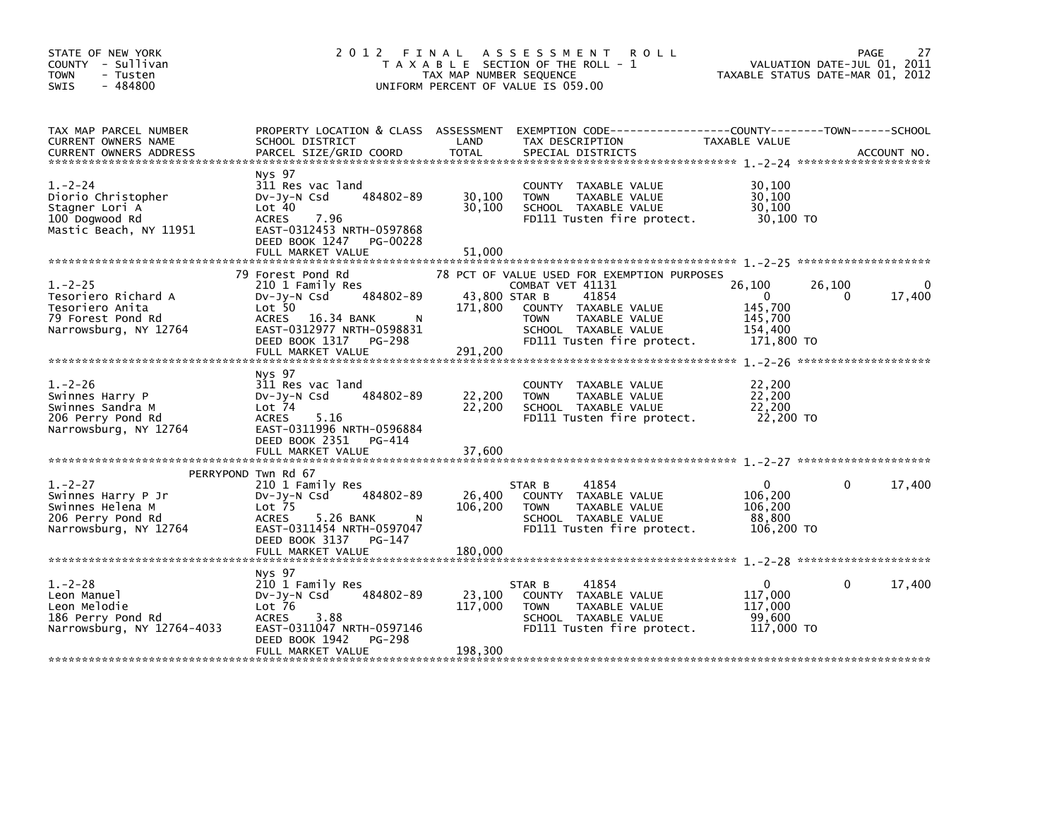STATE OF NEW YORK
COUNTY - Sullivan
TOWN - Tusten
SWIS - 484800

# 2012 FINAL ASSESSMENT ROLL

TAXABLE SECTION OF THE ROLL - 1
TAX MAP NUMBER SEQUENCE
UNIFORM PERCENT OF VALUE IS 059.00

VALUATION DATE-JUL 01, 2011
TAXABLE STATUS DATE-MAR 01, 2012

| TAX MAP PARCEL NUMBER / CURRENT OWNERS NAME / CURRENT OWNERS ADDRESS | PROPERTY LOCATION & CLASS / SCHOOL DISTRICT / PARCEL SIZE/GRID COORD | ASSESSMENT LAND | ASSESSMENT TOTAL | EXEMPTION CODE / TAX DESCRIPTION / SPECIAL DISTRICTS | COUNTY TAXABLE VALUE | TOWN | SCHOOL |
|---|---|---|---|---|---|---|---|
| **1.-2-24** | Nys 97 | | | | | | |
| 1.-2-24 | 311 Res vac land | | | COUNTY TAXABLE VALUE | 30,100 | | |
| Diorio Christopher | Dv-Jy-N Csd 484802-89 | 30,100 | | TOWN TAXABLE VALUE | 30,100 | | |
| Stagner Lori A | Lot 40 | | 30,100 | SCHOOL TAXABLE VALUE | 30,100 | | |
| 100 Dogwood Rd | ACRES 7.96 | | | FD111 Tusten fire protect. | 30,100 TO | | |
| Mastic Beach, NY 11951 | EAST-0312453 NRTH-0597868 | | | | | | |
| | DEED BOOK 1247 PG-00228 | | | | | | |
| | FULL MARKET VALUE | | 51,000 | | | | |
| **1.-2-25** | 79 Forest Pond Rd | | | 78 PCT OF VALUE USED FOR EXEMPTION PURPOSES | | | |
| 1.-2-25 | 210 1 Family Res | | | COMBAT VET 41131 | 26,100 | 26,100 | 0 |
| Tesoriero Richard A | Dv-Jy-N Csd 484802-89 | 43,800 | | STAR B 41854 | 0 | 0 | 17,400 |
| Tesoriero Anita | Lot 50 | | 171,800 | COUNTY TAXABLE VALUE | 145,700 | | |
| 79 Forest Pond Rd | ACRES 16.34 BANK N | | | TOWN TAXABLE VALUE | 145,700 | | |
| Narrowsburg, NY 12764 | EAST-0312977 NRTH-0598831 | | | SCHOOL TAXABLE VALUE | 154,400 | | |
| | DEED BOOK 1317 PG-298 | | | FD111 Tusten fire protect. | 171,800 TO | | |
| | FULL MARKET VALUE | | 291,200 | | | | |
| **1.-2-26** | Nys 97 | | | | | | |
| 1.-2-26 | 311 Res vac land | | | COUNTY TAXABLE VALUE | 22,200 | | |
| Swinnes Harry P | Dv-Jy-N Csd 484802-89 | 22,200 | | TOWN TAXABLE VALUE | 22,200 | | |
| Swinnes Sandra M | Lot 74 | | 22,200 | SCHOOL TAXABLE VALUE | 22,200 | | |
| 206 Perry Pond Rd | ACRES 5.16 | | | FD111 Tusten fire protect. | 22,200 TO | | |
| Narrowsburg, NY 12764 | EAST-0311996 NRTH-0596884 | | | | | | |
| | DEED BOOK 2351 PG-414 | | | | | | |
| | FULL MARKET VALUE | | 37,600 | | | | |
| **1.-2-27** | PERRYPOND Twn Rd 67 | | | | | | |
| 1.-2-27 | 210 1 Family Res | | | STAR B 41854 | 0 | 0 | 17,400 |
| Swinnes Harry P Jr | Dv-Jy-N Csd 484802-89 | 26,400 | | COUNTY TAXABLE VALUE | 106,200 | | |
| Swinnes Helena M | Lot 75 | | 106,200 | TOWN TAXABLE VALUE | 106,200 | | |
| 206 Perry Pond Rd | ACRES 5.26 BANK N | | | SCHOOL TAXABLE VALUE | 88,800 | | |
| Narrowsburg, NY 12764 | EAST-0311454 NRTH-0597047 | | | FD111 Tusten fire protect. | 106,200 TO | | |
| | DEED BOOK 3137 PG-147 | | | | | | |
| | FULL MARKET VALUE | | 180,000 | | | | |
| **1.-2-28** | Nys 97 | | | | | | |
| 1.-2-28 | 210 1 Family Res | | | STAR B 41854 | 0 | 0 | 17,400 |
| Leon Manuel | Dv-Jy-N Csd 484802-89 | 23,100 | | COUNTY TAXABLE VALUE | 117,000 | | |
| Leon Melodie | Lot 76 | | 117,000 | TOWN TAXABLE VALUE | 117,000 | | |
| 186 Perry Pond Rd | ACRES 3.88 | | | SCHOOL TAXABLE VALUE | 99,600 | | |
| Narrowsburg, NY 12764-4033 | EAST-0311047 NRTH-0597146 | | | FD111 Tusten fire protect. | 117,000 TO | | |
| | DEED BOOK 1942 PG-298 | | | | | | |
| | FULL MARKET VALUE | | 198,300 | | | | |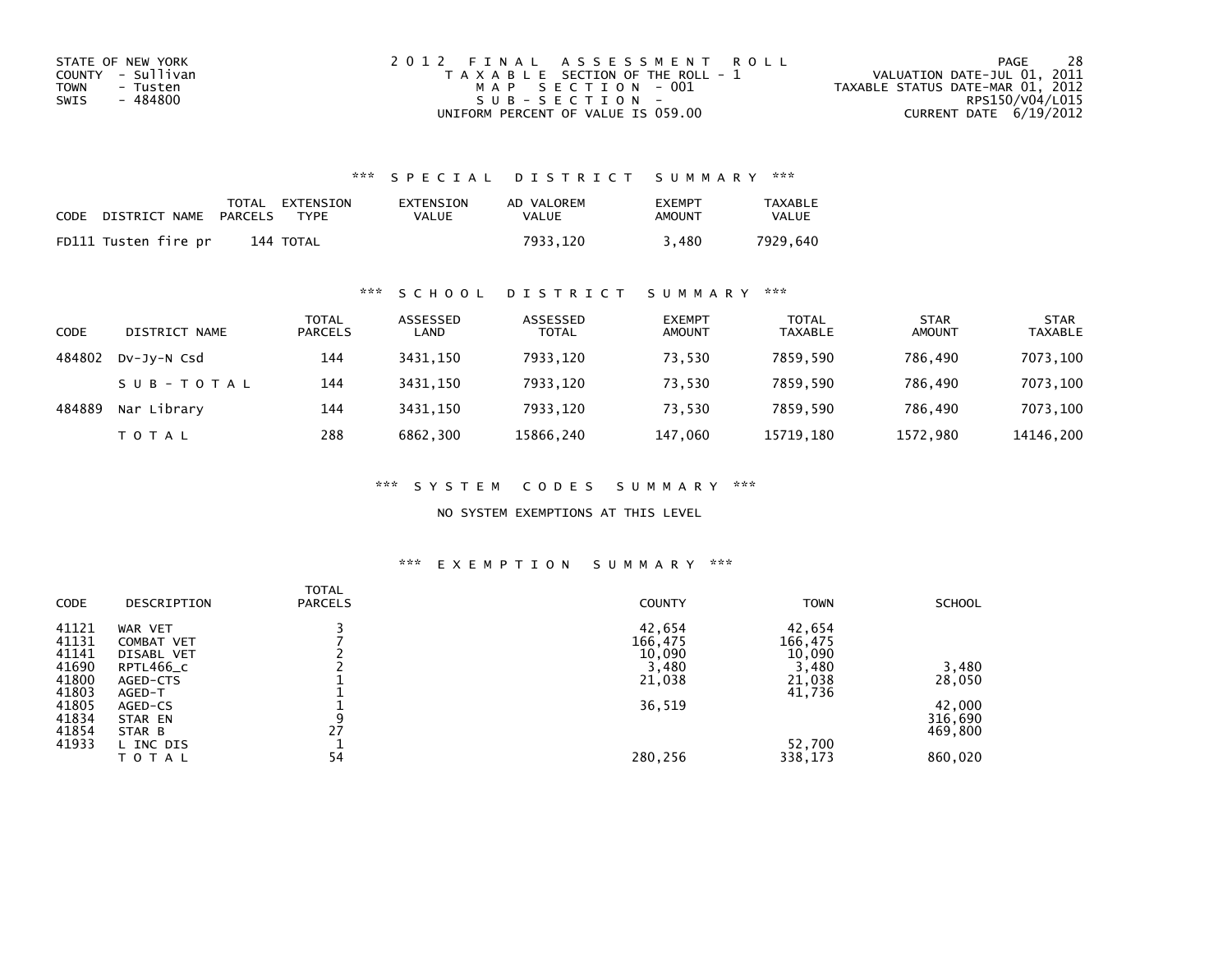STATE OF NEW YORK
COUNTY - Sullivan
TOWN - Tusten
SWIS - 484800

2 0 1 2 F I N A L A S S E S S M E N T R O L L
T A X A B L E SECTION OF THE ROLL - 1
M A P S E C T I O N - 001
S U B - S E C T I O N -
UNIFORM PERCENT OF VALUE IS 059.00

VALUATION DATE-JUL 01, 2011
TAXABLE STATUS DATE-MAR 01, 2012
RPS150/V04/L015
CURRENT DATE 6/19/2012

## *** S P E C I A L D I S T R I C T S U M M A R Y ***

| CODE | DISTRICT NAME | TOTAL PARCELS | EXTENSION TYPE | EXTENSION VALUE | AD VALOREM VALUE | EXEMPT AMOUNT | TAXABLE VALUE |
|---|---|---|---|---|---|---|---|
| FD111 | Tusten fire pr | 144 | TOTAL | | 7933,120 | 3,480 | 7929,640 |

## *** S C H O O L D I S T R I C T S U M M A R Y ***

| CODE | DISTRICT NAME | TOTAL PARCELS | ASSESSED LAND | ASSESSED TOTAL | EXEMPT AMOUNT | TOTAL TAXABLE | STAR AMOUNT | STAR TAXABLE |
|---|---|---|---|---|---|---|---|---|
| 484802 | Dv-Jy-N Csd | 144 | 3431,150 | 7933,120 | 73,530 | 7859,590 | 786,490 | 7073,100 |
| | S U B - T O T A L | 144 | 3431,150 | 7933,120 | 73,530 | 7859,590 | 786,490 | 7073,100 |
| 484889 | Nar Library | 144 | 3431,150 | 7933,120 | 73,530 | 7859,590 | 786,490 | 7073,100 |
| | T O T A L | 288 | 6862,300 | 15866,240 | 147,060 | 15719,180 | 1572,980 | 14146,200 |

## *** S Y S T E M C O D E S S U M M A R Y ***

NO SYSTEM EXEMPTIONS AT THIS LEVEL

## *** E X E M P T I O N S U M M A R Y ***

| CODE | DESCRIPTION | TOTAL PARCELS | COUNTY | TOWN | SCHOOL |
|---|---|---|---|---|---|
| 41121 | WAR VET | 3 | 42,654 | 42,654 | |
| 41131 | COMBAT VET | 7 | 166,475 | 166,475 | |
| 41141 | DISABL VET | 2 | 10,090 | 10,090 | |
| 41690 | RPTL466_c | 2 | 3,480 | 3,480 | 3,480 |
| 41800 | AGED-CTS | 1 | 21,038 | 21,038 | 28,050 |
| 41803 | AGED-T | 1 | | 41,736 | |
| 41805 | AGED-CS | 1 | 36,519 | | 42,000 |
| 41834 | STAR EN | 9 | | | 316,690 |
| 41854 | STAR B | 27 | | | 469,800 |
| 41933 | L INC DIS | 1 | | 52,700 | |
| | T O T A L | 54 | 280,256 | 338,173 | 860,020 |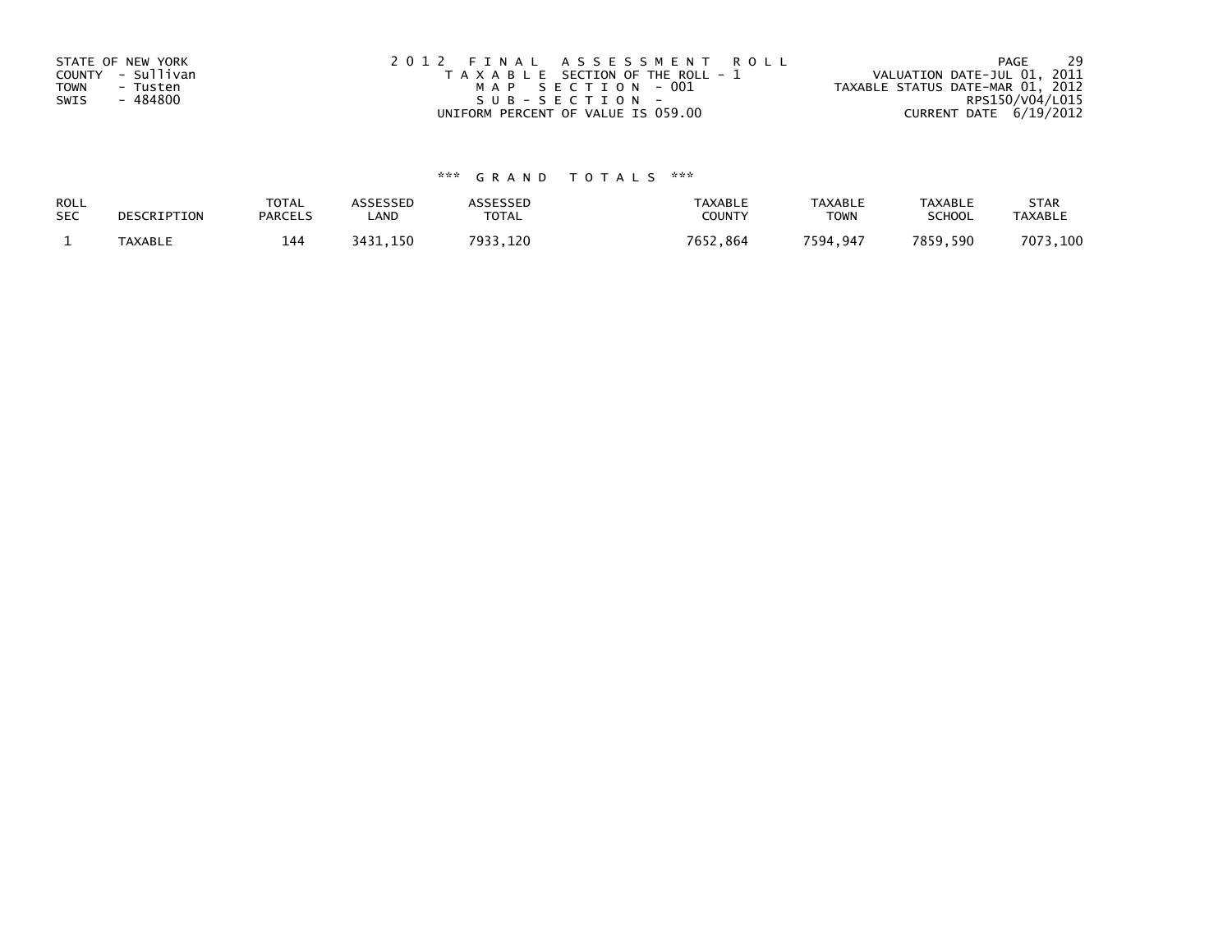STATE OF NEW YORK
COUNTY - Sullivan
TOWN - Tusten
SWIS - 484800

2012 FINAL ASSESSMENT ROLL
TAXABLE SECTION OF THE ROLL - 1
MAP SECTION - 001
SUB-SECTION -
UNIFORM PERCENT OF VALUE IS 059.00

VALUATION DATE-JUL 01, 2011
TAXABLE STATUS DATE-MAR 01, 2012
RPS150/V04/L015
CURRENT DATE 6/19/2012

### *** GRAND TOTALS ***

| ROLL SEC | DESCRIPTION | TOTAL PARCELS | ASSESSED LAND | ASSESSED TOTAL | TAXABLE COUNTY | TAXABLE TOWN | TAXABLE SCHOOL | STAR TAXABLE |
|---|---|---|---|---|---|---|---|---|
| 1 | TAXABLE | 144 | 3431,150 | 7933,120 | 7652,864 | 7594,947 | 7859,590 | 7073,100 |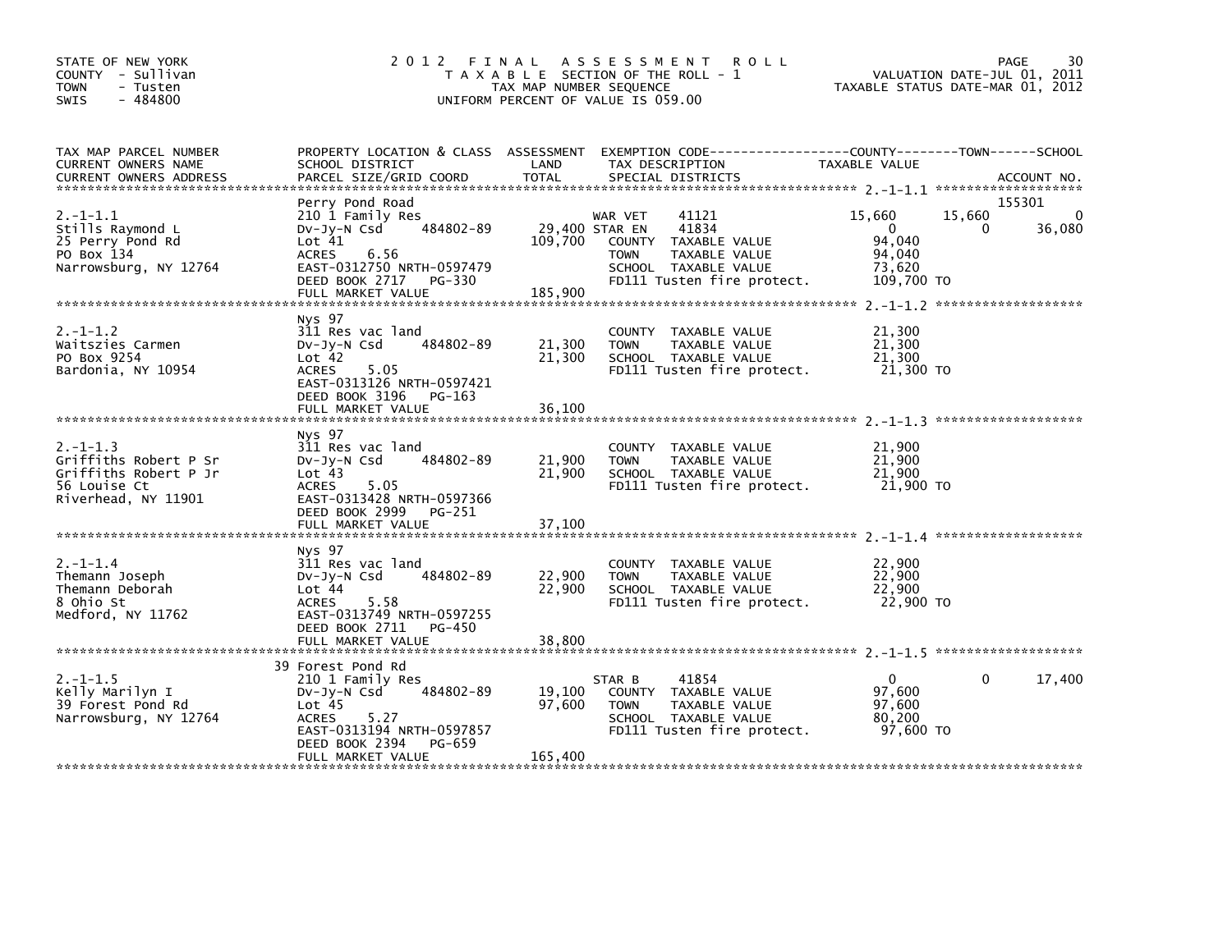STATE OF NEW YORK
COUNTY - Sullivan
TOWN - Tusten
SWIS - 484800

2012 FINAL ASSESSMENT ROLL
TAXABLE SECTION OF THE ROLL - 1
TAX MAP NUMBER SEQUENCE
UNIFORM PERCENT OF VALUE IS 059.00

VALUATION DATE-JUL 01, 2011
TAXABLE STATUS DATE-MAR 01, 2012

| TAX MAP PARCEL NUMBER / CURRENT OWNERS NAME / CURRENT OWNERS ADDRESS | PROPERTY LOCATION & CLASS / SCHOOL DISTRICT / PARCEL SIZE/GRID COORD | ASSESSMENT LAND / TOTAL | EXEMPTION CODE / TAX DESCRIPTION / SPECIAL DISTRICTS | COUNTY TAXABLE VALUE | TOWN | SCHOOL / ACCOUNT NO. |
|---|---|---|---|---|---|---|
| 2.-1-1.1 | Perry Pond Road | | | | | 155301 |
| Stills Raymond L | 210 1 Family Res | | WAR VET 41121 | 15,660 | 15,660 | 0 |
| 25 Perry Pond Rd | Dv-Jy-N Csd 484802-89 | 29,400 | STAR EN 41834 | 0 | 0 | 36,080 |
| PO Box 134 | Lot 41 | 109,700 | COUNTY TAXABLE VALUE | 94,040 | | |
| Narrowsburg, NY 12764 | ACRES 6.56 | | TOWN TAXABLE VALUE | 94,040 | | |
| | EAST-0312750 NRTH-0597479 | | SCHOOL TAXABLE VALUE | 73,620 | | |
| | DEED BOOK 2717 PG-330 | | FD111 Tusten fire protect. | 109,700 TO | | |
| | FULL MARKET VALUE | 185,900 | | | | |
| 2.-1-1.2 | Nys 97 | | | | | |
| Waitszies Carmen | 311 Res vac land | | COUNTY TAXABLE VALUE | 21,300 | | |
| PO Box 9254 | Dv-Jy-N Csd 484802-89 | 21,300 | TOWN TAXABLE VALUE | 21,300 | | |
| Bardonia, NY 10954 | Lot 42 | 21,300 | SCHOOL TAXABLE VALUE | 21,300 | | |
| | ACRES 5.05 | | FD111 Tusten fire protect. | 21,300 TO | | |
| | EAST-0313126 NRTH-0597421 | | | | | |
| | DEED BOOK 3196 PG-163 | | | | | |
| | FULL MARKET VALUE | 36,100 | | | | |
| 2.-1-1.3 | Nys 97 | | | | | |
| Griffiths Robert P Sr | 311 Res vac land | | COUNTY TAXABLE VALUE | 21,900 | | |
| Griffiths Robert P Jr | Dv-Jy-N Csd 484802-89 | 21,900 | TOWN TAXABLE VALUE | 21,900 | | |
| 56 Louise Ct | Lot 43 | 21,900 | SCHOOL TAXABLE VALUE | 21,900 | | |
| Riverhead, NY 11901 | ACRES 5.05 | | FD111 Tusten fire protect. | 21,900 TO | | |
| | EAST-0313428 NRTH-0597366 | | | | | |
| | DEED BOOK 2999 PG-251 | | | | | |
| | FULL MARKET VALUE | 37,100 | | | | |
| 2.-1-1.4 | Nys 97 | | | | | |
| Themann Joseph | 311 Res vac land | | COUNTY TAXABLE VALUE | 22,900 | | |
| Themann Deborah | Dv-Jy-N Csd 484802-89 | 22,900 | TOWN TAXABLE VALUE | 22,900 | | |
| 8 Ohio St | Lot 44 | 22,900 | SCHOOL TAXABLE VALUE | 22,900 | | |
| Medford, NY 11762 | ACRES 5.58 | | FD111 Tusten fire protect. | 22,900 TO | | |
| | EAST-0313749 NRTH-0597255 | | | | | |
| | DEED BOOK 2711 PG-450 | | | | | |
| | FULL MARKET VALUE | 38,800 | | | | |
| 2.-1-1.5 | 39 Forest Pond Rd | | | | | |
| Kelly Marilyn I | 210 1 Family Res | | STAR B 41854 | 0 | 0 | 17,400 |
| 39 Forest Pond Rd | Dv-Jy-N Csd 484802-89 | 19,100 | COUNTY TAXABLE VALUE | 97,600 | | |
| Narrowsburg, NY 12764 | Lot 45 | 97,600 | TOWN TAXABLE VALUE | 97,600 | | |
| | ACRES 5.27 | | SCHOOL TAXABLE VALUE | 80,200 | | |
| | EAST-0313194 NRTH-0597857 | | FD111 Tusten fire protect. | 97,600 TO | | |
| | DEED BOOK 2394 PG-659 | | | | | |
| | FULL MARKET VALUE | 165,400 | | | | |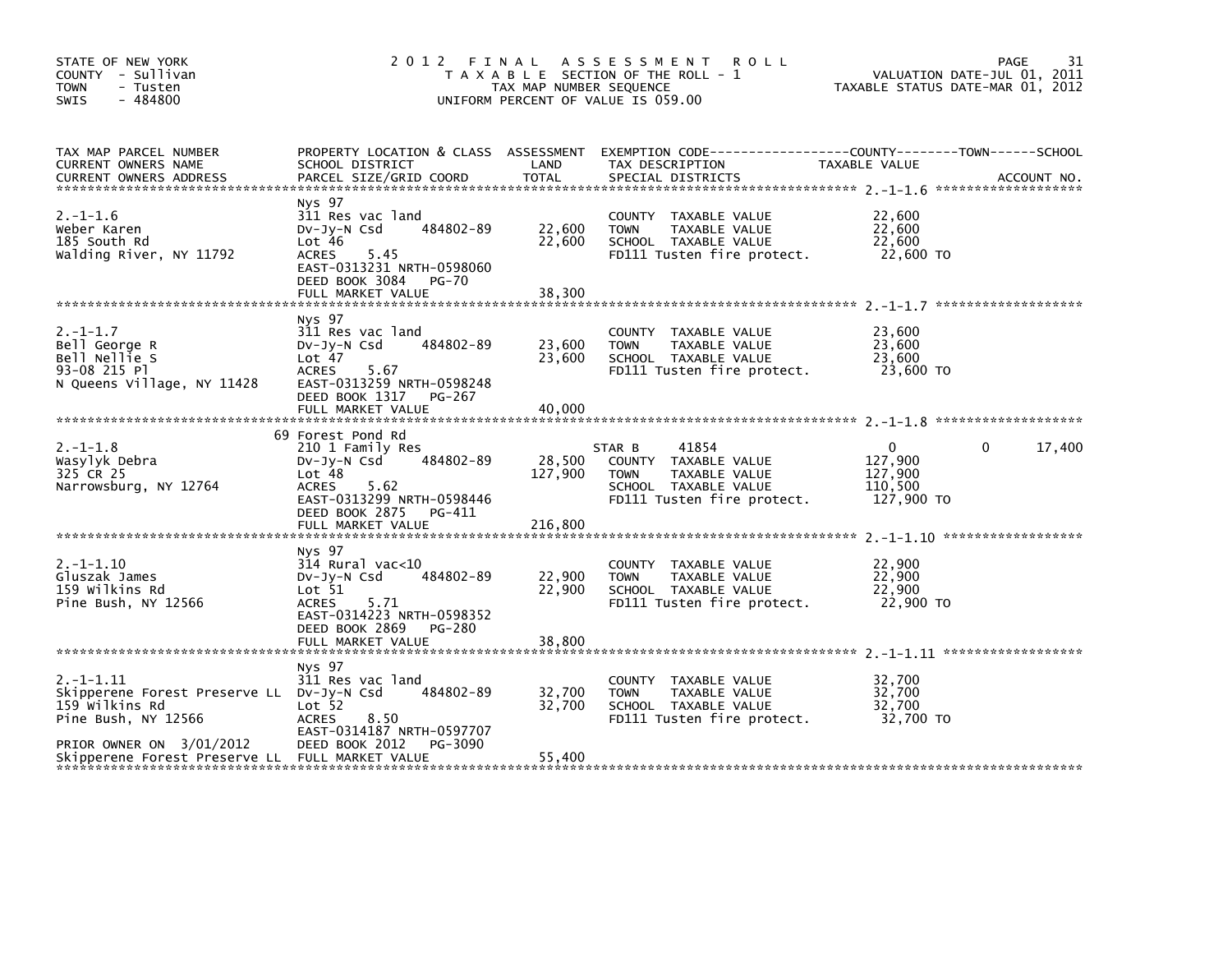STATE OF NEW YORK
COUNTY - Sullivan
TOWN - Tusten
SWIS - 484800

2012 FINAL ASSESSMENT ROLL
TAXABLE SECTION OF THE ROLL - 1
TAX MAP NUMBER SEQUENCE
UNIFORM PERCENT OF VALUE IS 059.00

VALUATION DATE-JUL 01, 2011
TAXABLE STATUS DATE-MAR 01, 2012

| TAX MAP PARCEL NUMBER / CURRENT OWNERS NAME / CURRENT OWNERS ADDRESS | PROPERTY LOCATION & CLASS / SCHOOL DISTRICT / PARCEL SIZE/GRID COORD | ASSESSMENT LAND / TOTAL | EXEMPTION CODE / TAX DESCRIPTION / SPECIAL DISTRICTS | COUNTY TAXABLE VALUE | TOWN | SCHOOL |
|---|---|---|---|---|---|---|
| **2.-1-1.6** | Nys 97 | | | | | |
| 2.-1-1.6 | 311 Res vac land | | COUNTY TAXABLE VALUE | 22,600 | | |
| Weber Karen | Dv-Jy-N Csd 484802-89 | 22,600 | TOWN TAXABLE VALUE | 22,600 | | |
| 185 South Rd | Lot 46 | 22,600 | SCHOOL TAXABLE VALUE | 22,600 | | |
| Walding River, NY 11792 | ACRES 5.45 | | FD111 Tusten fire protect. | 22,600 TO | | |
| | EAST-0313231 NRTH-0598060 | | | | | |
| | DEED BOOK 3084 PG-70 | | | | | |
| | FULL MARKET VALUE | 38,300 | | | | |
| **2.-1-1.7** | Nys 97 | | | | | |
| 2.-1-1.7 | 311 Res vac land | | COUNTY TAXABLE VALUE | 23,600 | | |
| Bell George R | Dv-Jy-N Csd 484802-89 | 23,600 | TOWN TAXABLE VALUE | 23,600 | | |
| Bell Nellie S | Lot 47 | 23,600 | SCHOOL TAXABLE VALUE | 23,600 | | |
| 93-08 215 Pl | ACRES 5.67 | | FD111 Tusten fire protect. | 23,600 TO | | |
| N Queens Village, NY 11428 | EAST-0313259 NRTH-0598248 | | | | | |
| | DEED BOOK 1317 PG-267 | | | | | |
| | FULL MARKET VALUE | 40,000 | | | | |
| **2.-1-1.8** | 69 Forest Pond Rd | | | | | |
| 2.-1-1.8 | 210 1 Family Res | | STAR B 41854 | 0 | 0 | 17,400 |
| Wasylyk Debra | Dv-Jy-N Csd 484802-89 | 28,500 | COUNTY TAXABLE VALUE | 127,900 | | |
| 325 CR 25 | Lot 48 | 127,900 | TOWN TAXABLE VALUE | 127,900 | | |
| Narrowsburg, NY 12764 | ACRES 5.62 | | SCHOOL TAXABLE VALUE | 110,500 | | |
| | EAST-0313299 NRTH-0598446 | | FD111 Tusten fire protect. | 127,900 TO | | |
| | DEED BOOK 2875 PG-411 | | | | | |
| | FULL MARKET VALUE | 216,800 | | | | |
| **2.-1-1.10** | Nys 97 | | | | | |
| 2.-1-1.10 | 314 Rural vac<10 | | COUNTY TAXABLE VALUE | 22,900 | | |
| Gluszak James | Dv-Jy-N Csd 484802-89 | 22,900 | TOWN TAXABLE VALUE | 22,900 | | |
| 159 Wilkins Rd | Lot 51 | 22,900 | SCHOOL TAXABLE VALUE | 22,900 | | |
| Pine Bush, NY 12566 | ACRES 5.71 | | FD111 Tusten fire protect. | 22,900 TO | | |
| | EAST-0314223 NRTH-0598352 | | | | | |
| | DEED BOOK 2869 PG-280 | | | | | |
| | FULL MARKET VALUE | 38,800 | | | | |
| **2.-1-1.11** | Nys 97 | | | | | |
| 2.-1-1.11 | 311 Res vac land | | COUNTY TAXABLE VALUE | 32,700 | | |
| Skipperene Forest Preserve LL | Dv-Jy-N Csd 484802-89 | 32,700 | TOWN TAXABLE VALUE | 32,700 | | |
| 159 Wilkins Rd | Lot 52 | 32,700 | SCHOOL TAXABLE VALUE | 32,700 | | |
| Pine Bush, NY 12566 | ACRES 8.50 | | FD111 Tusten fire protect. | 32,700 TO | | |
| | EAST-0314187 NRTH-0597707 | | | | | |
| PRIOR OWNER ON 3/01/2012 | DEED BOOK 2012 PG-3090 | | | | | |
| Skipperene Forest Preserve LL | FULL MARKET VALUE | 55,400 | | | | |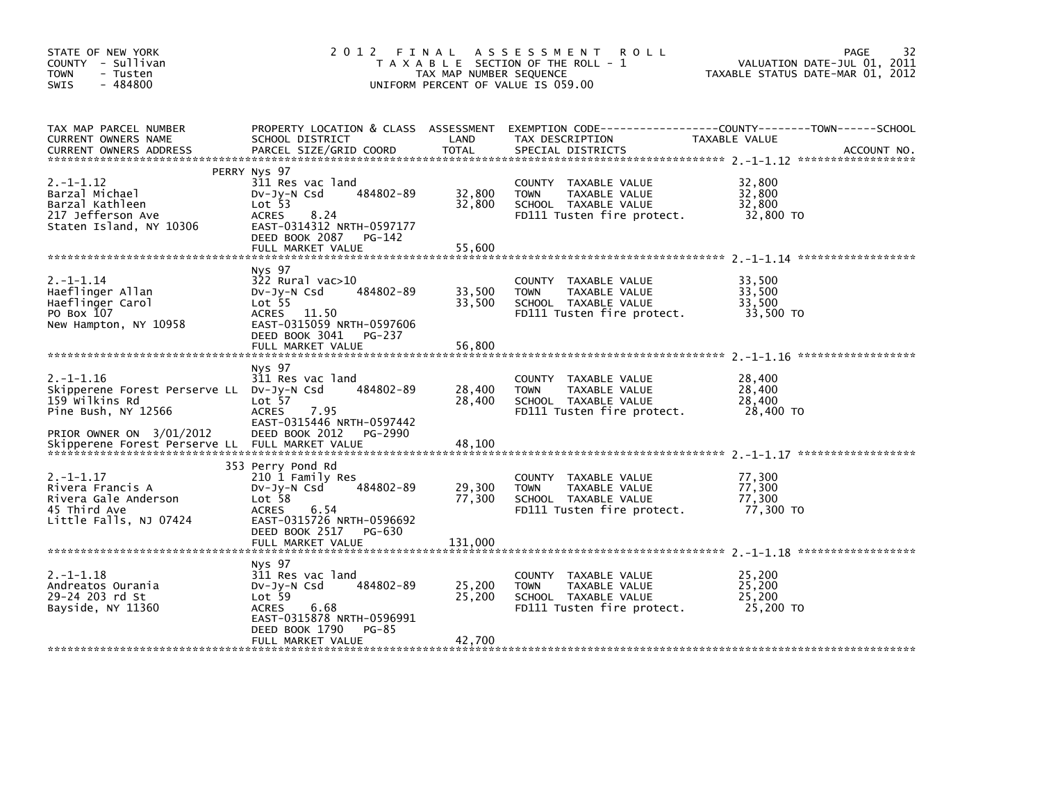STATE OF NEW YORK
COUNTY - Sullivan
TOWN - Tusten
SWIS - 484800

# 2012 FINAL ASSESSMENT ROLL

TAXABLE SECTION OF THE ROLL - 1
TAX MAP NUMBER SEQUENCE
UNIFORM PERCENT OF VALUE IS 059.00

VALUATION DATE-JUL 01, 2011
TAXABLE STATUS DATE-MAR 01, 2012

| TAX MAP PARCEL NUMBER / CURRENT OWNERS NAME / CURRENT OWNERS ADDRESS | PROPERTY LOCATION & CLASS / SCHOOL DISTRICT / PARCEL SIZE/GRID COORD | ASSESSMENT LAND | TOTAL | EXEMPTION CODE / TAX DESCRIPTION / SPECIAL DISTRICTS | TAXABLE VALUE (COUNTY / TOWN / SCHOOL) | ACCOUNT NO. |
|---|---|---|---|---|---|---|
| **2.-1-1.12** | PERRY Nys 97 | | | | | |
| | 311 Res vac land | | | COUNTY TAXABLE VALUE | 32,800 | |
| Barzal Michael | Dv-Jy-N Csd 484802-89 | 32,800 | | TOWN TAXABLE VALUE | 32,800 | |
| Barzal Kathleen | Lot 53 | | 32,800 | SCHOOL TAXABLE VALUE | 32,800 | |
| 217 Jefferson Ave | ACRES 8.24 | | | FD111 Tusten fire protect. | 32,800 TO | |
| Staten Island, NY 10306 | EAST-0314312 NRTH-0597177 | | | | | |
| | DEED BOOK 2087 PG-142 | | | | | |
| | FULL MARKET VALUE | | 55,600 | | | |
| **2.-1-1.14** | Nys 97 | | | | | |
| | 322 Rural vac>10 | | | COUNTY TAXABLE VALUE | 33,500 | |
| Haeflinger Allan | Dv-Jy-N Csd 484802-89 | 33,500 | | TOWN TAXABLE VALUE | 33,500 | |
| Haeflinger Carol | Lot 55 | | 33,500 | SCHOOL TAXABLE VALUE | 33,500 | |
| PO Box 107 | ACRES 11.50 | | | FD111 Tusten fire protect. | 33,500 TO | |
| New Hampton, NY 10958 | EAST-0315059 NRTH-0597606 | | | | | |
| | DEED BOOK 3041 PG-237 | | | | | |
| | FULL MARKET VALUE | | 56,800 | | | |
| **2.-1-1.16** | Nys 97 | | | | | |
| | 311 Res vac land | | | COUNTY TAXABLE VALUE | 28,400 | |
| Skipperene Forest Perserve LL | Dv-Jy-N Csd 484802-89 | 28,400 | | TOWN TAXABLE VALUE | 28,400 | |
| 159 Wilkins Rd | Lot 57 | | 28,400 | SCHOOL TAXABLE VALUE | 28,400 | |
| Pine Bush, NY 12566 | ACRES 7.95 | | | FD111 Tusten fire protect. | 28,400 TO | |
| | EAST-0315446 NRTH-0597442 | | | | | |
| PRIOR OWNER ON 3/01/2012 | DEED BOOK 2012 PG-2990 | | | | | |
| Skipperene Forest Perserve LL | FULL MARKET VALUE | | 48,100 | | | |
| **2.-1-1.17** | 353 Perry Pond Rd | | | | | |
| | 210 1 Family Res | | | COUNTY TAXABLE VALUE | 77,300 | |
| Rivera Francis A | Dv-Jy-N Csd 484802-89 | 29,300 | | TOWN TAXABLE VALUE | 77,300 | |
| Rivera Gale Anderson | Lot 58 | | 77,300 | SCHOOL TAXABLE VALUE | 77,300 | |
| 45 Third Ave | ACRES 6.54 | | | FD111 Tusten fire protect. | 77,300 TO | |
| Little Falls, NJ 07424 | EAST-0315726 NRTH-0596692 | | | | | |
| | DEED BOOK 2517 PG-630 | | | | | |
| | FULL MARKET VALUE | | 131,000 | | | |
| **2.-1-1.18** | Nys 97 | | | | | |
| | 311 Res vac land | | | COUNTY TAXABLE VALUE | 25,200 | |
| Andreatos Ourania | Dv-Jy-N Csd 484802-89 | 25,200 | | TOWN TAXABLE VALUE | 25,200 | |
| 29-24 203 rd St | Lot 59 | | 25,200 | SCHOOL TAXABLE VALUE | 25,200 | |
| Bayside, NY 11360 | ACRES 6.68 | | | FD111 Tusten fire protect. | 25,200 TO | |
| | EAST-0315878 NRTH-0596991 | | | | | |
| | DEED BOOK 1790 PG-85 | | | | | |
| | FULL MARKET VALUE | | 42,700 | | | |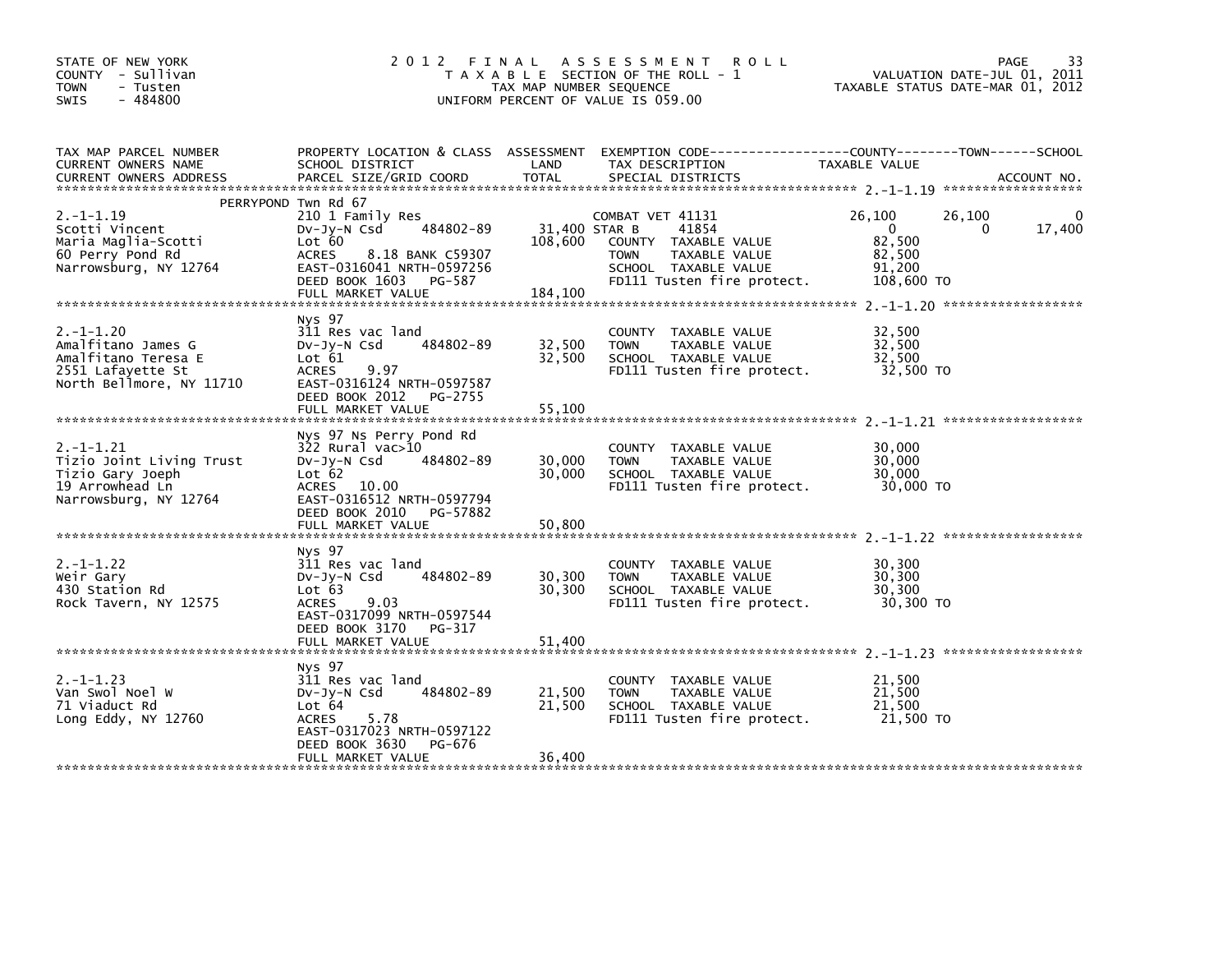STATE OF NEW YORK
COUNTY - Sullivan
TOWN - Tusten
SWIS - 484800

2012 FINAL ASSESSMENT ROLL
TAXABLE SECTION OF THE ROLL - 1
TAX MAP NUMBER SEQUENCE
UNIFORM PERCENT OF VALUE IS 059.00

VALUATION DATE-JUL 01, 2011
TAXABLE STATUS DATE-MAR 01, 2012

| TAX MAP PARCEL NUMBER / CURRENT OWNERS NAME / CURRENT OWNERS ADDRESS | PROPERTY LOCATION & CLASS / SCHOOL DISTRICT / PARCEL SIZE/GRID COORD | ASSESSMENT LAND / TOTAL | EXEMPTION CODE / TAX DESCRIPTION / SPECIAL DISTRICTS | COUNTY | TOWN | SCHOOL |
|---|---|---|---|---|---|---|
| **2.-1-1.19** | PERRYPOND Twn Rd 67 | | | | | |
| 2.-1-1.19 | 210 1 Family Res | | COMBAT VET 41131 | 26,100 | 26,100 | 0 |
| Scotti Vincent | Dv-Jy-N Csd 484802-89 | 31,400 | STAR B 41854 | 0 | 0 | 17,400 |
| Maria Maglia-Scotti | Lot 60 | 108,600 | COUNTY TAXABLE VALUE | 82,500 | | |
| 60 Perry Pond Rd | ACRES 8.18 BANK C59307 | | TOWN TAXABLE VALUE | | 82,500 | |
| Narrowsburg, NY 12764 | EAST-0316041 NRTH-0597256 | | SCHOOL TAXABLE VALUE | | | 91,200 |
| | DEED BOOK 1603 PG-587 | | FD111 Tusten fire protect. | 108,600 TO | | |
| | FULL MARKET VALUE | 184,100 | | | | |
| **2.-1-1.20** | Nys 97 | | | | | |
| 2.-1-1.20 | 311 Res vac land | | COUNTY TAXABLE VALUE | 32,500 | | |
| Amalfitano James G | Dv-Jy-N Csd 484802-89 | 32,500 | TOWN TAXABLE VALUE | | 32,500 | |
| Amalfitano Teresa E | Lot 61 | 32,500 | SCHOOL TAXABLE VALUE | | | 32,500 |
| 2551 Lafayette St | ACRES 9.97 | | FD111 Tusten fire protect. | 32,500 TO | | |
| North Bellmore, NY 11710 | EAST-0316124 NRTH-0597587 | | | | | |
| | DEED BOOK 2012 PG-2755 | | | | | |
| | FULL MARKET VALUE | 55,100 | | | | |
| **2.-1-1.21** | Nys 97 Ns Perry Pond Rd | | | | | |
| 2.-1-1.21 | 322 Rural vac>10 | | COUNTY TAXABLE VALUE | 30,000 | | |
| Tizio Joint Living Trust | Dv-Jy-N Csd 484802-89 | 30,000 | TOWN TAXABLE VALUE | | 30,000 | |
| Tizio Gary Joeph | Lot 62 | 30,000 | SCHOOL TAXABLE VALUE | | | 30,000 |
| 19 Arrowhead Ln | ACRES 10.00 | | FD111 Tusten fire protect. | 30,000 TO | | |
| Narrowsburg, NY 12764 | EAST-0316512 NRTH-0597794 | | | | | |
| | DEED BOOK 2010 PG-57882 | | | | | |
| | FULL MARKET VALUE | 50,800 | | | | |
| **2.-1-1.22** | Nys 97 | | | | | |
| 2.-1-1.22 | 311 Res vac land | | COUNTY TAXABLE VALUE | 30,300 | | |
| Weir Gary | Dv-Jy-N Csd 484802-89 | 30,300 | TOWN TAXABLE VALUE | | 30,300 | |
| 430 Station Rd | Lot 63 | 30,300 | SCHOOL TAXABLE VALUE | | | 30,300 |
| Rock Tavern, NY 12575 | ACRES 9.03 | | FD111 Tusten fire protect. | 30,300 TO | | |
| | EAST-0317099 NRTH-0597544 | | | | | |
| | DEED BOOK 3170 PG-317 | | | | | |
| | FULL MARKET VALUE | 51,400 | | | | |
| **2.-1-1.23** | Nys 97 | | | | | |
| 2.-1-1.23 | 311 Res vac land | | COUNTY TAXABLE VALUE | 21,500 | | |
| Van Swol Noel W | Dv-Jy-N Csd 484802-89 | 21,500 | TOWN TAXABLE VALUE | | 21,500 | |
| 71 Viaduct Rd | Lot 64 | 21,500 | SCHOOL TAXABLE VALUE | | | 21,500 |
| Long Eddy, NY 12760 | ACRES 5.78 | | FD111 Tusten fire protect. | 21,500 TO | | |
| | EAST-0317023 NRTH-0597122 | | | | | |
| | DEED BOOK 3630 PG-676 | | | | | |
| | FULL MARKET VALUE | 36,400 | | | | |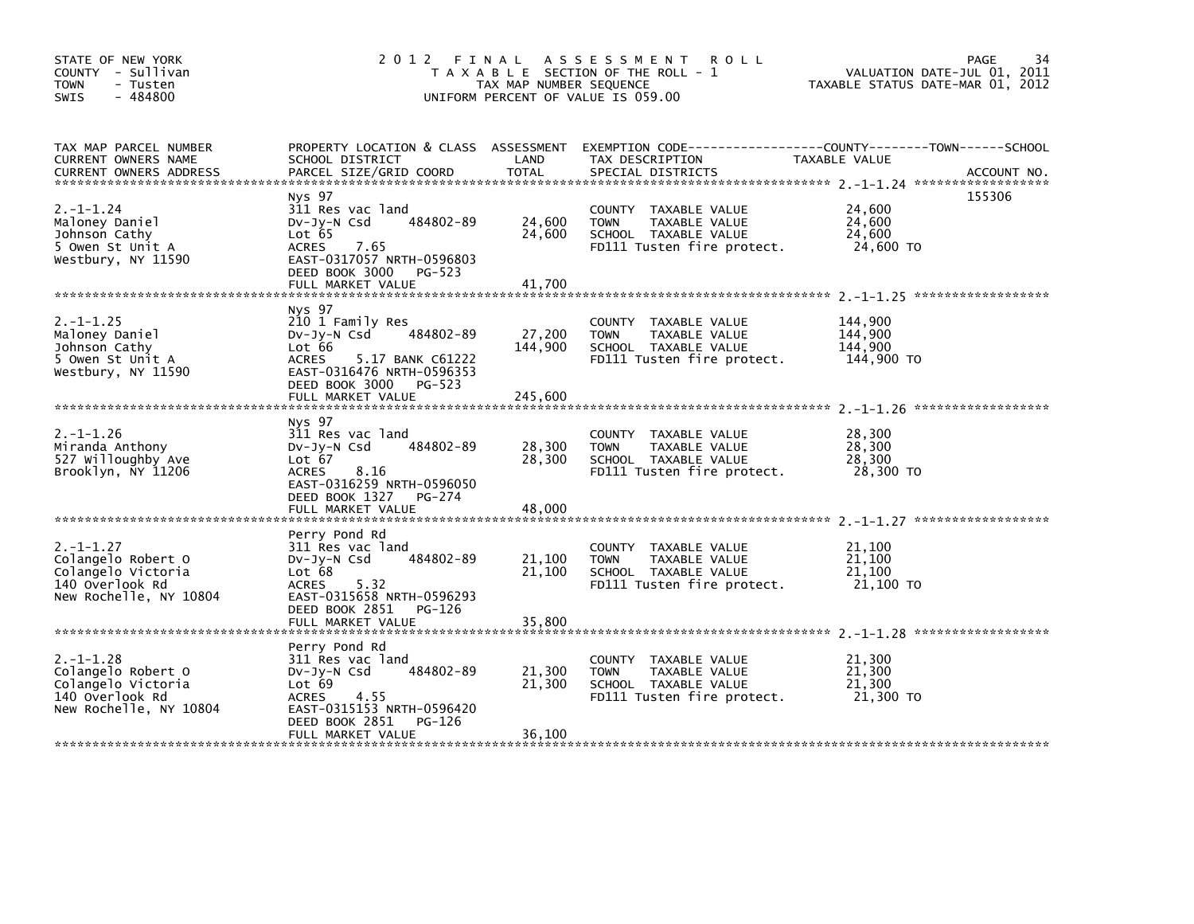STATE OF NEW YORK
COUNTY - Sullivan
TOWN - Tusten
SWIS - 484800

2012 FINAL ASSESSMENT ROLL
TAXABLE SECTION OF THE ROLL - 1
TAX MAP NUMBER SEQUENCE
UNIFORM PERCENT OF VALUE IS 059.00

VALUATION DATE-JUL 01, 2011
TAXABLE STATUS DATE-MAR 01, 2012

| TAX MAP PARCEL NUMBER / CURRENT OWNERS NAME / CURRENT OWNERS ADDRESS | PROPERTY LOCATION & CLASS / SCHOOL DISTRICT / PARCEL SIZE/GRID COORD | ASSESSMENT LAND | ASSESSMENT TOTAL | EXEMPTION CODE / TAX DESCRIPTION / SPECIAL DISTRICTS | TAXABLE VALUE (COUNTY / TOWN / SCHOOL) | ACCOUNT NO. |
|---|---|---|---|---|---|---|
| 2.-1-1.24 | Nys 97 | | | | | 155306 |
| | 311 Res vac land | | | COUNTY TAXABLE VALUE | 24,600 | |
| Maloney Daniel | Dv-Jy-N Csd 484802-89 | 24,600 | | TOWN TAXABLE VALUE | 24,600 | |
| Johnson Cathy | Lot 65 | | 24,600 | SCHOOL TAXABLE VALUE | 24,600 | |
| 5 Owen St Unit A | ACRES 7.65 | | | FD111 Tusten fire protect. | 24,600 TO | |
| Westbury, NY 11590 | EAST-0317057 NRTH-0596803 | | | | | |
| | DEED BOOK 3000 PG-523 | | | | | |
| | FULL MARKET VALUE | | 41,700 | | | |
| 2.-1-1.25 | Nys 97 | | | | | |
| | 210 1 Family Res | | | COUNTY TAXABLE VALUE | 144,900 | |
| Maloney Daniel | Dv-Jy-N Csd 484802-89 | 27,200 | | TOWN TAXABLE VALUE | 144,900 | |
| Johnson Cathy | Lot 66 | | 144,900 | SCHOOL TAXABLE VALUE | 144,900 | |
| 5 Owen St Unit A | ACRES 5.17 BANK C61222 | | | FD111 Tusten fire protect. | 144,900 TO | |
| Westbury, NY 11590 | EAST-0316476 NRTH-0596353 | | | | | |
| | DEED BOOK 3000 PG-523 | | | | | |
| | FULL MARKET VALUE | | 245,600 | | | |
| 2.-1-1.26 | Nys 97 | | | | | |
| | 311 Res vac land | | | COUNTY TAXABLE VALUE | 28,300 | |
| Miranda Anthony | Dv-Jy-N Csd 484802-89 | 28,300 | | TOWN TAXABLE VALUE | 28,300 | |
| 527 Willoughby Ave | Lot 67 | | 28,300 | SCHOOL TAXABLE VALUE | 28,300 | |
| Brooklyn, NY 11206 | ACRES 8.16 | | | FD111 Tusten fire protect. | 28,300 TO | |
| | EAST-0316259 NRTH-0596050 | | | | | |
| | DEED BOOK 1327 PG-274 | | | | | |
| | FULL MARKET VALUE | | 48,000 | | | |
| 2.-1-1.27 | Perry Pond Rd | | | | | |
| | 311 Res vac land | | | COUNTY TAXABLE VALUE | 21,100 | |
| Colangelo Robert O | Dv-Jy-N Csd 484802-89 | 21,100 | | TOWN TAXABLE VALUE | 21,100 | |
| Colangelo Victoria | Lot 68 | | 21,100 | SCHOOL TAXABLE VALUE | 21,100 | |
| 140 Overlook Rd | ACRES 5.32 | | | FD111 Tusten fire protect. | 21,100 TO | |
| New Rochelle, NY 10804 | EAST-0315658 NRTH-0596293 | | | | | |
| | DEED BOOK 2851 PG-126 | | | | | |
| | FULL MARKET VALUE | | 35,800 | | | |
| 2.-1-1.28 | Perry Pond Rd | | | | | |
| | 311 Res vac land | | | COUNTY TAXABLE VALUE | 21,300 | |
| Colangelo Robert O | Dv-Jy-N Csd 484802-89 | 21,300 | | TOWN TAXABLE VALUE | 21,300 | |
| Colangelo Victoria | Lot 69 | | 21,300 | SCHOOL TAXABLE VALUE | 21,300 | |
| 140 Overlook Rd | ACRES 4.55 | | | FD111 Tusten fire protect. | 21,300 TO | |
| New Rochelle, NY 10804 | EAST-0315153 NRTH-0596420 | | | | | |
| | DEED BOOK 2851 PG-126 | | | | | |
| | FULL MARKET VALUE | | 36,100 | | | |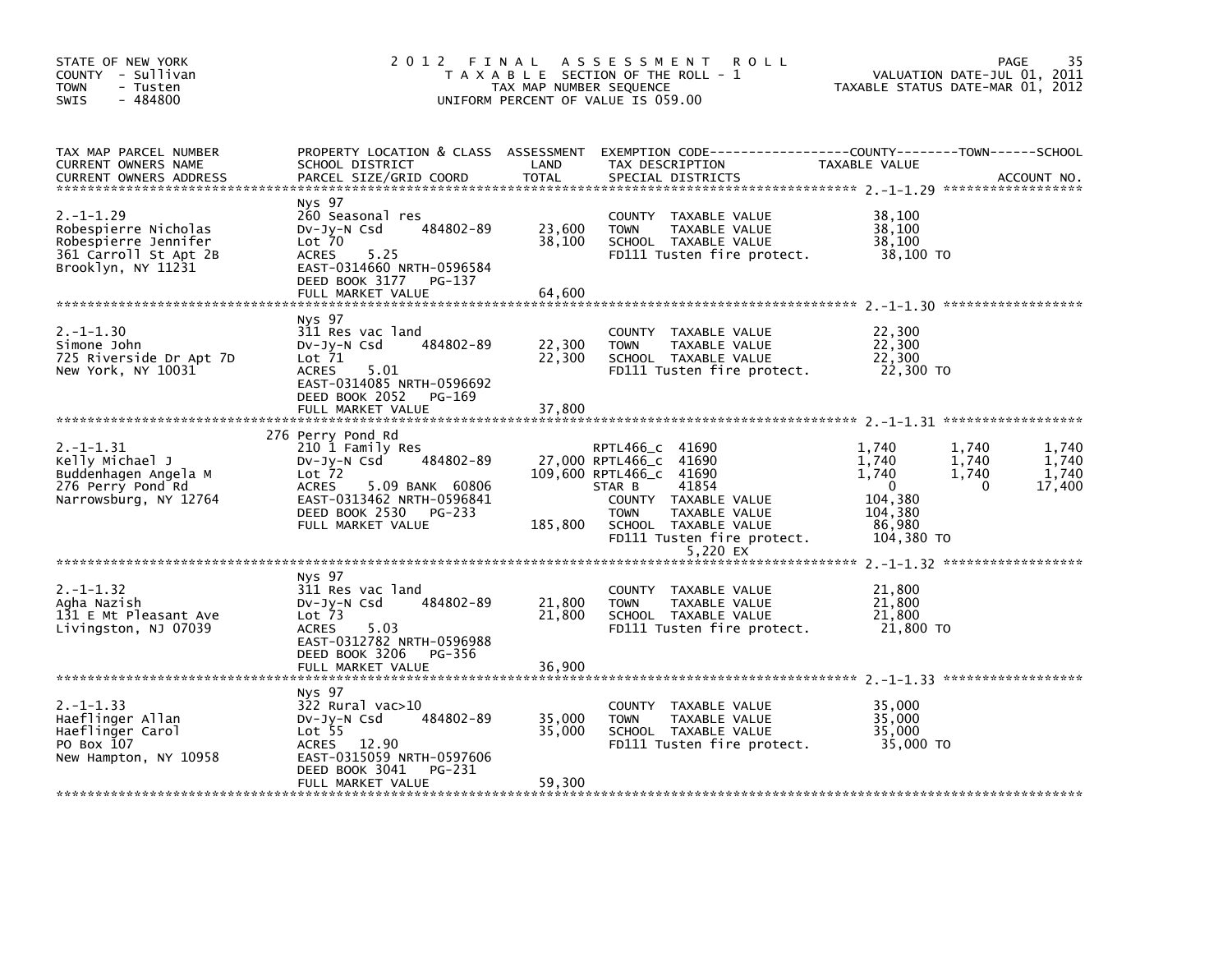STATE OF NEW YORK
COUNTY - Sullivan
TOWN - Tusten
SWIS - 484800

# 2012 FINAL ASSESSMENT ROLL

TAXABLE SECTION OF THE ROLL - 1
TAX MAP NUMBER SEQUENCE
UNIFORM PERCENT OF VALUE IS 059.00

VALUATION DATE-JUL 01, 2011
TAXABLE STATUS DATE-MAR 01, 2012

| TAX MAP PARCEL NUMBER / CURRENT OWNERS NAME / CURRENT OWNERS ADDRESS | PROPERTY LOCATION & CLASS / SCHOOL DISTRICT / PARCEL SIZE/GRID COORD | ASSESSMENT LAND / TOTAL | EXEMPTION CODE / TAX DESCRIPTION / SPECIAL DISTRICTS | COUNTY TAXABLE VALUE | TOWN | SCHOOL |
|---|---|---|---|---|---|---|
| **2.-1-1.29** | Nys 97 | | | | | |
| | 260 Seasonal res | | COUNTY TAXABLE VALUE | 38,100 | | |
| Robespierre Nicholas | Dv-Jy-N Csd 484802-89 | 23,600 | TOWN TAXABLE VALUE | 38,100 | | |
| Robespierre Jennifer | Lot 70 | 38,100 | SCHOOL TAXABLE VALUE | 38,100 | | |
| 361 Carroll St Apt 2B | ACRES 5.25 | | FD111 Tusten fire protect. | 38,100 TO | | |
| Brooklyn, NY 11231 | EAST-0314660 NRTH-0596584 | | | | | |
| | DEED BOOK 3177 PG-137 | | | | | |
| | FULL MARKET VALUE | 64,600 | | | | |
| **2.-1-1.30** | Nys 97 | | | | | |
| | 311 Res vac land | | COUNTY TAXABLE VALUE | 22,300 | | |
| Simone John | Dv-Jy-N Csd 484802-89 | 22,300 | TOWN TAXABLE VALUE | 22,300 | | |
| 725 Riverside Dr Apt 7D | Lot 71 | 22,300 | SCHOOL TAXABLE VALUE | 22,300 | | |
| New York, NY 10031 | ACRES 5.01 | | FD111 Tusten fire protect. | 22,300 TO | | |
| | EAST-0314085 NRTH-0596692 | | | | | |
| | DEED BOOK 2052 PG-169 | | | | | |
| | FULL MARKET VALUE | 37,800 | | | | |
| **2.-1-1.31** | 276 Perry Pond Rd | | | | | |
| | 210 1 Family Res | | RPTL466_c 41690 | 1,740 | 1,740 | 1,740 |
| Kelly Michael J | Dv-Jy-N Csd 484802-89 | 27,000 | RPTL466_c 41690 | 1,740 | 1,740 | 1,740 |
| Buddenhagen Angela M | Lot 72 | 109,600 | RPTL466_c 41690 | 1,740 | 1,740 | 1,740 |
| 276 Perry Pond Rd | ACRES 5.09 BANK 60806 | | STAR B 41854 | 0 | 0 | 17,400 |
| Narrowsburg, NY 12764 | EAST-0313462 NRTH-0596841 | | COUNTY TAXABLE VALUE | 104,380 | | |
| | DEED BOOK 2530 PG-233 | | TOWN TAXABLE VALUE | 104,380 | | |
| | FULL MARKET VALUE | 185,800 | SCHOOL TAXABLE VALUE | 86,980 | | |
| | | | FD111 Tusten fire protect. | 104,380 TO | | |
| | | | 5,220 EX | | | |
| **2.-1-1.32** | Nys 97 | | | | | |
| | 311 Res vac land | | COUNTY TAXABLE VALUE | 21,800 | | |
| Agha Nazish | Dv-Jy-N Csd 484802-89 | 21,800 | TOWN TAXABLE VALUE | 21,800 | | |
| 131 E Mt Pleasant Ave | Lot 73 | 21,800 | SCHOOL TAXABLE VALUE | 21,800 | | |
| Livingston, NJ 07039 | ACRES 5.03 | | FD111 Tusten fire protect. | 21,800 TO | | |
| | EAST-0312782 NRTH-0596988 | | | | | |
| | DEED BOOK 3206 PG-356 | | | | | |
| | FULL MARKET VALUE | 36,900 | | | | |
| **2.-1-1.33** | Nys 97 | | | | | |
| | 322 Rural vac>10 | | COUNTY TAXABLE VALUE | 35,000 | | |
| Haeflinger Allan | Dv-Jy-N Csd 484802-89 | 35,000 | TOWN TAXABLE VALUE | 35,000 | | |
| Haeflinger Carol | Lot 55 | 35,000 | SCHOOL TAXABLE VALUE | 35,000 | | |
| PO Box 107 | ACRES 12.90 | | FD111 Tusten fire protect. | 35,000 TO | | |
| New Hampton, NY 10958 | EAST-0315059 NRTH-0597606 | | | | | |
| | DEED BOOK 3041 PG-231 | | | | | |
| | FULL MARKET VALUE | 59,300 | | | | |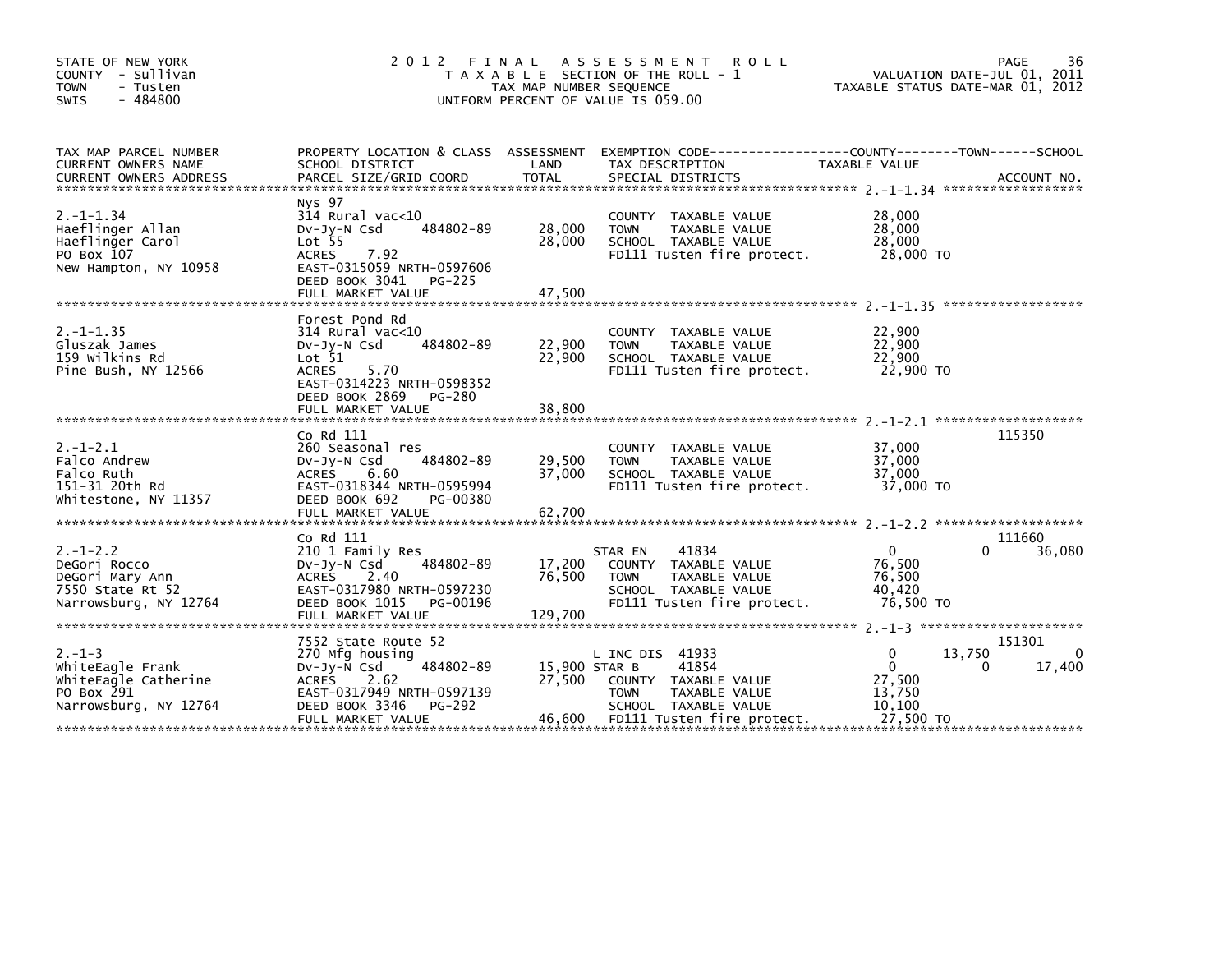STATE OF NEW YORK
COUNTY - Sullivan
TOWN - Tusten
SWIS - 484800

# 2012 FINAL ASSESSMENT ROLL

TAXABLE SECTION OF THE ROLL - 1
TAX MAP NUMBER SEQUENCE
UNIFORM PERCENT OF VALUE IS 059.00

VALUATION DATE-JUL 01, 2011
TAXABLE STATUS DATE-MAR 01, 2012

| TAX MAP PARCEL NUMBER / CURRENT OWNERS NAME / CURRENT OWNERS ADDRESS | PROPERTY LOCATION & CLASS / SCHOOL DISTRICT / PARCEL SIZE/GRID COORD | ASSESSMENT LAND / TOTAL | EXEMPTION CODE / TAX DESCRIPTION / SPECIAL DISTRICTS | COUNTY | TOWN | SCHOOL | ACCOUNT NO. |
|---|---|---|---|---|---|---|---|
| **2.-1-1.34** | Nys 97 | | | | | | |
| 2.-1-1.34 | 314 Rural vac<10 | | COUNTY TAXABLE VALUE | 28,000 | | | |
| Haeflinger Allan | Dv-Jy-N Csd 484802-89 | 28,000 | TOWN TAXABLE VALUE | 28,000 | | | |
| Haeflinger Carol | Lot 55 | 28,000 | SCHOOL TAXABLE VALUE | 28,000 | | | |
| PO Box 107 | ACRES 7.92 | | FD111 Tusten fire protect. | 28,000 TO | | | |
| New Hampton, NY 10958 | EAST-0315059 NRTH-0597606 | | | | | | |
| | DEED BOOK 3041 PG-225 | | | | | | |
| | FULL MARKET VALUE | 47,500 | | | | | |
| **2.-1-1.35** | Forest Pond Rd | | | | | | |
| 2.-1-1.35 | 314 Rural vac<10 | | COUNTY TAXABLE VALUE | 22,900 | | | |
| Gluszak James | Dv-Jy-N Csd 484802-89 | 22,900 | TOWN TAXABLE VALUE | 22,900 | | | |
| 159 Wilkins Rd | Lot 51 | 22,900 | SCHOOL TAXABLE VALUE | 22,900 | | | |
| Pine Bush, NY 12566 | ACRES 5.70 | | FD111 Tusten fire protect. | 22,900 TO | | | |
| | EAST-0314223 NRTH-0598352 | | | | | | |
| | DEED BOOK 2869 PG-280 | | | | | | |
| | FULL MARKET VALUE | 38,800 | | | | | |
| **2.-1-2.1** | Co Rd 111 | | | | | | 115350 |
| 2.-1-2.1 | 260 Seasonal res | | COUNTY TAXABLE VALUE | 37,000 | | | |
| Falco Andrew | Dv-Jy-N Csd 484802-89 | 29,500 | TOWN TAXABLE VALUE | 37,000 | | | |
| Falco Ruth | ACRES 6.60 | 37,000 | SCHOOL TAXABLE VALUE | 37,000 | | | |
| 151-31 20th Rd | EAST-0318344 NRTH-0595994 | | FD111 Tusten fire protect. | 37,000 TO | | | |
| Whitestone, NY 11357 | DEED BOOK 692 PG-00380 | | | | | | |
| | FULL MARKET VALUE | 62,700 | | | | | |
| **2.-1-2.2** | Co Rd 111 | | | | | | 111660 |
| 2.-1-2.2 | 210 1 Family Res | | STAR EN 41834 | 0 | 0 | 36,080 | |
| DeGori Rocco | Dv-Jy-N Csd 484802-89 | 17,200 | COUNTY TAXABLE VALUE | 76,500 | | | |
| DeGori Mary Ann | ACRES 2.40 | 76,500 | TOWN TAXABLE VALUE | 76,500 | | | |
| 7550 State Rt 52 | EAST-0317980 NRTH-0597230 | | SCHOOL TAXABLE VALUE | 40,420 | | | |
| Narrowsburg, NY 12764 | DEED BOOK 1015 PG-00196 | | FD111 Tusten fire protect. | 76,500 TO | | | |
| | FULL MARKET VALUE | 129,700 | | | | | |
| **2.-1-3** | 7552 State Route 52 | | | | | | 151301 |
| 2.-1-3 | 270 Mfg housing | | L INC DIS 41933 | 0 | 13,750 | 0 | |
| WhiteEagle Frank | Dv-Jy-N Csd 484802-89 | 15,900 | STAR B 41854 | 0 | 0 | 17,400 | |
| WhiteEagle Catherine | ACRES 2.62 | 27,500 | COUNTY TAXABLE VALUE | 27,500 | | | |
| PO Box 291 | EAST-0317949 NRTH-0597139 | | TOWN TAXABLE VALUE | 13,750 | | | |
| Narrowsburg, NY 12764 | DEED BOOK 3346 PG-292 | | SCHOOL TAXABLE VALUE | 10,100 | | | |
| | FULL MARKET VALUE | 46,600 | FD111 Tusten fire protect. | 27,500 TO | | | |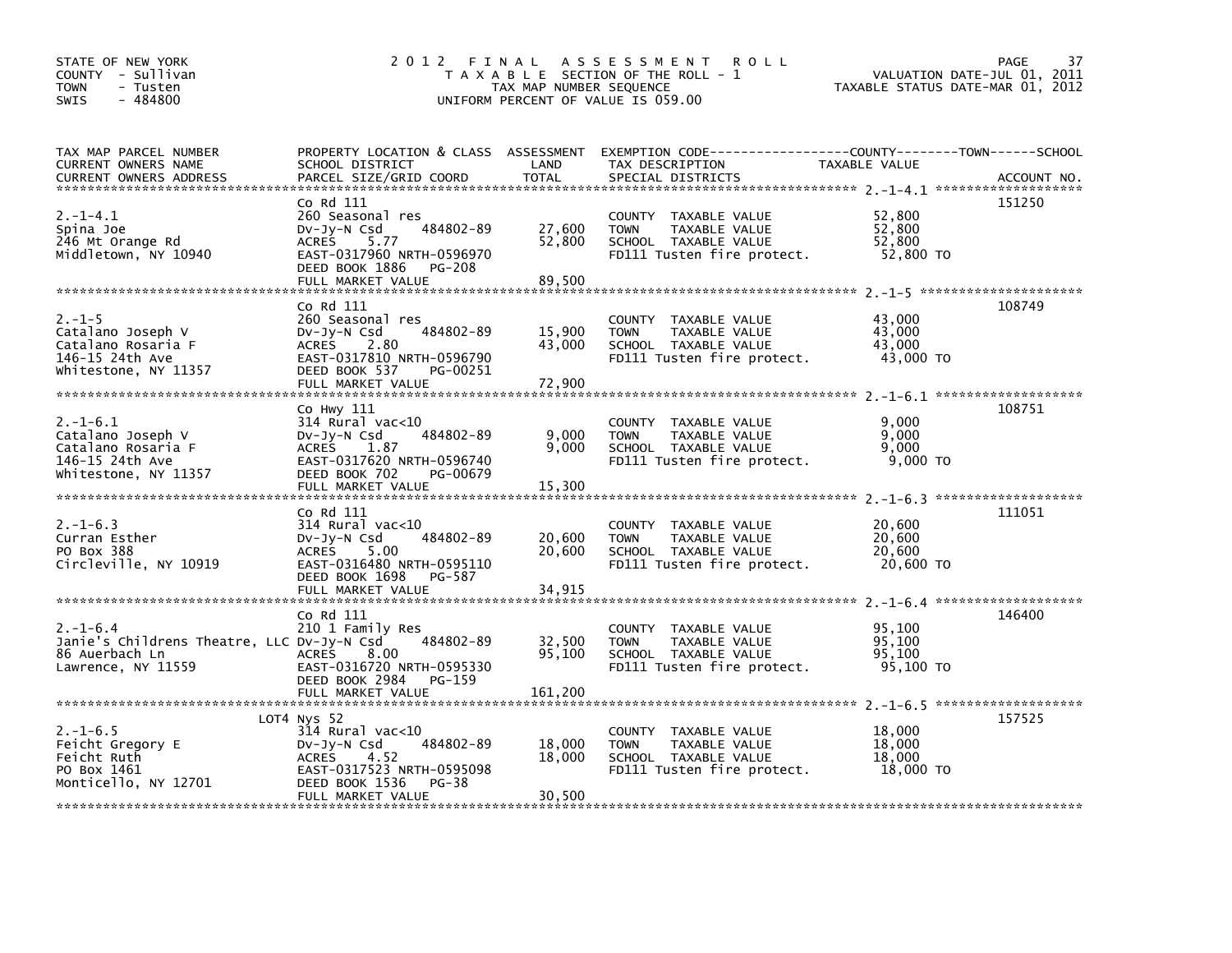STATE OF NEW YORK
COUNTY - Sullivan
TOWN - Tusten
SWIS - 484800

# 2012 FINAL ASSESSMENT ROLL

TAXABLE SECTION OF THE ROLL - 1
TAX MAP NUMBER SEQUENCE
UNIFORM PERCENT OF VALUE IS 059.00

VALUATION DATE-JUL 01, 2011
TAXABLE STATUS DATE-MAR 01, 2012

| TAX MAP PARCEL NUMBER / CURRENT OWNERS NAME / CURRENT OWNERS ADDRESS | PROPERTY LOCATION & CLASS / SCHOOL DISTRICT / PARCEL SIZE/GRID COORD | ASSESSMENT LAND / TOTAL | EXEMPTION CODE / TAX DESCRIPTION / SPECIAL DISTRICTS | TAXABLE VALUE (COUNTY--TOWN--SCHOOL) | ACCOUNT NO. |
|---|---|---|---|---|---|
| 2.-1-4.1 | Co Rd 111 | | | | 151250 |
| | 260 Seasonal res | | COUNTY TAXABLE VALUE | 52,800 | |
| Spina Joe | Dv-Jy-N Csd 484802-89 | 27,600 | TOWN TAXABLE VALUE | 52,800 | |
| 246 Mt Orange Rd | ACRES 5.77 | 52,800 | SCHOOL TAXABLE VALUE | 52,800 | |
| Middletown, NY 10940 | EAST-0317960 NRTH-0596970 | | FD111 Tusten fire protect. | 52,800 TO | |
| | DEED BOOK 1886 PG-208 | | | | |
| | FULL MARKET VALUE | 89,500 | | | |
| 2.-1-5 | Co Rd 111 | | | | 108749 |
| | 260 Seasonal res | | COUNTY TAXABLE VALUE | 43,000 | |
| Catalano Joseph V | Dv-Jy-N Csd 484802-89 | 15,900 | TOWN TAXABLE VALUE | 43,000 | |
| Catalano Rosaria F | ACRES 2.80 | 43,000 | SCHOOL TAXABLE VALUE | 43,000 | |
| 146-15 24th Ave | EAST-0317810 NRTH-0596790 | | FD111 Tusten fire protect. | 43,000 TO | |
| Whitestone, NY 11357 | DEED BOOK 537 PG-00251 | | | | |
| | FULL MARKET VALUE | 72,900 | | | |
| 2.-1-6.1 | Co Hwy 111 | | | | 108751 |
| | 314 Rural vac<10 | | COUNTY TAXABLE VALUE | 9,000 | |
| Catalano Joseph V | Dv-Jy-N Csd 484802-89 | 9,000 | TOWN TAXABLE VALUE | 9,000 | |
| Catalano Rosaria F | ACRES 1.87 | 9,000 | SCHOOL TAXABLE VALUE | 9,000 | |
| 146-15 24th Ave | EAST-0317620 NRTH-0596740 | | FD111 Tusten fire protect. | 9,000 TO | |
| Whitestone, NY 11357 | DEED BOOK 702 PG-00679 | | | | |
| | FULL MARKET VALUE | 15,300 | | | |
| 2.-1-6.3 | Co Rd 111 | | | | 111051 |
| | 314 Rural vac<10 | | COUNTY TAXABLE VALUE | 20,600 | |
| Curran Esther | Dv-Jy-N Csd 484802-89 | 20,600 | TOWN TAXABLE VALUE | 20,600 | |
| PO Box 388 | ACRES 5.00 | 20,600 | SCHOOL TAXABLE VALUE | 20,600 | |
| Circleville, NY 10919 | EAST-0316480 NRTH-0595110 | | FD111 Tusten fire protect. | 20,600 TO | |
| | DEED BOOK 1698 PG-587 | | | | |
| | FULL MARKET VALUE | 34,915 | | | |
| 2.-1-6.4 | Co Rd 111 | | | | 146400 |
| | 210 1 Family Res | | COUNTY TAXABLE VALUE | 95,100 | |
| Janie's Childrens Theatre, LLC | Dv-Jy-N Csd 484802-89 | 32,500 | TOWN TAXABLE VALUE | 95,100 | |
| 86 Auerbach Ln | ACRES 8.00 | 95,100 | SCHOOL TAXABLE VALUE | 95,100 | |
| Lawrence, NY 11559 | EAST-0316720 NRTH-0595330 | | FD111 Tusten fire protect. | 95,100 TO | |
| | DEED BOOK 2984 PG-159 | | | | |
| | FULL MARKET VALUE | 161,200 | | | |
| 2.-1-6.5 | LOT4 Nys 52 | | | | 157525 |
| | 314 Rural vac<10 | | COUNTY TAXABLE VALUE | 18,000 | |
| Feicht Gregory E | Dv-Jy-N Csd 484802-89 | 18,000 | TOWN TAXABLE VALUE | 18,000 | |
| Feicht Ruth | ACRES 4.52 | 18,000 | SCHOOL TAXABLE VALUE | 18,000 | |
| PO Box 1461 | EAST-0317523 NRTH-0595098 | | FD111 Tusten fire protect. | 18,000 TO | |
| Monticello, NY 12701 | DEED BOOK 1536 PG-38 | | | | |
| | FULL MARKET VALUE | 30,500 | | | |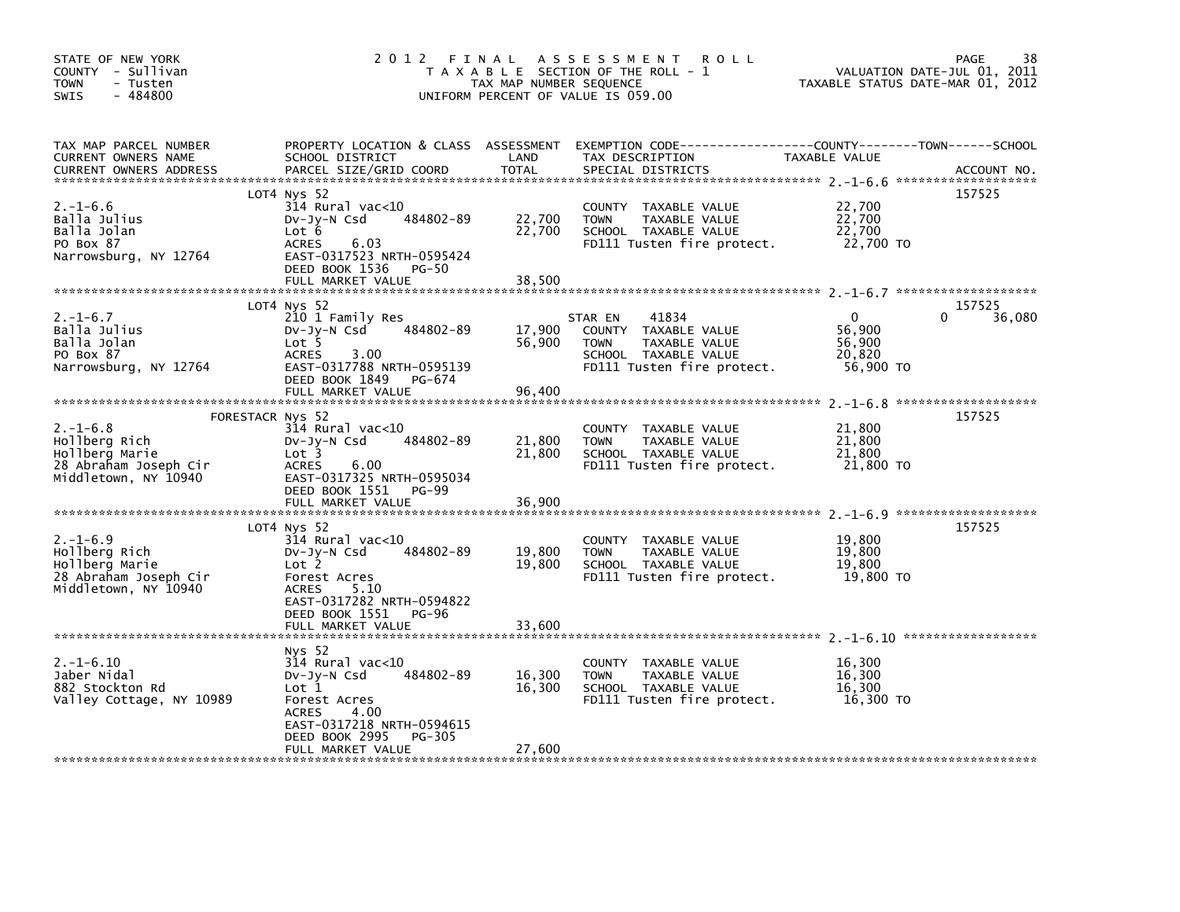STATE OF NEW YORK
COUNTY - Sullivan
TOWN - Tusten
SWIS - 484800

# 2012 FINAL ASSESSMENT ROLL

TAXABLE SECTION OF THE ROLL - 1
TAX MAP NUMBER SEQUENCE
UNIFORM PERCENT OF VALUE IS 059.00

VALUATION DATE-JUL 01, 2011
TAXABLE STATUS DATE-MAR 01, 2012

| TAX MAP PARCEL NUMBER / CURRENT OWNERS NAME / CURRENT OWNERS ADDRESS | PROPERTY LOCATION & CLASS / SCHOOL DISTRICT / PARCEL SIZE/GRID COORD | ASSESSMENT LAND | TOTAL | EXEMPTION CODE / TAX DESCRIPTION / SPECIAL DISTRICTS | COUNTY | TOWN | SCHOOL | ACCOUNT NO. |
|---|---|---|---|---|---|---|---|---|
| 2.-1-6.6 | LOT4 Nys 52 | | | | | | | 157525 |
| Balla Julius | 314 Rural vac<10 | | | COUNTY TAXABLE VALUE | 22,700 | | | |
| Balla Jolan | Dv-Jy-N Csd 484802-89 | 22,700 | | TOWN TAXABLE VALUE | | 22,700 | | |
| PO Box 87 | Lot 6 | | 22,700 | SCHOOL TAXABLE VALUE | | | 22,700 | |
| Narrowsburg, NY 12764 | ACRES 6.03 | | | FD111 Tusten fire protect. | 22,700 TO | | | |
| | EAST-0317523 NRTH-0595424 | | | | | | | |
| | DEED BOOK 1536 PG-50 | | | | | | | |
| | FULL MARKET VALUE | | 38,500 | | | | | |
| 2.-1-6.7 | LOT4 Nys 52 | | | | | | | 157525 |
| Balla Julius | 210 1 Family Res | | | STAR EN 41834 | 0 | 0 | 36,080 | |
| Balla Jolan | Dv-Jy-N Csd 484802-89 | 17,900 | | COUNTY TAXABLE VALUE | 56,900 | | | |
| PO Box 87 | Lot 5 | | 56,900 | TOWN TAXABLE VALUE | | 56,900 | | |
| Narrowsburg, NY 12764 | ACRES 3.00 | | | SCHOOL TAXABLE VALUE | | | 20,820 | |
| | EAST-0317788 NRTH-0595139 | | | FD111 Tusten fire protect. | 56,900 TO | | | |
| | DEED BOOK 1849 PG-674 | | | | | | | |
| | FULL MARKET VALUE | | 96,400 | | | | | |
| 2.-1-6.8 | FORESTACR Nys 52 | | | | | | | 157525 |
| Hollberg Rich | 314 Rural vac<10 | | | COUNTY TAXABLE VALUE | 21,800 | | | |
| Hollberg Marie | Dv-Jy-N Csd 484802-89 | 21,800 | | TOWN TAXABLE VALUE | | 21,800 | | |
| 28 Abraham Joseph Cir | Lot 3 | | 21,800 | SCHOOL TAXABLE VALUE | | | 21,800 | |
| Middletown, NY 10940 | ACRES 6.00 | | | FD111 Tusten fire protect. | 21,800 TO | | | |
| | EAST-0317325 NRTH-0595034 | | | | | | | |
| | DEED BOOK 1551 PG-99 | | | | | | | |
| | FULL MARKET VALUE | | 36,900 | | | | | |
| 2.-1-6.9 | LOT4 Nys 52 | | | | | | | 157525 |
| Hollberg Rich | 314 Rural vac<10 | | | COUNTY TAXABLE VALUE | 19,800 | | | |
| Hollberg Marie | Dv-Jy-N Csd 484802-89 | 19,800 | | TOWN TAXABLE VALUE | | 19,800 | | |
| 28 Abraham Joseph Cir | Lot 2 | | 19,800 | SCHOOL TAXABLE VALUE | | | 19,800 | |
| Middletown, NY 10940 | Forest Acres | | | FD111 Tusten fire protect. | 19,800 TO | | | |
| | ACRES 5.10 | | | | | | | |
| | EAST-0317282 NRTH-0594822 | | | | | | | |
| | DEED BOOK 1551 PG-96 | | | | | | | |
| | FULL MARKET VALUE | | 33,600 | | | | | |
| 2.-1-6.10 | Nys 52 | | | | | | | |
| Jaber Nidal | 314 Rural vac<10 | | | COUNTY TAXABLE VALUE | 16,300 | | | |
| 882 Stockton Rd | Dv-Jy-N Csd 484802-89 | 16,300 | | TOWN TAXABLE VALUE | | 16,300 | | |
| Valley Cottage, NY 10989 | Lot 1 | | 16,300 | SCHOOL TAXABLE VALUE | | | 16,300 | |
| | Forest Acres | | | FD111 Tusten fire protect. | 16,300 TO | | | |
| | ACRES 4.00 | | | | | | | |
| | EAST-0317218 NRTH-0594615 | | | | | | | |
| | DEED BOOK 2995 PG-305 | | | | | | | |
| | FULL MARKET VALUE | | 27,600 | | | | | |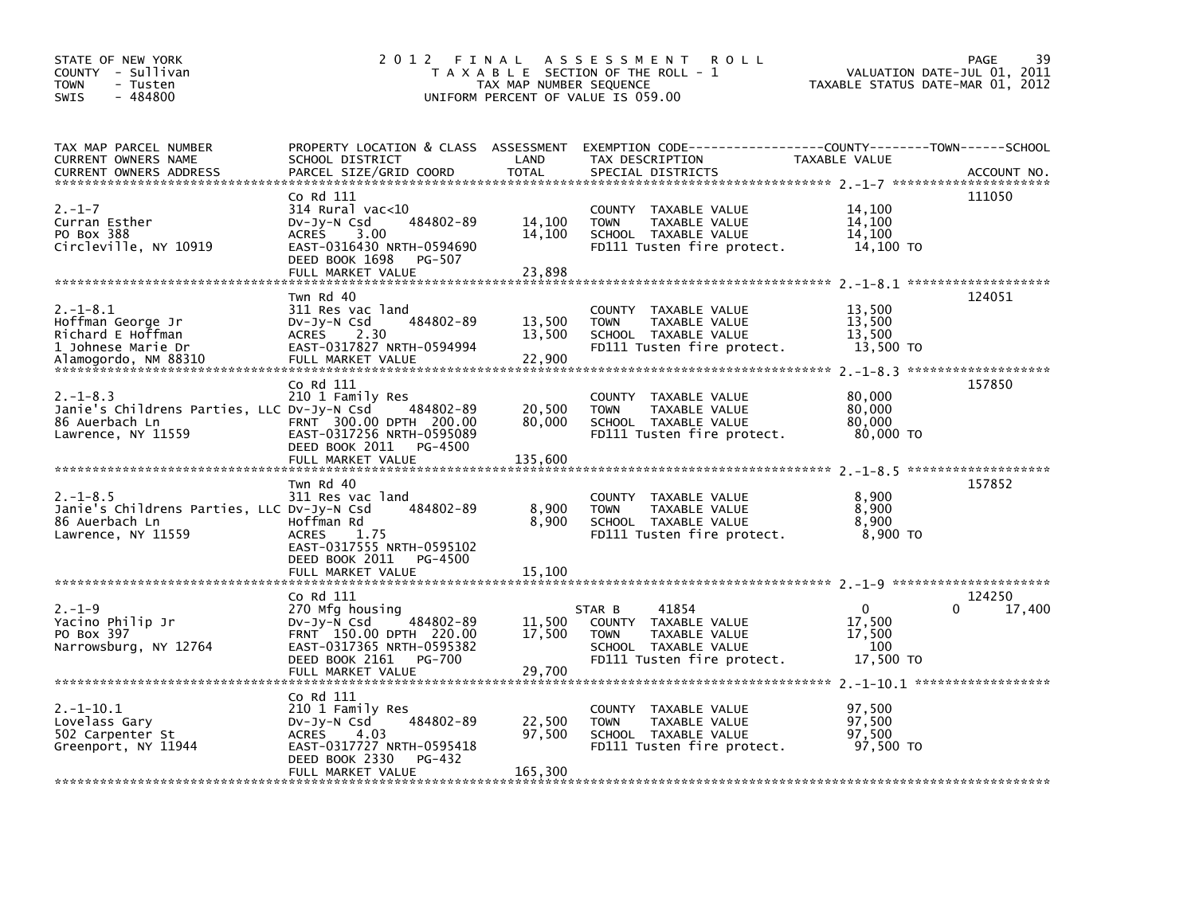STATE OF NEW YORK
COUNTY - Sullivan
TOWN - Tusten
SWIS - 484800

# 2012 FINAL ASSESSMENT ROLL

TAXABLE SECTION OF THE ROLL - 1
TAX MAP NUMBER SEQUENCE
UNIFORM PERCENT OF VALUE IS 059.00

VALUATION DATE-JUL 01, 2011
TAXABLE STATUS DATE-MAR 01, 2012

| TAX MAP PARCEL NUMBER / CURRENT OWNERS NAME / CURRENT OWNERS ADDRESS | PROPERTY LOCATION & CLASS / SCHOOL DISTRICT / PARCEL SIZE/GRID COORD | ASSESSMENT LAND / TOTAL | EXEMPTION CODE / TAX DESCRIPTION / SPECIAL DISTRICTS | COUNTY TAXABLE VALUE | TOWN | SCHOOL / ACCOUNT NO. |
|---|---|---|---|---|---|---|
| **2.-1-7** | Co Rd 111 | | | | | 111050 |
| 2.-1-7 | 314 Rural vac<10 | | COUNTY TAXABLE VALUE | 14,100 | | |
| Curran Esther | Dv-Jy-N Csd 484802-89 | 14,100 | TOWN TAXABLE VALUE | 14,100 | | |
| PO Box 388 | ACRES 3.00 | 14,100 | SCHOOL TAXABLE VALUE | 14,100 | | |
| Circleville, NY 10919 | EAST-0316430 NRTH-0594690 | | FD111 Tusten fire protect. | 14,100 TO | | |
| | DEED BOOK 1698 PG-507 | | | | | |
| | FULL MARKET VALUE | 23,898 | | | | |
| **2.-1-8.1** | Twn Rd 40 | | | | | 124051 |
| 2.-1-8.1 | 311 Res vac land | | COUNTY TAXABLE VALUE | 13,500 | | |
| Hoffman George Jr | Dv-Jy-N Csd 484802-89 | 13,500 | TOWN TAXABLE VALUE | 13,500 | | |
| Richard E Hoffman | ACRES 2.30 | 13,500 | SCHOOL TAXABLE VALUE | 13,500 | | |
| 1 Johnese Marie Dr | EAST-0317827 NRTH-0594994 | | FD111 Tusten fire protect. | 13,500 TO | | |
| Alamogordo, NM 88310 | FULL MARKET VALUE | 22,900 | | | | |
| **2.-1-8.3** | Co Rd 111 | | | | | 157850 |
| 2.-1-8.3 | 210 1 Family Res | | COUNTY TAXABLE VALUE | 80,000 | | |
| Janie's Childrens Parties, LLC | Dv-Jy-N Csd 484802-89 | 20,500 | TOWN TAXABLE VALUE | 80,000 | | |
| 86 Auerbach Ln | FRNT 300.00 DPTH 200.00 | 80,000 | SCHOOL TAXABLE VALUE | 80,000 | | |
| Lawrence, NY 11559 | EAST-0317256 NRTH-0595089 | | FD111 Tusten fire protect. | 80,000 TO | | |
| | DEED BOOK 2011 PG-4500 | | | | | |
| | FULL MARKET VALUE | 135,600 | | | | |
| **2.-1-8.5** | Twn Rd 40 | | | | | 157852 |
| 2.-1-8.5 | 311 Res vac land | | COUNTY TAXABLE VALUE | 8,900 | | |
| Janie's Childrens Parties, LLC | Dv-Jy-N Csd 484802-89 | 8,900 | TOWN TAXABLE VALUE | 8,900 | | |
| 86 Auerbach Ln | Hoffman Rd | 8,900 | SCHOOL TAXABLE VALUE | 8,900 | | |
| Lawrence, NY 11559 | ACRES 1.75 | | FD111 Tusten fire protect. | 8,900 TO | | |
| | EAST-0317555 NRTH-0595102 | | | | | |
| | DEED BOOK 2011 PG-4500 | | | | | |
| | FULL MARKET VALUE | 15,100 | | | | |
| **2.-1-9** | Co Rd 111 | | | | | 124250 |
| 2.-1-9 | 270 Mfg housing | | STAR B 41854 | 0 | 0 | 17,400 |
| Yacino Philip Jr | Dv-Jy-N Csd 484802-89 | 11,500 | COUNTY TAXABLE VALUE | 17,500 | | |
| PO Box 397 | FRNT 150.00 DPTH 220.00 | 17,500 | TOWN TAXABLE VALUE | 17,500 | | |
| Narrowsburg, NY 12764 | EAST-0317365 NRTH-0595382 | | SCHOOL TAXABLE VALUE | 100 | | |
| | DEED BOOK 2161 PG-700 | | FD111 Tusten fire protect. | 17,500 TO | | |
| | FULL MARKET VALUE | 29,700 | | | | |
| **2.-1-10.1** | Co Rd 111 | | | | | |
| 2.-1-10.1 | 210 1 Family Res | | COUNTY TAXABLE VALUE | 97,500 | | |
| Lovelass Gary | Dv-Jy-N Csd 484802-89 | 22,500 | TOWN TAXABLE VALUE | 97,500 | | |
| 502 Carpenter St | ACRES 4.03 | 97,500 | SCHOOL TAXABLE VALUE | 97,500 | | |
| Greenport, NY 11944 | EAST-0317727 NRTH-0595418 | | FD111 Tusten fire protect. | 97,500 TO | | |
| | DEED BOOK 2330 PG-432 | | | | | |
| | FULL MARKET VALUE | 165,300 | | | | |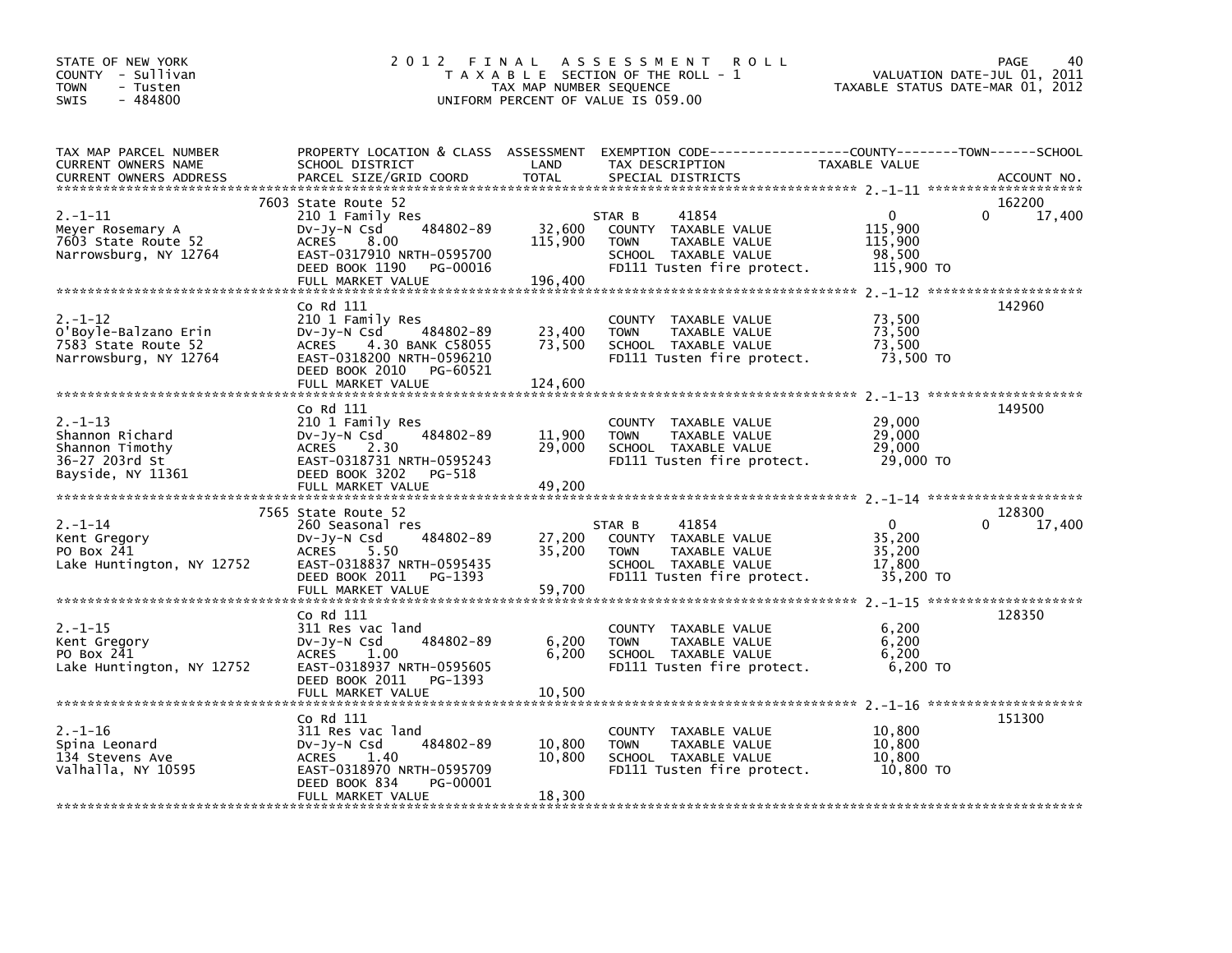STATE OF NEW YORK
COUNTY - Sullivan
TOWN - Tusten
SWIS - 484800

# 2012 FINAL ASSESSMENT ROLL

TAXABLE SECTION OF THE ROLL - 1
TAX MAP NUMBER SEQUENCE
UNIFORM PERCENT OF VALUE IS 059.00

VALUATION DATE-JUL 01, 2011
TAXABLE STATUS DATE-MAR 01, 2012

| TAX MAP PARCEL NUMBER / CURRENT OWNERS NAME / CURRENT OWNERS ADDRESS | PROPERTY LOCATION & CLASS / SCHOOL DISTRICT / PARCEL SIZE/GRID COORD | ASSESSMENT LAND / TOTAL | EXEMPTION CODE / TAX DESCRIPTION / SPECIAL DISTRICTS | COUNTY TAXABLE VALUE | TOWN | SCHOOL / ACCOUNT NO. |
|---|---|---|---|---|---|---|
| 2.-1-11 | 7603 State Route 52 | | | | | 162200 |
| | 210 1 Family Res | | STAR B 41854 | 0 | 0 | 17,400 |
| Meyer Rosemary A | Dv-Jy-N Csd 484802-89 | 32,600 | COUNTY TAXABLE VALUE | 115,900 | | |
| 7603 State Route 52 | ACRES 8.00 | 115,900 | TOWN TAXABLE VALUE | 115,900 | | |
| Narrowsburg, NY 12764 | EAST-0317910 NRTH-0595700 | | SCHOOL TAXABLE VALUE | 98,500 | | |
| | DEED BOOK 1190 PG-00016 | | FD111 Tusten fire protect. | 115,900 TO | | |
| | FULL MARKET VALUE | 196,400 | | | | |
| 2.-1-12 | Co Rd 111 | | | | | 142960 |
| | 210 1 Family Res | | COUNTY TAXABLE VALUE | 73,500 | | |
| O'Boyle-Balzano Erin | Dv-Jy-N Csd 484802-89 | 23,400 | TOWN TAXABLE VALUE | 73,500 | | |
| 7583 State Route 52 | ACRES 4.30 BANK C58055 | 73,500 | SCHOOL TAXABLE VALUE | 73,500 | | |
| Narrowsburg, NY 12764 | EAST-0318200 NRTH-0596210 | | FD111 Tusten fire protect. | 73,500 TO | | |
| | DEED BOOK 2010 PG-60521 | | | | | |
| | FULL MARKET VALUE | 124,600 | | | | |
| 2.-1-13 | Co Rd 111 | | | | | 149500 |
| | 210 1 Family Res | | COUNTY TAXABLE VALUE | 29,000 | | |
| Shannon Richard | Dv-Jy-N Csd 484802-89 | 11,900 | TOWN TAXABLE VALUE | 29,000 | | |
| Shannon Timothy | ACRES 2.30 | 29,000 | SCHOOL TAXABLE VALUE | 29,000 | | |
| 36-27 203rd St | EAST-0318731 NRTH-0595243 | | FD111 Tusten fire protect. | 29,000 TO | | |
| Bayside, NY 11361 | DEED BOOK 3202 PG-518 | | | | | |
| | FULL MARKET VALUE | 49,200 | | | | |
| 2.-1-14 | 7565 State Route 52 | | | | | 128300 |
| | 260 Seasonal res | | STAR B 41854 | 0 | 0 | 17,400 |
| Kent Gregory | Dv-Jy-N Csd 484802-89 | 27,200 | COUNTY TAXABLE VALUE | 35,200 | | |
| PO Box 241 | ACRES 5.50 | 35,200 | TOWN TAXABLE VALUE | 35,200 | | |
| Lake Huntington, NY 12752 | EAST-0318837 NRTH-0595435 | | SCHOOL TAXABLE VALUE | 17,800 | | |
| | DEED BOOK 2011 PG-1393 | | FD111 Tusten fire protect. | 35,200 TO | | |
| | FULL MARKET VALUE | 59,700 | | | | |
| 2.-1-15 | Co Rd 111 | | | | | 128350 |
| | 311 Res vac land | | COUNTY TAXABLE VALUE | 6,200 | | |
| Kent Gregory | Dv-Jy-N Csd 484802-89 | 6,200 | TOWN TAXABLE VALUE | 6,200 | | |
| PO Box 241 | ACRES 1.00 | 6,200 | SCHOOL TAXABLE VALUE | 6,200 | | |
| Lake Huntington, NY 12752 | EAST-0318937 NRTH-0595605 | | FD111 Tusten fire protect. | 6,200 TO | | |
| | DEED BOOK 2011 PG-1393 | | | | | |
| | FULL MARKET VALUE | 10,500 | | | | |
| 2.-1-16 | Co Rd 111 | | | | | 151300 |
| | 311 Res vac land | | COUNTY TAXABLE VALUE | 10,800 | | |
| Spina Leonard | Dv-Jy-N Csd 484802-89 | 10,800 | TOWN TAXABLE VALUE | 10,800 | | |
| 134 Stevens Ave | ACRES 1.40 | 10,800 | SCHOOL TAXABLE VALUE | 10,800 | | |
| Valhalla, NY 10595 | EAST-0318970 NRTH-0595709 | | FD111 Tusten fire protect. | 10,800 TO | | |
| | DEED BOOK 834 PG-00001 | | | | | |
| | FULL MARKET VALUE | 18,300 | | | | |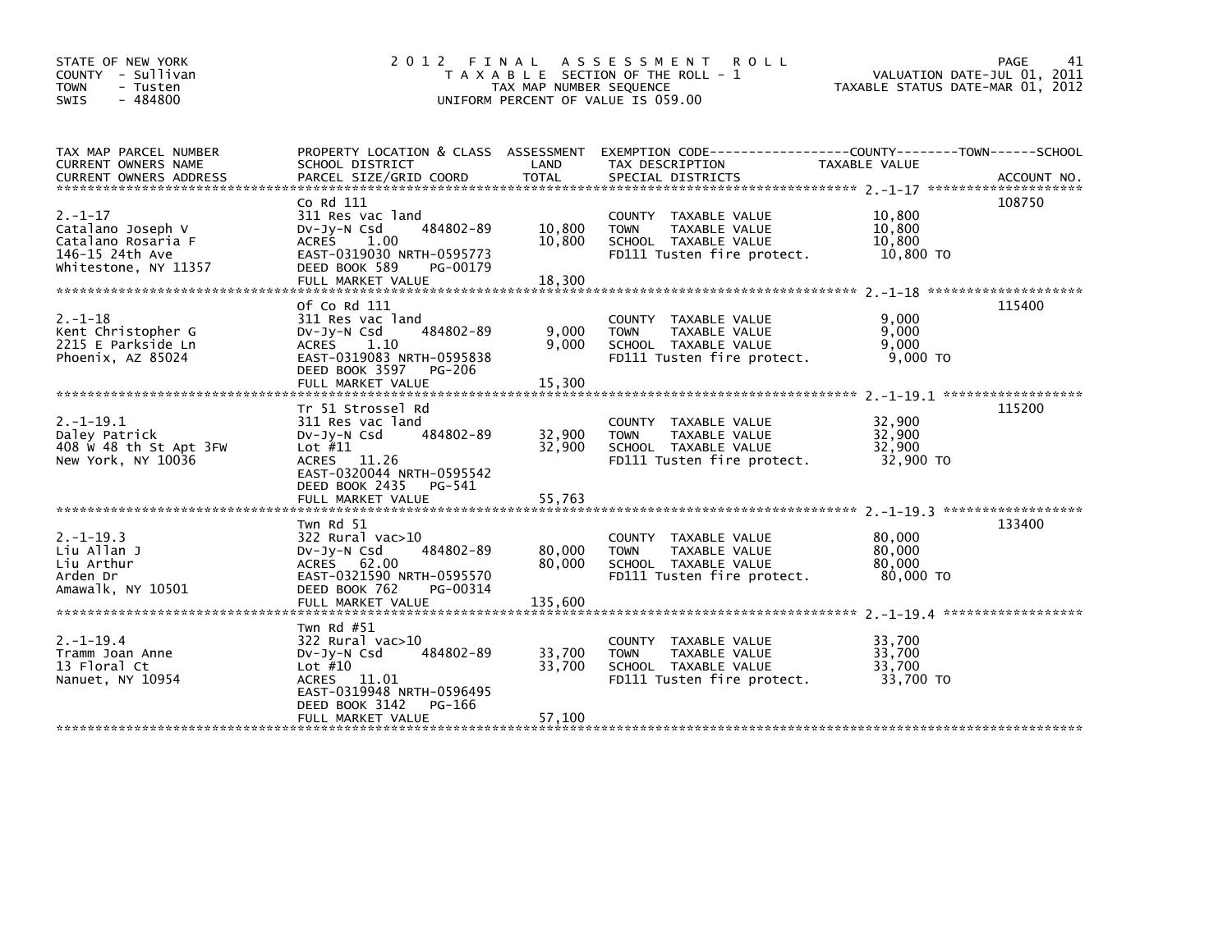STATE OF NEW YORK
COUNTY - Sullivan
TOWN - Tusten
SWIS - 484800

# 2012 FINAL ASSESSMENT ROLL
TAXABLE SECTION OF THE ROLL - 1
TAX MAP NUMBER SEQUENCE
UNIFORM PERCENT OF VALUE IS 059.00

VALUATION DATE-JUL 01, 2011
TAXABLE STATUS DATE-MAR 01, 2012

| TAX MAP PARCEL NUMBER / CURRENT OWNERS NAME / CURRENT OWNERS ADDRESS | PROPERTY LOCATION & CLASS / SCHOOL DISTRICT / PARCEL SIZE/GRID COORD | ASSESSMENT LAND / TOTAL | EXEMPTION CODE / TAX DESCRIPTION / SPECIAL DISTRICTS | TAXABLE VALUE (COUNTY / TOWN / SCHOOL) | ACCOUNT NO. |
|---|---|---|---|---|---|
| 2.-1-17 | Co Rd 111 | | | | 108750 |
| 2.-1-17 | 311 Res vac land | | COUNTY TAXABLE VALUE | 10,800 | |
| Catalano Joseph V | Dv-Jy-N Csd 484802-89 | 10,800 | TOWN TAXABLE VALUE | 10,800 | |
| Catalano Rosaria F | ACRES 1.00 | 10,800 | SCHOOL TAXABLE VALUE | 10,800 | |
| 146-15 24th Ave | EAST-0319030 NRTH-0595773 | | FD111 Tusten fire protect. | 10,800 TO | |
| Whitestone, NY 11357 | DEED BOOK 589 PG-00179 | | | | |
| | FULL MARKET VALUE | 18,300 | | | |
| 2.-1-18 | Of Co Rd 111 | | | | 115400 |
| 2.-1-18 | 311 Res vac land | | COUNTY TAXABLE VALUE | 9,000 | |
| Kent Christopher G | Dv-Jy-N Csd 484802-89 | 9,000 | TOWN TAXABLE VALUE | 9,000 | |
| 2215 E Parkside Ln | ACRES 1.10 | 9,000 | SCHOOL TAXABLE VALUE | 9,000 | |
| Phoenix, AZ 85024 | EAST-0319083 NRTH-0595838 | | FD111 Tusten fire protect. | 9,000 TO | |
| | DEED BOOK 3597 PG-206 | | | | |
| | FULL MARKET VALUE | 15,300 | | | |
| 2.-1-19.1 | Tr 51 Strossel Rd | | | | 115200 |
| 2.-1-19.1 | 311 Res vac land | | COUNTY TAXABLE VALUE | 32,900 | |
| Daley Patrick | Dv-Jy-N Csd 484802-89 | 32,900 | TOWN TAXABLE VALUE | 32,900 | |
| 408 W 48 th St Apt 3FW | Lot #11 | 32,900 | SCHOOL TAXABLE VALUE | 32,900 | |
| New York, NY 10036 | ACRES 11.26 | | FD111 Tusten fire protect. | 32,900 TO | |
| | EAST-0320044 NRTH-0595542 | | | | |
| | DEED BOOK 2435 PG-541 | | | | |
| | FULL MARKET VALUE | 55,763 | | | |
| 2.-1-19.3 | Twn Rd 51 | | | | 133400 |
| 2.-1-19.3 | 322 Rural vac>10 | | COUNTY TAXABLE VALUE | 80,000 | |
| Liu Allan J | Dv-Jy-N Csd 484802-89 | 80,000 | TOWN TAXABLE VALUE | 80,000 | |
| Liu Arthur | ACRES 62.00 | 80,000 | SCHOOL TAXABLE VALUE | 80,000 | |
| Arden Dr | EAST-0321590 NRTH-0595570 | | FD111 Tusten fire protect. | 80,000 TO | |
| Amawalk, NY 10501 | DEED BOOK 762 PG-00314 | | | | |
| | FULL MARKET VALUE | 135,600 | | | |
| 2.-1-19.4 | Twn Rd #51 | | | | |
| 2.-1-19.4 | 322 Rural vac>10 | | COUNTY TAXABLE VALUE | 33,700 | |
| Tramm Joan Anne | Dv-Jy-N Csd 484802-89 | 33,700 | TOWN TAXABLE VALUE | 33,700 | |
| 13 Floral Ct | Lot #10 | 33,700 | SCHOOL TAXABLE VALUE | 33,700 | |
| Nanuet, NY 10954 | ACRES 11.01 | | FD111 Tusten fire protect. | 33,700 TO | |
| | EAST-0319948 NRTH-0596495 | | | | |
| | DEED BOOK 3142 PG-166 | | | | |
| | FULL MARKET VALUE | 57,100 | | | |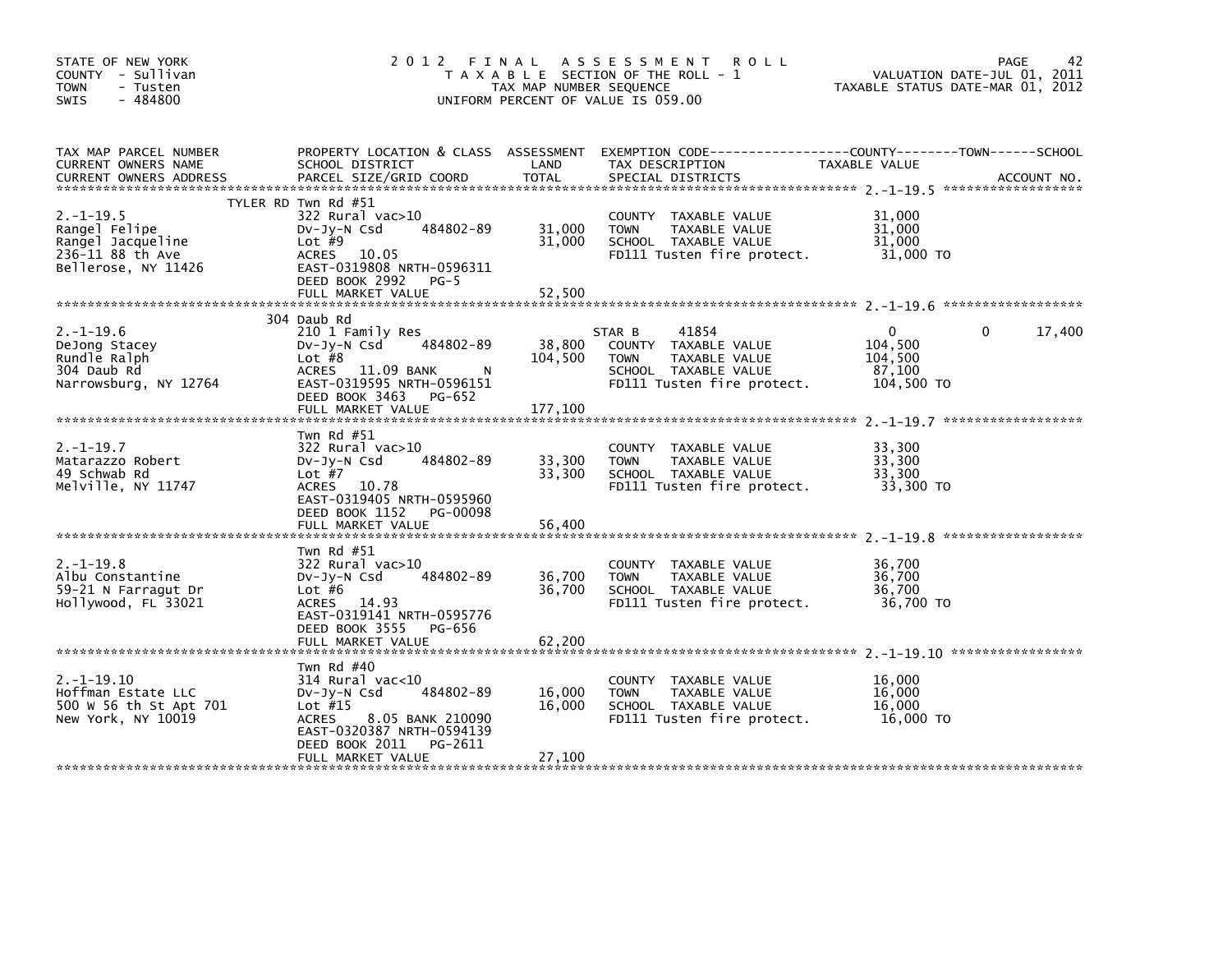STATE OF NEW YORK
COUNTY - Sullivan
TOWN - Tusten
SWIS - 484800

# 2012 FINAL ASSESSMENT ROLL

TAXABLE SECTION OF THE ROLL - 1
TAX MAP NUMBER SEQUENCE
UNIFORM PERCENT OF VALUE IS 059.00

VALUATION DATE-JUL 01, 2011
TAXABLE STATUS DATE-MAR 01, 2012

| TAX MAP PARCEL NUMBER / CURRENT OWNERS NAME / CURRENT OWNERS ADDRESS | PROPERTY LOCATION & CLASS / SCHOOL DISTRICT / PARCEL SIZE/GRID COORD | ASSESSMENT LAND | TOTAL | EXEMPTION CODE / TAX DESCRIPTION / SPECIAL DISTRICTS | COUNTY TAXABLE VALUE | TOWN | SCHOOL | ACCOUNT NO. |
|---|---|---|---|---|---|---|---|---|
| 2.-1-19.5 | TYLER RD Twn Rd #51 | | | | | | | |
| Rangel Felipe | 322 Rural vac>10 | | | COUNTY TAXABLE VALUE | 31,000 | | | |
| Rangel Jacqueline | Dv-Jy-N Csd 484802-89 | 31,000 | 31,000 | TOWN TAXABLE VALUE | 31,000 | | | |
| 236-11 88 th Ave | Lot #9 | | | SCHOOL TAXABLE VALUE | 31,000 | | | |
| Bellerose, NY 11426 | ACRES 10.05 | | | FD111 Tusten fire protect. | 31,000 TO | | | |
| | EAST-0319808 NRTH-0596311 | | | | | | | |
| | DEED BOOK 2992 PG-5 | | | | | | | |
| | FULL MARKET VALUE | | 52,500 | | | | | |
| 2.-1-19.6 | 304 Daub Rd | | | | | | | |
| DeJong Stacey | 210 1 Family Res | | | STAR B 41854 | 0 | 0 | 17,400 | |
| Rundle Ralph | Dv-Jy-N Csd 484802-89 | 38,800 | | COUNTY TAXABLE VALUE | 104,500 | | | |
| 304 Daub Rd | Lot #8 | | 104,500 | TOWN TAXABLE VALUE | 104,500 | | | |
| Narrowsburg, NY 12764 | ACRES 11.09 BANK N | | | SCHOOL TAXABLE VALUE | 87,100 | | | |
| | EAST-0319595 NRTH-0596151 | | | FD111 Tusten fire protect. | 104,500 TO | | | |
| | DEED BOOK 3463 PG-652 | | | | | | | |
| | FULL MARKET VALUE | | 177,100 | | | | | |
| 2.-1-19.7 | Twn Rd #51 | | | | | | | |
| Matarazzo Robert | 322 Rural vac>10 | | | COUNTY TAXABLE VALUE | 33,300 | | | |
| 49 Schwab Rd | Dv-Jy-N Csd 484802-89 | 33,300 | 33,300 | TOWN TAXABLE VALUE | 33,300 | | | |
| Melville, NY 11747 | Lot #7 | | | SCHOOL TAXABLE VALUE | 33,300 | | | |
| | ACRES 10.78 | | | FD111 Tusten fire protect. | 33,300 TO | | | |
| | EAST-0319405 NRTH-0595960 | | | | | | | |
| | DEED BOOK 1152 PG-00098 | | | | | | | |
| | FULL MARKET VALUE | | 56,400 | | | | | |
| 2.-1-19.8 | Twn Rd #51 | | | | | | | |
| Albu Constantine | 322 Rural vac>10 | | | COUNTY TAXABLE VALUE | 36,700 | | | |
| 59-21 N Farragut Dr | Dv-Jy-N Csd 484802-89 | 36,700 | 36,700 | TOWN TAXABLE VALUE | 36,700 | | | |
| Hollywood, FL 33021 | Lot #6 | | | SCHOOL TAXABLE VALUE | 36,700 | | | |
| | ACRES 14.93 | | | FD111 Tusten fire protect. | 36,700 TO | | | |
| | EAST-0319141 NRTH-0595776 | | | | | | | |
| | DEED BOOK 3555 PG-656 | | | | | | | |
| | FULL MARKET VALUE | | 62,200 | | | | | |
| 2.-1-19.10 | Twn Rd #40 | | | | | | | |
| Hoffman Estate LLC | 314 Rural vac<10 | | | COUNTY TAXABLE VALUE | 16,000 | | | |
| 500 W 56 th St Apt 701 | Dv-Jy-N Csd 484802-89 | 16,000 | 16,000 | TOWN TAXABLE VALUE | 16,000 | | | |
| New York, NY 10019 | Lot #15 | | | SCHOOL TAXABLE VALUE | 16,000 | | | |
| | ACRES 8.05 BANK 210090 | | | FD111 Tusten fire protect. | 16,000 TO | | | |
| | EAST-0320387 NRTH-0594139 | | | | | | | |
| | DEED BOOK 2011 PG-2611 | | | | | | | |
| | FULL MARKET VALUE | | 27,100 | | | | | |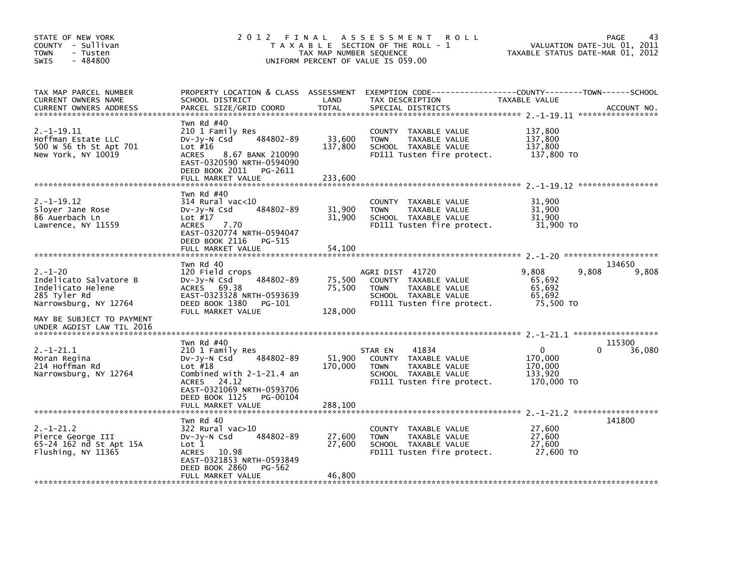STATE OF NEW YORK
COUNTY - Sullivan
TOWN - Tusten
SWIS - 484800

2012 FINAL ASSESSMENT ROLL
TAXABLE SECTION OF THE ROLL - 1
TAX MAP NUMBER SEQUENCE
UNIFORM PERCENT OF VALUE IS 059.00

VALUATION DATE-JUL 01, 2011
TAXABLE STATUS DATE-MAR 01, 2012

| TAX MAP PARCEL NUMBER / CURRENT OWNERS NAME / CURRENT OWNERS ADDRESS | PROPERTY LOCATION & CLASS / SCHOOL DISTRICT / PARCEL SIZE/GRID COORD | ASSESSMENT LAND / TOTAL | EXEMPTION CODE / TAX DESCRIPTION / SPECIAL DISTRICTS | COUNTY TAXABLE VALUE | TOWN | SCHOOL / ACCOUNT NO. |
|---|---|---|---|---|---|---|
| **2.-1-19.11** | | | | | | |
| 2.-1-19.11 | Twn Rd #40 | | | | | |
| Hoffman Estate LLC | 210 1 Family Res | | COUNTY TAXABLE VALUE | 137,800 | | |
| 500 W 56 th St Apt 701 | Dv-Jy-N Csd 484802-89 | 33,600 | TOWN TAXABLE VALUE | 137,800 | | |
| New York, NY 10019 | Lot #16 | 137,800 | SCHOOL TAXABLE VALUE | 137,800 | | |
| | ACRES 8.67 BANK 210090 | | FD111 Tusten fire protect. | 137,800 TO | | |
| | EAST-0320590 NRTH-0594090 | | | | | |
| | DEED BOOK 2011 PG-2611 | | | | | |
| | FULL MARKET VALUE | 233,600 | | | | |
| **2.-1-19.12** | | | | | | |
| 2.-1-19.12 | Twn Rd #40 | | | | | |
| Sloyer Jane Rose | 314 Rural vac<10 | | COUNTY TAXABLE VALUE | 31,900 | | |
| 86 Auerbach Ln | Dv-Jy-N Csd 484802-89 | 31,900 | TOWN TAXABLE VALUE | 31,900 | | |
| Lawrence, NY 11559 | Lot #17 | 31,900 | SCHOOL TAXABLE VALUE | 31,900 | | |
| | ACRES 7.70 | | FD111 Tusten fire protect. | 31,900 TO | | |
| | EAST-0320774 NRTH-0594047 | | | | | |
| | DEED BOOK 2116 PG-515 | | | | | |
| | FULL MARKET VALUE | 54,100 | | | | |
| **2.-1-20** | | | | | | |
| 2.-1-20 | Twn Rd 40 | | | | | 134650 |
| Indelicato Salvatore B | 120 Field crops | | AGRI DIST 41720 | 9,808 | 9,808 | 9,808 |
| Indelicato Helene | Dv-Jy-N Csd 484802-89 | 75,500 | COUNTY TAXABLE VALUE | 65,692 | | |
| 285 Tyler Rd | ACRES 69.38 | 75,500 | TOWN TAXABLE VALUE | 65,692 | | |
| Narrowsburg, NY 12764 | EAST-0323328 NRTH-0593639 | | SCHOOL TAXABLE VALUE | 65,692 | | |
| | DEED BOOK 1380 PG-101 | | FD111 Tusten fire protect. | 75,500 TO | | |
| | FULL MARKET VALUE | 128,000 | | | | |
| MAY BE SUBJECT TO PAYMENT UNDER AGDIST LAW TIL 2016 | | | | | | |
| **2.-1-21.1** | | | | | | |
| 2.-1-21.1 | Twn Rd #40 | | | | | 115300 |
| Moran Regina | 210 1 Family Res | | STAR EN 41834 | 0 | 0 | 36,080 |
| 214 Hoffman Rd | Dv-Jy-N Csd 484802-89 | 51,900 | COUNTY TAXABLE VALUE | 170,000 | | |
| Narrowsburg, NY 12764 | Lot #18 | 170,000 | TOWN TAXABLE VALUE | 170,000 | | |
| | Combined with 2-1-21.4 an | | SCHOOL TAXABLE VALUE | 133,920 | | |
| | ACRES 24.12 | | FD111 Tusten fire protect. | 170,000 TO | | |
| | EAST-0321069 NRTH-0593706 | | | | | |
| | DEED BOOK 1125 PG-00104 | | | | | |
| | FULL MARKET VALUE | 288,100 | | | | |
| **2.-1-21.2** | | | | | | |
| 2.-1-21.2 | Twn Rd 40 | | | | | 141800 |
| Pierce George III | 322 Rural vac>10 | | COUNTY TAXABLE VALUE | 27,600 | | |
| 65-24 162 nd St Apt 15A | Dv-Jy-N Csd 484802-89 | 27,600 | TOWN TAXABLE VALUE | 27,600 | | |
| Flushing, NY 11365 | Lot 1 | 27,600 | SCHOOL TAXABLE VALUE | 27,600 | | |
| | ACRES 10.98 | | FD111 Tusten fire protect. | 27,600 TO | | |
| | EAST-0321853 NRTH-0593849 | | | | | |
| | DEED BOOK 2860 PG-562 | | | | | |
| | FULL MARKET VALUE | 46,800 | | | | |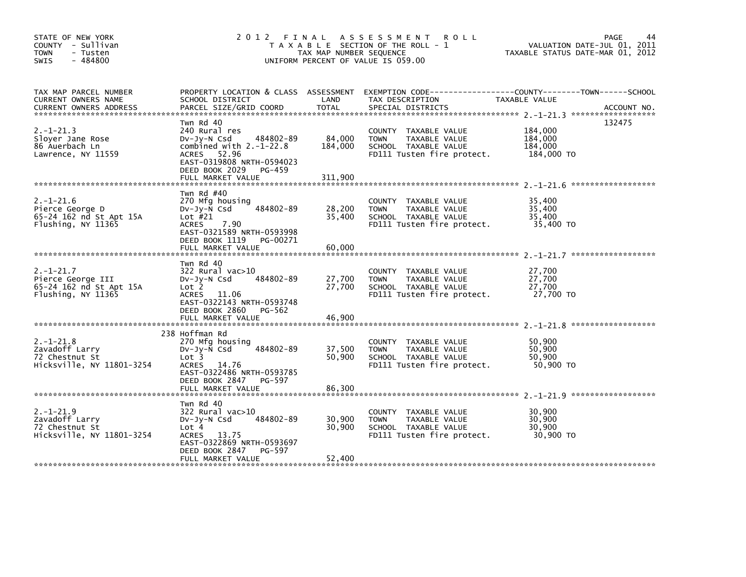STATE OF NEW YORK
COUNTY - Sullivan
TOWN - Tusten
SWIS - 484800

# 2012 FINAL ASSESSMENT ROLL

TAXABLE SECTION OF THE ROLL - 1
TAX MAP NUMBER SEQUENCE
UNIFORM PERCENT OF VALUE IS 059.00

VALUATION DATE-JUL 01, 2011
TAXABLE STATUS DATE-MAR 01, 2012

| TAX MAP PARCEL NUMBER / CURRENT OWNERS NAME / CURRENT OWNERS ADDRESS | PROPERTY LOCATION & CLASS / SCHOOL DISTRICT / PARCEL SIZE/GRID COORD | ASSESSMENT LAND | TOTAL | EXEMPTION CODE / TAX DESCRIPTION / SPECIAL DISTRICTS | TAXABLE VALUE | ACCOUNT NO. |
|---|---|---|---|---|---|---|
| 2.-1-21.3 | Twn Rd 40 | | | | | 132475 |
| Sloyer Jane Rose | 240 Rural res | | | COUNTY TAXABLE VALUE | 184,000 | |
| 86 Auerbach Ln | Dv-Jy-N Csd 484802-89 | 84,000 | | TOWN TAXABLE VALUE | 184,000 | |
| Lawrence, NY 11559 | combined with 2.-1-22.8 | | 184,000 | SCHOOL TAXABLE VALUE | 184,000 | |
| | ACRES 52.96 | | | FD111 Tusten fire protect. | 184,000 TO | |
| | EAST-0319808 NRTH-0594023 | | | | | |
| | DEED BOOK 2029 PG-459 | | | | | |
| | FULL MARKET VALUE | | 311,900 | | | |
| 2.-1-21.6 | Twn Rd #40 | | | | | |
| Pierce George D | 270 Mfg housing | | | COUNTY TAXABLE VALUE | 35,400 | |
| 65-24 162 nd St Apt 15A | Dv-Jy-N Csd 484802-89 | 28,200 | | TOWN TAXABLE VALUE | 35,400 | |
| Flushing, NY 11365 | Lot #21 | | 35,400 | SCHOOL TAXABLE VALUE | 35,400 | |
| | ACRES 7.90 | | | FD111 Tusten fire protect. | 35,400 TO | |
| | EAST-0321589 NRTH-0593998 | | | | | |
| | DEED BOOK 1119 PG-00271 | | | | | |
| | FULL MARKET VALUE | | 60,000 | | | |
| 2.-1-21.7 | Twn Rd 40 | | | | | |
| Pierce George III | 322 Rural vac>10 | | | COUNTY TAXABLE VALUE | 27,700 | |
| 65-24 162 nd St Apt 15A | Dv-Jy-N Csd 484802-89 | 27,700 | | TOWN TAXABLE VALUE | 27,700 | |
| Flushing, NY 11365 | Lot 2 | | 27,700 | SCHOOL TAXABLE VALUE | 27,700 | |
| | ACRES 11.06 | | | FD111 Tusten fire protect. | 27,700 TO | |
| | EAST-0322143 NRTH-0593748 | | | | | |
| | DEED BOOK 2860 PG-562 | | | | | |
| | FULL MARKET VALUE | | 46,900 | | | |
| 2.-1-21.8 | 238 Hoffman Rd | | | | | |
| Zavadoff Larry | 270 Mfg housing | | | COUNTY TAXABLE VALUE | 50,900 | |
| 72 Chestnut St | Dv-Jy-N Csd 484802-89 | 37,500 | | TOWN TAXABLE VALUE | 50,900 | |
| Hicksville, NY 11801-3254 | Lot 3 | | 50,900 | SCHOOL TAXABLE VALUE | 50,900 | |
| | ACRES 14.76 | | | FD111 Tusten fire protect. | 50,900 TO | |
| | EAST-0322486 NRTH-0593785 | | | | | |
| | DEED BOOK 2847 PG-597 | | | | | |
| | FULL MARKET VALUE | | 86,300 | | | |
| 2.-1-21.9 | Twn Rd 40 | | | | | |
| Zavadoff Larry | 322 Rural vac>10 | | | COUNTY TAXABLE VALUE | 30,900 | |
| 72 Chestnut St | Dv-Jy-N Csd 484802-89 | 30,900 | | TOWN TAXABLE VALUE | 30,900 | |
| Hicksville, NY 11801-3254 | Lot 4 | | 30,900 | SCHOOL TAXABLE VALUE | 30,900 | |
| | ACRES 13.75 | | | FD111 Tusten fire protect. | 30,900 TO | |
| | EAST-0322869 NRTH-0593697 | | | | | |
| | DEED BOOK 2847 PG-597 | | | | | |
| | FULL MARKET VALUE | | 52,400 | | | |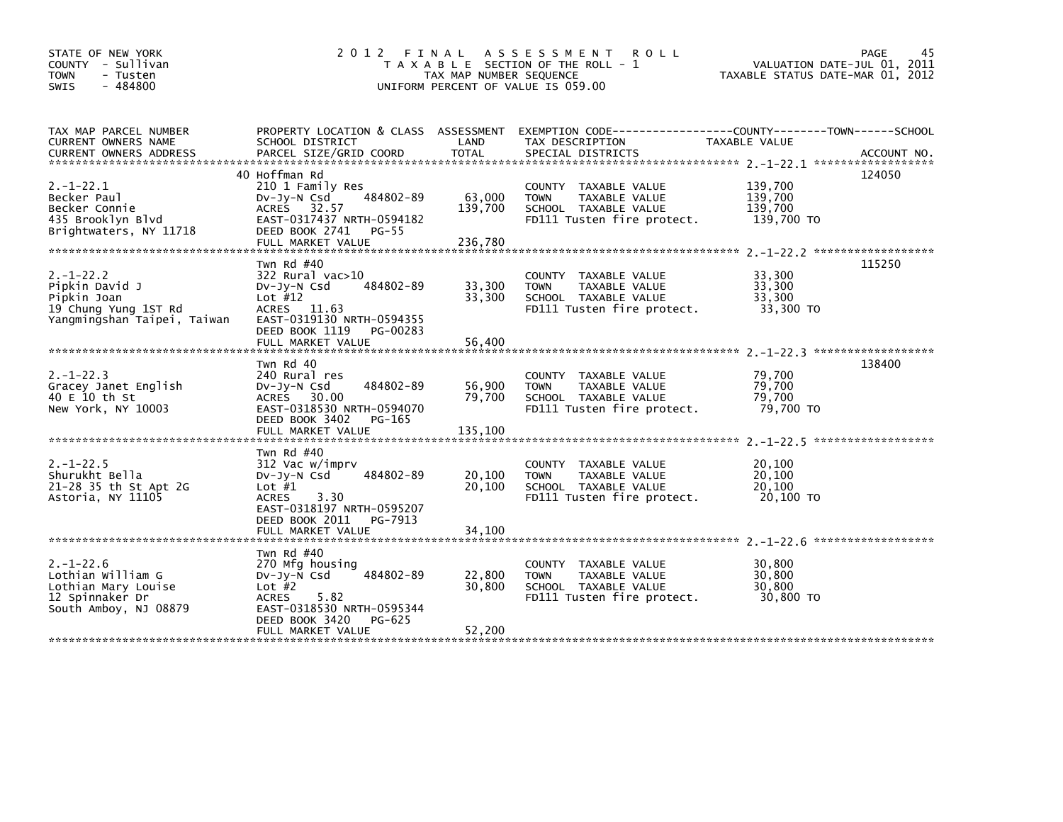STATE OF NEW YORK
COUNTY - Sullivan
TOWN - Tusten
SWIS - 484800

# 2012 FINAL ASSESSMENT ROLL

TAXABLE SECTION OF THE ROLL - 1
TAX MAP NUMBER SEQUENCE
UNIFORM PERCENT OF VALUE IS 059.00

VALUATION DATE-JUL 01, 2011
TAXABLE STATUS DATE-MAR 01, 2012

| TAX MAP PARCEL NUMBER / CURRENT OWNERS NAME / CURRENT OWNERS ADDRESS | PROPERTY LOCATION & CLASS / SCHOOL DISTRICT / PARCEL SIZE/GRID COORD | ASSESSMENT LAND | TOTAL | EXEMPTION CODE / TAX DESCRIPTION / SPECIAL DISTRICTS | TAXABLE VALUE (COUNTY--TOWN--SCHOOL) | ACCOUNT NO. |
|---|---|---|---|---|---|---|
| 2.-1-22.1 | 40 Hoffman Rd | | | | | 124050 |
| Becker Paul | 210 1 Family Res | | | COUNTY TAXABLE VALUE | 139,700 | |
| Becker Connie | Dv-Jy-N Csd 484802-89 | 63,000 | | TOWN TAXABLE VALUE | 139,700 | |
| 435 Brooklyn Blvd | ACRES 32.57 | | 139,700 | SCHOOL TAXABLE VALUE | 139,700 | |
| Brightwaters, NY 11718 | EAST-0317437 NRTH-0594182 | | | FD111 Tusten fire protect. | 139,700 TO | |
| | DEED BOOK 2741 PG-55 | | | | | |
| | FULL MARKET VALUE | | 236,780 | | | |
| 2.-1-22.2 | Twn Rd #40 | | | | | 115250 |
| Pipkin David J | 322 Rural vac>10 | | | COUNTY TAXABLE VALUE | 33,300 | |
| Pipkin Joan | Dv-Jy-N Csd 484802-89 | 33,300 | | TOWN TAXABLE VALUE | 33,300 | |
| 19 Chung Yung 1ST Rd | Lot #12 | | 33,300 | SCHOOL TAXABLE VALUE | 33,300 | |
| Yangmingshan Taipei, Taiwan | ACRES 11.63 | | | FD111 Tusten fire protect. | 33,300 TO | |
| | EAST-0319130 NRTH-0594355 | | | | | |
| | DEED BOOK 1119 PG-00283 | | | | | |
| | FULL MARKET VALUE | | 56,400 | | | |
| 2.-1-22.3 | Twn Rd 40 | | | | | 138400 |
| Gracey Janet English | 240 Rural res | | | COUNTY TAXABLE VALUE | 79,700 | |
| 40 E 10 th St | Dv-Jy-N Csd 484802-89 | 56,900 | | TOWN TAXABLE VALUE | 79,700 | |
| New York, NY 10003 | ACRES 30.00 | | 79,700 | SCHOOL TAXABLE VALUE | 79,700 | |
| | EAST-0318530 NRTH-0594070 | | | FD111 Tusten fire protect. | 79,700 TO | |
| | DEED BOOK 3402 PG-165 | | | | | |
| | FULL MARKET VALUE | | 135,100 | | | |
| 2.-1-22.5 | Twn Rd #40 | | | | | |
| Shurukht Bella | 312 Vac w/imprv | | | COUNTY TAXABLE VALUE | 20,100 | |
| 21-28 35 th St Apt 2G | Dv-Jy-N Csd 484802-89 | 20,100 | | TOWN TAXABLE VALUE | 20,100 | |
| Astoria, NY 11105 | Lot #1 | | 20,100 | SCHOOL TAXABLE VALUE | 20,100 | |
| | ACRES 3.30 | | | FD111 Tusten fire protect. | 20,100 TO | |
| | EAST-0318197 NRTH-0595207 | | | | | |
| | DEED BOOK 2011 PG-7913 | | | | | |
| | FULL MARKET VALUE | | 34,100 | | | |
| 2.-1-22.6 | Twn Rd #40 | | | | | |
| Lothian William G | 270 Mfg housing | | | COUNTY TAXABLE VALUE | 30,800 | |
| Lothian Mary Louise | Dv-Jy-N Csd 484802-89 | 22,800 | | TOWN TAXABLE VALUE | 30,800 | |
| 12 Spinnaker Dr | Lot #2 | | 30,800 | SCHOOL TAXABLE VALUE | 30,800 | |
| South Amboy, NJ 08879 | ACRES 5.82 | | | FD111 Tusten fire protect. | 30,800 TO | |
| | EAST-0318530 NRTH-0595344 | | | | | |
| | DEED BOOK 3420 PG-625 | | | | | |
| | FULL MARKET VALUE | | 52,200 | | | |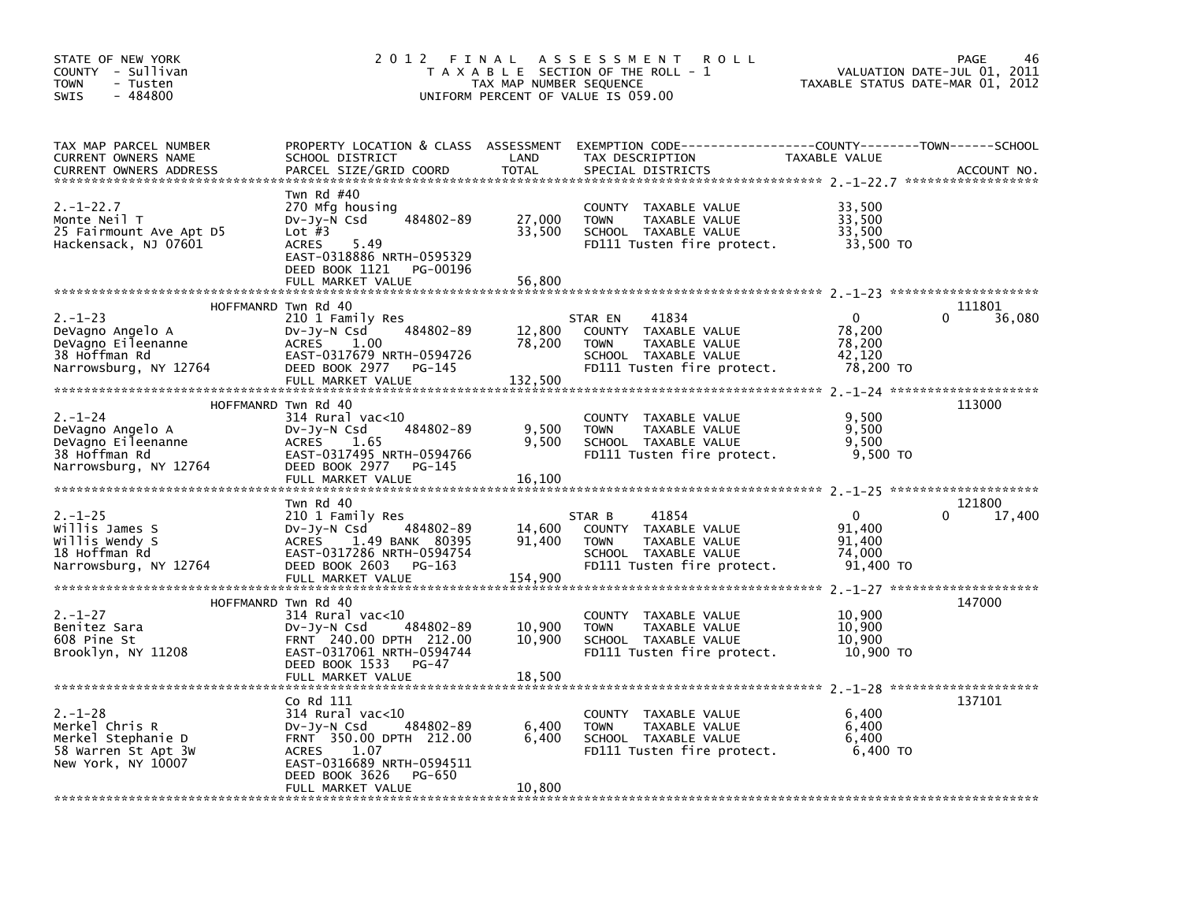STATE OF NEW YORK
COUNTY - Sullivan
TOWN - Tusten
SWIS - 484800

# 2012 FINAL ASSESSMENT ROLL

TAXABLE SECTION OF THE ROLL - 1
TAX MAP NUMBER SEQUENCE
UNIFORM PERCENT OF VALUE IS 059.00

VALUATION DATE-JUL 01, 2011
TAXABLE STATUS DATE-MAR 01, 2012

| TAX MAP PARCEL NUMBER / CURRENT OWNERS NAME / CURRENT OWNERS ADDRESS | PROPERTY LOCATION & CLASS / SCHOOL DISTRICT / PARCEL SIZE/GRID COORD | ASSESSMENT LAND | TOTAL | EXEMPTION CODE / TAX DESCRIPTION / SPECIAL DISTRICTS | COUNTY TAXABLE VALUE | TOWN | SCHOOL / ACCOUNT NO. |
|---|---|---|---|---|---|---|---|
| 2.-1-22.7 | Twn Rd #40 | | | | | | |
| | 270 Mfg housing | | | COUNTY TAXABLE VALUE | 33,500 | | |
| Monte Neil T | Dv-Jy-N Csd 484802-89 | 27,000 | | TOWN TAXABLE VALUE | 33,500 | | |
| 25 Fairmount Ave Apt D5 | Lot #3 | | 33,500 | SCHOOL TAXABLE VALUE | 33,500 | | |
| Hackensack, NJ 07601 | ACRES 5.49 | | | FD111 Tusten fire protect. | 33,500 TO | | |
| | EAST-0318886 NRTH-0595329 | | | | | | |
| | DEED BOOK 1121 PG-00196 | | | | | | |
| | FULL MARKET VALUE | | 56,800 | | | | |
| 2.-1-23 | HOFFMANRD Twn Rd 40 | | | | | | 111801 |
| | 210 1 Family Res | | | STAR EN 41834 | 0 | 0 | 36,080 |
| DeVagno Angelo A | Dv-Jy-N Csd 484802-89 | 12,800 | | COUNTY TAXABLE VALUE | 78,200 | | |
| DeVagno Eileenanne | ACRES 1.00 | | 78,200 | TOWN TAXABLE VALUE | 78,200 | | |
| 38 Hoffman Rd | EAST-0317679 NRTH-0594726 | | | SCHOOL TAXABLE VALUE | 42,120 | | |
| Narrowsburg, NY 12764 | DEED BOOK 2977 PG-145 | | | FD111 Tusten fire protect. | 78,200 TO | | |
| | FULL MARKET VALUE | | 132,500 | | | | |
| 2.-1-24 | HOFFMANRD Twn Rd 40 | | | | | | 113000 |
| | 314 Rural vac<10 | | | COUNTY TAXABLE VALUE | 9,500 | | |
| DeVagno Angelo A | Dv-Jy-N Csd 484802-89 | 9,500 | | TOWN TAXABLE VALUE | 9,500 | | |
| DeVagno Eileenanne | ACRES 1.65 | | 9,500 | SCHOOL TAXABLE VALUE | 9,500 | | |
| 38 Hoffman Rd | EAST-0317495 NRTH-0594766 | | | FD111 Tusten fire protect. | 9,500 TO | | |
| Narrowsburg, NY 12764 | DEED BOOK 2977 PG-145 | | | | | | |
| | FULL MARKET VALUE | | 16,100 | | | | |
| 2.-1-25 | Twn Rd 40 | | | | | | 121800 |
| | 210 1 Family Res | | | STAR B 41854 | 0 | 0 | 17,400 |
| Willis James S | Dv-Jy-N Csd 484802-89 | 14,600 | | COUNTY TAXABLE VALUE | 91,400 | | |
| Willis Wendy S | ACRES 1.49 BANK 80395 | | 91,400 | TOWN TAXABLE VALUE | 91,400 | | |
| 18 Hoffman Rd | EAST-0317286 NRTH-0594754 | | | SCHOOL TAXABLE VALUE | 74,000 | | |
| Narrowsburg, NY 12764 | DEED BOOK 2603 PG-163 | | | FD111 Tusten fire protect. | 91,400 TO | | |
| | FULL MARKET VALUE | | 154,900 | | | | |
| 2.-1-27 | HOFFMANRD Twn Rd 40 | | | | | | 147000 |
| | 314 Rural vac<10 | | | COUNTY TAXABLE VALUE | 10,900 | | |
| Benitez Sara | Dv-Jy-N Csd 484802-89 | 10,900 | | TOWN TAXABLE VALUE | 10,900 | | |
| 608 Pine St | FRNT 240.00 DPTH 212.00 | | 10,900 | SCHOOL TAXABLE VALUE | 10,900 | | |
| Brooklyn, NY 11208 | EAST-0317061 NRTH-0594744 | | | FD111 Tusten fire protect. | 10,900 TO | | |
| | DEED BOOK 1533 PG-47 | | | | | | |
| | FULL MARKET VALUE | | 18,500 | | | | |
| 2.-1-28 | Co Rd 111 | | | | | | 137101 |
| | 314 Rural vac<10 | | | COUNTY TAXABLE VALUE | 6,400 | | |
| Merkel Chris R | Dv-Jy-N Csd 484802-89 | 6,400 | | TOWN TAXABLE VALUE | 6,400 | | |
| Merkel Stephanie D | FRNT 350.00 DPTH 212.00 | | 6,400 | SCHOOL TAXABLE VALUE | 6,400 | | |
| 58 Warren St Apt 3W | ACRES 1.07 | | | FD111 Tusten fire protect. | 6,400 TO | | |
| New York, NY 10007 | EAST-0316689 NRTH-0594511 | | | | | | |
| | DEED BOOK 3626 PG-650 | | | | | | |
| | FULL MARKET VALUE | | 10,800 | | | | |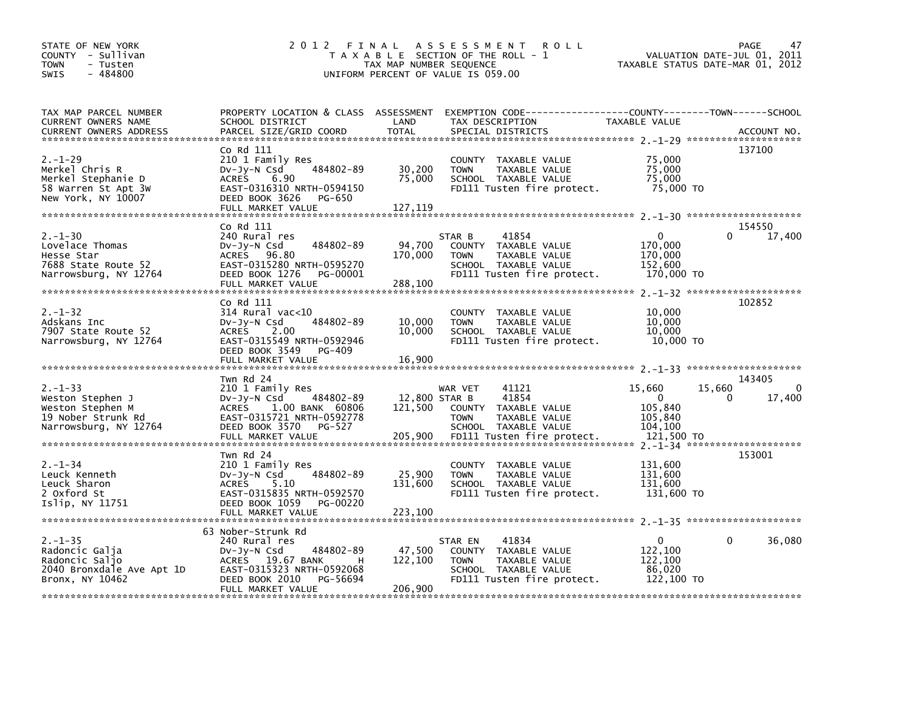STATE OF NEW YORK
COUNTY - Sullivan
TOWN - Tusten
SWIS - 484800

# 2012 FINAL ASSESSMENT ROLL
TAXABLE SECTION OF THE ROLL - 1
TAX MAP NUMBER SEQUENCE
UNIFORM PERCENT OF VALUE IS 059.00

VALUATION DATE-JUL 01, 2011
TAXABLE STATUS DATE-MAR 01, 2012

| TAX MAP PARCEL NUMBER / CURRENT OWNERS NAME / CURRENT OWNERS ADDRESS | PROPERTY LOCATION & CLASS / SCHOOL DISTRICT / PARCEL SIZE/GRID COORD | ASSESSMENT LAND | TOTAL | EXEMPTION CODE / TAX DESCRIPTION / SPECIAL DISTRICTS | COUNTY TAXABLE VALUE | TOWN | SCHOOL | ACCOUNT NO. |
|---|---|---|---|---|---|---|---|---|
| 2.-1-29 | Co Rd 111 | | | | | | | 137100 |
| Merkel Chris R | 210 1 Family Res | | | COUNTY TAXABLE VALUE | 75,000 | | | |
| Merkel Stephanie D | Dv-Jy-N Csd 484802-89 | 30,200 | | TOWN TAXABLE VALUE | 75,000 | | | |
| 58 Warren St Apt 3W | ACRES 6.90 | | 75,000 | SCHOOL TAXABLE VALUE | 75,000 | | | |
| New York, NY 10007 | EAST-0316310 NRTH-0594150 | | | FD111 Tusten fire protect. | 75,000 TO | | | |
| | DEED BOOK 3626 PG-650 | | | | | | | |
| | FULL MARKET VALUE | | 127,119 | | | | | |
| 2.-1-30 | Co Rd 111 | | | | | | | 154550 |
| Lovelace Thomas | 240 Rural res | | | STAR B 41854 | 0 | 0 | 17,400 | |
| Hesse Star | Dv-Jy-N Csd 484802-89 | 94,700 | | COUNTY TAXABLE VALUE | 170,000 | | | |
| 7688 State Route 52 | ACRES 96.80 | | 170,000 | TOWN TAXABLE VALUE | 170,000 | | | |
| Narrowsburg, NY 12764 | EAST-0315280 NRTH-0595270 | | | SCHOOL TAXABLE VALUE | 152,600 | | | |
| | DEED BOOK 1276 PG-00001 | | | FD111 Tusten fire protect. | 170,000 TO | | | |
| | FULL MARKET VALUE | | 288,100 | | | | | |
| 2.-1-32 | Co Rd 111 | | | | | | | 102852 |
| Adskans Inc | 314 Rural vac<10 | | | COUNTY TAXABLE VALUE | 10,000 | | | |
| 7907 State Route 52 | Dv-Jy-N Csd 484802-89 | 10,000 | | TOWN TAXABLE VALUE | 10,000 | | | |
| Narrowsburg, NY 12764 | ACRES 2.00 | | 10,000 | SCHOOL TAXABLE VALUE | 10,000 | | | |
| | EAST-0315549 NRTH-0592946 | | | FD111 Tusten fire protect. | 10,000 TO | | | |
| | DEED BOOK 3549 PG-409 | | | | | | | |
| | FULL MARKET VALUE | | 16,900 | | | | | |
| 2.-1-33 | Twn Rd 24 | | | | | | | 143405 |
| Weston Stephen J | 210 1 Family Res | | | WAR VET 41121 | 15,660 | 15,660 | 0 | |
| Weston Stephen M | Dv-Jy-N Csd 484802-89 | 12,800 | | STAR B 41854 | 0 | 0 | 17,400 | |
| 19 Nober Strunk Rd | ACRES 1.00 BANK 60806 | | 121,500 | COUNTY TAXABLE VALUE | 105,840 | | | |
| Narrowsburg, NY 12764 | EAST-0315721 NRTH-0592778 | | | TOWN TAXABLE VALUE | 105,840 | | | |
| | DEED BOOK 3570 PG-527 | | | SCHOOL TAXABLE VALUE | 104,100 | | | |
| | FULL MARKET VALUE | | 205,900 | FD111 Tusten fire protect. | 121,500 TO | | | |
| 2.-1-34 | Twn Rd 24 | | | | | | | 153001 |
| Leuck Kenneth | 210 1 Family Res | | | COUNTY TAXABLE VALUE | 131,600 | | | |
| Leuck Sharon | Dv-Jy-N Csd 484802-89 | 25,900 | | TOWN TAXABLE VALUE | 131,600 | | | |
| 2 Oxford St | ACRES 5.10 | | 131,600 | SCHOOL TAXABLE VALUE | 131,600 | | | |
| Islip, NY 11751 | EAST-0315835 NRTH-0592570 | | | FD111 Tusten fire protect. | 131,600 TO | | | |
| | DEED BOOK 1059 PG-00220 | | | | | | | |
| | FULL MARKET VALUE | | 223,100 | | | | | |
| 2.-1-35 | 63 Nober-Strunk Rd | | | | | | | |
| Radoncic Galja | 240 Rural res | | | STAR EN 41834 | 0 | 0 | 36,080 | |
| Radoncic Saljo | Dv-Jy-N Csd 484802-89 | 47,500 | | COUNTY TAXABLE VALUE | 122,100 | | | |
| 2040 Bronxdale Ave Apt 1D | ACRES 19.67 BANK H | | 122,100 | TOWN TAXABLE VALUE | 122,100 | | | |
| Bronx, NY 10462 | EAST-0315323 NRTH-0592068 | | | SCHOOL TAXABLE VALUE | 86,020 | | | |
| | DEED BOOK 2010 PG-56694 | | | FD111 Tusten fire protect. | 122,100 TO | | | |
| | FULL MARKET VALUE | | 206,900 | | | | | |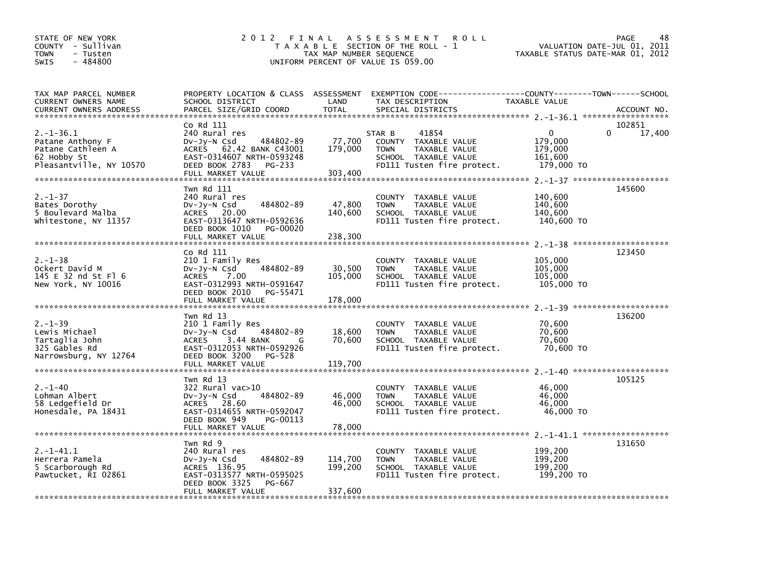STATE OF NEW YORK
COUNTY - Sullivan
TOWN - Tusten
SWIS - 484800

2012 FINAL ASSESSMENT ROLL
TAXABLE SECTION OF THE ROLL - 1
TAX MAP NUMBER SEQUENCE
UNIFORM PERCENT OF VALUE IS 059.00

VALUATION DATE-JUL 01, 2011
TAXABLE STATUS DATE-MAR 01, 2012

| TAX MAP PARCEL NUMBER / CURRENT OWNERS NAME / CURRENT OWNERS ADDRESS | PROPERTY LOCATION & CLASS / SCHOOL DISTRICT / PARCEL SIZE/GRID COORD | ASSESSMENT LAND / TOTAL | EXEMPTION CODE / TAX DESCRIPTION / SPECIAL DISTRICTS | COUNTY | TOWN | SCHOOL TAXABLE VALUE | ACCOUNT NO. |
|---|---|---|---|---|---|---|---|
| 2.-1-36.1 | Co Rd 111 | | | | | | 102851 |
| Patane Anthony F | 240 Rural res | | STAR B 41854 | 0 | 0 | 17,400 | |
| Patane Cathleen A | Dv-Jy-N Csd 484802-89 | 77,700 | COUNTY TAXABLE VALUE | 179,000 | | | |
| 62 Hobby St | ACRES 62.42 BANK C43001 | 179,000 | TOWN TAXABLE VALUE | 179,000 | | | |
| Pleasantville, NY 10570 | EAST-0314607 NRTH-0593248 | | SCHOOL TAXABLE VALUE | 161,600 | | | |
| | DEED BOOK 2783 PG-233 | | FD111 Tusten fire protect. | 179,000 TO | | | |
| | FULL MARKET VALUE | 303,400 | | | | | |
| 2.-1-37 | Twn Rd 111 | | | | | | 145600 |
| Bates Dorothy | 240 Rural res | | COUNTY TAXABLE VALUE | 140,600 | | | |
| 5 Boulevard Malba | Dv-Jy-N Csd 484802-89 | 47,800 | TOWN TAXABLE VALUE | 140,600 | | | |
| Whitestone, NY 11357 | ACRES 20.00 | 140,600 | SCHOOL TAXABLE VALUE | 140,600 | | | |
| | EAST-0313647 NRTH-0592636 | | FD111 Tusten fire protect. | 140,600 TO | | | |
| | DEED BOOK 1010 PG-00020 | | | | | | |
| | FULL MARKET VALUE | 238,300 | | | | | |
| 2.-1-38 | Co Rd 111 | | | | | | 123450 |
| Ockert David M | 210 1 Family Res | | COUNTY TAXABLE VALUE | 105,000 | | | |
| 145 E 32 nd St Fl 6 | Dv-Jy-N Csd 484802-89 | 30,500 | TOWN TAXABLE VALUE | 105,000 | | | |
| New York, NY 10016 | ACRES 7.00 | 105,000 | SCHOOL TAXABLE VALUE | 105,000 | | | |
| | EAST-0312993 NRTH-0591647 | | FD111 Tusten fire protect. | 105,000 TO | | | |
| | DEED BOOK 2010 PG-55471 | | | | | | |
| | FULL MARKET VALUE | 178,000 | | | | | |
| 2.-1-39 | Twn Rd 13 | | | | | | 136200 |
| Lewis Michael | 210 1 Family Res | | COUNTY TAXABLE VALUE | 70,600 | | | |
| Tartaglia John | Dv-Jy-N Csd 484802-89 | 18,600 | TOWN TAXABLE VALUE | 70,600 | | | |
| 325 Gables Rd | ACRES 3.44 BANK G | 70,600 | SCHOOL TAXABLE VALUE | 70,600 | | | |
| Narrowsburg, NY 12764 | EAST-0312053 NRTH-0592926 | | FD111 Tusten fire protect. | 70,600 TO | | | |
| | DEED BOOK 3200 PG-528 | | | | | | |
| | FULL MARKET VALUE | 119,700 | | | | | |
| 2.-1-40 | Twn Rd 13 | | | | | | 105125 |
| Lohman Albert | 322 Rural vac>10 | | COUNTY TAXABLE VALUE | 46,000 | | | |
| 58 Ledgefield Dr | Dv-Jy-N Csd 484802-89 | 46,000 | TOWN TAXABLE VALUE | 46,000 | | | |
| Honesdale, PA 18431 | ACRES 28.60 | 46,000 | SCHOOL TAXABLE VALUE | 46,000 | | | |
| | EAST-0314655 NRTH-0592047 | | FD111 Tusten fire protect. | 46,000 TO | | | |
| | DEED BOOK 949 PG-00113 | | | | | | |
| | FULL MARKET VALUE | 78,000 | | | | | |
| 2.-1-41.1 | Twn Rd 9 | | | | | | 131650 |
| Herrera Pamela | 240 Rural res | | COUNTY TAXABLE VALUE | 199,200 | | | |
| 5 Scarborough Rd | Dv-Jy-N Csd 484802-89 | 114,700 | TOWN TAXABLE VALUE | 199,200 | | | |
| Pawtucket, RI 02861 | ACRES 136.95 | 199,200 | SCHOOL TAXABLE VALUE | 199,200 | | | |
| | EAST-0313577 NRTH-0595025 | | FD111 Tusten fire protect. | 199,200 TO | | | |
| | DEED BOOK 3325 PG-667 | | | | | | |
| | FULL MARKET VALUE | 337,600 | | | | | |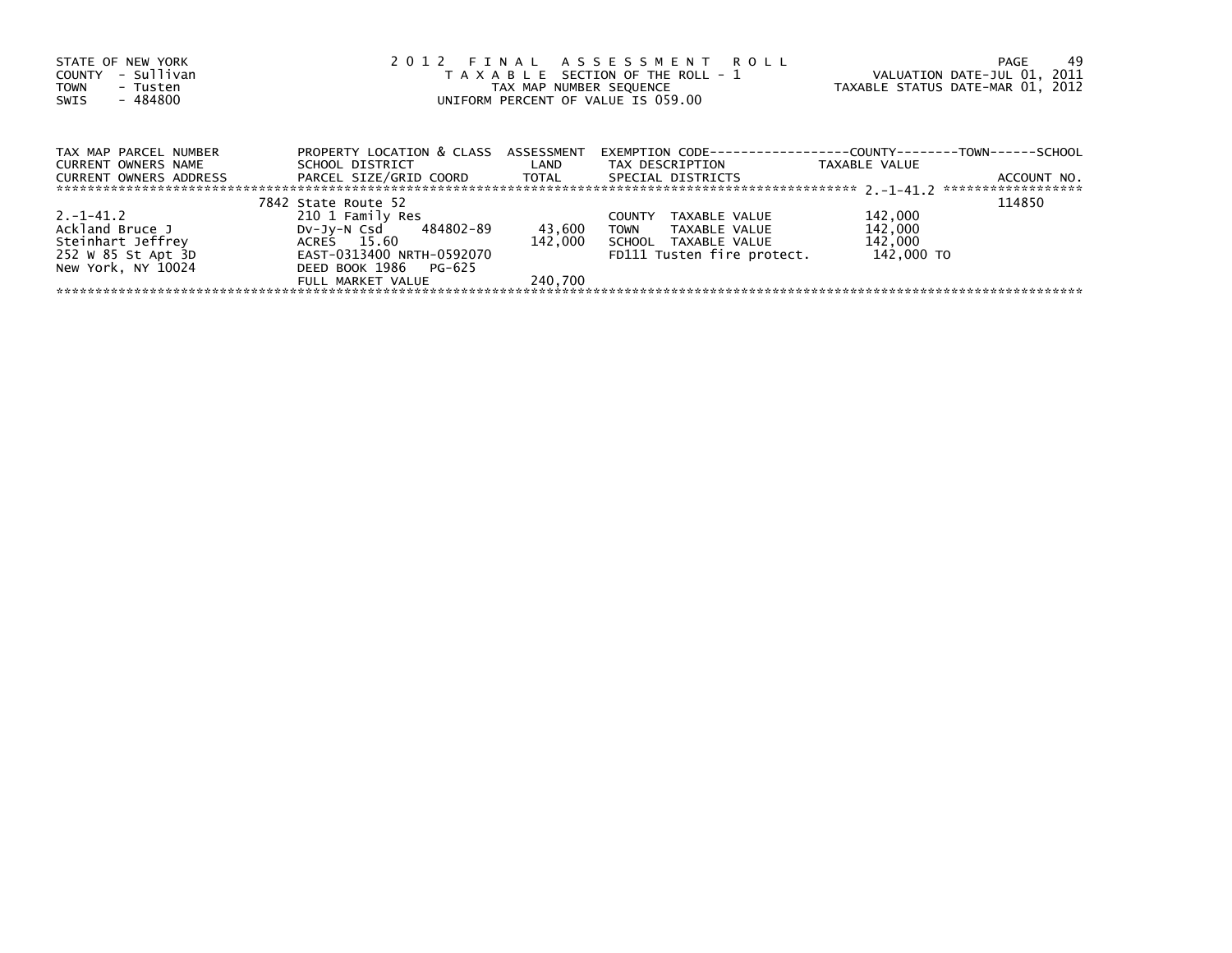STATE OF NEW YORK
COUNTY - Sullivan
TOWN - Tusten
SWIS - 484800

2012 FINAL ASSESSMENT ROLL
TAXABLE SECTION OF THE ROLL - 1
TAX MAP NUMBER SEQUENCE
UNIFORM PERCENT OF VALUE IS 059.00

VALUATION DATE-JUL 01, 2011
TAXABLE STATUS DATE-MAR 01, 2012

| TAX MAP PARCEL NUMBER / CURRENT OWNERS NAME / CURRENT OWNERS ADDRESS | PROPERTY LOCATION & CLASS / SCHOOL DISTRICT / PARCEL SIZE/GRID COORD | ASSESSMENT LAND / TOTAL | EXEMPTION CODE / TAX DESCRIPTION / SPECIAL DISTRICTS | COUNTY / TOWN / SCHOOL TAXABLE VALUE | ACCOUNT NO. |
|---|---|---|---|---|---|
| 2.-1-41.2 | 7842 State Route 52 | | | | 114850 |
| | 210 1 Family Res | | COUNTY TAXABLE VALUE | 142,000 | |
| Ackland Bruce J | Dv-Jy-N Csd 484802-89 | 43,600 | TOWN TAXABLE VALUE | 142,000 | |
| Steinhart Jeffrey | ACRES 15.60 | 142,000 | SCHOOL TAXABLE VALUE | 142,000 | |
| 252 W 85 St Apt 3D | EAST-0313400 NRTH-0592070 | | FD111 Tusten fire protect. | 142,000 TO | |
| New York, NY 10024 | DEED BOOK 1986 PG-625 | | | | |
| | FULL MARKET VALUE | 240,700 | | | |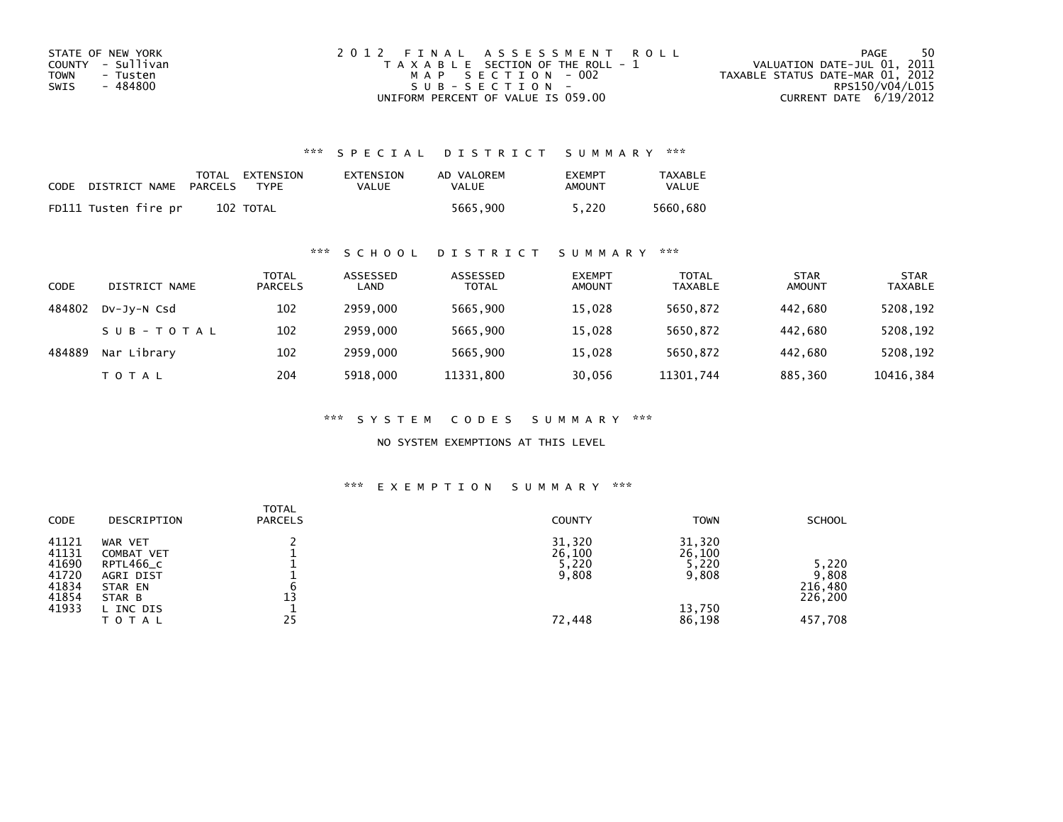STATE OF NEW YORK
COUNTY - Sullivan
TOWN - Tusten
SWIS - 484800

2 0 1 2 F I N A L A S S E S S M E N T R O L L
T A X A B L E SECTION OF THE ROLL - 1
M A P S E C T I O N - 002
S U B - S E C T I O N -
UNIFORM PERCENT OF VALUE IS 059.00

VALUATION DATE-JUL 01, 2011
TAXABLE STATUS DATE-MAR 01, 2012
RPS150/V04/L015
CURRENT DATE 6/19/2012

## *** S P E C I A L D I S T R I C T S U M M A R Y ***

| CODE | DISTRICT NAME | TOTAL PARCELS | EXTENSION TYPE | EXTENSION VALUE | AD VALOREM VALUE | EXEMPT AMOUNT | TAXABLE VALUE |
|---|---|---|---|---|---|---|---|
| FD111 | Tusten fire pr | 102 | TOTAL | | 5665,900 | 5,220 | 5660,680 |

## *** S C H O O L D I S T R I C T S U M M A R Y ***

| CODE | DISTRICT NAME | TOTAL PARCELS | ASSESSED LAND | ASSESSED TOTAL | EXEMPT AMOUNT | TOTAL TAXABLE | STAR AMOUNT | STAR TAXABLE |
|---|---|---|---|---|---|---|---|---|
| 484802 | Dv-Jy-N Csd | 102 | 2959,000 | 5665,900 | 15,028 | 5650,872 | 442,680 | 5208,192 |
| | S U B - T O T A L | 102 | 2959,000 | 5665,900 | 15,028 | 5650,872 | 442,680 | 5208,192 |
| 484889 | Nar Library | 102 | 2959,000 | 5665,900 | 15,028 | 5650,872 | 442,680 | 5208,192 |
| | T O T A L | 204 | 5918,000 | 11331,800 | 30,056 | 11301,744 | 885,360 | 10416,384 |

## *** S Y S T E M C O D E S S U M M A R Y ***

NO SYSTEM EXEMPTIONS AT THIS LEVEL

## *** E X E M P T I O N S U M M A R Y ***

| CODE | DESCRIPTION | TOTAL PARCELS | COUNTY | TOWN | SCHOOL |
|---|---|---|---|---|---|
| 41121 | WAR VET | 2 | 31,320 | 31,320 | |
| 41131 | COMBAT VET | 1 | 26,100 | 26,100 | |
| 41690 | RPTL466_c | 1 | 5,220 | 5,220 | 5,220 |
| 41720 | AGRI DIST | 1 | 9,808 | 9,808 | 9,808 |
| 41834 | STAR EN | 6 | | | 216,480 |
| 41854 | STAR B | 13 | | | 226,200 |
| 41933 | L INC DIS | 1 | | 13,750 | |
| | T O T A L | 25 | 72,448 | 86,198 | 457,708 |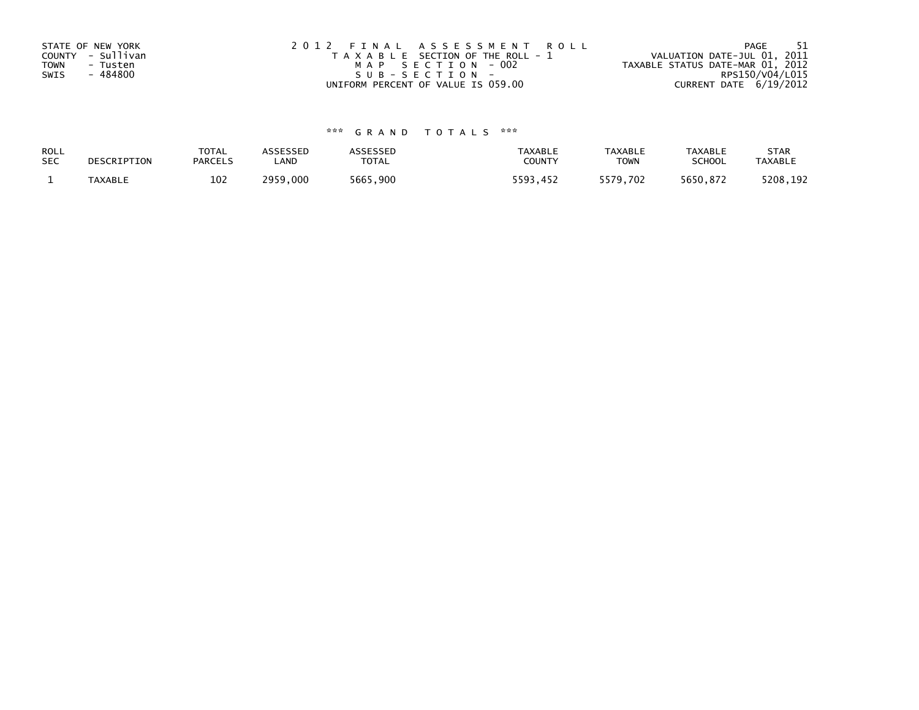STATE OF NEW YORK
COUNTY - Sullivan
TOWN - Tusten
SWIS - 484800

2012 FINAL ASSESSMENT ROLL
TAXABLE SECTION OF THE ROLL - 1
MAP SECTION - 002
SUB-SECTION -
UNIFORM PERCENT OF VALUE IS 059.00

VALUATION DATE-JUL 01, 2011
TAXABLE STATUS DATE-MAR 01, 2012
RPS150/V04/L015
CURRENT DATE 6/19/2012

*** GRAND TOTALS ***

| ROLL SEC | DESCRIPTION | TOTAL PARCELS | ASSESSED LAND | ASSESSED TOTAL | TAXABLE COUNTY | TAXABLE TOWN | TAXABLE SCHOOL | STAR TAXABLE |
|---|---|---|---|---|---|---|---|---|
| 1 | TAXABLE | 102 | 2959,000 | 5665,900 | 5593,452 | 5579,702 | 5650,872 | 5208,192 |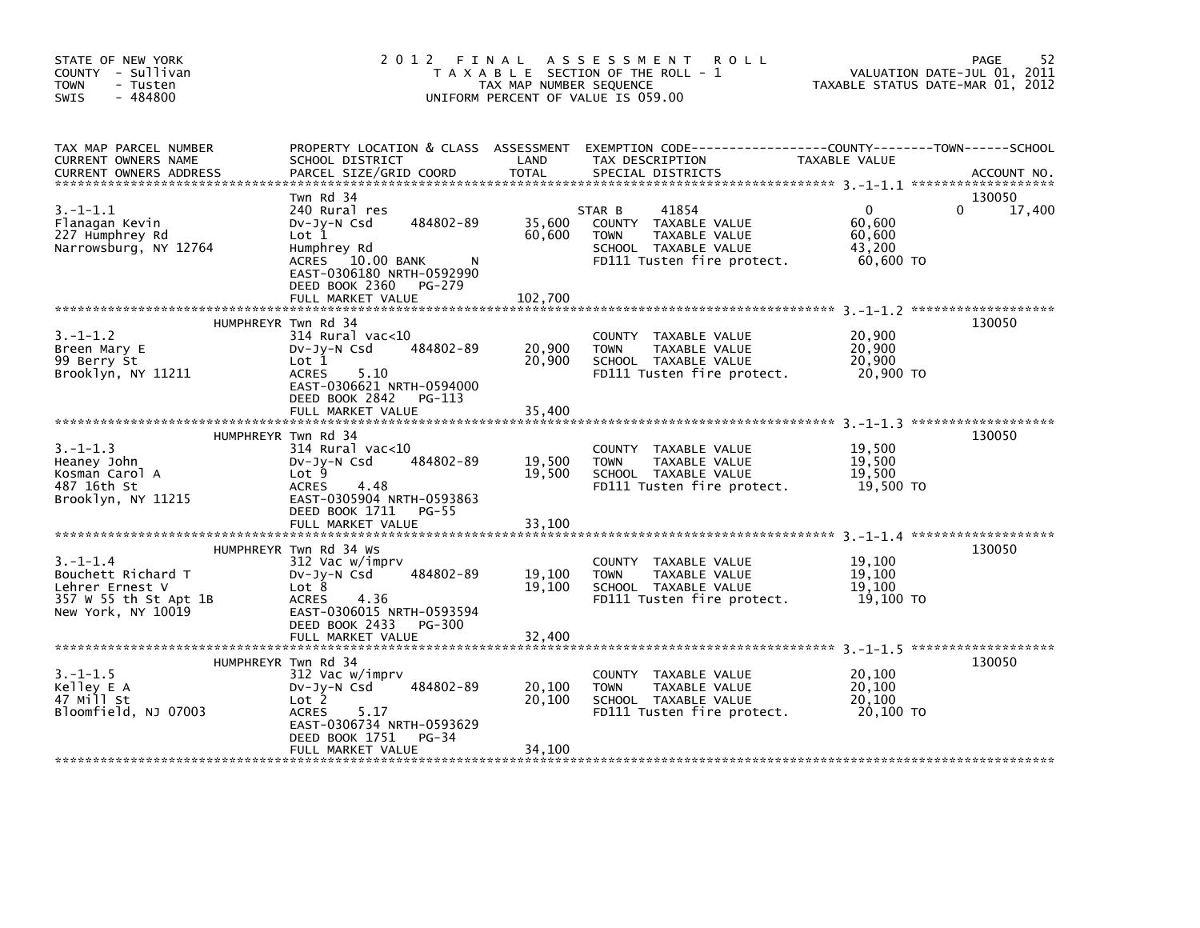STATE OF NEW YORK
COUNTY - Sullivan
TOWN - Tusten
SWIS - 484800

# 2012 FINAL ASSESSMENT ROLL

TAXABLE SECTION OF THE ROLL - 1
TAX MAP NUMBER SEQUENCE
UNIFORM PERCENT OF VALUE IS 059.00

VALUATION DATE-JUL 01, 2011
TAXABLE STATUS DATE-MAR 01, 2012

| TAX MAP PARCEL NUMBER / CURRENT OWNERS NAME / CURRENT OWNERS ADDRESS | PROPERTY LOCATION & CLASS / SCHOOL DISTRICT / PARCEL SIZE/GRID COORD | ASSESSMENT LAND / TOTAL | EXEMPTION CODE / TAX DESCRIPTION / SPECIAL DISTRICTS | COUNTY / TAXABLE VALUE | TOWN | SCHOOL | ACCOUNT NO. |
|---|---|---|---|---|---|---|---|
| | Twn Rd 34 | | | | | | 130050 |
| 3.-1-1.1 | 240 Rural res | | STAR B 41854 | 0 | 0 | 17,400 | |
| Flanagan Kevin | Dv-Jy-N Csd 484802-89 | 35,600 | COUNTY TAXABLE VALUE | 60,600 | | | |
| 227 Humphrey Rd | Lot 1 | 60,600 | TOWN TAXABLE VALUE | 60,600 | | | |
| Narrowsburg, NY 12764 | Humphrey Rd | | SCHOOL TAXABLE VALUE | 43,200 | | | |
| | ACRES 10.00 BANK N | | FD111 Tusten fire protect. | 60,600 TO | | | |
| | EAST-0306180 NRTH-0592990 | | | | | | |
| | DEED BOOK 2360 PG-279 | | | | | | |
| | FULL MARKET VALUE | 102,700 | | | | | |
| | HUMPHREYR Twn Rd 34 | | | | | | 130050 |
| 3.-1-1.2 | 314 Rural vac<10 | | COUNTY TAXABLE VALUE | 20,900 | | | |
| Breen Mary E | Dv-Jy-N Csd 484802-89 | 20,900 | TOWN TAXABLE VALUE | 20,900 | | | |
| 99 Berry St | Lot 1 | 20,900 | SCHOOL TAXABLE VALUE | 20,900 | | | |
| Brooklyn, NY 11211 | ACRES 5.10 | | FD111 Tusten fire protect. | 20,900 TO | | | |
| | EAST-0306621 NRTH-0594000 | | | | | | |
| | DEED BOOK 2842 PG-113 | | | | | | |
| | FULL MARKET VALUE | 35,400 | | | | | |
| | HUMPHREYR Twn Rd 34 | | | | | | 130050 |
| 3.-1-1.3 | 314 Rural vac<10 | | COUNTY TAXABLE VALUE | 19,500 | | | |
| Heaney John | Dv-Jy-N Csd 484802-89 | 19,500 | TOWN TAXABLE VALUE | 19,500 | | | |
| Kosman Carol A | Lot 9 | 19,500 | SCHOOL TAXABLE VALUE | 19,500 | | | |
| 487 16th St | ACRES 4.48 | | FD111 Tusten fire protect. | 19,500 TO | | | |
| Brooklyn, NY 11215 | EAST-0305904 NRTH-0593863 | | | | | | |
| | DEED BOOK 1711 PG-55 | | | | | | |
| | FULL MARKET VALUE | 33,100 | | | | | |
| | HUMPHREYR Twn Rd 34 Ws | | | | | | 130050 |
| 3.-1-1.4 | 312 Vac w/imprv | | COUNTY TAXABLE VALUE | 19,100 | | | |
| Bouchett Richard T | Dv-Jy-N Csd 484802-89 | 19,100 | TOWN TAXABLE VALUE | 19,100 | | | |
| Lehrer Ernest V | Lot 8 | 19,100 | SCHOOL TAXABLE VALUE | 19,100 | | | |
| 357 W 55 th St Apt 1B | ACRES 4.36 | | FD111 Tusten fire protect. | 19,100 TO | | | |
| New York, NY 10019 | EAST-0306015 NRTH-0593594 | | | | | | |
| | DEED BOOK 2433 PG-300 | | | | | | |
| | FULL MARKET VALUE | 32,400 | | | | | |
| | HUMPHREYR Twn Rd 34 | | | | | | 130050 |
| 3.-1-1.5 | 312 Vac w/imprv | | COUNTY TAXABLE VALUE | 20,100 | | | |
| Kelley E A | Dv-Jy-N Csd 484802-89 | 20,100 | TOWN TAXABLE VALUE | 20,100 | | | |
| 47 Mill St | Lot 2 | 20,100 | SCHOOL TAXABLE VALUE | 20,100 | | | |
| Bloomfield, NJ 07003 | ACRES 5.17 | | FD111 Tusten fire protect. | 20,100 TO | | | |
| | EAST-0306734 NRTH-0593629 | | | | | | |
| | DEED BOOK 1751 PG-34 | | | | | | |
| | FULL MARKET VALUE | 34,100 | | | | | |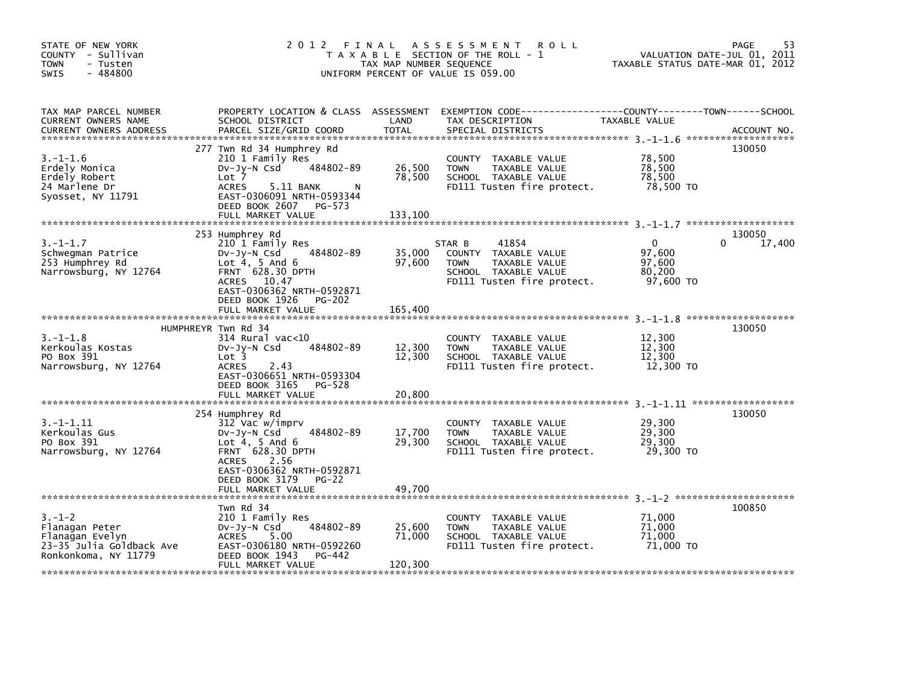STATE OF NEW YORK
COUNTY - Sullivan
TOWN - Tusten
SWIS - 484800

2012 FINAL ASSESSMENT ROLL
TAXABLE SECTION OF THE ROLL - 1
TAX MAP NUMBER SEQUENCE
UNIFORM PERCENT OF VALUE IS 059.00

VALUATION DATE-JUL 01, 2011
TAXABLE STATUS DATE-MAR 01, 2012

| TAX MAP PARCEL NUMBER / CURRENT OWNERS NAME / CURRENT OWNERS ADDRESS | PROPERTY LOCATION & CLASS / SCHOOL DISTRICT / PARCEL SIZE/GRID COORD | ASSESSMENT LAND / TOTAL | EXEMPTION CODE / TAX DESCRIPTION / SPECIAL DISTRICTS | COUNTY / TOWN TAXABLE VALUE | SCHOOL | ACCOUNT NO. |
|---|---|---|---|---|---|---|
| **3.-1-1.6** | 277 Twn Rd 34 Humphrey Rd | | | | | 130050 |
| 3.-1-1.6 | 210 1 Family Res | | COUNTY TAXABLE VALUE | 78,500 | | |
| Erdely Monica | Dv-Jy-N Csd 484802-89 | 26,500 | TOWN TAXABLE VALUE | 78,500 | | |
| Erdely Robert | Lot 7 | 78,500 | SCHOOL TAXABLE VALUE | 78,500 | | |
| 24 Marlene Dr | ACRES 5.11 BANK N | | FD111 Tusten fire protect. | 78,500 TO | | |
| Syosset, NY 11791 | EAST-0306091 NRTH-0593344 | | | | | |
| | DEED BOOK 2607 PG-573 | | | | | |
| | FULL MARKET VALUE | 133,100 | | | | |
| **3.-1-1.7** | 253 Humphrey Rd | | | | | 130050 |
| 3.-1-1.7 | 210 1 Family Res | | STAR B 41854 | 0 | 0 | 17,400 |
| Schwegman Patrice | Dv-Jy-N Csd 484802-89 | 35,000 | COUNTY TAXABLE VALUE | 97,600 | | |
| 253 Humphrey Rd | Lot 4, 5 And 6 | 97,600 | TOWN TAXABLE VALUE | 97,600 | | |
| Narrowsburg, NY 12764 | FRNT 628.30 DPTH | | SCHOOL TAXABLE VALUE | 80,200 | | |
| | ACRES 10.47 | | FD111 Tusten fire protect. | 97,600 TO | | |
| | EAST-0306362 NRTH-0592871 | | | | | |
| | DEED BOOK 1926 PG-202 | | | | | |
| | FULL MARKET VALUE | 165,400 | | | | |
| **3.-1-1.8** | HUMPHREYR Twn Rd 34 | | | | | 130050 |
| 3.-1-1.8 | 314 Rural vac<10 | | COUNTY TAXABLE VALUE | 12,300 | | |
| Kerkoulas Kostas | Dv-Jy-N Csd 484802-89 | 12,300 | TOWN TAXABLE VALUE | 12,300 | | |
| PO Box 391 | Lot 3 | 12,300 | SCHOOL TAXABLE VALUE | 12,300 | | |
| Narrowsburg, NY 12764 | ACRES 2.43 | | FD111 Tusten fire protect. | 12,300 TO | | |
| | EAST-0306651 NRTH-0593304 | | | | | |
| | DEED BOOK 3165 PG-528 | | | | | |
| | FULL MARKET VALUE | 20,800 | | | | |
| **3.-1-1.11** | 254 Humphrey Rd | | | | | 130050 |
| 3.-1-1.11 | 312 Vac w/imprv | | COUNTY TAXABLE VALUE | 29,300 | | |
| Kerkoulas Gus | Dv-Jy-N Csd 484802-89 | 17,700 | TOWN TAXABLE VALUE | 29,300 | | |
| PO Box 391 | Lot 4, 5 And 6 | 29,300 | SCHOOL TAXABLE VALUE | 29,300 | | |
| Narrowsburg, NY 12764 | FRNT 628.30 DPTH | | FD111 Tusten fire protect. | 29,300 TO | | |
| | ACRES 2.56 | | | | | |
| | EAST-0306362 NRTH-0592871 | | | | | |
| | DEED BOOK 3179 PG-22 | | | | | |
| | FULL MARKET VALUE | 49,700 | | | | |
| **3.-1-2** | Twn Rd 34 | | | | | 100850 |
| 3.-1-2 | 210 1 Family Res | | COUNTY TAXABLE VALUE | 71,000 | | |
| Flanagan Peter | Dv-Jy-N Csd 484802-89 | 25,600 | TOWN TAXABLE VALUE | 71,000 | | |
| Flanagan Evelyn | ACRES 5.00 | 71,000 | SCHOOL TAXABLE VALUE | 71,000 | | |
| 23-35 Julia Goldback Ave | EAST-0306180 NRTH-0592260 | | FD111 Tusten fire protect. | 71,000 TO | | |
| Ronkonkoma, NY 11779 | DEED BOOK 1943 PG-442 | | | | | |
| | FULL MARKET VALUE | 120,300 | | | | |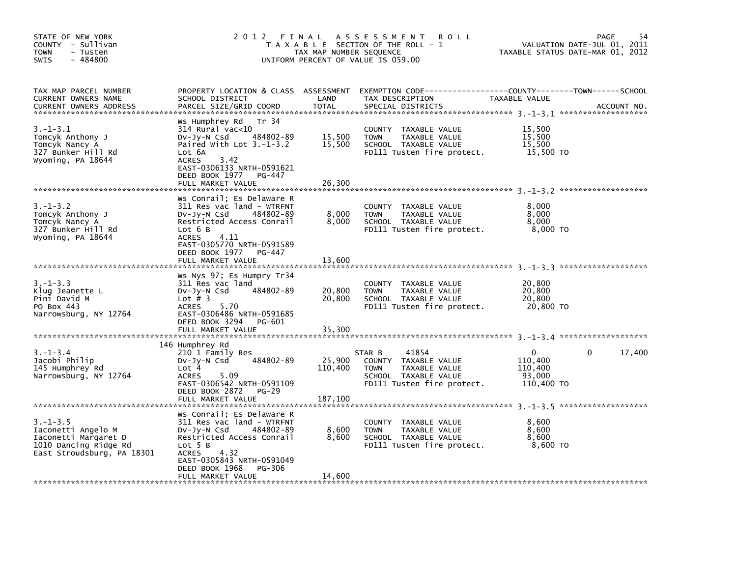STATE OF NEW YORK
COUNTY - Sullivan
TOWN - Tusten
SWIS - 484800

# 2012 FINAL ASSESSMENT ROLL

TAXABLE SECTION OF THE ROLL - 1
TAX MAP NUMBER SEQUENCE
UNIFORM PERCENT OF VALUE IS 059.00

VALUATION DATE-JUL 01, 2011
TAXABLE STATUS DATE-MAR 01, 2012

| TAX MAP PARCEL NUMBER / CURRENT OWNERS NAME / CURRENT OWNERS ADDRESS | PROPERTY LOCATION & CLASS / SCHOOL DISTRICT / PARCEL SIZE/GRID COORD | ASSESSMENT LAND / TOTAL | EXEMPTION CODE / TAX DESCRIPTION / SPECIAL DISTRICTS | COUNTY | TOWN | SCHOOL | ACCOUNT NO. |
|---|---|---|---|---|---|---|---|
| 3.-1-3.1 | Ws Humphrey Rd Tr 34 | | | | | | |
| | 314 Rural vac<10 | | COUNTY TAXABLE VALUE | 15,500 | | | |
| Tomcyk Anthony J | Dv-Jy-N Csd 484802-89 | 15,500 | TOWN TAXABLE VALUE | | 15,500 | | |
| Tomcyk Nancy A | Paired With Lot 3.-1-3.2 | 15,500 | SCHOOL TAXABLE VALUE | | | 15,500 | |
| 327 Bunker Hill Rd | Lot 6A | | FD111 Tusten fire protect. | 15,500 TO | | | |
| Wyoming, PA 18644 | ACRES 3.42 | | | | | | |
| | EAST-0306133 NRTH-0591621 | | | | | | |
| | DEED BOOK 1977 PG-447 | | | | | | |
| | FULL MARKET VALUE | 26,300 | | | | | |
| 3.-1-3.2 | Ws Conrail; Es Delaware R | | | | | | |
| | 311 Res vac land - WTRFNT | | COUNTY TAXABLE VALUE | 8,000 | | | |
| Tomcyk Anthony J | Dv-Jy-N Csd 484802-89 | 8,000 | TOWN TAXABLE VALUE | | 8,000 | | |
| Tomcyk Nancy A | Restricted Access Conrail | 8,000 | SCHOOL TAXABLE VALUE | | | 8,000 | |
| 327 Bunker Hill Rd | Lot 6 B | | FD111 Tusten fire protect. | 8,000 TO | | | |
| Wyoming, PA 18644 | ACRES 4.11 | | | | | | |
| | EAST-0305770 NRTH-0591589 | | | | | | |
| | DEED BOOK 1977 PG-447 | | | | | | |
| | FULL MARKET VALUE | 13,600 | | | | | |
| 3.-1-3.3 | Ws Nys 97; Es Humpry Tr34 | | | | | | |
| | 311 Res vac land | | COUNTY TAXABLE VALUE | 20,800 | | | |
| Klug Jeanette L | Dv-Jy-N Csd 484802-89 | 20,800 | TOWN TAXABLE VALUE | | 20,800 | | |
| Pini David M | Lot # 3 | 20,800 | SCHOOL TAXABLE VALUE | | | 20,800 | |
| PO Box 443 | ACRES 5.70 | | FD111 Tusten fire protect. | 20,800 TO | | | |
| Narrowsburg, NY 12764 | EAST-0306486 NRTH-0591685 | | | | | | |
| | DEED BOOK 3294 PG-601 | | | | | | |
| | FULL MARKET VALUE | 35,300 | | | | | |
| 3.-1-3.4 | 146 Humphrey Rd | | | | | | |
| | 210 1 Family Res | | STAR B 41854 | 0 | 0 | 17,400 | |
| Jacobi Philip | Dv-Jy-N Csd 484802-89 | 25,900 | COUNTY TAXABLE VALUE | 110,400 | | | |
| 145 Humphrey Rd | Lot 4 | 110,400 | TOWN TAXABLE VALUE | | 110,400 | | |
| Narrowsburg, NY 12764 | ACRES 5.09 | | SCHOOL TAXABLE VALUE | | | 93,000 | |
| | EAST-0306542 NRTH-0591109 | | FD111 Tusten fire protect. | 110,400 TO | | | |
| | DEED BOOK 2872 PG-29 | | | | | | |
| | FULL MARKET VALUE | 187,100 | | | | | |
| 3.-1-3.5 | Ws Conrail; Es Delaware R | | | | | | |
| | 311 Res vac land - WTRFNT | | COUNTY TAXABLE VALUE | 8,600 | | | |
| Iaconetti Angelo M | Dv-Jy-N Csd 484802-89 | 8,600 | TOWN TAXABLE VALUE | | 8,600 | | |
| Iaconetti Margaret D | Restricted Access Conrail | 8,600 | SCHOOL TAXABLE VALUE | | | 8,600 | |
| 1010 Dancing Ridge Rd | Lot 5 B | | FD111 Tusten fire protect. | 8,600 TO | | | |
| East Stroudsburg, PA 18301 | ACRES 4.32 | | | | | | |
| | EAST-0305843 NRTH-0591049 | | | | | | |
| | DEED BOOK 1968 PG-306 | | | | | | |
| | FULL MARKET VALUE | 14,600 | | | | | |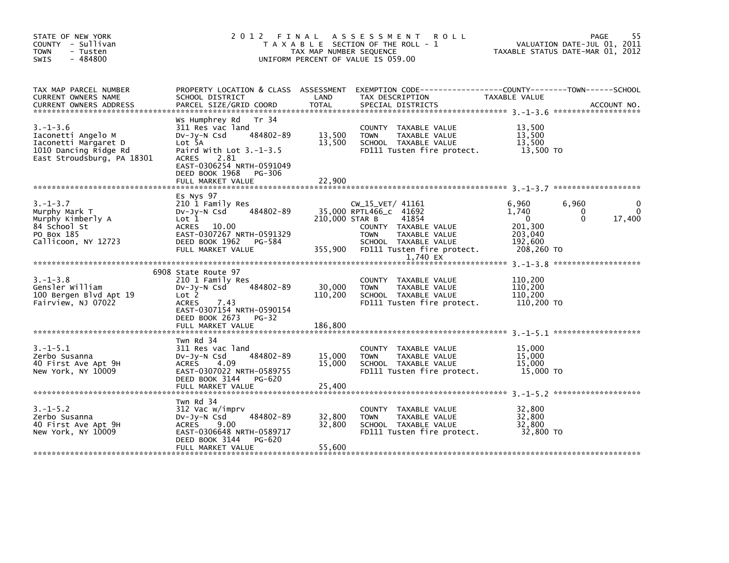STATE OF NEW YORK
COUNTY - Sullivan
TOWN - Tusten
SWIS - 484800

# 2012 FINAL ASSESSMENT ROLL

TAXABLE SECTION OF THE ROLL - 1
TAX MAP NUMBER SEQUENCE
UNIFORM PERCENT OF VALUE IS 059.00

VALUATION DATE-JUL 01, 2011
TAXABLE STATUS DATE-MAR 01, 2012

| TAX MAP PARCEL NUMBER / CURRENT OWNERS NAME / CURRENT OWNERS ADDRESS | PROPERTY LOCATION & CLASS / SCHOOL DISTRICT / PARCEL SIZE/GRID COORD | ASSESSMENT LAND / TOTAL | EXEMPTION CODE / TAX DESCRIPTION / SPECIAL DISTRICTS | COUNTY TAXABLE VALUE | TOWN | SCHOOL |
|---|---|---|---|---|---|---|
| **3.-1-3.6** | Ws Humphrey Rd Tr 34 | | | | | |
| Iaconetti Angelo M | 311 Res vac land | | COUNTY TAXABLE VALUE | 13,500 | | |
| Iaconetti Margaret D | Dv-Jy-N Csd 484802-89 | 13,500 | TOWN TAXABLE VALUE | 13,500 | | |
| 1010 Dancing Ridge Rd | Lot 5A | 13,500 | SCHOOL TAXABLE VALUE | 13,500 | | |
| East Stroudsburg, PA 18301 | Paird With Lot 3.-1-3.5 | | FD111 Tusten fire protect. | 13,500 TO | | |
| | ACRES 2.81 | | | | | |
| | EAST-0306254 NRTH-0591049 | | | | | |
| | DEED BOOK 1968 PG-306 | | | | | |
| | FULL MARKET VALUE | 22,900 | | | | |
| **3.-1-3.7** | Es Nys 97 | | | | | |
| Murphy Mark T | 210 1 Family Res | | CW_15_VET/ 41161 | 6,960 | 6,960 | 0 |
| Murphy Kimberly A | Dv-Jy-N Csd 484802-89 | 35,000 | RPTL466_c 41692 | 1,740 | 0 | 0 |
| 84 School St | Lot 1 | 210,000 | STAR B 41854 | 0 | 0 | 17,400 |
| PO Box 185 | ACRES 10.00 | | COUNTY TAXABLE VALUE | 201,300 | | |
| Callicoon, NY 12723 | EAST-0307267 NRTH-0591329 | | TOWN TAXABLE VALUE | 203,040 | | |
| | DEED BOOK 1962 PG-584 | | SCHOOL TAXABLE VALUE | 192,600 | | |
| | FULL MARKET VALUE | 355,900 | FD111 Tusten fire protect. | 208,260 TO | | |
| | | | 1,740 EX | | | |
| **3.-1-3.8** | 6908 State Route 97 | | | | | |
| Gensler William | 210 1 Family Res | | COUNTY TAXABLE VALUE | 110,200 | | |
| 100 Bergen Blvd Apt 19 | Dv-Jy-N Csd 484802-89 | 30,000 | TOWN TAXABLE VALUE | 110,200 | | |
| Fairview, NJ 07022 | Lot 2 | 110,200 | SCHOOL TAXABLE VALUE | 110,200 | | |
| | ACRES 7.43 | | FD111 Tusten fire protect. | 110,200 TO | | |
| | EAST-0307154 NRTH-0590154 | | | | | |
| | DEED BOOK 2673 PG-32 | | | | | |
| | FULL MARKET VALUE | 186,800 | | | | |
| **3.-1-5.1** | Twn Rd 34 | | | | | |
| Zerbo Susanna | 311 Res vac land | | COUNTY TAXABLE VALUE | 15,000 | | |
| 40 First Ave Apt 9H | Dv-Jy-N Csd 484802-89 | 15,000 | TOWN TAXABLE VALUE | 15,000 | | |
| New York, NY 10009 | ACRES 4.09 | 15,000 | SCHOOL TAXABLE VALUE | 15,000 | | |
| | EAST-0307022 NRTH-0589755 | | FD111 Tusten fire protect. | 15,000 TO | | |
| | DEED BOOK 3144 PG-620 | | | | | |
| | FULL MARKET VALUE | 25,400 | | | | |
| **3.-1-5.2** | Twn Rd 34 | | | | | |
| Zerbo Susanna | 312 Vac w/imprv | | COUNTY TAXABLE VALUE | 32,800 | | |
| 40 First Ave Apt 9H | Dv-Jy-N Csd 484802-89 | 32,800 | TOWN TAXABLE VALUE | 32,800 | | |
| New York, NY 10009 | ACRES 9.00 | 32,800 | SCHOOL TAXABLE VALUE | 32,800 | | |
| | EAST-0306648 NRTH-0589717 | | FD111 Tusten fire protect. | 32,800 TO | | |
| | DEED BOOK 3144 PG-620 | | | | | |
| | FULL MARKET VALUE | 55,600 | | | | |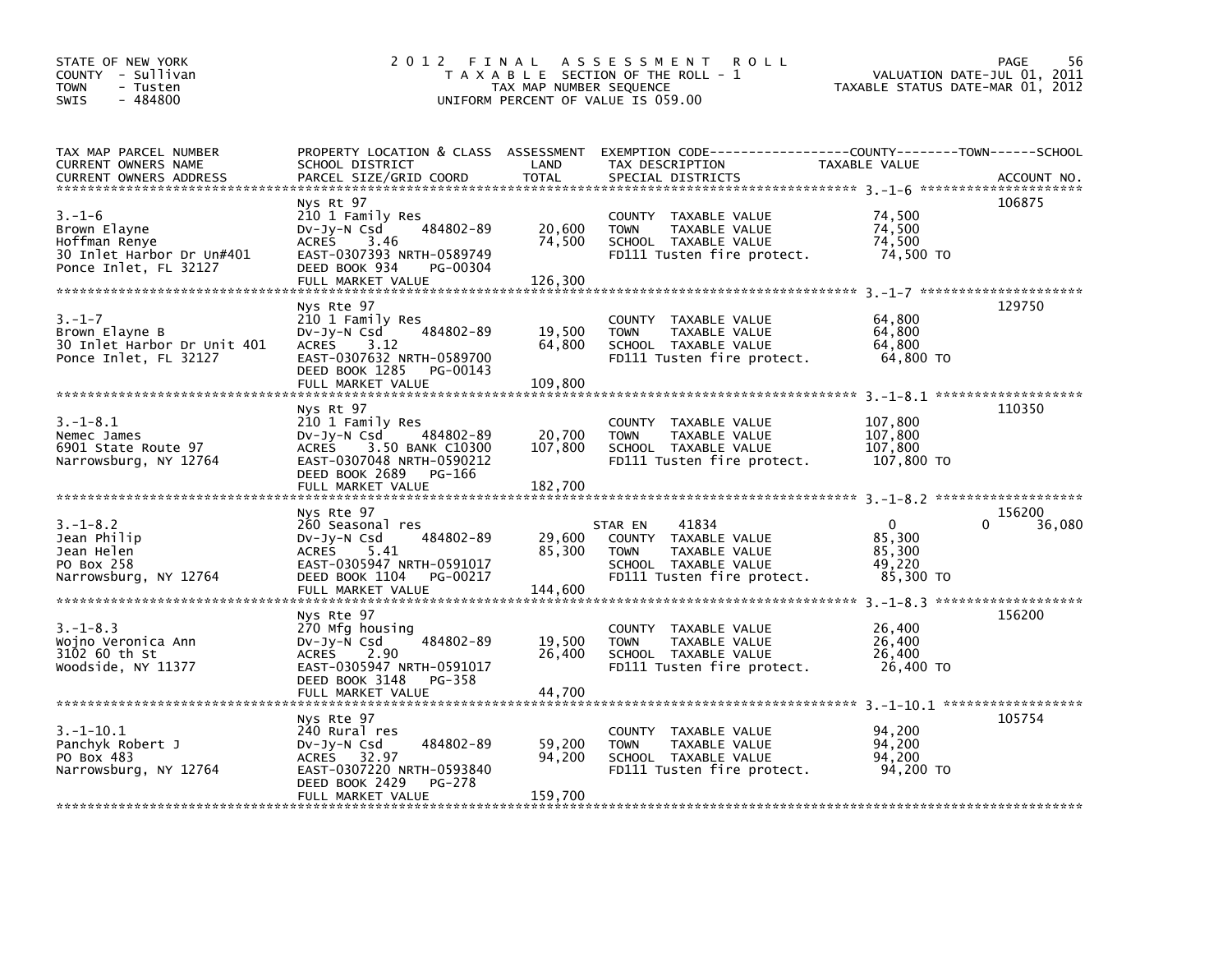STATE OF NEW YORK
COUNTY - Sullivan
TOWN - Tusten
SWIS - 484800

# 2012 FINAL ASSESSMENT ROLL

TAXABLE SECTION OF THE ROLL - 1
TAX MAP NUMBER SEQUENCE
UNIFORM PERCENT OF VALUE IS 059.00

VALUATION DATE-JUL 01, 2011
TAXABLE STATUS DATE-MAR 01, 2012

| TAX MAP PARCEL NUMBER / CURRENT OWNERS NAME / CURRENT OWNERS ADDRESS | PROPERTY LOCATION & CLASS / SCHOOL DISTRICT / PARCEL SIZE/GRID COORD | ASSESSMENT LAND / TOTAL | EXEMPTION CODE / TAX DESCRIPTION / SPECIAL DISTRICTS | COUNTY / TOWN / SCHOOL TAXABLE VALUE | ACCOUNT NO. |
|---|---|---|---|---|---|
| 3.-1-6 | Nys Rt 97 | | | | 106875 |
| Brown Elayne | 210 1 Family Res | | COUNTY TAXABLE VALUE | 74,500 | |
| Hoffman Renye | Dv-Jy-N Csd 484802-89 | 20,600 | TOWN TAXABLE VALUE | 74,500 | |
| 30 Inlet Harbor Dr Un#401 | ACRES 3.46 | 74,500 | SCHOOL TAXABLE VALUE | 74,500 | |
| Ponce Inlet, FL 32127 | EAST-0307393 NRTH-0589749 | | FD111 Tusten fire protect. | 74,500 TO | |
| | DEED BOOK 934 PG-00304 | | | | |
| | FULL MARKET VALUE | 126,300 | | | |
| 3.-1-7 | Nys Rte 97 | | | | 129750 |
| Brown Elayne B | 210 1 Family Res | | COUNTY TAXABLE VALUE | 64,800 | |
| 30 Inlet Harbor Dr Unit 401 | Dv-Jy-N Csd 484802-89 | 19,500 | TOWN TAXABLE VALUE | 64,800 | |
| Ponce Inlet, FL 32127 | ACRES 3.12 | 64,800 | SCHOOL TAXABLE VALUE | 64,800 | |
| | EAST-0307632 NRTH-0589700 | | FD111 Tusten fire protect. | 64,800 TO | |
| | DEED BOOK 1285 PG-00143 | | | | |
| | FULL MARKET VALUE | 109,800 | | | |
| 3.-1-8.1 | Nys Rt 97 | | | | 110350 |
| Nemec James | 210 1 Family Res | | COUNTY TAXABLE VALUE | 107,800 | |
| 6901 State Route 97 | Dv-Jy-N Csd 484802-89 | 20,700 | TOWN TAXABLE VALUE | 107,800 | |
| Narrowsburg, NY 12764 | ACRES 3.50 BANK C10300 | 107,800 | SCHOOL TAXABLE VALUE | 107,800 | |
| | EAST-0307048 NRTH-0590212 | | FD111 Tusten fire protect. | 107,800 TO | |
| | DEED BOOK 2689 PG-166 | | | | |
| | FULL MARKET VALUE | 182,700 | | | |
| 3.-1-8.2 | Nys Rte 97 | | | | 156200 |
| Jean Philip | 260 Seasonal res | | STAR EN 41834 | 0 0 36,080 | |
| Jean Helen | Dv-Jy-N Csd 484802-89 | 29,600 | COUNTY TAXABLE VALUE | 85,300 | |
| PO Box 258 | ACRES 5.41 | 85,300 | TOWN TAXABLE VALUE | 85,300 | |
| Narrowsburg, NY 12764 | EAST-0305947 NRTH-0591017 | | SCHOOL TAXABLE VALUE | 49,220 | |
| | DEED BOOK 1104 PG-00217 | | FD111 Tusten fire protect. | 85,300 TO | |
| | FULL MARKET VALUE | 144,600 | | | |
| 3.-1-8.3 | Nys Rte 97 | | | | 156200 |
| Wojno Veronica Ann | 270 Mfg housing | | COUNTY TAXABLE VALUE | 26,400 | |
| 3102 60 th St | Dv-Jy-N Csd 484802-89 | 19,500 | TOWN TAXABLE VALUE | 26,400 | |
| Woodside, NY 11377 | ACRES 2.90 | 26,400 | SCHOOL TAXABLE VALUE | 26,400 | |
| | EAST-0305947 NRTH-0591017 | | FD111 Tusten fire protect. | 26,400 TO | |
| | DEED BOOK 3148 PG-358 | | | | |
| | FULL MARKET VALUE | 44,700 | | | |
| 3.-1-10.1 | Nys Rte 97 | | | | 105754 |
| Panchyk Robert J | 240 Rural res | | COUNTY TAXABLE VALUE | 94,200 | |
| PO Box 483 | Dv-Jy-N Csd 484802-89 | 59,200 | TOWN TAXABLE VALUE | 94,200 | |
| Narrowsburg, NY 12764 | ACRES 32.97 | 94,200 | SCHOOL TAXABLE VALUE | 94,200 | |
| | EAST-0307220 NRTH-0593840 | | FD111 Tusten fire protect. | 94,200 TO | |
| | DEED BOOK 2429 PG-278 | | | | |
| | FULL MARKET VALUE | 159,700 | | | |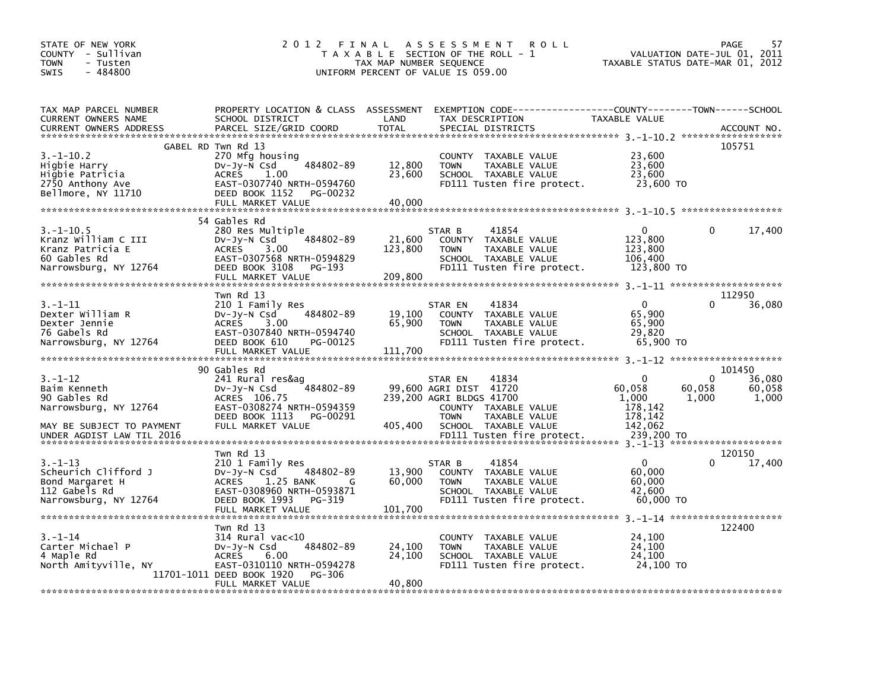STATE OF NEW YORK
COUNTY - Sullivan
TOWN - Tusten
SWIS - 484800

# 2012 FINAL ASSESSMENT ROLL

TAXABLE SECTION OF THE ROLL - 1
TAX MAP NUMBER SEQUENCE
UNIFORM PERCENT OF VALUE IS 059.00

VALUATION DATE-JUL 01, 2011
TAXABLE STATUS DATE-MAR 01, 2012

| TAX MAP PARCEL NUMBER / CURRENT OWNERS NAME / CURRENT OWNERS ADDRESS | PROPERTY LOCATION & CLASS / SCHOOL DISTRICT / PARCEL SIZE/GRID COORD | ASSESSMENT LAND | TOTAL | EXEMPTION CODE / TAX DESCRIPTION / SPECIAL DISTRICTS | COUNTY TAXABLE VALUE | TOWN | SCHOOL | ACCOUNT NO. |
|---|---|---|---|---|---|---|---|---|
| | GABEL RD Twn Rd 13 | | | | | | | 105751 |
| 3.-1-10.2 | 270 Mfg housing | | | COUNTY TAXABLE VALUE | 23,600 | | | |
| Higbie Harry | Dv-Jy-N Csd 484802-89 | 12,800 | | TOWN TAXABLE VALUE | 23,600 | | | |
| Higbie Patricia | ACRES 1.00 | | 23,600 | SCHOOL TAXABLE VALUE | 23,600 | | | |
| 2750 Anthony Ave | EAST-0307740 NRTH-0594760 | | | FD111 Tusten fire protect. | 23,600 TO | | | |
| Bellmore, NY 11710 | DEED BOOK 1152 PG-00232 | | | | | | | |
| | FULL MARKET VALUE | | 40,000 | | | | | |
| | 54 Gables Rd | | | | | | | |
| 3.-1-10.5 | 280 Res Multiple | | | STAR B 41854 | 0 | 0 | 17,400 | |
| Kranz William C III | Dv-Jy-N Csd 484802-89 | 21,600 | | COUNTY TAXABLE VALUE | 123,800 | | | |
| Kranz Patricia E | ACRES 3.00 | | 123,800 | TOWN TAXABLE VALUE | 123,800 | | | |
| 60 Gables Rd | EAST-0307568 NRTH-0594829 | | | SCHOOL TAXABLE VALUE | 106,400 | | | |
| Narrowsburg, NY 12764 | DEED BOOK 3108 PG-193 | | | FD111 Tusten fire protect. | 123,800 TO | | | |
| | FULL MARKET VALUE | | 209,800 | | | | | |
| | Twn Rd 13 | | | | | | | 112950 |
| 3.-1-11 | 210 1 Family Res | | | STAR EN 41834 | 0 | 0 | 36,080 | |
| Dexter William R | Dv-Jy-N Csd 484802-89 | 19,100 | | COUNTY TAXABLE VALUE | 65,900 | | | |
| Dexter Jennie | ACRES 3.00 | | 65,900 | TOWN TAXABLE VALUE | 65,900 | | | |
| 76 Gabels Rd | EAST-0307840 NRTH-0594740 | | | SCHOOL TAXABLE VALUE | 29,820 | | | |
| Narrowsburg, NY 12764 | DEED BOOK 610 PG-00125 | | | FD111 Tusten fire protect. | 65,900 TO | | | |
| | FULL MARKET VALUE | | 111,700 | | | | | |
| | 90 Gables Rd | | | | | | | 101450 |
| 3.-1-12 | 241 Rural res&ag | | | STAR EN 41834 | 0 | 0 | 36,080 | |
| Baim Kenneth | Dv-Jy-N Csd 484802-89 | 99,600 | | AGRI DIST 41720 | 60,058 | 60,058 | 60,058 | |
| 90 Gables Rd | ACRES 106.75 | | 239,200 | AGRI BLDGS 41700 | 1,000 | 1,000 | 1,000 | |
| Narrowsburg, NY 12764 | EAST-0308274 NRTH-0594359 | | | COUNTY TAXABLE VALUE | 178,142 | | | |
| | DEED BOOK 1113 PG-00291 | | | TOWN TAXABLE VALUE | 178,142 | | | |
| MAY BE SUBJECT TO PAYMENT | FULL MARKET VALUE | | 405,400 | SCHOOL TAXABLE VALUE | 142,062 | | | |
| UNDER AGDIST LAW TIL 2016 | | | | FD111 Tusten fire protect. | 239,200 TO | | | |
| | Twn Rd 13 | | | | | | | 120150 |
| 3.-1-13 | 210 1 Family Res | | | STAR B 41854 | 0 | 0 | 17,400 | |
| Scheurich Clifford J | Dv-Jy-N Csd 484802-89 | 13,900 | | COUNTY TAXABLE VALUE | 60,000 | | | |
| Bond Margaret H | ACRES 1.25 BANK G | | 60,000 | TOWN TAXABLE VALUE | 60,000 | | | |
| 112 Gabels Rd | EAST-0308960 NRTH-0593871 | | | SCHOOL TAXABLE VALUE | 42,600 | | | |
| Narrowsburg, NY 12764 | DEED BOOK 1993 PG-319 | | | FD111 Tusten fire protect. | 60,000 TO | | | |
| | FULL MARKET VALUE | | 101,700 | | | | | |
| | Twn Rd 13 | | | | | | | 122400 |
| 3.-1-14 | 314 Rural vac<10 | | | COUNTY TAXABLE VALUE | 24,100 | | | |
| Carter Michael P | Dv-Jy-N Csd 484802-89 | 24,100 | | TOWN TAXABLE VALUE | 24,100 | | | |
| 4 Maple Rd | ACRES 6.00 | | 24,100 | SCHOOL TAXABLE VALUE | 24,100 | | | |
| North Amityville, NY | EAST-0310110 NRTH-0594278 | | | FD111 Tusten fire protect. | 24,100 TO | | | |
| 11701-1011 | DEED BOOK 1920 PG-306 | | | | | | | |
| | FULL MARKET VALUE | | 40,800 | | | | | |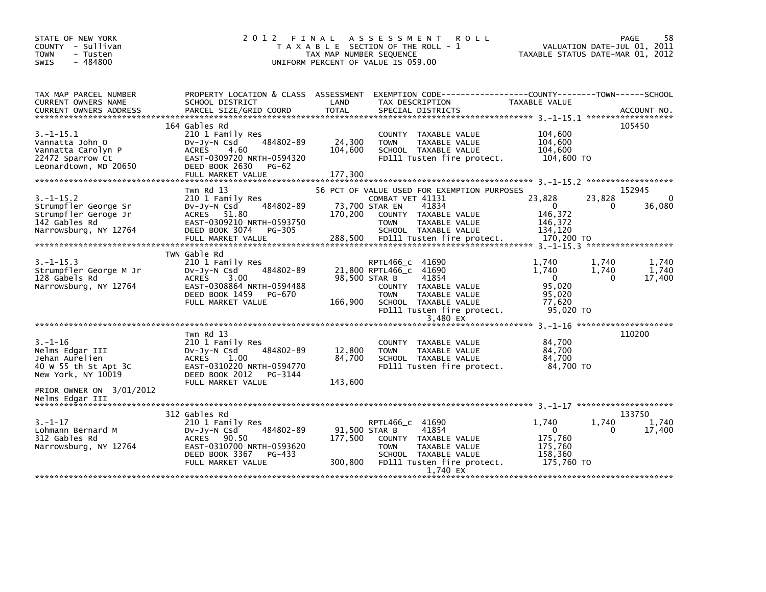STATE OF NEW YORK
COUNTY - Sullivan
TOWN - Tusten
SWIS - 484800

# 2012 FINAL ASSESSMENT ROLL

TAXABLE SECTION OF THE ROLL - 1
TAX MAP NUMBER SEQUENCE
UNIFORM PERCENT OF VALUE IS 059.00

VALUATION DATE-JUL 01, 2011
TAXABLE STATUS DATE-MAR 01, 2012

| TAX MAP PARCEL NUMBER / CURRENT OWNERS NAME / CURRENT OWNERS ADDRESS | PROPERTY LOCATION & CLASS / SCHOOL DISTRICT / PARCEL SIZE/GRID COORD | ASSESSMENT LAND / TOTAL | EXEMPTION CODE / TAX DESCRIPTION / SPECIAL DISTRICTS | COUNTY TAXABLE VALUE | TOWN | SCHOOL | ACCOUNT NO. |
|---|---|---|---|---|---|---|---|
| 3.-1-15.1 | 164 Gables Rd | | | | | | 105450 |
| | 210 1 Family Res | | COUNTY TAXABLE VALUE | 104,600 | | | |
| Vannatta John O | Dv-Jy-N Csd 484802-89 | 24,300 | TOWN TAXABLE VALUE | 104,600 | | | |
| Vannatta Carolyn P | ACRES 4.60 | 104,600 | SCHOOL TAXABLE VALUE | 104,600 | | | |
| 22472 Sparrow Ct | EAST-0309720 NRTH-0594320 | | FD111 Tusten fire protect. | 104,600 TO | | | |
| Leonardtown, MD 20650 | DEED BOOK 2630 PG-62 | | | | | | |
| | FULL MARKET VALUE | 177,300 | | | | | |
| 3.-1-15.2 | Twn Rd 13 | | 56 PCT OF VALUE USED FOR EXEMPTION PURPOSES | | | | 152945 |
| | 210 1 Family Res | | COMBAT VET 41131 | 23,828 | 23,828 | 0 | |
| Strumpfler George Sr | Dv-Jy-N Csd 484802-89 | 73,700 | STAR EN 41834 | 0 | 0 | 36,080 | |
| Strumpfler Geroge Jr | ACRES 51.80 | 170,200 | COUNTY TAXABLE VALUE | 146,372 | | | |
| 142 Gables Rd | EAST-0309210 NRTH-0593750 | | TOWN TAXABLE VALUE | 146,372 | | | |
| Narrowsburg, NY 12764 | DEED BOOK 3074 PG-305 | | SCHOOL TAXABLE VALUE | 134,120 | | | |
| | FULL MARKET VALUE | 288,500 | FD111 Tusten fire protect. | 170,200 TO | | | |
| 3.-1-15.3 | TWN Gable Rd | | | | | | |
| | 210 1 Family Res | | RPTL466_c 41690 | 1,740 | 1,740 | 1,740 | |
| Strumpfler George M Jr | Dv-Jy-N Csd 484802-89 | 21,800 | RPTL466_c 41690 | 1,740 | 1,740 | 1,740 | |
| 128 Gabels Rd | ACRES 3.00 | 98,500 | STAR B 41854 | 0 | 0 | 17,400 | |
| Narrowsburg, NY 12764 | EAST-0308864 NRTH-0594488 | | COUNTY TAXABLE VALUE | 95,020 | | | |
| | DEED BOOK 1459 PG-670 | | TOWN TAXABLE VALUE | 95,020 | | | |
| | FULL MARKET VALUE | 166,900 | SCHOOL TAXABLE VALUE | 77,620 | | | |
| | | | FD111 Tusten fire protect. | 95,020 TO | | | |
| | | | 3,480 EX | | | | |
| 3.-1-16 | Twn Rd 13 | | | | | | 110200 |
| | 210 1 Family Res | | COUNTY TAXABLE VALUE | 84,700 | | | |
| Nelms Edgar III | Dv-Jy-N Csd 484802-89 | 12,800 | TOWN TAXABLE VALUE | 84,700 | | | |
| Jehan Aurelien | ACRES 1.00 | 84,700 | SCHOOL TAXABLE VALUE | 84,700 | | | |
| 40 W 55 th St Apt 3C | EAST-0310220 NRTH-0594770 | | FD111 Tusten fire protect. | 84,700 TO | | | |
| New York, NY 10019 | DEED BOOK 2012 PG-3144 | | | | | | |
| | FULL MARKET VALUE | 143,600 | | | | | |
| PRIOR OWNER ON 3/01/2012 | | | | | | | |
| Nelms Edgar III | | | | | | | |
| 3.-1-17 | 312 Gables Rd | | | | | | 133750 |
| | 210 1 Family Res | | RPTL466_c 41690 | 1,740 | 1,740 | 1,740 | |
| Lohmann Bernard M | Dv-Jy-N Csd 484802-89 | 91,500 | STAR B 41854 | 0 | 0 | 17,400 | |
| 312 Gables Rd | ACRES 90.50 | 177,500 | COUNTY TAXABLE VALUE | 175,760 | | | |
| Narrowsburg, NY 12764 | EAST-0310700 NRTH-0593620 | | TOWN TAXABLE VALUE | 175,760 | | | |
| | DEED BOOK 3367 PG-433 | | SCHOOL TAXABLE VALUE | 158,360 | | | |
| | FULL MARKET VALUE | 300,800 | FD111 Tusten fire protect. | 175,760 TO | | | |
| | | | 1,740 EX | | | | |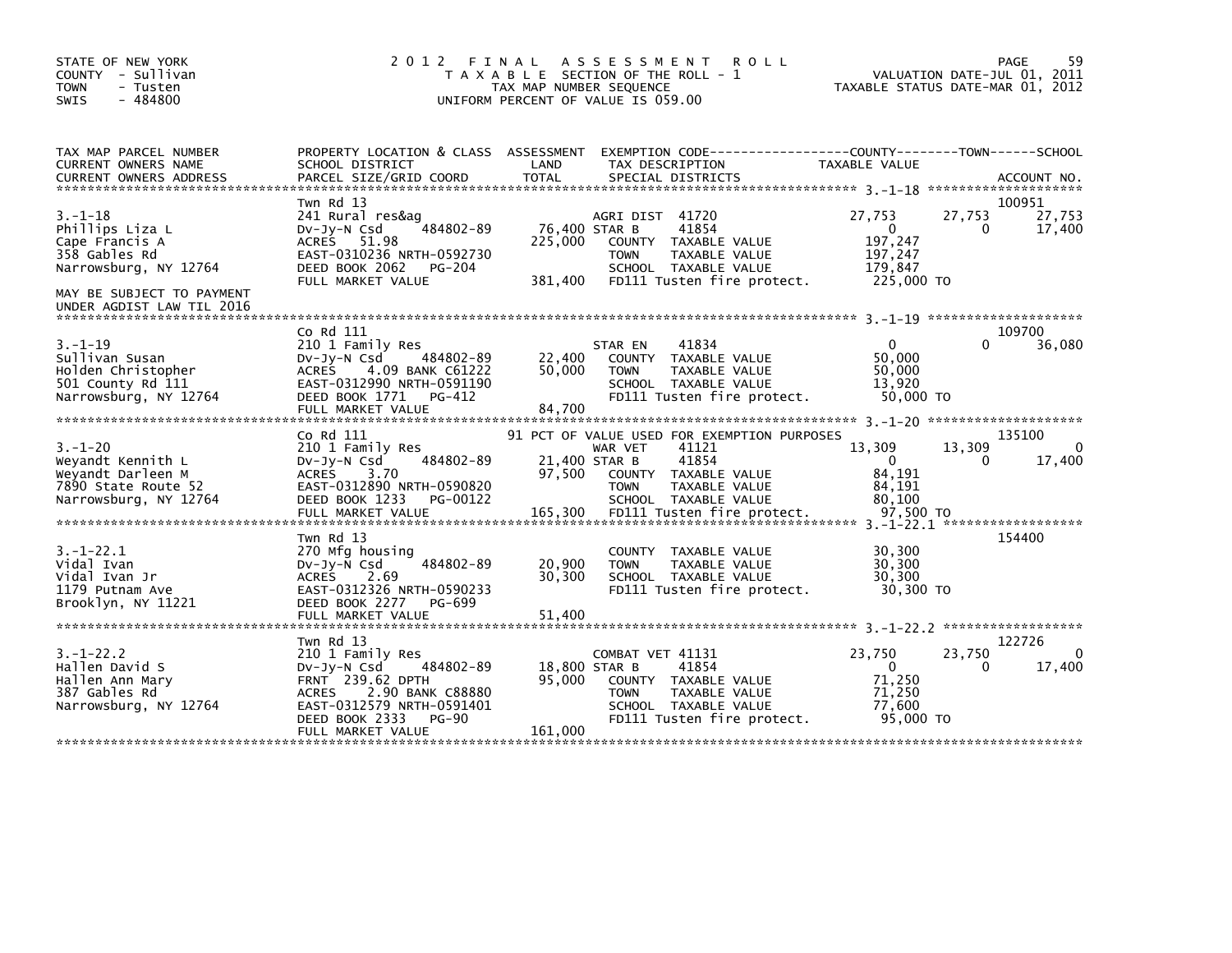STATE OF NEW YORK
COUNTY - Sullivan
TOWN - Tusten
SWIS - 484800

# 2012 FINAL ASSESSMENT ROLL

TAXABLE SECTION OF THE ROLL - 1
TAX MAP NUMBER SEQUENCE
UNIFORM PERCENT OF VALUE IS 059.00

VALUATION DATE-JUL 01, 2011
TAXABLE STATUS DATE-MAR 01, 2012

| TAX MAP PARCEL NUMBER / CURRENT OWNERS NAME / CURRENT OWNERS ADDRESS | PROPERTY LOCATION & CLASS / SCHOOL DISTRICT / PARCEL SIZE/GRID COORD | ASSESSMENT LAND / TOTAL | EXEMPTION CODE / TAX DESCRIPTION / SPECIAL DISTRICTS | COUNTY TAXABLE VALUE | TOWN | SCHOOL | ACCOUNT NO. |
|---|---|---|---|---|---|---|---|
| 3.-1-18 | Twn Rd 13 | | | | | | 100951 |
| | 241 Rural res&ag | | AGRI DIST 41720 | 27,753 | 27,753 | 27,753 | |
| Phillips Liza L | Dv-Jy-N Csd 484802-89 | 76,400 | STAR B 41854 | 0 | 0 | 17,400 | |
| Cape Francis A | ACRES 51.98 | 225,000 | COUNTY TAXABLE VALUE | 197,247 | | | |
| 358 Gables Rd | EAST-0310236 NRTH-0592730 | | TOWN TAXABLE VALUE | 197,247 | | | |
| Narrowsburg, NY 12764 | DEED BOOK 2062 PG-204 | | SCHOOL TAXABLE VALUE | 179,847 | | | |
| | FULL MARKET VALUE | 381,400 | FD111 Tusten fire protect. | 225,000 TO | | | |
| MAY BE SUBJECT TO PAYMENT UNDER AGDIST LAW TIL 2016 | | | | | | | |
| 3.-1-19 | Co Rd 111 | | | | | | 109700 |
| | 210 1 Family Res | | STAR EN 41834 | 0 | 0 | 36,080 | |
| Sullivan Susan | Dv-Jy-N Csd 484802-89 | 22,400 | COUNTY TAXABLE VALUE | 50,000 | | | |
| Holden Christopher | ACRES 4.09 BANK C61222 | 50,000 | TOWN TAXABLE VALUE | 50,000 | | | |
| 501 County Rd 111 | EAST-0312990 NRTH-0591190 | | SCHOOL TAXABLE VALUE | 13,920 | | | |
| Narrowsburg, NY 12764 | DEED BOOK 1771 PG-412 | | FD111 Tusten fire protect. | 50,000 TO | | | |
| | FULL MARKET VALUE | 84,700 | | | | | |
| 3.-1-20 | Co Rd 111 | | 91 PCT OF VALUE USED FOR EXEMPTION PURPOSES | | | | 135100 |
| | 210 1 Family Res | | WAR VET 41121 | 13,309 | 13,309 | 0 | |
| Weyandt Kennith L | Dv-Jy-N Csd 484802-89 | 21,400 | STAR B 41854 | 0 | 0 | 17,400 | |
| Weyandt Darleen M | ACRES 3.70 | 97,500 | COUNTY TAXABLE VALUE | 84,191 | | | |
| 7890 State Route 52 | EAST-0312890 NRTH-0590820 | | TOWN TAXABLE VALUE | 84,191 | | | |
| Narrowsburg, NY 12764 | DEED BOOK 1233 PG-00122 | | SCHOOL TAXABLE VALUE | 80,100 | | | |
| | FULL MARKET VALUE | 165,300 | FD111 Tusten fire protect. | 97,500 TO | | | |
| 3.-1-22.1 | Twn Rd 13 | | | | | | 154400 |
| | 270 Mfg housing | | COUNTY TAXABLE VALUE | 30,300 | | | |
| Vidal Ivan | Dv-Jy-N Csd 484802-89 | 20,900 | TOWN TAXABLE VALUE | 30,300 | | | |
| Vidal Ivan Jr | ACRES 2.69 | 30,300 | SCHOOL TAXABLE VALUE | 30,300 | | | |
| 1179 Putnam Ave | EAST-0312326 NRTH-0590233 | | FD111 Tusten fire protect. | 30,300 TO | | | |
| Brooklyn, NY 11221 | DEED BOOK 2277 PG-699 | | | | | | |
| | FULL MARKET VALUE | 51,400 | | | | | |
| 3.-1-22.2 | Twn Rd 13 | | | | | | 122726 |
| | 210 1 Family Res | | COMBAT VET 41131 | 23,750 | 23,750 | 0 | |
| Hallen David S | Dv-Jy-N Csd 484802-89 | 18,800 | STAR B 41854 | 0 | 0 | 17,400 | |
| Hallen Ann Mary | FRNT 239.62 DPTH | 95,000 | COUNTY TAXABLE VALUE | 71,250 | | | |
| 387 Gables Rd | ACRES 2.90 BANK C88880 | | TOWN TAXABLE VALUE | 71,250 | | | |
| Narrowsburg, NY 12764 | EAST-0312579 NRTH-0591401 | | SCHOOL TAXABLE VALUE | 77,600 | | | |
| | DEED BOOK 2333 PG-90 | | FD111 Tusten fire protect. | 95,000 TO | | | |
| | FULL MARKET VALUE | 161,000 | | | | | |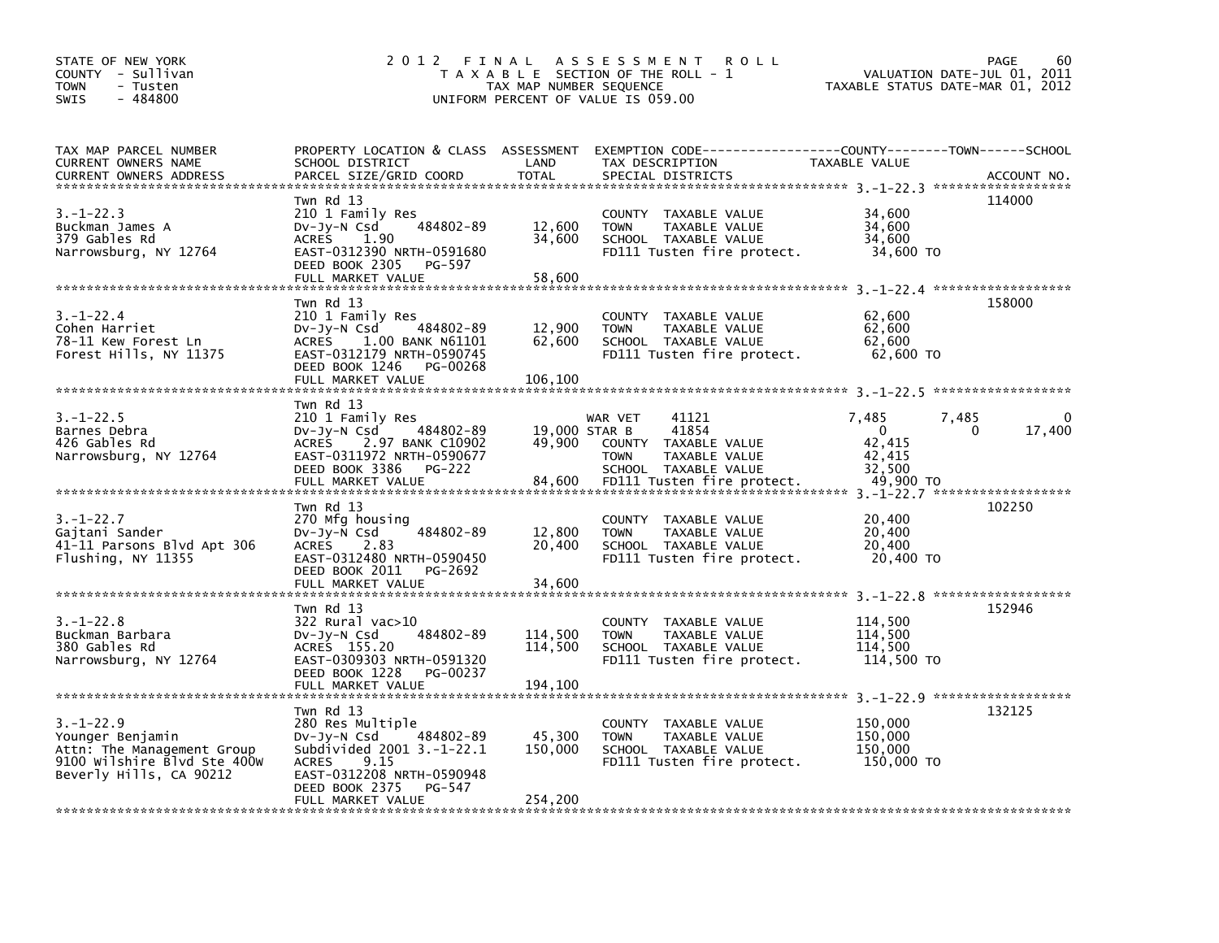STATE OF NEW YORK
COUNTY - Sullivan
TOWN - Tusten
SWIS - 484800

# 2012 FINAL ASSESSMENT ROLL
TAXABLE SECTION OF THE ROLL - 1
TAX MAP NUMBER SEQUENCE
UNIFORM PERCENT OF VALUE IS 059.00

VALUATION DATE-JUL 01, 2011
TAXABLE STATUS DATE-MAR 01, 2012

| TAX MAP PARCEL NUMBER / CURRENT OWNERS NAME / CURRENT OWNERS ADDRESS | PROPERTY LOCATION & CLASS / SCHOOL DISTRICT / PARCEL SIZE/GRID COORD | ASSESSMENT LAND / TOTAL | EXEMPTION CODE / TAX DESCRIPTION / SPECIAL DISTRICTS | COUNTY TAXABLE VALUE | TOWN | SCHOOL | ACCOUNT NO. |
|---|---|---|---|---|---|---|---|
| 3.-1-22.3 | Twn Rd 13 | | | | | | 114000 |
| Buckman James A | 210 1 Family Res | | COUNTY TAXABLE VALUE | 34,600 | | | |
| 379 Gables Rd | Dv-Jy-N Csd 484802-89 | 12,600 | TOWN TAXABLE VALUE | 34,600 | | | |
| Narrowsburg, NY 12764 | ACRES 1.90 | 34,600 | SCHOOL TAXABLE VALUE | 34,600 | | | |
| | EAST-0312390 NRTH-0591680 | | FD111 Tusten fire protect. | 34,600 TO | | | |
| | DEED BOOK 2305 PG-597 | | | | | | |
| | FULL MARKET VALUE | 58,600 | | | | | |
| 3.-1-22.4 | Twn Rd 13 | | | | | | 158000 |
| Cohen Harriet | 210 1 Family Res | | COUNTY TAXABLE VALUE | 62,600 | | | |
| 78-11 Kew Forest Ln | Dv-Jy-N Csd 484802-89 | 12,900 | TOWN TAXABLE VALUE | 62,600 | | | |
| Forest Hills, NY 11375 | ACRES 1.00 BANK N61101 | 62,600 | SCHOOL TAXABLE VALUE | 62,600 | | | |
| | EAST-0312179 NRTH-0590745 | | FD111 Tusten fire protect. | 62,600 TO | | | |
| | DEED BOOK 1246 PG-00268 | | | | | | |
| | FULL MARKET VALUE | 106,100 | | | | | |
| 3.-1-22.5 | Twn Rd 13 | | | | | | |
| Barnes Debra | 210 1 Family Res | | WAR VET 41121 | 7,485 | 7,485 | 0 | |
| 426 Gables Rd | Dv-Jy-N Csd 484802-89 | 19,000 | STAR B 41854 | 0 | 0 | 17,400 | |
| Narrowsburg, NY 12764 | ACRES 2.97 BANK C10902 | 49,900 | COUNTY TAXABLE VALUE | 42,415 | | | |
| | EAST-0311972 NRTH-0590677 | | TOWN TAXABLE VALUE | 42,415 | | | |
| | DEED BOOK 3386 PG-222 | | SCHOOL TAXABLE VALUE | 32,500 | | | |
| | FULL MARKET VALUE | 84,600 | FD111 Tusten fire protect. | 49,900 TO | | | |
| 3.-1-22.7 | Twn Rd 13 | | | | | | 102250 |
| Gajtani Sander | 270 Mfg housing | | COUNTY TAXABLE VALUE | 20,400 | | | |
| 41-11 Parsons Blvd Apt 306 | Dv-Jy-N Csd 484802-89 | 12,800 | TOWN TAXABLE VALUE | 20,400 | | | |
| Flushing, NY 11355 | ACRES 2.83 | 20,400 | SCHOOL TAXABLE VALUE | 20,400 | | | |
| | EAST-0312480 NRTH-0590450 | | FD111 Tusten fire protect. | 20,400 TO | | | |
| | DEED BOOK 2011 PG-2692 | | | | | | |
| | FULL MARKET VALUE | 34,600 | | | | | |
| 3.-1-22.8 | Twn Rd 13 | | | | | | 152946 |
| Buckman Barbara | 322 Rural vac>10 | | COUNTY TAXABLE VALUE | 114,500 | | | |
| 380 Gables Rd | Dv-Jy-N Csd 484802-89 | 114,500 | TOWN TAXABLE VALUE | 114,500 | | | |
| Narrowsburg, NY 12764 | ACRES 155.20 | 114,500 | SCHOOL TAXABLE VALUE | 114,500 | | | |
| | EAST-0309303 NRTH-0591320 | | FD111 Tusten fire protect. | 114,500 TO | | | |
| | DEED BOOK 1228 PG-00237 | | | | | | |
| | FULL MARKET VALUE | 194,100 | | | | | |
| 3.-1-22.9 | Twn Rd 13 | | | | | | 132125 |
| Younger Benjamin | 280 Res Multiple | | COUNTY TAXABLE VALUE | 150,000 | | | |
| Attn: The Management Group | Dv-Jy-N Csd 484802-89 | 45,300 | TOWN TAXABLE VALUE | 150,000 | | | |
| 9100 Wilshire Blvd Ste 400W | Subdivided 2001 3.-1-22.1 | 150,000 | SCHOOL TAXABLE VALUE | 150,000 | | | |
| Beverly Hills, CA 90212 | ACRES 9.15 | | FD111 Tusten fire protect. | 150,000 TO | | | |
| | EAST-0312208 NRTH-0590948 | | | | | | |
| | DEED BOOK 2375 PG-547 | | | | | | |
| | FULL MARKET VALUE | 254,200 | | | | | |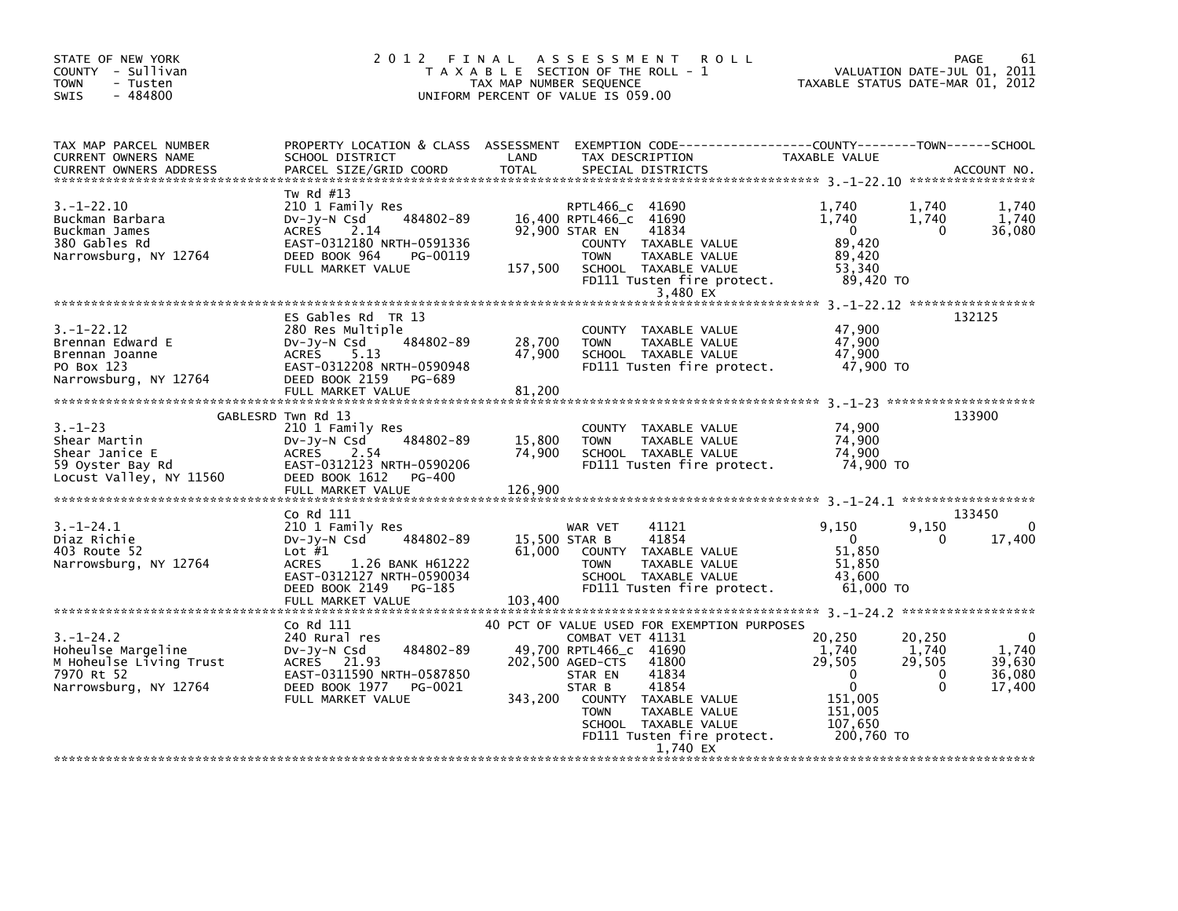STATE OF NEW YORK
COUNTY - Sullivan
TOWN - Tusten
SWIS - 484800

# 2012 FINAL ASSESSMENT ROLL

TAXABLE SECTION OF THE ROLL - 1
TAX MAP NUMBER SEQUENCE
UNIFORM PERCENT OF VALUE IS 059.00

VALUATION DATE-JUL 01, 2011
TAXABLE STATUS DATE-MAR 01, 2012

| TAX MAP PARCEL NUMBER / CURRENT OWNERS NAME / CURRENT OWNERS ADDRESS | PROPERTY LOCATION & CLASS / SCHOOL DISTRICT / PARCEL SIZE/GRID COORD | ASSESSMENT LAND / TOTAL | EXEMPTION CODE / TAX DESCRIPTION / SPECIAL DISTRICTS | COUNTY TAXABLE VALUE | TOWN | SCHOOL / ACCOUNT NO. |
|---|---|---|---|---|---|---|
| **3.-1-22.10** | Tw Rd #13 | | | | | |
| 3.-1-22.10 | 210 1 Family Res | | RPTL466_c 41690 | 1,740 | 1,740 | 1,740 |
| Buckman Barbara | Dv-Jy-N Csd 484802-89 | 16,400 | RPTL466_c 41690 | 1,740 | 1,740 | 1,740 |
| Buckman James | ACRES 2.14 | 92,900 | STAR EN 41834 | 0 | 0 | 36,080 |
| 380 Gables Rd | EAST-0312180 NRTH-0591336 | | COUNTY TAXABLE VALUE | 89,420 | | |
| Narrowsburg, NY 12764 | DEED BOOK 964 PG-00119 | | TOWN TAXABLE VALUE | 89,420 | | |
| | FULL MARKET VALUE | 157,500 | SCHOOL TAXABLE VALUE | 53,340 | | |
| | | | FD111 Tusten fire protect. | 89,420 TO | | |
| | | | 3,480 EX | | | |
| **3.-1-22.12** | ES Gables Rd TR 13 | | | | | 132125 |
| 3.-1-22.12 | 280 Res Multiple | | COUNTY TAXABLE VALUE | 47,900 | | |
| Brennan Edward E | Dv-Jy-N Csd 484802-89 | 28,700 | TOWN TAXABLE VALUE | 47,900 | | |
| Brennan Joanne | ACRES 5.13 | 47,900 | SCHOOL TAXABLE VALUE | 47,900 | | |
| PO Box 123 | EAST-0312208 NRTH-0590948 | | FD111 Tusten fire protect. | 47,900 TO | | |
| Narrowsburg, NY 12764 | DEED BOOK 2159 PG-689 | | | | | |
| | FULL MARKET VALUE | 81,200 | | | | |
| **3.-1-23** | GABLESRD Twn Rd 13 | | | | | 133900 |
| 3.-1-23 | 210 1 Family Res | | COUNTY TAXABLE VALUE | 74,900 | | |
| Shear Martin | Dv-Jy-N Csd 484802-89 | 15,800 | TOWN TAXABLE VALUE | 74,900 | | |
| Shear Janice E | ACRES 2.54 | 74,900 | SCHOOL TAXABLE VALUE | 74,900 | | |
| 59 Oyster Bay Rd | EAST-0312123 NRTH-0590206 | | FD111 Tusten fire protect. | 74,900 TO | | |
| Locust Valley, NY 11560 | DEED BOOK 1612 PG-400 | | | | | |
| | FULL MARKET VALUE | 126,900 | | | | |
| **3.-1-24.1** | Co Rd 111 | | | | | 133450 |
| 3.-1-24.1 | 210 1 Family Res | | WAR VET 41121 | 9,150 | 9,150 | 0 |
| Diaz Richie | Dv-Jy-N Csd 484802-89 | 15,500 | STAR B 41854 | 0 | 0 | 17,400 |
| 403 Route 52 | Lot #1 | 61,000 | COUNTY TAXABLE VALUE | 51,850 | | |
| Narrowsburg, NY 12764 | ACRES 1.26 BANK H61222 | | TOWN TAXABLE VALUE | 51,850 | | |
| | EAST-0312127 NRTH-0590034 | | SCHOOL TAXABLE VALUE | 43,600 | | |
| | DEED BOOK 2149 PG-185 | | FD111 Tusten fire protect. | 61,000 TO | | |
| | FULL MARKET VALUE | 103,400 | | | | |
| **3.-1-24.2** | Co Rd 111 | | 40 PCT OF VALUE USED FOR EXEMPTION PURPOSES | | | |
| 3.-1-24.2 | 240 Rural res | | COMBAT VET 41131 | 20,250 | 20,250 | 0 |
| Hoheulse Margeline | Dv-Jy-N Csd 484802-89 | 49,700 | RPTL466_c 41690 | 1,740 | 1,740 | 1,740 |
| M Hoheulse Living Trust | ACRES 21.93 | 202,500 | AGED-CTS 41800 | 29,505 | 29,505 | 39,630 |
| 7970 Rt 52 | EAST-0311590 NRTH-0587850 | | STAR EN 41834 | 0 | 0 | 36,080 |
| Narrowsburg, NY 12764 | DEED BOOK 1977 PG-0021 | | STAR B 41854 | 0 | 0 | 17,400 |
| | FULL MARKET VALUE | 343,200 | COUNTY TAXABLE VALUE | 151,005 | | |
| | | | TOWN TAXABLE VALUE | 151,005 | | |
| | | | SCHOOL TAXABLE VALUE | 107,650 | | |
| | | | FD111 Tusten fire protect. | 200,760 TO | | |
| | | | 1,740 EX | | | |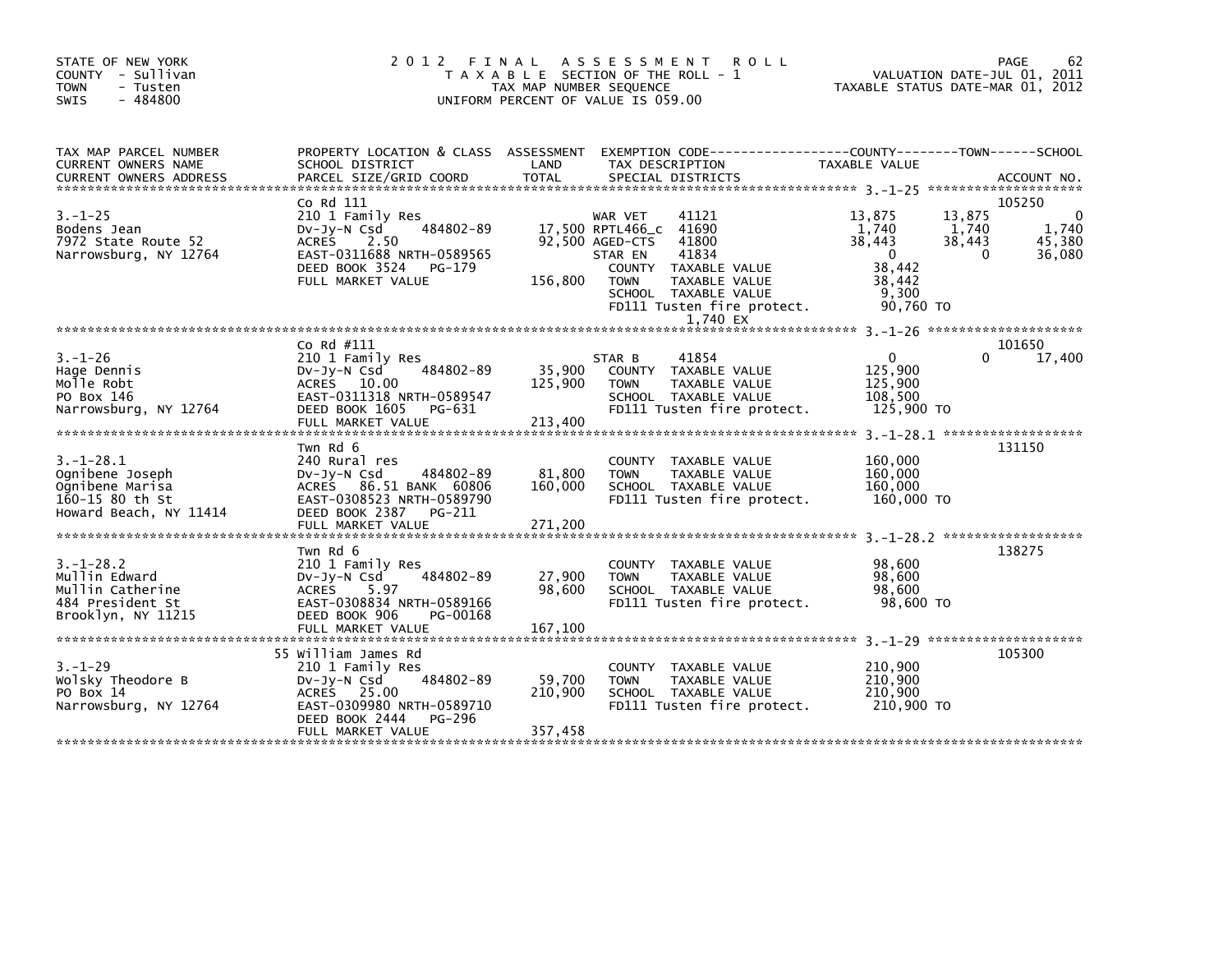STATE OF NEW YORK
COUNTY - Sullivan
TOWN - Tusten
SWIS - 484800

# 2012 FINAL ASSESSMENT ROLL

TAXABLE SECTION OF THE ROLL - 1
TAX MAP NUMBER SEQUENCE
UNIFORM PERCENT OF VALUE IS 059.00

VALUATION DATE-JUL 01, 2011
TAXABLE STATUS DATE-MAR 01, 2012

```
TAX MAP PARCEL NUMBER     PROPERTY LOCATION & CLASS  ASSESSMENT  EXEMPTION CODE------------------COUNTY--------TOWN------SCHOOL
CURRENT OWNERS NAME       SCHOOL DISTRICT               LAND      TAX DESCRIPTION            TAXABLE VALUE
CURRENT OWNERS ADDRESS    PARCEL SIZE/GRID COORD        TOTAL     SPECIAL DISTRICTS                                        ACCOUNT NO.
******************************************************************************************************* 3.-1-25 ********************
                          Co Rd 111                                                                                     105250
3.-1-25                   210 1 Family Res                        WAR VET      41121        13,875      13,875            0
Bodens Jean               Dv-Jy-N Csd      484802-89    17,500 RPTL466_c    41690         1,740       1,740        1,740
7972 State Route 52       ACRES     2.50                 92,500 AGED-CTS     41800        38,443      38,443       45,380
Narrowsburg, NY 12764     EAST-0311688 NRTH-0589565              STAR EN      41834             0           0       36,080
                          DEED BOOK 3524   PG-179                 COUNTY  TAXABLE VALUE        38,442
                          FULL MARKET VALUE           156,800    TOWN    TAXABLE VALUE        38,442
                                                                  SCHOOL  TAXABLE VALUE         9,300
                                                                  FD111 Tusten fire protect.   90,760 TO
                                                                        1,740 EX
******************************************************************************************************* 3.-1-26 ********************
                          Co Rd #111                                                                                    101650
3.-1-26                   210 1 Family Res                        STAR B       41854             0           0       17,400
Hage Dennis               Dv-Jy-N Csd      484802-89     35,900   COUNTY  TAXABLE VALUE       125,900
Molle Robt                ACRES    10.00                125,900   TOWN    TAXABLE VALUE       125,900
PO Box 146                EAST-0311318 NRTH-0589547               SCHOOL  TAXABLE VALUE       108,500
Narrowsburg, NY 12764     DEED BOOK 1605   PG-631                 FD111 Tusten fire protect.  125,900 TO
                          FULL MARKET VALUE           213,400
******************************************************************************************************* 3.-1-28.1 ******************
                          Twn Rd 6                                                                                      131150
3.-1-28.1                 240 Rural res                           COUNTY  TAXABLE VALUE       160,000
Ognibene Joseph           Dv-Jy-N Csd      484802-89     81,800   TOWN    TAXABLE VALUE       160,000
Ognibene Marisa           ACRES    86.51 BANK  60806    160,000   SCHOOL  TAXABLE VALUE       160,000
160-15 80 th St           EAST-0308523 NRTH-0589790               FD111 Tusten fire protect.  160,000 TO
Howard Beach, NY 11414    DEED BOOK 2387   PG-211
                          FULL MARKET VALUE           271,200
******************************************************************************************************* 3.-1-28.2 ******************
                          Twn Rd 6                                                                                      138275
3.-1-28.2                 210 1 Family Res                        COUNTY  TAXABLE VALUE        98,600
Mullin Edward             Dv-Jy-N Csd      484802-89     27,900   TOWN    TAXABLE VALUE        98,600
Mullin Catherine          ACRES     5.97                 98,600   SCHOOL  TAXABLE VALUE        98,600
484 President St          EAST-0308834 NRTH-0589166               FD111 Tusten fire protect.   98,600 TO
Brooklyn, NY 11215        DEED BOOK 906    PG-00168
                          FULL MARKET VALUE           167,100
******************************************************************************************************* 3.-1-29 ********************
                          55 William James Rd                                                                           105300
3.-1-29                   210 1 Family Res                        COUNTY  TAXABLE VALUE       210,900
Wolsky Theodore B         Dv-Jy-N Csd      484802-89     59,700   TOWN    TAXABLE VALUE       210,900
PO Box 14                 ACRES    25.00                210,900   SCHOOL  TAXABLE VALUE       210,900
Narrowsburg, NY 12764     EAST-0309980 NRTH-0589710               FD111 Tusten fire protect.  210,900 TO
                          DEED BOOK 2444   PG-296
                          FULL MARKET VALUE           357,458
************************************************************************************************************************************
```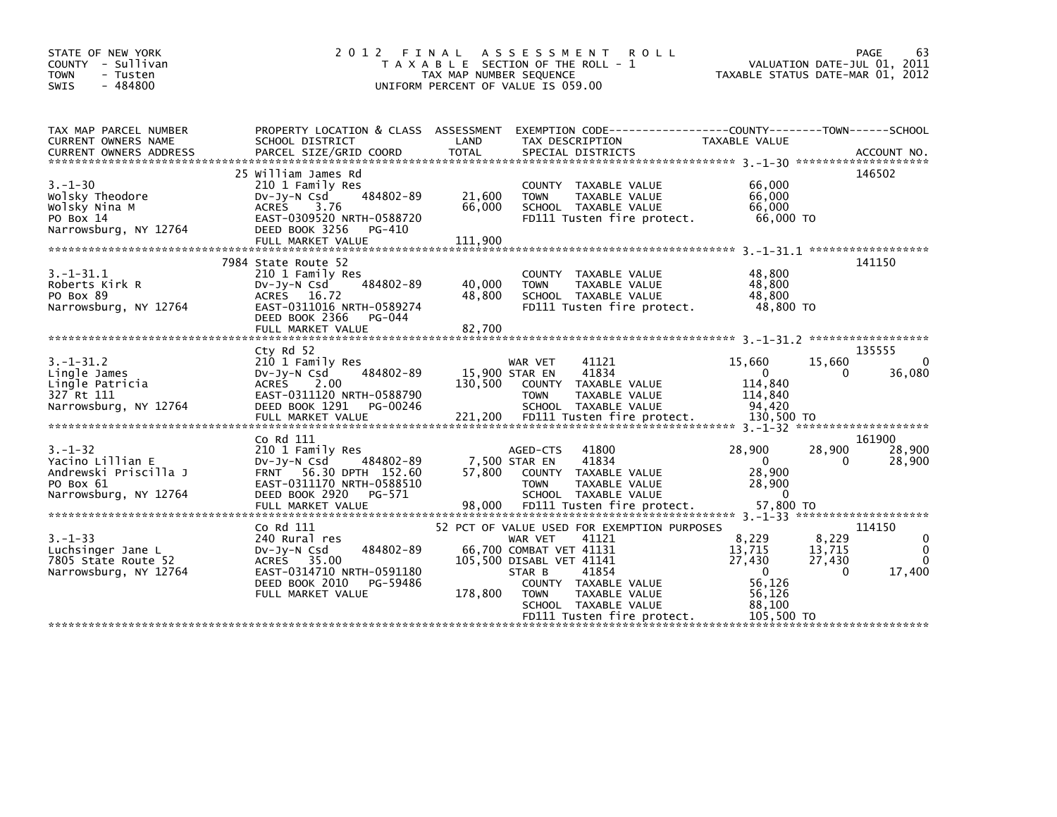STATE OF NEW YORK
COUNTY - Sullivan
TOWN - Tusten
SWIS - 484800

# 2012 FINAL ASSESSMENT ROLL

TAXABLE SECTION OF THE ROLL - 1
TAX MAP NUMBER SEQUENCE
UNIFORM PERCENT OF VALUE IS 059.00

VALUATION DATE-JUL 01, 2011
TAXABLE STATUS DATE-MAR 01, 2012

| TAX MAP PARCEL NUMBER / CURRENT OWNERS NAME / CURRENT OWNERS ADDRESS | PROPERTY LOCATION & CLASS / SCHOOL DISTRICT / PARCEL SIZE/GRID COORD | ASSESSMENT LAND / TOTAL | EXEMPTION CODE / TAX DESCRIPTION / SPECIAL DISTRICTS | COUNTY TAXABLE VALUE | TOWN | SCHOOL | ACCOUNT NO. |
|---|---|---|---|---|---|---|---|
| 3.-1-30 | 25 William James Rd | | | | | | 146502 |
| | 210 1 Family Res | | COUNTY TAXABLE VALUE | 66,000 | | | |
| Wolsky Theodore | Dv-Jy-N Csd 484802-89 | 21,600 | TOWN TAXABLE VALUE | 66,000 | | | |
| Wolsky Nina M | ACRES 3.76 | 66,000 | SCHOOL TAXABLE VALUE | 66,000 | | | |
| PO Box 14 | EAST-0309520 NRTH-0588720 | | FD111 Tusten fire protect. | 66,000 TO | | | |
| Narrowsburg, NY 12764 | DEED BOOK 3256 PG-410 | | | | | | |
| | FULL MARKET VALUE | 111,900 | | | | | |
| 3.-1-31.1 | 7984 State Route 52 | | | | | | 141150 |
| | 210 1 Family Res | | COUNTY TAXABLE VALUE | 48,800 | | | |
| Roberts Kirk R | Dv-Jy-N Csd 484802-89 | 40,000 | TOWN TAXABLE VALUE | 48,800 | | | |
| PO Box 89 | ACRES 16.72 | 48,800 | SCHOOL TAXABLE VALUE | 48,800 | | | |
| Narrowsburg, NY 12764 | EAST-0311016 NRTH-0589274 | | FD111 Tusten fire protect. | 48,800 TO | | | |
| | DEED BOOK 2366 PG-044 | | | | | | |
| | FULL MARKET VALUE | 82,700 | | | | | |
| 3.-1-31.2 | Cty Rd 52 | | | | | | 135555 |
| | 210 1 Family Res | | WAR VET 41121 | 15,660 | 15,660 | 0 | |
| Lingle James | Dv-Jy-N Csd 484802-89 | 15,900 | STAR EN 41834 | 0 | 0 | 36,080 | |
| Lingle Patricia | ACRES 2.00 | 130,500 | COUNTY TAXABLE VALUE | 114,840 | | | |
| 327 Rt 111 | EAST-0311120 NRTH-0588790 | | TOWN TAXABLE VALUE | 114,840 | | | |
| Narrowsburg, NY 12764 | DEED BOOK 1291 PG-00246 | | SCHOOL TAXABLE VALUE | 94,420 | | | |
| | FULL MARKET VALUE | 221,200 | FD111 Tusten fire protect. | 130,500 TO | | | |
| 3.-1-32 | Co Rd 111 | | | | | | 161900 |
| | 210 1 Family Res | | AGED-CTS 41800 | 28,900 | 28,900 | 28,900 | |
| Yacino Lillian E | Dv-Jy-N Csd 484802-89 | 7,500 | STAR EN 41834 | 0 | 0 | 28,900 | |
| Andrewski Priscilla J | FRNT 56.30 DPTH 152.60 | 57,800 | COUNTY TAXABLE VALUE | 28,900 | | | |
| PO Box 61 | EAST-0311170 NRTH-0588510 | | TOWN TAXABLE VALUE | 28,900 | | | |
| Narrowsburg, NY 12764 | DEED BOOK 2920 PG-571 | | SCHOOL TAXABLE VALUE | 0 | | | |
| | FULL MARKET VALUE | 98,000 | FD111 Tusten fire protect. | 57,800 TO | | | |
| 3.-1-33 | Co Rd 111 | | 52 PCT OF VALUE USED FOR EXEMPTION PURPOSES | | | | 114150 |
| | 240 Rural res | | WAR VET 41121 | 8,229 | 8,229 | 0 | |
| Luchsinger Jane L | Dv-Jy-N Csd 484802-89 | 66,700 | COMBAT VET 41131 | 13,715 | 13,715 | 0 | |
| 7805 State Route 52 | ACRES 35.00 | 105,500 | DISABL VET 41141 | 27,430 | 27,430 | 0 | |
| Narrowsburg, NY 12764 | EAST-0314710 NRTH-0591180 | | STAR B 41854 | 0 | 0 | 17,400 | |
| | DEED BOOK 2010 PG-59486 | | COUNTY TAXABLE VALUE | 56,126 | | | |
| | FULL MARKET VALUE | 178,800 | TOWN TAXABLE VALUE | 56,126 | | | |
| | | | SCHOOL TAXABLE VALUE | 88,100 | | | |
| | | | FD111 Tusten fire protect. | 105,500 TO | | | |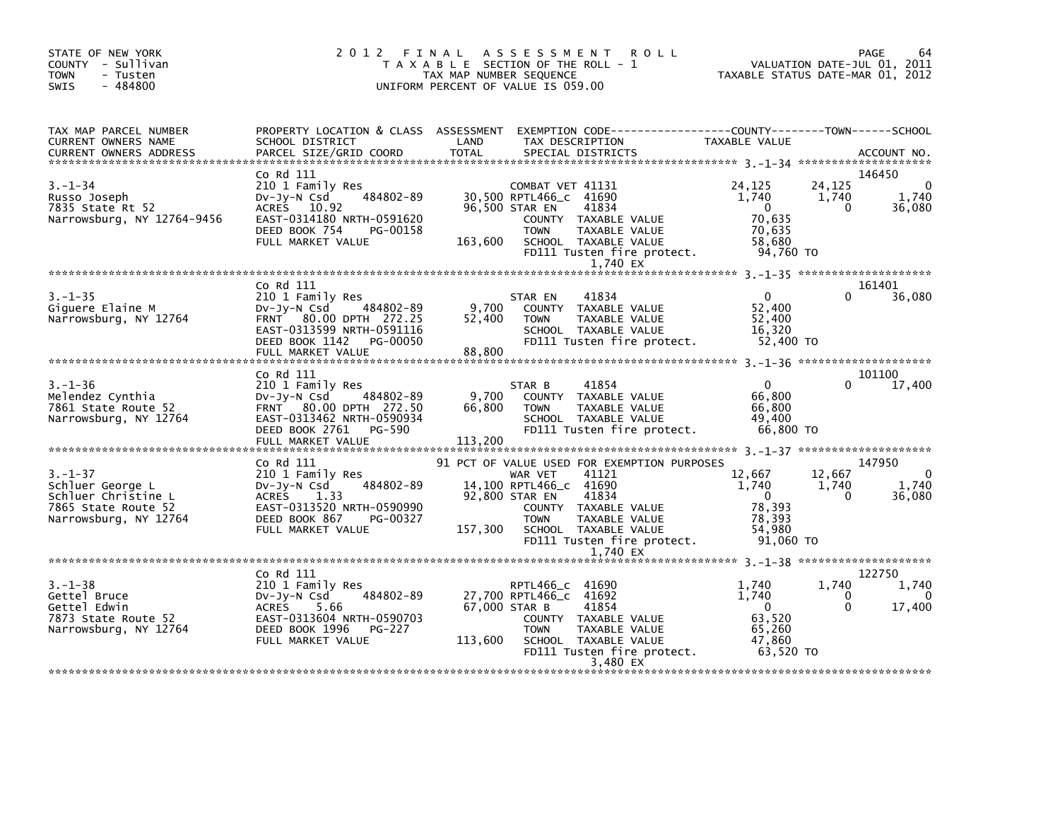STATE OF NEW YORK
COUNTY - Sullivan
TOWN - Tusten
SWIS - 484800

2012 FINAL ASSESSMENT ROLL
TAXABLE SECTION OF THE ROLL - 1
TAX MAP NUMBER SEQUENCE
UNIFORM PERCENT OF VALUE IS 059.00

VALUATION DATE-JUL 01, 2011
TAXABLE STATUS DATE-MAR 01, 2012

| TAX MAP PARCEL NUMBER / CURRENT OWNERS NAME / CURRENT OWNERS ADDRESS | PROPERTY LOCATION & CLASS / SCHOOL DISTRICT / PARCEL SIZE/GRID COORD | ASSESSMENT LAND / TOTAL | EXEMPTION CODE / TAX DESCRIPTION / SPECIAL DISTRICTS | COUNTY TAXABLE VALUE | TOWN | SCHOOL / ACCOUNT NO. |
|---|---|---|---|---|---|---|
| **3.-1-34** | Co Rd 111 | | | | | 146450 |
| 3.-1-34 | 210 1 Family Res | | COMBAT VET 41131 | 24,125 | 24,125 | 0 |
| Russo Joseph | Dv-Jy-N Csd 484802-89 | 30,500 | RPTL466_c 41690 | 1,740 | 1,740 | 1,740 |
| 7835 State Rt 52 | ACRES 10.92 | 96,500 | STAR EN 41834 | 0 | 0 | 36,080 |
| Narrowsburg, NY 12764-9456 | EAST-0314180 NRTH-0591620 | | COUNTY TAXABLE VALUE | 70,635 | | |
| | DEED BOOK 754 PG-00158 | | TOWN TAXABLE VALUE | 70,635 | | |
| | FULL MARKET VALUE | 163,600 | SCHOOL TAXABLE VALUE | 58,680 | | |
| | | | FD111 Tusten fire protect. | 94,760 TO | | |
| | | | 1,740 EX | | | |
| **3.-1-35** | Co Rd 111 | | | | | 161401 |
| 3.-1-35 | 210 1 Family Res | | STAR EN 41834 | 0 | 0 | 36,080 |
| Giguere Elaine M | Dv-Jy-N Csd 484802-89 | 9,700 | COUNTY TAXABLE VALUE | 52,400 | | |
| Narrowsburg, NY 12764 | FRNT 80.00 DPTH 272.25 | 52,400 | TOWN TAXABLE VALUE | 52,400 | | |
| | EAST-0313599 NRTH-0591116 | | SCHOOL TAXABLE VALUE | 16,320 | | |
| | DEED BOOK 1142 PG-00050 | | FD111 Tusten fire protect. | 52,400 TO | | |
| | FULL MARKET VALUE | 88,800 | | | | |
| **3.-1-36** | Co Rd 111 | | | | | 101100 |
| 3.-1-36 | 210 1 Family Res | | STAR B 41854 | 0 | 0 | 17,400 |
| Melendez Cynthia | Dv-Jy-N Csd 484802-89 | 9,700 | COUNTY TAXABLE VALUE | 66,800 | | |
| 7861 State Route 52 | FRNT 80.00 DPTH 272.50 | 66,800 | TOWN TAXABLE VALUE | 66,800 | | |
| Narrowsburg, NY 12764 | EAST-0313462 NRTH-0590934 | | SCHOOL TAXABLE VALUE | 49,400 | | |
| | DEED BOOK 2761 PG-590 | | FD111 Tusten fire protect. | 66,800 TO | | |
| | FULL MARKET VALUE | 113,200 | | | | |
| **3.-1-37** | Co Rd 111 | | 91 PCT OF VALUE USED FOR EXEMPTION PURPOSES | | | 147950 |
| 3.-1-37 | 210 1 Family Res | | WAR VET 41121 | 12,667 | 12,667 | 0 |
| Schluer George L | Dv-Jy-N Csd 484802-89 | 14,100 | RPTL466_c 41690 | 1,740 | 1,740 | 1,740 |
| Schluer Christine L | ACRES 1.33 | 92,800 | STAR EN 41834 | 0 | 0 | 36,080 |
| 7865 State Route 52 | EAST-0313520 NRTH-0590990 | | COUNTY TAXABLE VALUE | 78,393 | | |
| Narrowsburg, NY 12764 | DEED BOOK 867 PG-00327 | | TOWN TAXABLE VALUE | 78,393 | | |
| | FULL MARKET VALUE | 157,300 | SCHOOL TAXABLE VALUE | 54,980 | | |
| | | | FD111 Tusten fire protect. | 91,060 TO | | |
| | | | 1,740 EX | | | |
| **3.-1-38** | Co Rd 111 | | | | | 122750 |
| 3.-1-38 | 210 1 Family Res | | RPTL466_c 41690 | 1,740 | 1,740 | 1,740 |
| Gettel Bruce | Dv-Jy-N Csd 484802-89 | 27,700 | RPTL466_c 41692 | 1,740 | 0 | 0 |
| Gettel Edwin | ACRES 5.66 | 67,000 | STAR B 41854 | 0 | 0 | 17,400 |
| 7873 State Route 52 | EAST-0313604 NRTH-0590703 | | COUNTY TAXABLE VALUE | 63,520 | | |
| Narrowsburg, NY 12764 | DEED BOOK 1996 PG-227 | | TOWN TAXABLE VALUE | 65,260 | | |
| | FULL MARKET VALUE | 113,600 | SCHOOL TAXABLE VALUE | 47,860 | | |
| | | | FD111 Tusten fire protect. | 63,520 TO | | |
| | | | 3,480 EX | | | |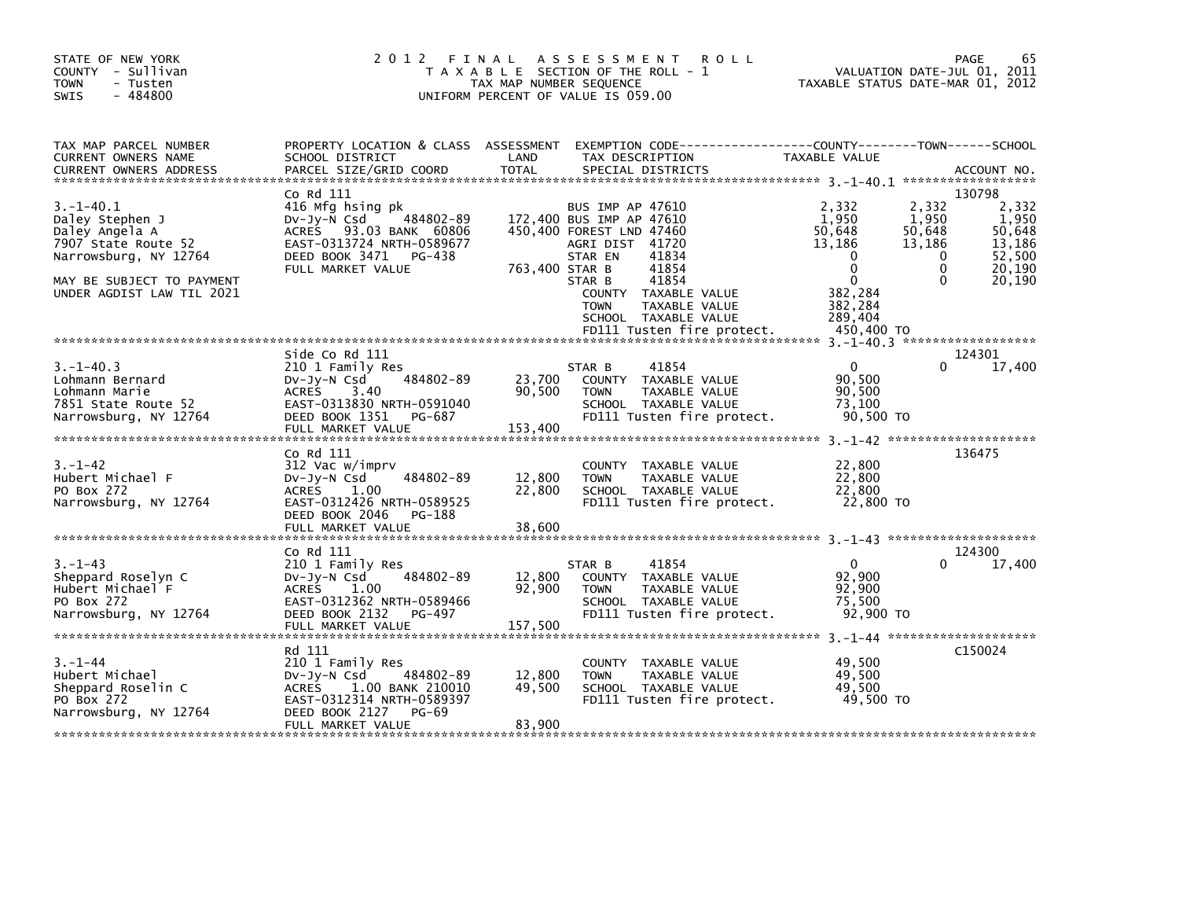STATE OF NEW YORK
COUNTY - Sullivan
TOWN - Tusten
SWIS - 484800

# 2012 FINAL ASSESSMENT ROLL
TAXABLE SECTION OF THE ROLL - 1
TAX MAP NUMBER SEQUENCE
UNIFORM PERCENT OF VALUE IS 059.00

VALUATION DATE-JUL 01, 2011
TAXABLE STATUS DATE-MAR 01, 2012

| TAX MAP PARCEL NUMBER / CURRENT OWNERS NAME / CURRENT OWNERS ADDRESS | PROPERTY LOCATION & CLASS / SCHOOL DISTRICT / PARCEL SIZE/GRID COORD | ASSESSMENT LAND / TOTAL | EXEMPTION CODE / TAX DESCRIPTION / SPECIAL DISTRICTS | COUNTY TAXABLE VALUE | TOWN | SCHOOL / ACCOUNT NO. |
|---|---|---|---|---|---|---|
| **3.-1-40.1** | Co Rd 111 | | | | | 130798 |
| Daley Stephen J | 416 Mfg hsing pk | | BUS IMP AP 47610 | 2,332 | 2,332 | 2,332 |
| Daley Angela A | Dv-Jy-N Csd 484802-89 | 172,400 | BUS IMP AP 47610 | 1,950 | 1,950 | 1,950 |
| 7907 State Route 52 | ACRES 93.03 BANK 60806 | 450,400 | FOREST LND 47460 | 50,648 | 50,648 | 50,648 |
| Narrowsburg, NY 12764 | EAST-0313724 NRTH-0589677 | | AGRI DIST 41720 | 13,186 | 13,186 | 13,186 |
| | DEED BOOK 3471 PG-438 | | STAR EN 41834 | 0 | 0 | 52,500 |
| | FULL MARKET VALUE | 763,400 | STAR B 41854 | 0 | 0 | 20,190 |
| MAY BE SUBJECT TO PAYMENT | | | STAR B 41854 | 0 | 0 | 20,190 |
| UNDER AGDIST LAW TIL 2021 | | | COUNTY TAXABLE VALUE | 382,284 | | |
| | | | TOWN TAXABLE VALUE | 382,284 | | |
| | | | SCHOOL TAXABLE VALUE | 289,404 | | |
| | | | FD111 Tusten fire protect. | 450,400 TO | | |
| **3.-1-40.3** | Side Co Rd 111 | | | | | 124301 |
| Lohmann Bernard | 210 1 Family Res | | STAR B 41854 | 0 | 0 | 17,400 |
| Lohmann Marie | Dv-Jy-N Csd 484802-89 | 23,700 | COUNTY TAXABLE VALUE | 90,500 | | |
| 7851 State Route 52 | ACRES 3.40 | 90,500 | TOWN TAXABLE VALUE | 90,500 | | |
| Narrowsburg, NY 12764 | EAST-0313830 NRTH-0591040 | | SCHOOL TAXABLE VALUE | 73,100 | | |
| | DEED BOOK 1351 PG-687 | | FD111 Tusten fire protect. | 90,500 TO | | |
| | FULL MARKET VALUE | 153,400 | | | | |
| **3.-1-42** | Co Rd 111 | | | | | 136475 |
| Hubert Michael F | 312 Vac w/imprv | | COUNTY TAXABLE VALUE | 22,800 | | |
| PO Box 272 | Dv-Jy-N Csd 484802-89 | 12,800 | TOWN TAXABLE VALUE | 22,800 | | |
| Narrowsburg, NY 12764 | ACRES 1.00 | 22,800 | SCHOOL TAXABLE VALUE | 22,800 | | |
| | EAST-0312426 NRTH-0589525 | | FD111 Tusten fire protect. | 22,800 TO | | |
| | DEED BOOK 2046 PG-188 | | | | | |
| | FULL MARKET VALUE | 38,600 | | | | |
| **3.-1-43** | Co Rd 111 | | | | | 124300 |
| Sheppard Roselyn C | 210 1 Family Res | | STAR B 41854 | 0 | 0 | 17,400 |
| Hubert Michael F | Dv-Jy-N Csd 484802-89 | 12,800 | COUNTY TAXABLE VALUE | 92,900 | | |
| PO Box 272 | ACRES 1.00 | 92,900 | TOWN TAXABLE VALUE | 92,900 | | |
| Narrowsburg, NY 12764 | EAST-0312362 NRTH-0589466 | | SCHOOL TAXABLE VALUE | 75,500 | | |
| | DEED BOOK 2132 PG-497 | | FD111 Tusten fire protect. | 92,900 TO | | |
| | FULL MARKET VALUE | 157,500 | | | | |
| **3.-1-44** | Rd 111 | | | | | C150024 |
| Hubert Michael | 210 1 Family Res | | COUNTY TAXABLE VALUE | 49,500 | | |
| Sheppard Roselin C | Dv-Jy-N Csd 484802-89 | 12,800 | TOWN TAXABLE VALUE | 49,500 | | |
| PO Box 272 | ACRES 1.00 BANK 210010 | 49,500 | SCHOOL TAXABLE VALUE | 49,500 | | |
| Narrowsburg, NY 12764 | EAST-0312314 NRTH-0589397 | | FD111 Tusten fire protect. | 49,500 TO | | |
| | DEED BOOK 2127 PG-69 | | | | | |
| | FULL MARKET VALUE | 83,900 | | | | |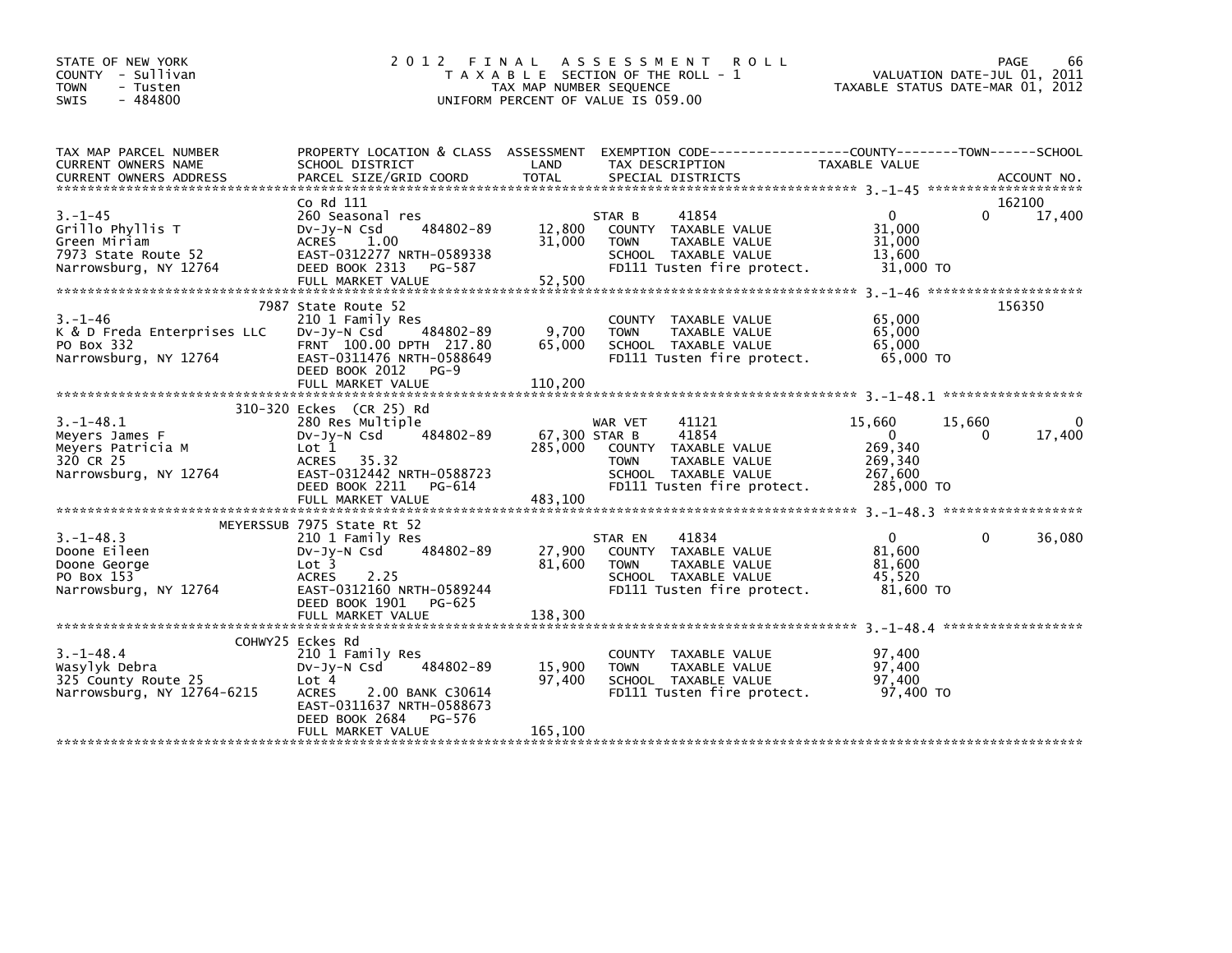STATE OF NEW YORK
COUNTY - Sullivan
TOWN - Tusten
SWIS - 484800

# 2012 FINAL ASSESSMENT ROLL

TAXABLE SECTION OF THE ROLL - 1
TAX MAP NUMBER SEQUENCE
UNIFORM PERCENT OF VALUE IS 059.00

VALUATION DATE-JUL 01, 2011
TAXABLE STATUS DATE-MAR 01, 2012

| TAX MAP PARCEL NUMBER / CURRENT OWNERS NAME / CURRENT OWNERS ADDRESS | PROPERTY LOCATION & CLASS / SCHOOL DISTRICT / PARCEL SIZE/GRID COORD | ASSESSMENT LAND / TOTAL | EXEMPTION CODE / TAX DESCRIPTION / SPECIAL DISTRICTS | COUNTY TAXABLE VALUE | TOWN | SCHOOL / ACCOUNT NO. |
|---|---|---|---|---|---|---|
| **3.-1-45** | Co Rd 111 | | | | | 162100 |
| | 260 Seasonal res | | STAR B 41854 | 0 | 0 | 17,400 |
| Grillo Phyllis T | Dv-Jy-N Csd 484802-89 | 12,800 | COUNTY TAXABLE VALUE | 31,000 | | |
| Green Miriam | ACRES 1.00 | 31,000 | TOWN TAXABLE VALUE | 31,000 | | |
| 7973 State Route 52 | EAST-0312277 NRTH-0589338 | | SCHOOL TAXABLE VALUE | 13,600 | | |
| Narrowsburg, NY 12764 | DEED BOOK 2313 PG-587 | | FD111 Tusten fire protect. | 31,000 TO | | |
| | FULL MARKET VALUE | 52,500 | | | | |
| **3.-1-46** | 7987 State Route 52 | | | | | 156350 |
| | 210 1 Family Res | | COUNTY TAXABLE VALUE | 65,000 | | |
| K & D Freda Enterprises LLC | Dv-Jy-N Csd 484802-89 | 9,700 | TOWN TAXABLE VALUE | 65,000 | | |
| PO Box 332 | FRNT 100.00 DPTH 217.80 | 65,000 | SCHOOL TAXABLE VALUE | 65,000 | | |
| Narrowsburg, NY 12764 | EAST-0311476 NRTH-0588649 | | FD111 Tusten fire protect. | 65,000 TO | | |
| | DEED BOOK 2012 PG-9 | | | | | |
| | FULL MARKET VALUE | 110,200 | | | | |
| **3.-1-48.1** | 310-320 Eckes (CR 25) Rd | | | | | |
| | 280 Res Multiple | | WAR VET 41121 | 15,660 | 15,660 | 0 |
| Meyers James F | Dv-Jy-N Csd 484802-89 | 67,300 | STAR B 41854 | 0 | 0 | 17,400 |
| Meyers Patricia M | Lot 1 | 285,000 | COUNTY TAXABLE VALUE | 269,340 | | |
| 320 CR 25 | ACRES 35.32 | | TOWN TAXABLE VALUE | 269,340 | | |
| Narrowsburg, NY 12764 | EAST-0312442 NRTH-0588723 | | SCHOOL TAXABLE VALUE | 267,600 | | |
| | DEED BOOK 2211 PG-614 | | FD111 Tusten fire protect. | 285,000 TO | | |
| | FULL MARKET VALUE | 483,100 | | | | |
| **3.-1-48.3** | MEYERSSUB 7975 State Rt 52 | | | | | |
| | 210 1 Family Res | | STAR EN 41834 | 0 | 0 | 36,080 |
| Doone Eileen | Dv-Jy-N Csd 484802-89 | 27,900 | COUNTY TAXABLE VALUE | 81,600 | | |
| Doone George | Lot 3 | 81,600 | TOWN TAXABLE VALUE | 81,600 | | |
| PO Box 153 | ACRES 2.25 | | SCHOOL TAXABLE VALUE | 45,520 | | |
| Narrowsburg, NY 12764 | EAST-0312160 NRTH-0589244 | | FD111 Tusten fire protect. | 81,600 TO | | |
| | DEED BOOK 1901 PG-625 | | | | | |
| | FULL MARKET VALUE | 138,300 | | | | |
| **3.-1-48.4** | COHWY25 Eckes Rd | | | | | |
| | 210 1 Family Res | | COUNTY TAXABLE VALUE | 97,400 | | |
| Wasylyk Debra | Dv-Jy-N Csd 484802-89 | 15,900 | TOWN TAXABLE VALUE | 97,400 | | |
| 325 County Route 25 | Lot 4 | 97,400 | SCHOOL TAXABLE VALUE | 97,400 | | |
| Narrowsburg, NY 12764-6215 | ACRES 2.00 BANK C30614 | | FD111 Tusten fire protect. | 97,400 TO | | |
| | EAST-0311637 NRTH-0588673 | | | | | |
| | DEED BOOK 2684 PG-576 | | | | | |
| | FULL MARKET VALUE | 165,100 | | | | |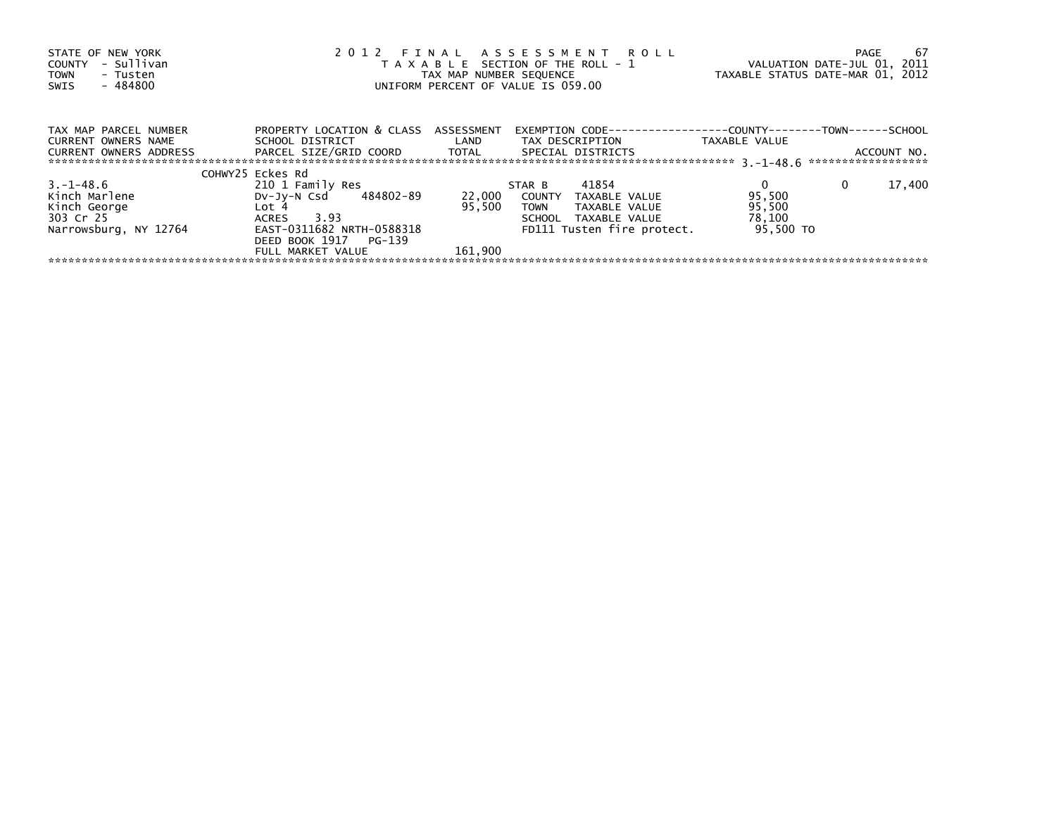STATE OF NEW YORK
COUNTY - Sullivan
TOWN - Tusten
SWIS - 484800

2 0 1 2 F I N A L A S S E S S M E N T R O L L
T A X A B L E SECTION OF THE ROLL - 1
TAX MAP NUMBER SEQUENCE
UNIFORM PERCENT OF VALUE IS 059.00

VALUATION DATE-JUL 01, 2011
TAXABLE STATUS DATE-MAR 01, 2012

| TAX MAP PARCEL NUMBER<br>CURRENT OWNERS NAME<br>CURRENT OWNERS ADDRESS | PROPERTY LOCATION & CLASS<br>SCHOOL DISTRICT<br>PARCEL SIZE/GRID COORD | ASSESSMENT<br>LAND<br>TOTAL | EXEMPTION CODE<br>TAX DESCRIPTION<br>SPECIAL DISTRICTS | COUNTY<br>TAXABLE VALUE | TOWN | SCHOOL<br>ACCOUNT NO. |
|---|---|---|---|---|---|---|
| | COHWY25 Eckes Rd | | | | | 3.-1-48.6 |
| 3.-1-48.6 | 210 1 Family Res | | STAR B 41854 | 0 | 0 | 17,400 |
| Kinch Marlene | Dv-Jy-N Csd 484802-89 | 22,000 | COUNTY TAXABLE VALUE | 95,500 | | |
| Kinch George | Lot 4 | 95,500 | TOWN TAXABLE VALUE | 95,500 | | |
| 303 Cr 25 | ACRES 3.93 | | SCHOOL TAXABLE VALUE | 78,100 | | |
| Narrowsburg, NY 12764 | EAST-0311682 NRTH-0588318 | | FD111 Tusten fire protect. | 95,500 TO | | |
| | DEED BOOK 1917 PG-139 | | | | | |
| | FULL MARKET VALUE | 161,900 | | | | |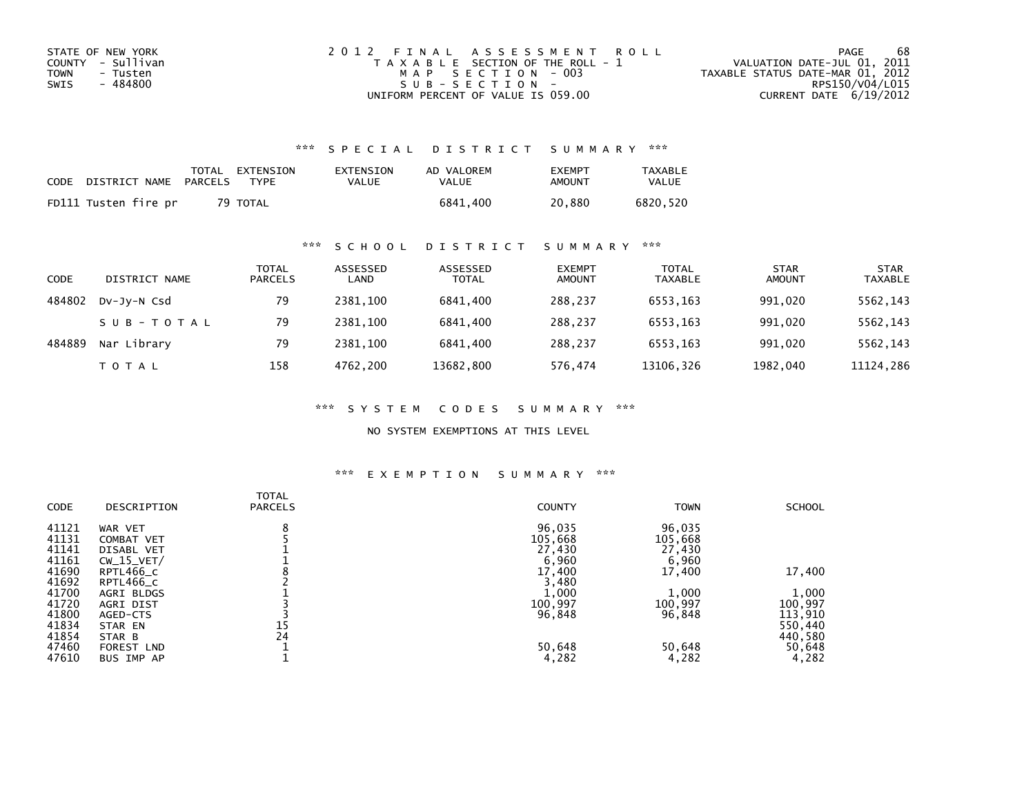STATE OF NEW YORK
COUNTY - Sullivan
TOWN - Tusten
SWIS - 484800

2 0 1 2 F I N A L A S S E S S M E N T R O L L
T A X A B L E SECTION OF THE ROLL - 1
M A P S E C T I O N - 003
S U B - S E C T I O N -
UNIFORM PERCENT OF VALUE IS 059.00

VALUATION DATE-JUL 01, 2011
TAXABLE STATUS DATE-MAR 01, 2012
RPS150/V04/L015
CURRENT DATE 6/19/2012

### *** S P E C I A L D I S T R I C T S U M M A R Y ***

| CODE | DISTRICT NAME | TOTAL PARCELS | EXTENSION TYPE | EXTENSION VALUE | AD VALOREM VALUE | EXEMPT AMOUNT | TAXABLE VALUE |
|---|---|---|---|---|---|---|---|
| FD111 | Tusten fire pr | 79 | TOTAL | | 6841,400 | 20,880 | 6820,520 |

### *** S C H O O L D I S T R I C T S U M M A R Y ***

| CODE | DISTRICT NAME | TOTAL PARCELS | ASSESSED LAND | ASSESSED TOTAL | EXEMPT AMOUNT | TOTAL TAXABLE | STAR AMOUNT | STAR TAXABLE |
|---|---|---|---|---|---|---|---|---|
| 484802 | Dv-Jy-N Csd | 79 | 2381,100 | 6841,400 | 288,237 | 6553,163 | 991,020 | 5562,143 |
| | S U B - T O T A L | 79 | 2381,100 | 6841,400 | 288,237 | 6553,163 | 991,020 | 5562,143 |
| 484889 | Nar Library | 79 | 2381,100 | 6841,400 | 288,237 | 6553,163 | 991,020 | 5562,143 |
| | T O T A L | 158 | 4762,200 | 13682,800 | 576,474 | 13106,326 | 1982,040 | 11124,286 |

### *** S Y S T E M C O D E S S U M M A R Y ***

NO SYSTEM EXEMPTIONS AT THIS LEVEL

### *** E X E M P T I O N S U M M A R Y ***

| CODE | DESCRIPTION | TOTAL PARCELS | COUNTY | TOWN | SCHOOL |
|---|---|---|---|---|---|
| 41121 | WAR VET | 8 | 96,035 | 96,035 | |
| 41131 | COMBAT VET | 5 | 105,668 | 105,668 | |
| 41141 | DISABL VET | 1 | 27,430 | 27,430 | |
| 41161 | CW_15_VET/ | 1 | 6,960 | 6,960 | |
| 41690 | RPTL466_c | 8 | 17,400 | 17,400 | 17,400 |
| 41692 | RPTL466_c | 2 | 3,480 | | |
| 41700 | AGRI BLDGS | 1 | 1,000 | 1,000 | 1,000 |
| 41720 | AGRI DIST | 3 | 100,997 | 100,997 | 100,997 |
| 41800 | AGED-CTS | 3 | 96,848 | 96,848 | 113,910 |
| 41834 | STAR EN | 15 | | | 550,440 |
| 41854 | STAR B | 24 | | | 440,580 |
| 47460 | FOREST LND | 1 | 50,648 | 50,648 | 50,648 |
| 47610 | BUS IMP AP | 1 | 4,282 | 4,282 | 4,282 |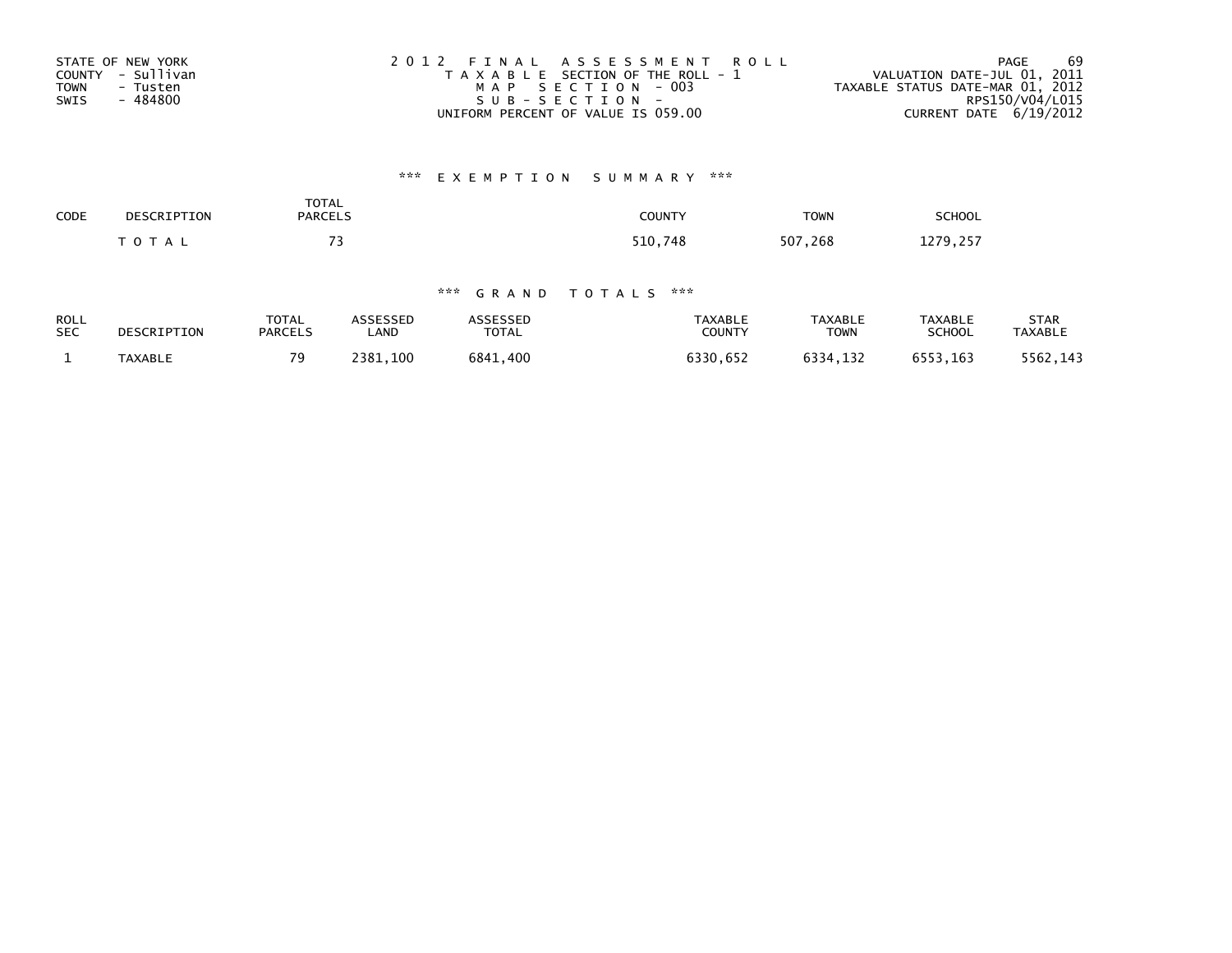STATE OF NEW YORK
COUNTY - Sullivan
TOWN - Tusten
SWIS - 484800

2012 FINAL ASSESSMENT ROLL
TAXABLE SECTION OF THE ROLL - 1
MAP SECTION - 003
SUB-SECTION -
UNIFORM PERCENT OF VALUE IS 059.00

VALUATION DATE-JUL 01, 2011
TAXABLE STATUS DATE-MAR 01, 2012
RPS150/V04/L015
CURRENT DATE 6/19/2012

### *** EXEMPTION SUMMARY ***

| CODE | DESCRIPTION | TOTAL PARCELS | COUNTY | TOWN | SCHOOL |
|---|---|---|---|---|---|
| | TOTAL | 73 | 510,748 | 507,268 | 1279,257 |

### *** GRAND TOTALS ***

| ROLL SEC | DESCRIPTION | TOTAL PARCELS | ASSESSED LAND | ASSESSED TOTAL | TAXABLE COUNTY | TAXABLE TOWN | TAXABLE SCHOOL | STAR TAXABLE |
|---|---|---|---|---|---|---|---|---|
| 1 | TAXABLE | 79 | 2381,100 | 6841,400 | 6330,652 | 6334,132 | 6553,163 | 5562,143 |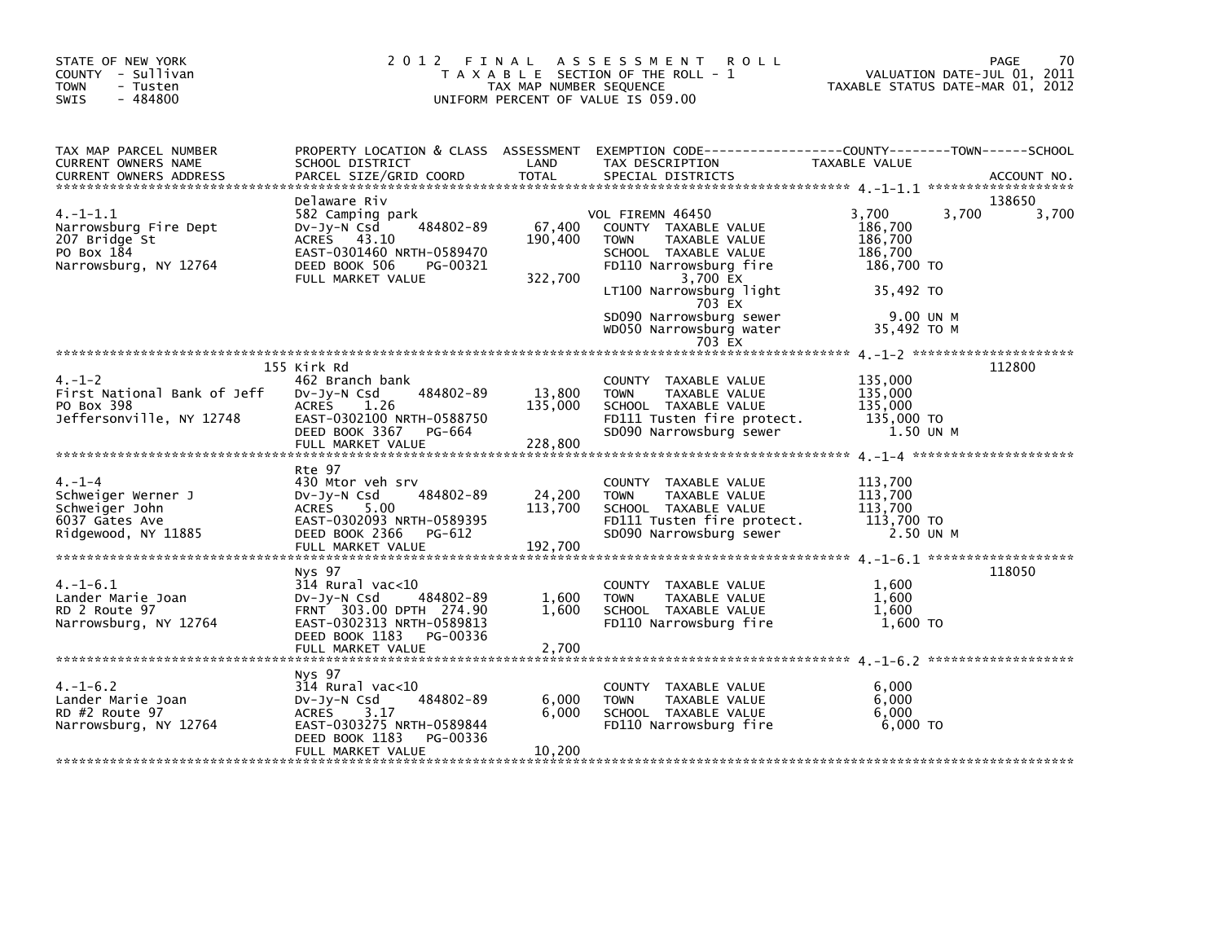STATE OF NEW YORK
COUNTY - Sullivan
TOWN - Tusten
SWIS - 484800

# 2012 FINAL ASSESSMENT ROLL

TAXABLE SECTION OF THE ROLL - 1
TAX MAP NUMBER SEQUENCE
UNIFORM PERCENT OF VALUE IS 059.00

VALUATION DATE-JUL 01, 2011
TAXABLE STATUS DATE-MAR 01, 2012

| TAX MAP PARCEL NUMBER / CURRENT OWNERS NAME / CURRENT OWNERS ADDRESS | PROPERTY LOCATION & CLASS / SCHOOL DISTRICT / PARCEL SIZE/GRID COORD | ASSESSMENT LAND / TOTAL | EXEMPTION CODE / TAX DESCRIPTION / SPECIAL DISTRICTS | COUNTY TAXABLE VALUE | TOWN | SCHOOL | ACCOUNT NO. |
|---|---|---|---|---|---|---|---|
| 4.-1-1.1 | Delaware Riv | | | | | | 138650 |
| Narrowsburg Fire Dept | 582 Camping park | | VOL FIREMN 46450 | 3,700 | 3,700 | 3,700 | |
| 207 Bridge St | Dv-Jy-N Csd 484802-89 | 67,400 | COUNTY TAXABLE VALUE | 186,700 | | | |
| PO Box 184 | ACRES 43.10 | 190,400 | TOWN TAXABLE VALUE | 186,700 | | | |
| Narrowsburg, NY 12764 | EAST-0301460 NRTH-0589470 | | SCHOOL TAXABLE VALUE | 186,700 | | | |
| | DEED BOOK 506 PG-00321 | | FD110 Narrowsburg fire | 186,700 TO | | | |
| | FULL MARKET VALUE | 322,700 | 3,700 EX | | | | |
| | | | LT100 Narrowsburg light | 35,492 TO | | | |
| | | | 703 EX | | | | |
| | | | SD090 Narrowsburg sewer | 9.00 UN M | | | |
| | | | WD050 Narrowsburg water | 35,492 TO M | | | |
| | | | 703 EX | | | | |
| 4.-1-2 | 155 Kirk Rd | | | | | | 112800 |
| First National Bank of Jeff | 462 Branch bank | | COUNTY TAXABLE VALUE | 135,000 | | | |
| PO Box 398 | Dv-Jy-N Csd 484802-89 | 13,800 | TOWN TAXABLE VALUE | 135,000 | | | |
| Jeffersonville, NY 12748 | ACRES 1.26 | 135,000 | SCHOOL TAXABLE VALUE | 135,000 | | | |
| | EAST-0302100 NRTH-0588750 | | FD111 Tusten fire protect. | 135,000 TO | | | |
| | DEED BOOK 3367 PG-664 | | SD090 Narrowsburg sewer | 1.50 UN M | | | |
| | FULL MARKET VALUE | 228,800 | | | | | |
| 4.-1-4 | Rte 97 | | | | | | |
| Schweiger Werner J | 430 Mtor veh srv | | COUNTY TAXABLE VALUE | 113,700 | | | |
| Schweiger John | Dv-Jy-N Csd 484802-89 | 24,200 | TOWN TAXABLE VALUE | 113,700 | | | |
| 6037 Gates Ave | ACRES 5.00 | 113,700 | SCHOOL TAXABLE VALUE | 113,700 | | | |
| Ridgewood, NY 11885 | EAST-0302093 NRTH-0589395 | | FD111 Tusten fire protect. | 113,700 TO | | | |
| | DEED BOOK 2366 PG-612 | | SD090 Narrowsburg sewer | 2.50 UN M | | | |
| | FULL MARKET VALUE | 192,700 | | | | | |
| 4.-1-6.1 | Nys 97 | | | | | | 118050 |
| Lander Marie Joan | 314 Rural vac<10 | | COUNTY TAXABLE VALUE | 1,600 | | | |
| RD 2 Route 97 | Dv-Jy-N Csd 484802-89 | 1,600 | TOWN TAXABLE VALUE | 1,600 | | | |
| Narrowsburg, NY 12764 | FRNT 303.00 DPTH 274.90 | 1,600 | SCHOOL TAXABLE VALUE | 1,600 | | | |
| | EAST-0302313 NRTH-0589813 | | FD110 Narrowsburg fire | 1,600 TO | | | |
| | DEED BOOK 1183 PG-00336 | | | | | | |
| | FULL MARKET VALUE | 2,700 | | | | | |
| 4.-1-6.2 | Nys 97 | | | | | | |
| Lander Marie Joan | 314 Rural vac<10 | | COUNTY TAXABLE VALUE | 6,000 | | | |
| RD #2 Route 97 | Dv-Jy-N Csd 484802-89 | 6,000 | TOWN TAXABLE VALUE | 6,000 | | | |
| Narrowsburg, NY 12764 | ACRES 3.17 | 6,000 | SCHOOL TAXABLE VALUE | 6,000 | | | |
| | EAST-0303275 NRTH-0589844 | | FD110 Narrowsburg fire | 6,000 TO | | | |
| | DEED BOOK 1183 PG-00336 | | | | | | |
| | FULL MARKET VALUE | 10,200 | | | | | |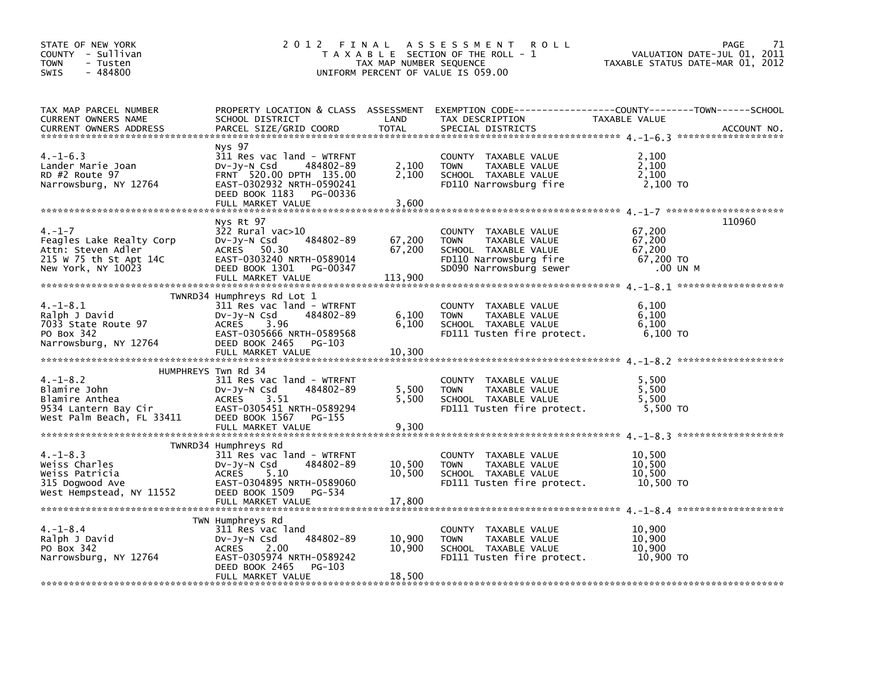STATE OF NEW YORK
COUNTY - Sullivan
TOWN - Tusten
SWIS - 484800

# 2012 FINAL ASSESSMENT ROLL

TAXABLE SECTION OF THE ROLL - 1
TAX MAP NUMBER SEQUENCE
UNIFORM PERCENT OF VALUE IS 059.00

VALUATION DATE-JUL 01, 2011
TAXABLE STATUS DATE-MAR 01, 2012

| TAX MAP PARCEL NUMBER / CURRENT OWNERS NAME / CURRENT OWNERS ADDRESS | PROPERTY LOCATION & CLASS / SCHOOL DISTRICT / PARCEL SIZE/GRID COORD | ASSESSMENT LAND / TOTAL | EXEMPTION CODE / TAX DESCRIPTION / SPECIAL DISTRICTS | TAXABLE VALUE (COUNTY / TOWN / SCHOOL) | ACCOUNT NO. |
|---|---|---|---|---|---|
| 4.-1-6.3 | Nys 97 | | | | |
| Lander Marie Joan | 311 Res vac land - WTRFNT | | COUNTY TAXABLE VALUE | 2,100 | |
| RD #2 Route 97 | Dv-Jy-N Csd 484802-89 | 2,100 | TOWN TAXABLE VALUE | 2,100 | |
| Narrowsburg, NY 12764 | FRNT 520.00 DPTH 135.00 | 2,100 | SCHOOL TAXABLE VALUE | 2,100 | |
| | EAST-0302932 NRTH-0590241 | | FD110 Narrowsburg fire | 2,100 TO | |
| | DEED BOOK 1183 PG-00336 | | | | |
| | FULL MARKET VALUE | 3,600 | | | |
| 4.-1-7 | Nys Rt 97 | | | | 110960 |
| Feagles Lake Realty Corp | 322 Rural vac>10 | | COUNTY TAXABLE VALUE | 67,200 | |
| Attn: Steven Adler | Dv-Jy-N Csd 484802-89 | 67,200 | TOWN TAXABLE VALUE | 67,200 | |
| 215 W 75 th St Apt 14C | ACRES 50.30 | 67,200 | SCHOOL TAXABLE VALUE | 67,200 | |
| New York, NY 10023 | EAST-0303240 NRTH-0589014 | | FD110 Narrowsburg fire | 67,200 TO | |
| | DEED BOOK 1301 PG-00347 | | SD090 Narrowsburg sewer | .00 UN M | |
| | FULL MARKET VALUE | 113,900 | | | |
| 4.-1-8.1 | TWNRD34 Humphreys Rd Lot 1 | | | | |
| Ralph J David | 311 Res vac land - WTRFNT | | COUNTY TAXABLE VALUE | 6,100 | |
| 7033 State Route 97 | Dv-Jy-N Csd 484802-89 | 6,100 | TOWN TAXABLE VALUE | 6,100 | |
| PO Box 342 | ACRES 3.96 | 6,100 | SCHOOL TAXABLE VALUE | 6,100 | |
| Narrowsburg, NY 12764 | EAST-0305666 NRTH-0589568 | | FD111 Tusten fire protect. | 6,100 TO | |
| | DEED BOOK 2465 PG-103 | | | | |
| | FULL MARKET VALUE | 10,300 | | | |
| 4.-1-8.2 | HUMPHREYS Twn Rd 34 | | | | |
| Blamire John | 311 Res vac land - WTRFNT | | COUNTY TAXABLE VALUE | 5,500 | |
| Blamire Anthea | Dv-Jy-N Csd 484802-89 | 5,500 | TOWN TAXABLE VALUE | 5,500 | |
| 9534 Lantern Bay Cir | ACRES 3.51 | 5,500 | SCHOOL TAXABLE VALUE | 5,500 | |
| West Palm Beach, FL 33411 | EAST-0305451 NRTH-0589294 | | FD111 Tusten fire protect. | 5,500 TO | |
| | DEED BOOK 1567 PG-155 | | | | |
| | FULL MARKET VALUE | 9,300 | | | |
| 4.-1-8.3 | TWNRD34 Humphreys Rd | | | | |
| Weiss Charles | 311 Res vac land - WTRFNT | | COUNTY TAXABLE VALUE | 10,500 | |
| Weiss Patricia | Dv-Jy-N Csd 484802-89 | 10,500 | TOWN TAXABLE VALUE | 10,500 | |
| 315 Dogwood Ave | ACRES 5.10 | 10,500 | SCHOOL TAXABLE VALUE | 10,500 | |
| West Hempstead, NY 11552 | EAST-0304895 NRTH-0589060 | | FD111 Tusten fire protect. | 10,500 TO | |
| | DEED BOOK 1509 PG-534 | | | | |
| | FULL MARKET VALUE | 17,800 | | | |
| 4.-1-8.4 | TWN Humphreys Rd | | | | |
| Ralph J David | 311 Res vac land | | COUNTY TAXABLE VALUE | 10,900 | |
| PO Box 342 | Dv-Jy-N Csd 484802-89 | 10,900 | TOWN TAXABLE VALUE | 10,900 | |
| Narrowsburg, NY 12764 | ACRES 2.00 | 10,900 | SCHOOL TAXABLE VALUE | 10,900 | |
| | EAST-0305974 NRTH-0589242 | | FD111 Tusten fire protect. | 10,900 TO | |
| | DEED BOOK 2465 PG-103 | | | | |
| | FULL MARKET VALUE | 18,500 | | | |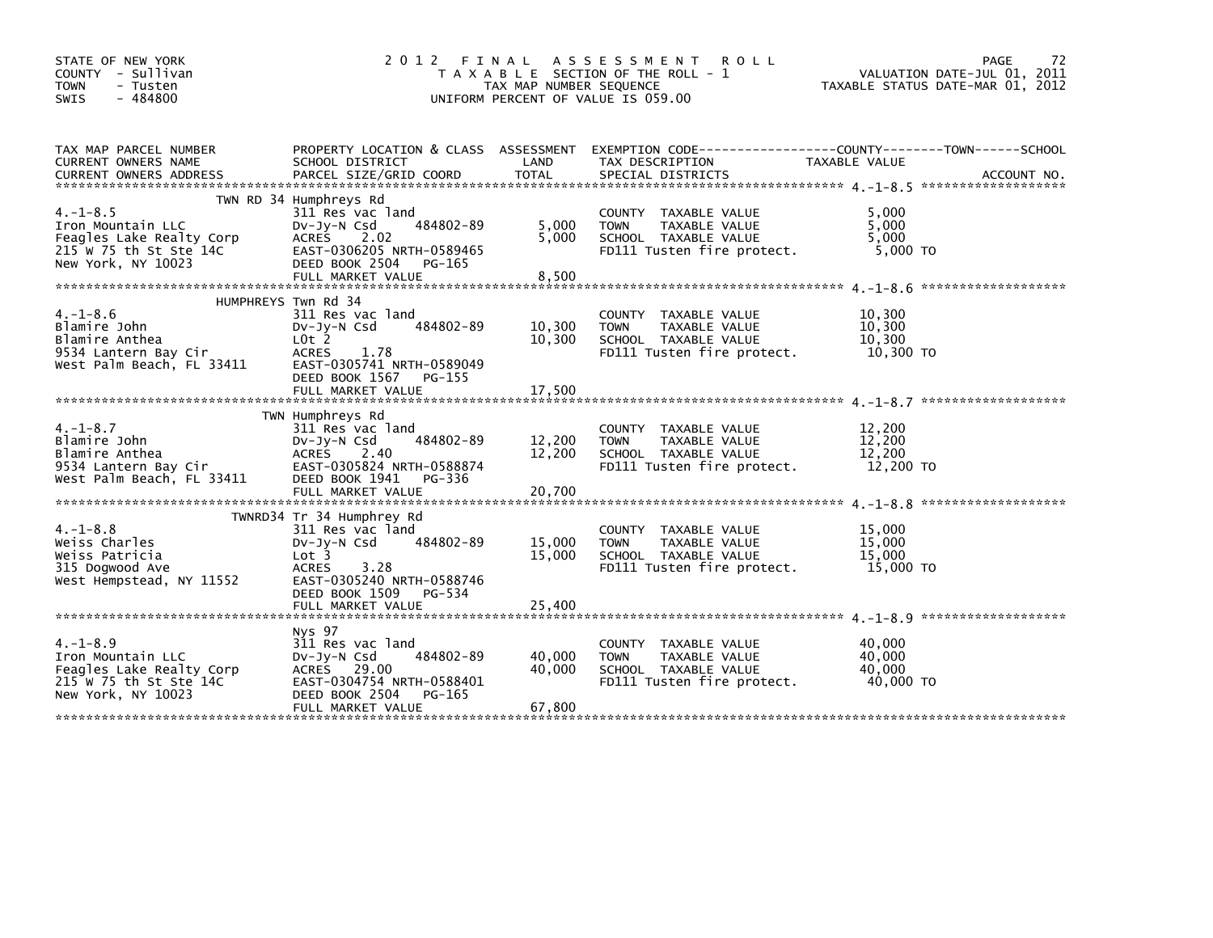STATE OF NEW YORK
COUNTY - Sullivan
TOWN - Tusten
SWIS - 484800

# 2012 FINAL ASSESSMENT ROLL
TAXABLE SECTION OF THE ROLL - 1
TAX MAP NUMBER SEQUENCE
UNIFORM PERCENT OF VALUE IS 059.00

VALUATION DATE-JUL 01, 2011
TAXABLE STATUS DATE-MAR 01, 2012

| TAX MAP PARCEL NUMBER / CURRENT OWNERS NAME / CURRENT OWNERS ADDRESS | PROPERTY LOCATION & CLASS / SCHOOL DISTRICT / PARCEL SIZE/GRID COORD | ASSESSMENT LAND | TOTAL | EXEMPTION CODE / TAX DESCRIPTION / SPECIAL DISTRICTS | TAXABLE VALUE (COUNTY / TOWN / SCHOOL) | ACCOUNT NO. |
|---|---|---|---|---|---|---|
| 4.-1-8.5 | TWN RD 34 Humphreys Rd | | | | | |
| Iron Mountain LLC | 311 Res vac land | | | COUNTY TAXABLE VALUE | 5,000 | |
| Feagles Lake Realty Corp | Dv-Jy-N Csd 484802-89 | 5,000 | | TOWN TAXABLE VALUE | 5,000 | |
| 215 W 75 th St Ste 14C | ACRES 2.02 | | 5,000 | SCHOOL TAXABLE VALUE | 5,000 | |
| New York, NY 10023 | EAST-0306205 NRTH-0589465 | | | FD111 Tusten fire protect. | 5,000 TO | |
| | DEED BOOK 2504 PG-165 | | | | | |
| | FULL MARKET VALUE | | 8,500 | | | |
| 4.-1-8.6 | HUMPHREYS Twn Rd 34 | | | | | |
| Blamire John | 311 Res vac land | | | COUNTY TAXABLE VALUE | 10,300 | |
| Blamire Anthea | Dv-Jy-N Csd 484802-89 | 10,300 | | TOWN TAXABLE VALUE | 10,300 | |
| 9534 Lantern Bay Cir | LOt 2 | | 10,300 | SCHOOL TAXABLE VALUE | 10,300 | |
| West Palm Beach, FL 33411 | ACRES 1.78 | | | FD111 Tusten fire protect. | 10,300 TO | |
| | EAST-0305741 NRTH-0589049 | | | | | |
| | DEED BOOK 1567 PG-155 | | | | | |
| | FULL MARKET VALUE | | 17,500 | | | |
| 4.-1-8.7 | TWN Humphreys Rd | | | | | |
| Blamire John | 311 Res vac land | | | COUNTY TAXABLE VALUE | 12,200 | |
| Blamire Anthea | Dv-Jy-N Csd 484802-89 | 12,200 | | TOWN TAXABLE VALUE | 12,200 | |
| 9534 Lantern Bay Cir | ACRES 2.40 | | 12,200 | SCHOOL TAXABLE VALUE | 12,200 | |
| West Palm Beach, FL 33411 | EAST-0305824 NRTH-0588874 | | | FD111 Tusten fire protect. | 12,200 TO | |
| | DEED BOOK 1941 PG-336 | | | | | |
| | FULL MARKET VALUE | | 20,700 | | | |
| 4.-1-8.8 | TWNRD34 Tr 34 Humphrey Rd | | | | | |
| Weiss Charles | 311 Res vac land | | | COUNTY TAXABLE VALUE | 15,000 | |
| Weiss Patricia | Dv-Jy-N Csd 484802-89 | 15,000 | | TOWN TAXABLE VALUE | 15,000 | |
| 315 Dogwood Ave | Lot 3 | | 15,000 | SCHOOL TAXABLE VALUE | 15,000 | |
| West Hempstead, NY 11552 | ACRES 3.28 | | | FD111 Tusten fire protect. | 15,000 TO | |
| | EAST-0305240 NRTH-0588746 | | | | | |
| | DEED BOOK 1509 PG-534 | | | | | |
| | FULL MARKET VALUE | | 25,400 | | | |
| 4.-1-8.9 | Nys 97 | | | | | |
| Iron Mountain LLC | 311 Res vac land | | | COUNTY TAXABLE VALUE | 40,000 | |
| Feagles Lake Realty Corp | Dv-Jy-N Csd 484802-89 | 40,000 | | TOWN TAXABLE VALUE | 40,000 | |
| 215 W 75 th St Ste 14C | ACRES 29.00 | | 40,000 | SCHOOL TAXABLE VALUE | 40,000 | |
| New York, NY 10023 | EAST-0304754 NRTH-0588401 | | | FD111 Tusten fire protect. | 40,000 TO | |
| | DEED BOOK 2504 PG-165 | | | | | |
| | FULL MARKET VALUE | | 67,800 | | | |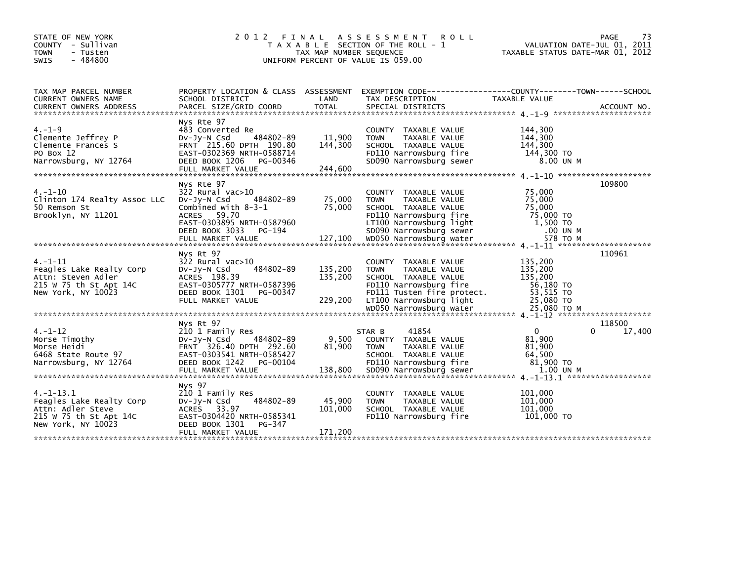STATE OF NEW YORK
COUNTY - Sullivan
TOWN - Tusten
SWIS - 484800

2012 FINAL ASSESSMENT ROLL
TAXABLE SECTION OF THE ROLL - 1
TAX MAP NUMBER SEQUENCE
UNIFORM PERCENT OF VALUE IS 059.00

VALUATION DATE-JUL 01, 2011
TAXABLE STATUS DATE-MAR 01, 2012

| TAX MAP PARCEL NUMBER / CURRENT OWNERS NAME / CURRENT OWNERS ADDRESS | PROPERTY LOCATION & CLASS / SCHOOL DISTRICT / PARCEL SIZE/GRID COORD | ASSESSMENT LAND / TOTAL | EXEMPTION CODE / TAX DESCRIPTION / SPECIAL DISTRICTS | COUNTY / TOWN / SCHOOL TAXABLE VALUE | ACCOUNT NO. |
|---|---|---|---|---|---|
| **4.-1-9** | Nys Rte 97 | | | | |
| Clemente Jeffrey P | 483 Converted Re | | COUNTY TAXABLE VALUE | 144,300 | |
| Clemente Frances S | Dv-Jy-N Csd 484802-89 | 11,900 | TOWN TAXABLE VALUE | 144,300 | |
| PO Box 12 | FRNT 215.60 DPTH 190.80 | 144,300 | SCHOOL TAXABLE VALUE | 144,300 | |
| Narrowsburg, NY 12764 | EAST-0302369 NRTH-0588714 | | FD110 Narrowsburg fire | 144,300 TO | |
| | DEED BOOK 1206 PG-00346 | | SD090 Narrowsburg sewer | 8.00 UN M | |
| | FULL MARKET VALUE | 244,600 | | | |
| **4.-1-10** | Nys Rte 97 | | | | 109800 |
| Clinton 174 Realty Assoc LLC | 322 Rural vac>10 | | COUNTY TAXABLE VALUE | 75,000 | |
| 50 Remson St | Dv-Jy-N Csd 484802-89 | 75,000 | TOWN TAXABLE VALUE | 75,000 | |
| Brooklyn, NY 11201 | Combined with 8-3-1 | 75,000 | SCHOOL TAXABLE VALUE | 75,000 | |
| | ACRES 59.70 | | FD110 Narrowsburg fire | 75,000 TO | |
| | EAST-0303895 NRTH-0587960 | | LT100 Narrowsburg light | 1,500 TO | |
| | DEED BOOK 3033 PG-194 | | SD090 Narrowsburg sewer | .00 UN M | |
| | FULL MARKET VALUE | 127,100 | WD050 Narrowsburg water | 578 TO M | |
| **4.-1-11** | Nys Rt 97 | | | | 110961 |
| Feagles Lake Realty Corp | 322 Rural vac>10 | | COUNTY TAXABLE VALUE | 135,200 | |
| Attn: Steven Adler | Dv-Jy-N Csd 484802-89 | 135,200 | TOWN TAXABLE VALUE | 135,200 | |
| 215 W 75 th St Apt 14C | ACRES 198.39 | 135,200 | SCHOOL TAXABLE VALUE | 135,200 | |
| New York, NY 10023 | EAST-0305777 NRTH-0587396 | | FD110 Narrowsburg fire | 56,180 TO | |
| | DEED BOOK 1301 PG-00347 | | FD111 Tusten fire protect. | 53,515 TO | |
| | FULL MARKET VALUE | 229,200 | LT100 Narrowsburg light | 25,080 TO | |
| | | | WD050 Narrowsburg water | 25,080 TO M | |
| **4.-1-12** | Nys Rt 97 | | | | 118500 |
| Morse Timothy | 210 1 Family Res | | STAR B 41854 | 0 0 17,400 | |
| Morse Heidi | Dv-Jy-N Csd 484802-89 | 9,500 | COUNTY TAXABLE VALUE | 81,900 | |
| 6468 State Route 97 | FRNT 326.40 DPTH 292.60 | 81,900 | TOWN TAXABLE VALUE | 81,900 | |
| Narrowsburg, NY 12764 | EAST-0303541 NRTH-0585427 | | SCHOOL TAXABLE VALUE | 64,500 | |
| | DEED BOOK 1242 PG-00104 | | FD110 Narrowsburg fire | 81,900 TO | |
| | FULL MARKET VALUE | 138,800 | SD090 Narrowsburg sewer | 1.00 UN M | |
| **4.-1-13.1** | Nys 97 | | | | |
| Feagles Lake Realty Corp | 210 1 Family Res | | COUNTY TAXABLE VALUE | 101,000 | |
| Attn: Adler Steve | Dv-Jy-N Csd 484802-89 | 45,900 | TOWN TAXABLE VALUE | 101,000 | |
| 215 W 75 th St Apt 14C | ACRES 33.97 | 101,000 | SCHOOL TAXABLE VALUE | 101,000 | |
| New York, NY 10023 | EAST-0304420 NRTH-0585341 | | FD110 Narrowsburg fire | 101,000 TO | |
| | DEED BOOK 1301 PG-347 | | | | |
| | FULL MARKET VALUE | 171,200 | | | |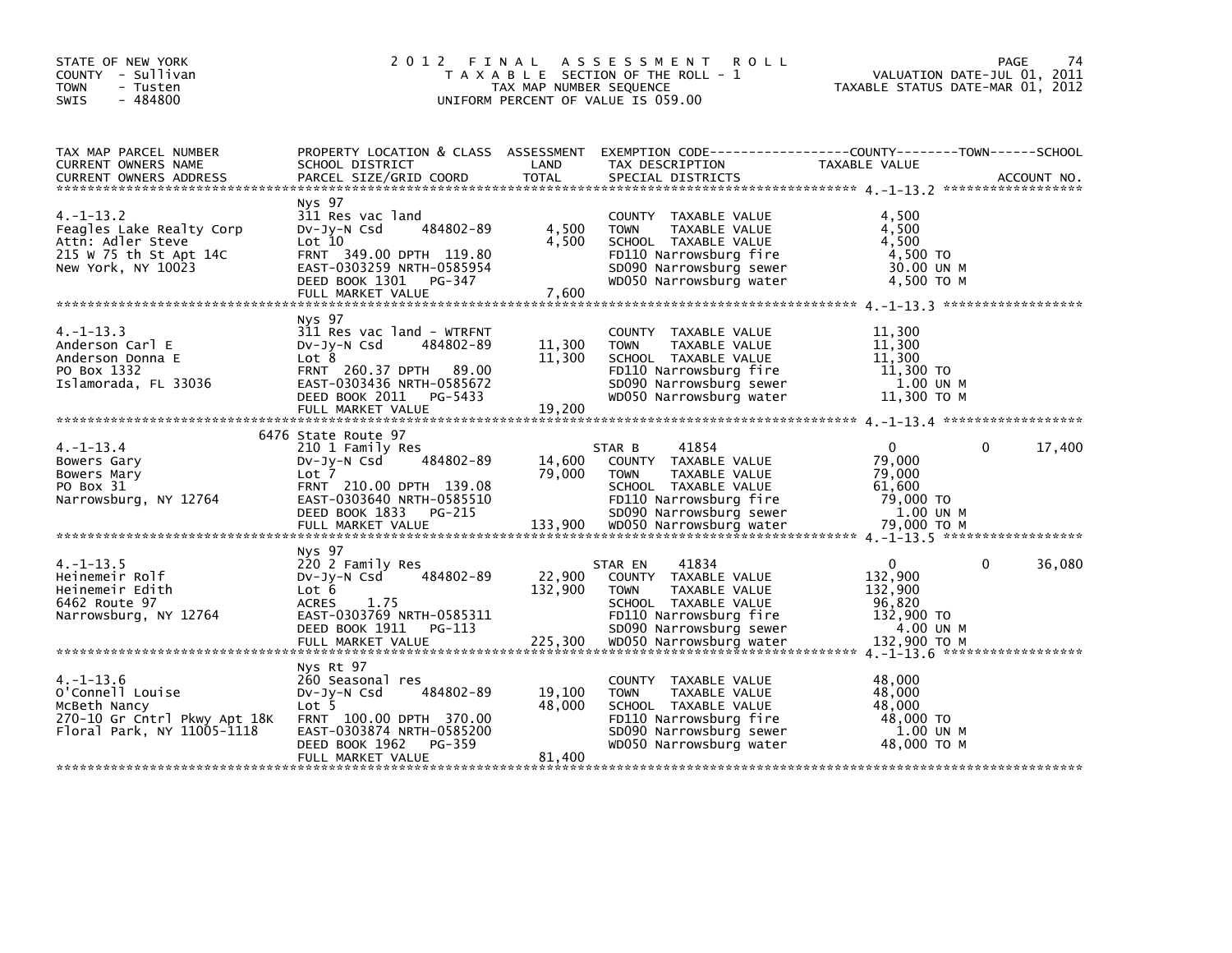STATE OF NEW YORK
COUNTY - Sullivan
TOWN - Tusten
SWIS - 484800

# 2012 FINAL ASSESSMENT ROLL

TAXABLE SECTION OF THE ROLL - 1
TAX MAP NUMBER SEQUENCE
UNIFORM PERCENT OF VALUE IS 059.00

VALUATION DATE-JUL 01, 2011
TAXABLE STATUS DATE-MAR 01, 2012

| TAX MAP PARCEL NUMBER / CURRENT OWNERS NAME / CURRENT OWNERS ADDRESS | PROPERTY LOCATION & CLASS / SCHOOL DISTRICT / PARCEL SIZE/GRID COORD | ASSESSMENT LAND | TOTAL | EXEMPTION CODE / TAX DESCRIPTION / SPECIAL DISTRICTS | COUNTY / TOWN TAXABLE VALUE | SCHOOL |
|---|---|---|---|---|---|---|
| **4.-1-13.2** | Nys 97 | | | | | |
| Feagles Lake Realty Corp | 311 Res vac land | | | COUNTY TAXABLE VALUE | 4,500 | |
| Attn: Adler Steve | Dv-Jy-N Csd 484802-89 | 4,500 | | TOWN TAXABLE VALUE | 4,500 | |
| 215 W 75 th St Apt 14C | Lot 10 | | 4,500 | SCHOOL TAXABLE VALUE | 4,500 | |
| New York, NY 10023 | FRNT 349.00 DPTH 119.80 | | | FD110 Narrowsburg fire | 4,500 TO | |
| | EAST-0303259 NRTH-0585954 | | | SD090 Narrowsburg sewer | 30.00 UN M | |
| | DEED BOOK 1301 PG-347 | | | WD050 Narrowsburg water | 4,500 TO M | |
| | FULL MARKET VALUE | | 7,600 | | | |
| **4.-1-13.3** | Nys 97 | | | | | |
| Anderson Carl E | 311 Res vac land - WTRFNT | | | COUNTY TAXABLE VALUE | 11,300 | |
| Anderson Donna E | Dv-Jy-N Csd 484802-89 | 11,300 | | TOWN TAXABLE VALUE | 11,300 | |
| PO Box 1332 | Lot 8 | | 11,300 | SCHOOL TAXABLE VALUE | 11,300 | |
| Islamorada, FL 33036 | FRNT 260.37 DPTH 89.00 | | | FD110 Narrowsburg fire | 11,300 TO | |
| | EAST-0303436 NRTH-0585672 | | | SD090 Narrowsburg sewer | 1.00 UN M | |
| | DEED BOOK 2011 PG-5433 | | | WD050 Narrowsburg water | 11,300 TO M | |
| | FULL MARKET VALUE | | 19,200 | | | |
| **4.-1-13.4** | 6476 State Route 97 | | | | | |
| Bowers Gary | 210 1 Family Res | | | STAR B 41854 | 0 | 0 17,400 |
| Bowers Mary | Dv-Jy-N Csd 484802-89 | 14,600 | | COUNTY TAXABLE VALUE | 79,000 | |
| PO Box 31 | Lot 7 | | 79,000 | TOWN TAXABLE VALUE | 79,000 | |
| Narrowsburg, NY 12764 | FRNT 210.00 DPTH 139.08 | | | SCHOOL TAXABLE VALUE | 61,600 | |
| | EAST-0303640 NRTH-0585510 | | | FD110 Narrowsburg fire | 79,000 TO | |
| | DEED BOOK 1833 PG-215 | | | SD090 Narrowsburg sewer | 1.00 UN M | |
| | FULL MARKET VALUE | | 133,900 | WD050 Narrowsburg water | 79,000 TO M | |
| **4.-1-13.5** | Nys 97 | | | | | |
| Heinemeir Rolf | 220 2 Family Res | | | STAR EN 41834 | 0 | 0 36,080 |
| Heinemeir Edith | Dv-Jy-N Csd 484802-89 | 22,900 | | COUNTY TAXABLE VALUE | 132,900 | |
| 6462 Route 97 | Lot 6 | | 132,900 | TOWN TAXABLE VALUE | 132,900 | |
| Narrowsburg, NY 12764 | ACRES 1.75 | | | SCHOOL TAXABLE VALUE | 96,820 | |
| | EAST-0303769 NRTH-0585311 | | | FD110 Narrowsburg fire | 132,900 TO | |
| | DEED BOOK 1911 PG-113 | | | SD090 Narrowsburg sewer | 4.00 UN M | |
| | FULL MARKET VALUE | | 225,300 | WD050 Narrowsburg water | 132,900 TO M | |
| **4.-1-13.6** | Nys Rt 97 | | | | | |
| O'Connell Louise | 260 Seasonal res | | | COUNTY TAXABLE VALUE | 48,000 | |
| McBeth Nancy | Dv-Jy-N Csd 484802-89 | 19,100 | | TOWN TAXABLE VALUE | 48,000 | |
| 270-10 Gr Cntrl Pkwy Apt 18K | Lot 5 | | 48,000 | SCHOOL TAXABLE VALUE | 48,000 | |
| Floral Park, NY 11005-1118 | FRNT 100.00 DPTH 370.00 | | | FD110 Narrowsburg fire | 48,000 TO | |
| | EAST-0303874 NRTH-0585200 | | | SD090 Narrowsburg sewer | 1.00 UN M | |
| | DEED BOOK 1962 PG-359 | | | WD050 Narrowsburg water | 48,000 TO M | |
| | FULL MARKET VALUE | | 81,400 | | | |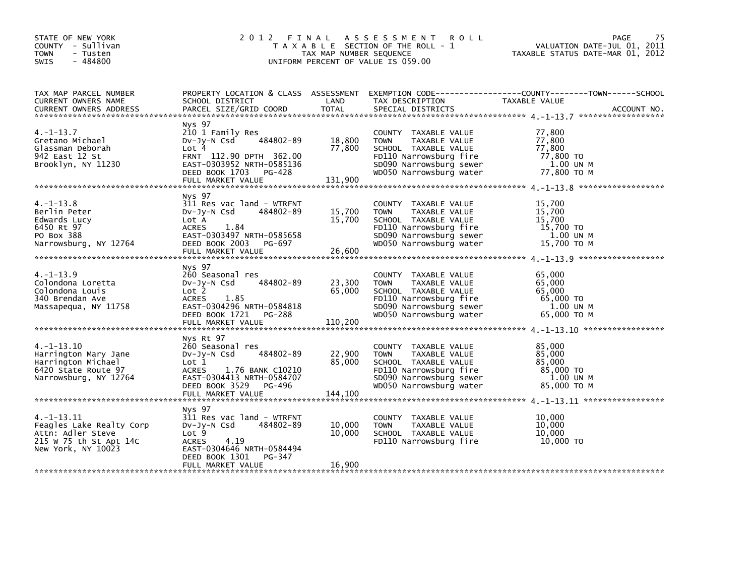STATE OF NEW YORK
COUNTY - Sullivan
TOWN - Tusten
SWIS - 484800

2 0 1 2 F I N A L A S S E S S M E N T R O L L
T A X A B L E SECTION OF THE ROLL - 1
TAX MAP NUMBER SEQUENCE
UNIFORM PERCENT OF VALUE IS 059.00

VALUATION DATE-JUL 01, 2011
TAXABLE STATUS DATE-MAR 01, 2012

| TAX MAP PARCEL NUMBER / CURRENT OWNERS NAME / CURRENT OWNERS ADDRESS | PROPERTY LOCATION & CLASS / SCHOOL DISTRICT / PARCEL SIZE/GRID COORD | ASSESSMENT LAND | TOTAL | EXEMPTION CODE / TAX DESCRIPTION / SPECIAL DISTRICTS | TAXABLE VALUE (COUNTY / TOWN / SCHOOL) | ACCOUNT NO. |
|---|---|---|---|---|---|---|
| **4.-1-13.7** | Nys 97 | | | | | |
| 4.-1-13.7 | 210 1 Family Res | | | COUNTY TAXABLE VALUE | 77,800 | |
| Gretano Michael | Dv-Jy-N Csd 484802-89 | 18,800 | | TOWN TAXABLE VALUE | 77,800 | |
| Glassman Deborah | Lot 4 | | 77,800 | SCHOOL TAXABLE VALUE | 77,800 | |
| 942 East 12 St | FRNT 112.90 DPTH 362.00 | | | FD110 Narrowsburg fire | 77,800 TO | |
| Brooklyn, NY 11230 | EAST-0303952 NRTH-0585136 | | | SD090 Narrowsburg sewer | 1.00 UN M | |
| | DEED BOOK 1703 PG-428 | | | WD050 Narrowsburg water | 77,800 TO M | |
| | FULL MARKET VALUE | | 131,900 | | | |
| **4.-1-13.8** | Nys 97 | | | | | |
| 4.-1-13.8 | 311 Res vac land - WTRFNT | | | COUNTY TAXABLE VALUE | 15,700 | |
| Berlin Peter | Dv-Jy-N Csd 484802-89 | 15,700 | | TOWN TAXABLE VALUE | 15,700 | |
| Edwards Lucy | Lot A | | 15,700 | SCHOOL TAXABLE VALUE | 15,700 | |
| 6450 Rt 97 | ACRES 1.84 | | | FD110 Narrowsburg fire | 15,700 TO | |
| PO Box 388 | EAST-0303497 NRTH-0585658 | | | SD090 Narrowsburg sewer | 1.00 UN M | |
| Narrowsburg, NY 12764 | DEED BOOK 2003 PG-697 | | | WD050 Narrowsburg water | 15,700 TO M | |
| | FULL MARKET VALUE | | 26,600 | | | |
| **4.-1-13.9** | Nys 97 | | | | | |
| 4.-1-13.9 | 260 Seasonal res | | | COUNTY TAXABLE VALUE | 65,000 | |
| Colondona Loretta | Dv-Jy-N Csd 484802-89 | 23,300 | | TOWN TAXABLE VALUE | 65,000 | |
| Colondona Louis | Lot 2 | | 65,000 | SCHOOL TAXABLE VALUE | 65,000 | |
| 340 Brendan Ave | ACRES 1.85 | | | FD110 Narrowsburg fire | 65,000 TO | |
| Massapequa, NY 11758 | EAST-0304296 NRTH-0584818 | | | SD090 Narrowsburg sewer | 1.00 UN M | |
| | DEED BOOK 1721 PG-288 | | | WD050 Narrowsburg water | 65,000 TO M | |
| | FULL MARKET VALUE | | 110,200 | | | |
| **4.-1-13.10** | Nys Rt 97 | | | | | |
| 4.-1-13.10 | 260 Seasonal res | | | COUNTY TAXABLE VALUE | 85,000 | |
| Harrington Mary Jane | Dv-Jy-N Csd 484802-89 | 22,900 | | TOWN TAXABLE VALUE | 85,000 | |
| Harrington Michael | Lot 1 | | 85,000 | SCHOOL TAXABLE VALUE | 85,000 | |
| 6420 State Route 97 | ACRES 1.76 BANK C10210 | | | FD110 Narrowsburg fire | 85,000 TO | |
| Narrowsburg, NY 12764 | EAST-0304413 NRTH-0584707 | | | SD090 Narrowsburg sewer | 1.00 UN M | |
| | DEED BOOK 3529 PG-496 | | | WD050 Narrowsburg water | 85,000 TO M | |
| | FULL MARKET VALUE | | 144,100 | | | |
| **4.-1-13.11** | Nys 97 | | | | | |
| 4.-1-13.11 | 311 Res vac land - WTRFNT | | | COUNTY TAXABLE VALUE | 10,000 | |
| Feagles Lake Realty Corp | Dv-Jy-N Csd 484802-89 | 10,000 | | TOWN TAXABLE VALUE | 10,000 | |
| Attn: Adler Steve | Lot 9 | | 10,000 | SCHOOL TAXABLE VALUE | 10,000 | |
| 215 W 75 th St Apt 14C | ACRES 4.19 | | | FD110 Narrowsburg fire | 10,000 TO | |
| New York, NY 10023 | EAST-0304646 NRTH-0584494 | | | | | |
| | DEED BOOK 1301 PG-347 | | | | | |
| | FULL MARKET VALUE | | 16,900 | | | |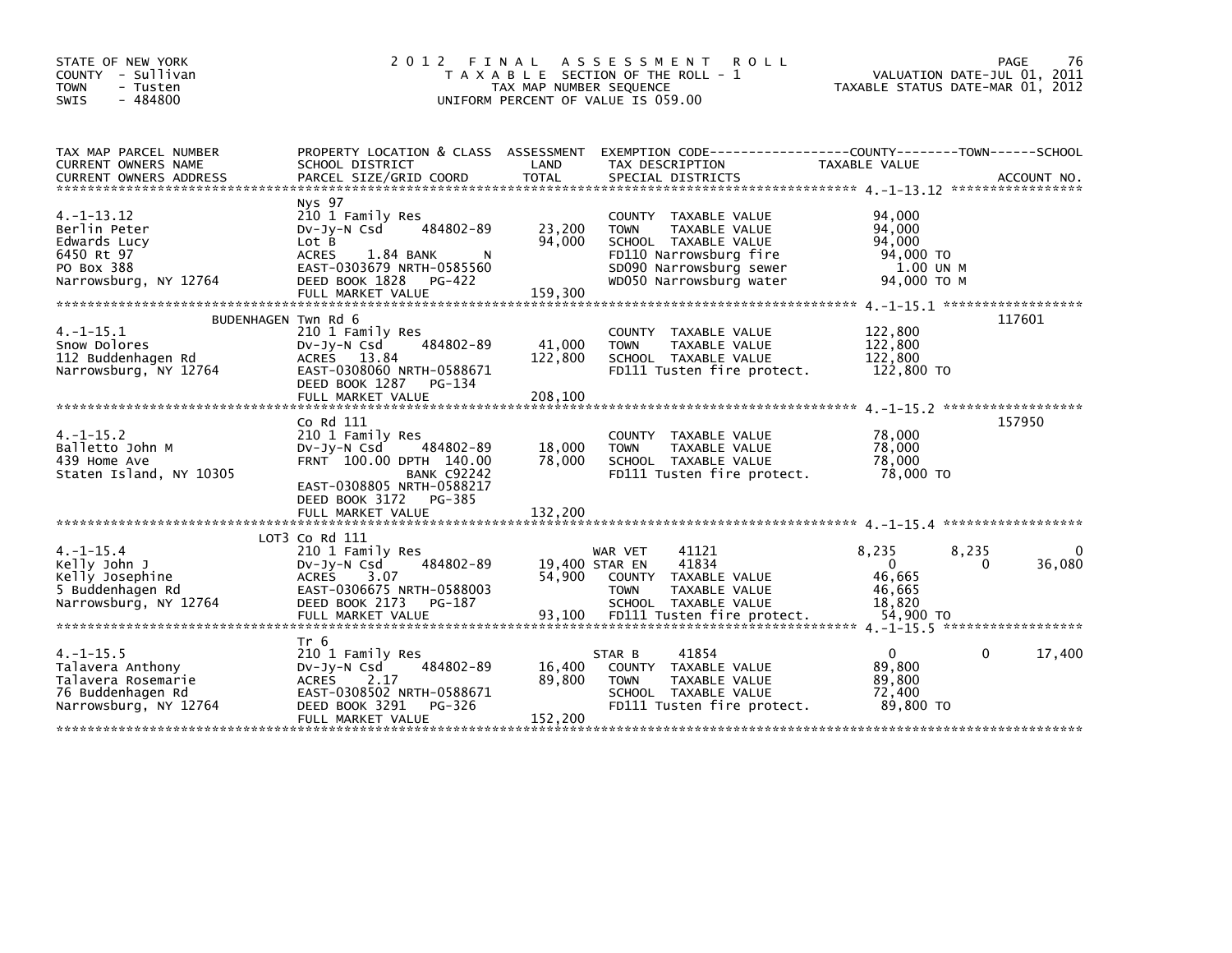STATE OF NEW YORK
COUNTY - Sullivan
TOWN - Tusten
SWIS - 484800

# 2012 FINAL ASSESSMENT ROLL

TAXABLE SECTION OF THE ROLL - 1
TAX MAP NUMBER SEQUENCE
UNIFORM PERCENT OF VALUE IS 059.00

VALUATION DATE-JUL 01, 2011
TAXABLE STATUS DATE-MAR 01, 2012

| TAX MAP PARCEL NUMBER / CURRENT OWNERS NAME / CURRENT OWNERS ADDRESS | PROPERTY LOCATION & CLASS / SCHOOL DISTRICT / PARCEL SIZE/GRID COORD | ASSESSMENT LAND / TOTAL | EXEMPTION CODE / TAX DESCRIPTION / SPECIAL DISTRICTS | COUNTY | TOWN | SCHOOL | ACCOUNT NO. |
|---|---|---|---|---|---|---|---|
| **4.-1-13.12** | Nys 97 | | | | | | |
| Berlin Peter | 210 1 Family Res | | COUNTY TAXABLE VALUE | 94,000 | | | |
| Edwards Lucy | Dv-Jy-N Csd 484802-89 | 23,200 | TOWN TAXABLE VALUE | | 94,000 | | |
| 6450 Rt 97 | Lot B | 94,000 | SCHOOL TAXABLE VALUE | | | 94,000 | |
| PO Box 388 | ACRES 1.84 BANK N | | FD110 Narrowsburg fire | 94,000 TO | | | |
| Narrowsburg, NY 12764 | EAST-0303679 NRTH-0585560 | | SD090 Narrowsburg sewer | 1.00 UN M | | | |
| | DEED BOOK 1828 PG-422 | | WD050 Narrowsburg water | 94,000 TO M | | | |
| | FULL MARKET VALUE | 159,300 | | | | | |
| **4.-1-15.1** | BUDENHAGEN Twn Rd 6 | | | | | | 117601 |
| Snow Dolores | 210 1 Family Res | | COUNTY TAXABLE VALUE | 122,800 | | | |
| 112 Buddenhagen Rd | Dv-Jy-N Csd 484802-89 | 41,000 | TOWN TAXABLE VALUE | | 122,800 | | |
| Narrowsburg, NY 12764 | ACRES 13.84 | 122,800 | SCHOOL TAXABLE VALUE | | | 122,800 | |
| | EAST-0308060 NRTH-0588671 | | FD111 Tusten fire protect. | 122,800 TO | | | |
| | DEED BOOK 1287 PG-134 | | | | | | |
| | FULL MARKET VALUE | 208,100 | | | | | |
| **4.-1-15.2** | Co Rd 111 | | | | | | 157950 |
| Balletto John M | 210 1 Family Res | | COUNTY TAXABLE VALUE | 78,000 | | | |
| 439 Home Ave | Dv-Jy-N Csd 484802-89 | 18,000 | TOWN TAXABLE VALUE | | 78,000 | | |
| Staten Island, NY 10305 | FRNT 100.00 DPTH 140.00 | 78,000 | SCHOOL TAXABLE VALUE | | | 78,000 | |
| | BANK C92242 | | FD111 Tusten fire protect. | 78,000 TO | | | |
| | EAST-0308805 NRTH-0588217 | | | | | | |
| | DEED BOOK 3172 PG-385 | | | | | | |
| | FULL MARKET VALUE | 132,200 | | | | | |
| **4.-1-15.4** | LOT3 Co Rd 111 | | | | | | |
| Kelly John J | 210 1 Family Res | | WAR VET 41121 | 8,235 | 8,235 | 0 | |
| Kelly Josephine | Dv-Jy-N Csd 484802-89 | 19,400 | STAR EN 41834 | 0 | 0 | 36,080 | |
| 5 Buddenhagen Rd | ACRES 3.07 | 54,900 | COUNTY TAXABLE VALUE | 46,665 | | | |
| Narrowsburg, NY 12764 | EAST-0306675 NRTH-0588003 | | TOWN TAXABLE VALUE | | 46,665 | | |
| | DEED BOOK 2173 PG-187 | | SCHOOL TAXABLE VALUE | | | 18,820 | |
| | FULL MARKET VALUE | 93,100 | FD111 Tusten fire protect. | 54,900 TO | | | |
| **4.-1-15.5** | Tr 6 | | | | | | |
| Talavera Anthony | 210 1 Family Res | | STAR B 41854 | 0 | 0 | 17,400 | |
| Talavera Rosemarie | Dv-Jy-N Csd 484802-89 | 16,400 | COUNTY TAXABLE VALUE | 89,800 | | | |
| 76 Buddenhagen Rd | ACRES 2.17 | 89,800 | TOWN TAXABLE VALUE | | 89,800 | | |
| Narrowsburg, NY 12764 | EAST-0308502 NRTH-0588671 | | SCHOOL TAXABLE VALUE | | | 72,400 | |
| | DEED BOOK 3291 PG-326 | | FD111 Tusten fire protect. | 89,800 TO | | | |
| | FULL MARKET VALUE | 152,200 | | | | | |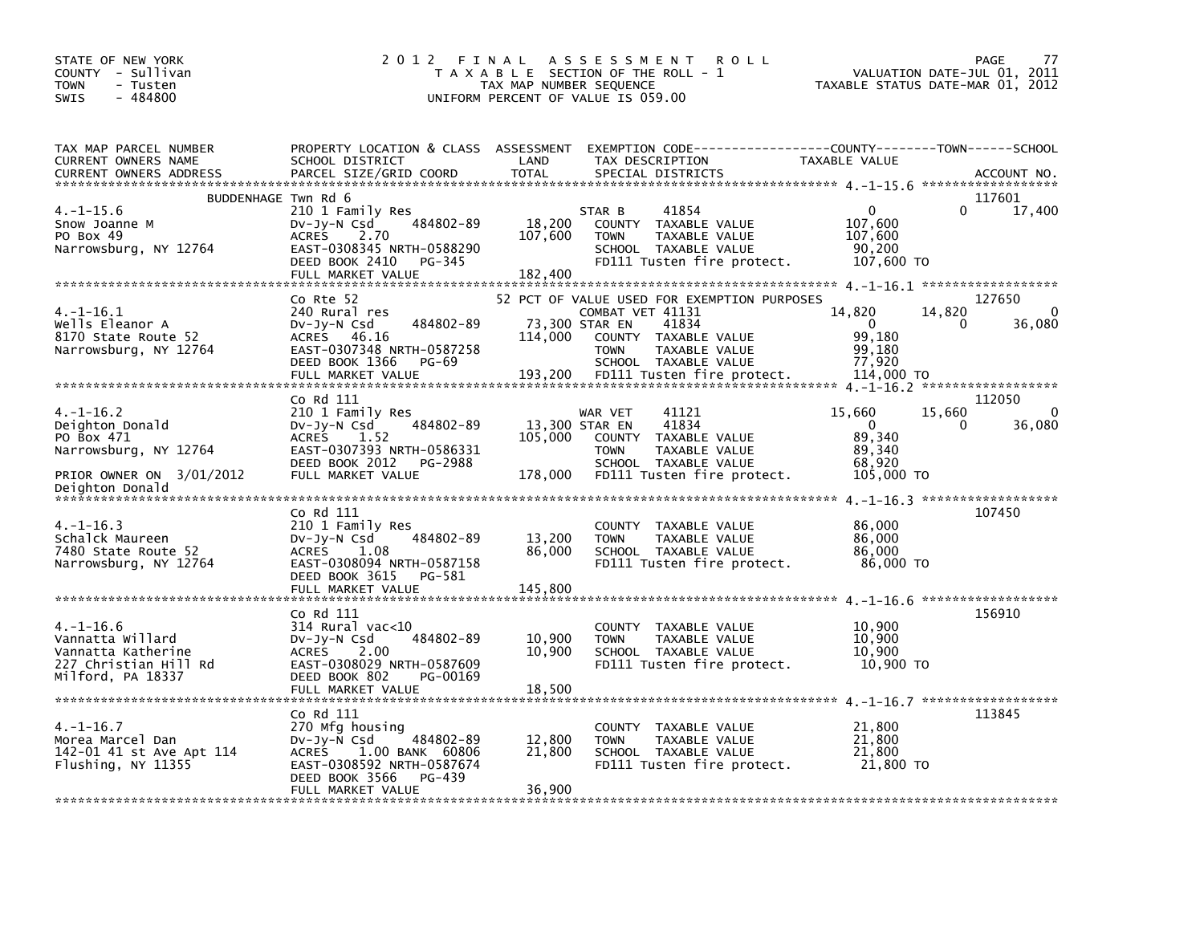STATE OF NEW YORK
COUNTY - Sullivan
TOWN - Tusten
SWIS - 484800

# 2012 FINAL ASSESSMENT ROLL

TAXABLE SECTION OF THE ROLL - 1
TAX MAP NUMBER SEQUENCE
UNIFORM PERCENT OF VALUE IS 059.00

VALUATION DATE-JUL 01, 2011
TAXABLE STATUS DATE-MAR 01, 2012

| TAX MAP PARCEL NUMBER / CURRENT OWNERS NAME / CURRENT OWNERS ADDRESS | PROPERTY LOCATION & CLASS / SCHOOL DISTRICT / PARCEL SIZE/GRID COORD | ASSESSMENT LAND / TOTAL | EXEMPTION CODE / TAX DESCRIPTION / SPECIAL DISTRICTS | COUNTY TAXABLE VALUE | TOWN | SCHOOL | ACCOUNT NO. |
|---|---|---|---|---|---|---|---|
| **4.-1-15.6** | BUDDENHAGE Twn Rd 6 | | | | | | 117601 |
| | 210 1 Family Res | | STAR B 41854 | 0 | 0 | 17,400 | |
| Snow Joanne M | Dv-Jy-N Csd 484802-89 | 18,200 | COUNTY TAXABLE VALUE | 107,600 | | | |
| PO Box 49 | ACRES 2.70 | 107,600 | TOWN TAXABLE VALUE | 107,600 | | | |
| Narrowsburg, NY 12764 | EAST-0308345 NRTH-0588290 | | SCHOOL TAXABLE VALUE | 90,200 | | | |
| | DEED BOOK 2410 PG-345 | | FD111 Tusten fire protect. | 107,600 TO | | | |
| | FULL MARKET VALUE | 182,400 | | | | | |
| **4.-1-16.1** | Co Rte 52 | | 52 PCT OF VALUE USED FOR EXEMPTION PURPOSES | | | | 127650 |
| | 240 Rural res | | COMBAT VET 41131 | 14,820 | 14,820 | 0 | |
| Wells Eleanor A | Dv-Jy-N Csd 484802-89 | 73,300 | STAR EN 41834 | 0 | 0 | 36,080 | |
| 8170 State Route 52 | ACRES 46.16 | 114,000 | COUNTY TAXABLE VALUE | 99,180 | | | |
| Narrowsburg, NY 12764 | EAST-0307348 NRTH-0587258 | | TOWN TAXABLE VALUE | 99,180 | | | |
| | DEED BOOK 1366 PG-69 | | SCHOOL TAXABLE VALUE | 77,920 | | | |
| | FULL MARKET VALUE | 193,200 | FD111 Tusten fire protect. | 114,000 TO | | | |
| **4.-1-16.2** | Co Rd 111 | | | | | | 112050 |
| | 210 1 Family Res | | WAR VET 41121 | 15,660 | 15,660 | 0 | |
| Deighton Donald | Dv-Jy-N Csd 484802-89 | 13,300 | STAR EN 41834 | 0 | 0 | 36,080 | |
| PO Box 471 | ACRES 1.52 | 105,000 | COUNTY TAXABLE VALUE | 89,340 | | | |
| Narrowsburg, NY 12764 | EAST-0307393 NRTH-0586331 | | TOWN TAXABLE VALUE | 89,340 | | | |
| | DEED BOOK 2012 PG-2988 | | SCHOOL TAXABLE VALUE | 68,920 | | | |
| PRIOR OWNER ON 3/01/2012 | FULL MARKET VALUE | 178,000 | FD111 Tusten fire protect. | 105,000 TO | | | |
| Deighton Donald | | | | | | | |
| **4.-1-16.3** | Co Rd 111 | | | | | | 107450 |
| | 210 1 Family Res | | COUNTY TAXABLE VALUE | 86,000 | | | |
| Schalck Maureen | Dv-Jy-N Csd 484802-89 | 13,200 | TOWN TAXABLE VALUE | 86,000 | | | |
| 7480 State Route 52 | ACRES 1.08 | 86,000 | SCHOOL TAXABLE VALUE | 86,000 | | | |
| Narrowsburg, NY 12764 | EAST-0308094 NRTH-0587158 | | FD111 Tusten fire protect. | 86,000 TO | | | |
| | DEED BOOK 3615 PG-581 | | | | | | |
| | FULL MARKET VALUE | 145,800 | | | | | |
| **4.-1-16.6** | Co Rd 111 | | | | | | 156910 |
| | 314 Rural vac<10 | | COUNTY TAXABLE VALUE | 10,900 | | | |
| Vannatta Willard | Dv-Jy-N Csd 484802-89 | 10,900 | TOWN TAXABLE VALUE | 10,900 | | | |
| Vannatta Katherine | ACRES 2.00 | 10,900 | SCHOOL TAXABLE VALUE | 10,900 | | | |
| 227 Christian Hill Rd | EAST-0308029 NRTH-0587609 | | FD111 Tusten fire protect. | 10,900 TO | | | |
| Milford, PA 18337 | DEED BOOK 802 PG-00169 | | | | | | |
| | FULL MARKET VALUE | 18,500 | | | | | |
| **4.-1-16.7** | Co Rd 111 | | | | | | 113845 |
| | 270 Mfg housing | | COUNTY TAXABLE VALUE | 21,800 | | | |
| Morea Marcel Dan | Dv-Jy-N Csd 484802-89 | 12,800 | TOWN TAXABLE VALUE | 21,800 | | | |
| 142-01 41 st Ave Apt 114 | ACRES 1.00 BANK 60806 | 21,800 | SCHOOL TAXABLE VALUE | 21,800 | | | |
| Flushing, NY 11355 | EAST-0308592 NRTH-0587674 | | FD111 Tusten fire protect. | 21,800 TO | | | |
| | DEED BOOK 3566 PG-439 | | | | | | |
| | FULL MARKET VALUE | 36,900 | | | | | |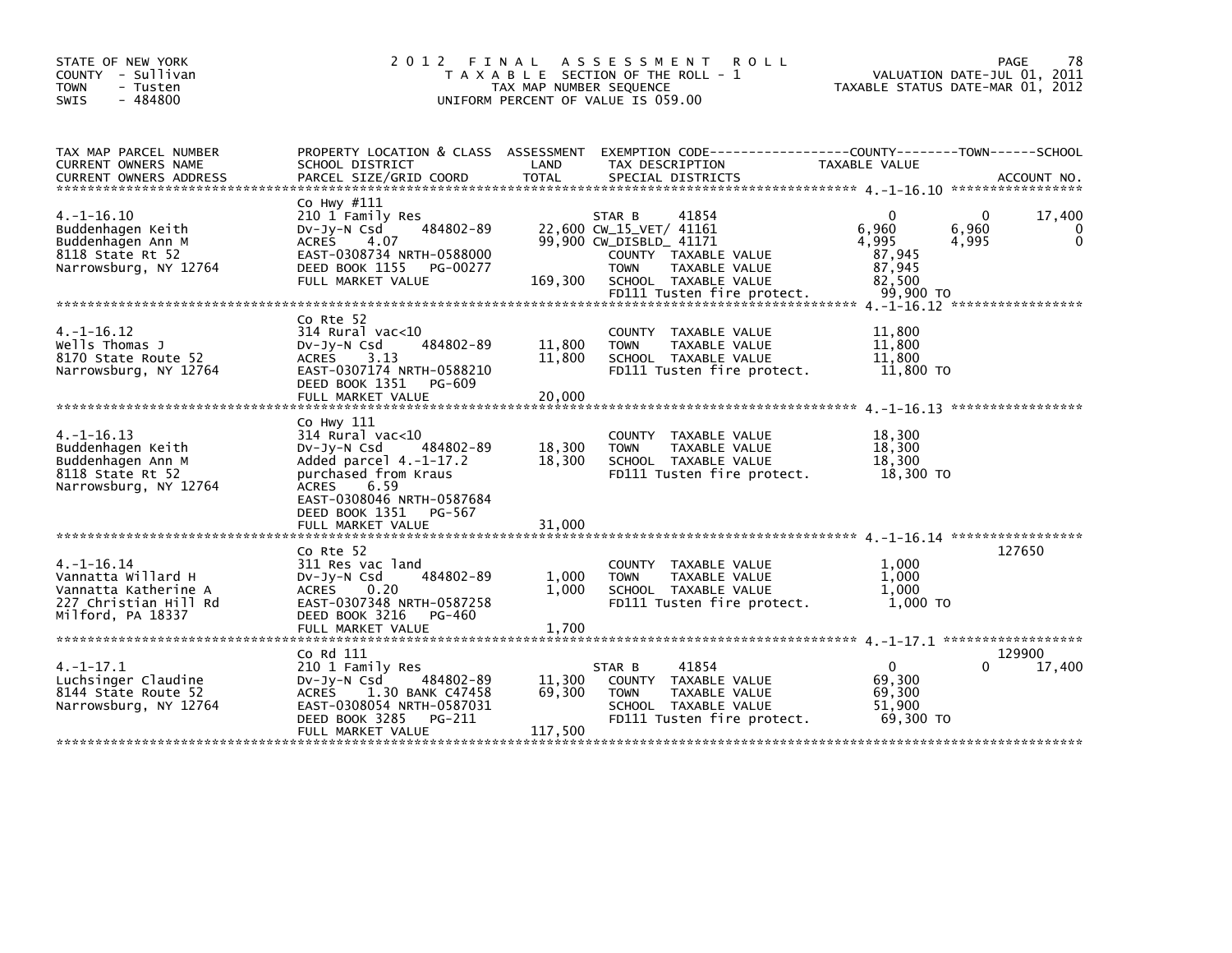STATE OF NEW YORK
COUNTY - Sullivan
TOWN - Tusten
SWIS - 484800

# 2012 FINAL ASSESSMENT ROLL

TAXABLE SECTION OF THE ROLL - 1
TAX MAP NUMBER SEQUENCE
UNIFORM PERCENT OF VALUE IS 059.00

VALUATION DATE-JUL 01, 2011
TAXABLE STATUS DATE-MAR 01, 2012

| TAX MAP PARCEL NUMBER / CURRENT OWNERS NAME / CURRENT OWNERS ADDRESS | PROPERTY LOCATION & CLASS / SCHOOL DISTRICT / PARCEL SIZE/GRID COORD | ASSESSMENT LAND / TOTAL | EXEMPTION CODE / TAX DESCRIPTION / SPECIAL DISTRICTS | COUNTY TAXABLE VALUE | TOWN | SCHOOL / ACCOUNT NO. |
|---|---|---|---|---|---|---|
| **4.-1-16.10** | Co Hwy #111 | | | | | |
| Buddenhagen Keith | 210 1 Family Res | | STAR B 41854 | 0 | 0 | 17,400 |
| Buddenhagen Ann M | Dv-Jy-N Csd 484802-89 | 22,600 | CW_15_VET/ 41161 | 6,960 | 6,960 | 0 |
| 8118 State Rt 52 | ACRES 4.07 | 99,900 | CW_DISBLD_ 41171 | 4,995 | 4,995 | 0 |
| Narrowsburg, NY 12764 | EAST-0308734 NRTH-0588000 | | COUNTY TAXABLE VALUE | 87,945 | | |
| | DEED BOOK 1155 PG-00277 | | TOWN TAXABLE VALUE | 87,945 | | |
| | FULL MARKET VALUE | 169,300 | SCHOOL TAXABLE VALUE | 82,500 | | |
| | | | FD111 Tusten fire protect. | 99,900 TO | | |
| **4.-1-16.12** | Co Rte 52 | | | | | |
| Wells Thomas J | 314 Rural vac<10 | | COUNTY TAXABLE VALUE | 11,800 | | |
| 8170 State Route 52 | Dv-Jy-N Csd 484802-89 | 11,800 | TOWN TAXABLE VALUE | 11,800 | | |
| Narrowsburg, NY 12764 | ACRES 3.13 | 11,800 | SCHOOL TAXABLE VALUE | 11,800 | | |
| | EAST-0307174 NRTH-0588210 | | FD111 Tusten fire protect. | 11,800 TO | | |
| | DEED BOOK 1351 PG-609 | | | | | |
| | FULL MARKET VALUE | 20,000 | | | | |
| **4.-1-16.13** | Co Hwy 111 | | | | | |
| Buddenhagen Keith | 314 Rural vac<10 | | COUNTY TAXABLE VALUE | 18,300 | | |
| Buddenhagen Ann M | Dv-Jy-N Csd 484802-89 | 18,300 | TOWN TAXABLE VALUE | 18,300 | | |
| 8118 State Rt 52 | Added parcel 4.-1-17.2 | 18,300 | SCHOOL TAXABLE VALUE | 18,300 | | |
| Narrowsburg, NY 12764 | purchased from Kraus | | FD111 Tusten fire protect. | 18,300 TO | | |
| | ACRES 6.59 | | | | | |
| | EAST-0308046 NRTH-0587684 | | | | | |
| | DEED BOOK 1351 PG-567 | | | | | |
| | FULL MARKET VALUE | 31,000 | | | | |
| **4.-1-16.14** | Co Rte 52 | | | | | 127650 |
| Vannatta Willard H | 311 Res vac land | | COUNTY TAXABLE VALUE | 1,000 | | |
| Vannatta Katherine A | Dv-Jy-N Csd 484802-89 | 1,000 | TOWN TAXABLE VALUE | 1,000 | | |
| 227 Christian Hill Rd | ACRES 0.20 | 1,000 | SCHOOL TAXABLE VALUE | 1,000 | | |
| Milford, PA 18337 | EAST-0307348 NRTH-0587258 | | FD111 Tusten fire protect. | 1,000 TO | | |
| | DEED BOOK 3216 PG-460 | | | | | |
| | FULL MARKET VALUE | 1,700 | | | | |
| **4.-1-17.1** | Co Rd 111 | | | | | 129900 |
| Luchsinger Claudine | 210 1 Family Res | | STAR B 41854 | 0 | 0 | 17,400 |
| 8144 State Route 52 | Dv-Jy-N Csd 484802-89 | 11,300 | COUNTY TAXABLE VALUE | 69,300 | | |
| Narrowsburg, NY 12764 | ACRES 1.30 BANK C47458 | 69,300 | TOWN TAXABLE VALUE | 69,300 | | |
| | EAST-0308054 NRTH-0587031 | | SCHOOL TAXABLE VALUE | 51,900 | | |
| | DEED BOOK 3285 PG-211 | | FD111 Tusten fire protect. | 69,300 TO | | |
| | FULL MARKET VALUE | 117,500 | | | | |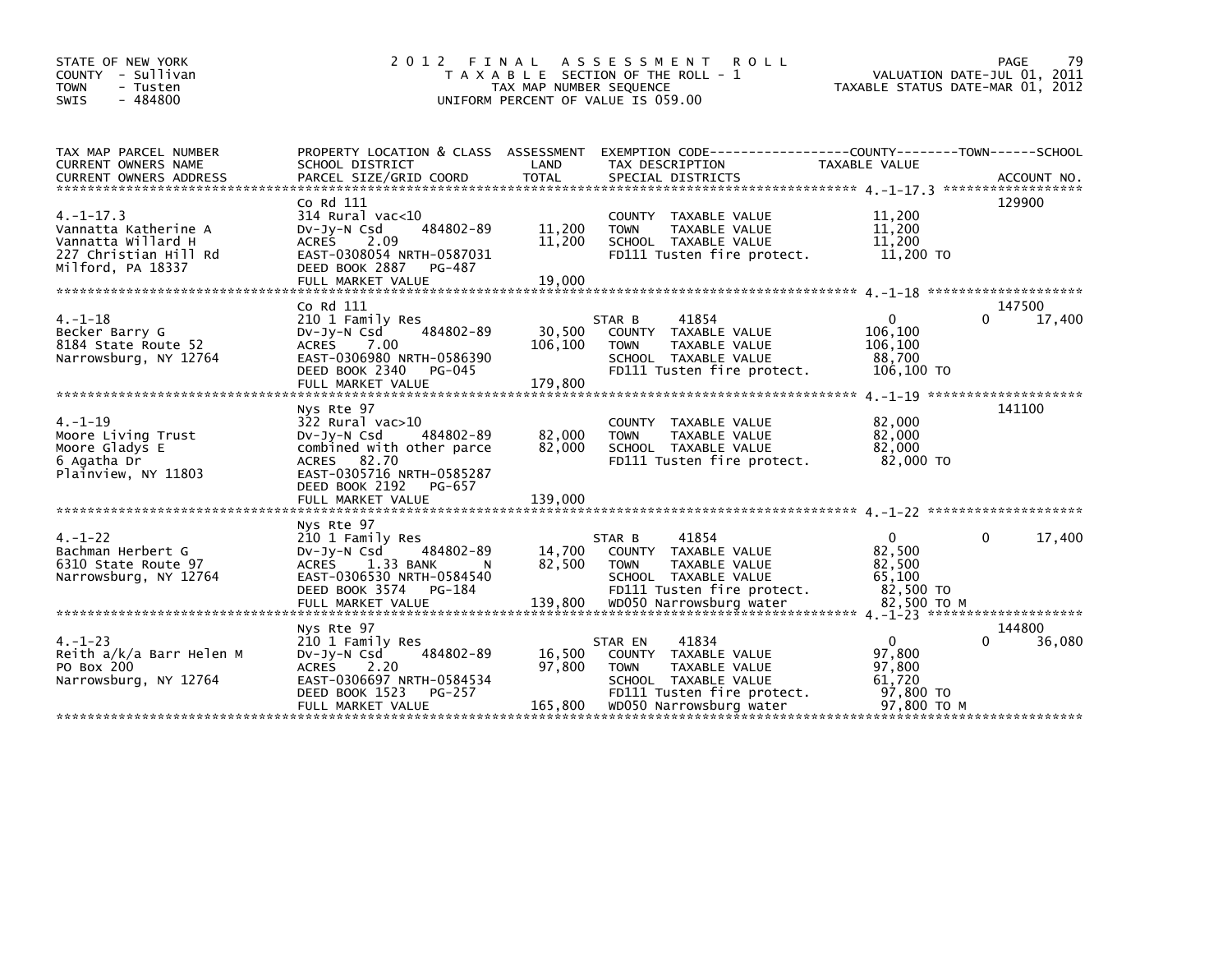STATE OF NEW YORK
COUNTY - Sullivan
TOWN - Tusten
SWIS - 484800

# 2012 FINAL ASSESSMENT ROLL

TAXABLE SECTION OF THE ROLL - 1
TAX MAP NUMBER SEQUENCE
UNIFORM PERCENT OF VALUE IS 059.00

VALUATION DATE-JUL 01, 2011
TAXABLE STATUS DATE-MAR 01, 2012

| TAX MAP PARCEL NUMBER / CURRENT OWNERS NAME / CURRENT OWNERS ADDRESS | PROPERTY LOCATION & CLASS / SCHOOL DISTRICT / PARCEL SIZE/GRID COORD | ASSESSMENT LAND | TOTAL | EXEMPTION CODE / TAX DESCRIPTION / SPECIAL DISTRICTS | COUNTY TAXABLE VALUE | TOWN | SCHOOL / ACCOUNT NO. |
|---|---|---|---|---|---|---|---|
| **4.-1-17.3** | Co Rd 111 | | | | | | 129900 |
| Vannatta Katherine A | 314 Rural vac<10 | | | COUNTY TAXABLE VALUE | 11,200 | | |
| Vannatta Willard H | Dv-Jy-N Csd 484802-89 | 11,200 | | TOWN TAXABLE VALUE | 11,200 | | |
| 227 Christian Hill Rd | ACRES 2.09 | | 11,200 | SCHOOL TAXABLE VALUE | 11,200 | | |
| Milford, PA 18337 | EAST-0308054 NRTH-0587031 | | | FD111 Tusten fire protect. | 11,200 TO | | |
| | DEED BOOK 2887 PG-487 | | | | | | |
| | FULL MARKET VALUE | | 19,000 | | | | |
| **4.-1-18** | Co Rd 111 | | | | | | 147500 |
| Becker Barry G | 210 1 Family Res | | | STAR B 41854 | 0 | 0 | 17,400 |
| 8184 State Route 52 | Dv-Jy-N Csd 484802-89 | 30,500 | | COUNTY TAXABLE VALUE | 106,100 | | |
| Narrowsburg, NY 12764 | ACRES 7.00 | | 106,100 | TOWN TAXABLE VALUE | 106,100 | | |
| | EAST-0306980 NRTH-0586390 | | | SCHOOL TAXABLE VALUE | 88,700 | | |
| | DEED BOOK 2340 PG-045 | | | FD111 Tusten fire protect. | 106,100 TO | | |
| | FULL MARKET VALUE | | 179,800 | | | | |
| **4.-1-19** | Nys Rte 97 | | | | | | 141100 |
| Moore Living Trust | 322 Rural vac>10 | | | COUNTY TAXABLE VALUE | 82,000 | | |
| Moore Gladys E | Dv-Jy-N Csd 484802-89 | 82,000 | | TOWN TAXABLE VALUE | 82,000 | | |
| 6 Agatha Dr | combined with other parce | | 82,000 | SCHOOL TAXABLE VALUE | 82,000 | | |
| Plainview, NY 11803 | ACRES 82.70 | | | FD111 Tusten fire protect. | 82,000 TO | | |
| | EAST-0305716 NRTH-0585287 | | | | | | |
| | DEED BOOK 2192 PG-657 | | | | | | |
| | FULL MARKET VALUE | | 139,000 | | | | |
| **4.-1-22** | Nys Rte 97 | | | | | | |
| Bachman Herbert G | 210 1 Family Res | | | STAR B 41854 | 0 | 0 | 17,400 |
| 6310 State Route 97 | Dv-Jy-N Csd 484802-89 | 14,700 | | COUNTY TAXABLE VALUE | 82,500 | | |
| Narrowsburg, NY 12764 | ACRES 1.33 BANK N | | 82,500 | TOWN TAXABLE VALUE | 82,500 | | |
| | EAST-0306530 NRTH-0584540 | | | SCHOOL TAXABLE VALUE | 65,100 | | |
| | DEED BOOK 3574 PG-184 | | | FD111 Tusten fire protect. | 82,500 TO | | |
| | FULL MARKET VALUE | | 139,800 | WD050 Narrowsburg water | 82,500 TO M | | |
| **4.-1-23** | Nys Rte 97 | | | | | | 144800 |
| Reith a/k/a Barr Helen M | 210 1 Family Res | | | STAR EN 41834 | 0 | 0 | 36,080 |
| PO Box 200 | Dv-Jy-N Csd 484802-89 | 16,500 | | COUNTY TAXABLE VALUE | 97,800 | | |
| Narrowsburg, NY 12764 | ACRES 2.20 | | 97,800 | TOWN TAXABLE VALUE | 97,800 | | |
| | EAST-0306697 NRTH-0584534 | | | SCHOOL TAXABLE VALUE | 61,720 | | |
| | DEED BOOK 1523 PG-257 | | | FD111 Tusten fire protect. | 97,800 TO | | |
| | FULL MARKET VALUE | | 165,800 | WD050 Narrowsburg water | 97,800 TO M | | |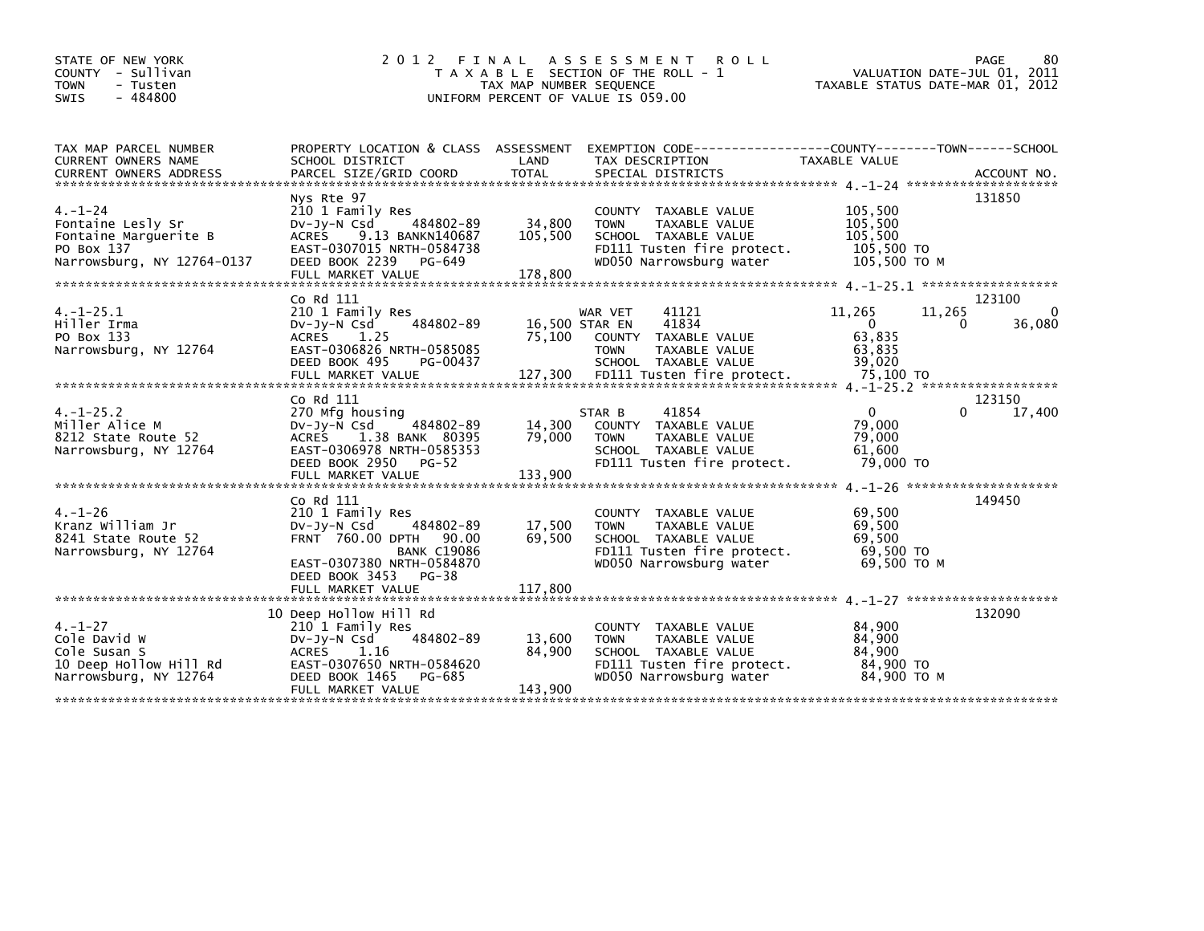STATE OF NEW YORK
COUNTY - Sullivan
TOWN - Tusten
SWIS - 484800

# 2012 FINAL ASSESSMENT ROLL

TAXABLE SECTION OF THE ROLL - 1
TAX MAP NUMBER SEQUENCE
UNIFORM PERCENT OF VALUE IS 059.00

VALUATION DATE-JUL 01, 2011
TAXABLE STATUS DATE-MAR 01, 2012

| TAX MAP PARCEL NUMBER / CURRENT OWNERS NAME / CURRENT OWNERS ADDRESS | PROPERTY LOCATION & CLASS / SCHOOL DISTRICT / PARCEL SIZE/GRID COORD | ASSESSMENT LAND / TOTAL | EXEMPTION CODE / TAX DESCRIPTION / SPECIAL DISTRICTS | COUNTY | TOWN | SCHOOL | ACCOUNT NO. |
|---|---|---|---|---|---|---|---|
| **4.-1-24** | Nys Rte 97 | | | | | | 131850 |
| 4.-1-24 | 210 1 Family Res | | COUNTY TAXABLE VALUE | 105,500 | | | |
| Fontaine Lesly Sr | Dv-Jy-N Csd 484802-89 | 34,800 | TOWN TAXABLE VALUE | 105,500 | | | |
| Fontaine Marguerite B | ACRES 9.13 BANKN140687 | 105,500 | SCHOOL TAXABLE VALUE | 105,500 | | | |
| PO Box 137 | EAST-0307015 NRTH-0584738 | | FD111 Tusten fire protect. | 105,500 TO | | | |
| Narrowsburg, NY 12764-0137 | DEED BOOK 2239 PG-649 | | WD050 Narrowsburg water | 105,500 TO M | | | |
| | FULL MARKET VALUE | 178,800 | | | | | |
| **4.-1-25.1** | Co Rd 111 | | | | | | 123100 |
| 4.-1-25.1 | 210 1 Family Res | | WAR VET 41121 | 11,265 | 11,265 | 0 | |
| Hiller Irma | Dv-Jy-N Csd 484802-89 | 16,500 | STAR EN 41834 | 0 | 0 | 36,080 | |
| PO Box 133 | ACRES 1.25 | 75,100 | COUNTY TAXABLE VALUE | 63,835 | | | |
| Narrowsburg, NY 12764 | EAST-0306826 NRTH-0585085 | | TOWN TAXABLE VALUE | 63,835 | | | |
| | DEED BOOK 495 PG-00437 | | SCHOOL TAXABLE VALUE | 39,020 | | | |
| | FULL MARKET VALUE | 127,300 | FD111 Tusten fire protect. | 75,100 TO | | | |
| **4.-1-25.2** | Co Rd 111 | | | | | | 123150 |
| 4.-1-25.2 | 270 Mfg housing | | STAR B 41854 | 0 | 0 | 17,400 | |
| Miller Alice M | Dv-Jy-N Csd 484802-89 | 14,300 | COUNTY TAXABLE VALUE | 79,000 | | | |
| 8212 State Route 52 | ACRES 1.38 BANK 80395 | 79,000 | TOWN TAXABLE VALUE | 79,000 | | | |
| Narrowsburg, NY 12764 | EAST-0306978 NRTH-0585353 | | SCHOOL TAXABLE VALUE | 61,600 | | | |
| | DEED BOOK 2950 PG-52 | | FD111 Tusten fire protect. | 79,000 TO | | | |
| | FULL MARKET VALUE | 133,900 | | | | | |
| **4.-1-26** | Co Rd 111 | | | | | | 149450 |
| 4.-1-26 | 210 1 Family Res | | COUNTY TAXABLE VALUE | 69,500 | | | |
| Kranz William Jr | Dv-Jy-N Csd 484802-89 | 17,500 | TOWN TAXABLE VALUE | 69,500 | | | |
| 8241 State Route 52 | FRNT 760.00 DPTH 90.00 | 69,500 | SCHOOL TAXABLE VALUE | 69,500 | | | |
| Narrowsburg, NY 12764 | BANK C19086 | | FD111 Tusten fire protect. | 69,500 TO | | | |
| | EAST-0307380 NRTH-0584870 | | WD050 Narrowsburg water | 69,500 TO M | | | |
| | DEED BOOK 3453 PG-38 | | | | | | |
| | FULL MARKET VALUE | 117,800 | | | | | |
| **4.-1-27** | 10 Deep Hollow Hill Rd | | | | | | 132090 |
| 4.-1-27 | 210 1 Family Res | | COUNTY TAXABLE VALUE | 84,900 | | | |
| Cole David W | Dv-Jy-N Csd 484802-89 | 13,600 | TOWN TAXABLE VALUE | 84,900 | | | |
| Cole Susan S | ACRES 1.16 | 84,900 | SCHOOL TAXABLE VALUE | 84,900 | | | |
| 10 Deep Hollow Hill Rd | EAST-0307650 NRTH-0584620 | | FD111 Tusten fire protect. | 84,900 TO | | | |
| Narrowsburg, NY 12764 | DEED BOOK 1465 PG-685 | | WD050 Narrowsburg water | 84,900 TO M | | | |
| | FULL MARKET VALUE | 143,900 | | | | | |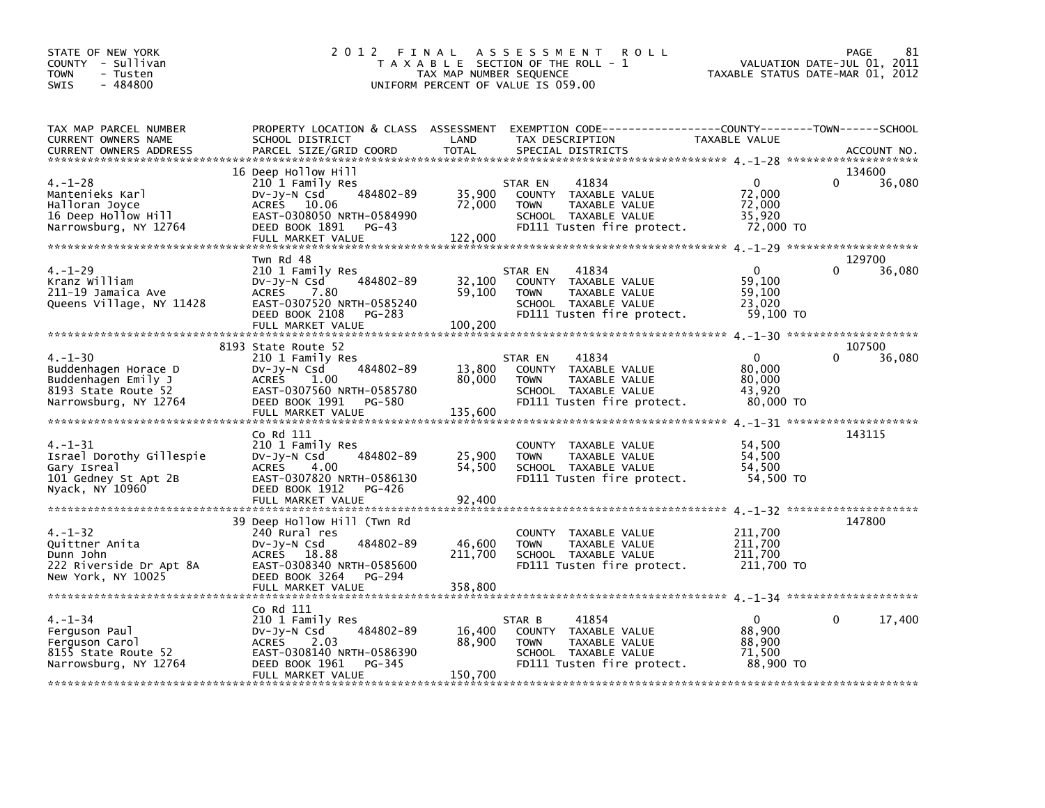STATE OF NEW YORK
COUNTY - Sullivan
TOWN - Tusten
SWIS - 484800

# 2012 FINAL ASSESSMENT ROLL

TAXABLE SECTION OF THE ROLL - 1
TAX MAP NUMBER SEQUENCE
UNIFORM PERCENT OF VALUE IS 059.00

VALUATION DATE-JUL 01, 2011
TAXABLE STATUS DATE-MAR 01, 2012

| TAX MAP PARCEL NUMBER / CURRENT OWNERS NAME / CURRENT OWNERS ADDRESS | PROPERTY LOCATION & CLASS / SCHOOL DISTRICT / PARCEL SIZE/GRID COORD | ASSESSMENT LAND | TOTAL | EXEMPTION CODE / TAX DESCRIPTION / SPECIAL DISTRICTS | COUNTY TAXABLE VALUE | TOWN | SCHOOL / ACCOUNT NO. |
|---|---|---|---|---|---|---|---|
| 4.-1-28 | 16 Deep Hollow Hill | | | | | | 134600 |
| 4.-1-28 | 210 1 Family Res | | | STAR EN 41834 | 0 | 0 | 36,080 |
| Mantenieks Karl | Dv-Jy-N Csd 484802-89 | 35,900 | | COUNTY TAXABLE VALUE | 72,000 | | |
| Halloran Joyce | ACRES 10.06 | | 72,000 | TOWN TAXABLE VALUE | 72,000 | | |
| 16 Deep Hollow Hill | EAST-0308050 NRTH-0584990 | | | SCHOOL TAXABLE VALUE | 35,920 | | |
| Narrowsburg, NY 12764 | DEED BOOK 1891 PG-43 | | | FD111 Tusten fire protect. | 72,000 TO | | |
| | FULL MARKET VALUE | | 122,000 | | | | |
| 4.-1-29 | Twn Rd 48 | | | | | | 129700 |
| 4.-1-29 | 210 1 Family Res | | | STAR EN 41834 | 0 | 0 | 36,080 |
| Kranz William | Dv-Jy-N Csd 484802-89 | 32,100 | | COUNTY TAXABLE VALUE | 59,100 | | |
| 211-19 Jamaica Ave | ACRES 7.80 | | 59,100 | TOWN TAXABLE VALUE | 59,100 | | |
| Queens Village, NY 11428 | EAST-0307520 NRTH-0585240 | | | SCHOOL TAXABLE VALUE | 23,020 | | |
| | DEED BOOK 2108 PG-283 | | | FD111 Tusten fire protect. | 59,100 TO | | |
| | FULL MARKET VALUE | | 100,200 | | | | |
| 4.-1-30 | 8193 State Route 52 | | | | | | 107500 |
| 4.-1-30 | 210 1 Family Res | | | STAR EN 41834 | 0 | 0 | 36,080 |
| Buddenhagen Horace D | Dv-Jy-N Csd 484802-89 | 13,800 | | COUNTY TAXABLE VALUE | 80,000 | | |
| Buddenhagen Emily J | ACRES 1.00 | | 80,000 | TOWN TAXABLE VALUE | 80,000 | | |
| 8193 State Route 52 | EAST-0307560 NRTH-0585780 | | | SCHOOL TAXABLE VALUE | 43,920 | | |
| Narrowsburg, NY 12764 | DEED BOOK 1991 PG-580 | | | FD111 Tusten fire protect. | 80,000 TO | | |
| | FULL MARKET VALUE | | 135,600 | | | | |
| 4.-1-31 | Co Rd 111 | | | | | | 143115 |
| 4.-1-31 | 210 1 Family Res | | | COUNTY TAXABLE VALUE | 54,500 | | |
| Israel Dorothy Gillespie | Dv-Jy-N Csd 484802-89 | 25,900 | | TOWN TAXABLE VALUE | 54,500 | | |
| Gary Isreal | ACRES 4.00 | | 54,500 | SCHOOL TAXABLE VALUE | 54,500 | | |
| 101 Gedney St Apt 2B | EAST-0307820 NRTH-0586130 | | | FD111 Tusten fire protect. | 54,500 TO | | |
| Nyack, NY 10960 | DEED BOOK 1912 PG-426 | | | | | | |
| | FULL MARKET VALUE | | 92,400 | | | | |
| 4.-1-32 | 39 Deep Hollow Hill (Twn Rd | | | | | | 147800 |
| 4.-1-32 | 240 Rural res | | | COUNTY TAXABLE VALUE | 211,700 | | |
| Quittner Anita | Dv-Jy-N Csd 484802-89 | 46,600 | | TOWN TAXABLE VALUE | 211,700 | | |
| Dunn John | ACRES 18.88 | | 211,700 | SCHOOL TAXABLE VALUE | 211,700 | | |
| 222 Riverside Dr Apt 8A | EAST-0308340 NRTH-0585600 | | | FD111 Tusten fire protect. | 211,700 TO | | |
| New York, NY 10025 | DEED BOOK 3264 PG-294 | | | | | | |
| | FULL MARKET VALUE | | 358,800 | | | | |
| 4.-1-34 | Co Rd 111 | | | | | | |
| 4.-1-34 | 210 1 Family Res | | | STAR B 41854 | 0 | 0 | 17,400 |
| Ferguson Paul | Dv-Jy-N Csd 484802-89 | 16,400 | | COUNTY TAXABLE VALUE | 88,900 | | |
| Ferguson Carol | ACRES 2.03 | | 88,900 | TOWN TAXABLE VALUE | 88,900 | | |
| 8155 State Route 52 | EAST-0308140 NRTH-0586390 | | | SCHOOL TAXABLE VALUE | 71,500 | | |
| Narrowsburg, NY 12764 | DEED BOOK 1961 PG-345 | | | FD111 Tusten fire protect. | 88,900 TO | | |
| | FULL MARKET VALUE | | 150,700 | | | | |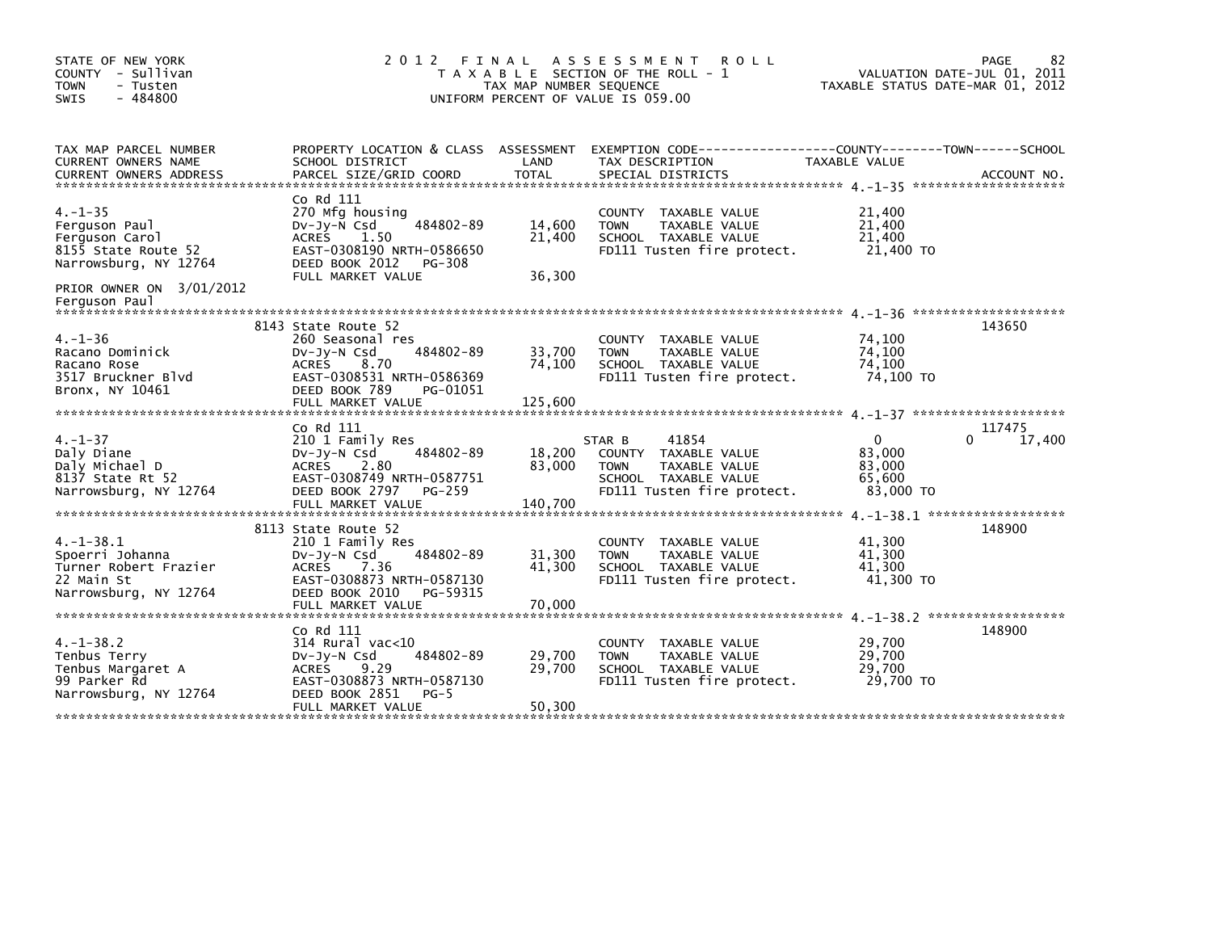STATE OF NEW YORK
COUNTY - Sullivan
TOWN - Tusten
SWIS - 484800

# 2012 FINAL ASSESSMENT ROLL
TAXABLE SECTION OF THE ROLL - 1
TAX MAP NUMBER SEQUENCE
UNIFORM PERCENT OF VALUE IS 059.00

VALUATION DATE-JUL 01, 2011
TAXABLE STATUS DATE-MAR 01, 2012

| TAX MAP PARCEL NUMBER / CURRENT OWNERS NAME / CURRENT OWNERS ADDRESS | PROPERTY LOCATION & CLASS / SCHOOL DISTRICT / PARCEL SIZE/GRID COORD | ASSESSMENT LAND / TOTAL | EXEMPTION CODE / TAX DESCRIPTION / SPECIAL DISTRICTS | COUNTY / TOWN / SCHOOL TAXABLE VALUE | ACCOUNT NO. |
|---|---|---|---|---|---|
| **4.-1-35** | Co Rd 111 | | | | |
| 4.-1-35 | 270 Mfg housing | | COUNTY TAXABLE VALUE | 21,400 | |
| Ferguson Paul | Dv-Jy-N Csd 484802-89 | 14,600 | TOWN TAXABLE VALUE | 21,400 | |
| Ferguson Carol | ACRES 1.50 | 21,400 | SCHOOL TAXABLE VALUE | 21,400 | |
| 8155 State Route 52 | EAST-0308190 NRTH-0586650 | | FD111 Tusten fire protect. | 21,400 TO | |
| Narrowsburg, NY 12764 | DEED BOOK 2012 PG-308 | | | | |
| | FULL MARKET VALUE | 36,300 | | | |
| PRIOR OWNER ON 3/01/2012 | | | | | |
| Ferguson Paul | | | | | |
| **4.-1-36** | 8143 State Route 52 | | | | 143650 |
| 4.-1-36 | 260 Seasonal res | | COUNTY TAXABLE VALUE | 74,100 | |
| Racano Dominick | Dv-Jy-N Csd 484802-89 | 33,700 | TOWN TAXABLE VALUE | 74,100 | |
| Racano Rose | ACRES 8.70 | 74,100 | SCHOOL TAXABLE VALUE | 74,100 | |
| 3517 Bruckner Blvd | EAST-0308531 NRTH-0586369 | | FD111 Tusten fire protect. | 74,100 TO | |
| Bronx, NY 10461 | DEED BOOK 789 PG-01051 | | | | |
| | FULL MARKET VALUE | 125,600 | | | |
| **4.-1-37** | Co Rd 111 | | | | 117475 |
| 4.-1-37 | 210 1 Family Res | | STAR B 41854 | 0 0 17,400 | |
| Daly Diane | Dv-Jy-N Csd 484802-89 | 18,200 | COUNTY TAXABLE VALUE | 83,000 | |
| Daly Michael D | ACRES 2.80 | 83,000 | TOWN TAXABLE VALUE | 83,000 | |
| 8137 State Rt 52 | EAST-0308749 NRTH-0587751 | | SCHOOL TAXABLE VALUE | 65,600 | |
| Narrowsburg, NY 12764 | DEED BOOK 2797 PG-259 | | FD111 Tusten fire protect. | 83,000 TO | |
| | FULL MARKET VALUE | 140,700 | | | |
| **4.-1-38.1** | 8113 State Route 52 | | | | 148900 |
| 4.-1-38.1 | 210 1 Family Res | | COUNTY TAXABLE VALUE | 41,300 | |
| Spoerri Johanna | Dv-Jy-N Csd 484802-89 | 31,300 | TOWN TAXABLE VALUE | 41,300 | |
| Turner Robert Frazier | ACRES 7.36 | 41,300 | SCHOOL TAXABLE VALUE | 41,300 | |
| 22 Main St | EAST-0308873 NRTH-0587130 | | FD111 Tusten fire protect. | 41,300 TO | |
| Narrowsburg, NY 12764 | DEED BOOK 2010 PG-59315 | | | | |
| | FULL MARKET VALUE | 70,000 | | | |
| **4.-1-38.2** | Co Rd 111 | | | | 148900 |
| 4.-1-38.2 | 314 Rural vac<10 | | COUNTY TAXABLE VALUE | 29,700 | |
| Tenbus Terry | Dv-Jy-N Csd 484802-89 | 29,700 | TOWN TAXABLE VALUE | 29,700 | |
| Tenbus Margaret A | ACRES 9.29 | 29,700 | SCHOOL TAXABLE VALUE | 29,700 | |
| 99 Parker Rd | EAST-0308873 NRTH-0587130 | | FD111 Tusten fire protect. | 29,700 TO | |
| Narrowsburg, NY 12764 | DEED BOOK 2851 PG-5 | | | | |
| | FULL MARKET VALUE | 50,300 | | | |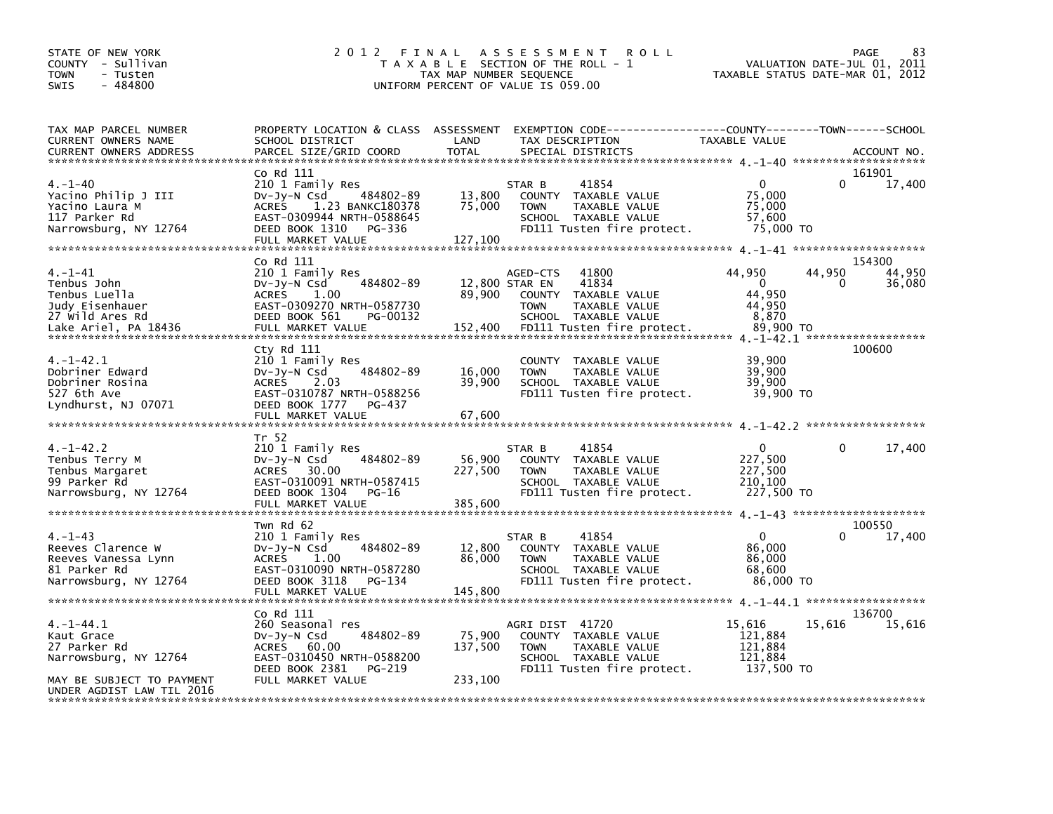STATE OF NEW YORK
COUNTY - Sullivan
TOWN - Tusten
SWIS - 484800

# 2012 FINAL ASSESSMENT ROLL

TAXABLE SECTION OF THE ROLL - 1
TAX MAP NUMBER SEQUENCE
UNIFORM PERCENT OF VALUE IS 059.00

VALUATION DATE-JUL 01, 2011
TAXABLE STATUS DATE-MAR 01, 2012

| TAX MAP PARCEL NUMBER / CURRENT OWNERS NAME / CURRENT OWNERS ADDRESS | PROPERTY LOCATION & CLASS / SCHOOL DISTRICT / PARCEL SIZE/GRID COORD | ASSESSMENT LAND / TOTAL | EXEMPTION CODE / TAX DESCRIPTION / SPECIAL DISTRICTS | COUNTY TAXABLE VALUE | TOWN | SCHOOL / ACCOUNT NO. |
|---|---|---|---|---|---|---|
| 4.-1-40 | Co Rd 111 | | | | | 161901 |
| Yacino Philip J III | 210 1 Family Res | | STAR B 41854 | 0 | 0 | 17,400 |
| Yacino Laura M | Dv-Jy-N Csd 484802-89 | 13,800 | COUNTY TAXABLE VALUE | 75,000 | | |
| 117 Parker Rd | ACRES 1.23 BANKC180378 | 75,000 | TOWN TAXABLE VALUE | 75,000 | | |
| Narrowsburg, NY 12764 | EAST-0309944 NRTH-0588645 | | SCHOOL TAXABLE VALUE | 57,600 | | |
| | DEED BOOK 1310 PG-336 | | FD111 Tusten fire protect. | 75,000 TO | | |
| | FULL MARKET VALUE | 127,100 | | | | |
| 4.-1-41 | Co Rd 111 | | | | | 154300 |
| Tenbus John | 210 1 Family Res | | AGED-CTS 41800 | 44,950 | 44,950 | 44,950 |
| Tenbus Luella | Dv-Jy-N Csd 484802-89 | 12,800 | STAR EN 41834 | 0 | 0 | 36,080 |
| Judy Eisenhauer | ACRES 1.00 | 89,900 | COUNTY TAXABLE VALUE | 44,950 | | |
| 27 Wild Ares Rd | EAST-0309270 NRTH-0587730 | | TOWN TAXABLE VALUE | 44,950 | | |
| Lake Ariel, PA 18436 | DEED BOOK 561 PG-00132 | | SCHOOL TAXABLE VALUE | 8,870 | | |
| | FULL MARKET VALUE | 152,400 | FD111 Tusten fire protect. | 89,900 TO | | |
| 4.-1-42.1 | Cty Rd 111 | | | | | 100600 |
| Dobriner Edward | 210 1 Family Res | | COUNTY TAXABLE VALUE | 39,900 | | |
| Dobriner Rosina | Dv-Jy-N Csd 484802-89 | 16,000 | TOWN TAXABLE VALUE | 39,900 | | |
| 527 6th Ave | ACRES 2.03 | 39,900 | SCHOOL TAXABLE VALUE | 39,900 | | |
| Lyndhurst, NJ 07071 | EAST-0310787 NRTH-0588256 | | FD111 Tusten fire protect. | 39,900 TO | | |
| | DEED BOOK 1777 PG-437 | | | | | |
| | FULL MARKET VALUE | 67,600 | | | | |
| 4.-1-42.2 | Tr 52 | | | | | |
| Tenbus Terry M | 210 1 Family Res | | STAR B 41854 | 0 | 0 | 17,400 |
| Tenbus Margaret | Dv-Jy-N Csd 484802-89 | 56,900 | COUNTY TAXABLE VALUE | 227,500 | | |
| 99 Parker Rd | ACRES 30.00 | 227,500 | TOWN TAXABLE VALUE | 227,500 | | |
| Narrowsburg, NY 12764 | EAST-0310091 NRTH-0587415 | | SCHOOL TAXABLE VALUE | 210,100 | | |
| | DEED BOOK 1304 PG-16 | | FD111 Tusten fire protect. | 227,500 TO | | |
| | FULL MARKET VALUE | 385,600 | | | | |
| 4.-1-43 | Twn Rd 62 | | | | | 100550 |
| Reeves Clarence W | 210 1 Family Res | | STAR B 41854 | 0 | 0 | 17,400 |
| Reeves Vanessa Lynn | Dv-Jy-N Csd 484802-89 | 12,800 | COUNTY TAXABLE VALUE | 86,000 | | |
| 81 Parker Rd | ACRES 1.00 | 86,000 | TOWN TAXABLE VALUE | 86,000 | | |
| Narrowsburg, NY 12764 | EAST-0310090 NRTH-0587280 | | SCHOOL TAXABLE VALUE | 68,600 | | |
| | DEED BOOK 3118 PG-134 | | FD111 Tusten fire protect. | 86,000 TO | | |
| | FULL MARKET VALUE | 145,800 | | | | |
| 4.-1-44.1 | Co Rd 111 | | | | | 136700 |
| Kaut Grace | 260 Seasonal res | | AGRI DIST 41720 | 15,616 | 15,616 | 15,616 |
| 27 Parker Rd | Dv-Jy-N Csd 484802-89 | 75,900 | COUNTY TAXABLE VALUE | 121,884 | | |
| Narrowsburg, NY 12764 | ACRES 60.00 | 137,500 | TOWN TAXABLE VALUE | 121,884 | | |
| | EAST-0310450 NRTH-0588200 | | SCHOOL TAXABLE VALUE | 121,884 | | |
| | DEED BOOK 2381 PG-219 | | FD111 Tusten fire protect. | 137,500 TO | | |
| MAY BE SUBJECT TO PAYMENT | FULL MARKET VALUE | 233,100 | | | | |
| UNDER AGDIST LAW TIL 2016 | | | | | | |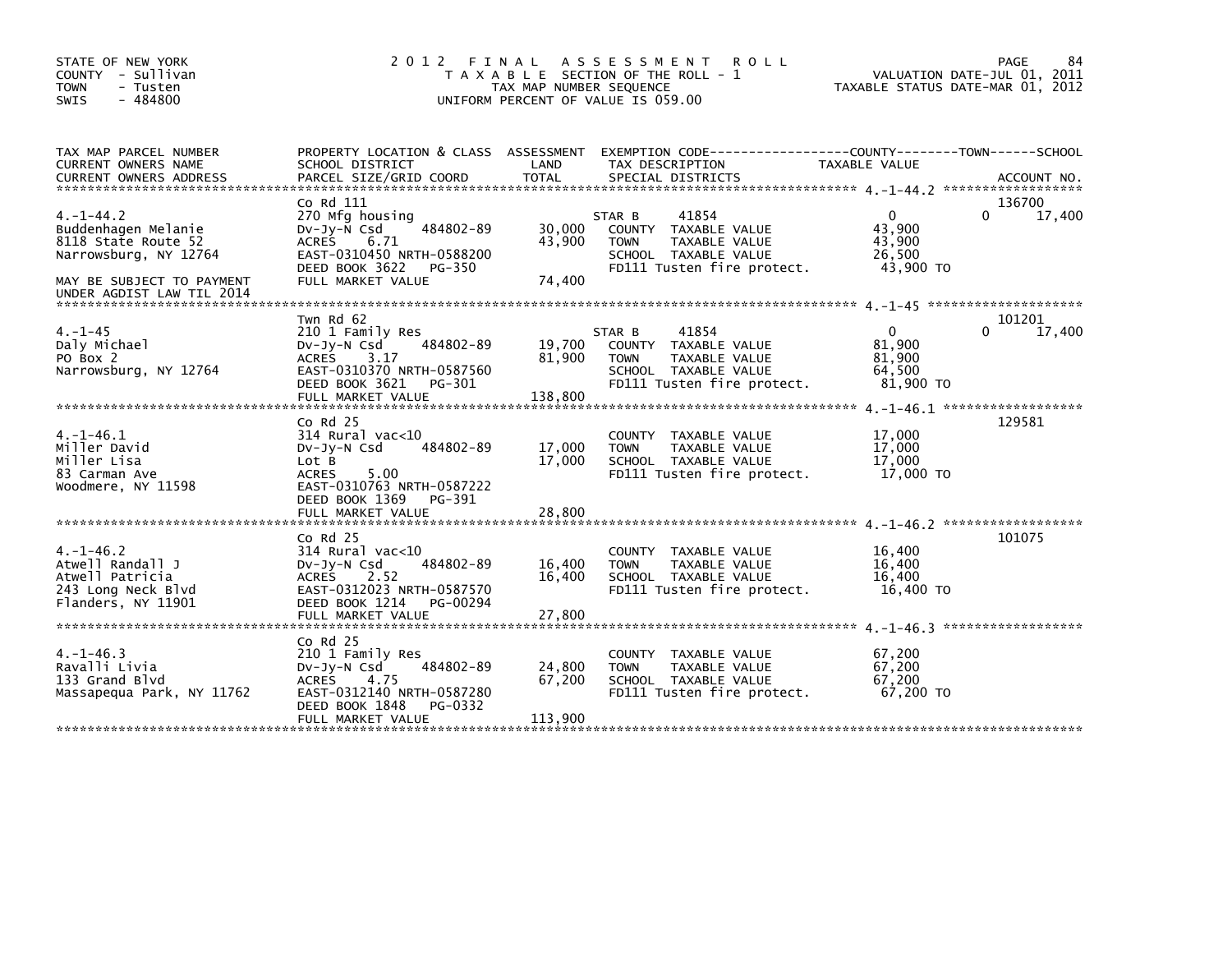STATE OF NEW YORK
COUNTY - Sullivan
TOWN - Tusten
SWIS - 484800

# 2012 FINAL ASSESSMENT ROLL

TAXABLE SECTION OF THE ROLL - 1
TAX MAP NUMBER SEQUENCE
UNIFORM PERCENT OF VALUE IS 059.00

VALUATION DATE-JUL 01, 2011
TAXABLE STATUS DATE-MAR 01, 2012

| TAX MAP PARCEL NUMBER / CURRENT OWNERS NAME / CURRENT OWNERS ADDRESS | PROPERTY LOCATION & CLASS / SCHOOL DISTRICT / PARCEL SIZE/GRID COORD | ASSESSMENT LAND / TOTAL | EXEMPTION CODE / TAX DESCRIPTION / SPECIAL DISTRICTS | COUNTY TAXABLE VALUE | TOWN | SCHOOL / ACCOUNT NO. |
|---|---|---|---|---|---|---|
| 4.-1-44.2 | Co Rd 111 | | | | | 136700 |
| Buddenhagen Melanie | 270 Mfg housing | | STAR B 41854 | 0 | 0 | 17,400 |
| 8118 State Route 52 | Dv-Jy-N Csd 484802-89 | 30,000 | COUNTY TAXABLE VALUE | 43,900 | | |
| Narrowsburg, NY 12764 | ACRES 6.71 | 43,900 | TOWN TAXABLE VALUE | 43,900 | | |
| | EAST-0310450 NRTH-0588200 | | SCHOOL TAXABLE VALUE | 26,500 | | |
| | DEED BOOK 3622 PG-350 | | FD111 Tusten fire protect. | 43,900 TO | | |
| MAY BE SUBJECT TO PAYMENT UNDER AGDIST LAW TIL 2014 | FULL MARKET VALUE | 74,400 | | | | |
| 4.-1-45 | Twn Rd 62 | | | | | 101201 |
| Daly Michael | 210 1 Family Res | | STAR B 41854 | 0 | 0 | 17,400 |
| PO Box 2 | Dv-Jy-N Csd 484802-89 | 19,700 | COUNTY TAXABLE VALUE | 81,900 | | |
| Narrowsburg, NY 12764 | ACRES 3.17 | 81,900 | TOWN TAXABLE VALUE | 81,900 | | |
| | EAST-0310370 NRTH-0587560 | | SCHOOL TAXABLE VALUE | 64,500 | | |
| | DEED BOOK 3621 PG-301 | | FD111 Tusten fire protect. | 81,900 TO | | |
| | FULL MARKET VALUE | 138,800 | | | | |
| 4.-1-46.1 | Co Rd 25 | | | | | 129581 |
| Miller David | 314 Rural vac<10 | | COUNTY TAXABLE VALUE | 17,000 | | |
| Miller Lisa | Dv-Jy-N Csd 484802-89 | 17,000 | TOWN TAXABLE VALUE | 17,000 | | |
| 83 Carman Ave | Lot B | 17,000 | SCHOOL TAXABLE VALUE | 17,000 | | |
| Woodmere, NY 11598 | ACRES 5.00 | | FD111 Tusten fire protect. | 17,000 TO | | |
| | EAST-0310763 NRTH-0587222 | | | | | |
| | DEED BOOK 1369 PG-391 | | | | | |
| | FULL MARKET VALUE | 28,800 | | | | |
| 4.-1-46.2 | Co Rd 25 | | | | | 101075 |
| Atwell Randall J | 314 Rural vac<10 | | COUNTY TAXABLE VALUE | 16,400 | | |
| Atwell Patricia | Dv-Jy-N Csd 484802-89 | 16,400 | TOWN TAXABLE VALUE | 16,400 | | |
| 243 Long Neck Blvd | ACRES 2.52 | 16,400 | SCHOOL TAXABLE VALUE | 16,400 | | |
| Flanders, NY 11901 | EAST-0312023 NRTH-0587570 | | FD111 Tusten fire protect. | 16,400 TO | | |
| | DEED BOOK 1214 PG-00294 | | | | | |
| | FULL MARKET VALUE | 27,800 | | | | |
| 4.-1-46.3 | Co Rd 25 | | | | | |
| Ravalli Livia | 210 1 Family Res | | COUNTY TAXABLE VALUE | 67,200 | | |
| 133 Grand Blvd | Dv-Jy-N Csd 484802-89 | 24,800 | TOWN TAXABLE VALUE | 67,200 | | |
| Massapequa Park, NY 11762 | ACRES 4.75 | 67,200 | SCHOOL TAXABLE VALUE | 67,200 | | |
| | EAST-0312140 NRTH-0587280 | | FD111 Tusten fire protect. | 67,200 TO | | |
| | DEED BOOK 1848 PG-0332 | | | | | |
| | FULL MARKET VALUE | 113,900 | | | | |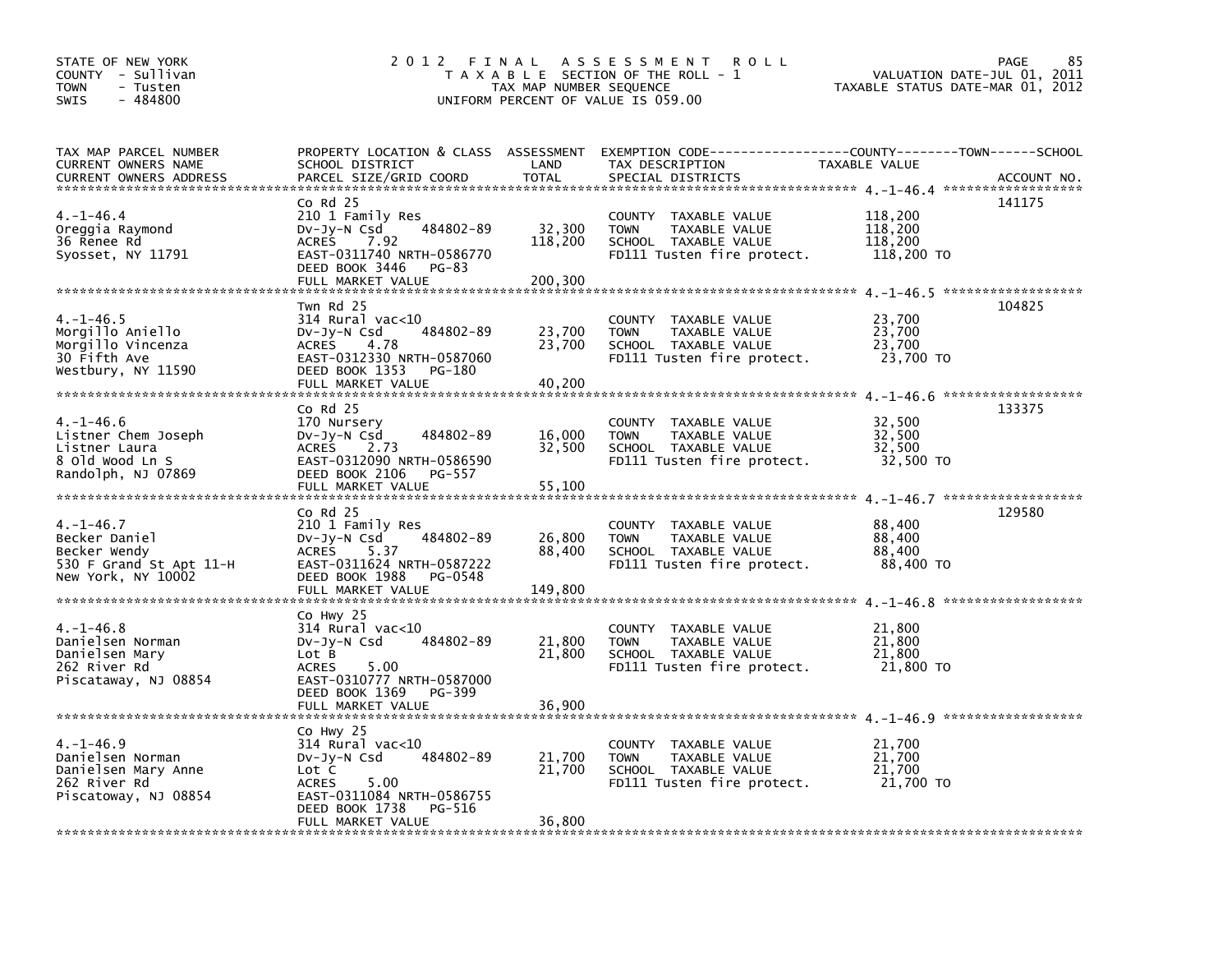STATE OF NEW YORK
COUNTY - Sullivan
TOWN - Tusten
SWIS - 484800

# 2012 FINAL ASSESSMENT ROLL

TAXABLE SECTION OF THE ROLL - 1
TAX MAP NUMBER SEQUENCE
UNIFORM PERCENT OF VALUE IS 059.00

VALUATION DATE-JUL 01, 2011
TAXABLE STATUS DATE-MAR 01, 2012

| TAX MAP PARCEL NUMBER / CURRENT OWNERS NAME / CURRENT OWNERS ADDRESS | PROPERTY LOCATION & CLASS / SCHOOL DISTRICT / PARCEL SIZE/GRID COORD | ASSESSMENT LAND / TOTAL | EXEMPTION CODE / TAX DESCRIPTION / SPECIAL DISTRICTS | COUNTY--------TOWN------SCHOOL TAXABLE VALUE | ACCOUNT NO. |
|---|---|---|---|---|---|
| 4.-1-46.4 | Co Rd 25 | | | | 141175 |
| 4.-1-46.4 | 210 1 Family Res | | COUNTY TAXABLE VALUE | 118,200 | |
| Oreggia Raymond | Dv-Jy-N Csd 484802-89 | 32,300 | TOWN TAXABLE VALUE | 118,200 | |
| 36 Renee Rd | ACRES 7.92 | 118,200 | SCHOOL TAXABLE VALUE | 118,200 | |
| Syosset, NY 11791 | EAST-0311740 NRTH-0586770 | | FD111 Tusten fire protect. | 118,200 TO | |
| | DEED BOOK 3446 PG-83 | | | | |
| | FULL MARKET VALUE | 200,300 | | | |
| 4.-1-46.5 | Twn Rd 25 | | | | 104825 |
| 4.-1-46.5 | 314 Rural vac<10 | | COUNTY TAXABLE VALUE | 23,700 | |
| Morgillo Aniello | Dv-Jy-N Csd 484802-89 | 23,700 | TOWN TAXABLE VALUE | 23,700 | |
| Morgillo Vincenza | ACRES 4.78 | 23,700 | SCHOOL TAXABLE VALUE | 23,700 | |
| 30 Fifth Ave | EAST-0312330 NRTH-0587060 | | FD111 Tusten fire protect. | 23,700 TO | |
| Westbury, NY 11590 | DEED BOOK 1353 PG-180 | | | | |
| | FULL MARKET VALUE | 40,200 | | | |
| 4.-1-46.6 | Co Rd 25 | | | | 133375 |
| 4.-1-46.6 | 170 Nursery | | COUNTY TAXABLE VALUE | 32,500 | |
| Listner Chem Joseph | Dv-Jy-N Csd 484802-89 | 16,000 | TOWN TAXABLE VALUE | 32,500 | |
| Listner Laura | ACRES 2.73 | 32,500 | SCHOOL TAXABLE VALUE | 32,500 | |
| 8 Old Wood Ln S | EAST-0312090 NRTH-0586590 | | FD111 Tusten fire protect. | 32,500 TO | |
| Randolph, NJ 07869 | DEED BOOK 2106 PG-557 | | | | |
| | FULL MARKET VALUE | 55,100 | | | |
| 4.-1-46.7 | Co Rd 25 | | | | 129580 |
| 4.-1-46.7 | 210 1 Family Res | | COUNTY TAXABLE VALUE | 88,400 | |
| Becker Daniel | Dv-Jy-N Csd 484802-89 | 26,800 | TOWN TAXABLE VALUE | 88,400 | |
| Becker Wendy | ACRES 5.37 | 88,400 | SCHOOL TAXABLE VALUE | 88,400 | |
| 530 F Grand St Apt 11-H | EAST-0311624 NRTH-0587222 | | FD111 Tusten fire protect. | 88,400 TO | |
| New York, NY 10002 | DEED BOOK 1988 PG-0548 | | | | |
| | FULL MARKET VALUE | 149,800 | | | |
| 4.-1-46.8 | Co Hwy 25 | | | | |
| 4.-1-46.8 | 314 Rural vac<10 | | COUNTY TAXABLE VALUE | 21,800 | |
| Danielsen Norman | Dv-Jy-N Csd 484802-89 | 21,800 | TOWN TAXABLE VALUE | 21,800 | |
| Danielsen Mary | Lot B | 21,800 | SCHOOL TAXABLE VALUE | 21,800 | |
| 262 River Rd | ACRES 5.00 | | FD111 Tusten fire protect. | 21,800 TO | |
| Piscataway, NJ 08854 | EAST-0310777 NRTH-0587000 | | | | |
| | DEED BOOK 1369 PG-399 | | | | |
| | FULL MARKET VALUE | 36,900 | | | |
| 4.-1-46.9 | Co Hwy 25 | | | | |
| 4.-1-46.9 | 314 Rural vac<10 | | COUNTY TAXABLE VALUE | 21,700 | |
| Danielsen Norman | Dv-Jy-N Csd 484802-89 | 21,700 | TOWN TAXABLE VALUE | 21,700 | |
| Danielsen Mary Anne | Lot C | 21,700 | SCHOOL TAXABLE VALUE | 21,700 | |
| 262 River Rd | ACRES 5.00 | | FD111 Tusten fire protect. | 21,700 TO | |
| Piscataway, NJ 08854 | EAST-0311084 NRTH-0586755 | | | | |
| | DEED BOOK 1738 PG-516 | | | | |
| | FULL MARKET VALUE | 36,800 | | | |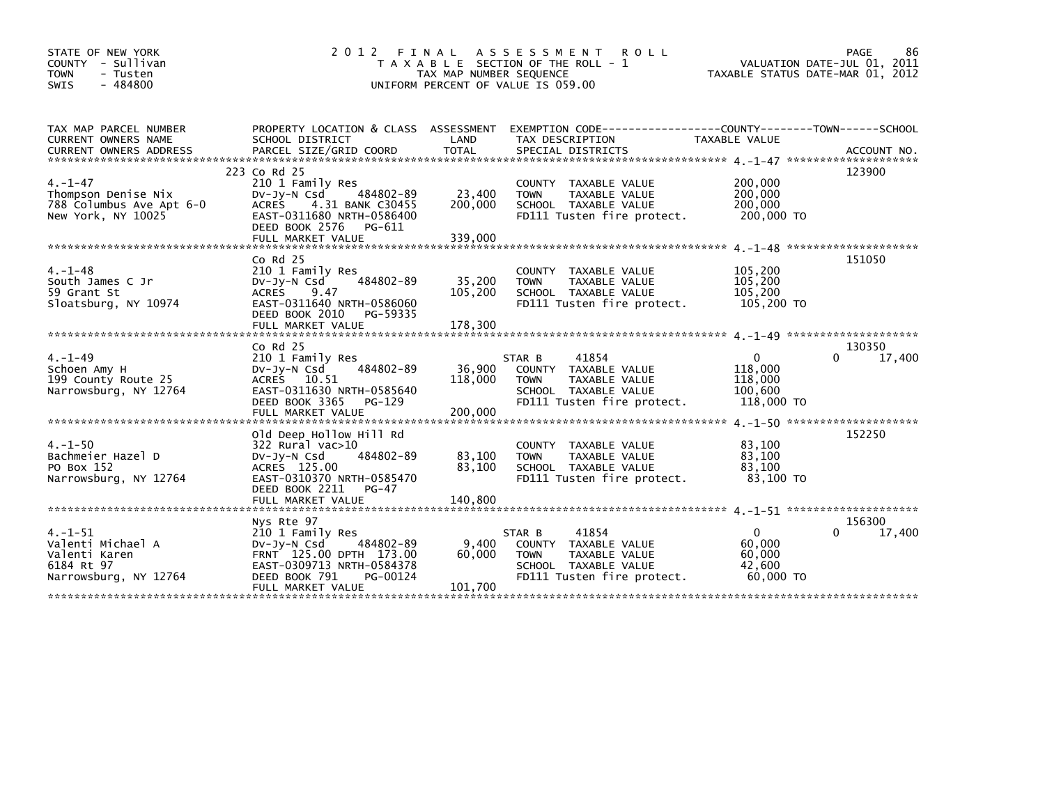STATE OF NEW YORK
COUNTY - Sullivan
TOWN - Tusten
SWIS - 484800

# 2012 FINAL ASSESSMENT ROLL

TAXABLE SECTION OF THE ROLL - 1
TAX MAP NUMBER SEQUENCE
UNIFORM PERCENT OF VALUE IS 059.00

VALUATION DATE-JUL 01, 2011
TAXABLE STATUS DATE-MAR 01, 2012

| TAX MAP PARCEL NUMBER / CURRENT OWNERS NAME / CURRENT OWNERS ADDRESS | PROPERTY LOCATION & CLASS / SCHOOL DISTRICT / PARCEL SIZE/GRID COORD | ASSESSMENT LAND | TOTAL | EXEMPTION CODE / TAX DESCRIPTION / SPECIAL DISTRICTS | COUNTY | TOWN | SCHOOL | TAXABLE VALUE | ACCOUNT NO. |
|---|---|---|---|---|---|---|---|---|---|
| 4.-1-47 | 223 Co Rd 25 | | | | | | | | 123900 |
| Thompson Denise Nix | 210 1 Family Res | | | COUNTY TAXABLE VALUE | | | | 200,000 | |
| 788 Columbus Ave Apt 6-0 | Dv-Jy-N Csd 484802-89 | 23,400 | | TOWN TAXABLE VALUE | | | | 200,000 | |
| New York, NY 10025 | ACRES 4.31 BANK C30455 | | 200,000 | SCHOOL TAXABLE VALUE | | | | 200,000 | |
| | EAST-0311680 NRTH-0586400 | | | FD111 Tusten fire protect. | | | | 200,000 TO | |
| | DEED BOOK 2576 PG-611 | | | | | | | | |
| | FULL MARKET VALUE | | 339,000 | | | | | | |
| 4.-1-48 | Co Rd 25 | | | | | | | | 151050 |
| South James C Jr | 210 1 Family Res | | | COUNTY TAXABLE VALUE | | | | 105,200 | |
| 59 Grant St | Dv-Jy-N Csd 484802-89 | 35,200 | | TOWN TAXABLE VALUE | | | | 105,200 | |
| Sloatsburg, NY 10974 | ACRES 9.47 | | 105,200 | SCHOOL TAXABLE VALUE | | | | 105,200 | |
| | EAST-0311640 NRTH-0586060 | | | FD111 Tusten fire protect. | | | | 105,200 TO | |
| | DEED BOOK 2010 PG-59335 | | | | | | | | |
| | FULL MARKET VALUE | | 178,300 | | | | | | |
| 4.-1-49 | Co Rd 25 | | | | | | | | 130350 |
| Schoen Amy H | 210 1 Family Res | | | STAR B 41854 | 0 | 0 | 17,400 | | |
| 199 County Route 25 | Dv-Jy-N Csd 484802-89 | 36,900 | | COUNTY TAXABLE VALUE | | | | 118,000 | |
| Narrowsburg, NY 12764 | ACRES 10.51 | | 118,000 | TOWN TAXABLE VALUE | | | | 118,000 | |
| | EAST-0311630 NRTH-0585640 | | | SCHOOL TAXABLE VALUE | | | | 100,600 | |
| | DEED BOOK 3365 PG-129 | | | FD111 Tusten fire protect. | | | | 118,000 TO | |
| | FULL MARKET VALUE | | 200,000 | | | | | | |
| 4.-1-50 | Old Deep Hollow Hill Rd | | | | | | | | 152250 |
| Bachmeier Hazel D | 322 Rural vac>10 | | | COUNTY TAXABLE VALUE | | | | 83,100 | |
| PO Box 152 | Dv-Jy-N Csd 484802-89 | 83,100 | | TOWN TAXABLE VALUE | | | | 83,100 | |
| Narrowsburg, NY 12764 | ACRES 125.00 | | 83,100 | SCHOOL TAXABLE VALUE | | | | 83,100 | |
| | EAST-0310370 NRTH-0585470 | | | FD111 Tusten fire protect. | | | | 83,100 TO | |
| | DEED BOOK 2211 PG-47 | | | | | | | | |
| | FULL MARKET VALUE | | 140,800 | | | | | | |
| 4.-1-51 | Nys Rte 97 | | | | | | | | 156300 |
| Valenti Michael A | 210 1 Family Res | | | STAR B 41854 | 0 | 0 | 17,400 | | |
| Valenti Karen | Dv-Jy-N Csd 484802-89 | 9,400 | | COUNTY TAXABLE VALUE | | | | 60,000 | |
| 6184 Rt 97 | FRNT 125.00 DPTH 173.00 | | 60,000 | TOWN TAXABLE VALUE | | | | 60,000 | |
| Narrowsburg, NY 12764 | EAST-0309713 NRTH-0584378 | | | SCHOOL TAXABLE VALUE | | | | 42,600 | |
| | DEED BOOK 791 PG-00124 | | | FD111 Tusten fire protect. | | | | 60,000 TO | |
| | FULL MARKET VALUE | | 101,700 | | | | | | |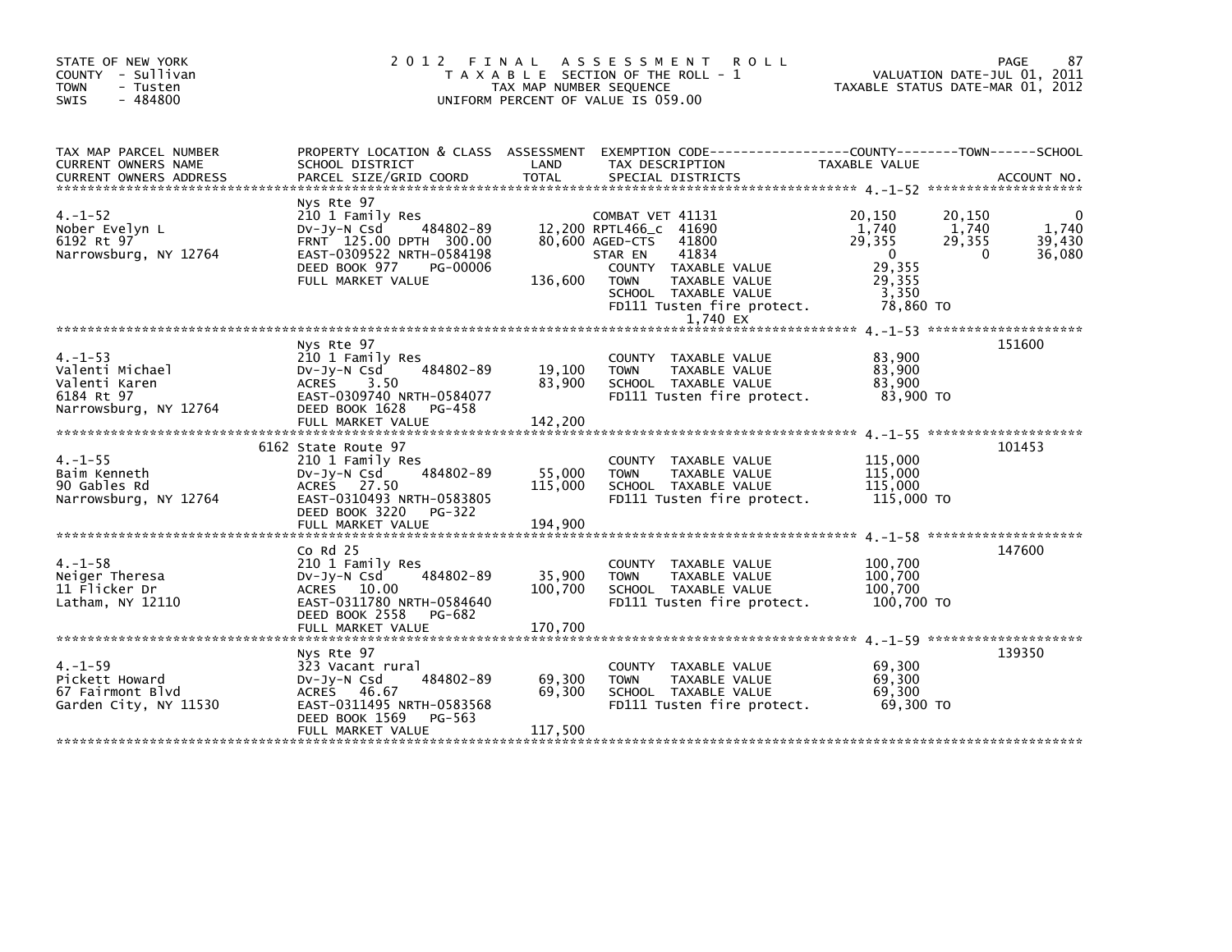STATE OF NEW YORK
COUNTY - Sullivan
TOWN - Tusten
SWIS - 484800

# 2012 FINAL ASSESSMENT ROLL

TAXABLE SECTION OF THE ROLL - 1
TAX MAP NUMBER SEQUENCE
UNIFORM PERCENT OF VALUE IS 059.00

VALUATION DATE-JUL 01, 2011
TAXABLE STATUS DATE-MAR 01, 2012

| TAX MAP PARCEL NUMBER / CURRENT OWNERS NAME / CURRENT OWNERS ADDRESS | PROPERTY LOCATION & CLASS / SCHOOL DISTRICT / PARCEL SIZE/GRID COORD | ASSESSMENT LAND / TOTAL | EXEMPTION CODE / TAX DESCRIPTION / SPECIAL DISTRICTS | COUNTY TAXABLE VALUE | TOWN | SCHOOL / ACCOUNT NO. |
|---|---|---|---|---|---|---|
| **4.-1-52** | Nys Rte 97 | | | | | |
| 4.-1-52 | 210 1 Family Res | | COMBAT VET 41131 | 20,150 | 20,150 | 0 |
| Nober Evelyn L | Dv-Jy-N Csd 484802-89 | 12,200 | RPTL466_c 41690 | 1,740 | 1,740 | 1,740 |
| 6192 Rt 97 | FRNT 125.00 DPTH 300.00 | 80,600 | AGED-CTS 41800 | 29,355 | 29,355 | 39,430 |
| Narrowsburg, NY 12764 | EAST-0309522 NRTH-0584198 | | STAR EN 41834 | 0 | 0 | 36,080 |
| | DEED BOOK 977 PG-00006 | | COUNTY TAXABLE VALUE | 29,355 | | |
| | FULL MARKET VALUE | 136,600 | TOWN TAXABLE VALUE | 29,355 | | |
| | | | SCHOOL TAXABLE VALUE | 3,350 | | |
| | | | FD111 Tusten fire protect. | 78,860 TO | | |
| | | | 1,740 EX | | | |
| **4.-1-53** | Nys Rte 97 | | | | | 151600 |
| 4.-1-53 | 210 1 Family Res | | COUNTY TAXABLE VALUE | 83,900 | | |
| Valenti Michael | Dv-Jy-N Csd 484802-89 | 19,100 | TOWN TAXABLE VALUE | 83,900 | | |
| Valenti Karen | ACRES 3.50 | 83,900 | SCHOOL TAXABLE VALUE | 83,900 | | |
| 6184 Rt 97 | EAST-0309740 NRTH-0584077 | | FD111 Tusten fire protect. | 83,900 TO | | |
| Narrowsburg, NY 12764 | DEED BOOK 1628 PG-458 | | | | | |
| | FULL MARKET VALUE | 142,200 | | | | |
| **4.-1-55** | 6162 State Route 97 | | | | | 101453 |
| 4.-1-55 | 210 1 Family Res | | COUNTY TAXABLE VALUE | 115,000 | | |
| Baim Kenneth | Dv-Jy-N Csd 484802-89 | 55,000 | TOWN TAXABLE VALUE | 115,000 | | |
| 90 Gables Rd | ACRES 27.50 | 115,000 | SCHOOL TAXABLE VALUE | 115,000 | | |
| Narrowsburg, NY 12764 | EAST-0310493 NRTH-0583805 | | FD111 Tusten fire protect. | 115,000 TO | | |
| | DEED BOOK 3220 PG-322 | | | | | |
| | FULL MARKET VALUE | 194,900 | | | | |
| **4.-1-58** | Co Rd 25 | | | | | 147600 |
| 4.-1-58 | 210 1 Family Res | | COUNTY TAXABLE VALUE | 100,700 | | |
| Neiger Theresa | Dv-Jy-N Csd 484802-89 | 35,900 | TOWN TAXABLE VALUE | 100,700 | | |
| 11 Flicker Dr | ACRES 10.00 | 100,700 | SCHOOL TAXABLE VALUE | 100,700 | | |
| Latham, NY 12110 | EAST-0311780 NRTH-0584640 | | FD111 Tusten fire protect. | 100,700 TO | | |
| | DEED BOOK 2558 PG-682 | | | | | |
| | FULL MARKET VALUE | 170,700 | | | | |
| **4.-1-59** | Nys Rte 97 | | | | | 139350 |
| 4.-1-59 | 323 Vacant rural | | COUNTY TAXABLE VALUE | 69,300 | | |
| Pickett Howard | Dv-Jy-N Csd 484802-89 | 69,300 | TOWN TAXABLE VALUE | 69,300 | | |
| 67 Fairmont Blvd | ACRES 46.67 | 69,300 | SCHOOL TAXABLE VALUE | 69,300 | | |
| Garden City, NY 11530 | EAST-0311495 NRTH-0583568 | | FD111 Tusten fire protect. | 69,300 TO | | |
| | DEED BOOK 1569 PG-563 | | | | | |
| | FULL MARKET VALUE | 117,500 | | | | |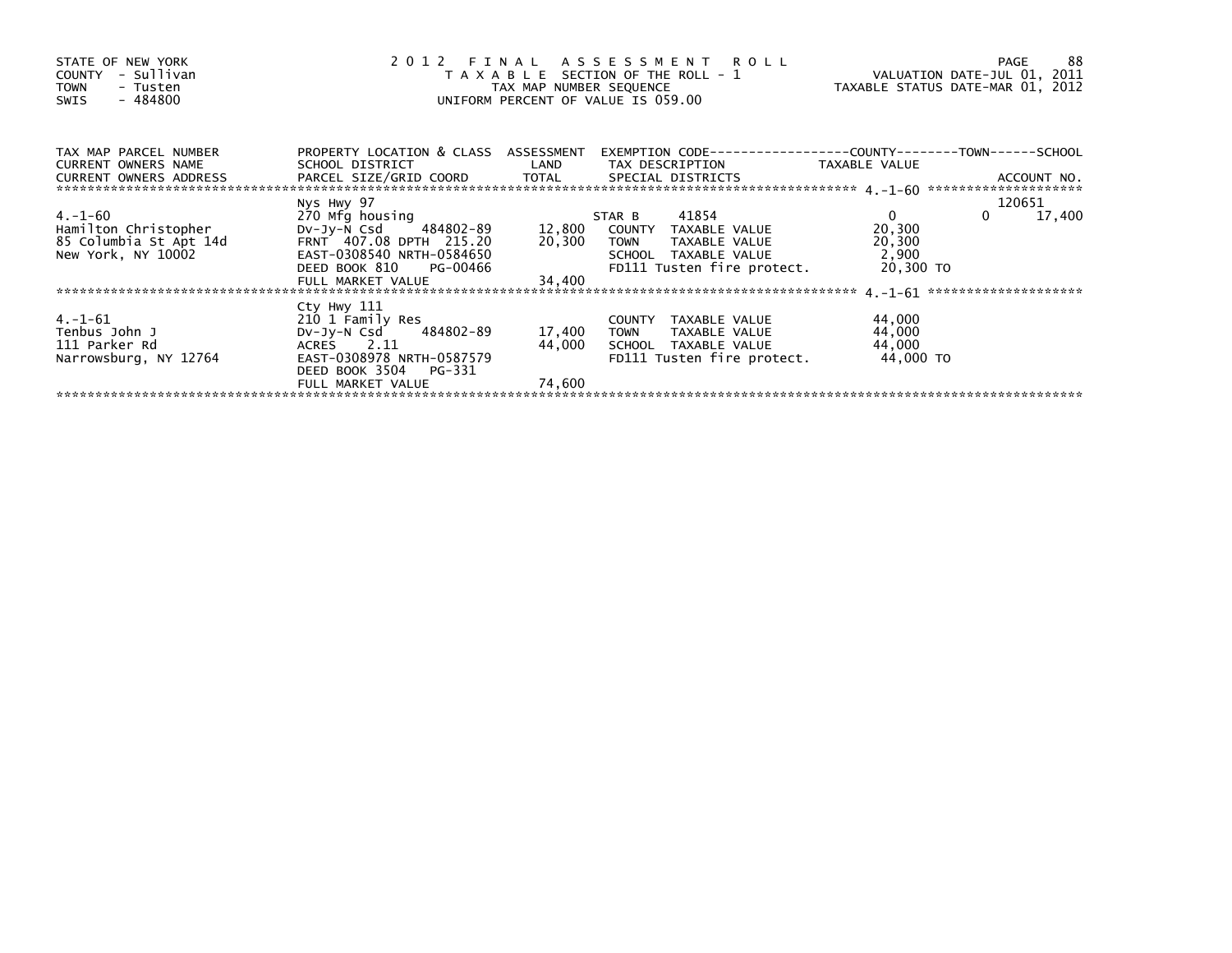STATE OF NEW YORK
COUNTY - Sullivan
TOWN - Tusten
SWIS - 484800

# 2012 FINAL ASSESSMENT ROLL

TAXABLE SECTION OF THE ROLL - 1
TAX MAP NUMBER SEQUENCE
UNIFORM PERCENT OF VALUE IS 059.00

VALUATION DATE-JUL 01, 2011
TAXABLE STATUS DATE-MAR 01, 2012

| TAX MAP PARCEL NUMBER / CURRENT OWNERS NAME / CURRENT OWNERS ADDRESS | PROPERTY LOCATION & CLASS / SCHOOL DISTRICT / PARCEL SIZE/GRID COORD | ASSESSMENT LAND | ASSESSMENT TOTAL | EXEMPTION CODE / TAX DESCRIPTION / SPECIAL DISTRICTS | COUNTY TAXABLE VALUE | TOWN | SCHOOL / ACCOUNT NO. |
|---|---|---|---|---|---|---|---|
| 4.-1-60 | Nys Hwy 97 | | | | | | 120651 |
| Hamilton Christopher | 270 Mfg housing | | | STAR B 41854 | 0 | 0 | 17,400 |
| 85 Columbia St Apt 14d | Dv-Jy-N Csd 484802-89 | 12,800 | | COUNTY TAXABLE VALUE | 20,300 | | |
| New York, NY 10002 | FRNT 407.08 DPTH 215.20 | | 20,300 | TOWN TAXABLE VALUE | 20,300 | | |
| | EAST-0308540 NRTH-0584650 | | | SCHOOL TAXABLE VALUE | 2,900 | | |
| | DEED BOOK 810 PG-00466 | | | FD111 Tusten fire protect. | 20,300 TO | | |
| | FULL MARKET VALUE | | 34,400 | | | | |
| 4.-1-61 | Cty Hwy 111 | | | | | | |
| Tenbus John J | 210 1 Family Res | | | COUNTY TAXABLE VALUE | 44,000 | | |
| 111 Parker Rd | Dv-Jy-N Csd 484802-89 | 17,400 | | TOWN TAXABLE VALUE | 44,000 | | |
| Narrowsburg, NY 12764 | ACRES 2.11 | | 44,000 | SCHOOL TAXABLE VALUE | 44,000 | | |
| | EAST-0308978 NRTH-0587579 | | | FD111 Tusten fire protect. | 44,000 TO | | |
| | DEED BOOK 3504 PG-331 | | | | | | |
| | FULL MARKET VALUE | | 74,600 | | | | |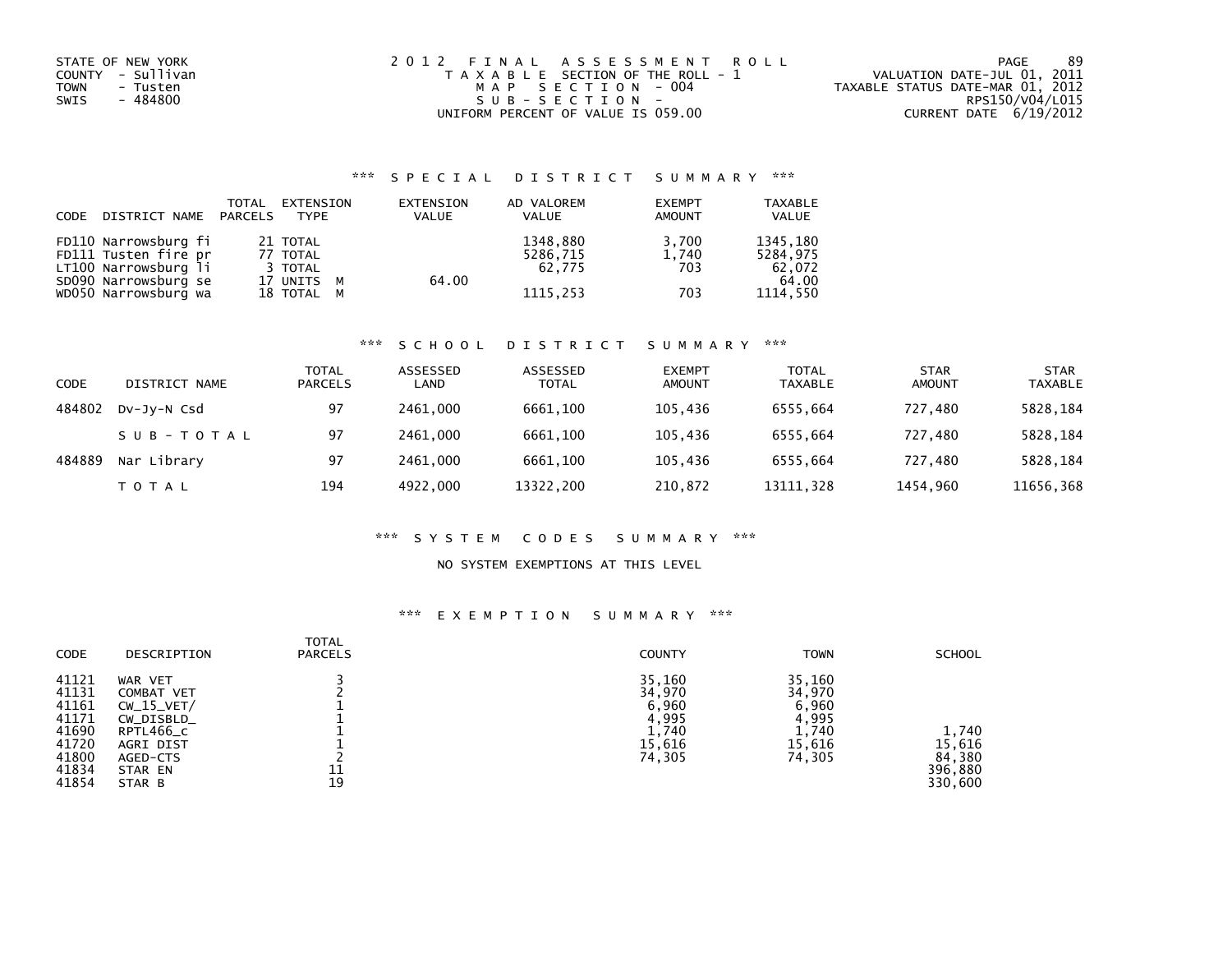STATE OF NEW YORK
COUNTY - Sullivan
TOWN - Tusten
SWIS - 484800

2 0 1 2 F I N A L A S S E S S M E N T R O L L
T A X A B L E SECTION OF THE ROLL - 1
M A P S E C T I O N - 004
S U B - S E C T I O N -
UNIFORM PERCENT OF VALUE IS 059.00

VALUATION DATE-JUL 01, 2011
TAXABLE STATUS DATE-MAR 01, 2012
RPS150/V04/L015
CURRENT DATE 6/19/2012

## \*\*\* S P E C I A L D I S T R I C T S U M M A R Y \*\*\*

| CODE | DISTRICT NAME | TOTAL PARCELS | EXTENSION TYPE | EXTENSION VALUE | AD VALOREM VALUE | EXEMPT AMOUNT | TAXABLE VALUE |
|---|---|---|---|---|---|---|---|
| FD110 | Narrowsburg fi | 21 | TOTAL | | 1348,880 | 3,700 | 1345,180 |
| FD111 | Tusten fire pr | 77 | TOTAL | | 5286,715 | 1,740 | 5284,975 |
| LT100 | Narrowsburg li | 3 | TOTAL | | 62,775 | 703 | 62,072 |
| SD090 | Narrowsburg se | 17 | UNITS M | 64.00 | | | 64.00 |
| WD050 | Narrowsburg wa | 18 | TOTAL M | | 1115,253 | 703 | 1114,550 |

## \*\*\* S C H O O L D I S T R I C T S U M M A R Y \*\*\*

| CODE | DISTRICT NAME | TOTAL PARCELS | ASSESSED LAND | ASSESSED TOTAL | EXEMPT AMOUNT | TOTAL TAXABLE | STAR AMOUNT | STAR TAXABLE |
|---|---|---|---|---|---|---|---|---|
| 484802 | Dv-Jy-N Csd | 97 | 2461,000 | 6661,100 | 105,436 | 6555,664 | 727,480 | 5828,184 |
| | S U B - T O T A L | 97 | 2461,000 | 6661,100 | 105,436 | 6555,664 | 727,480 | 5828,184 |
| 484889 | Nar Library | 97 | 2461,000 | 6661,100 | 105,436 | 6555,664 | 727,480 | 5828,184 |
| | T O T A L | 194 | 4922,000 | 13322,200 | 210,872 | 13111,328 | 1454,960 | 11656,368 |

## \*\*\* S Y S T E M C O D E S S U M M A R Y \*\*\*

NO SYSTEM EXEMPTIONS AT THIS LEVEL

## \*\*\* E X E M P T I O N S U M M A R Y \*\*\*

| CODE | DESCRIPTION | TOTAL PARCELS | COUNTY | TOWN | SCHOOL |
|---|---|---|---|---|---|
| 41121 | WAR VET | 3 | 35,160 | 35,160 | |
| 41131 | COMBAT VET | 2 | 34,970 | 34,970 | |
| 41161 | CW_15_VET/ | 1 | 6,960 | 6,960 | |
| 41171 | CW_DISBLD_ | 1 | 4,995 | 4,995 | |
| 41690 | RPTL466_c | 1 | 1,740 | 1,740 | 1,740 |
| 41720 | AGRI DIST | 1 | 15,616 | 15,616 | 15,616 |
| 41800 | AGED-CTS | 2 | 74,305 | 74,305 | 84,380 |
| 41834 | STAR EN | 11 | | | 396,880 |
| 41854 | STAR B | 19 | | | 330,600 |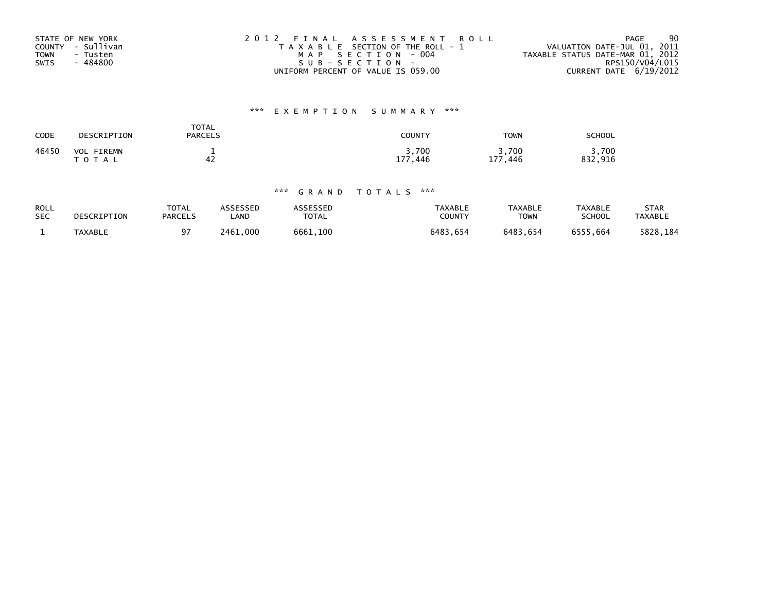STATE OF NEW YORK
COUNTY - Sullivan
TOWN - Tusten
SWIS - 484800

2012 FINAL ASSESSMENT ROLL
TAXABLE SECTION OF THE ROLL - 1
MAP SECTION - 004
SUB-SECTION -
UNIFORM PERCENT OF VALUE IS 059.00

VALUATION DATE-JUL 01, 2011
TAXABLE STATUS DATE-MAR 01, 2012
RPS150/V04/L015
CURRENT DATE 6/19/2012

## *** EXEMPTION SUMMARY ***

| CODE | DESCRIPTION | TOTAL PARCELS | COUNTY | TOWN | SCHOOL |
|---|---|---|---|---|---|
| 46450 | VOL FIREMN | 1 | 3,700 | 3,700 | 3,700 |
| | TOTAL | 42 | 177,446 | 177,446 | 832,916 |

## *** GRAND TOTALS ***

| ROLL SEC | DESCRIPTION | TOTAL PARCELS | ASSESSED LAND | ASSESSED TOTAL | TAXABLE COUNTY | TAXABLE TOWN | TAXABLE SCHOOL | STAR TAXABLE |
|---|---|---|---|---|---|---|---|---|
| 1 | TAXABLE | 97 | 2461,000 | 6661,100 | 6483,654 | 6483,654 | 6555,664 | 5828,184 |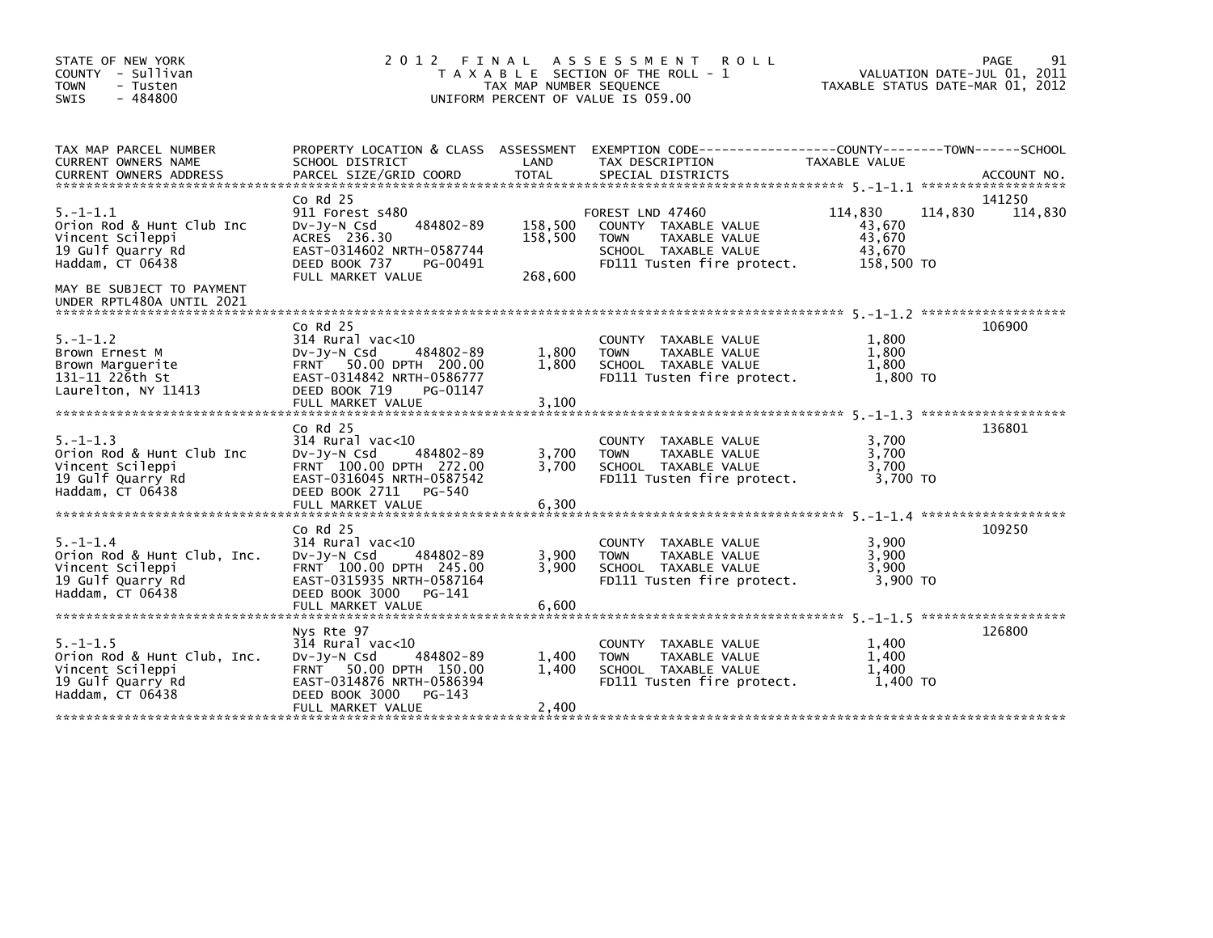STATE OF NEW YORK
COUNTY - Sullivan
TOWN - Tusten
SWIS - 484800

# 2012 FINAL ASSESSMENT ROLL

TAXABLE SECTION OF THE ROLL - 1
TAX MAP NUMBER SEQUENCE
UNIFORM PERCENT OF VALUE IS 059.00

VALUATION DATE-JUL 01, 2011
TAXABLE STATUS DATE-MAR 01, 2012

| TAX MAP PARCEL NUMBER / CURRENT OWNERS NAME / CURRENT OWNERS ADDRESS | PROPERTY LOCATION & CLASS / SCHOOL DISTRICT / PARCEL SIZE/GRID COORD | ASSESSMENT LAND | TOTAL | EXEMPTION CODE / TAX DESCRIPTION / SPECIAL DISTRICTS | COUNTY TAXABLE VALUE | TOWN | SCHOOL | ACCOUNT NO. |
|---|---|---|---|---|---|---|---|---|
| 5.-1-1.1 | Co Rd 25 | | | | | | | 141250 |
| | 911 Forest s480 | | | FOREST LND 47460 | 114,830 | 114,830 | 114,830 | |
| Orion Rod & Hunt Club Inc | Dv-Jy-N Csd 484802-89 | 158,500 | | COUNTY TAXABLE VALUE | 43,670 | | | |
| Vincent Scileppi | ACRES 236.30 | | 158,500 | TOWN TAXABLE VALUE | 43,670 | | | |
| 19 Gulf Quarry Rd | EAST-0314602 NRTH-0587744 | | | SCHOOL TAXABLE VALUE | 43,670 | | | |
| Haddam, CT 06438 | DEED BOOK 737 PG-00491 | | | FD111 Tusten fire protect. | 158,500 TO | | | |
| | FULL MARKET VALUE | | 268,600 | | | | | |
| MAY BE SUBJECT TO PAYMENT UNDER RPTL480A UNTIL 2021 | | | | | | | | |
| 5.-1-1.2 | Co Rd 25 | | | | | | | 106900 |
| | 314 Rural vac<10 | | | COUNTY TAXABLE VALUE | 1,800 | | | |
| Brown Ernest M | Dv-Jy-N Csd 484802-89 | 1,800 | | TOWN TAXABLE VALUE | 1,800 | | | |
| Brown Marguerite | FRNT 50.00 DPTH 200.00 | | 1,800 | SCHOOL TAXABLE VALUE | 1,800 | | | |
| 131-11 226th St | EAST-0314842 NRTH-0586777 | | | FD111 Tusten fire protect. | 1,800 TO | | | |
| Laurelton, NY 11413 | DEED BOOK 719 PG-01147 | | | | | | | |
| | FULL MARKET VALUE | | 3,100 | | | | | |
| 5.-1-1.3 | Co Rd 25 | | | | | | | 136801 |
| | 314 Rural vac<10 | | | COUNTY TAXABLE VALUE | 3,700 | | | |
| Orion Rod & Hunt Club Inc | Dv-Jy-N Csd 484802-89 | 3,700 | | TOWN TAXABLE VALUE | 3,700 | | | |
| Vincent Scileppi | FRNT 100.00 DPTH 272.00 | | 3,700 | SCHOOL TAXABLE VALUE | 3,700 | | | |
| 19 Gulf Quarry Rd | EAST-0316045 NRTH-0587542 | | | FD111 Tusten fire protect. | 3,700 TO | | | |
| Haddam, CT 06438 | DEED BOOK 2711 PG-540 | | | | | | | |
| | FULL MARKET VALUE | | 6,300 | | | | | |
| 5.-1-1.4 | Co Rd 25 | | | | | | | 109250 |
| | 314 Rural vac<10 | | | COUNTY TAXABLE VALUE | 3,900 | | | |
| Orion Rod & Hunt Club, Inc. | Dv-Jy-N Csd 484802-89 | 3,900 | | TOWN TAXABLE VALUE | 3,900 | | | |
| Vincent Scileppi | FRNT 100.00 DPTH 245.00 | | 3,900 | SCHOOL TAXABLE VALUE | 3,900 | | | |
| 19 Gulf Quarry Rd | EAST-0315935 NRTH-0587164 | | | FD111 Tusten fire protect. | 3,900 TO | | | |
| Haddam, CT 06438 | DEED BOOK 3000 PG-141 | | | | | | | |
| | FULL MARKET VALUE | | 6,600 | | | | | |
| 5.-1-1.5 | Nys Rte 97 | | | | | | | 126800 |
| | 314 Rural vac<10 | | | COUNTY TAXABLE VALUE | 1,400 | | | |
| Orion Rod & Hunt Club, Inc. | Dv-Jy-N Csd 484802-89 | 1,400 | | TOWN TAXABLE VALUE | 1,400 | | | |
| Vincent Scileppi | FRNT 50.00 DPTH 150.00 | | 1,400 | SCHOOL TAXABLE VALUE | 1,400 | | | |
| 19 Gulf Quarry Rd | EAST-0314876 NRTH-0586394 | | | FD111 Tusten fire protect. | 1,400 TO | | | |
| Haddam, CT 06438 | DEED BOOK 3000 PG-143 | | | | | | | |
| | FULL MARKET VALUE | | 2,400 | | | | | |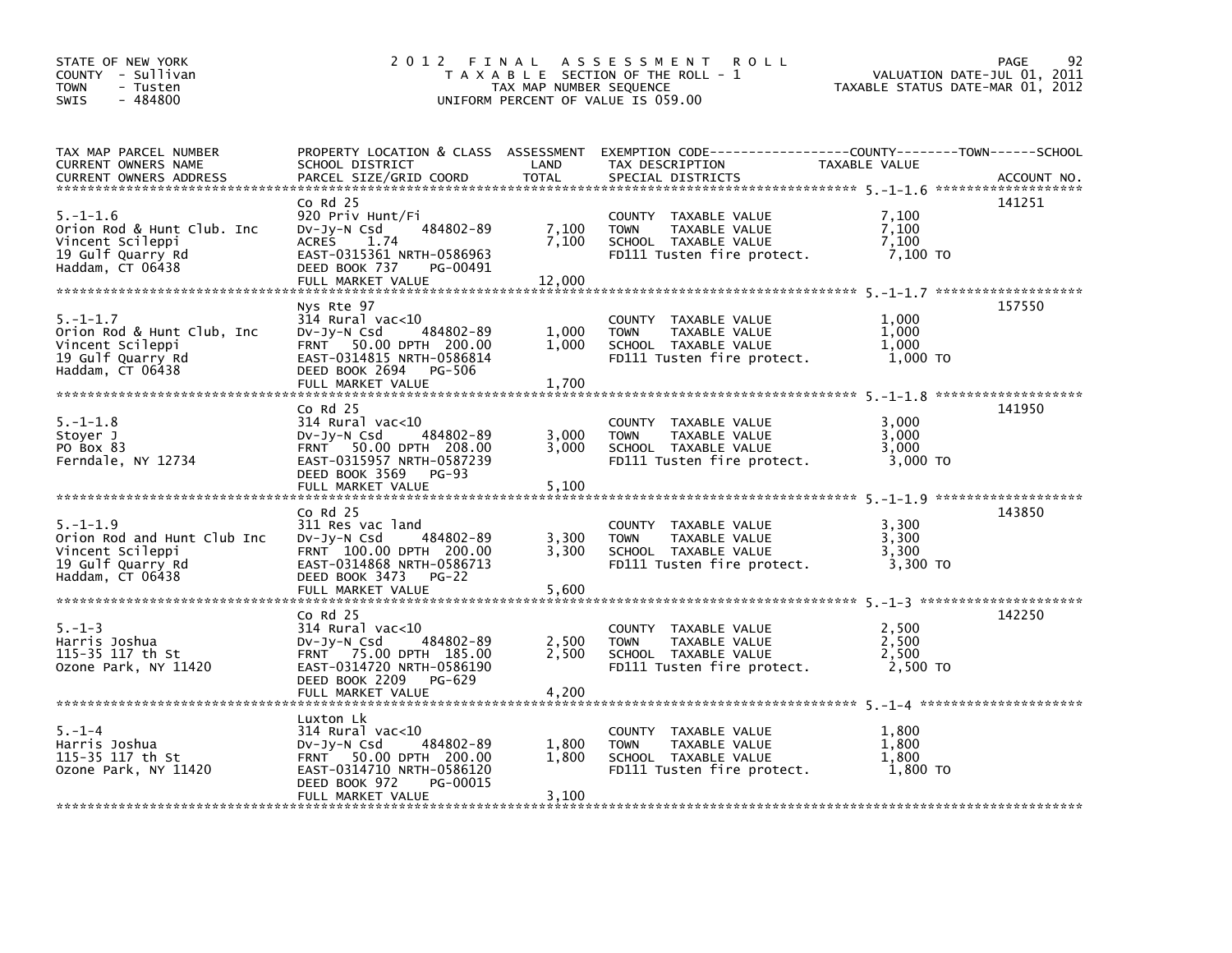STATE OF NEW YORK
COUNTY - Sullivan
TOWN - Tusten
SWIS - 484800

# 2012 FINAL ASSESSMENT ROLL

TAXABLE SECTION OF THE ROLL - 1
TAX MAP NUMBER SEQUENCE
UNIFORM PERCENT OF VALUE IS 059.00

VALUATION DATE-JUL 01, 2011
TAXABLE STATUS DATE-MAR 01, 2012

| TAX MAP PARCEL NUMBER / CURRENT OWNERS NAME / CURRENT OWNERS ADDRESS | PROPERTY LOCATION & CLASS / SCHOOL DISTRICT / PARCEL SIZE/GRID COORD | ASSESSMENT LAND | TOTAL | EXEMPTION CODE / TAX DESCRIPTION / SPECIAL DISTRICTS | TAXABLE VALUE (COUNTY / TOWN / SCHOOL) | ACCOUNT NO. |
|---|---|---|---|---|---|---|
| 5.-1-1.6<br>Orion Rod & Hunt Club. Inc<br>Vincent Scileppi<br>19 Gulf Quarry Rd<br>Haddam, CT 06438 | Co Rd 25<br>920 Priv Hunt/Fi<br>Dv-Jy-N Csd 484802-89<br>ACRES 1.74<br>EAST-0315361 NRTH-0586963<br>DEED BOOK 737 PG-00491<br>FULL MARKET VALUE | 7,100 | 7,100<br><br><br><br><br><br>12,000 | COUNTY TAXABLE VALUE<br>TOWN TAXABLE VALUE<br>SCHOOL TAXABLE VALUE<br>FD111 Tusten fire protect. | 7,100<br>7,100<br>7,100<br>7,100 TO | 141251 |
| 5.-1-1.7<br>Orion Rod & Hunt Club, Inc<br>Vincent Scileppi<br>19 Gulf Quarry Rd<br>Haddam, CT 06438 | Nys Rte 97<br>314 Rural vac<10<br>Dv-Jy-N Csd 484802-89<br>FRNT 50.00 DPTH 200.00<br>EAST-0314815 NRTH-0586814<br>DEED BOOK 2694 PG-506<br>FULL MARKET VALUE | 1,000 | 1,000<br><br><br><br><br><br>1,700 | COUNTY TAXABLE VALUE<br>TOWN TAXABLE VALUE<br>SCHOOL TAXABLE VALUE<br>FD111 Tusten fire protect. | 1,000<br>1,000<br>1,000<br>1,000 TO | 157550 |
| 5.-1-1.8<br>Stoyer J<br>PO Box 83<br>Ferndale, NY 12734 | Co Rd 25<br>314 Rural vac<10<br>Dv-Jy-N Csd 484802-89<br>FRNT 50.00 DPTH 208.00<br>EAST-0315957 NRTH-0587239<br>DEED BOOK 3569 PG-93<br>FULL MARKET VALUE | 3,000 | 3,000<br><br><br><br><br><br>5,100 | COUNTY TAXABLE VALUE<br>TOWN TAXABLE VALUE<br>SCHOOL TAXABLE VALUE<br>FD111 Tusten fire protect. | 3,000<br>3,000<br>3,000<br>3,000 TO | 141950 |
| 5.-1-1.9<br>Orion Rod and Hunt Club Inc<br>Vincent Scileppi<br>19 Gulf Quarry Rd<br>Haddam, CT 06438 | Co Rd 25<br>311 Res vac land<br>Dv-Jy-N Csd 484802-89<br>FRNT 100.00 DPTH 200.00<br>EAST-0314868 NRTH-0586713<br>DEED BOOK 3473 PG-22<br>FULL MARKET VALUE | 3,300 | 3,300<br><br><br><br><br><br>5,600 | COUNTY TAXABLE VALUE<br>TOWN TAXABLE VALUE<br>SCHOOL TAXABLE VALUE<br>FD111 Tusten fire protect. | 3,300<br>3,300<br>3,300<br>3,300 TO | 143850 |
| 5.-1-3<br>Harris Joshua<br>115-35 117 th St<br>Ozone Park, NY 11420 | Co Rd 25<br>314 Rural vac<10<br>Dv-Jy-N Csd 484802-89<br>FRNT 75.00 DPTH 185.00<br>EAST-0314720 NRTH-0586190<br>DEED BOOK 2209 PG-629<br>FULL MARKET VALUE | 2,500 | 2,500<br><br><br><br><br><br>4,200 | COUNTY TAXABLE VALUE<br>TOWN TAXABLE VALUE<br>SCHOOL TAXABLE VALUE<br>FD111 Tusten fire protect. | 2,500<br>2,500<br>2,500<br>2,500 TO | 142250 |
| 5.-1-4<br>Harris Joshua<br>115-35 117 th St<br>Ozone Park, NY 11420 | Luxton Lk<br>314 Rural vac<10<br>Dv-Jy-N Csd 484802-89<br>FRNT 50.00 DPTH 200.00<br>EAST-0314710 NRTH-0586120<br>DEED BOOK 972 PG-00015<br>FULL MARKET VALUE | 1,800 | 1,800<br><br><br><br><br><br>3,100 | COUNTY TAXABLE VALUE<br>TOWN TAXABLE VALUE<br>SCHOOL TAXABLE VALUE<br>FD111 Tusten fire protect. | 1,800<br>1,800<br>1,800<br>1,800 TO | |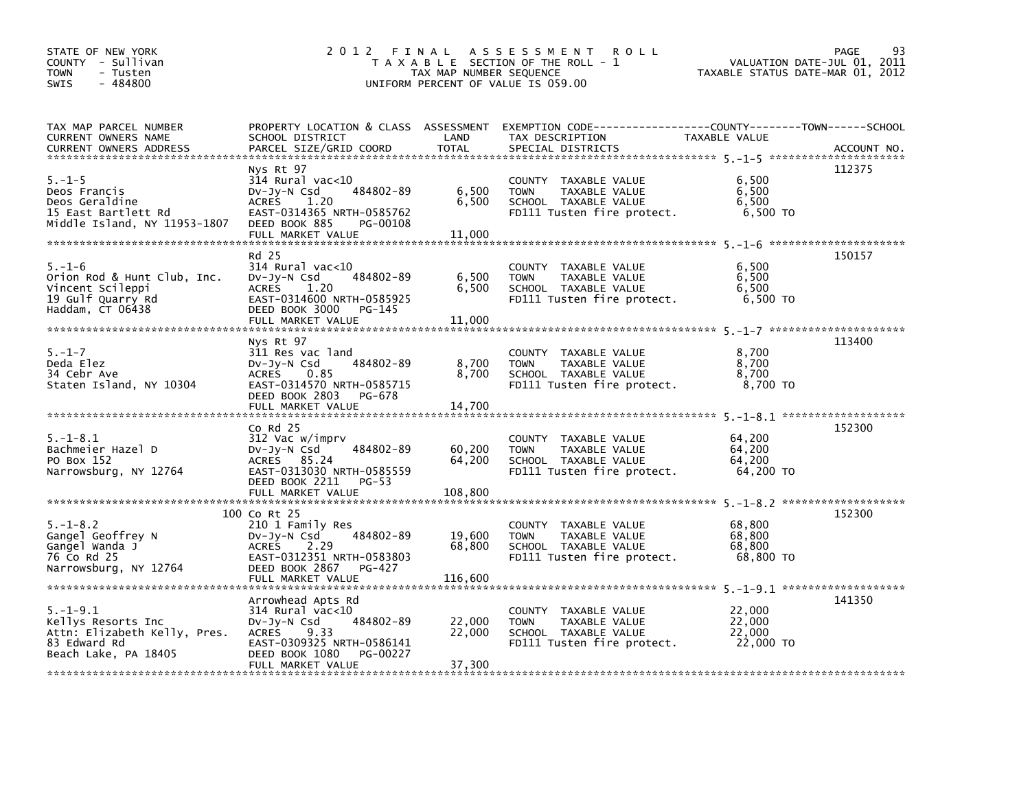STATE OF NEW YORK
COUNTY - Sullivan
TOWN - Tusten
SWIS - 484800

# 2012 FINAL ASSESSMENT ROLL
TAXABLE SECTION OF THE ROLL - 1
TAX MAP NUMBER SEQUENCE
UNIFORM PERCENT OF VALUE IS 059.00

VALUATION DATE-JUL 01, 2011
TAXABLE STATUS DATE-MAR 01, 2012

| TAX MAP PARCEL NUMBER / CURRENT OWNERS NAME / CURRENT OWNERS ADDRESS | PROPERTY LOCATION & CLASS / SCHOOL DISTRICT / PARCEL SIZE/GRID COORD | ASSESSMENT LAND | ASSESSMENT TOTAL | EXEMPTION CODE / TAX DESCRIPTION / SPECIAL DISTRICTS | TAXABLE VALUE | ACCOUNT NO. |
|---|---|---|---|---|---|---|
| 5.-1-5 | Nys Rt 97 | | | | | 112375 |
| | 314 Rural vac<10 | | | COUNTY TAXABLE VALUE | 6,500 | |
| Deos Francis | Dv-Jy-N Csd 484802-89 | 6,500 | | TOWN TAXABLE VALUE | 6,500 | |
| Deos Geraldine | ACRES 1.20 | | 6,500 | SCHOOL TAXABLE VALUE | 6,500 | |
| 15 East Bartlett Rd | EAST-0314365 NRTH-0585762 | | | FD111 Tusten fire protect. | 6,500 TO | |
| Middle Island, NY 11953-1807 | DEED BOOK 885 PG-00108 | | | | | |
| | FULL MARKET VALUE | | 11,000 | | | |
| 5.-1-6 | Rd 25 | | | | | 150157 |
| | 314 Rural vac<10 | | | COUNTY TAXABLE VALUE | 6,500 | |
| Orion Rod & Hunt Club, Inc. | Dv-Jy-N Csd 484802-89 | 6,500 | | TOWN TAXABLE VALUE | 6,500 | |
| Vincent Scileppi | ACRES 1.20 | | 6,500 | SCHOOL TAXABLE VALUE | 6,500 | |
| 19 Gulf Quarry Rd | EAST-0314600 NRTH-0585925 | | | FD111 Tusten fire protect. | 6,500 TO | |
| Haddam, CT 06438 | DEED BOOK 3000 PG-145 | | | | | |
| | FULL MARKET VALUE | | 11,000 | | | |
| 5.-1-7 | Nys Rt 97 | | | | | 113400 |
| | 311 Res vac land | | | COUNTY TAXABLE VALUE | 8,700 | |
| Deda Elez | Dv-Jy-N Csd 484802-89 | 8,700 | | TOWN TAXABLE VALUE | 8,700 | |
| 34 Cebr Ave | ACRES 0.85 | | 8,700 | SCHOOL TAXABLE VALUE | 8,700 | |
| Staten Island, NY 10304 | EAST-0314570 NRTH-0585715 | | | FD111 Tusten fire protect. | 8,700 TO | |
| | DEED BOOK 2803 PG-678 | | | | | |
| | FULL MARKET VALUE | | 14,700 | | | |
| 5.-1-8.1 | Co Rd 25 | | | | | 152300 |
| | 312 Vac w/imprv | | | COUNTY TAXABLE VALUE | 64,200 | |
| Bachmeier Hazel D | Dv-Jy-N Csd 484802-89 | 60,200 | | TOWN TAXABLE VALUE | 64,200 | |
| PO Box 152 | ACRES 85.24 | | 64,200 | SCHOOL TAXABLE VALUE | 64,200 | |
| Narrowsburg, NY 12764 | EAST-0313030 NRTH-0585559 | | | FD111 Tusten fire protect. | 64,200 TO | |
| | DEED BOOK 2211 PG-53 | | | | | |
| | FULL MARKET VALUE | | 108,800 | | | |
| 5.-1-8.2 | 100 Co Rt 25 | | | | | 152300 |
| | 210 1 Family Res | | | COUNTY TAXABLE VALUE | 68,800 | |
| Gangel Geoffrey N | Dv-Jy-N Csd 484802-89 | 19,600 | | TOWN TAXABLE VALUE | 68,800 | |
| Gangel Wanda J | ACRES 2.29 | | 68,800 | SCHOOL TAXABLE VALUE | 68,800 | |
| 76 Co Rd 25 | EAST-0312351 NRTH-0583803 | | | FD111 Tusten fire protect. | 68,800 TO | |
| Narrowsburg, NY 12764 | DEED BOOK 2867 PG-427 | | | | | |
| | FULL MARKET VALUE | | 116,600 | | | |
| 5.-1-9.1 | Arrowhead Apts Rd | | | | | 141350 |
| | 314 Rural vac<10 | | | COUNTY TAXABLE VALUE | 22,000 | |
| Kellys Resorts Inc | Dv-Jy-N Csd 484802-89 | 22,000 | | TOWN TAXABLE VALUE | 22,000 | |
| Attn: Elizabeth Kelly, Pres. | ACRES 9.33 | | 22,000 | SCHOOL TAXABLE VALUE | 22,000 | |
| 83 Edward Rd | EAST-0309325 NRTH-0586141 | | | FD111 Tusten fire protect. | 22,000 TO | |
| Beach Lake, PA 18405 | DEED BOOK 1080 PG-00227 | | | | | |
| | FULL MARKET VALUE | | 37,300 | | | |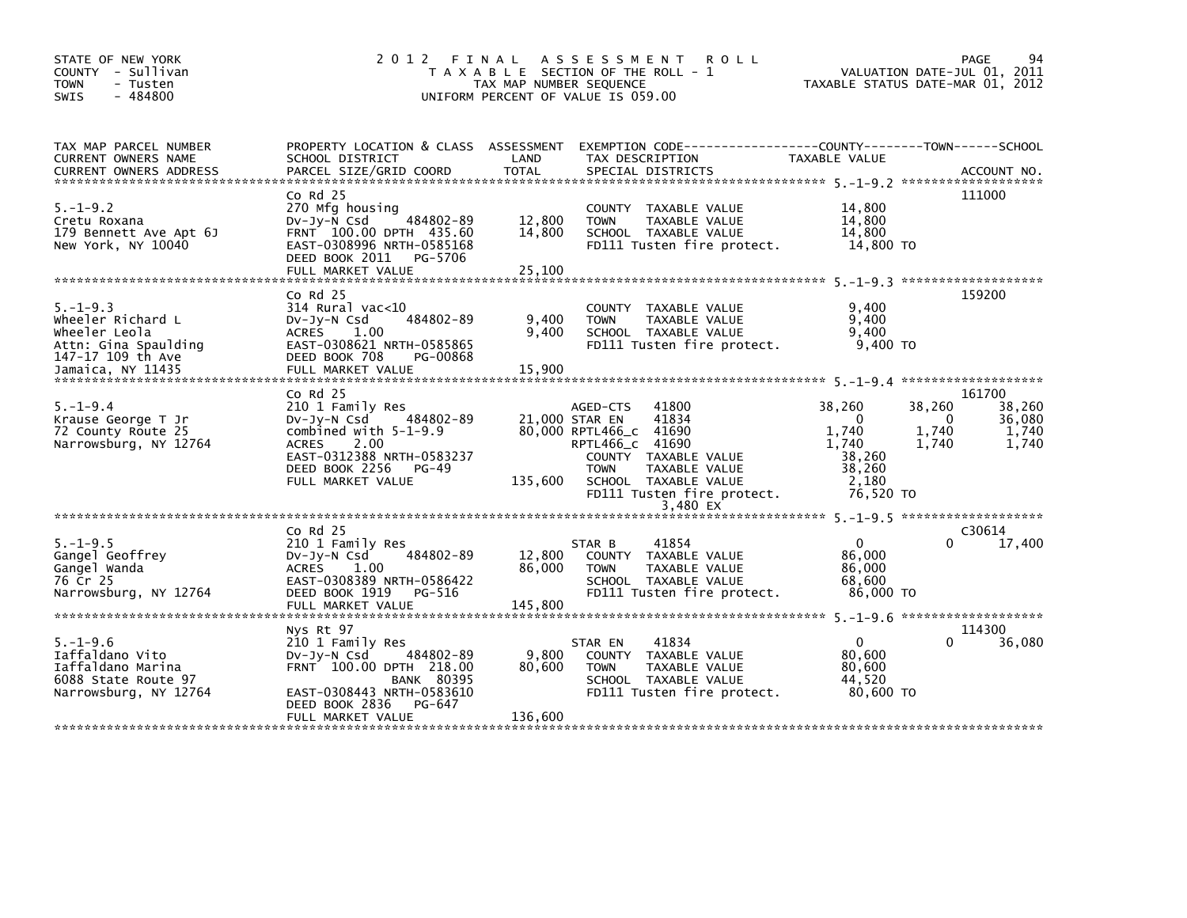STATE OF NEW YORK
COUNTY - Sullivan
TOWN - Tusten
SWIS - 484800

# 2012 FINAL ASSESSMENT ROLL

TAXABLE SECTION OF THE ROLL - 1
TAX MAP NUMBER SEQUENCE
UNIFORM PERCENT OF VALUE IS 059.00

VALUATION DATE-JUL 01, 2011
TAXABLE STATUS DATE-MAR 01, 2012

| TAX MAP PARCEL NUMBER / CURRENT OWNERS NAME / CURRENT OWNERS ADDRESS | PROPERTY LOCATION & CLASS / SCHOOL DISTRICT / PARCEL SIZE/GRID COORD | ASSESSMENT LAND / TOTAL | EXEMPTION CODE / TAX DESCRIPTION / SPECIAL DISTRICTS | COUNTY TAXABLE VALUE | TOWN | SCHOOL / ACCOUNT NO. |
|---|---|---|---|---|---|---|
| 5.-1-9.2 | Co Rd 25 | | | | | 111000 |
| | 270 Mfg housing | | COUNTY TAXABLE VALUE | 14,800 | | |
| Cretu Roxana | Dv-Jy-N Csd 484802-89 | 12,800 | TOWN TAXABLE VALUE | 14,800 | | |
| 179 Bennett Ave Apt 6J | FRNT 100.00 DPTH 435.60 | 14,800 | SCHOOL TAXABLE VALUE | 14,800 | | |
| New York, NY 10040 | EAST-0308996 NRTH-0585168 | | FD111 Tusten fire protect. | 14,800 TO | | |
| | DEED BOOK 2011 PG-5706 | | | | | |
| | FULL MARKET VALUE | 25,100 | | | | |
| 5.-1-9.3 | Co Rd 25 | | | | | 159200 |
| | 314 Rural vac<10 | | COUNTY TAXABLE VALUE | 9,400 | | |
| Wheeler Richard L | Dv-Jy-N Csd 484802-89 | 9,400 | TOWN TAXABLE VALUE | 9,400 | | |
| Wheeler Leola | ACRES 1.00 | 9,400 | SCHOOL TAXABLE VALUE | 9,400 | | |
| Attn: Gina Spaulding | EAST-0308621 NRTH-0585865 | | FD111 Tusten fire protect. | 9,400 TO | | |
| 147-17 109 th Ave | DEED BOOK 708 PG-00868 | | | | | |
| Jamaica, NY 11435 | FULL MARKET VALUE | 15,900 | | | | |
| 5.-1-9.4 | Co Rd 25 | | | | | 161700 |
| | 210 1 Family Res | | AGED-CTS 41800 | 38,260 | 38,260 | 38,260 |
| Krause George T Jr | Dv-Jy-N Csd 484802-89 | 21,000 | STAR EN 41834 | 0 | 0 | 36,080 |
| 72 County Route 25 | combined with 5-1-9.9 | 80,000 | RPTL466_c 41690 | 1,740 | 1,740 | 1,740 |
| Narrowsburg, NY 12764 | ACRES 2.00 | | RPTL466_c 41690 | 1,740 | 1,740 | 1,740 |
| | EAST-0312388 NRTH-0583237 | | COUNTY TAXABLE VALUE | 38,260 | | |
| | DEED BOOK 2256 PG-49 | | TOWN TAXABLE VALUE | 38,260 | | |
| | FULL MARKET VALUE | 135,600 | SCHOOL TAXABLE VALUE | 2,180 | | |
| | | | FD111 Tusten fire protect. | 76,520 TO | | |
| | | | 3,480 EX | | | |
| 5.-1-9.5 | Co Rd 25 | | | | | C30614 |
| | 210 1 Family Res | | STAR B 41854 | 0 | 0 | 17,400 |
| Gangel Geoffrey | Dv-Jy-N Csd 484802-89 | 12,800 | COUNTY TAXABLE VALUE | 86,000 | | |
| Gangel Wanda | ACRES 1.00 | 86,000 | TOWN TAXABLE VALUE | 86,000 | | |
| 76 Cr 25 | EAST-0308389 NRTH-0586422 | | SCHOOL TAXABLE VALUE | 68,600 | | |
| Narrowsburg, NY 12764 | DEED BOOK 1919 PG-516 | | FD111 Tusten fire protect. | 86,000 TO | | |
| | FULL MARKET VALUE | 145,800 | | | | |
| 5.-1-9.6 | Nys Rt 97 | | | | | 114300 |
| | 210 1 Family Res | | STAR EN 41834 | 0 | 0 | 36,080 |
| Iaffaldano Vito | Dv-Jy-N Csd 484802-89 | 9,800 | COUNTY TAXABLE VALUE | 80,600 | | |
| Iaffaldano Marina | FRNT 100.00 DPTH 218.00 | 80,600 | TOWN TAXABLE VALUE | 80,600 | | |
| 6088 State Route 97 | BANK 80395 | | SCHOOL TAXABLE VALUE | 44,520 | | |
| Narrowsburg, NY 12764 | EAST-0308443 NRTH-0583610 | | FD111 Tusten fire protect. | 80,600 TO | | |
| | DEED BOOK 2836 PG-647 | | | | | |
| | FULL MARKET VALUE | 136,600 | | | | |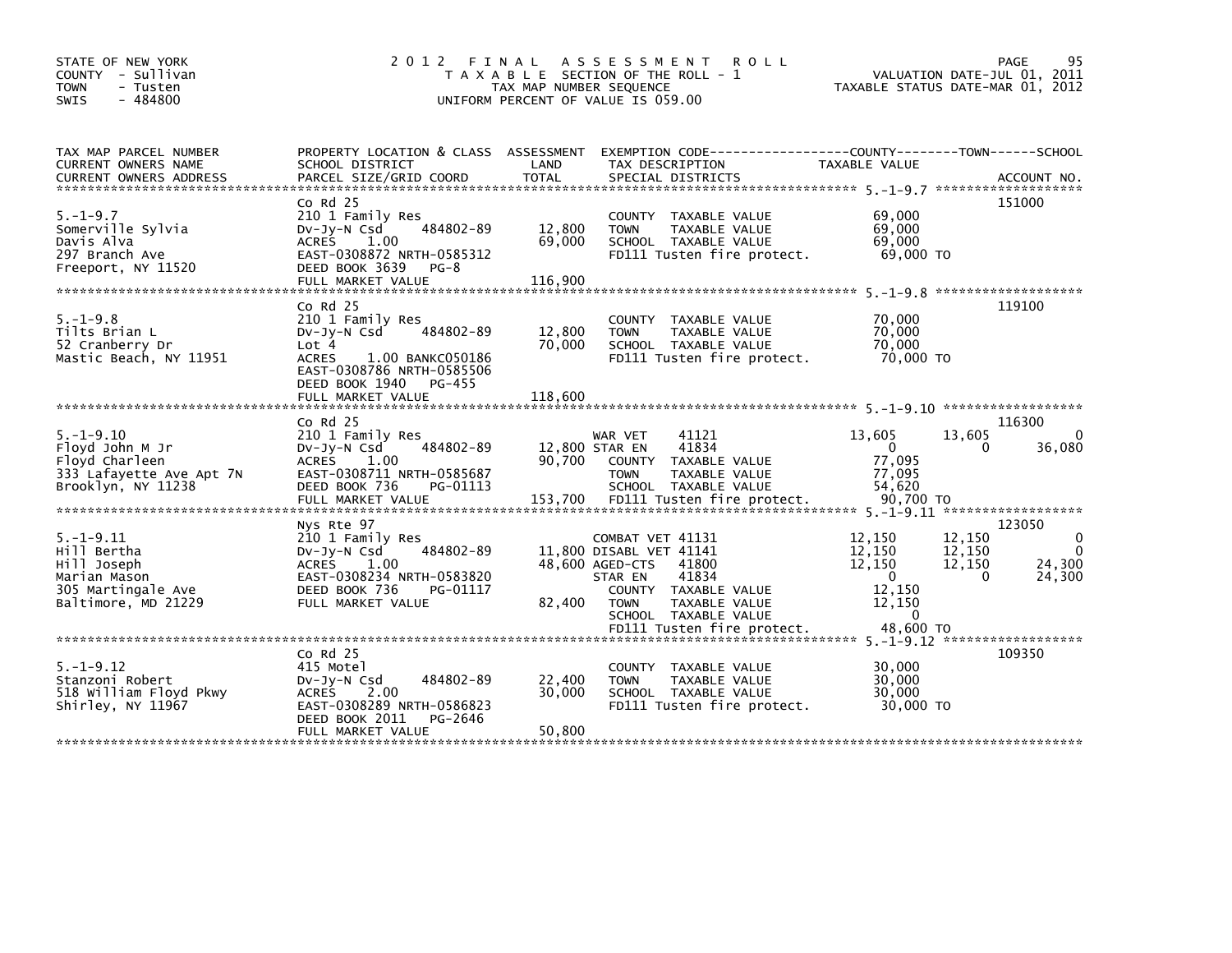STATE OF NEW YORK
COUNTY - Sullivan
TOWN - Tusten
SWIS - 484800

# 2012 FINAL ASSESSMENT ROLL
TAXABLE SECTION OF THE ROLL - 1
TAX MAP NUMBER SEQUENCE
UNIFORM PERCENT OF VALUE IS 059.00

VALUATION DATE-JUL 01, 2011
TAXABLE STATUS DATE-MAR 01, 2012

| TAX MAP PARCEL NUMBER / CURRENT OWNERS NAME / CURRENT OWNERS ADDRESS | PROPERTY LOCATION & CLASS / SCHOOL DISTRICT / PARCEL SIZE/GRID COORD | ASSESSMENT LAND | TOTAL | EXEMPTION CODE / TAX DESCRIPTION / SPECIAL DISTRICTS | COUNTY TAXABLE VALUE | TOWN | SCHOOL | ACCOUNT NO. |
|---|---|---|---|---|---|---|---|---|
| 5.-1-9.7 | Co Rd 25 | | | | | | | 151000 |
| Somerville Sylvia | 210 1 Family Res | | | COUNTY TAXABLE VALUE | 69,000 | | | |
| Davis Alva | Dv-Jy-N Csd 484802-89 | 12,800 | | TOWN TAXABLE VALUE | 69,000 | | | |
| 297 Branch Ave | ACRES 1.00 | | 69,000 | SCHOOL TAXABLE VALUE | 69,000 | | | |
| Freeport, NY 11520 | EAST-0308872 NRTH-0585312 | | | FD111 Tusten fire protect. | 69,000 TO | | | |
| | DEED BOOK 3639 PG-8 | | | | | | | |
| | FULL MARKET VALUE | | 116,900 | | | | | |
| 5.-1-9.8 | Co Rd 25 | | | | | | | 119100 |
| Tilts Brian L | 210 1 Family Res | | | COUNTY TAXABLE VALUE | 70,000 | | | |
| 52 Cranberry Dr | Dv-Jy-N Csd 484802-89 | 12,800 | | TOWN TAXABLE VALUE | 70,000 | | | |
| Mastic Beach, NY 11951 | Lot 4 | | 70,000 | SCHOOL TAXABLE VALUE | 70,000 | | | |
| | ACRES 1.00 BANKC050186 | | | FD111 Tusten fire protect. | 70,000 TO | | | |
| | EAST-0308786 NRTH-0585506 | | | | | | | |
| | DEED BOOK 1940 PG-455 | | | | | | | |
| | FULL MARKET VALUE | | 118,600 | | | | | |
| 5.-1-9.10 | Co Rd 25 | | | | | | | 116300 |
| Floyd John M Jr | 210 1 Family Res | | | WAR VET 41121 | 13,605 | 13,605 | 0 | |
| Floyd Charleen | Dv-Jy-N Csd 484802-89 | 12,800 | | STAR EN 41834 | 0 | 0 | 36,080 | |
| 333 Lafayette Ave Apt 7N | ACRES 1.00 | | 90,700 | COUNTY TAXABLE VALUE | 77,095 | | | |
| Brooklyn, NY 11238 | EAST-0308711 NRTH-0585687 | | | TOWN TAXABLE VALUE | 77,095 | | | |
| | DEED BOOK 736 PG-01113 | | | SCHOOL TAXABLE VALUE | 54,620 | | | |
| | FULL MARKET VALUE | | 153,700 | FD111 Tusten fire protect. | 90,700 TO | | | |
| 5.-1-9.11 | Nys Rte 97 | | | | | | | 123050 |
| Hill Bertha | 210 1 Family Res | | | COMBAT VET 41131 | 12,150 | 12,150 | 0 | |
| Hill Joseph | Dv-Jy-N Csd 484802-89 | 11,800 | | DISABL VET 41141 | 12,150 | 12,150 | 0 | |
| Marian Mason | ACRES 1.00 | | 48,600 | AGED-CTS 41800 | 12,150 | 12,150 | 24,300 | |
| 305 Martingale Ave | EAST-0308234 NRTH-0583820 | | | STAR EN 41834 | 0 | 0 | 24,300 | |
| Baltimore, MD 21229 | DEED BOOK 736 PG-01117 | | | COUNTY TAXABLE VALUE | 12,150 | | | |
| | FULL MARKET VALUE | | 82,400 | TOWN TAXABLE VALUE | 12,150 | | | |
| | | | | SCHOOL TAXABLE VALUE | 0 | | | |
| | | | | FD111 Tusten fire protect. | 48,600 TO | | | |
| 5.-1-9.12 | Co Rd 25 | | | | | | | 109350 |
| Stanzoni Robert | 415 Motel | | | COUNTY TAXABLE VALUE | 30,000 | | | |
| 518 William Floyd Pkwy | Dv-Jy-N Csd 484802-89 | 22,400 | | TOWN TAXABLE VALUE | 30,000 | | | |
| Shirley, NY 11967 | ACRES 2.00 | | 30,000 | SCHOOL TAXABLE VALUE | 30,000 | | | |
| | EAST-0308289 NRTH-0586823 | | | FD111 Tusten fire protect. | 30,000 TO | | | |
| | DEED BOOK 2011 PG-2646 | | | | | | | |
| | FULL MARKET VALUE | | 50,800 | | | | | |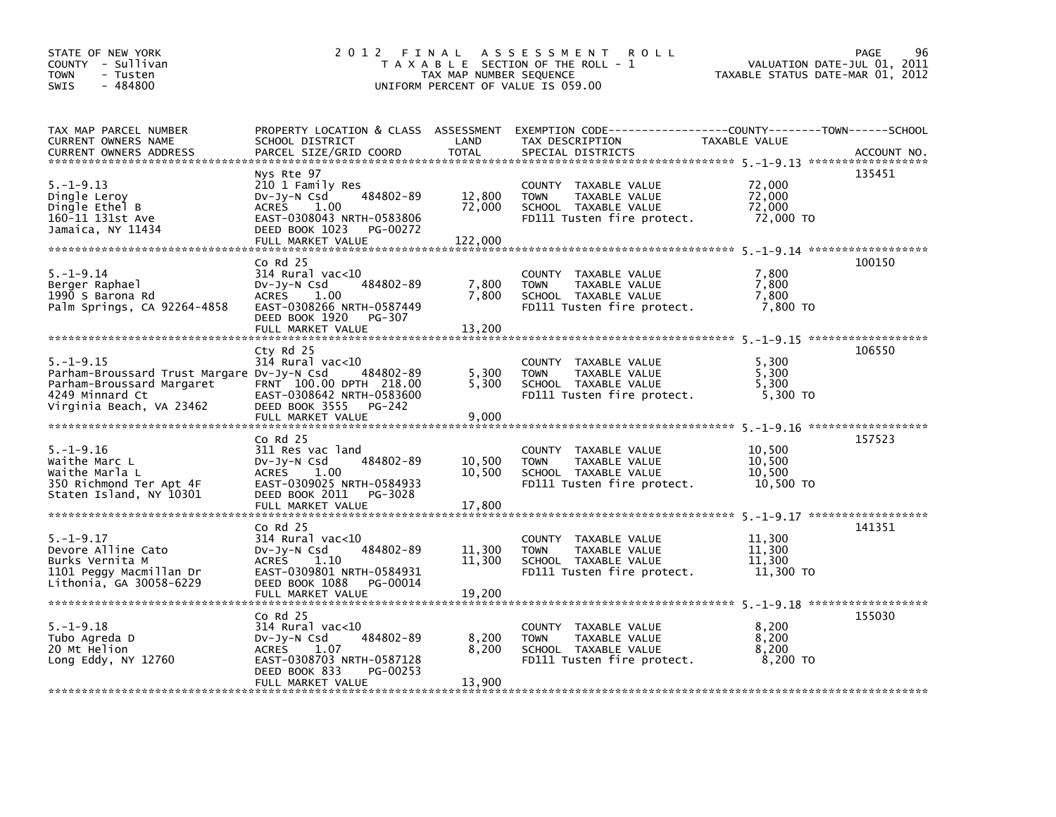STATE OF NEW YORK
COUNTY - Sullivan
TOWN - Tusten
SWIS - 484800

# 2012 FINAL ASSESSMENT ROLL

TAXABLE SECTION OF THE ROLL - 1
TAX MAP NUMBER SEQUENCE
UNIFORM PERCENT OF VALUE IS 059.00

VALUATION DATE-JUL 01, 2011
TAXABLE STATUS DATE-MAR 01, 2012

| TAX MAP PARCEL NUMBER / CURRENT OWNERS NAME / CURRENT OWNERS ADDRESS | PROPERTY LOCATION & CLASS / SCHOOL DISTRICT / PARCEL SIZE/GRID COORD | ASSESSMENT LAND / TOTAL | EXEMPTION CODE / TAX DESCRIPTION / SPECIAL DISTRICTS | TAXABLE VALUE (COUNTY / TOWN / SCHOOL) | ACCOUNT NO. |
|---|---|---|---|---|---|
| 5.-1-9.13<br>Dingle Leroy<br>Dingle Ethel B<br>160-11 131st Ave<br>Jamaica, NY 11434 | Nys Rte 97<br>210 1 Family Res<br>Dv-Jy-N Csd 484802-89<br>ACRES 1.00<br>EAST-0308043 NRTH-0583806<br>DEED BOOK 1023 PG-00272<br>FULL MARKET VALUE 122,000 | 12,800<br>72,000 | COUNTY TAXABLE VALUE<br>TOWN TAXABLE VALUE<br>SCHOOL TAXABLE VALUE<br>FD111 Tusten fire protect. | 72,000<br>72,000<br>72,000<br>72,000 TO | 135451 |
| 5.-1-9.14<br>Berger Raphael<br>1990 S Barona Rd<br>Palm Springs, CA 92264-4858 | Co Rd 25<br>314 Rural vac<10<br>Dv-Jy-N Csd 484802-89<br>ACRES 1.00<br>EAST-0308266 NRTH-0587449<br>DEED BOOK 1920 PG-307<br>FULL MARKET VALUE 13,200 | 7,800<br>7,800 | COUNTY TAXABLE VALUE<br>TOWN TAXABLE VALUE<br>SCHOOL TAXABLE VALUE<br>FD111 Tusten fire protect. | 7,800<br>7,800<br>7,800<br>7,800 TO | 100150 |
| 5.-1-9.15<br>Parham-Broussard Trust Margare<br>Parham-Broussard Margaret<br>4249 Minnard Ct<br>Virginia Beach, VA 23462 | Cty Rd 25<br>314 Rural vac<10<br>Dv-Jy-N Csd 484802-89<br>FRNT 100.00 DPTH 218.00<br>EAST-0308642 NRTH-0583600<br>DEED BOOK 3555 PG-242<br>FULL MARKET VALUE 9,000 | 5,300<br>5,300 | COUNTY TAXABLE VALUE<br>TOWN TAXABLE VALUE<br>SCHOOL TAXABLE VALUE<br>FD111 Tusten fire protect. | 5,300<br>5,300<br>5,300<br>5,300 TO | 106550 |
| 5.-1-9.16<br>Waithe Marc L<br>Waithe Marla L<br>350 Richmond Ter Apt 4F<br>Staten Island, NY 10301 | Co Rd 25<br>311 Res vac land<br>Dv-Jy-N Csd 484802-89<br>ACRES 1.00<br>EAST-0309025 NRTH-0584933<br>DEED BOOK 2011 PG-3028<br>FULL MARKET VALUE 17,800 | 10,500<br>10,500 | COUNTY TAXABLE VALUE<br>TOWN TAXABLE VALUE<br>SCHOOL TAXABLE VALUE<br>FD111 Tusten fire protect. | 10,500<br>10,500<br>10,500<br>10,500 TO | 157523 |
| 5.-1-9.17<br>Devore Alline Cato<br>Burks Vernita M<br>1101 Peggy Macmillan Dr<br>Lithonia, GA 30058-6229 | Co Rd 25<br>314 Rural vac<10<br>Dv-Jy-N Csd 484802-89<br>ACRES 1.10<br>EAST-0309801 NRTH-0584931<br>DEED BOOK 1088 PG-00014<br>FULL MARKET VALUE 19,200 | 11,300<br>11,300 | COUNTY TAXABLE VALUE<br>TOWN TAXABLE VALUE<br>SCHOOL TAXABLE VALUE<br>FD111 Tusten fire protect. | 11,300<br>11,300<br>11,300<br>11,300 TO | 141351 |
| 5.-1-9.18<br>Tubo Agreda D<br>20 Mt Helion<br>Long Eddy, NY 12760 | Co Rd 25<br>314 Rural vac<10<br>Dv-Jy-N Csd 484802-89<br>ACRES 1.07<br>EAST-0308703 NRTH-0587128<br>DEED BOOK 833 PG-00253<br>FULL MARKET VALUE 13,900 | 8,200<br>8,200 | COUNTY TAXABLE VALUE<br>TOWN TAXABLE VALUE<br>SCHOOL TAXABLE VALUE<br>FD111 Tusten fire protect. | 8,200<br>8,200<br>8,200<br>8,200 TO | 155030 |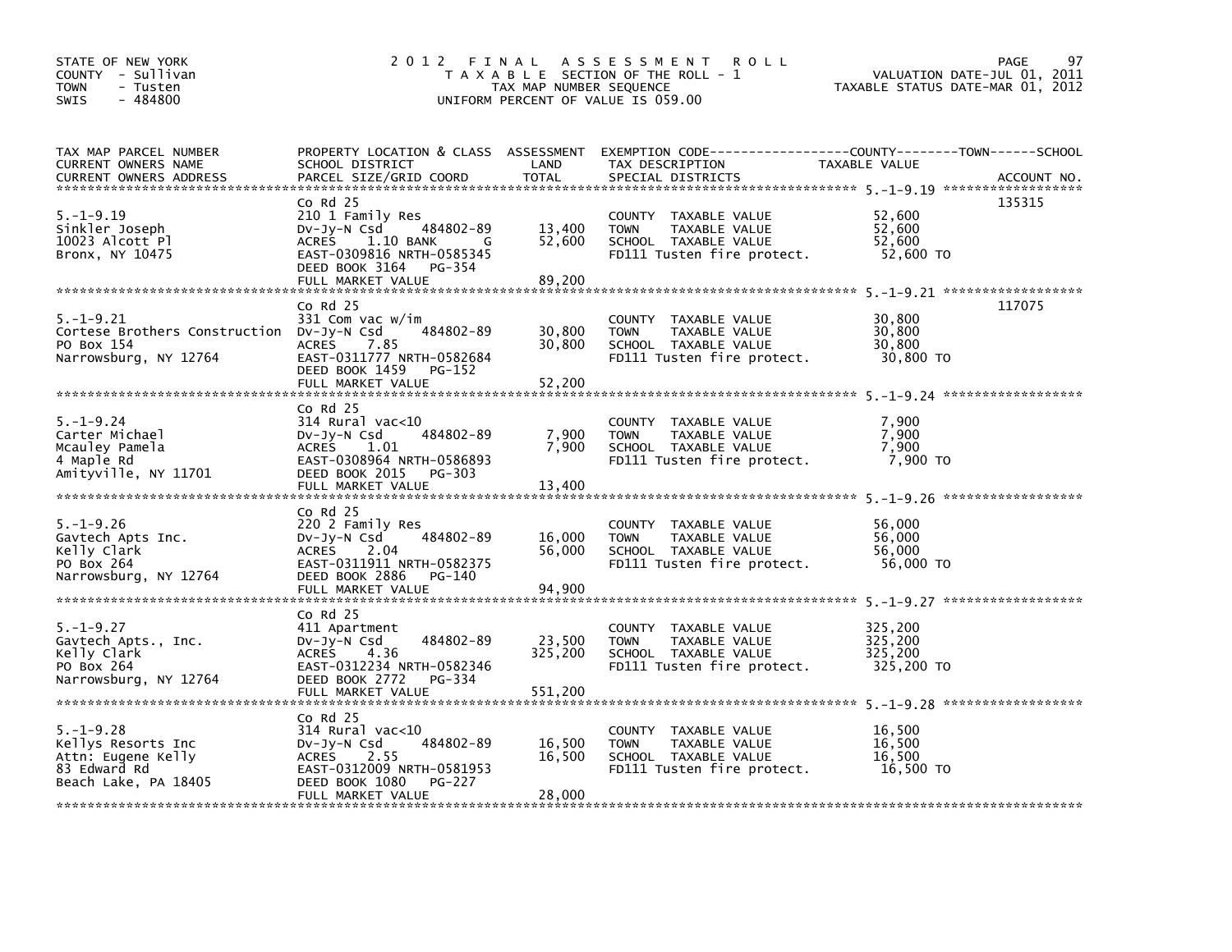STATE OF NEW YORK
COUNTY - Sullivan
TOWN - Tusten
SWIS - 484800

# 2012 FINAL ASSESSMENT ROLL

TAXABLE SECTION OF THE ROLL - 1
TAX MAP NUMBER SEQUENCE
UNIFORM PERCENT OF VALUE IS 059.00

VALUATION DATE-JUL 01, 2011
TAXABLE STATUS DATE-MAR 01, 2012

| TAX MAP PARCEL NUMBER / CURRENT OWNERS NAME / CURRENT OWNERS ADDRESS | PROPERTY LOCATION & CLASS / SCHOOL DISTRICT / PARCEL SIZE/GRID COORD | ASSESSMENT LAND | TOTAL | EXEMPTION CODE / TAX DESCRIPTION / SPECIAL DISTRICTS | TAXABLE VALUE | ACCOUNT NO. |
|---|---|---|---|---|---|---|
| 5.-1-9.19 | Co Rd 25 | | | | | 135315 |
| 5.-1-9.19 | 210 1 Family Res | | | COUNTY TAXABLE VALUE | 52,600 | |
| Sinkler Joseph | Dv-Jy-N Csd 484802-89 | 13,400 | 52,600 | TOWN TAXABLE VALUE | 52,600 | |
| 10023 Alcott Pl | ACRES 1.10 BANK G | | | SCHOOL TAXABLE VALUE | 52,600 | |
| Bronx, NY 10475 | EAST-0309816 NRTH-0585345 | | | FD111 Tusten fire protect. | 52,600 TO | |
| | DEED BOOK 3164 PG-354 | | | | | |
| | FULL MARKET VALUE | | 89,200 | | | |
| 5.-1-9.21 | Co Rd 25 | | | | | 117075 |
| 5.-1-9.21 | 331 Com vac w/im | | | COUNTY TAXABLE VALUE | 30,800 | |
| Cortese Brothers Construction | Dv-Jy-N Csd 484802-89 | 30,800 | 30,800 | TOWN TAXABLE VALUE | 30,800 | |
| PO Box 154 | ACRES 7.85 | | | SCHOOL TAXABLE VALUE | 30,800 | |
| Narrowsburg, NY 12764 | EAST-0311777 NRTH-0582684 | | | FD111 Tusten fire protect. | 30,800 TO | |
| | DEED BOOK 1459 PG-152 | | | | | |
| | FULL MARKET VALUE | | 52,200 | | | |
| 5.-1-9.24 | Co Rd 25 | | | | | |
| 5.-1-9.24 | 314 Rural vac<10 | | | COUNTY TAXABLE VALUE | 7,900 | |
| Carter Michael | Dv-Jy-N Csd 484802-89 | 7,900 | 7,900 | TOWN TAXABLE VALUE | 7,900 | |
| Mcauley Pamela | ACRES 1.01 | | | SCHOOL TAXABLE VALUE | 7,900 | |
| 4 Maple Rd | EAST-0308964 NRTH-0586893 | | | FD111 Tusten fire protect. | 7,900 TO | |
| Amityville, NY 11701 | DEED BOOK 2015 PG-303 | | | | | |
| | FULL MARKET VALUE | | 13,400 | | | |
| 5.-1-9.26 | Co Rd 25 | | | | | |
| 5.-1-9.26 | 220 2 Family Res | | | COUNTY TAXABLE VALUE | 56,000 | |
| Gavtech Apts Inc. | Dv-Jy-N Csd 484802-89 | 16,000 | 56,000 | TOWN TAXABLE VALUE | 56,000 | |
| Kelly Clark | ACRES 2.04 | | | SCHOOL TAXABLE VALUE | 56,000 | |
| PO Box 264 | EAST-0311911 NRTH-0582375 | | | FD111 Tusten fire protect. | 56,000 TO | |
| Narrowsburg, NY 12764 | DEED BOOK 2886 PG-140 | | | | | |
| | FULL MARKET VALUE | | 94,900 | | | |
| 5.-1-9.27 | Co Rd 25 | | | | | |
| 5.-1-9.27 | 411 Apartment | | | COUNTY TAXABLE VALUE | 325,200 | |
| Gavtech Apts., Inc. | Dv-Jy-N Csd 484802-89 | 23,500 | 325,200 | TOWN TAXABLE VALUE | 325,200 | |
| Kelly Clark | ACRES 4.36 | | | SCHOOL TAXABLE VALUE | 325,200 | |
| PO Box 264 | EAST-0312234 NRTH-0582346 | | | FD111 Tusten fire protect. | 325,200 TO | |
| Narrowsburg, NY 12764 | DEED BOOK 2772 PG-334 | | | | | |
| | FULL MARKET VALUE | | 551,200 | | | |
| 5.-1-9.28 | Co Rd 25 | | | | | |
| 5.-1-9.28 | 314 Rural vac<10 | | | COUNTY TAXABLE VALUE | 16,500 | |
| Kellys Resorts Inc | Dv-Jy-N Csd 484802-89 | 16,500 | 16,500 | TOWN TAXABLE VALUE | 16,500 | |
| Attn: Eugene Kelly | ACRES 2.55 | | | SCHOOL TAXABLE VALUE | 16,500 | |
| 83 Edward Rd | EAST-0312009 NRTH-0581953 | | | FD111 Tusten fire protect. | 16,500 TO | |
| Beach Lake, PA 18405 | DEED BOOK 1080 PG-227 | | | | | |
| | FULL MARKET VALUE | | 28,000 | | | |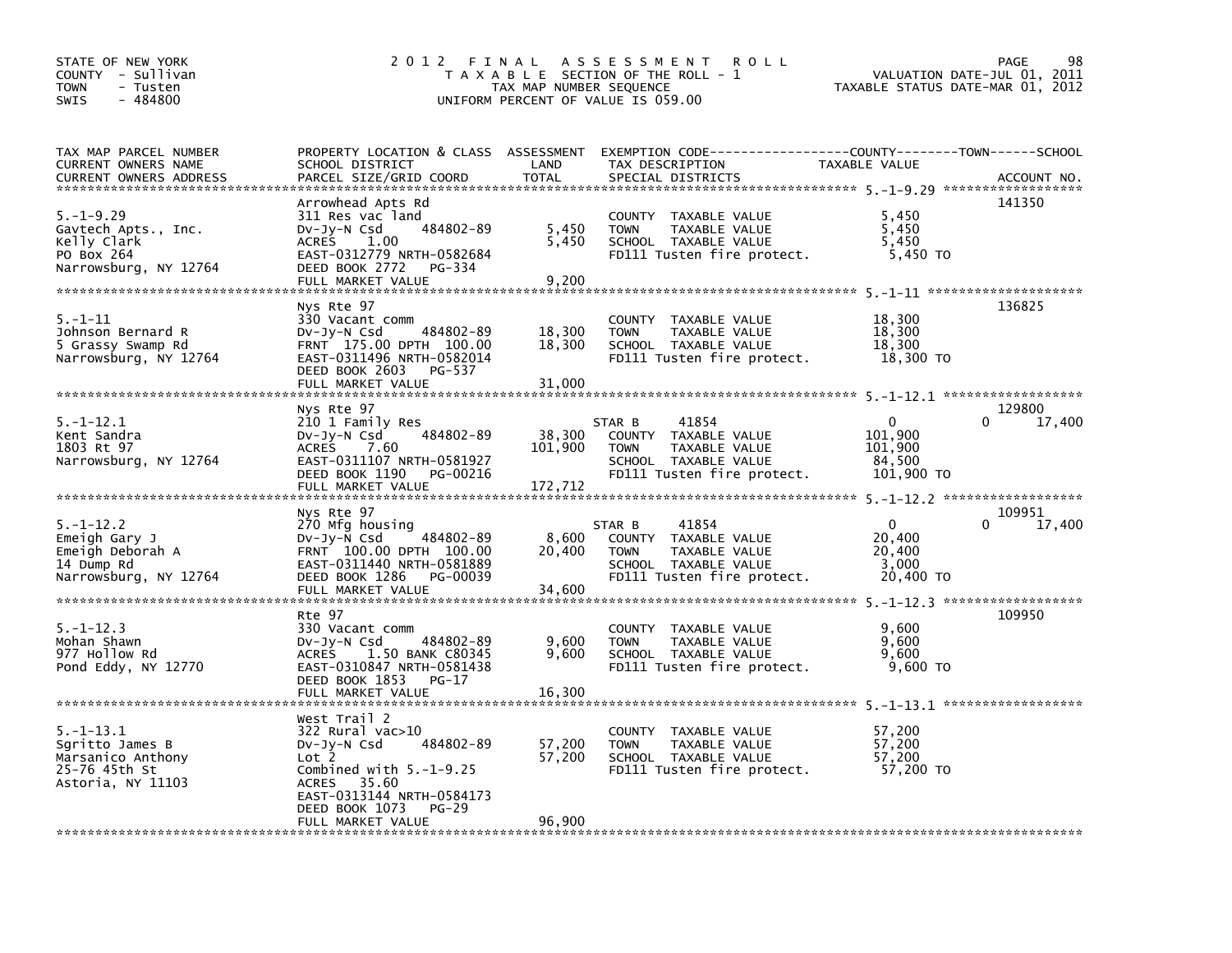STATE OF NEW YORK
COUNTY - Sullivan
TOWN - Tusten
SWIS - 484800

2012 FINAL ASSESSMENT ROLL
TAXABLE SECTION OF THE ROLL - 1
TAX MAP NUMBER SEQUENCE
UNIFORM PERCENT OF VALUE IS 059.00

VALUATION DATE-JUL 01, 2011
TAXABLE STATUS DATE-MAR 01, 2012

| TAX MAP PARCEL NUMBER / CURRENT OWNERS NAME / CURRENT OWNERS ADDRESS | PROPERTY LOCATION & CLASS / SCHOOL DISTRICT / PARCEL SIZE/GRID COORD | ASSESSMENT LAND | TOTAL | EXEMPTION CODE / TAX DESCRIPTION / SPECIAL DISTRICTS | COUNTY | TOWN | SCHOOL | ACCOUNT NO. |
|---|---|---|---|---|---|---|---|---|
| **5.-1-9.29** | Arrowhead Apts Rd | | | | | | | 141350 |
| Gavtech Apts., Inc. | 311 Res vac land | | | COUNTY TAXABLE VALUE | 5,450 | | | |
| Kelly Clark | Dv-Jy-N Csd 484802-89 | 5,450 | | TOWN TAXABLE VALUE | | 5,450 | | |
| PO Box 264 | ACRES 1.00 | | 5,450 | SCHOOL TAXABLE VALUE | | | 5,450 | |
| Narrowsburg, NY 12764 | EAST-0312779 NRTH-0582684 | | | FD111 Tusten fire protect. | 5,450 TO | | | |
| | DEED BOOK 2772 PG-334 | | | | | | | |
| | FULL MARKET VALUE | | 9,200 | | | | | |
| **5.-1-11** | Nys Rte 97 | | | | | | | 136825 |
| Johnson Bernard R | 330 Vacant comm | | | COUNTY TAXABLE VALUE | 18,300 | | | |
| 5 Grassy Swamp Rd | Dv-Jy-N Csd 484802-89 | 18,300 | | TOWN TAXABLE VALUE | | 18,300 | | |
| Narrowsburg, NY 12764 | FRNT 175.00 DPTH 100.00 | | 18,300 | SCHOOL TAXABLE VALUE | | | 18,300 | |
| | EAST-0311496 NRTH-0582014 | | | FD111 Tusten fire protect. | 18,300 TO | | | |
| | DEED BOOK 2603 PG-537 | | | | | | | |
| | FULL MARKET VALUE | | 31,000 | | | | | |
| **5.-1-12.1** | Nys Rte 97 | | | | | | | 129800 |
| Kent Sandra | 210 1 Family Res | | | STAR B 41854 | 0 | 0 | 17,400 | |
| 1803 Rt 97 | Dv-Jy-N Csd 484802-89 | 38,300 | | COUNTY TAXABLE VALUE | 101,900 | | | |
| Narrowsburg, NY 12764 | ACRES 7.60 | | 101,900 | TOWN TAXABLE VALUE | | 101,900 | | |
| | EAST-0311107 NRTH-0581927 | | | SCHOOL TAXABLE VALUE | | | 84,500 | |
| | DEED BOOK 1190 PG-00216 | | | FD111 Tusten fire protect. | 101,900 TO | | | |
| | FULL MARKET VALUE | | 172,712 | | | | | |
| **5.-1-12.2** | Nys Rte 97 | | | | | | | 109951 |
| Emeigh Gary J | 270 Mfg housing | | | STAR B 41854 | 0 | 0 | 17,400 | |
| Emeigh Deborah A | Dv-Jy-N Csd 484802-89 | 8,600 | | COUNTY TAXABLE VALUE | 20,400 | | | |
| 14 Dump Rd | FRNT 100.00 DPTH 100.00 | | 20,400 | TOWN TAXABLE VALUE | | 20,400 | | |
| Narrowsburg, NY 12764 | EAST-0311440 NRTH-0581889 | | | SCHOOL TAXABLE VALUE | | | 3,000 | |
| | DEED BOOK 1286 PG-00039 | | | FD111 Tusten fire protect. | 20,400 TO | | | |
| | FULL MARKET VALUE | | 34,600 | | | | | |
| **5.-1-12.3** | Rte 97 | | | | | | | 109950 |
| Mohan Shawn | 330 Vacant comm | | | COUNTY TAXABLE VALUE | 9,600 | | | |
| 977 Hollow Rd | Dv-Jy-N Csd 484802-89 | 9,600 | | TOWN TAXABLE VALUE | | 9,600 | | |
| Pond Eddy, NY 12770 | ACRES 1.50 BANK C80345 | | 9,600 | SCHOOL TAXABLE VALUE | | | 9,600 | |
| | EAST-0310847 NRTH-0581438 | | | FD111 Tusten fire protect. | 9,600 TO | | | |
| | DEED BOOK 1853 PG-17 | | | | | | | |
| | FULL MARKET VALUE | | 16,300 | | | | | |
| **5.-1-13.1** | West Trail 2 | | | | | | | |
| Sgritto James B | 322 Rural vac>10 | | | COUNTY TAXABLE VALUE | 57,200 | | | |
| Marsanico Anthony | Dv-Jy-N Csd 484802-89 | 57,200 | | TOWN TAXABLE VALUE | | 57,200 | | |
| 25-76 45th St | Lot 2 | | 57,200 | SCHOOL TAXABLE VALUE | | | 57,200 | |
| Astoria, NY 11103 | Combined with 5.-1-9.25 | | | FD111 Tusten fire protect. | 57,200 TO | | | |
| | ACRES 35.60 | | | | | | | |
| | EAST-0313144 NRTH-0584173 | | | | | | | |
| | DEED BOOK 1073 PG-29 | | | | | | | |
| | FULL MARKET VALUE | | 96,900 | | | | | |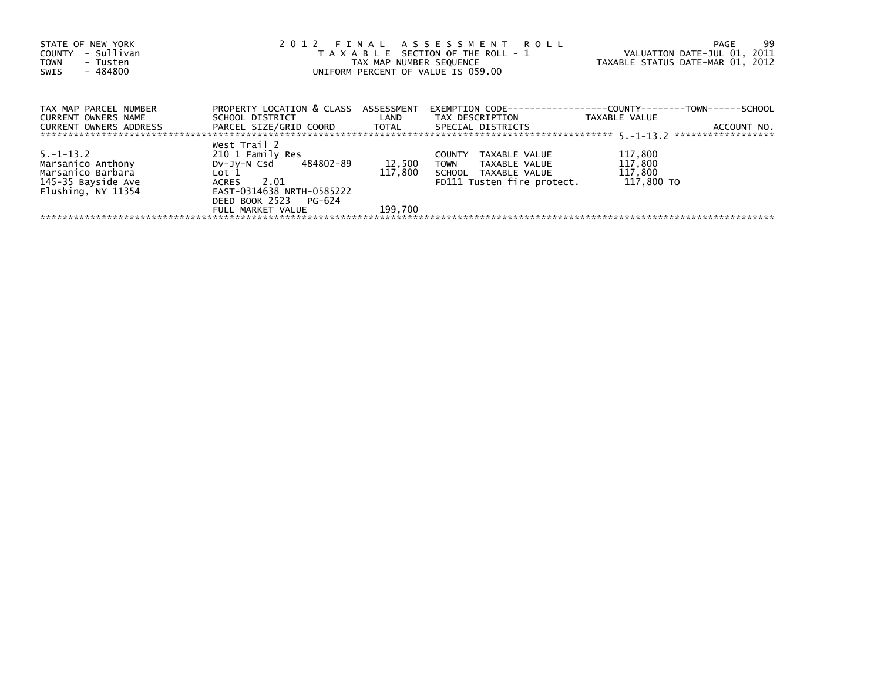STATE OF NEW YORK
COUNTY - Sullivan
TOWN - Tusten
SWIS - 484800

2 0 1 2 F I N A L A S S E S S M E N T R O L L
T A X A B L E SECTION OF THE ROLL - 1
TAX MAP NUMBER SEQUENCE
UNIFORM PERCENT OF VALUE IS 059.00

VALUATION DATE-JUL 01, 2011
TAXABLE STATUS DATE-MAR 01, 2012

| TAX MAP PARCEL NUMBER<br>CURRENT OWNERS NAME<br>CURRENT OWNERS ADDRESS | PROPERTY LOCATION & CLASS<br>SCHOOL DISTRICT<br>PARCEL SIZE/GRID COORD | ASSESSMENT<br>LAND<br>TOTAL | EXEMPTION CODE<br>TAX DESCRIPTION<br>SPECIAL DISTRICTS | COUNTY--------TOWN------SCHOOL<br>TAXABLE VALUE | ACCOUNT NO. |
|---|---|---|---|---|---|
| 5.-1-13.2 | West Trail 2 | | | | |
| 5.-1-13.2 | 210 1 Family Res | | COUNTY TAXABLE VALUE | 117,800 | |
| Marsanico Anthony | Dv-Jy-N Csd 484802-89 | 12,500 | TOWN TAXABLE VALUE | 117,800 | |
| Marsanico Barbara | Lot 1 | 117,800 | SCHOOL TAXABLE VALUE | 117,800 | |
| 145-35 Bayside Ave | ACRES 2.01 | | FD111 Tusten fire protect. | 117,800 TO | |
| Flushing, NY 11354 | EAST-0314638 NRTH-0585222 | | | | |
| | DEED BOOK 2523 PG-624 | | | | |
| | FULL MARKET VALUE | 199,700 | | | |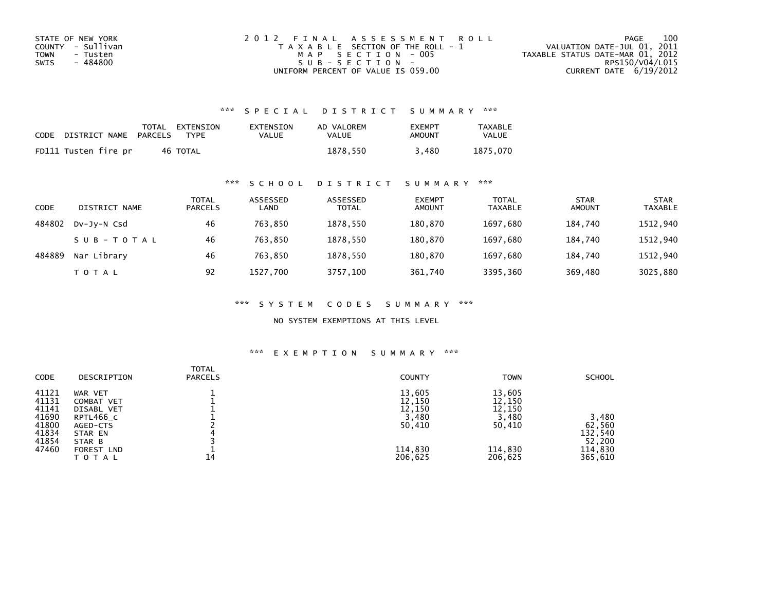STATE OF NEW YORK
COUNTY - Sullivan
TOWN - Tusten
SWIS - 484800

2012 FINAL ASSESSMENT ROLL
TAXABLE SECTION OF THE ROLL - 1
MAP SECTION - 005
SUB-SECTION -
UNIFORM PERCENT OF VALUE IS 059.00

VALUATION DATE-JUL 01, 2011
TAXABLE STATUS DATE-MAR 01, 2012
RPS150/V04/L015
CURRENT DATE 6/19/2012

## *** SPECIAL DISTRICT SUMMARY ***

| CODE | DISTRICT NAME | TOTAL PARCELS | EXTENSION TYPE | EXTENSION VALUE | AD VALOREM VALUE | EXEMPT AMOUNT | TAXABLE VALUE |
|---|---|---|---|---|---|---|---|
| FD111 | Tusten fire pr | 46 | TOTAL | | 1878,550 | 3,480 | 1875,070 |

## *** SCHOOL DISTRICT SUMMARY ***

| CODE | DISTRICT NAME | TOTAL PARCELS | ASSESSED LAND | ASSESSED TOTAL | EXEMPT AMOUNT | TOTAL TAXABLE | STAR AMOUNT | STAR TAXABLE |
|---|---|---|---|---|---|---|---|---|
| 484802 | Dv-Jy-N Csd | 46 | 763,850 | 1878,550 | 180,870 | 1697,680 | 184,740 | 1512,940 |
| | SUB-TOTAL | 46 | 763,850 | 1878,550 | 180,870 | 1697,680 | 184,740 | 1512,940 |
| 484889 | Nar Library | 46 | 763,850 | 1878,550 | 180,870 | 1697,680 | 184,740 | 1512,940 |
| | TOTAL | 92 | 1527,700 | 3757,100 | 361,740 | 3395,360 | 369,480 | 3025,880 |

## *** SYSTEM CODES SUMMARY ***

NO SYSTEM EXEMPTIONS AT THIS LEVEL

## *** EXEMPTION SUMMARY ***

| CODE | DESCRIPTION | TOTAL PARCELS | COUNTY | TOWN | SCHOOL |
|---|---|---|---|---|---|
| 41121 | WAR VET | 1 | 13,605 | 13,605 | |
| 41131 | COMBAT VET | 1 | 12,150 | 12,150 | |
| 41141 | DISABL VET | 1 | 12,150 | 12,150 | |
| 41690 | RPTL466_c | 1 | 3,480 | 3,480 | 3,480 |
| 41800 | AGED-CTS | 2 | 50,410 | 50,410 | 62,560 |
| 41834 | STAR EN | 4 | | | 132,540 |
| 41854 | STAR B | 3 | | | 52,200 |
| 47460 | FOREST LND | 1 | 114,830 | 114,830 | 114,830 |
| | TOTAL | 14 | 206,625 | 206,625 | 365,610 |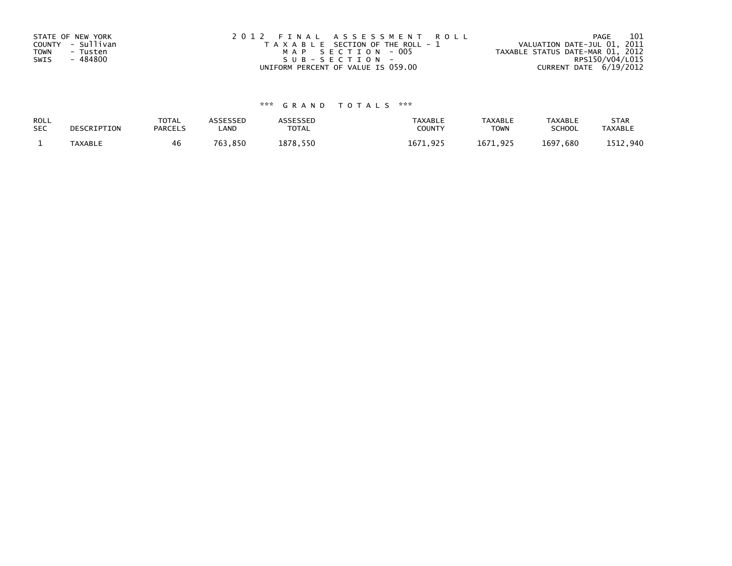STATE OF NEW YORK
COUNTY - Sullivan
TOWN - Tusten
SWIS - 484800

2012 FINAL ASSESSMENT ROLL
TAXABLE SECTION OF THE ROLL - 1
MAP SECTION - 005
SUB-SECTION -
UNIFORM PERCENT OF VALUE IS 059.00

VALUATION DATE-JUL 01, 2011
TAXABLE STATUS DATE-MAR 01, 2012
RPS150/V04/L015
CURRENT DATE 6/19/2012

*** GRAND TOTALS ***

| ROLL SEC | DESCRIPTION | TOTAL PARCELS | ASSESSED LAND | ASSESSED TOTAL | TAXABLE COUNTY | TAXABLE TOWN | TAXABLE SCHOOL | STAR TAXABLE |
|---|---|---|---|---|---|---|---|---|
| 1 | TAXABLE | 46 | 763,850 | 1878,550 | 1671,925 | 1671,925 | 1697,680 | 1512,940 |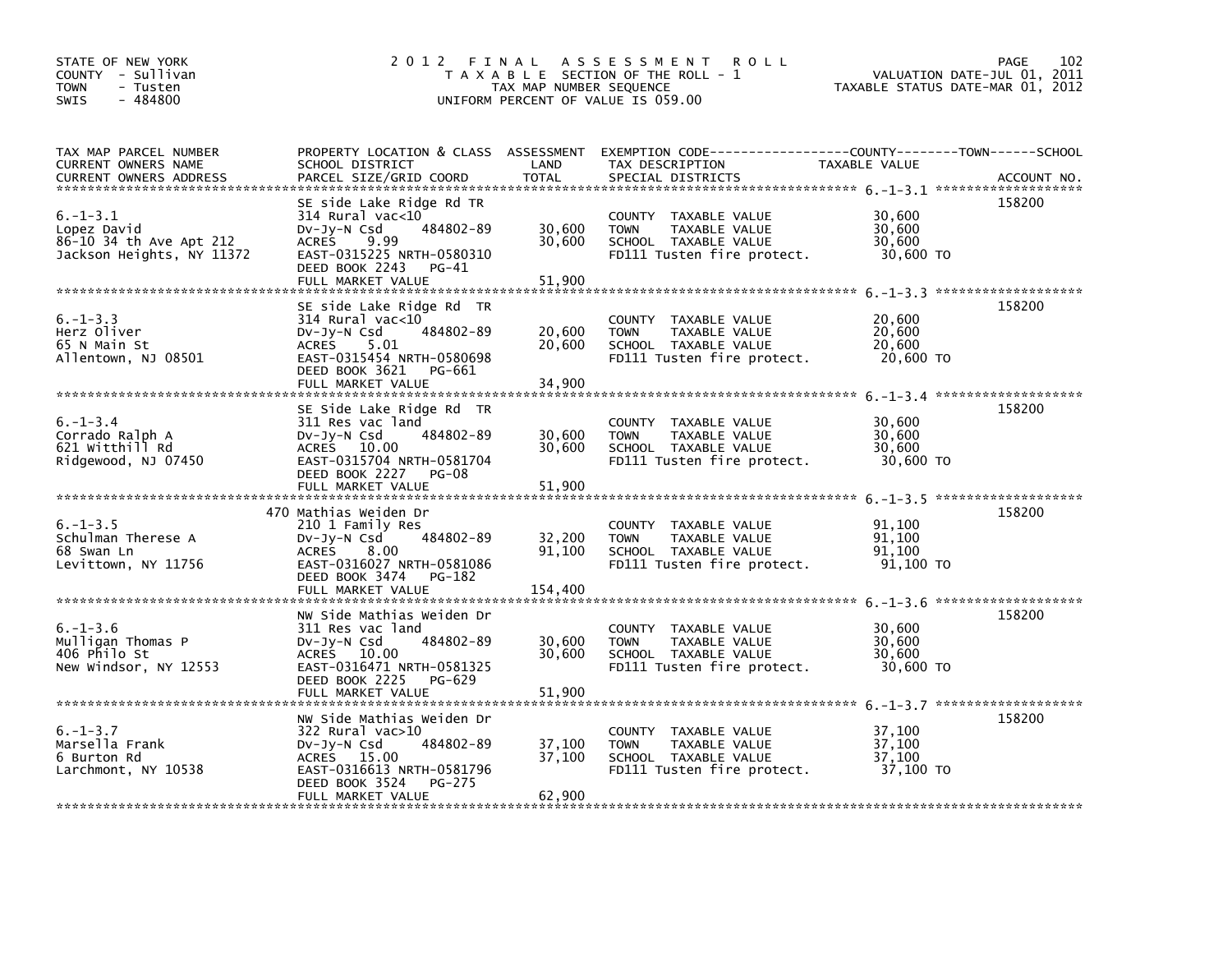STATE OF NEW YORK
COUNTY - Sullivan
TOWN - Tusten
SWIS - 484800

# 2012 FINAL ASSESSMENT ROLL

TAXABLE SECTION OF THE ROLL - 1
TAX MAP NUMBER SEQUENCE
UNIFORM PERCENT OF VALUE IS 059.00

VALUATION DATE-JUL 01, 2011
TAXABLE STATUS DATE-MAR 01, 2012

| TAX MAP PARCEL NUMBER / CURRENT OWNERS NAME / CURRENT OWNERS ADDRESS | PROPERTY LOCATION & CLASS / SCHOOL DISTRICT / PARCEL SIZE/GRID COORD | ASSESSMENT LAND | TOTAL | EXEMPTION CODE / TAX DESCRIPTION / SPECIAL DISTRICTS | TAXABLE VALUE (COUNTY / TOWN / SCHOOL) | ACCOUNT NO. |
|---|---|---|---|---|---|---|
| 6.-1-3.1 | SE side Lake Ridge Rd TR | | | | | 158200 |
| 6.-1-3.1 | 314 Rural vac<10 | | | COUNTY TAXABLE VALUE | 30,600 | |
| Lopez David | Dv-Jy-N Csd 484802-89 | 30,600 | | TOWN TAXABLE VALUE | 30,600 | |
| 86-10 34 th Ave Apt 212 | ACRES 9.99 | | 30,600 | SCHOOL TAXABLE VALUE | 30,600 | |
| Jackson Heights, NY 11372 | EAST-0315225 NRTH-0580310 | | | FD111 Tusten fire protect. | 30,600 TO | |
| | DEED BOOK 2243 PG-41 | | | | | |
| | FULL MARKET VALUE | | 51,900 | | | |
| 6.-1-3.3 | SE side Lake Ridge Rd TR | | | | | 158200 |
| 6.-1-3.3 | 314 Rural vac<10 | | | COUNTY TAXABLE VALUE | 20,600 | |
| Herz Oliver | Dv-Jy-N Csd 484802-89 | 20,600 | | TOWN TAXABLE VALUE | 20,600 | |
| 65 N Main St | ACRES 5.01 | | 20,600 | SCHOOL TAXABLE VALUE | 20,600 | |
| Allentown, NJ 08501 | EAST-0315454 NRTH-0580698 | | | FD111 Tusten fire protect. | 20,600 TO | |
| | DEED BOOK 3621 PG-661 | | | | | |
| | FULL MARKET VALUE | | 34,900 | | | |
| 6.-1-3.4 | SE Side Lake Ridge Rd TR | | | | | 158200 |
| 6.-1-3.4 | 311 Res vac land | | | COUNTY TAXABLE VALUE | 30,600 | |
| Corrado Ralph A | Dv-Jy-N Csd 484802-89 | 30,600 | | TOWN TAXABLE VALUE | 30,600 | |
| 621 Witthill Rd | ACRES 10.00 | | 30,600 | SCHOOL TAXABLE VALUE | 30,600 | |
| Ridgewood, NJ 07450 | EAST-0315704 NRTH-0581704 | | | FD111 Tusten fire protect. | 30,600 TO | |
| | DEED BOOK 2227 PG-08 | | | | | |
| | FULL MARKET VALUE | | 51,900 | | | |
| 6.-1-3.5 | 470 Mathias Weiden Dr | | | | | 158200 |
| 6.-1-3.5 | 210 1 Family Res | | | COUNTY TAXABLE VALUE | 91,100 | |
| Schulman Therese A | Dv-Jy-N Csd 484802-89 | 32,200 | | TOWN TAXABLE VALUE | 91,100 | |
| 68 Swan Ln | ACRES 8.00 | | 91,100 | SCHOOL TAXABLE VALUE | 91,100 | |
| Levittown, NY 11756 | EAST-0316027 NRTH-0581086 | | | FD111 Tusten fire protect. | 91,100 TO | |
| | DEED BOOK 3474 PG-182 | | | | | |
| | FULL MARKET VALUE | | 154,400 | | | |
| 6.-1-3.6 | NW Side Mathias Weiden Dr | | | | | 158200 |
| 6.-1-3.6 | 311 Res vac land | | | COUNTY TAXABLE VALUE | 30,600 | |
| Mulligan Thomas P | Dv-Jy-N Csd 484802-89 | 30,600 | | TOWN TAXABLE VALUE | 30,600 | |
| 406 Philo St | ACRES 10.00 | | 30,600 | SCHOOL TAXABLE VALUE | 30,600 | |
| New Windsor, NY 12553 | EAST-0316471 NRTH-0581325 | | | FD111 Tusten fire protect. | 30,600 TO | |
| | DEED BOOK 2225 PG-629 | | | | | |
| | FULL MARKET VALUE | | 51,900 | | | |
| 6.-1-3.7 | NW Side Mathias Weiden Dr | | | | | 158200 |
| 6.-1-3.7 | 322 Rural vac>10 | | | COUNTY TAXABLE VALUE | 37,100 | |
| Marsella Frank | Dv-Jy-N Csd 484802-89 | 37,100 | | TOWN TAXABLE VALUE | 37,100 | |
| 6 Burton Rd | ACRES 15.00 | | 37,100 | SCHOOL TAXABLE VALUE | 37,100 | |
| Larchmont, NY 10538 | EAST-0316613 NRTH-0581796 | | | FD111 Tusten fire protect. | 37,100 TO | |
| | DEED BOOK 3524 PG-275 | | | | | |
| | FULL MARKET VALUE | | 62,900 | | | |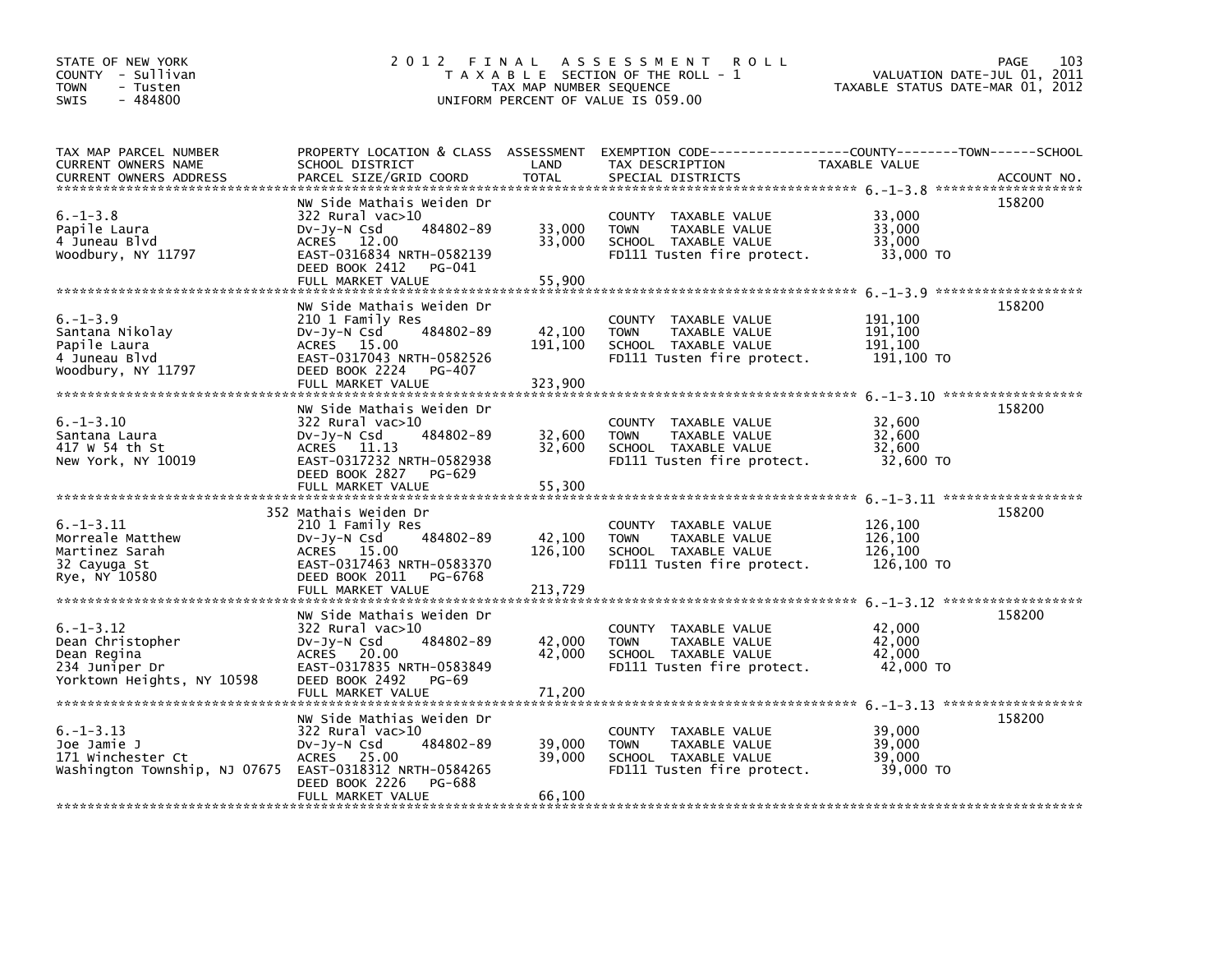STATE OF NEW YORK
COUNTY - Sullivan
TOWN - Tusten
SWIS - 484800

# 2012 FINAL ASSESSMENT ROLL

TAXABLE SECTION OF THE ROLL - 1
TAX MAP NUMBER SEQUENCE
UNIFORM PERCENT OF VALUE IS 059.00

VALUATION DATE-JUL 01, 2011
TAXABLE STATUS DATE-MAR 01, 2012

| TAX MAP PARCEL NUMBER / CURRENT OWNERS NAME / CURRENT OWNERS ADDRESS | PROPERTY LOCATION & CLASS / SCHOOL DISTRICT / PARCEL SIZE/GRID COORD | ASSESSMENT LAND | TOTAL | EXEMPTION CODE / TAX DESCRIPTION / SPECIAL DISTRICTS | TAXABLE VALUE (COUNTY / TOWN / SCHOOL) | ACCOUNT NO. |
|---|---|---|---|---|---|---|
| 6.-1-3.8 | NW Side Mathais Weiden Dr | | | | | 158200 |
| Papile Laura | 322 Rural vac>10 | | | COUNTY TAXABLE VALUE | 33,000 | |
| 4 Juneau Blvd | Dv-Jy-N Csd 484802-89 | 33,000 | | TOWN TAXABLE VALUE | 33,000 | |
| Woodbury, NY 11797 | ACRES 12.00 | | 33,000 | SCHOOL TAXABLE VALUE | 33,000 | |
| | EAST-0316834 NRTH-0582139 | | | FD111 Tusten fire protect. | 33,000 TO | |
| | DEED BOOK 2412 PG-041 | | | | | |
| | FULL MARKET VALUE | | 55,900 | | | |
| 6.-1-3.9 | NW Side Mathais Weiden Dr | | | | | 158200 |
| Santana Nikolay | 210 1 Family Res | | | COUNTY TAXABLE VALUE | 191,100 | |
| Papile Laura | Dv-Jy-N Csd 484802-89 | 42,100 | | TOWN TAXABLE VALUE | 191,100 | |
| 4 Juneau Blvd | ACRES 15.00 | | 191,100 | SCHOOL TAXABLE VALUE | 191,100 | |
| Woodbury, NY 11797 | EAST-0317043 NRTH-0582526 | | | FD111 Tusten fire protect. | 191,100 TO | |
| | DEED BOOK 2224 PG-407 | | | | | |
| | FULL MARKET VALUE | | 323,900 | | | |
| 6.-1-3.10 | NW Side Mathais Weiden Dr | | | | | 158200 |
| Santana Laura | 322 Rural vac>10 | | | COUNTY TAXABLE VALUE | 32,600 | |
| 417 W 54 th St | Dv-Jy-N Csd 484802-89 | 32,600 | | TOWN TAXABLE VALUE | 32,600 | |
| New York, NY 10019 | ACRES 11.13 | | 32,600 | SCHOOL TAXABLE VALUE | 32,600 | |
| | EAST-0317232 NRTH-0582938 | | | FD111 Tusten fire protect. | 32,600 TO | |
| | DEED BOOK 2827 PG-629 | | | | | |
| | FULL MARKET VALUE | | 55,300 | | | |
| 6.-1-3.11 | 352 Mathais Weiden Dr | | | | | 158200 |
| Morreale Matthew | 210 1 Family Res | | | COUNTY TAXABLE VALUE | 126,100 | |
| Martinez Sarah | Dv-Jy-N Csd 484802-89 | 42,100 | | TOWN TAXABLE VALUE | 126,100 | |
| 32 Cayuga St | ACRES 15.00 | | 126,100 | SCHOOL TAXABLE VALUE | 126,100 | |
| Rye, NY 10580 | EAST-0317463 NRTH-0583370 | | | FD111 Tusten fire protect. | 126,100 TO | |
| | DEED BOOK 2011 PG-6768 | | | | | |
| | FULL MARKET VALUE | | 213,729 | | | |
| 6.-1-3.12 | NW Side Mathais Weiden Dr | | | | | 158200 |
| Dean Christopher | 322 Rural vac>10 | | | COUNTY TAXABLE VALUE | 42,000 | |
| Dean Regina | Dv-Jy-N Csd 484802-89 | 42,000 | | TOWN TAXABLE VALUE | 42,000 | |
| 234 Juniper Dr | ACRES 20.00 | | 42,000 | SCHOOL TAXABLE VALUE | 42,000 | |
| Yorktown Heights, NY 10598 | EAST-0317835 NRTH-0583849 | | | FD111 Tusten fire protect. | 42,000 TO | |
| | DEED BOOK 2492 PG-69 | | | | | |
| | FULL MARKET VALUE | | 71,200 | | | |
| 6.-1-3.13 | NW Side Mathias Weiden Dr | | | | | 158200 |
| Joe Jamie J | 322 Rural vac>10 | | | COUNTY TAXABLE VALUE | 39,000 | |
| 171 Winchester Ct | Dv-Jy-N Csd 484802-89 | 39,000 | | TOWN TAXABLE VALUE | 39,000 | |
| Washington Township, NJ 07675 | ACRES 25.00 | | 39,000 | SCHOOL TAXABLE VALUE | 39,000 | |
| | EAST-0318312 NRTH-0584265 | | | FD111 Tusten fire protect. | 39,000 TO | |
| | DEED BOOK 2226 PG-688 | | | | | |
| | FULL MARKET VALUE | | 66,100 | | | |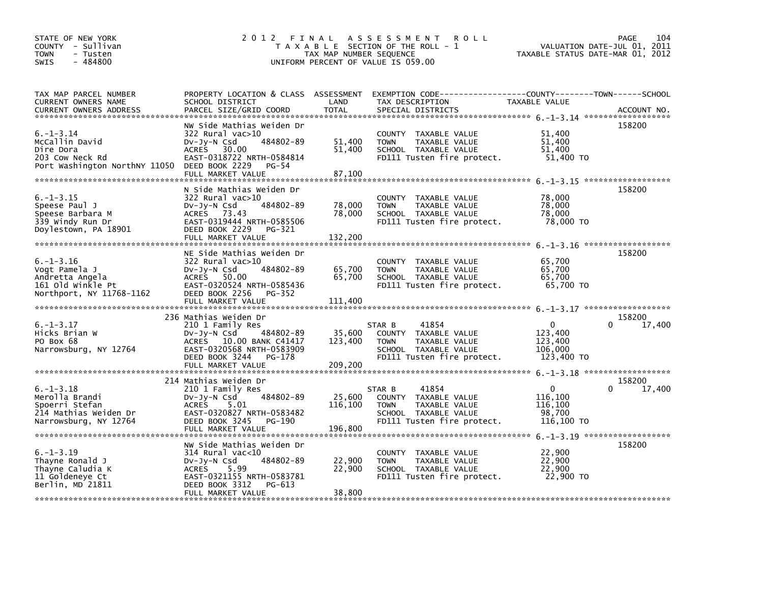STATE OF NEW YORK
COUNTY - Sullivan
TOWN - Tusten
SWIS - 484800

2012 FINAL ASSESSMENT ROLL
TAXABLE SECTION OF THE ROLL - 1
TAX MAP NUMBER SEQUENCE
UNIFORM PERCENT OF VALUE IS 059.00

VALUATION DATE-JUL 01, 2011
TAXABLE STATUS DATE-MAR 01, 2012

| TAX MAP PARCEL NUMBER / CURRENT OWNERS NAME / CURRENT OWNERS ADDRESS | PROPERTY LOCATION & CLASS / SCHOOL DISTRICT / PARCEL SIZE/GRID COORD | ASSESSMENT LAND | TOTAL | EXEMPTION CODE / TAX DESCRIPTION / SPECIAL DISTRICTS | COUNTY TAXABLE VALUE | TOWN | SCHOOL | ACCOUNT NO. |
|---|---|---|---|---|---|---|---|---|
| 6.-1-3.14 | NW Side Mathias Weiden Dr | | | | | | | 158200 |
| McCallin David | 322 Rural vac>10 | | | COUNTY TAXABLE VALUE | 51,400 | | | |
| Dire Dora | Dv-Jy-N Csd 484802-89 | 51,400 | | TOWN TAXABLE VALUE | 51,400 | | | |
| 203 Cow Neck Rd | ACRES 30.00 | | 51,400 | SCHOOL TAXABLE VALUE | 51,400 | | | |
| Port Washington NorthNY 11050 | EAST-0318722 NRTH-0584814 | | | FD111 Tusten fire protect. | 51,400 TO | | | |
| | DEED BOOK 2229 PG-54 | | | | | | | |
| | FULL MARKET VALUE | | 87,100 | | | | | |
| 6.-1-3.15 | N Side Mathias Weiden Dr | | | | | | | 158200 |
| Speese Paul J | 322 Rural vac>10 | | | COUNTY TAXABLE VALUE | 78,000 | | | |
| Speese Barbara M | Dv-Jy-N Csd 484802-89 | 78,000 | | TOWN TAXABLE VALUE | 78,000 | | | |
| 339 Windy Run Dr | ACRES 73.43 | | 78,000 | SCHOOL TAXABLE VALUE | 78,000 | | | |
| Doylestown, PA 18901 | EAST-0319444 NRTH-0585506 | | | FD111 Tusten fire protect. | 78,000 TO | | | |
| | DEED BOOK 2229 PG-321 | | | | | | | |
| | FULL MARKET VALUE | | 132,200 | | | | | |
| 6.-1-3.16 | NE Side Mathias Weiden Dr | | | | | | | 158200 |
| Vogt Pamela J | 322 Rural vac>10 | | | COUNTY TAXABLE VALUE | 65,700 | | | |
| Andretta Angela | Dv-Jy-N Csd 484802-89 | 65,700 | | TOWN TAXABLE VALUE | 65,700 | | | |
| 161 Old Winkle Pt | ACRES 50.00 | | 65,700 | SCHOOL TAXABLE VALUE | 65,700 | | | |
| Northport, NY 11768-1162 | EAST-0320524 NRTH-0585436 | | | FD111 Tusten fire protect. | 65,700 TO | | | |
| | DEED BOOK 2256 PG-352 | | | | | | | |
| | FULL MARKET VALUE | | 111,400 | | | | | |
| 6.-1-3.17 | 236 Mathias Weiden Dr | | | | | | | 158200 |
| Hicks Brian W | 210 1 Family Res | | | STAR B 41854 | 0 | 0 | 17,400 | |
| PO Box 68 | Dv-Jy-N Csd 484802-89 | 35,600 | | COUNTY TAXABLE VALUE | 123,400 | | | |
| Narrowsburg, NY 12764 | ACRES 10.00 BANK C41417 | | 123,400 | TOWN TAXABLE VALUE | 123,400 | | | |
| | EAST-0320568 NRTH-0583909 | | | SCHOOL TAXABLE VALUE | 106,000 | | | |
| | DEED BOOK 3244 PG-178 | | | FD111 Tusten fire protect. | 123,400 TO | | | |
| | FULL MARKET VALUE | | 209,200 | | | | | |
| 6.-1-3.18 | 214 Mathias Weiden Dr | | | | | | | 158200 |
| Merolla Brandi | 210 1 Family Res | | | STAR B 41854 | 0 | 0 | 17,400 | |
| Spoerri Stefan | Dv-Jy-N Csd 484802-89 | 25,600 | | COUNTY TAXABLE VALUE | 116,100 | | | |
| 214 Mathias Weiden Dr | ACRES 5.01 | | 116,100 | TOWN TAXABLE VALUE | 116,100 | | | |
| Narrowsburg, NY 12764 | EAST-0320827 NRTH-0583482 | | | SCHOOL TAXABLE VALUE | 98,700 | | | |
| | DEED BOOK 3245 PG-190 | | | FD111 Tusten fire protect. | 116,100 TO | | | |
| | FULL MARKET VALUE | | 196,800 | | | | | |
| 6.-1-3.19 | NW Side Mathias Weiden Dr | | | | | | | 158200 |
| Thayne Ronald J | 314 Rural vac<10 | | | COUNTY TAXABLE VALUE | 22,900 | | | |
| Thayne Caludia K | Dv-Jy-N Csd 484802-89 | 22,900 | | TOWN TAXABLE VALUE | 22,900 | | | |
| 11 Goldeneye Ct | ACRES 5.99 | | 22,900 | SCHOOL TAXABLE VALUE | 22,900 | | | |
| Berlin, MD 21811 | EAST-0321155 NRTH-0583781 | | | FD111 Tusten fire protect. | 22,900 TO | | | |
| | DEED BOOK 3312 PG-613 | | | | | | | |
| | FULL MARKET VALUE | | 38,800 | | | | | |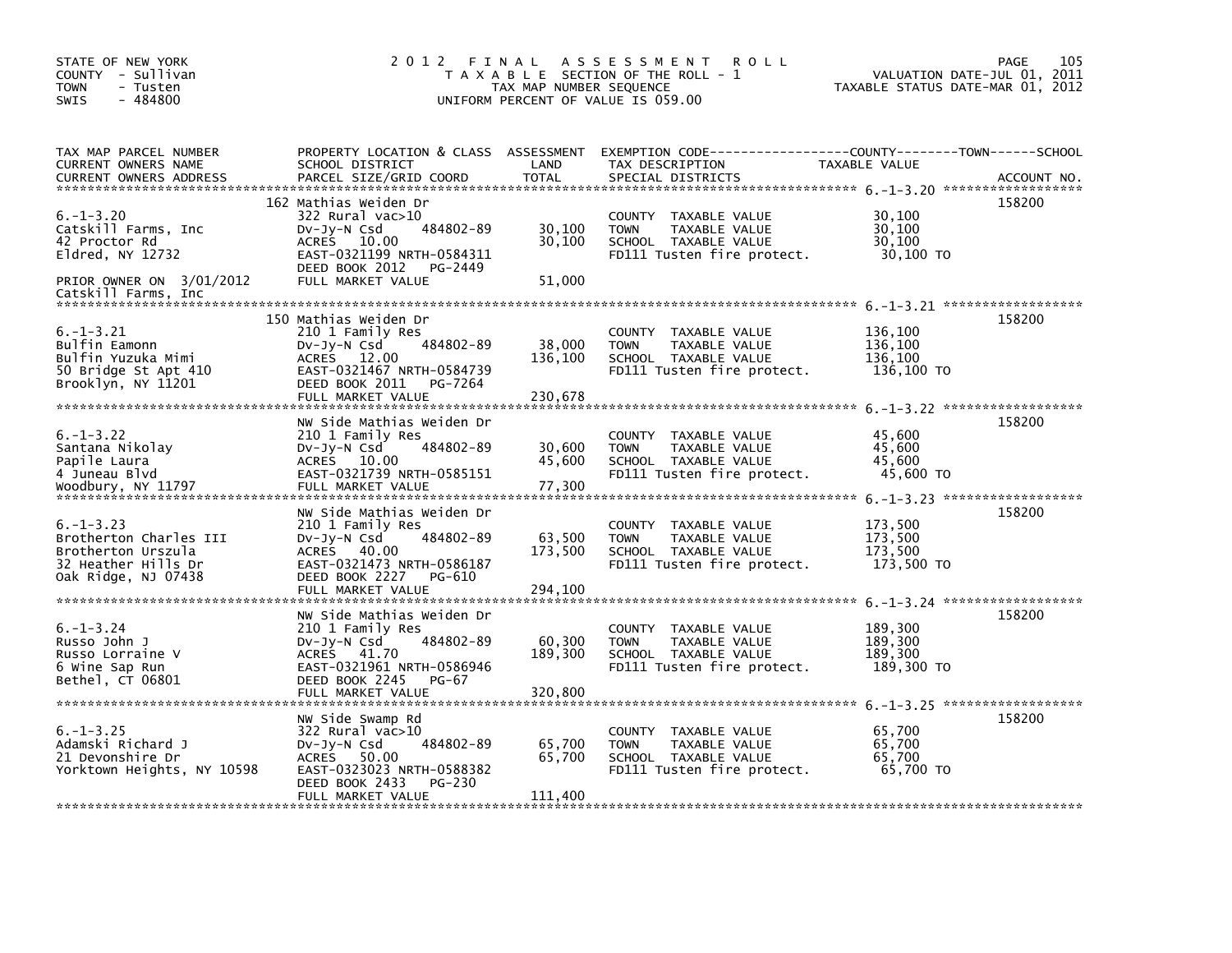STATE OF NEW YORK
COUNTY - Sullivan
TOWN - Tusten
SWIS - 484800

# 2012 FINAL ASSESSMENT ROLL

TAXABLE SECTION OF THE ROLL - 1
TAX MAP NUMBER SEQUENCE
UNIFORM PERCENT OF VALUE IS 059.00

VALUATION DATE-JUL 01, 2011
TAXABLE STATUS DATE-MAR 01, 2012

| TAX MAP PARCEL NUMBER / CURRENT OWNERS NAME / CURRENT OWNERS ADDRESS | PROPERTY LOCATION & CLASS / SCHOOL DISTRICT / PARCEL SIZE/GRID COORD | ASSESSMENT LAND | ASSESSMENT TOTAL | EXEMPTION CODE / TAX DESCRIPTION / SPECIAL DISTRICTS | TAXABLE VALUE (COUNTY--TOWN--SCHOOL) | ACCOUNT NO. |
|---|---|---|---|---|---|---|
| 6.-1-3.20 | 162 Mathias Weiden Dr | | | | | 158200 |
| Catskill Farms, Inc | 322 Rural vac>10 | | | COUNTY TAXABLE VALUE | 30,100 | |
| 42 Proctor Rd | Dv-Jy-N Csd 484802-89 | 30,100 | | TOWN TAXABLE VALUE | 30,100 | |
| Eldred, NY 12732 | ACRES 10.00 | | 30,100 | SCHOOL TAXABLE VALUE | 30,100 | |
| | EAST-0321199 NRTH-0584311 | | | FD111 Tusten fire protect. | 30,100 TO | |
| | DEED BOOK 2012 PG-2449 | | | | | |
| PRIOR OWNER ON 3/01/2012 | FULL MARKET VALUE | | 51,000 | | | |
| Catskill Farms, Inc | | | | | | |
| 6.-1-3.21 | 150 Mathias Weiden Dr | | | | | 158200 |
| Bulfin Eamonn | 210 1 Family Res | | | COUNTY TAXABLE VALUE | 136,100 | |
| Bulfin Yuzuka Mimi | Dv-Jy-N Csd 484802-89 | 38,000 | | TOWN TAXABLE VALUE | 136,100 | |
| 50 Bridge St Apt 410 | ACRES 12.00 | | 136,100 | SCHOOL TAXABLE VALUE | 136,100 | |
| Brooklyn, NY 11201 | EAST-0321467 NRTH-0584739 | | | FD111 Tusten fire protect. | 136,100 TO | |
| | DEED BOOK 2011 PG-7264 | | | | | |
| | FULL MARKET VALUE | | 230,678 | | | |
| 6.-1-3.22 | NW Side Mathias Weiden Dr | | | | | 158200 |
| Santana Nikolay | 210 1 Family Res | | | COUNTY TAXABLE VALUE | 45,600 | |
| Papile Laura | Dv-Jy-N Csd 484802-89 | 30,600 | | TOWN TAXABLE VALUE | 45,600 | |
| 4 Juneau Blvd | ACRES 10.00 | | 45,600 | SCHOOL TAXABLE VALUE | 45,600 | |
| Woodbury, NY 11797 | EAST-0321739 NRTH-0585151 | | | FD111 Tusten fire protect. | 45,600 TO | |
| | FULL MARKET VALUE | | 77,300 | | | |
| 6.-1-3.23 | NW Side Mathias Weiden Dr | | | | | 158200 |
| Brotherton Charles III | 210 1 Family Res | | | COUNTY TAXABLE VALUE | 173,500 | |
| Brotherton Urszula | Dv-Jy-N Csd 484802-89 | 63,500 | | TOWN TAXABLE VALUE | 173,500 | |
| 32 Heather Hills Dr | ACRES 40.00 | | 173,500 | SCHOOL TAXABLE VALUE | 173,500 | |
| Oak Ridge, NJ 07438 | EAST-0321473 NRTH-0586187 | | | FD111 Tusten fire protect. | 173,500 TO | |
| | DEED BOOK 2227 PG-610 | | | | | |
| | FULL MARKET VALUE | | 294,100 | | | |
| 6.-1-3.24 | NW Side Mathias Weiden Dr | | | | | 158200 |
| Russo John J | 210 1 Family Res | | | COUNTY TAXABLE VALUE | 189,300 | |
| Russo Lorraine V | Dv-Jy-N Csd 484802-89 | 60,300 | | TOWN TAXABLE VALUE | 189,300 | |
| 6 Wine Sap Run | ACRES 41.70 | | 189,300 | SCHOOL TAXABLE VALUE | 189,300 | |
| Bethel, CT 06801 | EAST-0321961 NRTH-0586946 | | | FD111 Tusten fire protect. | 189,300 TO | |
| | DEED BOOK 2245 PG-67 | | | | | |
| | FULL MARKET VALUE | | 320,800 | | | |
| 6.-1-3.25 | NW Side Swamp Rd | | | | | 158200 |
| Adamski Richard J | 322 Rural vac>10 | | | COUNTY TAXABLE VALUE | 65,700 | |
| 21 Devonshire Dr | Dv-Jy-N Csd 484802-89 | 65,700 | | TOWN TAXABLE VALUE | 65,700 | |
| Yorktown Heights, NY 10598 | ACRES 50.00 | | 65,700 | SCHOOL TAXABLE VALUE | 65,700 | |
| | EAST-0323023 NRTH-0588382 | | | FD111 Tusten fire protect. | 65,700 TO | |
| | DEED BOOK 2433 PG-230 | | | | | |
| | FULL MARKET VALUE | | 111,400 | | | |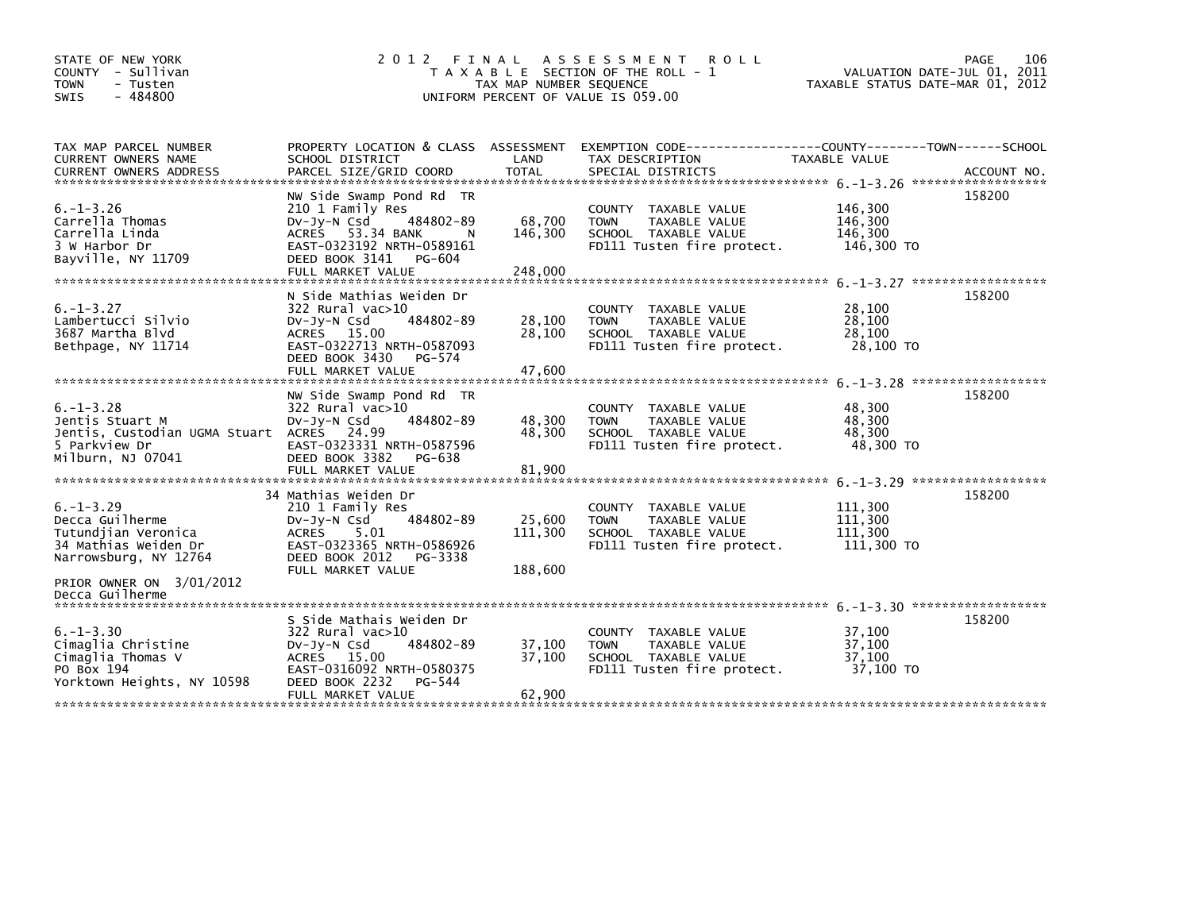STATE OF NEW YORK
COUNTY - Sullivan
TOWN - Tusten
SWIS - 484800

# 2012 FINAL ASSESSMENT ROLL

TAXABLE SECTION OF THE ROLL - 1
TAX MAP NUMBER SEQUENCE
UNIFORM PERCENT OF VALUE IS 059.00

VALUATION DATE-JUL 01, 2011
TAXABLE STATUS DATE-MAR 01, 2012

| TAX MAP PARCEL NUMBER / CURRENT OWNERS NAME / CURRENT OWNERS ADDRESS | PROPERTY LOCATION & CLASS / SCHOOL DISTRICT / PARCEL SIZE/GRID COORD | ASSESSMENT LAND | TOTAL | EXEMPTION CODE / TAX DESCRIPTION / SPECIAL DISTRICTS | TAXABLE VALUE (COUNTY / TOWN / SCHOOL) | ACCOUNT NO. |
|---|---|---|---|---|---|---|
| **6.-1-3.26** | NW Side Swamp Pond Rd TR | | | | | 158200 |
| 6.-1-3.26 | 210 1 Family Res | | | COUNTY TAXABLE VALUE | 146,300 | |
| Carrella Thomas | Dv-Jy-N Csd 484802-89 | 68,700 | | TOWN TAXABLE VALUE | 146,300 | |
| Carrella Linda | ACRES 53.34 BANK N | | 146,300 | SCHOOL TAXABLE VALUE | 146,300 | |
| 3 W Harbor Dr | EAST-0323192 NRTH-0589161 | | | FD111 Tusten fire protect. | 146,300 TO | |
| Bayville, NY 11709 | DEED BOOK 3141 PG-604 | | | | | |
| | FULL MARKET VALUE | | 248,000 | | | |
| **6.-1-3.27** | N Side Mathias Weiden Dr | | | | | 158200 |
| 6.-1-3.27 | 322 Rural vac>10 | | | COUNTY TAXABLE VALUE | 28,100 | |
| Lambertucci Silvio | Dv-Jy-N Csd 484802-89 | 28,100 | | TOWN TAXABLE VALUE | 28,100 | |
| 3687 Martha Blvd | ACRES 15.00 | | 28,100 | SCHOOL TAXABLE VALUE | 28,100 | |
| Bethpage, NY 11714 | EAST-0322713 NRTH-0587093 | | | FD111 Tusten fire protect. | 28,100 TO | |
| | DEED BOOK 3430 PG-574 | | | | | |
| | FULL MARKET VALUE | | 47,600 | | | |
| **6.-1-3.28** | NW Side Swamp Pond Rd TR | | | | | 158200 |
| 6.-1-3.28 | 322 Rural vac>10 | | | COUNTY TAXABLE VALUE | 48,300 | |
| Jentis Stuart M | Dv-Jy-N Csd 484802-89 | 48,300 | | TOWN TAXABLE VALUE | 48,300 | |
| Jentis, Custodian UGMA Stuart | ACRES 24.99 | | 48,300 | SCHOOL TAXABLE VALUE | 48,300 | |
| 5 Parkview Dr | EAST-0323331 NRTH-0587596 | | | FD111 Tusten fire protect. | 48,300 TO | |
| Milburn, NJ 07041 | DEED BOOK 3382 PG-638 | | | | | |
| | FULL MARKET VALUE | | 81,900 | | | |
| **6.-1-3.29** | 34 Mathias Weiden Dr | | | | | 158200 |
| 6.-1-3.29 | 210 1 Family Res | | | COUNTY TAXABLE VALUE | 111,300 | |
| Decca Guilherme | Dv-Jy-N Csd 484802-89 | 25,600 | | TOWN TAXABLE VALUE | 111,300 | |
| Tutundjian Veronica | ACRES 5.01 | | 111,300 | SCHOOL TAXABLE VALUE | 111,300 | |
| 34 Mathias Weiden Dr | EAST-0323365 NRTH-0586926 | | | FD111 Tusten fire protect. | 111,300 TO | |
| Narrowsburg, NY 12764 | DEED BOOK 2012 PG-3338 | | | | | |
| | FULL MARKET VALUE | | 188,600 | | | |
| PRIOR OWNER ON 3/01/2012 | | | | | | |
| Decca Guilherme | | | | | | |
| **6.-1-3.30** | S Side Mathais Weiden Dr | | | | | 158200 |
| 6.-1-3.30 | 322 Rural vac>10 | | | COUNTY TAXABLE VALUE | 37,100 | |
| Cimaglia Christine | Dv-Jy-N Csd 484802-89 | 37,100 | | TOWN TAXABLE VALUE | 37,100 | |
| Cimaglia Thomas V | ACRES 15.00 | | 37,100 | SCHOOL TAXABLE VALUE | 37,100 | |
| PO Box 194 | EAST-0316092 NRTH-0580375 | | | FD111 Tusten fire protect. | 37,100 TO | |
| Yorktown Heights, NY 10598 | DEED BOOK 2232 PG-544 | | | | | |
| | FULL MARKET VALUE | | 62,900 | | | |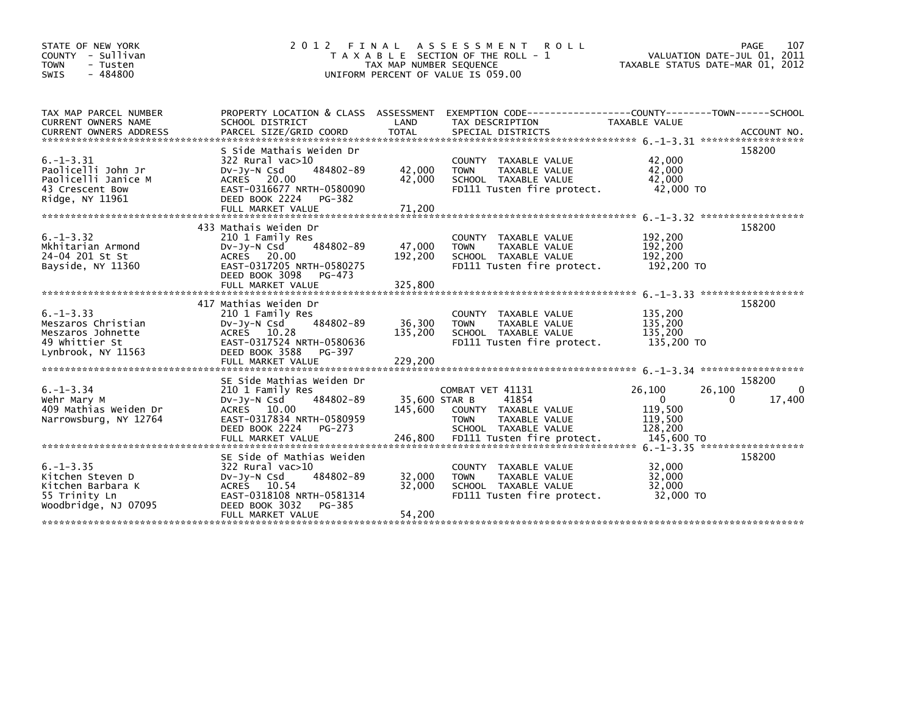STATE OF NEW YORK
COUNTY - Sullivan
TOWN - Tusten
SWIS - 484800

# 2012 FINAL ASSESSMENT ROLL

TAXABLE SECTION OF THE ROLL - 1
TAX MAP NUMBER SEQUENCE
UNIFORM PERCENT OF VALUE IS 059.00

VALUATION DATE-JUL 01, 2011
TAXABLE STATUS DATE-MAR 01, 2012

| TAX MAP PARCEL NUMBER / CURRENT OWNERS NAME / CURRENT OWNERS ADDRESS | PROPERTY LOCATION & CLASS / SCHOOL DISTRICT / PARCEL SIZE/GRID COORD | ASSESSMENT LAND | TOTAL | EXEMPTION CODE / TAX DESCRIPTION / SPECIAL DISTRICTS | COUNTY TAXABLE VALUE | TOWN | SCHOOL | ACCOUNT NO. |
|---|---|---|---|---|---|---|---|---|
| 6.-1-3.31 | S Side Mathais Weiden Dr | | | | | | | 158200 |
| Paolicelli John Jr | 322 Rural vac>10 | | | COUNTY TAXABLE VALUE | 42,000 | | | |
| Paolicelli Janice M | Dv-Jy-N Csd 484802-89 | 42,000 | | TOWN TAXABLE VALUE | 42,000 | | | |
| 43 Crescent Bow | ACRES 20.00 | | 42,000 | SCHOOL TAXABLE VALUE | 42,000 | | | |
| Ridge, NY 11961 | EAST-0316677 NRTH-0580090 | | | FD111 Tusten fire protect. | 42,000 TO | | | |
| | DEED BOOK 2224 PG-382 | | | | | | | |
| | FULL MARKET VALUE | | 71,200 | | | | | |
| 6.-1-3.32 | 433 Mathais Weiden Dr | | | | | | | 158200 |
| Mkhitarian Armond | 210 1 Family Res | | | COUNTY TAXABLE VALUE | 192,200 | | | |
| 24-04 201 St St | Dv-Jy-N Csd 484802-89 | 47,000 | | TOWN TAXABLE VALUE | 192,200 | | | |
| Bayside, NY 11360 | ACRES 20.00 | | 192,200 | SCHOOL TAXABLE VALUE | 192,200 | | | |
| | EAST-0317205 NRTH-0580275 | | | FD111 Tusten fire protect. | 192,200 TO | | | |
| | DEED BOOK 3098 PG-473 | | | | | | | |
| | FULL MARKET VALUE | | 325,800 | | | | | |
| 6.-1-3.33 | 417 Mathias Weiden Dr | | | | | | | 158200 |
| Meszaros Christian | 210 1 Family Res | | | COUNTY TAXABLE VALUE | 135,200 | | | |
| Meszaros Johnette | Dv-Jy-N Csd 484802-89 | 36,300 | | TOWN TAXABLE VALUE | 135,200 | | | |
| 49 Whittier St | ACRES 10.28 | | 135,200 | SCHOOL TAXABLE VALUE | 135,200 | | | |
| Lynbrook, NY 11563 | EAST-0317524 NRTH-0580636 | | | FD111 Tusten fire protect. | 135,200 TO | | | |
| | DEED BOOK 3588 PG-397 | | | | | | | |
| | FULL MARKET VALUE | | 229,200 | | | | | |
| 6.-1-3.34 | SE Side Mathias Weiden Dr | | | | | | | 158200 |
| Wehr Mary M | 210 1 Family Res | | | COMBAT VET 41131 | 26,100 | 26,100 | 0 | |
| 409 Mathias Weiden Dr | Dv-Jy-N Csd 484802-89 | 35,600 | | STAR B 41854 | 0 | 0 | 17,400 | |
| Narrowsburg, NY 12764 | ACRES 10.00 | | 145,600 | COUNTY TAXABLE VALUE | 119,500 | | | |
| | EAST-0317834 NRTH-0580959 | | | TOWN TAXABLE VALUE | 119,500 | | | |
| | DEED BOOK 2224 PG-273 | | | SCHOOL TAXABLE VALUE | 128,200 | | | |
| | FULL MARKET VALUE | | 246,800 | FD111 Tusten fire protect. | 145,600 TO | | | |
| 6.-1-3.35 | SE Side of Mathias Weiden | | | | | | | 158200 |
| Kitchen Steven D | 322 Rural vac>10 | | | COUNTY TAXABLE VALUE | 32,000 | | | |
| Kitchen Barbara K | Dv-Jy-N Csd 484802-89 | 32,000 | | TOWN TAXABLE VALUE | 32,000 | | | |
| 55 Trinity Ln | ACRES 10.54 | | 32,000 | SCHOOL TAXABLE VALUE | 32,000 | | | |
| Woodbridge, NJ 07095 | EAST-0318108 NRTH-0581314 | | | FD111 Tusten fire protect. | 32,000 TO | | | |
| | DEED BOOK 3032 PG-385 | | | | | | | |
| | FULL MARKET VALUE | | 54,200 | | | | | |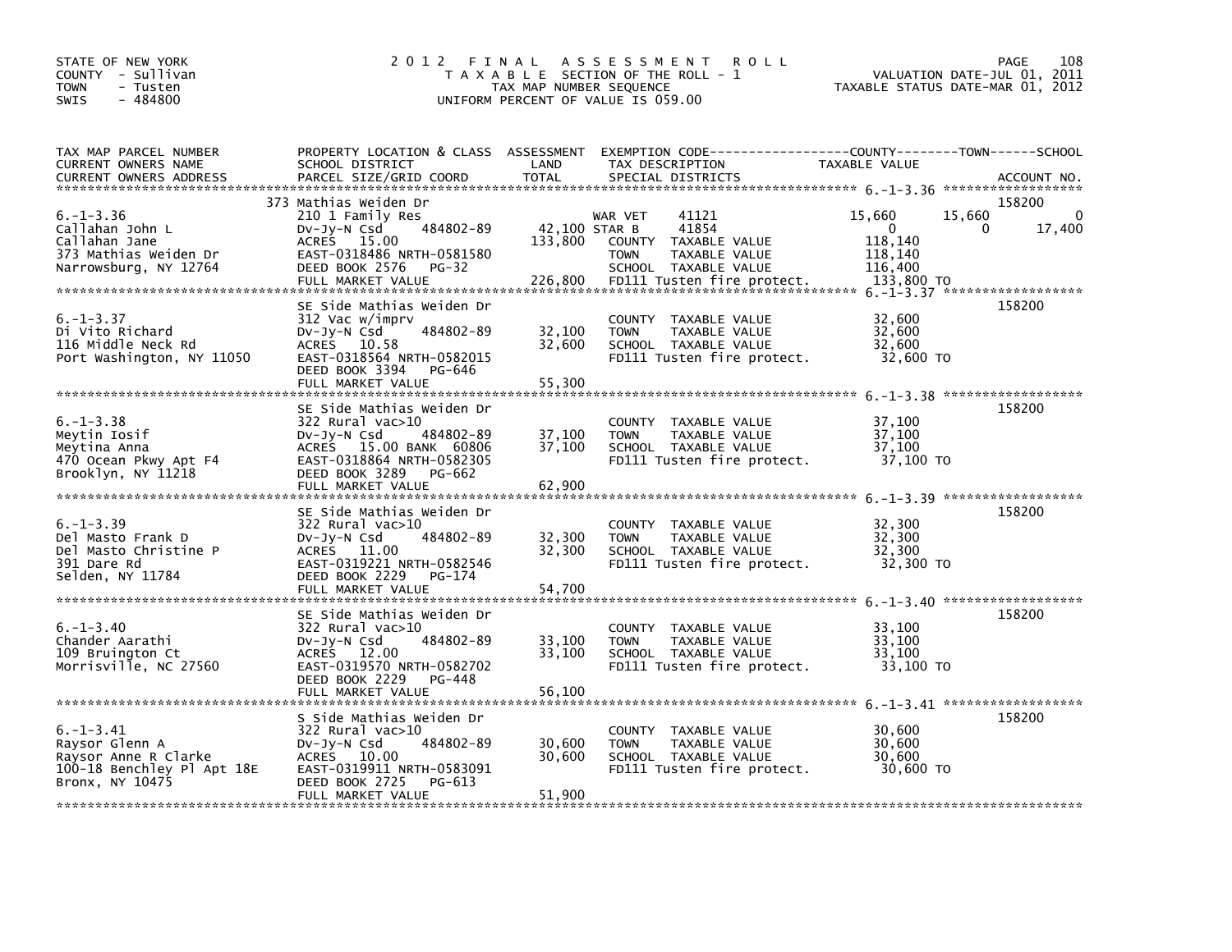STATE OF NEW YORK
COUNTY - Sullivan
TOWN - Tusten
SWIS - 484800

# 2012 FINAL ASSESSMENT ROLL

TAXABLE SECTION OF THE ROLL - 1
TAX MAP NUMBER SEQUENCE
UNIFORM PERCENT OF VALUE IS 059.00

VALUATION DATE-JUL 01, 2011
TAXABLE STATUS DATE-MAR 01, 2012

| TAX MAP PARCEL NUMBER / CURRENT OWNERS NAME / CURRENT OWNERS ADDRESS | PROPERTY LOCATION & CLASS / SCHOOL DISTRICT / PARCEL SIZE/GRID COORD | ASSESSMENT LAND | ASSESSMENT TOTAL | EXEMPTION CODE / TAX DESCRIPTION / SPECIAL DISTRICTS | COUNTY TAXABLE VALUE | TOWN | SCHOOL | ACCOUNT NO. |
|---|---|---|---|---|---|---|---|---|
| 6.-1-3.36 | 373 Mathias Weiden Dr | | | | | | | 158200 |
| 6.-1-3.36 | 210 1 Family Res | | | WAR VET 41121 | 15,660 | 15,660 | 0 | |
| Callahan John L | Dv-Jy-N Csd 484802-89 | 42,100 | | STAR B 41854 | 0 | 0 | 17,400 | |
| Callahan Jane | ACRES 15.00 | | 133,800 | COUNTY TAXABLE VALUE | 118,140 | | | |
| 373 Mathias Weiden Dr | EAST-0318486 NRTH-0581580 | | | TOWN TAXABLE VALUE | 118,140 | | | |
| Narrowsburg, NY 12764 | DEED BOOK 2576 PG-32 | | | SCHOOL TAXABLE VALUE | 116,400 | | | |
| | FULL MARKET VALUE | | 226,800 | FD111 Tusten fire protect. | 133,800 TO | | | |
| 6.-1-3.37 | SE Side Mathias Weiden Dr | | | | | | | 158200 |
| 6.-1-3.37 | 312 Vac w/imprv | | | COUNTY TAXABLE VALUE | 32,600 | | | |
| Di Vito Richard | Dv-Jy-N Csd 484802-89 | 32,100 | | TOWN TAXABLE VALUE | 32,600 | | | |
| 116 Middle Neck Rd | ACRES 10.58 | | 32,600 | SCHOOL TAXABLE VALUE | 32,600 | | | |
| Port Washington, NY 11050 | EAST-0318564 NRTH-0582015 | | | FD111 Tusten fire protect. | 32,600 TO | | | |
| | DEED BOOK 3394 PG-646 | | | | | | | |
| | FULL MARKET VALUE | | 55,300 | | | | | |
| 6.-1-3.38 | SE Side Mathias Weiden Dr | | | | | | | 158200 |
| 6.-1-3.38 | 322 Rural vac>10 | | | COUNTY TAXABLE VALUE | 37,100 | | | |
| Meytin Iosif | Dv-Jy-N Csd 484802-89 | 37,100 | | TOWN TAXABLE VALUE | 37,100 | | | |
| Meytina Anna | ACRES 15.00 BANK 60806 | | 37,100 | SCHOOL TAXABLE VALUE | 37,100 | | | |
| 470 Ocean Pkwy Apt F4 | EAST-0318864 NRTH-0582305 | | | FD111 Tusten fire protect. | 37,100 TO | | | |
| Brooklyn, NY 11218 | DEED BOOK 3289 PG-662 | | | | | | | |
| | FULL MARKET VALUE | | 62,900 | | | | | |
| 6.-1-3.39 | SE Side Mathias Weiden Dr | | | | | | | 158200 |
| 6.-1-3.39 | 322 Rural vac>10 | | | COUNTY TAXABLE VALUE | 32,300 | | | |
| Del Masto Frank D | Dv-Jy-N Csd 484802-89 | 32,300 | | TOWN TAXABLE VALUE | 32,300 | | | |
| Del Masto Christine P | ACRES 11.00 | | 32,300 | SCHOOL TAXABLE VALUE | 32,300 | | | |
| 391 Dare Rd | EAST-0319221 NRTH-0582546 | | | FD111 Tusten fire protect. | 32,300 TO | | | |
| Selden, NY 11784 | DEED BOOK 2229 PG-174 | | | | | | | |
| | FULL MARKET VALUE | | 54,700 | | | | | |
| 6.-1-3.40 | SE Side Mathias Weiden Dr | | | | | | | 158200 |
| 6.-1-3.40 | 322 Rural vac>10 | | | COUNTY TAXABLE VALUE | 33,100 | | | |
| Chander Aarathi | Dv-Jy-N Csd 484802-89 | 33,100 | | TOWN TAXABLE VALUE | 33,100 | | | |
| 109 Bruington Ct | ACRES 12.00 | | 33,100 | SCHOOL TAXABLE VALUE | 33,100 | | | |
| Morrisville, NC 27560 | EAST-0319570 NRTH-0582702 | | | FD111 Tusten fire protect. | 33,100 TO | | | |
| | DEED BOOK 2229 PG-448 | | | | | | | |
| | FULL MARKET VALUE | | 56,100 | | | | | |
| 6.-1-3.41 | S Side Mathias Weiden Dr | | | | | | | 158200 |
| 6.-1-3.41 | 322 Rural vac>10 | | | COUNTY TAXABLE VALUE | 30,600 | | | |
| Raysor Glenn A | Dv-Jy-N Csd 484802-89 | 30,600 | | TOWN TAXABLE VALUE | 30,600 | | | |
| Raysor Anne R Clarke | ACRES 10.00 | | 30,600 | SCHOOL TAXABLE VALUE | 30,600 | | | |
| 100-18 Benchley Pl Apt 18E | EAST-0319911 NRTH-0583091 | | | FD111 Tusten fire protect. | 30,600 TO | | | |
| Bronx, NY 10475 | DEED BOOK 2725 PG-613 | | | | | | | |
| | FULL MARKET VALUE | | 51,900 | | | | | |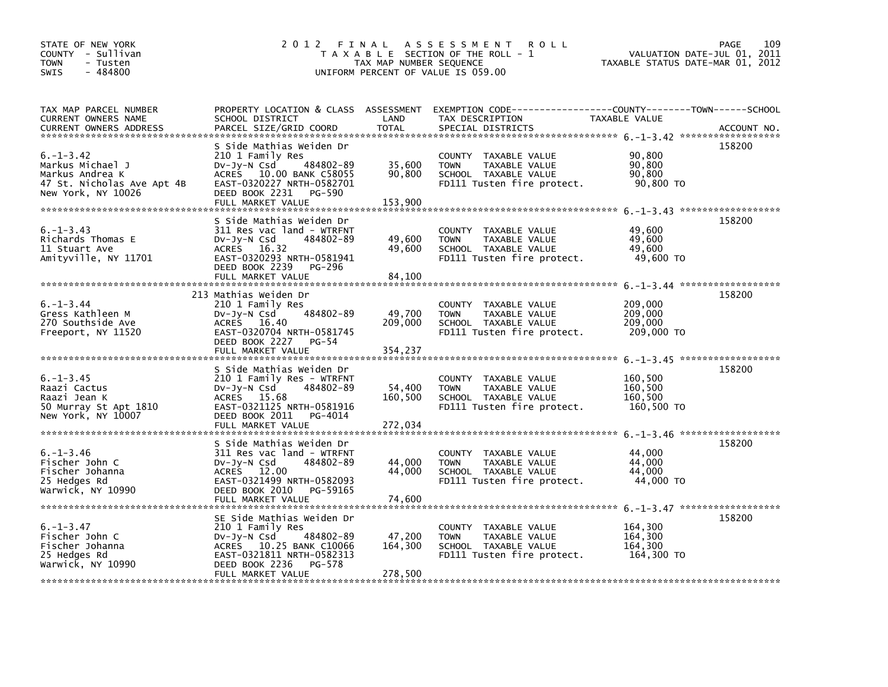STATE OF NEW YORK
COUNTY - Sullivan
TOWN - Tusten
SWIS - 484800

# 2012 FINAL ASSESSMENT ROLL

TAXABLE SECTION OF THE ROLL - 1
TAX MAP NUMBER SEQUENCE
UNIFORM PERCENT OF VALUE IS 059.00

VALUATION DATE-JUL 01, 2011
TAXABLE STATUS DATE-MAR 01, 2012

| TAX MAP PARCEL NUMBER / CURRENT OWNERS NAME / CURRENT OWNERS ADDRESS | PROPERTY LOCATION & CLASS / SCHOOL DISTRICT / PARCEL SIZE/GRID COORD | ASSESSMENT LAND | TOTAL | EXEMPTION CODE / TAX DESCRIPTION / SPECIAL DISTRICTS | TAXABLE VALUE (COUNTY / TOWN / SCHOOL) | ACCOUNT NO. |
|---|---|---|---|---|---|---|
| 6.-1-3.42 | S Side Mathias Weiden Dr | | | | | 158200 |
| | 210 1 Family Res | | | COUNTY TAXABLE VALUE | 90,800 | |
| Markus Michael J | Dv-Jy-N Csd 484802-89 | 35,600 | | TOWN TAXABLE VALUE | 90,800 | |
| Markus Andrea K | ACRES 10.00 BANK C58055 | | 90,800 | SCHOOL TAXABLE VALUE | 90,800 | |
| 47 St. Nicholas Ave Apt 4B | EAST-0320227 NRTH-0582701 | | | FD111 Tusten fire protect. | 90,800 TO | |
| New York, NY 10026 | DEED BOOK 2231 PG-590 | | | | | |
| | FULL MARKET VALUE | | 153,900 | | | |
| 6.-1-3.43 | S Side Mathias Weiden Dr | | | | | 158200 |
| | 311 Res vac land - WTRFNT | | | COUNTY TAXABLE VALUE | 49,600 | |
| Richards Thomas E | Dv-Jy-N Csd 484802-89 | 49,600 | | TOWN TAXABLE VALUE | 49,600 | |
| 11 Stuart Ave | ACRES 16.32 | | 49,600 | SCHOOL TAXABLE VALUE | 49,600 | |
| Amityville, NY 11701 | EAST-0320293 NRTH-0581941 | | | FD111 Tusten fire protect. | 49,600 TO | |
| | DEED BOOK 2239 PG-296 | | | | | |
| | FULL MARKET VALUE | | 84,100 | | | |
| 6.-1-3.44 | 213 Mathias Weiden Dr | | | | | 158200 |
| | 210 1 Family Res | | | COUNTY TAXABLE VALUE | 209,000 | |
| Gress Kathleen M | Dv-Jy-N Csd 484802-89 | 49,700 | | TOWN TAXABLE VALUE | 209,000 | |
| 270 Southside Ave | ACRES 16.40 | | 209,000 | SCHOOL TAXABLE VALUE | 209,000 | |
| Freeport, NY 11520 | EAST-0320704 NRTH-0581745 | | | FD111 Tusten fire protect. | 209,000 TO | |
| | DEED BOOK 2227 PG-54 | | | | | |
| | FULL MARKET VALUE | | 354,237 | | | |
| 6.-1-3.45 | S Side Mathias Weiden Dr | | | | | 158200 |
| | 210 1 Family Res - WTRFNT | | | COUNTY TAXABLE VALUE | 160,500 | |
| Raazi Cactus | Dv-Jy-N Csd 484802-89 | 54,400 | | TOWN TAXABLE VALUE | 160,500 | |
| Raazi Jean K | ACRES 15.68 | | 160,500 | SCHOOL TAXABLE VALUE | 160,500 | |
| 50 Murray St Apt 1810 | EAST-0321125 NRTH-0581916 | | | FD111 Tusten fire protect. | 160,500 TO | |
| New York, NY 10007 | DEED BOOK 2011 PG-4014 | | | | | |
| | FULL MARKET VALUE | | 272,034 | | | |
| 6.-1-3.46 | S Side Mathias Weiden Dr | | | | | 158200 |
| | 311 Res vac land - WTRFNT | | | COUNTY TAXABLE VALUE | 44,000 | |
| Fischer John C | Dv-Jy-N Csd 484802-89 | 44,000 | | TOWN TAXABLE VALUE | 44,000 | |
| Fischer Johanna | ACRES 12.00 | | 44,000 | SCHOOL TAXABLE VALUE | 44,000 | |
| 25 Hedges Rd | EAST-0321499 NRTH-0582093 | | | FD111 Tusten fire protect. | 44,000 TO | |
| Warwick, NY 10990 | DEED BOOK 2010 PG-59165 | | | | | |
| | FULL MARKET VALUE | | 74,600 | | | |
| 6.-1-3.47 | SE Side Mathias Weiden Dr | | | | | 158200 |
| | 210 1 Family Res | | | COUNTY TAXABLE VALUE | 164,300 | |
| Fischer John C | Dv-Jy-N Csd 484802-89 | 47,200 | | TOWN TAXABLE VALUE | 164,300 | |
| Fischer Johanna | ACRES 10.25 BANK C10066 | | 164,300 | SCHOOL TAXABLE VALUE | 164,300 | |
| 25 Hedges Rd | EAST-0321811 NRTH-0582313 | | | FD111 Tusten fire protect. | 164,300 TO | |
| Warwick, NY 10990 | DEED BOOK 2236 PG-578 | | | | | |
| | FULL MARKET VALUE | | 278,500 | | | |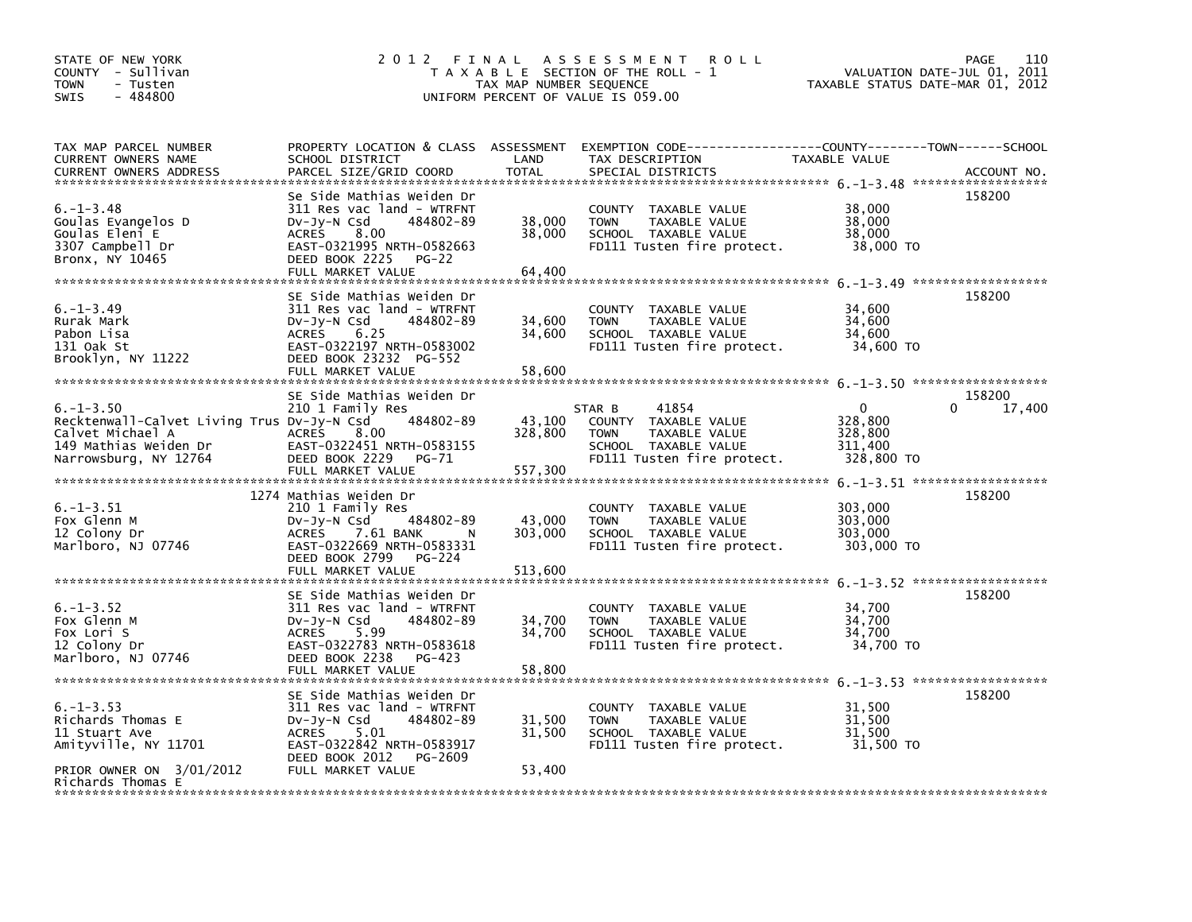STATE OF NEW YORK
COUNTY - Sullivan
TOWN - Tusten
SWIS - 484800

# 2012 FINAL ASSESSMENT ROLL
TAXABLE SECTION OF THE ROLL - 1
TAX MAP NUMBER SEQUENCE
UNIFORM PERCENT OF VALUE IS 059.00

VALUATION DATE-JUL 01, 2011
TAXABLE STATUS DATE-MAR 01, 2012

| TAX MAP PARCEL NUMBER / CURRENT OWNERS NAME / CURRENT OWNERS ADDRESS | PROPERTY LOCATION & CLASS / SCHOOL DISTRICT / PARCEL SIZE/GRID COORD | ASSESSMENT LAND | TOTAL | EXEMPTION CODE / TAX DESCRIPTION / SPECIAL DISTRICTS | COUNTY TAXABLE VALUE | TOWN | SCHOOL | ACCOUNT NO. |
|---|---|---|---|---|---|---|---|---|
| 6.-1-3.48 | Se Side Mathias Weiden Dr | | | | | | | 158200 |
| 6.-1-3.48 | 311 Res vac land - WTRFNT | | | COUNTY TAXABLE VALUE | 38,000 | | | |
| Goulas Evangelos D | Dv-Jy-N Csd 484802-89 | 38,000 | | TOWN TAXABLE VALUE | 38,000 | | | |
| Goulas Eleni E | ACRES 8.00 | | 38,000 | SCHOOL TAXABLE VALUE | 38,000 | | | |
| 3307 Campbell Dr | EAST-0321995 NRTH-0582663 | | | FD111 Tusten fire protect. | 38,000 TO | | | |
| Bronx, NY 10465 | DEED BOOK 2225 PG-22 | | | | | | | |
| | FULL MARKET VALUE | | 64,400 | | | | | |
| 6.-1-3.49 | SE Side Mathias Weiden Dr | | | | | | | 158200 |
| 6.-1-3.49 | 311 Res vac land - WTRFNT | | | COUNTY TAXABLE VALUE | 34,600 | | | |
| Rurak Mark | Dv-Jy-N Csd 484802-89 | 34,600 | | TOWN TAXABLE VALUE | 34,600 | | | |
| Pabon Lisa | ACRES 6.25 | | 34,600 | SCHOOL TAXABLE VALUE | 34,600 | | | |
| 131 Oak St | EAST-0322197 NRTH-0583002 | | | FD111 Tusten fire protect. | 34,600 TO | | | |
| Brooklyn, NY 11222 | DEED BOOK 23232 PG-552 | | | | | | | |
| | FULL MARKET VALUE | | 58,600 | | | | | |
| 6.-1-3.50 | SE Side Mathias Weiden Dr | | | | | | | 158200 |
| 6.-1-3.50 | 210 1 Family Res | | | STAR B 41854 | 0 | 0 | 17,400 | |
| Recktenwall-Calvet Living Trus | Dv-Jy-N Csd 484802-89 | 43,100 | | COUNTY TAXABLE VALUE | 328,800 | | | |
| Calvet Michael A | ACRES 8.00 | | 328,800 | TOWN TAXABLE VALUE | 328,800 | | | |
| 149 Mathias Weiden Dr | EAST-0322451 NRTH-0583155 | | | SCHOOL TAXABLE VALUE | 311,400 | | | |
| Narrowsburg, NY 12764 | DEED BOOK 2229 PG-71 | | | FD111 Tusten fire protect. | 328,800 TO | | | |
| | FULL MARKET VALUE | | 557,300 | | | | | |
| 6.-1-3.51 | 1274 Mathias Weiden Dr | | | | | | | 158200 |
| 6.-1-3.51 | 210 1 Family Res | | | COUNTY TAXABLE VALUE | 303,000 | | | |
| Fox Glenn M | Dv-Jy-N Csd 484802-89 | 43,000 | | TOWN TAXABLE VALUE | 303,000 | | | |
| 12 Colony Dr | ACRES 7.61 BANK N | | 303,000 | SCHOOL TAXABLE VALUE | 303,000 | | | |
| Marlboro, NJ 07746 | EAST-0322669 NRTH-0583331 | | | FD111 Tusten fire protect. | 303,000 TO | | | |
| | DEED BOOK 2799 PG-224 | | | | | | | |
| | FULL MARKET VALUE | | 513,600 | | | | | |
| 6.-1-3.52 | SE Side Mathias Weiden Dr | | | | | | | 158200 |
| 6.-1-3.52 | 311 Res vac land - WTRFNT | | | COUNTY TAXABLE VALUE | 34,700 | | | |
| Fox Glenn M | Dv-Jy-N Csd 484802-89 | 34,700 | | TOWN TAXABLE VALUE | 34,700 | | | |
| Fox Lori S | ACRES 5.99 | | 34,700 | SCHOOL TAXABLE VALUE | 34,700 | | | |
| 12 Colony Dr | EAST-0322783 NRTH-0583618 | | | FD111 Tusten fire protect. | 34,700 TO | | | |
| Marlboro, NJ 07746 | DEED BOOK 2238 PG-423 | | | | | | | |
| | FULL MARKET VALUE | | 58,800 | | | | | |
| 6.-1-3.53 | SE Side Mathias Weiden Dr | | | | | | | 158200 |
| 6.-1-3.53 | 311 Res vac land - WTRFNT | | | COUNTY TAXABLE VALUE | 31,500 | | | |
| Richards Thomas E | Dv-Jy-N Csd 484802-89 | 31,500 | | TOWN TAXABLE VALUE | 31,500 | | | |
| 11 Stuart Ave | ACRES 5.01 | | 31,500 | SCHOOL TAXABLE VALUE | 31,500 | | | |
| Amityville, NY 11701 | EAST-0322842 NRTH-0583917 | | | FD111 Tusten fire protect. | 31,500 TO | | | |
| | DEED BOOK 2012 PG-2609 | | | | | | | |
| PRIOR OWNER ON 3/01/2012 | FULL MARKET VALUE | | 53,400 | | | | | |
| Richards Thomas E | | | | | | | | |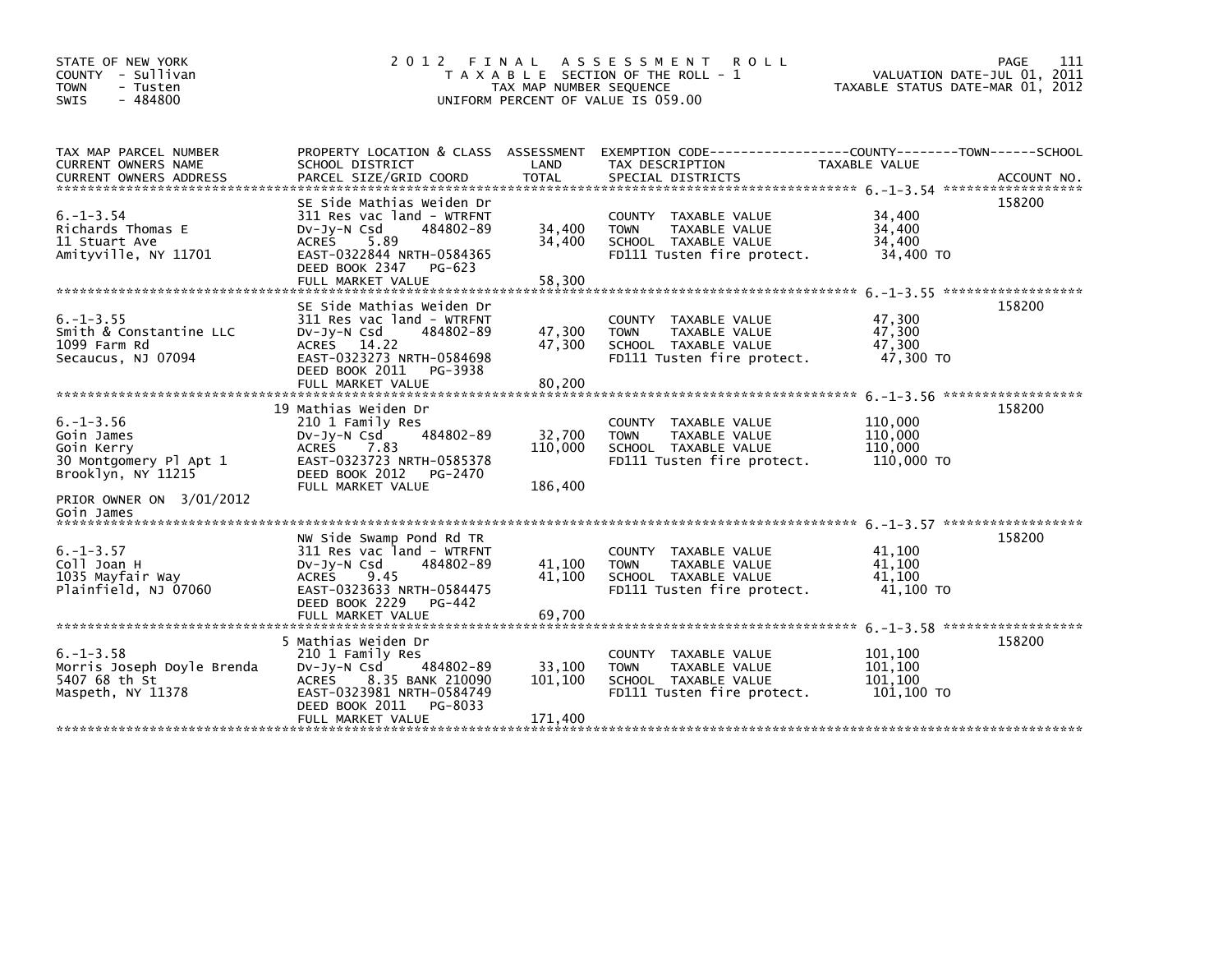STATE OF NEW YORK
COUNTY - Sullivan
TOWN - Tusten
SWIS - 484800

2012 FINAL ASSESSMENT ROLL
TAXABLE SECTION OF THE ROLL - 1
TAX MAP NUMBER SEQUENCE
UNIFORM PERCENT OF VALUE IS 059.00

VALUATION DATE-JUL 01, 2011
TAXABLE STATUS DATE-MAR 01, 2012

| TAX MAP PARCEL NUMBER / CURRENT OWNERS NAME / CURRENT OWNERS ADDRESS | PROPERTY LOCATION & CLASS / SCHOOL DISTRICT / PARCEL SIZE/GRID COORD | ASSESSMENT LAND / TOTAL | EXEMPTION CODE / TAX DESCRIPTION / SPECIAL DISTRICTS | TAXABLE VALUE (COUNTY / TOWN / SCHOOL) | ACCOUNT NO. |
|---|---|---|---|---|---|
| 6.-1-3.54<br>Richards Thomas E<br>11 Stuart Ave<br>Amityville, NY 11701 | SE Side Mathias Weiden Dr<br>311 Res vac land - WTRFNT<br>Dv-Jy-N Csd 484802-89<br>ACRES 5.89<br>EAST-0322844 NRTH-0584365<br>DEED BOOK 2347 PG-623<br>FULL MARKET VALUE 58,300 | 34,400<br>34,400 | COUNTY TAXABLE VALUE<br>TOWN TAXABLE VALUE<br>SCHOOL TAXABLE VALUE<br>FD111 Tusten fire protect. | 34,400<br>34,400<br>34,400<br>34,400 TO | 158200 |
| 6.-1-3.55<br>Smith & Constantine LLC<br>1099 Farm Rd<br>Secaucus, NJ 07094 | SE Side Mathias Weiden Dr<br>311 Res vac land - WTRFNT<br>Dv-Jy-N Csd 484802-89<br>ACRES 14.22<br>EAST-0323273 NRTH-0584698<br>DEED BOOK 2011 PG-3938<br>FULL MARKET VALUE 80,200 | 47,300<br>47,300 | COUNTY TAXABLE VALUE<br>TOWN TAXABLE VALUE<br>SCHOOL TAXABLE VALUE<br>FD111 Tusten fire protect. | 47,300<br>47,300<br>47,300<br>47,300 TO | 158200 |
| 6.-1-3.56<br>Goin James<br>Goin Kerry<br>30 Montgomery Pl Apt 1<br>Brooklyn, NY 11215<br>PRIOR OWNER ON 3/01/2012<br>Goin James | 19 Mathias Weiden Dr<br>210 1 Family Res<br>Dv-Jy-N Csd 484802-89<br>ACRES 7.83<br>EAST-0323723 NRTH-0585378<br>DEED BOOK 2012 PG-2470<br>FULL MARKET VALUE 186,400 | 32,700<br>110,000 | COUNTY TAXABLE VALUE<br>TOWN TAXABLE VALUE<br>SCHOOL TAXABLE VALUE<br>FD111 Tusten fire protect. | 110,000<br>110,000<br>110,000<br>110,000 TO | 158200 |
| 6.-1-3.57<br>Coll Joan H<br>1035 Mayfair Way<br>Plainfield, NJ 07060 | NW Side Swamp Pond Rd TR<br>311 Res vac land - WTRFNT<br>Dv-Jy-N Csd 484802-89<br>ACRES 9.45<br>EAST-0323633 NRTH-0584475<br>DEED BOOK 2229 PG-442<br>FULL MARKET VALUE 69,700 | 41,100<br>41,100 | COUNTY TAXABLE VALUE<br>TOWN TAXABLE VALUE<br>SCHOOL TAXABLE VALUE<br>FD111 Tusten fire protect. | 41,100<br>41,100<br>41,100<br>41,100 TO | 158200 |
| 6.-1-3.58<br>Morris Joseph Doyle Brenda<br>5407 68 th St<br>Maspeth, NY 11378 | 5 Mathias Weiden Dr<br>210 1 Family Res<br>Dv-Jy-N Csd 484802-89<br>ACRES 8.35 BANK 210090<br>EAST-0323981 NRTH-0584749<br>DEED BOOK 2011 PG-8033<br>FULL MARKET VALUE 171,400 | 33,100<br>101,100 | COUNTY TAXABLE VALUE<br>TOWN TAXABLE VALUE<br>SCHOOL TAXABLE VALUE<br>FD111 Tusten fire protect. | 101,100<br>101,100<br>101,100<br>101,100 TO | 158200 |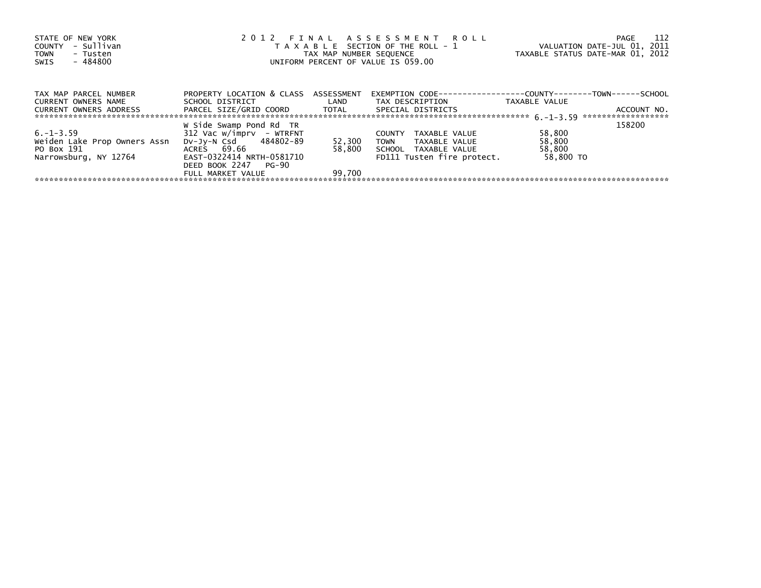STATE OF NEW YORK
COUNTY - Sullivan
TOWN - Tusten
SWIS - 484800

# 2012 FINAL ASSESSMENT ROLL

TAXABLE SECTION OF THE ROLL - 1
TAX MAP NUMBER SEQUENCE
UNIFORM PERCENT OF VALUE IS 059.00

VALUATION DATE-JUL 01, 2011
TAXABLE STATUS DATE-MAR 01, 2012

| TAX MAP PARCEL NUMBER<br>CURRENT OWNERS NAME<br>CURRENT OWNERS ADDRESS | PROPERTY LOCATION & CLASS<br>SCHOOL DISTRICT<br>PARCEL SIZE/GRID COORD | ASSESSMENT<br>LAND<br>TOTAL | EXEMPTION CODE-----COUNTY-----TOWN-----SCHOOL<br>TAX DESCRIPTION<br>SPECIAL DISTRICTS | TAXABLE VALUE | ACCOUNT NO. |
|---|---|---|---|---|---|
| | W Side Swamp Pond Rd TR | | | | 158200 |
| 6.-1-3.59 | 312 Vac w/imprv - WTRFNT | | COUNTY TAXABLE VALUE | 58,800 | |
| Weiden Lake Prop Owners Assn | Dv-Jy-N Csd 484802-89 | 52,300 | TOWN TAXABLE VALUE | 58,800 | |
| PO Box 191 | ACRES 69.66 | 58,800 | SCHOOL TAXABLE VALUE | 58,800 | |
| Narrowsburg, NY 12764 | EAST-0322414 NRTH-0581710 | | FD111 Tusten fire protect. | 58,800 TO | |
| | DEED BOOK 2247 PG-90 | | | | |
| | FULL MARKET VALUE | 99,700 | | | |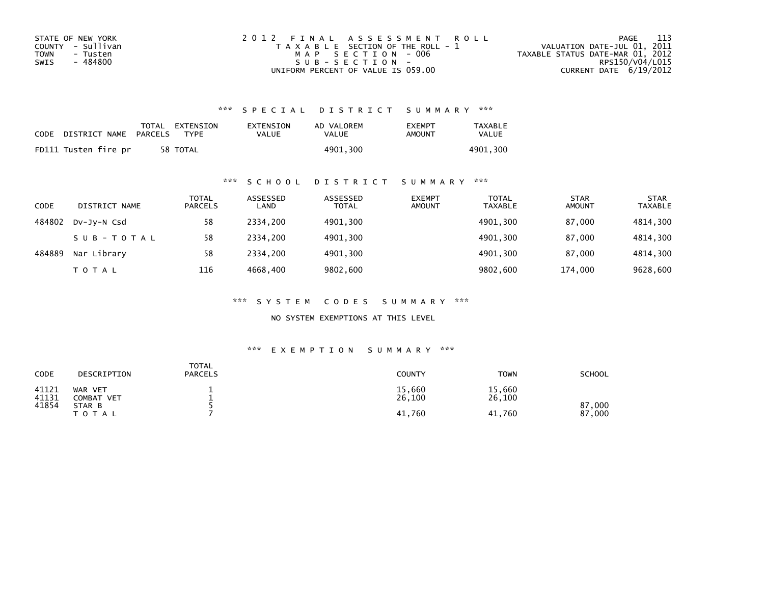STATE OF NEW YORK
COUNTY - Sullivan
TOWN - Tusten
SWIS - 484800

2012 FINAL ASSESSMENT ROLL
TAXABLE SECTION OF THE ROLL - 1
MAP SECTION - 006
SUB-SECTION -
UNIFORM PERCENT OF VALUE IS 059.00

VALUATION DATE-JUL 01, 2011
TAXABLE STATUS DATE-MAR 01, 2012
RPS150/V04/L015
CURRENT DATE 6/19/2012

### *** SPECIAL DISTRICT SUMMARY ***

| CODE | DISTRICT NAME | TOTAL PARCELS | EXTENSION TYPE | EXTENSION VALUE | AD VALOREM VALUE | EXEMPT AMOUNT | TAXABLE VALUE |
|---|---|---|---|---|---|---|---|
| FD111 | Tusten fire pr | 58 | TOTAL | | 4901,300 | | 4901,300 |

### *** SCHOOL DISTRICT SUMMARY ***

| CODE | DISTRICT NAME | TOTAL PARCELS | ASSESSED LAND | ASSESSED TOTAL | EXEMPT AMOUNT | TOTAL TAXABLE | STAR AMOUNT | STAR TAXABLE |
|---|---|---|---|---|---|---|---|---|
| 484802 | Dv-Jy-N Csd | 58 | 2334,200 | 4901,300 | | 4901,300 | 87,000 | 4814,300 |
| | SUB-TOTAL | 58 | 2334,200 | 4901,300 | | 4901,300 | 87,000 | 4814,300 |
| 484889 | Nar Library | 58 | 2334,200 | 4901,300 | | 4901,300 | 87,000 | 4814,300 |
| | TOTAL | 116 | 4668,400 | 9802,600 | | 9802,600 | 174,000 | 9628,600 |

### *** SYSTEM CODES SUMMARY ***

NO SYSTEM EXEMPTIONS AT THIS LEVEL

### *** EXEMPTION SUMMARY ***

| CODE | DESCRIPTION | TOTAL PARCELS | COUNTY | TOWN | SCHOOL |
|---|---|---|---|---|---|
| 41121 | WAR VET | 1 | 15,660 | 15,660 | |
| 41131 | COMBAT VET | 1 | 26,100 | 26,100 | |
| 41854 | STAR B | 5 | | | 87,000 |
| | TOTAL | 7 | 41,760 | 41,760 | 87,000 |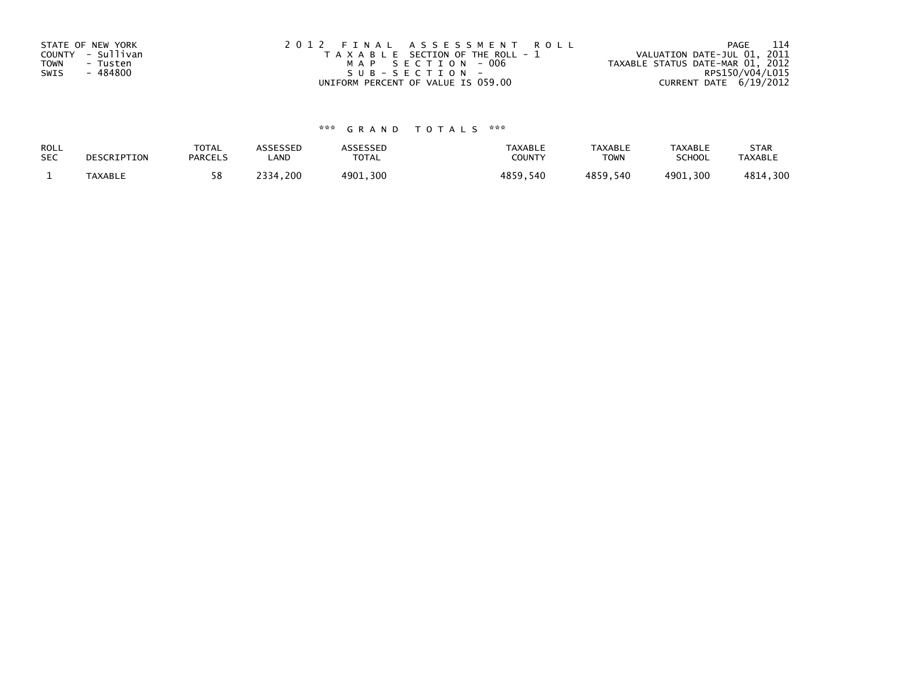STATE OF NEW YORK
COUNTY - Sullivan
TOWN - Tusten
SWIS - 484800

2012 FINAL ASSESSMENT ROLL
TAXABLE SECTION OF THE ROLL - 1
MAP SECTION - 006
SUB-SECTION -
UNIFORM PERCENT OF VALUE IS 059.00

VALUATION DATE-JUL 01, 2011
TAXABLE STATUS DATE-MAR 01, 2012
RPS150/V04/L015
CURRENT DATE 6/19/2012

### *** GRAND TOTALS ***

| ROLL SEC | DESCRIPTION | TOTAL PARCELS | ASSESSED LAND | ASSESSED TOTAL | TAXABLE COUNTY | TAXABLE TOWN | TAXABLE SCHOOL | STAR TAXABLE |
|---|---|---|---|---|---|---|---|---|
| 1 | TAXABLE | 58 | 2334,200 | 4901,300 | 4859,540 | 4859,540 | 4901,300 | 4814,300 |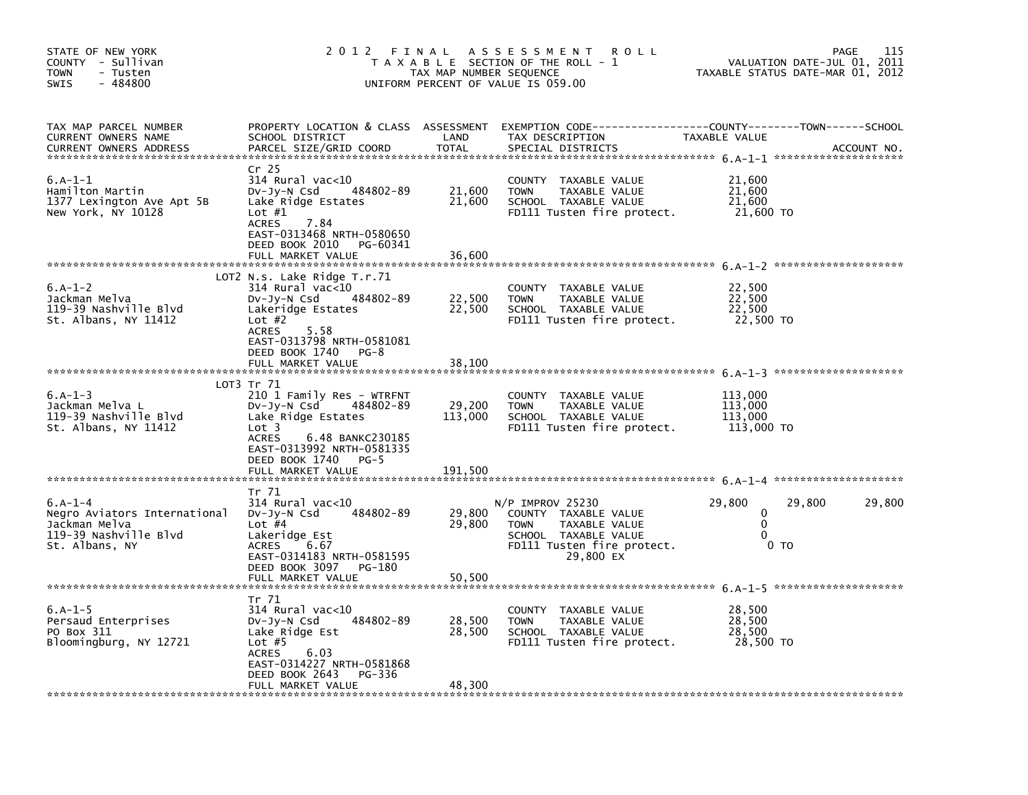STATE OF NEW YORK
COUNTY - Sullivan
TOWN - Tusten
SWIS - 484800

# 2012 FINAL ASSESSMENT ROLL

TAXABLE SECTION OF THE ROLL - 1
TAX MAP NUMBER SEQUENCE
UNIFORM PERCENT OF VALUE IS 059.00

VALUATION DATE-JUL 01, 2011
TAXABLE STATUS DATE-MAR 01, 2012

| TAX MAP PARCEL NUMBER / CURRENT OWNERS NAME / CURRENT OWNERS ADDRESS | PROPERTY LOCATION & CLASS / SCHOOL DISTRICT / PARCEL SIZE/GRID COORD | ASSESSMENT LAND | TOTAL | EXEMPTION CODE / TAX DESCRIPTION / SPECIAL DISTRICTS | COUNTY TAXABLE VALUE | TOWN | SCHOOL |
|---|---|---|---|---|---|---|---|
| 6.A-1-1 | Cr 25 | | | | | | |
| Hamilton Martin | 314 Rural vac<10 | | | COUNTY TAXABLE VALUE | 21,600 | | |
| 1377 Lexington Ave Apt 5B | Dv-Jy-N Csd 484802-89 | 21,600 | | TOWN TAXABLE VALUE | 21,600 | | |
| New York, NY 10128 | Lake Ridge Estates | | 21,600 | SCHOOL TAXABLE VALUE | 21,600 | | |
| | Lot #1 | | | FD111 Tusten fire protect. | 21,600 TO | | |
| | ACRES 7.84 | | | | | | |
| | EAST-0313468 NRTH-0580650 | | | | | | |
| | DEED BOOK 2010 PG-60341 | | | | | | |
| | FULL MARKET VALUE | | 36,600 | | | | |
| 6.A-1-2 | LOT2 N.s. Lake Ridge T.r.71 | | | | | | |
| Jackman Melva | 314 Rural vac<10 | | | COUNTY TAXABLE VALUE | 22,500 | | |
| 119-39 Nashville Blvd | Dv-Jy-N Csd 484802-89 | 22,500 | | TOWN TAXABLE VALUE | 22,500 | | |
| St. Albans, NY 11412 | Lakeridge Estates | | 22,500 | SCHOOL TAXABLE VALUE | 22,500 | | |
| | Lot #2 | | | FD111 Tusten fire protect. | 22,500 TO | | |
| | ACRES 5.58 | | | | | | |
| | EAST-0313798 NRTH-0581081 | | | | | | |
| | DEED BOOK 1740 PG-8 | | | | | | |
| | FULL MARKET VALUE | | 38,100 | | | | |
| 6.A-1-3 | LOT3 Tr 71 | | | | | | |
| Jackman Melva L | 210 1 Family Res - WTRFNT | | | COUNTY TAXABLE VALUE | 113,000 | | |
| 119-39 Nashville Blvd | Dv-Jy-N Csd 484802-89 | 29,200 | | TOWN TAXABLE VALUE | 113,000 | | |
| St. Albans, NY 11412 | Lake Ridge Estates | | 113,000 | SCHOOL TAXABLE VALUE | 113,000 | | |
| | Lot 3 | | | FD111 Tusten fire protect. | 113,000 TO | | |
| | ACRES 6.48 BANKC230185 | | | | | | |
| | EAST-0313992 NRTH-0581335 | | | | | | |
| | DEED BOOK 1740 PG-5 | | | | | | |
| | FULL MARKET VALUE | | 191,500 | | | | |
| 6.A-1-4 | Tr 71 | | | | | | |
| Negro Aviators International | 314 Rural vac<10 | | | N/P IMPROV 25230 | 29,800 | 29,800 | 29,800 |
| Jackman Melva | Dv-Jy-N Csd 484802-89 | 29,800 | | COUNTY TAXABLE VALUE | 0 | | |
| 119-39 Nashville Blvd | Lot #4 | | 29,800 | TOWN TAXABLE VALUE | 0 | | |
| St. Albans, NY | Lakeridge Est | | | SCHOOL TAXABLE VALUE | 0 | | |
| | ACRES 6.67 | | | FD111 Tusten fire protect. | 0 TO | | |
| | EAST-0314183 NRTH-0581595 | | | 29,800 EX | | | |
| | DEED BOOK 3097 PG-180 | | | | | | |
| | FULL MARKET VALUE | | 50,500 | | | | |
| 6.A-1-5 | Tr 71 | | | | | | |
| Persaud Enterprises | 314 Rural vac<10 | | | COUNTY TAXABLE VALUE | 28,500 | | |
| PO Box 311 | Dv-Jy-N Csd 484802-89 | 28,500 | | TOWN TAXABLE VALUE | 28,500 | | |
| Bloomingburg, NY 12721 | Lake Ridge Est | | 28,500 | SCHOOL TAXABLE VALUE | 28,500 | | |
| | Lot #5 | | | FD111 Tusten fire protect. | 28,500 TO | | |
| | ACRES 6.03 | | | | | | |
| | EAST-0314227 NRTH-0581868 | | | | | | |
| | DEED BOOK 2643 PG-336 | | | | | | |
| | FULL MARKET VALUE | | 48,300 | | | | |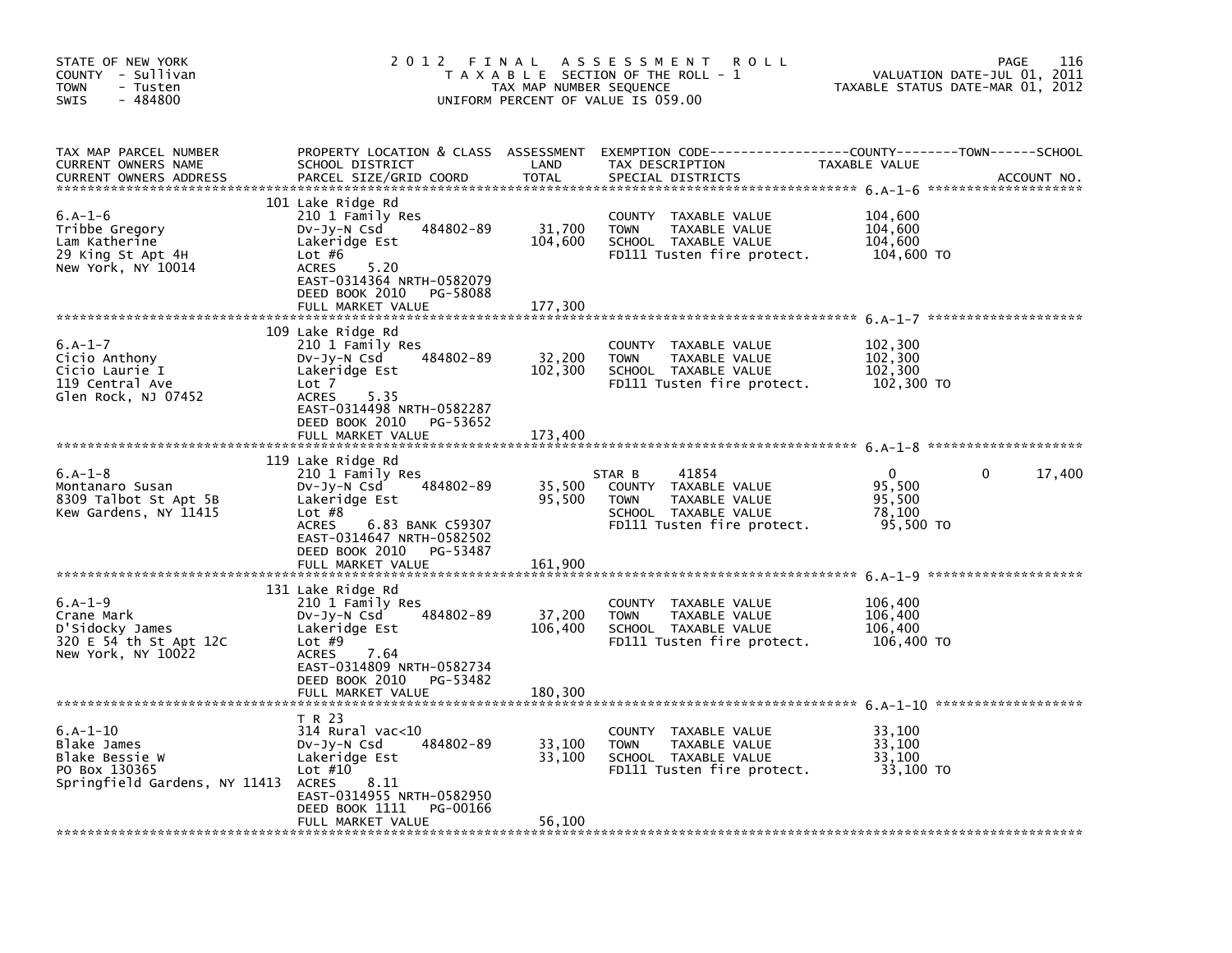STATE OF NEW YORK
COUNTY - Sullivan
TOWN - Tusten
SWIS - 484800

# 2012 FINAL ASSESSMENT ROLL

TAXABLE SECTION OF THE ROLL - 1
TAX MAP NUMBER SEQUENCE
UNIFORM PERCENT OF VALUE IS 059.00

VALUATION DATE-JUL 01, 2011
TAXABLE STATUS DATE-MAR 01, 2012

| TAX MAP PARCEL NUMBER / CURRENT OWNERS NAME / CURRENT OWNERS ADDRESS | PROPERTY LOCATION & CLASS / SCHOOL DISTRICT / PARCEL SIZE/GRID COORD | ASSESSMENT LAND | TOTAL | EXEMPTION CODE / TAX DESCRIPTION / SPECIAL DISTRICTS | COUNTY TAXABLE VALUE | TOWN | SCHOOL |
|---|---|---|---|---|---|---|---|
| **6.A-1-6** | 101 Lake Ridge Rd | | | | | | |
| 6.A-1-6 | 210 1 Family Res | | | COUNTY TAXABLE VALUE | 104,600 | | |
| Tribbe Gregory | Dv-Jy-N Csd 484802-89 | 31,700 | | TOWN TAXABLE VALUE | 104,600 | | |
| Lam Katherine | Lakeridge Est | | 104,600 | SCHOOL TAXABLE VALUE | 104,600 | | |
| 29 King St Apt 4H | Lot #6 | | | FD111 Tusten fire protect. | 104,600 TO | | |
| New York, NY 10014 | ACRES 5.20 | | | | | | |
| | EAST-0314364 NRTH-0582079 | | | | | | |
| | DEED BOOK 2010 PG-58088 | | | | | | |
| | FULL MARKET VALUE | | 177,300 | | | | |
| **6.A-1-7** | 109 Lake Ridge Rd | | | | | | |
| 6.A-1-7 | 210 1 Family Res | | | COUNTY TAXABLE VALUE | 102,300 | | |
| Cicio Anthony | Dv-Jy-N Csd 484802-89 | 32,200 | | TOWN TAXABLE VALUE | 102,300 | | |
| Cicio Laurie I | Lakeridge Est | | 102,300 | SCHOOL TAXABLE VALUE | 102,300 | | |
| 119 Central Ave | Lot 7 | | | FD111 Tusten fire protect. | 102,300 TO | | |
| Glen Rock, NJ 07452 | ACRES 5.35 | | | | | | |
| | EAST-0314498 NRTH-0582287 | | | | | | |
| | DEED BOOK 2010 PG-53652 | | | | | | |
| | FULL MARKET VALUE | | 173,400 | | | | |
| **6.A-1-8** | 119 Lake Ridge Rd | | | | | | |
| 6.A-1-8 | 210 1 Family Res | | | STAR B 41854 | 0 | 0 | 17,400 |
| Montanaro Susan | Dv-Jy-N Csd 484802-89 | 35,500 | | COUNTY TAXABLE VALUE | 95,500 | | |
| 8309 Talbot St Apt 5B | Lakeridge Est | | 95,500 | TOWN TAXABLE VALUE | 95,500 | | |
| Kew Gardens, NY 11415 | Lot #8 | | | SCHOOL TAXABLE VALUE | 78,100 | | |
| | ACRES 6.83 BANK C59307 | | | FD111 Tusten fire protect. | 95,500 TO | | |
| | EAST-0314647 NRTH-0582502 | | | | | | |
| | DEED BOOK 2010 PG-53487 | | | | | | |
| | FULL MARKET VALUE | | 161,900 | | | | |
| **6.A-1-9** | 131 Lake Ridge Rd | | | | | | |
| 6.A-1-9 | 210 1 Family Res | | | COUNTY TAXABLE VALUE | 106,400 | | |
| Crane Mark | Dv-Jy-N Csd 484802-89 | 37,200 | | TOWN TAXABLE VALUE | 106,400 | | |
| D'Sidocky James | Lakeridge Est | | 106,400 | SCHOOL TAXABLE VALUE | 106,400 | | |
| 320 E 54 th St Apt 12C | Lot #9 | | | FD111 Tusten fire protect. | 106,400 TO | | |
| New York, NY 10022 | ACRES 7.64 | | | | | | |
| | EAST-0314809 NRTH-0582734 | | | | | | |
| | DEED BOOK 2010 PG-53482 | | | | | | |
| | FULL MARKET VALUE | | 180,300 | | | | |
| **6.A-1-10** | T R 23 | | | | | | |
| 6.A-1-10 | 314 Rural vac<10 | | | COUNTY TAXABLE VALUE | 33,100 | | |
| Blake James | Dv-Jy-N Csd 484802-89 | 33,100 | | TOWN TAXABLE VALUE | 33,100 | | |
| Blake Bessie W | Lakeridge Est | | 33,100 | SCHOOL TAXABLE VALUE | 33,100 | | |
| PO Box 130365 | Lot #10 | | | FD111 Tusten fire protect. | 33,100 TO | | |
| Springfield Gardens, NY 11413 | ACRES 8.11 | | | | | | |
| | EAST-0314955 NRTH-0582950 | | | | | | |
| | DEED BOOK 1111 PG-00166 | | | | | | |
| | FULL MARKET VALUE | | 56,100 | | | | |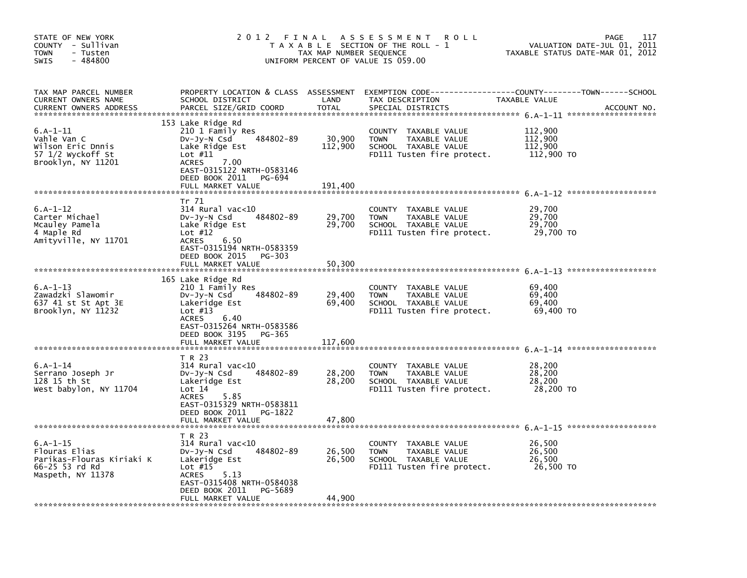STATE OF NEW YORK
COUNTY - Sullivan
TOWN - Tusten
SWIS - 484800

2012 FINAL ASSESSMENT ROLL
TAXABLE SECTION OF THE ROLL - 1
TAX MAP NUMBER SEQUENCE
UNIFORM PERCENT OF VALUE IS 059.00

VALUATION DATE-JUL 01, 2011
TAXABLE STATUS DATE-MAR 01, 2012

| TAX MAP PARCEL NUMBER / CURRENT OWNERS NAME / CURRENT OWNERS ADDRESS | PROPERTY LOCATION & CLASS / SCHOOL DISTRICT / PARCEL SIZE/GRID COORD | ASSESSMENT LAND / TOTAL | EXEMPTION CODE / TAX DESCRIPTION / SPECIAL DISTRICTS | COUNTY / TOWN / SCHOOL TAXABLE VALUE | ACCOUNT NO. |
|---|---|---|---|---|---|
| 6.A-1-11 | 153 Lake Ridge Rd | | | | |
| | 210 1 Family Res | | COUNTY TAXABLE VALUE | 112,900 | |
| Vahle Van C | Dv-Jy-N Csd 484802-89 | 30,900 | TOWN TAXABLE VALUE | 112,900 | |
| Wilson Eric Dnnis | Lake Ridge Est | 112,900 | SCHOOL TAXABLE VALUE | 112,900 | |
| 57 1/2 Wyckoff St | Lot #11 | | FD111 Tusten fire protect. | 112,900 TO | |
| Brooklyn, NY 11201 | ACRES 7.00 | | | | |
| | EAST-0315122 NRTH-0583146 | | | | |
| | DEED BOOK 2011 PG-694 | | | | |
| | FULL MARKET VALUE | 191,400 | | | |
| 6.A-1-12 | Tr 71 | | | | |
| | 314 Rural vac<10 | | COUNTY TAXABLE VALUE | 29,700 | |
| Carter Michael | Dv-Jy-N Csd 484802-89 | 29,700 | TOWN TAXABLE VALUE | 29,700 | |
| Mcauley Pamela | Lake Ridge Est | 29,700 | SCHOOL TAXABLE VALUE | 29,700 | |
| 4 Maple Rd | Lot #12 | | FD111 Tusten fire protect. | 29,700 TO | |
| Amityville, NY 11701 | ACRES 6.50 | | | | |
| | EAST-0315194 NRTH-0583359 | | | | |
| | DEED BOOK 2015 PG-303 | | | | |
| | FULL MARKET VALUE | 50,300 | | | |
| 6.A-1-13 | 165 Lake Ridge Rd | | | | |
| | 210 1 Family Res | | COUNTY TAXABLE VALUE | 69,400 | |
| Zawadzki Slawomir | Dv-Jy-N Csd 484802-89 | 29,400 | TOWN TAXABLE VALUE | 69,400 | |
| 637 41 st St Apt 3E | Lakeridge Est | 69,400 | SCHOOL TAXABLE VALUE | 69,400 | |
| Brooklyn, NY 11232 | Lot #13 | | FD111 Tusten fire protect. | 69,400 TO | |
| | ACRES 6.40 | | | | |
| | EAST-0315264 NRTH-0583586 | | | | |
| | DEED BOOK 3195 PG-365 | | | | |
| | FULL MARKET VALUE | 117,600 | | | |
| 6.A-1-14 | T R 23 | | | | |
| | 314 Rural vac<10 | | COUNTY TAXABLE VALUE | 28,200 | |
| Serrano Joseph Jr | Dv-Jy-N Csd 484802-89 | 28,200 | TOWN TAXABLE VALUE | 28,200 | |
| 128 15 th St | Lakeridge Est | 28,200 | SCHOOL TAXABLE VALUE | 28,200 | |
| West babylon, NY 11704 | Lot 14 | | FD111 Tusten fire protect. | 28,200 TO | |
| | ACRES 5.85 | | | | |
| | EAST-0315329 NRTH-0583811 | | | | |
| | DEED BOOK 2011 PG-1822 | | | | |
| | FULL MARKET VALUE | 47,800 | | | |
| 6.A-1-15 | T R 23 | | | | |
| | 314 Rural vac<10 | | COUNTY TAXABLE VALUE | 26,500 | |
| Flouras Elias | Dv-Jy-N Csd 484802-89 | 26,500 | TOWN TAXABLE VALUE | 26,500 | |
| Parikas-Flouras Kiriaki K | Lakeridge Est | 26,500 | SCHOOL TAXABLE VALUE | 26,500 | |
| 66-25 53 rd Rd | Lot #15 | | FD111 Tusten fire protect. | 26,500 TO | |
| Maspeth, NY 11378 | ACRES 5.13 | | | | |
| | EAST-0315408 NRTH-0584038 | | | | |
| | DEED BOOK 2011 PG-5689 | | | | |
| | FULL MARKET VALUE | 44,900 | | | |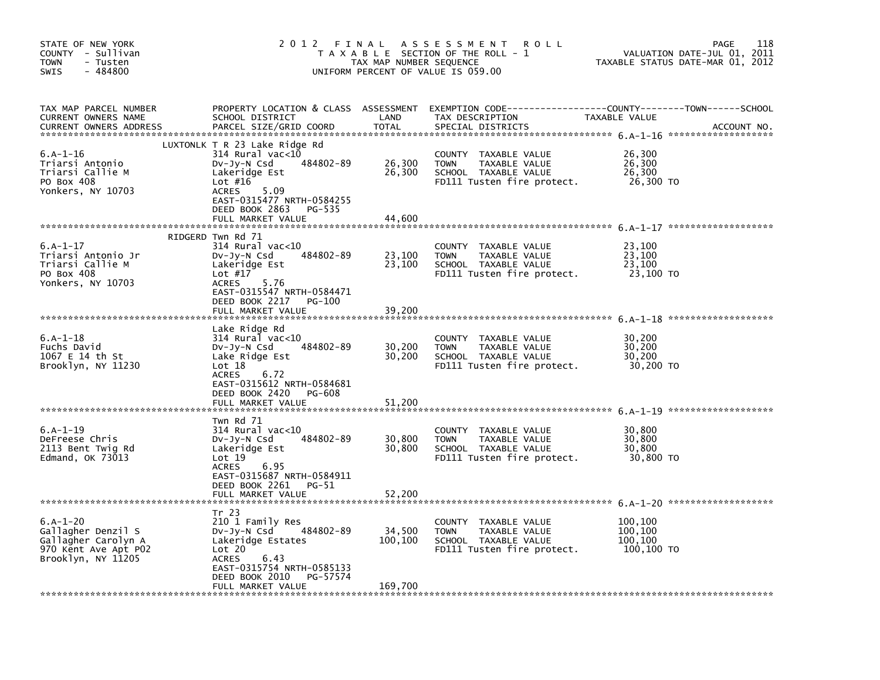STATE OF NEW YORK
COUNTY - Sullivan
TOWN - Tusten
SWIS - 484800

# 2012 FINAL ASSESSMENT ROLL

TAXABLE SECTION OF THE ROLL - 1
TAX MAP NUMBER SEQUENCE
UNIFORM PERCENT OF VALUE IS 059.00

VALUATION DATE-JUL 01, 2011
TAXABLE STATUS DATE-MAR 01, 2012

| TAX MAP PARCEL NUMBER / CURRENT OWNERS NAME / CURRENT OWNERS ADDRESS | PROPERTY LOCATION & CLASS / SCHOOL DISTRICT / PARCEL SIZE/GRID COORD | ASSESSMENT LAND / TOTAL | EXEMPTION CODE / TAX DESCRIPTION / SPECIAL DISTRICTS | TAXABLE VALUE (COUNTY / TOWN / SCHOOL) | ACCOUNT NO. |
|---|---|---|---|---|---|
| 6.A-1-16 | LUXTONLK T R 23 Lake Ridge Rd | | | | |
| Triarsi Antonio | 314 Rural vac<10 | | COUNTY TAXABLE VALUE | 26,300 | |
| Triarsi Callie M | Dv-Jy-N Csd 484802-89 | 26,300 | TOWN TAXABLE VALUE | 26,300 | |
| PO Box 408 | Lakeridge Est | 26,300 | SCHOOL TAXABLE VALUE | 26,300 | |
| Yonkers, NY 10703 | Lot #16 | | FD111 Tusten fire protect. | 26,300 TO | |
| | ACRES 5.09 | | | | |
| | EAST-0315477 NRTH-0584255 | | | | |
| | DEED BOOK 2863 PG-535 | | | | |
| | FULL MARKET VALUE | 44,600 | | | |
| 6.A-1-17 | RIDGERD Twn Rd 71 | | | | |
| Triarsi Antonio Jr | 314 Rural vac<10 | | COUNTY TAXABLE VALUE | 23,100 | |
| Triarsi Callie M | Dv-Jy-N Csd 484802-89 | 23,100 | TOWN TAXABLE VALUE | 23,100 | |
| PO Box 408 | Lakeridge Est | 23,100 | SCHOOL TAXABLE VALUE | 23,100 | |
| Yonkers, NY 10703 | Lot #17 | | FD111 Tusten fire protect. | 23,100 TO | |
| | ACRES 5.76 | | | | |
| | EAST-0315547 NRTH-0584471 | | | | |
| | DEED BOOK 2217 PG-100 | | | | |
| | FULL MARKET VALUE | 39,200 | | | |
| 6.A-1-18 | Lake Ridge Rd | | | | |
| Fuchs David | 314 Rural vac<10 | | COUNTY TAXABLE VALUE | 30,200 | |
| 1067 E 14 th St | Dv-Jy-N Csd 484802-89 | 30,200 | TOWN TAXABLE VALUE | 30,200 | |
| Brooklyn, NY 11230 | Lake Ridge Est | 30,200 | SCHOOL TAXABLE VALUE | 30,200 | |
| | Lot 18 | | FD111 Tusten fire protect. | 30,200 TO | |
| | ACRES 6.72 | | | | |
| | EAST-0315612 NRTH-0584681 | | | | |
| | DEED BOOK 2420 PG-608 | | | | |
| | FULL MARKET VALUE | 51,200 | | | |
| 6.A-1-19 | Twn Rd 71 | | | | |
| DeFreese Chris | 314 Rural vac<10 | | COUNTY TAXABLE VALUE | 30,800 | |
| 2113 Bent Twig Rd | Dv-Jy-N Csd 484802-89 | 30,800 | TOWN TAXABLE VALUE | 30,800 | |
| Edmand, OK 73013 | Lakeridge Est | 30,800 | SCHOOL TAXABLE VALUE | 30,800 | |
| | Lot 19 | | FD111 Tusten fire protect. | 30,800 TO | |
| | ACRES 6.95 | | | | |
| | EAST-0315687 NRTH-0584911 | | | | |
| | DEED BOOK 2261 PG-51 | | | | |
| | FULL MARKET VALUE | 52,200 | | | |
| 6.A-1-20 | Tr 23 | | | | |
| Gallagher Denzil S | 210 1 Family Res | | COUNTY TAXABLE VALUE | 100,100 | |
| Gallagher Carolyn A | Dv-Jy-N Csd 484802-89 | 34,500 | TOWN TAXABLE VALUE | 100,100 | |
| 970 Kent Ave Apt P02 | Lakeridge Estates | 100,100 | SCHOOL TAXABLE VALUE | 100,100 | |
| Brooklyn, NY 11205 | Lot 20 | | FD111 Tusten fire protect. | 100,100 TO | |
| | ACRES 6.43 | | | | |
| | EAST-0315754 NRTH-0585133 | | | | |
| | DEED BOOK 2010 PG-57574 | | | | |
| | FULL MARKET VALUE | 169,700 | | | |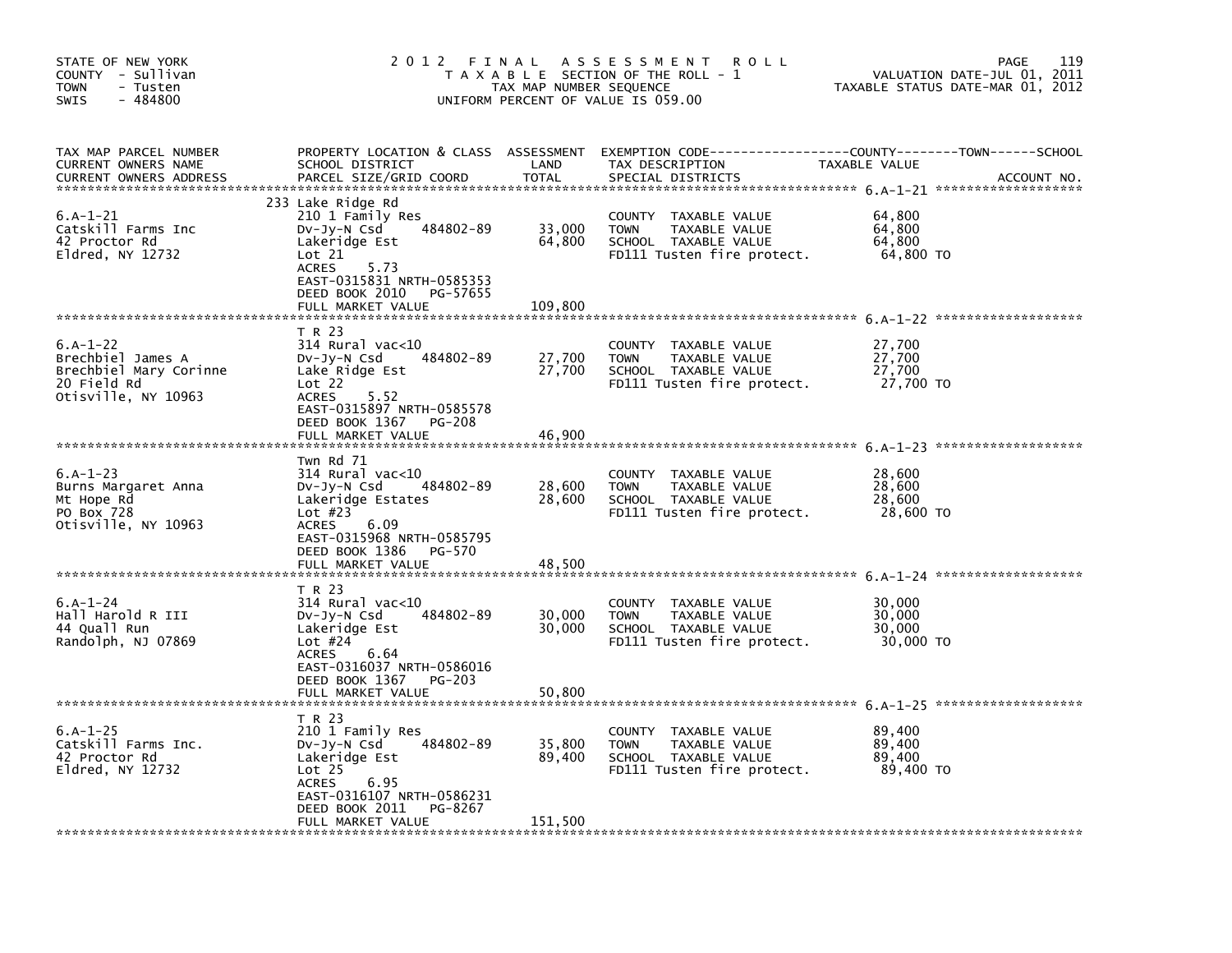STATE OF NEW YORK
COUNTY - Sullivan
TOWN - Tusten
SWIS - 484800

# 2012 FINAL ASSESSMENT ROLL

TAXABLE SECTION OF THE ROLL - 1
TAX MAP NUMBER SEQUENCE
UNIFORM PERCENT OF VALUE IS 059.00

VALUATION DATE-JUL 01, 2011
TAXABLE STATUS DATE-MAR 01, 2012

| TAX MAP PARCEL NUMBER / CURRENT OWNERS NAME / CURRENT OWNERS ADDRESS | PROPERTY LOCATION & CLASS / SCHOOL DISTRICT / PARCEL SIZE/GRID COORD | ASSESSMENT LAND | ASSESSMENT TOTAL | EXEMPTION CODE / TAX DESCRIPTION / SPECIAL DISTRICTS | TAXABLE VALUE (COUNTY / TOWN / SCHOOL) | ACCOUNT NO. |
|---|---|---|---|---|---|---|
| **6.A-1-21** | 233 Lake Ridge Rd | | | | | |
| 6.A-1-21 | 210 1 Family Res | | | COUNTY TAXABLE VALUE | 64,800 | |
| Catskill Farms Inc | Dv-Jy-N Csd 484802-89 | 33,000 | | TOWN TAXABLE VALUE | 64,800 | |
| 42 Proctor Rd | Lakeridge Est | | 64,800 | SCHOOL TAXABLE VALUE | 64,800 | |
| Eldred, NY 12732 | Lot 21 | | | FD111 Tusten fire protect. | 64,800 TO | |
| | ACRES 5.73 | | | | | |
| | EAST-0315831 NRTH-0585353 | | | | | |
| | DEED BOOK 2010 PG-57655 | | | | | |
| | FULL MARKET VALUE | | 109,800 | | | |
| **6.A-1-22** | T R 23 | | | | | |
| 6.A-1-22 | 314 Rural vac<10 | | | COUNTY TAXABLE VALUE | 27,700 | |
| Brechbiel James A | Dv-Jy-N Csd 484802-89 | 27,700 | | TOWN TAXABLE VALUE | 27,700 | |
| Brechbiel Mary Corinne | Lake Ridge Est | | 27,700 | SCHOOL TAXABLE VALUE | 27,700 | |
| 20 Field Rd | Lot 22 | | | FD111 Tusten fire protect. | 27,700 TO | |
| Otisville, NY 10963 | ACRES 5.52 | | | | | |
| | EAST-0315897 NRTH-0585578 | | | | | |
| | DEED BOOK 1367 PG-208 | | | | | |
| | FULL MARKET VALUE | | 46,900 | | | |
| **6.A-1-23** | Twn Rd 71 | | | | | |
| 6.A-1-23 | 314 Rural vac<10 | | | COUNTY TAXABLE VALUE | 28,600 | |
| Burns Margaret Anna | Dv-Jy-N Csd 484802-89 | 28,600 | | TOWN TAXABLE VALUE | 28,600 | |
| Mt Hope Rd | Lakeridge Estates | | 28,600 | SCHOOL TAXABLE VALUE | 28,600 | |
| PO Box 728 | Lot #23 | | | FD111 Tusten fire protect. | 28,600 TO | |
| Otisville, NY 10963 | ACRES 6.09 | | | | | |
| | EAST-0315968 NRTH-0585795 | | | | | |
| | DEED BOOK 1386 PG-570 | | | | | |
| | FULL MARKET VALUE | | 48,500 | | | |
| **6.A-1-24** | T R 23 | | | | | |
| 6.A-1-24 | 314 Rural vac<10 | | | COUNTY TAXABLE VALUE | 30,000 | |
| Hall Harold R III | Dv-Jy-N Csd 484802-89 | 30,000 | | TOWN TAXABLE VALUE | 30,000 | |
| 44 Quall Run | Lakeridge Est | | 30,000 | SCHOOL TAXABLE VALUE | 30,000 | |
| Randolph, NJ 07869 | Lot #24 | | | FD111 Tusten fire protect. | 30,000 TO | |
| | ACRES 6.64 | | | | | |
| | EAST-0316037 NRTH-0586016 | | | | | |
| | DEED BOOK 1367 PG-203 | | | | | |
| | FULL MARKET VALUE | | 50,800 | | | |
| **6.A-1-25** | T R 23 | | | | | |
| 6.A-1-25 | 210 1 Family Res | | | COUNTY TAXABLE VALUE | 89,400 | |
| Catskill Farms Inc. | Dv-Jy-N Csd 484802-89 | 35,800 | | TOWN TAXABLE VALUE | 89,400 | |
| 42 Proctor Rd | Lakeridge Est | | 89,400 | SCHOOL TAXABLE VALUE | 89,400 | |
| Eldred, NY 12732 | Lot 25 | | | FD111 Tusten fire protect. | 89,400 TO | |
| | ACRES 6.95 | | | | | |
| | EAST-0316107 NRTH-0586231 | | | | | |
| | DEED BOOK 2011 PG-8267 | | | | | |
| | FULL MARKET VALUE | | 151,500 | | | |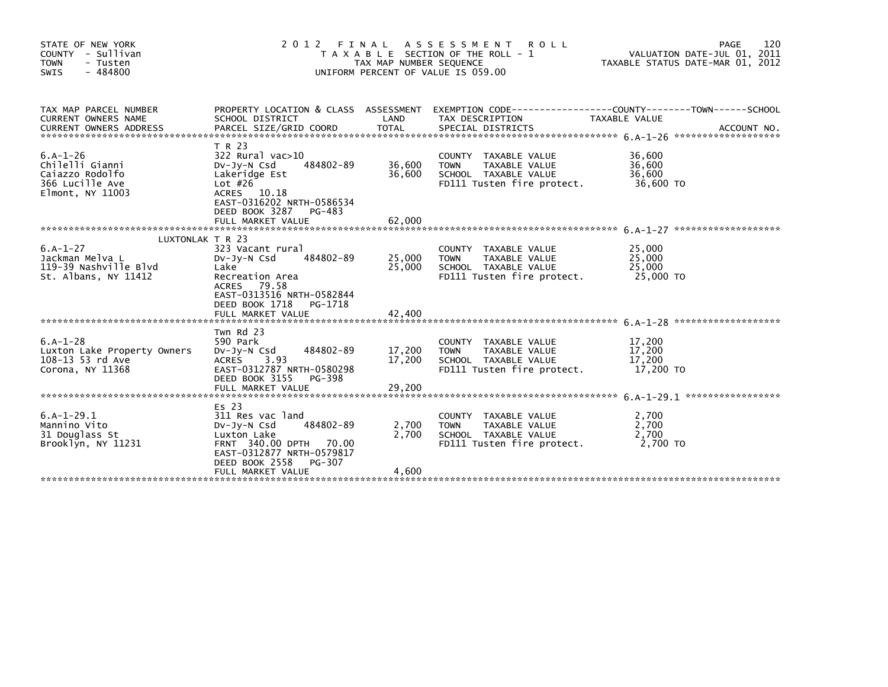STATE OF NEW YORK
COUNTY - Sullivan
TOWN - Tusten
SWIS - 484800

# 2012 FINAL ASSESSMENT ROLL

TAXABLE SECTION OF THE ROLL - 1
TAX MAP NUMBER SEQUENCE
UNIFORM PERCENT OF VALUE IS 059.00

VALUATION DATE-JUL 01, 2011
TAXABLE STATUS DATE-MAR 01, 2012

| TAX MAP PARCEL NUMBER / CURRENT OWNERS NAME / CURRENT OWNERS ADDRESS | PROPERTY LOCATION & CLASS / SCHOOL DISTRICT / PARCEL SIZE/GRID COORD | ASSESSMENT LAND / TOTAL | EXEMPTION CODE / TAX DESCRIPTION / SPECIAL DISTRICTS | TAXABLE VALUE (COUNTY--TOWN--SCHOOL) | ACCOUNT NO. |
|---|---|---|---|---|---|
| 6.A-1-26 | T R 23 | | | | |
| 6.A-1-26 | 322 Rural vac>10 | | COUNTY TAXABLE VALUE | 36,600 | |
| Chilelli Gianni | Dv-Jy-N Csd 484802-89 | 36,600 | TOWN TAXABLE VALUE | 36,600 | |
| Caiazzo Rodolfo | Lakeridge Est | 36,600 | SCHOOL TAXABLE VALUE | 36,600 | |
| 366 Lucille Ave | Lot #26 | | FD111 Tusten fire protect. | 36,600 TO | |
| Elmont, NY 11003 | ACRES 10.18 | | | | |
| | EAST-0316202 NRTH-0586534 | | | | |
| | DEED BOOK 3287 PG-483 | | | | |
| | FULL MARKET VALUE | 62,000 | | | |
| 6.A-1-27 | LUXTONLAK T R 23 | | | | |
| 6.A-1-27 | 323 Vacant rural | | COUNTY TAXABLE VALUE | 25,000 | |
| Jackman Melva L | Dv-Jy-N Csd 484802-89 | 25,000 | TOWN TAXABLE VALUE | 25,000 | |
| 119-39 Nashville Blvd | Lake | 25,000 | SCHOOL TAXABLE VALUE | 25,000 | |
| St. Albans, NY 11412 | Recreation Area | | FD111 Tusten fire protect. | 25,000 TO | |
| | ACRES 79.58 | | | | |
| | EAST-0313516 NRTH-0582844 | | | | |
| | DEED BOOK 1718 PG-1718 | | | | |
| | FULL MARKET VALUE | 42,400 | | | |
| 6.A-1-28 | Twn Rd 23 | | | | |
| 6.A-1-28 | 590 Park | | COUNTY TAXABLE VALUE | 17,200 | |
| Luxton Lake Property Owners | Dv-Jy-N Csd 484802-89 | 17,200 | TOWN TAXABLE VALUE | 17,200 | |
| 108-13 53 rd Ave | ACRES 3.93 | 17,200 | SCHOOL TAXABLE VALUE | 17,200 | |
| Corona, NY 11368 | EAST-0312787 NRTH-0580298 | | FD111 Tusten fire protect. | 17,200 TO | |
| | DEED BOOK 3155 PG-398 | | | | |
| | FULL MARKET VALUE | 29,200 | | | |
| 6.A-1-29.1 | Es 23 | | | | |
| 6.A-1-29.1 | 311 Res vac land | | COUNTY TAXABLE VALUE | 2,700 | |
| Mannino Vito | Dv-Jy-N Csd 484802-89 | 2,700 | TOWN TAXABLE VALUE | 2,700 | |
| 31 Douglass St | Luxton Lake | 2,700 | SCHOOL TAXABLE VALUE | 2,700 | |
| Brooklyn, NY 11231 | FRNT 340.00 DPTH 70.00 | | FD111 Tusten fire protect. | 2,700 TO | |
| | EAST-0312877 NRTH-0579817 | | | | |
| | DEED BOOK 2558 PG-307 | | | | |
| | FULL MARKET VALUE | 4,600 | | | |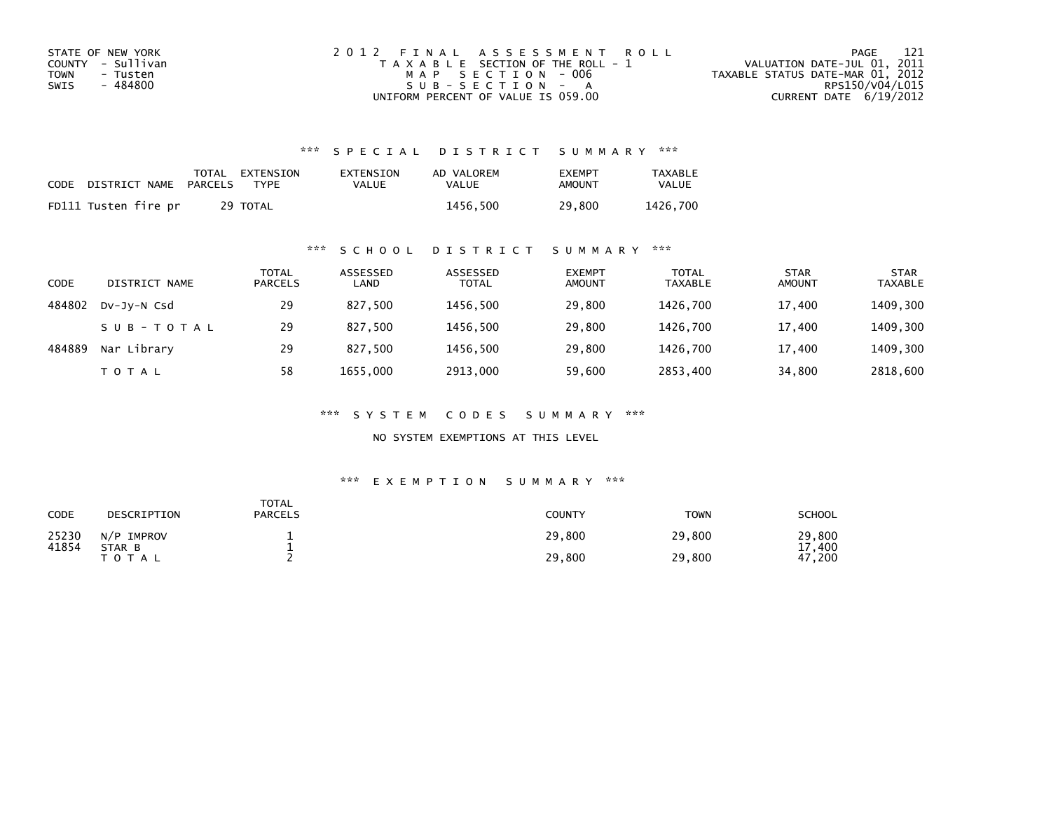STATE OF NEW YORK
COUNTY - Sullivan
TOWN - Tusten
SWIS - 484800

2012 FINAL ASSESSMENT ROLL
TAXABLE SECTION OF THE ROLL - 1
MAP SECTION - 006
SUB-SECTION - A
UNIFORM PERCENT OF VALUE IS 059.00

VALUATION DATE-JUL 01, 2011
TAXABLE STATUS DATE-MAR 01, 2012
RPS150/V04/L015
CURRENT DATE 6/19/2012

### *** SPECIAL DISTRICT SUMMARY ***

| CODE | DISTRICT NAME | TOTAL PARCELS | EXTENSION TYPE | EXTENSION VALUE | AD VALOREM VALUE | EXEMPT AMOUNT | TAXABLE VALUE |
|---|---|---|---|---|---|---|---|
| FD111 | Tusten fire pr | 29 | TOTAL | | 1456,500 | 29,800 | 1426,700 |

### *** SCHOOL DISTRICT SUMMARY ***

| CODE | DISTRICT NAME | TOTAL PARCELS | ASSESSED LAND | ASSESSED TOTAL | EXEMPT AMOUNT | TOTAL TAXABLE | STAR AMOUNT | STAR TAXABLE |
|---|---|---|---|---|---|---|---|---|
| 484802 | Dv-Jy-N Csd | 29 | 827,500 | 1456,500 | 29,800 | 1426,700 | 17,400 | 1409,300 |
| | SUB-TOTAL | 29 | 827,500 | 1456,500 | 29,800 | 1426,700 | 17,400 | 1409,300 |
| 484889 | Nar Library | 29 | 827,500 | 1456,500 | 29,800 | 1426,700 | 17,400 | 1409,300 |
| | TOTAL | 58 | 1655,000 | 2913,000 | 59,600 | 2853,400 | 34,800 | 2818,600 |

### *** SYSTEM CODES SUMMARY ***

NO SYSTEM EXEMPTIONS AT THIS LEVEL

### *** EXEMPTION SUMMARY ***

| CODE | DESCRIPTION | TOTAL PARCELS | COUNTY | TOWN | SCHOOL |
|---|---|---|---|---|---|
| 25230 | N/P IMPROV | 1 | 29,800 | 29,800 | 29,800 |
| 41854 | STAR B | 1 | | | 17,400 |
| | TOTAL | 2 | 29,800 | 29,800 | 47,200 |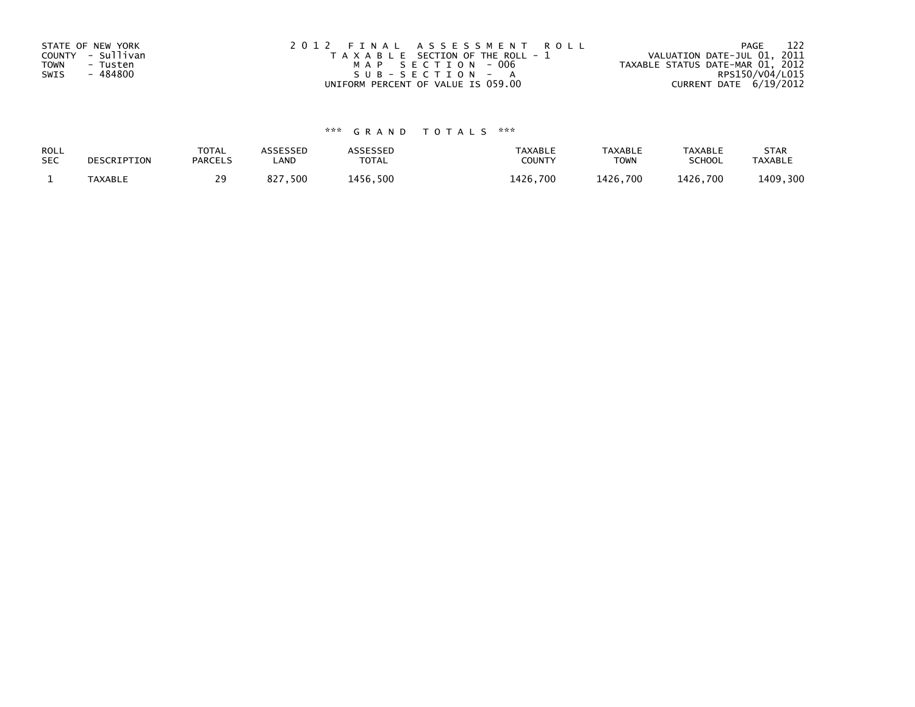STATE OF NEW YORK
COUNTY - Sullivan
TOWN - Tusten
SWIS - 484800

2012 FINAL ASSESSMENT ROLL
TAXABLE SECTION OF THE ROLL - 1
MAP SECTION - 006
SUB-SECTION - A
UNIFORM PERCENT OF VALUE IS 059.00

VALUATION DATE-JUL 01, 2011
TAXABLE STATUS DATE-MAR 01, 2012
RPS150/V04/L015
CURRENT DATE 6/19/2012

*** GRAND TOTALS ***

| ROLL SEC | DESCRIPTION | TOTAL PARCELS | ASSESSED LAND | ASSESSED TOTAL | TAXABLE COUNTY | TAXABLE TOWN | TAXABLE SCHOOL | STAR TAXABLE |
|---|---|---|---|---|---|---|---|---|
| 1 | TAXABLE | 29 | 827,500 | 1456,500 | 1426,700 | 1426,700 | 1426,700 | 1409,300 |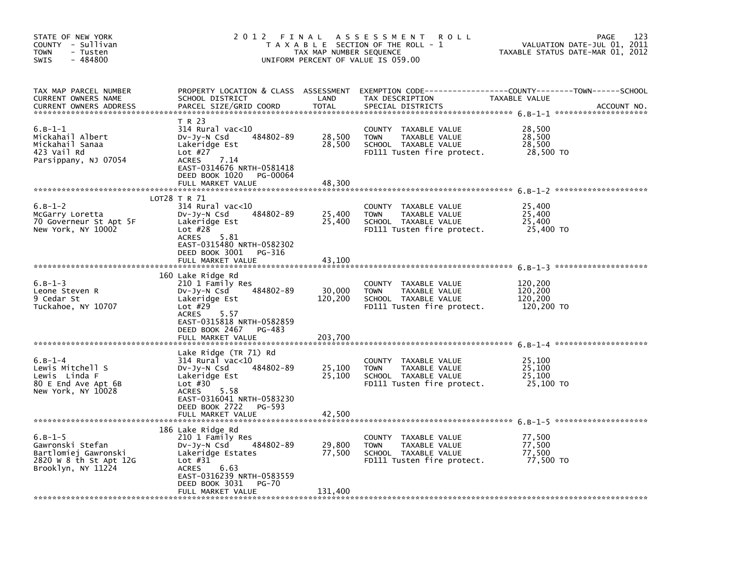STATE OF NEW YORK
COUNTY - Sullivan
TOWN - Tusten
SWIS - 484800

# 2012 FINAL ASSESSMENT ROLL

TAXABLE SECTION OF THE ROLL - 1
TAX MAP NUMBER SEQUENCE
UNIFORM PERCENT OF VALUE IS 059.00

VALUATION DATE-JUL 01, 2011
TAXABLE STATUS DATE-MAR 01, 2012

| TAX MAP PARCEL NUMBER / CURRENT OWNERS NAME / CURRENT OWNERS ADDRESS | PROPERTY LOCATION & CLASS / SCHOOL DISTRICT / PARCEL SIZE/GRID COORD | ASSESSMENT LAND | TOTAL | EXEMPTION CODE / TAX DESCRIPTION / SPECIAL DISTRICTS | TAXABLE VALUE (COUNTY / TOWN / SCHOOL) | ACCOUNT NO. |
|---|---|---|---|---|---|---|
| 6.B-1-1<br>Mickahail Albert<br>Mickahail Sanaa<br>423 Vail Rd<br>Parsippany, NJ 07054 | T R 23<br>314 Rural vac<10<br>Dv-Jy-N Csd 484802-89<br>Lakeridge Est<br>Lot #27<br>ACRES 7.14<br>EAST-0314676 NRTH-0581418<br>DEED BOOK 1020 PG-00064<br>FULL MARKET VALUE | 28,500 | 28,500<br><br><br><br><br><br><br><br>48,300 | COUNTY TAXABLE VALUE<br>TOWN TAXABLE VALUE<br>SCHOOL TAXABLE VALUE<br>FD111 Tusten fire protect. | 28,500<br>28,500<br>28,500<br>28,500 TO | |
| 6.B-1-2<br>McGarry Loretta<br>70 Governeur St Apt 5F<br>New York, NY 10002 | LOT28 T R 71<br>314 Rural vac<10<br>Dv-Jy-N Csd 484802-89<br>Lakeridge Est<br>Lot #28<br>ACRES 5.81<br>EAST-0315480 NRTH-0582302<br>DEED BOOK 3001 PG-316<br>FULL MARKET VALUE | 25,400 | 25,400<br><br><br><br><br><br><br><br>43,100 | COUNTY TAXABLE VALUE<br>TOWN TAXABLE VALUE<br>SCHOOL TAXABLE VALUE<br>FD111 Tusten fire protect. | 25,400<br>25,400<br>25,400<br>25,400 TO | |
| 6.B-1-3<br>Leone Steven R<br>9 Cedar St<br>Tuckahoe, NY 10707 | 160 Lake Ridge Rd<br>210 1 Family Res<br>Dv-Jy-N Csd 484802-89<br>Lakeridge Est<br>Lot #29<br>ACRES 5.57<br>EAST-0315818 NRTH-0582859<br>DEED BOOK 2467 PG-483<br>FULL MARKET VALUE | 30,000 | 120,200<br><br><br><br><br><br><br><br>203,700 | COUNTY TAXABLE VALUE<br>TOWN TAXABLE VALUE<br>SCHOOL TAXABLE VALUE<br>FD111 Tusten fire protect. | 120,200<br>120,200<br>120,200<br>120,200 TO | |
| 6.B-1-4<br>Lewis Mitchell S<br>Lewis Linda F<br>80 E End Ave Apt 6B<br>New York, NY 10028 | Lake Ridge (TR 71) Rd<br>314 Rural vac<10<br>Dv-Jy-N Csd 484802-89<br>Lakeridge Est<br>Lot #30<br>ACRES 5.58<br>EAST-0316041 NRTH-0583230<br>DEED BOOK 2722 PG-593<br>FULL MARKET VALUE | 25,100 | 25,100<br><br><br><br><br><br><br><br>42,500 | COUNTY TAXABLE VALUE<br>TOWN TAXABLE VALUE<br>SCHOOL TAXABLE VALUE<br>FD111 Tusten fire protect. | 25,100<br>25,100<br>25,100<br>25,100 TO | |
| 6.B-1-5<br>Gawronski Stefan<br>Bartlomiej Gawronski<br>2820 W 8 th St Apt 12G<br>Brooklyn, NY 11224 | 186 Lake Ridge Rd<br>210 1 Family Res<br>Dv-Jy-N Csd 484802-89<br>Lakeridge Estates<br>Lot #31<br>ACRES 6.63<br>EAST-0316239 NRTH-0583559<br>DEED BOOK 3031 PG-70<br>FULL MARKET VALUE | 29,800 | 77,500<br><br><br><br><br><br><br><br>131,400 | COUNTY TAXABLE VALUE<br>TOWN TAXABLE VALUE<br>SCHOOL TAXABLE VALUE<br>FD111 Tusten fire protect. | 77,500<br>77,500<br>77,500<br>77,500 TO | |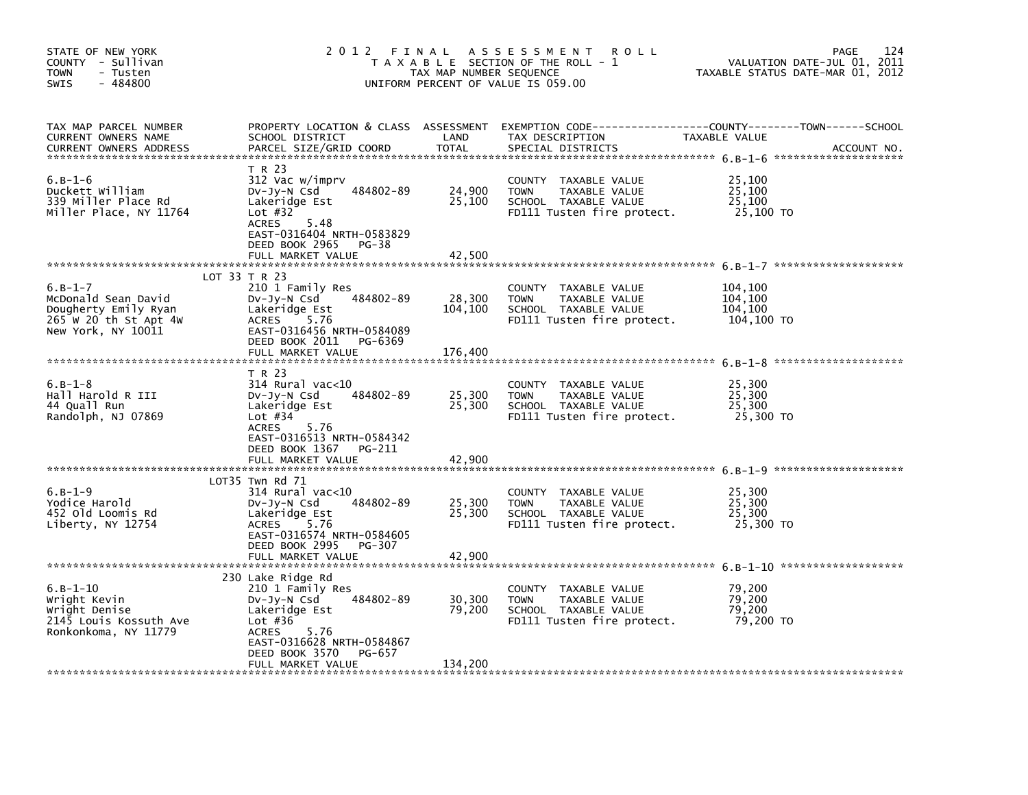STATE OF NEW YORK
COUNTY - Sullivan
TOWN - Tusten
SWIS - 484800

# 2012 FINAL ASSESSMENT ROLL

TAXABLE SECTION OF THE ROLL - 1
TAX MAP NUMBER SEQUENCE
UNIFORM PERCENT OF VALUE IS 059.00

VALUATION DATE-JUL 01, 2011
TAXABLE STATUS DATE-MAR 01, 2012

| TAX MAP PARCEL NUMBER / CURRENT OWNERS NAME / CURRENT OWNERS ADDRESS | PROPERTY LOCATION & CLASS / SCHOOL DISTRICT / PARCEL SIZE/GRID COORD | ASSESSMENT LAND / TOTAL | EXEMPTION CODE / TAX DESCRIPTION / SPECIAL DISTRICTS | TAXABLE VALUE (COUNTY / TOWN / SCHOOL) |
|---|---|---|---|---|
| 6.B-1-6 | T R 23 | | | |
| 6.B-1-6 | 312 Vac w/imprv | | COUNTY TAXABLE VALUE | 25,100 |
| Duckett William | Dv-Jy-N Csd 484802-89 | 24,900 | TOWN TAXABLE VALUE | 25,100 |
| 339 Miller Place Rd | Lakeridge Est | 25,100 | SCHOOL TAXABLE VALUE | 25,100 |
| Miller Place, NY 11764 | Lot #32 | | FD111 Tusten fire protect. | 25,100 TO |
| | ACRES 5.48 | | | |
| | EAST-0316404 NRTH-0583829 | | | |
| | DEED BOOK 2965 PG-38 | | | |
| | FULL MARKET VALUE | 42,500 | | |
| 6.B-1-7 | LOT 33 T R 23 | | | |
| 6.B-1-7 | 210 1 Family Res | | COUNTY TAXABLE VALUE | 104,100 |
| McDonald Sean David | Dv-Jy-N Csd 484802-89 | 28,300 | TOWN TAXABLE VALUE | 104,100 |
| Dougherty Emily Ryan | Lakeridge Est | 104,100 | SCHOOL TAXABLE VALUE | 104,100 |
| 265 W 20 th St Apt 4W | ACRES 5.76 | | FD111 Tusten fire protect. | 104,100 TO |
| New York, NY 10011 | EAST-0316456 NRTH-0584089 | | | |
| | DEED BOOK 2011 PG-6369 | | | |
| | FULL MARKET VALUE | 176,400 | | |
| 6.B-1-8 | T R 23 | | | |
| 6.B-1-8 | 314 Rural vac<10 | | COUNTY TAXABLE VALUE | 25,300 |
| Hall Harold R III | Dv-Jy-N Csd 484802-89 | 25,300 | TOWN TAXABLE VALUE | 25,300 |
| 44 Quall Run | Lakeridge Est | 25,300 | SCHOOL TAXABLE VALUE | 25,300 |
| Randolph, NJ 07869 | Lot #34 | | FD111 Tusten fire protect. | 25,300 TO |
| | ACRES 5.76 | | | |
| | EAST-0316513 NRTH-0584342 | | | |
| | DEED BOOK 1367 PG-211 | | | |
| | FULL MARKET VALUE | 42,900 | | |
| 6.B-1-9 | LOT35 Twn Rd 71 | | | |
| 6.B-1-9 | 314 Rural vac<10 | | COUNTY TAXABLE VALUE | 25,300 |
| Yodice Harold | Dv-Jy-N Csd 484802-89 | 25,300 | TOWN TAXABLE VALUE | 25,300 |
| 452 Old Loomis Rd | Lakeridge Est | 25,300 | SCHOOL TAXABLE VALUE | 25,300 |
| Liberty, NY 12754 | ACRES 5.76 | | FD111 Tusten fire protect. | 25,300 TO |
| | EAST-0316574 NRTH-0584605 | | | |
| | DEED BOOK 2995 PG-307 | | | |
| | FULL MARKET VALUE | 42,900 | | |
| 6.B-1-10 | 230 Lake Ridge Rd | | | |
| 6.B-1-10 | 210 1 Family Res | | COUNTY TAXABLE VALUE | 79,200 |
| Wright Kevin | Dv-Jy-N Csd 484802-89 | 30,300 | TOWN TAXABLE VALUE | 79,200 |
| Wright Denise | Lakeridge Est | 79,200 | SCHOOL TAXABLE VALUE | 79,200 |
| 2145 Louis Kossuth Ave | Lot #36 | | FD111 Tusten fire protect. | 79,200 TO |
| Ronkonkoma, NY 11779 | ACRES 5.76 | | | |
| | EAST-0316628 NRTH-0584867 | | | |
| | DEED BOOK 3570 PG-657 | | | |
| | FULL MARKET VALUE | 134,200 | | |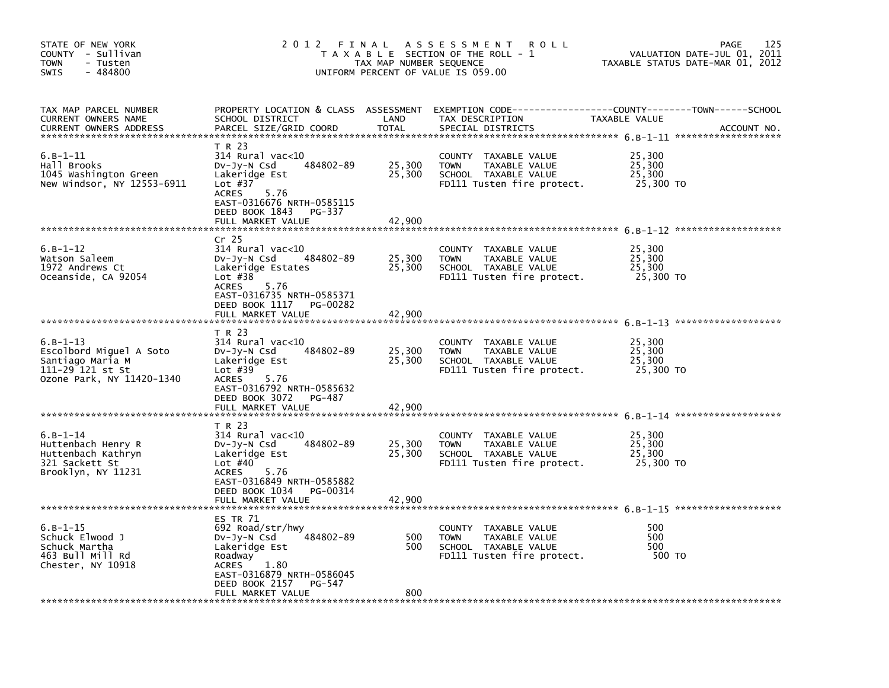STATE OF NEW YORK
COUNTY - Sullivan
TOWN - Tusten
SWIS - 484800

# 2012 FINAL ASSESSMENT ROLL
TAXABLE SECTION OF THE ROLL - 1
TAX MAP NUMBER SEQUENCE
UNIFORM PERCENT OF VALUE IS 059.00

VALUATION DATE-JUL 01, 2011
TAXABLE STATUS DATE-MAR 01, 2012

| TAX MAP PARCEL NUMBER / CURRENT OWNERS NAME / CURRENT OWNERS ADDRESS | PROPERTY LOCATION & CLASS / SCHOOL DISTRICT / PARCEL SIZE/GRID COORD | ASSESSMENT LAND / TOTAL | EXEMPTION CODE / TAX DESCRIPTION / SPECIAL DISTRICTS | TAXABLE VALUE (COUNTY / TOWN / SCHOOL) | ACCOUNT NO. |
|---|---|---|---|---|---|
| 6.B-1-11<br>Hall Brooks<br>1045 Washington Green<br>New Windsor, NY 12553-6911 | T R 23<br>314 Rural vac<10<br>Dv-Jy-N Csd 484802-89<br>Lakeridge Est<br>Lot #37<br>ACRES 5.76<br>EAST-0316676 NRTH-0585115<br>DEED BOOK 1843 PG-337<br>FULL MARKET VALUE | 25,300<br>25,300<br><br><br><br><br><br><br>42,900 | COUNTY TAXABLE VALUE<br>TOWN TAXABLE VALUE<br>SCHOOL TAXABLE VALUE<br>FD111 Tusten fire protect. | 25,300<br>25,300<br>25,300<br>25,300 TO | |
| 6.B-1-12<br>Watson Saleem<br>1972 Andrews Ct<br>Oceanside, CA 92054 | Cr 25<br>314 Rural vac<10<br>Dv-Jy-N Csd 484802-89<br>Lakeridge Estates<br>Lot #38<br>ACRES 5.76<br>EAST-0316735 NRTH-0585371<br>DEED BOOK 1117 PG-00282<br>FULL MARKET VALUE | 25,300<br>25,300<br><br><br><br><br><br><br>42,900 | COUNTY TAXABLE VALUE<br>TOWN TAXABLE VALUE<br>SCHOOL TAXABLE VALUE<br>FD111 Tusten fire protect. | 25,300<br>25,300<br>25,300<br>25,300 TO | |
| 6.B-1-13<br>Escolbord Miguel A Soto<br>Santiago Maria M<br>111-29 121 st St<br>Ozone Park, NY 11420-1340 | T R 23<br>314 Rural vac<10<br>Dv-Jy-N Csd 484802-89<br>Lakeridge Est<br>Lot #39<br>ACRES 5.76<br>EAST-0316792 NRTH-0585632<br>DEED BOOK 3072 PG-487<br>FULL MARKET VALUE | 25,300<br>25,300<br><br><br><br><br><br><br>42,900 | COUNTY TAXABLE VALUE<br>TOWN TAXABLE VALUE<br>SCHOOL TAXABLE VALUE<br>FD111 Tusten fire protect. | 25,300<br>25,300<br>25,300<br>25,300 TO | |
| 6.B-1-14<br>Huttenbach Henry R<br>Huttenbach Kathryn<br>321 Sackett St<br>Brooklyn, NY 11231 | T R 23<br>314 Rural vac<10<br>Dv-Jy-N Csd 484802-89<br>Lakeridge Est<br>Lot #40<br>ACRES 5.76<br>EAST-0316849 NRTH-0585882<br>DEED BOOK 1034 PG-00314<br>FULL MARKET VALUE | 25,300<br>25,300<br><br><br><br><br><br><br>42,900 | COUNTY TAXABLE VALUE<br>TOWN TAXABLE VALUE<br>SCHOOL TAXABLE VALUE<br>FD111 Tusten fire protect. | 25,300<br>25,300<br>25,300<br>25,300 TO | |
| 6.B-1-15<br>Schuck Elwood J<br>Schuck Martha<br>463 Bull Mill Rd<br>Chester, NY 10918 | ES TR 71<br>692 Road/str/hwy<br>Dv-Jy-N Csd 484802-89<br>Lakeridge Est<br>Roadway<br>ACRES 1.80<br>EAST-0316879 NRTH-0586045<br>DEED BOOK 2157 PG-547<br>FULL MARKET VALUE | 500<br>500<br><br><br><br><br><br><br>800 | COUNTY TAXABLE VALUE<br>TOWN TAXABLE VALUE<br>SCHOOL TAXABLE VALUE<br>FD111 Tusten fire protect. | 500<br>500<br>500<br>500 TO | |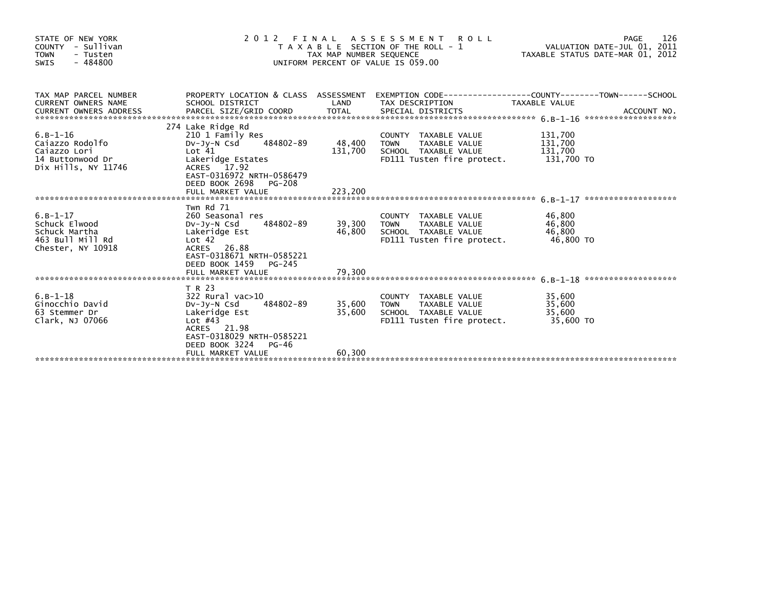STATE OF NEW YORK
COUNTY - Sullivan
TOWN - Tusten
SWIS - 484800

# 2012 FINAL ASSESSMENT ROLL

TAXABLE SECTION OF THE ROLL - 1
TAX MAP NUMBER SEQUENCE
UNIFORM PERCENT OF VALUE IS 059.00

VALUATION DATE-JUL 01, 2011
TAXABLE STATUS DATE-MAR 01, 2012

| TAX MAP PARCEL NUMBER / CURRENT OWNERS NAME / CURRENT OWNERS ADDRESS | PROPERTY LOCATION & CLASS / SCHOOL DISTRICT / PARCEL SIZE/GRID COORD | ASSESSMENT LAND / TOTAL | EXEMPTION CODE / TAX DESCRIPTION / SPECIAL DISTRICTS | COUNTY / TOWN / SCHOOL TAXABLE VALUE | ACCOUNT NO. |
|---|---|---|---|---|---|
| **6.B-1-16** | 274 Lake Ridge Rd | | | | |
| 6.B-1-16 | 210 1 Family Res | | COUNTY TAXABLE VALUE | 131,700 | |
| Caiazzo Rodolfo | Dv-Jy-N Csd 484802-89 | 48,400 | TOWN TAXABLE VALUE | 131,700 | |
| Caiazzo Lori | Lot 41 | 131,700 | SCHOOL TAXABLE VALUE | 131,700 | |
| 14 Buttonwood Dr | Lakeridge Estates | | FD111 Tusten fire protect. | 131,700 TO | |
| Dix Hills, NY 11746 | ACRES 17.92 | | | | |
| | EAST-0316972 NRTH-0586479 | | | | |
| | DEED BOOK 2698 PG-208 | | | | |
| | FULL MARKET VALUE | 223,200 | | | |
| **6.B-1-17** | Twn Rd 71 | | | | |
| 6.B-1-17 | 260 Seasonal res | | COUNTY TAXABLE VALUE | 46,800 | |
| Schuck Elwood | Dv-Jy-N Csd 484802-89 | 39,300 | TOWN TAXABLE VALUE | 46,800 | |
| Schuck Martha | Lakeridge Est | 46,800 | SCHOOL TAXABLE VALUE | 46,800 | |
| 463 Bull Mill Rd | Lot 42 | | FD111 Tusten fire protect. | 46,800 TO | |
| Chester, NY 10918 | ACRES 26.88 | | | | |
| | EAST-0318671 NRTH-0585221 | | | | |
| | DEED BOOK 1459 PG-245 | | | | |
| | FULL MARKET VALUE | 79,300 | | | |
| **6.B-1-18** | T R 23 | | | | |
| 6.B-1-18 | 322 Rural vac>10 | | COUNTY TAXABLE VALUE | 35,600 | |
| Ginocchio David | Dv-Jy-N Csd 484802-89 | 35,600 | TOWN TAXABLE VALUE | 35,600 | |
| 63 Stemmer Dr | Lakeridge Est | 35,600 | SCHOOL TAXABLE VALUE | 35,600 | |
| Clark, NJ 07066 | Lot #43 | | FD111 Tusten fire protect. | 35,600 TO | |
| | ACRES 21.98 | | | | |
| | EAST-0318029 NRTH-0585221 | | | | |
| | DEED BOOK 3224 PG-46 | | | | |
| | FULL MARKET VALUE | 60,300 | | | |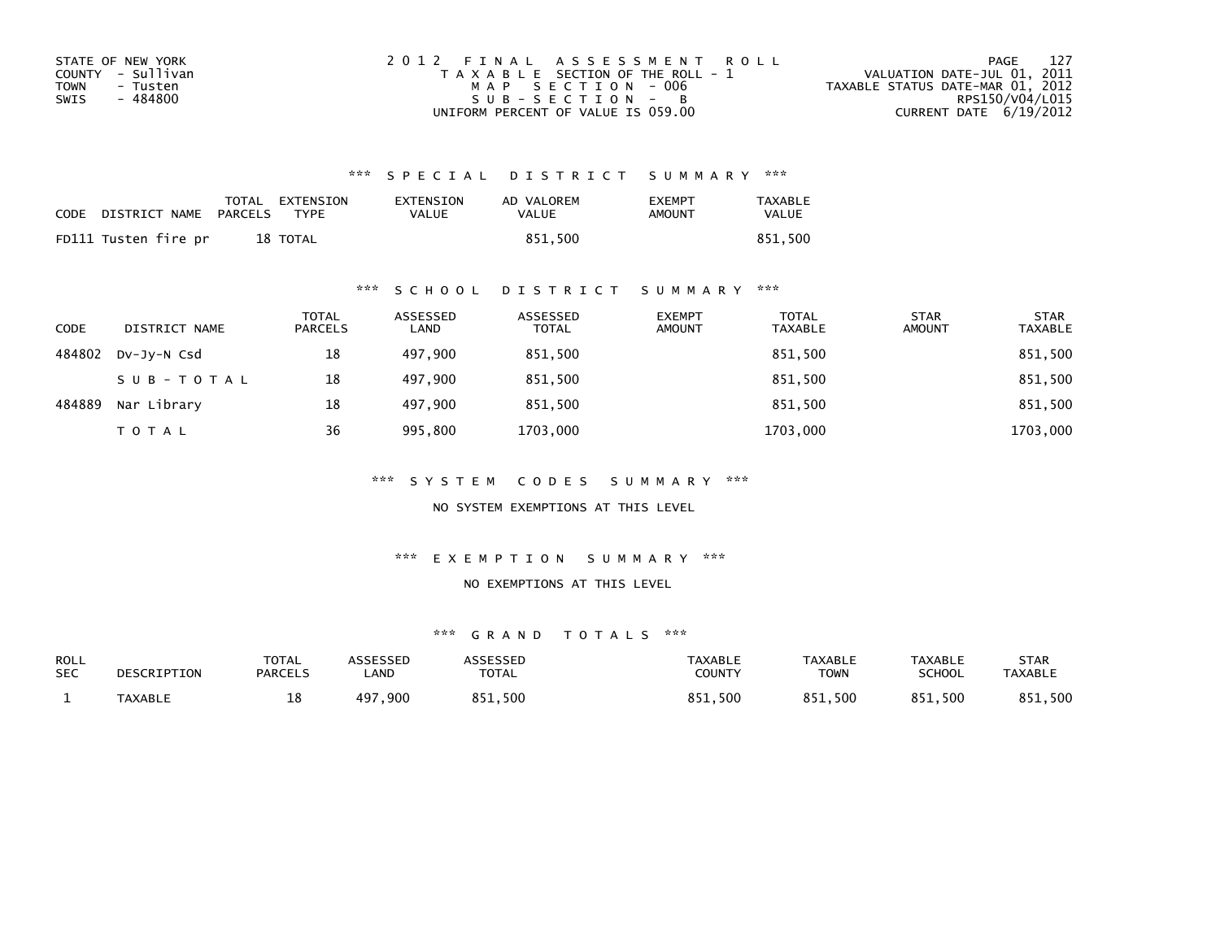STATE OF NEW YORK
COUNTY - Sullivan
TOWN - Tusten
SWIS - 484800

# 2012 FINAL ASSESSMENT ROLL

TAXABLE SECTION OF THE ROLL - 1
MAP SECTION - 006
SUB-SECTION - B
UNIFORM PERCENT OF VALUE IS 059.00

VALUATION DATE-JUL 01, 2011
TAXABLE STATUS DATE-MAR 01, 2012
RPS150/V04/L015
CURRENT DATE 6/19/2012

## *** SPECIAL DISTRICT SUMMARY ***

| CODE | DISTRICT NAME | TOTAL PARCELS | EXTENSION TYPE | EXTENSION VALUE | AD VALOREM VALUE | EXEMPT AMOUNT | TAXABLE VALUE |
|---|---|---|---|---|---|---|---|
| FD111 | Tusten fire pr | 18 | TOTAL | | 851,500 | | 851,500 |

## *** SCHOOL DISTRICT SUMMARY ***

| CODE | DISTRICT NAME | TOTAL PARCELS | ASSESSED LAND | ASSESSED TOTAL | EXEMPT AMOUNT | TOTAL TAXABLE | STAR AMOUNT | STAR TAXABLE |
|---|---|---|---|---|---|---|---|---|
| 484802 | Dv-Jy-N Csd | 18 | 497,900 | 851,500 | | 851,500 | | 851,500 |
| | SUB-TOTAL | 18 | 497,900 | 851,500 | | 851,500 | | 851,500 |
| 484889 | Nar Library | 18 | 497,900 | 851,500 | | 851,500 | | 851,500 |
| | TOTAL | 36 | 995,800 | 1703,000 | | 1703,000 | | 1703,000 |

## *** SYSTEM CODES SUMMARY ***

NO SYSTEM EXEMPTIONS AT THIS LEVEL

## *** EXEMPTION SUMMARY ***

NO EXEMPTIONS AT THIS LEVEL

## *** GRAND TOTALS ***

| ROLL SEC | DESCRIPTION | TOTAL PARCELS | ASSESSED LAND | ASSESSED TOTAL | TAXABLE COUNTY | TAXABLE TOWN | TAXABLE SCHOOL | STAR TAXABLE |
|---|---|---|---|---|---|---|---|---|
| 1 | TAXABLE | 18 | 497,900 | 851,500 | 851,500 | 851,500 | 851,500 | 851,500 |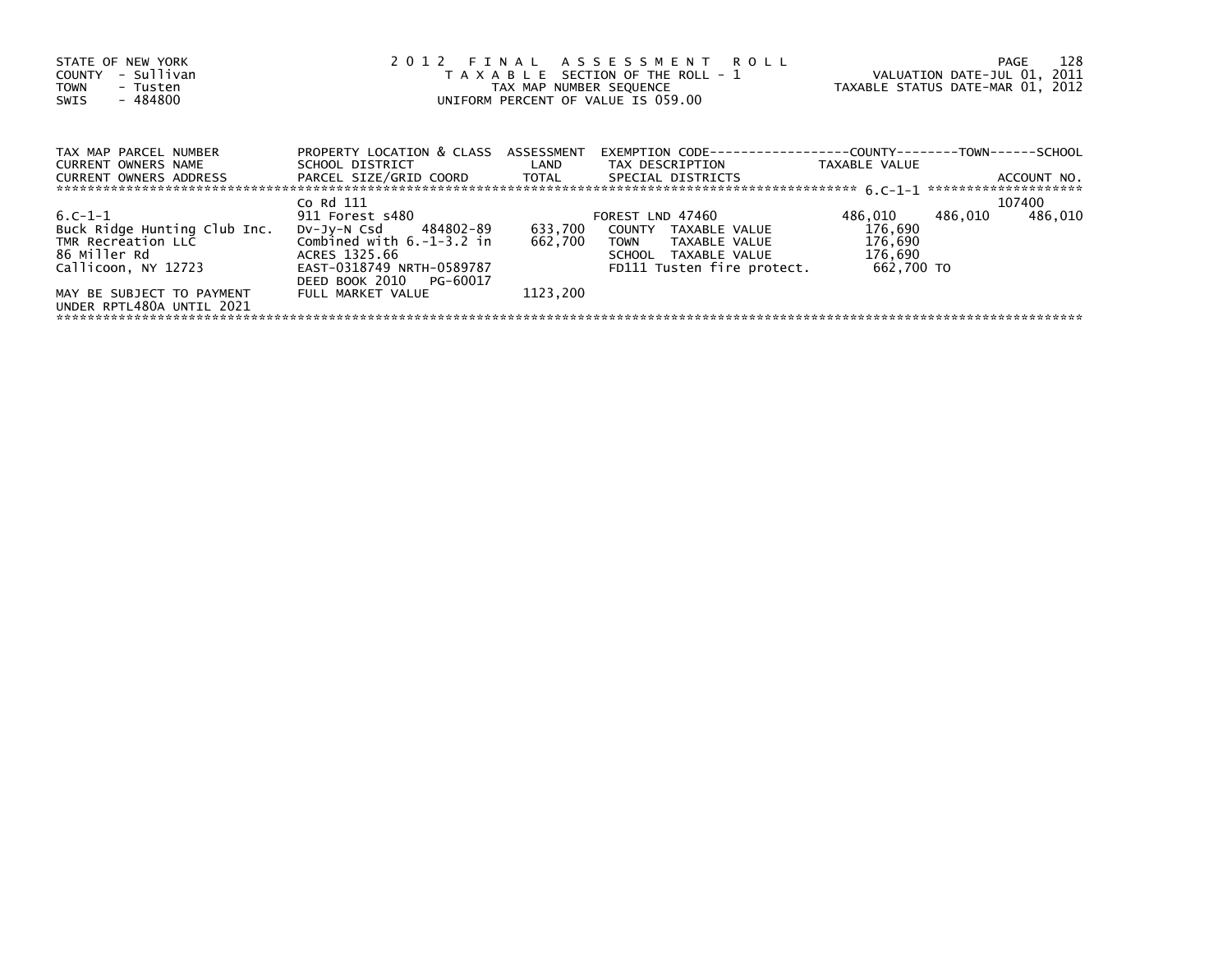STATE OF NEW YORK
COUNTY - Sullivan
TOWN - Tusten
SWIS - 484800

2012 FINAL ASSESSMENT ROLL
TAXABLE SECTION OF THE ROLL - 1
TAX MAP NUMBER SEQUENCE
UNIFORM PERCENT OF VALUE IS 059.00

VALUATION DATE-JUL 01, 2011
TAXABLE STATUS DATE-MAR 01, 2012

| TAX MAP PARCEL NUMBER / CURRENT OWNERS NAME / CURRENT OWNERS ADDRESS | PROPERTY LOCATION & CLASS / SCHOOL DISTRICT / PARCEL SIZE/GRID COORD | ASSESSMENT LAND / TOTAL | EXEMPTION CODE / TAX DESCRIPTION / SPECIAL DISTRICTS | COUNTY TAXABLE VALUE | TOWN | SCHOOL / ACCOUNT NO. |
|---|---|---|---|---|---|---|
| | Co Rd 111 | | | | | 107400 |
| 6.C-1-1 | 911 Forest s480 | | FOREST LND 47460 | 486,010 | 486,010 | 486,010 |
| Buck Ridge Hunting Club Inc. | Dv-Jy-N Csd 484802-89 | 633,700 | COUNTY TAXABLE VALUE | 176,690 | | |
| TMR Recreation LLC | Combined with 6.-1-3.2 in | 662,700 | TOWN TAXABLE VALUE | 176,690 | | |
| 86 Miller Rd | ACRES 1325.66 | | SCHOOL TAXABLE VALUE | 176,690 | | |
| Callicoon, NY 12723 | EAST-0318749 NRTH-0589787 | | FD111 Tusten fire protect. | 662,700 TO | | |
| | DEED BOOK 2010 PG-60017 | | | | | |
| MAY BE SUBJECT TO PAYMENT UNDER RPTL480A UNTIL 2021 | FULL MARKET VALUE | 1123,200 | | | | |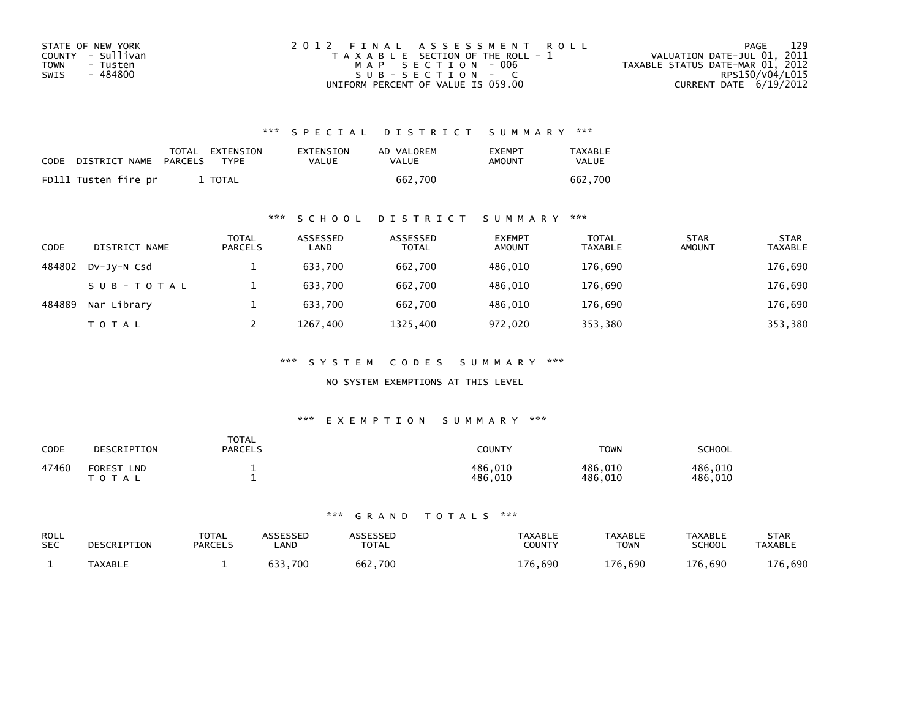STATE OF NEW YORK
COUNTY - Sullivan
TOWN - Tusten
SWIS - 484800

2012 FINAL ASSESSMENT ROLL
TAXABLE SECTION OF THE ROLL - 1
MAP SECTION - 006
SUB-SECTION - C
UNIFORM PERCENT OF VALUE IS 059.00

VALUATION DATE-JUL 01, 2011
TAXABLE STATUS DATE-MAR 01, 2012
RPS150/V04/L015
CURRENT DATE 6/19/2012

### *** SPECIAL DISTRICT SUMMARY ***

| CODE | DISTRICT NAME | TOTAL PARCELS | EXTENSION TYPE | EXTENSION VALUE | AD VALOREM VALUE | EXEMPT AMOUNT | TAXABLE VALUE |
|---|---|---|---|---|---|---|---|
| FD111 | Tusten fire pr | 1 | TOTAL | | 662,700 | | 662,700 |

### *** SCHOOL DISTRICT SUMMARY ***

| CODE | DISTRICT NAME | TOTAL PARCELS | ASSESSED LAND | ASSESSED TOTAL | EXEMPT AMOUNT | TOTAL TAXABLE | STAR AMOUNT | STAR TAXABLE |
|---|---|---|---|---|---|---|---|---|
| 484802 | Dv-Jy-N Csd | 1 | 633,700 | 662,700 | 486,010 | 176,690 | | 176,690 |
| | SUB-TOTAL | 1 | 633,700 | 662,700 | 486,010 | 176,690 | | 176,690 |
| 484889 | Nar Library | 1 | 633,700 | 662,700 | 486,010 | 176,690 | | 176,690 |
| | TOTAL | 2 | 1267,400 | 1325,400 | 972,020 | 353,380 | | 353,380 |

### *** SYSTEM CODES SUMMARY ***

NO SYSTEM EXEMPTIONS AT THIS LEVEL

### *** EXEMPTION SUMMARY ***

| CODE | DESCRIPTION | TOTAL PARCELS | COUNTY | TOWN | SCHOOL |
|---|---|---|---|---|---|
| 47460 | FOREST LND | 1 | 486,010 | 486,010 | 486,010 |
| | TOTAL | 1 | 486,010 | 486,010 | 486,010 |

### *** GRAND TOTALS ***

| ROLL SEC | DESCRIPTION | TOTAL PARCELS | ASSESSED LAND | ASSESSED TOTAL | TAXABLE COUNTY | TAXABLE TOWN | TAXABLE SCHOOL | STAR TAXABLE |
|---|---|---|---|---|---|---|---|---|
| 1 | TAXABLE | 1 | 633,700 | 662,700 | 176,690 | 176,690 | 176,690 | 176,690 |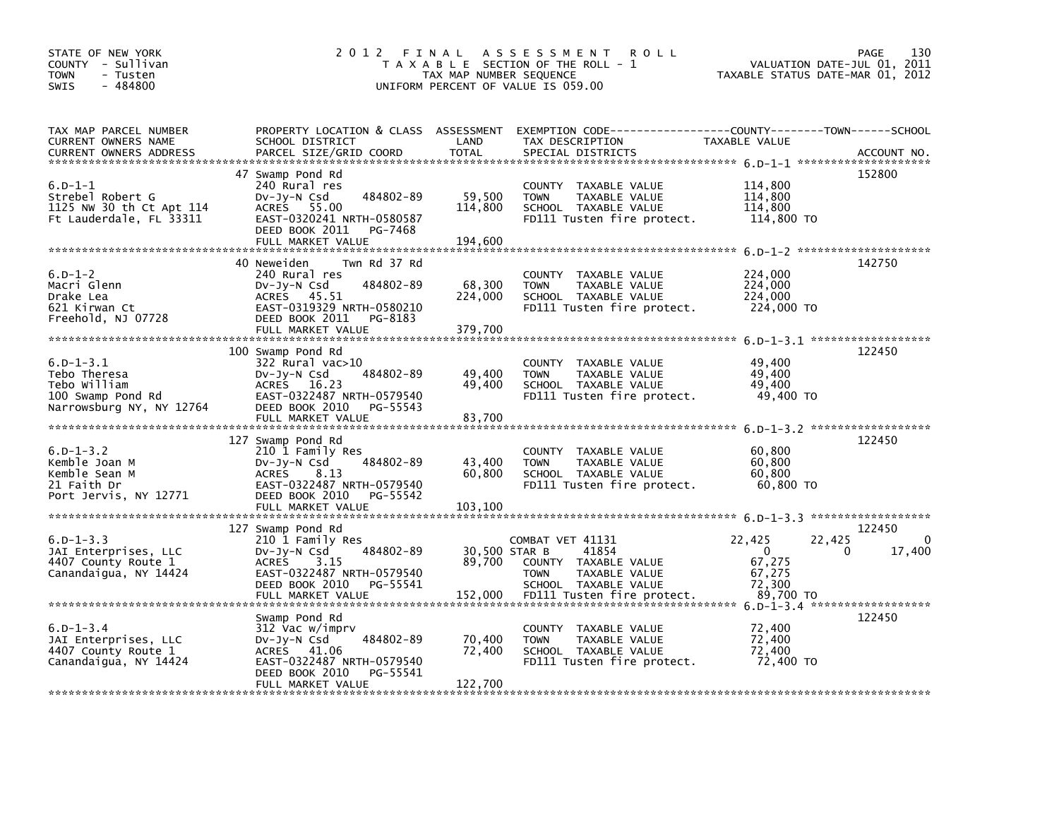STATE OF NEW YORK
COUNTY - Sullivan
TOWN - Tusten
SWIS - 484800

# 2012 FINAL ASSESSMENT ROLL

TAXABLE SECTION OF THE ROLL - 1
TAX MAP NUMBER SEQUENCE
UNIFORM PERCENT OF VALUE IS 059.00

VALUATION DATE-JUL 01, 2011
TAXABLE STATUS DATE-MAR 01, 2012

| TAX MAP PARCEL NUMBER / CURRENT OWNERS NAME / CURRENT OWNERS ADDRESS | PROPERTY LOCATION & CLASS / SCHOOL DISTRICT / PARCEL SIZE/GRID COORD | ASSESSMENT LAND | TOTAL | EXEMPTION CODE / TAX DESCRIPTION / SPECIAL DISTRICTS | COUNTY TAXABLE VALUE | TOWN | SCHOOL | ACCOUNT NO. |
|---|---|---|---|---|---|---|---|---|
| 6.D-1-1 | 47 Swamp Pond Rd | | | | | | | 152800 |
| | 240 Rural res | | | COUNTY TAXABLE VALUE | 114,800 | | | |
| Strebel Robert G | Dv-Jy-N Csd 484802-89 | 59,500 | | TOWN TAXABLE VALUE | 114,800 | | | |
| 1125 NW 30 th Ct Apt 114 | ACRES 55.00 | | 114,800 | SCHOOL TAXABLE VALUE | 114,800 | | | |
| Ft Lauderdale, FL 33311 | EAST-0320241 NRTH-0580587 | | | FD111 Tusten fire protect. | 114,800 TO | | | |
| | DEED BOOK 2011 PG-7468 | | | | | | | |
| | FULL MARKET VALUE | | 194,600 | | | | | |
| 6.D-1-2 | 40 Neweiden Twn Rd 37 Rd | | | | | | | 142750 |
| | 240 Rural res | | | COUNTY TAXABLE VALUE | 224,000 | | | |
| Macri Glenn | Dv-Jy-N Csd 484802-89 | 68,300 | | TOWN TAXABLE VALUE | 224,000 | | | |
| Drake Lea | ACRES 45.51 | | 224,000 | SCHOOL TAXABLE VALUE | 224,000 | | | |
| 621 Kirwan Ct | EAST-0319329 NRTH-0580210 | | | FD111 Tusten fire protect. | 224,000 TO | | | |
| Freehold, NJ 07728 | DEED BOOK 2011 PG-8183 | | | | | | | |
| | FULL MARKET VALUE | | 379,700 | | | | | |
| 6.D-1-3.1 | 100 Swamp Pond Rd | | | | | | | 122450 |
| | 322 Rural vac>10 | | | COUNTY TAXABLE VALUE | 49,400 | | | |
| Tebo Theresa | Dv-Jy-N Csd 484802-89 | 49,400 | | TOWN TAXABLE VALUE | 49,400 | | | |
| Tebo William | ACRES 16.23 | | 49,400 | SCHOOL TAXABLE VALUE | 49,400 | | | |
| 100 Swamp Pond Rd | EAST-0322487 NRTH-0579540 | | | FD111 Tusten fire protect. | 49,400 TO | | | |
| Narrowsburg NY, NY 12764 | DEED BOOK 2010 PG-55543 | | | | | | | |
| | FULL MARKET VALUE | | 83,700 | | | | | |
| 6.D-1-3.2 | 127 Swamp Pond Rd | | | | | | | 122450 |
| | 210 1 Family Res | | | COUNTY TAXABLE VALUE | 60,800 | | | |
| Kemble Joan M | Dv-Jy-N Csd 484802-89 | 43,400 | | TOWN TAXABLE VALUE | 60,800 | | | |
| Kemble Sean M | ACRES 8.13 | | 60,800 | SCHOOL TAXABLE VALUE | 60,800 | | | |
| 21 Faith Dr | EAST-0322487 NRTH-0579540 | | | FD111 Tusten fire protect. | 60,800 TO | | | |
| Port Jervis, NY 12771 | DEED BOOK 2010 PG-55542 | | | | | | | |
| | FULL MARKET VALUE | | 103,100 | | | | | |
| 6.D-1-3.3 | 127 Swamp Pond Rd | | | | | | | 122450 |
| | 210 1 Family Res | | | COMBAT VET 41131 | 22,425 | 22,425 | 0 | |
| JAI Enterprises, LLC | Dv-Jy-N Csd 484802-89 | 30,500 | | STAR B 41854 | 0 | 0 | 17,400 | |
| 4407 County Route 1 | ACRES 3.15 | | 89,700 | COUNTY TAXABLE VALUE | 67,275 | | | |
| Canandaigua, NY 14424 | EAST-0322487 NRTH-0579540 | | | TOWN TAXABLE VALUE | 67,275 | | | |
| | DEED BOOK 2010 PG-55541 | | | SCHOOL TAXABLE VALUE | 72,300 | | | |
| | FULL MARKET VALUE | | 152,000 | FD111 Tusten fire protect. | 89,700 TO | | | |
| 6.D-1-3.4 | Swamp Pond Rd | | | | | | | 122450 |
| | 312 Vac w/imprv | | | COUNTY TAXABLE VALUE | 72,400 | | | |
| JAI Enterprises, LLC | Dv-Jy-N Csd 484802-89 | 70,400 | | TOWN TAXABLE VALUE | 72,400 | | | |
| 4407 County Route 1 | ACRES 41.06 | | 72,400 | SCHOOL TAXABLE VALUE | 72,400 | | | |
| Canandaigua, NY 14424 | EAST-0322487 NRTH-0579540 | | | FD111 Tusten fire protect. | 72,400 TO | | | |
| | DEED BOOK 2010 PG-55541 | | | | | | | |
| | FULL MARKET VALUE | | 122,700 | | | | | |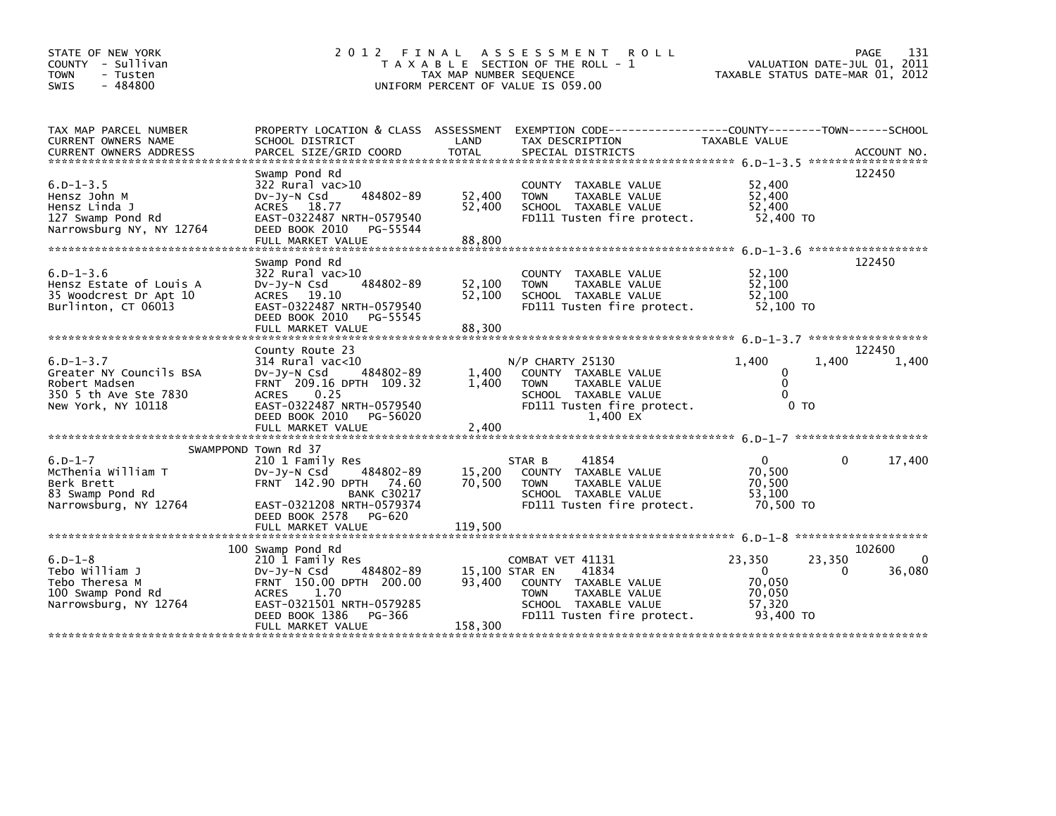STATE OF NEW YORK
COUNTY - Sullivan
TOWN - Tusten
SWIS - 484800

2012 FINAL ASSESSMENT ROLL
TAXABLE SECTION OF THE ROLL - 1
TAX MAP NUMBER SEQUENCE
UNIFORM PERCENT OF VALUE IS 059.00

VALUATION DATE-JUL 01, 2011
TAXABLE STATUS DATE-MAR 01, 2012

| TAX MAP PARCEL NUMBER / CURRENT OWNERS NAME / CURRENT OWNERS ADDRESS | PROPERTY LOCATION & CLASS / SCHOOL DISTRICT / PARCEL SIZE/GRID COORD | ASSESSMENT LAND / TOTAL | EXEMPTION CODE / TAX DESCRIPTION / SPECIAL DISTRICTS | COUNTY TAXABLE VALUE | TOWN | SCHOOL / ACCOUNT NO. |
|---|---|---|---|---|---|---|
| 6.D-1-3.5 | Swamp Pond Rd | | | | | 122450 |
| | 322 Rural vac>10 | | COUNTY TAXABLE VALUE | 52,400 | | |
| Hensz John M | Dv-Jy-N Csd 484802-89 | 52,400 | TOWN TAXABLE VALUE | 52,400 | | |
| Hensz Linda J | ACRES 18.77 | 52,400 | SCHOOL TAXABLE VALUE | 52,400 | | |
| 127 Swamp Pond Rd | EAST-0322487 NRTH-0579540 | | FD111 Tusten fire protect. | 52,400 TO | | |
| Narrowsburg NY, NY 12764 | DEED BOOK 2010 PG-55544 | | | | | |
| | FULL MARKET VALUE | 88,800 | | | | |
| 6.D-1-3.6 | Swamp Pond Rd | | | | | 122450 |
| | 322 Rural vac>10 | | COUNTY TAXABLE VALUE | 52,100 | | |
| Hensz Estate of Louis A | Dv-Jy-N Csd 484802-89 | 52,100 | TOWN TAXABLE VALUE | 52,100 | | |
| 35 Woodcrest Dr Apt 10 | ACRES 19.10 | 52,100 | SCHOOL TAXABLE VALUE | 52,100 | | |
| Burlinton, CT 06013 | EAST-0322487 NRTH-0579540 | | FD111 Tusten fire protect. | 52,100 TO | | |
| | DEED BOOK 2010 PG-55545 | | | | | |
| | FULL MARKET VALUE | 88,300 | | | | |
| 6.D-1-3.7 | County Route 23 | | | | | 122450 |
| | 314 Rural vac<10 | | N/P CHARTY 25130 | 1,400 | 1,400 | 1,400 |
| Greater NY Councils BSA | Dv-Jy-N Csd 484802-89 | 1,400 | COUNTY TAXABLE VALUE | 0 | | |
| Robert Madsen | FRNT 209.16 DPTH 109.32 | 1,400 | TOWN TAXABLE VALUE | 0 | | |
| 350 5 th Ave Ste 7830 | ACRES 0.25 | | SCHOOL TAXABLE VALUE | 0 | | |
| New York, NY 10118 | EAST-0322487 NRTH-0579540 | | FD111 Tusten fire protect. | 0 TO | | |
| | DEED BOOK 2010 PG-56020 | | 1,400 EX | | | |
| | FULL MARKET VALUE | 2,400 | | | | |
| 6.D-1-7 | SWAMPPOND Town Rd 37 | | | | | |
| | 210 1 Family Res | | STAR B 41854 | 0 | 0 | 17,400 |
| McThenia William T | Dv-Jy-N Csd 484802-89 | 15,200 | COUNTY TAXABLE VALUE | 70,500 | | |
| Berk Brett | FRNT 142.90 DPTH 74.60 | 70,500 | TOWN TAXABLE VALUE | 70,500 | | |
| 83 Swamp Pond Rd | BANK C30217 | | SCHOOL TAXABLE VALUE | 53,100 | | |
| Narrowsburg, NY 12764 | EAST-0321208 NRTH-0579374 | | FD111 Tusten fire protect. | 70,500 TO | | |
| | DEED BOOK 2578 PG-620 | | | | | |
| | FULL MARKET VALUE | 119,500 | | | | |
| 6.D-1-8 | 100 Swamp Pond Rd | | | | | 102600 |
| | 210 1 Family Res | | COMBAT VET 41131 | 23,350 | 23,350 | 0 |
| Tebo William J | Dv-Jy-N Csd 484802-89 | 15,100 | STAR EN 41834 | 0 | 0 | 36,080 |
| Tebo Theresa M | FRNT 150.00 DPTH 200.00 | 93,400 | COUNTY TAXABLE VALUE | 70,050 | | |
| 100 Swamp Pond Rd | ACRES 1.70 | | TOWN TAXABLE VALUE | 70,050 | | |
| Narrowsburg, NY 12764 | EAST-0321501 NRTH-0579285 | | SCHOOL TAXABLE VALUE | 57,320 | | |
| | DEED BOOK 1386 PG-366 | | FD111 Tusten fire protect. | 93,400 TO | | |
| | FULL MARKET VALUE | 158,300 | | | | |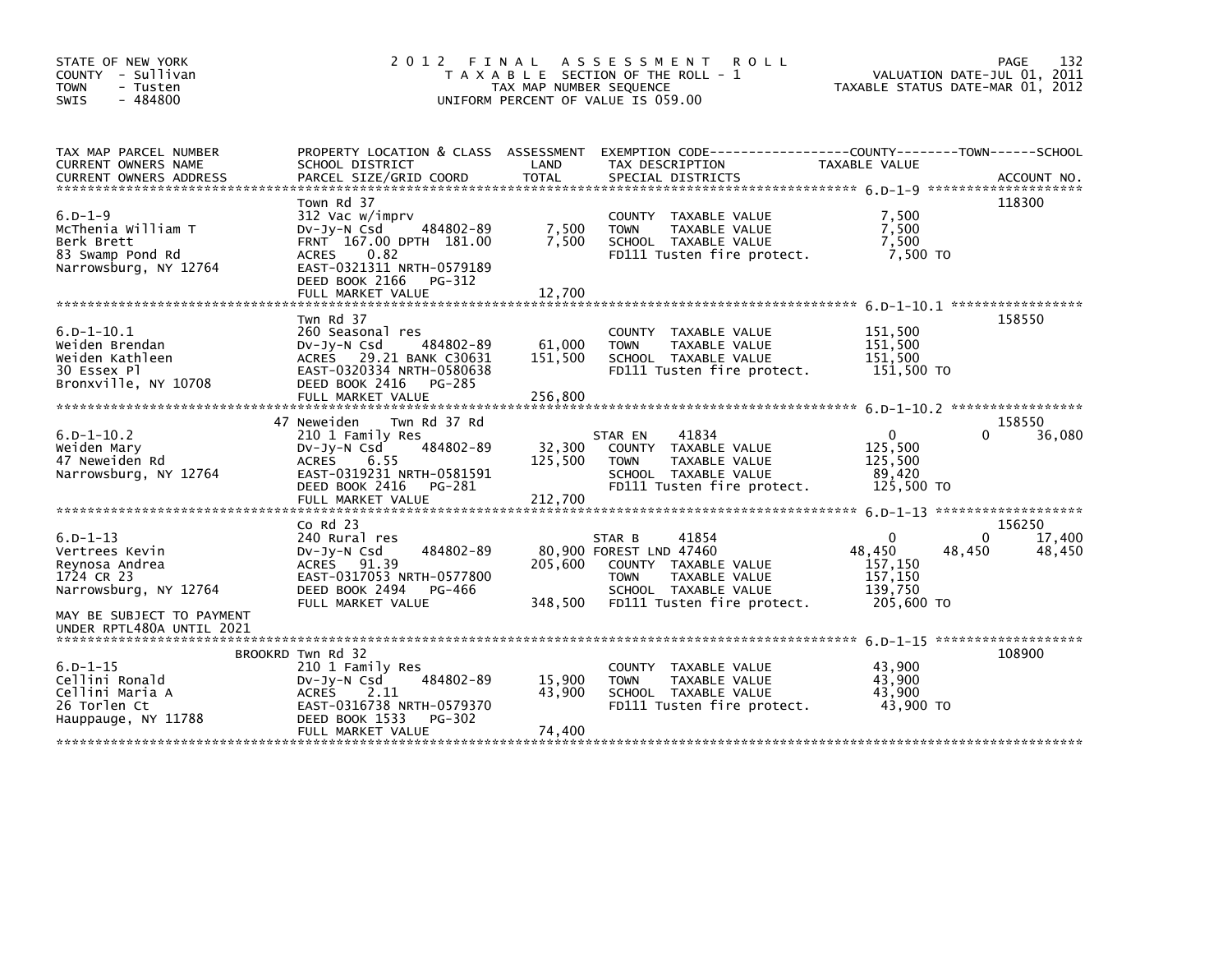STATE OF NEW YORK
COUNTY - Sullivan
TOWN - Tusten
SWIS - 484800

2012 FINAL ASSESSMENT ROLL
TAXABLE SECTION OF THE ROLL - 1
TAX MAP NUMBER SEQUENCE
UNIFORM PERCENT OF VALUE IS 059.00

VALUATION DATE-JUL 01, 2011
TAXABLE STATUS DATE-MAR 01, 2012

| TAX MAP PARCEL NUMBER / CURRENT OWNERS NAME / CURRENT OWNERS ADDRESS | PROPERTY LOCATION & CLASS / SCHOOL DISTRICT / PARCEL SIZE/GRID COORD | ASSESSMENT LAND | TOTAL | EXEMPTION CODE / TAX DESCRIPTION / SPECIAL DISTRICTS | COUNTY TAXABLE VALUE | TOWN | SCHOOL | ACCOUNT NO. |
|---|---|---|---|---|---|---|---|---|
| 6.D-1-9 | Town Rd 37 | | | | | | | 118300 |
| 6.D-1-9 | 312 Vac w/imprv | | | COUNTY TAXABLE VALUE | 7,500 | | | |
| McThenia William T | Dv-Jy-N Csd 484802-89 | 7,500 | | TOWN TAXABLE VALUE | 7,500 | | | |
| Berk Brett | FRNT 167.00 DPTH 181.00 | | 7,500 | SCHOOL TAXABLE VALUE | 7,500 | | | |
| 83 Swamp Pond Rd | ACRES 0.82 | | | FD111 Tusten fire protect. | 7,500 TO | | | |
| Narrowsburg, NY 12764 | EAST-0321311 NRTH-0579189 | | | | | | | |
| | DEED BOOK 2166 PG-312 | | | | | | | |
| | FULL MARKET VALUE | | 12,700 | | | | | |
| 6.D-1-10.1 | Twn Rd 37 | | | | | | | 158550 |
| 6.D-1-10.1 | 260 Seasonal res | | | COUNTY TAXABLE VALUE | 151,500 | | | |
| Weiden Brendan | Dv-Jy-N Csd 484802-89 | 61,000 | | TOWN TAXABLE VALUE | 151,500 | | | |
| Weiden Kathleen | ACRES 29.21 BANK C30631 | | 151,500 | SCHOOL TAXABLE VALUE | 151,500 | | | |
| 30 Essex Pl | EAST-0320334 NRTH-0580638 | | | FD111 Tusten fire protect. | 151,500 TO | | | |
| Bronxville, NY 10708 | DEED BOOK 2416 PG-285 | | | | | | | |
| | FULL MARKET VALUE | | 256,800 | | | | | |
| 6.D-1-10.2 | 47 Neweiden Twn Rd 37 Rd | | | | | | | 158550 |
| 6.D-1-10.2 | 210 1 Family Res | | | STAR EN 41834 | 0 | 0 | 36,080 | |
| Weiden Mary | Dv-Jy-N Csd 484802-89 | 32,300 | | COUNTY TAXABLE VALUE | 125,500 | | | |
| 47 Neweiden Rd | ACRES 6.55 | | 125,500 | TOWN TAXABLE VALUE | 125,500 | | | |
| Narrowsburg, NY 12764 | EAST-0319231 NRTH-0581591 | | | SCHOOL TAXABLE VALUE | 89,420 | | | |
| | DEED BOOK 2416 PG-281 | | | FD111 Tusten fire protect. | 125,500 TO | | | |
| | FULL MARKET VALUE | | 212,700 | | | | | |
| 6.D-1-13 | Co Rd 23 | | | | | | | 156250 |
| 6.D-1-13 | 240 Rural res | | | STAR B 41854 | 0 | 0 | 17,400 | |
| Vertrees Kevin | Dv-Jy-N Csd 484802-89 | 80,900 | | FOREST LND 47460 | 48,450 | 48,450 | 48,450 | |
| Reynosa Andrea | ACRES 91.39 | | 205,600 | COUNTY TAXABLE VALUE | 157,150 | | | |
| 1724 CR 23 | EAST-0317053 NRTH-0577800 | | | TOWN TAXABLE VALUE | 157,150 | | | |
| Narrowsburg, NY 12764 | DEED BOOK 2494 PG-466 | | | SCHOOL TAXABLE VALUE | 139,750 | | | |
| | FULL MARKET VALUE | | 348,500 | FD111 Tusten fire protect. | 205,600 TO | | | |
| MAY BE SUBJECT TO PAYMENT UNDER RPTL480A UNTIL 2021 | | | | | | | | |
| 6.D-1-15 | BROOKRD Twn Rd 32 | | | | | | | 108900 |
| 6.D-1-15 | 210 1 Family Res | | | COUNTY TAXABLE VALUE | 43,900 | | | |
| Cellini Ronald | Dv-Jy-N Csd 484802-89 | 15,900 | | TOWN TAXABLE VALUE | 43,900 | | | |
| Cellini Maria A | ACRES 2.11 | | 43,900 | SCHOOL TAXABLE VALUE | 43,900 | | | |
| 26 Torlen Ct | EAST-0316738 NRTH-0579370 | | | FD111 Tusten fire protect. | 43,900 TO | | | |
| Hauppauge, NY 11788 | DEED BOOK 1533 PG-302 | | | | | | | |
| | FULL MARKET VALUE | | 74,400 | | | | | |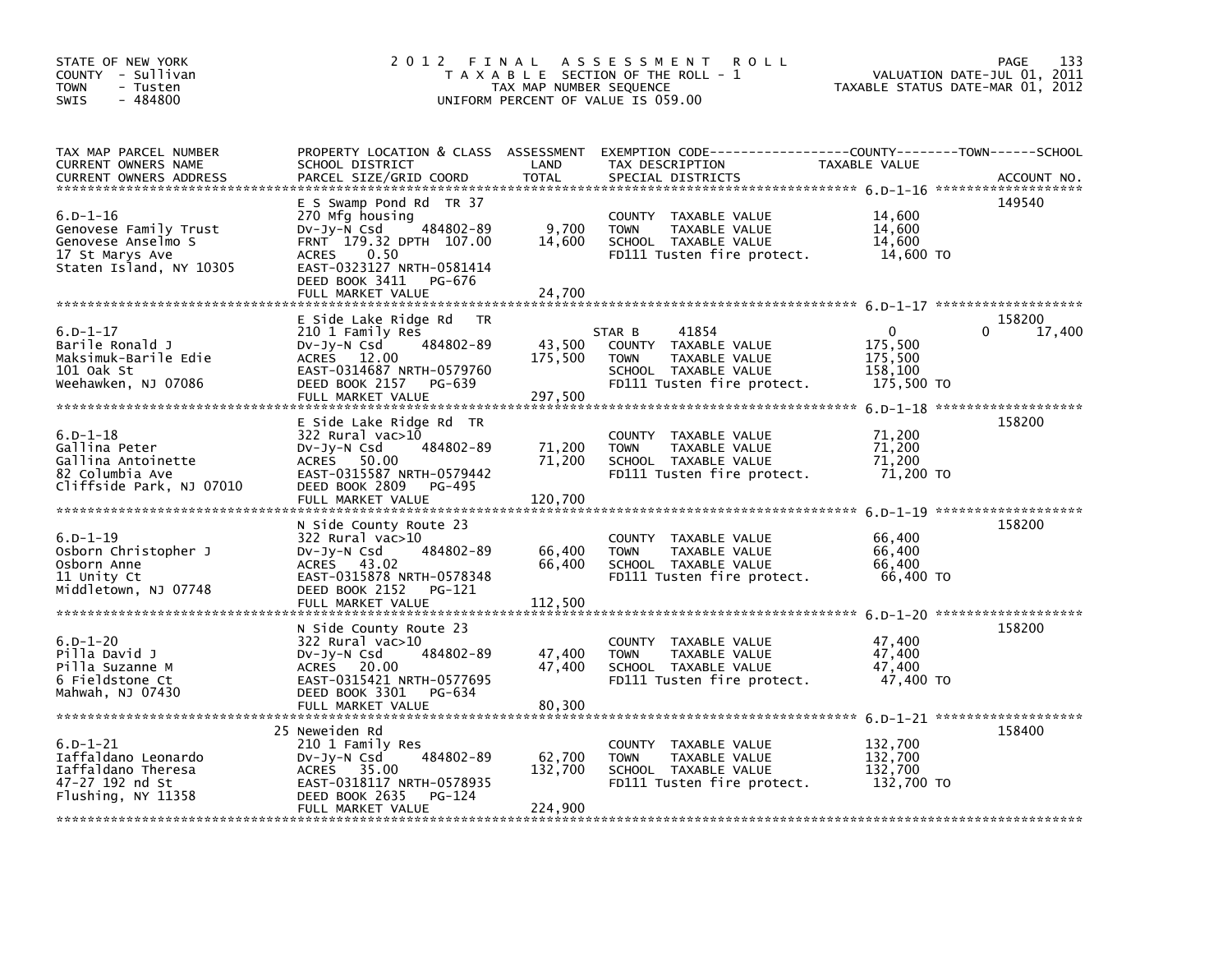STATE OF NEW YORK
COUNTY - Sullivan
TOWN - Tusten
SWIS - 484800

# 2012 FINAL ASSESSMENT ROLL
TAXABLE SECTION OF THE ROLL - 1
TAX MAP NUMBER SEQUENCE
UNIFORM PERCENT OF VALUE IS 059.00

VALUATION DATE-JUL 01, 2011
TAXABLE STATUS DATE-MAR 01, 2012

| TAX MAP PARCEL NUMBER / CURRENT OWNERS NAME / CURRENT OWNERS ADDRESS | PROPERTY LOCATION & CLASS / SCHOOL DISTRICT / PARCEL SIZE/GRID COORD | ASSESSMENT LAND / TOTAL | EXEMPTION CODE / TAX DESCRIPTION / SPECIAL DISTRICTS | COUNTY / TOWN TAXABLE VALUE | SCHOOL | ACCOUNT NO. |
|---|---|---|---|---|---|---|
| 6.D-1-16 | E S Swamp Pond Rd TR 37 | | | | | 149540 |
| 6.D-1-16 | 270 Mfg housing | | COUNTY TAXABLE VALUE | 14,600 | | |
| Genovese Family Trust | Dv-Jy-N Csd 484802-89 | 9,700 | TOWN TAXABLE VALUE | 14,600 | | |
| Genovese Anselmo S | FRNT 179.32 DPTH 107.00 | 14,600 | SCHOOL TAXABLE VALUE | 14,600 | | |
| 17 St Marys Ave | ACRES 0.50 | | FD111 Tusten fire protect. | 14,600 TO | | |
| Staten Island, NY 10305 | EAST-0323127 NRTH-0581414 | | | | | |
| | DEED BOOK 3411 PG-676 | | | | | |
| | FULL MARKET VALUE | 24,700 | | | | |
| 6.D-1-17 | E Side Lake Ridge Rd TR | | | | | 158200 |
| 6.D-1-17 | 210 1 Family Res | | STAR B 41854 | 0 | 0 | 17,400 |
| Barile Ronald J | Dv-Jy-N Csd 484802-89 | 43,500 | COUNTY TAXABLE VALUE | 175,500 | | |
| Maksimuk-Barile Edie | ACRES 12.00 | 175,500 | TOWN TAXABLE VALUE | 175,500 | | |
| 101 Oak St | EAST-0314687 NRTH-0579760 | | SCHOOL TAXABLE VALUE | 158,100 | | |
| Weehawken, NJ 07086 | DEED BOOK 2157 PG-639 | | FD111 Tusten fire protect. | 175,500 TO | | |
| | FULL MARKET VALUE | 297,500 | | | | |
| 6.D-1-18 | E Side Lake Ridge Rd TR | | | | | 158200 |
| 6.D-1-18 | 322 Rural vac>10 | | COUNTY TAXABLE VALUE | 71,200 | | |
| Gallina Peter | Dv-Jy-N Csd 484802-89 | 71,200 | TOWN TAXABLE VALUE | 71,200 | | |
| Gallina Antoinette | ACRES 50.00 | 71,200 | SCHOOL TAXABLE VALUE | 71,200 | | |
| 82 Columbia Ave | EAST-0315587 NRTH-0579442 | | FD111 Tusten fire protect. | 71,200 TO | | |
| Cliffside Park, NJ 07010 | DEED BOOK 2809 PG-495 | | | | | |
| | FULL MARKET VALUE | 120,700 | | | | |
| 6.D-1-19 | N Side County Route 23 | | | | | 158200 |
| 6.D-1-19 | 322 Rural vac>10 | | COUNTY TAXABLE VALUE | 66,400 | | |
| Osborn Christopher J | Dv-Jy-N Csd 484802-89 | 66,400 | TOWN TAXABLE VALUE | 66,400 | | |
| Osborn Anne | ACRES 43.02 | 66,400 | SCHOOL TAXABLE VALUE | 66,400 | | |
| 11 Unity Ct | EAST-0315878 NRTH-0578348 | | FD111 Tusten fire protect. | 66,400 TO | | |
| Middletown, NJ 07748 | DEED BOOK 2152 PG-121 | | | | | |
| | FULL MARKET VALUE | 112,500 | | | | |
| 6.D-1-20 | N Side County Route 23 | | | | | 158200 |
| 6.D-1-20 | 322 Rural vac>10 | | COUNTY TAXABLE VALUE | 47,400 | | |
| Pilla David J | Dv-Jy-N Csd 484802-89 | 47,400 | TOWN TAXABLE VALUE | 47,400 | | |
| Pilla Suzanne M | ACRES 20.00 | 47,400 | SCHOOL TAXABLE VALUE | 47,400 | | |
| 6 Fieldstone Ct | EAST-0315421 NRTH-0577695 | | FD111 Tusten fire protect. | 47,400 TO | | |
| Mahwah, NJ 07430 | DEED BOOK 3301 PG-634 | | | | | |
| | FULL MARKET VALUE | 80,300 | | | | |
| 6.D-1-21 | 25 Neweiden Rd | | | | | 158400 |
| 6.D-1-21 | 210 1 Family Res | | COUNTY TAXABLE VALUE | 132,700 | | |
| Iaffaldano Leonardo | Dv-Jy-N Csd 484802-89 | 62,700 | TOWN TAXABLE VALUE | 132,700 | | |
| Iaffaldano Theresa | ACRES 35.00 | 132,700 | SCHOOL TAXABLE VALUE | 132,700 | | |
| 47-27 192 nd St | EAST-0318117 NRTH-0578935 | | FD111 Tusten fire protect. | 132,700 TO | | |
| Flushing, NY 11358 | DEED BOOK 2635 PG-124 | | | | | |
| | FULL MARKET VALUE | 224,900 | | | | |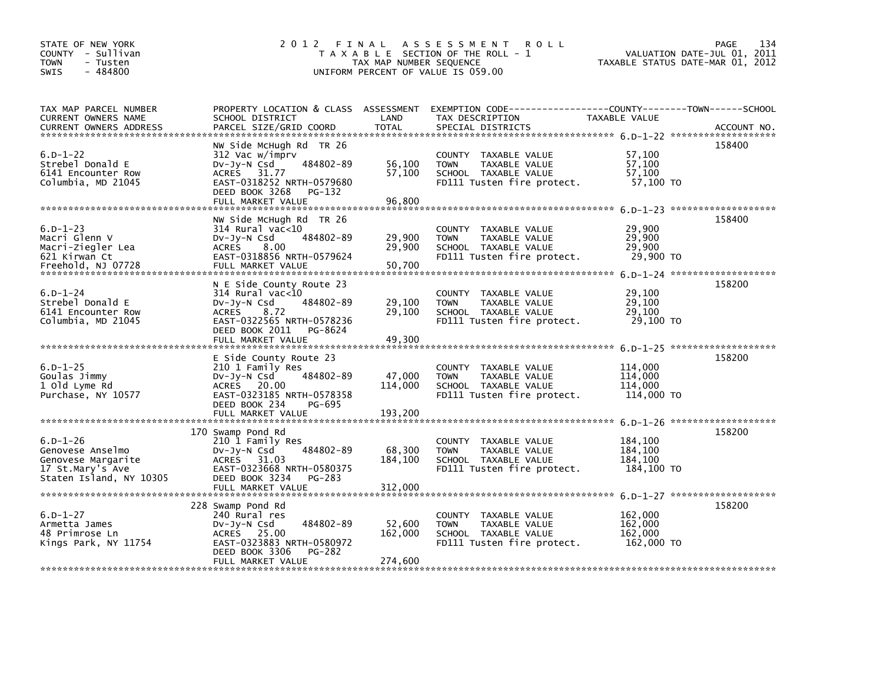STATE OF NEW YORK
COUNTY - Sullivan
TOWN - Tusten
SWIS - 484800

# 2012 FINAL ASSESSMENT ROLL

TAXABLE SECTION OF THE ROLL - 1
TAX MAP NUMBER SEQUENCE
UNIFORM PERCENT OF VALUE IS 059.00

VALUATION DATE-JUL 01, 2011
TAXABLE STATUS DATE-MAR 01, 2012

| TAX MAP PARCEL NUMBER / CURRENT OWNERS NAME / CURRENT OWNERS ADDRESS | PROPERTY LOCATION & CLASS / SCHOOL DISTRICT / PARCEL SIZE/GRID COORD | ASSESSMENT LAND / TOTAL | EXEMPTION CODE / TAX DESCRIPTION / SPECIAL DISTRICTS | TAXABLE VALUE (COUNTY / TOWN / SCHOOL) | ACCOUNT NO. |
|---|---|---|---|---|---|
| 6.D-1-22<br>Strebel Donald E<br>6141 Encounter Row<br>Columbia, MD 21045 | NW Side McHugh Rd TR 26<br>312 Vac w/imprv<br>Dv-Jy-N Csd 484802-89<br>ACRES 31.77<br>EAST-0318252 NRTH-0579680<br>DEED BOOK 3268 PG-132<br>FULL MARKET VALUE | 56,100<br>57,100<br>96,800 | COUNTY TAXABLE VALUE<br>TOWN TAXABLE VALUE<br>SCHOOL TAXABLE VALUE<br>FD111 Tusten fire protect. | 57,100<br>57,100<br>57,100<br>57,100 TO | 158400 |
| 6.D-1-23<br>Macri Glenn V<br>Macri-Ziegler Lea<br>621 Kirwan Ct<br>Freehold, NJ 07728 | NW Side McHugh Rd TR 26<br>314 Rural vac<10<br>Dv-Jy-N Csd 484802-89<br>ACRES 8.00<br>EAST-0318856 NRTH-0579624<br>FULL MARKET VALUE | 29,900<br>29,900<br>50,700 | COUNTY TAXABLE VALUE<br>TOWN TAXABLE VALUE<br>SCHOOL TAXABLE VALUE<br>FD111 Tusten fire protect. | 29,900<br>29,900<br>29,900<br>29,900 TO | 158400 |
| 6.D-1-24<br>Strebel Donald E<br>6141 Encounter Row<br>Columbia, MD 21045 | N E Side County Route 23<br>314 Rural vac<10<br>Dv-Jy-N Csd 484802-89<br>ACRES 8.72<br>EAST-0322565 NRTH-0578236<br>DEED BOOK 2011 PG-8624<br>FULL MARKET VALUE | 29,100<br>29,100<br>49,300 | COUNTY TAXABLE VALUE<br>TOWN TAXABLE VALUE<br>SCHOOL TAXABLE VALUE<br>FD111 Tusten fire protect. | 29,100<br>29,100<br>29,100<br>29,100 TO | 158200 |
| 6.D-1-25<br>Goulas Jimmy<br>1 Old Lyme Rd<br>Purchase, NY 10577 | E Side County Route 23<br>210 1 Family Res<br>Dv-Jy-N Csd 484802-89<br>ACRES 20.00<br>EAST-0323185 NRTH-0578358<br>DEED BOOK 234 PG-695<br>FULL MARKET VALUE | 47,000<br>114,000<br>193,200 | COUNTY TAXABLE VALUE<br>TOWN TAXABLE VALUE<br>SCHOOL TAXABLE VALUE<br>FD111 Tusten fire protect. | 114,000<br>114,000<br>114,000<br>114,000 TO | 158200 |
| 6.D-1-26<br>Genovese Anselmo<br>Genovese Margarite<br>17 St.Mary's Ave<br>Staten Island, NY 10305 | 170 Swamp Pond Rd<br>210 1 Family Res<br>Dv-Jy-N Csd 484802-89<br>ACRES 31.03<br>EAST-0323668 NRTH-0580375<br>DEED BOOK 3234 PG-283<br>FULL MARKET VALUE | 68,300<br>184,100<br>312,000 | COUNTY TAXABLE VALUE<br>TOWN TAXABLE VALUE<br>SCHOOL TAXABLE VALUE<br>FD111 Tusten fire protect. | 184,100<br>184,100<br>184,100<br>184,100 TO | 158200 |
| 6.D-1-27<br>Armetta James<br>48 Primrose Ln<br>Kings Park, NY 11754 | 228 Swamp Pond Rd<br>240 Rural res<br>Dv-Jy-N Csd 484802-89<br>ACRES 25.00<br>EAST-0323883 NRTH-0580972<br>DEED BOOK 3306 PG-282<br>FULL MARKET VALUE | 52,600<br>162,000<br>274,600 | COUNTY TAXABLE VALUE<br>TOWN TAXABLE VALUE<br>SCHOOL TAXABLE VALUE<br>FD111 Tusten fire protect. | 162,000<br>162,000<br>162,000<br>162,000 TO | 158200 |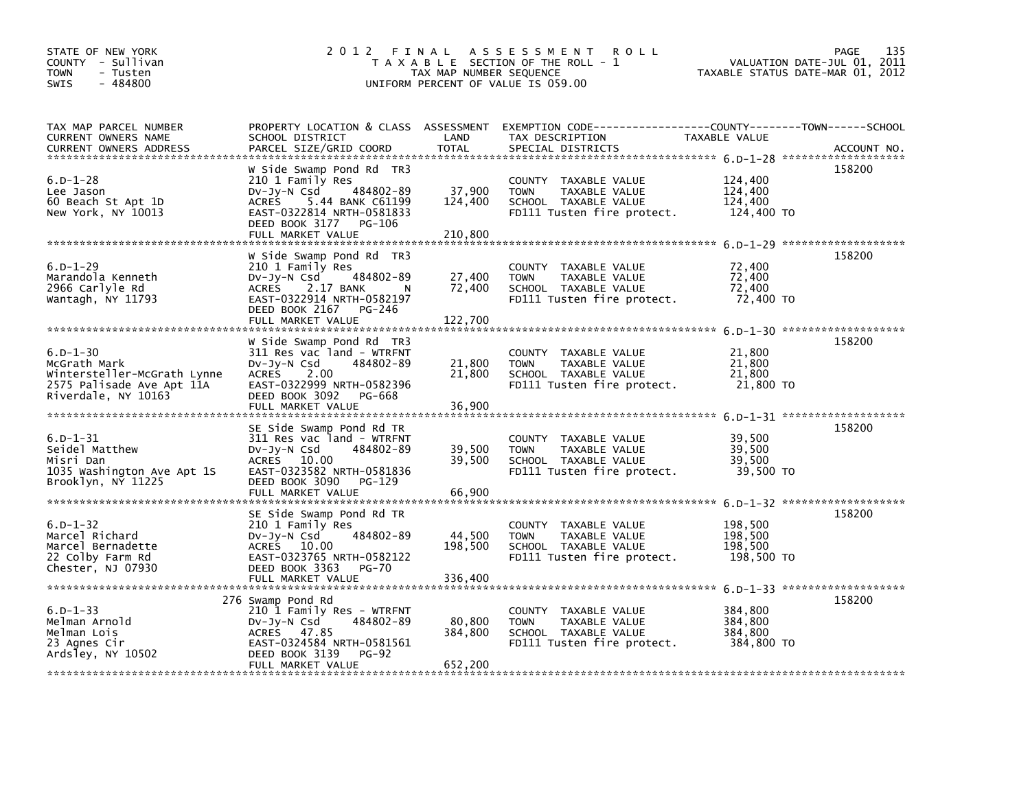STATE OF NEW YORK
COUNTY - Sullivan
TOWN - Tusten
SWIS - 484800

# 2012 FINAL ASSESSMENT ROLL
TAXABLE SECTION OF THE ROLL - 1
TAX MAP NUMBER SEQUENCE
UNIFORM PERCENT OF VALUE IS 059.00

VALUATION DATE-JUL 01, 2011
TAXABLE STATUS DATE-MAR 01, 2012

| TAX MAP PARCEL NUMBER / CURRENT OWNERS NAME / CURRENT OWNERS ADDRESS | PROPERTY LOCATION & CLASS / SCHOOL DISTRICT / PARCEL SIZE/GRID COORD | ASSESSMENT LAND | TOTAL | EXEMPTION CODE / TAX DESCRIPTION / SPECIAL DISTRICTS | TAXABLE VALUE (COUNTY / TOWN / SCHOOL) | ACCOUNT NO. |
|---|---|---|---|---|---|---|
| 6.D-1-28 | W Side Swamp Pond Rd TR3 | | | | | 158200 |
| Lee Jason | 210 1 Family Res | | | COUNTY TAXABLE VALUE | 124,400 | |
| 60 Beach St Apt 1D | Dv-Jy-N Csd 484802-89 | 37,900 | | TOWN TAXABLE VALUE | 124,400 | |
| New York, NY 10013 | ACRES 5.44 BANK C61199 | | 124,400 | SCHOOL TAXABLE VALUE | 124,400 | |
| | EAST-0322814 NRTH-0581833 | | | FD111 Tusten fire protect. | 124,400 TO | |
| | DEED BOOK 3177 PG-106 | | | | | |
| | FULL MARKET VALUE | | 210,800 | | | |
| 6.D-1-29 | W Side Swamp Pond Rd TR3 | | | | | 158200 |
| Marandola Kenneth | 210 1 Family Res | | | COUNTY TAXABLE VALUE | 72,400 | |
| 2966 Carlyle Rd | Dv-Jy-N Csd 484802-89 | 27,400 | | TOWN TAXABLE VALUE | 72,400 | |
| Wantagh, NY 11793 | ACRES 2.17 BANK N | | 72,400 | SCHOOL TAXABLE VALUE | 72,400 | |
| | EAST-0322914 NRTH-0582197 | | | FD111 Tusten fire protect. | 72,400 TO | |
| | DEED BOOK 2167 PG-246 | | | | | |
| | FULL MARKET VALUE | | 122,700 | | | |
| 6.D-1-30 | W Side Swamp Pond Rd TR3 | | | | | 158200 |
| McGrath Mark | 311 Res vac land - WTRFNT | | | COUNTY TAXABLE VALUE | 21,800 | |
| Wintersteller-McGrath Lynne | Dv-Jy-N Csd 484802-89 | 21,800 | | TOWN TAXABLE VALUE | 21,800 | |
| 2575 Palisade Ave Apt 11A | ACRES 2.00 | | 21,800 | SCHOOL TAXABLE VALUE | 21,800 | |
| Riverdale, NY 10163 | EAST-0322999 NRTH-0582396 | | | FD111 Tusten fire protect. | 21,800 TO | |
| | DEED BOOK 3092 PG-668 | | | | | |
| | FULL MARKET VALUE | | 36,900 | | | |
| 6.D-1-31 | SE Side Swamp Pond Rd TR | | | | | 158200 |
| Seidel Matthew | 311 Res vac land - WTRFNT | | | COUNTY TAXABLE VALUE | 39,500 | |
| Misri Dan | Dv-Jy-N Csd 484802-89 | 39,500 | | TOWN TAXABLE VALUE | 39,500 | |
| 1035 Washington Ave Apt 1S | ACRES 10.00 | | 39,500 | SCHOOL TAXABLE VALUE | 39,500 | |
| Brooklyn, NY 11225 | EAST-0323582 NRTH-0581836 | | | FD111 Tusten fire protect. | 39,500 TO | |
| | DEED BOOK 3090 PG-129 | | | | | |
| | FULL MARKET VALUE | | 66,900 | | | |
| 6.D-1-32 | SE Side Swamp Pond Rd TR | | | | | 158200 |
| Marcel Richard | 210 1 Family Res | | | COUNTY TAXABLE VALUE | 198,500 | |
| Marcel Bernadette | Dv-Jy-N Csd 484802-89 | 44,500 | | TOWN TAXABLE VALUE | 198,500 | |
| 22 Colby Farm Rd | ACRES 10.00 | | 198,500 | SCHOOL TAXABLE VALUE | 198,500 | |
| Chester, NJ 07930 | EAST-0323765 NRTH-0582122 | | | FD111 Tusten fire protect. | 198,500 TO | |
| | DEED BOOK 3363 PG-70 | | | | | |
| | FULL MARKET VALUE | | 336,400 | | | |
| 6.D-1-33 | 276 Swamp Pond Rd | | | | | 158200 |
| Melman Arnold | 210 1 Family Res - WTRFNT | | | COUNTY TAXABLE VALUE | 384,800 | |
| Melman Lois | Dv-Jy-N Csd 484802-89 | 80,800 | | TOWN TAXABLE VALUE | 384,800 | |
| 23 Agnes Cir | ACRES 47.85 | | 384,800 | SCHOOL TAXABLE VALUE | 384,800 | |
| Ardsley, NY 10502 | EAST-0324584 NRTH-0581561 | | | FD111 Tusten fire protect. | 384,800 TO | |
| | DEED BOOK 3139 PG-92 | | | | | |
| | FULL MARKET VALUE | | 652,200 | | | |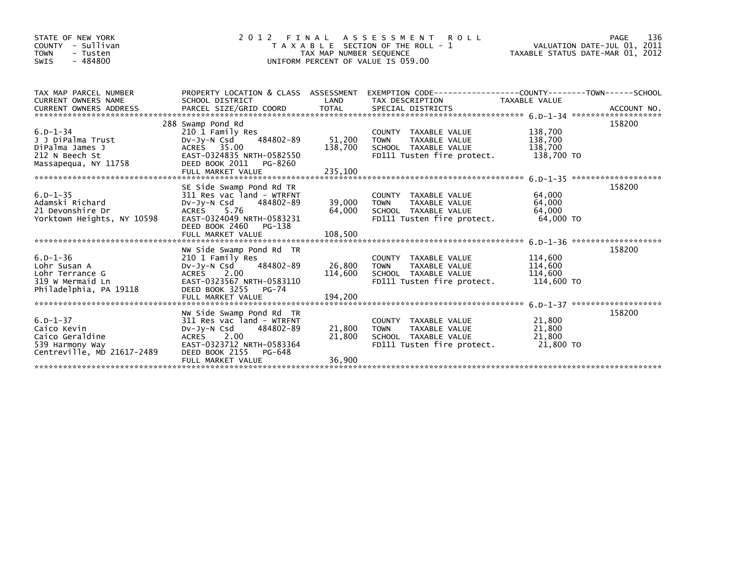STATE OF NEW YORK
COUNTY - Sullivan
TOWN - Tusten
SWIS - 484800

# 2012 FINAL ASSESSMENT ROLL

TAXABLE SECTION OF THE ROLL - 1
TAX MAP NUMBER SEQUENCE
UNIFORM PERCENT OF VALUE IS 059.00

VALUATION DATE-JUL 01, 2011
TAXABLE STATUS DATE-MAR 01, 2012

| TAX MAP PARCEL NUMBER / CURRENT OWNERS NAME / CURRENT OWNERS ADDRESS | PROPERTY LOCATION & CLASS / SCHOOL DISTRICT / PARCEL SIZE/GRID COORD | ASSESSMENT LAND / TOTAL | EXEMPTION CODE / TAX DESCRIPTION / SPECIAL DISTRICTS | TAXABLE VALUE (COUNTY / TOWN / SCHOOL) | ACCOUNT NO. |
|---|---|---|---|---|---|
| 6.D-1-34 | 288 Swamp Pond Rd | | | | 158200 |
| J J DiPalma Trust | 210 1 Family Res | | COUNTY TAXABLE VALUE | 138,700 | |
| DiPalma James J | Dv-Jy-N Csd 484802-89 | 51,200 | TOWN TAXABLE VALUE | 138,700 | |
| 212 N Beech St | ACRES 35.00 | 138,700 | SCHOOL TAXABLE VALUE | 138,700 | |
| Massapequa, NY 11758 | EAST-0324835 NRTH-0582550 | | FD111 Tusten fire protect. | 138,700 TO | |
| | DEED BOOK 2011 PG-8260 | | | | |
| | FULL MARKET VALUE | 235,100 | | | |
| 6.D-1-35 | SE Side Swamp Pond Rd TR | | | | 158200 |
| Adamski Richard | 311 Res vac land - WTRFNT | | COUNTY TAXABLE VALUE | 64,000 | |
| 21 Devonshire Dr | Dv-Jy-N Csd 484802-89 | 39,000 | TOWN TAXABLE VALUE | 64,000 | |
| Yorktown Heights, NY 10598 | ACRES 5.76 | 64,000 | SCHOOL TAXABLE VALUE | 64,000 | |
| | EAST-0324049 NRTH-0583231 | | FD111 Tusten fire protect. | 64,000 TO | |
| | DEED BOOK 2460 PG-138 | | | | |
| | FULL MARKET VALUE | 108,500 | | | |
| 6.D-1-36 | NW Side Swamp Pond Rd TR | | | | 158200 |
| Lohr Susan A | 210 1 Family Res | | COUNTY TAXABLE VALUE | 114,600 | |
| Lohr Terrance G | Dv-Jy-N Csd 484802-89 | 26,800 | TOWN TAXABLE VALUE | 114,600 | |
| 319 W Mermaid Ln | ACRES 2.00 | 114,600 | SCHOOL TAXABLE VALUE | 114,600 | |
| Philadelphia, PA 19118 | EAST-0323567 NRTH-0583110 | | FD111 Tusten fire protect. | 114,600 TO | |
| | DEED BOOK 3255 PG-74 | | | | |
| | FULL MARKET VALUE | 194,200 | | | |
| 6.D-1-37 | NW Side Swamp Pond Rd TR | | | | 158200 |
| Caico Kevin | 311 Res vac land - WTRFNT | | COUNTY TAXABLE VALUE | 21,800 | |
| Caico Geraldine | Dv-Jy-N Csd 484802-89 | 21,800 | TOWN TAXABLE VALUE | 21,800 | |
| 539 Harmony Way | ACRES 2.00 | 21,800 | SCHOOL TAXABLE VALUE | 21,800 | |
| Centreville, MD 21617-2489 | EAST-0323712 NRTH-0583364 | | FD111 Tusten fire protect. | 21,800 TO | |
| | DEED BOOK 2155 PG-648 | | | | |
| | FULL MARKET VALUE | 36,900 | | | |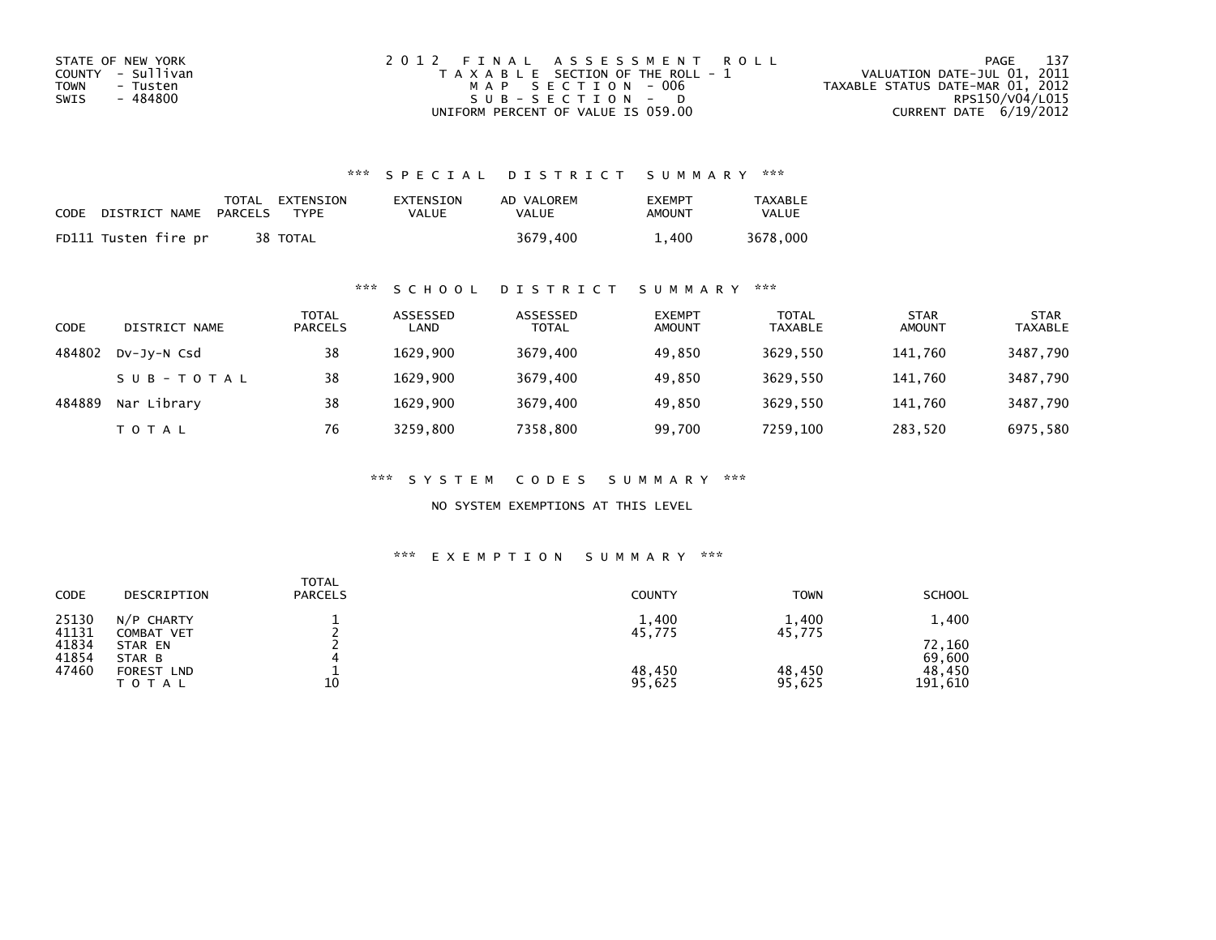STATE OF NEW YORK
COUNTY - Sullivan
TOWN - Tusten
SWIS - 484800

# 2012 FINAL ASSESSMENT ROLL

TAXABLE SECTION OF THE ROLL - 1
MAP SECTION - 006
SUB-SECTION - D
UNIFORM PERCENT OF VALUE IS 059.00

VALUATION DATE-JUL 01, 2011
TAXABLE STATUS DATE-MAR 01, 2012
RPS150/V04/L015
CURRENT DATE 6/19/2012

## *** SPECIAL DISTRICT SUMMARY ***

| CODE | DISTRICT NAME | TOTAL PARCELS | EXTENSION TYPE | EXTENSION VALUE | AD VALOREM VALUE | EXEMPT AMOUNT | TAXABLE VALUE |
|---|---|---|---|---|---|---|---|
| FD111 | Tusten fire pr | 38 | TOTAL | | 3679,400 | 1,400 | 3678,000 |

## *** SCHOOL DISTRICT SUMMARY ***

| CODE | DISTRICT NAME | TOTAL PARCELS | ASSESSED LAND | ASSESSED TOTAL | EXEMPT AMOUNT | TOTAL TAXABLE | STAR AMOUNT | STAR TAXABLE |
|---|---|---|---|---|---|---|---|---|
| 484802 | Dv-Jy-N Csd | 38 | 1629,900 | 3679,400 | 49,850 | 3629,550 | 141,760 | 3487,790 |
| | SUB-TOTAL | 38 | 1629,900 | 3679,400 | 49,850 | 3629,550 | 141,760 | 3487,790 |
| 484889 | Nar Library | 38 | 1629,900 | 3679,400 | 49,850 | 3629,550 | 141,760 | 3487,790 |
| | TOTAL | 76 | 3259,800 | 7358,800 | 99,700 | 7259,100 | 283,520 | 6975,580 |

## *** SYSTEM CODES SUMMARY ***

NO SYSTEM EXEMPTIONS AT THIS LEVEL

## *** EXEMPTION SUMMARY ***

| CODE | DESCRIPTION | TOTAL PARCELS | COUNTY | TOWN | SCHOOL |
|---|---|---|---|---|---|
| 25130 | N/P CHARTY | 1 | 1,400 | 1,400 | 1,400 |
| 41131 | COMBAT VET | 2 | 45,775 | 45,775 | |
| 41834 | STAR EN | 2 | | | 72,160 |
| 41854 | STAR B | 4 | | | 69,600 |
| 47460 | FOREST LND | 1 | 48,450 | 48,450 | 48,450 |
| | TOTAL | 10 | 95,625 | 95,625 | 191,610 |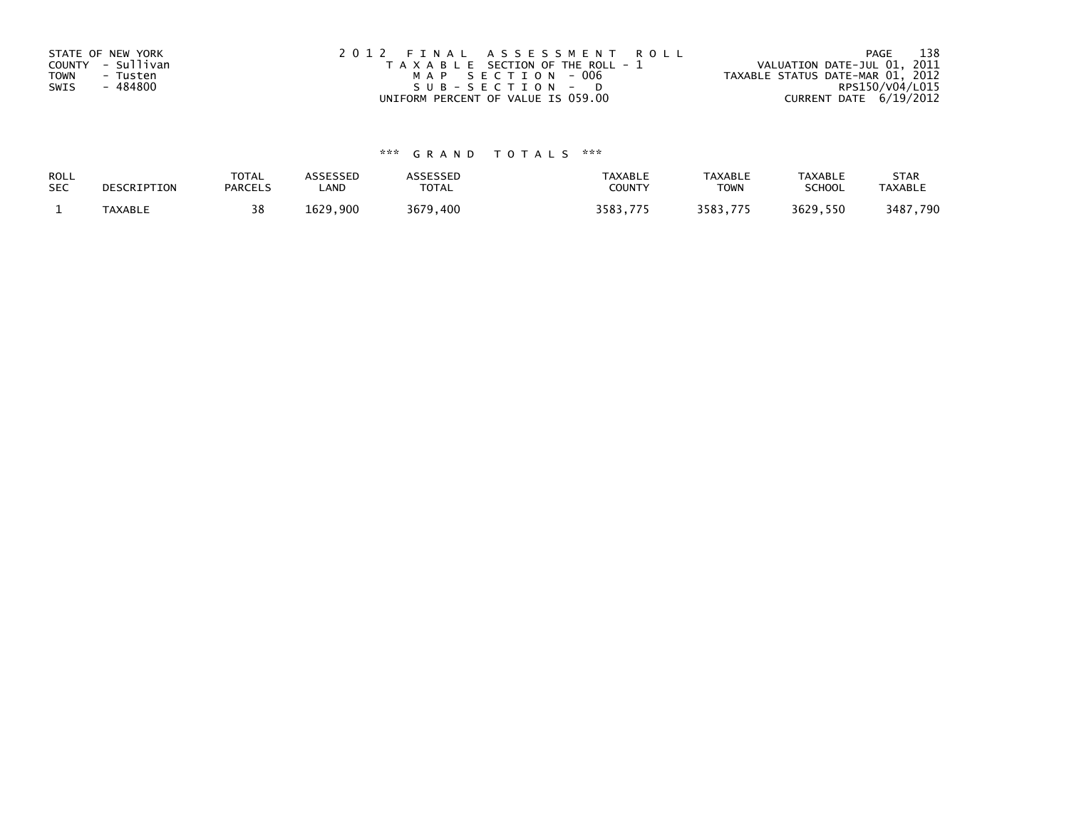STATE OF NEW YORK
COUNTY - Sullivan
TOWN - Tusten
SWIS - 484800

2 0 1 2 F I N A L A S S E S S M E N T R O L L
T A X A B L E SECTION OF THE ROLL - 1
M A P S E C T I O N - 006
S U B - S E C T I O N - D
UNIFORM PERCENT OF VALUE IS 059.00

VALUATION DATE-JUL 01, 2011
TAXABLE STATUS DATE-MAR 01, 2012
RPS150/V04/L015
CURRENT DATE 6/19/2012

*** G R A N D T O T A L S ***

| ROLL SEC | DESCRIPTION | TOTAL PARCELS | ASSESSED LAND | ASSESSED TOTAL | TAXABLE COUNTY | TAXABLE TOWN | TAXABLE SCHOOL | STAR TAXABLE |
|---|---|---|---|---|---|---|---|---|
| 1 | TAXABLE | 38 | 1629,900 | 3679,400 | 3583,775 | 3583,775 | 3629,550 | 3487,790 |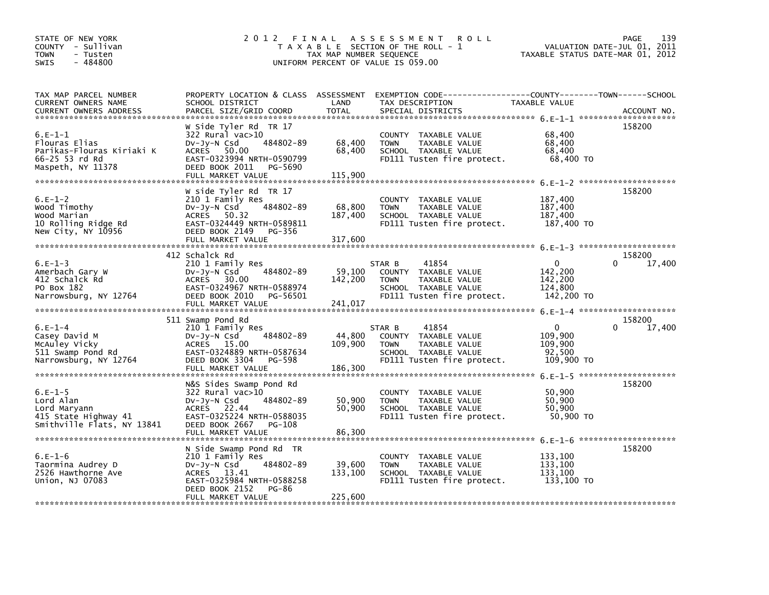STATE OF NEW YORK
COUNTY - Sullivan
TOWN - Tusten
SWIS - 484800

# 2012 FINAL ASSESSMENT ROLL

TAXABLE SECTION OF THE ROLL - 1
TAX MAP NUMBER SEQUENCE
UNIFORM PERCENT OF VALUE IS 059.00

VALUATION DATE-JUL 01, 2011
TAXABLE STATUS DATE-MAR 01, 2012

| TAX MAP PARCEL NUMBER / CURRENT OWNERS NAME / CURRENT OWNERS ADDRESS | PROPERTY LOCATION & CLASS / SCHOOL DISTRICT / PARCEL SIZE/GRID COORD | ASSESSMENT LAND | TOTAL | EXEMPTION CODE / TAX DESCRIPTION / SPECIAL DISTRICTS | COUNTY TAXABLE VALUE | TOWN | SCHOOL | ACCOUNT NO. |
|---|---|---|---|---|---|---|---|---|
| 6.E-1-1 | W Side Tyler Rd TR 17 | | | | | | | 158200 |
| Flouras Elias | 322 Rural vac>10 | | | COUNTY TAXABLE VALUE | 68,400 | | | |
| Parikas-Flouras Kiriaki K | Dv-Jy-N Csd 484802-89 | 68,400 | | TOWN TAXABLE VALUE | 68,400 | | | |
| 66-25 53 rd Rd | ACRES 50.00 | | 68,400 | SCHOOL TAXABLE VALUE | 68,400 | | | |
| Maspeth, NY 11378 | EAST-0323994 NRTH-0590799 | | | FD111 Tusten fire protect. | 68,400 TO | | | |
| | DEED BOOK 2011 PG-5690 | | | | | | | |
| | FULL MARKET VALUE | | 115,900 | | | | | |
| 6.E-1-2 | W side Tyler Rd TR 17 | | | | | | | 158200 |
| Wood Timothy | 210 1 Family Res | | | COUNTY TAXABLE VALUE | 187,400 | | | |
| Wood Marian | Dv-Jy-N Csd 484802-89 | 68,800 | | TOWN TAXABLE VALUE | 187,400 | | | |
| 10 Rolling Ridge Rd | ACRES 50.32 | | 187,400 | SCHOOL TAXABLE VALUE | 187,400 | | | |
| New City, NY 10956 | EAST-0324449 NRTH-0589811 | | | FD111 Tusten fire protect. | 187,400 TO | | | |
| | DEED BOOK 2149 PG-356 | | | | | | | |
| | FULL MARKET VALUE | | 317,600 | | | | | |
| 6.E-1-3 | 412 Schalck Rd | | | | | | | 158200 |
| Amerbach Gary W | 210 1 Family Res | | | STAR B 41854 | 0 | 0 | 17,400 | |
| 412 Schalck Rd | Dv-Jy-N Csd 484802-89 | 59,100 | | COUNTY TAXABLE VALUE | 142,200 | | | |
| PO Box 182 | ACRES 30.00 | | 142,200 | TOWN TAXABLE VALUE | 142,200 | | | |
| Narrowsburg, NY 12764 | EAST-0324967 NRTH-0588974 | | | SCHOOL TAXABLE VALUE | 124,800 | | | |
| | DEED BOOK 2010 PG-56501 | | | FD111 Tusten fire protect. | 142,200 TO | | | |
| | FULL MARKET VALUE | | 241,017 | | | | | |
| 6.E-1-4 | 511 Swamp Pond Rd | | | | | | | 158200 |
| Casey David M | 210 1 Family Res | | | STAR B 41854 | 0 | 0 | 17,400 | |
| McAuley Vicky | Dv-Jy-N Csd 484802-89 | 44,800 | | COUNTY TAXABLE VALUE | 109,900 | | | |
| 511 Swamp Pond Rd | ACRES 15.00 | | 109,900 | TOWN TAXABLE VALUE | 109,900 | | | |
| Narrowsburg, NY 12764 | EAST-0324889 NRTH-0587634 | | | SCHOOL TAXABLE VALUE | 92,500 | | | |
| | DEED BOOK 3304 PG-598 | | | FD111 Tusten fire protect. | 109,900 TO | | | |
| | FULL MARKET VALUE | | 186,300 | | | | | |
| 6.E-1-5 | N&S Sides Swamp Pond Rd | | | | | | | 158200 |
| Lord Alan | 322 Rural vac>10 | | | COUNTY TAXABLE VALUE | 50,900 | | | |
| Lord Maryann | Dv-Jy-N Csd 484802-89 | 50,900 | | TOWN TAXABLE VALUE | 50,900 | | | |
| 415 State Highway 41 | ACRES 22.44 | | 50,900 | SCHOOL TAXABLE VALUE | 50,900 | | | |
| Smithville Flats, NY 13841 | EAST-0325224 NRTH-0588035 | | | FD111 Tusten fire protect. | 50,900 TO | | | |
| | DEED BOOK 2667 PG-108 | | | | | | | |
| | FULL MARKET VALUE | | 86,300 | | | | | |
| 6.E-1-6 | N Side Swamp Pond Rd TR | | | | | | | 158200 |
| Taormina Audrey D | 210 1 Family Res | | | COUNTY TAXABLE VALUE | 133,100 | | | |
| 2526 Hawthorne Ave | Dv-Jy-N Csd 484802-89 | 39,600 | | TOWN TAXABLE VALUE | 133,100 | | | |
| Union, NJ 07083 | ACRES 13.41 | | 133,100 | SCHOOL TAXABLE VALUE | 133,100 | | | |
| | EAST-0325984 NRTH-0588258 | | | FD111 Tusten fire protect. | 133,100 TO | | | |
| | DEED BOOK 2152 PG-86 | | | | | | | |
| | FULL MARKET VALUE | | 225,600 | | | | | |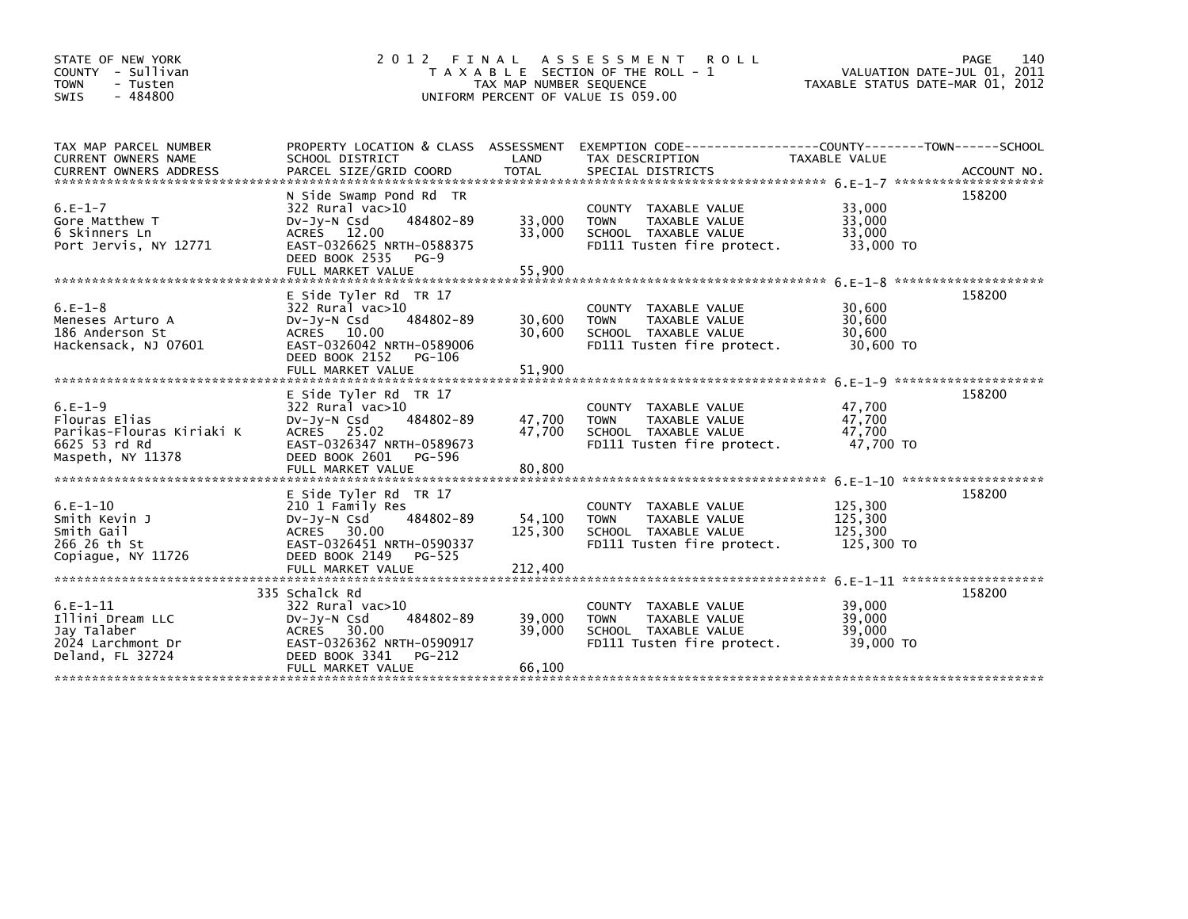STATE OF NEW YORK
COUNTY - Sullivan
TOWN - Tusten
SWIS - 484800

# 2012 FINAL ASSESSMENT ROLL
TAXABLE SECTION OF THE ROLL - 1
TAX MAP NUMBER SEQUENCE
UNIFORM PERCENT OF VALUE IS 059.00

VALUATION DATE-JUL 01, 2011
TAXABLE STATUS DATE-MAR 01, 2012

| TAX MAP PARCEL NUMBER / CURRENT OWNERS NAME / CURRENT OWNERS ADDRESS | PROPERTY LOCATION & CLASS / SCHOOL DISTRICT / PARCEL SIZE/GRID COORD | ASSESSMENT LAND | TOTAL | EXEMPTION CODE / TAX DESCRIPTION / SPECIAL DISTRICTS | TAXABLE VALUE (COUNTY / TOWN / SCHOOL) | ACCOUNT NO. |
|---|---|---|---|---|---|---|
| 6.E-1-7 | N Side Swamp Pond Rd TR | | | | | 158200 |
| Gore Matthew T | 322 Rural vac>10 | | | COUNTY TAXABLE VALUE | 33,000 | |
| 6 Skinners Ln | Dv-Jy-N Csd 484802-89 | 33,000 | | TOWN TAXABLE VALUE | 33,000 | |
| Port Jervis, NY 12771 | ACRES 12.00 | | 33,000 | SCHOOL TAXABLE VALUE | 33,000 | |
| | EAST-0326625 NRTH-0588375 | | | FD111 Tusten fire protect. | 33,000 TO | |
| | DEED BOOK 2535 PG-9 | | | | | |
| | FULL MARKET VALUE | | 55,900 | | | |
| 6.E-1-8 | E Side Tyler Rd TR 17 | | | | | 158200 |
| Meneses Arturo A | 322 Rural vac>10 | | | COUNTY TAXABLE VALUE | 30,600 | |
| 186 Anderson St | Dv-Jy-N Csd 484802-89 | 30,600 | | TOWN TAXABLE VALUE | 30,600 | |
| Hackensack, NJ 07601 | ACRES 10.00 | | 30,600 | SCHOOL TAXABLE VALUE | 30,600 | |
| | EAST-0326042 NRTH-0589006 | | | FD111 Tusten fire protect. | 30,600 TO | |
| | DEED BOOK 2152 PG-106 | | | | | |
| | FULL MARKET VALUE | | 51,900 | | | |
| 6.E-1-9 | E Side Tyler Rd TR 17 | | | | | 158200 |
| Flouras Elias | 322 Rural vac>10 | | | COUNTY TAXABLE VALUE | 47,700 | |
| Parikas-Flouras Kiriaki K | Dv-Jy-N Csd 484802-89 | 47,700 | | TOWN TAXABLE VALUE | 47,700 | |
| 6625 53 rd Rd | ACRES 25.02 | | 47,700 | SCHOOL TAXABLE VALUE | 47,700 | |
| Maspeth, NY 11378 | EAST-0326347 NRTH-0589673 | | | FD111 Tusten fire protect. | 47,700 TO | |
| | DEED BOOK 2601 PG-596 | | | | | |
| | FULL MARKET VALUE | | 80,800 | | | |
| 6.E-1-10 | E Side Tyler Rd TR 17 | | | | | 158200 |
| Smith Kevin J | 210 1 Family Res | | | COUNTY TAXABLE VALUE | 125,300 | |
| Smith Gail | Dv-Jy-N Csd 484802-89 | 54,100 | | TOWN TAXABLE VALUE | 125,300 | |
| 266 26 th St | ACRES 30.00 | | 125,300 | SCHOOL TAXABLE VALUE | 125,300 | |
| Copiague, NY 11726 | EAST-0326451 NRTH-0590337 | | | FD111 Tusten fire protect. | 125,300 TO | |
| | DEED BOOK 2149 PG-525 | | | | | |
| | FULL MARKET VALUE | | 212,400 | | | |
| 6.E-1-11 | 335 Schalck Rd | | | | | 158200 |
| Illini Dream LLC | 322 Rural vac>10 | | | COUNTY TAXABLE VALUE | 39,000 | |
| Jay Talaber | Dv-Jy-N Csd 484802-89 | 39,000 | | TOWN TAXABLE VALUE | 39,000 | |
| 2024 Larchmont Dr | ACRES 30.00 | | 39,000 | SCHOOL TAXABLE VALUE | 39,000 | |
| Deland, FL 32724 | EAST-0326362 NRTH-0590917 | | | FD111 Tusten fire protect. | 39,000 TO | |
| | DEED BOOK 3341 PG-212 | | | | | |
| | FULL MARKET VALUE | | 66,100 | | | |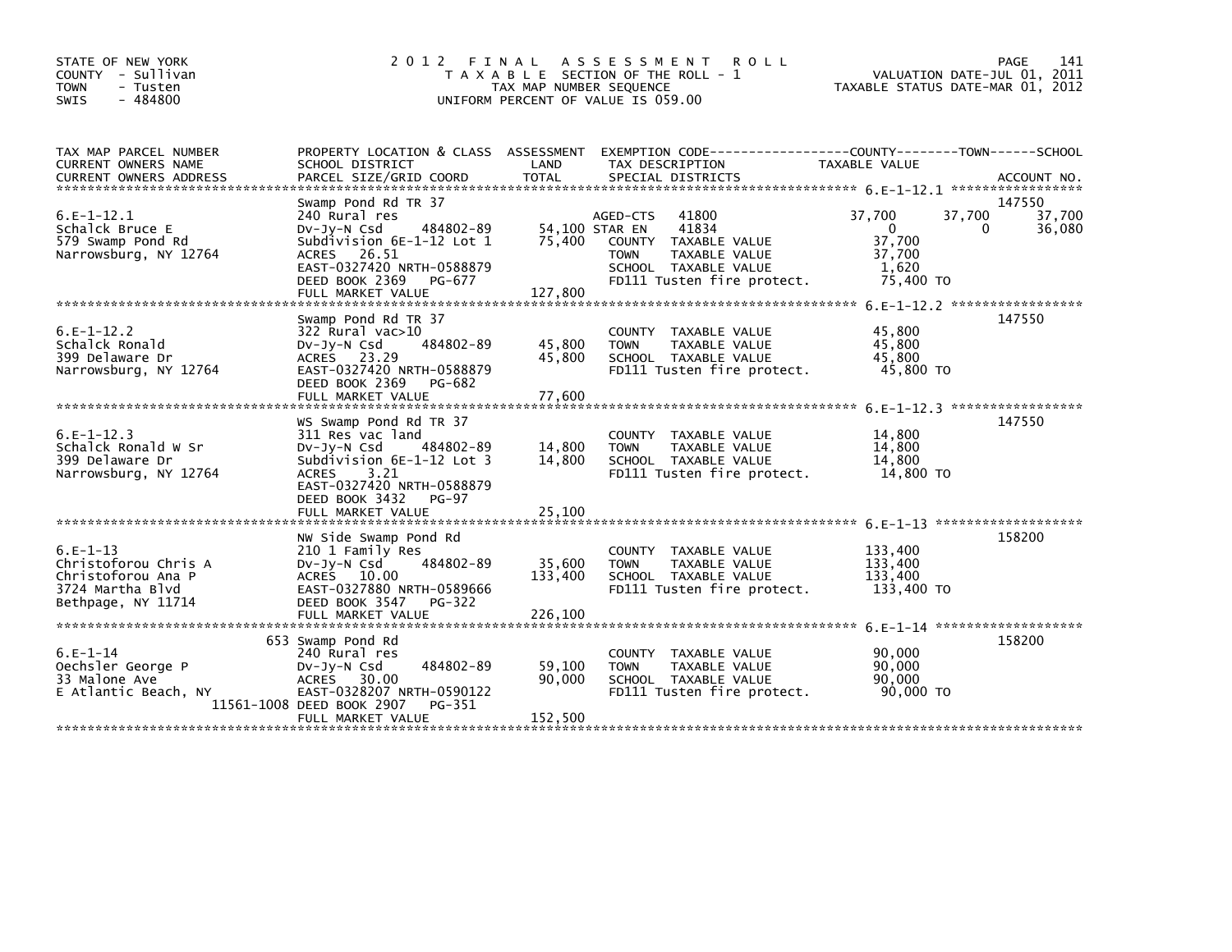STATE OF NEW YORK
COUNTY - Sullivan
TOWN - Tusten
SWIS - 484800

# 2012 FINAL ASSESSMENT ROLL
TAXABLE SECTION OF THE ROLL - 1
TAX MAP NUMBER SEQUENCE
UNIFORM PERCENT OF VALUE IS 059.00

VALUATION DATE-JUL 01, 2011
TAXABLE STATUS DATE-MAR 01, 2012

| TAX MAP PARCEL NUMBER / CURRENT OWNERS NAME / CURRENT OWNERS ADDRESS | PROPERTY LOCATION & CLASS / SCHOOL DISTRICT / PARCEL SIZE/GRID COORD | ASSESSMENT LAND | TOTAL | EXEMPTION CODE / TAX DESCRIPTION / SPECIAL DISTRICTS | COUNTY TAXABLE VALUE | TOWN | SCHOOL | ACCOUNT NO. |
|---|---|---|---|---|---|---|---|---|
| 6.E-1-12.1 | Swamp Pond Rd TR 37 | | | | | | | 147550 |
| Schalck Bruce E | 240 Rural res | | | AGED-CTS 41800 | 37,700 | 37,700 | 37,700 | |
| 579 Swamp Pond Rd | Dv-Jy-N Csd 484802-89 | 54,100 | | STAR EN 41834 | 0 | 0 | 36,080 | |
| Narrowsburg, NY 12764 | Subdivision 6E-1-12 Lot 1 | | 75,400 | COUNTY TAXABLE VALUE | 37,700 | | | |
| | ACRES 26.51 | | | TOWN TAXABLE VALUE | 37,700 | | | |
| | EAST-0327420 NRTH-0588879 | | | SCHOOL TAXABLE VALUE | 1,620 | | | |
| | DEED BOOK 2369 PG-677 | | | FD111 Tusten fire protect. | 75,400 TO | | | |
| | FULL MARKET VALUE | | 127,800 | | | | | |
| 6.E-1-12.2 | Swamp Pond Rd TR 37 | | | | | | | 147550 |
| Schalck Ronald | 322 Rural vac>10 | | | COUNTY TAXABLE VALUE | 45,800 | | | |
| 399 Delaware Dr | Dv-Jy-N Csd 484802-89 | 45,800 | | TOWN TAXABLE VALUE | 45,800 | | | |
| Narrowsburg, NY 12764 | ACRES 23.29 | | 45,800 | SCHOOL TAXABLE VALUE | 45,800 | | | |
| | EAST-0327420 NRTH-0588879 | | | FD111 Tusten fire protect. | 45,800 TO | | | |
| | DEED BOOK 2369 PG-682 | | | | | | | |
| | FULL MARKET VALUE | | 77,600 | | | | | |
| 6.E-1-12.3 | WS Swamp Pond Rd TR 37 | | | | | | | 147550 |
| Schalck Ronald W Sr | 311 Res vac land | | | COUNTY TAXABLE VALUE | 14,800 | | | |
| 399 Delaware Dr | Dv-Jy-N Csd 484802-89 | 14,800 | | TOWN TAXABLE VALUE | 14,800 | | | |
| Narrowsburg, NY 12764 | Subdivision 6E-1-12 Lot 3 | | 14,800 | SCHOOL TAXABLE VALUE | 14,800 | | | |
| | ACRES 3.21 | | | FD111 Tusten fire protect. | 14,800 TO | | | |
| | EAST-0327420 NRTH-0588879 | | | | | | | |
| | DEED BOOK 3432 PG-97 | | | | | | | |
| | FULL MARKET VALUE | | 25,100 | | | | | |
| 6.E-1-13 | NW Side Swamp Pond Rd | | | | | | | 158200 |
| Christoforou Chris A | 210 1 Family Res | | | COUNTY TAXABLE VALUE | 133,400 | | | |
| Christoforou Ana P | Dv-Jy-N Csd 484802-89 | 35,600 | | TOWN TAXABLE VALUE | 133,400 | | | |
| 3724 Martha Blvd | ACRES 10.00 | | 133,400 | SCHOOL TAXABLE VALUE | 133,400 | | | |
| Bethpage, NY 11714 | EAST-0327880 NRTH-0589666 | | | FD111 Tusten fire protect. | 133,400 TO | | | |
| | DEED BOOK 3547 PG-322 | | | | | | | |
| | FULL MARKET VALUE | | 226,100 | | | | | |
| 6.E-1-14 | 653 Swamp Pond Rd | | | | | | | 158200 |
| Oechsler George P | 240 Rural res | | | COUNTY TAXABLE VALUE | 90,000 | | | |
| 33 Malone Ave | Dv-Jy-N Csd 484802-89 | 59,100 | | TOWN TAXABLE VALUE | 90,000 | | | |
| E Atlantic Beach, NY | ACRES 30.00 | | 90,000 | SCHOOL TAXABLE VALUE | 90,000 | | | |
| 11561-1008 | EAST-0328207 NRTH-0590122 | | | FD111 Tusten fire protect. | 90,000 TO | | | |
| | DEED BOOK 2907 PG-351 | | | | | | | |
| | FULL MARKET VALUE | | 152,500 | | | | | |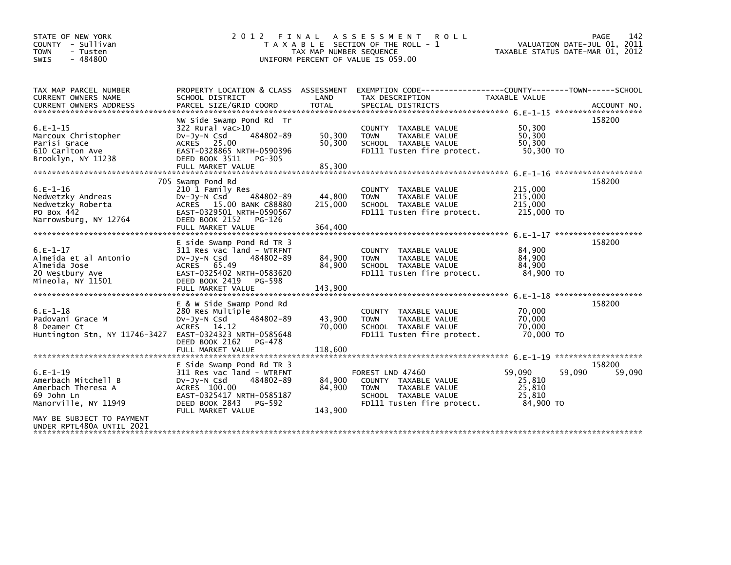STATE OF NEW YORK
COUNTY - Sullivan
TOWN - Tusten
SWIS - 484800

# 2012 FINAL ASSESSMENT ROLL
TAXABLE SECTION OF THE ROLL - 1
TAX MAP NUMBER SEQUENCE
UNIFORM PERCENT OF VALUE IS 059.00

VALUATION DATE-JUL 01, 2011
TAXABLE STATUS DATE-MAR 01, 2012

| TAX MAP PARCEL NUMBER / CURRENT OWNERS NAME / CURRENT OWNERS ADDRESS | PROPERTY LOCATION & CLASS / SCHOOL DISTRICT / PARCEL SIZE/GRID COORD | ASSESSMENT LAND | TOTAL | EXEMPTION CODE / TAX DESCRIPTION / SPECIAL DISTRICTS | COUNTY TAXABLE VALUE | TOWN | SCHOOL | ACCOUNT NO. |
|---|---|---|---|---|---|---|---|---|
| **6.E-1-15** | NW Side Swamp Pond Rd Tr | | | | | | | 158200 |
| 6.E-1-15 | 322 Rural vac>10 | | | COUNTY TAXABLE VALUE | 50,300 | | | |
| Marcoux Christopher | Dv-Jy-N Csd 484802-89 | 50,300 | | TOWN TAXABLE VALUE | 50,300 | | | |
| Parisi Grace | ACRES 25.00 | | 50,300 | SCHOOL TAXABLE VALUE | 50,300 | | | |
| 610 Carlton Ave | EAST-0328865 NRTH-0590396 | | | FD111 Tusten fire protect. | 50,300 TO | | | |
| Brooklyn, NY 11238 | DEED BOOK 3511 PG-305 | | | | | | | |
| | FULL MARKET VALUE | | 85,300 | | | | | |
| **6.E-1-16** | 705 Swamp Pond Rd | | | | | | | 158200 |
| 6.E-1-16 | 210 1 Family Res | | | COUNTY TAXABLE VALUE | 215,000 | | | |
| Nedwetzky Andreas | Dv-Jy-N Csd 484802-89 | 44,800 | | TOWN TAXABLE VALUE | 215,000 | | | |
| Nedwetzky Roberta | ACRES 15.00 BANK C88880 | | 215,000 | SCHOOL TAXABLE VALUE | 215,000 | | | |
| PO Box 442 | EAST-0329501 NRTH-0590567 | | | FD111 Tusten fire protect. | 215,000 TO | | | |
| Narrowsburg, NY 12764 | DEED BOOK 2152 PG-126 | | | | | | | |
| | FULL MARKET VALUE | | 364,400 | | | | | |
| **6.E-1-17** | E side Swamp Pond Rd TR 3 | | | | | | | 158200 |
| 6.E-1-17 | 311 Res vac land - WTRFNT | | | COUNTY TAXABLE VALUE | 84,900 | | | |
| Almeida et al Antonio | Dv-Jy-N Csd 484802-89 | 84,900 | | TOWN TAXABLE VALUE | 84,900 | | | |
| Almeida Jose | ACRES 65.49 | | 84,900 | SCHOOL TAXABLE VALUE | 84,900 | | | |
| 20 Westbury Ave | EAST-0325402 NRTH-0583620 | | | FD111 Tusten fire protect. | 84,900 TO | | | |
| Mineola, NY 11501 | DEED BOOK 2419 PG-598 | | | | | | | |
| | FULL MARKET VALUE | | 143,900 | | | | | |
| **6.E-1-18** | E & W Side Swamp Pond Rd | | | | | | | 158200 |
| 6.E-1-18 | 280 Res Multiple | | | COUNTY TAXABLE VALUE | 70,000 | | | |
| Padovani Grace M | Dv-Jy-N Csd 484802-89 | 43,900 | | TOWN TAXABLE VALUE | 70,000 | | | |
| 8 Deamer Ct | ACRES 14.12 | | 70,000 | SCHOOL TAXABLE VALUE | 70,000 | | | |
| Huntington Stn, NY 11746-3427 | EAST-0324323 NRTH-0585648 | | | FD111 Tusten fire protect. | 70,000 TO | | | |
| | DEED BOOK 2162 PG-478 | | | | | | | |
| | FULL MARKET VALUE | | 118,600 | | | | | |
| **6.E-1-19** | E Side Swamp Pond Rd TR 3 | | | | | | | 158200 |
| 6.E-1-19 | 311 Res vac land - WTRFNT | | | FOREST LND 47460 | 59,090 | 59,090 | 59,090 | |
| Amerbach Mitchell B | Dv-Jy-N Csd 484802-89 | 84,900 | | COUNTY TAXABLE VALUE | 25,810 | | | |
| Amerbach Theresa A | ACRES 100.00 | | 84,900 | TOWN TAXABLE VALUE | 25,810 | | | |
| 69 John Ln | EAST-0325417 NRTH-0585187 | | | SCHOOL TAXABLE VALUE | 25,810 | | | |
| Manorville, NY 11949 | DEED BOOK 2843 PG-592 | | | FD111 Tusten fire protect. | 84,900 TO | | | |
| | FULL MARKET VALUE | | 143,900 | | | | | |
| MAY BE SUBJECT TO PAYMENT UNDER RPTL480A UNTIL 2021 | | | | | | | | |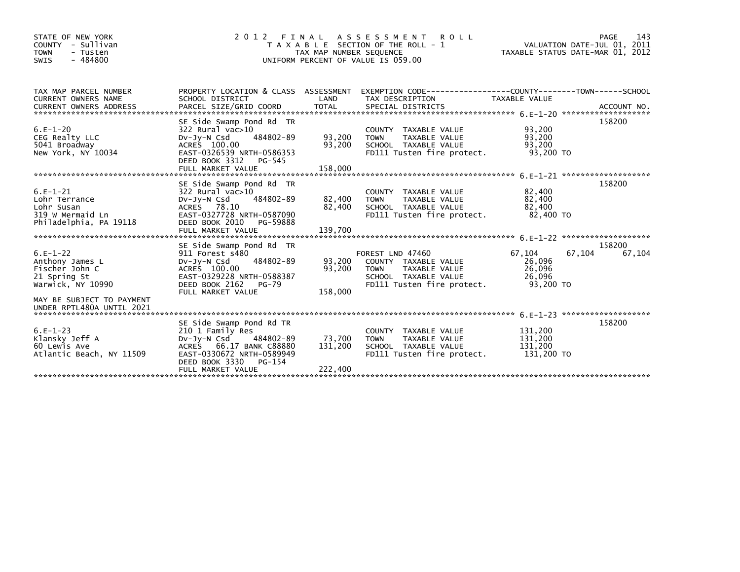STATE OF NEW YORK
COUNTY - Sullivan
TOWN - Tusten
SWIS - 484800

# 2012 FINAL ASSESSMENT ROLL
TAXABLE SECTION OF THE ROLL - 1
TAX MAP NUMBER SEQUENCE
UNIFORM PERCENT OF VALUE IS 059.00

VALUATION DATE-JUL 01, 2011
TAXABLE STATUS DATE-MAR 01, 2012

| TAX MAP PARCEL NUMBER / CURRENT OWNERS NAME / CURRENT OWNERS ADDRESS | PROPERTY LOCATION & CLASS / SCHOOL DISTRICT / PARCEL SIZE/GRID COORD | ASSESSMENT LAND | TOTAL | EXEMPTION CODE / TAX DESCRIPTION / SPECIAL DISTRICTS | COUNTY TAXABLE VALUE | TOWN | SCHOOL | ACCOUNT NO. |
|---|---|---|---|---|---|---|---|---|
| 6.E-1-20 | SE Side Swamp Pond Rd TR | | | | | | | 158200 |
| | 322 Rural vac>10 | | | COUNTY TAXABLE VALUE | 93,200 | | | |
| CEG Realty LLC | Dv-Jy-N Csd 484802-89 | 93,200 | | TOWN TAXABLE VALUE | 93,200 | | | |
| 5041 Broadway | ACRES 100.00 | | 93,200 | SCHOOL TAXABLE VALUE | 93,200 | | | |
| New York, NY 10034 | EAST-0326539 NRTH-0586353 | | | FD111 Tusten fire protect. | 93,200 TO | | | |
| | DEED BOOK 3312 PG-545 | | | | | | | |
| | FULL MARKET VALUE | | 158,000 | | | | | |
| 6.E-1-21 | SE Side Swamp Pond Rd TR | | | | | | | 158200 |
| | 322 Rural vac>10 | | | COUNTY TAXABLE VALUE | 82,400 | | | |
| Lohr Terrance | Dv-Jy-N Csd 484802-89 | 82,400 | | TOWN TAXABLE VALUE | 82,400 | | | |
| Lohr Susan | ACRES 78.10 | | 82,400 | SCHOOL TAXABLE VALUE | 82,400 | | | |
| 319 W Mermaid Ln | EAST-0327728 NRTH-0587090 | | | FD111 Tusten fire protect. | 82,400 TO | | | |
| Philadelphia, PA 19118 | DEED BOOK 2010 PG-59888 | | | | | | | |
| | FULL MARKET VALUE | | 139,700 | | | | | |
| 6.E-1-22 | SE Side Swamp Pond Rd TR | | | | | | | 158200 |
| | 911 Forest s480 | | | FOREST LND 47460 | 67,104 | 67,104 | 67,104 | |
| Anthony James L | Dv-Jy-N Csd 484802-89 | 93,200 | | COUNTY TAXABLE VALUE | 26,096 | | | |
| Fischer John C | ACRES 100.00 | | 93,200 | TOWN TAXABLE VALUE | 26,096 | | | |
| 21 Spring St | EAST-0329228 NRTH-0588387 | | | SCHOOL TAXABLE VALUE | 26,096 | | | |
| Warwick, NY 10990 | DEED BOOK 2162 PG-79 | | | FD111 Tusten fire protect. | 93,200 TO | | | |
| | FULL MARKET VALUE | | 158,000 | | | | | |
| MAY BE SUBJECT TO PAYMENT UNDER RPTL480A UNTIL 2021 | | | | | | | | |
| 6.E-1-23 | SE Side Swamp Pond Rd TR | | | | | | | 158200 |
| | 210 1 Family Res | | | COUNTY TAXABLE VALUE | 131,200 | | | |
| Klansky Jeff A | Dv-Jy-N Csd 484802-89 | 73,700 | | TOWN TAXABLE VALUE | 131,200 | | | |
| 60 Lewis Ave | ACRES 66.17 BANK C88880 | | 131,200 | SCHOOL TAXABLE VALUE | 131,200 | | | |
| Atlantic Beach, NY 11509 | EAST-0330672 NRTH-0589949 | | | FD111 Tusten fire protect. | 131,200 TO | | | |
| | DEED BOOK 3330 PG-154 | | | | | | | |
| | FULL MARKET VALUE | | 222,400 | | | | | |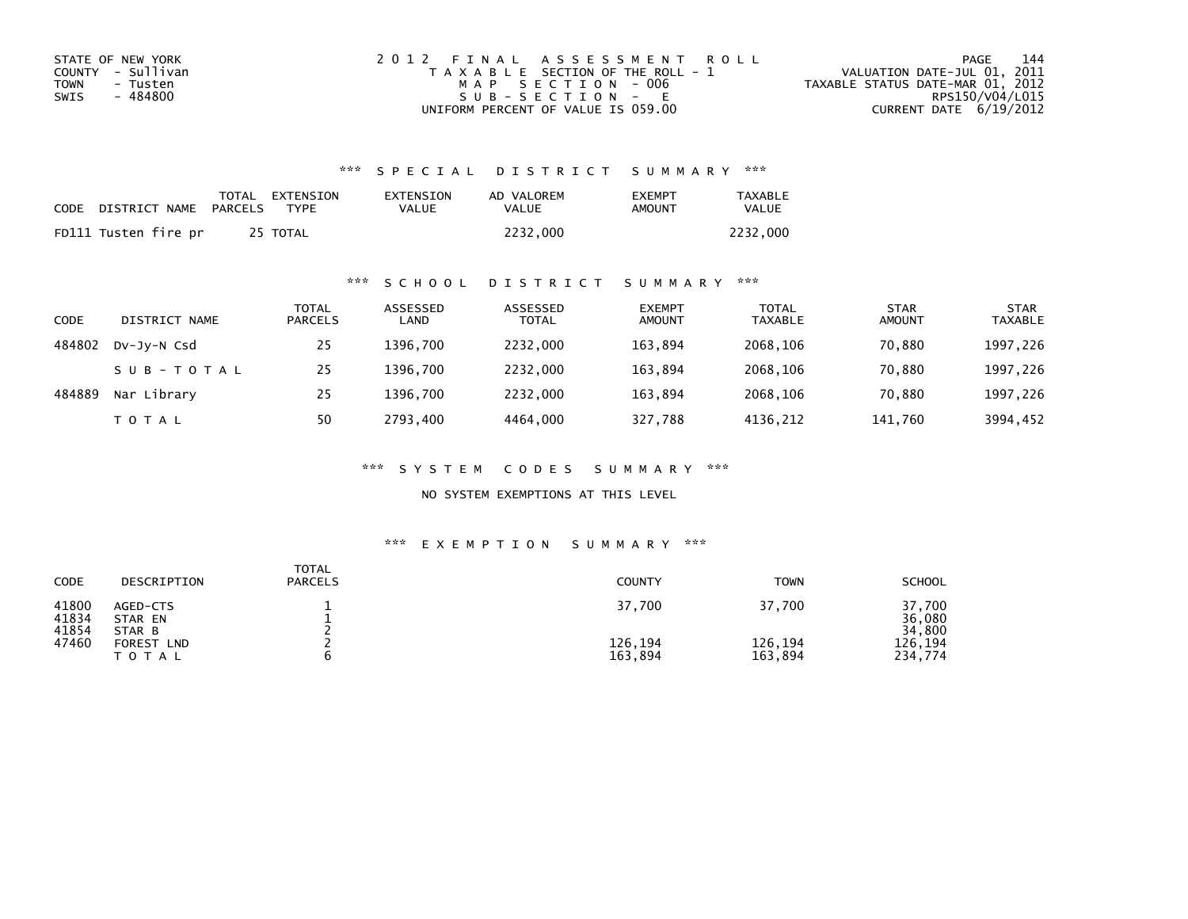STATE OF NEW YORK
COUNTY - Sullivan
TOWN - Tusten
SWIS - 484800

2012 FINAL ASSESSMENT ROLL
TAXABLE SECTION OF THE ROLL - 1
MAP SECTION - 006
SUB-SECTION - E
UNIFORM PERCENT OF VALUE IS 059.00

VALUATION DATE-JUL 01, 2011
TAXABLE STATUS DATE-MAR 01, 2012
RPS150/V04/L015
CURRENT DATE 6/19/2012

### *** SPECIAL DISTRICT SUMMARY ***

| CODE | DISTRICT NAME | TOTAL PARCELS | EXTENSION TYPE | EXTENSION VALUE | AD VALOREM VALUE | EXEMPT AMOUNT | TAXABLE VALUE |
|---|---|---|---|---|---|---|---|
| FD111 | Tusten fire pr | 25 | TOTAL | | 2232,000 | | 2232,000 |

### *** SCHOOL DISTRICT SUMMARY ***

| CODE | DISTRICT NAME | TOTAL PARCELS | ASSESSED LAND | ASSESSED TOTAL | EXEMPT AMOUNT | TOTAL TAXABLE | STAR AMOUNT | STAR TAXABLE |
|---|---|---|---|---|---|---|---|---|
| 484802 | Dv-Jy-N Csd | 25 | 1396,700 | 2232,000 | 163,894 | 2068,106 | 70,880 | 1997,226 |
| | SUB-TOTAL | 25 | 1396,700 | 2232,000 | 163,894 | 2068,106 | 70,880 | 1997,226 |
| 484889 | Nar Library | 25 | 1396,700 | 2232,000 | 163,894 | 2068,106 | 70,880 | 1997,226 |
| | TOTAL | 50 | 2793,400 | 4464,000 | 327,788 | 4136,212 | 141,760 | 3994,452 |

### *** SYSTEM CODES SUMMARY ***

NO SYSTEM EXEMPTIONS AT THIS LEVEL

### *** EXEMPTION SUMMARY ***

| CODE | DESCRIPTION | TOTAL PARCELS | COUNTY | TOWN | SCHOOL |
|---|---|---|---|---|---|
| 41800 | AGED-CTS | 1 | 37,700 | 37,700 | 37,700 |
| 41834 | STAR EN | 1 | | | 36,080 |
| 41854 | STAR B | 2 | | | 34,800 |
| 47460 | FOREST LND | 2 | 126,194 | 126,194 | 126,194 |
| | TOTAL | 6 | 163,894 | 163,894 | 234,774 |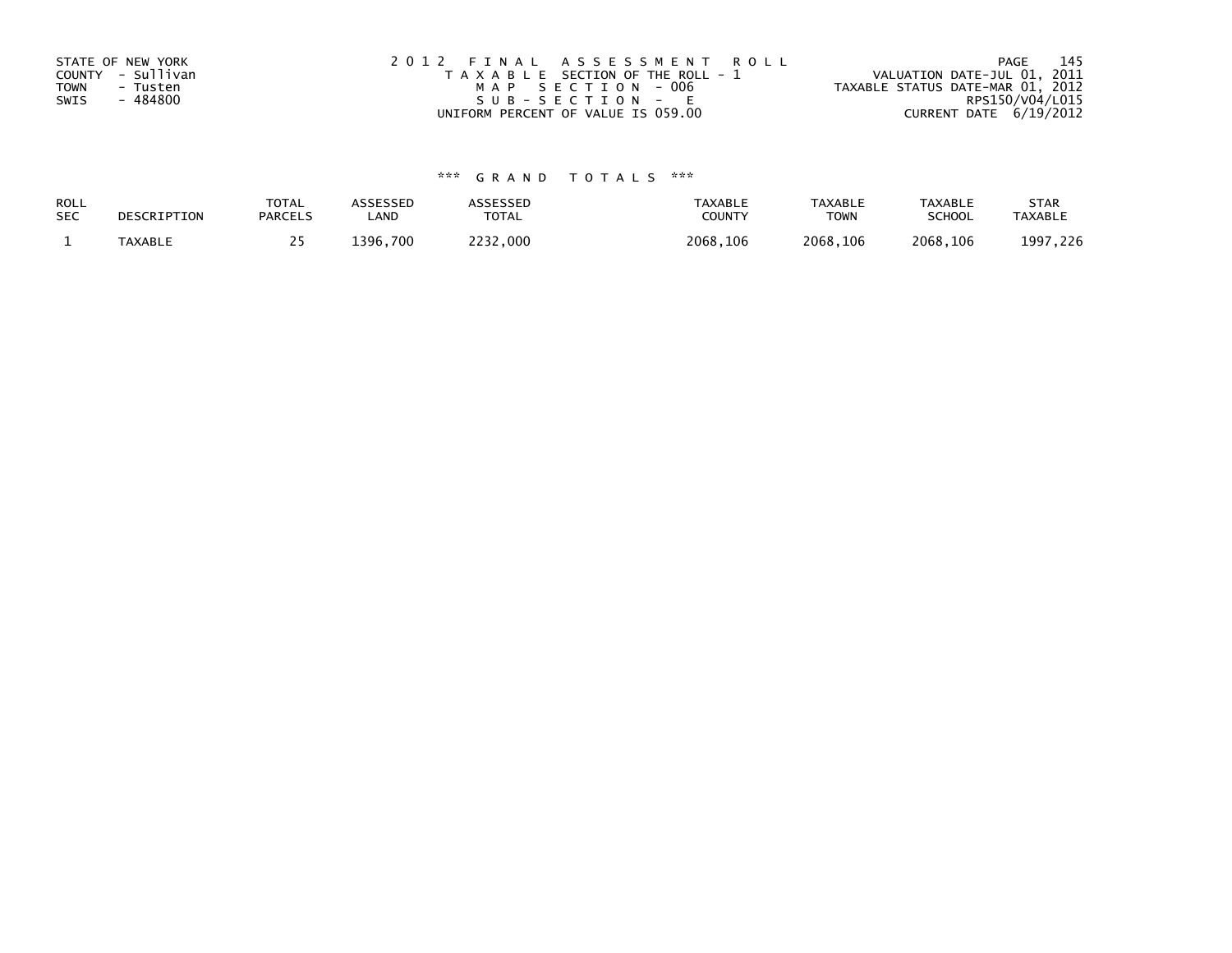STATE OF NEW YORK
COUNTY - Sullivan
TOWN - Tusten
SWIS - 484800

2012 FINAL ASSESSMENT ROLL
TAXABLE SECTION OF THE ROLL - 1
MAP SECTION - 006
SUB-SECTION - E
UNIFORM PERCENT OF VALUE IS 059.00

VALUATION DATE-JUL 01, 2011
TAXABLE STATUS DATE-MAR 01, 2012
RPS150/V04/L015
CURRENT DATE 6/19/2012

## *** GRAND TOTALS ***

| ROLL SEC | DESCRIPTION | TOTAL PARCELS | ASSESSED LAND | ASSESSED TOTAL | TAXABLE COUNTY | TAXABLE TOWN | TAXABLE SCHOOL | STAR TAXABLE |
|---|---|---|---|---|---|---|---|---|
| 1 | TAXABLE | 25 | 1396,700 | 2232,000 | 2068,106 | 2068,106 | 2068,106 | 1997,226 |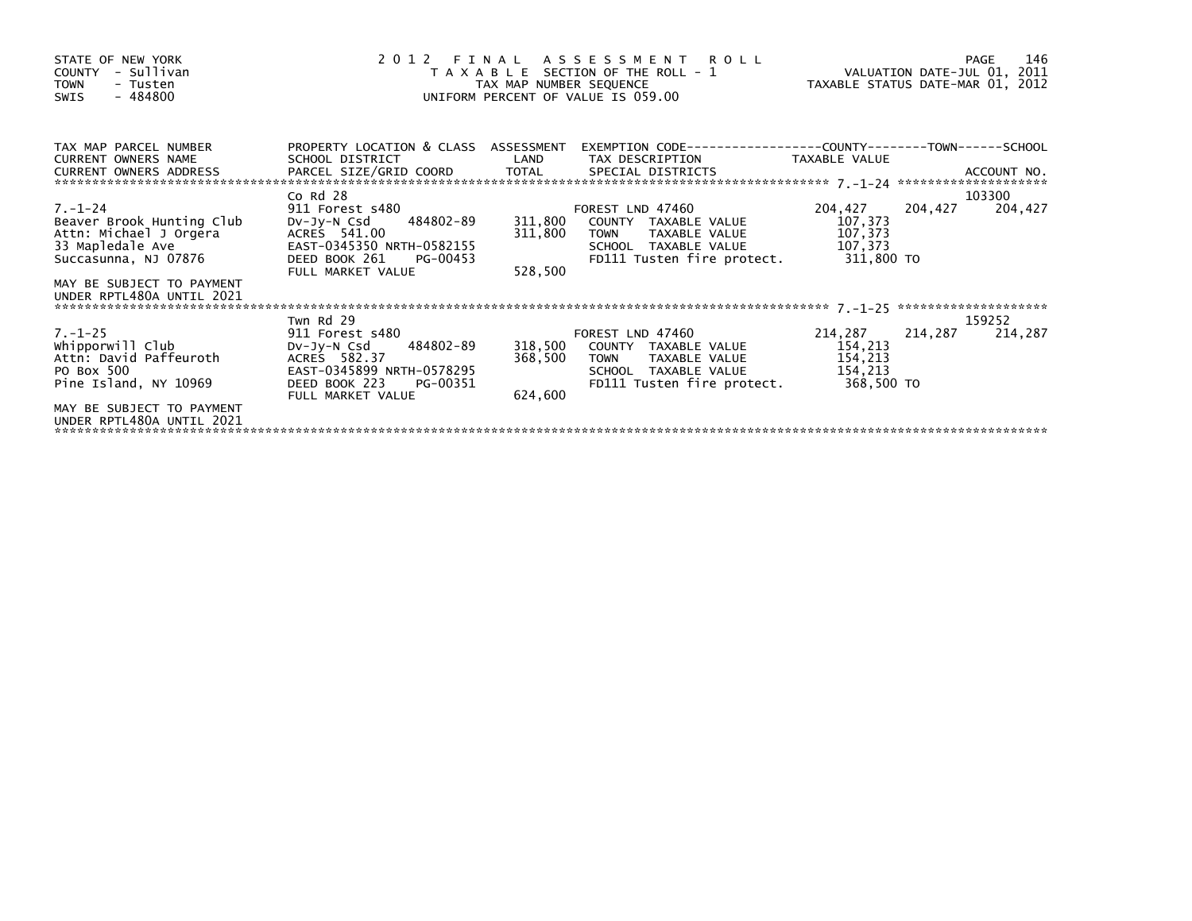STATE OF NEW YORK
COUNTY - Sullivan
TOWN - Tusten
SWIS - 484800

2012 FINAL ASSESSMENT ROLL
TAXABLE SECTION OF THE ROLL - 1
TAX MAP NUMBER SEQUENCE
UNIFORM PERCENT OF VALUE IS 059.00

VALUATION DATE-JUL 01, 2011
TAXABLE STATUS DATE-MAR 01, 2012

| TAX MAP PARCEL NUMBER / CURRENT OWNERS NAME / CURRENT OWNERS ADDRESS | PROPERTY LOCATION & CLASS / SCHOOL DISTRICT / PARCEL SIZE/GRID COORD | ASSESSMENT LAND / TOTAL | EXEMPTION CODE / TAX DESCRIPTION / SPECIAL DISTRICTS | COUNTY TAXABLE VALUE | TOWN | SCHOOL / ACCOUNT NO. |
|---|---|---|---|---|---|---|
| 7.-1-24 | Co Rd 28 | | | | | 103300 |
| | 911 Forest s480 | | FOREST LND 47460 | 204,427 | 204,427 | 204,427 |
| Beaver Brook Hunting Club | Dv-Jy-N Csd 484802-89 | 311,800 | COUNTY TAXABLE VALUE | 107,373 | | |
| Attn: Michael J Orgera | ACRES 541.00 | 311,800 | TOWN TAXABLE VALUE | 107,373 | | |
| 33 Mapledale Ave | EAST-0345350 NRTH-0582155 | | SCHOOL TAXABLE VALUE | 107,373 | | |
| Succasunna, NJ 07876 | DEED BOOK 261 PG-00453 | | FD111 Tusten fire protect. | 311,800 TO | | |
| | FULL MARKET VALUE | 528,500 | | | | |
| MAY BE SUBJECT TO PAYMENT UNDER RPTL480A UNTIL 2021 | | | | | | |
| 7.-1-25 | Twn Rd 29 | | | | | 159252 |
| | 911 Forest s480 | | FOREST LND 47460 | 214,287 | 214,287 | 214,287 |
| Whipporwill Club | Dv-Jy-N Csd 484802-89 | 318,500 | COUNTY TAXABLE VALUE | 154,213 | | |
| Attn: David Paffeuroth | ACRES 582.37 | 368,500 | TOWN TAXABLE VALUE | 154,213 | | |
| PO Box 500 | EAST-0345899 NRTH-0578295 | | SCHOOL TAXABLE VALUE | 154,213 | | |
| Pine Island, NY 10969 | DEED BOOK 223 PG-00351 | | FD111 Tusten fire protect. | 368,500 TO | | |
| | FULL MARKET VALUE | 624,600 | | | | |
| MAY BE SUBJECT TO PAYMENT UNDER RPTL480A UNTIL 2021 | | | | | | |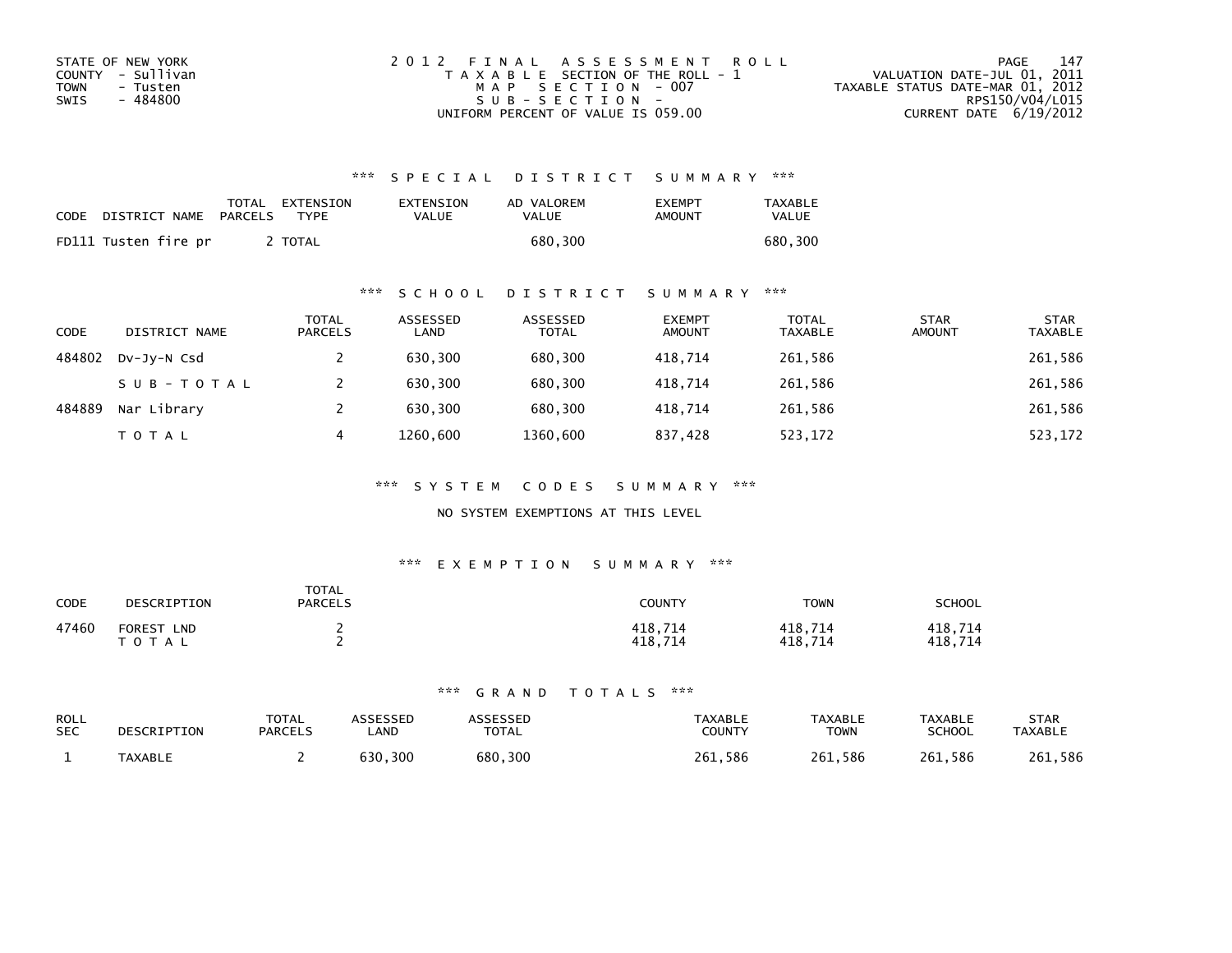STATE OF NEW YORK
COUNTY - Sullivan
TOWN - Tusten
SWIS - 484800

2012 FINAL ASSESSMENT ROLL
TAXABLE SECTION OF THE ROLL - 1
MAP SECTION - 007
SUB-SECTION -
UNIFORM PERCENT OF VALUE IS 059.00

VALUATION DATE-JUL 01, 2011
TAXABLE STATUS DATE-MAR 01, 2012
RPS150/V04/L015
CURRENT DATE 6/19/2012

### *** SPECIAL DISTRICT SUMMARY ***

| CODE | DISTRICT NAME | TOTAL PARCELS | EXTENSION TYPE | EXTENSION VALUE | AD VALOREM VALUE | EXEMPT AMOUNT | TAXABLE VALUE |
|---|---|---|---|---|---|---|---|
| FD111 | Tusten fire pr | 2 | TOTAL | | 680,300 | | 680,300 |

### *** SCHOOL DISTRICT SUMMARY ***

| CODE | DISTRICT NAME | TOTAL PARCELS | ASSESSED LAND | ASSESSED TOTAL | EXEMPT AMOUNT | TOTAL TAXABLE | STAR AMOUNT | STAR TAXABLE |
|---|---|---|---|---|---|---|---|---|
| 484802 | Dv-Jy-N Csd | 2 | 630,300 | 680,300 | 418,714 | 261,586 | | 261,586 |
| | SUB-TOTAL | 2 | 630,300 | 680,300 | 418,714 | 261,586 | | 261,586 |
| 484889 | Nar Library | 2 | 630,300 | 680,300 | 418,714 | 261,586 | | 261,586 |
| | TOTAL | 4 | 1260,600 | 1360,600 | 837,428 | 523,172 | | 523,172 |

### *** SYSTEM CODES SUMMARY ***

NO SYSTEM EXEMPTIONS AT THIS LEVEL

### *** EXEMPTION SUMMARY ***

| CODE | DESCRIPTION | TOTAL PARCELS | COUNTY | TOWN | SCHOOL |
|---|---|---|---|---|---|
| 47460 | FOREST LND | 2 | 418,714 | 418,714 | 418,714 |
| | TOTAL | 2 | 418,714 | 418,714 | 418,714 |

### *** GRAND TOTALS ***

| ROLL SEC | DESCRIPTION | TOTAL PARCELS | ASSESSED LAND | ASSESSED TOTAL | TAXABLE COUNTY | TAXABLE TOWN | TAXABLE SCHOOL | STAR TAXABLE |
|---|---|---|---|---|---|---|---|---|
| 1 | TAXABLE | 2 | 630,300 | 680,300 | 261,586 | 261,586 | 261,586 | 261,586 |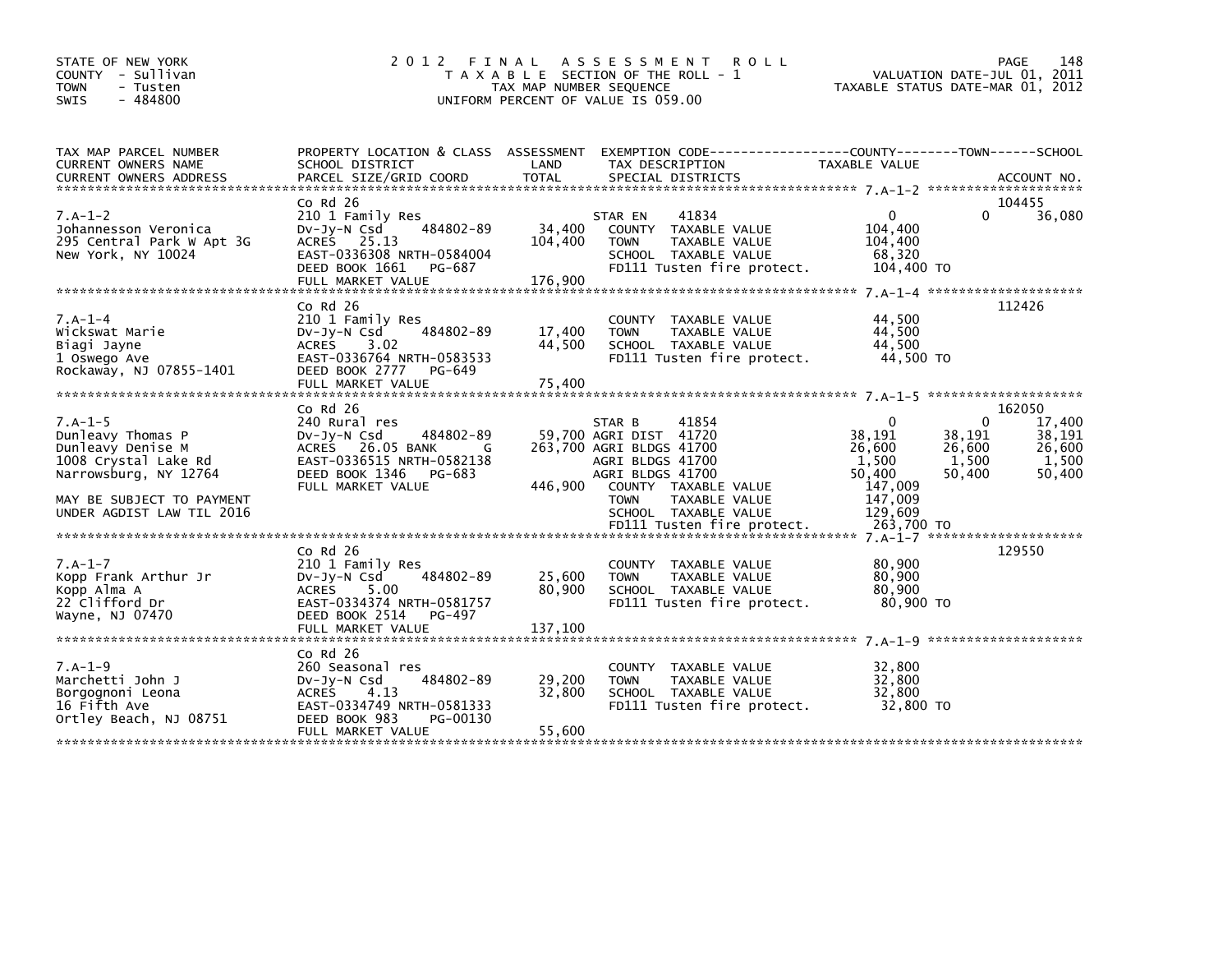STATE OF NEW YORK
COUNTY - Sullivan
TOWN - Tusten
SWIS - 484800

# 2012 FINAL ASSESSMENT ROLL

TAXABLE SECTION OF THE ROLL - 1
TAX MAP NUMBER SEQUENCE
UNIFORM PERCENT OF VALUE IS 059.00

VALUATION DATE-JUL 01, 2011
TAXABLE STATUS DATE-MAR 01, 2012

| TAX MAP PARCEL NUMBER / CURRENT OWNERS NAME / CURRENT OWNERS ADDRESS | PROPERTY LOCATION & CLASS / SCHOOL DISTRICT / PARCEL SIZE/GRID COORD | ASSESSMENT LAND / TOTAL | EXEMPTION CODE / TAX DESCRIPTION / SPECIAL DISTRICTS | COUNTY TAXABLE VALUE | TOWN | SCHOOL | ACCOUNT NO. |
|---|---|---|---|---|---|---|---|
| 7.A-1-2 | Co Rd 26 | | | | | | 104455 |
| | 210 1 Family Res | | STAR EN 41834 | 0 | 0 | 36,080 | |
| Johannesson Veronica | Dv-Jy-N Csd 484802-89 | 34,400 | COUNTY TAXABLE VALUE | 104,400 | | | |
| 295 Central Park W Apt 3G | ACRES 25.13 | 104,400 | TOWN TAXABLE VALUE | 104,400 | | | |
| New York, NY 10024 | EAST-0336308 NRTH-0584004 | | SCHOOL TAXABLE VALUE | 68,320 | | | |
| | DEED BOOK 1661 PG-687 | | FD111 Tusten fire protect. | 104,400 TO | | | |
| | FULL MARKET VALUE | 176,900 | | | | | |
| 7.A-1-4 | Co Rd 26 | | | | | | 112426 |
| | 210 1 Family Res | | COUNTY TAXABLE VALUE | 44,500 | | | |
| Wickswat Marie | Dv-Jy-N Csd 484802-89 | 17,400 | TOWN TAXABLE VALUE | 44,500 | | | |
| Biagi Jayne | ACRES 3.02 | 44,500 | SCHOOL TAXABLE VALUE | 44,500 | | | |
| 1 Oswego Ave | EAST-0336764 NRTH-0583533 | | FD111 Tusten fire protect. | 44,500 TO | | | |
| Rockaway, NJ 07855-1401 | DEED BOOK 2777 PG-649 | | | | | | |
| | FULL MARKET VALUE | 75,400 | | | | | |
| 7.A-1-5 | Co Rd 26 | | | | | | 162050 |
| | 240 Rural res | | STAR B 41854 | 0 | 0 | 17,400 | |
| Dunleavy Thomas P | Dv-Jy-N Csd 484802-89 | 59,700 | AGRI DIST 41720 | 38,191 | 38,191 | 38,191 | |
| Dunleavy Denise M | ACRES 26.05 BANK G | 263,700 | AGRI BLDGS 41700 | 26,600 | 26,600 | 26,600 | |
| 1008 Crystal Lake Rd | EAST-0336515 NRTH-0582138 | | AGRI BLDGS 41700 | 1,500 | 1,500 | 1,500 | |
| Narrowsburg, NY 12764 | DEED BOOK 1346 PG-683 | | AGRI BLDGS 41700 | 50,400 | 50,400 | 50,400 | |
| | FULL MARKET VALUE | 446,900 | COUNTY TAXABLE VALUE | 147,009 | | | |
| MAY BE SUBJECT TO PAYMENT | | | TOWN TAXABLE VALUE | 147,009 | | | |
| UNDER AGDIST LAW TIL 2016 | | | SCHOOL TAXABLE VALUE | 129,609 | | | |
| | | | FD111 Tusten fire protect. | 263,700 TO | | | |
| 7.A-1-7 | Co Rd 26 | | | | | | 129550 |
| | 210 1 Family Res | | COUNTY TAXABLE VALUE | 80,900 | | | |
| Kopp Frank Arthur Jr | Dv-Jy-N Csd 484802-89 | 25,600 | TOWN TAXABLE VALUE | 80,900 | | | |
| Kopp Alma A | ACRES 5.00 | 80,900 | SCHOOL TAXABLE VALUE | 80,900 | | | |
| 22 Clifford Dr | EAST-0334374 NRTH-0581757 | | FD111 Tusten fire protect. | 80,900 TO | | | |
| Wayne, NJ 07470 | DEED BOOK 2514 PG-497 | | | | | | |
| | FULL MARKET VALUE | 137,100 | | | | | |
| 7.A-1-9 | Co Rd 26 | | | | | | |
| | 260 Seasonal res | | COUNTY TAXABLE VALUE | 32,800 | | | |
| Marchetti John J | Dv-Jy-N Csd 484802-89 | 29,200 | TOWN TAXABLE VALUE | 32,800 | | | |
| Borgognoni Leona | ACRES 4.13 | 32,800 | SCHOOL TAXABLE VALUE | 32,800 | | | |
| 16 Fifth Ave | EAST-0334749 NRTH-0581333 | | FD111 Tusten fire protect. | 32,800 TO | | | |
| Ortley Beach, NJ 08751 | DEED BOOK 983 PG-00130 | | | | | | |
| | FULL MARKET VALUE | 55,600 | | | | | |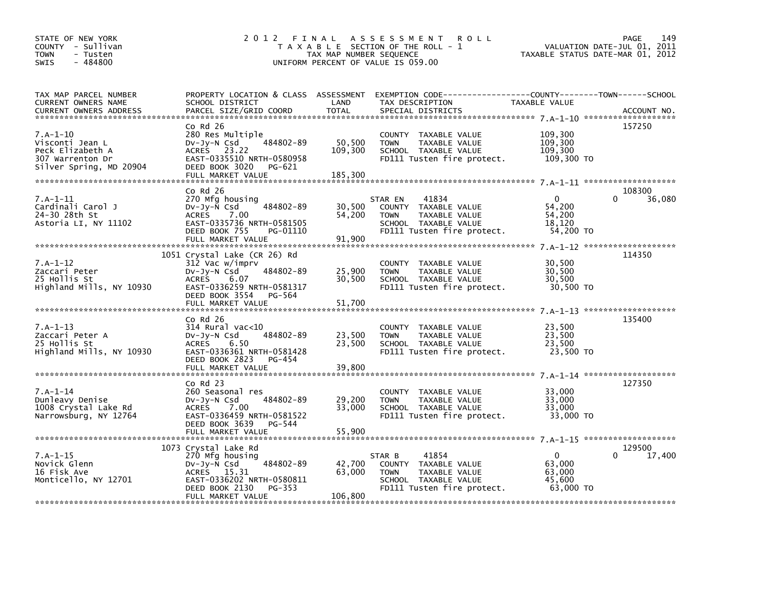STATE OF NEW YORK
COUNTY - Sullivan
TOWN - Tusten
SWIS - 484800

# 2012 FINAL ASSESSMENT ROLL

TAXABLE SECTION OF THE ROLL - 1
TAX MAP NUMBER SEQUENCE
UNIFORM PERCENT OF VALUE IS 059.00

VALUATION DATE-JUL 01, 2011
TAXABLE STATUS DATE-MAR 01, 2012

| TAX MAP PARCEL NUMBER / CURRENT OWNERS NAME / CURRENT OWNERS ADDRESS | PROPERTY LOCATION & CLASS / SCHOOL DISTRICT / PARCEL SIZE/GRID COORD | ASSESSMENT LAND | TOTAL | EXEMPTION CODE / TAX DESCRIPTION / SPECIAL DISTRICTS | COUNTY | TOWN | SCHOOL | ACCOUNT NO. |
|---|---|---|---|---|---|---|---|---|
| 7.A-1-10 | Co Rd 26 | | | | | | | 157250 |
| Visconti Jean L | 280 Res Multiple | | | | | | | |
| Peck Elizabeth A | Dv-Jy-N Csd 484802-89 | 50,500 | | COUNTY TAXABLE VALUE | 109,300 | | | |
| 307 Warrenton Dr | ACRES 23.22 | | 109,300 | TOWN TAXABLE VALUE | | 109,300 | | |
| Silver Spring, MD 20904 | EAST-0335510 NRTH-0580958 | | | SCHOOL TAXABLE VALUE | | | 109,300 | |
| | DEED BOOK 3020 PG-621 | | | FD111 Tusten fire protect. | 109,300 TO | | | |
| | FULL MARKET VALUE | | 185,300 | | | | | |
| 7.A-1-11 | Co Rd 26 | | | | | | | 108300 |
| Cardinali Carol J | 270 Mfg housing | | | STAR EN 41834 | 0 | 0 | 36,080 | |
| 24-30 28th St | Dv-Jy-N Csd 484802-89 | 30,500 | | COUNTY TAXABLE VALUE | 54,200 | | | |
| Astoria LI, NY 11102 | ACRES 7.00 | | 54,200 | TOWN TAXABLE VALUE | | 54,200 | | |
| | EAST-0335736 NRTH-0581505 | | | SCHOOL TAXABLE VALUE | | | 18,120 | |
| | DEED BOOK 755 PG-01110 | | | FD111 Tusten fire protect. | 54,200 TO | | | |
| | FULL MARKET VALUE | | 91,900 | | | | | |
| 7.A-1-12 | 1051 Crystal Lake (CR 26) Rd | | | | | | | 114350 |
| Zaccari Peter | 312 Vac w/imprv | | | | | | | |
| 25 Hollis St | Dv-Jy-N Csd 484802-89 | 25,900 | | COUNTY TAXABLE VALUE | 30,500 | | | |
| Highland Mills, NY 10930 | ACRES 6.07 | | 30,500 | TOWN TAXABLE VALUE | | 30,500 | | |
| | EAST-0336259 NRTH-0581317 | | | SCHOOL TAXABLE VALUE | | | 30,500 | |
| | DEED BOOK 3554 PG-564 | | | FD111 Tusten fire protect. | 30,500 TO | | | |
| | FULL MARKET VALUE | | 51,700 | | | | | |
| 7.A-1-13 | Co Rd 26 | | | | | | | 135400 |
| Zaccari Peter A | 314 Rural vac<10 | | | | | | | |
| 25 Hollis St | Dv-Jy-N Csd 484802-89 | 23,500 | | COUNTY TAXABLE VALUE | 23,500 | | | |
| Highland Mills, NY 10930 | ACRES 6.50 | | 23,500 | TOWN TAXABLE VALUE | | 23,500 | | |
| | EAST-0336361 NRTH-0581428 | | | SCHOOL TAXABLE VALUE | | | 23,500 | |
| | DEED BOOK 2823 PG-454 | | | FD111 Tusten fire protect. | 23,500 TO | | | |
| | FULL MARKET VALUE | | 39,800 | | | | | |
| 7.A-1-14 | Co Rd 23 | | | | | | | 127350 |
| Dunleavy Denise | 260 Seasonal res | | | | | | | |
| 1008 Crystal Lake Rd | Dv-Jy-N Csd 484802-89 | 29,200 | | COUNTY TAXABLE VALUE | 33,000 | | | |
| Narrowsburg, NY 12764 | ACRES 7.00 | | 33,000 | TOWN TAXABLE VALUE | | 33,000 | | |
| | EAST-0336459 NRTH-0581522 | | | SCHOOL TAXABLE VALUE | | | 33,000 | |
| | DEED BOOK 3639 PG-544 | | | FD111 Tusten fire protect. | 33,000 TO | | | |
| | FULL MARKET VALUE | | 55,900 | | | | | |
| 7.A-1-15 | 1073 Crystal Lake Rd | | | | | | | 129500 |
| Novick Glenn | 270 Mfg housing | | | STAR B 41854 | 0 | 0 | 17,400 | |
| 16 Fisk Ave | Dv-Jy-N Csd 484802-89 | 42,700 | | COUNTY TAXABLE VALUE | 63,000 | | | |
| Monticello, NY 12701 | ACRES 15.31 | | 63,000 | TOWN TAXABLE VALUE | | 63,000 | | |
| | EAST-0336202 NRTH-0580811 | | | SCHOOL TAXABLE VALUE | | | 45,600 | |
| | DEED BOOK 2130 PG-353 | | | FD111 Tusten fire protect. | 63,000 TO | | | |
| | FULL MARKET VALUE | | 106,800 | | | | | |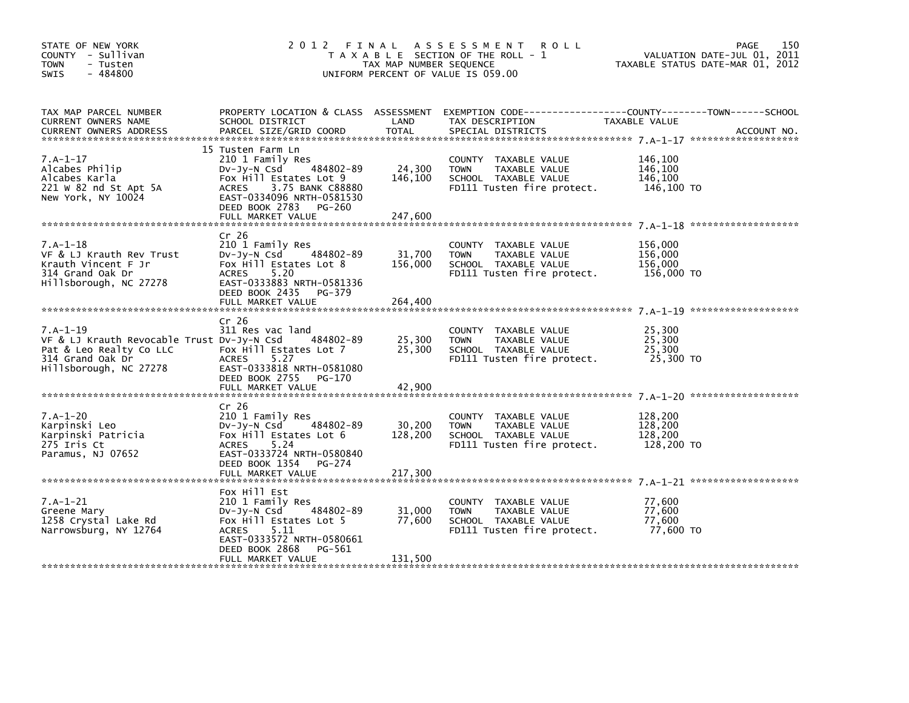STATE OF NEW YORK
COUNTY - Sullivan
TOWN - Tusten
SWIS - 484800

2 0 1 2 F I N A L A S S E S S M E N T R O L L
T A X A B L E SECTION OF THE ROLL - 1
TAX MAP NUMBER SEQUENCE
UNIFORM PERCENT OF VALUE IS 059.00

VALUATION DATE-JUL 01, 2011
TAXABLE STATUS DATE-MAR 01, 2012

| TAX MAP PARCEL NUMBER / CURRENT OWNERS NAME / CURRENT OWNERS ADDRESS | PROPERTY LOCATION & CLASS / SCHOOL DISTRICT / PARCEL SIZE/GRID COORD | ASSESSMENT LAND / TOTAL | EXEMPTION CODE / TAX DESCRIPTION / SPECIAL DISTRICTS | COUNTY--TOWN--SCHOOL TAXABLE VALUE | ACCOUNT NO. |
|---|---|---|---|---|---|
| 7.A-1-17<br>Alcabes Philip<br>Alcabes Karla<br>221 W 82 nd St Apt 5A<br>New York, NY 10024 | 15 Tusten Farm Ln<br>210 1 Family Res<br>Dv-Jy-N Csd 484802-89<br>Fox Hill Estates Lot 9<br>ACRES 3.75 BANK C88880<br>EAST-0334096 NRTH-0581530<br>DEED BOOK 2783 PG-260<br>FULL MARKET VALUE | 24,300<br>146,100<br><br><br><br><br>247,600 | COUNTY TAXABLE VALUE<br>TOWN TAXABLE VALUE<br>SCHOOL TAXABLE VALUE<br>FD111 Tusten fire protect. | 146,100<br>146,100<br>146,100<br>146,100 TO | |
| 7.A-1-18<br>VF & LJ Krauth Rev Trust<br>Krauth Vincent F Jr<br>314 Grand Oak Dr<br>Hillsborough, NC 27278 | Cr 26<br>210 1 Family Res<br>Dv-Jy-N Csd 484802-89<br>Fox Hill Estates Lot 8<br>ACRES 5.20<br>EAST-0333883 NRTH-0581336<br>DEED BOOK 2435 PG-379<br>FULL MARKET VALUE | 31,700<br>156,000<br><br><br><br><br>264,400 | COUNTY TAXABLE VALUE<br>TOWN TAXABLE VALUE<br>SCHOOL TAXABLE VALUE<br>FD111 Tusten fire protect. | 156,000<br>156,000<br>156,000<br>156,000 TO | |
| 7.A-1-19<br>VF & LJ Krauth Revocable Trust<br>Pat & Leo Realty Co LLC<br>314 Grand Oak Dr<br>Hillsborough, NC 27278 | Cr 26<br>311 Res vac land<br>Dv-Jy-N Csd 484802-89<br>Fox Hill Estates Lot 7<br>ACRES 5.27<br>EAST-0333818 NRTH-0581080<br>DEED BOOK 2755 PG-170<br>FULL MARKET VALUE | 25,300<br>25,300<br><br><br><br><br>42,900 | COUNTY TAXABLE VALUE<br>TOWN TAXABLE VALUE<br>SCHOOL TAXABLE VALUE<br>FD111 Tusten fire protect. | 25,300<br>25,300<br>25,300<br>25,300 TO | |
| 7.A-1-20<br>Karpinski Leo<br>Karpinski Patricia<br>275 Iris Ct<br>Paramus, NJ 07652 | Cr 26<br>210 1 Family Res<br>Dv-Jy-N Csd 484802-89<br>Fox Hill Estates Lot 6<br>ACRES 5.24<br>EAST-0333724 NRTH-0580840<br>DEED BOOK 1354 PG-274<br>FULL MARKET VALUE | 30,200<br>128,200<br><br><br><br><br>217,300 | COUNTY TAXABLE VALUE<br>TOWN TAXABLE VALUE<br>SCHOOL TAXABLE VALUE<br>FD111 Tusten fire protect. | 128,200<br>128,200<br>128,200<br>128,200 TO | |
| 7.A-1-21<br>Greene Mary<br>1258 Crystal Lake Rd<br>Narrowsburg, NY 12764 | Fox Hill Est<br>210 1 Family Res<br>Dv-Jy-N Csd 484802-89<br>Fox Hill Estates Lot 5<br>ACRES 5.11<br>EAST-0333572 NRTH-0580661<br>DEED BOOK 2868 PG-561<br>FULL MARKET VALUE | 31,000<br>77,600<br><br><br><br><br>131,500 | COUNTY TAXABLE VALUE<br>TOWN TAXABLE VALUE<br>SCHOOL TAXABLE VALUE<br>FD111 Tusten fire protect. | 77,600<br>77,600<br>77,600<br>77,600 TO | |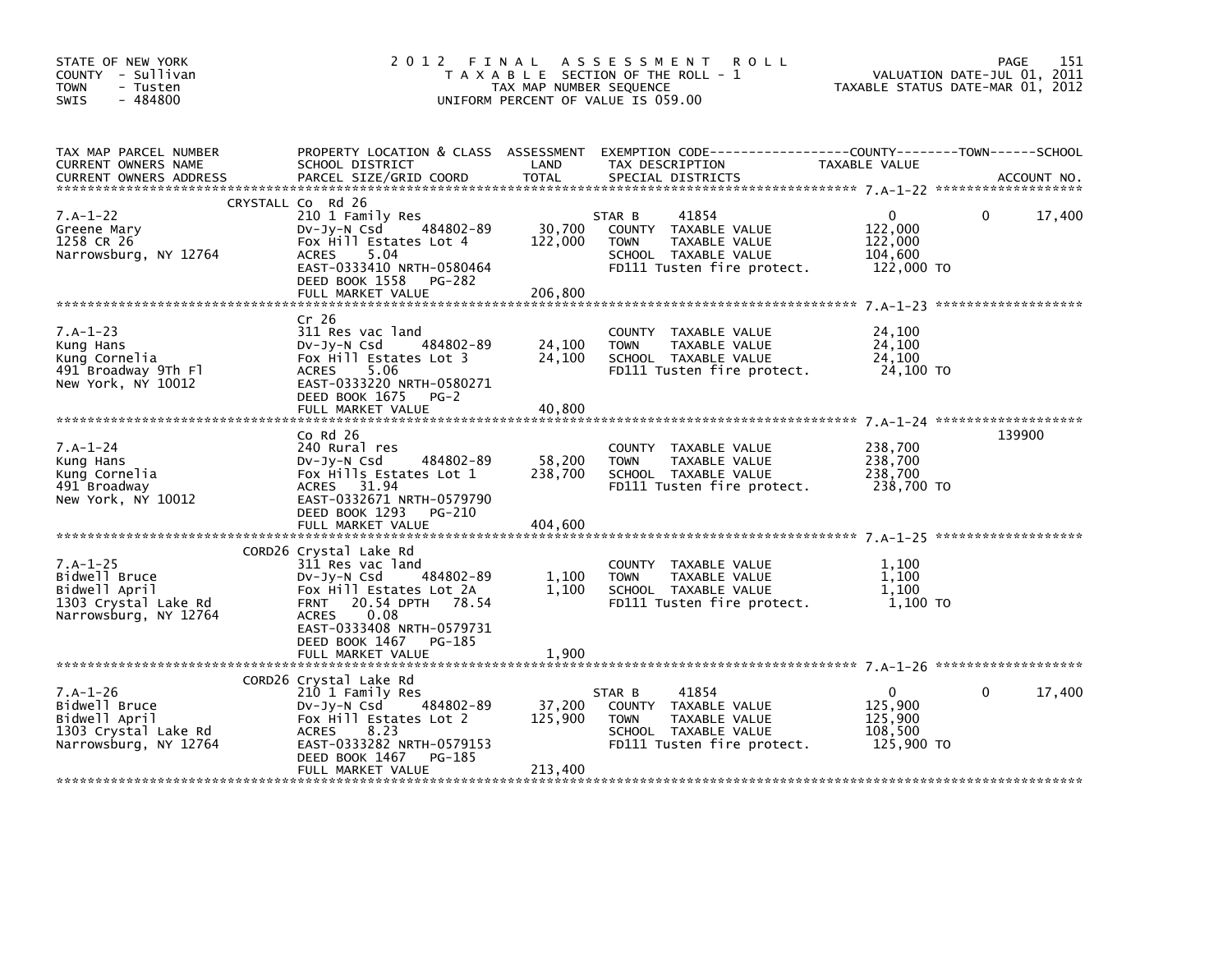STATE OF NEW YORK
COUNTY - Sullivan
TOWN - Tusten
SWIS - 484800

2 0 1 2 F I N A L A S S E S S M E N T R O L L
T A X A B L E SECTION OF THE ROLL - 1
TAX MAP NUMBER SEQUENCE
UNIFORM PERCENT OF VALUE IS 059.00

VALUATION DATE-JUL 01, 2011
TAXABLE STATUS DATE-MAR 01, 2012

| TAX MAP PARCEL NUMBER<br>CURRENT OWNERS NAME<br>CURRENT OWNERS ADDRESS | PROPERTY LOCATION & CLASS<br>SCHOOL DISTRICT<br>PARCEL SIZE/GRID COORD | ASSESSMENT<br>LAND<br>TOTAL | EXEMPTION CODE<br>TAX DESCRIPTION<br>SPECIAL DISTRICTS | COUNTY TAXABLE VALUE | TOWN | SCHOOL<br>ACCOUNT NO. |
|---|---|---|---|---|---|---|
| **7.A-1-22** | CRYSTALL Co Rd 26 | | | | | |
| 7.A-1-22 | 210 1 Family Res | | STAR B 41854 | 0 | 0 | 17,400 |
| Greene Mary | Dv-Jy-N Csd 484802-89 | 30,700 | COUNTY TAXABLE VALUE | 122,000 | | |
| 1258 CR 26 | Fox Hill Estates Lot 4 | 122,000 | TOWN TAXABLE VALUE | 122,000 | | |
| Narrowsburg, NY 12764 | ACRES 5.04 | | SCHOOL TAXABLE VALUE | 104,600 | | |
| | EAST-0333410 NRTH-0580464 | | FD111 Tusten fire protect. | 122,000 TO | | |
| | DEED BOOK 1558 PG-282 | | | | | |
| | FULL MARKET VALUE | 206,800 | | | | |
| **7.A-1-23** | Cr 26 | | | | | |
| 7.A-1-23 | 311 Res vac land | | COUNTY TAXABLE VALUE | 24,100 | | |
| Kung Hans | Dv-Jy-N Csd 484802-89 | 24,100 | TOWN TAXABLE VALUE | 24,100 | | |
| Kung Cornelia | Fox Hill Estates Lot 3 | 24,100 | SCHOOL TAXABLE VALUE | 24,100 | | |
| 491 Broadway 9Th Fl | ACRES 5.06 | | FD111 Tusten fire protect. | 24,100 TO | | |
| New York, NY 10012 | EAST-0333220 NRTH-0580271 | | | | | |
| | DEED BOOK 1675 PG-2 | | | | | |
| | FULL MARKET VALUE | 40,800 | | | | |
| **7.A-1-24** | Co Rd 26 | | | | | 139900 |
| 7.A-1-24 | 240 Rural res | | COUNTY TAXABLE VALUE | 238,700 | | |
| Kung Hans | Dv-Jy-N Csd 484802-89 | 58,200 | TOWN TAXABLE VALUE | 238,700 | | |
| Kung Cornelia | Fox Hills Estates Lot 1 | 238,700 | SCHOOL TAXABLE VALUE | 238,700 | | |
| 491 Broadway | ACRES 31.94 | | FD111 Tusten fire protect. | 238,700 TO | | |
| New York, NY 10012 | EAST-0332671 NRTH-0579790 | | | | | |
| | DEED BOOK 1293 PG-210 | | | | | |
| | FULL MARKET VALUE | 404,600 | | | | |
| **7.A-1-25** | CORD26 Crystal Lake Rd | | | | | |
| 7.A-1-25 | 311 Res vac land | | COUNTY TAXABLE VALUE | 1,100 | | |
| Bidwell Bruce | Dv-Jy-N Csd 484802-89 | 1,100 | TOWN TAXABLE VALUE | 1,100 | | |
| Bidwell April | Fox Hill Estates Lot 2A | 1,100 | SCHOOL TAXABLE VALUE | 1,100 | | |
| 1303 Crystal Lake Rd | FRNT 20.54 DPTH 78.54 | | FD111 Tusten fire protect. | 1,100 TO | | |
| Narrowsburg, NY 12764 | ACRES 0.08 | | | | | |
| | EAST-0333408 NRTH-0579731 | | | | | |
| | DEED BOOK 1467 PG-185 | | | | | |
| | FULL MARKET VALUE | 1,900 | | | | |
| **7.A-1-26** | CORD26 Crystal Lake Rd | | | | | |
| 7.A-1-26 | 210 1 Family Res | | STAR B 41854 | 0 | 0 | 17,400 |
| Bidwell Bruce | Dv-Jy-N Csd 484802-89 | 37,200 | COUNTY TAXABLE VALUE | 125,900 | | |
| Bidwell April | Fox Hill Estates Lot 2 | 125,900 | TOWN TAXABLE VALUE | 125,900 | | |
| 1303 Crystal Lake Rd | ACRES 8.23 | | SCHOOL TAXABLE VALUE | 108,500 | | |
| Narrowsburg, NY 12764 | EAST-0333282 NRTH-0579153 | | FD111 Tusten fire protect. | 125,900 TO | | |
| | DEED BOOK 1467 PG-185 | | | | | |
| | FULL MARKET VALUE | 213,400 | | | | |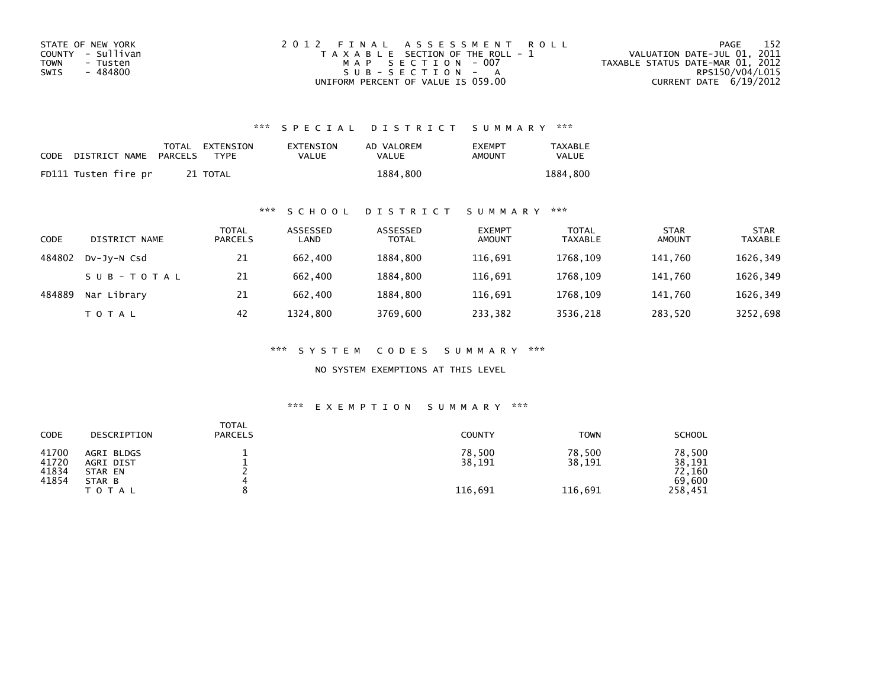STATE OF NEW YORK
COUNTY - Sullivan
TOWN - Tusten
SWIS - 484800

2012 FINAL ASSESSMENT ROLL
TAXABLE SECTION OF THE ROLL - 1
MAP SECTION - 007
SUB-SECTION - A
UNIFORM PERCENT OF VALUE IS 059.00

VALUATION DATE-JUL 01, 2011
TAXABLE STATUS DATE-MAR 01, 2012
RPS150/V04/L015
CURRENT DATE 6/19/2012

## *** SPECIAL DISTRICT SUMMARY ***

| CODE | DISTRICT NAME | TOTAL PARCELS | EXTENSION TYPE | EXTENSION VALUE | AD VALOREM VALUE | EXEMPT AMOUNT | TAXABLE VALUE |
|---|---|---|---|---|---|---|---|
| FD111 | Tusten fire pr | 21 | TOTAL | | 1884,800 | | 1884,800 |

## *** SCHOOL DISTRICT SUMMARY ***

| CODE | DISTRICT NAME | TOTAL PARCELS | ASSESSED LAND | ASSESSED TOTAL | EXEMPT AMOUNT | TOTAL TAXABLE | STAR AMOUNT | STAR TAXABLE |
|---|---|---|---|---|---|---|---|---|
| 484802 | Dv-Jy-N Csd | 21 | 662,400 | 1884,800 | 116,691 | 1768,109 | 141,760 | 1626,349 |
| | SUB-TOTAL | 21 | 662,400 | 1884,800 | 116,691 | 1768,109 | 141,760 | 1626,349 |
| 484889 | Nar Library | 21 | 662,400 | 1884,800 | 116,691 | 1768,109 | 141,760 | 1626,349 |
| | TOTAL | 42 | 1324,800 | 3769,600 | 233,382 | 3536,218 | 283,520 | 3252,698 |

## *** SYSTEM CODES SUMMARY ***

NO SYSTEM EXEMPTIONS AT THIS LEVEL

## *** EXEMPTION SUMMARY ***

| CODE | DESCRIPTION | TOTAL PARCELS | COUNTY | TOWN | SCHOOL |
|---|---|---|---|---|---|
| 41700 | AGRI BLDGS | 1 | 78,500 | 78,500 | 78,500 |
| 41720 | AGRI DIST | 1 | 38,191 | 38,191 | 38,191 |
| 41834 | STAR EN | 2 | | | 72,160 |
| 41854 | STAR B | 4 | | | 69,600 |
| | TOTAL | 8 | 116,691 | 116,691 | 258,451 |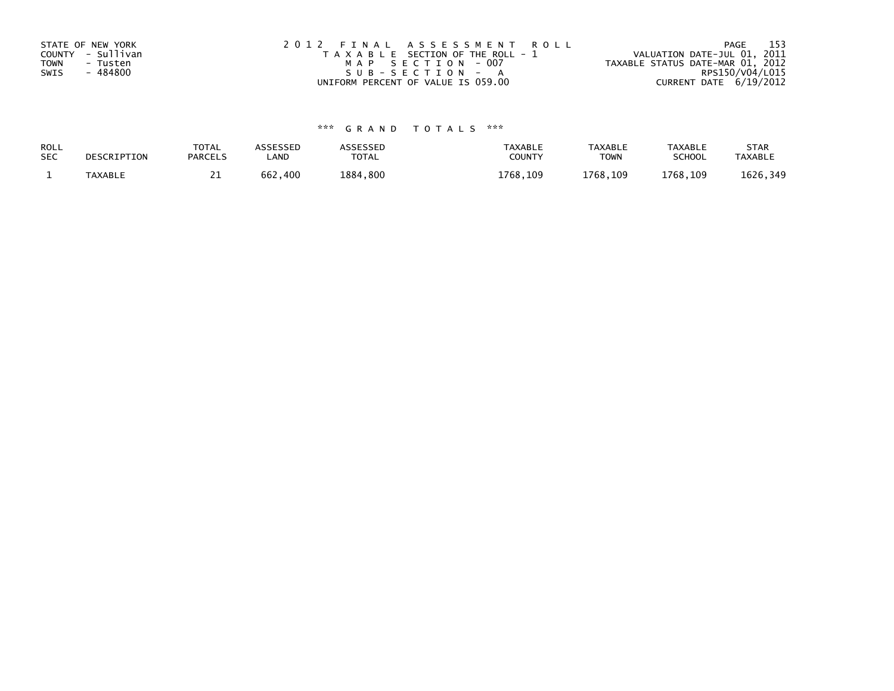STATE OF NEW YORK
COUNTY - Sullivan
TOWN - Tusten
SWIS - 484800

2012 FINAL ASSESSMENT ROLL
TAXABLE SECTION OF THE ROLL - 1
MAP SECTION - 007
SUB-SECTION - A
UNIFORM PERCENT OF VALUE IS 059.00

VALUATION DATE-JUL 01, 2011
TAXABLE STATUS DATE-MAR 01, 2012
RPS150/V04/L015
CURRENT DATE 6/19/2012

*** GRAND TOTALS ***

| ROLL SEC | DESCRIPTION | TOTAL PARCELS | ASSESSED LAND | ASSESSED TOTAL | TAXABLE COUNTY | TAXABLE TOWN | TAXABLE SCHOOL | STAR TAXABLE |
|---|---|---|---|---|---|---|---|---|
| 1 | TAXABLE | 21 | 662,400 | 1884,800 | 1768,109 | 1768,109 | 1768,109 | 1626,349 |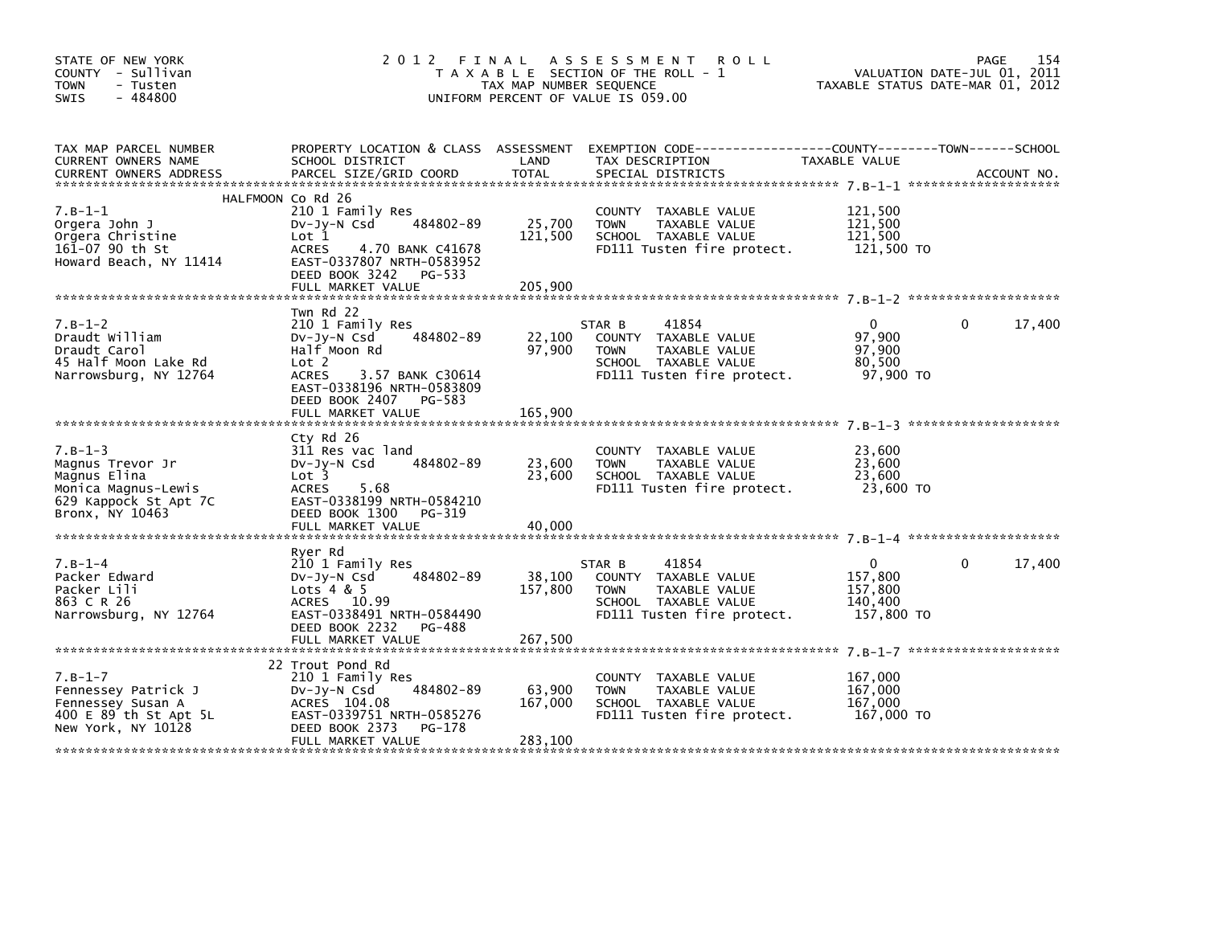STATE OF NEW YORK
COUNTY - Sullivan
TOWN - Tusten
SWIS - 484800

# 2012 FINAL ASSESSMENT ROLL

TAXABLE SECTION OF THE ROLL - 1
TAX MAP NUMBER SEQUENCE
UNIFORM PERCENT OF VALUE IS 059.00

VALUATION DATE-JUL 01, 2011
TAXABLE STATUS DATE-MAR 01, 2012

| TAX MAP PARCEL NUMBER<br>CURRENT OWNERS NAME<br>CURRENT OWNERS ADDRESS | PROPERTY LOCATION & CLASS<br>SCHOOL DISTRICT<br>PARCEL SIZE/GRID COORD | ASSESSMENT<br>LAND<br>TOTAL | EXEMPTION CODE<br>TAX DESCRIPTION<br>SPECIAL DISTRICTS | COUNTY<br>TAXABLE VALUE | TOWN | SCHOOL<br>ACCOUNT NO. |
|---|---|---|---|---|---|---|
| **7.B-1-1** | HALFMOON Co Rd 26 | | | | | |
| 7.B-1-1 | 210 1 Family Res | | COUNTY TAXABLE VALUE | 121,500 | | |
| Orgera John J | Dv-Jy-N Csd 484802-89 | 25,700 | TOWN TAXABLE VALUE | 121,500 | | |
| Orgera Christine | Lot 1 | 121,500 | SCHOOL TAXABLE VALUE | 121,500 | | |
| 161-07 90 th St | ACRES 4.70 BANK C41678 | | FD111 Tusten fire protect. | 121,500 TO | | |
| Howard Beach, NY 11414 | EAST-0337807 NRTH-0583952 | | | | | |
| | DEED BOOK 3242 PG-533 | | | | | |
| | FULL MARKET VALUE | 205,900 | | | | |
| **7.B-1-2** | Twn Rd 22 | | | | | |
| 7.B-1-2 | 210 1 Family Res | | STAR B 41854 | 0 | 0 | 17,400 |
| Draudt William | Dv-Jy-N Csd 484802-89 | 22,100 | COUNTY TAXABLE VALUE | 97,900 | | |
| Draudt Carol | Half Moon Rd | 97,900 | TOWN TAXABLE VALUE | 97,900 | | |
| 45 Half Moon Lake Rd | Lot 2 | | SCHOOL TAXABLE VALUE | 80,500 | | |
| Narrowsburg, NY 12764 | ACRES 3.57 BANK C30614 | | FD111 Tusten fire protect. | 97,900 TO | | |
| | EAST-0338196 NRTH-0583809 | | | | | |
| | DEED BOOK 2407 PG-583 | | | | | |
| | FULL MARKET VALUE | 165,900 | | | | |
| **7.B-1-3** | Cty Rd 26 | | | | | |
| 7.B-1-3 | 311 Res vac land | | COUNTY TAXABLE VALUE | 23,600 | | |
| Magnus Trevor Jr | Dv-Jy-N Csd 484802-89 | 23,600 | TOWN TAXABLE VALUE | 23,600 | | |
| Magnus Elina | Lot 3 | 23,600 | SCHOOL TAXABLE VALUE | 23,600 | | |
| Monica Magnus-Lewis | ACRES 5.68 | | FD111 Tusten fire protect. | 23,600 TO | | |
| 629 Kappock St Apt 7C | EAST-0338199 NRTH-0584210 | | | | | |
| Bronx, NY 10463 | DEED BOOK 1300 PG-319 | | | | | |
| | FULL MARKET VALUE | 40,000 | | | | |
| **7.B-1-4** | Ryer Rd | | | | | |
| 7.B-1-4 | 210 1 Family Res | | STAR B 41854 | 0 | 0 | 17,400 |
| Packer Edward | Dv-Jy-N Csd 484802-89 | 38,100 | COUNTY TAXABLE VALUE | 157,800 | | |
| Packer Lili | Lots 4 & 5 | 157,800 | TOWN TAXABLE VALUE | 157,800 | | |
| 863 C R 26 | ACRES 10.99 | | SCHOOL TAXABLE VALUE | 140,400 | | |
| Narrowsburg, NY 12764 | EAST-0338491 NRTH-0584490 | | FD111 Tusten fire protect. | 157,800 TO | | |
| | DEED BOOK 2232 PG-488 | | | | | |
| | FULL MARKET VALUE | 267,500 | | | | |
| **7.B-1-7** | 22 Trout Pond Rd | | | | | |
| 7.B-1-7 | 210 1 Family Res | | COUNTY TAXABLE VALUE | 167,000 | | |
| Fennessey Patrick J | Dv-Jy-N Csd 484802-89 | 63,900 | TOWN TAXABLE VALUE | 167,000 | | |
| Fennessey Susan A | ACRES 104.08 | 167,000 | SCHOOL TAXABLE VALUE | 167,000 | | |
| 400 E 89 th St Apt 5L | EAST-0339751 NRTH-0585276 | | FD111 Tusten fire protect. | 167,000 TO | | |
| New York, NY 10128 | DEED BOOK 2373 PG-178 | | | | | |
| | FULL MARKET VALUE | 283,100 | | | | |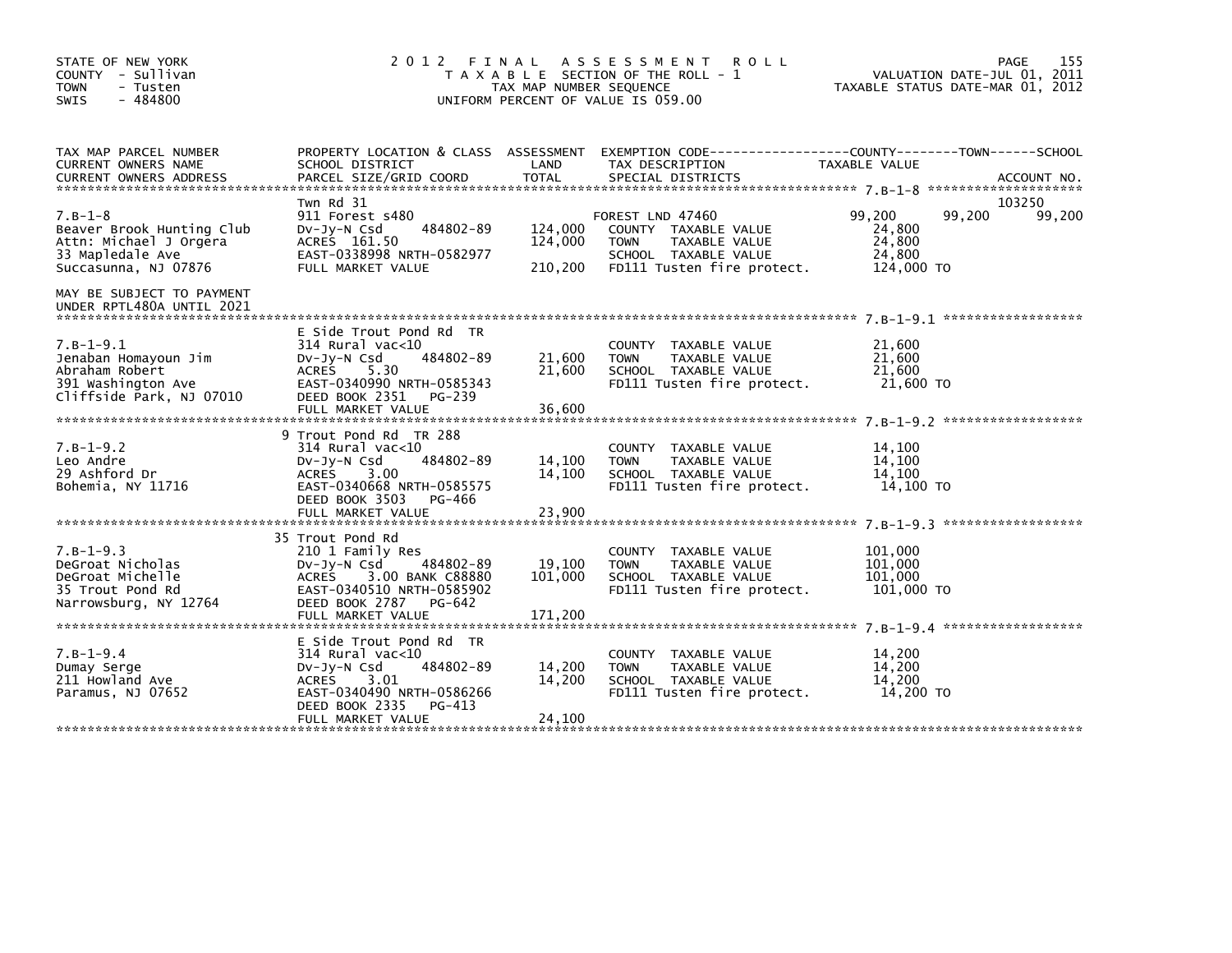STATE OF NEW YORK
COUNTY - Sullivan
TOWN - Tusten
SWIS - 484800

# 2012 FINAL ASSESSMENT ROLL
TAXABLE SECTION OF THE ROLL - 1
TAX MAP NUMBER SEQUENCE
UNIFORM PERCENT OF VALUE IS 059.00

VALUATION DATE-JUL 01, 2011
TAXABLE STATUS DATE-MAR 01, 2012

| TAX MAP PARCEL NUMBER / CURRENT OWNERS NAME / CURRENT OWNERS ADDRESS | PROPERTY LOCATION & CLASS / SCHOOL DISTRICT / PARCEL SIZE/GRID COORD | ASSESSMENT LAND | TOTAL | EXEMPTION CODE / TAX DESCRIPTION / SPECIAL DISTRICTS | COUNTY TAXABLE VALUE | TOWN | SCHOOL / ACCOUNT NO. |
|---|---|---|---|---|---|---|---|
| **7.B-1-8** | Twn Rd 31 | | | | | | 103250 |
| 7.B-1-8 | 911 Forest s480 | | | FOREST LND 47460 | 99,200 | 99,200 | 99,200 |
| Beaver Brook Hunting Club | Dv-Jy-N Csd 484802-89 | 124,000 | | COUNTY TAXABLE VALUE | 24,800 | | |
| Attn: Michael J Orgera | ACRES 161.50 | | 124,000 | TOWN TAXABLE VALUE | 24,800 | | |
| 33 Mapledale Ave | EAST-0338998 NRTH-0582977 | | | SCHOOL TAXABLE VALUE | 24,800 | | |
| Succasunna, NJ 07876 | FULL MARKET VALUE | | 210,200 | FD111 Tusten fire protect. | 124,000 TO | | |
| MAY BE SUBJECT TO PAYMENT UNDER RPTL480A UNTIL 2021 | | | | | | | |
| **7.B-1-9.1** | E Side Trout Pond Rd TR | | | | | | |
| 7.B-1-9.1 | 314 Rural vac<10 | | | COUNTY TAXABLE VALUE | 21,600 | | |
| Jenaban Homayoun Jim | Dv-Jy-N Csd 484802-89 | 21,600 | | TOWN TAXABLE VALUE | 21,600 | | |
| Abraham Robert | ACRES 5.30 | | 21,600 | SCHOOL TAXABLE VALUE | 21,600 | | |
| 391 Washington Ave | EAST-0340990 NRTH-0585343 | | | FD111 Tusten fire protect. | 21,600 TO | | |
| Cliffside Park, NJ 07010 | DEED BOOK 2351 PG-239 | | | | | | |
| | FULL MARKET VALUE | | 36,600 | | | | |
| **7.B-1-9.2** | 9 Trout Pond Rd TR 288 | | | | | | |
| 7.B-1-9.2 | 314 Rural vac<10 | | | COUNTY TAXABLE VALUE | 14,100 | | |
| Leo Andre | Dv-Jy-N Csd 484802-89 | 14,100 | | TOWN TAXABLE VALUE | 14,100 | | |
| 29 Ashford Dr | ACRES 3.00 | | 14,100 | SCHOOL TAXABLE VALUE | 14,100 | | |
| Bohemia, NY 11716 | EAST-0340668 NRTH-0585575 | | | FD111 Tusten fire protect. | 14,100 TO | | |
| | DEED BOOK 3503 PG-466 | | | | | | |
| | FULL MARKET VALUE | | 23,900 | | | | |
| **7.B-1-9.3** | 35 Trout Pond Rd | | | | | | |
| 7.B-1-9.3 | 210 1 Family Res | | | COUNTY TAXABLE VALUE | 101,000 | | |
| DeGroat Nicholas | Dv-Jy-N Csd 484802-89 | 19,100 | | TOWN TAXABLE VALUE | 101,000 | | |
| DeGroat Michelle | ACRES 3.00 BANK C88880 | | 101,000 | SCHOOL TAXABLE VALUE | 101,000 | | |
| 35 Trout Pond Rd | EAST-0340510 NRTH-0585902 | | | FD111 Tusten fire protect. | 101,000 TO | | |
| Narrowsburg, NY 12764 | DEED BOOK 2787 PG-642 | | | | | | |
| | FULL MARKET VALUE | | 171,200 | | | | |
| **7.B-1-9.4** | E Side Trout Pond Rd TR | | | | | | |
| 7.B-1-9.4 | 314 Rural vac<10 | | | COUNTY TAXABLE VALUE | 14,200 | | |
| Dumay Serge | Dv-Jy-N Csd 484802-89 | 14,200 | | TOWN TAXABLE VALUE | 14,200 | | |
| 211 Howland Ave | ACRES 3.01 | | 14,200 | SCHOOL TAXABLE VALUE | 14,200 | | |
| Paramus, NJ 07652 | EAST-0340490 NRTH-0586266 | | | FD111 Tusten fire protect. | 14,200 TO | | |
| | DEED BOOK 2335 PG-413 | | | | | | |
| | FULL MARKET VALUE | | 24,100 | | | | |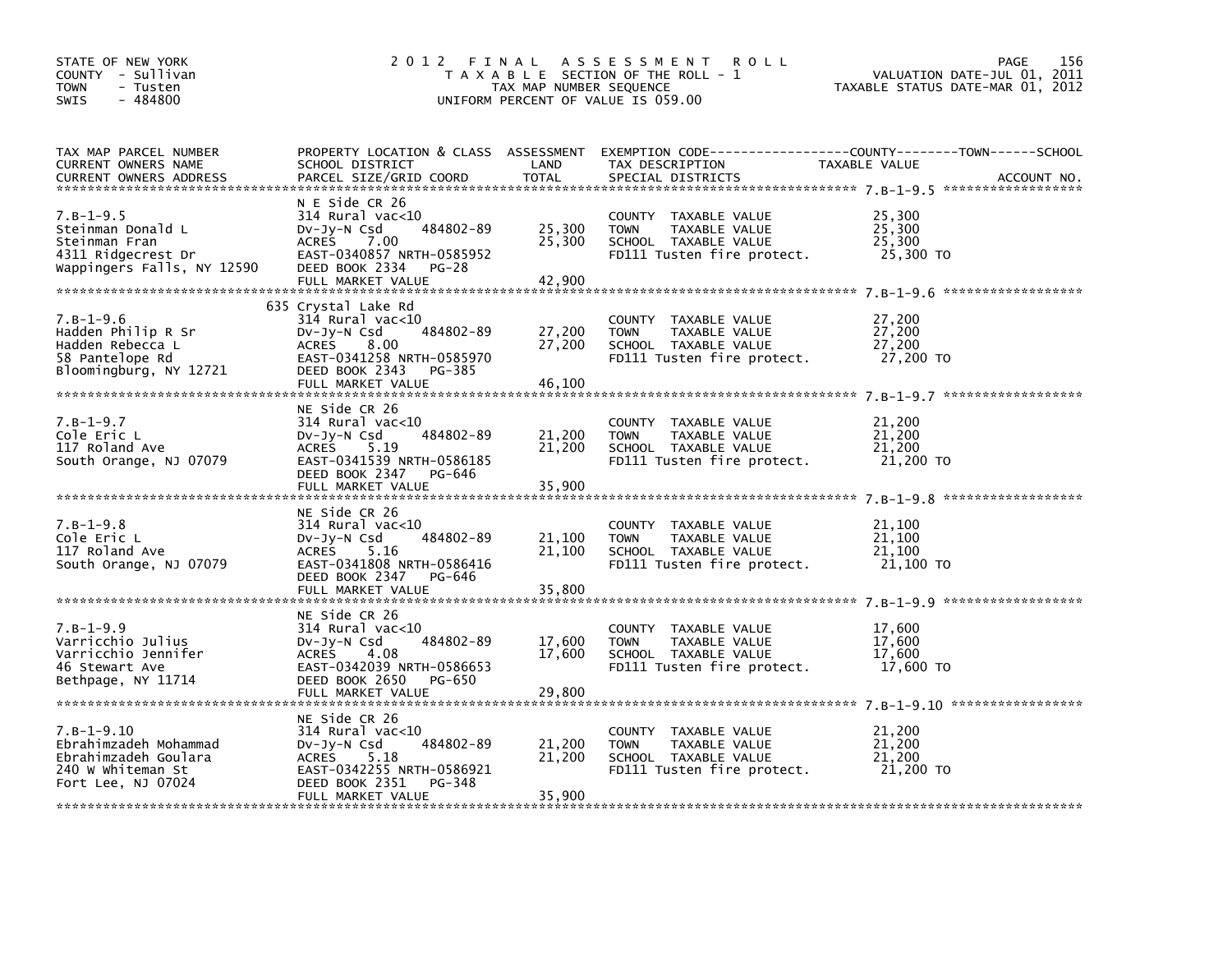STATE OF NEW YORK
COUNTY - Sullivan
TOWN - Tusten
SWIS - 484800

# 2012 FINAL ASSESSMENT ROLL

TAXABLE SECTION OF THE ROLL - 1
TAX MAP NUMBER SEQUENCE
UNIFORM PERCENT OF VALUE IS 059.00

VALUATION DATE-JUL 01, 2011
TAXABLE STATUS DATE-MAR 01, 2012

| TAX MAP PARCEL NUMBER / CURRENT OWNERS NAME / CURRENT OWNERS ADDRESS | PROPERTY LOCATION & CLASS / SCHOOL DISTRICT / PARCEL SIZE/GRID COORD | ASSESSMENT LAND / TOTAL | EXEMPTION CODE / TAX DESCRIPTION / SPECIAL DISTRICTS | TAXABLE VALUE (COUNTY / TOWN / SCHOOL) | ACCOUNT NO. |
|---|---|---|---|---|---|
| 7.B-1-9.5 | N E Side CR 26 | | | | |
| | 314 Rural vac<10 | | COUNTY TAXABLE VALUE | 25,300 | |
| Steinman Donald L | Dv-Jy-N Csd 484802-89 | 25,300 | TOWN TAXABLE VALUE | 25,300 | |
| Steinman Fran | ACRES 7.00 | 25,300 | SCHOOL TAXABLE VALUE | 25,300 | |
| 4311 Ridgecrest Dr | EAST-0340857 NRTH-0585952 | | FD111 Tusten fire protect. | 25,300 TO | |
| Wappingers Falls, NY 12590 | DEED BOOK 2334 PG-28 | | | | |
| | FULL MARKET VALUE | 42,900 | | | |
| 7.B-1-9.6 | 635 Crystal Lake Rd | | | | |
| | 314 Rural vac<10 | | COUNTY TAXABLE VALUE | 27,200 | |
| Hadden Philip R Sr | Dv-Jy-N Csd 484802-89 | 27,200 | TOWN TAXABLE VALUE | 27,200 | |
| Hadden Rebecca L | ACRES 8.00 | 27,200 | SCHOOL TAXABLE VALUE | 27,200 | |
| 58 Pantelope Rd | EAST-0341258 NRTH-0585970 | | FD111 Tusten fire protect. | 27,200 TO | |
| Bloomingburg, NY 12721 | DEED BOOK 2343 PG-385 | | | | |
| | FULL MARKET VALUE | 46,100 | | | |
| 7.B-1-9.7 | NE Side CR 26 | | | | |
| | 314 Rural vac<10 | | COUNTY TAXABLE VALUE | 21,200 | |
| Cole Eric L | Dv-Jy-N Csd 484802-89 | 21,200 | TOWN TAXABLE VALUE | 21,200 | |
| 117 Roland Ave | ACRES 5.19 | 21,200 | SCHOOL TAXABLE VALUE | 21,200 | |
| South Orange, NJ 07079 | EAST-0341539 NRTH-0586185 | | FD111 Tusten fire protect. | 21,200 TO | |
| | DEED BOOK 2347 PG-646 | | | | |
| | FULL MARKET VALUE | 35,900 | | | |
| 7.B-1-9.8 | NE Side CR 26 | | | | |
| | 314 Rural vac<10 | | COUNTY TAXABLE VALUE | 21,100 | |
| Cole Eric L | Dv-Jy-N Csd 484802-89 | 21,100 | TOWN TAXABLE VALUE | 21,100 | |
| 117 Roland Ave | ACRES 5.16 | 21,100 | SCHOOL TAXABLE VALUE | 21,100 | |
| South Orange, NJ 07079 | EAST-0341808 NRTH-0586416 | | FD111 Tusten fire protect. | 21,100 TO | |
| | DEED BOOK 2347 PG-646 | | | | |
| | FULL MARKET VALUE | 35,800 | | | |
| 7.B-1-9.9 | NE Side CR 26 | | | | |
| | 314 Rural vac<10 | | COUNTY TAXABLE VALUE | 17,600 | |
| Varricchio Julius | Dv-Jy-N Csd 484802-89 | 17,600 | TOWN TAXABLE VALUE | 17,600 | |
| Varricchio Jennifer | ACRES 4.08 | 17,600 | SCHOOL TAXABLE VALUE | 17,600 | |
| 46 Stewart Ave | EAST-0342039 NRTH-0586653 | | FD111 Tusten fire protect. | 17,600 TO | |
| Bethpage, NY 11714 | DEED BOOK 2650 PG-650 | | | | |
| | FULL MARKET VALUE | 29,800 | | | |
| 7.B-1-9.10 | NE Side CR 26 | | | | |
| | 314 Rural vac<10 | | COUNTY TAXABLE VALUE | 21,200 | |
| Ebrahimzadeh Mohammad | Dv-Jy-N Csd 484802-89 | 21,200 | TOWN TAXABLE VALUE | 21,200 | |
| Ebrahimzadeh Goulara | ACRES 5.18 | 21,200 | SCHOOL TAXABLE VALUE | 21,200 | |
| 240 W Whiteman St | EAST-0342255 NRTH-0586921 | | FD111 Tusten fire protect. | 21,200 TO | |
| Fort Lee, NJ 07024 | DEED BOOK 2351 PG-348 | | | | |
| | FULL MARKET VALUE | 35,900 | | | |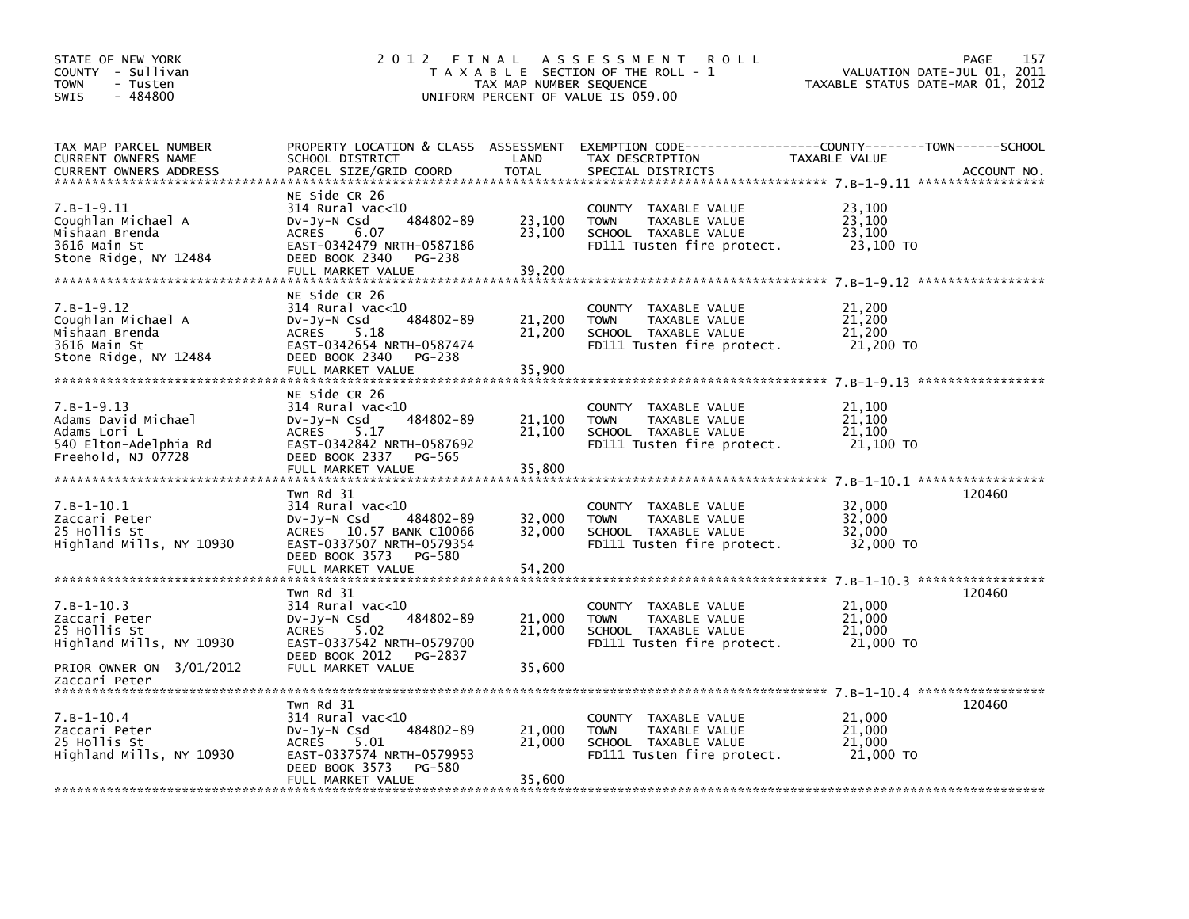STATE OF NEW YORK
COUNTY - Sullivan
TOWN - Tusten
SWIS - 484800

# 2012 FINAL ASSESSMENT ROLL

TAXABLE SECTION OF THE ROLL - 1
TAX MAP NUMBER SEQUENCE
UNIFORM PERCENT OF VALUE IS 059.00

VALUATION DATE-JUL 01, 2011
TAXABLE STATUS DATE-MAR 01, 2012

| TAX MAP PARCEL NUMBER / CURRENT OWNERS NAME / CURRENT OWNERS ADDRESS | PROPERTY LOCATION & CLASS / SCHOOL DISTRICT / PARCEL SIZE/GRID COORD | ASSESSMENT LAND | TOTAL | EXEMPTION CODE / TAX DESCRIPTION / SPECIAL DISTRICTS | TAXABLE VALUE | ACCOUNT NO. |
|---|---|---|---|---|---|---|
| **7.B-1-9.11** | NE Side CR 26 | | | | | |
| 7.B-1-9.11 | 314 Rural vac<10 | | | COUNTY TAXABLE VALUE | 23,100 | |
| Coughlan Michael A | Dv-Jy-N Csd 484802-89 | 23,100 | | TOWN TAXABLE VALUE | 23,100 | |
| Mishaan Brenda | ACRES 6.07 | | 23,100 | SCHOOL TAXABLE VALUE | 23,100 | |
| 3616 Main St | EAST-0342479 NRTH-0587186 | | | FD111 Tusten fire protect. | 23,100 TO | |
| Stone Ridge, NY 12484 | DEED BOOK 2340 PG-238 | | | | | |
| | FULL MARKET VALUE | | 39,200 | | | |
| **7.B-1-9.12** | NE Side CR 26 | | | | | |
| 7.B-1-9.12 | 314 Rural vac<10 | | | COUNTY TAXABLE VALUE | 21,200 | |
| Coughlan Michael A | Dv-Jy-N Csd 484802-89 | 21,200 | | TOWN TAXABLE VALUE | 21,200 | |
| Mishaan Brenda | ACRES 5.18 | | 21,200 | SCHOOL TAXABLE VALUE | 21,200 | |
| 3616 Main St | EAST-0342654 NRTH-0587474 | | | FD111 Tusten fire protect. | 21,200 TO | |
| Stone Ridge, NY 12484 | DEED BOOK 2340 PG-238 | | | | | |
| | FULL MARKET VALUE | | 35,900 | | | |
| **7.B-1-9.13** | NE Side CR 26 | | | | | |
| 7.B-1-9.13 | 314 Rural vac<10 | | | COUNTY TAXABLE VALUE | 21,100 | |
| Adams David Michael | Dv-Jy-N Csd 484802-89 | 21,100 | | TOWN TAXABLE VALUE | 21,100 | |
| Adams Lori L | ACRES 5.17 | | 21,100 | SCHOOL TAXABLE VALUE | 21,100 | |
| 540 Elton-Adelphia Rd | EAST-0342842 NRTH-0587692 | | | FD111 Tusten fire protect. | 21,100 TO | |
| Freehold, NJ 07728 | DEED BOOK 2337 PG-565 | | | | | |
| | FULL MARKET VALUE | | 35,800 | | | |
| **7.B-1-10.1** | Twn Rd 31 | | | | | 120460 |
| 7.B-1-10.1 | 314 Rural vac<10 | | | COUNTY TAXABLE VALUE | 32,000 | |
| Zaccari Peter | Dv-Jy-N Csd 484802-89 | 32,000 | | TOWN TAXABLE VALUE | 32,000 | |
| 25 Hollis St | ACRES 10.57 BANK C10066 | | 32,000 | SCHOOL TAXABLE VALUE | 32,000 | |
| Highland Mills, NY 10930 | EAST-0337507 NRTH-0579354 | | | FD111 Tusten fire protect. | 32,000 TO | |
| | DEED BOOK 3573 PG-580 | | | | | |
| | FULL MARKET VALUE | | 54,200 | | | |
| **7.B-1-10.3** | Twn Rd 31 | | | | | 120460 |
| 7.B-1-10.3 | 314 Rural vac<10 | | | COUNTY TAXABLE VALUE | 21,000 | |
| Zaccari Peter | Dv-Jy-N Csd 484802-89 | 21,000 | | TOWN TAXABLE VALUE | 21,000 | |
| 25 Hollis St | ACRES 5.02 | | 21,000 | SCHOOL TAXABLE VALUE | 21,000 | |
| Highland Mills, NY 10930 | EAST-0337542 NRTH-0579700 | | | FD111 Tusten fire protect. | 21,000 TO | |
| | DEED BOOK 2012 PG-2837 | | | | | |
| PRIOR OWNER ON 3/01/2012 | FULL MARKET VALUE | | 35,600 | | | |
| Zaccari Peter | | | | | | |
| **7.B-1-10.4** | Twn Rd 31 | | | | | 120460 |
| 7.B-1-10.4 | 314 Rural vac<10 | | | COUNTY TAXABLE VALUE | 21,000 | |
| Zaccari Peter | Dv-Jy-N Csd 484802-89 | 21,000 | | TOWN TAXABLE VALUE | 21,000 | |
| 25 Hollis St | ACRES 5.01 | | 21,000 | SCHOOL TAXABLE VALUE | 21,000 | |
| Highland Mills, NY 10930 | EAST-0337574 NRTH-0579953 | | | FD111 Tusten fire protect. | 21,000 TO | |
| | DEED BOOK 3573 PG-580 | | | | | |
| | FULL MARKET VALUE | | 35,600 | | | |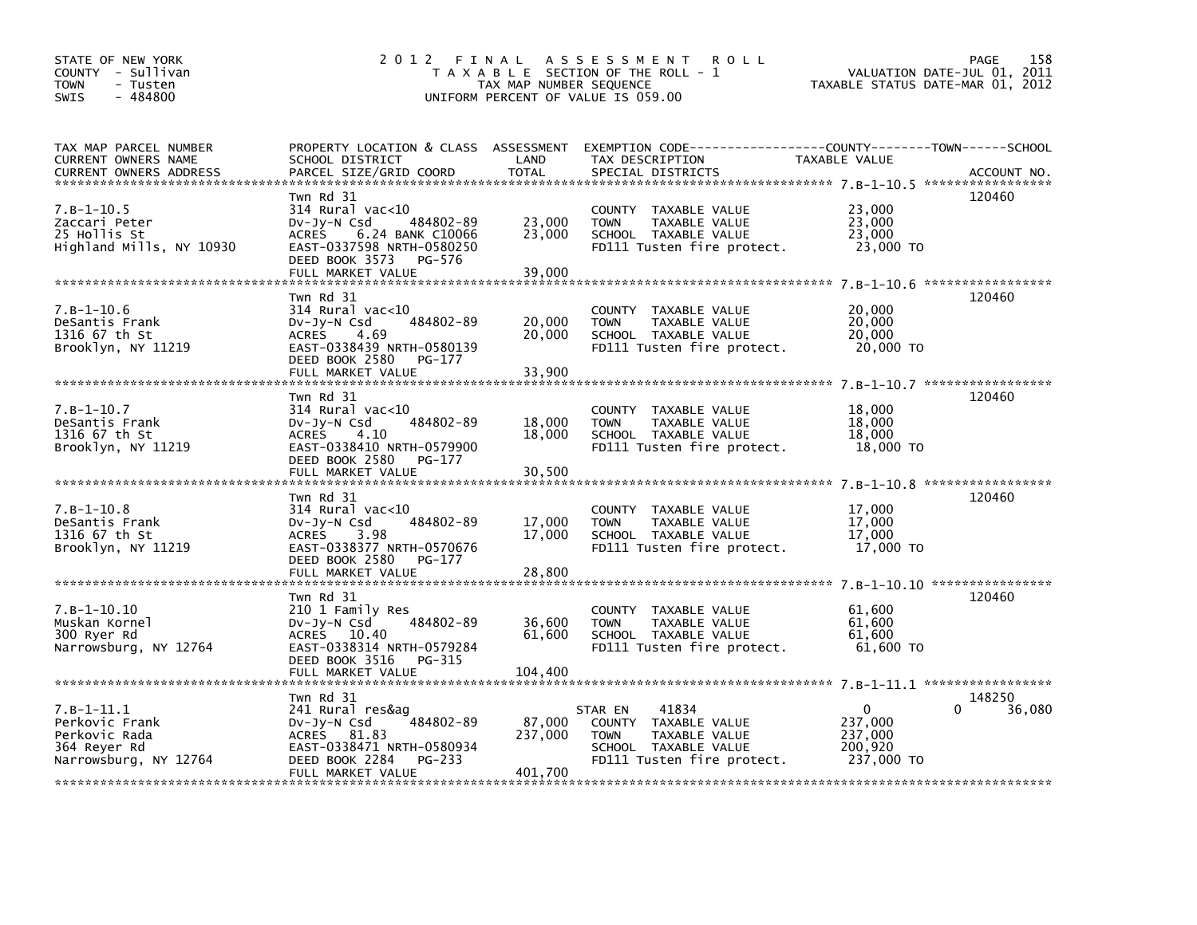STATE OF NEW YORK
COUNTY - Sullivan
TOWN - Tusten
SWIS - 484800

# 2012 FINAL ASSESSMENT ROLL

TAXABLE SECTION OF THE ROLL - 1
TAX MAP NUMBER SEQUENCE
UNIFORM PERCENT OF VALUE IS 059.00

VALUATION DATE-JUL 01, 2011
TAXABLE STATUS DATE-MAR 01, 2012

| TAX MAP PARCEL NUMBER / CURRENT OWNERS NAME / CURRENT OWNERS ADDRESS | PROPERTY LOCATION & CLASS / SCHOOL DISTRICT / PARCEL SIZE/GRID COORD | ASSESSMENT LAND / TOTAL | EXEMPTION CODE / TAX DESCRIPTION / SPECIAL DISTRICTS | COUNTY / TOWN / SCHOOL TAXABLE VALUE | ACCOUNT NO. |
|---|---|---|---|---|---|
| 7.B-1-10.5 | Twn Rd 31 | | | | 120460 |
| 7.B-1-10.5 | 314 Rural vac<10 | | COUNTY TAXABLE VALUE | 23,000 | |
| Zaccari Peter | Dv-Jy-N Csd 484802-89 | 23,000 | TOWN TAXABLE VALUE | 23,000 | |
| 25 Hollis St | ACRES 6.24 BANK C10066 | 23,000 | SCHOOL TAXABLE VALUE | 23,000 | |
| Highland Mills, NY 10930 | EAST-0337598 NRTH-0580250 | | FD111 Tusten fire protect. | 23,000 TO | |
| | DEED BOOK 3573 PG-576 | | | | |
| | FULL MARKET VALUE | 39,000 | | | |
| 7.B-1-10.6 | Twn Rd 31 | | | | 120460 |
| 7.B-1-10.6 | 314 Rural vac<10 | | COUNTY TAXABLE VALUE | 20,000 | |
| DeSantis Frank | Dv-Jy-N Csd 484802-89 | 20,000 | TOWN TAXABLE VALUE | 20,000 | |
| 1316 67 th St | ACRES 4.69 | 20,000 | SCHOOL TAXABLE VALUE | 20,000 | |
| Brooklyn, NY 11219 | EAST-0338439 NRTH-0580139 | | FD111 Tusten fire protect. | 20,000 TO | |
| | DEED BOOK 2580 PG-177 | | | | |
| | FULL MARKET VALUE | 33,900 | | | |
| 7.B-1-10.7 | Twn Rd 31 | | | | 120460 |
| 7.B-1-10.7 | 314 Rural vac<10 | | COUNTY TAXABLE VALUE | 18,000 | |
| DeSantis Frank | Dv-Jy-N Csd 484802-89 | 18,000 | TOWN TAXABLE VALUE | 18,000 | |
| 1316 67 th St | ACRES 4.10 | 18,000 | SCHOOL TAXABLE VALUE | 18,000 | |
| Brooklyn, NY 11219 | EAST-0338410 NRTH-0579900 | | FD111 Tusten fire protect. | 18,000 TO | |
| | DEED BOOK 2580 PG-177 | | | | |
| | FULL MARKET VALUE | 30,500 | | | |
| 7.B-1-10.8 | Twn Rd 31 | | | | 120460 |
| 7.B-1-10.8 | 314 Rural vac<10 | | COUNTY TAXABLE VALUE | 17,000 | |
| DeSantis Frank | Dv-Jy-N Csd 484802-89 | 17,000 | TOWN TAXABLE VALUE | 17,000 | |
| 1316 67 th St | ACRES 3.98 | 17,000 | SCHOOL TAXABLE VALUE | 17,000 | |
| Brooklyn, NY 11219 | EAST-0338377 NRTH-0570676 | | FD111 Tusten fire protect. | 17,000 TO | |
| | DEED BOOK 2580 PG-177 | | | | |
| | FULL MARKET VALUE | 28,800 | | | |
| 7.B-1-10.10 | Twn Rd 31 | | | | 120460 |
| 7.B-1-10.10 | 210 1 Family Res | | COUNTY TAXABLE VALUE | 61,600 | |
| Muskan Kornel | Dv-Jy-N Csd 484802-89 | 36,600 | TOWN TAXABLE VALUE | 61,600 | |
| 300 Ryer Rd | ACRES 10.40 | 61,600 | SCHOOL TAXABLE VALUE | 61,600 | |
| Narrowsburg, NY 12764 | EAST-0338314 NRTH-0579284 | | FD111 Tusten fire protect. | 61,600 TO | |
| | DEED BOOK 3516 PG-315 | | | | |
| | FULL MARKET VALUE | 104,400 | | | |
| 7.B-1-11.1 | Twn Rd 31 | | | | 148250 |
| 7.B-1-11.1 | 241 Rural res&ag | | STAR EN 41834 | 0 / 0 / 36,080 | |
| Perkovic Frank | Dv-Jy-N Csd 484802-89 | 87,000 | COUNTY TAXABLE VALUE | 237,000 | |
| Perkovic Rada | ACRES 81.83 | 237,000 | TOWN TAXABLE VALUE | 237,000 | |
| 364 Reyer Rd | EAST-0338471 NRTH-0580934 | | SCHOOL TAXABLE VALUE | 200,920 | |
| Narrowsburg, NY 12764 | DEED BOOK 2284 PG-233 | | FD111 Tusten fire protect. | 237,000 TO | |
| | FULL MARKET VALUE | 401,700 | | | |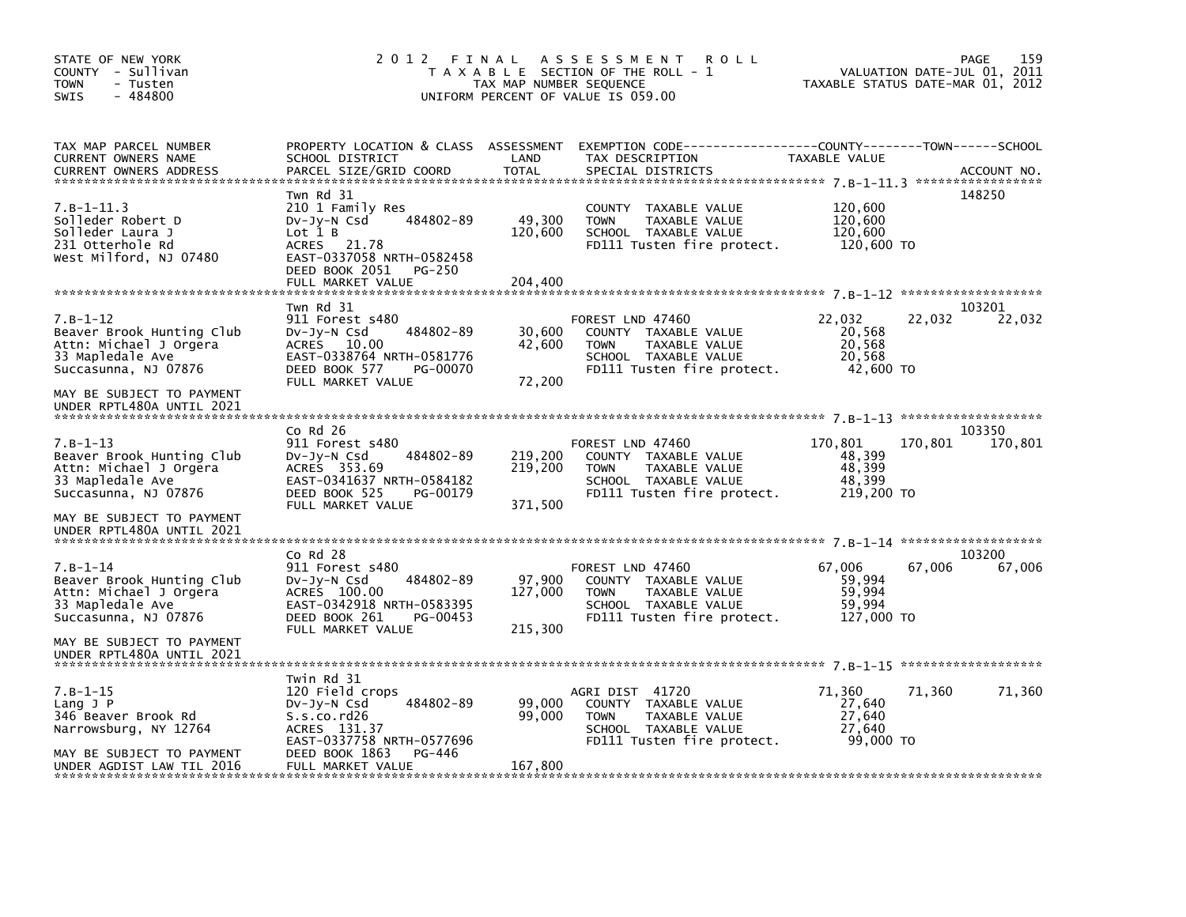STATE OF NEW YORK
COUNTY - Sullivan
TOWN - Tusten
SWIS - 484800

2012 FINAL ASSESSMENT ROLL
TAXABLE SECTION OF THE ROLL - 1
TAX MAP NUMBER SEQUENCE
UNIFORM PERCENT OF VALUE IS 059.00

VALUATION DATE-JUL 01, 2011
TAXABLE STATUS DATE-MAR 01, 2012

| TAX MAP PARCEL NUMBER / CURRENT OWNERS NAME / CURRENT OWNERS ADDRESS | PROPERTY LOCATION & CLASS / SCHOOL DISTRICT / PARCEL SIZE/GRID COORD | ASSESSMENT LAND / TOTAL | EXEMPTION CODE / TAX DESCRIPTION / SPECIAL DISTRICTS | COUNTY TAXABLE VALUE | TOWN | SCHOOL | ACCOUNT NO. |
|---|---|---|---|---|---|---|---|
| **7.B-1-11.3** | Twn Rd 31 | | | | | | 148250 |
| 7.B-1-11.3 | 210 1 Family Res | | COUNTY TAXABLE VALUE | 120,600 | | | |
| Solleder Robert D | Dv-Jy-N Csd 484802-89 | 49,300 | TOWN TAXABLE VALUE | 120,600 | | | |
| Solleder Laura J | Lot 1 B | 120,600 | SCHOOL TAXABLE VALUE | 120,600 | | | |
| 231 Otterhole Rd | ACRES 21.78 | | FD111 Tusten fire protect. | 120,600 TO | | | |
| West Milford, NJ 07480 | EAST-0337058 NRTH-0582458 | | | | | | |
| | DEED BOOK 2051 PG-250 | | | | | | |
| | FULL MARKET VALUE | 204,400 | | | | | |
| **7.B-1-12** | Twn Rd 31 | | | | | | 103201 |
| 7.B-1-12 | 911 Forest s480 | | FOREST LND 47460 | 22,032 | 22,032 | 22,032 | |
| Beaver Brook Hunting Club | Dv-Jy-N Csd 484802-89 | 30,600 | COUNTY TAXABLE VALUE | 20,568 | | | |
| Attn: Michael J Orgera | ACRES 10.00 | 42,600 | TOWN TAXABLE VALUE | 20,568 | | | |
| 33 Mapledale Ave | EAST-0338764 NRTH-0581776 | | SCHOOL TAXABLE VALUE | 20,568 | | | |
| Succasunna, NJ 07876 | DEED BOOK 577 PG-00070 | | FD111 Tusten fire protect. | 42,600 TO | | | |
| | FULL MARKET VALUE | 72,200 | | | | | |
| MAY BE SUBJECT TO PAYMENT UNDER RPTL480A UNTIL 2021 | | | | | | | |
| **7.B-1-13** | Co Rd 26 | | | | | | 103350 |
| 7.B-1-13 | 911 Forest s480 | | FOREST LND 47460 | 170,801 | 170,801 | 170,801 | |
| Beaver Brook Hunting Club | Dv-Jy-N Csd 484802-89 | 219,200 | COUNTY TAXABLE VALUE | 48,399 | | | |
| Attn: Michael J Orgera | ACRES 353.69 | 219,200 | TOWN TAXABLE VALUE | 48,399 | | | |
| 33 Mapledale Ave | EAST-0341637 NRTH-0584182 | | SCHOOL TAXABLE VALUE | 48,399 | | | |
| Succasunna, NJ 07876 | DEED BOOK 525 PG-00179 | | FD111 Tusten fire protect. | 219,200 TO | | | |
| | FULL MARKET VALUE | 371,500 | | | | | |
| MAY BE SUBJECT TO PAYMENT UNDER RPTL480A UNTIL 2021 | | | | | | | |
| **7.B-1-14** | Co Rd 28 | | | | | | 103200 |
| 7.B-1-14 | 911 Forest s480 | | FOREST LND 47460 | 67,006 | 67,006 | 67,006 | |
| Beaver Brook Hunting Club | Dv-Jy-N Csd 484802-89 | 97,900 | COUNTY TAXABLE VALUE | 59,994 | | | |
| Attn: Michael J Orgera | ACRES 100.00 | 127,000 | TOWN TAXABLE VALUE | 59,994 | | | |
| 33 Mapledale Ave | EAST-0342918 NRTH-0583395 | | SCHOOL TAXABLE VALUE | 59,994 | | | |
| Succasunna, NJ 07876 | DEED BOOK 261 PG-00453 | | FD111 Tusten fire protect. | 127,000 TO | | | |
| | FULL MARKET VALUE | 215,300 | | | | | |
| MAY BE SUBJECT TO PAYMENT UNDER RPTL480A UNTIL 2021 | | | | | | | |
| **7.B-1-15** | Twin Rd 31 | | | | | | |
| 7.B-1-15 | 120 Field crops | | AGRI DIST 41720 | 71,360 | 71,360 | 71,360 | |
| Lang J P | Dv-Jy-N Csd 484802-89 | 99,000 | COUNTY TAXABLE VALUE | 27,640 | | | |
| 346 Beaver Brook Rd | S.s.co.rd26 | 99,000 | TOWN TAXABLE VALUE | 27,640 | | | |
| Narrowsburg, NY 12764 | ACRES 131.37 | | SCHOOL TAXABLE VALUE | 27,640 | | | |
| | EAST-0337758 NRTH-0577696 | | FD111 Tusten fire protect. | 99,000 TO | | | |
| MAY BE SUBJECT TO PAYMENT | DEED BOOK 1863 PG-446 | | | | | | |
| UNDER AGDIST LAW TIL 2016 | FULL MARKET VALUE | 167,800 | | | | | |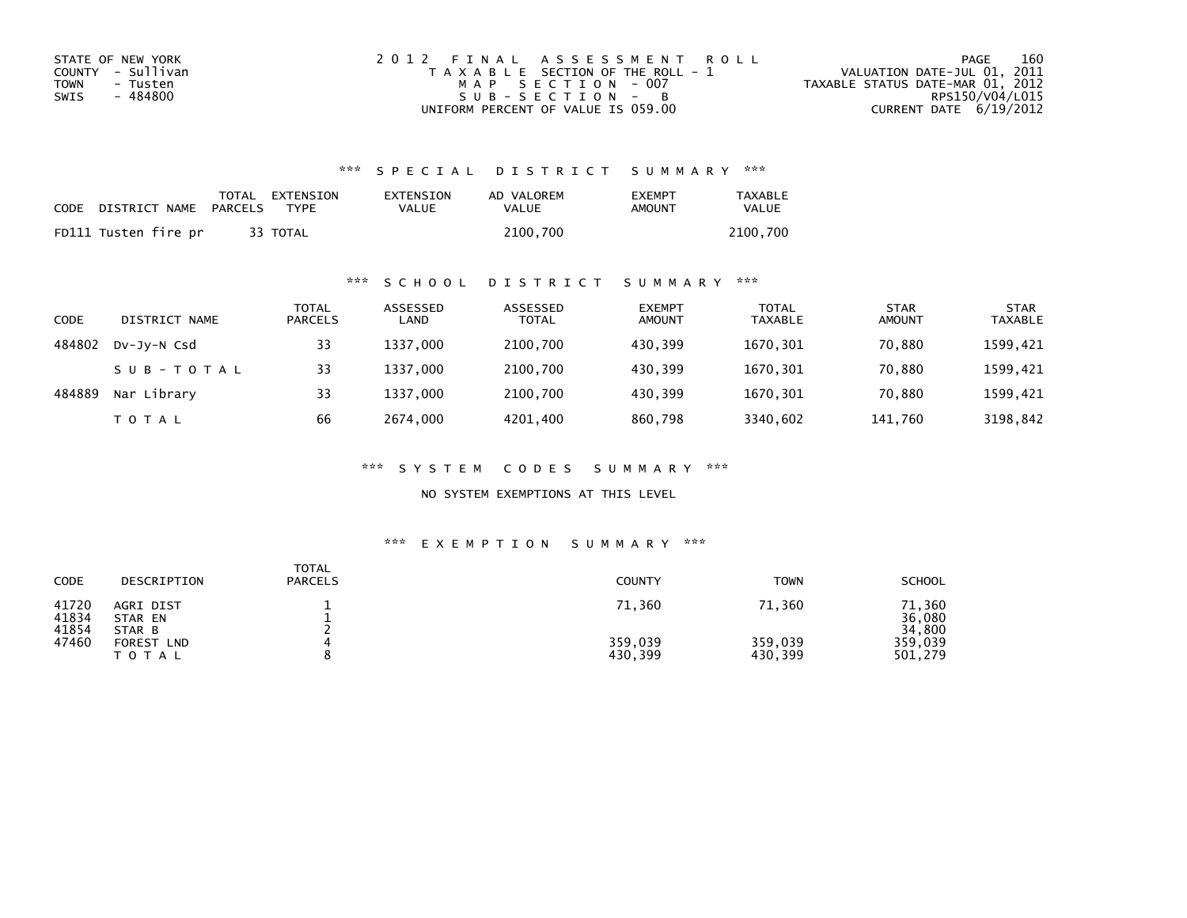STATE OF NEW YORK
COUNTY - Sullivan
TOWN - Tusten
SWIS - 484800

2012 FINAL ASSESSMENT ROLL
TAXABLE SECTION OF THE ROLL - 1
MAP SECTION - 007
SUB-SECTION - B
UNIFORM PERCENT OF VALUE IS 059.00

VALUATION DATE-JUL 01, 2011
TAXABLE STATUS DATE-MAR 01, 2012
RPS150/V04/L015
CURRENT DATE 6/19/2012

### *** SPECIAL DISTRICT SUMMARY ***

| CODE | DISTRICT NAME | TOTAL PARCELS | EXTENSION TYPE | EXTENSION VALUE | AD VALOREM VALUE | EXEMPT AMOUNT | TAXABLE VALUE |
|---|---|---|---|---|---|---|---|
| FD111 | Tusten fire pr | 33 | TOTAL | | 2100,700 | | 2100,700 |

### *** SCHOOL DISTRICT SUMMARY ***

| CODE | DISTRICT NAME | TOTAL PARCELS | ASSESSED LAND | ASSESSED TOTAL | EXEMPT AMOUNT | TOTAL TAXABLE | STAR AMOUNT | STAR TAXABLE |
|---|---|---|---|---|---|---|---|---|
| 484802 | Dv-Jy-N Csd | 33 | 1337,000 | 2100,700 | 430,399 | 1670,301 | 70,880 | 1599,421 |
| | SUB-TOTAL | 33 | 1337,000 | 2100,700 | 430,399 | 1670,301 | 70,880 | 1599,421 |
| 484889 | Nar Library | 33 | 1337,000 | 2100,700 | 430,399 | 1670,301 | 70,880 | 1599,421 |
| | TOTAL | 66 | 2674,000 | 4201,400 | 860,798 | 3340,602 | 141,760 | 3198,842 |

### *** SYSTEM CODES SUMMARY ***

NO SYSTEM EXEMPTIONS AT THIS LEVEL

### *** EXEMPTION SUMMARY ***

| CODE | DESCRIPTION | TOTAL PARCELS | COUNTY | TOWN | SCHOOL |
|---|---|---|---|---|---|
| 41720 | AGRI DIST | 1 | 71,360 | 71,360 | 71,360 |
| 41834 | STAR EN | 1 | | | 36,080 |
| 41854 | STAR B | 2 | | | 34,800 |
| 47460 | FOREST LND | 4 | 359,039 | 359,039 | 359,039 |
| | TOTAL | 8 | 430,399 | 430,399 | 501,279 |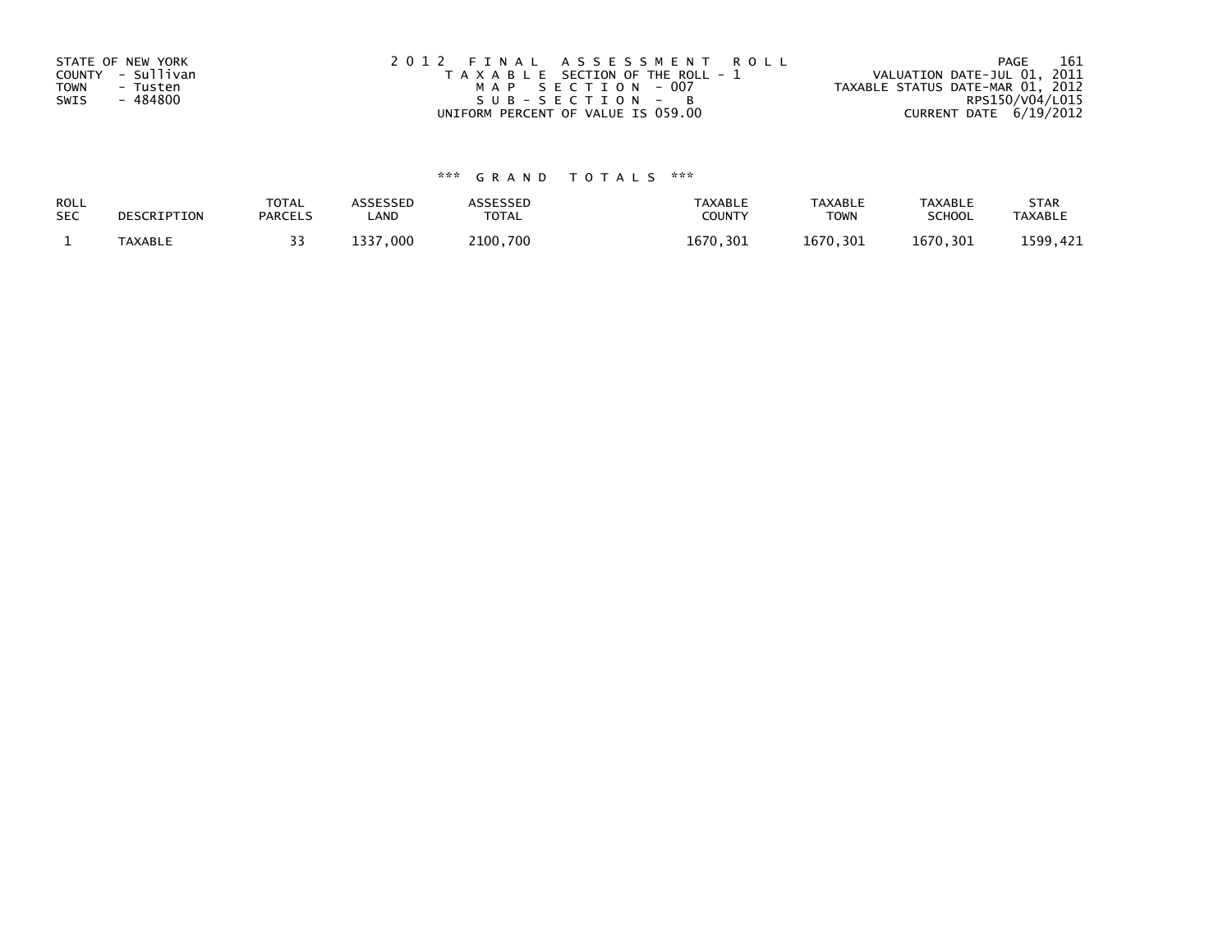STATE OF NEW YORK
COUNTY - Sullivan
TOWN - Tusten
SWIS - 484800

2012 FINAL ASSESSMENT ROLL
TAXABLE SECTION OF THE ROLL - 1
MAP SECTION - 007
SUB-SECTION - B
UNIFORM PERCENT OF VALUE IS 059.00

VALUATION DATE-JUL 01, 2011
TAXABLE STATUS DATE-MAR 01, 2012
RPS150/V04/L015
CURRENT DATE 6/19/2012

*** GRAND TOTALS ***

| ROLL SEC | DESCRIPTION | TOTAL PARCELS | ASSESSED LAND | ASSESSED TOTAL | TAXABLE COUNTY | TAXABLE TOWN | TAXABLE SCHOOL | STAR TAXABLE |
|---|---|---|---|---|---|---|---|---|
| 1 | TAXABLE | 33 | 1337,000 | 2100,700 | 1670,301 | 1670,301 | 1670,301 | 1599,421 |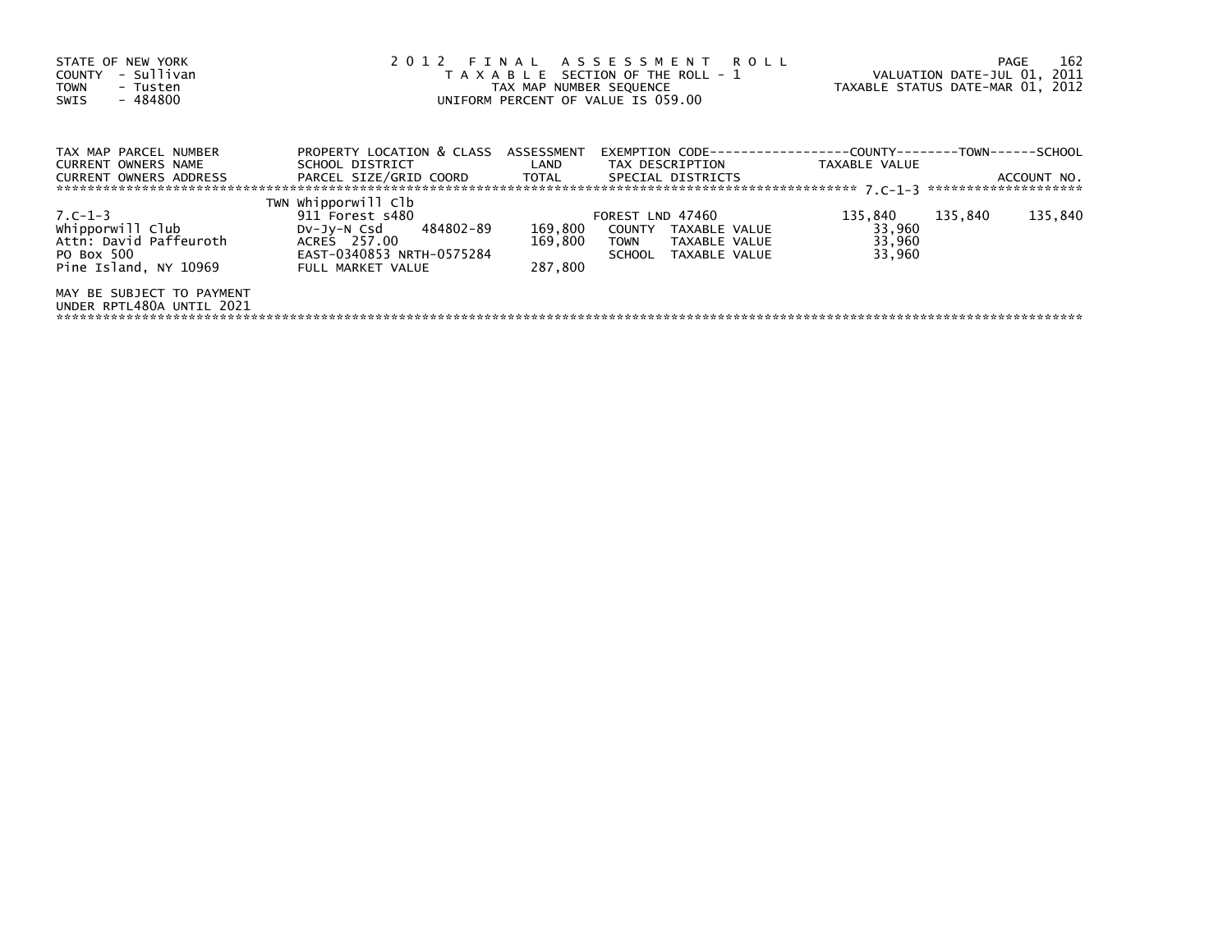STATE OF NEW YORK
COUNTY - Sullivan
TOWN - Tusten
SWIS - 484800

2012 FINAL ASSESSMENT ROLL
TAXABLE SECTION OF THE ROLL - 1
TAX MAP NUMBER SEQUENCE
UNIFORM PERCENT OF VALUE IS 059.00

VALUATION DATE-JUL 01, 2011
TAXABLE STATUS DATE-MAR 01, 2012

| TAX MAP PARCEL NUMBER / CURRENT OWNERS NAME / CURRENT OWNERS ADDRESS | PROPERTY LOCATION & CLASS / SCHOOL DISTRICT / PARCEL SIZE/GRID COORD | ASSESSMENT LAND / TOTAL | EXEMPTION CODE / TAX DESCRIPTION / SPECIAL DISTRICTS | COUNTY / TAXABLE VALUE | TOWN | SCHOOL / ACCOUNT NO. |
|---|---|---|---|---|---|---|
| 7.C-1-3 | TWN Whipporwill Clb | | | | | |
| 7.C-1-3 | 911 Forest s480 | | FOREST LND 47460 | 135,840 | 135,840 | 135,840 |
| Whipporwill Club | Dv-Jy-N Csd 484802-89 | 169,800 | COUNTY TAXABLE VALUE | 33,960 | | |
| Attn: David Paffeuroth | ACRES 257.00 | 169,800 | TOWN TAXABLE VALUE | 33,960 | | |
| PO Box 500 | EAST-0340853 NRTH-0575284 | | SCHOOL TAXABLE VALUE | 33,960 | | |
| Pine Island, NY 10969 | FULL MARKET VALUE | 287,800 | | | | |
| MAY BE SUBJECT TO PAYMENT UNDER RPTL480A UNTIL 2021 | | | | | | |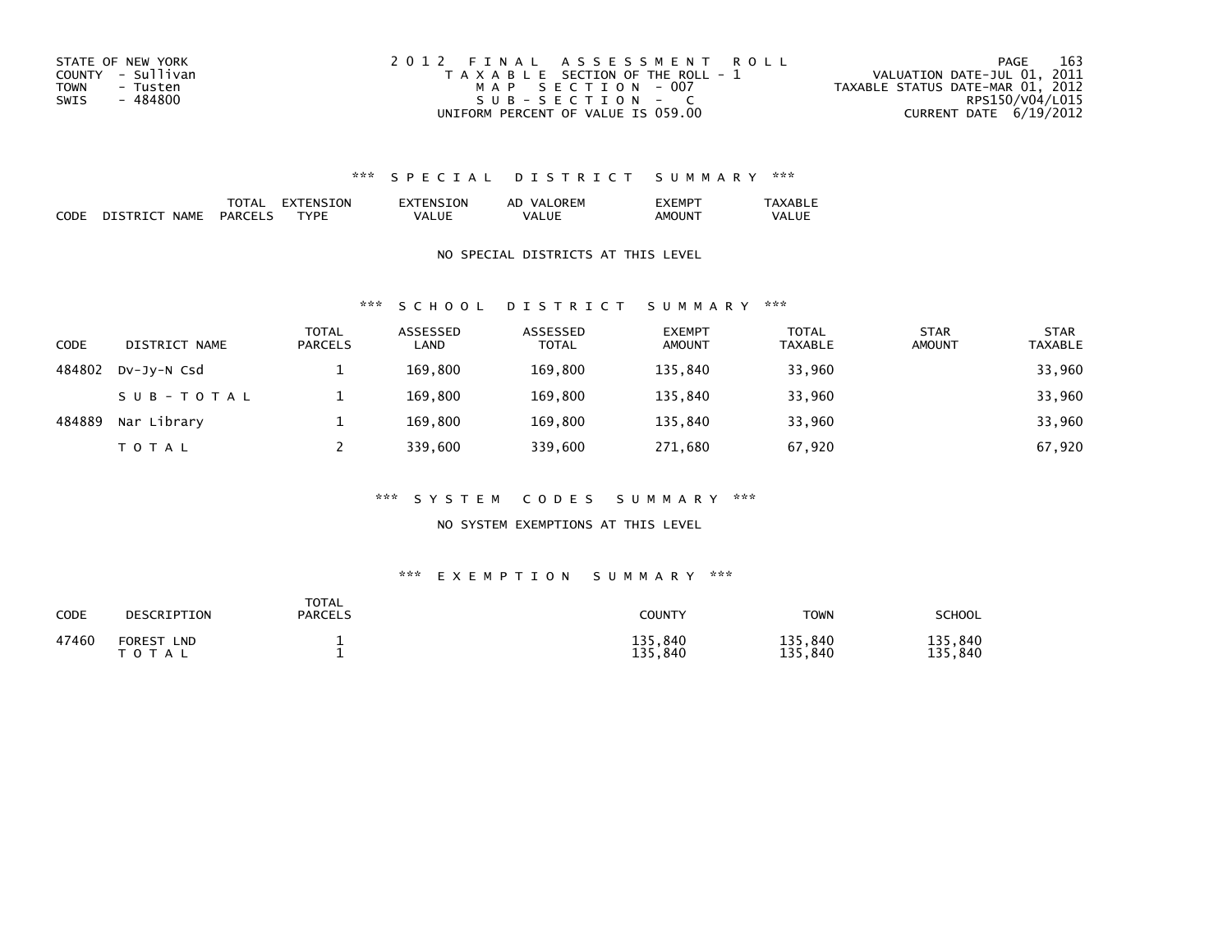STATE OF NEW YORK
COUNTY - Sullivan
TOWN - Tusten
SWIS - 484800

2012 FINAL ASSESSMENT ROLL
TAXABLE SECTION OF THE ROLL - 1
MAP SECTION - 007
SUB-SECTION - C
UNIFORM PERCENT OF VALUE IS 059.00

VALUATION DATE-JUL 01, 2011
TAXABLE STATUS DATE-MAR 01, 2012
RPS150/V04/L015
CURRENT DATE 6/19/2012

### *** SPECIAL DISTRICT SUMMARY ***

| CODE | DISTRICT NAME | TOTAL PARCELS | EXTENSION TYPE | EXTENSION VALUE | AD VALOREM VALUE | EXEMPT AMOUNT | TAXABLE VALUE |
|---|---|---|---|---|---|---|---|

NO SPECIAL DISTRICTS AT THIS LEVEL

### *** SCHOOL DISTRICT SUMMARY ***

| CODE | DISTRICT NAME | TOTAL PARCELS | ASSESSED LAND | ASSESSED TOTAL | EXEMPT AMOUNT | TOTAL TAXABLE | STAR AMOUNT | STAR TAXABLE |
|---|---|---|---|---|---|---|---|---|
| 484802 | Dv-Jy-N Csd | 1 | 169,800 | 169,800 | 135,840 | 33,960 | | 33,960 |
| | SUB-TOTAL | 1 | 169,800 | 169,800 | 135,840 | 33,960 | | 33,960 |
| 484889 | Nar Library | 1 | 169,800 | 169,800 | 135,840 | 33,960 | | 33,960 |
| | TOTAL | 2 | 339,600 | 339,600 | 271,680 | 67,920 | | 67,920 |

### *** SYSTEM CODES SUMMARY ***

NO SYSTEM EXEMPTIONS AT THIS LEVEL

### *** EXEMPTION SUMMARY ***

| CODE | DESCRIPTION | TOTAL PARCELS | COUNTY | TOWN | SCHOOL |
|---|---|---|---|---|---|
| 47460 | FOREST LND | 1 | 135,840 | 135,840 | 135,840 |
| | TOTAL | 1 | 135,840 | 135,840 | 135,840 |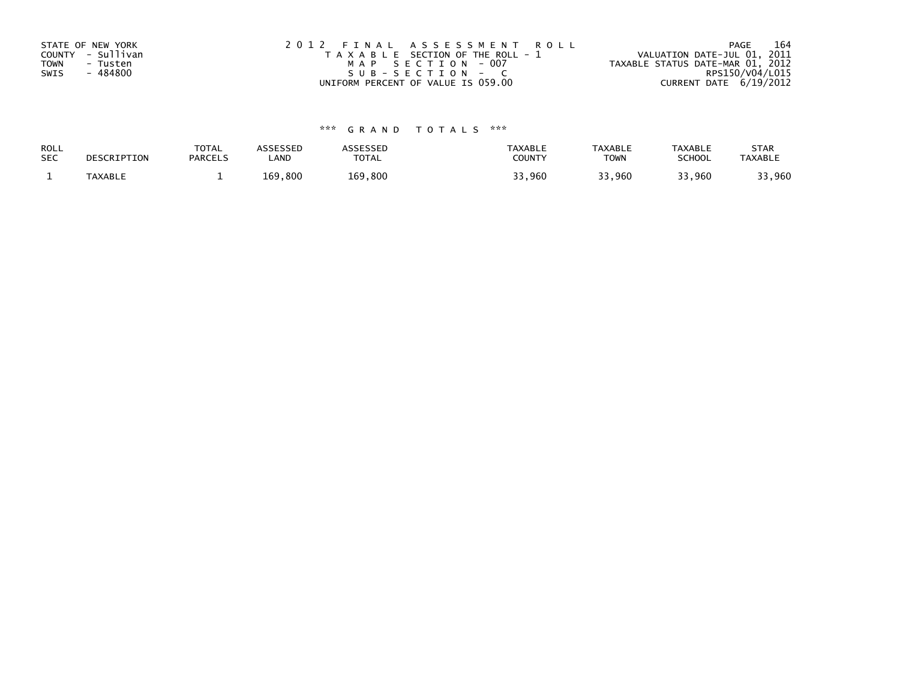STATE OF NEW YORK
COUNTY - Sullivan
TOWN - Tusten
SWIS - 484800

2012 FINAL ASSESSMENT ROLL
TAXABLE SECTION OF THE ROLL - 1
MAP SECTION - 007
SUB-SECTION - C
UNIFORM PERCENT OF VALUE IS 059.00

VALUATION DATE-JUL 01, 2011
TAXABLE STATUS DATE-MAR 01, 2012
RPS150/V04/L015
CURRENT DATE 6/19/2012

\*\*\* GRAND TOTALS \*\*\*

| ROLL SEC | DESCRIPTION | TOTAL PARCELS | ASSESSED LAND | ASSESSED TOTAL | TAXABLE COUNTY | TAXABLE TOWN | TAXABLE SCHOOL | STAR TAXABLE |
|---|---|---|---|---|---|---|---|---|
| 1 | TAXABLE | 1 | 169,800 | 169,800 | 33,960 | 33,960 | 33,960 | 33,960 |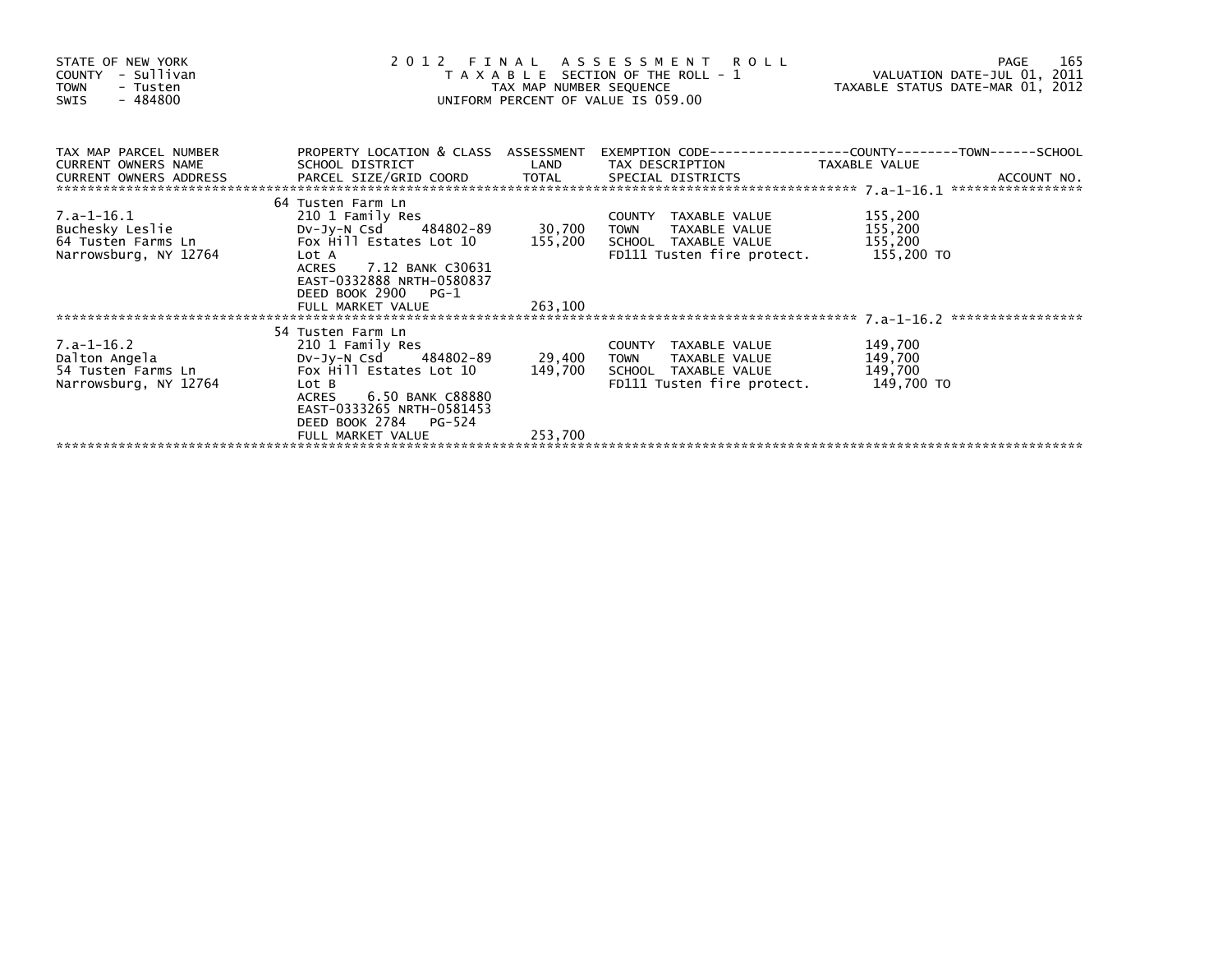STATE OF NEW YORK
COUNTY - Sullivan
TOWN - Tusten
SWIS - 484800

# 2012 FINAL ASSESSMENT ROLL

TAXABLE SECTION OF THE ROLL - 1
TAX MAP NUMBER SEQUENCE
UNIFORM PERCENT OF VALUE IS 059.00

VALUATION DATE-JUL 01, 2011
TAXABLE STATUS DATE-MAR 01, 2012

| TAX MAP PARCEL NUMBER<br>CURRENT OWNERS NAME<br>CURRENT OWNERS ADDRESS | PROPERTY LOCATION & CLASS<br>SCHOOL DISTRICT<br>PARCEL SIZE/GRID COORD | ASSESSMENT<br>LAND<br>TOTAL | EXEMPTION CODE------COUNTY------TOWN------SCHOOL<br>TAX DESCRIPTION<br>SPECIAL DISTRICTS | TAXABLE VALUE | ACCOUNT NO. |
|---|---|---|---|---|---|
| 7.a-1-16.1 | 64 Tusten Farm Ln | | | | |
| | 210 1 Family Res | | COUNTY TAXABLE VALUE | 155,200 | |
| Buchesky Leslie | Dv-Jy-N Csd 484802-89 | 30,700 | TOWN TAXABLE VALUE | 155,200 | |
| 64 Tusten Farms Ln | Fox Hill Estates Lot 10 | 155,200 | SCHOOL TAXABLE VALUE | 155,200 | |
| Narrowsburg, NY 12764 | Lot A | | FD111 Tusten fire protect. | 155,200 TO | |
| | ACRES 7.12 BANK C30631 | | | | |
| | EAST-0332888 NRTH-0580837 | | | | |
| | DEED BOOK 2900 PG-1 | | | | |
| | FULL MARKET VALUE | 263,100 | | | |
| 7.a-1-16.2 | 54 Tusten Farm Ln | | | | |
| | 210 1 Family Res | | COUNTY TAXABLE VALUE | 149,700 | |
| Dalton Angela | Dv-Jy-N Csd 484802-89 | 29,400 | TOWN TAXABLE VALUE | 149,700 | |
| 54 Tusten Farms Ln | Fox Hill Estates Lot 10 | 149,700 | SCHOOL TAXABLE VALUE | 149,700 | |
| Narrowsburg, NY 12764 | Lot B | | FD111 Tusten fire protect. | 149,700 TO | |
| | ACRES 6.50 BANK C88880 | | | | |
| | EAST-0333265 NRTH-0581453 | | | | |
| | DEED BOOK 2784 PG-524 | | | | |
| | FULL MARKET VALUE | 253,700 | | | |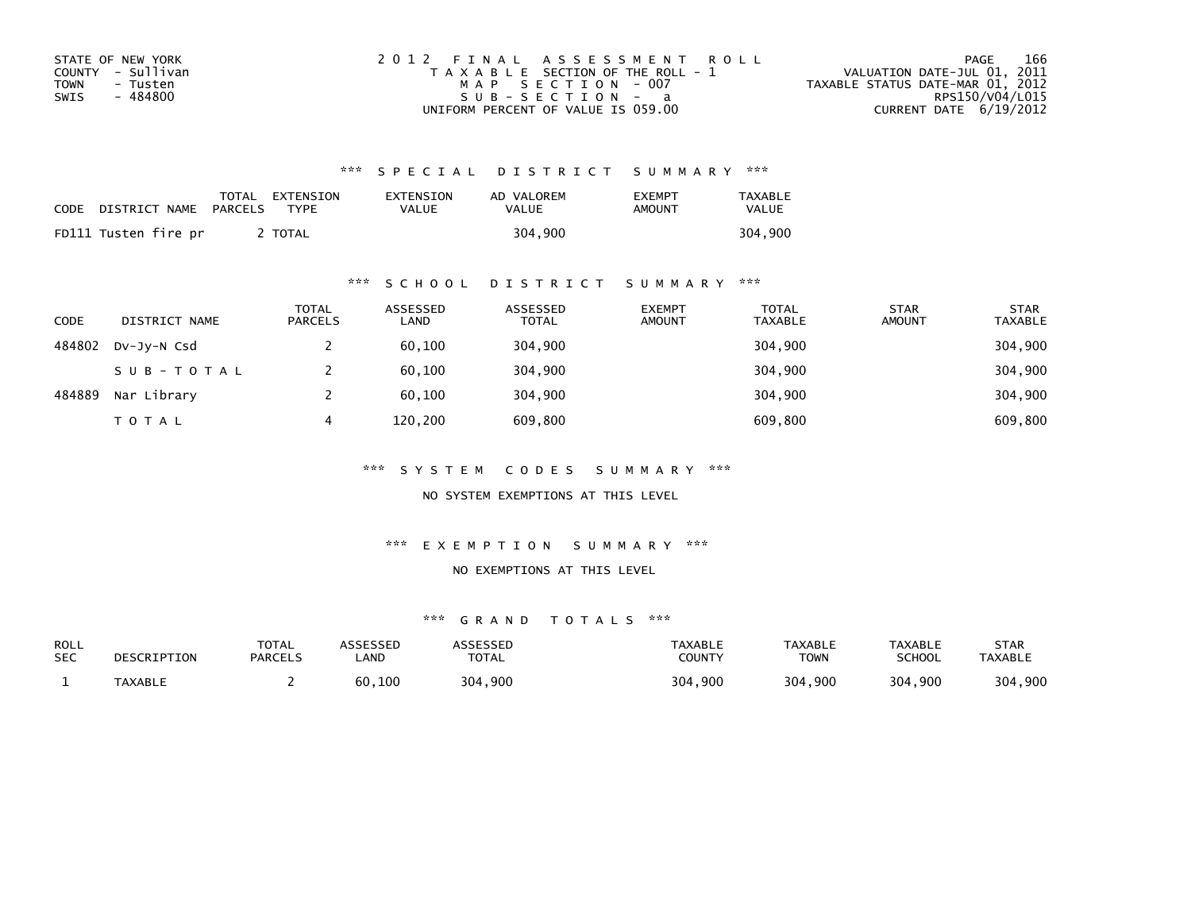STATE OF NEW YORK
COUNTY - Sullivan
TOWN - Tusten
SWIS - 484800

2 0 1 2 F I N A L A S S E S S M E N T R O L L
T A X A B L E SECTION OF THE ROLL - 1
M A P S E C T I O N - 007
S U B - S E C T I O N - a
UNIFORM PERCENT OF VALUE IS 059.00

PAGE 166
VALUATION DATE-JUL 01, 2011
TAXABLE STATUS DATE-MAR 01, 2012
RPS150/V04/L015
CURRENT DATE 6/19/2012

### *** S P E C I A L D I S T R I C T S U M M A R Y ***

| CODE | DISTRICT NAME | TOTAL PARCELS | EXTENSION TYPE | EXTENSION VALUE | AD VALOREM VALUE | EXEMPT AMOUNT | TAXABLE VALUE |
|---|---|---|---|---|---|---|---|
| FD111 | Tusten fire pr | 2 | TOTAL | | 304,900 | | 304,900 |

### *** S C H O O L D I S T R I C T S U M M A R Y ***

| CODE | DISTRICT NAME | TOTAL PARCELS | ASSESSED LAND | ASSESSED TOTAL | EXEMPT AMOUNT | TOTAL TAXABLE | STAR AMOUNT | STAR TAXABLE |
|---|---|---|---|---|---|---|---|---|
| 484802 | Dv-Jy-N Csd | 2 | 60,100 | 304,900 | | 304,900 | | 304,900 |
| | S U B - T O T A L | 2 | 60,100 | 304,900 | | 304,900 | | 304,900 |
| 484889 | Nar Library | 2 | 60,100 | 304,900 | | 304,900 | | 304,900 |
| | T O T A L | 4 | 120,200 | 609,800 | | 609,800 | | 609,800 |

### *** S Y S T E M C O D E S S U M M A R Y ***

NO SYSTEM EXEMPTIONS AT THIS LEVEL

### *** E X E M P T I O N S U M M A R Y ***

NO EXEMPTIONS AT THIS LEVEL

### *** G R A N D T O T A L S ***

| ROLL SEC | DESCRIPTION | TOTAL PARCELS | ASSESSED LAND | ASSESSED TOTAL | TAXABLE COUNTY | TAXABLE TOWN | TAXABLE SCHOOL | STAR TAXABLE |
|---|---|---|---|---|---|---|---|---|
| 1 | TAXABLE | 2 | 60,100 | 304,900 | 304,900 | 304,900 | 304,900 | 304,900 |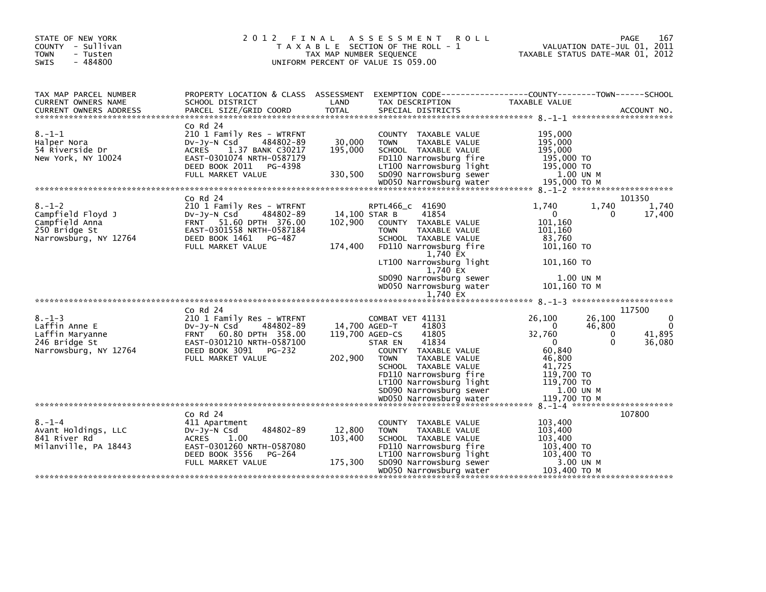STATE OF NEW YORK
COUNTY - Sullivan
TOWN - Tusten
SWIS - 484800

# 2012 FINAL ASSESSMENT ROLL
TAXABLE SECTION OF THE ROLL - 1
TAX MAP NUMBER SEQUENCE
UNIFORM PERCENT OF VALUE IS 059.00

VALUATION DATE-JUL 01, 2011
TAXABLE STATUS DATE-MAR 01, 2012

| TAX MAP PARCEL NUMBER / CURRENT OWNERS NAME / CURRENT OWNERS ADDRESS | PROPERTY LOCATION & CLASS / SCHOOL DISTRICT / PARCEL SIZE/GRID COORD | ASSESSMENT LAND / TOTAL | EXEMPTION CODE / TAX DESCRIPTION / SPECIAL DISTRICTS | COUNTY TAXABLE VALUE | TOWN | SCHOOL / ACCOUNT NO. |
|---|---|---|---|---|---|---|
| **8.-1-1** | Co Rd 24 | | | | | |
| Halper Nora | 210 1 Family Res - WTRFNT | | COUNTY TAXABLE VALUE | 195,000 | | |
| 54 Riverside Dr | Dv-Jy-N Csd 484802-89 | 30,000 | TOWN TAXABLE VALUE | 195,000 | | |
| New York, NY 10024 | ACRES 1.37 BANK C30217 | 195,000 | SCHOOL TAXABLE VALUE | 195,000 | | |
| | EAST-0301074 NRTH-0587179 | | FD110 Narrowsburg fire | 195,000 TO | | |
| | DEED BOOK 2011 PG-4398 | | LT100 Narrowsburg light | 195,000 TO | | |
| | FULL MARKET VALUE | 330,500 | SD090 Narrowsburg sewer | 1.00 UN M | | |
| | | | WD050 Narrowsburg water | 195,000 TO M | | |
| **8.-1-2** | Co Rd 24 | | | | | 101350 |
| Campfield Floyd J | 210 1 Family Res - WTRFNT | | RPTL466_c 41690 | 1,740 | 1,740 | 1,740 |
| Campfield Anna | Dv-Jy-N Csd 484802-89 | 14,100 | STAR B 41854 | 0 | 0 | 17,400 |
| 250 Bridge St | FRNT 51.60 DPTH 376.00 | 102,900 | COUNTY TAXABLE VALUE | 101,160 | | |
| Narrowsburg, NY 12764 | EAST-0301558 NRTH-0587184 | | TOWN TAXABLE VALUE | 101,160 | | |
| | DEED BOOK 1461 PG-487 | | SCHOOL TAXABLE VALUE | 83,760 | | |
| | FULL MARKET VALUE | 174,400 | FD110 Narrowsburg fire 1,740 EX | 101,160 TO | | |
| | | | LT100 Narrowsburg light 1,740 EX | 101,160 TO | | |
| | | | SD090 Narrowsburg sewer | 1.00 UN M | | |
| | | | WD050 Narrowsburg water 1,740 EX | 101,160 TO M | | |
| **8.-1-3** | Co Rd 24 | | | | | 117500 |
| Laffin Anne E | 210 1 Family Res - WTRFNT | | COMBAT VET 41131 | 26,100 | 26,100 | 0 |
| Laffin Maryanne | Dv-Jy-N Csd 484802-89 | 14,700 | AGED-T 41803 | 0 | 46,800 | 0 |
| 246 Bridge St | FRNT 60.80 DPTH 358.00 | 119,700 | AGED-CS 41805 | 32,760 | 0 | 41,895 |
| Narrowsburg, NY 12764 | EAST-0301210 NRTH-0587100 | | STAR EN 41834 | 0 | 0 | 36,080 |
| | DEED BOOK 3091 PG-232 | | COUNTY TAXABLE VALUE | 60,840 | | |
| | FULL MARKET VALUE | 202,900 | TOWN TAXABLE VALUE | 46,800 | | |
| | | | SCHOOL TAXABLE VALUE | 41,725 | | |
| | | | FD110 Narrowsburg fire | 119,700 TO | | |
| | | | LT100 Narrowsburg light | 119,700 TO | | |
| | | | SD090 Narrowsburg sewer | 1.00 UN M | | |
| | | | WD050 Narrowsburg water | 119,700 TO M | | |
| **8.-1-4** | Co Rd 24 | | | | | 107800 |
| Avant Holdings, LLC | 411 Apartment | | COUNTY TAXABLE VALUE | 103,400 | | |
| 841 River Rd | Dv-Jy-N Csd 484802-89 | 12,800 | TOWN TAXABLE VALUE | 103,400 | | |
| Milanville, PA 18443 | ACRES 1.00 | 103,400 | SCHOOL TAXABLE VALUE | 103,400 | | |
| | EAST-0301260 NRTH-0587080 | | FD110 Narrowsburg fire | 103,400 TO | | |
| | DEED BOOK 3556 PG-264 | | LT100 Narrowsburg light | 103,400 TO | | |
| | FULL MARKET VALUE | 175,300 | SD090 Narrowsburg sewer | 3.00 UN M | | |
| | | | WD050 Narrowsburg water | 103,400 TO M | | |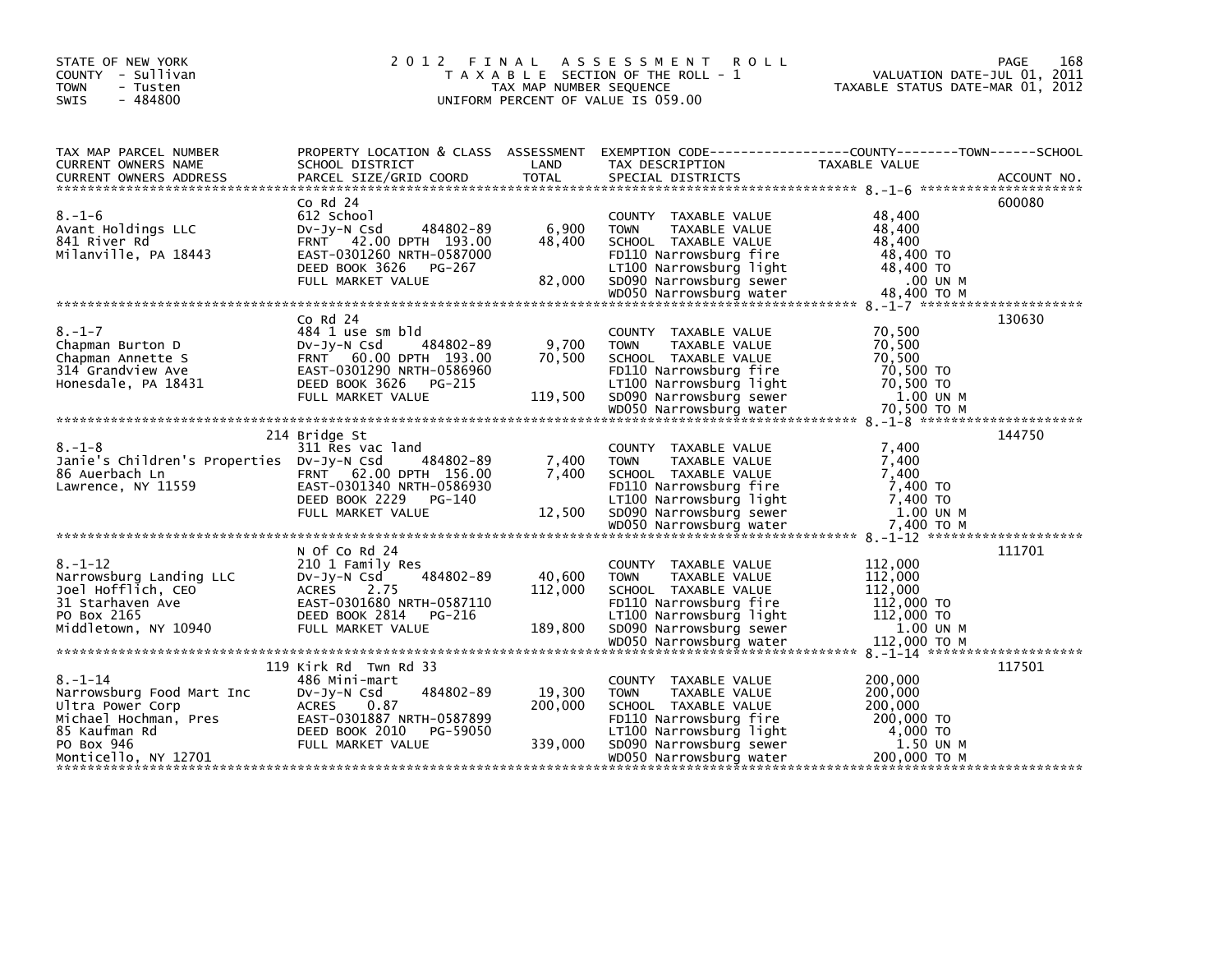STATE OF NEW YORK
COUNTY - Sullivan
TOWN - Tusten
SWIS - 484800

# 2012 FINAL ASSESSMENT ROLL

TAXABLE SECTION OF THE ROLL - 1
TAX MAP NUMBER SEQUENCE
UNIFORM PERCENT OF VALUE IS 059.00

VALUATION DATE-JUL 01, 2011
TAXABLE STATUS DATE-MAR 01, 2012

| TAX MAP PARCEL NUMBER / CURRENT OWNERS NAME / CURRENT OWNERS ADDRESS | PROPERTY LOCATION & CLASS / SCHOOL DISTRICT / PARCEL SIZE/GRID COORD | ASSESSMENT LAND | TOTAL | EXEMPTION CODE / TAX DESCRIPTION / SPECIAL DISTRICTS | TAXABLE VALUE | ACCOUNT NO. |
|---|---|---|---|---|---|---|
| **8.-1-6** | Co Rd 24 | | | | | 600080 |
| 8.-1-6 | 612 School | | | COUNTY TAXABLE VALUE | 48,400 | |
| Avant Holdings LLC | Dv-Jy-N Csd 484802-89 | 6,900 | | TOWN TAXABLE VALUE | 48,400 | |
| 841 River Rd | FRNT 42.00 DPTH 193.00 | | 48,400 | SCHOOL TAXABLE VALUE | 48,400 | |
| Milanville, PA 18443 | EAST-0301260 NRTH-0587000 | | | FD110 Narrowsburg fire | 48,400 TO | |
| | DEED BOOK 3626 PG-267 | | | LT100 Narrowsburg light | 48,400 TO | |
| | FULL MARKET VALUE | | 82,000 | SD090 Narrowsburg sewer | .00 UN M | |
| | | | | WD050 Narrowsburg water | 48,400 TO M | |
| **8.-1-7** | Co Rd 24 | | | | | 130630 |
| 8.-1-7 | 484 1 use sm bld | | | COUNTY TAXABLE VALUE | 70,500 | |
| Chapman Burton D | Dv-Jy-N Csd 484802-89 | 9,700 | | TOWN TAXABLE VALUE | 70,500 | |
| Chapman Annette S | FRNT 60.00 DPTH 193.00 | | 70,500 | SCHOOL TAXABLE VALUE | 70,500 | |
| 314 Grandview Ave | EAST-0301290 NRTH-0586960 | | | FD110 Narrowsburg fire | 70,500 TO | |
| Honesdale, PA 18431 | DEED BOOK 3626 PG-215 | | | LT100 Narrowsburg light | 70,500 TO | |
| | FULL MARKET VALUE | | 119,500 | SD090 Narrowsburg sewer | 1.00 UN M | |
| | | | | WD050 Narrowsburg water | 70,500 TO M | |
| **8.-1-8** | 214 Bridge St | | | | | 144750 |
| 8.-1-8 | 311 Res vac land | | | COUNTY TAXABLE VALUE | 7,400 | |
| Janie's Children's Properties | Dv-Jy-N Csd 484802-89 | 7,400 | | TOWN TAXABLE VALUE | 7,400 | |
| 86 Auerbach Ln | FRNT 62.00 DPTH 156.00 | | 7,400 | SCHOOL TAXABLE VALUE | 7,400 | |
| Lawrence, NY 11559 | EAST-0301340 NRTH-0586930 | | | FD110 Narrowsburg fire | 7,400 TO | |
| | DEED BOOK 2229 PG-140 | | | LT100 Narrowsburg light | 7,400 TO | |
| | FULL MARKET VALUE | | 12,500 | SD090 Narrowsburg sewer | 1.00 UN M | |
| | | | | WD050 Narrowsburg water | 7,400 TO M | |
| **8.-1-12** | N Of Co Rd 24 | | | | | 111701 |
| 8.-1-12 | 210 1 Family Res | | | COUNTY TAXABLE VALUE | 112,000 | |
| Narrowsburg Landing LLC | Dv-Jy-N Csd 484802-89 | 40,600 | | TOWN TAXABLE VALUE | 112,000 | |
| Joel Hofflich, CEO | ACRES 2.75 | | 112,000 | SCHOOL TAXABLE VALUE | 112,000 | |
| 31 Starhaven Ave | EAST-0301680 NRTH-0587110 | | | FD110 Narrowsburg fire | 112,000 TO | |
| PO Box 2165 | DEED BOOK 2814 PG-216 | | | LT100 Narrowsburg light | 112,000 TO | |
| Middletown, NY 10940 | FULL MARKET VALUE | | 189,800 | SD090 Narrowsburg sewer | 1.00 UN M | |
| | | | | WD050 Narrowsburg water | 112,000 TO M | |
| **8.-1-14** | 119 Kirk Rd Twn Rd 33 | | | | | 117501 |
| 8.-1-14 | 486 Mini-mart | | | COUNTY TAXABLE VALUE | 200,000 | |
| Narrowsburg Food Mart Inc | Dv-Jy-N Csd 484802-89 | 19,300 | | TOWN TAXABLE VALUE | 200,000 | |
| Ultra Power Corp | ACRES 0.87 | | 200,000 | SCHOOL TAXABLE VALUE | 200,000 | |
| Michael Hochman, Pres | EAST-0301887 NRTH-0587899 | | | FD110 Narrowsburg fire | 200,000 TO | |
| 85 Kaufman Rd | DEED BOOK 2010 PG-59050 | | | LT100 Narrowsburg light | 4,000 TO | |
| PO Box 946 | FULL MARKET VALUE | | 339,000 | SD090 Narrowsburg sewer | 1.50 UN M | |
| Monticello, NY 12701 | | | | WD050 Narrowsburg water | 200,000 TO M | |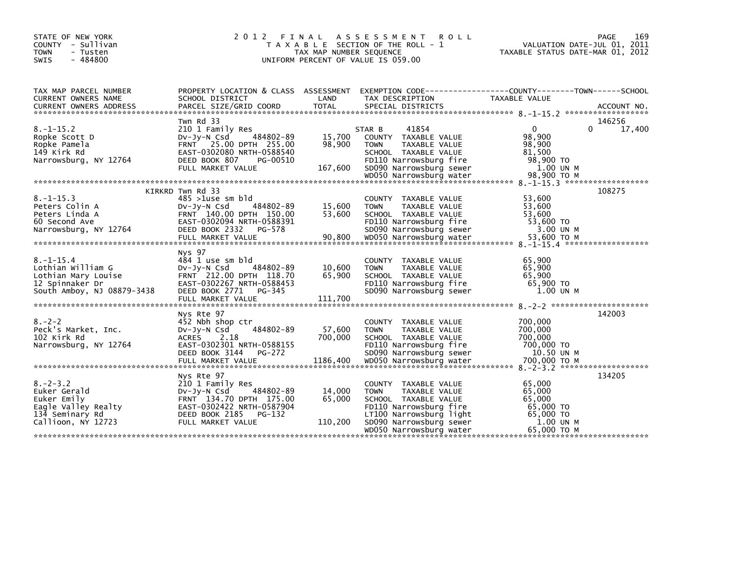STATE OF NEW YORK
COUNTY - Sullivan
TOWN - Tusten
SWIS - 484800

# 2012 FINAL ASSESSMENT ROLL

TAXABLE SECTION OF THE ROLL - 1
TAX MAP NUMBER SEQUENCE
UNIFORM PERCENT OF VALUE IS 059.00

VALUATION DATE-JUL 01, 2011
TAXABLE STATUS DATE-MAR 01, 2012

| TAX MAP PARCEL NUMBER / CURRENT OWNERS NAME / CURRENT OWNERS ADDRESS | PROPERTY LOCATION & CLASS / SCHOOL DISTRICT / PARCEL SIZE/GRID COORD | ASSESSMENT LAND / TOTAL | EXEMPTION CODE / TAX DESCRIPTION / SPECIAL DISTRICTS | COUNTY | TOWN | SCHOOL | ACCOUNT NO. |
|---|---|---|---|---|---|---|---|
| 8.-1-15.2 | Twn Rd 33 | | | | | | 146256 |
| Ropke Scott D | 210 1 Family Res | | STAR B 41854 | 0 | 0 | 17,400 | |
| Ropke Pamela | Dv-Jy-N Csd 484802-89 | 15,700 | COUNTY TAXABLE VALUE | 98,900 | | | |
| 149 Kirk Rd | FRNT 25.00 DPTH 255.00 | 98,900 | TOWN TAXABLE VALUE | | 98,900 | | |
| Narrowsburg, NY 12764 | EAST-0302080 NRTH-0588540 | | SCHOOL TAXABLE VALUE | | | 81,500 | |
| | DEED BOOK 807 PG-00510 | | FD110 Narrowsburg fire | 98,900 TO | | | |
| | FULL MARKET VALUE | 167,600 | SD090 Narrowsburg sewer | 1.00 UN M | | | |
| | | | WD050 Narrowsburg water | 98,900 TO M | | | |
| 8.-1-15.3 | KIRKRD Twn Rd 33 | | | | | | 108275 |
| Peters Colin A | 485 >1use sm bld | | COUNTY TAXABLE VALUE | 53,600 | | | |
| Peters Linda A | Dv-Jy-N Csd 484802-89 | 15,600 | TOWN TAXABLE VALUE | | 53,600 | | |
| 60 Second Ave | FRNT 140.00 DPTH 150.00 | 53,600 | SCHOOL TAXABLE VALUE | | | 53,600 | |
| Narrowsburg, NY 12764 | EAST-0302094 NRTH-0588391 | | FD110 Narrowsburg fire | 53,600 TO | | | |
| | DEED BOOK 2332 PG-578 | | SD090 Narrowsburg sewer | 3.00 UN M | | | |
| | FULL MARKET VALUE | 90,800 | WD050 Narrowsburg water | 53,600 TO M | | | |
| 8.-1-15.4 | Nys 97 | | | | | | |
| Lothian William G | 484 1 use sm bld | | COUNTY TAXABLE VALUE | 65,900 | | | |
| Lothian Mary Louise | Dv-Jy-N Csd 484802-89 | 10,600 | TOWN TAXABLE VALUE | | 65,900 | | |
| 12 Spinnaker Dr | FRNT 212.00 DPTH 118.70 | 65,900 | SCHOOL TAXABLE VALUE | | | 65,900 | |
| South Amboy, NJ 08879-3438 | EAST-0302267 NRTH-0588453 | | FD110 Narrowsburg fire | 65,900 TO | | | |
| | DEED BOOK 2771 PG-345 | | SD090 Narrowsburg sewer | 1.00 UN M | | | |
| | FULL MARKET VALUE | 111,700 | | | | | |
| 8.-2-2 | Nys Rte 97 | | | | | | 142003 |
| Peck's Market, Inc. | 452 Nbh shop ctr | | COUNTY TAXABLE VALUE | 700,000 | | | |
| 102 Kirk Rd | Dv-Jy-N Csd 484802-89 | 57,600 | TOWN TAXABLE VALUE | | 700,000 | | |
| Narrowsburg, NY 12764 | ACRES 2.18 | 700,000 | SCHOOL TAXABLE VALUE | | | 700,000 | |
| | EAST-0302301 NRTH-0588155 | | FD110 Narrowsburg fire | 700,000 TO | | | |
| | DEED BOOK 3144 PG-272 | | SD090 Narrowsburg sewer | 10.50 UN M | | | |
| | FULL MARKET VALUE | 1186,400 | WD050 Narrowsburg water | 700,000 TO M | | | |
| 8.-2-3.2 | Nys Rte 97 | | | | | | 134205 |
| Euker Gerald | 210 1 Family Res | | COUNTY TAXABLE VALUE | 65,000 | | | |
| Euker Emily | Dv-Jy-N Csd 484802-89 | 14,000 | TOWN TAXABLE VALUE | | 65,000 | | |
| Eagle Valley Realty | FRNT 134.70 DPTH 175.00 | 65,000 | SCHOOL TAXABLE VALUE | | | 65,000 | |
| 134 Seminary Rd | EAST-0302422 NRTH-0587904 | | FD110 Narrowsburg fire | 65,000 TO | | | |
| Callioon, NY 12723 | DEED BOOK 2185 PG-132 | | LT100 Narrowsburg light | 65,000 TO | | | |
| | FULL MARKET VALUE | 110,200 | SD090 Narrowsburg sewer | 1.00 UN M | | | |
| | | | WD050 Narrowsburg water | 65,000 TO M | | | |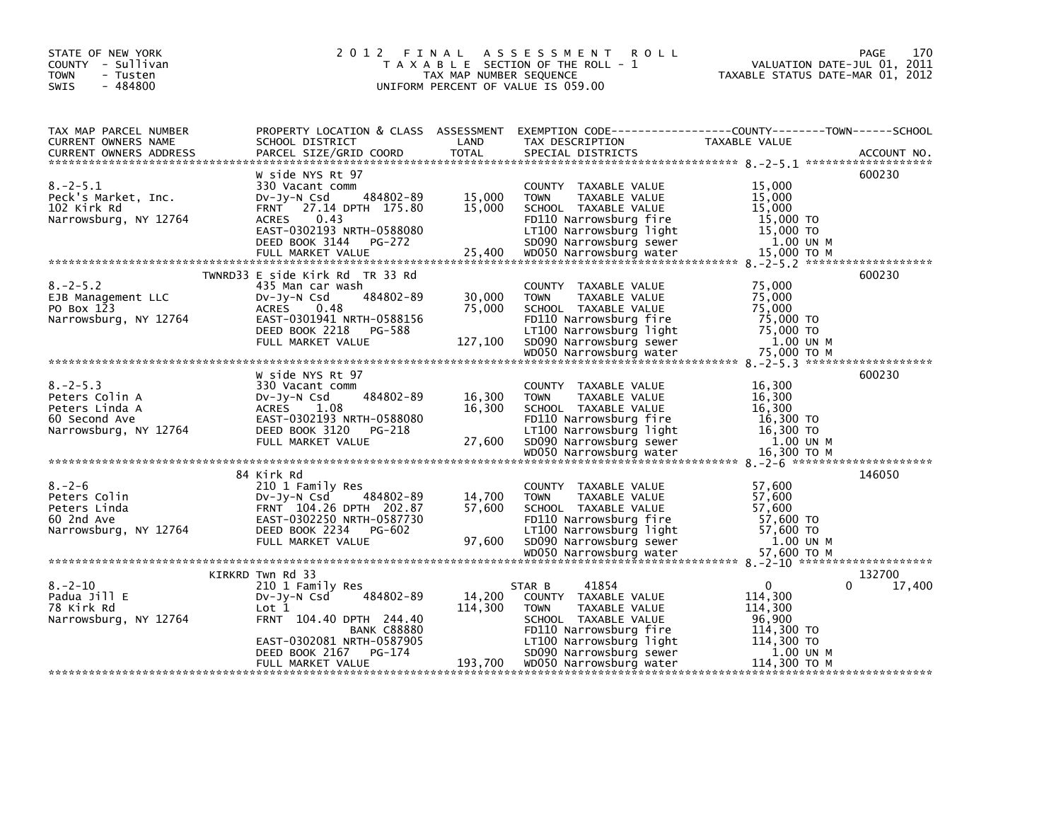STATE OF NEW YORK
COUNTY - Sullivan
TOWN - Tusten
SWIS - 484800

# 2012 FINAL ASSESSMENT ROLL
TAXABLE SECTION OF THE ROLL - 1
TAX MAP NUMBER SEQUENCE
UNIFORM PERCENT OF VALUE IS 059.00

VALUATION DATE-JUL 01, 2011
TAXABLE STATUS DATE-MAR 01, 2012

| TAX MAP PARCEL NUMBER / CURRENT OWNERS NAME / CURRENT OWNERS ADDRESS | PROPERTY LOCATION & CLASS / SCHOOL DISTRICT / PARCEL SIZE/GRID COORD | ASSESSMENT LAND / TOTAL | EXEMPTION CODE / TAX DESCRIPTION / SPECIAL DISTRICTS | COUNTY | TOWN | SCHOOL | ACCOUNT NO. |
|---|---|---|---|---|---|---|---|
| **8.-2-5.1** | W side NYS Rt 97 | | | | | | 600230 |
| Peck's Market, Inc. | 330 Vacant comm | | COUNTY TAXABLE VALUE | 15,000 | | | |
| 102 Kirk Rd | Dv-Jy-N Csd 484802-89 | 15,000 | TOWN TAXABLE VALUE | | 15,000 | | |
| Narrowsburg, NY 12764 | FRNT 27.14 DPTH 175.80 | 15,000 | SCHOOL TAXABLE VALUE | | | 15,000 | |
| | ACRES 0.43 | | FD110 Narrowsburg fire | 15,000 TO | | | |
| | EAST-0302193 NRTH-0588080 | | LT100 Narrowsburg light | 15,000 TO | | | |
| | DEED BOOK 3144 PG-272 | | SD090 Narrowsburg sewer | 1.00 UN M | | | |
| | FULL MARKET VALUE | 25,400 | WD050 Narrowsburg water | 15,000 TO M | | | |
| **8.-2-5.2** | TWNRD33 E side Kirk Rd TR 33 Rd | | | | | | 600230 |
| EJB Management LLC | 435 Man car wash | | COUNTY TAXABLE VALUE | 75,000 | | | |
| PO Box 123 | Dv-Jy-N Csd 484802-89 | 30,000 | TOWN TAXABLE VALUE | | 75,000 | | |
| Narrowsburg, NY 12764 | ACRES 0.48 | 75,000 | SCHOOL TAXABLE VALUE | | | 75,000 | |
| | EAST-0301941 NRTH-0588156 | | FD110 Narrowsburg fire | 75,000 TO | | | |
| | DEED BOOK 2218 PG-588 | | LT100 Narrowsburg light | 75,000 TO | | | |
| | FULL MARKET VALUE | 127,100 | SD090 Narrowsburg sewer | 1.00 UN M | | | |
| | | | WD050 Narrowsburg water | 75,000 TO M | | | |
| **8.-2-5.3** | W side NYS Rt 97 | | | | | | 600230 |
| Peters Colin A | 330 Vacant comm | | COUNTY TAXABLE VALUE | 16,300 | | | |
| Peters Linda A | Dv-Jy-N Csd 484802-89 | 16,300 | TOWN TAXABLE VALUE | | 16,300 | | |
| 60 Second Ave | ACRES 1.08 | 16,300 | SCHOOL TAXABLE VALUE | | | 16,300 | |
| Narrowsburg, NY 12764 | EAST-0302193 NRTH-0588080 | | FD110 Narrowsburg fire | 16,300 TO | | | |
| | DEED BOOK 3120 PG-218 | | LT100 Narrowsburg light | 16,300 TO | | | |
| | FULL MARKET VALUE | 27,600 | SD090 Narrowsburg sewer | 1.00 UN M | | | |
| | | | WD050 Narrowsburg water | 16,300 TO M | | | |
| **8.-2-6** | 84 Kirk Rd | | | | | | 146050 |
| Peters Colin | 210 1 Family Res | | COUNTY TAXABLE VALUE | 57,600 | | | |
| Peters Linda | Dv-Jy-N Csd 484802-89 | 14,700 | TOWN TAXABLE VALUE | | 57,600 | | |
| 60 2nd Ave | FRNT 104.26 DPTH 202.87 | 57,600 | SCHOOL TAXABLE VALUE | | | 57,600 | |
| Narrowsburg, NY 12764 | EAST-0302250 NRTH-0587730 | | FD110 Narrowsburg fire | 57,600 TO | | | |
| | DEED BOOK 2234 PG-602 | | LT100 Narrowsburg light | 57,600 TO | | | |
| | FULL MARKET VALUE | 97,600 | SD090 Narrowsburg sewer | 1.00 UN M | | | |
| | | | WD050 Narrowsburg water | 57,600 TO M | | | |
| **8.-2-10** | KIRKRD Twn Rd 33 | | | | | | 132700 |
| Padua Jill E | 210 1 Family Res | | STAR B 41854 | 0 | 0 | 17,400 | |
| 78 Kirk Rd | Dv-Jy-N Csd 484802-89 | 14,200 | COUNTY TAXABLE VALUE | 114,300 | | | |
| Narrowsburg, NY 12764 | Lot 1 | 114,300 | TOWN TAXABLE VALUE | | 114,300 | | |
| | FRNT 104.40 DPTH 244.40 | | SCHOOL TAXABLE VALUE | | | 96,900 | |
| | BANK C88880 | | FD110 Narrowsburg fire | 114,300 TO | | | |
| | EAST-0302081 NRTH-0587905 | | LT100 Narrowsburg light | 114,300 TO | | | |
| | DEED BOOK 2167 PG-174 | | SD090 Narrowsburg sewer | 1.00 UN M | | | |
| | FULL MARKET VALUE | 193,700 | WD050 Narrowsburg water | 114,300 TO M | | | |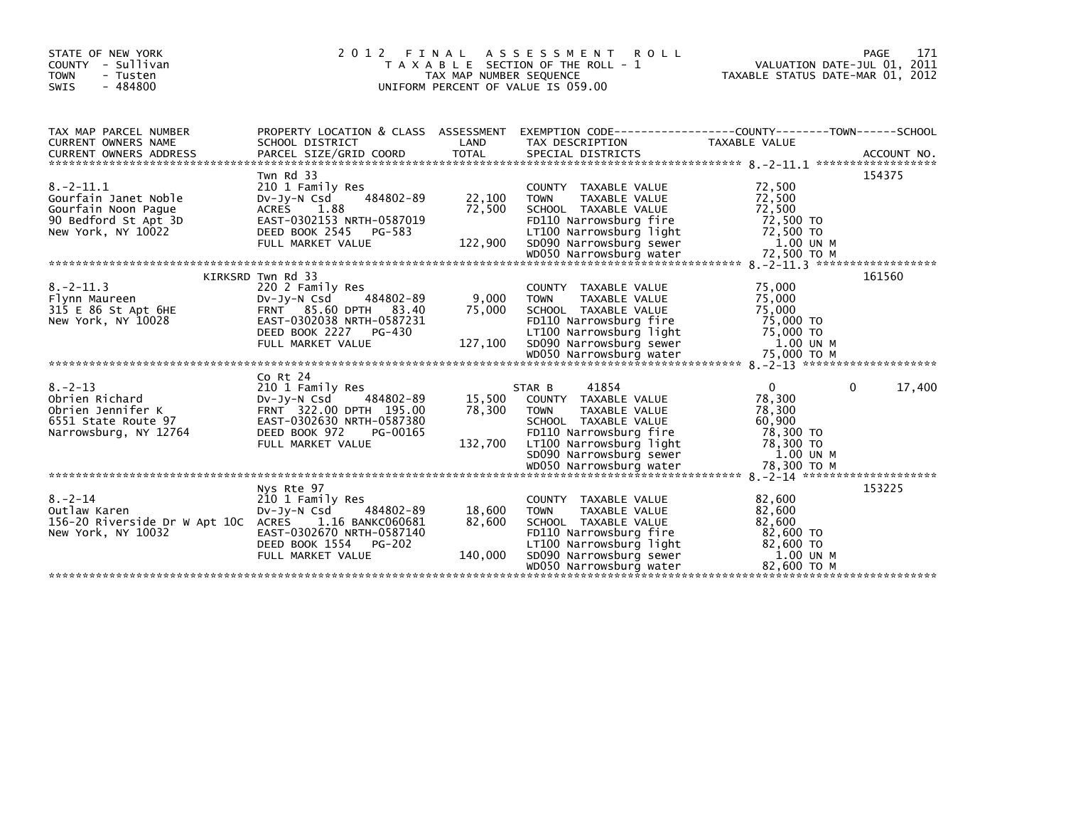STATE OF NEW YORK
COUNTY - Sullivan
TOWN - Tusten
SWIS - 484800

# 2012 FINAL ASSESSMENT ROLL

TAXABLE SECTION OF THE ROLL - 1
TAX MAP NUMBER SEQUENCE
UNIFORM PERCENT OF VALUE IS 059.00

VALUATION DATE-JUL 01, 2011
TAXABLE STATUS DATE-MAR 01, 2012

| TAX MAP PARCEL NUMBER / CURRENT OWNERS NAME / CURRENT OWNERS ADDRESS | PROPERTY LOCATION & CLASS / SCHOOL DISTRICT / PARCEL SIZE/GRID COORD | ASSESSMENT LAND / TOTAL | EXEMPTION CODE / TAX DESCRIPTION / SPECIAL DISTRICTS | COUNTY / TOWN / SCHOOL TAXABLE VALUE | ACCOUNT NO. |
|---|---|---|---|---|---|
| 8.-2-11.1 | Twn Rd 33 | | | | 154375 |
| Gourfain Janet Noble | 210 1 Family Res | | COUNTY TAXABLE VALUE | 72,500 | |
| Gourfain Noon Pague | Dv-Jy-N Csd 484802-89 | 22,100 | TOWN TAXABLE VALUE | 72,500 | |
| 90 Bedford St Apt 3D | ACRES 1.88 | 72,500 | SCHOOL TAXABLE VALUE | 72,500 | |
| New York, NY 10022 | EAST-0302153 NRTH-0587019 | | FD110 Narrowsburg fire | 72,500 TO | |
| | DEED BOOK 2545 PG-583 | | LT100 Narrowsburg light | 72,500 TO | |
| | FULL MARKET VALUE | 122,900 | SD090 Narrowsburg sewer | 1.00 UN M | |
| | | | WD050 Narrowsburg water | 72,500 TO M | |
| 8.-2-11.3 | KIRKSRD Twn Rd 33 | | | | 161560 |
| Flynn Maureen | 220 2 Family Res | | COUNTY TAXABLE VALUE | 75,000 | |
| 315 E 86 St Apt 6HE | Dv-Jy-N Csd 484802-89 | 9,000 | TOWN TAXABLE VALUE | 75,000 | |
| New York, NY 10028 | FRNT 85.60 DPTH 83.40 | 75,000 | SCHOOL TAXABLE VALUE | 75,000 | |
| | EAST-0302038 NRTH-0587231 | | FD110 Narrowsburg fire | 75,000 TO | |
| | DEED BOOK 2227 PG-430 | | LT100 Narrowsburg light | 75,000 TO | |
| | FULL MARKET VALUE | 127,100 | SD090 Narrowsburg sewer | 1.00 UN M | |
| | | | WD050 Narrowsburg water | 75,000 TO M | |
| 8.-2-13 | Co Rt 24 | | | | |
| Obrien Richard | 210 1 Family Res | | STAR B 41854 | 0 0 17,400 | |
| Obrien Jennifer K | Dv-Jy-N Csd 484802-89 | 15,500 | COUNTY TAXABLE VALUE | 78,300 | |
| 6551 State Route 97 | FRNT 322.00 DPTH 195.00 | 78,300 | TOWN TAXABLE VALUE | 78,300 | |
| Narrowsburg, NY 12764 | EAST-0302630 NRTH-0587380 | | SCHOOL TAXABLE VALUE | 60,900 | |
| | DEED BOOK 972 PG-00165 | | FD110 Narrowsburg fire | 78,300 TO | |
| | FULL MARKET VALUE | 132,700 | LT100 Narrowsburg light | 78,300 TO | |
| | | | SD090 Narrowsburg sewer | 1.00 UN M | |
| | | | WD050 Narrowsburg water | 78,300 TO M | |
| 8.-2-14 | Nys Rte 97 | | | | 153225 |
| Outlaw Karen | 210 1 Family Res | | COUNTY TAXABLE VALUE | 82,600 | |
| 156-20 Riverside Dr W Apt 10C | Dv-Jy-N Csd 484802-89 | 18,600 | TOWN TAXABLE VALUE | 82,600 | |
| New York, NY 10032 | ACRES 1.16 BANKC060681 | 82,600 | SCHOOL TAXABLE VALUE | 82,600 | |
| | EAST-0302670 NRTH-0587140 | | FD110 Narrowsburg fire | 82,600 TO | |
| | DEED BOOK 1554 PG-202 | | LT100 Narrowsburg light | 82,600 TO | |
| | FULL MARKET VALUE | 140,000 | SD090 Narrowsburg sewer | 1.00 UN M | |
| | | | WD050 Narrowsburg water | 82,600 TO M | |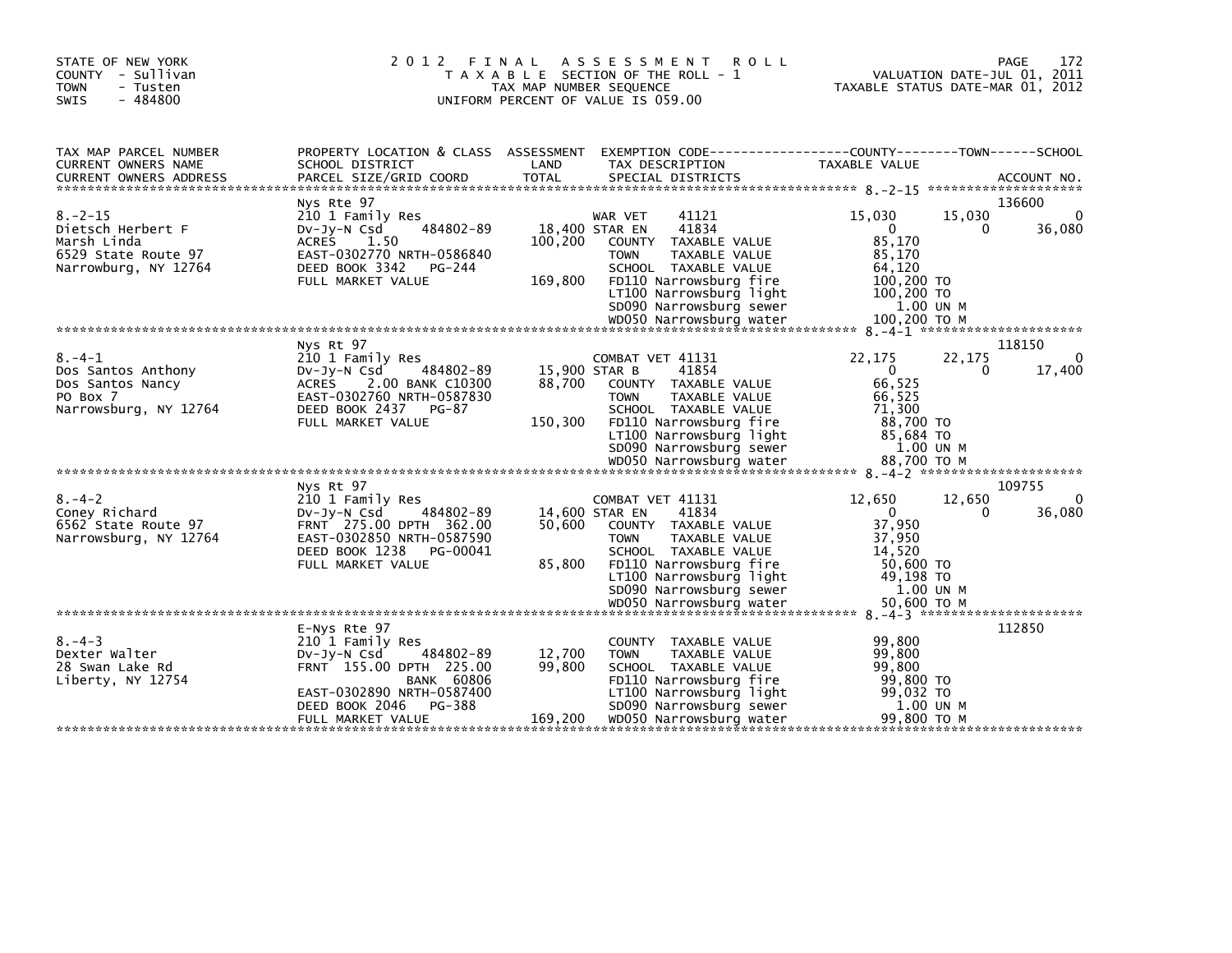STATE OF NEW YORK
COUNTY - Sullivan
TOWN - Tusten
SWIS - 484800

2012 FINAL ASSESSMENT ROLL
TAXABLE SECTION OF THE ROLL - 1
TAX MAP NUMBER SEQUENCE
UNIFORM PERCENT OF VALUE IS 059.00

VALUATION DATE-JUL 01, 2011
TAXABLE STATUS DATE-MAR 01, 2012

| TAX MAP PARCEL NUMBER / CURRENT OWNERS NAME / CURRENT OWNERS ADDRESS | PROPERTY LOCATION & CLASS / SCHOOL DISTRICT / PARCEL SIZE/GRID COORD | ASSESSMENT LAND / TOTAL | EXEMPTION CODE / TAX DESCRIPTION / SPECIAL DISTRICTS | COUNTY TAXABLE VALUE | TOWN | SCHOOL | ACCOUNT NO. |
|---|---|---|---|---|---|---|---|
| 8.-2-15 | Nys Rte 97 | | | | | | 136600 |
| | 210 1 Family Res | | WAR VET 41121 | 15,030 | 15,030 | 0 | |
| Dietsch Herbert F | Dv-Jy-N Csd 484802-89 | 18,400 | STAR EN 41834 | 0 | 0 | 36,080 | |
| Marsh Linda | ACRES 1.50 | 100,200 | COUNTY TAXABLE VALUE | 85,170 | | | |
| 6529 State Route 97 | EAST-0302770 NRTH-0586840 | | TOWN TAXABLE VALUE | 85,170 | | | |
| Narrowburg, NY 12764 | DEED BOOK 3342 PG-244 | | SCHOOL TAXABLE VALUE | 64,120 | | | |
| | FULL MARKET VALUE | 169,800 | FD110 Narrowsburg fire | 100,200 TO | | | |
| | | | LT100 Narrowsburg light | 100,200 TO | | | |
| | | | SD090 Narrowsburg sewer | 1.00 UN M | | | |
| | | | WD050 Narrowsburg water | 100,200 TO M | | | |
| 8.-4-1 | Nys Rt 97 | | | | | | 118150 |
| | 210 1 Family Res | | COMBAT VET 41131 | 22,175 | 22,175 | 0 | |
| Dos Santos Anthony | Dv-Jy-N Csd 484802-89 | 15,900 | STAR B 41854 | 0 | 0 | 17,400 | |
| Dos Santos Nancy | ACRES 2.00 BANK C10300 | 88,700 | COUNTY TAXABLE VALUE | 66,525 | | | |
| PO Box 7 | EAST-0302760 NRTH-0587830 | | TOWN TAXABLE VALUE | 66,525 | | | |
| Narrowsburg, NY 12764 | DEED BOOK 2437 PG-87 | | SCHOOL TAXABLE VALUE | 71,300 | | | |
| | FULL MARKET VALUE | 150,300 | FD110 Narrowsburg fire | 88,700 TO | | | |
| | | | LT100 Narrowsburg light | 85,684 TO | | | |
| | | | SD090 Narrowsburg sewer | 1.00 UN M | | | |
| | | | WD050 Narrowsburg water | 88,700 TO M | | | |
| 8.-4-2 | Nys Rt 97 | | | | | | 109755 |
| | 210 1 Family Res | | COMBAT VET 41131 | 12,650 | 12,650 | 0 | |
| Coney Richard | Dv-Jy-N Csd 484802-89 | 14,600 | STAR EN 41834 | 0 | 0 | 36,080 | |
| 6562 State Route 97 | FRNT 275.00 DPTH 362.00 | 50,600 | COUNTY TAXABLE VALUE | 37,950 | | | |
| Narrowsburg, NY 12764 | EAST-0302850 NRTH-0587590 | | TOWN TAXABLE VALUE | 37,950 | | | |
| | DEED BOOK 1238 PG-00041 | | SCHOOL TAXABLE VALUE | 14,520 | | | |
| | FULL MARKET VALUE | 85,800 | FD110 Narrowsburg fire | 50,600 TO | | | |
| | | | LT100 Narrowsburg light | 49,198 TO | | | |
| | | | SD090 Narrowsburg sewer | 1.00 UN M | | | |
| | | | WD050 Narrowsburg water | 50,600 TO M | | | |
| 8.-4-3 | E-Nys Rte 97 | | | | | | 112850 |
| | 210 1 Family Res | | COUNTY TAXABLE VALUE | 99,800 | | | |
| Dexter Walter | Dv-Jy-N Csd 484802-89 | 12,700 | TOWN TAXABLE VALUE | 99,800 | | | |
| 28 Swan Lake Rd | FRNT 155.00 DPTH 225.00 | 99,800 | SCHOOL TAXABLE VALUE | 99,800 | | | |
| Liberty, NY 12754 | BANK 60806 | | FD110 Narrowsburg fire | 99,800 TO | | | |
| | EAST-0302890 NRTH-0587400 | | LT100 Narrowsburg light | 99,032 TO | | | |
| | DEED BOOK 2046 PG-388 | | SD090 Narrowsburg sewer | 1.00 UN M | | | |
| | FULL MARKET VALUE | 169,200 | WD050 Narrowsburg water | 99,800 TO M | | | |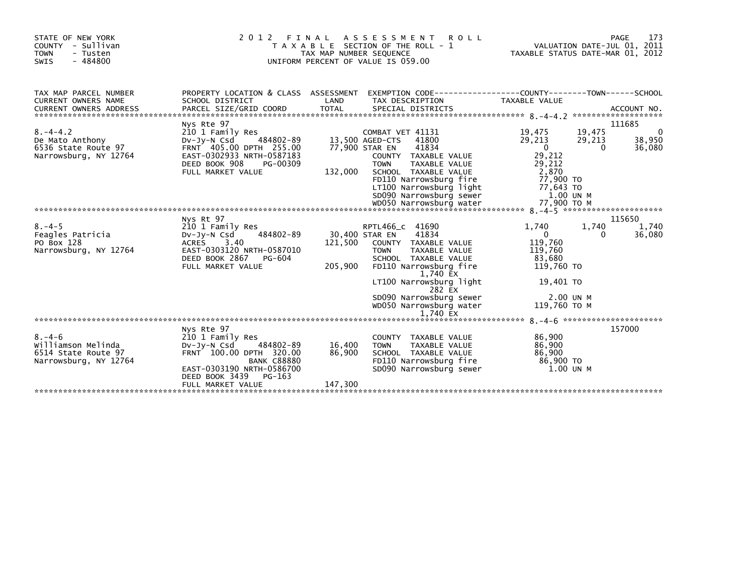STATE OF NEW YORK
COUNTY - Sullivan
TOWN - Tusten
SWIS - 484800

# 2012 FINAL ASSESSMENT ROLL

TAXABLE SECTION OF THE ROLL - 1
TAX MAP NUMBER SEQUENCE
UNIFORM PERCENT OF VALUE IS 059.00

VALUATION DATE-JUL 01, 2011
TAXABLE STATUS DATE-MAR 01, 2012

| TAX MAP PARCEL NUMBER / CURRENT OWNERS NAME / CURRENT OWNERS ADDRESS | PROPERTY LOCATION & CLASS / SCHOOL DISTRICT / PARCEL SIZE/GRID COORD | ASSESSMENT LAND / TOTAL | EXEMPTION CODE / TAX DESCRIPTION / SPECIAL DISTRICTS | COUNTY TAXABLE VALUE | TOWN | SCHOOL / ACCOUNT NO. |
|---|---|---|---|---|---|---|
| **8.-4-4.2** | Nys Rte 97 | | | | | 111685 |
| 8.-4-4.2 | 210 1 Family Res | | COMBAT VET 41131 | 19,475 | 19,475 | 0 |
| De Mato Anthony | Dv-Jy-N Csd 484802-89 | 13,500 | AGED-CTS 41800 | 29,213 | 29,213 | 38,950 |
| 6536 State Route 97 | FRNT 405.00 DPTH 255.00 | 77,900 | STAR EN 41834 | 0 | 0 | 36,080 |
| Narrowsburg, NY 12764 | EAST-0302933 NRTH-0587183 | | COUNTY TAXABLE VALUE | 29,212 | | |
| | DEED BOOK 908 PG-00309 | | TOWN TAXABLE VALUE | 29,212 | | |
| | FULL MARKET VALUE | 132,000 | SCHOOL TAXABLE VALUE | 2,870 | | |
| | | | FD110 Narrowsburg fire | 77,900 TO | | |
| | | | LT100 Narrowsburg light | 77,643 TO | | |
| | | | SD090 Narrowsburg sewer | 1.00 UN M | | |
| | | | WD050 Narrowsburg water | 77,900 TO M | | |
| **8.-4-5** | Nys Rt 97 | | | | | 115650 |
| 8.-4-5 | 210 1 Family Res | | RPTL466_c 41690 | 1,740 | 1,740 | 1,740 |
| Feagles Patricia | Dv-Jy-N Csd 484802-89 | 30,400 | STAR EN 41834 | 0 | 0 | 36,080 |
| PO Box 128 | ACRES 3.40 | 121,500 | COUNTY TAXABLE VALUE | 119,760 | | |
| Narrowsburg, NY 12764 | EAST-0303120 NRTH-0587010 | | TOWN TAXABLE VALUE | 119,760 | | |
| | DEED BOOK 2867 PG-604 | | SCHOOL TAXABLE VALUE | 83,680 | | |
| | FULL MARKET VALUE | 205,900 | FD110 Narrowsburg fire 1,740 EX | 119,760 TO | | |
| | | | LT100 Narrowsburg light 282 EX | 19,401 TO | | |
| | | | SD090 Narrowsburg sewer | 2.00 UN M | | |
| | | | WD050 Narrowsburg water 1,740 EX | 119,760 TO M | | |
| **8.-4-6** | Nys Rte 97 | | | | | 157000 |
| 8.-4-6 | 210 1 Family Res | | COUNTY TAXABLE VALUE | 86,900 | | |
| Williamson Melinda | Dv-Jy-N Csd 484802-89 | 16,400 | TOWN TAXABLE VALUE | 86,900 | | |
| 6514 State Route 97 | FRNT 100.00 DPTH 320.00 | 86,900 | SCHOOL TAXABLE VALUE | 86,900 | | |
| Narrowsburg, NY 12764 | BANK C88880 | | FD110 Narrowsburg fire | 86,900 TO | | |
| | EAST-0303190 NRTH-0586700 | | SD090 Narrowsburg sewer | 1.00 UN M | | |
| | DEED BOOK 3439 PG-163 | | | | | |
| | FULL MARKET VALUE | 147,300 | | | | |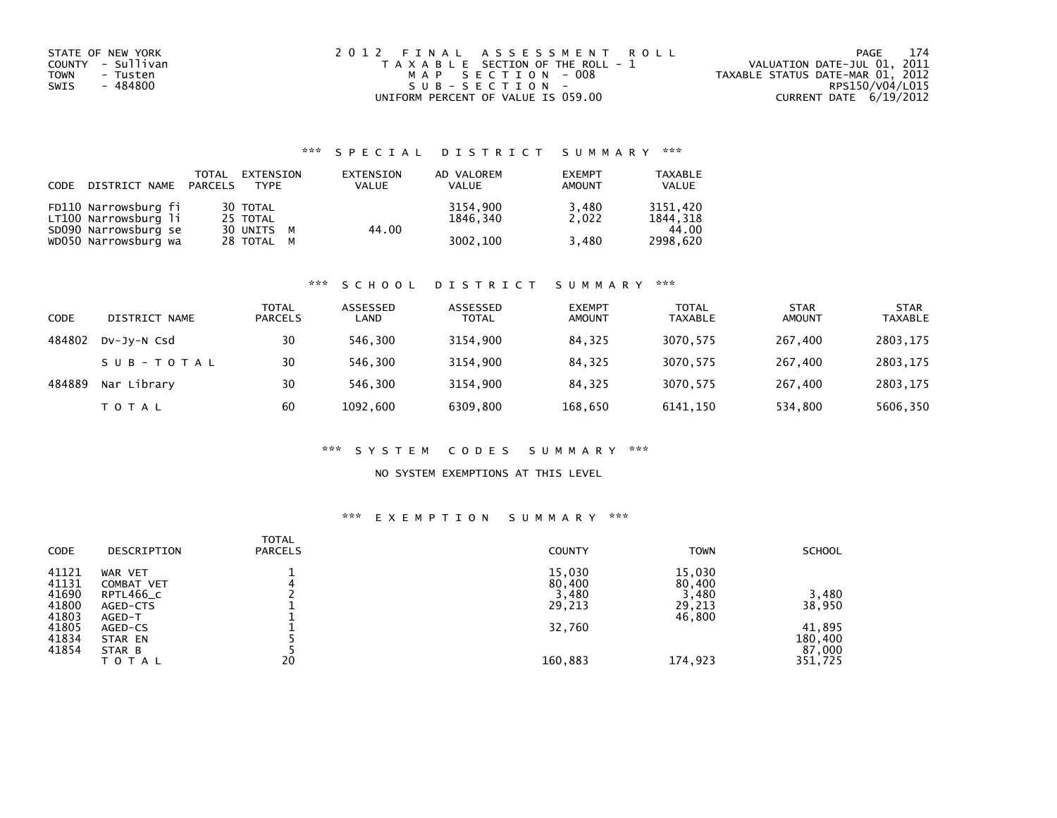STATE OF NEW YORK
COUNTY - Sullivan
TOWN - Tusten
SWIS - 484800

2012 FINAL ASSESSMENT ROLL
TAXABLE SECTION OF THE ROLL - 1
MAP SECTION - 008
SUB-SECTION -
UNIFORM PERCENT OF VALUE IS 059.00

VALUATION DATE-JUL 01, 2011
TAXABLE STATUS DATE-MAR 01, 2012
RPS150/V04/L015
CURRENT DATE 6/19/2012

### *** SPECIAL DISTRICT SUMMARY ***

| CODE | DISTRICT NAME | TOTAL PARCELS | EXTENSION TYPE | EXTENSION VALUE | AD VALOREM VALUE | EXEMPT AMOUNT | TAXABLE VALUE |
|---|---|---|---|---|---|---|---|
| FD110 | Narrowsburg fi | 30 | TOTAL | | 3154,900 | 3,480 | 3151,420 |
| LT100 | Narrowsburg li | 25 | TOTAL | | 1846,340 | 2,022 | 1844,318 |
| SD090 | Narrowsburg se | 30 | UNITS M | 44.00 | | | 44.00 |
| WD050 | Narrowsburg wa | 28 | TOTAL M | | 3002,100 | 3,480 | 2998,620 |

### *** SCHOOL DISTRICT SUMMARY ***

| CODE | DISTRICT NAME | TOTAL PARCELS | ASSESSED LAND | ASSESSED TOTAL | EXEMPT AMOUNT | TOTAL TAXABLE | STAR AMOUNT | STAR TAXABLE |
|---|---|---|---|---|---|---|---|---|
| 484802 | Dv-Jy-N Csd | 30 | 546,300 | 3154,900 | 84,325 | 3070,575 | 267,400 | 2803,175 |
| | SUB-TOTAL | 30 | 546,300 | 3154,900 | 84,325 | 3070,575 | 267,400 | 2803,175 |
| 484889 | Nar Library | 30 | 546,300 | 3154,900 | 84,325 | 3070,575 | 267,400 | 2803,175 |
| | TOTAL | 60 | 1092,600 | 6309,800 | 168,650 | 6141,150 | 534,800 | 5606,350 |

### *** SYSTEM CODES SUMMARY ***

NO SYSTEM EXEMPTIONS AT THIS LEVEL

### *** EXEMPTION SUMMARY ***

| CODE | DESCRIPTION | TOTAL PARCELS | COUNTY | TOWN | SCHOOL |
|---|---|---|---|---|---|
| 41121 | WAR VET | 1 | 15,030 | 15,030 | |
| 41131 | COMBAT VET | 4 | 80,400 | 80,400 | |
| 41690 | RPTL466_c | 2 | 3,480 | 3,480 | 3,480 |
| 41800 | AGED-CTS | 1 | 29,213 | 29,213 | 38,950 |
| 41803 | AGED-T | 1 | | 46,800 | |
| 41805 | AGED-CS | 1 | 32,760 | | 41,895 |
| 41834 | STAR EN | 5 | | | 180,400 |
| 41854 | STAR B | 5 | | | 87,000 |
| | TOTAL | 20 | 160,883 | 174,923 | 351,725 |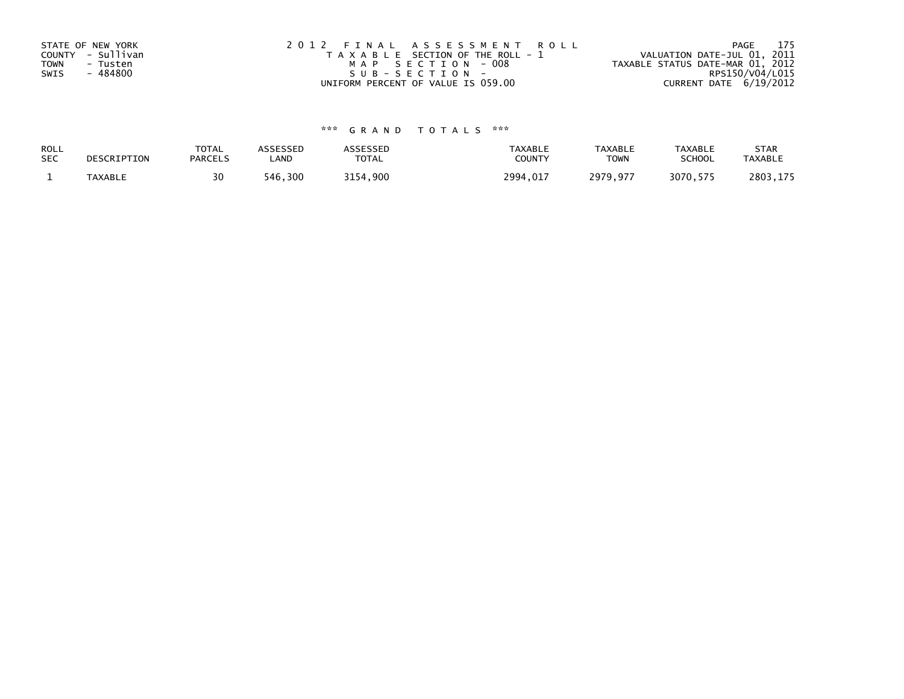STATE OF NEW YORK
COUNTY - Sullivan
TOWN - Tusten
SWIS - 484800

2 0 1 2 F I N A L A S S E S S M E N T R O L L
T A X A B L E SECTION OF THE ROLL - 1
M A P S E C T I O N - 008
S U B - S E C T I O N -
UNIFORM PERCENT OF VALUE IS 059.00

VALUATION DATE-JUL 01, 2011
TAXABLE STATUS DATE-MAR 01, 2012
RPS150/V04/L015
CURRENT DATE 6/19/2012

### \*\*\* G R A N D T O T A L S \*\*\*

| ROLL SEC | DESCRIPTION | TOTAL PARCELS | ASSESSED LAND | ASSESSED TOTAL | TAXABLE COUNTY | TAXABLE TOWN | TAXABLE SCHOOL | STAR TAXABLE |
|---|---|---|---|---|---|---|---|---|
| 1 | TAXABLE | 30 | 546,300 | 3154,900 | 2994,017 | 2979,977 | 3070,575 | 2803,175 |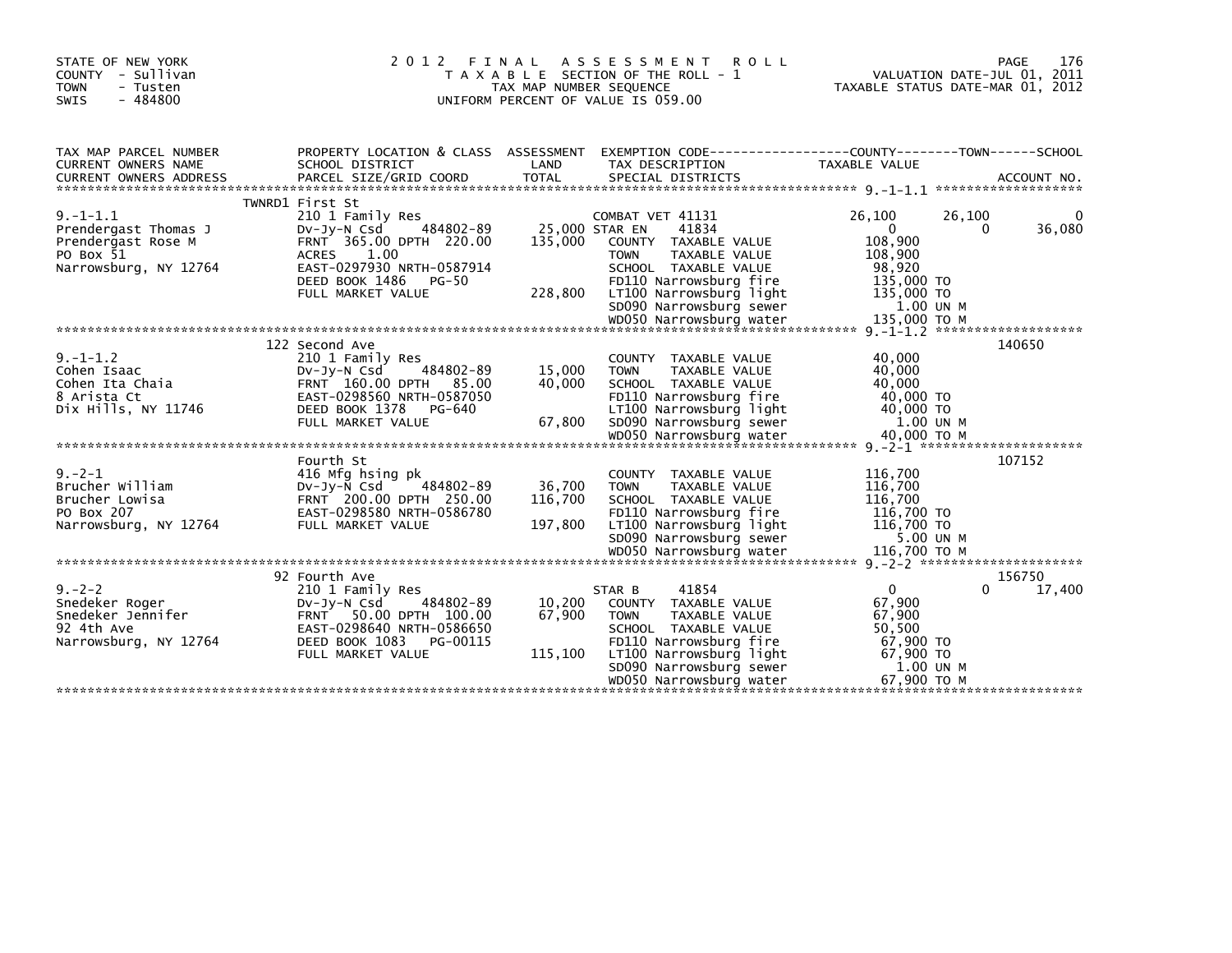STATE OF NEW YORK
COUNTY - Sullivan
TOWN - Tusten
SWIS - 484800

2012 FINAL ASSESSMENT ROLL
TAXABLE SECTION OF THE ROLL - 1
TAX MAP NUMBER SEQUENCE
UNIFORM PERCENT OF VALUE IS 059.00

VALUATION DATE-JUL 01, 2011
TAXABLE STATUS DATE-MAR 01, 2012

| TAX MAP PARCEL NUMBER / CURRENT OWNERS NAME / CURRENT OWNERS ADDRESS | PROPERTY LOCATION & CLASS / SCHOOL DISTRICT / PARCEL SIZE/GRID COORD | ASSESSMENT LAND / TOTAL | EXEMPTION CODE / TAX DESCRIPTION / SPECIAL DISTRICTS | COUNTY TAXABLE VALUE | TOWN | SCHOOL | ACCOUNT NO. |
|---|---|---|---|---|---|---|---|
| **9.-1-1.1** | TWNRD1 First St | | | | | | |
| 9.-1-1.1 | 210 1 Family Res | | COMBAT VET 41131 | 26,100 | 26,100 | 0 | |
| Prendergast Thomas J | Dv-Jy-N Csd 484802-89 | 25,000 | STAR EN 41834 | 0 | 0 | 36,080 | |
| Prendergast Rose M | FRNT 365.00 DPTH 220.00 | 135,000 | COUNTY TAXABLE VALUE | 108,900 | | | |
| PO Box 51 | ACRES 1.00 | | TOWN TAXABLE VALUE | 108,900 | | | |
| Narrowsburg, NY 12764 | EAST-0297930 NRTH-0587914 | | SCHOOL TAXABLE VALUE | 98,920 | | | |
| | DEED BOOK 1486 PG-50 | | FD110 Narrowsburg fire | 135,000 TO | | | |
| | FULL MARKET VALUE | 228,800 | LT100 Narrowsburg light | 135,000 TO | | | |
| | | | SD090 Narrowsburg sewer | 1.00 UN M | | | |
| | | | WD050 Narrowsburg water | 135,000 TO M | | | |
| **9.-1-1.2** | 122 Second Ave | | | | | | 140650 |
| 9.-1-1.2 | 210 1 Family Res | | COUNTY TAXABLE VALUE | 40,000 | | | |
| Cohen Isaac | Dv-Jy-N Csd 484802-89 | 15,000 | TOWN TAXABLE VALUE | 40,000 | | | |
| Cohen Ita Chaia | FRNT 160.00 DPTH 85.00 | 40,000 | SCHOOL TAXABLE VALUE | 40,000 | | | |
| 8 Arista Ct | EAST-0298560 NRTH-0587050 | | FD110 Narrowsburg fire | 40,000 TO | | | |
| Dix Hills, NY 11746 | DEED BOOK 1378 PG-640 | | LT100 Narrowsburg light | 40,000 TO | | | |
| | FULL MARKET VALUE | 67,800 | SD090 Narrowsburg sewer | 1.00 UN M | | | |
| | | | WD050 Narrowsburg water | 40,000 TO M | | | |
| **9.-2-1** | Fourth St | | | | | | 107152 |
| 9.-2-1 | 416 Mfg hsing pk | | COUNTY TAXABLE VALUE | 116,700 | | | |
| Brucher William | Dv-Jy-N Csd 484802-89 | 36,700 | TOWN TAXABLE VALUE | 116,700 | | | |
| Brucher Lowisa | FRNT 200.00 DPTH 250.00 | 116,700 | SCHOOL TAXABLE VALUE | 116,700 | | | |
| PO Box 207 | EAST-0298580 NRTH-0586780 | | FD110 Narrowsburg fire | 116,700 TO | | | |
| Narrowsburg, NY 12764 | FULL MARKET VALUE | 197,800 | LT100 Narrowsburg light | 116,700 TO | | | |
| | | | SD090 Narrowsburg sewer | 5.00 UN M | | | |
| | | | WD050 Narrowsburg water | 116,700 TO M | | | |
| **9.-2-2** | 92 Fourth Ave | | | | | | 156750 |
| 9.-2-2 | 210 1 Family Res | | STAR B 41854 | 0 | 0 | 17,400 | |
| Snedeker Roger | Dv-Jy-N Csd 484802-89 | 10,200 | COUNTY TAXABLE VALUE | 67,900 | | | |
| Snedeker Jennifer | FRNT 50.00 DPTH 100.00 | 67,900 | TOWN TAXABLE VALUE | 67,900 | | | |
| 92 4th Ave | EAST-0298640 NRTH-0586650 | | SCHOOL TAXABLE VALUE | 50,500 | | | |
| Narrowsburg, NY 12764 | DEED BOOK 1083 PG-00115 | | FD110 Narrowsburg fire | 67,900 TO | | | |
| | FULL MARKET VALUE | 115,100 | LT100 Narrowsburg light | 67,900 TO | | | |
| | | | SD090 Narrowsburg sewer | 1.00 UN M | | | |
| | | | WD050 Narrowsburg water | 67,900 TO M | | | |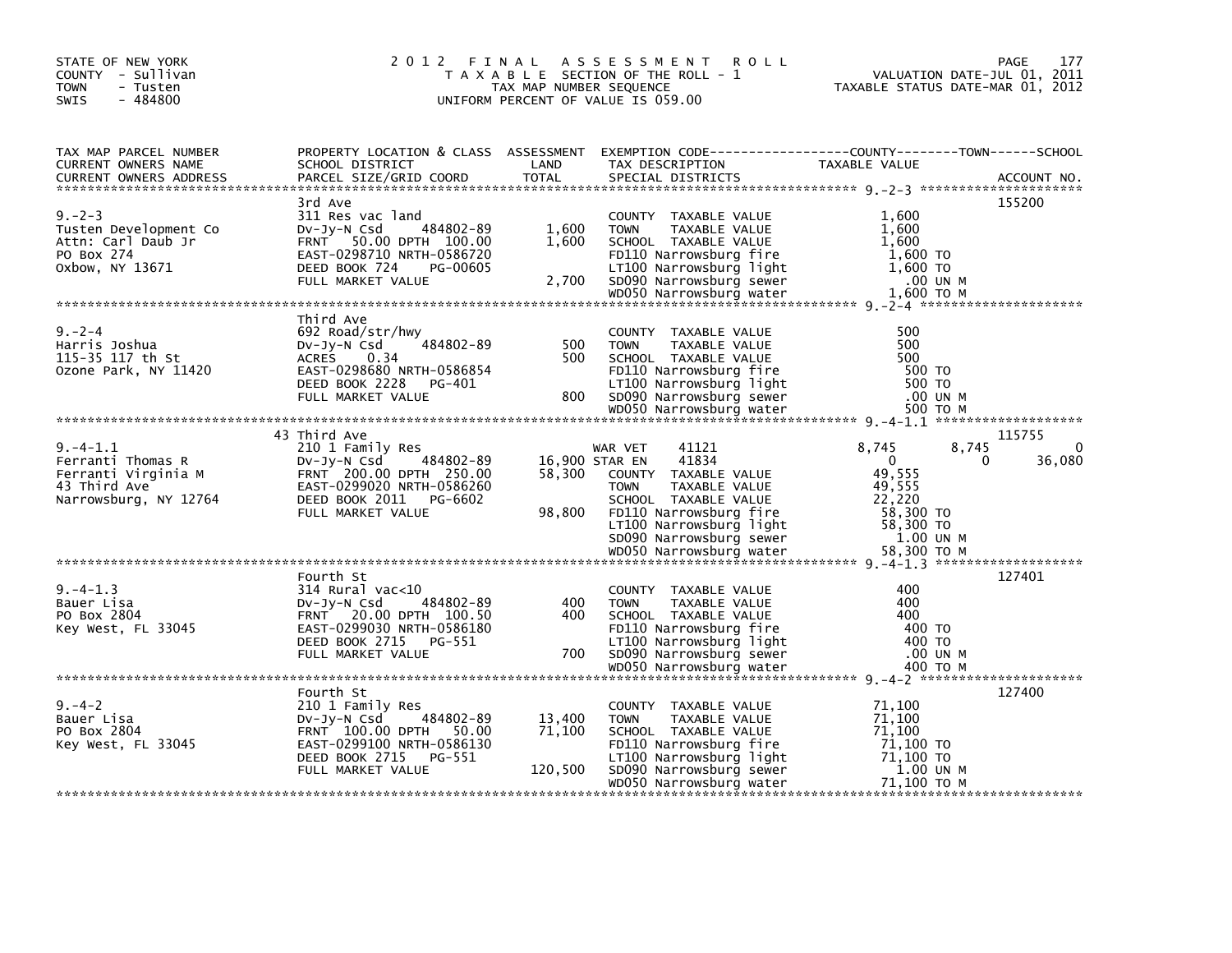STATE OF NEW YORK
COUNTY - Sullivan
TOWN - Tusten
SWIS - 484800

# 2012 FINAL ASSESSMENT ROLL
TAXABLE SECTION OF THE ROLL - 1
TAX MAP NUMBER SEQUENCE
UNIFORM PERCENT OF VALUE IS 059.00

VALUATION DATE-JUL 01, 2011
TAXABLE STATUS DATE-MAR 01, 2012

| TAX MAP PARCEL NUMBER / CURRENT OWNERS NAME / CURRENT OWNERS ADDRESS | PROPERTY LOCATION & CLASS / SCHOOL DISTRICT / PARCEL SIZE/GRID COORD | ASSESSMENT LAND / TOTAL | EXEMPTION CODE / TAX DESCRIPTION / SPECIAL DISTRICTS | COUNTY TAXABLE VALUE | TOWN | SCHOOL / ACCOUNT NO. |
|---|---|---|---|---|---|---|
| 9.-2-3 | 3rd Ave | | | | | 155200 |
| | 311 Res vac land | | COUNTY TAXABLE VALUE | 1,600 | | |
| Tusten Development Co | Dv-Jy-N Csd 484802-89 | 1,600 | TOWN TAXABLE VALUE | 1,600 | | |
| Attn: Carl Daub Jr | FRNT 50.00 DPTH 100.00 | 1,600 | SCHOOL TAXABLE VALUE | 1,600 | | |
| PO Box 274 | EAST-0298710 NRTH-0586720 | | FD110 Narrowsburg fire | 1,600 TO | | |
| Oxbow, NY 13671 | DEED BOOK 724 PG-00605 | | LT100 Narrowsburg light | 1,600 TO | | |
| | FULL MARKET VALUE | 2,700 | SD090 Narrowsburg sewer | .00 UN M | | |
| | | | WD050 Narrowsburg water | 1,600 TO M | | |
| 9.-2-4 | Third Ave | | | | | |
| | 692 Road/str/hwy | | COUNTY TAXABLE VALUE | 500 | | |
| Harris Joshua | Dv-Jy-N Csd 484802-89 | 500 | TOWN TAXABLE VALUE | 500 | | |
| 115-35 117 th St | ACRES 0.34 | 500 | SCHOOL TAXABLE VALUE | 500 | | |
| Ozone Park, NY 11420 | EAST-0298680 NRTH-0586854 | | FD110 Narrowsburg fire | 500 TO | | |
| | DEED BOOK 2228 PG-401 | | LT100 Narrowsburg light | 500 TO | | |
| | FULL MARKET VALUE | 800 | SD090 Narrowsburg sewer | .00 UN M | | |
| | | | WD050 Narrowsburg water | 500 TO M | | |
| 9.-4-1.1 | 43 Third Ave | | | | | 115755 |
| | 210 1 Family Res | | WAR VET 41121 | 8,745 | 8,745 | 0 |
| Ferranti Thomas R | Dv-Jy-N Csd 484802-89 | 16,900 | STAR EN 41834 | 0 | 0 | 36,080 |
| Ferranti Virginia M | FRNT 200.00 DPTH 250.00 | 58,300 | COUNTY TAXABLE VALUE | 49,555 | | |
| 43 Third Ave | EAST-0299020 NRTH-0586260 | | TOWN TAXABLE VALUE | 49,555 | | |
| Narrowsburg, NY 12764 | DEED BOOK 2011 PG-6602 | | SCHOOL TAXABLE VALUE | 22,220 | | |
| | FULL MARKET VALUE | 98,800 | FD110 Narrowsburg fire | 58,300 TO | | |
| | | | LT100 Narrowsburg light | 58,300 TO | | |
| | | | SD090 Narrowsburg sewer | 1.00 UN M | | |
| | | | WD050 Narrowsburg water | 58,300 TO M | | |
| 9.-4-1.3 | Fourth St | | | | | 127401 |
| | 314 Rural vac<10 | | COUNTY TAXABLE VALUE | 400 | | |
| Bauer Lisa | Dv-Jy-N Csd 484802-89 | 400 | TOWN TAXABLE VALUE | 400 | | |
| PO Box 2804 | FRNT 20.00 DPTH 100.50 | 400 | SCHOOL TAXABLE VALUE | 400 | | |
| Key West, FL 33045 | EAST-0299030 NRTH-0586180 | | FD110 Narrowsburg fire | 400 TO | | |
| | DEED BOOK 2715 PG-551 | | LT100 Narrowsburg light | 400 TO | | |
| | FULL MARKET VALUE | 700 | SD090 Narrowsburg sewer | .00 UN M | | |
| | | | WD050 Narrowsburg water | 400 TO M | | |
| 9.-4-2 | Fourth St | | | | | 127400 |
| | 210 1 Family Res | | COUNTY TAXABLE VALUE | 71,100 | | |
| Bauer Lisa | Dv-Jy-N Csd 484802-89 | 13,400 | TOWN TAXABLE VALUE | 71,100 | | |
| PO Box 2804 | FRNT 100.00 DPTH 50.00 | 71,100 | SCHOOL TAXABLE VALUE | 71,100 | | |
| Key West, FL 33045 | EAST-0299100 NRTH-0586130 | | FD110 Narrowsburg fire | 71,100 TO | | |
| | DEED BOOK 2715 PG-551 | | LT100 Narrowsburg light | 71,100 TO | | |
| | FULL MARKET VALUE | 120,500 | SD090 Narrowsburg sewer | 1.00 UN M | | |
| | | | WD050 Narrowsburg water | 71,100 TO M | | |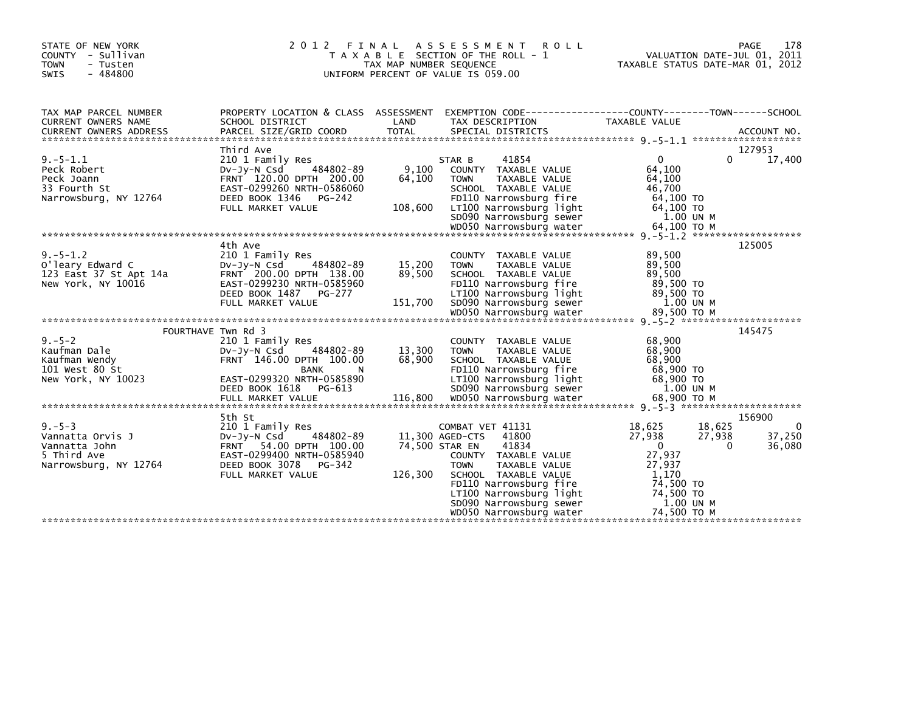STATE OF NEW YORK
COUNTY - Sullivan
TOWN - Tusten
SWIS - 484800

2012 FINAL ASSESSMENT ROLL
TAXABLE SECTION OF THE ROLL - 1
TAX MAP NUMBER SEQUENCE
UNIFORM PERCENT OF VALUE IS 059.00

VALUATION DATE-JUL 01, 2011
TAXABLE STATUS DATE-MAR 01, 2012

| TAX MAP PARCEL NUMBER / CURRENT OWNERS NAME / CURRENT OWNERS ADDRESS | PROPERTY LOCATION & CLASS / SCHOOL DISTRICT / PARCEL SIZE/GRID COORD | ASSESSMENT LAND / TOTAL | EXEMPTION CODE / TAX DESCRIPTION / SPECIAL DISTRICTS | COUNTY TAXABLE VALUE | TOWN | SCHOOL | ACCOUNT NO. |
|---|---|---|---|---|---|---|---|
| **9.-5-1.1** | Third Ave | | | | | | 127953 |
| 9.-5-1.1 | 210 1 Family Res | | STAR B 41854 | 0 | 0 | 17,400 | |
| Peck Robert | Dv-Jy-N Csd 484802-89 | 9,100 | COUNTY TAXABLE VALUE | 64,100 | | | |
| Peck Joann | FRNT 120.00 DPTH 200.00 | 64,100 | TOWN TAXABLE VALUE | 64,100 | | | |
| 33 Fourth St | EAST-0299260 NRTH-0586060 | | SCHOOL TAXABLE VALUE | 46,700 | | | |
| Narrowsburg, NY 12764 | DEED BOOK 1346 PG-242 | | FD110 Narrowsburg fire | 64,100 TO | | | |
| | FULL MARKET VALUE | 108,600 | LT100 Narrowsburg light | 64,100 TO | | | |
| | | | SD090 Narrowsburg sewer | 1.00 UN M | | | |
| | | | WD050 Narrowsburg water | 64,100 TO M | | | |
| **9.-5-1.2** | 4th Ave | | | | | | 125005 |
| 9.-5-1.2 | 210 1 Family Res | | COUNTY TAXABLE VALUE | 89,500 | | | |
| O'leary Edward C | Dv-Jy-N Csd 484802-89 | 15,200 | TOWN TAXABLE VALUE | 89,500 | | | |
| 123 East 37 St Apt 14a | FRNT 200.00 DPTH 138.00 | 89,500 | SCHOOL TAXABLE VALUE | 89,500 | | | |
| New York, NY 10016 | EAST-0299230 NRTH-0585960 | | FD110 Narrowsburg fire | 89,500 TO | | | |
| | DEED BOOK 1487 PG-277 | | LT100 Narrowsburg light | 89,500 TO | | | |
| | FULL MARKET VALUE | 151,700 | SD090 Narrowsburg sewer | 1.00 UN M | | | |
| | | | WD050 Narrowsburg water | 89,500 TO M | | | |
| **9.-5-2** | FOURTHAVE Twn Rd 3 | | | | | | 145475 |
| 9.-5-2 | 210 1 Family Res | | COUNTY TAXABLE VALUE | 68,900 | | | |
| Kaufman Dale | Dv-Jy-N Csd 484802-89 | 13,300 | TOWN TAXABLE VALUE | 68,900 | | | |
| Kaufman Wendy | FRNT 146.00 DPTH 100.00 | 68,900 | SCHOOL TAXABLE VALUE | 68,900 | | | |
| 101 West 80 St | BANK N | | FD110 Narrowsburg fire | 68,900 TO | | | |
| New York, NY 10023 | EAST-0299320 NRTH-0585890 | | LT100 Narrowsburg light | 68,900 TO | | | |
| | DEED BOOK 1618 PG-613 | | SD090 Narrowsburg sewer | 1.00 UN M | | | |
| | FULL MARKET VALUE | 116,800 | WD050 Narrowsburg water | 68,900 TO M | | | |
| **9.-5-3** | 5th St | | | | | | 156900 |
| 9.-5-3 | 210 1 Family Res | | COMBAT VET 41131 | 18,625 | 18,625 | 0 | |
| Vannatta Orvis J | Dv-Jy-N Csd 484802-89 | 11,300 | AGED-CTS 41800 | 27,938 | 27,938 | 37,250 | |
| Vannatta John | FRNT 54.00 DPTH 100.00 | 74,500 | STAR EN 41834 | 0 | 0 | 36,080 | |
| 5 Third Ave | EAST-0299400 NRTH-0585940 | | COUNTY TAXABLE VALUE | 27,937 | | | |
| Narrowsburg, NY 12764 | DEED BOOK 3078 PG-342 | | TOWN TAXABLE VALUE | 27,937 | | | |
| | FULL MARKET VALUE | 126,300 | SCHOOL TAXABLE VALUE | 1,170 | | | |
| | | | FD110 Narrowsburg fire | 74,500 TO | | | |
| | | | LT100 Narrowsburg light | 74,500 TO | | | |
| | | | SD090 Narrowsburg sewer | 1.00 UN M | | | |
| | | | WD050 Narrowsburg water | 74,500 TO M | | | |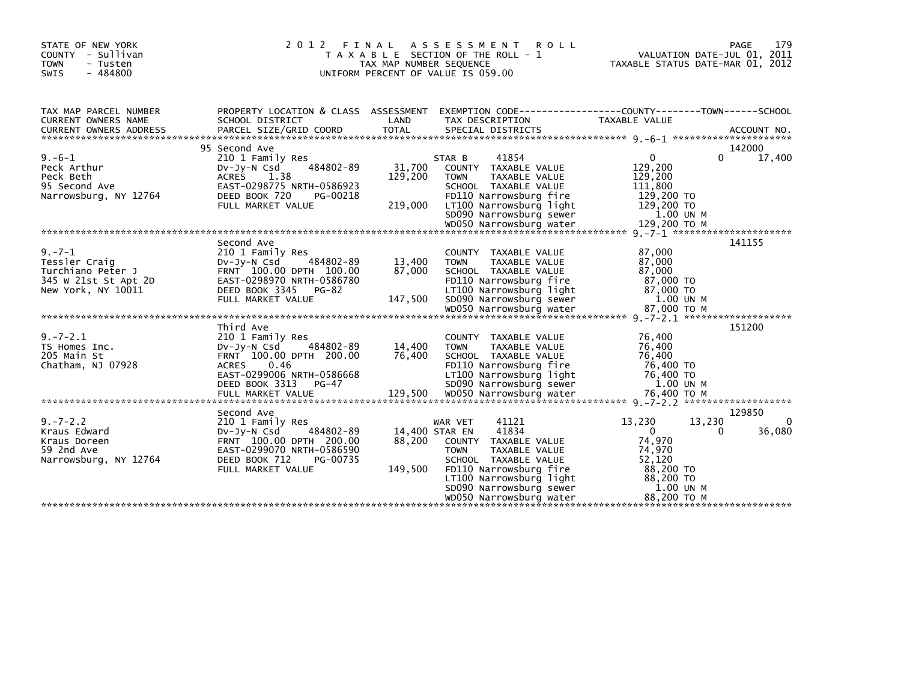STATE OF NEW YORK
COUNTY - Sullivan
TOWN - Tusten
SWIS - 484800

# 2012 FINAL ASSESSMENT ROLL

TAXABLE SECTION OF THE ROLL - 1
TAX MAP NUMBER SEQUENCE
UNIFORM PERCENT OF VALUE IS 059.00

VALUATION DATE-JUL 01, 2011
TAXABLE STATUS DATE-MAR 01, 2012

| TAX MAP PARCEL NUMBER / CURRENT OWNERS NAME / CURRENT OWNERS ADDRESS | PROPERTY LOCATION & CLASS / SCHOOL DISTRICT / PARCEL SIZE/GRID COORD | ASSESSMENT LAND / TOTAL | EXEMPTION CODE / TAX DESCRIPTION / SPECIAL DISTRICTS | COUNTY TAXABLE VALUE | TOWN | SCHOOL / ACCOUNT NO. |
|---|---|---|---|---|---|---|
| 9.-6-1 | 95 Second Ave | | | | | 142000 |
| | 210 1 Family Res | | STAR B 41854 | 0 | 0 | 17,400 |
| Peck Arthur | Dv-Jy-N Csd 484802-89 | 31,700 | COUNTY TAXABLE VALUE | 129,200 | | |
| Peck Beth | ACRES 1.38 | 129,200 | TOWN TAXABLE VALUE | 129,200 | | |
| 95 Second Ave | EAST-0298775 NRTH-0586923 | | SCHOOL TAXABLE VALUE | 111,800 | | |
| Narrowsburg, NY 12764 | DEED BOOK 720 PG-00218 | | FD110 Narrowsburg fire | 129,200 TO | | |
| | FULL MARKET VALUE | 219,000 | LT100 Narrowsburg light | 129,200 TO | | |
| | | | SD090 Narrowsburg sewer | 1.00 UN M | | |
| | | | WD050 Narrowsburg water | 129,200 TO M | | |
| 9.-7-1 | Second Ave | | | | | 141155 |
| | 210 1 Family Res | | COUNTY TAXABLE VALUE | 87,000 | | |
| Tessler Craig | Dv-Jy-N Csd 484802-89 | 13,400 | TOWN TAXABLE VALUE | 87,000 | | |
| Turchiano Peter J | FRNT 100.00 DPTH 100.00 | 87,000 | SCHOOL TAXABLE VALUE | 87,000 | | |
| 345 W 21st St Apt 2D | EAST-0298970 NRTH-0586780 | | FD110 Narrowsburg fire | 87,000 TO | | |
| New York, NY 10011 | DEED BOOK 3345 PG-82 | | LT100 Narrowsburg light | 87,000 TO | | |
| | FULL MARKET VALUE | 147,500 | SD090 Narrowsburg sewer | 1.00 UN M | | |
| | | | WD050 Narrowsburg water | 87,000 TO M | | |
| 9.-7-2.1 | Third Ave | | | | | 151200 |
| | 210 1 Family Res | | COUNTY TAXABLE VALUE | 76,400 | | |
| TS Homes Inc. | Dv-Jy-N Csd 484802-89 | 14,400 | TOWN TAXABLE VALUE | 76,400 | | |
| 205 Main St | FRNT 100.00 DPTH 200.00 | 76,400 | SCHOOL TAXABLE VALUE | 76,400 | | |
| Chatham, NJ 07928 | ACRES 0.46 | | FD110 Narrowsburg fire | 76,400 TO | | |
| | EAST-0299006 NRTH-0586668 | | LT100 Narrowsburg light | 76,400 TO | | |
| | DEED BOOK 3313 PG-47 | | SD090 Narrowsburg sewer | 1.00 UN M | | |
| | FULL MARKET VALUE | 129,500 | WD050 Narrowsburg water | 76,400 TO M | | |
| 9.-7-2.2 | Second Ave | | | | | 129850 |
| | 210 1 Family Res | | WAR VET 41121 | 13,230 | 13,230 | 0 |
| Kraus Edward | Dv-Jy-N Csd 484802-89 | 14,400 | STAR EN 41834 | 0 | 0 | 36,080 |
| Kraus Doreen | FRNT 100.00 DPTH 200.00 | 88,200 | COUNTY TAXABLE VALUE | 74,970 | | |
| 59 2nd Ave | EAST-0299070 NRTH-0586590 | | TOWN TAXABLE VALUE | 74,970 | | |
| Narrowsburg, NY 12764 | DEED BOOK 712 PG-00735 | | SCHOOL TAXABLE VALUE | 52,120 | | |
| | FULL MARKET VALUE | 149,500 | FD110 Narrowsburg fire | 88,200 TO | | |
| | | | LT100 Narrowsburg light | 88,200 TO | | |
| | | | SD090 Narrowsburg sewer | 1.00 UN M | | |
| | | | WD050 Narrowsburg water | 88,200 TO M | | |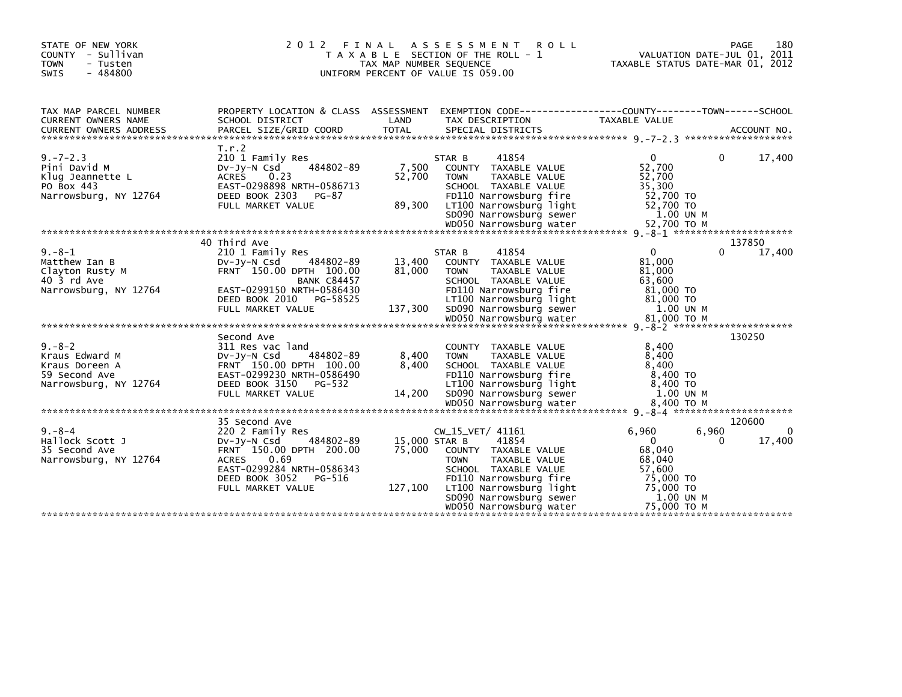STATE OF NEW YORK
COUNTY - Sullivan
TOWN - Tusten
SWIS - 484800

# 2012 FINAL ASSESSMENT ROLL
TAXABLE SECTION OF THE ROLL - 1
TAX MAP NUMBER SEQUENCE
UNIFORM PERCENT OF VALUE IS 059.00

VALUATION DATE-JUL 01, 2011
TAXABLE STATUS DATE-MAR 01, 2012

| TAX MAP PARCEL NUMBER / CURRENT OWNERS NAME / CURRENT OWNERS ADDRESS | PROPERTY LOCATION & CLASS / SCHOOL DISTRICT / PARCEL SIZE/GRID COORD | ASSESSMENT LAND / TOTAL | EXEMPTION CODE / TAX DESCRIPTION / SPECIAL DISTRICTS | COUNTY TAXABLE VALUE | TOWN | SCHOOL | ACCOUNT NO. |
|---|---|---|---|---|---|---|---|
| 9.-7-2.3 | T.r.2 | | | | | | |
| | 210 1 Family Res | | STAR B 41854 | 0 | 0 | 17,400 | |
| Pini David M | Dv-Jy-N Csd 484802-89 | 7,500 | COUNTY TAXABLE VALUE | 52,700 | | | |
| Klug Jeannette L | ACRES 0.23 | 52,700 | TOWN TAXABLE VALUE | 52,700 | | | |
| PO Box 443 | EAST-0298898 NRTH-0586713 | | SCHOOL TAXABLE VALUE | 35,300 | | | |
| Narrowsburg, NY 12764 | DEED BOOK 2303 PG-87 | | FD110 Narrowsburg fire | 52,700 TO | | | |
| | FULL MARKET VALUE | 89,300 | LT100 Narrowsburg light | 52,700 TO | | | |
| | | | SD090 Narrowsburg sewer | 1.00 UN M | | | |
| | | | WD050 Narrowsburg water | 52,700 TO M | | | |
| 9.-8-1 | 40 Third Ave | | | | | | 137850 |
| | 210 1 Family Res | | STAR B 41854 | 0 | 0 | 17,400 | |
| Matthew Ian B | Dv-Jy-N Csd 484802-89 | 13,400 | COUNTY TAXABLE VALUE | 81,000 | | | |
| Clayton Rusty M | FRNT 150.00 DPTH 100.00 | 81,000 | TOWN TAXABLE VALUE | 81,000 | | | |
| 40 3 rd Ave | BANK C84457 | | SCHOOL TAXABLE VALUE | 63,600 | | | |
| Narrowsburg, NY 12764 | EAST-0299150 NRTH-0586430 | | FD110 Narrowsburg fire | 81,000 TO | | | |
| | DEED BOOK 2010 PG-58525 | | LT100 Narrowsburg light | 81,000 TO | | | |
| | FULL MARKET VALUE | 137,300 | SD090 Narrowsburg sewer | 1.00 UN M | | | |
| | | | WD050 Narrowsburg water | 81,000 TO M | | | |
| 9.-8-2 | Second Ave | | | | | | 130250 |
| | 311 Res vac land | | COUNTY TAXABLE VALUE | 8,400 | | | |
| Kraus Edward M | Dv-Jy-N Csd 484802-89 | 8,400 | TOWN TAXABLE VALUE | 8,400 | | | |
| Kraus Doreen A | FRNT 150.00 DPTH 100.00 | 8,400 | SCHOOL TAXABLE VALUE | 8,400 | | | |
| 59 Second Ave | EAST-0299230 NRTH-0586490 | | FD110 Narrowsburg fire | 8,400 TO | | | |
| Narrowsburg, NY 12764 | DEED BOOK 3150 PG-532 | | LT100 Narrowsburg light | 8,400 TO | | | |
| | FULL MARKET VALUE | 14,200 | SD090 Narrowsburg sewer | 1.00 UN M | | | |
| | | | WD050 Narrowsburg water | 8,400 TO M | | | |
| 9.-8-4 | 35 Second Ave | | | | | | 120600 |
| | 220 2 Family Res | | CW_15_VET/ 41161 | 6,960 | 6,960 | 0 | |
| Hallock Scott J | Dv-Jy-N Csd 484802-89 | 15,000 | STAR B 41854 | 0 | 0 | 17,400 | |
| 35 Second Ave | FRNT 150.00 DPTH 200.00 | 75,000 | COUNTY TAXABLE VALUE | 68,040 | | | |
| Narrowsburg, NY 12764 | ACRES 0.69 | | TOWN TAXABLE VALUE | 68,040 | | | |
| | EAST-0299284 NRTH-0586343 | | SCHOOL TAXABLE VALUE | 57,600 | | | |
| | DEED BOOK 3052 PG-516 | | FD110 Narrowsburg fire | 75,000 TO | | | |
| | FULL MARKET VALUE | 127,100 | LT100 Narrowsburg light | 75,000 TO | | | |
| | | | SD090 Narrowsburg sewer | 1.00 UN M | | | |
| | | | WD050 Narrowsburg water | 75,000 TO M | | | |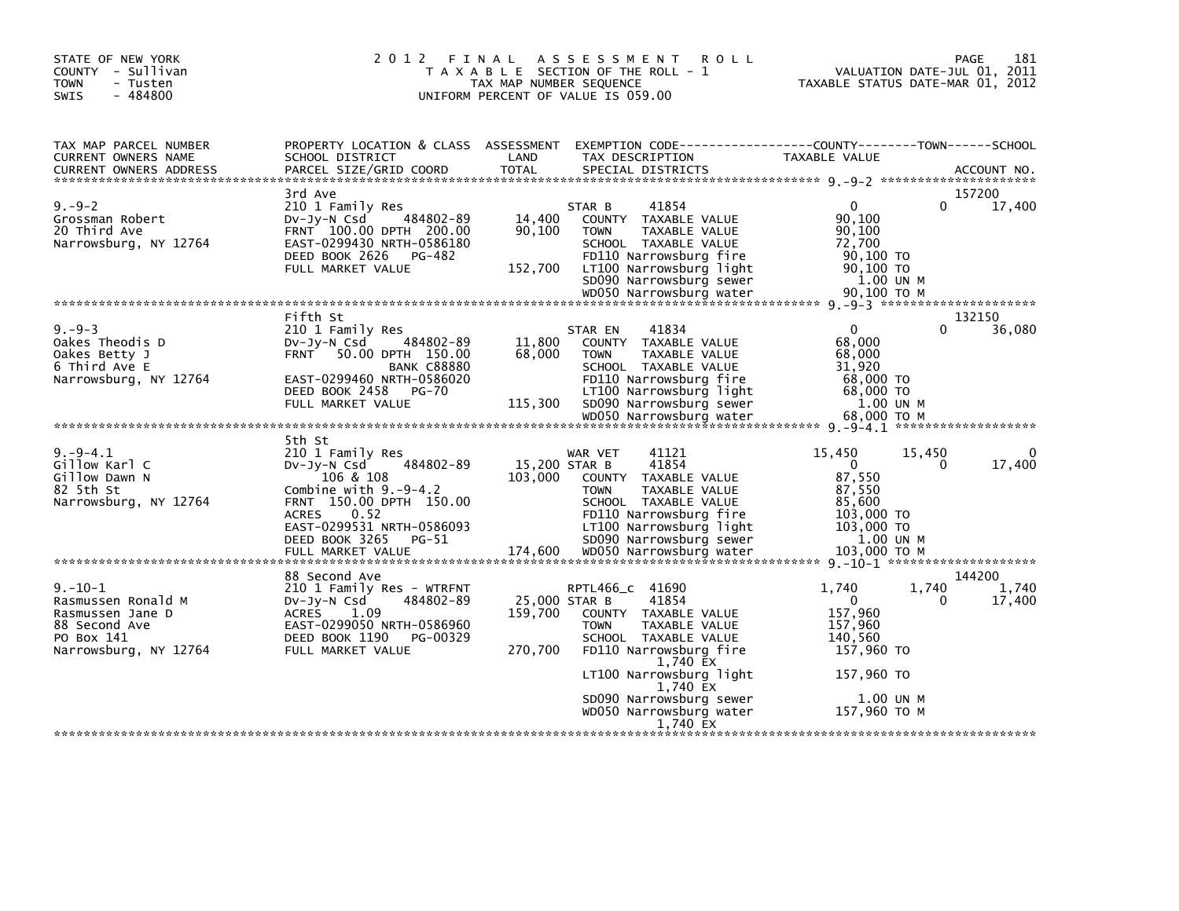STATE OF NEW YORK
COUNTY - Sullivan
TOWN - Tusten
SWIS - 484800

# 2012 FINAL ASSESSMENT ROLL

TAXABLE SECTION OF THE ROLL - 1
TAX MAP NUMBER SEQUENCE
UNIFORM PERCENT OF VALUE IS 059.00

VALUATION DATE-JUL 01, 2011
TAXABLE STATUS DATE-MAR 01, 2012

| TAX MAP PARCEL NUMBER / CURRENT OWNERS NAME / CURRENT OWNERS ADDRESS | PROPERTY LOCATION & CLASS / SCHOOL DISTRICT / PARCEL SIZE/GRID COORD | ASSESSMENT LAND / TOTAL | EXEMPTION CODE / TAX DESCRIPTION / SPECIAL DISTRICTS | COUNTY TAXABLE VALUE | TOWN | SCHOOL | ACCOUNT NO. |
|---|---|---|---|---|---|---|---|
| 9.-9-2 | 3rd Ave | | | | | | 157200 |
| Grossman Robert | 210 1 Family Res | | STAR B 41854 | 0 | 0 | 17,400 | |
| 20 Third Ave | Dv-Jy-N Csd 484802-89 | 14,400 | COUNTY TAXABLE VALUE | 90,100 | | | |
| Narrowsburg, NY 12764 | FRNT 100.00 DPTH 200.00 | 90,100 | TOWN TAXABLE VALUE | 90,100 | | | |
| | EAST-0299430 NRTH-0586180 | | SCHOOL TAXABLE VALUE | 72,700 | | | |
| | DEED BOOK 2626 PG-482 | | FD110 Narrowsburg fire | 90,100 TO | | | |
| | FULL MARKET VALUE | 152,700 | LT100 Narrowsburg light | 90,100 TO | | | |
| | | | SD090 Narrowsburg sewer | 1.00 UN M | | | |
| | | | WD050 Narrowsburg water | 90,100 TO M | | | |
| 9.-9-3 | Fifth St | | | | | | 132150 |
| Oakes Theodis D | 210 1 Family Res | | STAR EN 41834 | 0 | 0 | 36,080 | |
| Oakes Betty J | Dv-Jy-N Csd 484802-89 | 11,800 | COUNTY TAXABLE VALUE | 68,000 | | | |
| 6 Third Ave E | FRNT 50.00 DPTH 150.00 | 68,000 | TOWN TAXABLE VALUE | 68,000 | | | |
| Narrowsburg, NY 12764 | BANK C88880 | | SCHOOL TAXABLE VALUE | 31,920 | | | |
| | EAST-0299460 NRTH-0586020 | | FD110 Narrowsburg fire | 68,000 TO | | | |
| | DEED BOOK 2458 PG-70 | | LT100 Narrowsburg light | 68,000 TO | | | |
| | FULL MARKET VALUE | 115,300 | SD090 Narrowsburg sewer | 1.00 UN M | | | |
| | | | WD050 Narrowsburg water | 68,000 TO M | | | |
| 9.-9-4.1 | 5th St | | | | | | |
| Gillow Karl C | 210 1 Family Res | | WAR VET 41121 | 15,450 | 15,450 | 0 | |
| Gillow Dawn N | Dv-Jy-N Csd 484802-89 | 15,200 | STAR B 41854 | 0 | 0 | 17,400 | |
| 82 5th St | 106 & 108 | 103,000 | COUNTY TAXABLE VALUE | 87,550 | | | |
| Narrowsburg, NY 12764 | Combine with 9.-9-4.2 | | TOWN TAXABLE VALUE | 87,550 | | | |
| | FRNT 150.00 DPTH 150.00 | | SCHOOL TAXABLE VALUE | 85,600 | | | |
| | ACRES 0.52 | | FD110 Narrowsburg fire | 103,000 TO | | | |
| | EAST-0299531 NRTH-0586093 | | LT100 Narrowsburg light | 103,000 TO | | | |
| | DEED BOOK 3265 PG-51 | | SD090 Narrowsburg sewer | 1.00 UN M | | | |
| | FULL MARKET VALUE | 174,600 | WD050 Narrowsburg water | 103,000 TO M | | | |
| 9.-10-1 | 88 Second Ave | | | | | | 144200 |
| Rasmussen Ronald M | 210 1 Family Res - WTRFNT | | RPTL466_c 41690 | 1,740 | 1,740 | 1,740 | |
| Rasmussen Jane D | Dv-Jy-N Csd 484802-89 | 25,000 | STAR B 41854 | 0 | 0 | 17,400 | |
| 88 Second Ave | ACRES 1.09 | 159,700 | COUNTY TAXABLE VALUE | 157,960 | | | |
| PO Box 141 | EAST-0299050 NRTH-0586960 | | TOWN TAXABLE VALUE | 157,960 | | | |
| Narrowsburg, NY 12764 | DEED BOOK 1190 PG-00329 | | SCHOOL TAXABLE VALUE | 140,560 | | | |
| | FULL MARKET VALUE | 270,700 | FD110 Narrowsburg fire 1,740 EX | 157,960 TO | | | |
| | | | LT100 Narrowsburg light 1,740 EX | 157,960 TO | | | |
| | | | SD090 Narrowsburg sewer | 1.00 UN M | | | |
| | | | WD050 Narrowsburg water 1,740 EX | 157,960 TO M | | | |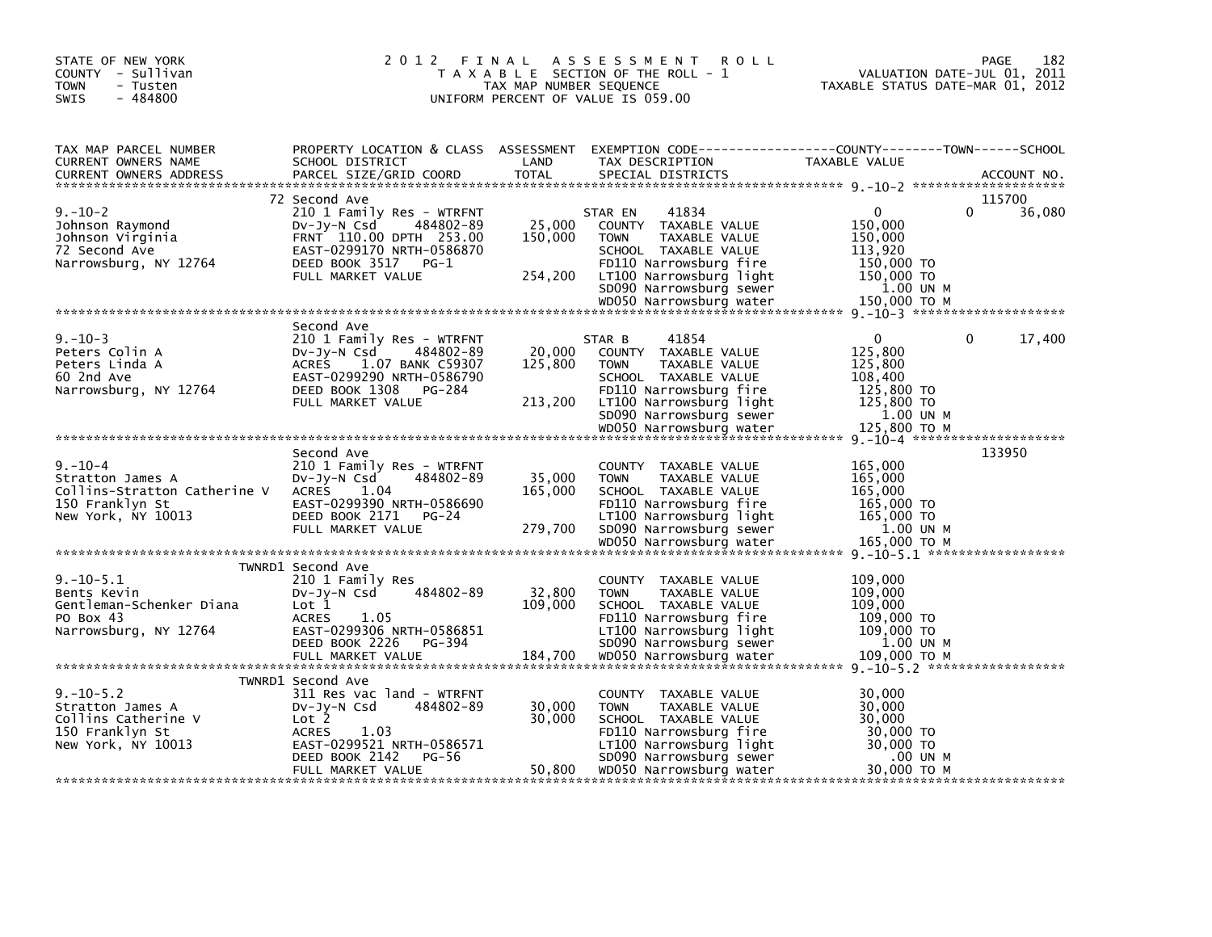STATE OF NEW YORK
COUNTY - Sullivan
TOWN - Tusten
SWIS - 484800

# 2012 FINAL ASSESSMENT ROLL

TAXABLE SECTION OF THE ROLL - 1
TAX MAP NUMBER SEQUENCE
UNIFORM PERCENT OF VALUE IS 059.00

VALUATION DATE-JUL 01, 2011
TAXABLE STATUS DATE-MAR 01, 2012

| TAX MAP PARCEL NUMBER / CURRENT OWNERS NAME / CURRENT OWNERS ADDRESS | PROPERTY LOCATION & CLASS / SCHOOL DISTRICT / PARCEL SIZE/GRID COORD | ASSESSMENT LAND / TOTAL | EXEMPTION CODE / TAX DESCRIPTION / SPECIAL DISTRICTS | COUNTY TAXABLE VALUE | TOWN | SCHOOL / ACCOUNT NO. |
|---|---|---|---|---|---|---|
| 9.-10-2 | 72 Second Ave | | | | | 115700 |
| | 210 1 Family Res - WTRFNT | | STAR EN 41834 | 0 | 0 | 36,080 |
| Johnson Raymond | Dv-Jy-N Csd 484802-89 | 25,000 | COUNTY TAXABLE VALUE | 150,000 | | |
| Johnson Virginia | FRNT 110.00 DPTH 253.00 | 150,000 | TOWN TAXABLE VALUE | 150,000 | | |
| 72 Second Ave | EAST-0299170 NRTH-0586870 | | SCHOOL TAXABLE VALUE | 113,920 | | |
| Narrowsburg, NY 12764 | DEED BOOK 3517 PG-1 | | FD110 Narrowsburg fire | 150,000 TO | | |
| | FULL MARKET VALUE | 254,200 | LT100 Narrowsburg light | 150,000 TO | | |
| | | | SD090 Narrowsburg sewer | 1.00 UN M | | |
| | | | WD050 Narrowsburg water | 150,000 TO M | | |
| 9.-10-3 | Second Ave | | | | | |
| | 210 1 Family Res - WTRFNT | | STAR B 41854 | 0 | 0 | 17,400 |
| Peters Colin A | Dv-Jy-N Csd 484802-89 | 20,000 | COUNTY TAXABLE VALUE | 125,800 | | |
| Peters Linda A | ACRES 1.07 BANK C59307 | 125,800 | TOWN TAXABLE VALUE | 125,800 | | |
| 60 2nd Ave | EAST-0299290 NRTH-0586790 | | SCHOOL TAXABLE VALUE | 108,400 | | |
| Narrowsburg, NY 12764 | DEED BOOK 1308 PG-284 | | FD110 Narrowsburg fire | 125,800 TO | | |
| | FULL MARKET VALUE | 213,200 | LT100 Narrowsburg light | 125,800 TO | | |
| | | | SD090 Narrowsburg sewer | 1.00 UN M | | |
| | | | WD050 Narrowsburg water | 125,800 TO M | | |
| 9.-10-4 | Second Ave | | | | | 133950 |
| | 210 1 Family Res - WTRFNT | | COUNTY TAXABLE VALUE | 165,000 | | |
| Stratton James A | Dv-Jy-N Csd 484802-89 | 35,000 | TOWN TAXABLE VALUE | 165,000 | | |
| Collins-Stratton Catherine V | ACRES 1.04 | 165,000 | SCHOOL TAXABLE VALUE | 165,000 | | |
| 150 Franklyn St | EAST-0299390 NRTH-0586690 | | FD110 Narrowsburg fire | 165,000 TO | | |
| New York, NY 10013 | DEED BOOK 2171 PG-24 | | LT100 Narrowsburg light | 165,000 TO | | |
| | FULL MARKET VALUE | 279,700 | SD090 Narrowsburg sewer | 1.00 UN M | | |
| | | | WD050 Narrowsburg water | 165,000 TO M | | |
| 9.-10-5.1 | TWNRD1 Second Ave | | | | | |
| | 210 1 Family Res | | COUNTY TAXABLE VALUE | 109,000 | | |
| Bents Kevin | Dv-Jy-N Csd 484802-89 | 32,800 | TOWN TAXABLE VALUE | 109,000 | | |
| Gentleman-Schenker Diana | Lot 1 | 109,000 | SCHOOL TAXABLE VALUE | 109,000 | | |
| PO Box 43 | ACRES 1.05 | | FD110 Narrowsburg fire | 109,000 TO | | |
| Narrowsburg, NY 12764 | EAST-0299306 NRTH-0586851 | | LT100 Narrowsburg light | 109,000 TO | | |
| | DEED BOOK 2226 PG-394 | | SD090 Narrowsburg sewer | 1.00 UN M | | |
| | FULL MARKET VALUE | 184,700 | WD050 Narrowsburg water | 109,000 TO M | | |
| 9.-10-5.2 | TWNRD1 Second Ave | | | | | |
| | 311 Res vac land - WTRFNT | | COUNTY TAXABLE VALUE | 30,000 | | |
| Stratton James A | Dv-Jy-N Csd 484802-89 | 30,000 | TOWN TAXABLE VALUE | 30,000 | | |
| Collins Catherine V | Lot 2 | 30,000 | SCHOOL TAXABLE VALUE | 30,000 | | |
| 150 Franklyn St | ACRES 1.03 | | FD110 Narrowsburg fire | 30,000 TO | | |
| New York, NY 10013 | EAST-0299521 NRTH-0586571 | | LT100 Narrowsburg light | 30,000 TO | | |
| | DEED BOOK 2142 PG-56 | | SD090 Narrowsburg sewer | .00 UN M | | |
| | FULL MARKET VALUE | 50,800 | WD050 Narrowsburg water | 30,000 TO M | | |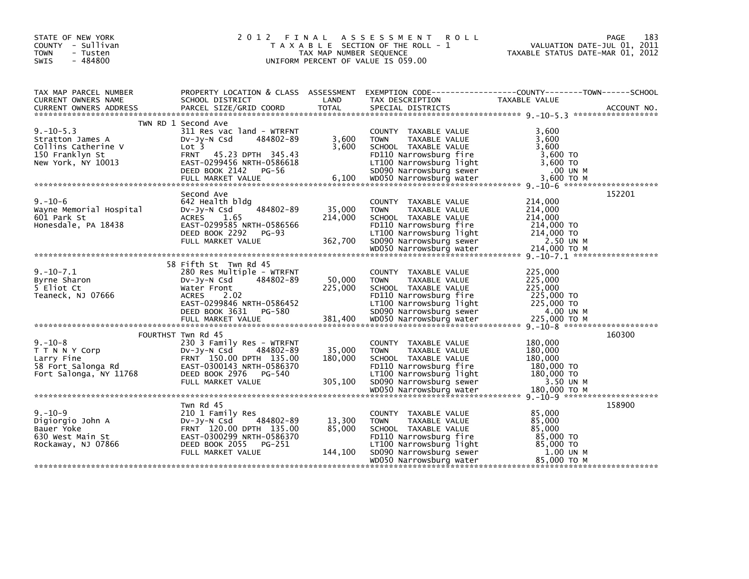STATE OF NEW YORK
COUNTY - Sullivan
TOWN - Tusten
SWIS - 484800

# 2012 FINAL ASSESSMENT ROLL

TAXABLE SECTION OF THE ROLL - 1
TAX MAP NUMBER SEQUENCE
UNIFORM PERCENT OF VALUE IS 059.00

VALUATION DATE-JUL 01, 2011
TAXABLE STATUS DATE-MAR 01, 2012

| TAX MAP PARCEL NUMBER / CURRENT OWNERS NAME / CURRENT OWNERS ADDRESS | PROPERTY LOCATION & CLASS / SCHOOL DISTRICT / PARCEL SIZE/GRID COORD | ASSESSMENT LAND | TOTAL | EXEMPTION CODE / TAX DESCRIPTION / SPECIAL DISTRICTS | TAXABLE VALUE (COUNTY--TOWN--SCHOOL) | ACCOUNT NO. |
|---|---|---|---|---|---|---|
| 9.-10-5.3 | TWN RD 1 Second Ave | | | | | |
| Stratton James A | 311 Res vac land - WTRFNT | | | COUNTY TAXABLE VALUE | 3,600 | |
| Collins Catherine V | Dv-Jy-N Csd 484802-89 | 3,600 | | TOWN TAXABLE VALUE | 3,600 | |
| 150 Franklyn St | Lot 3 | | 3,600 | SCHOOL TAXABLE VALUE | 3,600 | |
| New York, NY 10013 | FRNT 45.23 DPTH 345.43 | | | FD110 Narrowsburg fire | 3,600 TO | |
| | EAST-0299456 NRTH-0586618 | | | LT100 Narrowsburg light | 3,600 TO | |
| | DEED BOOK 2142 PG-56 | | | SD090 Narrowsburg sewer | .00 UN M | |
| | FULL MARKET VALUE | | 6,100 | WD050 Narrowsburg water | 3,600 TO M | |
| 9.-10-6 | Second Ave | | | | | 152201 |
| Wayne Memorial Hospital | 642 Health bldg | | | COUNTY TAXABLE VALUE | 214,000 | |
| 601 Park St | Dv-Jy-N Csd 484802-89 | 35,000 | | TOWN TAXABLE VALUE | 214,000 | |
| Honesdale, PA 18438 | ACRES 1.65 | | 214,000 | SCHOOL TAXABLE VALUE | 214,000 | |
| | EAST-0299585 NRTH-0586566 | | | FD110 Narrowsburg fire | 214,000 TO | |
| | DEED BOOK 2292 PG-93 | | | LT100 Narrowsburg light | 214,000 TO | |
| | FULL MARKET VALUE | | 362,700 | SD090 Narrowsburg sewer | 2.50 UN M | |
| | | | | WD050 Narrowsburg water | 214,000 TO M | |
| 9.-10-7.1 | 58 Fifth St Twn Rd 45 | | | | | |
| Byrne Sharon | 280 Res Multiple - WTRFNT | | | COUNTY TAXABLE VALUE | 225,000 | |
| 5 Eliot Ct | Dv-Jy-N Csd 484802-89 | 50,000 | | TOWN TAXABLE VALUE | 225,000 | |
| Teaneck, NJ 07666 | Water Front | | 225,000 | SCHOOL TAXABLE VALUE | 225,000 | |
| | ACRES 2.02 | | | FD110 Narrowsburg fire | 225,000 TO | |
| | EAST-0299846 NRTH-0586452 | | | LT100 Narrowsburg light | 225,000 TO | |
| | DEED BOOK 3631 PG-580 | | | SD090 Narrowsburg sewer | 4.00 UN M | |
| | FULL MARKET VALUE | | 381,400 | WD050 Narrowsburg water | 225,000 TO M | |
| 9.-10-8 | FOURTHST Twn Rd 45 | | | | | 160300 |
| T T N N Y Corp | 230 3 Family Res - WTRFNT | | | COUNTY TAXABLE VALUE | 180,000 | |
| Larry Fine | Dv-Jy-N Csd 484802-89 | 35,000 | | TOWN TAXABLE VALUE | 180,000 | |
| 58 Fort Salonga Rd | FRNT 150.00 DPTH 135.00 | | 180,000 | SCHOOL TAXABLE VALUE | 180,000 | |
| Fort Salonga, NY 11768 | EAST-0300143 NRTH-0586370 | | | FD110 Narrowsburg fire | 180,000 TO | |
| | DEED BOOK 2976 PG-540 | | | LT100 Narrowsburg light | 180,000 TO | |
| | FULL MARKET VALUE | | 305,100 | SD090 Narrowsburg sewer | 3.50 UN M | |
| | | | | WD050 Narrowsburg water | 180,000 TO M | |
| 9.-10-9 | Twn Rd 45 | | | | | 158900 |
| Digiorgio John A | 210 1 Family Res | | | COUNTY TAXABLE VALUE | 85,000 | |
| Bauer Yoke | Dv-Jy-N Csd 484802-89 | 13,300 | | TOWN TAXABLE VALUE | 85,000 | |
| 630 West Main St | FRNT 120.00 DPTH 135.00 | | 85,000 | SCHOOL TAXABLE VALUE | 85,000 | |
| Rockaway, NJ 07866 | EAST-0300299 NRTH-0586370 | | | FD110 Narrowsburg fire | 85,000 TO | |
| | DEED BOOK 2055 PG-251 | | | LT100 Narrowsburg light | 85,000 TO | |
| | FULL MARKET VALUE | | 144,100 | SD090 Narrowsburg sewer | 1.00 UN M | |
| | | | | WD050 Narrowsburg water | 85,000 TO M | |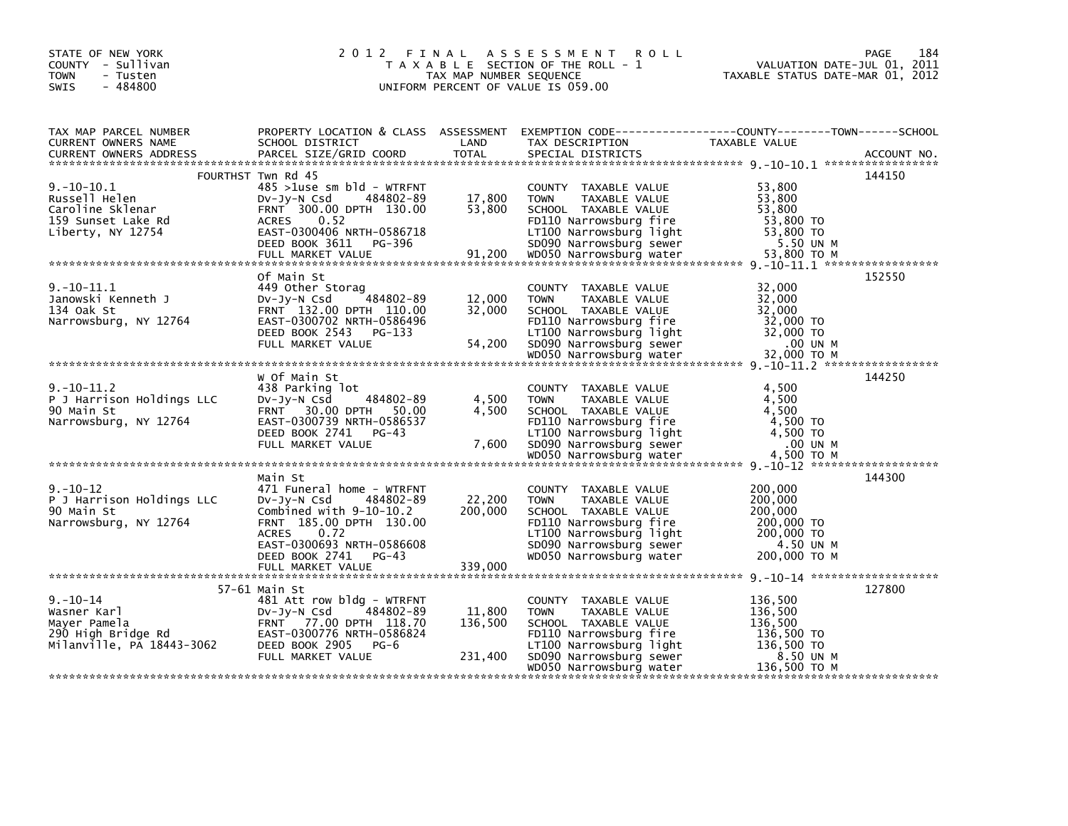STATE OF NEW YORK
COUNTY - Sullivan
TOWN - Tusten
SWIS - 484800

# 2012 FINAL ASSESSMENT ROLL

TAXABLE SECTION OF THE ROLL - 1
TAX MAP NUMBER SEQUENCE
UNIFORM PERCENT OF VALUE IS 059.00

VALUATION DATE-JUL 01, 2011
TAXABLE STATUS DATE-MAR 01, 2012

| TAX MAP PARCEL NUMBER / CURRENT OWNERS NAME / CURRENT OWNERS ADDRESS | PROPERTY LOCATION & CLASS / SCHOOL DISTRICT / PARCEL SIZE/GRID COORD | ASSESSMENT LAND / TOTAL | EXEMPTION CODE / TAX DESCRIPTION / SPECIAL DISTRICTS | TAXABLE VALUE (COUNTY / TOWN / SCHOOL) | ACCOUNT NO. |
|---|---|---|---|---|---|
| | FOURTHST Twn Rd 45 | | | | 144150 |
| 9.-10-10.1 | 485 >1use sm bld - WTRFNT | | COUNTY TAXABLE VALUE | 53,800 | |
| Russell Helen | Dv-Jy-N Csd 484802-89 | 17,800 | TOWN TAXABLE VALUE | 53,800 | |
| Caroline Sklenar | FRNT 300.00 DPTH 130.00 | 53,800 | SCHOOL TAXABLE VALUE | 53,800 | |
| 159 Sunset Lake Rd | ACRES 0.52 | | FD110 Narrowsburg fire | 53,800 TO | |
| Liberty, NY 12754 | EAST-0300406 NRTH-0586718 | | LT100 Narrowsburg light | 53,800 TO | |
| | DEED BOOK 3611 PG-396 | | SD090 Narrowsburg sewer | 5.50 UN M | |
| | FULL MARKET VALUE | 91,200 | WD050 Narrowsburg water | 53,800 TO M | |
| | Of Main St | | | | 152550 |
| 9.-10-11.1 | 449 Other Storag | | COUNTY TAXABLE VALUE | 32,000 | |
| Janowski Kenneth J | Dv-Jy-N Csd 484802-89 | 12,000 | TOWN TAXABLE VALUE | 32,000 | |
| 134 Oak St | FRNT 132.00 DPTH 110.00 | 32,000 | SCHOOL TAXABLE VALUE | 32,000 | |
| Narrowsburg, NY 12764 | EAST-0300702 NRTH-0586496 | | FD110 Narrowsburg fire | 32,000 TO | |
| | DEED BOOK 2543 PG-133 | | LT100 Narrowsburg light | 32,000 TO | |
| | FULL MARKET VALUE | 54,200 | SD090 Narrowsburg sewer | .00 UN M | |
| | | | WD050 Narrowsburg water | 32,000 TO M | |
| | W Of Main St | | | | 144250 |
| 9.-10-11.2 | 438 Parking lot | | COUNTY TAXABLE VALUE | 4,500 | |
| P J Harrison Holdings LLC | Dv-Jy-N Csd 484802-89 | 4,500 | TOWN TAXABLE VALUE | 4,500 | |
| 90 Main St | FRNT 30.00 DPTH 50.00 | 4,500 | SCHOOL TAXABLE VALUE | 4,500 | |
| Narrowsburg, NY 12764 | EAST-0300739 NRTH-0586537 | | FD110 Narrowsburg fire | 4,500 TO | |
| | DEED BOOK 2741 PG-43 | | LT100 Narrowsburg light | 4,500 TO | |
| | FULL MARKET VALUE | 7,600 | SD090 Narrowsburg sewer | .00 UN M | |
| | | | WD050 Narrowsburg water | 4,500 TO M | |
| | Main St | | | | 144300 |
| 9.-10-12 | 471 Funeral home - WTRFNT | | COUNTY TAXABLE VALUE | 200,000 | |
| P J Harrison Holdings LLC | Dv-Jy-N Csd 484802-89 | 22,200 | TOWN TAXABLE VALUE | 200,000 | |
| 90 Main St | Combined with 9-10-10.2 | 200,000 | SCHOOL TAXABLE VALUE | 200,000 | |
| Narrowsburg, NY 12764 | FRNT 185.00 DPTH 130.00 | | FD110 Narrowsburg fire | 200,000 TO | |
| | ACRES 0.72 | | LT100 Narrowsburg light | 200,000 TO | |
| | EAST-0300693 NRTH-0586608 | | SD090 Narrowsburg sewer | 4.50 UN M | |
| | DEED BOOK 2741 PG-43 | | WD050 Narrowsburg water | 200,000 TO M | |
| | FULL MARKET VALUE | 339,000 | | | |
| | 57-61 Main St | | | | 127800 |
| 9.-10-14 | 481 Att row bldg - WTRFNT | | COUNTY TAXABLE VALUE | 136,500 | |
| Wasner Karl | Dv-Jy-N Csd 484802-89 | 11,800 | TOWN TAXABLE VALUE | 136,500 | |
| Mayer Pamela | FRNT 77.00 DPTH 118.70 | 136,500 | SCHOOL TAXABLE VALUE | 136,500 | |
| 290 High Bridge Rd | EAST-0300776 NRTH-0586824 | | FD110 Narrowsburg fire | 136,500 TO | |
| Milanville, PA 18443-3062 | DEED BOOK 2905 PG-6 | | LT100 Narrowsburg light | 136,500 TO | |
| | FULL MARKET VALUE | 231,400 | SD090 Narrowsburg sewer | 8.50 UN M | |
| | | | WD050 Narrowsburg water | 136,500 TO M | |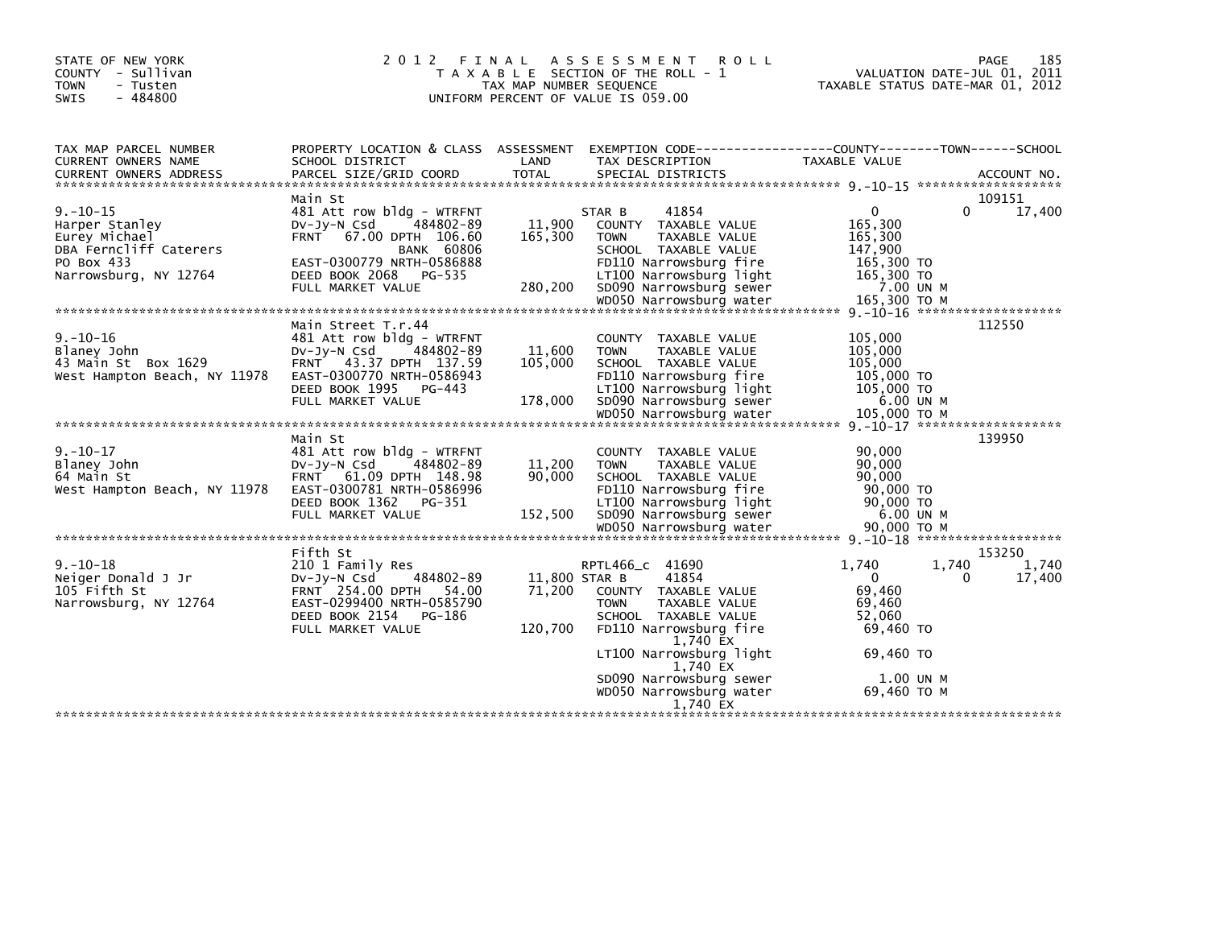STATE OF NEW YORK
COUNTY - Sullivan
TOWN - Tusten
SWIS - 484800

2012 FINAL ASSESSMENT ROLL
TAXABLE SECTION OF THE ROLL - 1
TAX MAP NUMBER SEQUENCE
UNIFORM PERCENT OF VALUE IS 059.00

VALUATION DATE-JUL 01, 2011
TAXABLE STATUS DATE-MAR 01, 2012

| TAX MAP PARCEL NUMBER / CURRENT OWNERS NAME / CURRENT OWNERS ADDRESS | PROPERTY LOCATION & CLASS / SCHOOL DISTRICT / PARCEL SIZE/GRID COORD | ASSESSMENT LAND / TOTAL | EXEMPTION CODE / TAX DESCRIPTION / SPECIAL DISTRICTS | COUNTY TAXABLE VALUE | TOWN | SCHOOL / ACCOUNT NO. |
|---|---|---|---|---|---|---|
| **9.-10-15** | Main St | | | | | 109151 |
| 9.-10-15 | 481 Att row bldg - WTRFNT | | STAR B 41854 | 0 | 0 | 17,400 |
| Harper Stanley | Dv-Jy-N Csd 484802-89 | 11,900 | COUNTY TAXABLE VALUE | 165,300 | | |
| Eurey Michael | FRNT 67.00 DPTH 106.60 | 165,300 | TOWN TAXABLE VALUE | 165,300 | | |
| DBA Ferncliff Caterers | BANK 60806 | | SCHOOL TAXABLE VALUE | 147,900 | | |
| PO Box 433 | EAST-0300779 NRTH-0586888 | | FD110 Narrowsburg fire | 165,300 TO | | |
| Narrowsburg, NY 12764 | DEED BOOK 2068 PG-535 | | LT100 Narrowsburg light | 165,300 TO | | |
| | FULL MARKET VALUE | 280,200 | SD090 Narrowsburg sewer | 7.00 UN M | | |
| | | | WD050 Narrowsburg water | 165,300 TO M | | |
| **9.-10-16** | Main Street T.r.44 | | | | | 112550 |
| 9.-10-16 | 481 Att row bldg - WTRFNT | | COUNTY TAXABLE VALUE | 105,000 | | |
| Blaney John | Dv-Jy-N Csd 484802-89 | 11,600 | TOWN TAXABLE VALUE | 105,000 | | |
| 43 Main St Box 1629 | FRNT 43.37 DPTH 137.59 | 105,000 | SCHOOL TAXABLE VALUE | 105,000 | | |
| West Hampton Beach, NY 11978 | EAST-0300770 NRTH-0586943 | | FD110 Narrowsburg fire | 105,000 TO | | |
| | DEED BOOK 1995 PG-443 | | LT100 Narrowsburg light | 105,000 TO | | |
| | FULL MARKET VALUE | 178,000 | SD090 Narrowsburg sewer | 6.00 UN M | | |
| | | | WD050 Narrowsburg water | 105,000 TO M | | |
| **9.-10-17** | Main St | | | | | 139950 |
| 9.-10-17 | 481 Att row bldg - WTRFNT | | COUNTY TAXABLE VALUE | 90,000 | | |
| Blaney John | Dv-Jy-N Csd 484802-89 | 11,200 | TOWN TAXABLE VALUE | 90,000 | | |
| 64 Main St | FRNT 61.09 DPTH 148.98 | 90,000 | SCHOOL TAXABLE VALUE | 90,000 | | |
| West Hampton Beach, NY 11978 | EAST-0300781 NRTH-0586996 | | FD110 Narrowsburg fire | 90,000 TO | | |
| | DEED BOOK 1362 PG-351 | | LT100 Narrowsburg light | 90,000 TO | | |
| | FULL MARKET VALUE | 152,500 | SD090 Narrowsburg sewer | 6.00 UN M | | |
| | | | WD050 Narrowsburg water | 90,000 TO M | | |
| **9.-10-18** | Fifth St | | | | | 153250 |
| 9.-10-18 | 210 1 Family Res | | RPTL466_c 41690 | 1,740 | 1,740 | 1,740 |
| Neiger Donald J Jr | Dv-Jy-N Csd 484802-89 | 11,800 | STAR B 41854 | 0 | 0 | 17,400 |
| 105 Fifth St | FRNT 254.00 DPTH 54.00 | 71,200 | COUNTY TAXABLE VALUE | 69,460 | | |
| Narrowsburg, NY 12764 | EAST-0299400 NRTH-0585790 | | TOWN TAXABLE VALUE | 69,460 | | |
| | DEED BOOK 2154 PG-186 | | SCHOOL TAXABLE VALUE | 52,060 | | |
| | FULL MARKET VALUE | 120,700 | FD110 Narrowsburg fire | 69,460 TO | | |
| | | | 1,740 EX | | | |
| | | | LT100 Narrowsburg light | 69,460 TO | | |
| | | | 1,740 EX | | | |
| | | | SD090 Narrowsburg sewer | 1.00 UN M | | |
| | | | WD050 Narrowsburg water | 69,460 TO M | | |
| | | | 1,740 EX | | | |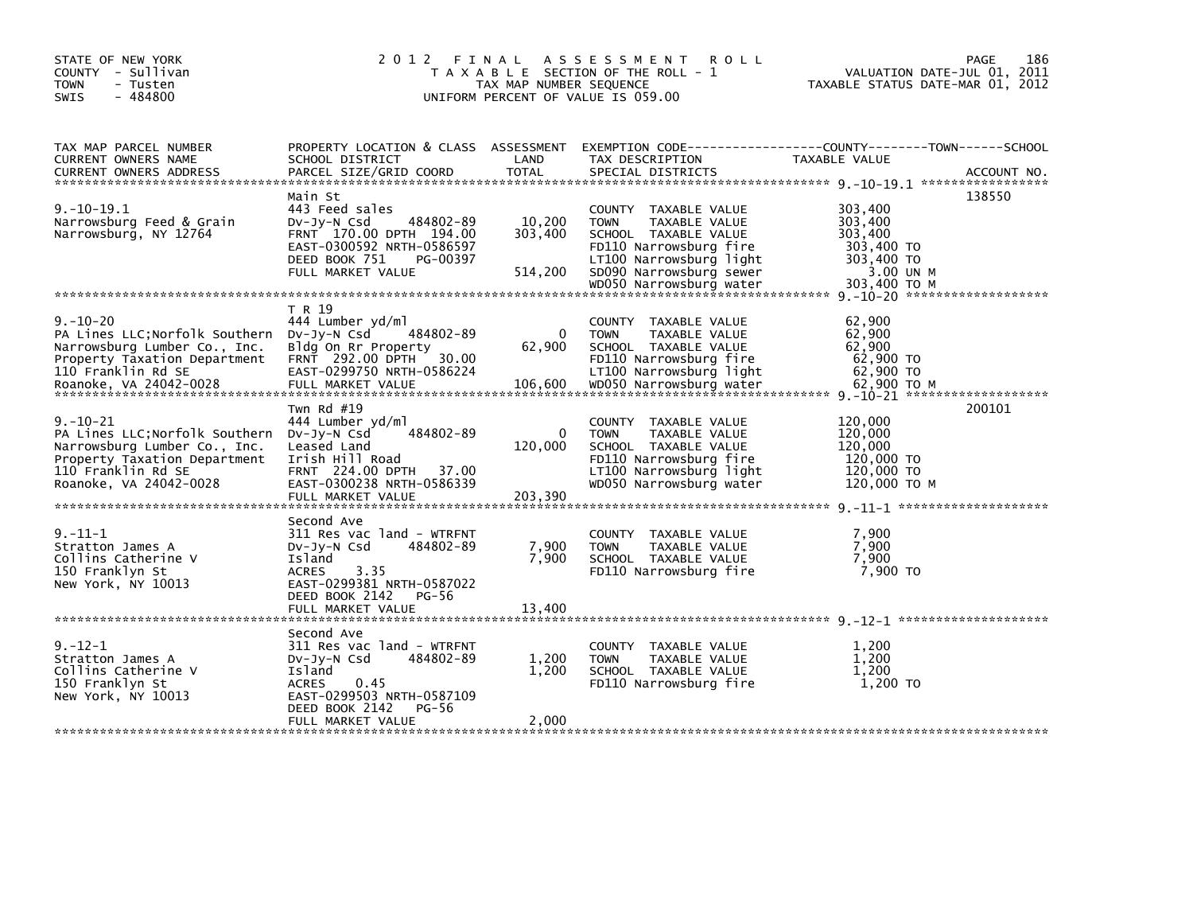STATE OF NEW YORK
COUNTY - Sullivan
TOWN - Tusten
SWIS - 484800

# 2012 FINAL ASSESSMENT ROLL

TAXABLE SECTION OF THE ROLL - 1
TAX MAP NUMBER SEQUENCE
UNIFORM PERCENT OF VALUE IS 059.00

VALUATION DATE-JUL 01, 2011
TAXABLE STATUS DATE-MAR 01, 2012

| TAX MAP PARCEL NUMBER / CURRENT OWNERS NAME / CURRENT OWNERS ADDRESS | PROPERTY LOCATION & CLASS / SCHOOL DISTRICT / PARCEL SIZE/GRID COORD | ASSESSMENT LAND / TOTAL | EXEMPTION CODE / TAX DESCRIPTION / SPECIAL DISTRICTS | TAXABLE VALUE (COUNTY / TOWN / SCHOOL) | ACCOUNT NO. |
|---|---|---|---|---|---|
| 9.-10-19.1 | Main St | | | | 138550 |
| 9.-10-19.1 | 443 Feed sales | | COUNTY TAXABLE VALUE | 303,400 | |
| Narrowsburg Feed & Grain | Dv-Jy-N Csd 484802-89 | 10,200 | TOWN TAXABLE VALUE | 303,400 | |
| Narrowsburg, NY 12764 | FRNT 170.00 DPTH 194.00 | 303,400 | SCHOOL TAXABLE VALUE | 303,400 | |
| | EAST-0300592 NRTH-0586597 | | FD110 Narrowsburg fire | 303,400 TO | |
| | DEED BOOK 751 PG-00397 | | LT100 Narrowsburg light | 303,400 TO | |
| | FULL MARKET VALUE | 514,200 | SD090 Narrowsburg sewer | 3.00 UN M | |
| | | | WD050 Narrowsburg water | 303,400 TO M | |
| 9.-10-20 | T R 19 | | | | |
| 9.-10-20 | 444 Lumber yd/ml | | COUNTY TAXABLE VALUE | 62,900 | |
| PA Lines LLC;Norfolk Southern | Dv-Jy-N Csd 484802-89 | 0 | TOWN TAXABLE VALUE | 62,900 | |
| Narrowsburg Lumber Co., Inc. | Bldg On Rr Property | 62,900 | SCHOOL TAXABLE VALUE | 62,900 | |
| Property Taxation Department | FRNT 292.00 DPTH 30.00 | | FD110 Narrowsburg fire | 62,900 TO | |
| 110 Franklin Rd SE | EAST-0299750 NRTH-0586224 | | LT100 Narrowsburg light | 62,900 TO | |
| Roanoke, VA 24042-0028 | FULL MARKET VALUE | 106,600 | WD050 Narrowsburg water | 62,900 TO M | |
| 9.-10-21 | Twn Rd #19 | | | | 200101 |
| 9.-10-21 | 444 Lumber yd/ml | | COUNTY TAXABLE VALUE | 120,000 | |
| PA Lines LLC;Norfolk Southern | Dv-Jy-N Csd 484802-89 | 0 | TOWN TAXABLE VALUE | 120,000 | |
| Narrowsburg Lumber Co., Inc. | Leased Land | 120,000 | SCHOOL TAXABLE VALUE | 120,000 | |
| Property Taxation Department | Irish Hill Road | | FD110 Narrowsburg fire | 120,000 TO | |
| 110 Franklin Rd SE | FRNT 224.00 DPTH 37.00 | | LT100 Narrowsburg light | 120,000 TO | |
| Roanoke, VA 24042-0028 | EAST-0300238 NRTH-0586339 | | WD050 Narrowsburg water | 120,000 TO M | |
| | FULL MARKET VALUE | 203,390 | | | |
| 9.-11-1 | Second Ave | | | | |
| 9.-11-1 | 311 Res vac land - WTRFNT | | COUNTY TAXABLE VALUE | 7,900 | |
| Stratton James A | Dv-Jy-N Csd 484802-89 | 7,900 | TOWN TAXABLE VALUE | 7,900 | |
| Collins Catherine V | Island | 7,900 | SCHOOL TAXABLE VALUE | 7,900 | |
| 150 Franklyn St | ACRES 3.35 | | FD110 Narrowsburg fire | 7,900 TO | |
| New York, NY 10013 | EAST-0299381 NRTH-0587022 | | | | |
| | DEED BOOK 2142 PG-56 | | | | |
| | FULL MARKET VALUE | 13,400 | | | |
| 9.-12-1 | Second Ave | | | | |
| 9.-12-1 | 311 Res vac land - WTRFNT | | COUNTY TAXABLE VALUE | 1,200 | |
| Stratton James A | Dv-Jy-N Csd 484802-89 | 1,200 | TOWN TAXABLE VALUE | 1,200 | |
| Collins Catherine V | Island | 1,200 | SCHOOL TAXABLE VALUE | 1,200 | |
| 150 Franklyn St | ACRES 0.45 | | FD110 Narrowsburg fire | 1,200 TO | |
| New York, NY 10013 | EAST-0299503 NRTH-0587109 | | | | |
| | DEED BOOK 2142 PG-56 | | | | |
| | FULL MARKET VALUE | 2,000 | | | |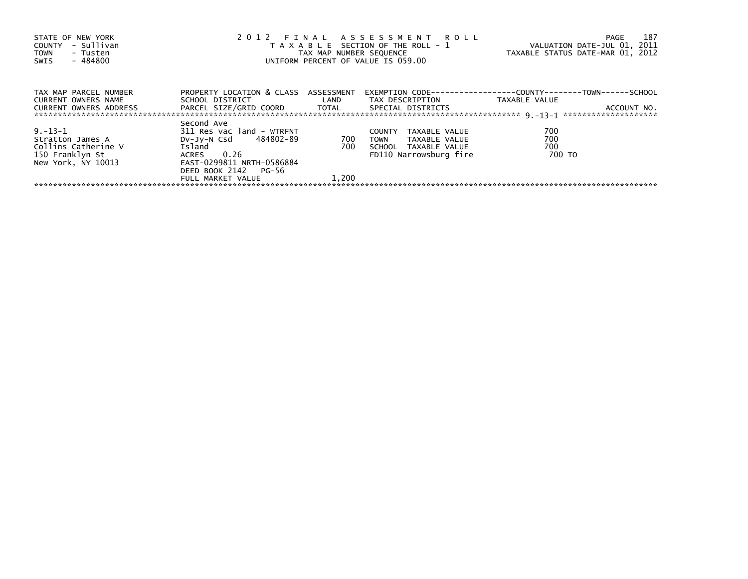STATE OF NEW YORK
COUNTY - Sullivan
TOWN - Tusten
SWIS - 484800

# 2012 FINAL ASSESSMENT ROLL

TAXABLE SECTION OF THE ROLL - 1
TAX MAP NUMBER SEQUENCE
UNIFORM PERCENT OF VALUE IS 059.00

VALUATION DATE-JUL 01, 2011
TAXABLE STATUS DATE-MAR 01, 2012

| TAX MAP PARCEL NUMBER<br>CURRENT OWNERS NAME<br>CURRENT OWNERS ADDRESS | PROPERTY LOCATION & CLASS<br>SCHOOL DISTRICT<br>PARCEL SIZE/GRID COORD | ASSESSMENT<br>LAND<br>TOTAL | EXEMPTION CODE<br>TAX DESCRIPTION<br>SPECIAL DISTRICTS | COUNTY--------TOWN------SCHOOL<br>TAXABLE VALUE<br>ACCOUNT NO. |
|---|---|---|---|---|
| 9.-13-1 | Second Ave | | | |
| 9.-13-1 | 311 Res vac land - WTRFNT | | COUNTY TAXABLE VALUE | 700 |
| Stratton James A | Dv-Jy-N Csd 484802-89 | 700 | TOWN TAXABLE VALUE | 700 |
| Collins Catherine V | Island | 700 | SCHOOL TAXABLE VALUE | 700 |
| 150 Franklyn St | ACRES 0.26 | | FD110 Narrowsburg fire | 700 TO |
| New York, NY 10013 | EAST-0299811 NRTH-0586884 | | | |
| | DEED BOOK 2142 PG-56 | | | |
| | FULL MARKET VALUE | 1,200 | | |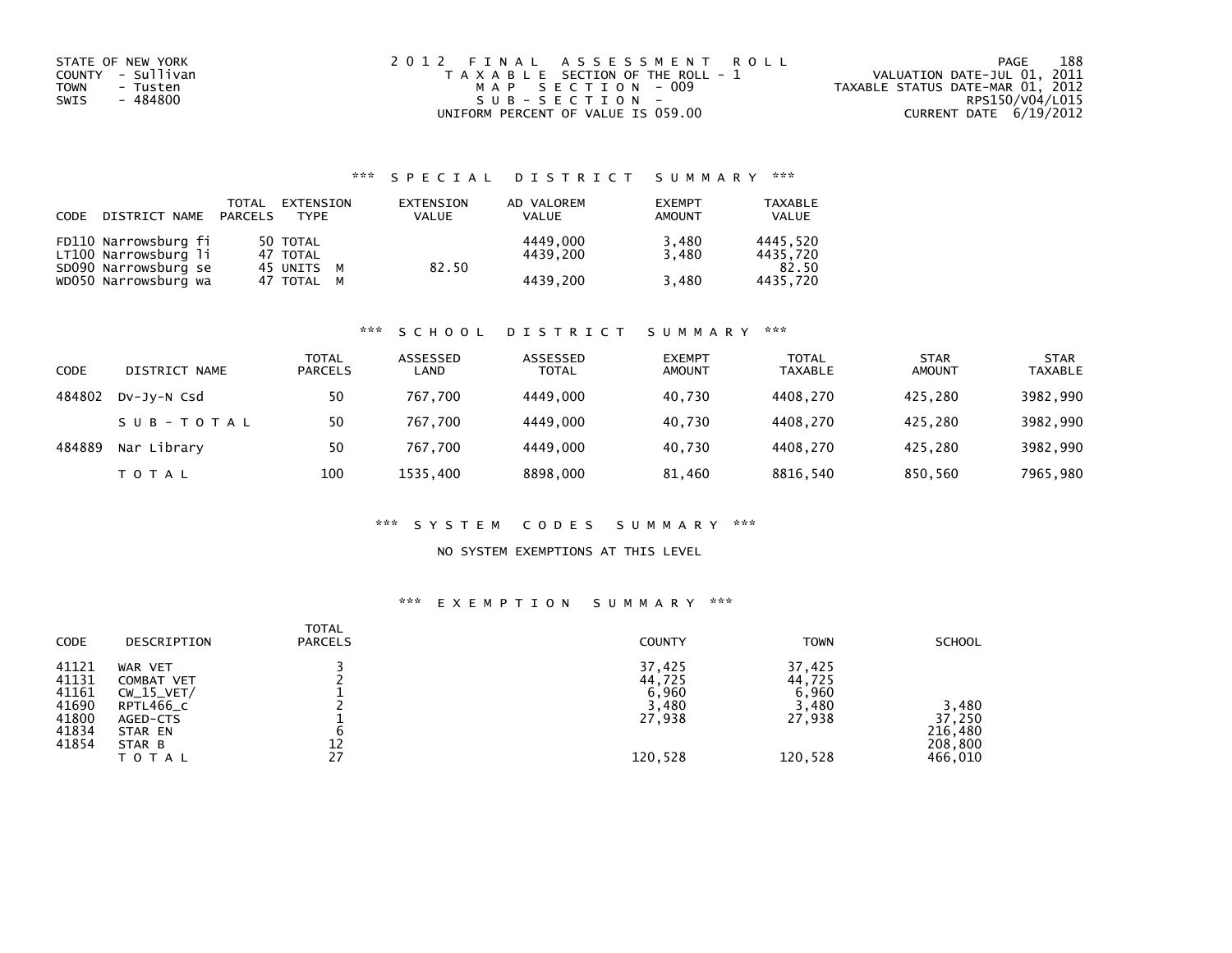STATE OF NEW YORK
COUNTY - Sullivan
TOWN - Tusten
SWIS - 484800

2012 FINAL ASSESSMENT ROLL
TAXABLE SECTION OF THE ROLL - 1
MAP SECTION - 009
SUB-SECTION -
UNIFORM PERCENT OF VALUE IS 059.00

VALUATION DATE-JUL 01, 2011
TAXABLE STATUS DATE-MAR 01, 2012
RPS150/V04/L015
CURRENT DATE 6/19/2012

## *** SPECIAL DISTRICT SUMMARY ***

| CODE | DISTRICT NAME | TOTAL PARCELS | EXTENSION TYPE | EXTENSION VALUE | AD VALOREM VALUE | EXEMPT AMOUNT | TAXABLE VALUE |
|---|---|---|---|---|---|---|---|
| FD110 | Narrowsburg fi | 50 | TOTAL | | 4449,000 | 3,480 | 4445,520 |
| LT100 | Narrowsburg li | 47 | TOTAL | | 4439,200 | 3,480 | 4435,720 |
| SD090 | Narrowsburg se | 45 | UNITS M | 82.50 | | | 82.50 |
| WD050 | Narrowsburg wa | 47 | TOTAL M | | 4439,200 | 3,480 | 4435,720 |

## *** SCHOOL DISTRICT SUMMARY ***

| CODE | DISTRICT NAME | TOTAL PARCELS | ASSESSED LAND | ASSESSED TOTAL | EXEMPT AMOUNT | TOTAL TAXABLE | STAR AMOUNT | STAR TAXABLE |
|---|---|---|---|---|---|---|---|---|
| 484802 | Dv-Jy-N Csd | 50 | 767,700 | 4449,000 | 40,730 | 4408,270 | 425,280 | 3982,990 |
| | SUB-TOTAL | 50 | 767,700 | 4449,000 | 40,730 | 4408,270 | 425,280 | 3982,990 |
| 484889 | Nar Library | 50 | 767,700 | 4449,000 | 40,730 | 4408,270 | 425,280 | 3982,990 |
| | TOTAL | 100 | 1535,400 | 8898,000 | 81,460 | 8816,540 | 850,560 | 7965,980 |

## *** SYSTEM CODES SUMMARY ***

NO SYSTEM EXEMPTIONS AT THIS LEVEL

## *** EXEMPTION SUMMARY ***

| CODE | DESCRIPTION | TOTAL PARCELS | COUNTY | TOWN | SCHOOL |
|---|---|---|---|---|---|
| 41121 | WAR VET | 3 | 37,425 | 37,425 | |
| 41131 | COMBAT VET | 2 | 44,725 | 44,725 | |
| 41161 | CW_15_VET/ | 1 | 6,960 | 6,960 | |
| 41690 | RPTL466_c | 2 | 3,480 | 3,480 | 3,480 |
| 41800 | AGED-CTS | 1 | 27,938 | 27,938 | 37,250 |
| 41834 | STAR EN | 6 | | | 216,480 |
| 41854 | STAR B | 12 | | | 208,800 |
| | TOTAL | 27 | 120,528 | 120,528 | 466,010 |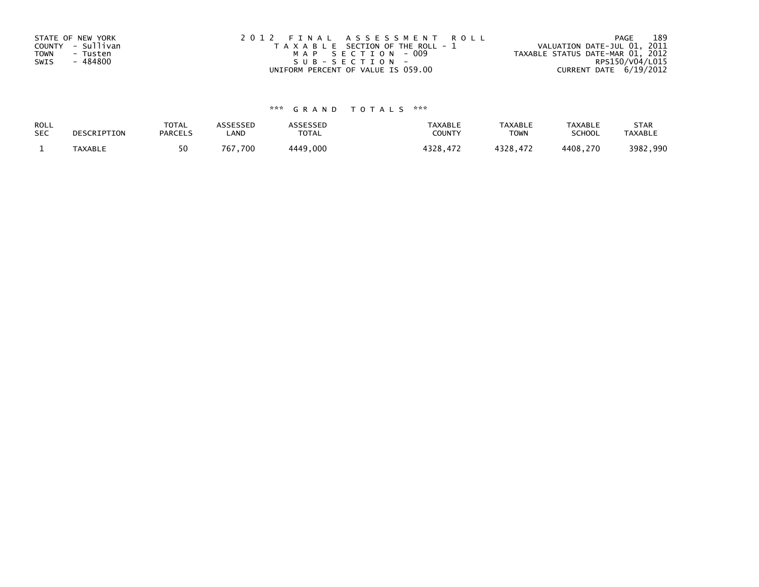STATE OF NEW YORK
COUNTY - Sullivan
TOWN - Tusten
SWIS - 484800

2012 FINAL ASSESSMENT ROLL
TAXABLE SECTION OF THE ROLL - 1
MAP SECTION - 009
SUB-SECTION -
UNIFORM PERCENT OF VALUE IS 059.00

VALUATION DATE-JUL 01, 2011
TAXABLE STATUS DATE-MAR 01, 2012
RPS150/V04/L015
CURRENT DATE 6/19/2012

*** GRAND TOTALS ***

| ROLL SEC | DESCRIPTION | TOTAL PARCELS | ASSESSED LAND | ASSESSED TOTAL | TAXABLE COUNTY | TAXABLE TOWN | TAXABLE SCHOOL | STAR TAXABLE |
|---|---|---|---|---|---|---|---|---|
| 1 | TAXABLE | 50 | 767,700 | 4449,000 | 4328,472 | 4328,472 | 4408,270 | 3982,990 |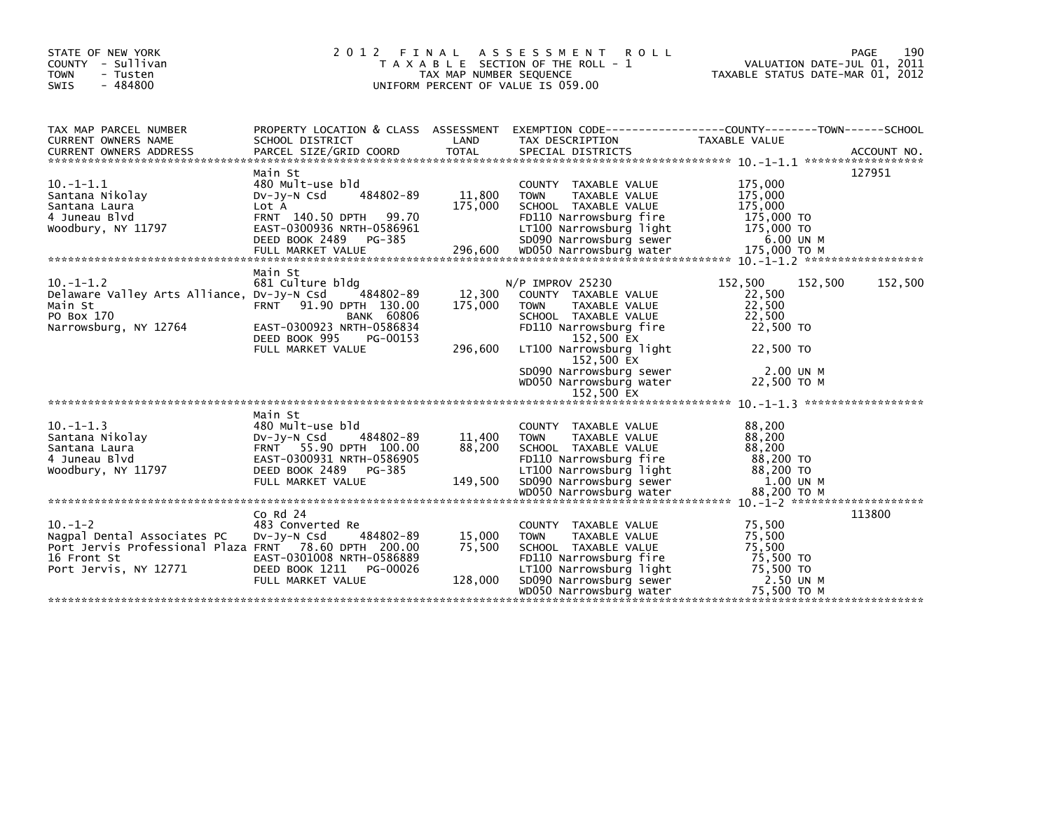STATE OF NEW YORK
COUNTY - Sullivan
TOWN - Tusten
SWIS - 484800

# 2012 FINAL ASSESSMENT ROLL
TAXABLE SECTION OF THE ROLL - 1
TAX MAP NUMBER SEQUENCE
UNIFORM PERCENT OF VALUE IS 059.00

VALUATION DATE-JUL 01, 2011
TAXABLE STATUS DATE-MAR 01, 2012

| TAX MAP PARCEL NUMBER / CURRENT OWNERS NAME / CURRENT OWNERS ADDRESS | PROPERTY LOCATION & CLASS / SCHOOL DISTRICT / PARCEL SIZE/GRID COORD | ASSESSMENT LAND / TOTAL | EXEMPTION CODE / TAX DESCRIPTION / SPECIAL DISTRICTS | COUNTY TAXABLE VALUE | TOWN | SCHOOL / ACCOUNT NO. |
|---|---|---|---|---|---|---|
| **10.-1-1.1** | Main St | | | | | 127951 |
| 10.-1-1.1 | 480 Mult-use bld | | COUNTY TAXABLE VALUE | 175,000 | | |
| Santana Nikolay | Dv-Jy-N Csd 484802-89 | 11,800 | TOWN TAXABLE VALUE | 175,000 | | |
| Santana Laura | Lot A | 175,000 | SCHOOL TAXABLE VALUE | 175,000 | | |
| 4 Juneau Blvd | FRNT 140.50 DPTH 99.70 | | FD110 Narrowsburg fire | 175,000 TO | | |
| Woodbury, NY 11797 | EAST-0300936 NRTH-0586961 | | LT100 Narrowsburg light | 175,000 TO | | |
| | DEED BOOK 2489 PG-385 | | SD090 Narrowsburg sewer | 6.00 UN M | | |
| | FULL MARKET VALUE | 296,600 | WD050 Narrowsburg water | 175,000 TO M | | |
| **10.-1-1.2** | Main St | | | | | |
| 10.-1-1.2 | 681 Culture bldg | | N/P IMPROV 25230 | 152,500 | 152,500 | 152,500 |
| Delaware Valley Arts Alliance, | Dv-Jy-N Csd 484802-89 | 12,300 | COUNTY TAXABLE VALUE | 22,500 | | |
| Main St | FRNT 91.90 DPTH 130.00 | 175,000 | TOWN TAXABLE VALUE | 22,500 | | |
| PO Box 170 | BANK 60806 | | SCHOOL TAXABLE VALUE | 22,500 | | |
| Narrowsburg, NY 12764 | EAST-0300923 NRTH-0586834 | | FD110 Narrowsburg fire | 22,500 TO | | |
| | DEED BOOK 995 PG-00153 | | 152,500 EX | | | |
| | FULL MARKET VALUE | 296,600 | LT100 Narrowsburg light | 22,500 TO | | |
| | | | 152,500 EX | | | |
| | | | SD090 Narrowsburg sewer | 2.00 UN M | | |
| | | | WD050 Narrowsburg water | 22,500 TO M | | |
| | | | 152,500 EX | | | |
| **10.-1-1.3** | Main St | | | | | |
| 10.-1-1.3 | 480 Mult-use bld | | COUNTY TAXABLE VALUE | 88,200 | | |
| Santana Nikolay | Dv-Jy-N Csd 484802-89 | 11,400 | TOWN TAXABLE VALUE | 88,200 | | |
| Santana Laura | FRNT 55.90 DPTH 100.00 | 88,200 | SCHOOL TAXABLE VALUE | 88,200 | | |
| 4 Juneau Blvd | EAST-0300931 NRTH-0586905 | | FD110 Narrowsburg fire | 88,200 TO | | |
| Woodbury, NY 11797 | DEED BOOK 2489 PG-385 | | LT100 Narrowsburg light | 88,200 TO | | |
| | FULL MARKET VALUE | 149,500 | SD090 Narrowsburg sewer | 1.00 UN M | | |
| | | | WD050 Narrowsburg water | 88,200 TO M | | |
| **10.-1-2** | Co Rd 24 | | | | | 113800 |
| 10.-1-2 | 483 Converted Re | | COUNTY TAXABLE VALUE | 75,500 | | |
| Nagpal Dental Associates PC | Dv-Jy-N Csd 484802-89 | 15,000 | TOWN TAXABLE VALUE | 75,500 | | |
| Port Jervis Professional Plaza | FRNT 78.60 DPTH 200.00 | 75,500 | SCHOOL TAXABLE VALUE | 75,500 | | |
| 16 Front St | EAST-0301008 NRTH-0586889 | | FD110 Narrowsburg fire | 75,500 TO | | |
| Port Jervis, NY 12771 | DEED BOOK 1211 PG-00026 | | LT100 Narrowsburg light | 75,500 TO | | |
| | FULL MARKET VALUE | 128,000 | SD090 Narrowsburg sewer | 2.50 UN M | | |
| | | | WD050 Narrowsburg water | 75,500 TO M | | |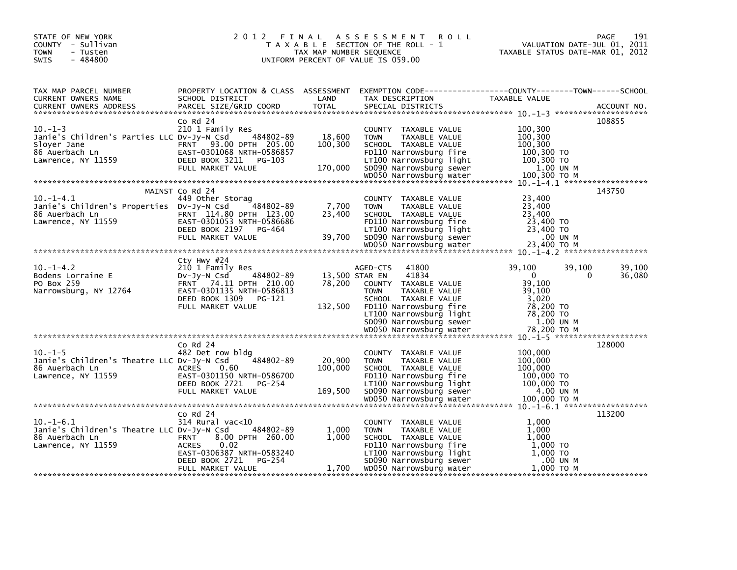STATE OF NEW YORK
COUNTY - Sullivan
TOWN - Tusten
SWIS - 484800

# 2012 FINAL ASSESSMENT ROLL

TAXABLE SECTION OF THE ROLL - 1
TAX MAP NUMBER SEQUENCE
UNIFORM PERCENT OF VALUE IS 059.00

VALUATION DATE-JUL 01, 2011
TAXABLE STATUS DATE-MAR 01, 2012

| TAX MAP PARCEL NUMBER / CURRENT OWNERS NAME / CURRENT OWNERS ADDRESS | PROPERTY LOCATION & CLASS / SCHOOL DISTRICT / PARCEL SIZE/GRID COORD | ASSESSMENT LAND / TOTAL | EXEMPTION CODE / TAX DESCRIPTION / SPECIAL DISTRICTS | COUNTY TAXABLE VALUE | TOWN | SCHOOL | ACCOUNT NO. |
|---|---|---|---|---|---|---|---|
| 10.-1-3 | Co Rd 24 | | | | | | 108855 |
| | 210 1 Family Res | | COUNTY TAXABLE VALUE | 100,300 | | | |
| Janie's Children's Parties LLC | Dv-Jy-N Csd 484802-89 | 18,600 | TOWN TAXABLE VALUE | 100,300 | | | |
| Sloyer Jane | FRNT 93.00 DPTH 205.00 | 100,300 | SCHOOL TAXABLE VALUE | 100,300 | | | |
| 86 Auerbach Ln | EAST-0301068 NRTH-0586857 | | FD110 Narrowsburg fire | 100,300 TO | | | |
| Lawrence, NY 11559 | DEED BOOK 3211 PG-103 | | LT100 Narrowsburg light | 100,300 TO | | | |
| | FULL MARKET VALUE | 170,000 | SD090 Narrowsburg sewer | 1.00 UN M | | | |
| | | | WD050 Narrowsburg water | 100,300 TO M | | | |
| 10.-1-4.1 | MAINST Co Rd 24 | | | | | | 143750 |
| | 449 Other Storag | | COUNTY TAXABLE VALUE | 23,400 | | | |
| Janie's Children's Properties | Dv-Jy-N Csd 484802-89 | 7,700 | TOWN TAXABLE VALUE | 23,400 | | | |
| 86 Auerbach Ln | FRNT 114.80 DPTH 123.00 | 23,400 | SCHOOL TAXABLE VALUE | 23,400 | | | |
| Lawrence, NY 11559 | EAST-0301053 NRTH-0586686 | | FD110 Narrowsburg fire | 23,400 TO | | | |
| | DEED BOOK 2197 PG-464 | | LT100 Narrowsburg light | 23,400 TO | | | |
| | FULL MARKET VALUE | 39,700 | SD090 Narrowsburg sewer | .00 UN M | | | |
| | | | WD050 Narrowsburg water | 23,400 TO M | | | |
| 10.-1-4.2 | Cty Hwy #24 | | | | | | |
| | 210 1 Family Res | | AGED-CTS 41800 | 39,100 | 39,100 | 39,100 | |
| Bodens Lorraine E | Dv-Jy-N Csd 484802-89 | 13,500 | STAR EN 41834 | 0 | 0 | 36,080 | |
| PO Box 259 | FRNT 74.11 DPTH 210.00 | 78,200 | COUNTY TAXABLE VALUE | 39,100 | | | |
| Narrowsburg, NY 12764 | EAST-0301135 NRTH-0586813 | | TOWN TAXABLE VALUE | 39,100 | | | |
| | DEED BOOK 1309 PG-121 | | SCHOOL TAXABLE VALUE | 3,020 | | | |
| | FULL MARKET VALUE | 132,500 | FD110 Narrowsburg fire | 78,200 TO | | | |
| | | | LT100 Narrowsburg light | 78,200 TO | | | |
| | | | SD090 Narrowsburg sewer | 1.00 UN M | | | |
| | | | WD050 Narrowsburg water | 78,200 TO M | | | |
| 10.-1-5 | Co Rd 24 | | | | | | 128000 |
| | 482 Det row bldg | | COUNTY TAXABLE VALUE | 100,000 | | | |
| Janie's Children's Theatre LLC | Dv-Jy-N Csd 484802-89 | 20,900 | TOWN TAXABLE VALUE | 100,000 | | | |
| 86 Auerbach Ln | ACRES 0.60 | 100,000 | SCHOOL TAXABLE VALUE | 100,000 | | | |
| Lawrence, NY 11559 | EAST-0301150 NRTH-0586700 | | FD110 Narrowsburg fire | 100,000 TO | | | |
| | DEED BOOK 2721 PG-254 | | LT100 Narrowsburg light | 100,000 TO | | | |
| | FULL MARKET VALUE | 169,500 | SD090 Narrowsburg sewer | 4.00 UN M | | | |
| | | | WD050 Narrowsburg water | 100,000 TO M | | | |
| 10.-1-6.1 | Co Rd 24 | | | | | | 113200 |
| | 314 Rural vac<10 | | COUNTY TAXABLE VALUE | 1,000 | | | |
| Janie's Children's Theatre LLC | Dv-Jy-N Csd 484802-89 | 1,000 | TOWN TAXABLE VALUE | 1,000 | | | |
| 86 Auerbach Ln | FRNT 8.00 DPTH 260.00 | 1,000 | SCHOOL TAXABLE VALUE | 1,000 | | | |
| Lawrence, NY 11559 | ACRES 0.02 | | FD110 Narrowsburg fire | 1,000 TO | | | |
| | EAST-0306387 NRTH-0583240 | | LT100 Narrowsburg light | 1,000 TO | | | |
| | DEED BOOK 2721 PG-254 | | SD090 Narrowsburg sewer | .00 UN M | | | |
| | FULL MARKET VALUE | 1,700 | WD050 Narrowsburg water | 1,000 TO M | | | |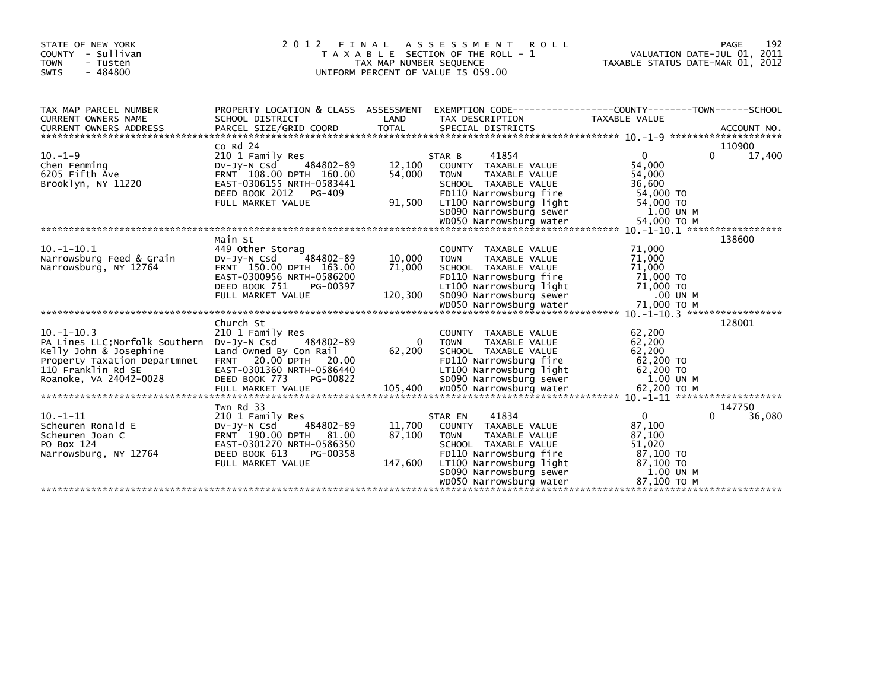STATE OF NEW YORK
COUNTY - Sullivan
TOWN - Tusten
SWIS - 484800

# 2012 FINAL ASSESSMENT ROLL
TAXABLE SECTION OF THE ROLL - 1
TAX MAP NUMBER SEQUENCE
UNIFORM PERCENT OF VALUE IS 059.00

VALUATION DATE-JUL 01, 2011
TAXABLE STATUS DATE-MAR 01, 2012

| TAX MAP PARCEL NUMBER / CURRENT OWNERS NAME / CURRENT OWNERS ADDRESS | PROPERTY LOCATION & CLASS / SCHOOL DISTRICT / PARCEL SIZE/GRID COORD | ASSESSMENT LAND / TOTAL | EXEMPTION CODE / TAX DESCRIPTION / SPECIAL DISTRICTS | COUNTY / TOWN / SCHOOL TAXABLE VALUE | ACCOUNT NO. |
|---|---|---|---|---|---|
| 10.-1-9 | Co Rd 24 | | | | 110900 |
| | 210 1 Family Res | | STAR B 41854 | 0 0 17,400 | |
| Chen Fenming | Dv-Jy-N Csd 484802-89 | 12,100 | COUNTY TAXABLE VALUE | 54,000 | |
| 6205 Fifth Ave | FRNT 108.00 DPTH 160.00 | 54,000 | TOWN TAXABLE VALUE | 54,000 | |
| Brooklyn, NY 11220 | EAST-0306155 NRTH-0583441 | | SCHOOL TAXABLE VALUE | 36,600 | |
| | DEED BOOK 2012 PG-409 | | FD110 Narrowsburg fire | 54,000 TO | |
| | FULL MARKET VALUE | 91,500 | LT100 Narrowsburg light | 54,000 TO | |
| | | | SD090 Narrowsburg sewer | 1.00 UN M | |
| | | | WD050 Narrowsburg water | 54,000 TO M | |
| 10.-1-10.1 | Main St | | | | 138600 |
| | 449 Other Storag | | COUNTY TAXABLE VALUE | 71,000 | |
| Narrowsburg Feed & Grain | Dv-Jy-N Csd 484802-89 | 10,000 | TOWN TAXABLE VALUE | 71,000 | |
| Narrowsburg, NY 12764 | FRNT 150.00 DPTH 163.00 | 71,000 | SCHOOL TAXABLE VALUE | 71,000 | |
| | EAST-0300956 NRTH-0586200 | | FD110 Narrowsburg fire | 71,000 TO | |
| | DEED BOOK 751 PG-00397 | | LT100 Narrowsburg light | 71,000 TO | |
| | FULL MARKET VALUE | 120,300 | SD090 Narrowsburg sewer | .00 UN M | |
| | | | WD050 Narrowsburg water | 71,000 TO M | |
| 10.-1-10.3 | Church St | | | | 128001 |
| | 210 1 Family Res | | COUNTY TAXABLE VALUE | 62,200 | |
| PA Lines LLC;Norfolk Southern | Dv-Jy-N Csd 484802-89 | 0 | TOWN TAXABLE VALUE | 62,200 | |
| Kelly John & Josephine | Land Owned By Con Rail | 62,200 | SCHOOL TAXABLE VALUE | 62,200 | |
| Property Taxation Departmnet | FRNT 20.00 DPTH 20.00 | | FD110 Narrowsburg fire | 62,200 TO | |
| 110 Franklin Rd SE | EAST-0301360 NRTH-0586440 | | LT100 Narrowsburg light | 62,200 TO | |
| Roanoke, VA 24042-0028 | DEED BOOK 773 PG-00822 | | SD090 Narrowsburg sewer | 1.00 UN M | |
| | FULL MARKET VALUE | 105,400 | WD050 Narrowsburg water | 62,200 TO M | |
| 10.-1-11 | Twn Rd 33 | | | | 147750 |
| | 210 1 Family Res | | STAR EN 41834 | 0 0 36,080 | |
| Scheuren Ronald E | Dv-Jy-N Csd 484802-89 | 11,700 | COUNTY TAXABLE VALUE | 87,100 | |
| Scheuren Joan C | FRNT 190.00 DPTH 81.00 | 87,100 | TOWN TAXABLE VALUE | 87,100 | |
| PO Box 124 | EAST-0301270 NRTH-0586350 | | SCHOOL TAXABLE VALUE | 51,020 | |
| Narrowsburg, NY 12764 | DEED BOOK 613 PG-00358 | | FD110 Narrowsburg fire | 87,100 TO | |
| | FULL MARKET VALUE | 147,600 | LT100 Narrowsburg light | 87,100 TO | |
| | | | SD090 Narrowsburg sewer | 1.00 UN M | |
| | | | WD050 Narrowsburg water | 87,100 TO M | |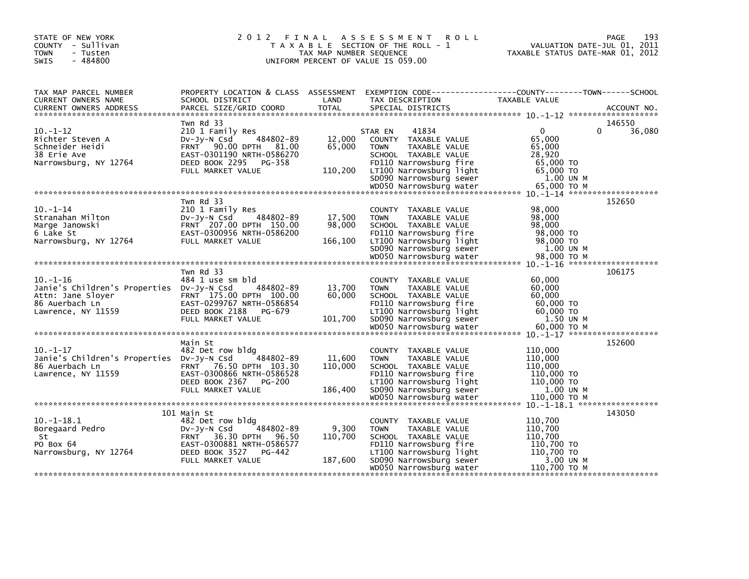STATE OF NEW YORK
COUNTY - Sullivan
TOWN - Tusten
SWIS - 484800

2 0 1 2 F I N A L A S S E S S M E N T R O L L
T A X A B L E SECTION OF THE ROLL - 1
TAX MAP NUMBER SEQUENCE
UNIFORM PERCENT OF VALUE IS 059.00

VALUATION DATE-JUL 01, 2011
TAXABLE STATUS DATE-MAR 01, 2012

| TAX MAP PARCEL NUMBER / CURRENT OWNERS NAME / CURRENT OWNERS ADDRESS | PROPERTY LOCATION & CLASS / SCHOOL DISTRICT / PARCEL SIZE/GRID COORD | ASSESSMENT LAND / TOTAL | EXEMPTION CODE / TAX DESCRIPTION / SPECIAL DISTRICTS | COUNTY / TOWN / SCHOOL TAXABLE VALUE | ACCOUNT NO. |
|---|---|---|---|---|---|
| | Twn Rd 33 | | | | 146550 |
| 10.-1-12 | 210 1 Family Res | | STAR EN 41834 | 0 0 36,080 | |
| Richter Steven A | Dv-Jy-N Csd 484802-89 | 12,000 | COUNTY TAXABLE VALUE | 65,000 | |
| Schneider Heidi | FRNT 90.00 DPTH 81.00 | 65,000 | TOWN TAXABLE VALUE | 65,000 | |
| 38 Erie Ave | EAST-0301190 NRTH-0586270 | | SCHOOL TAXABLE VALUE | 28,920 | |
| Narrowsburg, NY 12764 | DEED BOOK 2295 PG-358 | | FD110 Narrowsburg fire | 65,000 TO | |
| | FULL MARKET VALUE | 110,200 | LT100 Narrowsburg light | 65,000 TO | |
| | | | SD090 Narrowsburg sewer | 1.00 UN M | |
| | | | WD050 Narrowsburg water | 65,000 TO M | |
| | Twn Rd 33 | | | | 152650 |
| 10.-1-14 | 210 1 Family Res | | COUNTY TAXABLE VALUE | 98,000 | |
| Stranahan Milton | Dv-Jy-N Csd 484802-89 | 17,500 | TOWN TAXABLE VALUE | 98,000 | |
| Marge Janowski | FRNT 207.00 DPTH 150.00 | 98,000 | SCHOOL TAXABLE VALUE | 98,000 | |
| 6 Lake St | EAST-0300956 NRTH-0586200 | | FD110 Narrowsburg fire | 98,000 TO | |
| Narrowsburg, NY 12764 | FULL MARKET VALUE | 166,100 | LT100 Narrowsburg light | 98,000 TO | |
| | | | SD090 Narrowsburg sewer | 1.00 UN M | |
| | | | WD050 Narrowsburg water | 98,000 TO M | |
| | Twn Rd 33 | | | | 106175 |
| 10.-1-16 | 484 1 use sm bld | | COUNTY TAXABLE VALUE | 60,000 | |
| Janie's Children's Properties | Dv-Jy-N Csd 484802-89 | 13,700 | TOWN TAXABLE VALUE | 60,000 | |
| Attn: Jane Sloyer | FRNT 175.00 DPTH 100.00 | 60,000 | SCHOOL TAXABLE VALUE | 60,000 | |
| 86 Auerbach Ln | EAST-0299767 NRTH-0586854 | | FD110 Narrowsburg fire | 60,000 TO | |
| Lawrence, NY 11559 | DEED BOOK 2188 PG-679 | | LT100 Narrowsburg light | 60,000 TO | |
| | FULL MARKET VALUE | 101,700 | SD090 Narrowsburg sewer | 1.50 UN M | |
| | | | WD050 Narrowsburg water | 60,000 TO M | |
| | Main St | | | | 152600 |
| 10.-1-17 | 482 Det row bldg | | COUNTY TAXABLE VALUE | 110,000 | |
| Janie's Children's Properties | Dv-Jy-N Csd 484802-89 | 11,600 | TOWN TAXABLE VALUE | 110,000 | |
| 86 Auerbach Ln | FRNT 76.50 DPTH 103.30 | 110,000 | SCHOOL TAXABLE VALUE | 110,000 | |
| Lawrence, NY 11559 | EAST-0300866 NRTH-0586528 | | FD110 Narrowsburg fire | 110,000 TO | |
| | DEED BOOK 2367 PG-200 | | LT100 Narrowsburg light | 110,000 TO | |
| | FULL MARKET VALUE | 186,400 | SD090 Narrowsburg sewer | 1.00 UN M | |
| | | | WD050 Narrowsburg water | 110,000 TO M | |
| | 101 Main St | | | | 143050 |
| 10.-1-18.1 | 482 Det row bldg | | COUNTY TAXABLE VALUE | 110,700 | |
| Boregaard Pedro | Dv-Jy-N Csd 484802-89 | 9,300 | TOWN TAXABLE VALUE | 110,700 | |
| St | FRNT 36.30 DPTH 96.50 | 110,700 | SCHOOL TAXABLE VALUE | 110,700 | |
| PO Box 64 | EAST-0300881 NRTH-0586577 | | FD110 Narrowsburg fire | 110,700 TO | |
| Narrowsburg, NY 12764 | DEED BOOK 3527 PG-442 | | LT100 Narrowsburg light | 110,700 TO | |
| | FULL MARKET VALUE | 187,600 | SD090 Narrowsburg sewer | 3.00 UN M | |
| | | | WD050 Narrowsburg water | 110,700 TO M | |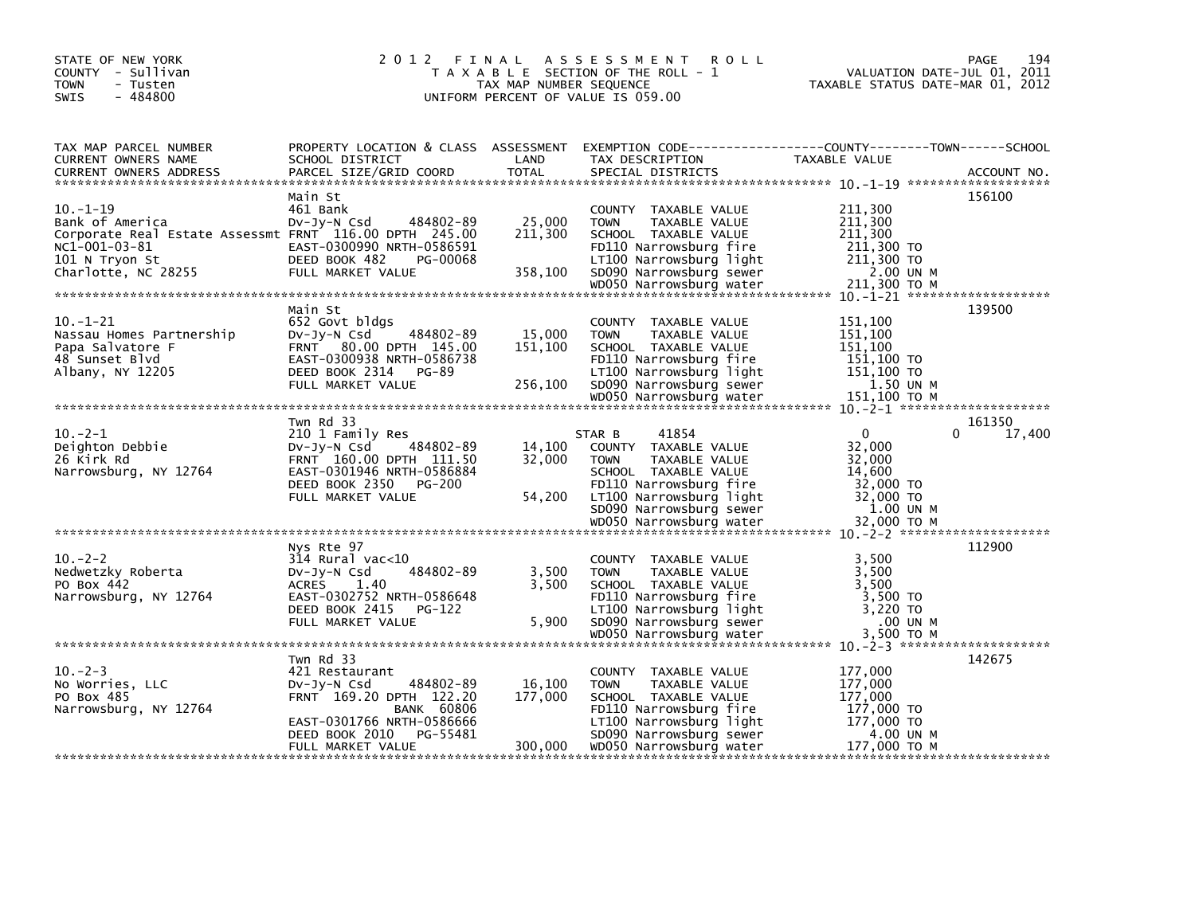STATE OF NEW YORK
COUNTY - Sullivan
TOWN - Tusten
SWIS - 484800

# 2012 FINAL ASSESSMENT ROLL

TAXABLE SECTION OF THE ROLL - 1
TAX MAP NUMBER SEQUENCE
UNIFORM PERCENT OF VALUE IS 059.00

VALUATION DATE-JUL 01, 2011
TAXABLE STATUS DATE-MAR 01, 2012

| TAX MAP PARCEL NUMBER / CURRENT OWNERS NAME / CURRENT OWNERS ADDRESS | PROPERTY LOCATION & CLASS / SCHOOL DISTRICT / PARCEL SIZE/GRID COORD | ASSESSMENT LAND / TOTAL | EXEMPTION CODE / TAX DESCRIPTION / SPECIAL DISTRICTS | TAXABLE VALUE (COUNTY / TOWN / SCHOOL) | ACCOUNT NO. |
|---|---|---|---|---|---|
| 10.-1-19 | Main St | | | | 156100 |
| | 461 Bank | | COUNTY TAXABLE VALUE | 211,300 | |
| Bank of America | Dv-Jy-N Csd 484802-89 | 25,000 | TOWN TAXABLE VALUE | 211,300 | |
| Corporate Real Estate Assessmt | FRNT 116.00 DPTH 245.00 | 211,300 | SCHOOL TAXABLE VALUE | 211,300 | |
| NC1-001-03-81 | EAST-0300990 NRTH-0586591 | | FD110 Narrowsburg fire | 211,300 TO | |
| 101 N Tryon St | DEED BOOK 482 PG-00068 | | LT100 Narrowsburg light | 211,300 TO | |
| Charlotte, NC 28255 | FULL MARKET VALUE | 358,100 | SD090 Narrowsburg sewer | 2.00 UN M | |
| | | | WD050 Narrowsburg water | 211,300 TO M | |
| 10.-1-21 | Main St | | | | 139500 |
| | 652 Govt bldgs | | COUNTY TAXABLE VALUE | 151,100 | |
| Nassau Homes Partnership | Dv-Jy-N Csd 484802-89 | 15,000 | TOWN TAXABLE VALUE | 151,100 | |
| Papa Salvatore F | FRNT 80.00 DPTH 145.00 | 151,100 | SCHOOL TAXABLE VALUE | 151,100 | |
| 48 Sunset Blvd | EAST-0300938 NRTH-0586738 | | FD110 Narrowsburg fire | 151,100 TO | |
| Albany, NY 12205 | DEED BOOK 2314 PG-89 | | LT100 Narrowsburg light | 151,100 TO | |
| | FULL MARKET VALUE | 256,100 | SD090 Narrowsburg sewer | 1.50 UN M | |
| | | | WD050 Narrowsburg water | 151,100 TO M | |
| 10.-2-1 | Twn Rd 33 | | | | 161350 |
| | 210 1 Family Res | | STAR B 41854 | 0 / 0 / 17,400 | |
| Deighton Debbie | Dv-Jy-N Csd 484802-89 | 14,100 | COUNTY TAXABLE VALUE | 32,000 | |
| 26 Kirk Rd | FRNT 160.00 DPTH 111.50 | 32,000 | TOWN TAXABLE VALUE | 32,000 | |
| Narrowsburg, NY 12764 | EAST-0301946 NRTH-0586884 | | SCHOOL TAXABLE VALUE | 14,600 | |
| | DEED BOOK 2350 PG-200 | | FD110 Narrowsburg fire | 32,000 TO | |
| | FULL MARKET VALUE | 54,200 | LT100 Narrowsburg light | 32,000 TO | |
| | | | SD090 Narrowsburg sewer | 1.00 UN M | |
| | | | WD050 Narrowsburg water | 32,000 TO M | |
| 10.-2-2 | Nys Rte 97 | | | | 112900 |
| | 314 Rural vac<10 | | COUNTY TAXABLE VALUE | 3,500 | |
| Nedwetzky Roberta | Dv-Jy-N Csd 484802-89 | 3,500 | TOWN TAXABLE VALUE | 3,500 | |
| PO Box 442 | ACRES 1.40 | 3,500 | SCHOOL TAXABLE VALUE | 3,500 | |
| Narrowsburg, NY 12764 | EAST-0302752 NRTH-0586648 | | FD110 Narrowsburg fire | 3,500 TO | |
| | DEED BOOK 2415 PG-122 | | LT100 Narrowsburg light | 3,220 TO | |
| | FULL MARKET VALUE | 5,900 | SD090 Narrowsburg sewer | .00 UN M | |
| | | | WD050 Narrowsburg water | 3,500 TO M | |
| 10.-2-3 | Twn Rd 33 | | | | 142675 |
| | 421 Restaurant | | COUNTY TAXABLE VALUE | 177,000 | |
| No Worries, LLC | Dv-Jy-N Csd 484802-89 | 16,100 | TOWN TAXABLE VALUE | 177,000 | |
| PO Box 485 | FRNT 169.20 DPTH 122.20 | 177,000 | SCHOOL TAXABLE VALUE | 177,000 | |
| Narrowsburg, NY 12764 | BANK 60806 | | FD110 Narrowsburg fire | 177,000 TO | |
| | EAST-0301766 NRTH-0586666 | | LT100 Narrowsburg light | 177,000 TO | |
| | DEED BOOK 2010 PG-55481 | | SD090 Narrowsburg sewer | 4.00 UN M | |
| | FULL MARKET VALUE | 300,000 | WD050 Narrowsburg water | 177,000 TO M | |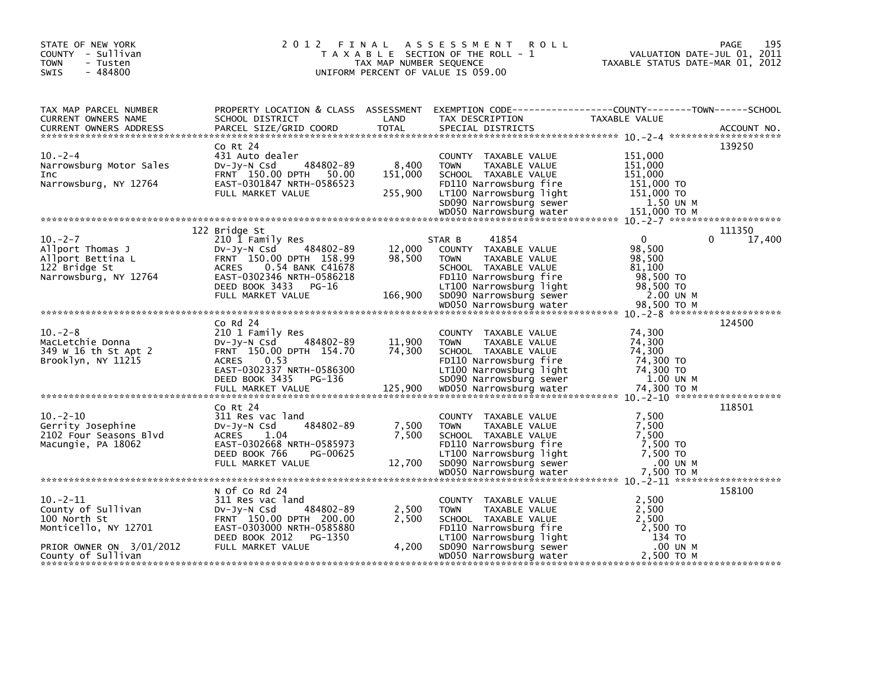STATE OF NEW YORK
COUNTY - Sullivan
TOWN - Tusten
SWIS - 484800

# 2012 FINAL ASSESSMENT ROLL

TAXABLE SECTION OF THE ROLL - 1
TAX MAP NUMBER SEQUENCE
UNIFORM PERCENT OF VALUE IS 059.00

VALUATION DATE-JUL 01, 2011
TAXABLE STATUS DATE-MAR 01, 2012

| TAX MAP PARCEL NUMBER / CURRENT OWNERS NAME / CURRENT OWNERS ADDRESS | PROPERTY LOCATION & CLASS / SCHOOL DISTRICT / PARCEL SIZE/GRID COORD | ASSESSMENT LAND / TOTAL | EXEMPTION CODE / TAX DESCRIPTION / SPECIAL DISTRICTS | COUNTY / TOWN TAXABLE VALUE | SCHOOL / ACCOUNT NO. |
|---|---|---|---|---|---|
| 10.-2-4 | Co Rt 24 | | | | 139250 |
| Narrowsburg Motor Sales | 431 Auto dealer | | COUNTY TAXABLE VALUE | 151,000 | |
| Inc | Dv-Jy-N Csd 484802-89 | 8,400 | TOWN TAXABLE VALUE | 151,000 | |
| Narrowsburg, NY 12764 | FRNT 150.00 DPTH 50.00 | 151,000 | SCHOOL TAXABLE VALUE | 151,000 | |
| | EAST-0301847 NRTH-0586523 | | FD110 Narrowsburg fire | 151,000 TO | |
| | FULL MARKET VALUE | 255,900 | LT100 Narrowsburg light | 151,000 TO | |
| | | | SD090 Narrowsburg sewer | 1.50 UN M | |
| | | | WD050 Narrowsburg water | 151,000 TO M | |
| 10.-2-7 | 122 Bridge St | | | | 111350 |
| Allport Thomas J | 210 1 Family Res | | STAR B 41854 | 0 0 | 17,400 |
| Allport Bettina L | Dv-Jy-N Csd 484802-89 | 12,000 | COUNTY TAXABLE VALUE | 98,500 | |
| 122 Bridge St | FRNT 150.00 DPTH 158.99 | 98,500 | TOWN TAXABLE VALUE | 98,500 | |
| Narrowsburg, NY 12764 | ACRES 0.54 BANK C41678 | | SCHOOL TAXABLE VALUE | 81,100 | |
| | EAST-0302346 NRTH-0586218 | | FD110 Narrowsburg fire | 98,500 TO | |
| | DEED BOOK 3433 PG-16 | | LT100 Narrowsburg light | 98,500 TO | |
| | FULL MARKET VALUE | 166,900 | SD090 Narrowsburg sewer | 2.00 UN M | |
| | | | WD050 Narrowsburg water | 98,500 TO M | |
| 10.-2-8 | Co Rd 24 | | | | 124500 |
| MacLetchie Donna | 210 1 Family Res | | COUNTY TAXABLE VALUE | 74,300 | |
| 349 W 16 th St Apt 2 | Dv-Jy-N Csd 484802-89 | 11,900 | TOWN TAXABLE VALUE | 74,300 | |
| Brooklyn, NY 11215 | FRNT 150.00 DPTH 154.70 | 74,300 | SCHOOL TAXABLE VALUE | 74,300 | |
| | ACRES 0.53 | | FD110 Narrowsburg fire | 74,300 TO | |
| | EAST-0302337 NRTH-0586300 | | LT100 Narrowsburg light | 74,300 TO | |
| | DEED BOOK 3435 PG-136 | | SD090 Narrowsburg sewer | 1.00 UN M | |
| | FULL MARKET VALUE | 125,900 | WD050 Narrowsburg water | 74,300 TO M | |
| 10.-2-10 | Co Rt 24 | | | | 118501 |
| Gerrity Josephine | 311 Res vac land | | COUNTY TAXABLE VALUE | 7,500 | |
| 2102 Four Seasons Blvd | Dv-Jy-N Csd 484802-89 | 7,500 | TOWN TAXABLE VALUE | 7,500 | |
| Macungie, PA 18062 | ACRES 1.04 | 7,500 | SCHOOL TAXABLE VALUE | 7,500 | |
| | EAST-0302668 NRTH-0585973 | | FD110 Narrowsburg fire | 7,500 TO | |
| | DEED BOOK 766 PG-00625 | | LT100 Narrowsburg light | 7,500 TO | |
| | FULL MARKET VALUE | 12,700 | SD090 Narrowsburg sewer | .00 UN M | |
| | | | WD050 Narrowsburg water | 7,500 TO M | |
| 10.-2-11 | N Of Co Rd 24 | | | | 158100 |
| County of Sullivan | 311 Res vac land | | COUNTY TAXABLE VALUE | 2,500 | |
| 100 North St | Dv-Jy-N Csd 484802-89 | 2,500 | TOWN TAXABLE VALUE | 2,500 | |
| Monticello, NY 12701 | FRNT 150.00 DPTH 200.00 | 2,500 | SCHOOL TAXABLE VALUE | 2,500 | |
| | EAST-0303000 NRTH-0585880 | | FD110 Narrowsburg fire | 2,500 TO | |
| | DEED BOOK 2012 PG-1350 | | LT100 Narrowsburg light | 134 TO | |
| PRIOR OWNER ON 3/01/2012 | FULL MARKET VALUE | 4,200 | SD090 Narrowsburg sewer | .00 UN M | |
| County of Sullivan | | | WD050 Narrowsburg water | 2,500 TO M | |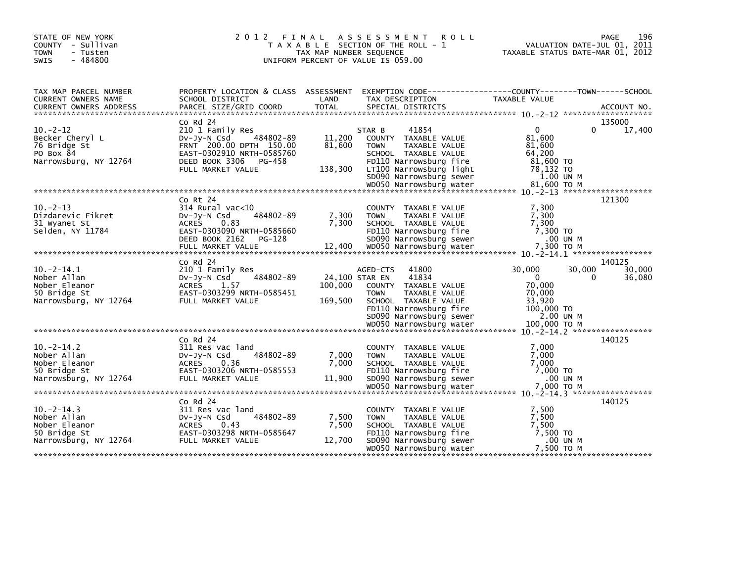STATE OF NEW YORK
COUNTY - Sullivan
TOWN - Tusten
SWIS - 484800

# 2012 FINAL ASSESSMENT ROLL

TAXABLE SECTION OF THE ROLL - 1
TAX MAP NUMBER SEQUENCE
UNIFORM PERCENT OF VALUE IS 059.00

VALUATION DATE-JUL 01, 2011
TAXABLE STATUS DATE-MAR 01, 2012

| TAX MAP PARCEL NUMBER / CURRENT OWNERS NAME / CURRENT OWNERS ADDRESS | PROPERTY LOCATION & CLASS / SCHOOL DISTRICT / PARCEL SIZE/GRID COORD | ASSESSMENT LAND | TOTAL | EXEMPTION CODE / TAX DESCRIPTION / SPECIAL DISTRICTS | COUNTY TAXABLE VALUE | TOWN | SCHOOL | ACCOUNT NO. |
|---|---|---|---|---|---|---|---|---|
| 10.-2-12 | Co Rd 24 | | | | | | | 135000 |
| | 210 1 Family Res | | | STAR B 41854 | 0 | 0 | 17,400 | |
| Becker Cheryl L | Dv-Jy-N Csd 484802-89 | 11,200 | | COUNTY TAXABLE VALUE | 81,600 | | | |
| 76 Bridge St | FRNT 200.00 DPTH 150.00 | | 81,600 | TOWN TAXABLE VALUE | 81,600 | | | |
| PO Box 84 | EAST-0302910 NRTH-0585760 | | | SCHOOL TAXABLE VALUE | 64,200 | | | |
| Narrowsburg, NY 12764 | DEED BOOK 3306 PG-458 | | | FD110 Narrowsburg fire | 81,600 TO | | | |
| | FULL MARKET VALUE | | 138,300 | LT100 Narrowsburg light | 78,132 TO | | | |
| | | | | SD090 Narrowsburg sewer | 1.00 UN M | | | |
| | | | | WD050 Narrowsburg water | 81,600 TO M | | | |
| 10.-2-13 | Co Rt 24 | | | | | | | 121300 |
| | 314 Rural vac<10 | | | COUNTY TAXABLE VALUE | 7,300 | | | |
| Dizdarevic Fikret | Dv-Jy-N Csd 484802-89 | 7,300 | | TOWN TAXABLE VALUE | 7,300 | | | |
| 31 Wyanet St | ACRES 0.83 | | 7,300 | SCHOOL TAXABLE VALUE | 7,300 | | | |
| Selden, NY 11784 | EAST-0303090 NRTH-0585660 | | | FD110 Narrowsburg fire | 7,300 TO | | | |
| | DEED BOOK 2162 PG-128 | | | SD090 Narrowsburg sewer | .00 UN M | | | |
| | FULL MARKET VALUE | | 12,400 | WD050 Narrowsburg water | 7,300 TO M | | | |
| 10.-2-14.1 | Co Rd 24 | | | | | | | 140125 |
| | 210 1 Family Res | | | AGED-CTS 41800 | 30,000 | 30,000 | 30,000 | |
| Nober Allan | Dv-Jy-N Csd 484802-89 | 24,100 | | STAR EN 41834 | 0 | 0 | 36,080 | |
| Nober Eleanor | ACRES 1.57 | | 100,000 | COUNTY TAXABLE VALUE | 70,000 | | | |
| 50 Bridge St | EAST-0303299 NRTH-0585451 | | | TOWN TAXABLE VALUE | 70,000 | | | |
| Narrowsburg, NY 12764 | FULL MARKET VALUE | | 169,500 | SCHOOL TAXABLE VALUE | 33,920 | | | |
| | | | | FD110 Narrowsburg fire | 100,000 TO | | | |
| | | | | SD090 Narrowsburg sewer | 2.00 UN M | | | |
| | | | | WD050 Narrowsburg water | 100,000 TO M | | | |
| 10.-2-14.2 | Co Rd 24 | | | | | | | 140125 |
| | 311 Res vac land | | | COUNTY TAXABLE VALUE | 7,000 | | | |
| Nober Allan | Dv-Jy-N Csd 484802-89 | 7,000 | | TOWN TAXABLE VALUE | 7,000 | | | |
| Nober Eleanor | ACRES 0.36 | | 7,000 | SCHOOL TAXABLE VALUE | 7,000 | | | |
| 50 Bridge St | EAST-0303206 NRTH-0585553 | | | FD110 Narrowsburg fire | 7,000 TO | | | |
| Narrowsburg, NY 12764 | FULL MARKET VALUE | | 11,900 | SD090 Narrowsburg sewer | .00 UN M | | | |
| | | | | WD050 Narrowsburg water | 7,000 TO M | | | |
| 10.-2-14.3 | Co Rd 24 | | | | | | | 140125 |
| | 311 Res vac land | | | COUNTY TAXABLE VALUE | 7,500 | | | |
| Nober Allan | Dv-Jy-N Csd 484802-89 | 7,500 | | TOWN TAXABLE VALUE | 7,500 | | | |
| Nober Eleanor | ACRES 0.43 | | 7,500 | SCHOOL TAXABLE VALUE | 7,500 | | | |
| 50 Bridge St | EAST-0303298 NRTH-0585647 | | | FD110 Narrowsburg fire | 7,500 TO | | | |
| Narrowsburg, NY 12764 | FULL MARKET VALUE | | 12,700 | SD090 Narrowsburg sewer | .00 UN M | | | |
| | | | | WD050 Narrowsburg water | 7,500 TO M | | | |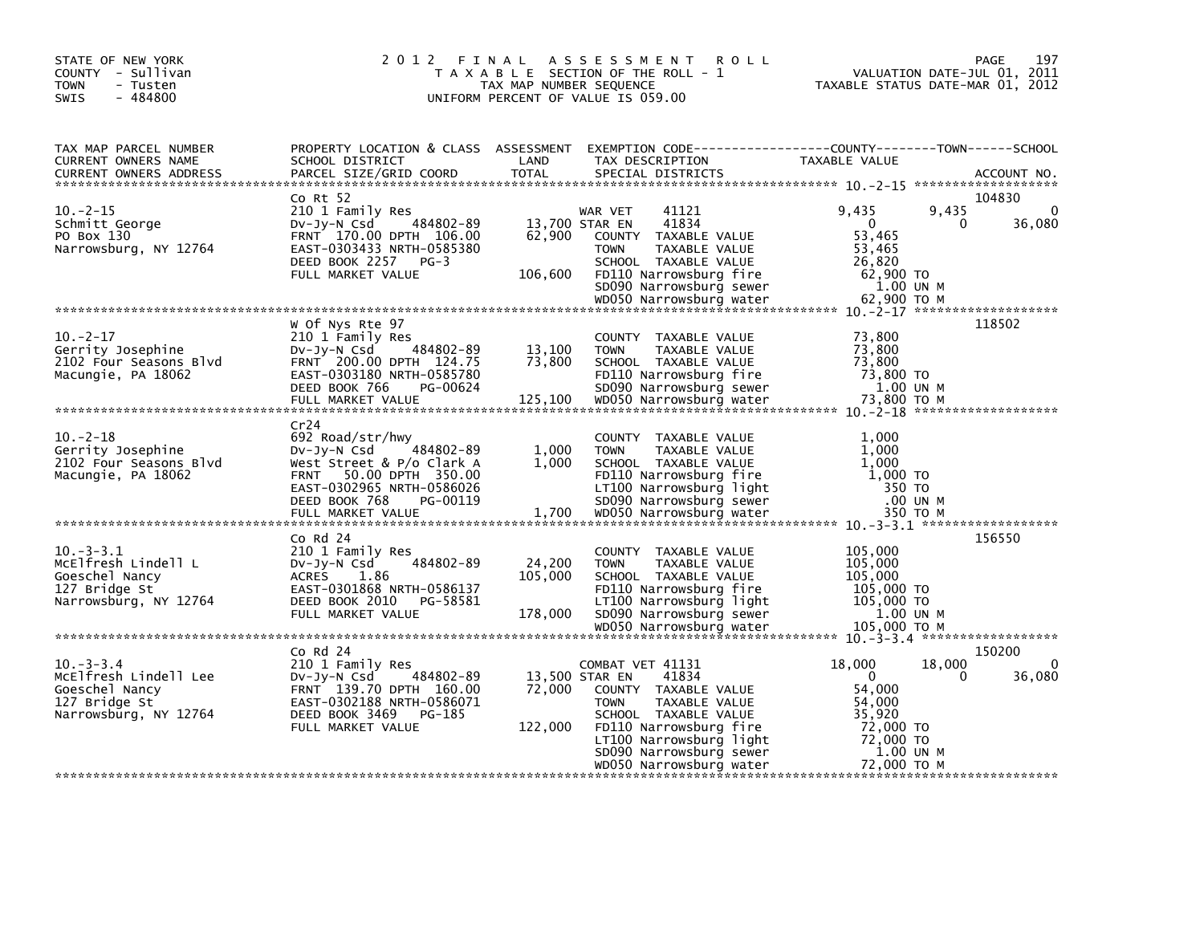STATE OF NEW YORK
COUNTY - Sullivan
TOWN - Tusten
SWIS - 484800

# 2012 FINAL ASSESSMENT ROLL
TAXABLE SECTION OF THE ROLL - 1
TAX MAP NUMBER SEQUENCE
UNIFORM PERCENT OF VALUE IS 059.00

VALUATION DATE-JUL 01, 2011
TAXABLE STATUS DATE-MAR 01, 2012

| TAX MAP PARCEL NUMBER / CURRENT OWNERS NAME / CURRENT OWNERS ADDRESS | PROPERTY LOCATION & CLASS / SCHOOL DISTRICT / PARCEL SIZE/GRID COORD | ASSESSMENT LAND / TOTAL | EXEMPTION CODE / TAX DESCRIPTION / SPECIAL DISTRICTS | COUNTY TAXABLE VALUE | TOWN | SCHOOL | ACCOUNT NO. |
|---|---|---|---|---|---|---|---|
| 10.-2-15 | Co Rt 52 | | | | | | 104830 |
| Schmitt George | 210 1 Family Res | | WAR VET 41121 | 9,435 | 9,435 | 0 | |
| PO Box 130 | Dv-Jy-N Csd 484802-89 | 13,700 | STAR EN 41834 | 0 | 0 | 36,080 | |
| Narrowsburg, NY 12764 | FRNT 170.00 DPTH 106.00 | 62,900 | COUNTY TAXABLE VALUE | 53,465 | | | |
| | EAST-0303433 NRTH-0585380 | | TOWN TAXABLE VALUE | 53,465 | | | |
| | DEED BOOK 2257 PG-3 | | SCHOOL TAXABLE VALUE | 26,820 | | | |
| | FULL MARKET VALUE | 106,600 | FD110 Narrowsburg fire | 62,900 TO | | | |
| | | | SD090 Narrowsburg sewer | 1.00 UN M | | | |
| | | | WD050 Narrowsburg water | 62,900 TO M | | | |
| 10.-2-17 | W Of Nys Rte 97 | | | | | | 118502 |
| Gerrity Josephine | 210 1 Family Res | | COUNTY TAXABLE VALUE | 73,800 | | | |
| 2102 Four Seasons Blvd | Dv-Jy-N Csd 484802-89 | 13,100 | TOWN TAXABLE VALUE | 73,800 | | | |
| Macungie, PA 18062 | FRNT 200.00 DPTH 124.75 | 73,800 | SCHOOL TAXABLE VALUE | 73,800 | | | |
| | EAST-0303180 NRTH-0585780 | | FD110 Narrowsburg fire | 73,800 TO | | | |
| | DEED BOOK 766 PG-00624 | | SD090 Narrowsburg sewer | 1.00 UN M | | | |
| | FULL MARKET VALUE | 125,100 | WD050 Narrowsburg water | 73,800 TO M | | | |
| 10.-2-18 | Cr24 | | | | | | |
| Gerrity Josephine | 692 Road/str/hwy | | COUNTY TAXABLE VALUE | 1,000 | | | |
| 2102 Four Seasons Blvd | Dv-Jy-N Csd 484802-89 | 1,000 | TOWN TAXABLE VALUE | 1,000 | | | |
| Macungie, PA 18062 | West Street & P/o Clark A | 1,000 | SCHOOL TAXABLE VALUE | 1,000 | | | |
| | FRNT 50.00 DPTH 350.00 | | FD110 Narrowsburg fire | 1,000 TO | | | |
| | EAST-0302965 NRTH-0586026 | | LT100 Narrowsburg light | 350 TO | | | |
| | DEED BOOK 768 PG-00119 | | SD090 Narrowsburg sewer | .00 UN M | | | |
| | FULL MARKET VALUE | 1,700 | WD050 Narrowsburg water | 350 TO M | | | |
| 10.-3-3.1 | Co Rd 24 | | | | | | 156550 |
| McElfresh Lindell L | 210 1 Family Res | | COUNTY TAXABLE VALUE | 105,000 | | | |
| Goeschel Nancy | Dv-Jy-N Csd 484802-89 | 24,200 | TOWN TAXABLE VALUE | 105,000 | | | |
| 127 Bridge St | ACRES 1.86 | 105,000 | SCHOOL TAXABLE VALUE | 105,000 | | | |
| Narrowsburg, NY 12764 | EAST-0301868 NRTH-0586137 | | FD110 Narrowsburg fire | 105,000 TO | | | |
| | DEED BOOK 2010 PG-58581 | | LT100 Narrowsburg light | 105,000 TO | | | |
| | FULL MARKET VALUE | 178,000 | SD090 Narrowsburg sewer | 1.00 UN M | | | |
| | | | WD050 Narrowsburg water | 105,000 TO M | | | |
| 10.-3-3.4 | Co Rd 24 | | | | | | 150200 |
| McElfresh Lindell Lee | 210 1 Family Res | | COMBAT VET 41131 | 18,000 | 18,000 | 0 | |
| Goeschel Nancy | Dv-Jy-N Csd 484802-89 | 13,500 | STAR EN 41834 | 0 | 0 | 36,080 | |
| 127 Bridge St | FRNT 139.70 DPTH 160.00 | 72,000 | COUNTY TAXABLE VALUE | 54,000 | | | |
| Narrowsburg, NY 12764 | EAST-0302188 NRTH-0586071 | | TOWN TAXABLE VALUE | 54,000 | | | |
| | DEED BOOK 3469 PG-185 | | SCHOOL TAXABLE VALUE | 35,920 | | | |
| | FULL MARKET VALUE | 122,000 | FD110 Narrowsburg fire | 72,000 TO | | | |
| | | | LT100 Narrowsburg light | 72,000 TO | | | |
| | | | SD090 Narrowsburg sewer | 1.00 UN M | | | |
| | | | WD050 Narrowsburg water | 72,000 TO M | | | |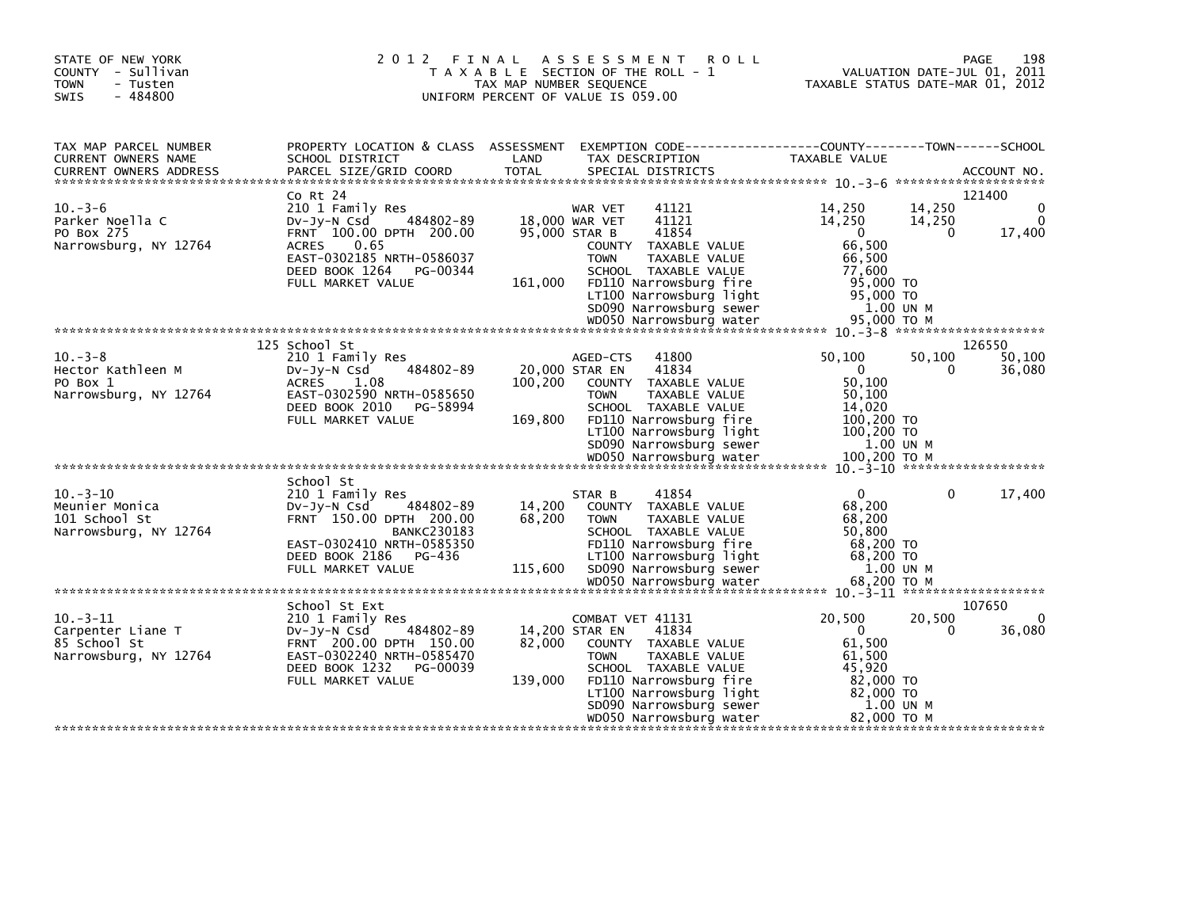STATE OF NEW YORK
COUNTY - Sullivan
TOWN - Tusten
SWIS - 484800

# 2012 FINAL ASSESSMENT ROLL
TAXABLE SECTION OF THE ROLL - 1
TAX MAP NUMBER SEQUENCE
UNIFORM PERCENT OF VALUE IS 059.00

VALUATION DATE-JUL 01, 2011
TAXABLE STATUS DATE-MAR 01, 2012

| TAX MAP PARCEL NUMBER / CURRENT OWNERS NAME / CURRENT OWNERS ADDRESS | PROPERTY LOCATION & CLASS / SCHOOL DISTRICT / PARCEL SIZE/GRID COORD | ASSESSMENT LAND / TOTAL | EXEMPTION CODE / TAX DESCRIPTION / SPECIAL DISTRICTS | COUNTY TAXABLE VALUE | TOWN | SCHOOL | ACCOUNT NO. |
|---|---|---|---|---|---|---|---|
| 10.-3-6 | Co Rt 24 | | | | | | 121400 |
| | 210 1 Family Res | | WAR VET 41121 | 14,250 | 14,250 | 0 | |
| Parker Noella C | Dv-Jy-N Csd 484802-89 | 18,000 | WAR VET 41121 | 14,250 | 14,250 | 0 | |
| PO Box 275 | FRNT 100.00 DPTH 200.00 | 95,000 | STAR B 41854 | 0 | 0 | 17,400 | |
| Narrowsburg, NY 12764 | ACRES 0.65 | | COUNTY TAXABLE VALUE | 66,500 | | | |
| | EAST-0302185 NRTH-0586037 | | TOWN TAXABLE VALUE | 66,500 | | | |
| | DEED BOOK 1264 PG-00344 | | SCHOOL TAXABLE VALUE | 77,600 | | | |
| | FULL MARKET VALUE | 161,000 | FD110 Narrowsburg fire | 95,000 TO | | | |
| | | | LT100 Narrowsburg light | 95,000 TO | | | |
| | | | SD090 Narrowsburg sewer | 1.00 UN M | | | |
| | | | WD050 Narrowsburg water | 95,000 TO M | | | |
| 10.-3-8 | 125 School St | | | | | | 126550 |
| | 210 1 Family Res | | AGED-CTS 41800 | 50,100 | 50,100 | 50,100 | |
| Hector Kathleen M | Dv-Jy-N Csd 484802-89 | 20,000 | STAR EN 41834 | 0 | 0 | 36,080 | |
| PO Box 1 | ACRES 1.08 | 100,200 | COUNTY TAXABLE VALUE | 50,100 | | | |
| Narrowsburg, NY 12764 | EAST-0302590 NRTH-0585650 | | TOWN TAXABLE VALUE | 50,100 | | | |
| | DEED BOOK 2010 PG-58994 | | SCHOOL TAXABLE VALUE | 14,020 | | | |
| | FULL MARKET VALUE | 169,800 | FD110 Narrowsburg fire | 100,200 TO | | | |
| | | | LT100 Narrowsburg light | 100,200 TO | | | |
| | | | SD090 Narrowsburg sewer | 1.00 UN M | | | |
| | | | WD050 Narrowsburg water | 100,200 TO M | | | |
| 10.-3-10 | School St | | | | | | |
| | 210 1 Family Res | | STAR B 41854 | 0 | 0 | 17,400 | |
| Meunier Monica | Dv-Jy-N Csd 484802-89 | 14,200 | COUNTY TAXABLE VALUE | 68,200 | | | |
| 101 School St | FRNT 150.00 DPTH 200.00 | 68,200 | TOWN TAXABLE VALUE | 68,200 | | | |
| Narrowsburg, NY 12764 | BANKC230183 | | SCHOOL TAXABLE VALUE | 50,800 | | | |
| | EAST-0302410 NRTH-0585350 | | FD110 Narrowsburg fire | 68,200 TO | | | |
| | DEED BOOK 2186 PG-436 | | LT100 Narrowsburg light | 68,200 TO | | | |
| | FULL MARKET VALUE | 115,600 | SD090 Narrowsburg sewer | 1.00 UN M | | | |
| | | | WD050 Narrowsburg water | 68,200 TO M | | | |
| 10.-3-11 | School St Ext | | | | | | 107650 |
| | 210 1 Family Res | | COMBAT VET 41131 | 20,500 | 20,500 | 0 | |
| Carpenter Liane T | Dv-Jy-N Csd 484802-89 | 14,200 | STAR EN 41834 | 0 | 0 | 36,080 | |
| 85 School St | FRNT 200.00 DPTH 150.00 | 82,000 | COUNTY TAXABLE VALUE | 61,500 | | | |
| Narrowsburg, NY 12764 | EAST-0302240 NRTH-0585470 | | TOWN TAXABLE VALUE | 61,500 | | | |
| | DEED BOOK 1232 PG-00039 | | SCHOOL TAXABLE VALUE | 45,920 | | | |
| | FULL MARKET VALUE | 139,000 | FD110 Narrowsburg fire | 82,000 TO | | | |
| | | | LT100 Narrowsburg light | 82,000 TO | | | |
| | | | SD090 Narrowsburg sewer | 1.00 UN M | | | |
| | | | WD050 Narrowsburg water | 82,000 TO M | | | |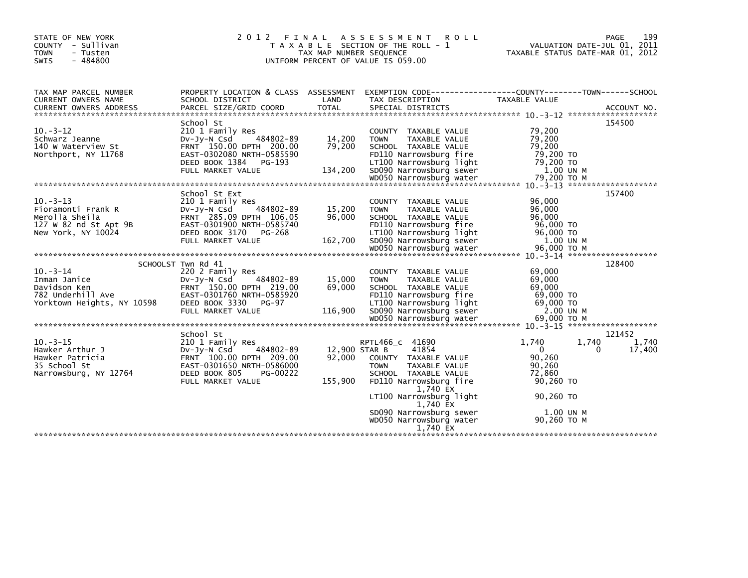STATE OF NEW YORK
COUNTY - Sullivan
TOWN - Tusten
SWIS - 484800

# 2012 FINAL ASSESSMENT ROLL

TAXABLE SECTION OF THE ROLL - 1
TAX MAP NUMBER SEQUENCE
UNIFORM PERCENT OF VALUE IS 059.00

VALUATION DATE-JUL 01, 2011
TAXABLE STATUS DATE-MAR 01, 2012

| TAX MAP PARCEL NUMBER / CURRENT OWNERS NAME / CURRENT OWNERS ADDRESS | PROPERTY LOCATION & CLASS / SCHOOL DISTRICT / PARCEL SIZE/GRID COORD | ASSESSMENT LAND / TOTAL | EXEMPTION CODE / TAX DESCRIPTION / SPECIAL DISTRICTS | COUNTY TAXABLE VALUE | TOWN | SCHOOL | ACCOUNT NO. |
|---|---|---|---|---|---|---|---|
| | School St | | | | | | 154500 |
| 10.-3-12 | 210 1 Family Res | | COUNTY TAXABLE VALUE | 79,200 | | | |
| Schwarz Jeanne | Dv-Jy-N Csd 484802-89 | 14,200 | TOWN TAXABLE VALUE | 79,200 | | | |
| 140 W Waterview St | FRNT 150.00 DPTH 200.00 | 79,200 | SCHOOL TAXABLE VALUE | 79,200 | | | |
| Northport, NY 11768 | EAST-0302080 NRTH-0585590 | | FD110 Narrowsburg fire | 79,200 TO | | | |
| | DEED BOOK 1384 PG-193 | | LT100 Narrowsburg light | 79,200 TO | | | |
| | FULL MARKET VALUE | 134,200 | SD090 Narrowsburg sewer | 1.00 UN M | | | |
| | | | WD050 Narrowsburg water | 79,200 TO M | | | |
| | School St Ext | | | | | | 157400 |
| 10.-3-13 | 210 1 Family Res | | COUNTY TAXABLE VALUE | 96,000 | | | |
| Fioramonti Frank R | Dv-Jy-N Csd 484802-89 | 15,200 | TOWN TAXABLE VALUE | 96,000 | | | |
| Merolla Sheila | FRNT 285.09 DPTH 106.05 | 96,000 | SCHOOL TAXABLE VALUE | 96,000 | | | |
| 127 W 82 nd St Apt 9B | EAST-0301900 NRTH-0585740 | | FD110 Narrowsburg fire | 96,000 TO | | | |
| New York, NY 10024 | DEED BOOK 3170 PG-268 | | LT100 Narrowsburg light | 96,000 TO | | | |
| | FULL MARKET VALUE | 162,700 | SD090 Narrowsburg sewer | 1.00 UN M | | | |
| | | | WD050 Narrowsburg water | 96,000 TO M | | | |
| | SCHOOLST Twn Rd 41 | | | | | | 128400 |
| 10.-3-14 | 220 2 Family Res | | COUNTY TAXABLE VALUE | 69,000 | | | |
| Inman Janice | Dv-Jy-N Csd 484802-89 | 15,000 | TOWN TAXABLE VALUE | 69,000 | | | |
| Davidson Ken | FRNT 150.00 DPTH 219.00 | 69,000 | SCHOOL TAXABLE VALUE | 69,000 | | | |
| 782 Underhill Ave | EAST-0301760 NRTH-0585920 | | FD110 Narrowsburg fire | 69,000 TO | | | |
| Yorktown Heights, NY 10598 | DEED BOOK 3330 PG-97 | | LT100 Narrowsburg light | 69,000 TO | | | |
| | FULL MARKET VALUE | 116,900 | SD090 Narrowsburg sewer | 2.00 UN M | | | |
| | | | WD050 Narrowsburg water | 69,000 TO M | | | |
| | School St | | | | | | 121452 |
| 10.-3-15 | 210 1 Family Res | | RPTL466_c 41690 | 1,740 | 1,740 | 1,740 | |
| Hawker Arthur J | Dv-Jy-N Csd 484802-89 | 12,900 | STAR B 41854 | 0 | 0 | 17,400 | |
| Hawker Patricia | FRNT 100.00 DPTH 209.00 | 92,000 | COUNTY TAXABLE VALUE | 90,260 | | | |
| 35 School St | EAST-0301650 NRTH-0586000 | | TOWN TAXABLE VALUE | 90,260 | | | |
| Narrowsburg, NY 12764 | DEED BOOK 805 PG-00222 | | SCHOOL TAXABLE VALUE | 72,860 | | | |
| | FULL MARKET VALUE | 155,900 | FD110 Narrowsburg fire 1,740 EX | 90,260 TO | | | |
| | | | LT100 Narrowsburg light 1,740 EX | 90,260 TO | | | |
| | | | SD090 Narrowsburg sewer | 1.00 UN M | | | |
| | | | WD050 Narrowsburg water 1,740 EX | 90,260 TO M | | | |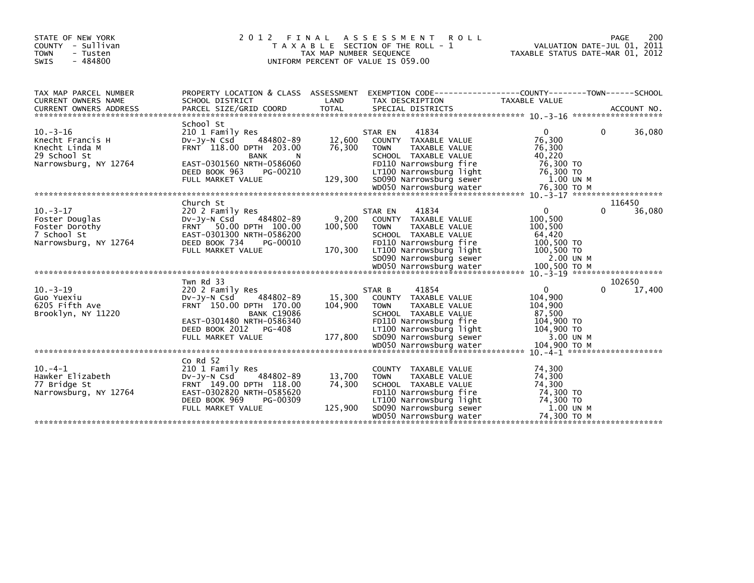STATE OF NEW YORK
COUNTY - Sullivan
TOWN - Tusten
SWIS - 484800

# 2012 FINAL ASSESSMENT ROLL
TAXABLE SECTION OF THE ROLL - 1
TAX MAP NUMBER SEQUENCE
UNIFORM PERCENT OF VALUE IS 059.00

VALUATION DATE-JUL 01, 2011
TAXABLE STATUS DATE-MAR 01, 2012

| TAX MAP PARCEL NUMBER / CURRENT OWNERS NAME / CURRENT OWNERS ADDRESS | PROPERTY LOCATION & CLASS / SCHOOL DISTRICT / PARCEL SIZE/GRID COORD | ASSESSMENT LAND / TOTAL | EXEMPTION CODE / TAX DESCRIPTION / SPECIAL DISTRICTS | COUNTY | TOWN | SCHOOL / ACCOUNT NO. |
|---|---|---|---|---|---|---|
| 10.-3-16 | School St | | | | | |
| 10.-3-16 | 210 1 Family Res | | STAR EN 41834 | 0 | 0 | 36,080 |
| Knecht Francis H | Dv-Jy-N Csd 484802-89 | 12,600 | COUNTY TAXABLE VALUE | 76,300 | | |
| Knecht Linda M | FRNT 118.00 DPTH 203.00 | 76,300 | TOWN TAXABLE VALUE | 76,300 | | |
| 29 School St | BANK N | | SCHOOL TAXABLE VALUE | 40,220 | | |
| Narrowsburg, NY 12764 | EAST-0301560 NRTH-0586060 | | FD110 Narrowsburg fire | 76,300 TO | | |
| | DEED BOOK 963 PG-00210 | | LT100 Narrowsburg light | 76,300 TO | | |
| | FULL MARKET VALUE | 129,300 | SD090 Narrowsburg sewer | 1.00 UN M | | |
| | | | WD050 Narrowsburg water | 76,300 TO M | | |
| 10.-3-17 | Church St | | | | | 116450 |
| 10.-3-17 | 220 2 Family Res | | STAR EN 41834 | 0 | 0 | 36,080 |
| Foster Douglas | Dv-Jy-N Csd 484802-89 | 9,200 | COUNTY TAXABLE VALUE | 100,500 | | |
| Foster Dorothy | FRNT 50.00 DPTH 100.00 | 100,500 | TOWN TAXABLE VALUE | 100,500 | | |
| 7 School St | EAST-0301300 NRTH-0586200 | | SCHOOL TAXABLE VALUE | 64,420 | | |
| Narrowsburg, NY 12764 | DEED BOOK 734 PG-00010 | | FD110 Narrowsburg fire | 100,500 TO | | |
| | FULL MARKET VALUE | 170,300 | LT100 Narrowsburg light | 100,500 TO | | |
| | | | SD090 Narrowsburg sewer | 2.00 UN M | | |
| | | | WD050 Narrowsburg water | 100,500 TO M | | |
| 10.-3-19 | Twn Rd 33 | | | | | 102650 |
| 10.-3-19 | 220 2 Family Res | | STAR B 41854 | 0 | 0 | 17,400 |
| Guo Yuexiu | Dv-Jy-N Csd 484802-89 | 15,300 | COUNTY TAXABLE VALUE | 104,900 | | |
| 6205 Fifth Ave | FRNT 150.00 DPTH 170.00 | 104,900 | TOWN TAXABLE VALUE | 104,900 | | |
| Brooklyn, NY 11220 | BANK C19086 | | SCHOOL TAXABLE VALUE | 87,500 | | |
| | EAST-0301480 NRTH-0586340 | | FD110 Narrowsburg fire | 104,900 TO | | |
| | DEED BOOK 2012 PG-408 | | LT100 Narrowsburg light | 104,900 TO | | |
| | FULL MARKET VALUE | 177,800 | SD090 Narrowsburg sewer | 3.00 UN M | | |
| | | | WD050 Narrowsburg water | 104,900 TO M | | |
| 10.-4-1 | Co Rd 52 | | | | | |
| 10.-4-1 | 210 1 Family Res | | COUNTY TAXABLE VALUE | 74,300 | | |
| Hawker Elizabeth | Dv-Jy-N Csd 484802-89 | 13,700 | TOWN TAXABLE VALUE | 74,300 | | |
| 77 Bridge St | FRNT 149.00 DPTH 118.00 | 74,300 | SCHOOL TAXABLE VALUE | 74,300 | | |
| Narrowsburg, NY 12764 | EAST-0302820 NRTH-0585620 | | FD110 Narrowsburg fire | 74,300 TO | | |
| | DEED BOOK 969 PG-00309 | | LT100 Narrowsburg light | 74,300 TO | | |
| | FULL MARKET VALUE | 125,900 | SD090 Narrowsburg sewer | 1.00 UN M | | |
| | | | WD050 Narrowsburg water | 74,300 TO M | | |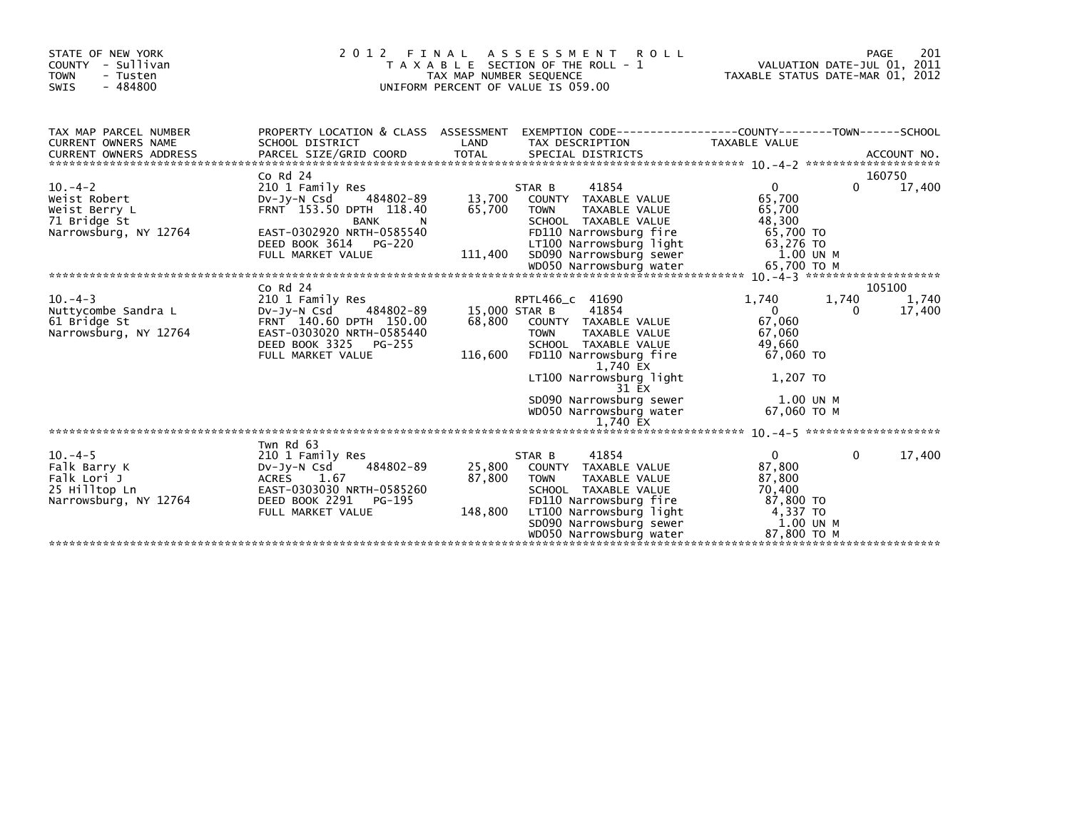STATE OF NEW YORK
COUNTY - Sullivan
TOWN - Tusten
SWIS - 484800

# 2012 FINAL ASSESSMENT ROLL

TAXABLE SECTION OF THE ROLL - 1
TAX MAP NUMBER SEQUENCE
UNIFORM PERCENT OF VALUE IS 059.00

VALUATION DATE-JUL 01, 2011
TAXABLE STATUS DATE-MAR 01, 2012

| TAX MAP PARCEL NUMBER / CURRENT OWNERS NAME / CURRENT OWNERS ADDRESS | PROPERTY LOCATION & CLASS / SCHOOL DISTRICT / PARCEL SIZE/GRID COORD | ASSESSMENT LAND / TOTAL | EXEMPTION CODE / TAX DESCRIPTION / SPECIAL DISTRICTS | COUNTY TAXABLE VALUE | TOWN | SCHOOL / ACCOUNT NO. |
|---|---|---|---|---|---|---|
| 10.-4-2 | Co Rd 24 | | | | | 160750 |
| | 210 1 Family Res | | STAR B 41854 | 0 | 0 | 17,400 |
| Weist Robert | Dv-Jy-N Csd 484802-89 | 13,700 | COUNTY TAXABLE VALUE | 65,700 | | |
| Weist Berry L | FRNT 153.50 DPTH 118.40 | 65,700 | TOWN TAXABLE VALUE | 65,700 | | |
| 71 Bridge St | BANK N | | SCHOOL TAXABLE VALUE | 48,300 | | |
| Narrowsburg, NY 12764 | EAST-0302920 NRTH-0585540 | | FD110 Narrowsburg fire | 65,700 TO | | |
| | DEED BOOK 3614 PG-220 | | LT100 Narrowsburg light | 63,276 TO | | |
| | FULL MARKET VALUE | 111,400 | SD090 Narrowsburg sewer | 1.00 UN M | | |
| | | | WD050 Narrowsburg water | 65,700 TO M | | |
| 10.-4-3 | Co Rd 24 | | | | | 105100 |
| | 210 1 Family Res | | RPTL466_c 41690 | 1,740 | 1,740 | 1,740 |
| Nuttycombe Sandra L | Dv-Jy-N Csd 484802-89 | 15,000 | STAR B 41854 | 0 | 0 | 17,400 |
| 61 Bridge St | FRNT 140.60 DPTH 150.00 | 68,800 | COUNTY TAXABLE VALUE | 67,060 | | |
| Narrowsburg, NY 12764 | EAST-0303020 NRTH-0585440 | | TOWN TAXABLE VALUE | 67,060 | | |
| | DEED BOOK 3325 PG-255 | | SCHOOL TAXABLE VALUE | 49,660 | | |
| | FULL MARKET VALUE | 116,600 | FD110 Narrowsburg fire | 67,060 TO | | |
| | | | 1,740 EX | | | |
| | | | LT100 Narrowsburg light | 1,207 TO | | |
| | | | 31 EX | | | |
| | | | SD090 Narrowsburg sewer | 1.00 UN M | | |
| | | | WD050 Narrowsburg water | 67,060 TO M | | |
| | | | 1,740 EX | | | |
| 10.-4-5 | Twn Rd 63 | | | | | |
| | 210 1 Family Res | | STAR B 41854 | 0 | 0 | 17,400 |
| Falk Barry K | Dv-Jy-N Csd 484802-89 | 25,800 | COUNTY TAXABLE VALUE | 87,800 | | |
| Falk Lori J | ACRES 1.67 | 87,800 | TOWN TAXABLE VALUE | 87,800 | | |
| 25 Hilltop Ln | EAST-0303030 NRTH-0585260 | | SCHOOL TAXABLE VALUE | 70,400 | | |
| Narrowsburg, NY 12764 | DEED BOOK 2291 PG-195 | | FD110 Narrowsburg fire | 87,800 TO | | |
| | FULL MARKET VALUE | 148,800 | LT100 Narrowsburg light | 4,337 TO | | |
| | | | SD090 Narrowsburg sewer | 1.00 UN M | | |
| | | | WD050 Narrowsburg water | 87,800 TO M | | |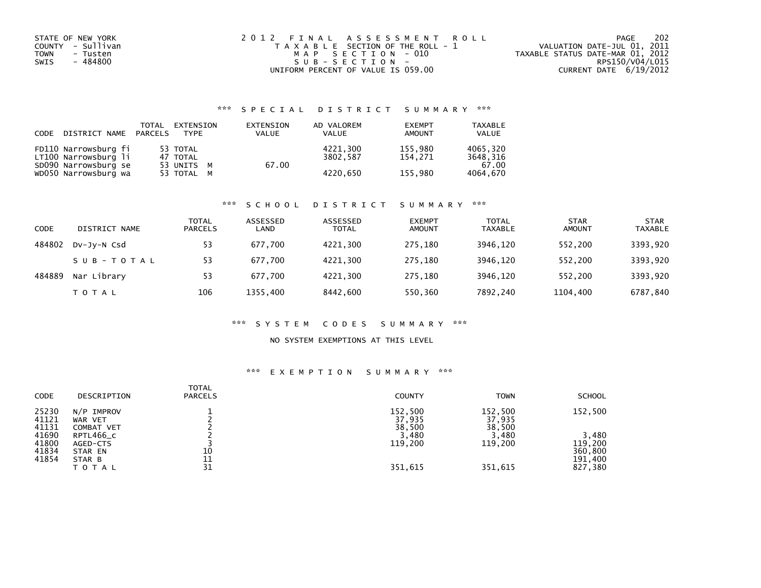STATE OF NEW YORK
COUNTY - Sullivan
TOWN - Tusten
SWIS - 484800

2 0 1 2 F I N A L A S S E S S M E N T R O L L
T A X A B L E SECTION OF THE ROLL - 1
M A P S E C T I O N - 010
S U B - S E C T I O N -
UNIFORM PERCENT OF VALUE IS 059.00

VALUATION DATE-JUL 01, 2011
TAXABLE STATUS DATE-MAR 01, 2012
RPS150/V04/L015
CURRENT DATE 6/19/2012

## *** S P E C I A L D I S T R I C T S U M M A R Y ***

| CODE DISTRICT NAME | TOTAL PARCELS | EXTENSION TYPE | EXTENSION VALUE | AD VALOREM VALUE | EXEMPT AMOUNT | TAXABLE VALUE |
|---|---|---|---|---|---|---|
| FD110 Narrowsburg fi | 53 | TOTAL | | 4221,300 | 155,980 | 4065,320 |
| LT100 Narrowsburg li | 47 | TOTAL | | 3802,587 | 154,271 | 3648,316 |
| SD090 Narrowsburg se | 53 | UNITS M | 67.00 | | | 67.00 |
| WD050 Narrowsburg wa | 53 | TOTAL M | | 4220,650 | 155,980 | 4064,670 |

## *** S C H O O L D I S T R I C T S U M M A R Y ***

| CODE | DISTRICT NAME | TOTAL PARCELS | ASSESSED LAND | ASSESSED TOTAL | EXEMPT AMOUNT | TOTAL TAXABLE | STAR AMOUNT | STAR TAXABLE |
|---|---|---|---|---|---|---|---|---|
| 484802 | Dv-Jy-N Csd | 53 | 677,700 | 4221,300 | 275,180 | 3946,120 | 552,200 | 3393,920 |
| | S U B - T O T A L | 53 | 677,700 | 4221,300 | 275,180 | 3946,120 | 552,200 | 3393,920 |
| 484889 | Nar Library | 53 | 677,700 | 4221,300 | 275,180 | 3946,120 | 552,200 | 3393,920 |
| | T O T A L | 106 | 1355,400 | 8442,600 | 550,360 | 7892,240 | 1104,400 | 6787,840 |

## *** S Y S T E M C O D E S S U M M A R Y ***

NO SYSTEM EXEMPTIONS AT THIS LEVEL

## *** E X E M P T I O N S U M M A R Y ***

| CODE | DESCRIPTION | TOTAL PARCELS | COUNTY | TOWN | SCHOOL |
|---|---|---|---|---|---|
| 25230 | N/P IMPROV | 1 | 152,500 | 152,500 | 152,500 |
| 41121 | WAR VET | 2 | 37,935 | 37,935 | |
| 41131 | COMBAT VET | 2 | 38,500 | 38,500 | |
| 41690 | RPTL466_c | 2 | 3,480 | 3,480 | 3,480 |
| 41800 | AGED-CTS | 3 | 119,200 | 119,200 | 119,200 |
| 41834 | STAR EN | 10 | | | 360,800 |
| 41854 | STAR B | 11 | | | 191,400 |
| | T O T A L | 31 | 351,615 | 351,615 | 827,380 |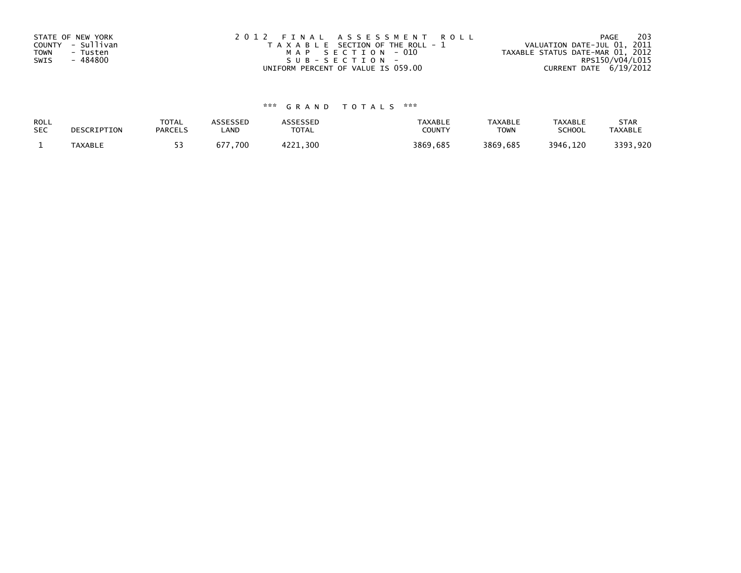STATE OF NEW YORK
COUNTY - Sullivan
TOWN - Tusten
SWIS - 484800

2012 FINAL ASSESSMENT ROLL
TAXABLE SECTION OF THE ROLL - 1
MAP SECTION - 010
SUB-SECTION -
UNIFORM PERCENT OF VALUE IS 059.00

VALUATION DATE-JUL 01, 2011
TAXABLE STATUS DATE-MAR 01, 2012
RPS150/V04/L015
CURRENT DATE 6/19/2012

### *** GRAND TOTALS ***

| ROLL SEC | DESCRIPTION | TOTAL PARCELS | ASSESSED LAND | ASSESSED TOTAL | TAXABLE COUNTY | TAXABLE TOWN | TAXABLE SCHOOL | STAR TAXABLE |
|---|---|---|---|---|---|---|---|---|
| 1 | TAXABLE | 53 | 677,700 | 4221,300 | 3869,685 | 3869,685 | 3946,120 | 3393,920 |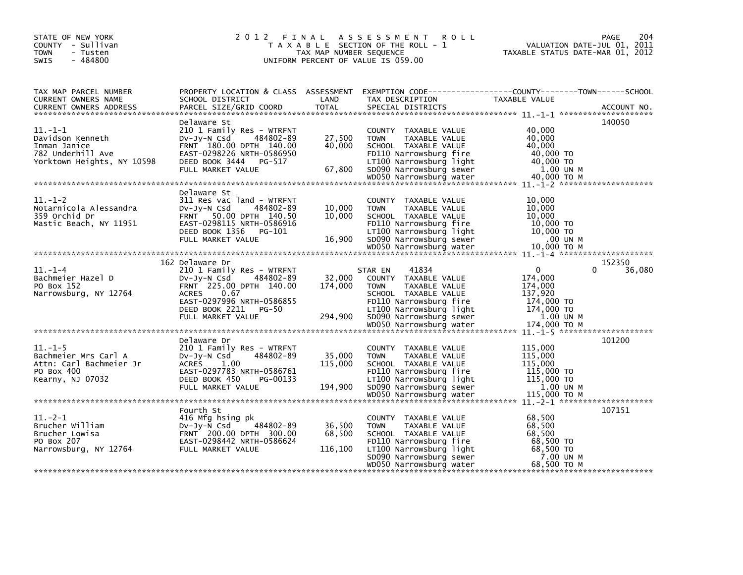STATE OF NEW YORK
COUNTY - Sullivan
TOWN - Tusten
SWIS - 484800

# 2012 FINAL ASSESSMENT ROLL
TAXABLE SECTION OF THE ROLL - 1
TAX MAP NUMBER SEQUENCE
UNIFORM PERCENT OF VALUE IS 059.00

VALUATION DATE-JUL 01, 2011
TAXABLE STATUS DATE-MAR 01, 2012

| TAX MAP PARCEL NUMBER / CURRENT OWNERS NAME / CURRENT OWNERS ADDRESS | PROPERTY LOCATION & CLASS / SCHOOL DISTRICT / PARCEL SIZE/GRID COORD | ASSESSMENT LAND / TOTAL | EXEMPTION CODE / TAX DESCRIPTION / SPECIAL DISTRICTS | COUNTY | TOWN | SCHOOL TAXABLE VALUE / ACCOUNT NO. |
|---|---|---|---|---|---|---|
| 11.-1-1 | Delaware St | | | | | 140050 |
| 11.-1-1 | 210 1 Family Res - WTRFNT | | COUNTY TAXABLE VALUE | 40,000 | | |
| Davidson Kenneth | Dv-Jy-N Csd 484802-89 | 27,500 | TOWN TAXABLE VALUE | | 40,000 | |
| Inman Janice | FRNT 180.00 DPTH 140.00 | 40,000 | SCHOOL TAXABLE VALUE | | | 40,000 |
| 782 Underhill Ave | EAST-0298226 NRTH-0586950 | | FD110 Narrowsburg fire | 40,000 TO | | |
| Yorktown Heights, NY 10598 | DEED BOOK 3444 PG-517 | | LT100 Narrowsburg light | 40,000 TO | | |
| | FULL MARKET VALUE | 67,800 | SD090 Narrowsburg sewer | 1.00 UN M | | |
| | | | WD050 Narrowsburg water | 40,000 TO M | | |
| 11.-1-2 | Delaware St | | | | | |
| 11.-1-2 | 311 Res vac land - WTRFNT | | COUNTY TAXABLE VALUE | 10,000 | | |
| Notarnicola Alessandra | Dv-Jy-N Csd 484802-89 | 10,000 | TOWN TAXABLE VALUE | | 10,000 | |
| 359 Orchid Dr | FRNT 50.00 DPTH 140.50 | 10,000 | SCHOOL TAXABLE VALUE | | | 10,000 |
| Mastic Beach, NY 11951 | EAST-0298115 NRTH-0586916 | | FD110 Narrowsburg fire | 10,000 TO | | |
| | DEED BOOK 1356 PG-101 | | LT100 Narrowsburg light | 10,000 TO | | |
| | FULL MARKET VALUE | 16,900 | SD090 Narrowsburg sewer | .00 UN M | | |
| | | | WD050 Narrowsburg water | 10,000 TO M | | |
| 11.-1-4 | 162 Delaware Dr | | | | | 152350 |
| 11.-1-4 | 210 1 Family Res - WTRFNT | | STAR EN 41834 | 0 | 0 | 36,080 |
| Bachmeier Hazel D | Dv-Jy-N Csd 484802-89 | 32,000 | COUNTY TAXABLE VALUE | 174,000 | | |
| PO Box 152 | FRNT 225.00 DPTH 140.00 | 174,000 | TOWN TAXABLE VALUE | | 174,000 | |
| Narrowsburg, NY 12764 | ACRES 0.67 | | SCHOOL TAXABLE VALUE | | | 137,920 |
| | EAST-0297996 NRTH-0586855 | | FD110 Narrowsburg fire | 174,000 TO | | |
| | DEED BOOK 2211 PG-50 | | LT100 Narrowsburg light | 174,000 TO | | |
| | FULL MARKET VALUE | 294,900 | SD090 Narrowsburg sewer | 1.00 UN M | | |
| | | | WD050 Narrowsburg water | 174,000 TO M | | |
| 11.-1-5 | Delaware Dr | | | | | 101200 |
| 11.-1-5 | 210 1 Family Res - WTRFNT | | COUNTY TAXABLE VALUE | 115,000 | | |
| Bachmeier Mrs Carl A | Dv-Jy-N Csd 484802-89 | 35,000 | TOWN TAXABLE VALUE | | 115,000 | |
| Attn: Carl Bachmeier Jr | ACRES 1.00 | 115,000 | SCHOOL TAXABLE VALUE | | | 115,000 |
| PO Box 400 | EAST-0297783 NRTH-0586761 | | FD110 Narrowsburg fire | 115,000 TO | | |
| Kearny, NJ 07032 | DEED BOOK 450 PG-00133 | | LT100 Narrowsburg light | 115,000 TO | | |
| | FULL MARKET VALUE | 194,900 | SD090 Narrowsburg sewer | 1.00 UN M | | |
| | | | WD050 Narrowsburg water | 115,000 TO M | | |
| 11.-2-1 | Fourth St | | | | | 107151 |
| 11.-2-1 | 416 Mfg hsing pk | | COUNTY TAXABLE VALUE | 68,500 | | |
| Brucher William | Dv-Jy-N Csd 484802-89 | 36,500 | TOWN TAXABLE VALUE | | 68,500 | |
| Brucher Lowisa | FRNT 200.00 DPTH 300.00 | 68,500 | SCHOOL TAXABLE VALUE | | | 68,500 |
| PO Box 207 | EAST-0298442 NRTH-0586624 | | FD110 Narrowsburg fire | 68,500 TO | | |
| Narrowsburg, NY 12764 | FULL MARKET VALUE | 116,100 | LT100 Narrowsburg light | 68,500 TO | | |
| | | | SD090 Narrowsburg sewer | 7.00 UN M | | |
| | | | WD050 Narrowsburg water | 68,500 TO M | | |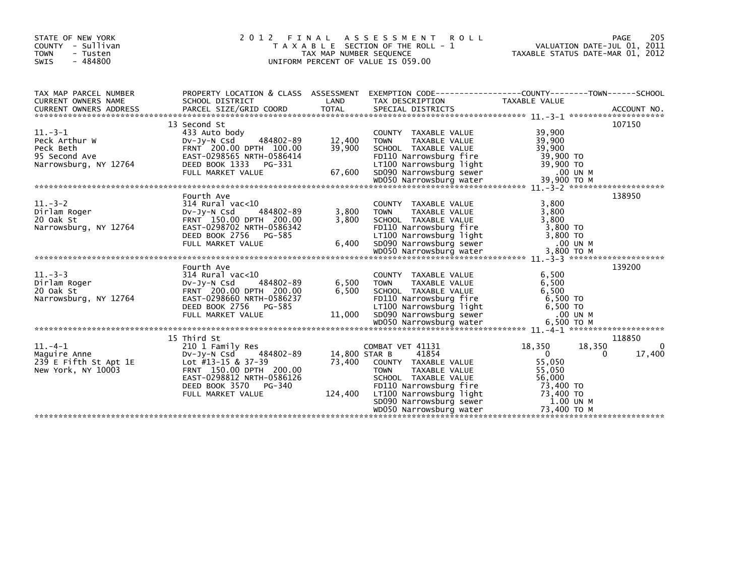STATE OF NEW YORK
COUNTY - Sullivan
TOWN - Tusten
SWIS - 484800

# 2012 FINAL ASSESSMENT ROLL

TAXABLE SECTION OF THE ROLL - 1
TAX MAP NUMBER SEQUENCE
UNIFORM PERCENT OF VALUE IS 059.00

VALUATION DATE-JUL 01, 2011
TAXABLE STATUS DATE-MAR 01, 2012

| TAX MAP PARCEL NUMBER / CURRENT OWNERS NAME / CURRENT OWNERS ADDRESS | PROPERTY LOCATION & CLASS / SCHOOL DISTRICT / PARCEL SIZE/GRID COORD | ASSESSMENT LAND / TOTAL | EXEMPTION CODE / TAX DESCRIPTION / SPECIAL DISTRICTS | COUNTY TAXABLE VALUE | TOWN | SCHOOL / ACCOUNT NO. |
|---|---|---|---|---|---|---|
| | 13 Second St | | | | | 107150 |
| 11.-3-1 | 433 Auto body | | COUNTY TAXABLE VALUE | 39,900 | | |
| Peck Arthur W | Dv-Jy-N Csd 484802-89 | 12,400 | TOWN TAXABLE VALUE | 39,900 | | |
| Peck Beth | FRNT 200.00 DPTH 100.00 | 39,900 | SCHOOL TAXABLE VALUE | 39,900 | | |
| 95 Second Ave | EAST-0298565 NRTH-0586414 | | FD110 Narrowsburg fire | 39,900 TO | | |
| Narrowsburg, NY 12764 | DEED BOOK 1333 PG-331 | | LT100 Narrowsburg light | 39,900 TO | | |
| | FULL MARKET VALUE | 67,600 | SD090 Narrowsburg sewer | .00 UN M | | |
| | | | WD050 Narrowsburg water | 39,900 TO M | | |
| | Fourth Ave | | | | | 138950 |
| 11.-3-2 | 314 Rural vac<10 | | COUNTY TAXABLE VALUE | 3,800 | | |
| Dirlam Roger | Dv-Jy-N Csd 484802-89 | 3,800 | TOWN TAXABLE VALUE | 3,800 | | |
| 20 Oak St | FRNT 150.00 DPTH 200.00 | 3,800 | SCHOOL TAXABLE VALUE | 3,800 | | |
| Narrowsburg, NY 12764 | EAST-0298702 NRTH-0586342 | | FD110 Narrowsburg fire | 3,800 TO | | |
| | DEED BOOK 2756 PG-585 | | LT100 Narrowsburg light | 3,800 TO | | |
| | FULL MARKET VALUE | 6,400 | SD090 Narrowsburg sewer | .00 UN M | | |
| | | | WD050 Narrowsburg water | 3,800 TO M | | |
| | Fourth Ave | | | | | 139200 |
| 11.-3-3 | 314 Rural vac<10 | | COUNTY TAXABLE VALUE | 6,500 | | |
| Dirlam Roger | Dv-Jy-N Csd 484802-89 | 6,500 | TOWN TAXABLE VALUE | 6,500 | | |
| 20 Oak St | FRNT 200.00 DPTH 200.00 | 6,500 | SCHOOL TAXABLE VALUE | 6,500 | | |
| Narrowsburg, NY 12764 | EAST-0298660 NRTH-0586237 | | FD110 Narrowsburg fire | 6,500 TO | | |
| | DEED BOOK 2756 PG-585 | | LT100 Narrowsburg light | 6,500 TO | | |
| | FULL MARKET VALUE | 11,000 | SD090 Narrowsburg sewer | .00 UN M | | |
| | | | WD050 Narrowsburg water | 6,500 TO M | | |
| | 15 Third St | | | | | 118850 |
| 11.-4-1 | 210 1 Family Res | | COMBAT VET 41131 | 18,350 | 18,350 | 0 |
| Maguire Anne | Dv-Jy-N Csd 484802-89 | 14,800 | STAR B 41854 | 0 | 0 | 17,400 |
| 239 E Fifth St Apt 1E | Lot #13-15 & 37-39 | 73,400 | COUNTY TAXABLE VALUE | 55,050 | | |
| New York, NY 10003 | FRNT 150.00 DPTH 200.00 | | TOWN TAXABLE VALUE | 55,050 | | |
| | EAST-0298812 NRTH-0586126 | | SCHOOL TAXABLE VALUE | 56,000 | | |
| | DEED BOOK 3570 PG-340 | | FD110 Narrowsburg fire | 73,400 TO | | |
| | FULL MARKET VALUE | 124,400 | LT100 Narrowsburg light | 73,400 TO | | |
| | | | SD090 Narrowsburg sewer | 1.00 UN M | | |
| | | | WD050 Narrowsburg water | 73,400 TO M | | |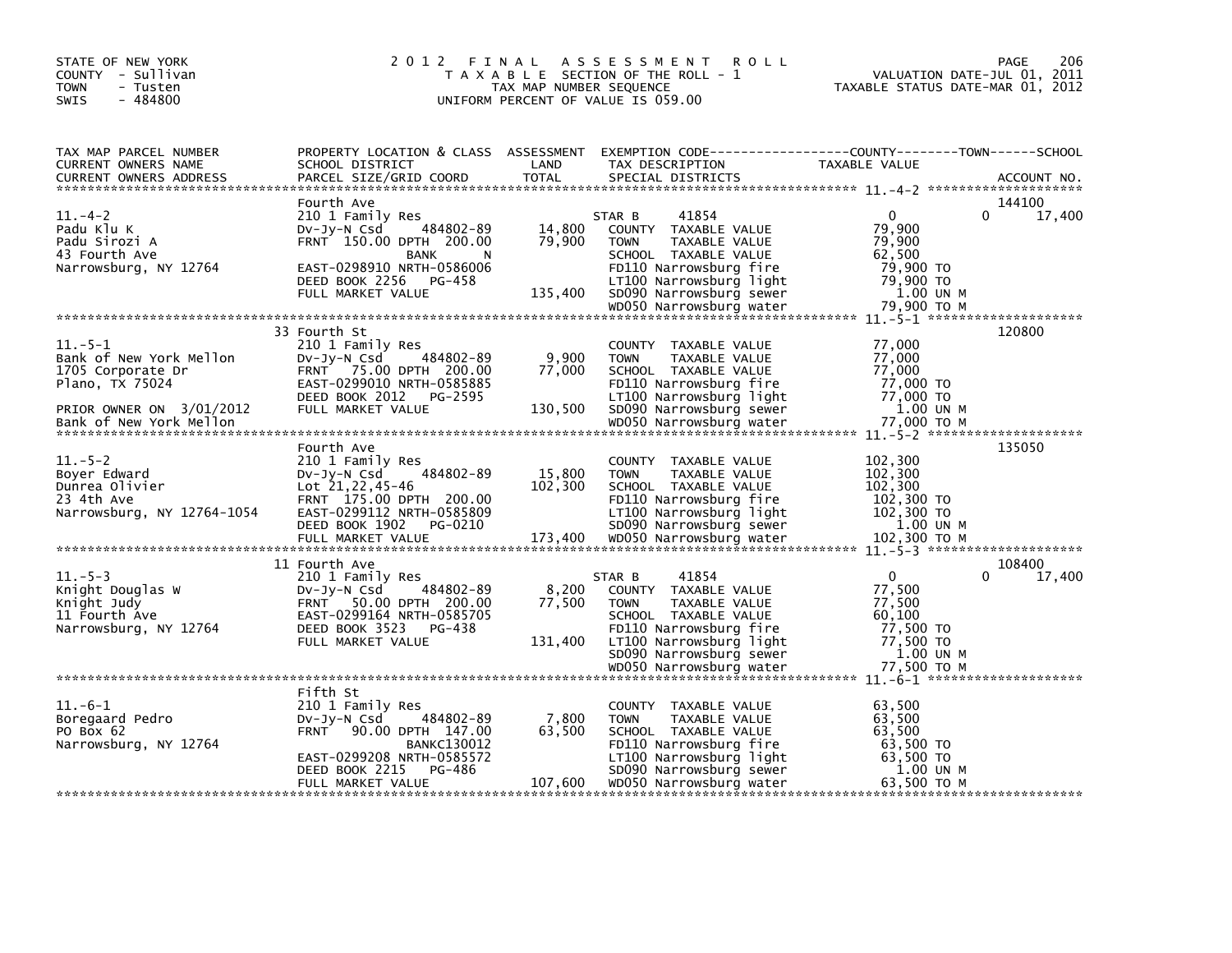STATE OF NEW YORK
COUNTY - Sullivan
TOWN - Tusten
SWIS - 484800

# 2012 FINAL ASSESSMENT ROLL

TAXABLE SECTION OF THE ROLL - 1
TAX MAP NUMBER SEQUENCE
UNIFORM PERCENT OF VALUE IS 059.00

VALUATION DATE-JUL 01, 2011
TAXABLE STATUS DATE-MAR 01, 2012

| TAX MAP PARCEL NUMBER / CURRENT OWNERS NAME / CURRENT OWNERS ADDRESS | PROPERTY LOCATION & CLASS / SCHOOL DISTRICT / PARCEL SIZE/GRID COORD | ASSESSMENT LAND / TOTAL | EXEMPTION CODE / TAX DESCRIPTION / SPECIAL DISTRICTS | COUNTY TAXABLE VALUE | TOWN | SCHOOL | ACCOUNT NO. |
|---|---|---|---|---|---|---|---|
| 11.-4-2 | Fourth Ave | | | | | | 144100 |
| | 210 1 Family Res | | STAR B 41854 | 0 | 0 | 17,400 | |
| Padu Klu K | Dv-Jy-N Csd 484802-89 | 14,800 | COUNTY TAXABLE VALUE | 79,900 | | | |
| Padu Sirozi A | FRNT 150.00 DPTH 200.00 | 79,900 | TOWN TAXABLE VALUE | 79,900 | | | |
| 43 Fourth Ave | BANK N | | SCHOOL TAXABLE VALUE | 62,500 | | | |
| Narrowsburg, NY 12764 | EAST-0298910 NRTH-0586006 | | FD110 Narrowsburg fire | 79,900 TO | | | |
| | DEED BOOK 2256 PG-458 | | LT100 Narrowsburg light | 79,900 TO | | | |
| | FULL MARKET VALUE | 135,400 | SD090 Narrowsburg sewer | 1.00 UN M | | | |
| | | | WD050 Narrowsburg water | 79,900 TO M | | | |
| 11.-5-1 | 33 Fourth St | | | | | | 120800 |
| | 210 1 Family Res | | COUNTY TAXABLE VALUE | 77,000 | | | |
| Bank of New York Mellon | Dv-Jy-N Csd 484802-89 | 9,900 | TOWN TAXABLE VALUE | 77,000 | | | |
| 1705 Corporate Dr | FRNT 75.00 DPTH 200.00 | 77,000 | SCHOOL TAXABLE VALUE | 77,000 | | | |
| Plano, TX 75024 | EAST-0299010 NRTH-0585885 | | FD110 Narrowsburg fire | 77,000 TO | | | |
| | DEED BOOK 2012 PG-2595 | | LT100 Narrowsburg light | 77,000 TO | | | |
| PRIOR OWNER ON 3/01/2012 | FULL MARKET VALUE | 130,500 | SD090 Narrowsburg sewer | 1.00 UN M | | | |
| Bank of New York Mellon | | | WD050 Narrowsburg water | 77,000 TO M | | | |
| 11.-5-2 | Fourth Ave | | | | | | 135050 |
| | 210 1 Family Res | | COUNTY TAXABLE VALUE | 102,300 | | | |
| Boyer Edward | Dv-Jy-N Csd 484802-89 | 15,800 | TOWN TAXABLE VALUE | 102,300 | | | |
| Dunrea Olivier | Lot 21,22,45-46 | 102,300 | SCHOOL TAXABLE VALUE | 102,300 | | | |
| 23 4th Ave | FRNT 175.00 DPTH 200.00 | | FD110 Narrowsburg fire | 102,300 TO | | | |
| Narrowsburg, NY 12764-1054 | EAST-0299112 NRTH-0585809 | | LT100 Narrowsburg light | 102,300 TO | | | |
| | DEED BOOK 1902 PG-0210 | | SD090 Narrowsburg sewer | 1.00 UN M | | | |
| | FULL MARKET VALUE | 173,400 | WD050 Narrowsburg water | 102,300 TO M | | | |
| 11.-5-3 | 11 Fourth Ave | | | | | | 108400 |
| | 210 1 Family Res | | STAR B 41854 | 0 | 0 | 17,400 | |
| Knight Douglas W | Dv-Jy-N Csd 484802-89 | 8,200 | COUNTY TAXABLE VALUE | 77,500 | | | |
| Knight Judy | FRNT 50.00 DPTH 200.00 | 77,500 | TOWN TAXABLE VALUE | 77,500 | | | |
| 11 Fourth Ave | EAST-0299164 NRTH-0585705 | | SCHOOL TAXABLE VALUE | 60,100 | | | |
| Narrowsburg, NY 12764 | DEED BOOK 3523 PG-438 | | FD110 Narrowsburg fire | 77,500 TO | | | |
| | FULL MARKET VALUE | 131,400 | LT100 Narrowsburg light | 77,500 TO | | | |
| | | | SD090 Narrowsburg sewer | 1.00 UN M | | | |
| | | | WD050 Narrowsburg water | 77,500 TO M | | | |
| 11.-6-1 | Fifth St | | | | | | |
| | 210 1 Family Res | | COUNTY TAXABLE VALUE | 63,500 | | | |
| Boregaard Pedro | Dv-Jy-N Csd 484802-89 | 7,800 | TOWN TAXABLE VALUE | 63,500 | | | |
| PO Box 62 | FRNT 90.00 DPTH 147.00 | 63,500 | SCHOOL TAXABLE VALUE | 63,500 | | | |
| Narrowsburg, NY 12764 | BANKC130012 | | FD110 Narrowsburg fire | 63,500 TO | | | |
| | EAST-0299208 NRTH-0585572 | | LT100 Narrowsburg light | 63,500 TO | | | |
| | DEED BOOK 2215 PG-486 | | SD090 Narrowsburg sewer | 1.00 UN M | | | |
| | FULL MARKET VALUE | 107,600 | WD050 Narrowsburg water | 63,500 TO M | | | |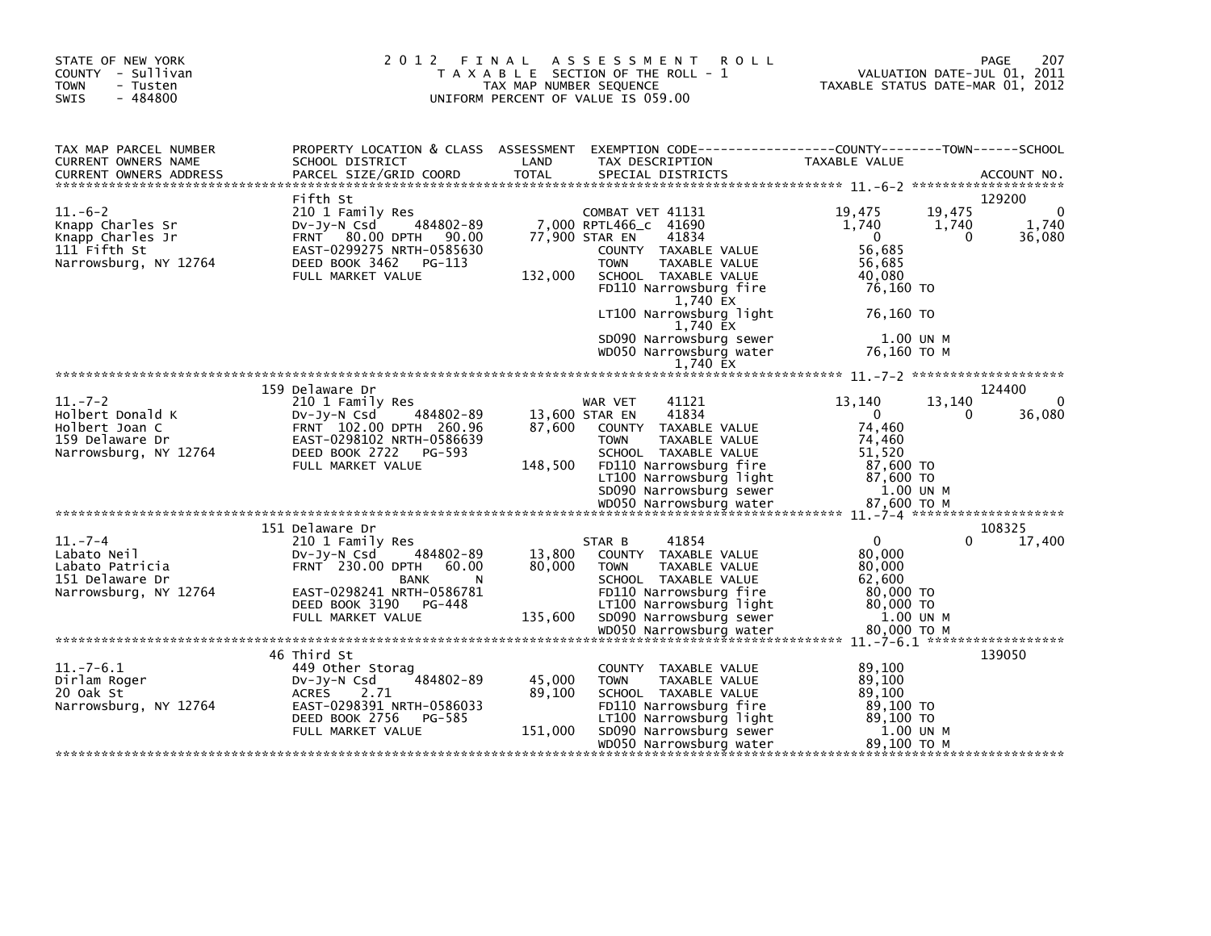STATE OF NEW YORK
COUNTY - Sullivan
TOWN - Tusten
SWIS - 484800

# 2012 FINAL ASSESSMENT ROLL
TAXABLE SECTION OF THE ROLL - 1
TAX MAP NUMBER SEQUENCE
UNIFORM PERCENT OF VALUE IS 059.00

VALUATION DATE-JUL 01, 2011
TAXABLE STATUS DATE-MAR 01, 2012

| TAX MAP PARCEL NUMBER / CURRENT OWNERS NAME / CURRENT OWNERS ADDRESS | PROPERTY LOCATION & CLASS / SCHOOL DISTRICT / PARCEL SIZE/GRID COORD | ASSESSMENT LAND / TOTAL | EXEMPTION CODE / TAX DESCRIPTION / SPECIAL DISTRICTS | COUNTY TAXABLE VALUE | TOWN | SCHOOL / ACCOUNT NO. |
|---|---|---|---|---|---|---|
| **11.-6-2** | Fifth St | | | | | 129200 |
| 11.-6-2 | 210 1 Family Res | | COMBAT VET 41131 | 19,475 | 19,475 | 0 |
| Knapp Charles Sr | Dv-Jy-N Csd 484802-89 | 7,000 | RPTL466_c 41690 | 1,740 | 1,740 | 1,740 |
| Knapp Charles Jr | FRNT 80.00 DPTH 90.00 | 77,900 | STAR EN 41834 | 0 | 0 | 36,080 |
| 111 Fifth St | EAST-0299275 NRTH-0585630 | | COUNTY TAXABLE VALUE | 56,685 | | |
| Narrowsburg, NY 12764 | DEED BOOK 3462 PG-113 | | TOWN TAXABLE VALUE | 56,685 | | |
| | FULL MARKET VALUE | 132,000 | SCHOOL TAXABLE VALUE | 40,080 | | |
| | | | FD110 Narrowsburg fire 1,740 EX | 76,160 TO | | |
| | | | LT100 Narrowsburg light 1,740 EX | 76,160 TO | | |
| | | | SD090 Narrowsburg sewer | 1.00 UN M | | |
| | | | WD050 Narrowsburg water 1,740 EX | 76,160 TO M | | |
| **11.-7-2** | 159 Delaware Dr | | | | | 124400 |
| 11.-7-2 | 210 1 Family Res | | WAR VET 41121 | 13,140 | 13,140 | 0 |
| Holbert Donald K | Dv-Jy-N Csd 484802-89 | 13,600 | STAR EN 41834 | 0 | 0 | 36,080 |
| Holbert Joan C | FRNT 102.00 DPTH 260.96 | 87,600 | COUNTY TAXABLE VALUE | 74,460 | | |
| 159 Delaware Dr | EAST-0298102 NRTH-0586639 | | TOWN TAXABLE VALUE | 74,460 | | |
| Narrowsburg, NY 12764 | DEED BOOK 2722 PG-593 | | SCHOOL TAXABLE VALUE | 51,520 | | |
| | FULL MARKET VALUE | 148,500 | FD110 Narrowsburg fire | 87,600 TO | | |
| | | | LT100 Narrowsburg light | 87,600 TO | | |
| | | | SD090 Narrowsburg sewer | 1.00 UN M | | |
| | | | WD050 Narrowsburg water | 87,600 TO M | | |
| **11.-7-4** | 151 Delaware Dr | | | | | 108325 |
| 11.-7-4 | 210 1 Family Res | | STAR B 41854 | 0 | 0 | 17,400 |
| Labato Neil | Dv-Jy-N Csd 484802-89 | 13,800 | COUNTY TAXABLE VALUE | 80,000 | | |
| Labato Patricia | FRNT 230.00 DPTH 60.00 | 80,000 | TOWN TAXABLE VALUE | 80,000 | | |
| 151 Delaware Dr | BANK N | | SCHOOL TAXABLE VALUE | 62,600 | | |
| Narrowsburg, NY 12764 | EAST-0298241 NRTH-0586781 | | FD110 Narrowsburg fire | 80,000 TO | | |
| | DEED BOOK 3190 PG-448 | | LT100 Narrowsburg light | 80,000 TO | | |
| | FULL MARKET VALUE | 135,600 | SD090 Narrowsburg sewer | 1.00 UN M | | |
| | | | WD050 Narrowsburg water | 80,000 TO M | | |
| **11.-7-6.1** | 46 Third St | | | | | 139050 |
| 11.-7-6.1 | 449 Other Storag | | COUNTY TAXABLE VALUE | 89,100 | | |
| Dirlam Roger | Dv-Jy-N Csd 484802-89 | 45,000 | TOWN TAXABLE VALUE | 89,100 | | |
| 20 Oak St | ACRES 2.71 | 89,100 | SCHOOL TAXABLE VALUE | 89,100 | | |
| Narrowsburg, NY 12764 | EAST-0298391 NRTH-0586033 | | FD110 Narrowsburg fire | 89,100 TO | | |
| | DEED BOOK 2756 PG-585 | | LT100 Narrowsburg light | 89,100 TO | | |
| | FULL MARKET VALUE | 151,000 | SD090 Narrowsburg sewer | 1.00 UN M | | |
| | | | WD050 Narrowsburg water | 89,100 TO M | | |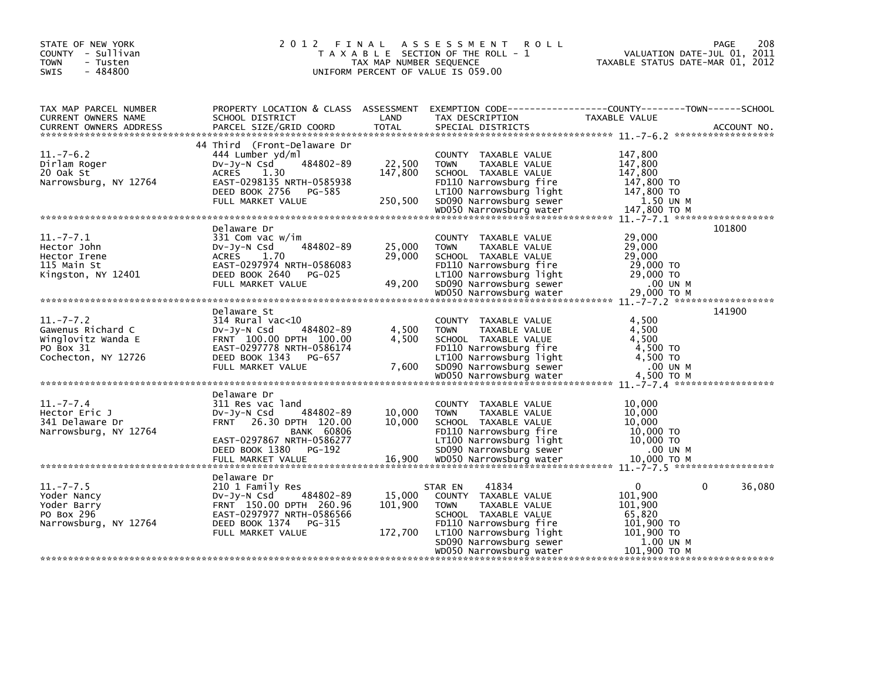STATE OF NEW YORK
COUNTY - Sullivan
TOWN - Tusten
SWIS - 484800

# 2012 FINAL ASSESSMENT ROLL

TAXABLE SECTION OF THE ROLL - 1
TAX MAP NUMBER SEQUENCE
UNIFORM PERCENT OF VALUE IS 059.00

VALUATION DATE-JUL 01, 2011
TAXABLE STATUS DATE-MAR 01, 2012

| TAX MAP PARCEL NUMBER / CURRENT OWNERS NAME / CURRENT OWNERS ADDRESS | PROPERTY LOCATION & CLASS / SCHOOL DISTRICT / PARCEL SIZE/GRID COORD | ASSESSMENT LAND / TOTAL | EXEMPTION CODE / TAX DESCRIPTION / SPECIAL DISTRICTS | COUNTY / TOWN TAXABLE VALUE | SCHOOL | ACCOUNT NO. |
|---|---|---|---|---|---|---|
| 11.-7-6.2 | 44 Third (Front-Delaware Dr | | | | | |
| | 444 Lumber yd/ml | | COUNTY TAXABLE VALUE | 147,800 | | |
| Dirlam Roger | Dv-Jy-N Csd 484802-89 | 22,500 | TOWN TAXABLE VALUE | 147,800 | | |
| 20 Oak St | ACRES 1.30 | 147,800 | SCHOOL TAXABLE VALUE | 147,800 | | |
| Narrowsburg, NY 12764 | EAST-0298135 NRTH-0585938 | | FD110 Narrowsburg fire | 147,800 TO | | |
| | DEED BOOK 2756 PG-585 | | LT100 Narrowsburg light | 147,800 TO | | |
| | FULL MARKET VALUE | 250,500 | SD090 Narrowsburg sewer | 1.50 UN M | | |
| | | | WD050 Narrowsburg water | 147,800 TO M | | |
| 11.-7-7.1 | Delaware Dr | | | | | 101800 |
| | 331 Com vac w/im | | COUNTY TAXABLE VALUE | 29,000 | | |
| Hector John | Dv-Jy-N Csd 484802-89 | 25,000 | TOWN TAXABLE VALUE | 29,000 | | |
| Hector Irene | ACRES 1.70 | 29,000 | SCHOOL TAXABLE VALUE | 29,000 | | |
| 115 Main St | EAST-0297974 NRTH-0586083 | | FD110 Narrowsburg fire | 29,000 TO | | |
| Kingston, NY 12401 | DEED BOOK 2640 PG-025 | | LT100 Narrowsburg light | 29,000 TO | | |
| | FULL MARKET VALUE | 49,200 | SD090 Narrowsburg sewer | .00 UN M | | |
| | | | WD050 Narrowsburg water | 29,000 TO M | | |
| 11.-7-7.2 | Delaware St | | | | | 141900 |
| | 314 Rural vac<10 | | COUNTY TAXABLE VALUE | 4,500 | | |
| Gawenus Richard C | Dv-Jy-N Csd 484802-89 | 4,500 | TOWN TAXABLE VALUE | 4,500 | | |
| Winglovitz Wanda E | FRNT 100.00 DPTH 100.00 | 4,500 | SCHOOL TAXABLE VALUE | 4,500 | | |
| PO Box 31 | EAST-0297778 NRTH-0586174 | | FD110 Narrowsburg fire | 4,500 TO | | |
| Cochecton, NY 12726 | DEED BOOK 1343 PG-657 | | LT100 Narrowsburg light | 4,500 TO | | |
| | FULL MARKET VALUE | 7,600 | SD090 Narrowsburg sewer | .00 UN M | | |
| | | | WD050 Narrowsburg water | 4,500 TO M | | |
| 11.-7-7.4 | Delaware Dr | | | | | |
| | 311 Res vac land | | COUNTY TAXABLE VALUE | 10,000 | | |
| Hector Eric J | Dv-Jy-N Csd 484802-89 | 10,000 | TOWN TAXABLE VALUE | 10,000 | | |
| 341 Delaware Dr | FRNT 26.30 DPTH 120.00 | 10,000 | SCHOOL TAXABLE VALUE | 10,000 | | |
| Narrowsburg, NY 12764 | BANK 60806 | | FD110 Narrowsburg fire | 10,000 TO | | |
| | EAST-0297867 NRTH-0586277 | | LT100 Narrowsburg light | 10,000 TO | | |
| | DEED BOOK 1380 PG-192 | | SD090 Narrowsburg sewer | .00 UN M | | |
| | FULL MARKET VALUE | 16,900 | WD050 Narrowsburg water | 10,000 TO M | | |
| 11.-7-7.5 | Delaware Dr | | | | | |
| | 210 1 Family Res | | STAR EN 41834 | 0 | 0 | 36,080 |
| Yoder Nancy | Dv-Jy-N Csd 484802-89 | 15,000 | COUNTY TAXABLE VALUE | 101,900 | | |
| Yoder Barry | FRNT 150.00 DPTH 260.96 | 101,900 | TOWN TAXABLE VALUE | 101,900 | | |
| PO Box 296 | EAST-0297977 NRTH-0586566 | | SCHOOL TAXABLE VALUE | 65,820 | | |
| Narrowsburg, NY 12764 | DEED BOOK 1374 PG-315 | | FD110 Narrowsburg fire | 101,900 TO | | |
| | FULL MARKET VALUE | 172,700 | LT100 Narrowsburg light | 101,900 TO | | |
| | | | SD090 Narrowsburg sewer | 1.00 UN M | | |
| | | | WD050 Narrowsburg water | 101,900 TO M | | |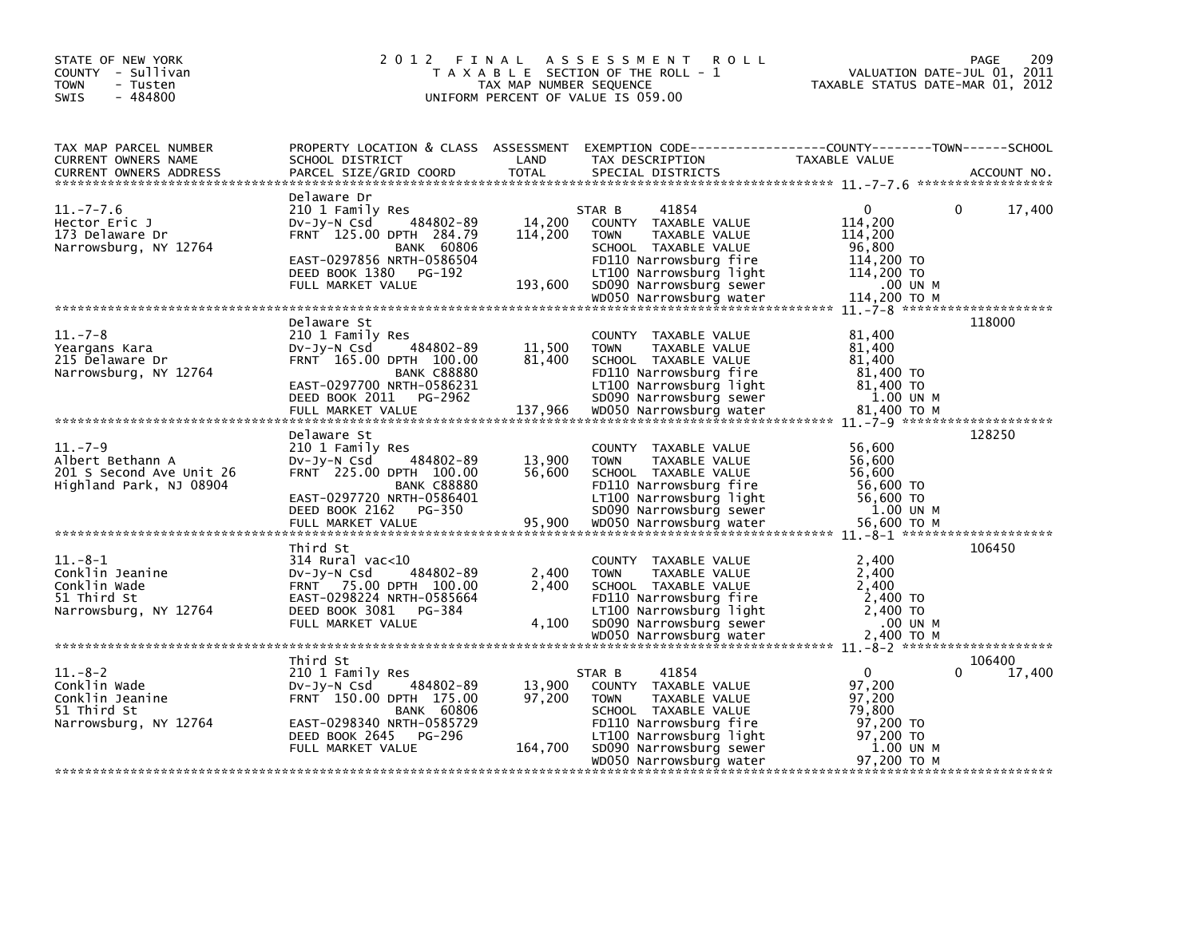STATE OF NEW YORK
COUNTY - Sullivan
TOWN - Tusten
SWIS - 484800

# 2012 FINAL ASSESSMENT ROLL

TAXABLE SECTION OF THE ROLL - 1
TAX MAP NUMBER SEQUENCE
UNIFORM PERCENT OF VALUE IS 059.00

VALUATION DATE-JUL 01, 2011
TAXABLE STATUS DATE-MAR 01, 2012

| TAX MAP PARCEL NUMBER / CURRENT OWNERS NAME / CURRENT OWNERS ADDRESS | PROPERTY LOCATION & CLASS / SCHOOL DISTRICT / PARCEL SIZE/GRID COORD | ASSESSMENT LAND | ASSESSMENT TOTAL | EXEMPTION CODE / TAX DESCRIPTION / SPECIAL DISTRICTS | COUNTY TAXABLE VALUE | TOWN | SCHOOL / ACCOUNT NO. |
|---|---|---|---|---|---|---|---|
| 11.-7-7.6 | Delaware Dr | | | | | | |
| Hector Eric J | 210 1 Family Res | | | STAR B 41854 | 0 | 0 | 17,400 |
| 173 Delaware Dr | Dv-Jy-N Csd 484802-89 | 14,200 | | COUNTY TAXABLE VALUE | 114,200 | | |
| Narrowsburg, NY 12764 | FRNT 125.00 DPTH 284.79 | | 114,200 | TOWN TAXABLE VALUE | 114,200 | | |
| | BANK 60806 | | | SCHOOL TAXABLE VALUE | 96,800 | | |
| | EAST-0297856 NRTH-0586504 | | | FD110 Narrowsburg fire | 114,200 TO | | |
| | DEED BOOK 1380 PG-192 | | | LT100 Narrowsburg light | 114,200 TO | | |
| | FULL MARKET VALUE | | 193,600 | SD090 Narrowsburg sewer | .00 UN M | | |
| | | | | WD050 Narrowsburg water | 114,200 TO M | | |
| 11.-7-8 | Delaware St | | | | | | 118000 |
| Yeargans Kara | 210 1 Family Res | | | COUNTY TAXABLE VALUE | 81,400 | | |
| 215 Delaware Dr | Dv-Jy-N Csd 484802-89 | 11,500 | | TOWN TAXABLE VALUE | 81,400 | | |
| Narrowsburg, NY 12764 | FRNT 165.00 DPTH 100.00 | | 81,400 | SCHOOL TAXABLE VALUE | 81,400 | | |
| | BANK C88880 | | | FD110 Narrowsburg fire | 81,400 TO | | |
| | EAST-0297700 NRTH-0586231 | | | LT100 Narrowsburg light | 81,400 TO | | |
| | DEED BOOK 2011 PG-2962 | | | SD090 Narrowsburg sewer | 1.00 UN M | | |
| | FULL MARKET VALUE | | 137,966 | WD050 Narrowsburg water | 81,400 TO M | | |
| 11.-7-9 | Delaware St | | | | | | 128250 |
| Albert Bethann A | 210 1 Family Res | | | COUNTY TAXABLE VALUE | 56,600 | | |
| 201 S Second Ave Unit 26 | Dv-Jy-N Csd 484802-89 | 13,900 | | TOWN TAXABLE VALUE | 56,600 | | |
| Highland Park, NJ 08904 | FRNT 225.00 DPTH 100.00 | | 56,600 | SCHOOL TAXABLE VALUE | 56,600 | | |
| | BANK C88880 | | | FD110 Narrowsburg fire | 56,600 TO | | |
| | EAST-0297720 NRTH-0586401 | | | LT100 Narrowsburg light | 56,600 TO | | |
| | DEED BOOK 2162 PG-350 | | | SD090 Narrowsburg sewer | 1.00 UN M | | |
| | FULL MARKET VALUE | | 95,900 | WD050 Narrowsburg water | 56,600 TO M | | |
| 11.-8-1 | Third St | | | | | | 106450 |
| Conklin Jeanine | 314 Rural vac<10 | | | COUNTY TAXABLE VALUE | 2,400 | | |
| Conklin Wade | Dv-Jy-N Csd 484802-89 | 2,400 | | TOWN TAXABLE VALUE | 2,400 | | |
| 51 Third St | FRNT 75.00 DPTH 100.00 | | 2,400 | SCHOOL TAXABLE VALUE | 2,400 | | |
| Narrowsburg, NY 12764 | EAST-0298224 NRTH-0585664 | | | FD110 Narrowsburg fire | 2,400 TO | | |
| | DEED BOOK 3081 PG-384 | | | LT100 Narrowsburg light | 2,400 TO | | |
| | FULL MARKET VALUE | | 4,100 | SD090 Narrowsburg sewer | .00 UN M | | |
| | | | | WD050 Narrowsburg water | 2,400 TO M | | |
| 11.-8-2 | Third St | | | | | | 106400 |
| Conklin Wade | 210 1 Family Res | | | STAR B 41854 | 0 | 0 | 17,400 |
| Conklin Jeanine | Dv-Jy-N Csd 484802-89 | 13,900 | | COUNTY TAXABLE VALUE | 97,200 | | |
| 51 Third St | FRNT 150.00 DPTH 175.00 | | 97,200 | TOWN TAXABLE VALUE | 97,200 | | |
| Narrowsburg, NY 12764 | BANK 60806 | | | SCHOOL TAXABLE VALUE | 79,800 | | |
| | EAST-0298340 NRTH-0585729 | | | FD110 Narrowsburg fire | 97,200 TO | | |
| | DEED BOOK 2645 PG-296 | | | LT100 Narrowsburg light | 97,200 TO | | |
| | FULL MARKET VALUE | | 164,700 | SD090 Narrowsburg sewer | 1.00 UN M | | |
| | | | | WD050 Narrowsburg water | 97,200 TO M | | |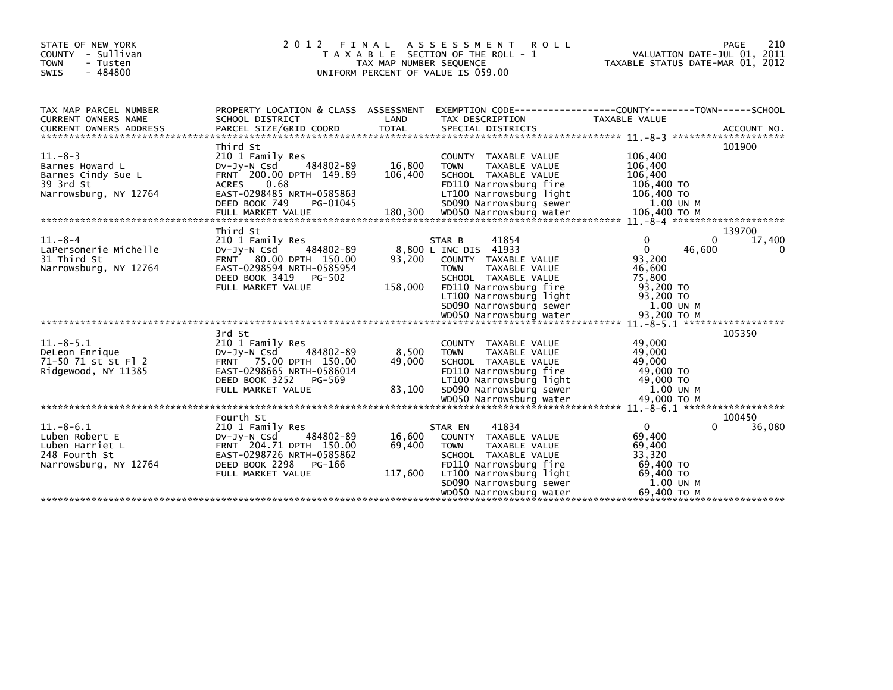STATE OF NEW YORK
COUNTY - Sullivan
TOWN - Tusten
SWIS - 484800

# 2012 FINAL ASSESSMENT ROLL

TAXABLE SECTION OF THE ROLL - 1
TAX MAP NUMBER SEQUENCE
UNIFORM PERCENT OF VALUE IS 059.00

VALUATION DATE-JUL 01, 2011
TAXABLE STATUS DATE-MAR 01, 2012

| TAX MAP PARCEL NUMBER / CURRENT OWNERS NAME / CURRENT OWNERS ADDRESS | PROPERTY LOCATION & CLASS / SCHOOL DISTRICT / PARCEL SIZE/GRID COORD | ASSESSMENT LAND / TOTAL | EXEMPTION CODE / TAX DESCRIPTION / SPECIAL DISTRICTS | COUNTY | TOWN | SCHOOL | ACCOUNT NO. |
|---|---|---|---|---|---|---|---|
| 11.-8-3 | Third St | | | | | | 101900 |
| Barnes Howard L | 210 1 Family Res | | COUNTY TAXABLE VALUE | 106,400 | | | |
| Barnes Cindy Sue L | Dv-Jy-N Csd 484802-89 | 16,800 | TOWN TAXABLE VALUE | | 106,400 | | |
| 39 3rd St | FRNT 200.00 DPTH 149.89 | 106,400 | SCHOOL TAXABLE VALUE | | | 106,400 | |
| Narrowsburg, NY 12764 | ACRES 0.68 | | FD110 Narrowsburg fire | 106,400 TO | | | |
| | EAST-0298485 NRTH-0585863 | | LT100 Narrowsburg light | 106,400 TO | | | |
| | DEED BOOK 749 PG-01045 | | SD090 Narrowsburg sewer | 1.00 UN M | | | |
| | FULL MARKET VALUE | 180,300 | WD050 Narrowsburg water | 106,400 TO M | | | |
| 11.-8-4 | Third St | | | | | | 139700 |
| LaPersonerie Michelle | 210 1 Family Res | | STAR B 41854 | 0 | 0 | 17,400 | |
| 31 Third St | Dv-Jy-N Csd 484802-89 | 8,800 | L INC DIS 41933 | 0 | 46,600 | 0 | |
| Narrowsburg, NY 12764 | FRNT 80.00 DPTH 150.00 | 93,200 | COUNTY TAXABLE VALUE | 93,200 | | | |
| | EAST-0298594 NRTH-0585954 | | TOWN TAXABLE VALUE | | 46,600 | | |
| | DEED BOOK 3419 PG-502 | | SCHOOL TAXABLE VALUE | | | 75,800 | |
| | FULL MARKET VALUE | 158,000 | FD110 Narrowsburg fire | 93,200 TO | | | |
| | | | LT100 Narrowsburg light | 93,200 TO | | | |
| | | | SD090 Narrowsburg sewer | 1.00 UN M | | | |
| | | | WD050 Narrowsburg water | 93,200 TO M | | | |
| 11.-8-5.1 | 3rd St | | | | | | 105350 |
| DeLeon Enrique | 210 1 Family Res | | COUNTY TAXABLE VALUE | 49,000 | | | |
| 71-50 71 st St Fl 2 | Dv-Jy-N Csd 484802-89 | 8,500 | TOWN TAXABLE VALUE | | 49,000 | | |
| Ridgewood, NY 11385 | FRNT 75.00 DPTH 150.00 | 49,000 | SCHOOL TAXABLE VALUE | | | 49,000 | |
| | EAST-0298665 NRTH-0586014 | | FD110 Narrowsburg fire | 49,000 TO | | | |
| | DEED BOOK 3252 PG-569 | | LT100 Narrowsburg light | 49,000 TO | | | |
| | FULL MARKET VALUE | 83,100 | SD090 Narrowsburg sewer | 1.00 UN M | | | |
| | | | WD050 Narrowsburg water | 49,000 TO M | | | |
| 11.-8-6.1 | Fourth St | | | | | | 100450 |
| Luben Robert E | 210 1 Family Res | | STAR EN 41834 | 0 | 0 | 36,080 | |
| Luben Harriet L | Dv-Jy-N Csd 484802-89 | 16,600 | COUNTY TAXABLE VALUE | 69,400 | | | |
| 248 Fourth St | FRNT 204.71 DPTH 150.00 | 69,400 | TOWN TAXABLE VALUE | | 69,400 | | |
| Narrowsburg, NY 12764 | EAST-0298726 NRTH-0585862 | | SCHOOL TAXABLE VALUE | | | 33,320 | |
| | DEED BOOK 2298 PG-166 | | FD110 Narrowsburg fire | 69,400 TO | | | |
| | FULL MARKET VALUE | 117,600 | LT100 Narrowsburg light | 69,400 TO | | | |
| | | | SD090 Narrowsburg sewer | 1.00 UN M | | | |
| | | | WD050 Narrowsburg water | 69,400 TO M | | | |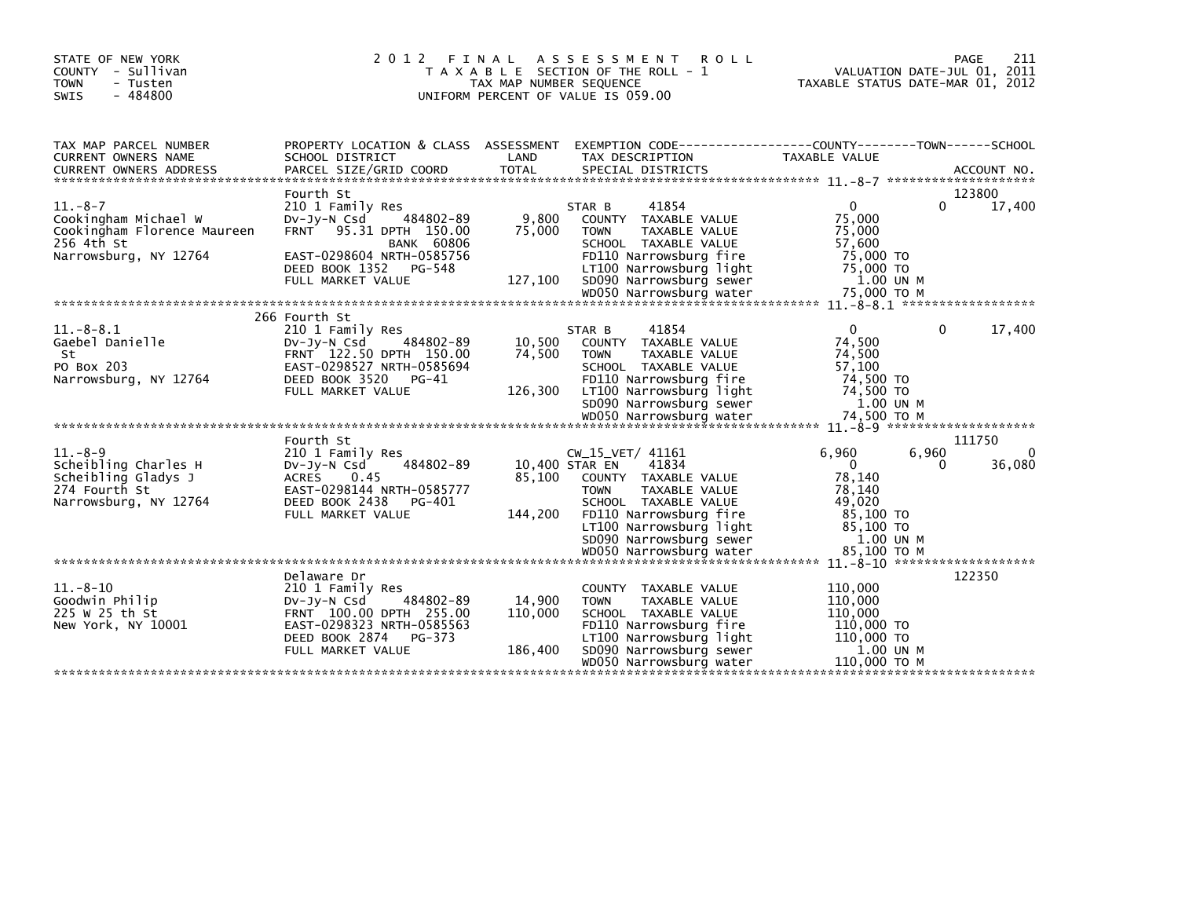STATE OF NEW YORK
COUNTY - Sullivan
TOWN - Tusten
SWIS - 484800

# 2012 FINAL ASSESSMENT ROLL
TAXABLE SECTION OF THE ROLL - 1
TAX MAP NUMBER SEQUENCE
UNIFORM PERCENT OF VALUE IS 059.00

VALUATION DATE-JUL 01, 2011
TAXABLE STATUS DATE-MAR 01, 2012

| TAX MAP PARCEL NUMBER / CURRENT OWNERS NAME / CURRENT OWNERS ADDRESS | PROPERTY LOCATION & CLASS / SCHOOL DISTRICT / PARCEL SIZE/GRID COORD | ASSESSMENT LAND / TOTAL | EXEMPTION CODE / TAX DESCRIPTION / SPECIAL DISTRICTS | COUNTY TAXABLE VALUE | TOWN | SCHOOL / ACCOUNT NO. |
|---|---|---|---|---|---|---|
| 11.-8-7 | Fourth St | | | | | 123800 |
| | 210 1 Family Res | | STAR B 41854 | 0 | 0 | 17,400 |
| Cookingham Michael W | Dv-Jy-N Csd 484802-89 | 9,800 | COUNTY TAXABLE VALUE | 75,000 | | |
| Cookingham Florence Maureen | FRNT 95.31 DPTH 150.00 | 75,000 | TOWN TAXABLE VALUE | 75,000 | | |
| 256 4th St | BANK 60806 | | SCHOOL TAXABLE VALUE | 57,600 | | |
| Narrowsburg, NY 12764 | EAST-0298604 NRTH-0585756 | | FD110 Narrowsburg fire | 75,000 TO | | |
| | DEED BOOK 1352 PG-548 | | LT100 Narrowsburg light | 75,000 TO | | |
| | FULL MARKET VALUE | 127,100 | SD090 Narrowsburg sewer | 1.00 UN M | | |
| | | | WD050 Narrowsburg water | 75,000 TO M | | |
| 11.-8-8.1 | 266 Fourth St | | | | | |
| | 210 1 Family Res | | STAR B 41854 | 0 | 0 | 17,400 |
| Gaebel Danielle | Dv-Jy-N Csd 484802-89 | 10,500 | COUNTY TAXABLE VALUE | 74,500 | | |
| St | FRNT 122.50 DPTH 150.00 | 74,500 | TOWN TAXABLE VALUE | 74,500 | | |
| PO Box 203 | EAST-0298527 NRTH-0585694 | | SCHOOL TAXABLE VALUE | 57,100 | | |
| Narrowsburg, NY 12764 | DEED BOOK 3520 PG-41 | | FD110 Narrowsburg fire | 74,500 TO | | |
| | FULL MARKET VALUE | 126,300 | LT100 Narrowsburg light | 74,500 TO | | |
| | | | SD090 Narrowsburg sewer | 1.00 UN M | | |
| | | | WD050 Narrowsburg water | 74,500 TO M | | |
| 11.-8-9 | Fourth St | | | | | 111750 |
| | 210 1 Family Res | | CW_15_VET/ 41161 | 6,960 | 6,960 | 0 |
| Scheibling Charles H | Dv-Jy-N Csd 484802-89 | 10,400 | STAR EN 41834 | 0 | 0 | 36,080 |
| Scheibling Gladys J | ACRES 0.45 | 85,100 | COUNTY TAXABLE VALUE | 78,140 | | |
| 274 Fourth St | EAST-0298144 NRTH-0585777 | | TOWN TAXABLE VALUE | 78,140 | | |
| Narrowsburg, NY 12764 | DEED BOOK 2438 PG-401 | | SCHOOL TAXABLE VALUE | 49,020 | | |
| | FULL MARKET VALUE | 144,200 | FD110 Narrowsburg fire | 85,100 TO | | |
| | | | LT100 Narrowsburg light | 85,100 TO | | |
| | | | SD090 Narrowsburg sewer | 1.00 UN M | | |
| | | | WD050 Narrowsburg water | 85,100 TO M | | |
| 11.-8-10 | Delaware Dr | | | | | 122350 |
| | 210 1 Family Res | | COUNTY TAXABLE VALUE | 110,000 | | |
| Goodwin Philip | Dv-Jy-N Csd 484802-89 | 14,900 | TOWN TAXABLE VALUE | 110,000 | | |
| 225 W 25 th St | FRNT 100.00 DPTH 255.00 | 110,000 | SCHOOL TAXABLE VALUE | 110,000 | | |
| New York, NY 10001 | EAST-0298323 NRTH-0585563 | | FD110 Narrowsburg fire | 110,000 TO | | |
| | DEED BOOK 2874 PG-373 | | LT100 Narrowsburg light | 110,000 TO | | |
| | FULL MARKET VALUE | 186,400 | SD090 Narrowsburg sewer | 1.00 UN M | | |
| | | | WD050 Narrowsburg water | 110,000 TO M | | |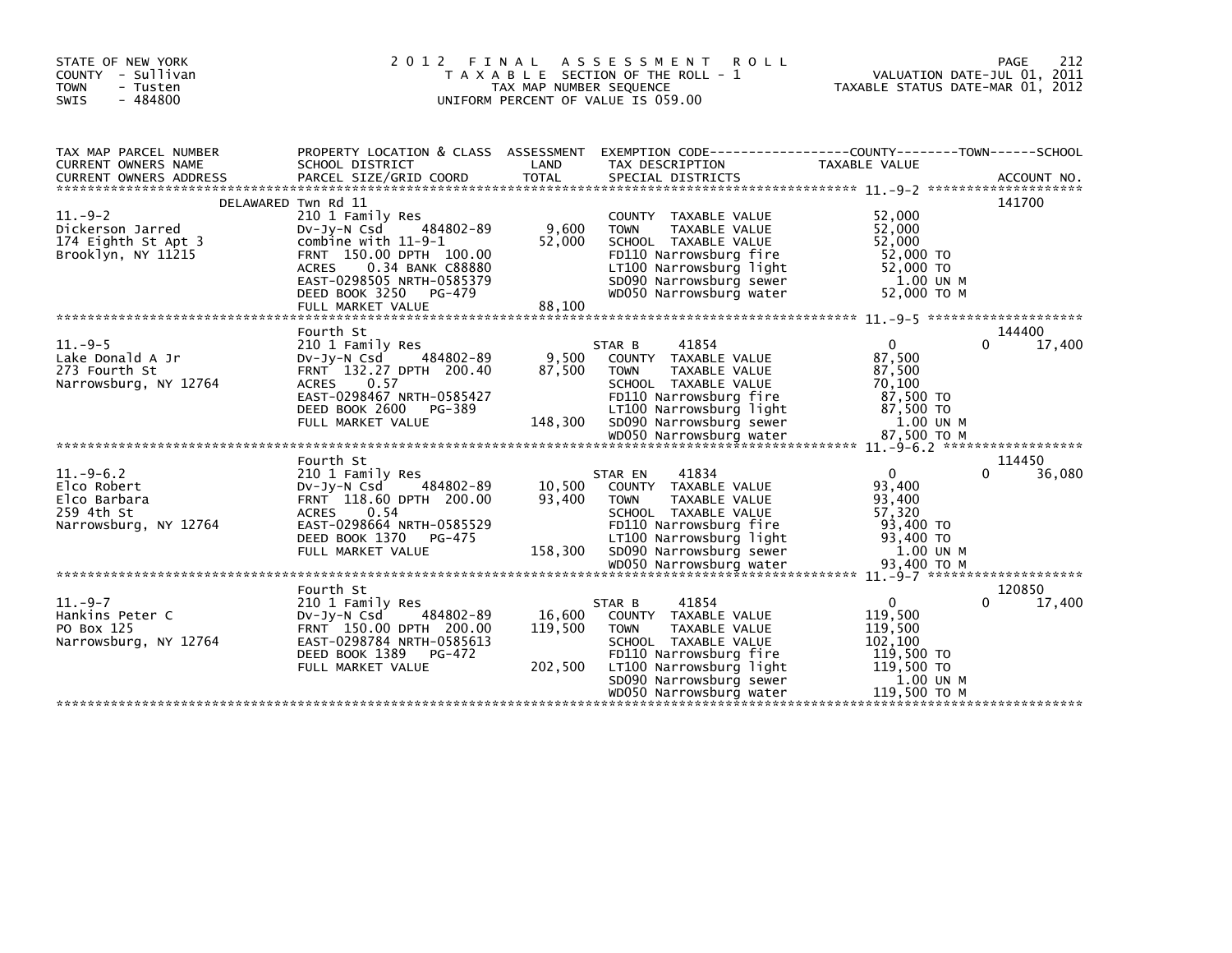STATE OF NEW YORK
COUNTY - Sullivan
TOWN - Tusten
SWIS - 484800

# 2012 FINAL ASSESSMENT ROLL
TAXABLE SECTION OF THE ROLL - 1
TAX MAP NUMBER SEQUENCE
UNIFORM PERCENT OF VALUE IS 059.00

VALUATION DATE-JUL 01, 2011
TAXABLE STATUS DATE-MAR 01, 2012

| TAX MAP PARCEL NUMBER / CURRENT OWNERS NAME / CURRENT OWNERS ADDRESS | PROPERTY LOCATION & CLASS / SCHOOL DISTRICT / PARCEL SIZE/GRID COORD | ASSESSMENT LAND | TOTAL | EXEMPTION CODE / TAX DESCRIPTION / SPECIAL DISTRICTS | COUNTY TAXABLE VALUE | TOWN | SCHOOL | ACCOUNT NO. |
|---|---|---|---|---|---|---|---|---|
| 11.-9-2 | DELAWARED Twn Rd 11 | | | | | | | 141700 |
| Dickerson Jarred | 210 1 Family Res | | | COUNTY TAXABLE VALUE | 52,000 | | | |
| 174 Eighth St Apt 3 | Dv-Jy-N Csd 484802-89 | 9,600 | | TOWN TAXABLE VALUE | 52,000 | | | |
| Brooklyn, NY 11215 | combine with 11-9-1 | | 52,000 | SCHOOL TAXABLE VALUE | 52,000 | | | |
| | FRNT 150.00 DPTH 100.00 | | | FD110 Narrowsburg fire | 52,000 TO | | | |
| | ACRES 0.34 BANK C88880 | | | LT100 Narrowsburg light | 52,000 TO | | | |
| | EAST-0298505 NRTH-0585379 | | | SD090 Narrowsburg sewer | 1.00 UN M | | | |
| | DEED BOOK 3250 PG-479 | | | WD050 Narrowsburg water | 52,000 TO M | | | |
| | FULL MARKET VALUE | | 88,100 | | | | | |
| 11.-9-5 | Fourth St | | | | | | | 144400 |
| Lake Donald A Jr | 210 1 Family Res | | | STAR B 41854 | 0 | | 0 | 17,400 |
| 273 Fourth St | Dv-Jy-N Csd 484802-89 | 9,500 | | COUNTY TAXABLE VALUE | 87,500 | | | |
| Narrowsburg, NY 12764 | FRNT 132.27 DPTH 200.40 | | 87,500 | TOWN TAXABLE VALUE | 87,500 | | | |
| | ACRES 0.57 | | | SCHOOL TAXABLE VALUE | 70,100 | | | |
| | EAST-0298467 NRTH-0585427 | | | FD110 Narrowsburg fire | 87,500 TO | | | |
| | DEED BOOK 2600 PG-389 | | | LT100 Narrowsburg light | 87,500 TO | | | |
| | FULL MARKET VALUE | | 148,300 | SD090 Narrowsburg sewer | 1.00 UN M | | | |
| | | | | WD050 Narrowsburg water | 87,500 TO M | | | |
| 11.-9-6.2 | Fourth St | | | | | | | 114450 |
| Elco Robert | 210 1 Family Res | | | STAR EN 41834 | 0 | | 0 | 36,080 |
| Elco Barbara | Dv-Jy-N Csd 484802-89 | 10,500 | | COUNTY TAXABLE VALUE | 93,400 | | | |
| 259 4th St | FRNT 118.60 DPTH 200.00 | | 93,400 | TOWN TAXABLE VALUE | 93,400 | | | |
| Narrowsburg, NY 12764 | ACRES 0.54 | | | SCHOOL TAXABLE VALUE | 57,320 | | | |
| | EAST-0298664 NRTH-0585529 | | | FD110 Narrowsburg fire | 93,400 TO | | | |
| | DEED BOOK 1370 PG-475 | | | LT100 Narrowsburg light | 93,400 TO | | | |
| | FULL MARKET VALUE | | 158,300 | SD090 Narrowsburg sewer | 1.00 UN M | | | |
| | | | | WD050 Narrowsburg water | 93,400 TO M | | | |
| 11.-9-7 | Fourth St | | | | | | | 120850 |
| Hankins Peter C | 210 1 Family Res | | | STAR B 41854 | 0 | | 0 | 17,400 |
| PO Box 125 | Dv-Jy-N Csd 484802-89 | 16,600 | | COUNTY TAXABLE VALUE | 119,500 | | | |
| Narrowsburg, NY 12764 | FRNT 150.00 DPTH 200.00 | | 119,500 | TOWN TAXABLE VALUE | 119,500 | | | |
| | EAST-0298784 NRTH-0585613 | | | SCHOOL TAXABLE VALUE | 102,100 | | | |
| | DEED BOOK 1389 PG-472 | | | FD110 Narrowsburg fire | 119,500 TO | | | |
| | FULL MARKET VALUE | | 202,500 | LT100 Narrowsburg light | 119,500 TO | | | |
| | | | | SD090 Narrowsburg sewer | 1.00 UN M | | | |
| | | | | WD050 Narrowsburg water | 119,500 TO M | | | |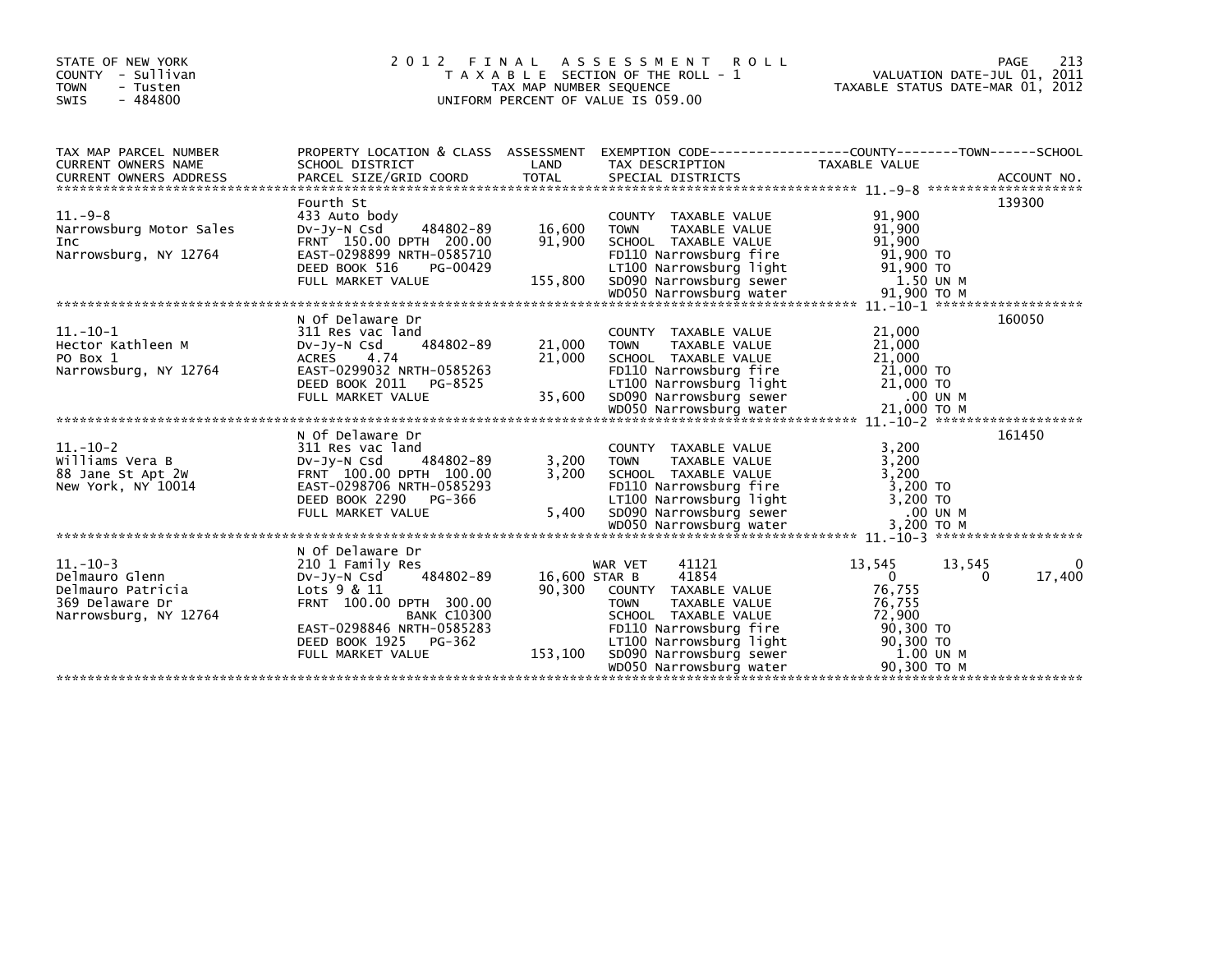STATE OF NEW YORK
COUNTY - Sullivan
TOWN - Tusten
SWIS - 484800

# 2012 FINAL ASSESSMENT ROLL

TAXABLE SECTION OF THE ROLL - 1
TAX MAP NUMBER SEQUENCE
UNIFORM PERCENT OF VALUE IS 059.00

VALUATION DATE-JUL 01, 2011
TAXABLE STATUS DATE-MAR 01, 2012

| TAX MAP PARCEL NUMBER / CURRENT OWNERS NAME / CURRENT OWNERS ADDRESS | PROPERTY LOCATION & CLASS / SCHOOL DISTRICT / PARCEL SIZE/GRID COORD | ASSESSMENT LAND / TOTAL | EXEMPTION CODE / TAX DESCRIPTION / SPECIAL DISTRICTS | COUNTY TAXABLE VALUE | TOWN | SCHOOL | ACCOUNT NO. |
|---|---|---|---|---|---|---|---|
| **11.-9-8** | Fourth St | | | | | | 139300 |
| 11.-9-8 | 433 Auto body | | COUNTY TAXABLE VALUE | 91,900 | | | |
| Narrowsburg Motor Sales | Dv-Jy-N Csd 484802-89 | 16,600 | TOWN TAXABLE VALUE | 91,900 | | | |
| Inc | FRNT 150.00 DPTH 200.00 | 91,900 | SCHOOL TAXABLE VALUE | 91,900 | | | |
| Narrowsburg, NY 12764 | EAST-0298899 NRTH-0585710 | | FD110 Narrowsburg fire | 91,900 TO | | | |
| | DEED BOOK 516 PG-00429 | | LT100 Narrowsburg light | 91,900 TO | | | |
| | FULL MARKET VALUE | 155,800 | SD090 Narrowsburg sewer | 1.50 UN M | | | |
| | | | WD050 Narrowsburg water | 91,900 TO M | | | |
| **11.-10-1** | N Of Delaware Dr | | | | | | 160050 |
| 11.-10-1 | 311 Res vac land | | COUNTY TAXABLE VALUE | 21,000 | | | |
| Hector Kathleen M | Dv-Jy-N Csd 484802-89 | 21,000 | TOWN TAXABLE VALUE | 21,000 | | | |
| PO Box 1 | ACRES 4.74 | 21,000 | SCHOOL TAXABLE VALUE | 21,000 | | | |
| Narrowsburg, NY 12764 | EAST-0299032 NRTH-0585263 | | FD110 Narrowsburg fire | 21,000 TO | | | |
| | DEED BOOK 2011 PG-8525 | | LT100 Narrowsburg light | 21,000 TO | | | |
| | FULL MARKET VALUE | 35,600 | SD090 Narrowsburg sewer | .00 UN M | | | |
| | | | WD050 Narrowsburg water | 21,000 TO M | | | |
| **11.-10-2** | N Of Delaware Dr | | | | | | 161450 |
| 11.-10-2 | 311 Res vac land | | COUNTY TAXABLE VALUE | 3,200 | | | |
| Williams Vera B | Dv-Jy-N Csd 484802-89 | 3,200 | TOWN TAXABLE VALUE | 3,200 | | | |
| 88 Jane St Apt 2W | FRNT 100.00 DPTH 100.00 | 3,200 | SCHOOL TAXABLE VALUE | 3,200 | | | |
| New York, NY 10014 | EAST-0298706 NRTH-0585293 | | FD110 Narrowsburg fire | 3,200 TO | | | |
| | DEED BOOK 2290 PG-366 | | LT100 Narrowsburg light | 3,200 TO | | | |
| | FULL MARKET VALUE | 5,400 | SD090 Narrowsburg sewer | .00 UN M | | | |
| | | | WD050 Narrowsburg water | 3,200 TO M | | | |
| **11.-10-3** | N Of Delaware Dr | | | | | | |
| 11.-10-3 | 210 1 Family Res | | WAR VET 41121 | 13,545 | 13,545 | 0 | |
| Delmauro Glenn | Dv-Jy-N Csd 484802-89 | 16,600 | STAR B 41854 | 0 | 0 | 17,400 | |
| Delmauro Patricia | Lots 9 & 11 | 90,300 | COUNTY TAXABLE VALUE | 76,755 | | | |
| 369 Delaware Dr | FRNT 100.00 DPTH 300.00 | | TOWN TAXABLE VALUE | 76,755 | | | |
| Narrowsburg, NY 12764 | BANK C10300 | | SCHOOL TAXABLE VALUE | 72,900 | | | |
| | EAST-0298846 NRTH-0585283 | | FD110 Narrowsburg fire | 90,300 TO | | | |
| | DEED BOOK 1925 PG-362 | | LT100 Narrowsburg light | 90,300 TO | | | |
| | FULL MARKET VALUE | 153,100 | SD090 Narrowsburg sewer | 1.00 UN M | | | |
| | | | WD050 Narrowsburg water | 90,300 TO M | | | |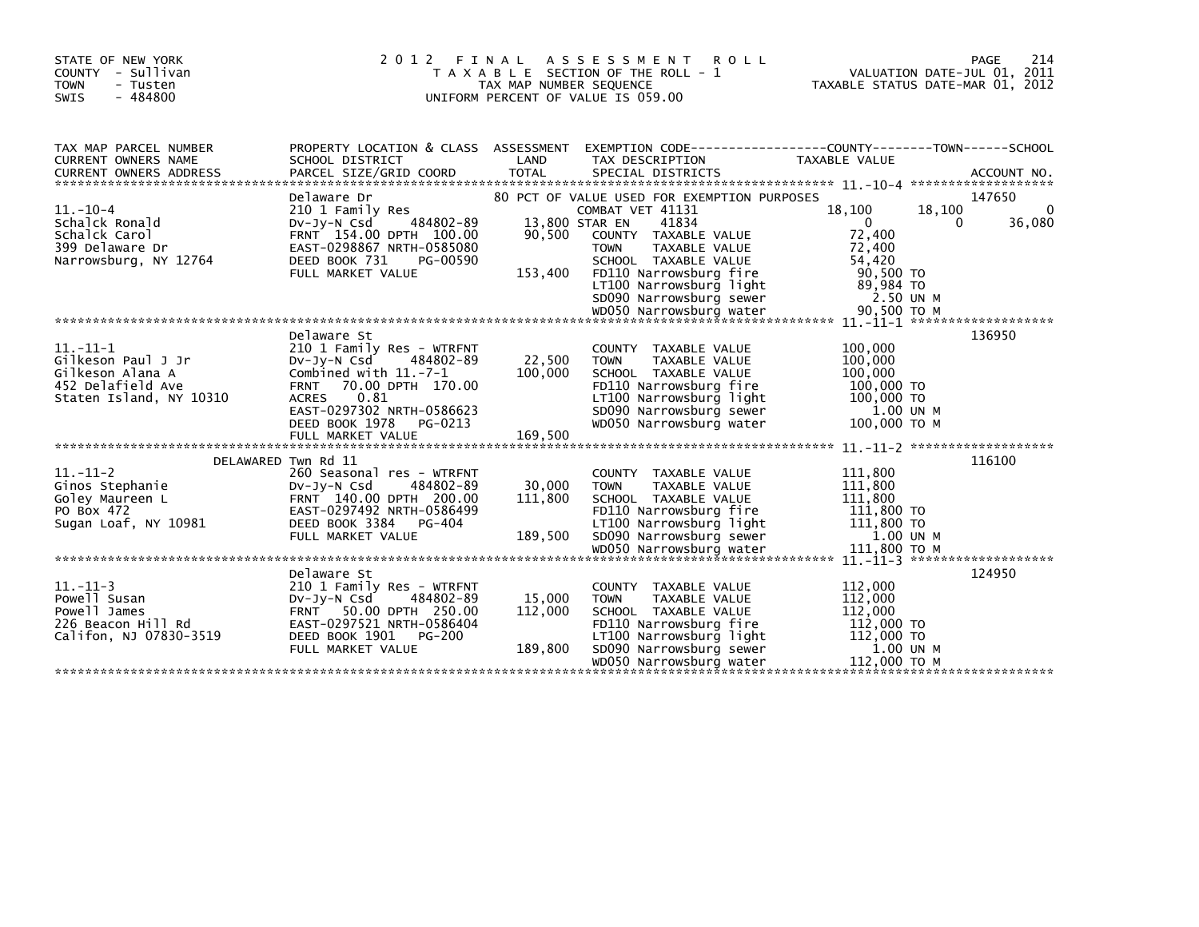STATE OF NEW YORK
COUNTY - Sullivan
TOWN - Tusten
SWIS - 484800

# 2012 FINAL ASSESSMENT ROLL
TAXABLE SECTION OF THE ROLL - 1
TAX MAP NUMBER SEQUENCE
UNIFORM PERCENT OF VALUE IS 059.00

VALUATION DATE-JUL 01, 2011
TAXABLE STATUS DATE-MAR 01, 2012

| TAX MAP PARCEL NUMBER / CURRENT OWNERS NAME / CURRENT OWNERS ADDRESS | PROPERTY LOCATION & CLASS / SCHOOL DISTRICT / PARCEL SIZE/GRID COORD | ASSESSMENT LAND / TOTAL | EXEMPTION CODE / TAX DESCRIPTION / SPECIAL DISTRICTS | COUNTY TAXABLE VALUE | TOWN | SCHOOL / ACCOUNT NO. |
|---|---|---|---|---|---|---|
| | Delaware Dr | | 80 PCT OF VALUE USED FOR EXEMPTION PURPOSES | | | 147650 |
| 11.-10-4 | 210 1 Family Res | | COMBAT VET 41131 | 18,100 | 18,100 | 0 |
| Schalck Ronald | Dv-Jy-N Csd 484802-89 | 13,800 | STAR EN 41834 | 0 | 0 | 36,080 |
| Schalck Carol | FRNT 154.00 DPTH 100.00 | 90,500 | COUNTY TAXABLE VALUE | 72,400 | | |
| 399 Delaware Dr | EAST-0298867 NRTH-0585080 | | TOWN TAXABLE VALUE | 72,400 | | |
| Narrowsburg, NY 12764 | DEED BOOK 731 PG-00590 | | SCHOOL TAXABLE VALUE | 54,420 | | |
| | FULL MARKET VALUE | 153,400 | FD110 Narrowsburg fire | 90,500 TO | | |
| | | | LT100 Narrowsburg light | 89,984 TO | | |
| | | | SD090 Narrowsburg sewer | 2.50 UN M | | |
| | | | WD050 Narrowsburg water | 90,500 TO M | | |
| | Delaware St | | | | | 136950 |
| 11.-11-1 | 210 1 Family Res - WTRFNT | | COUNTY TAXABLE VALUE | 100,000 | | |
| Gilkeson Paul J Jr | Dv-Jy-N Csd 484802-89 | 22,500 | TOWN TAXABLE VALUE | 100,000 | | |
| Gilkeson Alana A | Combined with 11.-7-1 | 100,000 | SCHOOL TAXABLE VALUE | 100,000 | | |
| 452 Delafield Ave | FRNT 70.00 DPTH 170.00 | | FD110 Narrowsburg fire | 100,000 TO | | |
| Staten Island, NY 10310 | ACRES 0.81 | | LT100 Narrowsburg light | 100,000 TO | | |
| | EAST-0297302 NRTH-0586623 | | SD090 Narrowsburg sewer | 1.00 UN M | | |
| | DEED BOOK 1978 PG-0213 | | WD050 Narrowsburg water | 100,000 TO M | | |
| | FULL MARKET VALUE | 169,500 | | | | |
| | DELAWARED Twn Rd 11 | | | | | 116100 |
| 11.-11-2 | 260 Seasonal res - WTRFNT | | COUNTY TAXABLE VALUE | 111,800 | | |
| Ginos Stephanie | Dv-Jy-N Csd 484802-89 | 30,000 | TOWN TAXABLE VALUE | 111,800 | | |
| Goley Maureen L | FRNT 140.00 DPTH 200.00 | 111,800 | SCHOOL TAXABLE VALUE | 111,800 | | |
| PO Box 472 | EAST-0297492 NRTH-0586499 | | FD110 Narrowsburg fire | 111,800 TO | | |
| Sugan Loaf, NY 10981 | DEED BOOK 3384 PG-404 | | LT100 Narrowsburg light | 111,800 TO | | |
| | FULL MARKET VALUE | 189,500 | SD090 Narrowsburg sewer | 1.00 UN M | | |
| | | | WD050 Narrowsburg water | 111,800 TO M | | |
| | Delaware St | | | | | 124950 |
| 11.-11-3 | 210 1 Family Res - WTRFNT | | COUNTY TAXABLE VALUE | 112,000 | | |
| Powell Susan | Dv-Jy-N Csd 484802-89 | 15,000 | TOWN TAXABLE VALUE | 112,000 | | |
| Powell James | FRNT 50.00 DPTH 250.00 | 112,000 | SCHOOL TAXABLE VALUE | 112,000 | | |
| 226 Beacon Hill Rd | EAST-0297521 NRTH-0586404 | | FD110 Narrowsburg fire | 112,000 TO | | |
| Califon, NJ 07830-3519 | DEED BOOK 1901 PG-200 | | LT100 Narrowsburg light | 112,000 TO | | |
| | FULL MARKET VALUE | 189,800 | SD090 Narrowsburg sewer | 1.00 UN M | | |
| | | | WD050 Narrowsburg water | 112,000 TO M | | |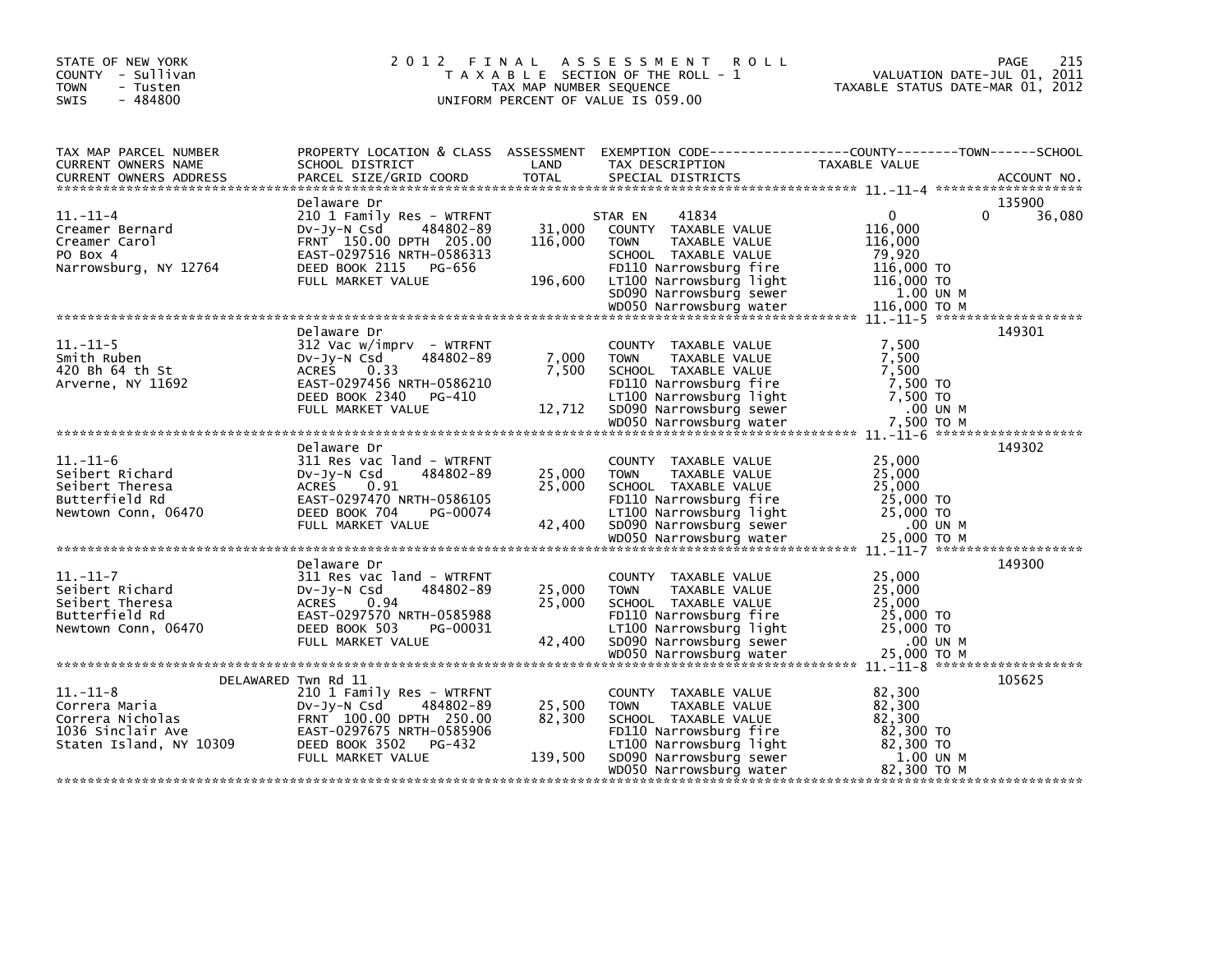STATE OF NEW YORK
COUNTY - Sullivan
TOWN - Tusten
SWIS - 484800

2012 FINAL ASSESSMENT ROLL
TAXABLE SECTION OF THE ROLL - 1
TAX MAP NUMBER SEQUENCE
UNIFORM PERCENT OF VALUE IS 059.00

VALUATION DATE-JUL 01, 2011
TAXABLE STATUS DATE-MAR 01, 2012

| TAX MAP PARCEL NUMBER / CURRENT OWNERS NAME / CURRENT OWNERS ADDRESS | PROPERTY LOCATION & CLASS / SCHOOL DISTRICT / PARCEL SIZE/GRID COORD | ASSESSMENT LAND / TOTAL | EXEMPTION CODE / TAX DESCRIPTION / SPECIAL DISTRICTS | COUNTY TAXABLE VALUE | TOWN | SCHOOL / ACCOUNT NO. |
|---|---|---|---|---|---|---|
| **11.-11-4** | Delaware Dr | | | | | 135900 |
| 11.-11-4 | 210 1 Family Res - WTRFNT | | STAR EN 41834 | 0 | 0 | 36,080 |
| Creamer Bernard | Dv-Jy-N Csd 484802-89 | 31,000 | COUNTY TAXABLE VALUE | 116,000 | | |
| Creamer Carol | FRNT 150.00 DPTH 205.00 | 116,000 | TOWN TAXABLE VALUE | 116,000 | | |
| PO Box 4 | EAST-0297516 NRTH-0586313 | | SCHOOL TAXABLE VALUE | 79,920 | | |
| Narrowsburg, NY 12764 | DEED BOOK 2115 PG-656 | | FD110 Narrowsburg fire | 116,000 TO | | |
| | FULL MARKET VALUE | 196,600 | LT100 Narrowsburg light | 116,000 TO | | |
| | | | SD090 Narrowsburg sewer | 1.00 UN M | | |
| | | | WD050 Narrowsburg water | 116,000 TO M | | |
| **11.-11-5** | Delaware Dr | | | | | 149301 |
| 11.-11-5 | 312 Vac w/imprv - WTRFNT | | COUNTY TAXABLE VALUE | 7,500 | | |
| Smith Ruben | Dv-Jy-N Csd 484802-89 | 7,000 | TOWN TAXABLE VALUE | 7,500 | | |
| 420 Bh 64 th St | ACRES 0.33 | 7,500 | SCHOOL TAXABLE VALUE | 7,500 | | |
| Arverne, NY 11692 | EAST-0297456 NRTH-0586210 | | FD110 Narrowsburg fire | 7,500 TO | | |
| | DEED BOOK 2340 PG-410 | | LT100 Narrowsburg light | 7,500 TO | | |
| | FULL MARKET VALUE | 12,712 | SD090 Narrowsburg sewer | .00 UN M | | |
| | | | WD050 Narrowsburg water | 7,500 TO M | | |
| **11.-11-6** | Delaware Dr | | | | | 149302 |
| 11.-11-6 | 311 Res vac land - WTRFNT | | COUNTY TAXABLE VALUE | 25,000 | | |
| Seibert Richard | Dv-Jy-N Csd 484802-89 | 25,000 | TOWN TAXABLE VALUE | 25,000 | | |
| Seibert Theresa | ACRES 0.91 | 25,000 | SCHOOL TAXABLE VALUE | 25,000 | | |
| Butterfield Rd | EAST-0297470 NRTH-0586105 | | FD110 Narrowsburg fire | 25,000 TO | | |
| Newtown Conn, 06470 | DEED BOOK 704 PG-00074 | | LT100 Narrowsburg light | 25,000 TO | | |
| | FULL MARKET VALUE | 42,400 | SD090 Narrowsburg sewer | .00 UN M | | |
| | | | WD050 Narrowsburg water | 25,000 TO M | | |
| **11.-11-7** | Delaware Dr | | | | | 149300 |
| 11.-11-7 | 311 Res vac land - WTRFNT | | COUNTY TAXABLE VALUE | 25,000 | | |
| Seibert Richard | Dv-Jy-N Csd 484802-89 | 25,000 | TOWN TAXABLE VALUE | 25,000 | | |
| Seibert Theresa | ACRES 0.94 | 25,000 | SCHOOL TAXABLE VALUE | 25,000 | | |
| Butterfield Rd | EAST-0297570 NRTH-0585988 | | FD110 Narrowsburg fire | 25,000 TO | | |
| Newtown Conn, 06470 | DEED BOOK 503 PG-00031 | | LT100 Narrowsburg light | 25,000 TO | | |
| | FULL MARKET VALUE | 42,400 | SD090 Narrowsburg sewer | .00 UN M | | |
| | | | WD050 Narrowsburg water | 25,000 TO M | | |
| **11.-11-8** | DELAWARED Twn Rd 11 | | | | | 105625 |
| 11.-11-8 | 210 1 Family Res - WTRFNT | | COUNTY TAXABLE VALUE | 82,300 | | |
| Correra Maria | Dv-Jy-N Csd 484802-89 | 25,500 | TOWN TAXABLE VALUE | 82,300 | | |
| Correra Nicholas | FRNT 100.00 DPTH 250.00 | 82,300 | SCHOOL TAXABLE VALUE | 82,300 | | |
| 1036 Sinclair Ave | EAST-0297675 NRTH-0585906 | | FD110 Narrowsburg fire | 82,300 TO | | |
| Staten Island, NY 10309 | DEED BOOK 3502 PG-432 | | LT100 Narrowsburg light | 82,300 TO | | |
| | FULL MARKET VALUE | 139,500 | SD090 Narrowsburg sewer | 1.00 UN M | | |
| | | | WD050 Narrowsburg water | 82,300 TO M | | |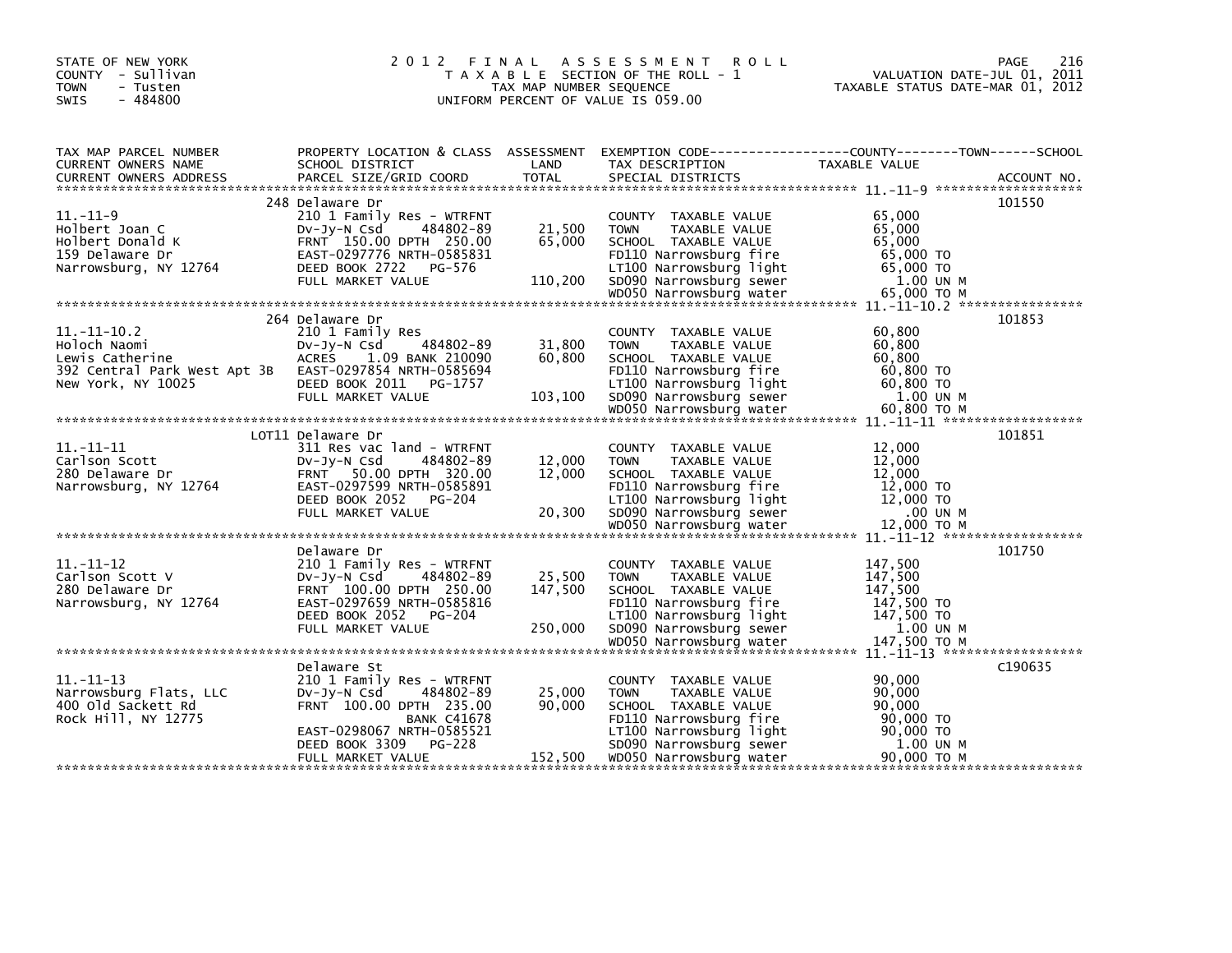STATE OF NEW YORK
COUNTY - Sullivan
TOWN - Tusten
SWIS - 484800

# 2012 FINAL ASSESSMENT ROLL
TAXABLE SECTION OF THE ROLL - 1
TAX MAP NUMBER SEQUENCE
UNIFORM PERCENT OF VALUE IS 059.00

VALUATION DATE-JUL 01, 2011
TAXABLE STATUS DATE-MAR 01, 2012

| TAX MAP PARCEL NUMBER / CURRENT OWNERS NAME / CURRENT OWNERS ADDRESS | PROPERTY LOCATION & CLASS / SCHOOL DISTRICT / PARCEL SIZE/GRID COORD | ASSESSMENT LAND / TOTAL | EXEMPTION CODE / TAX DESCRIPTION / SPECIAL DISTRICTS | TAXABLE VALUE (COUNTY / TOWN / SCHOOL) | ACCOUNT NO. |
|---|---|---|---|---|---|
| 11.-11-9 | 248 Delaware Dr | | | | 101550 |
| | 210 1 Family Res - WTRFNT | | COUNTY TAXABLE VALUE | 65,000 | |
| Holbert Joan C | Dv-Jy-N Csd 484802-89 | 21,500 | TOWN TAXABLE VALUE | 65,000 | |
| Holbert Donald K | FRNT 150.00 DPTH 250.00 | 65,000 | SCHOOL TAXABLE VALUE | 65,000 | |
| 159 Delaware Dr | EAST-0297776 NRTH-0585831 | | FD110 Narrowsburg fire | 65,000 TO | |
| Narrowsburg, NY 12764 | DEED BOOK 2722 PG-576 | | LT100 Narrowsburg light | 65,000 TO | |
| | FULL MARKET VALUE | 110,200 | SD090 Narrowsburg sewer | 1.00 UN M | |
| | | | WD050 Narrowsburg water | 65,000 TO M | |
| 11.-11-10.2 | 264 Delaware Dr | | | | 101853 |
| | 210 1 Family Res | | COUNTY TAXABLE VALUE | 60,800 | |
| Holoch Naomi | Dv-Jy-N Csd 484802-89 | 31,800 | TOWN TAXABLE VALUE | 60,800 | |
| Lewis Catherine | ACRES 1.09 BANK 210090 | 60,800 | SCHOOL TAXABLE VALUE | 60,800 | |
| 392 Central Park West Apt 3B | EAST-0297854 NRTH-0585694 | | FD110 Narrowsburg fire | 60,800 TO | |
| New York, NY 10025 | DEED BOOK 2011 PG-1757 | | LT100 Narrowsburg light | 60,800 TO | |
| | FULL MARKET VALUE | 103,100 | SD090 Narrowsburg sewer | 1.00 UN M | |
| | | | WD050 Narrowsburg water | 60,800 TO M | |
| 11.-11-11 | LOT11 Delaware Dr | | | | 101851 |
| | 311 Res vac land - WTRFNT | | COUNTY TAXABLE VALUE | 12,000 | |
| Carlson Scott | Dv-Jy-N Csd 484802-89 | 12,000 | TOWN TAXABLE VALUE | 12,000 | |
| 280 Delaware Dr | FRNT 50.00 DPTH 320.00 | 12,000 | SCHOOL TAXABLE VALUE | 12,000 | |
| Narrowsburg, NY 12764 | EAST-0297599 NRTH-0585891 | | FD110 Narrowsburg fire | 12,000 TO | |
| | DEED BOOK 2052 PG-204 | | LT100 Narrowsburg light | 12,000 TO | |
| | FULL MARKET VALUE | 20,300 | SD090 Narrowsburg sewer | .00 UN M | |
| | | | WD050 Narrowsburg water | 12,000 TO M | |
| 11.-11-12 | Delaware Dr | | | | 101750 |
| | 210 1 Family Res - WTRFNT | | COUNTY TAXABLE VALUE | 147,500 | |
| Carlson Scott V | Dv-Jy-N Csd 484802-89 | 25,500 | TOWN TAXABLE VALUE | 147,500 | |
| 280 Delaware Dr | FRNT 100.00 DPTH 250.00 | 147,500 | SCHOOL TAXABLE VALUE | 147,500 | |
| Narrowsburg, NY 12764 | EAST-0297659 NRTH-0585816 | | FD110 Narrowsburg fire | 147,500 TO | |
| | DEED BOOK 2052 PG-204 | | LT100 Narrowsburg light | 147,500 TO | |
| | FULL MARKET VALUE | 250,000 | SD090 Narrowsburg sewer | 1.00 UN M | |
| | | | WD050 Narrowsburg water | 147,500 TO M | |
| 11.-11-13 | Delaware St | | | | C190635 |
| | 210 1 Family Res - WTRFNT | | COUNTY TAXABLE VALUE | 90,000 | |
| Narrowsburg Flats, LLC | Dv-Jy-N Csd 484802-89 | 25,000 | TOWN TAXABLE VALUE | 90,000 | |
| 400 Old Sackett Rd | FRNT 100.00 DPTH 235.00 | 90,000 | SCHOOL TAXABLE VALUE | 90,000 | |
| Rock Hill, NY 12775 | BANK C41678 | | FD110 Narrowsburg fire | 90,000 TO | |
| | EAST-0298067 NRTH-0585521 | | LT100 Narrowsburg light | 90,000 TO | |
| | DEED BOOK 3309 PG-228 | | SD090 Narrowsburg sewer | 1.00 UN M | |
| | FULL MARKET VALUE | 152,500 | WD050 Narrowsburg water | 90,000 TO M | |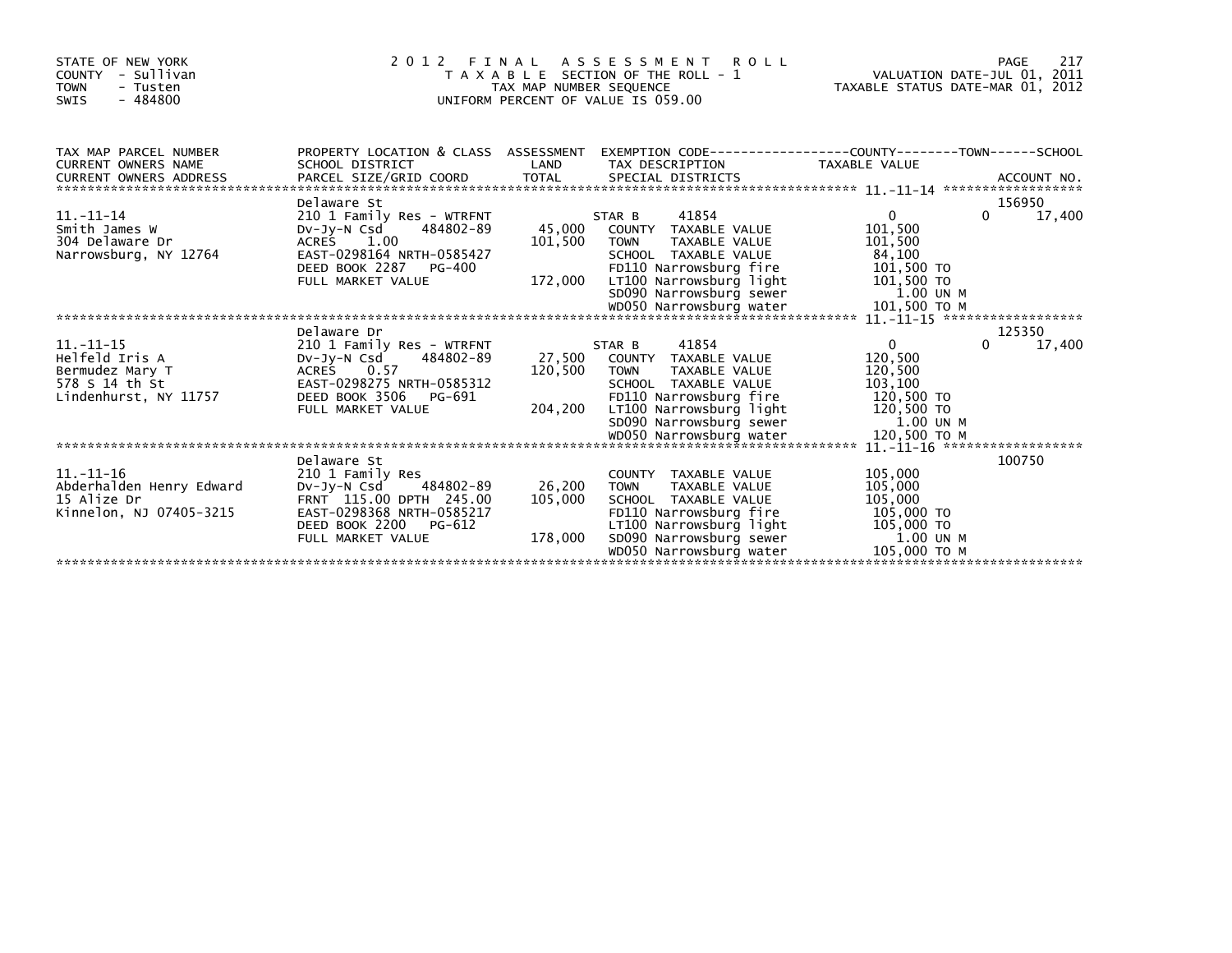STATE OF NEW YORK
COUNTY - Sullivan
TOWN - Tusten
SWIS - 484800

# 2012 FINAL ASSESSMENT ROLL

TAXABLE SECTION OF THE ROLL - 1
TAX MAP NUMBER SEQUENCE
UNIFORM PERCENT OF VALUE IS 059.00

VALUATION DATE-JUL 01, 2011
TAXABLE STATUS DATE-MAR 01, 2012

| TAX MAP PARCEL NUMBER / CURRENT OWNERS NAME / CURRENT OWNERS ADDRESS | PROPERTY LOCATION & CLASS / SCHOOL DISTRICT / PARCEL SIZE/GRID COORD | ASSESSMENT LAND / TOTAL | EXEMPTION CODE / TAX DESCRIPTION / SPECIAL DISTRICTS | COUNTY TAXABLE VALUE | TOWN | SCHOOL / ACCOUNT NO. |
|---|---|---|---|---|---|---|
| 11.-11-14 | Delaware St | | | | | 156950 |
| | 210 1 Family Res - WTRFNT | | STAR B 41854 | 0 | 0 | 17,400 |
| Smith James W | Dv-Jy-N Csd 484802-89 | 45,000 | COUNTY TAXABLE VALUE | 101,500 | | |
| 304 Delaware Dr | ACRES 1.00 | 101,500 | TOWN TAXABLE VALUE | 101,500 | | |
| Narrowsburg, NY 12764 | EAST-0298164 NRTH-0585427 | | SCHOOL TAXABLE VALUE | 84,100 | | |
| | DEED BOOK 2287 PG-400 | | FD110 Narrowsburg fire | 101,500 TO | | |
| | FULL MARKET VALUE | 172,000 | LT100 Narrowsburg light | 101,500 TO | | |
| | | | SD090 Narrowsburg sewer | 1.00 UN M | | |
| | | | WD050 Narrowsburg water | 101,500 TO M | | |
| 11.-11-15 | Delaware Dr | | | | | 125350 |
| | 210 1 Family Res - WTRFNT | | STAR B 41854 | 0 | 0 | 17,400 |
| Helfeld Iris A | Dv-Jy-N Csd 484802-89 | 27,500 | COUNTY TAXABLE VALUE | 120,500 | | |
| Bermudez Mary T | ACRES 0.57 | 120,500 | TOWN TAXABLE VALUE | 120,500 | | |
| 578 S 14 th St | EAST-0298275 NRTH-0585312 | | SCHOOL TAXABLE VALUE | 103,100 | | |
| Lindenhurst, NY 11757 | DEED BOOK 3506 PG-691 | | FD110 Narrowsburg fire | 120,500 TO | | |
| | FULL MARKET VALUE | 204,200 | LT100 Narrowsburg light | 120,500 TO | | |
| | | | SD090 Narrowsburg sewer | 1.00 UN M | | |
| | | | WD050 Narrowsburg water | 120,500 TO M | | |
| 11.-11-16 | Delaware St | | | | | 100750 |
| | 210 1 Family Res | | COUNTY TAXABLE VALUE | 105,000 | | |
| Abderhalden Henry Edward | Dv-Jy-N Csd 484802-89 | 26,200 | TOWN TAXABLE VALUE | 105,000 | | |
| 15 Alize Dr | FRNT 115.00 DPTH 245.00 | 105,000 | SCHOOL TAXABLE VALUE | 105,000 | | |
| Kinnelon, NJ 07405-3215 | EAST-0298368 NRTH-0585217 | | FD110 Narrowsburg fire | 105,000 TO | | |
| | DEED BOOK 2200 PG-612 | | LT100 Narrowsburg light | 105,000 TO | | |
| | FULL MARKET VALUE | 178,000 | SD090 Narrowsburg sewer | 1.00 UN M | | |
| | | | WD050 Narrowsburg water | 105,000 TO M | | |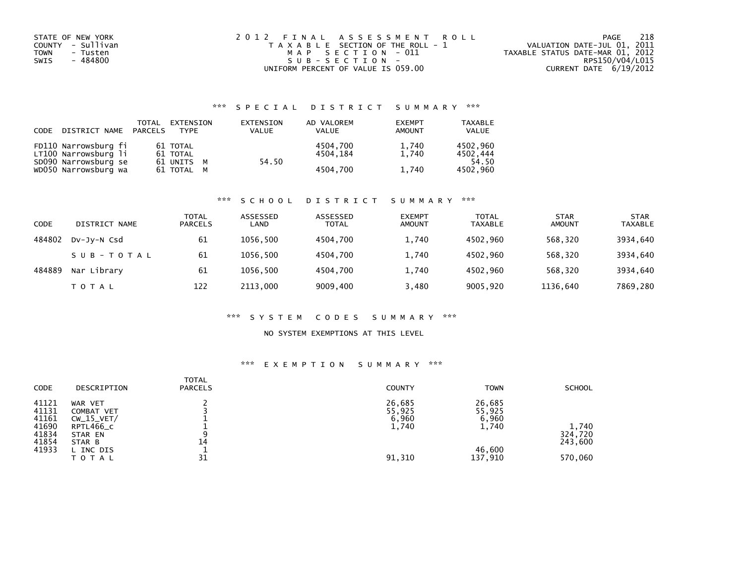STATE OF NEW YORK
COUNTY - Sullivan
TOWN - Tusten
SWIS - 484800

2012 FINAL ASSESSMENT ROLL
TAXABLE SECTION OF THE ROLL - 1
MAP SECTION - 011
SUB-SECTION -
UNIFORM PERCENT OF VALUE IS 059.00

VALUATION DATE-JUL 01, 2011
TAXABLE STATUS DATE-MAR 01, 2012
RPS150/V04/L015
CURRENT DATE 6/19/2012

### *** SPECIAL DISTRICT SUMMARY ***

| CODE | DISTRICT NAME | TOTAL PARCELS | EXTENSION TYPE | EXTENSION VALUE | AD VALOREM VALUE | EXEMPT AMOUNT | TAXABLE VALUE |
|---|---|---|---|---|---|---|---|
| FD110 | Narrowsburg fi | 61 | TOTAL | | 4504,700 | 1,740 | 4502,960 |
| LT100 | Narrowsburg li | 61 | TOTAL | | 4504,184 | 1,740 | 4502,444 |
| SD090 | Narrowsburg se | 61 | UNITS M | 54.50 | | | 54.50 |
| WD050 | Narrowsburg wa | 61 | TOTAL M | | 4504,700 | 1,740 | 4502,960 |

### *** SCHOOL DISTRICT SUMMARY ***

| CODE | DISTRICT NAME | TOTAL PARCELS | ASSESSED LAND | ASSESSED TOTAL | EXEMPT AMOUNT | TOTAL TAXABLE | STAR AMOUNT | STAR TAXABLE |
|---|---|---|---|---|---|---|---|---|
| 484802 | Dv-Jy-N Csd | 61 | 1056,500 | 4504,700 | 1,740 | 4502,960 | 568,320 | 3934,640 |
| | SUB-TOTAL | 61 | 1056,500 | 4504,700 | 1,740 | 4502,960 | 568,320 | 3934,640 |
| 484889 | Nar Library | 61 | 1056,500 | 4504,700 | 1,740 | 4502,960 | 568,320 | 3934,640 |
| | TOTAL | 122 | 2113,000 | 9009,400 | 3,480 | 9005,920 | 1136,640 | 7869,280 |

### *** SYSTEM CODES SUMMARY ***

NO SYSTEM EXEMPTIONS AT THIS LEVEL

### *** EXEMPTION SUMMARY ***

| CODE | DESCRIPTION | TOTAL PARCELS | COUNTY | TOWN | SCHOOL |
|---|---|---|---|---|---|
| 41121 | WAR VET | 2 | 26,685 | 26,685 | |
| 41131 | COMBAT VET | 3 | 55,925 | 55,925 | |
| 41161 | CW_15_VET/ | 1 | 6,960 | 6,960 | |
| 41690 | RPTL466_c | 1 | 1,740 | 1,740 | 1,740 |
| 41834 | STAR EN | 9 | | | 324,720 |
| 41854 | STAR B | 14 | | | 243,600 |
| 41933 | L INC DIS | 1 | | 46,600 | |
| | TOTAL | 31 | 91,310 | 137,910 | 570,060 |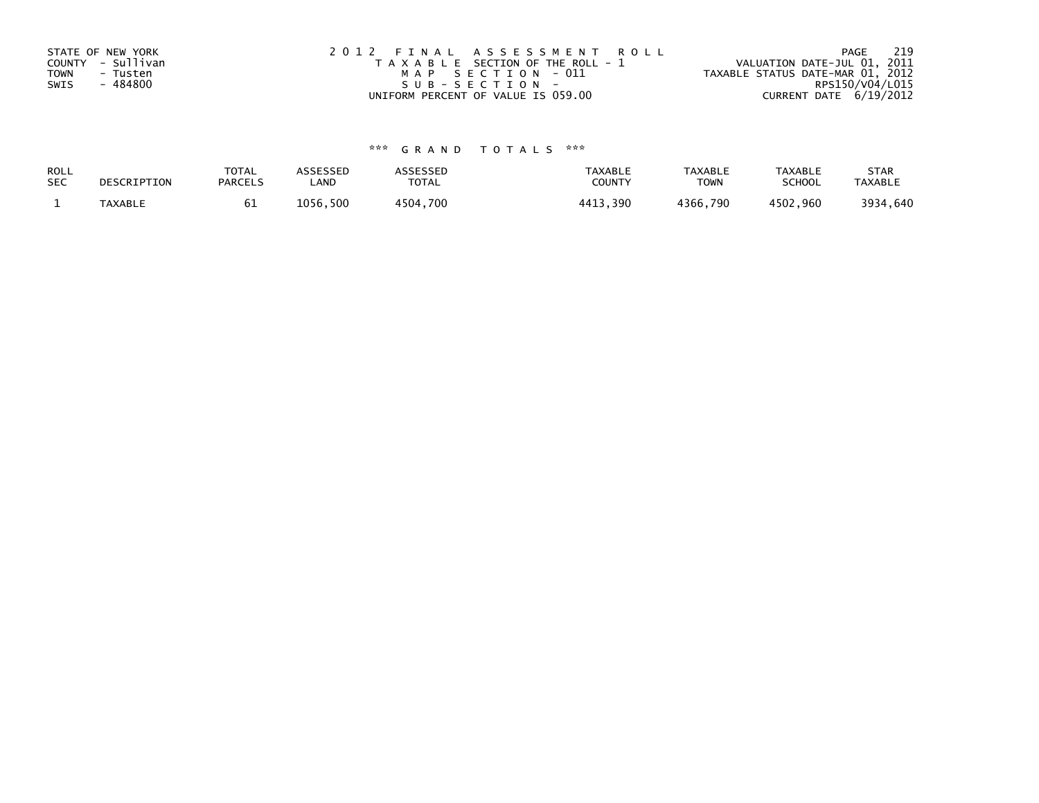STATE OF NEW YORK
COUNTY - Sullivan
TOWN - Tusten
SWIS - 484800

2012 FINAL ASSESSMENT ROLL
TAXABLE SECTION OF THE ROLL - 1
MAP SECTION - 011
SUB-SECTION -
UNIFORM PERCENT OF VALUE IS 059.00

VALUATION DATE-JUL 01, 2011
TAXABLE STATUS DATE-MAR 01, 2012
RPS150/V04/L015
CURRENT DATE 6/19/2012

*** GRAND TOTALS ***

| ROLL SEC | DESCRIPTION | TOTAL PARCELS | ASSESSED LAND | ASSESSED TOTAL | TAXABLE COUNTY | TAXABLE TOWN | TAXABLE SCHOOL | STAR TAXABLE |
|---|---|---|---|---|---|---|---|---|
| 1 | TAXABLE | 61 | 1056,500 | 4504,700 | 4413,390 | 4366,790 | 4502,960 | 3934,640 |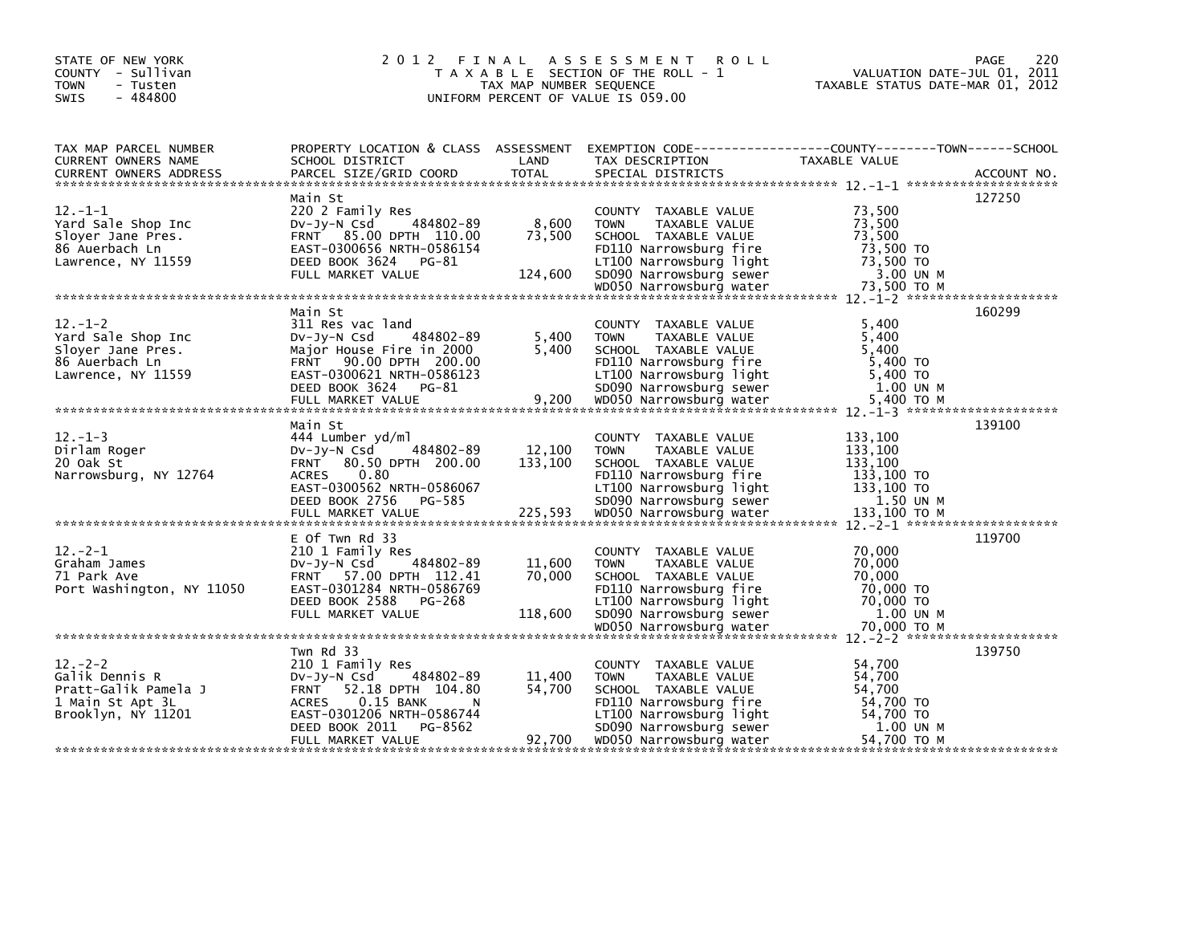STATE OF NEW YORK
COUNTY - Sullivan
TOWN - Tusten
SWIS - 484800

# 2012 FINAL ASSESSMENT ROLL
TAXABLE SECTION OF THE ROLL - 1
TAX MAP NUMBER SEQUENCE
UNIFORM PERCENT OF VALUE IS 059.00

VALUATION DATE-JUL 01, 2011
TAXABLE STATUS DATE-MAR 01, 2012

| TAX MAP PARCEL NUMBER / CURRENT OWNERS NAME / CURRENT OWNERS ADDRESS | PROPERTY LOCATION & CLASS / SCHOOL DISTRICT / PARCEL SIZE/GRID COORD | ASSESSMENT LAND / TOTAL | EXEMPTION CODE / TAX DESCRIPTION / SPECIAL DISTRICTS | TAXABLE VALUE | ACCOUNT NO. |
|---|---|---|---|---|---|
| 12.-1-1 | Main St | | | | 127250 |
| 12.-1-1 | 220 2 Family Res | | COUNTY TAXABLE VALUE | 73,500 | |
| Yard Sale Shop Inc | Dv-Jy-N Csd 484802-89 | 8,600 | TOWN TAXABLE VALUE | 73,500 | |
| Sloyer Jane Pres. | FRNT 85.00 DPTH 110.00 | 73,500 | SCHOOL TAXABLE VALUE | 73,500 | |
| 86 Auerbach Ln | EAST-0300656 NRTH-0586154 | | FD110 Narrowsburg fire | 73,500 TO | |
| Lawrence, NY 11559 | DEED BOOK 3624 PG-81 | | LT100 Narrowsburg light | 73,500 TO | |
| | FULL MARKET VALUE | 124,600 | SD090 Narrowsburg sewer | 3.00 UN M | |
| | | | WD050 Narrowsburg water | 73,500 TO M | |
| 12.-1-2 | Main St | | | | 160299 |
| 12.-1-2 | 311 Res vac land | | COUNTY TAXABLE VALUE | 5,400 | |
| Yard Sale Shop Inc | Dv-Jy-N Csd 484802-89 | 5,400 | TOWN TAXABLE VALUE | 5,400 | |
| Sloyer Jane Pres. | Major House Fire in 2000 | 5,400 | SCHOOL TAXABLE VALUE | 5,400 | |
| 86 Auerbach Ln | FRNT 90.00 DPTH 200.00 | | FD110 Narrowsburg fire | 5,400 TO | |
| Lawrence, NY 11559 | EAST-0300621 NRTH-0586123 | | LT100 Narrowsburg light | 5,400 TO | |
| | DEED BOOK 3624 PG-81 | | SD090 Narrowsburg sewer | 1.00 UN M | |
| | FULL MARKET VALUE | 9,200 | WD050 Narrowsburg water | 5,400 TO M | |
| 12.-1-3 | Main St | | | | 139100 |
| 12.-1-3 | 444 Lumber yd/ml | | COUNTY TAXABLE VALUE | 133,100 | |
| Dirlam Roger | Dv-Jy-N Csd 484802-89 | 12,100 | TOWN TAXABLE VALUE | 133,100 | |
| 20 Oak St | FRNT 80.50 DPTH 200.00 | 133,100 | SCHOOL TAXABLE VALUE | 133,100 | |
| Narrowsburg, NY 12764 | ACRES 0.80 | | FD110 Narrowsburg fire | 133,100 TO | |
| | EAST-0300562 NRTH-0586067 | | LT100 Narrowsburg light | 133,100 TO | |
| | DEED BOOK 2756 PG-585 | | SD090 Narrowsburg sewer | 1.50 UN M | |
| | FULL MARKET VALUE | 225,593 | WD050 Narrowsburg water | 133,100 TO M | |
| 12.-2-1 | E Of Twn Rd 33 | | | | 119700 |
| 12.-2-1 | 210 1 Family Res | | COUNTY TAXABLE VALUE | 70,000 | |
| Graham James | Dv-Jy-N Csd 484802-89 | 11,600 | TOWN TAXABLE VALUE | 70,000 | |
| 71 Park Ave | FRNT 57.00 DPTH 112.41 | 70,000 | SCHOOL TAXABLE VALUE | 70,000 | |
| Port Washington, NY 11050 | EAST-0301284 NRTH-0586769 | | FD110 Narrowsburg fire | 70,000 TO | |
| | DEED BOOK 2588 PG-268 | | LT100 Narrowsburg light | 70,000 TO | |
| | FULL MARKET VALUE | 118,600 | SD090 Narrowsburg sewer | 1.00 UN M | |
| | | | WD050 Narrowsburg water | 70,000 TO M | |
| 12.-2-2 | Twn Rd 33 | | | | 139750 |
| 12.-2-2 | 210 1 Family Res | | COUNTY TAXABLE VALUE | 54,700 | |
| Galik Dennis R | Dv-Jy-N Csd 484802-89 | 11,400 | TOWN TAXABLE VALUE | 54,700 | |
| Pratt-Galik Pamela J | FRNT 52.18 DPTH 104.80 | 54,700 | SCHOOL TAXABLE VALUE | 54,700 | |
| 1 Main St Apt 3L | ACRES 0.15 BANK N | | FD110 Narrowsburg fire | 54,700 TO | |
| Brooklyn, NY 11201 | EAST-0301206 NRTH-0586744 | | LT100 Narrowsburg light | 54,700 TO | |
| | DEED BOOK 2011 PG-8562 | | SD090 Narrowsburg sewer | 1.00 UN M | |
| | FULL MARKET VALUE | 92,700 | WD050 Narrowsburg water | 54,700 TO M | |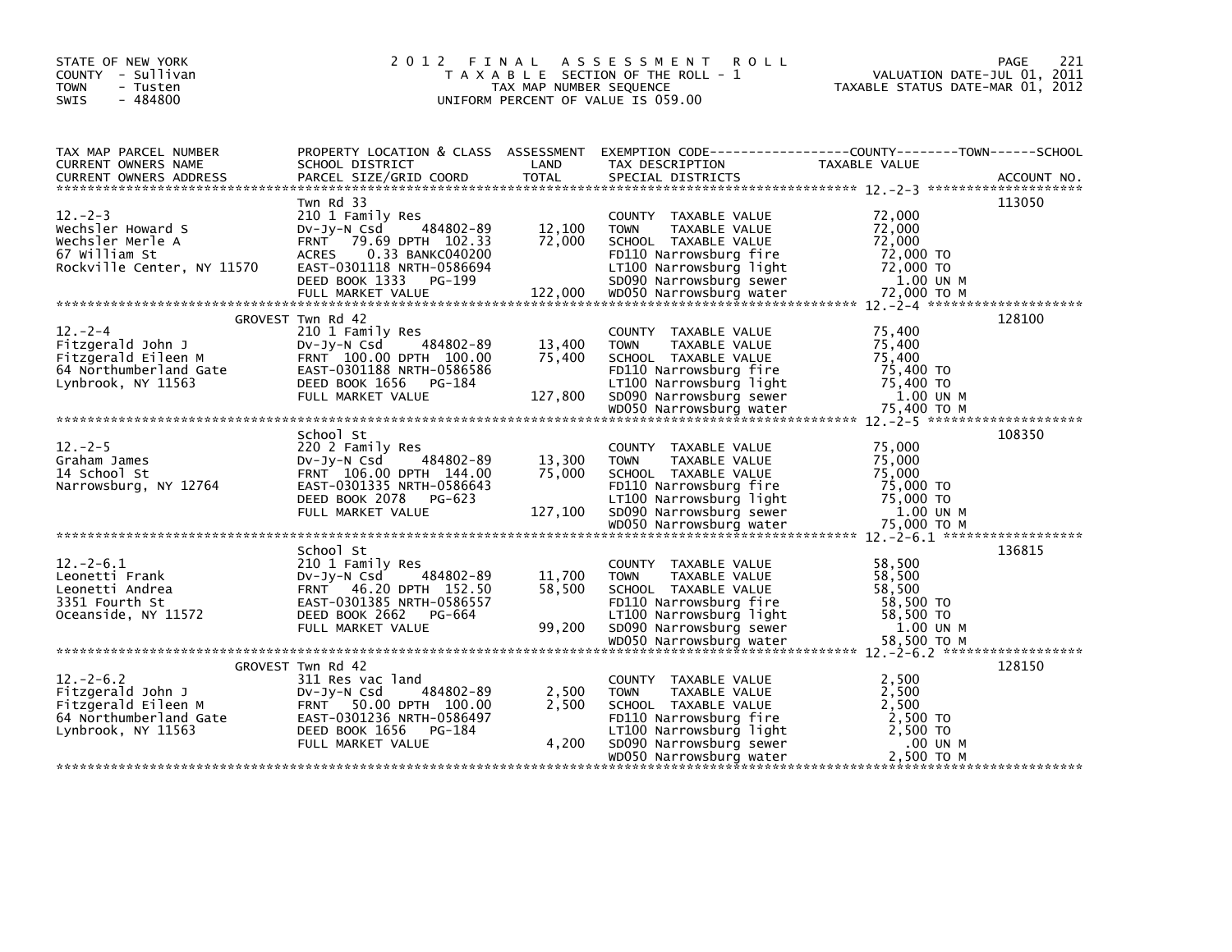STATE OF NEW YORK
COUNTY - Sullivan
TOWN - Tusten
SWIS - 484800

# 2012 FINAL ASSESSMENT ROLL

TAXABLE SECTION OF THE ROLL - 1
TAX MAP NUMBER SEQUENCE
UNIFORM PERCENT OF VALUE IS 059.00

VALUATION DATE-JUL 01, 2011
TAXABLE STATUS DATE-MAR 01, 2012

| TAX MAP PARCEL NUMBER / CURRENT OWNERS NAME / CURRENT OWNERS ADDRESS | PROPERTY LOCATION & CLASS / SCHOOL DISTRICT / PARCEL SIZE/GRID COORD | ASSESSMENT LAND / TOTAL | EXEMPTION CODE / TAX DESCRIPTION / SPECIAL DISTRICTS | TAXABLE VALUE (COUNTY / TOWN / SCHOOL) | ACCOUNT NO. |
|---|---|---|---|---|---|
| 12.-2-3 | Twn Rd 33 | | | | 113050 |
| 12.-2-3 | 210 1 Family Res | | COUNTY TAXABLE VALUE | 72,000 | |
| Wechsler Howard S | Dv-Jy-N Csd 484802-89 | 12,100 | TOWN TAXABLE VALUE | 72,000 | |
| Wechsler Merle A | FRNT 79.69 DPTH 102.33 | 72,000 | SCHOOL TAXABLE VALUE | 72,000 | |
| 67 William St | ACRES 0.33 BANKC040200 | | FD110 Narrowsburg fire | 72,000 TO | |
| Rockville Center, NY 11570 | EAST-0301118 NRTH-0586694 | | LT100 Narrowsburg light | 72,000 TO | |
| | DEED BOOK 1333 PG-199 | | SD090 Narrowsburg sewer | 1.00 UN M | |
| | FULL MARKET VALUE | 122,000 | WD050 Narrowsburg water | 72,000 TO M | |
| 12.-2-4 | GROVEST Twn Rd 42 | | | | 128100 |
| 12.-2-4 | 210 1 Family Res | | COUNTY TAXABLE VALUE | 75,400 | |
| Fitzgerald John J | Dv-Jy-N Csd 484802-89 | 13,400 | TOWN TAXABLE VALUE | 75,400 | |
| Fitzgerald Eileen M | FRNT 100.00 DPTH 100.00 | 75,400 | SCHOOL TAXABLE VALUE | 75,400 | |
| 64 Northumberland Gate | EAST-0301188 NRTH-0586586 | | FD110 Narrowsburg fire | 75,400 TO | |
| Lynbrook, NY 11563 | DEED BOOK 1656 PG-184 | | LT100 Narrowsburg light | 75,400 TO | |
| | FULL MARKET VALUE | 127,800 | SD090 Narrowsburg sewer | 1.00 UN M | |
| | | | WD050 Narrowsburg water | 75,400 TO M | |
| 12.-2-5 | School St | | | | 108350 |
| 12.-2-5 | 220 2 Family Res | | COUNTY TAXABLE VALUE | 75,000 | |
| Graham James | Dv-Jy-N Csd 484802-89 | 13,300 | TOWN TAXABLE VALUE | 75,000 | |
| 14 School St | FRNT 106.00 DPTH 144.00 | 75,000 | SCHOOL TAXABLE VALUE | 75,000 | |
| Narrowsburg, NY 12764 | EAST-0301335 NRTH-0586643 | | FD110 Narrowsburg fire | 75,000 TO | |
| | DEED BOOK 2078 PG-623 | | LT100 Narrowsburg light | 75,000 TO | |
| | FULL MARKET VALUE | 127,100 | SD090 Narrowsburg sewer | 1.00 UN M | |
| | | | WD050 Narrowsburg water | 75,000 TO M | |
| 12.-2-6.1 | School St | | | | 136815 |
| 12.-2-6.1 | 210 1 Family Res | | COUNTY TAXABLE VALUE | 58,500 | |
| Leonetti Frank | Dv-Jy-N Csd 484802-89 | 11,700 | TOWN TAXABLE VALUE | 58,500 | |
| Leonetti Andrea | FRNT 46.20 DPTH 152.50 | 58,500 | SCHOOL TAXABLE VALUE | 58,500 | |
| 3351 Fourth St | EAST-0301385 NRTH-0586557 | | FD110 Narrowsburg fire | 58,500 TO | |
| Oceanside, NY 11572 | DEED BOOK 2662 PG-664 | | LT100 Narrowsburg light | 58,500 TO | |
| | FULL MARKET VALUE | 99,200 | SD090 Narrowsburg sewer | 1.00 UN M | |
| | | | WD050 Narrowsburg water | 58,500 TO M | |
| 12.-2-6.2 | GROVEST Twn Rd 42 | | | | 128150 |
| 12.-2-6.2 | 311 Res vac land | | COUNTY TAXABLE VALUE | 2,500 | |
| Fitzgerald John J | Dv-Jy-N Csd 484802-89 | 2,500 | TOWN TAXABLE VALUE | 2,500 | |
| Fitzgerald Eileen M | FRNT 50.00 DPTH 100.00 | 2,500 | SCHOOL TAXABLE VALUE | 2,500 | |
| 64 Northumberland Gate | EAST-0301236 NRTH-0586497 | | FD110 Narrowsburg fire | 2,500 TO | |
| Lynbrook, NY 11563 | DEED BOOK 1656 PG-184 | | LT100 Narrowsburg light | 2,500 TO | |
| | FULL MARKET VALUE | 4,200 | SD090 Narrowsburg sewer | .00 UN M | |
| | | | WD050 Narrowsburg water | 2,500 TO M | |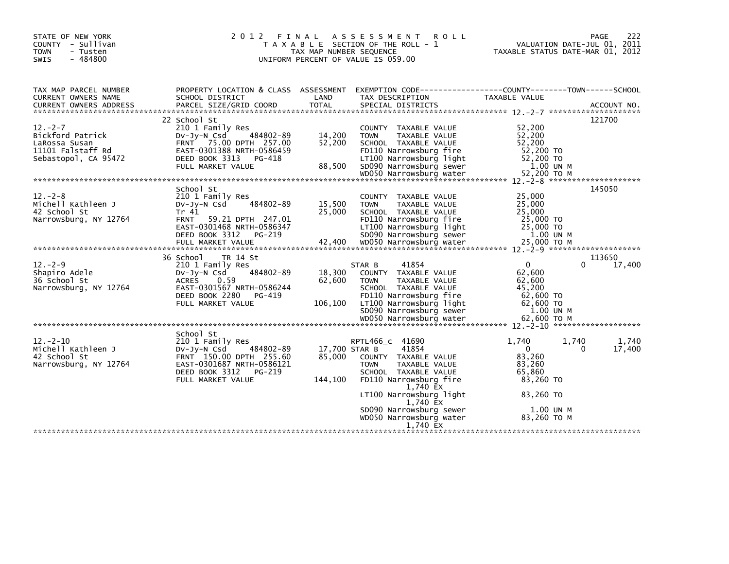STATE OF NEW YORK
COUNTY - Sullivan
TOWN - Tusten
SWIS - 484800

# 2012 FINAL ASSESSMENT ROLL
TAXABLE SECTION OF THE ROLL - 1
TAX MAP NUMBER SEQUENCE
UNIFORM PERCENT OF VALUE IS 059.00

VALUATION DATE-JUL 01, 2011
TAXABLE STATUS DATE-MAR 01, 2012

```
TAX MAP PARCEL NUMBER     PROPERTY LOCATION & CLASS  ASSESSMENT  EXEMPTION CODE-----------------COUNTY--------TOWN------SCHOOL
CURRENT OWNERS NAME       SCHOOL DISTRICT               LAND      TAX DESCRIPTION                  TAXABLE VALUE
CURRENT OWNERS ADDRESS    PARCEL SIZE/GRID COORD       TOTAL      SPECIAL DISTRICTS                                       ACCOUNT NO.
******************************************************************************************************* 12.-2-7 ********************
                          22 School St                                                                                  121700
12.-2-7                   210 1 Family Res                        COUNTY  TAXABLE VALUE            52,200
Bickford Patrick          Dv-Jy-N Csd     484802-89    14,200     TOWN    TAXABLE VALUE            52,200
LaRossa Susan             FRNT  75.00 DPTH 257.00      52,200     SCHOOL  TAXABLE VALUE            52,200
11101 Falstaff Rd         EAST-0301388 NRTH-0586459               FD110 Narrowsburg fire             52,200 TO
Sebastopol, CA 95472      DEED BOOK 3313   PG-418                 LT100 Narrowsburg light            52,200 TO
                          FULL MARKET VALUE            88,500     SD090 Narrowsburg sewer              1.00 UN M
                                                                  WD050 Narrowsburg water            52,200 TO M
******************************************************************************************************* 12.-2-8 ********************
                          School St                                                                                     145050
12.-2-8                   210 1 Family Res                        COUNTY  TAXABLE VALUE            25,000
Michell Kathleen J        Dv-Jy-N Csd     484802-89    15,500     TOWN    TAXABLE VALUE            25,000
42 School St              Tr 41                        25,000     SCHOOL  TAXABLE VALUE            25,000
Narrowsburg, NY 12764     FRNT  59.21 DPTH 247.01                 FD110 Narrowsburg fire             25,000 TO
                          EAST-0301468 NRTH-0586347               LT100 Narrowsburg light            25,000 TO
                          DEED BOOK 3312   PG-219                 SD090 Narrowsburg sewer              1.00 UN M
                          FULL MARKET VALUE            42,400     WD050 Narrowsburg water            25,000 TO M
******************************************************************************************************* 12.-2-9 ********************
                          36 School   TR 14 St                                                                          113650
12.-2-9                   210 1 Family Res                        STAR B      41854                    0             0       17,400
Shapiro Adele             Dv-Jy-N Csd     484802-89    18,300     COUNTY  TAXABLE VALUE            62,600
36 School St              ACRES    0.59                62,600     TOWN    TAXABLE VALUE            62,600
Narrowsburg, NY 12764     EAST-0301567 NRTH-0586244               SCHOOL  TAXABLE VALUE            45,200
                          DEED BOOK 2280   PG-419                 FD110 Narrowsburg fire             62,600 TO
                          FULL MARKET VALUE           106,100     LT100 Narrowsburg light            62,600 TO
                                                                  SD090 Narrowsburg sewer              1.00 UN M
                                                                  WD050 Narrowsburg water            62,600 TO M
******************************************************************************************************* 12.-2-10 *******************
                          School St
12.-2-10                  210 1 Family Res                        RPTL466_c   41690                1,740         1,740        1,740
Michell Kathleen J        Dv-Jy-N Csd     484802-89    17,700 STAR B      41854                    0             0       17,400
42 School St              FRNT 150.00 DPTH 255.60      85,000     COUNTY  TAXABLE VALUE            83,260
Narrowsburg, NY 12764     EAST-0301687 NRTH-0586121               TOWN    TAXABLE VALUE            83,260
                          DEED BOOK 3312   PG-219                 SCHOOL  TAXABLE VALUE            65,860
                          FULL MARKET VALUE           144,100     FD110 Narrowsburg fire             83,260 TO
                                                                        1,740 EX
                                                                  LT100 Narrowsburg light            83,260 TO
                                                                        1,740 EX
                                                                  SD090 Narrowsburg sewer              1.00 UN M
                                                                  WD050 Narrowsburg water            83,260 TO M
                                                                        1,740 EX
************************************************************************************************************************************
```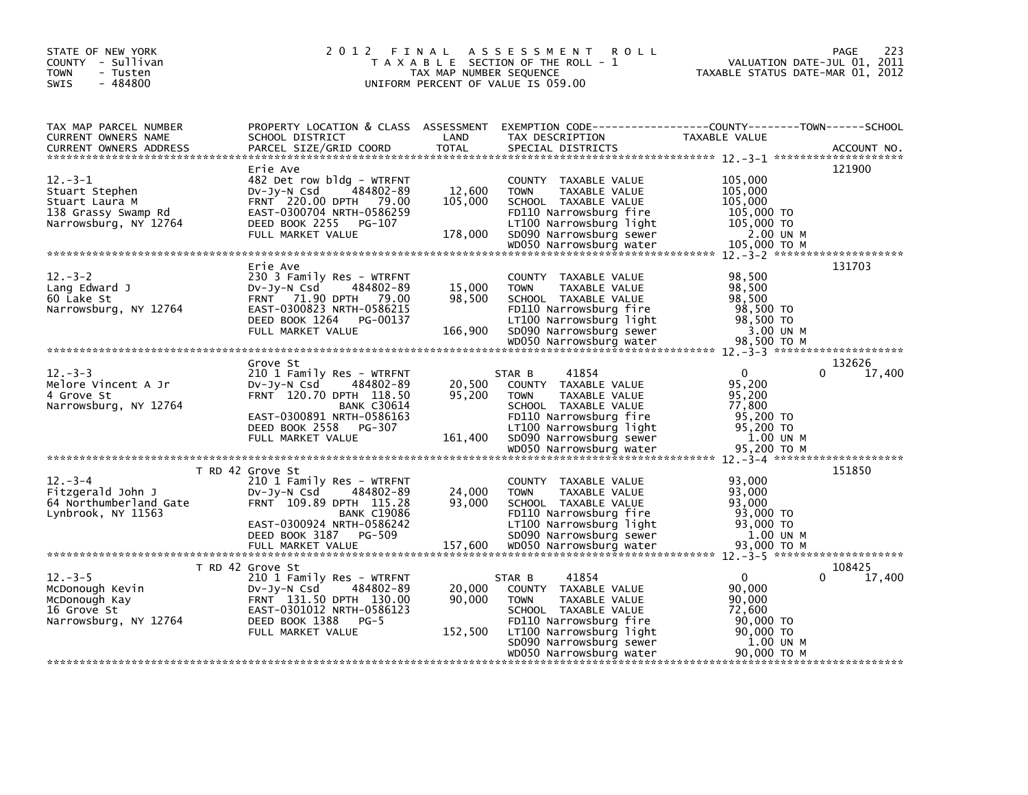STATE OF NEW YORK
COUNTY - Sullivan
TOWN - Tusten
SWIS - 484800

# 2012 FINAL ASSESSMENT ROLL

TAXABLE SECTION OF THE ROLL - 1
TAX MAP NUMBER SEQUENCE
UNIFORM PERCENT OF VALUE IS 059.00

VALUATION DATE-JUL 01, 2011
TAXABLE STATUS DATE-MAR 01, 2012

| TAX MAP PARCEL NUMBER / CURRENT OWNERS NAME / CURRENT OWNERS ADDRESS | PROPERTY LOCATION & CLASS / SCHOOL DISTRICT / PARCEL SIZE/GRID COORD | ASSESSMENT LAND / TOTAL | EXEMPTION CODE / TAX DESCRIPTION / SPECIAL DISTRICTS | COUNTY TAXABLE VALUE | TOWN | SCHOOL | ACCOUNT NO. |
|---|---|---|---|---|---|---|---|
| **12.-3-1** | Erie Ave | | | | | | 121900 |
| 12.-3-1 | 482 Det row bldg - WTRFNT | | COUNTY TAXABLE VALUE | 105,000 | | | |
| Stuart Stephen | Dv-Jy-N Csd 484802-89 | 12,600 | TOWN TAXABLE VALUE | 105,000 | | | |
| Stuart Laura M | FRNT 220.00 DPTH 79.00 | 105,000 | SCHOOL TAXABLE VALUE | 105,000 | | | |
| 138 Grassy Swamp Rd | EAST-0300704 NRTH-0586259 | | FD110 Narrowsburg fire | 105,000 TO | | | |
| Narrowsburg, NY 12764 | DEED BOOK 2255 PG-107 | | LT100 Narrowsburg light | 105,000 TO | | | |
| | FULL MARKET VALUE | 178,000 | SD090 Narrowsburg sewer | 2.00 UN M | | | |
| | | | WD050 Narrowsburg water | 105,000 TO M | | | |
| **12.-3-2** | Erie Ave | | | | | | 131703 |
| 12.-3-2 | 230 3 Family Res - WTRFNT | | COUNTY TAXABLE VALUE | 98,500 | | | |
| Lang Edward J | Dv-Jy-N Csd 484802-89 | 15,000 | TOWN TAXABLE VALUE | 98,500 | | | |
| 60 Lake St | FRNT 71.90 DPTH 79.00 | 98,500 | SCHOOL TAXABLE VALUE | 98,500 | | | |
| Narrowsburg, NY 12764 | EAST-0300823 NRTH-0586215 | | FD110 Narrowsburg fire | 98,500 TO | | | |
| | DEED BOOK 1264 PG-00137 | | LT100 Narrowsburg light | 98,500 TO | | | |
| | FULL MARKET VALUE | 166,900 | SD090 Narrowsburg sewer | 3.00 UN M | | | |
| | | | WD050 Narrowsburg water | 98,500 TO M | | | |
| **12.-3-3** | Grove St | | | | | | 132626 |
| 12.-3-3 | 210 1 Family Res - WTRFNT | | STAR B 41854 | 0 | 0 | 17,400 | |
| Melore Vincent A Jr | Dv-Jy-N Csd 484802-89 | 20,500 | COUNTY TAXABLE VALUE | 95,200 | | | |
| 4 Grove St | FRNT 120.70 DPTH 118.50 | 95,200 | TOWN TAXABLE VALUE | 95,200 | | | |
| Narrowsburg, NY 12764 | BANK C30614 | | SCHOOL TAXABLE VALUE | 77,800 | | | |
| | EAST-0300891 NRTH-0586163 | | FD110 Narrowsburg fire | 95,200 TO | | | |
| | DEED BOOK 2558 PG-307 | | LT100 Narrowsburg light | 95,200 TO | | | |
| | FULL MARKET VALUE | 161,400 | SD090 Narrowsburg sewer | 1.00 UN M | | | |
| | | | WD050 Narrowsburg water | 95,200 TO M | | | |
| **12.-3-4** | T RD 42 Grove St | | | | | | 151850 |
| 12.-3-4 | 210 1 Family Res - WTRFNT | | COUNTY TAXABLE VALUE | 93,000 | | | |
| Fitzgerald John J | Dv-Jy-N Csd 484802-89 | 24,000 | TOWN TAXABLE VALUE | 93,000 | | | |
| 64 Northumberland Gate | FRNT 109.89 DPTH 115.28 | 93,000 | SCHOOL TAXABLE VALUE | 93,000 | | | |
| Lynbrook, NY 11563 | BANK C19086 | | FD110 Narrowsburg fire | 93,000 TO | | | |
| | EAST-0300924 NRTH-0586242 | | LT100 Narrowsburg light | 93,000 TO | | | |
| | DEED BOOK 3187 PG-509 | | SD090 Narrowsburg sewer | 1.00 UN M | | | |
| | FULL MARKET VALUE | 157,600 | WD050 Narrowsburg water | 93,000 TO M | | | |
| **12.-3-5** | T RD 42 Grove St | | | | | | 108425 |
| 12.-3-5 | 210 1 Family Res - WTRFNT | | STAR B 41854 | 0 | 0 | 17,400 | |
| McDonough Kevin | Dv-Jy-N Csd 484802-89 | 20,000 | COUNTY TAXABLE VALUE | 90,000 | | | |
| McDonough Kay | FRNT 131.50 DPTH 130.00 | 90,000 | TOWN TAXABLE VALUE | 90,000 | | | |
| 16 Grove St | EAST-0301012 NRTH-0586123 | | SCHOOL TAXABLE VALUE | 72,600 | | | |
| Narrowsburg, NY 12764 | DEED BOOK 1388 PG-5 | | FD110 Narrowsburg fire | 90,000 TO | | | |
| | FULL MARKET VALUE | 152,500 | LT100 Narrowsburg light | 90,000 TO | | | |
| | | | SD090 Narrowsburg sewer | 1.00 UN M | | | |
| | | | WD050 Narrowsburg water | 90,000 TO M | | | |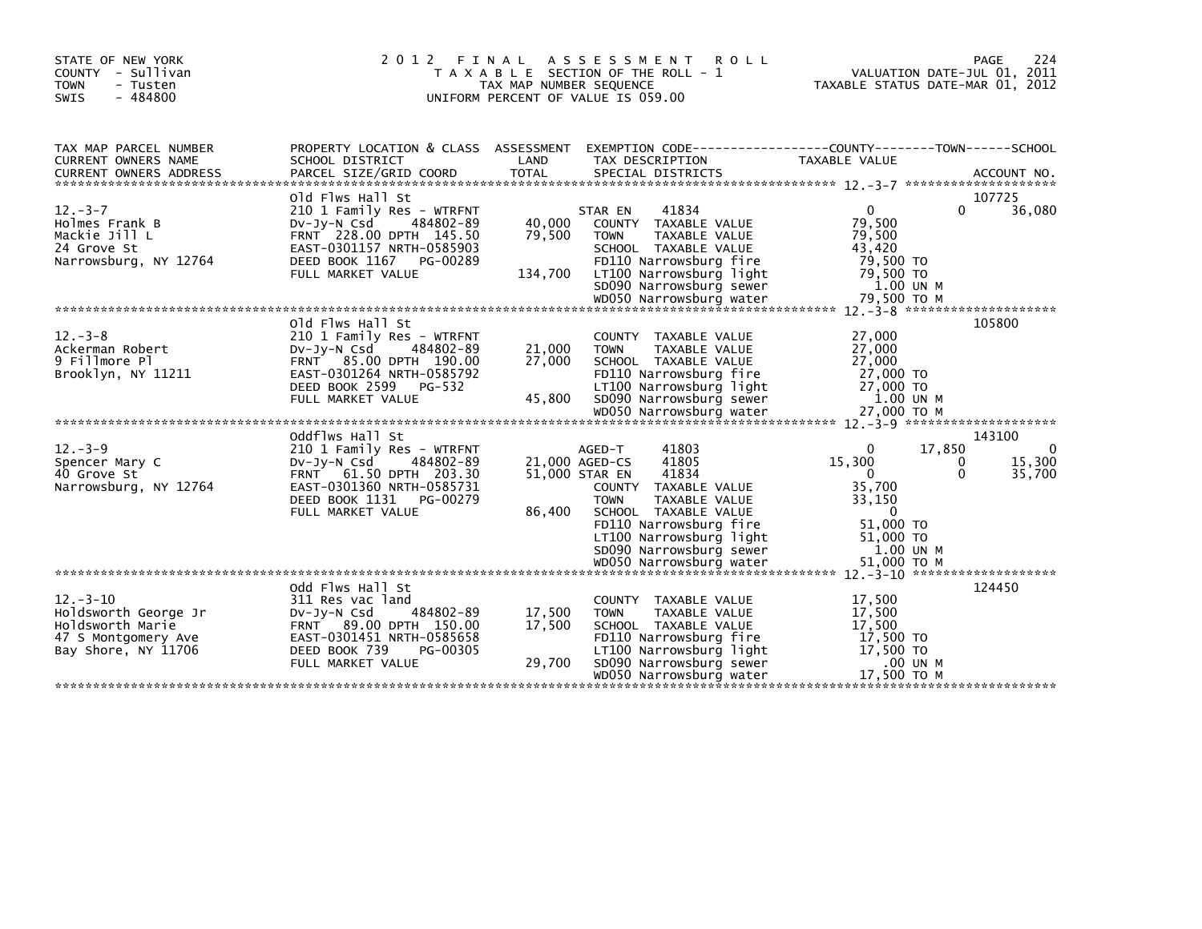STATE OF NEW YORK
COUNTY - Sullivan
TOWN - Tusten
SWIS - 484800

2012 FINAL ASSESSMENT ROLL
TAXABLE SECTION OF THE ROLL - 1
TAX MAP NUMBER SEQUENCE
UNIFORM PERCENT OF VALUE IS 059.00

VALUATION DATE-JUL 01, 2011
TAXABLE STATUS DATE-MAR 01, 2012

| TAX MAP PARCEL NUMBER / CURRENT OWNERS NAME / CURRENT OWNERS ADDRESS | PROPERTY LOCATION & CLASS / SCHOOL DISTRICT / PARCEL SIZE/GRID COORD | ASSESSMENT LAND / TOTAL | EXEMPTION CODE / TAX DESCRIPTION / SPECIAL DISTRICTS | COUNTY TAXABLE VALUE | TOWN | SCHOOL | ACCOUNT NO. |
|---|---|---|---|---|---|---|---|
| **12.-3-7** | Old Flws Hall St | | | | | | 107725 |
| | 210 1 Family Res - WTRFNT | | STAR EN 41834 | 0 | 0 | 36,080 | |
| Holmes Frank B | Dv-Jy-N Csd 484802-89 | 40,000 | COUNTY TAXABLE VALUE | 79,500 | | | |
| Mackie Jill L | FRNT 228.00 DPTH 145.50 | 79,500 | TOWN TAXABLE VALUE | 79,500 | | | |
| 24 Grove St | EAST-0301157 NRTH-0585903 | | SCHOOL TAXABLE VALUE | 43,420 | | | |
| Narrowsburg, NY 12764 | DEED BOOK 1167 PG-00289 | | FD110 Narrowsburg fire | 79,500 TO | | | |
| | FULL MARKET VALUE | 134,700 | LT100 Narrowsburg light | 79,500 TO | | | |
| | | | SD090 Narrowsburg sewer | 1.00 UN M | | | |
| | | | WD050 Narrowsburg water | 79,500 TO M | | | |
| **12.-3-8** | Old Flws Hall St | | | | | | 105800 |
| | 210 1 Family Res - WTRFNT | | COUNTY TAXABLE VALUE | 27,000 | | | |
| Ackerman Robert | Dv-Jy-N Csd 484802-89 | 21,000 | TOWN TAXABLE VALUE | 27,000 | | | |
| 9 Fillmore Pl | FRNT 85.00 DPTH 190.00 | 27,000 | SCHOOL TAXABLE VALUE | 27,000 | | | |
| Brooklyn, NY 11211 | EAST-0301264 NRTH-0585792 | | FD110 Narrowsburg fire | 27,000 TO | | | |
| | DEED BOOK 2599 PG-532 | | LT100 Narrowsburg light | 27,000 TO | | | |
| | FULL MARKET VALUE | 45,800 | SD090 Narrowsburg sewer | 1.00 UN M | | | |
| | | | WD050 Narrowsburg water | 27,000 TO M | | | |
| **12.-3-9** | Oddflws Hall St | | | | | | 143100 |
| | 210 1 Family Res - WTRFNT | | AGED-T 41803 | 0 | 17,850 | 0 | |
| Spencer Mary C | Dv-Jy-N Csd 484802-89 | 21,000 | AGED-CS 41805 | 15,300 | 0 | 15,300 | |
| 40 Grove St | FRNT 61.50 DPTH 203.30 | 51,000 | STAR EN 41834 | 0 | 0 | 35,700 | |
| Narrowsburg, NY 12764 | EAST-0301360 NRTH-0585731 | | COUNTY TAXABLE VALUE | 35,700 | | | |
| | DEED BOOK 1131 PG-00279 | | TOWN TAXABLE VALUE | 33,150 | | | |
| | FULL MARKET VALUE | 86,400 | SCHOOL TAXABLE VALUE | 0 | | | |
| | | | FD110 Narrowsburg fire | 51,000 TO | | | |
| | | | LT100 Narrowsburg light | 51,000 TO | | | |
| | | | SD090 Narrowsburg sewer | 1.00 UN M | | | |
| | | | WD050 Narrowsburg water | 51,000 TO M | | | |
| **12.-3-10** | Odd Flws Hall St | | | | | | 124450 |
| | 311 Res vac land | | COUNTY TAXABLE VALUE | 17,500 | | | |
| Holdsworth George Jr | Dv-Jy-N Csd 484802-89 | 17,500 | TOWN TAXABLE VALUE | 17,500 | | | |
| Holdsworth Marie | FRNT 89.00 DPTH 150.00 | 17,500 | SCHOOL TAXABLE VALUE | 17,500 | | | |
| 47 S Montgomery Ave | EAST-0301451 NRTH-0585658 | | FD110 Narrowsburg fire | 17,500 TO | | | |
| Bay Shore, NY 11706 | DEED BOOK 739 PG-00305 | | LT100 Narrowsburg light | 17,500 TO | | | |
| | FULL MARKET VALUE | 29,700 | SD090 Narrowsburg sewer | .00 UN M | | | |
| | | | WD050 Narrowsburg water | 17,500 TO M | | | |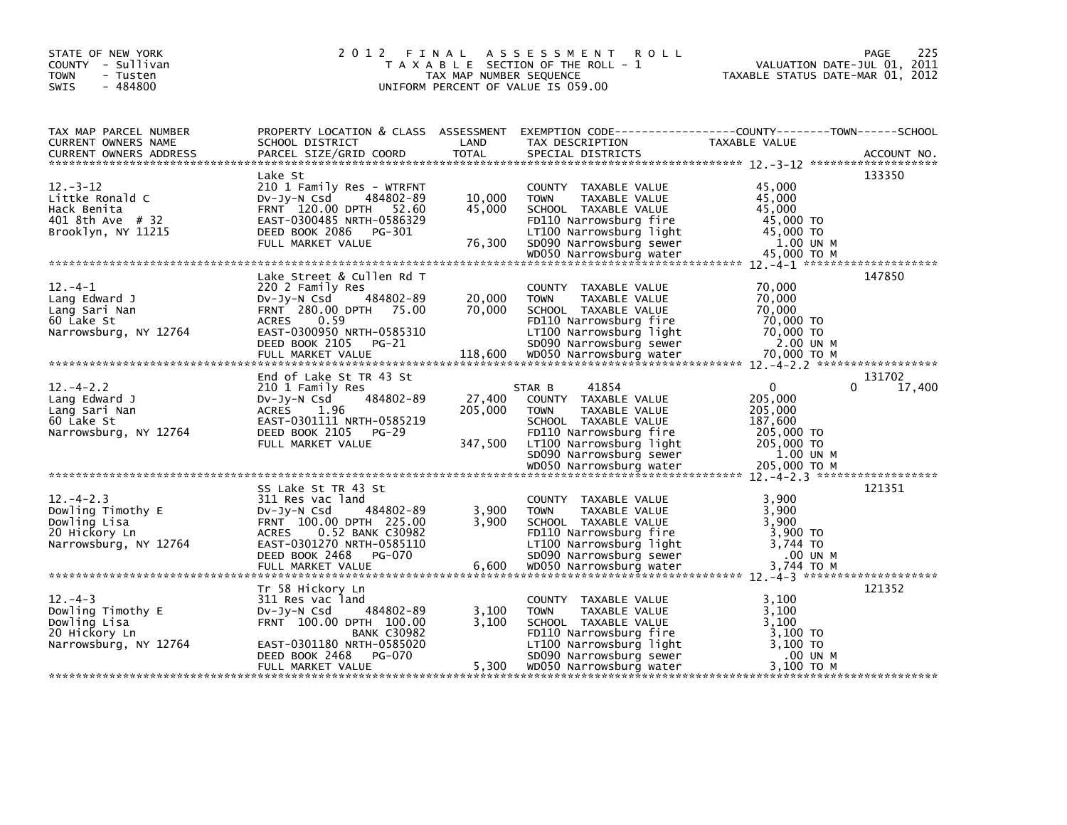STATE OF NEW YORK
COUNTY - Sullivan
TOWN - Tusten
SWIS - 484800

# 2012 FINAL ASSESSMENT ROLL

TAXABLE SECTION OF THE ROLL - 1
TAX MAP NUMBER SEQUENCE
UNIFORM PERCENT OF VALUE IS 059.00

VALUATION DATE-JUL 01, 2011
TAXABLE STATUS DATE-MAR 01, 2012

| TAX MAP PARCEL NUMBER / CURRENT OWNERS NAME / CURRENT OWNERS ADDRESS | PROPERTY LOCATION & CLASS / SCHOOL DISTRICT / PARCEL SIZE/GRID COORD | ASSESSMENT LAND / TOTAL | EXEMPTION CODE / TAX DESCRIPTION / SPECIAL DISTRICTS | COUNTY / TOWN / SCHOOL TAXABLE VALUE | ACCOUNT NO. |
|---|---|---|---|---|---|
| 12.-3-12 | Lake St | | | | 133350 |
| Littke Ronald C | 210 1 Family Res - WTRFNT | | COUNTY TAXABLE VALUE | 45,000 | |
| Hack Benita | Dv-Jy-N Csd 484802-89 | 10,000 | TOWN TAXABLE VALUE | 45,000 | |
| 401 8th Ave # 32 | FRNT 120.00 DPTH 52.60 | 45,000 | SCHOOL TAXABLE VALUE | 45,000 | |
| Brooklyn, NY 11215 | EAST-0300485 NRTH-0586329 | | FD110 Narrowsburg fire | 45,000 TO | |
| | DEED BOOK 2086 PG-301 | | LT100 Narrowsburg light | 45,000 TO | |
| | FULL MARKET VALUE | 76,300 | SD090 Narrowsburg sewer | 1.00 UN M | |
| | | | WD050 Narrowsburg water | 45,000 TO M | |
| 12.-4-1 | Lake Street & Cullen Rd T | | | | 147850 |
| Lang Edward J | 220 2 Family Res | | COUNTY TAXABLE VALUE | 70,000 | |
| Lang Sari Nan | Dv-Jy-N Csd 484802-89 | 20,000 | TOWN TAXABLE VALUE | 70,000 | |
| 60 Lake St | FRNT 280.00 DPTH 75.00 | 70,000 | SCHOOL TAXABLE VALUE | 70,000 | |
| Narrowsburg, NY 12764 | ACRES 0.59 | | FD110 Narrowsburg fire | 70,000 TO | |
| | EAST-0300950 NRTH-0585310 | | LT100 Narrowsburg light | 70,000 TO | |
| | DEED BOOK 2105 PG-21 | | SD090 Narrowsburg sewer | 2.00 UN M | |
| | FULL MARKET VALUE | 118,600 | WD050 Narrowsburg water | 70,000 TO M | |
| 12.-4-2.2 | End of Lake St TR 43 St | | | | 131702 |
| Lang Edward J | 210 1 Family Res | | STAR B 41854 | 0 0 17,400 | |
| Lang Sari Nan | Dv-Jy-N Csd 484802-89 | 27,400 | COUNTY TAXABLE VALUE | 205,000 | |
| 60 Lake St | ACRES 1.96 | 205,000 | TOWN TAXABLE VALUE | 205,000 | |
| Narrowsburg, NY 12764 | EAST-0301111 NRTH-0585219 | | SCHOOL TAXABLE VALUE | 187,600 | |
| | DEED BOOK 2105 PG-29 | | FD110 Narrowsburg fire | 205,000 TO | |
| | FULL MARKET VALUE | 347,500 | LT100 Narrowsburg light | 205,000 TO | |
| | | | SD090 Narrowsburg sewer | 1.00 UN M | |
| | | | WD050 Narrowsburg water | 205,000 TO M | |
| 12.-4-2.3 | SS Lake St TR 43 St | | | | 121351 |
| Dowling Timothy E | 311 Res vac land | | COUNTY TAXABLE VALUE | 3,900 | |
| Dowling Lisa | Dv-Jy-N Csd 484802-89 | 3,900 | TOWN TAXABLE VALUE | 3,900 | |
| 20 Hickory Ln | FRNT 100.00 DPTH 225.00 | 3,900 | SCHOOL TAXABLE VALUE | 3,900 | |
| Narrowsburg, NY 12764 | ACRES 0.52 BANK C30982 | | FD110 Narrowsburg fire | 3,900 TO | |
| | EAST-0301270 NRTH-0585110 | | LT100 Narrowsburg light | 3,744 TO | |
| | DEED BOOK 2468 PG-070 | | SD090 Narrowsburg sewer | .00 UN M | |
| | FULL MARKET VALUE | 6,600 | WD050 Narrowsburg water | 3,744 TO M | |
| 12.-4-3 | Tr 58 Hickory Ln | | | | 121352 |
| Dowling Timothy E | 311 Res vac land | | COUNTY TAXABLE VALUE | 3,100 | |
| Dowling Lisa | Dv-Jy-N Csd 484802-89 | 3,100 | TOWN TAXABLE VALUE | 3,100 | |
| 20 Hickory Ln | FRNT 100.00 DPTH 100.00 | 3,100 | SCHOOL TAXABLE VALUE | 3,100 | |
| Narrowsburg, NY 12764 | BANK C30982 | | FD110 Narrowsburg fire | 3,100 TO | |
| | EAST-0301180 NRTH-0585020 | | LT100 Narrowsburg light | 3,100 TO | |
| | DEED BOOK 2468 PG-070 | | SD090 Narrowsburg sewer | .00 UN M | |
| | FULL MARKET VALUE | 5,300 | WD050 Narrowsburg water | 3,100 TO M | |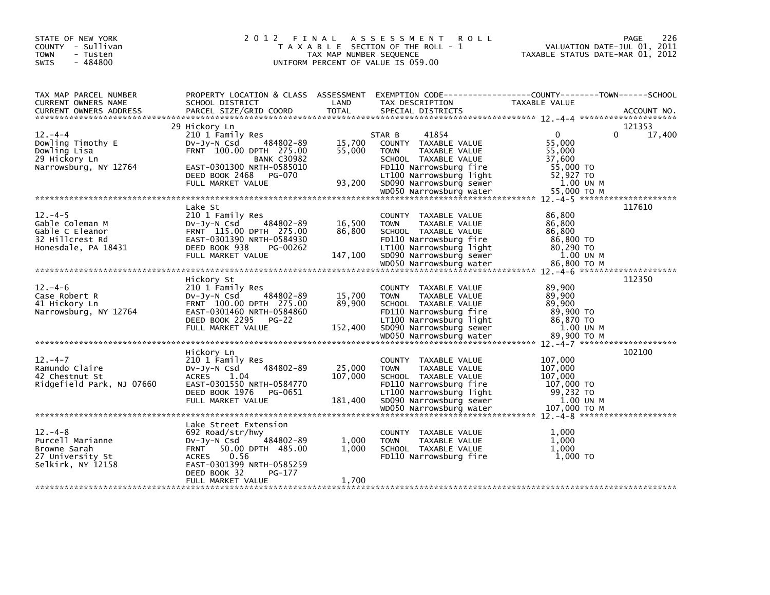STATE OF NEW YORK
COUNTY - Sullivan
TOWN - Tusten
SWIS - 484800

# 2012 FINAL ASSESSMENT ROLL

TAXABLE SECTION OF THE ROLL - 1
TAX MAP NUMBER SEQUENCE
UNIFORM PERCENT OF VALUE IS 059.00

VALUATION DATE-JUL 01, 2011
TAXABLE STATUS DATE-MAR 01, 2012

| TAX MAP PARCEL NUMBER / CURRENT OWNERS NAME / CURRENT OWNERS ADDRESS | PROPERTY LOCATION & CLASS / SCHOOL DISTRICT / PARCEL SIZE/GRID COORD | ASSESSMENT LAND / TOTAL | EXEMPTION CODE / TAX DESCRIPTION / SPECIAL DISTRICTS | COUNTY | TOWN | SCHOOL / ACCOUNT NO. |
|---|---|---|---|---|---|---|
| **12.-4-4** | 29 Hickory Ln | | | | | 121353 |
| | 210 1 Family Res | | STAR B 41854 | 0 | 0 | 17,400 |
| Dowling Timothy E | Dv-Jy-N Csd 484802-89 | 15,700 | COUNTY TAXABLE VALUE | 55,000 | | |
| Dowling Lisa | FRNT 100.00 DPTH 275.00 | 55,000 | TOWN TAXABLE VALUE | | 55,000 | |
| 29 Hickory Ln | BANK C30982 | | SCHOOL TAXABLE VALUE | | | 37,600 |
| Narrowsburg, NY 12764 | EAST-0301300 NRTH-0585010 | | FD110 Narrowsburg fire | 55,000 TO | | |
| | DEED BOOK 2468 PG-070 | | LT100 Narrowsburg light | 52,927 TO | | |
| | FULL MARKET VALUE | 93,200 | SD090 Narrowsburg sewer | 1.00 UN M | | |
| | | | WD050 Narrowsburg water | 55,000 TO M | | |
| **12.-4-5** | Lake St | | | | | 117610 |
| | 210 1 Family Res | | COUNTY TAXABLE VALUE | 86,800 | | |
| Gable Coleman M | Dv-Jy-N Csd 484802-89 | 16,500 | TOWN TAXABLE VALUE | | 86,800 | |
| Gable C Eleanor | FRNT 115.00 DPTH 275.00 | 86,800 | SCHOOL TAXABLE VALUE | | | 86,800 |
| 32 Hillcrest Rd | EAST-0301390 NRTH-0584930 | | FD110 Narrowsburg fire | 86,800 TO | | |
| Honesdale, PA 18431 | DEED BOOK 938 PG-00262 | | LT100 Narrowsburg light | 80,290 TO | | |
| | FULL MARKET VALUE | 147,100 | SD090 Narrowsburg sewer | 1.00 UN M | | |
| | | | WD050 Narrowsburg water | 86,800 TO M | | |
| **12.-4-6** | Hickory St | | | | | 112350 |
| | 210 1 Family Res | | COUNTY TAXABLE VALUE | 89,900 | | |
| Case Robert R | Dv-Jy-N Csd 484802-89 | 15,700 | TOWN TAXABLE VALUE | | 89,900 | |
| 41 Hickory Ln | FRNT 100.00 DPTH 275.00 | 89,900 | SCHOOL TAXABLE VALUE | | | 89,900 |
| Narrowsburg, NY 12764 | EAST-0301460 NRTH-0584860 | | FD110 Narrowsburg fire | 89,900 TO | | |
| | DEED BOOK 2295 PG-22 | | LT100 Narrowsburg light | 86,870 TO | | |
| | FULL MARKET VALUE | 152,400 | SD090 Narrowsburg sewer | 1.00 UN M | | |
| | | | WD050 Narrowsburg water | 89,900 TO M | | |
| **12.-4-7** | Hickory Ln | | | | | 102100 |
| | 210 1 Family Res | | COUNTY TAXABLE VALUE | 107,000 | | |
| Ramundo Claire | Dv-Jy-N Csd 484802-89 | 25,000 | TOWN TAXABLE VALUE | | 107,000 | |
| 42 Chestnut St | ACRES 1.04 | 107,000 | SCHOOL TAXABLE VALUE | | | 107,000 |
| Ridgefield Park, NJ 07660 | EAST-0301550 NRTH-0584770 | | FD110 Narrowsburg fire | 107,000 TO | | |
| | DEED BOOK 1976 PG-0651 | | LT100 Narrowsburg light | 99,232 TO | | |
| | FULL MARKET VALUE | 181,400 | SD090 Narrowsburg sewer | 1.00 UN M | | |
| | | | WD050 Narrowsburg water | 107,000 TO M | | |
| **12.-4-8** | Lake Street Extension | | | | | |
| | 692 Road/str/hwy | | COUNTY TAXABLE VALUE | 1,000 | | |
| Purcell Marianne | Dv-Jy-N Csd 484802-89 | 1,000 | TOWN TAXABLE VALUE | | 1,000 | |
| Browne Sarah | FRNT 50.00 DPTH 485.00 | 1,000 | SCHOOL TAXABLE VALUE | | | 1,000 |
| 27 University St | ACRES 0.56 | | FD110 Narrowsburg fire | 1,000 TO | | |
| Selkirk, NY 12158 | EAST-0301399 NRTH-0585259 | | | | | |
| | DEED BOOK 32 PG-177 | | | | | |
| | FULL MARKET VALUE | 1,700 | | | | |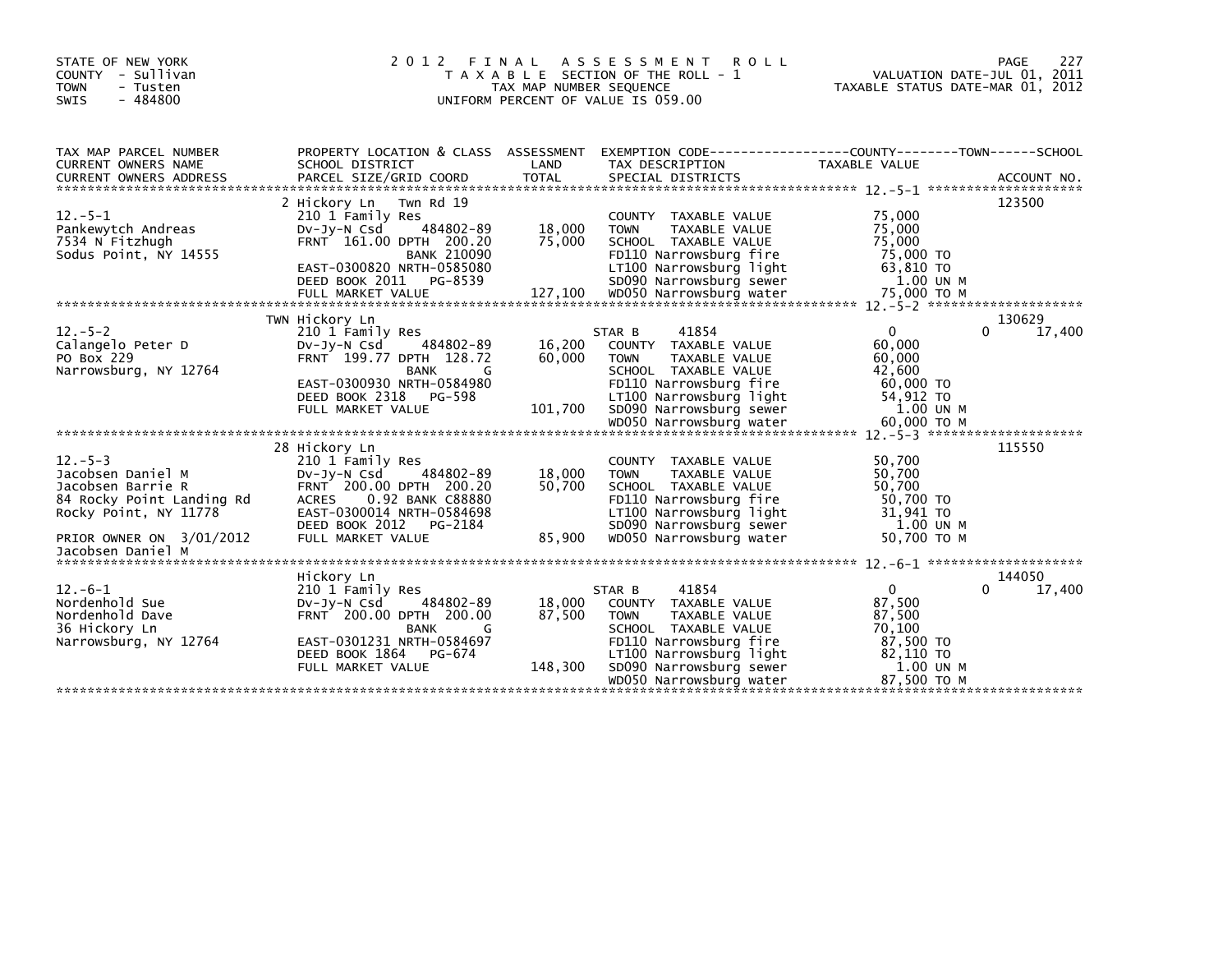STATE OF NEW YORK
COUNTY - Sullivan
TOWN - Tusten
SWIS - 484800

2012 FINAL ASSESSMENT ROLL
TAXABLE SECTION OF THE ROLL - 1
TAX MAP NUMBER SEQUENCE
UNIFORM PERCENT OF VALUE IS 059.00

VALUATION DATE-JUL 01, 2011
TAXABLE STATUS DATE-MAR 01, 2012

| TAX MAP PARCEL NUMBER / CURRENT OWNERS NAME / CURRENT OWNERS ADDRESS | PROPERTY LOCATION & CLASS / SCHOOL DISTRICT / PARCEL SIZE/GRID COORD | ASSESSMENT LAND / TOTAL | EXEMPTION CODE / TAX DESCRIPTION / SPECIAL DISTRICTS | COUNTY / TOWN / SCHOOL TAXABLE VALUE | ACCOUNT NO. |
|---|---|---|---|---|---|
| 12.-5-1 | 2 Hickory Ln Twn Rd 19 | | | | 123500 |
| Pankewytch Andreas | 210 1 Family Res | | COUNTY TAXABLE VALUE | 75,000 | |
| 7534 N Fitzhugh | Dv-Jy-N Csd 484802-89 | 18,000 | TOWN TAXABLE VALUE | 75,000 | |
| Sodus Point, NY 14555 | FRNT 161.00 DPTH 200.20 | 75,000 | SCHOOL TAXABLE VALUE | 75,000 | |
| | BANK 210090 | | FD110 Narrowsburg fire | 75,000 TO | |
| | EAST-0300820 NRTH-0585080 | | LT100 Narrowsburg light | 63,810 TO | |
| | DEED BOOK 2011 PG-8539 | | SD090 Narrowsburg sewer | 1.00 UN M | |
| | FULL MARKET VALUE | 127,100 | WD050 Narrowsburg water | 75,000 TO M | |
| 12.-5-2 | TWN Hickory Ln | | | | 130629 |
| Calangelo Peter D | 210 1 Family Res | | STAR B 41854 | 0 / 0 / 17,400 | |
| PO Box 229 | Dv-Jy-N Csd 484802-89 | 16,200 | COUNTY TAXABLE VALUE | 60,000 | |
| Narrowsburg, NY 12764 | FRNT 199.77 DPTH 128.72 | 60,000 | TOWN TAXABLE VALUE | 60,000 | |
| | BANK G | | SCHOOL TAXABLE VALUE | 42,600 | |
| | EAST-0300930 NRTH-0584980 | | FD110 Narrowsburg fire | 60,000 TO | |
| | DEED BOOK 2318 PG-598 | | LT100 Narrowsburg light | 54,912 TO | |
| | FULL MARKET VALUE | 101,700 | SD090 Narrowsburg sewer | 1.00 UN M | |
| | | | WD050 Narrowsburg water | 60,000 TO M | |
| 12.-5-3 | 28 Hickory Ln | | | | 115550 |
| Jacobsen Daniel M | 210 1 Family Res | | COUNTY TAXABLE VALUE | 50,700 | |
| Jacobsen Barrie R | Dv-Jy-N Csd 484802-89 | 18,000 | TOWN TAXABLE VALUE | 50,700 | |
| 84 Rocky Point Landing Rd | FRNT 200.00 DPTH 200.20 | 50,700 | SCHOOL TAXABLE VALUE | 50,700 | |
| Rocky Point, NY 11778 | ACRES 0.92 BANK C88880 | | FD110 Narrowsburg fire | 50,700 TO | |
| | EAST-0300014 NRTH-0584698 | | LT100 Narrowsburg light | 31,941 TO | |
| | DEED BOOK 2012 PG-2184 | | SD090 Narrowsburg sewer | 1.00 UN M | |
| PRIOR OWNER ON 3/01/2012 | FULL MARKET VALUE | 85,900 | WD050 Narrowsburg water | 50,700 TO M | |
| Jacobsen Daniel M | | | | | |
| 12.-6-1 | Hickory Ln | | | | 144050 |
| Nordenhold Sue | 210 1 Family Res | | STAR B 41854 | 0 / 0 / 17,400 | |
| Nordenhold Dave | Dv-Jy-N Csd 484802-89 | 18,000 | COUNTY TAXABLE VALUE | 87,500 | |
| 36 Hickory Ln | FRNT 200.00 DPTH 200.00 | 87,500 | TOWN TAXABLE VALUE | 87,500 | |
| Narrowsburg, NY 12764 | BANK G | | SCHOOL TAXABLE VALUE | 70,100 | |
| | EAST-0301231 NRTH-0584697 | | FD110 Narrowsburg fire | 87,500 TO | |
| | DEED BOOK 1864 PG-674 | | LT100 Narrowsburg light | 82,110 TO | |
| | FULL MARKET VALUE | 148,300 | SD090 Narrowsburg sewer | 1.00 UN M | |
| | | | WD050 Narrowsburg water | 87,500 TO M | |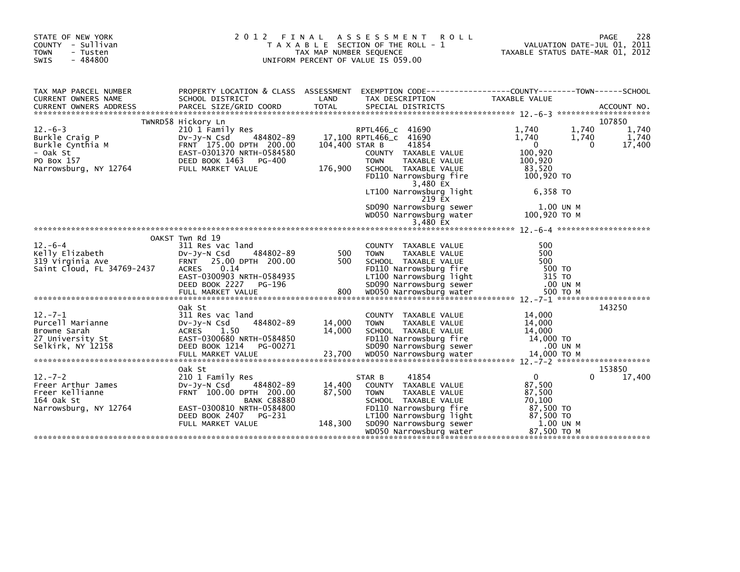STATE OF NEW YORK
COUNTY - Sullivan
TOWN - Tusten
SWIS - 484800

2 0 1 2 F I N A L A S S E S S M E N T R O L L
T A X A B L E SECTION OF THE ROLL - 1
TAX MAP NUMBER SEQUENCE
UNIFORM PERCENT OF VALUE IS 059.00

VALUATION DATE-JUL 01, 2011
TAXABLE STATUS DATE-MAR 01, 2012

```
TAX MAP PARCEL NUMBER          PROPERTY LOCATION & CLASS  ASSESSMENT  EXEMPTION CODE-----------------COUNTY--------TOWN------SCHOOL
CURRENT OWNERS NAME            SCHOOL DISTRICT               LAND      TAX DESCRIPTION                 TAXABLE VALUE
CURRENT OWNERS ADDRESS         PARCEL SIZE/GRID COORD        TOTAL     SPECIAL DISTRICTS                                            ACCOUNT NO.
******************************************************************************************************* 12.-6-3 ********************
                    TWNRD58 Hickory Ln                                                                                        107850
12.-6-3                        210 1 Family Res                        RPTL466_c  41690               1,740        1,740        1,740
Burkle Craig P                 Dv-Jy-N Csd      484802-89       17,100 RPTL466_c  41690               1,740        1,740        1,740
Burkle Cynthia M               FRNT 175.00 DPTH 200.00        104,400 STAR B     41854                    0            0       17,400
- Oak St                       EAST-0301370 NRTH-0584580               COUNTY  TAXABLE VALUE            100,920
PO Box 157                     DEED BOOK 1463   PG-400                 TOWN    TAXABLE VALUE            100,920
Narrowsburg, NY 12764          FULL MARKET VALUE              176,900  SCHOOL  TAXABLE VALUE             83,520
                                                                       FD110 Narrowsburg fire           100,920 TO
                                                                            3,480 EX
                                                                       LT100 Narrowsburg light            6,358 TO
                                                                              219 EX
                                                                       SD090 Narrowsburg sewer             1.00 UN M
                                                                       WD050 Narrowsburg water          100,920 TO M
                                                                            3,480 EX
******************************************************************************************************* 12.-6-4 ********************
                    OAKST Twn Rd 19
12.-6-4                        311 Res vac land                        COUNTY  TAXABLE VALUE                500
Kelly Elizabeth                Dv-Jy-N Csd      484802-89          500 TOWN    TAXABLE VALUE                500
319 Virginia Ave               FRNT  25.00 DPTH 200.00            500 SCHOOL  TAXABLE VALUE                500
Saint Cloud, FL 34769-2437     ACRES    0.14                           FD110 Narrowsburg fire               500 TO
                               EAST-0300903 NRTH-0584935               LT100 Narrowsburg light              315 TO
                               DEED BOOK 2227   PG-196                 SD090 Narrowsburg sewer              .00 UN M
                               FULL MARKET VALUE                  800  WD050 Narrowsburg water              500 TO M
******************************************************************************************************* 12.-7-1 ********************
                    Oak St                                                                                                    143250
12.-7-1                        311 Res vac land                        COUNTY  TAXABLE VALUE             14,000
Purcell Marianne               Dv-Jy-N Csd      484802-89       14,000 TOWN    TAXABLE VALUE             14,000
Browne Sarah                   ACRES    1.50                    14,000 SCHOOL  TAXABLE VALUE             14,000
27 University St               EAST-0300680 NRTH-0584850               FD110 Narrowsburg fire            14,000 TO
Selkirk, NY 12158              DEED BOOK 1214   PG-00271               SD090 Narrowsburg sewer              .00 UN M
                               FULL MARKET VALUE               23,700  WD050 Narrowsburg water           14,000 TO M
******************************************************************************************************* 12.-7-2 ********************
                    Oak St                                                                                                    153850
12.-7-2                        210 1 Family Res                        STAR B     41854                    0            0       17,400
Freer Arthur James             Dv-Jy-N Csd      484802-89       14,400 COUNTY  TAXABLE VALUE             87,500
Freer Kellianne                FRNT 100.00 DPTH 200.00         87,500 TOWN    TAXABLE VALUE             87,500
164 Oak St                                      BANK C88880            SCHOOL  TAXABLE VALUE             70,100
Narrowsburg, NY 12764          EAST-0300810 NRTH-0584800               FD110 Narrowsburg fire            87,500 TO
                               DEED BOOK 2407   PG-231                 LT100 Narrowsburg light           87,500 TO
                               FULL MARKET VALUE              148,300  SD090 Narrowsburg sewer             1.00 UN M
                                                                       WD050 Narrowsburg water           87,500 TO M
************************************************************************************************************************************
```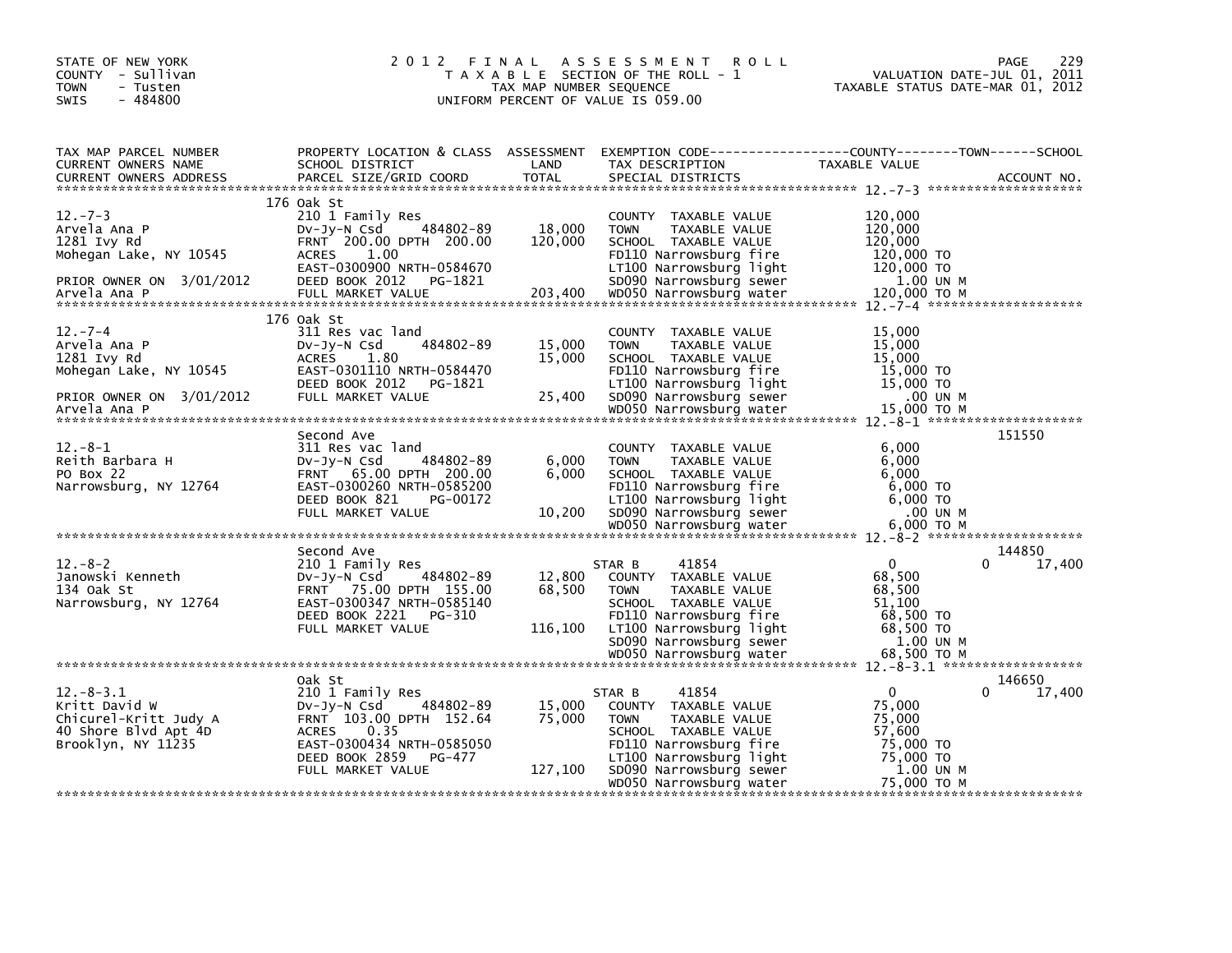STATE OF NEW YORK
COUNTY - Sullivan
TOWN - Tusten
SWIS - 484800

# 2012 FINAL ASSESSMENT ROLL

TAXABLE SECTION OF THE ROLL - 1
TAX MAP NUMBER SEQUENCE
UNIFORM PERCENT OF VALUE IS 059.00

VALUATION DATE-JUL 01, 2011
TAXABLE STATUS DATE-MAR 01, 2012

| TAX MAP PARCEL NUMBER / CURRENT OWNERS NAME / CURRENT OWNERS ADDRESS | PROPERTY LOCATION & CLASS / SCHOOL DISTRICT / PARCEL SIZE/GRID COORD | ASSESSMENT LAND / TOTAL | EXEMPTION CODE / TAX DESCRIPTION / SPECIAL DISTRICTS | COUNTY / TOWN / SCHOOL TAXABLE VALUE | ACCOUNT NO. |
|---|---|---|---|---|---|
| **12.-7-3** | 176 Oak St | | | | |
| | 210 1 Family Res | | COUNTY TAXABLE VALUE | 120,000 | |
| Arvela Ana P | Dv-Jy-N Csd 484802-89 | 18,000 | TOWN TAXABLE VALUE | 120,000 | |
| 1281 Ivy Rd | FRNT 200.00 DPTH 200.00 | 120,000 | SCHOOL TAXABLE VALUE | 120,000 | |
| Mohegan Lake, NY 10545 | ACRES 1.00 | | FD110 Narrowsburg fire | 120,000 TO | |
| | EAST-0300900 NRTH-0584670 | | LT100 Narrowsburg light | 120,000 TO | |
| PRIOR OWNER ON 3/01/2012 | DEED BOOK 2012 PG-1821 | | SD090 Narrowsburg sewer | 1.00 UN M | |
| Arvela Ana P | FULL MARKET VALUE | 203,400 | WD050 Narrowsburg water | 120,000 TO M | |
| **12.-7-4** | 176 Oak St | | | | |
| | 311 Res vac land | | COUNTY TAXABLE VALUE | 15,000 | |
| Arvela Ana P | Dv-Jy-N Csd 484802-89 | 15,000 | TOWN TAXABLE VALUE | 15,000 | |
| 1281 Ivy Rd | ACRES 1.80 | 15,000 | SCHOOL TAXABLE VALUE | 15,000 | |
| Mohegan Lake, NY 10545 | EAST-0301110 NRTH-0584470 | | FD110 Narrowsburg fire | 15,000 TO | |
| | DEED BOOK 2012 PG-1821 | | LT100 Narrowsburg light | 15,000 TO | |
| PRIOR OWNER ON 3/01/2012 | FULL MARKET VALUE | 25,400 | SD090 Narrowsburg sewer | .00 UN M | |
| Arvela Ana P | | | WD050 Narrowsburg water | 15,000 TO M | |
| **12.-8-1** | Second Ave | | | | 151550 |
| | 311 Res vac land | | COUNTY TAXABLE VALUE | 6,000 | |
| Reith Barbara H | Dv-Jy-N Csd 484802-89 | 6,000 | TOWN TAXABLE VALUE | 6,000 | |
| PO Box 22 | FRNT 65.00 DPTH 200.00 | 6,000 | SCHOOL TAXABLE VALUE | 6,000 | |
| Narrowsburg, NY 12764 | EAST-0300260 NRTH-0585200 | | FD110 Narrowsburg fire | 6,000 TO | |
| | DEED BOOK 821 PG-00172 | | LT100 Narrowsburg light | 6,000 TO | |
| | FULL MARKET VALUE | 10,200 | SD090 Narrowsburg sewer | .00 UN M | |
| | | | WD050 Narrowsburg water | 6,000 TO M | |
| **12.-8-2** | Second Ave | | | | 144850 |
| | 210 1 Family Res | | STAR B 41854 | 0 / 0 / 17,400 | |
| Janowski Kenneth | Dv-Jy-N Csd 484802-89 | 12,800 | COUNTY TAXABLE VALUE | 68,500 | |
| 134 Oak St | FRNT 75.00 DPTH 155.00 | 68,500 | TOWN TAXABLE VALUE | 68,500 | |
| Narrowsburg, NY 12764 | EAST-0300347 NRTH-0585140 | | SCHOOL TAXABLE VALUE | 51,100 | |
| | DEED BOOK 2221 PG-310 | | FD110 Narrowsburg fire | 68,500 TO | |
| | FULL MARKET VALUE | 116,100 | LT100 Narrowsburg light | 68,500 TO | |
| | | | SD090 Narrowsburg sewer | 1.00 UN M | |
| | | | WD050 Narrowsburg water | 68,500 TO M | |
| **12.-8-3.1** | Oak St | | | | 146650 |
| | 210 1 Family Res | | STAR B 41854 | 0 / 0 / 17,400 | |
| Kritt David W | Dv-Jy-N Csd 484802-89 | 15,000 | COUNTY TAXABLE VALUE | 75,000 | |
| Chicurel-Kritt Judy A | FRNT 103.00 DPTH 152.64 | 75,000 | TOWN TAXABLE VALUE | 75,000 | |
| 40 Shore Blvd Apt 4D | ACRES 0.35 | | SCHOOL TAXABLE VALUE | 57,600 | |
| Brooklyn, NY 11235 | EAST-0300434 NRTH-0585050 | | FD110 Narrowsburg fire | 75,000 TO | |
| | DEED BOOK 2859 PG-477 | | LT100 Narrowsburg light | 75,000 TO | |
| | FULL MARKET VALUE | 127,100 | SD090 Narrowsburg sewer | 1.00 UN M | |
| | | | WD050 Narrowsburg water | 75,000 TO M | |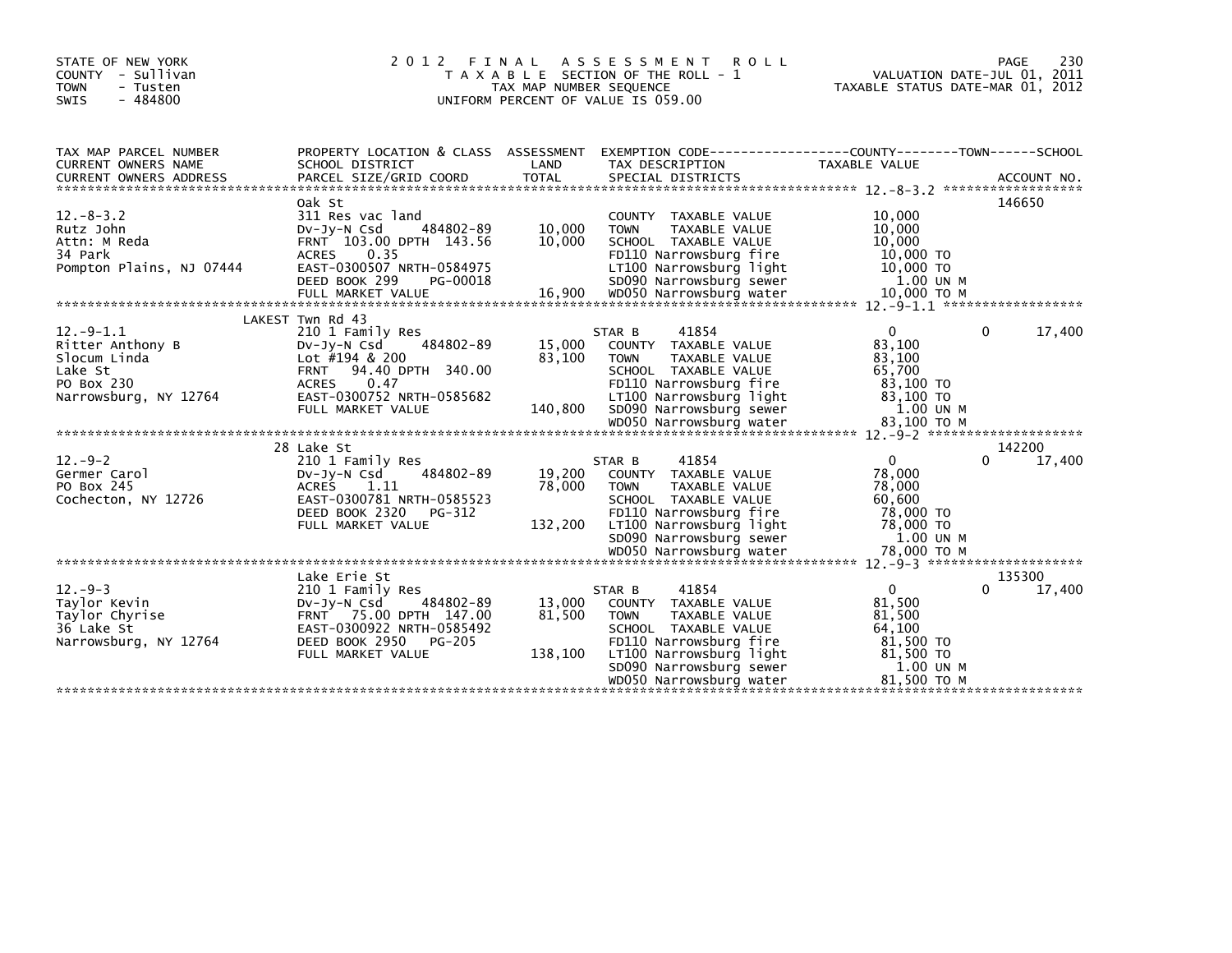STATE OF NEW YORK
COUNTY - Sullivan
TOWN - Tusten
SWIS - 484800

# 2012 FINAL ASSESSMENT ROLL

TAXABLE SECTION OF THE ROLL - 1
TAX MAP NUMBER SEQUENCE
UNIFORM PERCENT OF VALUE IS 059.00

VALUATION DATE-JUL 01, 2011
TAXABLE STATUS DATE-MAR 01, 2012

| TAX MAP PARCEL NUMBER / CURRENT OWNERS NAME / CURRENT OWNERS ADDRESS | PROPERTY LOCATION & CLASS / SCHOOL DISTRICT / PARCEL SIZE/GRID COORD | ASSESSMENT LAND / TOTAL | EXEMPTION CODE / TAX DESCRIPTION / SPECIAL DISTRICTS | COUNTY TAXABLE VALUE | TOWN | SCHOOL | ACCOUNT NO. |
|---|---|---|---|---|---|---|---|
| **12.-8-3.2** | Oak St | | | | | | 146650 |
| Rutz John | 311 Res vac land | | COUNTY TAXABLE VALUE | 10,000 | | | |
| Attn: M Reda | Dv-Jy-N Csd 484802-89 | 10,000 | TOWN TAXABLE VALUE | 10,000 | | | |
| 34 Park | FRNT 103.00 DPTH 143.56 | 10,000 | SCHOOL TAXABLE VALUE | 10,000 | | | |
| Pompton Plains, NJ 07444 | ACRES 0.35 | | FD110 Narrowsburg fire | 10,000 TO | | | |
| | EAST-0300507 NRTH-0584975 | | LT100 Narrowsburg light | 10,000 TO | | | |
| | DEED BOOK 299 PG-00018 | | SD090 Narrowsburg sewer | 1.00 UN M | | | |
| | FULL MARKET VALUE | 16,900 | WD050 Narrowsburg water | 10,000 TO M | | | |
| **12.-9-1.1** | LAKEST Twn Rd 43 | | | | | | |
| Ritter Anthony B | 210 1 Family Res | | STAR B 41854 | 0 | 0 | 17,400 | |
| Slocum Linda | Dv-Jy-N Csd 484802-89 | 15,000 | COUNTY TAXABLE VALUE | 83,100 | | | |
| Lake St | Lot #194 & 200 | 83,100 | TOWN TAXABLE VALUE | 83,100 | | | |
| PO Box 230 | FRNT 94.40 DPTH 340.00 | | SCHOOL TAXABLE VALUE | 65,700 | | | |
| Narrowsburg, NY 12764 | ACRES 0.47 | | FD110 Narrowsburg fire | 83,100 TO | | | |
| | EAST-0300752 NRTH-0585682 | | LT100 Narrowsburg light | 83,100 TO | | | |
| | FULL MARKET VALUE | 140,800 | SD090 Narrowsburg sewer | 1.00 UN M | | | |
| | | | WD050 Narrowsburg water | 83,100 TO M | | | |
| **12.-9-2** | 28 Lake St | | | | | | 142200 |
| Germer Carol | 210 1 Family Res | | STAR B 41854 | 0 | 0 | 17,400 | |
| PO Box 245 | Dv-Jy-N Csd 484802-89 | 19,200 | COUNTY TAXABLE VALUE | 78,000 | | | |
| Cochecton, NY 12726 | ACRES 1.11 | 78,000 | TOWN TAXABLE VALUE | 78,000 | | | |
| | EAST-0300781 NRTH-0585523 | | SCHOOL TAXABLE VALUE | 60,600 | | | |
| | DEED BOOK 2320 PG-312 | | FD110 Narrowsburg fire | 78,000 TO | | | |
| | FULL MARKET VALUE | 132,200 | LT100 Narrowsburg light | 78,000 TO | | | |
| | | | SD090 Narrowsburg sewer | 1.00 UN M | | | |
| | | | WD050 Narrowsburg water | 78,000 TO M | | | |
| **12.-9-3** | Lake Erie St | | | | | | 135300 |
| Taylor Kevin | 210 1 Family Res | | STAR B 41854 | 0 | 0 | 17,400 | |
| Taylor Chyrise | Dv-Jy-N Csd 484802-89 | 13,000 | COUNTY TAXABLE VALUE | 81,500 | | | |
| 36 Lake St | FRNT 75.00 DPTH 147.00 | 81,500 | TOWN TAXABLE VALUE | 81,500 | | | |
| Narrowsburg, NY 12764 | EAST-0300922 NRTH-0585492 | | SCHOOL TAXABLE VALUE | 64,100 | | | |
| | DEED BOOK 2950 PG-205 | | FD110 Narrowsburg fire | 81,500 TO | | | |
| | FULL MARKET VALUE | 138,100 | LT100 Narrowsburg light | 81,500 TO | | | |
| | | | SD090 Narrowsburg sewer | 1.00 UN M | | | |
| | | | WD050 Narrowsburg water | 81,500 TO M | | | |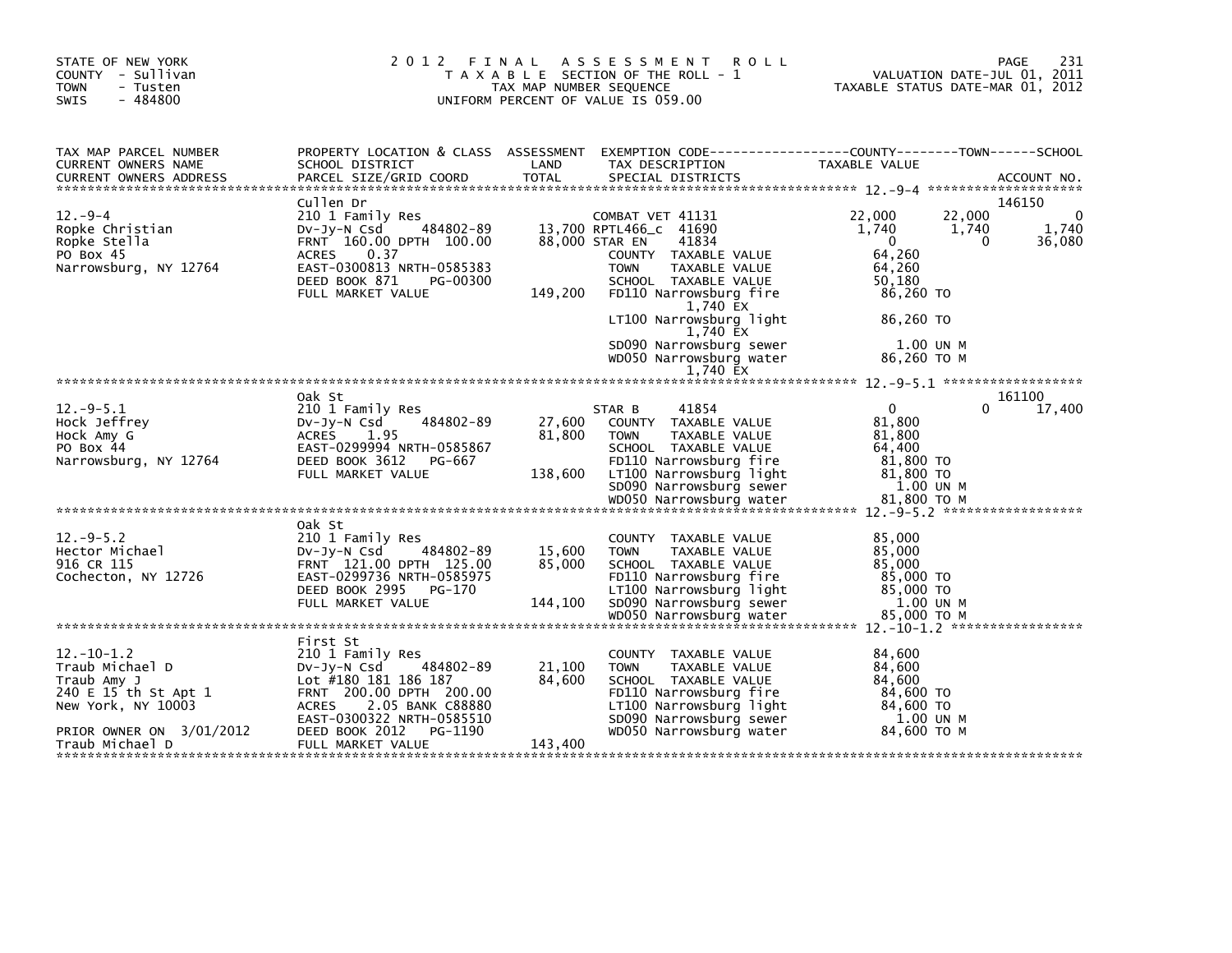STATE OF NEW YORK
COUNTY - Sullivan
TOWN - Tusten
SWIS - 484800

# 2012 FINAL ASSESSMENT ROLL

TAXABLE SECTION OF THE ROLL - 1
TAX MAP NUMBER SEQUENCE
UNIFORM PERCENT OF VALUE IS 059.00

VALUATION DATE-JUL 01, 2011
TAXABLE STATUS DATE-MAR 01, 2012

| TAX MAP PARCEL NUMBER / CURRENT OWNERS NAME / CURRENT OWNERS ADDRESS | PROPERTY LOCATION & CLASS / SCHOOL DISTRICT / PARCEL SIZE/GRID COORD | ASSESSMENT LAND / TOTAL | EXEMPTION CODE / TAX DESCRIPTION / SPECIAL DISTRICTS | COUNTY TAXABLE VALUE | TOWN | SCHOOL | ACCOUNT NO. |
|---|---|---|---|---|---|---|---|
| **12.-9-4** | Cullen Dr | | | | | | 146150 |
| Ropke Christian | 210 1 Family Res | | COMBAT VET 41131 | 22,000 | 22,000 | 0 | |
| Ropke Stella | Dv-Jy-N Csd 484802-89 | 13,700 | RPTL466_c 41690 | 1,740 | 1,740 | 1,740 | |
| PO Box 45 | FRNT 160.00 DPTH 100.00 | 88,000 | STAR EN 41834 | 0 | 0 | 36,080 | |
| Narrowsburg, NY 12764 | ACRES 0.37 | | COUNTY TAXABLE VALUE | 64,260 | | | |
| | EAST-0300813 NRTH-0585383 | | TOWN TAXABLE VALUE | 64,260 | | | |
| | DEED BOOK 871 PG-00300 | | SCHOOL TAXABLE VALUE | 50,180 | | | |
| | FULL MARKET VALUE | 149,200 | FD110 Narrowsburg fire 1,740 EX | 86,260 TO | | | |
| | | | LT100 Narrowsburg light 1,740 EX | 86,260 TO | | | |
| | | | SD090 Narrowsburg sewer | 1.00 UN M | | | |
| | | | WD050 Narrowsburg water 1,740 EX | 86,260 TO M | | | |
| **12.-9-5.1** | Oak St | | | | | | 161100 |
| Hock Jeffrey | 210 1 Family Res | | STAR B 41854 | 0 | 0 | 17,400 | |
| Hock Amy G | Dv-Jy-N Csd 484802-89 | 27,600 | COUNTY TAXABLE VALUE | 81,800 | | | |
| PO Box 44 | ACRES 1.95 | 81,800 | TOWN TAXABLE VALUE | 81,800 | | | |
| Narrowsburg, NY 12764 | EAST-0299994 NRTH-0585867 | | SCHOOL TAXABLE VALUE | 64,400 | | | |
| | DEED BOOK 3612 PG-667 | | FD110 Narrowsburg fire | 81,800 TO | | | |
| | FULL MARKET VALUE | 138,600 | LT100 Narrowsburg light | 81,800 TO | | | |
| | | | SD090 Narrowsburg sewer | 1.00 UN M | | | |
| | | | WD050 Narrowsburg water | 81,800 TO M | | | |
| **12.-9-5.2** | Oak St | | | | | | |
| Hector Michael | 210 1 Family Res | | COUNTY TAXABLE VALUE | 85,000 | | | |
| 916 CR 115 | Dv-Jy-N Csd 484802-89 | 15,600 | TOWN TAXABLE VALUE | 85,000 | | | |
| Cochecton, NY 12726 | FRNT 121.00 DPTH 125.00 | 85,000 | SCHOOL TAXABLE VALUE | 85,000 | | | |
| | EAST-0299736 NRTH-0585975 | | FD110 Narrowsburg fire | 85,000 TO | | | |
| | DEED BOOK 2995 PG-170 | | LT100 Narrowsburg light | 85,000 TO | | | |
| | FULL MARKET VALUE | 144,100 | SD090 Narrowsburg sewer | 1.00 UN M | | | |
| | | | WD050 Narrowsburg water | 85,000 TO M | | | |
| **12.-10-1.2** | First St | | | | | | |
| Traub Michael D | 210 1 Family Res | | COUNTY TAXABLE VALUE | 84,600 | | | |
| Traub Amy J | Dv-Jy-N Csd 484802-89 | 21,100 | TOWN TAXABLE VALUE | 84,600 | | | |
| 240 E 15 th St Apt 1 | Lot #180 181 186 187 | 84,600 | SCHOOL TAXABLE VALUE | 84,600 | | | |
| New York, NY 10003 | FRNT 200.00 DPTH 200.00 | | FD110 Narrowsburg fire | 84,600 TO | | | |
| | ACRES 2.05 BANK C88880 | | LT100 Narrowsburg light | 84,600 TO | | | |
| | EAST-0300322 NRTH-0585510 | | SD090 Narrowsburg sewer | 1.00 UN M | | | |
| PRIOR OWNER ON 3/01/2012 | DEED BOOK 2012 PG-1190 | | WD050 Narrowsburg water | 84,600 TO M | | | |
| Traub Michael D | FULL MARKET VALUE | 143,400 | | | | | |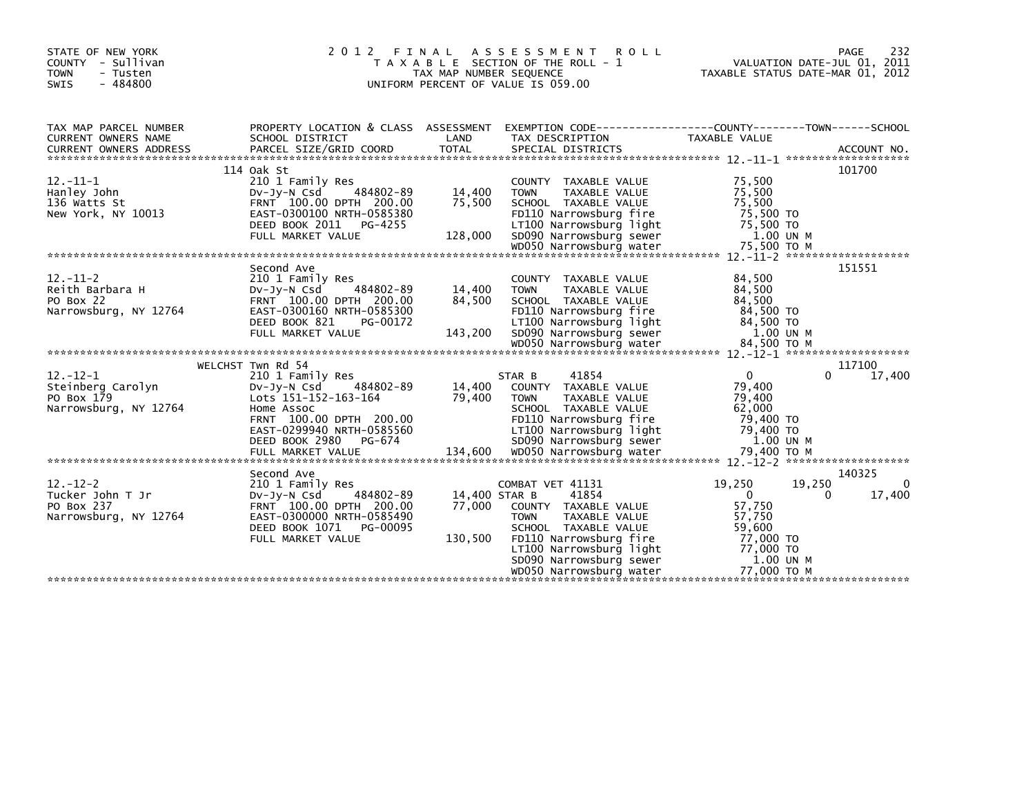STATE OF NEW YORK
COUNTY - Sullivan
TOWN - Tusten
SWIS - 484800

# 2012 FINAL ASSESSMENT ROLL
TAXABLE SECTION OF THE ROLL - 1
TAX MAP NUMBER SEQUENCE
UNIFORM PERCENT OF VALUE IS 059.00

VALUATION DATE-JUL 01, 2011
TAXABLE STATUS DATE-MAR 01, 2012

| TAX MAP PARCEL NUMBER / CURRENT OWNERS NAME / CURRENT OWNERS ADDRESS | PROPERTY LOCATION & CLASS / SCHOOL DISTRICT / PARCEL SIZE/GRID COORD | ASSESSMENT LAND / TOTAL | EXEMPTION CODE / TAX DESCRIPTION / SPECIAL DISTRICTS | COUNTY TAXABLE VALUE | TOWN | SCHOOL | ACCOUNT NO. |
|---|---|---|---|---|---|---|---|
| 12.-11-1 | 114 Oak St | | | | | | 101700 |
| | 210 1 Family Res | | COUNTY TAXABLE VALUE | 75,500 | | | |
| Hanley John | Dv-Jy-N Csd 484802-89 | 14,400 | TOWN TAXABLE VALUE | 75,500 | | | |
| 136 Watts St | FRNT 100.00 DPTH 200.00 | 75,500 | SCHOOL TAXABLE VALUE | 75,500 | | | |
| New York, NY 10013 | EAST-0300100 NRTH-0585380 | | FD110 Narrowsburg fire | 75,500 TO | | | |
| | DEED BOOK 2011 PG-4255 | | LT100 Narrowsburg light | 75,500 TO | | | |
| | FULL MARKET VALUE | 128,000 | SD090 Narrowsburg sewer | 1.00 UN M | | | |
| | | | WD050 Narrowsburg water | 75,500 TO M | | | |
| 12.-11-2 | Second Ave | | | | | | 151551 |
| | 210 1 Family Res | | COUNTY TAXABLE VALUE | 84,500 | | | |
| Reith Barbara H | Dv-Jy-N Csd 484802-89 | 14,400 | TOWN TAXABLE VALUE | 84,500 | | | |
| PO Box 22 | FRNT 100.00 DPTH 200.00 | 84,500 | SCHOOL TAXABLE VALUE | 84,500 | | | |
| Narrowsburg, NY 12764 | EAST-0300160 NRTH-0585300 | | FD110 Narrowsburg fire | 84,500 TO | | | |
| | DEED BOOK 821 PG-00172 | | LT100 Narrowsburg light | 84,500 TO | | | |
| | FULL MARKET VALUE | 143,200 | SD090 Narrowsburg sewer | 1.00 UN M | | | |
| | | | WD050 Narrowsburg water | 84,500 TO M | | | |
| 12.-12-1 | WELCHST Twn Rd 54 | | | | | | 117100 |
| | 210 1 Family Res | | STAR B 41854 | 0 | 0 | 17,400 | |
| Steinberg Carolyn | Dv-Jy-N Csd 484802-89 | 14,400 | COUNTY TAXABLE VALUE | 79,400 | | | |
| PO Box 179 | Lots 151-152-163-164 | 79,400 | TOWN TAXABLE VALUE | 79,400 | | | |
| Narrowsburg, NY 12764 | Home Assoc | | SCHOOL TAXABLE VALUE | 62,000 | | | |
| | FRNT 100.00 DPTH 200.00 | | FD110 Narrowsburg fire | 79,400 TO | | | |
| | EAST-0299940 NRTH-0585560 | | LT100 Narrowsburg light | 79,400 TO | | | |
| | DEED BOOK 2980 PG-674 | | SD090 Narrowsburg sewer | 1.00 UN M | | | |
| | FULL MARKET VALUE | 134,600 | WD050 Narrowsburg water | 79,400 TO M | | | |
| 12.-12-2 | Second Ave | | | | | | 140325 |
| | 210 1 Family Res | | COMBAT VET 41131 | 19,250 | 19,250 | 0 | |
| Tucker John T Jr | Dv-Jy-N Csd 484802-89 | 14,400 | STAR B 41854 | 0 | 0 | 17,400 | |
| PO Box 237 | FRNT 100.00 DPTH 200.00 | 77,000 | COUNTY TAXABLE VALUE | 57,750 | | | |
| Narrowsburg, NY 12764 | EAST-0300000 NRTH-0585490 | | TOWN TAXABLE VALUE | 57,750 | | | |
| | DEED BOOK 1071 PG-00095 | | SCHOOL TAXABLE VALUE | 59,600 | | | |
| | FULL MARKET VALUE | 130,500 | FD110 Narrowsburg fire | 77,000 TO | | | |
| | | | LT100 Narrowsburg light | 77,000 TO | | | |
| | | | SD090 Narrowsburg sewer | 1.00 UN M | | | |
| | | | WD050 Narrowsburg water | 77,000 TO M | | | |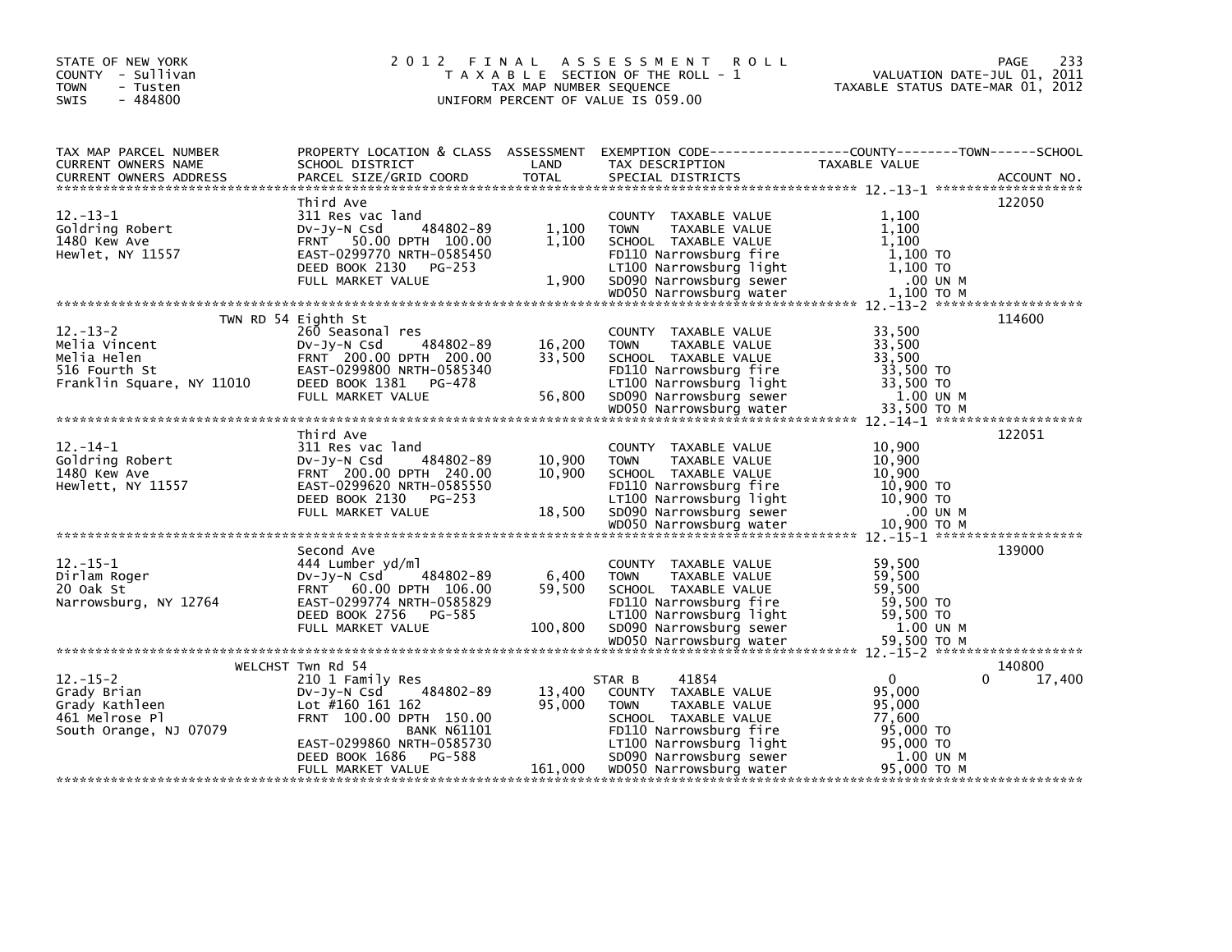STATE OF NEW YORK
COUNTY - Sullivan
TOWN - Tusten
SWIS - 484800

# 2012 FINAL ASSESSMENT ROLL

TAXABLE SECTION OF THE ROLL - 1
TAX MAP NUMBER SEQUENCE
UNIFORM PERCENT OF VALUE IS 059.00

VALUATION DATE-JUL 01, 2011
TAXABLE STATUS DATE-MAR 01, 2012

| TAX MAP PARCEL NUMBER / CURRENT OWNERS NAME / CURRENT OWNERS ADDRESS | PROPERTY LOCATION & CLASS / SCHOOL DISTRICT / PARCEL SIZE/GRID COORD | ASSESSMENT LAND / TOTAL | EXEMPTION CODE / TAX DESCRIPTION / SPECIAL DISTRICTS | COUNTY / TOWN / SCHOOL TAXABLE VALUE | ACCOUNT NO. |
|---|---|---|---|---|---|
| **12.-13-1** | Third Ave | | | | 122050 |
| 12.-13-1 | 311 Res vac land | | COUNTY TAXABLE VALUE | 1,100 | |
| Goldring Robert | Dv-Jy-N Csd 484802-89 | 1,100 | TOWN TAXABLE VALUE | 1,100 | |
| 1480 Kew Ave | FRNT 50.00 DPTH 100.00 | 1,100 | SCHOOL TAXABLE VALUE | 1,100 | |
| Hewlet, NY 11557 | EAST-0299770 NRTH-0585450 | | FD110 Narrowsburg fire | 1,100 TO | |
| | DEED BOOK 2130 PG-253 | | LT100 Narrowsburg light | 1,100 TO | |
| | FULL MARKET VALUE | 1,900 | SD090 Narrowsburg sewer | .00 UN M | |
| | | | WD050 Narrowsburg water | 1,100 TO M | |
| **12.-13-2** | TWN RD 54 Eighth St | | | | 114600 |
| 12.-13-2 | 260 Seasonal res | | COUNTY TAXABLE VALUE | 33,500 | |
| Melia Vincent | Dv-Jy-N Csd 484802-89 | 16,200 | TOWN TAXABLE VALUE | 33,500 | |
| Melia Helen | FRNT 200.00 DPTH 200.00 | 33,500 | SCHOOL TAXABLE VALUE | 33,500 | |
| 516 Fourth St | EAST-0299800 NRTH-0585340 | | FD110 Narrowsburg fire | 33,500 TO | |
| Franklin Square, NY 11010 | DEED BOOK 1381 PG-478 | | LT100 Narrowsburg light | 33,500 TO | |
| | FULL MARKET VALUE | 56,800 | SD090 Narrowsburg sewer | 1.00 UN M | |
| | | | WD050 Narrowsburg water | 33,500 TO M | |
| **12.-14-1** | Third Ave | | | | 122051 |
| 12.-14-1 | 311 Res vac land | | COUNTY TAXABLE VALUE | 10,900 | |
| Goldring Robert | Dv-Jy-N Csd 484802-89 | 10,900 | TOWN TAXABLE VALUE | 10,900 | |
| 1480 Kew Ave | FRNT 200.00 DPTH 240.00 | 10,900 | SCHOOL TAXABLE VALUE | 10,900 | |
| Hewlett, NY 11557 | EAST-0299620 NRTH-0585550 | | FD110 Narrowsburg fire | 10,900 TO | |
| | DEED BOOK 2130 PG-253 | | LT100 Narrowsburg light | 10,900 TO | |
| | FULL MARKET VALUE | 18,500 | SD090 Narrowsburg sewer | .00 UN M | |
| | | | WD050 Narrowsburg water | 10,900 TO M | |
| **12.-15-1** | Second Ave | | | | 139000 |
| 12.-15-1 | 444 Lumber yd/ml | | COUNTY TAXABLE VALUE | 59,500 | |
| Dirlam Roger | Dv-Jy-N Csd 484802-89 | 6,400 | TOWN TAXABLE VALUE | 59,500 | |
| 20 Oak St | FRNT 60.00 DPTH 106.00 | 59,500 | SCHOOL TAXABLE VALUE | 59,500 | |
| Narrowsburg, NY 12764 | EAST-0299774 NRTH-0585829 | | FD110 Narrowsburg fire | 59,500 TO | |
| | DEED BOOK 2756 PG-585 | | LT100 Narrowsburg light | 59,500 TO | |
| | FULL MARKET VALUE | 100,800 | SD090 Narrowsburg sewer | 1.00 UN M | |
| | | | WD050 Narrowsburg water | 59,500 TO M | |
| **12.-15-2** | WELCHST Twn Rd 54 | | | | 140800 |
| 12.-15-2 | 210 1 Family Res | | STAR B 41854 | 0 0 17,400 | |
| Grady Brian | Dv-Jy-N Csd 484802-89 | 13,400 | COUNTY TAXABLE VALUE | 95,000 | |
| Grady Kathleen | Lot #160 161 162 | 95,000 | TOWN TAXABLE VALUE | 95,000 | |
| 461 Melrose Pl | FRNT 100.00 DPTH 150.00 | | SCHOOL TAXABLE VALUE | 77,600 | |
| South Orange, NJ 07079 | BANK N61101 | | FD110 Narrowsburg fire | 95,000 TO | |
| | EAST-0299860 NRTH-0585730 | | LT100 Narrowsburg light | 95,000 TO | |
| | DEED BOOK 1686 PG-588 | | SD090 Narrowsburg sewer | 1.00 UN M | |
| | FULL MARKET VALUE | 161,000 | WD050 Narrowsburg water | 95,000 TO M | |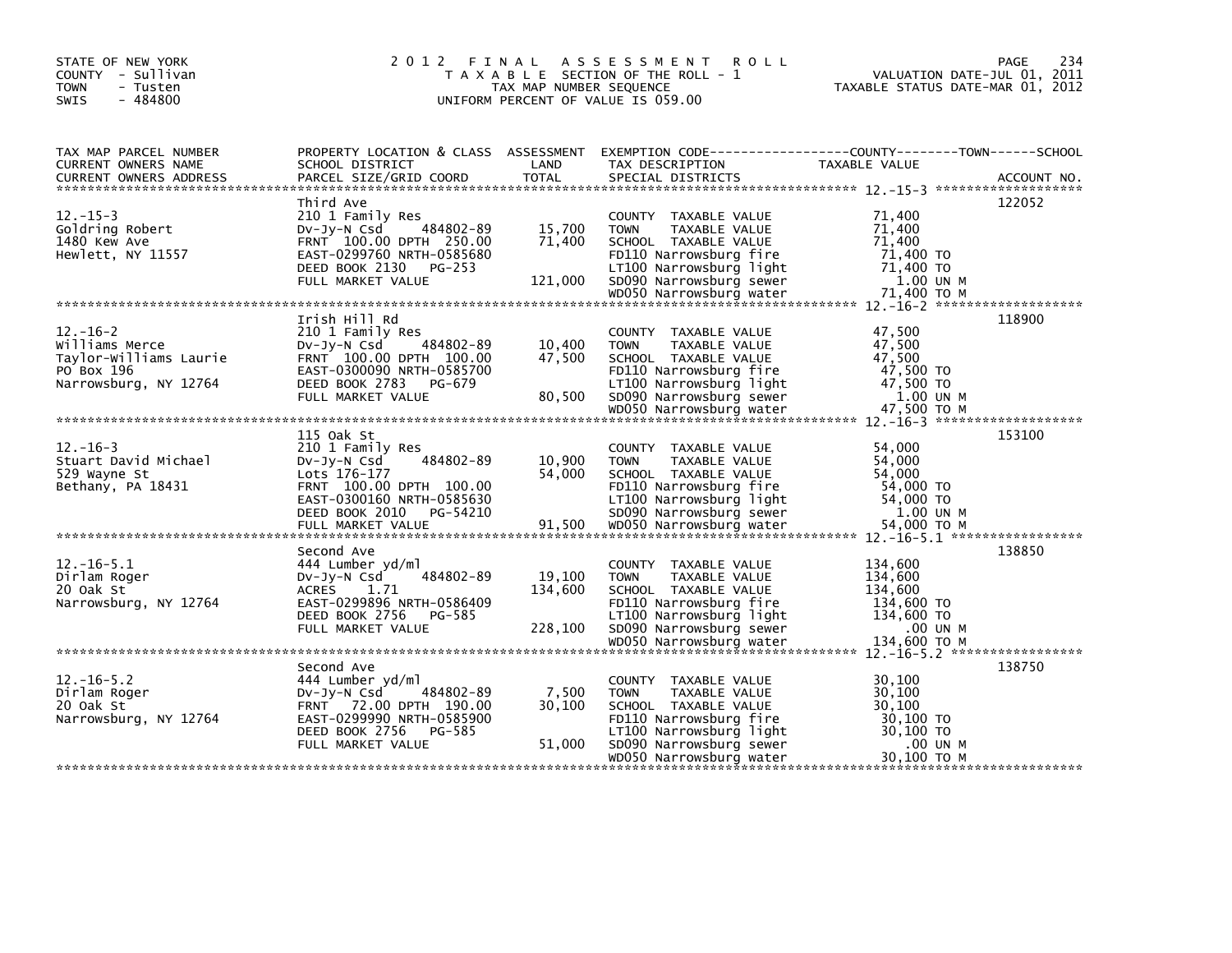STATE OF NEW YORK
COUNTY - Sullivan
TOWN - Tusten
SWIS - 484800

# 2012 FINAL ASSESSMENT ROLL
TAXABLE SECTION OF THE ROLL - 1
TAX MAP NUMBER SEQUENCE
UNIFORM PERCENT OF VALUE IS 059.00

VALUATION DATE-JUL 01, 2011
TAXABLE STATUS DATE-MAR 01, 2012

| TAX MAP PARCEL NUMBER / CURRENT OWNERS NAME / CURRENT OWNERS ADDRESS | PROPERTY LOCATION & CLASS / SCHOOL DISTRICT / PARCEL SIZE/GRID COORD | ASSESSMENT LAND / TOTAL | EXEMPTION CODE / TAX DESCRIPTION / SPECIAL DISTRICTS | TAXABLE VALUE | ACCOUNT NO. |
|---|---|---|---|---|---|
| 12.-15-3 | Third Ave | | | | 122052 |
| 12.-15-3 | 210 1 Family Res | | COUNTY TAXABLE VALUE | 71,400 | |
| Goldring Robert | Dv-Jy-N Csd 484802-89 | 15,700 | TOWN TAXABLE VALUE | 71,400 | |
| 1480 Kew Ave | FRNT 100.00 DPTH 250.00 | 71,400 | SCHOOL TAXABLE VALUE | 71,400 | |
| Hewlett, NY 11557 | EAST-0299760 NRTH-0585680 | | FD110 Narrowsburg fire | 71,400 TO | |
| | DEED BOOK 2130 PG-253 | | LT100 Narrowsburg light | 71,400 TO | |
| | FULL MARKET VALUE | 121,000 | SD090 Narrowsburg sewer | 1.00 UN M | |
| | | | WD050 Narrowsburg water | 71,400 TO M | |
| 12.-16-2 | Irish Hill Rd | | | | 118900 |
| 12.-16-2 | 210 1 Family Res | | COUNTY TAXABLE VALUE | 47,500 | |
| Williams Merce | Dv-Jy-N Csd 484802-89 | 10,400 | TOWN TAXABLE VALUE | 47,500 | |
| Taylor-Williams Laurie | FRNT 100.00 DPTH 100.00 | 47,500 | SCHOOL TAXABLE VALUE | 47,500 | |
| PO Box 196 | EAST-0300090 NRTH-0585700 | | FD110 Narrowsburg fire | 47,500 TO | |
| Narrowsburg, NY 12764 | DEED BOOK 2783 PG-679 | | LT100 Narrowsburg light | 47,500 TO | |
| | FULL MARKET VALUE | 80,500 | SD090 Narrowsburg sewer | 1.00 UN M | |
| | | | WD050 Narrowsburg water | 47,500 TO M | |
| 12.-16-3 | 115 Oak St | | | | 153100 |
| 12.-16-3 | 210 1 Family Res | | COUNTY TAXABLE VALUE | 54,000 | |
| Stuart David Michael | Dv-Jy-N Csd 484802-89 | 10,900 | TOWN TAXABLE VALUE | 54,000 | |
| 529 Wayne St | Lots 176-177 | 54,000 | SCHOOL TAXABLE VALUE | 54,000 | |
| Bethany, PA 18431 | FRNT 100.00 DPTH 100.00 | | FD110 Narrowsburg fire | 54,000 TO | |
| | EAST-0300160 NRTH-0585630 | | LT100 Narrowsburg light | 54,000 TO | |
| | DEED BOOK 2010 PG-54210 | | SD090 Narrowsburg sewer | 1.00 UN M | |
| | FULL MARKET VALUE | 91,500 | WD050 Narrowsburg water | 54,000 TO M | |
| 12.-16-5.1 | Second Ave | | | | 138850 |
| 12.-16-5.1 | 444 Lumber yd/ml | | COUNTY TAXABLE VALUE | 134,600 | |
| Dirlam Roger | Dv-Jy-N Csd 484802-89 | 19,100 | TOWN TAXABLE VALUE | 134,600 | |
| 20 Oak St | ACRES 1.71 | 134,600 | SCHOOL TAXABLE VALUE | 134,600 | |
| Narrowsburg, NY 12764 | EAST-0299896 NRTH-0586409 | | FD110 Narrowsburg fire | 134,600 TO | |
| | DEED BOOK 2756 PG-585 | | LT100 Narrowsburg light | 134,600 TO | |
| | FULL MARKET VALUE | 228,100 | SD090 Narrowsburg sewer | .00 UN M | |
| | | | WD050 Narrowsburg water | 134,600 TO M | |
| 12.-16-5.2 | Second Ave | | | | 138750 |
| 12.-16-5.2 | 444 Lumber yd/ml | | COUNTY TAXABLE VALUE | 30,100 | |
| Dirlam Roger | Dv-Jy-N Csd 484802-89 | 7,500 | TOWN TAXABLE VALUE | 30,100 | |
| 20 Oak St | FRNT 72.00 DPTH 190.00 | 30,100 | SCHOOL TAXABLE VALUE | 30,100 | |
| Narrowsburg, NY 12764 | EAST-0299990 NRTH-0585900 | | FD110 Narrowsburg fire | 30,100 TO | |
| | DEED BOOK 2756 PG-585 | | LT100 Narrowsburg light | 30,100 TO | |
| | FULL MARKET VALUE | 51,000 | SD090 Narrowsburg sewer | .00 UN M | |
| | | | WD050 Narrowsburg water | 30,100 TO M | |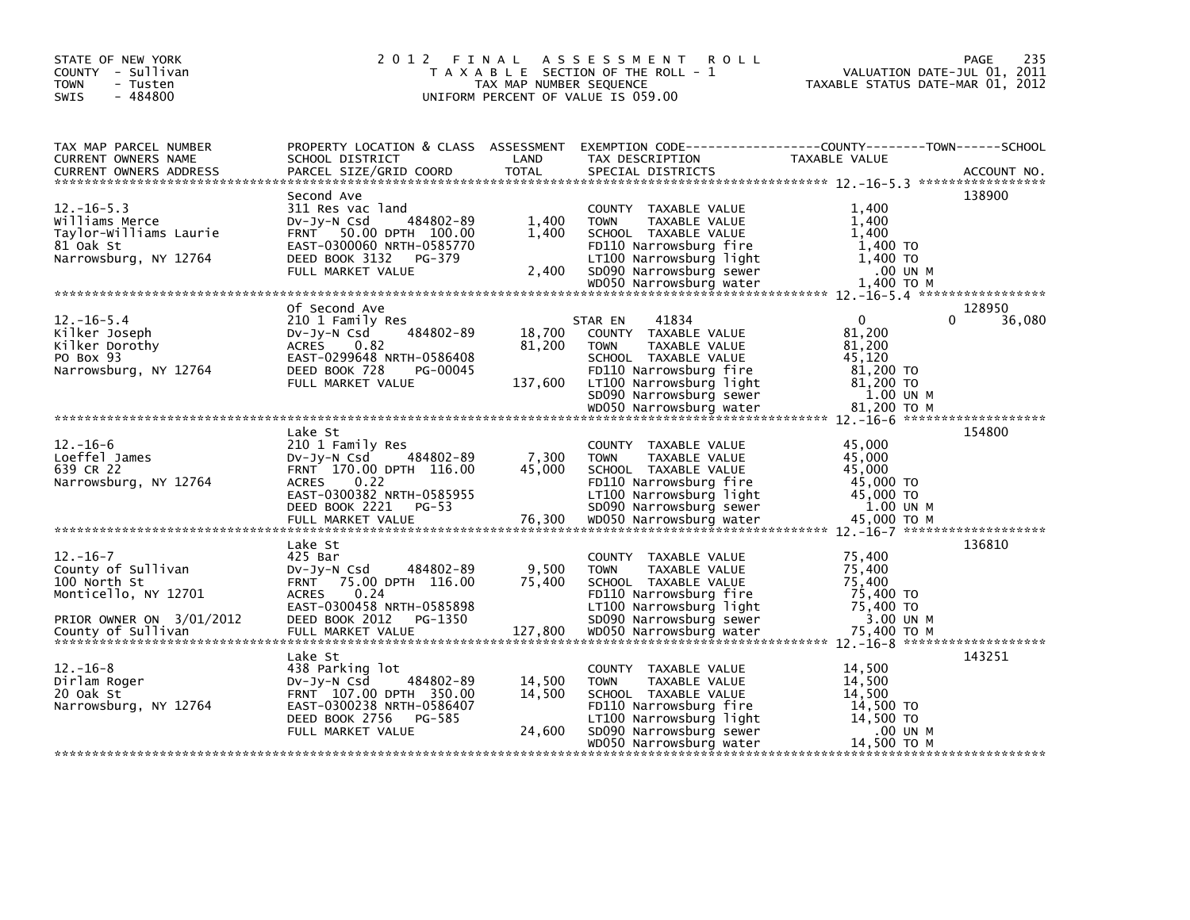STATE OF NEW YORK
COUNTY - Sullivan
TOWN - Tusten
SWIS - 484800

# 2012 FINAL ASSESSMENT ROLL

TAXABLE SECTION OF THE ROLL - 1
TAX MAP NUMBER SEQUENCE
UNIFORM PERCENT OF VALUE IS 059.00

VALUATION DATE-JUL 01, 2011
TAXABLE STATUS DATE-MAR 01, 2012

| TAX MAP PARCEL NUMBER / CURRENT OWNERS NAME / CURRENT OWNERS ADDRESS | PROPERTY LOCATION & CLASS / SCHOOL DISTRICT / PARCEL SIZE/GRID COORD | ASSESSMENT LAND / TOTAL | EXEMPTION CODE / TAX DESCRIPTION / SPECIAL DISTRICTS | COUNTY | TOWN | SCHOOL | ACCOUNT NO. |
|---|---|---|---|---|---|---|---|
| 12.-16-5.3 | Second Ave | | | | | | 138900 |
| | 311 Res vac land | | COUNTY TAXABLE VALUE | 1,400 | | | |
| Williams Merce | Dv-Jy-N Csd 484802-89 | 1,400 | TOWN TAXABLE VALUE | | 1,400 | | |
| Taylor-Williams Laurie | FRNT 50.00 DPTH 100.00 | 1,400 | SCHOOL TAXABLE VALUE | | | 1,400 | |
| 81 Oak St | EAST-0300060 NRTH-0585770 | | FD110 Narrowsburg fire | 1,400 TO | | | |
| Narrowsburg, NY 12764 | DEED BOOK 3132 PG-379 | | LT100 Narrowsburg light | 1,400 TO | | | |
| | FULL MARKET VALUE | 2,400 | SD090 Narrowsburg sewer | .00 UN M | | | |
| | | | WD050 Narrowsburg water | 1,400 TO M | | | |
| 12.-16-5.4 | Of Second Ave | | | | | | 128950 |
| | 210 1 Family Res | | STAR EN 41834 | 0 | 0 | 36,080 | |
| Kilker Joseph | Dv-Jy-N Csd 484802-89 | 18,700 | COUNTY TAXABLE VALUE | 81,200 | | | |
| Kilker Dorothy | ACRES 0.82 | 81,200 | TOWN TAXABLE VALUE | | 81,200 | | |
| PO Box 93 | EAST-0299648 NRTH-0586408 | | SCHOOL TAXABLE VALUE | | | 45,120 | |
| Narrowsburg, NY 12764 | DEED BOOK 728 PG-00045 | | FD110 Narrowsburg fire | 81,200 TO | | | |
| | FULL MARKET VALUE | 137,600 | LT100 Narrowsburg light | 81,200 TO | | | |
| | | | SD090 Narrowsburg sewer | 1.00 UN M | | | |
| | | | WD050 Narrowsburg water | 81,200 TO M | | | |
| 12.-16-6 | Lake St | | | | | | 154800 |
| | 210 1 Family Res | | COUNTY TAXABLE VALUE | 45,000 | | | |
| Loeffel James | Dv-Jy-N Csd 484802-89 | 7,300 | TOWN TAXABLE VALUE | | 45,000 | | |
| 639 CR 22 | FRNT 170.00 DPTH 116.00 | 45,000 | SCHOOL TAXABLE VALUE | | | 45,000 | |
| Narrowsburg, NY 12764 | ACRES 0.22 | | FD110 Narrowsburg fire | 45,000 TO | | | |
| | EAST-0300382 NRTH-0585955 | | LT100 Narrowsburg light | 45,000 TO | | | |
| | DEED BOOK 2221 PG-53 | | SD090 Narrowsburg sewer | 1.00 UN M | | | |
| | FULL MARKET VALUE | 76,300 | WD050 Narrowsburg water | 45,000 TO M | | | |
| 12.-16-7 | Lake St | | | | | | 136810 |
| | 425 Bar | | COUNTY TAXABLE VALUE | 75,400 | | | |
| County of Sullivan | Dv-Jy-N Csd 484802-89 | 9,500 | TOWN TAXABLE VALUE | | 75,400 | | |
| 100 North St | FRNT 75.00 DPTH 116.00 | 75,400 | SCHOOL TAXABLE VALUE | | | 75,400 | |
| Monticello, NY 12701 | ACRES 0.24 | | FD110 Narrowsburg fire | 75,400 TO | | | |
| | EAST-0300458 NRTH-0585898 | | LT100 Narrowsburg light | 75,400 TO | | | |
| PRIOR OWNER ON 3/01/2012 | DEED BOOK 2012 PG-1350 | | SD090 Narrowsburg sewer | 3.00 UN M | | | |
| County of Sullivan | FULL MARKET VALUE | 127,800 | WD050 Narrowsburg water | 75,400 TO M | | | |
| 12.-16-8 | Lake St | | | | | | 143251 |
| | 438 Parking lot | | COUNTY TAXABLE VALUE | 14,500 | | | |
| Dirlam Roger | Dv-Jy-N Csd 484802-89 | 14,500 | TOWN TAXABLE VALUE | | 14,500 | | |
| 20 Oak St | FRNT 107.00 DPTH 350.00 | 14,500 | SCHOOL TAXABLE VALUE | | | 14,500 | |
| Narrowsburg, NY 12764 | EAST-0300238 NRTH-0586407 | | FD110 Narrowsburg fire | 14,500 TO | | | |
| | DEED BOOK 2756 PG-585 | | LT100 Narrowsburg light | 14,500 TO | | | |
| | FULL MARKET VALUE | 24,600 | SD090 Narrowsburg sewer | .00 UN M | | | |
| | | | WD050 Narrowsburg water | 14,500 TO M | | | |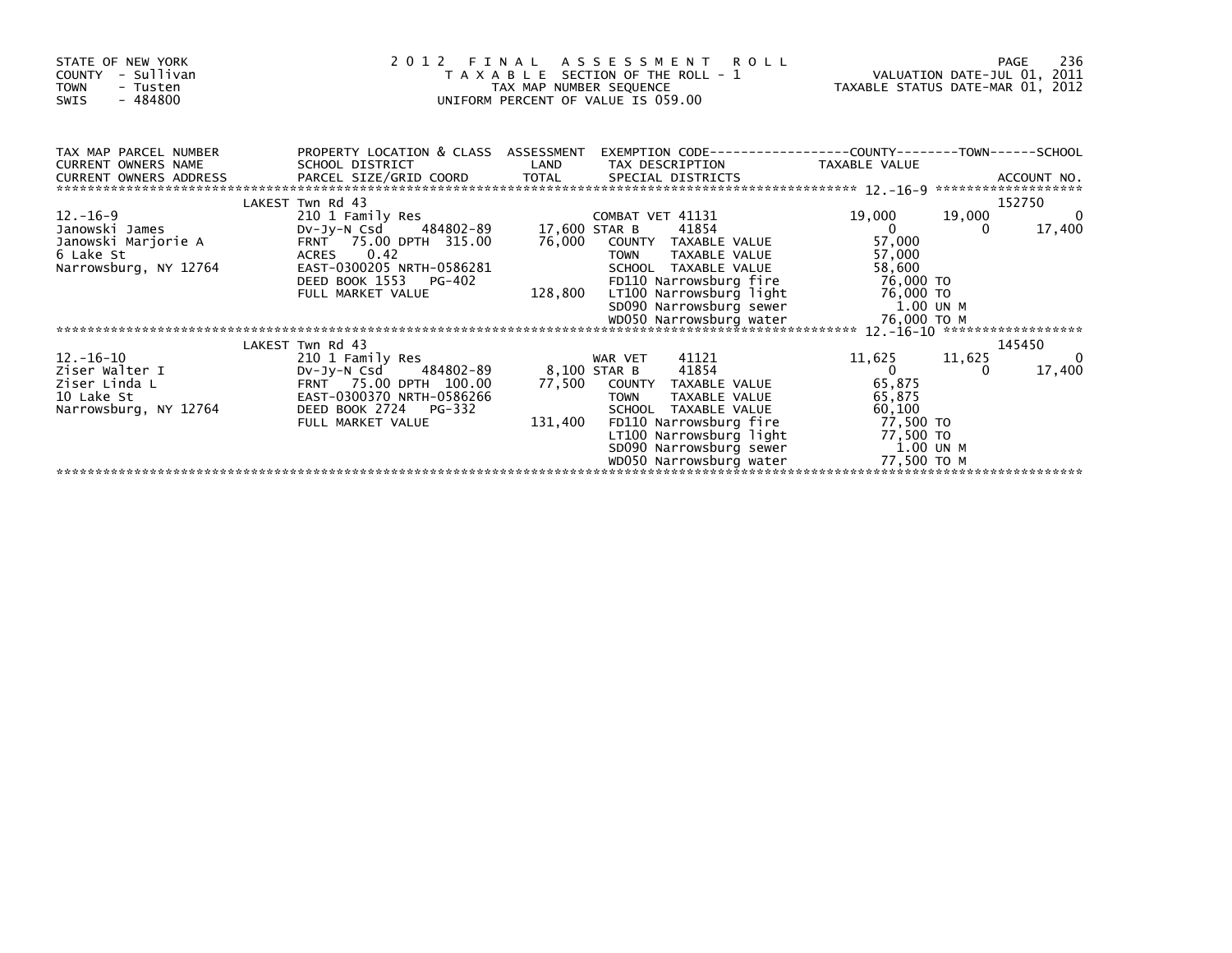STATE OF NEW YORK
COUNTY - Sullivan
TOWN - Tusten
SWIS - 484800

2012 FINAL ASSESSMENT ROLL
TAXABLE SECTION OF THE ROLL - 1
TAX MAP NUMBER SEQUENCE
UNIFORM PERCENT OF VALUE IS 059.00

VALUATION DATE-JUL 01, 2011
TAXABLE STATUS DATE-MAR 01, 2012

| TAX MAP PARCEL NUMBER / CURRENT OWNERS NAME / CURRENT OWNERS ADDRESS | PROPERTY LOCATION & CLASS / SCHOOL DISTRICT / PARCEL SIZE/GRID COORD | ASSESSMENT LAND / TOTAL | EXEMPTION CODE / TAX DESCRIPTION / SPECIAL DISTRICTS | COUNTY TAXABLE VALUE | TOWN | SCHOOL / ACCOUNT NO. |
|---|---|---|---|---|---|---|
| **12.-16-9** | LAKEST Twn Rd 43 | | | | | 152750 |
| 12.-16-9 | 210 1 Family Res | | COMBAT VET 41131 | 19,000 | 19,000 | 0 |
| Janowski James | Dv-Jy-N Csd 484802-89 | 17,600 | STAR B 41854 | 0 | 0 | 17,400 |
| Janowski Marjorie A | FRNT 75.00 DPTH 315.00 | 76,000 | COUNTY TAXABLE VALUE | 57,000 | | |
| 6 Lake St | ACRES 0.42 | | TOWN TAXABLE VALUE | 57,000 | | |
| Narrowsburg, NY 12764 | EAST-0300205 NRTH-0586281 | | SCHOOL TAXABLE VALUE | 58,600 | | |
| | DEED BOOK 1553 PG-402 | | FD110 Narrowsburg fire | 76,000 TO | | |
| | FULL MARKET VALUE | 128,800 | LT100 Narrowsburg light | 76,000 TO | | |
| | | | SD090 Narrowsburg sewer | 1.00 UN M | | |
| | | | WD050 Narrowsburg water | 76,000 TO M | | |
| **12.-16-10** | LAKEST Twn Rd 43 | | | | | 145450 |
| 12.-16-10 | 210 1 Family Res | | WAR VET 41121 | 11,625 | 11,625 | 0 |
| Ziser Walter I | Dv-Jy-N Csd 484802-89 | 8,100 | STAR B 41854 | 0 | 0 | 17,400 |
| Ziser Linda L | FRNT 75.00 DPTH 100.00 | 77,500 | COUNTY TAXABLE VALUE | 65,875 | | |
| 10 Lake St | EAST-0300370 NRTH-0586266 | | TOWN TAXABLE VALUE | 65,875 | | |
| Narrowsburg, NY 12764 | DEED BOOK 2724 PG-332 | | SCHOOL TAXABLE VALUE | 60,100 | | |
| | FULL MARKET VALUE | 131,400 | FD110 Narrowsburg fire | 77,500 TO | | |
| | | | LT100 Narrowsburg light | 77,500 TO | | |
| | | | SD090 Narrowsburg sewer | 1.00 UN M | | |
| | | | WD050 Narrowsburg water | 77,500 TO M | | |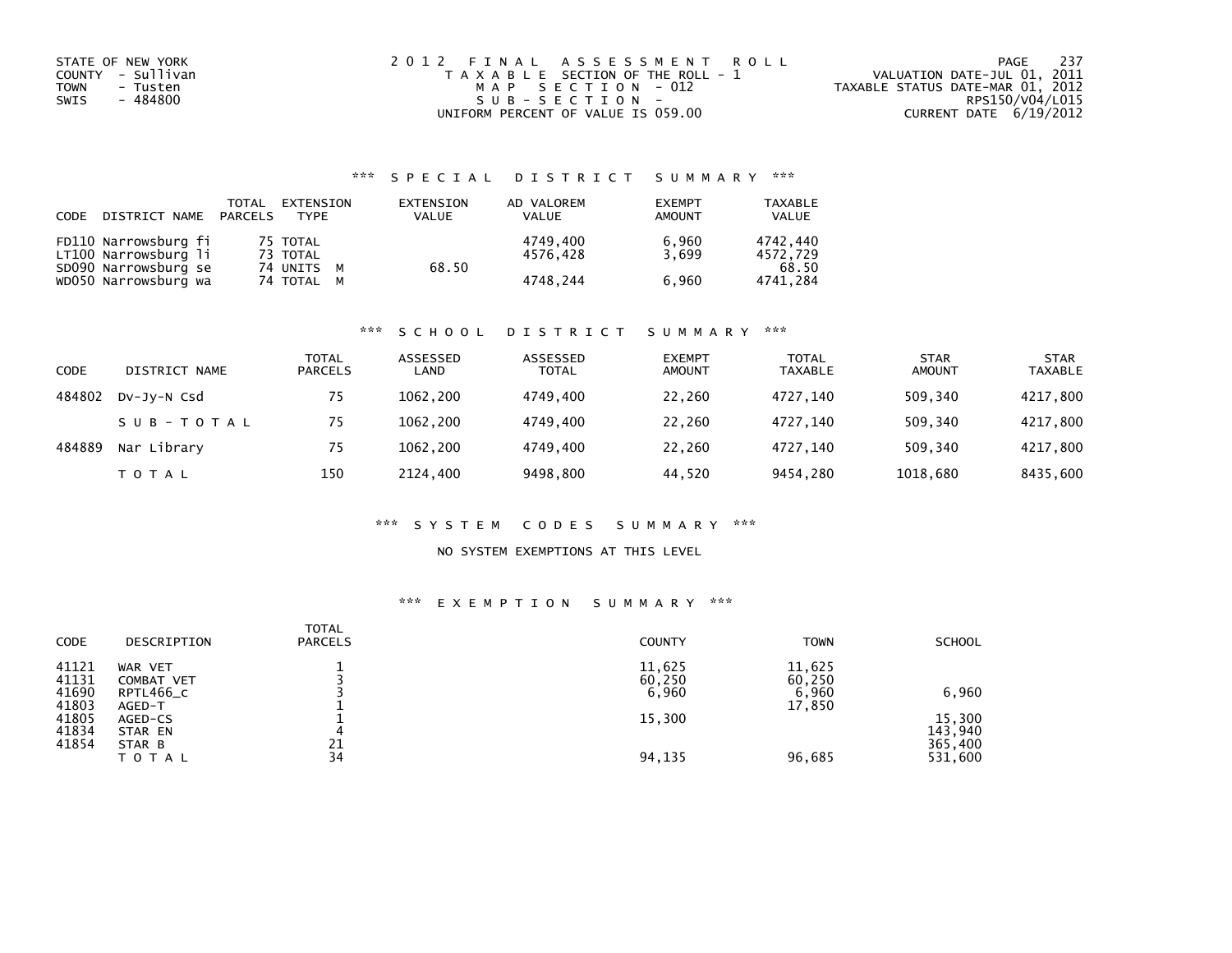STATE OF NEW YORK
COUNTY - Sullivan
TOWN - Tusten
SWIS - 484800

2012 FINAL ASSESSMENT ROLL
TAXABLE SECTION OF THE ROLL - 1
MAP SECTION - 012
SUB-SECTION -
UNIFORM PERCENT OF VALUE IS 059.00

VALUATION DATE-JUL 01, 2011
TAXABLE STATUS DATE-MAR 01, 2012
RPS150/V04/L015
CURRENT DATE 6/19/2012

### *** SPECIAL DISTRICT SUMMARY ***

| CODE | DISTRICT NAME | TOTAL PARCELS | EXTENSION TYPE | EXTENSION VALUE | AD VALOREM VALUE | EXEMPT AMOUNT | TAXABLE VALUE |
|---|---|---|---|---|---|---|---|
| FD110 | Narrowsburg fi | 75 | TOTAL | | 4749,400 | 6,960 | 4742,440 |
| LT100 | Narrowsburg li | 73 | TOTAL | | 4576,428 | 3,699 | 4572,729 |
| SD090 | Narrowsburg se | 74 | UNITS M | 68.50 | | | 68.50 |
| WD050 | Narrowsburg wa | 74 | TOTAL M | | 4748,244 | 6,960 | 4741,284 |

### *** SCHOOL DISTRICT SUMMARY ***

| CODE | DISTRICT NAME | TOTAL PARCELS | ASSESSED LAND | ASSESSED TOTAL | EXEMPT AMOUNT | TOTAL TAXABLE | STAR AMOUNT | STAR TAXABLE |
|---|---|---|---|---|---|---|---|---|
| 484802 | Dv-Jy-N Csd | 75 | 1062,200 | 4749,400 | 22,260 | 4727,140 | 509,340 | 4217,800 |
| | SUB-TOTAL | 75 | 1062,200 | 4749,400 | 22,260 | 4727,140 | 509,340 | 4217,800 |
| 484889 | Nar Library | 75 | 1062,200 | 4749,400 | 22,260 | 4727,140 | 509,340 | 4217,800 |
| | TOTAL | 150 | 2124,400 | 9498,800 | 44,520 | 9454,280 | 1018,680 | 8435,600 |

### *** SYSTEM CODES SUMMARY ***

NO SYSTEM EXEMPTIONS AT THIS LEVEL

### *** EXEMPTION SUMMARY ***

| CODE | DESCRIPTION | TOTAL PARCELS | COUNTY | TOWN | SCHOOL |
|---|---|---|---|---|---|
| 41121 | WAR VET | 1 | 11,625 | 11,625 | |
| 41131 | COMBAT VET | 3 | 60,250 | 60,250 | |
| 41690 | RPTL466_c | 3 | 6,960 | 6,960 | 6,960 |
| 41803 | AGED-T | 1 | | 17,850 | |
| 41805 | AGED-CS | 1 | 15,300 | | 15,300 |
| 41834 | STAR EN | 4 | | | 143,940 |
| 41854 | STAR B | 21 | | | 365,400 |
| | TOTAL | 34 | 94,135 | 96,685 | 531,600 |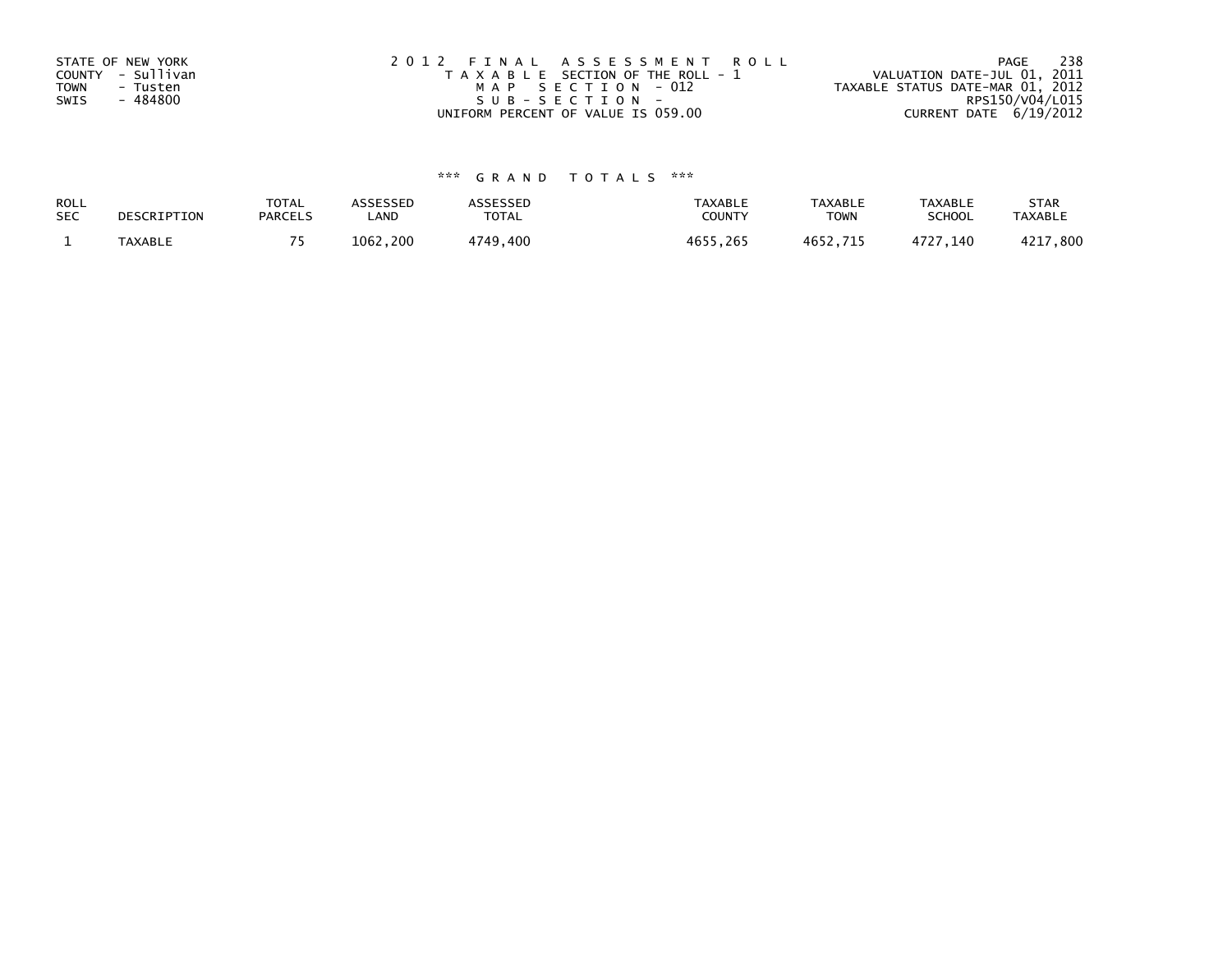STATE OF NEW YORK
COUNTY - Sullivan
TOWN - Tusten
SWIS - 484800

2 0 1 2 F I N A L A S S E S S M E N T R O L L
T A X A B L E SECTION OF THE ROLL - 1
M A P S E C T I O N - 012
S U B - S E C T I O N -
UNIFORM PERCENT OF VALUE IS 059.00

VALUATION DATE-JUL 01, 2011
TAXABLE STATUS DATE-MAR 01, 2012
RPS150/V04/L015
CURRENT DATE 6/19/2012

### *** G R A N D T O T A L S ***

| ROLL SEC | DESCRIPTION | TOTAL PARCELS | ASSESSED LAND | ASSESSED TOTAL | TAXABLE COUNTY | TAXABLE TOWN | TAXABLE SCHOOL | STAR TAXABLE |
|---|---|---|---|---|---|---|---|---|
| 1 | TAXABLE | 75 | 1062,200 | 4749,400 | 4655,265 | 4652,715 | 4727,140 | 4217,800 |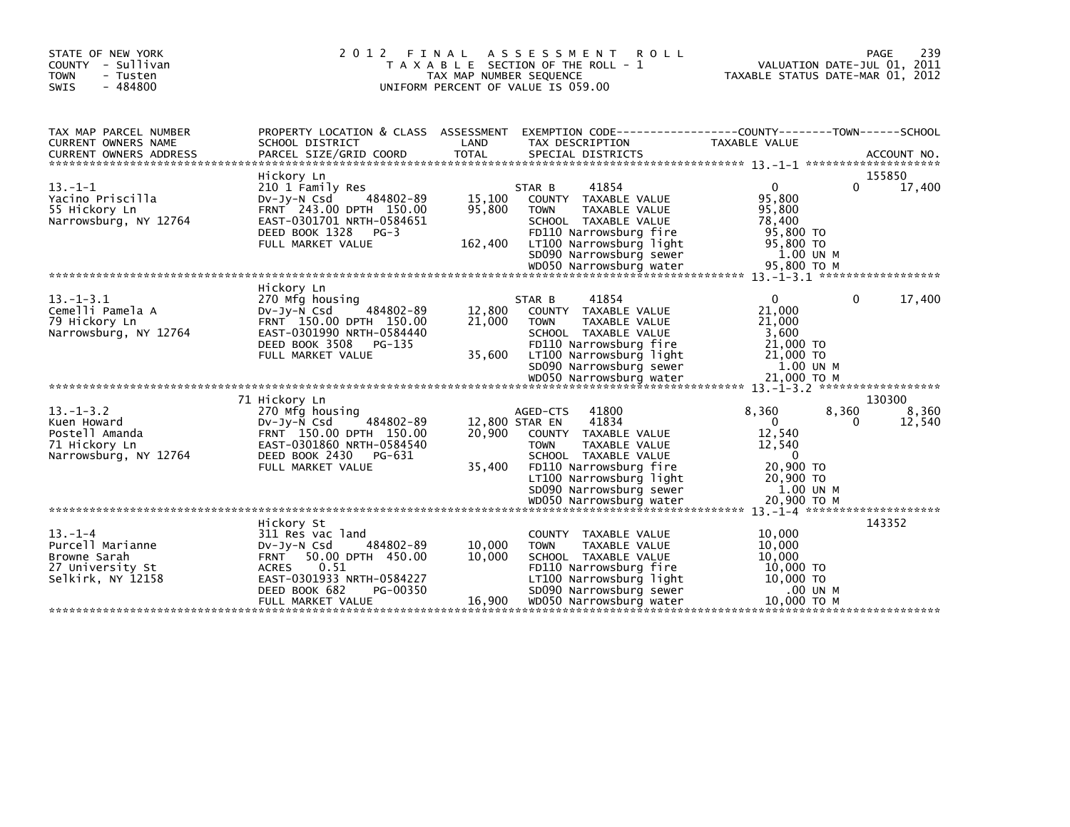STATE OF NEW YORK
COUNTY - Sullivan
TOWN - Tusten
SWIS - 484800

# 2012 FINAL ASSESSMENT ROLL

TAXABLE SECTION OF THE ROLL - 1
TAX MAP NUMBER SEQUENCE
UNIFORM PERCENT OF VALUE IS 059.00

VALUATION DATE-JUL 01, 2011
TAXABLE STATUS DATE-MAR 01, 2012

| TAX MAP PARCEL NUMBER / CURRENT OWNERS NAME / CURRENT OWNERS ADDRESS | PROPERTY LOCATION & CLASS / SCHOOL DISTRICT / PARCEL SIZE/GRID COORD | ASSESSMENT LAND / TOTAL | EXEMPTION CODE / TAX DESCRIPTION / SPECIAL DISTRICTS | COUNTY TAXABLE VALUE | TOWN | SCHOOL | ACCOUNT NO. |
|---|---|---|---|---|---|---|---|
| 13.-1-1 | Hickory Ln | | | | | | 155850 |
| Yacino Priscilla | 210 1 Family Res | | STAR B 41854 | 0 | 0 | 17,400 | |
| 55 Hickory Ln | Dv-Jy-N Csd 484802-89 | 15,100 | COUNTY TAXABLE VALUE | 95,800 | | | |
| Narrowsburg, NY 12764 | FRNT 243.00 DPTH 150.00 | 95,800 | TOWN TAXABLE VALUE | 95,800 | | | |
| | EAST-0301701 NRTH-0584651 | | SCHOOL TAXABLE VALUE | 78,400 | | | |
| | DEED BOOK 1328 PG-3 | | FD110 Narrowsburg fire | 95,800 TO | | | |
| | FULL MARKET VALUE | 162,400 | LT100 Narrowsburg light | 95,800 TO | | | |
| | | | SD090 Narrowsburg sewer | 1.00 UN M | | | |
| | | | WD050 Narrowsburg water | 95,800 TO M | | | |
| 13.-1-3.1 | Hickory Ln | | | | | | |
| Cemelli Pamela A | 270 Mfg housing | | STAR B 41854 | 0 | 0 | 17,400 | |
| 79 Hickory Ln | Dv-Jy-N Csd 484802-89 | 12,800 | COUNTY TAXABLE VALUE | 21,000 | | | |
| Narrowsburg, NY 12764 | FRNT 150.00 DPTH 150.00 | 21,000 | TOWN TAXABLE VALUE | 21,000 | | | |
| | EAST-0301990 NRTH-0584440 | | SCHOOL TAXABLE VALUE | 3,600 | | | |
| | DEED BOOK 3508 PG-135 | | FD110 Narrowsburg fire | 21,000 TO | | | |
| | FULL MARKET VALUE | 35,600 | LT100 Narrowsburg light | 21,000 TO | | | |
| | | | SD090 Narrowsburg sewer | 1.00 UN M | | | |
| | | | WD050 Narrowsburg water | 21,000 TO M | | | |
| 13.-1-3.2 | 71 Hickory Ln | | | | | | 130300 |
| Kuen Howard | 270 Mfg housing | | AGED-CTS 41800 | 8,360 | 8,360 | 8,360 | |
| Postell Amanda | Dv-Jy-N Csd 484802-89 | 12,800 | STAR EN 41834 | 0 | 0 | 12,540 | |
| 71 Hickory Ln | FRNT 150.00 DPTH 150.00 | 20,900 | COUNTY TAXABLE VALUE | 12,540 | | | |
| Narrowsburg, NY 12764 | EAST-0301860 NRTH-0584540 | | TOWN TAXABLE VALUE | 12,540 | | | |
| | DEED BOOK 2430 PG-631 | | SCHOOL TAXABLE VALUE | 0 | | | |
| | FULL MARKET VALUE | 35,400 | FD110 Narrowsburg fire | 20,900 TO | | | |
| | | | LT100 Narrowsburg light | 20,900 TO | | | |
| | | | SD090 Narrowsburg sewer | 1.00 UN M | | | |
| | | | WD050 Narrowsburg water | 20,900 TO M | | | |
| 13.-1-4 | Hickory St | | | | | | 143352 |
| Purcell Marianne | 311 Res vac land | | COUNTY TAXABLE VALUE | 10,000 | | | |
| Browne Sarah | Dv-Jy-N Csd 484802-89 | 10,000 | TOWN TAXABLE VALUE | 10,000 | | | |
| 27 University St | FRNT 50.00 DPTH 450.00 | 10,000 | SCHOOL TAXABLE VALUE | 10,000 | | | |
| Selkirk, NY 12158 | ACRES 0.51 | | FD110 Narrowsburg fire | 10,000 TO | | | |
| | EAST-0301933 NRTH-0584227 | | LT100 Narrowsburg light | 10,000 TO | | | |
| | DEED BOOK 682 PG-00350 | | SD090 Narrowsburg sewer | .00 UN M | | | |
| | FULL MARKET VALUE | 16,900 | WD050 Narrowsburg water | 10,000 TO M | | | |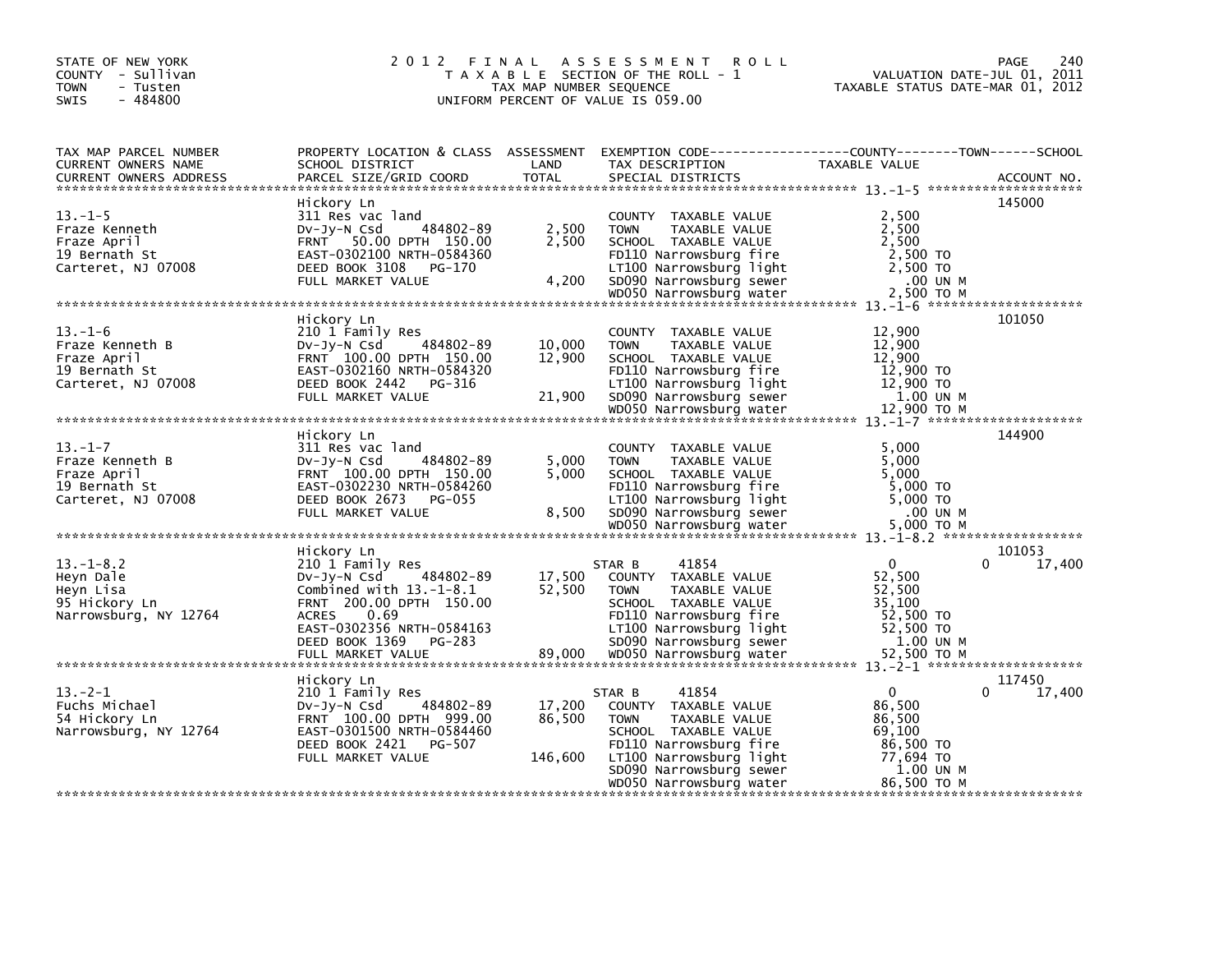STATE OF NEW YORK
COUNTY - Sullivan
TOWN - Tusten
SWIS - 484800

# 2012 FINAL ASSESSMENT ROLL

TAXABLE SECTION OF THE ROLL - 1
TAX MAP NUMBER SEQUENCE
UNIFORM PERCENT OF VALUE IS 059.00

VALUATION DATE-JUL 01, 2011
TAXABLE STATUS DATE-MAR 01, 2012

| TAX MAP PARCEL NUMBER / CURRENT OWNERS NAME / CURRENT OWNERS ADDRESS | PROPERTY LOCATION & CLASS / SCHOOL DISTRICT / PARCEL SIZE/GRID COORD | ASSESSMENT LAND | TOTAL | EXEMPTION CODE / TAX DESCRIPTION / SPECIAL DISTRICTS | COUNTY TAXABLE VALUE | TOWN | SCHOOL | ACCOUNT NO. |
|---|---|---|---|---|---|---|---|---|
| 13.-1-5 | Hickory Ln | | | | | | | 145000 |
| Fraze Kenneth | 311 Res vac land | | | COUNTY TAXABLE VALUE | 2,500 | | | |
| Fraze April | Dv-Jy-N Csd 484802-89 | 2,500 | | TOWN TAXABLE VALUE | 2,500 | | | |
| 19 Bernath St | FRNT 50.00 DPTH 150.00 | | 2,500 | SCHOOL TAXABLE VALUE | 2,500 | | | |
| Carteret, NJ 07008 | EAST-0302100 NRTH-0584360 | | | FD110 Narrowsburg fire | 2,500 TO | | | |
| | DEED BOOK 3108 PG-170 | | | LT100 Narrowsburg light | 2,500 TO | | | |
| | FULL MARKET VALUE | | 4,200 | SD090 Narrowsburg sewer | .00 UN M | | | |
| | | | | WD050 Narrowsburg water | 2,500 TO M | | | |
| 13.-1-6 | Hickory Ln | | | | | | | 101050 |
| Fraze Kenneth B | 210 1 Family Res | | | COUNTY TAXABLE VALUE | 12,900 | | | |
| Fraze April | Dv-Jy-N Csd 484802-89 | 10,000 | | TOWN TAXABLE VALUE | 12,900 | | | |
| 19 Bernath St | FRNT 100.00 DPTH 150.00 | | 12,900 | SCHOOL TAXABLE VALUE | 12,900 | | | |
| Carteret, NJ 07008 | EAST-0302160 NRTH-0584320 | | | FD110 Narrowsburg fire | 12,900 TO | | | |
| | DEED BOOK 2442 PG-316 | | | LT100 Narrowsburg light | 12,900 TO | | | |
| | FULL MARKET VALUE | | 21,900 | SD090 Narrowsburg sewer | 1.00 UN M | | | |
| | | | | WD050 Narrowsburg water | 12,900 TO M | | | |
| 13.-1-7 | Hickory Ln | | | | | | | 144900 |
| Fraze Kenneth B | 311 Res vac land | | | COUNTY TAXABLE VALUE | 5,000 | | | |
| Fraze April | Dv-Jy-N Csd 484802-89 | 5,000 | | TOWN TAXABLE VALUE | 5,000 | | | |
| 19 Bernath St | FRNT 100.00 DPTH 150.00 | | 5,000 | SCHOOL TAXABLE VALUE | 5,000 | | | |
| Carteret, NJ 07008 | EAST-0302230 NRTH-0584260 | | | FD110 Narrowsburg fire | 5,000 TO | | | |
| | DEED BOOK 2673 PG-055 | | | LT100 Narrowsburg light | 5,000 TO | | | |
| | FULL MARKET VALUE | | 8,500 | SD090 Narrowsburg sewer | .00 UN M | | | |
| | | | | WD050 Narrowsburg water | 5,000 TO M | | | |
| 13.-1-8.2 | Hickory Ln | | | | | | | 101053 |
| Heyn Dale | 210 1 Family Res | | | STAR B 41854 | 0 | 0 | 17,400 | |
| Heyn Lisa | Dv-Jy-N Csd 484802-89 | 17,500 | | COUNTY TAXABLE VALUE | 52,500 | | | |
| 95 Hickory Ln | Combined with 13.-1-8.1 | | 52,500 | TOWN TAXABLE VALUE | 52,500 | | | |
| Narrowsburg, NY 12764 | FRNT 200.00 DPTH 150.00 | | | SCHOOL TAXABLE VALUE | 35,100 | | | |
| | ACRES 0.69 | | | FD110 Narrowsburg fire | 52,500 TO | | | |
| | EAST-0302356 NRTH-0584163 | | | LT100 Narrowsburg light | 52,500 TO | | | |
| | DEED BOOK 1369 PG-283 | | | SD090 Narrowsburg sewer | 1.00 UN M | | | |
| | FULL MARKET VALUE | | 89,000 | WD050 Narrowsburg water | 52,500 TO M | | | |
| 13.-2-1 | Hickory Ln | | | | | | | 117450 |
| Fuchs Michael | 210 1 Family Res | | | STAR B 41854 | 0 | 0 | 17,400 | |
| 54 Hickory Ln | Dv-Jy-N Csd 484802-89 | 17,200 | | COUNTY TAXABLE VALUE | 86,500 | | | |
| Narrowsburg, NY 12764 | FRNT 100.00 DPTH 999.00 | | 86,500 | TOWN TAXABLE VALUE | 86,500 | | | |
| | EAST-0301500 NRTH-0584460 | | | SCHOOL TAXABLE VALUE | 69,100 | | | |
| | DEED BOOK 2421 PG-507 | | | FD110 Narrowsburg fire | 86,500 TO | | | |
| | FULL MARKET VALUE | | 146,600 | LT100 Narrowsburg light | 77,694 TO | | | |
| | | | | SD090 Narrowsburg sewer | 1.00 UN M | | | |
| | | | | WD050 Narrowsburg water | 86,500 TO M | | | |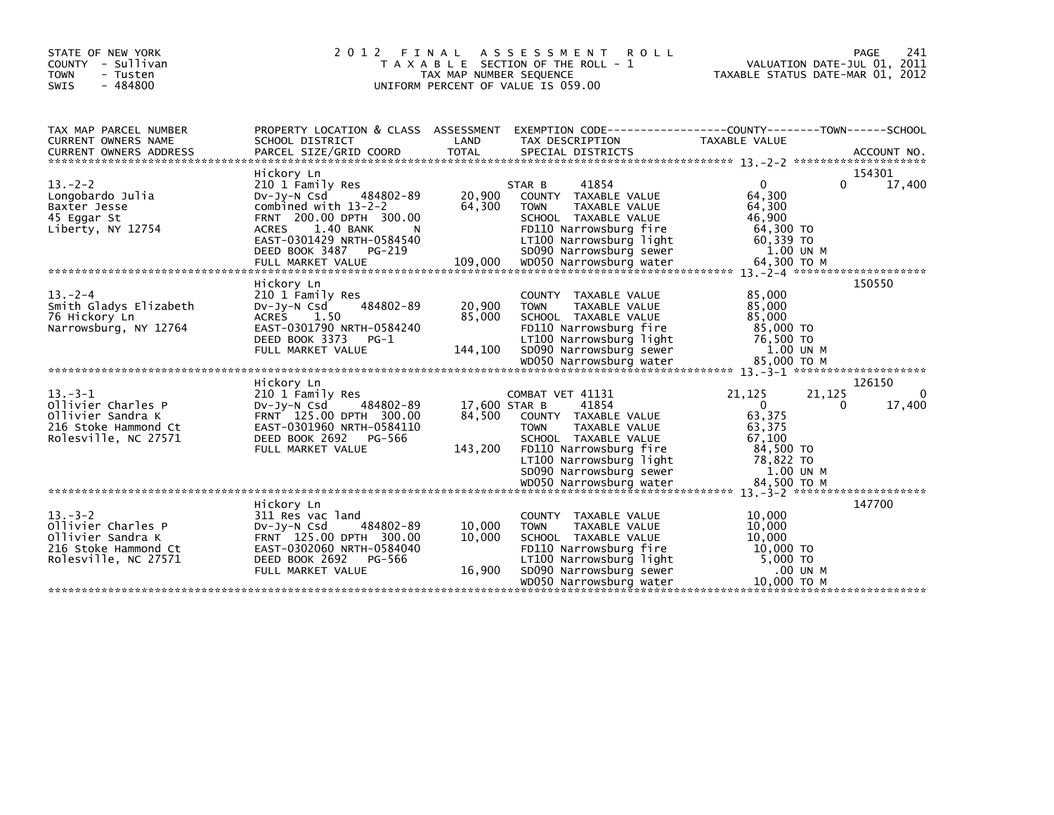STATE OF NEW YORK
COUNTY - Sullivan
TOWN - Tusten
SWIS - 484800

# 2012 FINAL ASSESSMENT ROLL

TAXABLE SECTION OF THE ROLL - 1
TAX MAP NUMBER SEQUENCE
UNIFORM PERCENT OF VALUE IS 059.00

VALUATION DATE-JUL 01, 2011
TAXABLE STATUS DATE-MAR 01, 2012

| TAX MAP PARCEL NUMBER / CURRENT OWNERS NAME / CURRENT OWNERS ADDRESS | PROPERTY LOCATION & CLASS / SCHOOL DISTRICT / PARCEL SIZE/GRID COORD | ASSESSMENT LAND / TOTAL | EXEMPTION CODE / TAX DESCRIPTION / SPECIAL DISTRICTS | COUNTY TAXABLE VALUE | TOWN | SCHOOL / ACCOUNT NO. |
|---|---|---|---|---|---|---|
| 13.-2-2 | Hickory Ln | | | | | 154301 |
| Longobardo Julia | 210 1 Family Res | | STAR B 41854 | 0 | 0 | 17,400 |
| Baxter Jesse | Dv-Jy-N Csd 484802-89 | 20,900 | COUNTY TAXABLE VALUE | 64,300 | | |
| 45 Eggar St | combined with 13-2-2 | 64,300 | TOWN TAXABLE VALUE | 64,300 | | |
| Liberty, NY 12754 | FRNT 200.00 DPTH 300.00 | | SCHOOL TAXABLE VALUE | 46,900 | | |
| | ACRES 1.40 BANK N | | FD110 Narrowsburg fire | 64,300 TO | | |
| | EAST-0301429 NRTH-0584540 | | LT100 Narrowsburg light | 60,339 TO | | |
| | DEED BOOK 3487 PG-219 | | SD090 Narrowsburg sewer | 1.00 UN M | | |
| | FULL MARKET VALUE | 109,000 | WD050 Narrowsburg water | 64,300 TO M | | |
| 13.-2-4 | Hickory Ln | | | | | 150550 |
| Smith Gladys Elizabeth | 210 1 Family Res | | COUNTY TAXABLE VALUE | 85,000 | | |
| 76 Hickory Ln | Dv-Jy-N Csd 484802-89 | 20,900 | TOWN TAXABLE VALUE | 85,000 | | |
| Narrowsburg, NY 12764 | ACRES 1.50 | 85,000 | SCHOOL TAXABLE VALUE | 85,000 | | |
| | EAST-0301790 NRTH-0584240 | | FD110 Narrowsburg fire | 85,000 TO | | |
| | DEED BOOK 3373 PG-1 | | LT100 Narrowsburg light | 76,500 TO | | |
| | FULL MARKET VALUE | 144,100 | SD090 Narrowsburg sewer | 1.00 UN M | | |
| | | | WD050 Narrowsburg water | 85,000 TO M | | |
| 13.-3-1 | Hickory Ln | | | | | 126150 |
| Ollivier Charles P | 210 1 Family Res | | COMBAT VET 41131 | 21,125 | 21,125 | 0 |
| Ollivier Sandra K | Dv-Jy-N Csd 484802-89 | 17,600 | STAR B 41854 | 0 | 0 | 17,400 |
| 216 Stoke Hammond Ct | FRNT 125.00 DPTH 300.00 | 84,500 | COUNTY TAXABLE VALUE | 63,375 | | |
| Rolesville, NC 27571 | EAST-0301960 NRTH-0584110 | | TOWN TAXABLE VALUE | 63,375 | | |
| | DEED BOOK 2692 PG-566 | | SCHOOL TAXABLE VALUE | 67,100 | | |
| | FULL MARKET VALUE | 143,200 | FD110 Narrowsburg fire | 84,500 TO | | |
| | | | LT100 Narrowsburg light | 78,822 TO | | |
| | | | SD090 Narrowsburg sewer | 1.00 UN M | | |
| | | | WD050 Narrowsburg water | 84,500 TO M | | |
| 13.-3-2 | Hickory Ln | | | | | 147700 |
| Ollivier Charles P | 311 Res vac land | | COUNTY TAXABLE VALUE | 10,000 | | |
| Ollivier Sandra K | Dv-Jy-N Csd 484802-89 | 10,000 | TOWN TAXABLE VALUE | 10,000 | | |
| 216 Stoke Hammond Ct | FRNT 125.00 DPTH 300.00 | 10,000 | SCHOOL TAXABLE VALUE | 10,000 | | |
| Rolesville, NC 27571 | EAST-0302060 NRTH-0584040 | | FD110 Narrowsburg fire | 10,000 TO | | |
| | DEED BOOK 2692 PG-566 | | LT100 Narrowsburg light | 5,000 TO | | |
| | FULL MARKET VALUE | 16,900 | SD090 Narrowsburg sewer | .00 UN M | | |
| | | | WD050 Narrowsburg water | 10,000 TO M | | |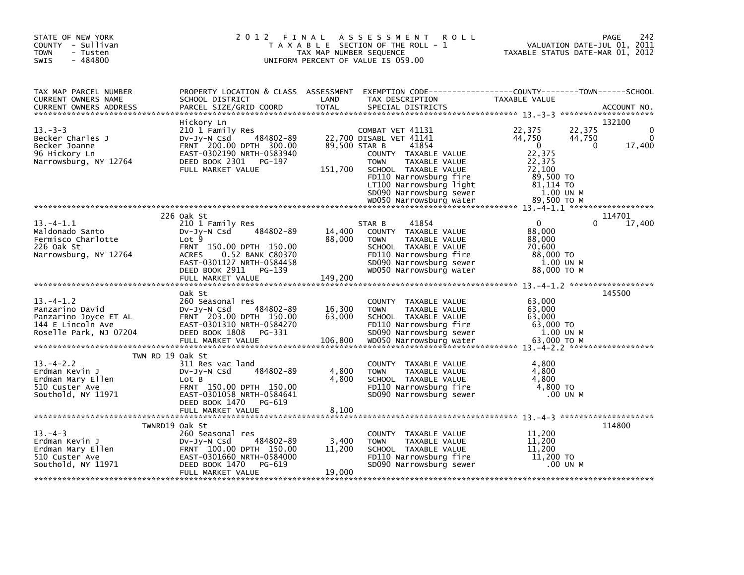STATE OF NEW YORK
COUNTY - Sullivan
TOWN - Tusten
SWIS - 484800

2 0 1 2 F I N A L A S S E S S M E N T R O L L
T A X A B L E SECTION OF THE ROLL - 1
TAX MAP NUMBER SEQUENCE
UNIFORM PERCENT OF VALUE IS 059.00

VALUATION DATE-JUL 01, 2011
TAXABLE STATUS DATE-MAR 01, 2012

```
TAX MAP PARCEL NUMBER        PROPERTY LOCATION & CLASS  ASSESSMENT  EXEMPTION CODE-----------------COUNTY--------TOWN------SCHOOL
CURRENT OWNERS NAME          SCHOOL DISTRICT               LAND      TAX DESCRIPTION            TAXABLE VALUE
CURRENT OWNERS ADDRESS       PARCEL SIZE/GRID COORD        TOTAL     SPECIAL DISTRICTS                                      ACCOUNT NO.
******************************************************************************************************* 13.-3-3 ********************
                             Hickory Ln                                                                                  132100
13.-3-3                      210 1 Family Res                       COMBAT VET 41131          22,375      22,375              0
Becker Charles J             Dv-Jy-N Csd      484802-89      22,700 DISABL VET 41141          44,750      44,750              0
Becker Joanne                FRNT 200.00 DPTH 300.00        89,500 STAR B      41854               0           0         17,400
96 Hickory Ln                EAST-0302190 NRTH-0583940              COUNTY  TAXABLE VALUE      22,375
Narrowsburg, NY 12764        DEED BOOK 2301   PG-197                TOWN    TAXABLE VALUE      22,375
                             FULL MARKET VALUE             151,700  SCHOOL  TAXABLE VALUE      72,100
                                                                    FD110 Narrowsburg fire      89,500 TO
                                                                    LT100 Narrowsburg light     81,114 TO
                                                                    SD090 Narrowsburg sewer       1.00 UN M
                                                                    WD050 Narrowsburg water     89,500 TO M
******************************************************************************************************* 13.-4-1.1 ******************
                             226 Oak St                                                                                  114701
13.-4-1.1                    210 1 Family Res                       STAR B      41854               0           0         17,400
Maldonado Santo              Dv-Jy-N Csd      484802-89      14,400   COUNTY  TAXABLE VALUE      88,000
Fermisco Charlotte           Lot 9                           88,000   TOWN    TAXABLE VALUE      88,000
226 Oak St                   FRNT 150.00 DPTH 150.00                SCHOOL  TAXABLE VALUE      70,600
Narrowsburg, NY 12764        ACRES    0.52 BANK C80370              FD110 Narrowsburg fire      88,000 TO
                             EAST-0301127 NRTH-0584458              SD090 Narrowsburg sewer       1.00 UN M
                             DEED BOOK 2911   PG-139                WD050 Narrowsburg water     88,000 TO M
                             FULL MARKET VALUE             149,200
******************************************************************************************************* 13.-4-1.2 ******************
                             Oak St                                                                                      145500
13.-4-1.2                    260 Seasonal res                       COUNTY  TAXABLE VALUE      63,000
Panzarino David              Dv-Jy-N Csd      484802-89      16,300   TOWN    TAXABLE VALUE      63,000
Panzarino Joyce ET AL        FRNT 203.00 DPTH 150.00         63,000   SCHOOL  TAXABLE VALUE      63,000
144 E Lincoln Ave            EAST-0301310 NRTH-0584270              FD110 Narrowsburg fire      63,000 TO
Roselle Park, NJ 07204       DEED BOOK 1808   PG-331                SD090 Narrowsburg sewer       1.00 UN M
                             FULL MARKET VALUE             106,800  WD050 Narrowsburg water     63,000 TO M
******************************************************************************************************* 13.-4-2.2 ******************
                    TWN RD 19 Oak St
13.-4-2.2                    311 Res vac land                       COUNTY  TAXABLE VALUE       4,800
Erdman Kevin J               Dv-Jy-N Csd      484802-89       4,800   TOWN    TAXABLE VALUE       4,800
Erdman Mary Ellen            Lot B                            4,800   SCHOOL  TAXABLE VALUE       4,800
510 Custer Ave               FRNT 150.00 DPTH 150.00                FD110 Narrowsburg fire       4,800 TO
Southold, NY 11971           EAST-0301058 NRTH-0584641              SD090 Narrowsburg sewer        .00 UN M
                             DEED BOOK 1470   PG-619
                             FULL MARKET VALUE               8,100
******************************************************************************************************* 13.-4-3 ********************
                    TWNRD19 Oak St                                                                                       114800
13.-4-3                      260 Seasonal res                       COUNTY  TAXABLE VALUE      11,200
Erdman Kevin J               Dv-Jy-N Csd      484802-89       3,400   TOWN    TAXABLE VALUE      11,200
Erdman Mary Ellen            FRNT 100.00 DPTH 150.00         11,200   SCHOOL  TAXABLE VALUE      11,200
510 Custer Ave               EAST-0301660 NRTH-0584000              FD110 Narrowsburg fire      11,200 TO
Southold, NY 11971           DEED BOOK 1470   PG-619                SD090 Narrowsburg sewer        .00 UN M
                             FULL MARKET VALUE              19,000
************************************************************************************************************************************
```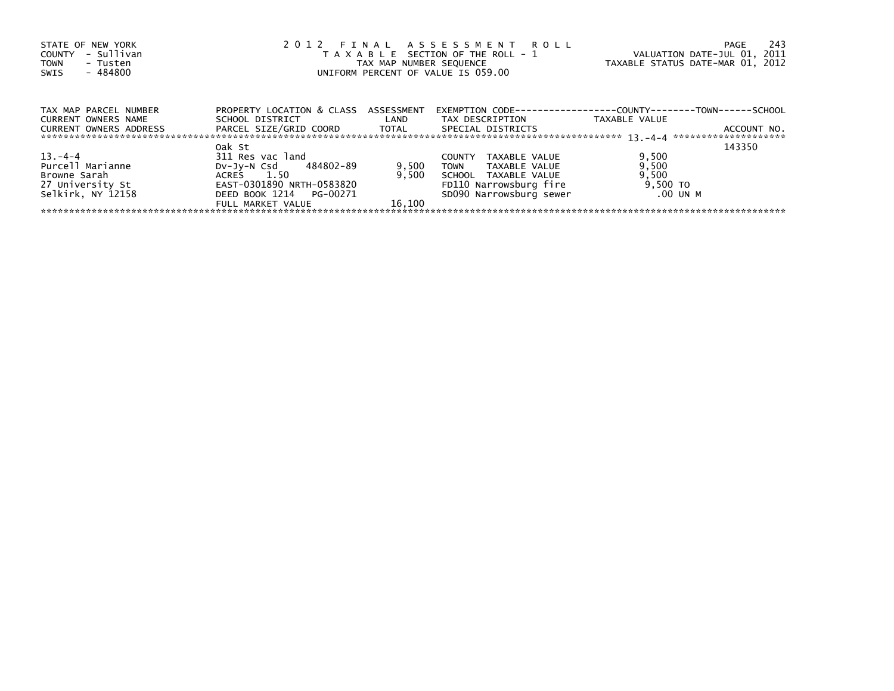STATE OF NEW YORK
COUNTY - Sullivan
TOWN - Tusten
SWIS - 484800

# 2012 FINAL ASSESSMENT ROLL
TAXABLE SECTION OF THE ROLL - 1
TAX MAP NUMBER SEQUENCE
UNIFORM PERCENT OF VALUE IS 059.00

VALUATION DATE-JUL 01, 2011
TAXABLE STATUS DATE-MAR 01, 2012

| TAX MAP PARCEL NUMBER / CURRENT OWNERS NAME / CURRENT OWNERS ADDRESS | PROPERTY LOCATION & CLASS / SCHOOL DISTRICT / PARCEL SIZE/GRID COORD | ASSESSMENT LAND / TOTAL | EXEMPTION CODE / TAX DESCRIPTION / SPECIAL DISTRICTS | TAXABLE VALUE (COUNTY / TOWN / SCHOOL) | ACCOUNT NO. |
|---|---|---|---|---|---|
| 13.-4-4 | Oak St | | | | 143350 |
| | 311 Res vac land | | | | |
| Purcell Marianne | Dv-Jy-N Csd 484802-89 | 9,500 | COUNTY TAXABLE VALUE | 9,500 | |
| Browne Sarah | ACRES 1.50 | 9,500 | TOWN TAXABLE VALUE | 9,500 | |
| 27 University St | EAST-0301890 NRTH-0583820 | | SCHOOL TAXABLE VALUE | 9,500 | |
| Selkirk, NY 12158 | DEED BOOK 1214 PG-00271 | | FD110 Narrowsburg fire | 9,500 TO | |
| | FULL MARKET VALUE | 16,100 | SD090 Narrowsburg sewer | .00 UN M | |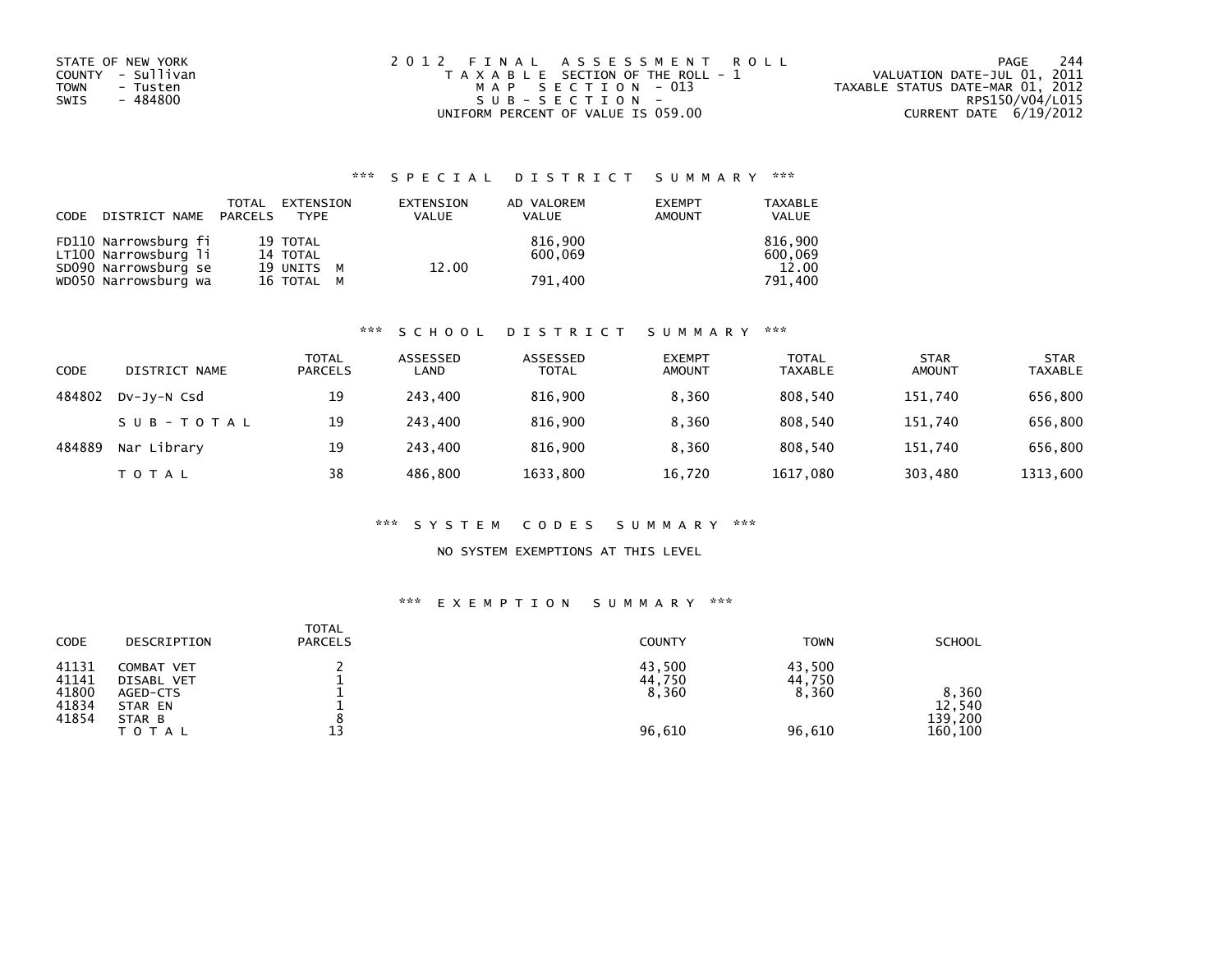STATE OF NEW YORK
COUNTY - Sullivan
TOWN - Tusten
SWIS - 484800

2012 FINAL ASSESSMENT ROLL
TAXABLE SECTION OF THE ROLL - 1
MAP SECTION - 013
SUB-SECTION -
UNIFORM PERCENT OF VALUE IS 059.00

VALUATION DATE-JUL 01, 2011
TAXABLE STATUS DATE-MAR 01, 2012
RPS150/V04/L015
CURRENT DATE 6/19/2012

## *** SPECIAL DISTRICT SUMMARY ***

| CODE | DISTRICT NAME | TOTAL PARCELS | EXTENSION TYPE | EXTENSION VALUE | AD VALOREM VALUE | EXEMPT AMOUNT | TAXABLE VALUE |
|---|---|---|---|---|---|---|---|
| FD110 | Narrowsburg fi | 19 | TOTAL | | 816,900 | | 816,900 |
| LT100 | Narrowsburg li | 14 | TOTAL | | 600,069 | | 600,069 |
| SD090 | Narrowsburg se | 19 | UNITS M | 12.00 | | | 12.00 |
| WD050 | Narrowsburg wa | 16 | TOTAL M | | 791,400 | | 791,400 |

## *** SCHOOL DISTRICT SUMMARY ***

| CODE | DISTRICT NAME | TOTAL PARCELS | ASSESSED LAND | ASSESSED TOTAL | EXEMPT AMOUNT | TOTAL TAXABLE | STAR AMOUNT | STAR TAXABLE |
|---|---|---|---|---|---|---|---|---|
| 484802 | Dv-Jy-N Csd | 19 | 243,400 | 816,900 | 8,360 | 808,540 | 151,740 | 656,800 |
| | SUB-TOTAL | 19 | 243,400 | 816,900 | 8,360 | 808,540 | 151,740 | 656,800 |
| 484889 | Nar Library | 19 | 243,400 | 816,900 | 8,360 | 808,540 | 151,740 | 656,800 |
| | TOTAL | 38 | 486,800 | 1633,800 | 16,720 | 1617,080 | 303,480 | 1313,600 |

## *** SYSTEM CODES SUMMARY ***

NO SYSTEM EXEMPTIONS AT THIS LEVEL

## *** EXEMPTION SUMMARY ***

| CODE | DESCRIPTION | TOTAL PARCELS | COUNTY | TOWN | SCHOOL |
|---|---|---|---|---|---|
| 41131 | COMBAT VET | 2 | 43,500 | 43,500 | |
| 41141 | DISABL VET | 1 | 44,750 | 44,750 | |
| 41800 | AGED-CTS | 1 | 8,360 | 8,360 | 8,360 |
| 41834 | STAR EN | 1 | | | 12,540 |
| 41854 | STAR B | 8 | | | 139,200 |
| | TOTAL | 13 | 96,610 | 96,610 | 160,100 |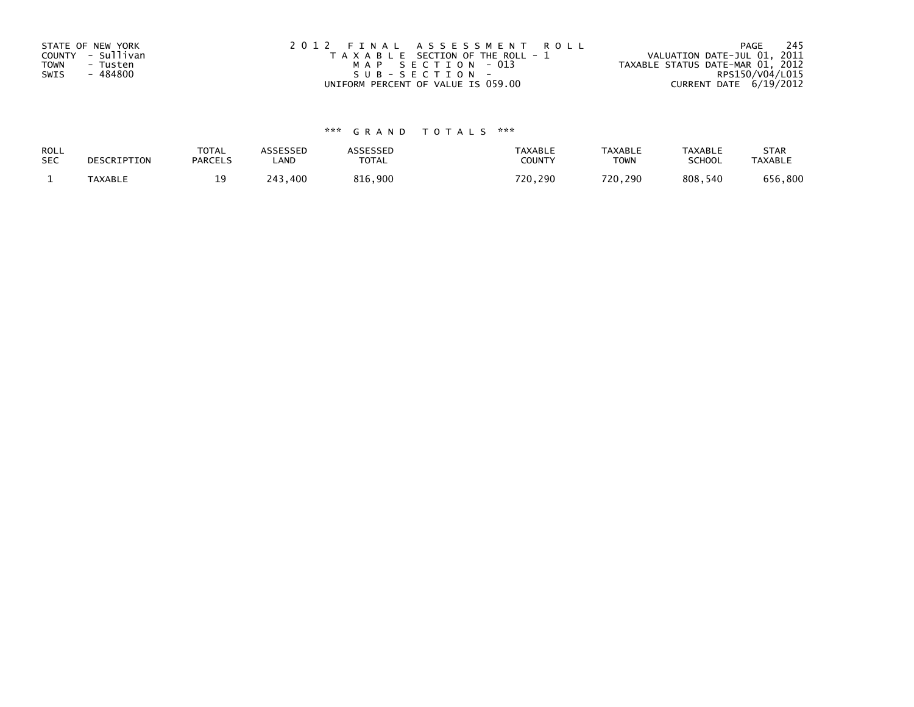STATE OF NEW YORK
COUNTY - Sullivan
TOWN - Tusten
SWIS - 484800

2012 FINAL ASSESSMENT ROLL
TAXABLE SECTION OF THE ROLL - 1
MAP SECTION - 013
SUB-SECTION -
UNIFORM PERCENT OF VALUE IS 059.00

VALUATION DATE-JUL 01, 2011
TAXABLE STATUS DATE-MAR 01, 2012
RPS150/V04/L015
CURRENT DATE 6/19/2012

*** GRAND TOTALS ***

| ROLL SEC | DESCRIPTION | TOTAL PARCELS | ASSESSED LAND | ASSESSED TOTAL | TAXABLE COUNTY | TAXABLE TOWN | TAXABLE SCHOOL | STAR TAXABLE |
|---|---|---|---|---|---|---|---|---|
| 1 | TAXABLE | 19 | 243,400 | 816,900 | 720,290 | 720,290 | 808,540 | 656,800 |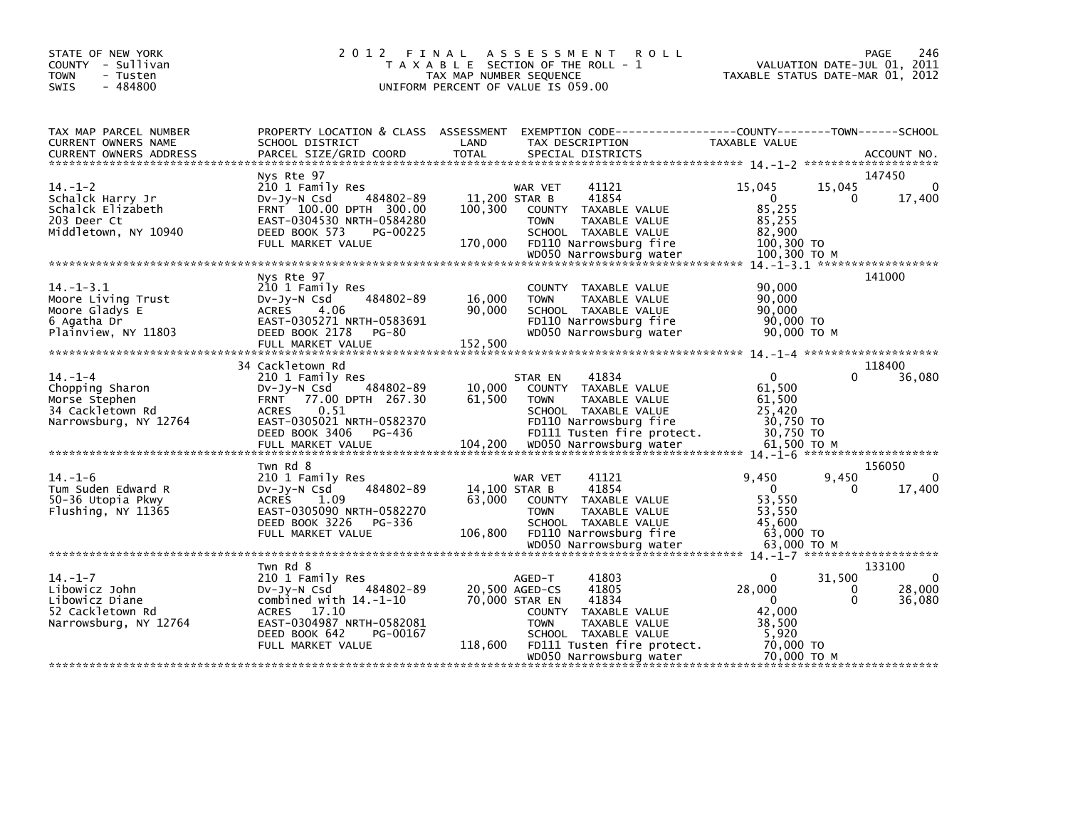STATE OF NEW YORK
COUNTY - Sullivan
TOWN - Tusten
SWIS - 484800

# 2012 FINAL ASSESSMENT ROLL
TAXABLE SECTION OF THE ROLL - 1
TAX MAP NUMBER SEQUENCE
UNIFORM PERCENT OF VALUE IS 059.00

VALUATION DATE-JUL 01, 2011
TAXABLE STATUS DATE-MAR 01, 2012

| TAX MAP PARCEL NUMBER / CURRENT OWNERS NAME / CURRENT OWNERS ADDRESS | PROPERTY LOCATION & CLASS / SCHOOL DISTRICT / PARCEL SIZE/GRID COORD | ASSESSMENT LAND / TOTAL | EXEMPTION CODE / TAX DESCRIPTION / SPECIAL DISTRICTS | COUNTY TAXABLE VALUE | TOWN | SCHOOL | ACCOUNT NO. |
|---|---|---|---|---|---|---|---|
| 14.-1-2 | Nys Rte 97 | | | | | | 147450 |
| | 210 1 Family Res | | WAR VET 41121 | 15,045 | 15,045 | 0 | |
| Schalck Harry Jr | Dv-Jy-N Csd 484802-89 | 11,200 | STAR B 41854 | 0 | 0 | 17,400 | |
| Schalck Elizabeth | FRNT 100.00 DPTH 300.00 | 100,300 | COUNTY TAXABLE VALUE | 85,255 | | | |
| 203 Deer Ct | EAST-0304530 NRTH-0584280 | | TOWN TAXABLE VALUE | 85,255 | | | |
| Middletown, NY 10940 | DEED BOOK 573 PG-00225 | | SCHOOL TAXABLE VALUE | 82,900 | | | |
| | FULL MARKET VALUE | 170,000 | FD110 Narrowsburg fire | 100,300 TO | | | |
| | | | WD050 Narrowsburg water | 100,300 TO M | | | |
| 14.-1-3.1 | Nys Rte 97 | | | | | | 141000 |
| Moore Living Trust | 210 1 Family Res | | COUNTY TAXABLE VALUE | 90,000 | | | |
| Moore Gladys E | Dv-Jy-N Csd 484802-89 | 16,000 | TOWN TAXABLE VALUE | 90,000 | | | |
| 6 Agatha Dr | ACRES 4.06 | 90,000 | SCHOOL TAXABLE VALUE | 90,000 | | | |
| Plainview, NY 11803 | EAST-0305271 NRTH-0583691 | | FD110 Narrowsburg fire | 90,000 TO | | | |
| | DEED BOOK 2178 PG-80 | | WD050 Narrowsburg water | 90,000 TO M | | | |
| | FULL MARKET VALUE | 152,500 | | | | | |
| 14.-1-4 | 34 Cackletown Rd | | | | | | 118400 |
| | 210 1 Family Res | | STAR EN 41834 | 0 | 0 | 36,080 | |
| Chopping Sharon | Dv-Jy-N Csd 484802-89 | 10,000 | COUNTY TAXABLE VALUE | 61,500 | | | |
| Morse Stephen | FRNT 77.00 DPTH 267.30 | 61,500 | TOWN TAXABLE VALUE | 61,500 | | | |
| 34 Cackletown Rd | ACRES 0.51 | | SCHOOL TAXABLE VALUE | 25,420 | | | |
| Narrowsburg, NY 12764 | EAST-0305021 NRTH-0582370 | | FD110 Narrowsburg fire | 30,750 TO | | | |
| | DEED BOOK 3406 PG-436 | | FD111 Tusten fire protect. | 30,750 TO | | | |
| | FULL MARKET VALUE | 104,200 | WD050 Narrowsburg water | 61,500 TO M | | | |
| 14.-1-6 | Twn Rd 8 | | | | | | 156050 |
| | 210 1 Family Res | | WAR VET 41121 | 9,450 | 9,450 | 0 | |
| Tum Suden Edward R | Dv-Jy-N Csd 484802-89 | 14,100 | STAR B 41854 | 0 | 0 | 17,400 | |
| 50-36 Utopia Pkwy | ACRES 1.09 | 63,000 | COUNTY TAXABLE VALUE | 53,550 | | | |
| Flushing, NY 11365 | EAST-0305090 NRTH-0582270 | | TOWN TAXABLE VALUE | 53,550 | | | |
| | DEED BOOK 3226 PG-336 | | SCHOOL TAXABLE VALUE | 45,600 | | | |
| | FULL MARKET VALUE | 106,800 | FD110 Narrowsburg fire | 63,000 TO | | | |
| | | | WD050 Narrowsburg water | 63,000 TO M | | | |
| 14.-1-7 | Twn Rd 8 | | | | | | 133100 |
| | 210 1 Family Res | | AGED-T 41803 | 0 | 31,500 | 0 | |
| Libowicz John | Dv-Jy-N Csd 484802-89 | 20,500 | AGED-CS 41805 | 28,000 | 0 | 28,000 | |
| Libowicz Diane | combined with 14.-1-10 | 70,000 | STAR EN 41834 | 0 | 0 | 36,080 | |
| 52 Cackletown Rd | ACRES 17.10 | | COUNTY TAXABLE VALUE | 42,000 | | | |
| Narrowsburg, NY 12764 | EAST-0304987 NRTH-0582081 | | TOWN TAXABLE VALUE | 38,500 | | | |
| | DEED BOOK 642 PG-00167 | | SCHOOL TAXABLE VALUE | 5,920 | | | |
| | FULL MARKET VALUE | 118,600 | FD111 Tusten fire protect. | 70,000 TO | | | |
| | | | WD050 Narrowsburg water | 70,000 TO M | | | |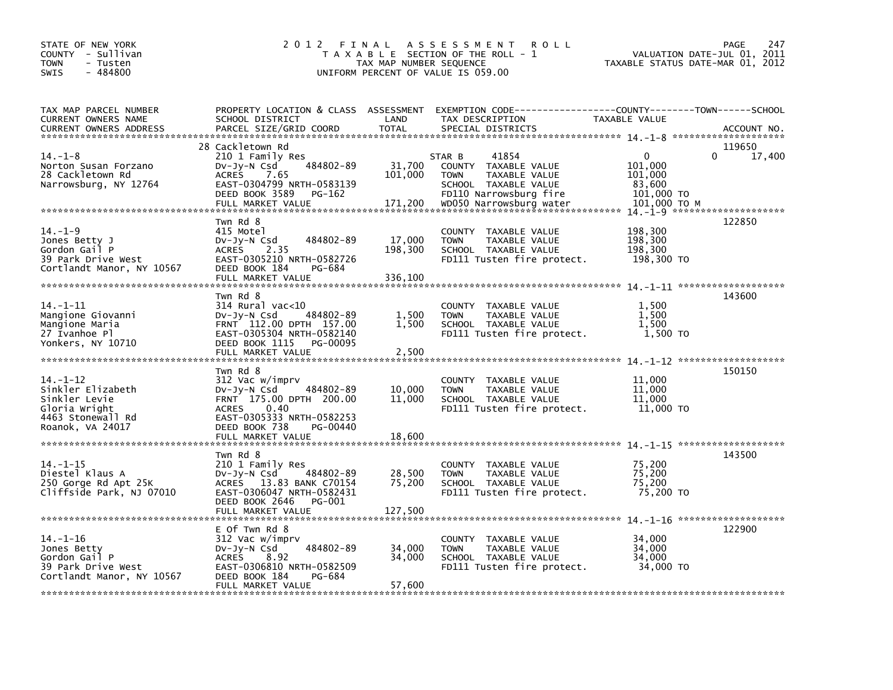STATE OF NEW YORK
COUNTY - Sullivan
TOWN - Tusten
SWIS - 484800

# 2012 FINAL ASSESSMENT ROLL
TAXABLE SECTION OF THE ROLL - 1
TAX MAP NUMBER SEQUENCE
UNIFORM PERCENT OF VALUE IS 059.00

VALUATION DATE-JUL 01, 2011
TAXABLE STATUS DATE-MAR 01, 2012

| TAX MAP PARCEL NUMBER / CURRENT OWNERS NAME / CURRENT OWNERS ADDRESS | PROPERTY LOCATION & CLASS / SCHOOL DISTRICT / PARCEL SIZE/GRID COORD | ASSESSMENT LAND | TOTAL | EXEMPTION CODE / TAX DESCRIPTION / SPECIAL DISTRICTS | COUNTY TAXABLE VALUE | TOWN | SCHOOL | ACCOUNT NO. |
|---|---|---|---|---|---|---|---|---|
| 14.-1-8 | 28 Cackletown Rd | | | | | | | 119650 |
| Norton Susan Forzano | 210 1 Family Res | | | STAR B 41854 | 0 | 0 | 17,400 | |
| 28 Cackletown Rd | Dv-Jy-N Csd 484802-89 | 31,700 | | COUNTY TAXABLE VALUE | 101,000 | | | |
| Narrowsburg, NY 12764 | ACRES 7.65 | | 101,000 | TOWN TAXABLE VALUE | 101,000 | | | |
| | EAST-0304799 NRTH-0583139 | | | SCHOOL TAXABLE VALUE | 83,600 | | | |
| | DEED BOOK 3589 PG-162 | | | FD110 Narrowsburg fire | 101,000 TO | | | |
| | FULL MARKET VALUE | | 171,200 | WD050 Narrowsburg water | 101,000 TO M | | | |
| 14.-1-9 | Twn Rd 8 | | | | | | | 122850 |
| Jones Betty J | 415 Motel | | | COUNTY TAXABLE VALUE | 198,300 | | | |
| Gordon Gail P | Dv-Jy-N Csd 484802-89 | 17,000 | | TOWN TAXABLE VALUE | 198,300 | | | |
| 39 Park Drive West | ACRES 2.35 | | 198,300 | SCHOOL TAXABLE VALUE | 198,300 | | | |
| Cortlandt Manor, NY 10567 | EAST-0305210 NRTH-0582726 | | | FD111 Tusten fire protect. | 198,300 TO | | | |
| | DEED BOOK 184 PG-684 | | | | | | | |
| | FULL MARKET VALUE | | 336,100 | | | | | |
| 14.-1-11 | Twn Rd 8 | | | | | | | 143600 |
| Mangione Giovanni | 314 Rural vac<10 | | | COUNTY TAXABLE VALUE | 1,500 | | | |
| Mangione Maria | Dv-Jy-N Csd 484802-89 | 1,500 | | TOWN TAXABLE VALUE | 1,500 | | | |
| 27 Ivanhoe Pl | FRNT 112.00 DPTH 157.00 | | 1,500 | SCHOOL TAXABLE VALUE | 1,500 | | | |
| Yonkers, NY 10710 | EAST-0305304 NRTH-0582140 | | | FD111 Tusten fire protect. | 1,500 TO | | | |
| | DEED BOOK 1115 PG-00095 | | | | | | | |
| | FULL MARKET VALUE | | 2,500 | | | | | |
| 14.-1-12 | Twn Rd 8 | | | | | | | 150150 |
| Sinkler Elizabeth | 312 Vac w/imprv | | | COUNTY TAXABLE VALUE | 11,000 | | | |
| Sinkler Levie | Dv-Jy-N Csd 484802-89 | 10,000 | | TOWN TAXABLE VALUE | 11,000 | | | |
| Gloria Wright | FRNT 175.00 DPTH 200.00 | | 11,000 | SCHOOL TAXABLE VALUE | 11,000 | | | |
| 4463 Stonewall Rd | ACRES 0.40 | | | FD111 Tusten fire protect. | 11,000 TO | | | |
| Roanok, VA 24017 | EAST-0305333 NRTH-0582253 | | | | | | | |
| | DEED BOOK 738 PG-00440 | | | | | | | |
| | FULL MARKET VALUE | | 18,600 | | | | | |
| 14.-1-15 | Twn Rd 8 | | | | | | | 143500 |
| Diestel Klaus A | 210 1 Family Res | | | COUNTY TAXABLE VALUE | 75,200 | | | |
| 250 Gorge Rd Apt 25K | Dv-Jy-N Csd 484802-89 | 28,500 | | TOWN TAXABLE VALUE | 75,200 | | | |
| Cliffside Park, NJ 07010 | ACRES 13.83 BANK C70154 | | 75,200 | SCHOOL TAXABLE VALUE | 75,200 | | | |
| | EAST-0306047 NRTH-0582431 | | | FD111 Tusten fire protect. | 75,200 TO | | | |
| | DEED BOOK 2646 PG-001 | | | | | | | |
| | FULL MARKET VALUE | | 127,500 | | | | | |
| 14.-1-16 | E Of Twn Rd 8 | | | | | | | 122900 |
| Jones Betty | 312 Vac w/imprv | | | COUNTY TAXABLE VALUE | 34,000 | | | |
| Gordon Gail P | Dv-Jy-N Csd 484802-89 | 34,000 | | TOWN TAXABLE VALUE | 34,000 | | | |
| 39 Park Drive West | ACRES 8.92 | | 34,000 | SCHOOL TAXABLE VALUE | 34,000 | | | |
| Cortlandt Manor, NY 10567 | EAST-0306810 NRTH-0582509 | | | FD111 Tusten fire protect. | 34,000 TO | | | |
| | DEED BOOK 184 PG-684 | | | | | | | |
| | FULL MARKET VALUE | | 57,600 | | | | | |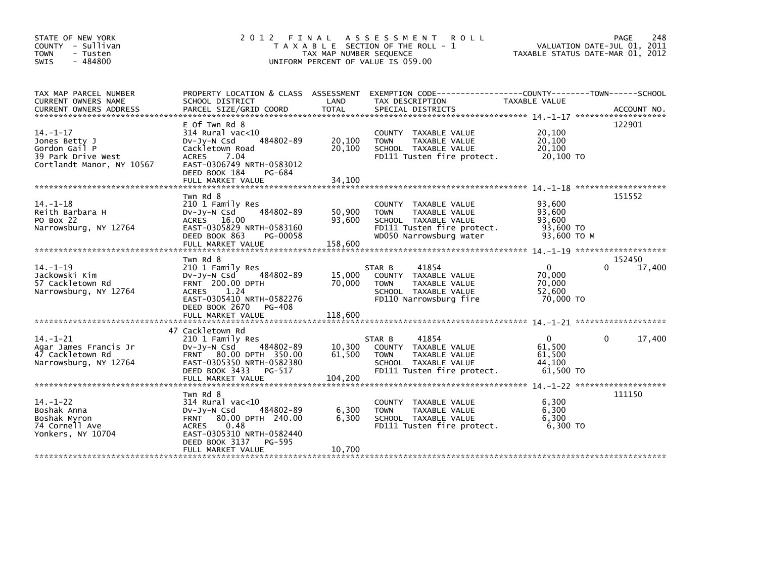STATE OF NEW YORK
COUNTY - Sullivan
TOWN - Tusten
SWIS - 484800

# 2012 FINAL ASSESSMENT ROLL

TAXABLE SECTION OF THE ROLL - 1
TAX MAP NUMBER SEQUENCE
UNIFORM PERCENT OF VALUE IS 059.00

VALUATION DATE-JUL 01, 2011
TAXABLE STATUS DATE-MAR 01, 2012

| TAX MAP PARCEL NUMBER / CURRENT OWNERS NAME / CURRENT OWNERS ADDRESS | PROPERTY LOCATION & CLASS / SCHOOL DISTRICT / PARCEL SIZE/GRID COORD | ASSESSMENT LAND | TOTAL | EXEMPTION CODE / TAX DESCRIPTION / SPECIAL DISTRICTS | COUNTY TAXABLE VALUE | TOWN | SCHOOL | ACCOUNT NO. |
|---|---|---|---|---|---|---|---|---|
| **14.-1-17** | E Of Twn Rd 8 | | | | | | | 122901 |
| Jones Betty J | 314 Rural vac<10 | | | COUNTY TAXABLE VALUE | 20,100 | | | |
| Gordon Gail P | Dv-Jy-N Csd 484802-89 | 20,100 | | TOWN TAXABLE VALUE | 20,100 | | | |
| 39 Park Drive West | Cackletown Road | | 20,100 | SCHOOL TAXABLE VALUE | 20,100 | | | |
| Cortlandt Manor, NY 10567 | ACRES 7.04 | | | FD111 Tusten fire protect. | 20,100 TO | | | |
| | EAST-0306749 NRTH-0583012 | | | | | | | |
| | DEED BOOK 184 PG-684 | | | | | | | |
| | FULL MARKET VALUE | | 34,100 | | | | | |
| **14.-1-18** | Twn Rd 8 | | | | | | | 151552 |
| Reith Barbara H | 210 1 Family Res | | | COUNTY TAXABLE VALUE | 93,600 | | | |
| PO Box 22 | Dv-Jy-N Csd 484802-89 | 50,900 | | TOWN TAXABLE VALUE | 93,600 | | | |
| Narrowsburg, NY 12764 | ACRES 16.00 | | 93,600 | SCHOOL TAXABLE VALUE | 93,600 | | | |
| | EAST-0305829 NRTH-0583160 | | | FD111 Tusten fire protect. | 93,600 TO | | | |
| | DEED BOOK 863 PG-00058 | | | WD050 Narrowsburg water | 93,600 TO M | | | |
| | FULL MARKET VALUE | | 158,600 | | | | | |
| **14.-1-19** | Twn Rd 8 | | | | | | | 152450 |
| Jackowski Kim | 210 1 Family Res | | | STAR B 41854 | 0 | 0 | 17,400 | |
| 57 Cackletown Rd | Dv-Jy-N Csd 484802-89 | 15,000 | | COUNTY TAXABLE VALUE | 70,000 | | | |
| Narrowsburg, NY 12764 | FRNT 200.00 DPTH | | 70,000 | TOWN TAXABLE VALUE | 70,000 | | | |
| | ACRES 1.24 | | | SCHOOL TAXABLE VALUE | 52,600 | | | |
| | EAST-0305410 NRTH-0582276 | | | FD110 Narrowsburg fire | 70,000 TO | | | |
| | DEED BOOK 2670 PG-408 | | | | | | | |
| | FULL MARKET VALUE | | 118,600 | | | | | |
| **14.-1-21** | 47 Cackletown Rd | | | | | | | |
| Agar James Francis Jr | 210 1 Family Res | | | STAR B 41854 | 0 | 0 | 17,400 | |
| 47 Cackletown Rd | Dv-Jy-N Csd 484802-89 | 10,300 | | COUNTY TAXABLE VALUE | 61,500 | | | |
| Narrowsburg, NY 12764 | FRNT 80.00 DPTH 350.00 | | 61,500 | TOWN TAXABLE VALUE | 61,500 | | | |
| | EAST-0305350 NRTH-0582380 | | | SCHOOL TAXABLE VALUE | 44,100 | | | |
| | DEED BOOK 3433 PG-517 | | | FD111 Tusten fire protect. | 61,500 TO | | | |
| | FULL MARKET VALUE | | 104,200 | | | | | |
| **14.-1-22** | Twn Rd 8 | | | | | | | 111150 |
| Boshak Anna | 314 Rural vac<10 | | | COUNTY TAXABLE VALUE | 6,300 | | | |
| Boshak Myron | Dv-Jy-N Csd 484802-89 | 6,300 | | TOWN TAXABLE VALUE | 6,300 | | | |
| 74 Cornell Ave | FRNT 80.00 DPTH 240.00 | | 6,300 | SCHOOL TAXABLE VALUE | 6,300 | | | |
| Yonkers, NY 10704 | ACRES 0.48 | | | FD111 Tusten fire protect. | 6,300 TO | | | |
| | EAST-0305310 NRTH-0582440 | | | | | | | |
| | DEED BOOK 3137 PG-595 | | | | | | | |
| | FULL MARKET VALUE | | 10,700 | | | | | |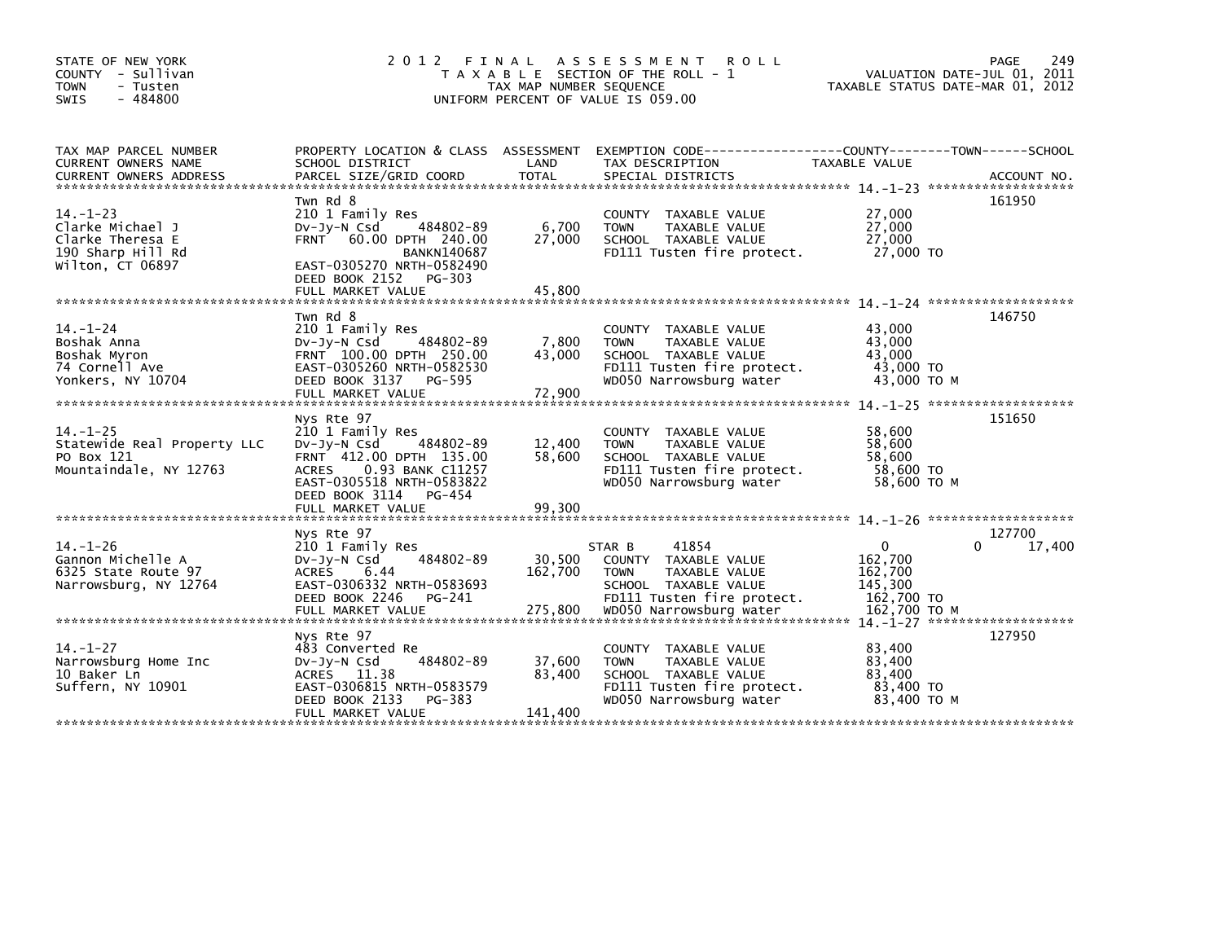STATE OF NEW YORK
COUNTY - Sullivan
TOWN - Tusten
SWIS - 484800

# 2012 FINAL ASSESSMENT ROLL

TAXABLE SECTION OF THE ROLL - 1
TAX MAP NUMBER SEQUENCE
UNIFORM PERCENT OF VALUE IS 059.00

VALUATION DATE-JUL 01, 2011
TAXABLE STATUS DATE-MAR 01, 2012

| TAX MAP PARCEL NUMBER / CURRENT OWNERS NAME / CURRENT OWNERS ADDRESS | PROPERTY LOCATION & CLASS / SCHOOL DISTRICT / PARCEL SIZE/GRID COORD | ASSESSMENT LAND / TOTAL | EXEMPTION CODE / TAX DESCRIPTION / SPECIAL DISTRICTS | COUNTY / TOWN / SCHOOL TAXABLE VALUE | ACCOUNT NO. |
|---|---|---|---|---|---|
| 14.-1-23 | Twn Rd 8 | | | | 161950 |
| Clarke Michael J | 210 1 Family Res | | COUNTY TAXABLE VALUE | 27,000 | |
| Clarke Theresa E | Dv-Jy-N Csd 484802-89 | 6,700 | TOWN TAXABLE VALUE | 27,000 | |
| 190 Sharp Hill Rd | FRNT 60.00 DPTH 240.00 | 27,000 | SCHOOL TAXABLE VALUE | 27,000 | |
| Wilton, CT 06897 | BANKN140687 | | FD111 Tusten fire protect. | 27,000 TO | |
| | EAST-0305270 NRTH-0582490 | | | | |
| | DEED BOOK 2152 PG-303 | | | | |
| | FULL MARKET VALUE | 45,800 | | | |
| 14.-1-24 | Twn Rd 8 | | | | 146750 |
| Boshak Anna | 210 1 Family Res | | COUNTY TAXABLE VALUE | 43,000 | |
| Boshak Myron | Dv-Jy-N Csd 484802-89 | 7,800 | TOWN TAXABLE VALUE | 43,000 | |
| 74 Cornell Ave | FRNT 100.00 DPTH 250.00 | 43,000 | SCHOOL TAXABLE VALUE | 43,000 | |
| Yonkers, NY 10704 | EAST-0305260 NRTH-0582530 | | FD111 Tusten fire protect. | 43,000 TO | |
| | DEED BOOK 3137 PG-595 | | WD050 Narrowsburg water | 43,000 TO M | |
| | FULL MARKET VALUE | 72,900 | | | |
| 14.-1-25 | Nys Rte 97 | | | | 151650 |
| Statewide Real Property LLC | 210 1 Family Res | | COUNTY TAXABLE VALUE | 58,600 | |
| PO Box 121 | Dv-Jy-N Csd 484802-89 | 12,400 | TOWN TAXABLE VALUE | 58,600 | |
| Mountaindale, NY 12763 | FRNT 412.00 DPTH 135.00 | 58,600 | SCHOOL TAXABLE VALUE | 58,600 | |
| | ACRES 0.93 BANK C11257 | | FD111 Tusten fire protect. | 58,600 TO | |
| | EAST-0305518 NRTH-0583822 | | WD050 Narrowsburg water | 58,600 TO M | |
| | DEED BOOK 3114 PG-454 | | | | |
| | FULL MARKET VALUE | 99,300 | | | |
| 14.-1-26 | Nys Rte 97 | | | | 127700 |
| Gannon Michelle A | 210 1 Family Res | | STAR B 41854 | 0 0 17,400 | |
| 6325 State Route 97 | Dv-Jy-N Csd 484802-89 | 30,500 | COUNTY TAXABLE VALUE | 162,700 | |
| Narrowsburg, NY 12764 | ACRES 6.44 | 162,700 | TOWN TAXABLE VALUE | 162,700 | |
| | EAST-0306332 NRTH-0583693 | | SCHOOL TAXABLE VALUE | 145,300 | |
| | DEED BOOK 2246 PG-241 | | FD111 Tusten fire protect. | 162,700 TO | |
| | FULL MARKET VALUE | 275,800 | WD050 Narrowsburg water | 162,700 TO M | |
| 14.-1-27 | Nys Rte 97 | | | | 127950 |
| Narrowsburg Home Inc | 483 Converted Re | | COUNTY TAXABLE VALUE | 83,400 | |
| 10 Baker Ln | Dv-Jy-N Csd 484802-89 | 37,600 | TOWN TAXABLE VALUE | 83,400 | |
| Suffern, NY 10901 | ACRES 11.38 | 83,400 | SCHOOL TAXABLE VALUE | 83,400 | |
| | EAST-0306815 NRTH-0583579 | | FD111 Tusten fire protect. | 83,400 TO | |
| | DEED BOOK 2133 PG-383 | | WD050 Narrowsburg water | 83,400 TO M | |
| | FULL MARKET VALUE | 141,400 | | | |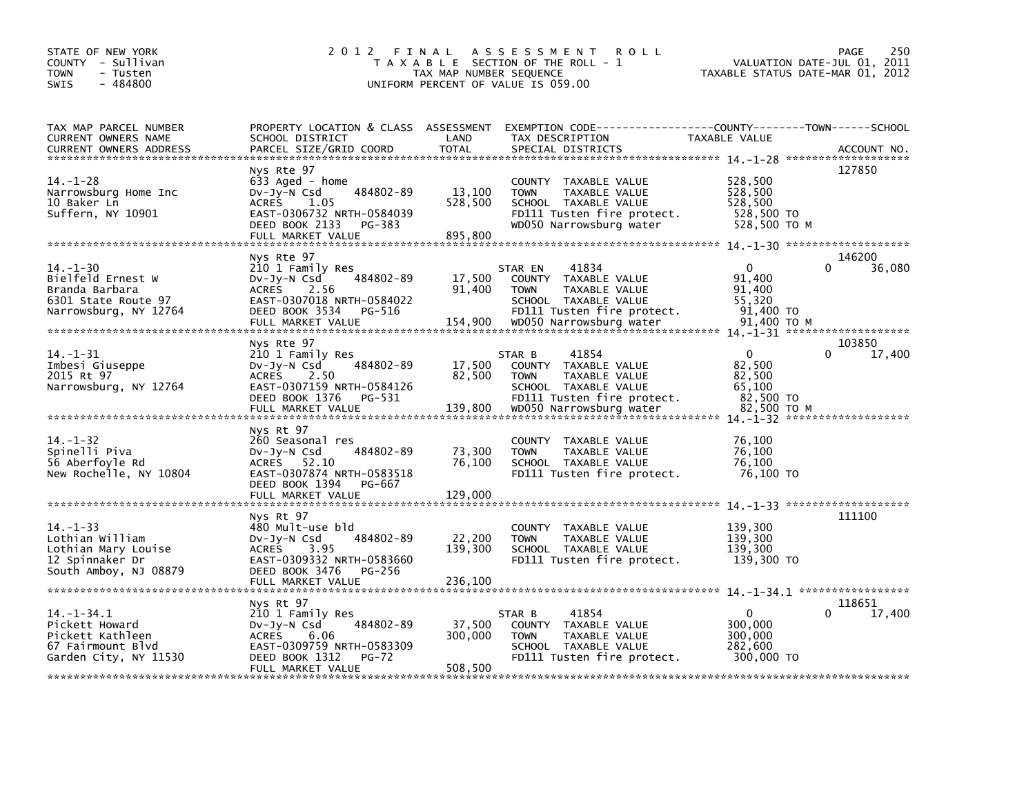STATE OF NEW YORK
COUNTY - Sullivan
TOWN - Tusten
SWIS - 484800

2012 FINAL ASSESSMENT ROLL
TAXABLE SECTION OF THE ROLL - 1
TAX MAP NUMBER SEQUENCE
UNIFORM PERCENT OF VALUE IS 059.00

VALUATION DATE-JUL 01, 2011
TAXABLE STATUS DATE-MAR 01, 2012

| TAX MAP PARCEL NUMBER / CURRENT OWNERS NAME / CURRENT OWNERS ADDRESS | PROPERTY LOCATION & CLASS / SCHOOL DISTRICT / PARCEL SIZE/GRID COORD | ASSESSMENT LAND | TOTAL | EXEMPTION CODE / TAX DESCRIPTION / SPECIAL DISTRICTS | COUNTY TAXABLE VALUE | TOWN | SCHOOL | ACCOUNT NO. |
|---|---|---|---|---|---|---|---|---|
| 14.-1-28 | Nys Rte 97 | | | | | | | 127850 |
| Narrowsburg Home Inc | 633 Aged - home | | | COUNTY TAXABLE VALUE | 528,500 | | | |
| 10 Baker Ln | Dv-Jy-N Csd 484802-89 | 13,100 | | TOWN TAXABLE VALUE | 528,500 | | | |
| Suffern, NY 10901 | ACRES 1.05 | | 528,500 | SCHOOL TAXABLE VALUE | 528,500 | | | |
| | EAST-0306732 NRTH-0584039 | | | FD111 Tusten fire protect. | 528,500 TO | | | |
| | DEED BOOK 2133 PG-383 | | | WD050 Narrowsburg water | 528,500 TO M | | | |
| | FULL MARKET VALUE | | 895,800 | | | | | |
| 14.-1-30 | Nys Rte 97 | | | | | | | 146200 |
| Bielfeld Ernest W | 210 1 Family Res | | | STAR EN 41834 | 0 | 0 | 36,080 | |
| Branda Barbara | Dv-Jy-N Csd 484802-89 | 17,500 | | COUNTY TAXABLE VALUE | 91,400 | | | |
| 6301 State Route 97 | ACRES 2.56 | | 91,400 | TOWN TAXABLE VALUE | 91,400 | | | |
| Narrowsburg, NY 12764 | EAST-0307018 NRTH-0584022 | | | SCHOOL TAXABLE VALUE | 55,320 | | | |
| | DEED BOOK 3534 PG-516 | | | FD111 Tusten fire protect. | 91,400 TO | | | |
| | FULL MARKET VALUE | | 154,900 | WD050 Narrowsburg water | 91,400 TO M | | | |
| 14.-1-31 | Nys Rte 97 | | | | | | | 103850 |
| Imbesi Giuseppe | 210 1 Family Res | | | STAR B 41854 | 0 | 0 | 17,400 | |
| 2015 Rt 97 | Dv-Jy-N Csd 484802-89 | 17,500 | | COUNTY TAXABLE VALUE | 82,500 | | | |
| Narrowsburg, NY 12764 | ACRES 2.50 | | 82,500 | TOWN TAXABLE VALUE | 82,500 | | | |
| | EAST-0307159 NRTH-0584126 | | | SCHOOL TAXABLE VALUE | 65,100 | | | |
| | DEED BOOK 1376 PG-531 | | | FD111 Tusten fire protect. | 82,500 TO | | | |
| | FULL MARKET VALUE | | 139,800 | WD050 Narrowsburg water | 82,500 TO M | | | |
| 14.-1-32 | Nys Rt 97 | | | | | | | |
| Spinelli Piva | 260 Seasonal res | | | COUNTY TAXABLE VALUE | 76,100 | | | |
| 56 Aberfoyle Rd | Dv-Jy-N Csd 484802-89 | 73,300 | | TOWN TAXABLE VALUE | 76,100 | | | |
| New Rochelle, NY 10804 | ACRES 52.10 | | 76,100 | SCHOOL TAXABLE VALUE | 76,100 | | | |
| | EAST-0307874 NRTH-0583518 | | | FD111 Tusten fire protect. | 76,100 TO | | | |
| | DEED BOOK 1394 PG-667 | | | | | | | |
| | FULL MARKET VALUE | | 129,000 | | | | | |
| 14.-1-33 | Nys Rt 97 | | | | | | | 111100 |
| Lothian William | 480 Mult-use bld | | | COUNTY TAXABLE VALUE | 139,300 | | | |
| Lothian Mary Louise | Dv-Jy-N Csd 484802-89 | 22,200 | | TOWN TAXABLE VALUE | 139,300 | | | |
| 12 Spinnaker Dr | ACRES 3.95 | | 139,300 | SCHOOL TAXABLE VALUE | 139,300 | | | |
| South Amboy, NJ 08879 | EAST-0309332 NRTH-0583660 | | | FD111 Tusten fire protect. | 139,300 TO | | | |
| | DEED BOOK 3476 PG-256 | | | | | | | |
| | FULL MARKET VALUE | | 236,100 | | | | | |
| 14.-1-34.1 | Nys Rt 97 | | | | | | | 118651 |
| Pickett Howard | 210 1 Family Res | | | STAR B 41854 | 0 | 0 | 17,400 | |
| Pickett Kathleen | Dv-Jy-N Csd 484802-89 | 37,500 | | COUNTY TAXABLE VALUE | 300,000 | | | |
| 67 Fairmount Blvd | ACRES 6.06 | | 300,000 | TOWN TAXABLE VALUE | 300,000 | | | |
| Garden City, NY 11530 | EAST-0309759 NRTH-0583309 | | | SCHOOL TAXABLE VALUE | 282,600 | | | |
| | DEED BOOK 1312 PG-72 | | | FD111 Tusten fire protect. | 300,000 TO | | | |
| | FULL MARKET VALUE | | 508,500 | | | | | |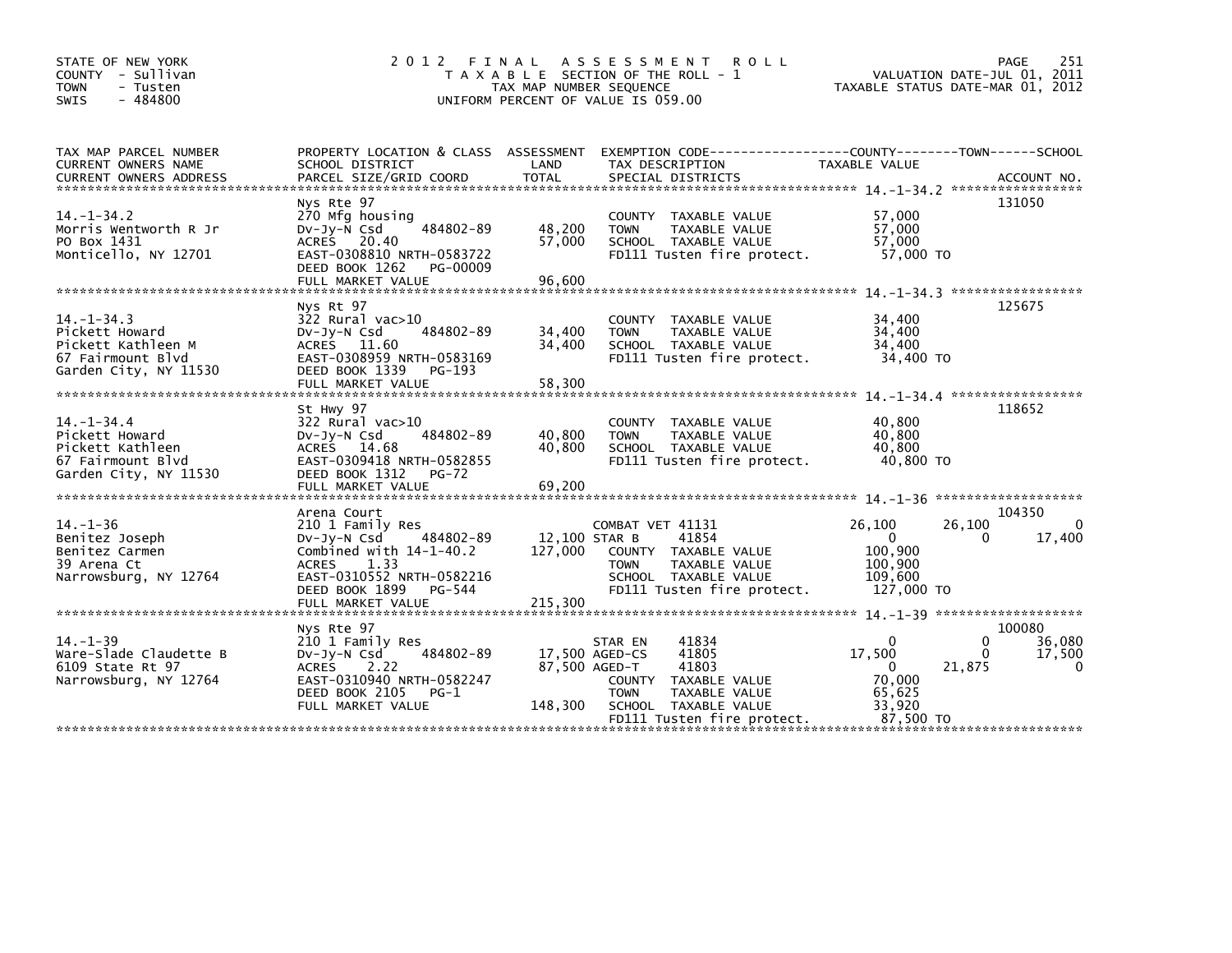STATE OF NEW YORK
COUNTY - Sullivan
TOWN - Tusten
SWIS - 484800

# 2012 FINAL ASSESSMENT ROLL
TAXABLE SECTION OF THE ROLL - 1
TAX MAP NUMBER SEQUENCE
UNIFORM PERCENT OF VALUE IS 059.00

VALUATION DATE-JUL 01, 2011
TAXABLE STATUS DATE-MAR 01, 2012

| TAX MAP PARCEL NUMBER / CURRENT OWNERS NAME / CURRENT OWNERS ADDRESS | PROPERTY LOCATION & CLASS / SCHOOL DISTRICT / PARCEL SIZE/GRID COORD | ASSESSMENT LAND / TOTAL | EXEMPTION CODE / TAX DESCRIPTION / SPECIAL DISTRICTS | COUNTY TAXABLE VALUE | TOWN | SCHOOL | ACCOUNT NO. |
|---|---|---|---|---|---|---|---|
| **14.-1-34.2** | Nys Rte 97 | | | | | | 131050 |
| 14.-1-34.2 | 270 Mfg housing | | COUNTY TAXABLE VALUE | 57,000 | | | |
| Morris Wentworth R Jr | Dv-Jy-N Csd 484802-89 | 48,200 | TOWN TAXABLE VALUE | 57,000 | | | |
| PO Box 1431 | ACRES 20.40 | 57,000 | SCHOOL TAXABLE VALUE | 57,000 | | | |
| Monticello, NY 12701 | EAST-0308810 NRTH-0583722 | | FD111 Tusten fire protect. | 57,000 TO | | | |
| | DEED BOOK 1262 PG-00009 | | | | | | |
| | FULL MARKET VALUE | 96,600 | | | | | |
| **14.-1-34.3** | Nys Rt 97 | | | | | | 125675 |
| 14.-1-34.3 | 322 Rural vac>10 | | COUNTY TAXABLE VALUE | 34,400 | | | |
| Pickett Howard | Dv-Jy-N Csd 484802-89 | 34,400 | TOWN TAXABLE VALUE | 34,400 | | | |
| Pickett Kathleen M | ACRES 11.60 | 34,400 | SCHOOL TAXABLE VALUE | 34,400 | | | |
| 67 Fairmount Blvd | EAST-0308959 NRTH-0583169 | | FD111 Tusten fire protect. | 34,400 TO | | | |
| Garden City, NY 11530 | DEED BOOK 1339 PG-193 | | | | | | |
| | FULL MARKET VALUE | 58,300 | | | | | |
| **14.-1-34.4** | St Hwy 97 | | | | | | 118652 |
| 14.-1-34.4 | 322 Rural vac>10 | | COUNTY TAXABLE VALUE | 40,800 | | | |
| Pickett Howard | Dv-Jy-N Csd 484802-89 | 40,800 | TOWN TAXABLE VALUE | 40,800 | | | |
| Pickett Kathleen | ACRES 14.68 | 40,800 | SCHOOL TAXABLE VALUE | 40,800 | | | |
| 67 Fairmount Blvd | EAST-0309418 NRTH-0582855 | | FD111 Tusten fire protect. | 40,800 TO | | | |
| Garden City, NY 11530 | DEED BOOK 1312 PG-72 | | | | | | |
| | FULL MARKET VALUE | 69,200 | | | | | |
| **14.-1-36** | Arena Court | | | | | | 104350 |
| 14.-1-36 | 210 1 Family Res | | COMBAT VET 41131 | 26,100 | 26,100 | 0 | |
| Benitez Joseph | Dv-Jy-N Csd 484802-89 | 12,100 | STAR B 41854 | 0 | 0 | 17,400 | |
| Benitez Carmen | Combined with 14-1-40.2 | 127,000 | COUNTY TAXABLE VALUE | 100,900 | | | |
| 39 Arena Ct | ACRES 1.33 | | TOWN TAXABLE VALUE | 100,900 | | | |
| Narrowsburg, NY 12764 | EAST-0310552 NRTH-0582216 | | SCHOOL TAXABLE VALUE | 109,600 | | | |
| | DEED BOOK 1899 PG-544 | | FD111 Tusten fire protect. | 127,000 TO | | | |
| | FULL MARKET VALUE | 215,300 | | | | | |
| **14.-1-39** | Nys Rte 97 | | | | | | 100080 |
| 14.-1-39 | 210 1 Family Res | | STAR EN 41834 | 0 | 0 | 36,080 | |
| Ware-Slade Claudette B | Dv-Jy-N Csd 484802-89 | 17,500 | AGED-CS 41805 | 17,500 | 0 | 17,500 | |
| 6109 State Rt 97 | ACRES 2.22 | 87,500 | AGED-T 41803 | 0 | 21,875 | 0 | |
| Narrowsburg, NY 12764 | EAST-0310940 NRTH-0582247 | | COUNTY TAXABLE VALUE | 70,000 | | | |
| | DEED BOOK 2105 PG-1 | | TOWN TAXABLE VALUE | 65,625 | | | |
| | FULL MARKET VALUE | 148,300 | SCHOOL TAXABLE VALUE | 33,920 | | | |
| | | | FD111 Tusten fire protect. | 87,500 TO | | | |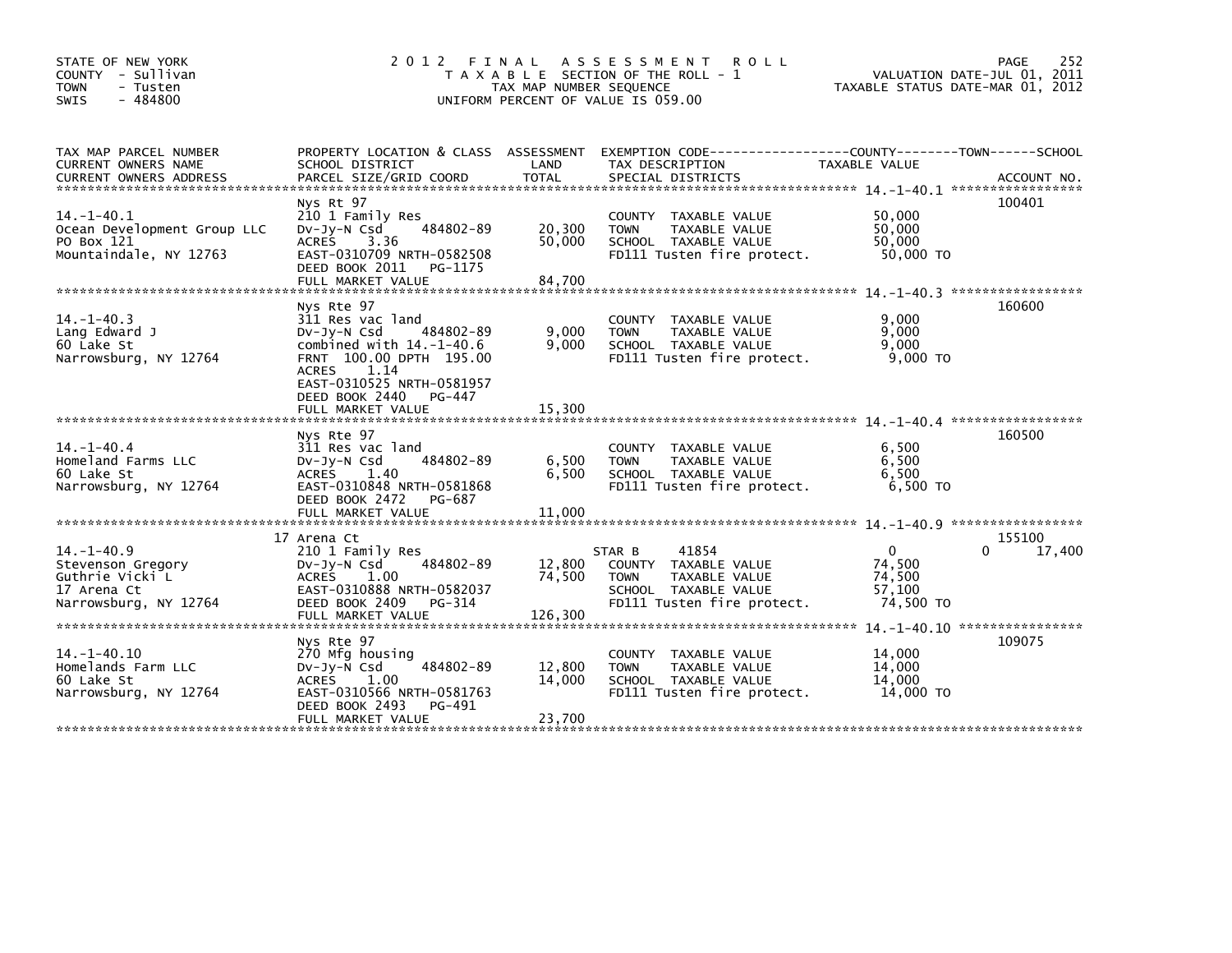STATE OF NEW YORK
COUNTY - Sullivan
TOWN - Tusten
SWIS - 484800

# 2012 FINAL ASSESSMENT ROLL

TAXABLE SECTION OF THE ROLL - 1
TAX MAP NUMBER SEQUENCE
UNIFORM PERCENT OF VALUE IS 059.00

VALUATION DATE-JUL 01, 2011
TAXABLE STATUS DATE-MAR 01, 2012

| TAX MAP PARCEL NUMBER / CURRENT OWNERS NAME / CURRENT OWNERS ADDRESS | PROPERTY LOCATION & CLASS / SCHOOL DISTRICT / PARCEL SIZE/GRID COORD | ASSESSMENT LAND | ASSESSMENT TOTAL | EXEMPTION CODE / TAX DESCRIPTION / SPECIAL DISTRICTS | COUNTY TAXABLE VALUE | TOWN | SCHOOL | ACCOUNT NO. |
|---|---|---|---|---|---|---|---|---|
| 14.-1-40.1 | Nys Rt 97 | | | | | | | 100401 |
| Ocean Development Group LLC | 210 1 Family Res | | | COUNTY TAXABLE VALUE | 50,000 | | | |
| PO Box 121 | Dv-Jy-N Csd 484802-89 | 20,300 | | TOWN TAXABLE VALUE | 50,000 | | | |
| Mountaindale, NY 12763 | ACRES 3.36 | | 50,000 | SCHOOL TAXABLE VALUE | 50,000 | | | |
| | EAST-0310709 NRTH-0582508 | | | FD111 Tusten fire protect. | 50,000 TO | | | |
| | DEED BOOK 2011 PG-1175 | | | | | | | |
| | FULL MARKET VALUE | | 84,700 | | | | | |
| 14.-1-40.3 | Nys Rte 97 | | | | | | | 160600 |
| Lang Edward J | 311 Res vac land | | | COUNTY TAXABLE VALUE | 9,000 | | | |
| 60 Lake St | Dv-Jy-N Csd 484802-89 | 9,000 | | TOWN TAXABLE VALUE | 9,000 | | | |
| Narrowsburg, NY 12764 | combined with 14.-1-40.6 | | 9,000 | SCHOOL TAXABLE VALUE | 9,000 | | | |
| | FRNT 100.00 DPTH 195.00 | | | FD111 Tusten fire protect. | 9,000 TO | | | |
| | ACRES 1.14 | | | | | | | |
| | EAST-0310525 NRTH-0581957 | | | | | | | |
| | DEED BOOK 2440 PG-447 | | | | | | | |
| | FULL MARKET VALUE | | 15,300 | | | | | |
| 14.-1-40.4 | Nys Rte 97 | | | | | | | 160500 |
| Homeland Farms LLC | 311 Res vac land | | | COUNTY TAXABLE VALUE | 6,500 | | | |
| 60 Lake St | Dv-Jy-N Csd 484802-89 | 6,500 | | TOWN TAXABLE VALUE | 6,500 | | | |
| Narrowsburg, NY 12764 | ACRES 1.40 | | 6,500 | SCHOOL TAXABLE VALUE | 6,500 | | | |
| | EAST-0310848 NRTH-0581868 | | | FD111 Tusten fire protect. | 6,500 TO | | | |
| | DEED BOOK 2472 PG-687 | | | | | | | |
| | FULL MARKET VALUE | | 11,000 | | | | | |
| 14.-1-40.9 | 17 Arena Ct | | | | | | | 155100 |
| Stevenson Gregory | 210 1 Family Res | | | STAR B 41854 | 0 | 0 | 17,400 | |
| Guthrie Vicki L | Dv-Jy-N Csd 484802-89 | 12,800 | | COUNTY TAXABLE VALUE | 74,500 | | | |
| 17 Arena Ct | ACRES 1.00 | | 74,500 | TOWN TAXABLE VALUE | 74,500 | | | |
| Narrowsburg, NY 12764 | EAST-0310888 NRTH-0582037 | | | SCHOOL TAXABLE VALUE | 57,100 | | | |
| | DEED BOOK 2409 PG-314 | | | FD111 Tusten fire protect. | 74,500 TO | | | |
| | FULL MARKET VALUE | | 126,300 | | | | | |
| 14.-1-40.10 | Nys Rte 97 | | | | | | | 109075 |
| Homelands Farm LLC | 270 Mfg housing | | | COUNTY TAXABLE VALUE | 14,000 | | | |
| 60 Lake St | Dv-Jy-N Csd 484802-89 | 12,800 | | TOWN TAXABLE VALUE | 14,000 | | | |
| Narrowsburg, NY 12764 | ACRES 1.00 | | 14,000 | SCHOOL TAXABLE VALUE | 14,000 | | | |
| | EAST-0310566 NRTH-0581763 | | | FD111 Tusten fire protect. | 14,000 TO | | | |
| | DEED BOOK 2493 PG-491 | | | | | | | |
| | FULL MARKET VALUE | | 23,700 | | | | | |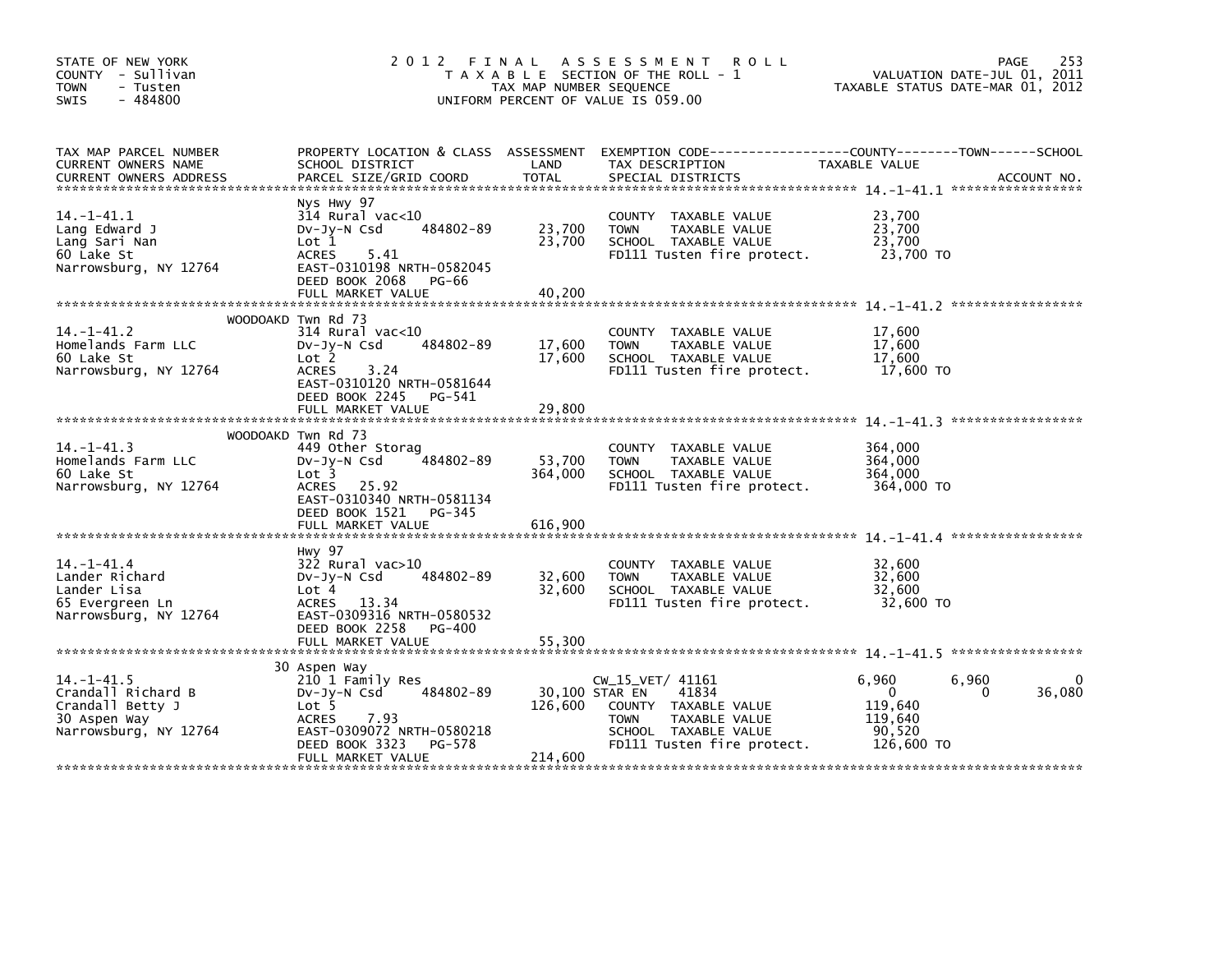STATE OF NEW YORK
COUNTY - Sullivan
TOWN - Tusten
SWIS - 484800

# 2012 FINAL ASSESSMENT ROLL
TAXABLE SECTION OF THE ROLL - 1
TAX MAP NUMBER SEQUENCE
UNIFORM PERCENT OF VALUE IS 059.00

VALUATION DATE-JUL 01, 2011
TAXABLE STATUS DATE-MAR 01, 2012

| TAX MAP PARCEL NUMBER / CURRENT OWNERS NAME / CURRENT OWNERS ADDRESS | PROPERTY LOCATION & CLASS / SCHOOL DISTRICT / PARCEL SIZE/GRID COORD | ASSESSMENT LAND / TOTAL | EXEMPTION CODE / TAX DESCRIPTION / SPECIAL DISTRICTS | COUNTY TAXABLE VALUE | TOWN | SCHOOL | ACCOUNT NO. |
|---|---|---|---|---|---|---|---|
| **14.-1-41.1** | Nys Hwy 97 | | | | | | |
| 14.-1-41.1 | 314 Rural vac<10 | | COUNTY TAXABLE VALUE | 23,700 | | | |
| Lang Edward J | Dv-Jy-N Csd 484802-89 | 23,700 | TOWN TAXABLE VALUE | 23,700 | | | |
| Lang Sari Nan | Lot 1 | 23,700 | SCHOOL TAXABLE VALUE | 23,700 | | | |
| 60 Lake St | ACRES 5.41 | | FD111 Tusten fire protect. | 23,700 TO | | | |
| Narrowsburg, NY 12764 | EAST-0310198 NRTH-0582045 | | | | | | |
| | DEED BOOK 2068 PG-66 | | | | | | |
| | FULL MARKET VALUE | 40,200 | | | | | |
| **14.-1-41.2** | WOODOAKD Twn Rd 73 | | | | | | |
| 14.-1-41.2 | 314 Rural vac<10 | | COUNTY TAXABLE VALUE | 17,600 | | | |
| Homelands Farm LLC | Dv-Jy-N Csd 484802-89 | 17,600 | TOWN TAXABLE VALUE | 17,600 | | | |
| 60 Lake St | Lot 2 | 17,600 | SCHOOL TAXABLE VALUE | 17,600 | | | |
| Narrowsburg, NY 12764 | ACRES 3.24 | | FD111 Tusten fire protect. | 17,600 TO | | | |
| | EAST-0310120 NRTH-0581644 | | | | | | |
| | DEED BOOK 2245 PG-541 | | | | | | |
| | FULL MARKET VALUE | 29,800 | | | | | |
| **14.-1-41.3** | WOODOAKD Twn Rd 73 | | | | | | |
| 14.-1-41.3 | 449 Other Storag | | COUNTY TAXABLE VALUE | 364,000 | | | |
| Homelands Farm LLC | Dv-Jy-N Csd 484802-89 | 53,700 | TOWN TAXABLE VALUE | 364,000 | | | |
| 60 Lake St | Lot 3 | 364,000 | SCHOOL TAXABLE VALUE | 364,000 | | | |
| Narrowsburg, NY 12764 | ACRES 25.92 | | FD111 Tusten fire protect. | 364,000 TO | | | |
| | EAST-0310340 NRTH-0581134 | | | | | | |
| | DEED BOOK 1521 PG-345 | | | | | | |
| | FULL MARKET VALUE | 616,900 | | | | | |
| **14.-1-41.4** | Hwy 97 | | | | | | |
| 14.-1-41.4 | 322 Rural vac>10 | | COUNTY TAXABLE VALUE | 32,600 | | | |
| Lander Richard | Dv-Jy-N Csd 484802-89 | 32,600 | TOWN TAXABLE VALUE | 32,600 | | | |
| Lander Lisa | Lot 4 | 32,600 | SCHOOL TAXABLE VALUE | 32,600 | | | |
| 65 Evergreen Ln | ACRES 13.34 | | FD111 Tusten fire protect. | 32,600 TO | | | |
| Narrowsburg, NY 12764 | EAST-0309316 NRTH-0580532 | | | | | | |
| | DEED BOOK 2258 PG-400 | | | | | | |
| | FULL MARKET VALUE | 55,300 | | | | | |
| **14.-1-41.5** | 30 Aspen Way | | | | | | |
| 14.-1-41.5 | 210 1 Family Res | | CW_15_VET/ 41161 | 6,960 | 6,960 | 0 | |
| Crandall Richard B | Dv-Jy-N Csd 484802-89 | 30,100 | STAR EN 41834 | 0 | 0 | 36,080 | |
| Crandall Betty J | Lot 5 | 126,600 | COUNTY TAXABLE VALUE | 119,640 | | | |
| 30 Aspen Way | ACRES 7.93 | | TOWN TAXABLE VALUE | 119,640 | | | |
| Narrowsburg, NY 12764 | EAST-0309072 NRTH-0580218 | | SCHOOL TAXABLE VALUE | 90,520 | | | |
| | DEED BOOK 3323 PG-578 | | FD111 Tusten fire protect. | 126,600 TO | | | |
| | FULL MARKET VALUE | 214,600 | | | | | |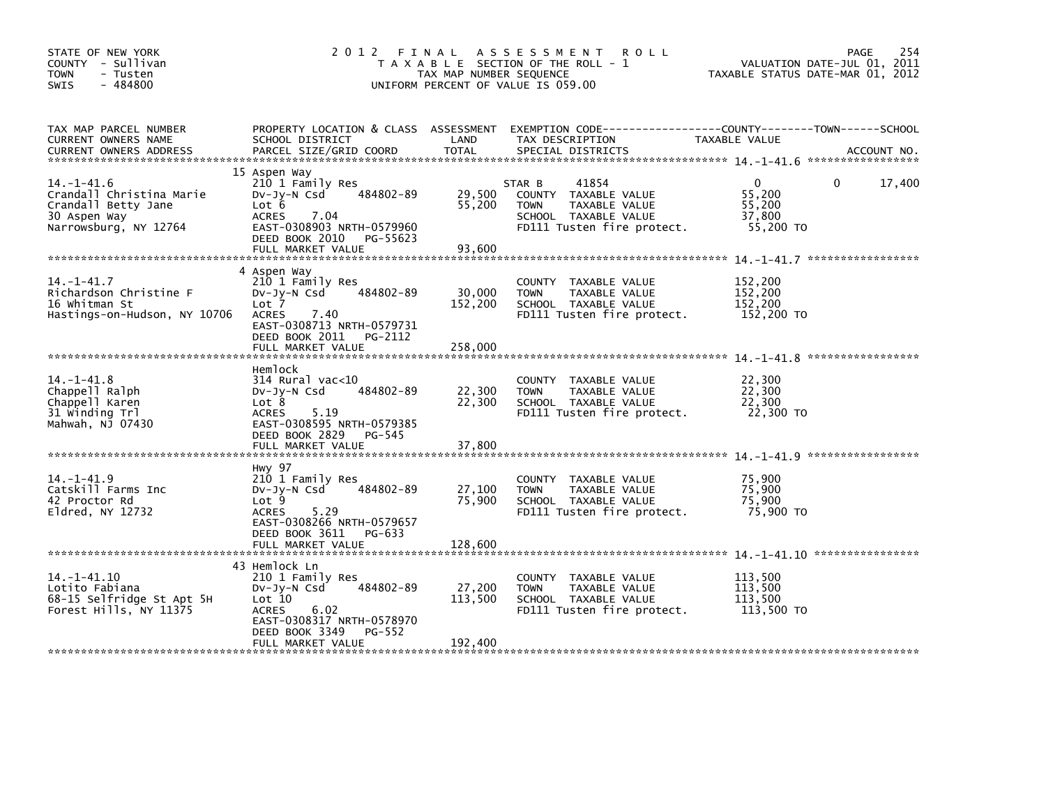STATE OF NEW YORK
COUNTY - Sullivan
TOWN - Tusten
SWIS - 484800

# 2012 FINAL ASSESSMENT ROLL

TAXABLE SECTION OF THE ROLL - 1
TAX MAP NUMBER SEQUENCE
UNIFORM PERCENT OF VALUE IS 059.00

VALUATION DATE-JUL 01, 2011
TAXABLE STATUS DATE-MAR 01, 2012

| TAX MAP PARCEL NUMBER / CURRENT OWNERS NAME / CURRENT OWNERS ADDRESS | PROPERTY LOCATION & CLASS / SCHOOL DISTRICT / PARCEL SIZE/GRID COORD | ASSESSMENT LAND | ASSESSMENT TOTAL | EXEMPTION CODE / TAX DESCRIPTION / SPECIAL DISTRICTS | COUNTY TAXABLE VALUE | TOWN | SCHOOL / ACCOUNT NO. |
|---|---|---|---|---|---|---|---|
| **14.-1-41.6** | 15 Aspen Way | | | | | | |
| 14.-1-41.6 | 210 1 Family Res | | | STAR B 41854 | 0 | 0 | 17,400 |
| Crandall Christina Marie | Dv-Jy-N Csd 484802-89 | 29,500 | | COUNTY TAXABLE VALUE | 55,200 | | |
| Crandall Betty Jane | Lot 6 | | 55,200 | TOWN TAXABLE VALUE | 55,200 | | |
| 30 Aspen Way | ACRES 7.04 | | | SCHOOL TAXABLE VALUE | 37,800 | | |
| Narrowsburg, NY 12764 | EAST-0308903 NRTH-0579960 | | | FD111 Tusten fire protect. | 55,200 TO | | |
| | DEED BOOK 2010 PG-55623 | | | | | | |
| | FULL MARKET VALUE | | 93,600 | | | | |
| **14.-1-41.7** | 4 Aspen Way | | | | | | |
| 14.-1-41.7 | 210 1 Family Res | | | COUNTY TAXABLE VALUE | 152,200 | | |
| Richardson Christine F | Dv-Jy-N Csd 484802-89 | 30,000 | | TOWN TAXABLE VALUE | 152,200 | | |
| 16 Whitman St | Lot 7 | | 152,200 | SCHOOL TAXABLE VALUE | 152,200 | | |
| Hastings-on-Hudson, NY 10706 | ACRES 7.40 | | | FD111 Tusten fire protect. | 152,200 TO | | |
| | EAST-0308713 NRTH-0579731 | | | | | | |
| | DEED BOOK 2011 PG-2112 | | | | | | |
| | FULL MARKET VALUE | | 258,000 | | | | |
| **14.-1-41.8** | Hemlock | | | | | | |
| 14.-1-41.8 | 314 Rural vac<10 | | | COUNTY TAXABLE VALUE | 22,300 | | |
| Chappell Ralph | Dv-Jy-N Csd 484802-89 | 22,300 | | TOWN TAXABLE VALUE | 22,300 | | |
| Chappell Karen | Lot 8 | | 22,300 | SCHOOL TAXABLE VALUE | 22,300 | | |
| 31 Winding Trl | ACRES 5.19 | | | FD111 Tusten fire protect. | 22,300 TO | | |
| Mahwah, NJ 07430 | EAST-0308595 NRTH-0579385 | | | | | | |
| | DEED BOOK 2829 PG-545 | | | | | | |
| | FULL MARKET VALUE | | 37,800 | | | | |
| **14.-1-41.9** | Hwy 97 | | | | | | |
| 14.-1-41.9 | 210 1 Family Res | | | COUNTY TAXABLE VALUE | 75,900 | | |
| Catskill Farms Inc | Dv-Jy-N Csd 484802-89 | 27,100 | | TOWN TAXABLE VALUE | 75,900 | | |
| 42 Proctor Rd | Lot 9 | | 75,900 | SCHOOL TAXABLE VALUE | 75,900 | | |
| Eldred, NY 12732 | ACRES 5.29 | | | FD111 Tusten fire protect. | 75,900 TO | | |
| | EAST-0308266 NRTH-0579657 | | | | | | |
| | DEED BOOK 3611 PG-633 | | | | | | |
| | FULL MARKET VALUE | | 128,600 | | | | |
| **14.-1-41.10** | 43 Hemlock Ln | | | | | | |
| 14.-1-41.10 | 210 1 Family Res | | | COUNTY TAXABLE VALUE | 113,500 | | |
| Lotito Fabiana | Dv-Jy-N Csd 484802-89 | 27,200 | | TOWN TAXABLE VALUE | 113,500 | | |
| 68-15 Selfridge St Apt 5H | Lot 10 | | 113,500 | SCHOOL TAXABLE VALUE | 113,500 | | |
| Forest Hills, NY 11375 | ACRES 6.02 | | | FD111 Tusten fire protect. | 113,500 TO | | |
| | EAST-0308317 NRTH-0578970 | | | | | | |
| | DEED BOOK 3349 PG-552 | | | | | | |
| | FULL MARKET VALUE | | 192,400 | | | | |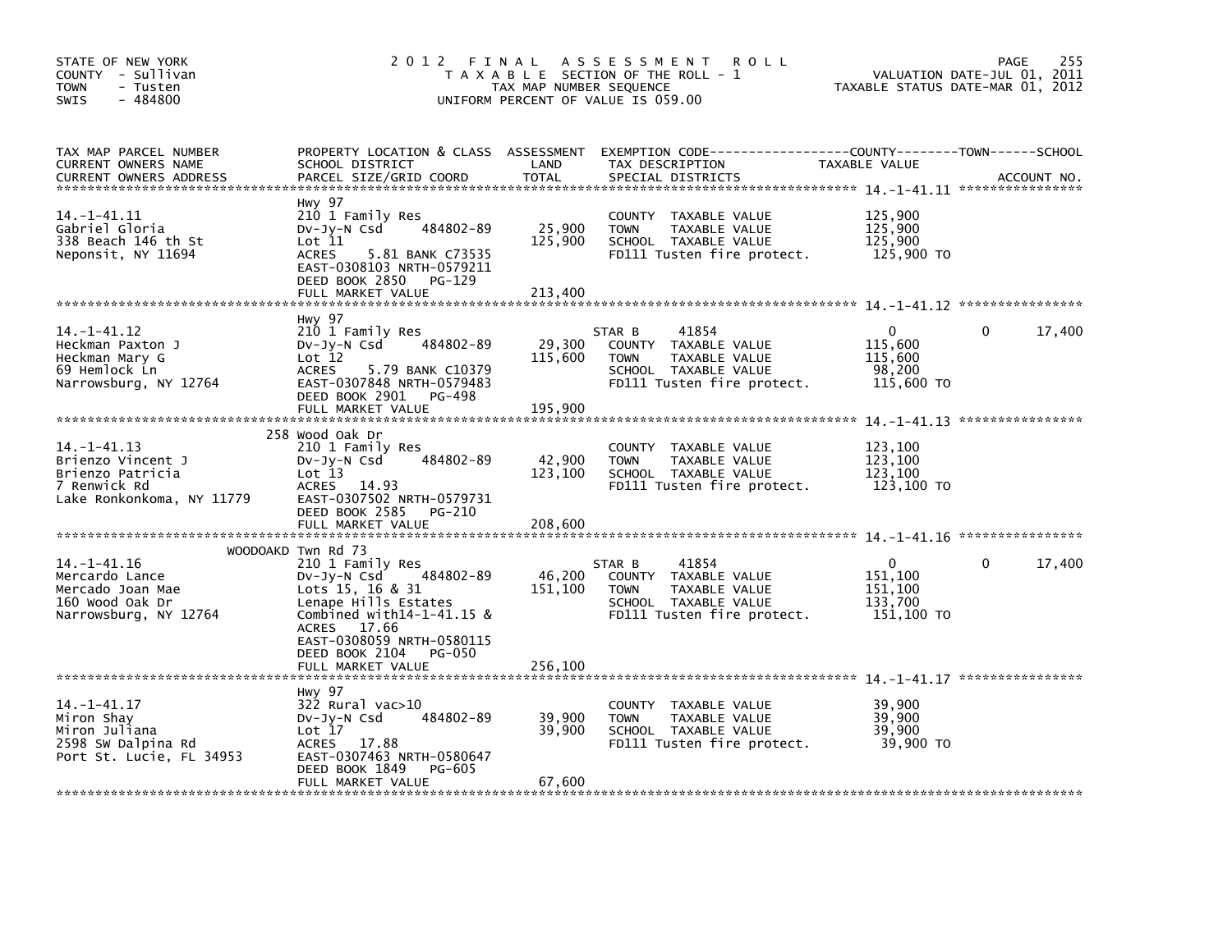STATE OF NEW YORK
COUNTY - Sullivan
TOWN - Tusten
SWIS - 484800

2012 FINAL ASSESSMENT ROLL
TAXABLE SECTION OF THE ROLL - 1
TAX MAP NUMBER SEQUENCE
UNIFORM PERCENT OF VALUE IS 059.00

VALUATION DATE-JUL 01, 2011
TAXABLE STATUS DATE-MAR 01, 2012

| TAX MAP PARCEL NUMBER / CURRENT OWNERS NAME / CURRENT OWNERS ADDRESS | PROPERTY LOCATION & CLASS / SCHOOL DISTRICT / PARCEL SIZE/GRID COORD | ASSESSMENT LAND / TOTAL | EXEMPTION CODE / TAX DESCRIPTION / SPECIAL DISTRICTS | COUNTY TAXABLE VALUE | TOWN | SCHOOL / ACCOUNT NO. |
|---|---|---|---|---|---|---|
| **14.-1-41.11** | Hwy 97 | | | | | |
| 14.-1-41.11 | 210 1 Family Res | | COUNTY TAXABLE VALUE | 125,900 | | |
| Gabriel Gloria | Dv-Jy-N Csd 484802-89 | 25,900 | TOWN TAXABLE VALUE | 125,900 | | |
| 338 Beach 146 th St | Lot 11 | 125,900 | SCHOOL TAXABLE VALUE | 125,900 | | |
| Neponsit, NY 11694 | ACRES 5.81 BANK C73535 | | FD111 Tusten fire protect. | 125,900 TO | | |
| | EAST-0308103 NRTH-0579211 | | | | | |
| | DEED BOOK 2850 PG-129 | | | | | |
| | FULL MARKET VALUE | 213,400 | | | | |
| **14.-1-41.12** | Hwy 97 | | | | | |
| 14.-1-41.12 | 210 1 Family Res | | STAR B 41854 | 0 | 0 | 17,400 |
| Heckman Paxton J | Dv-Jy-N Csd 484802-89 | 29,300 | COUNTY TAXABLE VALUE | 115,600 | | |
| Heckman Mary G | Lot 12 | 115,600 | TOWN TAXABLE VALUE | 115,600 | | |
| 69 Hemlock Ln | ACRES 5.79 BANK C10379 | | SCHOOL TAXABLE VALUE | 98,200 | | |
| Narrowsburg, NY 12764 | EAST-0307848 NRTH-0579483 | | FD111 Tusten fire protect. | 115,600 TO | | |
| | DEED BOOK 2901 PG-498 | | | | | |
| | FULL MARKET VALUE | 195,900 | | | | |
| **14.-1-41.13** | 258 Wood Oak Dr | | | | | |
| 14.-1-41.13 | 210 1 Family Res | | COUNTY TAXABLE VALUE | 123,100 | | |
| Brienzo Vincent J | Dv-Jy-N Csd 484802-89 | 42,900 | TOWN TAXABLE VALUE | 123,100 | | |
| Brienzo Patricia | Lot 13 | 123,100 | SCHOOL TAXABLE VALUE | 123,100 | | |
| 7 Renwick Rd | ACRES 14.93 | | FD111 Tusten fire protect. | 123,100 TO | | |
| Lake Ronkonkoma, NY 11779 | EAST-0307502 NRTH-0579731 | | | | | |
| | DEED BOOK 2585 PG-210 | | | | | |
| | FULL MARKET VALUE | 208,600 | | | | |
| **14.-1-41.16** | WOODOAKD Twn Rd 73 | | | | | |
| 14.-1-41.16 | 210 1 Family Res | | STAR B 41854 | 0 | 0 | 17,400 |
| Mercardo Lance | Dv-Jy-N Csd 484802-89 | 46,200 | COUNTY TAXABLE VALUE | 151,100 | | |
| Mercado Joan Mae | Lots 15, 16 & 31 | 151,100 | TOWN TAXABLE VALUE | 151,100 | | |
| 160 Wood Oak Dr | Lenape Hills Estates | | SCHOOL TAXABLE VALUE | 133,700 | | |
| Narrowsburg, NY 12764 | Combined with14-1-41.15 & | | FD111 Tusten fire protect. | 151,100 TO | | |
| | ACRES 17.66 | | | | | |
| | EAST-0308059 NRTH-0580115 | | | | | |
| | DEED BOOK 2104 PG-050 | | | | | |
| | FULL MARKET VALUE | 256,100 | | | | |
| **14.-1-41.17** | Hwy 97 | | | | | |
| 14.-1-41.17 | 322 Rural vac>10 | | COUNTY TAXABLE VALUE | 39,900 | | |
| Miron Shay | Dv-Jy-N Csd 484802-89 | 39,900 | TOWN TAXABLE VALUE | 39,900 | | |
| Miron Juliana | Lot 17 | 39,900 | SCHOOL TAXABLE VALUE | 39,900 | | |
| 2598 SW Dalpina Rd | ACRES 17.88 | | FD111 Tusten fire protect. | 39,900 TO | | |
| Port St. Lucie, FL 34953 | EAST-0307463 NRTH-0580647 | | | | | |
| | DEED BOOK 1849 PG-605 | | | | | |
| | FULL MARKET VALUE | 67,600 | | | | |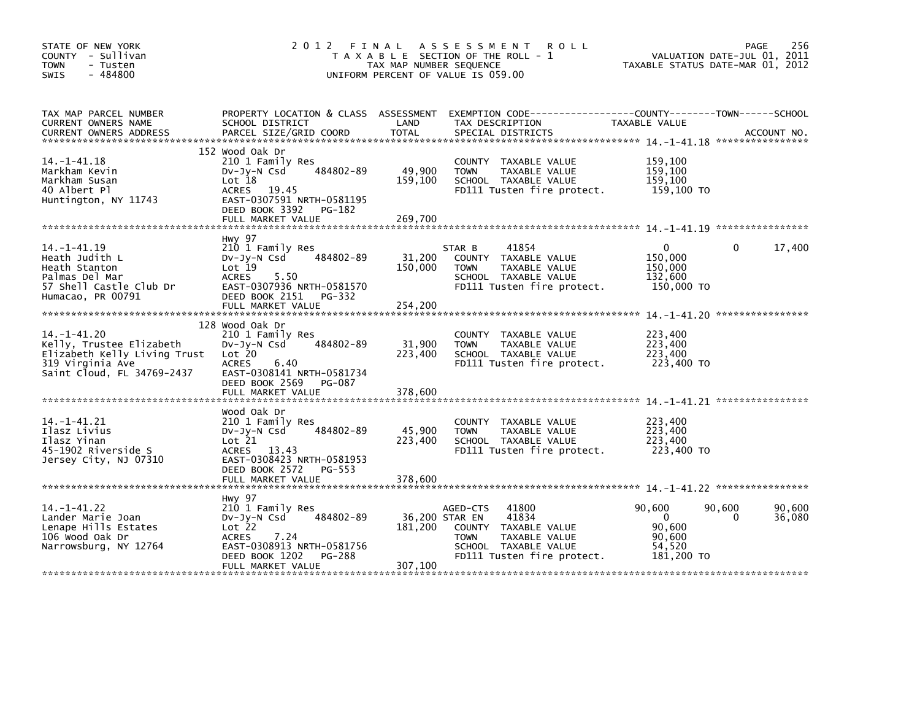STATE OF NEW YORK
COUNTY - Sullivan
TOWN - Tusten
SWIS - 484800

# 2012 FINAL ASSESSMENT ROLL

TAXABLE SECTION OF THE ROLL - 1
TAX MAP NUMBER SEQUENCE
UNIFORM PERCENT OF VALUE IS 059.00

VALUATION DATE-JUL 01, 2011
TAXABLE STATUS DATE-MAR 01, 2012

| TAX MAP PARCEL NUMBER / CURRENT OWNERS NAME / CURRENT OWNERS ADDRESS | PROPERTY LOCATION & CLASS / SCHOOL DISTRICT / PARCEL SIZE/GRID COORD | ASSESSMENT LAND | TOTAL | EXEMPTION CODE / TAX DESCRIPTION / SPECIAL DISTRICTS | COUNTY TAXABLE VALUE | TOWN | SCHOOL |
|---|---|---|---|---|---|---|---|
| **14.-1-41.18** | 152 Wood Oak Dr | | | | | | |
| Markham Kevin | 210 1 Family Res | | | COUNTY TAXABLE VALUE | 159,100 | | |
| Markham Susan | Dv-Jy-N Csd 484802-89 | 49,900 | | TOWN TAXABLE VALUE | 159,100 | | |
| 40 Albert Pl | Lot 18 | | 159,100 | SCHOOL TAXABLE VALUE | 159,100 | | |
| Huntington, NY 11743 | ACRES 19.45 | | | FD111 Tusten fire protect. | 159,100 TO | | |
| | EAST-0307591 NRTH-0581195 | | | | | | |
| | DEED BOOK 3392 PG-182 | | | | | | |
| | FULL MARKET VALUE | | 269,700 | | | | |
| **14.-1-41.19** | Hwy 97 | | | | | | |
| Heath Judith L | 210 1 Family Res | | | STAR B 41854 | 0 | 0 | 17,400 |
| Heath Stanton | Dv-Jy-N Csd 484802-89 | 31,200 | | COUNTY TAXABLE VALUE | 150,000 | | |
| Palmas Del Mar | Lot 19 | | 150,000 | TOWN TAXABLE VALUE | 150,000 | | |
| 57 Shell Castle Club Dr | ACRES 5.50 | | | SCHOOL TAXABLE VALUE | 132,600 | | |
| Humacao, PR 00791 | EAST-0307936 NRTH-0581570 | | | FD111 Tusten fire protect. | 150,000 TO | | |
| | DEED BOOK 2151 PG-332 | | | | | | |
| | FULL MARKET VALUE | | 254,200 | | | | |
| **14.-1-41.20** | 128 Wood Oak Dr | | | | | | |
| Kelly, Trustee Elizabeth | 210 1 Family Res | | | COUNTY TAXABLE VALUE | 223,400 | | |
| Elizabeth Kelly Living Trust | Dv-Jy-N Csd 484802-89 | 31,900 | | TOWN TAXABLE VALUE | 223,400 | | |
| 319 Virginia Ave | Lot 20 | | 223,400 | SCHOOL TAXABLE VALUE | 223,400 | | |
| Saint Cloud, FL 34769-2437 | ACRES 6.40 | | | FD111 Tusten fire protect. | 223,400 TO | | |
| | EAST-0308141 NRTH-0581734 | | | | | | |
| | DEED BOOK 2569 PG-087 | | | | | | |
| | FULL MARKET VALUE | | 378,600 | | | | |
| **14.-1-41.21** | Wood Oak Dr | | | | | | |
| Ilasz Livius | 210 1 Family Res | | | COUNTY TAXABLE VALUE | 223,400 | | |
| Ilasz Yinan | Dv-Jy-N Csd 484802-89 | 45,900 | | TOWN TAXABLE VALUE | 223,400 | | |
| 45-1902 Riverside S | Lot 21 | | 223,400 | SCHOOL TAXABLE VALUE | 223,400 | | |
| Jersey City, NJ 07310 | ACRES 13.43 | | | FD111 Tusten fire protect. | 223,400 TO | | |
| | EAST-0308423 NRTH-0581953 | | | | | | |
| | DEED BOOK 2572 PG-553 | | | | | | |
| | FULL MARKET VALUE | | 378,600 | | | | |
| **14.-1-41.22** | Hwy 97 | | | | | | |
| Lander Marie Joan | 210 1 Family Res | | | AGED-CTS 41800 | 90,600 | 90,600 | 90,600 |
| Lenape Hills Estates | Dv-Jy-N Csd 484802-89 | 36,200 | | STAR EN 41834 | 0 | 0 | 36,080 |
| 106 Wood Oak Dr | Lot 22 | | 181,200 | COUNTY TAXABLE VALUE | 90,600 | | |
| Narrowsburg, NY 12764 | ACRES 7.24 | | | TOWN TAXABLE VALUE | 90,600 | | |
| | EAST-0308913 NRTH-0581756 | | | SCHOOL TAXABLE VALUE | 54,520 | | |
| | DEED BOOK 1202 PG-288 | | | FD111 Tusten fire protect. | 181,200 TO | | |
| | FULL MARKET VALUE | | 307,100 | | | | |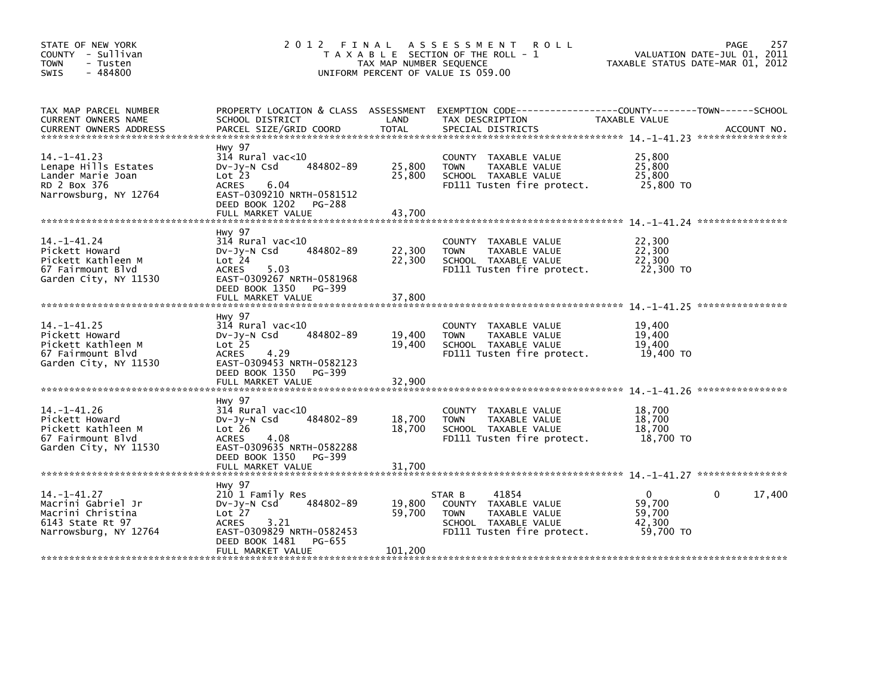STATE OF NEW YORK
COUNTY - Sullivan
TOWN - Tusten
SWIS - 484800

# 2012 FINAL ASSESSMENT ROLL

TAXABLE SECTION OF THE ROLL - 1
TAX MAP NUMBER SEQUENCE
UNIFORM PERCENT OF VALUE IS 059.00

VALUATION DATE-JUL 01, 2011
TAXABLE STATUS DATE-MAR 01, 2012

| TAX MAP PARCEL NUMBER / CURRENT OWNERS NAME / CURRENT OWNERS ADDRESS | PROPERTY LOCATION & CLASS / SCHOOL DISTRICT / PARCEL SIZE/GRID COORD | ASSESSMENT LAND | ASSESSMENT TOTAL | EXEMPTION CODE / TAX DESCRIPTION / SPECIAL DISTRICTS | COUNTY TAXABLE VALUE | TOWN | SCHOOL | ACCOUNT NO. |
|---|---|---|---|---|---|---|---|---|
| 14.-1-41.23 | Hwy 97 | | | | | | | |
| Lenape Hills Estates | 314 Rural vac<10 | | | COUNTY TAXABLE VALUE | 25,800 | | | |
| Lander Marie Joan | Dv-Jy-N Csd 484802-89 | 25,800 | | TOWN TAXABLE VALUE | 25,800 | | | |
| RD 2 Box 376 | Lot 23 | | 25,800 | SCHOOL TAXABLE VALUE | 25,800 | | | |
| Narrowsburg, NY 12764 | ACRES 6.04 | | | FD111 Tusten fire protect. | 25,800 TO | | | |
| | EAST-0309210 NRTH-0581512 | | | | | | | |
| | DEED BOOK 1202 PG-288 | | | | | | | |
| | FULL MARKET VALUE | | 43,700 | | | | | |
| 14.-1-41.24 | Hwy 97 | | | | | | | |
| Pickett Howard | 314 Rural vac<10 | | | COUNTY TAXABLE VALUE | 22,300 | | | |
| Pickett Kathleen M | Dv-Jy-N Csd 484802-89 | 22,300 | | TOWN TAXABLE VALUE | 22,300 | | | |
| 67 Fairmount Blvd | Lot 24 | | 22,300 | SCHOOL TAXABLE VALUE | 22,300 | | | |
| Garden City, NY 11530 | ACRES 5.03 | | | FD111 Tusten fire protect. | 22,300 TO | | | |
| | EAST-0309267 NRTH-0581968 | | | | | | | |
| | DEED BOOK 1350 PG-399 | | | | | | | |
| | FULL MARKET VALUE | | 37,800 | | | | | |
| 14.-1-41.25 | Hwy 97 | | | | | | | |
| Pickett Howard | 314 Rural vac<10 | | | COUNTY TAXABLE VALUE | 19,400 | | | |
| Pickett Kathleen M | Dv-Jy-N Csd 484802-89 | 19,400 | | TOWN TAXABLE VALUE | 19,400 | | | |
| 67 Fairmount Blvd | Lot 25 | | 19,400 | SCHOOL TAXABLE VALUE | 19,400 | | | |
| Garden City, NY 11530 | ACRES 4.29 | | | FD111 Tusten fire protect. | 19,400 TO | | | |
| | EAST-0309453 NRTH-0582123 | | | | | | | |
| | DEED BOOK 1350 PG-399 | | | | | | | |
| | FULL MARKET VALUE | | 32,900 | | | | | |
| 14.-1-41.26 | Hwy 97 | | | | | | | |
| Pickett Howard | 314 Rural vac<10 | | | COUNTY TAXABLE VALUE | 18,700 | | | |
| Pickett Kathleen M | Dv-Jy-N Csd 484802-89 | 18,700 | | TOWN TAXABLE VALUE | 18,700 | | | |
| 67 Fairmount Blvd | Lot 26 | | 18,700 | SCHOOL TAXABLE VALUE | 18,700 | | | |
| Garden City, NY 11530 | ACRES 4.08 | | | FD111 Tusten fire protect. | 18,700 TO | | | |
| | EAST-0309635 NRTH-0582288 | | | | | | | |
| | DEED BOOK 1350 PG-399 | | | | | | | |
| | FULL MARKET VALUE | | 31,700 | | | | | |
| 14.-1-41.27 | Hwy 97 | | | | | | | |
| Macrini Gabriel Jr | 210 1 Family Res | | | STAR B 41854 | 0 | 0 | 17,400 | |
| Macrini Christina | Dv-Jy-N Csd 484802-89 | 19,800 | | COUNTY TAXABLE VALUE | 59,700 | | | |
| 6143 State Rt 97 | Lot 27 | | 59,700 | TOWN TAXABLE VALUE | 59,700 | | | |
| Narrowsburg, NY 12764 | ACRES 3.21 | | | SCHOOL TAXABLE VALUE | 42,300 | | | |
| | EAST-0309829 NRTH-0582453 | | | FD111 Tusten fire protect. | 59,700 TO | | | |
| | DEED BOOK 1481 PG-655 | | | | | | | |
| | FULL MARKET VALUE | | 101,200 | | | | | |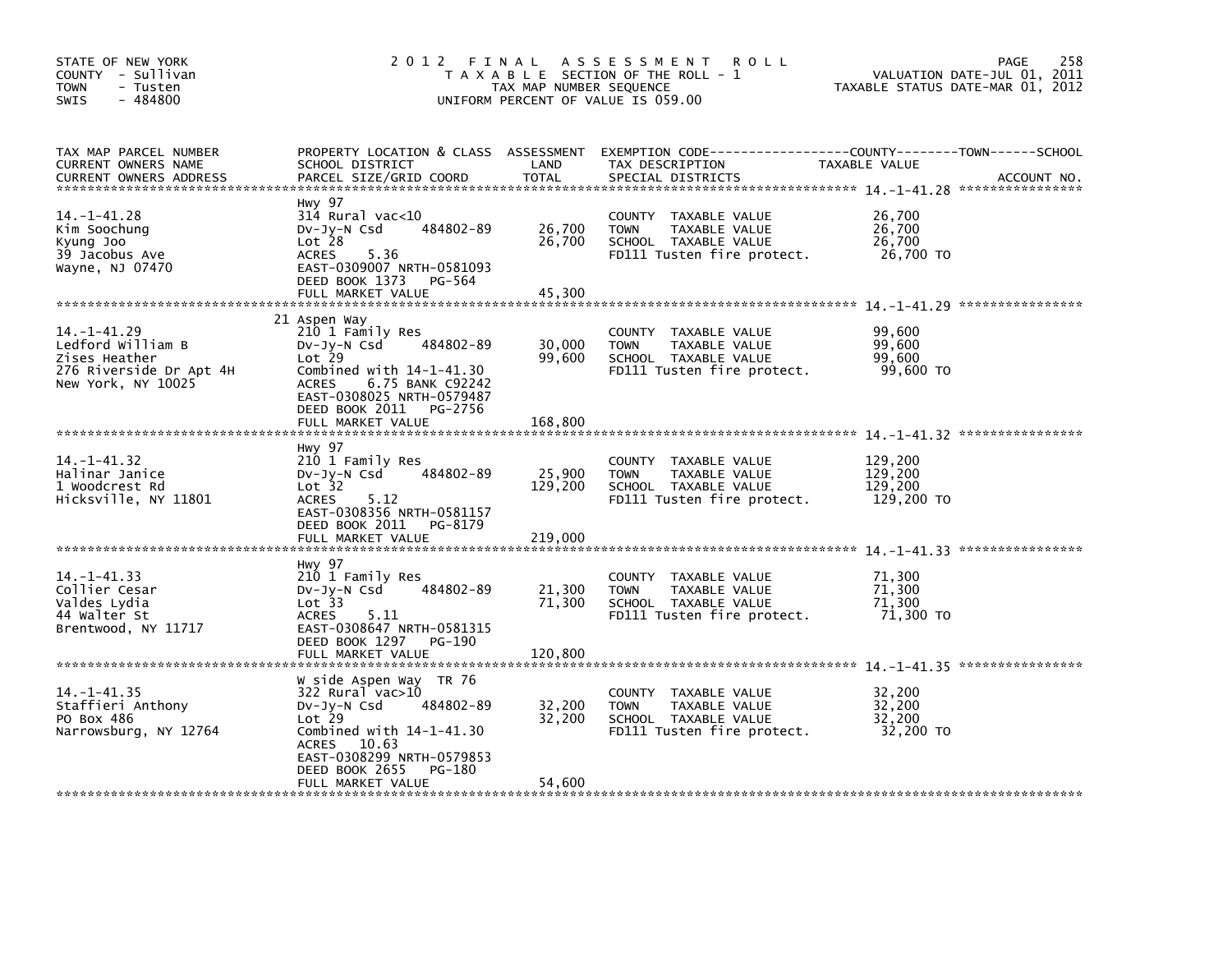STATE OF NEW YORK
COUNTY - Sullivan
TOWN - Tusten
SWIS - 484800

2012 FINAL ASSESSMENT ROLL
TAXABLE SECTION OF THE ROLL - 1
TAX MAP NUMBER SEQUENCE
UNIFORM PERCENT OF VALUE IS 059.00

VALUATION DATE-JUL 01, 2011
TAXABLE STATUS DATE-MAR 01, 2012

| TAX MAP PARCEL NUMBER / CURRENT OWNERS NAME / CURRENT OWNERS ADDRESS | PROPERTY LOCATION & CLASS / SCHOOL DISTRICT / PARCEL SIZE/GRID COORD | ASSESSMENT LAND / TOTAL | EXEMPTION CODE / TAX DESCRIPTION / SPECIAL DISTRICTS | TAXABLE VALUE | ACCOUNT NO. |
|---|---|---|---|---|---|
| **14.-1-41.28** | Hwy 97 | | | | |
| 14.-1-41.28 | 314 Rural vac<10 | | COUNTY TAXABLE VALUE | 26,700 | |
| Kim Soochung | Dv-Jy-N Csd 484802-89 | 26,700 | TOWN TAXABLE VALUE | 26,700 | |
| Kyung Joo | Lot 28 | 26,700 | SCHOOL TAXABLE VALUE | 26,700 | |
| 39 Jacobus Ave | ACRES 5.36 | | FD111 Tusten fire protect. | 26,700 TO | |
| Wayne, NJ 07470 | EAST-0309007 NRTH-0581093 | | | | |
| | DEED BOOK 1373 PG-564 | | | | |
| | FULL MARKET VALUE | 45,300 | | | |
| **14.-1-41.29** | 21 Aspen Way | | | | |
| 14.-1-41.29 | 210 1 Family Res | | COUNTY TAXABLE VALUE | 99,600 | |
| Ledford William B | Dv-Jy-N Csd 484802-89 | 30,000 | TOWN TAXABLE VALUE | 99,600 | |
| Zises Heather | Lot 29 | 99,600 | SCHOOL TAXABLE VALUE | 99,600 | |
| 276 Riverside Dr Apt 4H | Combined with 14-1-41.30 | | FD111 Tusten fire protect. | 99,600 TO | |
| New York, NY 10025 | ACRES 6.75 BANK C92242 | | | | |
| | EAST-0308025 NRTH-0579487 | | | | |
| | DEED BOOK 2011 PG-2756 | | | | |
| | FULL MARKET VALUE | 168,800 | | | |
| **14.-1-41.32** | Hwy 97 | | | | |
| 14.-1-41.32 | 210 1 Family Res | | COUNTY TAXABLE VALUE | 129,200 | |
| Halinar Janice | Dv-Jy-N Csd 484802-89 | 25,900 | TOWN TAXABLE VALUE | 129,200 | |
| 1 Woodcrest Rd | Lot 32 | 129,200 | SCHOOL TAXABLE VALUE | 129,200 | |
| Hicksville, NY 11801 | ACRES 5.12 | | FD111 Tusten fire protect. | 129,200 TO | |
| | EAST-0308356 NRTH-0581157 | | | | |
| | DEED BOOK 2011 PG-8179 | | | | |
| | FULL MARKET VALUE | 219,000 | | | |
| **14.-1-41.33** | Hwy 97 | | | | |
| 14.-1-41.33 | 210 1 Family Res | | COUNTY TAXABLE VALUE | 71,300 | |
| Collier Cesar | Dv-Jy-N Csd 484802-89 | 21,300 | TOWN TAXABLE VALUE | 71,300 | |
| Valdes Lydia | Lot 33 | 71,300 | SCHOOL TAXABLE VALUE | 71,300 | |
| 44 Walter St | ACRES 5.11 | | FD111 Tusten fire protect. | 71,300 TO | |
| Brentwood, NY 11717 | EAST-0308647 NRTH-0581315 | | | | |
| | DEED BOOK 1297 PG-190 | | | | |
| | FULL MARKET VALUE | 120,800 | | | |
| **14.-1-41.35** | W side Aspen Way TR 76 | | | | |
| 14.-1-41.35 | 322 Rural vac>10 | | COUNTY TAXABLE VALUE | 32,200 | |
| Staffieri Anthony | Dv-Jy-N Csd 484802-89 | 32,200 | TOWN TAXABLE VALUE | 32,200 | |
| PO Box 486 | Lot 29 | 32,200 | SCHOOL TAXABLE VALUE | 32,200 | |
| Narrowsburg, NY 12764 | Combined with 14-1-41.30 | | FD111 Tusten fire protect. | 32,200 TO | |
| | ACRES 10.63 | | | | |
| | EAST-0308299 NRTH-0579853 | | | | |
| | DEED BOOK 2655 PG-180 | | | | |
| | FULL MARKET VALUE | 54,600 | | | |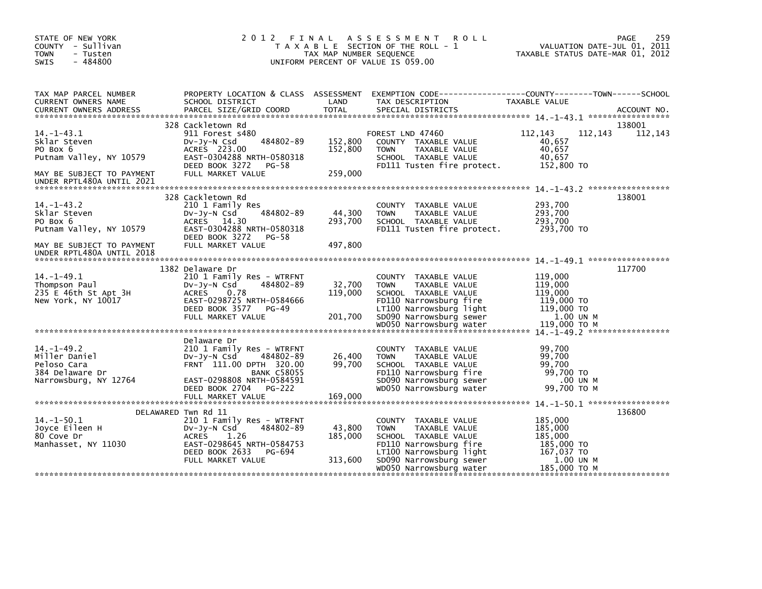STATE OF NEW YORK
COUNTY - Sullivan
TOWN - Tusten
SWIS - 484800

# 2012 FINAL ASSESSMENT ROLL
TAXABLE SECTION OF THE ROLL - 1
TAX MAP NUMBER SEQUENCE
UNIFORM PERCENT OF VALUE IS 059.00

VALUATION DATE-JUL 01, 2011
TAXABLE STATUS DATE-MAR 01, 2012

| TAX MAP PARCEL NUMBER / CURRENT OWNERS NAME / CURRENT OWNERS ADDRESS | PROPERTY LOCATION & CLASS / SCHOOL DISTRICT / PARCEL SIZE/GRID COORD | ASSESSMENT LAND | TOTAL | EXEMPTION CODE / TAX DESCRIPTION / SPECIAL DISTRICTS | COUNTY TAXABLE VALUE | TOWN | SCHOOL | ACCOUNT NO. |
|---|---|---|---|---|---|---|---|---|
| **14.-1-43.1** | 328 Cackletown Rd | | | | | | | 138001 |
| 14.-1-43.1 | 911 Forest s480 | | | FOREST LND 47460 | 112,143 | 112,143 | 112,143 | |
| Sklar Steven | Dv-Jy-N Csd 484802-89 | 152,800 | | COUNTY TAXABLE VALUE | 40,657 | | | |
| PO Box 6 | ACRES 223.00 | | 152,800 | TOWN TAXABLE VALUE | 40,657 | | | |
| Putnam Valley, NY 10579 | EAST-0304288 NRTH-0580318 | | | SCHOOL TAXABLE VALUE | 40,657 | | | |
| | DEED BOOK 3272 PG-58 | | | FD111 Tusten fire protect. | 152,800 TO | | | |
| MAY BE SUBJECT TO PAYMENT UNDER RPTL480A UNTIL 2021 | FULL MARKET VALUE | | 259,000 | | | | | |
| **14.-1-43.2** | 328 Cackletown Rd | | | | | | | 138001 |
| 14.-1-43.2 | 210 1 Family Res | | | COUNTY TAXABLE VALUE | 293,700 | | | |
| Sklar Steven | Dv-Jy-N Csd 484802-89 | 44,300 | | TOWN TAXABLE VALUE | 293,700 | | | |
| PO Box 6 | ACRES 14.30 | | 293,700 | SCHOOL TAXABLE VALUE | 293,700 | | | |
| Putnam Valley, NY 10579 | EAST-0304288 NRTH-0580318 | | | FD111 Tusten fire protect. | 293,700 TO | | | |
| | DEED BOOK 3272 PG-58 | | | | | | | |
| MAY BE SUBJECT TO PAYMENT UNDER RPTL480A UNTIL 2018 | FULL MARKET VALUE | | 497,800 | | | | | |
| **14.-1-49.1** | 1382 Delaware Dr | | | | | | | 117700 |
| 14.-1-49.1 | 210 1 Family Res - WTRFNT | | | COUNTY TAXABLE VALUE | 119,000 | | | |
| Thompson Paul | Dv-Jy-N Csd 484802-89 | 32,700 | | TOWN TAXABLE VALUE | 119,000 | | | |
| 235 E 46th St Apt 3H | ACRES 0.78 | | 119,000 | SCHOOL TAXABLE VALUE | 119,000 | | | |
| New York, NY 10017 | EAST-0298725 NRTH-0584666 | | | FD110 Narrowsburg fire | 119,000 TO | | | |
| | DEED BOOK 3577 PG-49 | | | LT100 Narrowsburg light | 119,000 TO | | | |
| | FULL MARKET VALUE | | 201,700 | SD090 Narrowsburg sewer | 1.00 UN M | | | |
| | | | | WD050 Narrowsburg water | 119,000 TO M | | | |
| **14.-1-49.2** | Delaware Dr | | | | | | | |
| 14.-1-49.2 | 210 1 Family Res - WTRFNT | | | COUNTY TAXABLE VALUE | 99,700 | | | |
| Miller Daniel | Dv-Jy-N Csd 484802-89 | 26,400 | | TOWN TAXABLE VALUE | 99,700 | | | |
| Peloso Cara | FRNT 111.00 DPTH 320.00 | | 99,700 | SCHOOL TAXABLE VALUE | 99,700 | | | |
| 384 Delaware Dr | BANK C58055 | | | FD110 Narrowsburg fire | 99,700 TO | | | |
| Narrowsburg, NY 12764 | EAST-0298808 NRTH-0584591 | | | SD090 Narrowsburg sewer | .00 UN M | | | |
| | DEED BOOK 2704 PG-222 | | | WD050 Narrowsburg water | 99,700 TO M | | | |
| | FULL MARKET VALUE | | 169,000 | | | | | |
| **14.-1-50.1** | DELAWARED Twn Rd 11 | | | | | | | 136800 |
| 14.-1-50.1 | 210 1 Family Res - WTRFNT | | | COUNTY TAXABLE VALUE | 185,000 | | | |
| Joyce Eileen H | Dv-Jy-N Csd 484802-89 | 43,800 | | TOWN TAXABLE VALUE | 185,000 | | | |
| 80 Cove Dr | ACRES 1.26 | | 185,000 | SCHOOL TAXABLE VALUE | 185,000 | | | |
| Manhasset, NY 11030 | EAST-0298645 NRTH-0584753 | | | FD110 Narrowsburg fire | 185,000 TO | | | |
| | DEED BOOK 2633 PG-694 | | | LT100 Narrowsburg light | 167,037 TO | | | |
| | FULL MARKET VALUE | | 313,600 | SD090 Narrowsburg sewer | 1.00 UN M | | | |
| | | | | WD050 Narrowsburg water | 185,000 TO M | | | |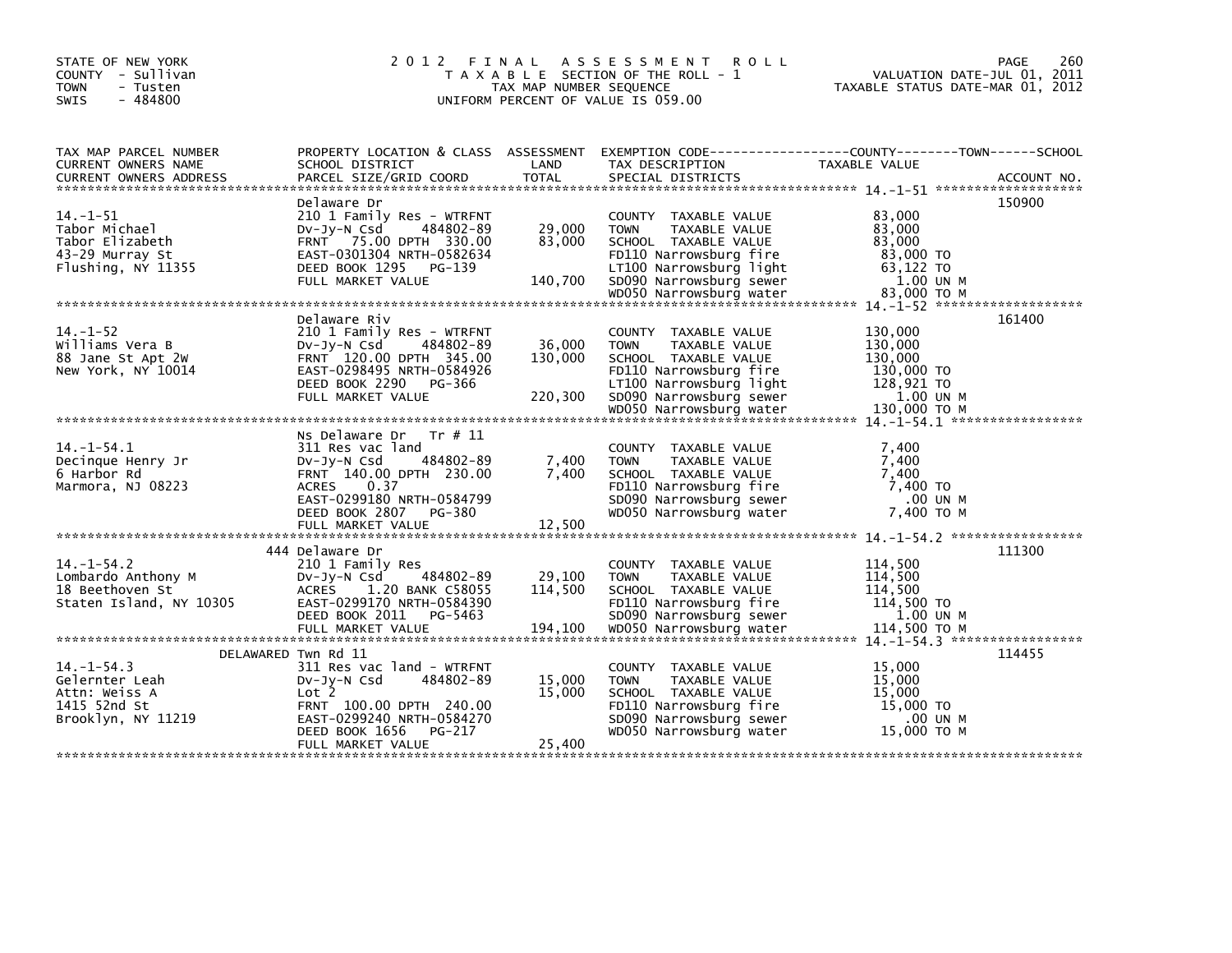STATE OF NEW YORK
COUNTY - Sullivan
TOWN - Tusten
SWIS - 484800

# 2012 FINAL ASSESSMENT ROLL
TAXABLE SECTION OF THE ROLL - 1
TAX MAP NUMBER SEQUENCE
UNIFORM PERCENT OF VALUE IS 059.00

VALUATION DATE-JUL 01, 2011
TAXABLE STATUS DATE-MAR 01, 2012

| TAX MAP PARCEL NUMBER / CURRENT OWNERS NAME / CURRENT OWNERS ADDRESS | PROPERTY LOCATION & CLASS / SCHOOL DISTRICT / PARCEL SIZE/GRID COORD | ASSESSMENT LAND / TOTAL | EXEMPTION CODE / TAX DESCRIPTION / SPECIAL DISTRICTS | TAXABLE VALUE | ACCOUNT NO. |
|---|---|---|---|---|---|
| 14.-1-51 | Delaware Dr | | | | 150900 |
| | 210 1 Family Res - WTRFNT | | COUNTY TAXABLE VALUE | 83,000 | |
| Tabor Michael | Dv-Jy-N Csd 484802-89 | 29,000 | TOWN TAXABLE VALUE | 83,000 | |
| Tabor Elizabeth | FRNT 75.00 DPTH 330.00 | 83,000 | SCHOOL TAXABLE VALUE | 83,000 | |
| 43-29 Murray St | EAST-0301304 NRTH-0582634 | | FD110 Narrowsburg fire | 83,000 TO | |
| Flushing, NY 11355 | DEED BOOK 1295 PG-139 | | LT100 Narrowsburg light | 63,122 TO | |
| | FULL MARKET VALUE | 140,700 | SD090 Narrowsburg sewer | 1.00 UN M | |
| | | | WD050 Narrowsburg water | 83,000 TO M | |
| 14.-1-52 | Delaware Riv | | | | 161400 |
| | 210 1 Family Res - WTRFNT | | COUNTY TAXABLE VALUE | 130,000 | |
| Williams Vera B | Dv-Jy-N Csd 484802-89 | 36,000 | TOWN TAXABLE VALUE | 130,000 | |
| 88 Jane St Apt 2W | FRNT 120.00 DPTH 345.00 | 130,000 | SCHOOL TAXABLE VALUE | 130,000 | |
| New York, NY 10014 | EAST-0298495 NRTH-0584926 | | FD110 Narrowsburg fire | 130,000 TO | |
| | DEED BOOK 2290 PG-366 | | LT100 Narrowsburg light | 128,921 TO | |
| | FULL MARKET VALUE | 220,300 | SD090 Narrowsburg sewer | 1.00 UN M | |
| | | | WD050 Narrowsburg water | 130,000 TO M | |
| 14.-1-54.1 | Ns Delaware Dr Tr # 11 | | | | |
| | 311 Res vac land | | COUNTY TAXABLE VALUE | 7,400 | |
| Decinque Henry Jr | Dv-Jy-N Csd 484802-89 | 7,400 | TOWN TAXABLE VALUE | 7,400 | |
| 6 Harbor Rd | FRNT 140.00 DPTH 230.00 | 7,400 | SCHOOL TAXABLE VALUE | 7,400 | |
| Marmora, NJ 08223 | ACRES 0.37 | | FD110 Narrowsburg fire | 7,400 TO | |
| | EAST-0299180 NRTH-0584799 | | SD090 Narrowsburg sewer | .00 UN M | |
| | DEED BOOK 2807 PG-380 | | WD050 Narrowsburg water | 7,400 TO M | |
| | FULL MARKET VALUE | 12,500 | | | |
| 14.-1-54.2 | 444 Delaware Dr | | | | 111300 |
| | 210 1 Family Res | | COUNTY TAXABLE VALUE | 114,500 | |
| Lombardo Anthony M | Dv-Jy-N Csd 484802-89 | 29,100 | TOWN TAXABLE VALUE | 114,500 | |
| 18 Beethoven St | ACRES 1.20 BANK C58055 | 114,500 | SCHOOL TAXABLE VALUE | 114,500 | |
| Staten Island, NY 10305 | EAST-0299170 NRTH-0584390 | | FD110 Narrowsburg fire | 114,500 TO | |
| | DEED BOOK 2011 PG-5463 | | SD090 Narrowsburg sewer | 1.00 UN M | |
| | FULL MARKET VALUE | 194,100 | WD050 Narrowsburg water | 114,500 TO M | |
| 14.-1-54.3 | DELAWARED Twn Rd 11 | | | | 114455 |
| | 311 Res vac land - WTRFNT | | COUNTY TAXABLE VALUE | 15,000 | |
| Gelernter Leah | Dv-Jy-N Csd 484802-89 | 15,000 | TOWN TAXABLE VALUE | 15,000 | |
| Attn: Weiss A | Lot 2 | 15,000 | SCHOOL TAXABLE VALUE | 15,000 | |
| 1415 52nd St | FRNT 100.00 DPTH 240.00 | | FD110 Narrowsburg fire | 15,000 TO | |
| Brooklyn, NY 11219 | EAST-0299240 NRTH-0584270 | | SD090 Narrowsburg sewer | .00 UN M | |
| | DEED BOOK 1656 PG-217 | | WD050 Narrowsburg water | 15,000 TO M | |
| | FULL MARKET VALUE | 25,400 | | | |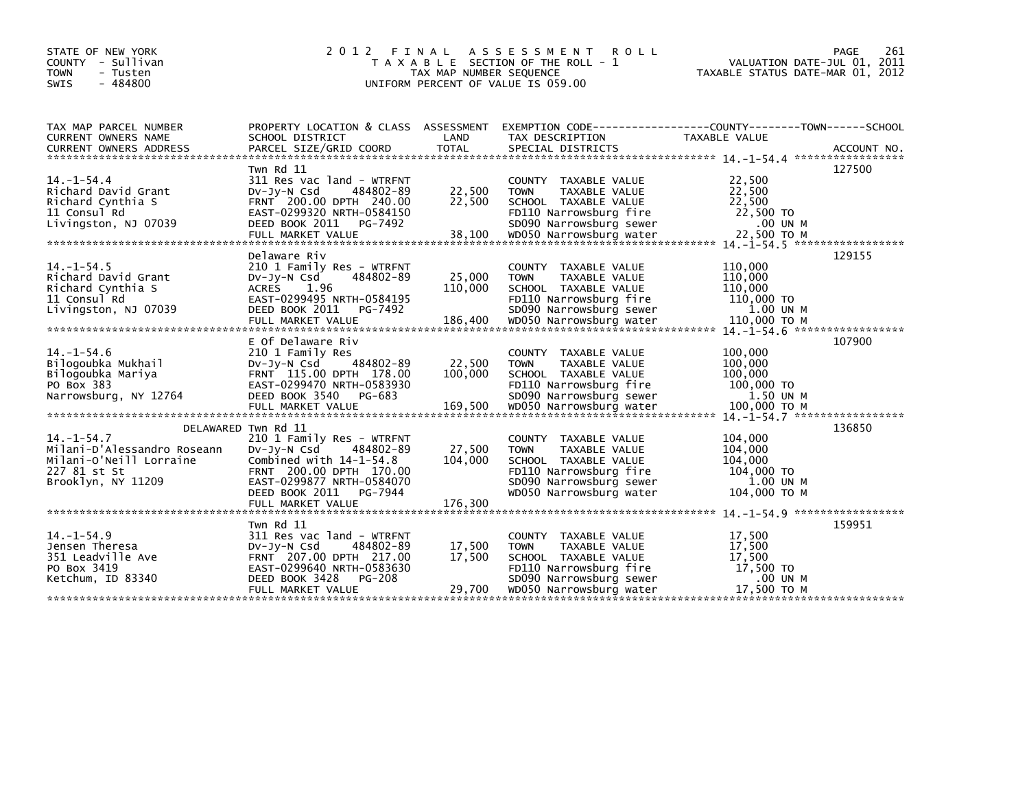STATE OF NEW YORK
COUNTY - Sullivan
TOWN - Tusten
SWIS - 484800

# 2012 FINAL ASSESSMENT ROLL

TAXABLE SECTION OF THE ROLL - 1
TAX MAP NUMBER SEQUENCE
UNIFORM PERCENT OF VALUE IS 059.00

VALUATION DATE-JUL 01, 2011
TAXABLE STATUS DATE-MAR 01, 2012

| TAX MAP PARCEL NUMBER / CURRENT OWNERS NAME / CURRENT OWNERS ADDRESS | PROPERTY LOCATION & CLASS / SCHOOL DISTRICT / PARCEL SIZE/GRID COORD | ASSESSMENT LAND / TOTAL | EXEMPTION CODE / TAX DESCRIPTION / SPECIAL DISTRICTS | COUNTY / TOWN / SCHOOL TAXABLE VALUE | ACCOUNT NO. |
|---|---|---|---|---|---|
| 14.-1-54.4 | Twn Rd 11 | | | | 127500 |
| Richard David Grant | 311 Res vac land - WTRFNT | | COUNTY TAXABLE VALUE | 22,500 | |
| Richard Cynthia S | Dv-Jy-N Csd 484802-89 | 22,500 | TOWN TAXABLE VALUE | 22,500 | |
| 11 Consul Rd | FRNT 200.00 DPTH 240.00 | 22,500 | SCHOOL TAXABLE VALUE | 22,500 | |
| Livingston, NJ 07039 | EAST-0299320 NRTH-0584150 | | FD110 Narrowsburg fire | 22,500 TO | |
| | DEED BOOK 2011 PG-7492 | | SD090 Narrowsburg sewer | .00 UN M | |
| | FULL MARKET VALUE | 38,100 | WD050 Narrowsburg water | 22,500 TO M | |
| 14.-1-54.5 | Delaware Riv | | | | 129155 |
| Richard David Grant | 210 1 Family Res - WTRFNT | | COUNTY TAXABLE VALUE | 110,000 | |
| Richard Cynthia S | Dv-Jy-N Csd 484802-89 | 25,000 | TOWN TAXABLE VALUE | 110,000 | |
| 11 Consul Rd | ACRES 1.96 | 110,000 | SCHOOL TAXABLE VALUE | 110,000 | |
| Livingston, NJ 07039 | EAST-0299495 NRTH-0584195 | | FD110 Narrowsburg fire | 110,000 TO | |
| | DEED BOOK 2011 PG-7492 | | SD090 Narrowsburg sewer | 1.00 UN M | |
| | FULL MARKET VALUE | 186,400 | WD050 Narrowsburg water | 110,000 TO M | |
| 14.-1-54.6 | E Of Delaware Riv | | | | 107900 |
| Bilogoubka Mukhail | 210 1 Family Res | | COUNTY TAXABLE VALUE | 100,000 | |
| Bilogoubka Mariya | Dv-Jy-N Csd 484802-89 | 22,500 | TOWN TAXABLE VALUE | 100,000 | |
| PO Box 383 | FRNT 115.00 DPTH 178.00 | 100,000 | SCHOOL TAXABLE VALUE | 100,000 | |
| Narrowsburg, NY 12764 | EAST-0299470 NRTH-0583930 | | FD110 Narrowsburg fire | 100,000 TO | |
| | DEED BOOK 3540 PG-683 | | SD090 Narrowsburg sewer | 1.50 UN M | |
| | FULL MARKET VALUE | 169,500 | WD050 Narrowsburg water | 100,000 TO M | |
| 14.-1-54.7 | DELAWARED Twn Rd 11 | | | | 136850 |
| Milani-D'Alessandro Roseann | 210 1 Family Res - WTRFNT | | COUNTY TAXABLE VALUE | 104,000 | |
| Milani-O'Neill Lorraine | Dv-Jy-N Csd 484802-89 | 27,500 | TOWN TAXABLE VALUE | 104,000 | |
| 227 81 st St | Combined with 14-1-54.8 | 104,000 | SCHOOL TAXABLE VALUE | 104,000 | |
| Brooklyn, NY 11209 | FRNT 200.00 DPTH 170.00 | | FD110 Narrowsburg fire | 104,000 TO | |
| | EAST-0299877 NRTH-0584070 | | SD090 Narrowsburg sewer | 1.00 UN M | |
| | DEED BOOK 2011 PG-7944 | | WD050 Narrowsburg water | 104,000 TO M | |
| | FULL MARKET VALUE | 176,300 | | | |
| 14.-1-54.9 | Twn Rd 11 | | | | 159951 |
| Jensen Theresa | 311 Res vac land - WTRFNT | | COUNTY TAXABLE VALUE | 17,500 | |
| 351 Leadville Ave | Dv-Jy-N Csd 484802-89 | 17,500 | TOWN TAXABLE VALUE | 17,500 | |
| PO Box 3419 | FRNT 207.00 DPTH 217.00 | 17,500 | SCHOOL TAXABLE VALUE | 17,500 | |
| Ketchum, ID 83340 | EAST-0299640 NRTH-0583630 | | FD110 Narrowsburg fire | 17,500 TO | |
| | DEED BOOK 3428 PG-208 | | SD090 Narrowsburg sewer | .00 UN M | |
| | FULL MARKET VALUE | 29,700 | WD050 Narrowsburg water | 17,500 TO M | |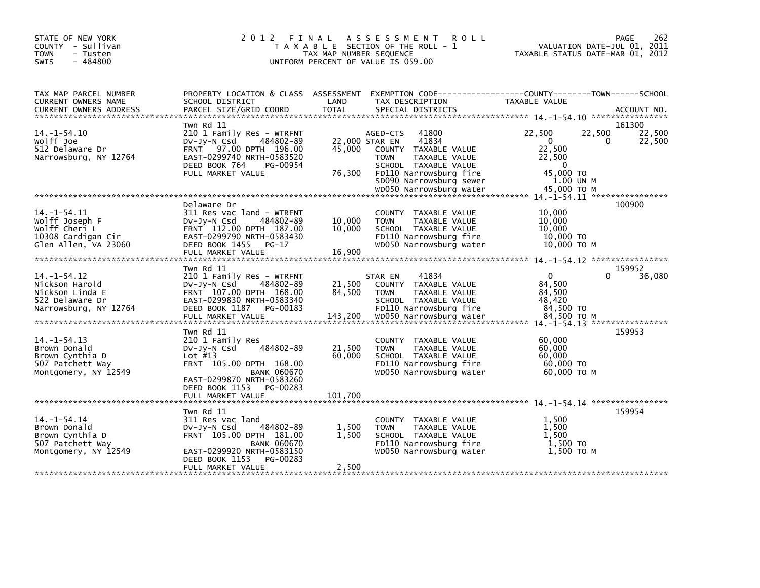STATE OF NEW YORK
COUNTY - Sullivan
TOWN - Tusten
SWIS - 484800

# 2012 FINAL ASSESSMENT ROLL

TAXABLE SECTION OF THE ROLL - 1
TAX MAP NUMBER SEQUENCE
UNIFORM PERCENT OF VALUE IS 059.00

VALUATION DATE-JUL 01, 2011
TAXABLE STATUS DATE-MAR 01, 2012

| TAX MAP PARCEL NUMBER / CURRENT OWNERS NAME / CURRENT OWNERS ADDRESS | PROPERTY LOCATION & CLASS / SCHOOL DISTRICT / PARCEL SIZE/GRID COORD | ASSESSMENT LAND | TOTAL | EXEMPTION CODE / TAX DESCRIPTION / SPECIAL DISTRICTS | COUNTY TAXABLE VALUE | TOWN | SCHOOL | ACCOUNT NO. |
|---|---|---|---|---|---|---|---|---|
| 14.-1-54.10 | Twn Rd 11 | | | | | | | 161300 |
| 14.-1-54.10 | 210 1 Family Res - WTRFNT | | | AGED-CTS 41800 | 22,500 | 22,500 | 22,500 | |
| Wolff Joe | Dv-Jy-N Csd 484802-89 | 22,000 | | STAR EN 41834 | 0 | 0 | 22,500 | |
| 512 Delaware Dr | FRNT 97.00 DPTH 196.00 | | 45,000 | COUNTY TAXABLE VALUE | 22,500 | | | |
| Narrowsburg, NY 12764 | EAST-0299740 NRTH-0583520 | | | TOWN TAXABLE VALUE | 22,500 | | | |
| | DEED BOOK 764 PG-00954 | | | SCHOOL TAXABLE VALUE | 0 | | | |
| | FULL MARKET VALUE | | 76,300 | FD110 Narrowsburg fire | 45,000 TO | | | |
| | | | | SD090 Narrowsburg sewer | 1.00 UN M | | | |
| | | | | WD050 Narrowsburg water | 45,000 TO M | | | |
| 14.-1-54.11 | Delaware Dr | | | | | | | 100900 |
| 14.-1-54.11 | 311 Res vac land - WTRFNT | | | COUNTY TAXABLE VALUE | 10,000 | | | |
| Wolff Joseph F | Dv-Jy-N Csd 484802-89 | 10,000 | | TOWN TAXABLE VALUE | 10,000 | | | |
| Wolff Cheri L | FRNT 112.00 DPTH 187.00 | | 10,000 | SCHOOL TAXABLE VALUE | 10,000 | | | |
| 10308 Cardigan Cir | EAST-0299790 NRTH-0583430 | | | FD110 Narrowsburg fire | 10,000 TO | | | |
| Glen Allen, VA 23060 | DEED BOOK 1455 PG-17 | | | WD050 Narrowsburg water | 10,000 TO M | | | |
| | FULL MARKET VALUE | | 16,900 | | | | | |
| 14.-1-54.12 | Twn Rd 11 | | | | | | | 159952 |
| 14.-1-54.12 | 210 1 Family Res - WTRFNT | | | STAR EN 41834 | 0 | 0 | 36,080 | |
| Nickson Harold | Dv-Jy-N Csd 484802-89 | 21,500 | | COUNTY TAXABLE VALUE | 84,500 | | | |
| Nickson Linda E | FRNT 107.00 DPTH 168.00 | | 84,500 | TOWN TAXABLE VALUE | 84,500 | | | |
| 522 Delaware Dr | EAST-0299830 NRTH-0583340 | | | SCHOOL TAXABLE VALUE | 48,420 | | | |
| Narrowsburg, NY 12764 | DEED BOOK 1187 PG-00183 | | | FD110 Narrowsburg fire | 84,500 TO | | | |
| | FULL MARKET VALUE | | 143,200 | WD050 Narrowsburg water | 84,500 TO M | | | |
| 14.-1-54.13 | Twn Rd 11 | | | | | | | 159953 |
| 14.-1-54.13 | 210 1 Family Res | | | COUNTY TAXABLE VALUE | 60,000 | | | |
| Brown Donald | Dv-Jy-N Csd 484802-89 | 21,500 | | TOWN TAXABLE VALUE | 60,000 | | | |
| Brown Cynthia D | Lot #13 | | 60,000 | SCHOOL TAXABLE VALUE | 60,000 | | | |
| 507 Patchett Way | FRNT 105.00 DPTH 168.00 | | | FD110 Narrowsburg fire | 60,000 TO | | | |
| Montgomery, NY 12549 | BANK 060670 | | | WD050 Narrowsburg water | 60,000 TO M | | | |
| | EAST-0299870 NRTH-0583260 | | | | | | | |
| | DEED BOOK 1153 PG-00283 | | | | | | | |
| | FULL MARKET VALUE | | 101,700 | | | | | |
| 14.-1-54.14 | Twn Rd 11 | | | | | | | 159954 |
| 14.-1-54.14 | 311 Res vac land | | | COUNTY TAXABLE VALUE | 1,500 | | | |
| Brown Donald | Dv-Jy-N Csd 484802-89 | 1,500 | | TOWN TAXABLE VALUE | 1,500 | | | |
| Brown Cynthia D | FRNT 105.00 DPTH 181.00 | | 1,500 | SCHOOL TAXABLE VALUE | 1,500 | | | |
| 507 Patchett Way | BANK 060670 | | | FD110 Narrowsburg fire | 1,500 TO | | | |
| Montgomery, NY 12549 | EAST-0299920 NRTH-0583150 | | | WD050 Narrowsburg water | 1,500 TO M | | | |
| | DEED BOOK 1153 PG-00283 | | | | | | | |
| | FULL MARKET VALUE | | 2,500 | | | | | |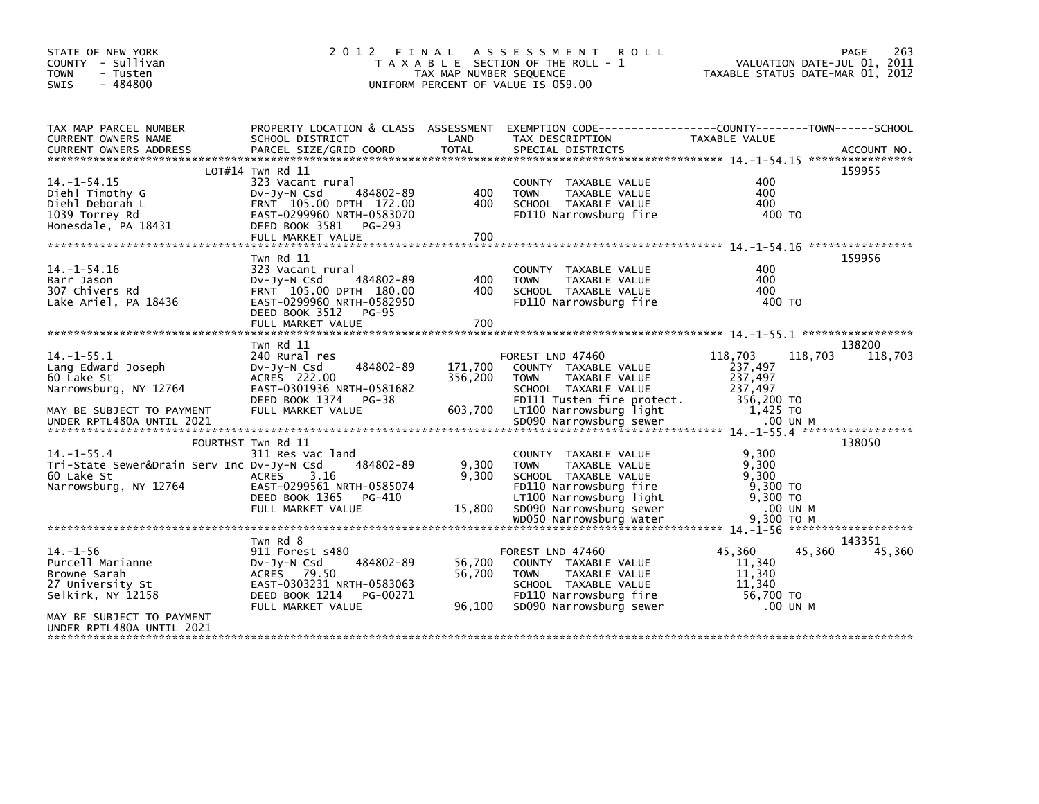STATE OF NEW YORK
COUNTY - Sullivan
TOWN - Tusten
SWIS - 484800

2012 FINAL ASSESSMENT ROLL
TAXABLE SECTION OF THE ROLL - 1
TAX MAP NUMBER SEQUENCE
UNIFORM PERCENT OF VALUE IS 059.00

VALUATION DATE-JUL 01, 2011
TAXABLE STATUS DATE-MAR 01, 2012

| TAX MAP PARCEL NUMBER / CURRENT OWNERS NAME / CURRENT OWNERS ADDRESS | PROPERTY LOCATION & CLASS / SCHOOL DISTRICT / PARCEL SIZE/GRID COORD | ASSESSMENT LAND / TOTAL | EXEMPTION CODE / TAX DESCRIPTION / SPECIAL DISTRICTS | COUNTY | TOWN | SCHOOL | ACCOUNT NO. |
|---|---|---|---|---|---|---|---|
| **14.-1-54.15** | LOT#14 Twn Rd 11 | | | | | | 159955 |
| | 323 Vacant rural | | COUNTY TAXABLE VALUE | 400 | | | |
| Diehl Timothy G | Dv-Jy-N Csd 484802-89 | 400 | TOWN TAXABLE VALUE | | 400 | | |
| Diehl Deborah L | FRNT 105.00 DPTH 172.00 | 400 | SCHOOL TAXABLE VALUE | | | 400 | |
| 1039 Torrey Rd | EAST-0299960 NRTH-0583070 | | FD110 Narrowsburg fire | 400 TO | | | |
| Honesdale, PA 18431 | DEED BOOK 3581 PG-293 | | | | | | |
| | FULL MARKET VALUE | 700 | | | | | |
| **14.-1-54.16** | Twn Rd 11 | | | | | | 159956 |
| | 323 Vacant rural | | COUNTY TAXABLE VALUE | 400 | | | |
| Barr Jason | Dv-Jy-N Csd 484802-89 | 400 | TOWN TAXABLE VALUE | | 400 | | |
| 307 Chivers Rd | FRNT 105.00 DPTH 180.00 | 400 | SCHOOL TAXABLE VALUE | | | 400 | |
| Lake Ariel, PA 18436 | EAST-0299960 NRTH-0582950 | | FD110 Narrowsburg fire | 400 TO | | | |
| | DEED BOOK 3512 PG-95 | | | | | | |
| | FULL MARKET VALUE | 700 | | | | | |
| **14.-1-55.1** | Twn Rd 11 | | | | | | 138200 |
| | 240 Rural res | | FOREST LND 47460 | 118,703 | 118,703 | 118,703 | |
| Lang Edward Joseph | Dv-Jy-N Csd 484802-89 | 171,700 | COUNTY TAXABLE VALUE | 237,497 | | | |
| 60 Lake St | ACRES 222.00 | 356,200 | TOWN TAXABLE VALUE | | 237,497 | | |
| Narrowsburg, NY 12764 | EAST-0301936 NRTH-0581682 | | SCHOOL TAXABLE VALUE | | | 237,497 | |
| | DEED BOOK 1374 PG-38 | | FD111 Tusten fire protect. | 356,200 TO | | | |
| MAY BE SUBJECT TO PAYMENT | FULL MARKET VALUE | 603,700 | LT100 Narrowsburg light | 1,425 TO | | | |
| UNDER RPTL480A UNTIL 2021 | | | SD090 Narrowsburg sewer | .00 UN M | | | |
| **14.-1-55.4** | FOURTHST Twn Rd 11 | | | | | | 138050 |
| | 311 Res vac land | | COUNTY TAXABLE VALUE | 9,300 | | | |
| Tri-State Sewer&Drain Serv Inc | Dv-Jy-N Csd 484802-89 | 9,300 | TOWN TAXABLE VALUE | | 9,300 | | |
| 60 Lake St | ACRES 3.16 | 9,300 | SCHOOL TAXABLE VALUE | | | 9,300 | |
| Narrowsburg, NY 12764 | EAST-0299561 NRTH-0585074 | | FD110 Narrowsburg fire | 9,300 TO | | | |
| | DEED BOOK 1365 PG-410 | | LT100 Narrowsburg light | 9,300 TO | | | |
| | FULL MARKET VALUE | 15,800 | SD090 Narrowsburg sewer | .00 UN M | | | |
| | | | WD050 Narrowsburg water | 9,300 TO M | | | |
| **14.-1-56** | Twn Rd 8 | | | | | | 143351 |
| | 911 Forest s480 | | FOREST LND 47460 | 45,360 | 45,360 | 45,360 | |
| Purcell Marianne | Dv-Jy-N Csd 484802-89 | 56,700 | COUNTY TAXABLE VALUE | 11,340 | | | |
| Browne Sarah | ACRES 79.50 | 56,700 | TOWN TAXABLE VALUE | | 11,340 | | |
| 27 University St | EAST-0303231 NRTH-0583063 | | SCHOOL TAXABLE VALUE | | | 11,340 | |
| Selkirk, NY 12158 | DEED BOOK 1214 PG-00271 | | FD110 Narrowsburg fire | 56,700 TO | | | |
| | FULL MARKET VALUE | 96,100 | SD090 Narrowsburg sewer | .00 UN M | | | |
| MAY BE SUBJECT TO PAYMENT | | | | | | | |
| UNDER RPTL480A UNTIL 2021 | | | | | | | |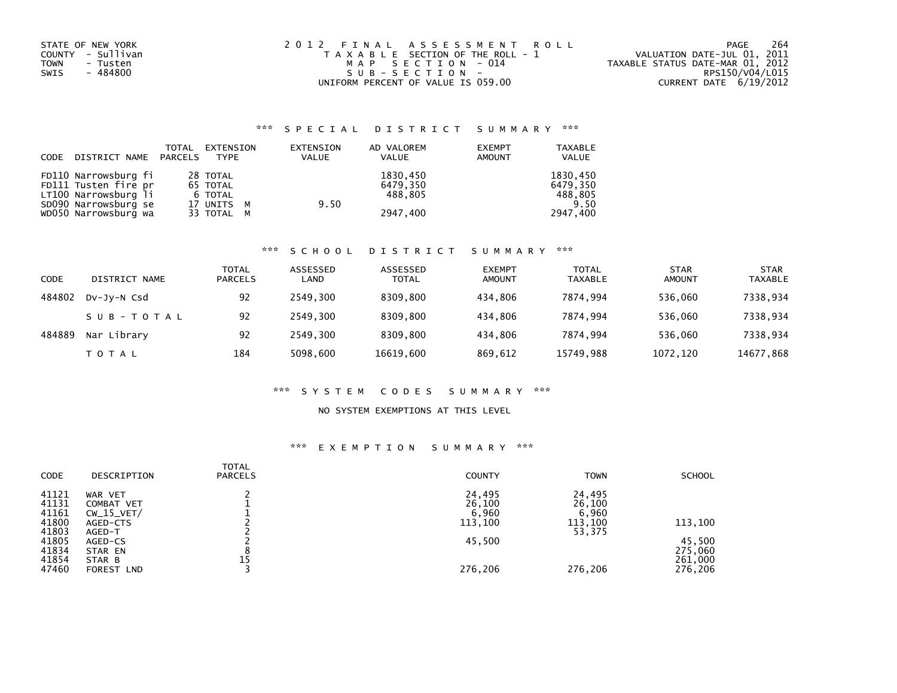STATE OF NEW YORK
COUNTY - Sullivan
TOWN - Tusten
SWIS - 484800

2 0 1 2 F I N A L A S S E S S M E N T R O L L
T A X A B L E SECTION OF THE ROLL - 1
M A P S E C T I O N - 014
S U B - S E C T I O N -
UNIFORM PERCENT OF VALUE IS 059.00

VALUATION DATE-JUL 01, 2011
TAXABLE STATUS DATE-MAR 01, 2012
RPS150/V04/L015
CURRENT DATE 6/19/2012

## *** S P E C I A L D I S T R I C T S U M M A R Y ***

| CODE | DISTRICT NAME | TOTAL PARCELS | EXTENSION TYPE | EXTENSION VALUE | AD VALOREM VALUE | EXEMPT AMOUNT | TAXABLE VALUE |
|---|---|---|---|---|---|---|---|
| FD110 | Narrowsburg fi | 28 | TOTAL | | 1830,450 | | 1830,450 |
| FD111 | Tusten fire pr | 65 | TOTAL | | 6479,350 | | 6479,350 |
| LT100 | Narrowsburg li | 6 | TOTAL | | 488,805 | | 488,805 |
| SD090 | Narrowsburg se | 17 | UNITS M | 9.50 | | | 9.50 |
| WD050 | Narrowsburg wa | 33 | TOTAL M | | 2947,400 | | 2947,400 |

## *** S C H O O L D I S T R I C T S U M M A R Y ***

| CODE | DISTRICT NAME | TOTAL PARCELS | ASSESSED LAND | ASSESSED TOTAL | EXEMPT AMOUNT | TOTAL TAXABLE | STAR AMOUNT | STAR TAXABLE |
|---|---|---|---|---|---|---|---|---|
| 484802 | Dv-Jy-N Csd | 92 | 2549,300 | 8309,800 | 434,806 | 7874,994 | 536,060 | 7338,934 |
| | S U B - T O T A L | 92 | 2549,300 | 8309,800 | 434,806 | 7874,994 | 536,060 | 7338,934 |
| 484889 | Nar Library | 92 | 2549,300 | 8309,800 | 434,806 | 7874,994 | 536,060 | 7338,934 |
| | T O T A L | 184 | 5098,600 | 16619,600 | 869,612 | 15749,988 | 1072,120 | 14677,868 |

## *** S Y S T E M C O D E S S U M M A R Y ***

NO SYSTEM EXEMPTIONS AT THIS LEVEL

## *** E X E M P T I O N S U M M A R Y ***

| CODE | DESCRIPTION | TOTAL PARCELS | COUNTY | TOWN | SCHOOL |
|---|---|---|---|---|---|
| 41121 | WAR VET | 2 | 24,495 | 24,495 | |
| 41131 | COMBAT VET | 1 | 26,100 | 26,100 | |
| 41161 | CW_15_VET/ | 1 | 6,960 | 6,960 | |
| 41800 | AGED-CTS | 2 | 113,100 | 113,100 | 113,100 |
| 41803 | AGED-T | 2 | | 53,375 | |
| 41805 | AGED-CS | 2 | 45,500 | | 45,500 |
| 41834 | STAR EN | 8 | | | 275,060 |
| 41854 | STAR B | 15 | | | 261,000 |
| 47460 | FOREST LND | 3 | 276,206 | 276,206 | 276,206 |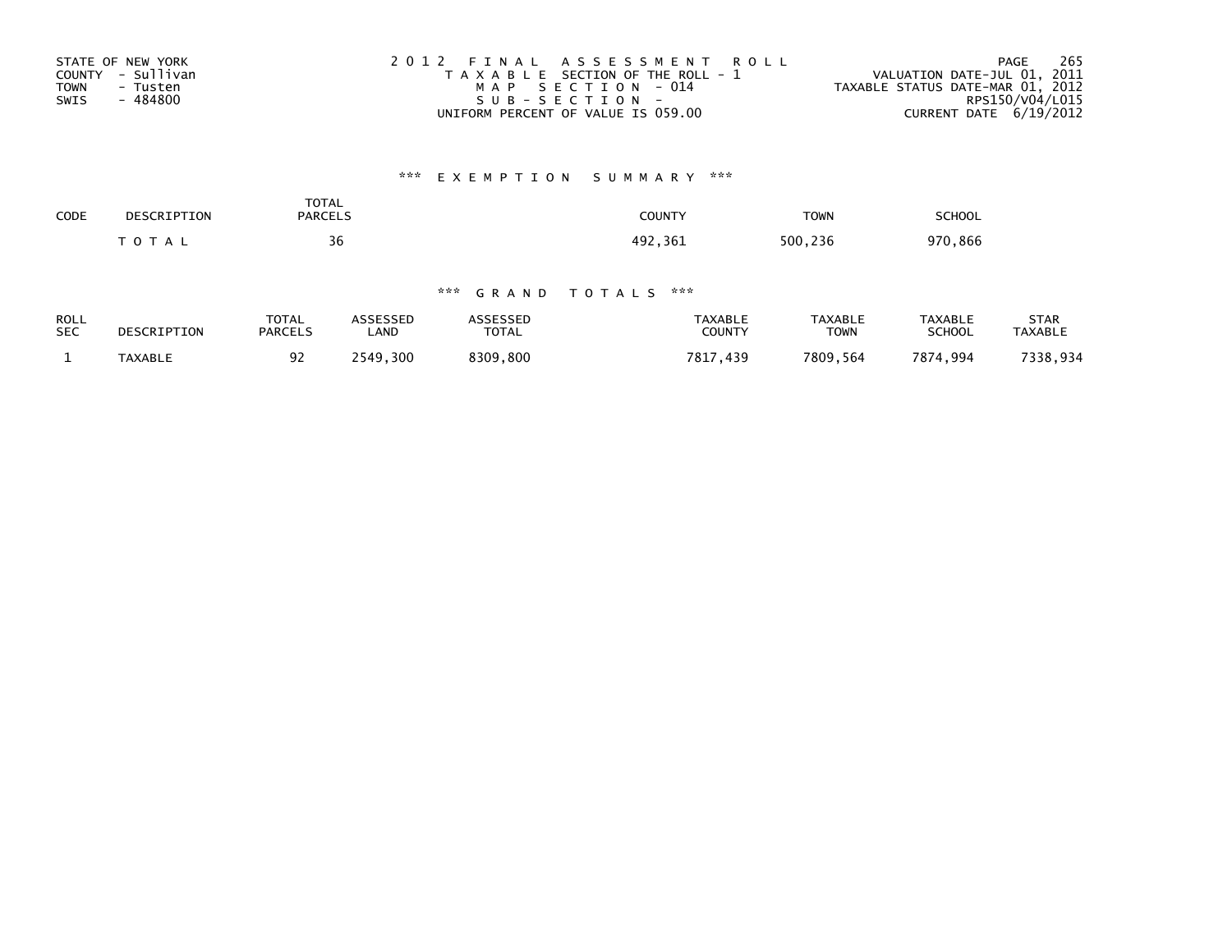STATE OF NEW YORK
COUNTY - Sullivan
TOWN - Tusten
SWIS - 484800

2012 FINAL ASSESSMENT ROLL
TAXABLE SECTION OF THE ROLL - 1
MAP SECTION - 014
SUB-SECTION -
UNIFORM PERCENT OF VALUE IS 059.00

VALUATION DATE-JUL 01, 2011
TAXABLE STATUS DATE-MAR 01, 2012
RPS150/V04/L015
CURRENT DATE 6/19/2012

### *** EXEMPTION SUMMARY ***

| CODE | DESCRIPTION | TOTAL PARCELS | COUNTY | TOWN | SCHOOL |
|---|---|---|---|---|---|
| | TOTAL | 36 | 492,361 | 500,236 | 970,866 |

### *** GRAND TOTALS ***

| ROLL SEC | DESCRIPTION | TOTAL PARCELS | ASSESSED LAND | ASSESSED TOTAL | TAXABLE COUNTY | TAXABLE TOWN | TAXABLE SCHOOL | STAR TAXABLE |
|---|---|---|---|---|---|---|---|---|
| 1 | TAXABLE | 92 | 2549,300 | 8309,800 | 7817,439 | 7809,564 | 7874,994 | 7338,934 |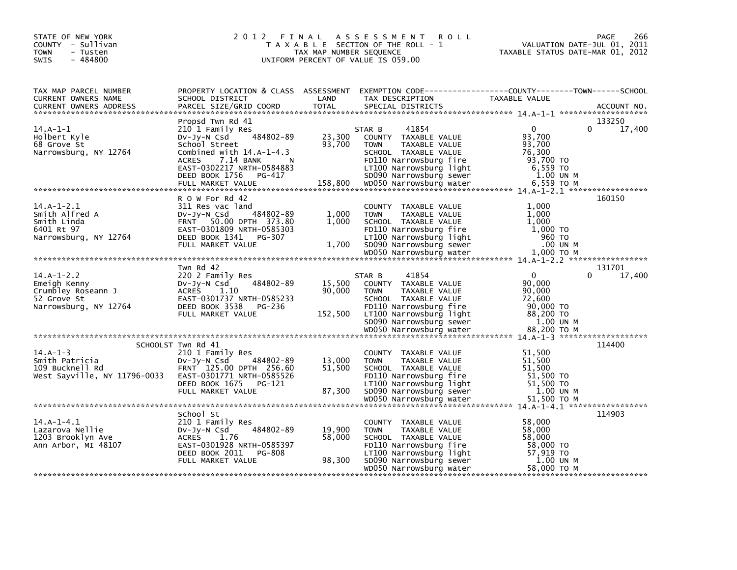STATE OF NEW YORK
COUNTY - Sullivan
TOWN - Tusten
SWIS - 484800

2 0 1 2 F I N A L A S S E S S M E N T R O L L
T A X A B L E SECTION OF THE ROLL - 1
TAX MAP NUMBER SEQUENCE
UNIFORM PERCENT OF VALUE IS 059.00

VALUATION DATE-JUL 01, 2011
TAXABLE STATUS DATE-MAR 01, 2012

| TAX MAP PARCEL NUMBER / CURRENT OWNERS NAME / CURRENT OWNERS ADDRESS | PROPERTY LOCATION & CLASS / SCHOOL DISTRICT / PARCEL SIZE/GRID COORD | ASSESSMENT LAND / TOTAL | EXEMPTION CODE / TAX DESCRIPTION / SPECIAL DISTRICTS | COUNTY | TOWN | SCHOOL / ACCOUNT NO. |
|---|---|---|---|---|---|---|
| **14.A-1-1** | Propsd Twn Rd 41 | | | | | 133250 |
| 14.A-1-1 | 210 1 Family Res | | STAR B 41854 | 0 | 0 | 17,400 |
| Holbert Kyle | Dv-Jy-N Csd 484802-89 | 23,300 | COUNTY TAXABLE VALUE | 93,700 | | |
| 68 Grove St | School Street | 93,700 | TOWN TAXABLE VALUE | | 93,700 | |
| Narrowsburg, NY 12764 | Combined with 14.A-1-4.3 | | SCHOOL TAXABLE VALUE | | | 76,300 |
| | ACRES 7.14 BANK N | | FD110 Narrowsburg fire | 93,700 TO | | |
| | EAST-0302217 NRTH-0584883 | | LT100 Narrowsburg light | 6,559 TO | | |
| | DEED BOOK 1756 PG-417 | | SD090 Narrowsburg sewer | 1.00 UN M | | |
| | FULL MARKET VALUE | 158,800 | WD050 Narrowsburg water | 6,559 TO M | | |
| **14.A-1-2.1** | R O W For Rd 42 | | | | | 160150 |
| 14.A-1-2.1 | 311 Res vac land | | COUNTY TAXABLE VALUE | 1,000 | | |
| Smith Alfred A | Dv-Jy-N Csd 484802-89 | 1,000 | TOWN TAXABLE VALUE | | 1,000 | |
| Smith Linda | FRNT 50.00 DPTH 373.80 | 1,000 | SCHOOL TAXABLE VALUE | | | 1,000 |
| 6401 Rt 97 | EAST-0301809 NRTH-0585303 | | FD110 Narrowsburg fire | 1,000 TO | | |
| Narrowsburg, NY 12764 | DEED BOOK 1341 PG-307 | | LT100 Narrowsburg light | 960 TO | | |
| | FULL MARKET VALUE | 1,700 | SD090 Narrowsburg sewer | .00 UN M | | |
| | | | WD050 Narrowsburg water | 1,000 TO M | | |
| **14.A-1-2.2** | Twn Rd 42 | | | | | 131701 |
| 14.A-1-2.2 | 220 2 Family Res | | STAR B 41854 | 0 | 0 | 17,400 |
| Emeigh Kenny | Dv-Jy-N Csd 484802-89 | 15,500 | COUNTY TAXABLE VALUE | 90,000 | | |
| Crumbley Roseann J | ACRES 1.10 | 90,000 | TOWN TAXABLE VALUE | | 90,000 | |
| 52 Grove St | EAST-0301737 NRTH-0585233 | | SCHOOL TAXABLE VALUE | | | 72,600 |
| Narrowsburg, NY 12764 | DEED BOOK 3538 PG-236 | | FD110 Narrowsburg fire | 90,000 TO | | |
| | FULL MARKET VALUE | 152,500 | LT100 Narrowsburg light | 88,200 TO | | |
| | | | SD090 Narrowsburg sewer | 1.00 UN M | | |
| | | | WD050 Narrowsburg water | 88,200 TO M | | |
| **14.A-1-3** | SCHOOLST Twn Rd 41 | | | | | 114400 |
| 14.A-1-3 | 210 1 Family Res | | COUNTY TAXABLE VALUE | 51,500 | | |
| Smith Patricia | Dv-Jy-N Csd 484802-89 | 13,000 | TOWN TAXABLE VALUE | | 51,500 | |
| 109 Bucknell Rd | FRNT 125.00 DPTH 256.60 | 51,500 | SCHOOL TAXABLE VALUE | | | 51,500 |
| West Sayville, NY 11796-0033 | EAST-0301771 NRTH-0585526 | | FD110 Narrowsburg fire | 51,500 TO | | |
| | DEED BOOK 1675 PG-121 | | LT100 Narrowsburg light | 51,500 TO | | |
| | FULL MARKET VALUE | 87,300 | SD090 Narrowsburg sewer | 1.00 UN M | | |
| | | | WD050 Narrowsburg water | 51,500 TO M | | |
| **14.A-1-4.1** | School St | | | | | 114903 |
| 14.A-1-4.1 | 210 1 Family Res | | COUNTY TAXABLE VALUE | 58,000 | | |
| Lazarova Nellie | Dv-Jy-N Csd 484802-89 | 19,900 | TOWN TAXABLE VALUE | | 58,000 | |
| 1203 Brooklyn Ave | ACRES 1.76 | 58,000 | SCHOOL TAXABLE VALUE | | | 58,000 |
| Ann Arbor, MI 48107 | EAST-0301928 NRTH-0585397 | | FD110 Narrowsburg fire | 58,000 TO | | |
| | DEED BOOK 2011 PG-808 | | LT100 Narrowsburg light | 57,919 TO | | |
| | FULL MARKET VALUE | 98,300 | SD090 Narrowsburg sewer | 1.00 UN M | | |
| | | | WD050 Narrowsburg water | 58,000 TO M | | |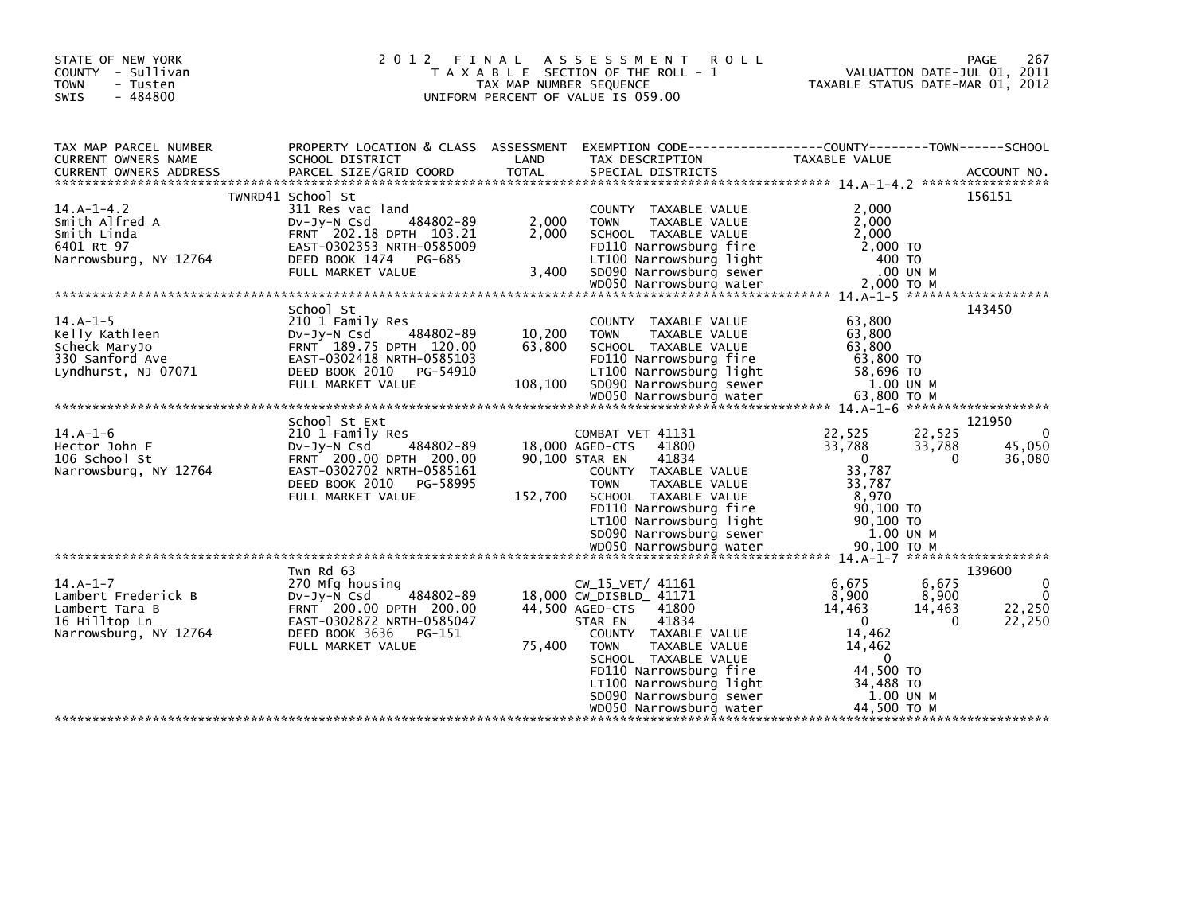STATE OF NEW YORK
COUNTY - Sullivan
TOWN - Tusten
SWIS - 484800

2012 FINAL ASSESSMENT ROLL
TAXABLE SECTION OF THE ROLL - 1
TAX MAP NUMBER SEQUENCE
UNIFORM PERCENT OF VALUE IS 059.00

VALUATION DATE-JUL 01, 2011
TAXABLE STATUS DATE-MAR 01, 2012

| TAX MAP PARCEL NUMBER / CURRENT OWNERS NAME / CURRENT OWNERS ADDRESS | PROPERTY LOCATION & CLASS / SCHOOL DISTRICT / PARCEL SIZE/GRID COORD | ASSESSMENT LAND / TOTAL | EXEMPTION CODE / TAX DESCRIPTION / SPECIAL DISTRICTS | COUNTY TAXABLE VALUE | TOWN | SCHOOL / ACCOUNT NO. |
|---|---|---|---|---|---|---|
| **14.A-1-4.2** | TWNRD41 School St | | | | | 156151 |
| 14.A-1-4.2 | 311 Res vac land | | COUNTY TAXABLE VALUE | 2,000 | | |
| Smith Alfred A | Dv-Jy-N Csd 484802-89 | 2,000 | TOWN TAXABLE VALUE | 2,000 | | |
| Smith Linda | FRNT 202.18 DPTH 103.21 | 2,000 | SCHOOL TAXABLE VALUE | 2,000 | | |
| 6401 Rt 97 | EAST-0302353 NRTH-0585009 | | FD110 Narrowsburg fire | 2,000 TO | | |
| Narrowsburg, NY 12764 | DEED BOOK 1474 PG-685 | | LT100 Narrowsburg light | 400 TO | | |
| | FULL MARKET VALUE | 3,400 | SD090 Narrowsburg sewer | .00 UN M | | |
| | | | WD050 Narrowsburg water | 2,000 TO M | | |
| **14.A-1-5** | School St | | | | | 143450 |
| 14.A-1-5 | 210 1 Family Res | | COUNTY TAXABLE VALUE | 63,800 | | |
| Kelly Kathleen | Dv-Jy-N Csd 484802-89 | 10,200 | TOWN TAXABLE VALUE | 63,800 | | |
| Scheck MaryJo | FRNT 189.75 DPTH 120.00 | 63,800 | SCHOOL TAXABLE VALUE | 63,800 | | |
| 330 Sanford Ave | EAST-0302418 NRTH-0585103 | | FD110 Narrowsburg fire | 63,800 TO | | |
| Lyndhurst, NJ 07071 | DEED BOOK 2010 PG-54910 | | LT100 Narrowsburg light | 58,696 TO | | |
| | FULL MARKET VALUE | 108,100 | SD090 Narrowsburg sewer | 1.00 UN M | | |
| | | | WD050 Narrowsburg water | 63,800 TO M | | |
| **14.A-1-6** | School St Ext | | | | | 121950 |
| 14.A-1-6 | 210 1 Family Res | | COMBAT VET 41131 | 22,525 | 22,525 | 0 |
| Hector John F | Dv-Jy-N Csd 484802-89 | 18,000 | AGED-CTS 41800 | 33,788 | 33,788 | 45,050 |
| 106 School St | FRNT 200.00 DPTH 200.00 | 90,100 | STAR EN 41834 | 0 | 0 | 36,080 |
| Narrowsburg, NY 12764 | EAST-0302702 NRTH-0585161 | | COUNTY TAXABLE VALUE | 33,787 | | |
| | DEED BOOK 2010 PG-58995 | | TOWN TAXABLE VALUE | 33,787 | | |
| | FULL MARKET VALUE | 152,700 | SCHOOL TAXABLE VALUE | 8,970 | | |
| | | | FD110 Narrowsburg fire | 90,100 TO | | |
| | | | LT100 Narrowsburg light | 90,100 TO | | |
| | | | SD090 Narrowsburg sewer | 1.00 UN M | | |
| | | | WD050 Narrowsburg water | 90,100 TO M | | |
| **14.A-1-7** | Twn Rd 63 | | | | | 139600 |
| 14.A-1-7 | 270 Mfg housing | | CW_15_VET/ 41161 | 6,675 | 6,675 | 0 |
| Lambert Frederick B | Dv-Jy-N Csd 484802-89 | 18,000 | CW_DISBLD_ 41171 | 8,900 | 8,900 | 0 |
| Lambert Tara B | FRNT 200.00 DPTH 200.00 | 44,500 | AGED-CTS 41800 | 14,463 | 14,463 | 22,250 |
| 16 Hilltop Ln | EAST-0302872 NRTH-0585047 | | STAR EN 41834 | 0 | 0 | 22,250 |
| Narrowsburg, NY 12764 | DEED BOOK 3636 PG-151 | | COUNTY TAXABLE VALUE | 14,462 | | |
| | FULL MARKET VALUE | 75,400 | TOWN TAXABLE VALUE | 14,462 | | |
| | | | SCHOOL TAXABLE VALUE | 0 | | |
| | | | FD110 Narrowsburg fire | 44,500 TO | | |
| | | | LT100 Narrowsburg light | 34,488 TO | | |
| | | | SD090 Narrowsburg sewer | 1.00 UN M | | |
| | | | WD050 Narrowsburg water | 44,500 TO M | | |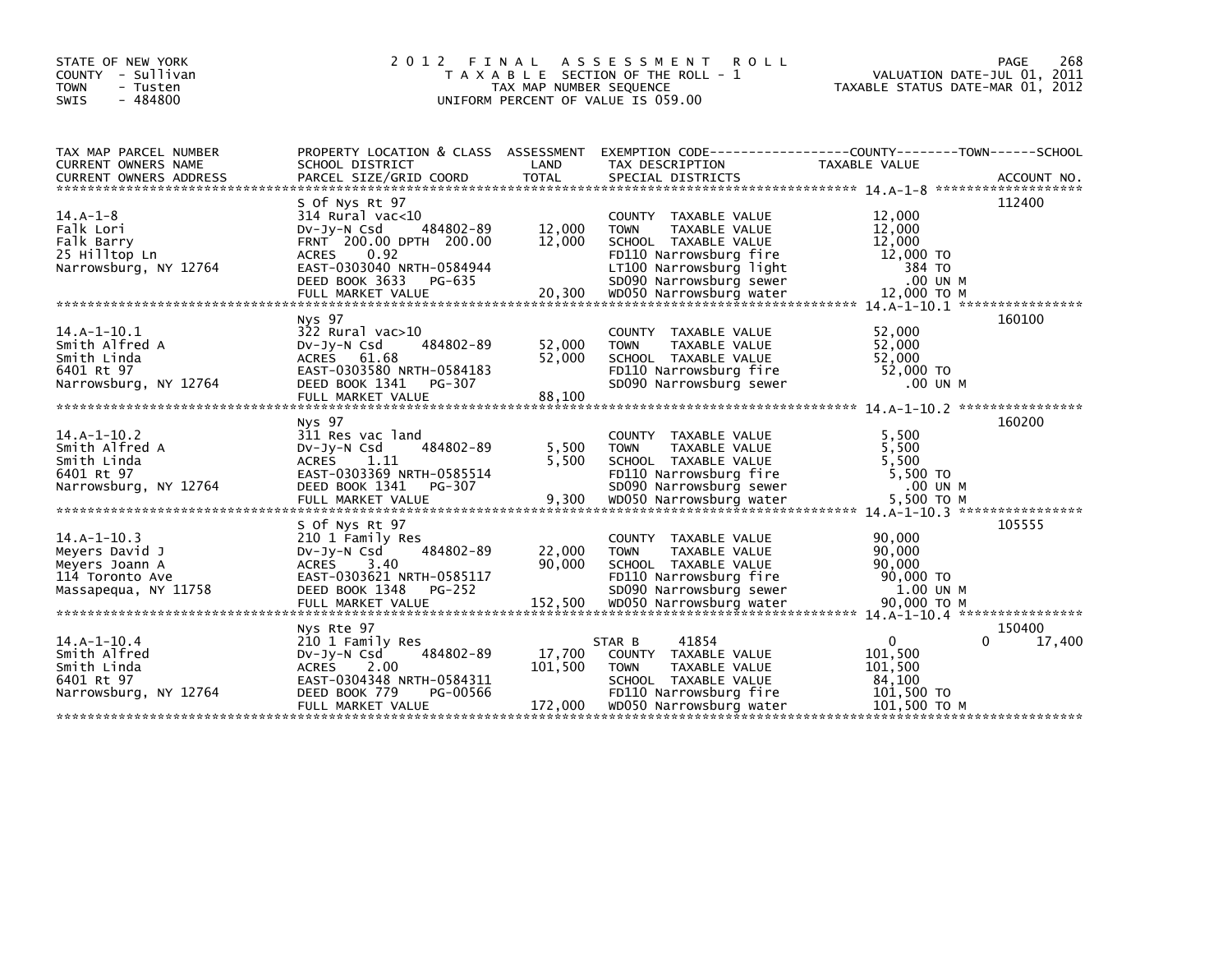STATE OF NEW YORK
COUNTY - Sullivan
TOWN - Tusten
SWIS - 484800

# 2012 FINAL ASSESSMENT ROLL
TAXABLE SECTION OF THE ROLL - 1
TAX MAP NUMBER SEQUENCE
UNIFORM PERCENT OF VALUE IS 059.00

VALUATION DATE-JUL 01, 2011
TAXABLE STATUS DATE-MAR 01, 2012

| TAX MAP PARCEL NUMBER / CURRENT OWNERS NAME / CURRENT OWNERS ADDRESS | PROPERTY LOCATION & CLASS / SCHOOL DISTRICT / PARCEL SIZE/GRID COORD | ASSESSMENT LAND / TOTAL | EXEMPTION CODE / TAX DESCRIPTION / SPECIAL DISTRICTS | COUNTY / TOWN / SCHOOL TAXABLE VALUE | ACCOUNT NO. |
|---|---|---|---|---|---|
| 14.A-1-8 | S Of Nys Rt 97 | | | | 112400 |
| Falk Lori | 314 Rural vac<10 | | COUNTY TAXABLE VALUE | 12,000 | |
| Falk Barry | Dv-Jy-N Csd 484802-89 | 12,000 | TOWN TAXABLE VALUE | 12,000 | |
| 25 Hilltop Ln | FRNT 200.00 DPTH 200.00 | 12,000 | SCHOOL TAXABLE VALUE | 12,000 | |
| Narrowsburg, NY 12764 | ACRES 0.92 | | FD110 Narrowsburg fire | 12,000 TO | |
| | EAST-0303040 NRTH-0584944 | | LT100 Narrowsburg light | 384 TO | |
| | DEED BOOK 3633 PG-635 | | SD090 Narrowsburg sewer | .00 UN M | |
| | FULL MARKET VALUE | 20,300 | WD050 Narrowsburg water | 12,000 TO M | |
| 14.A-1-10.1 | Nys 97 | | | | 160100 |
| Smith Alfred A | 322 Rural vac>10 | | COUNTY TAXABLE VALUE | 52,000 | |
| Smith Linda | Dv-Jy-N Csd 484802-89 | 52,000 | TOWN TAXABLE VALUE | 52,000 | |
| 6401 Rt 97 | ACRES 61.68 | 52,000 | SCHOOL TAXABLE VALUE | 52,000 | |
| Narrowsburg, NY 12764 | EAST-0303580 NRTH-0584183 | | FD110 Narrowsburg fire | 52,000 TO | |
| | DEED BOOK 1341 PG-307 | | SD090 Narrowsburg sewer | .00 UN M | |
| | FULL MARKET VALUE | 88,100 | | | |
| 14.A-1-10.2 | Nys 97 | | | | 160200 |
| Smith Alfred A | 311 Res vac land | | COUNTY TAXABLE VALUE | 5,500 | |
| Smith Linda | Dv-Jy-N Csd 484802-89 | 5,500 | TOWN TAXABLE VALUE | 5,500 | |
| 6401 Rt 97 | ACRES 1.11 | 5,500 | SCHOOL TAXABLE VALUE | 5,500 | |
| Narrowsburg, NY 12764 | EAST-0303369 NRTH-0585514 | | FD110 Narrowsburg fire | 5,500 TO | |
| | DEED BOOK 1341 PG-307 | | SD090 Narrowsburg sewer | .00 UN M | |
| | FULL MARKET VALUE | 9,300 | WD050 Narrowsburg water | 5,500 TO M | |
| 14.A-1-10.3 | S Of Nys Rt 97 | | | | 105555 |
| Meyers David J | 210 1 Family Res | | COUNTY TAXABLE VALUE | 90,000 | |
| Meyers Joann A | Dv-Jy-N Csd 484802-89 | 22,000 | TOWN TAXABLE VALUE | 90,000 | |
| 114 Toronto Ave | ACRES 3.40 | 90,000 | SCHOOL TAXABLE VALUE | 90,000 | |
| Massapequa, NY 11758 | EAST-0303621 NRTH-0585117 | | FD110 Narrowsburg fire | 90,000 TO | |
| | DEED BOOK 1348 PG-252 | | SD090 Narrowsburg sewer | 1.00 UN M | |
| | FULL MARKET VALUE | 152,500 | WD050 Narrowsburg water | 90,000 TO M | |
| 14.A-1-10.4 | Nys Rte 97 | | | | 150400 |
| Smith Alfred | 210 1 Family Res | | STAR B 41854 | 0 0 17,400 | |
| Smith Linda | Dv-Jy-N Csd 484802-89 | 17,700 | COUNTY TAXABLE VALUE | 101,500 | |
| 6401 Rt 97 | ACRES 2.00 | 101,500 | TOWN TAXABLE VALUE | 101,500 | |
| Narrowsburg, NY 12764 | EAST-0304348 NRTH-0584311 | | SCHOOL TAXABLE VALUE | 84,100 | |
| | DEED BOOK 779 PG-00566 | | FD110 Narrowsburg fire | 101,500 TO | |
| | FULL MARKET VALUE | 172,000 | WD050 Narrowsburg water | 101,500 TO M | |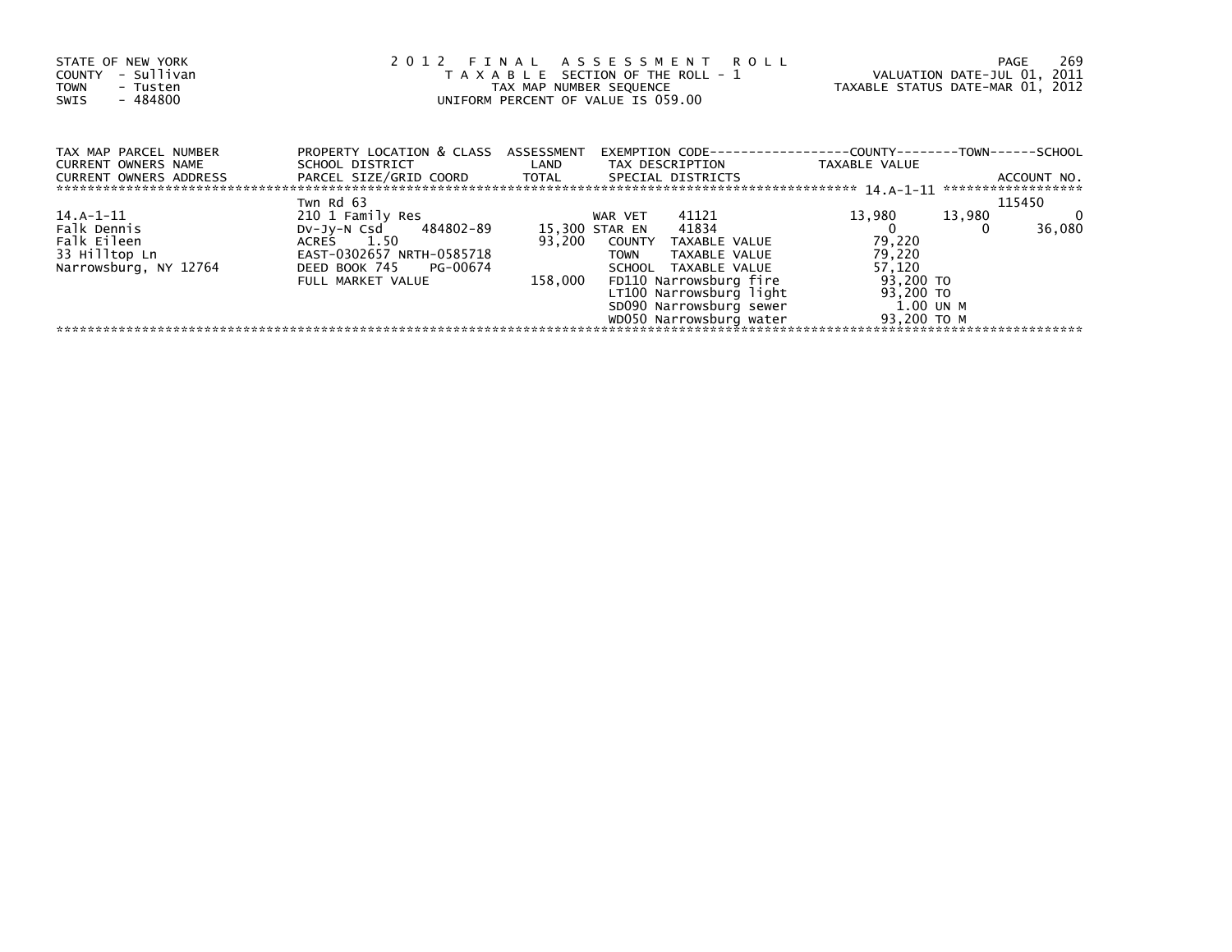STATE OF NEW YORK
COUNTY - Sullivan
TOWN - Tusten
SWIS - 484800

2 0 1 2 F I N A L A S S E S S M E N T R O L L
T A X A B L E SECTION OF THE ROLL - 1
TAX MAP NUMBER SEQUENCE
UNIFORM PERCENT OF VALUE IS 059.00

VALUATION DATE-JUL 01, 2011
TAXABLE STATUS DATE-MAR 01, 2012

| TAX MAP PARCEL NUMBER / CURRENT OWNERS NAME / CURRENT OWNERS ADDRESS | PROPERTY LOCATION & CLASS / SCHOOL DISTRICT / PARCEL SIZE/GRID COORD | ASSESSMENT LAND / TOTAL | EXEMPTION CODE / TAX DESCRIPTION / SPECIAL DISTRICTS | COUNTY TAXABLE VALUE | TOWN | SCHOOL / ACCOUNT NO. |
|---|---|---|---|---|---|---|
| | Twn Rd 63 | | | | | 115450 |
| 14.A-1-11 | 210 1 Family Res | | WAR VET 41121 | 13,980 | 13,980 | 0 |
| Falk Dennis | Dv-Jy-N Csd 484802-89 | 15,300 | STAR EN 41834 | 0 | 0 | 36,080 |
| Falk Eileen | ACRES 1.50 | 93,200 | COUNTY TAXABLE VALUE | 79,220 | | |
| 33 Hilltop Ln | EAST-0302657 NRTH-0585718 | | TOWN TAXABLE VALUE | 79,220 | | |
| Narrowsburg, NY 12764 | DEED BOOK 745 PG-00674 | | SCHOOL TAXABLE VALUE | 57,120 | | |
| | FULL MARKET VALUE | 158,000 | FD110 Narrowsburg fire | 93,200 TO | | |
| | | | LT100 Narrowsburg light | 93,200 TO | | |
| | | | SD090 Narrowsburg sewer | 1.00 UN M | | |
| | | | WD050 Narrowsburg water | 93,200 TO M | | |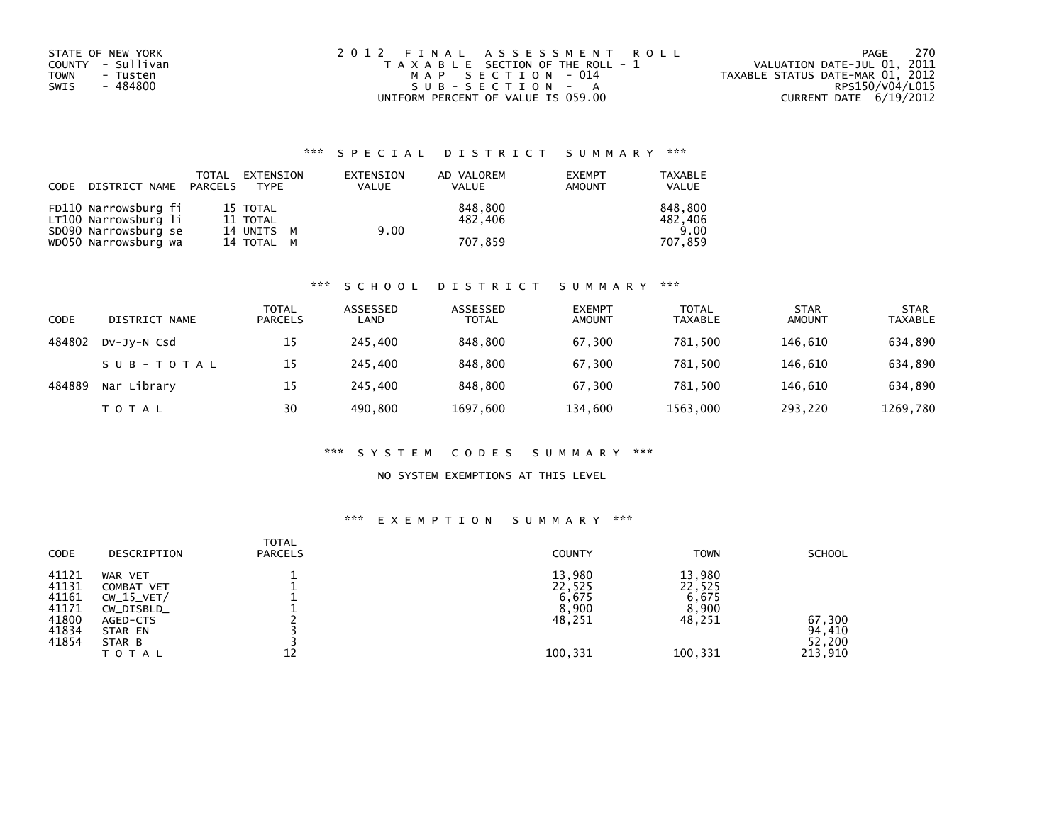STATE OF NEW YORK
COUNTY - Sullivan
TOWN - Tusten
SWIS - 484800

2012 FINAL ASSESSMENT ROLL
TAXABLE SECTION OF THE ROLL - 1
MAP SECTION - 014
SUB-SECTION - A
UNIFORM PERCENT OF VALUE IS 059.00

VALUATION DATE-JUL 01, 2011
TAXABLE STATUS DATE-MAR 01, 2012
RPS150/V04/L015
CURRENT DATE 6/19/2012

### *** SPECIAL DISTRICT SUMMARY ***

| CODE | DISTRICT NAME | TOTAL PARCELS | EXTENSION TYPE | EXTENSION VALUE | AD VALOREM VALUE | EXEMPT AMOUNT | TAXABLE VALUE |
|---|---|---|---|---|---|---|---|
| FD110 | Narrowsburg fi | 15 | TOTAL | | 848,800 | | 848,800 |
| LT100 | Narrowsburg li | 11 | TOTAL | | 482,406 | | 482,406 |
| SD090 | Narrowsburg se | 14 | UNITS M | 9.00 | | | 9.00 |
| WD050 | Narrowsburg wa | 14 | TOTAL M | | 707,859 | | 707,859 |

### *** SCHOOL DISTRICT SUMMARY ***

| CODE | DISTRICT NAME | TOTAL PARCELS | ASSESSED LAND | ASSESSED TOTAL | EXEMPT AMOUNT | TOTAL TAXABLE | STAR AMOUNT | STAR TAXABLE |
|---|---|---|---|---|---|---|---|---|
| 484802 | Dv-Jy-N Csd | 15 | 245,400 | 848,800 | 67,300 | 781,500 | 146,610 | 634,890 |
| | SUB-TOTAL | 15 | 245,400 | 848,800 | 67,300 | 781,500 | 146,610 | 634,890 |
| 484889 | Nar Library | 15 | 245,400 | 848,800 | 67,300 | 781,500 | 146,610 | 634,890 |
| | TOTAL | 30 | 490,800 | 1697,600 | 134,600 | 1563,000 | 293,220 | 1269,780 |

### *** SYSTEM CODES SUMMARY ***

NO SYSTEM EXEMPTIONS AT THIS LEVEL

### *** EXEMPTION SUMMARY ***

| CODE | DESCRIPTION | TOTAL PARCELS | COUNTY | TOWN | SCHOOL |
|---|---|---|---|---|---|
| 41121 | WAR VET | 1 | 13,980 | 13,980 | |
| 41131 | COMBAT VET | 1 | 22,525 | 22,525 | |
| 41161 | CW_15_VET/ | 1 | 6,675 | 6,675 | |
| 41171 | CW_DISBLD_ | 1 | 8,900 | 8,900 | |
| 41800 | AGED-CTS | 2 | 48,251 | 48,251 | 67,300 |
| 41834 | STAR EN | 3 | | | 94,410 |
| 41854 | STAR B | 3 | | | 52,200 |
| | TOTAL | 12 | 100,331 | 100,331 | 213,910 |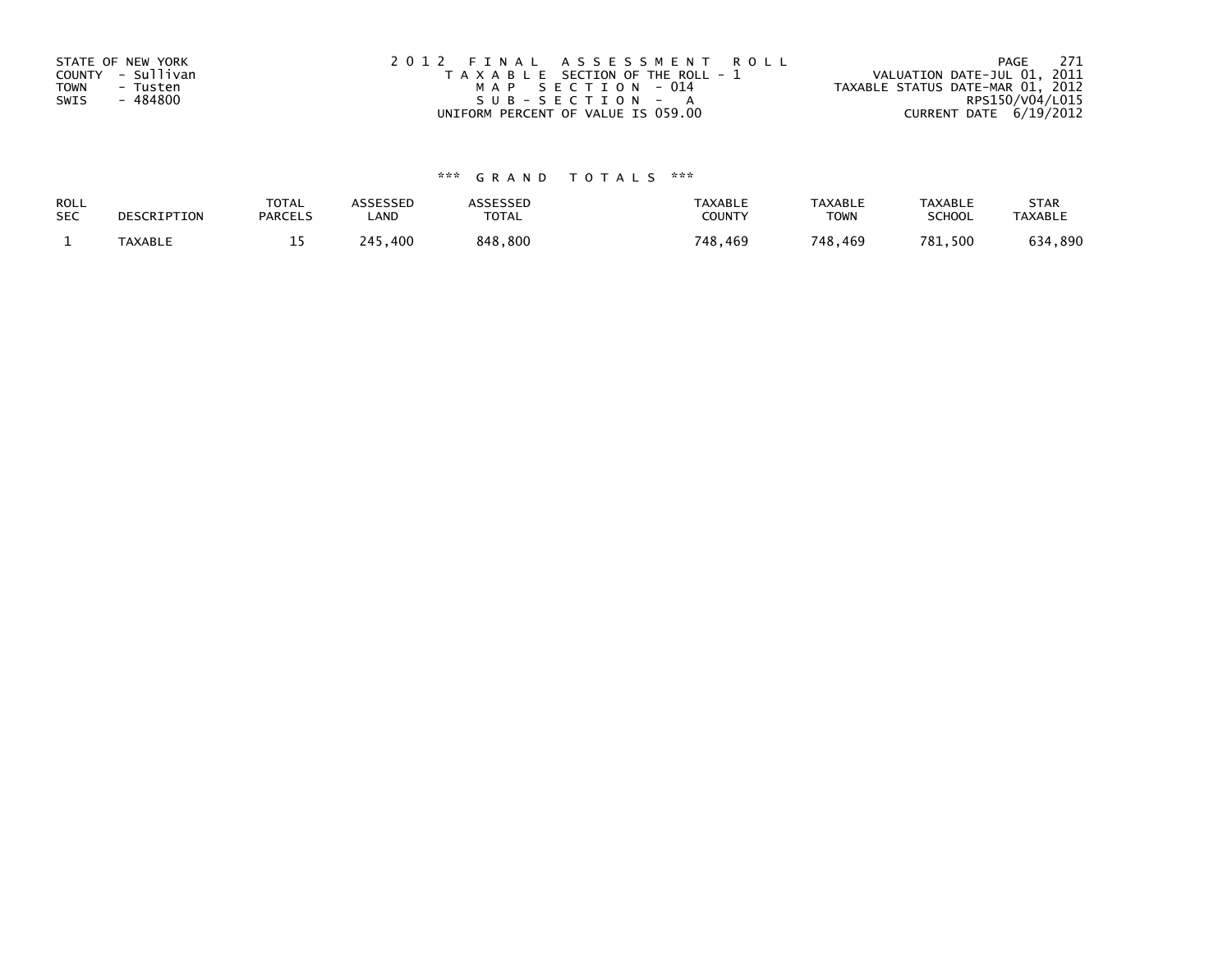STATE OF NEW YORK
COUNTY - Sullivan
TOWN - Tusten
SWIS - 484800

2012 FINAL ASSESSMENT ROLL
TAXABLE SECTION OF THE ROLL - 1
MAP SECTION - 014
SUB-SECTION - A
UNIFORM PERCENT OF VALUE IS 059.00

VALUATION DATE-JUL 01, 2011
TAXABLE STATUS DATE-MAR 01, 2012
RPS150/V04/L015
CURRENT DATE 6/19/2012

*** GRAND TOTALS ***

| ROLL SEC | DESCRIPTION | TOTAL PARCELS | ASSESSED LAND | ASSESSED TOTAL | TAXABLE COUNTY | TAXABLE TOWN | TAXABLE SCHOOL | STAR TAXABLE |
|---|---|---|---|---|---|---|---|---|
| 1 | TAXABLE | 15 | 245,400 | 848,800 | 748,469 | 748,469 | 781,500 | 634,890 |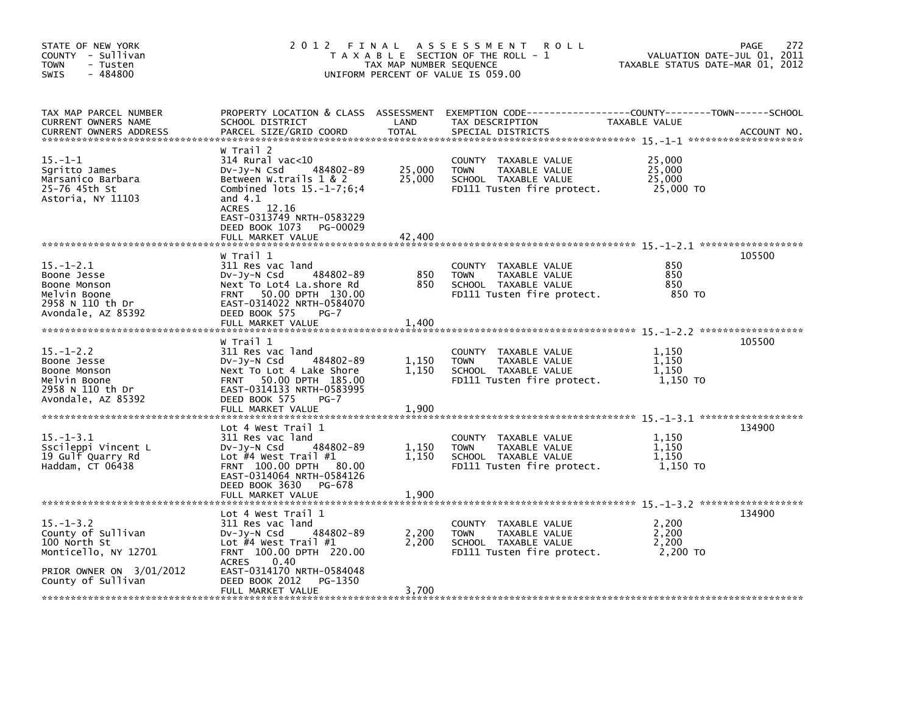STATE OF NEW YORK
COUNTY - Sullivan
TOWN - Tusten
SWIS - 484800

2012 FINAL ASSESSMENT ROLL
TAXABLE SECTION OF THE ROLL - 1
TAX MAP NUMBER SEQUENCE
UNIFORM PERCENT OF VALUE IS 059.00

VALUATION DATE-JUL 01, 2011
TAXABLE STATUS DATE-MAR 01, 2012

| TAX MAP PARCEL NUMBER / CURRENT OWNERS NAME / CURRENT OWNERS ADDRESS | PROPERTY LOCATION & CLASS / SCHOOL DISTRICT / PARCEL SIZE/GRID COORD | ASSESSMENT LAND | TOTAL | EXEMPTION CODE / TAX DESCRIPTION / SPECIAL DISTRICTS | TAXABLE VALUE (COUNTY / TOWN / SCHOOL) | ACCOUNT NO. |
|---|---|---|---|---|---|---|
| **15.-1-1** | W Trail 2 | | | | | |
| 15.-1-1 | 314 Rural vac<10 | | | COUNTY TAXABLE VALUE | 25,000 | |
| Sgritto James | Dv-Jy-N Csd 484802-89 | 25,000 | | TOWN TAXABLE VALUE | 25,000 | |
| Marsanico Barbara | Between W.trails 1 & 2 | | 25,000 | SCHOOL TAXABLE VALUE | 25,000 | |
| 25-76 45th St | Combined lots 15.-1-7;6;4 | | | FD111 Tusten fire protect. | 25,000 TO | |
| Astoria, NY 11103 | and 4.1 | | | | | |
| | ACRES 12.16 | | | | | |
| | EAST-0313749 NRTH-0583229 | | | | | |
| | DEED BOOK 1073 PG-00029 | | | | | |
| | FULL MARKET VALUE | | 42,400 | | | |
| **15.-1-2.1** | W Trail 1 | | | | | 105500 |
| 15.-1-2.1 | 311 Res vac land | | | COUNTY TAXABLE VALUE | 850 | |
| Boone Jesse | Dv-Jy-N Csd 484802-89 | 850 | | TOWN TAXABLE VALUE | 850 | |
| Boone Monson | Next To Lot4 La.shore Rd | | 850 | SCHOOL TAXABLE VALUE | 850 | |
| Melvin Boone | FRNT 50.00 DPTH 130.00 | | | FD111 Tusten fire protect. | 850 TO | |
| 2958 N 110 th Dr | EAST-0314022 NRTH-0584070 | | | | | |
| Avondale, AZ 85392 | DEED BOOK 575 PG-7 | | | | | |
| | FULL MARKET VALUE | | 1,400 | | | |
| **15.-1-2.2** | W Trail 1 | | | | | 105500 |
| 15.-1-2.2 | 311 Res vac land | | | COUNTY TAXABLE VALUE | 1,150 | |
| Boone Jesse | Dv-Jy-N Csd 484802-89 | 1,150 | | TOWN TAXABLE VALUE | 1,150 | |
| Boone Monson | Next To Lot 4 Lake Shore | | 1,150 | SCHOOL TAXABLE VALUE | 1,150 | |
| Melvin Boone | FRNT 50.00 DPTH 185.00 | | | FD111 Tusten fire protect. | 1,150 TO | |
| 2958 N 110 th Dr | EAST-0314133 NRTH-0583995 | | | | | |
| Avondale, AZ 85392 | DEED BOOK 575 PG-7 | | | | | |
| | FULL MARKET VALUE | | 1,900 | | | |
| **15.-1-3.1** | Lot 4 West Trail 1 | | | | | 134900 |
| 15.-1-3.1 | 311 Res vac land | | | COUNTY TAXABLE VALUE | 1,150 | |
| Sscileppi Vincent L | Dv-Jy-N Csd 484802-89 | 1,150 | | TOWN TAXABLE VALUE | 1,150 | |
| 19 Gulf Quarry Rd | Lot #4 West Trail #1 | | 1,150 | SCHOOL TAXABLE VALUE | 1,150 | |
| Haddam, CT 06438 | FRNT 100.00 DPTH 80.00 | | | FD111 Tusten fire protect. | 1,150 TO | |
| | EAST-0314064 NRTH-0584126 | | | | | |
| | DEED BOOK 3630 PG-678 | | | | | |
| | FULL MARKET VALUE | | 1,900 | | | |
| **15.-1-3.2** | Lot 4 West Trail 1 | | | | | 134900 |
| 15.-1-3.2 | 311 Res vac land | | | COUNTY TAXABLE VALUE | 2,200 | |
| County of Sullivan | Dv-Jy-N Csd 484802-89 | 2,200 | | TOWN TAXABLE VALUE | 2,200 | |
| 100 North St | Lot #4 West Trail #1 | | 2,200 | SCHOOL TAXABLE VALUE | 2,200 | |
| Monticello, NY 12701 | FRNT 100.00 DPTH 220.00 | | | FD111 Tusten fire protect. | 2,200 TO | |
| | ACRES 0.40 | | | | | |
| PRIOR OWNER ON 3/01/2012 | EAST-0314170 NRTH-0584048 | | | | | |
| County of Sullivan | DEED BOOK 2012 PG-1350 | | | | | |
| | FULL MARKET VALUE | | 3,700 | | | |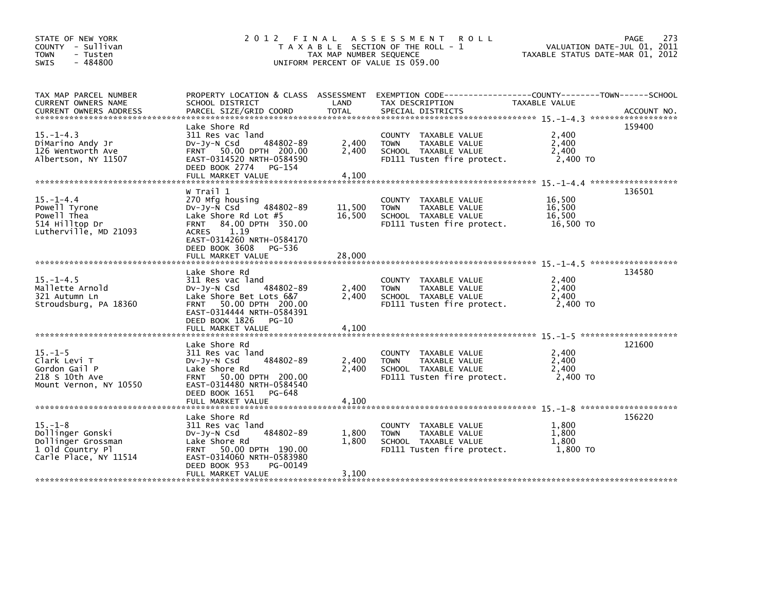STATE OF NEW YORK
COUNTY - Sullivan
TOWN - Tusten
SWIS - 484800

# 2012 FINAL ASSESSMENT ROLL

TAXABLE SECTION OF THE ROLL - 1
TAX MAP NUMBER SEQUENCE
UNIFORM PERCENT OF VALUE IS 059.00

VALUATION DATE-JUL 01, 2011
TAXABLE STATUS DATE-MAR 01, 2012

| TAX MAP PARCEL NUMBER / CURRENT OWNERS NAME / CURRENT OWNERS ADDRESS | PROPERTY LOCATION & CLASS / SCHOOL DISTRICT / PARCEL SIZE/GRID COORD | ASSESSMENT LAND | TOTAL | EXEMPTION CODE / TAX DESCRIPTION / SPECIAL DISTRICTS | TAXABLE VALUE | ACCOUNT NO. |
|---|---|---|---|---|---|---|
| 15.-1-4.3 | Lake Shore Rd | | | | | 159400 |
| DiMarino Andy Jr | 311 Res vac land | | | COUNTY TAXABLE VALUE | 2,400 | |
| 126 Wentworth Ave | Dv-Jy-N Csd 484802-89 | 2,400 | | TOWN TAXABLE VALUE | 2,400 | |
| Albertson, NY 11507 | FRNT 50.00 DPTH 200.00 | | 2,400 | SCHOOL TAXABLE VALUE | 2,400 | |
| | EAST-0314520 NRTH-0584590 | | | FD111 Tusten fire protect. | 2,400 TO | |
| | DEED BOOK 2774 PG-154 | | | | | |
| | FULL MARKET VALUE | | 4,100 | | | |
| 15.-1-4.4 | W Trail 1 | | | | | 136501 |
| Powell Tyrone | 270 Mfg housing | | | COUNTY TAXABLE VALUE | 16,500 | |
| Powell Thea | Dv-Jy-N Csd 484802-89 | 11,500 | | TOWN TAXABLE VALUE | 16,500 | |
| 514 Hilltop Dr | Lake Shore Rd Lot #5 | | 16,500 | SCHOOL TAXABLE VALUE | 16,500 | |
| Lutherville, MD 21093 | FRNT 84.00 DPTH 350.00 | | | FD111 Tusten fire protect. | 16,500 TO | |
| | ACRES 1.19 | | | | | |
| | EAST-0314260 NRTH-0584170 | | | | | |
| | DEED BOOK 3608 PG-536 | | | | | |
| | FULL MARKET VALUE | | 28,000 | | | |
| 15.-1-4.5 | Lake Shore Rd | | | | | 134580 |
| Mallette Arnold | 311 Res vac land | | | COUNTY TAXABLE VALUE | 2,400 | |
| 321 Autumn Ln | Dv-Jy-N Csd 484802-89 | 2,400 | | TOWN TAXABLE VALUE | 2,400 | |
| Stroudsburg, PA 18360 | Lake Shore Bet Lots 6&7 | | 2,400 | SCHOOL TAXABLE VALUE | 2,400 | |
| | FRNT 50.00 DPTH 200.00 | | | FD111 Tusten fire protect. | 2,400 TO | |
| | EAST-0314444 NRTH-0584391 | | | | | |
| | DEED BOOK 1826 PG-10 | | | | | |
| | FULL MARKET VALUE | | 4,100 | | | |
| 15.-1-5 | Lake Shore Rd | | | | | 121600 |
| Clark Levi T | 311 Res vac land | | | COUNTY TAXABLE VALUE | 2,400 | |
| Gordon Gail P | Dv-Jy-N Csd 484802-89 | 2,400 | | TOWN TAXABLE VALUE | 2,400 | |
| 218 S 10th Ave | Lake Shore Rd | | 2,400 | SCHOOL TAXABLE VALUE | 2,400 | |
| Mount Vernon, NY 10550 | FRNT 50.00 DPTH 200.00 | | | FD111 Tusten fire protect. | 2,400 TO | |
| | EAST-0314480 NRTH-0584540 | | | | | |
| | DEED BOOK 1651 PG-648 | | | | | |
| | FULL MARKET VALUE | | 4,100 | | | |
| 15.-1-8 | Lake Shore Rd | | | | | 156220 |
| Dollinger Gonski | 311 Res vac land | | | COUNTY TAXABLE VALUE | 1,800 | |
| Dollinger Grossman | Dv-Jy-N Csd 484802-89 | 1,800 | | TOWN TAXABLE VALUE | 1,800 | |
| 1 Old Country Pl | Lake Shore Rd | | 1,800 | SCHOOL TAXABLE VALUE | 1,800 | |
| Carle Place, NY 11514 | FRNT 50.00 DPTH 190.00 | | | FD111 Tusten fire protect. | 1,800 TO | |
| | EAST-0314060 NRTH-0583980 | | | | | |
| | DEED BOOK 953 PG-00149 | | | | | |
| | FULL MARKET VALUE | | 3,100 | | | |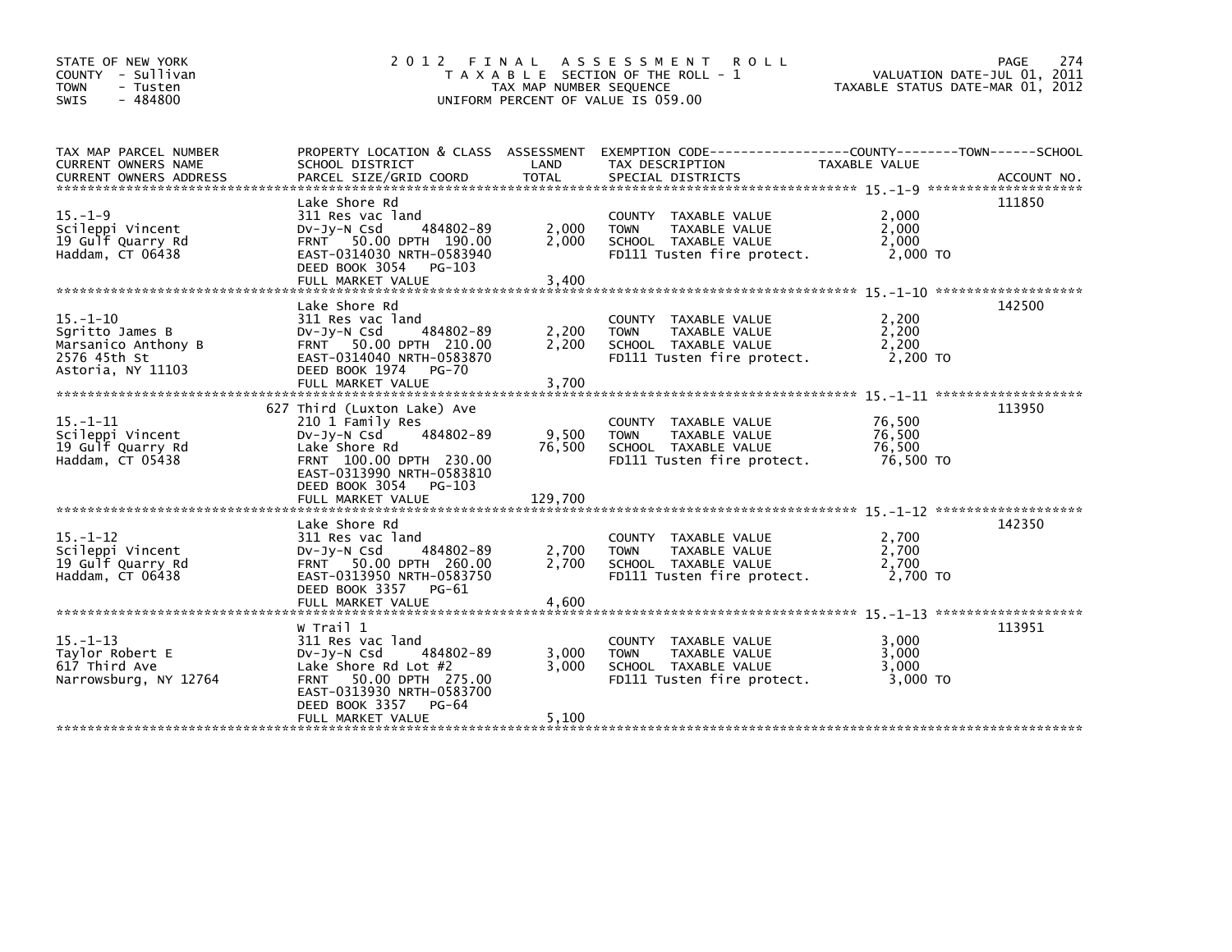STATE OF NEW YORK
COUNTY - Sullivan
TOWN - Tusten
SWIS - 484800

# 2012 FINAL ASSESSMENT ROLL
TAXABLE SECTION OF THE ROLL - 1
TAX MAP NUMBER SEQUENCE
UNIFORM PERCENT OF VALUE IS 059.00

VALUATION DATE-JUL 01, 2011
TAXABLE STATUS DATE-MAR 01, 2012

| TAX MAP PARCEL NUMBER / CURRENT OWNERS NAME / CURRENT OWNERS ADDRESS | PROPERTY LOCATION & CLASS / SCHOOL DISTRICT / PARCEL SIZE/GRID COORD | ASSESSMENT LAND | TOTAL | EXEMPTION CODE / TAX DESCRIPTION / SPECIAL DISTRICTS | TAXABLE VALUE | ACCOUNT NO. |
|---|---|---|---|---|---|---|
| 15.-1-9 | Lake Shore Rd | | | | | 111850 |
| Scileppi Vincent | 311 Res vac land | | | COUNTY TAXABLE VALUE | 2,000 | |
| 19 Gulf Quarry Rd | Dv-Jy-N Csd 484802-89 | 2,000 | | TOWN TAXABLE VALUE | 2,000 | |
| Haddam, CT 06438 | FRNT 50.00 DPTH 190.00 | | 2,000 | SCHOOL TAXABLE VALUE | 2,000 | |
| | EAST-0314030 NRTH-0583940 | | | FD111 Tusten fire protect. | 2,000 TO | |
| | DEED BOOK 3054 PG-103 | | | | | |
| | FULL MARKET VALUE | | 3,400 | | | |
| 15.-1-10 | Lake Shore Rd | | | | | 142500 |
| Sgritto James B | 311 Res vac land | | | COUNTY TAXABLE VALUE | 2,200 | |
| Marsanico Anthony B | Dv-Jy-N Csd 484802-89 | 2,200 | | TOWN TAXABLE VALUE | 2,200 | |
| 2576 45th St | FRNT 50.00 DPTH 210.00 | | 2,200 | SCHOOL TAXABLE VALUE | 2,200 | |
| Astoria, NY 11103 | EAST-0314040 NRTH-0583870 | | | FD111 Tusten fire protect. | 2,200 TO | |
| | DEED BOOK 1974 PG-70 | | | | | |
| | FULL MARKET VALUE | | 3,700 | | | |
| 15.-1-11 | 627 Third (Luxton Lake) Ave | | | | | 113950 |
| Scileppi Vincent | 210 1 Family Res | | | COUNTY TAXABLE VALUE | 76,500 | |
| 19 Gulf Quarry Rd | Dv-Jy-N Csd 484802-89 | 9,500 | | TOWN TAXABLE VALUE | 76,500 | |
| Haddam, CT 05438 | Lake Shore Rd | | 76,500 | SCHOOL TAXABLE VALUE | 76,500 | |
| | FRNT 100.00 DPTH 230.00 | | | FD111 Tusten fire protect. | 76,500 TO | |
| | EAST-0313990 NRTH-0583810 | | | | | |
| | DEED BOOK 3054 PG-103 | | | | | |
| | FULL MARKET VALUE | | 129,700 | | | |
| 15.-1-12 | Lake Shore Rd | | | | | 142350 |
| Scileppi Vincent | 311 Res vac land | | | COUNTY TAXABLE VALUE | 2,700 | |
| 19 Gulf Quarry Rd | Dv-Jy-N Csd 484802-89 | 2,700 | | TOWN TAXABLE VALUE | 2,700 | |
| Haddam, CT 06438 | FRNT 50.00 DPTH 260.00 | | 2,700 | SCHOOL TAXABLE VALUE | 2,700 | |
| | EAST-0313950 NRTH-0583750 | | | FD111 Tusten fire protect. | 2,700 TO | |
| | DEED BOOK 3357 PG-61 | | | | | |
| | FULL MARKET VALUE | | 4,600 | | | |
| 15.-1-13 | W Trail 1 | | | | | 113951 |
| Taylor Robert E | 311 Res vac land | | | COUNTY TAXABLE VALUE | 3,000 | |
| 617 Third Ave | Dv-Jy-N Csd 484802-89 | 3,000 | | TOWN TAXABLE VALUE | 3,000 | |
| Narrowsburg, NY 12764 | Lake Shore Rd Lot #2 | | 3,000 | SCHOOL TAXABLE VALUE | 3,000 | |
| | FRNT 50.00 DPTH 275.00 | | | FD111 Tusten fire protect. | 3,000 TO | |
| | EAST-0313930 NRTH-0583700 | | | | | |
| | DEED BOOK 3357 PG-64 | | | | | |
| | FULL MARKET VALUE | | 5,100 | | | |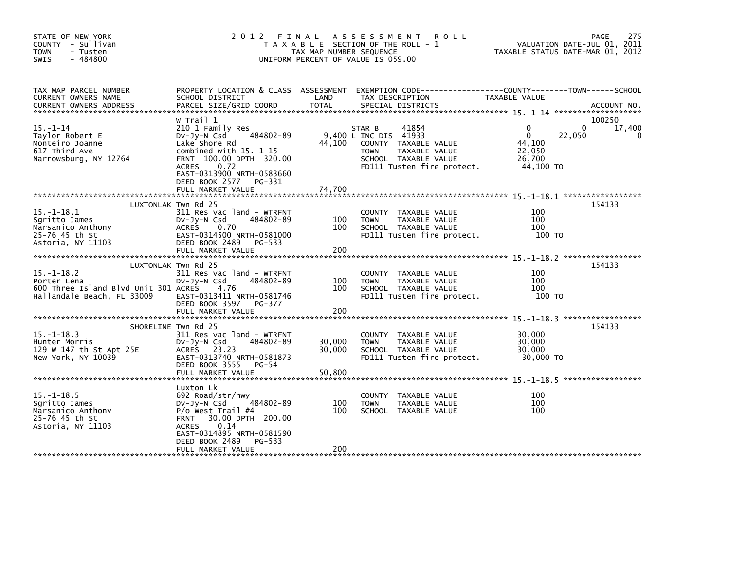STATE OF NEW YORK
COUNTY - Sullivan
TOWN - Tusten
SWIS - 484800

# 2012 FINAL ASSESSMENT ROLL

TAXABLE SECTION OF THE ROLL - 1
TAX MAP NUMBER SEQUENCE
UNIFORM PERCENT OF VALUE IS 059.00

VALUATION DATE-JUL 01, 2011
TAXABLE STATUS DATE-MAR 01, 2012

| TAX MAP PARCEL NUMBER / CURRENT OWNERS NAME / CURRENT OWNERS ADDRESS | PROPERTY LOCATION & CLASS / SCHOOL DISTRICT / PARCEL SIZE/GRID COORD | ASSESSMENT LAND / TOTAL | EXEMPTION CODE / TAX DESCRIPTION / SPECIAL DISTRICTS | COUNTY TAXABLE VALUE | TOWN | SCHOOL | ACCOUNT NO. |
|---|---|---|---|---|---|---|---|
| **15.-1-14** | W Trail 1 | | | | | | 100250 |
| 15.-1-14 | 210 1 Family Res | | STAR B 41854 | 0 | 0 | 17,400 | |
| Taylor Robert E | Dv-Jy-N Csd 484802-89 | 9,400 | L INC DIS 41933 | 0 | 22,050 | 0 | |
| Monteiro Joanne | Lake Shore Rd | 44,100 | COUNTY TAXABLE VALUE | 44,100 | | | |
| 617 Third Ave | combined with 15.-1-15 | | TOWN TAXABLE VALUE | 22,050 | | | |
| Narrowsburg, NY 12764 | FRNT 100.00 DPTH 320.00 | | SCHOOL TAXABLE VALUE | 26,700 | | | |
| | ACRES 0.72 | | FD111 Tusten fire protect. | 44,100 TO | | | |
| | EAST-0313900 NRTH-0583660 | | | | | | |
| | DEED BOOK 2577 PG-331 | | | | | | |
| | FULL MARKET VALUE | 74,700 | | | | | |
| **15.-1-18.1** | LUXTONLAK Twn Rd 25 | | | | | | 154133 |
| 15.-1-18.1 | 311 Res vac land - WTRFNT | | COUNTY TAXABLE VALUE | 100 | | | |
| Sgritto James | Dv-Jy-N Csd 484802-89 | 100 | TOWN TAXABLE VALUE | 100 | | | |
| Marsanico Anthony | ACRES 0.70 | 100 | SCHOOL TAXABLE VALUE | 100 | | | |
| 25-76 45 th St | EAST-0314500 NRTH-0581000 | | FD111 Tusten fire protect. | 100 TO | | | |
| Astoria, NY 11103 | DEED BOOK 2489 PG-533 | | | | | | |
| | FULL MARKET VALUE | 200 | | | | | |
| **15.-1-18.2** | LUXTONLAK Twn Rd 25 | | | | | | 154133 |
| 15.-1-18.2 | 311 Res vac land - WTRFNT | | COUNTY TAXABLE VALUE | 100 | | | |
| Porter Lena | Dv-Jy-N Csd 484802-89 | 100 | TOWN TAXABLE VALUE | 100 | | | |
| 600 Three Island Blvd Unit 301 | ACRES 4.76 | 100 | SCHOOL TAXABLE VALUE | 100 | | | |
| Hallandale Beach, FL 33009 | EAST-0313411 NRTH-0581746 | | FD111 Tusten fire protect. | 100 TO | | | |
| | DEED BOOK 3597 PG-377 | | | | | | |
| | FULL MARKET VALUE | 200 | | | | | |
| **15.-1-18.3** | SHORELINE Twn Rd 25 | | | | | | 154133 |
| 15.-1-18.3 | 311 Res vac land - WTRFNT | | COUNTY TAXABLE VALUE | 30,000 | | | |
| Hunter Morris | Dv-Jy-N Csd 484802-89 | 30,000 | TOWN TAXABLE VALUE | 30,000 | | | |
| 129 W 147 th St Apt 25E | ACRES 23.23 | 30,000 | SCHOOL TAXABLE VALUE | 30,000 | | | |
| New York, NY 10039 | EAST-0313740 NRTH-0581873 | | FD111 Tusten fire protect. | 30,000 TO | | | |
| | DEED BOOK 3555 PG-54 | | | | | | |
| | FULL MARKET VALUE | 50,800 | | | | | |
| **15.-1-18.5** | Luxton Lk | | | | | | |
| 15.-1-18.5 | 692 Road/str/hwy | | COUNTY TAXABLE VALUE | 100 | | | |
| Sgritto James | Dv-Jy-N Csd 484802-89 | 100 | TOWN TAXABLE VALUE | 100 | | | |
| Marsanico Anthony | P/o West Trail #4 | 100 | SCHOOL TAXABLE VALUE | 100 | | | |
| 25-76 45 th St | FRNT 30.00 DPTH 200.00 | | | | | | |
| Astoria, NY 11103 | ACRES 0.14 | | | | | | |
| | EAST-0314895 NRTH-0581590 | | | | | | |
| | DEED BOOK 2489 PG-533 | | | | | | |
| | FULL MARKET VALUE | 200 | | | | | |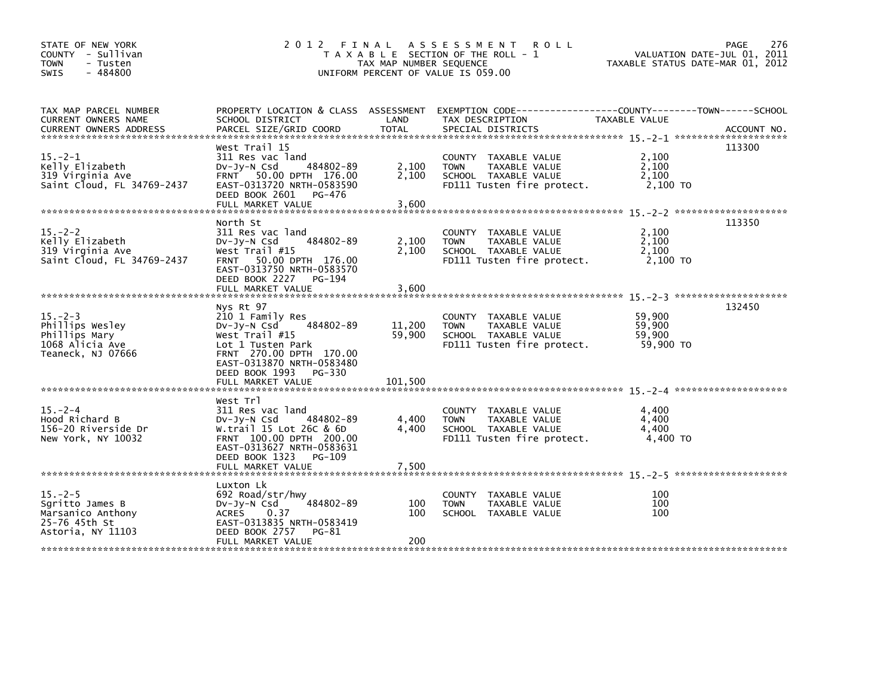STATE OF NEW YORK
COUNTY - Sullivan
TOWN - Tusten
SWIS - 484800

# 2012 FINAL ASSESSMENT ROLL

TAXABLE SECTION OF THE ROLL - 1
TAX MAP NUMBER SEQUENCE
UNIFORM PERCENT OF VALUE IS 059.00

VALUATION DATE-JUL 01, 2011
TAXABLE STATUS DATE-MAR 01, 2012

| TAX MAP PARCEL NUMBER / CURRENT OWNERS NAME / CURRENT OWNERS ADDRESS | PROPERTY LOCATION & CLASS / SCHOOL DISTRICT / PARCEL SIZE/GRID COORD | ASSESSMENT LAND | TOTAL | EXEMPTION CODE / TAX DESCRIPTION / SPECIAL DISTRICTS | TAXABLE VALUE | ACCOUNT NO. |
|---|---|---|---|---|---|---|
| 15.-2-1 | West Trail 15 | | | | | 113300 |
| Kelly Elizabeth | 311 Res vac land | | | COUNTY TAXABLE VALUE | 2,100 | |
| 319 Virginia Ave | Dv-Jy-N Csd 484802-89 | 2,100 | | TOWN TAXABLE VALUE | 2,100 | |
| Saint Cloud, FL 34769-2437 | FRNT 50.00 DPTH 176.00 | | 2,100 | SCHOOL TAXABLE VALUE | 2,100 | |
| | EAST-0313720 NRTH-0583590 | | | FD111 Tusten fire protect. | 2,100 TO | |
| | DEED BOOK 2601 PG-476 | | | | | |
| | FULL MARKET VALUE | | 3,600 | | | |
| 15.-2-2 | North St | | | | | 113350 |
| Kelly Elizabeth | 311 Res vac land | | | COUNTY TAXABLE VALUE | 2,100 | |
| 319 Virginia Ave | Dv-Jy-N Csd 484802-89 | 2,100 | | TOWN TAXABLE VALUE | 2,100 | |
| Saint Cloud, FL 34769-2437 | West Trail #15 | | 2,100 | SCHOOL TAXABLE VALUE | 2,100 | |
| | FRNT 50.00 DPTH 176.00 | | | FD111 Tusten fire protect. | 2,100 TO | |
| | EAST-0313750 NRTH-0583570 | | | | | |
| | DEED BOOK 2227 PG-194 | | | | | |
| | FULL MARKET VALUE | | 3,600 | | | |
| 15.-2-3 | Nys Rt 97 | | | | | 132450 |
| Phillips Wesley | 210 1 Family Res | | | COUNTY TAXABLE VALUE | 59,900 | |
| Phillips Mary | Dv-Jy-N Csd 484802-89 | 11,200 | | TOWN TAXABLE VALUE | 59,900 | |
| 1068 Alicia Ave | West Trail #15 | | 59,900 | SCHOOL TAXABLE VALUE | 59,900 | |
| Teaneck, NJ 07666 | Lot 1 Tusten Park | | | FD111 Tusten fire protect. | 59,900 TO | |
| | FRNT 270.00 DPTH 170.00 | | | | | |
| | EAST-0313870 NRTH-0583480 | | | | | |
| | DEED BOOK 1993 PG-330 | | | | | |
| | FULL MARKET VALUE | | 101,500 | | | |
| 15.-2-4 | West Trl | | | | | |
| Hood Richard B | 311 Res vac land | | | COUNTY TAXABLE VALUE | 4,400 | |
| 156-20 Riverside Dr | Dv-Jy-N Csd 484802-89 | 4,400 | | TOWN TAXABLE VALUE | 4,400 | |
| New York, NY 10032 | W.trail 15 Lot 26C & 6D | | 4,400 | SCHOOL TAXABLE VALUE | 4,400 | |
| | FRNT 100.00 DPTH 200.00 | | | FD111 Tusten fire protect. | 4,400 TO | |
| | EAST-0313627 NRTH-0583631 | | | | | |
| | DEED BOOK 1323 PG-109 | | | | | |
| | FULL MARKET VALUE | | 7,500 | | | |
| 15.-2-5 | Luxton Lk | | | | | |
| Sgritto James B | 692 Road/str/hwy | | | COUNTY TAXABLE VALUE | 100 | |
| Marsanico Anthony | Dv-Jy-N Csd 484802-89 | 100 | | TOWN TAXABLE VALUE | 100 | |
| 25-76 45th St | ACRES 0.37 | | 100 | SCHOOL TAXABLE VALUE | 100 | |
| Astoria, NY 11103 | EAST-0313835 NRTH-0583419 | | | | | |
| | DEED BOOK 2757 PG-81 | | | | | |
| | FULL MARKET VALUE | | 200 | | | |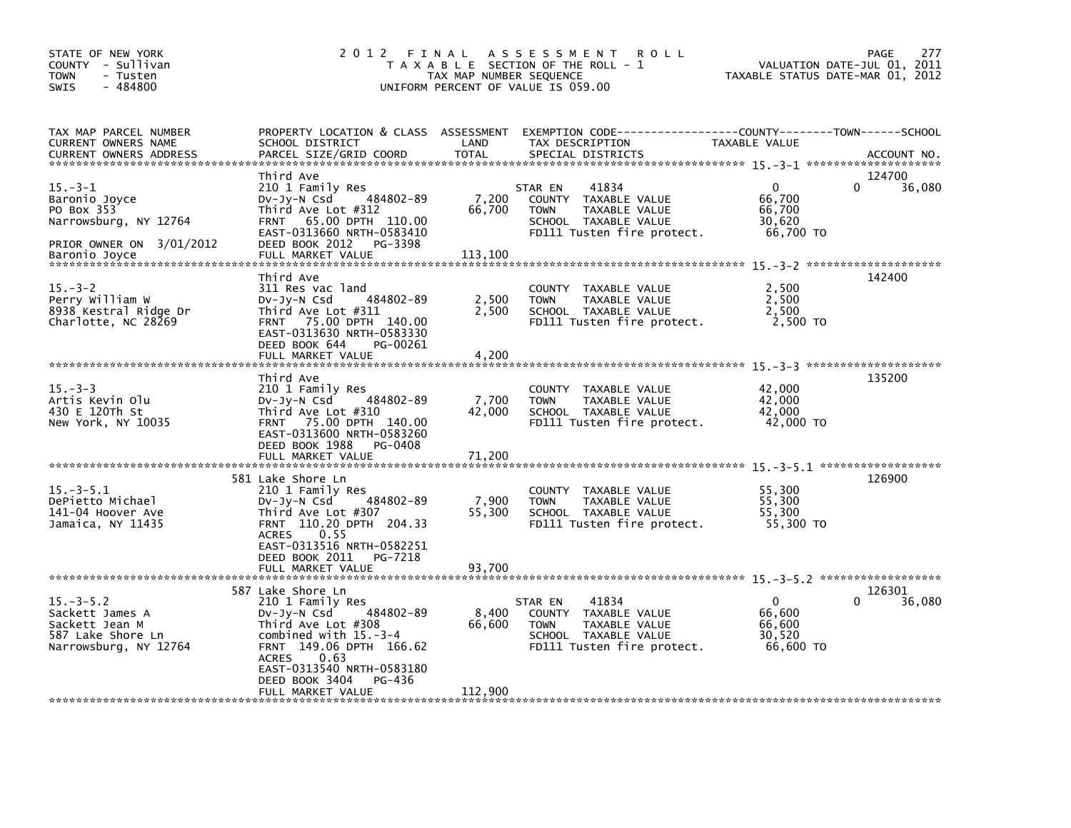STATE OF NEW YORK
COUNTY - Sullivan
TOWN - Tusten
SWIS - 484800

# 2012 FINAL ASSESSMENT ROLL

TAXABLE SECTION OF THE ROLL - 1
TAX MAP NUMBER SEQUENCE
UNIFORM PERCENT OF VALUE IS 059.00

VALUATION DATE-JUL 01, 2011
TAXABLE STATUS DATE-MAR 01, 2012

| TAX MAP PARCEL NUMBER / CURRENT OWNERS NAME / CURRENT OWNERS ADDRESS | PROPERTY LOCATION & CLASS / SCHOOL DISTRICT / PARCEL SIZE/GRID COORD | ASSESSMENT LAND | TOTAL | EXEMPTION CODE / TAX DESCRIPTION / SPECIAL DISTRICTS | COUNTY TAXABLE VALUE | TOWN | SCHOOL | ACCOUNT NO. |
|---|---|---|---|---|---|---|---|---|
| 15.-3-1 | Third Ave | | | | | | | 124700 |
| Baronio Joyce | 210 1 Family Res | | | STAR EN 41834 | 0 | 0 | 36,080 | |
| PO Box 353 | Dv-Jy-N Csd 484802-89 | 7,200 | | COUNTY TAXABLE VALUE | 66,700 | | | |
| Narrowsburg, NY 12764 | Third Ave Lot #312 | | 66,700 | TOWN TAXABLE VALUE | 66,700 | | | |
| | FRNT 65.00 DPTH 110.00 | | | SCHOOL TAXABLE VALUE | 30,620 | | | |
| PRIOR OWNER ON 3/01/2012 | EAST-0313660 NRTH-0583410 | | | FD111 Tusten fire protect. | 66,700 TO | | | |
| Baronio Joyce | DEED BOOK 2012 PG-3398 | | | | | | | |
| | FULL MARKET VALUE | | 113,100 | | | | | |
| 15.-3-2 | Third Ave | | | | | | | 142400 |
| Perry William W | 311 Res vac land | | | COUNTY TAXABLE VALUE | 2,500 | | | |
| 8938 Kestral Ridge Dr | Dv-Jy-N Csd 484802-89 | 2,500 | | TOWN TAXABLE VALUE | 2,500 | | | |
| Charlotte, NC 28269 | Third Ave Lot #311 | | 2,500 | SCHOOL TAXABLE VALUE | 2,500 | | | |
| | FRNT 75.00 DPTH 140.00 | | | FD111 Tusten fire protect. | 2,500 TO | | | |
| | EAST-0313630 NRTH-0583330 | | | | | | | |
| | DEED BOOK 644 PG-00261 | | | | | | | |
| | FULL MARKET VALUE | | 4,200 | | | | | |
| 15.-3-3 | Third Ave | | | | | | | 135200 |
| Artis Kevin Olu | 210 1 Family Res | | | COUNTY TAXABLE VALUE | 42,000 | | | |
| 430 E 120Th St | Dv-Jy-N Csd 484802-89 | 7,700 | | TOWN TAXABLE VALUE | 42,000 | | | |
| New York, NY 10035 | Third Ave Lot #310 | | 42,000 | SCHOOL TAXABLE VALUE | 42,000 | | | |
| | FRNT 75.00 DPTH 140.00 | | | FD111 Tusten fire protect. | 42,000 TO | | | |
| | EAST-0313600 NRTH-0583260 | | | | | | | |
| | DEED BOOK 1988 PG-0408 | | | | | | | |
| | FULL MARKET VALUE | | 71,200 | | | | | |
| 15.-3-5.1 | 581 Lake Shore Ln | | | | | | | 126900 |
| DePietto Michael | 210 1 Family Res | | | COUNTY TAXABLE VALUE | 55,300 | | | |
| 141-04 Hoover Ave | Dv-Jy-N Csd 484802-89 | 7,900 | | TOWN TAXABLE VALUE | 55,300 | | | |
| Jamaica, NY 11435 | Third Ave Lot #307 | | 55,300 | SCHOOL TAXABLE VALUE | 55,300 | | | |
| | FRNT 110.20 DPTH 204.33 | | | FD111 Tusten fire protect. | 55,300 TO | | | |
| | ACRES 0.55 | | | | | | | |
| | EAST-0313516 NRTH-0582251 | | | | | | | |
| | DEED BOOK 2011 PG-7218 | | | | | | | |
| | FULL MARKET VALUE | | 93,700 | | | | | |
| 15.-3-5.2 | 587 Lake Shore Ln | | | | | | | 126301 |
| Sackett James A | 210 1 Family Res | | | STAR EN 41834 | 0 | 0 | 36,080 | |
| Sackett Jean M | Dv-Jy-N Csd 484802-89 | 8,400 | | COUNTY TAXABLE VALUE | 66,600 | | | |
| 587 Lake Shore Ln | Third Ave Lot #308 | | 66,600 | TOWN TAXABLE VALUE | 66,600 | | | |
| Narrowsburg, NY 12764 | combined with 15.-3-4 | | | SCHOOL TAXABLE VALUE | 30,520 | | | |
| | FRNT 149.06 DPTH 166.62 | | | FD111 Tusten fire protect. | 66,600 TO | | | |
| | ACRES 0.63 | | | | | | | |
| | EAST-0313540 NRTH-0583180 | | | | | | | |
| | DEED BOOK 3404 PG-436 | | | | | | | |
| | FULL MARKET VALUE | | 112,900 | | | | | |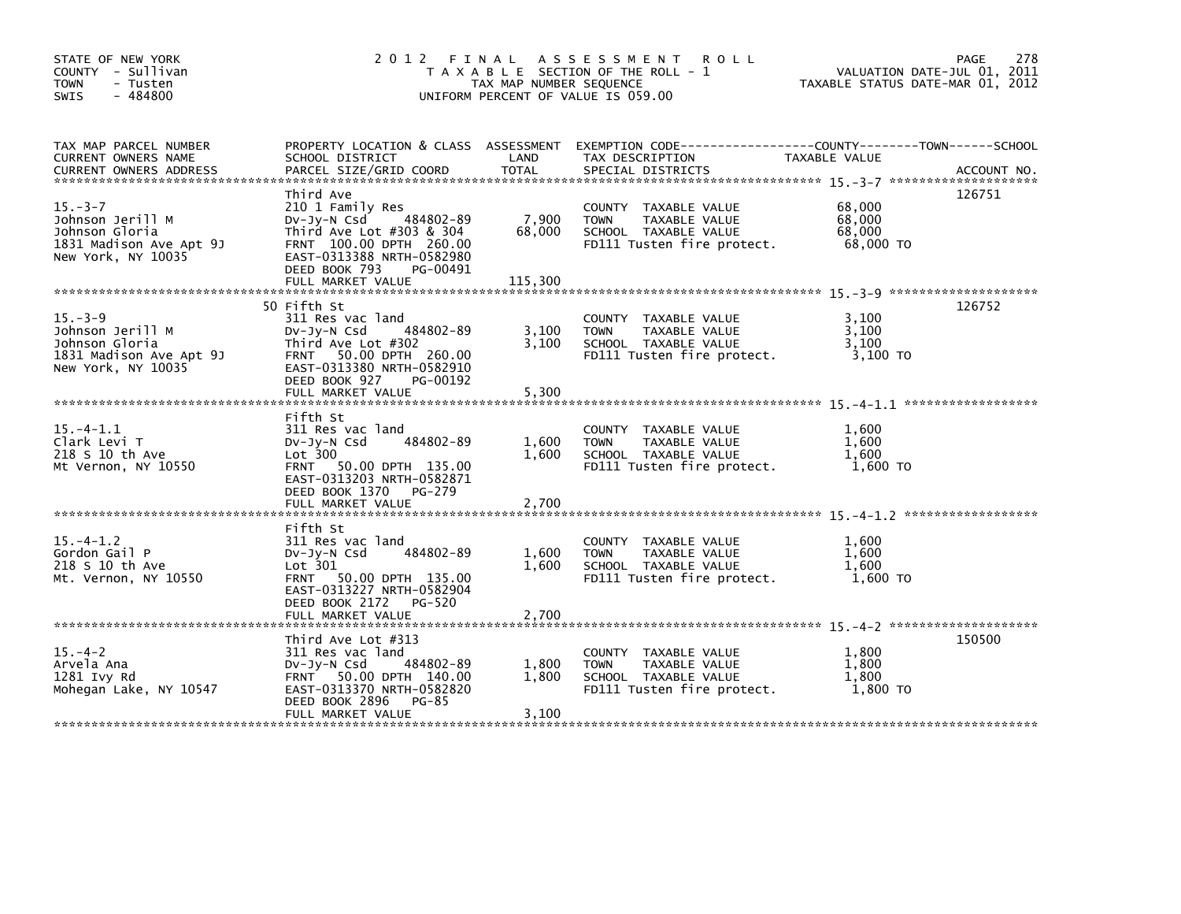STATE OF NEW YORK
COUNTY - Sullivan
TOWN - Tusten
SWIS - 484800

# 2012 FINAL ASSESSMENT ROLL
TAXABLE SECTION OF THE ROLL - 1
TAX MAP NUMBER SEQUENCE
UNIFORM PERCENT OF VALUE IS 059.00

VALUATION DATE-JUL 01, 2011
TAXABLE STATUS DATE-MAR 01, 2012

| TAX MAP PARCEL NUMBER / CURRENT OWNERS NAME / CURRENT OWNERS ADDRESS | PROPERTY LOCATION & CLASS / SCHOOL DISTRICT / PARCEL SIZE/GRID COORD | ASSESSMENT LAND | TOTAL | EXEMPTION CODE / TAX DESCRIPTION / SPECIAL DISTRICTS | TAXABLE VALUE | ACCOUNT NO. |
|---|---|---|---|---|---|---|
| 15.-3-7 | Third Ave | | | | | 126751 |
| Johnson Jerill M | 210 1 Family Res | | | COUNTY TAXABLE VALUE | 68,000 | |
| Johnson Gloria | Dv-Jy-N Csd 484802-89 | 7,900 | | TOWN TAXABLE VALUE | 68,000 | |
| 1831 Madison Ave Apt 9J | Third Ave Lot #303 & 304 | | 68,000 | SCHOOL TAXABLE VALUE | 68,000 | |
| New York, NY 10035 | FRNT 100.00 DPTH 260.00 | | | FD111 Tusten fire protect. | 68,000 TO | |
| | EAST-0313388 NRTH-0582980 | | | | | |
| | DEED BOOK 793 PG-00491 | | | | | |
| | FULL MARKET VALUE | | 115,300 | | | |
| 15.-3-9 | 50 Fifth St | | | | | 126752 |
| Johnson Jerill M | 311 Res vac land | | | COUNTY TAXABLE VALUE | 3,100 | |
| Johnson Gloria | Dv-Jy-N Csd 484802-89 | 3,100 | | TOWN TAXABLE VALUE | 3,100 | |
| 1831 Madison Ave Apt 9J | Third Ave Lot #302 | | 3,100 | SCHOOL TAXABLE VALUE | 3,100 | |
| New York, NY 10035 | FRNT 50.00 DPTH 260.00 | | | FD111 Tusten fire protect. | 3,100 TO | |
| | EAST-0313380 NRTH-0582910 | | | | | |
| | DEED BOOK 927 PG-00192 | | | | | |
| | FULL MARKET VALUE | | 5,300 | | | |
| 15.-4-1.1 | Fifth St | | | | | |
| Clark Levi T | 311 Res vac land | | | COUNTY TAXABLE VALUE | 1,600 | |
| 218 S 10 th Ave | Dv-Jy-N Csd 484802-89 | 1,600 | | TOWN TAXABLE VALUE | 1,600 | |
| Mt Vernon, NY 10550 | Lot 300 | | 1,600 | SCHOOL TAXABLE VALUE | 1,600 | |
| | FRNT 50.00 DPTH 135.00 | | | FD111 Tusten fire protect. | 1,600 TO | |
| | EAST-0313203 NRTH-0582871 | | | | | |
| | DEED BOOK 1370 PG-279 | | | | | |
| | FULL MARKET VALUE | | 2,700 | | | |
| 15.-4-1.2 | Fifth St | | | | | |
| Gordon Gail P | 311 Res vac land | | | COUNTY TAXABLE VALUE | 1,600 | |
| 218 S 10 th Ave | Dv-Jy-N Csd 484802-89 | 1,600 | | TOWN TAXABLE VALUE | 1,600 | |
| Mt. Vernon, NY 10550 | Lot 301 | | 1,600 | SCHOOL TAXABLE VALUE | 1,600 | |
| | FRNT 50.00 DPTH 135.00 | | | FD111 Tusten fire protect. | 1,600 TO | |
| | EAST-0313227 NRTH-0582904 | | | | | |
| | DEED BOOK 2172 PG-520 | | | | | |
| | FULL MARKET VALUE | | 2,700 | | | |
| 15.-4-2 | Third Ave Lot #313 | | | | | 150500 |
| Arvela Ana | 311 Res vac land | | | COUNTY TAXABLE VALUE | 1,800 | |
| 1281 Ivy Rd | Dv-Jy-N Csd 484802-89 | 1,800 | | TOWN TAXABLE VALUE | 1,800 | |
| Mohegan Lake, NY 10547 | FRNT 50.00 DPTH 140.00 | | 1,800 | SCHOOL TAXABLE VALUE | 1,800 | |
| | EAST-0313370 NRTH-0582820 | | | FD111 Tusten fire protect. | 1,800 TO | |
| | DEED BOOK 2896 PG-85 | | | | | |
| | FULL MARKET VALUE | | 3,100 | | | |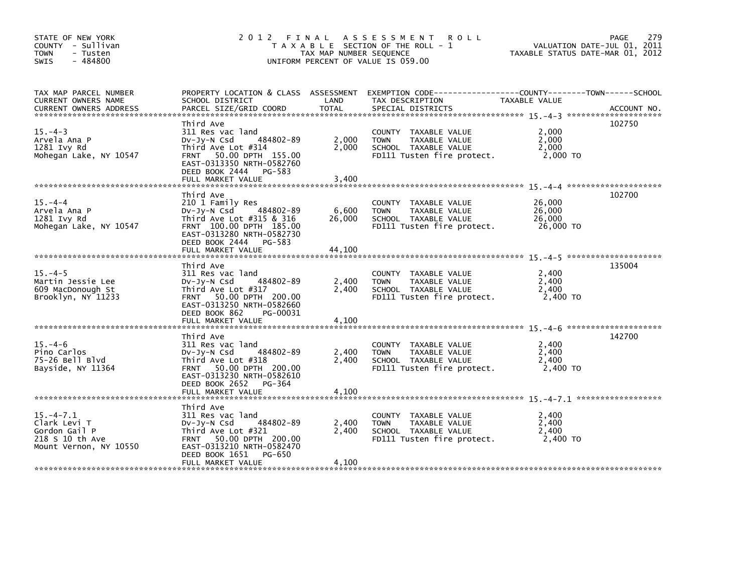STATE OF NEW YORK
COUNTY - Sullivan
TOWN - Tusten
SWIS - 484800

# 2012 FINAL ASSESSMENT ROLL

TAXABLE SECTION OF THE ROLL - 1
TAX MAP NUMBER SEQUENCE
UNIFORM PERCENT OF VALUE IS 059.00

VALUATION DATE-JUL 01, 2011
TAXABLE STATUS DATE-MAR 01, 2012

| TAX MAP PARCEL NUMBER / CURRENT OWNERS NAME / CURRENT OWNERS ADDRESS | PROPERTY LOCATION & CLASS / SCHOOL DISTRICT / PARCEL SIZE/GRID COORD | ASSESSMENT LAND | TOTAL | EXEMPTION CODE / TAX DESCRIPTION / SPECIAL DISTRICTS | TAXABLE VALUE (COUNTY / TOWN / SCHOOL) | ACCOUNT NO. |
|---|---|---|---|---|---|---|
| 15.-4-3 | Third Ave | | | | | 102750 |
| Arvela Ana P | 311 Res vac land | | | COUNTY TAXABLE VALUE | 2,000 | |
| 1281 Ivy Rd | Dv-Jy-N Csd 484802-89 | 2,000 | | TOWN TAXABLE VALUE | 2,000 | |
| Mohegan Lake, NY 10547 | Third Ave Lot #314 | | 2,000 | SCHOOL TAXABLE VALUE | 2,000 | |
| | FRNT 50.00 DPTH 155.00 | | | FD111 Tusten fire protect. | 2,000 TO | |
| | EAST-0313350 NRTH-0582760 | | | | | |
| | DEED BOOK 2444 PG-583 | | | | | |
| | FULL MARKET VALUE | | 3,400 | | | |
| 15.-4-4 | Third Ave | | | | | 102700 |
| Arvela Ana P | 210 1 Family Res | | | COUNTY TAXABLE VALUE | 26,000 | |
| 1281 Ivy Rd | Dv-Jy-N Csd 484802-89 | 6,600 | | TOWN TAXABLE VALUE | 26,000 | |
| Mohegan Lake, NY 10547 | Third Ave Lot #315 & 316 | | 26,000 | SCHOOL TAXABLE VALUE | 26,000 | |
| | FRNT 100.00 DPTH 185.00 | | | FD111 Tusten fire protect. | 26,000 TO | |
| | EAST-0313280 NRTH-0582730 | | | | | |
| | DEED BOOK 2444 PG-583 | | | | | |
| | FULL MARKET VALUE | | 44,100 | | | |
| 15.-4-5 | Third Ave | | | | | 135004 |
| Martin Jessie Lee | 311 Res vac land | | | COUNTY TAXABLE VALUE | 2,400 | |
| 609 MacDonough St | Dv-Jy-N Csd 484802-89 | 2,400 | | TOWN TAXABLE VALUE | 2,400 | |
| Brooklyn, NY 11233 | Third Ave Lot #317 | | 2,400 | SCHOOL TAXABLE VALUE | 2,400 | |
| | FRNT 50.00 DPTH 200.00 | | | FD111 Tusten fire protect. | 2,400 TO | |
| | EAST-0313250 NRTH-0582660 | | | | | |
| | DEED BOOK 862 PG-00031 | | | | | |
| | FULL MARKET VALUE | | 4,100 | | | |
| 15.-4-6 | Third Ave | | | | | 142700 |
| Pino Carlos | 311 Res vac land | | | COUNTY TAXABLE VALUE | 2,400 | |
| 75-26 Bell Blvd | Dv-Jy-N Csd 484802-89 | 2,400 | | TOWN TAXABLE VALUE | 2,400 | |
| Bayside, NY 11364 | Third Ave Lot #318 | | 2,400 | SCHOOL TAXABLE VALUE | 2,400 | |
| | FRNT 50.00 DPTH 200.00 | | | FD111 Tusten fire protect. | 2,400 TO | |
| | EAST-0313230 NRTH-0582610 | | | | | |
| | DEED BOOK 2652 PG-364 | | | | | |
| | FULL MARKET VALUE | | 4,100 | | | |
| 15.-4-7.1 | Third Ave | | | | | |
| Clark Levi T | 311 Res vac land | | | COUNTY TAXABLE VALUE | 2,400 | |
| Gordon Gail P | Dv-Jy-N Csd 484802-89 | 2,400 | | TOWN TAXABLE VALUE | 2,400 | |
| 218 S 10 th Ave | Third Ave Lot #321 | | 2,400 | SCHOOL TAXABLE VALUE | 2,400 | |
| Mount Vernon, NY 10550 | FRNT 50.00 DPTH 200.00 | | | FD111 Tusten fire protect. | 2,400 TO | |
| | EAST-0313210 NRTH-0582470 | | | | | |
| | DEED BOOK 1651 PG-650 | | | | | |
| | FULL MARKET VALUE | | 4,100 | | | |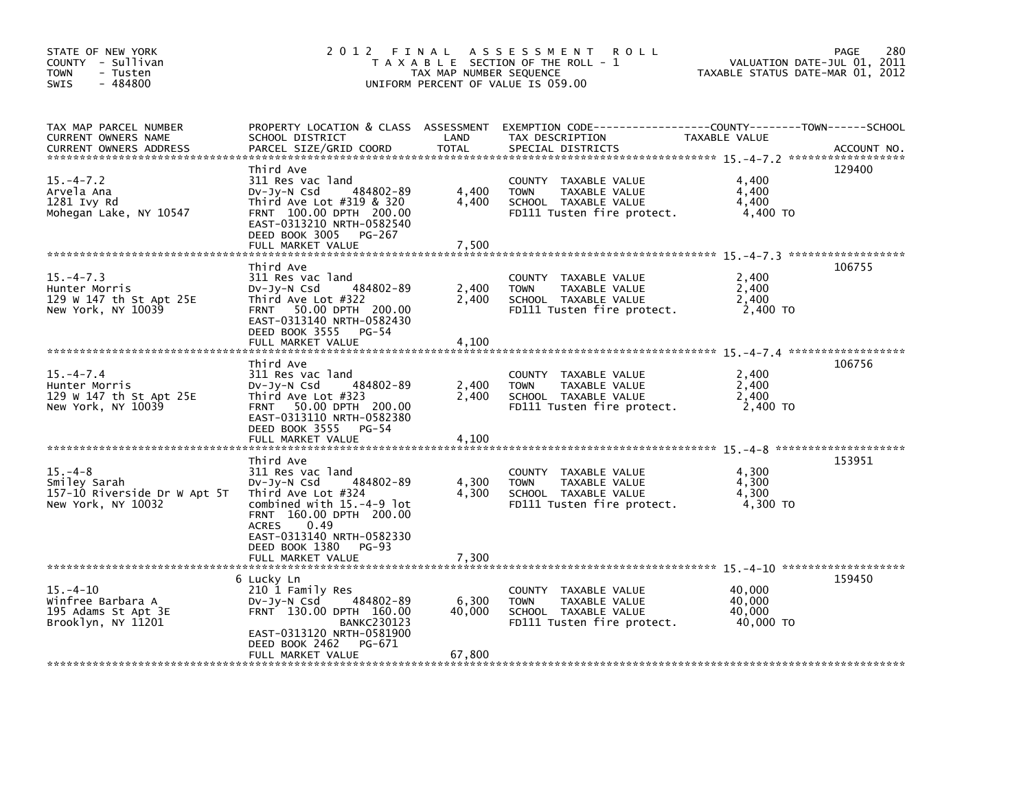STATE OF NEW YORK
COUNTY - Sullivan
TOWN - Tusten
SWIS - 484800

# 2012 FINAL ASSESSMENT ROLL
TAXABLE SECTION OF THE ROLL - 1
TAX MAP NUMBER SEQUENCE
UNIFORM PERCENT OF VALUE IS 059.00

VALUATION DATE-JUL 01, 2011
TAXABLE STATUS DATE-MAR 01, 2012

| TAX MAP PARCEL NUMBER / CURRENT OWNERS NAME / CURRENT OWNERS ADDRESS | PROPERTY LOCATION & CLASS / SCHOOL DISTRICT / PARCEL SIZE/GRID COORD | ASSESSMENT LAND | TOTAL | EXEMPTION CODE / TAX DESCRIPTION / SPECIAL DISTRICTS | TAXABLE VALUE | ACCOUNT NO. |
|---|---|---|---|---|---|---|
| 15.-4-7.2 | Third Ave | | | | | 129400 |
| Arvela Ana | 311 Res vac land | | | COUNTY TAXABLE VALUE | 4,400 | |
| 1281 Ivy Rd | Dv-Jy-N Csd 484802-89 | 4,400 | | TOWN TAXABLE VALUE | 4,400 | |
| Mohegan Lake, NY 10547 | Third Ave Lot #319 & 320 | | 4,400 | SCHOOL TAXABLE VALUE | 4,400 | |
| | FRNT 100.00 DPTH 200.00 | | | FD111 Tusten fire protect. | 4,400 TO | |
| | EAST-0313210 NRTH-0582540 | | | | | |
| | DEED BOOK 3005 PG-267 | | | | | |
| | FULL MARKET VALUE | | 7,500 | | | |
| 15.-4-7.3 | Third Ave | | | | | 106755 |
| Hunter Morris | 311 Res vac land | | | COUNTY TAXABLE VALUE | 2,400 | |
| 129 W 147 th St Apt 25E | Dv-Jy-N Csd 484802-89 | 2,400 | | TOWN TAXABLE VALUE | 2,400 | |
| New York, NY 10039 | Third Ave Lot #322 | | 2,400 | SCHOOL TAXABLE VALUE | 2,400 | |
| | FRNT 50.00 DPTH 200.00 | | | FD111 Tusten fire protect. | 2,400 TO | |
| | EAST-0313140 NRTH-0582430 | | | | | |
| | DEED BOOK 3555 PG-54 | | | | | |
| | FULL MARKET VALUE | | 4,100 | | | |
| 15.-4-7.4 | Third Ave | | | | | 106756 |
| Hunter Morris | 311 Res vac land | | | COUNTY TAXABLE VALUE | 2,400 | |
| 129 W 147 th St Apt 25E | Dv-Jy-N Csd 484802-89 | 2,400 | | TOWN TAXABLE VALUE | 2,400 | |
| New York, NY 10039 | Third Ave Lot #323 | | 2,400 | SCHOOL TAXABLE VALUE | 2,400 | |
| | FRNT 50.00 DPTH 200.00 | | | FD111 Tusten fire protect. | 2,400 TO | |
| | EAST-0313110 NRTH-0582380 | | | | | |
| | DEED BOOK 3555 PG-54 | | | | | |
| | FULL MARKET VALUE | | 4,100 | | | |
| 15.-4-8 | Third Ave | | | | | 153951 |
| Smiley Sarah | 311 Res vac land | | | COUNTY TAXABLE VALUE | 4,300 | |
| 157-10 Riverside Dr W Apt 5T | Dv-Jy-N Csd 484802-89 | 4,300 | | TOWN TAXABLE VALUE | 4,300 | |
| New York, NY 10032 | Third Ave Lot #324 | | 4,300 | SCHOOL TAXABLE VALUE | 4,300 | |
| | combined with 15.-4-9 lot | | | FD111 Tusten fire protect. | 4,300 TO | |
| | FRNT 160.00 DPTH 200.00 | | | | | |
| | ACRES 0.49 | | | | | |
| | EAST-0313140 NRTH-0582330 | | | | | |
| | DEED BOOK 1380 PG-93 | | | | | |
| | FULL MARKET VALUE | | 7,300 | | | |
| 15.-4-10 | 6 Lucky Ln | | | | | 159450 |
| Winfree Barbara A | 210 1 Family Res | | | COUNTY TAXABLE VALUE | 40,000 | |
| 195 Adams St Apt 3E | Dv-Jy-N Csd 484802-89 | 6,300 | | TOWN TAXABLE VALUE | 40,000 | |
| Brooklyn, NY 11201 | FRNT 130.00 DPTH 160.00 | | 40,000 | SCHOOL TAXABLE VALUE | 40,000 | |
| | BANKC230123 | | | FD111 Tusten fire protect. | 40,000 TO | |
| | EAST-0313120 NRTH-0581900 | | | | | |
| | DEED BOOK 2462 PG-671 | | | | | |
| | FULL MARKET VALUE | | 67,800 | | | |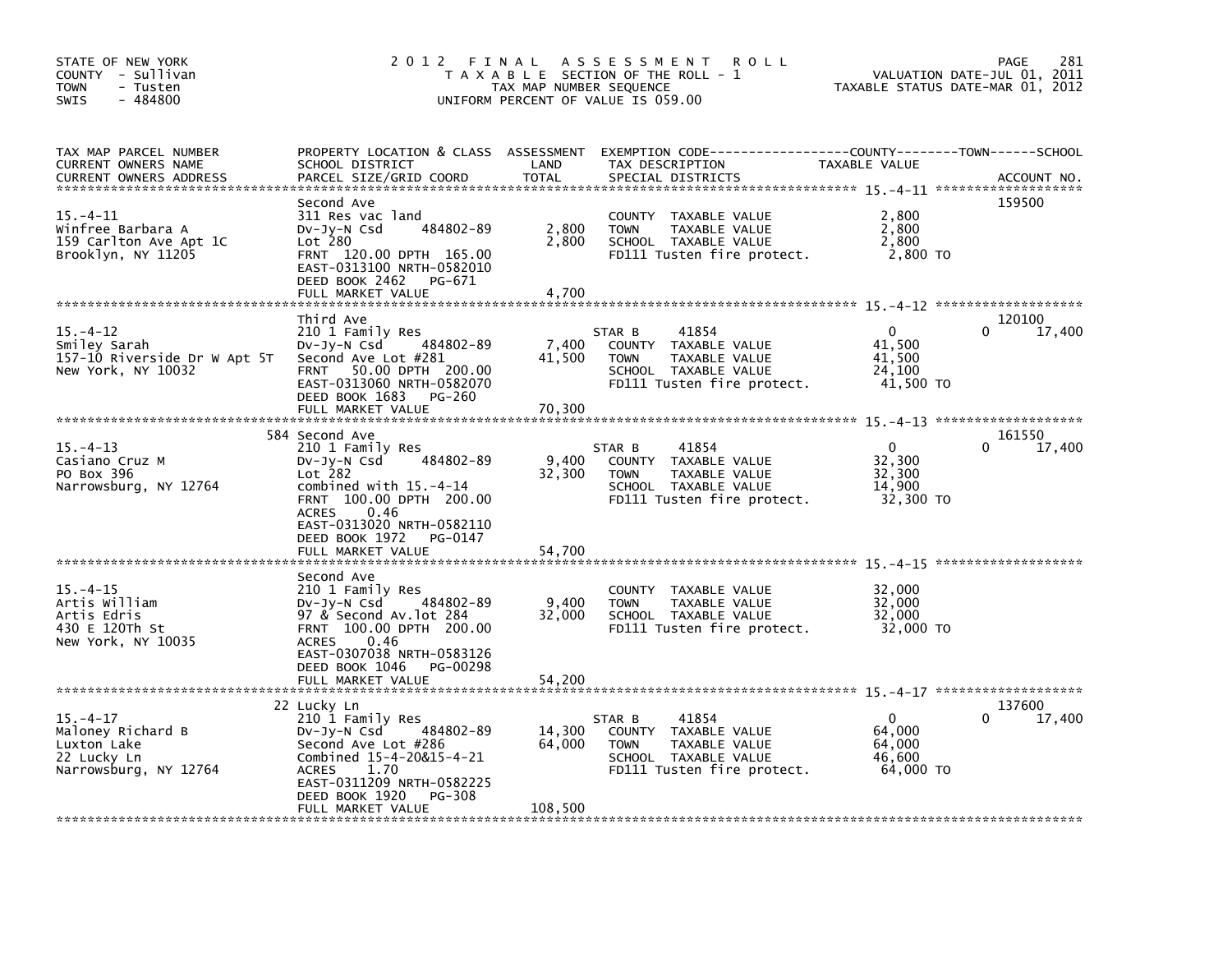STATE OF NEW YORK
COUNTY - Sullivan
TOWN - Tusten
SWIS - 484800

# 2012 FINAL ASSESSMENT ROLL

TAXABLE SECTION OF THE ROLL - 1
TAX MAP NUMBER SEQUENCE
UNIFORM PERCENT OF VALUE IS 059.00

VALUATION DATE-JUL 01, 2011
TAXABLE STATUS DATE-MAR 01, 2012

| TAX MAP PARCEL NUMBER / CURRENT OWNERS NAME / CURRENT OWNERS ADDRESS | PROPERTY LOCATION & CLASS / SCHOOL DISTRICT / PARCEL SIZE/GRID COORD | ASSESSMENT LAND | TOTAL | EXEMPTION CODE / TAX DESCRIPTION / SPECIAL DISTRICTS | COUNTY TAXABLE VALUE | TOWN | SCHOOL / ACCOUNT NO. |
|---|---|---|---|---|---|---|---|
| 15.-4-11 | Second Ave | | | | | | 159500 |
| Winfree Barbara A | 311 Res vac land | | | COUNTY TAXABLE VALUE | 2,800 | | |
| 159 Carlton Ave Apt 1C | Dv-Jy-N Csd 484802-89 | 2,800 | | TOWN TAXABLE VALUE | 2,800 | | |
| Brooklyn, NY 11205 | Lot 280 | | 2,800 | SCHOOL TAXABLE VALUE | 2,800 | | |
| | FRNT 120.00 DPTH 165.00 | | | FD111 Tusten fire protect. | 2,800 TO | | |
| | EAST-0313100 NRTH-0582010 | | | | | | |
| | DEED BOOK 2462 PG-671 | | | | | | |
| | FULL MARKET VALUE | | 4,700 | | | | |
| 15.-4-12 | Third Ave | | | | | | 120100 |
| Smiley Sarah | 210 1 Family Res | | | STAR B 41854 | 0 | 0 | 17,400 |
| 157-10 Riverside Dr W Apt 5T | Dv-Jy-N Csd 484802-89 | 7,400 | | COUNTY TAXABLE VALUE | 41,500 | | |
| New York, NY 10032 | Second Ave Lot #281 | | 41,500 | TOWN TAXABLE VALUE | 41,500 | | |
| | FRNT 50.00 DPTH 200.00 | | | SCHOOL TAXABLE VALUE | 24,100 | | |
| | EAST-0313060 NRTH-0582070 | | | FD111 Tusten fire protect. | 41,500 TO | | |
| | DEED BOOK 1683 PG-260 | | | | | | |
| | FULL MARKET VALUE | | 70,300 | | | | |
| 15.-4-13 | 584 Second Ave | | | | | | 161550 |
| Casiano Cruz M | 210 1 Family Res | | | STAR B 41854 | 0 | 0 | 17,400 |
| PO Box 396 | Dv-Jy-N Csd 484802-89 | 9,400 | | COUNTY TAXABLE VALUE | 32,300 | | |
| Narrowsburg, NY 12764 | Lot 282 | | 32,300 | TOWN TAXABLE VALUE | 32,300 | | |
| | combined with 15.-4-14 | | | SCHOOL TAXABLE VALUE | 14,900 | | |
| | FRNT 100.00 DPTH 200.00 | | | FD111 Tusten fire protect. | 32,300 TO | | |
| | ACRES 0.46 | | | | | | |
| | EAST-0313020 NRTH-0582110 | | | | | | |
| | DEED BOOK 1972 PG-0147 | | | | | | |
| | FULL MARKET VALUE | | 54,700 | | | | |
| 15.-4-15 | Second Ave | | | | | | |
| Artis William | 210 1 Family Res | | | COUNTY TAXABLE VALUE | 32,000 | | |
| Artis Edris | Dv-Jy-N Csd 484802-89 | 9,400 | | TOWN TAXABLE VALUE | 32,000 | | |
| 430 E 120Th St | 97 & Second Av.lot 284 | | 32,000 | SCHOOL TAXABLE VALUE | 32,000 | | |
| New York, NY 10035 | FRNT 100.00 DPTH 200.00 | | | FD111 Tusten fire protect. | 32,000 TO | | |
| | ACRES 0.46 | | | | | | |
| | EAST-0307038 NRTH-0583126 | | | | | | |
| | DEED BOOK 1046 PG-00298 | | | | | | |
| | FULL MARKET VALUE | | 54,200 | | | | |
| 15.-4-17 | 22 Lucky Ln | | | | | | 137600 |
| Maloney Richard B | 210 1 Family Res | | | STAR B 41854 | 0 | 0 | 17,400 |
| Luxton Lake | Dv-Jy-N Csd 484802-89 | 14,300 | | COUNTY TAXABLE VALUE | 64,000 | | |
| 22 Lucky Ln | Second Ave Lot #286 | | 64,000 | TOWN TAXABLE VALUE | 64,000 | | |
| Narrowsburg, NY 12764 | Combined 15-4-20&15-4-21 | | | SCHOOL TAXABLE VALUE | 46,600 | | |
| | ACRES 1.70 | | | FD111 Tusten fire protect. | 64,000 TO | | |
| | EAST-0311209 NRTH-0582225 | | | | | | |
| | DEED BOOK 1920 PG-308 | | | | | | |
| | FULL MARKET VALUE | | 108,500 | | | | |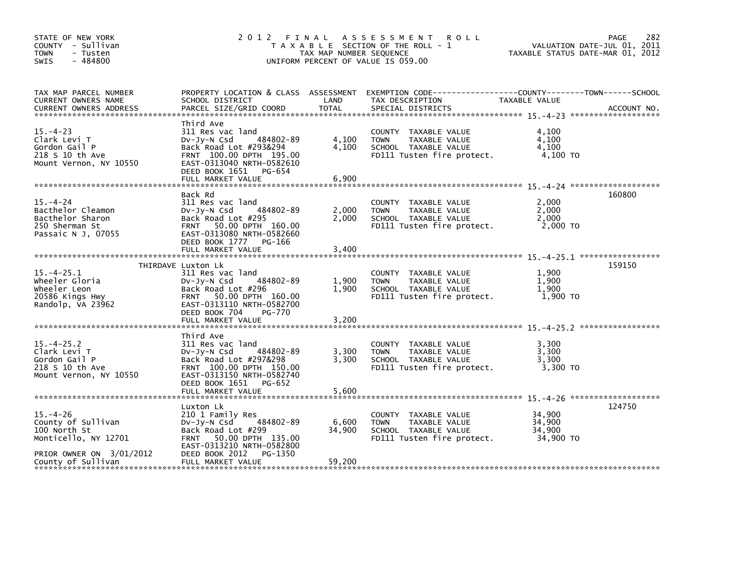STATE OF NEW YORK
COUNTY - Sullivan
TOWN - Tusten
SWIS - 484800

# 2012 FINAL ASSESSMENT ROLL
TAXABLE SECTION OF THE ROLL - 1
TAX MAP NUMBER SEQUENCE
UNIFORM PERCENT OF VALUE IS 059.00

VALUATION DATE-JUL 01, 2011
TAXABLE STATUS DATE-MAR 01, 2012

| TAX MAP PARCEL NUMBER / CURRENT OWNERS NAME / CURRENT OWNERS ADDRESS | PROPERTY LOCATION & CLASS / SCHOOL DISTRICT / PARCEL SIZE/GRID COORD | ASSESSMENT LAND | TOTAL | EXEMPTION CODE / TAX DESCRIPTION / SPECIAL DISTRICTS | TAXABLE VALUE (COUNTY / TOWN / SCHOOL) | ACCOUNT NO. |
|---|---|---|---|---|---|---|
| 15.-4-23 | Third Ave | | | | | |
| Clark Levi T | 311 Res vac land | | | COUNTY TAXABLE VALUE | 4,100 | |
| Gordon Gail P | Dv-Jy-N Csd 484802-89 | 4,100 | | TOWN TAXABLE VALUE | 4,100 | |
| 218 S 10 th Ave | Back Road Lot #293&294 | | 4,100 | SCHOOL TAXABLE VALUE | 4,100 | |
| Mount Vernon, NY 10550 | FRNT 100.00 DPTH 195.00 | | | FD111 Tusten fire protect. | 4,100 TO | |
| | EAST-0313040 NRTH-0582610 | | | | | |
| | DEED BOOK 1651 PG-654 | | | | | |
| | FULL MARKET VALUE | | 6,900 | | | |
| 15.-4-24 | Back Rd | | | | | 160800 |
| Bacthelor Cleamon | 311 Res vac land | | | COUNTY TAXABLE VALUE | 2,000 | |
| Bacthelor Sharon | Dv-Jy-N Csd 484802-89 | 2,000 | | TOWN TAXABLE VALUE | 2,000 | |
| 250 Sherman St | Back Road Lot #295 | | 2,000 | SCHOOL TAXABLE VALUE | 2,000 | |
| Passaic N J, 07055 | FRNT 50.00 DPTH 160.00 | | | FD111 Tusten fire protect. | 2,000 TO | |
| | EAST-0313080 NRTH-0582660 | | | | | |
| | DEED BOOK 1777 PG-166 | | | | | |
| | FULL MARKET VALUE | | 3,400 | | | |
| 15.-4-25.1 | THIRDAVE Luxton Lk | | | | | 159150 |
| Wheeler Gloria | 311 Res vac land | | | COUNTY TAXABLE VALUE | 1,900 | |
| Wheeler Leon | Dv-Jy-N Csd 484802-89 | 1,900 | | TOWN TAXABLE VALUE | 1,900 | |
| 20586 Kings Hwy | Back Road Lot #296 | | 1,900 | SCHOOL TAXABLE VALUE | 1,900 | |
| Randolp, VA 23962 | FRNT 50.00 DPTH 160.00 | | | FD111 Tusten fire protect. | 1,900 TO | |
| | EAST-0313110 NRTH-0582700 | | | | | |
| | DEED BOOK 704 PG-770 | | | | | |
| | FULL MARKET VALUE | | 3,200 | | | |
| 15.-4-25.2 | Third Ave | | | | | |
| Clark Levi T | 311 Res vac land | | | COUNTY TAXABLE VALUE | 3,300 | |
| Gordon Gail P | Dv-Jy-N Csd 484802-89 | 3,300 | | TOWN TAXABLE VALUE | 3,300 | |
| 218 S 10 th Ave | Back Road Lot #297&298 | | 3,300 | SCHOOL TAXABLE VALUE | 3,300 | |
| Mount Vernon, NY 10550 | FRNT 100.00 DPTH 150.00 | | | FD111 Tusten fire protect. | 3,300 TO | |
| | EAST-0313150 NRTH-0582740 | | | | | |
| | DEED BOOK 1651 PG-652 | | | | | |
| | FULL MARKET VALUE | | 5,600 | | | |
| 15.-4-26 | Luxton Lk | | | | | 124750 |
| County of Sullivan | 210 1 Family Res | | | COUNTY TAXABLE VALUE | 34,900 | |
| 100 North St | Dv-Jy-N Csd 484802-89 | 6,600 | | TOWN TAXABLE VALUE | 34,900 | |
| Monticello, NY 12701 | Back Road Lot #299 | | 34,900 | SCHOOL TAXABLE VALUE | 34,900 | |
| | FRNT 50.00 DPTH 135.00 | | | FD111 Tusten fire protect. | 34,900 TO | |
| | EAST-0313210 NRTH-0582800 | | | | | |
| PRIOR OWNER ON 3/01/2012 | DEED BOOK 2012 PG-1350 | | | | | |
| County of Sullivan | FULL MARKET VALUE | | 59,200 | | | |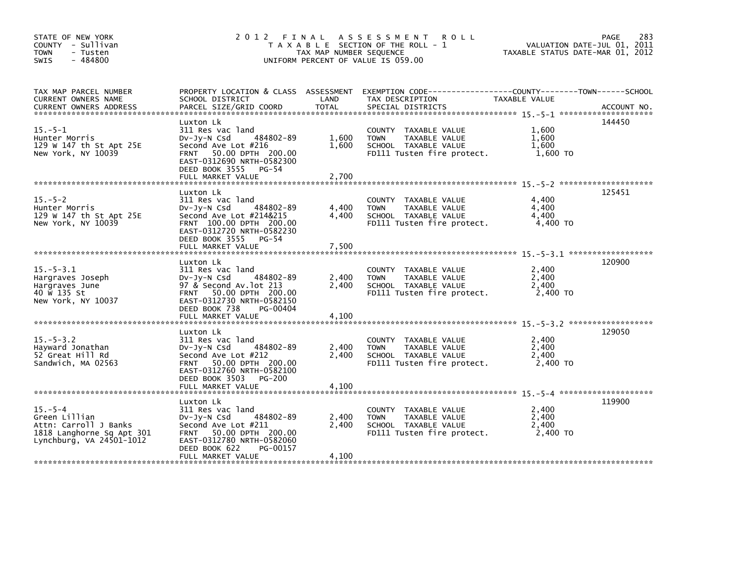STATE OF NEW YORK
COUNTY - Sullivan
TOWN - Tusten
SWIS - 484800

2012 FINAL ASSESSMENT ROLL
TAXABLE SECTION OF THE ROLL - 1
TAX MAP NUMBER SEQUENCE
UNIFORM PERCENT OF VALUE IS 059.00

VALUATION DATE-JUL 01, 2011
TAXABLE STATUS DATE-MAR 01, 2012

| TAX MAP PARCEL NUMBER / CURRENT OWNERS NAME / CURRENT OWNERS ADDRESS | PROPERTY LOCATION & CLASS / SCHOOL DISTRICT / PARCEL SIZE/GRID COORD | ASSESSMENT LAND | TOTAL | EXEMPTION CODE / TAX DESCRIPTION / SPECIAL DISTRICTS | TAXABLE VALUE (COUNTY / TOWN / SCHOOL) | ACCOUNT NO. |
|---|---|---|---|---|---|---|
| 15.-5-1 | Luxton Lk | | | | | 144450 |
| Hunter Morris | 311 Res vac land | | | COUNTY TAXABLE VALUE | 1,600 | |
| 129 W 147 th St Apt 25E | Dv-Jy-N Csd 484802-89 | 1,600 | 1,600 | TOWN TAXABLE VALUE | 1,600 | |
| New York, NY 10039 | Second Ave Lot #216 | | | SCHOOL TAXABLE VALUE | 1,600 | |
| | FRNT 50.00 DPTH 200.00 | | | FD111 Tusten fire protect. | 1,600 TO | |
| | EAST-0312690 NRTH-0582300 | | | | | |
| | DEED BOOK 3555 PG-54 | | | | | |
| | FULL MARKET VALUE | | 2,700 | | | |
| 15.-5-2 | Luxton Lk | | | | | 125451 |
| Hunter Morris | 311 Res vac land | | | COUNTY TAXABLE VALUE | 4,400 | |
| 129 W 147 th St Apt 25E | Dv-Jy-N Csd 484802-89 | 4,400 | 4,400 | TOWN TAXABLE VALUE | 4,400 | |
| New York, NY 10039 | Second Ave Lot #214&215 | | | SCHOOL TAXABLE VALUE | 4,400 | |
| | FRNT 100.00 DPTH 200.00 | | | FD111 Tusten fire protect. | 4,400 TO | |
| | EAST-0312720 NRTH-0582230 | | | | | |
| | DEED BOOK 3555 PG-54 | | | | | |
| | FULL MARKET VALUE | | 7,500 | | | |
| 15.-5-3.1 | Luxton Lk | | | | | 120900 |
| Hargraves Joseph | 311 Res vac land | | | COUNTY TAXABLE VALUE | 2,400 | |
| Hargraves June | Dv-Jy-N Csd 484802-89 | 2,400 | 2,400 | TOWN TAXABLE VALUE | 2,400 | |
| 40 W 135 St | 97 & Second Av.lot 213 | | | SCHOOL TAXABLE VALUE | 2,400 | |
| New York, NY 10037 | FRNT 50.00 DPTH 200.00 | | | FD111 Tusten fire protect. | 2,400 TO | |
| | EAST-0312730 NRTH-0582150 | | | | | |
| | DEED BOOK 738 PG-00404 | | | | | |
| | FULL MARKET VALUE | | 4,100 | | | |
| 15.-5-3.2 | Luxton Lk | | | | | 129050 |
| Hayward Jonathan | 311 Res vac land | | | COUNTY TAXABLE VALUE | 2,400 | |
| 52 Great Hill Rd | Dv-Jy-N Csd 484802-89 | 2,400 | 2,400 | TOWN TAXABLE VALUE | 2,400 | |
| Sandwich, MA 02563 | Second Ave Lot #212 | | | SCHOOL TAXABLE VALUE | 2,400 | |
| | FRNT 50.00 DPTH 200.00 | | | FD111 Tusten fire protect. | 2,400 TO | |
| | EAST-0312760 NRTH-0582100 | | | | | |
| | DEED BOOK 3503 PG-200 | | | | | |
| | FULL MARKET VALUE | | 4,100 | | | |
| 15.-5-4 | Luxton Lk | | | | | 119900 |
| Green Lillian | 311 Res vac land | | | COUNTY TAXABLE VALUE | 2,400 | |
| Attn: Carroll J Banks | Dv-Jy-N Csd 484802-89 | 2,400 | 2,400 | TOWN TAXABLE VALUE | 2,400 | |
| 1818 Langhorne Sq Apt 301 | Second Ave Lot #211 | | | SCHOOL TAXABLE VALUE | 2,400 | |
| Lynchburg, VA 24501-1012 | FRNT 50.00 DPTH 200.00 | | | FD111 Tusten fire protect. | 2,400 TO | |
| | EAST-0312780 NRTH-0582060 | | | | | |
| | DEED BOOK 622 PG-00157 | | | | | |
| | FULL MARKET VALUE | | 4,100 | | | |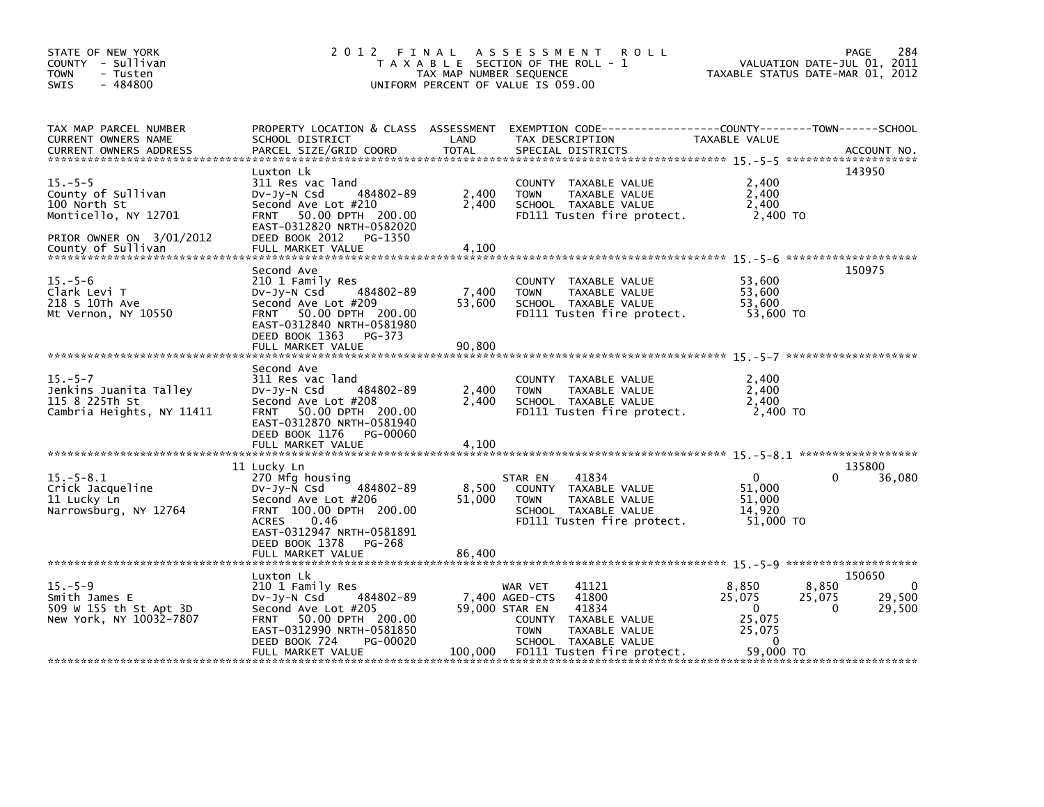STATE OF NEW YORK
COUNTY - Sullivan
TOWN - Tusten
SWIS - 484800

# 2012 FINAL ASSESSMENT ROLL

TAXABLE SECTION OF THE ROLL - 1
TAX MAP NUMBER SEQUENCE
UNIFORM PERCENT OF VALUE IS 059.00

VALUATION DATE-JUL 01, 2011
TAXABLE STATUS DATE-MAR 01, 2012

| TAX MAP PARCEL NUMBER / CURRENT OWNERS NAME / CURRENT OWNERS ADDRESS | PROPERTY LOCATION & CLASS / SCHOOL DISTRICT / PARCEL SIZE/GRID COORD | ASSESSMENT LAND | TOTAL | EXEMPTION CODE / TAX DESCRIPTION / SPECIAL DISTRICTS | COUNTY TAXABLE VALUE | TOWN | SCHOOL | ACCOUNT NO. |
|---|---|---|---|---|---|---|---|---|
| **15.-5-5** | Luxton Lk | | | | | | | 143950 |
| 15.-5-5 | 311 Res vac land | | | COUNTY TAXABLE VALUE | 2,400 | | | |
| County of Sullivan | Dv-Jy-N Csd 484802-89 | 2,400 | | TOWN TAXABLE VALUE | 2,400 | | | |
| 100 North St | Second Ave Lot #210 | | 2,400 | SCHOOL TAXABLE VALUE | 2,400 | | | |
| Monticello, NY 12701 | FRNT 50.00 DPTH 200.00 | | | FD111 Tusten fire protect. | 2,400 TO | | | |
| | EAST-0312820 NRTH-0582020 | | | | | | | |
| PRIOR OWNER ON 3/01/2012 | DEED BOOK 2012 PG-1350 | | | | | | | |
| County of Sullivan | FULL MARKET VALUE | | 4,100 | | | | | |
| **15.-5-6** | Second Ave | | | | | | | 150975 |
| 15.-5-6 | 210 1 Family Res | | | COUNTY TAXABLE VALUE | 53,600 | | | |
| Clark Levi T | Dv-Jy-N Csd 484802-89 | 7,400 | | TOWN TAXABLE VALUE | 53,600 | | | |
| 218 S 10Th Ave | Second Ave Lot #209 | | 53,600 | SCHOOL TAXABLE VALUE | 53,600 | | | |
| Mt Vernon, NY 10550 | FRNT 50.00 DPTH 200.00 | | | FD111 Tusten fire protect. | 53,600 TO | | | |
| | EAST-0312840 NRTH-0581980 | | | | | | | |
| | DEED BOOK 1363 PG-373 | | | | | | | |
| | FULL MARKET VALUE | | 90,800 | | | | | |
| **15.-5-7** | Second Ave | | | | | | | |
| 15.-5-7 | 311 Res vac land | | | COUNTY TAXABLE VALUE | 2,400 | | | |
| Jenkins Juanita Talley | Dv-Jy-N Csd 484802-89 | 2,400 | | TOWN TAXABLE VALUE | 2,400 | | | |
| 115 8 225Th St | Second Ave Lot #208 | | 2,400 | SCHOOL TAXABLE VALUE | 2,400 | | | |
| Cambria Heights, NY 11411 | FRNT 50.00 DPTH 200.00 | | | FD111 Tusten fire protect. | 2,400 TO | | | |
| | EAST-0312870 NRTH-0581940 | | | | | | | |
| | DEED BOOK 1176 PG-00060 | | | | | | | |
| | FULL MARKET VALUE | | 4,100 | | | | | |
| **15.-5-8.1** | 11 Lucky Ln | | | | | | | 135800 |
| 15.-5-8.1 | 270 Mfg housing | | | STAR EN 41834 | 0 | 0 | 36,080 | |
| Crick Jacqueline | Dv-Jy-N Csd 484802-89 | 8,500 | | COUNTY TAXABLE VALUE | 51,000 | | | |
| 11 Lucky Ln | Second Ave Lot #206 | | 51,000 | TOWN TAXABLE VALUE | 51,000 | | | |
| Narrowsburg, NY 12764 | FRNT 100.00 DPTH 200.00 | | | SCHOOL TAXABLE VALUE | 14,920 | | | |
| | ACRES 0.46 | | | FD111 Tusten fire protect. | 51,000 TO | | | |
| | EAST-0312947 NRTH-0581891 | | | | | | | |
| | DEED BOOK 1378 PG-268 | | | | | | | |
| | FULL MARKET VALUE | | 86,400 | | | | | |
| **15.-5-9** | Luxton Lk | | | | | | | 150650 |
| 15.-5-9 | 210 1 Family Res | | | WAR VET 41121 | 8,850 | 8,850 | 0 | |
| Smith James E | Dv-Jy-N Csd 484802-89 | 7,400 | | AGED-CTS 41800 | 25,075 | 25,075 | 29,500 | |
| 509 W 155 th St Apt 3D | Second Ave Lot #205 | | 59,000 | STAR EN 41834 | 0 | 0 | 29,500 | |
| New York, NY 10032-7807 | FRNT 50.00 DPTH 200.00 | | | COUNTY TAXABLE VALUE | 25,075 | | | |
| | EAST-0312990 NRTH-0581850 | | | TOWN TAXABLE VALUE | 25,075 | | | |
| | DEED BOOK 724 PG-00020 | | | SCHOOL TAXABLE VALUE | 0 | | | |
| | FULL MARKET VALUE | | 100,000 | FD111 Tusten fire protect. | 59,000 TO | | | |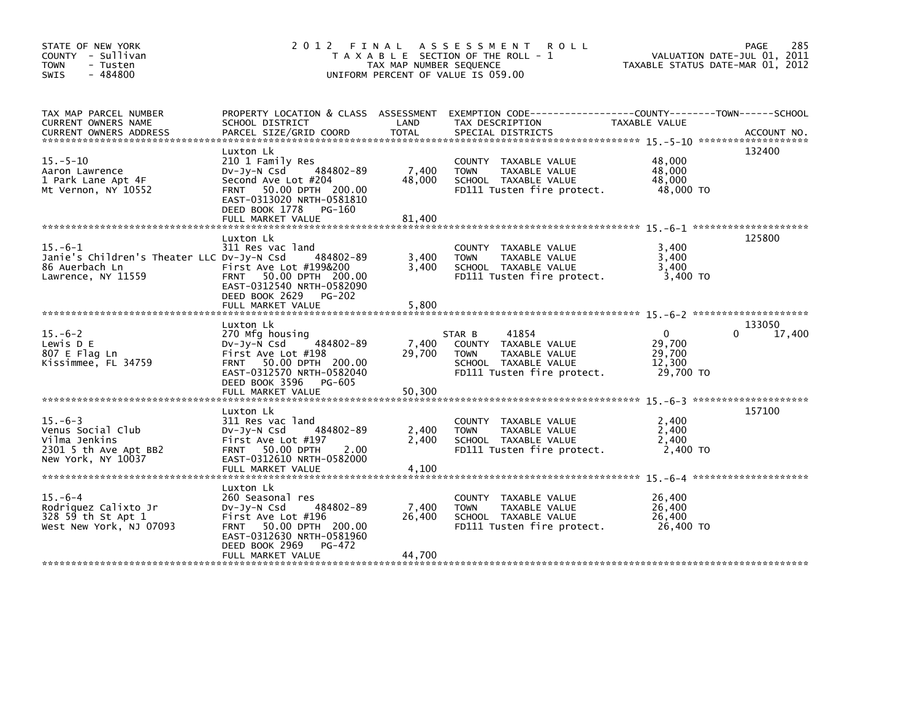STATE OF NEW YORK
COUNTY - Sullivan
TOWN - Tusten
SWIS - 484800

# 2012 FINAL ASSESSMENT ROLL
TAXABLE SECTION OF THE ROLL - 1
TAX MAP NUMBER SEQUENCE
UNIFORM PERCENT OF VALUE IS 059.00

VALUATION DATE-JUL 01, 2011
TAXABLE STATUS DATE-MAR 01, 2012

| TAX MAP PARCEL NUMBER / CURRENT OWNERS NAME / CURRENT OWNERS ADDRESS | PROPERTY LOCATION & CLASS / SCHOOL DISTRICT / PARCEL SIZE/GRID COORD | ASSESSMENT LAND / TOTAL | EXEMPTION CODE / TAX DESCRIPTION / SPECIAL DISTRICTS | COUNTY / TOWN TAXABLE VALUE | SCHOOL / ACCOUNT NO. |
|---|---|---|---|---|---|
| 15.-5-10 | Luxton Lk | | | | 132400 |
| | 210 1 Family Res | | COUNTY TAXABLE VALUE | 48,000 | |
| Aaron Lawrence | Dv-Jy-N Csd 484802-89 | 7,400 | TOWN TAXABLE VALUE | 48,000 | |
| 1 Park Lane Apt 4F | Second Ave Lot #204 | 48,000 | SCHOOL TAXABLE VALUE | 48,000 | |
| Mt Vernon, NY 10552 | FRNT 50.00 DPTH 200.00 | | FD111 Tusten fire protect. | 48,000 TO | |
| | EAST-0313020 NRTH-0581810 | | | | |
| | DEED BOOK 1778 PG-160 | | | | |
| | FULL MARKET VALUE | 81,400 | | | |
| 15.-6-1 | Luxton Lk | | | | 125800 |
| | 311 Res vac land | | COUNTY TAXABLE VALUE | 3,400 | |
| Janie's Children's Theater LLC | Dv-Jy-N Csd 484802-89 | 3,400 | TOWN TAXABLE VALUE | 3,400 | |
| 86 Auerbach Ln | First Ave Lot #199&200 | 3,400 | SCHOOL TAXABLE VALUE | 3,400 | |
| Lawrence, NY 11559 | FRNT 50.00 DPTH 200.00 | | FD111 Tusten fire protect. | 3,400 TO | |
| | EAST-0312540 NRTH-0582090 | | | | |
| | DEED BOOK 2629 PG-202 | | | | |
| | FULL MARKET VALUE | 5,800 | | | |
| 15.-6-2 | Luxton Lk | | | | 133050 |
| | 270 Mfg housing | | STAR B 41854 | 0 | 0 17,400 |
| Lewis D E | Dv-Jy-N Csd 484802-89 | 7,400 | COUNTY TAXABLE VALUE | 29,700 | |
| 807 E Flag Ln | First Ave Lot #198 | 29,700 | TOWN TAXABLE VALUE | 29,700 | |
| Kissimmee, FL 34759 | FRNT 50.00 DPTH 200.00 | | SCHOOL TAXABLE VALUE | 12,300 | |
| | EAST-0312570 NRTH-0582040 | | FD111 Tusten fire protect. | 29,700 TO | |
| | DEED BOOK 3596 PG-605 | | | | |
| | FULL MARKET VALUE | 50,300 | | | |
| 15.-6-3 | Luxton Lk | | | | 157100 |
| | 311 Res vac land | | COUNTY TAXABLE VALUE | 2,400 | |
| Venus Social Club | Dv-Jy-N Csd 484802-89 | 2,400 | TOWN TAXABLE VALUE | 2,400 | |
| Vilma Jenkins | First Ave Lot #197 | 2,400 | SCHOOL TAXABLE VALUE | 2,400 | |
| 2301 5 th Ave Apt BB2 | FRNT 50.00 DPTH 2.00 | | FD111 Tusten fire protect. | 2,400 TO | |
| New York, NY 10037 | EAST-0312610 NRTH-0582000 | | | | |
| | FULL MARKET VALUE | 4,100 | | | |
| 15.-6-4 | Luxton Lk | | | | |
| | 260 Seasonal res | | COUNTY TAXABLE VALUE | 26,400 | |
| Rodriquez Calixto Jr | Dv-Jy-N Csd 484802-89 | 7,400 | TOWN TAXABLE VALUE | 26,400 | |
| 328 59 th St Apt 1 | First Ave Lot #196 | 26,400 | SCHOOL TAXABLE VALUE | 26,400 | |
| West New York, NJ 07093 | FRNT 50.00 DPTH 200.00 | | FD111 Tusten fire protect. | 26,400 TO | |
| | EAST-0312630 NRTH-0581960 | | | | |
| | DEED BOOK 2969 PG-472 | | | | |
| | FULL MARKET VALUE | 44,700 | | | |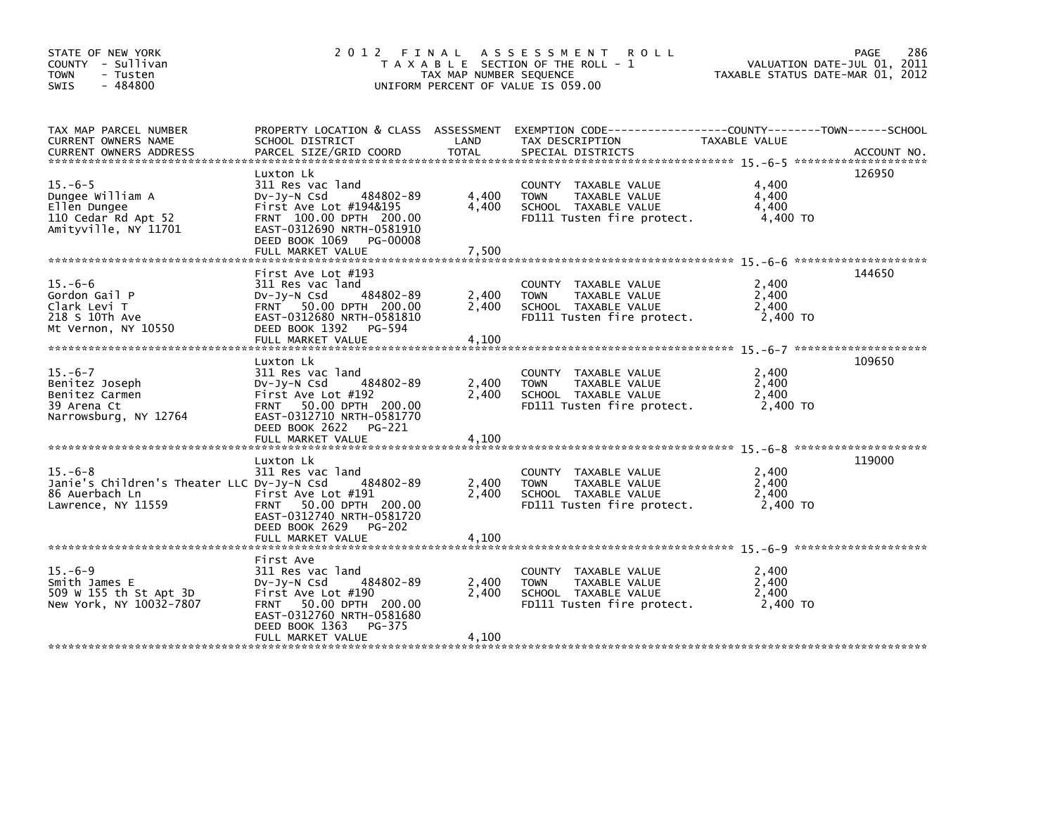STATE OF NEW YORK
COUNTY - Sullivan
TOWN - Tusten
SWIS - 484800

# 2012 FINAL ASSESSMENT ROLL
TAXABLE SECTION OF THE ROLL - 1
TAX MAP NUMBER SEQUENCE
UNIFORM PERCENT OF VALUE IS 059.00

VALUATION DATE-JUL 01, 2011
TAXABLE STATUS DATE-MAR 01, 2012

| TAX MAP PARCEL NUMBER / CURRENT OWNERS NAME / CURRENT OWNERS ADDRESS | PROPERTY LOCATION & CLASS / SCHOOL DISTRICT / PARCEL SIZE/GRID COORD | ASSESSMENT LAND / TOTAL | EXEMPTION CODE / TAX DESCRIPTION / SPECIAL DISTRICTS | TAXABLE VALUE (COUNTY / TOWN / SCHOOL) | ACCOUNT NO. |
|---|---|---|---|---|---|
| 15.-6-5 | Luxton Lk | | | | 126950 |
| | 311 Res vac land | | COUNTY TAXABLE VALUE | 4,400 | |
| Dungee William A | Dv-Jy-N Csd 484802-89 | 4,400 | TOWN TAXABLE VALUE | 4,400 | |
| Ellen Dungee | First Ave Lot #194&195 | 4,400 | SCHOOL TAXABLE VALUE | 4,400 | |
| 110 Cedar Rd Apt 52 | FRNT 100.00 DPTH 200.00 | | FD111 Tusten fire protect. | 4,400 TO | |
| Amityville, NY 11701 | EAST-0312690 NRTH-0581910 | | | | |
| | DEED BOOK 1069 PG-00008 | | | | |
| | FULL MARKET VALUE | 7,500 | | | |
| 15.-6-6 | First Ave Lot #193 | | | | 144650 |
| | 311 Res vac land | | COUNTY TAXABLE VALUE | 2,400 | |
| Gordon Gail P | Dv-Jy-N Csd 484802-89 | 2,400 | TOWN TAXABLE VALUE | 2,400 | |
| Clark Levi T | FRNT 50.00 DPTH 200.00 | 2,400 | SCHOOL TAXABLE VALUE | 2,400 | |
| 218 S 10Th Ave | EAST-0312680 NRTH-0581810 | | FD111 Tusten fire protect. | 2,400 TO | |
| Mt Vernon, NY 10550 | DEED BOOK 1392 PG-594 | | | | |
| | FULL MARKET VALUE | 4,100 | | | |
| 15.-6-7 | Luxton Lk | | | | 109650 |
| | 311 Res vac land | | COUNTY TAXABLE VALUE | 2,400 | |
| Benitez Joseph | Dv-Jy-N Csd 484802-89 | 2,400 | TOWN TAXABLE VALUE | 2,400 | |
| Benitez Carmen | First Ave Lot #192 | 2,400 | SCHOOL TAXABLE VALUE | 2,400 | |
| 39 Arena Ct | FRNT 50.00 DPTH 200.00 | | FD111 Tusten fire protect. | 2,400 TO | |
| Narrowsburg, NY 12764 | EAST-0312710 NRTH-0581770 | | | | |
| | DEED BOOK 2622 PG-221 | | | | |
| | FULL MARKET VALUE | 4,100 | | | |
| 15.-6-8 | Luxton Lk | | | | 119000 |
| | 311 Res vac land | | COUNTY TAXABLE VALUE | 2,400 | |
| Janie's Children's Theater LLC | Dv-Jy-N Csd 484802-89 | 2,400 | TOWN TAXABLE VALUE | 2,400 | |
| 86 Auerbach Ln | First Ave Lot #191 | 2,400 | SCHOOL TAXABLE VALUE | 2,400 | |
| Lawrence, NY 11559 | FRNT 50.00 DPTH 200.00 | | FD111 Tusten fire protect. | 2,400 TO | |
| | EAST-0312740 NRTH-0581720 | | | | |
| | DEED BOOK 2629 PG-202 | | | | |
| | FULL MARKET VALUE | 4,100 | | | |
| 15.-6-9 | First Ave | | | | |
| | 311 Res vac land | | COUNTY TAXABLE VALUE | 2,400 | |
| Smith James E | Dv-Jy-N Csd 484802-89 | 2,400 | TOWN TAXABLE VALUE | 2,400 | |
| 509 W 155 th St Apt 3D | First Ave Lot #190 | 2,400 | SCHOOL TAXABLE VALUE | 2,400 | |
| New York, NY 10032-7807 | FRNT 50.00 DPTH 200.00 | | FD111 Tusten fire protect. | 2,400 TO | |
| | EAST-0312760 NRTH-0581680 | | | | |
| | DEED BOOK 1363 PG-375 | | | | |
| | FULL MARKET VALUE | 4,100 | | | |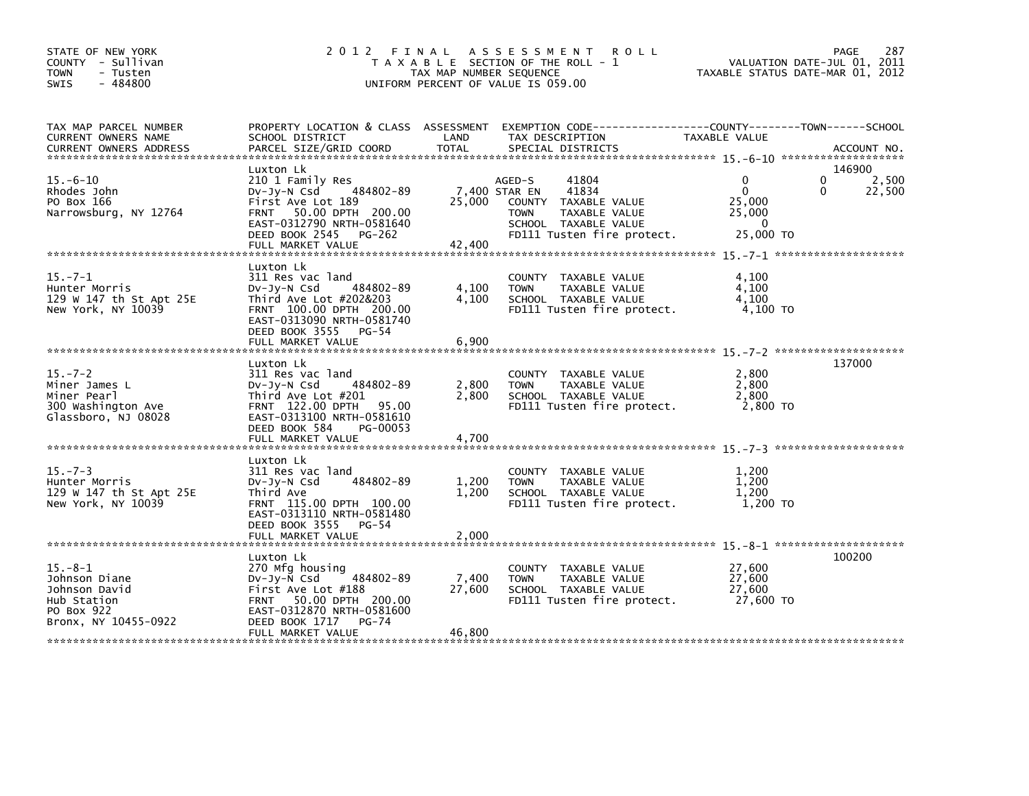STATE OF NEW YORK
COUNTY - Sullivan
TOWN - Tusten
SWIS - 484800

# 2012 FINAL ASSESSMENT ROLL

TAXABLE SECTION OF THE ROLL - 1
TAX MAP NUMBER SEQUENCE
UNIFORM PERCENT OF VALUE IS 059.00

VALUATION DATE-JUL 01, 2011
TAXABLE STATUS DATE-MAR 01, 2012

| TAX MAP PARCEL NUMBER / CURRENT OWNERS NAME / CURRENT OWNERS ADDRESS | PROPERTY LOCATION & CLASS / SCHOOL DISTRICT / PARCEL SIZE/GRID COORD | ASSESSMENT LAND | TOTAL | EXEMPTION CODE / TAX DESCRIPTION / SPECIAL DISTRICTS | COUNTY TAXABLE VALUE | TOWN | SCHOOL | ACCOUNT NO. |
|---|---|---|---|---|---|---|---|---|
| 15.-6-10 | Luxton Lk | | | | | | | 146900 |
| Rhodes John | 210 1 Family Res | | | AGED-S 41804 | 0 | 0 | 2,500 | |
| PO Box 166 | Dv-Jy-N Csd 484802-89 | 7,400 | | STAR EN 41834 | 0 | 0 | 22,500 | |
| Narrowsburg, NY 12764 | First Ave Lot 189 | | 25,000 | COUNTY TAXABLE VALUE | 25,000 | | | |
| | FRNT 50.00 DPTH 200.00 | | | TOWN TAXABLE VALUE | 25,000 | | | |
| | EAST-0312790 NRTH-0581640 | | | SCHOOL TAXABLE VALUE | 0 | | | |
| | DEED BOOK 2545 PG-262 | | | FD111 Tusten fire protect. | 25,000 TO | | | |
| | FULL MARKET VALUE | | 42,400 | | | | | |
| 15.-7-1 | Luxton Lk | | | | | | | |
| Hunter Morris | 311 Res vac land | | | COUNTY TAXABLE VALUE | 4,100 | | | |
| 129 W 147 th St Apt 25E | Dv-Jy-N Csd 484802-89 | 4,100 | | TOWN TAXABLE VALUE | 4,100 | | | |
| New York, NY 10039 | Third Ave Lot #202&203 | | 4,100 | SCHOOL TAXABLE VALUE | 4,100 | | | |
| | FRNT 100.00 DPTH 200.00 | | | FD111 Tusten fire protect. | 4,100 TO | | | |
| | EAST-0313090 NRTH-0581740 | | | | | | | |
| | DEED BOOK 3555 PG-54 | | | | | | | |
| | FULL MARKET VALUE | | 6,900 | | | | | |
| 15.-7-2 | Luxton Lk | | | | | | | 137000 |
| Miner James L | 311 Res vac land | | | COUNTY TAXABLE VALUE | 2,800 | | | |
| Miner Pearl | Dv-Jy-N Csd 484802-89 | 2,800 | | TOWN TAXABLE VALUE | 2,800 | | | |
| 300 Washington Ave | Third Ave Lot #201 | | 2,800 | SCHOOL TAXABLE VALUE | 2,800 | | | |
| Glassboro, NJ 08028 | FRNT 122.00 DPTH 95.00 | | | FD111 Tusten fire protect. | 2,800 TO | | | |
| | EAST-0313100 NRTH-0581610 | | | | | | | |
| | DEED BOOK 584 PG-00053 | | | | | | | |
| | FULL MARKET VALUE | | 4,700 | | | | | |
| 15.-7-3 | Luxton Lk | | | | | | | |
| Hunter Morris | 311 Res vac land | | | COUNTY TAXABLE VALUE | 1,200 | | | |
| 129 W 147 th St Apt 25E | Dv-Jy-N Csd 484802-89 | 1,200 | | TOWN TAXABLE VALUE | 1,200 | | | |
| New York, NY 10039 | Third Ave | | 1,200 | SCHOOL TAXABLE VALUE | 1,200 | | | |
| | FRNT 115.00 DPTH 100.00 | | | FD111 Tusten fire protect. | 1,200 TO | | | |
| | EAST-0313110 NRTH-0581480 | | | | | | | |
| | DEED BOOK 3555 PG-54 | | | | | | | |
| | FULL MARKET VALUE | | 2,000 | | | | | |
| 15.-8-1 | Luxton Lk | | | | | | | 100200 |
| Johnson Diane | 270 Mfg housing | | | COUNTY TAXABLE VALUE | 27,600 | | | |
| Johnson David | Dv-Jy-N Csd 484802-89 | 7,400 | | TOWN TAXABLE VALUE | 27,600 | | | |
| Hub Station | First Ave Lot #188 | | 27,600 | SCHOOL TAXABLE VALUE | 27,600 | | | |
| PO Box 922 | FRNT 50.00 DPTH 200.00 | | | FD111 Tusten fire protect. | 27,600 TO | | | |
| Bronx, NY 10455-0922 | EAST-0312870 NRTH-0581600 | | | | | | | |
| | DEED BOOK 1717 PG-74 | | | | | | | |
| | FULL MARKET VALUE | | 46,800 | | | | | |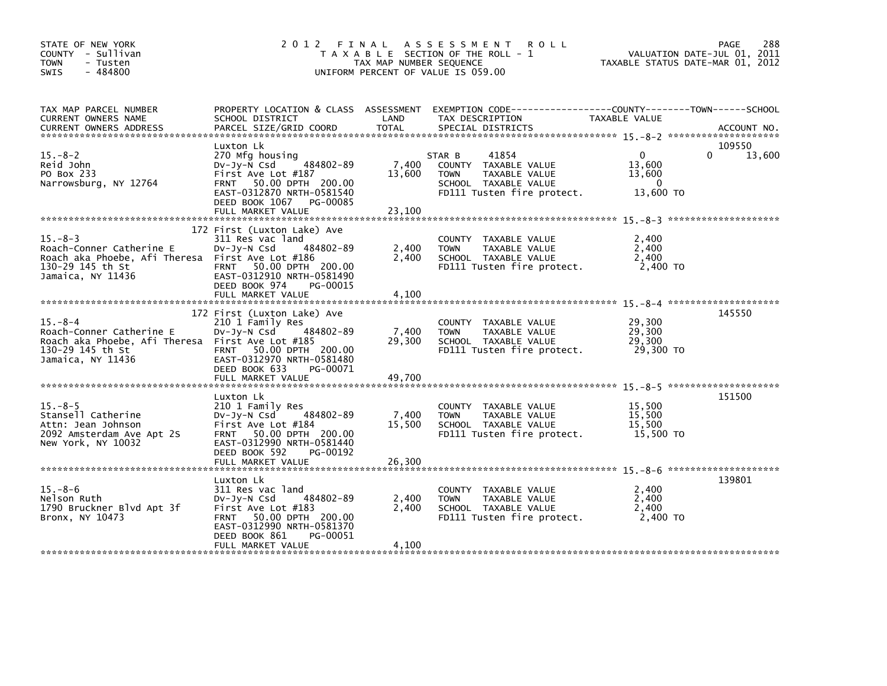STATE OF NEW YORK
COUNTY - Sullivan
TOWN - Tusten
SWIS - 484800

# 2012 FINAL ASSESSMENT ROLL

TAXABLE SECTION OF THE ROLL - 1
TAX MAP NUMBER SEQUENCE
UNIFORM PERCENT OF VALUE IS 059.00

VALUATION DATE-JUL 01, 2011
TAXABLE STATUS DATE-MAR 01, 2012

| TAX MAP PARCEL NUMBER / CURRENT OWNERS NAME / CURRENT OWNERS ADDRESS | PROPERTY LOCATION & CLASS / SCHOOL DISTRICT / PARCEL SIZE/GRID COORD | ASSESSMENT LAND | TOTAL | EXEMPTION CODE / TAX DESCRIPTION / SPECIAL DISTRICTS | COUNTY TAXABLE VALUE | TOWN | SCHOOL | ACCOUNT NO. |
|---|---|---|---|---|---|---|---|---|
| 15.-8-2 | Luxton Lk | | | | | | | 109550 |
| Reid John | 270 Mfg housing | | | STAR B 41854 | 0 | 0 | 13,600 | |
| PO Box 233 | Dv-Jy-N Csd 484802-89 | 7,400 | | COUNTY TAXABLE VALUE | 13,600 | | | |
| Narrowsburg, NY 12764 | First Ave Lot #187 | | 13,600 | TOWN TAXABLE VALUE | 13,600 | | | |
| | FRNT 50.00 DPTH 200.00 | | | SCHOOL TAXABLE VALUE | 0 | | | |
| | EAST-0312870 NRTH-0581540 | | | FD111 Tusten fire protect. | 13,600 TO | | | |
| | DEED BOOK 1067 PG-00085 | | | | | | | |
| | FULL MARKET VALUE | | 23,100 | | | | | |
| 15.-8-3 | 172 First (Luxton Lake) Ave | | | | | | | |
| Roach-Conner Catherine E | 311 Res vac land | | | COUNTY TAXABLE VALUE | 2,400 | | | |
| Roach aka Phoebe, Afi Theresa | Dv-Jy-N Csd 484802-89 | 2,400 | | TOWN TAXABLE VALUE | 2,400 | | | |
| 130-29 145 th St | First Ave Lot #186 | | 2,400 | SCHOOL TAXABLE VALUE | 2,400 | | | |
| Jamaica, NY 11436 | FRNT 50.00 DPTH 200.00 | | | FD111 Tusten fire protect. | 2,400 TO | | | |
| | EAST-0312910 NRTH-0581490 | | | | | | | |
| | DEED BOOK 974 PG-00015 | | | | | | | |
| | FULL MARKET VALUE | | 4,100 | | | | | |
| 15.-8-4 | 172 First (Luxton Lake) Ave | | | | | | | 145550 |
| Roach-Conner Catherine E | 210 1 Family Res | | | COUNTY TAXABLE VALUE | 29,300 | | | |
| Roach aka Phoebe, Afi Theresa | Dv-Jy-N Csd 484802-89 | 7,400 | | TOWN TAXABLE VALUE | 29,300 | | | |
| 130-29 145 th St | First Ave Lot #185 | | 29,300 | SCHOOL TAXABLE VALUE | 29,300 | | | |
| Jamaica, NY 11436 | FRNT 50.00 DPTH 200.00 | | | FD111 Tusten fire protect. | 29,300 TO | | | |
| | EAST-0312970 NRTH-0581480 | | | | | | | |
| | DEED BOOK 633 PG-00071 | | | | | | | |
| | FULL MARKET VALUE | | 49,700 | | | | | |
| 15.-8-5 | Luxton Lk | | | | | | | 151500 |
| Stansell Catherine | 210 1 Family Res | | | COUNTY TAXABLE VALUE | 15,500 | | | |
| Attn: Jean Johnson | Dv-Jy-N Csd 484802-89 | 7,400 | | TOWN TAXABLE VALUE | 15,500 | | | |
| 2092 Amsterdam Ave Apt 2S | First Ave Lot #184 | | 15,500 | SCHOOL TAXABLE VALUE | 15,500 | | | |
| New York, NY 10032 | FRNT 50.00 DPTH 200.00 | | | FD111 Tusten fire protect. | 15,500 TO | | | |
| | EAST-0312990 NRTH-0581440 | | | | | | | |
| | DEED BOOK 592 PG-00192 | | | | | | | |
| | FULL MARKET VALUE | | 26,300 | | | | | |
| 15.-8-6 | Luxton Lk | | | | | | | 139801 |
| Nelson Ruth | 311 Res vac land | | | COUNTY TAXABLE VALUE | 2,400 | | | |
| 1790 Bruckner Blvd Apt 3f | Dv-Jy-N Csd 484802-89 | 2,400 | | TOWN TAXABLE VALUE | 2,400 | | | |
| Bronx, NY 10473 | First Ave Lot #183 | | 2,400 | SCHOOL TAXABLE VALUE | 2,400 | | | |
| | FRNT 50.00 DPTH 200.00 | | | FD111 Tusten fire protect. | 2,400 TO | | | |
| | EAST-0312990 NRTH-0581370 | | | | | | | |
| | DEED BOOK 861 PG-00051 | | | | | | | |
| | FULL MARKET VALUE | | 4,100 | | | | | |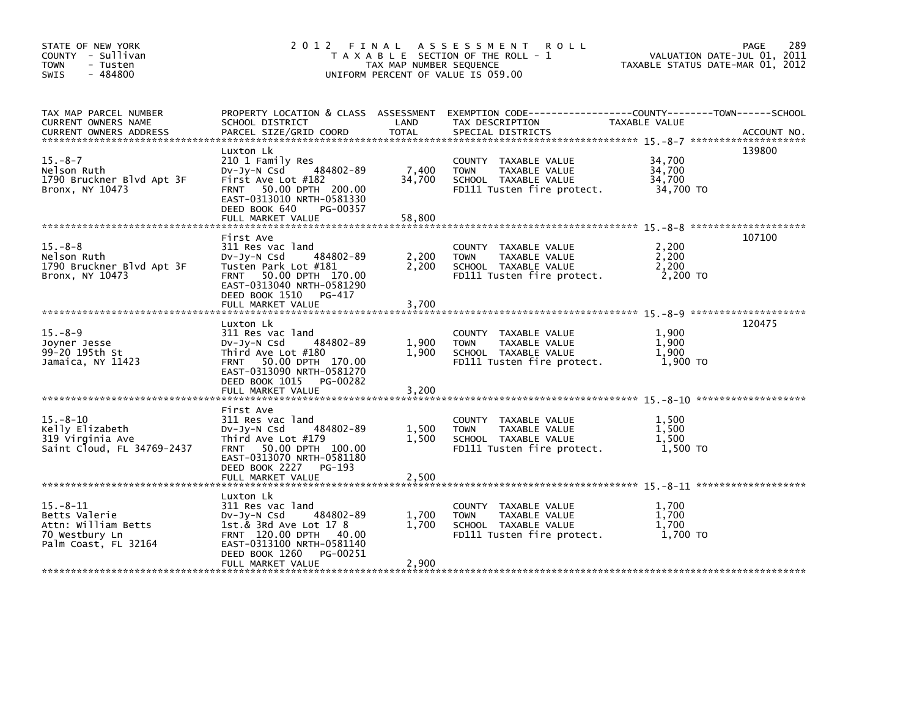STATE OF NEW YORK
COUNTY - Sullivan
TOWN - Tusten
SWIS - 484800

# 2012 FINAL ASSESSMENT ROLL

TAXABLE SECTION OF THE ROLL - 1
TAX MAP NUMBER SEQUENCE
UNIFORM PERCENT OF VALUE IS 059.00

VALUATION DATE-JUL 01, 2011
TAXABLE STATUS DATE-MAR 01, 2012

| TAX MAP PARCEL NUMBER / CURRENT OWNERS NAME / CURRENT OWNERS ADDRESS | PROPERTY LOCATION & CLASS / SCHOOL DISTRICT / PARCEL SIZE/GRID COORD | ASSESSMENT LAND | TOTAL | EXEMPTION CODE / TAX DESCRIPTION / SPECIAL DISTRICTS | TAXABLE VALUE (COUNTY--TOWN--SCHOOL) | ACCOUNT NO. |
|---|---|---|---|---|---|---|
| 15.-8-7 | Luxton Lk | | | | | 139800 |
| Nelson Ruth | 210 1 Family Res | | | COUNTY TAXABLE VALUE | 34,700 | |
| 1790 Bruckner Blvd Apt 3F | Dv-Jy-N Csd 484802-89 | 7,400 | | TOWN TAXABLE VALUE | 34,700 | |
| Bronx, NY 10473 | First Ave Lot #182 | | 34,700 | SCHOOL TAXABLE VALUE | 34,700 | |
| | FRNT 50.00 DPTH 200.00 | | | FD111 Tusten fire protect. | 34,700 TO | |
| | EAST-0313010 NRTH-0581330 | | | | | |
| | DEED BOOK 640 PG-00357 | | | | | |
| | FULL MARKET VALUE | | 58,800 | | | |
| 15.-8-8 | First Ave | | | | | 107100 |
| Nelson Ruth | 311 Res vac land | | | COUNTY TAXABLE VALUE | 2,200 | |
| 1790 Bruckner Blvd Apt 3F | Dv-Jy-N Csd 484802-89 | 2,200 | | TOWN TAXABLE VALUE | 2,200 | |
| Bronx, NY 10473 | Tusten Park Lot #181 | | 2,200 | SCHOOL TAXABLE VALUE | 2,200 | |
| | FRNT 50.00 DPTH 170.00 | | | FD111 Tusten fire protect. | 2,200 TO | |
| | EAST-0313040 NRTH-0581290 | | | | | |
| | DEED BOOK 1510 PG-417 | | | | | |
| | FULL MARKET VALUE | | 3,700 | | | |
| 15.-8-9 | Luxton Lk | | | | | 120475 |
| Joyner Jesse | 311 Res vac land | | | COUNTY TAXABLE VALUE | 1,900 | |
| 99-20 195th St | Dv-Jy-N Csd 484802-89 | 1,900 | | TOWN TAXABLE VALUE | 1,900 | |
| Jamaica, NY 11423 | Third Ave Lot #180 | | 1,900 | SCHOOL TAXABLE VALUE | 1,900 | |
| | FRNT 50.00 DPTH 170.00 | | | FD111 Tusten fire protect. | 1,900 TO | |
| | EAST-0313090 NRTH-0581270 | | | | | |
| | DEED BOOK 1015 PG-00282 | | | | | |
| | FULL MARKET VALUE | | 3,200 | | | |
| 15.-8-10 | First Ave | | | | | |
| Kelly Elizabeth | 311 Res vac land | | | COUNTY TAXABLE VALUE | 1,500 | |
| 319 Virginia Ave | Dv-Jy-N Csd 484802-89 | 1,500 | | TOWN TAXABLE VALUE | 1,500 | |
| Saint Cloud, FL 34769-2437 | Third Ave Lot #179 | | 1,500 | SCHOOL TAXABLE VALUE | 1,500 | |
| | FRNT 50.00 DPTH 100.00 | | | FD111 Tusten fire protect. | 1,500 TO | |
| | EAST-0313070 NRTH-0581180 | | | | | |
| | DEED BOOK 2227 PG-193 | | | | | |
| | FULL MARKET VALUE | | 2,500 | | | |
| 15.-8-11 | Luxton Lk | | | | | |
| Betts Valerie | 311 Res vac land | | | COUNTY TAXABLE VALUE | 1,700 | |
| Attn: William Betts | Dv-Jy-N Csd 484802-89 | 1,700 | | TOWN TAXABLE VALUE | 1,700 | |
| 70 Westbury Ln | 1st.& 3rd Ave Lot 17 8 | | 1,700 | SCHOOL TAXABLE VALUE | 1,700 | |
| Palm Coast, FL 32164 | FRNT 120.00 DPTH 40.00 | | | FD111 Tusten fire protect. | 1,700 TO | |
| | EAST-0313100 NRTH-0581140 | | | | | |
| | DEED BOOK 1260 PG-00251 | | | | | |
| | FULL MARKET VALUE | | 2,900 | | | |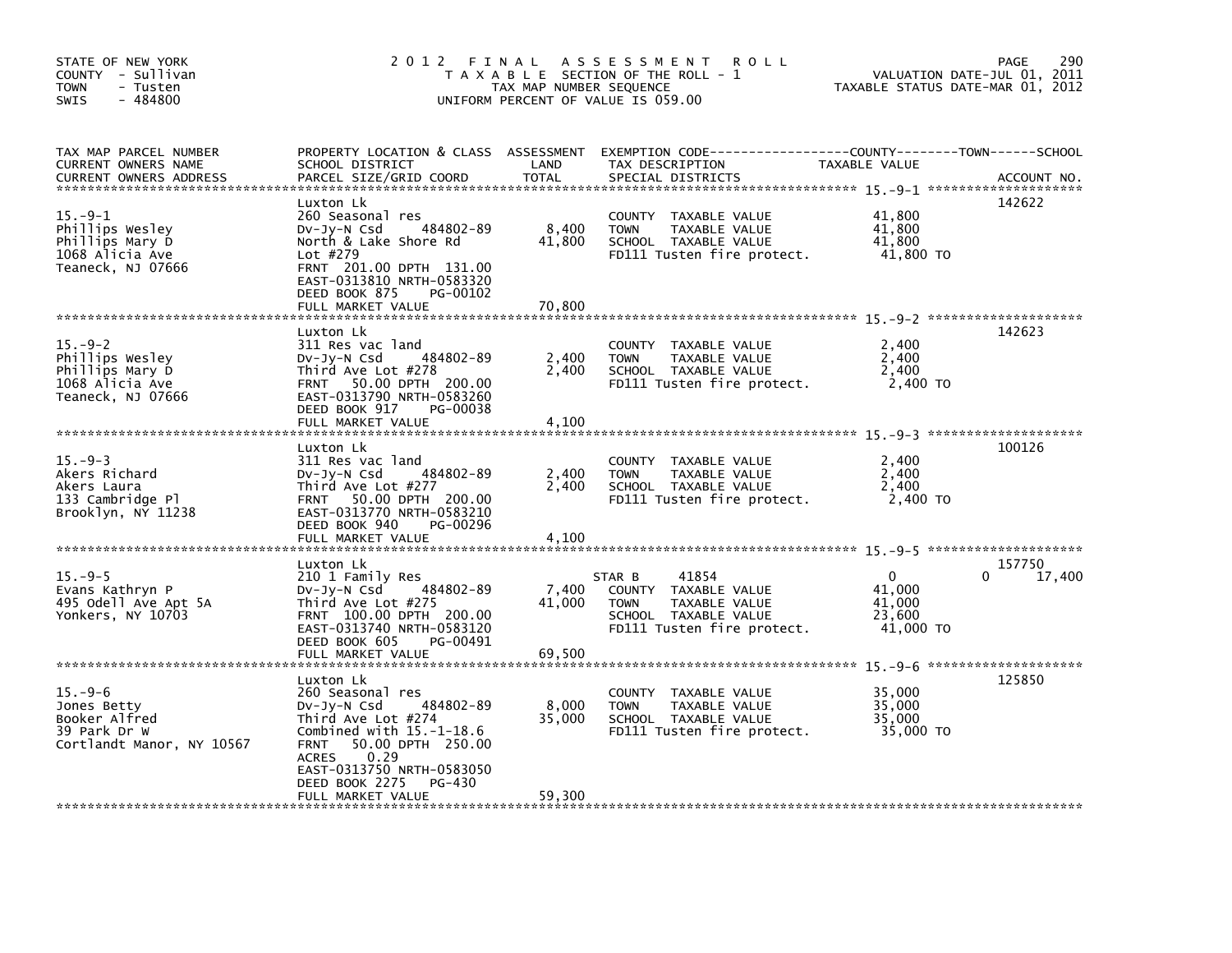STATE OF NEW YORK
COUNTY - Sullivan
TOWN - Tusten
SWIS - 484800

# 2012 FINAL ASSESSMENT ROLL
TAXABLE SECTION OF THE ROLL - 1
TAX MAP NUMBER SEQUENCE
UNIFORM PERCENT OF VALUE IS 059.00

VALUATION DATE-JUL 01, 2011
TAXABLE STATUS DATE-MAR 01, 2012

| TAX MAP PARCEL NUMBER / CURRENT OWNERS NAME / CURRENT OWNERS ADDRESS | PROPERTY LOCATION & CLASS / SCHOOL DISTRICT / PARCEL SIZE/GRID COORD | ASSESSMENT LAND / TOTAL | EXEMPTION CODE / TAX DESCRIPTION / SPECIAL DISTRICTS | COUNTY TAXABLE VALUE | TOWN | SCHOOL | ACCOUNT NO. |
|---|---|---|---|---|---|---|---|
| 15.-9-1 | Luxton Lk | | | | | | 142622 |
| Phillips Wesley | 260 Seasonal res | | COUNTY TAXABLE VALUE | 41,800 | | | |
| Phillips Mary D | Dv-Jy-N Csd 484802-89 | 8,400 | TOWN TAXABLE VALUE | 41,800 | | | |
| 1068 Alicia Ave | North & Lake Shore Rd | 41,800 | SCHOOL TAXABLE VALUE | 41,800 | | | |
| Teaneck, NJ 07666 | Lot #279 | | FD111 Tusten fire protect. | 41,800 TO | | | |
| | FRNT 201.00 DPTH 131.00 | | | | | | |
| | EAST-0313810 NRTH-0583320 | | | | | | |
| | DEED BOOK 875 PG-00102 | | | | | | |
| | FULL MARKET VALUE | 70,800 | | | | | |
| 15.-9-2 | Luxton Lk | | | | | | 142623 |
| Phillips Wesley | 311 Res vac land | | COUNTY TAXABLE VALUE | 2,400 | | | |
| Phillips Mary D | Dv-Jy-N Csd 484802-89 | 2,400 | TOWN TAXABLE VALUE | 2,400 | | | |
| 1068 Alicia Ave | Third Ave Lot #278 | 2,400 | SCHOOL TAXABLE VALUE | 2,400 | | | |
| Teaneck, NJ 07666 | FRNT 50.00 DPTH 200.00 | | FD111 Tusten fire protect. | 2,400 TO | | | |
| | EAST-0313790 NRTH-0583260 | | | | | | |
| | DEED BOOK 917 PG-00038 | | | | | | |
| | FULL MARKET VALUE | 4,100 | | | | | |
| 15.-9-3 | Luxton Lk | | | | | | 100126 |
| Akers Richard | 311 Res vac land | | COUNTY TAXABLE VALUE | 2,400 | | | |
| Akers Laura | Dv-Jy-N Csd 484802-89 | 2,400 | TOWN TAXABLE VALUE | 2,400 | | | |
| 133 Cambridge Pl | Third Ave Lot #277 | 2,400 | SCHOOL TAXABLE VALUE | 2,400 | | | |
| Brooklyn, NY 11238 | FRNT 50.00 DPTH 200.00 | | FD111 Tusten fire protect. | 2,400 TO | | | |
| | EAST-0313770 NRTH-0583210 | | | | | | |
| | DEED BOOK 940 PG-00296 | | | | | | |
| | FULL MARKET VALUE | 4,100 | | | | | |
| 15.-9-5 | Luxton Lk | | | | | | 157750 |
| Evans Kathryn P | 210 1 Family Res | | STAR B 41854 | 0 | | 0 | 17,400 |
| 495 Odell Ave Apt 5A | Dv-Jy-N Csd 484802-89 | 7,400 | COUNTY TAXABLE VALUE | 41,000 | | | |
| Yonkers, NY 10703 | Third Ave Lot #275 | 41,000 | TOWN TAXABLE VALUE | 41,000 | | | |
| | FRNT 100.00 DPTH 200.00 | | SCHOOL TAXABLE VALUE | 23,600 | | | |
| | EAST-0313740 NRTH-0583120 | | FD111 Tusten fire protect. | 41,000 TO | | | |
| | DEED BOOK 605 PG-00491 | | | | | | |
| | FULL MARKET VALUE | 69,500 | | | | | |
| 15.-9-6 | Luxton Lk | | | | | | 125850 |
| Jones Betty | 260 Seasonal res | | COUNTY TAXABLE VALUE | 35,000 | | | |
| Booker Alfred | Dv-Jy-N Csd 484802-89 | 8,000 | TOWN TAXABLE VALUE | 35,000 | | | |
| 39 Park Dr W | Third Ave Lot #274 | 35,000 | SCHOOL TAXABLE VALUE | 35,000 | | | |
| Cortlandt Manor, NY 10567 | Combined with 15.-1-18.6 | | FD111 Tusten fire protect. | 35,000 TO | | | |
| | FRNT 50.00 DPTH 250.00 | | | | | | |
| | ACRES 0.29 | | | | | | |
| | EAST-0313750 NRTH-0583050 | | | | | | |
| | DEED BOOK 2275 PG-430 | | | | | | |
| | FULL MARKET VALUE | 59,300 | | | | | |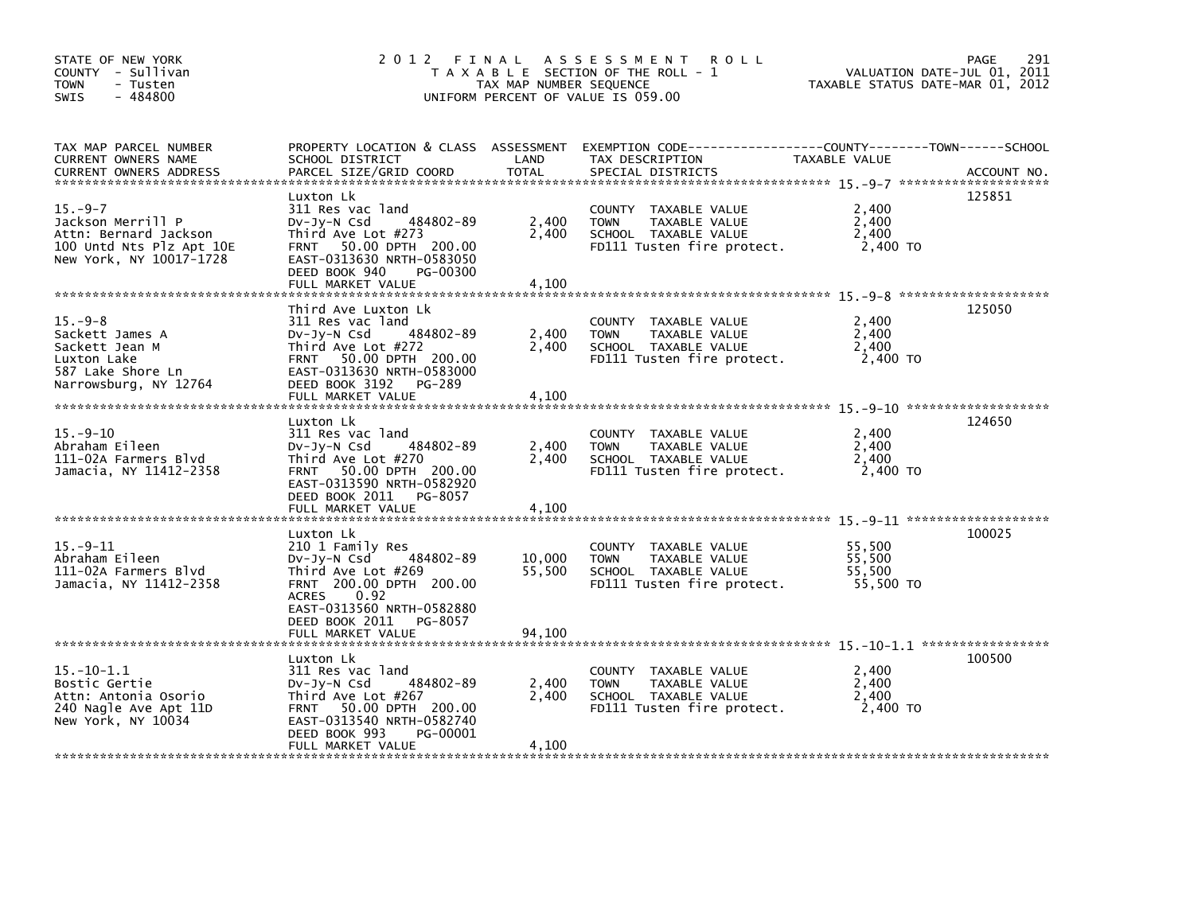STATE OF NEW YORK
COUNTY - Sullivan
TOWN - Tusten
SWIS - 484800

# 2012 FINAL ASSESSMENT ROLL

TAXABLE SECTION OF THE ROLL - 1
TAX MAP NUMBER SEQUENCE
UNIFORM PERCENT OF VALUE IS 059.00

VALUATION DATE-JUL 01, 2011
TAXABLE STATUS DATE-MAR 01, 2012

| TAX MAP PARCEL NUMBER / CURRENT OWNERS NAME / CURRENT OWNERS ADDRESS | PROPERTY LOCATION & CLASS / SCHOOL DISTRICT / PARCEL SIZE/GRID COORD | ASSESSMENT LAND / TOTAL | EXEMPTION CODE / TAX DESCRIPTION / SPECIAL DISTRICTS | COUNTY / TOWN / SCHOOL TAXABLE VALUE | ACCOUNT NO. |
|---|---|---|---|---|---|
| 15.-9-7 | Luxton Lk | | | | 125851 |
| Jackson Merrill P | 311 Res vac land | | COUNTY TAXABLE VALUE | 2,400 | |
| Attn: Bernard Jackson | Dv-Jy-N Csd 484802-89 | 2,400 | TOWN TAXABLE VALUE | 2,400 | |
| 100 Untd Nts Plz Apt 10E | Third Ave Lot #273 | 2,400 | SCHOOL TAXABLE VALUE | 2,400 | |
| New York, NY 10017-1728 | FRNT 50.00 DPTH 200.00 | | FD111 Tusten fire protect. | 2,400 TO | |
| | EAST-0313630 NRTH-0583050 | | | | |
| | DEED BOOK 940 PG-00300 | | | | |
| | FULL MARKET VALUE | 4,100 | | | |
| 15.-9-8 | Third Ave Luxton Lk | | | | 125050 |
| Sackett James A | 311 Res vac land | | COUNTY TAXABLE VALUE | 2,400 | |
| Sackett Jean M | Dv-Jy-N Csd 484802-89 | 2,400 | TOWN TAXABLE VALUE | 2,400 | |
| Luxton Lake | Third Ave Lot #272 | 2,400 | SCHOOL TAXABLE VALUE | 2,400 | |
| 587 Lake Shore Ln | FRNT 50.00 DPTH 200.00 | | FD111 Tusten fire protect. | 2,400 TO | |
| Narrowsburg, NY 12764 | EAST-0313630 NRTH-0583000 | | | | |
| | DEED BOOK 3192 PG-289 | | | | |
| | FULL MARKET VALUE | 4,100 | | | |
| 15.-9-10 | Luxton Lk | | | | 124650 |
| Abraham Eileen | 311 Res vac land | | COUNTY TAXABLE VALUE | 2,400 | |
| 111-02A Farmers Blvd | Dv-Jy-N Csd 484802-89 | 2,400 | TOWN TAXABLE VALUE | 2,400 | |
| Jamacia, NY 11412-2358 | Third Ave Lot #270 | 2,400 | SCHOOL TAXABLE VALUE | 2,400 | |
| | FRNT 50.00 DPTH 200.00 | | FD111 Tusten fire protect. | 2,400 TO | |
| | EAST-0313590 NRTH-0582920 | | | | |
| | DEED BOOK 2011 PG-8057 | | | | |
| | FULL MARKET VALUE | 4,100 | | | |
| 15.-9-11 | Luxton Lk | | | | 100025 |
| Abraham Eileen | 210 1 Family Res | | COUNTY TAXABLE VALUE | 55,500 | |
| 111-02A Farmers Blvd | Dv-Jy-N Csd 484802-89 | 10,000 | TOWN TAXABLE VALUE | 55,500 | |
| Jamacia, NY 11412-2358 | Third Ave Lot #269 | 55,500 | SCHOOL TAXABLE VALUE | 55,500 | |
| | FRNT 200.00 DPTH 200.00 | | FD111 Tusten fire protect. | 55,500 TO | |
| | ACRES 0.92 | | | | |
| | EAST-0313560 NRTH-0582880 | | | | |
| | DEED BOOK 2011 PG-8057 | | | | |
| | FULL MARKET VALUE | 94,100 | | | |
| 15.-10-1.1 | Luxton Lk | | | | 100500 |
| Bostic Gertie | 311 Res vac land | | COUNTY TAXABLE VALUE | 2,400 | |
| Attn: Antonia Osorio | Dv-Jy-N Csd 484802-89 | 2,400 | TOWN TAXABLE VALUE | 2,400 | |
| 240 Nagle Ave Apt 11D | Third Ave Lot #267 | 2,400 | SCHOOL TAXABLE VALUE | 2,400 | |
| New York, NY 10034 | FRNT 50.00 DPTH 200.00 | | FD111 Tusten fire protect. | 2,400 TO | |
| | EAST-0313540 NRTH-0582740 | | | | |
| | DEED BOOK 993 PG-00001 | | | | |
| | FULL MARKET VALUE | 4,100 | | | |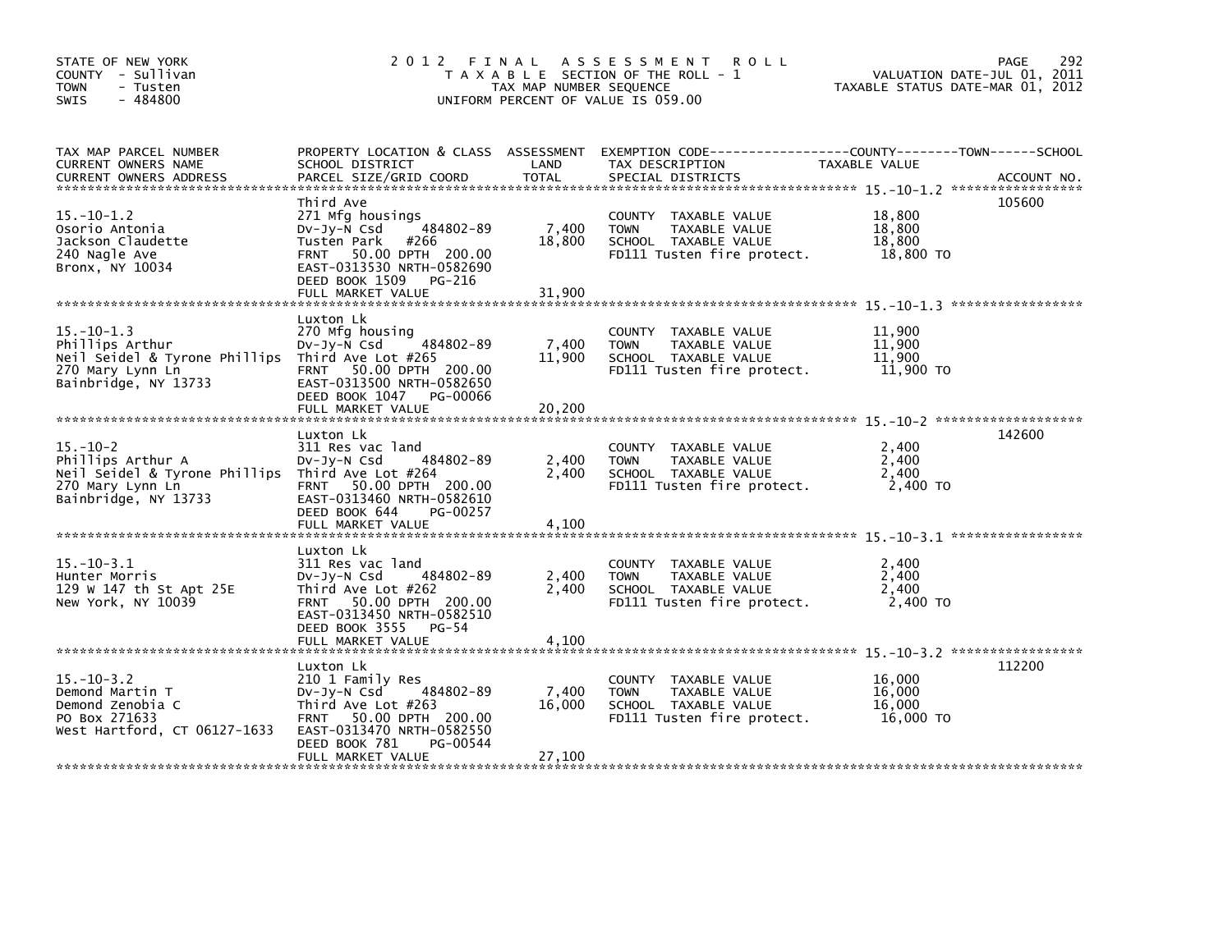STATE OF NEW YORK
COUNTY - Sullivan
TOWN - Tusten
SWIS - 484800

# 2012 FINAL ASSESSMENT ROLL

TAXABLE SECTION OF THE ROLL - 1
TAX MAP NUMBER SEQUENCE
UNIFORM PERCENT OF VALUE IS 059.00

VALUATION DATE-JUL 01, 2011
TAXABLE STATUS DATE-MAR 01, 2012

| TAX MAP PARCEL NUMBER / CURRENT OWNERS NAME / CURRENT OWNERS ADDRESS | PROPERTY LOCATION & CLASS / SCHOOL DISTRICT / PARCEL SIZE/GRID COORD | ASSESSMENT LAND | TOTAL | EXEMPTION CODE / TAX DESCRIPTION / SPECIAL DISTRICTS | TAXABLE VALUE (COUNTY / TOWN / SCHOOL) | ACCOUNT NO. |
|---|---|---|---|---|---|---|
| 15.-10-1.2 | Third Ave | | | | | 105600 |
| Osorio Antonia | 271 Mfg housings | | | COUNTY TAXABLE VALUE | 18,800 | |
| Jackson Claudette | Dv-Jy-N Csd 484802-89 | 7,400 | | TOWN TAXABLE VALUE | 18,800 | |
| 240 Nagle Ave | Tusten Park #266 | | 18,800 | SCHOOL TAXABLE VALUE | 18,800 | |
| Bronx, NY 10034 | FRNT 50.00 DPTH 200.00 | | | FD111 Tusten fire protect. | 18,800 TO | |
| | EAST-0313530 NRTH-0582690 | | | | | |
| | DEED BOOK 1509 PG-216 | | | | | |
| | FULL MARKET VALUE | | 31,900 | | | |
| 15.-10-1.3 | Luxton Lk | | | | | |
| Phillips Arthur | 270 Mfg housing | | | COUNTY TAXABLE VALUE | 11,900 | |
| Neil Seidel & Tyrone Phillips | Dv-Jy-N Csd 484802-89 | 7,400 | | TOWN TAXABLE VALUE | 11,900 | |
| 270 Mary Lynn Ln | Third Ave Lot #265 | | 11,900 | SCHOOL TAXABLE VALUE | 11,900 | |
| Bainbridge, NY 13733 | FRNT 50.00 DPTH 200.00 | | | FD111 Tusten fire protect. | 11,900 TO | |
| | EAST-0313500 NRTH-0582650 | | | | | |
| | DEED BOOK 1047 PG-00066 | | | | | |
| | FULL MARKET VALUE | | 20,200 | | | |
| 15.-10-2 | Luxton Lk | | | | | 142600 |
| Phillips Arthur A | 311 Res vac land | | | COUNTY TAXABLE VALUE | 2,400 | |
| Neil Seidel & Tyrone Phillips | Dv-Jy-N Csd 484802-89 | 2,400 | | TOWN TAXABLE VALUE | 2,400 | |
| 270 Mary Lynn Ln | Third Ave Lot #264 | | 2,400 | SCHOOL TAXABLE VALUE | 2,400 | |
| Bainbridge, NY 13733 | FRNT 50.00 DPTH 200.00 | | | FD111 Tusten fire protect. | 2,400 TO | |
| | EAST-0313460 NRTH-0582610 | | | | | |
| | DEED BOOK 644 PG-00257 | | | | | |
| | FULL MARKET VALUE | | 4,100 | | | |
| 15.-10-3.1 | Luxton Lk | | | | | |
| Hunter Morris | 311 Res vac land | | | COUNTY TAXABLE VALUE | 2,400 | |
| 129 W 147 th St Apt 25E | Dv-Jy-N Csd 484802-89 | 2,400 | | TOWN TAXABLE VALUE | 2,400 | |
| New York, NY 10039 | Third Ave Lot #262 | | 2,400 | SCHOOL TAXABLE VALUE | 2,400 | |
| | FRNT 50.00 DPTH 200.00 | | | FD111 Tusten fire protect. | 2,400 TO | |
| | EAST-0313450 NRTH-0582510 | | | | | |
| | DEED BOOK 3555 PG-54 | | | | | |
| | FULL MARKET VALUE | | 4,100 | | | |
| 15.-10-3.2 | Luxton Lk | | | | | 112200 |
| Demond Martin T | 210 1 Family Res | | | COUNTY TAXABLE VALUE | 16,000 | |
| Demond Zenobia C | Dv-Jy-N Csd 484802-89 | 7,400 | | TOWN TAXABLE VALUE | 16,000 | |
| PO Box 271633 | Third Ave Lot #263 | | 16,000 | SCHOOL TAXABLE VALUE | 16,000 | |
| West Hartford, CT 06127-1633 | FRNT 50.00 DPTH 200.00 | | | FD111 Tusten fire protect. | 16,000 TO | |
| | EAST-0313470 NRTH-0582550 | | | | | |
| | DEED BOOK 781 PG-00544 | | | | | |
| | FULL MARKET VALUE | | 27,100 | | | |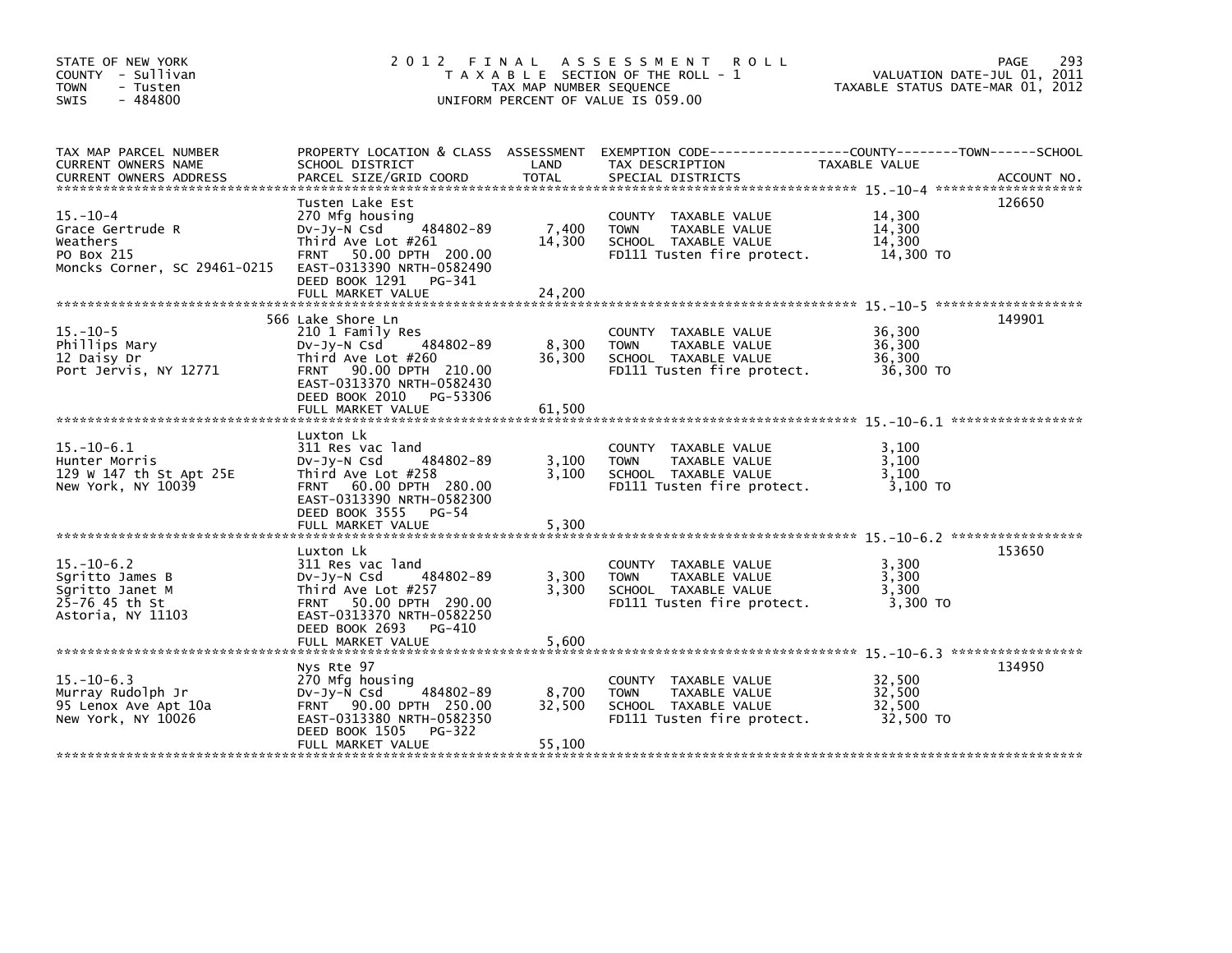STATE OF NEW YORK
COUNTY - Sullivan
TOWN - Tusten
SWIS - 484800

# 2012 FINAL ASSESSMENT ROLL

TAXABLE SECTION OF THE ROLL - 1
TAX MAP NUMBER SEQUENCE
UNIFORM PERCENT OF VALUE IS 059.00

VALUATION DATE-JUL 01, 2011
TAXABLE STATUS DATE-MAR 01, 2012

| TAX MAP PARCEL NUMBER / CURRENT OWNERS NAME / CURRENT OWNERS ADDRESS | PROPERTY LOCATION & CLASS / SCHOOL DISTRICT / PARCEL SIZE/GRID COORD | ASSESSMENT LAND | TOTAL | EXEMPTION CODE / TAX DESCRIPTION / SPECIAL DISTRICTS | TAXABLE VALUE | ACCOUNT NO. |
|---|---|---|---|---|---|---|
| **15.-10-4** | Tusten Lake Est | | | | | 126650 |
| Grace Gertrude R | 270 Mfg housing | | | COUNTY TAXABLE VALUE | 14,300 | |
| Weathers | Dv-Jy-N Csd 484802-89 | 7,400 | | TOWN TAXABLE VALUE | 14,300 | |
| PO Box 215 | Third Ave Lot #261 | | 14,300 | SCHOOL TAXABLE VALUE | 14,300 | |
| Moncks Corner, SC 29461-0215 | FRNT 50.00 DPTH 200.00 | | | FD111 Tusten fire protect. | 14,300 TO | |
| | EAST-0313390 NRTH-0582490 | | | | | |
| | DEED BOOK 1291 PG-341 | | | | | |
| | FULL MARKET VALUE | | 24,200 | | | |
| **15.-10-5** | 566 Lake Shore Ln | | | | | 149901 |
| Phillips Mary | 210 1 Family Res | | | COUNTY TAXABLE VALUE | 36,300 | |
| 12 Daisy Dr | Dv-Jy-N Csd 484802-89 | 8,300 | | TOWN TAXABLE VALUE | 36,300 | |
| Port Jervis, NY 12771 | Third Ave Lot #260 | | 36,300 | SCHOOL TAXABLE VALUE | 36,300 | |
| | FRNT 90.00 DPTH 210.00 | | | FD111 Tusten fire protect. | 36,300 TO | |
| | EAST-0313370 NRTH-0582430 | | | | | |
| | DEED BOOK 2010 PG-53306 | | | | | |
| | FULL MARKET VALUE | | 61,500 | | | |
| **15.-10-6.1** | Luxton Lk | | | | | |
| Hunter Morris | 311 Res vac land | | | COUNTY TAXABLE VALUE | 3,100 | |
| 129 W 147 th St Apt 25E | Dv-Jy-N Csd 484802-89 | 3,100 | | TOWN TAXABLE VALUE | 3,100 | |
| New York, NY 10039 | Third Ave Lot #258 | | 3,100 | SCHOOL TAXABLE VALUE | 3,100 | |
| | FRNT 60.00 DPTH 280.00 | | | FD111 Tusten fire protect. | 3,100 TO | |
| | EAST-0313390 NRTH-0582300 | | | | | |
| | DEED BOOK 3555 PG-54 | | | | | |
| | FULL MARKET VALUE | | 5,300 | | | |
| **15.-10-6.2** | Luxton Lk | | | | | 153650 |
| Sgritto James B | 311 Res vac land | | | COUNTY TAXABLE VALUE | 3,300 | |
| Sgritto Janet M | Dv-Jy-N Csd 484802-89 | 3,300 | | TOWN TAXABLE VALUE | 3,300 | |
| 25-76 45 th St | Third Ave Lot #257 | | 3,300 | SCHOOL TAXABLE VALUE | 3,300 | |
| Astoria, NY 11103 | FRNT 50.00 DPTH 290.00 | | | FD111 Tusten fire protect. | 3,300 TO | |
| | EAST-0313370 NRTH-0582250 | | | | | |
| | DEED BOOK 2693 PG-410 | | | | | |
| | FULL MARKET VALUE | | 5,600 | | | |
| **15.-10-6.3** | Nys Rte 97 | | | | | 134950 |
| Murray Rudolph Jr | 270 Mfg housing | | | COUNTY TAXABLE VALUE | 32,500 | |
| 95 Lenox Ave Apt 10a | Dv-Jy-N Csd 484802-89 | 8,700 | | TOWN TAXABLE VALUE | 32,500 | |
| New York, NY 10026 | FRNT 90.00 DPTH 250.00 | | 32,500 | SCHOOL TAXABLE VALUE | 32,500 | |
| | EAST-0313380 NRTH-0582350 | | | FD111 Tusten fire protect. | 32,500 TO | |
| | DEED BOOK 1505 PG-322 | | | | | |
| | FULL MARKET VALUE | | 55,100 | | | |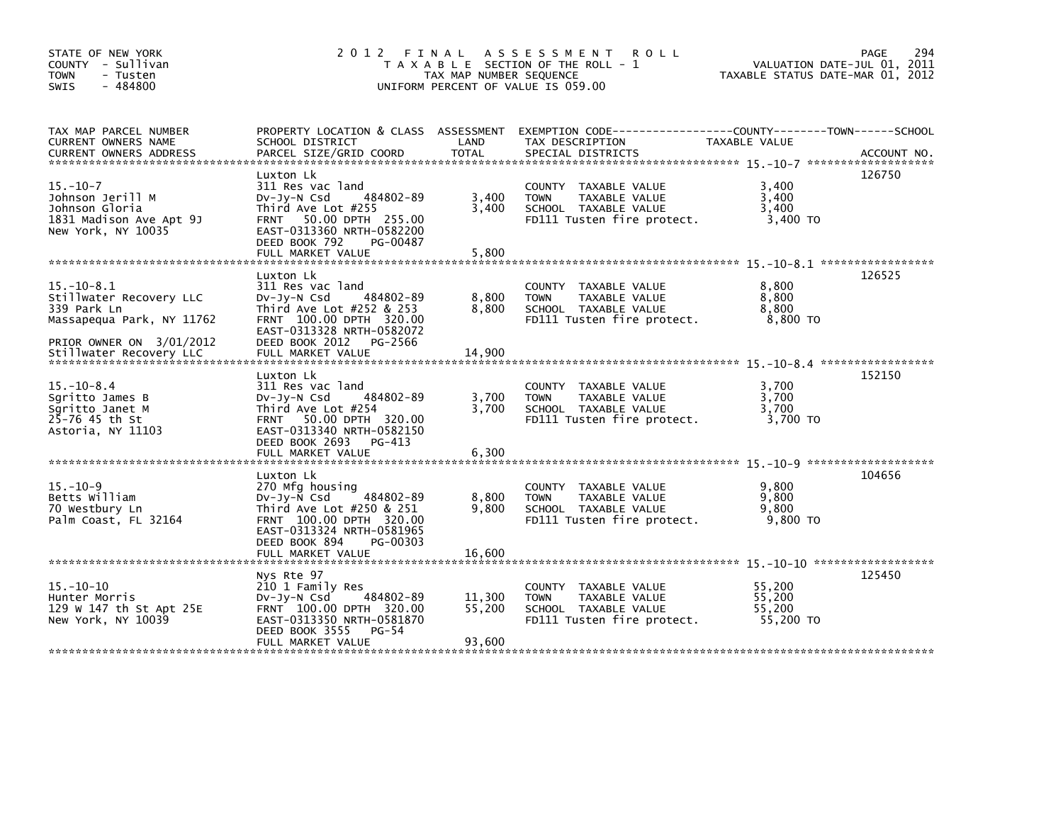STATE OF NEW YORK
COUNTY - Sullivan
TOWN - Tusten
SWIS - 484800

# 2012 FINAL ASSESSMENT ROLL

TAXABLE SECTION OF THE ROLL - 1
TAX MAP NUMBER SEQUENCE
UNIFORM PERCENT OF VALUE IS 059.00

VALUATION DATE-JUL 01, 2011
TAXABLE STATUS DATE-MAR 01, 2012

| TAX MAP PARCEL NUMBER / CURRENT OWNERS NAME / CURRENT OWNERS ADDRESS | PROPERTY LOCATION & CLASS / SCHOOL DISTRICT / PARCEL SIZE/GRID COORD | ASSESSMENT LAND | TOTAL | EXEMPTION CODE / TAX DESCRIPTION / SPECIAL DISTRICTS | TAXABLE VALUE (COUNTY / TOWN / SCHOOL) | ACCOUNT NO. |
|---|---|---|---|---|---|---|
| 15.-10-7 | Luxton Lk | | | | | 126750 |
| 15.-10-7 | 311 Res vac land | | | COUNTY TAXABLE VALUE | 3,400 | |
| Johnson Jerill M | Dv-Jy-N Csd 484802-89 | 3,400 | | TOWN TAXABLE VALUE | 3,400 | |
| Johnson Gloria | Third Ave Lot #255 | | 3,400 | SCHOOL TAXABLE VALUE | 3,400 | |
| 1831 Madison Ave Apt 9J | FRNT 50.00 DPTH 255.00 | | | FD111 Tusten fire protect. | 3,400 TO | |
| New York, NY 10035 | EAST-0313360 NRTH-0582200 | | | | | |
| | DEED BOOK 792 PG-00487 | | | | | |
| | FULL MARKET VALUE | | 5,800 | | | |
| 15.-10-8.1 | Luxton Lk | | | | | 126525 |
| 15.-10-8.1 | 311 Res vac land | | | COUNTY TAXABLE VALUE | 8,800 | |
| Stillwater Recovery LLC | Dv-Jy-N Csd 484802-89 | 8,800 | | TOWN TAXABLE VALUE | 8,800 | |
| 339 Park Ln | Third Ave Lot #252 & 253 | | 8,800 | SCHOOL TAXABLE VALUE | 8,800 | |
| Massapequa Park, NY 11762 | FRNT 100.00 DPTH 320.00 | | | FD111 Tusten fire protect. | 8,800 TO | |
| | EAST-0313328 NRTH-0582072 | | | | | |
| PRIOR OWNER ON 3/01/2012 | DEED BOOK 2012 PG-2566 | | | | | |
| Stillwater Recovery LLC | FULL MARKET VALUE | | 14,900 | | | |
| 15.-10-8.4 | Luxton Lk | | | | | 152150 |
| 15.-10-8.4 | 311 Res vac land | | | COUNTY TAXABLE VALUE | 3,700 | |
| Sgritto James B | Dv-Jy-N Csd 484802-89 | 3,700 | | TOWN TAXABLE VALUE | 3,700 | |
| Sgritto Janet M | Third Ave Lot #254 | | 3,700 | SCHOOL TAXABLE VALUE | 3,700 | |
| 25-76 45 th St | FRNT 50.00 DPTH 320.00 | | | FD111 Tusten fire protect. | 3,700 TO | |
| Astoria, NY 11103 | EAST-0313340 NRTH-0582150 | | | | | |
| | DEED BOOK 2693 PG-413 | | | | | |
| | FULL MARKET VALUE | | 6,300 | | | |
| 15.-10-9 | Luxton Lk | | | | | 104656 |
| 15.-10-9 | 270 Mfg housing | | | COUNTY TAXABLE VALUE | 9,800 | |
| Betts William | Dv-Jy-N Csd 484802-89 | 8,800 | | TOWN TAXABLE VALUE | 9,800 | |
| 70 Westbury Ln | Third Ave Lot #250 & 251 | | 9,800 | SCHOOL TAXABLE VALUE | 9,800 | |
| Palm Coast, FL 32164 | FRNT 100.00 DPTH 320.00 | | | FD111 Tusten fire protect. | 9,800 TO | |
| | EAST-0313324 NRTH-0581965 | | | | | |
| | DEED BOOK 894 PG-00303 | | | | | |
| | FULL MARKET VALUE | | 16,600 | | | |
| 15.-10-10 | Nys Rte 97 | | | | | 125450 |
| 15.-10-10 | 210 1 Family Res | | | COUNTY TAXABLE VALUE | 55,200 | |
| Hunter Morris | Dv-Jy-N Csd 484802-89 | 11,300 | | TOWN TAXABLE VALUE | 55,200 | |
| 129 W 147 th St Apt 25E | FRNT 100.00 DPTH 320.00 | | 55,200 | SCHOOL TAXABLE VALUE | 55,200 | |
| New York, NY 10039 | EAST-0313350 NRTH-0581870 | | | FD111 Tusten fire protect. | 55,200 TO | |
| | DEED BOOK 3555 PG-54 | | | | | |
| | FULL MARKET VALUE | | 93,600 | | | |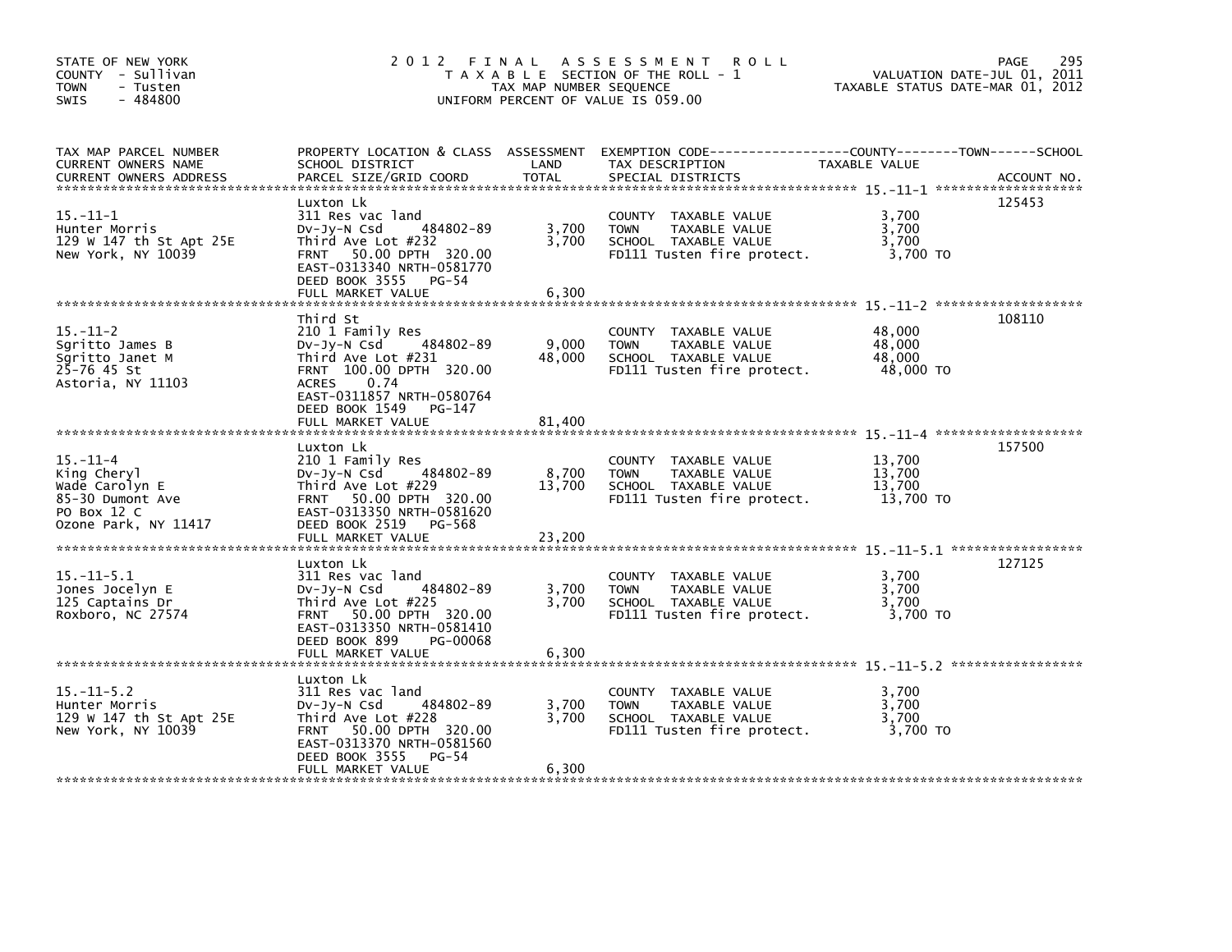STATE OF NEW YORK
COUNTY - Sullivan
TOWN - Tusten
SWIS - 484800

# 2012 FINAL ASSESSMENT ROLL
TAXABLE SECTION OF THE ROLL - 1
TAX MAP NUMBER SEQUENCE
UNIFORM PERCENT OF VALUE IS 059.00

VALUATION DATE-JUL 01, 2011
TAXABLE STATUS DATE-MAR 01, 2012

| TAX MAP PARCEL NUMBER / CURRENT OWNERS NAME / CURRENT OWNERS ADDRESS | PROPERTY LOCATION & CLASS / SCHOOL DISTRICT / PARCEL SIZE/GRID COORD | ASSESSMENT LAND / TOTAL | EXEMPTION CODE / TAX DESCRIPTION / SPECIAL DISTRICTS | TAXABLE VALUE (COUNTY--TOWN--SCHOOL) | ACCOUNT NO. |
|---|---|---|---|---|---|
| 15.-11-1 | Luxton Lk | | | | 125453 |
| Hunter Morris | 311 Res vac land | | COUNTY TAXABLE VALUE | 3,700 | |
| 129 W 147 th St Apt 25E | Dv-Jy-N Csd 484802-89 | 3,700 | TOWN TAXABLE VALUE | 3,700 | |
| New York, NY 10039 | Third Ave Lot #232 | 3,700 | SCHOOL TAXABLE VALUE | 3,700 | |
| | FRNT 50.00 DPTH 320.00 | | FD111 Tusten fire protect. | 3,700 TO | |
| | EAST-0313340 NRTH-0581770 | | | | |
| | DEED BOOK 3555 PG-54 | | | | |
| | FULL MARKET VALUE | 6,300 | | | |
| 15.-11-2 | Third St | | | | 108110 |
| Sgritto James B | 210 1 Family Res | | COUNTY TAXABLE VALUE | 48,000 | |
| Sgritto Janet M | Dv-Jy-N Csd 484802-89 | 9,000 | TOWN TAXABLE VALUE | 48,000 | |
| 25-76 45 St | Third Ave Lot #231 | 48,000 | SCHOOL TAXABLE VALUE | 48,000 | |
| Astoria, NY 11103 | FRNT 100.00 DPTH 320.00 | | FD111 Tusten fire protect. | 48,000 TO | |
| | ACRES 0.74 | | | | |
| | EAST-0311857 NRTH-0580764 | | | | |
| | DEED BOOK 1549 PG-147 | | | | |
| | FULL MARKET VALUE | 81,400 | | | |
| 15.-11-4 | Luxton Lk | | | | 157500 |
| King Cheryl | 210 1 Family Res | | COUNTY TAXABLE VALUE | 13,700 | |
| Wade Carolyn E | Dv-Jy-N Csd 484802-89 | 8,700 | TOWN TAXABLE VALUE | 13,700 | |
| 85-30 Dumont Ave | Third Ave Lot #229 | 13,700 | SCHOOL TAXABLE VALUE | 13,700 | |
| PO Box 12 C | FRNT 50.00 DPTH 320.00 | | FD111 Tusten fire protect. | 13,700 TO | |
| Ozone Park, NY 11417 | EAST-0313350 NRTH-0581620 | | | | |
| | DEED BOOK 2519 PG-568 | | | | |
| | FULL MARKET VALUE | 23,200 | | | |
| 15.-11-5.1 | Luxton Lk | | | | 127125 |
| Jones Jocelyn E | 311 Res vac land | | COUNTY TAXABLE VALUE | 3,700 | |
| 125 Captains Dr | Dv-Jy-N Csd 484802-89 | 3,700 | TOWN TAXABLE VALUE | 3,700 | |
| Roxboro, NC 27574 | Third Ave Lot #225 | 3,700 | SCHOOL TAXABLE VALUE | 3,700 | |
| | FRNT 50.00 DPTH 320.00 | | FD111 Tusten fire protect. | 3,700 TO | |
| | EAST-0313350 NRTH-0581410 | | | | |
| | DEED BOOK 899 PG-00068 | | | | |
| | FULL MARKET VALUE | 6,300 | | | |
| 15.-11-5.2 | Luxton Lk | | | | |
| Hunter Morris | 311 Res vac land | | COUNTY TAXABLE VALUE | 3,700 | |
| 129 W 147 th St Apt 25E | Dv-Jy-N Csd 484802-89 | 3,700 | TOWN TAXABLE VALUE | 3,700 | |
| New York, NY 10039 | Third Ave Lot #228 | 3,700 | SCHOOL TAXABLE VALUE | 3,700 | |
| | FRNT 50.00 DPTH 320.00 | | FD111 Tusten fire protect. | 3,700 TO | |
| | EAST-0313370 NRTH-0581560 | | | | |
| | DEED BOOK 3555 PG-54 | | | | |
| | FULL MARKET VALUE | 6,300 | | | |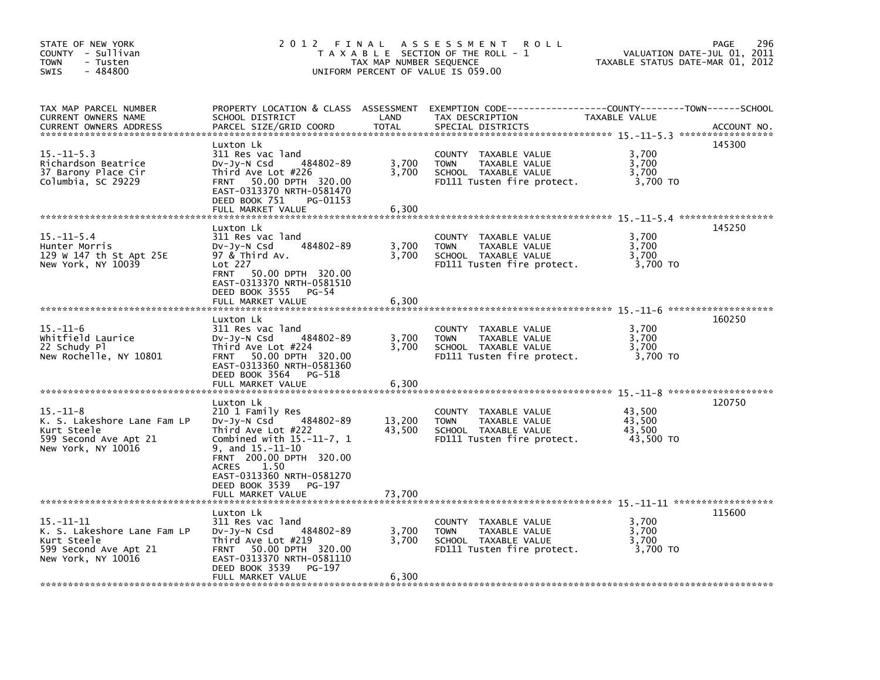STATE OF NEW YORK
COUNTY - Sullivan
TOWN - Tusten
SWIS - 484800

# 2012 FINAL ASSESSMENT ROLL

TAXABLE SECTION OF THE ROLL - 1
TAX MAP NUMBER SEQUENCE
UNIFORM PERCENT OF VALUE IS 059.00

VALUATION DATE-JUL 01, 2011
TAXABLE STATUS DATE-MAR 01, 2012

| TAX MAP PARCEL NUMBER / CURRENT OWNERS NAME / CURRENT OWNERS ADDRESS | PROPERTY LOCATION & CLASS / SCHOOL DISTRICT / PARCEL SIZE/GRID COORD | ASSESSMENT LAND | TOTAL | EXEMPTION CODE / TAX DESCRIPTION / SPECIAL DISTRICTS | TAXABLE VALUE (COUNTY / TOWN / SCHOOL) | ACCOUNT NO. |
|---|---|---|---|---|---|---|
| 15.-11-5.3 | Luxton Lk | | | | | 145300 |
| 15.-11-5.3 | 311 Res vac land | | | COUNTY TAXABLE VALUE | 3,700 | |
| Richardson Beatrice | Dv-Jy-N Csd 484802-89 | 3,700 | | TOWN TAXABLE VALUE | 3,700 | |
| 37 Barony Place Cir | Third Ave Lot #226 | | 3,700 | SCHOOL TAXABLE VALUE | 3,700 | |
| Columbia, SC 29229 | FRNT 50.00 DPTH 320.00 | | | FD111 Tusten fire protect. | 3,700 TO | |
| | EAST-0313370 NRTH-0581470 | | | | | |
| | DEED BOOK 751 PG-01153 | | | | | |
| | FULL MARKET VALUE | | 6,300 | | | |
| 15.-11-5.4 | Luxton Lk | | | | | 145250 |
| 15.-11-5.4 | 311 Res vac land | | | COUNTY TAXABLE VALUE | 3,700 | |
| Hunter Morris | Dv-Jy-N Csd 484802-89 | 3,700 | | TOWN TAXABLE VALUE | 3,700 | |
| 129 W 147 th St Apt 25E | 97 & Third Av. | | 3,700 | SCHOOL TAXABLE VALUE | 3,700 | |
| New York, NY 10039 | Lot 227 | | | FD111 Tusten fire protect. | 3,700 TO | |
| | FRNT 50.00 DPTH 320.00 | | | | | |
| | EAST-0313370 NRTH-0581510 | | | | | |
| | DEED BOOK 3555 PG-54 | | | | | |
| | FULL MARKET VALUE | | 6,300 | | | |
| 15.-11-6 | Luxton Lk | | | | | 160250 |
| 15.-11-6 | 311 Res vac land | | | COUNTY TAXABLE VALUE | 3,700 | |
| Whitfield Laurice | Dv-Jy-N Csd 484802-89 | 3,700 | | TOWN TAXABLE VALUE | 3,700 | |
| 22 Schudy Pl | Third Ave Lot #224 | | 3,700 | SCHOOL TAXABLE VALUE | 3,700 | |
| New Rochelle, NY 10801 | FRNT 50.00 DPTH 320.00 | | | FD111 Tusten fire protect. | 3,700 TO | |
| | EAST-0313360 NRTH-0581360 | | | | | |
| | DEED BOOK 3564 PG-518 | | | | | |
| | FULL MARKET VALUE | | 6,300 | | | |
| 15.-11-8 | Luxton Lk | | | | | 120750 |
| 15.-11-8 | 210 1 Family Res | | | COUNTY TAXABLE VALUE | 43,500 | |
| K. S. Lakeshore Lane Fam LP | Dv-Jy-N Csd 484802-89 | 13,200 | | TOWN TAXABLE VALUE | 43,500 | |
| Kurt Steele | Third Ave Lot #222 | | 43,500 | SCHOOL TAXABLE VALUE | 43,500 | |
| 599 Second Ave Apt 21 | Combined with 15.-11-7, 1 | | | FD111 Tusten fire protect. | 43,500 TO | |
| New York, NY 10016 | 9, and 15.-11-10 | | | | | |
| | FRNT 200.00 DPTH 320.00 | | | | | |
| | ACRES 1.50 | | | | | |
| | EAST-0313360 NRTH-0581270 | | | | | |
| | DEED BOOK 3539 PG-197 | | | | | |
| | FULL MARKET VALUE | | 73,700 | | | |
| 15.-11-11 | Luxton Lk | | | | | 115600 |
| 15.-11-11 | 311 Res vac land | | | COUNTY TAXABLE VALUE | 3,700 | |
| K. S. Lakeshore Lane Fam LP | Dv-Jy-N Csd 484802-89 | 3,700 | | TOWN TAXABLE VALUE | 3,700 | |
| Kurt Steele | Third Ave Lot #219 | | 3,700 | SCHOOL TAXABLE VALUE | 3,700 | |
| 599 Second Ave Apt 21 | FRNT 50.00 DPTH 320.00 | | | FD111 Tusten fire protect. | 3,700 TO | |
| New York, NY 10016 | EAST-0313370 NRTH-0581110 | | | | | |
| | DEED BOOK 3539 PG-197 | | | | | |
| | FULL MARKET VALUE | | 6,300 | | | |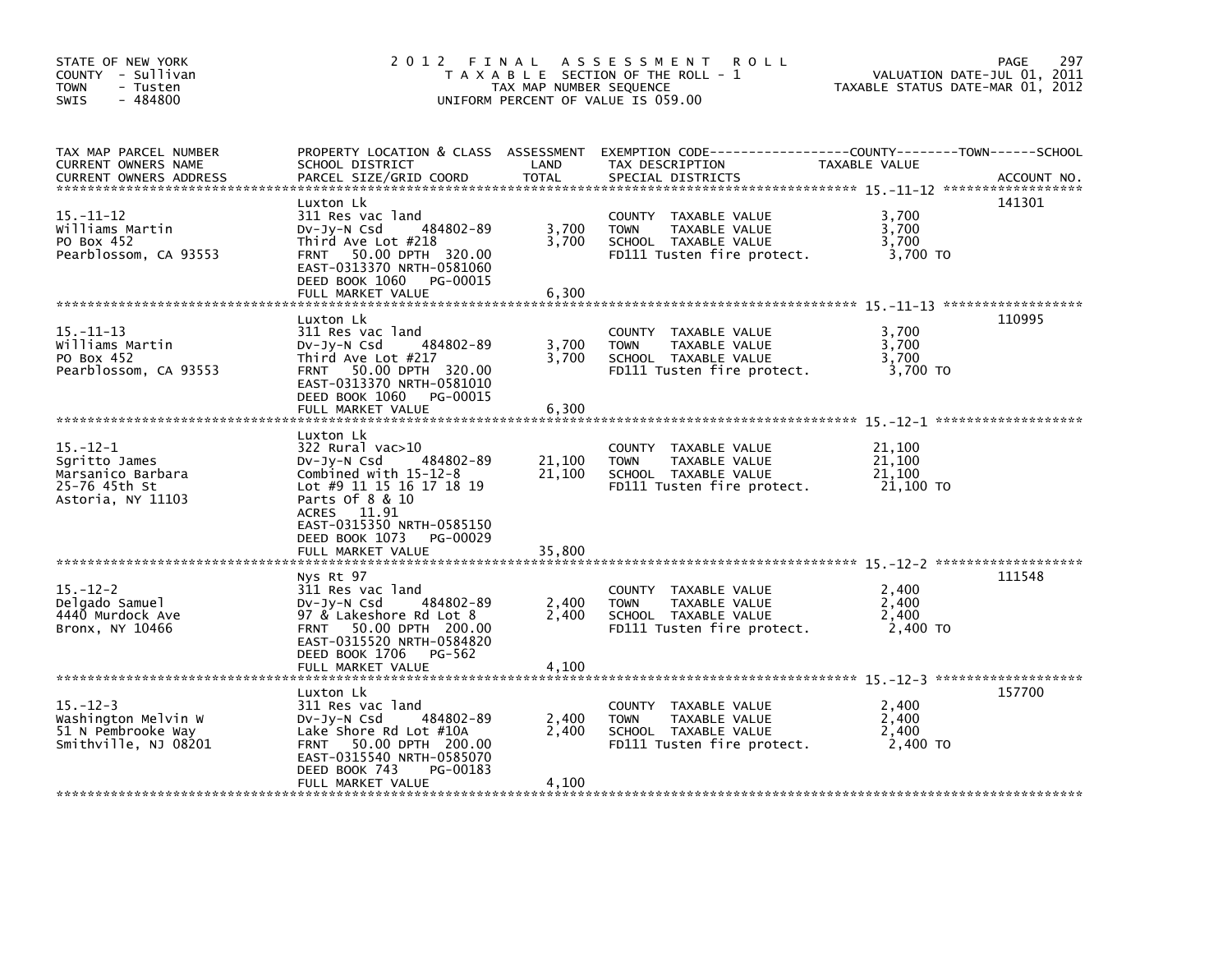STATE OF NEW YORK
COUNTY - Sullivan
TOWN - Tusten
SWIS - 484800

# 2012 FINAL ASSESSMENT ROLL

TAXABLE SECTION OF THE ROLL - 1
TAX MAP NUMBER SEQUENCE
UNIFORM PERCENT OF VALUE IS 059.00

VALUATION DATE-JUL 01, 2011
TAXABLE STATUS DATE-MAR 01, 2012

| TAX MAP PARCEL NUMBER / CURRENT OWNERS NAME / CURRENT OWNERS ADDRESS | PROPERTY LOCATION & CLASS / SCHOOL DISTRICT / PARCEL SIZE/GRID COORD | ASSESSMENT LAND / TOTAL | EXEMPTION CODE / TAX DESCRIPTION / SPECIAL DISTRICTS | TAXABLE VALUE (COUNTY / TOWN / SCHOOL) | ACCOUNT NO. |
|---|---|---|---|---|---|
| 15.-11-12 | Luxton Lk | | | | 141301 |
| Williams Martin | 311 Res vac land | | COUNTY TAXABLE VALUE | 3,700 | |
| PO Box 452 | Dv-Jy-N Csd 484802-89 | 3,700 | TOWN TAXABLE VALUE | 3,700 | |
| Pearblossom, CA 93553 | Third Ave Lot #218 | 3,700 | SCHOOL TAXABLE VALUE | 3,700 | |
| | FRNT 50.00 DPTH 320.00 | | FD111 Tusten fire protect. | 3,700 TO | |
| | EAST-0313370 NRTH-0581060 | | | | |
| | DEED BOOK 1060 PG-00015 | | | | |
| | FULL MARKET VALUE | 6,300 | | | |
| 15.-11-13 | Luxton Lk | | | | 110995 |
| Williams Martin | 311 Res vac land | | COUNTY TAXABLE VALUE | 3,700 | |
| PO Box 452 | Dv-Jy-N Csd 484802-89 | 3,700 | TOWN TAXABLE VALUE | 3,700 | |
| Pearblossom, CA 93553 | Third Ave Lot #217 | 3,700 | SCHOOL TAXABLE VALUE | 3,700 | |
| | FRNT 50.00 DPTH 320.00 | | FD111 Tusten fire protect. | 3,700 TO | |
| | EAST-0313370 NRTH-0581010 | | | | |
| | DEED BOOK 1060 PG-00015 | | | | |
| | FULL MARKET VALUE | 6,300 | | | |
| 15.-12-1 | Luxton Lk | | | | |
| Sgritto James | 322 Rural vac>10 | | COUNTY TAXABLE VALUE | 21,100 | |
| Marsanico Barbara | Dv-Jy-N Csd 484802-89 | 21,100 | TOWN TAXABLE VALUE | 21,100 | |
| 25-76 45th St | Combined with 15-12-8 | 21,100 | SCHOOL TAXABLE VALUE | 21,100 | |
| Astoria, NY 11103 | Lot #9 11 15 16 17 18 19 | | FD111 Tusten fire protect. | 21,100 TO | |
| | Parts Of 8 & 10 | | | | |
| | ACRES 11.91 | | | | |
| | EAST-0315350 NRTH-0585150 | | | | |
| | DEED BOOK 1073 PG-00029 | | | | |
| | FULL MARKET VALUE | 35,800 | | | |
| 15.-12-2 | Nys Rt 97 | | | | 111548 |
| Delgado Samuel | 311 Res vac land | | COUNTY TAXABLE VALUE | 2,400 | |
| 4440 Murdock Ave | Dv-Jy-N Csd 484802-89 | 2,400 | TOWN TAXABLE VALUE | 2,400 | |
| Bronx, NY 10466 | 97 & Lakeshore Rd Lot 8 | 2,400 | SCHOOL TAXABLE VALUE | 2,400 | |
| | FRNT 50.00 DPTH 200.00 | | FD111 Tusten fire protect. | 2,400 TO | |
| | EAST-0315520 NRTH-0584820 | | | | |
| | DEED BOOK 1706 PG-562 | | | | |
| | FULL MARKET VALUE | 4,100 | | | |
| 15.-12-3 | Luxton Lk | | | | 157700 |
| Washington Melvin W | 311 Res vac land | | COUNTY TAXABLE VALUE | 2,400 | |
| 51 N Pembrooke Way | Dv-Jy-N Csd 484802-89 | 2,400 | TOWN TAXABLE VALUE | 2,400 | |
| Smithville, NJ 08201 | Lake Shore Rd Lot #10A | 2,400 | SCHOOL TAXABLE VALUE | 2,400 | |
| | FRNT 50.00 DPTH 200.00 | | FD111 Tusten fire protect. | 2,400 TO | |
| | EAST-0315540 NRTH-0585070 | | | | |
| | DEED BOOK 743 PG-00183 | | | | |
| | FULL MARKET VALUE | 4,100 | | | |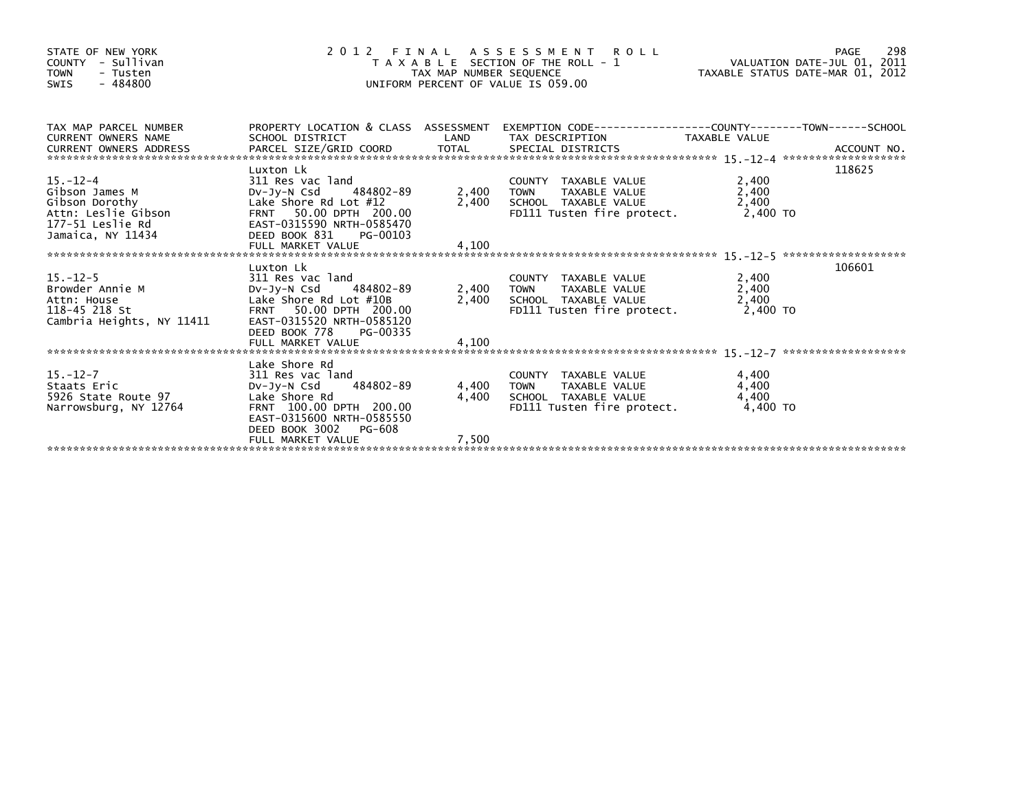STATE OF NEW YORK
COUNTY - Sullivan
TOWN - Tusten
SWIS - 484800

# 2012 FINAL ASSESSMENT ROLL

TAXABLE SECTION OF THE ROLL - 1
TAX MAP NUMBER SEQUENCE
UNIFORM PERCENT OF VALUE IS 059.00

VALUATION DATE-JUL 01, 2011
TAXABLE STATUS DATE-MAR 01, 2012

| TAX MAP PARCEL NUMBER / CURRENT OWNERS NAME / CURRENT OWNERS ADDRESS | PROPERTY LOCATION & CLASS / SCHOOL DISTRICT / PARCEL SIZE/GRID COORD | ASSESSMENT LAND / TOTAL | EXEMPTION CODE / TAX DESCRIPTION / SPECIAL DISTRICTS | TAXABLE VALUE (COUNTY / TOWN / SCHOOL) | ACCOUNT NO. |
|---|---|---|---|---|---|
| 15.-12-4 | Luxton Lk | | | | 118625 |
| Gibson James M | 311 Res vac land | | COUNTY TAXABLE VALUE | 2,400 | |
| Gibson Dorothy | Dv-Jy-N Csd 484802-89 | 2,400 | TOWN TAXABLE VALUE | 2,400 | |
| Attn: Leslie Gibson | Lake Shore Rd Lot #12 | 2,400 | SCHOOL TAXABLE VALUE | 2,400 | |
| 177-51 Leslie Rd | FRNT 50.00 DPTH 200.00 | | FD111 Tusten fire protect. | 2,400 TO | |
| Jamaica, NY 11434 | EAST-0315590 NRTH-0585470 | | | | |
| | DEED BOOK 831 PG-00103 | | | | |
| | FULL MARKET VALUE | 4,100 | | | |
| 15.-12-5 | Luxton Lk | | | | 106601 |
| Browder Annie M | 311 Res vac land | | COUNTY TAXABLE VALUE | 2,400 | |
| Attn: House | Dv-Jy-N Csd 484802-89 | 2,400 | TOWN TAXABLE VALUE | 2,400 | |
| 118-45 218 St | Lake Shore Rd Lot #10B | 2,400 | SCHOOL TAXABLE VALUE | 2,400 | |
| Cambria Heights, NY 11411 | FRNT 50.00 DPTH 200.00 | | FD111 Tusten fire protect. | 2,400 TO | |
| | EAST-0315520 NRTH-0585120 | | | | |
| | DEED BOOK 778 PG-00335 | | | | |
| | FULL MARKET VALUE | 4,100 | | | |
| 15.-12-7 | Lake Shore Rd | | | | |
| Staats Eric | 311 Res vac land | | COUNTY TAXABLE VALUE | 4,400 | |
| 5926 State Route 97 | Dv-Jy-N Csd 484802-89 | 4,400 | TOWN TAXABLE VALUE | 4,400 | |
| Narrowsburg, NY 12764 | Lake Shore Rd | 4,400 | SCHOOL TAXABLE VALUE | 4,400 | |
| | FRNT 100.00 DPTH 200.00 | | FD111 Tusten fire protect. | 4,400 TO | |
| | EAST-0315600 NRTH-0585550 | | | | |
| | DEED BOOK 3002 PG-608 | | | | |
| | FULL MARKET VALUE | 7,500 | | | |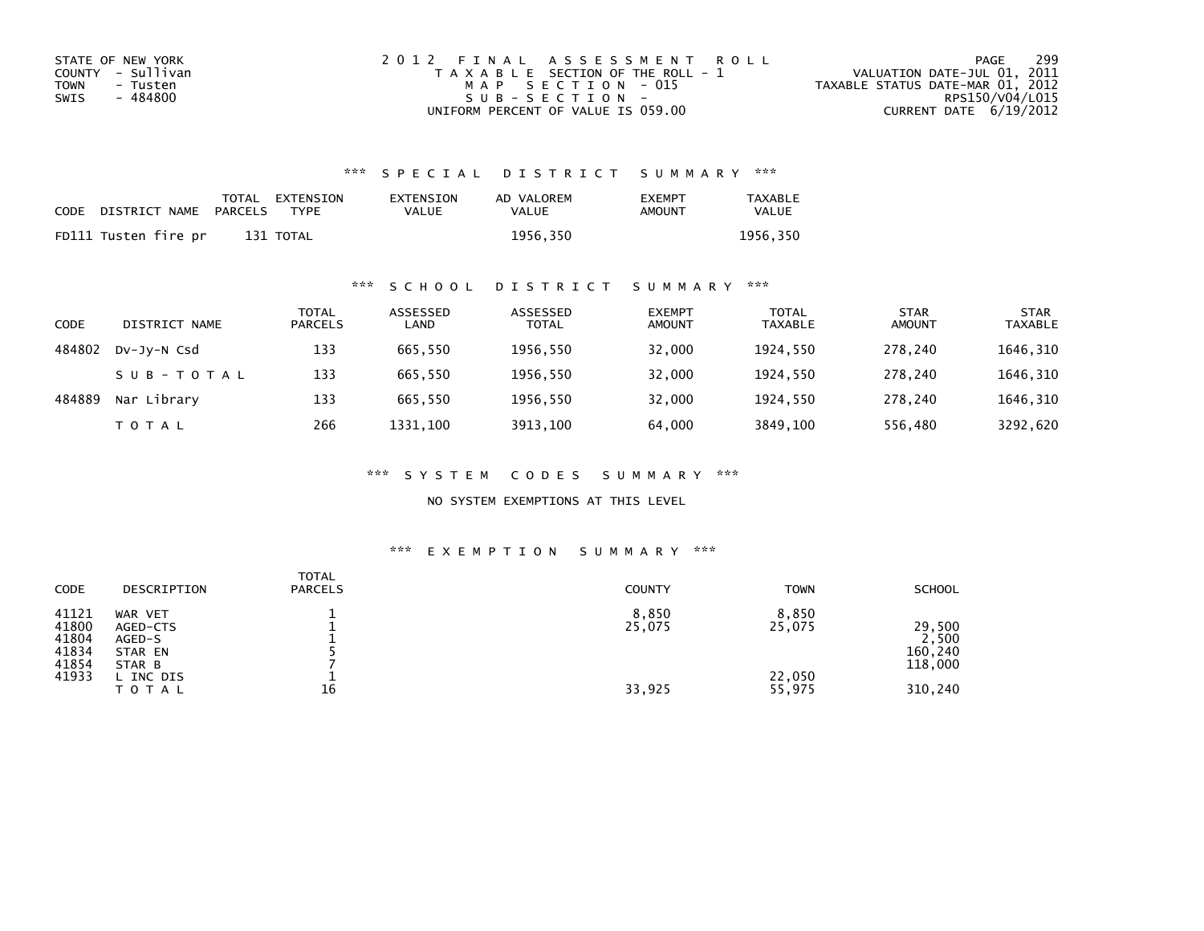STATE OF NEW YORK
COUNTY - Sullivan
TOWN - Tusten
SWIS - 484800

2012 FINAL ASSESSMENT ROLL
TAXABLE SECTION OF THE ROLL - 1
MAP SECTION - 015
SUB-SECTION -
UNIFORM PERCENT OF VALUE IS 059.00

VALUATION DATE-JUL 01, 2011
TAXABLE STATUS DATE-MAR 01, 2012
RPS150/V04/L015
CURRENT DATE 6/19/2012

## *** SPECIAL DISTRICT SUMMARY ***

| CODE DISTRICT NAME | TOTAL PARCELS | EXTENSION TYPE | EXTENSION VALUE | AD VALOREM VALUE | EXEMPT AMOUNT | TAXABLE VALUE |
|---|---|---|---|---|---|---|
| FD111 Tusten fire pr | 131 | TOTAL | | 1956,350 | | 1956,350 |

## *** SCHOOL DISTRICT SUMMARY ***

| CODE | DISTRICT NAME | TOTAL PARCELS | ASSESSED LAND | ASSESSED TOTAL | EXEMPT AMOUNT | TOTAL TAXABLE | STAR AMOUNT | STAR TAXABLE |
|---|---|---|---|---|---|---|---|---|
| 484802 | Dv-Jy-N Csd | 133 | 665,550 | 1956,550 | 32,000 | 1924,550 | 278,240 | 1646,310 |
| | SUB-TOTAL | 133 | 665,550 | 1956,550 | 32,000 | 1924,550 | 278,240 | 1646,310 |
| 484889 | Nar Library | 133 | 665,550 | 1956,550 | 32,000 | 1924,550 | 278,240 | 1646,310 |
| | TOTAL | 266 | 1331,100 | 3913,100 | 64,000 | 3849,100 | 556,480 | 3292,620 |

## *** SYSTEM CODES SUMMARY ***

NO SYSTEM EXEMPTIONS AT THIS LEVEL

## *** EXEMPTION SUMMARY ***

| CODE | DESCRIPTION | TOTAL PARCELS | COUNTY | TOWN | SCHOOL |
|---|---|---|---|---|---|
| 41121 | WAR VET | 1 | 8,850 | 8,850 | |
| 41800 | AGED-CTS | 1 | 25,075 | 25,075 | 29,500 |
| 41804 | AGED-S | 1 | | | 2,500 |
| 41834 | STAR EN | 5 | | | 160,240 |
| 41854 | STAR B | 7 | | | 118,000 |
| 41933 | L INC DIS | 1 | | 22,050 | |
| | TOTAL | 16 | 33,925 | 55,975 | 310,240 |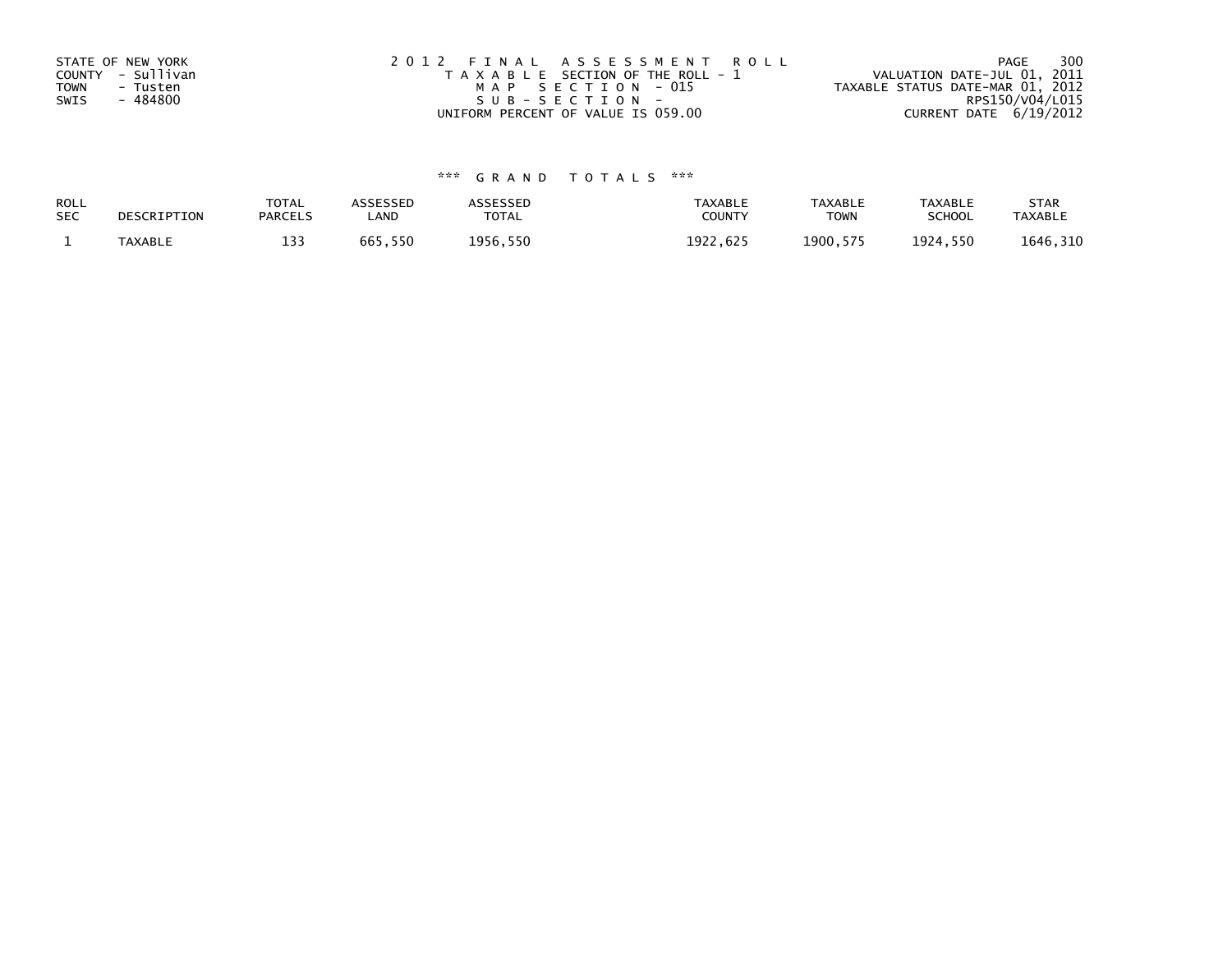STATE OF NEW YORK
COUNTY - Sullivan
TOWN - Tusten
SWIS - 484800

2012 FINAL ASSESSMENT ROLL
TAXABLE SECTION OF THE ROLL - 1
MAP SECTION - 015
SUB-SECTION -
UNIFORM PERCENT OF VALUE IS 059.00

VALUATION DATE-JUL 01, 2011
TAXABLE STATUS DATE-MAR 01, 2012
RPS150/V04/L015
CURRENT DATE 6/19/2012

*** GRAND TOTALS ***

| ROLL SEC | DESCRIPTION | TOTAL PARCELS | ASSESSED LAND | ASSESSED TOTAL | TAXABLE COUNTY | TAXABLE TOWN | TAXABLE SCHOOL | STAR TAXABLE |
|---|---|---|---|---|---|---|---|---|
| 1 | TAXABLE | 133 | 665,550 | 1956,550 | 1922,625 | 1900,575 | 1924,550 | 1646,310 |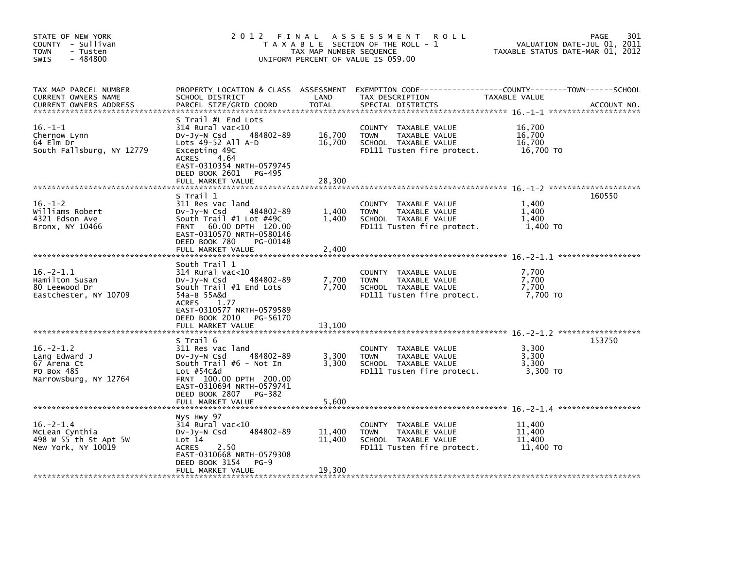STATE OF NEW YORK
COUNTY - Sullivan
TOWN - Tusten
SWIS - 484800

# 2012 FINAL ASSESSMENT ROLL
TAXABLE SECTION OF THE ROLL - 1
TAX MAP NUMBER SEQUENCE
UNIFORM PERCENT OF VALUE IS 059.00

VALUATION DATE-JUL 01, 2011
TAXABLE STATUS DATE-MAR 01, 2012

| TAX MAP PARCEL NUMBER / CURRENT OWNERS NAME / CURRENT OWNERS ADDRESS | PROPERTY LOCATION & CLASS / SCHOOL DISTRICT / PARCEL SIZE/GRID COORD | ASSESSMENT LAND | TOTAL | EXEMPTION CODE / TAX DESCRIPTION / SPECIAL DISTRICTS | TAXABLE VALUE | ACCOUNT NO. |
|---|---|---|---|---|---|---|
| 16.-1-1 | S Trail #L End Lots | | | | | |
| Chernow Lynn | 314 Rural vac<10 | | | COUNTY TAXABLE VALUE | 16,700 | |
| 64 Elm Dr | Dv-Jy-N Csd 484802-89 | 16,700 | | TOWN TAXABLE VALUE | 16,700 | |
| South Fallsburg, NY 12779 | Lots 49-52 All A-D | | 16,700 | SCHOOL TAXABLE VALUE | 16,700 | |
| | Excepting 49C | | | FD111 Tusten fire protect. | 16,700 TO | |
| | ACRES 4.64 | | | | | |
| | EAST-0310354 NRTH-0579745 | | | | | |
| | DEED BOOK 2601 PG-495 | | | | | |
| | FULL MARKET VALUE | | 28,300 | | | |
| 16.-1-2 | S Trail 1 | | | | | 160550 |
| Williams Robert | 311 Res vac land | | | COUNTY TAXABLE VALUE | 1,400 | |
| 4321 Edson Ave | Dv-Jy-N Csd 484802-89 | 1,400 | | TOWN TAXABLE VALUE | 1,400 | |
| Bronx, NY 10466 | South Trail #1 Lot #49C | | 1,400 | SCHOOL TAXABLE VALUE | 1,400 | |
| | FRNT 60.00 DPTH 120.00 | | | FD111 Tusten fire protect. | 1,400 TO | |
| | EAST-0310570 NRTH-0580146 | | | | | |
| | DEED BOOK 780 PG-00148 | | | | | |
| | FULL MARKET VALUE | | 2,400 | | | |
| 16.-2-1.1 | South Trail 1 | | | | | |
| Hamilton Susan | 314 Rural vac<10 | | | COUNTY TAXABLE VALUE | 7,700 | |
| 80 Leewood Dr | Dv-Jy-N Csd 484802-89 | 7,700 | | TOWN TAXABLE VALUE | 7,700 | |
| Eastchester, NY 10709 | South Trail #1 End Lots | | 7,700 | SCHOOL TAXABLE VALUE | 7,700 | |
| | 54a-B 55A&d | | | FD111 Tusten fire protect. | 7,700 TO | |
| | ACRES 1.77 | | | | | |
| | EAST-0310577 NRTH-0579589 | | | | | |
| | DEED BOOK 2010 PG-56170 | | | | | |
| | FULL MARKET VALUE | | 13,100 | | | |
| 16.-2-1.2 | S Trail 6 | | | | | 153750 |
| Lang Edward J | 311 Res vac land | | | COUNTY TAXABLE VALUE | 3,300 | |
| 67 Arena Ct | Dv-Jy-N Csd 484802-89 | 3,300 | | TOWN TAXABLE VALUE | 3,300 | |
| PO Box 485 | South Trail #6 - Not In | | 3,300 | SCHOOL TAXABLE VALUE | 3,300 | |
| Narrowsburg, NY 12764 | Lot #54C&d | | | FD111 Tusten fire protect. | 3,300 TO | |
| | FRNT 100.00 DPTH 200.00 | | | | | |
| | EAST-0310694 NRTH-0579741 | | | | | |
| | DEED BOOK 2807 PG-382 | | | | | |
| | FULL MARKET VALUE | | 5,600 | | | |
| 16.-2-1.4 | Nys Hwy 97 | | | | | |
| McLean Cynthia | 314 Rural vac<10 | | | COUNTY TAXABLE VALUE | 11,400 | |
| 498 W 55 th St Apt 5W | Dv-Jy-N Csd 484802-89 | 11,400 | | TOWN TAXABLE VALUE | 11,400 | |
| New York, NY 10019 | Lot 14 | | 11,400 | SCHOOL TAXABLE VALUE | 11,400 | |
| | ACRES 2.50 | | | FD111 Tusten fire protect. | 11,400 TO | |
| | EAST-0310668 NRTH-0579308 | | | | | |
| | DEED BOOK 3154 PG-9 | | | | | |
| | FULL MARKET VALUE | | 19,300 | | | |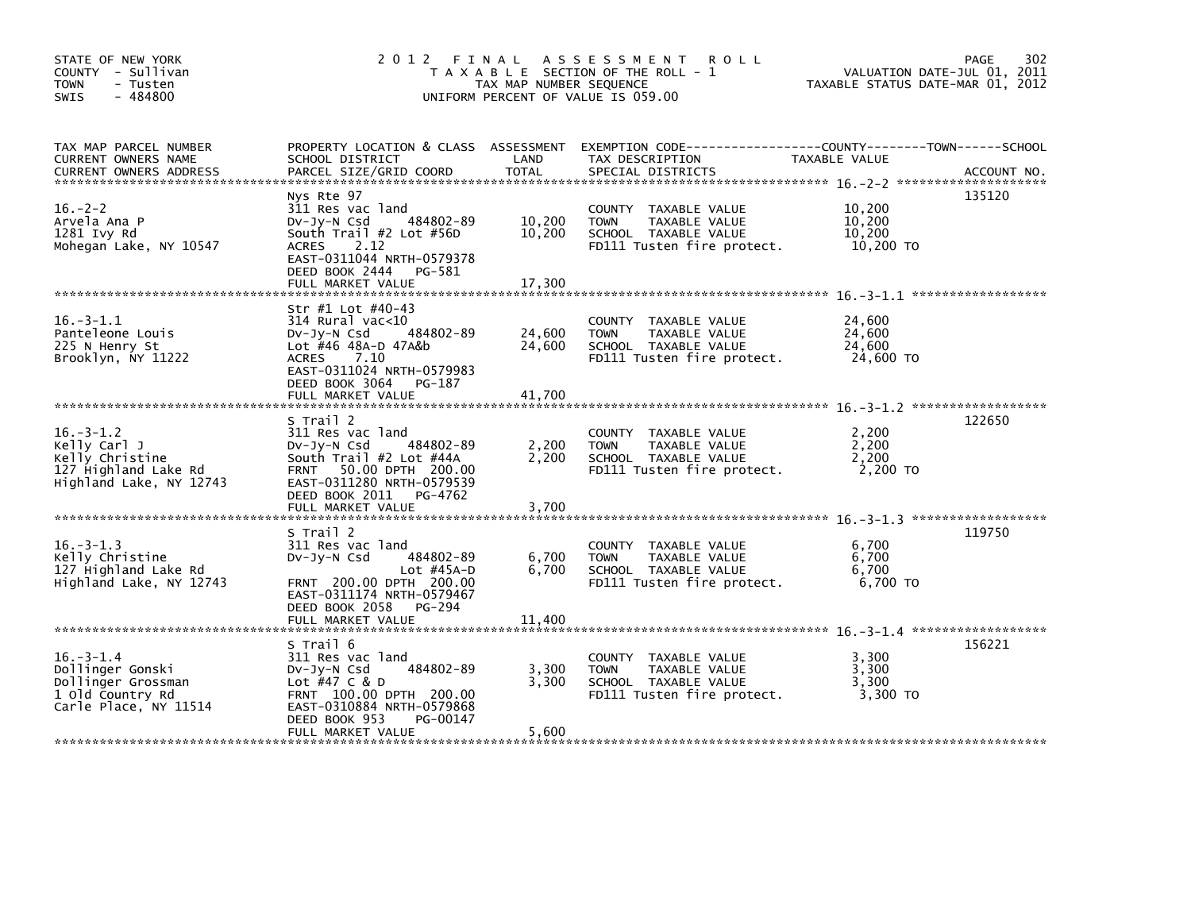STATE OF NEW YORK
COUNTY - Sullivan
TOWN - Tusten
SWIS - 484800

# 2012 FINAL ASSESSMENT ROLL

TAXABLE SECTION OF THE ROLL - 1
TAX MAP NUMBER SEQUENCE
UNIFORM PERCENT OF VALUE IS 059.00

VALUATION DATE-JUL 01, 2011
TAXABLE STATUS DATE-MAR 01, 2012

| TAX MAP PARCEL NUMBER / CURRENT OWNERS NAME / CURRENT OWNERS ADDRESS | PROPERTY LOCATION & CLASS / SCHOOL DISTRICT / PARCEL SIZE/GRID COORD | ASSESSMENT LAND | TOTAL | EXEMPTION CODE / TAX DESCRIPTION / SPECIAL DISTRICTS | TAXABLE VALUE (COUNTY / TOWN / SCHOOL) | ACCOUNT NO. |
|---|---|---|---|---|---|---|
| 16.-2-2 | Nys Rte 97 | | | | | 135120 |
| Arvela Ana P | 311 Res vac land | | | COUNTY TAXABLE VALUE | 10,200 | |
| 1281 Ivy Rd | Dv-Jy-N Csd 484802-89 | 10,200 | | TOWN TAXABLE VALUE | 10,200 | |
| Mohegan Lake, NY 10547 | South Trail #2 Lot #56D | | 10,200 | SCHOOL TAXABLE VALUE | 10,200 | |
| | ACRES 2.12 | | | FD111 Tusten fire protect. | 10,200 TO | |
| | EAST-0311044 NRTH-0579378 | | | | | |
| | DEED BOOK 2444 PG-581 | | | | | |
| | FULL MARKET VALUE | | 17,300 | | | |
| 16.-3-1.1 | Str #1 Lot #40-43 | | | | | |
| Panteleone Louis | 314 Rural vac<10 | | | COUNTY TAXABLE VALUE | 24,600 | |
| 225 N Henry St | Dv-Jy-N Csd 484802-89 | 24,600 | | TOWN TAXABLE VALUE | 24,600 | |
| Brooklyn, NY 11222 | Lot #46 48A-D 47A&b | | 24,600 | SCHOOL TAXABLE VALUE | 24,600 | |
| | ACRES 7.10 | | | FD111 Tusten fire protect. | 24,600 TO | |
| | EAST-0311024 NRTH-0579983 | | | | | |
| | DEED BOOK 3064 PG-187 | | | | | |
| | FULL MARKET VALUE | | 41,700 | | | |
| 16.-3-1.2 | S Trail 2 | | | | | 122650 |
| Kelly Carl J | 311 Res vac land | | | COUNTY TAXABLE VALUE | 2,200 | |
| Kelly Christine | Dv-Jy-N Csd 484802-89 | 2,200 | | TOWN TAXABLE VALUE | 2,200 | |
| 127 Highland Lake Rd | South Trail #2 Lot #44A | | 2,200 | SCHOOL TAXABLE VALUE | 2,200 | |
| Highland Lake, NY 12743 | FRNT 50.00 DPTH 200.00 | | | FD111 Tusten fire protect. | 2,200 TO | |
| | EAST-0311280 NRTH-0579539 | | | | | |
| | DEED BOOK 2011 PG-4762 | | | | | |
| | FULL MARKET VALUE | | 3,700 | | | |
| 16.-3-1.3 | S Trail 2 | | | | | 119750 |
| Kelly Christine | 311 Res vac land | | | COUNTY TAXABLE VALUE | 6,700 | |
| 127 Highland Lake Rd | Dv-Jy-N Csd 484802-89 | 6,700 | | TOWN TAXABLE VALUE | 6,700 | |
| Highland Lake, NY 12743 | Lot #45A-D | | 6,700 | SCHOOL TAXABLE VALUE | 6,700 | |
| | FRNT 200.00 DPTH 200.00 | | | FD111 Tusten fire protect. | 6,700 TO | |
| | EAST-0311174 NRTH-0579467 | | | | | |
| | DEED BOOK 2058 PG-294 | | | | | |
| | FULL MARKET VALUE | | 11,400 | | | |
| 16.-3-1.4 | S Trail 6 | | | | | 156221 |
| Dollinger Gonski | 311 Res vac land | | | COUNTY TAXABLE VALUE | 3,300 | |
| Dollinger Grossman | Dv-Jy-N Csd 484802-89 | 3,300 | | TOWN TAXABLE VALUE | 3,300 | |
| 1 Old Country Rd | Lot #47 C & D | | 3,300 | SCHOOL TAXABLE VALUE | 3,300 | |
| Carle Place, NY 11514 | FRNT 100.00 DPTH 200.00 | | | FD111 Tusten fire protect. | 3,300 TO | |
| | EAST-0310884 NRTH-0579868 | | | | | |
| | DEED BOOK 953 PG-00147 | | | | | |
| | FULL MARKET VALUE | | 5,600 | | | |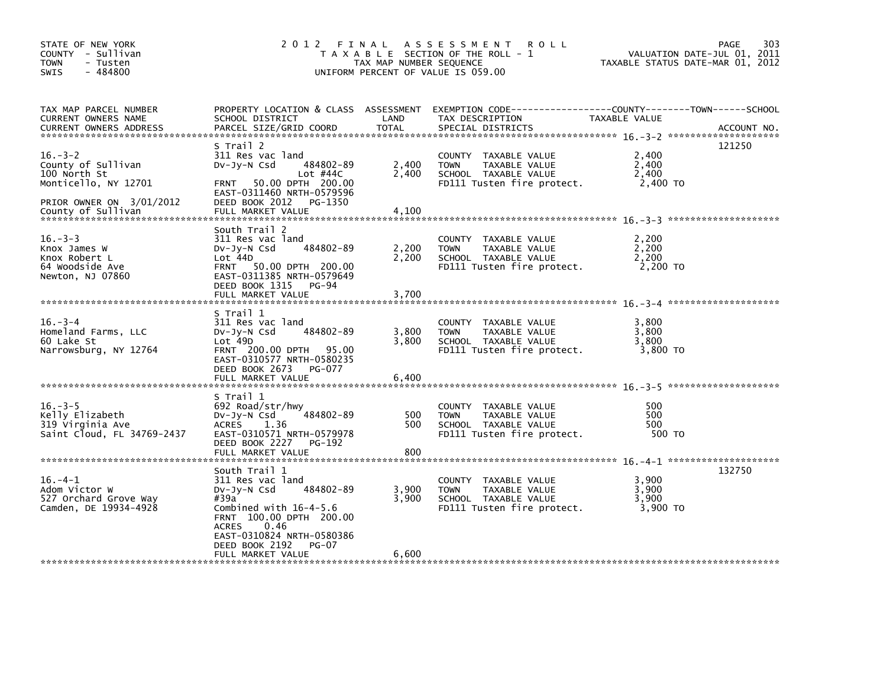STATE OF NEW YORK
COUNTY - Sullivan
TOWN - Tusten
SWIS - 484800

2012 FINAL ASSESSMENT ROLL
TAXABLE SECTION OF THE ROLL - 1
TAX MAP NUMBER SEQUENCE
UNIFORM PERCENT OF VALUE IS 059.00

VALUATION DATE-JUL 01, 2011
TAXABLE STATUS DATE-MAR 01, 2012

| TAX MAP PARCEL NUMBER / CURRENT OWNERS NAME / CURRENT OWNERS ADDRESS | PROPERTY LOCATION & CLASS / SCHOOL DISTRICT / PARCEL SIZE/GRID COORD | ASSESSMENT LAND | TOTAL | EXEMPTION CODE / TAX DESCRIPTION / SPECIAL DISTRICTS | TAXABLE VALUE (COUNTY / TOWN / SCHOOL) | ACCOUNT NO. |
|---|---|---|---|---|---|---|
| 16.-3-2 | S Trail 2 | | | | | 121250 |
| | 311 Res vac land | | | COUNTY TAXABLE VALUE | 2,400 | |
| County of Sullivan | Dv-Jy-N Csd 484802-89 | 2,400 | | TOWN TAXABLE VALUE | 2,400 | |
| 100 North St | Lot #44C | | 2,400 | SCHOOL TAXABLE VALUE | 2,400 | |
| Monticello, NY 12701 | FRNT 50.00 DPTH 200.00 | | | FD111 Tusten fire protect. | 2,400 TO | |
| | EAST-0311460 NRTH-0579596 | | | | | |
| PRIOR OWNER ON 3/01/2012 | DEED BOOK 2012 PG-1350 | | | | | |
| County of Sullivan | FULL MARKET VALUE | | 4,100 | | | |
| 16.-3-3 | South Trail 2 | | | | | |
| | 311 Res vac land | | | COUNTY TAXABLE VALUE | 2,200 | |
| Knox James W | Dv-Jy-N Csd 484802-89 | 2,200 | | TOWN TAXABLE VALUE | 2,200 | |
| Knox Robert L | Lot 44D | | 2,200 | SCHOOL TAXABLE VALUE | 2,200 | |
| 64 Woodside Ave | FRNT 50.00 DPTH 200.00 | | | FD111 Tusten fire protect. | 2,200 TO | |
| Newton, NJ 07860 | EAST-0311385 NRTH-0579649 | | | | | |
| | DEED BOOK 1315 PG-94 | | | | | |
| | FULL MARKET VALUE | | 3,700 | | | |
| 16.-3-4 | S Trail 1 | | | | | |
| | 311 Res vac land | | | COUNTY TAXABLE VALUE | 3,800 | |
| Homeland Farms, LLC | Dv-Jy-N Csd 484802-89 | 3,800 | | TOWN TAXABLE VALUE | 3,800 | |
| 60 Lake St | Lot 49D | | 3,800 | SCHOOL TAXABLE VALUE | 3,800 | |
| Narrowsburg, NY 12764 | FRNT 200.00 DPTH 95.00 | | | FD111 Tusten fire protect. | 3,800 TO | |
| | EAST-0310577 NRTH-0580235 | | | | | |
| | DEED BOOK 2673 PG-077 | | | | | |
| | FULL MARKET VALUE | | 6,400 | | | |
| 16.-3-5 | S Trail 1 | | | | | |
| | 692 Road/str/hwy | | | COUNTY TAXABLE VALUE | 500 | |
| Kelly Elizabeth | Dv-Jy-N Csd 484802-89 | 500 | | TOWN TAXABLE VALUE | 500 | |
| 319 Virginia Ave | ACRES 1.36 | | 500 | SCHOOL TAXABLE VALUE | 500 | |
| Saint Cloud, FL 34769-2437 | EAST-0310571 NRTH-0579978 | | | FD111 Tusten fire protect. | 500 TO | |
| | DEED BOOK 2227 PG-192 | | | | | |
| | FULL MARKET VALUE | | 800 | | | |
| 16.-4-1 | South Trail 1 | | | | | 132750 |
| | 311 Res vac land | | | COUNTY TAXABLE VALUE | 3,900 | |
| Adom Victor W | Dv-Jy-N Csd 484802-89 | 3,900 | | TOWN TAXABLE VALUE | 3,900 | |
| 527 Orchard Grove Way | #39a | | 3,900 | SCHOOL TAXABLE VALUE | 3,900 | |
| Camden, DE 19934-4928 | Combined with 16-4-5.6 | | | FD111 Tusten fire protect. | 3,900 TO | |
| | FRNT 100.00 DPTH 200.00 | | | | | |
| | ACRES 0.46 | | | | | |
| | EAST-0310824 NRTH-0580386 | | | | | |
| | DEED BOOK 2192 PG-07 | | | | | |
| | FULL MARKET VALUE | | 6,600 | | | |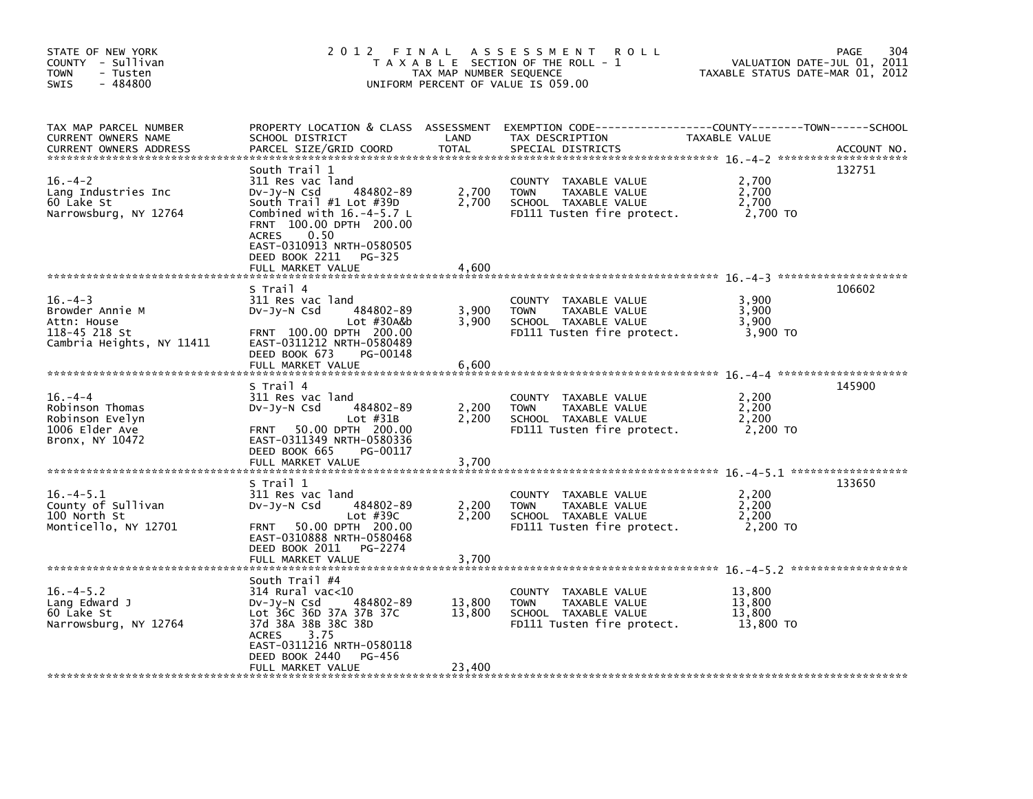STATE OF NEW YORK
COUNTY - Sullivan
TOWN - Tusten
SWIS - 484800

# 2012 FINAL ASSESSMENT ROLL

TAXABLE SECTION OF THE ROLL - 1
TAX MAP NUMBER SEQUENCE
UNIFORM PERCENT OF VALUE IS 059.00

VALUATION DATE-JUL 01, 2011
TAXABLE STATUS DATE-MAR 01, 2012

| TAX MAP PARCEL NUMBER / CURRENT OWNERS NAME / CURRENT OWNERS ADDRESS | PROPERTY LOCATION & CLASS / SCHOOL DISTRICT / PARCEL SIZE/GRID COORD | ASSESSMENT LAND | TOTAL | EXEMPTION CODE / TAX DESCRIPTION / SPECIAL DISTRICTS | TAXABLE VALUE (COUNTY / TOWN / SCHOOL) | ACCOUNT NO. |
|---|---|---|---|---|---|---|
| 16.-4-2 | South Trail 1 | | | | | 132751 |
| Lang Industries Inc | 311 Res vac land | | | COUNTY TAXABLE VALUE | 2,700 | |
| 60 Lake St | Dv-Jy-N Csd 484802-89 | 2,700 | | TOWN TAXABLE VALUE | 2,700 | |
| Narrowsburg, NY 12764 | South Trail #1 Lot #39D | | 2,700 | SCHOOL TAXABLE VALUE | 2,700 | |
| | Combined with 16.-4-5.7 L | | | FD111 Tusten fire protect. | 2,700 TO | |
| | FRNT 100.00 DPTH 200.00 | | | | | |
| | ACRES 0.50 | | | | | |
| | EAST-0310913 NRTH-0580505 | | | | | |
| | DEED BOOK 2211 PG-325 | | | | | |
| | FULL MARKET VALUE | | 4,600 | | | |
| 16.-4-3 | S Trail 4 | | | | | 106602 |
| Browder Annie M | 311 Res vac land | | | COUNTY TAXABLE VALUE | 3,900 | |
| Attn: House | Dv-Jy-N Csd 484802-89 | 3,900 | | TOWN TAXABLE VALUE | 3,900 | |
| 118-45 218 St | Lot #30A&b | | 3,900 | SCHOOL TAXABLE VALUE | 3,900 | |
| Cambria Heights, NY 11411 | FRNT 100.00 DPTH 200.00 | | | FD111 Tusten fire protect. | 3,900 TO | |
| | EAST-0311212 NRTH-0580489 | | | | | |
| | DEED BOOK 673 PG-00148 | | | | | |
| | FULL MARKET VALUE | | 6,600 | | | |
| 16.-4-4 | S Trail 4 | | | | | 145900 |
| Robinson Thomas | 311 Res vac land | | | COUNTY TAXABLE VALUE | 2,200 | |
| Robinson Evelyn | Dv-Jy-N Csd 484802-89 | 2,200 | | TOWN TAXABLE VALUE | 2,200 | |
| 1006 Elder Ave | Lot #31B | | 2,200 | SCHOOL TAXABLE VALUE | 2,200 | |
| Bronx, NY 10472 | FRNT 50.00 DPTH 200.00 | | | FD111 Tusten fire protect. | 2,200 TO | |
| | EAST-0311349 NRTH-0580336 | | | | | |
| | DEED BOOK 665 PG-00117 | | | | | |
| | FULL MARKET VALUE | | 3,700 | | | |
| 16.-4-5.1 | S Trail 1 | | | | | 133650 |
| County of Sullivan | 311 Res vac land | | | COUNTY TAXABLE VALUE | 2,200 | |
| 100 North St | Dv-Jy-N Csd 484802-89 | 2,200 | | TOWN TAXABLE VALUE | 2,200 | |
| Monticello, NY 12701 | Lot #39C | | 2,200 | SCHOOL TAXABLE VALUE | 2,200 | |
| | FRNT 50.00 DPTH 200.00 | | | FD111 Tusten fire protect. | 2,200 TO | |
| | EAST-0310888 NRTH-0580468 | | | | | |
| | DEED BOOK 2011 PG-2274 | | | | | |
| | FULL MARKET VALUE | | 3,700 | | | |
| 16.-4-5.2 | South Trail #4 | | | | | |
| Lang Edward J | 314 Rural vac<10 | | | COUNTY TAXABLE VALUE | 13,800 | |
| 60 Lake St | Dv-Jy-N Csd 484802-89 | 13,800 | | TOWN TAXABLE VALUE | 13,800 | |
| Narrowsburg, NY 12764 | Lot 36C 36D 37A 37B 37C | | 13,800 | SCHOOL TAXABLE VALUE | 13,800 | |
| | 37d 38A 38B 38C 38D | | | FD111 Tusten fire protect. | 13,800 TO | |
| | ACRES 3.75 | | | | | |
| | EAST-0311216 NRTH-0580118 | | | | | |
| | DEED BOOK 2440 PG-456 | | | | | |
| | FULL MARKET VALUE | | 23,400 | | | |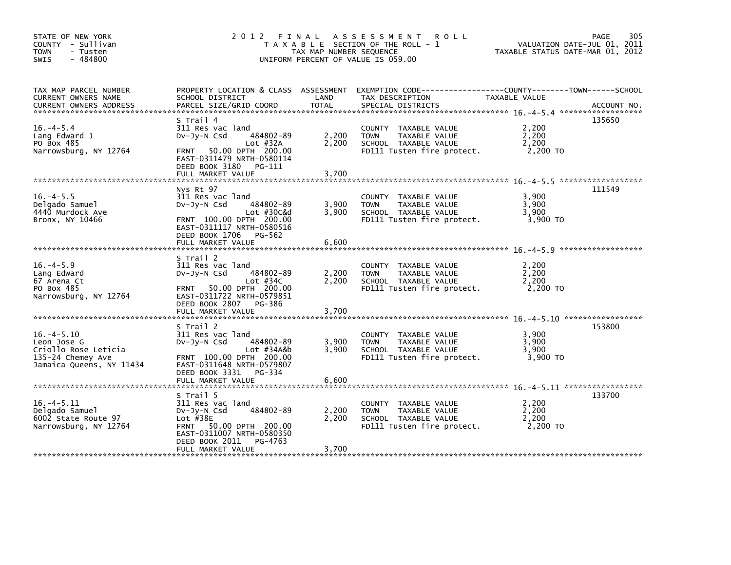STATE OF NEW YORK
COUNTY - Sullivan
TOWN - Tusten
SWIS - 484800

# 2012 FINAL ASSESSMENT ROLL
T A X A B L E SECTION OF THE ROLL - 1
TAX MAP NUMBER SEQUENCE
UNIFORM PERCENT OF VALUE IS 059.00

VALUATION DATE-JUL 01, 2011
TAXABLE STATUS DATE-MAR 01, 2012

| TAX MAP PARCEL NUMBER / CURRENT OWNERS NAME / CURRENT OWNERS ADDRESS | PROPERTY LOCATION & CLASS / SCHOOL DISTRICT / PARCEL SIZE/GRID COORD | ASSESSMENT LAND | TOTAL | EXEMPTION CODE / TAX DESCRIPTION / SPECIAL DISTRICTS | TAXABLE VALUE (COUNTY--TOWN--SCHOOL) | ACCOUNT NO. |
|---|---|---|---|---|---|---|
| 16.-4-5.4 | S Trail 4 | | | | | 135650 |
| 16.-4-5.4 | 311 Res vac land | | | COUNTY TAXABLE VALUE | 2,200 | |
| Lang Edward J | Dv-Jy-N Csd 484802-89 | 2,200 | | TOWN TAXABLE VALUE | 2,200 | |
| PO Box 485 | Lot #32A | | 2,200 | SCHOOL TAXABLE VALUE | 2,200 | |
| Narrowsburg, NY 12764 | FRNT 50.00 DPTH 200.00 | | | FD111 Tusten fire protect. | 2,200 TO | |
| | EAST-0311479 NRTH-0580114 | | | | | |
| | DEED BOOK 3180 PG-111 | | | | | |
| | FULL MARKET VALUE | | 3,700 | | | |
| 16.-4-5.5 | Nys Rt 97 | | | | | 111549 |
| 16.-4-5.5 | 311 Res vac land | | | COUNTY TAXABLE VALUE | 3,900 | |
| Delgado Samuel | Dv-Jy-N Csd 484802-89 | 3,900 | | TOWN TAXABLE VALUE | 3,900 | |
| 4440 Murdock Ave | Lot #30C&d | | 3,900 | SCHOOL TAXABLE VALUE | 3,900 | |
| Bronx, NY 10466 | FRNT 100.00 DPTH 200.00 | | | FD111 Tusten fire protect. | 3,900 TO | |
| | EAST-0311117 NRTH-0580516 | | | | | |
| | DEED BOOK 1706 PG-562 | | | | | |
| | FULL MARKET VALUE | | 6,600 | | | |
| 16.-4-5.9 | S Trail 2 | | | | | |
| 16.-4-5.9 | 311 Res vac land | | | COUNTY TAXABLE VALUE | 2,200 | |
| Lang Edward | Dv-Jy-N Csd 484802-89 | 2,200 | | TOWN TAXABLE VALUE | 2,200 | |
| 67 Arena Ct | Lot #34C | | 2,200 | SCHOOL TAXABLE VALUE | 2,200 | |
| PO Box 485 | FRNT 50.00 DPTH 200.00 | | | FD111 Tusten fire protect. | 2,200 TO | |
| Narrowsburg, NY 12764 | EAST-0311722 NRTH-0579851 | | | | | |
| | DEED BOOK 2807 PG-386 | | | | | |
| | FULL MARKET VALUE | | 3,700 | | | |
| 16.-4-5.10 | S Trail 2 | | | | | 153800 |
| 16.-4-5.10 | 311 Res vac land | | | COUNTY TAXABLE VALUE | 3,900 | |
| Leon Jose G | Dv-Jy-N Csd 484802-89 | 3,900 | | TOWN TAXABLE VALUE | 3,900 | |
| Criollo Rose Leticia | Lot #34A&b | | 3,900 | SCHOOL TAXABLE VALUE | 3,900 | |
| 135-24 Chemey Ave | FRNT 100.00 DPTH 200.00 | | | FD111 Tusten fire protect. | 3,900 TO | |
| Jamaica Queens, NY 11434 | EAST-0311648 NRTH-0579807 | | | | | |
| | DEED BOOK 3331 PG-334 | | | | | |
| | FULL MARKET VALUE | | 6,600 | | | |
| 16.-4-5.11 | S Trail 5 | | | | | 133700 |
| 16.-4-5.11 | 311 Res vac land | | | COUNTY TAXABLE VALUE | 2,200 | |
| Delgado Samuel | Dv-Jy-N Csd 484802-89 | 2,200 | | TOWN TAXABLE VALUE | 2,200 | |
| 6002 State Route 97 | Lot #38E | | 2,200 | SCHOOL TAXABLE VALUE | 2,200 | |
| Narrowsburg, NY 12764 | FRNT 50.00 DPTH 200.00 | | | FD111 Tusten fire protect. | 2,200 TO | |
| | EAST-0311007 NRTH-0580350 | | | | | |
| | DEED BOOK 2011 PG-4763 | | | | | |
| | FULL MARKET VALUE | | 3,700 | | | |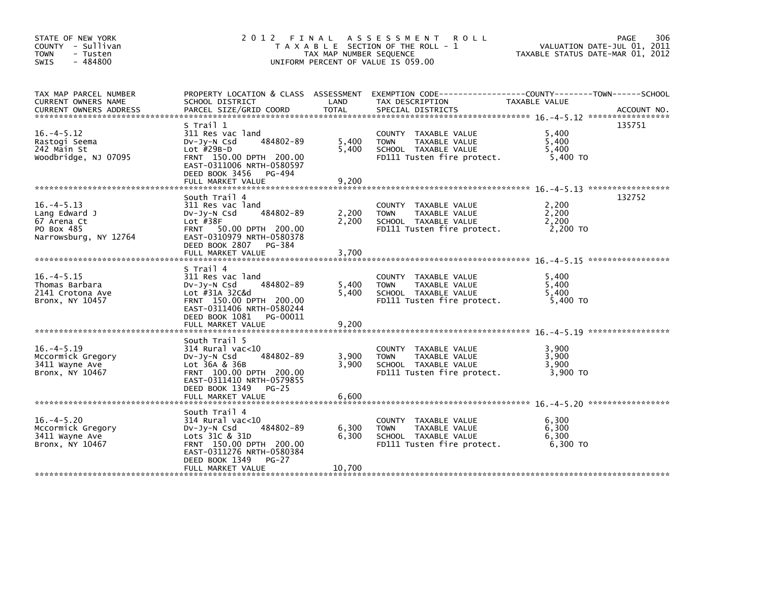STATE OF NEW YORK
COUNTY - Sullivan
TOWN - Tusten
SWIS - 484800

# 2012 FINAL ASSESSMENT ROLL
TAXABLE SECTION OF THE ROLL - 1
TAX MAP NUMBER SEQUENCE
UNIFORM PERCENT OF VALUE IS 059.00

VALUATION DATE-JUL 01, 2011
TAXABLE STATUS DATE-MAR 01, 2012

| TAX MAP PARCEL NUMBER / CURRENT OWNERS NAME / CURRENT OWNERS ADDRESS | PROPERTY LOCATION & CLASS / SCHOOL DISTRICT / PARCEL SIZE/GRID COORD | ASSESSMENT LAND | TOTAL | EXEMPTION CODE / TAX DESCRIPTION / SPECIAL DISTRICTS | TAXABLE VALUE | ACCOUNT NO. |
|---|---|---|---|---|---|---|
| 16.-4-5.12 | S Trail 1 | | | | | 135751 |
| Rastogi Seema | 311 Res vac land | | | COUNTY TAXABLE VALUE | 5,400 | |
| 242 Main St | Dv-Jy-N Csd 484802-89 | 5,400 | | TOWN TAXABLE VALUE | 5,400 | |
| Woodbridge, NJ 07095 | Lot #29B-D | | 5,400 | SCHOOL TAXABLE VALUE | 5,400 | |
| | FRNT 150.00 DPTH 200.00 | | | FD111 Tusten fire protect. | 5,400 TO | |
| | EAST-0311006 NRTH-0580597 | | | | | |
| | DEED BOOK 3456 PG-494 | | | | | |
| | FULL MARKET VALUE | | 9,200 | | | |
| 16.-4-5.13 | South Trail 4 | | | | | 132752 |
| Lang Edward J | 311 Res vac land | | | COUNTY TAXABLE VALUE | 2,200 | |
| 67 Arena Ct | Dv-Jy-N Csd 484802-89 | 2,200 | | TOWN TAXABLE VALUE | 2,200 | |
| PO Box 485 | Lot #38F | | 2,200 | SCHOOL TAXABLE VALUE | 2,200 | |
| Narrowsburg, NY 12764 | FRNT 50.00 DPTH 200.00 | | | FD111 Tusten fire protect. | 2,200 TO | |
| | EAST-0310979 NRTH-0580378 | | | | | |
| | DEED BOOK 2807 PG-384 | | | | | |
| | FULL MARKET VALUE | | 3,700 | | | |
| 16.-4-5.15 | S Trail 4 | | | | | |
| Thomas Barbara | 311 Res vac land | | | COUNTY TAXABLE VALUE | 5,400 | |
| 2141 Crotona Ave | Dv-Jy-N Csd 484802-89 | 5,400 | | TOWN TAXABLE VALUE | 5,400 | |
| Bronx, NY 10457 | Lot #31A 32C&d | | 5,400 | SCHOOL TAXABLE VALUE | 5,400 | |
| | FRNT 150.00 DPTH 200.00 | | | FD111 Tusten fire protect. | 5,400 TO | |
| | EAST-0311406 NRTH-0580244 | | | | | |
| | DEED BOOK 1081 PG-00011 | | | | | |
| | FULL MARKET VALUE | | 9,200 | | | |
| 16.-4-5.19 | South Trail 5 | | | | | |
| Mccormick Gregory | 314 Rural vac<10 | | | COUNTY TAXABLE VALUE | 3,900 | |
| 3411 Wayne Ave | Dv-Jy-N Csd 484802-89 | 3,900 | | TOWN TAXABLE VALUE | 3,900 | |
| Bronx, NY 10467 | Lot 36A & 36B | | 3,900 | SCHOOL TAXABLE VALUE | 3,900 | |
| | FRNT 100.00 DPTH 200.00 | | | FD111 Tusten fire protect. | 3,900 TO | |
| | EAST-0311410 NRTH-0579855 | | | | | |
| | DEED BOOK 1349 PG-25 | | | | | |
| | FULL MARKET VALUE | | 6,600 | | | |
| 16.-4-5.20 | South Trail 4 | | | | | |
| Mccormick Gregory | 314 Rural vac<10 | | | COUNTY TAXABLE VALUE | 6,300 | |
| 3411 Wayne Ave | Dv-Jy-N Csd 484802-89 | 6,300 | | TOWN TAXABLE VALUE | 6,300 | |
| Bronx, NY 10467 | Lots 31C & 31D | | 6,300 | SCHOOL TAXABLE VALUE | 6,300 | |
| | FRNT 150.00 DPTH 200.00 | | | FD111 Tusten fire protect. | 6,300 TO | |
| | EAST-0311276 NRTH-0580384 | | | | | |
| | DEED BOOK 1349 PG-27 | | | | | |
| | FULL MARKET VALUE | | 10,700 | | | |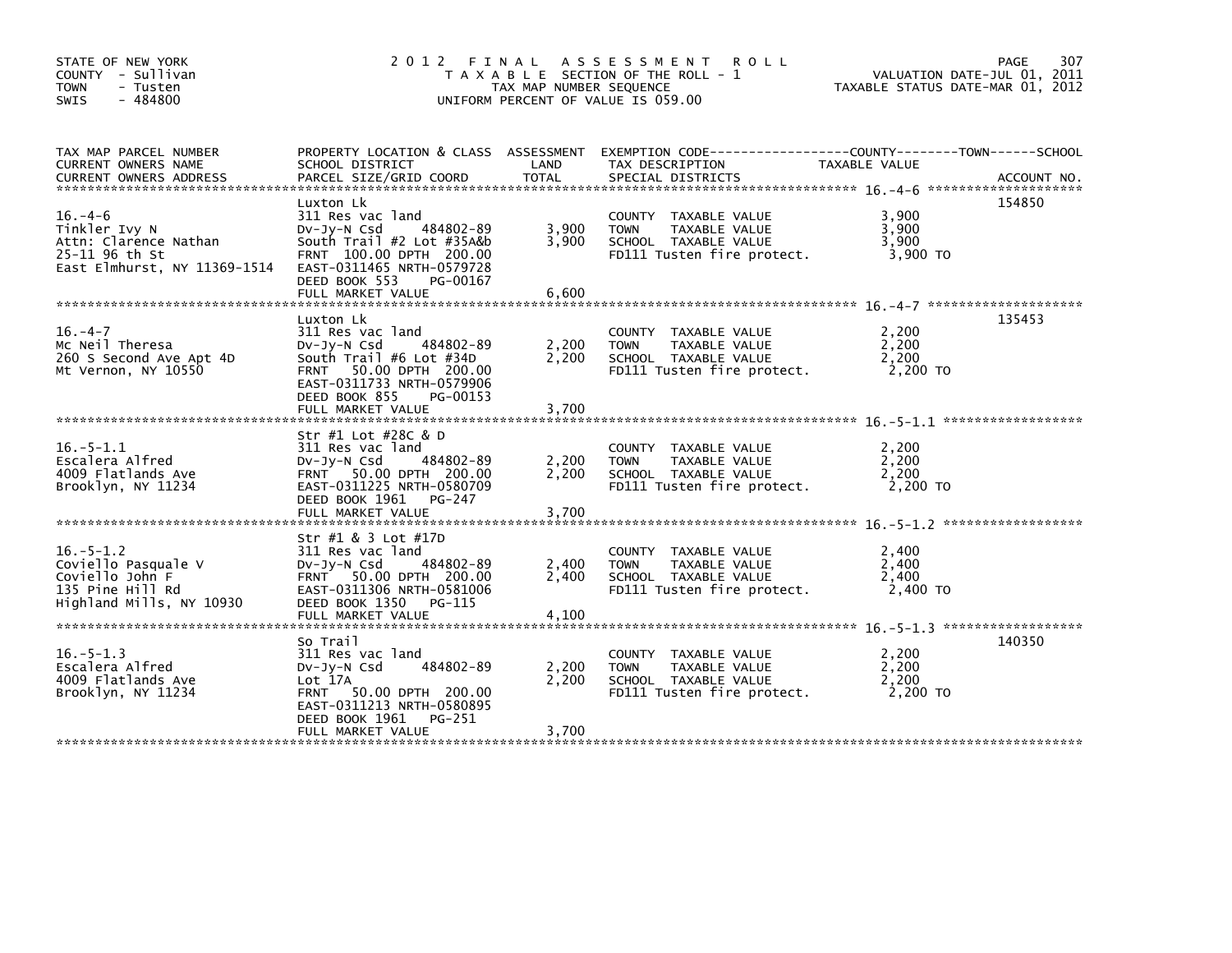STATE OF NEW YORK
COUNTY - Sullivan
TOWN - Tusten
SWIS - 484800

# 2012 FINAL ASSESSMENT ROLL

TAXABLE SECTION OF THE ROLL - 1
TAX MAP NUMBER SEQUENCE
UNIFORM PERCENT OF VALUE IS 059.00

VALUATION DATE-JUL 01, 2011
TAXABLE STATUS DATE-MAR 01, 2012

| TAX MAP PARCEL NUMBER / CURRENT OWNERS NAME / CURRENT OWNERS ADDRESS | PROPERTY LOCATION & CLASS / SCHOOL DISTRICT / PARCEL SIZE/GRID COORD | ASSESSMENT LAND | TOTAL | EXEMPTION CODE / TAX DESCRIPTION / SPECIAL DISTRICTS | TAXABLE VALUE (COUNTY / TOWN / SCHOOL) | ACCOUNT NO. |
|---|---|---|---|---|---|---|
| 16.-4-6 | Luxton Lk | | | | | 154850 |
| | 311 Res vac land | | | COUNTY TAXABLE VALUE | 3,900 | |
| Tinkler Ivy N | Dv-Jy-N Csd 484802-89 | 3,900 | | TOWN TAXABLE VALUE | 3,900 | |
| Attn: Clarence Nathan | South Trail #2 Lot #35A&b | | 3,900 | SCHOOL TAXABLE VALUE | 3,900 | |
| 25-11 96 th St | FRNT 100.00 DPTH 200.00 | | | FD111 Tusten fire protect. | 3,900 TO | |
| East Elmhurst, NY 11369-1514 | EAST-0311465 NRTH-0579728 | | | | | |
| | DEED BOOK 553 PG-00167 | | | | | |
| | FULL MARKET VALUE | | 6,600 | | | |
| 16.-4-7 | Luxton Lk | | | | | 135453 |
| | 311 Res vac land | | | COUNTY TAXABLE VALUE | 2,200 | |
| Mc Neil Theresa | Dv-Jy-N Csd 484802-89 | 2,200 | | TOWN TAXABLE VALUE | 2,200 | |
| 260 S Second Ave Apt 4D | South Trail #6 Lot #34D | | 2,200 | SCHOOL TAXABLE VALUE | 2,200 | |
| Mt Vernon, NY 10550 | FRNT 50.00 DPTH 200.00 | | | FD111 Tusten fire protect. | 2,200 TO | |
| | EAST-0311733 NRTH-0579906 | | | | | |
| | DEED BOOK 855 PG-00153 | | | | | |
| | FULL MARKET VALUE | | 3,700 | | | |
| 16.-5-1.1 | Str #1 Lot #28C & D | | | | | |
| | 311 Res vac land | | | COUNTY TAXABLE VALUE | 2,200 | |
| Escalera Alfred | Dv-Jy-N Csd 484802-89 | 2,200 | | TOWN TAXABLE VALUE | 2,200 | |
| 4009 Flatlands Ave | FRNT 50.00 DPTH 200.00 | | 2,200 | SCHOOL TAXABLE VALUE | 2,200 | |
| Brooklyn, NY 11234 | EAST-0311225 NRTH-0580709 | | | FD111 Tusten fire protect. | 2,200 TO | |
| | DEED BOOK 1961 PG-247 | | | | | |
| | FULL MARKET VALUE | | 3,700 | | | |
| 16.-5-1.2 | Str #1 & 3 Lot #17D | | | | | |
| | 311 Res vac land | | | COUNTY TAXABLE VALUE | 2,400 | |
| Coviello Pasquale V | Dv-Jy-N Csd 484802-89 | 2,400 | | TOWN TAXABLE VALUE | 2,400 | |
| Coviello John F | FRNT 50.00 DPTH 200.00 | | 2,400 | SCHOOL TAXABLE VALUE | 2,400 | |
| 135 Pine Hill Rd | EAST-0311306 NRTH-0581006 | | | FD111 Tusten fire protect. | 2,400 TO | |
| Highland Mills, NY 10930 | DEED BOOK 1350 PG-115 | | | | | |
| | FULL MARKET VALUE | | 4,100 | | | |
| 16.-5-1.3 | So Trail | | | | | 140350 |
| | 311 Res vac land | | | COUNTY TAXABLE VALUE | 2,200 | |
| Escalera Alfred | Dv-Jy-N Csd 484802-89 | 2,200 | | TOWN TAXABLE VALUE | 2,200 | |
| 4009 Flatlands Ave | Lot 17A | | 2,200 | SCHOOL TAXABLE VALUE | 2,200 | |
| Brooklyn, NY 11234 | FRNT 50.00 DPTH 200.00 | | | FD111 Tusten fire protect. | 2,200 TO | |
| | EAST-0311213 NRTH-0580895 | | | | | |
| | DEED BOOK 1961 PG-251 | | | | | |
| | FULL MARKET VALUE | | 3,700 | | | |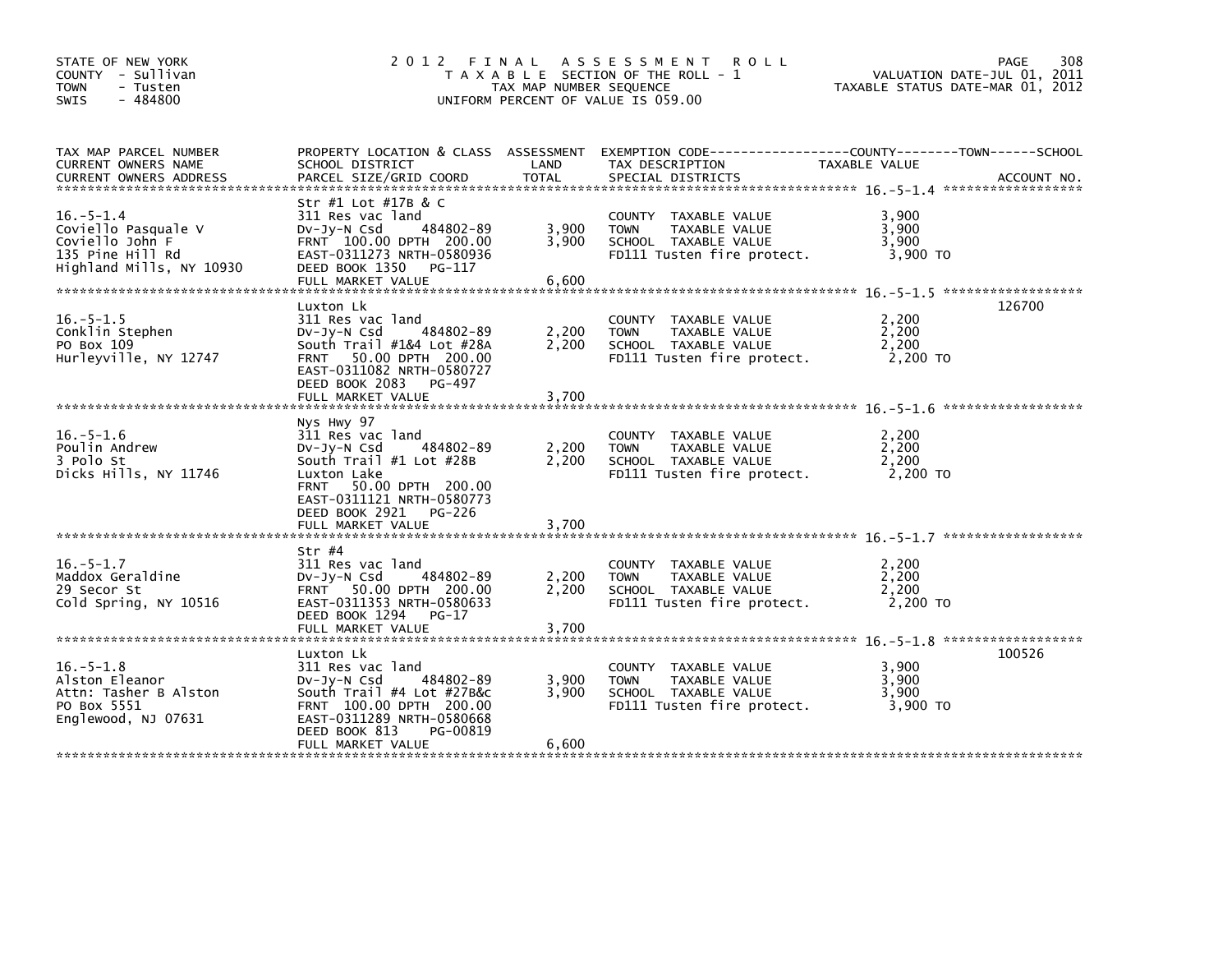STATE OF NEW YORK
COUNTY - Sullivan
TOWN - Tusten
SWIS - 484800

# 2012 FINAL ASSESSMENT ROLL

TAXABLE SECTION OF THE ROLL - 1
TAX MAP NUMBER SEQUENCE
UNIFORM PERCENT OF VALUE IS 059.00

VALUATION DATE-JUL 01, 2011
TAXABLE STATUS DATE-MAR 01, 2012

| TAX MAP PARCEL NUMBER / CURRENT OWNERS NAME / CURRENT OWNERS ADDRESS | PROPERTY LOCATION & CLASS / SCHOOL DISTRICT / PARCEL SIZE/GRID COORD | ASSESSMENT LAND / TOTAL | EXEMPTION CODE / TAX DESCRIPTION / SPECIAL DISTRICTS | TAXABLE VALUE (COUNTY / TOWN / SCHOOL) | ACCOUNT NO. |
|---|---|---|---|---|---|
| 16.-5-1.4 | Str #1 Lot #17B & C | | | | |
| Coviello Pasquale V | 311 Res vac land | | COUNTY TAXABLE VALUE | 3,900 | |
| Coviello John F | Dv-Jy-N Csd 484802-89 | 3,900 | TOWN TAXABLE VALUE | 3,900 | |
| 135 Pine Hill Rd | FRNT 100.00 DPTH 200.00 | 3,900 | SCHOOL TAXABLE VALUE | 3,900 | |
| Highland Mills, NY 10930 | EAST-0311273 NRTH-0580936 | | FD111 Tusten fire protect. | 3,900 TO | |
| | DEED BOOK 1350 PG-117 | | | | |
| | FULL MARKET VALUE | 6,600 | | | |
| 16.-5-1.5 | Luxton Lk | | | | 126700 |
| Conklin Stephen | 311 Res vac land | | COUNTY TAXABLE VALUE | 2,200 | |
| PO Box 109 | Dv-Jy-N Csd 484802-89 | 2,200 | TOWN TAXABLE VALUE | 2,200 | |
| Hurleyville, NY 12747 | South Trail #1&4 Lot #28A | 2,200 | SCHOOL TAXABLE VALUE | 2,200 | |
| | FRNT 50.00 DPTH 200.00 | | FD111 Tusten fire protect. | 2,200 TO | |
| | EAST-0311082 NRTH-0580727 | | | | |
| | DEED BOOK 2083 PG-497 | | | | |
| | FULL MARKET VALUE | 3,700 | | | |
| 16.-5-1.6 | Nys Hwy 97 | | | | |
| Poulin Andrew | 311 Res vac land | | COUNTY TAXABLE VALUE | 2,200 | |
| 3 Polo St | Dv-Jy-N Csd 484802-89 | 2,200 | TOWN TAXABLE VALUE | 2,200 | |
| Dicks Hills, NY 11746 | South Trail #1 Lot #28B | 2,200 | SCHOOL TAXABLE VALUE | 2,200 | |
| | Luxton Lake | | FD111 Tusten fire protect. | 2,200 TO | |
| | FRNT 50.00 DPTH 200.00 | | | | |
| | EAST-0311121 NRTH-0580773 | | | | |
| | DEED BOOK 2921 PG-226 | | | | |
| | FULL MARKET VALUE | 3,700 | | | |
| 16.-5-1.7 | Str #4 | | | | |
| Maddox Geraldine | 311 Res vac land | | COUNTY TAXABLE VALUE | 2,200 | |
| 29 Secor St | Dv-Jy-N Csd 484802-89 | 2,200 | TOWN TAXABLE VALUE | 2,200 | |
| Cold Spring, NY 10516 | FRNT 50.00 DPTH 200.00 | 2,200 | SCHOOL TAXABLE VALUE | 2,200 | |
| | EAST-0311353 NRTH-0580633 | | FD111 Tusten fire protect. | 2,200 TO | |
| | DEED BOOK 1294 PG-17 | | | | |
| | FULL MARKET VALUE | 3,700 | | | |
| 16.-5-1.8 | Luxton Lk | | | | 100526 |
| Alston Eleanor | 311 Res vac land | | COUNTY TAXABLE VALUE | 3,900 | |
| Attn: Tasher B Alston | Dv-Jy-N Csd 484802-89 | 3,900 | TOWN TAXABLE VALUE | 3,900 | |
| PO Box 5551 | South Trail #4 Lot #27B&c | 3,900 | SCHOOL TAXABLE VALUE | 3,900 | |
| Englewood, NJ 07631 | FRNT 100.00 DPTH 200.00 | | FD111 Tusten fire protect. | 3,900 TO | |
| | EAST-0311289 NRTH-0580668 | | | | |
| | DEED BOOK 813 PG-00819 | | | | |
| | FULL MARKET VALUE | 6,600 | | | |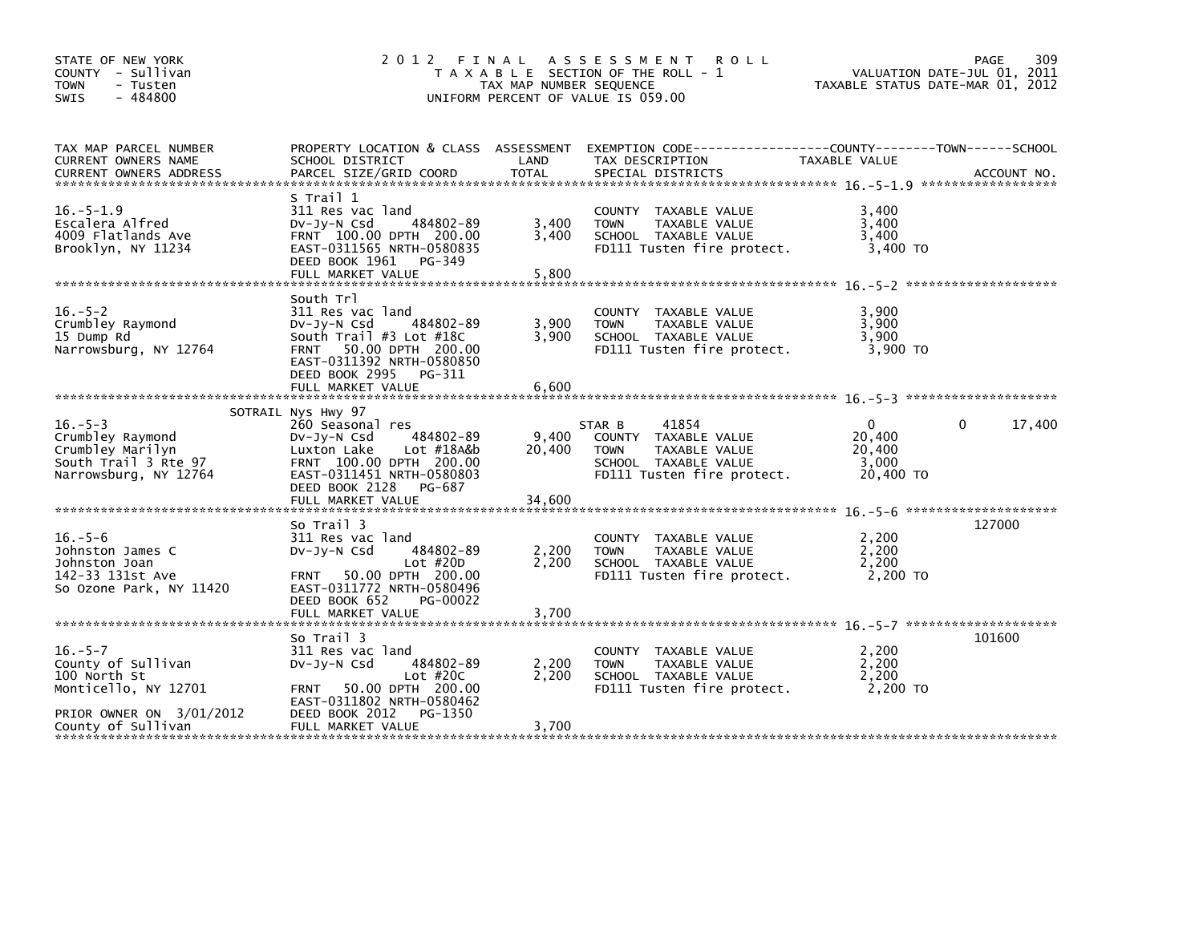STATE OF NEW YORK
COUNTY - Sullivan
TOWN - Tusten
SWIS - 484800

2012 FINAL ASSESSMENT ROLL
TAXABLE SECTION OF THE ROLL - 1
TAX MAP NUMBER SEQUENCE
UNIFORM PERCENT OF VALUE IS 059.00

VALUATION DATE-JUL 01, 2011
TAXABLE STATUS DATE-MAR 01, 2012

| TAX MAP PARCEL NUMBER / CURRENT OWNERS NAME / CURRENT OWNERS ADDRESS | PROPERTY LOCATION & CLASS / SCHOOL DISTRICT / PARCEL SIZE/GRID COORD | ASSESSMENT LAND | TOTAL | EXEMPTION CODE / TAX DESCRIPTION / SPECIAL DISTRICTS | COUNTY TAXABLE VALUE | TOWN | SCHOOL | ACCOUNT NO. |
|---|---|---|---|---|---|---|---|---|
| **16.-5-1.9** | S Trail 1 | | | | | | | |
| 16.-5-1.9 | 311 Res vac land | | | COUNTY TAXABLE VALUE | 3,400 | | | |
| Escalera Alfred | Dv-Jy-N Csd 484802-89 | 3,400 | | TOWN TAXABLE VALUE | 3,400 | | | |
| 4009 Flatlands Ave | FRNT 100.00 DPTH 200.00 | | 3,400 | SCHOOL TAXABLE VALUE | 3,400 | | | |
| Brooklyn, NY 11234 | EAST-0311565 NRTH-0580835 | | | FD111 Tusten fire protect. | 3,400 TO | | | |
| | DEED BOOK 1961 PG-349 | | | | | | | |
| | FULL MARKET VALUE | | 5,800 | | | | | |
| **16.-5-2** | South Trl | | | | | | | |
| 16.-5-2 | 311 Res vac land | | | COUNTY TAXABLE VALUE | 3,900 | | | |
| Crumbley Raymond | Dv-Jy-N Csd 484802-89 | 3,900 | | TOWN TAXABLE VALUE | 3,900 | | | |
| 15 Dump Rd | South Trail #3 Lot #18C | | 3,900 | SCHOOL TAXABLE VALUE | 3,900 | | | |
| Narrowsburg, NY 12764 | FRNT 50.00 DPTH 200.00 | | | FD111 Tusten fire protect. | 3,900 TO | | | |
| | EAST-0311392 NRTH-0580850 | | | | | | | |
| | DEED BOOK 2995 PG-311 | | | | | | | |
| | FULL MARKET VALUE | | 6,600 | | | | | |
| **16.-5-3** | SOTRAIL Nys Hwy 97 | | | | | | | |
| 16.-5-3 | 260 Seasonal res | | | STAR B 41854 | 0 | 0 | 17,400 | |
| Crumbley Raymond | Dv-Jy-N Csd 484802-89 | 9,400 | | COUNTY TAXABLE VALUE | 20,400 | | | |
| Crumbley Marilyn | Luxton Lake Lot #18A&b | | 20,400 | TOWN TAXABLE VALUE | 20,400 | | | |
| South Trail 3 Rte 97 | FRNT 100.00 DPTH 200.00 | | | SCHOOL TAXABLE VALUE | 3,000 | | | |
| Narrowsburg, NY 12764 | EAST-0311451 NRTH-0580803 | | | FD111 Tusten fire protect. | 20,400 TO | | | |
| | DEED BOOK 2128 PG-687 | | | | | | | |
| | FULL MARKET VALUE | | 34,600 | | | | | |
| **16.-5-6** | So Trail 3 | | | | | | | 127000 |
| 16.-5-6 | 311 Res vac land | | | COUNTY TAXABLE VALUE | 2,200 | | | |
| Johnston James C | Dv-Jy-N Csd 484802-89 | 2,200 | | TOWN TAXABLE VALUE | 2,200 | | | |
| Johnston Joan | Lot #20D | | 2,200 | SCHOOL TAXABLE VALUE | 2,200 | | | |
| 142-33 131st Ave | FRNT 50.00 DPTH 200.00 | | | FD111 Tusten fire protect. | 2,200 TO | | | |
| So Ozone Park, NY 11420 | EAST-0311772 NRTH-0580496 | | | | | | | |
| | DEED BOOK 652 PG-00022 | | | | | | | |
| | FULL MARKET VALUE | | 3,700 | | | | | |
| **16.-5-7** | So Trail 3 | | | | | | | 101600 |
| 16.-5-7 | 311 Res vac land | | | COUNTY TAXABLE VALUE | 2,200 | | | |
| County of Sullivan | Dv-Jy-N Csd 484802-89 | 2,200 | | TOWN TAXABLE VALUE | 2,200 | | | |
| 100 North St | Lot #20C | | 2,200 | SCHOOL TAXABLE VALUE | 2,200 | | | |
| Monticello, NY 12701 | FRNT 50.00 DPTH 200.00 | | | FD111 Tusten fire protect. | 2,200 TO | | | |
| | EAST-0311802 NRTH-0580462 | | | | | | | |
| PRIOR OWNER ON 3/01/2012 | DEED BOOK 2012 PG-1350 | | | | | | | |
| County of Sullivan | FULL MARKET VALUE | | 3,700 | | | | | |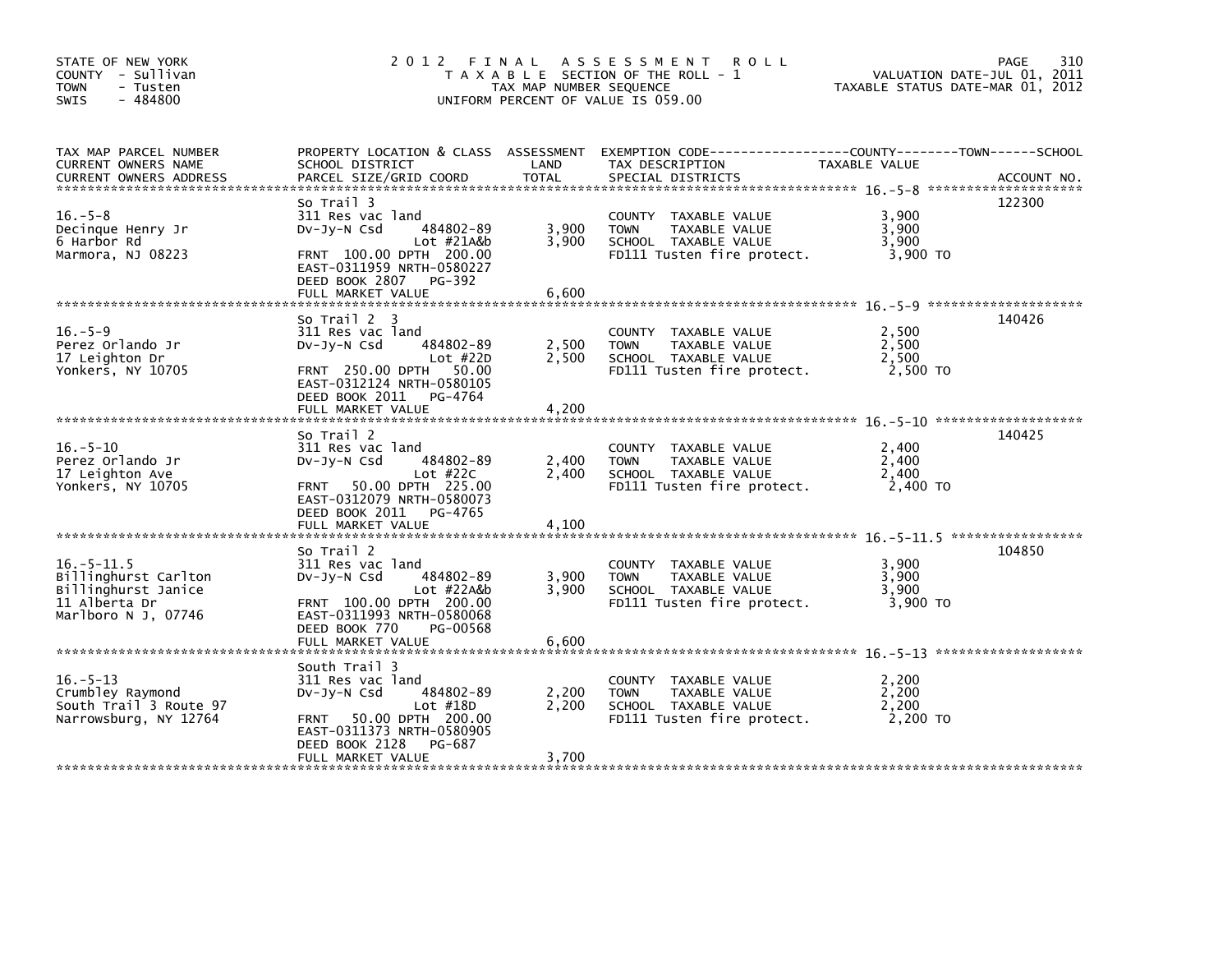STATE OF NEW YORK
COUNTY - Sullivan
TOWN - Tusten
SWIS - 484800

2012 FINAL ASSESSMENT ROLL
TAXABLE SECTION OF THE ROLL - 1
TAX MAP NUMBER SEQUENCE
UNIFORM PERCENT OF VALUE IS 059.00

VALUATION DATE-JUL 01, 2011
TAXABLE STATUS DATE-MAR 01, 2012

| TAX MAP PARCEL NUMBER / CURRENT OWNERS NAME / CURRENT OWNERS ADDRESS | PROPERTY LOCATION & CLASS / SCHOOL DISTRICT / PARCEL SIZE/GRID COORD | ASSESSMENT LAND | TOTAL | EXEMPTION CODE / TAX DESCRIPTION / SPECIAL DISTRICTS | TAXABLE VALUE (COUNTY / TOWN / SCHOOL) | ACCOUNT NO. |
|---|---|---|---|---|---|---|
| 16.-5-8 | So Trail 3 | | | | | 122300 |
| Decinque Henry Jr | 311 Res vac land | | | COUNTY TAXABLE VALUE | 3,900 | |
| 6 Harbor Rd | Dv-Jy-N Csd 484802-89 | 3,900 | | TOWN TAXABLE VALUE | 3,900 | |
| Marmora, NJ 08223 | Lot #21A&b | | 3,900 | SCHOOL TAXABLE VALUE | 3,900 | |
| | FRNT 100.00 DPTH 200.00 | | | FD111 Tusten fire protect. | 3,900 TO | |
| | EAST-0311959 NRTH-0580227 | | | | | |
| | DEED BOOK 2807 PG-392 | | | | | |
| | FULL MARKET VALUE | | 6,600 | | | |
| 16.-5-9 | So Trail 2 3 | | | | | 140426 |
| Perez Orlando Jr | 311 Res vac land | | | COUNTY TAXABLE VALUE | 2,500 | |
| 17 Leighton Dr | Dv-Jy-N Csd 484802-89 | 2,500 | | TOWN TAXABLE VALUE | 2,500 | |
| Yonkers, NY 10705 | Lot #22D | | 2,500 | SCHOOL TAXABLE VALUE | 2,500 | |
| | FRNT 250.00 DPTH 50.00 | | | FD111 Tusten fire protect. | 2,500 TO | |
| | EAST-0312124 NRTH-0580105 | | | | | |
| | DEED BOOK 2011 PG-4764 | | | | | |
| | FULL MARKET VALUE | | 4,200 | | | |
| 16.-5-10 | So Trail 2 | | | | | 140425 |
| Perez Orlando Jr | 311 Res vac land | | | COUNTY TAXABLE VALUE | 2,400 | |
| 17 Leighton Ave | Dv-Jy-N Csd 484802-89 | 2,400 | | TOWN TAXABLE VALUE | 2,400 | |
| Yonkers, NY 10705 | Lot #22C | | 2,400 | SCHOOL TAXABLE VALUE | 2,400 | |
| | FRNT 50.00 DPTH 225.00 | | | FD111 Tusten fire protect. | 2,400 TO | |
| | EAST-0312079 NRTH-0580073 | | | | | |
| | DEED BOOK 2011 PG-4765 | | | | | |
| | FULL MARKET VALUE | | 4,100 | | | |
| 16.-5-11.5 | So Trail 2 | | | | | 104850 |
| Billinghurst Carlton | 311 Res vac land | | | COUNTY TAXABLE VALUE | 3,900 | |
| Billinghurst Janice | Dv-Jy-N Csd 484802-89 | 3,900 | | TOWN TAXABLE VALUE | 3,900 | |
| 11 Alberta Dr | Lot #22A&b | | 3,900 | SCHOOL TAXABLE VALUE | 3,900 | |
| Marlboro N J, 07746 | FRNT 100.00 DPTH 200.00 | | | FD111 Tusten fire protect. | 3,900 TO | |
| | EAST-0311993 NRTH-0580068 | | | | | |
| | DEED BOOK 770 PG-00568 | | | | | |
| | FULL MARKET VALUE | | 6,600 | | | |
| 16.-5-13 | South Trail 3 | | | | | |
| Crumbley Raymond | 311 Res vac land | | | COUNTY TAXABLE VALUE | 2,200 | |
| South Trail 3 Route 97 | Dv-Jy-N Csd 484802-89 | 2,200 | | TOWN TAXABLE VALUE | 2,200 | |
| Narrowsburg, NY 12764 | Lot #18D | | 2,200 | SCHOOL TAXABLE VALUE | 2,200 | |
| | FRNT 50.00 DPTH 200.00 | | | FD111 Tusten fire protect. | 2,200 TO | |
| | EAST-0311373 NRTH-0580905 | | | | | |
| | DEED BOOK 2128 PG-687 | | | | | |
| | FULL MARKET VALUE | | 3,700 | | | |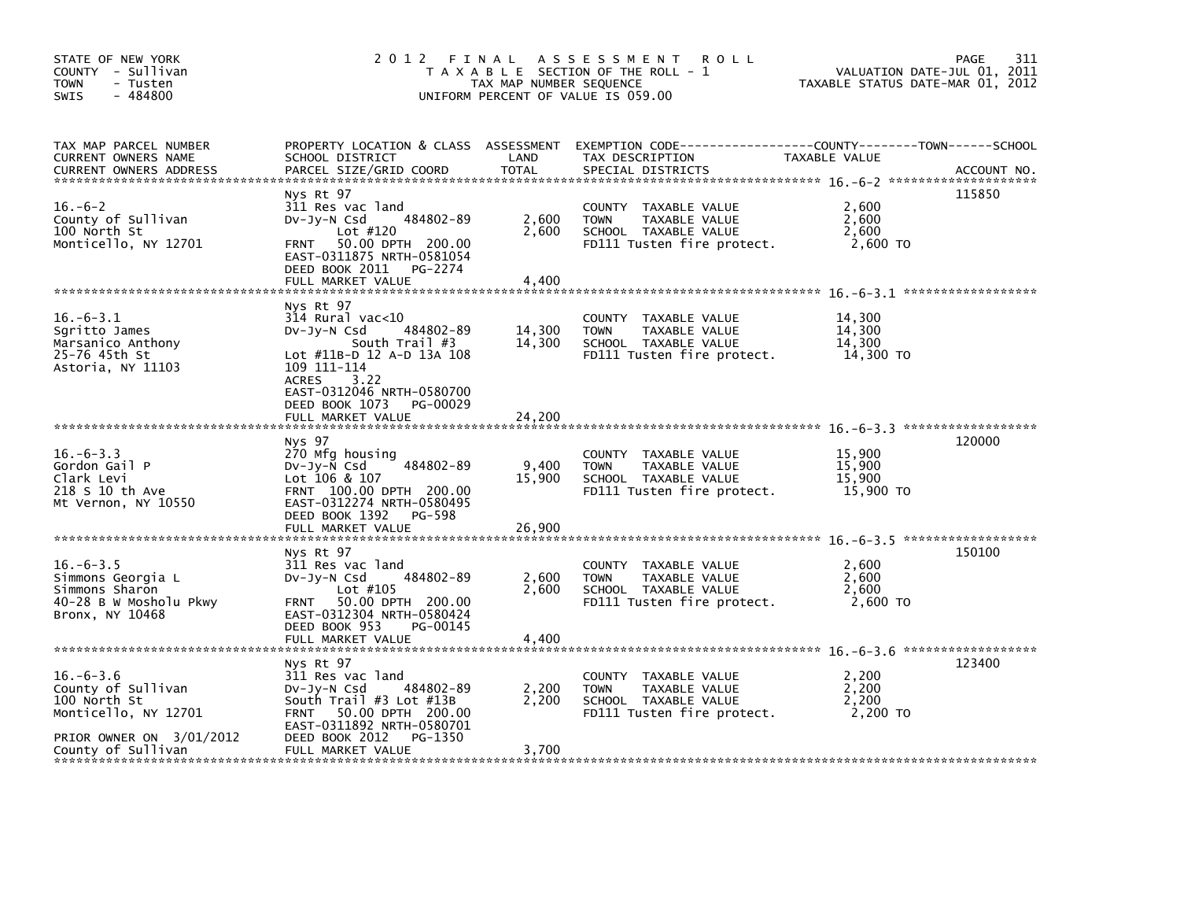STATE OF NEW YORK
COUNTY - Sullivan
TOWN - Tusten
SWIS - 484800

# 2012 FINAL ASSESSMENT ROLL
TAXABLE SECTION OF THE ROLL - 1
TAX MAP NUMBER SEQUENCE
UNIFORM PERCENT OF VALUE IS 059.00

VALUATION DATE-JUL 01, 2011
TAXABLE STATUS DATE-MAR 01, 2012

| TAX MAP PARCEL NUMBER / CURRENT OWNERS NAME / CURRENT OWNERS ADDRESS | PROPERTY LOCATION & CLASS / SCHOOL DISTRICT / PARCEL SIZE/GRID COORD | ASSESSMENT LAND | TOTAL | EXEMPTION CODE / TAX DESCRIPTION / SPECIAL DISTRICTS | TAXABLE VALUE | ACCOUNT NO. |
|---|---|---|---|---|---|---|
| **16.-6-2** | Nys Rt 97 | | | | | 115850 |
| County of Sullivan | 311 Res vac land | | | COUNTY TAXABLE VALUE | 2,600 | |
| 100 North St | Dv-Jy-N Csd 484802-89 | 2,600 | | TOWN TAXABLE VALUE | 2,600 | |
| Monticello, NY 12701 | Lot #120 | | 2,600 | SCHOOL TAXABLE VALUE | 2,600 | |
| | FRNT 50.00 DPTH 200.00 | | | FD111 Tusten fire protect. | 2,600 TO | |
| | EAST-0311875 NRTH-0581054 | | | | | |
| | DEED BOOK 2011 PG-2274 | | | | | |
| | FULL MARKET VALUE | | 4,400 | | | |
| **16.-6-3.1** | Nys Rt 97 | | | | | |
| Sgritto James | 314 Rural vac<10 | | | COUNTY TAXABLE VALUE | 14,300 | |
| Marsanico Anthony | Dv-Jy-N Csd 484802-89 | 14,300 | | TOWN TAXABLE VALUE | 14,300 | |
| 25-76 45th St | South Trail #3 | | 14,300 | SCHOOL TAXABLE VALUE | 14,300 | |
| Astoria, NY 11103 | Lot #11B-D 12 A-D 13A 108 | | | FD111 Tusten fire protect. | 14,300 TO | |
| | 109 111-114 | | | | | |
| | ACRES 3.22 | | | | | |
| | EAST-0312046 NRTH-0580700 | | | | | |
| | DEED BOOK 1073 PG-00029 | | | | | |
| | FULL MARKET VALUE | | 24,200 | | | |
| **16.-6-3.3** | Nys 97 | | | | | 120000 |
| Gordon Gail P | 270 Mfg housing | | | COUNTY TAXABLE VALUE | 15,900 | |
| Clark Levi | Dv-Jy-N Csd 484802-89 | 9,400 | | TOWN TAXABLE VALUE | 15,900 | |
| 218 S 10 th Ave | Lot 106 & 107 | | 15,900 | SCHOOL TAXABLE VALUE | 15,900 | |
| Mt Vernon, NY 10550 | FRNT 100.00 DPTH 200.00 | | | FD111 Tusten fire protect. | 15,900 TO | |
| | EAST-0312274 NRTH-0580495 | | | | | |
| | DEED BOOK 1392 PG-598 | | | | | |
| | FULL MARKET VALUE | | 26,900 | | | |
| **16.-6-3.5** | Nys Rt 97 | | | | | 150100 |
| Simmons Georgia L | 311 Res vac land | | | COUNTY TAXABLE VALUE | 2,600 | |
| Simmons Sharon | Dv-Jy-N Csd 484802-89 | 2,600 | | TOWN TAXABLE VALUE | 2,600 | |
| 40-28 B W Mosholu Pkwy | Lot #105 | | 2,600 | SCHOOL TAXABLE VALUE | 2,600 | |
| Bronx, NY 10468 | FRNT 50.00 DPTH 200.00 | | | FD111 Tusten fire protect. | 2,600 TO | |
| | EAST-0312304 NRTH-0580424 | | | | | |
| | DEED BOOK 953 PG-00145 | | | | | |
| | FULL MARKET VALUE | | 4,400 | | | |
| **16.-6-3.6** | Nys Rt 97 | | | | | 123400 |
| County of Sullivan | 311 Res vac land | | | COUNTY TAXABLE VALUE | 2,200 | |
| 100 North St | Dv-Jy-N Csd 484802-89 | 2,200 | | TOWN TAXABLE VALUE | 2,200 | |
| Monticello, NY 12701 | South Trail #3 Lot #13B | | 2,200 | SCHOOL TAXABLE VALUE | 2,200 | |
| | FRNT 50.00 DPTH 200.00 | | | FD111 Tusten fire protect. | 2,200 TO | |
| | EAST-0311892 NRTH-0580701 | | | | | |
| PRIOR OWNER ON 3/01/2012 | DEED BOOK 2012 PG-1350 | | | | | |
| County of Sullivan | FULL MARKET VALUE | | 3,700 | | | |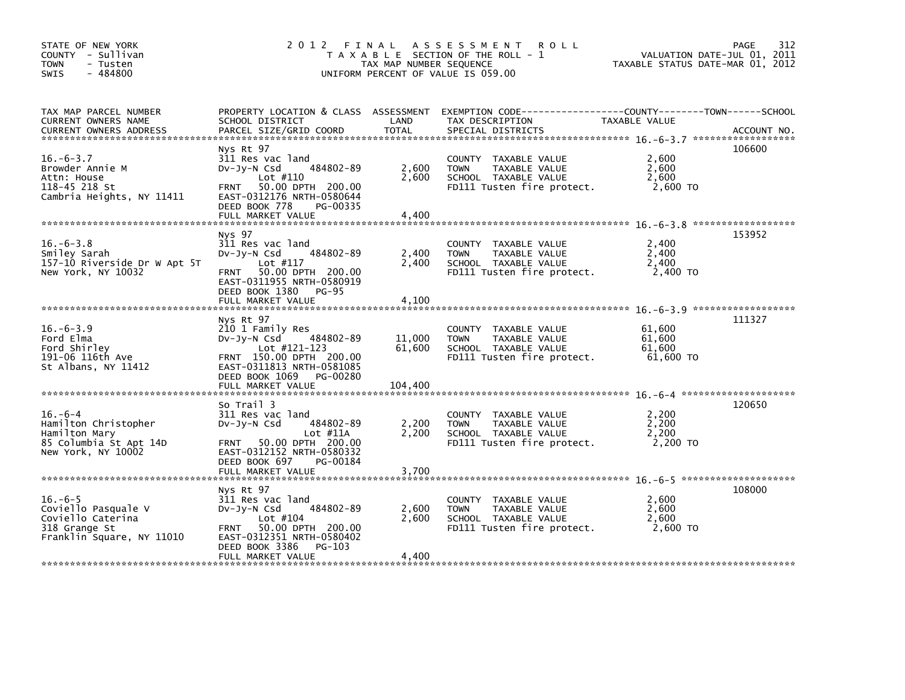STATE OF NEW YORK
COUNTY - Sullivan
TOWN - Tusten
SWIS - 484800

# 2012 FINAL ASSESSMENT ROLL

TAXABLE SECTION OF THE ROLL - 1
TAX MAP NUMBER SEQUENCE
UNIFORM PERCENT OF VALUE IS 059.00

VALUATION DATE-JUL 01, 2011
TAXABLE STATUS DATE-MAR 01, 2012

| TAX MAP PARCEL NUMBER / CURRENT OWNERS NAME / CURRENT OWNERS ADDRESS | PROPERTY LOCATION & CLASS / SCHOOL DISTRICT / PARCEL SIZE/GRID COORD | ASSESSMENT LAND | TOTAL | EXEMPTION CODE / TAX DESCRIPTION / SPECIAL DISTRICTS | TAXABLE VALUE (COUNTY / TOWN / SCHOOL) | ACCOUNT NO. |
|---|---|---|---|---|---|---|
| 16.-6-3.7 | Nys Rt 97 | | | | | 106600 |
| Browder Annie M | 311 Res vac land | | | COUNTY TAXABLE VALUE | 2,600 | |
| Attn: House | Dv-Jy-N Csd 484802-89 | 2,600 | | TOWN TAXABLE VALUE | 2,600 | |
| 118-45 218 St | Lot #110 | | 2,600 | SCHOOL TAXABLE VALUE | 2,600 | |
| Cambria Heights, NY 11411 | FRNT 50.00 DPTH 200.00 | | | FD111 Tusten fire protect. | 2,600 TO | |
| | EAST-0312176 NRTH-0580644 | | | | | |
| | DEED BOOK 778 PG-00335 | | | | | |
| | FULL MARKET VALUE | | 4,400 | | | |
| 16.-6-3.8 | Nys 97 | | | | | 153952 |
| Smiley Sarah | 311 Res vac land | | | COUNTY TAXABLE VALUE | 2,400 | |
| 157-10 Riverside Dr W Apt 5T | Dv-Jy-N Csd 484802-89 | 2,400 | | TOWN TAXABLE VALUE | 2,400 | |
| New York, NY 10032 | Lot #117 | | 2,400 | SCHOOL TAXABLE VALUE | 2,400 | |
| | FRNT 50.00 DPTH 200.00 | | | FD111 Tusten fire protect. | 2,400 TO | |
| | EAST-0311955 NRTH-0580919 | | | | | |
| | DEED BOOK 1380 PG-95 | | | | | |
| | FULL MARKET VALUE | | 4,100 | | | |
| 16.-6-3.9 | Nys Rt 97 | | | | | 111327 |
| Ford Elma | 210 1 Family Res | | | COUNTY TAXABLE VALUE | 61,600 | |
| Ford Shirley | Dv-Jy-N Csd 484802-89 | 11,000 | | TOWN TAXABLE VALUE | 61,600 | |
| 191-06 116th Ave | Lot #121-123 | | 61,600 | SCHOOL TAXABLE VALUE | 61,600 | |
| St Albans, NY 11412 | FRNT 150.00 DPTH 200.00 | | | FD111 Tusten fire protect. | 61,600 TO | |
| | EAST-0311813 NRTH-0581085 | | | | | |
| | DEED BOOK 1069 PG-00280 | | | | | |
| | FULL MARKET VALUE | | 104,400 | | | |
| 16.-6-4 | So Trail 3 | | | | | 120650 |
| Hamilton Christopher | 311 Res vac land | | | COUNTY TAXABLE VALUE | 2,200 | |
| Hamilton Mary | Dv-Jy-N Csd 484802-89 | 2,200 | | TOWN TAXABLE VALUE | 2,200 | |
| 85 Columbia St Apt 14D | Lot #11A | | 2,200 | SCHOOL TAXABLE VALUE | 2,200 | |
| New York, NY 10002 | FRNT 50.00 DPTH 200.00 | | | FD111 Tusten fire protect. | 2,200 TO | |
| | EAST-0312152 NRTH-0580332 | | | | | |
| | DEED BOOK 697 PG-00184 | | | | | |
| | FULL MARKET VALUE | | 3,700 | | | |
| 16.-6-5 | Nys Rt 97 | | | | | 108000 |
| Coviello Pasquale V | 311 Res vac land | | | COUNTY TAXABLE VALUE | 2,600 | |
| Coviello Caterina | Dv-Jy-N Csd 484802-89 | 2,600 | | TOWN TAXABLE VALUE | 2,600 | |
| 318 Grange St | Lot #104 | | 2,600 | SCHOOL TAXABLE VALUE | 2,600 | |
| Franklin Square, NY 11010 | FRNT 50.00 DPTH 200.00 | | | FD111 Tusten fire protect. | 2,600 TO | |
| | EAST-0312351 NRTH-0580402 | | | | | |
| | DEED BOOK 3386 PG-103 | | | | | |
| | FULL MARKET VALUE | | 4,400 | | | |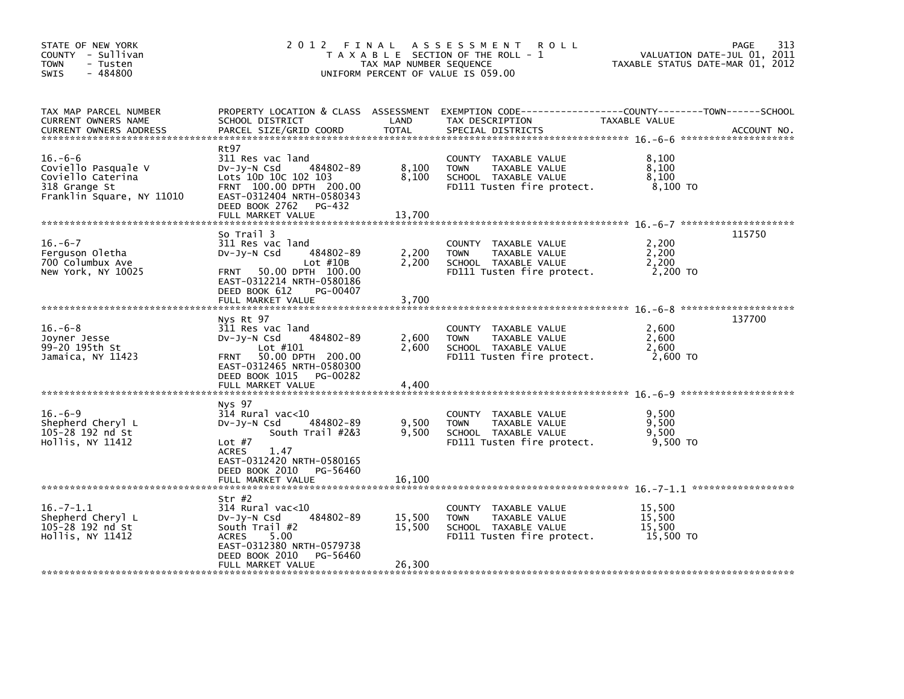STATE OF NEW YORK
COUNTY - Sullivan
TOWN - Tusten
SWIS - 484800

# 2012 FINAL ASSESSMENT ROLL

TAXABLE SECTION OF THE ROLL - 1
TAX MAP NUMBER SEQUENCE
UNIFORM PERCENT OF VALUE IS 059.00

VALUATION DATE-JUL 01, 2011
TAXABLE STATUS DATE-MAR 01, 2012

| TAX MAP PARCEL NUMBER / CURRENT OWNERS NAME / CURRENT OWNERS ADDRESS | PROPERTY LOCATION & CLASS / SCHOOL DISTRICT / PARCEL SIZE/GRID COORD | ASSESSMENT LAND / TOTAL | EXEMPTION CODE / TAX DESCRIPTION / SPECIAL DISTRICTS | TAXABLE VALUE (COUNTY / TOWN / SCHOOL) | ACCOUNT NO. |
|---|---|---|---|---|---|
| 16.-6-6 | Rt97 | | | | |
| Coviello Pasquale V | 311 Res vac land | | COUNTY TAXABLE VALUE | 8,100 | |
| Coviello Caterina | Dv-Jy-N Csd 484802-89 | 8,100 | TOWN TAXABLE VALUE | 8,100 | |
| 318 Grange St | Lots 10D 10C 102 103 | 8,100 | SCHOOL TAXABLE VALUE | 8,100 | |
| Franklin Square, NY 11010 | FRNT 100.00 DPTH 200.00 | | FD111 Tusten fire protect. | 8,100 TO | |
| | EAST-0312404 NRTH-0580343 | | | | |
| | DEED BOOK 2762 PG-432 | | | | |
| | FULL MARKET VALUE | 13,700 | | | |
| 16.-6-7 | So Trail 3 | | | | 115750 |
| Ferguson Oletha | 311 Res vac land | | COUNTY TAXABLE VALUE | 2,200 | |
| 700 Columbux Ave | Dv-Jy-N Csd 484802-89 | 2,200 | TOWN TAXABLE VALUE | 2,200 | |
| New York, NY 10025 | Lot #10B | 2,200 | SCHOOL TAXABLE VALUE | 2,200 | |
| | FRNT 50.00 DPTH 100.00 | | FD111 Tusten fire protect. | 2,200 TO | |
| | EAST-0312214 NRTH-0580186 | | | | |
| | DEED BOOK 612 PG-00407 | | | | |
| | FULL MARKET VALUE | 3,700 | | | |
| 16.-6-8 | Nys Rt 97 | | | | 137700 |
| Joyner Jesse | 311 Res vac land | | COUNTY TAXABLE VALUE | 2,600 | |
| 99-20 195th St | Dv-Jy-N Csd 484802-89 | 2,600 | TOWN TAXABLE VALUE | 2,600 | |
| Jamaica, NY 11423 | Lot #101 | 2,600 | SCHOOL TAXABLE VALUE | 2,600 | |
| | FRNT 50.00 DPTH 200.00 | | FD111 Tusten fire protect. | 2,600 TO | |
| | EAST-0312465 NRTH-0580300 | | | | |
| | DEED BOOK 1015 PG-00282 | | | | |
| | FULL MARKET VALUE | 4,400 | | | |
| 16.-6-9 | Nys 97 | | | | |
| Shepherd Cheryl L | 314 Rural vac<10 | | COUNTY TAXABLE VALUE | 9,500 | |
| 105-28 192 nd St | Dv-Jy-N Csd 484802-89 | 9,500 | TOWN TAXABLE VALUE | 9,500 | |
| Hollis, NY 11412 | South Trail #2&3 | 9,500 | SCHOOL TAXABLE VALUE | 9,500 | |
| | Lot #7 | | FD111 Tusten fire protect. | 9,500 TO | |
| | ACRES 1.47 | | | | |
| | EAST-0312420 NRTH-0580165 | | | | |
| | DEED BOOK 2010 PG-56460 | | | | |
| | FULL MARKET VALUE | 16,100 | | | |
| 16.-7-1.1 | Str #2 | | | | |
| Shepherd Cheryl L | 314 Rural vac<10 | | COUNTY TAXABLE VALUE | 15,500 | |
| 105-28 192 nd St | Dv-Jy-N Csd 484802-89 | 15,500 | TOWN TAXABLE VALUE | 15,500 | |
| Hollis, NY 11412 | South Trail #2 | 15,500 | SCHOOL TAXABLE VALUE | 15,500 | |
| | ACRES 5.00 | | FD111 Tusten fire protect. | 15,500 TO | |
| | EAST-0312380 NRTH-0579738 | | | | |
| | DEED BOOK 2010 PG-56460 | | | | |
| | FULL MARKET VALUE | 26,300 | | | |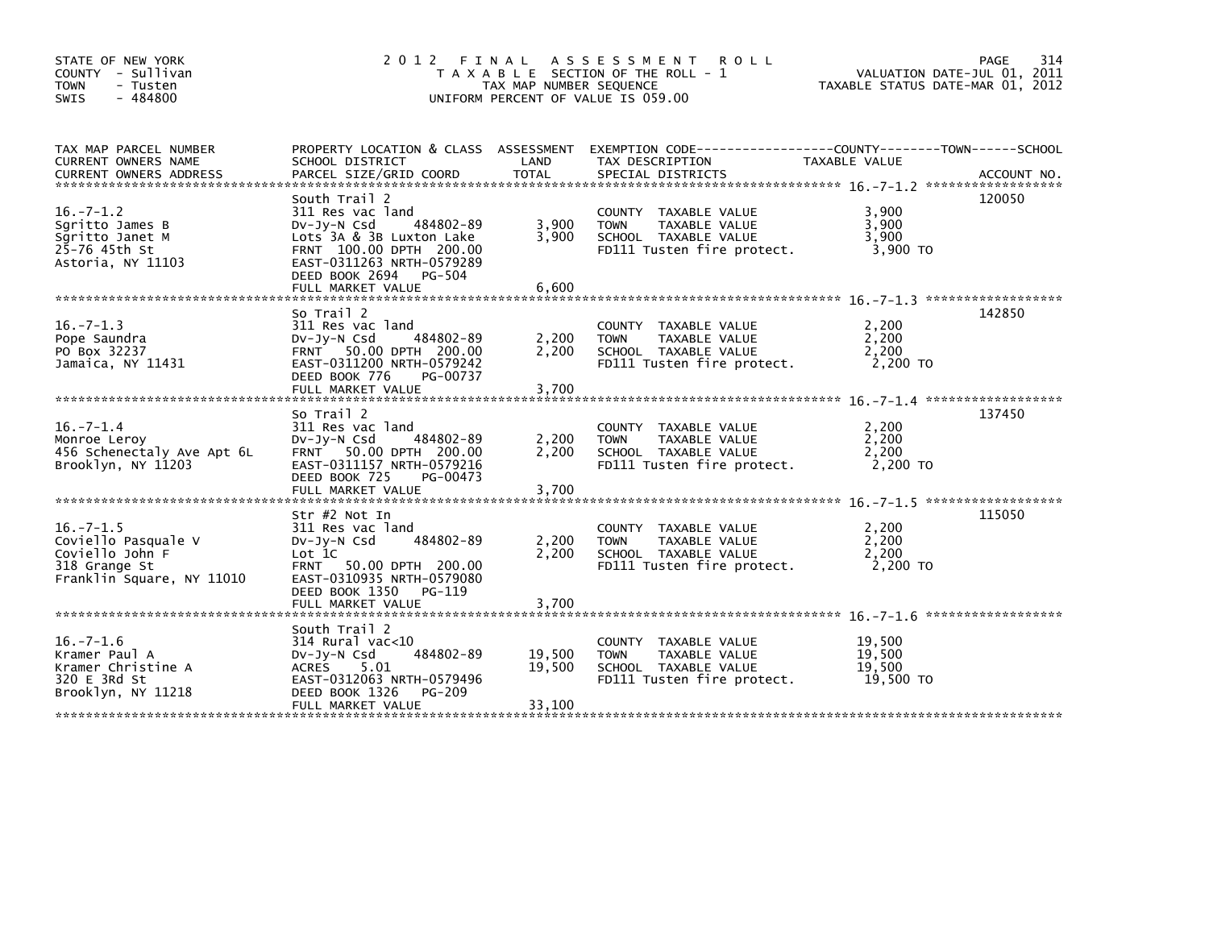STATE OF NEW YORK
COUNTY - Sullivan
TOWN - Tusten
SWIS - 484800

# 2012 FINAL ASSESSMENT ROLL

TAXABLE SECTION OF THE ROLL - 1
TAX MAP NUMBER SEQUENCE
UNIFORM PERCENT OF VALUE IS 059.00

VALUATION DATE-JUL 01, 2011
TAXABLE STATUS DATE-MAR 01, 2012

| TAX MAP PARCEL NUMBER / CURRENT OWNERS NAME / CURRENT OWNERS ADDRESS | PROPERTY LOCATION & CLASS / SCHOOL DISTRICT / PARCEL SIZE/GRID COORD | ASSESSMENT LAND / TOTAL | EXEMPTION CODE / TAX DESCRIPTION / SPECIAL DISTRICTS | TAXABLE VALUE (COUNTY--TOWN--SCHOOL) | ACCOUNT NO. |
|---|---|---|---|---|---|
| 16.-7-1.2 | South Trail 2 | | | | 120050 |
| Sgritto James B | 311 Res vac land | | COUNTY TAXABLE VALUE | 3,900 | |
| Sgritto Janet M | Dv-Jy-N Csd 484802-89 | 3,900 | TOWN TAXABLE VALUE | 3,900 | |
| 25-76 45th St | Lots 3A & 3B Luxton Lake | 3,900 | SCHOOL TAXABLE VALUE | 3,900 | |
| Astoria, NY 11103 | FRNT 100.00 DPTH 200.00 | | FD111 Tusten fire protect. | 3,900 TO | |
| | EAST-0311263 NRTH-0579289 | | | | |
| | DEED BOOK 2694 PG-504 | | | | |
| | FULL MARKET VALUE | 6,600 | | | |
| 16.-7-1.3 | So Trail 2 | | | | 142850 |
| Pope Saundra | 311 Res vac land | | COUNTY TAXABLE VALUE | 2,200 | |
| PO Box 32237 | Dv-Jy-N Csd 484802-89 | 2,200 | TOWN TAXABLE VALUE | 2,200 | |
| Jamaica, NY 11431 | FRNT 50.00 DPTH 200.00 | 2,200 | SCHOOL TAXABLE VALUE | 2,200 | |
| | EAST-0311200 NRTH-0579242 | | FD111 Tusten fire protect. | 2,200 TO | |
| | DEED BOOK 776 PG-00737 | | | | |
| | FULL MARKET VALUE | 3,700 | | | |
| 16.-7-1.4 | So Trail 2 | | | | 137450 |
| Monroe Leroy | 311 Res vac land | | COUNTY TAXABLE VALUE | 2,200 | |
| 456 Schenectaly Ave Apt 6L | Dv-Jy-N Csd 484802-89 | 2,200 | TOWN TAXABLE VALUE | 2,200 | |
| Brooklyn, NY 11203 | FRNT 50.00 DPTH 200.00 | 2,200 | SCHOOL TAXABLE VALUE | 2,200 | |
| | EAST-0311157 NRTH-0579216 | | FD111 Tusten fire protect. | 2,200 TO | |
| | DEED BOOK 725 PG-00473 | | | | |
| | FULL MARKET VALUE | 3,700 | | | |
| 16.-7-1.5 | Str #2 Not In | | | | 115050 |
| Coviello Pasquale V | 311 Res vac land | | COUNTY TAXABLE VALUE | 2,200 | |
| Coviello John F | Dv-Jy-N Csd 484802-89 | 2,200 | TOWN TAXABLE VALUE | 2,200 | |
| 318 Grange St | Lot 1C | 2,200 | SCHOOL TAXABLE VALUE | 2,200 | |
| Franklin Square, NY 11010 | FRNT 50.00 DPTH 200.00 | | FD111 Tusten fire protect. | 2,200 TO | |
| | EAST-0310935 NRTH-0579080 | | | | |
| | DEED BOOK 1350 PG-119 | | | | |
| | FULL MARKET VALUE | 3,700 | | | |
| 16.-7-1.6 | South Trail 2 | | | | |
| Kramer Paul A | 314 Rural vac<10 | | COUNTY TAXABLE VALUE | 19,500 | |
| Kramer Christine A | Dv-Jy-N Csd 484802-89 | 19,500 | TOWN TAXABLE VALUE | 19,500 | |
| 320 E 3Rd St | ACRES 5.01 | 19,500 | SCHOOL TAXABLE VALUE | 19,500 | |
| Brooklyn, NY 11218 | EAST-0312063 NRTH-0579496 | | FD111 Tusten fire protect. | 19,500 TO | |
| | DEED BOOK 1326 PG-209 | | | | |
| | FULL MARKET VALUE | 33,100 | | | |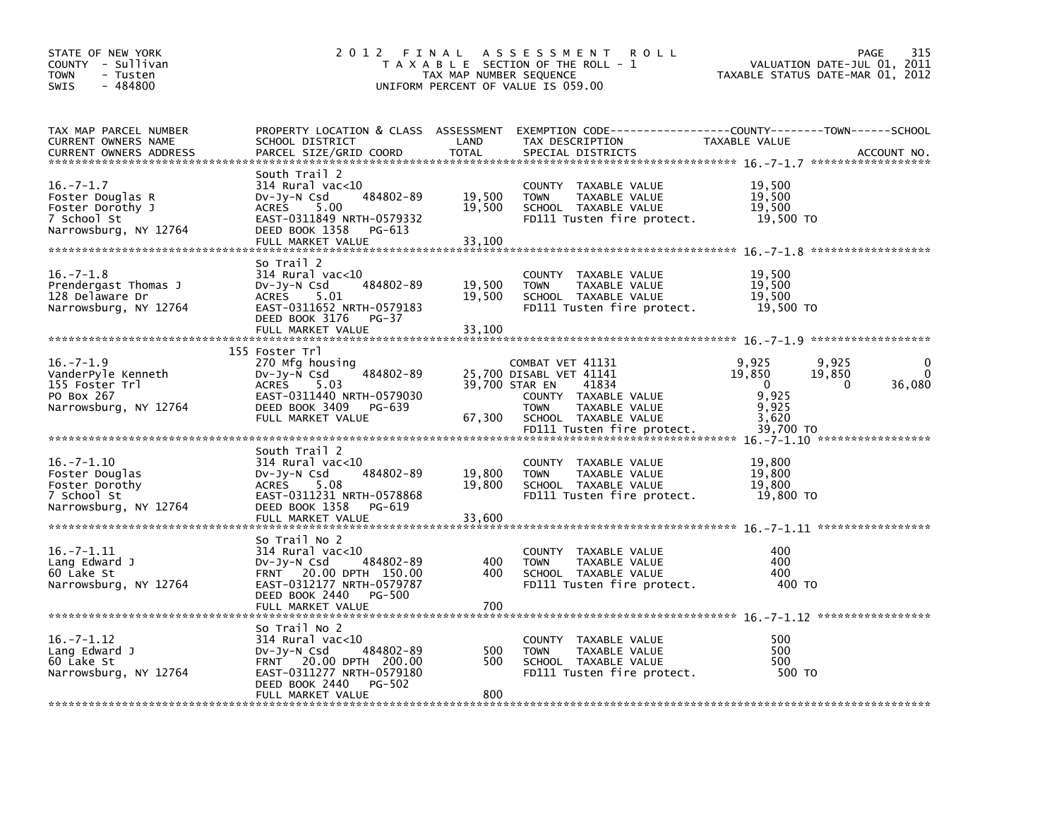STATE OF NEW YORK
COUNTY - Sullivan
TOWN - Tusten
SWIS - 484800

2012 FINAL ASSESSMENT ROLL
TAXABLE SECTION OF THE ROLL - 1
TAX MAP NUMBER SEQUENCE
UNIFORM PERCENT OF VALUE IS 059.00

VALUATION DATE-JUL 01, 2011
TAXABLE STATUS DATE-MAR 01, 2012

| TAX MAP PARCEL NUMBER / CURRENT OWNERS NAME / CURRENT OWNERS ADDRESS | PROPERTY LOCATION & CLASS / SCHOOL DISTRICT / PARCEL SIZE/GRID COORD | ASSESSMENT LAND | TOTAL | EXEMPTION CODE / TAX DESCRIPTION / SPECIAL DISTRICTS | COUNTY TAXABLE VALUE | TOWN | SCHOOL |
|---|---|---|---|---|---|---|---|
| **16.-7-1.7** | South Trail 2 | | | | | | |
| Foster Douglas R | 314 Rural vac<10 | | | COUNTY TAXABLE VALUE | 19,500 | | |
| Foster Dorothy J | Dv-Jy-N Csd 484802-89 | 19,500 | | TOWN TAXABLE VALUE | 19,500 | | |
| 7 School St | ACRES 5.00 | | 19,500 | SCHOOL TAXABLE VALUE | 19,500 | | |
| Narrowsburg, NY 12764 | EAST-0311849 NRTH-0579332 | | | FD111 Tusten fire protect. | 19,500 TO | | |
| | DEED BOOK 1358 PG-613 | | | | | | |
| | FULL MARKET VALUE | | 33,100 | | | | |
| **16.-7-1.8** | So Trail 2 | | | | | | |
| Prendergast Thomas J | 314 Rural vac<10 | | | COUNTY TAXABLE VALUE | 19,500 | | |
| 128 Delaware Dr | Dv-Jy-N Csd 484802-89 | 19,500 | | TOWN TAXABLE VALUE | 19,500 | | |
| Narrowsburg, NY 12764 | ACRES 5.01 | | 19,500 | SCHOOL TAXABLE VALUE | 19,500 | | |
| | EAST-0311652 NRTH-0579183 | | | FD111 Tusten fire protect. | 19,500 TO | | |
| | DEED BOOK 3176 PG-37 | | | | | | |
| | FULL MARKET VALUE | | 33,100 | | | | |
| **16.-7-1.9** | 155 Foster Trl | | | | | | |
| VanderPyle Kenneth | 270 Mfg housing | | | COMBAT VET 41131 | 9,925 | 9,925 | 0 |
| 155 Foster Trl | Dv-Jy-N Csd 484802-89 | 25,700 | | DISABL VET 41141 | 19,850 | 19,850 | 0 |
| PO Box 267 | ACRES 5.03 | | 39,700 | STAR EN 41834 | 0 | 0 | 36,080 |
| Narrowsburg, NY 12764 | EAST-0311440 NRTH-0579030 | | | COUNTY TAXABLE VALUE | 9,925 | | |
| | DEED BOOK 3409 PG-639 | | | TOWN TAXABLE VALUE | 9,925 | | |
| | FULL MARKET VALUE | | 67,300 | SCHOOL TAXABLE VALUE | 3,620 | | |
| | | | | FD111 Tusten fire protect. | 39,700 TO | | |
| **16.-7-1.10** | South Trail 2 | | | | | | |
| Foster Douglas | 314 Rural vac<10 | | | COUNTY TAXABLE VALUE | 19,800 | | |
| Foster Dorothy | Dv-Jy-N Csd 484802-89 | 19,800 | | TOWN TAXABLE VALUE | 19,800 | | |
| 7 School St | ACRES 5.08 | | 19,800 | SCHOOL TAXABLE VALUE | 19,800 | | |
| Narrowsburg, NY 12764 | EAST-0311231 NRTH-0578868 | | | FD111 Tusten fire protect. | 19,800 TO | | |
| | DEED BOOK 1358 PG-619 | | | | | | |
| | FULL MARKET VALUE | | 33,600 | | | | |
| **16.-7-1.11** | So Trail No 2 | | | | | | |
| Lang Edward J | 314 Rural vac<10 | | | COUNTY TAXABLE VALUE | 400 | | |
| 60 Lake St | Dv-Jy-N Csd 484802-89 | 400 | | TOWN TAXABLE VALUE | 400 | | |
| Narrowsburg, NY 12764 | FRNT 20.00 DPTH 150.00 | | 400 | SCHOOL TAXABLE VALUE | 400 | | |
| | EAST-0312177 NRTH-0579787 | | | FD111 Tusten fire protect. | 400 TO | | |
| | DEED BOOK 2440 PG-500 | | | | | | |
| | FULL MARKET VALUE | | 700 | | | | |
| **16.-7-1.12** | So Trail No 2 | | | | | | |
| Lang Edward J | 314 Rural vac<10 | | | COUNTY TAXABLE VALUE | 500 | | |
| 60 Lake St | Dv-Jy-N Csd 484802-89 | 500 | | TOWN TAXABLE VALUE | 500 | | |
| Narrowsburg, NY 12764 | FRNT 20.00 DPTH 200.00 | | 500 | SCHOOL TAXABLE VALUE | 500 | | |
| | EAST-0311277 NRTH-0579180 | | | FD111 Tusten fire protect. | 500 TO | | |
| | DEED BOOK 2440 PG-502 | | | | | | |
| | FULL MARKET VALUE | | 800 | | | | |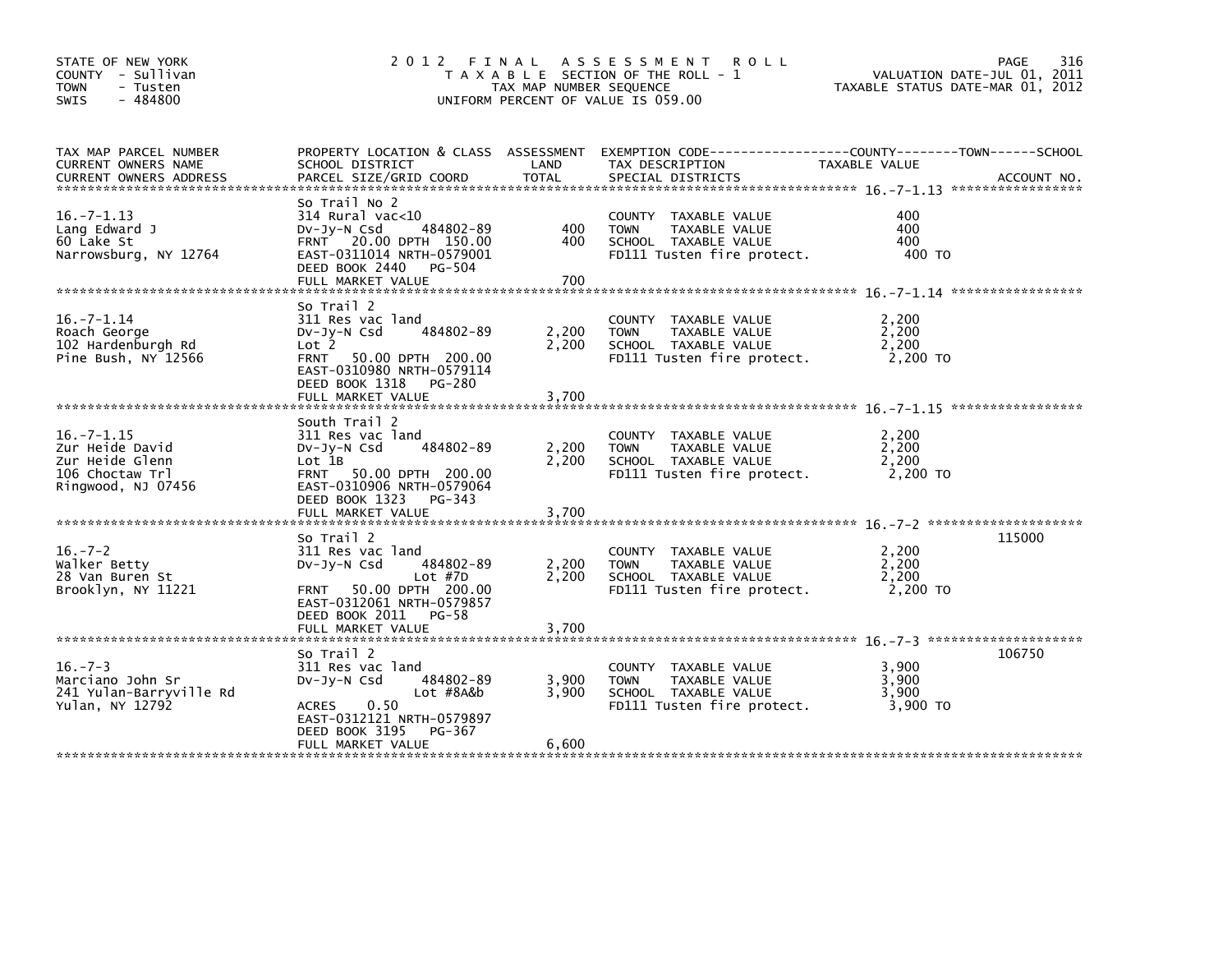STATE OF NEW YORK
COUNTY - Sullivan
TOWN - Tusten
SWIS - 484800

# 2012 FINAL ASSESSMENT ROLL

TAXABLE SECTION OF THE ROLL - 1
TAX MAP NUMBER SEQUENCE
UNIFORM PERCENT OF VALUE IS 059.00

VALUATION DATE-JUL 01, 2011
TAXABLE STATUS DATE-MAR 01, 2012

| TAX MAP PARCEL NUMBER / CURRENT OWNERS NAME / CURRENT OWNERS ADDRESS | PROPERTY LOCATION & CLASS / SCHOOL DISTRICT / PARCEL SIZE/GRID COORD | ASSESSMENT LAND | TOTAL | EXEMPTION CODE / TAX DESCRIPTION / SPECIAL DISTRICTS | TAXABLE VALUE (COUNTY / TOWN / SCHOOL) | ACCOUNT NO. |
|---|---|---|---|---|---|---|
| 16.-7-1.13 | So Trail No 2 | | | | | |
| Lang Edward J | 314 Rural vac<10 | | | COUNTY TAXABLE VALUE | 400 | |
| 60 Lake St | Dv-Jy-N Csd 484802-89 | 400 | | TOWN TAXABLE VALUE | 400 | |
| Narrowsburg, NY 12764 | FRNT 20.00 DPTH 150.00 | | 400 | SCHOOL TAXABLE VALUE | 400 | |
| | EAST-0311014 NRTH-0579001 | | | FD111 Tusten fire protect. | 400 TO | |
| | DEED BOOK 2440 PG-504 | | | | | |
| | FULL MARKET VALUE | | 700 | | | |
| 16.-7-1.14 | So Trail 2 | | | | | |
| Roach George | 311 Res vac land | | | COUNTY TAXABLE VALUE | 2,200 | |
| 102 Hardenburgh Rd | Dv-Jy-N Csd 484802-89 | 2,200 | | TOWN TAXABLE VALUE | 2,200 | |
| Pine Bush, NY 12566 | Lot 2 | | 2,200 | SCHOOL TAXABLE VALUE | 2,200 | |
| | FRNT 50.00 DPTH 200.00 | | | FD111 Tusten fire protect. | 2,200 TO | |
| | EAST-0310980 NRTH-0579114 | | | | | |
| | DEED BOOK 1318 PG-280 | | | | | |
| | FULL MARKET VALUE | | 3,700 | | | |
| 16.-7-1.15 | South Trail 2 | | | | | |
| Zur Heide David | 311 Res vac land | | | COUNTY TAXABLE VALUE | 2,200 | |
| Zur Heide Glenn | Dv-Jy-N Csd 484802-89 | 2,200 | | TOWN TAXABLE VALUE | 2,200 | |
| 106 Choctaw Trl | Lot 1B | | 2,200 | SCHOOL TAXABLE VALUE | 2,200 | |
| Ringwood, NJ 07456 | FRNT 50.00 DPTH 200.00 | | | FD111 Tusten fire protect. | 2,200 TO | |
| | EAST-0310906 NRTH-0579064 | | | | | |
| | DEED BOOK 1323 PG-343 | | | | | |
| | FULL MARKET VALUE | | 3,700 | | | |
| 16.-7-2 | So Trail 2 | | | | | 115000 |
| Walker Betty | 311 Res vac land | | | COUNTY TAXABLE VALUE | 2,200 | |
| 28 Van Buren St | Dv-Jy-N Csd 484802-89 | 2,200 | | TOWN TAXABLE VALUE | 2,200 | |
| Brooklyn, NY 11221 | Lot #7D | | 2,200 | SCHOOL TAXABLE VALUE | 2,200 | |
| | FRNT 50.00 DPTH 200.00 | | | FD111 Tusten fire protect. | 2,200 TO | |
| | EAST-0312061 NRTH-0579857 | | | | | |
| | DEED BOOK 2011 PG-58 | | | | | |
| | FULL MARKET VALUE | | 3,700 | | | |
| 16.-7-3 | So Trail 2 | | | | | 106750 |
| Marciano John Sr | 311 Res vac land | | | COUNTY TAXABLE VALUE | 3,900 | |
| 241 Yulan-Barryville Rd | Dv-Jy-N Csd 484802-89 | 3,900 | | TOWN TAXABLE VALUE | 3,900 | |
| Yulan, NY 12792 | Lot #8A&b | | 3,900 | SCHOOL TAXABLE VALUE | 3,900 | |
| | ACRES 0.50 | | | FD111 Tusten fire protect. | 3,900 TO | |
| | EAST-0312121 NRTH-0579897 | | | | | |
| | DEED BOOK 3195 PG-367 | | | | | |
| | FULL MARKET VALUE | | 6,600 | | | |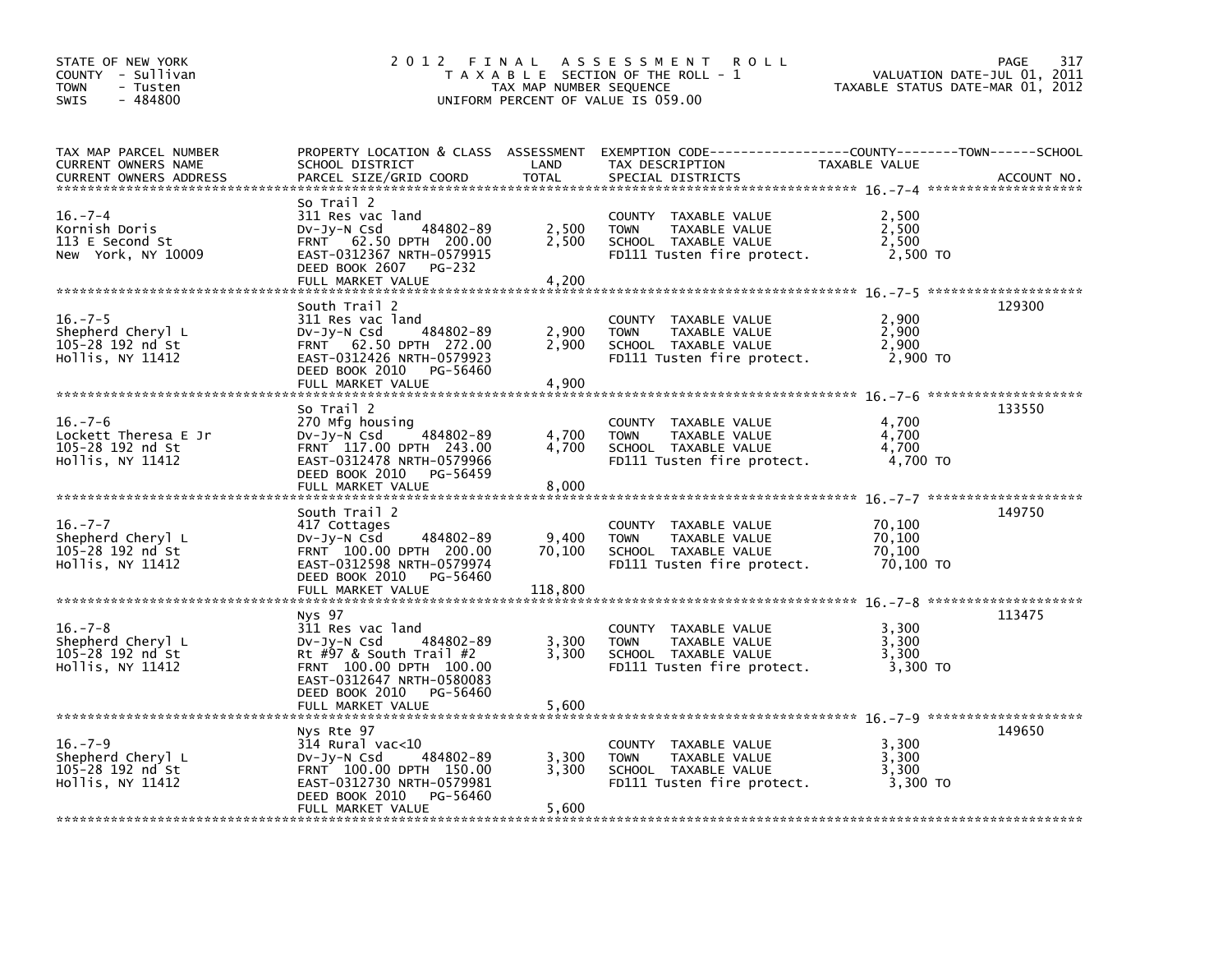STATE OF NEW YORK
COUNTY - Sullivan
TOWN - Tusten
SWIS - 484800

# 2012 FINAL ASSESSMENT ROLL
TAXABLE SECTION OF THE ROLL - 1
TAX MAP NUMBER SEQUENCE
UNIFORM PERCENT OF VALUE IS 059.00

VALUATION DATE-JUL 01, 2011
TAXABLE STATUS DATE-MAR 01, 2012

| TAX MAP PARCEL NUMBER / CURRENT OWNERS NAME / CURRENT OWNERS ADDRESS | PROPERTY LOCATION & CLASS / SCHOOL DISTRICT / PARCEL SIZE/GRID COORD | ASSESSMENT LAND | TOTAL | EXEMPTION CODE / TAX DESCRIPTION / SPECIAL DISTRICTS | TAXABLE VALUE (COUNTY / TOWN / SCHOOL) | ACCOUNT NO. |
|---|---|---|---|---|---|---|
| 16.-7-4 | So Trail 2 | | | | | |
| Kornish Doris | 311 Res vac land | | | COUNTY TAXABLE VALUE | 2,500 | |
| 113 E Second St | Dv-Jy-N Csd 484802-89 | 2,500 | | TOWN TAXABLE VALUE | 2,500 | |
| New York, NY 10009 | FRNT 62.50 DPTH 200.00 | | 2,500 | SCHOOL TAXABLE VALUE | 2,500 | |
| | EAST-0312367 NRTH-0579915 | | | FD111 Tusten fire protect. | 2,500 TO | |
| | DEED BOOK 2607 PG-232 | | | | | |
| | FULL MARKET VALUE | | 4,200 | | | |
| 16.-7-5 | South Trail 2 | | | | | 129300 |
| Shepherd Cheryl L | 311 Res vac land | | | COUNTY TAXABLE VALUE | 2,900 | |
| 105-28 192 nd St | Dv-Jy-N Csd 484802-89 | 2,900 | | TOWN TAXABLE VALUE | 2,900 | |
| Hollis, NY 11412 | FRNT 62.50 DPTH 272.00 | | 2,900 | SCHOOL TAXABLE VALUE | 2,900 | |
| | EAST-0312426 NRTH-0579923 | | | FD111 Tusten fire protect. | 2,900 TO | |
| | DEED BOOK 2010 PG-56460 | | | | | |
| | FULL MARKET VALUE | | 4,900 | | | |
| 16.-7-6 | So Trail 2 | | | | | 133550 |
| Lockett Theresa E Jr | 270 Mfg housing | | | COUNTY TAXABLE VALUE | 4,700 | |
| 105-28 192 nd St | Dv-Jy-N Csd 484802-89 | 4,700 | | TOWN TAXABLE VALUE | 4,700 | |
| Hollis, NY 11412 | FRNT 117.00 DPTH 243.00 | | 4,700 | SCHOOL TAXABLE VALUE | 4,700 | |
| | EAST-0312478 NRTH-0579966 | | | FD111 Tusten fire protect. | 4,700 TO | |
| | DEED BOOK 2010 PG-56459 | | | | | |
| | FULL MARKET VALUE | | 8,000 | | | |
| 16.-7-7 | South Trail 2 | | | | | 149750 |
| Shepherd Cheryl L | 417 Cottages | | | COUNTY TAXABLE VALUE | 70,100 | |
| 105-28 192 nd St | Dv-Jy-N Csd 484802-89 | 9,400 | | TOWN TAXABLE VALUE | 70,100 | |
| Hollis, NY 11412 | FRNT 100.00 DPTH 200.00 | | 70,100 | SCHOOL TAXABLE VALUE | 70,100 | |
| | EAST-0312598 NRTH-0579974 | | | FD111 Tusten fire protect. | 70,100 TO | |
| | DEED BOOK 2010 PG-56460 | | | | | |
| | FULL MARKET VALUE | | 118,800 | | | |
| 16.-7-8 | Nys 97 | | | | | 113475 |
| Shepherd Cheryl L | 311 Res vac land | | | COUNTY TAXABLE VALUE | 3,300 | |
| 105-28 192 nd St | Dv-Jy-N Csd 484802-89 | 3,300 | | TOWN TAXABLE VALUE | 3,300 | |
| Hollis, NY 11412 | Rt #97 & South Trail #2 | | 3,300 | SCHOOL TAXABLE VALUE | 3,300 | |
| | FRNT 100.00 DPTH 100.00 | | | FD111 Tusten fire protect. | 3,300 TO | |
| | EAST-0312647 NRTH-0580083 | | | | | |
| | DEED BOOK 2010 PG-56460 | | | | | |
| | FULL MARKET VALUE | | 5,600 | | | |
| 16.-7-9 | Nys Rte 97 | | | | | 149650 |
| Shepherd Cheryl L | 314 Rural vac<10 | | | COUNTY TAXABLE VALUE | 3,300 | |
| 105-28 192 nd St | Dv-Jy-N Csd 484802-89 | 3,300 | | TOWN TAXABLE VALUE | 3,300 | |
| Hollis, NY 11412 | FRNT 100.00 DPTH 150.00 | | 3,300 | SCHOOL TAXABLE VALUE | 3,300 | |
| | EAST-0312730 NRTH-0579981 | | | FD111 Tusten fire protect. | 3,300 TO | |
| | DEED BOOK 2010 PG-56460 | | | | | |
| | FULL MARKET VALUE | | 5,600 | | | |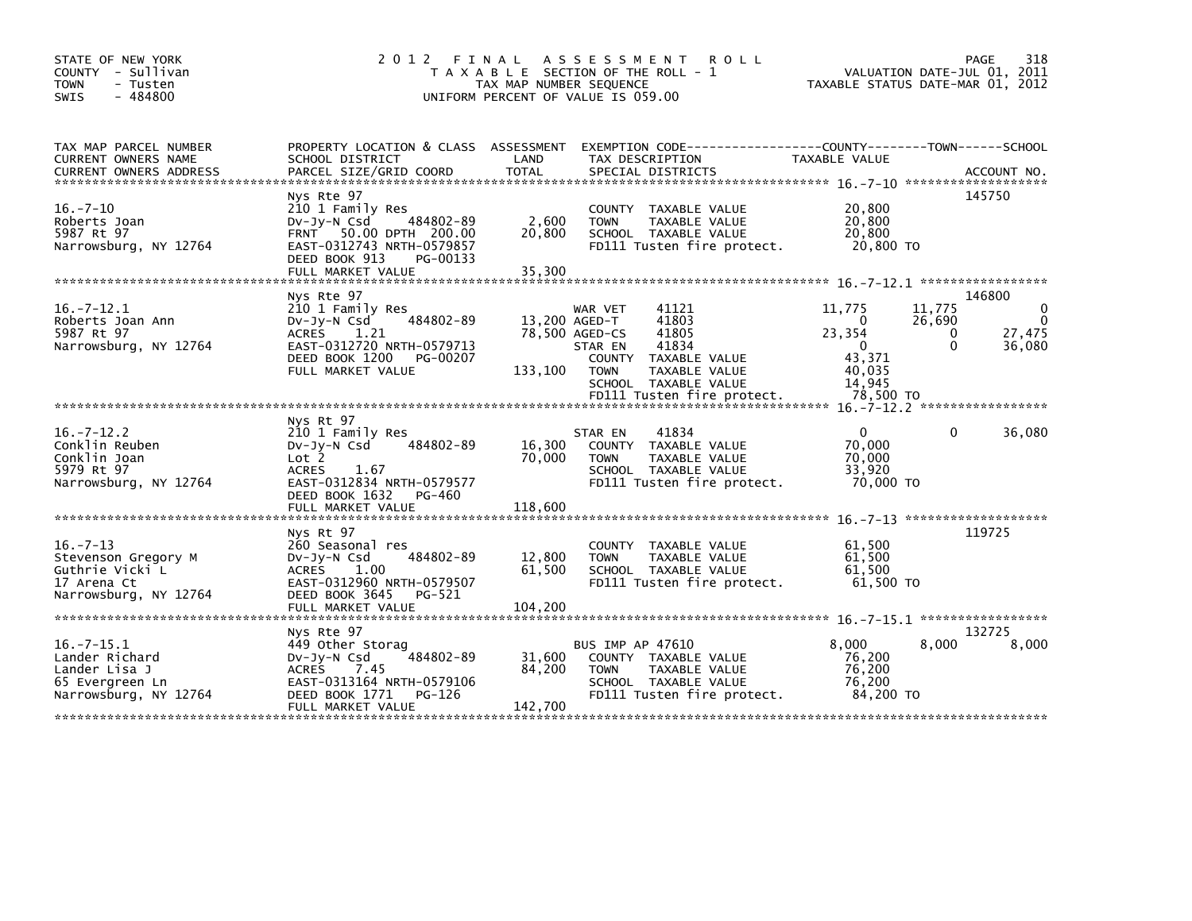STATE OF NEW YORK
COUNTY - Sullivan
TOWN - Tusten
SWIS - 484800

# 2012 FINAL ASSESSMENT ROLL
TAXABLE SECTION OF THE ROLL - 1
TAX MAP NUMBER SEQUENCE
UNIFORM PERCENT OF VALUE IS 059.00

VALUATION DATE-JUL 01, 2011
TAXABLE STATUS DATE-MAR 01, 2012

| TAX MAP PARCEL NUMBER / CURRENT OWNERS NAME / CURRENT OWNERS ADDRESS | PROPERTY LOCATION & CLASS / SCHOOL DISTRICT / PARCEL SIZE/GRID COORD | ASSESSMENT LAND / TOTAL | EXEMPTION CODE / TAX DESCRIPTION / SPECIAL DISTRICTS | COUNTY TAXABLE VALUE | TOWN | SCHOOL | ACCOUNT NO. |
|---|---|---|---|---|---|---|---|
| **16.-7-10** | Nys Rte 97 | | | | | | 145750 |
| Roberts Joan | 210 1 Family Res | | COUNTY TAXABLE VALUE | 20,800 | | | |
| 5987 Rt 97 | Dv-Jy-N Csd 484802-89 | 2,600 | TOWN TAXABLE VALUE | 20,800 | | | |
| Narrowsburg, NY 12764 | FRNT 50.00 DPTH 200.00 | 20,800 | SCHOOL TAXABLE VALUE | 20,800 | | | |
| | EAST-0312743 NRTH-0579857 | | FD111 Tusten fire protect. | 20,800 TO | | | |
| | DEED BOOK 913 PG-00133 | | | | | | |
| | FULL MARKET VALUE | 35,300 | | | | | |
| **16.-7-12.1** | Nys Rte 97 | | | | | | 146800 |
| Roberts Joan Ann | 210 1 Family Res | | WAR VET 41121 | 11,775 | 11,775 | 0 | |
| 5987 Rt 97 | Dv-Jy-N Csd 484802-89 | 13,200 | AGED-T 41803 | 0 | 26,690 | 0 | |
| Narrowsburg, NY 12764 | ACRES 1.21 | 78,500 | AGED-CS 41805 | 23,354 | 0 | 27,475 | |
| | EAST-0312720 NRTH-0579713 | | STAR EN 41834 | 0 | 0 | 36,080 | |
| | DEED BOOK 1200 PG-00207 | | COUNTY TAXABLE VALUE | 43,371 | | | |
| | FULL MARKET VALUE | 133,100 | TOWN TAXABLE VALUE | 40,035 | | | |
| | | | SCHOOL TAXABLE VALUE | 14,945 | | | |
| | | | FD111 Tusten fire protect. | 78,500 TO | | | |
| **16.-7-12.2** | Nys Rt 97 | | | | | | |
| Conklin Reuben | 210 1 Family Res | | STAR EN 41834 | 0 | 0 | 36,080 | |
| Conklin Joan | Dv-Jy-N Csd 484802-89 | 16,300 | COUNTY TAXABLE VALUE | 70,000 | | | |
| 5979 Rt 97 | Lot 2 | 70,000 | TOWN TAXABLE VALUE | 70,000 | | | |
| Narrowsburg, NY 12764 | ACRES 1.67 | | SCHOOL TAXABLE VALUE | 33,920 | | | |
| | EAST-0312834 NRTH-0579577 | | FD111 Tusten fire protect. | 70,000 TO | | | |
| | DEED BOOK 1632 PG-460 | | | | | | |
| | FULL MARKET VALUE | 118,600 | | | | | |
| **16.-7-13** | Nys Rt 97 | | | | | | 119725 |
| Stevenson Gregory M | 260 Seasonal res | | COUNTY TAXABLE VALUE | 61,500 | | | |
| Guthrie Vicki L | Dv-Jy-N Csd 484802-89 | 12,800 | TOWN TAXABLE VALUE | 61,500 | | | |
| 17 Arena Ct | ACRES 1.00 | 61,500 | SCHOOL TAXABLE VALUE | 61,500 | | | |
| Narrowsburg, NY 12764 | EAST-0312960 NRTH-0579507 | | FD111 Tusten fire protect. | 61,500 TO | | | |
| | DEED BOOK 3645 PG-521 | | | | | | |
| | FULL MARKET VALUE | 104,200 | | | | | |
| **16.-7-15.1** | Nys Rte 97 | | | | | | 132725 |
| Lander Richard | 449 Other Storag | | BUS IMP AP 47610 | 8,000 | 8,000 | 8,000 | |
| Lander Lisa J | Dv-Jy-N Csd 484802-89 | 31,600 | COUNTY TAXABLE VALUE | 76,200 | | | |
| 65 Evergreen Ln | ACRES 7.45 | 84,200 | TOWN TAXABLE VALUE | 76,200 | | | |
| Narrowsburg, NY 12764 | EAST-0313164 NRTH-0579106 | | SCHOOL TAXABLE VALUE | 76,200 | | | |
| | DEED BOOK 1771 PG-126 | | FD111 Tusten fire protect. | 84,200 TO | | | |
| | FULL MARKET VALUE | 142,700 | | | | | |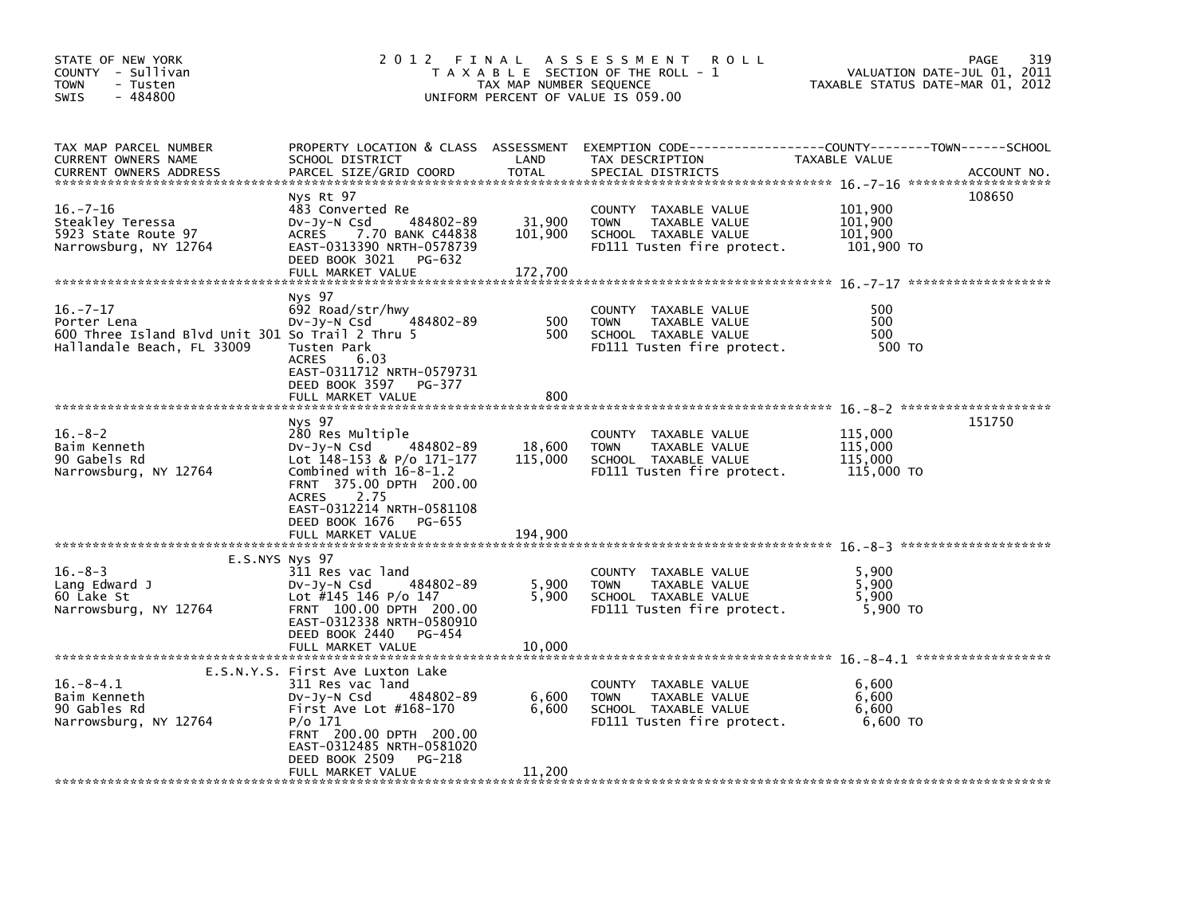STATE OF NEW YORK
COUNTY - Sullivan
TOWN - Tusten
SWIS - 484800

# 2012 FINAL ASSESSMENT ROLL

TAXABLE SECTION OF THE ROLL - 1
TAX MAP NUMBER SEQUENCE
UNIFORM PERCENT OF VALUE IS 059.00

VALUATION DATE-JUL 01, 2011
TAXABLE STATUS DATE-MAR 01, 2012

| TAX MAP PARCEL NUMBER / CURRENT OWNERS NAME / CURRENT OWNERS ADDRESS | PROPERTY LOCATION & CLASS / SCHOOL DISTRICT / PARCEL SIZE/GRID COORD | ASSESSMENT LAND | TOTAL | EXEMPTION CODE / TAX DESCRIPTION / SPECIAL DISTRICTS | TAXABLE VALUE (COUNTY / TOWN / SCHOOL) | ACCOUNT NO. |
|---|---|---|---|---|---|---|
| 16.-7-16 | Nys Rt 97 | | | | | 108650 |
| Steakley Teressa | 483 Converted Re | | | COUNTY TAXABLE VALUE | 101,900 | |
| 5923 State Route 97 | Dv-Jy-N Csd 484802-89 | 31,900 | | TOWN TAXABLE VALUE | 101,900 | |
| Narrowsburg, NY 12764 | ACRES 7.70 BANK C44838 | | 101,900 | SCHOOL TAXABLE VALUE | 101,900 | |
| | EAST-0313390 NRTH-0578739 | | | FD111 Tusten fire protect. | 101,900 TO | |
| | DEED BOOK 3021 PG-632 | | | | | |
| | FULL MARKET VALUE | | 172,700 | | | |
| 16.-7-17 | Nys 97 | | | | | |
| Porter Lena | 692 Road/str/hwy | | | COUNTY TAXABLE VALUE | 500 | |
| 600 Three Island Blvd Unit 301 | Dv-Jy-N Csd 484802-89 | 500 | | TOWN TAXABLE VALUE | 500 | |
| Hallandale Beach, FL 33009 | So Trail 2 Thru 5 | | 500 | SCHOOL TAXABLE VALUE | 500 | |
| | Tusten Park | | | FD111 Tusten fire protect. | 500 TO | |
| | ACRES 6.03 | | | | | |
| | EAST-0311712 NRTH-0579731 | | | | | |
| | DEED BOOK 3597 PG-377 | | | | | |
| | FULL MARKET VALUE | | 800 | | | |
| 16.-8-2 | Nys 97 | | | | | 151750 |
| Baim Kenneth | 280 Res Multiple | | | COUNTY TAXABLE VALUE | 115,000 | |
| 90 Gabels Rd | Dv-Jy-N Csd 484802-89 | 18,600 | | TOWN TAXABLE VALUE | 115,000 | |
| Narrowsburg, NY 12764 | Lot 148-153 & P/o 171-177 | | 115,000 | SCHOOL TAXABLE VALUE | 115,000 | |
| | Combined with 16-8-1.2 | | | FD111 Tusten fire protect. | 115,000 TO | |
| | FRNT 375.00 DPTH 200.00 | | | | | |
| | ACRES 2.75 | | | | | |
| | EAST-0312214 NRTH-0581108 | | | | | |
| | DEED BOOK 1676 PG-655 | | | | | |
| | FULL MARKET VALUE | | 194,900 | | | |
| 16.-8-3 | E.S.NYS Nys 97 | | | | | |
| Lang Edward J | 311 Res vac land | | | COUNTY TAXABLE VALUE | 5,900 | |
| 60 Lake St | Dv-Jy-N Csd 484802-89 | 5,900 | | TOWN TAXABLE VALUE | 5,900 | |
| Narrowsburg, NY 12764 | Lot #145 146 P/o 147 | | 5,900 | SCHOOL TAXABLE VALUE | 5,900 | |
| | FRNT 100.00 DPTH 200.00 | | | FD111 Tusten fire protect. | 5,900 TO | |
| | EAST-0312338 NRTH-0580910 | | | | | |
| | DEED BOOK 2440 PG-454 | | | | | |
| | FULL MARKET VALUE | | 10,000 | | | |
| 16.-8-4.1 | E.S.N.Y.S. First Ave Luxton Lake | | | | | |
| Baim Kenneth | 311 Res vac land | | | COUNTY TAXABLE VALUE | 6,600 | |
| 90 Gables Rd | Dv-Jy-N Csd 484802-89 | 6,600 | | TOWN TAXABLE VALUE | 6,600 | |
| Narrowsburg, NY 12764 | First Ave Lot #168-170 | | 6,600 | SCHOOL TAXABLE VALUE | 6,600 | |
| | P/o 171 | | | FD111 Tusten fire protect. | 6,600 TO | |
| | FRNT 200.00 DPTH 200.00 | | | | | |
| | EAST-0312485 NRTH-0581020 | | | | | |
| | DEED BOOK 2509 PG-218 | | | | | |
| | FULL MARKET VALUE | | 11,200 | | | |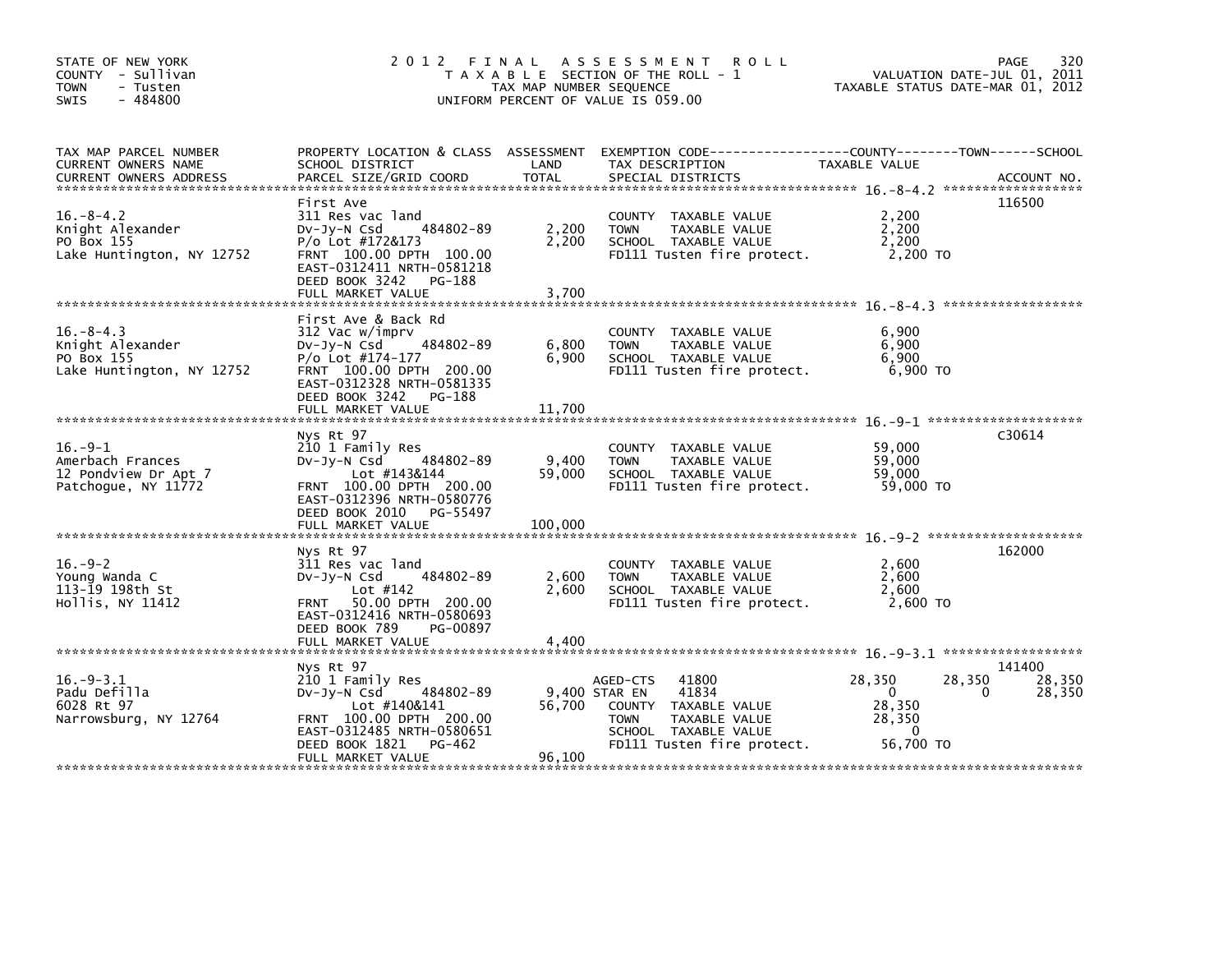STATE OF NEW YORK
COUNTY - Sullivan
TOWN - Tusten
SWIS - 484800

# 2012 FINAL ASSESSMENT ROLL

T A X A B L E SECTION OF THE ROLL - 1
TAX MAP NUMBER SEQUENCE
UNIFORM PERCENT OF VALUE IS 059.00

VALUATION DATE-JUL 01, 2011
TAXABLE STATUS DATE-MAR 01, 2012

| TAX MAP PARCEL NUMBER / CURRENT OWNERS NAME / CURRENT OWNERS ADDRESS | PROPERTY LOCATION & CLASS / SCHOOL DISTRICT / PARCEL SIZE/GRID COORD | ASSESSMENT LAND | TOTAL | EXEMPTION CODE / TAX DESCRIPTION / SPECIAL DISTRICTS | COUNTY TAXABLE VALUE | TOWN | SCHOOL | ACCOUNT NO. |
|---|---|---|---|---|---|---|---|---|
| 16.-8-4.2 | First Ave | | | | | | | 116500 |
| Knight Alexander | 311 Res vac land | | | COUNTY TAXABLE VALUE | 2,200 | | | |
| PO Box 155 | Dv-Jy-N Csd 484802-89 | 2,200 | | TOWN TAXABLE VALUE | 2,200 | | | |
| Lake Huntington, NY 12752 | P/o Lot #172&173 | | 2,200 | SCHOOL TAXABLE VALUE | 2,200 | | | |
| | FRNT 100.00 DPTH 100.00 | | | FD111 Tusten fire protect. | 2,200 TO | | | |
| | EAST-0312411 NRTH-0581218 | | | | | | | |
| | DEED BOOK 3242 PG-188 | | | | | | | |
| | FULL MARKET VALUE | | 3,700 | | | | | |
| 16.-8-4.3 | First Ave & Back Rd | | | | | | | |
| Knight Alexander | 312 Vac w/imprv | | | COUNTY TAXABLE VALUE | 6,900 | | | |
| PO Box 155 | Dv-Jy-N Csd 484802-89 | 6,800 | | TOWN TAXABLE VALUE | 6,900 | | | |
| Lake Huntington, NY 12752 | P/o Lot #174-177 | | 6,900 | SCHOOL TAXABLE VALUE | 6,900 | | | |
| | FRNT 100.00 DPTH 200.00 | | | FD111 Tusten fire protect. | 6,900 TO | | | |
| | EAST-0312328 NRTH-0581335 | | | | | | | |
| | DEED BOOK 3242 PG-188 | | | | | | | |
| | FULL MARKET VALUE | | 11,700 | | | | | |
| 16.-9-1 | Nys Rt 97 | | | | | | | C30614 |
| Amerbach Frances | 210 1 Family Res | | | COUNTY TAXABLE VALUE | 59,000 | | | |
| 12 Pondview Dr Apt 7 | Dv-Jy-N Csd 484802-89 | 9,400 | | TOWN TAXABLE VALUE | 59,000 | | | |
| Patchogue, NY 11772 | Lot #143&144 | | 59,000 | SCHOOL TAXABLE VALUE | 59,000 | | | |
| | FRNT 100.00 DPTH 200.00 | | | FD111 Tusten fire protect. | 59,000 TO | | | |
| | EAST-0312396 NRTH-0580776 | | | | | | | |
| | DEED BOOK 2010 PG-55497 | | | | | | | |
| | FULL MARKET VALUE | | 100,000 | | | | | |
| 16.-9-2 | Nys Rt 97 | | | | | | | 162000 |
| Young Wanda C | 311 Res vac land | | | COUNTY TAXABLE VALUE | 2,600 | | | |
| 113-19 198th St | Dv-Jy-N Csd 484802-89 | 2,600 | | TOWN TAXABLE VALUE | 2,600 | | | |
| Hollis, NY 11412 | Lot #142 | | 2,600 | SCHOOL TAXABLE VALUE | 2,600 | | | |
| | FRNT 50.00 DPTH 200.00 | | | FD111 Tusten fire protect. | 2,600 TO | | | |
| | EAST-0312416 NRTH-0580693 | | | | | | | |
| | DEED BOOK 789 PG-00897 | | | | | | | |
| | FULL MARKET VALUE | | 4,400 | | | | | |
| 16.-9-3.1 | Nys Rt 97 | | | | | | | 141400 |
| Padu Defilla | 210 1 Family Res | | | AGED-CTS 41800 | 28,350 | 28,350 | 28,350 | |
| 6028 Rt 97 | Dv-Jy-N Csd 484802-89 | 9,400 | | STAR EN 41834 | 0 | 0 | 28,350 | |
| Narrowsburg, NY 12764 | Lot #140&141 | | 56,700 | COUNTY TAXABLE VALUE | 28,350 | | | |
| | FRNT 100.00 DPTH 200.00 | | | TOWN TAXABLE VALUE | 28,350 | | | |
| | EAST-0312485 NRTH-0580651 | | | SCHOOL TAXABLE VALUE | 0 | | | |
| | DEED BOOK 1821 PG-462 | | | FD111 Tusten fire protect. | 56,700 TO | | | |
| | FULL MARKET VALUE | | 96,100 | | | | | |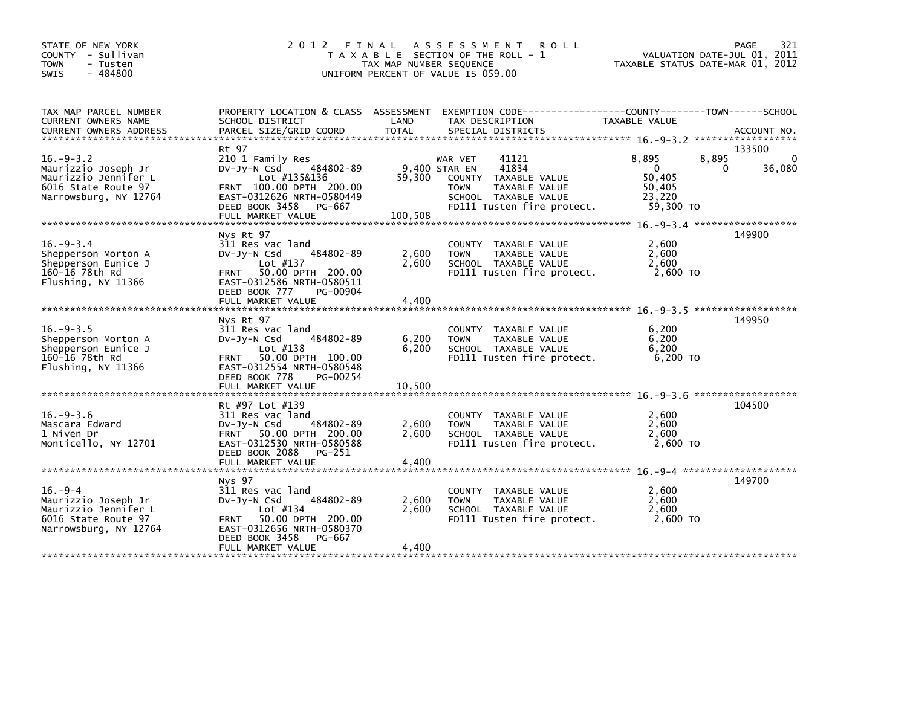STATE OF NEW YORK
COUNTY - Sullivan
TOWN - Tusten
SWIS - 484800

2012 FINAL ASSESSMENT ROLL
TAXABLE SECTION OF THE ROLL - 1
TAX MAP NUMBER SEQUENCE
UNIFORM PERCENT OF VALUE IS 059.00

VALUATION DATE-JUL 01, 2011
TAXABLE STATUS DATE-MAR 01, 2012

| TAX MAP PARCEL NUMBER / CURRENT OWNERS NAME / CURRENT OWNERS ADDRESS | PROPERTY LOCATION & CLASS / SCHOOL DISTRICT / PARCEL SIZE/GRID COORD | ASSESSMENT LAND | TOTAL | EXEMPTION CODE / TAX DESCRIPTION / SPECIAL DISTRICTS | COUNTY TAXABLE VALUE | TOWN | SCHOOL | ACCOUNT NO. |
|---|---|---|---|---|---|---|---|---|
| 16.-9-3.2 | Rt 97 | | | | | | | 133500 |
| | 210 1 Family Res | | | WAR VET 41121 | 8,895 | 8,895 | 0 | |
| Maurizzio Joseph Jr | Dv-Jy-N Csd 484802-89 | 9,400 | | STAR EN 41834 | 0 | 0 | 36,080 | |
| Maurizzio Jennifer L | Lot #135&136 | | 59,300 | COUNTY TAXABLE VALUE | 50,405 | | | |
| 6016 State Route 97 | FRNT 100.00 DPTH 200.00 | | | TOWN TAXABLE VALUE | 50,405 | | | |
| Narrowsburg, NY 12764 | EAST-0312626 NRTH-0580449 | | | SCHOOL TAXABLE VALUE | 23,220 | | | |
| | DEED BOOK 3458 PG-667 | | | FD111 Tusten fire protect. | 59,300 TO | | | |
| | FULL MARKET VALUE | | 100,508 | | | | | |
| 16.-9-3.4 | Nys Rt 97 | | | | | | | 149900 |
| | 311 Res vac land | | | COUNTY TAXABLE VALUE | 2,600 | | | |
| Shepperson Morton A | Dv-Jy-N Csd 484802-89 | 2,600 | | TOWN TAXABLE VALUE | 2,600 | | | |
| Shepperson Eunice J | Lot #137 | | 2,600 | SCHOOL TAXABLE VALUE | 2,600 | | | |
| 160-16 78th Rd | FRNT 50.00 DPTH 200.00 | | | FD111 Tusten fire protect. | 2,600 TO | | | |
| Flushing, NY 11366 | EAST-0312586 NRTH-0580511 | | | | | | | |
| | DEED BOOK 777 PG-00904 | | | | | | | |
| | FULL MARKET VALUE | | 4,400 | | | | | |
| 16.-9-3.5 | Nys Rt 97 | | | | | | | 149950 |
| | 311 Res vac land | | | COUNTY TAXABLE VALUE | 6,200 | | | |
| Shepperson Morton A | Dv-Jy-N Csd 484802-89 | 6,200 | | TOWN TAXABLE VALUE | 6,200 | | | |
| Shepperson Eunice J | Lot #138 | | 6,200 | SCHOOL TAXABLE VALUE | 6,200 | | | |
| 160-16 78th Rd | FRNT 50.00 DPTH 100.00 | | | FD111 Tusten fire protect. | 6,200 TO | | | |
| Flushing, NY 11366 | EAST-0312554 NRTH-0580548 | | | | | | | |
| | DEED BOOK 778 PG-00254 | | | | | | | |
| | FULL MARKET VALUE | | 10,500 | | | | | |
| 16.-9-3.6 | Rt #97 Lot #139 | | | | | | | 104500 |
| | 311 Res vac land | | | COUNTY TAXABLE VALUE | 2,600 | | | |
| Mascara Edward | Dv-Jy-N Csd 484802-89 | 2,600 | | TOWN TAXABLE VALUE | 2,600 | | | |
| 1 Niven Dr | FRNT 50.00 DPTH 200.00 | | 2,600 | SCHOOL TAXABLE VALUE | 2,600 | | | |
| Monticello, NY 12701 | EAST-0312530 NRTH-0580588 | | | FD111 Tusten fire protect. | 2,600 TO | | | |
| | DEED BOOK 2088 PG-251 | | | | | | | |
| | FULL MARKET VALUE | | 4,400 | | | | | |
| 16.-9-4 | Nys 97 | | | | | | | 149700 |
| | 311 Res vac land | | | COUNTY TAXABLE VALUE | 2,600 | | | |
| Maurizzio Joseph Jr | Dv-Jy-N Csd 484802-89 | 2,600 | | TOWN TAXABLE VALUE | 2,600 | | | |
| Maurizzio Jennifer L | Lot #134 | | 2,600 | SCHOOL TAXABLE VALUE | 2,600 | | | |
| 6016 State Route 97 | FRNT 50.00 DPTH 200.00 | | | FD111 Tusten fire protect. | 2,600 TO | | | |
| Narrowsburg, NY 12764 | EAST-0312656 NRTH-0580370 | | | | | | | |
| | DEED BOOK 3458 PG-667 | | | | | | | |
| | FULL MARKET VALUE | | 4,400 | | | | | |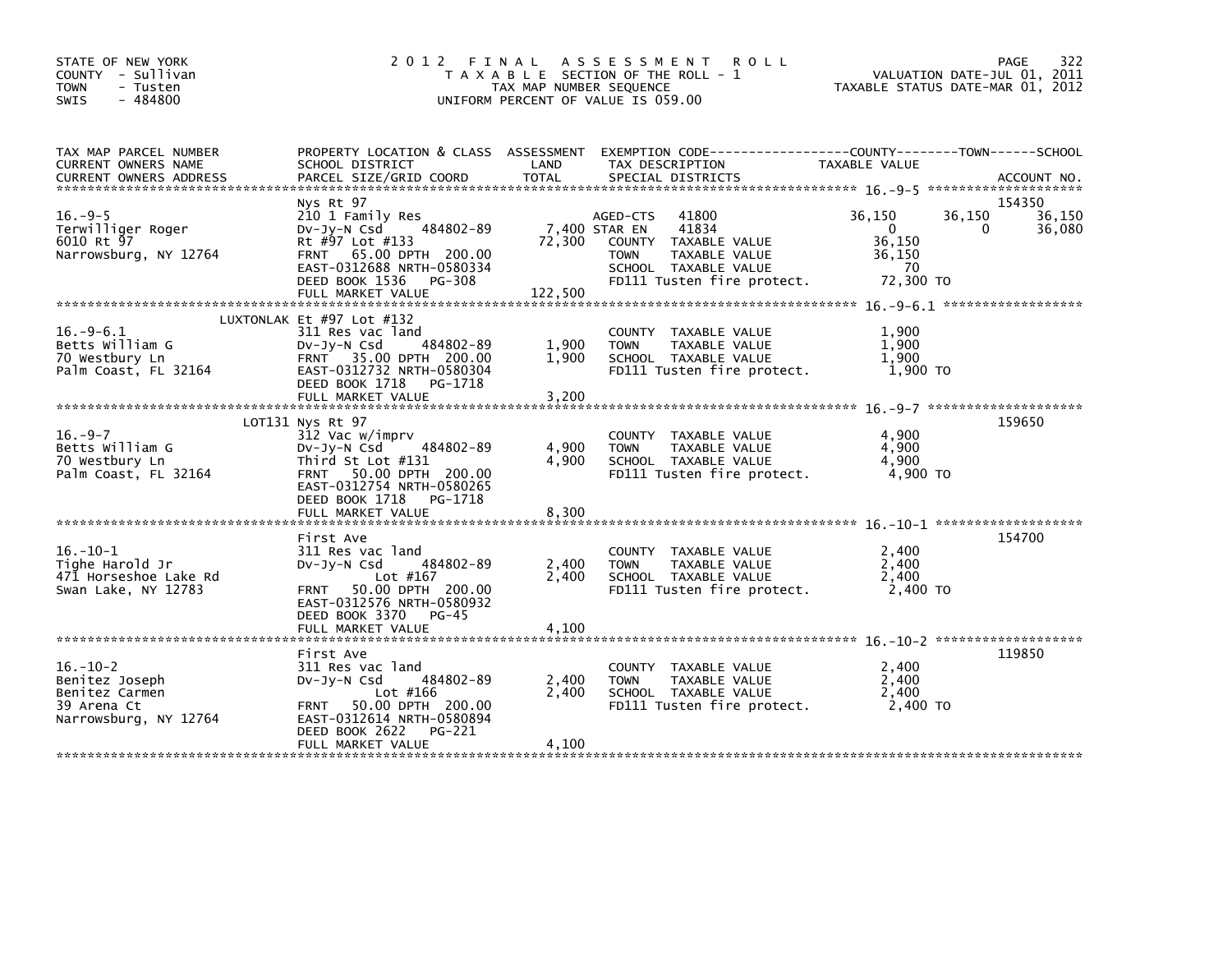STATE OF NEW YORK
COUNTY - Sullivan
TOWN - Tusten
SWIS - 484800

# 2012 FINAL ASSESSMENT ROLL
TAXABLE SECTION OF THE ROLL - 1
TAX MAP NUMBER SEQUENCE
UNIFORM PERCENT OF VALUE IS 059.00

VALUATION DATE-JUL 01, 2011
TAXABLE STATUS DATE-MAR 01, 2012

| TAX MAP PARCEL NUMBER / CURRENT OWNERS NAME / CURRENT OWNERS ADDRESS | PROPERTY LOCATION & CLASS / SCHOOL DISTRICT / PARCEL SIZE/GRID COORD | ASSESSMENT LAND / TOTAL | EXEMPTION CODE / TAX DESCRIPTION / SPECIAL DISTRICTS | COUNTY TAXABLE VALUE | TOWN | SCHOOL | ACCOUNT NO. |
|---|---|---|---|---|---|---|---|
| 16.-9-5 | Nys Rt 97 | | | | | | 154350 |
| 16.-9-5 | 210 1 Family Res | | AGED-CTS 41800 | 36,150 | 36,150 | 36,150 | |
| Terwilliger Roger | Dv-Jy-N Csd 484802-89 | 7,400 | STAR EN 41834 | 0 | 0 | 36,080 | |
| 6010 Rt 97 | Rt #97 Lot #133 | 72,300 | COUNTY TAXABLE VALUE | 36,150 | | | |
| Narrowsburg, NY 12764 | FRNT 65.00 DPTH 200.00 | | TOWN TAXABLE VALUE | 36,150 | | | |
| | EAST-0312688 NRTH-0580334 | | SCHOOL TAXABLE VALUE | 70 | | | |
| | DEED BOOK 1536 PG-308 | | FD111 Tusten fire protect. | 72,300 TO | | | |
| | FULL MARKET VALUE | 122,500 | | | | | |
| 16.-9-6.1 | LUXTONLAK Et #97 Lot #132 | | | | | | |
| 16.-9-6.1 | 311 Res vac land | | COUNTY TAXABLE VALUE | 1,900 | | | |
| Betts William G | Dv-Jy-N Csd 484802-89 | 1,900 | TOWN TAXABLE VALUE | 1,900 | | | |
| 70 Westbury Ln | FRNT 35.00 DPTH 200.00 | 1,900 | SCHOOL TAXABLE VALUE | 1,900 | | | |
| Palm Coast, FL 32164 | EAST-0312732 NRTH-0580304 | | FD111 Tusten fire protect. | 1,900 TO | | | |
| | DEED BOOK 1718 PG-1718 | | | | | | |
| | FULL MARKET VALUE | 3,200 | | | | | |
| 16.-9-7 | LOT131 Nys Rt 97 | | | | | | 159650 |
| 16.-9-7 | 312 Vac w/imprv | | COUNTY TAXABLE VALUE | 4,900 | | | |
| Betts William G | Dv-Jy-N Csd 484802-89 | 4,900 | TOWN TAXABLE VALUE | 4,900 | | | |
| 70 Westbury Ln | Third St Lot #131 | 4,900 | SCHOOL TAXABLE VALUE | 4,900 | | | |
| Palm Coast, FL 32164 | FRNT 50.00 DPTH 200.00 | | FD111 Tusten fire protect. | 4,900 TO | | | |
| | EAST-0312754 NRTH-0580265 | | | | | | |
| | DEED BOOK 1718 PG-1718 | | | | | | |
| | FULL MARKET VALUE | 8,300 | | | | | |
| 16.-10-1 | First Ave | | | | | | 154700 |
| 16.-10-1 | 311 Res vac land | | COUNTY TAXABLE VALUE | 2,400 | | | |
| Tighe Harold Jr | Dv-Jy-N Csd 484802-89 | 2,400 | TOWN TAXABLE VALUE | 2,400 | | | |
| 471 Horseshoe Lake Rd | Lot #167 | 2,400 | SCHOOL TAXABLE VALUE | 2,400 | | | |
| Swan Lake, NY 12783 | FRNT 50.00 DPTH 200.00 | | FD111 Tusten fire protect. | 2,400 TO | | | |
| | EAST-0312576 NRTH-0580932 | | | | | | |
| | DEED BOOK 3370 PG-45 | | | | | | |
| | FULL MARKET VALUE | 4,100 | | | | | |
| 16.-10-2 | First Ave | | | | | | 119850 |
| 16.-10-2 | 311 Res vac land | | COUNTY TAXABLE VALUE | 2,400 | | | |
| Benitez Joseph | Dv-Jy-N Csd 484802-89 | 2,400 | TOWN TAXABLE VALUE | 2,400 | | | |
| Benitez Carmen | Lot #166 | 2,400 | SCHOOL TAXABLE VALUE | 2,400 | | | |
| 39 Arena Ct | FRNT 50.00 DPTH 200.00 | | FD111 Tusten fire protect. | 2,400 TO | | | |
| Narrowsburg, NY 12764 | EAST-0312614 NRTH-0580894 | | | | | | |
| | DEED BOOK 2622 PG-221 | | | | | | |
| | FULL MARKET VALUE | 4,100 | | | | | |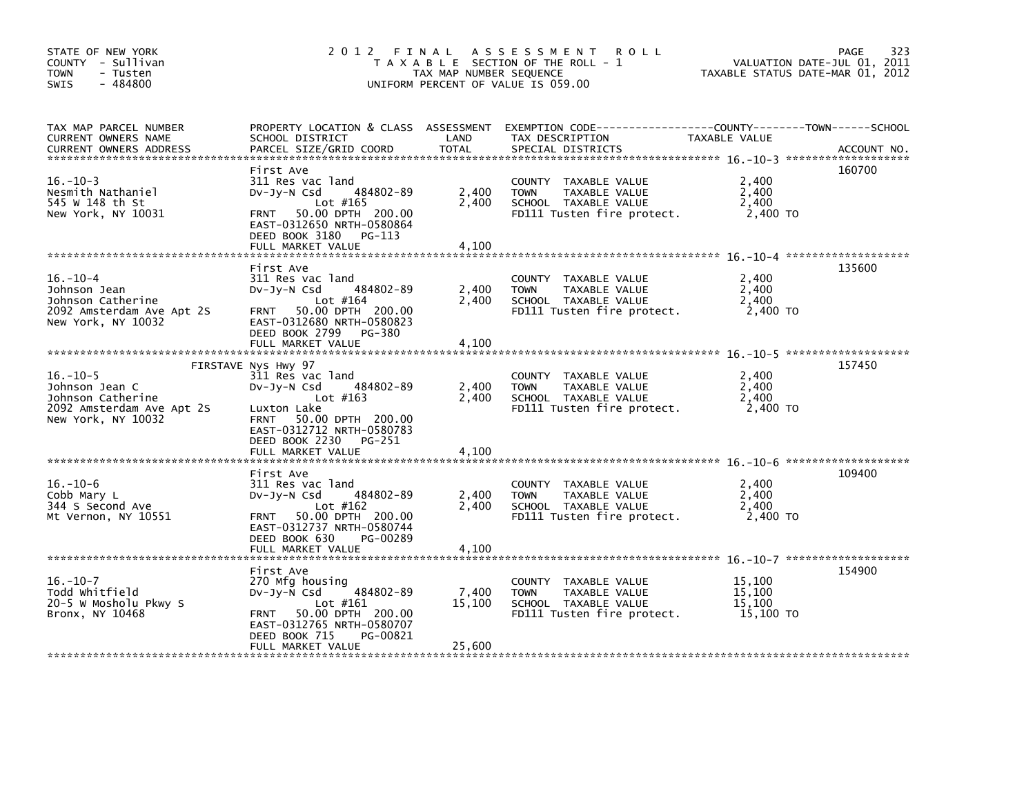STATE OF NEW YORK
COUNTY - Sullivan
TOWN - Tusten
SWIS - 484800

2012 FINAL ASSESSMENT ROLL
TAXABLE SECTION OF THE ROLL - 1
TAX MAP NUMBER SEQUENCE
UNIFORM PERCENT OF VALUE IS 059.00

VALUATION DATE-JUL 01, 2011
TAXABLE STATUS DATE-MAR 01, 2012

| TAX MAP PARCEL NUMBER / CURRENT OWNERS NAME / CURRENT OWNERS ADDRESS | PROPERTY LOCATION & CLASS / SCHOOL DISTRICT / PARCEL SIZE/GRID COORD | ASSESSMENT LAND | TOTAL | EXEMPTION CODE / TAX DESCRIPTION / SPECIAL DISTRICTS | TAXABLE VALUE (COUNTY / TOWN / SCHOOL) | ACCOUNT NO. |
|---|---|---|---|---|---|---|
| 16.-10-3 | First Ave | | | | | 160700 |
| Nesmith Nathaniel | 311 Res vac land | | | COUNTY TAXABLE VALUE | 2,400 | |
| 545 W 148 th St | Dv-Jy-N Csd 484802-89 | 2,400 | | TOWN TAXABLE VALUE | 2,400 | |
| New York, NY 10031 | Lot #165 | | 2,400 | SCHOOL TAXABLE VALUE | 2,400 | |
| | FRNT 50.00 DPTH 200.00 | | | FD111 Tusten fire protect. | 2,400 TO | |
| | EAST-0312650 NRTH-0580864 | | | | | |
| | DEED BOOK 3180 PG-113 | | | | | |
| | FULL MARKET VALUE | | 4,100 | | | |
| 16.-10-4 | First Ave | | | | | 135600 |
| Johnson Jean | 311 Res vac land | | | COUNTY TAXABLE VALUE | 2,400 | |
| Johnson Catherine | Dv-Jy-N Csd 484802-89 | 2,400 | | TOWN TAXABLE VALUE | 2,400 | |
| 2092 Amsterdam Ave Apt 2S | Lot #164 | | 2,400 | SCHOOL TAXABLE VALUE | 2,400 | |
| New York, NY 10032 | FRNT 50.00 DPTH 200.00 | | | FD111 Tusten fire protect. | 2,400 TO | |
| | EAST-0312680 NRTH-0580823 | | | | | |
| | DEED BOOK 2799 PG-380 | | | | | |
| | FULL MARKET VALUE | | 4,100 | | | |
| 16.-10-5 | FIRSTAVE Nys Hwy 97 | | | | | 157450 |
| Johnson Jean C | 311 Res vac land | | | COUNTY TAXABLE VALUE | 2,400 | |
| Johnson Catherine | Dv-Jy-N Csd 484802-89 | 2,400 | | TOWN TAXABLE VALUE | 2,400 | |
| 2092 Amsterdam Ave Apt 2S | Lot #163 | | 2,400 | SCHOOL TAXABLE VALUE | 2,400 | |
| New York, NY 10032 | Luxton Lake | | | FD111 Tusten fire protect. | 2,400 TO | |
| | FRNT 50.00 DPTH 200.00 | | | | | |
| | EAST-0312712 NRTH-0580783 | | | | | |
| | DEED BOOK 2230 PG-251 | | | | | |
| | FULL MARKET VALUE | | 4,100 | | | |
| 16.-10-6 | First Ave | | | | | 109400 |
| Cobb Mary L | 311 Res vac land | | | COUNTY TAXABLE VALUE | 2,400 | |
| 344 S Second Ave | Dv-Jy-N Csd 484802-89 | 2,400 | | TOWN TAXABLE VALUE | 2,400 | |
| Mt Vernon, NY 10551 | Lot #162 | | 2,400 | SCHOOL TAXABLE VALUE | 2,400 | |
| | FRNT 50.00 DPTH 200.00 | | | FD111 Tusten fire protect. | 2,400 TO | |
| | EAST-0312737 NRTH-0580744 | | | | | |
| | DEED BOOK 630 PG-00289 | | | | | |
| | FULL MARKET VALUE | | 4,100 | | | |
| 16.-10-7 | First Ave | | | | | 154900 |
| Todd Whitfield | 270 Mfg housing | | | COUNTY TAXABLE VALUE | 15,100 | |
| 20-5 W Mosholu Pkwy S | Dv-Jy-N Csd 484802-89 | 7,400 | | TOWN TAXABLE VALUE | 15,100 | |
| Bronx, NY 10468 | Lot #161 | | 15,100 | SCHOOL TAXABLE VALUE | 15,100 | |
| | FRNT 50.00 DPTH 200.00 | | | FD111 Tusten fire protect. | 15,100 TO | |
| | EAST-0312765 NRTH-0580707 | | | | | |
| | DEED BOOK 715 PG-00821 | | | | | |
| | FULL MARKET VALUE | | 25,600 | | | |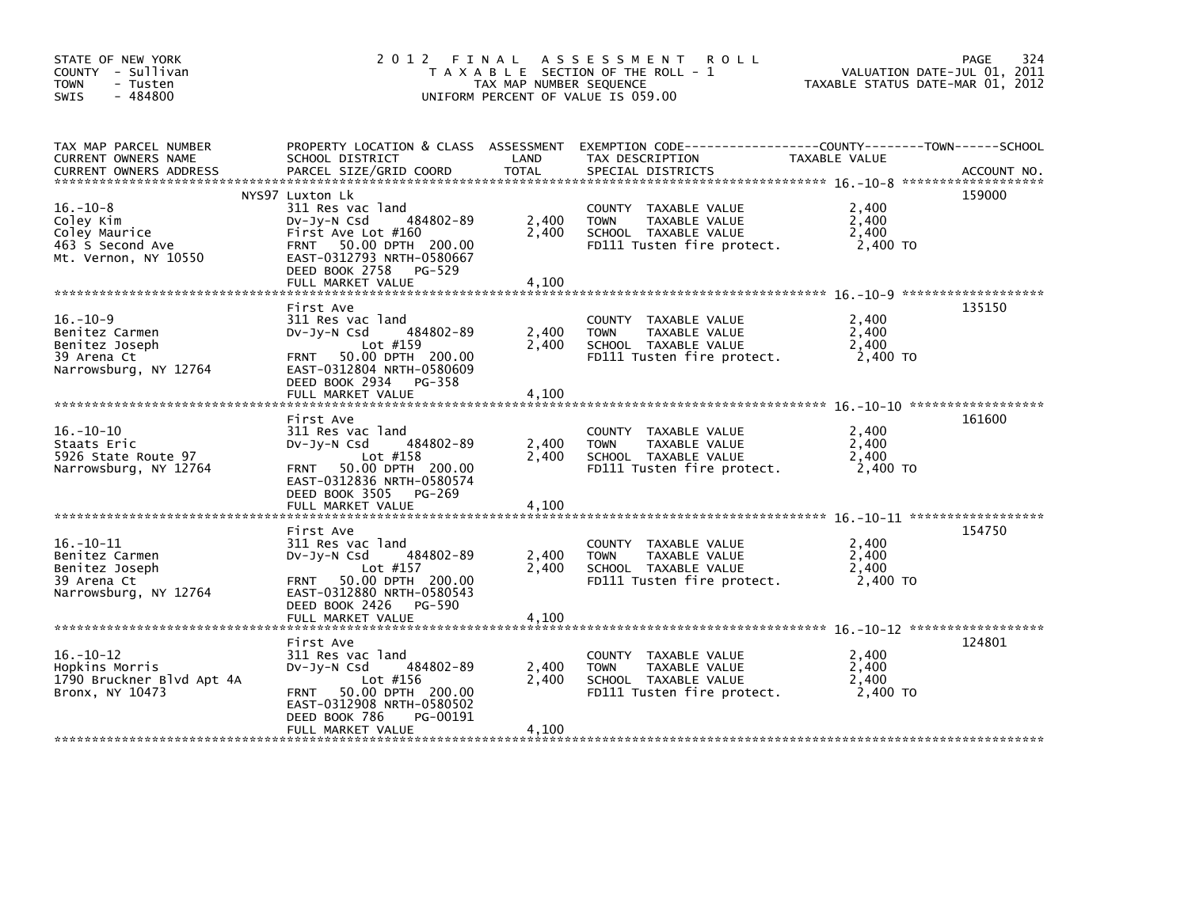STATE OF NEW YORK
COUNTY - Sullivan
TOWN - Tusten
SWIS - 484800

2012 FINAL ASSESSMENT ROLL
TAXABLE SECTION OF THE ROLL - 1
TAX MAP NUMBER SEQUENCE
UNIFORM PERCENT OF VALUE IS 059.00

VALUATION DATE-JUL 01, 2011
TAXABLE STATUS DATE-MAR 01, 2012

| TAX MAP PARCEL NUMBER / CURRENT OWNERS NAME / CURRENT OWNERS ADDRESS | PROPERTY LOCATION & CLASS / SCHOOL DISTRICT / PARCEL SIZE/GRID COORD | ASSESSMENT LAND | TOTAL | EXEMPTION CODE / TAX DESCRIPTION / SPECIAL DISTRICTS | TAXABLE VALUE (COUNTY / TOWN / SCHOOL) | ACCOUNT NO. |
|---|---|---|---|---|---|---|
| 16.-10-8 | NYS97 Luxton Lk | | | | | 159000 |
| 16.-10-8 | 311 Res vac land | | | COUNTY TAXABLE VALUE | 2,400 | |
| Coley Kim | Dv-Jy-N Csd 484802-89 | 2,400 | | TOWN TAXABLE VALUE | 2,400 | |
| Coley Maurice | First Ave Lot #160 | | 2,400 | SCHOOL TAXABLE VALUE | 2,400 | |
| 463 S Second Ave | FRNT 50.00 DPTH 200.00 | | | FD111 Tusten fire protect. | 2,400 TO | |
| Mt. Vernon, NY 10550 | EAST-0312793 NRTH-0580667 | | | | | |
| | DEED BOOK 2758 PG-529 | | | | | |
| | FULL MARKET VALUE | | 4,100 | | | |
| 16.-10-9 | First Ave | | | | | 135150 |
| 16.-10-9 | 311 Res vac land | | | COUNTY TAXABLE VALUE | 2,400 | |
| Benitez Carmen | Dv-Jy-N Csd 484802-89 | 2,400 | | TOWN TAXABLE VALUE | 2,400 | |
| Benitez Joseph | Lot #159 | | 2,400 | SCHOOL TAXABLE VALUE | 2,400 | |
| 39 Arena Ct | FRNT 50.00 DPTH 200.00 | | | FD111 Tusten fire protect. | 2,400 TO | |
| Narrowsburg, NY 12764 | EAST-0312804 NRTH-0580609 | | | | | |
| | DEED BOOK 2934 PG-358 | | | | | |
| | FULL MARKET VALUE | | 4,100 | | | |
| 16.-10-10 | First Ave | | | | | 161600 |
| 16.-10-10 | 311 Res vac land | | | COUNTY TAXABLE VALUE | 2,400 | |
| Staats Eric | Dv-Jy-N Csd 484802-89 | 2,400 | | TOWN TAXABLE VALUE | 2,400 | |
| 5926 State Route 97 | Lot #158 | | 2,400 | SCHOOL TAXABLE VALUE | 2,400 | |
| Narrowsburg, NY 12764 | FRNT 50.00 DPTH 200.00 | | | FD111 Tusten fire protect. | 2,400 TO | |
| | EAST-0312836 NRTH-0580574 | | | | | |
| | DEED BOOK 3505 PG-269 | | | | | |
| | FULL MARKET VALUE | | 4,100 | | | |
| 16.-10-11 | First Ave | | | | | 154750 |
| 16.-10-11 | 311 Res vac land | | | COUNTY TAXABLE VALUE | 2,400 | |
| Benitez Carmen | Dv-Jy-N Csd 484802-89 | 2,400 | | TOWN TAXABLE VALUE | 2,400 | |
| Benitez Joseph | Lot #157 | | 2,400 | SCHOOL TAXABLE VALUE | 2,400 | |
| 39 Arena Ct | FRNT 50.00 DPTH 200.00 | | | FD111 Tusten fire protect. | 2,400 TO | |
| Narrowsburg, NY 12764 | EAST-0312880 NRTH-0580543 | | | | | |
| | DEED BOOK 2426 PG-590 | | | | | |
| | FULL MARKET VALUE | | 4,100 | | | |
| 16.-10-12 | First Ave | | | | | 124801 |
| 16.-10-12 | 311 Res vac land | | | COUNTY TAXABLE VALUE | 2,400 | |
| Hopkins Morris | Dv-Jy-N Csd 484802-89 | 2,400 | | TOWN TAXABLE VALUE | 2,400 | |
| 1790 Bruckner Blvd Apt 4A | Lot #156 | | 2,400 | SCHOOL TAXABLE VALUE | 2,400 | |
| Bronx, NY 10473 | FRNT 50.00 DPTH 200.00 | | | FD111 Tusten fire protect. | 2,400 TO | |
| | EAST-0312908 NRTH-0580502 | | | | | |
| | DEED BOOK 786 PG-00191 | | | | | |
| | FULL MARKET VALUE | | 4,100 | | | |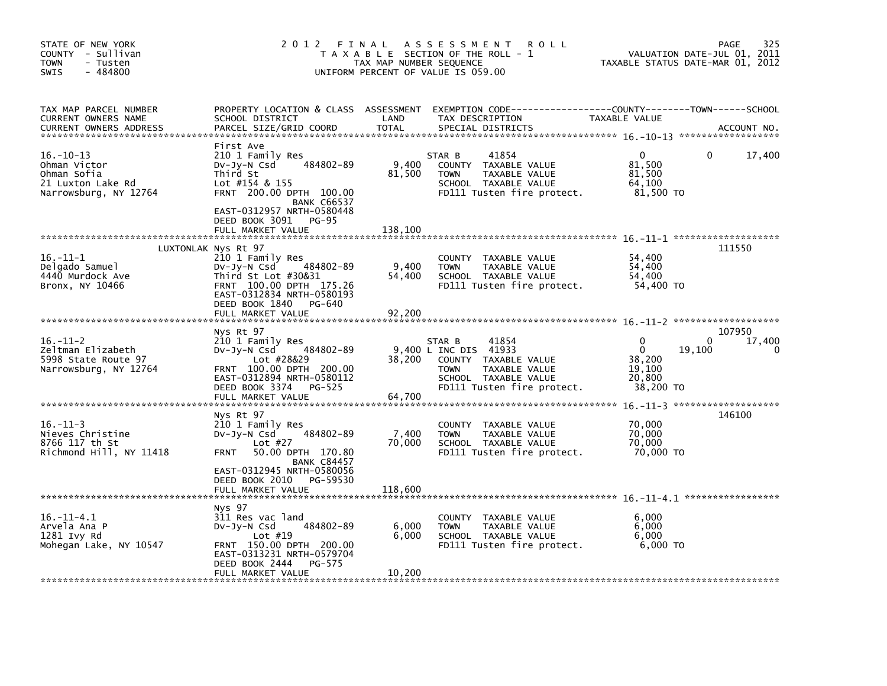STATE OF NEW YORK
COUNTY - Sullivan
TOWN - Tusten
SWIS - 484800

# 2012 FINAL ASSESSMENT ROLL

TAXABLE SECTION OF THE ROLL - 1
TAX MAP NUMBER SEQUENCE
UNIFORM PERCENT OF VALUE IS 059.00

VALUATION DATE-JUL 01, 2011
TAXABLE STATUS DATE-MAR 01, 2012

| TAX MAP PARCEL NUMBER / CURRENT OWNERS NAME / CURRENT OWNERS ADDRESS | PROPERTY LOCATION & CLASS / SCHOOL DISTRICT / PARCEL SIZE/GRID COORD | ASSESSMENT LAND | ASSESSMENT TOTAL | EXEMPTION CODE / TAX DESCRIPTION / SPECIAL DISTRICTS | COUNTY | TOWN | SCHOOL | ACCOUNT NO. |
|---|---|---|---|---|---|---|---|---|
| **16.-10-13** | First Ave | | | | | | | |
| Ohman Victor | 210 1 Family Res | | | STAR B 41854 | 0 | 0 | 17,400 | |
| Ohman Sofia | Dv-Jy-N Csd 484802-89 | 9,400 | | COUNTY TAXABLE VALUE | 81,500 | | | |
| 21 Luxton Lake Rd | Third St | | 81,500 | TOWN TAXABLE VALUE | | 81,500 | | |
| Narrowsburg, NY 12764 | Lot #154 & 155 | | | SCHOOL TAXABLE VALUE | | | 64,100 | |
| | FRNT 200.00 DPTH 100.00 | | | FD111 Tusten fire protect. | 81,500 TO | | | |
| | BANK C66537 | | | | | | | |
| | EAST-0312957 NRTH-0580448 | | | | | | | |
| | DEED BOOK 3091 PG-95 | | | | | | | |
| | FULL MARKET VALUE | | 138,100 | | | | | |
| **16.-11-1** | LUXTONLAK Nys Rt 97 | | | | | | | 111550 |
| Delgado Samuel | 210 1 Family Res | | | COUNTY TAXABLE VALUE | 54,400 | | | |
| 4440 Murdock Ave | Dv-Jy-N Csd 484802-89 | 9,400 | | TOWN TAXABLE VALUE | | 54,400 | | |
| Bronx, NY 10466 | Third St Lot #30&31 | | 54,400 | SCHOOL TAXABLE VALUE | | | 54,400 | |
| | FRNT 100.00 DPTH 175.26 | | | FD111 Tusten fire protect. | 54,400 TO | | | |
| | EAST-0312834 NRTH-0580193 | | | | | | | |
| | DEED BOOK 1840 PG-640 | | | | | | | |
| | FULL MARKET VALUE | | 92,200 | | | | | |
| **16.-11-2** | Nys Rt 97 | | | | | | | 107950 |
| Zeltman Elizabeth | 210 1 Family Res | | | STAR B 41854 | 0 | 0 | 17,400 | |
| 5998 State Route 97 | Dv-Jy-N Csd 484802-89 | 9,400 | | L INC DIS 41933 | 0 | 19,100 | 0 | |
| Narrowsburg, NY 12764 | Lot #28&29 | | 38,200 | COUNTY TAXABLE VALUE | 38,200 | | | |
| | FRNT 100.00 DPTH 200.00 | | | TOWN TAXABLE VALUE | | 19,100 | | |
| | EAST-0312894 NRTH-0580112 | | | SCHOOL TAXABLE VALUE | | | 20,800 | |
| | DEED BOOK 3374 PG-525 | | | FD111 Tusten fire protect. | 38,200 TO | | | |
| | FULL MARKET VALUE | | 64,700 | | | | | |
| **16.-11-3** | Nys Rt 97 | | | | | | | 146100 |
| Nieves Christine | 210 1 Family Res | | | COUNTY TAXABLE VALUE | 70,000 | | | |
| 8766 117 th St | Dv-Jy-N Csd 484802-89 | 7,400 | | TOWN TAXABLE VALUE | | 70,000 | | |
| Richmond Hill, NY 11418 | Lot #27 | | 70,000 | SCHOOL TAXABLE VALUE | | | 70,000 | |
| | FRNT 50.00 DPTH 170.80 | | | FD111 Tusten fire protect. | 70,000 TO | | | |
| | BANK C84457 | | | | | | | |
| | EAST-0312945 NRTH-0580056 | | | | | | | |
| | DEED BOOK 2010 PG-59530 | | | | | | | |
| | FULL MARKET VALUE | | 118,600 | | | | | |
| **16.-11-4.1** | Nys 97 | | | | | | | |
| Arvela Ana P | 311 Res vac land | | | COUNTY TAXABLE VALUE | 6,000 | | | |
| 1281 Ivy Rd | Dv-Jy-N Csd 484802-89 | 6,000 | | TOWN TAXABLE VALUE | | 6,000 | | |
| Mohegan Lake, NY 10547 | Lot #19 | | 6,000 | SCHOOL TAXABLE VALUE | | | 6,000 | |
| | FRNT 150.00 DPTH 200.00 | | | FD111 Tusten fire protect. | 6,000 TO | | | |
| | EAST-0313231 NRTH-0579704 | | | | | | | |
| | DEED BOOK 2444 PG-575 | | | | | | | |
| | FULL MARKET VALUE | | 10,200 | | | | | |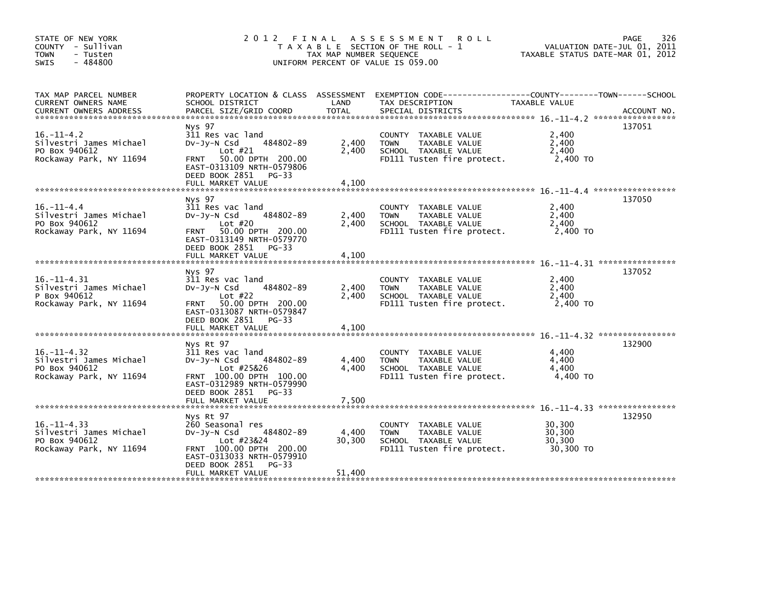STATE OF NEW YORK
COUNTY - Sullivan
TOWN - Tusten
SWIS - 484800

# 2012 FINAL ASSESSMENT ROLL
TAXABLE SECTION OF THE ROLL - 1
TAX MAP NUMBER SEQUENCE
UNIFORM PERCENT OF VALUE IS 059.00

VALUATION DATE-JUL 01, 2011
TAXABLE STATUS DATE-MAR 01, 2012

| TAX MAP PARCEL NUMBER / CURRENT OWNERS NAME / CURRENT OWNERS ADDRESS | PROPERTY LOCATION & CLASS / SCHOOL DISTRICT / PARCEL SIZE/GRID COORD | ASSESSMENT LAND / TOTAL | EXEMPTION CODE / TAX DESCRIPTION / SPECIAL DISTRICTS | COUNTY--TOWN--SCHOOL TAXABLE VALUE | ACCOUNT NO. |
|---|---|---|---|---|---|
| 16.-11-4.2 | Nys 97 | | | | 137051 |
| Silvestri James Michael | 311 Res vac land | | COUNTY TAXABLE VALUE | 2,400 | |
| PO Box 940612 | Dv-Jy-N Csd 484802-89 | 2,400 | TOWN TAXABLE VALUE | 2,400 | |
| Rockaway Park, NY 11694 | Lot #21 | 2,400 | SCHOOL TAXABLE VALUE | 2,400 | |
| | FRNT 50.00 DPTH 200.00 | | FD111 Tusten fire protect. | 2,400 TO | |
| | EAST-0313109 NRTH-0579806 | | | | |
| | DEED BOOK 2851 PG-33 | | | | |
| | FULL MARKET VALUE | 4,100 | | | |
| 16.-11-4.4 | Nys 97 | | | | 137050 |
| Silvestri James Michael | 311 Res vac land | | COUNTY TAXABLE VALUE | 2,400 | |
| PO Box 940612 | Dv-Jy-N Csd 484802-89 | 2,400 | TOWN TAXABLE VALUE | 2,400 | |
| Rockaway Park, NY 11694 | Lot #20 | 2,400 | SCHOOL TAXABLE VALUE | 2,400 | |
| | FRNT 50.00 DPTH 200.00 | | FD111 Tusten fire protect. | 2,400 TO | |
| | EAST-0313149 NRTH-0579770 | | | | |
| | DEED BOOK 2851 PG-33 | | | | |
| | FULL MARKET VALUE | 4,100 | | | |
| 16.-11-4.31 | Nys 97 | | | | 137052 |
| Silvestri James Michael | 311 Res vac land | | COUNTY TAXABLE VALUE | 2,400 | |
| P Box 940612 | Dv-Jy-N Csd 484802-89 | 2,400 | TOWN TAXABLE VALUE | 2,400 | |
| Rockaway Park, NY 11694 | Lot #22 | 2,400 | SCHOOL TAXABLE VALUE | 2,400 | |
| | FRNT 50.00 DPTH 200.00 | | FD111 Tusten fire protect. | 2,400 TO | |
| | EAST-0313087 NRTH-0579847 | | | | |
| | DEED BOOK 2851 PG-33 | | | | |
| | FULL MARKET VALUE | 4,100 | | | |
| 16.-11-4.32 | Nys Rt 97 | | | | 132900 |
| Silvestri James Michael | 311 Res vac land | | COUNTY TAXABLE VALUE | 4,400 | |
| PO Box 940612 | Dv-Jy-N Csd 484802-89 | 4,400 | TOWN TAXABLE VALUE | 4,400 | |
| Rockaway Park, NY 11694 | Lot #25&26 | 4,400 | SCHOOL TAXABLE VALUE | 4,400 | |
| | FRNT 100.00 DPTH 100.00 | | FD111 Tusten fire protect. | 4,400 TO | |
| | EAST-0312989 NRTH-0579990 | | | | |
| | DEED BOOK 2851 PG-33 | | | | |
| | FULL MARKET VALUE | 7,500 | | | |
| 16.-11-4.33 | Nys Rt 97 | | | | 132950 |
| Silvestri James Michael | 260 Seasonal res | | COUNTY TAXABLE VALUE | 30,300 | |
| PO Box 940612 | Dv-Jy-N Csd 484802-89 | 4,400 | TOWN TAXABLE VALUE | 30,300 | |
| Rockaway Park, NY 11694 | Lot #23&24 | 30,300 | SCHOOL TAXABLE VALUE | 30,300 | |
| | FRNT 100.00 DPTH 200.00 | | FD111 Tusten fire protect. | 30,300 TO | |
| | EAST-0313033 NRTH-0579910 | | | | |
| | DEED BOOK 2851 PG-33 | | | | |
| | FULL MARKET VALUE | 51,400 | | | |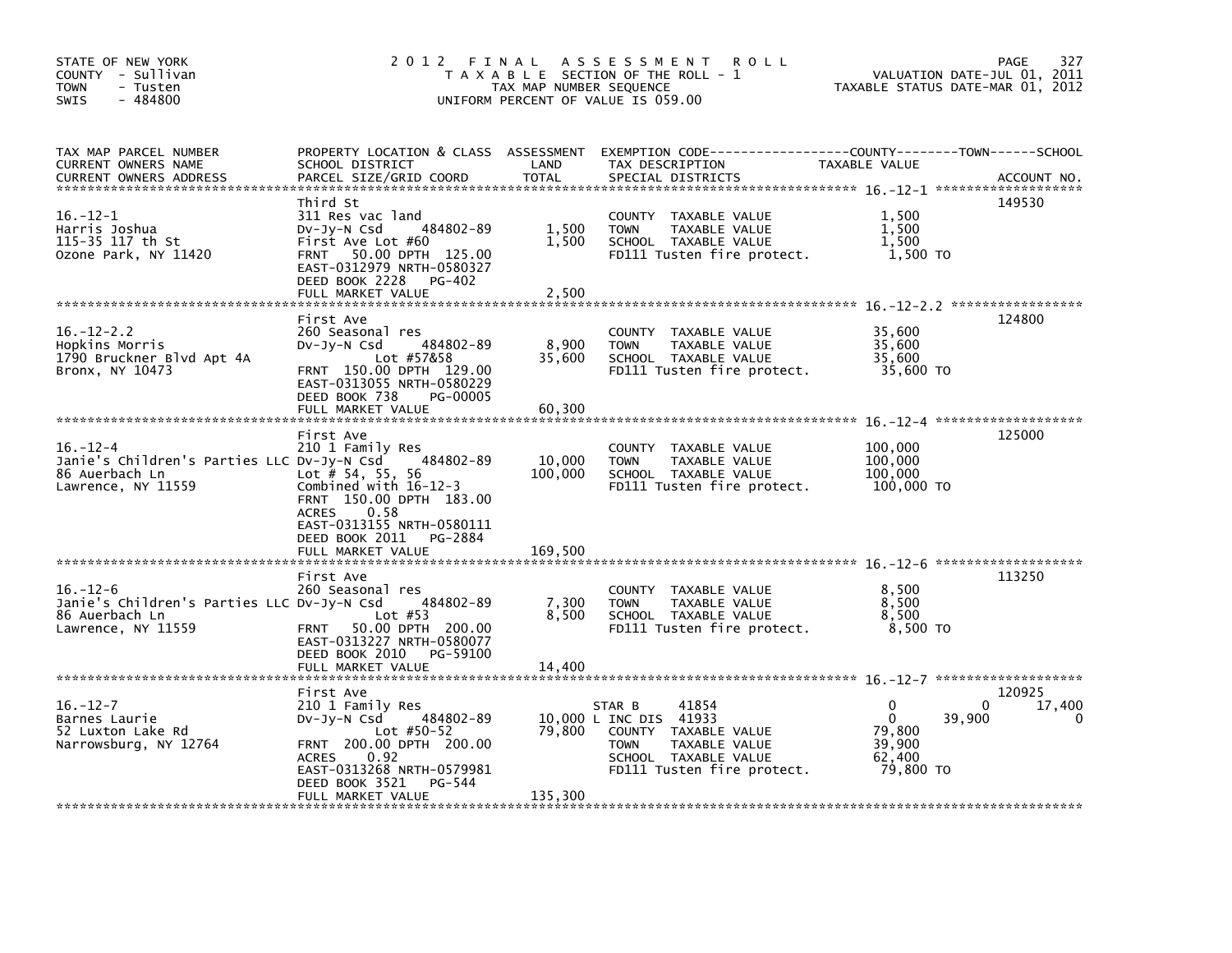STATE OF NEW YORK
COUNTY - Sullivan
TOWN - Tusten
SWIS - 484800

# 2012 FINAL ASSESSMENT ROLL
TAXABLE SECTION OF THE ROLL - 1
TAX MAP NUMBER SEQUENCE
UNIFORM PERCENT OF VALUE IS 059.00

VALUATION DATE-JUL 01, 2011
TAXABLE STATUS DATE-MAR 01, 2012

| TAX MAP PARCEL NUMBER / CURRENT OWNERS NAME / CURRENT OWNERS ADDRESS | PROPERTY LOCATION & CLASS / SCHOOL DISTRICT / PARCEL SIZE/GRID COORD | ASSESSMENT LAND | TOTAL | EXEMPTION CODE / TAX DESCRIPTION / SPECIAL DISTRICTS | COUNTY TAXABLE VALUE | TOWN | SCHOOL | ACCOUNT NO. |
|---|---|---|---|---|---|---|---|---|
| **16.-12-1** | Third St | | | | | | | 149530 |
| 16.-12-1 | 311 Res vac land | | | COUNTY TAXABLE VALUE | 1,500 | | | |
| Harris Joshua | Dv-Jy-N Csd 484802-89 | 1,500 | | TOWN TAXABLE VALUE | 1,500 | | | |
| 115-35 117 th St | First Ave Lot #60 | | 1,500 | SCHOOL TAXABLE VALUE | 1,500 | | | |
| Ozone Park, NY 11420 | FRNT 50.00 DPTH 125.00 | | | FD111 Tusten fire protect. | 1,500 TO | | | |
| | EAST-0312979 NRTH-0580327 | | | | | | | |
| | DEED BOOK 2228 PG-402 | | | | | | | |
| | FULL MARKET VALUE | | 2,500 | | | | | |
| **16.-12-2.2** | First Ave | | | | | | | 124800 |
| 16.-12-2.2 | 260 Seasonal res | | | COUNTY TAXABLE VALUE | 35,600 | | | |
| Hopkins Morris | Dv-Jy-N Csd 484802-89 | 8,900 | | TOWN TAXABLE VALUE | 35,600 | | | |
| 1790 Bruckner Blvd Apt 4A | Lot #57&58 | | 35,600 | SCHOOL TAXABLE VALUE | 35,600 | | | |
| Bronx, NY 10473 | FRNT 150.00 DPTH 129.00 | | | FD111 Tusten fire protect. | 35,600 TO | | | |
| | EAST-0313055 NRTH-0580229 | | | | | | | |
| | DEED BOOK 738 PG-00005 | | | | | | | |
| | FULL MARKET VALUE | | 60,300 | | | | | |
| **16.-12-4** | First Ave | | | | | | | 125000 |
| 16.-12-4 | 210 1 Family Res | | | COUNTY TAXABLE VALUE | 100,000 | | | |
| Janie's Children's Parties LLC | Dv-Jy-N Csd 484802-89 | 10,000 | | TOWN TAXABLE VALUE | 100,000 | | | |
| 86 Auerbach Ln | Lot # 54, 55, 56 | | 100,000 | SCHOOL TAXABLE VALUE | 100,000 | | | |
| Lawrence, NY 11559 | Combined with 16-12-3 | | | FD111 Tusten fire protect. | 100,000 TO | | | |
| | FRNT 150.00 DPTH 183.00 | | | | | | | |
| | ACRES 0.58 | | | | | | | |
| | EAST-0313155 NRTH-0580111 | | | | | | | |
| | DEED BOOK 2011 PG-2884 | | | | | | | |
| | FULL MARKET VALUE | | 169,500 | | | | | |
| **16.-12-6** | First Ave | | | | | | | 113250 |
| 16.-12-6 | 260 Seasonal res | | | COUNTY TAXABLE VALUE | 8,500 | | | |
| Janie's Children's Parties LLC | Dv-Jy-N Csd 484802-89 | 7,300 | | TOWN TAXABLE VALUE | 8,500 | | | |
| 86 Auerbach Ln | Lot #53 | | 8,500 | SCHOOL TAXABLE VALUE | 8,500 | | | |
| Lawrence, NY 11559 | FRNT 50.00 DPTH 200.00 | | | FD111 Tusten fire protect. | 8,500 TO | | | |
| | EAST-0313227 NRTH-0580077 | | | | | | | |
| | DEED BOOK 2010 PG-59100 | | | | | | | |
| | FULL MARKET VALUE | | 14,400 | | | | | |
| **16.-12-7** | First Ave | | | | | | | 120925 |
| 16.-12-7 | 210 1 Family Res | | | STAR B 41854 | 0 | 0 | 17,400 | |
| Barnes Laurie | Dv-Jy-N Csd 484802-89 | 10,000 | | L INC DIS 41933 | 0 | 39,900 | 0 | |
| 52 Luxton Lake Rd | Lot #50-52 | | 79,800 | COUNTY TAXABLE VALUE | 79,800 | | | |
| Narrowsburg, NY 12764 | FRNT 200.00 DPTH 200.00 | | | TOWN TAXABLE VALUE | 39,900 | | | |
| | ACRES 0.92 | | | SCHOOL TAXABLE VALUE | 62,400 | | | |
| | EAST-0313268 NRTH-0579981 | | | FD111 Tusten fire protect. | 79,800 TO | | | |
| | DEED BOOK 3521 PG-544 | | | | | | | |
| | FULL MARKET VALUE | | 135,300 | | | | | |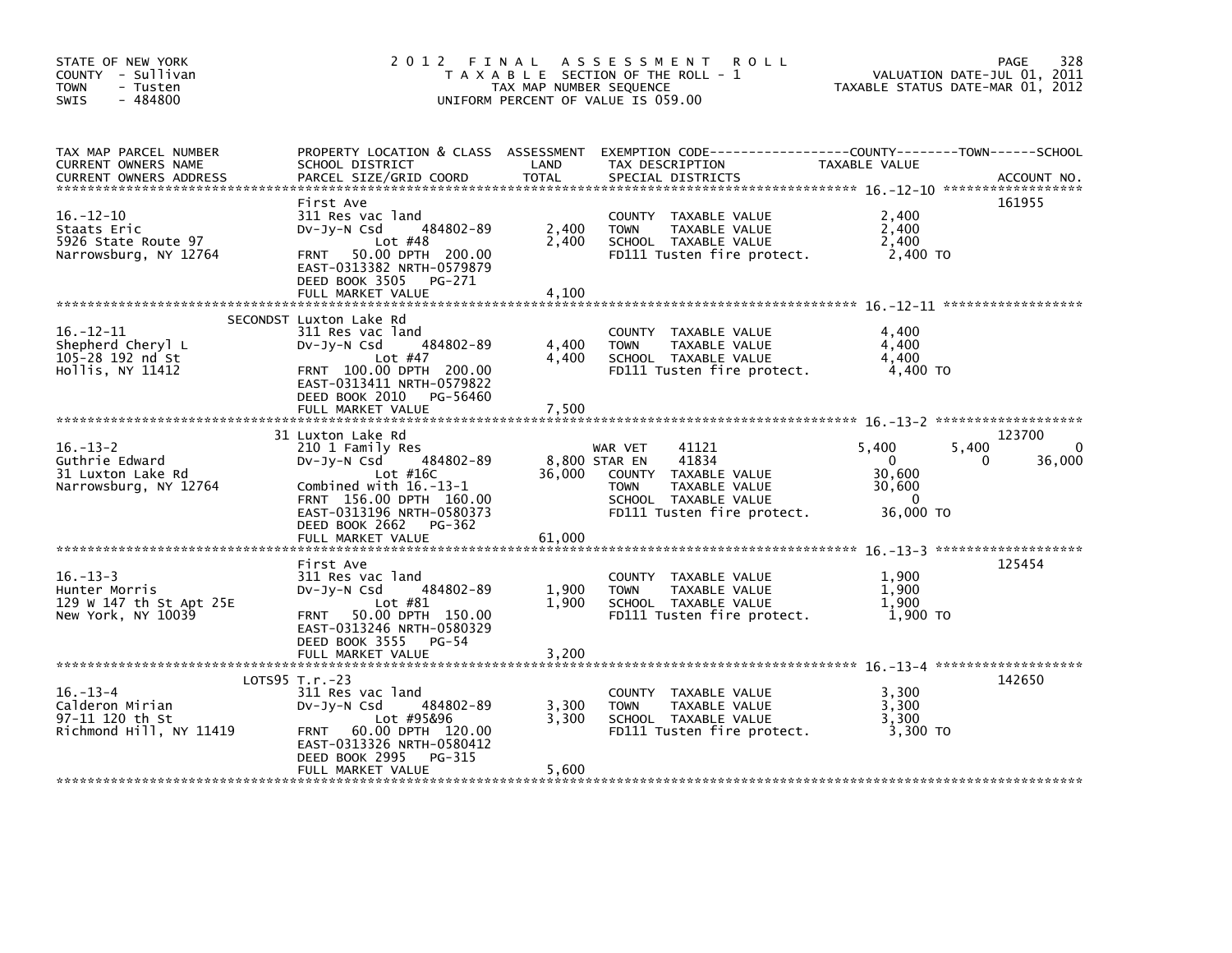STATE OF NEW YORK
COUNTY - Sullivan
TOWN - Tusten
SWIS - 484800

# 2012 FINAL ASSESSMENT ROLL

TAXABLE SECTION OF THE ROLL - 1
TAX MAP NUMBER SEQUENCE
UNIFORM PERCENT OF VALUE IS 059.00

VALUATION DATE-JUL 01, 2011
TAXABLE STATUS DATE-MAR 01, 2012

| TAX MAP PARCEL NUMBER / CURRENT OWNERS NAME / CURRENT OWNERS ADDRESS | PROPERTY LOCATION & CLASS / SCHOOL DISTRICT / PARCEL SIZE/GRID COORD | ASSESSMENT LAND / TOTAL | EXEMPTION CODE / TAX DESCRIPTION / SPECIAL DISTRICTS | COUNTY TAXABLE VALUE | TOWN | SCHOOL | ACCOUNT NO. |
|---|---|---|---|---|---|---|---|
| **16.-12-10** | First Ave | | | | | | 161955 |
| Staats Eric | 311 Res vac land | | COUNTY TAXABLE VALUE | 2,400 | | | |
| 5926 State Route 97 | Dv-Jy-N Csd 484802-89 | 2,400 | TOWN TAXABLE VALUE | 2,400 | | | |
| Narrowsburg, NY 12764 | Lot #48 | 2,400 | SCHOOL TAXABLE VALUE | 2,400 | | | |
| | FRNT 50.00 DPTH 200.00 | | FD111 Tusten fire protect. | 2,400 TO | | | |
| | EAST-0313382 NRTH-0579879 | | | | | | |
| | DEED BOOK 3505 PG-271 | | | | | | |
| | FULL MARKET VALUE | 4,100 | | | | | |
| **16.-12-11** | SECONDST Luxton Lake Rd | | | | | | |
| Shepherd Cheryl L | 311 Res vac land | | COUNTY TAXABLE VALUE | 4,400 | | | |
| 105-28 192 nd St | Dv-Jy-N Csd 484802-89 | 4,400 | TOWN TAXABLE VALUE | 4,400 | | | |
| Hollis, NY 11412 | Lot #47 | 4,400 | SCHOOL TAXABLE VALUE | 4,400 | | | |
| | FRNT 100.00 DPTH 200.00 | | FD111 Tusten fire protect. | 4,400 TO | | | |
| | EAST-0313411 NRTH-0579822 | | | | | | |
| | DEED BOOK 2010 PG-56460 | | | | | | |
| | FULL MARKET VALUE | 7,500 | | | | | |
| **16.-13-2** | 31 Luxton Lake Rd | | | | | | 123700 |
| Guthrie Edward | 210 1 Family Res | | WAR VET 41121 | 5,400 | 5,400 | 0 | |
| 31 Luxton Lake Rd | Dv-Jy-N Csd 484802-89 | 8,800 | STAR EN 41834 | 0 | 0 | 36,000 | |
| Narrowsburg, NY 12764 | Lot #16C | 36,000 | COUNTY TAXABLE VALUE | 30,600 | | | |
| | Combined with 16.-13-1 | | TOWN TAXABLE VALUE | 30,600 | | | |
| | FRNT 156.00 DPTH 160.00 | | SCHOOL TAXABLE VALUE | 0 | | | |
| | EAST-0313196 NRTH-0580373 | | FD111 Tusten fire protect. | 36,000 TO | | | |
| | DEED BOOK 2662 PG-362 | | | | | | |
| | FULL MARKET VALUE | 61,000 | | | | | |
| **16.-13-3** | First Ave | | | | | | 125454 |
| Hunter Morris | 311 Res vac land | | COUNTY TAXABLE VALUE | 1,900 | | | |
| 129 W 147 th St Apt 25E | Dv-Jy-N Csd 484802-89 | 1,900 | TOWN TAXABLE VALUE | 1,900 | | | |
| New York, NY 10039 | Lot #81 | 1,900 | SCHOOL TAXABLE VALUE | 1,900 | | | |
| | FRNT 50.00 DPTH 150.00 | | FD111 Tusten fire protect. | 1,900 TO | | | |
| | EAST-0313246 NRTH-0580329 | | | | | | |
| | DEED BOOK 3555 PG-54 | | | | | | |
| | FULL MARKET VALUE | 3,200 | | | | | |
| **16.-13-4** | LOTS95 T.r.-23 | | | | | | 142650 |
| Calderon Mirian | 311 Res vac land | | COUNTY TAXABLE VALUE | 3,300 | | | |
| 97-11 120 th St | Dv-Jy-N Csd 484802-89 | 3,300 | TOWN TAXABLE VALUE | 3,300 | | | |
| Richmond Hill, NY 11419 | Lot #95&96 | 3,300 | SCHOOL TAXABLE VALUE | 3,300 | | | |
| | FRNT 60.00 DPTH 120.00 | | FD111 Tusten fire protect. | 3,300 TO | | | |
| | EAST-0313326 NRTH-0580412 | | | | | | |
| | DEED BOOK 2995 PG-315 | | | | | | |
| | FULL MARKET VALUE | 5,600 | | | | | |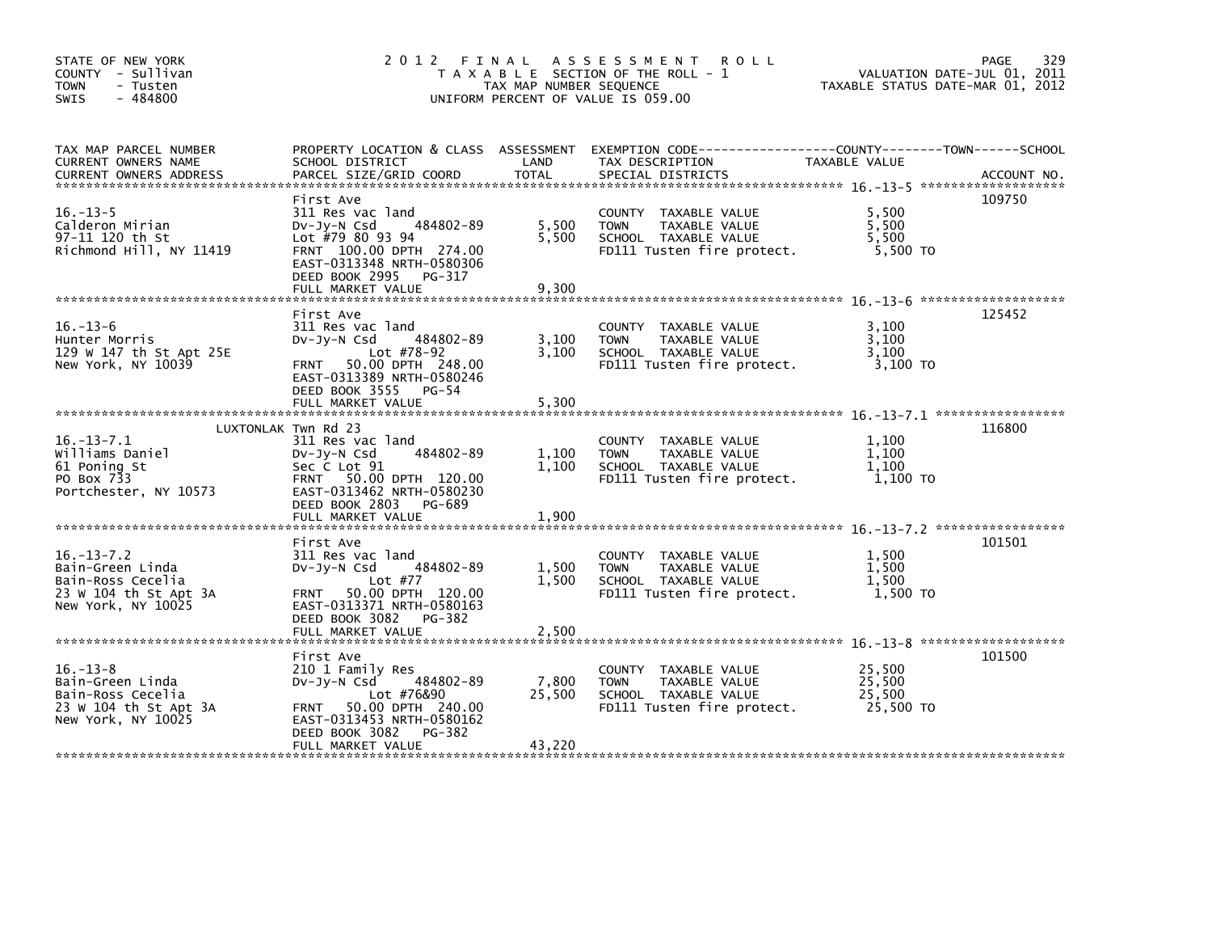STATE OF NEW YORK
COUNTY - Sullivan
TOWN - Tusten
SWIS - 484800

2 0 1 2 F I N A L A S S E S S M E N T R O L L
T A X A B L E SECTION OF THE ROLL - 1
TAX MAP NUMBER SEQUENCE
UNIFORM PERCENT OF VALUE IS 059.00

VALUATION DATE-JUL 01, 2011
TAXABLE STATUS DATE-MAR 01, 2012

| TAX MAP PARCEL NUMBER / CURRENT OWNERS NAME / CURRENT OWNERS ADDRESS | PROPERTY LOCATION & CLASS / SCHOOL DISTRICT / PARCEL SIZE/GRID COORD | ASSESSMENT LAND | TOTAL | EXEMPTION CODE / TAX DESCRIPTION / SPECIAL DISTRICTS | TAXABLE VALUE (COUNTY / TOWN / SCHOOL) | ACCOUNT NO. |
|---|---|---|---|---|---|---|
| 16.-13-5 | First Ave | | | | | 109750 |
| Calderon Mirian | 311 Res vac land | | | COUNTY TAXABLE VALUE | 5,500 | |
| 97-11 120 th St | Dv-Jy-N Csd 484802-89 | 5,500 | | TOWN TAXABLE VALUE | 5,500 | |
| Richmond Hill, NY 11419 | Lot #79 80 93 94 | | 5,500 | SCHOOL TAXABLE VALUE | 5,500 | |
| | FRNT 100.00 DPTH 274.00 | | | FD111 Tusten fire protect. | 5,500 TO | |
| | EAST-0313348 NRTH-0580306 | | | | | |
| | DEED BOOK 2995 PG-317 | | | | | |
| | FULL MARKET VALUE | | 9,300 | | | |
| 16.-13-6 | First Ave | | | | | 125452 |
| Hunter Morris | 311 Res vac land | | | COUNTY TAXABLE VALUE | 3,100 | |
| 129 W 147 th St Apt 25E | Dv-Jy-N Csd 484802-89 | 3,100 | | TOWN TAXABLE VALUE | 3,100 | |
| New York, NY 10039 | Lot #78-92 | | 3,100 | SCHOOL TAXABLE VALUE | 3,100 | |
| | FRNT 50.00 DPTH 248.00 | | | FD111 Tusten fire protect. | 3,100 TO | |
| | EAST-0313389 NRTH-0580246 | | | | | |
| | DEED BOOK 3555 PG-54 | | | | | |
| | FULL MARKET VALUE | | 5,300 | | | |
| 16.-13-7.1 | LUXTONLAK Twn Rd 23 | | | | | 116800 |
| Williams Daniel | 311 Res vac land | | | COUNTY TAXABLE VALUE | 1,100 | |
| 61 Poning St | Dv-Jy-N Csd 484802-89 | 1,100 | | TOWN TAXABLE VALUE | 1,100 | |
| PO Box 733 | Sec C Lot 91 | | 1,100 | SCHOOL TAXABLE VALUE | 1,100 | |
| Portchester, NY 10573 | FRNT 50.00 DPTH 120.00 | | | FD111 Tusten fire protect. | 1,100 TO | |
| | EAST-0313462 NRTH-0580230 | | | | | |
| | DEED BOOK 2803 PG-689 | | | | | |
| | FULL MARKET VALUE | | 1,900 | | | |
| 16.-13-7.2 | First Ave | | | | | 101501 |
| Bain-Green Linda | 311 Res vac land | | | COUNTY TAXABLE VALUE | 1,500 | |
| Bain-Ross Cecelia | Dv-Jy-N Csd 484802-89 | 1,500 | | TOWN TAXABLE VALUE | 1,500 | |
| 23 W 104 th St Apt 3A | Lot #77 | | 1,500 | SCHOOL TAXABLE VALUE | 1,500 | |
| New York, NY 10025 | FRNT 50.00 DPTH 120.00 | | | FD111 Tusten fire protect. | 1,500 TO | |
| | EAST-0313371 NRTH-0580163 | | | | | |
| | DEED BOOK 3082 PG-382 | | | | | |
| | FULL MARKET VALUE | | 2,500 | | | |
| 16.-13-8 | First Ave | | | | | 101500 |
| Bain-Green Linda | 210 1 Family Res | | | COUNTY TAXABLE VALUE | 25,500 | |
| Bain-Ross Cecelia | Dv-Jy-N Csd 484802-89 | 7,800 | | TOWN TAXABLE VALUE | 25,500 | |
| 23 W 104 th St Apt 3A | Lot #76&90 | | 25,500 | SCHOOL TAXABLE VALUE | 25,500 | |
| New York, NY 10025 | FRNT 50.00 DPTH 240.00 | | | FD111 Tusten fire protect. | 25,500 TO | |
| | EAST-0313453 NRTH-0580162 | | | | | |
| | DEED BOOK 3082 PG-382 | | | | | |
| | FULL MARKET VALUE | | 43,220 | | | |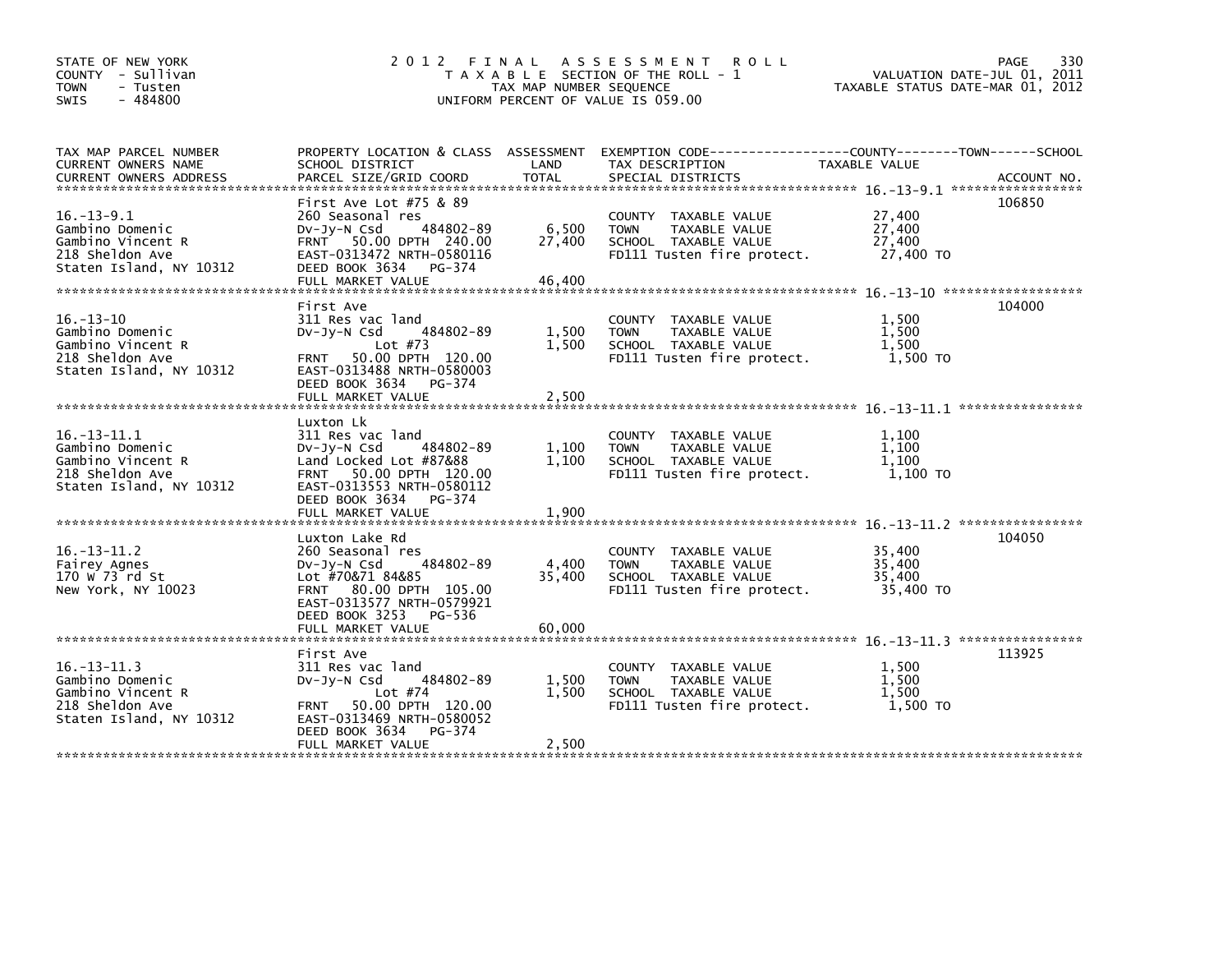STATE OF NEW YORK
COUNTY - Sullivan
TOWN - Tusten
SWIS - 484800

# 2012 FINAL ASSESSMENT ROLL

TAXABLE SECTION OF THE ROLL - 1
TAX MAP NUMBER SEQUENCE
UNIFORM PERCENT OF VALUE IS 059.00

VALUATION DATE-JUL 01, 2011
TAXABLE STATUS DATE-MAR 01, 2012

| TAX MAP PARCEL NUMBER / CURRENT OWNERS NAME / CURRENT OWNERS ADDRESS | PROPERTY LOCATION & CLASS / SCHOOL DISTRICT / PARCEL SIZE/GRID COORD | ASSESSMENT LAND | ASSESSMENT TOTAL | EXEMPTION CODE / TAX DESCRIPTION / SPECIAL DISTRICTS | TAXABLE VALUE | ACCOUNT NO. |
|---|---|---|---|---|---|---|
| 16.-13-9.1 | First Ave Lot #75 & 89 | | | | | 106850 |
| Gambino Domenic | 260 Seasonal res | | | COUNTY TAXABLE VALUE | 27,400 | |
| Gambino Vincent R | Dv-Jy-N Csd 484802-89 | 6,500 | | TOWN TAXABLE VALUE | 27,400 | |
| 218 Sheldon Ave | FRNT 50.00 DPTH 240.00 | | 27,400 | SCHOOL TAXABLE VALUE | 27,400 | |
| Staten Island, NY 10312 | EAST-0313472 NRTH-0580116 | | | FD111 Tusten fire protect. | 27,400 TO | |
| | DEED BOOK 3634 PG-374 | | | | | |
| | FULL MARKET VALUE | | 46,400 | | | |
| 16.-13-10 | First Ave | | | | | 104000 |
| Gambino Domenic | 311 Res vac land | | | COUNTY TAXABLE VALUE | 1,500 | |
| Gambino Vincent R | Dv-Jy-N Csd 484802-89 | 1,500 | | TOWN TAXABLE VALUE | 1,500 | |
| 218 Sheldon Ave | Lot #73 | | 1,500 | SCHOOL TAXABLE VALUE | 1,500 | |
| Staten Island, NY 10312 | FRNT 50.00 DPTH 120.00 | | | FD111 Tusten fire protect. | 1,500 TO | |
| | EAST-0313488 NRTH-0580003 | | | | | |
| | DEED BOOK 3634 PG-374 | | | | | |
| | FULL MARKET VALUE | | 2,500 | | | |
| 16.-13-11.1 | Luxton Lk | | | | | |
| Gambino Domenic | 311 Res vac land | | | COUNTY TAXABLE VALUE | 1,100 | |
| Gambino Vincent R | Dv-Jy-N Csd 484802-89 | 1,100 | | TOWN TAXABLE VALUE | 1,100 | |
| 218 Sheldon Ave | Land Locked Lot #87&88 | | 1,100 | SCHOOL TAXABLE VALUE | 1,100 | |
| Staten Island, NY 10312 | FRNT 50.00 DPTH 120.00 | | | FD111 Tusten fire protect. | 1,100 TO | |
| | EAST-0313553 NRTH-0580112 | | | | | |
| | DEED BOOK 3634 PG-374 | | | | | |
| | FULL MARKET VALUE | | 1,900 | | | |
| 16.-13-11.2 | Luxton Lake Rd | | | | | 104050 |
| Fairey Agnes | 260 Seasonal res | | | COUNTY TAXABLE VALUE | 35,400 | |
| 170 W 73 rd St | Dv-Jy-N Csd 484802-89 | 4,400 | | TOWN TAXABLE VALUE | 35,400 | |
| New York, NY 10023 | Lot #70&71 84&85 | | 35,400 | SCHOOL TAXABLE VALUE | 35,400 | |
| | FRNT 80.00 DPTH 105.00 | | | FD111 Tusten fire protect. | 35,400 TO | |
| | EAST-0313577 NRTH-0579921 | | | | | |
| | DEED BOOK 3253 PG-536 | | | | | |
| | FULL MARKET VALUE | | 60,000 | | | |
| 16.-13-11.3 | First Ave | | | | | 113925 |
| Gambino Domenic | 311 Res vac land | | | COUNTY TAXABLE VALUE | 1,500 | |
| Gambino Vincent R | Dv-Jy-N Csd 484802-89 | 1,500 | | TOWN TAXABLE VALUE | 1,500 | |
| 218 Sheldon Ave | Lot #74 | | 1,500 | SCHOOL TAXABLE VALUE | 1,500 | |
| Staten Island, NY 10312 | FRNT 50.00 DPTH 120.00 | | | FD111 Tusten fire protect. | 1,500 TO | |
| | EAST-0313469 NRTH-0580052 | | | | | |
| | DEED BOOK 3634 PG-374 | | | | | |
| | FULL MARKET VALUE | | 2,500 | | | |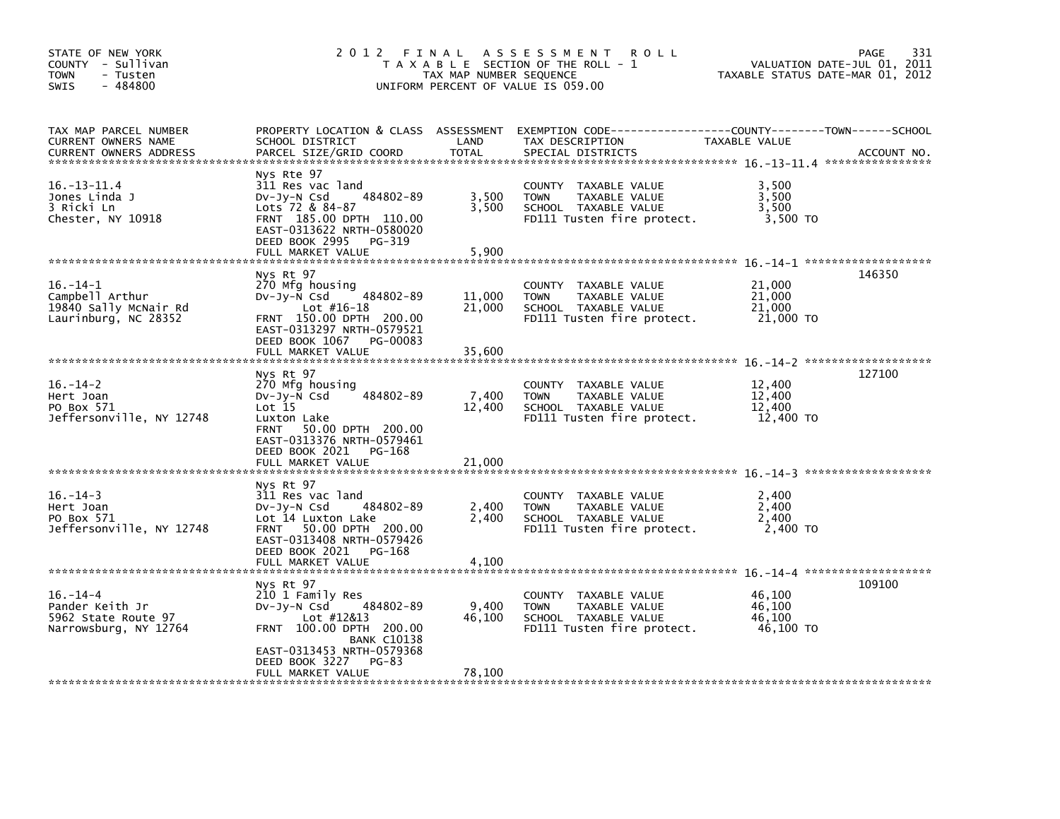STATE OF NEW YORK
COUNTY - Sullivan
TOWN - Tusten
SWIS - 484800

# 2012 FINAL ASSESSMENT ROLL

TAXABLE SECTION OF THE ROLL - 1
TAX MAP NUMBER SEQUENCE
UNIFORM PERCENT OF VALUE IS 059.00

VALUATION DATE-JUL 01, 2011
TAXABLE STATUS DATE-MAR 01, 2012

| TAX MAP PARCEL NUMBER / CURRENT OWNERS NAME / CURRENT OWNERS ADDRESS | PROPERTY LOCATION & CLASS / SCHOOL DISTRICT / PARCEL SIZE/GRID COORD | ASSESSMENT LAND | TOTAL | EXEMPTION CODE / TAX DESCRIPTION / SPECIAL DISTRICTS | TAXABLE VALUE (COUNTY / TOWN / SCHOOL) | ACCOUNT NO. |
|---|---|---|---|---|---|---|
| 16.-13-11.4 | Nys Rte 97 | | | | | |
| Jones Linda J | 311 Res vac land | | | COUNTY TAXABLE VALUE | 3,500 | |
| 3 Ricki Ln | Dv-Jy-N Csd 484802-89 | 3,500 | | TOWN TAXABLE VALUE | 3,500 | |
| Chester, NY 10918 | Lots 72 & 84-87 | | 3,500 | SCHOOL TAXABLE VALUE | 3,500 | |
| | FRNT 185.00 DPTH 110.00 | | | FD111 Tusten fire protect. | 3,500 TO | |
| | EAST-0313622 NRTH-0580020 | | | | | |
| | DEED BOOK 2995 PG-319 | | | | | |
| | FULL MARKET VALUE | | 5,900 | | | |
| 16.-14-1 | Nys Rt 97 | | | | | 146350 |
| Campbell Arthur | 270 Mfg housing | | | COUNTY TAXABLE VALUE | 21,000 | |
| 19840 Sally McNair Rd | Dv-Jy-N Csd 484802-89 | 11,000 | | TOWN TAXABLE VALUE | 21,000 | |
| Laurinburg, NC 28352 | Lot #16-18 | | 21,000 | SCHOOL TAXABLE VALUE | 21,000 | |
| | FRNT 150.00 DPTH 200.00 | | | FD111 Tusten fire protect. | 21,000 TO | |
| | EAST-0313297 NRTH-0579521 | | | | | |
| | DEED BOOK 1067 PG-00083 | | | | | |
| | FULL MARKET VALUE | | 35,600 | | | |
| 16.-14-2 | Nys Rt 97 | | | | | 127100 |
| Hert Joan | 270 Mfg housing | | | COUNTY TAXABLE VALUE | 12,400 | |
| PO Box 571 | Dv-Jy-N Csd 484802-89 | 7,400 | | TOWN TAXABLE VALUE | 12,400 | |
| Jeffersonville, NY 12748 | Lot 15 | | 12,400 | SCHOOL TAXABLE VALUE | 12,400 | |
| | Luxton Lake | | | FD111 Tusten fire protect. | 12,400 TO | |
| | FRNT 50.00 DPTH 200.00 | | | | | |
| | EAST-0313376 NRTH-0579461 | | | | | |
| | DEED BOOK 2021 PG-168 | | | | | |
| | FULL MARKET VALUE | | 21,000 | | | |
| 16.-14-3 | Nys Rt 97 | | | | | |
| Hert Joan | 311 Res vac land | | | COUNTY TAXABLE VALUE | 2,400 | |
| PO Box 571 | Dv-Jy-N Csd 484802-89 | 2,400 | | TOWN TAXABLE VALUE | 2,400 | |
| Jeffersonville, NY 12748 | Lot 14 Luxton Lake | | 2,400 | SCHOOL TAXABLE VALUE | 2,400 | |
| | FRNT 50.00 DPTH 200.00 | | | FD111 Tusten fire protect. | 2,400 TO | |
| | EAST-0313408 NRTH-0579426 | | | | | |
| | DEED BOOK 2021 PG-168 | | | | | |
| | FULL MARKET VALUE | | 4,100 | | | |
| 16.-14-4 | Nys Rt 97 | | | | | 109100 |
| Pander Keith Jr | 210 1 Family Res | | | COUNTY TAXABLE VALUE | 46,100 | |
| 5962 State Route 97 | Dv-Jy-N Csd 484802-89 | 9,400 | | TOWN TAXABLE VALUE | 46,100 | |
| Narrowsburg, NY 12764 | Lot #12&13 | | 46,100 | SCHOOL TAXABLE VALUE | 46,100 | |
| | FRNT 100.00 DPTH 200.00 | | | FD111 Tusten fire protect. | 46,100 TO | |
| | BANK C10138 | | | | | |
| | EAST-0313453 NRTH-0579368 | | | | | |
| | DEED BOOK 3227 PG-83 | | | | | |
| | FULL MARKET VALUE | | 78,100 | | | |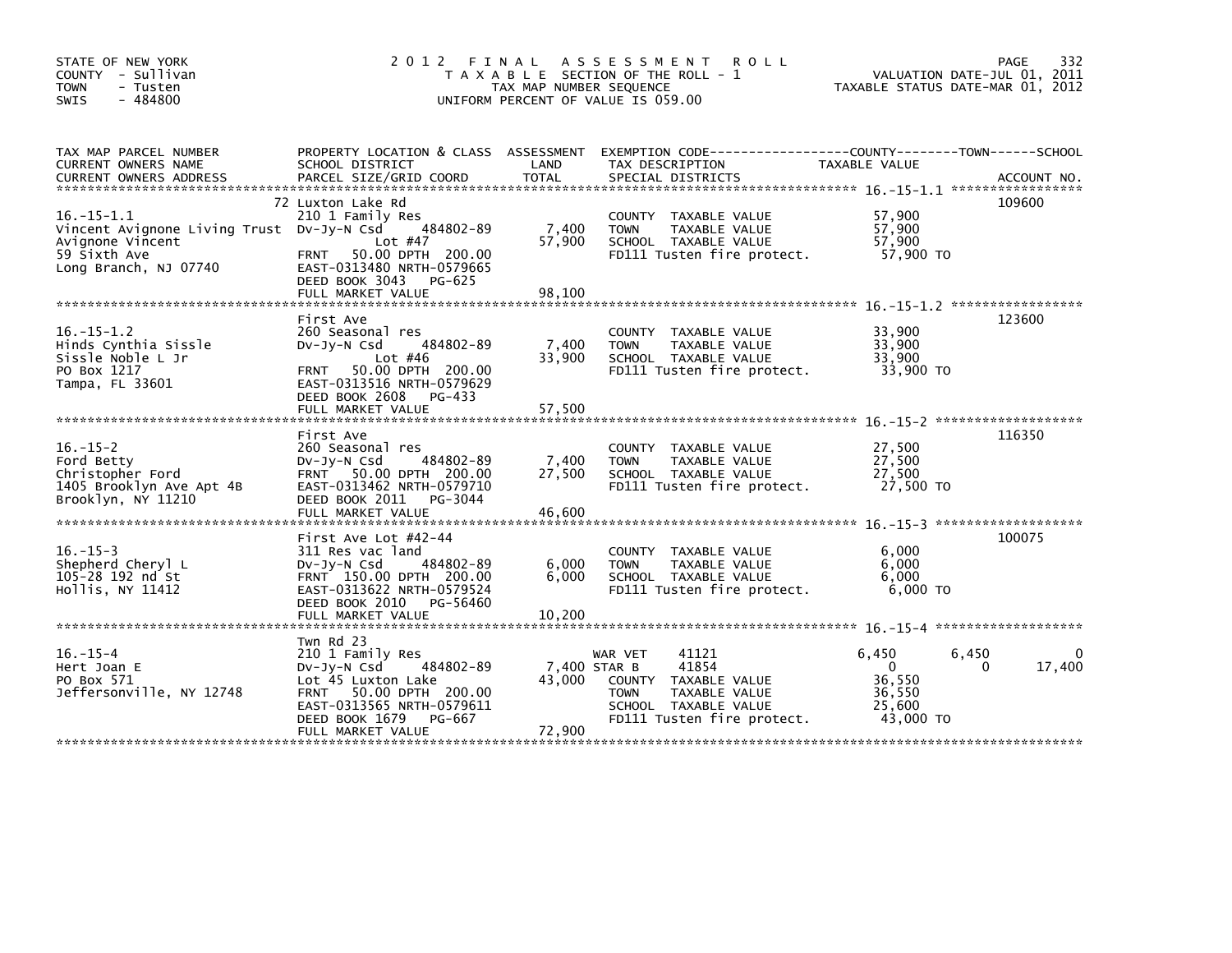STATE OF NEW YORK
COUNTY - Sullivan
TOWN - Tusten
SWIS - 484800

# 2012 FINAL ASSESSMENT ROLL

TAXABLE SECTION OF THE ROLL - 1
TAX MAP NUMBER SEQUENCE
UNIFORM PERCENT OF VALUE IS 059.00

VALUATION DATE-JUL 01, 2011
TAXABLE STATUS DATE-MAR 01, 2012

| TAX MAP PARCEL NUMBER / CURRENT OWNERS NAME / CURRENT OWNERS ADDRESS | PROPERTY LOCATION & CLASS / SCHOOL DISTRICT / PARCEL SIZE/GRID COORD | ASSESSMENT LAND | TOTAL | EXEMPTION CODE / TAX DESCRIPTION / SPECIAL DISTRICTS | COUNTY TAXABLE VALUE | TOWN | SCHOOL | ACCOUNT NO. |
|---|---|---|---|---|---|---|---|---|
| 16.-15-1.1 | 72 Luxton Lake Rd | | | | | | | 109600 |
| Vincent Avignone Living Trust | 210 1 Family Res | | | COUNTY TAXABLE VALUE | 57,900 | | | |
| Avignone Vincent | Dv-Jy-N Csd 484802-89 | 7,400 | | TOWN TAXABLE VALUE | 57,900 | | | |
| 59 Sixth Ave | Lot #47 | | 57,900 | SCHOOL TAXABLE VALUE | 57,900 | | | |
| Long Branch, NJ 07740 | FRNT 50.00 DPTH 200.00 | | | FD111 Tusten fire protect. | 57,900 TO | | | |
| | EAST-0313480 NRTH-0579665 | | | | | | | |
| | DEED BOOK 3043 PG-625 | | | | | | | |
| | FULL MARKET VALUE | | 98,100 | | | | | |
| 16.-15-1.2 | First Ave | | | | | | | 123600 |
| Hinds Cynthia Sissle | 260 Seasonal res | | | COUNTY TAXABLE VALUE | 33,900 | | | |
| Sissle Noble L Jr | Dv-Jy-N Csd 484802-89 | 7,400 | | TOWN TAXABLE VALUE | 33,900 | | | |
| PO Box 1217 | Lot #46 | | 33,900 | SCHOOL TAXABLE VALUE | 33,900 | | | |
| Tampa, FL 33601 | FRNT 50.00 DPTH 200.00 | | | FD111 Tusten fire protect. | 33,900 TO | | | |
| | EAST-0313516 NRTH-0579629 | | | | | | | |
| | DEED BOOK 2608 PG-433 | | | | | | | |
| | FULL MARKET VALUE | | 57,500 | | | | | |
| 16.-15-2 | First Ave | | | | | | | 116350 |
| Ford Betty | 260 Seasonal res | | | COUNTY TAXABLE VALUE | 27,500 | | | |
| Christopher Ford | Dv-Jy-N Csd 484802-89 | 7,400 | | TOWN TAXABLE VALUE | 27,500 | | | |
| 1405 Brooklyn Ave Apt 4B | FRNT 50.00 DPTH 200.00 | | 27,500 | SCHOOL TAXABLE VALUE | 27,500 | | | |
| Brooklyn, NY 11210 | EAST-0313462 NRTH-0579710 | | | FD111 Tusten fire protect. | 27,500 TO | | | |
| | DEED BOOK 2011 PG-3044 | | | | | | | |
| | FULL MARKET VALUE | | 46,600 | | | | | |
| 16.-15-3 | First Ave Lot #42-44 | | | | | | | 100075 |
| Shepherd Cheryl L | 311 Res vac land | | | COUNTY TAXABLE VALUE | 6,000 | | | |
| 105-28 192 nd St | Dv-Jy-N Csd 484802-89 | 6,000 | | TOWN TAXABLE VALUE | 6,000 | | | |
| Hollis, NY 11412 | FRNT 150.00 DPTH 200.00 | | 6,000 | SCHOOL TAXABLE VALUE | 6,000 | | | |
| | EAST-0313622 NRTH-0579524 | | | FD111 Tusten fire protect. | 6,000 TO | | | |
| | DEED BOOK 2010 PG-56460 | | | | | | | |
| | FULL MARKET VALUE | | 10,200 | | | | | |
| 16.-15-4 | Twn Rd 23 | | | | | | | |
| Hert Joan E | 210 1 Family Res | | | WAR VET 41121 | 6,450 | 6,450 | 0 | |
| PO Box 571 | Dv-Jy-N Csd 484802-89 | 7,400 | | STAR B 41854 | 0 | 0 | 17,400 | |
| Jeffersonville, NY 12748 | Lot 45 Luxton Lake | | 43,000 | COUNTY TAXABLE VALUE | 36,550 | | | |
| | FRNT 50.00 DPTH 200.00 | | | TOWN TAXABLE VALUE | 36,550 | | | |
| | EAST-0313565 NRTH-0579611 | | | SCHOOL TAXABLE VALUE | 25,600 | | | |
| | DEED BOOK 1679 PG-667 | | | FD111 Tusten fire protect. | 43,000 TO | | | |
| | FULL MARKET VALUE | | 72,900 | | | | | |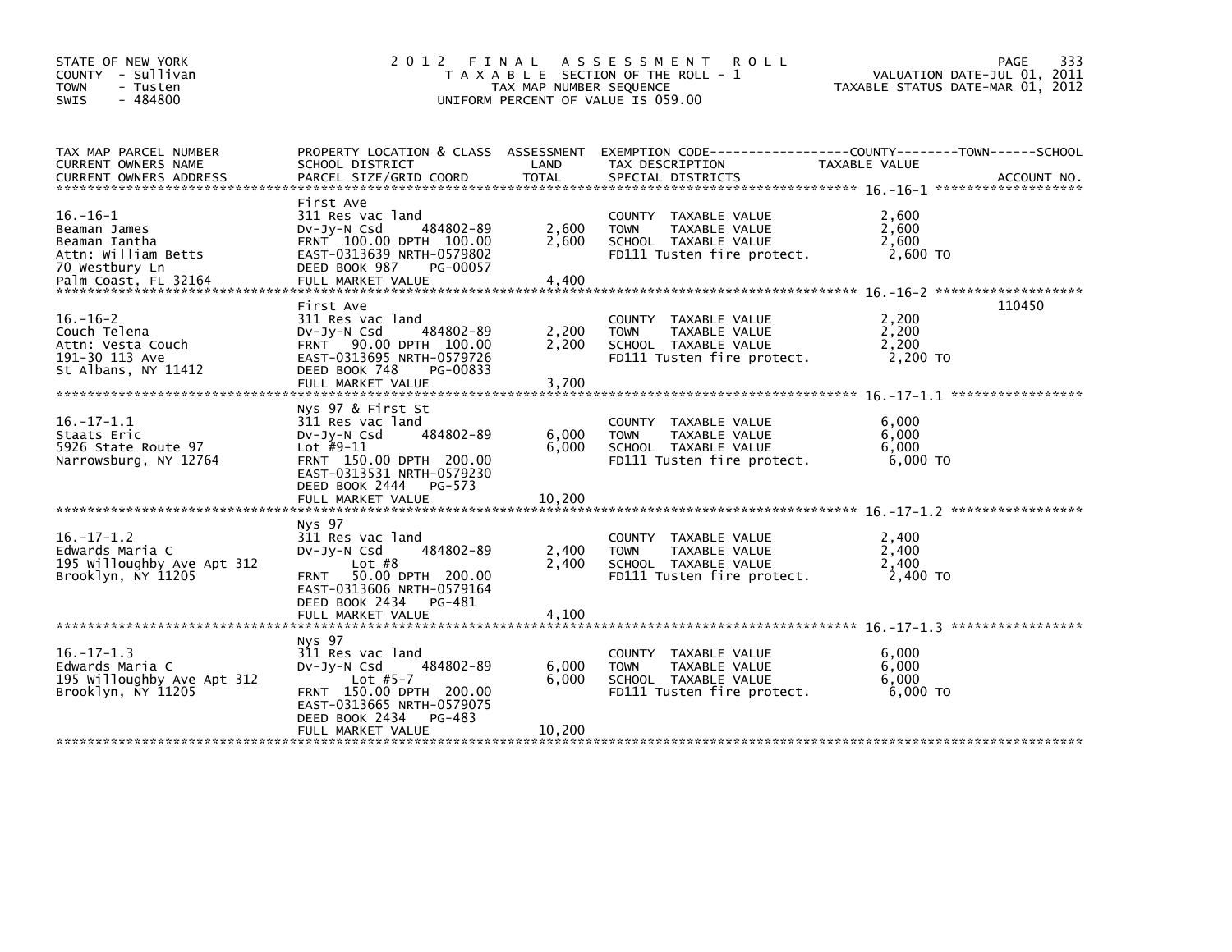STATE OF NEW YORK
COUNTY - Sullivan
TOWN - Tusten
SWIS - 484800

# 2012 FINAL ASSESSMENT ROLL

TAXABLE SECTION OF THE ROLL - 1
TAX MAP NUMBER SEQUENCE
UNIFORM PERCENT OF VALUE IS 059.00

VALUATION DATE-JUL 01, 2011
TAXABLE STATUS DATE-MAR 01, 2012

| TAX MAP PARCEL NUMBER / CURRENT OWNERS NAME / CURRENT OWNERS ADDRESS | PROPERTY LOCATION & CLASS / SCHOOL DISTRICT / PARCEL SIZE/GRID COORD | ASSESSMENT LAND | TOTAL | EXEMPTION CODE / TAX DESCRIPTION / SPECIAL DISTRICTS | TAXABLE VALUE (COUNTY / TOWN / SCHOOL) | ACCOUNT NO. |
|---|---|---|---|---|---|---|
| 16.-16-1 | First Ave | | | | | |
| 16.-16-1<br>Beaman James<br>Beaman Iantha<br>Attn: William Betts<br>70 Westbury Ln<br>Palm Coast, FL 32164 | 311 Res vac land<br>Dv-Jy-N Csd 484802-89<br>FRNT 100.00 DPTH 100.00<br>EAST-0313639 NRTH-0579802<br>DEED BOOK 987 PG-00057<br>FULL MARKET VALUE | 2,600 | 2,600<br><br><br><br><br>4,400 | COUNTY TAXABLE VALUE<br>TOWN TAXABLE VALUE<br>SCHOOL TAXABLE VALUE<br>FD111 Tusten fire protect. | 2,600<br>2,600<br>2,600<br>2,600 TO | |
| 16.-16-2 | First Ave | | | | | 110450 |
| 16.-16-2<br>Couch Telena<br>Attn: Vesta Couch<br>191-30 113 Ave<br>St Albans, NY 11412 | 311 Res vac land<br>Dv-Jy-N Csd 484802-89<br>FRNT 90.00 DPTH 100.00<br>EAST-0313695 NRTH-0579726<br>DEED BOOK 748 PG-00833<br>FULL MARKET VALUE | 2,200 | 2,200<br><br><br><br><br>3,700 | COUNTY TAXABLE VALUE<br>TOWN TAXABLE VALUE<br>SCHOOL TAXABLE VALUE<br>FD111 Tusten fire protect. | 2,200<br>2,200<br>2,200<br>2,200 TO | |
| 16.-17-1.1 | Nys 97 & First St | | | | | |
| 16.-17-1.1<br>Staats Eric<br>5926 State Route 97<br>Narrowsburg, NY 12764 | 311 Res vac land<br>Dv-Jy-N Csd 484802-89<br>Lot #9-11<br>FRNT 150.00 DPTH 200.00<br>EAST-0313531 NRTH-0579230<br>DEED BOOK 2444 PG-573<br>FULL MARKET VALUE | 6,000 | 6,000<br><br><br><br><br><br>10,200 | COUNTY TAXABLE VALUE<br>TOWN TAXABLE VALUE<br>SCHOOL TAXABLE VALUE<br>FD111 Tusten fire protect. | 6,000<br>6,000<br>6,000<br>6,000 TO | |
| 16.-17-1.2 | Nys 97 | | | | | |
| 16.-17-1.2<br>Edwards Maria C<br>195 Willoughby Ave Apt 312<br>Brooklyn, NY 11205 | 311 Res vac land<br>Dv-Jy-N Csd 484802-89<br>Lot #8<br>FRNT 50.00 DPTH 200.00<br>EAST-0313606 NRTH-0579164<br>DEED BOOK 2434 PG-481<br>FULL MARKET VALUE | 2,400 | 2,400<br><br><br><br><br><br>4,100 | COUNTY TAXABLE VALUE<br>TOWN TAXABLE VALUE<br>SCHOOL TAXABLE VALUE<br>FD111 Tusten fire protect. | 2,400<br>2,400<br>2,400<br>2,400 TO | |
| 16.-17-1.3 | Nys 97 | | | | | |
| 16.-17-1.3<br>Edwards Maria C<br>195 Willoughby Ave Apt 312<br>Brooklyn, NY 11205 | 311 Res vac land<br>Dv-Jy-N Csd 484802-89<br>Lot #5-7<br>FRNT 150.00 DPTH 200.00<br>EAST-0313665 NRTH-0579075<br>DEED BOOK 2434 PG-483<br>FULL MARKET VALUE | 6,000 | 6,000<br><br><br><br><br><br>10,200 | COUNTY TAXABLE VALUE<br>TOWN TAXABLE VALUE<br>SCHOOL TAXABLE VALUE<br>FD111 Tusten fire protect. | 6,000<br>6,000<br>6,000<br>6,000 TO | |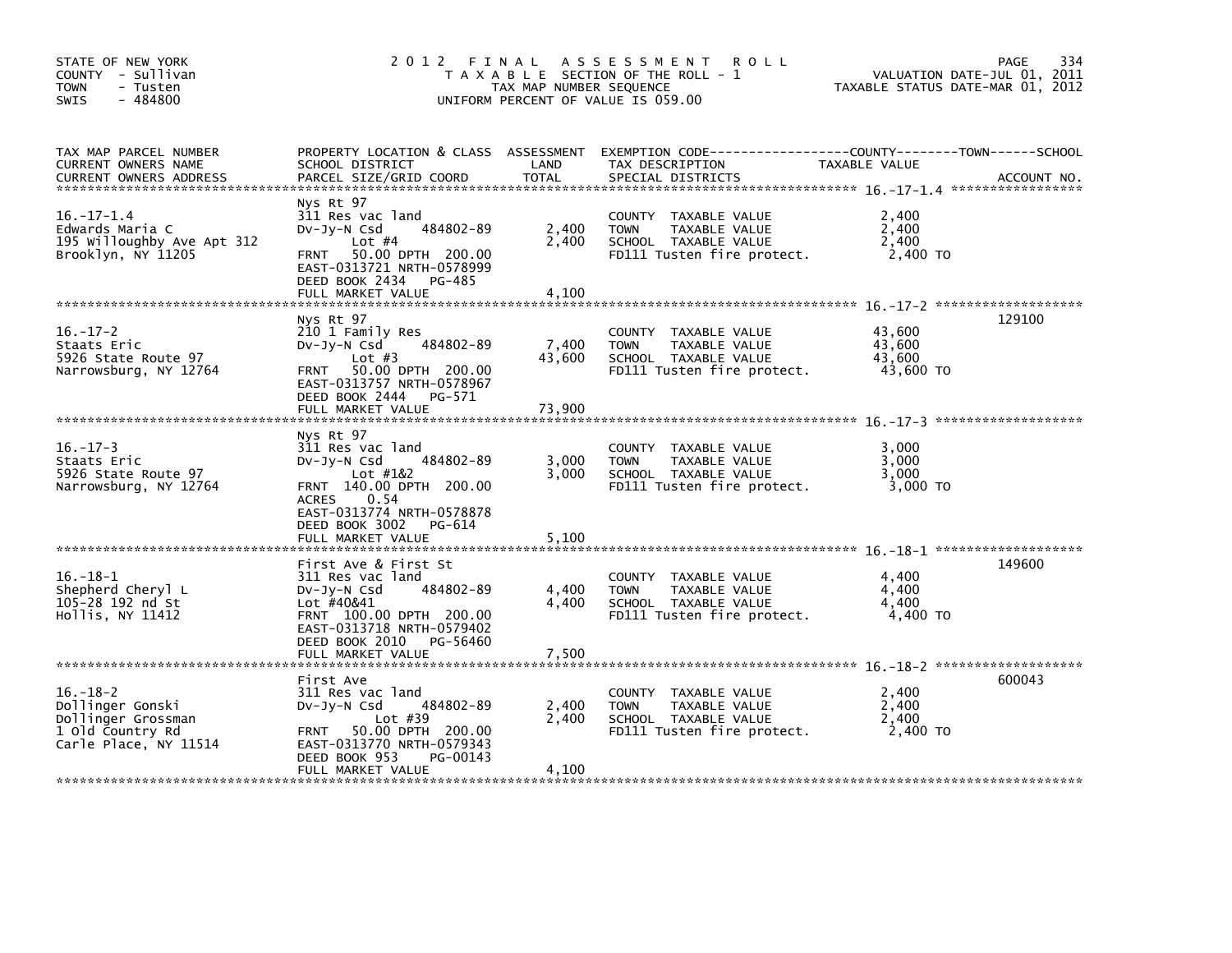STATE OF NEW YORK
COUNTY - Sullivan
TOWN - Tusten
SWIS - 484800

# 2012 FINAL ASSESSMENT ROLL

TAXABLE SECTION OF THE ROLL - 1
TAX MAP NUMBER SEQUENCE
UNIFORM PERCENT OF VALUE IS 059.00

VALUATION DATE-JUL 01, 2011
TAXABLE STATUS DATE-MAR 01, 2012

| TAX MAP PARCEL NUMBER / CURRENT OWNERS NAME / CURRENT OWNERS ADDRESS | PROPERTY LOCATION & CLASS / SCHOOL DISTRICT / PARCEL SIZE/GRID COORD | ASSESSMENT LAND | ASSESSMENT TOTAL | EXEMPTION CODE / TAX DESCRIPTION / SPECIAL DISTRICTS | TAXABLE VALUE (COUNTY / TOWN / SCHOOL) | ACCOUNT NO. |
|---|---|---|---|---|---|---|
| 16.-17-1.4 | Nys Rt 97 | | | | | |
| Edwards Maria C | 311 Res vac land | | | COUNTY TAXABLE VALUE | 2,400 | |
| 195 Willoughby Ave Apt 312 | Dv-Jy-N Csd 484802-89 | 2,400 | | TOWN TAXABLE VALUE | 2,400 | |
| Brooklyn, NY 11205 | Lot #4 | | 2,400 | SCHOOL TAXABLE VALUE | 2,400 | |
| | FRNT 50.00 DPTH 200.00 | | | FD111 Tusten fire protect. | 2,400 TO | |
| | EAST-0313721 NRTH-0578999 | | | | | |
| | DEED BOOK 2434 PG-485 | | | | | |
| | FULL MARKET VALUE | | 4,100 | | | |
| 16.-17-2 | Nys Rt 97 | | | | | 129100 |
| Staats Eric | 210 1 Family Res | | | COUNTY TAXABLE VALUE | 43,600 | |
| 5926 State Route 97 | Dv-Jy-N Csd 484802-89 | 7,400 | | TOWN TAXABLE VALUE | 43,600 | |
| Narrowsburg, NY 12764 | Lot #3 | | 43,600 | SCHOOL TAXABLE VALUE | 43,600 | |
| | FRNT 50.00 DPTH 200.00 | | | FD111 Tusten fire protect. | 43,600 TO | |
| | EAST-0313757 NRTH-0578967 | | | | | |
| | DEED BOOK 2444 PG-571 | | | | | |
| | FULL MARKET VALUE | | 73,900 | | | |
| 16.-17-3 | Nys Rt 97 | | | | | |
| Staats Eric | 311 Res vac land | | | COUNTY TAXABLE VALUE | 3,000 | |
| 5926 State Route 97 | Dv-Jy-N Csd 484802-89 | 3,000 | | TOWN TAXABLE VALUE | 3,000 | |
| Narrowsburg, NY 12764 | Lot #1&2 | | 3,000 | SCHOOL TAXABLE VALUE | 3,000 | |
| | FRNT 140.00 DPTH 200.00 | | | FD111 Tusten fire protect. | 3,000 TO | |
| | ACRES 0.54 | | | | | |
| | EAST-0313774 NRTH-0578878 | | | | | |
| | DEED BOOK 3002 PG-614 | | | | | |
| | FULL MARKET VALUE | | 5,100 | | | |
| 16.-18-1 | First Ave & First St | | | | | 149600 |
| Shepherd Cheryl L | 311 Res vac land | | | COUNTY TAXABLE VALUE | 4,400 | |
| 105-28 192 nd St | Dv-Jy-N Csd 484802-89 | 4,400 | | TOWN TAXABLE VALUE | 4,400 | |
| Hollis, NY 11412 | Lot #40&41 | | 4,400 | SCHOOL TAXABLE VALUE | 4,400 | |
| | FRNT 100.00 DPTH 200.00 | | | FD111 Tusten fire protect. | 4,400 TO | |
| | EAST-0313718 NRTH-0579402 | | | | | |
| | DEED BOOK 2010 PG-56460 | | | | | |
| | FULL MARKET VALUE | | 7,500 | | | |
| 16.-18-2 | First Ave | | | | | 600043 |
| Dollinger Gonski | 311 Res vac land | | | COUNTY TAXABLE VALUE | 2,400 | |
| Dollinger Grossman | Dv-Jy-N Csd 484802-89 | 2,400 | | TOWN TAXABLE VALUE | 2,400 | |
| 1 Old Country Rd | Lot #39 | | 2,400 | SCHOOL TAXABLE VALUE | 2,400 | |
| Carle Place, NY 11514 | FRNT 50.00 DPTH 200.00 | | | FD111 Tusten fire protect. | 2,400 TO | |
| | EAST-0313770 NRTH-0579343 | | | | | |
| | DEED BOOK 953 PG-00143 | | | | | |
| | FULL MARKET VALUE | | 4,100 | | | |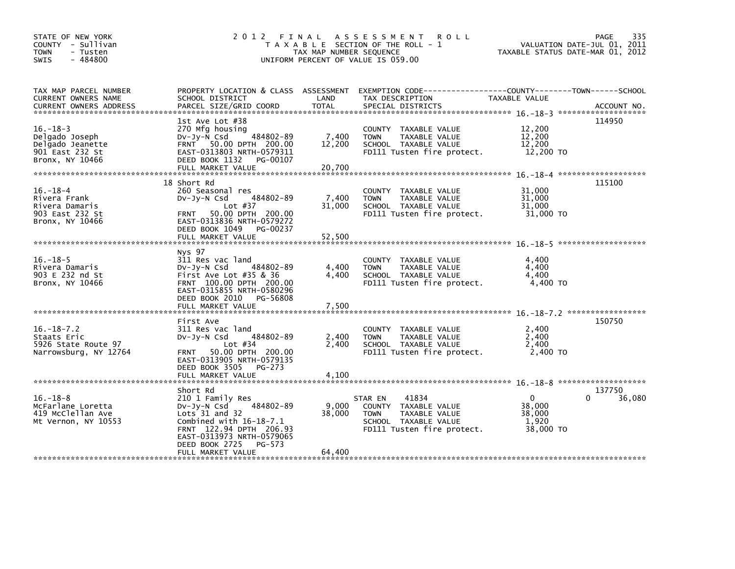STATE OF NEW YORK
COUNTY - Sullivan
TOWN - Tusten
SWIS - 484800

# 2012 FINAL ASSESSMENT ROLL

TAXABLE SECTION OF THE ROLL - 1
TAX MAP NUMBER SEQUENCE
UNIFORM PERCENT OF VALUE IS 059.00

VALUATION DATE-JUL 01, 2011
TAXABLE STATUS DATE-MAR 01, 2012

| TAX MAP PARCEL NUMBER / CURRENT OWNERS NAME / CURRENT OWNERS ADDRESS | PROPERTY LOCATION & CLASS / SCHOOL DISTRICT / PARCEL SIZE/GRID COORD | ASSESSMENT LAND | TOTAL | EXEMPTION CODE / TAX DESCRIPTION / SPECIAL DISTRICTS | COUNTY TAXABLE VALUE | TOWN | SCHOOL | ACCOUNT NO. |
|---|---|---|---|---|---|---|---|---|
| 16.-18-3 | 1st Ave Lot #38 | | | | | | | 114950 |
| Delgado Joseph | 270 Mfg housing | | | COUNTY TAXABLE VALUE | 12,200 | | | |
| Delgado Jeanette | Dv-Jy-N Csd 484802-89 | 7,400 | | TOWN TAXABLE VALUE | 12,200 | | | |
| 901 East 232 St | FRNT 50.00 DPTH 200.00 | | 12,200 | SCHOOL TAXABLE VALUE | 12,200 | | | |
| Bronx, NY 10466 | EAST-0313803 NRTH-0579311 | | | FD111 Tusten fire protect. | 12,200 TO | | | |
| | DEED BOOK 1132 PG-00107 | | | | | | | |
| | FULL MARKET VALUE | | 20,700 | | | | | |
| 16.-18-4 | 18 Short Rd | | | | | | | 115100 |
| Rivera Frank | 260 Seasonal res | | | COUNTY TAXABLE VALUE | 31,000 | | | |
| Rivera Damaris | Dv-Jy-N Csd 484802-89 | 7,400 | | TOWN TAXABLE VALUE | 31,000 | | | |
| 903 East 232 St | Lot #37 | | 31,000 | SCHOOL TAXABLE VALUE | 31,000 | | | |
| Bronx, NY 10466 | FRNT 50.00 DPTH 200.00 | | | FD111 Tusten fire protect. | 31,000 TO | | | |
| | EAST-0313836 NRTH-0579272 | | | | | | | |
| | DEED BOOK 1049 PG-00237 | | | | | | | |
| | FULL MARKET VALUE | | 52,500 | | | | | |
| 16.-18-5 | Nys 97 | | | | | | | |
| Rivera Damaris | 311 Res vac land | | | COUNTY TAXABLE VALUE | 4,400 | | | |
| 903 E 232 nd St | Dv-Jy-N Csd 484802-89 | 4,400 | | TOWN TAXABLE VALUE | 4,400 | | | |
| Bronx, NY 10466 | First Ave Lot #35 & 36 | | 4,400 | SCHOOL TAXABLE VALUE | 4,400 | | | |
| | FRNT 100.00 DPTH 200.00 | | | FD111 Tusten fire protect. | 4,400 TO | | | |
| | EAST-0315855 NRTH-0580296 | | | | | | | |
| | DEED BOOK 2010 PG-56808 | | | | | | | |
| | FULL MARKET VALUE | | 7,500 | | | | | |
| 16.-18-7.2 | First Ave | | | | | | | 150750 |
| Staats Eric | 311 Res vac land | | | COUNTY TAXABLE VALUE | 2,400 | | | |
| 5926 State Route 97 | Dv-Jy-N Csd 484802-89 | 2,400 | | TOWN TAXABLE VALUE | 2,400 | | | |
| Narrowsburg, NY 12764 | Lot #34 | | 2,400 | SCHOOL TAXABLE VALUE | 2,400 | | | |
| | FRNT 50.00 DPTH 200.00 | | | FD111 Tusten fire protect. | 2,400 TO | | | |
| | EAST-0313905 NRTH-0579135 | | | | | | | |
| | DEED BOOK 3505 PG-273 | | | | | | | |
| | FULL MARKET VALUE | | 4,100 | | | | | |
| 16.-18-8 | Short Rd | | | | | | | 137750 |
| McFarlane Loretta | 210 1 Family Res | | | STAR EN 41834 | 0 | 0 | 36,080 | |
| 419 McClellan Ave | Dv-Jy-N Csd 484802-89 | 9,000 | | COUNTY TAXABLE VALUE | 38,000 | | | |
| Mt Vernon, NY 10553 | Lots 31 and 32 | | 38,000 | TOWN TAXABLE VALUE | 38,000 | | | |
| | Combined with 16-18-7.1 | | | SCHOOL TAXABLE VALUE | 1,920 | | | |
| | FRNT 122.94 DPTH 206.93 | | | FD111 Tusten fire protect. | 38,000 TO | | | |
| | EAST-0313973 NRTH-0579065 | | | | | | | |
| | DEED BOOK 2725 PG-573 | | | | | | | |
| | FULL MARKET VALUE | | 64,400 | | | | | |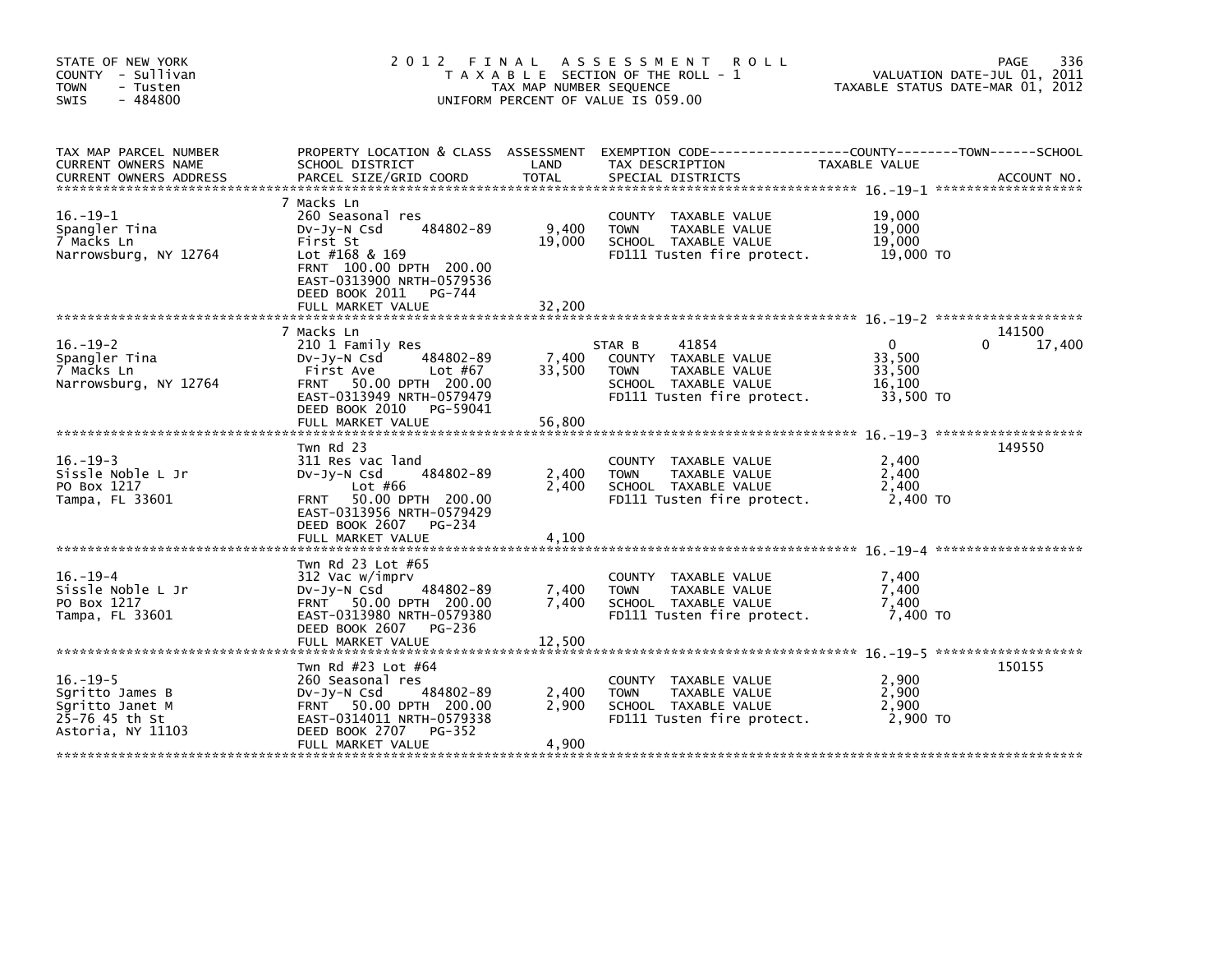STATE OF NEW YORK
COUNTY - Sullivan
TOWN - Tusten
SWIS - 484800

2012 FINAL ASSESSMENT ROLL
TAXABLE SECTION OF THE ROLL - 1
TAX MAP NUMBER SEQUENCE
UNIFORM PERCENT OF VALUE IS 059.00

VALUATION DATE-JUL 01, 2011
TAXABLE STATUS DATE-MAR 01, 2012

| TAX MAP PARCEL NUMBER / CURRENT OWNERS NAME / CURRENT OWNERS ADDRESS | PROPERTY LOCATION & CLASS / SCHOOL DISTRICT / PARCEL SIZE/GRID COORD | ASSESSMENT LAND / TOTAL | EXEMPTION CODE / TAX DESCRIPTION / SPECIAL DISTRICTS | COUNTY TAXABLE VALUE | TOWN | SCHOOL | ACCOUNT NO. |
|---|---|---|---|---|---|---|---|
| 16.-19-1 | 7 Macks Ln | | | | | | |
| Spangler Tina | 260 Seasonal res | | COUNTY TAXABLE VALUE | 19,000 | | | |
| 7 Macks Ln | Dv-Jy-N Csd 484802-89 | 9,400 | TOWN TAXABLE VALUE | 19,000 | | | |
| Narrowsburg, NY 12764 | First St | 19,000 | SCHOOL TAXABLE VALUE | 19,000 | | | |
| | Lot #168 & 169 | | FD111 Tusten fire protect. | 19,000 TO | | | |
| | FRNT 100.00 DPTH 200.00 | | | | | | |
| | EAST-0313900 NRTH-0579536 | | | | | | |
| | DEED BOOK 2011 PG-744 | | | | | | |
| | FULL MARKET VALUE | 32,200 | | | | | |
| 16.-19-2 | 7 Macks Ln | | | | | | 141500 |
| Spangler Tina | 210 1 Family Res | | STAR B 41854 | 0 | 0 | 17,400 | |
| 7 Macks Ln | Dv-Jy-N Csd 484802-89 | 7,400 | COUNTY TAXABLE VALUE | 33,500 | | | |
| Narrowsburg, NY 12764 | First Ave Lot #67 | 33,500 | TOWN TAXABLE VALUE | 33,500 | | | |
| | FRNT 50.00 DPTH 200.00 | | SCHOOL TAXABLE VALUE | 16,100 | | | |
| | EAST-0313949 NRTH-0579479 | | FD111 Tusten fire protect. | 33,500 TO | | | |
| | DEED BOOK 2010 PG-59041 | | | | | | |
| | FULL MARKET VALUE | 56,800 | | | | | |
| 16.-19-3 | Twn Rd 23 | | | | | | 149550 |
| Sissle Noble L Jr | 311 Res vac land | | COUNTY TAXABLE VALUE | 2,400 | | | |
| PO Box 1217 | Dv-Jy-N Csd 484802-89 | 2,400 | TOWN TAXABLE VALUE | 2,400 | | | |
| Tampa, FL 33601 | Lot #66 | 2,400 | SCHOOL TAXABLE VALUE | 2,400 | | | |
| | FRNT 50.00 DPTH 200.00 | | FD111 Tusten fire protect. | 2,400 TO | | | |
| | EAST-0313956 NRTH-0579429 | | | | | | |
| | DEED BOOK 2607 PG-234 | | | | | | |
| | FULL MARKET VALUE | 4,100 | | | | | |
| 16.-19-4 | Twn Rd 23 Lot #65 | | | | | | |
| Sissle Noble L Jr | 312 Vac w/imprv | | COUNTY TAXABLE VALUE | 7,400 | | | |
| PO Box 1217 | Dv-Jy-N Csd 484802-89 | 7,400 | TOWN TAXABLE VALUE | 7,400 | | | |
| Tampa, FL 33601 | FRNT 50.00 DPTH 200.00 | 7,400 | SCHOOL TAXABLE VALUE | 7,400 | | | |
| | EAST-0313980 NRTH-0579380 | | FD111 Tusten fire protect. | 7,400 TO | | | |
| | DEED BOOK 2607 PG-236 | | | | | | |
| | FULL MARKET VALUE | 12,500 | | | | | |
| 16.-19-5 | Twn Rd #23 Lot #64 | | | | | | 150155 |
| Sgritto James B | 260 Seasonal res | | COUNTY TAXABLE VALUE | 2,900 | | | |
| Sgritto Janet M | Dv-Jy-N Csd 484802-89 | 2,400 | TOWN TAXABLE VALUE | 2,900 | | | |
| 25-76 45 th St | FRNT 50.00 DPTH 200.00 | 2,900 | SCHOOL TAXABLE VALUE | 2,900 | | | |
| Astoria, NY 11103 | EAST-0314011 NRTH-0579338 | | FD111 Tusten fire protect. | 2,900 TO | | | |
| | DEED BOOK 2707 PG-352 | | | | | | |
| | FULL MARKET VALUE | 4,900 | | | | | |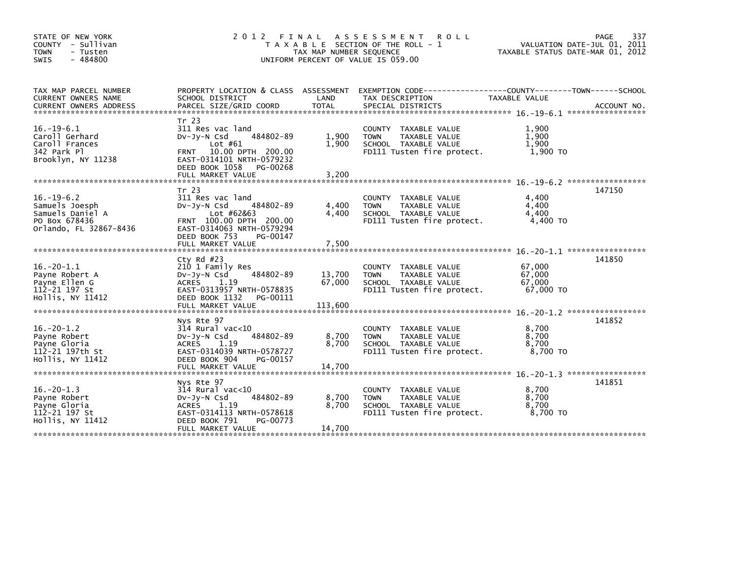STATE OF NEW YORK
COUNTY - Sullivan
TOWN - Tusten
SWIS - 484800

# 2012 FINAL ASSESSMENT ROLL

TAXABLE SECTION OF THE ROLL - 1
TAX MAP NUMBER SEQUENCE
UNIFORM PERCENT OF VALUE IS 059.00

VALUATION DATE-JUL 01, 2011
TAXABLE STATUS DATE-MAR 01, 2012

| TAX MAP PARCEL NUMBER / CURRENT OWNERS NAME / CURRENT OWNERS ADDRESS | PROPERTY LOCATION & CLASS / SCHOOL DISTRICT / PARCEL SIZE/GRID COORD | ASSESSMENT LAND / TOTAL | EXEMPTION CODE / TAX DESCRIPTION / SPECIAL DISTRICTS | TAXABLE VALUE (COUNTY / TOWN / SCHOOL) | ACCOUNT NO. |
|---|---|---|---|---|---|
| 16.-19-6.1<br>Caroll Gerhard<br>Caroll Frances<br>342 Park Pl<br>Brooklyn, NY 11238 | Tr 23<br>311 Res vac land<br>Dv-Jy-N Csd 484802-89<br>Lot #61<br>FRNT 10.00 DPTH 200.00<br>EAST-0314101 NRTH-0579232<br>DEED BOOK 1058 PG-00268<br>FULL MARKET VALUE | 1,900<br>1,900<br><br><br><br><br><br>3,200 | COUNTY TAXABLE VALUE<br>TOWN TAXABLE VALUE<br>SCHOOL TAXABLE VALUE<br>FD111 Tusten fire protect. | 1,900<br>1,900<br>1,900<br>1,900 TO | |
| 16.-19-6.2<br>Samuels Joesph<br>Samuels Daniel A<br>PO Box 678436<br>Orlando, FL 32867-8436 | Tr 23<br>311 Res vac land<br>Dv-Jy-N Csd 484802-89<br>Lot #62&63<br>FRNT 100.00 DPTH 200.00<br>EAST-0314063 NRTH-0579294<br>DEED BOOK 753 PG-00147<br>FULL MARKET VALUE | 4,400<br>4,400<br><br><br><br><br><br>7,500 | COUNTY TAXABLE VALUE<br>TOWN TAXABLE VALUE<br>SCHOOL TAXABLE VALUE<br>FD111 Tusten fire protect. | 4,400<br>4,400<br>4,400<br>4,400 TO | 147150 |
| 16.-20-1.1<br>Payne Robert A<br>Payne Ellen G<br>112-21 197 St<br>Hollis, NY 11412 | Cty Rd #23<br>210 1 Family Res<br>Dv-Jy-N Csd 484802-89<br>ACRES 1.19<br>EAST-0313957 NRTH-0578835<br>DEED BOOK 1132 PG-00111<br>FULL MARKET VALUE | 13,700<br>67,000<br><br><br><br><br>113,600 | COUNTY TAXABLE VALUE<br>TOWN TAXABLE VALUE<br>SCHOOL TAXABLE VALUE<br>FD111 Tusten fire protect. | 67,000<br>67,000<br>67,000<br>67,000 TO | 141850 |
| 16.-20-1.2<br>Payne Robert<br>Payne Gloria<br>112-21 197th St<br>Hollis, NY 11412 | Nys Rte 97<br>314 Rural vac<10<br>Dv-Jy-N Csd 484802-89<br>ACRES 1.19<br>EAST-0314039 NRTH-0578727<br>DEED BOOK 904 PG-00157<br>FULL MARKET VALUE | 8,700<br>8,700<br><br><br><br><br>14,700 | COUNTY TAXABLE VALUE<br>TOWN TAXABLE VALUE<br>SCHOOL TAXABLE VALUE<br>FD111 Tusten fire protect. | 8,700<br>8,700<br>8,700<br>8,700 TO | 141852 |
| 16.-20-1.3<br>Payne Robert<br>Payne Gloria<br>112-21 197 St<br>Hollis, NY 11412 | Nys Rte 97<br>314 Rural vac<10<br>Dv-Jy-N Csd 484802-89<br>ACRES 1.19<br>EAST-0314113 NRTH-0578618<br>DEED BOOK 791 PG-00773<br>FULL MARKET VALUE | 8,700<br>8,700<br><br><br><br><br>14,700 | COUNTY TAXABLE VALUE<br>TOWN TAXABLE VALUE<br>SCHOOL TAXABLE VALUE<br>FD111 Tusten fire protect. | 8,700<br>8,700<br>8,700<br>8,700 TO | 141851 |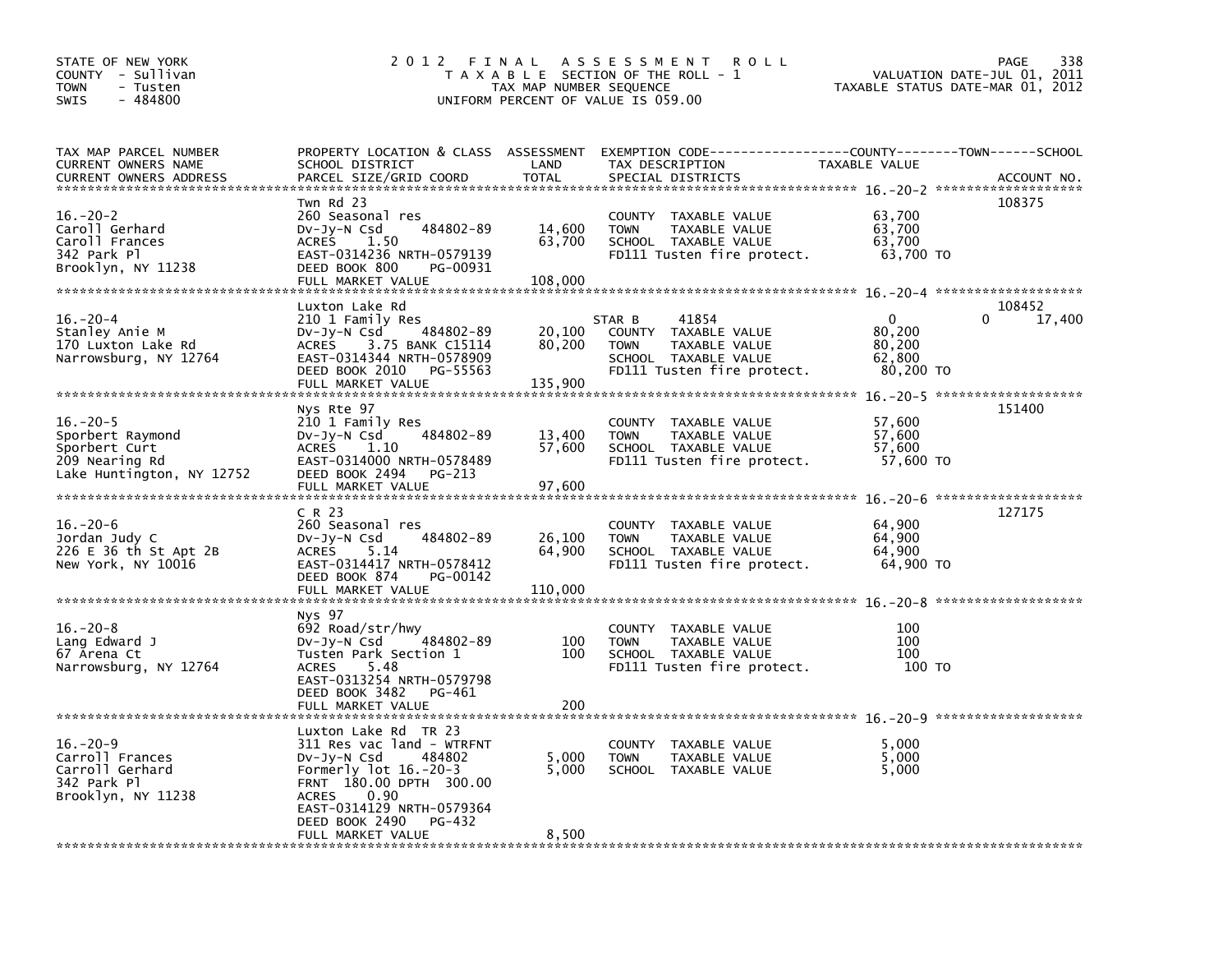STATE OF NEW YORK
COUNTY - Sullivan
TOWN - Tusten
SWIS - 484800

# 2012 FINAL ASSESSMENT ROLL

TAXABLE SECTION OF THE ROLL - 1
TAX MAP NUMBER SEQUENCE
UNIFORM PERCENT OF VALUE IS 059.00

VALUATION DATE-JUL 01, 2011
TAXABLE STATUS DATE-MAR 01, 2012

| TAX MAP PARCEL NUMBER / CURRENT OWNERS NAME / CURRENT OWNERS ADDRESS | PROPERTY LOCATION & CLASS / SCHOOL DISTRICT / PARCEL SIZE/GRID COORD | ASSESSMENT LAND | TOTAL | EXEMPTION CODE / TAX DESCRIPTION / SPECIAL DISTRICTS | COUNTY TAXABLE VALUE | TOWN | SCHOOL | ACCOUNT NO. |
|---|---|---|---|---|---|---|---|---|
| 16.-20-2 | Twn Rd 23 | | | | | | | 108375 |
| Caroll Gerhard | 260 Seasonal res | | | COUNTY TAXABLE VALUE | 63,700 | | | |
| Caroll Frances | Dv-Jy-N Csd 484802-89 | 14,600 | | TOWN TAXABLE VALUE | 63,700 | | | |
| 342 Park Pl | ACRES 1.50 | | 63,700 | SCHOOL TAXABLE VALUE | 63,700 | | | |
| Brooklyn, NY 11238 | EAST-0314236 NRTH-0579139 | | | FD111 Tusten fire protect. | 63,700 TO | | | |
| | DEED BOOK 800 PG-00931 | | | | | | | |
| | FULL MARKET VALUE | | 108,000 | | | | | |
| 16.-20-4 | Luxton Lake Rd | | | | | | | 108452 |
| Stanley Anie M | 210 1 Family Res | | | STAR B 41854 | 0 | 0 | 17,400 | |
| 170 Luxton Lake Rd | Dv-Jy-N Csd 484802-89 | 20,100 | | COUNTY TAXABLE VALUE | 80,200 | | | |
| Narrowsburg, NY 12764 | ACRES 3.75 BANK C15114 | | 80,200 | TOWN TAXABLE VALUE | 80,200 | | | |
| | EAST-0314344 NRTH-0578909 | | | SCHOOL TAXABLE VALUE | 62,800 | | | |
| | DEED BOOK 2010 PG-55563 | | | FD111 Tusten fire protect. | 80,200 TO | | | |
| | FULL MARKET VALUE | | 135,900 | | | | | |
| 16.-20-5 | Nys Rte 97 | | | | | | | 151400 |
| Sporbert Raymond | 210 1 Family Res | | | COUNTY TAXABLE VALUE | 57,600 | | | |
| Sporbert Curt | Dv-Jy-N Csd 484802-89 | 13,400 | | TOWN TAXABLE VALUE | 57,600 | | | |
| 209 Nearing Rd | ACRES 1.10 | | 57,600 | SCHOOL TAXABLE VALUE | 57,600 | | | |
| Lake Huntington, NY 12752 | EAST-0314000 NRTH-0578489 | | | FD111 Tusten fire protect. | 57,600 TO | | | |
| | DEED BOOK 2494 PG-213 | | | | | | | |
| | FULL MARKET VALUE | | 97,600 | | | | | |
| 16.-20-6 | C R 23 | | | | | | | 127175 |
| Jordan Judy C | 260 Seasonal res | | | COUNTY TAXABLE VALUE | 64,900 | | | |
| 226 E 36 th St Apt 2B | Dv-Jy-N Csd 484802-89 | 26,100 | | TOWN TAXABLE VALUE | 64,900 | | | |
| New York, NY 10016 | ACRES 5.14 | | 64,900 | SCHOOL TAXABLE VALUE | 64,900 | | | |
| | EAST-0314417 NRTH-0578412 | | | FD111 Tusten fire protect. | 64,900 TO | | | |
| | DEED BOOK 874 PG-00142 | | | | | | | |
| | FULL MARKET VALUE | | 110,000 | | | | | |
| 16.-20-8 | Nys 97 | | | | | | | |
| Lang Edward J | 692 Road/str/hwy | | | COUNTY TAXABLE VALUE | 100 | | | |
| 67 Arena Ct | Dv-Jy-N Csd 484802-89 | 100 | | TOWN TAXABLE VALUE | 100 | | | |
| Narrowsburg, NY 12764 | Tusten Park Section 1 | | 100 | SCHOOL TAXABLE VALUE | 100 | | | |
| | ACRES 5.48 | | | FD111 Tusten fire protect. | 100 TO | | | |
| | EAST-0313254 NRTH-0579798 | | | | | | | |
| | DEED BOOK 3482 PG-461 | | | | | | | |
| | FULL MARKET VALUE | | 200 | | | | | |
| 16.-20-9 | Luxton Lake Rd TR 23 | | | | | | | |
| Carroll Frances | 311 Res vac land - WTRFNT | | | COUNTY TAXABLE VALUE | 5,000 | | | |
| Carroll Gerhard | Dv-Jy-N Csd 484802 | 5,000 | | TOWN TAXABLE VALUE | 5,000 | | | |
| 342 Park Pl | Formerly lot 16.-20-3 | | 5,000 | SCHOOL TAXABLE VALUE | 5,000 | | | |
| Brooklyn, NY 11238 | FRNT 180.00 DPTH 300.00 | | | | | | | |
| | ACRES 0.90 | | | | | | | |
| | EAST-0314129 NRTH-0579364 | | | | | | | |
| | DEED BOOK 2490 PG-432 | | | | | | | |
| | FULL MARKET VALUE | | 8,500 | | | | | |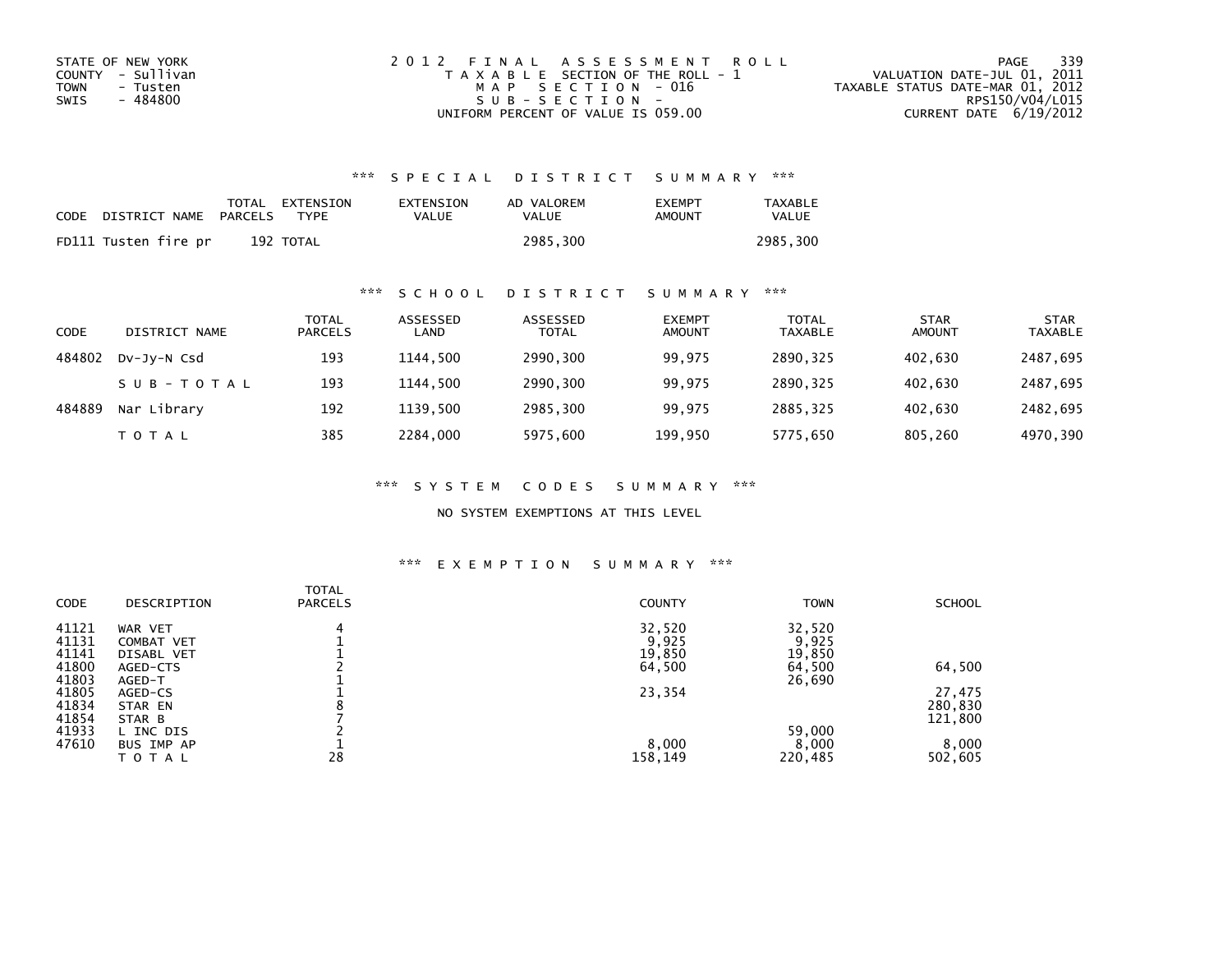STATE OF NEW YORK
COUNTY - Sullivan
TOWN - Tusten
SWIS - 484800

# 2012 FINAL ASSESSMENT ROLL

TAXABLE SECTION OF THE ROLL - 1
MAP SECTION - 016
SUB-SECTION -
UNIFORM PERCENT OF VALUE IS 059.00

VALUATION DATE-JUL 01, 2011
TAXABLE STATUS DATE-MAR 01, 2012
RPS150/V04/L015
CURRENT DATE 6/19/2012

## *** SPECIAL DISTRICT SUMMARY ***

| CODE | DISTRICT NAME | TOTAL PARCELS | EXTENSION TYPE | EXTENSION VALUE | AD VALOREM VALUE | EXEMPT AMOUNT | TAXABLE VALUE |
|---|---|---|---|---|---|---|---|
| FD111 | Tusten fire pr | 192 | TOTAL | | 2985,300 | | 2985,300 |

## *** SCHOOL DISTRICT SUMMARY ***

| CODE | DISTRICT NAME | TOTAL PARCELS | ASSESSED LAND | ASSESSED TOTAL | EXEMPT AMOUNT | TOTAL TAXABLE | STAR AMOUNT | STAR TAXABLE |
|---|---|---|---|---|---|---|---|---|
| 484802 | Dv-Jy-N Csd | 193 | 1144,500 | 2990,300 | 99,975 | 2890,325 | 402,630 | 2487,695 |
| | SUB-TOTAL | 193 | 1144,500 | 2990,300 | 99,975 | 2890,325 | 402,630 | 2487,695 |
| 484889 | Nar Library | 192 | 1139,500 | 2985,300 | 99,975 | 2885,325 | 402,630 | 2482,695 |
| | TOTAL | 385 | 2284,000 | 5975,600 | 199,950 | 5775,650 | 805,260 | 4970,390 |

## *** SYSTEM CODES SUMMARY ***

NO SYSTEM EXEMPTIONS AT THIS LEVEL

## *** EXEMPTION SUMMARY ***

| CODE | DESCRIPTION | TOTAL PARCELS | COUNTY | TOWN | SCHOOL |
|---|---|---|---|---|---|
| 41121 | WAR VET | 4 | 32,520 | 32,520 | |
| 41131 | COMBAT VET | 1 | 9,925 | 9,925 | |
| 41141 | DISABL VET | 1 | 19,850 | 19,850 | |
| 41800 | AGED-CTS | 2 | 64,500 | 64,500 | 64,500 |
| 41803 | AGED-T | 1 | | 26,690 | |
| 41805 | AGED-CS | 1 | 23,354 | | 27,475 |
| 41834 | STAR EN | 8 | | | 280,830 |
| 41854 | STAR B | 7 | | | 121,800 |
| 41933 | L INC DIS | 2 | | 59,000 | |
| 47610 | BUS IMP AP | 1 | 8,000 | 8,000 | 8,000 |
| | TOTAL | 28 | 158,149 | 220,485 | 502,605 |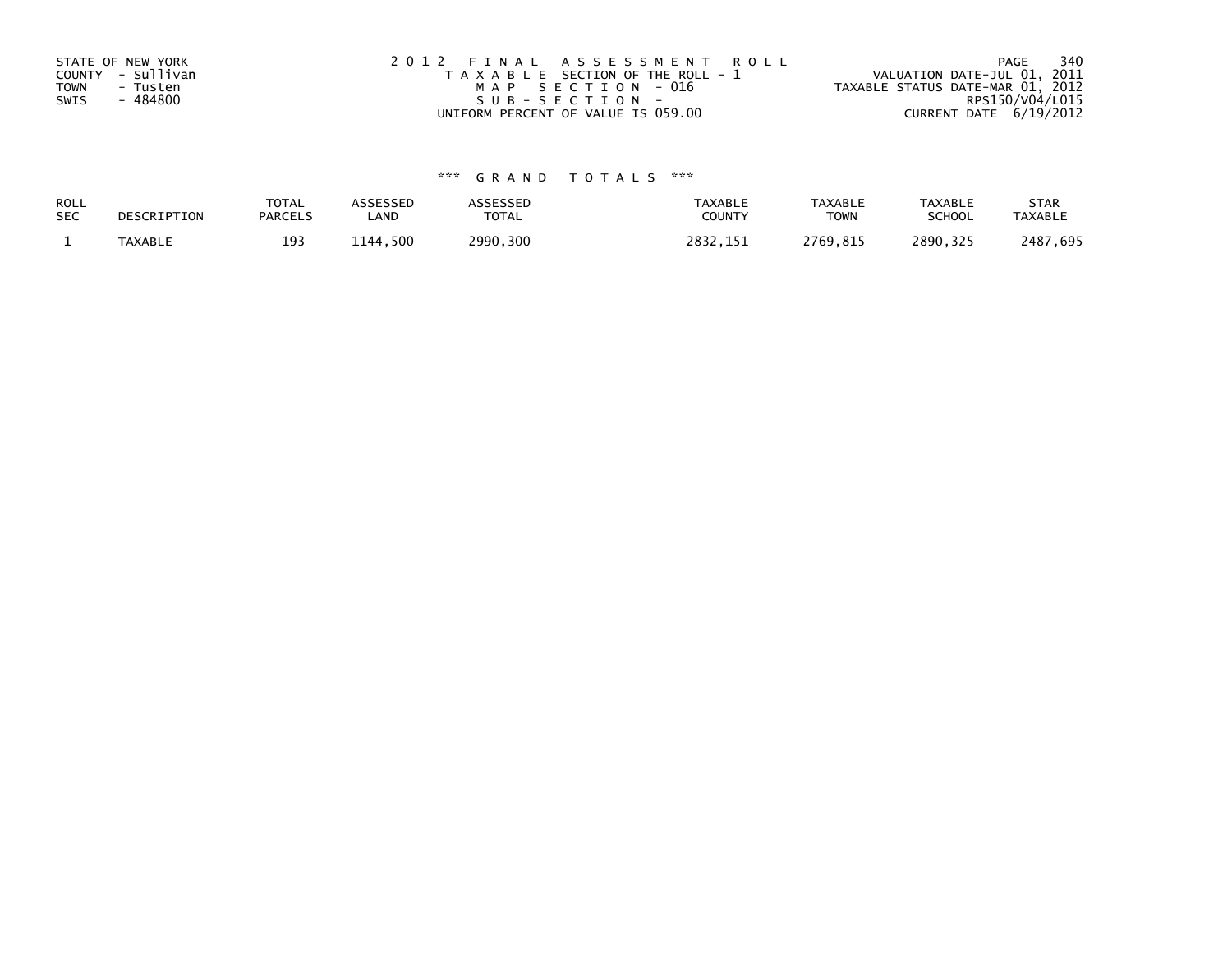STATE OF NEW YORK
COUNTY - Sullivan
TOWN - Tusten
SWIS - 484800

2 0 1 2 F I N A L A S S E S S M E N T R O L L
T A X A B L E SECTION OF THE ROLL - 1
M A P S E C T I O N - 016
S U B - S E C T I O N -
UNIFORM PERCENT OF VALUE IS 059.00

VALUATION DATE-JUL 01, 2011
TAXABLE STATUS DATE-MAR 01, 2012
RPS150/V04/L015
CURRENT DATE 6/19/2012

*** G R A N D T O T A L S ***

| ROLL SEC | DESCRIPTION | TOTAL PARCELS | ASSESSED LAND | ASSESSED TOTAL | TAXABLE COUNTY | TAXABLE TOWN | TAXABLE SCHOOL | STAR TAXABLE |
|---|---|---|---|---|---|---|---|---|
| 1 | TAXABLE | 193 | 1144,500 | 2990,300 | 2832,151 | 2769,815 | 2890,325 | 2487,695 |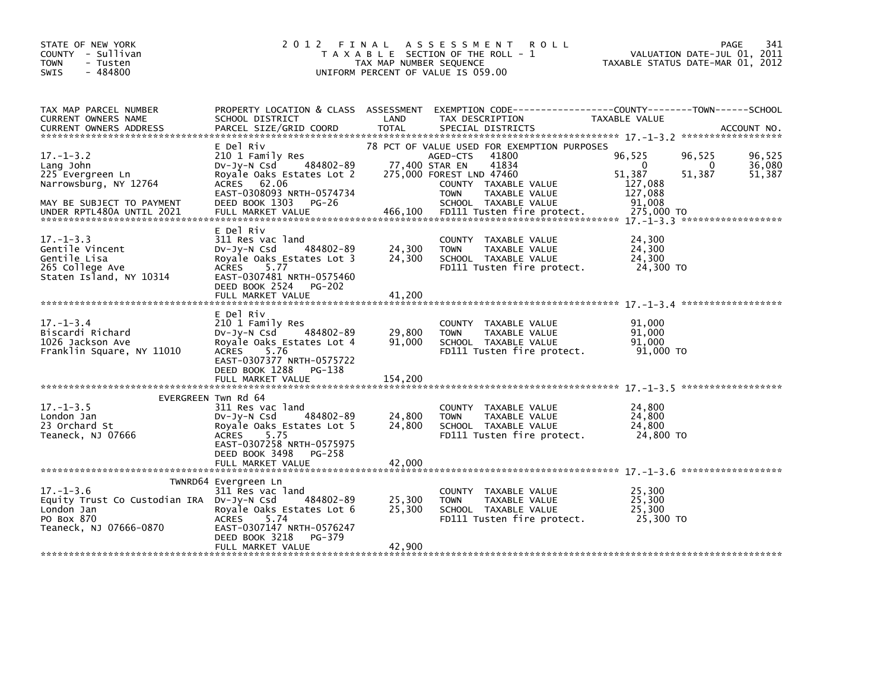STATE OF NEW YORK
COUNTY - Sullivan
TOWN - Tusten
SWIS - 484800

# 2012 FINAL ASSESSMENT ROLL
TAXABLE SECTION OF THE ROLL - 1
TAX MAP NUMBER SEQUENCE
UNIFORM PERCENT OF VALUE IS 059.00

VALUATION DATE-JUL 01, 2011
TAXABLE STATUS DATE-MAR 01, 2012

| TAX MAP PARCEL NUMBER / CURRENT OWNERS NAME / CURRENT OWNERS ADDRESS | PROPERTY LOCATION & CLASS / SCHOOL DISTRICT / PARCEL SIZE/GRID COORD | ASSESSMENT LAND / TOTAL | EXEMPTION CODE / TAX DESCRIPTION / SPECIAL DISTRICTS | COUNTY TAXABLE VALUE | TOWN | SCHOOL |
|---|---|---|---|---|---|---|
| **17.-1-3.2** | E Del Riv | | 78 PCT OF VALUE USED FOR EXEMPTION PURPOSES | | | |
| Lang John | 210 1 Family Res | | AGED-CTS 41800 | 96,525 | 96,525 | 96,525 |
| 225 Evergreen Ln | Dv-Jy-N Csd 484802-89 | 77,400 | STAR EN 41834 | 0 | 0 | 36,080 |
| Narrowsburg, NY 12764 | Royale Oaks Estates Lot 2 | 275,000 | FOREST LND 47460 | 51,387 | 51,387 | 51,387 |
| | ACRES 62.06 | | COUNTY TAXABLE VALUE | 127,088 | | |
| | EAST-0308093 NRTH-0574734 | | TOWN TAXABLE VALUE | 127,088 | | |
| MAY BE SUBJECT TO PAYMENT | DEED BOOK 1303 PG-26 | | SCHOOL TAXABLE VALUE | 91,008 | | |
| UNDER RPTL480A UNTIL 2021 | FULL MARKET VALUE | 466,100 | FD111 Tusten fire protect. | 275,000 TO | | |
| **17.-1-3.3** | E Del Riv | | | | | |
| Gentile Vincent | 311 Res vac land | | COUNTY TAXABLE VALUE | 24,300 | | |
| Gentile Lisa | Dv-Jy-N Csd 484802-89 | 24,300 | TOWN TAXABLE VALUE | 24,300 | | |
| 265 College Ave | Royale Oaks Estates Lot 3 | 24,300 | SCHOOL TAXABLE VALUE | 24,300 | | |
| Staten Island, NY 10314 | ACRES 5.77 | | FD111 Tusten fire protect. | 24,300 TO | | |
| | EAST-0307481 NRTH-0575460 | | | | | |
| | DEED BOOK 2524 PG-202 | | | | | |
| | FULL MARKET VALUE | 41,200 | | | | |
| **17.-1-3.4** | E Del Riv | | | | | |
| Biscardi Richard | 210 1 Family Res | | COUNTY TAXABLE VALUE | 91,000 | | |
| 1026 Jackson Ave | Dv-Jy-N Csd 484802-89 | 29,800 | TOWN TAXABLE VALUE | 91,000 | | |
| Franklin Square, NY 11010 | Royale Oaks Estates Lot 4 | 91,000 | SCHOOL TAXABLE VALUE | 91,000 | | |
| | ACRES 5.76 | | FD111 Tusten fire protect. | 91,000 TO | | |
| | EAST-0307377 NRTH-0575722 | | | | | |
| | DEED BOOK 1288 PG-138 | | | | | |
| | FULL MARKET VALUE | 154,200 | | | | |
| **17.-1-3.5** | EVERGREEN Twn Rd 64 | | | | | |
| London Jan | 311 Res vac land | | COUNTY TAXABLE VALUE | 24,800 | | |
| 23 Orchard St | Dv-Jy-N Csd 484802-89 | 24,800 | TOWN TAXABLE VALUE | 24,800 | | |
| Teaneck, NJ 07666 | Royale Oaks Estates Lot 5 | 24,800 | SCHOOL TAXABLE VALUE | 24,800 | | |
| | ACRES 5.75 | | FD111 Tusten fire protect. | 24,800 TO | | |
| | EAST-0307258 NRTH-0575975 | | | | | |
| | DEED BOOK 3498 PG-258 | | | | | |
| | FULL MARKET VALUE | 42,000 | | | | |
| **17.-1-3.6** | TWNRD64 Evergreen Ln | | | | | |
| Equity Trust Co Custodian IRA | 311 Res vac land | | COUNTY TAXABLE VALUE | 25,300 | | |
| London Jan | Dv-Jy-N Csd 484802-89 | 25,300 | TOWN TAXABLE VALUE | 25,300 | | |
| PO Box 870 | Royale Oaks Estates Lot 6 | 25,300 | SCHOOL TAXABLE VALUE | 25,300 | | |
| Teaneck, NJ 07666-0870 | ACRES 5.74 | | FD111 Tusten fire protect. | 25,300 TO | | |
| | EAST-0307147 NRTH-0576247 | | | | | |
| | DEED BOOK 3218 PG-379 | | | | | |
| | FULL MARKET VALUE | 42,900 | | | | |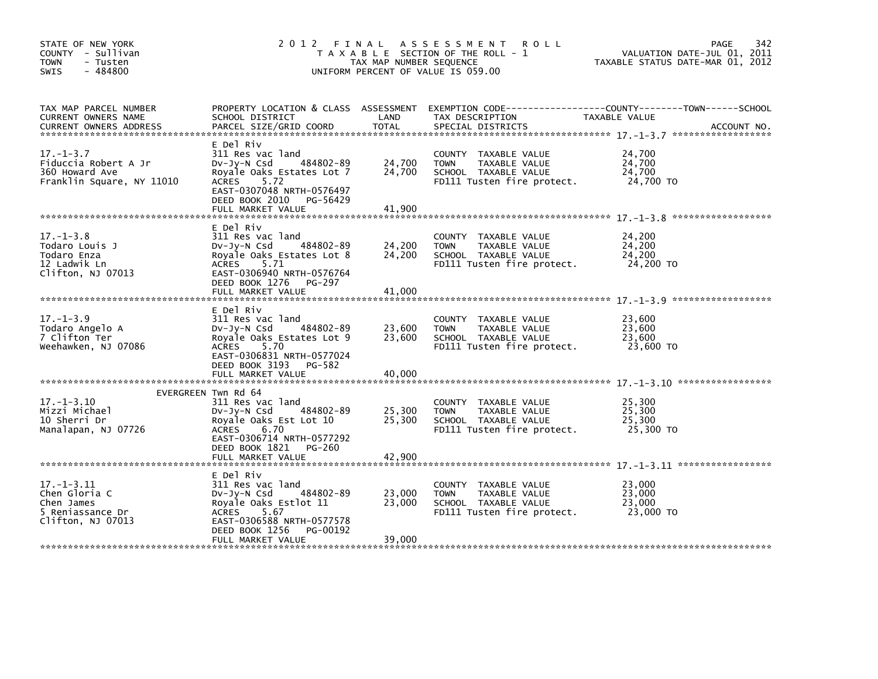STATE OF NEW YORK
COUNTY - Sullivan
TOWN - Tusten
SWIS - 484800

# 2012 FINAL ASSESSMENT ROLL

TAXABLE SECTION OF THE ROLL - 1
TAX MAP NUMBER SEQUENCE
UNIFORM PERCENT OF VALUE IS 059.00

VALUATION DATE-JUL 01, 2011
TAXABLE STATUS DATE-MAR 01, 2012

| TAX MAP PARCEL NUMBER / CURRENT OWNERS NAME / CURRENT OWNERS ADDRESS | PROPERTY LOCATION & CLASS / SCHOOL DISTRICT / PARCEL SIZE/GRID COORD | ASSESSMENT LAND | TOTAL | EXEMPTION CODE / TAX DESCRIPTION / SPECIAL DISTRICTS | TAXABLE VALUE (COUNTY / TOWN / SCHOOL) | ACCOUNT NO. |
|---|---|---|---|---|---|---|
| 17.-1-3.7 | E Del Riv | | | | | |
| 17.-1-3.7 | 311 Res vac land | | | COUNTY TAXABLE VALUE | 24,700 | |
| Fiduccia Robert A Jr | Dv-Jy-N Csd 484802-89 | 24,700 | | TOWN TAXABLE VALUE | 24,700 | |
| 360 Howard Ave | Royale Oaks Estates Lot 7 | | 24,700 | SCHOOL TAXABLE VALUE | 24,700 | |
| Franklin Square, NY 11010 | ACRES 5.72 | | | FD111 Tusten fire protect. | 24,700 TO | |
| | EAST-0307048 NRTH-0576497 | | | | | |
| | DEED BOOK 2010 PG-56429 | | | | | |
| | FULL MARKET VALUE | | 41,900 | | | |
| 17.-1-3.8 | E Del Riv | | | | | |
| 17.-1-3.8 | 311 Res vac land | | | COUNTY TAXABLE VALUE | 24,200 | |
| Todaro Louis J | Dv-Jy-N Csd 484802-89 | 24,200 | | TOWN TAXABLE VALUE | 24,200 | |
| Todaro Enza | Royale Oaks Estates Lot 8 | | 24,200 | SCHOOL TAXABLE VALUE | 24,200 | |
| 12 Ladwik Ln | ACRES 5.71 | | | FD111 Tusten fire protect. | 24,200 TO | |
| Clifton, NJ 07013 | EAST-0306940 NRTH-0576764 | | | | | |
| | DEED BOOK 1276 PG-297 | | | | | |
| | FULL MARKET VALUE | | 41,000 | | | |
| 17.-1-3.9 | E Del Riv | | | | | |
| 17.-1-3.9 | 311 Res vac land | | | COUNTY TAXABLE VALUE | 23,600 | |
| Todaro Angelo A | Dv-Jy-N Csd 484802-89 | 23,600 | | TOWN TAXABLE VALUE | 23,600 | |
| 7 Clifton Ter | Royale Oaks Estates Lot 9 | | 23,600 | SCHOOL TAXABLE VALUE | 23,600 | |
| Weehawken, NJ 07086 | ACRES 5.70 | | | FD111 Tusten fire protect. | 23,600 TO | |
| | EAST-0306831 NRTH-0577024 | | | | | |
| | DEED BOOK 3193 PG-582 | | | | | |
| | FULL MARKET VALUE | | 40,000 | | | |
| 17.-1-3.10 | EVERGREEN Twn Rd 64 | | | | | |
| 17.-1-3.10 | 311 Res vac land | | | COUNTY TAXABLE VALUE | 25,300 | |
| Mizzi Michael | Dv-Jy-N Csd 484802-89 | 25,300 | | TOWN TAXABLE VALUE | 25,300 | |
| 10 Sherri Dr | Royale Oaks Est Lot 10 | | 25,300 | SCHOOL TAXABLE VALUE | 25,300 | |
| Manalapan, NJ 07726 | ACRES 6.70 | | | FD111 Tusten fire protect. | 25,300 TO | |
| | EAST-0306714 NRTH-0577292 | | | | | |
| | DEED BOOK 1821 PG-260 | | | | | |
| | FULL MARKET VALUE | | 42,900 | | | |
| 17.-1-3.11 | E Del Riv | | | | | |
| 17.-1-3.11 | 311 Res vac land | | | COUNTY TAXABLE VALUE | 23,000 | |
| Chen Gloria C | Dv-Jy-N Csd 484802-89 | 23,000 | | TOWN TAXABLE VALUE | 23,000 | |
| Chen James | Royale Oaks Estlot 11 | | 23,000 | SCHOOL TAXABLE VALUE | 23,000 | |
| 5 Reniassance Dr | ACRES 5.67 | | | FD111 Tusten fire protect. | 23,000 TO | |
| Clifton, NJ 07013 | EAST-0306588 NRTH-0577578 | | | | | |
| | DEED BOOK 1256 PG-00192 | | | | | |
| | FULL MARKET VALUE | | 39,000 | | | |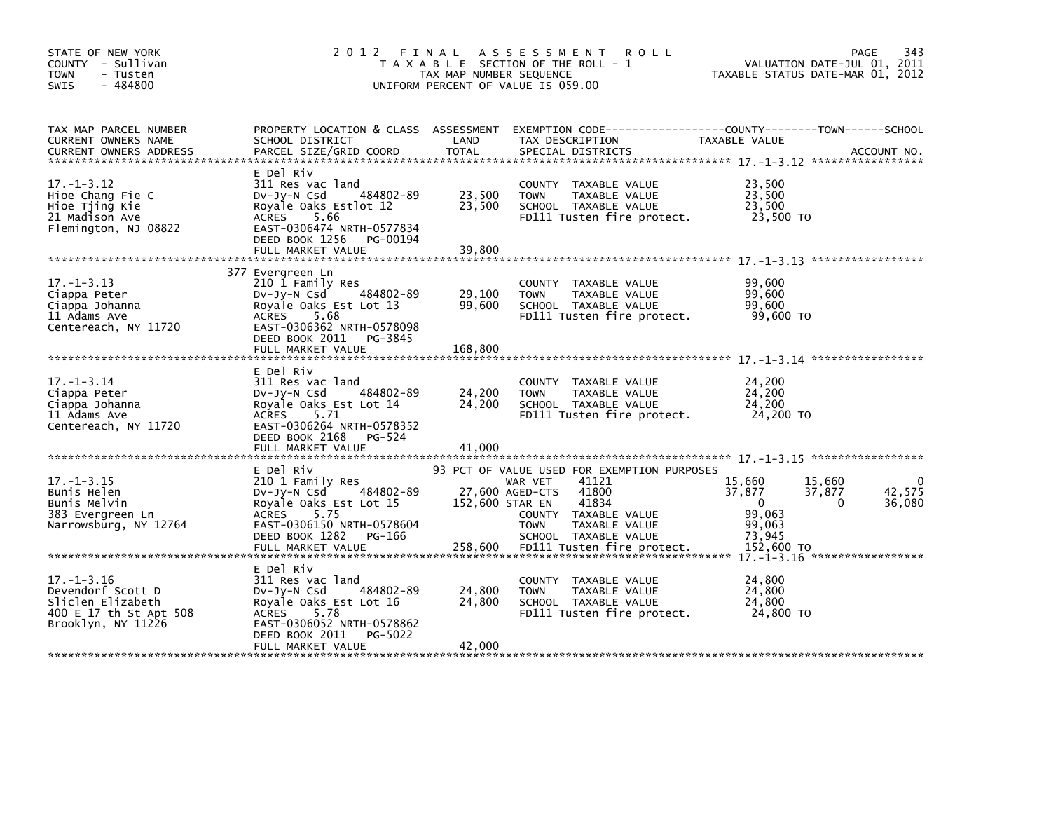STATE OF NEW YORK
COUNTY - Sullivan
TOWN - Tusten
SWIS - 484800

# 2012 FINAL ASSESSMENT ROLL

TAXABLE SECTION OF THE ROLL - 1
TAX MAP NUMBER SEQUENCE
UNIFORM PERCENT OF VALUE IS 059.00

VALUATION DATE-JUL 01, 2011
TAXABLE STATUS DATE-MAR 01, 2012

| TAX MAP PARCEL NUMBER / CURRENT OWNERS NAME / CURRENT OWNERS ADDRESS | PROPERTY LOCATION & CLASS / SCHOOL DISTRICT / PARCEL SIZE/GRID COORD | ASSESSMENT LAND | ASSESSMENT TOTAL | EXEMPTION CODE / TAX DESCRIPTION / SPECIAL DISTRICTS | COUNTY TAXABLE VALUE | TOWN | SCHOOL |
|---|---|---|---|---|---|---|---|
| **17.-1-3.12** | E Del Riv | | | | | | |
| 17.-1-3.12 | 311 Res vac land | | | COUNTY TAXABLE VALUE | 23,500 | | |
| Hioe Chang Fie C | Dv-Jy-N Csd 484802-89 | 23,500 | | TOWN TAXABLE VALUE | 23,500 | | |
| Hioe Tjing Kie | Royale Oaks Estlot 12 | | 23,500 | SCHOOL TAXABLE VALUE | 23,500 | | |
| 21 Madison Ave | ACRES 5.66 | | | FD111 Tusten fire protect. | 23,500 TO | | |
| Flemington, NJ 08822 | EAST-0306474 NRTH-0577834 | | | | | | |
| | DEED BOOK 1256 PG-00194 | | | | | | |
| | FULL MARKET VALUE | | 39,800 | | | | |
| **17.-1-3.13** | 377 Evergreen Ln | | | | | | |
| 17.-1-3.13 | 210 1 Family Res | | | COUNTY TAXABLE VALUE | 99,600 | | |
| Ciappa Peter | Dv-Jy-N Csd 484802-89 | 29,100 | | TOWN TAXABLE VALUE | 99,600 | | |
| Ciappa Johanna | Royale Oaks Est Lot 13 | | 99,600 | SCHOOL TAXABLE VALUE | 99,600 | | |
| 11 Adams Ave | ACRES 5.68 | | | FD111 Tusten fire protect. | 99,600 TO | | |
| Centereach, NY 11720 | EAST-0306362 NRTH-0578098 | | | | | | |
| | DEED BOOK 2011 PG-3845 | | | | | | |
| | FULL MARKET VALUE | | 168,800 | | | | |
| **17.-1-3.14** | E Del Riv | | | | | | |
| 17.-1-3.14 | 311 Res vac land | | | COUNTY TAXABLE VALUE | 24,200 | | |
| Ciappa Peter | Dv-Jy-N Csd 484802-89 | 24,200 | | TOWN TAXABLE VALUE | 24,200 | | |
| Ciappa Johanna | Royale Oaks Est Lot 14 | | 24,200 | SCHOOL TAXABLE VALUE | 24,200 | | |
| 11 Adams Ave | ACRES 5.71 | | | FD111 Tusten fire protect. | 24,200 TO | | |
| Centereach, NY 11720 | EAST-0306264 NRTH-0578352 | | | | | | |
| | DEED BOOK 2168 PG-524 | | | | | | |
| | FULL MARKET VALUE | | 41,000 | | | | |
| **17.-1-3.15** | E Del Riv | | | 93 PCT OF VALUE USED FOR EXEMPTION PURPOSES | | | |
| 17.-1-3.15 | 210 1 Family Res | | | WAR VET 41121 | 15,660 | 15,660 | 0 |
| Bunis Helen | Dv-Jy-N Csd 484802-89 | 27,600 | | AGED-CTS 41800 | 37,877 | 37,877 | 42,575 |
| Bunis Melvin | Royale Oaks Est Lot 15 | | 152,600 | STAR EN 41834 | 0 | 0 | 36,080 |
| 383 Evergreen Ln | ACRES 5.75 | | | COUNTY TAXABLE VALUE | 99,063 | | |
| Narrowsburg, NY 12764 | EAST-0306150 NRTH-0578604 | | | TOWN TAXABLE VALUE | 99,063 | | |
| | DEED BOOK 1282 PG-166 | | | SCHOOL TAXABLE VALUE | 73,945 | | |
| | FULL MARKET VALUE | | 258,600 | FD111 Tusten fire protect. | 152,600 TO | | |
| **17.-1-3.16** | E Del Riv | | | | | | |
| 17.-1-3.16 | 311 Res vac land | | | COUNTY TAXABLE VALUE | 24,800 | | |
| Devendorf Scott D | Dv-Jy-N Csd 484802-89 | 24,800 | | TOWN TAXABLE VALUE | 24,800 | | |
| Sliclen Elizabeth | Royale Oaks Est Lot 16 | | 24,800 | SCHOOL TAXABLE VALUE | 24,800 | | |
| 400 E 17 th St Apt 508 | ACRES 5.78 | | | FD111 Tusten fire protect. | 24,800 TO | | |
| Brooklyn, NY 11226 | EAST-0306052 NRTH-0578862 | | | | | | |
| | DEED BOOK 2011 PG-5022 | | | | | | |
| | FULL MARKET VALUE | | 42,000 | | | | |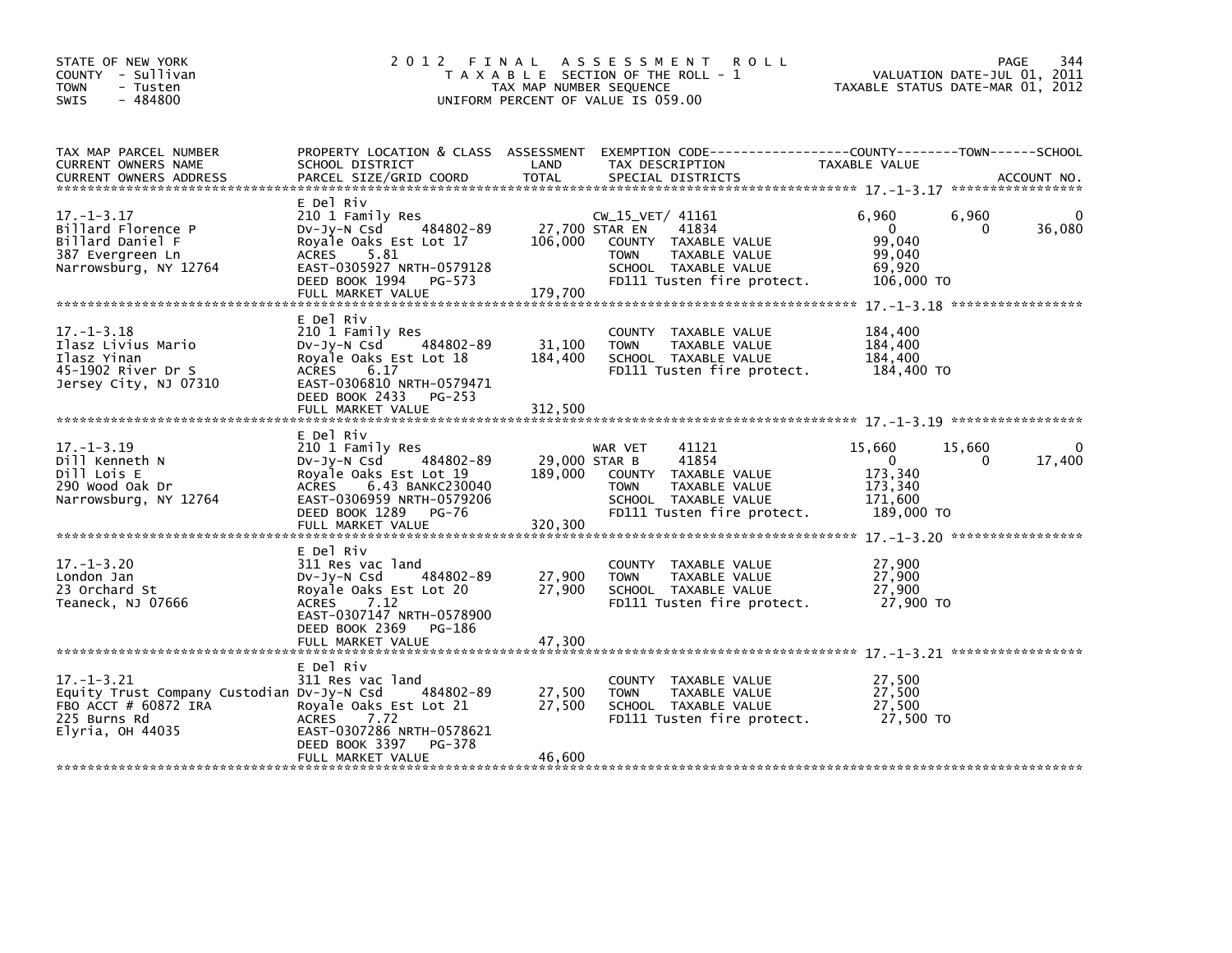STATE OF NEW YORK
COUNTY - Sullivan
TOWN - Tusten
SWIS - 484800

# 2012 FINAL ASSESSMENT ROLL

TAXABLE SECTION OF THE ROLL - 1
TAX MAP NUMBER SEQUENCE
UNIFORM PERCENT OF VALUE IS 059.00

VALUATION DATE-JUL 01, 2011
TAXABLE STATUS DATE-MAR 01, 2012

| TAX MAP PARCEL NUMBER / CURRENT OWNERS NAME / CURRENT OWNERS ADDRESS | PROPERTY LOCATION & CLASS / SCHOOL DISTRICT / PARCEL SIZE/GRID COORD | ASSESSMENT LAND | TOTAL | EXEMPTION CODE / TAX DESCRIPTION / SPECIAL DISTRICTS | COUNTY TAXABLE VALUE | TOWN | SCHOOL |
|---|---|---|---|---|---|---|---|
| **17.-1-3.17** | E Del Riv | | | | | | |
| 17.-1-3.17 | 210 1 Family Res | | | CW_15_VET/ 41161 | 6,960 | 6,960 | 0 |
| Billard Florence P | Dv-Jy-N Csd 484802-89 | 27,700 | | STAR EN 41834 | 0 | 0 | 36,080 |
| Billard Daniel F | Royale Oaks Est Lot 17 | | 106,000 | COUNTY TAXABLE VALUE | 99,040 | | |
| 387 Evergreen Ln | ACRES 5.81 | | | TOWN TAXABLE VALUE | 99,040 | | |
| Narrowsburg, NY 12764 | EAST-0305927 NRTH-0579128 | | | SCHOOL TAXABLE VALUE | 69,920 | | |
| | DEED BOOK 1994 PG-573 | | | FD111 Tusten fire protect. | 106,000 TO | | |
| | FULL MARKET VALUE | | 179,700 | | | | |
| **17.-1-3.18** | E Del Riv | | | | | | |
| 17.-1-3.18 | 210 1 Family Res | | | COUNTY TAXABLE VALUE | 184,400 | | |
| Ilasz Livius Mario | Dv-Jy-N Csd 484802-89 | 31,100 | | TOWN TAXABLE VALUE | 184,400 | | |
| Ilasz Yinan | Royale Oaks Est Lot 18 | | 184,400 | SCHOOL TAXABLE VALUE | 184,400 | | |
| 45-1902 River Dr S | ACRES 6.17 | | | FD111 Tusten fire protect. | 184,400 TO | | |
| Jersey City, NJ 07310 | EAST-0306810 NRTH-0579471 | | | | | | |
| | DEED BOOK 2433 PG-253 | | | | | | |
| | FULL MARKET VALUE | | 312,500 | | | | |
| **17.-1-3.19** | E Del Riv | | | | | | |
| 17.-1-3.19 | 210 1 Family Res | | | WAR VET 41121 | 15,660 | 15,660 | 0 |
| Dill Kenneth N | Dv-Jy-N Csd 484802-89 | 29,000 | | STAR B 41854 | 0 | 0 | 17,400 |
| Dill Lois E | Royale Oaks Est Lot 19 | | 189,000 | COUNTY TAXABLE VALUE | 173,340 | | |
| 290 Wood Oak Dr | ACRES 6.43 BANKC230040 | | | TOWN TAXABLE VALUE | 173,340 | | |
| Narrowsburg, NY 12764 | EAST-0306959 NRTH-0579206 | | | SCHOOL TAXABLE VALUE | 171,600 | | |
| | DEED BOOK 1289 PG-76 | | | FD111 Tusten fire protect. | 189,000 TO | | |
| | FULL MARKET VALUE | | 320,300 | | | | |
| **17.-1-3.20** | E Del Riv | | | | | | |
| 17.-1-3.20 | 311 Res vac land | | | COUNTY TAXABLE VALUE | 27,900 | | |
| London Jan | Dv-Jy-N Csd 484802-89 | 27,900 | | TOWN TAXABLE VALUE | 27,900 | | |
| 23 Orchard St | Royale Oaks Est Lot 20 | | 27,900 | SCHOOL TAXABLE VALUE | 27,900 | | |
| Teaneck, NJ 07666 | ACRES 7.12 | | | FD111 Tusten fire protect. | 27,900 TO | | |
| | EAST-0307147 NRTH-0578900 | | | | | | |
| | DEED BOOK 2369 PG-186 | | | | | | |
| | FULL MARKET VALUE | | 47,300 | | | | |
| **17.-1-3.21** | E Del Riv | | | | | | |
| 17.-1-3.21 | 311 Res vac land | | | COUNTY TAXABLE VALUE | 27,500 | | |
| Equity Trust Company Custodian | Dv-Jy-N Csd 484802-89 | 27,500 | | TOWN TAXABLE VALUE | 27,500 | | |
| FBO ACCT # 60872 IRA | Royale Oaks Est Lot 21 | | 27,500 | SCHOOL TAXABLE VALUE | 27,500 | | |
| 225 Burns Rd | ACRES 7.72 | | | FD111 Tusten fire protect. | 27,500 TO | | |
| Elyria, OH 44035 | EAST-0307286 NRTH-0578621 | | | | | | |
| | DEED BOOK 3397 PG-378 | | | | | | |
| | FULL MARKET VALUE | | 46,600 | | | | |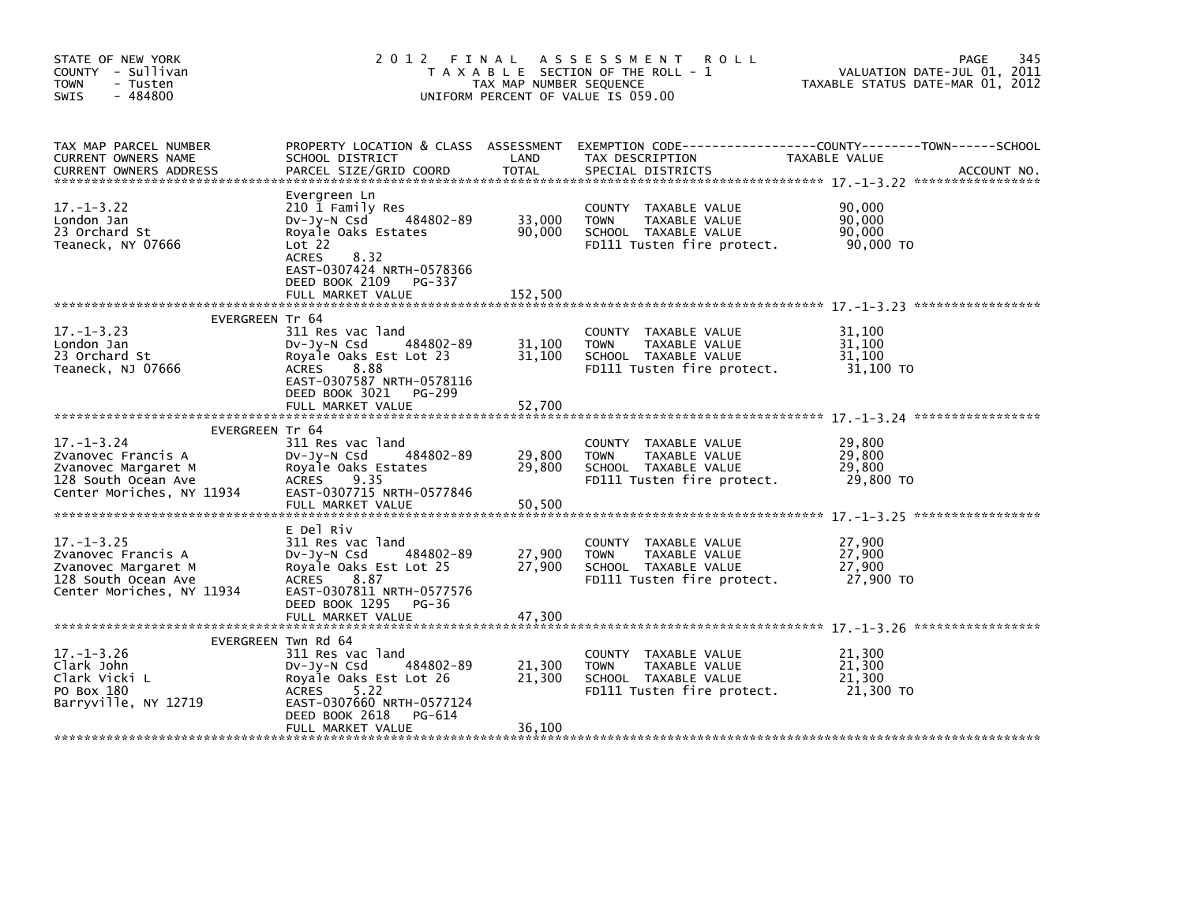STATE OF NEW YORK
COUNTY - Sullivan
TOWN - Tusten
SWIS - 484800

# 2012 FINAL ASSESSMENT ROLL

TAXABLE SECTION OF THE ROLL - 1
TAX MAP NUMBER SEQUENCE
UNIFORM PERCENT OF VALUE IS 059.00

VALUATION DATE-JUL 01, 2011
TAXABLE STATUS DATE-MAR 01, 2012

| TAX MAP PARCEL NUMBER / CURRENT OWNERS NAME / CURRENT OWNERS ADDRESS | PROPERTY LOCATION & CLASS / SCHOOL DISTRICT / PARCEL SIZE/GRID COORD | ASSESSMENT LAND | ASSESSMENT TOTAL | EXEMPTION CODE / TAX DESCRIPTION / SPECIAL DISTRICTS | TAXABLE VALUE | ACCOUNT NO. |
|---|---|---|---|---|---|---|
| **17.-1-3.22** | Evergreen Ln | | | | | |
| 17.-1-3.22 | 210 1 Family Res | | | COUNTY TAXABLE VALUE | 90,000 | |
| London Jan | Dv-Jy-N Csd 484802-89 | 33,000 | | TOWN TAXABLE VALUE | 90,000 | |
| 23 Orchard St | Royale Oaks Estates | | 90,000 | SCHOOL TAXABLE VALUE | 90,000 | |
| Teaneck, NY 07666 | Lot 22 | | | FD111 Tusten fire protect. | 90,000 TO | |
| | ACRES 8.32 | | | | | |
| | EAST-0307424 NRTH-0578366 | | | | | |
| | DEED BOOK 2109 PG-337 | | | | | |
| | FULL MARKET VALUE | | 152,500 | | | |
| **17.-1-3.23** | EVERGREEN Tr 64 | | | | | |
| 17.-1-3.23 | 311 Res vac land | | | COUNTY TAXABLE VALUE | 31,100 | |
| London Jan | Dv-Jy-N Csd 484802-89 | 31,100 | | TOWN TAXABLE VALUE | 31,100 | |
| 23 Orchard St | Royale Oaks Est Lot 23 | | 31,100 | SCHOOL TAXABLE VALUE | 31,100 | |
| Teaneck, NJ 07666 | ACRES 8.88 | | | FD111 Tusten fire protect. | 31,100 TO | |
| | EAST-0307587 NRTH-0578116 | | | | | |
| | DEED BOOK 3021 PG-299 | | | | | |
| | FULL MARKET VALUE | | 52,700 | | | |
| **17.-1-3.24** | EVERGREEN Tr 64 | | | | | |
| 17.-1-3.24 | 311 Res vac land | | | COUNTY TAXABLE VALUE | 29,800 | |
| Zvanovec Francis A | Dv-Jy-N Csd 484802-89 | 29,800 | | TOWN TAXABLE VALUE | 29,800 | |
| Zvanovec Margaret M | Royale Oaks Estates | | 29,800 | SCHOOL TAXABLE VALUE | 29,800 | |
| 128 South Ocean Ave | ACRES 9.35 | | | FD111 Tusten fire protect. | 29,800 TO | |
| Center Moriches, NY 11934 | EAST-0307715 NRTH-0577846 | | | | | |
| | FULL MARKET VALUE | | 50,500 | | | |
| **17.-1-3.25** | E Del Riv | | | | | |
| 17.-1-3.25 | 311 Res vac land | | | COUNTY TAXABLE VALUE | 27,900 | |
| Zvanovec Francis A | Dv-Jy-N Csd 484802-89 | 27,900 | | TOWN TAXABLE VALUE | 27,900 | |
| Zvanovec Margaret M | Royale Oaks Est Lot 25 | | 27,900 | SCHOOL TAXABLE VALUE | 27,900 | |
| 128 South Ocean Ave | ACRES 8.87 | | | FD111 Tusten fire protect. | 27,900 TO | |
| Center Moriches, NY 11934 | EAST-0307811 NRTH-0577576 | | | | | |
| | DEED BOOK 1295 PG-36 | | | | | |
| | FULL MARKET VALUE | | 47,300 | | | |
| **17.-1-3.26** | EVERGREEN Twn Rd 64 | | | | | |
| 17.-1-3.26 | 311 Res vac land | | | COUNTY TAXABLE VALUE | 21,300 | |
| Clark John | Dv-Jy-N Csd 484802-89 | 21,300 | | TOWN TAXABLE VALUE | 21,300 | |
| Clark Vicki L | Royale Oaks Est Lot 26 | | 21,300 | SCHOOL TAXABLE VALUE | 21,300 | |
| PO Box 180 | ACRES 5.22 | | | FD111 Tusten fire protect. | 21,300 TO | |
| Barryville, NY 12719 | EAST-0307660 NRTH-0577124 | | | | | |
| | DEED BOOK 2618 PG-614 | | | | | |
| | FULL MARKET VALUE | | 36,100 | | | |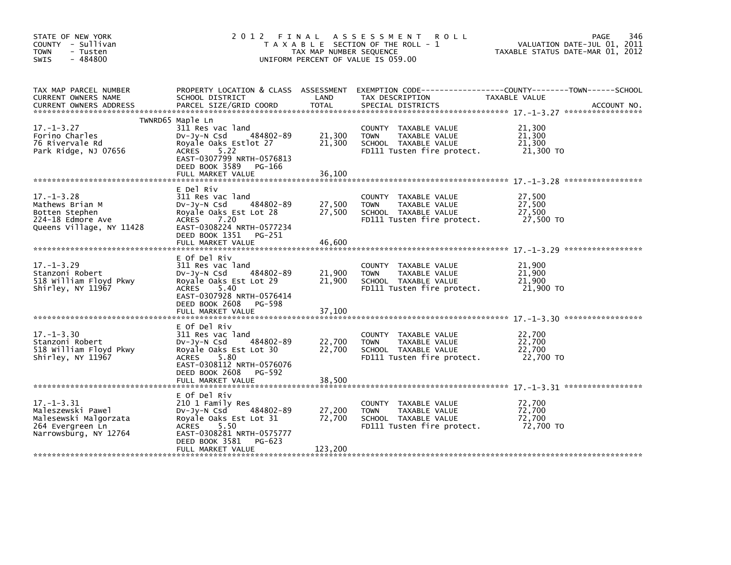STATE OF NEW YORK
COUNTY - Sullivan
TOWN - Tusten
SWIS - 484800

2012 FINAL ASSESSMENT ROLL
TAXABLE SECTION OF THE ROLL - 1
TAX MAP NUMBER SEQUENCE
UNIFORM PERCENT OF VALUE IS 059.00

VALUATION DATE-JUL 01, 2011
TAXABLE STATUS DATE-MAR 01, 2012

| TAX MAP PARCEL NUMBER / CURRENT OWNERS NAME / CURRENT OWNERS ADDRESS | PROPERTY LOCATION & CLASS / SCHOOL DISTRICT / PARCEL SIZE/GRID COORD | ASSESSMENT LAND / TOTAL | EXEMPTION CODE / TAX DESCRIPTION / SPECIAL DISTRICTS | TAXABLE VALUE (COUNTY / TOWN / SCHOOL) | ACCOUNT NO. |
|---|---|---|---|---|---|
| **17.-1-3.27** | TWNRD65 Maple Ln | | | | |
| 17.-1-3.27 | 311 Res vac land | | COUNTY TAXABLE VALUE | 21,300 | |
| Forino Charles | Dv-Jy-N Csd 484802-89 | 21,300 | TOWN TAXABLE VALUE | 21,300 | |
| 76 Rivervale Rd | Royale Oaks Estlot 27 | 21,300 | SCHOOL TAXABLE VALUE | 21,300 | |
| Park Ridge, NJ 07656 | ACRES 5.22 | | FD111 Tusten fire protect. | 21,300 TO | |
| | EAST-0307799 NRTH-0576813 | | | | |
| | DEED BOOK 3589 PG-166 | | | | |
| | FULL MARKET VALUE | 36,100 | | | |
| **17.-1-3.28** | E Del Riv | | | | |
| 17.-1-3.28 | 311 Res vac land | | COUNTY TAXABLE VALUE | 27,500 | |
| Mathews Brian M | Dv-Jy-N Csd 484802-89 | 27,500 | TOWN TAXABLE VALUE | 27,500 | |
| Botten Stephen | Royale Oaks Est Lot 28 | 27,500 | SCHOOL TAXABLE VALUE | 27,500 | |
| 224-18 Edmore Ave | ACRES 7.20 | | FD111 Tusten fire protect. | 27,500 TO | |
| Queens Village, NY 11428 | EAST-0308224 NRTH-0577234 | | | | |
| | DEED BOOK 1351 PG-251 | | | | |
| | FULL MARKET VALUE | 46,600 | | | |
| **17.-1-3.29** | E Of Del Riv | | | | |
| 17.-1-3.29 | 311 Res vac land | | COUNTY TAXABLE VALUE | 21,900 | |
| Stanzoni Robert | Dv-Jy-N Csd 484802-89 | 21,900 | TOWN TAXABLE VALUE | 21,900 | |
| 518 William Floyd Pkwy | Royale Oaks Est Lot 29 | 21,900 | SCHOOL TAXABLE VALUE | 21,900 | |
| Shirley, NY 11967 | ACRES 5.40 | | FD111 Tusten fire protect. | 21,900 TO | |
| | EAST-0307928 NRTH-0576414 | | | | |
| | DEED BOOK 2608 PG-598 | | | | |
| | FULL MARKET VALUE | 37,100 | | | |
| **17.-1-3.30** | E Of Del Riv | | | | |
| 17.-1-3.30 | 311 Res vac land | | COUNTY TAXABLE VALUE | 22,700 | |
| Stanzoni Robert | Dv-Jy-N Csd 484802-89 | 22,700 | TOWN TAXABLE VALUE | 22,700 | |
| 518 William Floyd Pkwy | Royale Oaks Est Lot 30 | 22,700 | SCHOOL TAXABLE VALUE | 22,700 | |
| Shirley, NY 11967 | ACRES 5.80 | | FD111 Tusten fire protect. | 22,700 TO | |
| | EAST-0308112 NRTH-0576076 | | | | |
| | DEED BOOK 2608 PG-592 | | | | |
| | FULL MARKET VALUE | 38,500 | | | |
| **17.-1-3.31** | E Of Del Riv | | | | |
| 17.-1-3.31 | 210 1 Family Res | | COUNTY TAXABLE VALUE | 72,700 | |
| Maleszewski Pawel | Dv-Jy-N Csd 484802-89 | 27,200 | TOWN TAXABLE VALUE | 72,700 | |
| Malesewski Malgorzata | Royale Oaks Est Lot 31 | 72,700 | SCHOOL TAXABLE VALUE | 72,700 | |
| 264 Evergreen Ln | ACRES 5.50 | | FD111 Tusten fire protect. | 72,700 TO | |
| Narrowsburg, NY 12764 | EAST-0308281 NRTH-0575777 | | | | |
| | DEED BOOK 3581 PG-623 | | | | |
| | FULL MARKET VALUE | 123,200 | | | |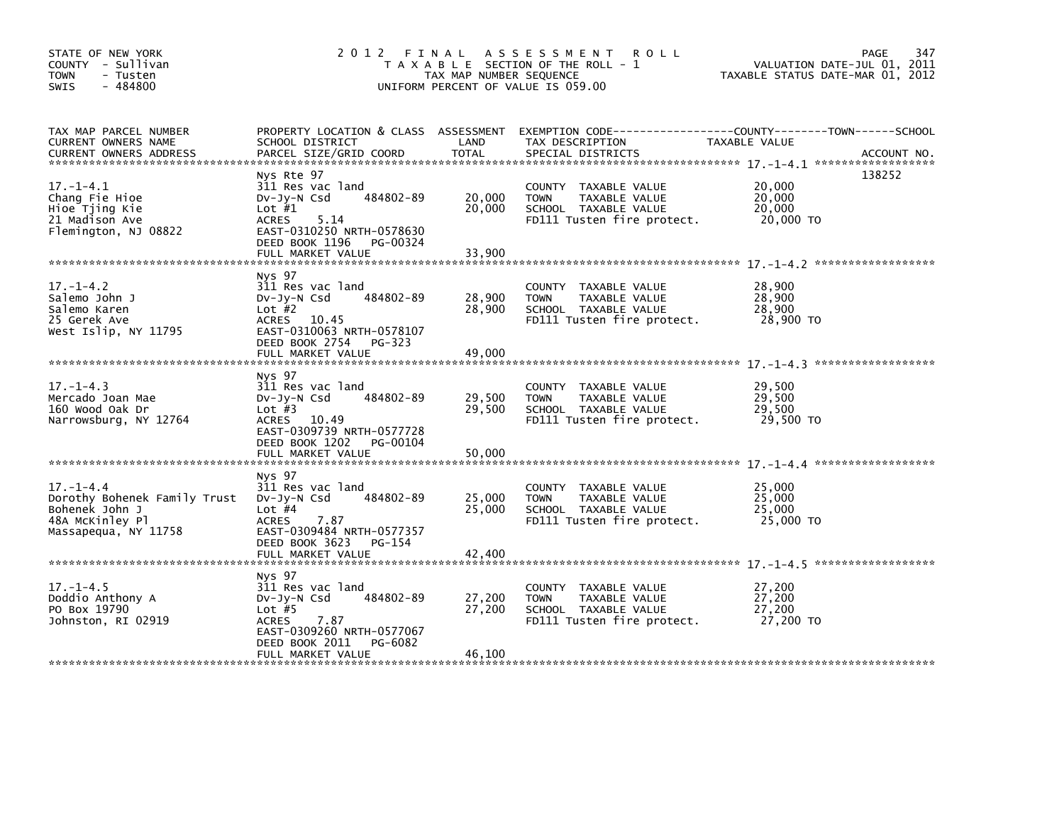STATE OF NEW YORK
COUNTY - Sullivan
TOWN - Tusten
SWIS - 484800

# 2012 FINAL ASSESSMENT ROLL
TAXABLE SECTION OF THE ROLL - 1
TAX MAP NUMBER SEQUENCE
UNIFORM PERCENT OF VALUE IS 059.00

VALUATION DATE-JUL 01, 2011
TAXABLE STATUS DATE-MAR 01, 2012

| TAX MAP PARCEL NUMBER / CURRENT OWNERS NAME / CURRENT OWNERS ADDRESS | PROPERTY LOCATION & CLASS / SCHOOL DISTRICT / PARCEL SIZE/GRID COORD | ASSESSMENT LAND | TOTAL | EXEMPTION CODE / TAX DESCRIPTION / SPECIAL DISTRICTS | TAXABLE VALUE | ACCOUNT NO. |
|---|---|---|---|---|---|---|
| 17.-1-4.1 | Nys Rte 97 | | | | | 138252 |
| 17.-1-4.1 | 311 Res vac land | | | COUNTY TAXABLE VALUE | 20,000 | |
| Chang Fie Hioe | Dv-Jy-N Csd 484802-89 | 20,000 | | TOWN TAXABLE VALUE | 20,000 | |
| Hioe Tjing Kie | Lot #1 | | 20,000 | SCHOOL TAXABLE VALUE | 20,000 | |
| 21 Madison Ave | ACRES 5.14 | | | FD111 Tusten fire protect. | 20,000 TO | |
| Flemington, NJ 08822 | EAST-0310250 NRTH-0578630 | | | | | |
| | DEED BOOK 1196 PG-00324 | | | | | |
| | FULL MARKET VALUE | | 33,900 | | | |
| 17.-1-4.2 | Nys 97 | | | | | |
| 17.-1-4.2 | 311 Res vac land | | | COUNTY TAXABLE VALUE | 28,900 | |
| Salemo John J | Dv-Jy-N Csd 484802-89 | 28,900 | | TOWN TAXABLE VALUE | 28,900 | |
| Salemo Karen | Lot #2 | | 28,900 | SCHOOL TAXABLE VALUE | 28,900 | |
| 25 Gerek Ave | ACRES 10.45 | | | FD111 Tusten fire protect. | 28,900 TO | |
| West Islip, NY 11795 | EAST-0310063 NRTH-0578107 | | | | | |
| | DEED BOOK 2754 PG-323 | | | | | |
| | FULL MARKET VALUE | | 49,000 | | | |
| 17.-1-4.3 | Nys 97 | | | | | |
| 17.-1-4.3 | 311 Res vac land | | | COUNTY TAXABLE VALUE | 29,500 | |
| Mercado Joan Mae | Dv-Jy-N Csd 484802-89 | 29,500 | | TOWN TAXABLE VALUE | 29,500 | |
| 160 Wood Oak Dr | Lot #3 | | 29,500 | SCHOOL TAXABLE VALUE | 29,500 | |
| Narrowsburg, NY 12764 | ACRES 10.49 | | | FD111 Tusten fire protect. | 29,500 TO | |
| | EAST-0309739 NRTH-0577728 | | | | | |
| | DEED BOOK 1202 PG-00104 | | | | | |
| | FULL MARKET VALUE | | 50,000 | | | |
| 17.-1-4.4 | Nys 97 | | | | | |
| 17.-1-4.4 | 311 Res vac land | | | COUNTY TAXABLE VALUE | 25,000 | |
| Dorothy Bohenek Family Trust | Dv-Jy-N Csd 484802-89 | 25,000 | | TOWN TAXABLE VALUE | 25,000 | |
| Bohenek John J | Lot #4 | | 25,000 | SCHOOL TAXABLE VALUE | 25,000 | |
| 48A McKinley Pl | ACRES 7.87 | | | FD111 Tusten fire protect. | 25,000 TO | |
| Massapequa, NY 11758 | EAST-0309484 NRTH-0577357 | | | | | |
| | DEED BOOK 3623 PG-154 | | | | | |
| | FULL MARKET VALUE | | 42,400 | | | |
| 17.-1-4.5 | Nys 97 | | | | | |
| 17.-1-4.5 | 311 Res vac land | | | COUNTY TAXABLE VALUE | 27,200 | |
| Doddio Anthony A | Dv-Jy-N Csd 484802-89 | 27,200 | | TOWN TAXABLE VALUE | 27,200 | |
| PO Box 19790 | Lot #5 | | 27,200 | SCHOOL TAXABLE VALUE | 27,200 | |
| Johnston, RI 02919 | ACRES 7.87 | | | FD111 Tusten fire protect. | 27,200 TO | |
| | EAST-0309260 NRTH-0577067 | | | | | |
| | DEED BOOK 2011 PG-6082 | | | | | |
| | FULL MARKET VALUE | | 46,100 | | | |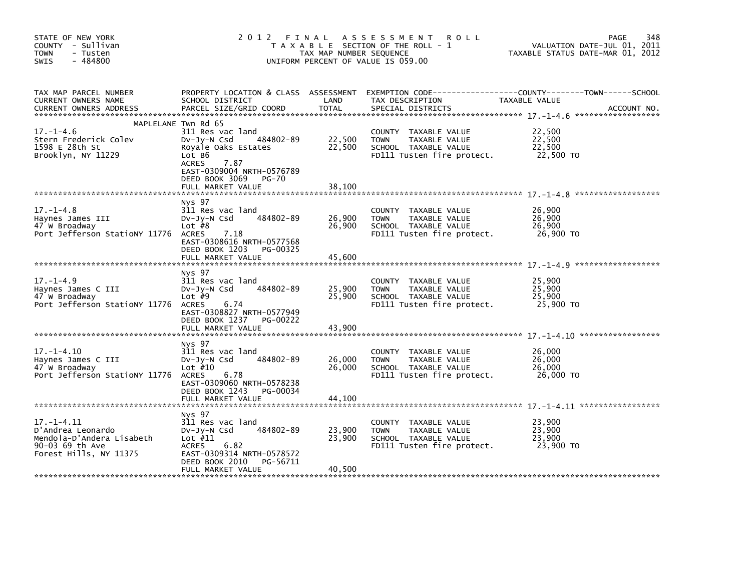STATE OF NEW YORK
COUNTY - Sullivan
TOWN - Tusten
SWIS - 484800

2012 FINAL ASSESSMENT ROLL
TAXABLE SECTION OF THE ROLL - 1
TAX MAP NUMBER SEQUENCE
UNIFORM PERCENT OF VALUE IS 059.00

VALUATION DATE-JUL 01, 2011
TAXABLE STATUS DATE-MAR 01, 2012

| TAX MAP PARCEL NUMBER / CURRENT OWNERS NAME / CURRENT OWNERS ADDRESS | PROPERTY LOCATION & CLASS / SCHOOL DISTRICT / PARCEL SIZE/GRID COORD | ASSESSMENT LAND / TOTAL | EXEMPTION CODE / TAX DESCRIPTION / SPECIAL DISTRICTS | TAXABLE VALUE (COUNTY / TOWN / SCHOOL) | ACCOUNT NO. |
|---|---|---|---|---|---|
| 17.-1-4.6 | MAPLELANE Twn Rd 65 | | | | |
| Stern Frederick Colev | 311 Res vac land | | COUNTY TAXABLE VALUE | 22,500 | |
| 1598 E 28th St | Dv-Jy-N Csd 484802-89 | 22,500 | TOWN TAXABLE VALUE | 22,500 | |
| Brooklyn, NY 11229 | Royale Oaks Estates | 22,500 | SCHOOL TAXABLE VALUE | 22,500 | |
| | Lot B6 | | FD111 Tusten fire protect. | 22,500 TO | |
| | ACRES 7.87 | | | | |
| | EAST-0309004 NRTH-0576789 | | | | |
| | DEED BOOK 3069 PG-70 | | | | |
| | FULL MARKET VALUE | 38,100 | | | |
| 17.-1-4.8 | Nys 97 | | | | |
| Haynes James III | 311 Res vac land | | COUNTY TAXABLE VALUE | 26,900 | |
| 47 W Broadway | Dv-Jy-N Csd 484802-89 | 26,900 | TOWN TAXABLE VALUE | 26,900 | |
| Port Jefferson StatioNY 11776 | Lot #8 | 26,900 | SCHOOL TAXABLE VALUE | 26,900 | |
| | ACRES 7.18 | | FD111 Tusten fire protect. | 26,900 TO | |
| | EAST-0308616 NRTH-0577568 | | | | |
| | DEED BOOK 1203 PG-00325 | | | | |
| | FULL MARKET VALUE | 45,600 | | | |
| 17.-1-4.9 | Nys 97 | | | | |
| Haynes James C III | 311 Res vac land | | COUNTY TAXABLE VALUE | 25,900 | |
| 47 W Broadway | Dv-Jy-N Csd 484802-89 | 25,900 | TOWN TAXABLE VALUE | 25,900 | |
| Port Jefferson StatioNY 11776 | Lot #9 | 25,900 | SCHOOL TAXABLE VALUE | 25,900 | |
| | ACRES 6.74 | | FD111 Tusten fire protect. | 25,900 TO | |
| | EAST-0308827 NRTH-0577949 | | | | |
| | DEED BOOK 1237 PG-00222 | | | | |
| | FULL MARKET VALUE | 43,900 | | | |
| 17.-1-4.10 | Nys 97 | | | | |
| Haynes James C III | 311 Res vac land | | COUNTY TAXABLE VALUE | 26,000 | |
| 47 W Broadway | Dv-Jy-N Csd 484802-89 | 26,000 | TOWN TAXABLE VALUE | 26,000 | |
| Port Jefferson StatioNY 11776 | Lot #10 | 26,000 | SCHOOL TAXABLE VALUE | 26,000 | |
| | ACRES 6.78 | | FD111 Tusten fire protect. | 26,000 TO | |
| | EAST-0309060 NRTH-0578238 | | | | |
| | DEED BOOK 1243 PG-00034 | | | | |
| | FULL MARKET VALUE | 44,100 | | | |
| 17.-1-4.11 | Nys 97 | | | | |
| D'Andrea Leonardo | 311 Res vac land | | COUNTY TAXABLE VALUE | 23,900 | |
| Mendola-D'Andera Lisabeth | Dv-Jy-N Csd 484802-89 | 23,900 | TOWN TAXABLE VALUE | 23,900 | |
| 90-03 69 th Ave | Lot #11 | 23,900 | SCHOOL TAXABLE VALUE | 23,900 | |
| Forest Hills, NY 11375 | ACRES 6.82 | | FD111 Tusten fire protect. | 23,900 TO | |
| | EAST-0309314 NRTH-0578572 | | | | |
| | DEED BOOK 2010 PG-56711 | | | | |
| | FULL MARKET VALUE | 40,500 | | | |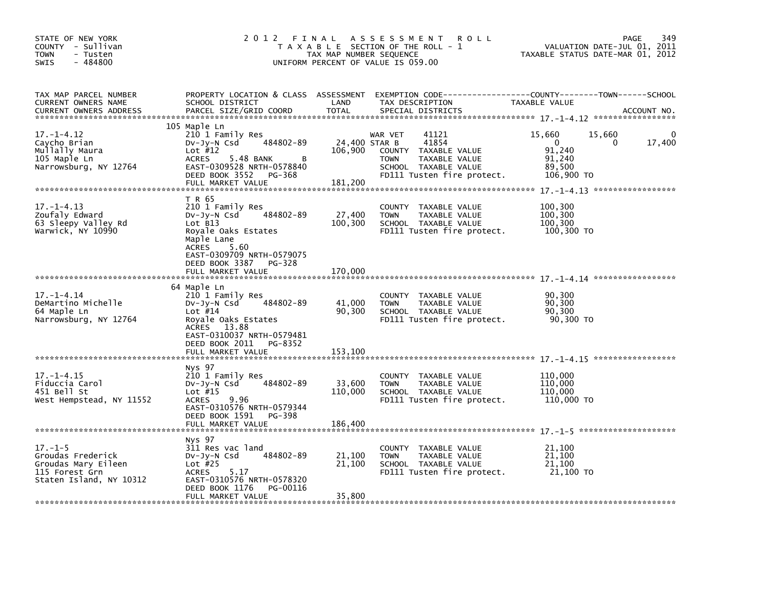STATE OF NEW YORK
COUNTY - Sullivan
TOWN - Tusten
SWIS - 484800

2012 FINAL ASSESSMENT ROLL
TAXABLE SECTION OF THE ROLL - 1
TAX MAP NUMBER SEQUENCE
UNIFORM PERCENT OF VALUE IS 059.00

VALUATION DATE-JUL 01, 2011
TAXABLE STATUS DATE-MAR 01, 2012

| TAX MAP PARCEL NUMBER / CURRENT OWNERS NAME / CURRENT OWNERS ADDRESS | PROPERTY LOCATION & CLASS / SCHOOL DISTRICT / PARCEL SIZE/GRID COORD | ASSESSMENT LAND | TOTAL | EXEMPTION CODE / TAX DESCRIPTION / SPECIAL DISTRICTS | COUNTY TAXABLE VALUE | TOWN | SCHOOL |
|---|---|---|---|---|---|---|---|
| 17.-1-4.12 | 105 Maple Ln | | | | | | |
| Caycho Brian | 210 1 Family Res | | | WAR VET 41121 | 15,660 | 15,660 | 0 |
| Mullally Maura | Dv-Jy-N Csd 484802-89 | 24,400 | | STAR B 41854 | 0 | 0 | 17,400 |
| 105 Maple Ln | Lot #12 | | 106,900 | COUNTY TAXABLE VALUE | 91,240 | | |
| Narrowsburg, NY 12764 | ACRES 5.48 BANK B | | | TOWN TAXABLE VALUE | 91,240 | | |
| | EAST-0309528 NRTH-0578840 | | | SCHOOL TAXABLE VALUE | 89,500 | | |
| | DEED BOOK 3552 PG-368 | | | FD111 Tusten fire protect. | 106,900 TO | | |
| | FULL MARKET VALUE | | 181,200 | | | | |
| 17.-1-4.13 | T R 65 | | | | | | |
| Zoufaly Edward | 210 1 Family Res | | | COUNTY TAXABLE VALUE | 100,300 | | |
| 63 Sleepy Valley Rd | Dv-Jy-N Csd 484802-89 | 27,400 | | TOWN TAXABLE VALUE | 100,300 | | |
| Warwick, NY 10990 | Lot B13 | | 100,300 | SCHOOL TAXABLE VALUE | 100,300 | | |
| | Royale Oaks Estates | | | FD111 Tusten fire protect. | 100,300 TO | | |
| | Maple Lane | | | | | | |
| | ACRES 5.60 | | | | | | |
| | EAST-0309709 NRTH-0579075 | | | | | | |
| | DEED BOOK 3387 PG-328 | | | | | | |
| | FULL MARKET VALUE | | 170,000 | | | | |
| 17.-1-4.14 | 64 Maple Ln | | | | | | |
| DeMartino Michelle | 210 1 Family Res | | | COUNTY TAXABLE VALUE | 90,300 | | |
| 64 Maple Ln | Dv-Jy-N Csd 484802-89 | 41,000 | | TOWN TAXABLE VALUE | 90,300 | | |
| Narrowsburg, NY 12764 | Lot #14 | | 90,300 | SCHOOL TAXABLE VALUE | 90,300 | | |
| | Royale Oaks Estates | | | FD111 Tusten fire protect. | 90,300 TO | | |
| | ACRES 13.88 | | | | | | |
| | EAST-0310037 NRTH-0579481 | | | | | | |
| | DEED BOOK 2011 PG-8352 | | | | | | |
| | FULL MARKET VALUE | | 153,100 | | | | |
| 17.-1-4.15 | Nys 97 | | | | | | |
| Fiduccia Carol | 210 1 Family Res | | | COUNTY TAXABLE VALUE | 110,000 | | |
| 451 Bell St | Dv-Jy-N Csd 484802-89 | 33,600 | | TOWN TAXABLE VALUE | 110,000 | | |
| West Hempstead, NY 11552 | Lot #15 | | 110,000 | SCHOOL TAXABLE VALUE | 110,000 | | |
| | ACRES 9.96 | | | FD111 Tusten fire protect. | 110,000 TO | | |
| | EAST-0310576 NRTH-0579344 | | | | | | |
| | DEED BOOK 1591 PG-398 | | | | | | |
| | FULL MARKET VALUE | | 186,400 | | | | |
| 17.-1-5 | Nys 97 | | | | | | |
| Groudas Frederick | 311 Res vac land | | | COUNTY TAXABLE VALUE | 21,100 | | |
| Groudas Mary Eileen | Dv-Jy-N Csd 484802-89 | 21,100 | | TOWN TAXABLE VALUE | 21,100 | | |
| 115 Forest Grn | Lot #25 | | 21,100 | SCHOOL TAXABLE VALUE | 21,100 | | |
| Staten Island, NY 10312 | ACRES 5.17 | | | FD111 Tusten fire protect. | 21,100 TO | | |
| | EAST-0310576 NRTH-0578320 | | | | | | |
| | DEED BOOK 1176 PG-00116 | | | | | | |
| | FULL MARKET VALUE | | 35,800 | | | | |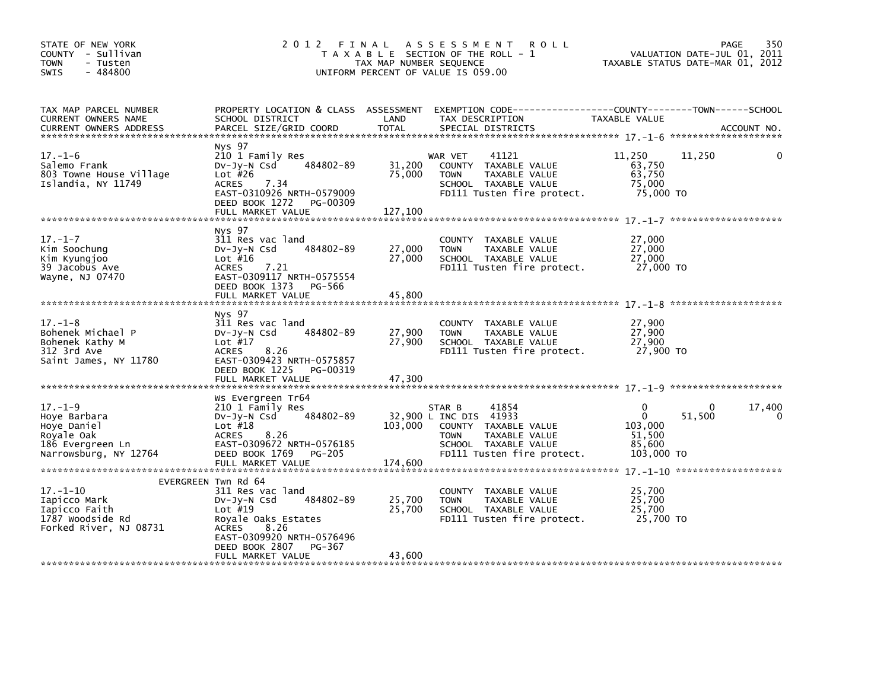STATE OF NEW YORK
COUNTY - Sullivan
TOWN - Tusten
SWIS - 484800

2012 FINAL ASSESSMENT ROLL
TAXABLE SECTION OF THE ROLL - 1
TAX MAP NUMBER SEQUENCE
UNIFORM PERCENT OF VALUE IS 059.00

VALUATION DATE-JUL 01, 2011
TAXABLE STATUS DATE-MAR 01, 2012

| TAX MAP PARCEL NUMBER / CURRENT OWNERS NAME / CURRENT OWNERS ADDRESS | PROPERTY LOCATION & CLASS / SCHOOL DISTRICT / PARCEL SIZE/GRID COORD | ASSESSMENT LAND / TOTAL | EXEMPTION CODE / TAX DESCRIPTION / SPECIAL DISTRICTS | COUNTY TAXABLE VALUE | TOWN | SCHOOL |
|---|---|---|---|---|---|---|
| **17.-1-6** | Nys 97 | | | | | |
| Salemo Frank | 210 1 Family Res | | WAR VET 41121 | 11,250 | 11,250 | 0 |
| 803 Towne House Village | Dv-Jy-N Csd 484802-89 | 31,200 | COUNTY TAXABLE VALUE | 63,750 | | |
| Islandia, NY 11749 | Lot #26 | 75,000 | TOWN TAXABLE VALUE | 63,750 | | |
| | ACRES 7.34 | | SCHOOL TAXABLE VALUE | 75,000 | | |
| | EAST-0310926 NRTH-0579009 | | FD111 Tusten fire protect. | 75,000 TO | | |
| | DEED BOOK 1272 PG-00309 | | | | | |
| | FULL MARKET VALUE | 127,100 | | | | |
| **17.-1-7** | Nys 97 | | | | | |
| Kim Soochung | 311 Res vac land | | COUNTY TAXABLE VALUE | 27,000 | | |
| Kim Kyungjoo | Dv-Jy-N Csd 484802-89 | 27,000 | TOWN TAXABLE VALUE | 27,000 | | |
| 39 Jacobus Ave | Lot #16 | 27,000 | SCHOOL TAXABLE VALUE | 27,000 | | |
| Wayne, NJ 07470 | ACRES 7.21 | | FD111 Tusten fire protect. | 27,000 TO | | |
| | EAST-0309117 NRTH-0575554 | | | | | |
| | DEED BOOK 1373 PG-566 | | | | | |
| | FULL MARKET VALUE | 45,800 | | | | |
| **17.-1-8** | Nys 97 | | | | | |
| Bohenek Michael P | 311 Res vac land | | COUNTY TAXABLE VALUE | 27,900 | | |
| Bohenek Kathy M | Dv-Jy-N Csd 484802-89 | 27,900 | TOWN TAXABLE VALUE | 27,900 | | |
| 312 3rd Ave | Lot #17 | 27,900 | SCHOOL TAXABLE VALUE | 27,900 | | |
| Saint James, NY 11780 | ACRES 8.26 | | FD111 Tusten fire protect. | 27,900 TO | | |
| | EAST-0309423 NRTH-0575857 | | | | | |
| | DEED BOOK 1225 PG-00319 | | | | | |
| | FULL MARKET VALUE | 47,300 | | | | |
| **17.-1-9** | Ws Evergreen Tr64 | | | | | |
| Hoye Barbara | 210 1 Family Res | | STAR B 41854 | 0 | 0 | 17,400 |
| Hoye Daniel | Dv-Jy-N Csd 484802-89 | 32,900 | L INC DIS 41933 | 0 | 51,500 | 0 |
| Royale Oak | Lot #18 | 103,000 | COUNTY TAXABLE VALUE | 103,000 | | |
| 186 Evergreen Ln | ACRES 8.26 | | TOWN TAXABLE VALUE | 51,500 | | |
| Narrowsburg, NY 12764 | EAST-0309672 NRTH-0576185 | | SCHOOL TAXABLE VALUE | 85,600 | | |
| | DEED BOOK 1769 PG-205 | | FD111 Tusten fire protect. | 103,000 TO | | |
| | FULL MARKET VALUE | 174,600 | | | | |
| **17.-1-10** | EVERGREEN Twn Rd 64 | | | | | |
| Iapicco Mark | 311 Res vac land | | COUNTY TAXABLE VALUE | 25,700 | | |
| Iapicco Faith | Dv-Jy-N Csd 484802-89 | 25,700 | TOWN TAXABLE VALUE | 25,700 | | |
| 1787 Woodside Rd | Lot #19 | 25,700 | SCHOOL TAXABLE VALUE | 25,700 | | |
| Forked River, NJ 08731 | Royale Oaks Estates | | FD111 Tusten fire protect. | 25,700 TO | | |
| | ACRES 8.26 | | | | | |
| | EAST-0309920 NRTH-0576496 | | | | | |
| | DEED BOOK 2807 PG-367 | | | | | |
| | FULL MARKET VALUE | 43,600 | | | | |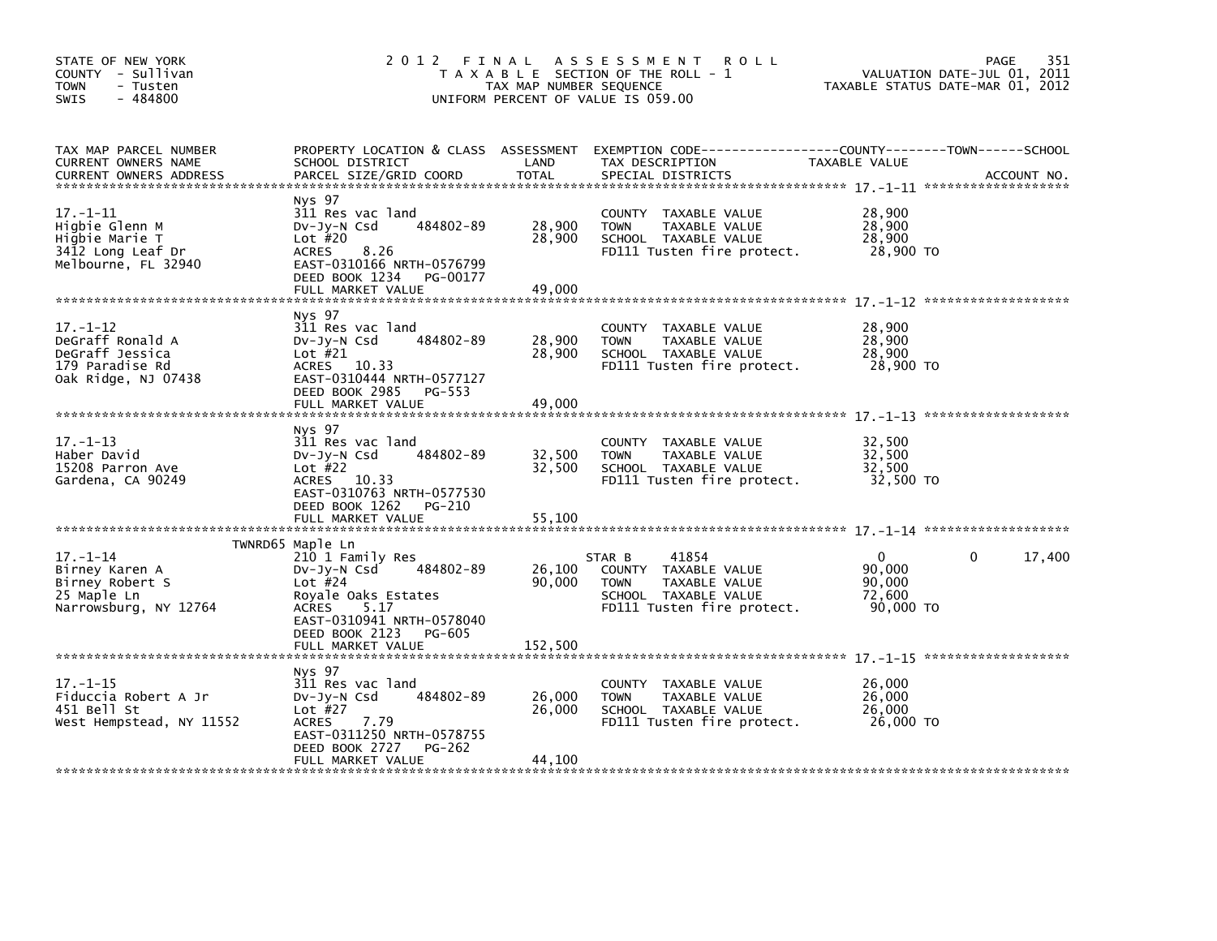STATE OF NEW YORK
COUNTY - Sullivan
TOWN - Tusten
SWIS - 484800

2012 FINAL ASSESSMENT ROLL
TAXABLE SECTION OF THE ROLL - 1
TAX MAP NUMBER SEQUENCE
UNIFORM PERCENT OF VALUE IS 059.00

VALUATION DATE-JUL 01, 2011
TAXABLE STATUS DATE-MAR 01, 2012

| TAX MAP PARCEL NUMBER / CURRENT OWNERS NAME / CURRENT OWNERS ADDRESS | PROPERTY LOCATION & CLASS / SCHOOL DISTRICT / PARCEL SIZE/GRID COORD | ASSESSMENT LAND / TOTAL | EXEMPTION CODE / TAX DESCRIPTION / SPECIAL DISTRICTS | COUNTY TAXABLE VALUE | TOWN | SCHOOL |
|---|---|---|---|---|---|---|
| **17.-1-11** | Nys 97 | | | | | |
| Higbie Glenn M | 311 Res vac land | | COUNTY TAXABLE VALUE | 28,900 | | |
| Higbie Marie T | Dv-Jy-N Csd 484802-89 | 28,900 | TOWN TAXABLE VALUE | 28,900 | | |
| 3412 Long Leaf Dr | Lot #20 | 28,900 | SCHOOL TAXABLE VALUE | 28,900 | | |
| Melbourne, FL 32940 | ACRES 8.26 | | FD111 Tusten fire protect. | 28,900 TO | | |
| | EAST-0310166 NRTH-0576799 | | | | | |
| | DEED BOOK 1234 PG-00177 | | | | | |
| | FULL MARKET VALUE | 49,000 | | | | |
| **17.-1-12** | Nys 97 | | | | | |
| DeGraff Ronald A | 311 Res vac land | | COUNTY TAXABLE VALUE | 28,900 | | |
| DeGraff Jessica | Dv-Jy-N Csd 484802-89 | 28,900 | TOWN TAXABLE VALUE | 28,900 | | |
| 179 Paradise Rd | Lot #21 | 28,900 | SCHOOL TAXABLE VALUE | 28,900 | | |
| Oak Ridge, NJ 07438 | ACRES 10.33 | | FD111 Tusten fire protect. | 28,900 TO | | |
| | EAST-0310444 NRTH-0577127 | | | | | |
| | DEED BOOK 2985 PG-553 | | | | | |
| | FULL MARKET VALUE | 49,000 | | | | |
| **17.-1-13** | Nys 97 | | | | | |
| Haber David | 311 Res vac land | | COUNTY TAXABLE VALUE | 32,500 | | |
| 15208 Parron Ave | Dv-Jy-N Csd 484802-89 | 32,500 | TOWN TAXABLE VALUE | 32,500 | | |
| Gardena, CA 90249 | Lot #22 | 32,500 | SCHOOL TAXABLE VALUE | 32,500 | | |
| | ACRES 10.33 | | FD111 Tusten fire protect. | 32,500 TO | | |
| | EAST-0310763 NRTH-0577530 | | | | | |
| | DEED BOOK 1262 PG-210 | | | | | |
| | FULL MARKET VALUE | 55,100 | | | | |
| **17.-1-14** | TWNRD65 Maple Ln | | | | | |
| Birney Karen A | 210 1 Family Res | | STAR B 41854 | 0 | 0 | 17,400 |
| Birney Robert S | Dv-Jy-N Csd 484802-89 | 26,100 | COUNTY TAXABLE VALUE | 90,000 | | |
| 25 Maple Ln | Lot #24 | 90,000 | TOWN TAXABLE VALUE | 90,000 | | |
| Narrowsburg, NY 12764 | Royale Oaks Estates | | SCHOOL TAXABLE VALUE | 72,600 | | |
| | ACRES 5.17 | | FD111 Tusten fire protect. | 90,000 TO | | |
| | EAST-0310941 NRTH-0578040 | | | | | |
| | DEED BOOK 2123 PG-605 | | | | | |
| | FULL MARKET VALUE | 152,500 | | | | |
| **17.-1-15** | Nys 97 | | | | | |
| Fiduccia Robert A Jr | 311 Res vac land | | COUNTY TAXABLE VALUE | 26,000 | | |
| 451 Bell St | Dv-Jy-N Csd 484802-89 | 26,000 | TOWN TAXABLE VALUE | 26,000 | | |
| West Hempstead, NY 11552 | Lot #27 | 26,000 | SCHOOL TAXABLE VALUE | 26,000 | | |
| | ACRES 7.79 | | FD111 Tusten fire protect. | 26,000 TO | | |
| | EAST-0311250 NRTH-0578755 | | | | | |
| | DEED BOOK 2727 PG-262 | | | | | |
| | FULL MARKET VALUE | 44,100 | | | | |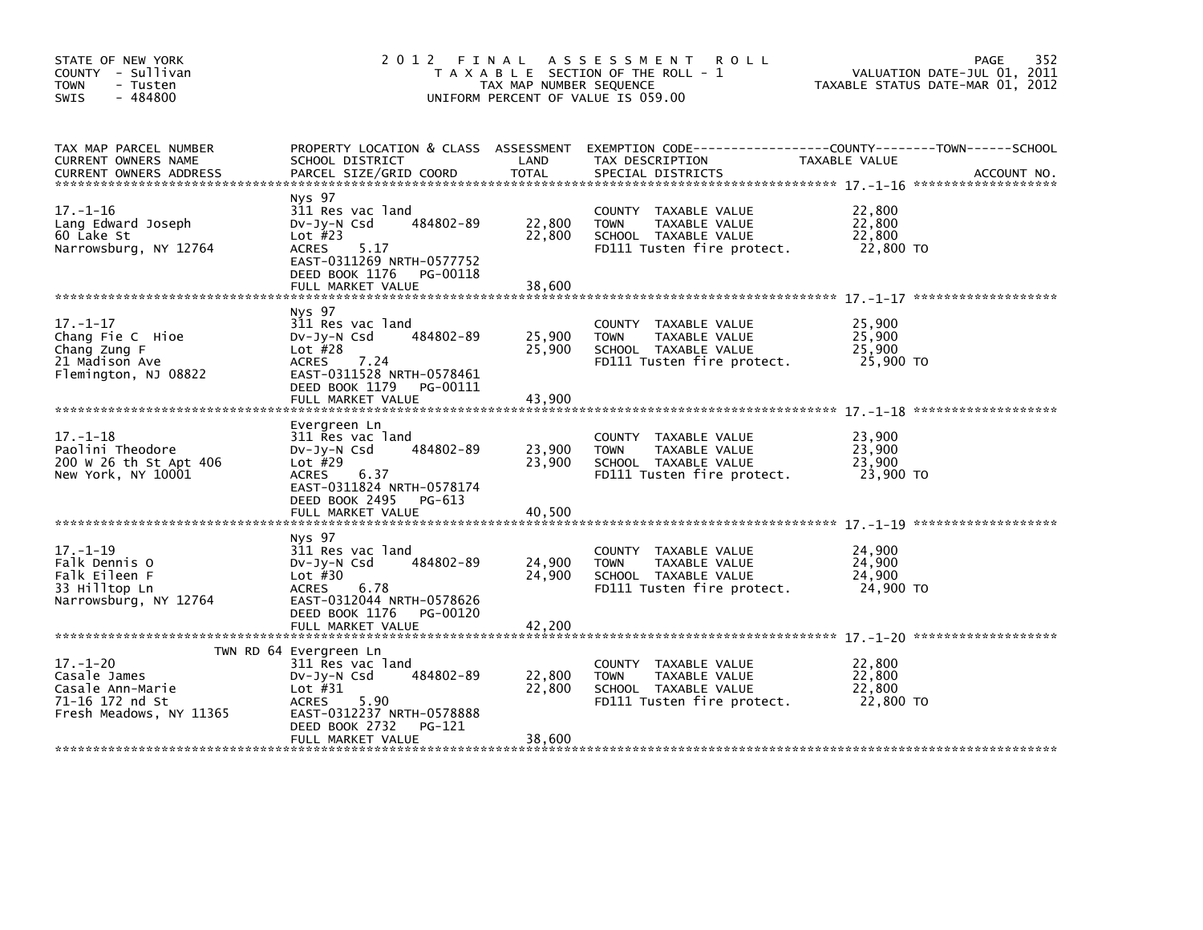STATE OF NEW YORK
COUNTY - Sullivan
TOWN - Tusten
SWIS - 484800

2 0 1 2 F I N A L A S S E S S M E N T R O L L
T A X A B L E SECTION OF THE ROLL - 1
TAX MAP NUMBER SEQUENCE
UNIFORM PERCENT OF VALUE IS 059.00

VALUATION DATE-JUL 01, 2011
TAXABLE STATUS DATE-MAR 01, 2012

| TAX MAP PARCEL NUMBER / CURRENT OWNERS NAME / CURRENT OWNERS ADDRESS | PROPERTY LOCATION & CLASS / SCHOOL DISTRICT / PARCEL SIZE/GRID COORD | ASSESSMENT LAND / TOTAL | EXEMPTION CODE / TAX DESCRIPTION / SPECIAL DISTRICTS | TAXABLE VALUE (COUNTY / TOWN / SCHOOL) | ACCOUNT NO. |
|---|---|---|---|---|---|
| 17.-1-16 | Nys 97 | | | | |
| 17.-1-16<br>Lang Edward Joseph<br>60 Lake St<br>Narrowsburg, NY 12764 | 311 Res vac land<br>Dv-Jy-N Csd 484802-89<br>Lot #23<br>ACRES 5.17<br>EAST-0311269 NRTH-0577752<br>DEED BOOK 1176 PG-00118<br>FULL MARKET VALUE | 22,800<br>22,800<br><br><br><br><br>38,600 | COUNTY TAXABLE VALUE<br>TOWN TAXABLE VALUE<br>SCHOOL TAXABLE VALUE<br>FD111 Tusten fire protect. | 22,800<br>22,800<br>22,800<br>22,800 TO | |
| 17.-1-17 | Nys 97 | | | | |
| 17.-1-17<br>Chang Fie C Hioe<br>Chang Zung F<br>21 Madison Ave<br>Flemington, NJ 08822 | 311 Res vac land<br>Dv-Jy-N Csd 484802-89<br>Lot #28<br>ACRES 7.24<br>EAST-0311528 NRTH-0578461<br>DEED BOOK 1179 PG-00111<br>FULL MARKET VALUE | 25,900<br>25,900<br><br><br><br><br>43,900 | COUNTY TAXABLE VALUE<br>TOWN TAXABLE VALUE<br>SCHOOL TAXABLE VALUE<br>FD111 Tusten fire protect. | 25,900<br>25,900<br>25,900<br>25,900 TO | |
| 17.-1-18 | Evergreen Ln | | | | |
| 17.-1-18<br>Paolini Theodore<br>200 W 26 th St Apt 406<br>New York, NY 10001 | 311 Res vac land<br>Dv-Jy-N Csd 484802-89<br>Lot #29<br>ACRES 6.37<br>EAST-0311824 NRTH-0578174<br>DEED BOOK 2495 PG-613<br>FULL MARKET VALUE | 23,900<br>23,900<br><br><br><br><br>40,500 | COUNTY TAXABLE VALUE<br>TOWN TAXABLE VALUE<br>SCHOOL TAXABLE VALUE<br>FD111 Tusten fire protect. | 23,900<br>23,900<br>23,900<br>23,900 TO | |
| 17.-1-19 | Nys 97 | | | | |
| 17.-1-19<br>Falk Dennis O<br>Falk Eileen F<br>33 Hilltop Ln<br>Narrowsburg, NY 12764 | 311 Res vac land<br>Dv-Jy-N Csd 484802-89<br>Lot #30<br>ACRES 6.78<br>EAST-0312044 NRTH-0578626<br>DEED BOOK 1176 PG-00120<br>FULL MARKET VALUE | 24,900<br>24,900<br><br><br><br><br>42,200 | COUNTY TAXABLE VALUE<br>TOWN TAXABLE VALUE<br>SCHOOL TAXABLE VALUE<br>FD111 Tusten fire protect. | 24,900<br>24,900<br>24,900<br>24,900 TO | |
| 17.-1-20 | TWN RD 64 Evergreen Ln | | | | |
| 17.-1-20<br>Casale James<br>Casale Ann-Marie<br>71-16 172 nd St<br>Fresh Meadows, NY 11365 | 311 Res vac land<br>Dv-Jy-N Csd 484802-89<br>Lot #31<br>ACRES 5.90<br>EAST-0312237 NRTH-0578888<br>DEED BOOK 2732 PG-121<br>FULL MARKET VALUE | 22,800<br>22,800<br><br><br><br><br>38,600 | COUNTY TAXABLE VALUE<br>TOWN TAXABLE VALUE<br>SCHOOL TAXABLE VALUE<br>FD111 Tusten fire protect. | 22,800<br>22,800<br>22,800<br>22,800 TO | |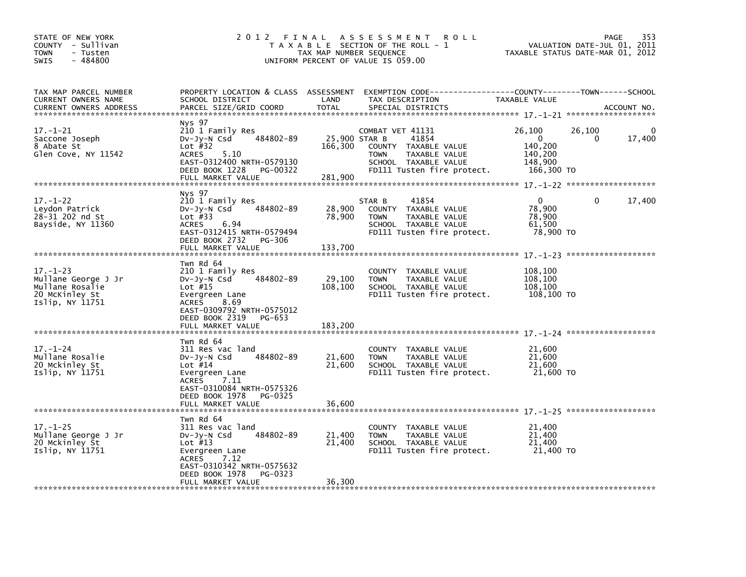STATE OF NEW YORK
COUNTY - Sullivan
TOWN - Tusten
SWIS - 484800

# 2012 FINAL ASSESSMENT ROLL

TAXABLE SECTION OF THE ROLL - 1
TAX MAP NUMBER SEQUENCE
UNIFORM PERCENT OF VALUE IS 059.00

VALUATION DATE-JUL 01, 2011
TAXABLE STATUS DATE-MAR 01, 2012

| TAX MAP PARCEL NUMBER / CURRENT OWNERS NAME / CURRENT OWNERS ADDRESS | PROPERTY LOCATION & CLASS / SCHOOL DISTRICT / PARCEL SIZE/GRID COORD | ASSESSMENT LAND / TOTAL | EXEMPTION CODE / TAX DESCRIPTION / SPECIAL DISTRICTS | COUNTY TAXABLE VALUE | TOWN | SCHOOL | ACCOUNT NO. |
|---|---|---|---|---|---|---|---|
| 17.-1-21 | Nys 97 | | | | | | |
| | 210 1 Family Res | | COMBAT VET 41131 | 26,100 | 26,100 | 0 | |
| Saccone Joseph | Dv-Jy-N Csd 484802-89 | 25,900 | STAR B 41854 | 0 | 0 | 17,400 | |
| 8 Abate St | Lot #32 | 166,300 | COUNTY TAXABLE VALUE | 140,200 | | | |
| Glen Cove, NY 11542 | ACRES 5.10 | | TOWN TAXABLE VALUE | 140,200 | | | |
| | EAST-0312400 NRTH-0579130 | | SCHOOL TAXABLE VALUE | 148,900 | | | |
| | DEED BOOK 1228 PG-00322 | | FD111 Tusten fire protect. | 166,300 TO | | | |
| | FULL MARKET VALUE | 281,900 | | | | | |
| 17.-1-22 | Nys 97 | | | | | | |
| | 210 1 Family Res | | STAR B 41854 | 0 | 0 | 17,400 | |
| Leydon Patrick | Dv-Jy-N Csd 484802-89 | 28,900 | COUNTY TAXABLE VALUE | 78,900 | | | |
| 28-31 202 nd St | Lot #33 | 78,900 | TOWN TAXABLE VALUE | 78,900 | | | |
| Bayside, NY 11360 | ACRES 6.94 | | SCHOOL TAXABLE VALUE | 61,500 | | | |
| | EAST-0312415 NRTH-0579494 | | FD111 Tusten fire protect. | 78,900 TO | | | |
| | DEED BOOK 2732 PG-306 | | | | | | |
| | FULL MARKET VALUE | 133,700 | | | | | |
| 17.-1-23 | Twn Rd 64 | | | | | | |
| Mullane George J Jr | 210 1 Family Res | | COUNTY TAXABLE VALUE | 108,100 | | | |
| Mullane Rosalie | Dv-Jy-N Csd 484802-89 | 29,100 | TOWN TAXABLE VALUE | 108,100 | | | |
| 20 McKinley St | Lot #15 | 108,100 | SCHOOL TAXABLE VALUE | 108,100 | | | |
| Islip, NY 11751 | Evergreen Lane | | FD111 Tusten fire protect. | 108,100 TO | | | |
| | ACRES 8.69 | | | | | | |
| | EAST-0309792 NRTH-0575012 | | | | | | |
| | DEED BOOK 2319 PG-653 | | | | | | |
| | FULL MARKET VALUE | 183,200 | | | | | |
| 17.-1-24 | Twn Rd 64 | | | | | | |
| Mullane Rosalie | 311 Res vac land | | COUNTY TAXABLE VALUE | 21,600 | | | |
| 20 Mckinley St | Dv-Jy-N Csd 484802-89 | 21,600 | TOWN TAXABLE VALUE | 21,600 | | | |
| Islip, NY 11751 | Lot #14 | 21,600 | SCHOOL TAXABLE VALUE | 21,600 | | | |
| | Evergreen Lane | | FD111 Tusten fire protect. | 21,600 TO | | | |
| | ACRES 7.11 | | | | | | |
| | EAST-0310084 NRTH-0575326 | | | | | | |
| | DEED BOOK 1978 PG-0325 | | | | | | |
| | FULL MARKET VALUE | 36,600 | | | | | |
| 17.-1-25 | Twn Rd 64 | | | | | | |
| Mullane George J Jr | 311 Res vac land | | COUNTY TAXABLE VALUE | 21,400 | | | |
| 20 Mckinley St | Dv-Jy-N Csd 484802-89 | 21,400 | TOWN TAXABLE VALUE | 21,400 | | | |
| Islip, NY 11751 | Lot #13 | 21,400 | SCHOOL TAXABLE VALUE | 21,400 | | | |
| | Evergreen Lane | | FD111 Tusten fire protect. | 21,400 TO | | | |
| | ACRES 7.12 | | | | | | |
| | EAST-0310342 NRTH-0575632 | | | | | | |
| | DEED BOOK 1978 PG-0323 | | | | | | |
| | FULL MARKET VALUE | 36,300 | | | | | |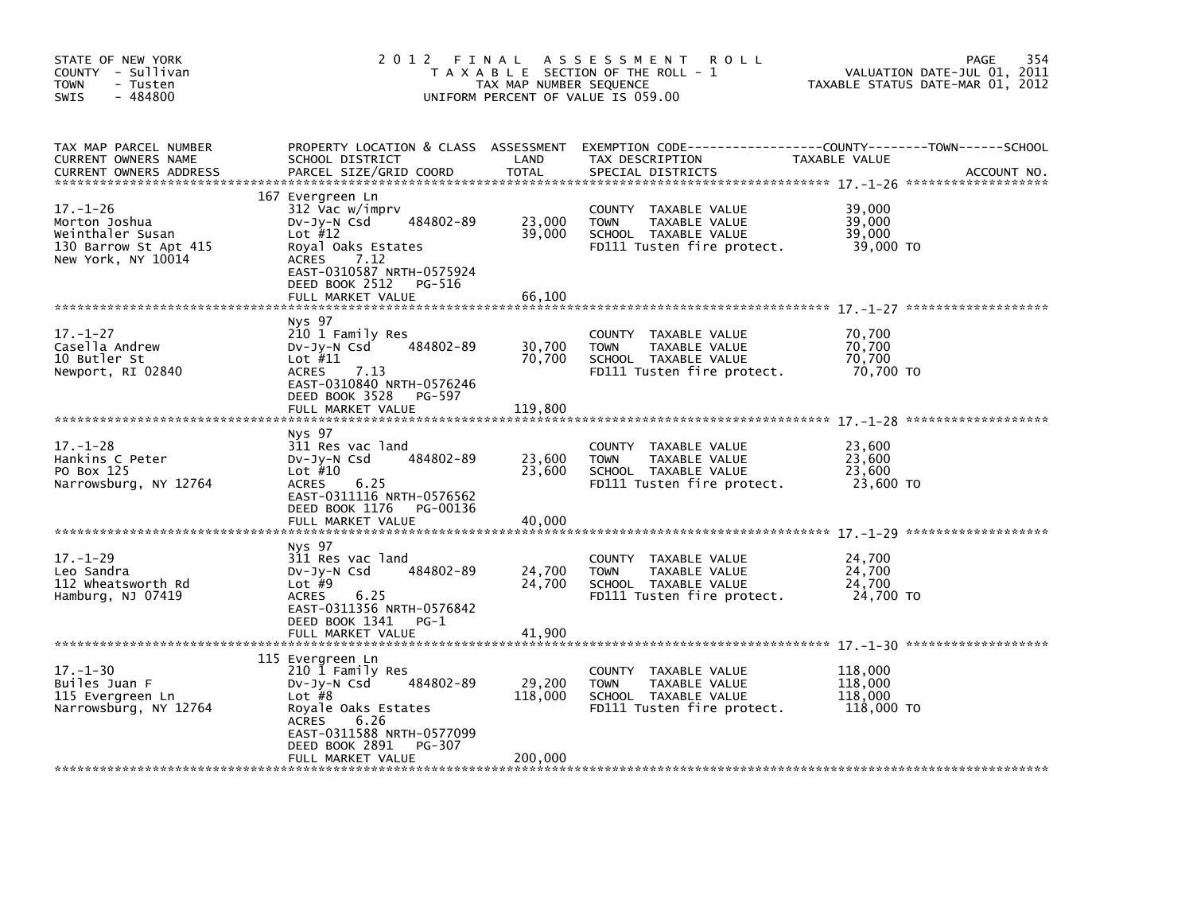STATE OF NEW YORK
COUNTY - Sullivan
TOWN - Tusten
SWIS - 484800

# 2012 FINAL ASSESSMENT ROLL

TAXABLE SECTION OF THE ROLL - 1
TAX MAP NUMBER SEQUENCE
UNIFORM PERCENT OF VALUE IS 059.00

VALUATION DATE-JUL 01, 2011
TAXABLE STATUS DATE-MAR 01, 2012

| TAX MAP PARCEL NUMBER / CURRENT OWNERS NAME / CURRENT OWNERS ADDRESS | PROPERTY LOCATION & CLASS / SCHOOL DISTRICT / PARCEL SIZE/GRID COORD | ASSESSMENT LAND | TOTAL | EXEMPTION CODE / TAX DESCRIPTION / SPECIAL DISTRICTS | TAXABLE VALUE (COUNTY / TOWN / SCHOOL) | ACCOUNT NO. |
|---|---|---|---|---|---|---|
| 17.-1-26 | 167 Evergreen Ln | | | | | |
| Morton Joshua | 312 Vac w/imprv | | | COUNTY TAXABLE VALUE | 39,000 | |
| Weinthaler Susan | Dv-Jy-N Csd 484802-89 | 23,000 | | TOWN TAXABLE VALUE | 39,000 | |
| 130 Barrow St Apt 415 | Lot #12 | | 39,000 | SCHOOL TAXABLE VALUE | 39,000 | |
| New York, NY 10014 | Royal Oaks Estates | | | FD111 Tusten fire protect. | 39,000 TO | |
| | ACRES 7.12 | | | | | |
| | EAST-0310587 NRTH-0575924 | | | | | |
| | DEED BOOK 2512 PG-516 | | | | | |
| | FULL MARKET VALUE | | 66,100 | | | |
| 17.-1-27 | Nys 97 | | | | | |
| Casella Andrew | 210 1 Family Res | | | COUNTY TAXABLE VALUE | 70,700 | |
| 10 Butler St | Dv-Jy-N Csd 484802-89 | 30,700 | | TOWN TAXABLE VALUE | 70,700 | |
| Newport, RI 02840 | Lot #11 | | 70,700 | SCHOOL TAXABLE VALUE | 70,700 | |
| | ACRES 7.13 | | | FD111 Tusten fire protect. | 70,700 TO | |
| | EAST-0310840 NRTH-0576246 | | | | | |
| | DEED BOOK 3528 PG-597 | | | | | |
| | FULL MARKET VALUE | | 119,800 | | | |
| 17.-1-28 | Nys 97 | | | | | |
| Hankins C Peter | 311 Res vac land | | | COUNTY TAXABLE VALUE | 23,600 | |
| PO Box 125 | Dv-Jy-N Csd 484802-89 | 23,600 | | TOWN TAXABLE VALUE | 23,600 | |
| Narrowsburg, NY 12764 | Lot #10 | | 23,600 | SCHOOL TAXABLE VALUE | 23,600 | |
| | ACRES 6.25 | | | FD111 Tusten fire protect. | 23,600 TO | |
| | EAST-0311116 NRTH-0576562 | | | | | |
| | DEED BOOK 1176 PG-00136 | | | | | |
| | FULL MARKET VALUE | | 40,000 | | | |
| 17.-1-29 | Nys 97 | | | | | |
| Leo Sandra | 311 Res vac land | | | COUNTY TAXABLE VALUE | 24,700 | |
| 112 Wheatsworth Rd | Dv-Jy-N Csd 484802-89 | 24,700 | | TOWN TAXABLE VALUE | 24,700 | |
| Hamburg, NJ 07419 | Lot #9 | | 24,700 | SCHOOL TAXABLE VALUE | 24,700 | |
| | ACRES 6.25 | | | FD111 Tusten fire protect. | 24,700 TO | |
| | EAST-0311356 NRTH-0576842 | | | | | |
| | DEED BOOK 1341 PG-1 | | | | | |
| | FULL MARKET VALUE | | 41,900 | | | |
| 17.-1-30 | 115 Evergreen Ln | | | | | |
| Builes Juan F | 210 1 Family Res | | | COUNTY TAXABLE VALUE | 118,000 | |
| 115 Evergreen Ln | Dv-Jy-N Csd 484802-89 | 29,200 | | TOWN TAXABLE VALUE | 118,000 | |
| Narrowsburg, NY 12764 | Lot #8 | | 118,000 | SCHOOL TAXABLE VALUE | 118,000 | |
| | Royale Oaks Estates | | | FD111 Tusten fire protect. | 118,000 TO | |
| | ACRES 6.26 | | | | | |
| | EAST-0311588 NRTH-0577099 | | | | | |
| | DEED BOOK 2891 PG-307 | | | | | |
| | FULL MARKET VALUE | | 200,000 | | | |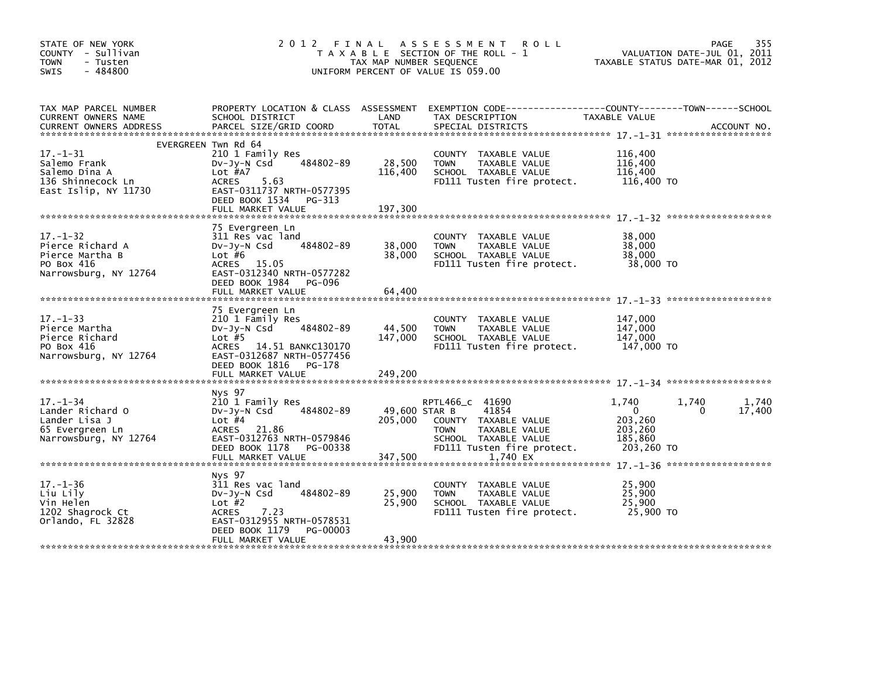STATE OF NEW YORK
COUNTY - Sullivan
TOWN - Tusten
SWIS - 484800

# 2012 FINAL ASSESSMENT ROLL

TAXABLE SECTION OF THE ROLL - 1
TAX MAP NUMBER SEQUENCE
UNIFORM PERCENT OF VALUE IS 059.00

VALUATION DATE-JUL 01, 2011
TAXABLE STATUS DATE-MAR 01, 2012

| TAX MAP PARCEL NUMBER / CURRENT OWNERS NAME / CURRENT OWNERS ADDRESS | PROPERTY LOCATION & CLASS / SCHOOL DISTRICT / PARCEL SIZE/GRID COORD | ASSESSMENT LAND | TOTAL | EXEMPTION CODE / TAX DESCRIPTION / SPECIAL DISTRICTS | COUNTY TAXABLE VALUE | TOWN | SCHOOL |
|---|---|---|---|---|---|---|---|
| **17.-1-31** | EVERGREEN Twn Rd 64 | | | | | | |
| Salemo Frank | 210 1 Family Res | | | COUNTY TAXABLE VALUE | 116,400 | | |
| Salemo Dina A | Dv-Jy-N Csd 484802-89 | 28,500 | | TOWN TAXABLE VALUE | 116,400 | | |
| 136 Shinnecock Ln | Lot #A7 | | 116,400 | SCHOOL TAXABLE VALUE | 116,400 | | |
| East Islip, NY 11730 | ACRES 5.63 | | | FD111 Tusten fire protect. | 116,400 TO | | |
| | EAST-0311737 NRTH-0577395 | | | | | | |
| | DEED BOOK 1534 PG-313 | | | | | | |
| | FULL MARKET VALUE | | 197,300 | | | | |
| **17.-1-32** | 75 Evergreen Ln | | | | | | |
| Pierce Richard A | 311 Res vac land | | | COUNTY TAXABLE VALUE | 38,000 | | |
| Pierce Martha B | Dv-Jy-N Csd 484802-89 | 38,000 | | TOWN TAXABLE VALUE | 38,000 | | |
| PO Box 416 | Lot #6 | | 38,000 | SCHOOL TAXABLE VALUE | 38,000 | | |
| Narrowsburg, NY 12764 | ACRES 15.05 | | | FD111 Tusten fire protect. | 38,000 TO | | |
| | EAST-0312340 NRTH-0577282 | | | | | | |
| | DEED BOOK 1984 PG-096 | | | | | | |
| | FULL MARKET VALUE | | 64,400 | | | | |
| **17.-1-33** | 75 Evergreen Ln | | | | | | |
| Pierce Martha | 210 1 Family Res | | | COUNTY TAXABLE VALUE | 147,000 | | |
| Pierce Richard | Dv-Jy-N Csd 484802-89 | 44,500 | | TOWN TAXABLE VALUE | 147,000 | | |
| PO Box 416 | Lot #5 | | 147,000 | SCHOOL TAXABLE VALUE | 147,000 | | |
| Narrowsburg, NY 12764 | ACRES 14.51 BANKC130170 | | | FD111 Tusten fire protect. | 147,000 TO | | |
| | EAST-0312687 NRTH-0577456 | | | | | | |
| | DEED BOOK 1816 PG-178 | | | | | | |
| | FULL MARKET VALUE | | 249,200 | | | | |
| **17.-1-34** | Nys 97 | | | | | | |
| Lander Richard O | 210 1 Family Res | | | RPTL466_c 41690 | 1,740 | 1,740 | 1,740 |
| Lander Lisa J | Dv-Jy-N Csd 484802-89 | 49,600 | | STAR B 41854 | 0 | 0 | 17,400 |
| 65 Evergreen Ln | Lot #4 | | 205,000 | COUNTY TAXABLE VALUE | 203,260 | | |
| Narrowsburg, NY 12764 | ACRES 21.86 | | | TOWN TAXABLE VALUE | 203,260 | | |
| | EAST-0312763 NRTH-0579846 | | | SCHOOL TAXABLE VALUE | 185,860 | | |
| | DEED BOOK 1178 PG-00338 | | | FD111 Tusten fire protect. | 203,260 TO | | |
| | FULL MARKET VALUE | | 347,500 | 1,740 EX | | | |
| **17.-1-36** | Nys 97 | | | | | | |
| Liu Lily | 311 Res vac land | | | COUNTY TAXABLE VALUE | 25,900 | | |
| Vin Helen | Dv-Jy-N Csd 484802-89 | 25,900 | | TOWN TAXABLE VALUE | 25,900 | | |
| 1202 Shagrock Ct | Lot #2 | | 25,900 | SCHOOL TAXABLE VALUE | 25,900 | | |
| Orlando, FL 32828 | ACRES 7.23 | | | FD111 Tusten fire protect. | 25,900 TO | | |
| | EAST-0312955 NRTH-0578531 | | | | | | |
| | DEED BOOK 1179 PG-00003 | | | | | | |
| | FULL MARKET VALUE | | 43,900 | | | | |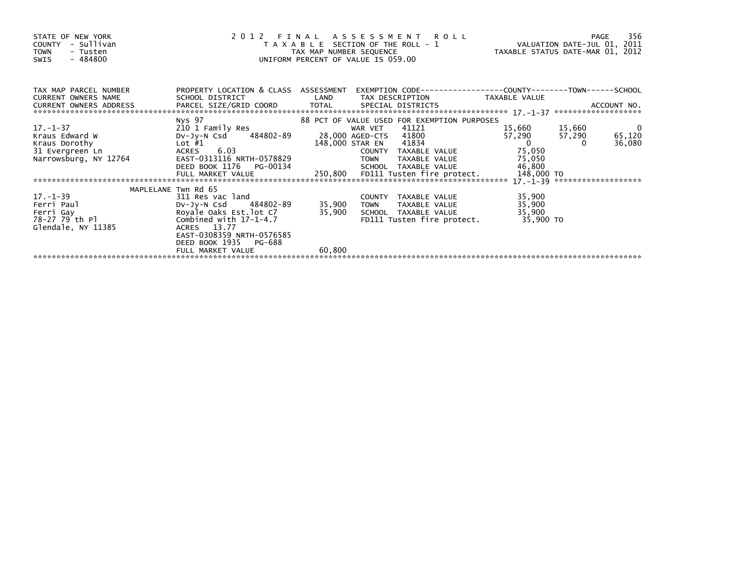STATE OF NEW YORK
COUNTY - Sullivan
TOWN - Tusten
SWIS - 484800

# 2012 FINAL ASSESSMENT ROLL

TAXABLE SECTION OF THE ROLL - 1
TAX MAP NUMBER SEQUENCE
UNIFORM PERCENT OF VALUE IS 059.00

VALUATION DATE-JUL 01, 2011
TAXABLE STATUS DATE-MAR 01, 2012

| TAX MAP PARCEL NUMBER / CURRENT OWNERS NAME / CURRENT OWNERS ADDRESS | PROPERTY LOCATION & CLASS / SCHOOL DISTRICT / PARCEL SIZE/GRID COORD | ASSESSMENT LAND / TOTAL | EXEMPTION CODE / TAX DESCRIPTION / SPECIAL DISTRICTS | COUNTY TAXABLE VALUE | TOWN | SCHOOL / ACCOUNT NO. |
|---|---|---|---|---|---|---|
| | Nys 97 | | 88 PCT OF VALUE USED FOR EXEMPTION PURPOSES | | | |
| 17.-1-37 | 210 1 Family Res | | WAR VET 41121 | 15,660 | 15,660 | 0 |
| Kraus Edward W | Dv-Jy-N Csd 484802-89 | 28,000 | AGED-CTS 41800 | 57,290 | 57,290 | 65,120 |
| Kraus Dorothy | Lot #1 | 148,000 | STAR EN 41834 | 0 | 0 | 36,080 |
| 31 Evergreen Ln | ACRES 6.03 | | COUNTY TAXABLE VALUE | 75,050 | | |
| Narrowsburg, NY 12764 | EAST-0313116 NRTH-0578829 | | TOWN TAXABLE VALUE | 75,050 | | |
| | DEED BOOK 1176 PG-00134 | | SCHOOL TAXABLE VALUE | 46,800 | | |
| | FULL MARKET VALUE | 250,800 | FD111 Tusten fire protect. | 148,000 TO | | |
| | MAPLELANE Twn Rd 65 | | | | | |
| 17.-1-39 | 311 Res vac land | | COUNTY TAXABLE VALUE | 35,900 | | |
| Ferri Paul | Dv-Jy-N Csd 484802-89 | 35,900 | TOWN TAXABLE VALUE | 35,900 | | |
| Ferri Gay | Royale Oaks Est.lot C7 | 35,900 | SCHOOL TAXABLE VALUE | 35,900 | | |
| 78-27 79 th Pl | Combined with 17-1-4.7 | | FD111 Tusten fire protect. | 35,900 TO | | |
| Glendale, NY 11385 | ACRES 13.77 | | | | | |
| | EAST-0308359 NRTH-0576585 | | | | | |
| | DEED BOOK 1935 PG-688 | | | | | |
| | FULL MARKET VALUE | 60,800 | | | | |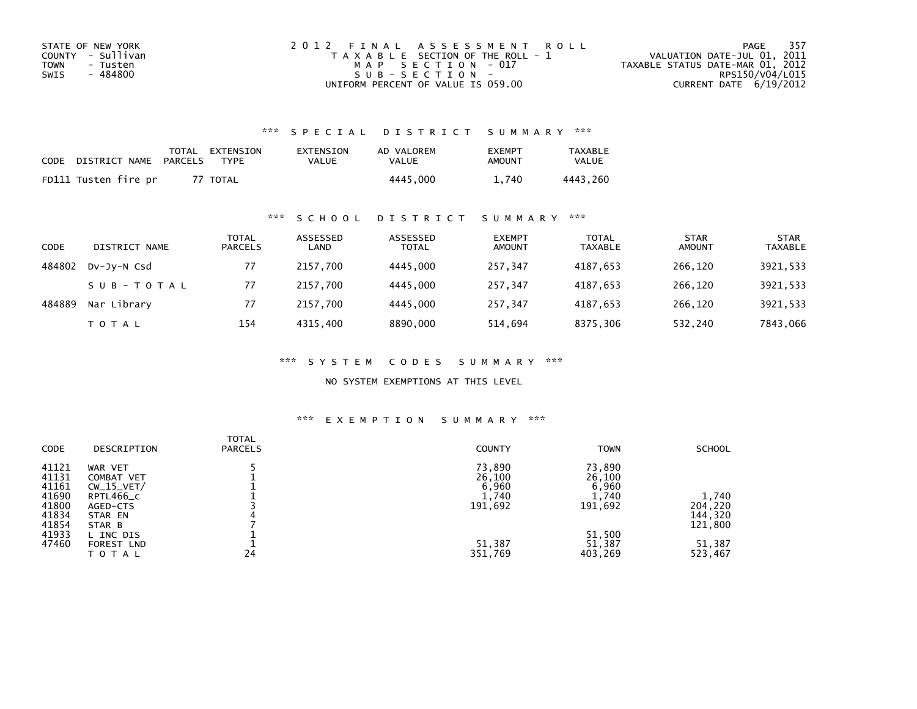STATE OF NEW YORK
COUNTY - Sullivan
TOWN - Tusten
SWIS - 484800

2012 FINAL ASSESSMENT ROLL
TAXABLE SECTION OF THE ROLL - 1
MAP SECTION - 017
SUB-SECTION -
UNIFORM PERCENT OF VALUE IS 059.00

VALUATION DATE-JUL 01, 2011
TAXABLE STATUS DATE-MAR 01, 2012
RPS150/V04/L015
CURRENT DATE 6/19/2012

## *** SPECIAL DISTRICT SUMMARY ***

| CODE | DISTRICT NAME | TOTAL PARCELS | EXTENSION TYPE | EXTENSION VALUE | AD VALOREM VALUE | EXEMPT AMOUNT | TAXABLE VALUE |
|---|---|---|---|---|---|---|---|
| FD111 | Tusten fire pr | 77 | TOTAL | | 4445,000 | 1,740 | 4443,260 |

## *** SCHOOL DISTRICT SUMMARY ***

| CODE | DISTRICT NAME | TOTAL PARCELS | ASSESSED LAND | ASSESSED TOTAL | EXEMPT AMOUNT | TOTAL TAXABLE | STAR AMOUNT | STAR TAXABLE |
|---|---|---|---|---|---|---|---|---|
| 484802 | Dv-Jy-N Csd | 77 | 2157,700 | 4445,000 | 257,347 | 4187,653 | 266,120 | 3921,533 |
| | SUB-TOTAL | 77 | 2157,700 | 4445,000 | 257,347 | 4187,653 | 266,120 | 3921,533 |
| 484889 | Nar Library | 77 | 2157,700 | 4445,000 | 257,347 | 4187,653 | 266,120 | 3921,533 |
| | TOTAL | 154 | 4315,400 | 8890,000 | 514,694 | 8375,306 | 532,240 | 7843,066 |

## *** SYSTEM CODES SUMMARY ***

NO SYSTEM EXEMPTIONS AT THIS LEVEL

## *** EXEMPTION SUMMARY ***

| CODE | DESCRIPTION | TOTAL PARCELS | COUNTY | TOWN | SCHOOL |
|---|---|---|---|---|---|
| 41121 | WAR VET | 5 | 73,890 | 73,890 | |
| 41131 | COMBAT VET | 1 | 26,100 | 26,100 | |
| 41161 | CW_15_VET/ | 1 | 6,960 | 6,960 | |
| 41690 | RPTL466_c | 1 | 1,740 | 1,740 | 1,740 |
| 41800 | AGED-CTS | 3 | 191,692 | 191,692 | 204,220 |
| 41834 | STAR EN | 4 | | | 144,320 |
| 41854 | STAR B | 7 | | | 121,800 |
| 41933 | L INC DIS | 1 | | 51,500 | |
| 47460 | FOREST LND | 1 | 51,387 | 51,387 | 51,387 |
| | TOTAL | 24 | 351,769 | 403,269 | 523,467 |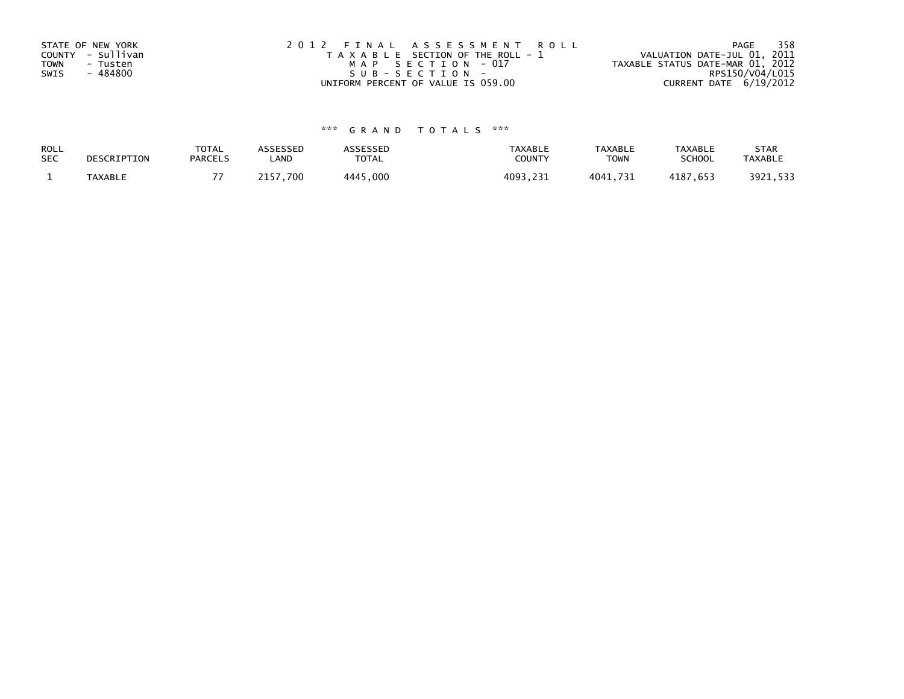STATE OF NEW YORK
COUNTY - Sullivan
TOWN - Tusten
SWIS - 484800

2012 FINAL ASSESSMENT ROLL
TAXABLE SECTION OF THE ROLL - 1
MAP SECTION - 017
SUB-SECTION -
UNIFORM PERCENT OF VALUE IS 059.00

VALUATION DATE-JUL 01, 2011
TAXABLE STATUS DATE-MAR 01, 2012
RPS150/V04/L015
CURRENT DATE 6/19/2012

*** GRAND TOTALS ***

| ROLL SEC | DESCRIPTION | TOTAL PARCELS | ASSESSED LAND | ASSESSED TOTAL | TAXABLE COUNTY | TAXABLE TOWN | TAXABLE SCHOOL | STAR TAXABLE |
|---|---|---|---|---|---|---|---|---|
| 1 | TAXABLE | 77 | 2157,700 | 4445,000 | 4093,231 | 4041,731 | 4187,653 | 3921,533 |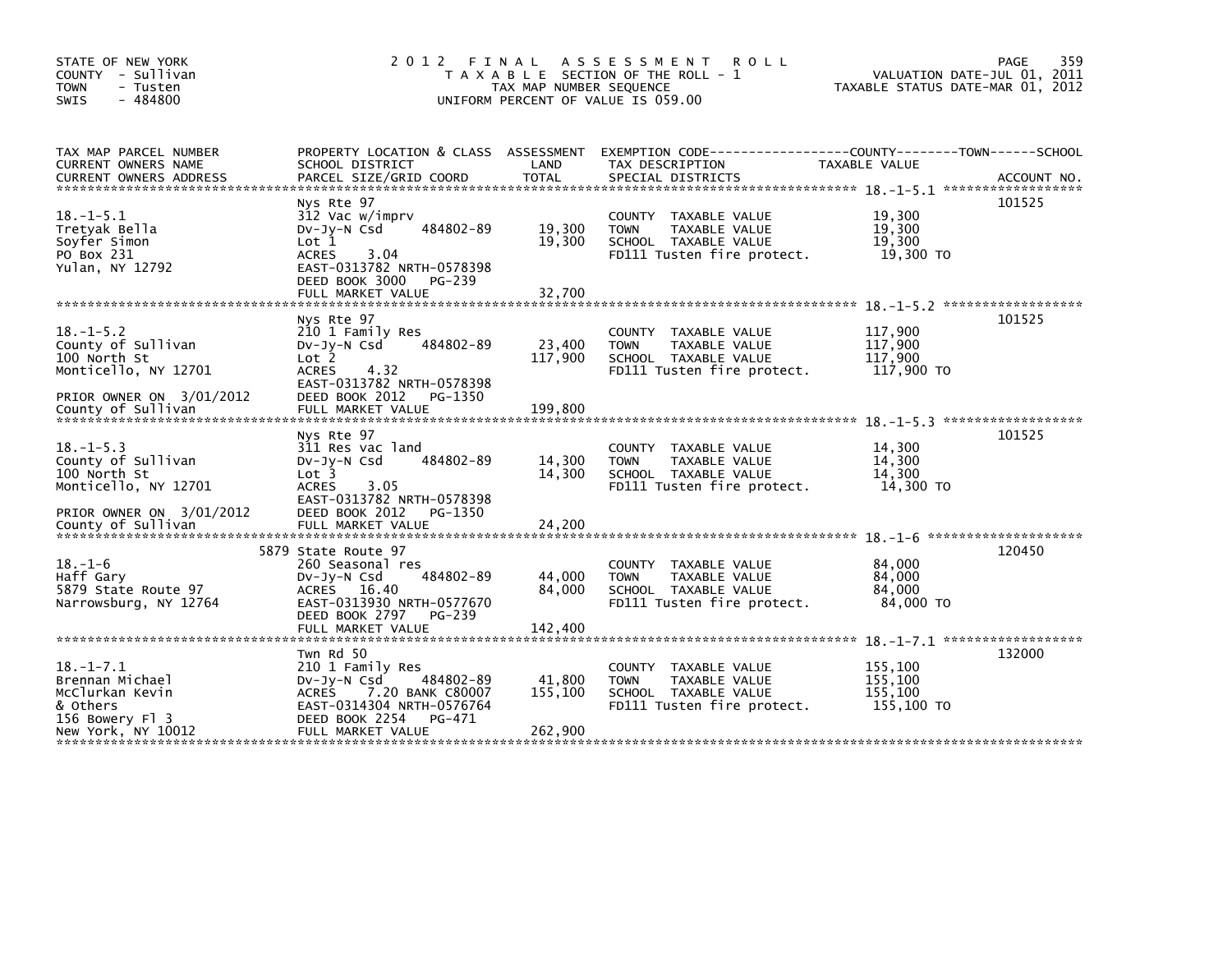STATE OF NEW YORK
COUNTY - Sullivan
TOWN - Tusten
SWIS - 484800

# 2012 FINAL ASSESSMENT ROLL
TAXABLE SECTION OF THE ROLL - 1
TAX MAP NUMBER SEQUENCE
UNIFORM PERCENT OF VALUE IS 059.00

VALUATION DATE-JUL 01, 2011
TAXABLE STATUS DATE-MAR 01, 2012

| TAX MAP PARCEL NUMBER / CURRENT OWNERS NAME / CURRENT OWNERS ADDRESS | PROPERTY LOCATION & CLASS / SCHOOL DISTRICT / PARCEL SIZE/GRID COORD | ASSESSMENT LAND | TOTAL | EXEMPTION CODE / TAX DESCRIPTION / SPECIAL DISTRICTS | TAXABLE VALUE (COUNTY / TOWN / SCHOOL) | ACCOUNT NO. |
|---|---|---|---|---|---|---|
| 18.-1-5.1 | Nys Rte 97 | | | | | 101525 |
| Tretyak Bella | 312 Vac w/imprv | | | COUNTY TAXABLE VALUE | 19,300 | |
| Soyfer Simon | Dv-Jy-N Csd 484802-89 | 19,300 | | TOWN TAXABLE VALUE | 19,300 | |
| PO Box 231 | Lot 1 | | 19,300 | SCHOOL TAXABLE VALUE | 19,300 | |
| Yulan, NY 12792 | ACRES 3.04 | | | FD111 Tusten fire protect. | 19,300 TO | |
| | EAST-0313782 NRTH-0578398 | | | | | |
| | DEED BOOK 3000 PG-239 | | | | | |
| | FULL MARKET VALUE | | 32,700 | | | |
| 18.-1-5.2 | Nys Rte 97 | | | | | 101525 |
| County of Sullivan | 210 1 Family Res | | | COUNTY TAXABLE VALUE | 117,900 | |
| 100 North St | Dv-Jy-N Csd 484802-89 | 23,400 | | TOWN TAXABLE VALUE | 117,900 | |
| Monticello, NY 12701 | Lot 2 | | 117,900 | SCHOOL TAXABLE VALUE | 117,900 | |
| | ACRES 4.32 | | | FD111 Tusten fire protect. | 117,900 TO | |
| | EAST-0313782 NRTH-0578398 | | | | | |
| PRIOR OWNER ON 3/01/2012 | DEED BOOK 2012 PG-1350 | | | | | |
| County of Sullivan | FULL MARKET VALUE | | 199,800 | | | |
| 18.-1-5.3 | Nys Rte 97 | | | | | 101525 |
| County of Sullivan | 311 Res vac land | | | COUNTY TAXABLE VALUE | 14,300 | |
| 100 North St | Dv-Jy-N Csd 484802-89 | 14,300 | | TOWN TAXABLE VALUE | 14,300 | |
| Monticello, NY 12701 | Lot 3 | | 14,300 | SCHOOL TAXABLE VALUE | 14,300 | |
| | ACRES 3.05 | | | FD111 Tusten fire protect. | 14,300 TO | |
| | EAST-0313782 NRTH-0578398 | | | | | |
| PRIOR OWNER ON 3/01/2012 | DEED BOOK 2012 PG-1350 | | | | | |
| County of Sullivan | FULL MARKET VALUE | | 24,200 | | | |
| 18.-1-6 | 5879 State Route 97 | | | | | 120450 |
| Haff Gary | 260 Seasonal res | | | COUNTY TAXABLE VALUE | 84,000 | |
| 5879 State Route 97 | Dv-Jy-N Csd 484802-89 | 44,000 | | TOWN TAXABLE VALUE | 84,000 | |
| Narrowsburg, NY 12764 | ACRES 16.40 | | 84,000 | SCHOOL TAXABLE VALUE | 84,000 | |
| | EAST-0313930 NRTH-0577670 | | | FD111 Tusten fire protect. | 84,000 TO | |
| | DEED BOOK 2797 PG-239 | | | | | |
| | FULL MARKET VALUE | | 142,400 | | | |
| 18.-1-7.1 | Twn Rd 50 | | | | | 132000 |
| Brennan Michael | 210 1 Family Res | | | COUNTY TAXABLE VALUE | 155,100 | |
| McClurkan Kevin | Dv-Jy-N Csd 484802-89 | 41,800 | | TOWN TAXABLE VALUE | 155,100 | |
| & Others | ACRES 7.20 BANK C80007 | | 155,100 | SCHOOL TAXABLE VALUE | 155,100 | |
| 156 Bowery Fl 3 | EAST-0314304 NRTH-0576764 | | | FD111 Tusten fire protect. | 155,100 TO | |
| New York, NY 10012 | DEED BOOK 2254 PG-471 | | | | | |
| | FULL MARKET VALUE | | 262,900 | | | |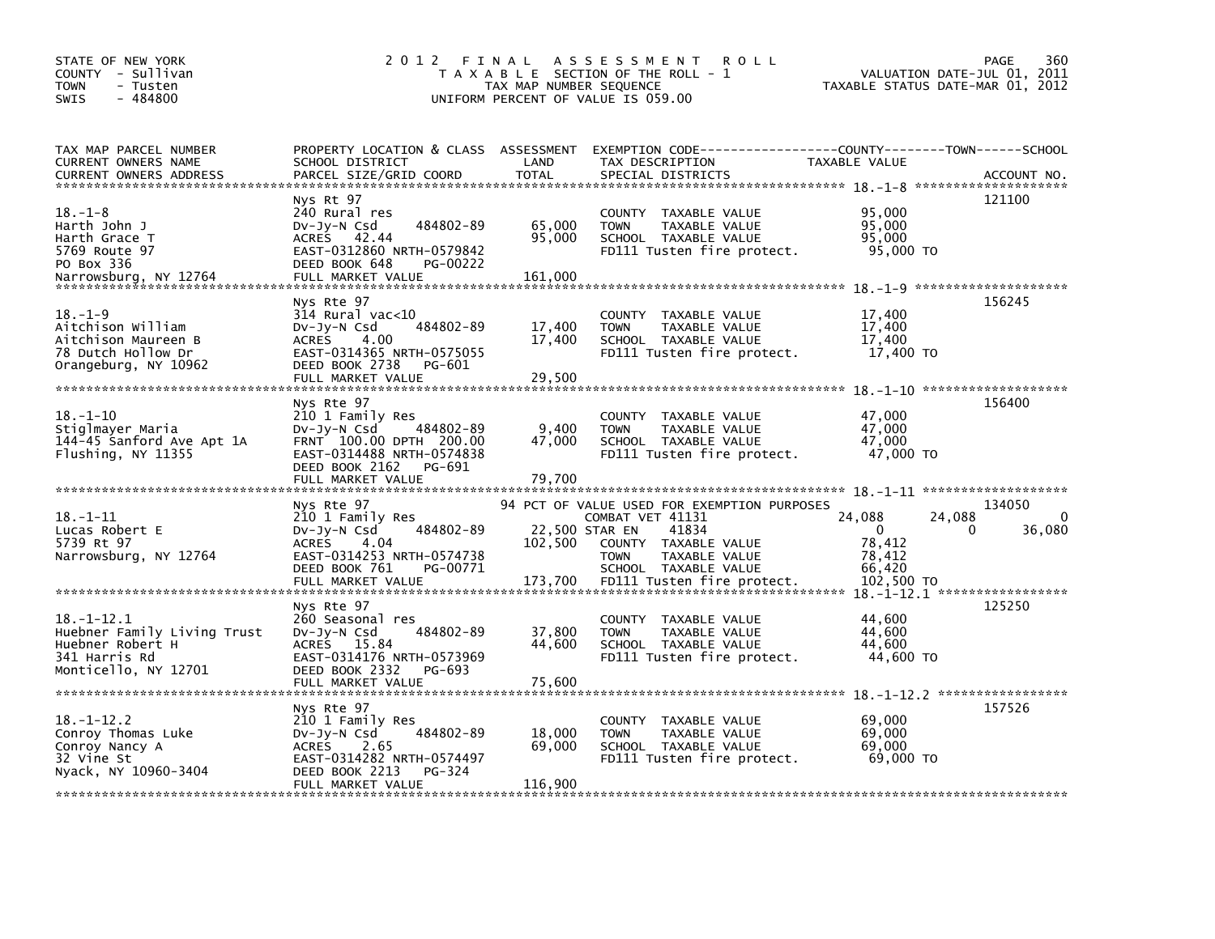STATE OF NEW YORK
COUNTY - Sullivan
TOWN - Tusten
SWIS - 484800

# 2012 FINAL ASSESSMENT ROLL

TAXABLE SECTION OF THE ROLL - 1
TAX MAP NUMBER SEQUENCE
UNIFORM PERCENT OF VALUE IS 059.00

VALUATION DATE-JUL 01, 2011
TAXABLE STATUS DATE-MAR 01, 2012

| TAX MAP PARCEL NUMBER / CURRENT OWNERS NAME / CURRENT OWNERS ADDRESS | PROPERTY LOCATION & CLASS / SCHOOL DISTRICT / PARCEL SIZE/GRID COORD | ASSESSMENT LAND / TOTAL | EXEMPTION CODE / TAX DESCRIPTION / SPECIAL DISTRICTS | COUNTY TAXABLE VALUE | TOWN | SCHOOL | ACCOUNT NO. |
|---|---|---|---|---|---|---|---|
| **18.-1-8** | Nys Rt 97 | | | | | | 121100 |
| 18.-1-8 | 240 Rural res | | COUNTY TAXABLE VALUE | 95,000 | | | |
| Harth John J | Dv-Jy-N Csd 484802-89 | 65,000 | TOWN TAXABLE VALUE | 95,000 | | | |
| Harth Grace T | ACRES 42.44 | 95,000 | SCHOOL TAXABLE VALUE | 95,000 | | | |
| 5769 Route 97 | EAST-0312860 NRTH-0579842 | | FD111 Tusten fire protect. | 95,000 TO | | | |
| PO Box 336 | DEED BOOK 648 PG-00222 | | | | | | |
| Narrowsburg, NY 12764 | FULL MARKET VALUE | 161,000 | | | | | |
| **18.-1-9** | Nys Rte 97 | | | | | | 156245 |
| 18.-1-9 | 314 Rural vac<10 | | COUNTY TAXABLE VALUE | 17,400 | | | |
| Aitchison William | Dv-Jy-N Csd 484802-89 | 17,400 | TOWN TAXABLE VALUE | 17,400 | | | |
| Aitchison Maureen B | ACRES 4.00 | 17,400 | SCHOOL TAXABLE VALUE | 17,400 | | | |
| 78 Dutch Hollow Dr | EAST-0314365 NRTH-0575055 | | FD111 Tusten fire protect. | 17,400 TO | | | |
| Orangeburg, NY 10962 | DEED BOOK 2738 PG-601 | | | | | | |
| | FULL MARKET VALUE | 29,500 | | | | | |
| **18.-1-10** | Nys Rte 97 | | | | | | 156400 |
| 18.-1-10 | 210 1 Family Res | | COUNTY TAXABLE VALUE | 47,000 | | | |
| Stiglmayer Maria | Dv-Jy-N Csd 484802-89 | 9,400 | TOWN TAXABLE VALUE | 47,000 | | | |
| 144-45 Sanford Ave Apt 1A | FRNT 100.00 DPTH 200.00 | 47,000 | SCHOOL TAXABLE VALUE | 47,000 | | | |
| Flushing, NY 11355 | EAST-0314488 NRTH-0574838 | | FD111 Tusten fire protect. | 47,000 TO | | | |
| | DEED BOOK 2162 PG-691 | | | | | | |
| | FULL MARKET VALUE | 79,700 | | | | | |
| **18.-1-11** | Nys Rte 97 | | 94 PCT OF VALUE USED FOR EXEMPTION PURPOSES | | | | 134050 |
| 18.-1-11 | 210 1 Family Res | | COMBAT VET 41131 | 24,088 | 24,088 | 0 | |
| Lucas Robert E | Dv-Jy-N Csd 484802-89 | 22,500 | STAR EN 41834 | 0 | 0 | 36,080 | |
| 5739 Rt 97 | ACRES 4.04 | 102,500 | COUNTY TAXABLE VALUE | 78,412 | | | |
| Narrowsburg, NY 12764 | EAST-0314253 NRTH-0574738 | | TOWN TAXABLE VALUE | 78,412 | | | |
| | DEED BOOK 761 PG-00771 | | SCHOOL TAXABLE VALUE | 66,420 | | | |
| | FULL MARKET VALUE | 173,700 | FD111 Tusten fire protect. | 102,500 TO | | | |
| **18.-1-12.1** | Nys Rte 97 | | | | | | 125250 |
| 18.-1-12.1 | 260 Seasonal res | | COUNTY TAXABLE VALUE | 44,600 | | | |
| Huebner Family Living Trust | Dv-Jy-N Csd 484802-89 | 37,800 | TOWN TAXABLE VALUE | 44,600 | | | |
| Huebner Robert H | ACRES 15.84 | 44,600 | SCHOOL TAXABLE VALUE | 44,600 | | | |
| 341 Harris Rd | EAST-0314176 NRTH-0573969 | | FD111 Tusten fire protect. | 44,600 TO | | | |
| Monticello, NY 12701 | DEED BOOK 2332 PG-693 | | | | | | |
| | FULL MARKET VALUE | 75,600 | | | | | |
| **18.-1-12.2** | Nys Rte 97 | | | | | | 157526 |
| 18.-1-12.2 | 210 1 Family Res | | COUNTY TAXABLE VALUE | 69,000 | | | |
| Conroy Thomas Luke | Dv-Jy-N Csd 484802-89 | 18,000 | TOWN TAXABLE VALUE | 69,000 | | | |
| Conroy Nancy A | ACRES 2.65 | 69,000 | SCHOOL TAXABLE VALUE | 69,000 | | | |
| 32 Vine St | EAST-0314282 NRTH-0574497 | | FD111 Tusten fire protect. | 69,000 TO | | | |
| Nyack, NY 10960-3404 | DEED BOOK 2213 PG-324 | | | | | | |
| | FULL MARKET VALUE | 116,900 | | | | | |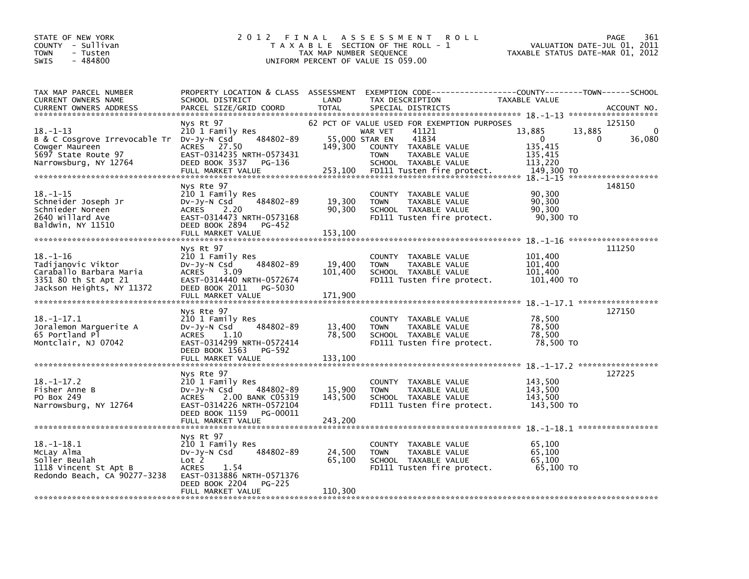STATE OF NEW YORK
COUNTY - Sullivan
TOWN - Tusten
SWIS - 484800

# 2012 FINAL ASSESSMENT ROLL

TAXABLE SECTION OF THE ROLL - 1
TAX MAP NUMBER SEQUENCE
UNIFORM PERCENT OF VALUE IS 059.00

VALUATION DATE-JUL 01, 2011
TAXABLE STATUS DATE-MAR 01, 2012

| TAX MAP PARCEL NUMBER / CURRENT OWNERS NAME / CURRENT OWNERS ADDRESS | PROPERTY LOCATION & CLASS / SCHOOL DISTRICT / PARCEL SIZE/GRID COORD | ASSESSMENT LAND | TOTAL | EXEMPTION CODE / TAX DESCRIPTION / SPECIAL DISTRICTS | COUNTY TAXABLE VALUE | TOWN | SCHOOL | ACCOUNT NO. |
|---|---|---|---|---|---|---|---|---|
| 18.-1-13 | Nys Rt 97 | | | 62 PCT OF VALUE USED FOR EXEMPTION PURPOSES | | | | 125150 |
| B & C Cosgrove Irrevocable Tr | 210 1 Family Res | | | WAR VET 41121 | 13,885 | 13,885 | 0 | |
| Cowger Maureen | Dv-Jy-N Csd 484802-89 | 55,000 | | STAR EN 41834 | 0 | 0 | 36,080 | |
| 5697 State Route 97 | ACRES 27.50 | | 149,300 | COUNTY TAXABLE VALUE | 135,415 | | | |
| Narrowsburg, NY 12764 | EAST-0314235 NRTH-0573431 | | | TOWN TAXABLE VALUE | 135,415 | | | |
| | DEED BOOK 3537 PG-136 | | | SCHOOL TAXABLE VALUE | 113,220 | | | |
| | FULL MARKET VALUE | | 253,100 | FD111 Tusten fire protect. | 149,300 TO | | | |
| 18.-1-15 | Nys Rte 97 | | | | | | | 148150 |
| Schneider Joseph Jr | 210 1 Family Res | | | COUNTY TAXABLE VALUE | 90,300 | | | |
| Schnieder Noreen | Dv-Jy-N Csd 484802-89 | 19,300 | | TOWN TAXABLE VALUE | 90,300 | | | |
| 2640 Willard Ave | ACRES 2.20 | | 90,300 | SCHOOL TAXABLE VALUE | 90,300 | | | |
| Baldwin, NY 11510 | EAST-0314473 NRTH-0573168 | | | FD111 Tusten fire protect. | 90,300 TO | | | |
| | DEED BOOK 2894 PG-452 | | | | | | | |
| | FULL MARKET VALUE | | 153,100 | | | | | |
| 18.-1-16 | Nys Rt 97 | | | | | | | 111250 |
| Tadijanovic Viktor | 210 1 Family Res | | | COUNTY TAXABLE VALUE | 101,400 | | | |
| Caraballo Barbara Maria | Dv-Jy-N Csd 484802-89 | 19,400 | | TOWN TAXABLE VALUE | 101,400 | | | |
| 3351 80 th St Apt 21 | ACRES 3.09 | | 101,400 | SCHOOL TAXABLE VALUE | 101,400 | | | |
| Jackson Heights, NY 11372 | EAST-0314440 NRTH-0572674 | | | FD111 Tusten fire protect. | 101,400 TO | | | |
| | DEED BOOK 2011 PG-5030 | | | | | | | |
| | FULL MARKET VALUE | | 171,900 | | | | | |
| 18.-1-17.1 | Nys Rte 97 | | | | | | | 127150 |
| Joralemon Marguerite A | 210 1 Family Res | | | COUNTY TAXABLE VALUE | 78,500 | | | |
| 65 Portland Pl | Dv-Jy-N Csd 484802-89 | 13,400 | | TOWN TAXABLE VALUE | 78,500 | | | |
| Montclair, NJ 07042 | ACRES 1.10 | | 78,500 | SCHOOL TAXABLE VALUE | 78,500 | | | |
| | EAST-0314299 NRTH-0572414 | | | FD111 Tusten fire protect. | 78,500 TO | | | |
| | DEED BOOK 1563 PG-592 | | | | | | | |
| | FULL MARKET VALUE | | 133,100 | | | | | |
| 18.-1-17.2 | Nys Rte 97 | | | | | | | 127225 |
| Fisher Anne B | 210 1 Family Res | | | COUNTY TAXABLE VALUE | 143,500 | | | |
| PO Box 249 | Dv-Jy-N Csd 484802-89 | 15,900 | | TOWN TAXABLE VALUE | 143,500 | | | |
| Narrowsburg, NY 12764 | ACRES 2.00 BANK C05319 | | 143,500 | SCHOOL TAXABLE VALUE | 143,500 | | | |
| | EAST-0314226 NRTH-0572104 | | | FD111 Tusten fire protect. | 143,500 TO | | | |
| | DEED BOOK 1159 PG-00011 | | | | | | | |
| | FULL MARKET VALUE | | 243,200 | | | | | |
| 18.-1-18.1 | Nys Rt 97 | | | | | | | |
| McLay Alma | 210 1 Family Res | | | COUNTY TAXABLE VALUE | 65,100 | | | |
| Soller Beulah | Dv-Jy-N Csd 484802-89 | 24,500 | | TOWN TAXABLE VALUE | 65,100 | | | |
| 1118 Vincent St Apt B | Lot 2 | | 65,100 | SCHOOL TAXABLE VALUE | 65,100 | | | |
| Redondo Beach, CA 90277-3238 | ACRES 1.54 | | | FD111 Tusten fire protect. | 65,100 TO | | | |
| | EAST-0313886 NRTH-0571376 | | | | | | | |
| | DEED BOOK 2204 PG-225 | | | | | | | |
| | FULL MARKET VALUE | | 110,300 | | | | | |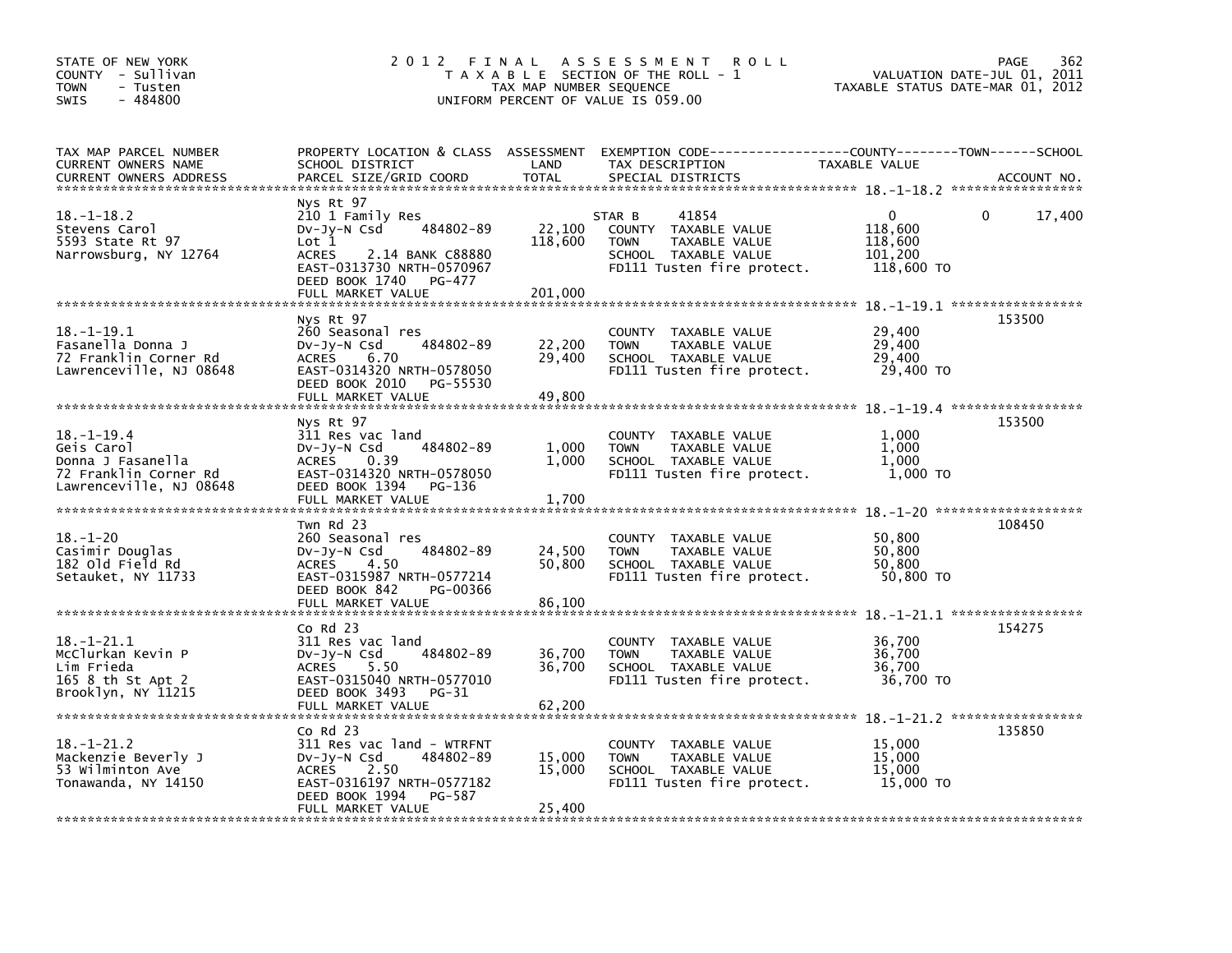STATE OF NEW YORK
COUNTY - Sullivan
TOWN - Tusten
SWIS - 484800

# 2012 FINAL ASSESSMENT ROLL

TAXABLE SECTION OF THE ROLL - 1
TAX MAP NUMBER SEQUENCE
UNIFORM PERCENT OF VALUE IS 059.00

VALUATION DATE-JUL 01, 2011
TAXABLE STATUS DATE-MAR 01, 2012

| TAX MAP PARCEL NUMBER / CURRENT OWNERS NAME / CURRENT OWNERS ADDRESS | PROPERTY LOCATION & CLASS / SCHOOL DISTRICT / PARCEL SIZE/GRID COORD | ASSESSMENT LAND | TOTAL | EXEMPTION CODE / TAX DESCRIPTION / SPECIAL DISTRICTS | COUNTY TAXABLE VALUE | TOWN | SCHOOL | ACCOUNT NO. |
|---|---|---|---|---|---|---|---|---|
| 18.-1-18.2 | Nys Rt 97 | | | | | | | |
| Stevens Carol | 210 1 Family Res | | | STAR B 41854 | 0 | 0 | 17,400 | |
| 5593 State Rt 97 | Dv-Jy-N Csd 484802-89 | 22,100 | | COUNTY TAXABLE VALUE | 118,600 | | | |
| Narrowsburg, NY 12764 | Lot 1 | | 118,600 | TOWN TAXABLE VALUE | 118,600 | | | |
| | ACRES 2.14 BANK C88880 | | | SCHOOL TAXABLE VALUE | 101,200 | | | |
| | EAST-0313730 NRTH-0570967 | | | FD111 Tusten fire protect. | 118,600 TO | | | |
| | DEED BOOK 1740 PG-477 | | | | | | | |
| | FULL MARKET VALUE | | 201,000 | | | | | |
| 18.-1-19.1 | Nys Rt 97 | | | | | | | 153500 |
| Fasanella Donna J | 260 Seasonal res | | | COUNTY TAXABLE VALUE | 29,400 | | | |
| 72 Franklin Corner Rd | Dv-Jy-N Csd 484802-89 | 22,200 | | TOWN TAXABLE VALUE | 29,400 | | | |
| Lawrenceville, NJ 08648 | ACRES 6.70 | | 29,400 | SCHOOL TAXABLE VALUE | 29,400 | | | |
| | EAST-0314320 NRTH-0578050 | | | FD111 Tusten fire protect. | 29,400 TO | | | |
| | DEED BOOK 2010 PG-55530 | | | | | | | |
| | FULL MARKET VALUE | | 49,800 | | | | | |
| 18.-1-19.4 | Nys Rt 97 | | | | | | | 153500 |
| Geis Carol | 311 Res vac land | | | COUNTY TAXABLE VALUE | 1,000 | | | |
| Donna J Fasanella | Dv-Jy-N Csd 484802-89 | 1,000 | | TOWN TAXABLE VALUE | 1,000 | | | |
| 72 Franklin Corner Rd | ACRES 0.39 | | 1,000 | SCHOOL TAXABLE VALUE | 1,000 | | | |
| Lawrenceville, NJ 08648 | EAST-0314320 NRTH-0578050 | | | FD111 Tusten fire protect. | 1,000 TO | | | |
| | DEED BOOK 1394 PG-136 | | | | | | | |
| | FULL MARKET VALUE | | 1,700 | | | | | |
| 18.-1-20 | Twn Rd 23 | | | | | | | 108450 |
| Casimir Douglas | 260 Seasonal res | | | COUNTY TAXABLE VALUE | 50,800 | | | |
| 182 Old Field Rd | Dv-Jy-N Csd 484802-89 | 24,500 | | TOWN TAXABLE VALUE | 50,800 | | | |
| Setauket, NY 11733 | ACRES 4.50 | | 50,800 | SCHOOL TAXABLE VALUE | 50,800 | | | |
| | EAST-0315987 NRTH-0577214 | | | FD111 Tusten fire protect. | 50,800 TO | | | |
| | DEED BOOK 842 PG-00366 | | | | | | | |
| | FULL MARKET VALUE | | 86,100 | | | | | |
| 18.-1-21.1 | Co Rd 23 | | | | | | | 154275 |
| McClurkan Kevin P | 311 Res vac land | | | COUNTY TAXABLE VALUE | 36,700 | | | |
| Lim Frieda | Dv-Jy-N Csd 484802-89 | 36,700 | | TOWN TAXABLE VALUE | 36,700 | | | |
| 165 8 th St Apt 2 | ACRES 5.50 | | 36,700 | SCHOOL TAXABLE VALUE | 36,700 | | | |
| Brooklyn, NY 11215 | EAST-0315040 NRTH-0577010 | | | FD111 Tusten fire protect. | 36,700 TO | | | |
| | DEED BOOK 3493 PG-31 | | | | | | | |
| | FULL MARKET VALUE | | 62,200 | | | | | |
| 18.-1-21.2 | Co Rd 23 | | | | | | | 135850 |
| Mackenzie Beverly J | 311 Res vac land - WTRFNT | | | COUNTY TAXABLE VALUE | 15,000 | | | |
| 53 Wilminton Ave | Dv-Jy-N Csd 484802-89 | 15,000 | | TOWN TAXABLE VALUE | 15,000 | | | |
| Tonawanda, NY 14150 | ACRES 2.50 | | 15,000 | SCHOOL TAXABLE VALUE | 15,000 | | | |
| | EAST-0316197 NRTH-0577182 | | | FD111 Tusten fire protect. | 15,000 TO | | | |
| | DEED BOOK 1994 PG-587 | | | | | | | |
| | FULL MARKET VALUE | | 25,400 | | | | | |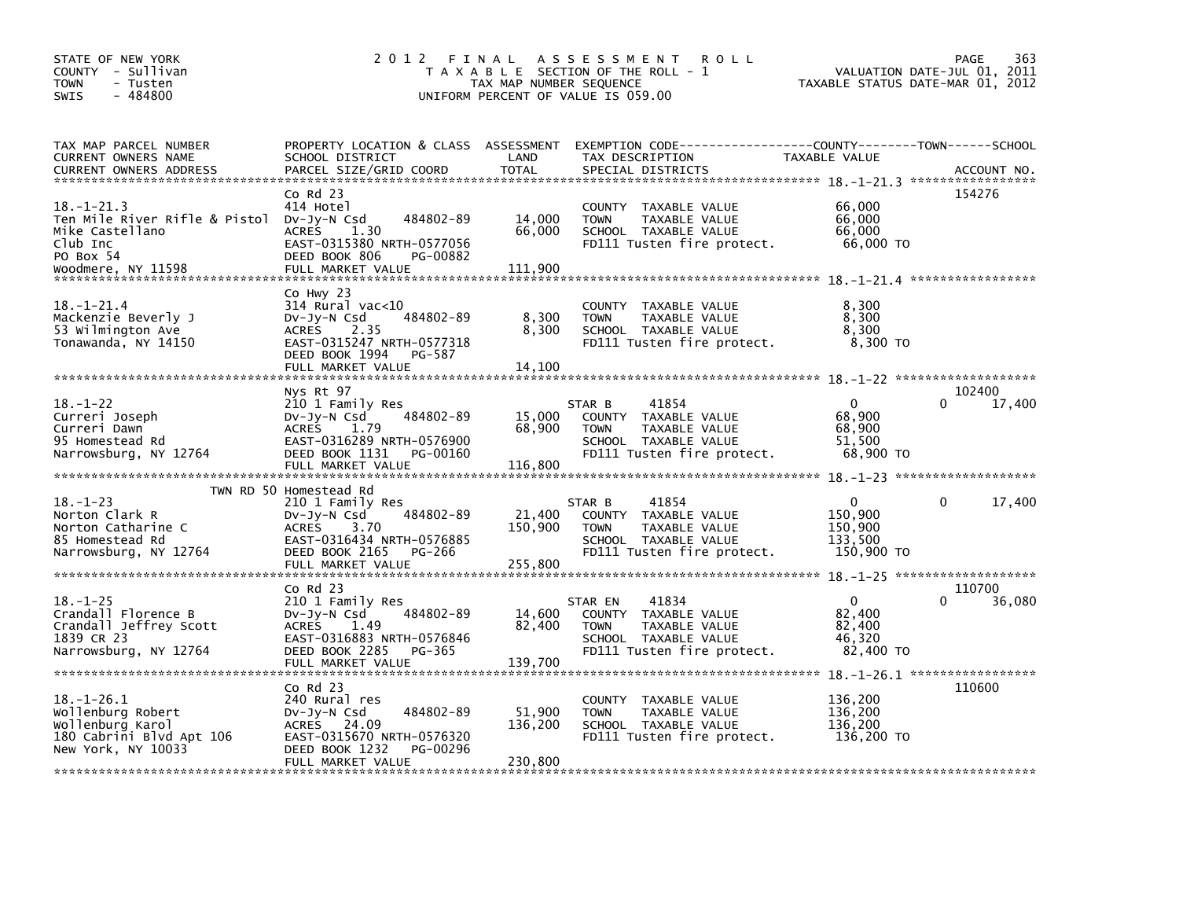STATE OF NEW YORK
COUNTY - Sullivan
TOWN - Tusten
SWIS - 484800

# 2012 FINAL ASSESSMENT ROLL

T A X A B L E SECTION OF THE ROLL - 1
TAX MAP NUMBER SEQUENCE
UNIFORM PERCENT OF VALUE IS 059.00

VALUATION DATE-JUL 01, 2011
TAXABLE STATUS DATE-MAR 01, 2012

| TAX MAP PARCEL NUMBER / CURRENT OWNERS NAME / CURRENT OWNERS ADDRESS | PROPERTY LOCATION & CLASS / SCHOOL DISTRICT / PARCEL SIZE/GRID COORD | ASSESSMENT LAND / TOTAL | EXEMPTION CODE / TAX DESCRIPTION / SPECIAL DISTRICTS | COUNTY / TOWN / SCHOOL TAXABLE VALUE | ACCOUNT NO. |
|---|---|---|---|---|---|
| 18.-1-21.3 | Co Rd 23 | | | | 154276 |
| | 414 Hotel | | COUNTY TAXABLE VALUE | 66,000 | |
| Ten Mile River Rifle & Pistol | Dv-Jy-N Csd 484802-89 | 14,000 | TOWN TAXABLE VALUE | 66,000 | |
| Mike Castellano | ACRES 1.30 | 66,000 | SCHOOL TAXABLE VALUE | 66,000 | |
| Club Inc | EAST-0315380 NRTH-0577056 | | FD111 Tusten fire protect. | 66,000 TO | |
| PO Box 54 | DEED BOOK 806 PG-00882 | | | | |
| Woodmere, NY 11598 | FULL MARKET VALUE | 111,900 | | | |
| 18.-1-21.4 | Co Hwy 23 | | | | |
| | 314 Rural vac<10 | | COUNTY TAXABLE VALUE | 8,300 | |
| Mackenzie Beverly J | Dv-Jy-N Csd 484802-89 | 8,300 | TOWN TAXABLE VALUE | 8,300 | |
| 53 Wilmington Ave | ACRES 2.35 | 8,300 | SCHOOL TAXABLE VALUE | 8,300 | |
| Tonawanda, NY 14150 | EAST-0315247 NRTH-0577318 | | FD111 Tusten fire protect. | 8,300 TO | |
| | DEED BOOK 1994 PG-587 | | | | |
| | FULL MARKET VALUE | 14,100 | | | |
| 18.-1-22 | Nys Rt 97 | | | | 102400 |
| | 210 1 Family Res | | STAR B 41854 | 0 / 0 / 17,400 | |
| Curreri Joseph | Dv-Jy-N Csd 484802-89 | 15,000 | COUNTY TAXABLE VALUE | 68,900 | |
| Curreri Dawn | ACRES 1.79 | 68,900 | TOWN TAXABLE VALUE | 68,900 | |
| 95 Homestead Rd | EAST-0316289 NRTH-0576900 | | SCHOOL TAXABLE VALUE | 51,500 | |
| Narrowsburg, NY 12764 | DEED BOOK 1131 PG-00160 | | FD111 Tusten fire protect. | 68,900 TO | |
| | FULL MARKET VALUE | 116,800 | | | |
| 18.-1-23 | TWN RD 50 Homestead Rd | | | | |
| | 210 1 Family Res | | STAR B 41854 | 0 / 0 / 17,400 | |
| Norton Clark R | Dv-Jy-N Csd 484802-89 | 21,400 | COUNTY TAXABLE VALUE | 150,900 | |
| Norton Catharine C | ACRES 3.70 | 150,900 | TOWN TAXABLE VALUE | 150,900 | |
| 85 Homestead Rd | EAST-0316434 NRTH-0576885 | | SCHOOL TAXABLE VALUE | 133,500 | |
| Narrowsburg, NY 12764 | DEED BOOK 2165 PG-266 | | FD111 Tusten fire protect. | 150,900 TO | |
| | FULL MARKET VALUE | 255,800 | | | |
| 18.-1-25 | Co Rd 23 | | | | 110700 |
| | 210 1 Family Res | | STAR EN 41834 | 0 / 0 / 36,080 | |
| Crandall Florence B | Dv-Jy-N Csd 484802-89 | 14,600 | COUNTY TAXABLE VALUE | 82,400 | |
| Crandall Jeffrey Scott | ACRES 1.49 | 82,400 | TOWN TAXABLE VALUE | 82,400 | |
| 1839 CR 23 | EAST-0316883 NRTH-0576846 | | SCHOOL TAXABLE VALUE | 46,320 | |
| Narrowsburg, NY 12764 | DEED BOOK 2285 PG-365 | | FD111 Tusten fire protect. | 82,400 TO | |
| | FULL MARKET VALUE | 139,700 | | | |
| 18.-1-26.1 | Co Rd 23 | | | | 110600 |
| | 240 Rural res | | COUNTY TAXABLE VALUE | 136,200 | |
| Wollenburg Robert | Dv-Jy-N Csd 484802-89 | 51,900 | TOWN TAXABLE VALUE | 136,200 | |
| Wollenburg Karol | ACRES 24.09 | 136,200 | SCHOOL TAXABLE VALUE | 136,200 | |
| 180 Cabrini Blvd Apt 106 | EAST-0315670 NRTH-0576320 | | FD111 Tusten fire protect. | 136,200 TO | |
| New York, NY 10033 | DEED BOOK 1232 PG-00296 | | | | |
| | FULL MARKET VALUE | 230,800 | | | |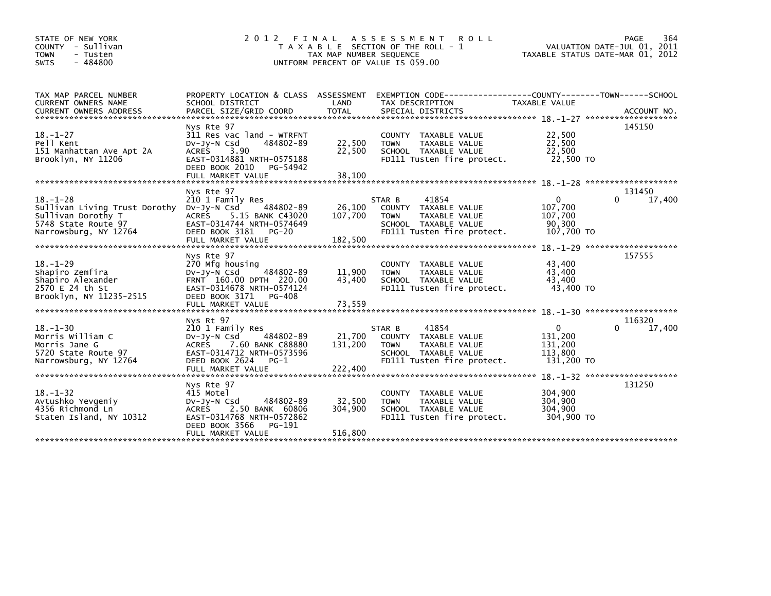STATE OF NEW YORK
COUNTY - Sullivan
TOWN - Tusten
SWIS - 484800

# 2012 FINAL ASSESSMENT ROLL

TAXABLE SECTION OF THE ROLL - 1
TAX MAP NUMBER SEQUENCE
UNIFORM PERCENT OF VALUE IS 059.00

VALUATION DATE-JUL 01, 2011
TAXABLE STATUS DATE-MAR 01, 2012

| TAX MAP PARCEL NUMBER / CURRENT OWNERS NAME / CURRENT OWNERS ADDRESS | PROPERTY LOCATION & CLASS / SCHOOL DISTRICT / PARCEL SIZE/GRID COORD | ASSESSMENT LAND | TOTAL | EXEMPTION CODE / TAX DESCRIPTION / SPECIAL DISTRICTS | COUNTY TAXABLE VALUE | TOWN | SCHOOL | ACCOUNT NO. |
|---|---|---|---|---|---|---|---|---|
| 18.-1-27 | Nys Rte 97 | | | | | | | 145150 |
| Pell Kent | 311 Res vac land - WTRFNT | | | COUNTY TAXABLE VALUE | 22,500 | | | |
| 151 Manhattan Ave Apt 2A | Dv-Jy-N Csd 484802-89 | 22,500 | | TOWN TAXABLE VALUE | 22,500 | | | |
| Brooklyn, NY 11206 | ACRES 3.90 | | 22,500 | SCHOOL TAXABLE VALUE | 22,500 | | | |
| | EAST-0314881 NRTH-0575188 | | | FD111 Tusten fire protect. | 22,500 TO | | | |
| | DEED BOOK 2010 PG-54942 | | | | | | | |
| | FULL MARKET VALUE | | 38,100 | | | | | |
| 18.-1-28 | Nys Rte 97 | | | | | | | 131450 |
| Sullivan Living Trust Dorothy | 210 1 Family Res | | | STAR B 41854 | 0 | 0 | 17,400 | |
| Sullivan Dorothy T | Dv-Jy-N Csd 484802-89 | 26,100 | | COUNTY TAXABLE VALUE | 107,700 | | | |
| 5748 State Route 97 | ACRES 5.15 BANK C43020 | | 107,700 | TOWN TAXABLE VALUE | 107,700 | | | |
| Narrowsburg, NY 12764 | EAST-0314744 NRTH-0574649 | | | SCHOOL TAXABLE VALUE | 90,300 | | | |
| | DEED BOOK 3181 PG-20 | | | FD111 Tusten fire protect. | 107,700 TO | | | |
| | FULL MARKET VALUE | | 182,500 | | | | | |
| 18.-1-29 | Nys Rte 97 | | | | | | | 157555 |
| Shapiro Zemfira | 270 Mfg housing | | | COUNTY TAXABLE VALUE | 43,400 | | | |
| Shapiro Alexander | Dv-Jy-N Csd 484802-89 | 11,900 | | TOWN TAXABLE VALUE | 43,400 | | | |
| 2570 E 24 th St | FRNT 160.00 DPTH 220.00 | | 43,400 | SCHOOL TAXABLE VALUE | 43,400 | | | |
| Brooklyn, NY 11235-2515 | EAST-0314678 NRTH-0574124 | | | FD111 Tusten fire protect. | 43,400 TO | | | |
| | DEED BOOK 3171 PG-408 | | | | | | | |
| | FULL MARKET VALUE | | 73,559 | | | | | |
| 18.-1-30 | Nys Rt 97 | | | | | | | 116320 |
| Morris William C | 210 1 Family Res | | | STAR B 41854 | 0 | 0 | 17,400 | |
| Morris Jane G | Dv-Jy-N Csd 484802-89 | 21,700 | | COUNTY TAXABLE VALUE | 131,200 | | | |
| 5720 State Route 97 | ACRES 7.60 BANK C88880 | | 131,200 | TOWN TAXABLE VALUE | 131,200 | | | |
| Narrowsburg, NY 12764 | EAST-0314712 NRTH-0573596 | | | SCHOOL TAXABLE VALUE | 113,800 | | | |
| | DEED BOOK 2624 PG-1 | | | FD111 Tusten fire protect. | 131,200 TO | | | |
| | FULL MARKET VALUE | | 222,400 | | | | | |
| 18.-1-32 | Nys Rte 97 | | | | | | | 131250 |
| Avtushko Yevgeniy | 415 Motel | | | COUNTY TAXABLE VALUE | 304,900 | | | |
| 4356 Richmond Ln | Dv-Jy-N Csd 484802-89 | 32,500 | | TOWN TAXABLE VALUE | 304,900 | | | |
| Staten Island, NY 10312 | ACRES 2.50 BANK 60806 | | 304,900 | SCHOOL TAXABLE VALUE | 304,900 | | | |
| | EAST-0314768 NRTH-0572862 | | | FD111 Tusten fire protect. | 304,900 TO | | | |
| | DEED BOOK 3566 PG-191 | | | | | | | |
| | FULL MARKET VALUE | | 516,800 | | | | | |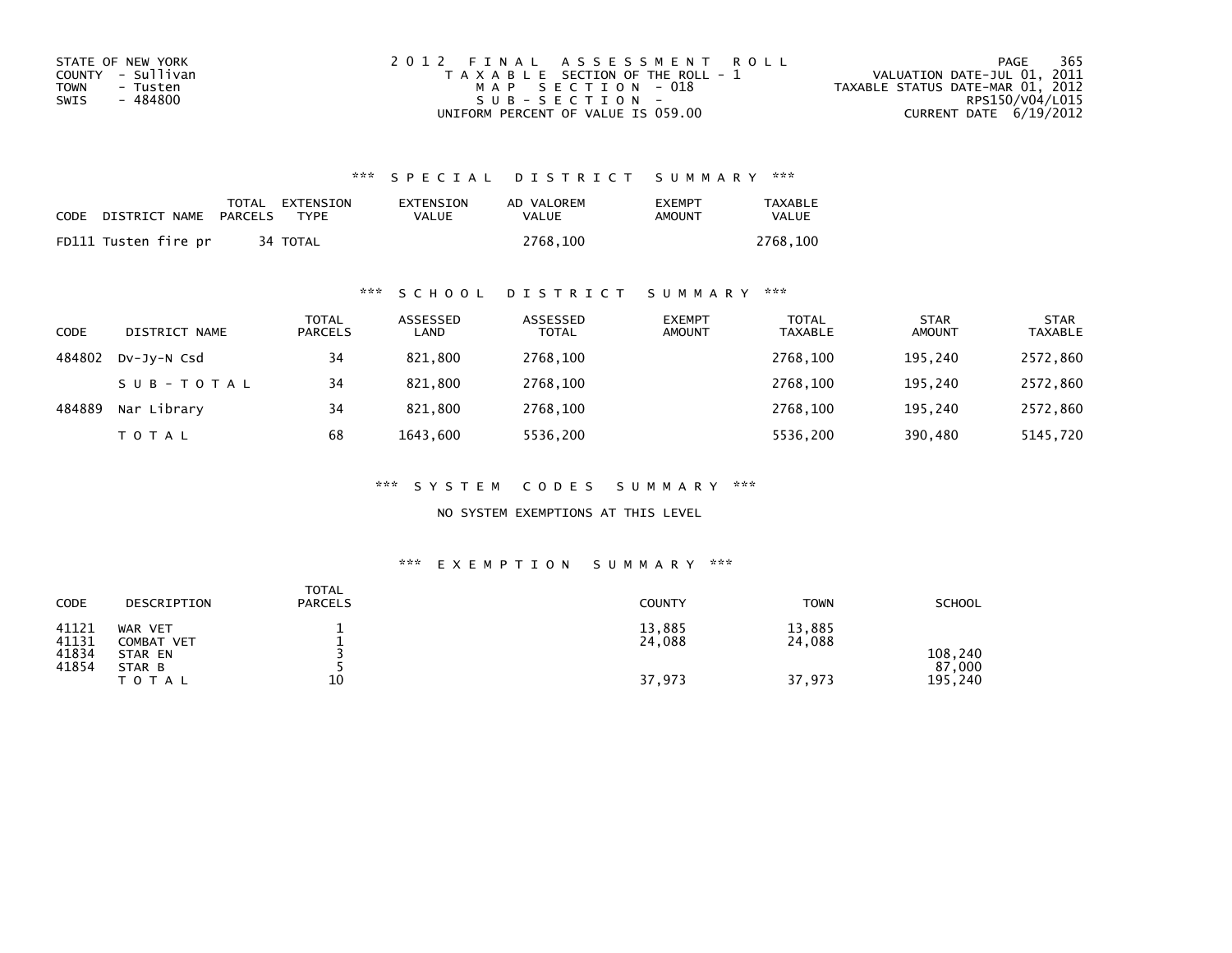STATE OF NEW YORK
COUNTY - Sullivan
TOWN - Tusten
SWIS - 484800

2012 FINAL ASSESSMENT ROLL
TAXABLE SECTION OF THE ROLL - 1
MAP SECTION - 018
SUB-SECTION -
UNIFORM PERCENT OF VALUE IS 059.00

VALUATION DATE-JUL 01, 2011
TAXABLE STATUS DATE-MAR 01, 2012
RPS150/V04/L015
CURRENT DATE 6/19/2012

## *** SPECIAL DISTRICT SUMMARY ***

| CODE DISTRICT NAME | TOTAL PARCELS | EXTENSION TYPE | EXTENSION VALUE | AD VALOREM VALUE | EXEMPT AMOUNT | TAXABLE VALUE |
|---|---|---|---|---|---|---|
| FD111 Tusten fire pr | 34 | TOTAL | | 2768,100 | | 2768,100 |

## *** SCHOOL DISTRICT SUMMARY ***

| CODE | DISTRICT NAME | TOTAL PARCELS | ASSESSED LAND | ASSESSED TOTAL | EXEMPT AMOUNT | TOTAL TAXABLE | STAR AMOUNT | STAR TAXABLE |
|---|---|---|---|---|---|---|---|---|
| 484802 | Dv-Jy-N Csd | 34 | 821,800 | 2768,100 | | 2768,100 | 195,240 | 2572,860 |
| | SUB-TOTAL | 34 | 821,800 | 2768,100 | | 2768,100 | 195,240 | 2572,860 |
| 484889 | Nar Library | 34 | 821,800 | 2768,100 | | 2768,100 | 195,240 | 2572,860 |
| | TOTAL | 68 | 1643,600 | 5536,200 | | 5536,200 | 390,480 | 5145,720 |

## *** SYSTEM CODES SUMMARY ***

NO SYSTEM EXEMPTIONS AT THIS LEVEL

## *** EXEMPTION SUMMARY ***

| CODE | DESCRIPTION | TOTAL PARCELS | COUNTY | TOWN | SCHOOL |
|---|---|---|---|---|---|
| 41121 | WAR VET | 1 | 13,885 | 13,885 | |
| 41131 | COMBAT VET | 1 | 24,088 | 24,088 | |
| 41834 | STAR EN | 3 | | | 108,240 |
| 41854 | STAR B | 5 | | | 87,000 |
| | TOTAL | 10 | 37,973 | 37,973 | 195,240 |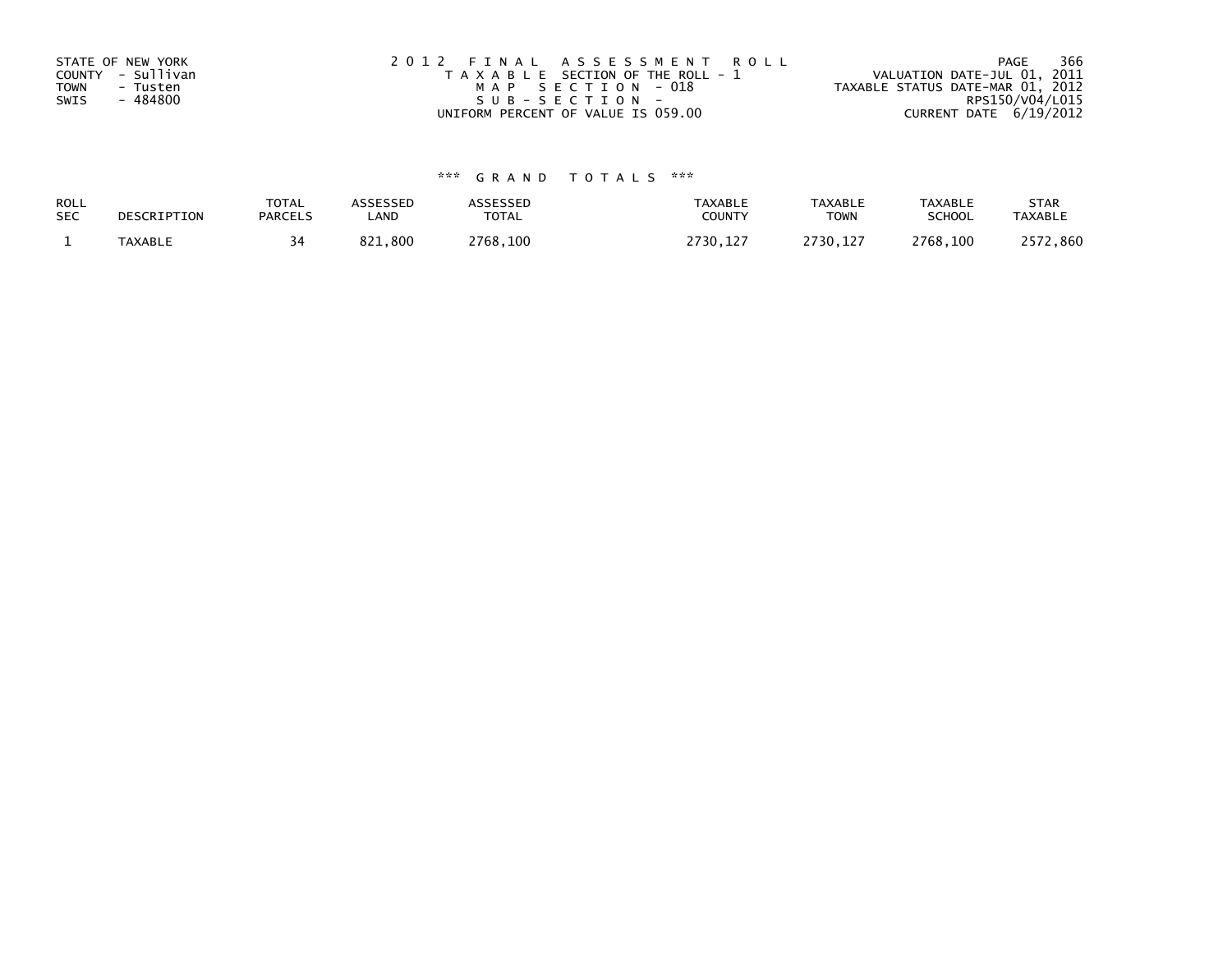STATE OF NEW YORK
COUNTY - Sullivan
TOWN - Tusten
SWIS - 484800

2012 FINAL ASSESSMENT ROLL
TAXABLE SECTION OF THE ROLL - 1
MAP SECTION - 018
SUB-SECTION -
UNIFORM PERCENT OF VALUE IS 059.00

VALUATION DATE-JUL 01, 2011
TAXABLE STATUS DATE-MAR 01, 2012
RPS150/V04/L015
CURRENT DATE 6/19/2012

*** GRAND TOTALS ***

| ROLL SEC | DESCRIPTION | TOTAL PARCELS | ASSESSED LAND | ASSESSED TOTAL | TAXABLE COUNTY | TAXABLE TOWN | TAXABLE SCHOOL | STAR TAXABLE |
|---|---|---|---|---|---|---|---|---|
| 1 | TAXABLE | 34 | 821,800 | 2768,100 | 2730,127 | 2730,127 | 2768,100 | 2572,860 |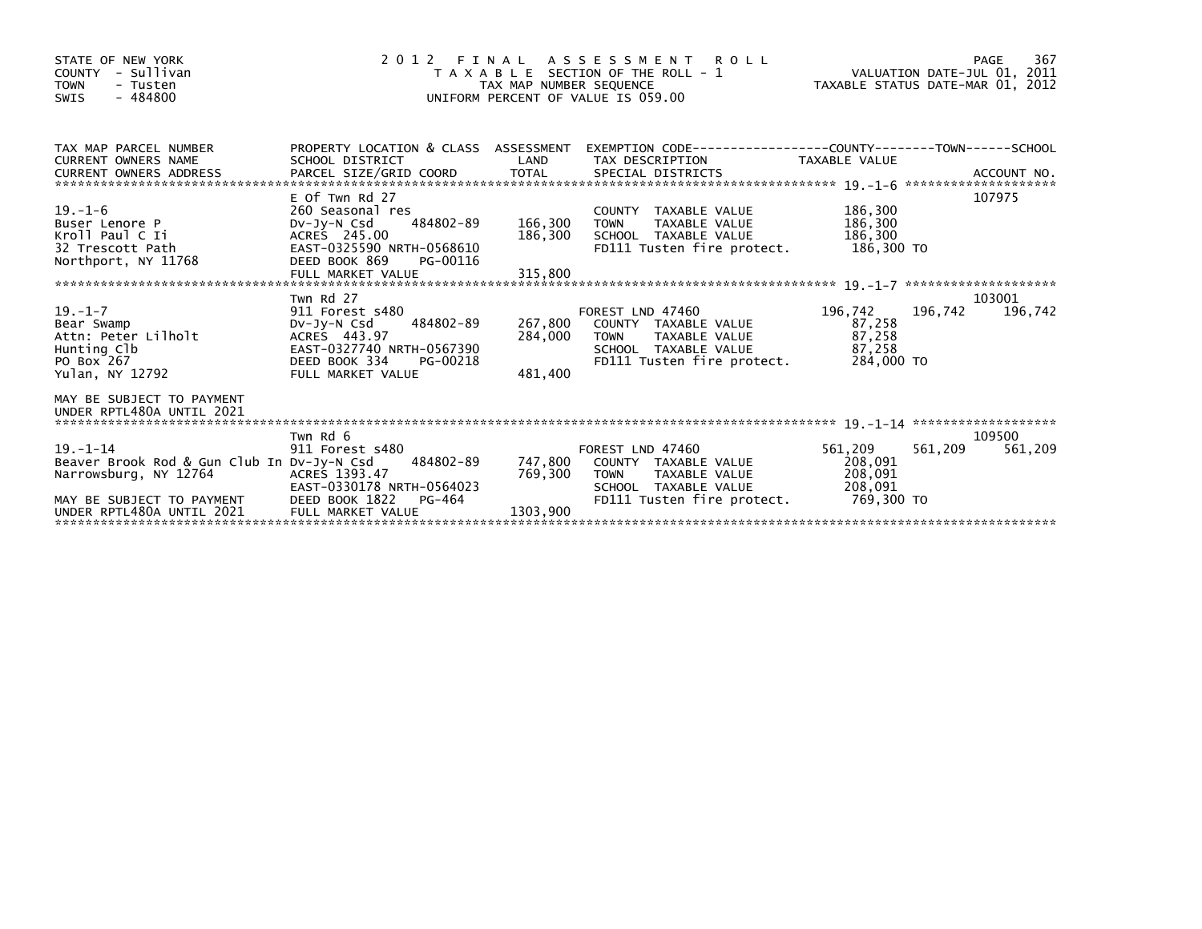STATE OF NEW YORK
COUNTY - Sullivan
TOWN - Tusten
SWIS - 484800

2012 FINAL ASSESSMENT ROLL
TAXABLE SECTION OF THE ROLL - 1
TAX MAP NUMBER SEQUENCE
UNIFORM PERCENT OF VALUE IS 059.00

VALUATION DATE-JUL 01, 2011
TAXABLE STATUS DATE-MAR 01, 2012

| TAX MAP PARCEL NUMBER / CURRENT OWNERS NAME / CURRENT OWNERS ADDRESS | PROPERTY LOCATION & CLASS / SCHOOL DISTRICT / PARCEL SIZE/GRID COORD | ASSESSMENT LAND / TOTAL | EXEMPTION CODE / TAX DESCRIPTION / SPECIAL DISTRICTS | COUNTY TAXABLE VALUE | TOWN | SCHOOL / ACCOUNT NO. |
|---|---|---|---|---|---|---|
| 19.-1-6 | E Of Twn Rd 27 | | | | | 107975 |
| | 260 Seasonal res | | COUNTY TAXABLE VALUE | 186,300 | | |
| Buser Lenore P | Dv-Jy-N Csd 484802-89 | 166,300 | TOWN TAXABLE VALUE | 186,300 | | |
| Kroll Paul C Ii | ACRES 245.00 | 186,300 | SCHOOL TAXABLE VALUE | 186,300 | | |
| 32 Trescott Path | EAST-0325590 NRTH-0568610 | | FD111 Tusten fire protect. | 186,300 TO | | |
| Northport, NY 11768 | DEED BOOK 869 PG-00116 | | | | | |
| | FULL MARKET VALUE | 315,800 | | | | |
| 19.-1-7 | Twn Rd 27 | | | | | 103001 |
| | 911 Forest s480 | | FOREST LND 47460 | 196,742 | 196,742 | 196,742 |
| Bear Swamp | Dv-Jy-N Csd 484802-89 | 267,800 | COUNTY TAXABLE VALUE | 87,258 | | |
| Attn: Peter Lilholt | ACRES 443.97 | 284,000 | TOWN TAXABLE VALUE | 87,258 | | |
| Hunting Clb | EAST-0327740 NRTH-0567390 | | SCHOOL TAXABLE VALUE | 87,258 | | |
| PO Box 267 | DEED BOOK 334 PG-00218 | | FD111 Tusten fire protect. | 284,000 TO | | |
| Yulan, NY 12792 | FULL MARKET VALUE | 481,400 | | | | |
| MAY BE SUBJECT TO PAYMENT UNDER RPTL480A UNTIL 2021 | | | | | | |
| 19.-1-14 | Twn Rd 6 | | | | | 109500 |
| | 911 Forest s480 | | FOREST LND 47460 | 561,209 | 561,209 | 561,209 |
| Beaver Brook Rod & Gun Club In | Dv-Jy-N Csd 484802-89 | 747,800 | COUNTY TAXABLE VALUE | 208,091 | | |
| Narrowsburg, NY 12764 | ACRES 1393.47 | 769,300 | TOWN TAXABLE VALUE | 208,091 | | |
| | EAST-0330178 NRTH-0564023 | | SCHOOL TAXABLE VALUE | 208,091 | | |
| MAY BE SUBJECT TO PAYMENT | DEED BOOK 1822 PG-464 | | FD111 Tusten fire protect. | 769,300 TO | | |
| UNDER RPTL480A UNTIL 2021 | FULL MARKET VALUE | 1303,900 | | | | |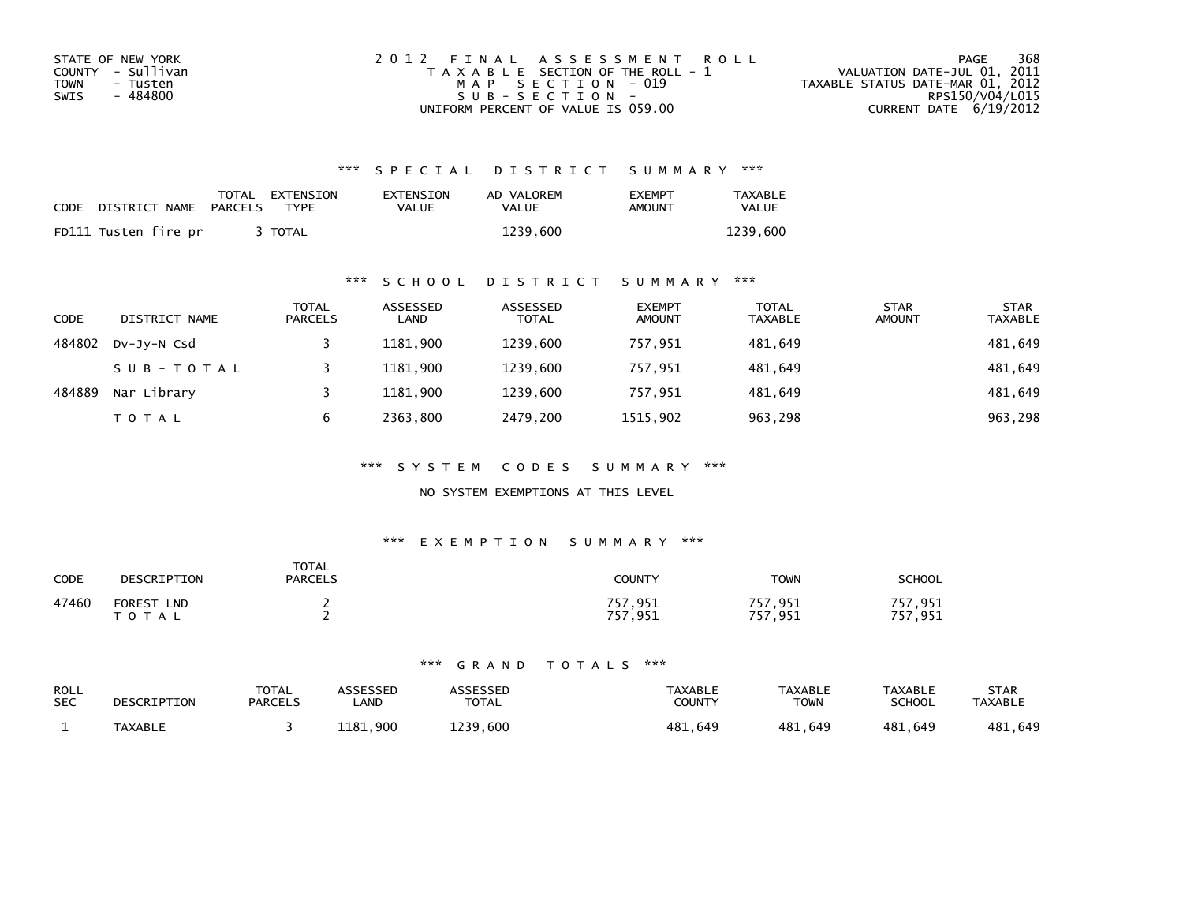STATE OF NEW YORK
COUNTY - Sullivan
TOWN - Tusten
SWIS - 484800

2012 FINAL ASSESSMENT ROLL
TAXABLE SECTION OF THE ROLL - 1
MAP SECTION - 019
SUB-SECTION -
UNIFORM PERCENT OF VALUE IS 059.00

VALUATION DATE-JUL 01, 2011
TAXABLE STATUS DATE-MAR 01, 2012
RPS150/V04/L015
CURRENT DATE 6/19/2012

## *** SPECIAL DISTRICT SUMMARY ***

| CODE | DISTRICT NAME | TOTAL PARCELS | EXTENSION TYPE | EXTENSION VALUE | AD VALOREM VALUE | EXEMPT AMOUNT | TAXABLE VALUE |
|---|---|---|---|---|---|---|---|
| FD111 | Tusten fire pr | 3 | TOTAL | | 1239,600 | | 1239,600 |

## *** SCHOOL DISTRICT SUMMARY ***

| CODE | DISTRICT NAME | TOTAL PARCELS | ASSESSED LAND | ASSESSED TOTAL | EXEMPT AMOUNT | TOTAL TAXABLE | STAR AMOUNT | STAR TAXABLE |
|---|---|---|---|---|---|---|---|---|
| 484802 | Dv-Jy-N Csd | 3 | 1181,900 | 1239,600 | 757,951 | 481,649 | | 481,649 |
| | SUB-TOTAL | 3 | 1181,900 | 1239,600 | 757,951 | 481,649 | | 481,649 |
| 484889 | Nar Library | 3 | 1181,900 | 1239,600 | 757,951 | 481,649 | | 481,649 |
| | TOTAL | 6 | 2363,800 | 2479,200 | 1515,902 | 963,298 | | 963,298 |

## *** SYSTEM CODES SUMMARY ***

NO SYSTEM EXEMPTIONS AT THIS LEVEL

## *** EXEMPTION SUMMARY ***

| CODE | DESCRIPTION | TOTAL PARCELS | COUNTY | TOWN | SCHOOL |
|---|---|---|---|---|---|
| 47460 | FOREST LND | 2 | 757,951 | 757,951 | 757,951 |
| | TOTAL | 2 | 757,951 | 757,951 | 757,951 |

## *** GRAND TOTALS ***

| ROLL SEC | DESCRIPTION | TOTAL PARCELS | ASSESSED LAND | ASSESSED TOTAL | TAXABLE COUNTY | TAXABLE TOWN | TAXABLE SCHOOL | STAR TAXABLE |
|---|---|---|---|---|---|---|---|---|
| 1 | TAXABLE | 3 | 1181,900 | 1239,600 | 481,649 | 481,649 | 481,649 | 481,649 |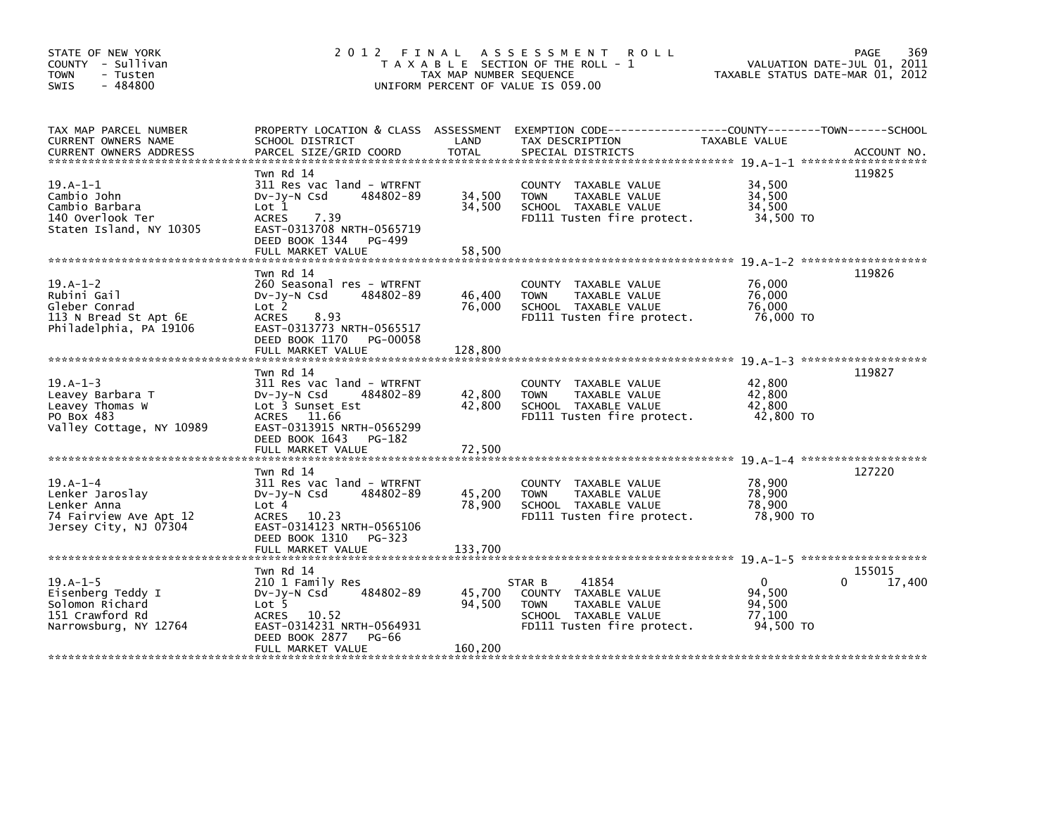STATE OF NEW YORK
COUNTY - Sullivan
TOWN - Tusten
SWIS - 484800

# 2012 FINAL ASSESSMENT ROLL

TAXABLE SECTION OF THE ROLL - 1
TAX MAP NUMBER SEQUENCE
UNIFORM PERCENT OF VALUE IS 059.00

VALUATION DATE-JUL 01, 2011
TAXABLE STATUS DATE-MAR 01, 2012

| TAX MAP PARCEL NUMBER / CURRENT OWNERS NAME / CURRENT OWNERS ADDRESS | PROPERTY LOCATION & CLASS / SCHOOL DISTRICT / PARCEL SIZE/GRID COORD | ASSESSMENT LAND | TOTAL | EXEMPTION CODE / TAX DESCRIPTION / SPECIAL DISTRICTS | COUNTY TAXABLE VALUE | TOWN | SCHOOL | ACCOUNT NO. |
|---|---|---|---|---|---|---|---|---|
| 19.A-1-1 | Twn Rd 14 | | | | | | | 119825 |
| Cambio John | 311 Res vac land - WTRFNT | | | COUNTY TAXABLE VALUE | 34,500 | | | |
| Cambio Barbara | Dv-Jy-N Csd 484802-89 | 34,500 | | TOWN TAXABLE VALUE | 34,500 | | | |
| 140 Overlook Ter | Lot 1 | | 34,500 | SCHOOL TAXABLE VALUE | 34,500 | | | |
| Staten Island, NY 10305 | ACRES 7.39 | | | FD111 Tusten fire protect. | 34,500 TO | | | |
| | EAST-0313708 NRTH-0565719 | | | | | | | |
| | DEED BOOK 1344 PG-499 | | | | | | | |
| | FULL MARKET VALUE | | 58,500 | | | | | |
| 19.A-1-2 | Twn Rd 14 | | | | | | | 119826 |
| Rubini Gail | 260 Seasonal res - WTRFNT | | | COUNTY TAXABLE VALUE | 76,000 | | | |
| Gleber Conrad | Dv-Jy-N Csd 484802-89 | 46,400 | | TOWN TAXABLE VALUE | 76,000 | | | |
| 113 N Bread St Apt 6E | Lot 2 | | 76,000 | SCHOOL TAXABLE VALUE | 76,000 | | | |
| Philadelphia, PA 19106 | ACRES 8.93 | | | FD111 Tusten fire protect. | 76,000 TO | | | |
| | EAST-0313773 NRTH-0565517 | | | | | | | |
| | DEED BOOK 1170 PG-00058 | | | | | | | |
| | FULL MARKET VALUE | | 128,800 | | | | | |
| 19.A-1-3 | Twn Rd 14 | | | | | | | 119827 |
| Leavey Barbara T | 311 Res vac land - WTRFNT | | | COUNTY TAXABLE VALUE | 42,800 | | | |
| Leavey Thomas W | Dv-Jy-N Csd 484802-89 | 42,800 | | TOWN TAXABLE VALUE | 42,800 | | | |
| PO Box 483 | Lot 3 Sunset Est | | 42,800 | SCHOOL TAXABLE VALUE | 42,800 | | | |
| Valley Cottage, NY 10989 | ACRES 11.66 | | | FD111 Tusten fire protect. | 42,800 TO | | | |
| | EAST-0313915 NRTH-0565299 | | | | | | | |
| | DEED BOOK 1643 PG-182 | | | | | | | |
| | FULL MARKET VALUE | | 72,500 | | | | | |
| 19.A-1-4 | Twn Rd 14 | | | | | | | 127220 |
| Lenker Jaroslay | 311 Res vac land - WTRFNT | | | COUNTY TAXABLE VALUE | 78,900 | | | |
| Lenker Anna | Dv-Jy-N Csd 484802-89 | 45,200 | | TOWN TAXABLE VALUE | 78,900 | | | |
| 74 Fairview Ave Apt 12 | Lot 4 | | 78,900 | SCHOOL TAXABLE VALUE | 78,900 | | | |
| Jersey City, NJ 07304 | ACRES 10.23 | | | FD111 Tusten fire protect. | 78,900 TO | | | |
| | EAST-0314123 NRTH-0565106 | | | | | | | |
| | DEED BOOK 1310 PG-323 | | | | | | | |
| | FULL MARKET VALUE | | 133,700 | | | | | |
| 19.A-1-5 | Twn Rd 14 | | | | | | | 155015 |
| Eisenberg Teddy I | 210 1 Family Res | | | STAR B 41854 | 0 | | 0 | 17,400 |
| Solomon Richard | Dv-Jy-N Csd 484802-89 | 45,700 | | COUNTY TAXABLE VALUE | 94,500 | | | |
| 151 Crawford Rd | Lot 5 | | 94,500 | TOWN TAXABLE VALUE | 94,500 | | | |
| Narrowsburg, NY 12764 | ACRES 10.52 | | | SCHOOL TAXABLE VALUE | 77,100 | | | |
| | EAST-0314231 NRTH-0564931 | | | FD111 Tusten fire protect. | 94,500 TO | | | |
| | DEED BOOK 2877 PG-66 | | | | | | | |
| | FULL MARKET VALUE | | 160,200 | | | | | |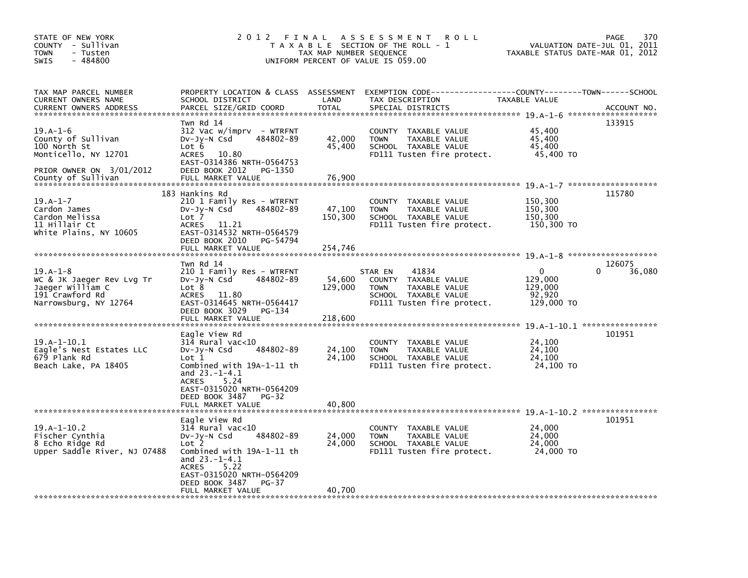STATE OF NEW YORK
COUNTY - Sullivan
TOWN - Tusten
SWIS - 484800

# 2012 FINAL ASSESSMENT ROLL

TAXABLE SECTION OF THE ROLL - 1
TAX MAP NUMBER SEQUENCE
UNIFORM PERCENT OF VALUE IS 059.00

VALUATION DATE-JUL 01, 2011
TAXABLE STATUS DATE-MAR 01, 2012

| TAX MAP PARCEL NUMBER / CURRENT OWNERS NAME / CURRENT OWNERS ADDRESS | PROPERTY LOCATION & CLASS / SCHOOL DISTRICT / PARCEL SIZE/GRID COORD | ASSESSMENT LAND | TOTAL | EXEMPTION CODE / TAX DESCRIPTION / SPECIAL DISTRICTS | COUNTY / TOWN / SCHOOL TAXABLE VALUE | ACCOUNT NO. |
|---|---|---|---|---|---|---|
| 19.A-1-6 | Twn Rd 14 | | | | | 133915 |
| County of Sullivan | 312 Vac w/imprv - WTRFNT | | | COUNTY TAXABLE VALUE | 45,400 | |
| 100 North St | Dv-Jy-N Csd 484802-89 | 42,000 | | TOWN TAXABLE VALUE | 45,400 | |
| Monticello, NY 12701 | Lot 6 | | 45,400 | SCHOOL TAXABLE VALUE | 45,400 | |
| | ACRES 10.80 | | | FD111 Tusten fire protect. | 45,400 TO | |
| PRIOR OWNER ON 3/01/2012 | EAST-0314386 NRTH-0564753 | | | | | |
| County of Sullivan | DEED BOOK 2012 PG-1350 | | | | | |
| | FULL MARKET VALUE | | 76,900 | | | |
| 19.A-1-7 | 183 Hankins Rd | | | | | 115780 |
| Cardon James | 210 1 Family Res - WTRFNT | | | COUNTY TAXABLE VALUE | 150,300 | |
| Cardon Melissa | Dv-Jy-N Csd 484802-89 | 47,100 | | TOWN TAXABLE VALUE | 150,300 | |
| 11 Hillair Ct | Lot 7 | | 150,300 | SCHOOL TAXABLE VALUE | 150,300 | |
| White Plains, NY 10605 | ACRES 11.21 | | | FD111 Tusten fire protect. | 150,300 TO | |
| | EAST-0314532 NRTH-0564579 | | | | | |
| | DEED BOOK 2010 PG-54794 | | | | | |
| | FULL MARKET VALUE | | 254,746 | | | |
| 19.A-1-8 | Twn Rd 14 | | | | | 126075 |
| WC & JK Jaeger Rev Lvg Tr | 210 1 Family Res - WTRFNT | | | STAR EN 41834 | 0 0 36,080 | |
| Jaeger William C | Dv-Jy-N Csd 484802-89 | 54,600 | | COUNTY TAXABLE VALUE | 129,000 | |
| 191 Crawford Rd | Lot 8 | | 129,000 | TOWN TAXABLE VALUE | 129,000 | |
| Narrowsburg, NY 12764 | ACRES 11.80 | | | SCHOOL TAXABLE VALUE | 92,920 | |
| | EAST-0314645 NRTH-0564417 | | | FD111 Tusten fire protect. | 129,000 TO | |
| | DEED BOOK 3029 PG-134 | | | | | |
| | FULL MARKET VALUE | | 218,600 | | | |
| 19.A-1-10.1 | Eagle View Rd | | | | | 101951 |
| Eagle's Nest Estates LLC | 314 Rural vac<10 | | | COUNTY TAXABLE VALUE | 24,100 | |
| 679 Plank Rd | Dv-Jy-N Csd 484802-89 | 24,100 | | TOWN TAXABLE VALUE | 24,100 | |
| Beach Lake, PA 18405 | Lot 1 | | 24,100 | SCHOOL TAXABLE VALUE | 24,100 | |
| | Combined with 19A-1-11 th and 23.-1-4.1 | | | FD111 Tusten fire protect. | 24,100 TO | |
| | ACRES 5.24 | | | | | |
| | EAST-0315020 NRTH-0564209 | | | | | |
| | DEED BOOK 3487 PG-32 | | | | | |
| | FULL MARKET VALUE | | 40,800 | | | |
| 19.A-1-10.2 | Eagle View Rd | | | | | 101951 |
| Fischer Cynthia | 314 Rural vac<10 | | | COUNTY TAXABLE VALUE | 24,000 | |
| 8 Echo Ridge Rd | Dv-Jy-N Csd 484802-89 | 24,000 | | TOWN TAXABLE VALUE | 24,000 | |
| Upper Saddle River, NJ 07488 | Lot 2 | | 24,000 | SCHOOL TAXABLE VALUE | 24,000 | |
| | Combined with 19A-1-11 th and 23.-1-4.1 | | | FD111 Tusten fire protect. | 24,000 TO | |
| | ACRES 5.22 | | | | | |
| | EAST-0315020 NRTH-0564209 | | | | | |
| | DEED BOOK 3487 PG-37 | | | | | |
| | FULL MARKET VALUE | | 40,700 | | | |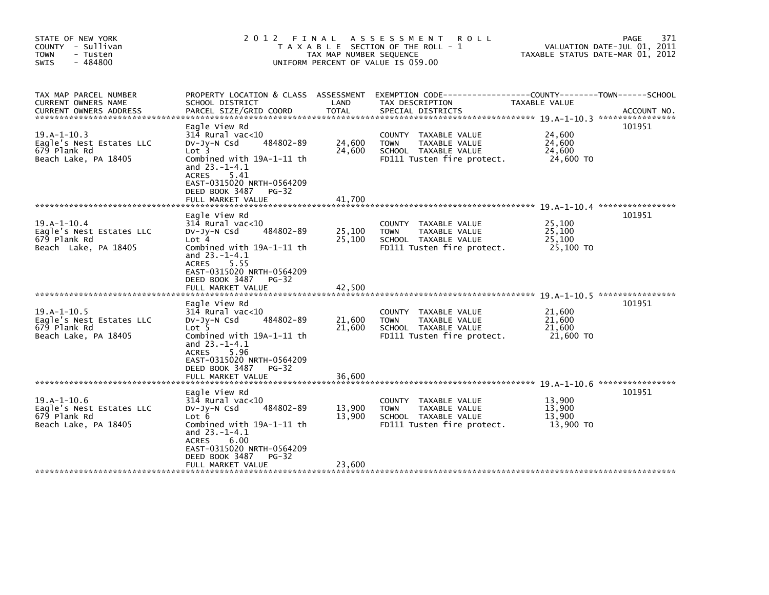STATE OF NEW YORK
COUNTY - Sullivan
TOWN - Tusten
SWIS - 484800

# 2012 FINAL ASSESSMENT ROLL
TAXABLE SECTION OF THE ROLL - 1
TAX MAP NUMBER SEQUENCE
UNIFORM PERCENT OF VALUE IS 059.00

VALUATION DATE-JUL 01, 2011
TAXABLE STATUS DATE-MAR 01, 2012

| TAX MAP PARCEL NUMBER / CURRENT OWNERS NAME / CURRENT OWNERS ADDRESS | PROPERTY LOCATION & CLASS / SCHOOL DISTRICT / PARCEL SIZE/GRID COORD | ASSESSMENT LAND / TOTAL | EXEMPTION CODE / TAX DESCRIPTION / SPECIAL DISTRICTS | TAXABLE VALUE (COUNTY / TOWN / SCHOOL) | ACCOUNT NO. |
|---|---|---|---|---|---|
| 19.A-1-10.3 | Eagle View Rd | | | | 101951 |
| Eagle's Nest Estates LLC | 314 Rural vac<10 | | COUNTY TAXABLE VALUE | 24,600 | |
| 679 Plank Rd | Dv-Jy-N Csd 484802-89 | 24,600 | TOWN TAXABLE VALUE | 24,600 | |
| Beach Lake, PA 18405 | Lot 3 | 24,600 | SCHOOL TAXABLE VALUE | 24,600 | |
| | Combined with 19A-1-11 th and 23.-1-4.1 | | FD111 Tusten fire protect. | 24,600 TO | |
| | ACRES 5.41 | | | | |
| | EAST-0315020 NRTH-0564209 | | | | |
| | DEED BOOK 3487 PG-32 | | | | |
| | FULL MARKET VALUE | 41,700 | | | |
| 19.A-1-10.4 | Eagle View Rd | | | | 101951 |
| Eagle's Nest Estates LLC | 314 Rural vac<10 | | COUNTY TAXABLE VALUE | 25,100 | |
| 679 Plank Rd | Dv-Jy-N Csd 484802-89 | 25,100 | TOWN TAXABLE VALUE | 25,100 | |
| Beach Lake, PA 18405 | Lot 4 | 25,100 | SCHOOL TAXABLE VALUE | 25,100 | |
| | Combined with 19A-1-11 th and 23.-1-4.1 | | FD111 Tusten fire protect. | 25,100 TO | |
| | ACRES 5.55 | | | | |
| | EAST-0315020 NRTH-0564209 | | | | |
| | DEED BOOK 3487 PG-32 | | | | |
| | FULL MARKET VALUE | 42,500 | | | |
| 19.A-1-10.5 | Eagle View Rd | | | | 101951 |
| Eagle's Nest Estates LLC | 314 Rural vac<10 | | COUNTY TAXABLE VALUE | 21,600 | |
| 679 Plank Rd | Dv-Jy-N Csd 484802-89 | 21,600 | TOWN TAXABLE VALUE | 21,600 | |
| Beach Lake, PA 18405 | Lot 5 | 21,600 | SCHOOL TAXABLE VALUE | 21,600 | |
| | Combined with 19A-1-11 th and 23.-1-4.1 | | FD111 Tusten fire protect. | 21,600 TO | |
| | ACRES 5.96 | | | | |
| | EAST-0315020 NRTH-0564209 | | | | |
| | DEED BOOK 3487 PG-32 | | | | |
| | FULL MARKET VALUE | 36,600 | | | |
| 19.A-1-10.6 | Eagle View Rd | | | | 101951 |
| Eagle's Nest Estates LLC | 314 Rural vac<10 | | COUNTY TAXABLE VALUE | 13,900 | |
| 679 Plank Rd | Dv-Jy-N Csd 484802-89 | 13,900 | TOWN TAXABLE VALUE | 13,900 | |
| Beach Lake, PA 18405 | Lot 6 | 13,900 | SCHOOL TAXABLE VALUE | 13,900 | |
| | Combined with 19A-1-11 th and 23.-1-4.1 | | FD111 Tusten fire protect. | 13,900 TO | |
| | ACRES 6.00 | | | | |
| | EAST-0315020 NRTH-0564209 | | | | |
| | DEED BOOK 3487 PG-32 | | | | |
| | FULL MARKET VALUE | 23,600 | | | |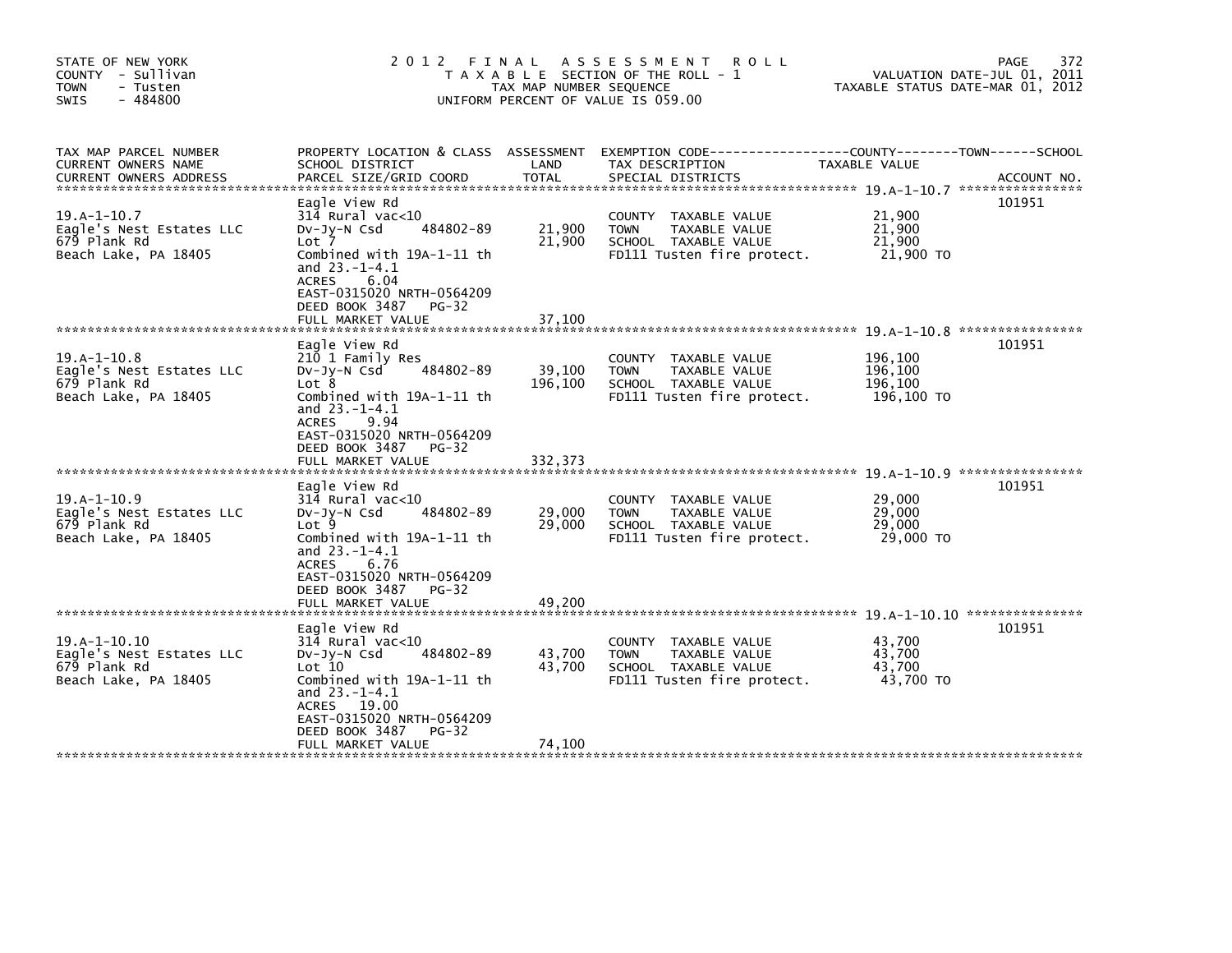STATE OF NEW YORK
COUNTY - Sullivan
TOWN - Tusten
SWIS - 484800

# 2012 FINAL ASSESSMENT ROLL
TAXABLE SECTION OF THE ROLL - 1
TAX MAP NUMBER SEQUENCE
UNIFORM PERCENT OF VALUE IS 059.00

VALUATION DATE-JUL 01, 2011
TAXABLE STATUS DATE-MAR 01, 2012

| TAX MAP PARCEL NUMBER / CURRENT OWNERS NAME / CURRENT OWNERS ADDRESS | PROPERTY LOCATION & CLASS / SCHOOL DISTRICT / PARCEL SIZE/GRID COORD | ASSESSMENT LAND / TOTAL | EXEMPTION CODE / TAX DESCRIPTION / SPECIAL DISTRICTS | TAXABLE VALUE (COUNTY / TOWN / SCHOOL) | ACCOUNT NO. |
|---|---|---|---|---|---|
| 19.A-1-10.7 | Eagle View Rd | | | | 101951 |
| | 314 Rural vac<10 | | COUNTY TAXABLE VALUE | 21,900 | |
| Eagle's Nest Estates LLC | Dv-Jy-N Csd 484802-89 | 21,900 | TOWN TAXABLE VALUE | 21,900 | |
| 679 Plank Rd | Lot 7 | 21,900 | SCHOOL TAXABLE VALUE | 21,900 | |
| Beach Lake, PA 18405 | Combined with 19A-1-11 th and 23.-1-4.1 | | FD111 Tusten fire protect. | 21,900 TO | |
| | ACRES 6.04 | | | | |
| | EAST-0315020 NRTH-0564209 | | | | |
| | DEED BOOK 3487 PG-32 | | | | |
| | FULL MARKET VALUE | 37,100 | | | |
| 19.A-1-10.8 | Eagle View Rd | | | | 101951 |
| | 210 1 Family Res | | COUNTY TAXABLE VALUE | 196,100 | |
| Eagle's Nest Estates LLC | Dv-Jy-N Csd 484802-89 | 39,100 | TOWN TAXABLE VALUE | 196,100 | |
| 679 Plank Rd | Lot 8 | 196,100 | SCHOOL TAXABLE VALUE | 196,100 | |
| Beach Lake, PA 18405 | Combined with 19A-1-11 th and 23.-1-4.1 | | FD111 Tusten fire protect. | 196,100 TO | |
| | ACRES 9.94 | | | | |
| | EAST-0315020 NRTH-0564209 | | | | |
| | DEED BOOK 3487 PG-32 | | | | |
| | FULL MARKET VALUE | 332,373 | | | |
| 19.A-1-10.9 | Eagle View Rd | | | | 101951 |
| | 314 Rural vac<10 | | COUNTY TAXABLE VALUE | 29,000 | |
| Eagle's Nest Estates LLC | Dv-Jy-N Csd 484802-89 | 29,000 | TOWN TAXABLE VALUE | 29,000 | |
| 679 Plank Rd | Lot 9 | 29,000 | SCHOOL TAXABLE VALUE | 29,000 | |
| Beach Lake, PA 18405 | Combined with 19A-1-11 th and 23.-1-4.1 | | FD111 Tusten fire protect. | 29,000 TO | |
| | ACRES 6.76 | | | | |
| | EAST-0315020 NRTH-0564209 | | | | |
| | DEED BOOK 3487 PG-32 | | | | |
| | FULL MARKET VALUE | 49,200 | | | |
| 19.A-1-10.10 | Eagle View Rd | | | | 101951 |
| | 314 Rural vac<10 | | COUNTY TAXABLE VALUE | 43,700 | |
| Eagle's Nest Estates LLC | Dv-Jy-N Csd 484802-89 | 43,700 | TOWN TAXABLE VALUE | 43,700 | |
| 679 Plank Rd | Lot 10 | 43,700 | SCHOOL TAXABLE VALUE | 43,700 | |
| Beach Lake, PA 18405 | Combined with 19A-1-11 th and 23.-1-4.1 | | FD111 Tusten fire protect. | 43,700 TO | |
| | ACRES 19.00 | | | | |
| | EAST-0315020 NRTH-0564209 | | | | |
| | DEED BOOK 3487 PG-32 | | | | |
| | FULL MARKET VALUE | 74,100 | | | |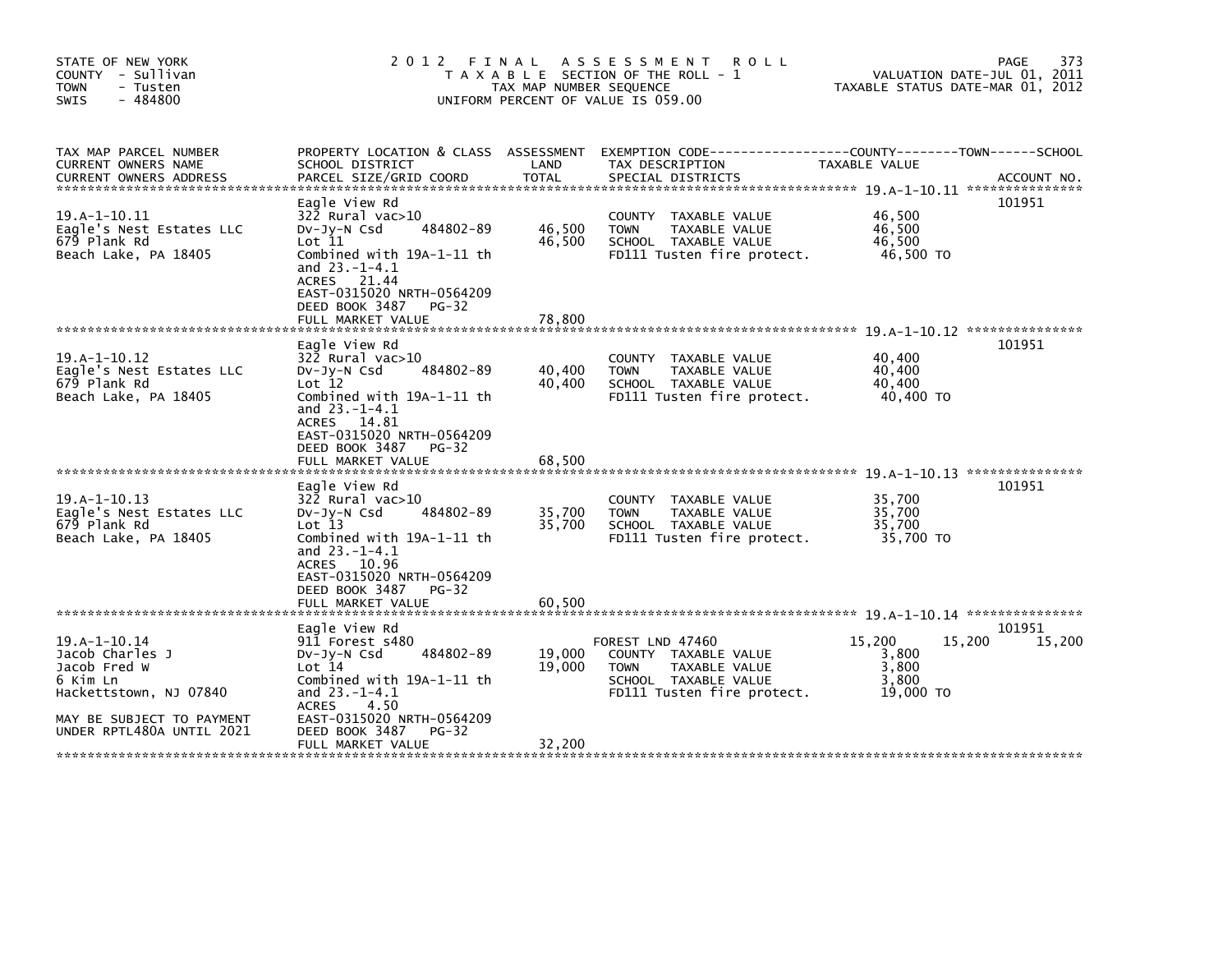STATE OF NEW YORK
COUNTY - Sullivan
TOWN - Tusten
SWIS - 484800

2012 FINAL ASSESSMENT ROLL
TAXABLE SECTION OF THE ROLL - 1
TAX MAP NUMBER SEQUENCE
UNIFORM PERCENT OF VALUE IS 059.00

VALUATION DATE-JUL 01, 2011
TAXABLE STATUS DATE-MAR 01, 2012

| TAX MAP PARCEL NUMBER / CURRENT OWNERS NAME / CURRENT OWNERS ADDRESS | PROPERTY LOCATION & CLASS / SCHOOL DISTRICT / PARCEL SIZE/GRID COORD | ASSESSMENT LAND | TOTAL | EXEMPTION CODE / TAX DESCRIPTION / SPECIAL DISTRICTS | COUNTY TAXABLE VALUE | TOWN | SCHOOL | ACCOUNT NO. |
|---|---|---|---|---|---|---|---|---|
| **19.A-1-10.11** | Eagle View Rd | | | | | | | 101951 |
| 19.A-1-10.11 | 322 Rural vac>10 | | | COUNTY TAXABLE VALUE | 46,500 | | | |
| Eagle's Nest Estates LLC | Dv-Jy-N Csd 484802-89 | 46,500 | 46,500 | TOWN TAXABLE VALUE | 46,500 | | | |
| 679 Plank Rd | Lot 11 | | | SCHOOL TAXABLE VALUE | 46,500 | | | |
| Beach Lake, PA 18405 | Combined with 19A-1-11 th and 23.-1-4.1 | | | FD111 Tusten fire protect. | 46,500 TO | | | |
| | ACRES 21.44 | | | | | | | |
| | EAST-0315020 NRTH-0564209 | | | | | | | |
| | DEED BOOK 3487 PG-32 | | | | | | | |
| | FULL MARKET VALUE | | 78,800 | | | | | |
| **19.A-1-10.12** | Eagle View Rd | | | | | | | 101951 |
| 19.A-1-10.12 | 322 Rural vac>10 | | | COUNTY TAXABLE VALUE | 40,400 | | | |
| Eagle's Nest Estates LLC | Dv-Jy-N Csd 484802-89 | 40,400 | 40,400 | TOWN TAXABLE VALUE | 40,400 | | | |
| 679 Plank Rd | Lot 12 | | | SCHOOL TAXABLE VALUE | 40,400 | | | |
| Beach Lake, PA 18405 | Combined with 19A-1-11 th and 23.-1-4.1 | | | FD111 Tusten fire protect. | 40,400 TO | | | |
| | ACRES 14.81 | | | | | | | |
| | EAST-0315020 NRTH-0564209 | | | | | | | |
| | DEED BOOK 3487 PG-32 | | | | | | | |
| | FULL MARKET VALUE | | 68,500 | | | | | |
| **19.A-1-10.13** | Eagle View Rd | | | | | | | 101951 |
| 19.A-1-10.13 | 322 Rural vac>10 | | | COUNTY TAXABLE VALUE | 35,700 | | | |
| Eagle's Nest Estates LLC | Dv-Jy-N Csd 484802-89 | 35,700 | 35,700 | TOWN TAXABLE VALUE | 35,700 | | | |
| 679 Plank Rd | Lot 13 | | | SCHOOL TAXABLE VALUE | 35,700 | | | |
| Beach Lake, PA 18405 | Combined with 19A-1-11 th and 23.-1-4.1 | | | FD111 Tusten fire protect. | 35,700 TO | | | |
| | ACRES 10.96 | | | | | | | |
| | EAST-0315020 NRTH-0564209 | | | | | | | |
| | DEED BOOK 3487 PG-32 | | | | | | | |
| | FULL MARKET VALUE | | 60,500 | | | | | |
| **19.A-1-10.14** | Eagle View Rd | | | | | | | 101951 |
| 19.A-1-10.14 | 911 Forest s480 | | | FOREST LND 47460 | 15,200 | 15,200 | 15,200 | |
| Jacob Charles J | Dv-Jy-N Csd 484802-89 | 19,000 | 19,000 | COUNTY TAXABLE VALUE | 3,800 | | | |
| Jacob Fred W | Lot 14 | | | TOWN TAXABLE VALUE | 3,800 | | | |
| 6 Kim Ln | Combined with 19A-1-11 th and 23.-1-4.1 | | | SCHOOL TAXABLE VALUE | 3,800 | | | |
| Hackettstown, NJ 07840 | ACRES 4.50 | | | FD111 Tusten fire protect. | 19,000 TO | | | |
| MAY BE SUBJECT TO PAYMENT UNDER RPTL480A UNTIL 2021 | EAST-0315020 NRTH-0564209 | | | | | | | |
| | DEED BOOK 3487 PG-32 | | | | | | | |
| | FULL MARKET VALUE | | 32,200 | | | | | |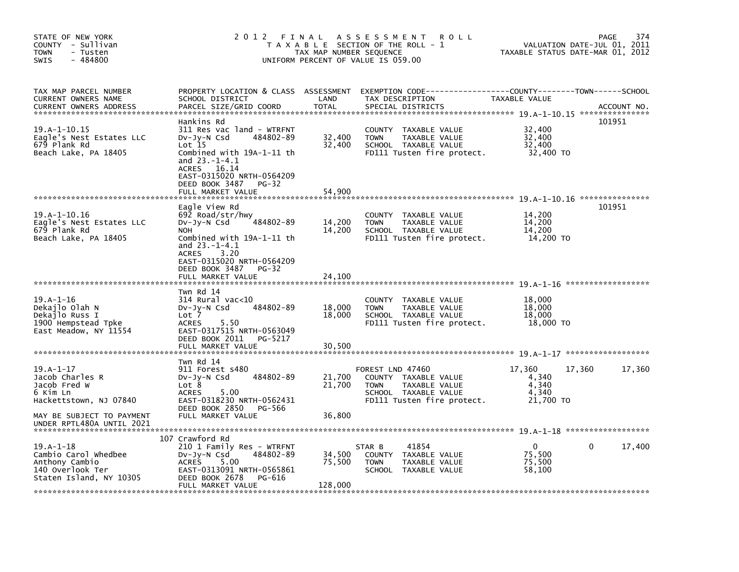STATE OF NEW YORK
COUNTY - Sullivan
TOWN - Tusten
SWIS - 484800

# 2012 FINAL ASSESSMENT ROLL

TAXABLE SECTION OF THE ROLL - 1
TAX MAP NUMBER SEQUENCE
UNIFORM PERCENT OF VALUE IS 059.00

VALUATION DATE-JUL 01, 2011
TAXABLE STATUS DATE-MAR 01, 2012

| TAX MAP PARCEL NUMBER / CURRENT OWNERS NAME / CURRENT OWNERS ADDRESS | PROPERTY LOCATION & CLASS / SCHOOL DISTRICT / PARCEL SIZE/GRID COORD | ASSESSMENT LAND | ASSESSMENT TOTAL | EXEMPTION CODE / TAX DESCRIPTION / SPECIAL DISTRICTS | COUNTY TAXABLE VALUE | TOWN | SCHOOL | ACCOUNT NO. |
|---|---|---|---|---|---|---|---|---|
| 19.A-1-10.15 | Hankins Rd | | | | | | | 101951 |
| | 311 Res vac land - WTRFNT | | | | | | | |
| Eagle's Nest Estates LLC | Dv-Jy-N Csd 484802-89 | 32,400 | | COUNTY TAXABLE VALUE | 32,400 | | | |
| 679 Plank Rd | Lot 15 | | 32,400 | TOWN TAXABLE VALUE | 32,400 | | | |
| Beach Lake, PA 18405 | Combined with 19A-1-11 th | | | SCHOOL TAXABLE VALUE | 32,400 | | | |
| | and 23.-1-4.1 | | | FD111 Tusten fire protect. | 32,400 TO | | | |
| | ACRES 16.14 | | | | | | | |
| | EAST-0315020 NRTH-0564209 | | | | | | | |
| | DEED BOOK 3487 PG-32 | | | | | | | |
| | FULL MARKET VALUE | | 54,900 | | | | | |
| 19.A-1-10.16 | Eagle View Rd | | | | | | | 101951 |
| | 692 Road/str/hwy | | | | | | | |
| Eagle's Nest Estates LLC | Dv-Jy-N Csd 484802-89 | 14,200 | | COUNTY TAXABLE VALUE | 14,200 | | | |
| 679 Plank Rd | NOH | | 14,200 | TOWN TAXABLE VALUE | 14,200 | | | |
| Beach Lake, PA 18405 | Combined with 19A-1-11 th | | | SCHOOL TAXABLE VALUE | 14,200 | | | |
| | and 23.-1-4.1 | | | FD111 Tusten fire protect. | 14,200 TO | | | |
| | ACRES 3.20 | | | | | | | |
| | EAST-0315020 NRTH-0564209 | | | | | | | |
| | DEED BOOK 3487 PG-32 | | | | | | | |
| | FULL MARKET VALUE | | 24,100 | | | | | |
| 19.A-1-16 | Twn Rd 14 | | | | | | | |
| | 314 Rural vac<10 | | | | | | | |
| Dekajlo Olah N | Dv-Jy-N Csd 484802-89 | 18,000 | | COUNTY TAXABLE VALUE | 18,000 | | | |
| Dekajlo Russ I | Lot 7 | | 18,000 | TOWN TAXABLE VALUE | 18,000 | | | |
| 1900 Hempstead Tpke | ACRES 5.50 | | | SCHOOL TAXABLE VALUE | 18,000 | | | |
| East Meadow, NY 11554 | EAST-0317515 NRTH-0563049 | | | FD111 Tusten fire protect. | 18,000 TO | | | |
| | DEED BOOK 2011 PG-5217 | | | | | | | |
| | FULL MARKET VALUE | | 30,500 | | | | | |
| 19.A-1-17 | Twn Rd 14 | | | | | | | |
| | 911 Forest s480 | | | FOREST LND 47460 | 17,360 | 17,360 | 17,360 | |
| Jacob Charles R | Dv-Jy-N Csd 484802-89 | 21,700 | | COUNTY TAXABLE VALUE | 4,340 | | | |
| Jacob Fred W | Lot 8 | | 21,700 | TOWN TAXABLE VALUE | 4,340 | | | |
| 6 Kim Ln | ACRES 5.00 | | | SCHOOL TAXABLE VALUE | 4,340 | | | |
| Hackettstown, NJ 07840 | EAST-0318230 NRTH-0562431 | | | FD111 Tusten fire protect. | 21,700 TO | | | |
| | DEED BOOK 2850 PG-566 | | | | | | | |
| MAY BE SUBJECT TO PAYMENT UNDER RPTL480A UNTIL 2021 | FULL MARKET VALUE | | 36,800 | | | | | |
| 19.A-1-18 | 107 Crawford Rd | | | | | | | |
| | 210 1 Family Res - WTRFNT | | | STAR B 41854 | 0 | 0 | 17,400 | |
| Cambio Carol Whedbee | Dv-Jy-N Csd 484802-89 | 34,500 | | COUNTY TAXABLE VALUE | 75,500 | | | |
| Anthony Cambio | ACRES 5.00 | | 75,500 | TOWN TAXABLE VALUE | 75,500 | | | |
| 140 Overlook Ter | EAST-0313091 NRTH-0565861 | | | SCHOOL TAXABLE VALUE | 58,100 | | | |
| Staten Island, NY 10305 | DEED BOOK 2678 PG-616 | | | | | | | |
| | FULL MARKET VALUE | | 128,000 | | | | | |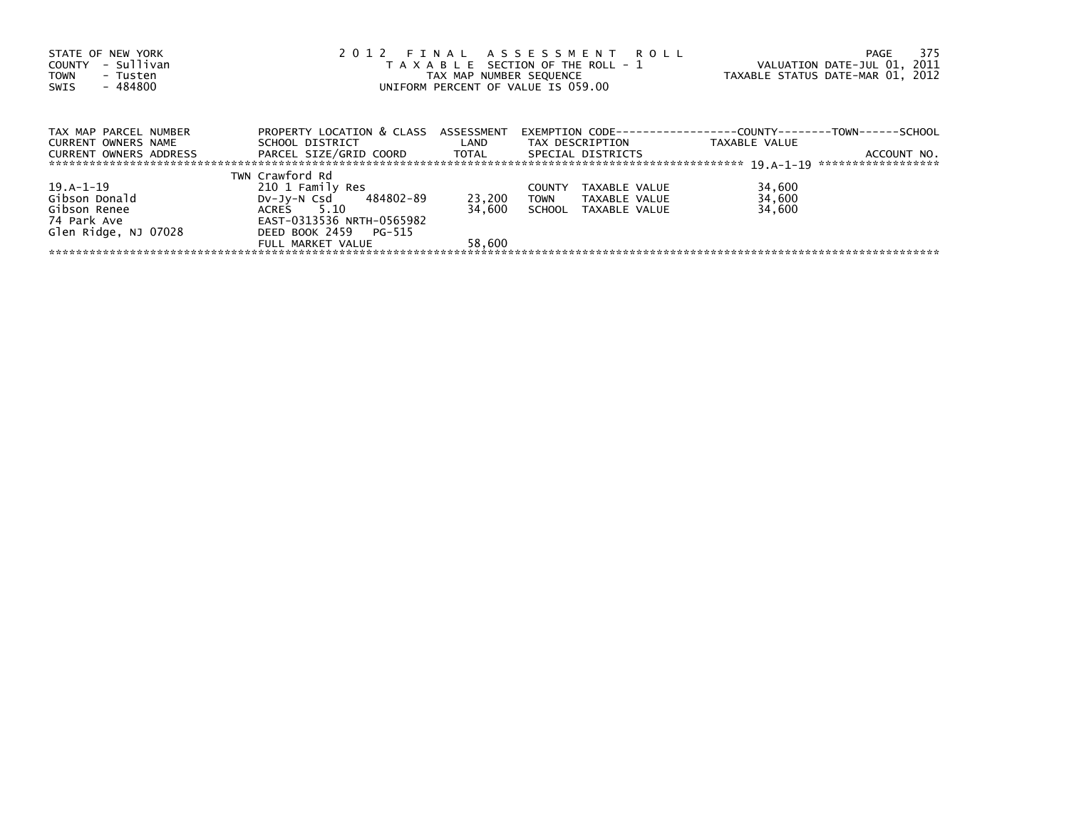STATE OF NEW YORK
COUNTY - Sullivan
TOWN - Tusten
SWIS - 484800

2 0 1 2 F I N A L A S S E S S M E N T R O L L
T A X A B L E SECTION OF THE ROLL - 1
TAX MAP NUMBER SEQUENCE
UNIFORM PERCENT OF VALUE IS 059.00

VALUATION DATE-JUL 01, 2011
TAXABLE STATUS DATE-MAR 01, 2012

| TAX MAP PARCEL NUMBER<br>CURRENT OWNERS NAME<br>CURRENT OWNERS ADDRESS | PROPERTY LOCATION & CLASS<br>SCHOOL DISTRICT<br>PARCEL SIZE/GRID COORD | ASSESSMENT<br>LAND<br>TOTAL | EXEMPTION CODE<br>TAX DESCRIPTION<br>SPECIAL DISTRICTS | COUNTY--------TOWN------SCHOOL<br>TAXABLE VALUE | ACCOUNT NO. |
|---|---|---|---|---|---|
| 19.A-1-19 | TWN Crawford Rd | | | | |
| 19.A-1-19 | 210 1 Family Res | | COUNTY TAXABLE VALUE | 34,600 | |
| Gibson Donald | Dv-Jy-N Csd 484802-89 | 23,200 | TOWN TAXABLE VALUE | 34,600 | |
| Gibson Renee | ACRES 5.10 | 34,600 | SCHOOL TAXABLE VALUE | 34,600 | |
| 74 Park Ave | EAST-0313536 NRTH-0565982 | | | | |
| Glen Ridge, NJ 07028 | DEED BOOK 2459 PG-515 | | | | |
| | FULL MARKET VALUE | 58,600 | | | |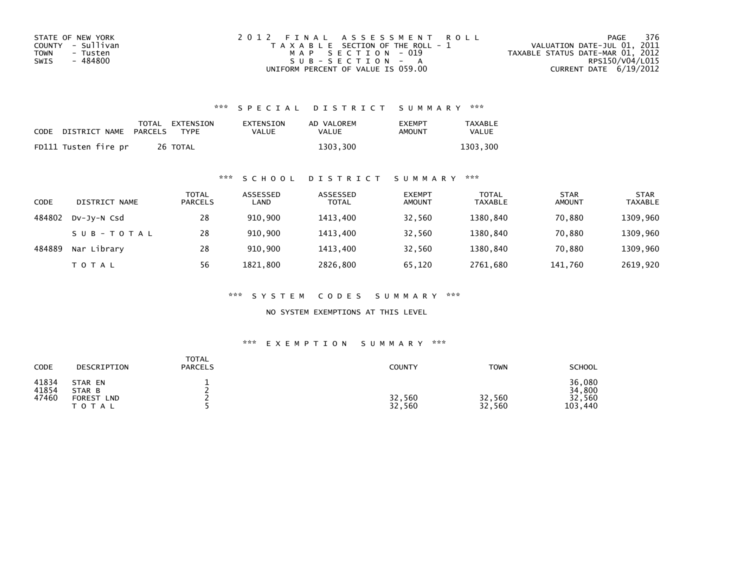STATE OF NEW YORK
COUNTY - Sullivan
TOWN - Tusten
SWIS - 484800

2012 FINAL ASSESSMENT ROLL
TAXABLE SECTION OF THE ROLL - 1
MAP SECTION - 019
SUB-SECTION - A
UNIFORM PERCENT OF VALUE IS 059.00

VALUATION DATE-JUL 01, 2011
TAXABLE STATUS DATE-MAR 01, 2012
RPS150/V04/L015
CURRENT DATE 6/19/2012

## *** SPECIAL DISTRICT SUMMARY ***

| CODE | DISTRICT NAME | TOTAL PARCELS | EXTENSION TYPE | EXTENSION VALUE | AD VALOREM VALUE | EXEMPT AMOUNT | TAXABLE VALUE |
|---|---|---|---|---|---|---|---|
| FD111 | Tusten fire pr | 26 | TOTAL | | 1303,300 | | 1303,300 |

## *** SCHOOL DISTRICT SUMMARY ***

| CODE | DISTRICT NAME | TOTAL PARCELS | ASSESSED LAND | ASSESSED TOTAL | EXEMPT AMOUNT | TOTAL TAXABLE | STAR AMOUNT | STAR TAXABLE |
|---|---|---|---|---|---|---|---|---|
| 484802 | Dv-Jy-N Csd | 28 | 910,900 | 1413,400 | 32,560 | 1380,840 | 70,880 | 1309,960 |
| | SUB-TOTAL | 28 | 910,900 | 1413,400 | 32,560 | 1380,840 | 70,880 | 1309,960 |
| 484889 | Nar Library | 28 | 910,900 | 1413,400 | 32,560 | 1380,840 | 70,880 | 1309,960 |
| | TOTAL | 56 | 1821,800 | 2826,800 | 65,120 | 2761,680 | 141,760 | 2619,920 |

## *** SYSTEM CODES SUMMARY ***

NO SYSTEM EXEMPTIONS AT THIS LEVEL

## *** EXEMPTION SUMMARY ***

| CODE | DESCRIPTION | TOTAL PARCELS | COUNTY | TOWN | SCHOOL |
|---|---|---|---|---|---|
| 41834 | STAR EN | 1 | | | 36,080 |
| 41854 | STAR B | 2 | | | 34,800 |
| 47460 | FOREST LND | 2 | 32,560 | 32,560 | 32,560 |
| | TOTAL | 5 | 32,560 | 32,560 | 103,440 |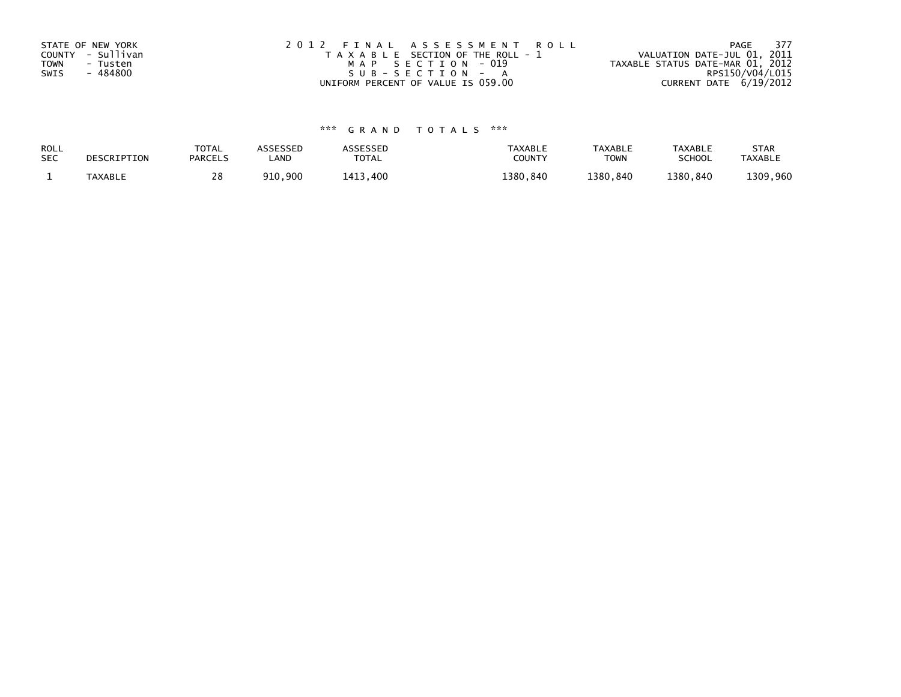STATE OF NEW YORK
COUNTY - Sullivan
TOWN - Tusten
SWIS - 484800

2012 FINAL ASSESSMENT ROLL
TAXABLE SECTION OF THE ROLL - 1
MAP SECTION - 019
SUB-SECTION - A
UNIFORM PERCENT OF VALUE IS 059.00

VALUATION DATE-JUL 01, 2011
TAXABLE STATUS DATE-MAR 01, 2012
RPS150/V04/L015
CURRENT DATE 6/19/2012

### *** GRAND TOTALS ***

| ROLL SEC | DESCRIPTION | TOTAL PARCELS | ASSESSED LAND | ASSESSED TOTAL | TAXABLE COUNTY | TAXABLE TOWN | TAXABLE SCHOOL | STAR TAXABLE |
|---|---|---|---|---|---|---|---|---|
| 1 | TAXABLE | 28 | 910,900 | 1413,400 | 1380,840 | 1380,840 | 1380,840 | 1309,960 |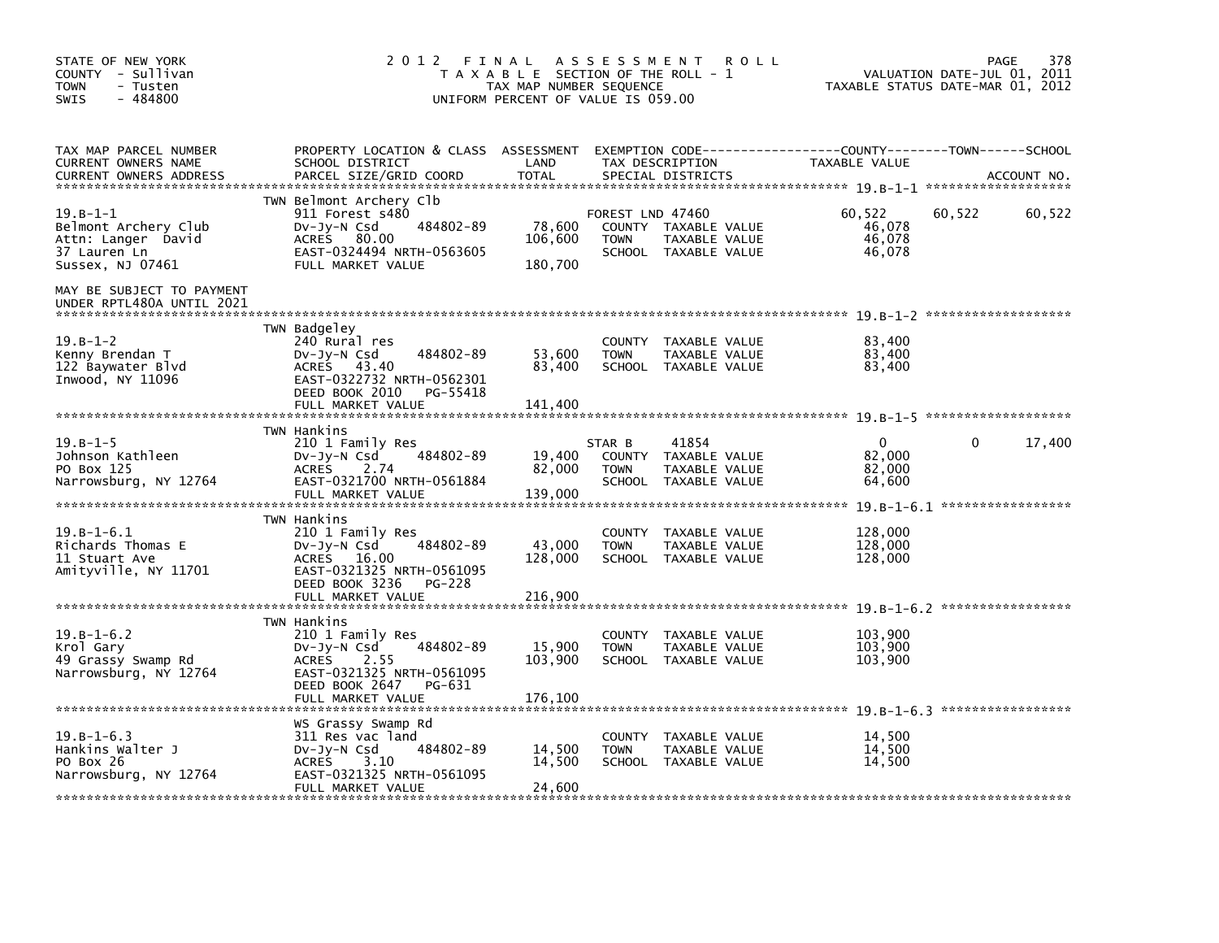STATE OF NEW YORK
COUNTY - Sullivan
TOWN - Tusten
SWIS - 484800

2 0 1 2 F I N A L A S S E S S M E N T R O L L
T A X A B L E SECTION OF THE ROLL - 1
TAX MAP NUMBER SEQUENCE
UNIFORM PERCENT OF VALUE IS 059.00

VALUATION DATE-JUL 01, 2011
TAXABLE STATUS DATE-MAR 01, 2012

| TAX MAP PARCEL NUMBER / CURRENT OWNERS NAME / CURRENT OWNERS ADDRESS | PROPERTY LOCATION & CLASS / SCHOOL DISTRICT / PARCEL SIZE/GRID COORD | ASSESSMENT LAND / TOTAL | EXEMPTION CODE / TAX DESCRIPTION / SPECIAL DISTRICTS | COUNTY TAXABLE VALUE | TOWN | SCHOOL |
|---|---|---|---|---|---|---|
| 19.B-1-1 | TWN Belmont Archery Clb | | | | | |
| | 911 Forest s480 | | FOREST LND 47460 | 60,522 | 60,522 | 60,522 |
| Belmont Archery Club | Dv-Jy-N Csd 484802-89 | 78,600 | COUNTY TAXABLE VALUE | 46,078 | | |
| Attn: Langer David | ACRES 80.00 | 106,600 | TOWN TAXABLE VALUE | 46,078 | | |
| 37 Lauren Ln | EAST-0324494 NRTH-0563605 | | SCHOOL TAXABLE VALUE | 46,078 | | |
| Sussex, NJ 07461 | FULL MARKET VALUE | 180,700 | | | | |
| MAY BE SUBJECT TO PAYMENT UNDER RPTL480A UNTIL 2021 | | | | | | |
| 19.B-1-2 | TWN Badgeley | | | | | |
| | 240 Rural res | | COUNTY TAXABLE VALUE | 83,400 | | |
| Kenny Brendan T | Dv-Jy-N Csd 484802-89 | 53,600 | TOWN TAXABLE VALUE | 83,400 | | |
| 122 Baywater Blvd | ACRES 43.40 | 83,400 | SCHOOL TAXABLE VALUE | 83,400 | | |
| Inwood, NY 11096 | EAST-0322732 NRTH-0562301 | | | | | |
| | DEED BOOK 2010 PG-55418 | | | | | |
| | FULL MARKET VALUE | 141,400 | | | | |
| 19.B-1-5 | TWN Hankins | | | | | |
| | 210 1 Family Res | | STAR B 41854 | 0 | 0 | 17,400 |
| Johnson Kathleen | Dv-Jy-N Csd 484802-89 | 19,400 | COUNTY TAXABLE VALUE | 82,000 | | |
| PO Box 125 | ACRES 2.74 | 82,000 | TOWN TAXABLE VALUE | 82,000 | | |
| Narrowsburg, NY 12764 | EAST-0321700 NRTH-0561884 | | SCHOOL TAXABLE VALUE | 64,600 | | |
| | FULL MARKET VALUE | 139,000 | | | | |
| 19.B-1-6.1 | TWN Hankins | | | | | |
| | 210 1 Family Res | | COUNTY TAXABLE VALUE | 128,000 | | |
| Richards Thomas E | Dv-Jy-N Csd 484802-89 | 43,000 | TOWN TAXABLE VALUE | 128,000 | | |
| 11 Stuart Ave | ACRES 16.00 | 128,000 | SCHOOL TAXABLE VALUE | 128,000 | | |
| Amityville, NY 11701 | EAST-0321325 NRTH-0561095 | | | | | |
| | DEED BOOK 3236 PG-228 | | | | | |
| | FULL MARKET VALUE | 216,900 | | | | |
| 19.B-1-6.2 | TWN Hankins | | | | | |
| | 210 1 Family Res | | COUNTY TAXABLE VALUE | 103,900 | | |
| Krol Gary | Dv-Jy-N Csd 484802-89 | 15,900 | TOWN TAXABLE VALUE | 103,900 | | |
| 49 Grassy Swamp Rd | ACRES 2.55 | 103,900 | SCHOOL TAXABLE VALUE | 103,900 | | |
| Narrowsburg, NY 12764 | EAST-0321325 NRTH-0561095 | | | | | |
| | DEED BOOK 2647 PG-631 | | | | | |
| | FULL MARKET VALUE | 176,100 | | | | |
| 19.B-1-6.3 | WS Grassy Swamp Rd | | | | | |
| | 311 Res vac land | | COUNTY TAXABLE VALUE | 14,500 | | |
| Hankins Walter J | Dv-Jy-N Csd 484802-89 | 14,500 | TOWN TAXABLE VALUE | 14,500 | | |
| PO Box 26 | ACRES 3.10 | 14,500 | SCHOOL TAXABLE VALUE | 14,500 | | |
| Narrowsburg, NY 12764 | EAST-0321325 NRTH-0561095 | | | | | |
| | FULL MARKET VALUE | 24,600 | | | | |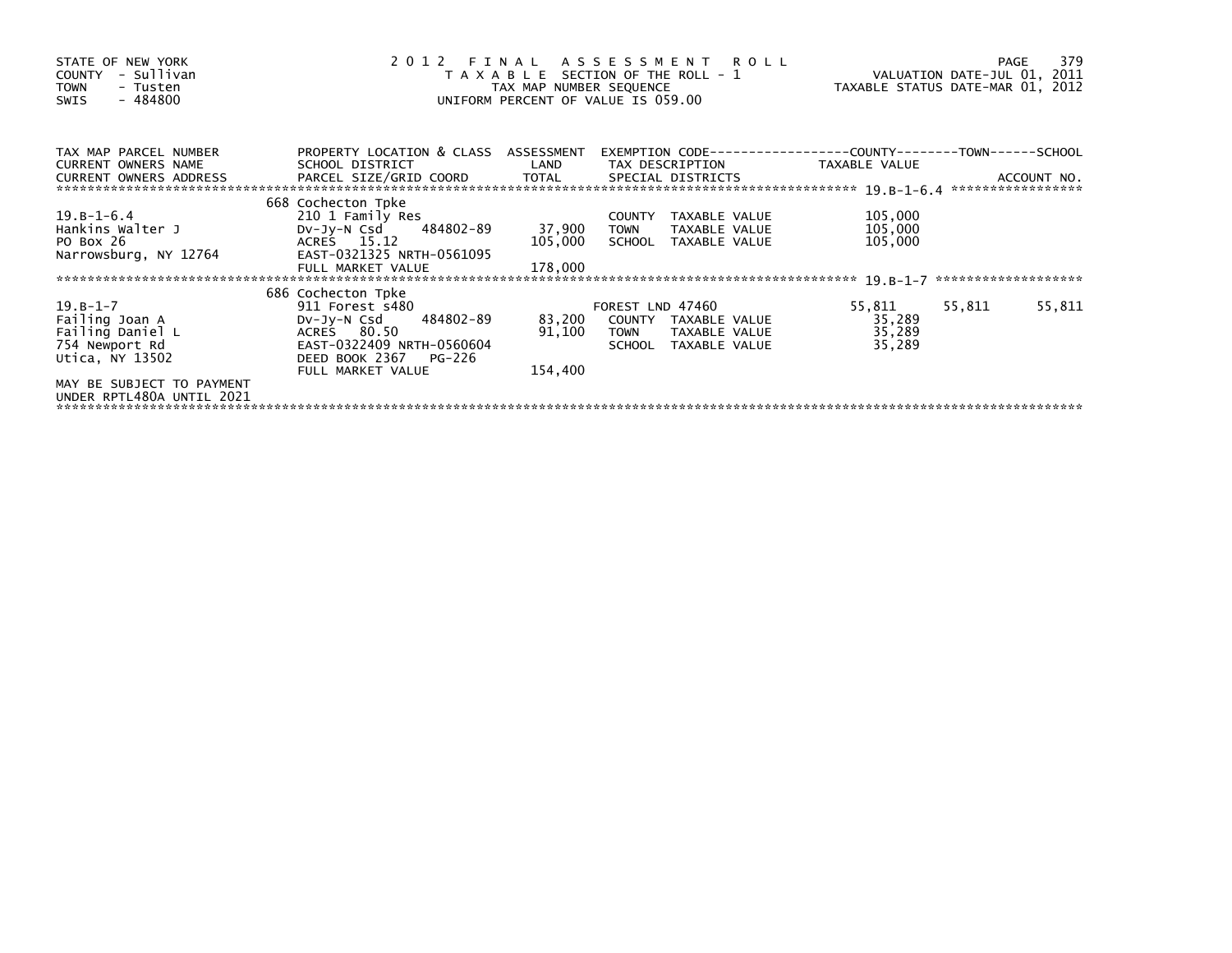STATE OF NEW YORK
COUNTY - Sullivan
TOWN - Tusten
SWIS - 484800

# 2012 FINAL ASSESSMENT ROLL

TAXABLE SECTION OF THE ROLL - 1
TAX MAP NUMBER SEQUENCE
UNIFORM PERCENT OF VALUE IS 059.00

VALUATION DATE-JUL 01, 2011
TAXABLE STATUS DATE-MAR 01, 2012

| TAX MAP PARCEL NUMBER<br>CURRENT OWNERS NAME<br>CURRENT OWNERS ADDRESS | PROPERTY LOCATION & CLASS<br>SCHOOL DISTRICT<br>PARCEL SIZE/GRID COORD | ASSESSMENT<br>LAND<br>TOTAL | EXEMPTION CODE<br>TAX DESCRIPTION<br>SPECIAL DISTRICTS | COUNTY<br>TAXABLE VALUE | TOWN | SCHOOL<br>ACCOUNT NO. |
|---|---|---|---|---|---|---|
| 19.B-1-6.4 | 668 Cochecton Tpke | | | | | |
| 19.B-1-6.4 | 210 1 Family Res | | COUNTY TAXABLE VALUE | 105,000 | | |
| Hankins Walter J | Dv-Jy-N Csd 484802-89 | 37,900 | TOWN TAXABLE VALUE | 105,000 | | |
| PO Box 26 | ACRES 15.12 | 105,000 | SCHOOL TAXABLE VALUE | 105,000 | | |
| Narrowsburg, NY 12764 | EAST-0321325 NRTH-0561095 | | | | | |
| | FULL MARKET VALUE | 178,000 | | | | |
| 19.B-1-7 | 686 Cochecton Tpke | | | | | |
| 19.B-1-7 | 911 Forest s480 | | FOREST LND 47460 | 55,811 | 55,811 | 55,811 |
| Failing Joan A | Dv-Jy-N Csd 484802-89 | 83,200 | COUNTY TAXABLE VALUE | 35,289 | | |
| Failing Daniel L | ACRES 80.50 | 91,100 | TOWN TAXABLE VALUE | 35,289 | | |
| 754 Newport Rd | EAST-0322409 NRTH-0560604 | | SCHOOL TAXABLE VALUE | 35,289 | | |
| Utica, NY 13502 | DEED BOOK 2367 PG-226 | | | | | |
| | FULL MARKET VALUE | 154,400 | | | | |
| MAY BE SUBJECT TO PAYMENT<br>UNDER RPTL480A UNTIL 2021 | | | | | | |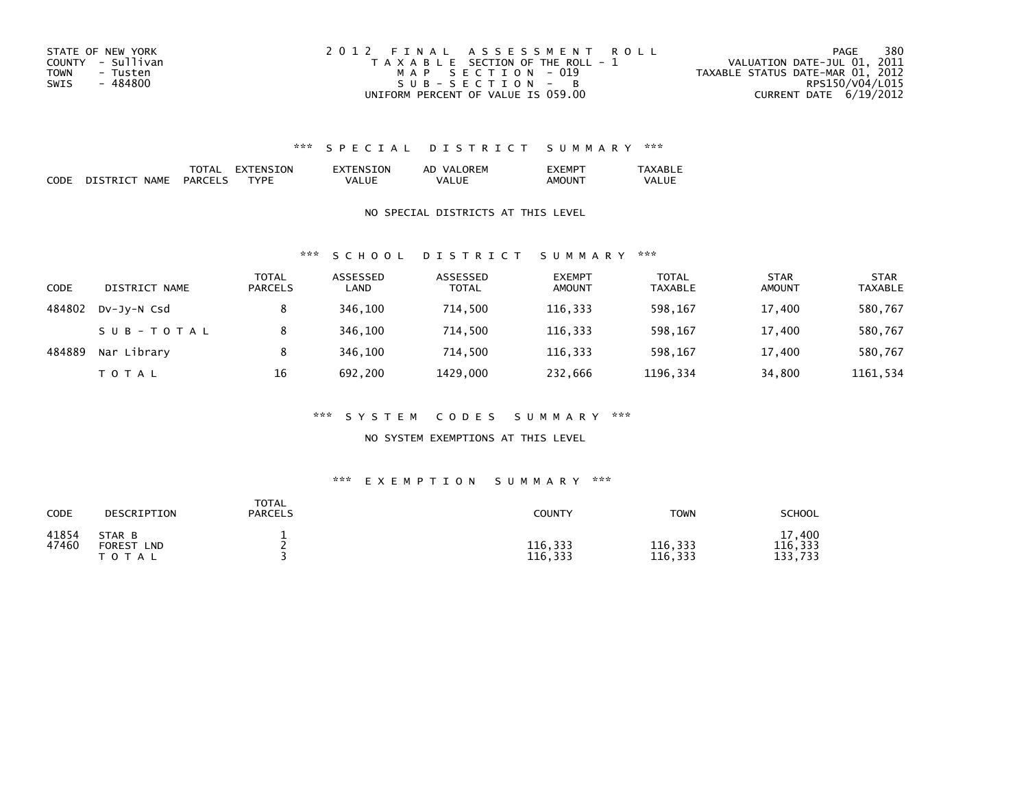STATE OF NEW YORK
COUNTY - Sullivan
TOWN - Tusten
SWIS - 484800

2012 FINAL ASSESSMENT ROLL
TAXABLE SECTION OF THE ROLL - 1
MAP SECTION - 019
SUB-SECTION - B
UNIFORM PERCENT OF VALUE IS 059.00

VALUATION DATE-JUL 01, 2011
TAXABLE STATUS DATE-MAR 01, 2012
RPS150/V04/L015
CURRENT DATE 6/19/2012

### *** SPECIAL DISTRICT SUMMARY ***

| CODE | DISTRICT NAME | TOTAL PARCELS | EXTENSION TYPE | EXTENSION VALUE | AD VALOREM VALUE | EXEMPT AMOUNT | TAXABLE VALUE |
|---|---|---|---|---|---|---|---|

NO SPECIAL DISTRICTS AT THIS LEVEL

### *** SCHOOL DISTRICT SUMMARY ***

| CODE | DISTRICT NAME | TOTAL PARCELS | ASSESSED LAND | ASSESSED TOTAL | EXEMPT AMOUNT | TOTAL TAXABLE | STAR AMOUNT | STAR TAXABLE |
|---|---|---|---|---|---|---|---|---|
| 484802 | Dv-Jy-N Csd | 8 | 346,100 | 714,500 | 116,333 | 598,167 | 17,400 | 580,767 |
| | SUB-TOTAL | 8 | 346,100 | 714,500 | 116,333 | 598,167 | 17,400 | 580,767 |
| 484889 | Nar Library | 8 | 346,100 | 714,500 | 116,333 | 598,167 | 17,400 | 580,767 |
| | TOTAL | 16 | 692,200 | 1429,000 | 232,666 | 1196,334 | 34,800 | 1161,534 |

### *** SYSTEM CODES SUMMARY ***

NO SYSTEM EXEMPTIONS AT THIS LEVEL

### *** EXEMPTION SUMMARY ***

| CODE | DESCRIPTION | TOTAL PARCELS | COUNTY | TOWN | SCHOOL |
|---|---|---|---|---|---|
| 41854 | STAR B | 1 | | | 17,400 |
| 47460 | FOREST LND | 2 | 116,333 | 116,333 | 116,333 |
| | TOTAL | 3 | 116,333 | 116,333 | 133,733 |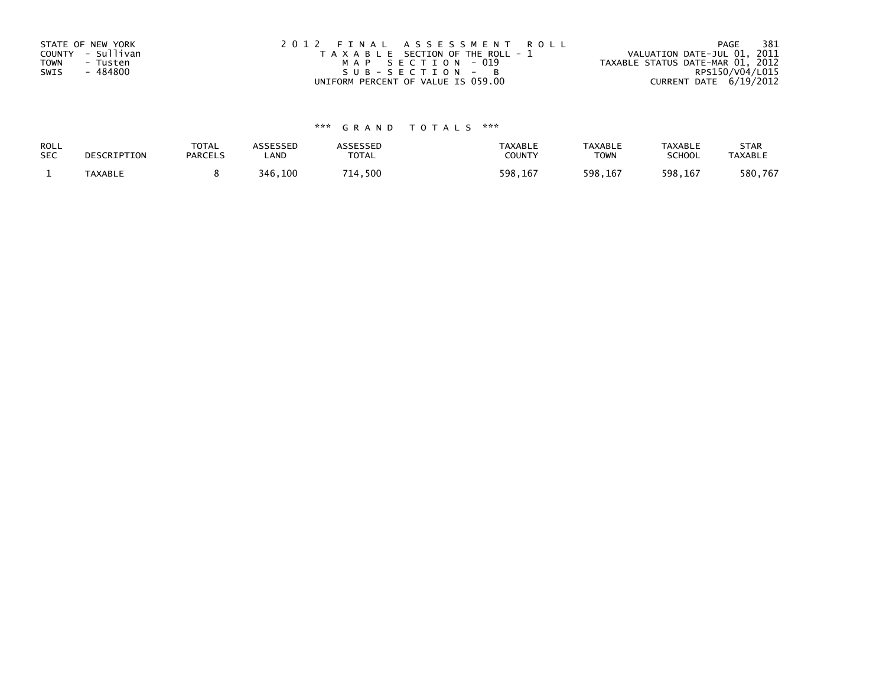STATE OF NEW YORK
COUNTY - Sullivan
TOWN - Tusten
SWIS - 484800

2012 FINAL ASSESSMENT ROLL
TAXABLE SECTION OF THE ROLL - 1
MAP SECTION - 019
SUB-SECTION - B
UNIFORM PERCENT OF VALUE IS 059.00

VALUATION DATE-JUL 01, 2011
TAXABLE STATUS DATE-MAR 01, 2012
RPS150/V04/L015
CURRENT DATE 6/19/2012

*** GRAND TOTALS ***

| ROLL SEC | DESCRIPTION | TOTAL PARCELS | ASSESSED LAND | ASSESSED TOTAL | TAXABLE COUNTY | TAXABLE TOWN | TAXABLE SCHOOL | STAR TAXABLE |
|---|---|---|---|---|---|---|---|---|
| 1 | TAXABLE | 8 | 346,100 | 714,500 | 598,167 | 598,167 | 598,167 | 580,767 |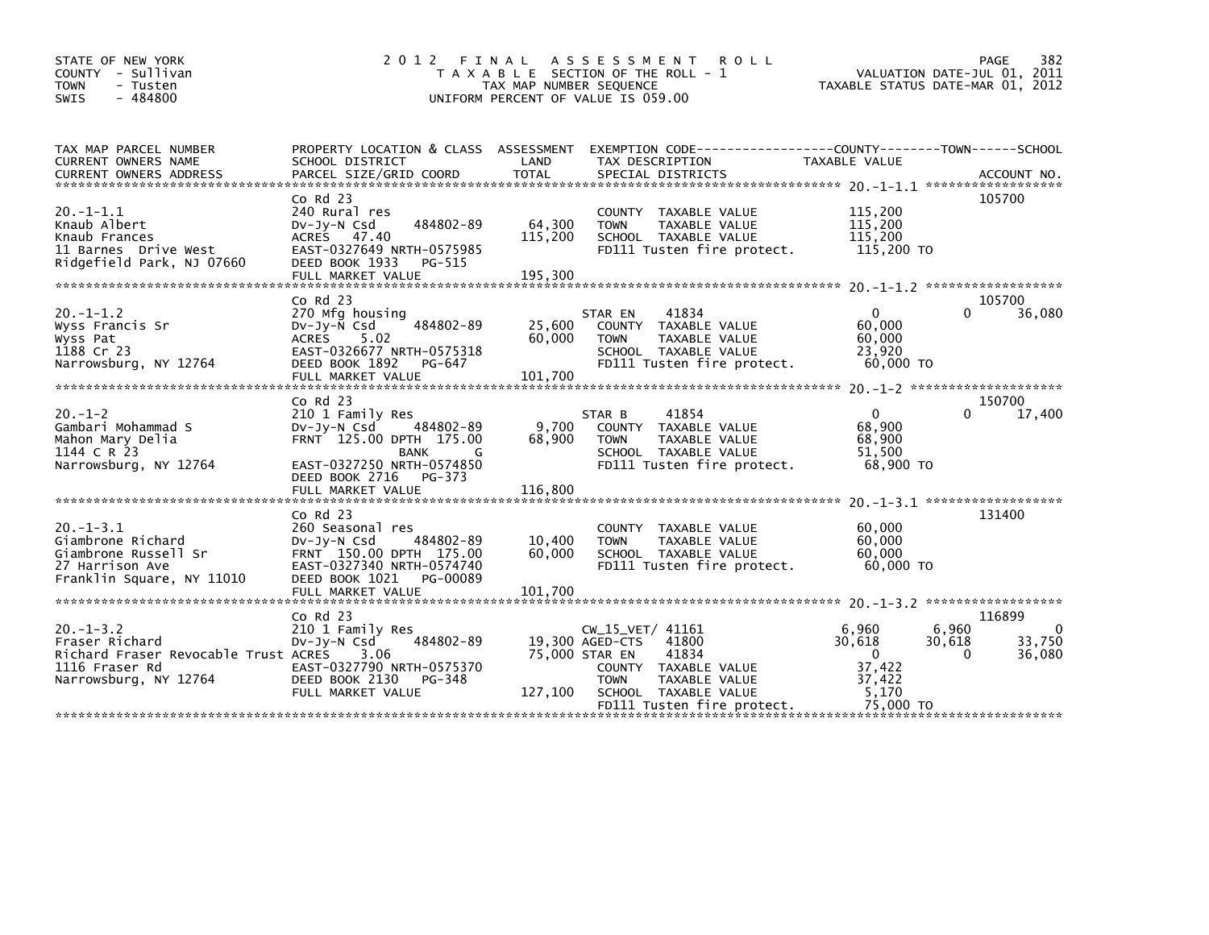STATE OF NEW YORK
COUNTY - Sullivan
TOWN - Tusten
SWIS - 484800

# 2012 FINAL ASSESSMENT ROLL

TAXABLE SECTION OF THE ROLL - 1
TAX MAP NUMBER SEQUENCE
UNIFORM PERCENT OF VALUE IS 059.00

VALUATION DATE-JUL 01, 2011
TAXABLE STATUS DATE-MAR 01, 2012

| TAX MAP PARCEL NUMBER / CURRENT OWNERS NAME / CURRENT OWNERS ADDRESS | PROPERTY LOCATION & CLASS / SCHOOL DISTRICT / PARCEL SIZE/GRID COORD | ASSESSMENT LAND / TOTAL | EXEMPTION CODE / TAX DESCRIPTION / SPECIAL DISTRICTS | COUNTY TAXABLE VALUE | TOWN | SCHOOL | ACCOUNT NO. |
|---|---|---|---|---|---|---|---|
| 20.-1-1.1 | Co Rd 23 | | | | | | 105700 |
| Knaub Albert | 240 Rural res | | COUNTY TAXABLE VALUE | 115,200 | | | |
| Knaub Frances | Dv-Jy-N Csd 484802-89 | 64,300 | TOWN TAXABLE VALUE | 115,200 | | | |
| 11 Barnes Drive West | ACRES 47.40 | 115,200 | SCHOOL TAXABLE VALUE | 115,200 | | | |
| Ridgefield Park, NJ 07660 | EAST-0327649 NRTH-0575985 | | FD111 Tusten fire protect. | 115,200 TO | | | |
| | DEED BOOK 1933 PG-515 | | | | | | |
| | FULL MARKET VALUE | 195,300 | | | | | |
| 20.-1-1.2 | Co Rd 23 | | | | | | 105700 |
| Wyss Francis Sr | 270 Mfg housing | | STAR EN 41834 | 0 | 0 | 36,080 | |
| Wyss Pat | Dv-Jy-N Csd 484802-89 | 25,600 | COUNTY TAXABLE VALUE | 60,000 | | | |
| 1188 Cr 23 | ACRES 5.02 | 60,000 | TOWN TAXABLE VALUE | 60,000 | | | |
| Narrowsburg, NY 12764 | EAST-0326677 NRTH-0575318 | | SCHOOL TAXABLE VALUE | 23,920 | | | |
| | DEED BOOK 1892 PG-647 | | FD111 Tusten fire protect. | 60,000 TO | | | |
| | FULL MARKET VALUE | 101,700 | | | | | |
| 20.-1-2 | Co Rd 23 | | | | | | 150700 |
| Gambari Mohammad S | 210 1 Family Res | | STAR B 41854 | 0 | 0 | 17,400 | |
| Mahon Mary Delia | Dv-Jy-N Csd 484802-89 | 9,700 | COUNTY TAXABLE VALUE | 68,900 | | | |
| 1144 C R 23 | FRNT 125.00 DPTH 175.00 | 68,900 | TOWN TAXABLE VALUE | 68,900 | | | |
| Narrowsburg, NY 12764 | BANK G | | SCHOOL TAXABLE VALUE | 51,500 | | | |
| | EAST-0327250 NRTH-0574850 | | FD111 Tusten fire protect. | 68,900 TO | | | |
| | DEED BOOK 2716 PG-373 | | | | | | |
| | FULL MARKET VALUE | 116,800 | | | | | |
| 20.-1-3.1 | Co Rd 23 | | | | | | 131400 |
| Giambrone Richard | 260 Seasonal res | | COUNTY TAXABLE VALUE | 60,000 | | | |
| Giambrone Russell Sr | Dv-Jy-N Csd 484802-89 | 10,400 | TOWN TAXABLE VALUE | 60,000 | | | |
| 27 Harrison Ave | FRNT 150.00 DPTH 175.00 | 60,000 | SCHOOL TAXABLE VALUE | 60,000 | | | |
| Franklin Square, NY 11010 | EAST-0327340 NRTH-0574740 | | FD111 Tusten fire protect. | 60,000 TO | | | |
| | DEED BOOK 1021 PG-00089 | | | | | | |
| | FULL MARKET VALUE | 101,700 | | | | | |
| 20.-1-3.2 | Co Rd 23 | | | | | | 116899 |
| Fraser Richard | 210 1 Family Res | | CW_15_VET/ 41161 | 6,960 | 6,960 | 0 | |
| Richard Fraser Revocable Trust | Dv-Jy-N Csd 484802-89 | 19,300 | AGED-CTS 41800 | 30,618 | 30,618 | 33,750 | |
| 1116 Fraser Rd | ACRES 3.06 | 75,000 | STAR EN 41834 | 0 | 0 | 36,080 | |
| Narrowsburg, NY 12764 | EAST-0327790 NRTH-0575370 | | COUNTY TAXABLE VALUE | 37,422 | | | |
| | DEED BOOK 2130 PG-348 | | TOWN TAXABLE VALUE | 37,422 | | | |
| | FULL MARKET VALUE | 127,100 | SCHOOL TAXABLE VALUE | 5,170 | | | |
| | | | FD111 Tusten fire protect. | 75,000 TO | | | |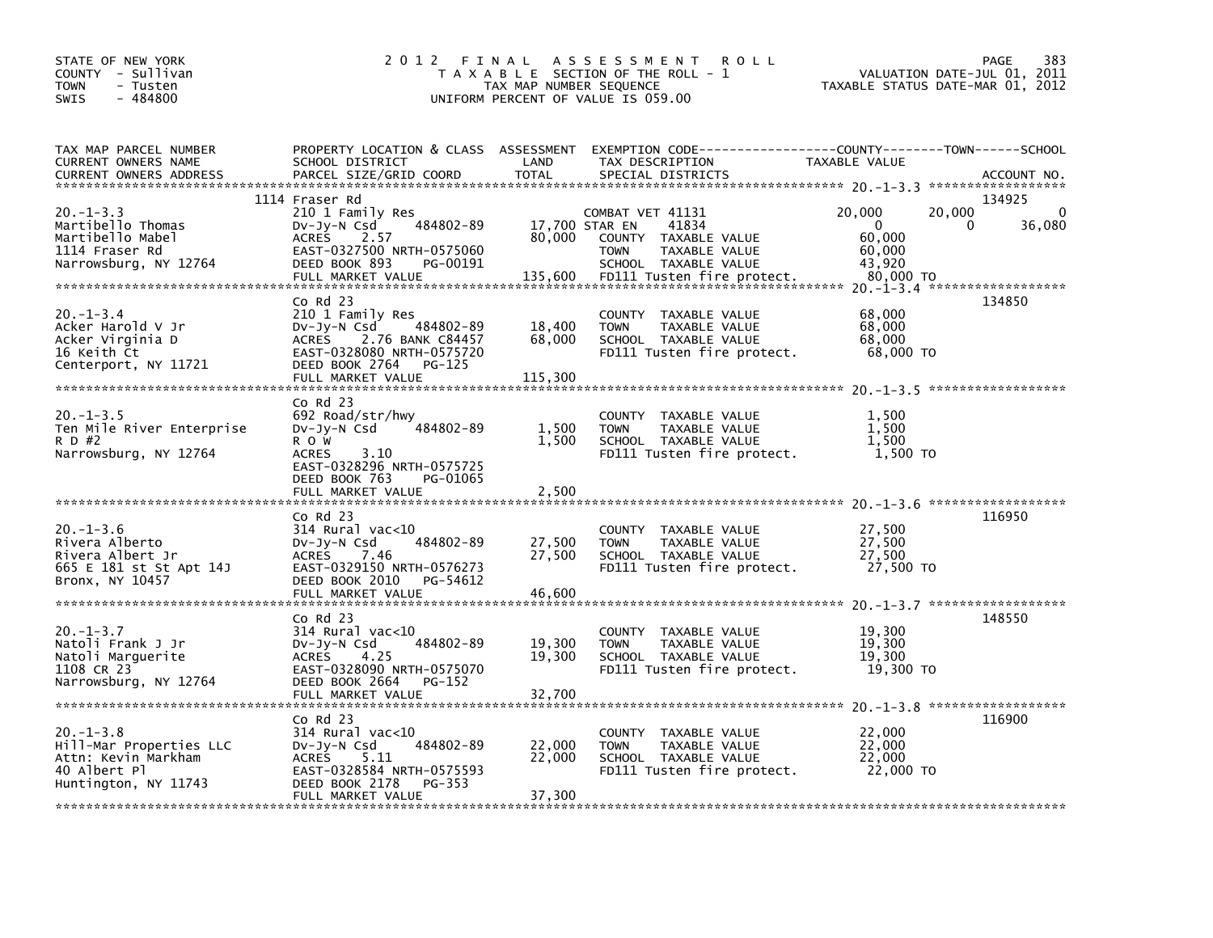STATE OF NEW YORK
COUNTY - Sullivan
TOWN - Tusten
SWIS - 484800

2012 FINAL ASSESSMENT ROLL
TAXABLE SECTION OF THE ROLL - 1
TAX MAP NUMBER SEQUENCE
UNIFORM PERCENT OF VALUE IS 059.00

VALUATION DATE-JUL 01, 2011
TAXABLE STATUS DATE-MAR 01, 2012

| TAX MAP PARCEL NUMBER / CURRENT OWNERS NAME / CURRENT OWNERS ADDRESS | PROPERTY LOCATION & CLASS / SCHOOL DISTRICT / PARCEL SIZE/GRID COORD | ASSESSMENT LAND / TOTAL | EXEMPTION CODE / TAX DESCRIPTION / SPECIAL DISTRICTS | COUNTY | TOWN | SCHOOL / TAXABLE VALUE | ACCOUNT NO. |
|---|---|---|---|---|---|---|---|
| 20.-1-3.3 | 1114 Fraser Rd | | | | | | 134925 |
| | 210 1 Family Res | | COMBAT VET 41131 | 20,000 | 20,000 | 0 | |
| Martibello Thomas | Dv-Jy-N Csd 484802-89 | 17,700 | STAR EN 41834 | 0 | 0 | 36,080 | |
| Martibello Mabel | ACRES 2.57 | 80,000 | COUNTY TAXABLE VALUE | 60,000 | | | |
| 1114 Fraser Rd | EAST-0327500 NRTH-0575060 | | TOWN TAXABLE VALUE | | 60,000 | | |
| Narrowsburg, NY 12764 | DEED BOOK 893 PG-00191 | | SCHOOL TAXABLE VALUE | | | 43,920 | |
| | FULL MARKET VALUE | 135,600 | FD111 Tusten fire protect. | | | 80,000 TO | |
| 20.-1-3.4 | Co Rd 23 | | | | | | 134850 |
| Acker Harold V Jr | 210 1 Family Res | | COUNTY TAXABLE VALUE | 68,000 | | | |
| Acker Virginia D | Dv-Jy-N Csd 484802-89 | 18,400 | TOWN TAXABLE VALUE | | 68,000 | | |
| 16 Keith Ct | ACRES 2.76 BANK C84457 | 68,000 | SCHOOL TAXABLE VALUE | | | 68,000 | |
| Centerport, NY 11721 | EAST-0328080 NRTH-0575720 | | FD111 Tusten fire protect. | | | 68,000 TO | |
| | DEED BOOK 2764 PG-125 | | | | | | |
| | FULL MARKET VALUE | 115,300 | | | | | |
| 20.-1-3.5 | Co Rd 23 | | | | | | |
| Ten Mile River Enterprise | 692 Road/str/hwy | | COUNTY TAXABLE VALUE | 1,500 | | | |
| R D #2 | Dv-Jy-N Csd 484802-89 | 1,500 | TOWN TAXABLE VALUE | | 1,500 | | |
| Narrowsburg, NY 12764 | R O W | 1,500 | SCHOOL TAXABLE VALUE | | | 1,500 | |
| | ACRES 3.10 | | FD111 Tusten fire protect. | | | 1,500 TO | |
| | EAST-0328296 NRTH-0575725 | | | | | | |
| | DEED BOOK 763 PG-01065 | | | | | | |
| | FULL MARKET VALUE | 2,500 | | | | | |
| 20.-1-3.6 | Co Rd 23 | | | | | | 116950 |
| Rivera Alberto | 314 Rural vac<10 | | COUNTY TAXABLE VALUE | 27,500 | | | |
| Rivera Albert Jr | Dv-Jy-N Csd 484802-89 | 27,500 | TOWN TAXABLE VALUE | | 27,500 | | |
| 665 E 181 st St Apt 14J | ACRES 7.46 | 27,500 | SCHOOL TAXABLE VALUE | | | 27,500 | |
| Bronx, NY 10457 | EAST-0329150 NRTH-0576273 | | FD111 Tusten fire protect. | | | 27,500 TO | |
| | DEED BOOK 2010 PG-54612 | | | | | | |
| | FULL MARKET VALUE | 46,600 | | | | | |
| 20.-1-3.7 | Co Rd 23 | | | | | | 148550 |
| Natoli Frank J Jr | 314 Rural vac<10 | | COUNTY TAXABLE VALUE | 19,300 | | | |
| Natoli Marguerite | Dv-Jy-N Csd 484802-89 | 19,300 | TOWN TAXABLE VALUE | | 19,300 | | |
| 1108 CR 23 | ACRES 4.25 | 19,300 | SCHOOL TAXABLE VALUE | | | 19,300 | |
| Narrowsburg, NY 12764 | EAST-0328090 NRTH-0575070 | | FD111 Tusten fire protect. | | | 19,300 TO | |
| | DEED BOOK 2664 PG-152 | | | | | | |
| | FULL MARKET VALUE | 32,700 | | | | | |
| 20.-1-3.8 | Co Rd 23 | | | | | | 116900 |
| Hill-Mar Properties LLC | 314 Rural vac<10 | | COUNTY TAXABLE VALUE | 22,000 | | | |
| Attn: Kevin Markham | Dv-Jy-N Csd 484802-89 | 22,000 | TOWN TAXABLE VALUE | | 22,000 | | |
| 40 Albert Pl | ACRES 5.11 | 22,000 | SCHOOL TAXABLE VALUE | | | 22,000 | |
| Huntington, NY 11743 | EAST-0328584 NRTH-0575593 | | FD111 Tusten fire protect. | | | 22,000 TO | |
| | DEED BOOK 2178 PG-353 | | | | | | |
| | FULL MARKET VALUE | 37,300 | | | | | |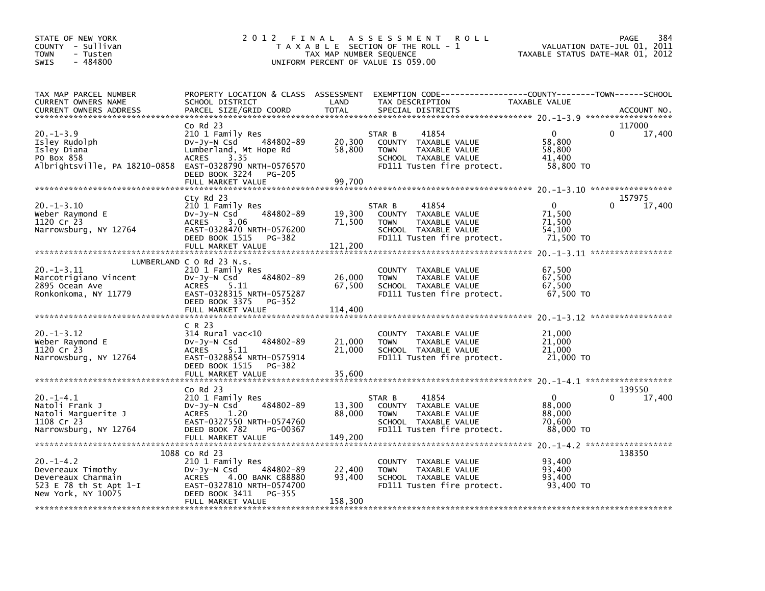STATE OF NEW YORK
COUNTY - Sullivan
TOWN - Tusten
SWIS - 484800

# 2012 FINAL ASSESSMENT ROLL

TAXABLE SECTION OF THE ROLL - 1
TAX MAP NUMBER SEQUENCE
UNIFORM PERCENT OF VALUE IS 059.00

VALUATION DATE-JUL 01, 2011
TAXABLE STATUS DATE-MAR 01, 2012

| TAX MAP PARCEL NUMBER / CURRENT OWNERS NAME / CURRENT OWNERS ADDRESS | PROPERTY LOCATION & CLASS / SCHOOL DISTRICT / PARCEL SIZE/GRID COORD | ASSESSMENT LAND / TOTAL | EXEMPTION CODE / TAX DESCRIPTION / SPECIAL DISTRICTS | COUNTY TAXABLE VALUE | TOWN | SCHOOL | ACCOUNT NO. |
|---|---|---|---|---|---|---|---|
| 20.-1-3.9 | Co Rd 23 | | | | | | 117000 |
| Isley Rudolph | 210 1 Family Res | | STAR B 41854 | 0 | 0 | 17,400 | |
| Isley Diana | Dv-Jy-N Csd 484802-89 | 20,300 | COUNTY TAXABLE VALUE | 58,800 | | | |
| PO Box 858 | Lumberland, Mt Hope Rd | 58,800 | TOWN TAXABLE VALUE | 58,800 | | | |
| Albrightsville, PA 18210-0858 | ACRES 3.35 | | SCHOOL TAXABLE VALUE | 41,400 | | | |
| | EAST-0328790 NRTH-0576570 | | FD111 Tusten fire protect. | 58,800 TO | | | |
| | DEED BOOK 3224 PG-205 | | | | | | |
| | FULL MARKET VALUE | 99,700 | | | | | |
| 20.-1-3.10 | Cty Rd 23 | | | | | | 157975 |
| Weber Raymond E | 210 1 Family Res | | STAR B 41854 | 0 | 0 | 17,400 | |
| 1120 Cr 23 | Dv-Jy-N Csd 484802-89 | 19,300 | COUNTY TAXABLE VALUE | 71,500 | | | |
| Narrowsburg, NY 12764 | ACRES 3.06 | 71,500 | TOWN TAXABLE VALUE | 71,500 | | | |
| | EAST-0328470 NRTH-0576200 | | SCHOOL TAXABLE VALUE | 54,100 | | | |
| | DEED BOOK 1515 PG-382 | | FD111 Tusten fire protect. | 71,500 TO | | | |
| | FULL MARKET VALUE | 121,200 | | | | | |
| 20.-1-3.11 | LUMBERLAND C O Rd 23 N.s. | | | | | | |
| Marcotrigiano Vincent | 210 1 Family Res | | COUNTY TAXABLE VALUE | 67,500 | | | |
| 2895 Ocean Ave | Dv-Jy-N Csd 484802-89 | 26,000 | TOWN TAXABLE VALUE | 67,500 | | | |
| Ronkonkoma, NY 11779 | ACRES 5.11 | 67,500 | SCHOOL TAXABLE VALUE | 67,500 | | | |
| | EAST-0328315 NRTH-0575287 | | FD111 Tusten fire protect. | 67,500 TO | | | |
| | DEED BOOK 3375 PG-352 | | | | | | |
| | FULL MARKET VALUE | 114,400 | | | | | |
| 20.-1-3.12 | C R 23 | | | | | | |
| Weber Raymond E | 314 Rural vac<10 | | COUNTY TAXABLE VALUE | 21,000 | | | |
| 1120 Cr 23 | Dv-Jy-N Csd 484802-89 | 21,000 | TOWN TAXABLE VALUE | 21,000 | | | |
| Narrowsburg, NY 12764 | ACRES 5.11 | 21,000 | SCHOOL TAXABLE VALUE | 21,000 | | | |
| | EAST-0328854 NRTH-0575914 | | FD111 Tusten fire protect. | 21,000 TO | | | |
| | DEED BOOK 1515 PG-382 | | | | | | |
| | FULL MARKET VALUE | 35,600 | | | | | |
| 20.-1-4.1 | Co Rd 23 | | | | | | 139550 |
| Natoli Frank J | 210 1 Family Res | | STAR B 41854 | 0 | 0 | 17,400 | |
| Natoli Marguerite J | Dv-Jy-N Csd 484802-89 | 13,300 | COUNTY TAXABLE VALUE | 88,000 | | | |
| 1108 Cr 23 | ACRES 1.20 | 88,000 | TOWN TAXABLE VALUE | 88,000 | | | |
| Narrowsburg, NY 12764 | EAST-0327550 NRTH-0574760 | | SCHOOL TAXABLE VALUE | 70,600 | | | |
| | DEED BOOK 782 PG-00367 | | FD111 Tusten fire protect. | 88,000 TO | | | |
| | FULL MARKET VALUE | 149,200 | | | | | |
| 20.-1-4.2 | 1088 Co Rd 23 | | | | | | 138350 |
| Devereaux Timothy | 210 1 Family Res | | COUNTY TAXABLE VALUE | 93,400 | | | |
| Devereaux Charmain | Dv-Jy-N Csd 484802-89 | 22,400 | TOWN TAXABLE VALUE | 93,400 | | | |
| 523 E 78 th St Apt 1-I | ACRES 4.00 BANK C88880 | 93,400 | SCHOOL TAXABLE VALUE | 93,400 | | | |
| New York, NY 10075 | EAST-0327810 NRTH-0574700 | | FD111 Tusten fire protect. | 93,400 TO | | | |
| | DEED BOOK 3411 PG-355 | | | | | | |
| | FULL MARKET VALUE | 158,300 | | | | | |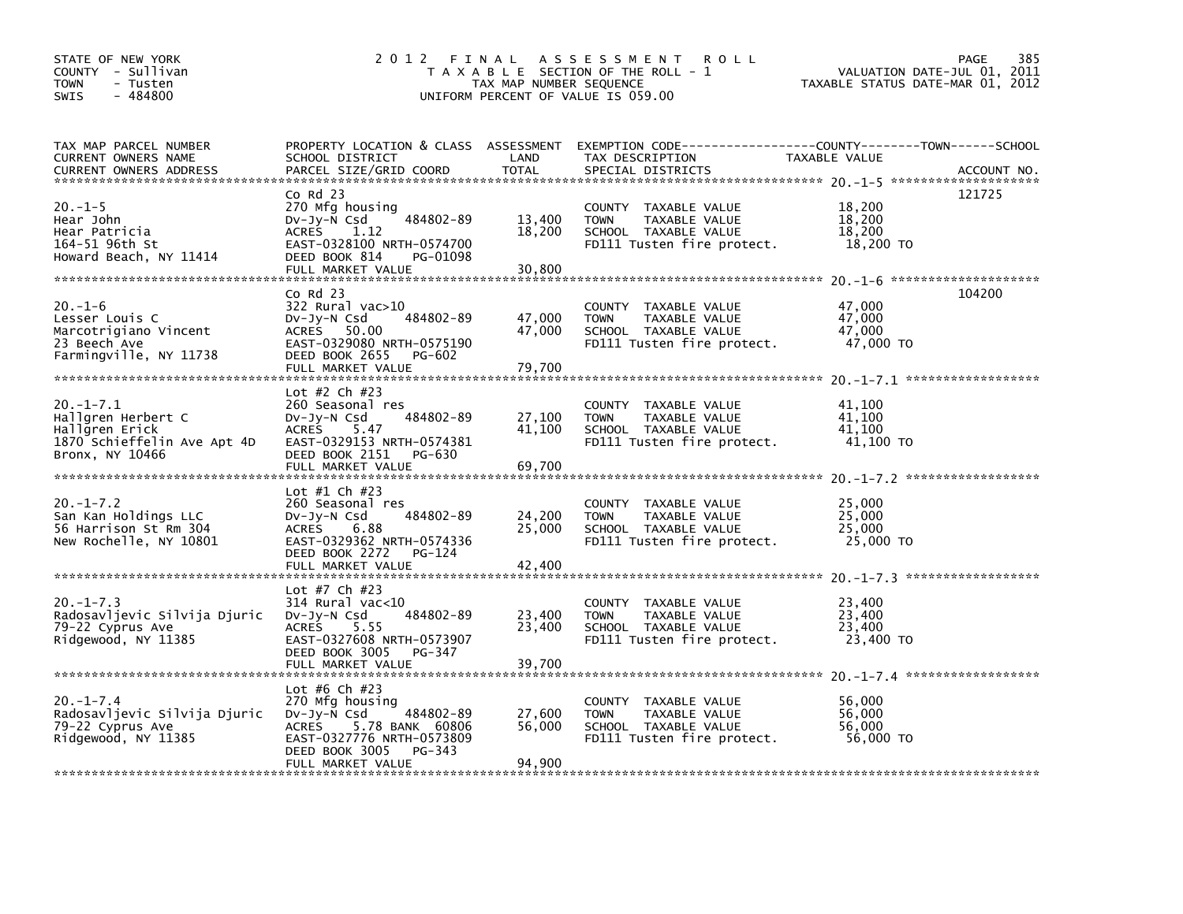STATE OF NEW YORK
COUNTY - Sullivan
TOWN - Tusten
SWIS - 484800

# 2012 FINAL ASSESSMENT ROLL

TAXABLE SECTION OF THE ROLL - 1
TAX MAP NUMBER SEQUENCE
UNIFORM PERCENT OF VALUE IS 059.00

VALUATION DATE-JUL 01, 2011
TAXABLE STATUS DATE-MAR 01, 2012

| TAX MAP PARCEL NUMBER / CURRENT OWNERS NAME / CURRENT OWNERS ADDRESS | PROPERTY LOCATION & CLASS / SCHOOL DISTRICT / PARCEL SIZE/GRID COORD | ASSESSMENT LAND | TOTAL | EXEMPTION CODE / TAX DESCRIPTION / SPECIAL DISTRICTS | COUNTY--------TOWN------SCHOOL TAXABLE VALUE | ACCOUNT NO. |
|---|---|---|---|---|---|---|
| 20.-1-5 | Co Rd 23 | | | | | 121725 |
| Hear John | 270 Mfg housing | | | COUNTY TAXABLE VALUE | 18,200 | |
| Hear Patricia | Dv-Jy-N Csd 484802-89 | 13,400 | | TOWN TAXABLE VALUE | 18,200 | |
| 164-51 96th St | ACRES 1.12 | | 18,200 | SCHOOL TAXABLE VALUE | 18,200 | |
| Howard Beach, NY 11414 | EAST-0328100 NRTH-0574700 | | | FD111 Tusten fire protect. | 18,200 TO | |
| | DEED BOOK 814 PG-01098 | | | | | |
| | FULL MARKET VALUE | | 30,800 | | | |
| 20.-1-6 | Co Rd 23 | | | | | 104200 |
| Lesser Louis C | 322 Rural vac>10 | | | COUNTY TAXABLE VALUE | 47,000 | |
| Marcotrigiano Vincent | Dv-Jy-N Csd 484802-89 | 47,000 | | TOWN TAXABLE VALUE | 47,000 | |
| 23 Beech Ave | ACRES 50.00 | | 47,000 | SCHOOL TAXABLE VALUE | 47,000 | |
| Farmingville, NY 11738 | EAST-0329080 NRTH-0575190 | | | FD111 Tusten fire protect. | 47,000 TO | |
| | DEED BOOK 2655 PG-602 | | | | | |
| | FULL MARKET VALUE | | 79,700 | | | |
| 20.-1-7.1 | Lot #2 Ch #23 | | | | | |
| Hallgren Herbert C | 260 Seasonal res | | | COUNTY TAXABLE VALUE | 41,100 | |
| Hallgren Erick | Dv-Jy-N Csd 484802-89 | 27,100 | | TOWN TAXABLE VALUE | 41,100 | |
| 1870 Schieffelin Ave Apt 4D | ACRES 5.47 | | 41,100 | SCHOOL TAXABLE VALUE | 41,100 | |
| Bronx, NY 10466 | EAST-0329153 NRTH-0574381 | | | FD111 Tusten fire protect. | 41,100 TO | |
| | DEED BOOK 2151 PG-630 | | | | | |
| | FULL MARKET VALUE | | 69,700 | | | |
| 20.-1-7.2 | Lot #1 Ch #23 | | | | | |
| San Kan Holdings LLC | 260 Seasonal res | | | COUNTY TAXABLE VALUE | 25,000 | |
| 56 Harrison St Rm 304 | Dv-Jy-N Csd 484802-89 | 24,200 | | TOWN TAXABLE VALUE | 25,000 | |
| New Rochelle, NY 10801 | ACRES 6.88 | | 25,000 | SCHOOL TAXABLE VALUE | 25,000 | |
| | EAST-0329362 NRTH-0574336 | | | FD111 Tusten fire protect. | 25,000 TO | |
| | DEED BOOK 2272 PG-124 | | | | | |
| | FULL MARKET VALUE | | 42,400 | | | |
| 20.-1-7.3 | Lot #7 Ch #23 | | | | | |
| Radosavljevic Silvija Djuric | 314 Rural vac<10 | | | COUNTY TAXABLE VALUE | 23,400 | |
| 79-22 Cyprus Ave | Dv-Jy-N Csd 484802-89 | 23,400 | | TOWN TAXABLE VALUE | 23,400 | |
| Ridgewood, NY 11385 | ACRES 5.55 | | 23,400 | SCHOOL TAXABLE VALUE | 23,400 | |
| | EAST-0327608 NRTH-0573907 | | | FD111 Tusten fire protect. | 23,400 TO | |
| | DEED BOOK 3005 PG-347 | | | | | |
| | FULL MARKET VALUE | | 39,700 | | | |
| 20.-1-7.4 | Lot #6 Ch #23 | | | | | |
| Radosavljevic Silvija Djuric | 270 Mfg housing | | | COUNTY TAXABLE VALUE | 56,000 | |
| 79-22 Cyprus Ave | Dv-Jy-N Csd 484802-89 | 27,600 | | TOWN TAXABLE VALUE | 56,000 | |
| Ridgewood, NY 11385 | ACRES 5.78 BANK 60806 | | 56,000 | SCHOOL TAXABLE VALUE | 56,000 | |
| | EAST-0327776 NRTH-0573809 | | | FD111 Tusten fire protect. | 56,000 TO | |
| | DEED BOOK 3005 PG-343 | | | | | |
| | FULL MARKET VALUE | | 94,900 | | | |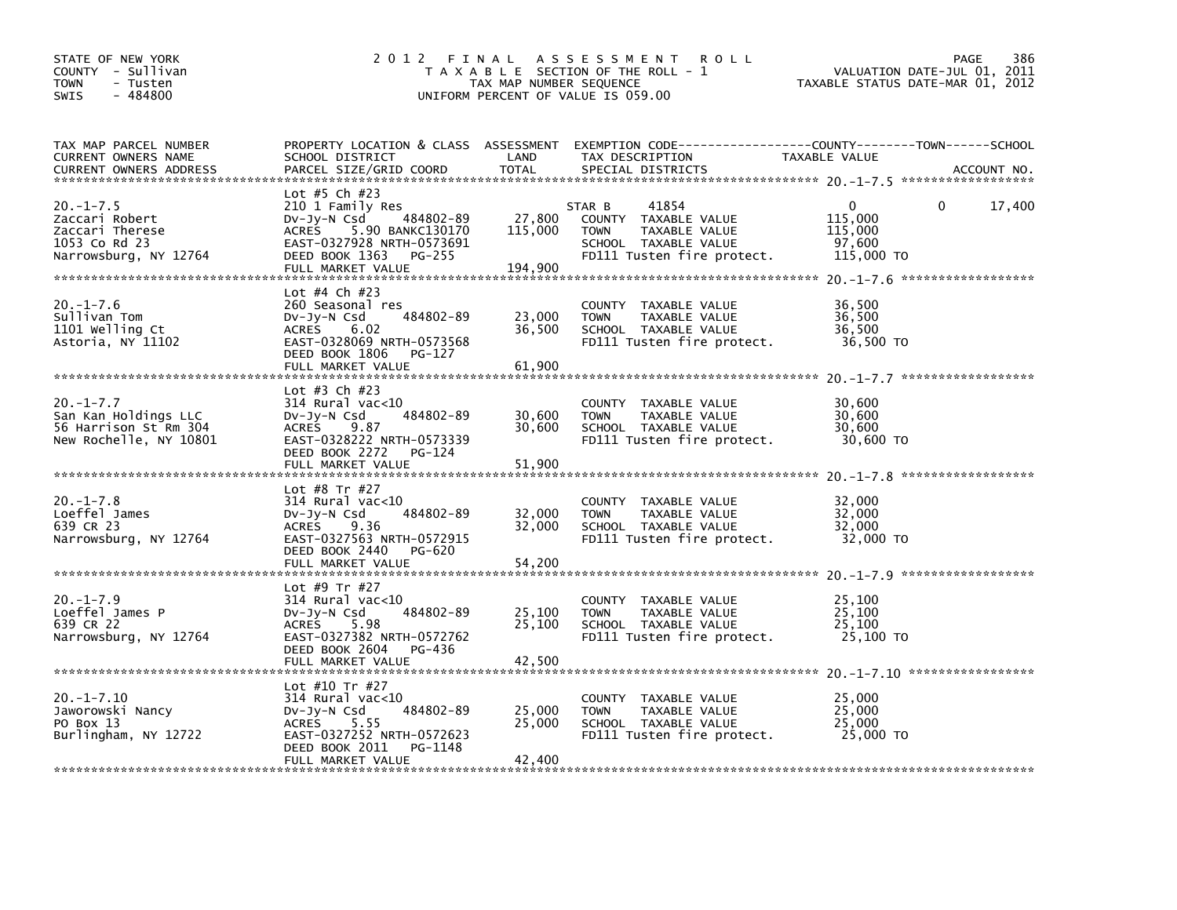STATE OF NEW YORK
COUNTY - Sullivan
TOWN - Tusten
SWIS - 484800

# 2012 FINAL ASSESSMENT ROLL

TAXABLE SECTION OF THE ROLL - 1
TAX MAP NUMBER SEQUENCE
UNIFORM PERCENT OF VALUE IS 059.00

VALUATION DATE-JUL 01, 2011
TAXABLE STATUS DATE-MAR 01, 2012

| TAX MAP PARCEL NUMBER / CURRENT OWNERS NAME / CURRENT OWNERS ADDRESS | PROPERTY LOCATION & CLASS / SCHOOL DISTRICT / PARCEL SIZE/GRID COORD | ASSESSMENT LAND / TOTAL | EXEMPTION CODE / TAX DESCRIPTION / SPECIAL DISTRICTS | COUNTY TAXABLE VALUE | TOWN | SCHOOL / ACCOUNT NO. |
|---|---|---|---|---|---|---|
| 20.-1-7.5 | Lot #5 Ch #23 | | | | | |
| | 210 1 Family Res | | STAR B 41854 | 0 | 0 | 17,400 |
| Zaccari Robert | Dv-Jy-N Csd 484802-89 | 27,800 | COUNTY TAXABLE VALUE | 115,000 | | |
| Zaccari Therese | ACRES 5.90 BANKC130170 | 115,000 | TOWN TAXABLE VALUE | 115,000 | | |
| 1053 Co Rd 23 | EAST-0327928 NRTH-0573691 | | SCHOOL TAXABLE VALUE | 97,600 | | |
| Narrowsburg, NY 12764 | DEED BOOK 1363 PG-255 | | FD111 Tusten fire protect. | 115,000 TO | | |
| | FULL MARKET VALUE | 194,900 | | | | |
| 20.-1-7.6 | Lot #4 Ch #23 | | | | | |
| | 260 Seasonal res | | COUNTY TAXABLE VALUE | 36,500 | | |
| Sullivan Tom | Dv-Jy-N Csd 484802-89 | 23,000 | TOWN TAXABLE VALUE | 36,500 | | |
| 1101 Welling Ct | ACRES 6.02 | 36,500 | SCHOOL TAXABLE VALUE | 36,500 | | |
| Astoria, NY 11102 | EAST-0328069 NRTH-0573568 | | FD111 Tusten fire protect. | 36,500 TO | | |
| | DEED BOOK 1806 PG-127 | | | | | |
| | FULL MARKET VALUE | 61,900 | | | | |
| 20.-1-7.7 | Lot #3 Ch #23 | | | | | |
| | 314 Rural vac<10 | | COUNTY TAXABLE VALUE | 30,600 | | |
| San Kan Holdings LLC | Dv-Jy-N Csd 484802-89 | 30,600 | TOWN TAXABLE VALUE | 30,600 | | |
| 56 Harrison St Rm 304 | ACRES 9.87 | 30,600 | SCHOOL TAXABLE VALUE | 30,600 | | |
| New Rochelle, NY 10801 | EAST-0328222 NRTH-0573339 | | FD111 Tusten fire protect. | 30,600 TO | | |
| | DEED BOOK 2272 PG-124 | | | | | |
| | FULL MARKET VALUE | 51,900 | | | | |
| 20.-1-7.8 | Lot #8 Tr #27 | | | | | |
| | 314 Rural vac<10 | | COUNTY TAXABLE VALUE | 32,000 | | |
| Loeffel James | Dv-Jy-N Csd 484802-89 | 32,000 | TOWN TAXABLE VALUE | 32,000 | | |
| 639 CR 23 | ACRES 9.36 | 32,000 | SCHOOL TAXABLE VALUE | 32,000 | | |
| Narrowsburg, NY 12764 | EAST-0327563 NRTH-0572915 | | FD111 Tusten fire protect. | 32,000 TO | | |
| | DEED BOOK 2440 PG-620 | | | | | |
| | FULL MARKET VALUE | 54,200 | | | | |
| 20.-1-7.9 | Lot #9 Tr #27 | | | | | |
| | 314 Rural vac<10 | | COUNTY TAXABLE VALUE | 25,100 | | |
| Loeffel James P | Dv-Jy-N Csd 484802-89 | 25,100 | TOWN TAXABLE VALUE | 25,100 | | |
| 639 CR 22 | ACRES 5.98 | 25,100 | SCHOOL TAXABLE VALUE | 25,100 | | |
| Narrowsburg, NY 12764 | EAST-0327382 NRTH-0572762 | | FD111 Tusten fire protect. | 25,100 TO | | |
| | DEED BOOK 2604 PG-436 | | | | | |
| | FULL MARKET VALUE | 42,500 | | | | |
| 20.-1-7.10 | Lot #10 Tr #27 | | | | | |
| | 314 Rural vac<10 | | COUNTY TAXABLE VALUE | 25,000 | | |
| Jaworowski Nancy | Dv-Jy-N Csd 484802-89 | 25,000 | TOWN TAXABLE VALUE | 25,000 | | |
| PO Box 13 | ACRES 5.55 | 25,000 | SCHOOL TAXABLE VALUE | 25,000 | | |
| Burlingham, NY 12722 | EAST-0327252 NRTH-0572623 | | FD111 Tusten fire protect. | 25,000 TO | | |
| | DEED BOOK 2011 PG-1148 | | | | | |
| | FULL MARKET VALUE | 42,400 | | | | |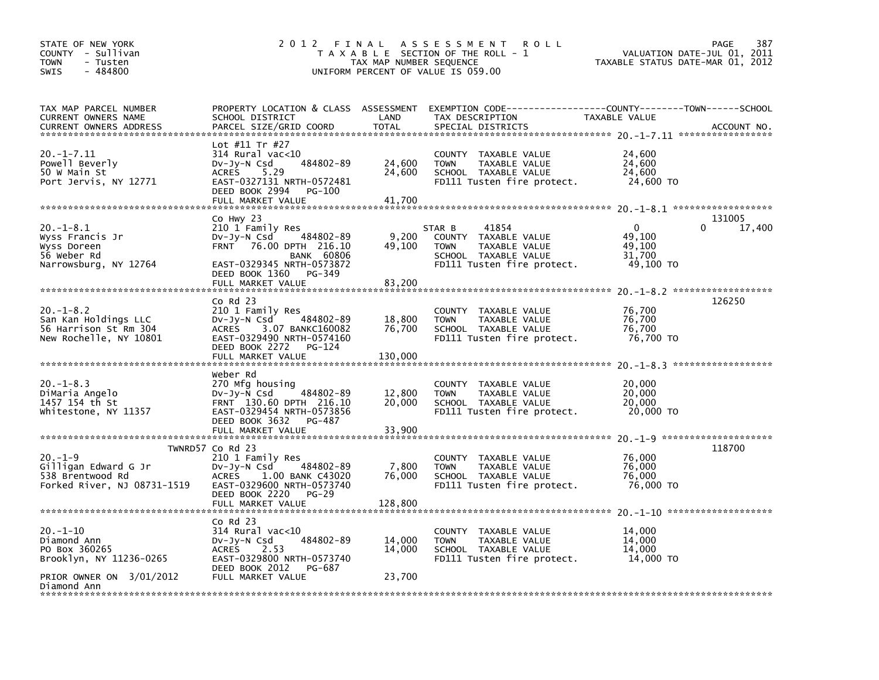STATE OF NEW YORK
COUNTY - Sullivan
TOWN - Tusten
SWIS - 484800

# 2012 FINAL ASSESSMENT ROLL

TAXABLE SECTION OF THE ROLL - 1
TAX MAP NUMBER SEQUENCE
UNIFORM PERCENT OF VALUE IS 059.00

VALUATION DATE-JUL 01, 2011
TAXABLE STATUS DATE-MAR 01, 2012

| TAX MAP PARCEL NUMBER / CURRENT OWNERS NAME / CURRENT OWNERS ADDRESS | PROPERTY LOCATION & CLASS / SCHOOL DISTRICT / PARCEL SIZE/GRID COORD | ASSESSMENT LAND | TOTAL | EXEMPTION CODE / TAX DESCRIPTION / SPECIAL DISTRICTS | COUNTY | TOWN | SCHOOL | ACCOUNT NO. |
|---|---|---|---|---|---|---|---|---|
| 20.-1-7.11 | Lot #11 Tr #27 | | | | | | | |
| Powell Beverly | 314 Rural vac<10 | | | COUNTY TAXABLE VALUE | 24,600 | | | |
| 50 W Main St | Dv-Jy-N Csd 484802-89 | 24,600 | | TOWN TAXABLE VALUE | | 24,600 | | |
| Port Jervis, NY 12771 | ACRES 5.29 | | 24,600 | SCHOOL TAXABLE VALUE | | | 24,600 | |
| | EAST-0327131 NRTH-0572481 | | | FD111 Tusten fire protect. | 24,600 TO | | | |
| | DEED BOOK 2994 PG-100 | | | | | | | |
| | FULL MARKET VALUE | | 41,700 | | | | | |
| 20.-1-8.1 | Co Hwy 23 | | | | | | | 131005 |
| Wyss Francis Jr | 210 1 Family Res | | | STAR B 41854 | 0 | 0 | 17,400 | |
| Wyss Doreen | Dv-Jy-N Csd 484802-89 | 9,200 | | COUNTY TAXABLE VALUE | 49,100 | | | |
| 56 Weber Rd | FRNT 76.00 DPTH 216.10 | | 49,100 | TOWN TAXABLE VALUE | | 49,100 | | |
| Narrowsburg, NY 12764 | BANK 60806 | | | SCHOOL TAXABLE VALUE | | | 31,700 | |
| | EAST-0329345 NRTH-0573872 | | | FD111 Tusten fire protect. | 49,100 TO | | | |
| | DEED BOOK 1360 PG-349 | | | | | | | |
| | FULL MARKET VALUE | | 83,200 | | | | | |
| 20.-1-8.2 | Co Rd 23 | | | | | | | 126250 |
| San Kan Holdings LLC | 210 1 Family Res | | | COUNTY TAXABLE VALUE | 76,700 | | | |
| 56 Harrison St Rm 304 | Dv-Jy-N Csd 484802-89 | 18,800 | | TOWN TAXABLE VALUE | | 76,700 | | |
| New Rochelle, NY 10801 | ACRES 3.07 BANKC160082 | | 76,700 | SCHOOL TAXABLE VALUE | | | 76,700 | |
| | EAST-0329490 NRTH-0574160 | | | FD111 Tusten fire protect. | 76,700 TO | | | |
| | DEED BOOK 2272 PG-124 | | | | | | | |
| | FULL MARKET VALUE | | 130,000 | | | | | |
| 20.-1-8.3 | Weber Rd | | | | | | | |
| DiMaria Angelo | 270 Mfg housing | | | COUNTY TAXABLE VALUE | 20,000 | | | |
| 1457 154 th St | Dv-Jy-N Csd 484802-89 | 12,800 | | TOWN TAXABLE VALUE | | 20,000 | | |
| Whitestone, NY 11357 | FRNT 130.60 DPTH 216.10 | | 20,000 | SCHOOL TAXABLE VALUE | | | 20,000 | |
| | EAST-0329454 NRTH-0573856 | | | FD111 Tusten fire protect. | 20,000 TO | | | |
| | DEED BOOK 3632 PG-487 | | | | | | | |
| | FULL MARKET VALUE | | 33,900 | | | | | |
| 20.-1-9 | TWNRD57 Co Rd 23 | | | | | | | 118700 |
| Gilligan Edward G Jr | 210 1 Family Res | | | COUNTY TAXABLE VALUE | 76,000 | | | |
| 538 Brentwood Rd | Dv-Jy-N Csd 484802-89 | 7,800 | | TOWN TAXABLE VALUE | | 76,000 | | |
| Forked River, NJ 08731-1519 | ACRES 1.00 BANK C43020 | | 76,000 | SCHOOL TAXABLE VALUE | | | 76,000 | |
| | EAST-0329600 NRTH-0573740 | | | FD111 Tusten fire protect. | 76,000 TO | | | |
| | DEED BOOK 2220 PG-29 | | | | | | | |
| | FULL MARKET VALUE | | 128,800 | | | | | |
| 20.-1-10 | Co Rd 23 | | | | | | | |
| Diamond Ann | 314 Rural vac<10 | | | COUNTY TAXABLE VALUE | 14,000 | | | |
| PO Box 360265 | Dv-Jy-N Csd 484802-89 | 14,000 | | TOWN TAXABLE VALUE | | 14,000 | | |
| Brooklyn, NY 11236-0265 | ACRES 2.53 | | 14,000 | SCHOOL TAXABLE VALUE | | | 14,000 | |
| | EAST-0329800 NRTH-0573740 | | | FD111 Tusten fire protect. | 14,000 TO | | | |
| PRIOR OWNER ON 3/01/2012 | DEED BOOK 2012 PG-687 | | | | | | | |
| Diamond Ann | FULL MARKET VALUE | | 23,700 | | | | | |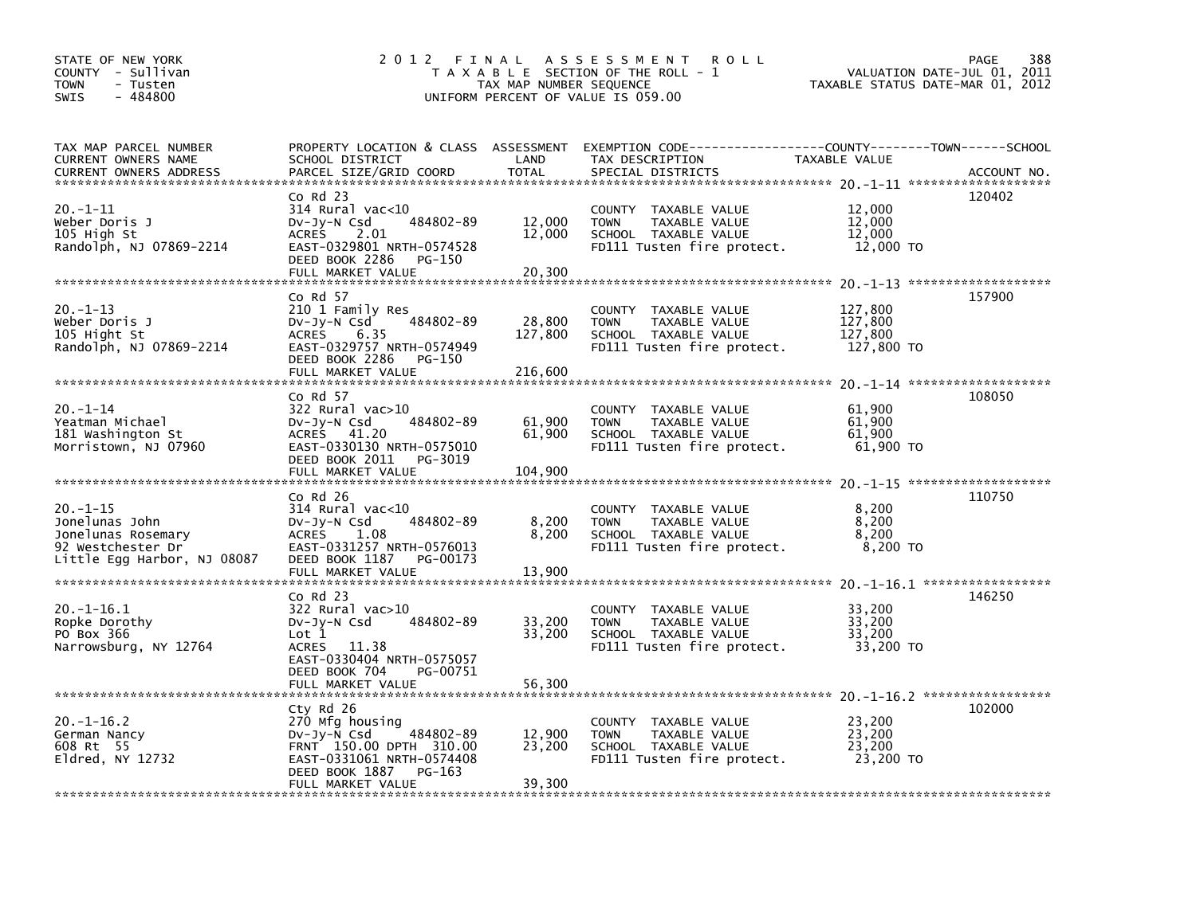STATE OF NEW YORK
COUNTY - Sullivan
TOWN - Tusten
SWIS - 484800

# 2012 FINAL ASSESSMENT ROLL

TAXABLE SECTION OF THE ROLL - 1
TAX MAP NUMBER SEQUENCE
UNIFORM PERCENT OF VALUE IS 059.00

VALUATION DATE-JUL 01, 2011
TAXABLE STATUS DATE-MAR 01, 2012

| TAX MAP PARCEL NUMBER / CURRENT OWNERS NAME / CURRENT OWNERS ADDRESS | PROPERTY LOCATION & CLASS / SCHOOL DISTRICT / PARCEL SIZE/GRID COORD | ASSESSMENT LAND | TOTAL | EXEMPTION CODE / TAX DESCRIPTION / SPECIAL DISTRICTS | TAXABLE VALUE | ACCOUNT NO. |
|---|---|---|---|---|---|---|
| 20.-1-11 | Co Rd 23 | | | | | 120402 |
| Weber Doris J | 314 Rural vac<10 | | | COUNTY TAXABLE VALUE | 12,000 | |
| 105 High St | Dv-Jy-N Csd 484802-89 | 12,000 | | TOWN TAXABLE VALUE | 12,000 | |
| Randolph, NJ 07869-2214 | ACRES 2.01 | | 12,000 | SCHOOL TAXABLE VALUE | 12,000 | |
| | EAST-0329801 NRTH-0574528 | | | FD111 Tusten fire protect. | 12,000 TO | |
| | DEED BOOK 2286 PG-150 | | | | | |
| | FULL MARKET VALUE | | 20,300 | | | |
| 20.-1-13 | Co Rd 57 | | | | | 157900 |
| Weber Doris J | 210 1 Family Res | | | COUNTY TAXABLE VALUE | 127,800 | |
| 105 Hight St | Dv-Jy-N Csd 484802-89 | 28,800 | | TOWN TAXABLE VALUE | 127,800 | |
| Randolph, NJ 07869-2214 | ACRES 6.35 | | 127,800 | SCHOOL TAXABLE VALUE | 127,800 | |
| | EAST-0329757 NRTH-0574949 | | | FD111 Tusten fire protect. | 127,800 TO | |
| | DEED BOOK 2286 PG-150 | | | | | |
| | FULL MARKET VALUE | | 216,600 | | | |
| 20.-1-14 | Co Rd 57 | | | | | 108050 |
| Yeatman Michael | 322 Rural vac>10 | | | COUNTY TAXABLE VALUE | 61,900 | |
| 181 Washington St | Dv-Jy-N Csd 484802-89 | 61,900 | | TOWN TAXABLE VALUE | 61,900 | |
| Morristown, NJ 07960 | ACRES 41.20 | | 61,900 | SCHOOL TAXABLE VALUE | 61,900 | |
| | EAST-0330130 NRTH-0575010 | | | FD111 Tusten fire protect. | 61,900 TO | |
| | DEED BOOK 2011 PG-3019 | | | | | |
| | FULL MARKET VALUE | | 104,900 | | | |
| 20.-1-15 | Co Rd 26 | | | | | 110750 |
| Jonelunas John | 314 Rural vac<10 | | | COUNTY TAXABLE VALUE | 8,200 | |
| Jonelunas Rosemary | Dv-Jy-N Csd 484802-89 | 8,200 | | TOWN TAXABLE VALUE | 8,200 | |
| 92 Westchester Dr | ACRES 1.08 | | 8,200 | SCHOOL TAXABLE VALUE | 8,200 | |
| Little Egg Harbor, NJ 08087 | EAST-0331257 NRTH-0576013 | | | FD111 Tusten fire protect. | 8,200 TO | |
| | DEED BOOK 1187 PG-00173 | | | | | |
| | FULL MARKET VALUE | | 13,900 | | | |
| 20.-1-16.1 | Co Rd 23 | | | | | 146250 |
| Ropke Dorothy | 322 Rural vac>10 | | | COUNTY TAXABLE VALUE | 33,200 | |
| PO Box 366 | Dv-Jy-N Csd 484802-89 | 33,200 | | TOWN TAXABLE VALUE | 33,200 | |
| Narrowsburg, NY 12764 | Lot 1 | | 33,200 | SCHOOL TAXABLE VALUE | 33,200 | |
| | ACRES 11.38 | | | FD111 Tusten fire protect. | 33,200 TO | |
| | EAST-0330404 NRTH-0575057 | | | | | |
| | DEED BOOK 704 PG-00751 | | | | | |
| | FULL MARKET VALUE | | 56,300 | | | |
| 20.-1-16.2 | Cty Rd 26 | | | | | 102000 |
| German Nancy | 270 Mfg housing | | | COUNTY TAXABLE VALUE | 23,200 | |
| 608 Rt 55 | Dv-Jy-N Csd 484802-89 | 12,900 | | TOWN TAXABLE VALUE | 23,200 | |
| Eldred, NY 12732 | FRNT 150.00 DPTH 310.00 | | 23,200 | SCHOOL TAXABLE VALUE | 23,200 | |
| | EAST-0331061 NRTH-0574408 | | | FD111 Tusten fire protect. | 23,200 TO | |
| | DEED BOOK 1887 PG-163 | | | | | |
| | FULL MARKET VALUE | | 39,300 | | | |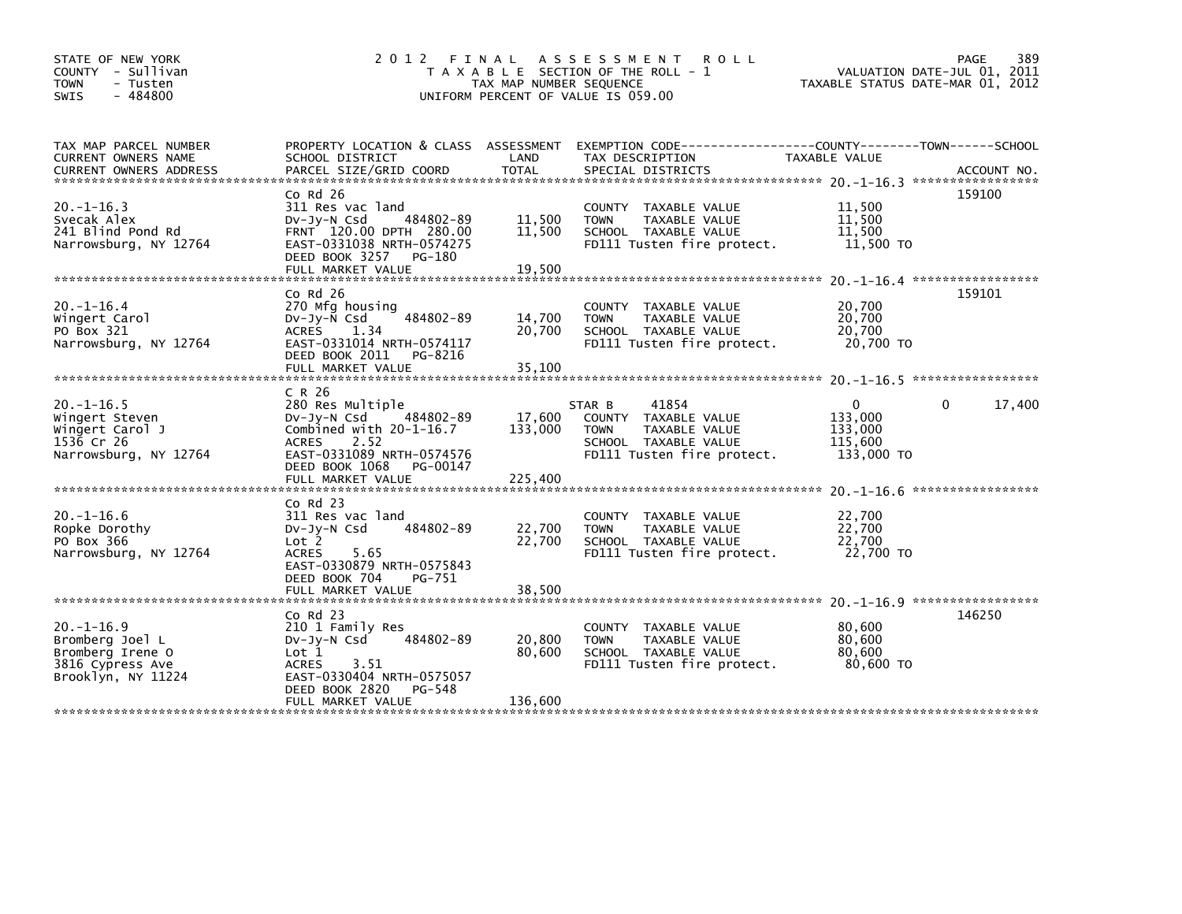STATE OF NEW YORK
COUNTY - Sullivan
TOWN - Tusten
SWIS - 484800

2012 FINAL ASSESSMENT ROLL
TAXABLE SECTION OF THE ROLL - 1
TAX MAP NUMBER SEQUENCE
UNIFORM PERCENT OF VALUE IS 059.00

VALUATION DATE-JUL 01, 2011
TAXABLE STATUS DATE-MAR 01, 2012

| TAX MAP PARCEL NUMBER / CURRENT OWNERS NAME / CURRENT OWNERS ADDRESS | PROPERTY LOCATION & CLASS / SCHOOL DISTRICT / PARCEL SIZE/GRID COORD | ASSESSMENT LAND / TOTAL | EXEMPTION CODE / TAX DESCRIPTION / SPECIAL DISTRICTS | COUNTY / TOWN / SCHOOL TAXABLE VALUE | ACCOUNT NO. |
|---|---|---|---|---|---|
| 20.-1-16.3 | Co Rd 26 | | | | 159100 |
| | 311 Res vac land | | COUNTY TAXABLE VALUE | 11,500 | |
| Svecak Alex | Dv-Jy-N Csd 484802-89 | 11,500 | TOWN TAXABLE VALUE | 11,500 | |
| 241 Blind Pond Rd | FRNT 120.00 DPTH 280.00 | 11,500 | SCHOOL TAXABLE VALUE | 11,500 | |
| Narrowsburg, NY 12764 | EAST-0331038 NRTH-0574275 | | FD111 Tusten fire protect. | 11,500 TO | |
| | DEED BOOK 3257 PG-180 | | | | |
| | FULL MARKET VALUE | 19,500 | | | |
| 20.-1-16.4 | Co Rd 26 | | | | 159101 |
| | 270 Mfg housing | | COUNTY TAXABLE VALUE | 20,700 | |
| Wingert Carol | Dv-Jy-N Csd 484802-89 | 14,700 | TOWN TAXABLE VALUE | 20,700 | |
| PO Box 321 | ACRES 1.34 | 20,700 | SCHOOL TAXABLE VALUE | 20,700 | |
| Narrowsburg, NY 12764 | EAST-0331014 NRTH-0574117 | | FD111 Tusten fire protect. | 20,700 TO | |
| | DEED BOOK 2011 PG-8216 | | | | |
| | FULL MARKET VALUE | 35,100 | | | |
| 20.-1-16.5 | C R 26 | | | | |
| | 280 Res Multiple | | STAR B 41854 | 0 0 17,400 | |
| Wingert Steven | Dv-Jy-N Csd 484802-89 | 17,600 | COUNTY TAXABLE VALUE | 133,000 | |
| Wingert Carol J | Combined with 20-1-16.7 | 133,000 | TOWN TAXABLE VALUE | 133,000 | |
| 1536 Cr 26 | ACRES 2.52 | | SCHOOL TAXABLE VALUE | 115,600 | |
| Narrowsburg, NY 12764 | EAST-0331089 NRTH-0574576 | | FD111 Tusten fire protect. | 133,000 TO | |
| | DEED BOOK 1068 PG-00147 | | | | |
| | FULL MARKET VALUE | 225,400 | | | |
| 20.-1-16.6 | Co Rd 23 | | | | |
| | 311 Res vac land | | COUNTY TAXABLE VALUE | 22,700 | |
| Ropke Dorothy | Dv-Jy-N Csd 484802-89 | 22,700 | TOWN TAXABLE VALUE | 22,700 | |
| PO Box 366 | Lot 2 | 22,700 | SCHOOL TAXABLE VALUE | 22,700 | |
| Narrowsburg, NY 12764 | ACRES 5.65 | | FD111 Tusten fire protect. | 22,700 TO | |
| | EAST-0330879 NRTH-0575843 | | | | |
| | DEED BOOK 704 PG-751 | | | | |
| | FULL MARKET VALUE | 38,500 | | | |
| 20.-1-16.9 | Co Rd 23 | | | | 146250 |
| | 210 1 Family Res | | COUNTY TAXABLE VALUE | 80,600 | |
| Bromberg Joel L | Dv-Jy-N Csd 484802-89 | 20,800 | TOWN TAXABLE VALUE | 80,600 | |
| Bromberg Irene O | Lot 1 | 80,600 | SCHOOL TAXABLE VALUE | 80,600 | |
| 3816 Cypress Ave | ACRES 3.51 | | FD111 Tusten fire protect. | 80,600 TO | |
| Brooklyn, NY 11224 | EAST-0330404 NRTH-0575057 | | | | |
| | DEED BOOK 2820 PG-548 | | | | |
| | FULL MARKET VALUE | 136,600 | | | |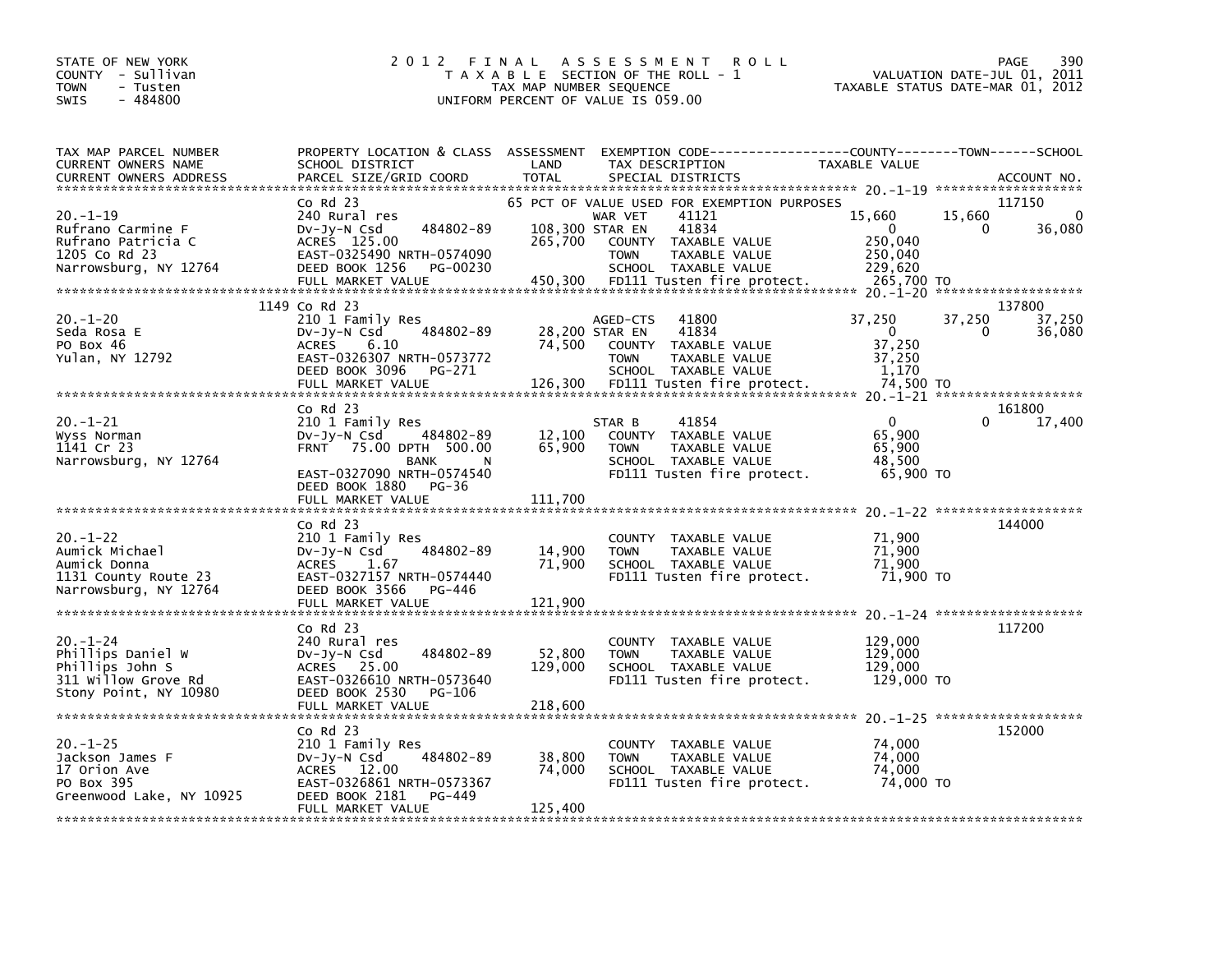STATE OF NEW YORK
COUNTY - Sullivan
TOWN - Tusten
SWIS - 484800

# 2012 FINAL ASSESSMENT ROLL

TAXABLE SECTION OF THE ROLL - 1
TAX MAP NUMBER SEQUENCE
UNIFORM PERCENT OF VALUE IS 059.00

VALUATION DATE-JUL 01, 2011
TAXABLE STATUS DATE-MAR 01, 2012

| TAX MAP PARCEL NUMBER / CURRENT OWNERS NAME / CURRENT OWNERS ADDRESS | PROPERTY LOCATION & CLASS / SCHOOL DISTRICT / PARCEL SIZE/GRID COORD | ASSESSMENT LAND | TOTAL | EXEMPTION CODE / TAX DESCRIPTION / SPECIAL DISTRICTS | COUNTY TAXABLE VALUE | TOWN | SCHOOL | ACCOUNT NO. |
|---|---|---|---|---|---|---|---|---|
| **20.-1-19** | Co Rd 23 | | | 65 PCT OF VALUE USED FOR EXEMPTION PURPOSES | | | | 117150 |
| Rufrano Carmine F | 240 Rural res | | | WAR VET 41121 | 15,660 | 15,660 | 0 | |
| Rufrano Patricia C | Dv-Jy-N Csd 484802-89 | 108,300 | | STAR EN 41834 | 0 | 0 | 36,080 | |
| 1205 Co Rd 23 | ACRES 125.00 | | 265,700 | COUNTY TAXABLE VALUE | 250,040 | | | |
| Narrowsburg, NY 12764 | EAST-0325490 NRTH-0574090 | | | TOWN TAXABLE VALUE | 250,040 | | | |
| | DEED BOOK 1256 PG-00230 | | | SCHOOL TAXABLE VALUE | 229,620 | | | |
| | FULL MARKET VALUE | | 450,300 | FD111 Tusten fire protect. | 265,700 TO | | | |
| **20.-1-20** | 1149 Co Rd 23 | | | | | | | 137800 |
| Seda Rosa E | 210 1 Family Res | | | AGED-CTS 41800 | 37,250 | 37,250 | 37,250 | |
| PO Box 46 | Dv-Jy-N Csd 484802-89 | 28,200 | | STAR EN 41834 | 0 | 0 | 36,080 | |
| Yulan, NY 12792 | ACRES 6.10 | | 74,500 | COUNTY TAXABLE VALUE | 37,250 | | | |
| | EAST-0326307 NRTH-0573772 | | | TOWN TAXABLE VALUE | 37,250 | | | |
| | DEED BOOK 3096 PG-271 | | | SCHOOL TAXABLE VALUE | 1,170 | | | |
| | FULL MARKET VALUE | | 126,300 | FD111 Tusten fire protect. | 74,500 TO | | | |
| **20.-1-21** | Co Rd 23 | | | | | | | 161800 |
| Wyss Norman | 210 1 Family Res | | | STAR B 41854 | 0 | 0 | 17,400 | |
| 1141 Cr 23 | Dv-Jy-N Csd 484802-89 | 12,100 | | COUNTY TAXABLE VALUE | 65,900 | | | |
| Narrowsburg, NY 12764 | FRNT 75.00 DPTH 500.00 | | 65,900 | TOWN TAXABLE VALUE | 65,900 | | | |
| | BANK N | | | SCHOOL TAXABLE VALUE | 48,500 | | | |
| | EAST-0327090 NRTH-0574540 | | | FD111 Tusten fire protect. | 65,900 TO | | | |
| | DEED BOOK 1880 PG-36 | | | | | | | |
| | FULL MARKET VALUE | | 111,700 | | | | | |
| **20.-1-22** | Co Rd 23 | | | | | | | 144000 |
| Aumick Michael | 210 1 Family Res | | | COUNTY TAXABLE VALUE | 71,900 | | | |
| Aumick Donna | Dv-Jy-N Csd 484802-89 | 14,900 | | TOWN TAXABLE VALUE | 71,900 | | | |
| 1131 County Route 23 | ACRES 1.67 | | 71,900 | SCHOOL TAXABLE VALUE | 71,900 | | | |
| Narrowsburg, NY 12764 | EAST-0327157 NRTH-0574440 | | | FD111 Tusten fire protect. | 71,900 TO | | | |
| | DEED BOOK 3566 PG-446 | | | | | | | |
| | FULL MARKET VALUE | | 121,900 | | | | | |
| **20.-1-24** | Co Rd 23 | | | | | | | 117200 |
| Phillips Daniel W | 240 Rural res | | | COUNTY TAXABLE VALUE | 129,000 | | | |
| Phillips John S | Dv-Jy-N Csd 484802-89 | 52,800 | | TOWN TAXABLE VALUE | 129,000 | | | |
| 311 Willow Grove Rd | ACRES 25.00 | | 129,000 | SCHOOL TAXABLE VALUE | 129,000 | | | |
| Stony Point, NY 10980 | EAST-0326610 NRTH-0573640 | | | FD111 Tusten fire protect. | 129,000 TO | | | |
| | DEED BOOK 2530 PG-106 | | | | | | | |
| | FULL MARKET VALUE | | 218,600 | | | | | |
| **20.-1-25** | Co Rd 23 | | | | | | | 152000 |
| Jackson James F | 210 1 Family Res | | | COUNTY TAXABLE VALUE | 74,000 | | | |
| 17 Orion Ave | Dv-Jy-N Csd 484802-89 | 38,800 | | TOWN TAXABLE VALUE | 74,000 | | | |
| PO Box 395 | ACRES 12.00 | | 74,000 | SCHOOL TAXABLE VALUE | 74,000 | | | |
| Greenwood Lake, NY 10925 | EAST-0326861 NRTH-0573367 | | | FD111 Tusten fire protect. | 74,000 TO | | | |
| | DEED BOOK 2181 PG-449 | | | | | | | |
| | FULL MARKET VALUE | | 125,400 | | | | | |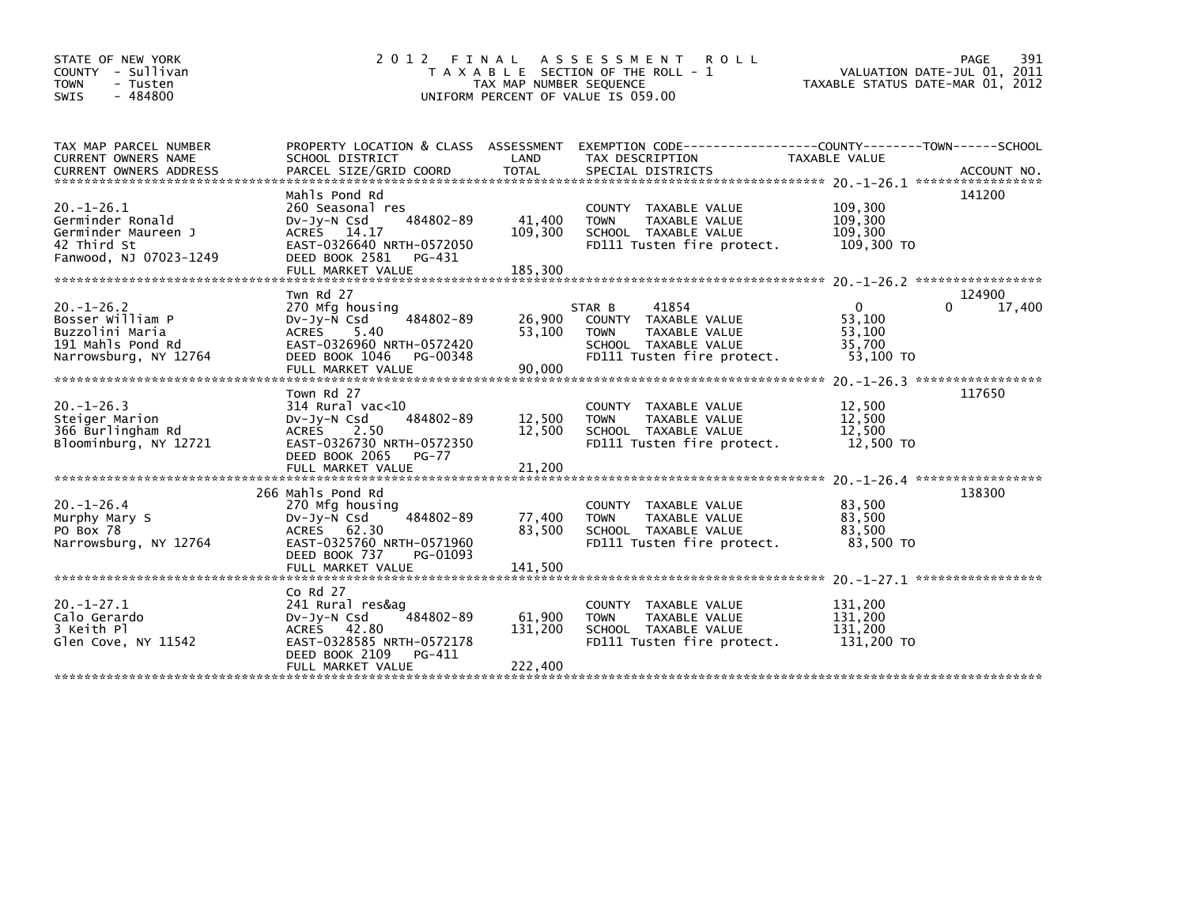STATE OF NEW YORK
COUNTY - Sullivan
TOWN - Tusten
SWIS - 484800

# 2012 FINAL ASSESSMENT ROLL
TAXABLE SECTION OF THE ROLL - 1
TAX MAP NUMBER SEQUENCE
UNIFORM PERCENT OF VALUE IS 059.00

VALUATION DATE-JUL 01, 2011
TAXABLE STATUS DATE-MAR 01, 2012

| TAX MAP PARCEL NUMBER / CURRENT OWNERS NAME / CURRENT OWNERS ADDRESS | PROPERTY LOCATION & CLASS / SCHOOL DISTRICT / PARCEL SIZE/GRID COORD | ASSESSMENT LAND / TOTAL | EXEMPTION CODE / TAX DESCRIPTION / SPECIAL DISTRICTS | COUNTY TAXABLE VALUE | TOWN | SCHOOL | ACCOUNT NO. |
|---|---|---|---|---|---|---|---|
| 20.-1-26.1 | Mahls Pond Rd | | | | | | 141200 |
| Germinder Ronald | 260 Seasonal res | | COUNTY TAXABLE VALUE | 109,300 | | | |
| Germinder Maureen J | Dv-Jy-N Csd 484802-89 | 41,400 | TOWN TAXABLE VALUE | 109,300 | | | |
| 42 Third St | ACRES 14.17 | 109,300 | SCHOOL TAXABLE VALUE | 109,300 | | | |
| Fanwood, NJ 07023-1249 | EAST-0326640 NRTH-0572050 | | FD111 Tusten fire protect. | 109,300 TO | | | |
| | DEED BOOK 2581 PG-431 | | | | | | |
| | FULL MARKET VALUE | 185,300 | | | | | |
| 20.-1-26.2 | Twn Rd 27 | | | | | | 124900 |
| Bosser William P | 270 Mfg housing | | STAR B 41854 | 0 | 0 | 17,400 | |
| Buzzolini Maria | Dv-Jy-N Csd 484802-89 | 26,900 | COUNTY TAXABLE VALUE | 53,100 | | | |
| 191 Mahls Pond Rd | ACRES 5.40 | 53,100 | TOWN TAXABLE VALUE | 53,100 | | | |
| Narrowsburg, NY 12764 | EAST-0326960 NRTH-0572420 | | SCHOOL TAXABLE VALUE | 35,700 | | | |
| | DEED BOOK 1046 PG-00348 | | FD111 Tusten fire protect. | 53,100 TO | | | |
| | FULL MARKET VALUE | 90,000 | | | | | |
| 20.-1-26.3 | Town Rd 27 | | | | | | 117650 |
| Steiger Marion | 314 Rural vac<10 | | COUNTY TAXABLE VALUE | 12,500 | | | |
| 366 Burlingham Rd | Dv-Jy-N Csd 484802-89 | 12,500 | TOWN TAXABLE VALUE | 12,500 | | | |
| Bloominburg, NY 12721 | ACRES 2.50 | 12,500 | SCHOOL TAXABLE VALUE | 12,500 | | | |
| | EAST-0326730 NRTH-0572350 | | FD111 Tusten fire protect. | 12,500 TO | | | |
| | DEED BOOK 2065 PG-77 | | | | | | |
| | FULL MARKET VALUE | 21,200 | | | | | |
| 20.-1-26.4 | 266 Mahls Pond Rd | | | | | | 138300 |
| Murphy Mary S | 270 Mfg housing | | COUNTY TAXABLE VALUE | 83,500 | | | |
| PO Box 78 | Dv-Jy-N Csd 484802-89 | 77,400 | TOWN TAXABLE VALUE | 83,500 | | | |
| Narrowsburg, NY 12764 | ACRES 62.30 | 83,500 | SCHOOL TAXABLE VALUE | 83,500 | | | |
| | EAST-0325760 NRTH-0571960 | | FD111 Tusten fire protect. | 83,500 TO | | | |
| | DEED BOOK 737 PG-01093 | | | | | | |
| | FULL MARKET VALUE | 141,500 | | | | | |
| 20.-1-27.1 | Co Rd 27 | | | | | | |
| Calo Gerardo | 241 Rural res&ag | | COUNTY TAXABLE VALUE | 131,200 | | | |
| 3 Keith Pl | Dv-Jy-N Csd 484802-89 | 61,900 | TOWN TAXABLE VALUE | 131,200 | | | |
| Glen Cove, NY 11542 | ACRES 42.80 | 131,200 | SCHOOL TAXABLE VALUE | 131,200 | | | |
| | EAST-0328585 NRTH-0572178 | | FD111 Tusten fire protect. | 131,200 TO | | | |
| | DEED BOOK 2109 PG-411 | | | | | | |
| | FULL MARKET VALUE | 222,400 | | | | | |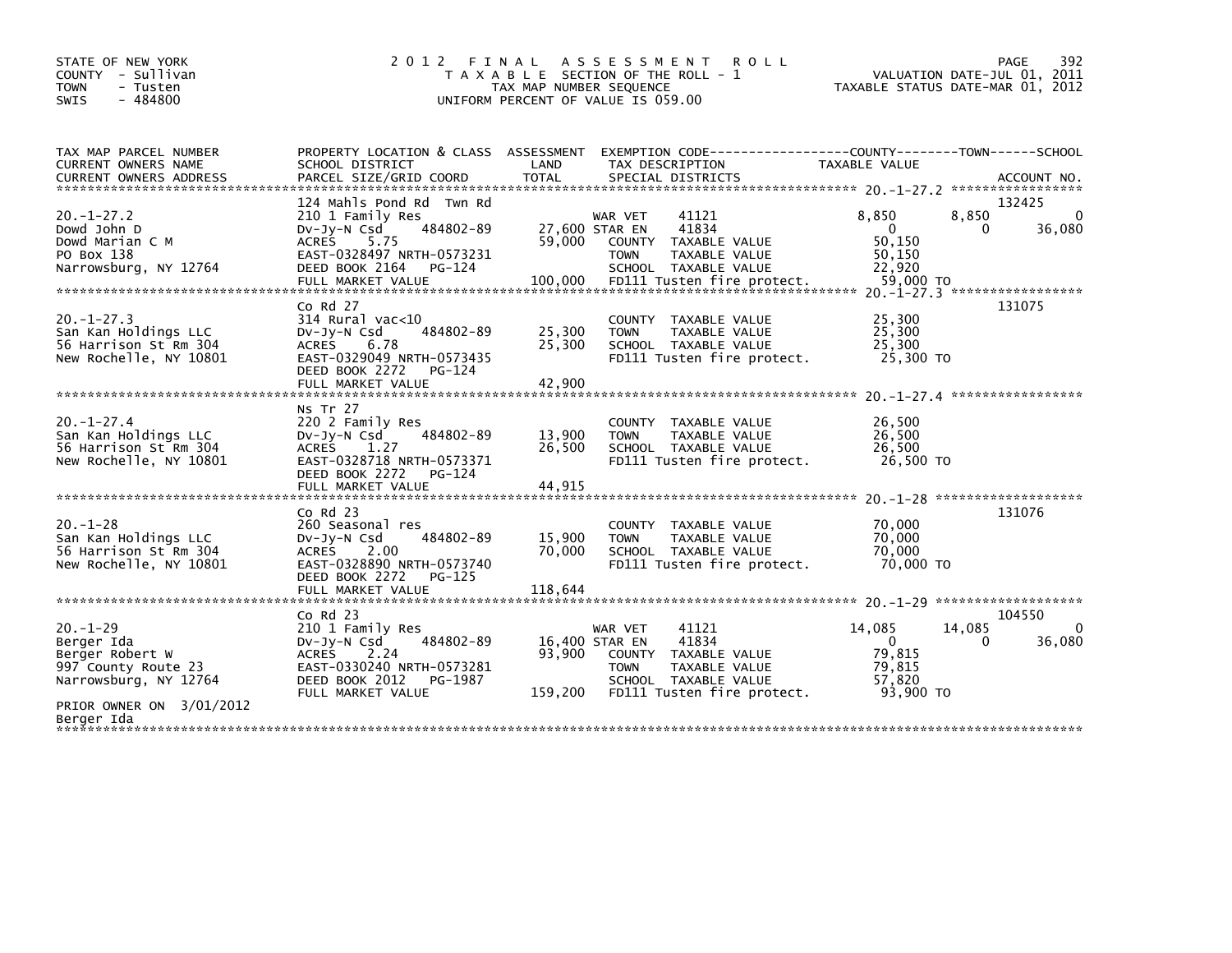STATE OF NEW YORK
COUNTY - Sullivan
TOWN - Tusten
SWIS - 484800

# 2012 FINAL ASSESSMENT ROLL

TAXABLE SECTION OF THE ROLL - 1
TAX MAP NUMBER SEQUENCE
UNIFORM PERCENT OF VALUE IS 059.00

VALUATION DATE-JUL 01, 2011
TAXABLE STATUS DATE-MAR 01, 2012

| TAX MAP PARCEL NUMBER / CURRENT OWNERS NAME / CURRENT OWNERS ADDRESS | PROPERTY LOCATION & CLASS / SCHOOL DISTRICT / PARCEL SIZE/GRID COORD | ASSESSMENT LAND / TOTAL | EXEMPTION CODE / TAX DESCRIPTION / SPECIAL DISTRICTS | COUNTY TAXABLE VALUE | TOWN | SCHOOL | ACCOUNT NO. |
|---|---|---|---|---|---|---|---|
| 20.-1-27.2 | 124 Mahls Pond Rd Twn Rd | | | | | | 132425 |
| Dowd John D | 210 1 Family Res | | WAR VET 41121 | 8,850 | 8,850 | 0 | |
| Dowd Marian C M | Dv-Jy-N Csd 484802-89 | 27,600 | STAR EN 41834 | 0 | 0 | 36,080 | |
| PO Box 138 | ACRES 5.75 | 59,000 | COUNTY TAXABLE VALUE | 50,150 | | | |
| Narrowsburg, NY 12764 | EAST-0328497 NRTH-0573231 | | TOWN TAXABLE VALUE | 50,150 | | | |
| | DEED BOOK 2164 PG-124 | | SCHOOL TAXABLE VALUE | 22,920 | | | |
| | FULL MARKET VALUE | 100,000 | FD111 Tusten fire protect. | 59,000 TO | | | |
| 20.-1-27.3 | Co Rd 27 | | | | | | 131075 |
| San Kan Holdings LLC | 314 Rural vac<10 | | COUNTY TAXABLE VALUE | 25,300 | | | |
| 56 Harrison St Rm 304 | Dv-Jy-N Csd 484802-89 | 25,300 | TOWN TAXABLE VALUE | 25,300 | | | |
| New Rochelle, NY 10801 | ACRES 6.78 | 25,300 | SCHOOL TAXABLE VALUE | 25,300 | | | |
| | EAST-0329049 NRTH-0573435 | | FD111 Tusten fire protect. | 25,300 TO | | | |
| | DEED BOOK 2272 PG-124 | | | | | | |
| | FULL MARKET VALUE | 42,900 | | | | | |
| 20.-1-27.4 | Ns Tr 27 | | | | | | |
| San Kan Holdings LLC | 220 2 Family Res | | COUNTY TAXABLE VALUE | 26,500 | | | |
| 56 Harrison St Rm 304 | Dv-Jy-N Csd 484802-89 | 13,900 | TOWN TAXABLE VALUE | 26,500 | | | |
| New Rochelle, NY 10801 | ACRES 1.27 | 26,500 | SCHOOL TAXABLE VALUE | 26,500 | | | |
| | EAST-0328718 NRTH-0573371 | | FD111 Tusten fire protect. | 26,500 TO | | | |
| | DEED BOOK 2272 PG-124 | | | | | | |
| | FULL MARKET VALUE | 44,915 | | | | | |
| 20.-1-28 | Co Rd 23 | | | | | | 131076 |
| San Kan Holdings LLC | 260 Seasonal res | | COUNTY TAXABLE VALUE | 70,000 | | | |
| 56 Harrison St Rm 304 | Dv-Jy-N Csd 484802-89 | 15,900 | TOWN TAXABLE VALUE | 70,000 | | | |
| New Rochelle, NY 10801 | ACRES 2.00 | 70,000 | SCHOOL TAXABLE VALUE | 70,000 | | | |
| | EAST-0328890 NRTH-0573740 | | FD111 Tusten fire protect. | 70,000 TO | | | |
| | DEED BOOK 2272 PG-125 | | | | | | |
| | FULL MARKET VALUE | 118,644 | | | | | |
| 20.-1-29 | Co Rd 23 | | | | | | 104550 |
| Berger Ida | 210 1 Family Res | | WAR VET 41121 | 14,085 | 14,085 | 0 | |
| Berger Robert W | Dv-Jy-N Csd 484802-89 | 16,400 | STAR EN 41834 | 0 | 0 | 36,080 | |
| 997 County Route 23 | ACRES 2.24 | 93,900 | COUNTY TAXABLE VALUE | 79,815 | | | |
| Narrowsburg, NY 12764 | EAST-0330240 NRTH-0573281 | | TOWN TAXABLE VALUE | 79,815 | | | |
| | DEED BOOK 2012 PG-1987 | | SCHOOL TAXABLE VALUE | 57,820 | | | |
| | FULL MARKET VALUE | 159,200 | FD111 Tusten fire protect. | 93,900 TO | | | |
| PRIOR OWNER ON 3/01/2012 | | | | | | | |
| Berger Ida | | | | | | | |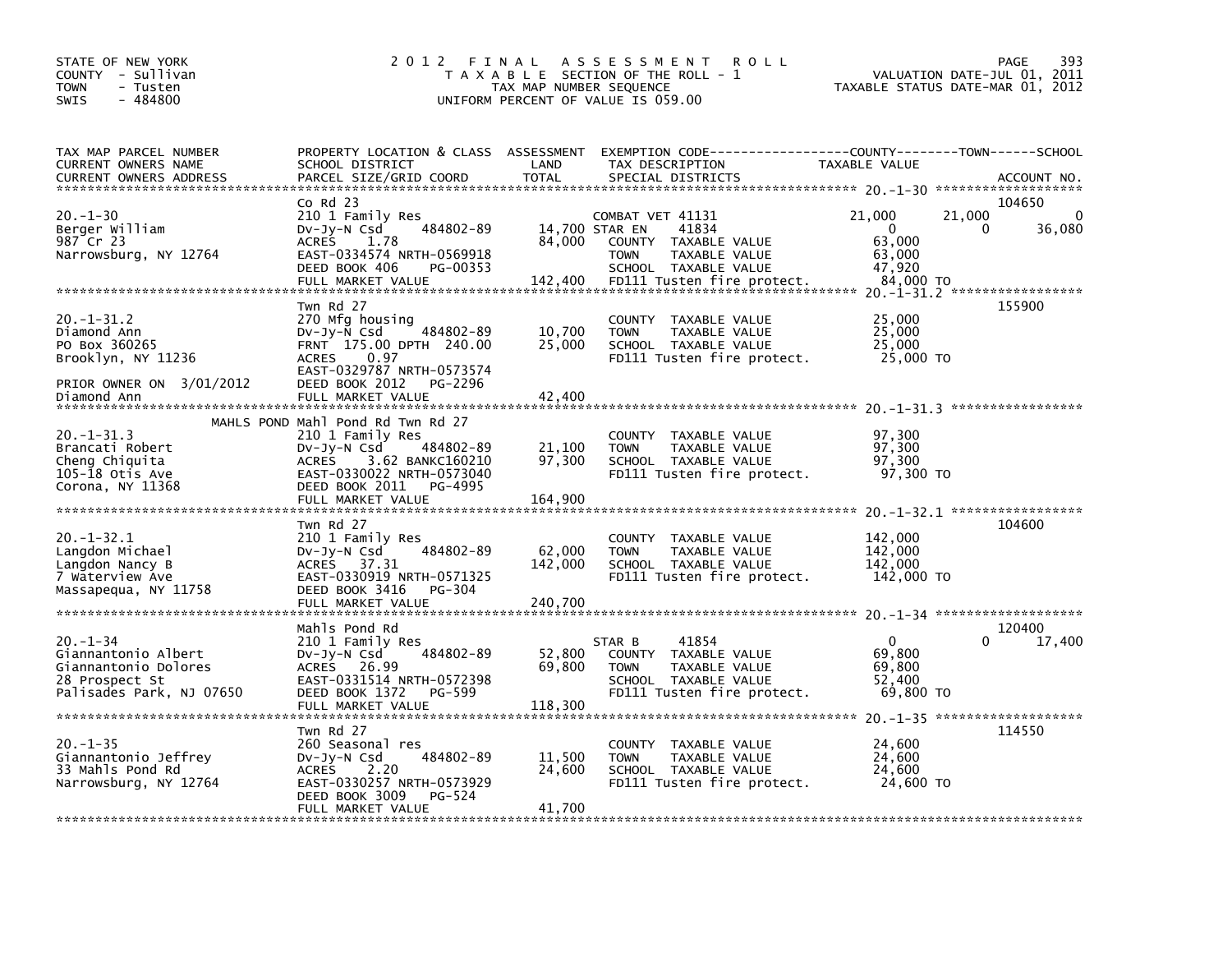STATE OF NEW YORK
COUNTY - Sullivan
TOWN - Tusten
SWIS - 484800

# 2012 FINAL ASSESSMENT ROLL

TAXABLE SECTION OF THE ROLL - 1
TAX MAP NUMBER SEQUENCE
UNIFORM PERCENT OF VALUE IS 059.00

VALUATION DATE-JUL 01, 2011
TAXABLE STATUS DATE-MAR 01, 2012

| TAX MAP PARCEL NUMBER / CURRENT OWNERS NAME / CURRENT OWNERS ADDRESS | PROPERTY LOCATION & CLASS / SCHOOL DISTRICT / PARCEL SIZE/GRID COORD | ASSESSMENT LAND | ASSESSMENT TOTAL | EXEMPTION CODE / TAX DESCRIPTION / SPECIAL DISTRICTS | COUNTY TAXABLE VALUE | TOWN | SCHOOL | ACCOUNT NO. |
|---|---|---|---|---|---|---|---|---|
| 20.-1-30 | Co Rd 23 | | | | | | | 104650 |
| 20.-1-30 | 210 1 Family Res | | | COMBAT VET 41131 | 21,000 | 21,000 | 0 | |
| Berger William | Dv-Jy-N Csd 484802-89 | 14,700 | | STAR EN 41834 | 0 | 0 | 36,080 | |
| 987 Cr 23 | ACRES 1.78 | | 84,000 | COUNTY TAXABLE VALUE | 63,000 | | | |
| Narrowsburg, NY 12764 | EAST-0334574 NRTH-0569918 | | | TOWN TAXABLE VALUE | 63,000 | | | |
| | DEED BOOK 406 PG-00353 | | | SCHOOL TAXABLE VALUE | 47,920 | | | |
| | FULL MARKET VALUE | | 142,400 | FD111 Tusten fire protect. | 84,000 TO | | | |
| 20.-1-31.2 | Twn Rd 27 | | | | | | | 155900 |
| 20.-1-31.2 | 270 Mfg housing | | | COUNTY TAXABLE VALUE | 25,000 | | | |
| Diamond Ann | Dv-Jy-N Csd 484802-89 | 10,700 | | TOWN TAXABLE VALUE | 25,000 | | | |
| PO Box 360265 | FRNT 175.00 DPTH 240.00 | | 25,000 | SCHOOL TAXABLE VALUE | 25,000 | | | |
| Brooklyn, NY 11236 | ACRES 0.97 | | | FD111 Tusten fire protect. | 25,000 TO | | | |
| | EAST-0329787 NRTH-0573574 | | | | | | | |
| PRIOR OWNER ON 3/01/2012 | DEED BOOK 2012 PG-2296 | | | | | | | |
| Diamond Ann | FULL MARKET VALUE | | 42,400 | | | | | |
| 20.-1-31.3 | MAHLS POND Mahl Pond Rd Twn Rd 27 | | | | | | | |
| 20.-1-31.3 | 210 1 Family Res | | | COUNTY TAXABLE VALUE | 97,300 | | | |
| Brancati Robert | Dv-Jy-N Csd 484802-89 | 21,100 | | TOWN TAXABLE VALUE | 97,300 | | | |
| Cheng Chiquita | ACRES 3.62 BANKC160210 | | 97,300 | SCHOOL TAXABLE VALUE | 97,300 | | | |
| 105-18 Otis Ave | EAST-0330022 NRTH-0573040 | | | FD111 Tusten fire protect. | 97,300 TO | | | |
| Corona, NY 11368 | DEED BOOK 2011 PG-4995 | | | | | | | |
| | FULL MARKET VALUE | | 164,900 | | | | | |
| 20.-1-32.1 | Twn Rd 27 | | | | | | | 104600 |
| 20.-1-32.1 | 210 1 Family Res | | | COUNTY TAXABLE VALUE | 142,000 | | | |
| Langdon Michael | Dv-Jy-N Csd 484802-89 | 62,000 | | TOWN TAXABLE VALUE | 142,000 | | | |
| Langdon Nancy B | ACRES 37.31 | | 142,000 | SCHOOL TAXABLE VALUE | 142,000 | | | |
| 7 Waterview Ave | EAST-0330919 NRTH-0571325 | | | FD111 Tusten fire protect. | 142,000 TO | | | |
| Massapequa, NY 11758 | DEED BOOK 3416 PG-304 | | | | | | | |
| | FULL MARKET VALUE | | 240,700 | | | | | |
| 20.-1-34 | Mahls Pond Rd | | | | | | | 120400 |
| 20.-1-34 | 210 1 Family Res | | | STAR B 41854 | 0 | 0 | 17,400 | |
| Giannantonio Albert | Dv-Jy-N Csd 484802-89 | 52,800 | | COUNTY TAXABLE VALUE | 69,800 | | | |
| Giannantonio Dolores | ACRES 26.99 | | 69,800 | TOWN TAXABLE VALUE | 69,800 | | | |
| 28 Prospect St | EAST-0331514 NRTH-0572398 | | | SCHOOL TAXABLE VALUE | 52,400 | | | |
| Palisades Park, NJ 07650 | DEED BOOK 1372 PG-599 | | | FD111 Tusten fire protect. | 69,800 TO | | | |
| | FULL MARKET VALUE | | 118,300 | | | | | |
| 20.-1-35 | Twn Rd 27 | | | | | | | 114550 |
| 20.-1-35 | 260 Seasonal res | | | COUNTY TAXABLE VALUE | 24,600 | | | |
| Giannantonio Jeffrey | Dv-Jy-N Csd 484802-89 | 11,500 | | TOWN TAXABLE VALUE | 24,600 | | | |
| 33 Mahls Pond Rd | ACRES 2.20 | | 24,600 | SCHOOL TAXABLE VALUE | 24,600 | | | |
| Narrowsburg, NY 12764 | EAST-0330257 NRTH-0573929 | | | FD111 Tusten fire protect. | 24,600 TO | | | |
| | DEED BOOK 3009 PG-524 | | | | | | | |
| | FULL MARKET VALUE | | 41,700 | | | | | |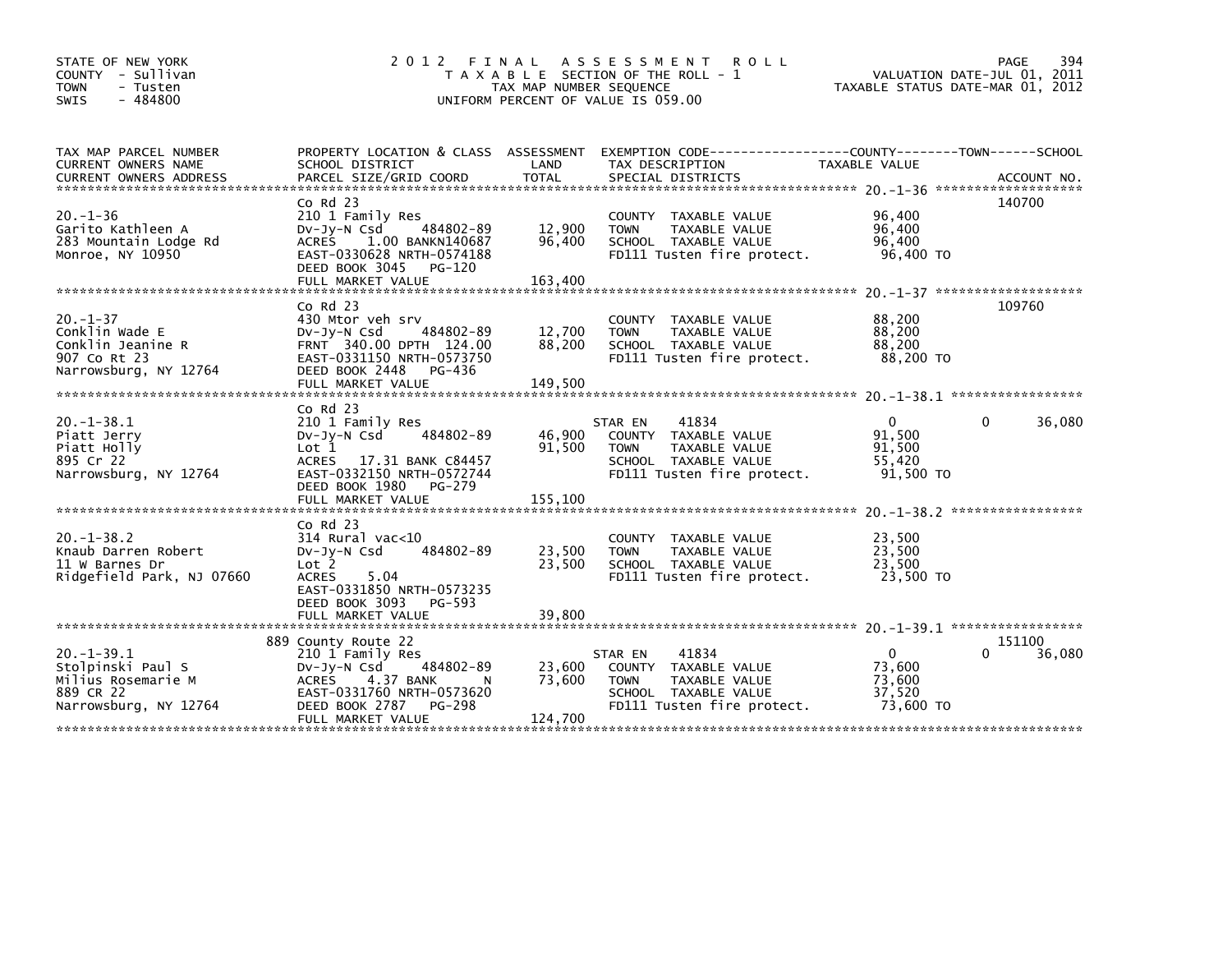STATE OF NEW YORK
COUNTY - Sullivan
TOWN - Tusten
SWIS - 484800

# 2012 FINAL ASSESSMENT ROLL

TAXABLE SECTION OF THE ROLL - 1
TAX MAP NUMBER SEQUENCE
UNIFORM PERCENT OF VALUE IS 059.00

VALUATION DATE-JUL 01, 2011
TAXABLE STATUS DATE-MAR 01, 2012

| TAX MAP PARCEL NUMBER / CURRENT OWNERS NAME / CURRENT OWNERS ADDRESS | PROPERTY LOCATION & CLASS / SCHOOL DISTRICT / PARCEL SIZE/GRID COORD | ASSESSMENT LAND | TOTAL | EXEMPTION CODE / TAX DESCRIPTION / SPECIAL DISTRICTS | COUNTY | TOWN | SCHOOL | ACCOUNT NO. |
|---|---|---|---|---|---|---|---|---|
| 20.-1-36 | Co Rd 23 | | | | | | | 140700 |
| Garito Kathleen A | 210 1 Family Res | | | COUNTY TAXABLE VALUE | 96,400 | | | |
| 283 Mountain Lodge Rd | Dv-Jy-N Csd 484802-89 | 12,900 | | TOWN TAXABLE VALUE | | 96,400 | | |
| Monroe, NY 10950 | ACRES 1.00 BANKN140687 | | 96,400 | SCHOOL TAXABLE VALUE | | | 96,400 | |
| | EAST-0330628 NRTH-0574188 | | | FD111 Tusten fire protect. | 96,400 TO | | | |
| | DEED BOOK 3045 PG-120 | | | | | | | |
| | FULL MARKET VALUE | | 163,400 | | | | | |
| 20.-1-37 | Co Rd 23 | | | | | | | 109760 |
| Conklin Wade E | 430 Mtor veh srv | | | COUNTY TAXABLE VALUE | 88,200 | | | |
| Conklin Jeanine R | Dv-Jy-N Csd 484802-89 | 12,700 | | TOWN TAXABLE VALUE | | 88,200 | | |
| 907 Co Rt 23 | FRNT 340.00 DPTH 124.00 | | 88,200 | SCHOOL TAXABLE VALUE | | | 88,200 | |
| Narrowsburg, NY 12764 | EAST-0331150 NRTH-0573750 | | | FD111 Tusten fire protect. | 88,200 TO | | | |
| | DEED BOOK 2448 PG-436 | | | | | | | |
| | FULL MARKET VALUE | | 149,500 | | | | | |
| 20.-1-38.1 | Co Rd 23 | | | | | | | |
| Piatt Jerry | 210 1 Family Res | | | STAR EN 41834 | 0 | 0 | 36,080 | |
| Piatt Holly | Dv-Jy-N Csd 484802-89 | 46,900 | | COUNTY TAXABLE VALUE | 91,500 | | | |
| 895 Cr 22 | Lot 1 | | 91,500 | TOWN TAXABLE VALUE | | 91,500 | | |
| Narrowsburg, NY 12764 | ACRES 17.31 BANK C84457 | | | SCHOOL TAXABLE VALUE | | | 55,420 | |
| | EAST-0332150 NRTH-0572744 | | | FD111 Tusten fire protect. | 91,500 TO | | | |
| | DEED BOOK 1980 PG-279 | | | | | | | |
| | FULL MARKET VALUE | | 155,100 | | | | | |
| 20.-1-38.2 | Co Rd 23 | | | | | | | |
| Knaub Darren Robert | 314 Rural vac<10 | | | COUNTY TAXABLE VALUE | 23,500 | | | |
| 11 W Barnes Dr | Dv-Jy-N Csd 484802-89 | 23,500 | | TOWN TAXABLE VALUE | | 23,500 | | |
| Ridgefield Park, NJ 07660 | Lot 2 | | 23,500 | SCHOOL TAXABLE VALUE | | | 23,500 | |
| | ACRES 5.04 | | | FD111 Tusten fire protect. | 23,500 TO | | | |
| | EAST-0331850 NRTH-0573235 | | | | | | | |
| | DEED BOOK 3093 PG-593 | | | | | | | |
| | FULL MARKET VALUE | | 39,800 | | | | | |
| 20.-1-39.1 | 889 County Route 22 | | | | | | | 151100 |
| Stolpinski Paul S | 210 1 Family Res | | | STAR EN 41834 | 0 | 0 | 36,080 | |
| Milius Rosemarie M | Dv-Jy-N Csd 484802-89 | 23,600 | | COUNTY TAXABLE VALUE | 73,600 | | | |
| 889 CR 22 | ACRES 4.37 BANK N | | 73,600 | TOWN TAXABLE VALUE | | 73,600 | | |
| Narrowsburg, NY 12764 | EAST-0331760 NRTH-0573620 | | | SCHOOL TAXABLE VALUE | | | 37,520 | |
| | DEED BOOK 2787 PG-298 | | | FD111 Tusten fire protect. | 73,600 TO | | | |
| | FULL MARKET VALUE | | 124,700 | | | | | |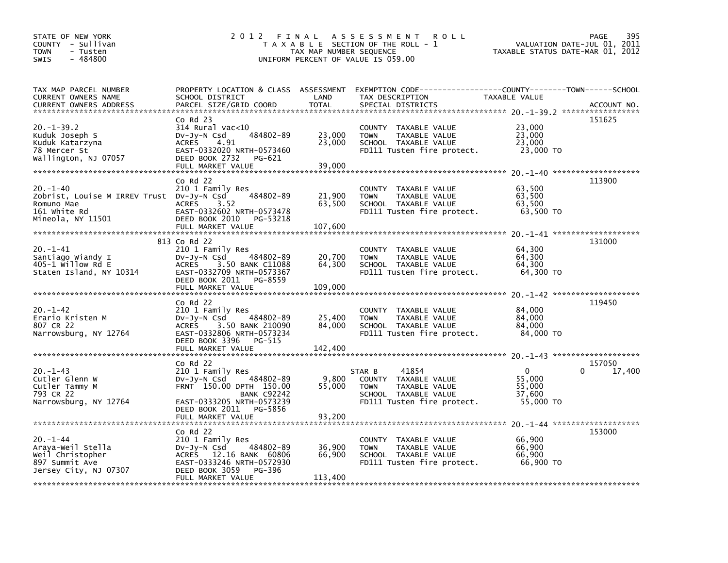STATE OF NEW YORK
COUNTY - Sullivan
TOWN - Tusten
SWIS - 484800

# 2012 FINAL ASSESSMENT ROLL

TAXABLE SECTION OF THE ROLL - 1
TAX MAP NUMBER SEQUENCE
UNIFORM PERCENT OF VALUE IS 059.00

VALUATION DATE-JUL 01, 2011
TAXABLE STATUS DATE-MAR 01, 2012

| TAX MAP PARCEL NUMBER / CURRENT OWNERS NAME / CURRENT OWNERS ADDRESS | PROPERTY LOCATION & CLASS / SCHOOL DISTRICT / PARCEL SIZE/GRID COORD | ASSESSMENT LAND / TOTAL | EXEMPTION CODE / TAX DESCRIPTION / SPECIAL DISTRICTS | COUNTY / TOWN / SCHOOL TAXABLE VALUE | ACCOUNT NO. |
|---|---|---|---|---|---|
| 20.-1-39.2 | Co Rd 23 | | | | 151625 |
| 20.-1-39.2 | 314 Rural vac<10 | | COUNTY TAXABLE VALUE | 23,000 | |
| Kuduk Joseph S | Dv-Jy-N Csd 484802-89 | 23,000 | TOWN TAXABLE VALUE | 23,000 | |
| Kuduk Katarzyna | ACRES 4.91 | 23,000 | SCHOOL TAXABLE VALUE | 23,000 | |
| 78 Mercer St | EAST-0332020 NRTH-0573460 | | FD111 Tusten fire protect. | 23,000 TO | |
| Wallington, NJ 07057 | DEED BOOK 2732 PG-621 | | | | |
| | FULL MARKET VALUE | 39,000 | | | |
| 20.-1-40 | Co Rd 22 | | | | 113900 |
| 20.-1-40 | 210 1 Family Res | | COUNTY TAXABLE VALUE | 63,500 | |
| Zobrist, Louise M IRREV Trust | Dv-Jy-N Csd 484802-89 | 21,900 | TOWN TAXABLE VALUE | 63,500 | |
| Romuno Mae | ACRES 3.52 | 63,500 | SCHOOL TAXABLE VALUE | 63,500 | |
| 161 White Rd | EAST-0332602 NRTH-0573478 | | FD111 Tusten fire protect. | 63,500 TO | |
| Mineola, NY 11501 | DEED BOOK 2010 PG-53218 | | | | |
| | FULL MARKET VALUE | 107,600 | | | |
| 20.-1-41 | 813 Co Rd 22 | | | | 131000 |
| 20.-1-41 | 210 1 Family Res | | COUNTY TAXABLE VALUE | 64,300 | |
| Santiago Wiandy I | Dv-Jy-N Csd 484802-89 | 20,700 | TOWN TAXABLE VALUE | 64,300 | |
| 405-1 Willow Rd E | ACRES 3.50 BANK C11088 | 64,300 | SCHOOL TAXABLE VALUE | 64,300 | |
| Staten Island, NY 10314 | EAST-0332709 NRTH-0573367 | | FD111 Tusten fire protect. | 64,300 TO | |
| | DEED BOOK 2011 PG-8559 | | | | |
| | FULL MARKET VALUE | 109,000 | | | |
| 20.-1-42 | Co Rd 22 | | | | 119450 |
| 20.-1-42 | 210 1 Family Res | | COUNTY TAXABLE VALUE | 84,000 | |
| Erario Kristen M | Dv-Jy-N Csd 484802-89 | 25,400 | TOWN TAXABLE VALUE | 84,000 | |
| 807 CR 22 | ACRES 3.50 BANK 210090 | 84,000 | SCHOOL TAXABLE VALUE | 84,000 | |
| Narrowsburg, NY 12764 | EAST-0332806 NRTH-0573234 | | FD111 Tusten fire protect. | 84,000 TO | |
| | DEED BOOK 3396 PG-515 | | | | |
| | FULL MARKET VALUE | 142,400 | | | |
| 20.-1-43 | Co Rd 22 | | | | 157050 |
| 20.-1-43 | 210 1 Family Res | | STAR B 41854 | 0 0 17,400 | |
| Cutler Glenn W | Dv-Jy-N Csd 484802-89 | 9,800 | COUNTY TAXABLE VALUE | 55,000 | |
| Cutler Tammy M | FRNT 150.00 DPTH 150.00 | 55,000 | TOWN TAXABLE VALUE | 55,000 | |
| 793 CR 22 | BANK C92242 | | SCHOOL TAXABLE VALUE | 37,600 | |
| Narrowsburg, NY 12764 | EAST-0333205 NRTH-0573239 | | FD111 Tusten fire protect. | 55,000 TO | |
| | DEED BOOK 2011 PG-5856 | | | | |
| | FULL MARKET VALUE | 93,200 | | | |
| 20.-1-44 | Co Rd 22 | | | | 153000 |
| 20.-1-44 | 210 1 Family Res | | COUNTY TAXABLE VALUE | 66,900 | |
| Araya-Weil Stella | Dv-Jy-N Csd 484802-89 | 36,900 | TOWN TAXABLE VALUE | 66,900 | |
| Weil Christopher | ACRES 12.16 BANK 60806 | 66,900 | SCHOOL TAXABLE VALUE | 66,900 | |
| 897 Summit Ave | EAST-0333246 NRTH-0572930 | | FD111 Tusten fire protect. | 66,900 TO | |
| Jersey City, NJ 07307 | DEED BOOK 3059 PG-396 | | | | |
| | FULL MARKET VALUE | 113,400 | | | |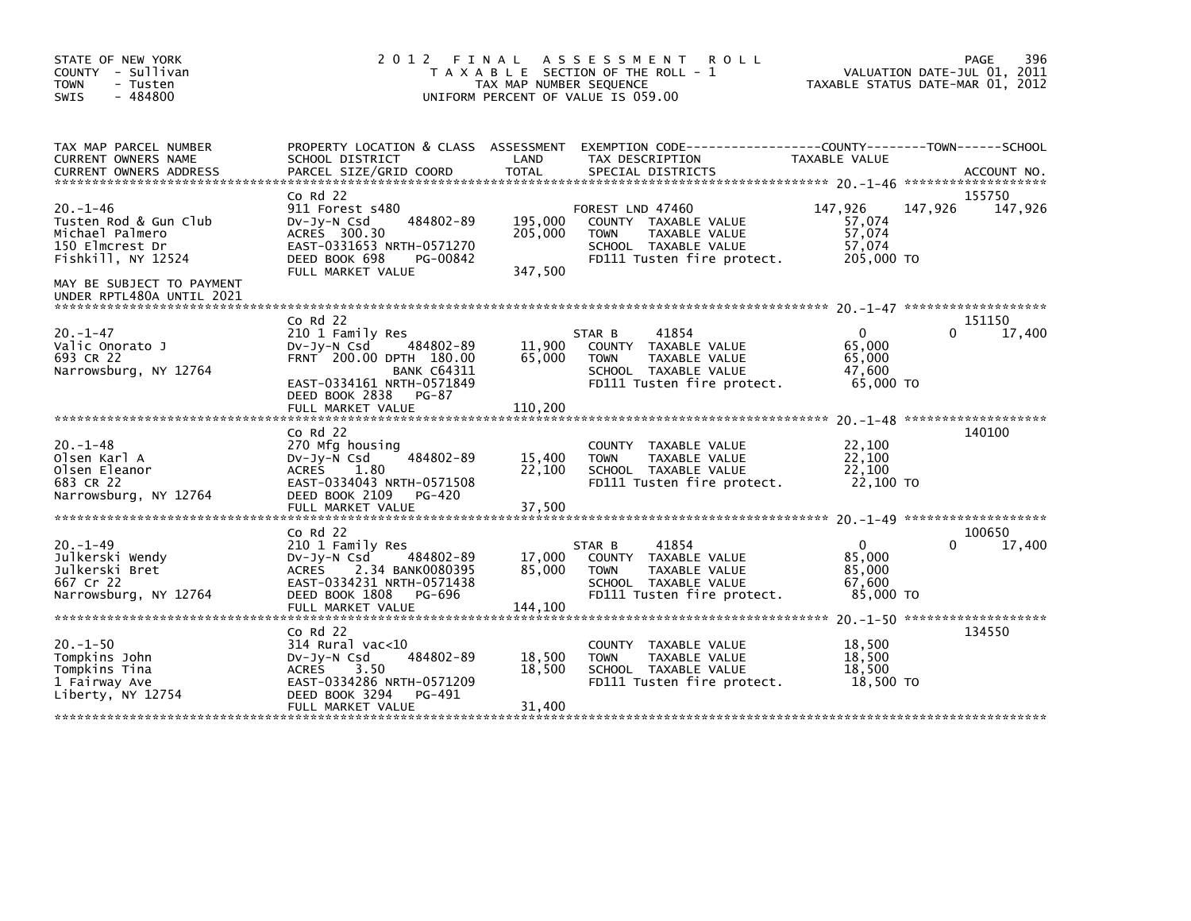STATE OF NEW YORK
COUNTY - Sullivan
TOWN - Tusten
SWIS - 484800

# 2012 FINAL ASSESSMENT ROLL

TAXABLE SECTION OF THE ROLL - 1
TAX MAP NUMBER SEQUENCE
UNIFORM PERCENT OF VALUE IS 059.00

VALUATION DATE-JUL 01, 2011
TAXABLE STATUS DATE-MAR 01, 2012

| TAX MAP PARCEL NUMBER / CURRENT OWNERS NAME / CURRENT OWNERS ADDRESS | PROPERTY LOCATION & CLASS / SCHOOL DISTRICT / PARCEL SIZE/GRID COORD | ASSESSMENT LAND / TOTAL | EXEMPTION CODE / TAX DESCRIPTION / SPECIAL DISTRICTS | COUNTY TAXABLE VALUE | TOWN | SCHOOL | ACCOUNT NO. |
|---|---|---|---|---|---|---|---|
| 20.-1-46 | Co Rd 22 | | | | | | 155750 |
| 20.-1-46 | 911 Forest s480 | | FOREST LND 47460 | 147,926 | 147,926 | 147,926 | |
| Tusten Rod & Gun Club | Dv-Jy-N Csd 484802-89 | 195,000 | COUNTY TAXABLE VALUE | 57,074 | | | |
| Michael Palmero | ACRES 300.30 | 205,000 | TOWN TAXABLE VALUE | 57,074 | | | |
| 150 Elmcrest Dr | EAST-0331653 NRTH-0571270 | | SCHOOL TAXABLE VALUE | 57,074 | | | |
| Fishkill, NY 12524 | DEED BOOK 698 PG-00842 | | FD111 Tusten fire protect. | 205,000 TO | | | |
| | FULL MARKET VALUE | 347,500 | | | | | |
| MAY BE SUBJECT TO PAYMENT UNDER RPTL480A UNTIL 2021 | | | | | | | |
| 20.-1-47 | Co Rd 22 | | | | | | 151150 |
| 20.-1-47 | 210 1 Family Res | | STAR B 41854 | 0 | 0 | 17,400 | |
| Valic Onorato J | Dv-Jy-N Csd 484802-89 | 11,900 | COUNTY TAXABLE VALUE | 65,000 | | | |
| 693 CR 22 | FRNT 200.00 DPTH 180.00 | 65,000 | TOWN TAXABLE VALUE | 65,000 | | | |
| Narrowsburg, NY 12764 | BANK C64311 | | SCHOOL TAXABLE VALUE | 47,600 | | | |
| | EAST-0334161 NRTH-0571849 | | FD111 Tusten fire protect. | 65,000 TO | | | |
| | DEED BOOK 2838 PG-87 | | | | | | |
| | FULL MARKET VALUE | 110,200 | | | | | |
| 20.-1-48 | Co Rd 22 | | | | | | 140100 |
| 20.-1-48 | 270 Mfg housing | | COUNTY TAXABLE VALUE | 22,100 | | | |
| Olsen Karl A | Dv-Jy-N Csd 484802-89 | 15,400 | TOWN TAXABLE VALUE | 22,100 | | | |
| Olsen Eleanor | ACRES 1.80 | 22,100 | SCHOOL TAXABLE VALUE | 22,100 | | | |
| 683 CR 22 | EAST-0334043 NRTH-0571508 | | FD111 Tusten fire protect. | 22,100 TO | | | |
| Narrowsburg, NY 12764 | DEED BOOK 2109 PG-420 | | | | | | |
| | FULL MARKET VALUE | 37,500 | | | | | |
| 20.-1-49 | Co Rd 22 | | | | | | 100650 |
| 20.-1-49 | 210 1 Family Res | | STAR B 41854 | 0 | 0 | 17,400 | |
| Julkerski Wendy | Dv-Jy-N Csd 484802-89 | 17,000 | COUNTY TAXABLE VALUE | 85,000 | | | |
| Julkerski Bret | ACRES 2.34 BANK0080395 | 85,000 | TOWN TAXABLE VALUE | 85,000 | | | |
| 667 Cr 22 | EAST-0334231 NRTH-0571438 | | SCHOOL TAXABLE VALUE | 67,600 | | | |
| Narrowsburg, NY 12764 | DEED BOOK 1808 PG-696 | | FD111 Tusten fire protect. | 85,000 TO | | | |
| | FULL MARKET VALUE | 144,100 | | | | | |
| 20.-1-50 | Co Rd 22 | | | | | | 134550 |
| 20.-1-50 | 314 Rural vac<10 | | COUNTY TAXABLE VALUE | 18,500 | | | |
| Tompkins John | Dv-Jy-N Csd 484802-89 | 18,500 | TOWN TAXABLE VALUE | 18,500 | | | |
| Tompkins Tina | ACRES 3.50 | 18,500 | SCHOOL TAXABLE VALUE | 18,500 | | | |
| 1 Fairway Ave | EAST-0334286 NRTH-0571209 | | FD111 Tusten fire protect. | 18,500 TO | | | |
| Liberty, NY 12754 | DEED BOOK 3294 PG-491 | | | | | | |
| | FULL MARKET VALUE | 31,400 | | | | | |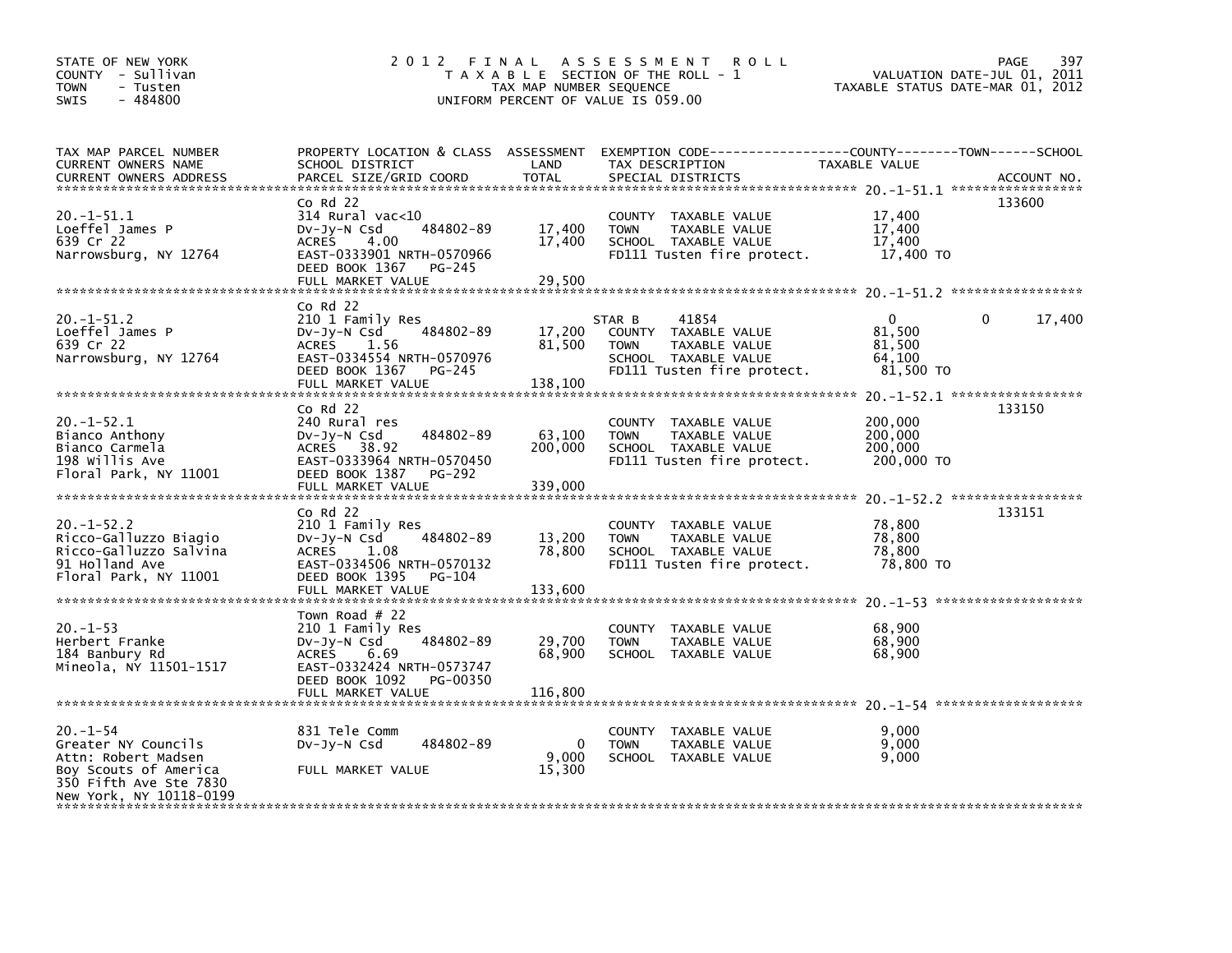STATE OF NEW YORK
COUNTY - Sullivan
TOWN - Tusten
SWIS - 484800

# 2012 FINAL ASSESSMENT ROLL
TAXABLE SECTION OF THE ROLL - 1
TAX MAP NUMBER SEQUENCE
UNIFORM PERCENT OF VALUE IS 059.00

VALUATION DATE-JUL 01, 2011
TAXABLE STATUS DATE-MAR 01, 2012

| TAX MAP PARCEL NUMBER / CURRENT OWNERS NAME / CURRENT OWNERS ADDRESS | PROPERTY LOCATION & CLASS / SCHOOL DISTRICT / PARCEL SIZE/GRID COORD | ASSESSMENT LAND | TOTAL | EXEMPTION CODE / TAX DESCRIPTION / SPECIAL DISTRICTS | COUNTY TAXABLE VALUE | TOWN | SCHOOL | ACCOUNT NO. |
|---|---|---|---|---|---|---|---|---|
| 20.-1-51.1 | Co Rd 22 | | | | | | | 133600 |
| Loeffel James P | 314 Rural vac<10 | | | COUNTY TAXABLE VALUE | 17,400 | | | |
| 639 Cr 22 | Dv-Jy-N Csd 484802-89 | 17,400 | | TOWN TAXABLE VALUE | 17,400 | | | |
| Narrowsburg, NY 12764 | ACRES 4.00 | | 17,400 | SCHOOL TAXABLE VALUE | 17,400 | | | |
| | EAST-0333901 NRTH-0570966 | | | FD111 Tusten fire protect. | 17,400 TO | | | |
| | DEED BOOK 1367 PG-245 | | | | | | | |
| | FULL MARKET VALUE | | 29,500 | | | | | |
| 20.-1-51.2 | Co Rd 22 | | | | | | | |
| Loeffel James P | 210 1 Family Res | | | STAR B 41854 | 0 | 0 | 17,400 | |
| 639 Cr 22 | Dv-Jy-N Csd 484802-89 | 17,200 | | COUNTY TAXABLE VALUE | 81,500 | | | |
| Narrowsburg, NY 12764 | ACRES 1.56 | | 81,500 | TOWN TAXABLE VALUE | 81,500 | | | |
| | EAST-0334554 NRTH-0570976 | | | SCHOOL TAXABLE VALUE | 64,100 | | | |
| | DEED BOOK 1367 PG-245 | | | FD111 Tusten fire protect. | 81,500 TO | | | |
| | FULL MARKET VALUE | | 138,100 | | | | | |
| 20.-1-52.1 | Co Rd 22 | | | | | | | 133150 |
| Bianco Anthony | 240 Rural res | | | COUNTY TAXABLE VALUE | 200,000 | | | |
| Bianco Carmela | Dv-Jy-N Csd 484802-89 | 63,100 | | TOWN TAXABLE VALUE | 200,000 | | | |
| 198 Willis Ave | ACRES 38.92 | | 200,000 | SCHOOL TAXABLE VALUE | 200,000 | | | |
| Floral Park, NY 11001 | EAST-0333964 NRTH-0570450 | | | FD111 Tusten fire protect. | 200,000 TO | | | |
| | DEED BOOK 1387 PG-292 | | | | | | | |
| | FULL MARKET VALUE | | 339,000 | | | | | |
| 20.-1-52.2 | Co Rd 22 | | | | | | | 133151 |
| Ricco-Galluzzo Biagio | 210 1 Family Res | | | COUNTY TAXABLE VALUE | 78,800 | | | |
| Ricco-Galluzzo Salvina | Dv-Jy-N Csd 484802-89 | 13,200 | | TOWN TAXABLE VALUE | 78,800 | | | |
| 91 Holland Ave | ACRES 1.08 | | 78,800 | SCHOOL TAXABLE VALUE | 78,800 | | | |
| Floral Park, NY 11001 | EAST-0334506 NRTH-0570132 | | | FD111 Tusten fire protect. | 78,800 TO | | | |
| | DEED BOOK 1395 PG-104 | | | | | | | |
| | FULL MARKET VALUE | | 133,600 | | | | | |
| 20.-1-53 | Town Road # 22 | | | | | | | |
| Herbert Franke | 210 1 Family Res | | | COUNTY TAXABLE VALUE | 68,900 | | | |
| 184 Banbury Rd | Dv-Jy-N Csd 484802-89 | 29,700 | | TOWN TAXABLE VALUE | 68,900 | | | |
| Mineola, NY 11501-1517 | ACRES 6.69 | | 68,900 | SCHOOL TAXABLE VALUE | 68,900 | | | |
| | EAST-0332424 NRTH-0573747 | | | | | | | |
| | DEED BOOK 1092 PG-00350 | | | | | | | |
| | FULL MARKET VALUE | | 116,800 | | | | | |
| 20.-1-54 | 831 Tele Comm | | | COUNTY TAXABLE VALUE | 9,000 | | | |
| Greater NY Councils | Dv-Jy-N Csd 484802-89 | 0 | | TOWN TAXABLE VALUE | 9,000 | | | |
| Attn: Robert Madsen | | | 9,000 | SCHOOL TAXABLE VALUE | 9,000 | | | |
| Boy Scouts of America | FULL MARKET VALUE | | 15,300 | | | | | |
| 350 Fifth Ave Ste 7830 | | | | | | | | |
| New York, NY 10118-0199 | | | | | | | | |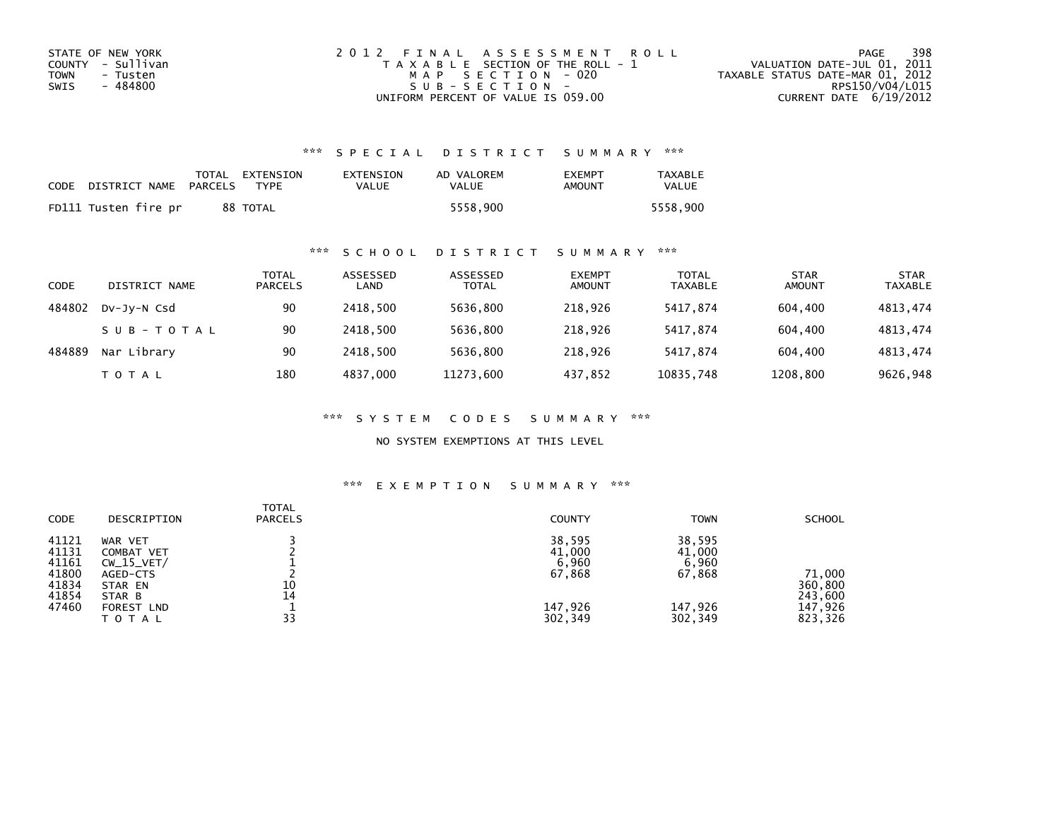STATE OF NEW YORK
COUNTY - Sullivan
TOWN - Tusten
SWIS - 484800

2 0 1 2 F I N A L A S S E S S M E N T R O L L
T A X A B L E SECTION OF THE ROLL - 1
M A P S E C T I O N - 020
S U B - S E C T I O N -
UNIFORM PERCENT OF VALUE IS 059.00

VALUATION DATE-JUL 01, 2011
TAXABLE STATUS DATE-MAR 01, 2012
RPS150/V04/L015
CURRENT DATE 6/19/2012

## *** S P E C I A L D I S T R I C T S U M M A R Y ***

| CODE | DISTRICT NAME | TOTAL PARCELS | EXTENSION TYPE | EXTENSION VALUE | AD VALOREM VALUE | EXEMPT AMOUNT | TAXABLE VALUE |
|---|---|---|---|---|---|---|---|
| FD111 | Tusten fire pr | 88 | TOTAL | | 5558,900 | | 5558,900 |

## *** S C H O O L D I S T R I C T S U M M A R Y ***

| CODE | DISTRICT NAME | TOTAL PARCELS | ASSESSED LAND | ASSESSED TOTAL | EXEMPT AMOUNT | TOTAL TAXABLE | STAR AMOUNT | STAR TAXABLE |
|---|---|---|---|---|---|---|---|---|
| 484802 | Dv-Jy-N Csd | 90 | 2418,500 | 5636,800 | 218,926 | 5417,874 | 604,400 | 4813,474 |
| | S U B - T O T A L | 90 | 2418,500 | 5636,800 | 218,926 | 5417,874 | 604,400 | 4813,474 |
| 484889 | Nar Library | 90 | 2418,500 | 5636,800 | 218,926 | 5417,874 | 604,400 | 4813,474 |
| | T O T A L | 180 | 4837,000 | 11273,600 | 437,852 | 10835,748 | 1208,800 | 9626,948 |

## *** S Y S T E M C O D E S S U M M A R Y ***

NO SYSTEM EXEMPTIONS AT THIS LEVEL

## *** E X E M P T I O N S U M M A R Y ***

| CODE | DESCRIPTION | TOTAL PARCELS | COUNTY | TOWN | SCHOOL |
|---|---|---|---|---|---|
| 41121 | WAR VET | 3 | 38,595 | 38,595 | |
| 41131 | COMBAT VET | 2 | 41,000 | 41,000 | |
| 41161 | CW_15_VET/ | 1 | 6,960 | 6,960 | |
| 41800 | AGED-CTS | 2 | 67,868 | 67,868 | 71,000 |
| 41834 | STAR EN | 10 | | | 360,800 |
| 41854 | STAR B | 14 | | | 243,600 |
| 47460 | FOREST LND | 1 | 147,926 | 147,926 | 147,926 |
| | T O T A L | 33 | 302,349 | 302,349 | 823,326 |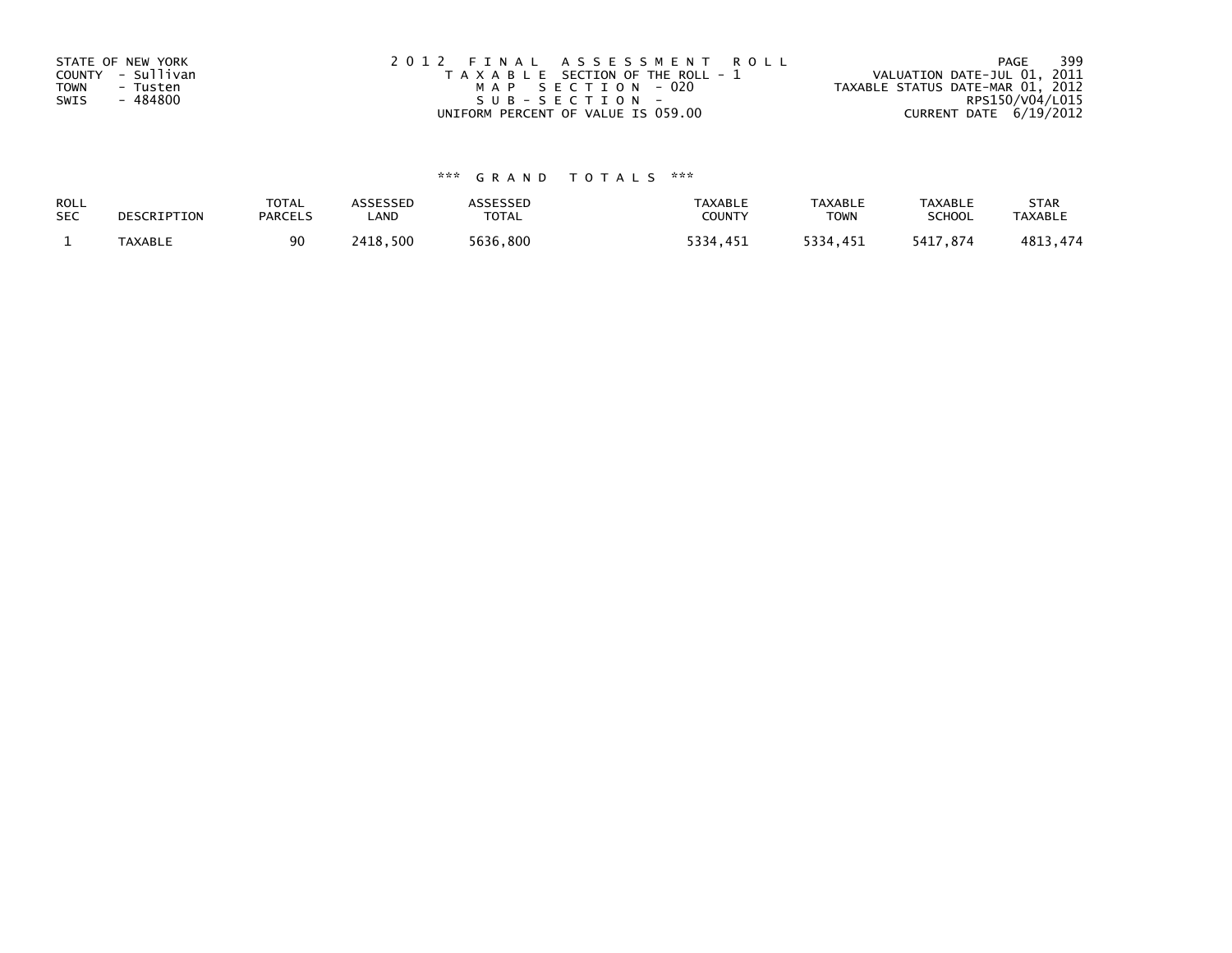STATE OF NEW YORK
COUNTY - Sullivan
TOWN - Tusten
SWIS - 484800

2012 FINAL ASSESSMENT ROLL
TAXABLE SECTION OF THE ROLL - 1
MAP SECTION - 020
SUB-SECTION -
UNIFORM PERCENT OF VALUE IS 059.00

VALUATION DATE-JUL 01, 2011
TAXABLE STATUS DATE-MAR 01, 2012
RPS150/V04/L015
CURRENT DATE 6/19/2012

*** GRAND TOTALS ***

| ROLL SEC | DESCRIPTION | TOTAL PARCELS | ASSESSED LAND | ASSESSED TOTAL | TAXABLE COUNTY | TAXABLE TOWN | TAXABLE SCHOOL | STAR TAXABLE |
|---|---|---|---|---|---|---|---|---|
| 1 | TAXABLE | 90 | 2418,500 | 5636,800 | 5334,451 | 5334,451 | 5417,874 | 4813,474 |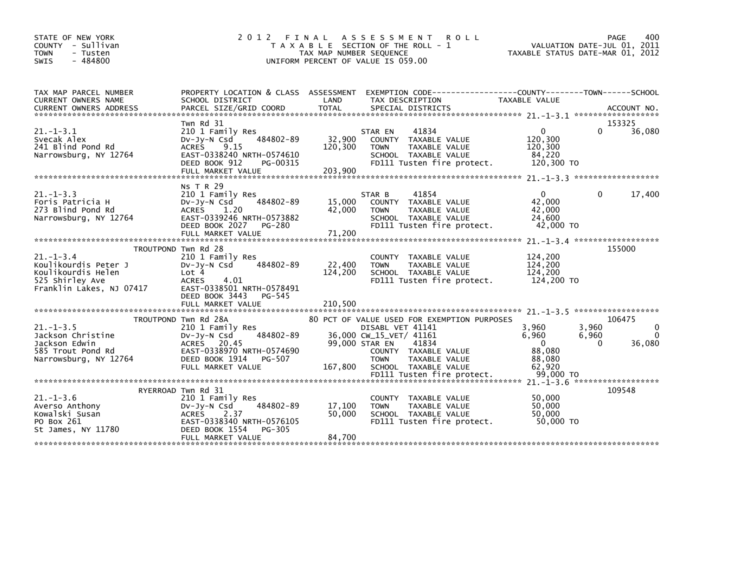STATE OF NEW YORK
COUNTY - Sullivan
TOWN - Tusten
SWIS - 484800

# 2012 FINAL ASSESSMENT ROLL

TAXABLE SECTION OF THE ROLL - 1
TAX MAP NUMBER SEQUENCE
UNIFORM PERCENT OF VALUE IS 059.00

VALUATION DATE-JUL 01, 2011
TAXABLE STATUS DATE-MAR 01, 2012

| TAX MAP PARCEL NUMBER / CURRENT OWNERS NAME / CURRENT OWNERS ADDRESS | PROPERTY LOCATION & CLASS / SCHOOL DISTRICT / PARCEL SIZE/GRID COORD | ASSESSMENT LAND / TOTAL | EXEMPTION CODE / TAX DESCRIPTION / SPECIAL DISTRICTS | COUNTY TAXABLE VALUE | TOWN | SCHOOL | ACCOUNT NO. |
|---|---|---|---|---|---|---|---|
| 21.-1-3.1 | Twn Rd 31 | | | | | | 153325 |
| | 210 1 Family Res | | STAR EN 41834 | 0 | 0 | 36,080 | |
| Svecak Alex | Dv-Jy-N Csd 484802-89 | 32,900 | COUNTY TAXABLE VALUE | 120,300 | | | |
| 241 Blind Pond Rd | ACRES 9.15 | 120,300 | TOWN TAXABLE VALUE | 120,300 | | | |
| Narrowsburg, NY 12764 | EAST-0338240 NRTH-0574610 | | SCHOOL TAXABLE VALUE | 84,220 | | | |
| | DEED BOOK 912 PG-00315 | | FD111 Tusten fire protect. | 120,300 TO | | | |
| | FULL MARKET VALUE | 203,900 | | | | | |
| 21.-1-3.3 | Ns T R 29 | | | | | | |
| | 210 1 Family Res | | STAR B 41854 | 0 | 0 | 17,400 | |
| Foris Patricia H | Dv-Jy-N Csd 484802-89 | 15,000 | COUNTY TAXABLE VALUE | 42,000 | | | |
| 273 Blind Pond Rd | ACRES 1.20 | 42,000 | TOWN TAXABLE VALUE | 42,000 | | | |
| Narrowsburg, NY 12764 | EAST-0339246 NRTH-0573882 | | SCHOOL TAXABLE VALUE | 24,600 | | | |
| | DEED BOOK 2027 PG-280 | | FD111 Tusten fire protect. | 42,000 TO | | | |
| | FULL MARKET VALUE | 71,200 | | | | | |
| 21.-1-3.4 | TROUTPOND Twn Rd 28 | | | | | | 155000 |
| | 210 1 Family Res | | COUNTY TAXABLE VALUE | 124,200 | | | |
| Koulikourdis Peter J | Dv-Jy-N Csd 484802-89 | 22,400 | TOWN TAXABLE VALUE | 124,200 | | | |
| Koulikourdis Helen | Lot 4 | 124,200 | SCHOOL TAXABLE VALUE | 124,200 | | | |
| 525 Shirley Ave | ACRES 4.01 | | FD111 Tusten fire protect. | 124,200 TO | | | |
| Franklin Lakes, NJ 07417 | EAST-0338501 NRTH-0578491 | | | | | | |
| | DEED BOOK 3443 PG-545 | | | | | | |
| | FULL MARKET VALUE | 210,500 | | | | | |
| 21.-1-3.5 | TROUTPOND Twn Rd 28A | | 80 PCT OF VALUE USED FOR EXEMPTION PURPOSES | | | | 106475 |
| | 210 1 Family Res | | DISABL VET 41141 | 3,960 | 3,960 | 0 | |
| Jackson Christine | Dv-Jy-N Csd 484802-89 | 36,000 | CW_15_VET/ 41161 | 6,960 | 6,960 | 0 | |
| Jackson Edwin | ACRES 20.45 | 99,000 | STAR EN 41834 | 0 | 0 | 36,080 | |
| 585 Trout Pond Rd | EAST-0338970 NRTH-0574690 | | COUNTY TAXABLE VALUE | 88,080 | | | |
| Narrowsburg, NY 12764 | DEED BOOK 1914 PG-507 | | TOWN TAXABLE VALUE | 88,080 | | | |
| | FULL MARKET VALUE | 167,800 | SCHOOL TAXABLE VALUE | 62,920 | | | |
| | | | FD111 Tusten fire protect. | 99,000 TO | | | |
| 21.-1-3.6 | RYERROAD Twn Rd 31 | | | | | | 109548 |
| | 210 1 Family Res | | COUNTY TAXABLE VALUE | 50,000 | | | |
| Averso Anthony | Dv-Jy-N Csd 484802-89 | 17,100 | TOWN TAXABLE VALUE | 50,000 | | | |
| Kowalski Susan | ACRES 2.37 | 50,000 | SCHOOL TAXABLE VALUE | 50,000 | | | |
| PO Box 261 | EAST-0338340 NRTH-0576105 | | FD111 Tusten fire protect. | 50,000 TO | | | |
| St James, NY 11780 | DEED BOOK 1554 PG-305 | | | | | | |
| | FULL MARKET VALUE | 84,700 | | | | | |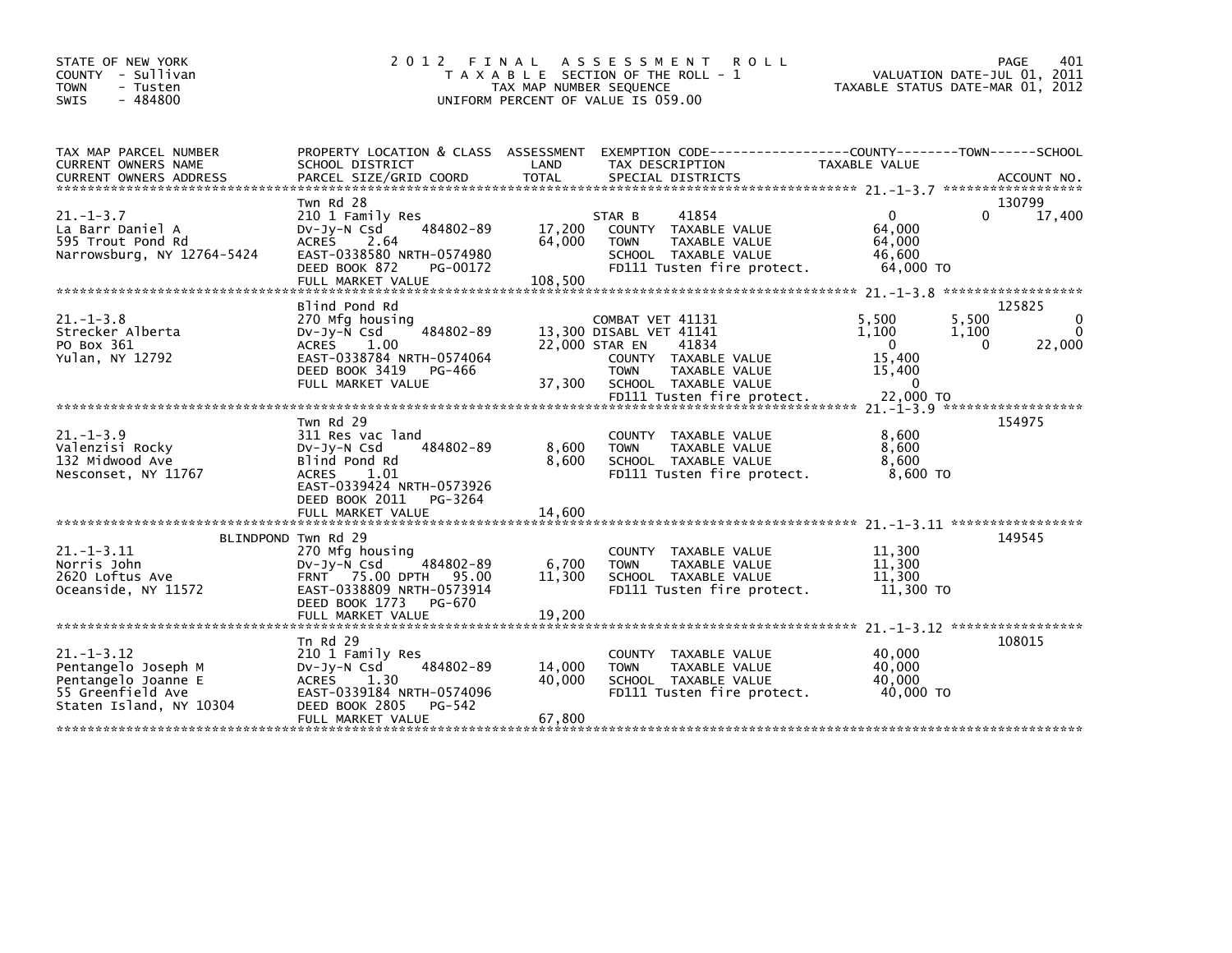STATE OF NEW YORK
COUNTY - Sullivan
TOWN - Tusten
SWIS - 484800

# 2012 FINAL ASSESSMENT ROLL

TAXABLE SECTION OF THE ROLL - 1
TAX MAP NUMBER SEQUENCE
UNIFORM PERCENT OF VALUE IS 059.00

VALUATION DATE-JUL 01, 2011
TAXABLE STATUS DATE-MAR 01, 2012

| TAX MAP PARCEL NUMBER / CURRENT OWNERS NAME / CURRENT OWNERS ADDRESS | PROPERTY LOCATION & CLASS / SCHOOL DISTRICT / PARCEL SIZE/GRID COORD | ASSESSMENT LAND | TOTAL | EXEMPTION CODE / TAX DESCRIPTION / SPECIAL DISTRICTS | COUNTY TAXABLE VALUE | TOWN | SCHOOL | ACCOUNT NO. |
|---|---|---|---|---|---|---|---|---|
| 21.-1-3.7 | Twn Rd 28 | | | | | | | 130799 |
| La Barr Daniel A | 210 1 Family Res | | | STAR B 41854 | 0 | 0 | 17,400 | |
| 595 Trout Pond Rd | Dv-Jy-N Csd 484802-89 | 17,200 | | COUNTY TAXABLE VALUE | 64,000 | | | |
| Narrowsburg, NY 12764-5424 | ACRES 2.64 | | 64,000 | TOWN TAXABLE VALUE | 64,000 | | | |
| | EAST-0338580 NRTH-0574980 | | | SCHOOL TAXABLE VALUE | 46,600 | | | |
| | DEED BOOK 872 PG-00172 | | | FD111 Tusten fire protect. | 64,000 TO | | | |
| | FULL MARKET VALUE | | 108,500 | | | | | |
| 21.-1-3.8 | Blind Pond Rd | | | | | | | 125825 |
| Strecker Alberta | 270 Mfg housing | | | COMBAT VET 41131 | 5,500 | 5,500 | 0 | |
| PO Box 361 | Dv-Jy-N Csd 484802-89 | 13,300 | | DISABL VET 41141 | 1,100 | 1,100 | 0 | |
| Yulan, NY 12792 | ACRES 1.00 | | 22,000 | STAR EN 41834 | 0 | 0 | 22,000 | |
| | EAST-0338784 NRTH-0574064 | | | COUNTY TAXABLE VALUE | 15,400 | | | |
| | DEED BOOK 3419 PG-466 | | | TOWN TAXABLE VALUE | 15,400 | | | |
| | FULL MARKET VALUE | | 37,300 | SCHOOL TAXABLE VALUE | 0 | | | |
| | | | | FD111 Tusten fire protect. | 22,000 TO | | | |
| 21.-1-3.9 | Twn Rd 29 | | | | | | | 154975 |
| Valenzisi Rocky | 311 Res vac land | | | COUNTY TAXABLE VALUE | 8,600 | | | |
| 132 Midwood Ave | Dv-Jy-N Csd 484802-89 | 8,600 | | TOWN TAXABLE VALUE | 8,600 | | | |
| Nesconset, NY 11767 | Blind Pond Rd | | 8,600 | SCHOOL TAXABLE VALUE | 8,600 | | | |
| | ACRES 1.01 | | | FD111 Tusten fire protect. | 8,600 TO | | | |
| | EAST-0339424 NRTH-0573926 | | | | | | | |
| | DEED BOOK 2011 PG-3264 | | | | | | | |
| | FULL MARKET VALUE | | 14,600 | | | | | |
| 21.-1-3.11 | BLINDPOND Twn Rd 29 | | | | | | | 149545 |
| Norris John | 270 Mfg housing | | | COUNTY TAXABLE VALUE | 11,300 | | | |
| 2620 Loftus Ave | Dv-Jy-N Csd 484802-89 | 6,700 | | TOWN TAXABLE VALUE | 11,300 | | | |
| Oceanside, NY 11572 | FRNT 75.00 DPTH 95.00 | | 11,300 | SCHOOL TAXABLE VALUE | 11,300 | | | |
| | EAST-0338809 NRTH-0573914 | | | FD111 Tusten fire protect. | 11,300 TO | | | |
| | DEED BOOK 1773 PG-670 | | | | | | | |
| | FULL MARKET VALUE | | 19,200 | | | | | |
| 21.-1-3.12 | Tn Rd 29 | | | | | | | 108015 |
| Pentangelo Joseph M | 210 1 Family Res | | | COUNTY TAXABLE VALUE | 40,000 | | | |
| Pentangelo Joanne E | Dv-Jy-N Csd 484802-89 | 14,000 | | TOWN TAXABLE VALUE | 40,000 | | | |
| 55 Greenfield Ave | ACRES 1.30 | | 40,000 | SCHOOL TAXABLE VALUE | 40,000 | | | |
| Staten Island, NY 10304 | EAST-0339184 NRTH-0574096 | | | FD111 Tusten fire protect. | 40,000 TO | | | |
| | DEED BOOK 2805 PG-542 | | | | | | | |
| | FULL MARKET VALUE | | 67,800 | | | | | |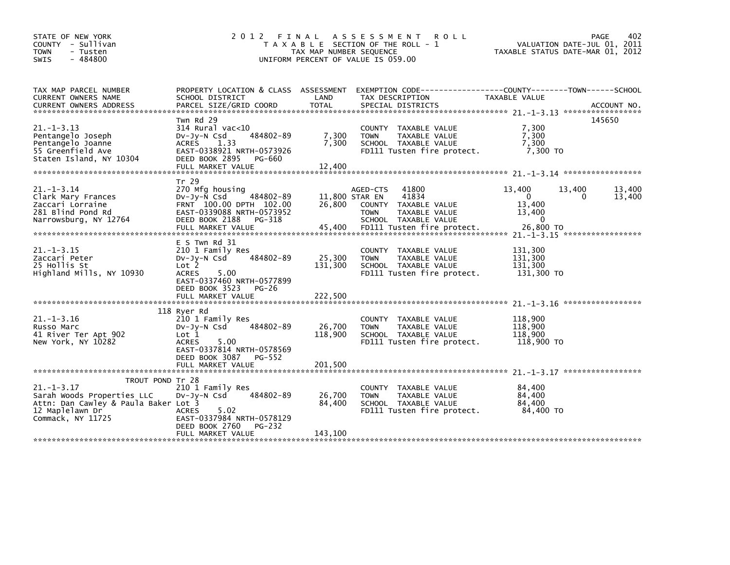STATE OF NEW YORK
COUNTY - Sullivan
TOWN - Tusten
SWIS - 484800

# 2012 FINAL ASSESSMENT ROLL

TAXABLE SECTION OF THE ROLL - 1
TAX MAP NUMBER SEQUENCE
UNIFORM PERCENT OF VALUE IS 059.00

VALUATION DATE-JUL 01, 2011
TAXABLE STATUS DATE-MAR 01, 2012

| TAX MAP PARCEL NUMBER / CURRENT OWNERS NAME / CURRENT OWNERS ADDRESS | PROPERTY LOCATION & CLASS / SCHOOL DISTRICT / PARCEL SIZE/GRID COORD | ASSESSMENT LAND | TOTAL | EXEMPTION CODE / TAX DESCRIPTION / SPECIAL DISTRICTS | COUNTY TAXABLE VALUE | TOWN | SCHOOL / ACCOUNT NO. |
|---|---|---|---|---|---|---|---|
| 21.-1-3.13 | Twn Rd 29 | | | | | | 145650 |
| 21.-1-3.13 | 314 Rural vac<10 | | | COUNTY TAXABLE VALUE | 7,300 | | |
| Pentangelo Joseph | Dv-Jy-N Csd 484802-89 | 7,300 | | TOWN TAXABLE VALUE | 7,300 | | |
| Pentangelo Joanne | ACRES 1.33 | | 7,300 | SCHOOL TAXABLE VALUE | 7,300 | | |
| 55 Greenfield Ave | EAST-0338921 NRTH-0573926 | | | FD111 Tusten fire protect. | 7,300 TO | | |
| Staten Island, NY 10304 | DEED BOOK 2895 PG-660 | | | | | | |
| | FULL MARKET VALUE | | 12,400 | | | | |
| 21.-1-3.14 | Tr 29 | | | | | | |
| 21.-1-3.14 | 270 Mfg housing | | | AGED-CTS 41800 | 13,400 | 13,400 | 13,400 |
| Clark Mary Frances | Dv-Jy-N Csd 484802-89 | 11,800 | | STAR EN 41834 | 0 | 0 | 13,400 |
| Zaccari Lorraine | FRNT 100.00 DPTH 102.00 | | 26,800 | COUNTY TAXABLE VALUE | 13,400 | | |
| 281 Blind Pond Rd | EAST-0339088 NRTH-0573952 | | | TOWN TAXABLE VALUE | 13,400 | | |
| Narrowsburg, NY 12764 | DEED BOOK 2188 PG-318 | | | SCHOOL TAXABLE VALUE | 0 | | |
| | FULL MARKET VALUE | | 45,400 | FD111 Tusten fire protect. | 26,800 TO | | |
| 21.-1-3.15 | E S Twn Rd 31 | | | | | | |
| 21.-1-3.15 | 210 1 Family Res | | | COUNTY TAXABLE VALUE | 131,300 | | |
| Zaccari Peter | Dv-Jy-N Csd 484802-89 | 25,300 | | TOWN TAXABLE VALUE | 131,300 | | |
| 25 Hollis St | Lot 2 | | 131,300 | SCHOOL TAXABLE VALUE | 131,300 | | |
| Highland Mills, NY 10930 | ACRES 5.00 | | | FD111 Tusten fire protect. | 131,300 TO | | |
| | EAST-0337460 NRTH-0577899 | | | | | | |
| | DEED BOOK 3523 PG-26 | | | | | | |
| | FULL MARKET VALUE | | 222,500 | | | | |
| 21.-1-3.16 | 118 Ryer Rd | | | | | | |
| 21.-1-3.16 | 210 1 Family Res | | | COUNTY TAXABLE VALUE | 118,900 | | |
| Russo Marc | Dv-Jy-N Csd 484802-89 | 26,700 | | TOWN TAXABLE VALUE | 118,900 | | |
| 41 River Ter Apt 902 | Lot 1 | | 118,900 | SCHOOL TAXABLE VALUE | 118,900 | | |
| New York, NY 10282 | ACRES 5.00 | | | FD111 Tusten fire protect. | 118,900 TO | | |
| | EAST-0337814 NRTH-0578569 | | | | | | |
| | DEED BOOK 3087 PG-552 | | | | | | |
| | FULL MARKET VALUE | | 201,500 | | | | |
| 21.-1-3.17 | TROUT POND Tr 28 | | | | | | |
| 21.-1-3.17 | 210 1 Family Res | | | COUNTY TAXABLE VALUE | 84,400 | | |
| Sarah Woods Properties LLC | Dv-Jy-N Csd 484802-89 | 26,700 | | TOWN TAXABLE VALUE | 84,400 | | |
| Attn: Dan Cawley & Paula Baker | Lot 3 | | 84,400 | SCHOOL TAXABLE VALUE | 84,400 | | |
| 12 Maplelawn Dr | ACRES 5.02 | | | FD111 Tusten fire protect. | 84,400 TO | | |
| Commack, NY 11725 | EAST-0337984 NRTH-0578129 | | | | | | |
| | DEED BOOK 2760 PG-232 | | | | | | |
| | FULL MARKET VALUE | | 143,100 | | | | |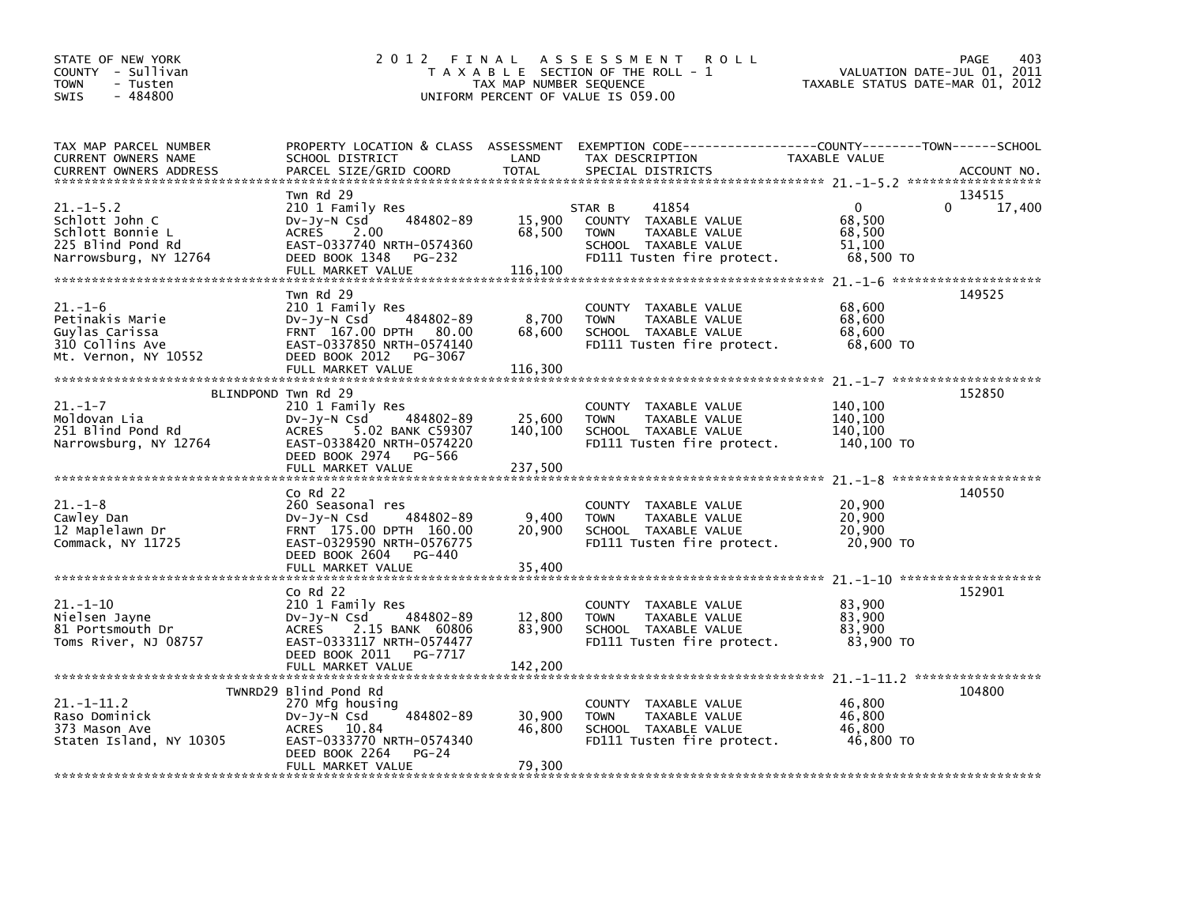STATE OF NEW YORK
COUNTY - Sullivan
TOWN - Tusten
SWIS - 484800

# 2012 FINAL ASSESSMENT ROLL

TAXABLE SECTION OF THE ROLL - 1
TAX MAP NUMBER SEQUENCE
UNIFORM PERCENT OF VALUE IS 059.00

VALUATION DATE-JUL 01, 2011
TAXABLE STATUS DATE-MAR 01, 2012

| TAX MAP PARCEL NUMBER / CURRENT OWNERS NAME / CURRENT OWNERS ADDRESS | PROPERTY LOCATION & CLASS / SCHOOL DISTRICT / PARCEL SIZE/GRID COORD | ASSESSMENT LAND | TOTAL | EXEMPTION CODE / TAX DESCRIPTION / SPECIAL DISTRICTS | COUNTY TAXABLE VALUE | TOWN | SCHOOL | ACCOUNT NO. |
|---|---|---|---|---|---|---|---|---|
| 21.-1-5.2 | Twn Rd 29 | | | | | | | 134515 |
| Schlott John C | 210 1 Family Res | | | STAR B 41854 | 0 | 0 | 17,400 | |
| Schlott Bonnie L | Dv-Jy-N Csd 484802-89 | 15,900 | 68,500 | COUNTY TAXABLE VALUE | 68,500 | | | |
| 225 Blind Pond Rd | ACRES 2.00 | | | TOWN TAXABLE VALUE | 68,500 | | | |
| Narrowsburg, NY 12764 | EAST-0337740 NRTH-0574360 | | | SCHOOL TAXABLE VALUE | 51,100 | | | |
| | DEED BOOK 1348 PG-232 | | | FD111 Tusten fire protect. | 68,500 TO | | | |
| | FULL MARKET VALUE | | 116,100 | | | | | |
| 21.-1-6 | Twn Rd 29 | | | | | | | 149525 |
| Petinakis Marie | 210 1 Family Res | | | COUNTY TAXABLE VALUE | 68,600 | | | |
| Guylas Carissa | Dv-Jy-N Csd 484802-89 | 8,700 | 68,600 | TOWN TAXABLE VALUE | 68,600 | | | |
| 310 Collins Ave | FRNT 167.00 DPTH 80.00 | | | SCHOOL TAXABLE VALUE | 68,600 | | | |
| Mt. Vernon, NY 10552 | EAST-0337850 NRTH-0574140 | | | FD111 Tusten fire protect. | 68,600 TO | | | |
| | DEED BOOK 2012 PG-3067 | | | | | | | |
| | FULL MARKET VALUE | | 116,300 | | | | | |
| 21.-1-7 | BLINDPOND Twn Rd 29 | | | | | | | 152850 |
| Moldovan Lia | 210 1 Family Res | | | COUNTY TAXABLE VALUE | 140,100 | | | |
| 251 Blind Pond Rd | Dv-Jy-N Csd 484802-89 | 25,600 | 140,100 | TOWN TAXABLE VALUE | 140,100 | | | |
| Narrowsburg, NY 12764 | ACRES 5.02 BANK C59307 | | | SCHOOL TAXABLE VALUE | 140,100 | | | |
| | EAST-0338420 NRTH-0574220 | | | FD111 Tusten fire protect. | 140,100 TO | | | |
| | DEED BOOK 2974 PG-566 | | | | | | | |
| | FULL MARKET VALUE | | 237,500 | | | | | |
| 21.-1-8 | Co Rd 22 | | | | | | | 140550 |
| Cawley Dan | 260 Seasonal res | | | COUNTY TAXABLE VALUE | 20,900 | | | |
| 12 Maplelawn Dr | Dv-Jy-N Csd 484802-89 | 9,400 | 20,900 | TOWN TAXABLE VALUE | 20,900 | | | |
| Commack, NY 11725 | FRNT 175.00 DPTH 160.00 | | | SCHOOL TAXABLE VALUE | 20,900 | | | |
| | EAST-0329590 NRTH-0576775 | | | FD111 Tusten fire protect. | 20,900 TO | | | |
| | DEED BOOK 2604 PG-440 | | | | | | | |
| | FULL MARKET VALUE | | 35,400 | | | | | |
| 21.-1-10 | Co Rd 22 | | | | | | | 152901 |
| Nielsen Jayne | 210 1 Family Res | | | COUNTY TAXABLE VALUE | 83,900 | | | |
| 81 Portsmouth Dr | Dv-Jy-N Csd 484802-89 | 12,800 | 83,900 | TOWN TAXABLE VALUE | 83,900 | | | |
| Toms River, NJ 08757 | ACRES 2.15 BANK 60806 | | | SCHOOL TAXABLE VALUE | 83,900 | | | |
| | EAST-0333117 NRTH-0574477 | | | FD111 Tusten fire protect. | 83,900 TO | | | |
| | DEED BOOK 2011 PG-7717 | | | | | | | |
| | FULL MARKET VALUE | | 142,200 | | | | | |
| 21.-1-11.2 | TWNRD29 Blind Pond Rd | | | | | | | 104800 |
| Raso Dominick | 270 Mfg housing | | | COUNTY TAXABLE VALUE | 46,800 | | | |
| 373 Mason Ave | Dv-Jy-N Csd 484802-89 | 30,900 | 46,800 | TOWN TAXABLE VALUE | 46,800 | | | |
| Staten Island, NY 10305 | ACRES 10.84 | | | SCHOOL TAXABLE VALUE | 46,800 | | | |
| | EAST-0333770 NRTH-0574340 | | | FD111 Tusten fire protect. | 46,800 TO | | | |
| | DEED BOOK 2264 PG-24 | | | | | | | |
| | FULL MARKET VALUE | | 79,300 | | | | | |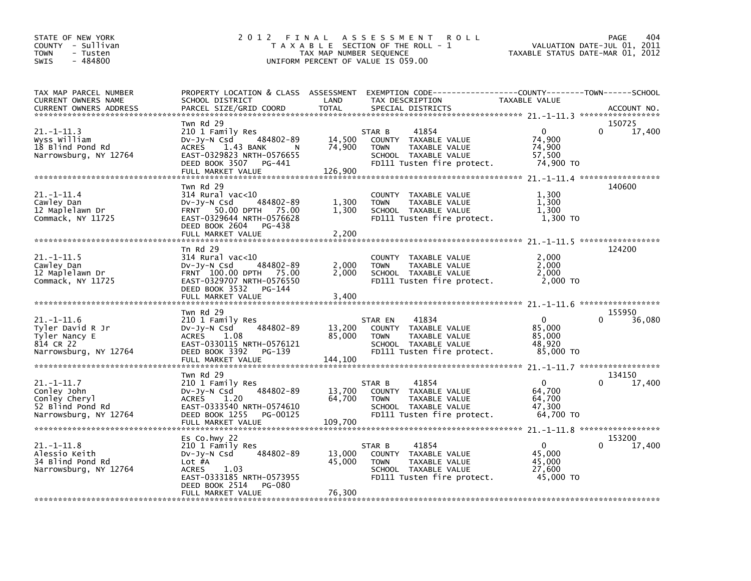STATE OF NEW YORK
COUNTY - Sullivan
TOWN - Tusten
SWIS - 484800

# 2012 FINAL ASSESSMENT ROLL

TAXABLE SECTION OF THE ROLL - 1
TAX MAP NUMBER SEQUENCE
UNIFORM PERCENT OF VALUE IS 059.00

VALUATION DATE-JUL 01, 2011
TAXABLE STATUS DATE-MAR 01, 2012

| TAX MAP PARCEL NUMBER / CURRENT OWNERS NAME / CURRENT OWNERS ADDRESS | PROPERTY LOCATION & CLASS / SCHOOL DISTRICT / PARCEL SIZE/GRID COORD | ASSESSMENT LAND / TOTAL | EXEMPTION CODE / TAX DESCRIPTION / SPECIAL DISTRICTS | COUNTY TAXABLE VALUE | TOWN | SCHOOL | ACCOUNT NO. |
|---|---|---|---|---|---|---|---|
| 21.-1-11.3 | Twn Rd 29 | | | | | | 150725 |
| Wyss William | 210 1 Family Res | | STAR B 41854 | 0 | 0 | 17,400 | |
| 18 Blind Pond Rd | Dv-Jy-N Csd 484802-89 | 14,500 | COUNTY TAXABLE VALUE | 74,900 | | | |
| Narrowsburg, NY 12764 | ACRES 1.43 BANK N | 74,900 | TOWN TAXABLE VALUE | 74,900 | | | |
| | EAST-0329823 NRTH-0576655 | | SCHOOL TAXABLE VALUE | 57,500 | | | |
| | DEED BOOK 3507 PG-441 | | FD111 Tusten fire protect. | 74,900 TO | | | |
| | FULL MARKET VALUE | 126,900 | | | | | |
| 21.-1-11.4 | Twn Rd 29 | | | | | | 140600 |
| Cawley Dan | 314 Rural vac<10 | | COUNTY TAXABLE VALUE | 1,300 | | | |
| 12 Maplelawn Dr | Dv-Jy-N Csd 484802-89 | 1,300 | TOWN TAXABLE VALUE | 1,300 | | | |
| Commack, NY 11725 | FRNT 50.00 DPTH 75.00 | 1,300 | SCHOOL TAXABLE VALUE | 1,300 | | | |
| | EAST-0329644 NRTH-0576628 | | FD111 Tusten fire protect. | 1,300 TO | | | |
| | DEED BOOK 2604 PG-438 | | | | | | |
| | FULL MARKET VALUE | 2,200 | | | | | |
| 21.-1-11.5 | Tn Rd 29 | | | | | | 124200 |
| Cawley Dan | 314 Rural vac<10 | | COUNTY TAXABLE VALUE | 2,000 | | | |
| 12 Maplelawn Dr | Dv-Jy-N Csd 484802-89 | 2,000 | TOWN TAXABLE VALUE | 2,000 | | | |
| Commack, NY 11725 | FRNT 100.00 DPTH 75.00 | 2,000 | SCHOOL TAXABLE VALUE | 2,000 | | | |
| | EAST-0329707 NRTH-0576550 | | FD111 Tusten fire protect. | 2,000 TO | | | |
| | DEED BOOK 3532 PG-144 | | | | | | |
| | FULL MARKET VALUE | 3,400 | | | | | |
| 21.-1-11.6 | Twn Rd 29 | | | | | | 155950 |
| Tyler David R Jr | 210 1 Family Res | | STAR EN 41834 | 0 | 0 | 36,080 | |
| Tyler Nancy E | Dv-Jy-N Csd 484802-89 | 13,200 | COUNTY TAXABLE VALUE | 85,000 | | | |
| 814 CR 22 | ACRES 1.08 | 85,000 | TOWN TAXABLE VALUE | 85,000 | | | |
| Narrowsburg, NY 12764 | EAST-0330115 NRTH-0576121 | | SCHOOL TAXABLE VALUE | 48,920 | | | |
| | DEED BOOK 3392 PG-139 | | FD111 Tusten fire protect. | 85,000 TO | | | |
| | FULL MARKET VALUE | 144,100 | | | | | |
| 21.-1-11.7 | Twn Rd 29 | | | | | | 134150 |
| Conley John | 210 1 Family Res | | STAR B 41854 | 0 | 0 | 17,400 | |
| Conley Cheryl | Dv-Jy-N Csd 484802-89 | 13,700 | COUNTY TAXABLE VALUE | 64,700 | | | |
| 52 Blind Pond Rd | ACRES 1.20 | 64,700 | TOWN TAXABLE VALUE | 64,700 | | | |
| Narrowsburg, NY 12764 | EAST-0333540 NRTH-0574610 | | SCHOOL TAXABLE VALUE | 47,300 | | | |
| | DEED BOOK 1255 PG-00125 | | FD111 Tusten fire protect. | 64,700 TO | | | |
| | FULL MARKET VALUE | 109,700 | | | | | |
| 21.-1-11.8 | Es Co.hwy 22 | | | | | | 153200 |
| Alessio Keith | 210 1 Family Res | | STAR B 41854 | 0 | 0 | 17,400 | |
| 34 Blind Pond Rd | Dv-Jy-N Csd 484802-89 | 13,000 | COUNTY TAXABLE VALUE | 45,000 | | | |
| Narrowsburg, NY 12764 | Lot #A | 45,000 | TOWN TAXABLE VALUE | 45,000 | | | |
| | ACRES 1.03 | | SCHOOL TAXABLE VALUE | 27,600 | | | |
| | EAST-0333185 NRTH-0573955 | | FD111 Tusten fire protect. | 45,000 TO | | | |
| | DEED BOOK 2514 PG-080 | | | | | | |
| | FULL MARKET VALUE | 76,300 | | | | | |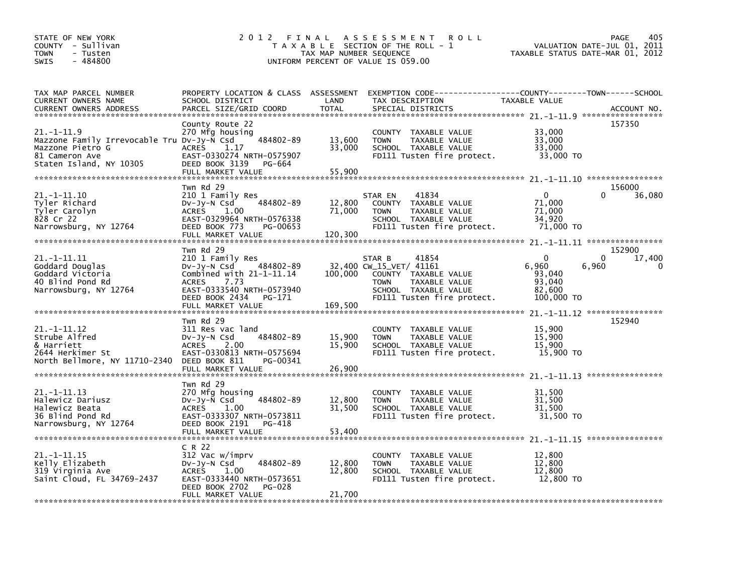STATE OF NEW YORK
COUNTY - Sullivan
TOWN - Tusten
SWIS - 484800

# 2012 FINAL ASSESSMENT ROLL

TAXABLE SECTION OF THE ROLL - 1
TAX MAP NUMBER SEQUENCE
UNIFORM PERCENT OF VALUE IS 059.00

VALUATION DATE-JUL 01, 2011
TAXABLE STATUS DATE-MAR 01, 2012

| TAX MAP PARCEL NUMBER / CURRENT OWNERS NAME / CURRENT OWNERS ADDRESS | PROPERTY LOCATION & CLASS / SCHOOL DISTRICT / PARCEL SIZE/GRID COORD | ASSESSMENT LAND | TOTAL | EXEMPTION CODE / TAX DESCRIPTION / SPECIAL DISTRICTS | COUNTY TAXABLE VALUE | TOWN | SCHOOL | ACCOUNT NO. |
|---|---|---|---|---|---|---|---|---|
| 21.-1-11.9 | County Route 22 | | | | | | | 157350 |
| | 270 Mfg housing | | | | | | | |
| Mazzone Family Irrevocable Tru | Dv-Jy-N Csd 484802-89 | 13,600 | | COUNTY TAXABLE VALUE | 33,000 | | | |
| Mazzone Pietro G | ACRES 1.17 | | 33,000 | TOWN TAXABLE VALUE | 33,000 | | | |
| 81 Cameron Ave | EAST-0330274 NRTH-0575907 | | | SCHOOL TAXABLE VALUE | 33,000 | | | |
| Staten Island, NY 10305 | DEED BOOK 3139 PG-664 | | | FD111 Tusten fire protect. | 33,000 TO | | | |
| | FULL MARKET VALUE | | 55,900 | | | | | |
| 21.-1-11.10 | Twn Rd 29 | | | | | | | 156000 |
| | 210 1 Family Res | | | STAR EN 41834 | 0 | 0 | 36,080 | |
| Tyler Richard | Dv-Jy-N Csd 484802-89 | 12,800 | | COUNTY TAXABLE VALUE | 71,000 | | | |
| Tyler Carolyn | ACRES 1.00 | | 71,000 | TOWN TAXABLE VALUE | 71,000 | | | |
| 828 Cr 22 | EAST-0329964 NRTH-0576338 | | | SCHOOL TAXABLE VALUE | 34,920 | | | |
| Narrowsburg, NY 12764 | DEED BOOK 773 PG-00653 | | | FD111 Tusten fire protect. | 71,000 TO | | | |
| | FULL MARKET VALUE | | 120,300 | | | | | |
| 21.-1-11.11 | Twn Rd 29 | | | | | | | 152900 |
| | 210 1 Family Res | | | STAR B 41854 | 0 | 0 | 17,400 | |
| Goddard Douglas | Dv-Jy-N Csd 484802-89 | 32,400 | | CW_15_VET/ 41161 | 6,960 | 6,960 | 0 | |
| Goddard Victoria | Combined with 21-1-11.14 | | 100,000 | COUNTY TAXABLE VALUE | 93,040 | | | |
| 40 Blind Pond Rd | ACRES 7.73 | | | TOWN TAXABLE VALUE | 93,040 | | | |
| Narrowsburg, NY 12764 | EAST-0333540 NRTH-0573940 | | | SCHOOL TAXABLE VALUE | 82,600 | | | |
| | DEED BOOK 2434 PG-171 | | | FD111 Tusten fire protect. | 100,000 TO | | | |
| | FULL MARKET VALUE | | 169,500 | | | | | |
| 21.-1-11.12 | Twn Rd 29 | | | | | | | 152940 |
| | 311 Res vac land | | | | | | | |
| Strube Alfred | Dv-Jy-N Csd 484802-89 | 15,900 | | COUNTY TAXABLE VALUE | 15,900 | | | |
| & Harriett | ACRES 2.00 | | 15,900 | TOWN TAXABLE VALUE | 15,900 | | | |
| 2644 Herkimer St | EAST-0330813 NRTH-0575694 | | | SCHOOL TAXABLE VALUE | 15,900 | | | |
| North Bellmore, NY 11710-2340 | DEED BOOK 811 PG-00341 | | | FD111 Tusten fire protect. | 15,900 TO | | | |
| | FULL MARKET VALUE | | 26,900 | | | | | |
| 21.-1-11.13 | Twn Rd 29 | | | | | | | |
| | 270 Mfg housing | | | | | | | |
| Halewicz Dariusz | Dv-Jy-N Csd 484802-89 | 12,800 | | COUNTY TAXABLE VALUE | 31,500 | | | |
| Halewicz Beata | ACRES 1.00 | | 31,500 | TOWN TAXABLE VALUE | 31,500 | | | |
| 36 Blind Pond Rd | EAST-0333307 NRTH-0573811 | | | SCHOOL TAXABLE VALUE | 31,500 | | | |
| Narrowsburg, NY 12764 | DEED BOOK 2191 PG-418 | | | FD111 Tusten fire protect. | 31,500 TO | | | |
| | FULL MARKET VALUE | | 53,400 | | | | | |
| 21.-1-11.15 | C R 22 | | | | | | | |
| | 312 Vac w/imprv | | | | | | | |
| Kelly Elizabeth | Dv-Jy-N Csd 484802-89 | 12,800 | | COUNTY TAXABLE VALUE | 12,800 | | | |
| 319 Virginia Ave | ACRES 1.00 | | 12,800 | TOWN TAXABLE VALUE | 12,800 | | | |
| Saint Cloud, FL 34769-2437 | EAST-0333440 NRTH-0573651 | | | SCHOOL TAXABLE VALUE | 12,800 | | | |
| | DEED BOOK 2702 PG-028 | | | FD111 Tusten fire protect. | 12,800 TO | | | |
| | FULL MARKET VALUE | | 21,700 | | | | | |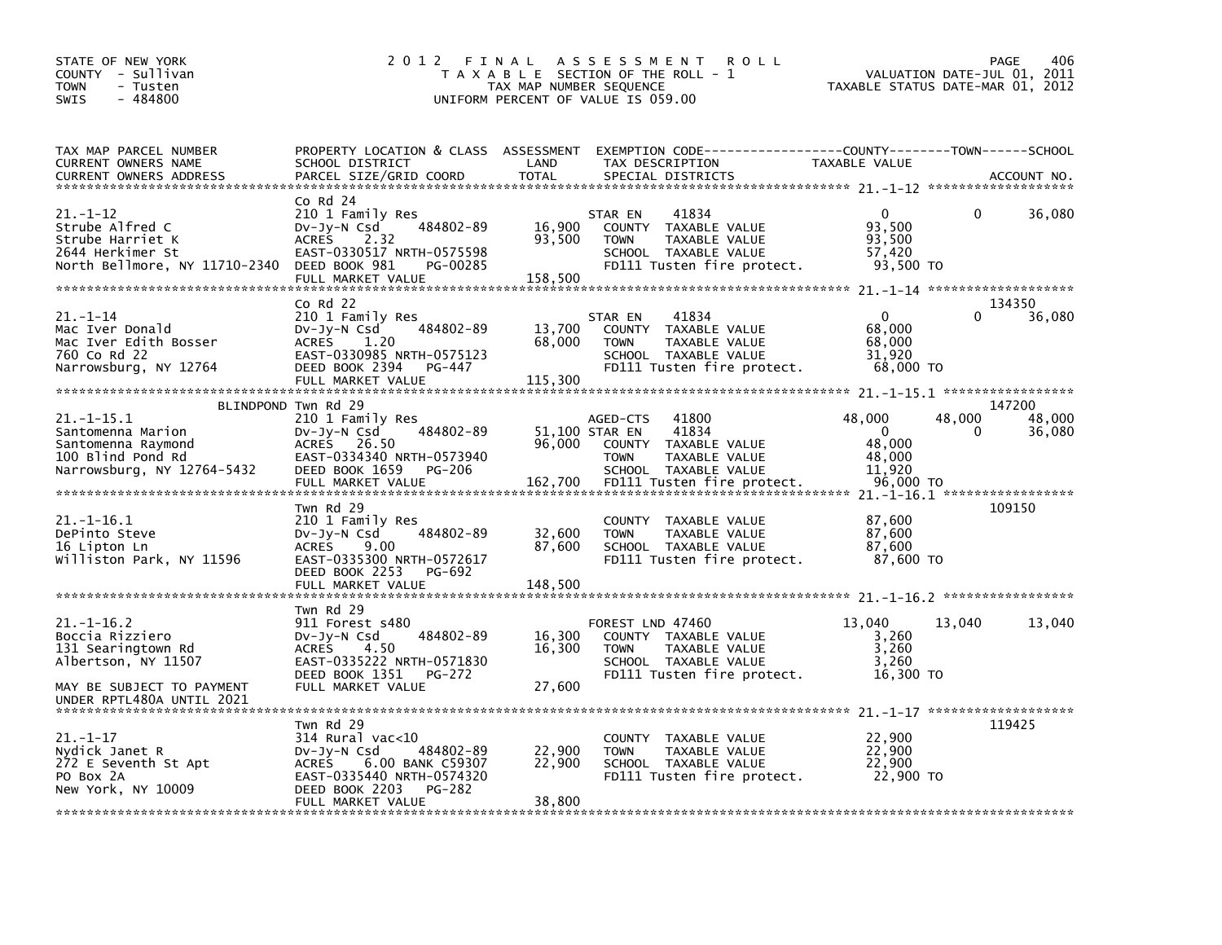STATE OF NEW YORK
COUNTY - Sullivan
TOWN - Tusten
SWIS - 484800

# 2012 FINAL ASSESSMENT ROLL

TAXABLE SECTION OF THE ROLL - 1
TAX MAP NUMBER SEQUENCE
UNIFORM PERCENT OF VALUE IS 059.00

VALUATION DATE-JUL 01, 2011
TAXABLE STATUS DATE-MAR 01, 2012

| TAX MAP PARCEL NUMBER / CURRENT OWNERS NAME / CURRENT OWNERS ADDRESS | PROPERTY LOCATION & CLASS / SCHOOL DISTRICT / PARCEL SIZE/GRID COORD | ASSESSMENT LAND | TOTAL | EXEMPTION CODE / TAX DESCRIPTION / SPECIAL DISTRICTS | COUNTY TAXABLE VALUE | TOWN | SCHOOL | ACCOUNT NO. |
|---|---|---|---|---|---|---|---|---|
| 21.-1-12 | Co Rd 24 | | | | | | | |
| | 210 1 Family Res | | | STAR EN 41834 | 0 | 0 | 36,080 | |
| Strube Alfred C | Dv-Jy-N Csd 484802-89 | 16,900 | | COUNTY TAXABLE VALUE | 93,500 | | | |
| Strube Harriet K | ACRES 2.32 | | 93,500 | TOWN TAXABLE VALUE | 93,500 | | | |
| 2644 Herkimer St | EAST-0330517 NRTH-0575598 | | | SCHOOL TAXABLE VALUE | 57,420 | | | |
| North Bellmore, NY 11710-2340 | DEED BOOK 981 PG-00285 | | | FD111 Tusten fire protect. | 93,500 TO | | | |
| | FULL MARKET VALUE | | 158,500 | | | | | |
| 21.-1-14 | Co Rd 22 | | | | | | | 134350 |
| | 210 1 Family Res | | | STAR EN 41834 | 0 | 0 | 36,080 | |
| Mac Iver Donald | Dv-Jy-N Csd 484802-89 | 13,700 | | COUNTY TAXABLE VALUE | 68,000 | | | |
| Mac Iver Edith Bosser | ACRES 1.20 | | 68,000 | TOWN TAXABLE VALUE | 68,000 | | | |
| 760 Co Rd 22 | EAST-0330985 NRTH-0575123 | | | SCHOOL TAXABLE VALUE | 31,920 | | | |
| Narrowsburg, NY 12764 | DEED BOOK 2394 PG-447 | | | FD111 Tusten fire protect. | 68,000 TO | | | |
| | FULL MARKET VALUE | | 115,300 | | | | | |
| 21.-1-15.1 | BLINDPOND Twn Rd 29 | | | | | | | 147200 |
| | 210 1 Family Res | | | AGED-CTS 41800 | 48,000 | 48,000 | 48,000 | |
| Santomenna Marion | Dv-Jy-N Csd 484802-89 | 51,100 | | STAR EN 41834 | 0 | 0 | 36,080 | |
| Santomenna Raymond | ACRES 26.50 | | 96,000 | COUNTY TAXABLE VALUE | 48,000 | | | |
| 100 Blind Pond Rd | EAST-0334340 NRTH-0573940 | | | TOWN TAXABLE VALUE | 48,000 | | | |
| Narrowsburg, NY 12764-5432 | DEED BOOK 1659 PG-206 | | | SCHOOL TAXABLE VALUE | 11,920 | | | |
| | FULL MARKET VALUE | | 162,700 | FD111 Tusten fire protect. | 96,000 TO | | | |
| 21.-1-16.1 | Twn Rd 29 | | | | | | | 109150 |
| | 210 1 Family Res | | | COUNTY TAXABLE VALUE | 87,600 | | | |
| DePinto Steve | Dv-Jy-N Csd 484802-89 | 32,600 | | TOWN TAXABLE VALUE | 87,600 | | | |
| 16 Lipton Ln | ACRES 9.00 | | 87,600 | SCHOOL TAXABLE VALUE | 87,600 | | | |
| Williston Park, NY 11596 | EAST-0335300 NRTH-0572617 | | | FD111 Tusten fire protect. | 87,600 TO | | | |
| | DEED BOOK 2253 PG-692 | | | | | | | |
| | FULL MARKET VALUE | | 148,500 | | | | | |
| 21.-1-16.2 | Twn Rd 29 | | | | | | | |
| | 911 Forest s480 | | | FOREST LND 47460 | 13,040 | 13,040 | 13,040 | |
| Boccia Rizziero | Dv-Jy-N Csd 484802-89 | 16,300 | | COUNTY TAXABLE VALUE | 3,260 | | | |
| 131 Searingtown Rd | ACRES 4.50 | | 16,300 | TOWN TAXABLE VALUE | 3,260 | | | |
| Albertson, NY 11507 | EAST-0335222 NRTH-0571830 | | | SCHOOL TAXABLE VALUE | 3,260 | | | |
| | DEED BOOK 1351 PG-272 | | | FD111 Tusten fire protect. | 16,300 TO | | | |
| MAY BE SUBJECT TO PAYMENT UNDER RPTL480A UNTIL 2021 | FULL MARKET VALUE | | 27,600 | | | | | |
| 21.-1-17 | Twn Rd 29 | | | | | | | 119425 |
| | 314 Rural vac<10 | | | COUNTY TAXABLE VALUE | 22,900 | | | |
| Nydick Janet R | Dv-Jy-N Csd 484802-89 | 22,900 | | TOWN TAXABLE VALUE | 22,900 | | | |
| 272 E Seventh St Apt | ACRES 6.00 BANK C59307 | | 22,900 | SCHOOL TAXABLE VALUE | 22,900 | | | |
| PO Box 2A | EAST-0335440 NRTH-0574320 | | | FD111 Tusten fire protect. | 22,900 TO | | | |
| New York, NY 10009 | DEED BOOK 2203 PG-282 | | | | | | | |
| | FULL MARKET VALUE | | 38,800 | | | | | |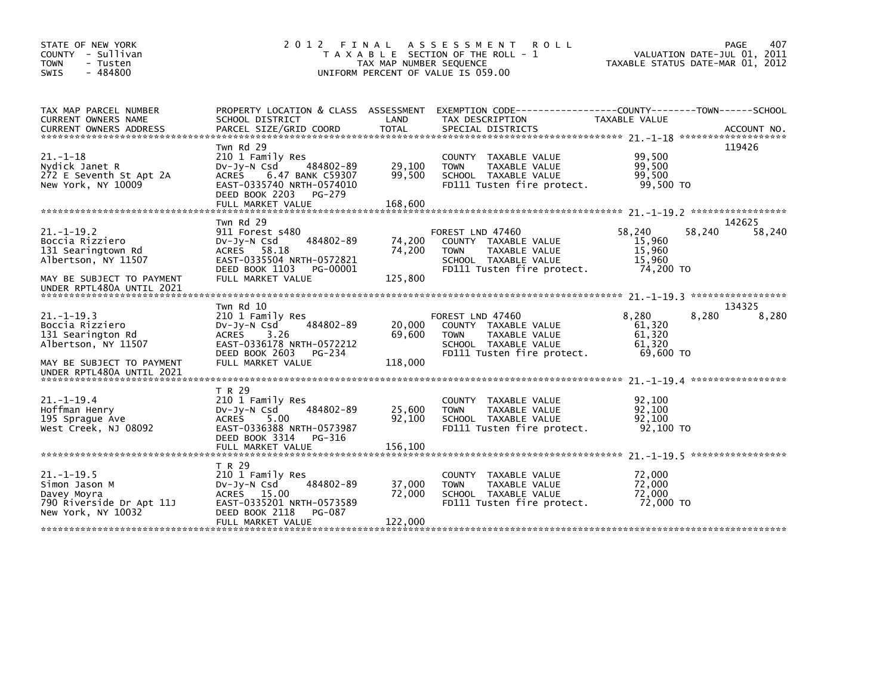STATE OF NEW YORK
COUNTY - Sullivan
TOWN - Tusten
SWIS - 484800

# 2012 FINAL ASSESSMENT ROLL

TAXABLE SECTION OF THE ROLL - 1
TAX MAP NUMBER SEQUENCE
UNIFORM PERCENT OF VALUE IS 059.00

VALUATION DATE-JUL 01, 2011
TAXABLE STATUS DATE-MAR 01, 2012

| TAX MAP PARCEL NUMBER / CURRENT OWNERS NAME / CURRENT OWNERS ADDRESS | PROPERTY LOCATION & CLASS / SCHOOL DISTRICT / PARCEL SIZE/GRID COORD | ASSESSMENT LAND / TOTAL | EXEMPTION CODE / TAX DESCRIPTION / SPECIAL DISTRICTS | COUNTY | TOWN | SCHOOL | ACCOUNT NO. |
|---|---|---|---|---|---|---|---|
| **21.-1-18** | Twn Rd 29 | | | | | | 119426 |
| Nydick Janet R | 210 1 Family Res | | COUNTY TAXABLE VALUE | 99,500 | | | |
| 272 E Seventh St Apt 2A | Dv-Jy-N Csd 484802-89 | 29,100 | TOWN TAXABLE VALUE | | 99,500 | | |
| New York, NY 10009 | ACRES 6.47 BANK C59307 | 99,500 | SCHOOL TAXABLE VALUE | | | 99,500 | |
| | EAST-0335740 NRTH-0574010 | | FD111 Tusten fire protect. | 99,500 TO | | | |
| | DEED BOOK 2203 PG-279 | | | | | | |
| | FULL MARKET VALUE | 168,600 | | | | | |
| **21.-1-19.2** | Twn Rd 29 | | | | | | 142625 |
| Boccia Rizziero | 911 Forest s480 | | FOREST LND 47460 | 58,240 | 58,240 | 58,240 | |
| 131 Searingtown Rd | Dv-Jy-N Csd 484802-89 | 74,200 | COUNTY TAXABLE VALUE | 15,960 | | | |
| Albertson, NY 11507 | ACRES 58.18 | 74,200 | TOWN TAXABLE VALUE | | 15,960 | | |
| | EAST-0335504 NRTH-0572821 | | SCHOOL TAXABLE VALUE | | | 15,960 | |
| MAY BE SUBJECT TO PAYMENT | DEED BOOK 1103 PG-00001 | | FD111 Tusten fire protect. | 74,200 TO | | | |
| UNDER RPTL480A UNTIL 2021 | FULL MARKET VALUE | 125,800 | | | | | |
| **21.-1-19.3** | Twn Rd 10 | | | | | | 134325 |
| Boccia Rizziero | 210 1 Family Res | | FOREST LND 47460 | 8,280 | 8,280 | 8,280 | |
| 131 Searington Rd | Dv-Jy-N Csd 484802-89 | 20,000 | COUNTY TAXABLE VALUE | 61,320 | | | |
| Albertson, NY 11507 | ACRES 3.26 | 69,600 | TOWN TAXABLE VALUE | | 61,320 | | |
| | EAST-0336178 NRTH-0572212 | | SCHOOL TAXABLE VALUE | | | 61,320 | |
| MAY BE SUBJECT TO PAYMENT | DEED BOOK 2603 PG-234 | | FD111 Tusten fire protect. | 69,600 TO | | | |
| UNDER RPTL480A UNTIL 2021 | FULL MARKET VALUE | 118,000 | | | | | |
| **21.-1-19.4** | T R 29 | | | | | | |
| Hoffman Henry | 210 1 Family Res | | COUNTY TAXABLE VALUE | 92,100 | | | |
| 195 Sprague Ave | Dv-Jy-N Csd 484802-89 | 25,600 | TOWN TAXABLE VALUE | | 92,100 | | |
| West Creek, NJ 08092 | ACRES 5.00 | 92,100 | SCHOOL TAXABLE VALUE | | | 92,100 | |
| | EAST-0336388 NRTH-0573987 | | FD111 Tusten fire protect. | 92,100 TO | | | |
| | DEED BOOK 3314 PG-316 | | | | | | |
| | FULL MARKET VALUE | 156,100 | | | | | |
| **21.-1-19.5** | T R 29 | | | | | | |
| Simon Jason M | 210 1 Family Res | | COUNTY TAXABLE VALUE | 72,000 | | | |
| Davey Moyra | Dv-Jy-N Csd 484802-89 | 37,000 | TOWN TAXABLE VALUE | | 72,000 | | |
| 790 Riverside Dr Apt 11J | ACRES 15.00 | 72,000 | SCHOOL TAXABLE VALUE | | | 72,000 | |
| New York, NY 10032 | EAST-0335201 NRTH-0573589 | | FD111 Tusten fire protect. | 72,000 TO | | | |
| | DEED BOOK 2118 PG-087 | | | | | | |
| | FULL MARKET VALUE | 122,000 | | | | | |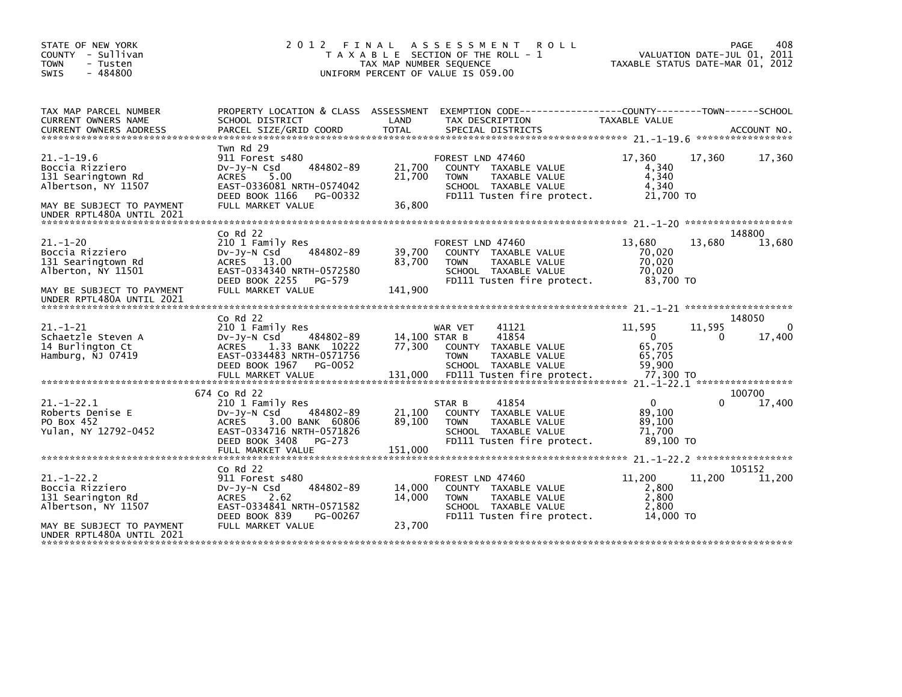STATE OF NEW YORK
COUNTY - Sullivan
TOWN - Tusten
SWIS - 484800

2012 FINAL ASSESSMENT ROLL
TAXABLE SECTION OF THE ROLL - 1
TAX MAP NUMBER SEQUENCE
UNIFORM PERCENT OF VALUE IS 059.00

VALUATION DATE-JUL 01, 2011
TAXABLE STATUS DATE-MAR 01, 2012

```
TAX MAP PARCEL NUMBER          PROPERTY LOCATION & CLASS  ASSESSMENT  EXEMPTION CODE------------------COUNTY--------TOWN------SCHOOL
CURRENT OWNERS NAME            SCHOOL DISTRICT              LAND      TAX DESCRIPTION             TAXABLE VALUE
CURRENT OWNERS ADDRESS         PARCEL SIZE/GRID COORD       TOTAL     SPECIAL DISTRICTS                                       ACCOUNT NO.
****************************************************************************************************** 21.-1-19.6 *****************
                               Twn Rd 29
21.-1-19.6                     911 Forest s480                        FOREST LND 47460               17,360      17,360      17,360
Boccia Rizziero                Dv-Jy-N Csd      484802-89     21,700  COUNTY  TAXABLE VALUE           4,340
131 Searingtown Rd             ACRES    5.00                  21,700  TOWN    TAXABLE VALUE           4,340
Albertson, NY 11507            EAST-0336081 NRTH-0574042              SCHOOL  TAXABLE VALUE           4,340
                               DEED BOOK 1166    PG-00332             FD111 Tusten fire protect.     21,700 TO
MAY BE SUBJECT TO PAYMENT      FULL MARKET VALUE              36,800
UNDER RPTL480A UNTIL 2021
****************************************************************************************************** 21.-1-20 *******************
                               Co Rd 22                                                                                148800
21.-1-20                       210 1 Family Res                       FOREST LND 47460               13,680      13,680      13,680
Boccia Rizziero                Dv-Jy-N Csd      484802-89     39,700  COUNTY  TAXABLE VALUE          70,020
131 Searingtown Rd             ACRES   13.00                  83,700  TOWN    TAXABLE VALUE          70,020
Alberton, NY 11501             EAST-0334340 NRTH-0572580              SCHOOL  TAXABLE VALUE          70,020
                               DEED BOOK 2255    PG-579               FD111 Tusten fire protect.     83,700 TO
MAY BE SUBJECT TO PAYMENT      FULL MARKET VALUE             141,900
UNDER RPTL480A UNTIL 2021
****************************************************************************************************** 21.-1-21 *******************
                               Co Rd 22                                                                                148050
21.-1-21                       210 1 Family Res                       WAR VET     41121              11,595      11,595           0
Schaetzle Steven A             Dv-Jy-N Csd      484802-89     14,100 STAR B      41854                    0           0      17,400
14 Burlington Ct               ACRES    1.33 BANK  10222      77,300  COUNTY  TAXABLE VALUE          65,705
Hamburg, NJ 07419              EAST-0334483 NRTH-0571756              TOWN    TAXABLE VALUE          65,705
                               DEED BOOK 1967    PG-0052              SCHOOL  TAXABLE VALUE          59,900
                               FULL MARKET VALUE             131,000  FD111 Tusten fire protect.     77,300 TO
****************************************************************************************************** 21.-1-22.1 *****************
                               674 Co Rd 22                                                                            100700
21.-1-22.1                     210 1 Family Res                       STAR B      41854                   0           0      17,400
Roberts Denise E               Dv-Jy-N Csd      484802-89     21,100  COUNTY  TAXABLE VALUE          89,100
PO Box 452                     ACRES    3.00 BANK  60806      89,100  TOWN    TAXABLE VALUE          89,100
Yulan, NY 12792-0452           EAST-0334716 NRTH-0571826              SCHOOL  TAXABLE VALUE          71,700
                               DEED BOOK 3408    PG-273               FD111 Tusten fire protect.     89,100 TO
                               FULL MARKET VALUE             151,000
****************************************************************************************************** 21.-1-22.2 *****************
                               Co Rd 22                                                                                105152
21.-1-22.2                     911 Forest s480                        FOREST LND 47460               11,200      11,200      11,200
Boccia Rizziero                Dv-Jy-N Csd      484802-89     14,000  COUNTY  TAXABLE VALUE           2,800
131 Searington Rd              ACRES    2.62                  14,000  TOWN    TAXABLE VALUE           2,800
Albertson, NY 11507            EAST-0334841 NRTH-0571582              SCHOOL  TAXABLE VALUE           2,800
                               DEED BOOK 839     PG-00267             FD111 Tusten fire protect.     14,000 TO
MAY BE SUBJECT TO PAYMENT      FULL MARKET VALUE              23,700
UNDER RPTL480A UNTIL 2021
************************************************************************************************************************************
```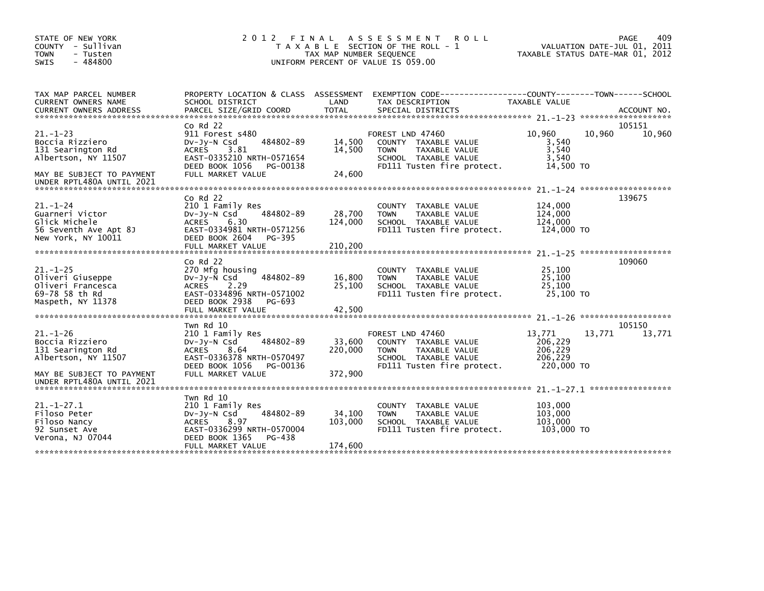STATE OF NEW YORK
COUNTY - Sullivan
TOWN - Tusten
SWIS - 484800

# 2012 FINAL ASSESSMENT ROLL
TAXABLE SECTION OF THE ROLL - 1
TAX MAP NUMBER SEQUENCE
UNIFORM PERCENT OF VALUE IS 059.00

VALUATION DATE-JUL 01, 2011
TAXABLE STATUS DATE-MAR 01, 2012

| TAX MAP PARCEL NUMBER / CURRENT OWNERS NAME / CURRENT OWNERS ADDRESS | PROPERTY LOCATION & CLASS / SCHOOL DISTRICT / PARCEL SIZE/GRID COORD | ASSESSMENT LAND | TOTAL | EXEMPTION CODE / TAX DESCRIPTION / SPECIAL DISTRICTS | COUNTY TAXABLE VALUE | TOWN | SCHOOL | ACCOUNT NO. |
|---|---|---|---|---|---|---|---|---|
| 21.-1-23 | Co Rd 22 | | | | | | | 105151 |
| Boccia Rizziero | 911 Forest s480 | | | FOREST LND 47460 | 10,960 | 10,960 | 10,960 | |
| 131 Searington Rd | Dv-Jy-N Csd 484802-89 | 14,500 | | COUNTY TAXABLE VALUE | 3,540 | | | |
| Albertson, NY 11507 | ACRES 3.81 | | 14,500 | TOWN TAXABLE VALUE | 3,540 | | | |
| | EAST-0335210 NRTH-0571654 | | | SCHOOL TAXABLE VALUE | 3,540 | | | |
| MAY BE SUBJECT TO PAYMENT | DEED BOOK 1056 PG-00138 | | | FD111 Tusten fire protect. | 14,500 TO | | | |
| UNDER RPTL480A UNTIL 2021 | FULL MARKET VALUE | | 24,600 | | | | | |
| 21.-1-24 | Co Rd 22 | | | | | | | 139675 |
| Guarneri Victor | 210 1 Family Res | | | COUNTY TAXABLE VALUE | 124,000 | | | |
| Glick Michele | Dv-Jy-N Csd 484802-89 | 28,700 | | TOWN TAXABLE VALUE | 124,000 | | | |
| 56 Seventh Ave Apt 8J | ACRES 6.30 | | 124,000 | SCHOOL TAXABLE VALUE | 124,000 | | | |
| New York, NY 10011 | EAST-0334981 NRTH-0571256 | | | FD111 Tusten fire protect. | 124,000 TO | | | |
| | DEED BOOK 2604 PG-395 | | | | | | | |
| | FULL MARKET VALUE | | 210,200 | | | | | |
| 21.-1-25 | Co Rd 22 | | | | | | | 109060 |
| Oliveri Giuseppe | 270 Mfg housing | | | COUNTY TAXABLE VALUE | 25,100 | | | |
| Oliveri Francesca | Dv-Jy-N Csd 484802-89 | 16,800 | | TOWN TAXABLE VALUE | 25,100 | | | |
| 69-78 58 th Rd | ACRES 2.29 | | 25,100 | SCHOOL TAXABLE VALUE | 25,100 | | | |
| Maspeth, NY 11378 | EAST-0334896 NRTH-0571002 | | | FD111 Tusten fire protect. | 25,100 TO | | | |
| | DEED BOOK 2938 PG-693 | | | | | | | |
| | FULL MARKET VALUE | | 42,500 | | | | | |
| 21.-1-26 | Twn Rd 10 | | | | | | | 105150 |
| Boccia Rizziero | 210 1 Family Res | | | FOREST LND 47460 | 13,771 | 13,771 | 13,771 | |
| 131 Searington Rd | Dv-Jy-N Csd 484802-89 | 33,600 | | COUNTY TAXABLE VALUE | 206,229 | | | |
| Albertson, NY 11507 | ACRES 8.64 | | 220,000 | TOWN TAXABLE VALUE | 206,229 | | | |
| | EAST-0336378 NRTH-0570497 | | | SCHOOL TAXABLE VALUE | 206,229 | | | |
| MAY BE SUBJECT TO PAYMENT | DEED BOOK 1056 PG-00136 | | | FD111 Tusten fire protect. | 220,000 TO | | | |
| UNDER RPTL480A UNTIL 2021 | FULL MARKET VALUE | | 372,900 | | | | | |
| 21.-1-27.1 | Twn Rd 10 | | | | | | | |
| Filoso Peter | 210 1 Family Res | | | COUNTY TAXABLE VALUE | 103,000 | | | |
| Filoso Nancy | Dv-Jy-N Csd 484802-89 | 34,100 | | TOWN TAXABLE VALUE | 103,000 | | | |
| 92 Sunset Ave | ACRES 8.97 | | 103,000 | SCHOOL TAXABLE VALUE | 103,000 | | | |
| Verona, NJ 07044 | EAST-0336299 NRTH-0570004 | | | FD111 Tusten fire protect. | 103,000 TO | | | |
| | DEED BOOK 1365 PG-438 | | | | | | | |
| | FULL MARKET VALUE | | 174,600 | | | | | |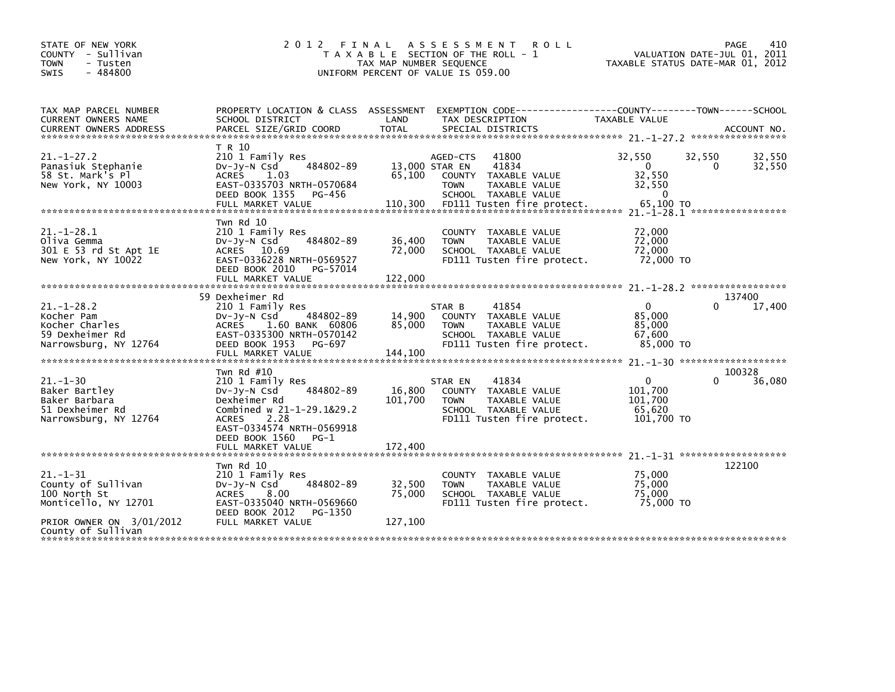STATE OF NEW YORK
COUNTY - Sullivan
TOWN - Tusten
SWIS - 484800

2012 FINAL ASSESSMENT ROLL
TAXABLE SECTION OF THE ROLL - 1
TAX MAP NUMBER SEQUENCE
UNIFORM PERCENT OF VALUE IS 059.00

VALUATION DATE-JUL 01, 2011
TAXABLE STATUS DATE-MAR 01, 2012

| TAX MAP PARCEL NUMBER / CURRENT OWNERS NAME / CURRENT OWNERS ADDRESS | PROPERTY LOCATION & CLASS / SCHOOL DISTRICT / PARCEL SIZE/GRID COORD | ASSESSMENT LAND | TOTAL | EXEMPTION CODE / TAX DESCRIPTION / SPECIAL DISTRICTS | COUNTY TAXABLE VALUE | TOWN | SCHOOL | ACCOUNT NO. |
|---|---|---|---|---|---|---|---|---|
| 21.-1-27.2 | T R 10 | | | | | | | |
| Panasiuk Stephanie | 210 1 Family Res | | | AGED-CTS 41800 | 32,550 | 32,550 | 32,550 | |
| 58 St. Mark's Pl | Dv-Jy-N Csd 484802-89 | 13,000 | | STAR EN 41834 | 0 | 0 | 32,550 | |
| New York, NY 10003 | ACRES 1.03 | | 65,100 | COUNTY TAXABLE VALUE | 32,550 | | | |
| | EAST-0335703 NRTH-0570684 | | | TOWN TAXABLE VALUE | 32,550 | | | |
| | DEED BOOK 1355 PG-456 | | | SCHOOL TAXABLE VALUE | 0 | | | |
| | FULL MARKET VALUE | | 110,300 | FD111 Tusten fire protect. | 65,100 TO | | | |
| 21.-1-28.1 | Twn Rd 10 | | | | | | | |
| Oliva Gemma | 210 1 Family Res | | | COUNTY TAXABLE VALUE | 72,000 | | | |
| 301 E 53 rd St Apt 1E | Dv-Jy-N Csd 484802-89 | 36,400 | | TOWN TAXABLE VALUE | 72,000 | | | |
| New York, NY 10022 | ACRES 10.69 | | 72,000 | SCHOOL TAXABLE VALUE | 72,000 | | | |
| | EAST-0336228 NRTH-0569527 | | | FD111 Tusten fire protect. | 72,000 TO | | | |
| | DEED BOOK 2010 PG-57014 | | | | | | | |
| | FULL MARKET VALUE | | 122,000 | | | | | |
| 21.-1-28.2 | 59 Dexheimer Rd | | | | | | | 137400 |
| Kocher Pam | 210 1 Family Res | | | STAR B 41854 | 0 | 0 | 17,400 | |
| Kocher Charles | Dv-Jy-N Csd 484802-89 | 14,900 | | COUNTY TAXABLE VALUE | 85,000 | | | |
| 59 Dexheimer Rd | ACRES 1.60 BANK 60806 | | 85,000 | TOWN TAXABLE VALUE | 85,000 | | | |
| Narrowsburg, NY 12764 | EAST-0335300 NRTH-0570142 | | | SCHOOL TAXABLE VALUE | 67,600 | | | |
| | DEED BOOK 1953 PG-697 | | | FD111 Tusten fire protect. | 85,000 TO | | | |
| | FULL MARKET VALUE | | 144,100 | | | | | |
| 21.-1-30 | Twn Rd #10 | | | | | | | 100328 |
| Baker Bartley | 210 1 Family Res | | | STAR EN 41834 | 0 | 0 | 36,080 | |
| Baker Barbara | Dv-Jy-N Csd 484802-89 | 16,800 | | COUNTY TAXABLE VALUE | 101,700 | | | |
| 51 Dexheimer Rd | Dexheimer Rd | | 101,700 | TOWN TAXABLE VALUE | 101,700 | | | |
| Narrowsburg, NY 12764 | Combined w 21-1-29.1&29.2 | | | SCHOOL TAXABLE VALUE | 65,620 | | | |
| | ACRES 2.28 | | | FD111 Tusten fire protect. | 101,700 TO | | | |
| | EAST-0334574 NRTH-0569918 | | | | | | | |
| | DEED BOOK 1560 PG-1 | | | | | | | |
| | FULL MARKET VALUE | | 172,400 | | | | | |
| 21.-1-31 | Twn Rd 10 | | | | | | | 122100 |
| County of Sullivan | 210 1 Family Res | | | COUNTY TAXABLE VALUE | 75,000 | | | |
| 100 North St | Dv-Jy-N Csd 484802-89 | 32,500 | | TOWN TAXABLE VALUE | 75,000 | | | |
| Monticello, NY 12701 | ACRES 8.00 | | 75,000 | SCHOOL TAXABLE VALUE | 75,000 | | | |
| | EAST-0335040 NRTH-0569660 | | | FD111 Tusten fire protect. | 75,000 TO | | | |
| | DEED BOOK 2012 PG-1350 | | | | | | | |
| PRIOR OWNER ON 3/01/2012 | FULL MARKET VALUE | | 127,100 | | | | | |
| County of Sullivan | | | | | | | | |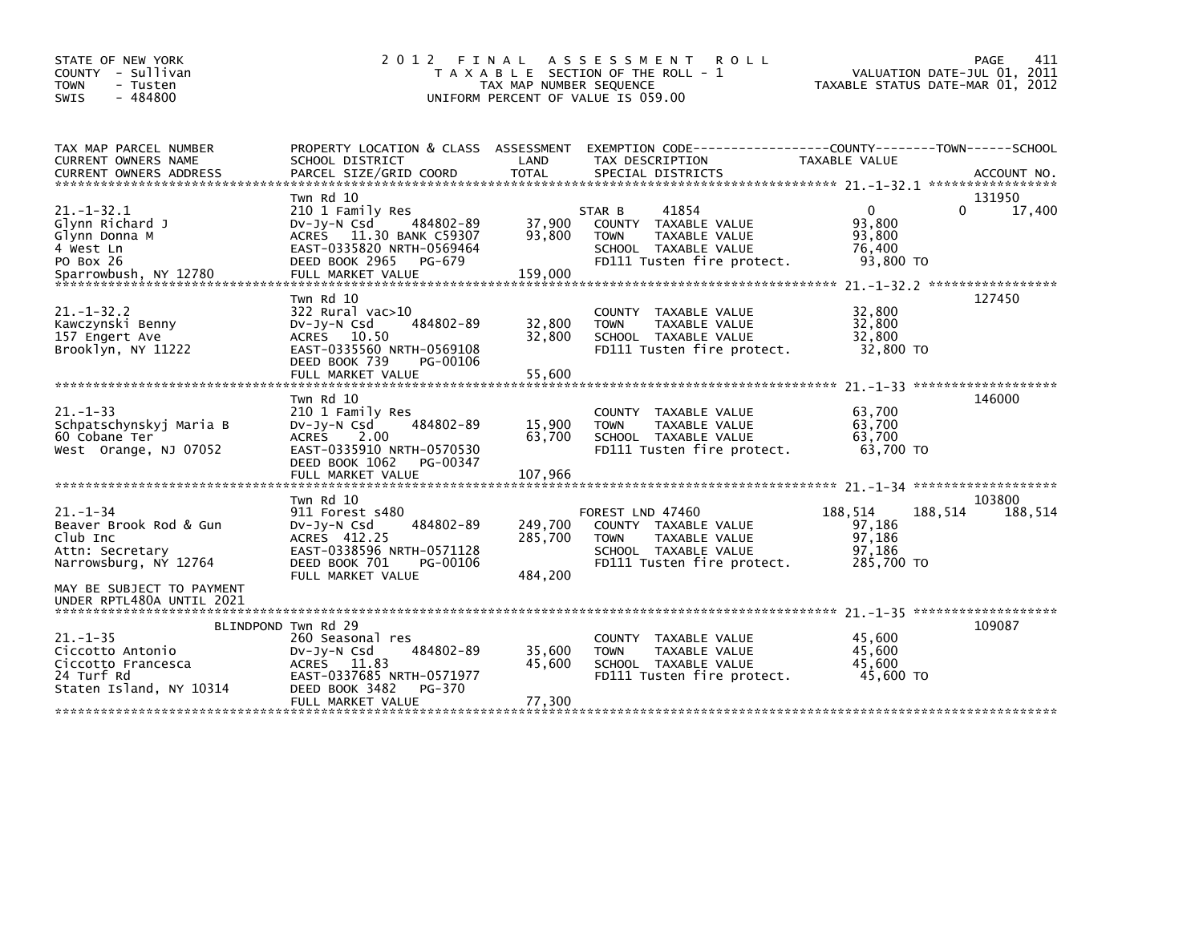STATE OF NEW YORK
COUNTY - Sullivan
TOWN - Tusten
SWIS - 484800

# 2012 FINAL ASSESSMENT ROLL
TAXABLE SECTION OF THE ROLL - 1
TAX MAP NUMBER SEQUENCE
UNIFORM PERCENT OF VALUE IS 059.00

VALUATION DATE-JUL 01, 2011
TAXABLE STATUS DATE-MAR 01, 2012

| TAX MAP PARCEL NUMBER / CURRENT OWNERS NAME / CURRENT OWNERS ADDRESS | PROPERTY LOCATION & CLASS / SCHOOL DISTRICT / PARCEL SIZE/GRID COORD | ASSESSMENT LAND / TOTAL | EXEMPTION CODE / TAX DESCRIPTION / SPECIAL DISTRICTS | COUNTY TAXABLE VALUE | TOWN | SCHOOL | ACCOUNT NO. |
|---|---|---|---|---|---|---|---|
| 21.-1-32.1 | Twn Rd 10 | | | | | | 131950 |
| | 210 1 Family Res | | STAR B 41854 | 0 | 0 | 17,400 | |
| Glynn Richard J | Dv-Jy-N Csd 484802-89 | 37,900 | COUNTY TAXABLE VALUE | 93,800 | | | |
| Glynn Donna M | ACRES 11.30 BANK C59307 | 93,800 | TOWN TAXABLE VALUE | 93,800 | | | |
| 4 West Ln | EAST-0335820 NRTH-0569464 | | SCHOOL TAXABLE VALUE | 76,400 | | | |
| PO Box 26 | DEED BOOK 2965 PG-679 | | FD111 Tusten fire protect. | 93,800 TO | | | |
| Sparrowbush, NY 12780 | FULL MARKET VALUE | 159,000 | | | | | |
| 21.-1-32.2 | Twn Rd 10 | | | | | | 127450 |
| | 322 Rural vac>10 | | COUNTY TAXABLE VALUE | 32,800 | | | |
| Kawczynski Benny | Dv-Jy-N Csd 484802-89 | 32,800 | TOWN TAXABLE VALUE | 32,800 | | | |
| 157 Engert Ave | ACRES 10.50 | 32,800 | SCHOOL TAXABLE VALUE | 32,800 | | | |
| Brooklyn, NY 11222 | EAST-0335560 NRTH-0569108 | | FD111 Tusten fire protect. | 32,800 TO | | | |
| | DEED BOOK 739 PG-00106 | | | | | | |
| | FULL MARKET VALUE | 55,600 | | | | | |
| 21.-1-33 | Twn Rd 10 | | | | | | 146000 |
| | 210 1 Family Res | | COUNTY TAXABLE VALUE | 63,700 | | | |
| Schpatschynskyj Maria B | Dv-Jy-N Csd 484802-89 | 15,900 | TOWN TAXABLE VALUE | 63,700 | | | |
| 60 Cobane Ter | ACRES 2.00 | 63,700 | SCHOOL TAXABLE VALUE | 63,700 | | | |
| West Orange, NJ 07052 | EAST-0335910 NRTH-0570530 | | FD111 Tusten fire protect. | 63,700 TO | | | |
| | DEED BOOK 1062 PG-00347 | | | | | | |
| | FULL MARKET VALUE | 107,966 | | | | | |
| 21.-1-34 | Twn Rd 10 | | | | | | 103800 |
| | 911 Forest s480 | | FOREST LND 47460 | 188,514 | 188,514 | 188,514 | |
| Beaver Brook Rod & Gun | Dv-Jy-N Csd 484802-89 | 249,700 | COUNTY TAXABLE VALUE | 97,186 | | | |
| Club Inc | ACRES 412.25 | 285,700 | TOWN TAXABLE VALUE | 97,186 | | | |
| Attn: Secretary | EAST-0338596 NRTH-0571128 | | SCHOOL TAXABLE VALUE | 97,186 | | | |
| Narrowsburg, NY 12764 | DEED BOOK 701 PG-00106 | | FD111 Tusten fire protect. | 285,700 TO | | | |
| | FULL MARKET VALUE | 484,200 | | | | | |
| MAY BE SUBJECT TO PAYMENT UNDER RPTL480A UNTIL 2021 | | | | | | | |
| 21.-1-35 | BLINDPOND Twn Rd 29 | | | | | | 109087 |
| | 260 Seasonal res | | COUNTY TAXABLE VALUE | 45,600 | | | |
| Ciccotto Antonio | Dv-Jy-N Csd 484802-89 | 35,600 | TOWN TAXABLE VALUE | 45,600 | | | |
| Ciccotto Francesca | ACRES 11.83 | 45,600 | SCHOOL TAXABLE VALUE | 45,600 | | | |
| 24 Turf Rd | EAST-0337685 NRTH-0571977 | | FD111 Tusten fire protect. | 45,600 TO | | | |
| Staten Island, NY 10314 | DEED BOOK 3482 PG-370 | | | | | | |
| | FULL MARKET VALUE | 77,300 | | | | | |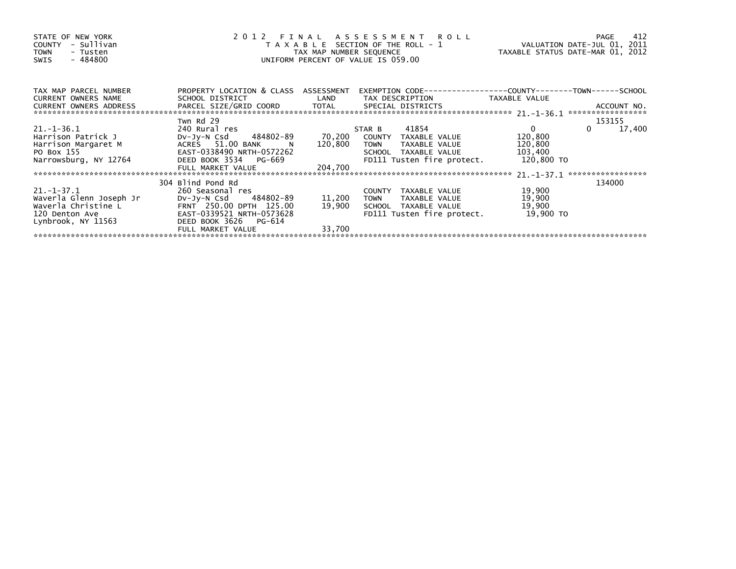STATE OF NEW YORK
COUNTY - Sullivan
TOWN - Tusten
SWIS - 484800

2 0 1 2 F I N A L A S S E S S M E N T R O L L
T A X A B L E SECTION OF THE ROLL - 1
TAX MAP NUMBER SEQUENCE
UNIFORM PERCENT OF VALUE IS 059.00

VALUATION DATE-JUL 01, 2011
TAXABLE STATUS DATE-MAR 01, 2012

| TAX MAP PARCEL NUMBER / CURRENT OWNERS NAME / CURRENT OWNERS ADDRESS | PROPERTY LOCATION & CLASS / SCHOOL DISTRICT / PARCEL SIZE/GRID COORD | ASSESSMENT LAND / TOTAL | EXEMPTION CODE / TAX DESCRIPTION / SPECIAL DISTRICTS | COUNTY TAXABLE VALUE | TOWN | SCHOOL / ACCOUNT NO. |
|---|---|---|---|---|---|---|
| 21.-1-36.1 | Twn Rd 29 | | | | | 153155 |
| Harrison Patrick J | 240 Rural res | | STAR B 41854 | 0 | 0 | 17,400 |
| Harrison Margaret M | Dv-Jy-N Csd 484802-89 | 70,200 | COUNTY TAXABLE VALUE | 120,800 | | |
| PO Box 155 | ACRES 51.00 BANK N | 120,800 | TOWN TAXABLE VALUE | 120,800 | | |
| Narrowsburg, NY 12764 | EAST-0338490 NRTH-0572262 | | SCHOOL TAXABLE VALUE | 103,400 | | |
| | DEED BOOK 3534 PG-669 | | FD111 Tusten fire protect. | 120,800 TO | | |
| | FULL MARKET VALUE | 204,700 | | | | |
| 21.-1-37.1 | 304 Blind Pond Rd | | | | | 134000 |
| Waverla Glenn Joseph Jr | 260 Seasonal res | | COUNTY TAXABLE VALUE | 19,900 | | |
| Waverla Christine L | Dv-Jy-N Csd 484802-89 | 11,200 | TOWN TAXABLE VALUE | 19,900 | | |
| 120 Denton Ave | FRNT 250.00 DPTH 125.00 | 19,900 | SCHOOL TAXABLE VALUE | 19,900 | | |
| Lynbrook, NY 11563 | EAST-0339521 NRTH-0573628 | | FD111 Tusten fire protect. | 19,900 TO | | |
| | DEED BOOK 3626 PG-614 | | | | | |
| | FULL MARKET VALUE | 33,700 | | | | |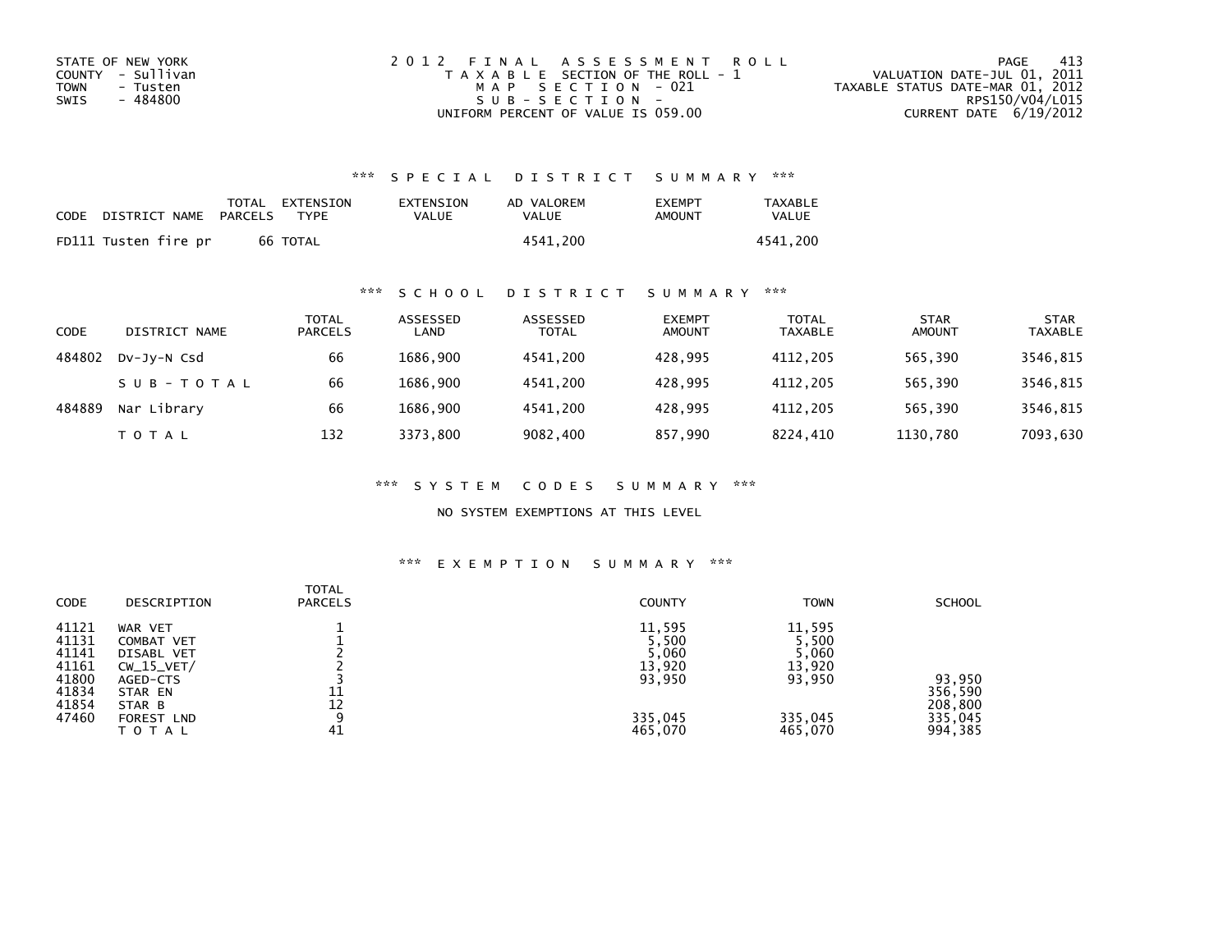STATE OF NEW YORK
COUNTY - Sullivan
TOWN - Tusten
SWIS - 484800

2012 FINAL ASSESSMENT ROLL
TAXABLE SECTION OF THE ROLL - 1
MAP SECTION - 021
SUB-SECTION -
UNIFORM PERCENT OF VALUE IS 059.00

VALUATION DATE-JUL 01, 2011
TAXABLE STATUS DATE-MAR 01, 2012
RPS150/V04/L015
CURRENT DATE 6/19/2012

### *** SPECIAL DISTRICT SUMMARY ***

| CODE | DISTRICT NAME | TOTAL PARCELS | EXTENSION TYPE | EXTENSION VALUE | AD VALOREM VALUE | EXEMPT AMOUNT | TAXABLE VALUE |
|---|---|---|---|---|---|---|---|
| FD111 | Tusten fire pr | 66 | TOTAL | | 4541,200 | | 4541,200 |

### *** SCHOOL DISTRICT SUMMARY ***

| CODE | DISTRICT NAME | TOTAL PARCELS | ASSESSED LAND | ASSESSED TOTAL | EXEMPT AMOUNT | TOTAL TAXABLE | STAR AMOUNT | STAR TAXABLE |
|---|---|---|---|---|---|---|---|---|
| 484802 | Dv-Jy-N Csd | 66 | 1686,900 | 4541,200 | 428,995 | 4112,205 | 565,390 | 3546,815 |
| | SUB-TOTAL | 66 | 1686,900 | 4541,200 | 428,995 | 4112,205 | 565,390 | 3546,815 |
| 484889 | Nar Library | 66 | 1686,900 | 4541,200 | 428,995 | 4112,205 | 565,390 | 3546,815 |
| | TOTAL | 132 | 3373,800 | 9082,400 | 857,990 | 8224,410 | 1130,780 | 7093,630 |

### *** SYSTEM CODES SUMMARY ***

NO SYSTEM EXEMPTIONS AT THIS LEVEL

### *** EXEMPTION SUMMARY ***

| CODE | DESCRIPTION | TOTAL PARCELS | COUNTY | TOWN | SCHOOL |
|---|---|---|---|---|---|
| 41121 | WAR VET | 1 | 11,595 | 11,595 | |
| 41131 | COMBAT VET | 1 | 5,500 | 5,500 | |
| 41141 | DISABL VET | 2 | 5,060 | 5,060 | |
| 41161 | CW_15_VET/ | 2 | 13,920 | 13,920 | |
| 41800 | AGED-CTS | 3 | 93,950 | 93,950 | 93,950 |
| 41834 | STAR EN | 11 | | | 356,590 |
| 41854 | STAR B | 12 | | | 208,800 |
| 47460 | FOREST LND | 9 | 335,045 | 335,045 | 335,045 |
| | TOTAL | 41 | 465,070 | 465,070 | 994,385 |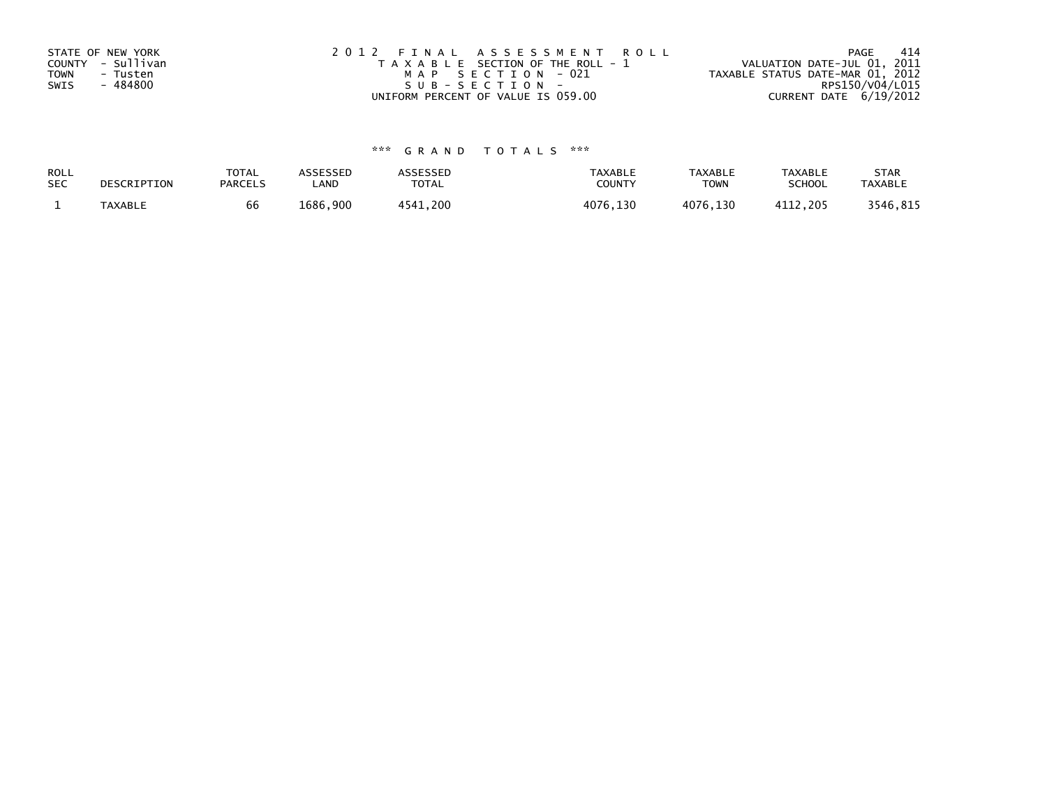STATE OF NEW YORK
COUNTY - Sullivan
TOWN - Tusten
SWIS - 484800

2012 FINAL ASSESSMENT ROLL
TAXABLE SECTION OF THE ROLL - 1
MAP SECTION - 021
SUB-SECTION -
UNIFORM PERCENT OF VALUE IS 059.00

VALUATION DATE-JUL 01, 2011
TAXABLE STATUS DATE-MAR 01, 2012
RPS150/V04/L015
CURRENT DATE 6/19/2012

*** GRAND TOTALS ***

| ROLL SEC | DESCRIPTION | TOTAL PARCELS | ASSESSED LAND | ASSESSED TOTAL | TAXABLE COUNTY | TAXABLE TOWN | TAXABLE SCHOOL | STAR TAXABLE |
|---|---|---|---|---|---|---|---|---|
| 1 | TAXABLE | 66 | 1686,900 | 4541,200 | 4076,130 | 4076,130 | 4112,205 | 3546,815 |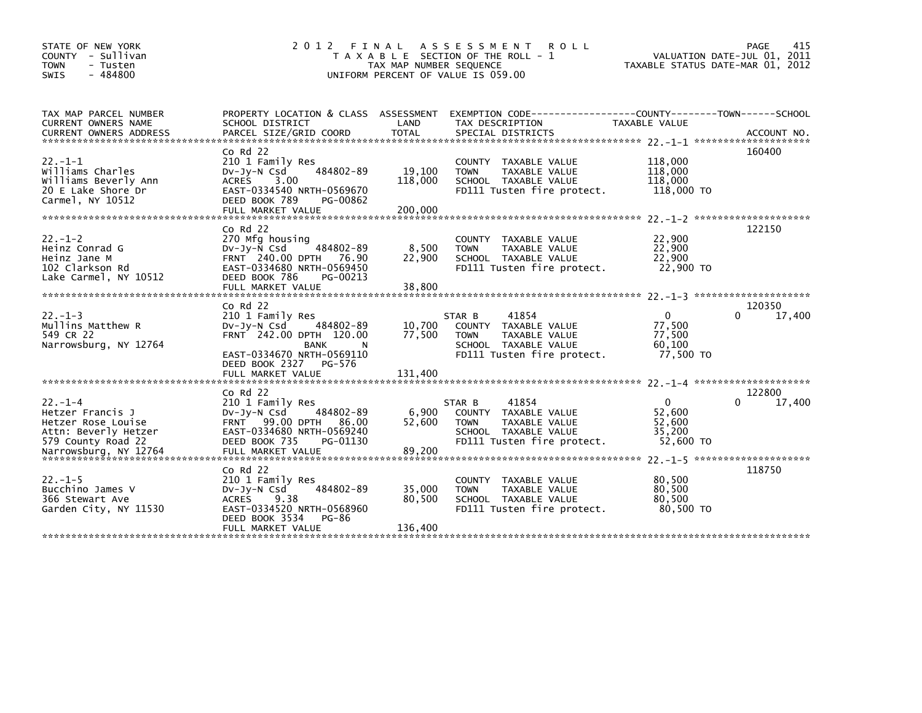STATE OF NEW YORK
COUNTY - Sullivan
TOWN - Tusten
SWIS - 484800

# 2012 FINAL ASSESSMENT ROLL

TAXABLE SECTION OF THE ROLL - 1
TAX MAP NUMBER SEQUENCE
UNIFORM PERCENT OF VALUE IS 059.00

VALUATION DATE-JUL 01, 2011
TAXABLE STATUS DATE-MAR 01, 2012

| TAX MAP PARCEL NUMBER / CURRENT OWNERS NAME / CURRENT OWNERS ADDRESS | PROPERTY LOCATION & CLASS / SCHOOL DISTRICT / PARCEL SIZE/GRID COORD | ASSESSMENT LAND / TOTAL | EXEMPTION CODE / TAX DESCRIPTION / SPECIAL DISTRICTS | COUNTY TAXABLE VALUE | TOWN | SCHOOL / ACCOUNT NO. |
|---|---|---|---|---|---|---|
| 22.-1-1 | Co Rd 22 | | | | | 160400 |
| Williams Charles | 210 1 Family Res | | COUNTY TAXABLE VALUE | 118,000 | | |
| Williams Beverly Ann | Dv-Jy-N Csd 484802-89 | 19,100 | TOWN TAXABLE VALUE | 118,000 | | |
| 20 E Lake Shore Dr | ACRES 3.00 | 118,000 | SCHOOL TAXABLE VALUE | 118,000 | | |
| Carmel, NY 10512 | EAST-0334540 NRTH-0569670 | | FD111 Tusten fire protect. | 118,000 TO | | |
| | DEED BOOK 789 PG-00862 | | | | | |
| | FULL MARKET VALUE | 200,000 | | | | |
| 22.-1-2 | Co Rd 22 | | | | | 122150 |
| Heinz Conrad G | 270 Mfg housing | | COUNTY TAXABLE VALUE | 22,900 | | |
| Heinz Jane M | Dv-Jy-N Csd 484802-89 | 8,500 | TOWN TAXABLE VALUE | 22,900 | | |
| 102 Clarkson Rd | FRNT 240.00 DPTH 76.90 | 22,900 | SCHOOL TAXABLE VALUE | 22,900 | | |
| Lake Carmel, NY 10512 | EAST-0334680 NRTH-0569450 | | FD111 Tusten fire protect. | 22,900 TO | | |
| | DEED BOOK 786 PG-00213 | | | | | |
| | FULL MARKET VALUE | 38,800 | | | | |
| 22.-1-3 | Co Rd 22 | | | | | 120350 |
| Mullins Matthew R | 210 1 Family Res | | STAR B 41854 | 0 | 0 | 17,400 |
| 549 CR 22 | Dv-Jy-N Csd 484802-89 | 10,700 | COUNTY TAXABLE VALUE | 77,500 | | |
| Narrowsburg, NY 12764 | FRNT 242.00 DPTH 120.00 | 77,500 | TOWN TAXABLE VALUE | 77,500 | | |
| | BANK N | | SCHOOL TAXABLE VALUE | 60,100 | | |
| | EAST-0334670 NRTH-0569110 | | FD111 Tusten fire protect. | 77,500 TO | | |
| | DEED BOOK 2327 PG-576 | | | | | |
| | FULL MARKET VALUE | 131,400 | | | | |
| 22.-1-4 | Co Rd 22 | | | | | 122800 |
| Hetzer Francis J | 210 1 Family Res | | STAR B 41854 | 0 | 0 | 17,400 |
| Hetzer Rose Louise | Dv-Jy-N Csd 484802-89 | 6,900 | COUNTY TAXABLE VALUE | 52,600 | | |
| Attn: Beverly Hetzer | FRNT 99.00 DPTH 86.00 | 52,600 | TOWN TAXABLE VALUE | 52,600 | | |
| 579 County Road 22 | EAST-0334680 NRTH-0569240 | | SCHOOL TAXABLE VALUE | 35,200 | | |
| Narrowsburg, NY 12764 | DEED BOOK 735 PG-01130 | | FD111 Tusten fire protect. | 52,600 TO | | |
| | FULL MARKET VALUE | 89,200 | | | | |
| 22.-1-5 | Co Rd 22 | | | | | 118750 |
| Bucchino James V | 210 1 Family Res | | COUNTY TAXABLE VALUE | 80,500 | | |
| 366 Stewart Ave | Dv-Jy-N Csd 484802-89 | 35,000 | TOWN TAXABLE VALUE | 80,500 | | |
| Garden City, NY 11530 | ACRES 9.38 | 80,500 | SCHOOL TAXABLE VALUE | 80,500 | | |
| | EAST-0334520 NRTH-0568960 | | FD111 Tusten fire protect. | 80,500 TO | | |
| | DEED BOOK 3534 PG-86 | | | | | |
| | FULL MARKET VALUE | 136,400 | | | | |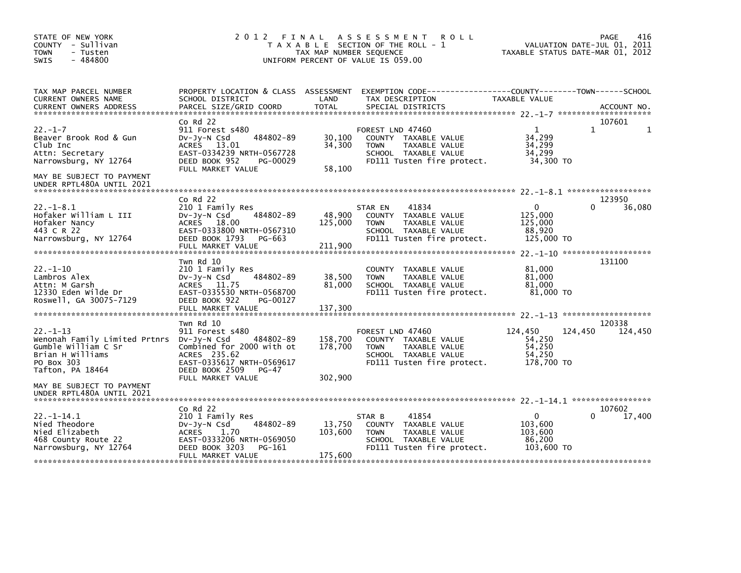STATE OF NEW YORK
COUNTY - Sullivan
TOWN - Tusten
SWIS - 484800

# 2012 FINAL ASSESSMENT ROLL

TAXABLE SECTION OF THE ROLL - 1
TAX MAP NUMBER SEQUENCE
UNIFORM PERCENT OF VALUE IS 059.00

VALUATION DATE-JUL 01, 2011
TAXABLE STATUS DATE-MAR 01, 2012

| TAX MAP PARCEL NUMBER / CURRENT OWNERS NAME / CURRENT OWNERS ADDRESS | PROPERTY LOCATION & CLASS / SCHOOL DISTRICT / PARCEL SIZE/GRID COORD | ASSESSMENT LAND / TOTAL | EXEMPTION CODE / TAX DESCRIPTION / SPECIAL DISTRICTS | COUNTY TAXABLE VALUE | TOWN | SCHOOL | ACCOUNT NO. |
|---|---|---|---|---|---|---|---|
| 22.-1-7 | Co Rd 22 | | | | | | 107601 |
| | 911 Forest s480 | | FOREST LND 47460 | 1 | 1 | 1 | |
| Beaver Brook Rod & Gun | Dv-Jy-N Csd 484802-89 | 30,100 | COUNTY TAXABLE VALUE | 34,299 | | | |
| Club Inc | ACRES 13.01 | 34,300 | TOWN TAXABLE VALUE | 34,299 | | | |
| Attn: Secretary | EAST-0334239 NRTH-0567728 | | SCHOOL TAXABLE VALUE | 34,299 | | | |
| Narrowsburg, NY 12764 | DEED BOOK 952 PG-00029 | | FD111 Tusten fire protect. | 34,300 TO | | | |
| | FULL MARKET VALUE | 58,100 | | | | | |
| MAY BE SUBJECT TO PAYMENT UNDER RPTL480A UNTIL 2021 | | | | | | | |
| 22.-1-8.1 | Co Rd 22 | | | | | | 123950 |
| | 210 1 Family Res | | STAR EN 41834 | 0 | 0 | 36,080 | |
| Hofaker William L III | Dv-Jy-N Csd 484802-89 | 48,900 | COUNTY TAXABLE VALUE | 125,000 | | | |
| Hofaker Nancy | ACRES 18.00 | 125,000 | TOWN TAXABLE VALUE | 125,000 | | | |
| 443 C R 22 | EAST-0333800 NRTH-0567310 | | SCHOOL TAXABLE VALUE | 88,920 | | | |
| Narrowsburg, NY 12764 | DEED BOOK 1793 PG-663 | | FD111 Tusten fire protect. | 125,000 TO | | | |
| | FULL MARKET VALUE | 211,900 | | | | | |
| 22.-1-10 | Twn Rd 10 | | | | | | 131100 |
| | 210 1 Family Res | | COUNTY TAXABLE VALUE | 81,000 | | | |
| Lambros Alex | Dv-Jy-N Csd 484802-89 | 38,500 | TOWN TAXABLE VALUE | 81,000 | | | |
| Attn: M Garsh | ACRES 11.75 | 81,000 | SCHOOL TAXABLE VALUE | 81,000 | | | |
| 12330 Eden Wilde Dr | EAST-0335530 NRTH-0568700 | | FD111 Tusten fire protect. | 81,000 TO | | | |
| Roswell, GA 30075-7129 | DEED BOOK 922 PG-00127 | | | | | | |
| | FULL MARKET VALUE | 137,300 | | | | | |
| 22.-1-13 | Twn Rd 10 | | | | | | 120338 |
| | 911 Forest s480 | | FOREST LND 47460 | 124,450 | 124,450 | 124,450 | |
| Wenonah Family Limited Prtnrs | Dv-Jy-N Csd 484802-89 | 158,700 | COUNTY TAXABLE VALUE | 54,250 | | | |
| Gumble William C Sr | Combined for 2000 with ot | 178,700 | TOWN TAXABLE VALUE | 54,250 | | | |
| Brian H Williams | ACRES 235.62 | | SCHOOL TAXABLE VALUE | 54,250 | | | |
| PO Box 303 | EAST-0335617 NRTH-0569617 | | FD111 Tusten fire protect. | 178,700 TO | | | |
| Tafton, PA 18464 | DEED BOOK 2509 PG-47 | | | | | | |
| | FULL MARKET VALUE | 302,900 | | | | | |
| MAY BE SUBJECT TO PAYMENT UNDER RPTL480A UNTIL 2021 | | | | | | | |
| 22.-1-14.1 | Co Rd 22 | | | | | | 107602 |
| | 210 1 Family Res | | STAR B 41854 | 0 | 0 | 17,400 | |
| Nied Theodore | Dv-Jy-N Csd 484802-89 | 13,750 | COUNTY TAXABLE VALUE | 103,600 | | | |
| Nied Elizabeth | ACRES 1.70 | 103,600 | TOWN TAXABLE VALUE | 103,600 | | | |
| 468 County Route 22 | EAST-0333206 NRTH-0569050 | | SCHOOL TAXABLE VALUE | 86,200 | | | |
| Narrowsburg, NY 12764 | DEED BOOK 3203 PG-161 | | FD111 Tusten fire protect. | 103,600 TO | | | |
| | FULL MARKET VALUE | 175,600 | | | | | |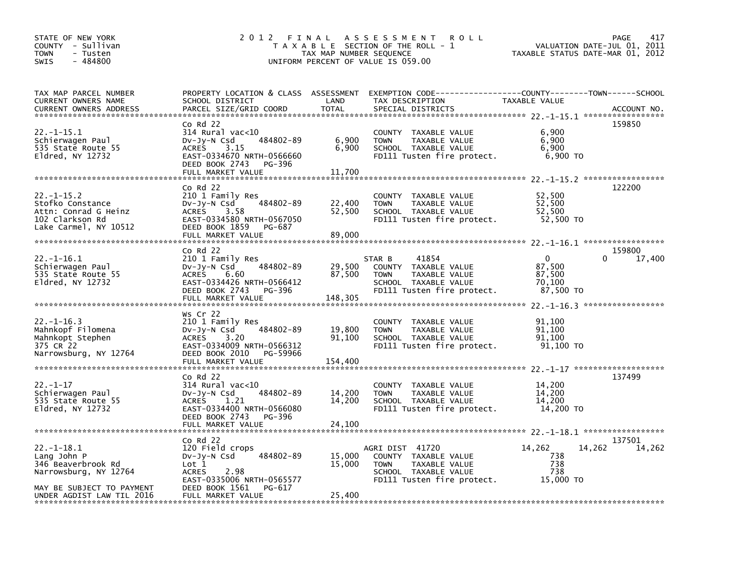STATE OF NEW YORK
COUNTY - Sullivan
TOWN - Tusten
SWIS - 484800

# 2012 FINAL ASSESSMENT ROLL
TAXABLE SECTION OF THE ROLL - 1
TAX MAP NUMBER SEQUENCE
UNIFORM PERCENT OF VALUE IS 059.00

VALUATION DATE-JUL 01, 2011
TAXABLE STATUS DATE-MAR 01, 2012

| TAX MAP PARCEL NUMBER / CURRENT OWNERS NAME / CURRENT OWNERS ADDRESS | PROPERTY LOCATION & CLASS / SCHOOL DISTRICT / PARCEL SIZE/GRID COORD | ASSESSMENT LAND | ASSESSMENT TOTAL | EXEMPTION CODE / TAX DESCRIPTION / SPECIAL DISTRICTS | COUNTY TAXABLE VALUE | TOWN | SCHOOL | ACCOUNT NO. |
|---|---|---|---|---|---|---|---|---|
| 22.-1-15.1 | Co Rd 22 | | | | | | | 159850 |
| Schierwagen Paul | 314 Rural vac<10 | | | COUNTY TAXABLE VALUE | 6,900 | | | |
| 535 State Route 55 | Dv-Jy-N Csd 484802-89 | 6,900 | | TOWN TAXABLE VALUE | 6,900 | | | |
| Eldred, NY 12732 | ACRES 3.15 | | 6,900 | SCHOOL TAXABLE VALUE | 6,900 | | | |
| | EAST-0334670 NRTH-0566660 | | | FD111 Tusten fire protect. | 6,900 TO | | | |
| | DEED BOOK 2743 PG-396 | | | | | | | |
| | FULL MARKET VALUE | | 11,700 | | | | | |
| 22.-1-15.2 | Co Rd 22 | | | | | | | 122200 |
| Stofko Constance | 210 1 Family Res | | | COUNTY TAXABLE VALUE | 52,500 | | | |
| Attn: Conrad G Heinz | Dv-Jy-N Csd 484802-89 | 22,400 | | TOWN TAXABLE VALUE | 52,500 | | | |
| 102 Clarkson Rd | ACRES 3.58 | | 52,500 | SCHOOL TAXABLE VALUE | 52,500 | | | |
| Lake Carmel, NY 10512 | EAST-0334580 NRTH-0567050 | | | FD111 Tusten fire protect. | 52,500 TO | | | |
| | DEED BOOK 1859 PG-687 | | | | | | | |
| | FULL MARKET VALUE | | 89,000 | | | | | |
| 22.-1-16.1 | Co Rd 22 | | | | | | | 159800 |
| Schierwagen Paul | 210 1 Family Res | | | STAR B 41854 | 0 | 0 | 17,400 | |
| 535 State Route 55 | Dv-Jy-N Csd 484802-89 | 29,500 | | COUNTY TAXABLE VALUE | 87,500 | | | |
| Eldred, NY 12732 | ACRES 6.60 | | 87,500 | TOWN TAXABLE VALUE | 87,500 | | | |
| | EAST-0334426 NRTH-0566412 | | | SCHOOL TAXABLE VALUE | 70,100 | | | |
| | DEED BOOK 2743 PG-396 | | | FD111 Tusten fire protect. | 87,500 TO | | | |
| | FULL MARKET VALUE | | 148,305 | | | | | |
| 22.-1-16.3 | Ws Cr 22 | | | | | | | |
| Mahnkopf Filomena | 210 1 Family Res | | | COUNTY TAXABLE VALUE | 91,100 | | | |
| Mahnkopt Stephen | Dv-Jy-N Csd 484802-89 | 19,800 | | TOWN TAXABLE VALUE | 91,100 | | | |
| 375 CR 22 | ACRES 3.20 | | 91,100 | SCHOOL TAXABLE VALUE | 91,100 | | | |
| Narrowsburg, NY 12764 | EAST-0334009 NRTH-0566312 | | | FD111 Tusten fire protect. | 91,100 TO | | | |
| | DEED BOOK 2010 PG-59966 | | | | | | | |
| | FULL MARKET VALUE | | 154,400 | | | | | |
| 22.-1-17 | Co Rd 22 | | | | | | | 137499 |
| Schierwagen Paul | 314 Rural vac<10 | | | COUNTY TAXABLE VALUE | 14,200 | | | |
| 535 State Route 55 | Dv-Jy-N Csd 484802-89 | 14,200 | | TOWN TAXABLE VALUE | 14,200 | | | |
| Eldred, NY 12732 | ACRES 1.21 | | 14,200 | SCHOOL TAXABLE VALUE | 14,200 | | | |
| | EAST-0334400 NRTH-0566080 | | | FD111 Tusten fire protect. | 14,200 TO | | | |
| | DEED BOOK 2743 PG-396 | | | | | | | |
| | FULL MARKET VALUE | | 24,100 | | | | | |
| 22.-1-18.1 | Co Rd 22 | | | | | | | 137501 |
| Lang John P | 120 Field crops | | | AGRI DIST 41720 | 14,262 | 14,262 | 14,262 | |
| 346 Beaverbrook Rd | Dv-Jy-N Csd 484802-89 | 15,000 | | COUNTY TAXABLE VALUE | 738 | | | |
| Narrowsburg, NY 12764 | Lot 1 | | 15,000 | TOWN TAXABLE VALUE | 738 | | | |
| | ACRES 2.98 | | | SCHOOL TAXABLE VALUE | 738 | | | |
| | EAST-0335006 NRTH-0565577 | | | FD111 Tusten fire protect. | 15,000 TO | | | |
| MAY BE SUBJECT TO PAYMENT | DEED BOOK 1561 PG-617 | | | | | | | |
| UNDER AGDIST LAW TIL 2016 | FULL MARKET VALUE | | 25,400 | | | | | |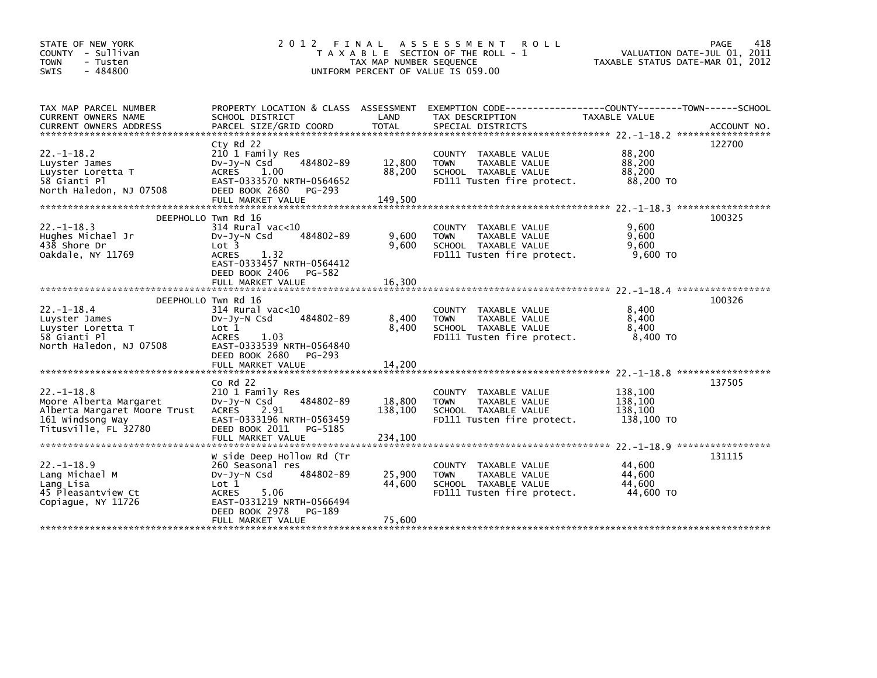STATE OF NEW YORK
COUNTY - Sullivan
TOWN - Tusten
SWIS - 484800

# 2012 FINAL ASSESSMENT ROLL

TAXABLE SECTION OF THE ROLL - 1
TAX MAP NUMBER SEQUENCE
UNIFORM PERCENT OF VALUE IS 059.00

VALUATION DATE-JUL 01, 2011
TAXABLE STATUS DATE-MAR 01, 2012

| TAX MAP PARCEL NUMBER / CURRENT OWNERS NAME / CURRENT OWNERS ADDRESS | PROPERTY LOCATION & CLASS / SCHOOL DISTRICT / PARCEL SIZE/GRID COORD | ASSESSMENT LAND | TOTAL | EXEMPTION CODE / TAX DESCRIPTION / SPECIAL DISTRICTS | TAXABLE VALUE (COUNTY / TOWN / SCHOOL) | ACCOUNT NO. |
|---|---|---|---|---|---|---|
| 22.-1-18.2 | Cty Rd 22 | | | | | 122700 |
| 22.-1-18.2 | 210 1 Family Res | | | COUNTY TAXABLE VALUE | 88,200 | |
| Luyster James | Dv-Jy-N Csd 484802-89 | 12,800 | | TOWN TAXABLE VALUE | 88,200 | |
| Luyster Loretta T | ACRES 1.00 | | 88,200 | SCHOOL TAXABLE VALUE | 88,200 | |
| 58 Gianti Pl | EAST-0333570 NRTH-0564652 | | | FD111 Tusten fire protect. | 88,200 TO | |
| North Haledon, NJ 07508 | DEED BOOK 2680 PG-293 | | | | | |
| | FULL MARKET VALUE | | 149,500 | | | |
| 22.-1-18.3 | DEEPHOLLO Twn Rd 16 | | | | | 100325 |
| 22.-1-18.3 | 314 Rural vac<10 | | | COUNTY TAXABLE VALUE | 9,600 | |
| Hughes Michael Jr | Dv-Jy-N Csd 484802-89 | 9,600 | | TOWN TAXABLE VALUE | 9,600 | |
| 438 Shore Dr | Lot 3 | | 9,600 | SCHOOL TAXABLE VALUE | 9,600 | |
| Oakdale, NY 11769 | ACRES 1.32 | | | FD111 Tusten fire protect. | 9,600 TO | |
| | EAST-0333457 NRTH-0564412 | | | | | |
| | DEED BOOK 2406 PG-582 | | | | | |
| | FULL MARKET VALUE | | 16,300 | | | |
| 22.-1-18.4 | DEEPHOLLO Twn Rd 16 | | | | | 100326 |
| 22.-1-18.4 | 314 Rural vac<10 | | | COUNTY TAXABLE VALUE | 8,400 | |
| Luyster James | Dv-Jy-N Csd 484802-89 | 8,400 | | TOWN TAXABLE VALUE | 8,400 | |
| Luyster Loretta T | Lot 1 | | 8,400 | SCHOOL TAXABLE VALUE | 8,400 | |
| 58 Gianti Pl | ACRES 1.03 | | | FD111 Tusten fire protect. | 8,400 TO | |
| North Haledon, NJ 07508 | EAST-0333539 NRTH-0564840 | | | | | |
| | DEED BOOK 2680 PG-293 | | | | | |
| | FULL MARKET VALUE | | 14,200 | | | |
| 22.-1-18.8 | Co Rd 22 | | | | | 137505 |
| 22.-1-18.8 | 210 1 Family Res | | | COUNTY TAXABLE VALUE | 138,100 | |
| Moore Alberta Margaret | Dv-Jy-N Csd 484802-89 | 18,800 | | TOWN TAXABLE VALUE | 138,100 | |
| Alberta Margaret Moore Trust | ACRES 2.91 | | 138,100 | SCHOOL TAXABLE VALUE | 138,100 | |
| 161 Windsong Way | EAST-0333196 NRTH-0563459 | | | FD111 Tusten fire protect. | 138,100 TO | |
| Titusville, FL 32780 | DEED BOOK 2011 PG-5185 | | | | | |
| | FULL MARKET VALUE | | 234,100 | | | |
| 22.-1-18.9 | W side Deep Hollow Rd (Tr | | | | | 131115 |
| 22.-1-18.9 | 260 Seasonal res | | | COUNTY TAXABLE VALUE | 44,600 | |
| Lang Michael M | Dv-Jy-N Csd 484802-89 | 25,900 | | TOWN TAXABLE VALUE | 44,600 | |
| Lang Lisa | Lot 1 | | 44,600 | SCHOOL TAXABLE VALUE | 44,600 | |
| 45 Pleasantview Ct | ACRES 5.06 | | | FD111 Tusten fire protect. | 44,600 TO | |
| Copiague, NY 11726 | EAST-0331219 NRTH-0566494 | | | | | |
| | DEED BOOK 2978 PG-189 | | | | | |
| | FULL MARKET VALUE | | 75,600 | | | |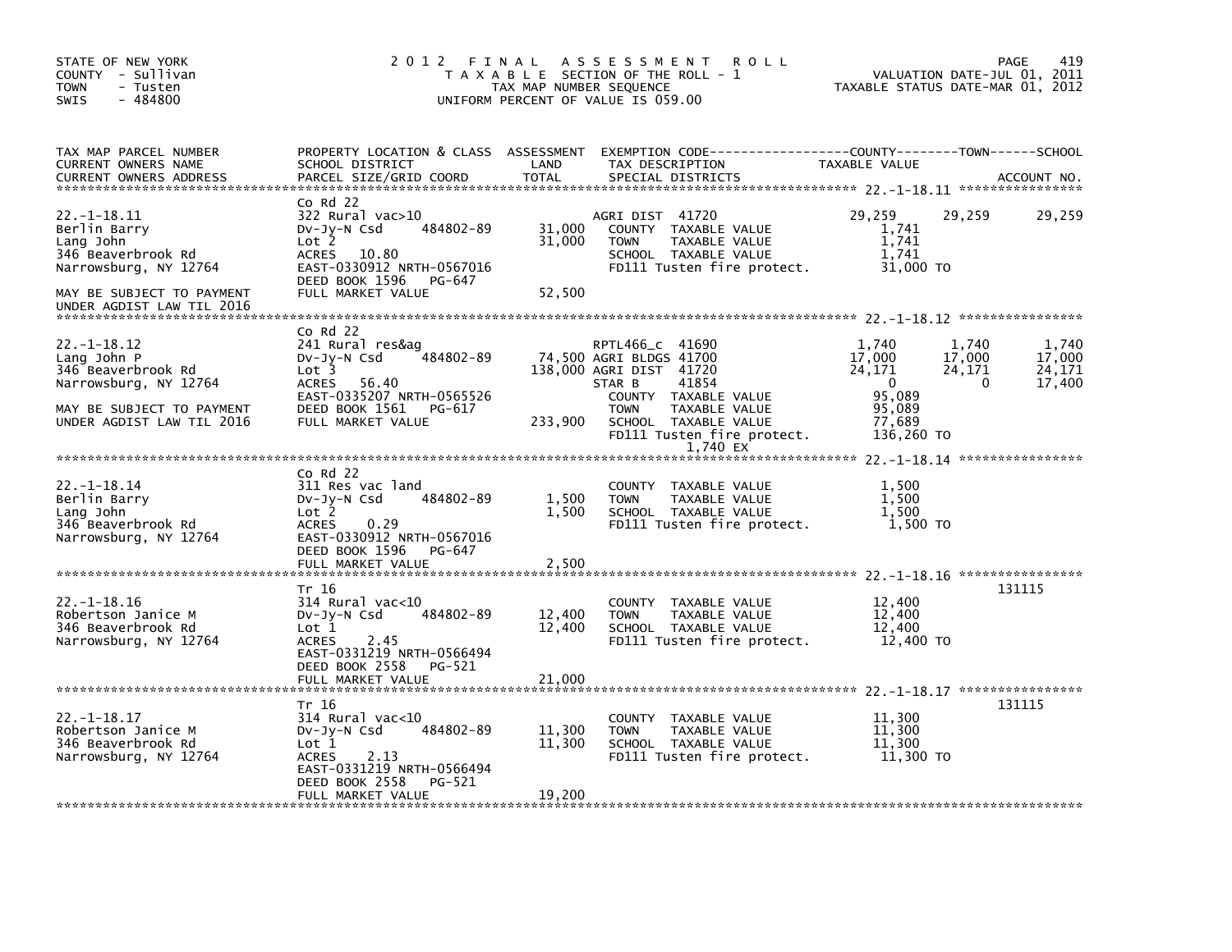STATE OF NEW YORK
COUNTY - Sullivan
TOWN - Tusten
SWIS - 484800

# 2012 FINAL ASSESSMENT ROLL

TAXABLE SECTION OF THE ROLL - 1
TAX MAP NUMBER SEQUENCE
UNIFORM PERCENT OF VALUE IS 059.00

VALUATION DATE-JUL 01, 2011
TAXABLE STATUS DATE-MAR 01, 2012

| TAX MAP PARCEL NUMBER / CURRENT OWNERS NAME / CURRENT OWNERS ADDRESS | PROPERTY LOCATION & CLASS / SCHOOL DISTRICT / PARCEL SIZE/GRID COORD | ASSESSMENT LAND / TOTAL | EXEMPTION CODE / TAX DESCRIPTION / SPECIAL DISTRICTS | COUNTY TAXABLE VALUE | TOWN | SCHOOL | ACCOUNT NO. |
|---|---|---|---|---|---|---|---|
| **22.-1-18.11** | Co Rd 22 | | | | | | |
| 22.-1-18.11 | 322 Rural vac>10 | | AGRI DIST 41720 | 29,259 | 29,259 | 29,259 | |
| Berlin Barry | Dv-Jy-N Csd 484802-89 | 31,000 | COUNTY TAXABLE VALUE | 1,741 | | | |
| Lang John | Lot 2 | 31,000 | TOWN TAXABLE VALUE | 1,741 | | | |
| 346 Beaverbrook Rd | ACRES 10.80 | | SCHOOL TAXABLE VALUE | 1,741 | | | |
| Narrowsburg, NY 12764 | EAST-0330912 NRTH-0567016 | | FD111 Tusten fire protect. | 31,000 TO | | | |
| | DEED BOOK 1596 PG-647 | | | | | | |
| MAY BE SUBJECT TO PAYMENT | FULL MARKET VALUE | 52,500 | | | | | |
| UNDER AGDIST LAW TIL 2016 | | | | | | | |
| **22.-1-18.12** | Co Rd 22 | | | | | | |
| 22.-1-18.12 | 241 Rural res&ag | | RPTL466_c 41690 | 1,740 | 1,740 | 1,740 | |
| Lang John P | Dv-Jy-N Csd 484802-89 | 74,500 | AGRI BLDGS 41700 | 17,000 | 17,000 | 17,000 | |
| 346 Beaverbrook Rd | Lot 3 | 138,000 | AGRI DIST 41720 | 24,171 | 24,171 | 24,171 | |
| Narrowsburg, NY 12764 | ACRES 56.40 | | STAR B 41854 | 0 | 0 | 17,400 | |
| | EAST-0335207 NRTH-0565526 | | COUNTY TAXABLE VALUE | 95,089 | | | |
| MAY BE SUBJECT TO PAYMENT | DEED BOOK 1561 PG-617 | | TOWN TAXABLE VALUE | 95,089 | | | |
| UNDER AGDIST LAW TIL 2016 | FULL MARKET VALUE | 233,900 | SCHOOL TAXABLE VALUE | 77,689 | | | |
| | | | FD111 Tusten fire protect. | 136,260 TO | | | |
| | | | 1,740 EX | | | | |
| **22.-1-18.14** | Co Rd 22 | | | | | | |
| 22.-1-18.14 | 311 Res vac land | | COUNTY TAXABLE VALUE | 1,500 | | | |
| Berlin Barry | Dv-Jy-N Csd 484802-89 | 1,500 | TOWN TAXABLE VALUE | 1,500 | | | |
| Lang John | Lot 2 | 1,500 | SCHOOL TAXABLE VALUE | 1,500 | | | |
| 346 Beaverbrook Rd | ACRES 0.29 | | FD111 Tusten fire protect. | 1,500 TO | | | |
| Narrowsburg, NY 12764 | EAST-0330912 NRTH-0567016 | | | | | | |
| | DEED BOOK 1596 PG-647 | | | | | | |
| | FULL MARKET VALUE | 2,500 | | | | | |
| **22.-1-18.16** | Tr 16 | | | | | | 131115 |
| 22.-1-18.16 | 314 Rural vac<10 | | COUNTY TAXABLE VALUE | 12,400 | | | |
| Robertson Janice M | Dv-Jy-N Csd 484802-89 | 12,400 | TOWN TAXABLE VALUE | 12,400 | | | |
| 346 Beaverbrook Rd | Lot 1 | 12,400 | SCHOOL TAXABLE VALUE | 12,400 | | | |
| Narrowsburg, NY 12764 | ACRES 2.45 | | FD111 Tusten fire protect. | 12,400 TO | | | |
| | EAST-0331219 NRTH-0566494 | | | | | | |
| | DEED BOOK 2558 PG-521 | | | | | | |
| | FULL MARKET VALUE | 21,000 | | | | | |
| **22.-1-18.17** | Tr 16 | | | | | | 131115 |
| 22.-1-18.17 | 314 Rural vac<10 | | COUNTY TAXABLE VALUE | 11,300 | | | |
| Robertson Janice M | Dv-Jy-N Csd 484802-89 | 11,300 | TOWN TAXABLE VALUE | 11,300 | | | |
| 346 Beaverbrook Rd | Lot 1 | 11,300 | SCHOOL TAXABLE VALUE | 11,300 | | | |
| Narrowsburg, NY 12764 | ACRES 2.13 | | FD111 Tusten fire protect. | 11,300 TO | | | |
| | EAST-0331219 NRTH-0566494 | | | | | | |
| | DEED BOOK 2558 PG-521 | | | | | | |
| | FULL MARKET VALUE | 19,200 | | | | | |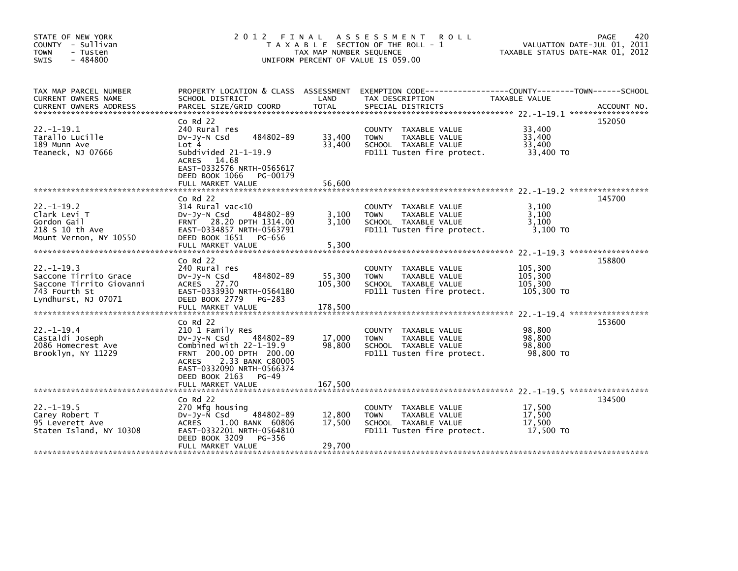STATE OF NEW YORK
COUNTY - Sullivan
TOWN - Tusten
SWIS - 484800

# 2012 FINAL ASSESSMENT ROLL

TAXABLE SECTION OF THE ROLL - 1
TAX MAP NUMBER SEQUENCE
UNIFORM PERCENT OF VALUE IS 059.00

VALUATION DATE-JUL 01, 2011
TAXABLE STATUS DATE-MAR 01, 2012

| TAX MAP PARCEL NUMBER / CURRENT OWNERS NAME / CURRENT OWNERS ADDRESS | PROPERTY LOCATION & CLASS / SCHOOL DISTRICT / PARCEL SIZE/GRID COORD | ASSESSMENT LAND | TOTAL | EXEMPTION CODE / TAX DESCRIPTION / SPECIAL DISTRICTS | TAXABLE VALUE (COUNTY / TOWN / SCHOOL) | ACCOUNT NO. |
|---|---|---|---|---|---|---|
| 22.-1-19.1 | Co Rd 22 | | | | | 152050 |
| 22.-1-19.1 | 240 Rural res | | | COUNTY TAXABLE VALUE | 33,400 | |
| Tarallo Lucille | Dv-Jy-N Csd 484802-89 | 33,400 | 33,400 | TOWN TAXABLE VALUE | 33,400 | |
| 189 Munn Ave | Lot 4 | | | SCHOOL TAXABLE VALUE | 33,400 | |
| Teaneck, NJ 07666 | Subdivided 21-1-19.9 | | | FD111 Tusten fire protect. | 33,400 TO | |
| | ACRES 14.68 | | | | | |
| | EAST-0332576 NRTH-0565617 | | | | | |
| | DEED BOOK 1066 PG-00179 | | | | | |
| | FULL MARKET VALUE | | 56,600 | | | |
| 22.-1-19.2 | Co Rd 22 | | | | | 145700 |
| 22.-1-19.2 | 314 Rural vac<10 | | | COUNTY TAXABLE VALUE | 3,100 | |
| Clark Levi T | Dv-Jy-N Csd 484802-89 | 3,100 | 3,100 | TOWN TAXABLE VALUE | 3,100 | |
| Gordon Gail | FRNT 28.20 DPTH 1314.00 | | | SCHOOL TAXABLE VALUE | 3,100 | |
| 218 S 10 th Ave | EAST-0334857 NRTH-0563791 | | | FD111 Tusten fire protect. | 3,100 TO | |
| Mount Vernon, NY 10550 | DEED BOOK 1651 PG-656 | | | | | |
| | FULL MARKET VALUE | | 5,300 | | | |
| 22.-1-19.3 | Co Rd 22 | | | | | 158800 |
| 22.-1-19.3 | 240 Rural res | | | COUNTY TAXABLE VALUE | 105,300 | |
| Saccone Tirrito Grace | Dv-Jy-N Csd 484802-89 | 55,300 | 105,300 | TOWN TAXABLE VALUE | 105,300 | |
| Saccone Tirrito Giovanni | ACRES 27.70 | | | SCHOOL TAXABLE VALUE | 105,300 | |
| 743 Fourth St | EAST-0333930 NRTH-0564180 | | | FD111 Tusten fire protect. | 105,300 TO | |
| Lyndhurst, NJ 07071 | DEED BOOK 2779 PG-283 | | | | | |
| | FULL MARKET VALUE | | 178,500 | | | |
| 22.-1-19.4 | Co Rd 22 | | | | | 153600 |
| 22.-1-19.4 | 210 1 Family Res | | | COUNTY TAXABLE VALUE | 98,800 | |
| Castaldi Joseph | Dv-Jy-N Csd 484802-89 | 17,000 | 98,800 | TOWN TAXABLE VALUE | 98,800 | |
| 2086 Homecrest Ave | Combined with 22-1-19.9 | | | SCHOOL TAXABLE VALUE | 98,800 | |
| Brooklyn, NY 11229 | FRNT 200.00 DPTH 200.00 | | | FD111 Tusten fire protect. | 98,800 TO | |
| | ACRES 2.33 BANK C80005 | | | | | |
| | EAST-0332090 NRTH-0566374 | | | | | |
| | DEED BOOK 2163 PG-49 | | | | | |
| | FULL MARKET VALUE | | 167,500 | | | |
| 22.-1-19.5 | Co Rd 22 | | | | | 134500 |
| 22.-1-19.5 | 270 Mfg housing | | | COUNTY TAXABLE VALUE | 17,500 | |
| Carey Robert T | Dv-Jy-N Csd 484802-89 | 12,800 | 17,500 | TOWN TAXABLE VALUE | 17,500 | |
| 95 Leverett Ave | ACRES 1.00 BANK 60806 | | | SCHOOL TAXABLE VALUE | 17,500 | |
| Staten Island, NY 10308 | EAST-0332201 NRTH-0564810 | | | FD111 Tusten fire protect. | 17,500 TO | |
| | DEED BOOK 3209 PG-356 | | | | | |
| | FULL MARKET VALUE | | 29,700 | | | |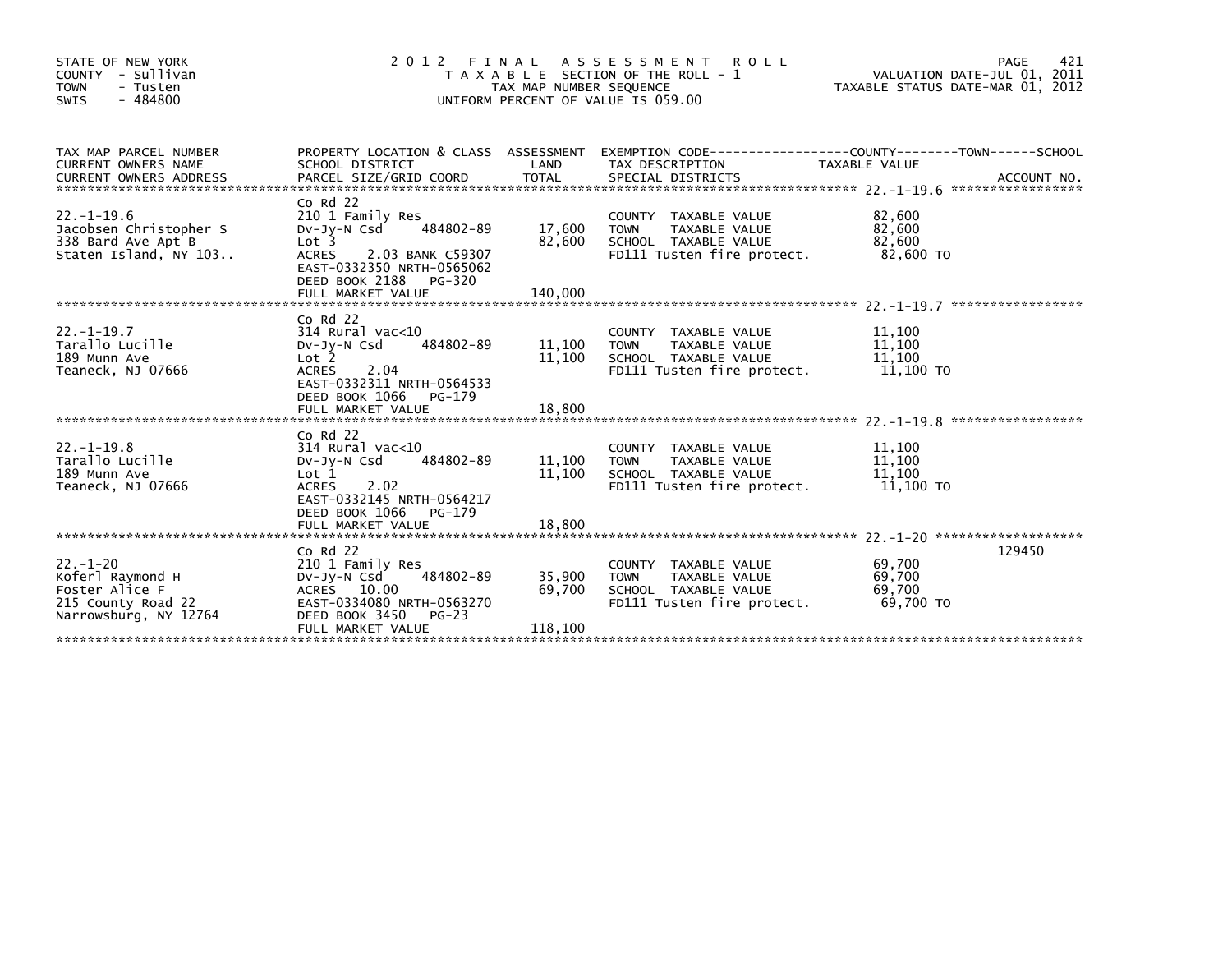STATE OF NEW YORK
COUNTY - Sullivan
TOWN - Tusten
SWIS - 484800

# 2012 FINAL ASSESSMENT ROLL

TAXABLE SECTION OF THE ROLL - 1
TAX MAP NUMBER SEQUENCE
UNIFORM PERCENT OF VALUE IS 059.00

VALUATION DATE-JUL 01, 2011
TAXABLE STATUS DATE-MAR 01, 2012

| TAX MAP PARCEL NUMBER / CURRENT OWNERS NAME / CURRENT OWNERS ADDRESS | PROPERTY LOCATION & CLASS / SCHOOL DISTRICT / PARCEL SIZE/GRID COORD | ASSESSMENT LAND | TOTAL | EXEMPTION CODE / TAX DESCRIPTION / SPECIAL DISTRICTS | TAXABLE VALUE (COUNTY / TOWN / SCHOOL) | ACCOUNT NO. |
|---|---|---|---|---|---|---|
| 22.-1-19.6 | Co Rd 22 | | | | | |
| | 210 1 Family Res | | | COUNTY TAXABLE VALUE | 82,600 | |
| Jacobsen Christopher S | Dv-Jy-N Csd 484802-89 | 17,600 | | TOWN TAXABLE VALUE | 82,600 | |
| 338 Bard Ave Apt B | Lot 3 | | 82,600 | SCHOOL TAXABLE VALUE | 82,600 | |
| Staten Island, NY 103.. | ACRES 2.03 BANK C59307 | | | FD111 Tusten fire protect. | 82,600 TO | |
| | EAST-0332350 NRTH-0565062 | | | | | |
| | DEED BOOK 2188 PG-320 | | | | | |
| | FULL MARKET VALUE | | 140,000 | | | |
| 22.-1-19.7 | Co Rd 22 | | | | | |
| | 314 Rural vac<10 | | | COUNTY TAXABLE VALUE | 11,100 | |
| Tarallo Lucille | Dv-Jy-N Csd 484802-89 | 11,100 | | TOWN TAXABLE VALUE | 11,100 | |
| 189 Munn Ave | Lot 2 | | 11,100 | SCHOOL TAXABLE VALUE | 11,100 | |
| Teaneck, NJ 07666 | ACRES 2.04 | | | FD111 Tusten fire protect. | 11,100 TO | |
| | EAST-0332311 NRTH-0564533 | | | | | |
| | DEED BOOK 1066 PG-179 | | | | | |
| | FULL MARKET VALUE | | 18,800 | | | |
| 22.-1-19.8 | Co Rd 22 | | | | | |
| | 314 Rural vac<10 | | | COUNTY TAXABLE VALUE | 11,100 | |
| Tarallo Lucille | Dv-Jy-N Csd 484802-89 | 11,100 | | TOWN TAXABLE VALUE | 11,100 | |
| 189 Munn Ave | Lot 1 | | 11,100 | SCHOOL TAXABLE VALUE | 11,100 | |
| Teaneck, NJ 07666 | ACRES 2.02 | | | FD111 Tusten fire protect. | 11,100 TO | |
| | EAST-0332145 NRTH-0564217 | | | | | |
| | DEED BOOK 1066 PG-179 | | | | | |
| | FULL MARKET VALUE | | 18,800 | | | |
| 22.-1-20 | Co Rd 22 | | | | | 129450 |
| | 210 1 Family Res | | | COUNTY TAXABLE VALUE | 69,700 | |
| Koferl Raymond H | Dv-Jy-N Csd 484802-89 | 35,900 | | TOWN TAXABLE VALUE | 69,700 | |
| Foster Alice F | ACRES 10.00 | | 69,700 | SCHOOL TAXABLE VALUE | 69,700 | |
| 215 County Road 22 | EAST-0334080 NRTH-0563270 | | | FD111 Tusten fire protect. | 69,700 TO | |
| Narrowsburg, NY 12764 | DEED BOOK 3450 PG-23 | | | | | |
| | FULL MARKET VALUE | | 118,100 | | | |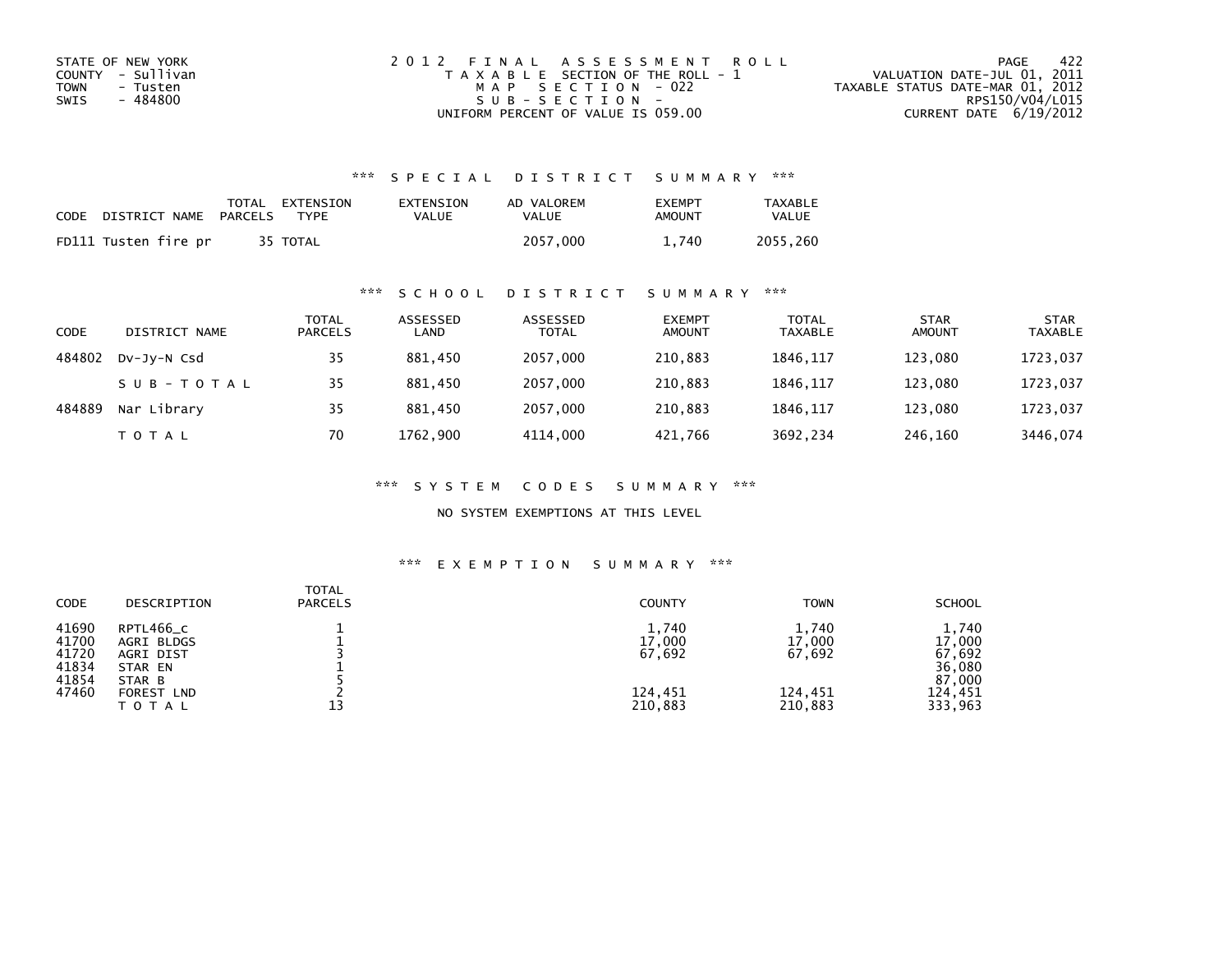STATE OF NEW YORK
COUNTY - Sullivan
TOWN - Tusten
SWIS - 484800

2 0 1 2 F I N A L A S S E S S M E N T R O L L
T A X A B L E SECTION OF THE ROLL - 1
M A P S E C T I O N - 022
S U B - S E C T I O N -
UNIFORM PERCENT OF VALUE IS 059.00

VALUATION DATE-JUL 01, 2011
TAXABLE STATUS DATE-MAR 01, 2012
RPS150/V04/L015
CURRENT DATE 6/19/2012

## *** S P E C I A L D I S T R I C T S U M M A R Y ***

| CODE | DISTRICT NAME | TOTAL PARCELS | EXTENSION TYPE | EXTENSION VALUE | AD VALOREM VALUE | EXEMPT AMOUNT | TAXABLE VALUE |
|---|---|---|---|---|---|---|---|
| FD111 | Tusten fire pr | 35 | TOTAL | | 2057,000 | 1,740 | 2055,260 |

## *** S C H O O L D I S T R I C T S U M M A R Y ***

| CODE | DISTRICT NAME | TOTAL PARCELS | ASSESSED LAND | ASSESSED TOTAL | EXEMPT AMOUNT | TOTAL TAXABLE | STAR AMOUNT | STAR TAXABLE |
|---|---|---|---|---|---|---|---|---|
| 484802 | Dv-Jy-N Csd | 35 | 881,450 | 2057,000 | 210,883 | 1846,117 | 123,080 | 1723,037 |
| | S U B - T O T A L | 35 | 881,450 | 2057,000 | 210,883 | 1846,117 | 123,080 | 1723,037 |
| 484889 | Nar Library | 35 | 881,450 | 2057,000 | 210,883 | 1846,117 | 123,080 | 1723,037 |
| | T O T A L | 70 | 1762,900 | 4114,000 | 421,766 | 3692,234 | 246,160 | 3446,074 |

## *** S Y S T E M C O D E S S U M M A R Y ***

NO SYSTEM EXEMPTIONS AT THIS LEVEL

## *** E X E M P T I O N S U M M A R Y ***

| CODE | DESCRIPTION | TOTAL PARCELS | COUNTY | TOWN | SCHOOL |
|---|---|---|---|---|---|
| 41690 | RPTL466_c | 1 | 1,740 | 1,740 | 1,740 |
| 41700 | AGRI BLDGS | 1 | 17,000 | 17,000 | 17,000 |
| 41720 | AGRI DIST | 3 | 67,692 | 67,692 | 67,692 |
| 41834 | STAR EN | 1 | | | 36,080 |
| 41854 | STAR B | 5 | | | 87,000 |
| 47460 | FOREST LND | 2 | 124,451 | 124,451 | 124,451 |
| | T O T A L | 13 | 210,883 | 210,883 | 333,963 |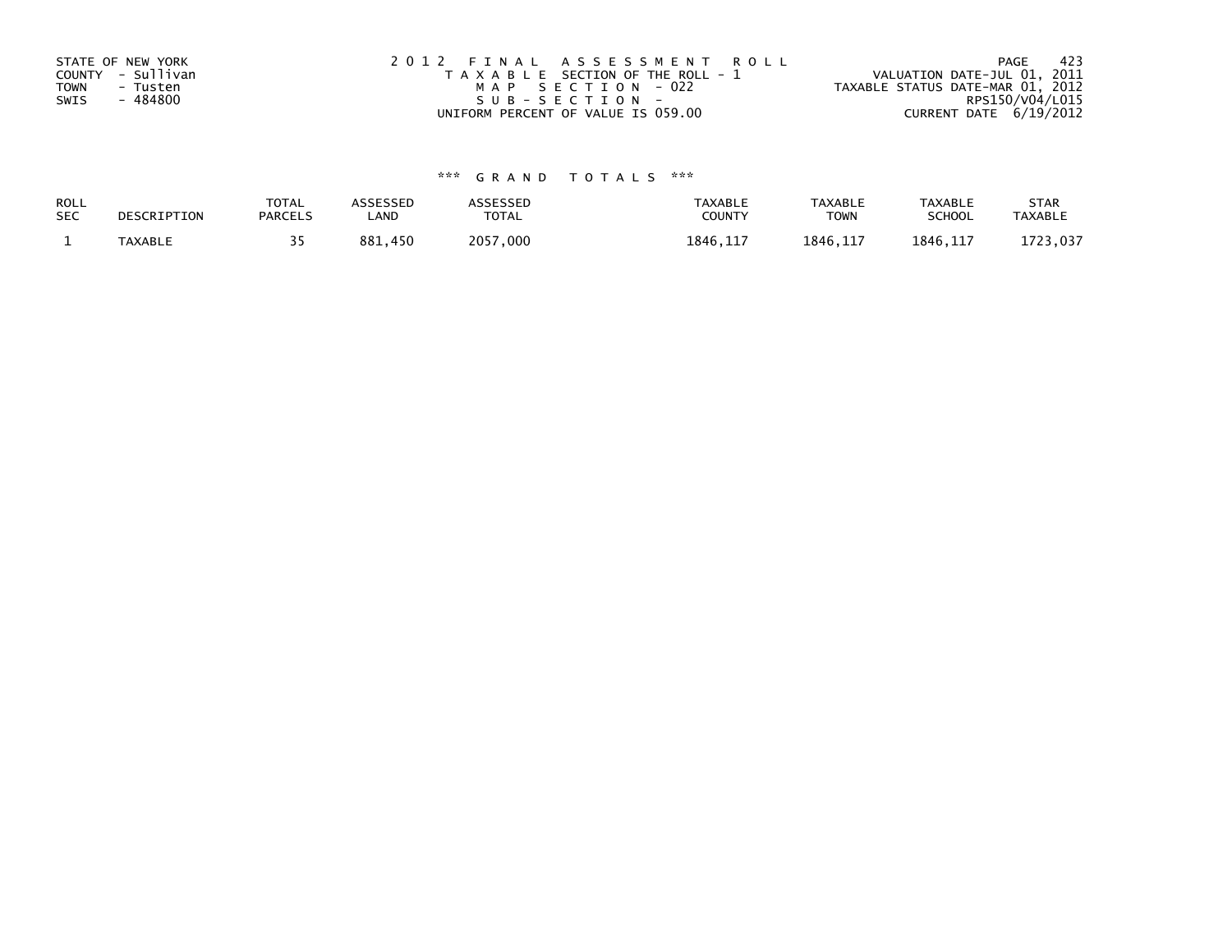STATE OF NEW YORK
COUNTY - Sullivan
TOWN - Tusten
SWIS - 484800

2012 FINAL ASSESSMENT ROLL
TAXABLE SECTION OF THE ROLL - 1
MAP SECTION - 022
SUB-SECTION -
UNIFORM PERCENT OF VALUE IS 059.00

VALUATION DATE-JUL 01, 2011
TAXABLE STATUS DATE-MAR 01, 2012
RPS150/V04/L015
CURRENT DATE 6/19/2012

### *** GRAND TOTALS ***

| ROLL SEC | DESCRIPTION | TOTAL PARCELS | ASSESSED LAND | ASSESSED TOTAL | TAXABLE COUNTY | TAXABLE TOWN | TAXABLE SCHOOL | STAR TAXABLE |
|---|---|---|---|---|---|---|---|---|
| 1 | TAXABLE | 35 | 881,450 | 2057,000 | 1846,117 | 1846,117 | 1846,117 | 1723,037 |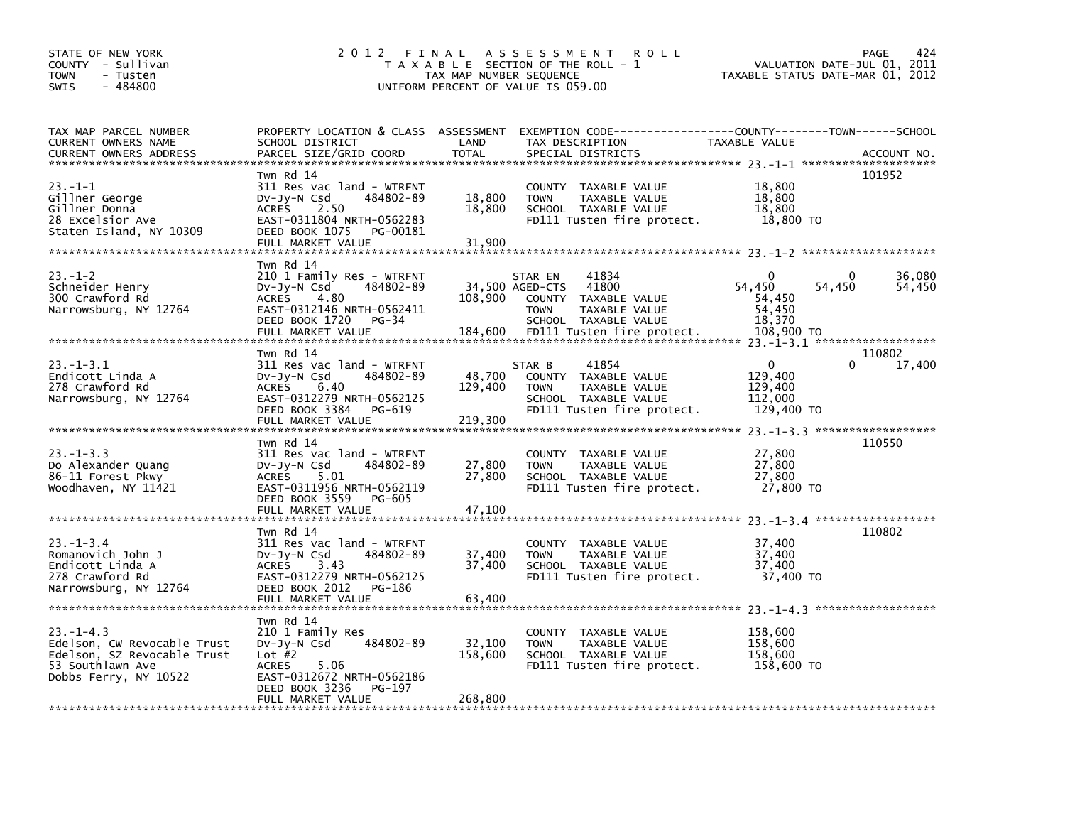STATE OF NEW YORK
COUNTY - Sullivan
TOWN - Tusten
SWIS - 484800

# 2012 FINAL ASSESSMENT ROLL

TAXABLE SECTION OF THE ROLL - 1
TAX MAP NUMBER SEQUENCE
UNIFORM PERCENT OF VALUE IS 059.00

VALUATION DATE-JUL 01, 2011
TAXABLE STATUS DATE-MAR 01, 2012

| TAX MAP PARCEL NUMBER / CURRENT OWNERS NAME / CURRENT OWNERS ADDRESS | PROPERTY LOCATION & CLASS / SCHOOL DISTRICT / PARCEL SIZE/GRID COORD | ASSESSMENT LAND | TOTAL | EXEMPTION CODE / TAX DESCRIPTION / SPECIAL DISTRICTS | COUNTY TAXABLE VALUE | TOWN | SCHOOL | ACCOUNT NO. |
|---|---|---|---|---|---|---|---|---|
| 23.-1-1 | Twn Rd 14 | | | | | | | 101952 |
| Gillner George | 311 Res vac land - WTRFNT | | | COUNTY TAXABLE VALUE | 18,800 | | | |
| Gillner Donna | Dv-Jy-N Csd 484802-89 | 18,800 | | TOWN TAXABLE VALUE | 18,800 | | | |
| 28 Excelsior Ave | ACRES 2.50 | | 18,800 | SCHOOL TAXABLE VALUE | 18,800 | | | |
| Staten Island, NY 10309 | EAST-0311804 NRTH-0562283 | | | FD111 Tusten fire protect. | 18,800 TO | | | |
| | DEED BOOK 1075 PG-00181 | | | | | | | |
| | FULL MARKET VALUE | | 31,900 | | | | | |
| 23.-1-2 | Twn Rd 14 | | | | | | | |
| Schneider Henry | 210 1 Family Res - WTRFNT | | | STAR EN 41834 | 0 | 0 | 36,080 | |
| 300 Crawford Rd | Dv-Jy-N Csd 484802-89 | 34,500 | | AGED-CTS 41800 | 54,450 | 54,450 | 54,450 | |
| Narrowsburg, NY 12764 | ACRES 4.80 | | 108,900 | COUNTY TAXABLE VALUE | 54,450 | | | |
| | EAST-0312146 NRTH-0562411 | | | TOWN TAXABLE VALUE | 54,450 | | | |
| | DEED BOOK 1720 PG-34 | | | SCHOOL TAXABLE VALUE | 18,370 | | | |
| | FULL MARKET VALUE | | 184,600 | FD111 Tusten fire protect. | 108,900 TO | | | |
| 23.-1-3.1 | Twn Rd 14 | | | | | | | 110802 |
| Endicott Linda A | 311 Res vac land - WTRFNT | | | STAR B 41854 | 0 | 0 | 17,400 | |
| 278 Crawford Rd | Dv-Jy-N Csd 484802-89 | 48,700 | | COUNTY TAXABLE VALUE | 129,400 | | | |
| Narrowsburg, NY 12764 | ACRES 6.40 | | 129,400 | TOWN TAXABLE VALUE | 129,400 | | | |
| | EAST-0312279 NRTH-0562125 | | | SCHOOL TAXABLE VALUE | 112,000 | | | |
| | DEED BOOK 3384 PG-619 | | | FD111 Tusten fire protect. | 129,400 TO | | | |
| | FULL MARKET VALUE | | 219,300 | | | | | |
| 23.-1-3.3 | Twn Rd 14 | | | | | | | 110550 |
| Do Alexander Quang | 311 Res vac land - WTRFNT | | | COUNTY TAXABLE VALUE | 27,800 | | | |
| 86-11 Forest Pkwy | Dv-Jy-N Csd 484802-89 | 27,800 | | TOWN TAXABLE VALUE | 27,800 | | | |
| Woodhaven, NY 11421 | ACRES 5.01 | | 27,800 | SCHOOL TAXABLE VALUE | 27,800 | | | |
| | EAST-0311956 NRTH-0562119 | | | FD111 Tusten fire protect. | 27,800 TO | | | |
| | DEED BOOK 3559 PG-605 | | | | | | | |
| | FULL MARKET VALUE | | 47,100 | | | | | |
| 23.-1-3.4 | Twn Rd 14 | | | | | | | 110802 |
| Romanovich John J | 311 Res vac land - WTRFNT | | | COUNTY TAXABLE VALUE | 37,400 | | | |
| Endicott Linda A | Dv-Jy-N Csd 484802-89 | 37,400 | | TOWN TAXABLE VALUE | 37,400 | | | |
| 278 Crawford Rd | ACRES 3.43 | | 37,400 | SCHOOL TAXABLE VALUE | 37,400 | | | |
| Narrowsburg, NY 12764 | EAST-0312279 NRTH-0562125 | | | FD111 Tusten fire protect. | 37,400 TO | | | |
| | DEED BOOK 2012 PG-186 | | | | | | | |
| | FULL MARKET VALUE | | 63,400 | | | | | |
| 23.-1-4.3 | Twn Rd 14 | | | | | | | |
| Edelson, CW Revocable Trust | 210 1 Family Res | | | COUNTY TAXABLE VALUE | 158,600 | | | |
| Edelson, SZ Revocable Trust | Dv-Jy-N Csd 484802-89 | 32,100 | | TOWN TAXABLE VALUE | 158,600 | | | |
| 53 Southlawn Ave | Lot #2 | | 158,600 | SCHOOL TAXABLE VALUE | 158,600 | | | |
| Dobbs Ferry, NY 10522 | ACRES 5.06 | | | FD111 Tusten fire protect. | 158,600 TO | | | |
| | EAST-0312672 NRTH-0562186 | | | | | | | |
| | DEED BOOK 3236 PG-197 | | | | | | | |
| | FULL MARKET VALUE | | 268,800 | | | | | |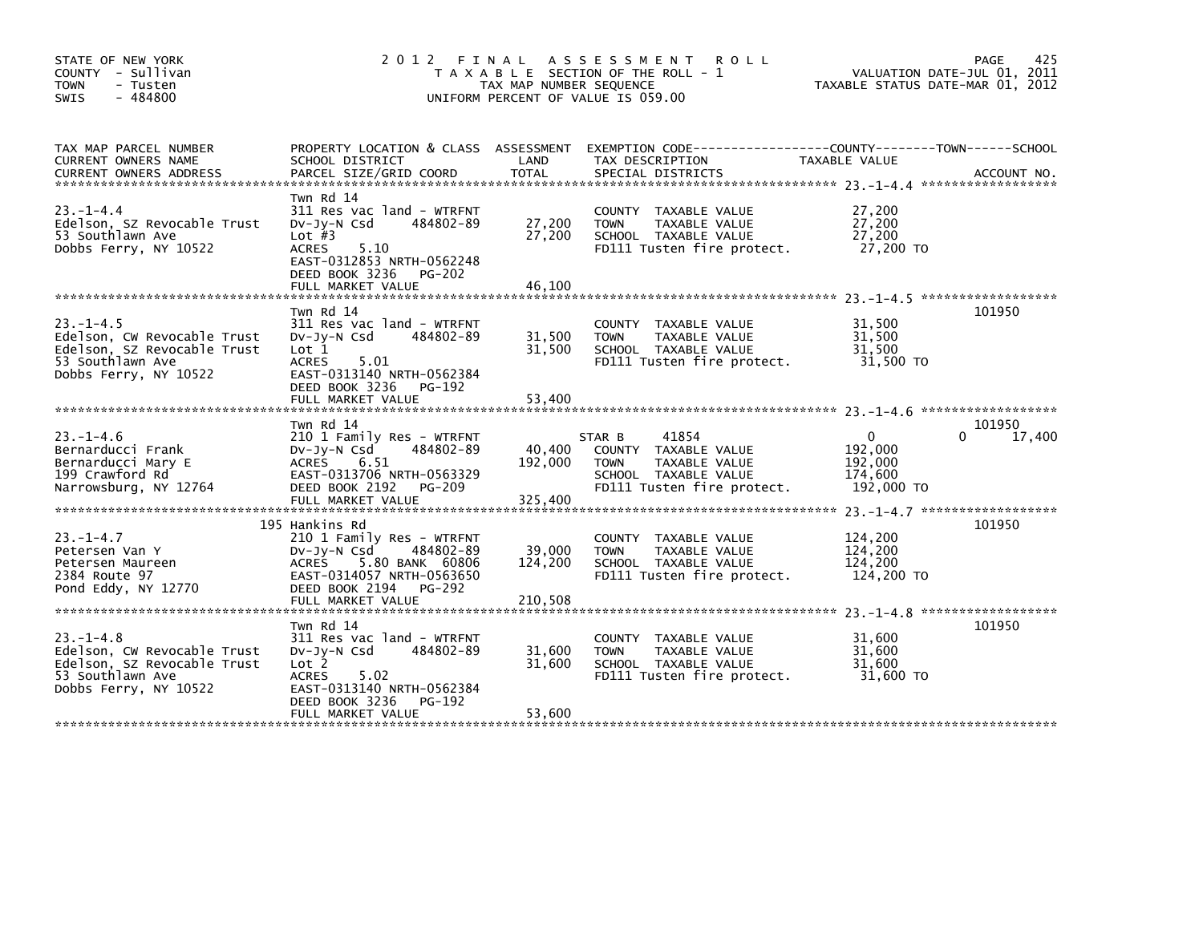STATE OF NEW YORK
COUNTY - Sullivan
TOWN - Tusten
SWIS - 484800

# 2012 FINAL ASSESSMENT ROLL

TAXABLE SECTION OF THE ROLL - 1
TAX MAP NUMBER SEQUENCE
UNIFORM PERCENT OF VALUE IS 059.00

VALUATION DATE-JUL 01, 2011
TAXABLE STATUS DATE-MAR 01, 2012

| TAX MAP PARCEL NUMBER / CURRENT OWNERS NAME / CURRENT OWNERS ADDRESS | PROPERTY LOCATION & CLASS / SCHOOL DISTRICT / PARCEL SIZE/GRID COORD | ASSESSMENT LAND | TOTAL | EXEMPTION CODE / TAX DESCRIPTION / SPECIAL DISTRICTS | COUNTY / TOWN / SCHOOL TAXABLE VALUE | ACCOUNT NO. |
|---|---|---|---|---|---|---|
| **23.-1-4.4** | Twn Rd 14 | | | | | |
| 23.-1-4.4 | 311 Res vac land - WTRFNT | | | COUNTY TAXABLE VALUE | 27,200 | |
| Edelson, SZ Revocable Trust | Dv-Jy-N Csd 484802-89 | 27,200 | | TOWN TAXABLE VALUE | 27,200 | |
| 53 Southlawn Ave | Lot #3 | | 27,200 | SCHOOL TAXABLE VALUE | 27,200 | |
| Dobbs Ferry, NY 10522 | ACRES 5.10 | | | FD111 Tusten fire protect. | 27,200 TO | |
| | EAST-0312853 NRTH-0562248 | | | | | |
| | DEED BOOK 3236 PG-202 | | | | | |
| | FULL MARKET VALUE | | 46,100 | | | |
| **23.-1-4.5** | Twn Rd 14 | | | | | 101950 |
| 23.-1-4.5 | 311 Res vac land - WTRFNT | | | COUNTY TAXABLE VALUE | 31,500 | |
| Edelson, CW Revocable Trust | Dv-Jy-N Csd 484802-89 | 31,500 | | TOWN TAXABLE VALUE | 31,500 | |
| Edelson, SZ Revocable Trust | Lot 1 | | 31,500 | SCHOOL TAXABLE VALUE | 31,500 | |
| 53 Southlawn Ave | ACRES 5.01 | | | FD111 Tusten fire protect. | 31,500 TO | |
| Dobbs Ferry, NY 10522 | EAST-0313140 NRTH-0562384 | | | | | |
| | DEED BOOK 3236 PG-192 | | | | | |
| | FULL MARKET VALUE | | 53,400 | | | |
| **23.-1-4.6** | Twn Rd 14 | | | | | 101950 |
| 23.-1-4.6 | 210 1 Family Res - WTRFNT | | | STAR B 41854 | 0 / 0 / 17,400 | |
| Bernarducci Frank | Dv-Jy-N Csd 484802-89 | 40,400 | | COUNTY TAXABLE VALUE | 192,000 | |
| Bernarducci Mary E | ACRES 6.51 | | 192,000 | TOWN TAXABLE VALUE | 192,000 | |
| 199 Crawford Rd | EAST-0313706 NRTH-0563329 | | | SCHOOL TAXABLE VALUE | 174,600 | |
| Narrowsburg, NY 12764 | DEED BOOK 2192 PG-209 | | | FD111 Tusten fire protect. | 192,000 TO | |
| | FULL MARKET VALUE | | 325,400 | | | |
| **23.-1-4.7** | 195 Hankins Rd | | | | | 101950 |
| 23.-1-4.7 | 210 1 Family Res - WTRFNT | | | COUNTY TAXABLE VALUE | 124,200 | |
| Petersen Van Y | Dv-Jy-N Csd 484802-89 | 39,000 | | TOWN TAXABLE VALUE | 124,200 | |
| Petersen Maureen | ACRES 5.80 BANK 60806 | | 124,200 | SCHOOL TAXABLE VALUE | 124,200 | |
| 2384 Route 97 | EAST-0314057 NRTH-0563650 | | | FD111 Tusten fire protect. | 124,200 TO | |
| Pond Eddy, NY 12770 | DEED BOOK 2194 PG-292 | | | | | |
| | FULL MARKET VALUE | | 210,508 | | | |
| **23.-1-4.8** | Twn Rd 14 | | | | | 101950 |
| 23.-1-4.8 | 311 Res vac land - WTRFNT | | | COUNTY TAXABLE VALUE | 31,600 | |
| Edelson, CW Revocable Trust | Dv-Jy-N Csd 484802-89 | 31,600 | | TOWN TAXABLE VALUE | 31,600 | |
| Edelson, SZ Revocable Trust | Lot 2 | | 31,600 | SCHOOL TAXABLE VALUE | 31,600 | |
| 53 Southlawn Ave | ACRES 5.02 | | | FD111 Tusten fire protect. | 31,600 TO | |
| Dobbs Ferry, NY 10522 | EAST-0313140 NRTH-0562384 | | | | | |
| | DEED BOOK 3236 PG-192 | | | | | |
| | FULL MARKET VALUE | | 53,600 | | | |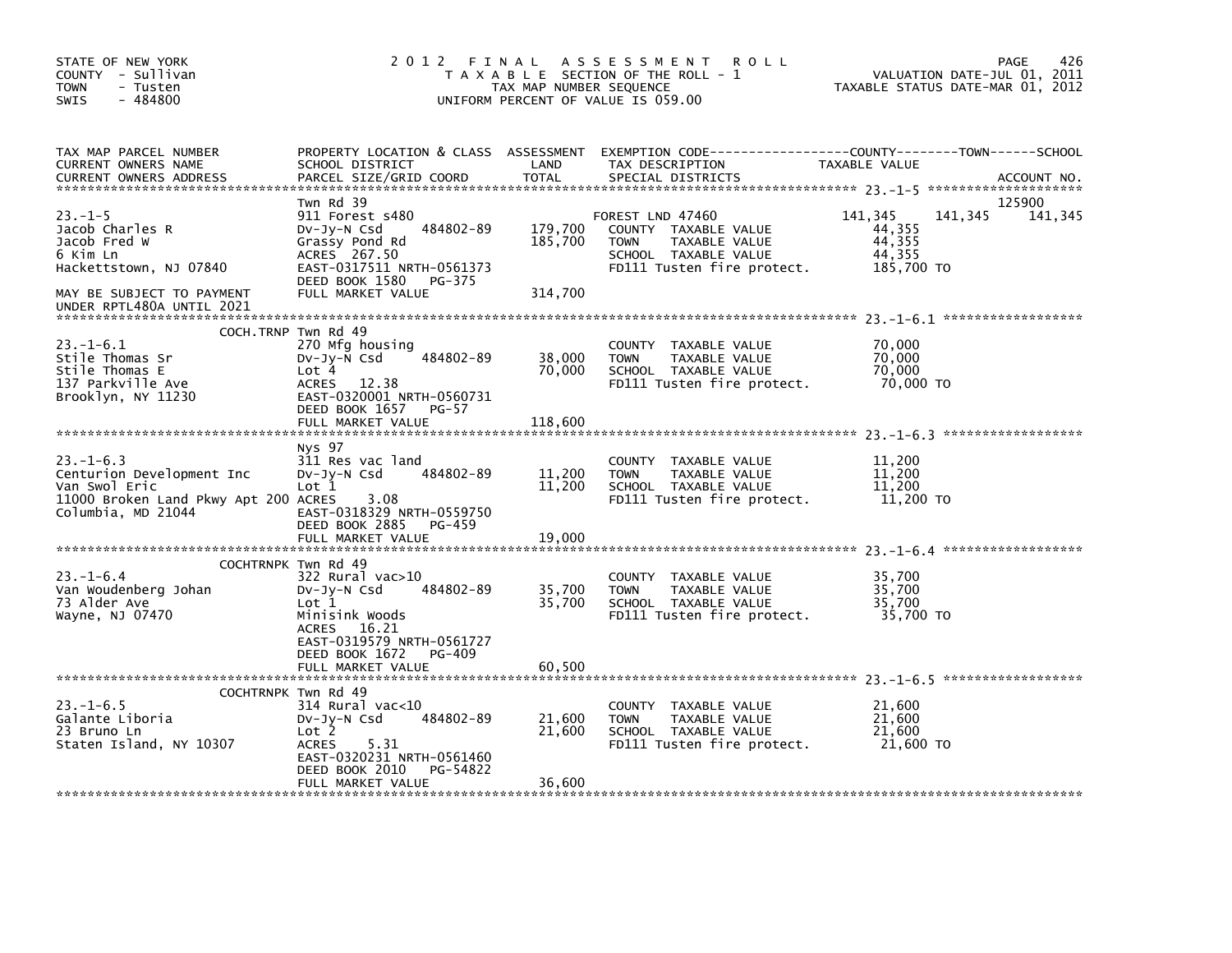STATE OF NEW YORK
COUNTY - Sullivan
TOWN - Tusten
SWIS - 484800

# 2012 FINAL ASSESSMENT ROLL

TAXABLE SECTION OF THE ROLL - 1
TAX MAP NUMBER SEQUENCE
UNIFORM PERCENT OF VALUE IS 059.00

VALUATION DATE-JUL 01, 2011
TAXABLE STATUS DATE-MAR 01, 2012

| TAX MAP PARCEL NUMBER / CURRENT OWNERS NAME / CURRENT OWNERS ADDRESS | PROPERTY LOCATION & CLASS / SCHOOL DISTRICT / PARCEL SIZE/GRID COORD | ASSESSMENT LAND / TOTAL | EXEMPTION CODE / TAX DESCRIPTION / SPECIAL DISTRICTS | COUNTY TAXABLE VALUE | TOWN | SCHOOL | ACCOUNT NO. |
|---|---|---|---|---|---|---|---|
| **23.-1-5** | Twn Rd 39 | | | | | | 125900 |
| Jacob Charles R | 911 Forest s480 | | FOREST LND 47460 | 141,345 | 141,345 | 141,345 | |
| Jacob Fred W | Dv-Jy-N Csd 484802-89 | 179,700 | COUNTY TAXABLE VALUE | 44,355 | | | |
| 6 Kim Ln | Grassy Pond Rd | 185,700 | TOWN TAXABLE VALUE | 44,355 | | | |
| Hackettstown, NJ 07840 | ACRES 267.50 | | SCHOOL TAXABLE VALUE | 44,355 | | | |
| | EAST-0317511 NRTH-0561373 | | FD111 Tusten fire protect. | 185,700 TO | | | |
| | DEED BOOK 1580 PG-375 | | | | | | |
| MAY BE SUBJECT TO PAYMENT UNDER RPTL480A UNTIL 2021 | FULL MARKET VALUE | 314,700 | | | | | |
| **23.-1-6.1** | COCH.TRNP Twn Rd 49 | | | | | | |
| Stile Thomas Sr | 270 Mfg housing | | COUNTY TAXABLE VALUE | 70,000 | | | |
| Stile Thomas E | Dv-Jy-N Csd 484802-89 | 38,000 | TOWN TAXABLE VALUE | 70,000 | | | |
| 137 Parkville Ave | Lot 4 | 70,000 | SCHOOL TAXABLE VALUE | 70,000 | | | |
| Brooklyn, NY 11230 | ACRES 12.38 | | FD111 Tusten fire protect. | 70,000 TO | | | |
| | EAST-0320001 NRTH-0560731 | | | | | | |
| | DEED BOOK 1657 PG-57 | | | | | | |
| | FULL MARKET VALUE | 118,600 | | | | | |
| **23.-1-6.3** | Nys 97 | | | | | | |
| Centurion Development Inc | 311 Res vac land | | COUNTY TAXABLE VALUE | 11,200 | | | |
| Van Swol Eric | Dv-Jy-N Csd 484802-89 | 11,200 | TOWN TAXABLE VALUE | 11,200 | | | |
| 11000 Broken Land Pkwy Apt 200 | Lot 1 | 11,200 | SCHOOL TAXABLE VALUE | 11,200 | | | |
| Columbia, MD 21044 | ACRES 3.08 | | FD111 Tusten fire protect. | 11,200 TO | | | |
| | EAST-0318329 NRTH-0559750 | | | | | | |
| | DEED BOOK 2885 PG-459 | | | | | | |
| | FULL MARKET VALUE | 19,000 | | | | | |
| **23.-1-6.4** | COCHTRNPK Twn Rd 49 | | | | | | |
| Van Woudenberg Johan | 322 Rural vac>10 | | COUNTY TAXABLE VALUE | 35,700 | | | |
| 73 Alder Ave | Dv-Jy-N Csd 484802-89 | 35,700 | TOWN TAXABLE VALUE | 35,700 | | | |
| Wayne, NJ 07470 | Lot 1 | 35,700 | SCHOOL TAXABLE VALUE | 35,700 | | | |
| | Minisink Woods | | FD111 Tusten fire protect. | 35,700 TO | | | |
| | ACRES 16.21 | | | | | | |
| | EAST-0319579 NRTH-0561727 | | | | | | |
| | DEED BOOK 1672 PG-409 | | | | | | |
| | FULL MARKET VALUE | 60,500 | | | | | |
| **23.-1-6.5** | COCHTRNPK Twn Rd 49 | | | | | | |
| Galante Liboria | 314 Rural vac<10 | | COUNTY TAXABLE VALUE | 21,600 | | | |
| 23 Bruno Ln | Dv-Jy-N Csd 484802-89 | 21,600 | TOWN TAXABLE VALUE | 21,600 | | | |
| Staten Island, NY 10307 | Lot 2 | 21,600 | SCHOOL TAXABLE VALUE | 21,600 | | | |
| | ACRES 5.31 | | FD111 Tusten fire protect. | 21,600 TO | | | |
| | EAST-0320231 NRTH-0561460 | | | | | | |
| | DEED BOOK 2010 PG-54822 | | | | | | |
| | FULL MARKET VALUE | 36,600 | | | | | |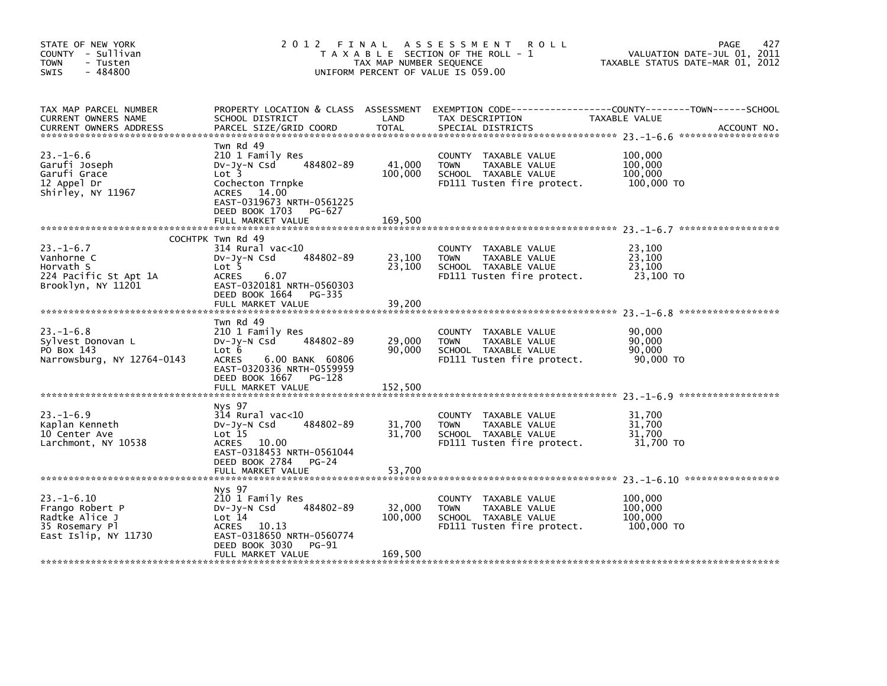STATE OF NEW YORK
COUNTY - Sullivan
TOWN - Tusten
SWIS - 484800

2012 FINAL ASSESSMENT ROLL
TAXABLE SECTION OF THE ROLL - 1
TAX MAP NUMBER SEQUENCE
UNIFORM PERCENT OF VALUE IS 059.00

VALUATION DATE-JUL 01, 2011
TAXABLE STATUS DATE-MAR 01, 2012

| TAX MAP PARCEL NUMBER / CURRENT OWNERS NAME / CURRENT OWNERS ADDRESS | PROPERTY LOCATION & CLASS / SCHOOL DISTRICT / PARCEL SIZE/GRID COORD | ASSESSMENT LAND / TOTAL | EXEMPTION CODE / TAX DESCRIPTION / SPECIAL DISTRICTS | COUNTY--------TOWN------SCHOOL TAXABLE VALUE | ACCOUNT NO. |
|---|---|---|---|---|---|
| **23.-1-6.6** | Twn Rd 49 | | | | |
| 23.-1-6.6 | 210 1 Family Res | | COUNTY TAXABLE VALUE | 100,000 | |
| Garufi Joseph | Dv-Jy-N Csd 484802-89 | 41,000 | TOWN TAXABLE VALUE | 100,000 | |
| Garufi Grace | Lot 3 | 100,000 | SCHOOL TAXABLE VALUE | 100,000 | |
| 12 Appel Dr | Cochecton Trnpke | | FD111 Tusten fire protect. | 100,000 TO | |
| Shirley, NY 11967 | ACRES 14.00 | | | | |
| | EAST-0319673 NRTH-0561225 | | | | |
| | DEED BOOK 1703 PG-627 | | | | |
| | FULL MARKET VALUE | 169,500 | | | |
| **23.-1-6.7** | COCHTPK Twn Rd 49 | | | | |
| 23.-1-6.7 | 314 Rural vac<10 | | COUNTY TAXABLE VALUE | 23,100 | |
| Vanhorne C | Dv-Jy-N Csd 484802-89 | 23,100 | TOWN TAXABLE VALUE | 23,100 | |
| Horvath S | Lot 5 | 23,100 | SCHOOL TAXABLE VALUE | 23,100 | |
| 224 Pacific St Apt 1A | ACRES 6.07 | | FD111 Tusten fire protect. | 23,100 TO | |
| Brooklyn, NY 11201 | EAST-0320181 NRTH-0560303 | | | | |
| | DEED BOOK 1664 PG-335 | | | | |
| | FULL MARKET VALUE | 39,200 | | | |
| **23.-1-6.8** | Twn Rd 49 | | | | |
| 23.-1-6.8 | 210 1 Family Res | | COUNTY TAXABLE VALUE | 90,000 | |
| Sylvest Donovan L | Dv-Jy-N Csd 484802-89 | 29,000 | TOWN TAXABLE VALUE | 90,000 | |
| PO Box 143 | Lot 6 | 90,000 | SCHOOL TAXABLE VALUE | 90,000 | |
| Narrowsburg, NY 12764-0143 | ACRES 6.00 BANK 60806 | | FD111 Tusten fire protect. | 90,000 TO | |
| | EAST-0320336 NRTH-0559959 | | | | |
| | DEED BOOK 1667 PG-128 | | | | |
| | FULL MARKET VALUE | 152,500 | | | |
| **23.-1-6.9** | Nys 97 | | | | |
| 23.-1-6.9 | 314 Rural vac<10 | | COUNTY TAXABLE VALUE | 31,700 | |
| Kaplan Kenneth | Dv-Jy-N Csd 484802-89 | 31,700 | TOWN TAXABLE VALUE | 31,700 | |
| 10 Center Ave | Lot 15 | 31,700 | SCHOOL TAXABLE VALUE | 31,700 | |
| Larchmont, NY 10538 | ACRES 10.00 | | FD111 Tusten fire protect. | 31,700 TO | |
| | EAST-0318453 NRTH-0561044 | | | | |
| | DEED BOOK 2784 PG-24 | | | | |
| | FULL MARKET VALUE | 53,700 | | | |
| **23.-1-6.10** | Nys 97 | | | | |
| 23.-1-6.10 | 210 1 Family Res | | COUNTY TAXABLE VALUE | 100,000 | |
| Frango Robert P | Dv-Jy-N Csd 484802-89 | 32,000 | TOWN TAXABLE VALUE | 100,000 | |
| Radtke Alice J | Lot 14 | 100,000 | SCHOOL TAXABLE VALUE | 100,000 | |
| 35 Rosemary Pl | ACRES 10.13 | | FD111 Tusten fire protect. | 100,000 TO | |
| East Islip, NY 11730 | EAST-0318650 NRTH-0560774 | | | | |
| | DEED BOOK 3030 PG-91 | | | | |
| | FULL MARKET VALUE | 169,500 | | | |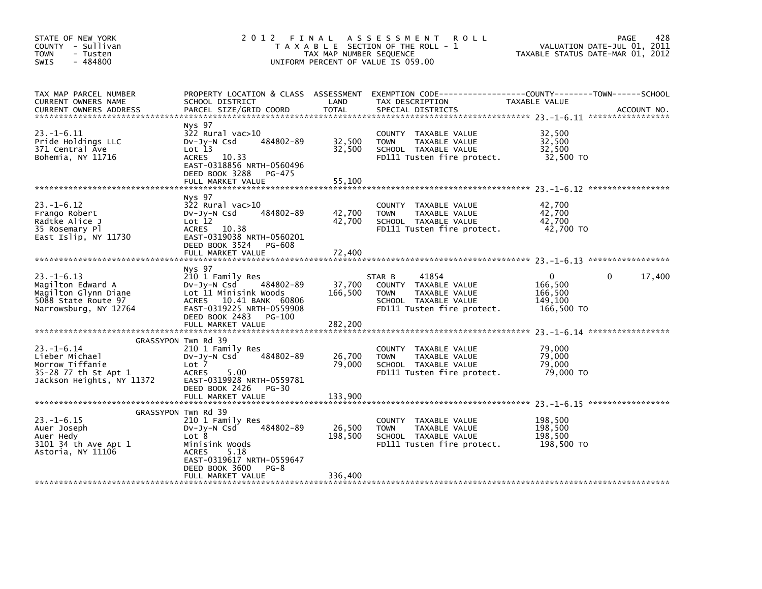STATE OF NEW YORK
COUNTY - Sullivan
TOWN - Tusten
SWIS - 484800

2012 FINAL ASSESSMENT ROLL
TAXABLE SECTION OF THE ROLL - 1
TAX MAP NUMBER SEQUENCE
UNIFORM PERCENT OF VALUE IS 059.00

VALUATION DATE-JUL 01, 2011
TAXABLE STATUS DATE-MAR 01, 2012

| TAX MAP PARCEL NUMBER / CURRENT OWNERS NAME / CURRENT OWNERS ADDRESS | PROPERTY LOCATION & CLASS / SCHOOL DISTRICT / PARCEL SIZE/GRID COORD | ASSESSMENT LAND | TOTAL | EXEMPTION CODE / TAX DESCRIPTION / SPECIAL DISTRICTS | COUNTY TAXABLE VALUE | TOWN | SCHOOL |
|---|---|---|---|---|---|---|---|
| 23.-1-6.11 | Nys 97 | | | | | | |
| | 322 Rural vac>10 | | | COUNTY TAXABLE VALUE | 32,500 | | |
| Pride Holdings LLC | Dv-Jy-N Csd 484802-89 | 32,500 | | TOWN TAXABLE VALUE | 32,500 | | |
| 371 Central Ave | Lot 13 | | 32,500 | SCHOOL TAXABLE VALUE | 32,500 | | |
| Bohemia, NY 11716 | ACRES 10.33 | | | FD111 Tusten fire protect. | 32,500 TO | | |
| | EAST-0318856 NRTH-0560496 | | | | | | |
| | DEED BOOK 3288 PG-475 | | | | | | |
| | FULL MARKET VALUE | | 55,100 | | | | |
| 23.-1-6.12 | Nys 97 | | | | | | |
| | 322 Rural vac>10 | | | COUNTY TAXABLE VALUE | 42,700 | | |
| Frango Robert | Dv-Jy-N Csd 484802-89 | 42,700 | | TOWN TAXABLE VALUE | 42,700 | | |
| Radtke Alice J | Lot 12 | | 42,700 | SCHOOL TAXABLE VALUE | 42,700 | | |
| 35 Rosemary Pl | ACRES 10.38 | | | FD111 Tusten fire protect. | 42,700 TO | | |
| East Islip, NY 11730 | EAST-0319038 NRTH-0560201 | | | | | | |
| | DEED BOOK 3524 PG-608 | | | | | | |
| | FULL MARKET VALUE | | 72,400 | | | | |
| 23.-1-6.13 | Nys 97 | | | | | | |
| | 210 1 Family Res | | | STAR B 41854 | 0 | 0 | 17,400 |
| Magilton Edward A | Dv-Jy-N Csd 484802-89 | 37,700 | | COUNTY TAXABLE VALUE | 166,500 | | |
| Magilton Glynn Diane | Lot 11 Minisink Woods | | 166,500 | TOWN TAXABLE VALUE | 166,500 | | |
| 5088 State Route 97 | ACRES 10.41 BANK 60806 | | | SCHOOL TAXABLE VALUE | 149,100 | | |
| Narrowsburg, NY 12764 | EAST-0319225 NRTH-0559908 | | | FD111 Tusten fire protect. | 166,500 TO | | |
| | DEED BOOK 2483 PG-100 | | | | | | |
| | FULL MARKET VALUE | | 282,200 | | | | |
| 23.-1-6.14 | GRASSYPON Twn Rd 39 | | | | | | |
| | 210 1 Family Res | | | COUNTY TAXABLE VALUE | 79,000 | | |
| Lieber Michael | Dv-Jy-N Csd 484802-89 | 26,700 | | TOWN TAXABLE VALUE | 79,000 | | |
| Morrow Tiffanie | Lot 7 | | 79,000 | SCHOOL TAXABLE VALUE | 79,000 | | |
| 35-28 77 th St Apt 1 | ACRES 5.00 | | | FD111 Tusten fire protect. | 79,000 TO | | |
| Jackson Heights, NY 11372 | EAST-0319928 NRTH-0559781 | | | | | | |
| | DEED BOOK 2426 PG-30 | | | | | | |
| | FULL MARKET VALUE | | 133,900 | | | | |
| 23.-1-6.15 | GRASSYPON Twn Rd 39 | | | | | | |
| | 210 1 Family Res | | | COUNTY TAXABLE VALUE | 198,500 | | |
| Auer Joseph | Dv-Jy-N Csd 484802-89 | 26,500 | | TOWN TAXABLE VALUE | 198,500 | | |
| Auer Hedy | Lot 8 | | 198,500 | SCHOOL TAXABLE VALUE | 198,500 | | |
| 3101 34 th Ave Apt 1 | Minisink Woods | | | FD111 Tusten fire protect. | 198,500 TO | | |
| Astoria, NY 11106 | ACRES 5.18 | | | | | | |
| | EAST-0319617 NRTH-0559647 | | | | | | |
| | DEED BOOK 3600 PG-8 | | | | | | |
| | FULL MARKET VALUE | | 336,400 | | | | |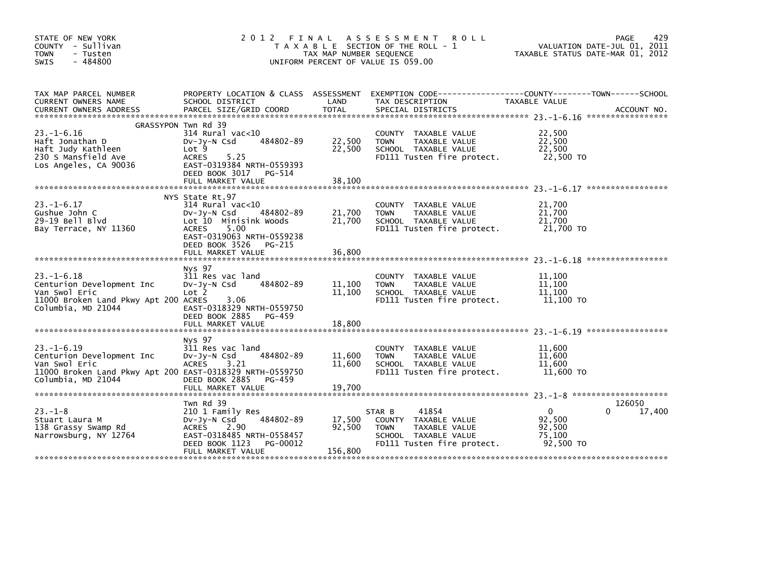STATE OF NEW YORK
COUNTY - Sullivan
TOWN - Tusten
SWIS - 484800

# 2012 FINAL ASSESSMENT ROLL

TAXABLE SECTION OF THE ROLL - 1
TAX MAP NUMBER SEQUENCE
UNIFORM PERCENT OF VALUE IS 059.00

VALUATION DATE-JUL 01, 2011
TAXABLE STATUS DATE-MAR 01, 2012

| TAX MAP PARCEL NUMBER / CURRENT OWNERS NAME / CURRENT OWNERS ADDRESS | PROPERTY LOCATION & CLASS / SCHOOL DISTRICT / PARCEL SIZE/GRID COORD | ASSESSMENT LAND / TOTAL | EXEMPTION CODE / TAX DESCRIPTION / SPECIAL DISTRICTS | COUNTY / TOWN / SCHOOL TAXABLE VALUE | ACCOUNT NO. |
|---|---|---|---|---|---|
| 23.-1-6.16 | GRASSYPON Twn Rd 39 | | | | |
| Haft Jonathan D | 314 Rural vac<10 | | COUNTY TAXABLE VALUE | 22,500 | |
| Haft Judy Kathleen | Dv-Jy-N Csd 484802-89 | 22,500 | TOWN TAXABLE VALUE | 22,500 | |
| 230 S Mansfield Ave | Lot 9 | 22,500 | SCHOOL TAXABLE VALUE | 22,500 | |
| Los Angeles, CA 90036 | ACRES 5.25 | | FD111 Tusten fire protect. | 22,500 TO | |
| | EAST-0319384 NRTH-0559393 | | | | |
| | DEED BOOK 3017 PG-514 | | | | |
| | FULL MARKET VALUE | 38,100 | | | |
| 23.-1-6.17 | NYS State Rt.97 | | | | |
| Gushue John C | 314 Rural vac<10 | | COUNTY TAXABLE VALUE | 21,700 | |
| 29-19 Bell Blvd | Dv-Jy-N Csd 484802-89 | 21,700 | TOWN TAXABLE VALUE | 21,700 | |
| Bay Terrace, NY 11360 | Lot 10 Minisink Woods | 21,700 | SCHOOL TAXABLE VALUE | 21,700 | |
| | ACRES 5.00 | | FD111 Tusten fire protect. | 21,700 TO | |
| | EAST-0319063 NRTH-0559238 | | | | |
| | DEED BOOK 3526 PG-215 | | | | |
| | FULL MARKET VALUE | 36,800 | | | |
| 23.-1-6.18 | Nys 97 | | | | |
| Centurion Development Inc | 311 Res vac land | | COUNTY TAXABLE VALUE | 11,100 | |
| Van Swol Eric | Dv-Jy-N Csd 484802-89 | 11,100 | TOWN TAXABLE VALUE | 11,100 | |
| 11000 Broken Land Pkwy Apt 200 | Lot 2 | 11,100 | SCHOOL TAXABLE VALUE | 11,100 | |
| Columbia, MD 21044 | ACRES 3.06 | | FD111 Tusten fire protect. | 11,100 TO | |
| | EAST-0318329 NRTH-0559750 | | | | |
| | DEED BOOK 2885 PG-459 | | | | |
| | FULL MARKET VALUE | 18,800 | | | |
| 23.-1-6.19 | Nys 97 | | | | |
| Centurion Development Inc | 311 Res vac land | | COUNTY TAXABLE VALUE | 11,600 | |
| Van Swol Eric | Dv-Jy-N Csd 484802-89 | 11,600 | TOWN TAXABLE VALUE | 11,600 | |
| 11000 Broken Land Pkwy Apt 200 | ACRES 3.21 | 11,600 | SCHOOL TAXABLE VALUE | 11,600 | |
| Columbia, MD 21044 | EAST-0318329 NRTH-0559750 | | FD111 Tusten fire protect. | 11,600 TO | |
| | DEED BOOK 2885 PG-459 | | | | |
| | FULL MARKET VALUE | 19,700 | | | |
| 23.-1-8 | Twn Rd 39 | | | | 126050 |
| Stuart Laura M | 210 1 Family Res | | STAR B 41854 | 0 0 17,400 | |
| 138 Grassy Swamp Rd | Dv-Jy-N Csd 484802-89 | 17,500 | COUNTY TAXABLE VALUE | 92,500 | |
| Narrowsburg, NY 12764 | ACRES 2.90 | 92,500 | TOWN TAXABLE VALUE | 92,500 | |
| | EAST-0318485 NRTH-0558457 | | SCHOOL TAXABLE VALUE | 75,100 | |
| | DEED BOOK 1123 PG-00012 | | FD111 Tusten fire protect. | 92,500 TO | |
| | FULL MARKET VALUE | 156,800 | | | |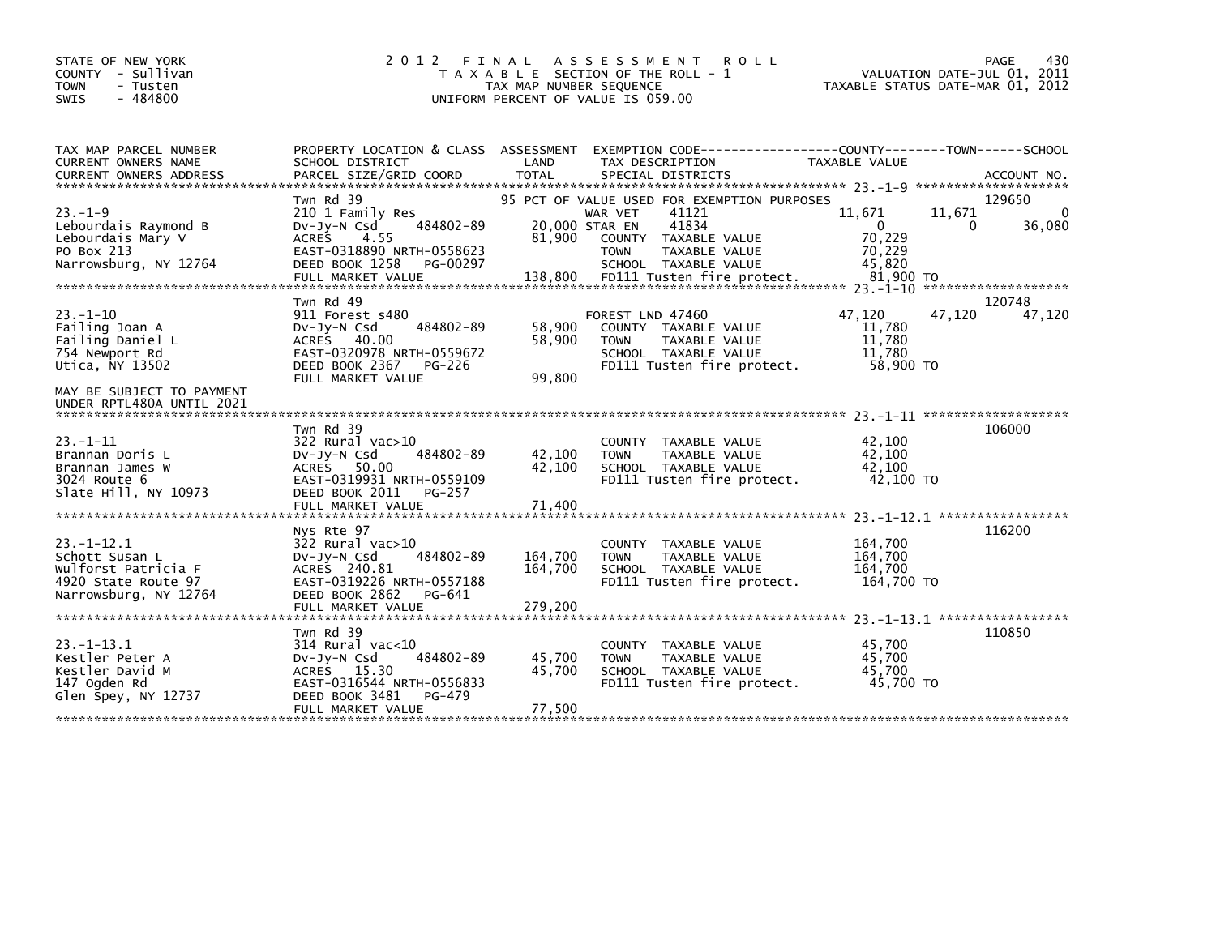STATE OF NEW YORK
COUNTY - Sullivan
TOWN - Tusten
SWIS - 484800

# 2012 FINAL ASSESSMENT ROLL

TAXABLE SECTION OF THE ROLL - 1
TAX MAP NUMBER SEQUENCE
UNIFORM PERCENT OF VALUE IS 059.00

VALUATION DATE-JUL 01, 2011
TAXABLE STATUS DATE-MAR 01, 2012

| TAX MAP PARCEL NUMBER / CURRENT OWNERS NAME / CURRENT OWNERS ADDRESS | PROPERTY LOCATION & CLASS / SCHOOL DISTRICT / PARCEL SIZE/GRID COORD | ASSESSMENT LAND / TOTAL | EXEMPTION CODE / TAX DESCRIPTION / SPECIAL DISTRICTS | COUNTY TAXABLE VALUE | TOWN | SCHOOL | ACCOUNT NO. |
|---|---|---|---|---|---|---|---|
| 23.-1-9 | Twn Rd 39 | | 95 PCT OF VALUE USED FOR EXEMPTION PURPOSES | | | | 129650 |
| Lebourdais Raymond B | 210 1 Family Res | | WAR VET 41121 | 11,671 | 11,671 | 0 | |
| Lebourdais Mary V | Dv-Jy-N Csd 484802-89 | 20,000 | STAR EN 41834 | 0 | 0 | 36,080 | |
| PO Box 213 | ACRES 4.55 | 81,900 | COUNTY TAXABLE VALUE | 70,229 | | | |
| Narrowsburg, NY 12764 | EAST-0318890 NRTH-0558623 | | TOWN TAXABLE VALUE | 70,229 | | | |
| | DEED BOOK 1258 PG-00297 | | SCHOOL TAXABLE VALUE | 45,820 | | | |
| | FULL MARKET VALUE | 138,800 | FD111 Tusten fire protect. | 81,900 TO | | | |
| 23.-1-10 | Twn Rd 49 | | | | | | 120748 |
| Failing Joan A | 911 Forest s480 | | FOREST LND 47460 | 47,120 | 47,120 | 47,120 | |
| Failing Daniel L | Dv-Jy-N Csd 484802-89 | 58,900 | COUNTY TAXABLE VALUE | 11,780 | | | |
| 754 Newport Rd | ACRES 40.00 | 58,900 | TOWN TAXABLE VALUE | 11,780 | | | |
| Utica, NY 13502 | EAST-0320978 NRTH-0559672 | | SCHOOL TAXABLE VALUE | 11,780 | | | |
| | DEED BOOK 2367 PG-226 | | FD111 Tusten fire protect. | 58,900 TO | | | |
| | FULL MARKET VALUE | 99,800 | | | | | |
| MAY BE SUBJECT TO PAYMENT UNDER RPTL480A UNTIL 2021 | | | | | | | |
| 23.-1-11 | Twn Rd 39 | | | | | | 106000 |
| Brannan Doris L | 322 Rural vac>10 | | COUNTY TAXABLE VALUE | 42,100 | | | |
| Brannan James W | Dv-Jy-N Csd 484802-89 | 42,100 | TOWN TAXABLE VALUE | 42,100 | | | |
| 3024 Route 6 | ACRES 50.00 | 42,100 | SCHOOL TAXABLE VALUE | 42,100 | | | |
| Slate Hill, NY 10973 | EAST-0319931 NRTH-0559109 | | FD111 Tusten fire protect. | 42,100 TO | | | |
| | DEED BOOK 2011 PG-257 | | | | | | |
| | FULL MARKET VALUE | 71,400 | | | | | |
| 23.-1-12.1 | Nys Rte 97 | | | | | | 116200 |
| Schott Susan L | 322 Rural vac>10 | | COUNTY TAXABLE VALUE | 164,700 | | | |
| Wulforst Patricia F | Dv-Jy-N Csd 484802-89 | 164,700 | TOWN TAXABLE VALUE | 164,700 | | | |
| 4920 State Route 97 | ACRES 240.81 | 164,700 | SCHOOL TAXABLE VALUE | 164,700 | | | |
| Narrowsburg, NY 12764 | EAST-0319226 NRTH-0557188 | | FD111 Tusten fire protect. | 164,700 TO | | | |
| | DEED BOOK 2862 PG-641 | | | | | | |
| | FULL MARKET VALUE | 279,200 | | | | | |
| 23.-1-13.1 | Twn Rd 39 | | | | | | 110850 |
| Kestler Peter A | 314 Rural vac<10 | | COUNTY TAXABLE VALUE | 45,700 | | | |
| Kestler David M | Dv-Jy-N Csd 484802-89 | 45,700 | TOWN TAXABLE VALUE | 45,700 | | | |
| 147 Ogden Rd | ACRES 15.30 | 45,700 | SCHOOL TAXABLE VALUE | 45,700 | | | |
| Glen Spey, NY 12737 | EAST-0316544 NRTH-0556833 | | FD111 Tusten fire protect. | 45,700 TO | | | |
| | DEED BOOK 3481 PG-479 | | | | | | |
| | FULL MARKET VALUE | 77,500 | | | | | |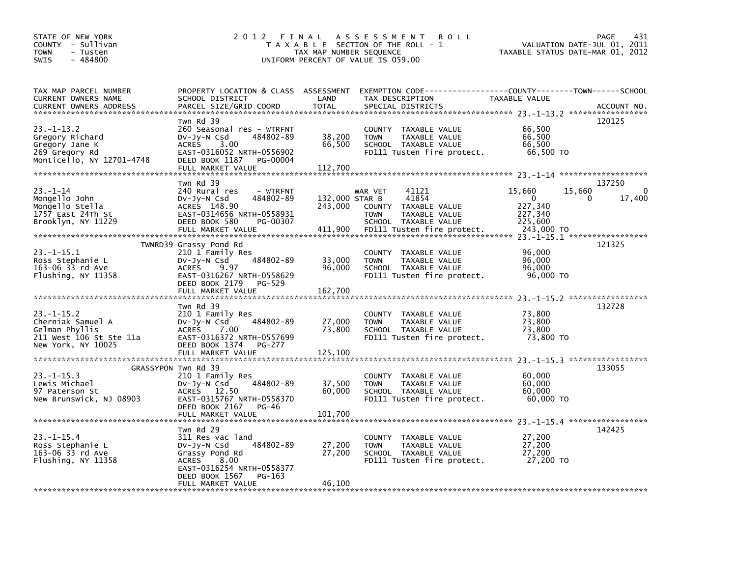STATE OF NEW YORK
COUNTY - Sullivan
TOWN - Tusten
SWIS - 484800

# 2012 FINAL ASSESSMENT ROLL

TAXABLE SECTION OF THE ROLL - 1
TAX MAP NUMBER SEQUENCE
UNIFORM PERCENT OF VALUE IS 059.00

VALUATION DATE-JUL 01, 2011
TAXABLE STATUS DATE-MAR 01, 2012

| TAX MAP PARCEL NUMBER / CURRENT OWNERS NAME / CURRENT OWNERS ADDRESS | PROPERTY LOCATION & CLASS / SCHOOL DISTRICT / PARCEL SIZE/GRID COORD | ASSESSMENT LAND / TOTAL | EXEMPTION CODE / TAX DESCRIPTION / SPECIAL DISTRICTS | COUNTY TAXABLE VALUE | TOWN | SCHOOL | ACCOUNT NO. |
|---|---|---|---|---|---|---|---|
| **23.-1-13.2** | Twn Rd 39 | | | | | | 120125 |
| Gregory Richard | 260 Seasonal res - WTRFNT | | COUNTY TAXABLE VALUE | 66,500 | | | |
| Gregory Jane K | Dv-Jy-N Csd 484802-89 | 38,200 | TOWN TAXABLE VALUE | 66,500 | | | |
| 269 Gregory Rd | ACRES 3.00 | 66,500 | SCHOOL TAXABLE VALUE | 66,500 | | | |
| Monticello, NY 12701-4748 | EAST-0316052 NRTH-0556902 | | FD111 Tusten fire protect. | 66,500 TO | | | |
| | DEED BOOK 1187 PG-00004 | | | | | | |
| | FULL MARKET VALUE | 112,700 | | | | | |
| **23.-1-14** | Twn Rd 39 | | | | | | 137250 |
| Mongello John | 240 Rural res - WTRFNT | | WAR VET 41121 | 15,660 | 15,660 | 0 | |
| Mongello Stella | Dv-Jy-N Csd 484802-89 | 132,000 | STAR B 41854 | 0 | 0 | 17,400 | |
| 1757 East 24Th St | ACRES 148.90 | 243,000 | COUNTY TAXABLE VALUE | 227,340 | | | |
| Brooklyn, NY 11229 | EAST-0314656 NRTH-0558931 | | TOWN TAXABLE VALUE | 227,340 | | | |
| | DEED BOOK 580 PG-00307 | | SCHOOL TAXABLE VALUE | 225,600 | | | |
| | FULL MARKET VALUE | 411,900 | FD111 Tusten fire protect. | 243,000 TO | | | |
| **23.-1-15.1** | TWNRD39 Grassy Pond Rd | | | | | | 121325 |
| Ross Stephanie L | 210 1 Family Res | | COUNTY TAXABLE VALUE | 96,000 | | | |
| 163-06 33 rd Ave | Dv-Jy-N Csd 484802-89 | 33,000 | TOWN TAXABLE VALUE | 96,000 | | | |
| Flushing, NY 11358 | ACRES 9.97 | 96,000 | SCHOOL TAXABLE VALUE | 96,000 | | | |
| | EAST-0316267 NRTH-0558629 | | FD111 Tusten fire protect. | 96,000 TO | | | |
| | DEED BOOK 2179 PG-529 | | | | | | |
| | FULL MARKET VALUE | 162,700 | | | | | |
| **23.-1-15.2** | Twn Rd 39 | | | | | | 132728 |
| Cherniak Samuel A | 210 1 Family Res | | COUNTY TAXABLE VALUE | 73,800 | | | |
| Gelman Phyllis | Dv-Jy-N Csd 484802-89 | 27,000 | TOWN TAXABLE VALUE | 73,800 | | | |
| 211 West 106 St Ste 11a | ACRES 7.00 | 73,800 | SCHOOL TAXABLE VALUE | 73,800 | | | |
| New York, NY 10025 | EAST-0316372 NRTH-0557699 | | FD111 Tusten fire protect. | 73,800 TO | | | |
| | DEED BOOK 1374 PG-277 | | | | | | |
| | FULL MARKET VALUE | 125,100 | | | | | |
| **23.-1-15.3** | GRASSYPON Twn Rd 39 | | | | | | 133055 |
| Lewis Michael | 210 1 Family Res | | COUNTY TAXABLE VALUE | 60,000 | | | |
| 97 Paterson St | Dv-Jy-N Csd 484802-89 | 37,500 | TOWN TAXABLE VALUE | 60,000 | | | |
| New Brunswick, NJ 08903 | ACRES 12.50 | 60,000 | SCHOOL TAXABLE VALUE | 60,000 | | | |
| | EAST-0315767 NRTH-0558370 | | FD111 Tusten fire protect. | 60,000 TO | | | |
| | DEED BOOK 2167 PG-46 | | | | | | |
| | FULL MARKET VALUE | 101,700 | | | | | |
| **23.-1-15.4** | Twn Rd 29 | | | | | | 142425 |
| Ross Stephanie L | 311 Res vac land | | COUNTY TAXABLE VALUE | 27,200 | | | |
| 163-06 33 rd Ave | Dv-Jy-N Csd 484802-89 | 27,200 | TOWN TAXABLE VALUE | 27,200 | | | |
| Flushing, NY 11358 | Grassy Pond Rd | 27,200 | SCHOOL TAXABLE VALUE | 27,200 | | | |
| | ACRES 8.00 | | FD111 Tusten fire protect. | 27,200 TO | | | |
| | EAST-0316254 NRTH-0558377 | | | | | | |
| | DEED BOOK 1567 PG-163 | | | | | | |
| | FULL MARKET VALUE | 46,100 | | | | | |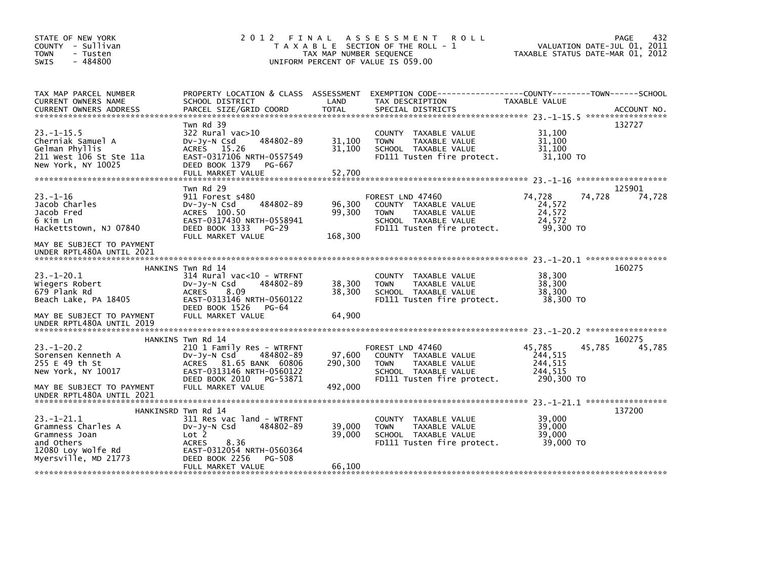STATE OF NEW YORK
COUNTY - Sullivan
TOWN - Tusten
SWIS - 484800

# 2012 FINAL ASSESSMENT ROLL

TAXABLE SECTION OF THE ROLL - 1
TAX MAP NUMBER SEQUENCE
UNIFORM PERCENT OF VALUE IS 059.00

VALUATION DATE-JUL 01, 2011
TAXABLE STATUS DATE-MAR 01, 2012

| TAX MAP PARCEL NUMBER / CURRENT OWNERS NAME / CURRENT OWNERS ADDRESS | PROPERTY LOCATION & CLASS / SCHOOL DISTRICT / PARCEL SIZE/GRID COORD | ASSESSMENT LAND | TOTAL | EXEMPTION CODE / TAX DESCRIPTION / SPECIAL DISTRICTS | COUNTY TAXABLE VALUE | TOWN | SCHOOL | ACCOUNT NO. |
|---|---|---|---|---|---|---|---|---|
| 23.-1-15.5 | Twn Rd 39 | | | | | | | 132727 |
| Cherniak Samuel A | 322 Rural vac>10 | | | COUNTY TAXABLE VALUE | 31,100 | | | |
| Gelman Phyllis | Dv-Jy-N Csd 484802-89 | 31,100 | | TOWN TAXABLE VALUE | 31,100 | | | |
| 211 West 106 St Ste 11a | ACRES 15.26 | | 31,100 | SCHOOL TAXABLE VALUE | 31,100 | | | |
| New York, NY 10025 | EAST-0317106 NRTH-0557549 | | | FD111 Tusten fire protect. | 31,100 TO | | | |
| | DEED BOOK 1379 PG-667 | | | | | | | |
| | FULL MARKET VALUE | 52,700 | | | | | | |
| 23.-1-16 | Twn Rd 29 | | | | | | | 125901 |
| Jacob Charles | 911 Forest s480 | | | FOREST LND 47460 | 74,728 | 74,728 | 74,728 | |
| Jacob Fred | Dv-Jy-N Csd 484802-89 | 96,300 | | COUNTY TAXABLE VALUE | 24,572 | | | |
| 6 Kim Ln | ACRES 100.50 | | 99,300 | TOWN TAXABLE VALUE | 24,572 | | | |
| Hackettstown, NJ 07840 | EAST-0317430 NRTH-0558941 | | | SCHOOL TAXABLE VALUE | 24,572 | | | |
| | DEED BOOK 1333 PG-29 | | | FD111 Tusten fire protect. | 99,300 TO | | | |
| | FULL MARKET VALUE | 168,300 | | | | | | |
| MAY BE SUBJECT TO PAYMENT UNDER RPTL480A UNTIL 2021 | | | | | | | | |
| 23.-1-20.1 | HANKINS Twn Rd 14 | | | | | | | 160275 |
| Wiegers Robert | 314 Rural vac<10 - WTRFNT | | | COUNTY TAXABLE VALUE | 38,300 | | | |
| 679 Plank Rd | Dv-Jy-N Csd 484802-89 | 38,300 | | TOWN TAXABLE VALUE | 38,300 | | | |
| Beach Lake, PA 18405 | ACRES 8.09 | | 38,300 | SCHOOL TAXABLE VALUE | 38,300 | | | |
| | EAST-0313146 NRTH-0560122 | | | FD111 Tusten fire protect. | 38,300 TO | | | |
| | DEED BOOK 1526 PG-64 | | | | | | | |
| MAY BE SUBJECT TO PAYMENT UNDER RPTL480A UNTIL 2019 | FULL MARKET VALUE | 64,900 | | | | | | |
| 23.-1-20.2 | HANKINS Twn Rd 14 | | | | | | | 160275 |
| Sorensen Kenneth A | 210 1 Family Res - WTRFNT | | | FOREST LND 47460 | 45,785 | 45,785 | 45,785 | |
| 255 E 49 th St | Dv-Jy-N Csd 484802-89 | 97,600 | | COUNTY TAXABLE VALUE | 244,515 | | | |
| New York, NY 10017 | ACRES 81.65 BANK 60806 | | 290,300 | TOWN TAXABLE VALUE | 244,515 | | | |
| | EAST-0313146 NRTH-0560122 | | | SCHOOL TAXABLE VALUE | 244,515 | | | |
| | DEED BOOK 2010 PG-53871 | | | FD111 Tusten fire protect. | 290,300 TO | | | |
| MAY BE SUBJECT TO PAYMENT UNDER RPTL480A UNTIL 2021 | FULL MARKET VALUE | 492,000 | | | | | | |
| 23.-1-21.1 | HANKINSRD Twn Rd 14 | | | | | | | 137200 |
| Gramness Charles A | 311 Res vac land - WTRFNT | | | COUNTY TAXABLE VALUE | 39,000 | | | |
| Gramness Joan | Dv-Jy-N Csd 484802-89 | 39,000 | | TOWN TAXABLE VALUE | 39,000 | | | |
| and Others | Lot 2 | | 39,000 | SCHOOL TAXABLE VALUE | 39,000 | | | |
| 12080 Loy Wolfe Rd | ACRES 8.36 | | | FD111 Tusten fire protect. | 39,000 TO | | | |
| Myersville, MD 21773 | EAST-0312054 NRTH-0560364 | | | | | | | |
| | DEED BOOK 2256 PG-508 | | | | | | | |
| | FULL MARKET VALUE | 66,100 | | | | | | |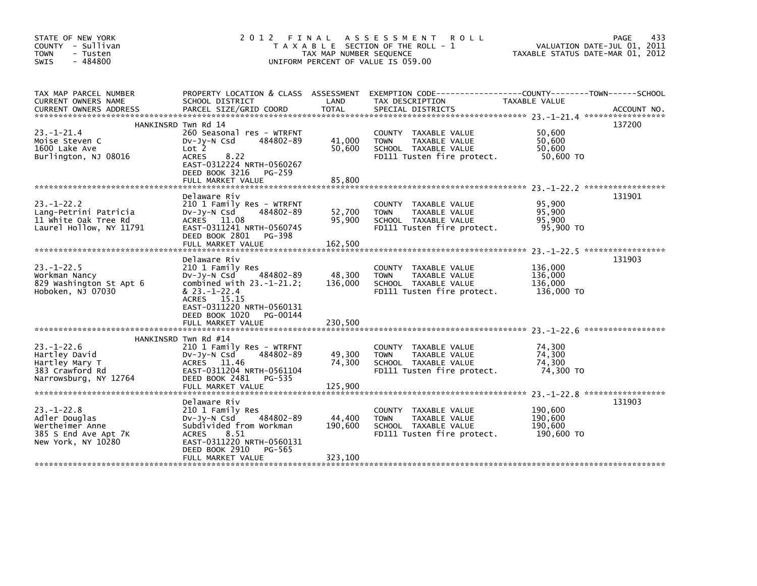STATE OF NEW YORK
COUNTY - Sullivan
TOWN - Tusten
SWIS - 484800

# 2012 FINAL ASSESSMENT ROLL

TAXABLE SECTION OF THE ROLL - 1
TAX MAP NUMBER SEQUENCE
UNIFORM PERCENT OF VALUE IS 059.00

VALUATION DATE-JUL 01, 2011
TAXABLE STATUS DATE-MAR 01, 2012

| TAX MAP PARCEL NUMBER / CURRENT OWNERS NAME / CURRENT OWNERS ADDRESS | PROPERTY LOCATION & CLASS / SCHOOL DISTRICT / PARCEL SIZE/GRID COORD | ASSESSMENT LAND / TOTAL | EXEMPTION CODE / TAX DESCRIPTION / SPECIAL DISTRICTS | TAXABLE VALUE (COUNTY / TOWN / SCHOOL) | ACCOUNT NO. |
|---|---|---|---|---|---|
| 23.-1-21.4 | HANKINSRD Twn Rd 14 | | | | 137200 |
| Moise Steven C | 260 Seasonal res - WTRFNT | | COUNTY TAXABLE VALUE | 50,600 | |
| 1600 Lake Ave | Dv-Jy-N Csd 484802-89 | 41,000 | TOWN TAXABLE VALUE | 50,600 | |
| Burlington, NJ 08016 | Lot 2 | 50,600 | SCHOOL TAXABLE VALUE | 50,600 | |
| | ACRES 8.22 | | FD111 Tusten fire protect. | 50,600 TO | |
| | EAST-0312224 NRTH-0560267 | | | | |
| | DEED BOOK 3216 PG-259 | | | | |
| | FULL MARKET VALUE | 85,800 | | | |
| 23.-1-22.2 | Delaware Riv | | | | 131901 |
| Lang-Petrini Patricia | 210 1 Family Res - WTRFNT | | COUNTY TAXABLE VALUE | 95,900 | |
| 11 White Oak Tree Rd | Dv-Jy-N Csd 484802-89 | 52,700 | TOWN TAXABLE VALUE | 95,900 | |
| Laurel Hollow, NY 11791 | ACRES 11.08 | 95,900 | SCHOOL TAXABLE VALUE | 95,900 | |
| | EAST-0311241 NRTH-0560745 | | FD111 Tusten fire protect. | 95,900 TO | |
| | DEED BOOK 2801 PG-398 | | | | |
| | FULL MARKET VALUE | 162,500 | | | |
| 23.-1-22.5 | Delaware Riv | | | | 131903 |
| Workman Nancy | 210 1 Family Res | | COUNTY TAXABLE VALUE | 136,000 | |
| 829 Washington St Apt 6 | Dv-Jy-N Csd 484802-89 | 48,300 | TOWN TAXABLE VALUE | 136,000 | |
| Hoboken, NJ 07030 | combined with 23.-1-21.2; | 136,000 | SCHOOL TAXABLE VALUE | 136,000 | |
| | & 23.-1-22.4 | | FD111 Tusten fire protect. | 136,000 TO | |
| | ACRES 15.15 | | | | |
| | EAST-0311220 NRTH-0560131 | | | | |
| | DEED BOOK 1020 PG-00144 | | | | |
| | FULL MARKET VALUE | 230,500 | | | |
| 23.-1-22.6 | HANKINSRD Twn Rd #14 | | | | |
| Hartley David | 210 1 Family Res - WTRFNT | | COUNTY TAXABLE VALUE | 74,300 | |
| Hartley Mary T | Dv-Jy-N Csd 484802-89 | 49,300 | TOWN TAXABLE VALUE | 74,300 | |
| 383 Crawford Rd | ACRES 11.46 | 74,300 | SCHOOL TAXABLE VALUE | 74,300 | |
| Narrowsburg, NY 12764 | EAST-0311204 NRTH-0561104 | | FD111 Tusten fire protect. | 74,300 TO | |
| | DEED BOOK 2481 PG-535 | | | | |
| | FULL MARKET VALUE | 125,900 | | | |
| 23.-1-22.8 | Delaware Riv | | | | 131903 |
| Adler Douglas | 210 1 Family Res | | COUNTY TAXABLE VALUE | 190,600 | |
| Wertheimer Anne | Dv-Jy-N Csd 484802-89 | 44,400 | TOWN TAXABLE VALUE | 190,600 | |
| 385 S End Ave Apt 7K | Subdivided from Workman | 190,600 | SCHOOL TAXABLE VALUE | 190,600 | |
| New York, NY 10280 | ACRES 8.51 | | FD111 Tusten fire protect. | 190,600 TO | |
| | EAST-0311220 NRTH-0560131 | | | | |
| | DEED BOOK 2910 PG-565 | | | | |
| | FULL MARKET VALUE | 323,100 | | | |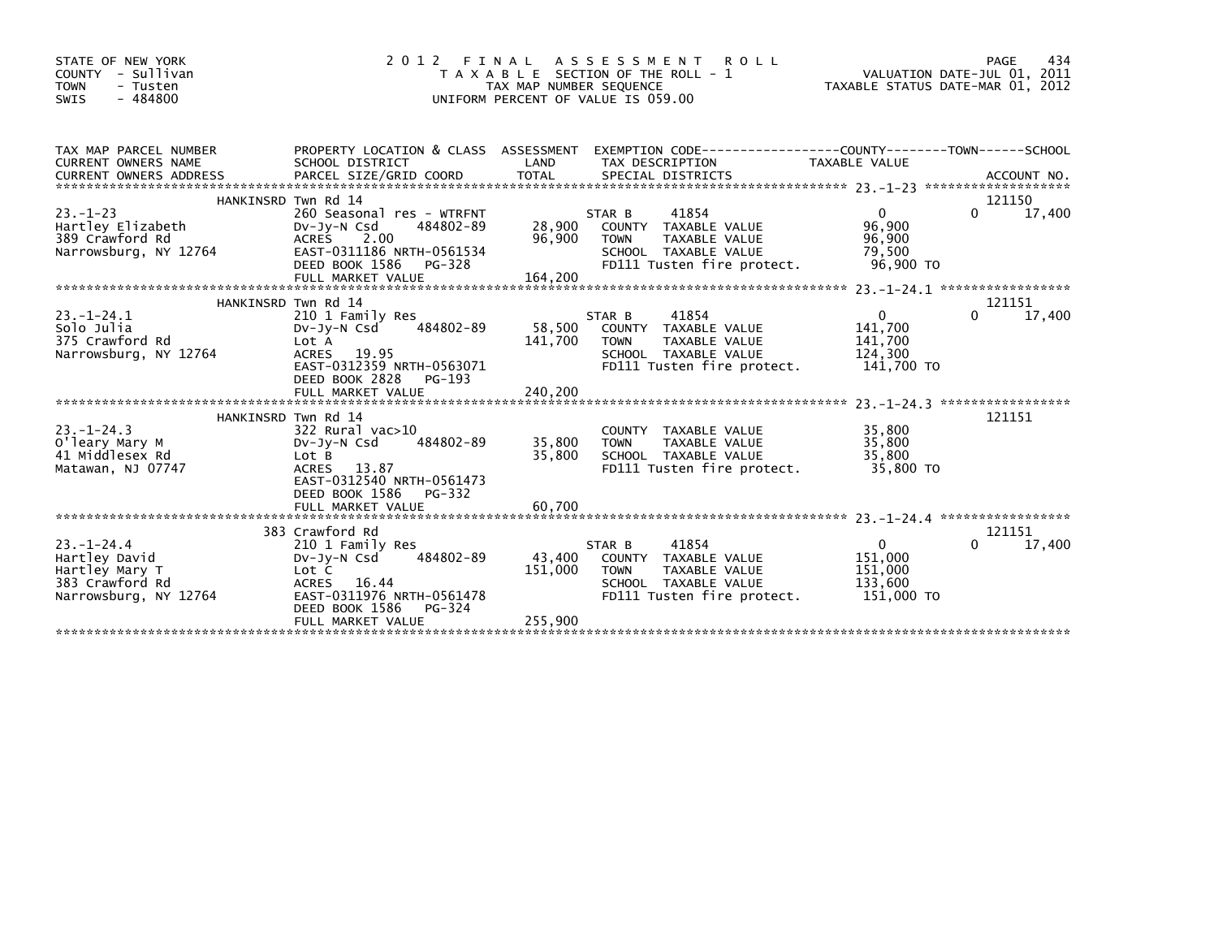STATE OF NEW YORK
COUNTY - Sullivan
TOWN - Tusten
SWIS - 484800

# 2012 FINAL ASSESSMENT ROLL

TAXABLE SECTION OF THE ROLL - 1
TAX MAP NUMBER SEQUENCE
UNIFORM PERCENT OF VALUE IS 059.00

VALUATION DATE-JUL 01, 2011
TAXABLE STATUS DATE-MAR 01, 2012

| TAX MAP PARCEL NUMBER / CURRENT OWNERS NAME / CURRENT OWNERS ADDRESS | PROPERTY LOCATION & CLASS / SCHOOL DISTRICT / PARCEL SIZE/GRID COORD | ASSESSMENT LAND | ASSESSMENT TOTAL | EXEMPTION CODE / TAX DESCRIPTION / SPECIAL DISTRICTS | COUNTY TAXABLE VALUE | TOWN | SCHOOL | ACCOUNT NO. |
|---|---|---|---|---|---|---|---|---|
| | HANKINSRD Twn Rd 14 | | | | | | | 121150 |
| 23.-1-23 | 260 Seasonal res - WTRFNT | | | STAR B 41854 | 0 | 0 | 17,400 | |
| Hartley Elizabeth | Dv-Jy-N Csd 484802-89 | 28,900 | 96,900 | COUNTY TAXABLE VALUE | 96,900 | | | |
| 389 Crawford Rd | ACRES 2.00 | | | TOWN TAXABLE VALUE | 96,900 | | | |
| Narrowsburg, NY 12764 | EAST-0311186 NRTH-0561534 | | | SCHOOL TAXABLE VALUE | 79,500 | | | |
| | DEED BOOK 1586 PG-328 | | | FD111 Tusten fire protect. | 96,900 TO | | | |
| | FULL MARKET VALUE | | 164,200 | | | | | |
| | HANKINSRD Twn Rd 14 | | | | | | | 121151 |
| 23.-1-24.1 | 210 1 Family Res | | | STAR B 41854 | 0 | 0 | 17,400 | |
| Solo Julia | Dv-Jy-N Csd 484802-89 | 58,500 | 141,700 | COUNTY TAXABLE VALUE | 141,700 | | | |
| 375 Crawford Rd | Lot A | | | TOWN TAXABLE VALUE | 141,700 | | | |
| Narrowsburg, NY 12764 | ACRES 19.95 | | | SCHOOL TAXABLE VALUE | 124,300 | | | |
| | EAST-0312359 NRTH-0563071 | | | FD111 Tusten fire protect. | 141,700 TO | | | |
| | DEED BOOK 2828 PG-193 | | | | | | | |
| | FULL MARKET VALUE | | 240,200 | | | | | |
| | HANKINSRD Twn Rd 14 | | | | | | | 121151 |
| 23.-1-24.3 | 322 Rural vac>10 | | | COUNTY TAXABLE VALUE | 35,800 | | | |
| O'leary Mary M | Dv-Jy-N Csd 484802-89 | 35,800 | 35,800 | TOWN TAXABLE VALUE | 35,800 | | | |
| 41 Middlesex Rd | Lot B | | | SCHOOL TAXABLE VALUE | 35,800 | | | |
| Matawan, NJ 07747 | ACRES 13.87 | | | FD111 Tusten fire protect. | 35,800 TO | | | |
| | EAST-0312540 NRTH-0561473 | | | | | | | |
| | DEED BOOK 1586 PG-332 | | | | | | | |
| | FULL MARKET VALUE | | 60,700 | | | | | |
| | 383 Crawford Rd | | | | | | | 121151 |
| 23.-1-24.4 | 210 1 Family Res | | | STAR B 41854 | 0 | 0 | 17,400 | |
| Hartley David | Dv-Jy-N Csd 484802-89 | 43,400 | 151,000 | COUNTY TAXABLE VALUE | 151,000 | | | |
| Hartley Mary T | Lot C | | | TOWN TAXABLE VALUE | 151,000 | | | |
| 383 Crawford Rd | ACRES 16.44 | | | SCHOOL TAXABLE VALUE | 133,600 | | | |
| Narrowsburg, NY 12764 | EAST-0311976 NRTH-0561478 | | | FD111 Tusten fire protect. | 151,000 TO | | | |
| | DEED BOOK 1586 PG-324 | | | | | | | |
| | FULL MARKET VALUE | | 255,900 | | | | | |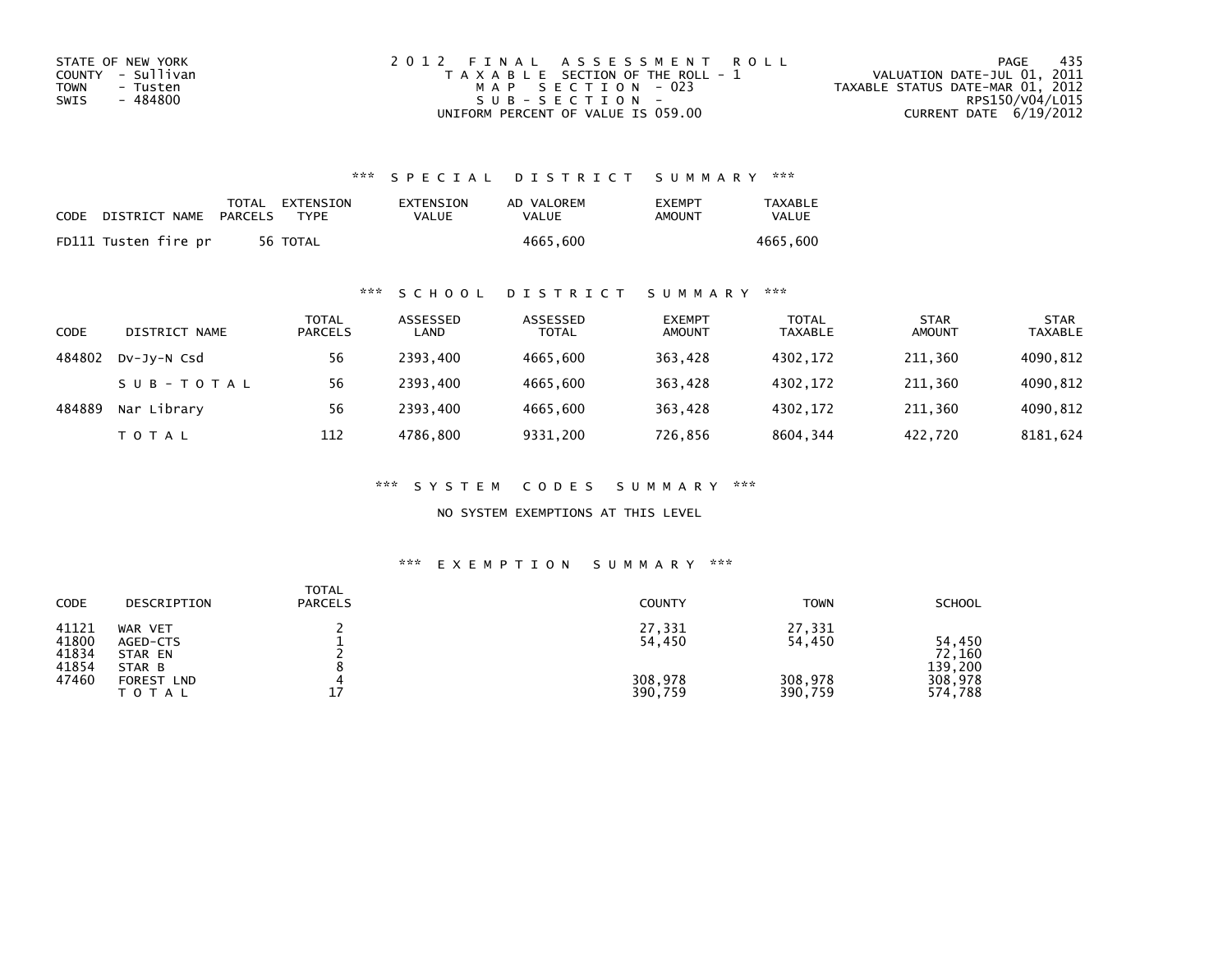STATE OF NEW YORK
COUNTY - Sullivan
TOWN - Tusten
SWIS - 484800

2012 FINAL ASSESSMENT ROLL
TAXABLE SECTION OF THE ROLL - 1
MAP SECTION - 023
SUB-SECTION -
UNIFORM PERCENT OF VALUE IS 059.00

VALUATION DATE-JUL 01, 2011
TAXABLE STATUS DATE-MAR 01, 2012
RPS150/V04/L015
CURRENT DATE 6/19/2012

### *** SPECIAL DISTRICT SUMMARY ***

| CODE | DISTRICT NAME | TOTAL PARCELS | EXTENSION TYPE | EXTENSION VALUE | AD VALOREM VALUE | EXEMPT AMOUNT | TAXABLE VALUE |
|---|---|---|---|---|---|---|---|
| FD111 | Tusten fire pr | 56 | TOTAL | | 4665,600 | | 4665,600 |

### *** SCHOOL DISTRICT SUMMARY ***

| CODE | DISTRICT NAME | TOTAL PARCELS | ASSESSED LAND | ASSESSED TOTAL | EXEMPT AMOUNT | TOTAL TAXABLE | STAR AMOUNT | STAR TAXABLE |
|---|---|---|---|---|---|---|---|---|
| 484802 | Dv-Jy-N Csd | 56 | 2393,400 | 4665,600 | 363,428 | 4302,172 | 211,360 | 4090,812 |
| | SUB-TOTAL | 56 | 2393,400 | 4665,600 | 363,428 | 4302,172 | 211,360 | 4090,812 |
| 484889 | Nar Library | 56 | 2393,400 | 4665,600 | 363,428 | 4302,172 | 211,360 | 4090,812 |
| | TOTAL | 112 | 4786,800 | 9331,200 | 726,856 | 8604,344 | 422,720 | 8181,624 |

### *** SYSTEM CODES SUMMARY ***

NO SYSTEM EXEMPTIONS AT THIS LEVEL

### *** EXEMPTION SUMMARY ***

| CODE | DESCRIPTION | TOTAL PARCELS | COUNTY | TOWN | SCHOOL |
|---|---|---|---|---|---|
| 41121 | WAR VET | 2 | 27,331 | 27,331 | |
| 41800 | AGED-CTS | 1 | 54,450 | 54,450 | 54,450 |
| 41834 | STAR EN | 2 | | | 72,160 |
| 41854 | STAR B | 8 | | | 139,200 |
| 47460 | FOREST LND | 4 | 308,978 | 308,978 | 308,978 |
| | TOTAL | 17 | 390,759 | 390,759 | 574,788 |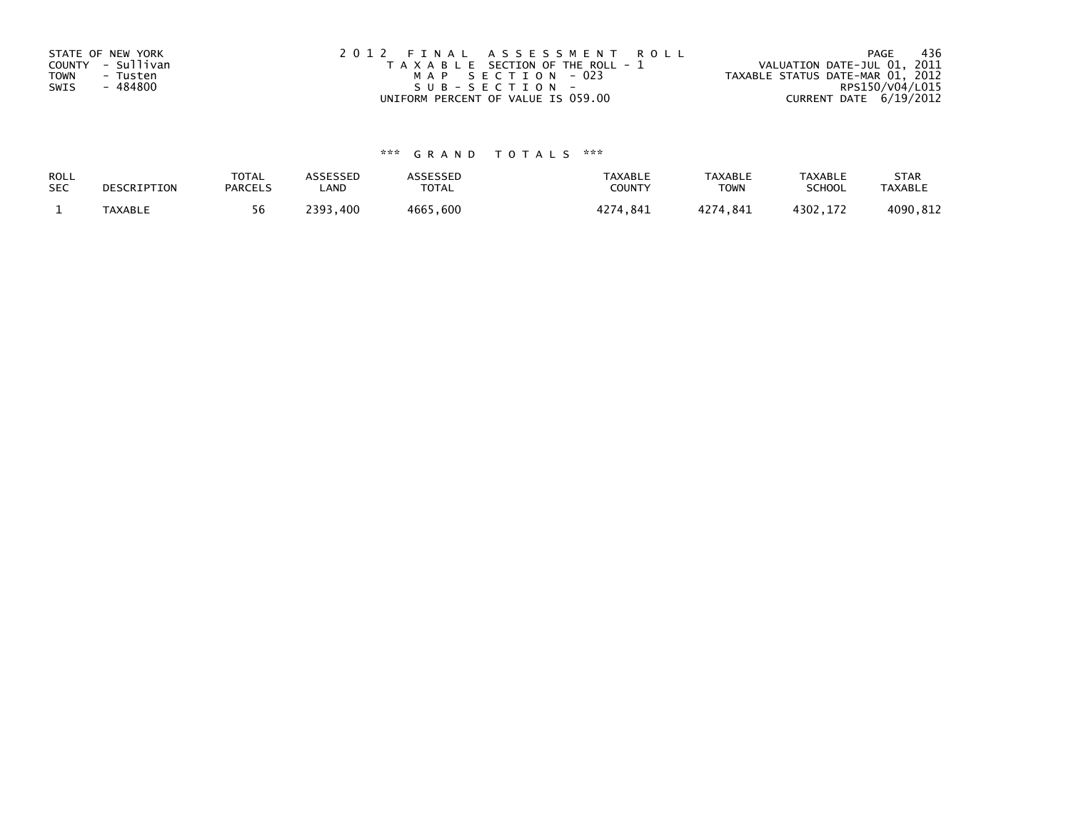STATE OF NEW YORK
COUNTY - Sullivan
TOWN - Tusten
SWIS - 484800

2 0 1 2 F I N A L A S S E S S M E N T R O L L
T A X A B L E SECTION OF THE ROLL - 1
M A P S E C T I O N - 023
S U B - S E C T I O N -
UNIFORM PERCENT OF VALUE IS 059.00

VALUATION DATE-JUL 01, 2011
TAXABLE STATUS DATE-MAR 01, 2012
RPS150/V04/L015
CURRENT DATE 6/19/2012

### *** G R A N D T O T A L S ***

| ROLL SEC | DESCRIPTION | TOTAL PARCELS | ASSESSED LAND | ASSESSED TOTAL | TAXABLE COUNTY | TAXABLE TOWN | TAXABLE SCHOOL | STAR TAXABLE |
|---|---|---|---|---|---|---|---|---|
| 1 | TAXABLE | 56 | 2393,400 | 4665,600 | 4274,841 | 4274,841 | 4302,172 | 4090,812 |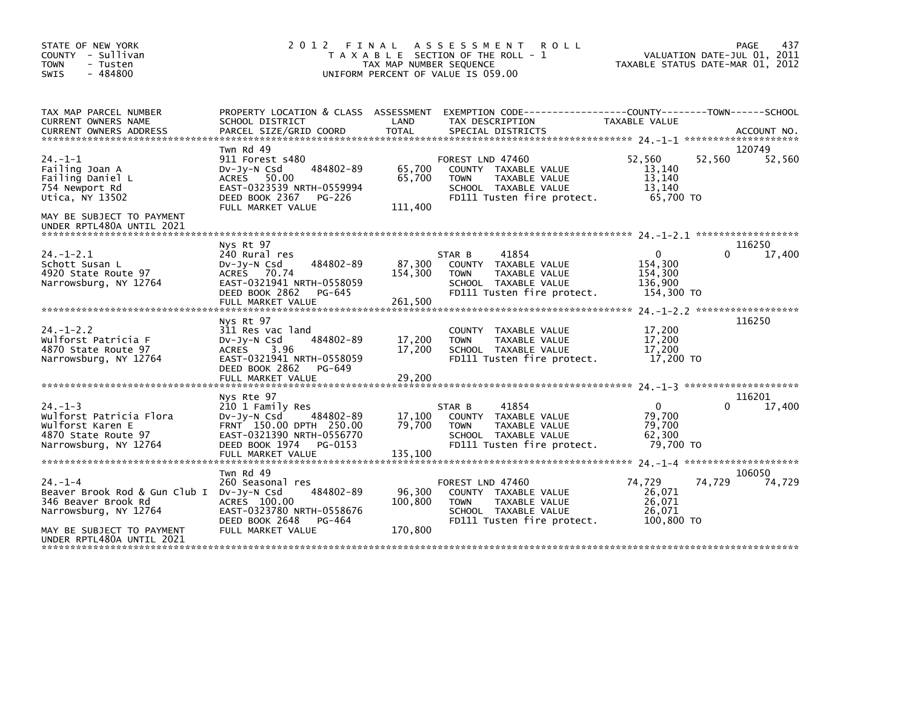STATE OF NEW YORK
COUNTY - Sullivan
TOWN - Tusten
SWIS - 484800

# 2012 FINAL ASSESSMENT ROLL

TAXABLE SECTION OF THE ROLL - 1
TAX MAP NUMBER SEQUENCE
UNIFORM PERCENT OF VALUE IS 059.00

VALUATION DATE-JUL 01, 2011
TAXABLE STATUS DATE-MAR 01, 2012

| TAX MAP PARCEL NUMBER / CURRENT OWNERS NAME / CURRENT OWNERS ADDRESS | PROPERTY LOCATION & CLASS / SCHOOL DISTRICT / PARCEL SIZE/GRID COORD | ASSESSMENT LAND / TOTAL | EXEMPTION CODE / TAX DESCRIPTION / SPECIAL DISTRICTS | COUNTY TAXABLE VALUE | TOWN | SCHOOL / ACCOUNT NO. |
|---|---|---|---|---|---|---|
| 24.-1-1 | Twn Rd 49 | | | | | 120749 |
| | 911 Forest s480 | | FOREST LND 47460 | 52,560 | 52,560 | 52,560 |
| Failing Joan A | Dv-Jy-N Csd 484802-89 | 65,700 | COUNTY TAXABLE VALUE | 13,140 | | |
| Failing Daniel L | ACRES 50.00 | 65,700 | TOWN TAXABLE VALUE | 13,140 | | |
| 754 Newport Rd | EAST-0323539 NRTH-0559994 | | SCHOOL TAXABLE VALUE | 13,140 | | |
| Utica, NY 13502 | DEED BOOK 2367 PG-226 | | FD111 Tusten fire protect. | 65,700 TO | | |
| | FULL MARKET VALUE | 111,400 | | | | |
| MAY BE SUBJECT TO PAYMENT UNDER RPTL480A UNTIL 2021 | | | | | | |
| 24.-1-2.1 | Nys Rt 97 | | | | | 116250 |
| | 240 Rural res | | STAR B 41854 | 0 | 0 | 17,400 |
| Schott Susan L | Dv-Jy-N Csd 484802-89 | 87,300 | COUNTY TAXABLE VALUE | 154,300 | | |
| 4920 State Route 97 | ACRES 70.74 | 154,300 | TOWN TAXABLE VALUE | 154,300 | | |
| Narrowsburg, NY 12764 | EAST-0321941 NRTH-0558059 | | SCHOOL TAXABLE VALUE | 136,900 | | |
| | DEED BOOK 2862 PG-645 | | FD111 Tusten fire protect. | 154,300 TO | | |
| | FULL MARKET VALUE | 261,500 | | | | |
| 24.-1-2.2 | Nys Rt 97 | | | | | 116250 |
| | 311 Res vac land | | COUNTY TAXABLE VALUE | 17,200 | | |
| Wulforst Patricia F | Dv-Jy-N Csd 484802-89 | 17,200 | TOWN TAXABLE VALUE | 17,200 | | |
| 4870 State Route 97 | ACRES 3.96 | 17,200 | SCHOOL TAXABLE VALUE | 17,200 | | |
| Narrowsburg, NY 12764 | EAST-0321941 NRTH-0558059 | | FD111 Tusten fire protect. | 17,200 TO | | |
| | DEED BOOK 2862 PG-649 | | | | | |
| | FULL MARKET VALUE | 29,200 | | | | |
| 24.-1-3 | Nys Rte 97 | | | | | 116201 |
| | 210 1 Family Res | | STAR B 41854 | 0 | 0 | 17,400 |
| Wulforst Patricia Flora | Dv-Jy-N Csd 484802-89 | 17,100 | COUNTY TAXABLE VALUE | 79,700 | | |
| Wulforst Karen E | FRNT 150.00 DPTH 250.00 | 79,700 | TOWN TAXABLE VALUE | 79,700 | | |
| 4870 State Route 97 | EAST-0321390 NRTH-0556770 | | SCHOOL TAXABLE VALUE | 62,300 | | |
| Narrowsburg, NY 12764 | DEED BOOK 1974 PG-0153 | | FD111 Tusten fire protect. | 79,700 TO | | |
| | FULL MARKET VALUE | 135,100 | | | | |
| 24.-1-4 | Twn Rd 49 | | | | | 106050 |
| | 260 Seasonal res | | FOREST LND 47460 | 74,729 | 74,729 | 74,729 |
| Beaver Brook Rod & Gun Club I | Dv-Jy-N Csd 484802-89 | 96,300 | COUNTY TAXABLE VALUE | 26,071 | | |
| 346 Beaver Brook Rd | ACRES 100.00 | 100,800 | TOWN TAXABLE VALUE | 26,071 | | |
| Narrowsburg, NY 12764 | EAST-0323780 NRTH-0558676 | | SCHOOL TAXABLE VALUE | 26,071 | | |
| | DEED BOOK 2648 PG-464 | | FD111 Tusten fire protect. | 100,800 TO | | |
| MAY BE SUBJECT TO PAYMENT UNDER RPTL480A UNTIL 2021 | FULL MARKET VALUE | 170,800 | | | | |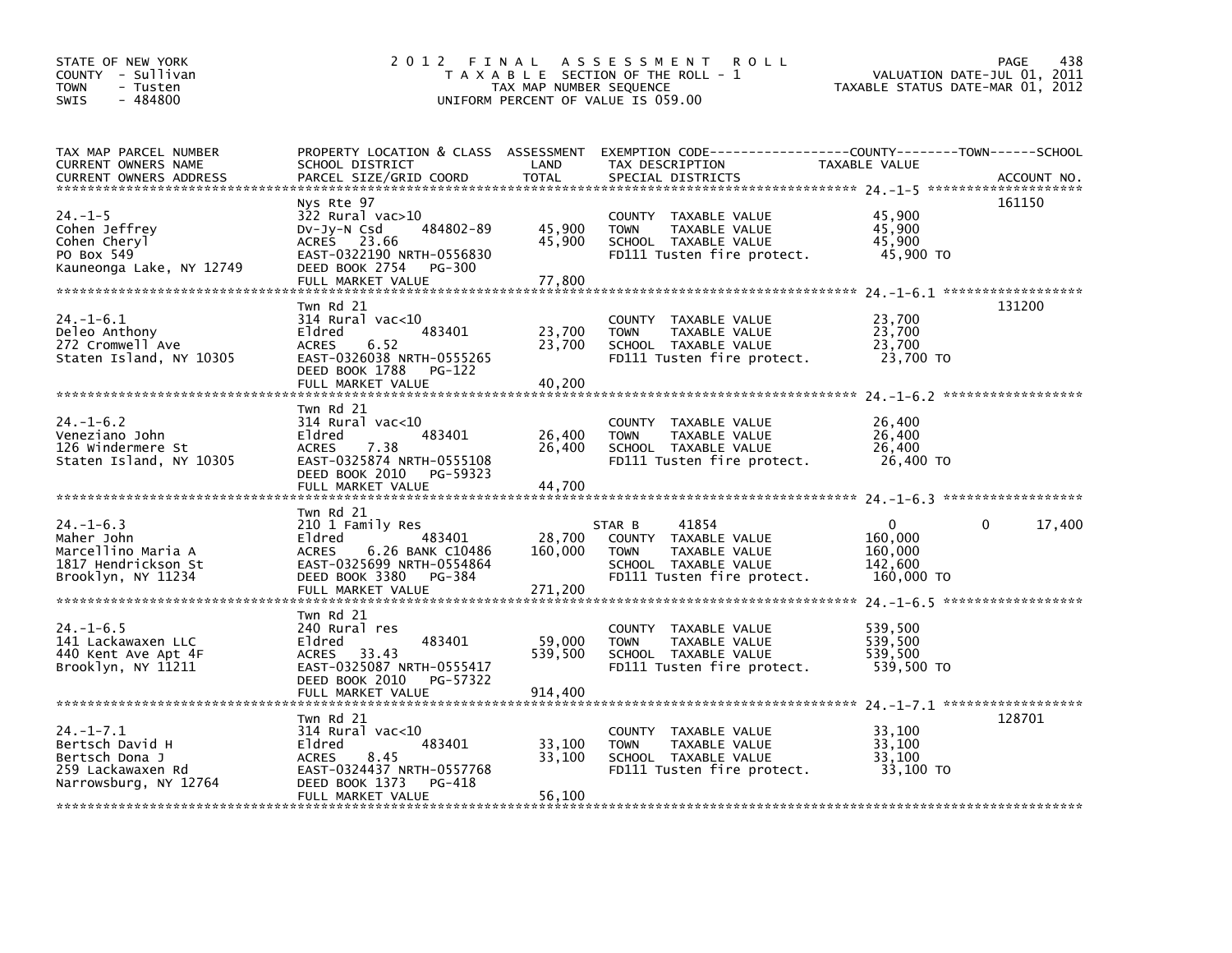STATE OF NEW YORK
COUNTY - Sullivan
TOWN - Tusten
SWIS - 484800

2 0 1 2 F I N A L A S S E S S M E N T R O L L
T A X A B L E SECTION OF THE ROLL - 1
TAX MAP NUMBER SEQUENCE
UNIFORM PERCENT OF VALUE IS 059.00

VALUATION DATE-JUL 01, 2011
TAXABLE STATUS DATE-MAR 01, 2012

| TAX MAP PARCEL NUMBER / CURRENT OWNERS NAME / CURRENT OWNERS ADDRESS | PROPERTY LOCATION & CLASS / SCHOOL DISTRICT / PARCEL SIZE/GRID COORD | ASSESSMENT LAND | TOTAL | EXEMPTION CODE / TAX DESCRIPTION / SPECIAL DISTRICTS | COUNTY TAXABLE VALUE | TOWN | SCHOOL | ACCOUNT NO. |
|---|---|---|---|---|---|---|---|---|
| 24.-1-5 | Nys Rte 97 | | | | | | | 161150 |
| 24.-1-5 | 322 Rural vac>10 | | | COUNTY TAXABLE VALUE | 45,900 | | | |
| Cohen Jeffrey | Dv-Jy-N Csd 484802-89 | 45,900 | | TOWN TAXABLE VALUE | 45,900 | | | |
| Cohen Cheryl | ACRES 23.66 | | 45,900 | SCHOOL TAXABLE VALUE | 45,900 | | | |
| PO Box 549 | EAST-0322190 NRTH-0556830 | | | FD111 Tusten fire protect. | 45,900 TO | | | |
| Kauneonga Lake, NY 12749 | DEED BOOK 2754 PG-300 | | | | | | | |
| | FULL MARKET VALUE | | 77,800 | | | | | |
| 24.-1-6.1 | Twn Rd 21 | | | | | | | 131200 |
| 24.-1-6.1 | 314 Rural vac<10 | | | COUNTY TAXABLE VALUE | 23,700 | | | |
| Deleo Anthony | Eldred 483401 | 23,700 | | TOWN TAXABLE VALUE | 23,700 | | | |
| 272 Cromwell Ave | ACRES 6.52 | | 23,700 | SCHOOL TAXABLE VALUE | 23,700 | | | |
| Staten Island, NY 10305 | EAST-0326038 NRTH-0555265 | | | FD111 Tusten fire protect. | 23,700 TO | | | |
| | DEED BOOK 1788 PG-122 | | | | | | | |
| | FULL MARKET VALUE | | 40,200 | | | | | |
| 24.-1-6.2 | Twn Rd 21 | | | | | | | |
| 24.-1-6.2 | 314 Rural vac<10 | | | COUNTY TAXABLE VALUE | 26,400 | | | |
| Veneziano John | Eldred 483401 | 26,400 | | TOWN TAXABLE VALUE | 26,400 | | | |
| 126 Windermere St | ACRES 7.38 | | 26,400 | SCHOOL TAXABLE VALUE | 26,400 | | | |
| Staten Island, NY 10305 | EAST-0325874 NRTH-0555108 | | | FD111 Tusten fire protect. | 26,400 TO | | | |
| | DEED BOOK 2010 PG-59323 | | | | | | | |
| | FULL MARKET VALUE | | 44,700 | | | | | |
| 24.-1-6.3 | Twn Rd 21 | | | | | | | |
| 24.-1-6.3 | 210 1 Family Res | | | STAR B 41854 | 0 | 0 | 17,400 | |
| Maher John | Eldred 483401 | 28,700 | | COUNTY TAXABLE VALUE | 160,000 | | | |
| Marcellino Maria A | ACRES 6.26 BANK C10486 | | 160,000 | TOWN TAXABLE VALUE | 160,000 | | | |
| 1817 Hendrickson St | EAST-0325699 NRTH-0554864 | | | SCHOOL TAXABLE VALUE | 142,600 | | | |
| Brooklyn, NY 11234 | DEED BOOK 3380 PG-384 | | | FD111 Tusten fire protect. | 160,000 TO | | | |
| | FULL MARKET VALUE | | 271,200 | | | | | |
| 24.-1-6.5 | Twn Rd 21 | | | | | | | |
| 24.-1-6.5 | 240 Rural res | | | COUNTY TAXABLE VALUE | 539,500 | | | |
| 141 Lackawaxen LLC | Eldred 483401 | 59,000 | | TOWN TAXABLE VALUE | 539,500 | | | |
| 440 Kent Ave Apt 4F | ACRES 33.43 | | 539,500 | SCHOOL TAXABLE VALUE | 539,500 | | | |
| Brooklyn, NY 11211 | EAST-0325087 NRTH-0555417 | | | FD111 Tusten fire protect. | 539,500 TO | | | |
| | DEED BOOK 2010 PG-57322 | | | | | | | |
| | FULL MARKET VALUE | | 914,400 | | | | | |
| 24.-1-7.1 | Twn Rd 21 | | | | | | | 128701 |
| 24.-1-7.1 | 314 Rural vac<10 | | | COUNTY TAXABLE VALUE | 33,100 | | | |
| Bertsch David H | Eldred 483401 | 33,100 | | TOWN TAXABLE VALUE | 33,100 | | | |
| Bertsch Dona J | ACRES 8.45 | | 33,100 | SCHOOL TAXABLE VALUE | 33,100 | | | |
| 259 Lackawaxen Rd | EAST-0324437 NRTH-0557768 | | | FD111 Tusten fire protect. | 33,100 TO | | | |
| Narrowsburg, NY 12764 | DEED BOOK 1373 PG-418 | | | | | | | |
| | FULL MARKET VALUE | | 56,100 | | | | | |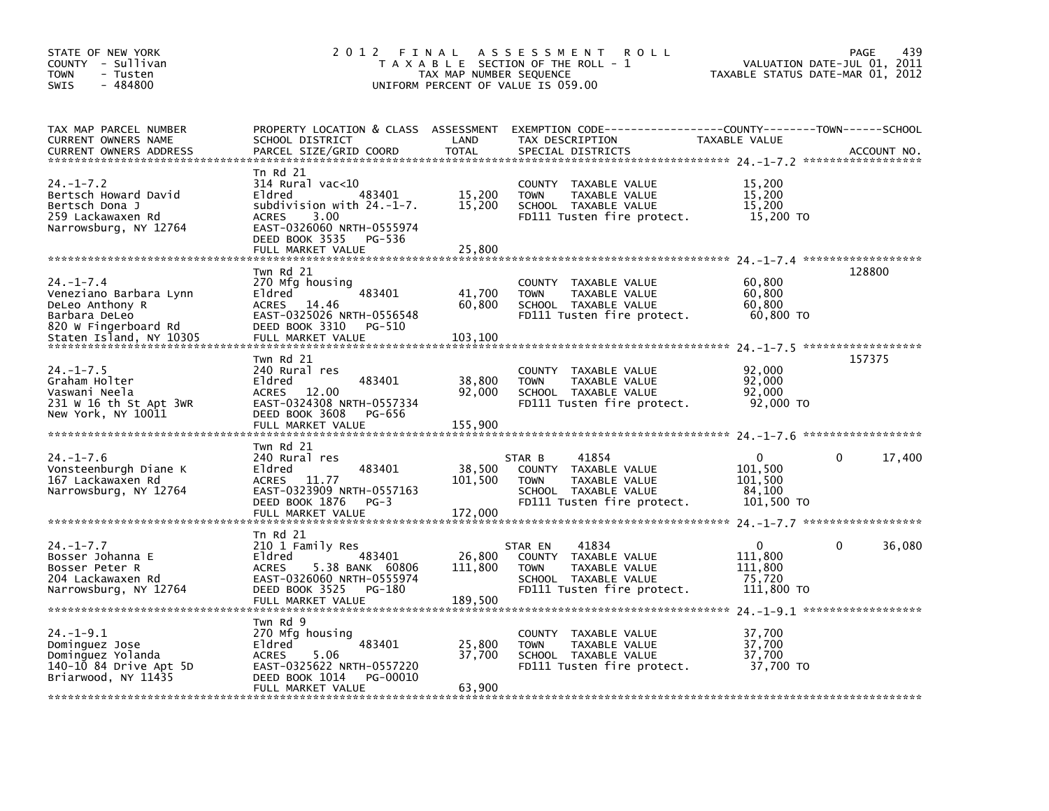STATE OF NEW YORK
COUNTY - Sullivan
TOWN - Tusten
SWIS - 484800

# 2012 FINAL ASSESSMENT ROLL
TAXABLE SECTION OF THE ROLL - 1
TAX MAP NUMBER SEQUENCE
UNIFORM PERCENT OF VALUE IS 059.00

VALUATION DATE-JUL 01, 2011
TAXABLE STATUS DATE-MAR 01, 2012

| TAX MAP PARCEL NUMBER / CURRENT OWNERS NAME / CURRENT OWNERS ADDRESS | PROPERTY LOCATION & CLASS / SCHOOL DISTRICT / PARCEL SIZE/GRID COORD | ASSESSMENT LAND | TOTAL | EXEMPTION CODE / TAX DESCRIPTION / SPECIAL DISTRICTS | COUNTY TAXABLE VALUE | TOWN | SCHOOL | ACCOUNT NO. |
|---|---|---|---|---|---|---|---|---|
| 24.-1-7.2 | Tn Rd 21 | | | | | | | |
| | 314 Rural vac<10 | | | COUNTY TAXABLE VALUE | 15,200 | | | |
| Bertsch Howard David | Eldred 483401 | 15,200 | | TOWN TAXABLE VALUE | 15,200 | | | |
| Bertsch Dona J | subdivision with 24.-1-7. | | 15,200 | SCHOOL TAXABLE VALUE | 15,200 | | | |
| 259 Lackawaxen Rd | ACRES 3.00 | | | FD111 Tusten fire protect. | 15,200 TO | | | |
| Narrowsburg, NY 12764 | EAST-0326060 NRTH-0555974 | | | | | | | |
| | DEED BOOK 3535 PG-536 | | | | | | | |
| | FULL MARKET VALUE | | 25,800 | | | | | |
| 24.-1-7.4 | Twn Rd 21 | | | | | | | 128800 |
| | 270 Mfg housing | | | COUNTY TAXABLE VALUE | 60,800 | | | |
| Veneziano Barbara Lynn | Eldred 483401 | 41,700 | | TOWN TAXABLE VALUE | 60,800 | | | |
| DeLeo Anthony R | ACRES 14.46 | | 60,800 | SCHOOL TAXABLE VALUE | 60,800 | | | |
| Barbara DeLeo | EAST-0325026 NRTH-0556548 | | | FD111 Tusten fire protect. | 60,800 TO | | | |
| 820 W Fingerboard Rd | DEED BOOK 3310 PG-510 | | | | | | | |
| Staten Island, NY 10305 | FULL MARKET VALUE | | 103,100 | | | | | |
| 24.-1-7.5 | Twn Rd 21 | | | | | | | 157375 |
| | 240 Rural res | | | COUNTY TAXABLE VALUE | 92,000 | | | |
| Graham Holter | Eldred 483401 | 38,800 | | TOWN TAXABLE VALUE | 92,000 | | | |
| Vaswani Neela | ACRES 12.00 | | 92,000 | SCHOOL TAXABLE VALUE | 92,000 | | | |
| 231 W 16 th St Apt 3WR | EAST-0324308 NRTH-0557334 | | | FD111 Tusten fire protect. | 92,000 TO | | | |
| New York, NY 10011 | DEED BOOK 3608 PG-656 | | | | | | | |
| | FULL MARKET VALUE | | 155,900 | | | | | |
| 24.-1-7.6 | Twn Rd 21 | | | | | | | |
| | 240 Rural res | | | STAR B 41854 | 0 | 0 | 17,400 | |
| Vonsteenburgh Diane K | Eldred 483401 | 38,500 | | COUNTY TAXABLE VALUE | 101,500 | | | |
| 167 Lackawaxen Rd | ACRES 11.77 | | 101,500 | TOWN TAXABLE VALUE | 101,500 | | | |
| Narrowsburg, NY 12764 | EAST-0323909 NRTH-0557163 | | | SCHOOL TAXABLE VALUE | 84,100 | | | |
| | DEED BOOK 1876 PG-3 | | | FD111 Tusten fire protect. | 101,500 TO | | | |
| | FULL MARKET VALUE | | 172,000 | | | | | |
| 24.-1-7.7 | Tn Rd 21 | | | | | | | |
| | 210 1 Family Res | | | STAR EN 41834 | 0 | 0 | 36,080 | |
| Bosser Johanna E | Eldred 483401 | 26,800 | | COUNTY TAXABLE VALUE | 111,800 | | | |
| Bosser Peter R | ACRES 5.38 BANK 60806 | | 111,800 | TOWN TAXABLE VALUE | 111,800 | | | |
| 204 Lackawaxen Rd | EAST-0326060 NRTH-0555974 | | | SCHOOL TAXABLE VALUE | 75,720 | | | |
| Narrowsburg, NY 12764 | DEED BOOK 3525 PG-180 | | | FD111 Tusten fire protect. | 111,800 TO | | | |
| | FULL MARKET VALUE | | 189,500 | | | | | |
| 24.-1-9.1 | Twn Rd 9 | | | | | | | |
| | 270 Mfg housing | | | COUNTY TAXABLE VALUE | 37,700 | | | |
| Dominguez Jose | Eldred 483401 | 25,800 | | TOWN TAXABLE VALUE | 37,700 | | | |
| Dominguez Yolanda | ACRES 5.06 | | 37,700 | SCHOOL TAXABLE VALUE | 37,700 | | | |
| 140-10 84 Drive Apt 5D | EAST-0325622 NRTH-0557220 | | | FD111 Tusten fire protect. | 37,700 TO | | | |
| Briarwood, NY 11435 | DEED BOOK 1014 PG-00010 | | | | | | | |
| | FULL MARKET VALUE | | 63,900 | | | | | |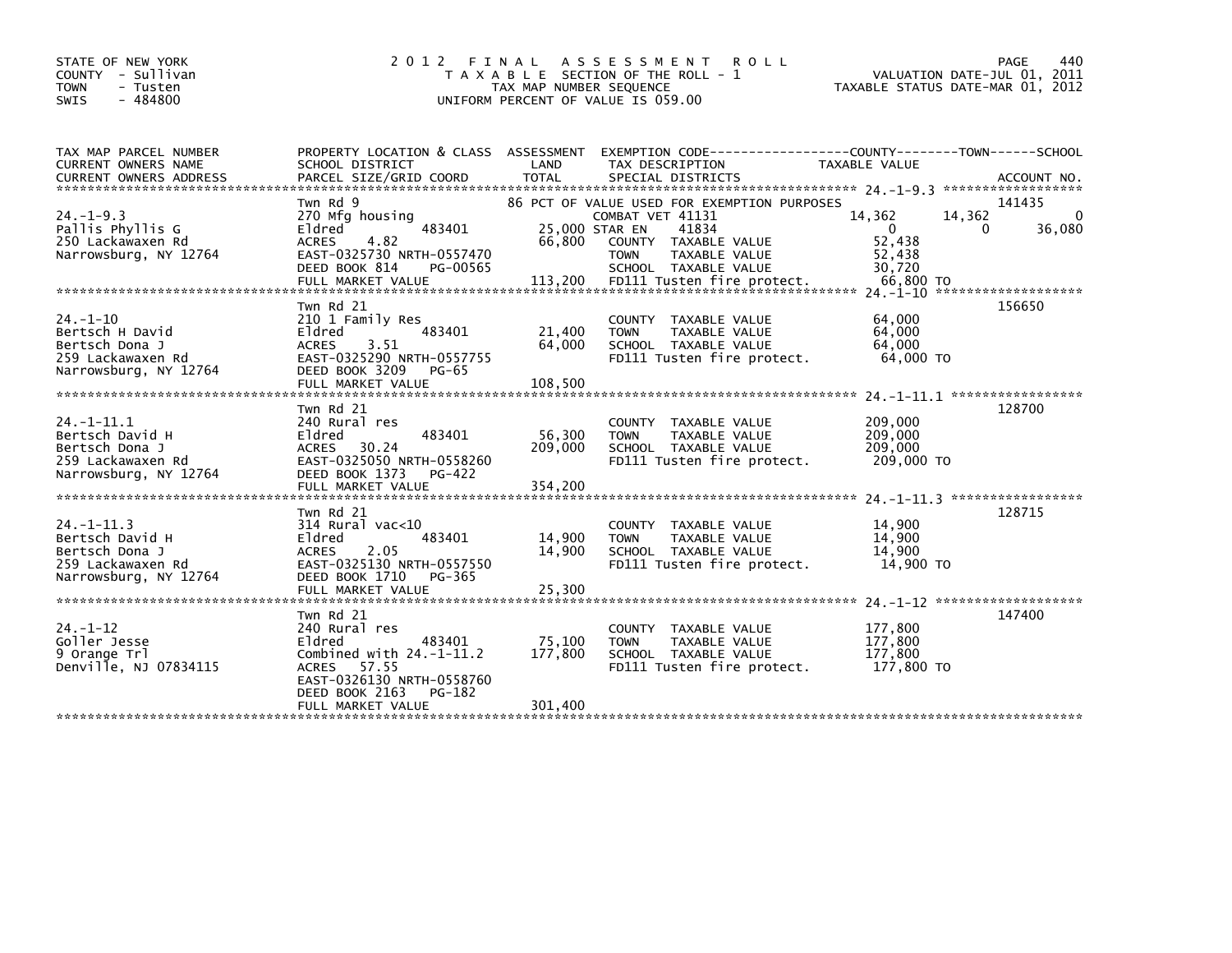STATE OF NEW YORK
COUNTY - Sullivan
TOWN - Tusten
SWIS - 484800

# 2012 FINAL ASSESSMENT ROLL

TAXABLE SECTION OF THE ROLL - 1
TAX MAP NUMBER SEQUENCE
UNIFORM PERCENT OF VALUE IS 059.00

VALUATION DATE-JUL 01, 2011
TAXABLE STATUS DATE-MAR 01, 2012

| TAX MAP PARCEL NUMBER / CURRENT OWNERS NAME / CURRENT OWNERS ADDRESS | PROPERTY LOCATION & CLASS / SCHOOL DISTRICT / PARCEL SIZE/GRID COORD | ASSESSMENT LAND | TOTAL | EXEMPTION CODE / TAX DESCRIPTION / SPECIAL DISTRICTS | COUNTY TAXABLE VALUE | TOWN | SCHOOL | ACCOUNT NO. |
|---|---|---|---|---|---|---|---|---|
| 24.-1-9.3 | Twn Rd 9 | | | 86 PCT OF VALUE USED FOR EXEMPTION PURPOSES | | | | 141435 |
| 24.-1-9.3 | 270 Mfg housing | | | COMBAT VET 41131 | 14,362 | 14,362 | 0 | |
| Pallis Phyllis G | Eldred 483401 | 25,000 | | STAR EN 41834 | 0 | 0 | 36,080 | |
| 250 Lackawaxen Rd | ACRES 4.82 | | 66,800 | COUNTY TAXABLE VALUE | 52,438 | | | |
| Narrowsburg, NY 12764 | EAST-0325730 NRTH-0557470 | | | TOWN TAXABLE VALUE | 52,438 | | | |
| | DEED BOOK 814 PG-00565 | | | SCHOOL TAXABLE VALUE | 30,720 | | | |
| | FULL MARKET VALUE | | 113,200 | FD111 Tusten fire protect. | 66,800 TO | | | |
| 24.-1-10 | Twn Rd 21 | | | | | | | 156650 |
| 24.-1-10 | 210 1 Family Res | | | COUNTY TAXABLE VALUE | 64,000 | | | |
| Bertsch H David | Eldred 483401 | 21,400 | | TOWN TAXABLE VALUE | 64,000 | | | |
| Bertsch Dona J | ACRES 3.51 | | 64,000 | SCHOOL TAXABLE VALUE | 64,000 | | | |
| 259 Lackawaxen Rd | EAST-0325290 NRTH-0557755 | | | FD111 Tusten fire protect. | 64,000 TO | | | |
| Narrowsburg, NY 12764 | DEED BOOK 3209 PG-65 | | | | | | | |
| | FULL MARKET VALUE | | 108,500 | | | | | |
| 24.-1-11.1 | Twn Rd 21 | | | | | | | 128700 |
| 24.-1-11.1 | 240 Rural res | | | COUNTY TAXABLE VALUE | 209,000 | | | |
| Bertsch David H | Eldred 483401 | 56,300 | | TOWN TAXABLE VALUE | 209,000 | | | |
| Bertsch Dona J | ACRES 30.24 | | 209,000 | SCHOOL TAXABLE VALUE | 209,000 | | | |
| 259 Lackawaxen Rd | EAST-0325050 NRTH-0558260 | | | FD111 Tusten fire protect. | 209,000 TO | | | |
| Narrowsburg, NY 12764 | DEED BOOK 1373 PG-422 | | | | | | | |
| | FULL MARKET VALUE | | 354,200 | | | | | |
| 24.-1-11.3 | Twn Rd 21 | | | | | | | 128715 |
| 24.-1-11.3 | 314 Rural vac<10 | | | COUNTY TAXABLE VALUE | 14,900 | | | |
| Bertsch David H | Eldred 483401 | 14,900 | | TOWN TAXABLE VALUE | 14,900 | | | |
| Bertsch Dona J | ACRES 2.05 | | 14,900 | SCHOOL TAXABLE VALUE | 14,900 | | | |
| 259 Lackawaxen Rd | EAST-0325130 NRTH-0557550 | | | FD111 Tusten fire protect. | 14,900 TO | | | |
| Narrowsburg, NY 12764 | DEED BOOK 1710 PG-365 | | | | | | | |
| | FULL MARKET VALUE | | 25,300 | | | | | |
| 24.-1-12 | Twn Rd 21 | | | | | | | 147400 |
| 24.-1-12 | 240 Rural res | | | COUNTY TAXABLE VALUE | 177,800 | | | |
| Goller Jesse | Eldred 483401 | 75,100 | | TOWN TAXABLE VALUE | 177,800 | | | |
| 9 Orange Trl | Combined with 24.-1-11.2 | | 177,800 | SCHOOL TAXABLE VALUE | 177,800 | | | |
| Denville, NJ 07834115 | ACRES 57.55 | | | FD111 Tusten fire protect. | 177,800 TO | | | |
| | EAST-0326130 NRTH-0558760 | | | | | | | |
| | DEED BOOK 2163 PG-182 | | | | | | | |
| | FULL MARKET VALUE | | 301,400 | | | | | |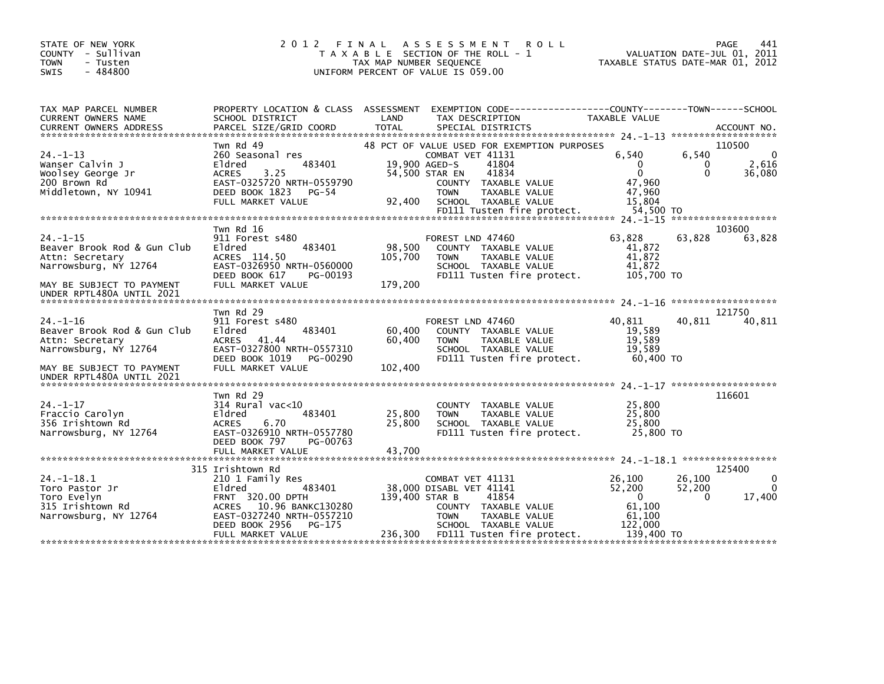STATE OF NEW YORK
COUNTY - Sullivan
TOWN - Tusten
SWIS - 484800

2 0 1 2 F I N A L A S S E S S M E N T R O L L
T A X A B L E SECTION OF THE ROLL - 1
TAX MAP NUMBER SEQUENCE
UNIFORM PERCENT OF VALUE IS 059.00

VALUATION DATE-JUL 01, 2011
TAXABLE STATUS DATE-MAR 01, 2012

```
TAX MAP PARCEL NUMBER          PROPERTY LOCATION & CLASS  ASSESSMENT  EXEMPTION CODE------------------COUNTY--------TOWN------SCHOOL
CURRENT OWNERS NAME            SCHOOL DISTRICT              LAND      TAX DESCRIPTION             TAXABLE VALUE
CURRENT OWNERS ADDRESS         PARCEL SIZE/GRID COORD       TOTAL     SPECIAL DISTRICTS                                      ACCOUNT NO.
*********************************************************************************************************** 24.-1-13 *******************
                               Twn Rd 49                          48 PCT OF VALUE USED FOR EXEMPTION PURPOSES                    110500
24.-1-13                       260 Seasonal res                       COMBAT VET 41131              6,540       6,540            0
Wanser Calvin J                Eldred             483401      19,900 AGED-S       41804                 0           0        2,616
Woolsey George Jr              ACRES     3.25                 54,500 STAR EN      41834                 0           0       36,080
200 Brown Rd                   EAST-0325720 NRTH-0559790              COUNTY  TAXABLE VALUE        47,960
Middletown, NY 10941           DEED BOOK 1823   PG-54                 TOWN    TAXABLE VALUE        47,960
                               FULL MARKET VALUE              92,400  SCHOOL  TAXABLE VALUE        15,804
                                                                      FD111 Tusten fire protect.    54,500 TO
*********************************************************************************************************** 24.-1-15 *******************
                               Twn Rd 16                                                                                 103600
24.-1-15                       911 Forest s480                        FOREST LND 47460             63,828      63,828       63,828
Beaver Brook Rod & Gun Club    Eldred             483401      98,500  COUNTY  TAXABLE VALUE        41,872
Attn: Secretary                ACRES  114.50                 105,700  TOWN    TAXABLE VALUE        41,872
Narrowsburg, NY 12764          EAST-0326950 NRTH-0560000              SCHOOL  TAXABLE VALUE        41,872
                               DEED BOOK 617    PG-00193              FD111 Tusten fire protect.   105,700 TO
MAY BE SUBJECT TO PAYMENT      FULL MARKET VALUE             179,200
UNDER RPTL480A UNTIL 2021
*********************************************************************************************************** 24.-1-16 *******************
                               Twn Rd 29                                                                                 121750
24.-1-16                       911 Forest s480                        FOREST LND 47460             40,811      40,811       40,811
Beaver Brook Rod & Gun Club    Eldred             483401      60,400  COUNTY  TAXABLE VALUE        19,589
Attn: Secretary                ACRES   41.44                  60,400  TOWN    TAXABLE VALUE        19,589
Narrowsburg, NY 12764          EAST-0327800 NRTH-0557310              SCHOOL  TAXABLE VALUE        19,589
                               DEED BOOK 1019   PG-00290              FD111 Tusten fire protect.    60,400 TO
MAY BE SUBJECT TO PAYMENT      FULL MARKET VALUE             102,400
UNDER RPTL480A UNTIL 2021
*********************************************************************************************************** 24.-1-17 *******************
                               Twn Rd 29                                                                                 116601
24.-1-17                       314 Rural vac<10                       COUNTY  TAXABLE VALUE        25,800
Fraccio Carolyn                Eldred             483401      25,800  TOWN    TAXABLE VALUE        25,800
356 Irishtown Rd               ACRES     6.70                 25,800  SCHOOL  TAXABLE VALUE        25,800
Narrowsburg, NY 12764          EAST-0326910 NRTH-0557780              FD111 Tusten fire protect.    25,800 TO
                               DEED BOOK 797    PG-00763
                               FULL MARKET VALUE              43,700
*********************************************************************************************************** 24.-1-18.1 *****************
                               315 Irishtown Rd                                                                          125400
24.-1-18.1                     210 1 Family Res                       COMBAT VET 41131             26,100      26,100            0
Toro Pastor Jr                 Eldred             483401      38,000 DISABL VET 41141              52,200      52,200            0
Toro Evelyn                    FRNT 320.00 DPTH              139,400 STAR B       41854                 0           0       17,400
315 Irishtown Rd               ACRES    10.96 BANKC130280             COUNTY  TAXABLE VALUE        61,100
Narrowsburg, NY 12764          EAST-0327240 NRTH-0557210              TOWN    TAXABLE VALUE        61,100
                               DEED BOOK 2956   PG-175                SCHOOL  TAXABLE VALUE       122,000
                               FULL MARKET VALUE             236,300  FD111 Tusten fire protect.   139,400 TO
*****************************************************************************************************************************************
```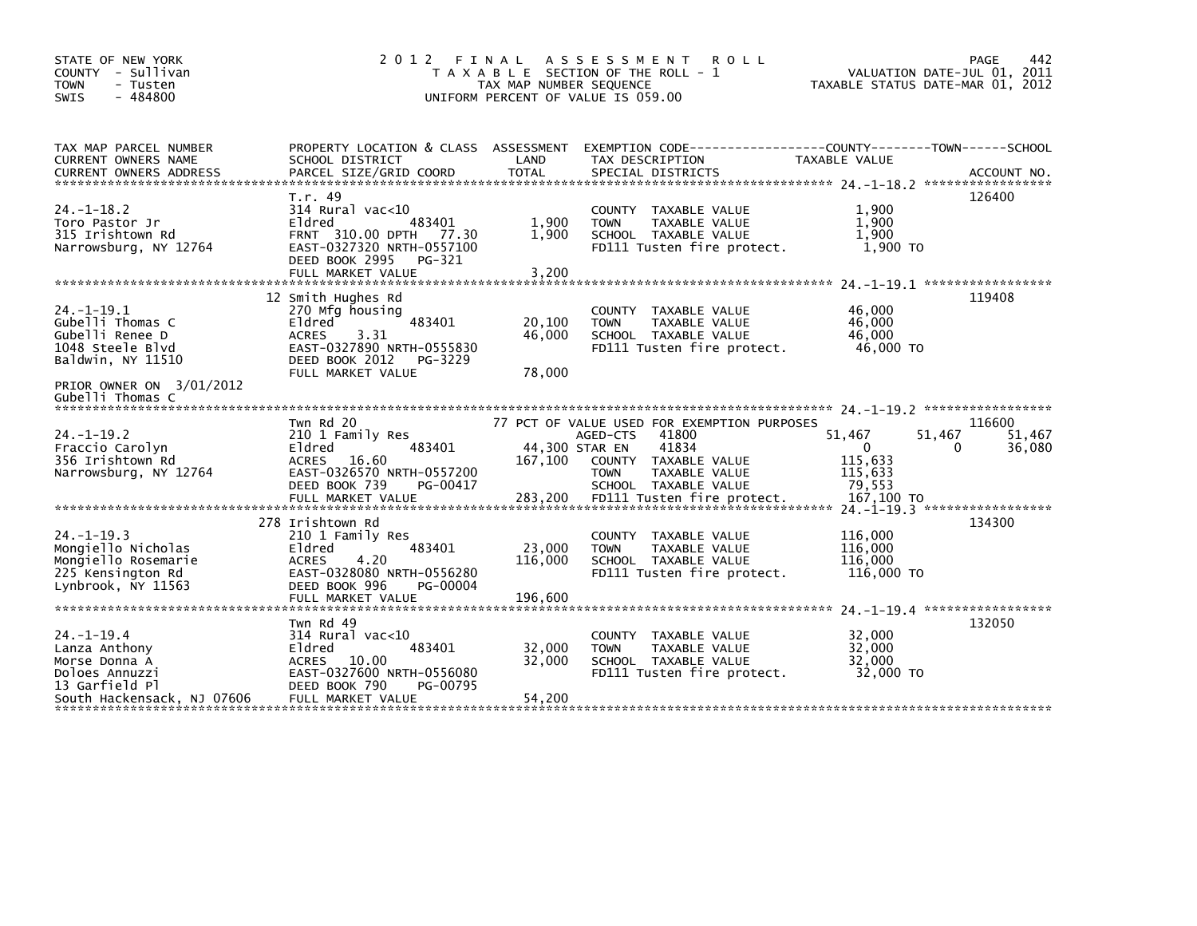STATE OF NEW YORK
COUNTY - Sullivan
TOWN - Tusten
SWIS - 484800

2012 FINAL ASSESSMENT ROLL
TAXABLE SECTION OF THE ROLL - 1
TAX MAP NUMBER SEQUENCE
UNIFORM PERCENT OF VALUE IS 059.00

VALUATION DATE-JUL 01, 2011
TAXABLE STATUS DATE-MAR 01, 2012

| TAX MAP PARCEL NUMBER / CURRENT OWNERS NAME / CURRENT OWNERS ADDRESS | PROPERTY LOCATION & CLASS / SCHOOL DISTRICT / PARCEL SIZE/GRID COORD | ASSESSMENT LAND / TOTAL | EXEMPTION CODE / TAX DESCRIPTION / SPECIAL DISTRICTS | COUNTY TAXABLE VALUE | TOWN | SCHOOL | ACCOUNT NO. |
|---|---|---|---|---|---|---|---|
| 24.-1-18.2 | T.r. 49 | | | | | | 126400 |
| | 314 Rural vac<10 | | | | | | |
| Toro Pastor Jr | Eldred 483401 | 1,900 | COUNTY TAXABLE VALUE | 1,900 | | | |
| 315 Irishtown Rd | FRNT 310.00 DPTH 77.30 | 1,900 | TOWN TAXABLE VALUE | 1,900 | | | |
| Narrowsburg, NY 12764 | EAST-0327320 NRTH-0557100 | | SCHOOL TAXABLE VALUE | 1,900 | | | |
| | DEED BOOK 2995 PG-321 | | FD111 Tusten fire protect. | 1,900 TO | | | |
| | FULL MARKET VALUE | 3,200 | | | | | |
| 24.-1-19.1 | 12 Smith Hughes Rd | | | | | | 119408 |
| | 270 Mfg housing | | | | | | |
| Gubelli Thomas C | Eldred 483401 | 20,100 | COUNTY TAXABLE VALUE | 46,000 | | | |
| Gubelli Renee D | ACRES 3.31 | 46,000 | TOWN TAXABLE VALUE | 46,000 | | | |
| 1048 Steele Blvd | EAST-0327890 NRTH-0555830 | | SCHOOL TAXABLE VALUE | 46,000 | | | |
| Baldwin, NY 11510 | DEED BOOK 2012 PG-3229 | | FD111 Tusten fire protect. | 46,000 TO | | | |
| | FULL MARKET VALUE | 78,000 | | | | | |
| PRIOR OWNER ON 3/01/2012 | | | | | | | |
| Gubelli Thomas C | | | | | | | |
| 24.-1-19.2 | Twn Rd 20 | | 77 PCT OF VALUE USED FOR EXEMPTION PURPOSES | | | | 116600 |
| | 210 1 Family Res | | AGED-CTS 41800 | 51,467 | 51,467 | 51,467 | |
| Fraccio Carolyn | Eldred 483401 | 44,300 | STAR EN 41834 | 0 | 0 | 36,080 | |
| 356 Irishtown Rd | ACRES 16.60 | 167,100 | COUNTY TAXABLE VALUE | 115,633 | | | |
| Narrowsburg, NY 12764 | EAST-0326570 NRTH-0557200 | | TOWN TAXABLE VALUE | 115,633 | | | |
| | DEED BOOK 739 PG-00417 | | SCHOOL TAXABLE VALUE | 79,553 | | | |
| | FULL MARKET VALUE | 283,200 | FD111 Tusten fire protect. | 167,100 TO | | | |
| 24.-1-19.3 | 278 Irishtown Rd | | | | | | 134300 |
| | 210 1 Family Res | | | | | | |
| Mongiello Nicholas | Eldred 483401 | 23,000 | COUNTY TAXABLE VALUE | 116,000 | | | |
| Mongiello Rosemarie | ACRES 4.20 | 116,000 | TOWN TAXABLE VALUE | 116,000 | | | |
| 225 Kensington Rd | EAST-0328080 NRTH-0556280 | | SCHOOL TAXABLE VALUE | 116,000 | | | |
| Lynbrook, NY 11563 | DEED BOOK 996 PG-00004 | | FD111 Tusten fire protect. | 116,000 TO | | | |
| | FULL MARKET VALUE | 196,600 | | | | | |
| 24.-1-19.4 | Twn Rd 49 | | | | | | 132050 |
| | 314 Rural vac<10 | | | | | | |
| Lanza Anthony | Eldred 483401 | 32,000 | COUNTY TAXABLE VALUE | 32,000 | | | |
| Morse Donna A | ACRES 10.00 | 32,000 | TOWN TAXABLE VALUE | 32,000 | | | |
| Doloes Annuzzi | EAST-0327600 NRTH-0556080 | | SCHOOL TAXABLE VALUE | 32,000 | | | |
| 13 Garfield Pl | DEED BOOK 790 PG-00795 | | FD111 Tusten fire protect. | 32,000 TO | | | |
| South Hackensack, NJ 07606 | FULL MARKET VALUE | 54,200 | | | | | |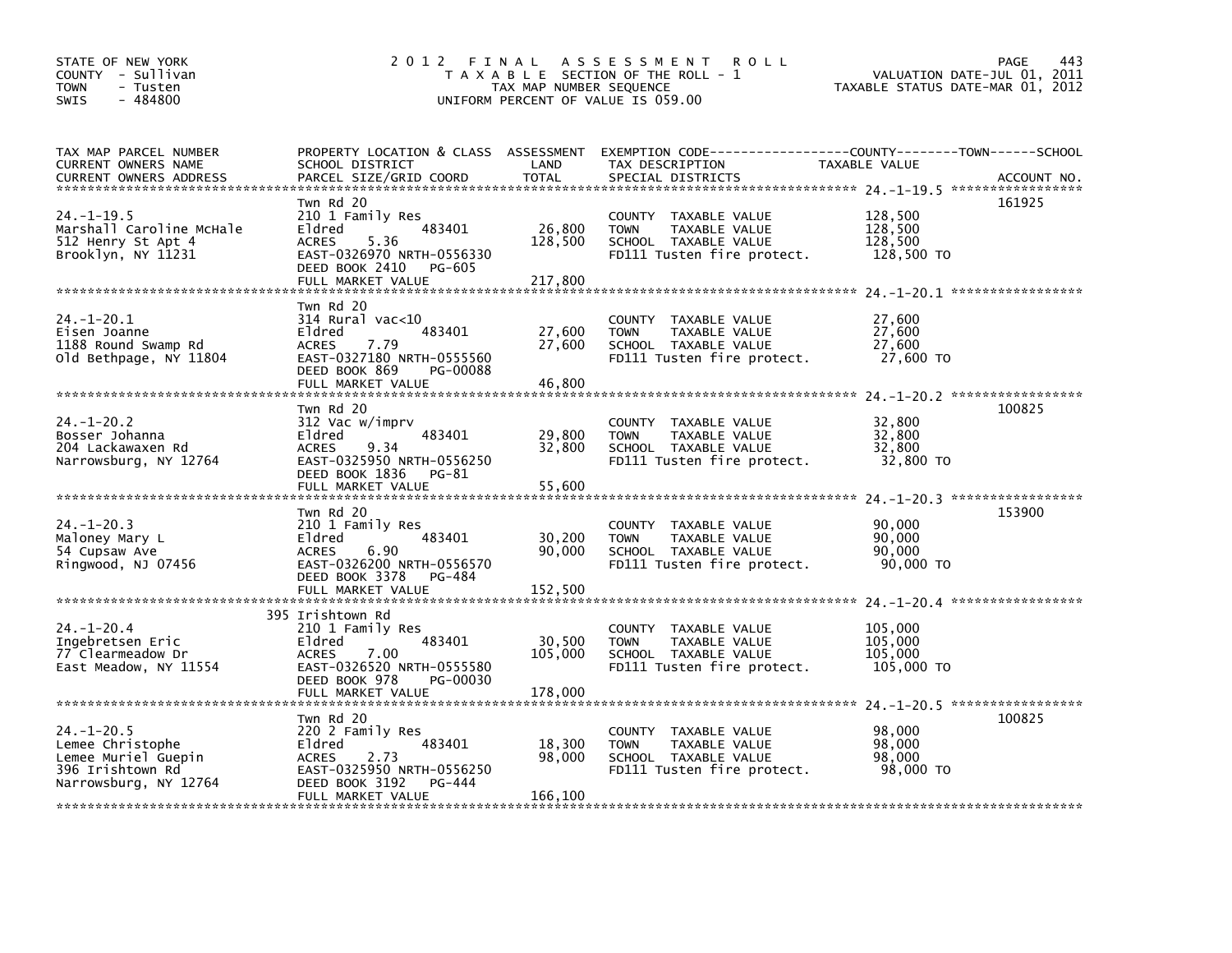STATE OF NEW YORK
COUNTY - Sullivan
TOWN - Tusten
SWIS - 484800

# 2012 FINAL ASSESSMENT ROLL

TAXABLE SECTION OF THE ROLL - 1
TAX MAP NUMBER SEQUENCE
UNIFORM PERCENT OF VALUE IS 059.00

VALUATION DATE-JUL 01, 2011
TAXABLE STATUS DATE-MAR 01, 2012

| TAX MAP PARCEL NUMBER / CURRENT OWNERS NAME / CURRENT OWNERS ADDRESS | PROPERTY LOCATION & CLASS / SCHOOL DISTRICT / PARCEL SIZE/GRID COORD | ASSESSMENT LAND | TOTAL | EXEMPTION CODE / TAX DESCRIPTION / SPECIAL DISTRICTS | TAXABLE VALUE (COUNTY / TOWN / SCHOOL) | ACCOUNT NO. |
|---|---|---|---|---|---|---|
| 24.-1-19.5 | Twn Rd 20 | | | | | 161925 |
| Marshall Caroline McHale | 210 1 Family Res | | | COUNTY TAXABLE VALUE | 128,500 | |
| 512 Henry St Apt 4 | Eldred 483401 | 26,800 | | TOWN TAXABLE VALUE | 128,500 | |
| Brooklyn, NY 11231 | ACRES 5.36 | | 128,500 | SCHOOL TAXABLE VALUE | 128,500 | |
| | EAST-0326970 NRTH-0556330 | | | FD111 Tusten fire protect. | 128,500 TO | |
| | DEED BOOK 2410 PG-605 | | | | | |
| | FULL MARKET VALUE | | 217,800 | | | |
| 24.-1-20.1 | Twn Rd 20 | | | | | |
| Eisen Joanne | 314 Rural vac<10 | | | COUNTY TAXABLE VALUE | 27,600 | |
| 1188 Round Swamp Rd | Eldred 483401 | 27,600 | | TOWN TAXABLE VALUE | 27,600 | |
| Old Bethpage, NY 11804 | ACRES 7.79 | | 27,600 | SCHOOL TAXABLE VALUE | 27,600 | |
| | EAST-0327180 NRTH-0555560 | | | FD111 Tusten fire protect. | 27,600 TO | |
| | DEED BOOK 869 PG-00088 | | | | | |
| | FULL MARKET VALUE | | 46,800 | | | |
| 24.-1-20.2 | Twn Rd 20 | | | | | 100825 |
| Bosser Johanna | 312 Vac w/imprv | | | COUNTY TAXABLE VALUE | 32,800 | |
| 204 Lackawaxen Rd | Eldred 483401 | 29,800 | | TOWN TAXABLE VALUE | 32,800 | |
| Narrowsburg, NY 12764 | ACRES 9.34 | | 32,800 | SCHOOL TAXABLE VALUE | 32,800 | |
| | EAST-0325950 NRTH-0556250 | | | FD111 Tusten fire protect. | 32,800 TO | |
| | DEED BOOK 1836 PG-81 | | | | | |
| | FULL MARKET VALUE | | 55,600 | | | |
| 24.-1-20.3 | Twn Rd 20 | | | | | 153900 |
| Maloney Mary L | 210 1 Family Res | | | COUNTY TAXABLE VALUE | 90,000 | |
| 54 Cupsaw Ave | Eldred 483401 | 30,200 | | TOWN TAXABLE VALUE | 90,000 | |
| Ringwood, NJ 07456 | ACRES 6.90 | | 90,000 | SCHOOL TAXABLE VALUE | 90,000 | |
| | EAST-0326200 NRTH-0556570 | | | FD111 Tusten fire protect. | 90,000 TO | |
| | DEED BOOK 3378 PG-484 | | | | | |
| | FULL MARKET VALUE | | 152,500 | | | |
| 24.-1-20.4 | 395 Irishtown Rd | | | | | |
| Ingebretsen Eric | 210 1 Family Res | | | COUNTY TAXABLE VALUE | 105,000 | |
| 77 Clearmeadow Dr | Eldred 483401 | 30,500 | | TOWN TAXABLE VALUE | 105,000 | |
| East Meadow, NY 11554 | ACRES 7.00 | | 105,000 | SCHOOL TAXABLE VALUE | 105,000 | |
| | EAST-0326520 NRTH-0555580 | | | FD111 Tusten fire protect. | 105,000 TO | |
| | DEED BOOK 978 PG-00030 | | | | | |
| | FULL MARKET VALUE | | 178,000 | | | |
| 24.-1-20.5 | Twn Rd 20 | | | | | 100825 |
| Lemee Christophe | 220 2 Family Res | | | COUNTY TAXABLE VALUE | 98,000 | |
| Lemee Muriel Guepin | Eldred 483401 | 18,300 | | TOWN TAXABLE VALUE | 98,000 | |
| 396 Irishtown Rd | ACRES 2.73 | | 98,000 | SCHOOL TAXABLE VALUE | 98,000 | |
| Narrowsburg, NY 12764 | EAST-0325950 NRTH-0556250 | | | FD111 Tusten fire protect. | 98,000 TO | |
| | DEED BOOK 3192 PG-444 | | | | | |
| | FULL MARKET VALUE | | 166,100 | | | |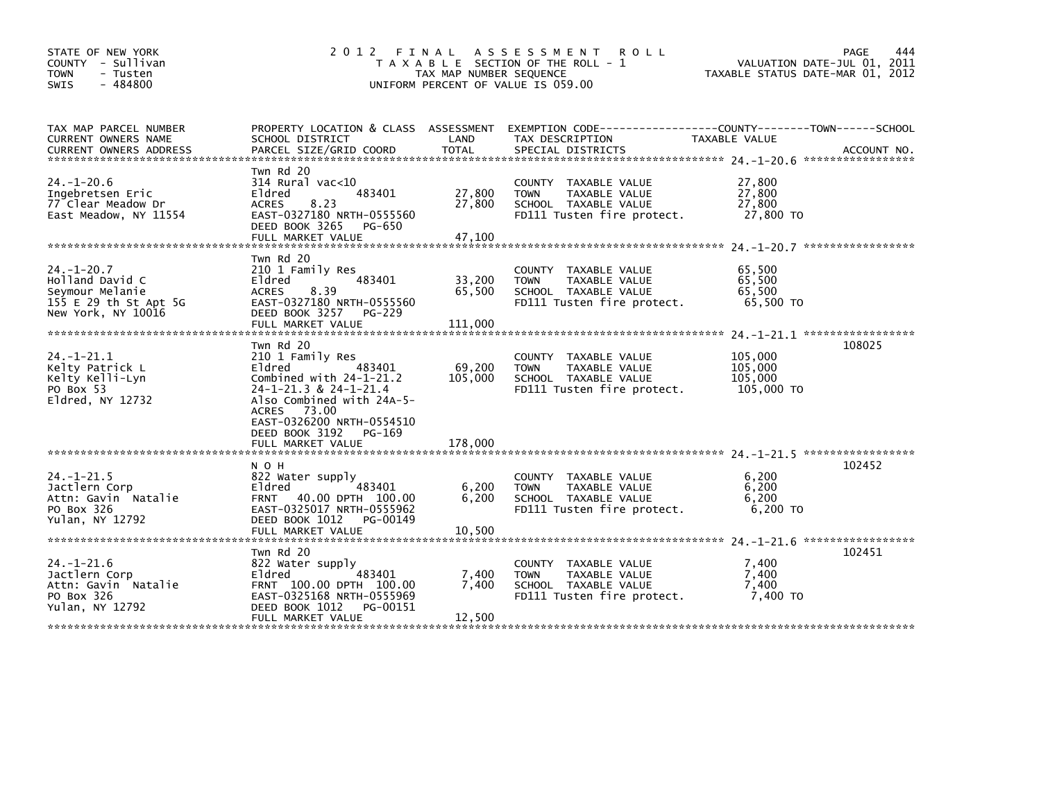STATE OF NEW YORK
COUNTY - Sullivan
TOWN - Tusten
SWIS - 484800

2012 FINAL ASSESSMENT ROLL
TAXABLE SECTION OF THE ROLL - 1
TAX MAP NUMBER SEQUENCE
UNIFORM PERCENT OF VALUE IS 059.00

VALUATION DATE-JUL 01, 2011
TAXABLE STATUS DATE-MAR 01, 2012

| TAX MAP PARCEL NUMBER / CURRENT OWNERS NAME / CURRENT OWNERS ADDRESS | PROPERTY LOCATION & CLASS / SCHOOL DISTRICT / PARCEL SIZE/GRID COORD | ASSESSMENT LAND | TOTAL | EXEMPTION CODE / TAX DESCRIPTION / SPECIAL DISTRICTS | TAXABLE VALUE (COUNTY / TOWN / SCHOOL) | ACCOUNT NO. |
|---|---|---|---|---|---|---|
| **24.-1-20.6** | Twn Rd 20 | | | | | |
| 24.-1-20.6 | 314 Rural vac<10 | | | COUNTY TAXABLE VALUE | 27,800 | |
| Ingebretsen Eric | Eldred 483401 | 27,800 | | TOWN TAXABLE VALUE | 27,800 | |
| 77 Clear Meadow Dr | ACRES 8.23 | | 27,800 | SCHOOL TAXABLE VALUE | 27,800 | |
| East Meadow, NY 11554 | EAST-0327180 NRTH-0555560 | | | FD111 Tusten fire protect. | 27,800 TO | |
| | DEED BOOK 3265 PG-650 | | | | | |
| | FULL MARKET VALUE | | 47,100 | | | |
| **24.-1-20.7** | Twn Rd 20 | | | | | |
| 24.-1-20.7 | 210 1 Family Res | | | COUNTY TAXABLE VALUE | 65,500 | |
| Holland David C | Eldred 483401 | 33,200 | | TOWN TAXABLE VALUE | 65,500 | |
| Seymour Melanie | ACRES 8.39 | | 65,500 | SCHOOL TAXABLE VALUE | 65,500 | |
| 155 E 29 th St Apt 5G | EAST-0327180 NRTH-0555560 | | | FD111 Tusten fire protect. | 65,500 TO | |
| New York, NY 10016 | DEED BOOK 3257 PG-229 | | | | | |
| | FULL MARKET VALUE | | 111,000 | | | |
| **24.-1-21.1** | Twn Rd 20 | | | | | 108025 |
| 24.-1-21.1 | 210 1 Family Res | | | COUNTY TAXABLE VALUE | 105,000 | |
| Kelty Patrick L | Eldred 483401 | 69,200 | | TOWN TAXABLE VALUE | 105,000 | |
| Kelty Kelli-Lyn | Combined with 24-1-21.2 | | 105,000 | SCHOOL TAXABLE VALUE | 105,000 | |
| PO Box 53 | 24-1-21.3 & 24-1-21.4 | | | FD111 Tusten fire protect. | 105,000 TO | |
| Eldred, NY 12732 | Also Combined with 24A-5- | | | | | |
| | ACRES 73.00 | | | | | |
| | EAST-0326200 NRTH-0554510 | | | | | |
| | DEED BOOK 3192 PG-169 | | | | | |
| | FULL MARKET VALUE | | 178,000 | | | |
| **24.-1-21.5** | N O H | | | | | 102452 |
| 24.-1-21.5 | 822 Water supply | | | COUNTY TAXABLE VALUE | 6,200 | |
| Jactlern Corp | Eldred 483401 | 6,200 | | TOWN TAXABLE VALUE | 6,200 | |
| Attn: Gavin Natalie | FRNT 40.00 DPTH 100.00 | | 6,200 | SCHOOL TAXABLE VALUE | 6,200 | |
| PO Box 326 | EAST-0325017 NRTH-0555962 | | | FD111 Tusten fire protect. | 6,200 TO | |
| Yulan, NY 12792 | DEED BOOK 1012 PG-00149 | | | | | |
| | FULL MARKET VALUE | | 10,500 | | | |
| **24.-1-21.6** | Twn Rd 20 | | | | | 102451 |
| 24.-1-21.6 | 822 Water supply | | | COUNTY TAXABLE VALUE | 7,400 | |
| Jactlern Corp | Eldred 483401 | 7,400 | | TOWN TAXABLE VALUE | 7,400 | |
| Attn: Gavin Natalie | FRNT 100.00 DPTH 100.00 | | 7,400 | SCHOOL TAXABLE VALUE | 7,400 | |
| PO Box 326 | EAST-0325168 NRTH-0555969 | | | FD111 Tusten fire protect. | 7,400 TO | |
| Yulan, NY 12792 | DEED BOOK 1012 PG-00151 | | | | | |
| | FULL MARKET VALUE | | 12,500 | | | |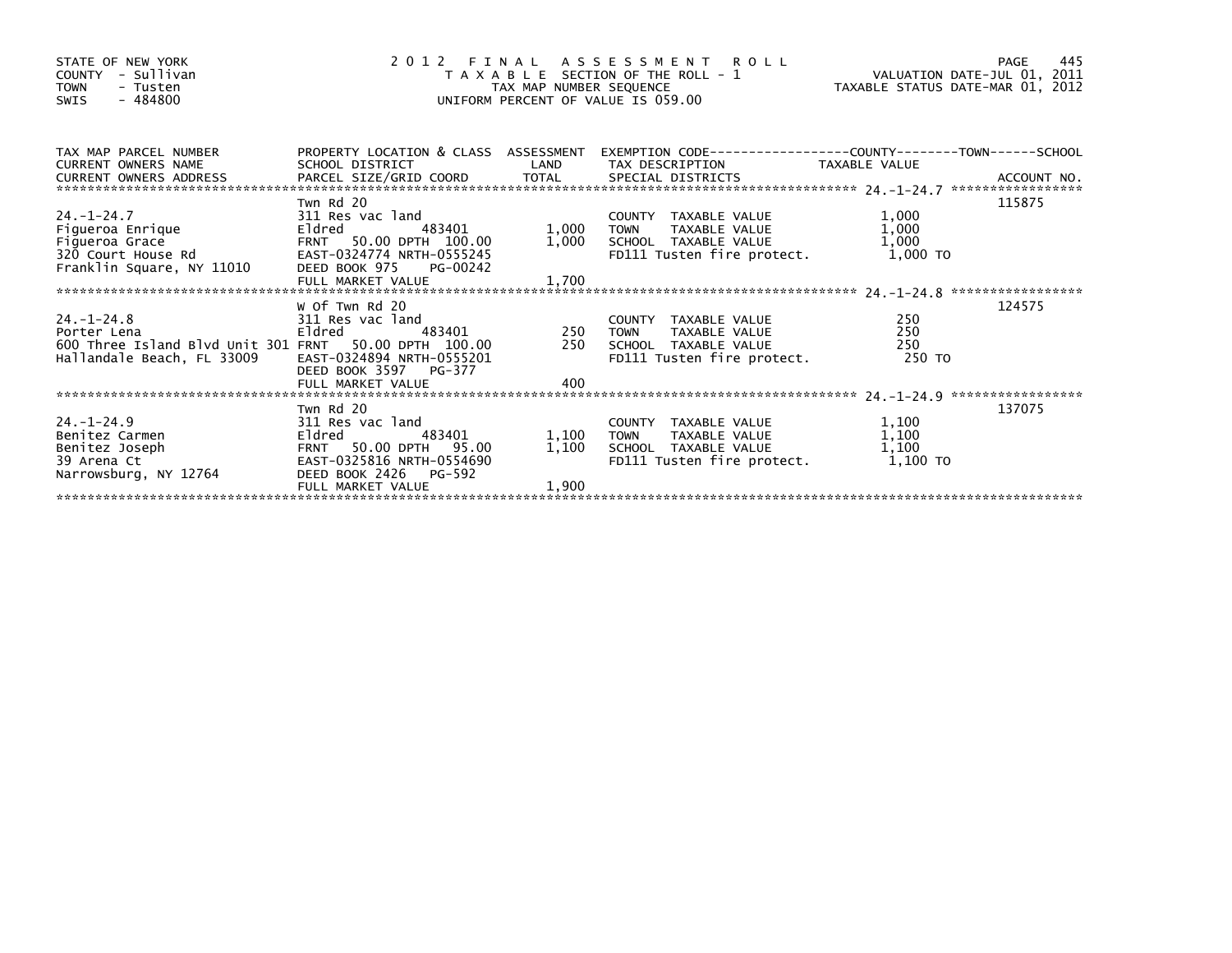STATE OF NEW YORK
COUNTY - Sullivan
TOWN - Tusten
SWIS - 484800

2012 FINAL ASSESSMENT ROLL
TAXABLE SECTION OF THE ROLL - 1
TAX MAP NUMBER SEQUENCE
UNIFORM PERCENT OF VALUE IS 059.00

VALUATION DATE-JUL 01, 2011
TAXABLE STATUS DATE-MAR 01, 2012

| TAX MAP PARCEL NUMBER / CURRENT OWNERS NAME / CURRENT OWNERS ADDRESS | PROPERTY LOCATION & CLASS / SCHOOL DISTRICT / PARCEL SIZE/GRID COORD | ASSESSMENT LAND / TOTAL | EXEMPTION CODE / TAX DESCRIPTION / SPECIAL DISTRICTS | TAXABLE VALUE (COUNTY / TOWN / SCHOOL) | ACCOUNT NO. |
|---|---|---|---|---|---|
| 24.-1-24.7 | Twn Rd 20 | | | | 115875 |
| | 311 Res vac land | | COUNTY TAXABLE VALUE | 1,000 | |
| Figueroa Enrique | Eldred 483401 | 1,000 | TOWN TAXABLE VALUE | 1,000 | |
| Figueroa Grace | FRNT 50.00 DPTH 100.00 | 1,000 | SCHOOL TAXABLE VALUE | 1,000 | |
| 320 Court House Rd | EAST-0324774 NRTH-0555245 | | FD111 Tusten fire protect. | 1,000 TO | |
| Franklin Square, NY 11010 | DEED BOOK 975 PG-00242 | | | | |
| | FULL MARKET VALUE | 1,700 | | | |
| 24.-1-24.8 | W Of Twn Rd 20 | | | | 124575 |
| | 311 Res vac land | | COUNTY TAXABLE VALUE | 250 | |
| Porter Lena | Eldred 483401 | 250 | TOWN TAXABLE VALUE | 250 | |
| 600 Three Island Blvd Unit 301 | FRNT 50.00 DPTH 100.00 | 250 | SCHOOL TAXABLE VALUE | 250 | |
| Hallandale Beach, FL 33009 | EAST-0324894 NRTH-0555201 | | FD111 Tusten fire protect. | 250 TO | |
| | DEED BOOK 3597 PG-377 | | | | |
| | FULL MARKET VALUE | 400 | | | |
| 24.-1-24.9 | Twn Rd 20 | | | | 137075 |
| | 311 Res vac land | | COUNTY TAXABLE VALUE | 1,100 | |
| Benitez Carmen | Eldred 483401 | 1,100 | TOWN TAXABLE VALUE | 1,100 | |
| Benitez Joseph | FRNT 50.00 DPTH 95.00 | 1,100 | SCHOOL TAXABLE VALUE | 1,100 | |
| 39 Arena Ct | EAST-0325816 NRTH-0554690 | | FD111 Tusten fire protect. | 1,100 TO | |
| Narrowsburg, NY 12764 | DEED BOOK 2426 PG-592 | | | | |
| | FULL MARKET VALUE | 1,900 | | | |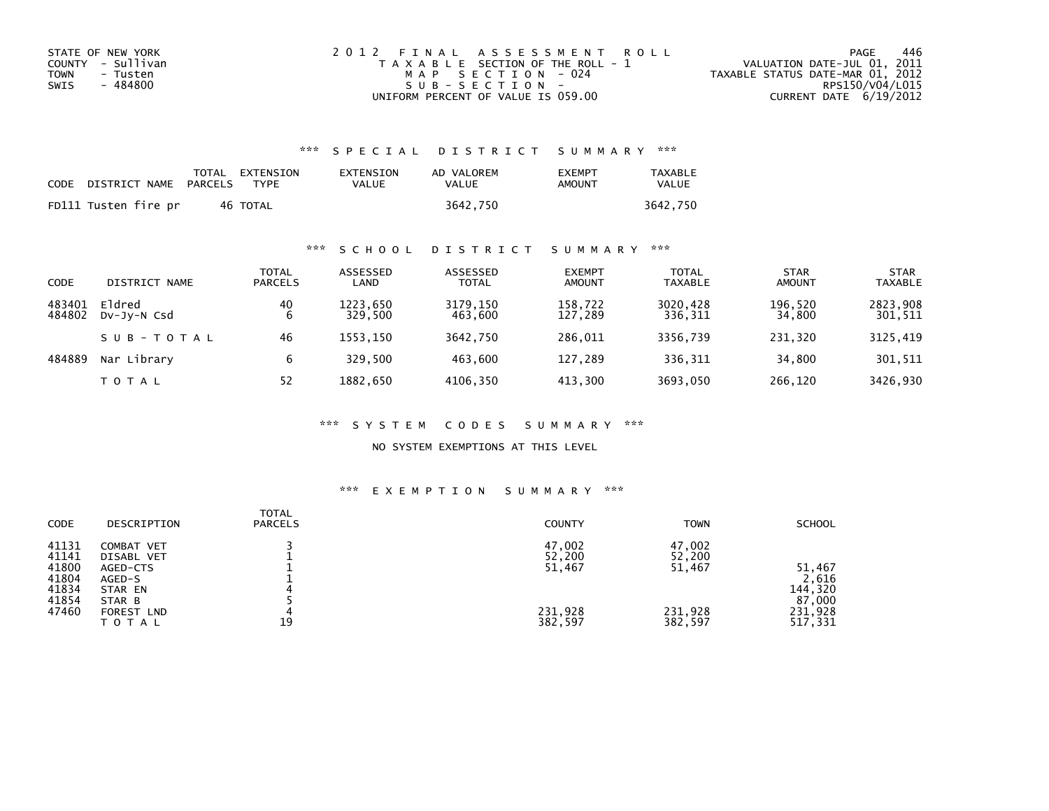STATE OF NEW YORK
COUNTY - Sullivan
TOWN - Tusten
SWIS - 484800

2012 FINAL ASSESSMENT ROLL
TAXABLE SECTION OF THE ROLL - 1
MAP SECTION - 024
SUB-SECTION -
UNIFORM PERCENT OF VALUE IS 059.00

VALUATION DATE-JUL 01, 2011
TAXABLE STATUS DATE-MAR 01, 2012
RPS150/V04/L015
CURRENT DATE 6/19/2012

### *** SPECIAL DISTRICT SUMMARY ***

| CODE DISTRICT NAME | TOTAL PARCELS | EXTENSION TYPE | EXTENSION VALUE | AD VALOREM VALUE | EXEMPT AMOUNT | TAXABLE VALUE |
|---|---|---|---|---|---|---|
| FD111 Tusten fire pr | 46 | TOTAL | | 3642,750 | | 3642,750 |

### *** SCHOOL DISTRICT SUMMARY ***

| CODE | DISTRICT NAME | TOTAL PARCELS | ASSESSED LAND | ASSESSED TOTAL | EXEMPT AMOUNT | TOTAL TAXABLE | STAR AMOUNT | STAR TAXABLE |
|---|---|---|---|---|---|---|---|---|
| 483401 | Eldred | 40 | 1223,650 | 3179,150 | 158,722 | 3020,428 | 196,520 | 2823,908 |
| 484802 | Dv-Jy-N Csd | 6 | 329,500 | 463,600 | 127,289 | 336,311 | 34,800 | 301,511 |
| | SUB-TOTAL | 46 | 1553,150 | 3642,750 | 286,011 | 3356,739 | 231,320 | 3125,419 |
| 484889 | Nar Library | 6 | 329,500 | 463,600 | 127,289 | 336,311 | 34,800 | 301,511 |
| | TOTAL | 52 | 1882,650 | 4106,350 | 413,300 | 3693,050 | 266,120 | 3426,930 |

### *** SYSTEM CODES SUMMARY ***

NO SYSTEM EXEMPTIONS AT THIS LEVEL

### *** EXEMPTION SUMMARY ***

| CODE | DESCRIPTION | TOTAL PARCELS | COUNTY | TOWN | SCHOOL |
|---|---|---|---|---|---|
| 41131 | COMBAT VET | 3 | 47,002 | 47,002 | |
| 41141 | DISABL VET | 1 | 52,200 | 52,200 | |
| 41800 | AGED-CTS | 1 | 51,467 | 51,467 | 51,467 |
| 41804 | AGED-S | 1 | | | 2,616 |
| 41834 | STAR EN | 4 | | | 144,320 |
| 41854 | STAR B | 5 | | | 87,000 |
| 47460 | FOREST LND | 4 | 231,928 | 231,928 | 231,928 |
| | TOTAL | 19 | 382,597 | 382,597 | 517,331 |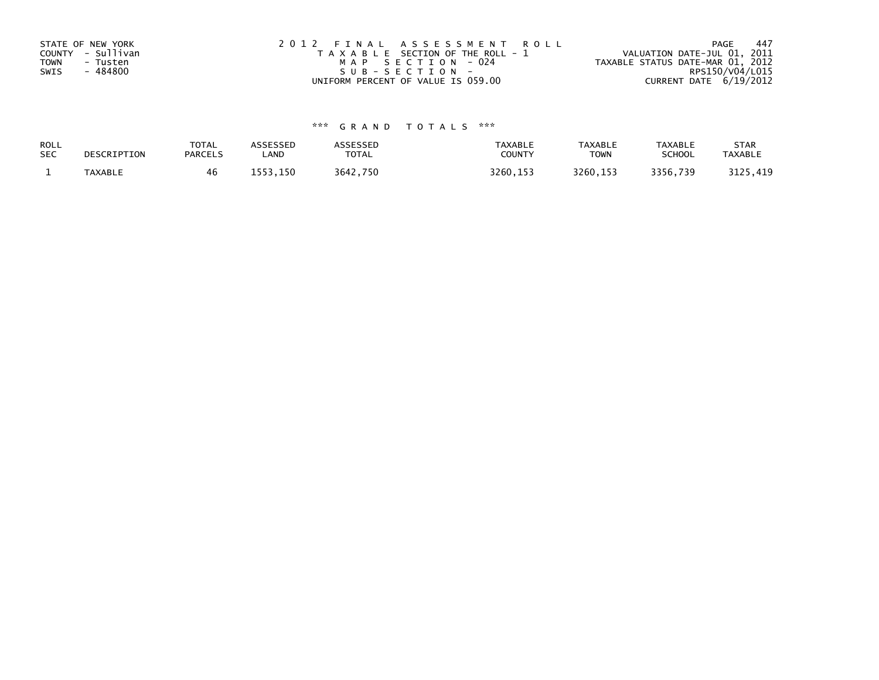STATE OF NEW YORK
COUNTY - Sullivan
TOWN - Tusten
SWIS - 484800

2012 FINAL ASSESSMENT ROLL
TAXABLE SECTION OF THE ROLL - 1
MAP SECTION - 024
SUB-SECTION -
UNIFORM PERCENT OF VALUE IS 059.00

VALUATION DATE-JUL 01, 2011
TAXABLE STATUS DATE-MAR 01, 2012
RPS150/V04/L015
CURRENT DATE 6/19/2012

*** GRAND TOTALS ***

| ROLL SEC | DESCRIPTION | TOTAL PARCELS | ASSESSED LAND | ASSESSED TOTAL | TAXABLE COUNTY | TAXABLE TOWN | TAXABLE SCHOOL | STAR TAXABLE |
|---|---|---|---|---|---|---|---|---|
| 1 | TAXABLE | 46 | 1553,150 | 3642,750 | 3260,153 | 3260,153 | 3356,739 | 3125,419 |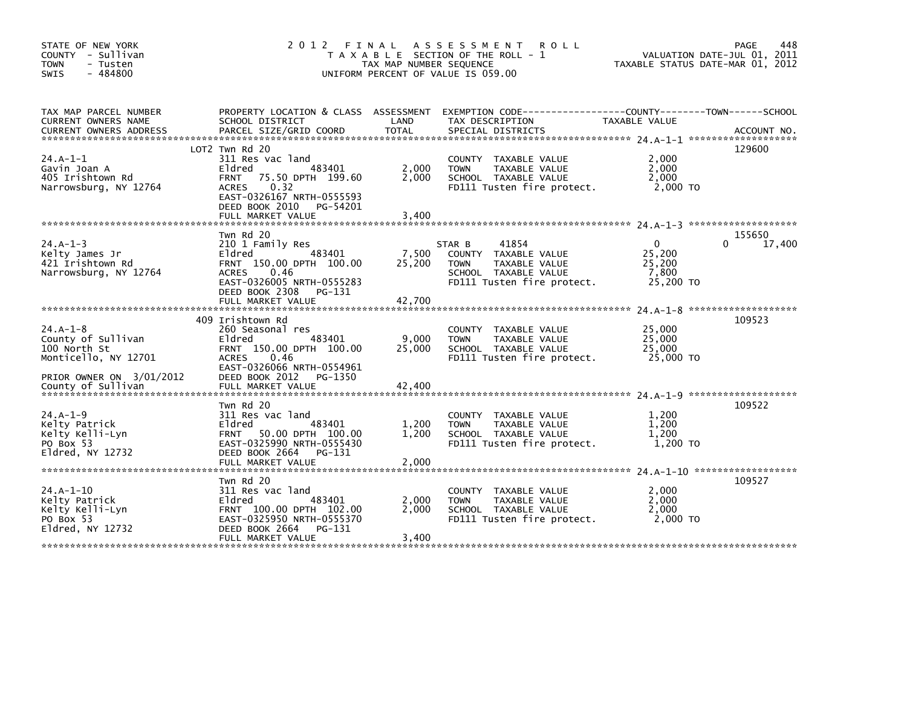STATE OF NEW YORK
COUNTY - Sullivan
TOWN - Tusten
SWIS - 484800

# 2012 FINAL ASSESSMENT ROLL

TAXABLE SECTION OF THE ROLL - 1
TAX MAP NUMBER SEQUENCE
UNIFORM PERCENT OF VALUE IS 059.00

VALUATION DATE-JUL 01, 2011
TAXABLE STATUS DATE-MAR 01, 2012

| TAX MAP PARCEL NUMBER / CURRENT OWNERS NAME / CURRENT OWNERS ADDRESS | PROPERTY LOCATION & CLASS / SCHOOL DISTRICT / PARCEL SIZE/GRID COORD | ASSESSMENT LAND | TOTAL | EXEMPTION CODE / TAX DESCRIPTION / SPECIAL DISTRICTS | COUNTY TAXABLE VALUE | TOWN | SCHOOL | ACCOUNT NO. |
|---|---|---|---|---|---|---|---|---|
| **24.A-1-1** | LOT2 Twn Rd 20 | | | | | | | 129600 |
| 24.A-1-1 | 311 Res vac land | | | COUNTY TAXABLE VALUE | 2,000 | | | |
| Gavin Joan A | Eldred 483401 | 2,000 | | TOWN TAXABLE VALUE | 2,000 | | | |
| 405 Irishtown Rd | FRNT 75.50 DPTH 199.60 | | 2,000 | SCHOOL TAXABLE VALUE | 2,000 | | | |
| Narrowsburg, NY 12764 | ACRES 0.32 | | | FD111 Tusten fire protect. | 2,000 TO | | | |
| | EAST-0326167 NRTH-0555593 | | | | | | | |
| | DEED BOOK 2010 PG-54201 | | | | | | | |
| | FULL MARKET VALUE | | 3,400 | | | | | |
| **24.A-1-3** | Twn Rd 20 | | | | | | | 155650 |
| 24.A-1-3 | 210 1 Family Res | | | STAR B 41854 | 0 | | 0 17,400 | |
| Kelty James Jr | Eldred 483401 | 7,500 | | COUNTY TAXABLE VALUE | 25,200 | | | |
| 421 Irishtown Rd | FRNT 150.00 DPTH 100.00 | | 25,200 | TOWN TAXABLE VALUE | 25,200 | | | |
| Narrowsburg, NY 12764 | ACRES 0.46 | | | SCHOOL TAXABLE VALUE | 7,800 | | | |
| | EAST-0326005 NRTH-0555283 | | | FD111 Tusten fire protect. | 25,200 TO | | | |
| | DEED BOOK 2308 PG-131 | | | | | | | |
| | FULL MARKET VALUE | | 42,700 | | | | | |
| **24.A-1-8** | 409 Irishtown Rd | | | | | | | 109523 |
| 24.A-1-8 | 260 Seasonal res | | | COUNTY TAXABLE VALUE | 25,000 | | | |
| County of Sullivan | Eldred 483401 | 9,000 | | TOWN TAXABLE VALUE | 25,000 | | | |
| 100 North St | FRNT 150.00 DPTH 100.00 | | 25,000 | SCHOOL TAXABLE VALUE | 25,000 | | | |
| Monticello, NY 12701 | ACRES 0.46 | | | FD111 Tusten fire protect. | 25,000 TO | | | |
| | EAST-0326066 NRTH-0554961 | | | | | | | |
| PRIOR OWNER ON 3/01/2012 | DEED BOOK 2012 PG-1350 | | | | | | | |
| County of Sullivan | FULL MARKET VALUE | | 42,400 | | | | | |
| **24.A-1-9** | Twn Rd 20 | | | | | | | 109522 |
| 24.A-1-9 | 311 Res vac land | | | COUNTY TAXABLE VALUE | 1,200 | | | |
| Kelty Patrick | Eldred 483401 | 1,200 | | TOWN TAXABLE VALUE | 1,200 | | | |
| Kelty Kelli-Lyn | FRNT 50.00 DPTH 100.00 | | 1,200 | SCHOOL TAXABLE VALUE | 1,200 | | | |
| PO Box 53 | EAST-0325990 NRTH-0555430 | | | FD111 Tusten fire protect. | 1,200 TO | | | |
| Eldred, NY 12732 | DEED BOOK 2664 PG-131 | | | | | | | |
| | FULL MARKET VALUE | | 2,000 | | | | | |
| **24.A-1-10** | Twn Rd 20 | | | | | | | 109527 |
| 24.A-1-10 | 311 Res vac land | | | COUNTY TAXABLE VALUE | 2,000 | | | |
| Kelty Patrick | Eldred 483401 | 2,000 | | TOWN TAXABLE VALUE | 2,000 | | | |
| Kelty Kelli-Lyn | FRNT 100.00 DPTH 102.00 | | 2,000 | SCHOOL TAXABLE VALUE | 2,000 | | | |
| PO Box 53 | EAST-0325950 NRTH-0555370 | | | FD111 Tusten fire protect. | 2,000 TO | | | |
| Eldred, NY 12732 | DEED BOOK 2664 PG-131 | | | | | | | |
| | FULL MARKET VALUE | | 3,400 | | | | | |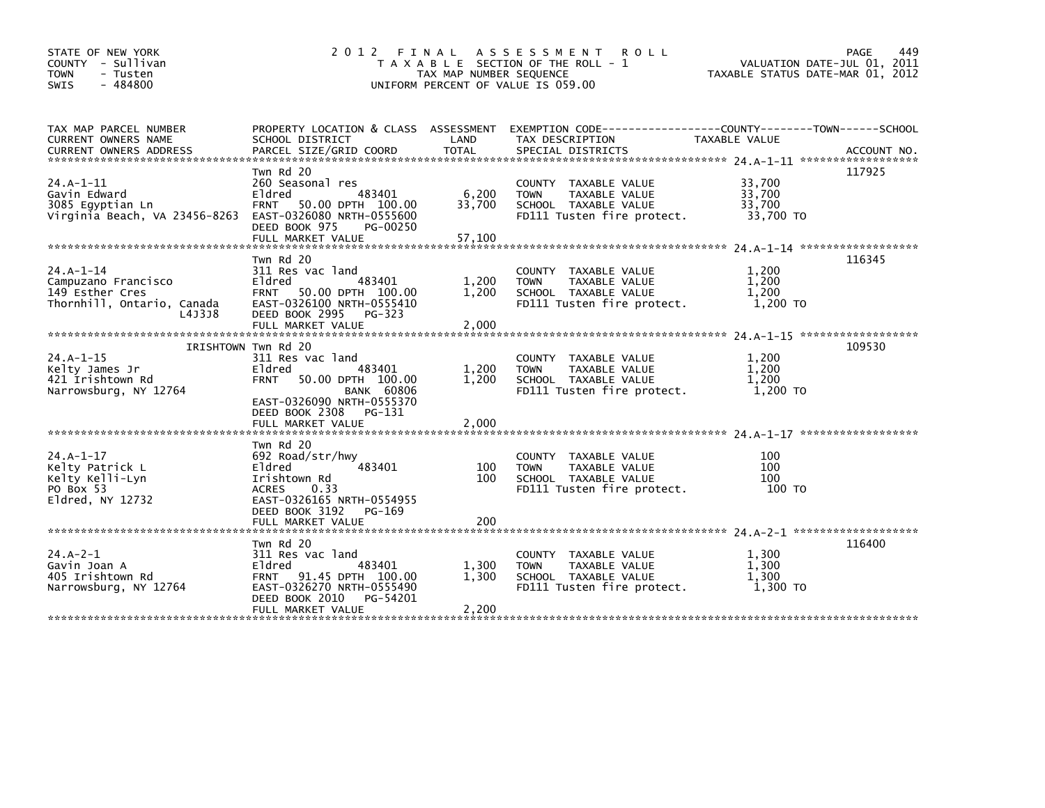STATE OF NEW YORK
COUNTY - Sullivan
TOWN - Tusten
SWIS - 484800

# 2012 FINAL ASSESSMENT ROLL

TAXABLE SECTION OF THE ROLL - 1
TAX MAP NUMBER SEQUENCE
UNIFORM PERCENT OF VALUE IS 059.00

VALUATION DATE-JUL 01, 2011
TAXABLE STATUS DATE-MAR 01, 2012

| TAX MAP PARCEL NUMBER / CURRENT OWNERS NAME / CURRENT OWNERS ADDRESS | PROPERTY LOCATION & CLASS / SCHOOL DISTRICT / PARCEL SIZE/GRID COORD | ASSESSMENT LAND | TOTAL | EXEMPTION CODE / TAX DESCRIPTION / SPECIAL DISTRICTS | TAXABLE VALUE | ACCOUNT NO. |
|---|---|---|---|---|---|---|
| 24.A-1-11 | Twn Rd 20 | | | | | 117925 |
| Gavin Edward | 260 Seasonal res | | | COUNTY TAXABLE VALUE | 33,700 | |
| 3085 Egyptian Ln | Eldred 483401 | 6,200 | | TOWN TAXABLE VALUE | 33,700 | |
| Virginia Beach, VA 23456-8263 | FRNT 50.00 DPTH 100.00 | | 33,700 | SCHOOL TAXABLE VALUE | 33,700 | |
| | EAST-0326080 NRTH-0555600 | | | FD111 Tusten fire protect. | 33,700 TO | |
| | DEED BOOK 975 PG-00250 | | | | | |
| | FULL MARKET VALUE | | 57,100 | | | |
| 24.A-1-14 | Twn Rd 20 | | | | | 116345 |
| Campuzano Francisco | 311 Res vac land | | | COUNTY TAXABLE VALUE | 1,200 | |
| 149 Esther Cres | Eldred 483401 | 1,200 | | TOWN TAXABLE VALUE | 1,200 | |
| Thornhill, Ontario, Canada L4J3J8 | FRNT 50.00 DPTH 100.00 | | 1,200 | SCHOOL TAXABLE VALUE | 1,200 | |
| | EAST-0326100 NRTH-0555410 | | | FD111 Tusten fire protect. | 1,200 TO | |
| | DEED BOOK 2995 PG-323 | | | | | |
| | FULL MARKET VALUE | | 2,000 | | | |
| 24.A-1-15 | IRISHTOWN Twn Rd 20 | | | | | 109530 |
| Kelty James Jr | 311 Res vac land | | | COUNTY TAXABLE VALUE | 1,200 | |
| 421 Irishtown Rd | Eldred 483401 | 1,200 | | TOWN TAXABLE VALUE | 1,200 | |
| Narrowsburg, NY 12764 | FRNT 50.00 DPTH 100.00 | | 1,200 | SCHOOL TAXABLE VALUE | 1,200 | |
| | BANK 60806 | | | FD111 Tusten fire protect. | 1,200 TO | |
| | EAST-0326090 NRTH-0555370 | | | | | |
| | DEED BOOK 2308 PG-131 | | | | | |
| | FULL MARKET VALUE | | 2,000 | | | |
| 24.A-1-17 | Twn Rd 20 | | | | | |
| Kelty Patrick L | 692 Road/str/hwy | | | COUNTY TAXABLE VALUE | 100 | |
| Kelty Kelli-Lyn | Eldred 483401 | 100 | | TOWN TAXABLE VALUE | 100 | |
| PO Box 53 | Irishtown Rd | | 100 | SCHOOL TAXABLE VALUE | 100 | |
| Eldred, NY 12732 | ACRES 0.33 | | | FD111 Tusten fire protect. | 100 TO | |
| | EAST-0326165 NRTH-0554955 | | | | | |
| | DEED BOOK 3192 PG-169 | | | | | |
| | FULL MARKET VALUE | | 200 | | | |
| 24.A-2-1 | Twn Rd 20 | | | | | 116400 |
| Gavin Joan A | 311 Res vac land | | | COUNTY TAXABLE VALUE | 1,300 | |
| 405 Irishtown Rd | Eldred 483401 | 1,300 | | TOWN TAXABLE VALUE | 1,300 | |
| Narrowsburg, NY 12764 | FRNT 91.45 DPTH 100.00 | | 1,300 | SCHOOL TAXABLE VALUE | 1,300 | |
| | EAST-0326270 NRTH-0555490 | | | FD111 Tusten fire protect. | 1,300 TO | |
| | DEED BOOK 2010 PG-54201 | | | | | |
| | FULL MARKET VALUE | | 2,200 | | | |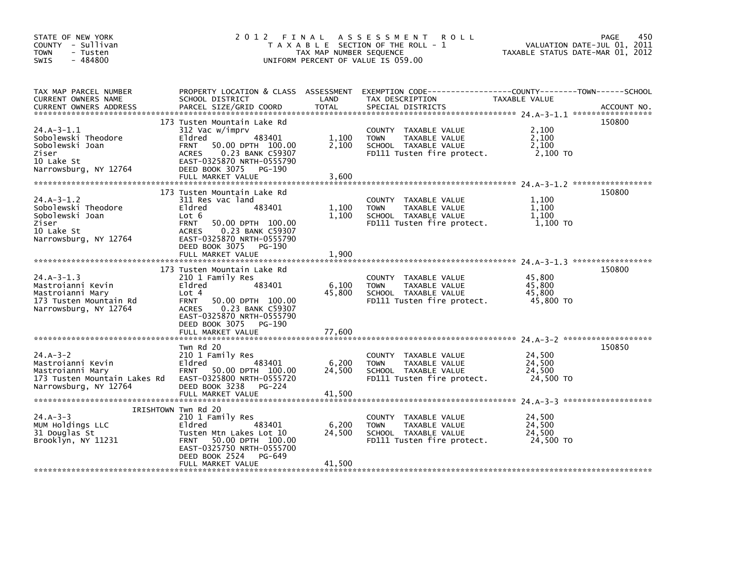STATE OF NEW YORK
COUNTY - Sullivan
TOWN - Tusten
SWIS - 484800

# 2012 FINAL ASSESSMENT ROLL
TAXABLE SECTION OF THE ROLL - 1
TAX MAP NUMBER SEQUENCE
UNIFORM PERCENT OF VALUE IS 059.00

VALUATION DATE-JUL 01, 2011
TAXABLE STATUS DATE-MAR 01, 2012

| TAX MAP PARCEL NUMBER / CURRENT OWNERS NAME / CURRENT OWNERS ADDRESS | PROPERTY LOCATION & CLASS / SCHOOL DISTRICT / PARCEL SIZE/GRID COORD | ASSESSMENT LAND | TOTAL | EXEMPTION CODE / TAX DESCRIPTION / SPECIAL DISTRICTS | TAXABLE VALUE (COUNTY / TOWN / SCHOOL) | ACCOUNT NO. |
|---|---|---|---|---|---|---|
| 24.A-3-1.1 | 173 Tusten Mountain Lake Rd | | | | | 150800 |
| | 312 Vac w/imprv | | | COUNTY TAXABLE VALUE | 2,100 | |
| Sobolewski Theodore | Eldred 483401 | 1,100 | | TOWN TAXABLE VALUE | 2,100 | |
| Sobolewski Joan | FRNT 50.00 DPTH 100.00 | | 2,100 | SCHOOL TAXABLE VALUE | 2,100 | |
| Ziser | ACRES 0.23 BANK C59307 | | | FD111 Tusten fire protect. | 2,100 TO | |
| 10 Lake St | EAST-0325870 NRTH-0555790 | | | | | |
| Narrowsburg, NY 12764 | DEED BOOK 3075 PG-190 | | | | | |
| | FULL MARKET VALUE | | 3,600 | | | |
| 24.A-3-1.2 | 173 Tusten Mountain Lake Rd | | | | | 150800 |
| | 311 Res vac land | | | COUNTY TAXABLE VALUE | 1,100 | |
| Sobolewski Theodore | Eldred 483401 | 1,100 | | TOWN TAXABLE VALUE | 1,100 | |
| Sobolewski Joan | Lot 6 | | 1,100 | SCHOOL TAXABLE VALUE | 1,100 | |
| Ziser | FRNT 50.00 DPTH 100.00 | | | FD111 Tusten fire protect. | 1,100 TO | |
| 10 Lake St | ACRES 0.23 BANK C59307 | | | | | |
| Narrowsburg, NY 12764 | EAST-0325870 NRTH-0555790 | | | | | |
| | DEED BOOK 3075 PG-190 | | | | | |
| | FULL MARKET VALUE | | 1,900 | | | |
| 24.A-3-1.3 | 173 Tusten Mountain Lake Rd | | | | | 150800 |
| | 210 1 Family Res | | | COUNTY TAXABLE VALUE | 45,800 | |
| Mastroianni Kevin | Eldred 483401 | 6,100 | | TOWN TAXABLE VALUE | 45,800 | |
| Mastroianni Mary | Lot 4 | | 45,800 | SCHOOL TAXABLE VALUE | 45,800 | |
| 173 Tusten Mountain Rd | FRNT 50.00 DPTH 100.00 | | | FD111 Tusten fire protect. | 45,800 TO | |
| Narrowsburg, NY 12764 | ACRES 0.23 BANK C59307 | | | | | |
| | EAST-0325870 NRTH-0555790 | | | | | |
| | DEED BOOK 3075 PG-190 | | | | | |
| | FULL MARKET VALUE | | 77,600 | | | |
| 24.A-3-2 | Twn Rd 20 | | | | | 150850 |
| | 210 1 Family Res | | | COUNTY TAXABLE VALUE | 24,500 | |
| Mastroianni Kevin | Eldred 483401 | 6,200 | | TOWN TAXABLE VALUE | 24,500 | |
| Mastroianni Mary | FRNT 50.00 DPTH 100.00 | | 24,500 | SCHOOL TAXABLE VALUE | 24,500 | |
| 173 Tusten Mountain Lakes Rd | EAST-0325800 NRTH-0555720 | | | FD111 Tusten fire protect. | 24,500 TO | |
| Narrowsburg, NY 12764 | DEED BOOK 3238 PG-224 | | | | | |
| | FULL MARKET VALUE | | 41,500 | | | |
| 24.A-3-3 | IRISHTOWN Twn Rd 20 | | | | | |
| | 210 1 Family Res | | | COUNTY TAXABLE VALUE | 24,500 | |
| MUM Holdings LLC | Eldred 483401 | 6,200 | | TOWN TAXABLE VALUE | 24,500 | |
| 31 Douglas St | Tusten Mtn Lakes Lot 10 | | 24,500 | SCHOOL TAXABLE VALUE | 24,500 | |
| Brooklyn, NY 11231 | FRNT 50.00 DPTH 100.00 | | | FD111 Tusten fire protect. | 24,500 TO | |
| | EAST-0325750 NRTH-0555700 | | | | | |
| | DEED BOOK 2524 PG-649 | | | | | |
| | FULL MARKET VALUE | | 41,500 | | | |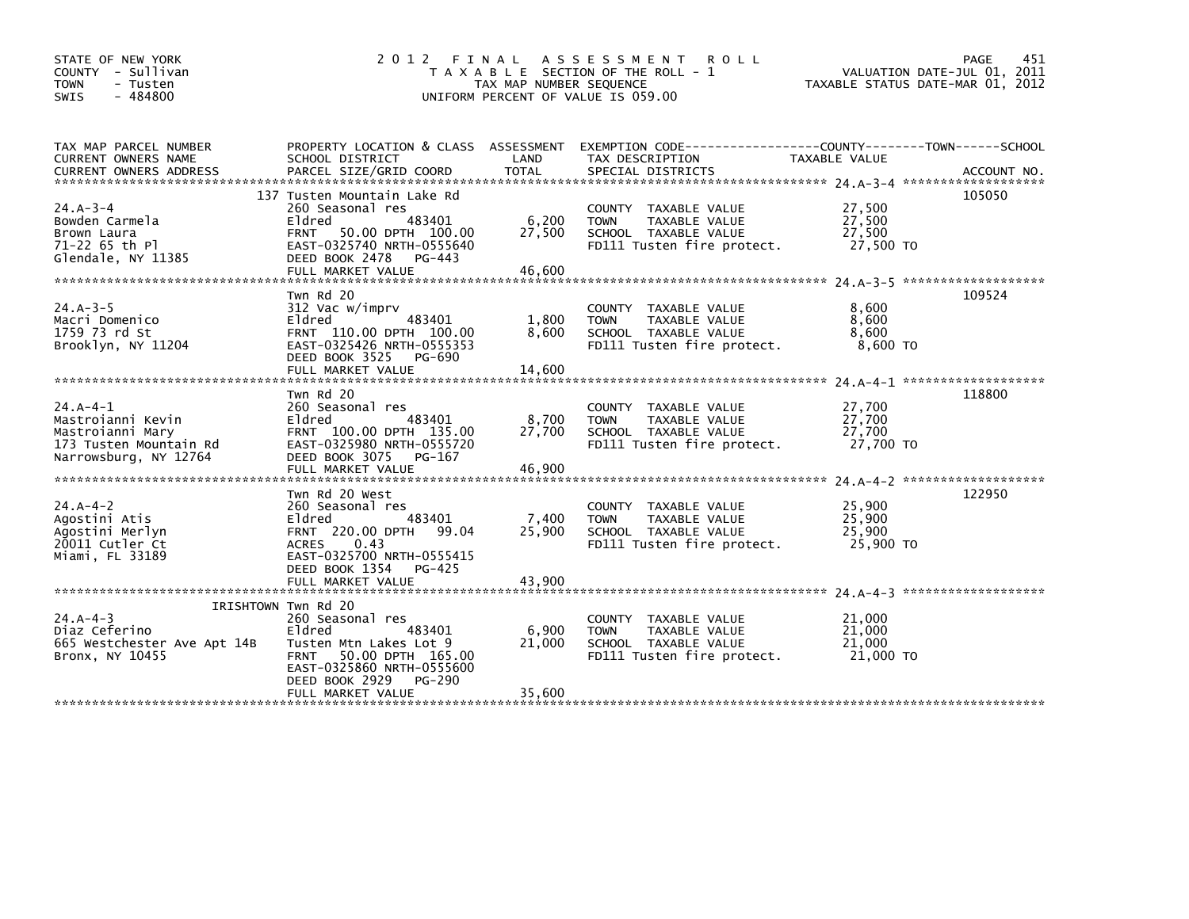STATE OF NEW YORK
COUNTY - Sullivan
TOWN - Tusten
SWIS - 484800

# 2012 FINAL ASSESSMENT ROLL
TAXABLE SECTION OF THE ROLL - 1
TAX MAP NUMBER SEQUENCE
UNIFORM PERCENT OF VALUE IS 059.00

VALUATION DATE-JUL 01, 2011
TAXABLE STATUS DATE-MAR 01, 2012

| TAX MAP PARCEL NUMBER / CURRENT OWNERS NAME / CURRENT OWNERS ADDRESS | PROPERTY LOCATION & CLASS / SCHOOL DISTRICT / PARCEL SIZE/GRID COORD | ASSESSMENT LAND | TOTAL | EXEMPTION CODE / TAX DESCRIPTION / SPECIAL DISTRICTS | TAXABLE VALUE (COUNTY / TOWN / SCHOOL) | ACCOUNT NO. |
|---|---|---|---|---|---|---|
| 24.A-3-4 | 137 Tusten Mountain Lake Rd | | | | | 105050 |
| Bowden Carmela | 260 Seasonal res | | | COUNTY TAXABLE VALUE | 27,500 | |
| Brown Laura | Eldred 483401 | 6,200 | | TOWN TAXABLE VALUE | 27,500 | |
| 71-22 65 th Pl | FRNT 50.00 DPTH 100.00 | | 27,500 | SCHOOL TAXABLE VALUE | 27,500 | |
| Glendale, NY 11385 | EAST-0325740 NRTH-0555640 | | | FD111 Tusten fire protect. | 27,500 TO | |
| | DEED BOOK 2478 PG-443 | | | | | |
| | FULL MARKET VALUE | | 46,600 | | | |
| 24.A-3-5 | Twn Rd 20 | | | | | 109524 |
| Macri Domenico | 312 Vac w/imprv | | | COUNTY TAXABLE VALUE | 8,600 | |
| 1759 73 rd St | Eldred 483401 | 1,800 | | TOWN TAXABLE VALUE | 8,600 | |
| Brooklyn, NY 11204 | FRNT 110.00 DPTH 100.00 | | 8,600 | SCHOOL TAXABLE VALUE | 8,600 | |
| | EAST-0325426 NRTH-0555353 | | | FD111 Tusten fire protect. | 8,600 TO | |
| | DEED BOOK 3525 PG-690 | | | | | |
| | FULL MARKET VALUE | | 14,600 | | | |
| 24.A-4-1 | Twn Rd 20 | | | | | 118800 |
| Mastroianni Kevin | 260 Seasonal res | | | COUNTY TAXABLE VALUE | 27,700 | |
| Mastroianni Mary | Eldred 483401 | 8,700 | | TOWN TAXABLE VALUE | 27,700 | |
| 173 Tusten Mountain Rd | FRNT 100.00 DPTH 135.00 | | 27,700 | SCHOOL TAXABLE VALUE | 27,700 | |
| Narrowsburg, NY 12764 | EAST-0325980 NRTH-0555720 | | | FD111 Tusten fire protect. | 27,700 TO | |
| | DEED BOOK 3075 PG-167 | | | | | |
| | FULL MARKET VALUE | | 46,900 | | | |
| 24.A-4-2 | Twn Rd 20 West | | | | | 122950 |
| Agostini Atis | 260 Seasonal res | | | COUNTY TAXABLE VALUE | 25,900 | |
| Agostini Merlyn | Eldred 483401 | 7,400 | | TOWN TAXABLE VALUE | 25,900 | |
| 20011 Cutler Ct | FRNT 220.00 DPTH 99.04 | | 25,900 | SCHOOL TAXABLE VALUE | 25,900 | |
| Miami, FL 33189 | ACRES 0.43 | | | FD111 Tusten fire protect. | 25,900 TO | |
| | EAST-0325700 NRTH-0555415 | | | | | |
| | DEED BOOK 1354 PG-425 | | | | | |
| | FULL MARKET VALUE | | 43,900 | | | |
| 24.A-4-3 | IRISHTOWN Twn Rd 20 | | | | | |
| Diaz Ceferino | 260 Seasonal res | | | COUNTY TAXABLE VALUE | 21,000 | |
| 665 Westchester Ave Apt 14B | Eldred 483401 | 6,900 | | TOWN TAXABLE VALUE | 21,000 | |
| Bronx, NY 10455 | Tusten Mtn Lakes Lot 9 | | 21,000 | SCHOOL TAXABLE VALUE | 21,000 | |
| | FRNT 50.00 DPTH 165.00 | | | FD111 Tusten fire protect. | 21,000 TO | |
| | EAST-0325860 NRTH-0555600 | | | | | |
| | DEED BOOK 2929 PG-290 | | | | | |
| | FULL MARKET VALUE | | 35,600 | | | |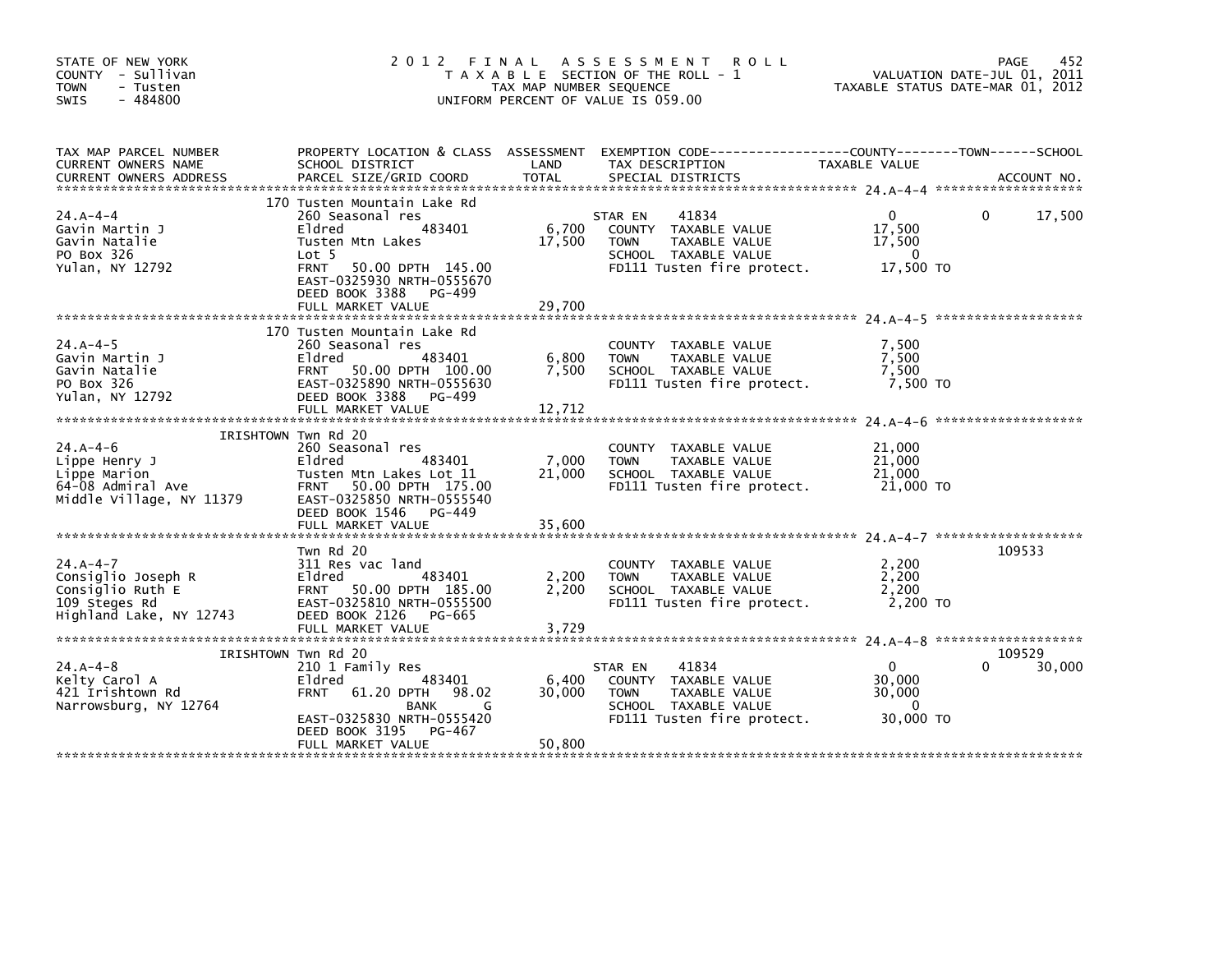STATE OF NEW YORK
COUNTY - Sullivan
TOWN - Tusten
SWIS - 484800

# 2012 FINAL ASSESSMENT ROLL

TAXABLE SECTION OF THE ROLL - 1
TAX MAP NUMBER SEQUENCE
UNIFORM PERCENT OF VALUE IS 059.00

VALUATION DATE-JUL 01, 2011
TAXABLE STATUS DATE-MAR 01, 2012

| TAX MAP PARCEL NUMBER / CURRENT OWNERS NAME / CURRENT OWNERS ADDRESS | PROPERTY LOCATION & CLASS / SCHOOL DISTRICT / PARCEL SIZE/GRID COORD | ASSESSMENT LAND | TOTAL | EXEMPTION CODE / TAX DESCRIPTION / SPECIAL DISTRICTS | COUNTY TAXABLE VALUE | TOWN | SCHOOL / ACCOUNT NO. |
|---|---|---|---|---|---|---|---|
| 24.A-4-4 | 170 Tusten Mountain Lake Rd | | | | | | |
| Gavin Martin J | 260 Seasonal res | | | STAR EN 41834 | 0 | 0 | 17,500 |
| Gavin Natalie | Eldred 483401 | 6,700 | | COUNTY TAXABLE VALUE | 17,500 | | |
| PO Box 326 | Tusten Mtn Lakes | | 17,500 | TOWN TAXABLE VALUE | 17,500 | | |
| Yulan, NY 12792 | Lot 5 | | | SCHOOL TAXABLE VALUE | 0 | | |
| | FRNT 50.00 DPTH 145.00 | | | FD111 Tusten fire protect. | 17,500 TO | | |
| | EAST-0325930 NRTH-0555670 | | | | | | |
| | DEED BOOK 3388 PG-499 | | | | | | |
| | FULL MARKET VALUE | | 29,700 | | | | |
| 24.A-4-5 | 170 Tusten Mountain Lake Rd | | | | | | |
| Gavin Martin J | 260 Seasonal res | | | COUNTY TAXABLE VALUE | 7,500 | | |
| Gavin Natalie | Eldred 483401 | 6,800 | | TOWN TAXABLE VALUE | 7,500 | | |
| PO Box 326 | FRNT 50.00 DPTH 100.00 | | 7,500 | SCHOOL TAXABLE VALUE | 7,500 | | |
| Yulan, NY 12792 | EAST-0325890 NRTH-0555630 | | | FD111 Tusten fire protect. | 7,500 TO | | |
| | DEED BOOK 3388 PG-499 | | | | | | |
| | FULL MARKET VALUE | | 12,712 | | | | |
| 24.A-4-6 | IRISHTOWN Twn Rd 20 | | | | | | |
| Lippe Henry J | 260 Seasonal res | | | COUNTY TAXABLE VALUE | 21,000 | | |
| Lippe Marion | Eldred 483401 | 7,000 | | TOWN TAXABLE VALUE | 21,000 | | |
| 64-08 Admiral Ave | Tusten Mtn Lakes Lot 11 | | 21,000 | SCHOOL TAXABLE VALUE | 21,000 | | |
| Middle Village, NY 11379 | FRNT 50.00 DPTH 175.00 | | | FD111 Tusten fire protect. | 21,000 TO | | |
| | EAST-0325850 NRTH-0555540 | | | | | | |
| | DEED BOOK 1546 PG-449 | | | | | | |
| | FULL MARKET VALUE | | 35,600 | | | | |
| 24.A-4-7 | Twn Rd 20 | | | | | | 109533 |
| Consiglio Joseph R | 311 Res vac land | | | COUNTY TAXABLE VALUE | 2,200 | | |
| Consiglio Ruth E | Eldred 483401 | 2,200 | | TOWN TAXABLE VALUE | 2,200 | | |
| 109 Steges Rd | FRNT 50.00 DPTH 185.00 | | 2,200 | SCHOOL TAXABLE VALUE | 2,200 | | |
| Highland Lake, NY 12743 | EAST-0325810 NRTH-0555500 | | | FD111 Tusten fire protect. | 2,200 TO | | |
| | DEED BOOK 2126 PG-665 | | | | | | |
| | FULL MARKET VALUE | | 3,729 | | | | |
| 24.A-4-8 | IRISHTOWN Twn Rd 20 | | | | | | 109529 |
| Kelty Carol A | 210 1 Family Res | | | STAR EN 41834 | 0 | 0 | 30,000 |
| 421 Irishtown Rd | Eldred 483401 | 6,400 | | COUNTY TAXABLE VALUE | 30,000 | | |
| Narrowsburg, NY 12764 | FRNT 61.20 DPTH 98.02 | | 30,000 | TOWN TAXABLE VALUE | 30,000 | | |
| | BANK G | | | SCHOOL TAXABLE VALUE | 0 | | |
| | EAST-0325830 NRTH-0555420 | | | FD111 Tusten fire protect. | 30,000 TO | | |
| | DEED BOOK 3195 PG-467 | | | | | | |
| | FULL MARKET VALUE | | 50,800 | | | | |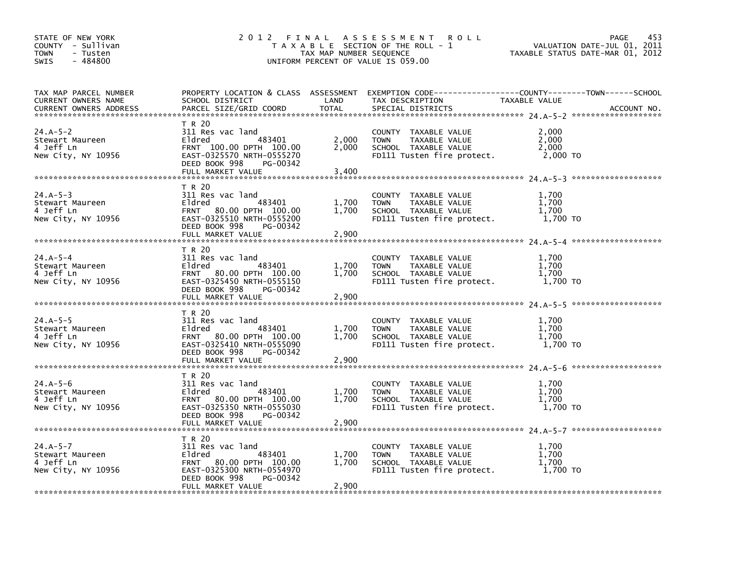STATE OF NEW YORK
COUNTY - Sullivan
TOWN - Tusten
SWIS - 484800

# 2012 FINAL ASSESSMENT ROLL

TAXABLE SECTION OF THE ROLL - 1
TAX MAP NUMBER SEQUENCE
UNIFORM PERCENT OF VALUE IS 059.00

VALUATION DATE-JUL 01, 2011
TAXABLE STATUS DATE-MAR 01, 2012

| TAX MAP PARCEL NUMBER / CURRENT OWNERS NAME / CURRENT OWNERS ADDRESS | PROPERTY LOCATION & CLASS / SCHOOL DISTRICT / PARCEL SIZE/GRID COORD | ASSESSMENT LAND / TOTAL | EXEMPTION CODE / TAX DESCRIPTION / SPECIAL DISTRICTS | TAXABLE VALUE (COUNTY / TOWN / SCHOOL) | ACCOUNT NO. |
|---|---|---|---|---|---|
| **24.A-5-2** | T R 20 | | | | |
| 24.A-5-2 | 311 Res vac land | | COUNTY TAXABLE VALUE | 2,000 | |
| Stewart Maureen | Eldred 483401 | 2,000 | TOWN TAXABLE VALUE | 2,000 | |
| 4 Jeff Ln | FRNT 100.00 DPTH 100.00 | 2,000 | SCHOOL TAXABLE VALUE | 2,000 | |
| New City, NY 10956 | EAST-0325570 NRTH-0555270 | | FD111 Tusten fire protect. | 2,000 TO | |
| | DEED BOOK 998 PG-00342 | | | | |
| | FULL MARKET VALUE | 3,400 | | | |
| **24.A-5-3** | T R 20 | | | | |
| 24.A-5-3 | 311 Res vac land | | COUNTY TAXABLE VALUE | 1,700 | |
| Stewart Maureen | Eldred 483401 | 1,700 | TOWN TAXABLE VALUE | 1,700 | |
| 4 Jeff Ln | FRNT 80.00 DPTH 100.00 | 1,700 | SCHOOL TAXABLE VALUE | 1,700 | |
| New City, NY 10956 | EAST-0325510 NRTH-0555200 | | FD111 Tusten fire protect. | 1,700 TO | |
| | DEED BOOK 998 PG-00342 | | | | |
| | FULL MARKET VALUE | 2,900 | | | |
| **24.A-5-4** | T R 20 | | | | |
| 24.A-5-4 | 311 Res vac land | | COUNTY TAXABLE VALUE | 1,700 | |
| Stewart Maureen | Eldred 483401 | 1,700 | TOWN TAXABLE VALUE | 1,700 | |
| 4 Jeff Ln | FRNT 80.00 DPTH 100.00 | 1,700 | SCHOOL TAXABLE VALUE | 1,700 | |
| New City, NY 10956 | EAST-0325450 NRTH-0555150 | | FD111 Tusten fire protect. | 1,700 TO | |
| | DEED BOOK 998 PG-00342 | | | | |
| | FULL MARKET VALUE | 2,900 | | | |
| **24.A-5-5** | T R 20 | | | | |
| 24.A-5-5 | 311 Res vac land | | COUNTY TAXABLE VALUE | 1,700 | |
| Stewart Maureen | Eldred 483401 | 1,700 | TOWN TAXABLE VALUE | 1,700 | |
| 4 Jeff Ln | FRNT 80.00 DPTH 100.00 | 1,700 | SCHOOL TAXABLE VALUE | 1,700 | |
| New City, NY 10956 | EAST-0325410 NRTH-0555090 | | FD111 Tusten fire protect. | 1,700 TO | |
| | DEED BOOK 998 PG-00342 | | | | |
| | FULL MARKET VALUE | 2,900 | | | |
| **24.A-5-6** | T R 20 | | | | |
| 24.A-5-6 | 311 Res vac land | | COUNTY TAXABLE VALUE | 1,700 | |
| Stewart Maureen | Eldred 483401 | 1,700 | TOWN TAXABLE VALUE | 1,700 | |
| 4 Jeff Ln | FRNT 80.00 DPTH 100.00 | 1,700 | SCHOOL TAXABLE VALUE | 1,700 | |
| New City, NY 10956 | EAST-0325350 NRTH-0555030 | | FD111 Tusten fire protect. | 1,700 TO | |
| | DEED BOOK 998 PG-00342 | | | | |
| | FULL MARKET VALUE | 2,900 | | | |
| **24.A-5-7** | T R 20 | | | | |
| 24.A-5-7 | 311 Res vac land | | COUNTY TAXABLE VALUE | 1,700 | |
| Stewart Maureen | Eldred 483401 | 1,700 | TOWN TAXABLE VALUE | 1,700 | |
| 4 Jeff Ln | FRNT 80.00 DPTH 100.00 | 1,700 | SCHOOL TAXABLE VALUE | 1,700 | |
| New City, NY 10956 | EAST-0325300 NRTH-0554970 | | FD111 Tusten fire protect. | 1,700 TO | |
| | DEED BOOK 998 PG-00342 | | | | |
| | FULL MARKET VALUE | 2,900 | | | |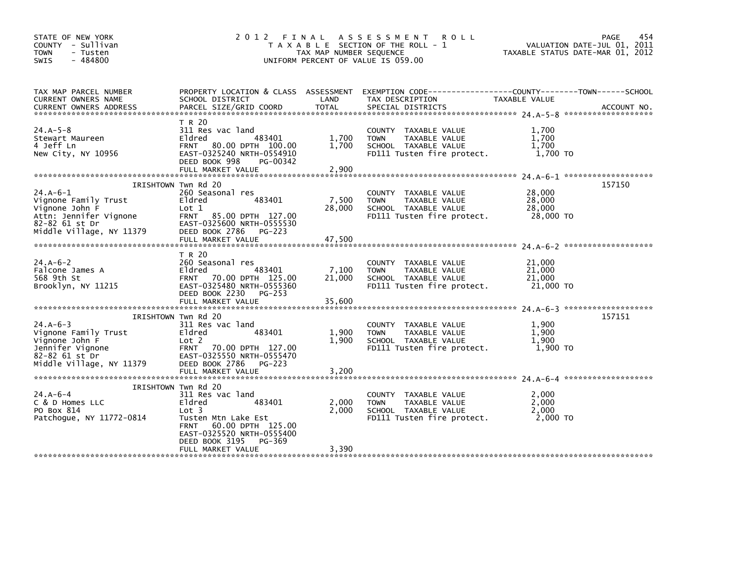STATE OF NEW YORK
COUNTY - Sullivan
TOWN - Tusten
SWIS - 484800

2012 FINAL ASSESSMENT ROLL
TAXABLE SECTION OF THE ROLL - 1
TAX MAP NUMBER SEQUENCE
UNIFORM PERCENT OF VALUE IS 059.00

VALUATION DATE-JUL 01, 2011
TAXABLE STATUS DATE-MAR 01, 2012

| TAX MAP PARCEL NUMBER / CURRENT OWNERS NAME / CURRENT OWNERS ADDRESS | PROPERTY LOCATION & CLASS / SCHOOL DISTRICT / PARCEL SIZE/GRID COORD | ASSESSMENT LAND | TOTAL | EXEMPTION CODE / TAX DESCRIPTION / SPECIAL DISTRICTS | TAXABLE VALUE (COUNTY / TOWN / SCHOOL) | ACCOUNT NO. |
|---|---|---|---|---|---|---|
| **24.A-5-8** | T R 20 | | | | | |
| 24.A-5-8 | 311 Res vac land | | | COUNTY TAXABLE VALUE | 1,700 | |
| Stewart Maureen | Eldred 483401 | 1,700 | | TOWN TAXABLE VALUE | 1,700 | |
| 4 Jeff Ln | FRNT 80.00 DPTH 100.00 | | 1,700 | SCHOOL TAXABLE VALUE | 1,700 | |
| New City, NY 10956 | EAST-0325240 NRTH-0554910 | | | FD111 Tusten fire protect. | 1,700 TO | |
| | DEED BOOK 998 PG-00342 | | | | | |
| | FULL MARKET VALUE | | 2,900 | | | |
| **24.A-6-1** | IRISHTOWN Twn Rd 20 | | | | | 157150 |
| 24.A-6-1 | 260 Seasonal res | | | COUNTY TAXABLE VALUE | 28,000 | |
| Vignone Family Trust | Eldred 483401 | 7,500 | | TOWN TAXABLE VALUE | 28,000 | |
| Vignone John F | Lot 1 | | 28,000 | SCHOOL TAXABLE VALUE | 28,000 | |
| Attn: Jennifer Vignone | FRNT 85.00 DPTH 127.00 | | | FD111 Tusten fire protect. | 28,000 TO | |
| 82-82 61 st Dr | EAST-0325600 NRTH-0555530 | | | | | |
| Middle Village, NY 11379 | DEED BOOK 2786 PG-223 | | | | | |
| | FULL MARKET VALUE | | 47,500 | | | |
| **24.A-6-2** | T R 20 | | | | | |
| 24.A-6-2 | 260 Seasonal res | | | COUNTY TAXABLE VALUE | 21,000 | |
| Falcone James A | Eldred 483401 | 7,100 | | TOWN TAXABLE VALUE | 21,000 | |
| 568 9th St | FRNT 70.00 DPTH 125.00 | | 21,000 | SCHOOL TAXABLE VALUE | 21,000 | |
| Brooklyn, NY 11215 | EAST-0325480 NRTH-0555360 | | | FD111 Tusten fire protect. | 21,000 TO | |
| | DEED BOOK 2230 PG-253 | | | | | |
| | FULL MARKET VALUE | | 35,600 | | | |
| **24.A-6-3** | IRISHTOWN Twn Rd 20 | | | | | 157151 |
| 24.A-6-3 | 311 Res vac land | | | COUNTY TAXABLE VALUE | 1,900 | |
| Vignone Family Trust | Eldred 483401 | 1,900 | | TOWN TAXABLE VALUE | 1,900 | |
| Vignone John F | Lot 2 | | 1,900 | SCHOOL TAXABLE VALUE | 1,900 | |
| Jennifer Vignone | FRNT 70.00 DPTH 127.00 | | | FD111 Tusten fire protect. | 1,900 TO | |
| 82-82 61 st Dr | EAST-0325550 NRTH-0555470 | | | | | |
| Middle Village, NY 11379 | DEED BOOK 2786 PG-223 | | | | | |
| | FULL MARKET VALUE | | 3,200 | | | |
| **24.A-6-4** | IRISHTOWN Twn Rd 20 | | | | | |
| 24.A-6-4 | 311 Res vac land | | | COUNTY TAXABLE VALUE | 2,000 | |
| C & D Homes LLC | Eldred 483401 | 2,000 | | TOWN TAXABLE VALUE | 2,000 | |
| PO Box 814 | Lot 3 | | 2,000 | SCHOOL TAXABLE VALUE | 2,000 | |
| Patchogue, NY 11772-0814 | Tusten Mtn Lake Est | | | FD111 Tusten fire protect. | 2,000 TO | |
| | FRNT 60.00 DPTH 125.00 | | | | | |
| | EAST-0325520 NRTH-0555400 | | | | | |
| | DEED BOOK 3195 PG-369 | | | | | |
| | FULL MARKET VALUE | | 3,390 | | | |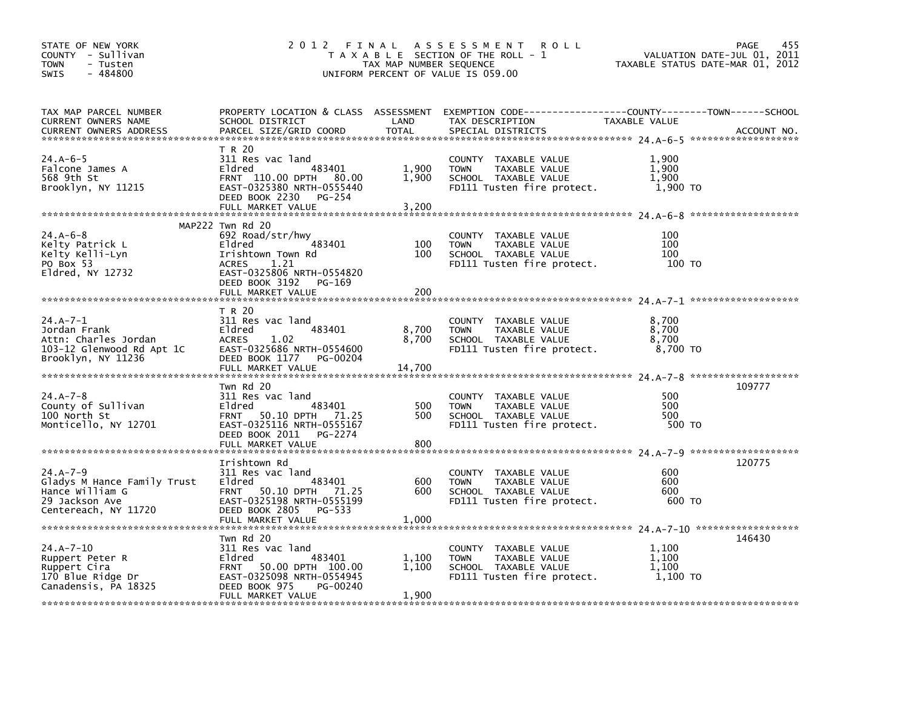STATE OF NEW YORK
COUNTY - Sullivan
TOWN - Tusten
SWIS - 484800

2012 FINAL ASSESSMENT ROLL
TAXABLE SECTION OF THE ROLL - 1
TAX MAP NUMBER SEQUENCE
UNIFORM PERCENT OF VALUE IS 059.00

VALUATION DATE-JUL 01, 2011
TAXABLE STATUS DATE-MAR 01, 2012

| TAX MAP PARCEL NUMBER / CURRENT OWNERS NAME / CURRENT OWNERS ADDRESS | PROPERTY LOCATION & CLASS / SCHOOL DISTRICT / PARCEL SIZE/GRID COORD | ASSESSMENT LAND | TOTAL | EXEMPTION CODE / TAX DESCRIPTION / SPECIAL DISTRICTS | TAXABLE VALUE (COUNTY / TOWN / SCHOOL) | ACCOUNT NO. |
|---|---|---|---|---|---|---|
| 24.A-6-5 | T R 20 | | | | | |
| Falcone James A | 311 Res vac land | | | COUNTY TAXABLE VALUE | 1,900 | |
| 568 9th St | Eldred 483401 | 1,900 | | TOWN TAXABLE VALUE | 1,900 | |
| Brooklyn, NY 11215 | FRNT 110.00 DPTH 80.00 | | 1,900 | SCHOOL TAXABLE VALUE | 1,900 | |
| | EAST-0325380 NRTH-0555440 | | | FD111 Tusten fire protect. | 1,900 TO | |
| | DEED BOOK 2230 PG-254 | | | | | |
| | FULL MARKET VALUE | | 3,200 | | | |
| 24.A-6-8 | MAP222 Twn Rd 20 | | | | | |
| Kelty Patrick L | 692 Road/str/hwy | | | COUNTY TAXABLE VALUE | 100 | |
| Kelty Kelli-Lyn | Eldred 483401 | 100 | | TOWN TAXABLE VALUE | 100 | |
| PO Box 53 | Irishtown Town Rd | | 100 | SCHOOL TAXABLE VALUE | 100 | |
| Eldred, NY 12732 | ACRES 1.21 | | | FD111 Tusten fire protect. | 100 TO | |
| | EAST-0325806 NRTH-0554820 | | | | | |
| | DEED BOOK 3192 PG-169 | | | | | |
| | FULL MARKET VALUE | | 200 | | | |
| 24.A-7-1 | T R 20 | | | | | |
| Jordan Frank | 311 Res vac land | | | COUNTY TAXABLE VALUE | 8,700 | |
| Attn: Charles Jordan | Eldred 483401 | 8,700 | | TOWN TAXABLE VALUE | 8,700 | |
| 103-12 Glenwood Rd Apt 1C | ACRES 1.02 | | 8,700 | SCHOOL TAXABLE VALUE | 8,700 | |
| Brooklyn, NY 11236 | EAST-0325686 NRTH-0554600 | | | FD111 Tusten fire protect. | 8,700 TO | |
| | DEED BOOK 1177 PG-00204 | | | | | |
| | FULL MARKET VALUE | | 14,700 | | | |
| 24.A-7-8 | Twn Rd 20 | | | | | 109777 |
| County of Sullivan | 311 Res vac land | | | COUNTY TAXABLE VALUE | 500 | |
| 100 North St | Eldred 483401 | 500 | | TOWN TAXABLE VALUE | 500 | |
| Monticello, NY 12701 | FRNT 50.10 DPTH 71.25 | | 500 | SCHOOL TAXABLE VALUE | 500 | |
| | EAST-0325116 NRTH-0555167 | | | FD111 Tusten fire protect. | 500 TO | |
| | DEED BOOK 2011 PG-2274 | | | | | |
| | FULL MARKET VALUE | | 800 | | | |
| 24.A-7-9 | Irishtown Rd | | | | | 120775 |
| Gladys M Hance Family Trust | 311 Res vac land | | | COUNTY TAXABLE VALUE | 600 | |
| Hance William G | Eldred 483401 | 600 | | TOWN TAXABLE VALUE | 600 | |
| 29 Jackson Ave | FRNT 50.10 DPTH 71.25 | | 600 | SCHOOL TAXABLE VALUE | 600 | |
| Centereach, NY 11720 | EAST-0325198 NRTH-0555199 | | | FD111 Tusten fire protect. | 600 TO | |
| | DEED BOOK 2805 PG-533 | | | | | |
| | FULL MARKET VALUE | | 1,000 | | | |
| 24.A-7-10 | Twn Rd 20 | | | | | 146430 |
| Ruppert Peter R | 311 Res vac land | | | COUNTY TAXABLE VALUE | 1,100 | |
| Ruppert Cira | Eldred 483401 | 1,100 | | TOWN TAXABLE VALUE | 1,100 | |
| 170 Blue Ridge Dr | FRNT 50.00 DPTH 100.00 | | 1,100 | SCHOOL TAXABLE VALUE | 1,100 | |
| Canadensis, PA 18325 | EAST-0325098 NRTH-0554945 | | | FD111 Tusten fire protect. | 1,100 TO | |
| | DEED BOOK 975 PG-00240 | | | | | |
| | FULL MARKET VALUE | | 1,900 | | | |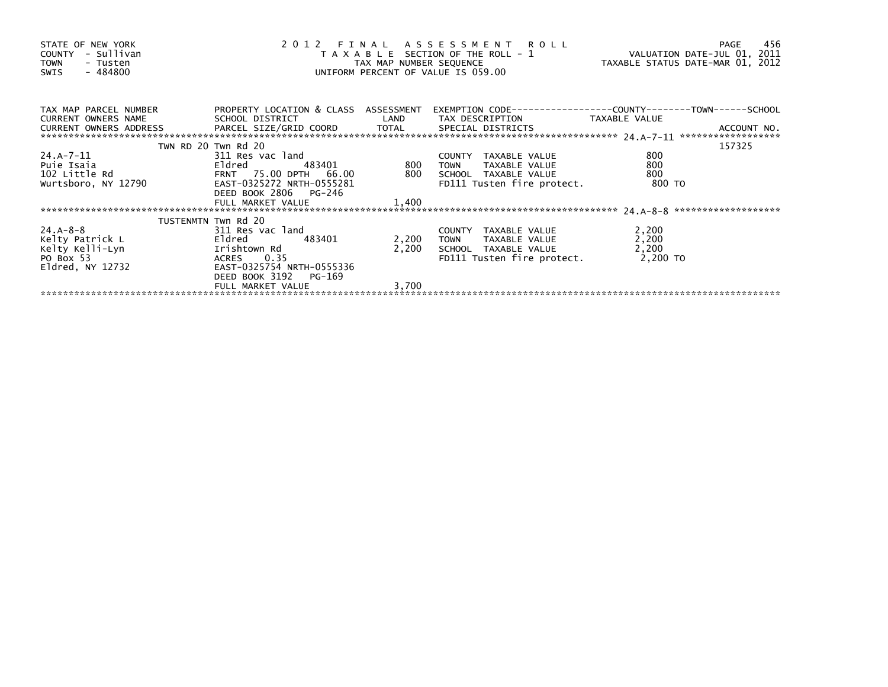STATE OF NEW YORK
COUNTY - Sullivan
TOWN - Tusten
SWIS - 484800

2012 FINAL ASSESSMENT ROLL
TAXABLE SECTION OF THE ROLL - 1
TAX MAP NUMBER SEQUENCE
UNIFORM PERCENT OF VALUE IS 059.00

VALUATION DATE-JUL 01, 2011
TAXABLE STATUS DATE-MAR 01, 2012

| TAX MAP PARCEL NUMBER / CURRENT OWNERS NAME / CURRENT OWNERS ADDRESS | PROPERTY LOCATION & CLASS / SCHOOL DISTRICT / PARCEL SIZE/GRID COORD | ASSESSMENT LAND | TOTAL | EXEMPTION CODE / TAX DESCRIPTION / SPECIAL DISTRICTS | TAXABLE VALUE | ACCOUNT NO. |
|---|---|---|---|---|---|---|
| **24.A-7-11** | TWN RD 20 Twn Rd 20 | | | | | 157325 |
| 24.A-7-11 | 311 Res vac land | | | COUNTY TAXABLE VALUE | 800 | |
| Puie Isaia | Eldred 483401 | 800 | | TOWN TAXABLE VALUE | 800 | |
| 102 Little Rd | FRNT 75.00 DPTH 66.00 | | 800 | SCHOOL TAXABLE VALUE | 800 | |
| Wurtsboro, NY 12790 | EAST-0325272 NRTH-0555281 | | | FD111 Tusten fire protect. | 800 TO | |
| | DEED BOOK 2806 PG-246 | | | | | |
| | FULL MARKET VALUE | | 1,400 | | | |
| **24.A-8-8** | TUSTENMTN Twn Rd 20 | | | | | |
| 24.A-8-8 | 311 Res vac land | | | COUNTY TAXABLE VALUE | 2,200 | |
| Kelty Patrick L | Eldred 483401 | 2,200 | | TOWN TAXABLE VALUE | 2,200 | |
| Kelty Kelli-Lyn | Irishtown Rd | | 2,200 | SCHOOL TAXABLE VALUE | 2,200 | |
| PO Box 53 | ACRES 0.35 | | | FD111 Tusten fire protect. | 2,200 TO | |
| Eldred, NY 12732 | EAST-0325754 NRTH-0555336 | | | | | |
| | DEED BOOK 3192 PG-169 | | | | | |
| | FULL MARKET VALUE | | 3,700 | | | |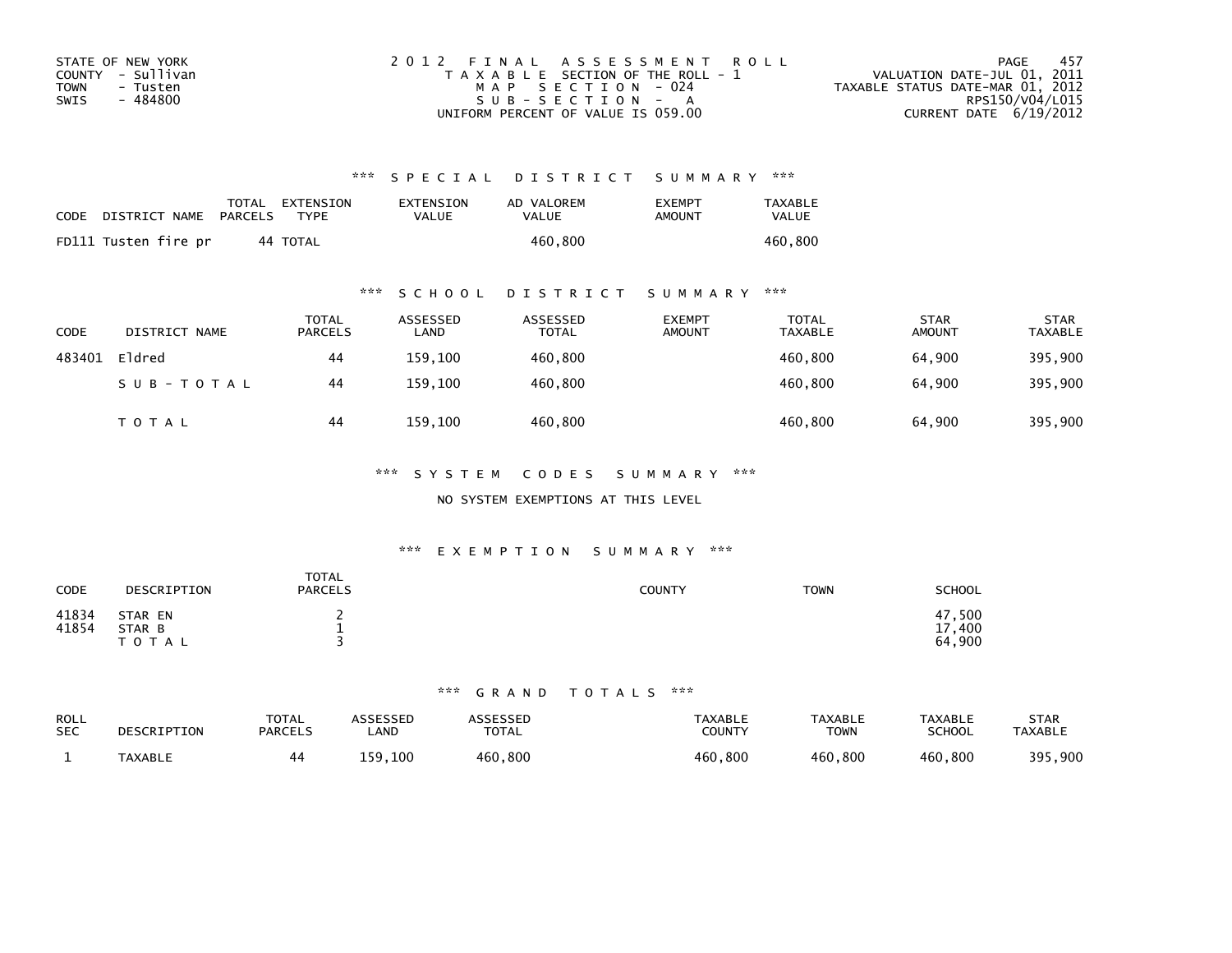STATE OF NEW YORK
COUNTY - Sullivan
TOWN - Tusten
SWIS - 484800

2012 FINAL ASSESSMENT ROLL
TAXABLE SECTION OF THE ROLL - 1
MAP SECTION - 024
SUB-SECTION - A
UNIFORM PERCENT OF VALUE IS 059.00

VALUATION DATE-JUL 01, 2011
TAXABLE STATUS DATE-MAR 01, 2012
RPS150/V04/L015
CURRENT DATE 6/19/2012

### *** SPECIAL DISTRICT SUMMARY ***

| CODE | DISTRICT NAME | TOTAL PARCELS | EXTENSION TYPE | EXTENSION VALUE | AD VALOREM VALUE | EXEMPT AMOUNT | TAXABLE VALUE |
|---|---|---|---|---|---|---|---|
| FD111 | Tusten fire pr | 44 | TOTAL | | 460,800 | | 460,800 |

### *** SCHOOL DISTRICT SUMMARY ***

| CODE | DISTRICT NAME | TOTAL PARCELS | ASSESSED LAND | ASSESSED TOTAL | EXEMPT AMOUNT | TOTAL TAXABLE | STAR AMOUNT | STAR TAXABLE |
|---|---|---|---|---|---|---|---|---|
| 483401 | Eldred | 44 | 159,100 | 460,800 | | 460,800 | 64,900 | 395,900 |
| | SUB-TOTAL | 44 | 159,100 | 460,800 | | 460,800 | 64,900 | 395,900 |
| | TOTAL | 44 | 159,100 | 460,800 | | 460,800 | 64,900 | 395,900 |

### *** SYSTEM CODES SUMMARY ***

NO SYSTEM EXEMPTIONS AT THIS LEVEL

### *** EXEMPTION SUMMARY ***

| CODE | DESCRIPTION | TOTAL PARCELS | COUNTY | TOWN | SCHOOL |
|---|---|---|---|---|---|
| 41834 | STAR EN | 2 | | | 47,500 |
| 41854 | STAR B | 1 | | | 17,400 |
| | TOTAL | 3 | | | 64,900 |

### *** GRAND TOTALS ***

| ROLL SEC | DESCRIPTION | TOTAL PARCELS | ASSESSED LAND | ASSESSED TOTAL | TAXABLE COUNTY | TAXABLE TOWN | TAXABLE SCHOOL | STAR TAXABLE |
|---|---|---|---|---|---|---|---|---|
| 1 | TAXABLE | 44 | 159,100 | 460,800 | 460,800 | 460,800 | 460,800 | 395,900 |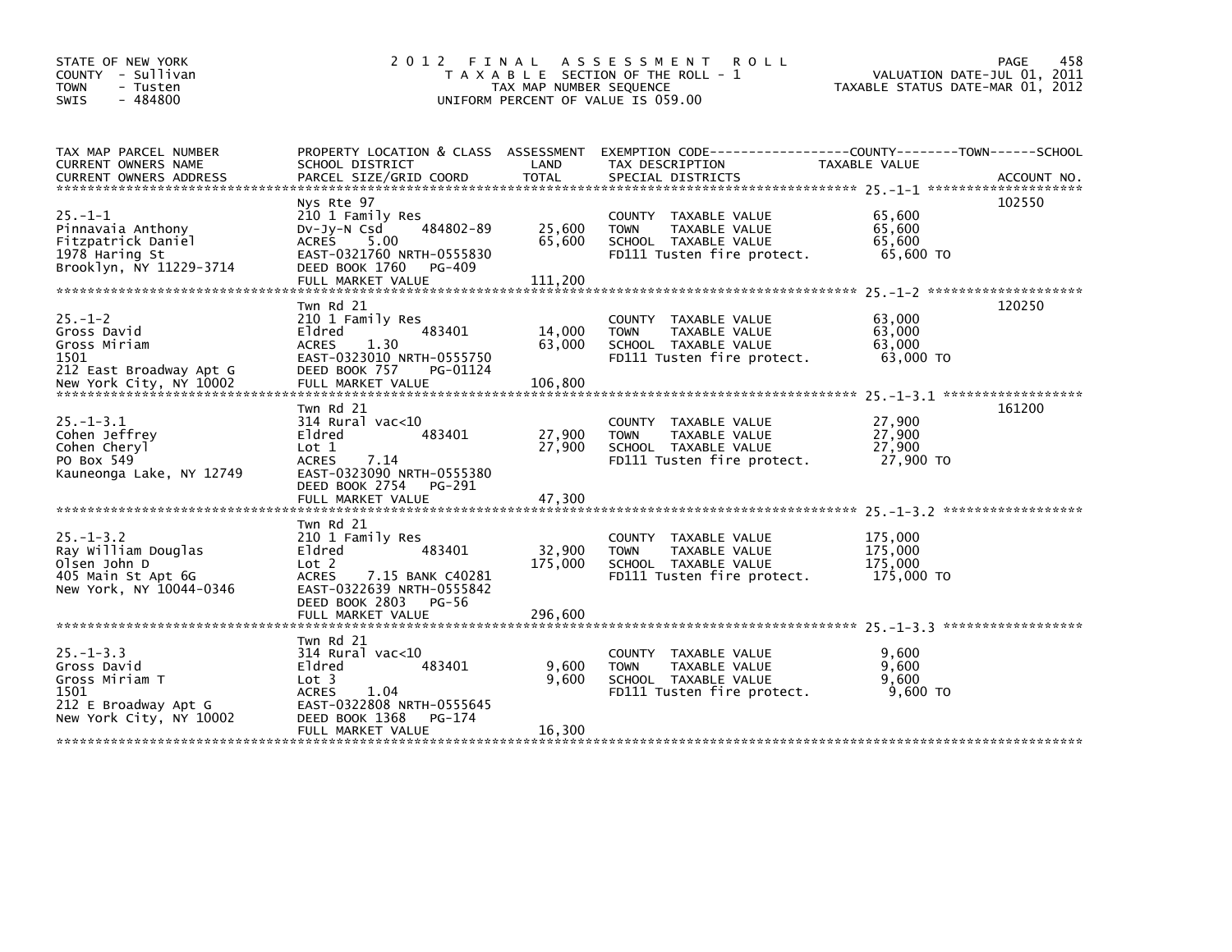STATE OF NEW YORK
COUNTY - Sullivan
TOWN - Tusten
SWIS - 484800

# 2012 FINAL ASSESSMENT ROLL

TAXABLE SECTION OF THE ROLL - 1
TAX MAP NUMBER SEQUENCE
UNIFORM PERCENT OF VALUE IS 059.00

VALUATION DATE-JUL 01, 2011
TAXABLE STATUS DATE-MAR 01, 2012

| TAX MAP PARCEL NUMBER / CURRENT OWNERS NAME / CURRENT OWNERS ADDRESS | PROPERTY LOCATION & CLASS / SCHOOL DISTRICT / PARCEL SIZE/GRID COORD | ASSESSMENT LAND | TOTAL | EXEMPTION CODE / TAX DESCRIPTION / SPECIAL DISTRICTS | TAXABLE VALUE | ACCOUNT NO. |
|---|---|---|---|---|---|---|
| 25.-1-1 | Nys Rte 97 | | | | | 102550 |
| Pinnavaia Anthony | 210 1 Family Res | | | COUNTY TAXABLE VALUE | 65,600 | |
| Fitzpatrick Daniel | Dv-Jy-N Csd 484802-89 | 25,600 | | TOWN TAXABLE VALUE | 65,600 | |
| 1978 Haring St | ACRES 5.00 | | 65,600 | SCHOOL TAXABLE VALUE | 65,600 | |
| Brooklyn, NY 11229-3714 | EAST-0321760 NRTH-0555830 | | | FD111 Tusten fire protect. | 65,600 TO | |
| | DEED BOOK 1760 PG-409 | | | | | |
| | FULL MARKET VALUE | | 111,200 | | | |
| 25.-1-2 | Twn Rd 21 | | | | | 120250 |
| Gross David | 210 1 Family Res | | | COUNTY TAXABLE VALUE | 63,000 | |
| Gross Miriam | Eldred 483401 | 14,000 | | TOWN TAXABLE VALUE | 63,000 | |
| 1501 | ACRES 1.30 | | 63,000 | SCHOOL TAXABLE VALUE | 63,000 | |
| 212 East Broadway Apt G | EAST-0323010 NRTH-0555750 | | | FD111 Tusten fire protect. | 63,000 TO | |
| New York City, NY 10002 | DEED BOOK 757 PG-01124 | | | | | |
| | FULL MARKET VALUE | | 106,800 | | | |
| 25.-1-3.1 | Twn Rd 21 | | | | | 161200 |
| Cohen Jeffrey | 314 Rural vac<10 | | | COUNTY TAXABLE VALUE | 27,900 | |
| Cohen Cheryl | Eldred 483401 | 27,900 | | TOWN TAXABLE VALUE | 27,900 | |
| PO Box 549 | Lot 1 | | 27,900 | SCHOOL TAXABLE VALUE | 27,900 | |
| Kauneonga Lake, NY 12749 | ACRES 7.14 | | | FD111 Tusten fire protect. | 27,900 TO | |
| | EAST-0323090 NRTH-0555380 | | | | | |
| | DEED BOOK 2754 PG-291 | | | | | |
| | FULL MARKET VALUE | | 47,300 | | | |
| 25.-1-3.2 | Twn Rd 21 | | | | | |
| Ray William Douglas | 210 1 Family Res | | | COUNTY TAXABLE VALUE | 175,000 | |
| Olsen John D | Eldred 483401 | 32,900 | | TOWN TAXABLE VALUE | 175,000 | |
| 405 Main St Apt 6G | Lot 2 | | 175,000 | SCHOOL TAXABLE VALUE | 175,000 | |
| New York, NY 10044-0346 | ACRES 7.15 BANK C40281 | | | FD111 Tusten fire protect. | 175,000 TO | |
| | EAST-0322639 NRTH-0555842 | | | | | |
| | DEED BOOK 2803 PG-56 | | | | | |
| | FULL MARKET VALUE | | 296,600 | | | |
| 25.-1-3.3 | Twn Rd 21 | | | | | |
| Gross David | 314 Rural vac<10 | | | COUNTY TAXABLE VALUE | 9,600 | |
| Gross Miriam T | Eldred 483401 | 9,600 | | TOWN TAXABLE VALUE | 9,600 | |
| 1501 | Lot 3 | | 9,600 | SCHOOL TAXABLE VALUE | 9,600 | |
| 212 E Broadway Apt G | ACRES 1.04 | | | FD111 Tusten fire protect. | 9,600 TO | |
| New York City, NY 10002 | EAST-0322808 NRTH-0555645 | | | | | |
| | DEED BOOK 1368 PG-174 | | | | | |
| | FULL MARKET VALUE | | 16,300 | | | |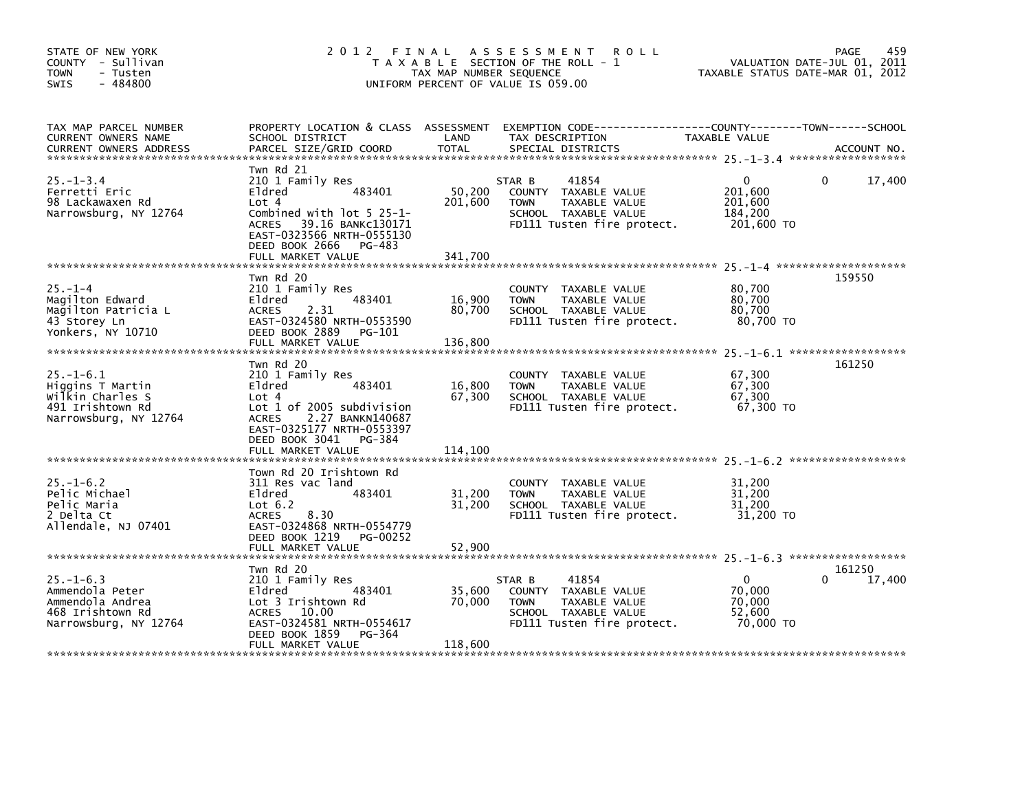STATE OF NEW YORK
COUNTY - Sullivan
TOWN - Tusten
SWIS - 484800

2012 FINAL ASSESSMENT ROLL
TAXABLE SECTION OF THE ROLL - 1
TAX MAP NUMBER SEQUENCE
UNIFORM PERCENT OF VALUE IS 059.00

VALUATION DATE-JUL 01, 2011
TAXABLE STATUS DATE-MAR 01, 2012

| TAX MAP PARCEL NUMBER / CURRENT OWNERS NAME / CURRENT OWNERS ADDRESS | PROPERTY LOCATION & CLASS / SCHOOL DISTRICT / PARCEL SIZE/GRID COORD | ASSESSMENT LAND / TOTAL | EXEMPTION CODE / TAX DESCRIPTION / SPECIAL DISTRICTS | COUNTY | TOWN | SCHOOL TAXABLE VALUE | ACCOUNT NO. |
|---|---|---|---|---|---|---|---|
| **25.-1-3.4** | Twn Rd 21 | | | | | | |
| Ferretti Eric | 210 1 Family Res | | STAR B 41854 | 0 | 0 | 17,400 | |
| 98 Lackawaxen Rd | Eldred 483401 | 50,200 | COUNTY TAXABLE VALUE | 201,600 | | | |
| Narrowsburg, NY 12764 | Lot 4 | 201,600 | TOWN TAXABLE VALUE | | 201,600 | | |
| | Combined with lot 5 25-1- | | SCHOOL TAXABLE VALUE | | | 184,200 | |
| | ACRES 39.16 BANKC130171 | | FD111 Tusten fire protect. | 201,600 TO | | | |
| | EAST-0323566 NRTH-0555130 | | | | | | |
| | DEED BOOK 2666 PG-483 | | | | | | |
| | FULL MARKET VALUE | 341,700 | | | | | |
| **25.-1-4** | Twn Rd 20 | | | | | | 159550 |
| Magilton Edward | 210 1 Family Res | | COUNTY TAXABLE VALUE | 80,700 | | | |
| Magilton Patricia L | Eldred 483401 | 16,900 | TOWN TAXABLE VALUE | | 80,700 | | |
| 43 Storey Ln | ACRES 2.31 | 80,700 | SCHOOL TAXABLE VALUE | | | 80,700 | |
| Yonkers, NY 10710 | EAST-0324580 NRTH-0553590 | | FD111 Tusten fire protect. | 80,700 TO | | | |
| | DEED BOOK 2889 PG-101 | | | | | | |
| | FULL MARKET VALUE | 136,800 | | | | | |
| **25.-1-6.1** | Twn Rd 20 | | | | | | 161250 |
| Higgins T Martin | 210 1 Family Res | | COUNTY TAXABLE VALUE | 67,300 | | | |
| Wilkin Charles S | Eldred 483401 | 16,800 | TOWN TAXABLE VALUE | | 67,300 | | |
| 491 Irishtown Rd | Lot 4 | 67,300 | SCHOOL TAXABLE VALUE | | | 67,300 | |
| Narrowsburg, NY 12764 | Lot 1 of 2005 subdivision | | FD111 Tusten fire protect. | 67,300 TO | | | |
| | ACRES 2.27 BANKN140687 | | | | | | |
| | EAST-0325177 NRTH-0553397 | | | | | | |
| | DEED BOOK 3041 PG-384 | | | | | | |
| | FULL MARKET VALUE | 114,100 | | | | | |
| **25.-1-6.2** | Town Rd 20 Irishtown Rd | | | | | | |
| Pelic Michael | 311 Res vac land | | COUNTY TAXABLE VALUE | 31,200 | | | |
| Pelic Maria | Eldred 483401 | 31,200 | TOWN TAXABLE VALUE | | 31,200 | | |
| 2 Delta Ct | Lot 6.2 | 31,200 | SCHOOL TAXABLE VALUE | | | 31,200 | |
| Allendale, NJ 07401 | ACRES 8.30 | | FD111 Tusten fire protect. | 31,200 TO | | | |
| | EAST-0324868 NRTH-0554779 | | | | | | |
| | DEED BOOK 1219 PG-00252 | | | | | | |
| | FULL MARKET VALUE | 52,900 | | | | | |
| **25.-1-6.3** | Twn Rd 20 | | | | | | 161250 |
| Ammendola Peter | 210 1 Family Res | | STAR B 41854 | 0 | 0 | 17,400 | |
| Ammendola Andrea | Eldred 483401 | 35,600 | COUNTY TAXABLE VALUE | 70,000 | | | |
| 468 Irishtown Rd | Lot 3 Irishtown Rd | 70,000 | TOWN TAXABLE VALUE | | 70,000 | | |
| Narrowsburg, NY 12764 | ACRES 10.00 | | SCHOOL TAXABLE VALUE | | | 52,600 | |
| | EAST-0324581 NRTH-0554617 | | FD111 Tusten fire protect. | 70,000 TO | | | |
| | DEED BOOK 1859 PG-364 | | | | | | |
| | FULL MARKET VALUE | 118,600 | | | | | |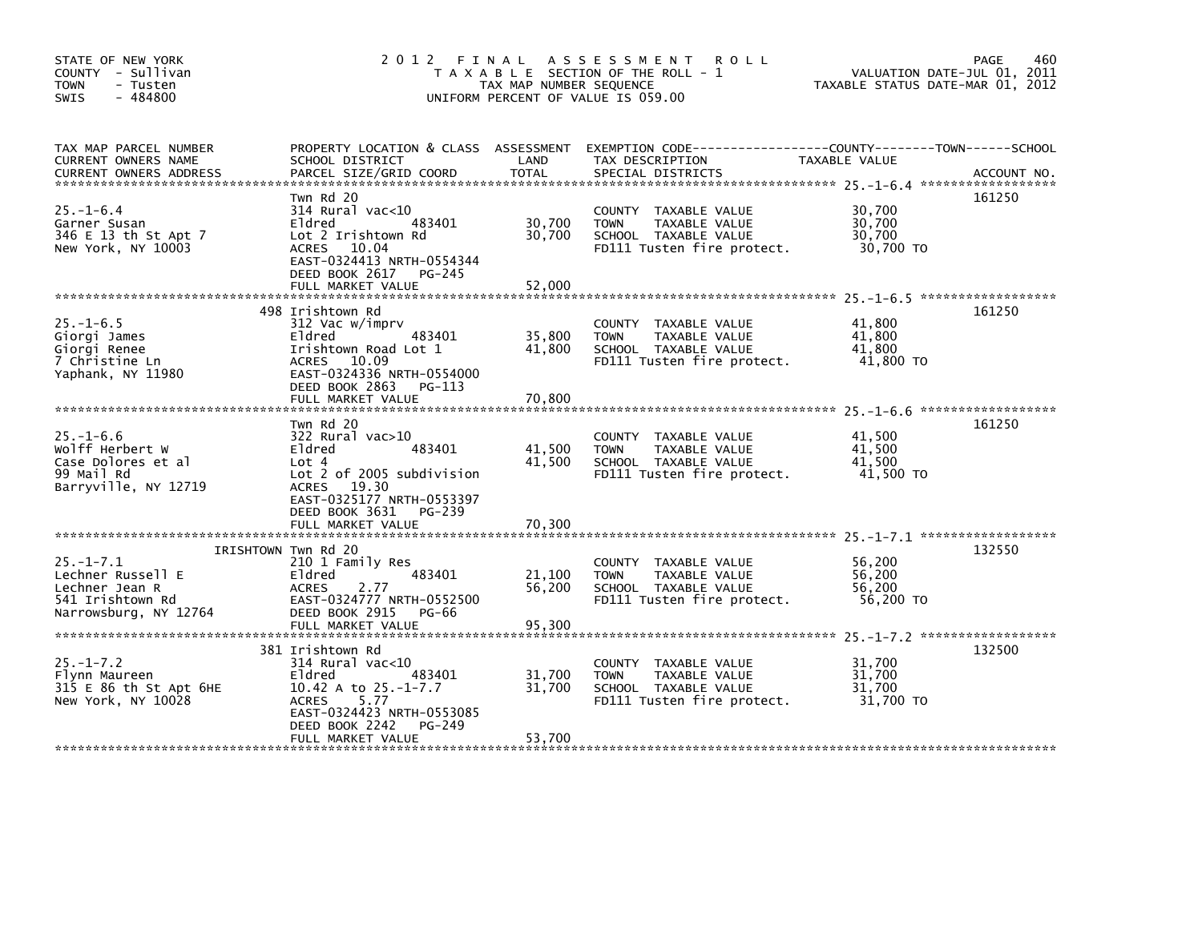STATE OF NEW YORK
COUNTY - Sullivan
TOWN - Tusten
SWIS - 484800

2012 FINAL ASSESSMENT ROLL
TAXABLE SECTION OF THE ROLL - 1
TAX MAP NUMBER SEQUENCE
UNIFORM PERCENT OF VALUE IS 059.00

VALUATION DATE-JUL 01, 2011
TAXABLE STATUS DATE-MAR 01, 2012

| TAX MAP PARCEL NUMBER / CURRENT OWNERS NAME / CURRENT OWNERS ADDRESS | PROPERTY LOCATION & CLASS / SCHOOL DISTRICT / PARCEL SIZE/GRID COORD | ASSESSMENT LAND / TOTAL | EXEMPTION CODE / TAX DESCRIPTION / SPECIAL DISTRICTS | TAXABLE VALUE | ACCOUNT NO. |
|---|---|---|---|---|---|
| **25.-1-6.4** | Twn Rd 20 | | | | 161250 |
| 25.-1-6.4 | 314 Rural vac<10 | | COUNTY TAXABLE VALUE | 30,700 | |
| Garner Susan | Eldred 483401 | 30,700 | TOWN TAXABLE VALUE | 30,700 | |
| 346 E 13 th St Apt 7 | Lot 2 Irishtown Rd | 30,700 | SCHOOL TAXABLE VALUE | 30,700 | |
| New York, NY 10003 | ACRES 10.04 | | FD111 Tusten fire protect. | 30,700 TO | |
| | EAST-0324413 NRTH-0554344 | | | | |
| | DEED BOOK 2617 PG-245 | | | | |
| | FULL MARKET VALUE | 52,000 | | | |
| **25.-1-6.5** | 498 Irishtown Rd | | | | 161250 |
| 25.-1-6.5 | 312 Vac w/imprv | | COUNTY TAXABLE VALUE | 41,800 | |
| Giorgi James | Eldred 483401 | 35,800 | TOWN TAXABLE VALUE | 41,800 | |
| Giorgi Renee | Irishtown Road Lot 1 | 41,800 | SCHOOL TAXABLE VALUE | 41,800 | |
| 7 Christine Ln | ACRES 10.09 | | FD111 Tusten fire protect. | 41,800 TO | |
| Yaphank, NY 11980 | EAST-0324336 NRTH-0554000 | | | | |
| | DEED BOOK 2863 PG-113 | | | | |
| | FULL MARKET VALUE | 70,800 | | | |
| **25.-1-6.6** | Twn Rd 20 | | | | 161250 |
| 25.-1-6.6 | 322 Rural vac>10 | | COUNTY TAXABLE VALUE | 41,500 | |
| Wolff Herbert W | Eldred 483401 | 41,500 | TOWN TAXABLE VALUE | 41,500 | |
| Case Dolores et al | Lot 4 | 41,500 | SCHOOL TAXABLE VALUE | 41,500 | |
| 99 Mail Rd | Lot 2 of 2005 subdivision | | FD111 Tusten fire protect. | 41,500 TO | |
| Barryville, NY 12719 | ACRES 19.30 | | | | |
| | EAST-0325177 NRTH-0553397 | | | | |
| | DEED BOOK 3631 PG-239 | | | | |
| | FULL MARKET VALUE | 70,300 | | | |
| **25.-1-7.1** | IRISHTOWN Twn Rd 20 | | | | 132550 |
| 25.-1-7.1 | 210 1 Family Res | | COUNTY TAXABLE VALUE | 56,200 | |
| Lechner Russell E | Eldred 483401 | 21,100 | TOWN TAXABLE VALUE | 56,200 | |
| Lechner Jean R | ACRES 2.77 | 56,200 | SCHOOL TAXABLE VALUE | 56,200 | |
| 541 Irishtown Rd | EAST-0324777 NRTH-0552500 | | FD111 Tusten fire protect. | 56,200 TO | |
| Narrowsburg, NY 12764 | DEED BOOK 2915 PG-66 | | | | |
| | FULL MARKET VALUE | 95,300 | | | |
| **25.-1-7.2** | 381 Irishtown Rd | | | | 132500 |
| 25.-1-7.2 | 314 Rural vac<10 | | COUNTY TAXABLE VALUE | 31,700 | |
| Flynn Maureen | Eldred 483401 | 31,700 | TOWN TAXABLE VALUE | 31,700 | |
| 315 E 86 th St Apt 6HE | 10.42 A to 25.-1-7.7 | 31,700 | SCHOOL TAXABLE VALUE | 31,700 | |
| New York, NY 10028 | ACRES 5.77 | | FD111 Tusten fire protect. | 31,700 TO | |
| | EAST-0324423 NRTH-0553085 | | | | |
| | DEED BOOK 2242 PG-249 | | | | |
| | FULL MARKET VALUE | 53,700 | | | |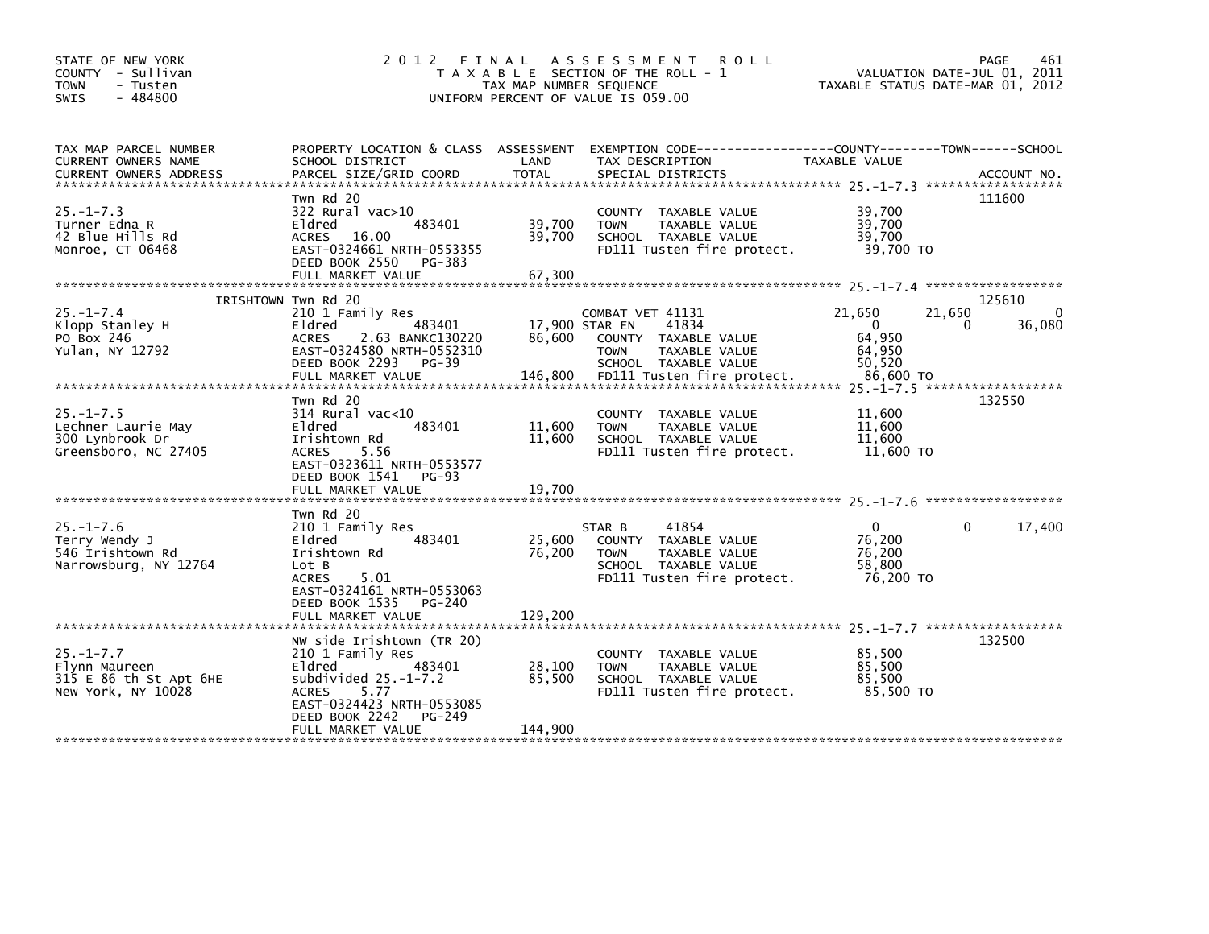STATE OF NEW YORK
COUNTY - Sullivan
TOWN - Tusten
SWIS - 484800

# 2012 FINAL ASSESSMENT ROLL

TAXABLE SECTION OF THE ROLL - 1
TAX MAP NUMBER SEQUENCE
UNIFORM PERCENT OF VALUE IS 059.00

VALUATION DATE-JUL 01, 2011
TAXABLE STATUS DATE-MAR 01, 2012

| TAX MAP PARCEL NUMBER / CURRENT OWNERS NAME / CURRENT OWNERS ADDRESS | PROPERTY LOCATION & CLASS / SCHOOL DISTRICT / PARCEL SIZE/GRID COORD | ASSESSMENT LAND | TOTAL | EXEMPTION CODE / TAX DESCRIPTION / SPECIAL DISTRICTS | COUNTY TAXABLE VALUE | TOWN | SCHOOL | ACCOUNT NO. |
|---|---|---|---|---|---|---|---|---|
| **25.-1-7.3** | Twn Rd 20 | | | | | | | 111600 |
| Turner Edna R | 322 Rural vac>10 | | | COUNTY TAXABLE VALUE | 39,700 | | | |
| 42 Blue Hills Rd | Eldred 483401 | 39,700 | 39,700 | TOWN TAXABLE VALUE | 39,700 | | | |
| Monroe, CT 06468 | ACRES 16.00 | | | SCHOOL TAXABLE VALUE | 39,700 | | | |
| | EAST-0324661 NRTH-0553355 | | | FD111 Tusten fire protect. | 39,700 TO | | | |
| | DEED BOOK 2550 PG-383 | | | | | | | |
| | FULL MARKET VALUE | | 67,300 | | | | | |
| **25.-1-7.4** | IRISHTOWN Twn Rd 20 | | | | | | | 125610 |
| Klopp Stanley H | 210 1 Family Res | | | COMBAT VET 41131 | 21,650 | 21,650 | 0 | |
| PO Box 246 | Eldred 483401 | 17,900 | | STAR EN 41834 | 0 | 0 | 36,080 | |
| Yulan, NY 12792 | ACRES 2.63 BANKC130220 | | 86,600 | COUNTY TAXABLE VALUE | 64,950 | | | |
| | EAST-0324580 NRTH-0552310 | | | TOWN TAXABLE VALUE | 64,950 | | | |
| | DEED BOOK 2293 PG-39 | | | SCHOOL TAXABLE VALUE | 50,520 | | | |
| | FULL MARKET VALUE | | 146,800 | FD111 Tusten fire protect. | 86,600 TO | | | |
| **25.-1-7.5** | Twn Rd 20 | | | | | | | 132550 |
| Lechner Laurie May | 314 Rural vac<10 | | | COUNTY TAXABLE VALUE | 11,600 | | | |
| 300 Lynbrook Dr | Eldred 483401 | 11,600 | 11,600 | TOWN TAXABLE VALUE | 11,600 | | | |
| Greensboro, NC 27405 | Irishtown Rd | | | SCHOOL TAXABLE VALUE | 11,600 | | | |
| | ACRES 5.56 | | | FD111 Tusten fire protect. | 11,600 TO | | | |
| | EAST-0323611 NRTH-0553577 | | | | | | | |
| | DEED BOOK 1541 PG-93 | | | | | | | |
| | FULL MARKET VALUE | | 19,700 | | | | | |
| **25.-1-7.6** | Twn Rd 20 | | | | | | | |
| Terry Wendy J | 210 1 Family Res | | | STAR B 41854 | 0 | 0 | 17,400 | |
| 546 Irishtown Rd | Eldred 483401 | 25,600 | | COUNTY TAXABLE VALUE | 76,200 | | | |
| Narrowsburg, NY 12764 | Irishtown Rd | | 76,200 | TOWN TAXABLE VALUE | 76,200 | | | |
| | Lot B | | | SCHOOL TAXABLE VALUE | 58,800 | | | |
| | ACRES 5.01 | | | FD111 Tusten fire protect. | 76,200 TO | | | |
| | EAST-0324161 NRTH-0553063 | | | | | | | |
| | DEED BOOK 1535 PG-240 | | | | | | | |
| | FULL MARKET VALUE | | 129,200 | | | | | |
| **25.-1-7.7** | NW side Irishtown (TR 20) | | | | | | | 132500 |
| Flynn Maureen | 210 1 Family Res | | | COUNTY TAXABLE VALUE | 85,500 | | | |
| 315 E 86 th St Apt 6HE | Eldred 483401 | 28,100 | 85,500 | TOWN TAXABLE VALUE | 85,500 | | | |
| New York, NY 10028 | subdivided 25.-1-7.2 | | | SCHOOL TAXABLE VALUE | 85,500 | | | |
| | ACRES 5.77 | | | FD111 Tusten fire protect. | 85,500 TO | | | |
| | EAST-0324423 NRTH-0553085 | | | | | | | |
| | DEED BOOK 2242 PG-249 | | | | | | | |
| | FULL MARKET VALUE | | 144,900 | | | | | |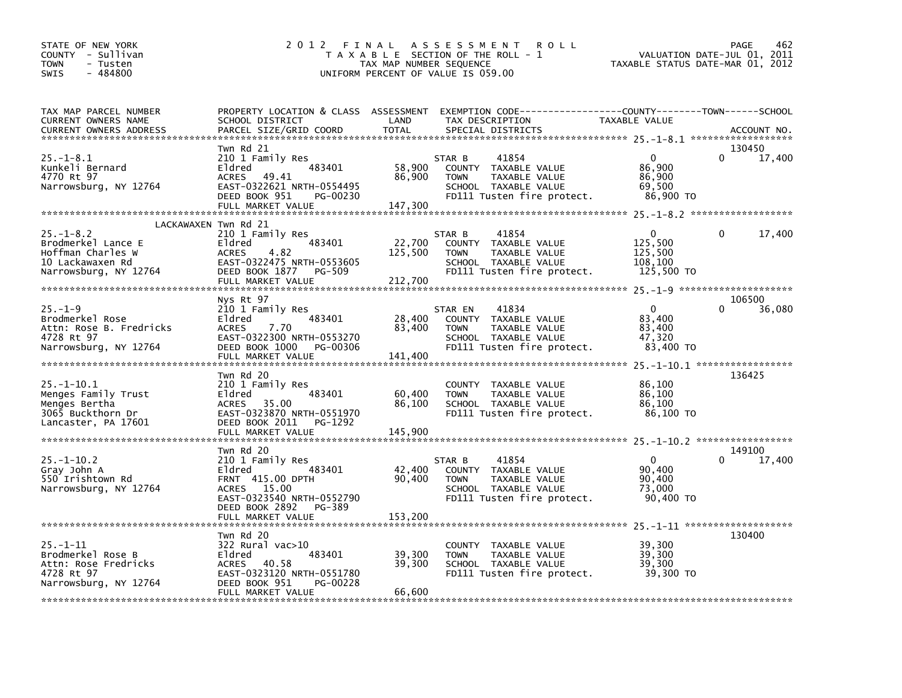STATE OF NEW YORK
COUNTY - Sullivan
TOWN - Tusten
SWIS - 484800

# 2012 FINAL ASSESSMENT ROLL

TAXABLE SECTION OF THE ROLL - 1
TAX MAP NUMBER SEQUENCE
UNIFORM PERCENT OF VALUE IS 059.00

VALUATION DATE-JUL 01, 2011
TAXABLE STATUS DATE-MAR 01, 2012

| TAX MAP PARCEL NUMBER / CURRENT OWNERS NAME / CURRENT OWNERS ADDRESS | PROPERTY LOCATION & CLASS / SCHOOL DISTRICT / PARCEL SIZE/GRID COORD | ASSESSMENT LAND / TOTAL | EXEMPTION CODE / TAX DESCRIPTION / SPECIAL DISTRICTS | COUNTY TAXABLE VALUE | TOWN | SCHOOL / ACCOUNT NO. |
|---|---|---|---|---|---|---|
| 25.-1-8.1 | Twn Rd 21 | | | | | 130450 |
| | 210 1 Family Res | | STAR B 41854 | 0 | 0 | 17,400 |
| Kunkeli Bernard | Eldred 483401 | 58,900 | COUNTY TAXABLE VALUE | 86,900 | | |
| 4770 Rt 97 | ACRES 49.41 | 86,900 | TOWN TAXABLE VALUE | 86,900 | | |
| Narrowsburg, NY 12764 | EAST-0322621 NRTH-0554495 | | SCHOOL TAXABLE VALUE | 69,500 | | |
| | DEED BOOK 951 PG-00230 | | FD111 Tusten fire protect. | 86,900 TO | | |
| | FULL MARKET VALUE | 147,300 | | | | |
| 25.-1-8.2 | LACKAWAXEN Twn Rd 21 | | | | | |
| | 210 1 Family Res | | STAR B 41854 | 0 | 0 | 17,400 |
| Brodmerkel Lance E | Eldred 483401 | 22,700 | COUNTY TAXABLE VALUE | 125,500 | | |
| Hoffman Charles W | ACRES 4.82 | 125,500 | TOWN TAXABLE VALUE | 125,500 | | |
| 10 Lackawaxen Rd | EAST-0322475 NRTH-0553605 | | SCHOOL TAXABLE VALUE | 108,100 | | |
| Narrowsburg, NY 12764 | DEED BOOK 1877 PG-509 | | FD111 Tusten fire protect. | 125,500 TO | | |
| | FULL MARKET VALUE | 212,700 | | | | |
| 25.-1-9 | Nys Rt 97 | | | | | 106500 |
| | 210 1 Family Res | | STAR EN 41834 | 0 | 0 | 36,080 |
| Brodmerkel Rose | Eldred 483401 | 28,400 | COUNTY TAXABLE VALUE | 83,400 | | |
| Attn: Rose B. Fredricks | ACRES 7.70 | 83,400 | TOWN TAXABLE VALUE | 83,400 | | |
| 4728 Rt 97 | EAST-0322300 NRTH-0553270 | | SCHOOL TAXABLE VALUE | 47,320 | | |
| Narrowsburg, NY 12764 | DEED BOOK 1000 PG-00306 | | FD111 Tusten fire protect. | 83,400 TO | | |
| | FULL MARKET VALUE | 141,400 | | | | |
| 25.-1-10.1 | Twn Rd 20 | | | | | 136425 |
| | 210 1 Family Res | | COUNTY TAXABLE VALUE | 86,100 | | |
| Menges Family Trust | Eldred 483401 | 60,400 | TOWN TAXABLE VALUE | 86,100 | | |
| Menges Bertha | ACRES 35.00 | 86,100 | SCHOOL TAXABLE VALUE | 86,100 | | |
| 3065 Buckthorn Dr | EAST-0323870 NRTH-0551970 | | FD111 Tusten fire protect. | 86,100 TO | | |
| Lancaster, PA 17601 | DEED BOOK 2011 PG-1292 | | | | | |
| | FULL MARKET VALUE | 145,900 | | | | |
| 25.-1-10.2 | Twn Rd 20 | | | | | 149100 |
| | 210 1 Family Res | | STAR B 41854 | 0 | 0 | 17,400 |
| Gray John A | Eldred 483401 | 42,400 | COUNTY TAXABLE VALUE | 90,400 | | |
| 550 Irishtown Rd | FRNT 415.00 DPTH | 90,400 | TOWN TAXABLE VALUE | 90,400 | | |
| Narrowsburg, NY 12764 | ACRES 15.00 | | SCHOOL TAXABLE VALUE | 73,000 | | |
| | EAST-0323540 NRTH-0552790 | | FD111 Tusten fire protect. | 90,400 TO | | |
| | DEED BOOK 2892 PG-389 | | | | | |
| | FULL MARKET VALUE | 153,200 | | | | |
| 25.-1-11 | Twn Rd 20 | | | | | 130400 |
| | 322 Rural vac>10 | | COUNTY TAXABLE VALUE | 39,300 | | |
| Brodmerkel Rose B | Eldred 483401 | 39,300 | TOWN TAXABLE VALUE | 39,300 | | |
| Attn: Rose Fredricks | ACRES 40.58 | 39,300 | SCHOOL TAXABLE VALUE | 39,300 | | |
| 4728 Rt 97 | EAST-0323120 NRTH-0551780 | | FD111 Tusten fire protect. | 39,300 TO | | |
| Narrowsburg, NY 12764 | DEED BOOK 951 PG-00228 | | | | | |
| | FULL MARKET VALUE | 66,600 | | | | |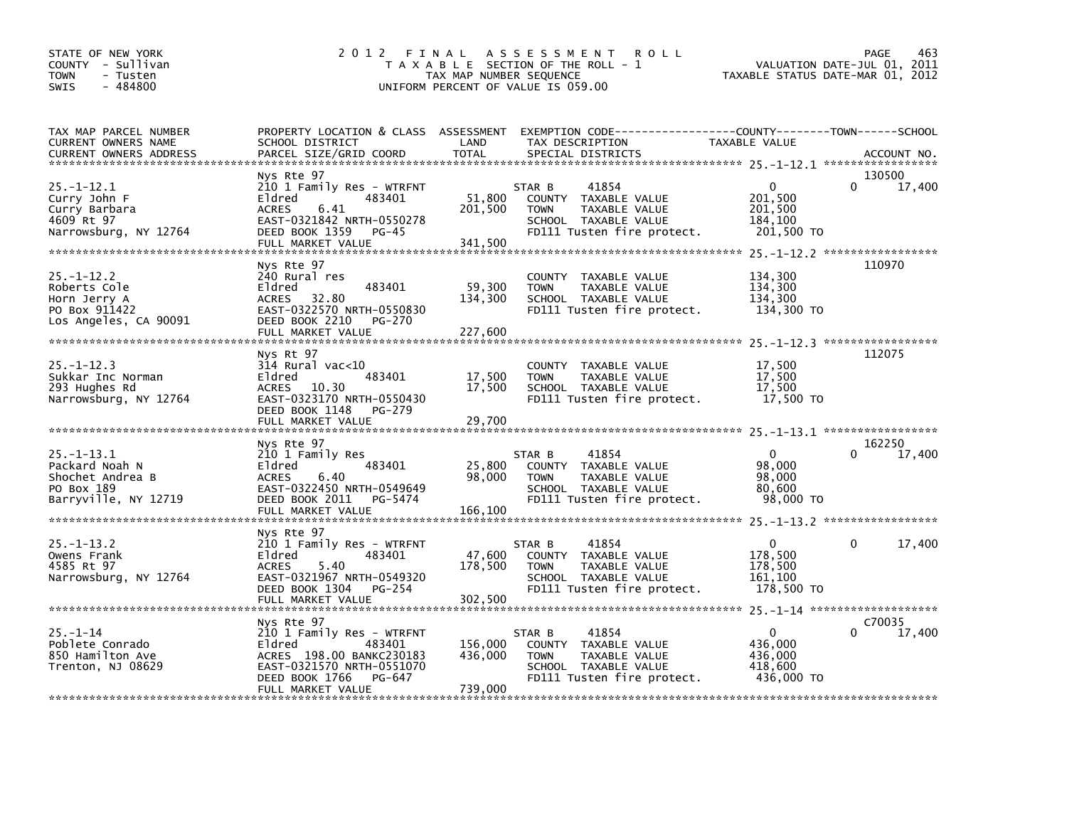STATE OF NEW YORK
COUNTY - Sullivan
TOWN - Tusten
SWIS - 484800

# 2012 FINAL ASSESSMENT ROLL

TAXABLE SECTION OF THE ROLL - 1
TAX MAP NUMBER SEQUENCE
UNIFORM PERCENT OF VALUE IS 059.00

VALUATION DATE-JUL 01, 2011
TAXABLE STATUS DATE-MAR 01, 2012

| TAX MAP PARCEL NUMBER / CURRENT OWNERS NAME / CURRENT OWNERS ADDRESS | PROPERTY LOCATION & CLASS / SCHOOL DISTRICT / PARCEL SIZE/GRID COORD | ASSESSMENT LAND / TOTAL | EXEMPTION CODE / TAX DESCRIPTION / SPECIAL DISTRICTS | COUNTY TAXABLE VALUE | TOWN | SCHOOL | ACCOUNT NO. |
|---|---|---|---|---|---|---|---|
| 25.-1-12.1 | Nys Rte 97 | | | | | | 130500 |
| Curry John F | 210 1 Family Res - WTRFNT | | STAR B 41854 | 0 | 0 | 17,400 | |
| Curry Barbara | Eldred 483401 | 51,800 | COUNTY TAXABLE VALUE | 201,500 | | | |
| 4609 Rt 97 | ACRES 6.41 | 201,500 | TOWN TAXABLE VALUE | 201,500 | | | |
| Narrowsburg, NY 12764 | EAST-0321842 NRTH-0550278 | | SCHOOL TAXABLE VALUE | 184,100 | | | |
| | DEED BOOK 1359 PG-45 | | FD111 Tusten fire protect. | 201,500 TO | | | |
| | FULL MARKET VALUE | 341,500 | | | | | |
| 25.-1-12.2 | Nys Rte 97 | | | | | | 110970 |
| Roberts Cole | 240 Rural res | | COUNTY TAXABLE VALUE | 134,300 | | | |
| Horn Jerry A | Eldred 483401 | 59,300 | TOWN TAXABLE VALUE | 134,300 | | | |
| PO Box 911422 | ACRES 32.80 | 134,300 | SCHOOL TAXABLE VALUE | 134,300 | | | |
| Los Angeles, CA 90091 | EAST-0322570 NRTH-0550830 | | FD111 Tusten fire protect. | 134,300 TO | | | |
| | DEED BOOK 2210 PG-270 | | | | | | |
| | FULL MARKET VALUE | 227,600 | | | | | |
| 25.-1-12.3 | Nys Rt 97 | | | | | | 112075 |
| Sukkar Inc Norman | 314 Rural vac<10 | | COUNTY TAXABLE VALUE | 17,500 | | | |
| 293 Hughes Rd | Eldred 483401 | 17,500 | TOWN TAXABLE VALUE | 17,500 | | | |
| Narrowsburg, NY 12764 | ACRES 10.30 | 17,500 | SCHOOL TAXABLE VALUE | 17,500 | | | |
| | EAST-0323170 NRTH-0550430 | | FD111 Tusten fire protect. | 17,500 TO | | | |
| | DEED BOOK 1148 PG-279 | | | | | | |
| | FULL MARKET VALUE | 29,700 | | | | | |
| 25.-1-13.1 | Nys Rte 97 | | | | | | 162250 |
| Packard Noah N | 210 1 Family Res | | STAR B 41854 | 0 | 0 | 17,400 | |
| Shochet Andrea B | Eldred 483401 | 25,800 | COUNTY TAXABLE VALUE | 98,000 | | | |
| PO Box 189 | ACRES 6.40 | 98,000 | TOWN TAXABLE VALUE | 98,000 | | | |
| Barryville, NY 12719 | EAST-0322450 NRTH-0549649 | | SCHOOL TAXABLE VALUE | 80,600 | | | |
| | DEED BOOK 2011 PG-5474 | | FD111 Tusten fire protect. | 98,000 TO | | | |
| | FULL MARKET VALUE | 166,100 | | | | | |
| 25.-1-13.2 | Nys Rte 97 | | | | | | |
| Owens Frank | 210 1 Family Res - WTRFNT | | STAR B 41854 | 0 | 0 | 17,400 | |
| 4585 Rt 97 | Eldred 483401 | 47,600 | COUNTY TAXABLE VALUE | 178,500 | | | |
| Narrowsburg, NY 12764 | ACRES 5.40 | 178,500 | TOWN TAXABLE VALUE | 178,500 | | | |
| | EAST-0321967 NRTH-0549320 | | SCHOOL TAXABLE VALUE | 161,100 | | | |
| | DEED BOOK 1304 PG-254 | | FD111 Tusten fire protect. | 178,500 TO | | | |
| | FULL MARKET VALUE | 302,500 | | | | | |
| 25.-1-14 | Nys Rte 97 | | | | | | C70035 |
| Poblete Conrado | 210 1 Family Res - WTRFNT | | STAR B 41854 | 0 | 0 | 17,400 | |
| 850 Hamilton Ave | Eldred 483401 | 156,000 | COUNTY TAXABLE VALUE | 436,000 | | | |
| Trenton, NJ 08629 | ACRES 198.00 BANKC230183 | 436,000 | TOWN TAXABLE VALUE | 436,000 | | | |
| | EAST-0321570 NRTH-0551070 | | SCHOOL TAXABLE VALUE | 418,600 | | | |
| | DEED BOOK 1766 PG-647 | | FD111 Tusten fire protect. | 436,000 TO | | | |
| | FULL MARKET VALUE | 739,000 | | | | | |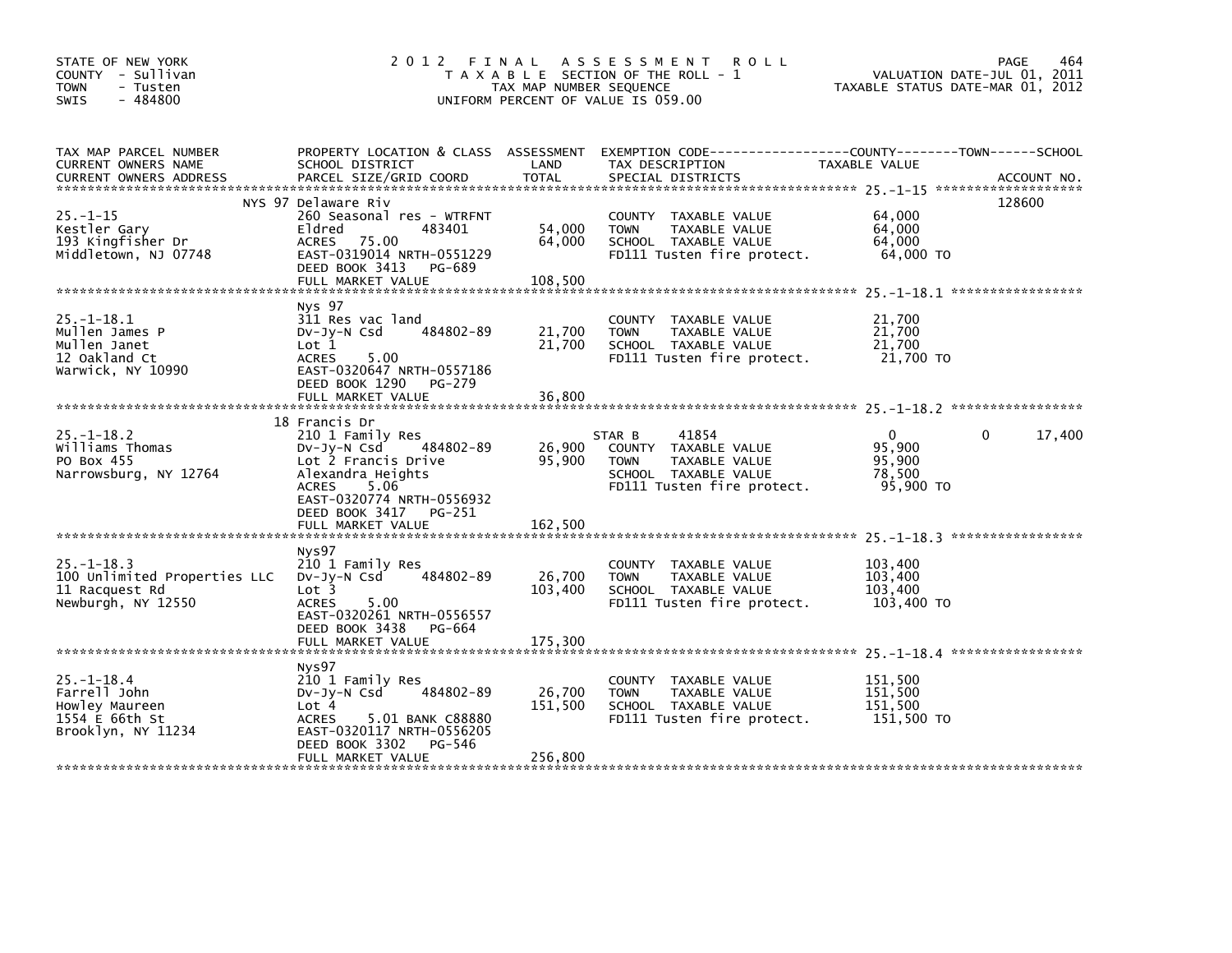STATE OF NEW YORK
COUNTY - Sullivan
TOWN - Tusten
SWIS - 484800

# 2012 FINAL ASSESSMENT ROLL

TAXABLE SECTION OF THE ROLL - 1
TAX MAP NUMBER SEQUENCE
UNIFORM PERCENT OF VALUE IS 059.00

VALUATION DATE-JUL 01, 2011
TAXABLE STATUS DATE-MAR 01, 2012

| TAX MAP PARCEL NUMBER / CURRENT OWNERS NAME / CURRENT OWNERS ADDRESS | PROPERTY LOCATION & CLASS / SCHOOL DISTRICT / PARCEL SIZE/GRID COORD | ASSESSMENT LAND / TOTAL | EXEMPTION CODE / TAX DESCRIPTION / SPECIAL DISTRICTS | COUNTY TAXABLE VALUE | TOWN | SCHOOL | ACCOUNT NO. |
|---|---|---|---|---|---|---|---|
| | NYS 97 Delaware Riv | | | | | | 128600 |
| 25.-1-15 | 260 Seasonal res - WTRFNT | | COUNTY TAXABLE VALUE | 64,000 | | | |
| Kestler Gary | Eldred 483401 | 54,000 | TOWN TAXABLE VALUE | 64,000 | | | |
| 193 Kingfisher Dr | ACRES 75.00 | 64,000 | SCHOOL TAXABLE VALUE | 64,000 | | | |
| Middletown, NJ 07748 | EAST-0319014 NRTH-0551229 | | FD111 Tusten fire protect. | 64,000 TO | | | |
| | DEED BOOK 3413 PG-689 | | | | | | |
| | FULL MARKET VALUE | 108,500 | | | | | |
| | Nys 97 | | | | | | |
| 25.-1-18.1 | 311 Res vac land | | COUNTY TAXABLE VALUE | 21,700 | | | |
| Mullen James P | Dv-Jy-N Csd 484802-89 | 21,700 | TOWN TAXABLE VALUE | 21,700 | | | |
| Mullen Janet | Lot 1 | 21,700 | SCHOOL TAXABLE VALUE | 21,700 | | | |
| 12 Oakland Ct | ACRES 5.00 | | FD111 Tusten fire protect. | 21,700 TO | | | |
| Warwick, NY 10990 | EAST-0320647 NRTH-0557186 | | | | | | |
| | DEED BOOK 1290 PG-279 | | | | | | |
| | FULL MARKET VALUE | 36,800 | | | | | |
| | 18 Francis Dr | | | | | | |
| 25.-1-18.2 | 210 1 Family Res | | STAR B 41854 | 0 | 0 | 17,400 | |
| Williams Thomas | Dv-Jy-N Csd 484802-89 | 26,900 | COUNTY TAXABLE VALUE | 95,900 | | | |
| PO Box 455 | Lot 2 Francis Drive | 95,900 | TOWN TAXABLE VALUE | 95,900 | | | |
| Narrowsburg, NY 12764 | Alexandra Heights | | SCHOOL TAXABLE VALUE | 78,500 | | | |
| | ACRES 5.06 | | FD111 Tusten fire protect. | 95,900 TO | | | |
| | EAST-0320774 NRTH-0556932 | | | | | | |
| | DEED BOOK 3417 PG-251 | | | | | | |
| | FULL MARKET VALUE | 162,500 | | | | | |
| | Nys97 | | | | | | |
| 25.-1-18.3 | 210 1 Family Res | | COUNTY TAXABLE VALUE | 103,400 | | | |
| 100 Unlimited Properties LLC | Dv-Jy-N Csd 484802-89 | 26,700 | TOWN TAXABLE VALUE | 103,400 | | | |
| 11 Racquest Rd | Lot 3 | 103,400 | SCHOOL TAXABLE VALUE | 103,400 | | | |
| Newburgh, NY 12550 | ACRES 5.00 | | FD111 Tusten fire protect. | 103,400 TO | | | |
| | EAST-0320261 NRTH-0556557 | | | | | | |
| | DEED BOOK 3438 PG-664 | | | | | | |
| | FULL MARKET VALUE | 175,300 | | | | | |
| | Nys97 | | | | | | |
| 25.-1-18.4 | 210 1 Family Res | | COUNTY TAXABLE VALUE | 151,500 | | | |
| Farrell John | Dv-Jy-N Csd 484802-89 | 26,700 | TOWN TAXABLE VALUE | 151,500 | | | |
| Howley Maureen | Lot 4 | 151,500 | SCHOOL TAXABLE VALUE | 151,500 | | | |
| 1554 E 66th St | ACRES 5.01 BANK C88880 | | FD111 Tusten fire protect. | 151,500 TO | | | |
| Brooklyn, NY 11234 | EAST-0320117 NRTH-0556205 | | | | | | |
| | DEED BOOK 3302 PG-546 | | | | | | |
| | FULL MARKET VALUE | 256,800 | | | | | |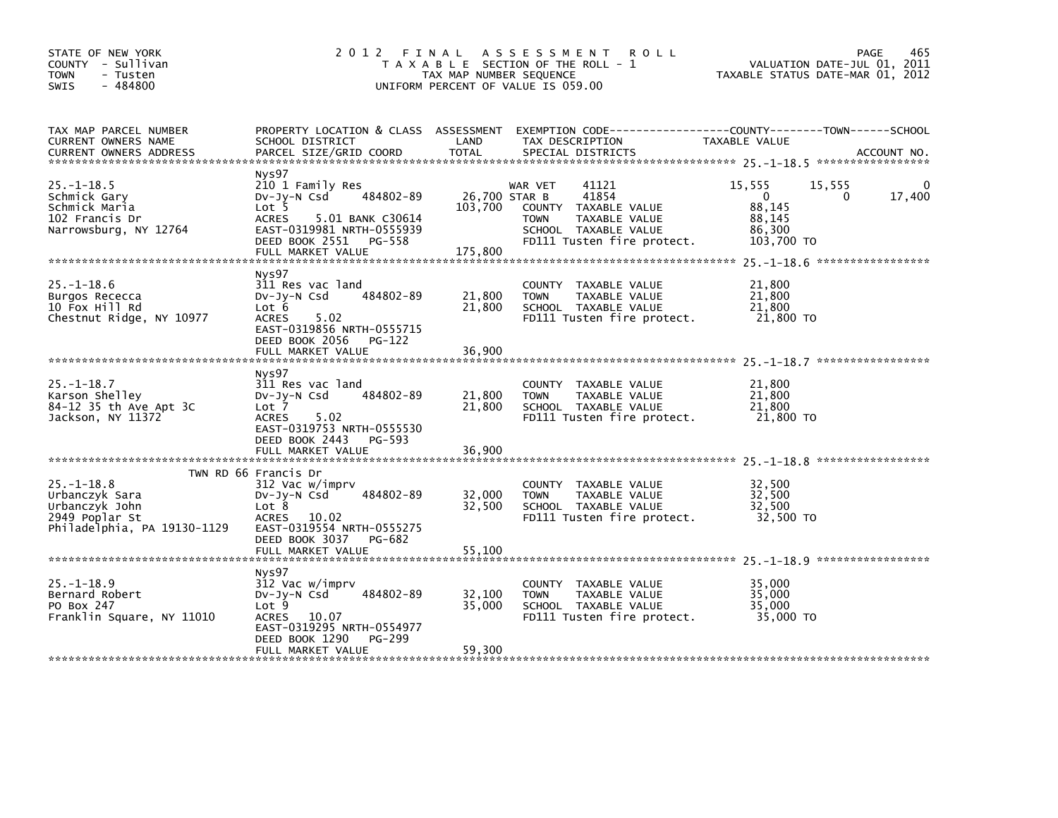STATE OF NEW YORK
COUNTY - Sullivan
TOWN - Tusten
SWIS - 484800

2012 FINAL ASSESSMENT ROLL
TAXABLE SECTION OF THE ROLL - 1
TAX MAP NUMBER SEQUENCE
UNIFORM PERCENT OF VALUE IS 059.00

VALUATION DATE-JUL 01, 2011
TAXABLE STATUS DATE-MAR 01, 2012

| TAX MAP PARCEL NUMBER / CURRENT OWNERS NAME / CURRENT OWNERS ADDRESS | PROPERTY LOCATION & CLASS / SCHOOL DISTRICT / PARCEL SIZE/GRID COORD | ASSESSMENT LAND | TOTAL | EXEMPTION CODE / TAX DESCRIPTION / SPECIAL DISTRICTS | COUNTY TAXABLE VALUE | TOWN | SCHOOL |
|---|---|---|---|---|---|---|---|
| 25.-1-18.5 | Nys97 | | | | | | |
| Schmick Gary | 210 1 Family Res | | | WAR VET 41121 | 15,555 | 15,555 | 0 |
| Schmick Maria | Dv-Jy-N Csd 484802-89 | 26,700 | | STAR B 41854 | 0 | 0 | 17,400 |
| 102 Francis Dr | Lot 5 | | 103,700 | COUNTY TAXABLE VALUE | 88,145 | | |
| Narrowsburg, NY 12764 | ACRES 5.01 BANK C30614 | | | TOWN TAXABLE VALUE | 88,145 | | |
| | EAST-0319981 NRTH-0555939 | | | SCHOOL TAXABLE VALUE | 86,300 | | |
| | DEED BOOK 2551 PG-558 | | | FD111 Tusten fire protect. | 103,700 TO | | |
| | FULL MARKET VALUE | | 175,800 | | | | |
| 25.-1-18.6 | Nys97 | | | | | | |
| Burgos Rececca | 311 Res vac land | | | COUNTY TAXABLE VALUE | 21,800 | | |
| 10 Fox Hill Rd | Dv-Jy-N Csd 484802-89 | 21,800 | | TOWN TAXABLE VALUE | 21,800 | | |
| Chestnut Ridge, NY 10977 | Lot 6 | | 21,800 | SCHOOL TAXABLE VALUE | 21,800 | | |
| | ACRES 5.02 | | | FD111 Tusten fire protect. | 21,800 TO | | |
| | EAST-0319856 NRTH-0555715 | | | | | | |
| | DEED BOOK 2056 PG-122 | | | | | | |
| | FULL MARKET VALUE | | 36,900 | | | | |
| 25.-1-18.7 | Nys97 | | | | | | |
| Karson Shelley | 311 Res vac land | | | COUNTY TAXABLE VALUE | 21,800 | | |
| 84-12 35 th Ave Apt 3C | Dv-Jy-N Csd 484802-89 | 21,800 | | TOWN TAXABLE VALUE | 21,800 | | |
| Jackson, NY 11372 | Lot 7 | | 21,800 | SCHOOL TAXABLE VALUE | 21,800 | | |
| | ACRES 5.02 | | | FD111 Tusten fire protect. | 21,800 TO | | |
| | EAST-0319753 NRTH-0555530 | | | | | | |
| | DEED BOOK 2443 PG-593 | | | | | | |
| | FULL MARKET VALUE | | 36,900 | | | | |
| 25.-1-18.8 | TWN RD 66 Francis Dr | | | | | | |
| Urbanczyk Sara | 312 Vac w/imprv | | | COUNTY TAXABLE VALUE | 32,500 | | |
| Urbanczyk John | Dv-Jy-N Csd 484802-89 | 32,000 | | TOWN TAXABLE VALUE | 32,500 | | |
| 2949 Poplar St | Lot 8 | | 32,500 | SCHOOL TAXABLE VALUE | 32,500 | | |
| Philadelphia, PA 19130-1129 | ACRES 10.02 | | | FD111 Tusten fire protect. | 32,500 TO | | |
| | EAST-0319554 NRTH-0555275 | | | | | | |
| | DEED BOOK 3037 PG-682 | | | | | | |
| | FULL MARKET VALUE | | 55,100 | | | | |
| 25.-1-18.9 | Nys97 | | | | | | |
| Bernard Robert | 312 Vac w/imprv | | | COUNTY TAXABLE VALUE | 35,000 | | |
| PO Box 247 | Dv-Jy-N Csd 484802-89 | 32,100 | | TOWN TAXABLE VALUE | 35,000 | | |
| Franklin Square, NY 11010 | Lot 9 | | 35,000 | SCHOOL TAXABLE VALUE | 35,000 | | |
| | ACRES 10.07 | | | FD111 Tusten fire protect. | 35,000 TO | | |
| | EAST-0319295 NRTH-0554977 | | | | | | |
| | DEED BOOK 1290 PG-299 | | | | | | |
| | FULL MARKET VALUE | | 59,300 | | | | |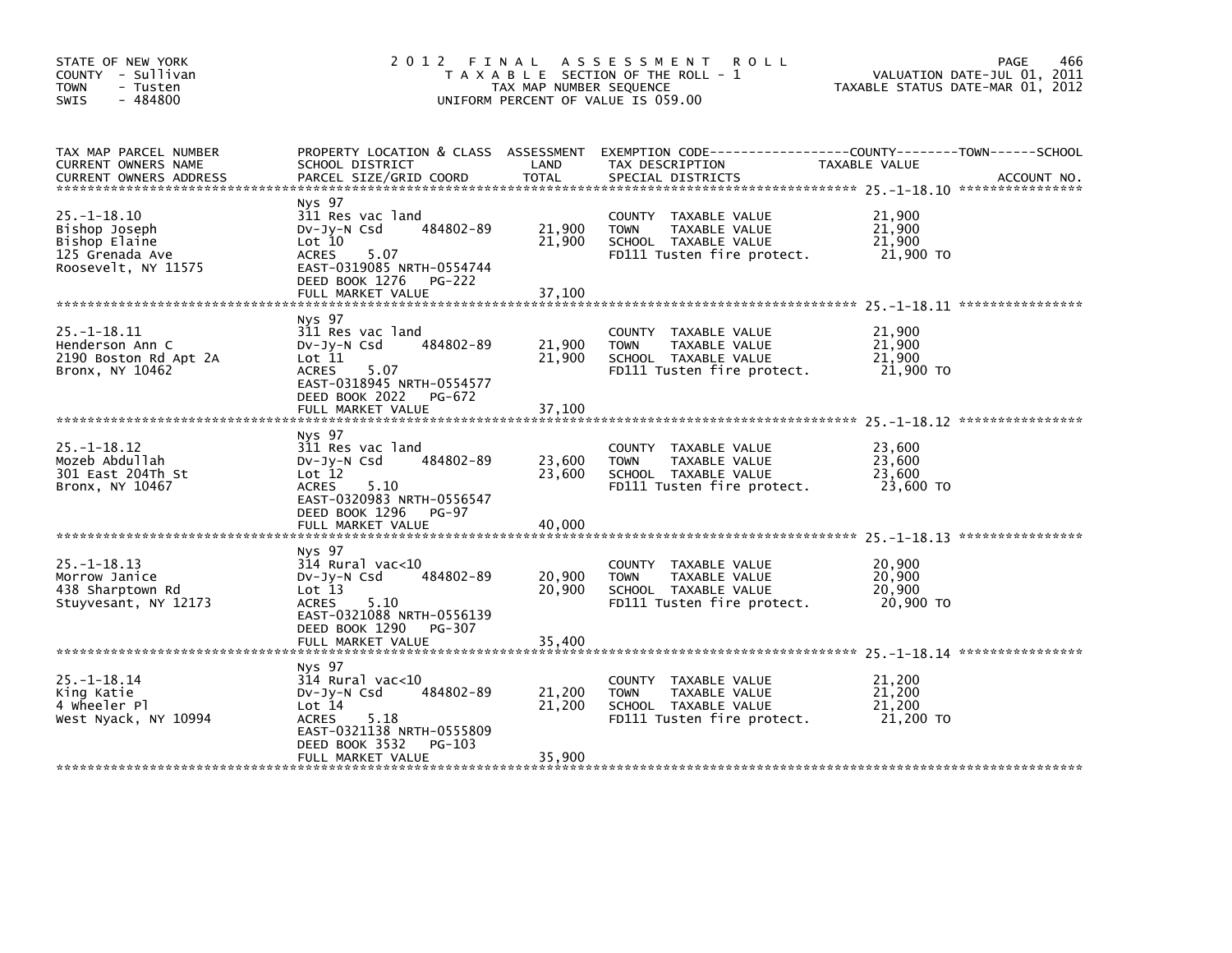STATE OF NEW YORK
COUNTY - Sullivan
TOWN - Tusten
SWIS - 484800

# 2012 FINAL ASSESSMENT ROLL

TAXABLE SECTION OF THE ROLL - 1
TAX MAP NUMBER SEQUENCE
UNIFORM PERCENT OF VALUE IS 059.00

VALUATION DATE-JUL 01, 2011
TAXABLE STATUS DATE-MAR 01, 2012

| TAX MAP PARCEL NUMBER / CURRENT OWNERS NAME / CURRENT OWNERS ADDRESS | PROPERTY LOCATION & CLASS / SCHOOL DISTRICT / PARCEL SIZE/GRID COORD | ASSESSMENT LAND / TOTAL | EXEMPTION CODE / TAX DESCRIPTION / SPECIAL DISTRICTS | TAXABLE VALUE (COUNTY / TOWN / SCHOOL) | ACCOUNT NO. |
|---|---|---|---|---|---|
| 25.-1-18.10 | Nys 97 | | | | |
| 25.-1-18.10 | 311 Res vac land | | COUNTY TAXABLE VALUE | 21,900 | |
| Bishop Joseph | Dv-Jy-N Csd 484802-89 | 21,900 | TOWN TAXABLE VALUE | 21,900 | |
| Bishop Elaine | Lot 10 | 21,900 | SCHOOL TAXABLE VALUE | 21,900 | |
| 125 Grenada Ave | ACRES 5.07 | | FD111 Tusten fire protect. | 21,900 TO | |
| Roosevelt, NY 11575 | EAST-0319085 NRTH-0554744 | | | | |
| | DEED BOOK 1276 PG-222 | | | | |
| | FULL MARKET VALUE | 37,100 | | | |
| 25.-1-18.11 | Nys 97 | | | | |
| 25.-1-18.11 | 311 Res vac land | | COUNTY TAXABLE VALUE | 21,900 | |
| Henderson Ann C | Dv-Jy-N Csd 484802-89 | 21,900 | TOWN TAXABLE VALUE | 21,900 | |
| 2190 Boston Rd Apt 2A | Lot 11 | 21,900 | SCHOOL TAXABLE VALUE | 21,900 | |
| Bronx, NY 10462 | ACRES 5.07 | | FD111 Tusten fire protect. | 21,900 TO | |
| | EAST-0318945 NRTH-0554577 | | | | |
| | DEED BOOK 2022 PG-672 | | | | |
| | FULL MARKET VALUE | 37,100 | | | |
| 25.-1-18.12 | Nys 97 | | | | |
| 25.-1-18.12 | 311 Res vac land | | COUNTY TAXABLE VALUE | 23,600 | |
| Mozeb Abdullah | Dv-Jy-N Csd 484802-89 | 23,600 | TOWN TAXABLE VALUE | 23,600 | |
| 301 East 204Th St | Lot 12 | 23,600 | SCHOOL TAXABLE VALUE | 23,600 | |
| Bronx, NY 10467 | ACRES 5.10 | | FD111 Tusten fire protect. | 23,600 TO | |
| | EAST-0320983 NRTH-0556547 | | | | |
| | DEED BOOK 1296 PG-97 | | | | |
| | FULL MARKET VALUE | 40,000 | | | |
| 25.-1-18.13 | Nys 97 | | | | |
| 25.-1-18.13 | 314 Rural vac<10 | | COUNTY TAXABLE VALUE | 20,900 | |
| Morrow Janice | Dv-Jy-N Csd 484802-89 | 20,900 | TOWN TAXABLE VALUE | 20,900 | |
| 438 Sharptown Rd | Lot 13 | 20,900 | SCHOOL TAXABLE VALUE | 20,900 | |
| Stuyvesant, NY 12173 | ACRES 5.10 | | FD111 Tusten fire protect. | 20,900 TO | |
| | EAST-0321088 NRTH-0556139 | | | | |
| | DEED BOOK 1290 PG-307 | | | | |
| | FULL MARKET VALUE | 35,400 | | | |
| 25.-1-18.14 | Nys 97 | | | | |
| 25.-1-18.14 | 314 Rural vac<10 | | COUNTY TAXABLE VALUE | 21,200 | |
| King Katie | Dv-Jy-N Csd 484802-89 | 21,200 | TOWN TAXABLE VALUE | 21,200 | |
| 4 Wheeler Pl | Lot 14 | 21,200 | SCHOOL TAXABLE VALUE | 21,200 | |
| West Nyack, NY 10994 | ACRES 5.18 | | FD111 Tusten fire protect. | 21,200 TO | |
| | EAST-0321138 NRTH-0555809 | | | | |
| | DEED BOOK 3532 PG-103 | | | | |
| | FULL MARKET VALUE | 35,900 | | | |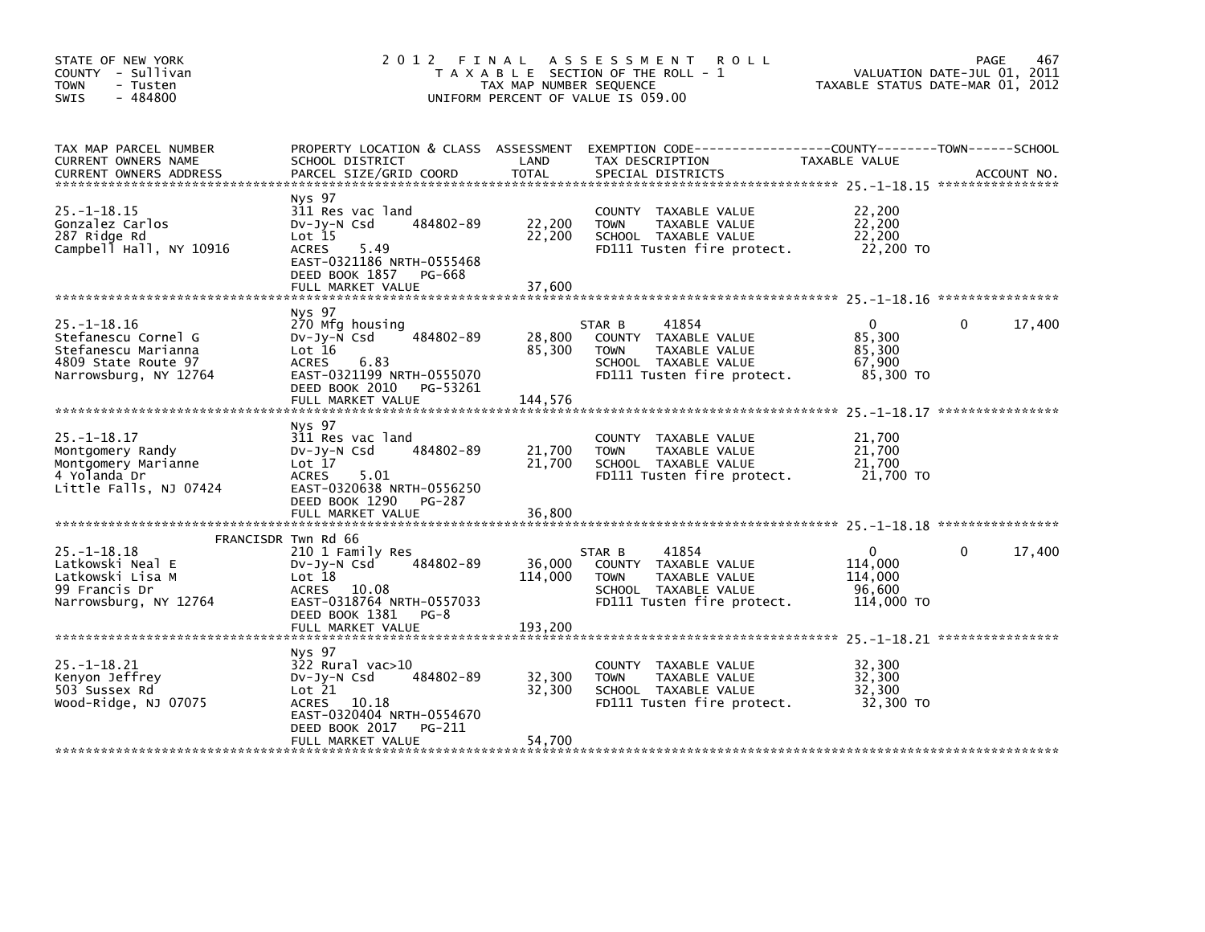STATE OF NEW YORK
COUNTY - Sullivan
TOWN - Tusten
SWIS - 484800

# 2012 FINAL ASSESSMENT ROLL

TAXABLE SECTION OF THE ROLL - 1
TAX MAP NUMBER SEQUENCE
UNIFORM PERCENT OF VALUE IS 059.00

VALUATION DATE-JUL 01, 2011
TAXABLE STATUS DATE-MAR 01, 2012

| TAX MAP PARCEL NUMBER / CURRENT OWNERS NAME / CURRENT OWNERS ADDRESS | PROPERTY LOCATION & CLASS / SCHOOL DISTRICT / PARCEL SIZE/GRID COORD | ASSESSMENT LAND | TOTAL | EXEMPTION CODE / TAX DESCRIPTION / SPECIAL DISTRICTS | COUNTY / TOWN TAXABLE VALUE | SCHOOL |
|---|---|---|---|---|---|---|
| 25.-1-18.15 | Nys 97 | | | | | |
| Gonzalez Carlos | 311 Res vac land | | | COUNTY TAXABLE VALUE | 22,200 | |
| 287 Ridge Rd | Dv-Jy-N Csd 484802-89 | 22,200 | | TOWN TAXABLE VALUE | 22,200 | |
| Campbell Hall, NY 10916 | Lot 15 | | 22,200 | SCHOOL TAXABLE VALUE | 22,200 | |
| | ACRES 5.49 | | | FD111 Tusten fire protect. | 22,200 TO | |
| | EAST-0321186 NRTH-0555468 | | | | | |
| | DEED BOOK 1857 PG-668 | | | | | |
| | FULL MARKET VALUE | | 37,600 | | | |
| 25.-1-18.16 | Nys 97 | | | | | |
| Stefanescu Cornel G | 270 Mfg housing | | | STAR B 41854 | 0 | 0 17,400 |
| Stefanescu Marianna | Dv-Jy-N Csd 484802-89 | 28,800 | | COUNTY TAXABLE VALUE | 85,300 | |
| 4809 State Route 97 | Lot 16 | | 85,300 | TOWN TAXABLE VALUE | 85,300 | |
| Narrowsburg, NY 12764 | ACRES 6.83 | | | SCHOOL TAXABLE VALUE | 67,900 | |
| | EAST-0321199 NRTH-0555070 | | | FD111 Tusten fire protect. | 85,300 TO | |
| | DEED BOOK 2010 PG-53261 | | | | | |
| | FULL MARKET VALUE | | 144,576 | | | |
| 25.-1-18.17 | Nys 97 | | | | | |
| Montgomery Randy | 311 Res vac land | | | COUNTY TAXABLE VALUE | 21,700 | |
| Montgomery Marianne | Dv-Jy-N Csd 484802-89 | 21,700 | | TOWN TAXABLE VALUE | 21,700 | |
| 4 Yolanda Dr | Lot 17 | | 21,700 | SCHOOL TAXABLE VALUE | 21,700 | |
| Little Falls, NJ 07424 | ACRES 5.01 | | | FD111 Tusten fire protect. | 21,700 TO | |
| | EAST-0320638 NRTH-0556250 | | | | | |
| | DEED BOOK 1290 PG-287 | | | | | |
| | FULL MARKET VALUE | | 36,800 | | | |
| 25.-1-18.18 | FRANCISDR Twn Rd 66 | | | | | |
| Latkowski Neal E | 210 1 Family Res | | | STAR B 41854 | 0 | 0 17,400 |
| Latkowski Lisa M | Dv-Jy-N Csd 484802-89 | 36,000 | | COUNTY TAXABLE VALUE | 114,000 | |
| 99 Francis Dr | Lot 18 | | 114,000 | TOWN TAXABLE VALUE | 114,000 | |
| Narrowsburg, NY 12764 | ACRES 10.08 | | | SCHOOL TAXABLE VALUE | 96,600 | |
| | EAST-0318764 NRTH-0557033 | | | FD111 Tusten fire protect. | 114,000 TO | |
| | DEED BOOK 1381 PG-8 | | | | | |
| | FULL MARKET VALUE | | 193,200 | | | |
| 25.-1-18.21 | Nys 97 | | | | | |
| Kenyon Jeffrey | 322 Rural vac>10 | | | COUNTY TAXABLE VALUE | 32,300 | |
| 503 Sussex Rd | Dv-Jy-N Csd 484802-89 | 32,300 | | TOWN TAXABLE VALUE | 32,300 | |
| Wood-Ridge, NJ 07075 | Lot 21 | | 32,300 | SCHOOL TAXABLE VALUE | 32,300 | |
| | ACRES 10.18 | | | FD111 Tusten fire protect. | 32,300 TO | |
| | EAST-0320404 NRTH-0554670 | | | | | |
| | DEED BOOK 2017 PG-211 | | | | | |
| | FULL MARKET VALUE | | 54,700 | | | |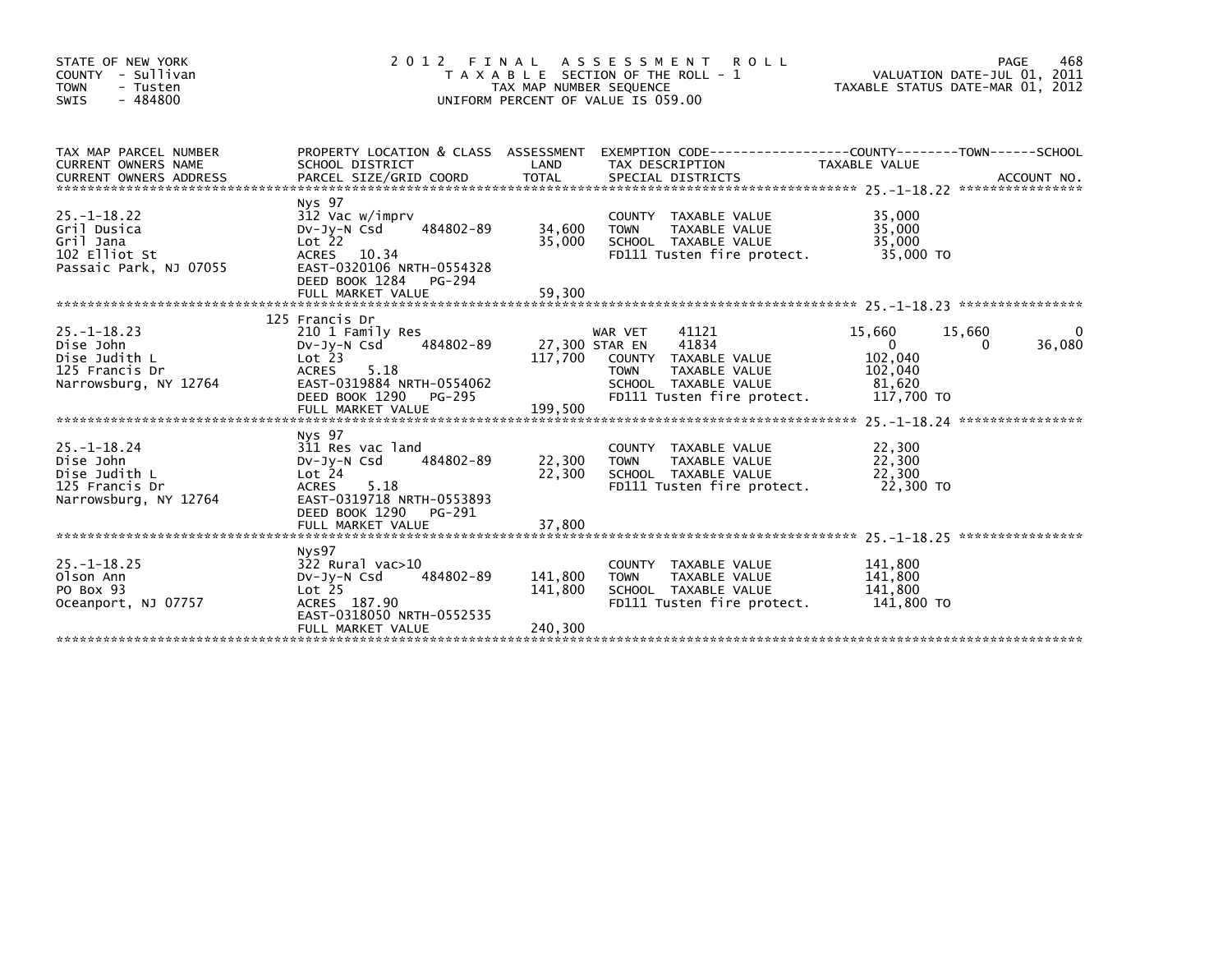STATE OF NEW YORK
COUNTY - Sullivan
TOWN - Tusten
SWIS - 484800

# 2012 FINAL ASSESSMENT ROLL

TAXABLE SECTION OF THE ROLL - 1
TAX MAP NUMBER SEQUENCE
UNIFORM PERCENT OF VALUE IS 059.00

VALUATION DATE-JUL 01, 2011
TAXABLE STATUS DATE-MAR 01, 2012

| TAX MAP PARCEL NUMBER / CURRENT OWNERS NAME / CURRENT OWNERS ADDRESS | PROPERTY LOCATION & CLASS / SCHOOL DISTRICT / PARCEL SIZE/GRID COORD | ASSESSMENT LAND / TOTAL | EXEMPTION CODE / TAX DESCRIPTION / SPECIAL DISTRICTS | COUNTY TAXABLE VALUE | TOWN | SCHOOL / ACCOUNT NO. |
|---|---|---|---|---|---|---|
| **25.-1-18.22** | Nys 97 | | | | | |
| 25.-1-18.22 | 312 Vac w/imprv | | COUNTY TAXABLE VALUE | 35,000 | | |
| Gril Dusica | Dv-Jy-N Csd 484802-89 | 34,600 | TOWN TAXABLE VALUE | 35,000 | | |
| Gril Jana | Lot 22 | 35,000 | SCHOOL TAXABLE VALUE | 35,000 | | |
| 102 Elliot St | ACRES 10.34 | | FD111 Tusten fire protect. | 35,000 TO | | |
| Passaic Park, NJ 07055 | EAST-0320106 NRTH-0554328 | | | | | |
| | DEED BOOK 1284 PG-294 | | | | | |
| | FULL MARKET VALUE | 59,300 | | | | |
| **25.-1-18.23** | 125 Francis Dr | | | | | |
| 25.-1-18.23 | 210 1 Family Res | | WAR VET 41121 | 15,660 | 15,660 | 0 |
| Dise John | Dv-Jy-N Csd 484802-89 | 27,300 | STAR EN 41834 | 0 | 0 | 36,080 |
| Dise Judith L | Lot 23 | 117,700 | COUNTY TAXABLE VALUE | 102,040 | | |
| 125 Francis Dr | ACRES 5.18 | | TOWN TAXABLE VALUE | 102,040 | | |
| Narrowsburg, NY 12764 | EAST-0319884 NRTH-0554062 | | SCHOOL TAXABLE VALUE | 81,620 | | |
| | DEED BOOK 1290 PG-295 | | FD111 Tusten fire protect. | 117,700 TO | | |
| | FULL MARKET VALUE | 199,500 | | | | |
| **25.-1-18.24** | Nys 97 | | | | | |
| 25.-1-18.24 | 311 Res vac land | | COUNTY TAXABLE VALUE | 22,300 | | |
| Dise John | Dv-Jy-N Csd 484802-89 | 22,300 | TOWN TAXABLE VALUE | 22,300 | | |
| Dise Judith L | Lot 24 | 22,300 | SCHOOL TAXABLE VALUE | 22,300 | | |
| 125 Francis Dr | ACRES 5.18 | | FD111 Tusten fire protect. | 22,300 TO | | |
| Narrowsburg, NY 12764 | EAST-0319718 NRTH-0553893 | | | | | |
| | DEED BOOK 1290 PG-291 | | | | | |
| | FULL MARKET VALUE | 37,800 | | | | |
| **25.-1-18.25** | Nys97 | | | | | |
| 25.-1-18.25 | 322 Rural vac>10 | | COUNTY TAXABLE VALUE | 141,800 | | |
| Olson Ann | Dv-Jy-N Csd 484802-89 | 141,800 | TOWN TAXABLE VALUE | 141,800 | | |
| PO Box 93 | Lot 25 | 141,800 | SCHOOL TAXABLE VALUE | 141,800 | | |
| Oceanport, NJ 07757 | ACRES 187.90 | | FD111 Tusten fire protect. | 141,800 TO | | |
| | EAST-0318050 NRTH-0552535 | | | | | |
| | FULL MARKET VALUE | 240,300 | | | | |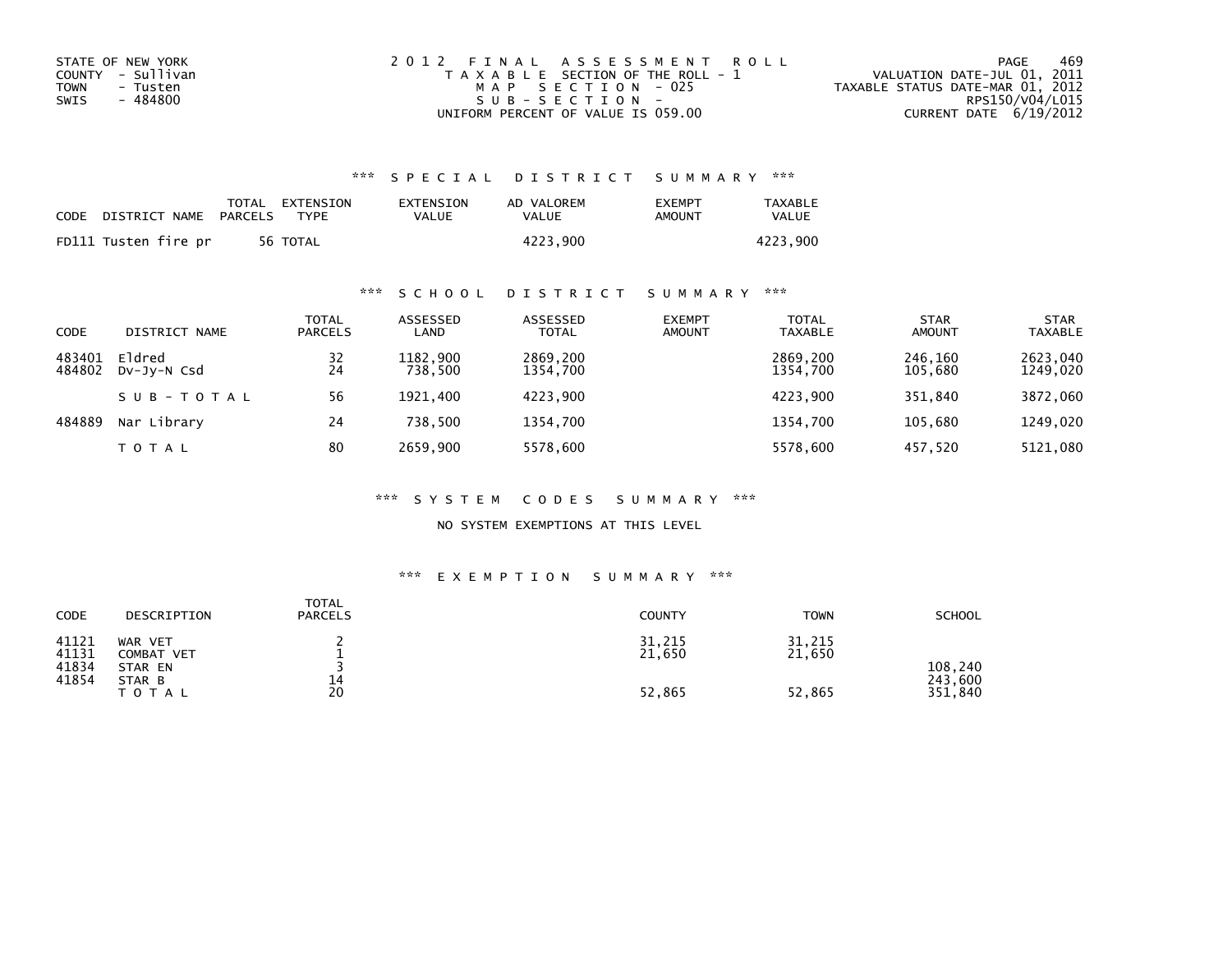STATE OF NEW YORK
COUNTY - Sullivan
TOWN - Tusten
SWIS - 484800

2 0 1 2 F I N A L A S S E S S M E N T R O L L
T A X A B L E SECTION OF THE ROLL - 1
M A P S E C T I O N - 025
S U B - S E C T I O N -
UNIFORM PERCENT OF VALUE IS 059.00

VALUATION DATE-JUL 01, 2011
TAXABLE STATUS DATE-MAR 01, 2012
RPS150/V04/L015
CURRENT DATE 6/19/2012

### *** S P E C I A L D I S T R I C T S U M M A R Y ***

| CODE | DISTRICT NAME | TOTAL PARCELS | EXTENSION TYPE | EXTENSION VALUE | AD VALOREM VALUE | EXEMPT AMOUNT | TAXABLE VALUE |
|---|---|---|---|---|---|---|---|
| FD111 | Tusten fire pr | 56 | TOTAL | | 4223,900 | | 4223,900 |

### *** S C H O O L D I S T R I C T S U M M A R Y ***

| CODE | DISTRICT NAME | TOTAL PARCELS | ASSESSED LAND | ASSESSED TOTAL | EXEMPT AMOUNT | TOTAL TAXABLE | STAR AMOUNT | STAR TAXABLE |
|---|---|---|---|---|---|---|---|---|
| 483401 | Eldred | 32 | 1182,900 | 2869,200 | | 2869,200 | 246,160 | 2623,040 |
| 484802 | Dv-Jy-N Csd | 24 | 738,500 | 1354,700 | | 1354,700 | 105,680 | 1249,020 |
| | S U B - T O T A L | 56 | 1921,400 | 4223,900 | | 4223,900 | 351,840 | 3872,060 |
| 484889 | Nar Library | 24 | 738,500 | 1354,700 | | 1354,700 | 105,680 | 1249,020 |
| | T O T A L | 80 | 2659,900 | 5578,600 | | 5578,600 | 457,520 | 5121,080 |

### *** S Y S T E M C O D E S S U M M A R Y ***

NO SYSTEM EXEMPTIONS AT THIS LEVEL

### *** E X E M P T I O N S U M M A R Y ***

| CODE | DESCRIPTION | TOTAL PARCELS | COUNTY | TOWN | SCHOOL |
|---|---|---|---|---|---|
| 41121 | WAR VET | 2 | 31,215 | 31,215 | |
| 41131 | COMBAT VET | 1 | 21,650 | 21,650 | |
| 41834 | STAR EN | 3 | | | 108,240 |
| 41854 | STAR B | 14 | | | 243,600 |
| | T O T A L | 20 | 52,865 | 52,865 | 351,840 |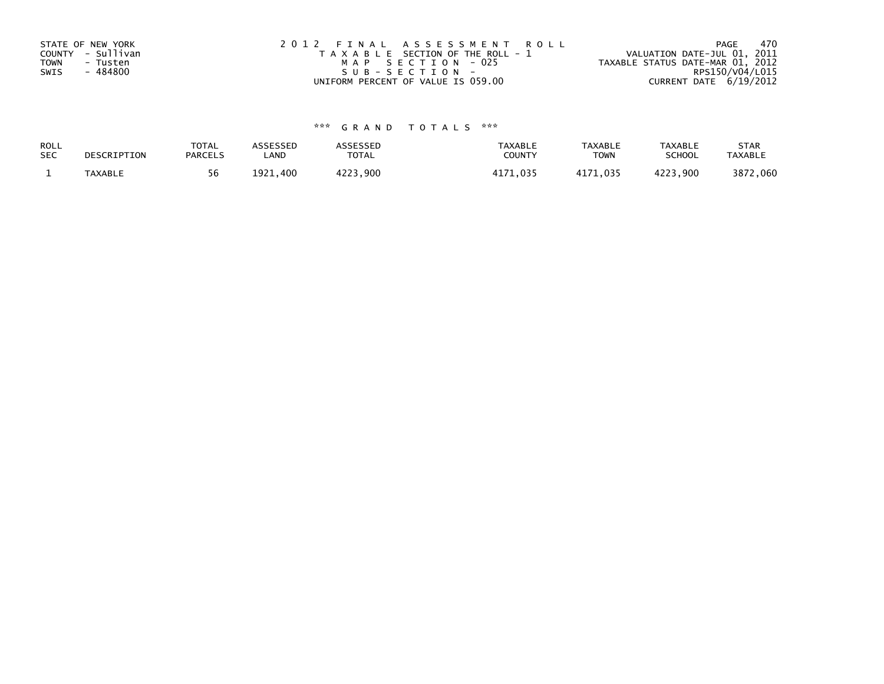STATE OF NEW YORK
COUNTY - Sullivan
TOWN - Tusten
SWIS - 484800

2012 FINAL ASSESSMENT ROLL
TAXABLE SECTION OF THE ROLL - 1
MAP SECTION - 025
SUB-SECTION -
UNIFORM PERCENT OF VALUE IS 059.00

VALUATION DATE-JUL 01, 2011
TAXABLE STATUS DATE-MAR 01, 2012
RPS150/V04/L015
CURRENT DATE 6/19/2012

### *** GRAND TOTALS ***

| ROLL SEC | DESCRIPTION | TOTAL PARCELS | ASSESSED LAND | ASSESSED TOTAL | TAXABLE COUNTY | TAXABLE TOWN | TAXABLE SCHOOL | STAR TAXABLE |
|---|---|---|---|---|---|---|---|---|
| 1 | TAXABLE | 56 | 1921,400 | 4223,900 | 4171,035 | 4171,035 | 4223,900 | 3872,060 |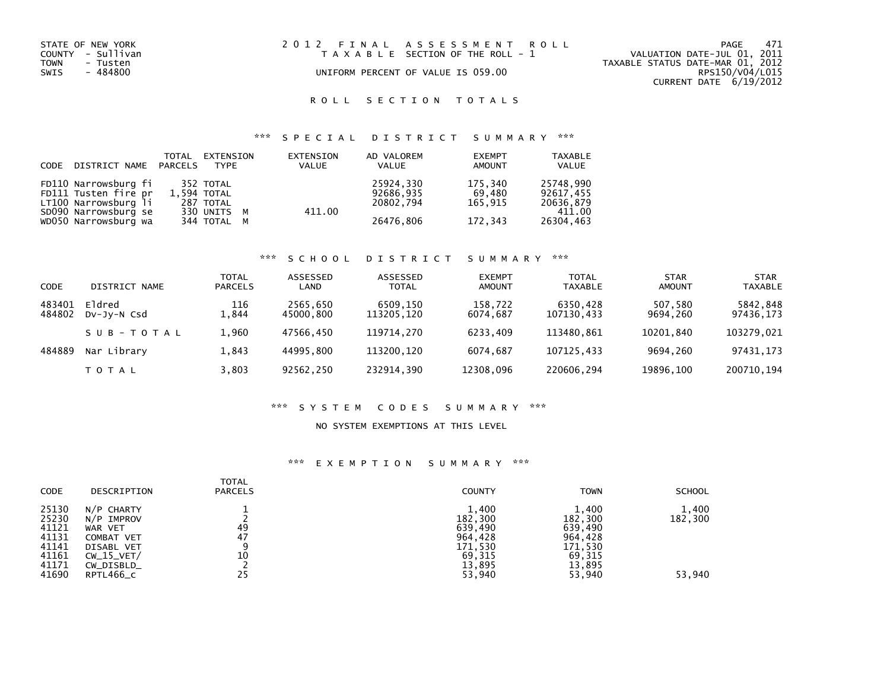STATE OF NEW YORK
COUNTY - Sullivan
TOWN - Tusten
SWIS - 484800

# 2012 FINAL ASSESSMENT ROLL

TAXABLE SECTION OF THE ROLL - 1

UNIFORM PERCENT OF VALUE IS 059.00

VALUATION DATE-JUL 01, 2011
TAXABLE STATUS DATE-MAR 01, 2012
RPS150/V04/L015
CURRENT DATE 6/19/2012

## ROLL SECTION TOTALS

### *** SPECIAL DISTRICT SUMMARY ***

| CODE | DISTRICT NAME | TOTAL PARCELS | EXTENSION TYPE | EXTENSION VALUE | AD VALOREM VALUE | EXEMPT AMOUNT | TAXABLE VALUE |
|---|---|---|---|---|---|---|---|
| FD110 | Narrowsburg fi | 352 | TOTAL | | 25924,330 | 175,340 | 25748,990 |
| FD111 | Tusten fire pr | 1,594 | TOTAL | | 92686,935 | 69,480 | 92617,455 |
| LT100 | Narrowsburg li | 287 | TOTAL | | 20802,794 | 165,915 | 20636,879 |
| SD090 | Narrowsburg se | 330 | UNITS M | 411.00 | | | 411.00 |
| WD050 | Narrowsburg wa | 344 | TOTAL M | | 26476,806 | 172,343 | 26304,463 |

### *** SCHOOL DISTRICT SUMMARY ***

| CODE | DISTRICT NAME | TOTAL PARCELS | ASSESSED LAND | ASSESSED TOTAL | EXEMPT AMOUNT | TOTAL TAXABLE | STAR AMOUNT | STAR TAXABLE |
|---|---|---|---|---|---|---|---|---|
| 483401 | Eldred | 116 | 2565,650 | 6509,150 | 158,722 | 6350,428 | 507,580 | 5842,848 |
| 484802 | Dv-Jy-N Csd | 1,844 | 45000,800 | 113205,120 | 6074,687 | 107130,433 | 9694,260 | 97436,173 |
| | SUB-TOTAL | 1,960 | 47566,450 | 119714,270 | 6233,409 | 113480,861 | 10201,840 | 103279,021 |
| 484889 | Nar Library | 1,843 | 44995,800 | 113200,120 | 6074,687 | 107125,433 | 9694,260 | 97431,173 |
| | TOTAL | 3,803 | 92562,250 | 232914,390 | 12308,096 | 220606,294 | 19896,100 | 200710,194 |

### *** SYSTEM CODES SUMMARY ***

NO SYSTEM EXEMPTIONS AT THIS LEVEL

### *** EXEMPTION SUMMARY ***

| CODE | DESCRIPTION | TOTAL PARCELS | COUNTY | TOWN | SCHOOL |
|---|---|---|---|---|---|
| 25130 | N/P CHARTY | 1 | 1,400 | 1,400 | 1,400 |
| 25230 | N/P IMPROV | 2 | 182,300 | 182,300 | 182,300 |
| 41121 | WAR VET | 49 | 639,490 | 639,490 | |
| 41131 | COMBAT VET | 47 | 964,428 | 964,428 | |
| 41141 | DISABL VET | 9 | 171,530 | 171,530 | |
| 41161 | CW_15_VET/ | 10 | 69,315 | 69,315 | |
| 41171 | CW_DISBLD_ | 2 | 13,895 | 13,895 | |
| 41690 | RPTL466_c | 25 | 53,940 | 53,940 | 53,940 |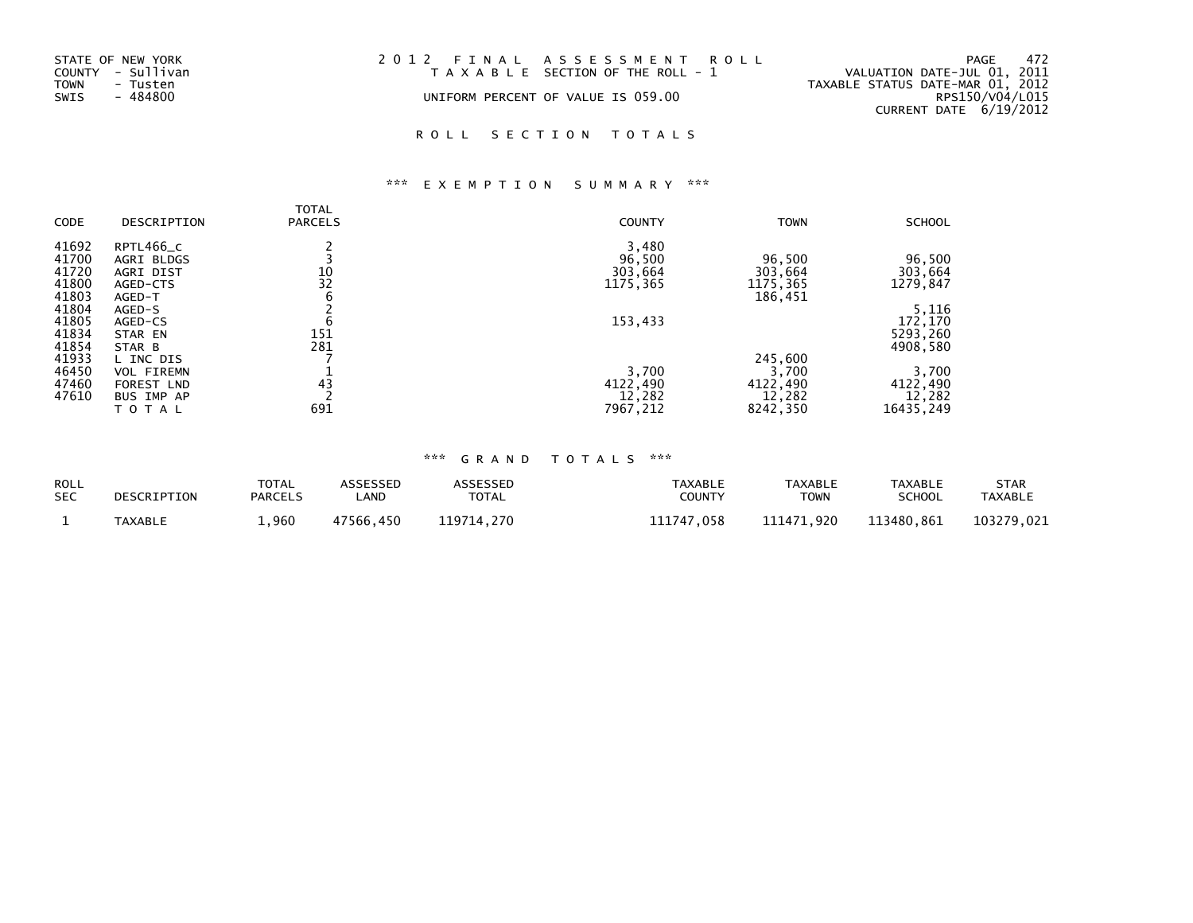STATE OF NEW YORK
COUNTY - Sullivan
TOWN - Tusten
SWIS - 484800

# 2012 FINAL ASSESSMENT ROLL

TAXABLE SECTION OF THE ROLL - 1

UNIFORM PERCENT OF VALUE IS 059.00

VALUATION DATE-JUL 01, 2011
TAXABLE STATUS DATE-MAR 01, 2012
RPS150/V04/L015
CURRENT DATE 6/19/2012

## ROLL SECTION TOTALS

### *** EXEMPTION SUMMARY ***

| CODE | DESCRIPTION | TOTAL PARCELS | COUNTY | TOWN | SCHOOL |
|---|---|---|---|---|---|
| 41692 | RPTL466_c | 2 | 3,480 | | |
| 41700 | AGRI BLDGS | 3 | 96,500 | 96,500 | 96,500 |
| 41720 | AGRI DIST | 10 | 303,664 | 303,664 | 303,664 |
| 41800 | AGED-CTS | 32 | 1175,365 | 1175,365 | 1279,847 |
| 41803 | AGED-T | 6 | | 186,451 | |
| 41804 | AGED-S | 2 | | | 5,116 |
| 41805 | AGED-CS | 6 | 153,433 | | 172,170 |
| 41834 | STAR EN | 151 | | | 5293,260 |
| 41854 | STAR B | 281 | | | 4908,580 |
| 41933 | L INC DIS | 7 | | 245,600 | |
| 46450 | VOL FIREMN | 1 | 3,700 | 3,700 | 3,700 |
| 47460 | FOREST LND | 43 | 4122,490 | 4122,490 | 4122,490 |
| 47610 | BUS IMP AP | 2 | 12,282 | 12,282 | 12,282 |
| | TOTAL | 691 | 7967,212 | 8242,350 | 16435,249 |

### *** GRAND TOTALS ***

| ROLL SEC | DESCRIPTION | TOTAL PARCELS | ASSESSED LAND | ASSESSED TOTAL | TAXABLE COUNTY | TAXABLE TOWN | TAXABLE SCHOOL | STAR TAXABLE |
|---|---|---|---|---|---|---|---|---|
| 1 | TAXABLE | 1,960 | 47566,450 | 119714,270 | 111747,058 | 111471,920 | 113480,861 | 103279,021 |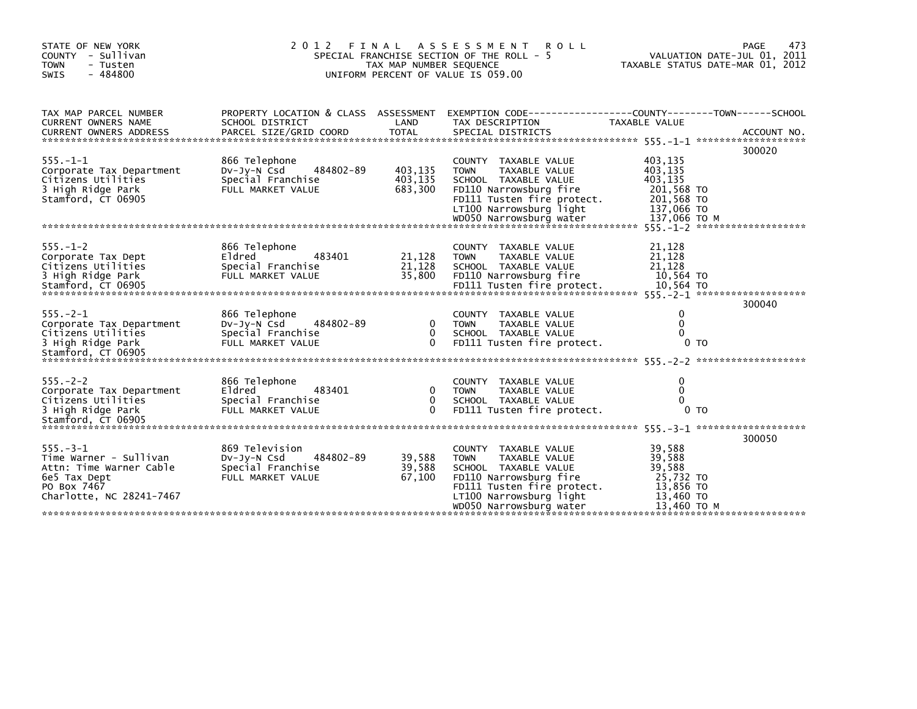STATE OF NEW YORK
COUNTY - Sullivan
TOWN - Tusten
SWIS - 484800

# 2012 FINAL ASSESSMENT ROLL
SPECIAL FRANCHISE SECTION OF THE ROLL - 5
TAX MAP NUMBER SEQUENCE
UNIFORM PERCENT OF VALUE IS 059.00

VALUATION DATE-JUL 01, 2011
TAXABLE STATUS DATE-MAR 01, 2012

| TAX MAP PARCEL NUMBER / CURRENT OWNERS NAME / CURRENT OWNERS ADDRESS | PROPERTY LOCATION & CLASS / SCHOOL DISTRICT / PARCEL SIZE/GRID COORD | ASSESSMENT LAND / TOTAL | EXEMPTION CODE / TAX DESCRIPTION / SPECIAL DISTRICTS | TAXABLE VALUE (COUNTY--TOWN--SCHOOL) | ACCOUNT NO. |
|---|---|---|---|---|---|
| 555.-1-1 | 866 Telephone | | COUNTY TAXABLE VALUE | 403,135 | 300020 |
| Corporate Tax Department | Dv-Jy-N Csd 484802-89 | 403,135 | TOWN TAXABLE VALUE | 403,135 | |
| Citizens Utilities | Special Franchise | 403,135 | SCHOOL TAXABLE VALUE | 403,135 | |
| 3 High Ridge Park | FULL MARKET VALUE | 683,300 | FD110 Narrowsburg fire | 201,568 TO | |
| Stamford, CT 06905 | | | FD111 Tusten fire protect. | 201,568 TO | |
| | | | LT100 Narrowsburg light | 137,066 TO | |
| | | | WD050 Narrowsburg water | 137,066 TO M | |
| 555.-1-2 | 866 Telephone | | COUNTY TAXABLE VALUE | 21,128 | |
| Corporate Tax Dept | Eldred 483401 | 21,128 | TOWN TAXABLE VALUE | 21,128 | |
| Citizens Utilities | Special Franchise | 21,128 | SCHOOL TAXABLE VALUE | 21,128 | |
| 3 High Ridge Park | FULL MARKET VALUE | 35,800 | FD110 Narrowsburg fire | 10,564 TO | |
| Stamford, CT 06905 | | | FD111 Tusten fire protect. | 10,564 TO | |
| 555.-2-1 | 866 Telephone | | COUNTY TAXABLE VALUE | 0 | 300040 |
| Corporate Tax Department | Dv-Jy-N Csd 484802-89 | 0 | TOWN TAXABLE VALUE | 0 | |
| Citizens Utilities | Special Franchise | 0 | SCHOOL TAXABLE VALUE | 0 | |
| 3 High Ridge Park | FULL MARKET VALUE | 0 | FD111 Tusten fire protect. | 0 TO | |
| Stamford, CT 06905 | | | | | |
| 555.-2-2 | 866 Telephone | | COUNTY TAXABLE VALUE | 0 | |
| Corporate Tax Department | Eldred 483401 | 0 | TOWN TAXABLE VALUE | 0 | |
| Citizens Utilities | Special Franchise | 0 | SCHOOL TAXABLE VALUE | 0 | |
| 3 High Ridge Park | FULL MARKET VALUE | 0 | FD111 Tusten fire protect. | 0 TO | |
| Stamford, CT 06905 | | | | | |
| 555.-3-1 | 869 Television | | COUNTY TAXABLE VALUE | 39,588 | 300050 |
| Time Warner - Sullivan | Dv-Jy-N Csd 484802-89 | 39,588 | TOWN TAXABLE VALUE | 39,588 | |
| Attn: Time Warner Cable | Special Franchise | 39,588 | SCHOOL TAXABLE VALUE | 39,588 | |
| 6e5 Tax Dept | FULL MARKET VALUE | 67,100 | FD110 Narrowsburg fire | 25,732 TO | |
| PO Box 7467 | | | FD111 Tusten fire protect. | 13,856 TO | |
| Charlotte, NC 28241-7467 | | | LT100 Narrowsburg light | 13,460 TO | |
| | | | WD050 Narrowsburg water | 13,460 TO M | |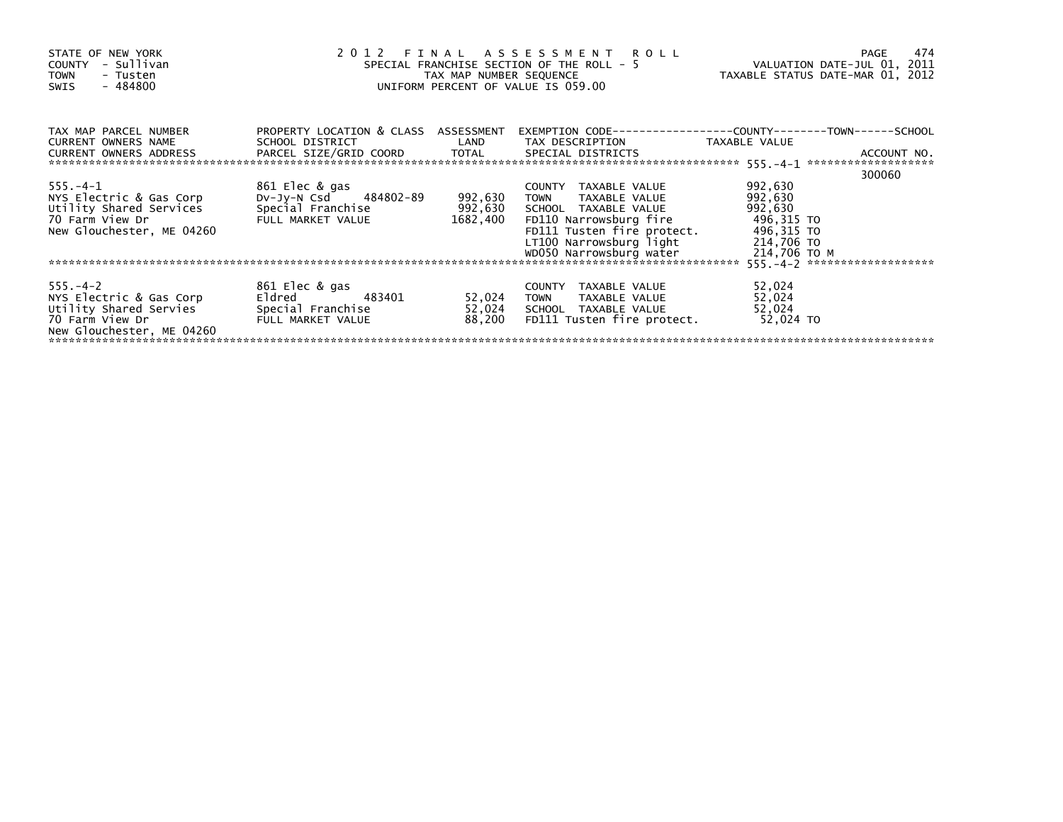STATE OF NEW YORK
COUNTY - Sullivan
TOWN - Tusten
SWIS - 484800

# 2012 FINAL ASSESSMENT ROLL
SPECIAL FRANCHISE SECTION OF THE ROLL - 5
TAX MAP NUMBER SEQUENCE
UNIFORM PERCENT OF VALUE IS 059.00

VALUATION DATE-JUL 01, 2011
TAXABLE STATUS DATE-MAR 01, 2012

| TAX MAP PARCEL NUMBER / CURRENT OWNERS NAME / CURRENT OWNERS ADDRESS | PROPERTY LOCATION & CLASS / SCHOOL DISTRICT / PARCEL SIZE/GRID COORD | ASSESSMENT LAND / TOTAL | EXEMPTION CODE / TAX DESCRIPTION / SPECIAL DISTRICTS | TAXABLE VALUE (COUNTY / TOWN / SCHOOL) | ACCOUNT NO. |
|---|---|---|---|---|---|
| 555.-4-1 | | | | | 300060 |
| NYS Electric & Gas Corp | 861 Elec & gas | | COUNTY TAXABLE VALUE | 992,630 | |
| Utility Shared Services | Dv-Jy-N Csd 484802-89 | 992,630 | TOWN TAXABLE VALUE | 992,630 | |
| 70 Farm View Dr | Special Franchise | 992,630 | SCHOOL TAXABLE VALUE | 992,630 | |
| New Glouchester, ME 04260 | FULL MARKET VALUE | 1682,400 | FD110 Narrowsburg fire | 496,315 TO | |
| | | | FD111 Tusten fire protect. | 496,315 TO | |
| | | | LT100 Narrowsburg light | 214,706 TO | |
| | | | WD050 Narrowsburg water | 214,706 TO M | |
| 555.-4-2 | 861 Elec & gas | | COUNTY TAXABLE VALUE | 52,024 | |
| NYS Electric & Gas Corp | Eldred 483401 | 52,024 | TOWN TAXABLE VALUE | 52,024 | |
| Utility Shared Servies | Special Franchise | 52,024 | SCHOOL TAXABLE VALUE | 52,024 | |
| 70 Farm View Dr | FULL MARKET VALUE | 88,200 | FD111 Tusten fire protect. | 52,024 TO | |
| New Glouchester, ME 04260 | | | | | |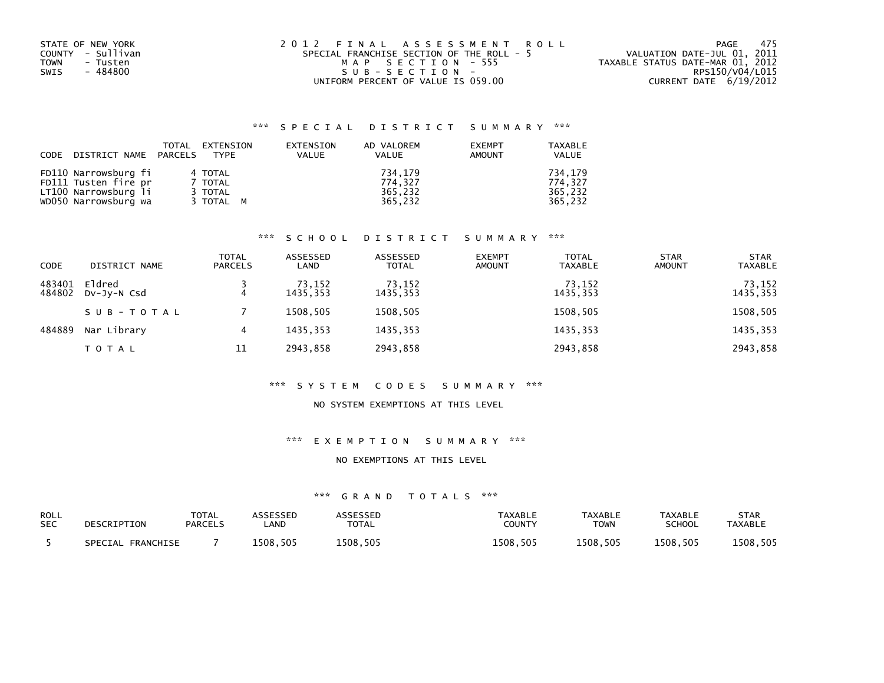STATE OF NEW YORK
COUNTY - Sullivan
TOWN - Tusten
SWIS - 484800

2 0 1 2 F I N A L A S S E S S M E N T R O L L
SPECIAL FRANCHISE SECTION OF THE ROLL - 5
M A P S E C T I O N - 555
S U B - S E C T I O N -
UNIFORM PERCENT OF VALUE IS 059.00

VALUATION DATE-JUL 01, 2011
TAXABLE STATUS DATE-MAR 01, 2012
RPS150/V04/L015
CURRENT DATE 6/19/2012

### *** S P E C I A L D I S T R I C T S U M M A R Y ***

| CODE DISTRICT NAME | TOTAL PARCELS | EXTENSION TYPE | EXTENSION VALUE | AD VALOREM VALUE | EXEMPT AMOUNT | TAXABLE VALUE |
|---|---|---|---|---|---|---|
| FD110 Narrowsburg fi | 4 | TOTAL | | 734,179 | | 734,179 |
| FD111 Tusten fire pr | 7 | TOTAL | | 774,327 | | 774,327 |
| LT100 Narrowsburg li | 3 | TOTAL | | 365,232 | | 365,232 |
| WD050 Narrowsburg wa | 3 | TOTAL M | | 365,232 | | 365,232 |

### *** S C H O O L D I S T R I C T S U M M A R Y ***

| CODE | DISTRICT NAME | TOTAL PARCELS | ASSESSED LAND | ASSESSED TOTAL | EXEMPT AMOUNT | TOTAL TAXABLE | STAR AMOUNT | STAR TAXABLE |
|---|---|---|---|---|---|---|---|---|
| 483401 | Eldred | 3 | 73,152 | 73,152 | | 73,152 | | 73,152 |
| 484802 | Dv-Jy-N Csd | 4 | 1435,353 | 1435,353 | | 1435,353 | | 1435,353 |
| | S U B - T O T A L | 7 | 1508,505 | 1508,505 | | 1508,505 | | 1508,505 |
| 484889 | Nar Library | 4 | 1435,353 | 1435,353 | | 1435,353 | | 1435,353 |
| | T O T A L | 11 | 2943,858 | 2943,858 | | 2943,858 | | 2943,858 |

### *** S Y S T E M C O D E S S U M M A R Y ***

NO SYSTEM EXEMPTIONS AT THIS LEVEL

### *** E X E M P T I O N S U M M A R Y ***

NO EXEMPTIONS AT THIS LEVEL

### *** G R A N D T O T A L S ***

| ROLL SEC | DESCRIPTION | TOTAL PARCELS | ASSESSED LAND | ASSESSED TOTAL | TAXABLE COUNTY | TAXABLE TOWN | TAXABLE SCHOOL | STAR TAXABLE |
|---|---|---|---|---|---|---|---|---|
| 5 | SPECIAL FRANCHISE | 7 | 1508,505 | 1508,505 | 1508,505 | 1508,505 | 1508,505 | 1508,505 |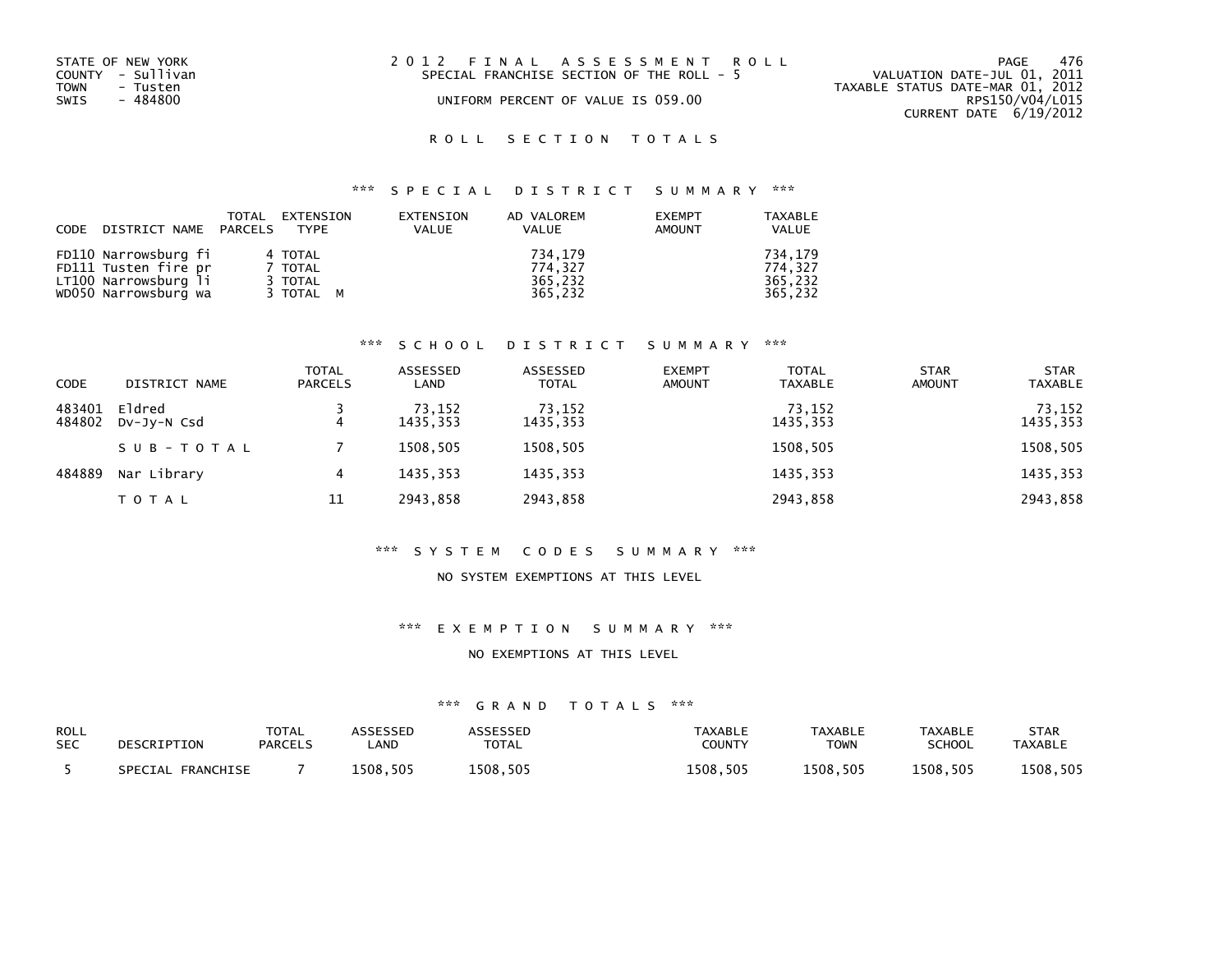STATE OF NEW YORK
COUNTY - Sullivan
TOWN - Tusten
SWIS - 484800

2012 FINAL ASSESSMENT ROLL
SPECIAL FRANCHISE SECTION OF THE ROLL - 5
UNIFORM PERCENT OF VALUE IS 059.00

VALUATION DATE-JUL 01, 2011
TAXABLE STATUS DATE-MAR 01, 2012
RPS150/V04/L015
CURRENT DATE 6/19/2012

## ROLL SECTION TOTALS

### *** SPECIAL DISTRICT SUMMARY ***

| CODE | DISTRICT NAME | TOTAL PARCELS | EXTENSION TYPE | EXTENSION VALUE | AD VALOREM VALUE | EXEMPT AMOUNT | TAXABLE VALUE |
|---|---|---|---|---|---|---|---|
| FD110 | Narrowsburg fi | 4 | TOTAL | | 734,179 | | 734,179 |
| FD111 | Tusten fire pr | 7 | TOTAL | | 774,327 | | 774,327 |
| LT100 | Narrowsburg li | 3 | TOTAL | | 365,232 | | 365,232 |
| WD050 | Narrowsburg wa | 3 | TOTAL M | | 365,232 | | 365,232 |

### *** SCHOOL DISTRICT SUMMARY ***

| CODE | DISTRICT NAME | TOTAL PARCELS | ASSESSED LAND | ASSESSED TOTAL | EXEMPT AMOUNT | TOTAL TAXABLE | STAR AMOUNT | STAR TAXABLE |
|---|---|---|---|---|---|---|---|---|
| 483401 | Eldred | 3 | 73,152 | 73,152 | | 73,152 | | 73,152 |
| 484802 | Dv-Jy-N Csd | 4 | 1435,353 | 1435,353 | | 1435,353 | | 1435,353 |
| | SUB-TOTAL | 7 | 1508,505 | 1508,505 | | 1508,505 | | 1508,505 |
| 484889 | Nar Library | 4 | 1435,353 | 1435,353 | | 1435,353 | | 1435,353 |
| | TOTAL | 11 | 2943,858 | 2943,858 | | 2943,858 | | 2943,858 |

### *** SYSTEM CODES SUMMARY ***

NO SYSTEM EXEMPTIONS AT THIS LEVEL

### *** EXEMPTION SUMMARY ***

NO EXEMPTIONS AT THIS LEVEL

### *** GRAND TOTALS ***

| ROLL SEC | DESCRIPTION | TOTAL PARCELS | ASSESSED LAND | ASSESSED TOTAL | TAXABLE COUNTY | TAXABLE TOWN | TAXABLE SCHOOL | STAR TAXABLE |
|---|---|---|---|---|---|---|---|---|
| 5 | SPECIAL FRANCHISE | 7 | 1508,505 | 1508,505 | 1508,505 | 1508,505 | 1508,505 | 1508,505 |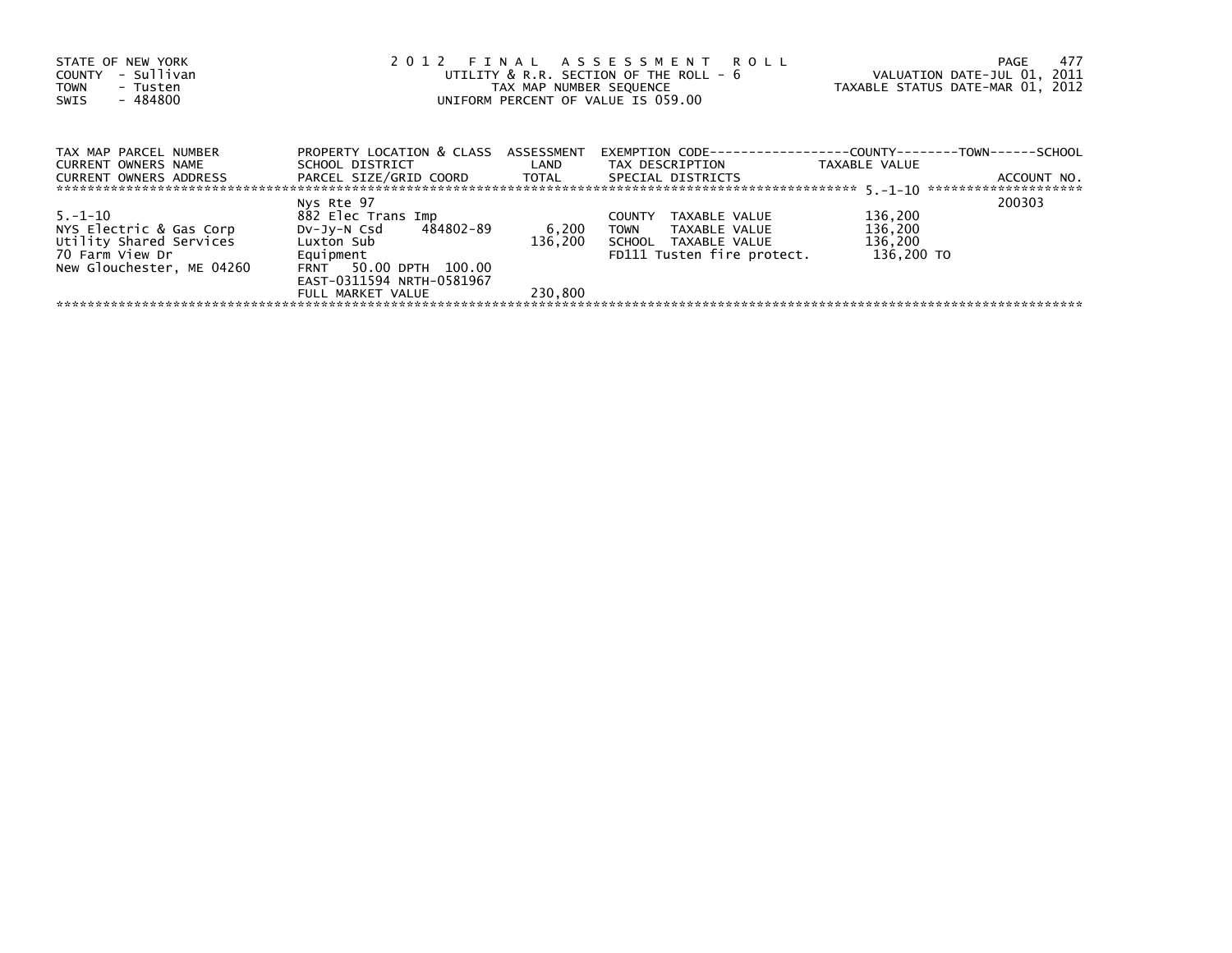STATE OF NEW YORK
COUNTY - Sullivan
TOWN - Tusten
SWIS - 484800

2 0 1 2 F I N A L A S S E S S M E N T R O L L
UTILITY & R.R. SECTION OF THE ROLL - 6
TAX MAP NUMBER SEQUENCE
UNIFORM PERCENT OF VALUE IS 059.00

VALUATION DATE-JUL 01, 2011
TAXABLE STATUS DATE-MAR 01, 2012

| TAX MAP PARCEL NUMBER<br>CURRENT OWNERS NAME<br>CURRENT OWNERS ADDRESS | PROPERTY LOCATION & CLASS<br>SCHOOL DISTRICT<br>PARCEL SIZE/GRID COORD | ASSESSMENT<br>LAND<br>TOTAL | EXEMPTION CODE<br>TAX DESCRIPTION<br>SPECIAL DISTRICTS | COUNTY--------TOWN------SCHOOL<br>TAXABLE VALUE | ACCOUNT NO. |
|---|---|---|---|---|---|
| 5.-1-10 | Nys Rte 97 | | | | 200303 |
| 5.-1-10 | 882 Elec Trans Imp | | COUNTY TAXABLE VALUE | 136,200 | |
| NYS Electric & Gas Corp | Dv-Jy-N Csd 484802-89 | 6,200 | TOWN TAXABLE VALUE | 136,200 | |
| Utility Shared Services | Luxton Sub | 136,200 | SCHOOL TAXABLE VALUE | 136,200 | |
| 70 Farm View Dr | Equipment | | FD111 Tusten fire protect. | 136,200 TO | |
| New Glouchester, ME 04260 | FRNT 50.00 DPTH 100.00 | | | | |
| | EAST-0311594 NRTH-0581967 | | | | |
| | FULL MARKET VALUE | 230,800 | | | |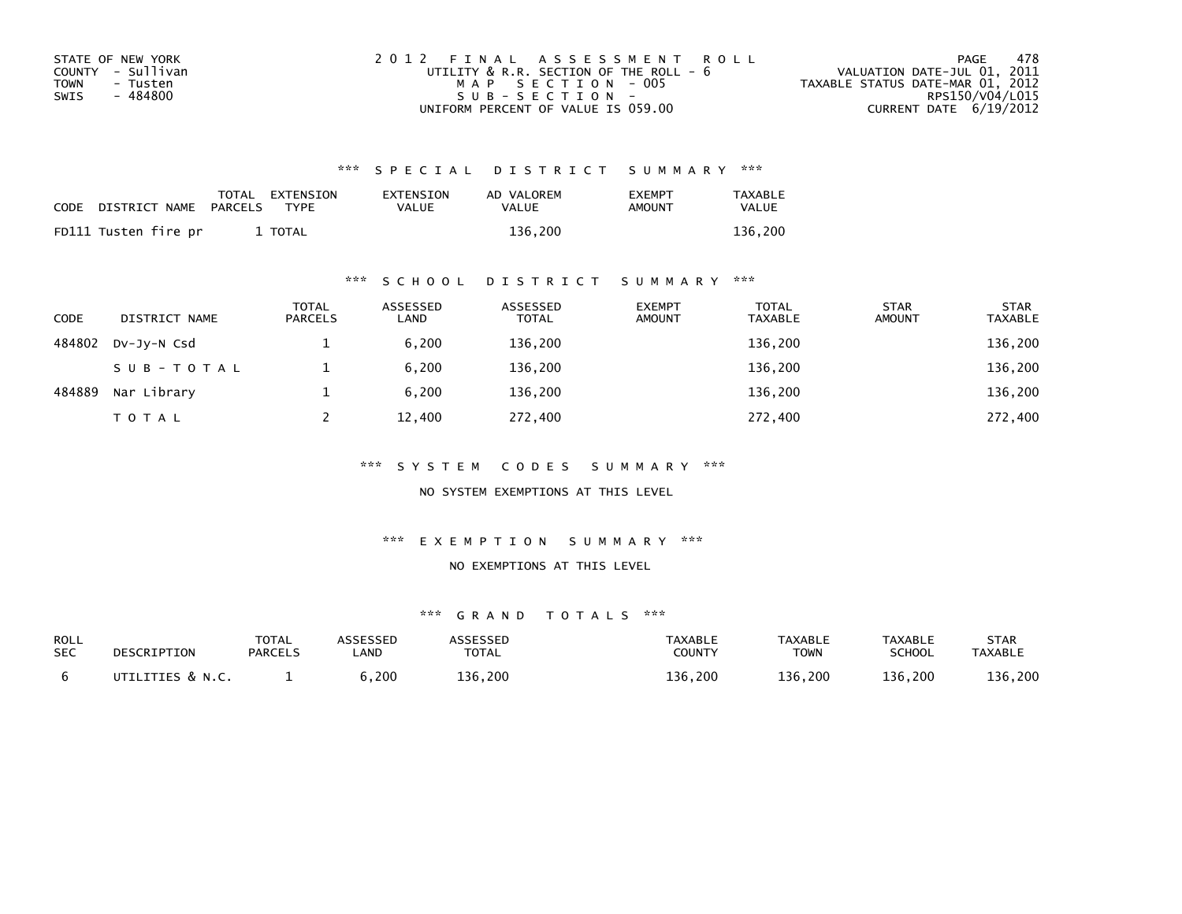STATE OF NEW YORK
COUNTY - Sullivan
TOWN - Tusten
SWIS - 484800

2012 FINAL ASSESSMENT ROLL
UTILITY & R.R. SECTION OF THE ROLL - 6
MAP SECTION - 005
SUB-SECTION -
UNIFORM PERCENT OF VALUE IS 059.00

VALUATION DATE-JUL 01, 2011
TAXABLE STATUS DATE-MAR 01, 2012
RPS150/V04/L015
CURRENT DATE 6/19/2012

### *** SPECIAL DISTRICT SUMMARY ***

| CODE | DISTRICT NAME | TOTAL PARCELS | EXTENSION TYPE | EXTENSION VALUE | AD VALOREM VALUE | EXEMPT AMOUNT | TAXABLE VALUE |
|---|---|---|---|---|---|---|---|
| FD111 | Tusten fire pr | 1 | TOTAL | | 136,200 | | 136,200 |

### *** SCHOOL DISTRICT SUMMARY ***

| CODE | DISTRICT NAME | TOTAL PARCELS | ASSESSED LAND | ASSESSED TOTAL | EXEMPT AMOUNT | TOTAL TAXABLE | STAR AMOUNT | STAR TAXABLE |
|---|---|---|---|---|---|---|---|---|
| 484802 | Dv-Jy-N Csd | 1 | 6,200 | 136,200 | | 136,200 | | 136,200 |
| | SUB-TOTAL | 1 | 6,200 | 136,200 | | 136,200 | | 136,200 |
| 484889 | Nar Library | 1 | 6,200 | 136,200 | | 136,200 | | 136,200 |
| | TOTAL | 2 | 12,400 | 272,400 | | 272,400 | | 272,400 |

### *** SYSTEM CODES SUMMARY ***

NO SYSTEM EXEMPTIONS AT THIS LEVEL

### *** EXEMPTION SUMMARY ***

NO EXEMPTIONS AT THIS LEVEL

### *** GRAND TOTALS ***

| ROLL SEC | DESCRIPTION | TOTAL PARCELS | ASSESSED LAND | ASSESSED TOTAL | TAXABLE COUNTY | TAXABLE TOWN | TAXABLE SCHOOL | STAR TAXABLE |
|---|---|---|---|---|---|---|---|---|
| 6 | UTILITIES & N.C. | 1 | 6,200 | 136,200 | 136,200 | 136,200 | 136,200 | 136,200 |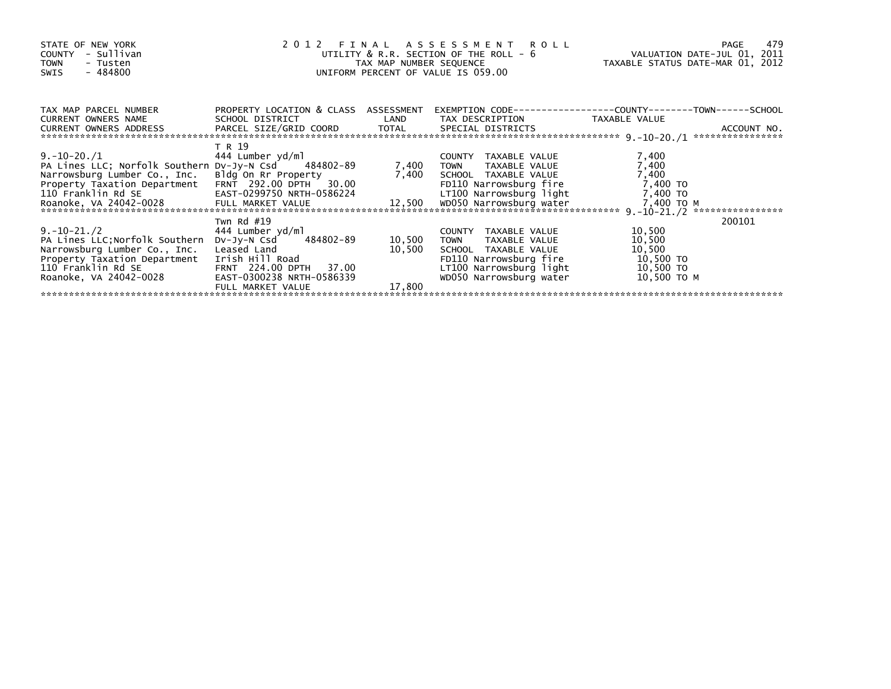STATE OF NEW YORK
COUNTY - Sullivan
TOWN - Tusten
SWIS - 484800

# 2012 FINAL ASSESSMENT ROLL

UTILITY & R.R. SECTION OF THE ROLL - 6
TAX MAP NUMBER SEQUENCE
UNIFORM PERCENT OF VALUE IS 059.00

VALUATION DATE-JUL 01, 2011
TAXABLE STATUS DATE-MAR 01, 2012

| TAX MAP PARCEL NUMBER / CURRENT OWNERS NAME / CURRENT OWNERS ADDRESS | PROPERTY LOCATION & CLASS / SCHOOL DISTRICT / PARCEL SIZE/GRID COORD | ASSESSMENT LAND / TOTAL | EXEMPTION CODE / TAX DESCRIPTION / SPECIAL DISTRICTS | TAXABLE VALUE (COUNTY--TOWN--SCHOOL) | ACCOUNT NO. |
|---|---|---|---|---|---|
| 9.-10-20./1 | T R 19 | | | | |
| | 444 Lumber yd/ml | | COUNTY TAXABLE VALUE | 7,400 | |
| PA Lines LLC; Norfolk Southern | Dv-Jy-N Csd 484802-89 | 7,400 | TOWN TAXABLE VALUE | 7,400 | |
| Narrowsburg Lumber Co., Inc. | Bldg On Rr Property | 7,400 | SCHOOL TAXABLE VALUE | 7,400 | |
| Property Taxation Department | FRNT 292.00 DPTH 30.00 | | FD110 Narrowsburg fire | 7,400 TO | |
| 110 Franklin Rd SE | EAST-0299750 NRTH-0586224 | | LT100 Narrowsburg light | 7,400 TO | |
| Roanoke, VA 24042-0028 | FULL MARKET VALUE | 12,500 | WD050 Narrowsburg water | 7,400 TO M | |
| 9.-10-21./2 | Twn Rd #19 | | | | 200101 |
| | 444 Lumber yd/ml | | COUNTY TAXABLE VALUE | 10,500 | |
| PA Lines LLC;Norfolk Southern | Dv-Jy-N Csd 484802-89 | 10,500 | TOWN TAXABLE VALUE | 10,500 | |
| Narrowsburg Lumber Co., Inc. | Leased Land | 10,500 | SCHOOL TAXABLE VALUE | 10,500 | |
| Property Taxation Department | Irish Hill Road | | FD110 Narrowsburg fire | 10,500 TO | |
| 110 Franklin Rd SE | FRNT 224.00 DPTH 37.00 | | LT100 Narrowsburg light | 10,500 TO | |
| Roanoke, VA 24042-0028 | EAST-0300238 NRTH-0586339 | | WD050 Narrowsburg water | 10,500 TO M | |
| | FULL MARKET VALUE | 17,800 | | | |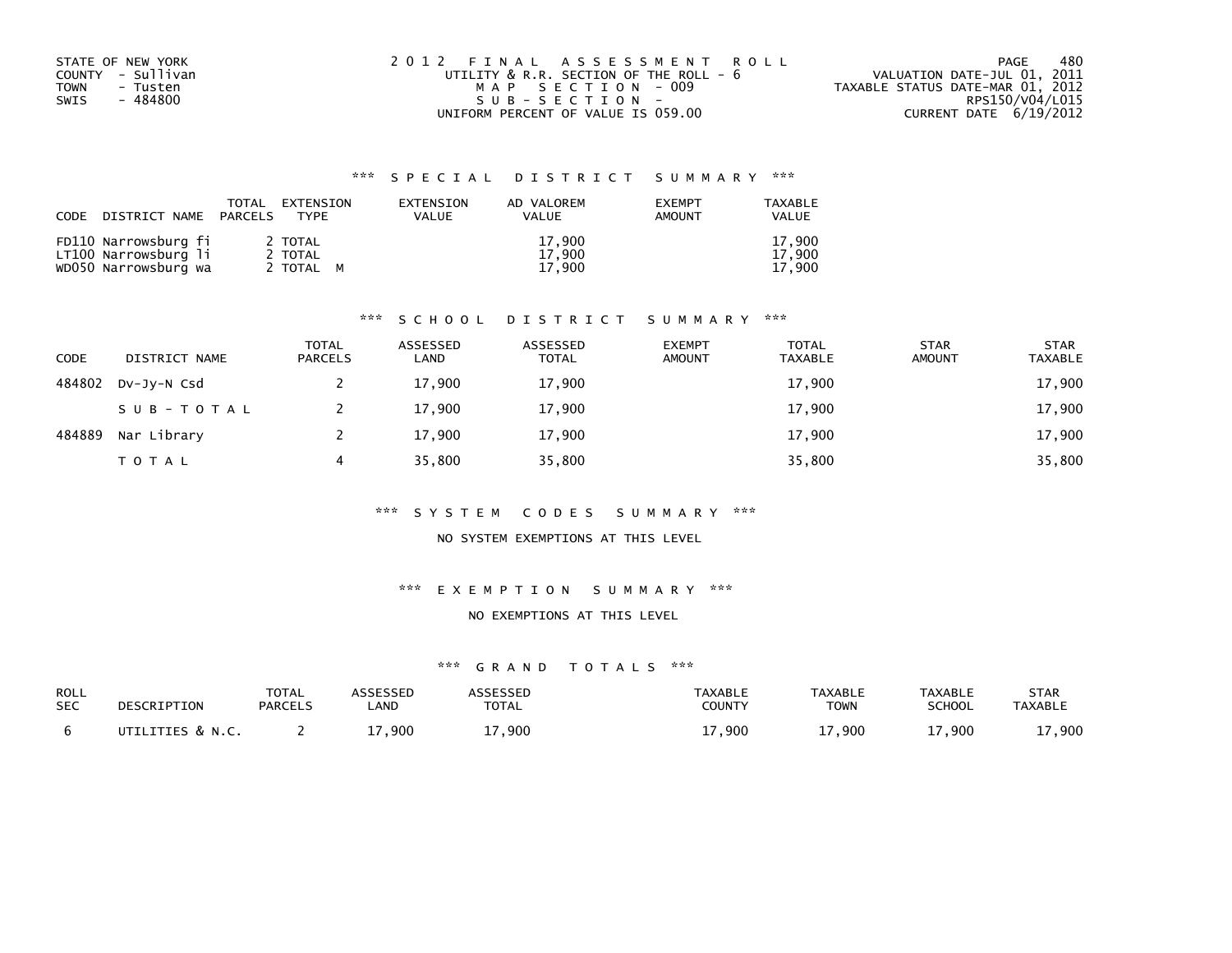STATE OF NEW YORK
COUNTY - Sullivan
TOWN - Tusten
SWIS - 484800

2012 FINAL ASSESSMENT ROLL
UTILITY & R.R. SECTION OF THE ROLL - 6
MAP SECTION - 009
SUB-SECTION -
UNIFORM PERCENT OF VALUE IS 059.00

VALUATION DATE-JUL 01, 2011
TAXABLE STATUS DATE-MAR 01, 2012
RPS150/V04/L015
CURRENT DATE 6/19/2012

### *** SPECIAL DISTRICT SUMMARY ***

| CODE DISTRICT NAME | TOTAL PARCELS | EXTENSION TYPE | EXTENSION VALUE | AD VALOREM VALUE | EXEMPT AMOUNT | TAXABLE VALUE |
|---|---|---|---|---|---|---|
| FD110 Narrowsburg fi | 2 | TOTAL | | 17,900 | | 17,900 |
| LT100 Narrowsburg li | 2 | TOTAL | | 17,900 | | 17,900 |
| WD050 Narrowsburg wa | 2 | TOTAL M | | 17,900 | | 17,900 |

### *** SCHOOL DISTRICT SUMMARY ***

| CODE | DISTRICT NAME | TOTAL PARCELS | ASSESSED LAND | ASSESSED TOTAL | EXEMPT AMOUNT | TOTAL TAXABLE | STAR AMOUNT | STAR TAXABLE |
|---|---|---|---|---|---|---|---|---|
| 484802 | Dv-Jy-N Csd | 2 | 17,900 | 17,900 | | 17,900 | | 17,900 |
| | SUB-TOTAL | 2 | 17,900 | 17,900 | | 17,900 | | 17,900 |
| 484889 | Nar Library | 2 | 17,900 | 17,900 | | 17,900 | | 17,900 |
| | TOTAL | 4 | 35,800 | 35,800 | | 35,800 | | 35,800 |

### *** SYSTEM CODES SUMMARY ***

NO SYSTEM EXEMPTIONS AT THIS LEVEL

### *** EXEMPTION SUMMARY ***

NO EXEMPTIONS AT THIS LEVEL

### *** GRAND TOTALS ***

| ROLL SEC | DESCRIPTION | TOTAL PARCELS | ASSESSED LAND | ASSESSED TOTAL | TAXABLE COUNTY | TAXABLE TOWN | TAXABLE SCHOOL | STAR TAXABLE |
|---|---|---|---|---|---|---|---|---|
| 6 | UTILITIES & N.C. | 2 | 17,900 | 17,900 | 17,900 | 17,900 | 17,900 | 17,900 |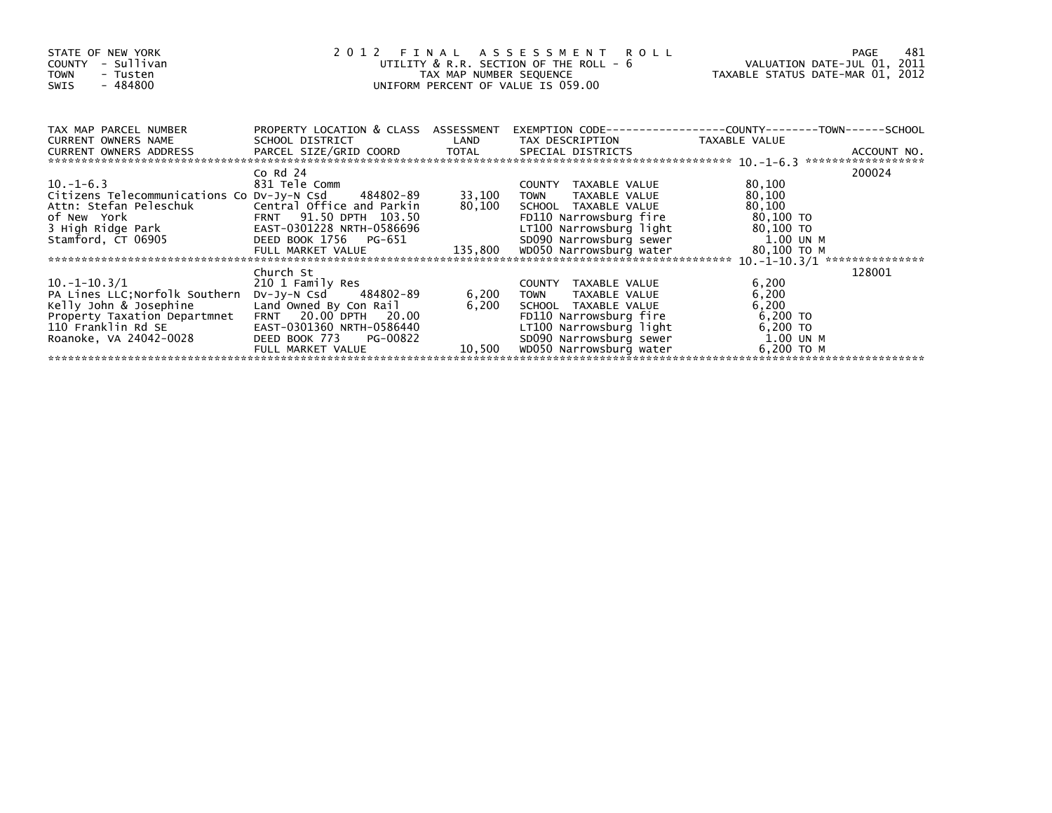STATE OF NEW YORK
COUNTY - Sullivan
TOWN - Tusten
SWIS - 484800

# 2012 FINAL ASSESSMENT ROLL

UTILITY & R.R. SECTION OF THE ROLL - 6
TAX MAP NUMBER SEQUENCE
UNIFORM PERCENT OF VALUE IS 059.00

VALUATION DATE-JUL 01, 2011
TAXABLE STATUS DATE-MAR 01, 2012

| TAX MAP PARCEL NUMBER / CURRENT OWNERS NAME / CURRENT OWNERS ADDRESS | PROPERTY LOCATION & CLASS / SCHOOL DISTRICT / PARCEL SIZE/GRID COORD | ASSESSMENT LAND | TOTAL | EXEMPTION CODE / TAX DESCRIPTION / SPECIAL DISTRICTS | COUNTY--------TOWN------SCHOOL TAXABLE VALUE | ACCOUNT NO. |
|---|---|---|---|---|---|---|
| 10.-1-6.3 | Co Rd 24 | | | | | 200024 |
| | 831 Tele Comm | | | COUNTY TAXABLE VALUE | 80,100 | |
| Citizens Telecommunications Co | Dv-Jy-N Csd 484802-89 | 33,100 | | TOWN TAXABLE VALUE | 80,100 | |
| Attn: Stefan Peleschuk | Central Office and Parkin | | 80,100 | SCHOOL TAXABLE VALUE | 80,100 | |
| of New York | FRNT 91.50 DPTH 103.50 | | | FD110 Narrowsburg fire | 80,100 TO | |
| 3 High Ridge Park | EAST-0301228 NRTH-0586696 | | | LT100 Narrowsburg light | 80,100 TO | |
| Stamford, CT 06905 | DEED BOOK 1756 PG-651 | | | SD090 Narrowsburg sewer | 1.00 UN M | |
| | FULL MARKET VALUE | | 135,800 | WD050 Narrowsburg water | 80,100 TO M | |
| 10.-1-10.3/1 | Church St | | | | | 128001 |
| | 210 1 Family Res | | | COUNTY TAXABLE VALUE | 6,200 | |
| PA Lines LLC;Norfolk Southern | Dv-Jy-N Csd 484802-89 | 6,200 | | TOWN TAXABLE VALUE | 6,200 | |
| Kelly John & Josephine | Land Owned By Con Rail | | 6,200 | SCHOOL TAXABLE VALUE | 6,200 | |
| Property Taxation Departmnet | FRNT 20.00 DPTH 20.00 | | | FD110 Narrowsburg fire | 6,200 TO | |
| 110 Franklin Rd SE | EAST-0301360 NRTH-0586440 | | | LT100 Narrowsburg light | 6,200 TO | |
| Roanoke, VA 24042-0028 | DEED BOOK 773 PG-00822 | | | SD090 Narrowsburg sewer | 1.00 UN M | |
| | FULL MARKET VALUE | | 10,500 | WD050 Narrowsburg water | 6,200 TO M | |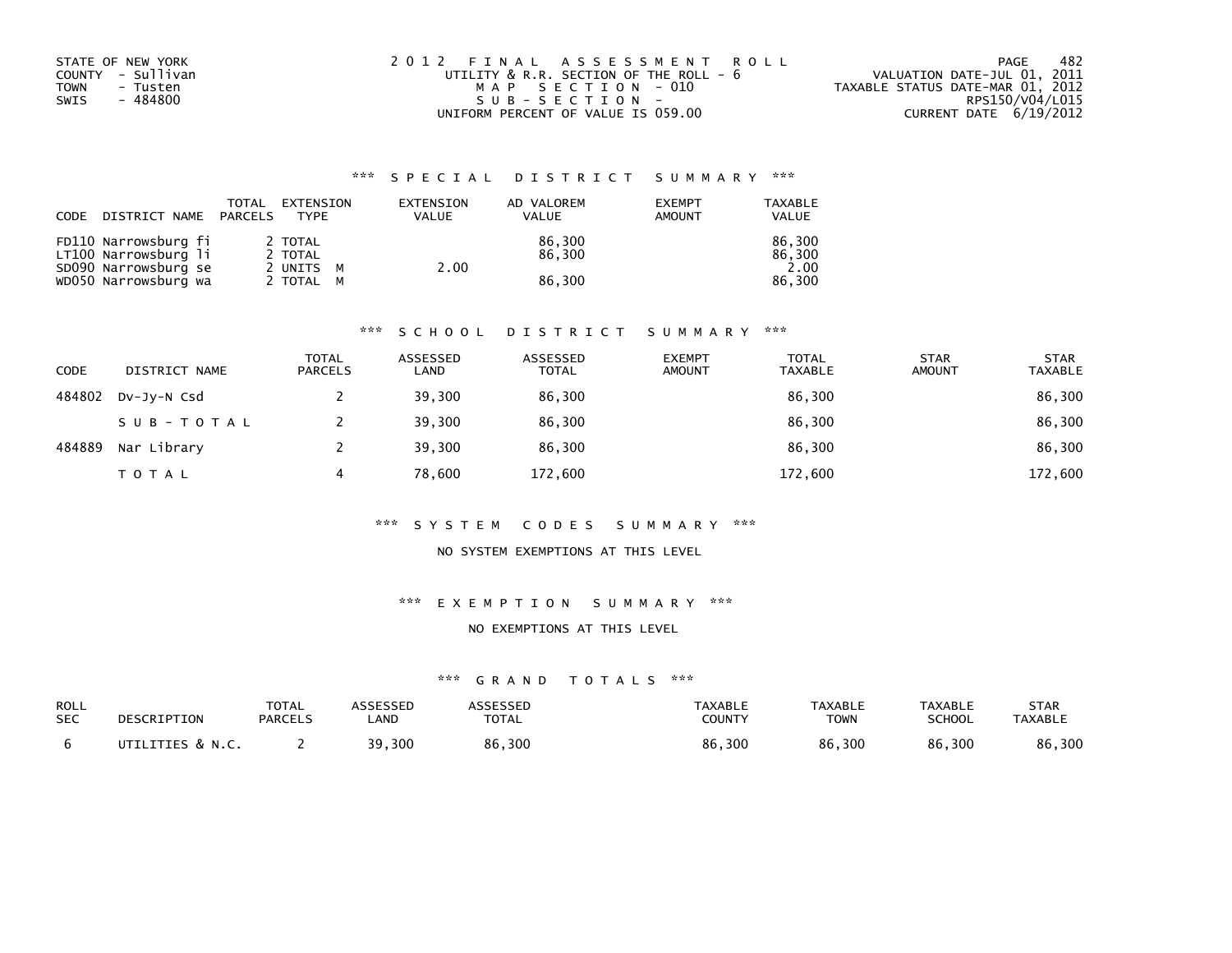STATE OF NEW YORK
COUNTY - Sullivan
TOWN - Tusten
SWIS - 484800

2012 FINAL ASSESSMENT ROLL
UTILITY & R.R. SECTION OF THE ROLL - 6
MAP SECTION - 010
SUB-SECTION -
UNIFORM PERCENT OF VALUE IS 059.00

VALUATION DATE-JUL 01, 2011
TAXABLE STATUS DATE-MAR 01, 2012
RPS150/V04/L015
CURRENT DATE 6/19/2012

## *** SPECIAL DISTRICT SUMMARY ***

| CODE | DISTRICT NAME | TOTAL PARCELS | EXTENSION TYPE | EXTENSION VALUE | AD VALOREM VALUE | EXEMPT AMOUNT | TAXABLE VALUE |
|---|---|---|---|---|---|---|---|
| FD110 | Narrowsburg fi | 2 | TOTAL | | 86,300 | | 86,300 |
| LT100 | Narrowsburg li | 2 | TOTAL | | 86,300 | | 86,300 |
| SD090 | Narrowsburg se | 2 | UNITS M | 2.00 | | | 2.00 |
| WD050 | Narrowsburg wa | 2 | TOTAL M | | 86,300 | | 86,300 |

## *** SCHOOL DISTRICT SUMMARY ***

| CODE | DISTRICT NAME | TOTAL PARCELS | ASSESSED LAND | ASSESSED TOTAL | EXEMPT AMOUNT | TOTAL TAXABLE | STAR AMOUNT | STAR TAXABLE |
|---|---|---|---|---|---|---|---|---|
| 484802 | Dv-Jy-N Csd | 2 | 39,300 | 86,300 | | 86,300 | | 86,300 |
| | SUB-TOTAL | 2 | 39,300 | 86,300 | | 86,300 | | 86,300 |
| 484889 | Nar Library | 2 | 39,300 | 86,300 | | 86,300 | | 86,300 |
| | TOTAL | 4 | 78,600 | 172,600 | | 172,600 | | 172,600 |

## *** SYSTEM CODES SUMMARY ***

NO SYSTEM EXEMPTIONS AT THIS LEVEL

## *** EXEMPTION SUMMARY ***

NO EXEMPTIONS AT THIS LEVEL

## *** GRAND TOTALS ***

| ROLL SEC | DESCRIPTION | TOTAL PARCELS | ASSESSED LAND | ASSESSED TOTAL | TAXABLE COUNTY | TAXABLE TOWN | TAXABLE SCHOOL | STAR TAXABLE |
|---|---|---|---|---|---|---|---|---|
| 6 | UTILITIES & N.C. | 2 | 39,300 | 86,300 | 86,300 | 86,300 | 86,300 | 86,300 |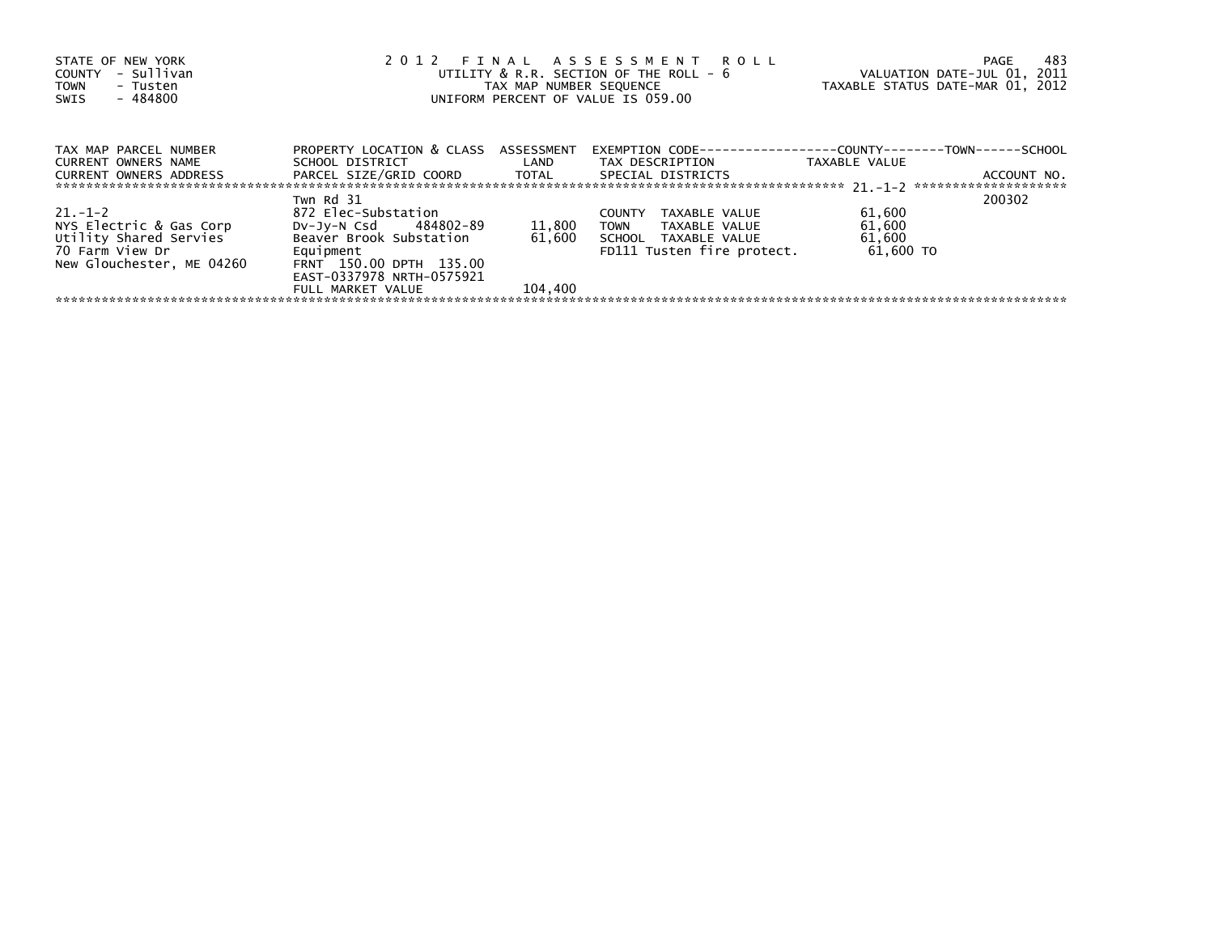STATE OF NEW YORK
COUNTY - Sullivan
TOWN - Tusten
SWIS - 484800

2012 FINAL ASSESSMENT ROLL
UTILITY & R.R. SECTION OF THE ROLL - 6
TAX MAP NUMBER SEQUENCE
UNIFORM PERCENT OF VALUE IS 059.00

VALUATION DATE-JUL 01, 2011
TAXABLE STATUS DATE-MAR 01, 2012

| TAX MAP PARCEL NUMBER / CURRENT OWNERS NAME / CURRENT OWNERS ADDRESS | PROPERTY LOCATION & CLASS / SCHOOL DISTRICT / PARCEL SIZE/GRID COORD | ASSESSMENT LAND / TOTAL | EXEMPTION CODE / TAX DESCRIPTION / SPECIAL DISTRICTS | COUNTY / TOWN / SCHOOL TAXABLE VALUE | ACCOUNT NO. |
|---|---|---|---|---|---|
| 21.-1-2 | Twn Rd 31 | | | | 200302 |
| 21.-1-2 | 872 Elec-Substation | | COUNTY TAXABLE VALUE | 61,600 | |
| NYS Electric & Gas Corp | Dv-Jy-N Csd 484802-89 | 11,800 | TOWN TAXABLE VALUE | 61,600 | |
| Utility Shared Servies | Beaver Brook Substation | 61,600 | SCHOOL TAXABLE VALUE | 61,600 | |
| 70 Farm View Dr | Equipment | | FD111 Tusten fire protect. | 61,600 TO | |
| New Glouchester, ME 04260 | FRNT 150.00 DPTH 135.00 | | | | |
| | EAST-0337978 NRTH-0575921 | | | | |
| | FULL MARKET VALUE | 104,400 | | | |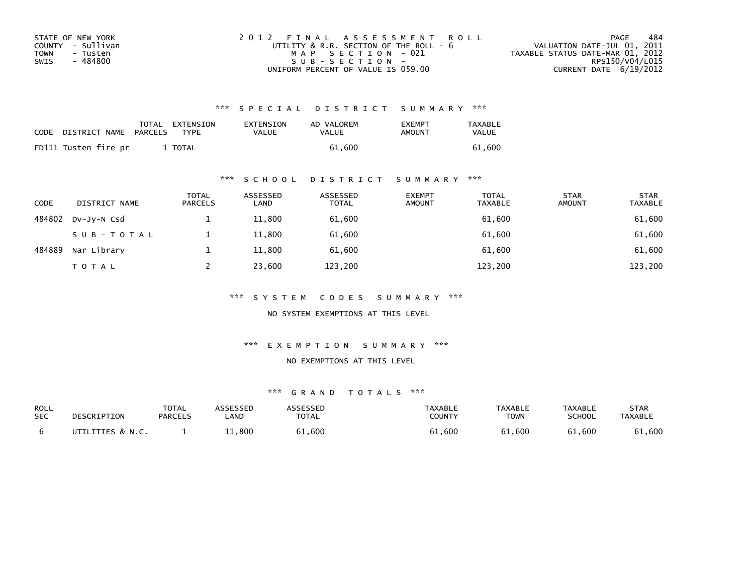STATE OF NEW YORK
COUNTY - Sullivan
TOWN - Tusten
SWIS - 484800

2012 FINAL ASSESSMENT ROLL
UTILITY & R.R. SECTION OF THE ROLL - 6
MAP SECTION - 021
SUB-SECTION -
UNIFORM PERCENT OF VALUE IS 059.00

VALUATION DATE-JUL 01, 2011
TAXABLE STATUS DATE-MAR 01, 2012
RPS150/V04/L015
CURRENT DATE 6/19/2012

### *** SPECIAL DISTRICT SUMMARY ***

| CODE | DISTRICT NAME | TOTAL PARCELS | EXTENSION TYPE | EXTENSION VALUE | AD VALOREM VALUE | EXEMPT AMOUNT | TAXABLE VALUE |
|---|---|---|---|---|---|---|---|
| FD111 | Tusten fire pr | 1 | TOTAL | | 61,600 | | 61,600 |

### *** SCHOOL DISTRICT SUMMARY ***

| CODE | DISTRICT NAME | TOTAL PARCELS | ASSESSED LAND | ASSESSED TOTAL | EXEMPT AMOUNT | TOTAL TAXABLE | STAR AMOUNT | STAR TAXABLE |
|---|---|---|---|---|---|---|---|---|
| 484802 | Dv-Jy-N Csd | 1 | 11,800 | 61,600 | | 61,600 | | 61,600 |
| | SUB-TOTAL | 1 | 11,800 | 61,600 | | 61,600 | | 61,600 |
| 484889 | Nar Library | 1 | 11,800 | 61,600 | | 61,600 | | 61,600 |
| | TOTAL | 2 | 23,600 | 123,200 | | 123,200 | | 123,200 |

### *** SYSTEM CODES SUMMARY ***

NO SYSTEM EXEMPTIONS AT THIS LEVEL

### *** EXEMPTION SUMMARY ***

NO EXEMPTIONS AT THIS LEVEL

### *** GRAND TOTALS ***

| ROLL SEC | DESCRIPTION | TOTAL PARCELS | ASSESSED LAND | ASSESSED TOTAL | TAXABLE COUNTY | TAXABLE TOWN | TAXABLE SCHOOL | STAR TAXABLE |
|---|---|---|---|---|---|---|---|---|
| 6 | UTILITIES & N.C. | 1 | 11,800 | 61,600 | 61,600 | 61,600 | 61,600 | 61,600 |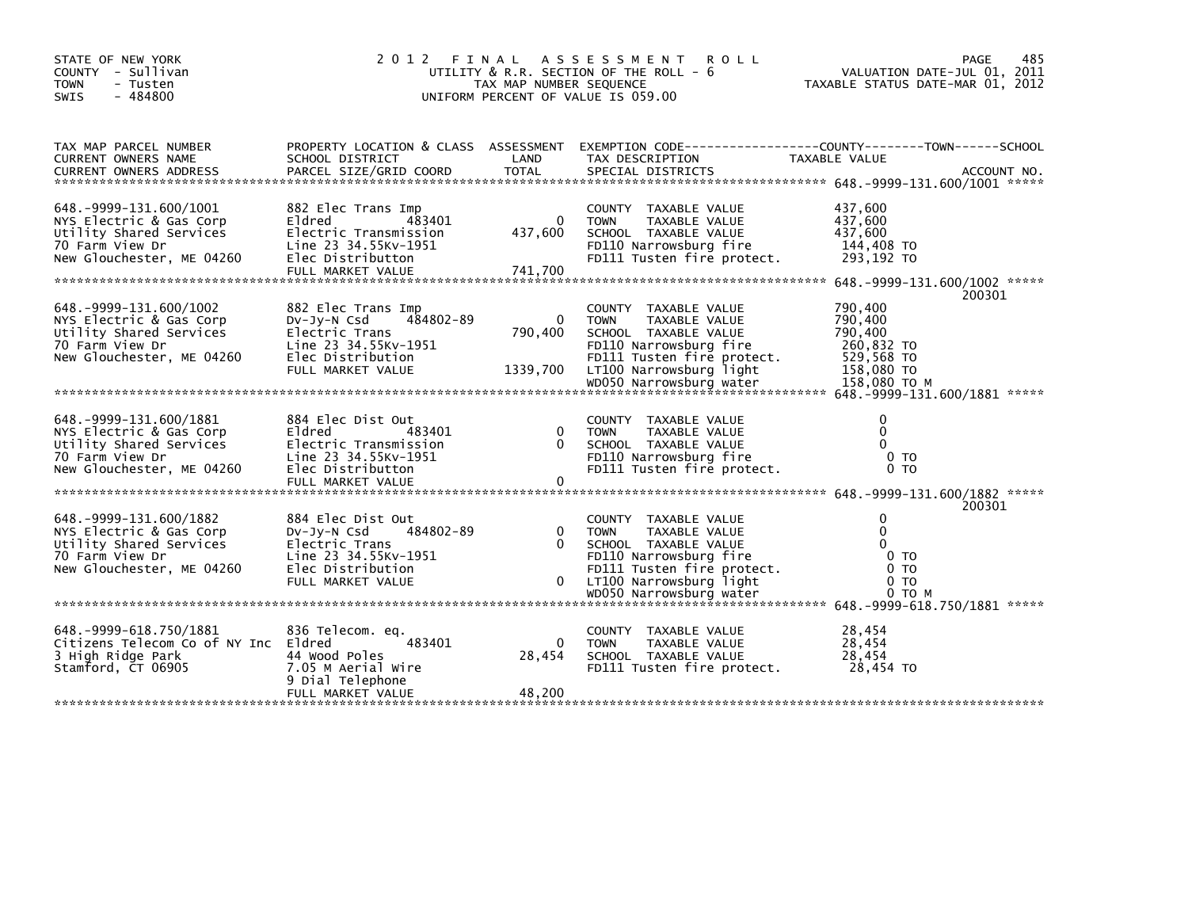STATE OF NEW YORK
COUNTY - Sullivan
TOWN - Tusten
SWIS - 484800

# 2012 FINAL ASSESSMENT ROLL
UTILITY & R.R. SECTION OF THE ROLL - 6
TAX MAP NUMBER SEQUENCE
UNIFORM PERCENT OF VALUE IS 059.00

VALUATION DATE-JUL 01, 2011
TAXABLE STATUS DATE-MAR 01, 2012

| TAX MAP PARCEL NUMBER / CURRENT OWNERS NAME / CURRENT OWNERS ADDRESS | PROPERTY LOCATION & CLASS / SCHOOL DISTRICT / PARCEL SIZE/GRID COORD | ASSESSMENT LAND | TOTAL | EXEMPTION CODE / TAX DESCRIPTION / SPECIAL DISTRICTS | TAXABLE VALUE (COUNTY--TOWN--SCHOOL) | ACCOUNT NO. |
|---|---|---|---|---|---|---|
| 648.-9999-131.600/1001 | 882 Elec Trans Imp | | | COUNTY TAXABLE VALUE | 437,600 | |
| NYS Electric & Gas Corp | Eldred 483401 | 0 | | TOWN TAXABLE VALUE | 437,600 | |
| Utility Shared Services | Electric Transmission | | 437,600 | SCHOOL TAXABLE VALUE | 437,600 | |
| 70 Farm View Dr | Line 23 34.55Kv-1951 | | | FD110 Narrowsburg fire | 144,408 TO | |
| New Glouchester, ME 04260 | Elec Distributton | | | FD111 Tusten fire protect. | 293,192 TO | |
| | FULL MARKET VALUE | | 741,700 | | | |
| 648.-9999-131.600/1002 | 882 Elec Trans Imp | | | COUNTY TAXABLE VALUE | 790,400 | 200301 |
| NYS Electric & Gas Corp | Dv-Jy-N Csd 484802-89 | 0 | | TOWN TAXABLE VALUE | 790,400 | |
| Utility Shared Services | Electric Trans | | 790,400 | SCHOOL TAXABLE VALUE | 790,400 | |
| 70 Farm View Dr | Line 23 34.55Kv-1951 | | | FD110 Narrowsburg fire | 260,832 TO | |
| New Glouchester, ME 04260 | Elec Distribution | | | FD111 Tusten fire protect. | 529,568 TO | |
| | FULL MARKET VALUE | | 1339,700 | LT100 Narrowsburg light | 158,080 TO | |
| | | | | WD050 Narrowsburg water | 158,080 TO M | |
| 648.-9999-131.600/1881 | 884 Elec Dist Out | | | COUNTY TAXABLE VALUE | 0 | |
| NYS Electric & Gas Corp | Eldred 483401 | 0 | | TOWN TAXABLE VALUE | 0 | |
| Utility Shared Services | Electric Transmission | | 0 | SCHOOL TAXABLE VALUE | 0 | |
| 70 Farm View Dr | Line 23 34.55Kv-1951 | | | FD110 Narrowsburg fire | 0 TO | |
| New Glouchester, ME 04260 | Elec Distributton | | | FD111 Tusten fire protect. | 0 TO | |
| | FULL MARKET VALUE | | 0 | | | |
| 648.-9999-131.600/1882 | 884 Elec Dist Out | | | COUNTY TAXABLE VALUE | 0 | 200301 |
| NYS Electric & Gas Corp | Dv-Jy-N Csd 484802-89 | 0 | | TOWN TAXABLE VALUE | 0 | |
| Utility Shared Services | Electric Trans | | 0 | SCHOOL TAXABLE VALUE | 0 | |
| 70 Farm View Dr | Line 23 34.55Kv-1951 | | | FD110 Narrowsburg fire | 0 TO | |
| New Glouchester, ME 04260 | Elec Distribution | | | FD111 Tusten fire protect. | 0 TO | |
| | FULL MARKET VALUE | | 0 | LT100 Narrowsburg light | 0 TO | |
| | | | | WD050 Narrowsburg water | 0 TO M | |
| 648.-9999-618.750/1881 | 836 Telecom. eq. | | | COUNTY TAXABLE VALUE | 28,454 | |
| Citizens Telecom Co of NY Inc | Eldred 483401 | 0 | | TOWN TAXABLE VALUE | 28,454 | |
| 3 High Ridge Park | 44 Wood Poles | | 28,454 | SCHOOL TAXABLE VALUE | 28,454 | |
| Stamford, CT 06905 | 7.05 M Aerial Wire | | | FD111 Tusten fire protect. | 28,454 TO | |
| | 9 Dial Telephone | | | | | |
| | FULL MARKET VALUE | | 48,200 | | | |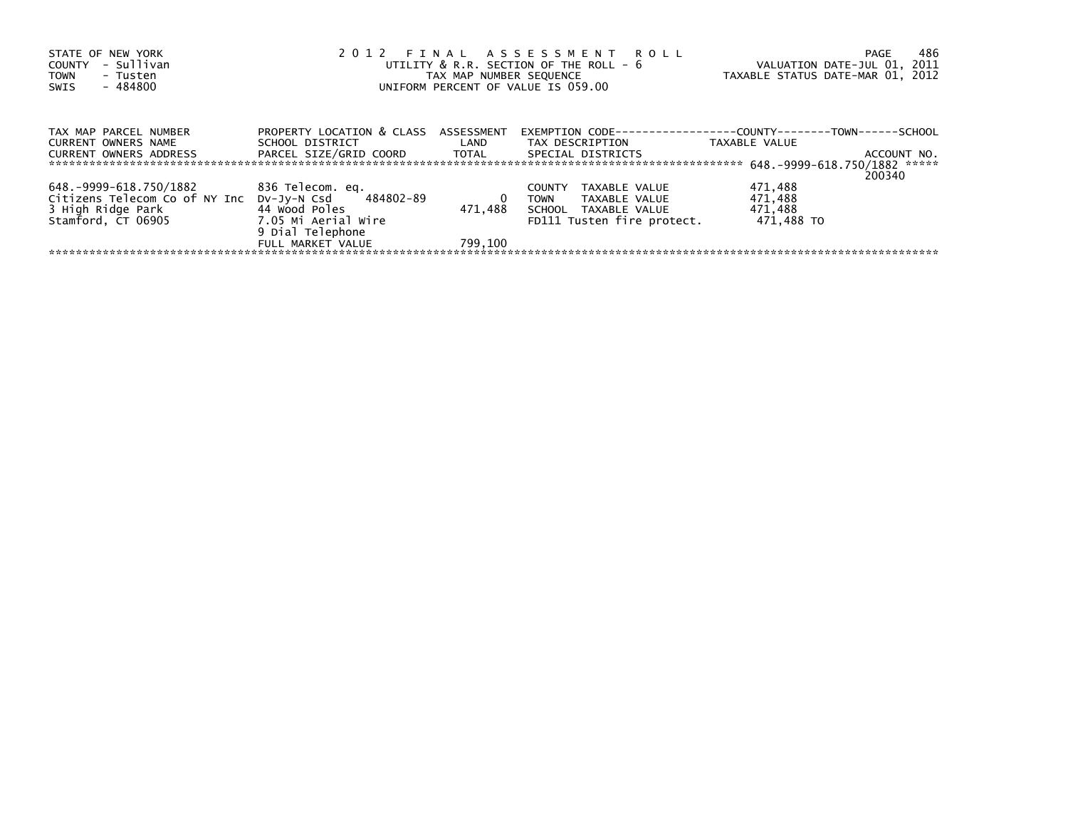STATE OF NEW YORK
COUNTY - Sullivan
TOWN - Tusten
SWIS - 484800

2 0 1 2 F I N A L A S S E S S M E N T R O L L
UTILITY & R.R. SECTION OF THE ROLL - 6
TAX MAP NUMBER SEQUENCE
UNIFORM PERCENT OF VALUE IS 059.00

VALUATION DATE-JUL 01, 2011
TAXABLE STATUS DATE-MAR 01, 2012

| TAX MAP PARCEL NUMBER<br>CURRENT OWNERS NAME<br>CURRENT OWNERS ADDRESS | PROPERTY LOCATION & CLASS<br>SCHOOL DISTRICT<br>PARCEL SIZE/GRID COORD | ASSESSMENT<br>LAND<br>TOTAL | EXEMPTION CODE------------------COUNTY--------TOWN------SCHOOL<br>TAX DESCRIPTION<br>SPECIAL DISTRICTS | TAXABLE VALUE | ACCOUNT NO. |
|---|---|---|---|---|---|
| 648.-9999-618.750/1882 | | | | | 200340 |
| 648.-9999-618.750/1882 | 836 Telecom. eq. | | COUNTY TAXABLE VALUE | 471,488 | |
| Citizens Telecom Co of NY Inc | Dv-Jy-N Csd 484802-89 | 0 | TOWN TAXABLE VALUE | 471,488 | |
| 3 High Ridge Park | 44 Wood Poles | 471,488 | SCHOOL TAXABLE VALUE | 471,488 | |
| Stamford, CT 06905 | 7.05 Mi Aerial Wire | | FD111 Tusten fire protect. | 471,488 TO | |
| | 9 Dial Telephone | | | | |
| | FULL MARKET VALUE | 799,100 | | | |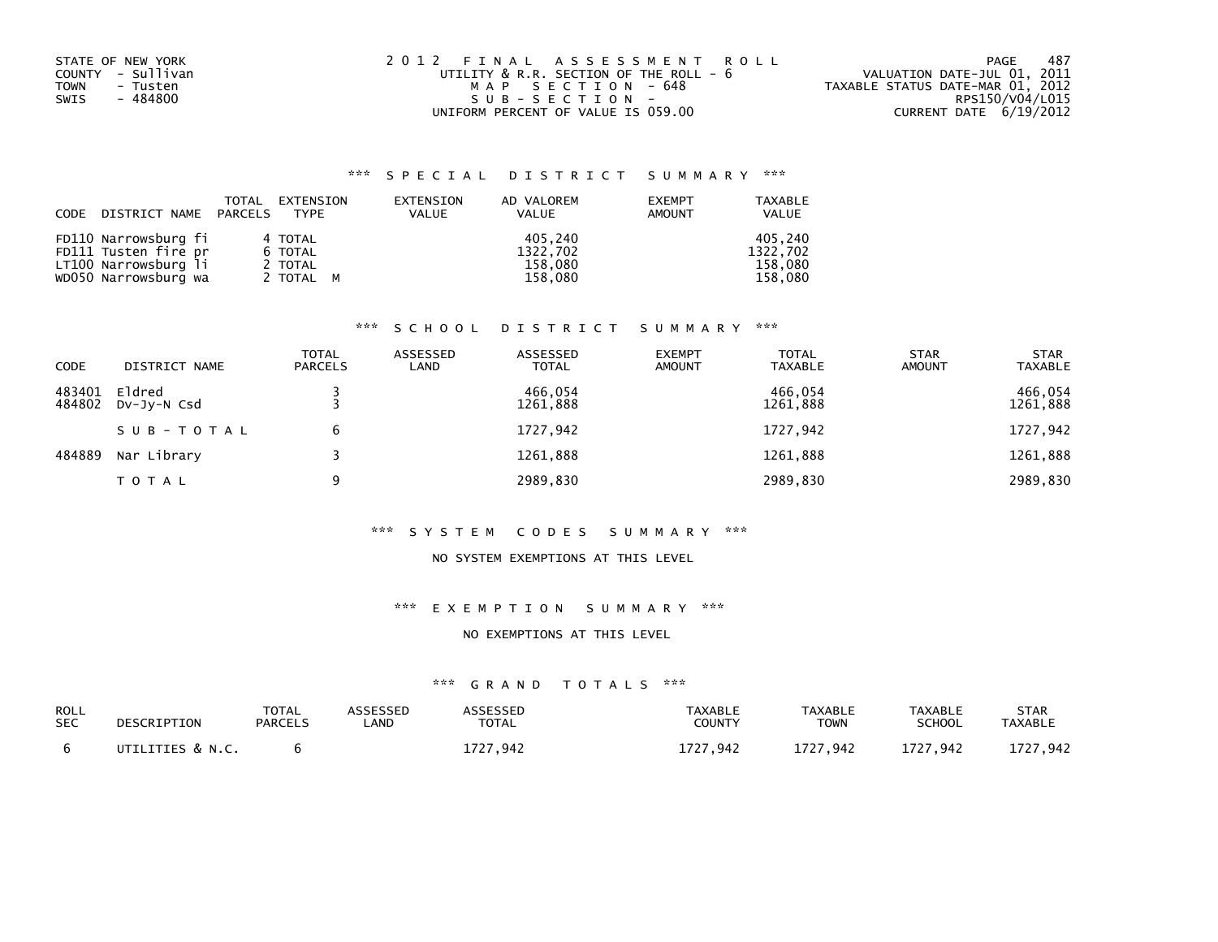STATE OF NEW YORK
COUNTY - Sullivan
TOWN - Tusten
SWIS - 484800

# 2012 FINAL ASSESSMENT ROLL

UTILITY & R.R. SECTION OF THE ROLL - 6
MAP SECTION - 648
SUB-SECTION -
UNIFORM PERCENT OF VALUE IS 059.00

VALUATION DATE-JUL 01, 2011
TAXABLE STATUS DATE-MAR 01, 2012
RPS150/V04/L015
CURRENT DATE 6/19/2012

## *** SPECIAL DISTRICT SUMMARY ***

| CODE | DISTRICT NAME | TOTAL PARCELS | EXTENSION TYPE | EXTENSION VALUE | AD VALOREM VALUE | EXEMPT AMOUNT | TAXABLE VALUE |
|---|---|---|---|---|---|---|---|
| FD110 | Narrowsburg fi | 4 | TOTAL | | 405,240 | | 405,240 |
| FD111 | Tusten fire pr | 6 | TOTAL | | 1322,702 | | 1322,702 |
| LT100 | Narrowsburg li | 2 | TOTAL | | 158,080 | | 158,080 |
| WD050 | Narrowsburg wa | 2 | TOTAL M | | 158,080 | | 158,080 |

## *** SCHOOL DISTRICT SUMMARY ***

| CODE | DISTRICT NAME | TOTAL PARCELS | ASSESSED LAND | ASSESSED TOTAL | EXEMPT AMOUNT | TOTAL TAXABLE | STAR AMOUNT | STAR TAXABLE |
|---|---|---|---|---|---|---|---|---|
| 483401 | Eldred | 3 | | 466,054 | | 466,054 | | 466,054 |
| 484802 | Dv-Jy-N Csd | 3 | | 1261,888 | | 1261,888 | | 1261,888 |
| | SUB-TOTAL | 6 | | 1727,942 | | 1727,942 | | 1727,942 |
| 484889 | Nar Library | 3 | | 1261,888 | | 1261,888 | | 1261,888 |
| | TOTAL | 9 | | 2989,830 | | 2989,830 | | 2989,830 |

## *** SYSTEM CODES SUMMARY ***

NO SYSTEM EXEMPTIONS AT THIS LEVEL

## *** EXEMPTION SUMMARY ***

NO EXEMPTIONS AT THIS LEVEL

## *** GRAND TOTALS ***

| ROLL SEC | DESCRIPTION | TOTAL PARCELS | ASSESSED LAND | ASSESSED TOTAL | TAXABLE COUNTY | TAXABLE TOWN | TAXABLE SCHOOL | STAR TAXABLE |
|---|---|---|---|---|---|---|---|---|
| 6 | UTILITIES & N.C. | 6 | | 1727,942 | 1727,942 | 1727,942 | 1727,942 | 1727,942 |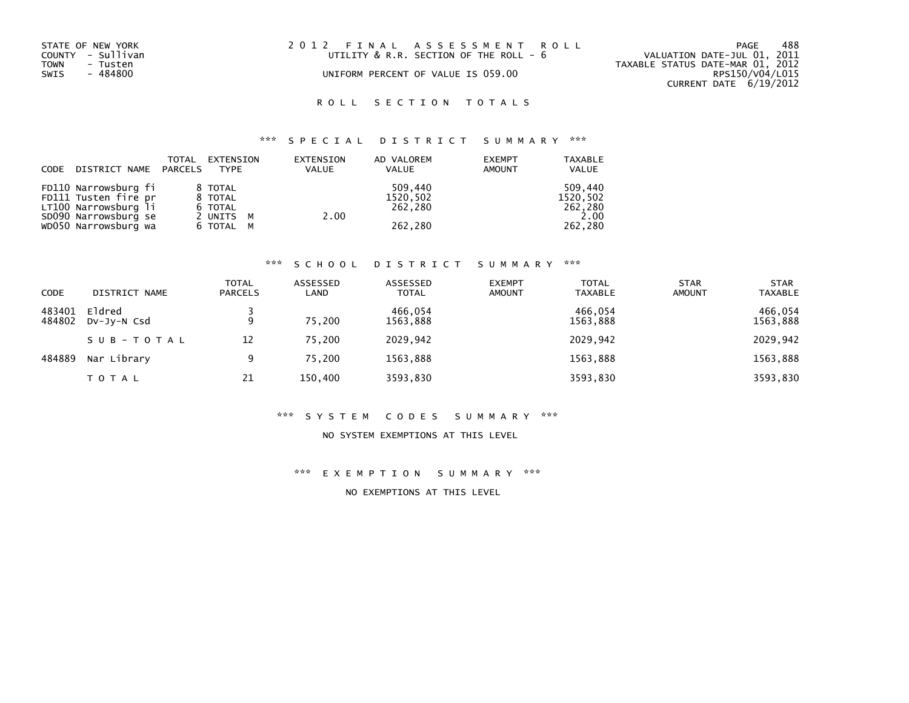STATE OF NEW YORK
COUNTY - Sullivan
TOWN - Tusten
SWIS - 484800

# 2012 FINAL ASSESSMENT ROLL

UTILITY & R.R. SECTION OF THE ROLL - 6

UNIFORM PERCENT OF VALUE IS 059.00

VALUATION DATE-JUL 01, 2011
TAXABLE STATUS DATE-MAR 01, 2012
RPS150/V04/L015
CURRENT DATE 6/19/2012

## ROLL SECTION TOTALS

### *** SPECIAL DISTRICT SUMMARY ***

| CODE | DISTRICT NAME | TOTAL PARCELS | EXTENSION TYPE | EXTENSION VALUE | AD VALOREM VALUE | EXEMPT AMOUNT | TAXABLE VALUE |
|---|---|---|---|---|---|---|---|
| FD110 | Narrowsburg fi | 8 | TOTAL | | 509,440 | | 509,440 |
| FD111 | Tusten fire pr | 8 | TOTAL | | 1520,502 | | 1520,502 |
| LT100 | Narrowsburg li | 6 | TOTAL | | 262,280 | | 262,280 |
| SD090 | Narrowsburg se | 2 | UNITS M | 2.00 | | | 2.00 |
| WD050 | Narrowsburg wa | 6 | TOTAL M | | 262,280 | | 262,280 |

### *** SCHOOL DISTRICT SUMMARY ***

| CODE | DISTRICT NAME | TOTAL PARCELS | ASSESSED LAND | ASSESSED TOTAL | EXEMPT AMOUNT | TOTAL TAXABLE | STAR AMOUNT | STAR TAXABLE |
|---|---|---|---|---|---|---|---|---|
| 483401 | Eldred | 3 | | 466,054 | | 466,054 | | 466,054 |
| 484802 | Dv-Jy-N Csd | 9 | 75,200 | 1563,888 | | 1563,888 | | 1563,888 |
| | SUB-TOTAL | 12 | 75,200 | 2029,942 | | 2029,942 | | 2029,942 |
| 484889 | Nar Library | 9 | 75,200 | 1563,888 | | 1563,888 | | 1563,888 |
| | TOTAL | 21 | 150,400 | 3593,830 | | 3593,830 | | 3593,830 |

### *** SYSTEM CODES SUMMARY ***

NO SYSTEM EXEMPTIONS AT THIS LEVEL

### *** EXEMPTION SUMMARY ***

NO EXEMPTIONS AT THIS LEVEL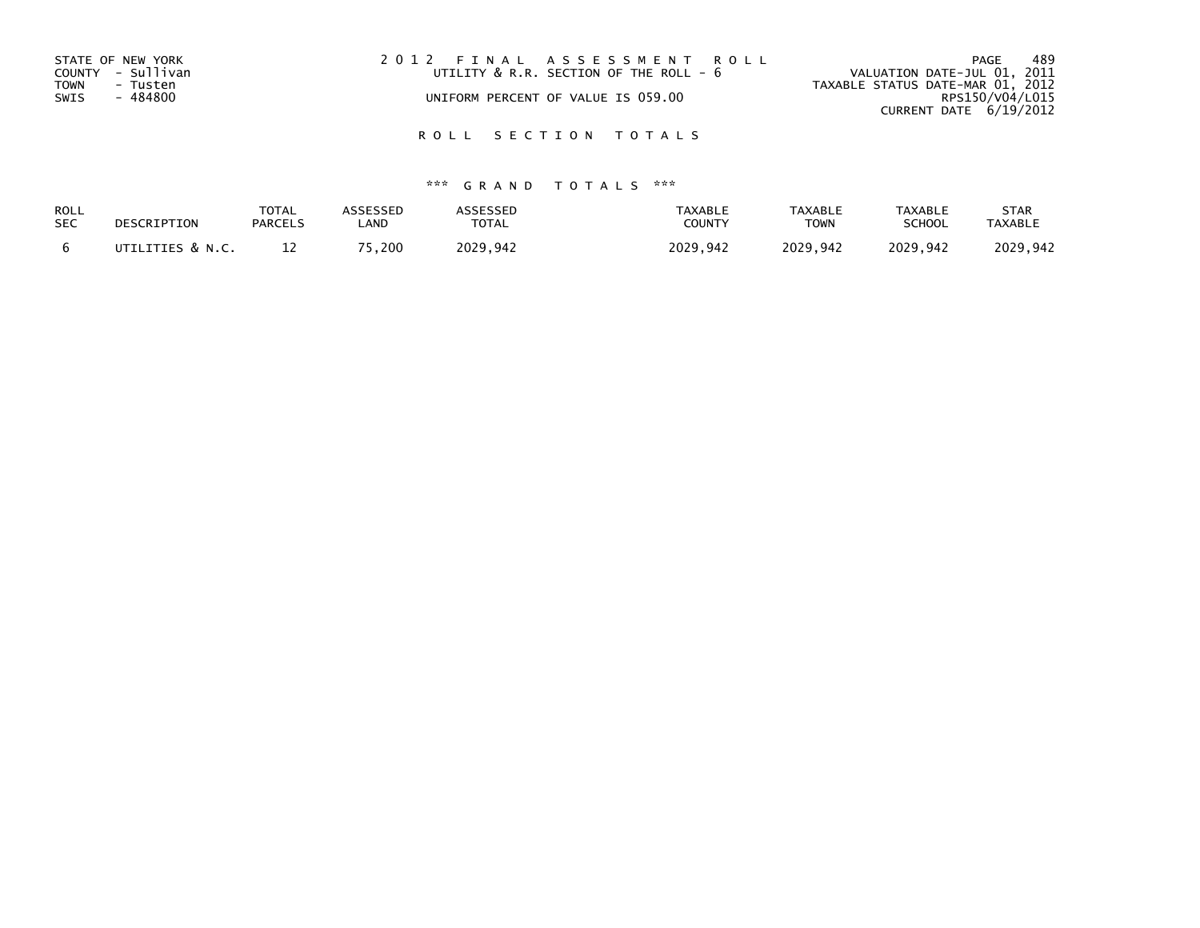STATE OF NEW YORK
COUNTY - Sullivan
TOWN - Tusten
SWIS - 484800

2 0 1 2 F I N A L A S S E S S M E N T R O L L
UTILITY & R.R. SECTION OF THE ROLL - 6
UNIFORM PERCENT OF VALUE IS 059.00

VALUATION DATE-JUL 01, 2011
TAXABLE STATUS DATE-MAR 01, 2012
RPS150/V04/L015
CURRENT DATE 6/19/2012

R O L L S E C T I O N T O T A L S

*** G R A N D T O T A L S ***

| ROLL SEC | DESCRIPTION | TOTAL PARCELS | ASSESSED LAND | ASSESSED TOTAL | TAXABLE COUNTY | TAXABLE TOWN | TAXABLE SCHOOL | STAR TAXABLE |
|---|---|---|---|---|---|---|---|---|
| 6 | UTILITIES & N.C. | 12 | 75,200 | 2029,942 | 2029,942 | 2029,942 | 2029,942 | 2029,942 |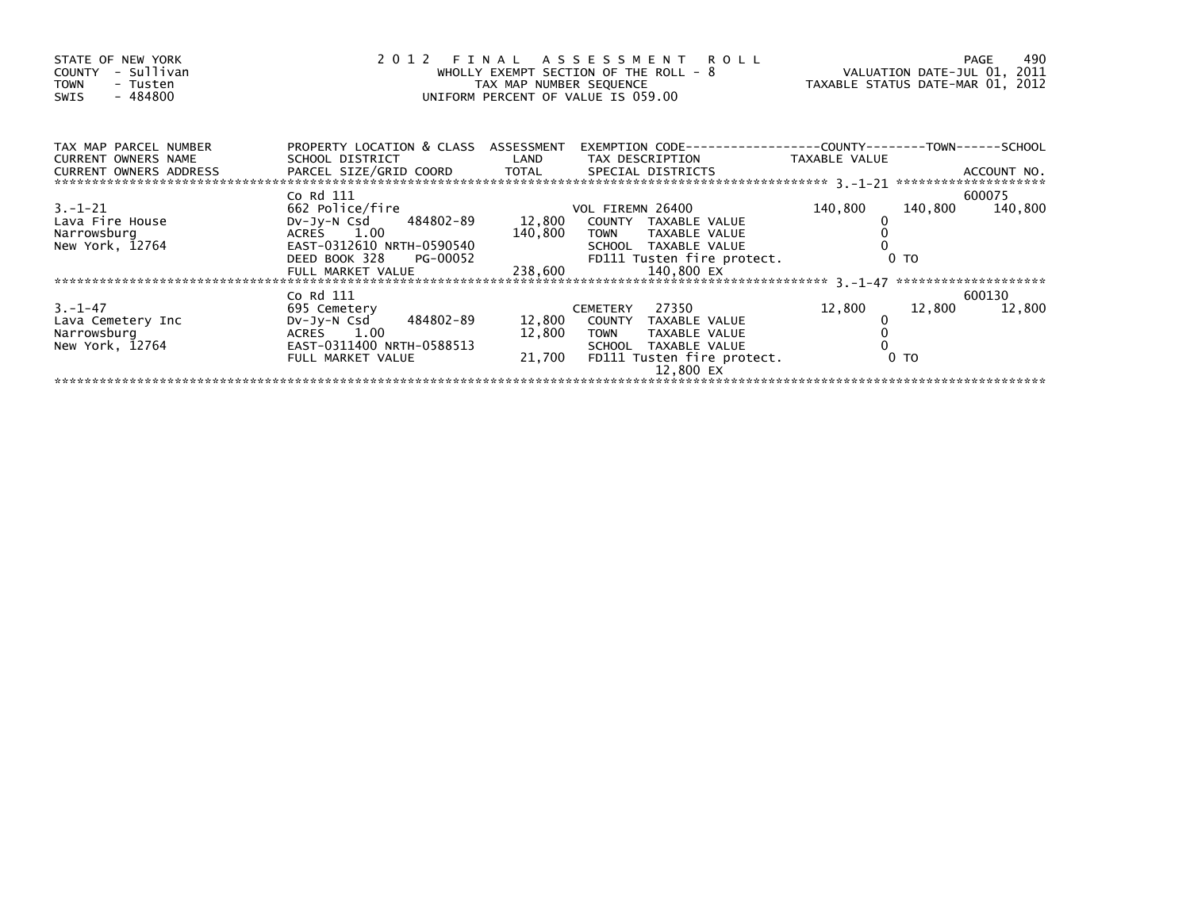STATE OF NEW YORK
COUNTY - Sullivan
TOWN - Tusten
SWIS - 484800

# 2012 FINAL ASSESSMENT ROLL

WHOLLY EXEMPT SECTION OF THE ROLL - 8
TAX MAP NUMBER SEQUENCE
UNIFORM PERCENT OF VALUE IS 059.00

VALUATION DATE-JUL 01, 2011
TAXABLE STATUS DATE-MAR 01, 2012

| TAX MAP PARCEL NUMBER / CURRENT OWNERS NAME / CURRENT OWNERS ADDRESS | PROPERTY LOCATION & CLASS / SCHOOL DISTRICT / PARCEL SIZE/GRID COORD | ASSESSMENT LAND / TOTAL | EXEMPTION CODE / TAX DESCRIPTION / SPECIAL DISTRICTS | COUNTY | TOWN | SCHOOL / ACCOUNT NO. |
|---|---|---|---|---|---|---|
| 3.-1-21 | Co Rd 111 | | | | | 600075 |
| | 662 Police/fire | | VOL FIREMN 26400 | 140,800 | 140,800 | 140,800 |
| Lava Fire House | Dv-Jy-N Csd 484802-89 | 12,800 | COUNTY TAXABLE VALUE | 0 | | |
| Narrowsburg | ACRES 1.00 | 140,800 | TOWN TAXABLE VALUE | | 0 | |
| New York, 12764 | EAST-0312610 NRTH-0590540 | | SCHOOL TAXABLE VALUE | | | 0 |
| | DEED BOOK 328 PG-00052 | | FD111 Tusten fire protect. | | 0 TO | |
| | FULL MARKET VALUE | 238,600 | 140,800 EX | | | |
| 3.-1-47 | Co Rd 111 | | | | | 600130 |
| | 695 Cemetery | | CEMETERY 27350 | 12,800 | 12,800 | 12,800 |
| Lava Cemetery Inc | Dv-Jy-N Csd 484802-89 | 12,800 | COUNTY TAXABLE VALUE | 0 | | |
| Narrowsburg | ACRES 1.00 | 12,800 | TOWN TAXABLE VALUE | | 0 | |
| New York, 12764 | EAST-0311400 NRTH-0588513 | | SCHOOL TAXABLE VALUE | | | 0 |
| | FULL MARKET VALUE | 21,700 | FD111 Tusten fire protect. | | 0 TO | |
| | | | 12,800 EX | | | |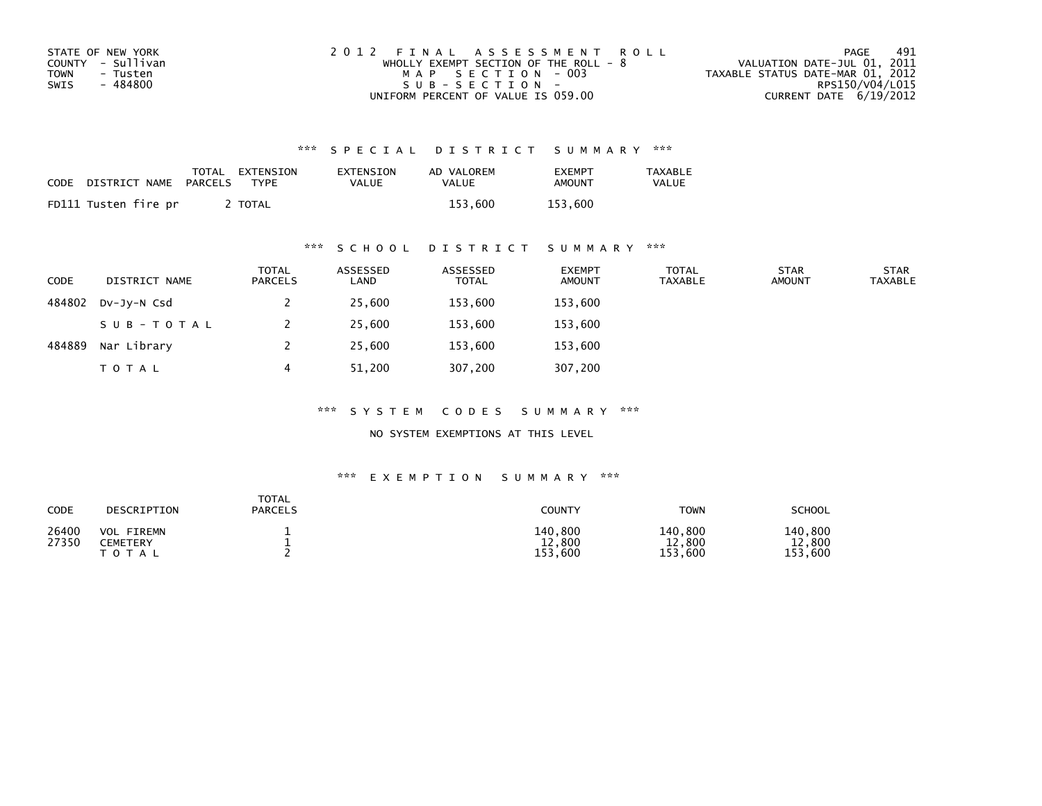STATE OF NEW YORK
COUNTY - Sullivan
TOWN - Tusten
SWIS - 484800

2012 FINAL ASSESSMENT ROLL
WHOLLY EXEMPT SECTION OF THE ROLL - 8
MAP SECTION - 003
SUB-SECTION -
UNIFORM PERCENT OF VALUE IS 059.00

VALUATION DATE-JUL 01, 2011
TAXABLE STATUS DATE-MAR 01, 2012
RPS150/V04/L015
CURRENT DATE 6/19/2012

### *** SPECIAL DISTRICT SUMMARY ***

| CODE | DISTRICT NAME | TOTAL PARCELS | EXTENSION TYPE | EXTENSION VALUE | AD VALOREM VALUE | EXEMPT AMOUNT | TAXABLE VALUE |
|---|---|---|---|---|---|---|---|
| FD111 | Tusten fire pr | 2 | TOTAL | | 153,600 | 153,600 | |

### *** SCHOOL DISTRICT SUMMARY ***

| CODE | DISTRICT NAME | TOTAL PARCELS | ASSESSED LAND | ASSESSED TOTAL | EXEMPT AMOUNT | TOTAL TAXABLE | STAR AMOUNT | STAR TAXABLE |
|---|---|---|---|---|---|---|---|---|
| 484802 | Dv-Jy-N Csd | 2 | 25,600 | 153,600 | 153,600 | | | |
| | SUB-TOTAL | 2 | 25,600 | 153,600 | 153,600 | | | |
| 484889 | Nar Library | 2 | 25,600 | 153,600 | 153,600 | | | |
| | TOTAL | 4 | 51,200 | 307,200 | 307,200 | | | |

### *** SYSTEM CODES SUMMARY ***

NO SYSTEM EXEMPTIONS AT THIS LEVEL

### *** EXEMPTION SUMMARY ***

| CODE | DESCRIPTION | TOTAL PARCELS | COUNTY | TOWN | SCHOOL |
|---|---|---|---|---|---|
| 26400 | VOL FIREMN | 1 | 140,800 | 140,800 | 140,800 |
| 27350 | CEMETERY | 1 | 12,800 | 12,800 | 12,800 |
| | TOTAL | 2 | 153,600 | 153,600 | 153,600 |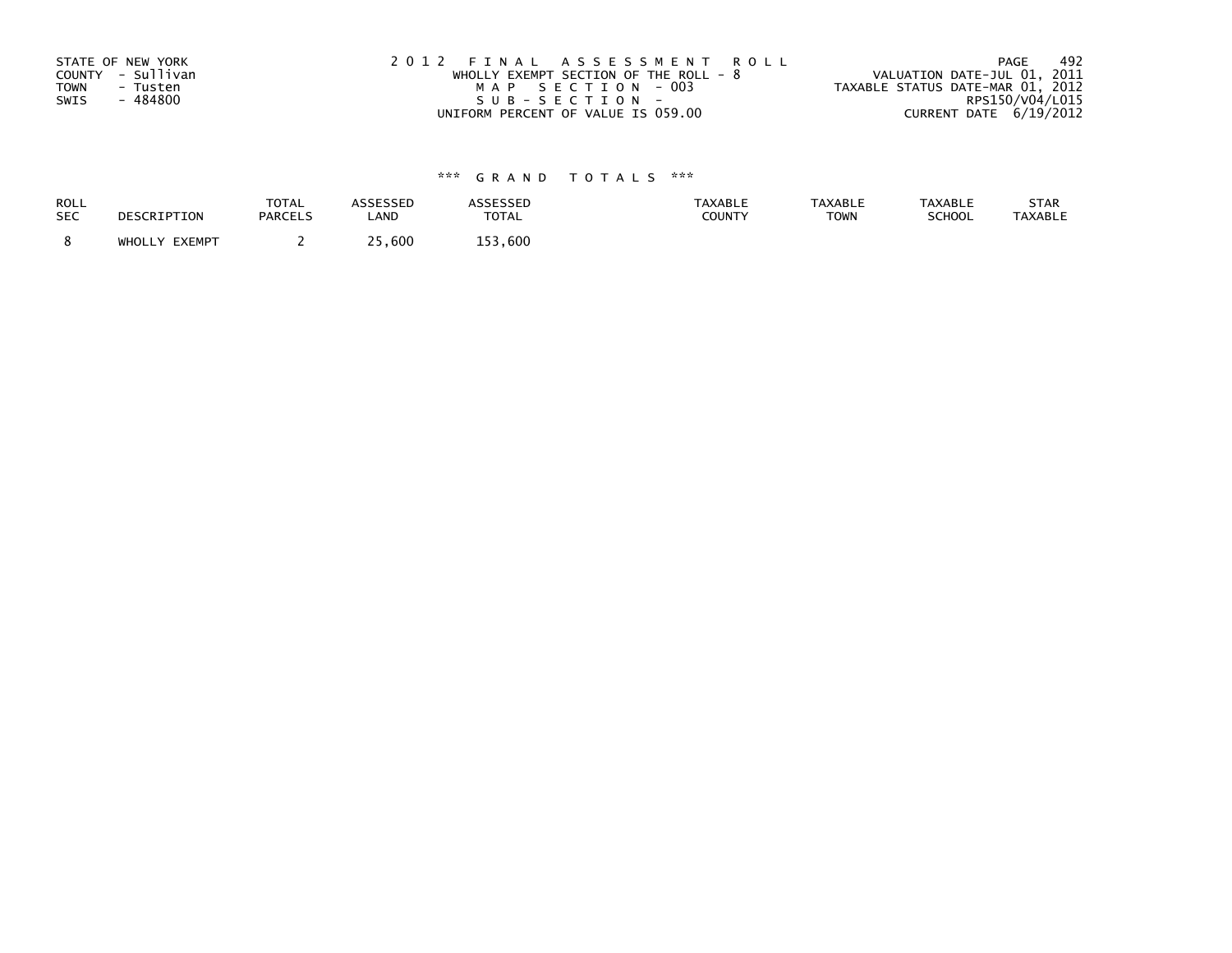STATE OF NEW YORK
COUNTY - Sullivan
TOWN - Tusten
SWIS - 484800

2 0 1 2 F I N A L A S S E S S M E N T R O L L
WHOLLY EXEMPT SECTION OF THE ROLL - 8
M A P S E C T I O N - 003
S U B - S E C T I O N -
UNIFORM PERCENT OF VALUE IS 059.00

VALUATION DATE-JUL 01, 2011
TAXABLE STATUS DATE-MAR 01, 2012
RPS150/V04/L015
CURRENT DATE 6/19/2012

### *** G R A N D T O T A L S ***

| ROLL SEC | DESCRIPTION | TOTAL PARCELS | ASSESSED LAND | ASSESSED TOTAL | TAXABLE COUNTY | TAXABLE TOWN | TAXABLE SCHOOL | STAR TAXABLE |
|---|---|---|---|---|---|---|---|---|
| 8 | WHOLLY EXEMPT | 2 | 25,600 | 153,600 | | | | |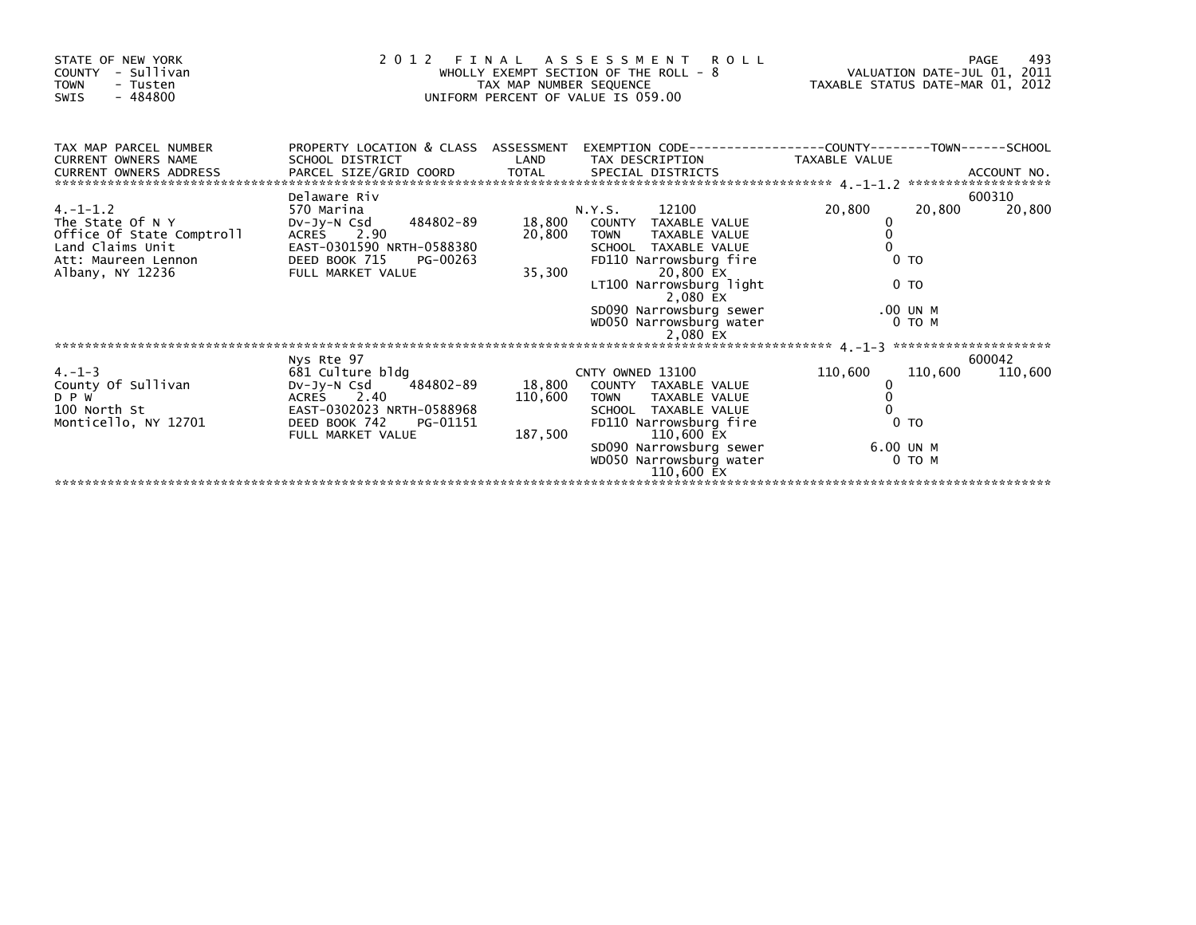STATE OF NEW YORK
COUNTY - Sullivan
TOWN - Tusten
SWIS - 484800

# 2012 FINAL ASSESSMENT ROLL

WHOLLY EXEMPT SECTION OF THE ROLL - 8
TAX MAP NUMBER SEQUENCE
UNIFORM PERCENT OF VALUE IS 059.00

VALUATION DATE-JUL 01, 2011
TAXABLE STATUS DATE-MAR 01, 2012

| TAX MAP PARCEL NUMBER / CURRENT OWNERS NAME / CURRENT OWNERS ADDRESS | PROPERTY LOCATION & CLASS / SCHOOL DISTRICT / PARCEL SIZE/GRID COORD | ASSESSMENT LAND / TOTAL | EXEMPTION CODE / TAX DESCRIPTION / SPECIAL DISTRICTS | COUNTY TAXABLE VALUE | TOWN | SCHOOL / ACCOUNT NO. |
|---|---|---|---|---|---|---|
| **4.-1-1.2** | Delaware Riv | | | | | 600310 |
| 4.-1-1.2 | 570 Marina | | N.Y.S. 12100 | 20,800 | 20,800 | 20,800 |
| The State Of N Y | Dv-Jy-N Csd 484802-89 | 18,800 | COUNTY TAXABLE VALUE | 0 | | |
| Office Of State Comptroll | ACRES 2.90 | 20,800 | TOWN TAXABLE VALUE | 0 | | |
| Land Claims Unit | EAST-0301590 NRTH-0588380 | | SCHOOL TAXABLE VALUE | 0 | | |
| Att: Maureen Lennon | DEED BOOK 715 PG-00263 | | FD110 Narrowsburg fire 20,800 EX | 0 TO | | |
| Albany, NY 12236 | FULL MARKET VALUE | 35,300 | LT100 Narrowsburg light 2,080 EX | 0 TO | | |
| | | | SD090 Narrowsburg sewer | .00 UN M | | |
| | | | WD050 Narrowsburg water 2,080 EX | 0 TO M | | |
| **4.-1-3** | Nys Rte 97 | | | | | 600042 |
| 4.-1-3 | 681 Culture bldg | | CNTY OWNED 13100 | 110,600 | 110,600 | 110,600 |
| County Of Sullivan | Dv-Jy-N Csd 484802-89 | 18,800 | COUNTY TAXABLE VALUE | 0 | | |
| D P W | ACRES 2.40 | 110,600 | TOWN TAXABLE VALUE | 0 | | |
| 100 North St | EAST-0302023 NRTH-0588968 | | SCHOOL TAXABLE VALUE | 0 | | |
| Monticello, NY 12701 | DEED BOOK 742 PG-01151 | | FD110 Narrowsburg fire 110,600 EX | 0 TO | | |
| | FULL MARKET VALUE | 187,500 | SD090 Narrowsburg sewer | 6.00 UN M | | |
| | | | WD050 Narrowsburg water 110,600 EX | 0 TO M | | |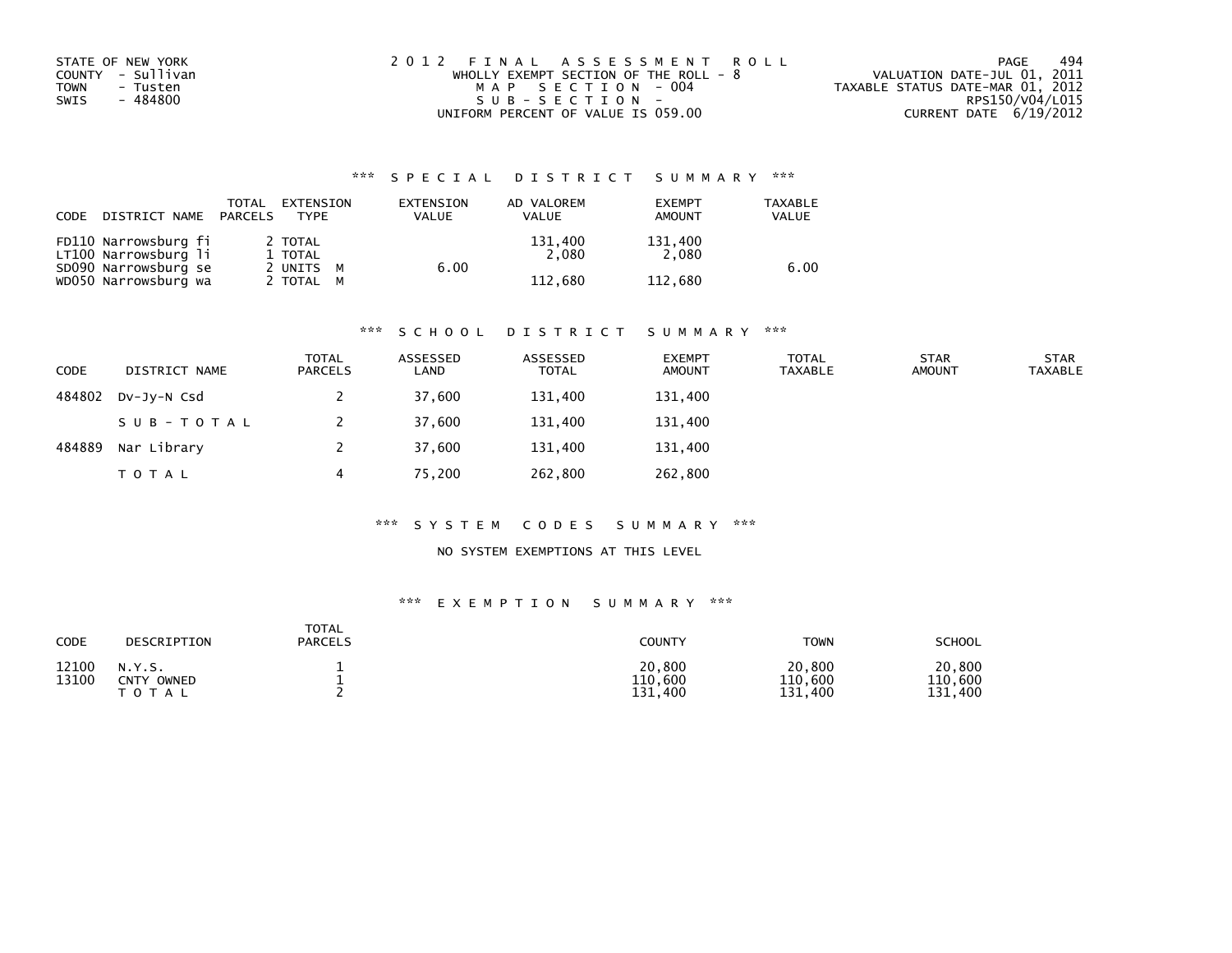STATE OF NEW YORK
COUNTY - Sullivan
TOWN - Tusten
SWIS - 484800

# 2012 FINAL ASSESSMENT ROLL

WHOLLY EXEMPT SECTION OF THE ROLL - 8
MAP SECTION - 004
SUB-SECTION -
UNIFORM PERCENT OF VALUE IS 059.00

VALUATION DATE-JUL 01, 2011
TAXABLE STATUS DATE-MAR 01, 2012
RPS150/V04/L015
CURRENT DATE 6/19/2012

## *** SPECIAL DISTRICT SUMMARY ***

| CODE | DISTRICT NAME | TOTAL PARCELS | EXTENSION TYPE | EXTENSION VALUE | AD VALOREM VALUE | EXEMPT AMOUNT | TAXABLE VALUE |
|---|---|---|---|---|---|---|---|
| FD110 | Narrowsburg fi | 2 | TOTAL | | 131,400 | 131,400 | |
| LT100 | Narrowsburg li | 1 | TOTAL | | 2,080 | 2,080 | |
| SD090 | Narrowsburg se | 2 | UNITS M | 6.00 | | | 6.00 |
| WD050 | Narrowsburg wa | 2 | TOTAL M | | 112,680 | 112,680 | |

## *** SCHOOL DISTRICT SUMMARY ***

| CODE | DISTRICT NAME | TOTAL PARCELS | ASSESSED LAND | ASSESSED TOTAL | EXEMPT AMOUNT | TOTAL TAXABLE | STAR AMOUNT | STAR TAXABLE |
|---|---|---|---|---|---|---|---|---|
| 484802 | Dv-Jy-N Csd | 2 | 37,600 | 131,400 | 131,400 | | | |
| | SUB-TOTAL | 2 | 37,600 | 131,400 | 131,400 | | | |
| 484889 | Nar Library | 2 | 37,600 | 131,400 | 131,400 | | | |
| | TOTAL | 4 | 75,200 | 262,800 | 262,800 | | | |

## *** SYSTEM CODES SUMMARY ***

NO SYSTEM EXEMPTIONS AT THIS LEVEL

## *** EXEMPTION SUMMARY ***

| CODE | DESCRIPTION | TOTAL PARCELS | COUNTY | TOWN | SCHOOL |
|---|---|---|---|---|---|
| 12100 | N.Y.S. | 1 | 20,800 | 20,800 | 20,800 |
| 13100 | CNTY OWNED | 1 | 110,600 | 110,600 | 110,600 |
| | TOTAL | 2 | 131,400 | 131,400 | 131,400 |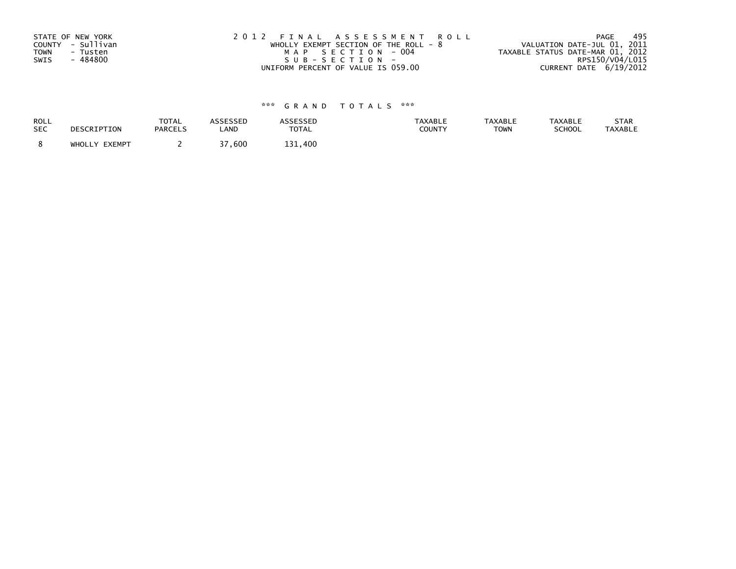STATE OF NEW YORK
COUNTY - Sullivan
TOWN - Tusten
SWIS - 484800

2012 FINAL ASSESSMENT ROLL
WHOLLY EXEMPT SECTION OF THE ROLL - 8
MAP SECTION - 004
SUB-SECTION -
UNIFORM PERCENT OF VALUE IS 059.00

VALUATION DATE-JUL 01, 2011
TAXABLE STATUS DATE-MAR 01, 2012
RPS150/V04/L015
CURRENT DATE 6/19/2012

### *** GRAND TOTALS ***

| ROLL SEC | DESCRIPTION | TOTAL PARCELS | ASSESSED LAND | ASSESSED TOTAL | TAXABLE COUNTY | TAXABLE TOWN | TAXABLE SCHOOL | STAR TAXABLE |
|---|---|---|---|---|---|---|---|---|
| 8 | WHOLLY EXEMPT | 2 | 37,600 | 131,400 | | | | |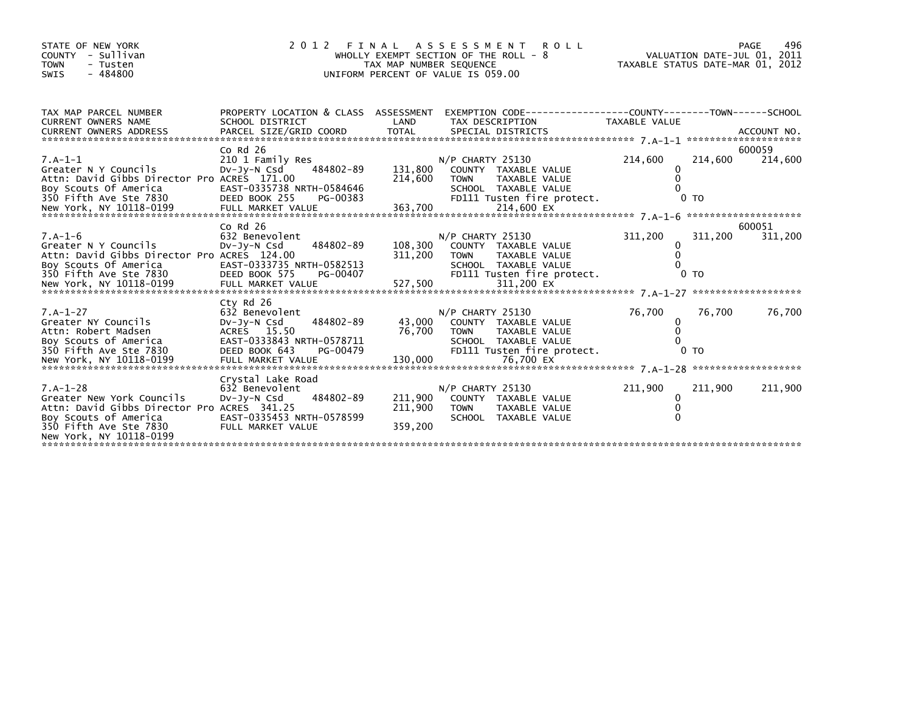STATE OF NEW YORK
COUNTY - Sullivan
TOWN - Tusten
SWIS - 484800

2012 FINAL ASSESSMENT ROLL
WHOLLY EXEMPT SECTION OF THE ROLL - 8
TAX MAP NUMBER SEQUENCE
UNIFORM PERCENT OF VALUE IS 059.00

VALUATION DATE-JUL 01, 2011
TAXABLE STATUS DATE-MAR 01, 2012

| TAX MAP PARCEL NUMBER / CURRENT OWNERS NAME / CURRENT OWNERS ADDRESS | PROPERTY LOCATION & CLASS / SCHOOL DISTRICT / PARCEL SIZE/GRID COORD | ASSESSMENT LAND / TOTAL | EXEMPTION CODE / TAX DESCRIPTION / SPECIAL DISTRICTS | COUNTY TAXABLE VALUE | TOWN | SCHOOL / ACCOUNT NO. |
|---|---|---|---|---|---|---|
| 7.A-1-1 | Co Rd 26 | | | | | 600059 |
| | 210 1 Family Res | | N/P CHARTY 25130 | 214,600 | 214,600 | 214,600 |
| Greater N Y Councils | Dv-Jy-N Csd 484802-89 | 131,800 | COUNTY TAXABLE VALUE | 0 | | |
| Attn: David Gibbs Director Pro | ACRES 171.00 | 214,600 | TOWN TAXABLE VALUE | 0 | | |
| Boy Scouts Of America | EAST-0335738 NRTH-0584646 | | SCHOOL TAXABLE VALUE | 0 | | |
| 350 Fifth Ave Ste 7830 | DEED BOOK 255 PG-00383 | | FD111 Tusten fire protect. | | 0 TO | |
| New York, NY 10118-0199 | FULL MARKET VALUE | 363,700 | 214,600 EX | | | |
| 7.A-1-6 | Co Rd 26 | | | | | 600051 |
| | 632 Benevolent | | N/P CHARTY 25130 | 311,200 | 311,200 | 311,200 |
| Greater N Y Councils | Dv-Jy-N Csd 484802-89 | 108,300 | COUNTY TAXABLE VALUE | 0 | | |
| Attn: David Gibbs Director Pro | ACRES 124.00 | 311,200 | TOWN TAXABLE VALUE | 0 | | |
| Boy Scouts Of America | EAST-0333735 NRTH-0582513 | | SCHOOL TAXABLE VALUE | 0 | | |
| 350 Fifth Ave Ste 7830 | DEED BOOK 575 PG-00407 | | FD111 Tusten fire protect. | | 0 TO | |
| New York, NY 10118-0199 | FULL MARKET VALUE | 527,500 | 311,200 EX | | | |
| 7.A-1-27 | Cty Rd 26 | | | | | |
| | 632 Benevolent | | N/P CHARTY 25130 | 76,700 | 76,700 | 76,700 |
| Greater NY Councils | Dv-Jy-N Csd 484802-89 | 43,000 | COUNTY TAXABLE VALUE | 0 | | |
| Attn: Robert Madsen | ACRES 15.50 | 76,700 | TOWN TAXABLE VALUE | 0 | | |
| Boy Scouts of America | EAST-0333843 NRTH-0578711 | | SCHOOL TAXABLE VALUE | 0 | | |
| 350 Fifth Ave Ste 7830 | DEED BOOK 643 PG-00479 | | FD111 Tusten fire protect. | | 0 TO | |
| New York, NY 10118-0199 | FULL MARKET VALUE | 130,000 | 76,700 EX | | | |
| 7.A-1-28 | Crystal Lake Road | | | | | |
| | 632 Benevolent | | N/P CHARTY 25130 | 211,900 | 211,900 | 211,900 |
| Greater New York Councils | Dv-Jy-N Csd 484802-89 | 211,900 | COUNTY TAXABLE VALUE | 0 | | |
| Attn: David Gibbs Director Pro | ACRES 341.25 | 211,900 | TOWN TAXABLE VALUE | 0 | | |
| Boy Scouts of America | EAST-0335453 NRTH-0578599 | | SCHOOL TAXABLE VALUE | 0 | | |
| 350 Fifth Ave Ste 7830 | FULL MARKET VALUE | 359,200 | | | | |
| New York, NY 10118-0199 | | | | | | |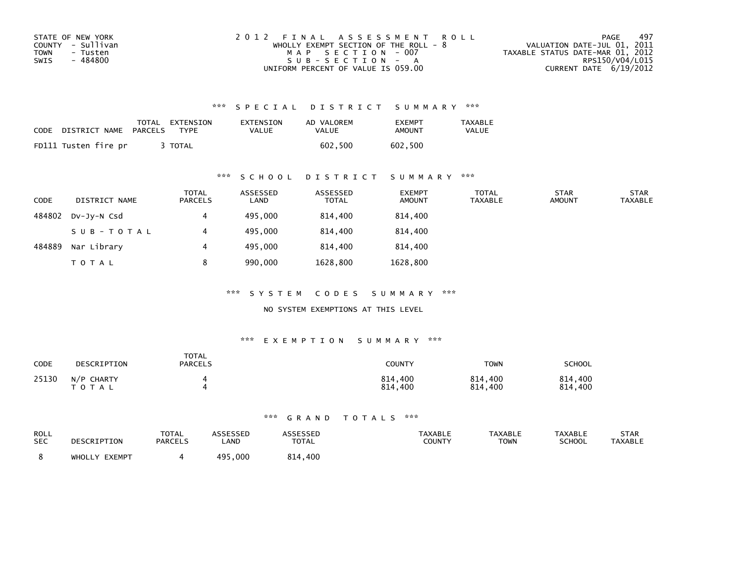STATE OF NEW YORK
COUNTY - Sullivan
TOWN - Tusten
SWIS - 484800

2012 FINAL ASSESSMENT ROLL
WHOLLY EXEMPT SECTION OF THE ROLL - 8
MAP SECTION - 007
SUB-SECTION - A
UNIFORM PERCENT OF VALUE IS 059.00

VALUATION DATE-JUL 01, 2011
TAXABLE STATUS DATE-MAR 01, 2012
RPS150/V04/L015
CURRENT DATE 6/19/2012

### *** SPECIAL DISTRICT SUMMARY ***

| CODE | DISTRICT NAME | TOTAL PARCELS | EXTENSION TYPE | EXTENSION VALUE | AD VALOREM VALUE | EXEMPT AMOUNT | TAXABLE VALUE |
|---|---|---|---|---|---|---|---|
| FD111 | Tusten fire pr | 3 | TOTAL | | 602,500 | 602,500 | |

### *** SCHOOL DISTRICT SUMMARY ***

| CODE | DISTRICT NAME | TOTAL PARCELS | ASSESSED LAND | ASSESSED TOTAL | EXEMPT AMOUNT | TOTAL TAXABLE | STAR AMOUNT | STAR TAXABLE |
|---|---|---|---|---|---|---|---|---|
| 484802 | Dv-Jy-N Csd | 4 | 495,000 | 814,400 | 814,400 | | | |
| | SUB-TOTAL | 4 | 495,000 | 814,400 | 814,400 | | | |
| 484889 | Nar Library | 4 | 495,000 | 814,400 | 814,400 | | | |
| | TOTAL | 8 | 990,000 | 1628,800 | 1628,800 | | | |

### *** SYSTEM CODES SUMMARY ***

NO SYSTEM EXEMPTIONS AT THIS LEVEL

### *** EXEMPTION SUMMARY ***

| CODE | DESCRIPTION | TOTAL PARCELS | COUNTY | TOWN | SCHOOL |
|---|---|---|---|---|---|
| 25130 | N/P CHARTY | 4 | 814,400 | 814,400 | 814,400 |
| | TOTAL | 4 | 814,400 | 814,400 | 814,400 |

### *** GRAND TOTALS ***

| ROLL SEC | DESCRIPTION | TOTAL PARCELS | ASSESSED LAND | ASSESSED TOTAL | TAXABLE COUNTY | TAXABLE TOWN | TAXABLE SCHOOL | STAR TAXABLE |
|---|---|---|---|---|---|---|---|---|
| 8 | WHOLLY EXEMPT | 4 | 495,000 | 814,400 | | | | |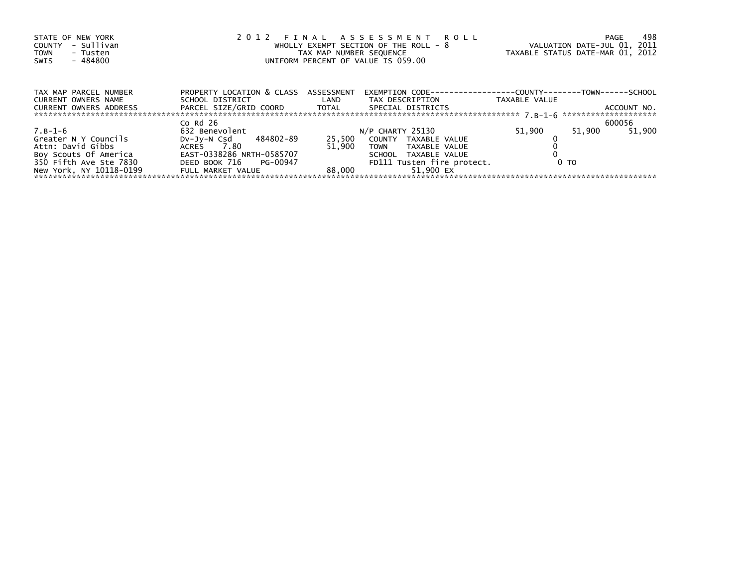STATE OF NEW YORK
COUNTY - Sullivan
TOWN - Tusten
SWIS - 484800

2 0 1 2 F I N A L A S S E S S M E N T R O L L
WHOLLY EXEMPT SECTION OF THE ROLL - 8
TAX MAP NUMBER SEQUENCE
UNIFORM PERCENT OF VALUE IS 059.00

VALUATION DATE-JUL 01, 2011
TAXABLE STATUS DATE-MAR 01, 2012

| TAX MAP PARCEL NUMBER<br>CURRENT OWNERS NAME<br>CURRENT OWNERS ADDRESS | PROPERTY LOCATION & CLASS<br>SCHOOL DISTRICT<br>PARCEL SIZE/GRID COORD | ASSESSMENT<br>LAND<br>TOTAL | EXEMPTION CODE<br>TAX DESCRIPTION<br>SPECIAL DISTRICTS | COUNTY<br>TAXABLE VALUE | TOWN | SCHOOL<br>ACCOUNT NO. |
|---|---|---|---|---|---|---|
| 7.B-1-6 | Co Rd 26 | | | | | 600056 |
| 7.B-1-6 | 632 Benevolent | | N/P CHARTY 25130 | 51,900 | 51,900 | 51,900 |
| Greater N Y Councils | Dv-Jy-N Csd 484802-89 | 25,500 | COUNTY TAXABLE VALUE | 0 | | |
| Attn: David Gibbs | ACRES 7.80 | 51,900 | TOWN TAXABLE VALUE | 0 | | |
| Boy Scouts Of America | EAST-0338286 NRTH-0585707 | | SCHOOL TAXABLE VALUE | 0 | | |
| 350 Fifth Ave Ste 7830 | DEED BOOK 716 PG-00947 | | FD111 Tusten fire protect. | 0 TO | | |
| New York, NY 10118-0199 | FULL MARKET VALUE | 88,000 | 51,900 EX | | | |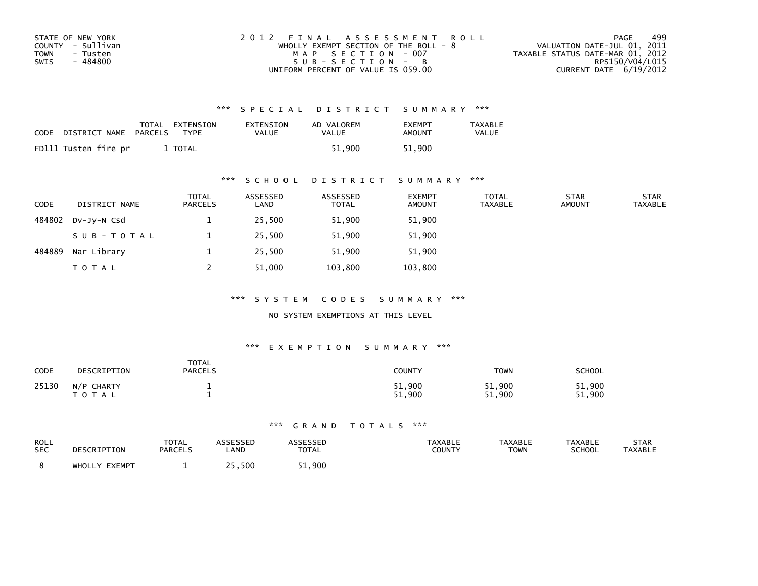STATE OF NEW YORK
COUNTY - Sullivan
TOWN - Tusten
SWIS - 484800

2012 FINAL ASSESSMENT ROLL
WHOLLY EXEMPT SECTION OF THE ROLL - 8
MAP SECTION - 007
SUB-SECTION - B
UNIFORM PERCENT OF VALUE IS 059.00

VALUATION DATE-JUL 01, 2011
TAXABLE STATUS DATE-MAR 01, 2012
RPS150/V04/L015
CURRENT DATE 6/19/2012

### *** SPECIAL DISTRICT SUMMARY ***

| CODE | DISTRICT NAME | TOTAL PARCELS | EXTENSION TYPE | EXTENSION VALUE | AD VALOREM VALUE | EXEMPT AMOUNT | TAXABLE VALUE |
|---|---|---|---|---|---|---|---|
| FD111 | Tusten fire pr | 1 | TOTAL | | 51,900 | 51,900 | |

### *** SCHOOL DISTRICT SUMMARY ***

| CODE | DISTRICT NAME | TOTAL PARCELS | ASSESSED LAND | ASSESSED TOTAL | EXEMPT AMOUNT | TOTAL TAXABLE | STAR AMOUNT | STAR TAXABLE |
|---|---|---|---|---|---|---|---|---|
| 484802 | Dv-Jy-N Csd | 1 | 25,500 | 51,900 | 51,900 | | | |
| | SUB-TOTAL | 1 | 25,500 | 51,900 | 51,900 | | | |
| 484889 | Nar Library | 1 | 25,500 | 51,900 | 51,900 | | | |
| | TOTAL | 2 | 51,000 | 103,800 | 103,800 | | | |

### *** SYSTEM CODES SUMMARY ***

NO SYSTEM EXEMPTIONS AT THIS LEVEL

### *** EXEMPTION SUMMARY ***

| CODE | DESCRIPTION | TOTAL PARCELS | COUNTY | TOWN | SCHOOL |
|---|---|---|---|---|---|
| 25130 | N/P CHARTY | 1 | 51,900 | 51,900 | 51,900 |
| | TOTAL | 1 | 51,900 | 51,900 | 51,900 |

### *** GRAND TOTALS ***

| ROLL SEC | DESCRIPTION | TOTAL PARCELS | ASSESSED LAND | ASSESSED TOTAL | TAXABLE COUNTY | TAXABLE TOWN | TAXABLE SCHOOL | STAR TAXABLE |
|---|---|---|---|---|---|---|---|---|
| 8 | WHOLLY EXEMPT | 1 | 25,500 | 51,900 | | | | |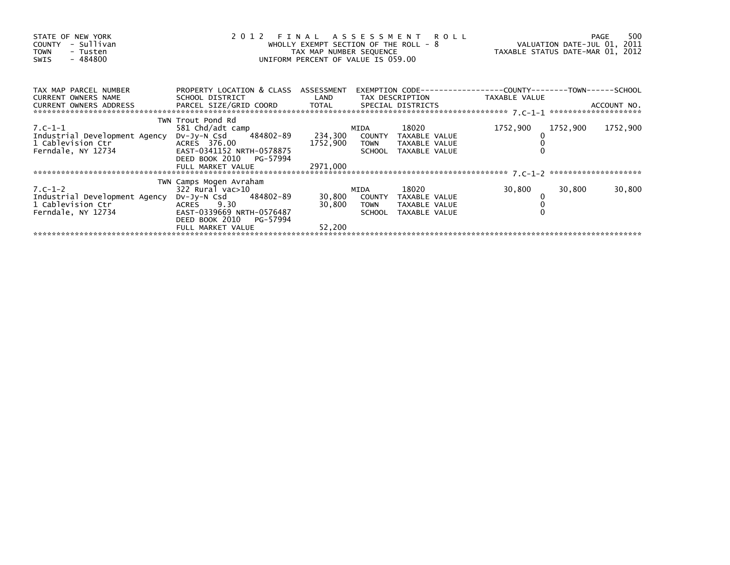STATE OF NEW YORK
COUNTY - Sullivan
TOWN - Tusten
SWIS - 484800

2012 FINAL ASSESSMENT ROLL
WHOLLY EXEMPT SECTION OF THE ROLL - 8
TAX MAP NUMBER SEQUENCE
UNIFORM PERCENT OF VALUE IS 059.00

VALUATION DATE-JUL 01, 2011
TAXABLE STATUS DATE-MAR 01, 2012

| TAX MAP PARCEL NUMBER / CURRENT OWNERS NAME / CURRENT OWNERS ADDRESS | PROPERTY LOCATION & CLASS / SCHOOL DISTRICT / PARCEL SIZE/GRID COORD | ASSESSMENT LAND / TOTAL | EXEMPTION CODE / TAX DESCRIPTION / SPECIAL DISTRICTS | | COUNTY TAXABLE VALUE | TOWN | SCHOOL / ACCOUNT NO. |
|---|---|---|---|---|---|---|---|
| ******** 7.C-1-1 ******** | | | | | | | |
| | TWN Trout Pond Rd | | | | | | |
| 7.C-1-1 | 581 Chd/adt camp | | MIDA | 18020 | 1752,900 | 1752,900 | 1752,900 |
| Industrial Development Agency | Dv-Jy-N Csd 484802-89 | 234,300 | COUNTY | TAXABLE VALUE | 0 | | |
| 1 Cablevision Ctr | ACRES 376.00 | 1752,900 | TOWN | TAXABLE VALUE | 0 | | |
| Ferndale, NY 12734 | EAST-0341152 NRTH-0578875 | | SCHOOL | TAXABLE VALUE | 0 | | |
| | DEED BOOK 2010 PG-57994 | | | | | | |
| | FULL MARKET VALUE | 2971,000 | | | | | |
| ******** 7.C-1-2 ******** | | | | | | | |
| | TWN Camps Mogen Avraham | | | | | | |
| 7.C-1-2 | 322 Rural vac>10 | | MIDA | 18020 | 30,800 | 30,800 | 30,800 |
| Industrial Development Agency | Dv-Jy-N Csd 484802-89 | 30,800 | COUNTY | TAXABLE VALUE | 0 | | |
| 1 Cablevision Ctr | ACRES 9.30 | 30,800 | TOWN | TAXABLE VALUE | 0 | | |
| Ferndale, NY 12734 | EAST-0339669 NRTH-0576487 | | SCHOOL | TAXABLE VALUE | 0 | | |
| | DEED BOOK 2010 PG-57994 | | | | | | |
| | FULL MARKET VALUE | 52,200 | | | | | |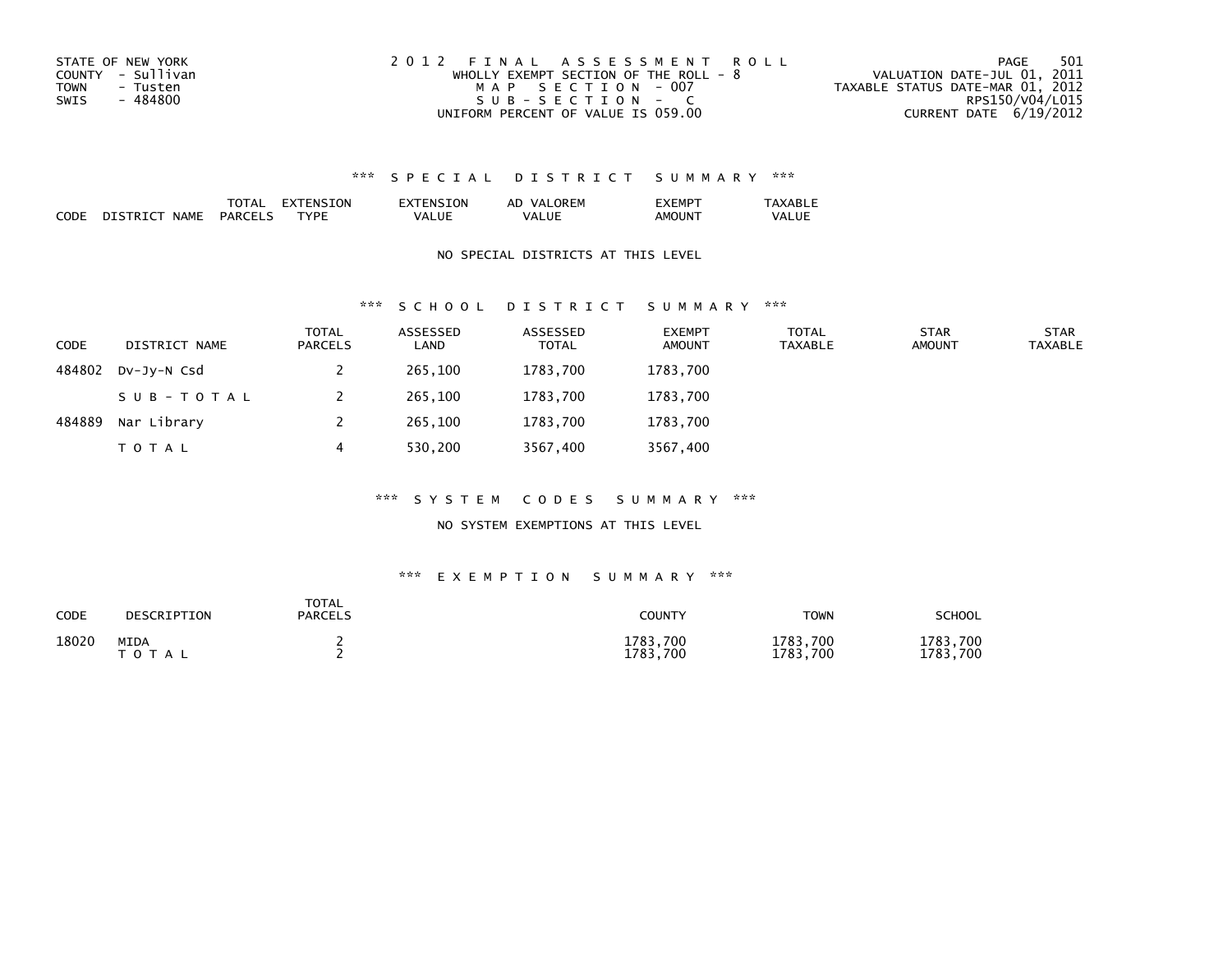STATE OF NEW YORK
COUNTY - Sullivan
TOWN - Tusten
SWIS - 484800

2012 FINAL ASSESSMENT ROLL
WHOLLY EXEMPT SECTION OF THE ROLL - 8
MAP SECTION - 007
SUB-SECTION - C
UNIFORM PERCENT OF VALUE IS 059.00

VALUATION DATE-JUL 01, 2011
TAXABLE STATUS DATE-MAR 01, 2012
RPS150/V04/L015
CURRENT DATE 6/19/2012

### *** SPECIAL DISTRICT SUMMARY ***

| CODE | DISTRICT NAME | TOTAL PARCELS | EXTENSION TYPE | EXTENSION VALUE | AD VALOREM VALUE | EXEMPT AMOUNT | TAXABLE VALUE |
|---|---|---|---|---|---|---|---|

NO SPECIAL DISTRICTS AT THIS LEVEL

### *** SCHOOL DISTRICT SUMMARY ***

| CODE | DISTRICT NAME | TOTAL PARCELS | ASSESSED LAND | ASSESSED TOTAL | EXEMPT AMOUNT | TOTAL TAXABLE | STAR AMOUNT | STAR TAXABLE |
|---|---|---|---|---|---|---|---|---|
| 484802 | Dv-Jy-N Csd | 2 | 265,100 | 1783,700 | 1783,700 | | | |
| | SUB-TOTAL | 2 | 265,100 | 1783,700 | 1783,700 | | | |
| 484889 | Nar Library | 2 | 265,100 | 1783,700 | 1783,700 | | | |
| | TOTAL | 4 | 530,200 | 3567,400 | 3567,400 | | | |

### *** SYSTEM CODES SUMMARY ***

NO SYSTEM EXEMPTIONS AT THIS LEVEL

### *** EXEMPTION SUMMARY ***

| CODE | DESCRIPTION | TOTAL PARCELS | COUNTY | TOWN | SCHOOL |
|---|---|---|---|---|---|
| 18020 | MIDA | 2 | 1783,700 | 1783,700 | 1783,700 |
| | TOTAL | 2 | 1783,700 | 1783,700 | 1783,700 |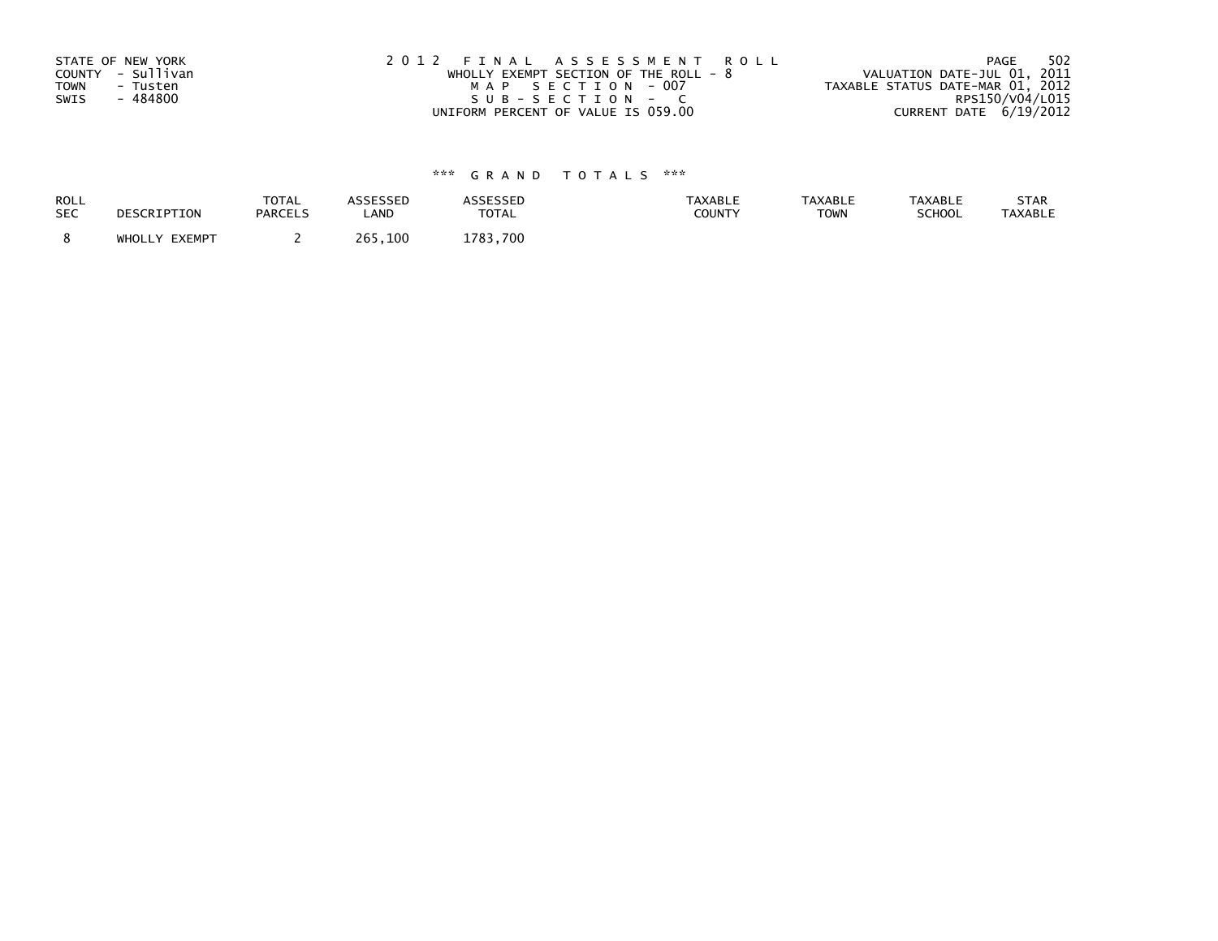STATE OF NEW YORK
COUNTY - Sullivan
TOWN - Tusten
SWIS - 484800

2 0 1 2 F I N A L A S S E S S M E N T R O L L
WHOLLY EXEMPT SECTION OF THE ROLL - 8
M A P S E C T I O N - 007
S U B - S E C T I O N - C
UNIFORM PERCENT OF VALUE IS 059.00

VALUATION DATE-JUL 01, 2011
TAXABLE STATUS DATE-MAR 01, 2012
RPS150/V04/L015
CURRENT DATE 6/19/2012

\*\*\* G R A N D T O T A L S \*\*\*

| ROLL SEC | DESCRIPTION | TOTAL PARCELS | ASSESSED LAND | ASSESSED TOTAL | TAXABLE COUNTY | TAXABLE TOWN | TAXABLE SCHOOL | STAR TAXABLE |
|---|---|---|---|---|---|---|---|---|
| 8 | WHOLLY EXEMPT | 2 | 265,100 | 1783,700 | | | | |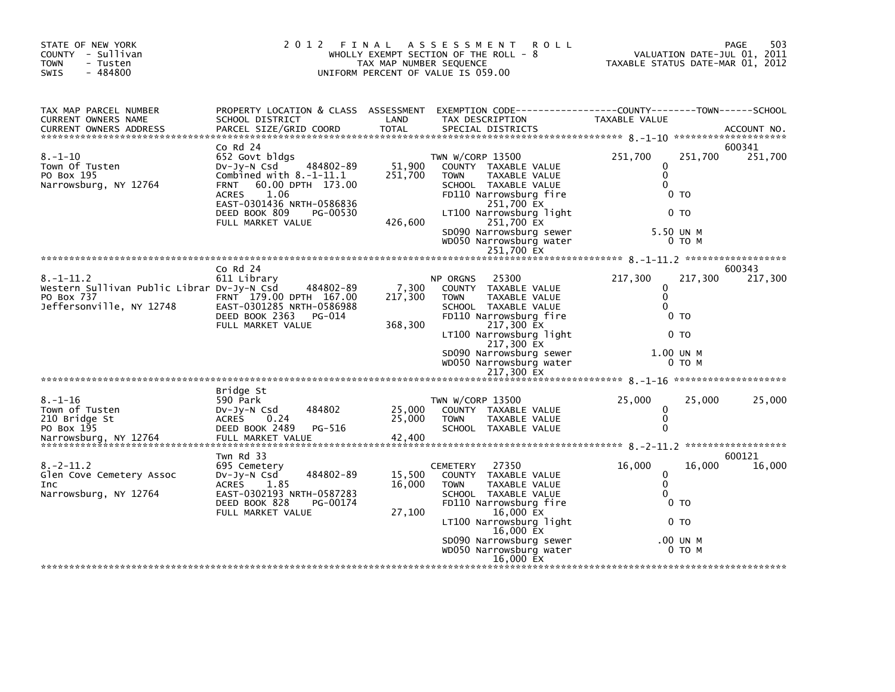STATE OF NEW YORK
COUNTY - Sullivan
TOWN - Tusten
SWIS - 484800

# 2012 FINAL ASSESSMENT ROLL

WHOLLY EXEMPT SECTION OF THE ROLL - 8
TAX MAP NUMBER SEQUENCE
UNIFORM PERCENT OF VALUE IS 059.00

VALUATION DATE-JUL 01, 2011
TAXABLE STATUS DATE-MAR 01, 2012

| TAX MAP PARCEL NUMBER / CURRENT OWNERS NAME / CURRENT OWNERS ADDRESS | PROPERTY LOCATION & CLASS / SCHOOL DISTRICT / PARCEL SIZE/GRID COORD | ASSESSMENT LAND / TOTAL | EXEMPTION CODE / TAX DESCRIPTION / SPECIAL DISTRICTS | COUNTY TAXABLE VALUE | TOWN | SCHOOL / ACCOUNT NO. |
|---|---|---|---|---|---|---|
| 8.-1-10 | Co Rd 24 | | | | | 600341 |
| | 652 Govt bldgs | | TWN W/CORP 13500 | 251,700 | 251,700 | 251,700 |
| Town Of Tusten | Dv-Jy-N Csd 484802-89 | 51,900 | COUNTY TAXABLE VALUE | 0 | | |
| PO Box 195 | Combined with 8.-1-11.1 | 251,700 | TOWN TAXABLE VALUE | 0 | | |
| Narrowsburg, NY 12764 | FRNT 60.00 DPTH 173.00 | | SCHOOL TAXABLE VALUE | 0 | | |
| | ACRES 1.06 | | FD110 Narrowsburg fire | 0 TO | | |
| | EAST-0301436 NRTH-0586836 | | 251,700 EX | | | |
| | DEED BOOK 809 PG-00530 | | LT100 Narrowsburg light | 0 TO | | |
| | FULL MARKET VALUE | 426,600 | 251,700 EX | | | |
| | | | SD090 Narrowsburg sewer | 5.50 UN M | | |
| | | | WD050 Narrowsburg water | 0 TO M | | |
| | | | 251,700 EX | | | |
| 8.-1-11.2 | Co Rd 24 | | | | | 600343 |
| | 611 Library | | NP ORGNS 25300 | 217,300 | 217,300 | 217,300 |
| Western Sullivan Public Librar | Dv-Jy-N Csd 484802-89 | 7,300 | COUNTY TAXABLE VALUE | 0 | | |
| PO Box 737 | FRNT 179.00 DPTH 167.00 | 217,300 | TOWN TAXABLE VALUE | 0 | | |
| Jeffersonville, NY 12748 | EAST-0301285 NRTH-0586988 | | SCHOOL TAXABLE VALUE | 0 | | |
| | DEED BOOK 2363 PG-014 | | FD110 Narrowsburg fire | 0 TO | | |
| | FULL MARKET VALUE | 368,300 | 217,300 EX | | | |
| | | | LT100 Narrowsburg light | 0 TO | | |
| | | | 217,300 EX | | | |
| | | | SD090 Narrowsburg sewer | 1.00 UN M | | |
| | | | WD050 Narrowsburg water | 0 TO M | | |
| | | | 217,300 EX | | | |
| 8.-1-16 | Bridge St | | | | | |
| | 590 Park | | TWN W/CORP 13500 | 25,000 | 25,000 | 25,000 |
| Town of Tusten | Dv-Jy-N Csd 484802 | 25,000 | COUNTY TAXABLE VALUE | 0 | | |
| 210 Bridge St | ACRES 0.24 | 25,000 | TOWN TAXABLE VALUE | 0 | | |
| PO Box 195 | DEED BOOK 2489 PG-516 | | SCHOOL TAXABLE VALUE | 0 | | |
| Narrowsburg, NY 12764 | FULL MARKET VALUE | 42,400 | | | | |
| 8.-2-11.2 | Twn Rd 33 | | | | | 600121 |
| | 695 Cemetery | | CEMETERY 27350 | 16,000 | 16,000 | 16,000 |
| Glen Cove Cemetery Assoc | Dv-Jy-N Csd 484802-89 | 15,500 | COUNTY TAXABLE VALUE | 0 | | |
| Inc | ACRES 1.85 | 16,000 | TOWN TAXABLE VALUE | 0 | | |
| Narrowsburg, NY 12764 | EAST-0302193 NRTH-0587283 | | SCHOOL TAXABLE VALUE | 0 | | |
| | DEED BOOK 828 PG-00174 | | FD110 Narrowsburg fire | 0 TO | | |
| | FULL MARKET VALUE | 27,100 | 16,000 EX | | | |
| | | | LT100 Narrowsburg light | 0 TO | | |
| | | | 16,000 EX | | | |
| | | | SD090 Narrowsburg sewer | .00 UN M | | |
| | | | WD050 Narrowsburg water | 0 TO M | | |
| | | | 16,000 EX | | | |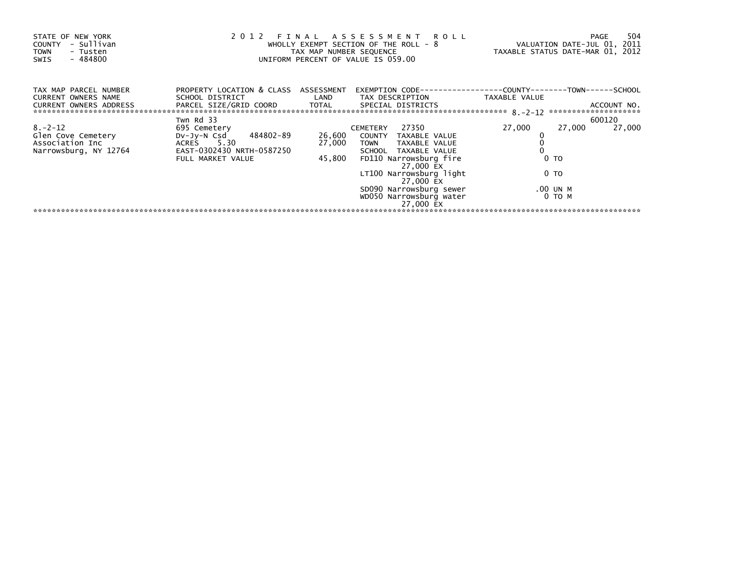STATE OF NEW YORK
COUNTY - Sullivan
TOWN - Tusten
SWIS - 484800

2 0 1 2 F I N A L A S S E S S M E N T R O L L
WHOLLY EXEMPT SECTION OF THE ROLL - 8
TAX MAP NUMBER SEQUENCE
UNIFORM PERCENT OF VALUE IS 059.00

VALUATION DATE-JUL 01, 2011
TAXABLE STATUS DATE-MAR 01, 2012

| TAX MAP PARCEL NUMBER / CURRENT OWNERS NAME / CURRENT OWNERS ADDRESS | PROPERTY LOCATION & CLASS / SCHOOL DISTRICT / PARCEL SIZE/GRID COORD | ASSESSMENT LAND / TOTAL | EXEMPTION CODE / TAX DESCRIPTION / SPECIAL DISTRICTS | COUNTY TAXABLE VALUE | TOWN | SCHOOL / ACCOUNT NO. |
|---|---|---|---|---|---|---|
| 8.-2-12 | Twn Rd 33 | | | | | 600120 |
| | 695 Cemetery | | CEMETERY 27350 | 27,000 | 27,000 | 27,000 |
| Glen Cove Cemetery | Dv-Jy-N Csd 484802-89 | 26,600 | COUNTY TAXABLE VALUE | 0 | | |
| Association Inc | ACRES 5.30 | 27,000 | TOWN TAXABLE VALUE | 0 | | |
| Narrowsburg, NY 12764 | EAST-0302430 NRTH-0587250 | | SCHOOL TAXABLE VALUE | 0 | | |
| | FULL MARKET VALUE | 45,800 | FD110 Narrowsburg fire 27,000 EX | 0 TO | | |
| | | | LT100 Narrowsburg light 27,000 EX | 0 TO | | |
| | | | SD090 Narrowsburg sewer | .00 UN M | | |
| | | | WD050 Narrowsburg water 27,000 EX | 0 TO M | | |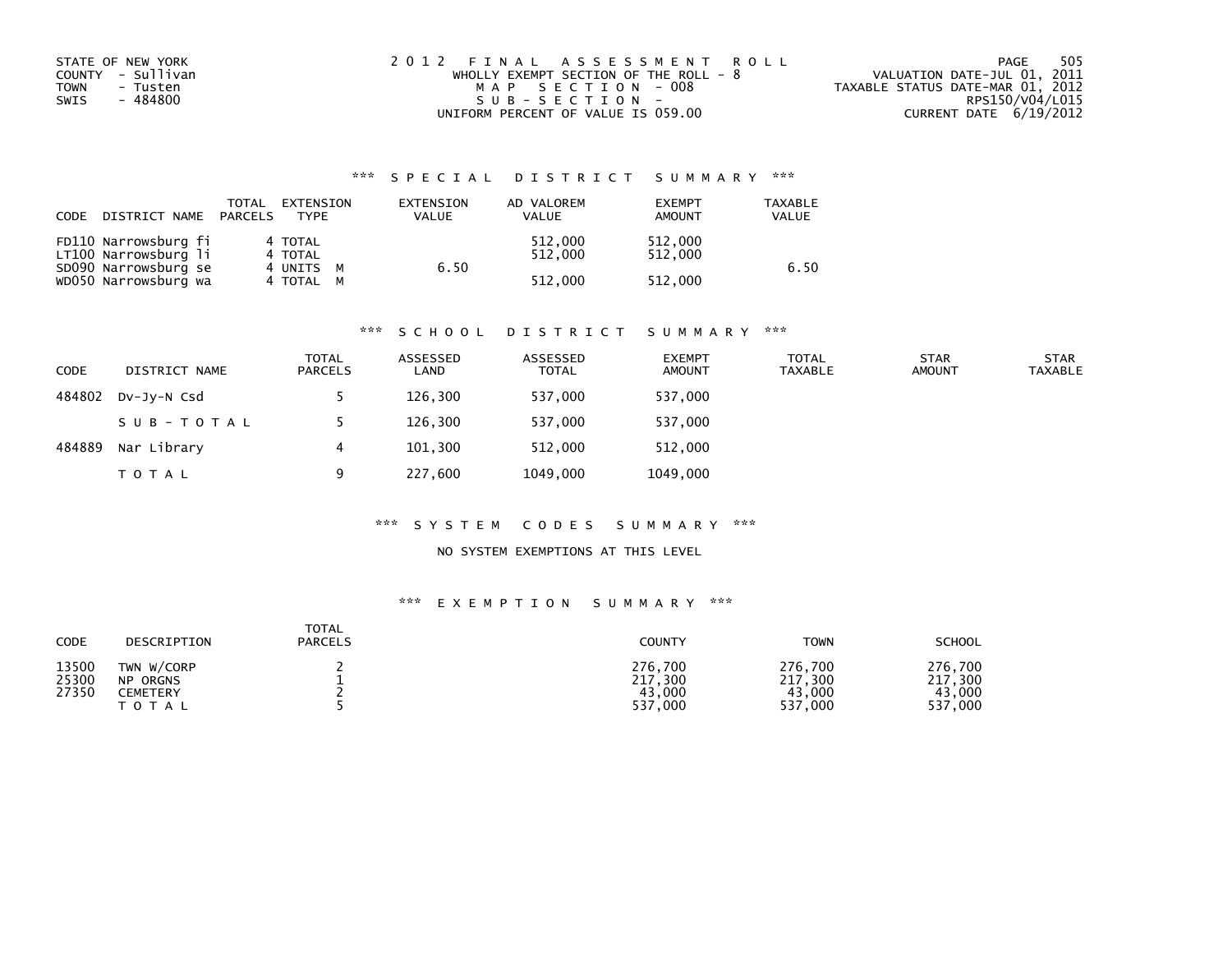STATE OF NEW YORK
COUNTY - Sullivan
TOWN - Tusten
SWIS - 484800

2 0 1 2 F I N A L A S S E S S M E N T R O L L
WHOLLY EXEMPT SECTION OF THE ROLL - 8
M A P S E C T I O N - 008
S U B - S E C T I O N -
UNIFORM PERCENT OF VALUE IS 059.00

VALUATION DATE-JUL 01, 2011
TAXABLE STATUS DATE-MAR 01, 2012
RPS150/V04/L015
CURRENT DATE 6/19/2012

## *** S P E C I A L D I S T R I C T S U M M A R Y ***

| CODE | DISTRICT NAME | TOTAL PARCELS | EXTENSION TYPE | EXTENSION VALUE | AD VALOREM VALUE | EXEMPT AMOUNT | TAXABLE VALUE |
|---|---|---|---|---|---|---|---|
| FD110 | Narrowsburg fi | 4 | TOTAL | | 512,000 | 512,000 | |
| LT100 | Narrowsburg li | 4 | TOTAL | | 512,000 | 512,000 | |
| SD090 | Narrowsburg se | 4 | UNITS M | 6.50 | | | 6.50 |
| WD050 | Narrowsburg wa | 4 | TOTAL M | | 512,000 | 512,000 | |

## *** S C H O O L D I S T R I C T S U M M A R Y ***

| CODE | DISTRICT NAME | TOTAL PARCELS | ASSESSED LAND | ASSESSED TOTAL | EXEMPT AMOUNT | TOTAL TAXABLE | STAR AMOUNT | STAR TAXABLE |
|---|---|---|---|---|---|---|---|---|
| 484802 | Dv-Jy-N Csd | 5 | 126,300 | 537,000 | 537,000 | | | |
| | S U B - T O T A L | 5 | 126,300 | 537,000 | 537,000 | | | |
| 484889 | Nar Library | 4 | 101,300 | 512,000 | 512,000 | | | |
| | T O T A L | 9 | 227,600 | 1049,000 | 1049,000 | | | |

## *** S Y S T E M C O D E S S U M M A R Y ***

NO SYSTEM EXEMPTIONS AT THIS LEVEL

## *** E X E M P T I O N S U M M A R Y ***

| CODE | DESCRIPTION | TOTAL PARCELS | COUNTY | TOWN | SCHOOL |
|---|---|---|---|---|---|
| 13500 | TWN W/CORP | 2 | 276,700 | 276,700 | 276,700 |
| 25300 | NP ORGNS | 1 | 217,300 | 217,300 | 217,300 |
| 27350 | CEMETERY | 2 | 43,000 | 43,000 | 43,000 |
| | T O T A L | 5 | 537,000 | 537,000 | 537,000 |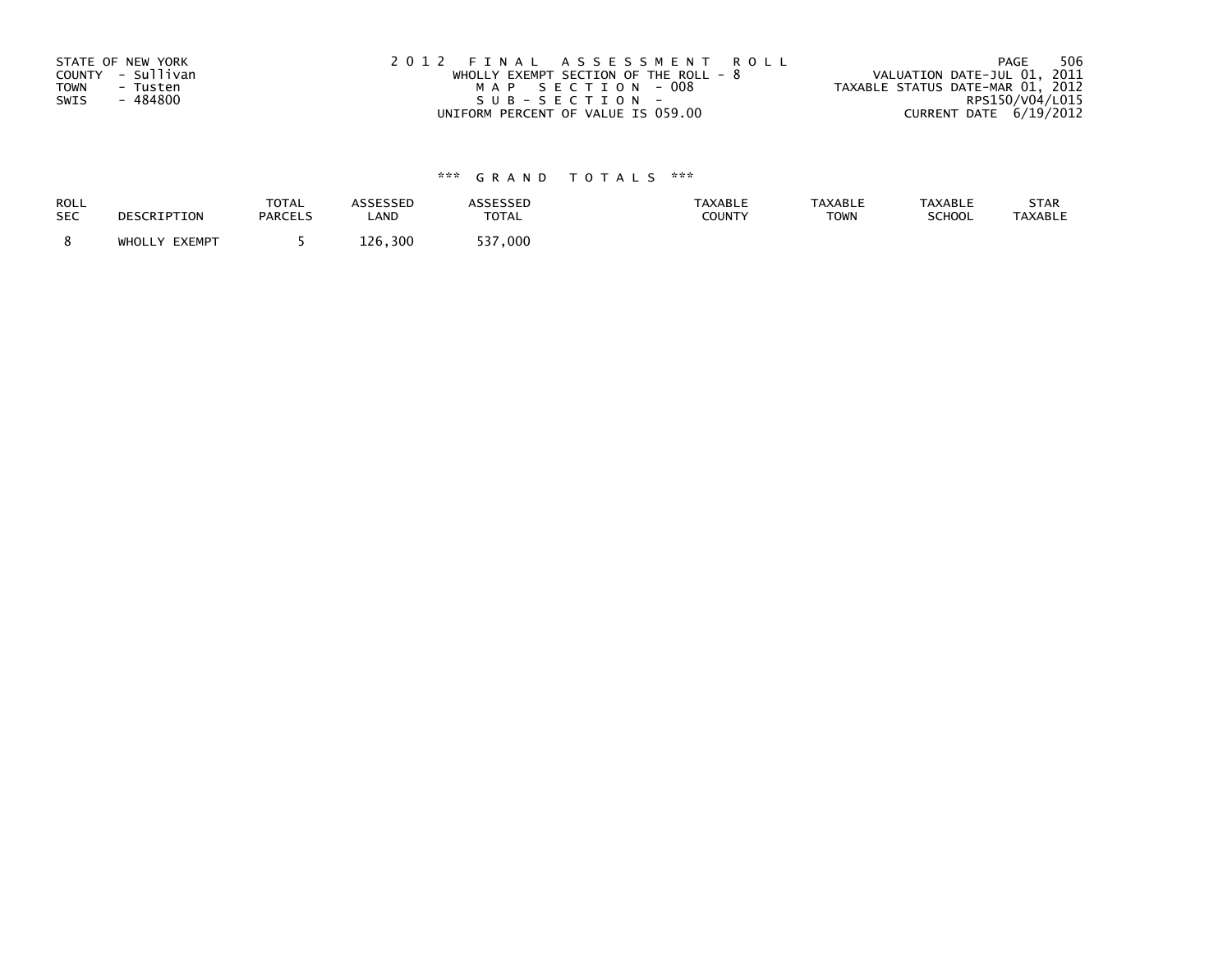STATE OF NEW YORK
COUNTY - Sullivan
TOWN - Tusten
SWIS - 484800

2 0 1 2 F I N A L A S S E S S M E N T R O L L
WHOLLY EXEMPT SECTION OF THE ROLL - 8
M A P S E C T I O N - 008
S U B - S E C T I O N -
UNIFORM PERCENT OF VALUE IS 059.00

VALUATION DATE-JUL 01, 2011
TAXABLE STATUS DATE-MAR 01, 2012
RPS150/V04/L015
CURRENT DATE 6/19/2012

### *** G R A N D T O T A L S ***

| ROLL SEC | DESCRIPTION | TOTAL PARCELS | ASSESSED LAND | ASSESSED TOTAL | TAXABLE COUNTY | TAXABLE TOWN | TAXABLE SCHOOL | STAR TAXABLE |
|---|---|---|---|---|---|---|---|---|
| 8 | WHOLLY EXEMPT | 5 | 126,300 | 537,000 | | | | |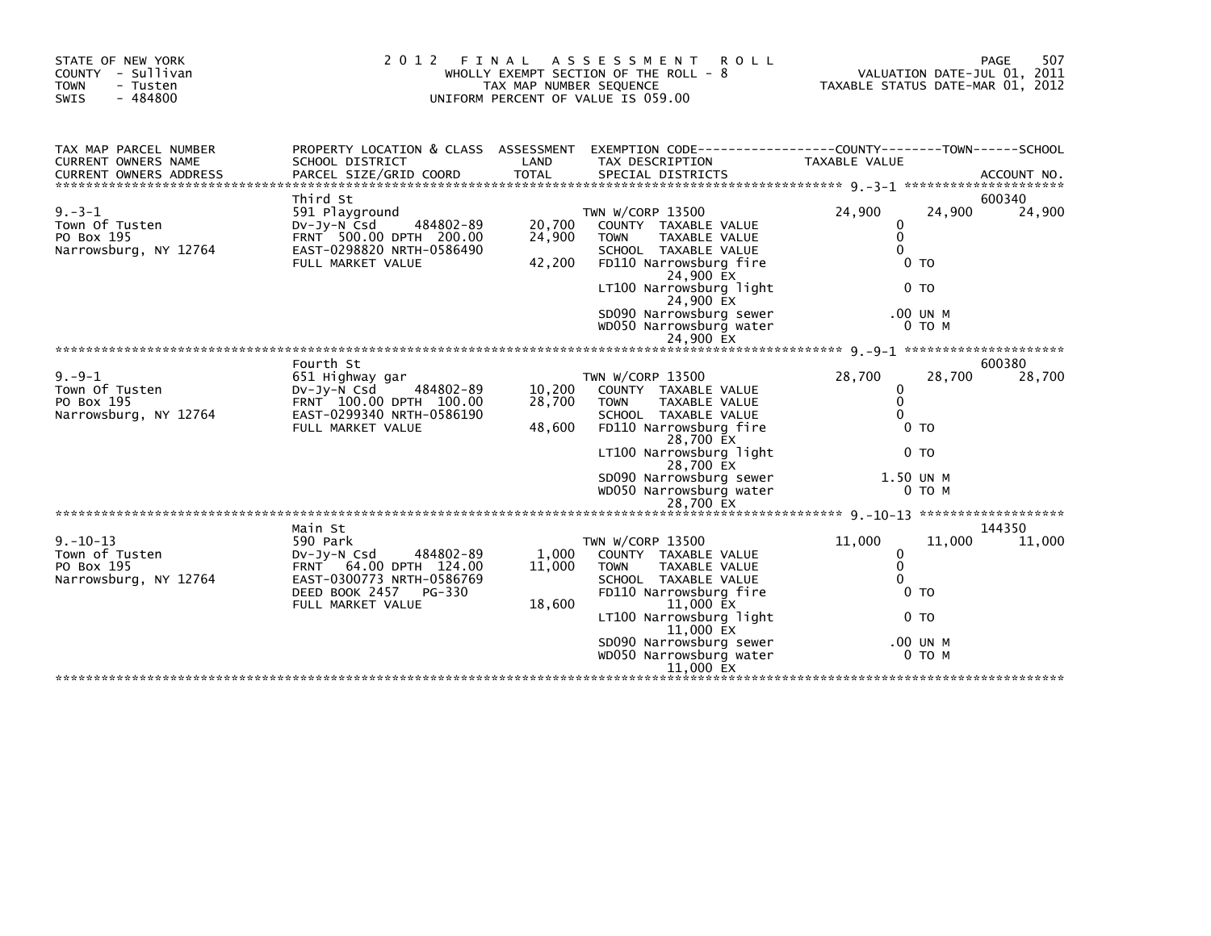STATE OF NEW YORK
COUNTY - Sullivan
TOWN - Tusten
SWIS - 484800

# 2012 FINAL ASSESSMENT ROLL

WHOLLY EXEMPT SECTION OF THE ROLL - 8
TAX MAP NUMBER SEQUENCE
UNIFORM PERCENT OF VALUE IS 059.00

VALUATION DATE-JUL 01, 2011
TAXABLE STATUS DATE-MAR 01, 2012

| TAX MAP PARCEL NUMBER / CURRENT OWNERS NAME / CURRENT OWNERS ADDRESS | PROPERTY LOCATION & CLASS / SCHOOL DISTRICT / PARCEL SIZE/GRID COORD | ASSESSMENT LAND / TOTAL | EXEMPTION CODE / TAX DESCRIPTION / SPECIAL DISTRICTS | COUNTY TAXABLE VALUE | TOWN | SCHOOL / ACCOUNT NO. |
|---|---|---|---|---|---|---|
| | Third St | | | | | 600340 |
| 9.-3-1 | 591 Playground | | TWN W/CORP 13500 | 24,900 | 24,900 | 24,900 |
| Town Of Tusten | Dv-Jy-N Csd 484802-89 | 20,700 | COUNTY TAXABLE VALUE | 0 | | |
| PO Box 195 | FRNT 500.00 DPTH 200.00 | 24,900 | TOWN TAXABLE VALUE | 0 | | |
| Narrowsburg, NY 12764 | EAST-0298820 NRTH-0586490 | | SCHOOL TAXABLE VALUE | 0 | | |
| | FULL MARKET VALUE | 42,200 | FD110 Narrowsburg fire 24,900 EX | 0 TO | | |
| | | | LT100 Narrowsburg light 24,900 EX | 0 TO | | |
| | | | SD090 Narrowsburg sewer | .00 UN M | | |
| | | | WD050 Narrowsburg water 24,900 EX | 0 TO M | | |
| | Fourth St | | | | | 600380 |
| 9.-9-1 | 651 Highway gar | | TWN W/CORP 13500 | 28,700 | 28,700 | 28,700 |
| Town Of Tusten | Dv-Jy-N Csd 484802-89 | 10,200 | COUNTY TAXABLE VALUE | 0 | | |
| PO Box 195 | FRNT 100.00 DPTH 100.00 | 28,700 | TOWN TAXABLE VALUE | 0 | | |
| Narrowsburg, NY 12764 | EAST-0299340 NRTH-0586190 | | SCHOOL TAXABLE VALUE | 0 | | |
| | FULL MARKET VALUE | 48,600 | FD110 Narrowsburg fire 28,700 EX | 0 TO | | |
| | | | LT100 Narrowsburg light 28,700 EX | 0 TO | | |
| | | | SD090 Narrowsburg sewer | 1.50 UN M | | |
| | | | WD050 Narrowsburg water 28,700 EX | 0 TO M | | |
| | Main St | | | | | 144350 |
| 9.-10-13 | 590 Park | | TWN W/CORP 13500 | 11,000 | 11,000 | 11,000 |
| Town of Tusten | Dv-Jy-N Csd 484802-89 | 1,000 | COUNTY TAXABLE VALUE | 0 | | |
| PO Box 195 | FRNT 64.00 DPTH 124.00 | 11,000 | TOWN TAXABLE VALUE | 0 | | |
| Narrowsburg, NY 12764 | EAST-0300773 NRTH-0586769 | | SCHOOL TAXABLE VALUE | 0 | | |
| | DEED BOOK 2457 PG-330 | | FD110 Narrowsburg fire 11,000 EX | 0 TO | | |
| | FULL MARKET VALUE | 18,600 | LT100 Narrowsburg light 11,000 EX | 0 TO | | |
| | | | SD090 Narrowsburg sewer | .00 UN M | | |
| | | | WD050 Narrowsburg water 11,000 EX | 0 TO M | | |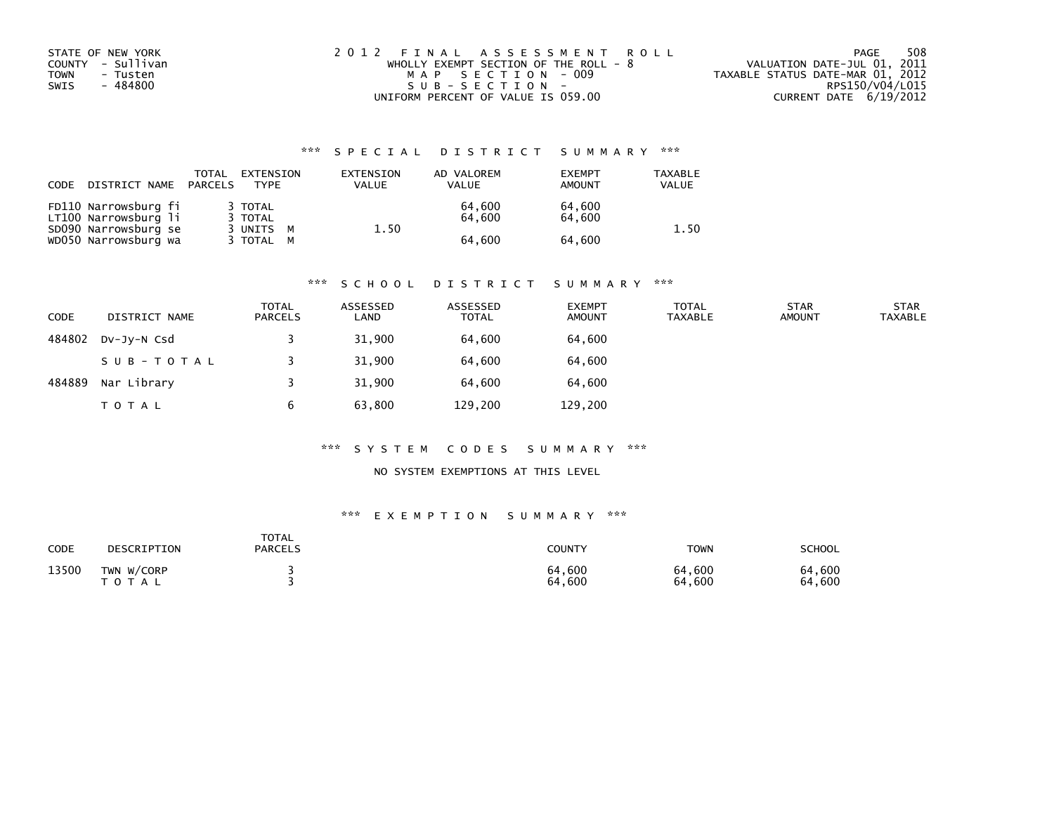STATE OF NEW YORK
COUNTY - Sullivan
TOWN - Tusten
SWIS - 484800

2012 FINAL ASSESSMENT ROLL
WHOLLY EXEMPT SECTION OF THE ROLL - 8
MAP SECTION - 009
SUB-SECTION -
UNIFORM PERCENT OF VALUE IS 059.00

VALUATION DATE-JUL 01, 2011
TAXABLE STATUS DATE-MAR 01, 2012
RPS150/V04/L015
CURRENT DATE 6/19/2012

## *** SPECIAL DISTRICT SUMMARY ***

| CODE | DISTRICT NAME | TOTAL PARCELS | EXTENSION TYPE | EXTENSION VALUE | AD VALOREM VALUE | EXEMPT AMOUNT | TAXABLE VALUE |
|---|---|---|---|---|---|---|---|
| FD110 | Narrowsburg fi | 3 | TOTAL | | 64,600 | 64,600 | |
| LT100 | Narrowsburg li | 3 | TOTAL | | 64,600 | 64,600 | |
| SD090 | Narrowsburg se | 3 | UNITS M | 1.50 | | | 1.50 |
| WD050 | Narrowsburg wa | 3 | TOTAL M | | 64,600 | 64,600 | |

## *** SCHOOL DISTRICT SUMMARY ***

| CODE | DISTRICT NAME | TOTAL PARCELS | ASSESSED LAND | ASSESSED TOTAL | EXEMPT AMOUNT | TOTAL TAXABLE | STAR AMOUNT | STAR TAXABLE |
|---|---|---|---|---|---|---|---|---|
| 484802 | Dv-Jy-N Csd | 3 | 31,900 | 64,600 | 64,600 | | | |
| | SUB-TOTAL | 3 | 31,900 | 64,600 | 64,600 | | | |
| 484889 | Nar Library | 3 | 31,900 | 64,600 | 64,600 | | | |
| | TOTAL | 6 | 63,800 | 129,200 | 129,200 | | | |

## *** SYSTEM CODES SUMMARY ***

NO SYSTEM EXEMPTIONS AT THIS LEVEL

## *** EXEMPTION SUMMARY ***

| CODE | DESCRIPTION | TOTAL PARCELS | COUNTY | TOWN | SCHOOL |
|---|---|---|---|---|---|
| 13500 | TWN W/CORP | 3 | 64,600 | 64,600 | 64,600 |
| | TOTAL | 3 | 64,600 | 64,600 | 64,600 |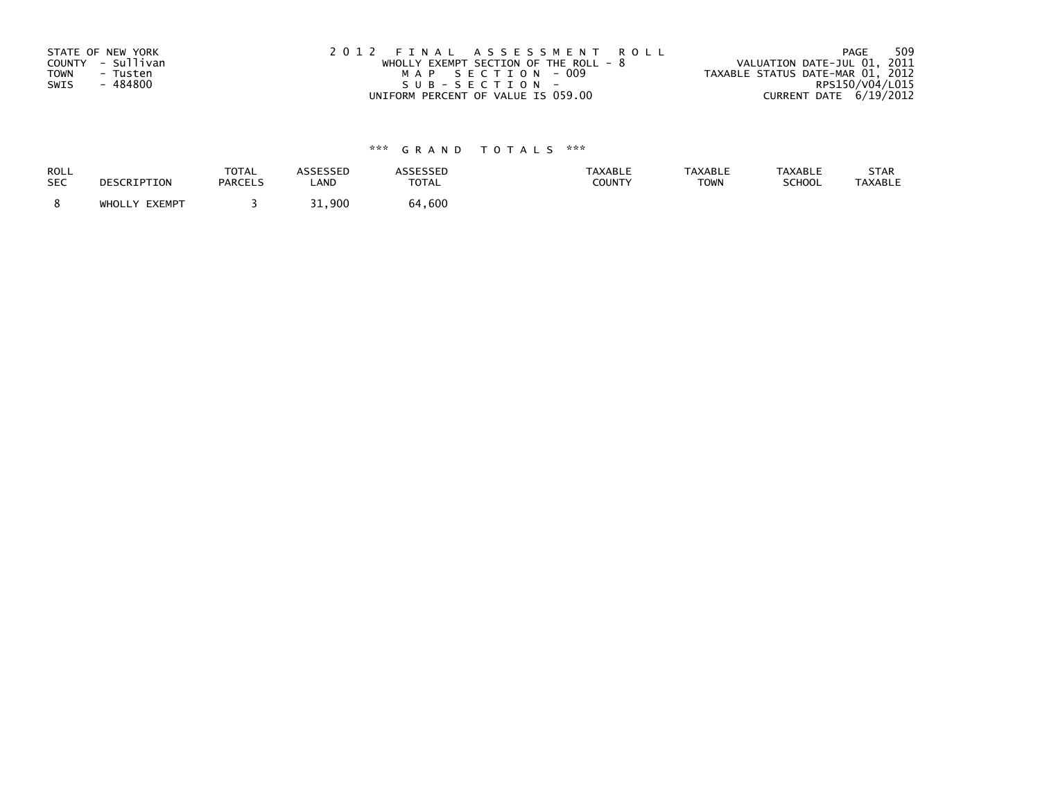STATE OF NEW YORK
COUNTY - Sullivan
TOWN - Tusten
SWIS - 484800

2012 FINAL ASSESSMENT ROLL
WHOLLY EXEMPT SECTION OF THE ROLL - 8
MAP SECTION - 009
SUB-SECTION -
UNIFORM PERCENT OF VALUE IS 059.00

VALUATION DATE-JUL 01, 2011
TAXABLE STATUS DATE-MAR 01, 2012
RPS150/V04/L015
CURRENT DATE 6/19/2012

### *** GRAND TOTALS ***

| ROLL SEC | DESCRIPTION | TOTAL PARCELS | ASSESSED LAND | ASSESSED TOTAL | TAXABLE COUNTY | TAXABLE TOWN | TAXABLE SCHOOL | STAR TAXABLE |
|---|---|---|---|---|---|---|---|---|
| 8 | WHOLLY EXEMPT | 3 | 31,900 | 64,600 | | | | |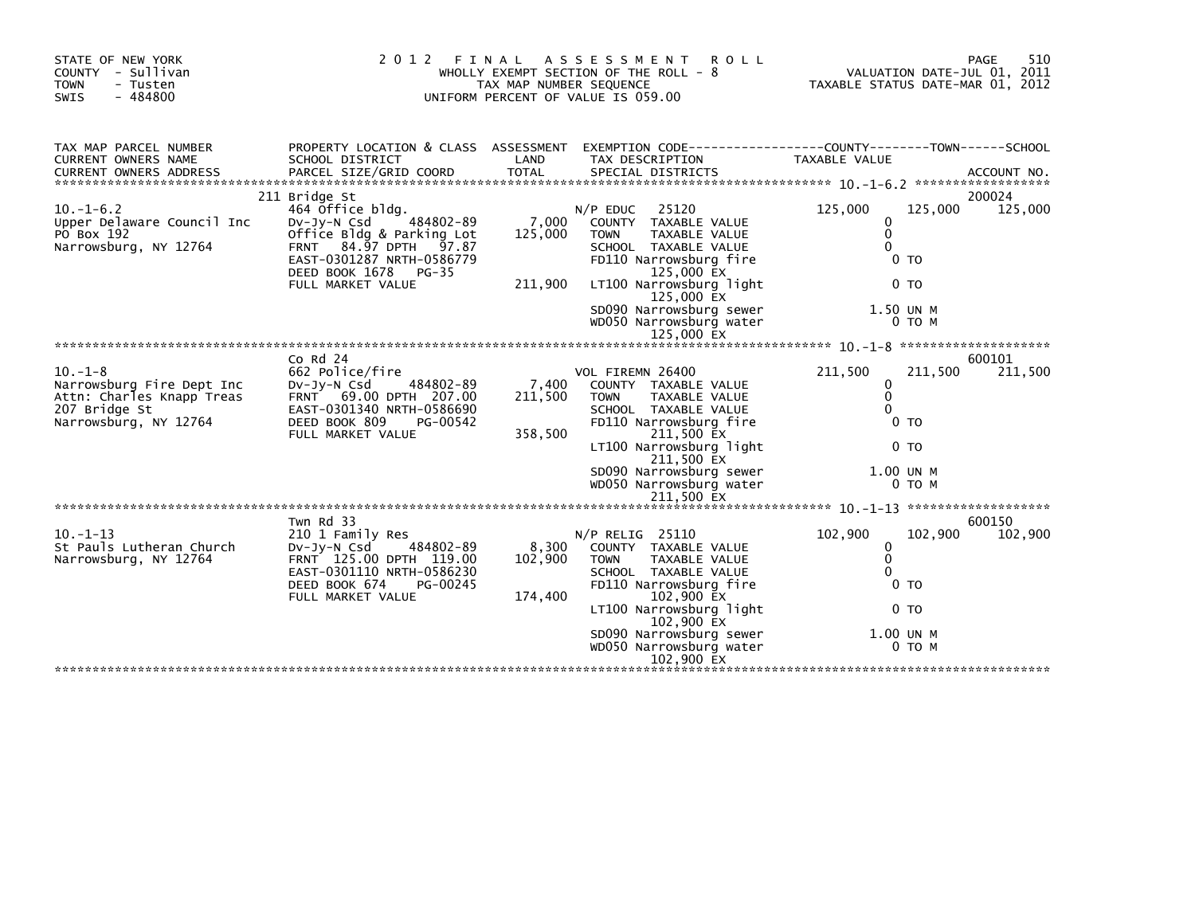STATE OF NEW YORK
COUNTY - Sullivan
TOWN - Tusten
SWIS - 484800

2012 FINAL ASSESSMENT ROLL
WHOLLY EXEMPT SECTION OF THE ROLL - 8
TAX MAP NUMBER SEQUENCE
UNIFORM PERCENT OF VALUE IS 059.00

VALUATION DATE-JUL 01, 2011
TAXABLE STATUS DATE-MAR 01, 2012

| TAX MAP PARCEL NUMBER / CURRENT OWNERS NAME / CURRENT OWNERS ADDRESS | PROPERTY LOCATION & CLASS / SCHOOL DISTRICT / PARCEL SIZE/GRID COORD | ASSESSMENT LAND / TOTAL | EXEMPTION CODE / TAX DESCRIPTION / SPECIAL DISTRICTS | COUNTY TAXABLE VALUE | TOWN | SCHOOL / ACCOUNT NO. |
|---|---|---|---|---|---|---|
| ******** 10.-1-6.2 ******** | 211 Bridge St | | | | | 200024 |
| 10.-1-6.2 | 464 Office bldg. | | N/P EDUC 25120 | 125,000 | 125,000 | 125,000 |
| Upper Delaware Council Inc | Dv-Jy-N Csd 484802-89 | 7,000 | COUNTY TAXABLE VALUE | 0 | | |
| PO Box 192 | Office Bldg & Parking Lot | 125,000 | TOWN TAXABLE VALUE | 0 | | |
| Narrowsburg, NY 12764 | FRNT 84.97 DPTH 97.87 | | SCHOOL TAXABLE VALUE | 0 | | |
| | EAST-0301287 NRTH-0586779 | | FD110 Narrowsburg fire 125,000 EX | 0 TO | | |
| | DEED BOOK 1678 PG-35 | | | | | |
| | FULL MARKET VALUE | 211,900 | LT100 Narrowsburg light 125,000 EX | 0 TO | | |
| | | | SD090 Narrowsburg sewer | 1.50 UN M | | |
| | | | WD050 Narrowsburg water 125,000 EX | 0 TO M | | |
| ******** 10.-1-8 ******** | Co Rd 24 | | | | | 600101 |
| 10.-1-8 | 662 Police/fire | | VOL FIREMN 26400 | 211,500 | 211,500 | 211,500 |
| Narrowsburg Fire Dept Inc | Dv-Jy-N Csd 484802-89 | 7,400 | COUNTY TAXABLE VALUE | 0 | | |
| Attn: Charles Knapp Treas | FRNT 69.00 DPTH 207.00 | 211,500 | TOWN TAXABLE VALUE | 0 | | |
| 207 Bridge St | EAST-0301340 NRTH-0586690 | | SCHOOL TAXABLE VALUE | 0 | | |
| Narrowsburg, NY 12764 | DEED BOOK 809 PG-00542 | | FD110 Narrowsburg fire 211,500 EX | 0 TO | | |
| | FULL MARKET VALUE | 358,500 | | | | |
| | | | LT100 Narrowsburg light 211,500 EX | 0 TO | | |
| | | | SD090 Narrowsburg sewer | 1.00 UN M | | |
| | | | WD050 Narrowsburg water 211,500 EX | 0 TO M | | |
| ******** 10.-1-13 ******** | Twn Rd 33 | | | | | 600150 |
| 10.-1-13 | 210 1 Family Res | | N/P RELIG 25110 | 102,900 | 102,900 | 102,900 |
| St Pauls Lutheran Church | Dv-Jy-N Csd 484802-89 | 8,300 | COUNTY TAXABLE VALUE | 0 | | |
| Narrowsburg, NY 12764 | FRNT 125.00 DPTH 119.00 | 102,900 | TOWN TAXABLE VALUE | 0 | | |
| | EAST-0301110 NRTH-0586230 | | SCHOOL TAXABLE VALUE | 0 | | |
| | DEED BOOK 674 PG-00245 | | FD110 Narrowsburg fire 102,900 EX | 0 TO | | |
| | FULL MARKET VALUE | 174,400 | | | | |
| | | | LT100 Narrowsburg light 102,900 EX | 0 TO | | |
| | | | SD090 Narrowsburg sewer | 1.00 UN M | | |
| | | | WD050 Narrowsburg water 102,900 EX | 0 TO M | | |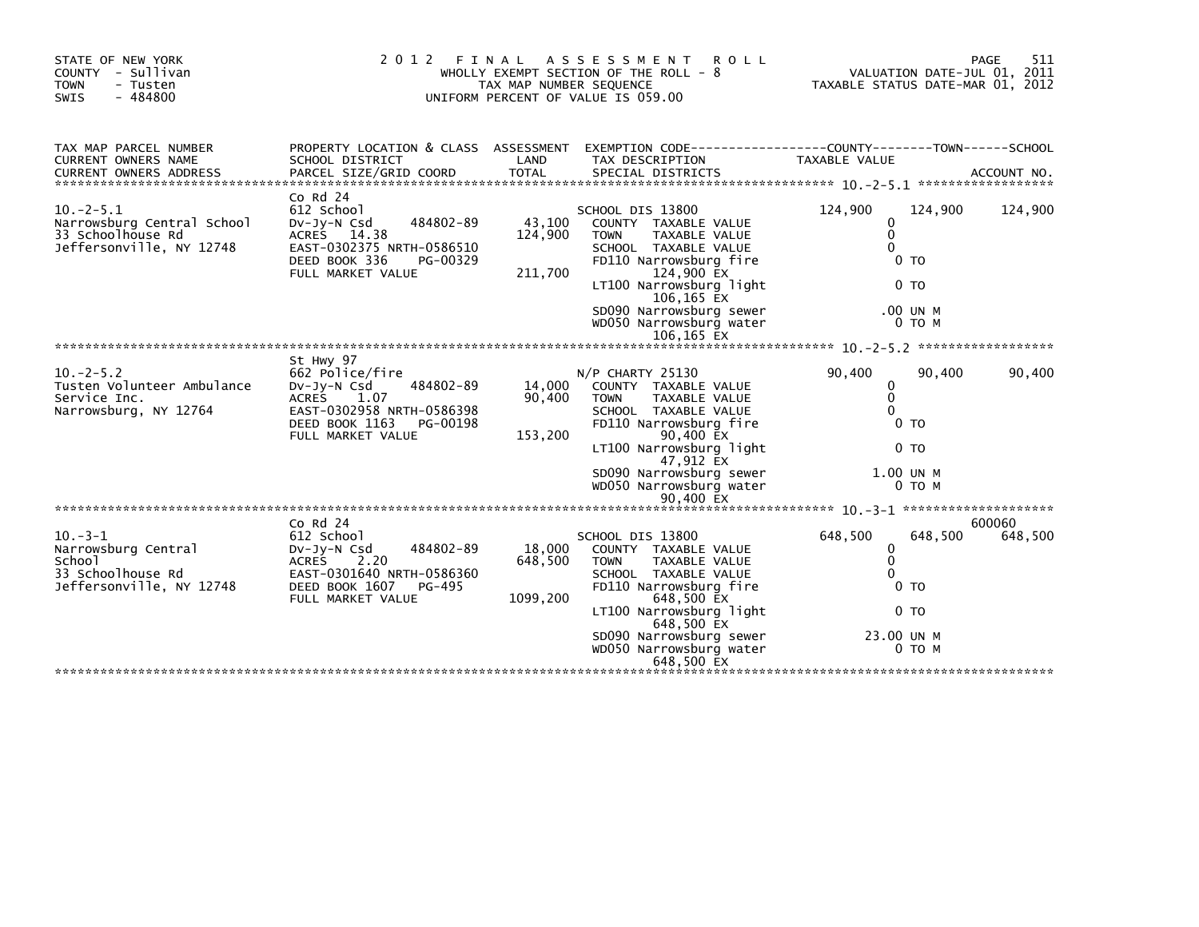STATE OF NEW YORK
COUNTY - Sullivan
TOWN - Tusten
SWIS - 484800

2 0 1 2 F I N A L A S S E S S M E N T R O L L
WHOLLY EXEMPT SECTION OF THE ROLL - 8
TAX MAP NUMBER SEQUENCE
UNIFORM PERCENT OF VALUE IS 059.00

VALUATION DATE-JUL 01, 2011
TAXABLE STATUS DATE-MAR 01, 2012

| TAX MAP PARCEL NUMBER / CURRENT OWNERS NAME / CURRENT OWNERS ADDRESS | PROPERTY LOCATION & CLASS / SCHOOL DISTRICT / PARCEL SIZE/GRID COORD | ASSESSMENT LAND / TOTAL | EXEMPTION CODE / TAX DESCRIPTION / SPECIAL DISTRICTS | COUNTY TAXABLE VALUE | TOWN | SCHOOL / ACCOUNT NO. |
|---|---|---|---|---|---|---|
| **10.-2-5.1** | Co Rd 24 | | | | | |
| 10.-2-5.1 | 612 School | | SCHOOL DIS 13800 | 124,900 | 124,900 | 124,900 |
| Narrowsburg Central School | Dv-Jy-N Csd 484802-89 | 43,100 | COUNTY TAXABLE VALUE | 0 | | |
| 33 Schoolhouse Rd | ACRES 14.38 | 124,900 | TOWN TAXABLE VALUE | 0 | | |
| Jeffersonville, NY 12748 | EAST-0302375 NRTH-0586510 | | SCHOOL TAXABLE VALUE | 0 | | |
| | DEED BOOK 336 PG-00329 | | FD110 Narrowsburg fire 124,900 EX | 0 TO | | |
| | FULL MARKET VALUE | 211,700 | LT100 Narrowsburg light 106,165 EX | 0 TO | | |
| | | | SD090 Narrowsburg sewer | .00 UN M | | |
| | | | WD050 Narrowsburg water 106,165 EX | 0 TO M | | |
| **10.-2-5.2** | St Hwy 97 | | | | | |
| 10.-2-5.2 | 662 Police/fire | | N/P CHARTY 25130 | 90,400 | 90,400 | 90,400 |
| Tusten Volunteer Ambulance | Dv-Jy-N Csd 484802-89 | 14,000 | COUNTY TAXABLE VALUE | 0 | | |
| Service Inc. | ACRES 1.07 | 90,400 | TOWN TAXABLE VALUE | 0 | | |
| Narrowsburg, NY 12764 | EAST-0302958 NRTH-0586398 | | SCHOOL TAXABLE VALUE | 0 | | |
| | DEED BOOK 1163 PG-00198 | | FD110 Narrowsburg fire 90,400 EX | 0 TO | | |
| | FULL MARKET VALUE | 153,200 | LT100 Narrowsburg light 47,912 EX | 0 TO | | |
| | | | SD090 Narrowsburg sewer | 1.00 UN M | | |
| | | | WD050 Narrowsburg water 90,400 EX | 0 TO M | | |
| **10.-3-1** | Co Rd 24 | | | | | 600060 |
| 10.-3-1 | 612 School | | SCHOOL DIS 13800 | 648,500 | 648,500 | 648,500 |
| Narrowsburg Central School | Dv-Jy-N Csd 484802-89 | 18,000 | COUNTY TAXABLE VALUE | 0 | | |
| 33 Schoolhouse Rd | ACRES 2.20 | 648,500 | TOWN TAXABLE VALUE | 0 | | |
| Jeffersonville, NY 12748 | EAST-0301640 NRTH-0586360 | | SCHOOL TAXABLE VALUE | 0 | | |
| | DEED BOOK 1607 PG-495 | | FD110 Narrowsburg fire 648,500 EX | 0 TO | | |
| | FULL MARKET VALUE | 1099,200 | LT100 Narrowsburg light 648,500 EX | 0 TO | | |
| | | | SD090 Narrowsburg sewer | 23.00 UN M | | |
| | | | WD050 Narrowsburg water 648,500 EX | 0 TO M | | |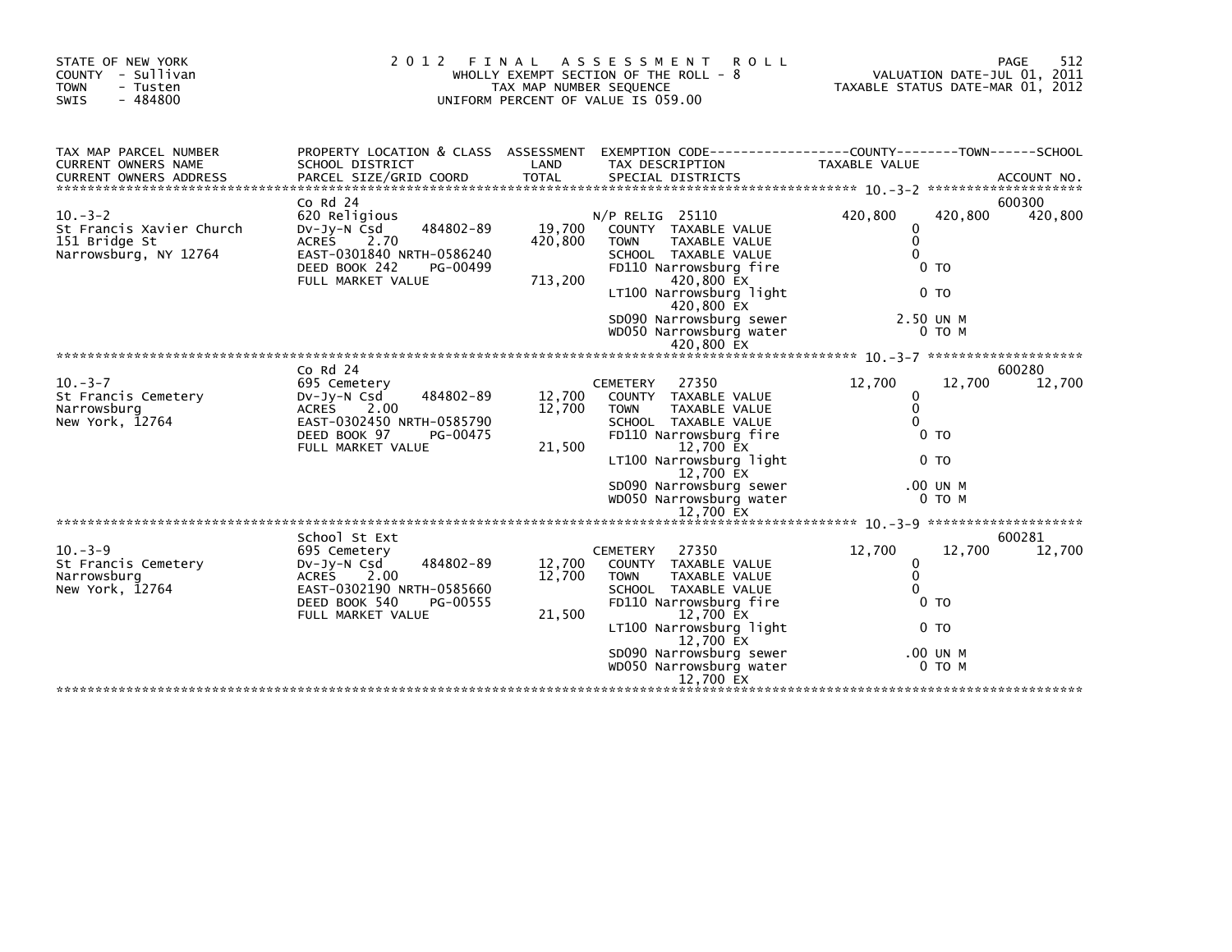STATE OF NEW YORK
COUNTY - Sullivan
TOWN - Tusten
SWIS - 484800

2012 FINAL ASSESSMENT ROLL
WHOLLY EXEMPT SECTION OF THE ROLL - 8
TAX MAP NUMBER SEQUENCE
UNIFORM PERCENT OF VALUE IS 059.00

VALUATION DATE-JUL 01, 2011
TAXABLE STATUS DATE-MAR 01, 2012

| TAX MAP PARCEL NUMBER / CURRENT OWNERS NAME / CURRENT OWNERS ADDRESS | PROPERTY LOCATION & CLASS / SCHOOL DISTRICT / PARCEL SIZE/GRID COORD | ASSESSMENT LAND / TOTAL | EXEMPTION CODE / TAX DESCRIPTION / SPECIAL DISTRICTS | COUNTY TAXABLE VALUE | TOWN | SCHOOL / ACCOUNT NO. |
|---|---|---|---|---|---|---|
| **10.-3-2** | Co Rd 24 | | | | | 600300 |
| | 620 Religious | | N/P RELIG 25110 | 420,800 | 420,800 | 420,800 |
| St Francis Xavier Church | Dv-Jy-N Csd 484802-89 | 19,700 | COUNTY TAXABLE VALUE | 0 | | |
| 151 Bridge St | ACRES 2.70 | 420,800 | TOWN TAXABLE VALUE | 0 | | |
| Narrowsburg, NY 12764 | EAST-0301840 NRTH-0586240 | | SCHOOL TAXABLE VALUE | 0 | | |
| | DEED BOOK 242 PG-00499 | | FD110 Narrowsburg fire | 0 TO | | |
| | FULL MARKET VALUE | 713,200 | 420,800 EX | | | |
| | | | LT100 Narrowsburg light | 0 TO | | |
| | | | 420,800 EX | | | |
| | | | SD090 Narrowsburg sewer | 2.50 UN M | | |
| | | | WD050 Narrowsburg water | 0 TO M | | |
| | | | 420,800 EX | | | |
| **10.-3-7** | Co Rd 24 | | | | | 600280 |
| | 695 Cemetery | | CEMETERY 27350 | 12,700 | 12,700 | 12,700 |
| St Francis Cemetery | Dv-Jy-N Csd 484802-89 | 12,700 | COUNTY TAXABLE VALUE | 0 | | |
| Narrowsburg | ACRES 2.00 | 12,700 | TOWN TAXABLE VALUE | 0 | | |
| New York, 12764 | EAST-0302450 NRTH-0585790 | | SCHOOL TAXABLE VALUE | 0 | | |
| | DEED BOOK 97 PG-00475 | | FD110 Narrowsburg fire | 0 TO | | |
| | FULL MARKET VALUE | 21,500 | 12,700 EX | | | |
| | | | LT100 Narrowsburg light | 0 TO | | |
| | | | 12,700 EX | | | |
| | | | SD090 Narrowsburg sewer | .00 UN M | | |
| | | | WD050 Narrowsburg water | 0 TO M | | |
| | | | 12,700 EX | | | |
| **10.-3-9** | School St Ext | | | | | 600281 |
| | 695 Cemetery | | CEMETERY 27350 | 12,700 | 12,700 | 12,700 |
| St Francis Cemetery | Dv-Jy-N Csd 484802-89 | 12,700 | COUNTY TAXABLE VALUE | 0 | | |
| Narrowsburg | ACRES 2.00 | 12,700 | TOWN TAXABLE VALUE | 0 | | |
| New York, 12764 | EAST-0302190 NRTH-0585660 | | SCHOOL TAXABLE VALUE | 0 | | |
| | DEED BOOK 540 PG-00555 | | FD110 Narrowsburg fire | 0 TO | | |
| | FULL MARKET VALUE | 21,500 | 12,700 EX | | | |
| | | | LT100 Narrowsburg light | 0 TO | | |
| | | | 12,700 EX | | | |
| | | | SD090 Narrowsburg sewer | .00 UN M | | |
| | | | WD050 Narrowsburg water | 0 TO M | | |
| | | | 12,700 EX | | | |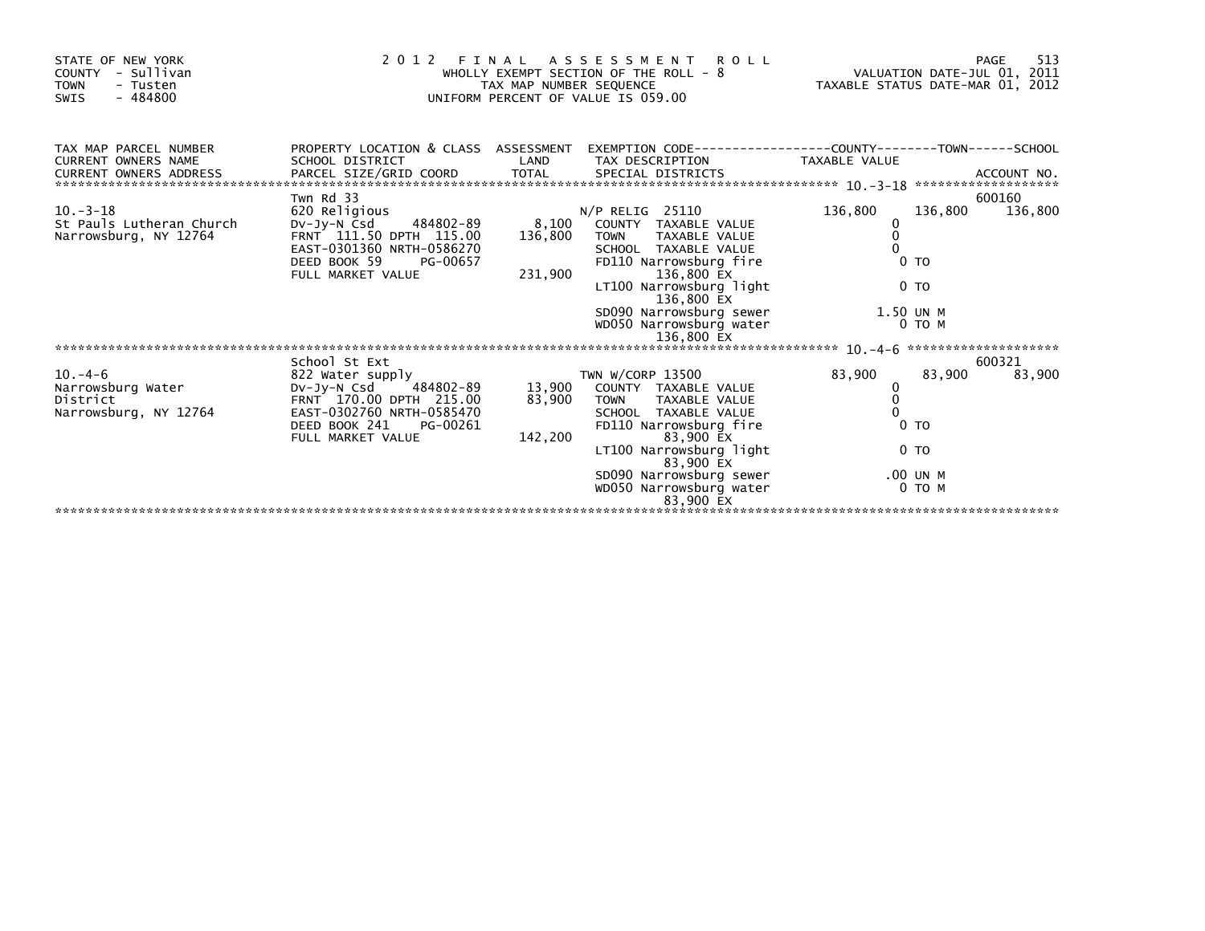STATE OF NEW YORK
COUNTY - Sullivan
TOWN - Tusten
SWIS - 484800

# 2012 FINAL ASSESSMENT ROLL

WHOLLY EXEMPT SECTION OF THE ROLL - 8
TAX MAP NUMBER SEQUENCE
UNIFORM PERCENT OF VALUE IS 059.00

VALUATION DATE-JUL 01, 2011
TAXABLE STATUS DATE-MAR 01, 2012

| TAX MAP PARCEL NUMBER / CURRENT OWNERS NAME / CURRENT OWNERS ADDRESS | PROPERTY LOCATION & CLASS / SCHOOL DISTRICT / PARCEL SIZE/GRID COORD | ASSESSMENT LAND / TOTAL | EXEMPTION CODE / TAX DESCRIPTION / SPECIAL DISTRICTS | COUNTY TAXABLE VALUE | TOWN | SCHOOL / ACCOUNT NO. |
|---|---|---|---|---|---|---|
| 10.-3-18 | Twn Rd 33 | | | | | 600160 |
| | 620 Religious | | N/P RELIG 25110 | 136,800 | 136,800 | 136,800 |
| St Pauls Lutheran Church | Dv-Jy-N Csd 484802-89 | 8,100 | COUNTY TAXABLE VALUE | 0 | | |
| Narrowsburg, NY 12764 | FRNT 111.50 DPTH 115.00 | 136,800 | TOWN TAXABLE VALUE | 0 | | |
| | EAST-0301360 NRTH-0586270 | | SCHOOL TAXABLE VALUE | 0 | | |
| | DEED BOOK 59 PG-00657 | | FD110 Narrowsburg fire | 0 TO | | |
| | FULL MARKET VALUE | 231,900 | 136,800 EX | | | |
| | | | LT100 Narrowsburg light | 0 TO | | |
| | | | 136,800 EX | | | |
| | | | SD090 Narrowsburg sewer | 1.50 UN M | | |
| | | | WD050 Narrowsburg water | 0 TO M | | |
| | | | 136,800 EX | | | |
| 10.-4-6 | School St Ext | | | | | 600321 |
| | 822 Water supply | | TWN W/CORP 13500 | 83,900 | 83,900 | 83,900 |
| Narrowsburg Water | Dv-Jy-N Csd 484802-89 | 13,900 | COUNTY TAXABLE VALUE | 0 | | |
| District | FRNT 170.00 DPTH 215.00 | 83,900 | TOWN TAXABLE VALUE | 0 | | |
| Narrowsburg, NY 12764 | EAST-0302760 NRTH-0585470 | | SCHOOL TAXABLE VALUE | 0 | | |
| | DEED BOOK 241 PG-00261 | | FD110 Narrowsburg fire | 0 TO | | |
| | FULL MARKET VALUE | 142,200 | 83,900 EX | | | |
| | | | LT100 Narrowsburg light | 0 TO | | |
| | | | 83,900 EX | | | |
| | | | SD090 Narrowsburg sewer | .00 UN M | | |
| | | | WD050 Narrowsburg water | 0 TO M | | |
| | | | 83,900 EX | | | |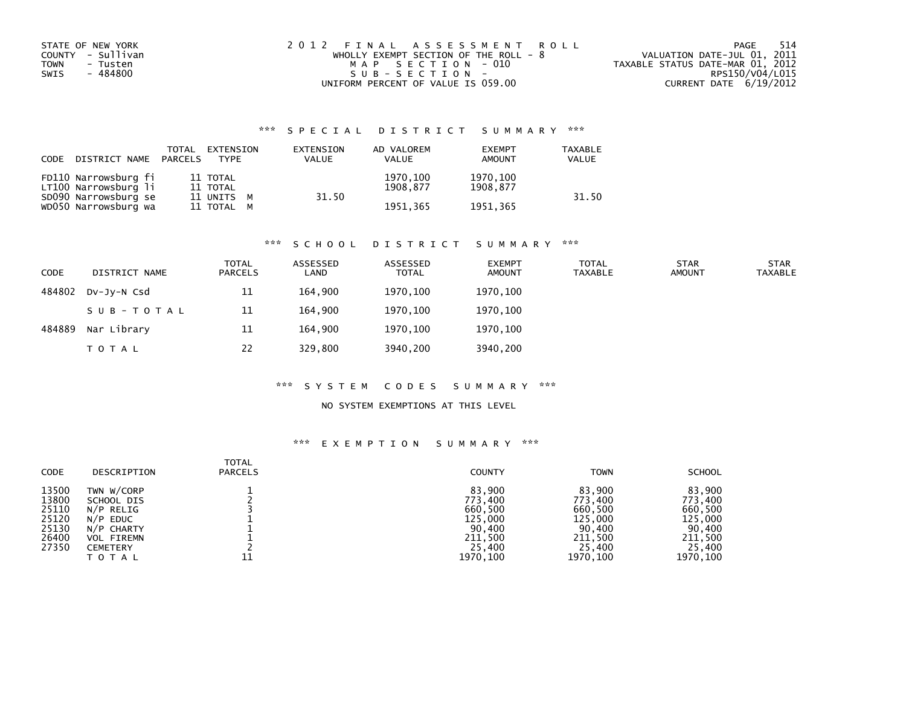STATE OF NEW YORK
COUNTY - Sullivan
TOWN - Tusten
SWIS - 484800

2012 FINAL ASSESSMENT ROLL
WHOLLY EXEMPT SECTION OF THE ROLL - 8
MAP SECTION - 010
SUB-SECTION -
UNIFORM PERCENT OF VALUE IS 059.00

PAGE 514
VALUATION DATE-JUL 01, 2011
TAXABLE STATUS DATE-MAR 01, 2012
RPS150/V04/L015
CURRENT DATE 6/19/2012

## *** SPECIAL DISTRICT SUMMARY ***

| CODE | DISTRICT NAME | TOTAL PARCELS | EXTENSION TYPE | EXTENSION VALUE | AD VALOREM VALUE | EXEMPT AMOUNT | TAXABLE VALUE |
|---|---|---|---|---|---|---|---|
| FD110 | Narrowsburg fi | 11 | TOTAL | | 1970,100 | 1970,100 | |
| LT100 | Narrowsburg li | 11 | TOTAL | | 1908,877 | 1908,877 | |
| SD090 | Narrowsburg se | 11 | UNITS M | 31.50 | | | 31.50 |
| WD050 | Narrowsburg wa | 11 | TOTAL M | | 1951,365 | 1951,365 | |

## *** SCHOOL DISTRICT SUMMARY ***

| CODE | DISTRICT NAME | TOTAL PARCELS | ASSESSED LAND | ASSESSED TOTAL | EXEMPT AMOUNT | TOTAL TAXABLE | STAR AMOUNT | STAR TAXABLE |
|---|---|---|---|---|---|---|---|---|
| 484802 | Dv-Jy-N Csd | 11 | 164,900 | 1970,100 | 1970,100 | | | |
| | SUB-TOTAL | 11 | 164,900 | 1970,100 | 1970,100 | | | |
| 484889 | Nar Library | 11 | 164,900 | 1970,100 | 1970,100 | | | |
| | TOTAL | 22 | 329,800 | 3940,200 | 3940,200 | | | |

## *** SYSTEM CODES SUMMARY ***

NO SYSTEM EXEMPTIONS AT THIS LEVEL

## *** EXEMPTION SUMMARY ***

| CODE | DESCRIPTION | TOTAL PARCELS | COUNTY | TOWN | SCHOOL |
|---|---|---|---|---|---|
| 13500 | TWN W/CORP | 1 | 83,900 | 83,900 | 83,900 |
| 13800 | SCHOOL DIS | 2 | 773,400 | 773,400 | 773,400 |
| 25110 | N/P RELIG | 3 | 660,500 | 660,500 | 660,500 |
| 25120 | N/P EDUC | 1 | 125,000 | 125,000 | 125,000 |
| 25130 | N/P CHARTY | 1 | 90,400 | 90,400 | 90,400 |
| 26400 | VOL FIREMN | 1 | 211,500 | 211,500 | 211,500 |
| 27350 | CEMETERY | 2 | 25,400 | 25,400 | 25,400 |
| | TOTAL | 11 | 1970,100 | 1970,100 | 1970,100 |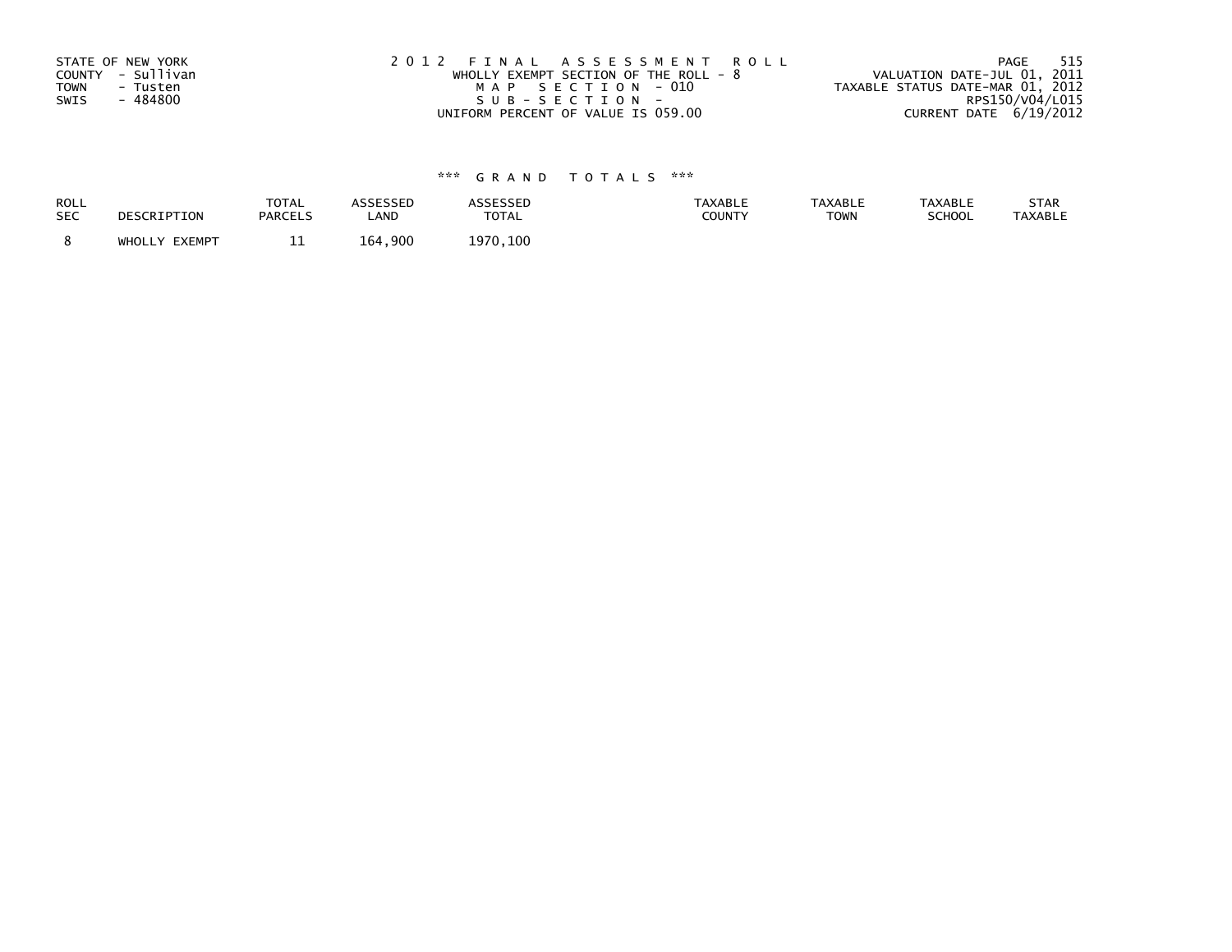STATE OF NEW YORK
COUNTY - Sullivan
TOWN - Tusten
SWIS - 484800

2012 FINAL ASSESSMENT ROLL
WHOLLY EXEMPT SECTION OF THE ROLL - 8
MAP SECTION - 010
SUB-SECTION -
UNIFORM PERCENT OF VALUE IS 059.00

VALUATION DATE-JUL 01, 2011
TAXABLE STATUS DATE-MAR 01, 2012
RPS150/V04/L015
CURRENT DATE 6/19/2012

### *** GRAND TOTALS ***

| ROLL SEC | DESCRIPTION | TOTAL PARCELS | ASSESSED LAND | ASSESSED TOTAL | TAXABLE COUNTY | TAXABLE TOWN | TAXABLE SCHOOL | STAR TAXABLE |
|---|---|---|---|---|---|---|---|---|
| 8 | WHOLLY EXEMPT | 11 | 164,900 | 1970,100 | | | | |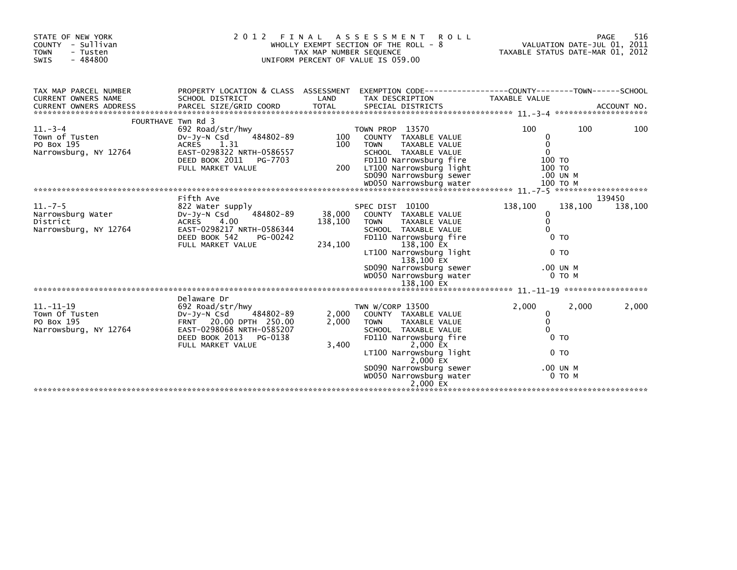STATE OF NEW YORK
COUNTY - Sullivan
TOWN - Tusten
SWIS - 484800

2012 FINAL ASSESSMENT ROLL
WHOLLY EXEMPT SECTION OF THE ROLL - 8
TAX MAP NUMBER SEQUENCE
UNIFORM PERCENT OF VALUE IS 059.00

VALUATION DATE-JUL 01, 2011
TAXABLE STATUS DATE-MAR 01, 2012

| TAX MAP PARCEL NUMBER / CURRENT OWNERS NAME / CURRENT OWNERS ADDRESS | PROPERTY LOCATION & CLASS / SCHOOL DISTRICT / PARCEL SIZE/GRID COORD | ASSESSMENT LAND / TOTAL | EXEMPTION CODE / TAX DESCRIPTION / SPECIAL DISTRICTS | COUNTY TAXABLE VALUE | TOWN | SCHOOL / ACCOUNT NO. |
|---|---|---|---|---|---|---|
| **11.-3-4** | FOURTHAVE Twn Rd 3 | | | | | |
| 11.-3-4 | 692 Road/str/hwy | | TOWN PROP 13570 | 100 | 100 | 100 |
| Town of Tusten | Dv-Jy-N Csd 484802-89 | 100 | COUNTY TAXABLE VALUE | 0 | | |
| PO Box 195 | ACRES 1.31 | 100 | TOWN TAXABLE VALUE | 0 | | |
| Narrowsburg, NY 12764 | EAST-0298322 NRTH-0586557 | | SCHOOL TAXABLE VALUE | 0 | | |
| | DEED BOOK 2011 PG-7703 | | FD110 Narrowsburg fire | 100 TO | | |
| | FULL MARKET VALUE | 200 | LT100 Narrowsburg light | 100 TO | | |
| | | | SD090 Narrowsburg sewer | .00 UN M | | |
| | | | WD050 Narrowsburg water | 100 TO M | | |
| **11.-7-5** | Fifth Ave | | | | | 139450 |
| 11.-7-5 | 822 Water supply | | SPEC DIST 10100 | 138,100 | 138,100 | 138,100 |
| Narrowsburg Water | Dv-Jy-N Csd 484802-89 | 38,000 | COUNTY TAXABLE VALUE | 0 | | |
| District | ACRES 4.00 | 138,100 | TOWN TAXABLE VALUE | 0 | | |
| Narrowsburg, NY 12764 | EAST-0298217 NRTH-0586344 | | SCHOOL TAXABLE VALUE | 0 | | |
| | DEED BOOK 542 PG-00242 | | FD110 Narrowsburg fire | 0 TO | | |
| | FULL MARKET VALUE | 234,100 | 138,100 EX | | | |
| | | | LT100 Narrowsburg light | 0 TO | | |
| | | | 138,100 EX | | | |
| | | | SD090 Narrowsburg sewer | .00 UN M | | |
| | | | WD050 Narrowsburg water | 0 TO M | | |
| | | | 138,100 EX | | | |
| **11.-11-19** | Delaware Dr | | | | | |
| 11.-11-19 | 692 Road/str/hwy | | TWN W/CORP 13500 | 2,000 | 2,000 | 2,000 |
| Town Of Tusten | Dv-Jy-N Csd 484802-89 | 2,000 | COUNTY TAXABLE VALUE | 0 | | |
| PO Box 195 | FRNT 20.00 DPTH 250.00 | 2,000 | TOWN TAXABLE VALUE | 0 | | |
| Narrowsburg, NY 12764 | EAST-0298068 NRTH-0585207 | | SCHOOL TAXABLE VALUE | 0 | | |
| | DEED BOOK 2013 PG-0138 | | FD110 Narrowsburg fire | 0 TO | | |
| | FULL MARKET VALUE | 3,400 | 2,000 EX | | | |
| | | | LT100 Narrowsburg light | 0 TO | | |
| | | | 2,000 EX | | | |
| | | | SD090 Narrowsburg sewer | .00 UN M | | |
| | | | WD050 Narrowsburg water | 0 TO M | | |
| | | | 2,000 EX | | | |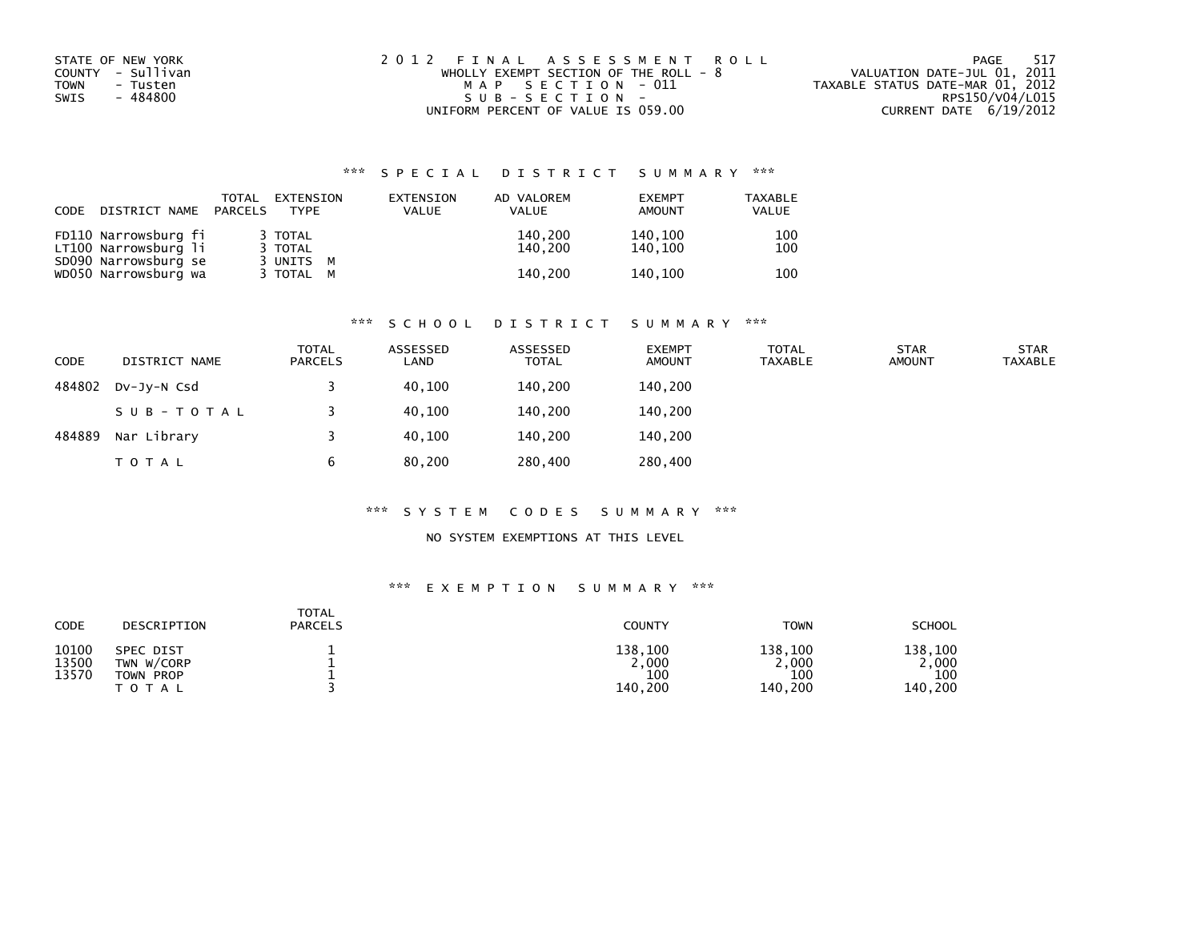STATE OF NEW YORK
COUNTY - Sullivan
TOWN - Tusten
SWIS - 484800

2012 FINAL ASSESSMENT ROLL
WHOLLY EXEMPT SECTION OF THE ROLL - 8
MAP SECTION - 011
SUB-SECTION -
UNIFORM PERCENT OF VALUE IS 059.00

VALUATION DATE-JUL 01, 2011
TAXABLE STATUS DATE-MAR 01, 2012
RPS150/V04/L015
CURRENT DATE 6/19/2012

## *** SPECIAL DISTRICT SUMMARY ***

| CODE | DISTRICT NAME | TOTAL PARCELS | EXTENSION TYPE | EXTENSION VALUE | AD VALOREM VALUE | EXEMPT AMOUNT | TAXABLE VALUE |
|---|---|---|---|---|---|---|---|
| FD110 | Narrowsburg fi | 3 | TOTAL | | 140,200 | 140,100 | 100 |
| LT100 | Narrowsburg li | 3 | TOTAL | | 140,200 | 140,100 | 100 |
| SD090 | Narrowsburg se | 3 | UNITS M | | | | |
| WD050 | Narrowsburg wa | 3 | TOTAL M | | 140,200 | 140,100 | 100 |

## *** SCHOOL DISTRICT SUMMARY ***

| CODE | DISTRICT NAME | TOTAL PARCELS | ASSESSED LAND | ASSESSED TOTAL | EXEMPT AMOUNT | TOTAL TAXABLE | STAR AMOUNT | STAR TAXABLE |
|---|---|---|---|---|---|---|---|---|
| 484802 | Dv-Jy-N Csd | 3 | 40,100 | 140,200 | 140,200 | | | |
| | SUB-TOTAL | 3 | 40,100 | 140,200 | 140,200 | | | |
| 484889 | Nar Library | 3 | 40,100 | 140,200 | 140,200 | | | |
| | TOTAL | 6 | 80,200 | 280,400 | 280,400 | | | |

## *** SYSTEM CODES SUMMARY ***

NO SYSTEM EXEMPTIONS AT THIS LEVEL

## *** EXEMPTION SUMMARY ***

| CODE | DESCRIPTION | TOTAL PARCELS | COUNTY | TOWN | SCHOOL |
|---|---|---|---|---|---|
| 10100 | SPEC DIST | 1 | 138,100 | 138,100 | 138,100 |
| 13500 | TWN W/CORP | 1 | 2,000 | 2,000 | 2,000 |
| 13570 | TOWN PROP | 1 | 100 | 100 | 100 |
| | TOTAL | 3 | 140,200 | 140,200 | 140,200 |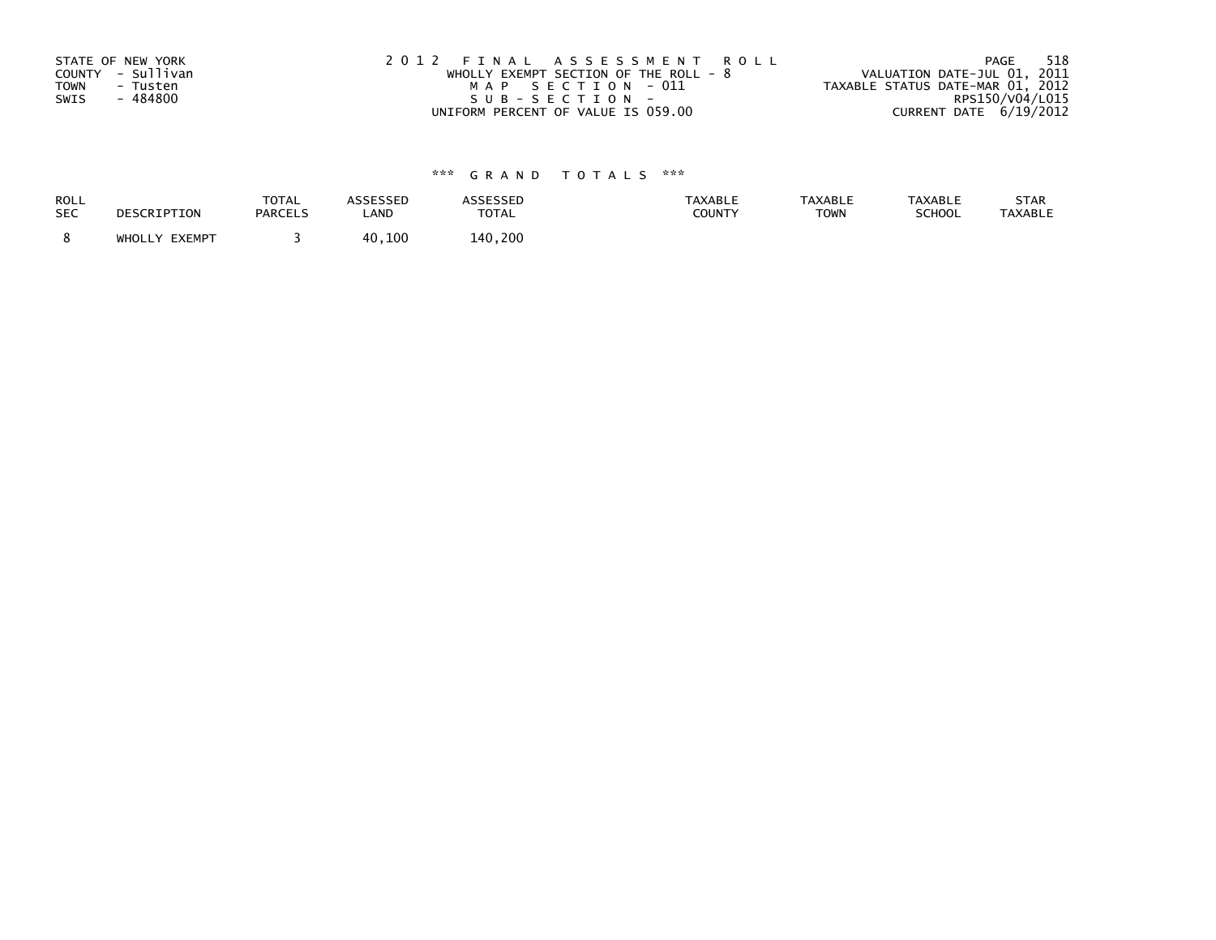STATE OF NEW YORK
COUNTY - Sullivan
TOWN - Tusten
SWIS - 484800

2012 FINAL ASSESSMENT ROLL
WHOLLY EXEMPT SECTION OF THE ROLL - 8
MAP SECTION - 011
SUB-SECTION -
UNIFORM PERCENT OF VALUE IS 059.00

VALUATION DATE-JUL 01, 2011
TAXABLE STATUS DATE-MAR 01, 2012
RPS150/V04/L015
CURRENT DATE 6/19/2012

### *** GRAND TOTALS ***

| ROLL SEC | DESCRIPTION | TOTAL PARCELS | ASSESSED LAND | ASSESSED TOTAL | TAXABLE COUNTY | TAXABLE TOWN | TAXABLE SCHOOL | STAR TAXABLE |
|---|---|---|---|---|---|---|---|---|
| 8 | WHOLLY EXEMPT | 3 | 40,100 | 140,200 | | | | |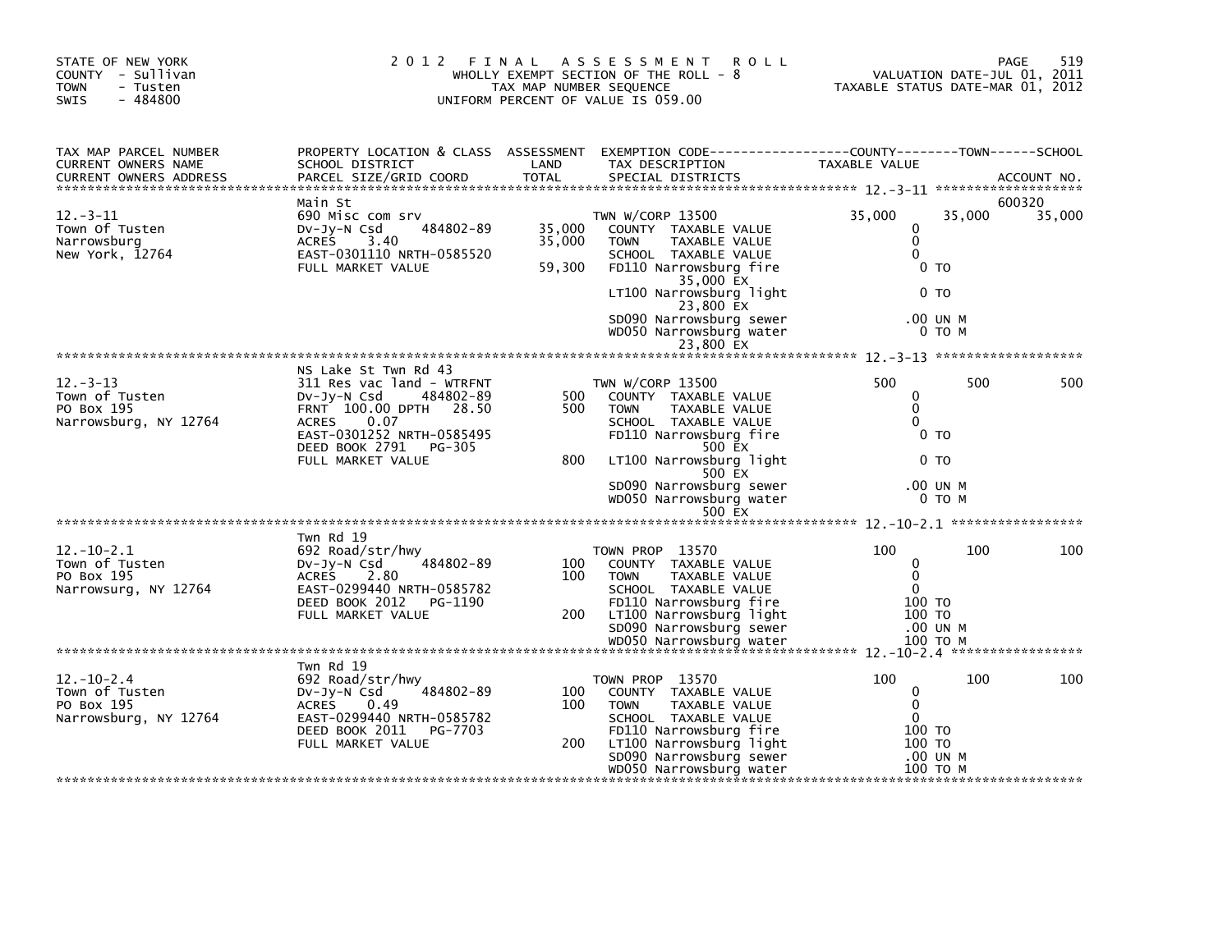STATE OF NEW YORK
COUNTY - Sullivan
TOWN - Tusten
SWIS - 484800

# 2012 FINAL ASSESSMENT ROLL

WHOLLY EXEMPT SECTION OF THE ROLL - 8
TAX MAP NUMBER SEQUENCE
UNIFORM PERCENT OF VALUE IS 059.00

VALUATION DATE-JUL 01, 2011
TAXABLE STATUS DATE-MAR 01, 2012

| TAX MAP PARCEL NUMBER / CURRENT OWNERS NAME / CURRENT OWNERS ADDRESS | PROPERTY LOCATION & CLASS / SCHOOL DISTRICT / PARCEL SIZE/GRID COORD | ASSESSMENT LAND / TOTAL | EXEMPTION CODE / TAX DESCRIPTION / SPECIAL DISTRICTS | COUNTY TAXABLE VALUE | TOWN | SCHOOL | ACCOUNT NO. |
|---|---|---|---|---|---|---|---|
| 12.-3-11 | Main St | | | | | | 600320 |
| | 690 Misc com srv | | TWN W/CORP 13500 | 35,000 | 35,000 | 35,000 | |
| Town Of Tusten | Dv-Jy-N Csd 484802-89 | 35,000 | COUNTY TAXABLE VALUE | 0 | | | |
| Narrowsburg | ACRES 3.40 | 35,000 | TOWN TAXABLE VALUE | 0 | | | |
| New York, 12764 | EAST-0301110 NRTH-0585520 | | SCHOOL TAXABLE VALUE | 0 | | | |
| | FULL MARKET VALUE | 59,300 | FD110 Narrowsburg fire 35,000 EX | 0 TO | | | |
| | | | LT100 Narrowsburg light 23,800 EX | 0 TO | | | |
| | | | SD090 Narrowsburg sewer | .00 UN M | | | |
| | | | WD050 Narrowsburg water 23,800 EX | 0 TO M | | | |
| 12.-3-13 | NS Lake St Twn Rd 43 | | | | | | |
| | 311 Res vac land - WTRFNT | | TWN W/CORP 13500 | 500 | 500 | 500 | |
| Town of Tusten | Dv-Jy-N Csd 484802-89 | 500 | COUNTY TAXABLE VALUE | 0 | | | |
| PO Box 195 | FRNT 100.00 DPTH 28.50 | 500 | TOWN TAXABLE VALUE | 0 | | | |
| Narrowsburg, NY 12764 | ACRES 0.07 | | SCHOOL TAXABLE VALUE | 0 | | | |
| | EAST-0301252 NRTH-0585495 | | FD110 Narrowsburg fire 500 EX | 0 TO | | | |
| | DEED BOOK 2791 PG-305 | | | | | | |
| | FULL MARKET VALUE | 800 | LT100 Narrowsburg light 500 EX | 0 TO | | | |
| | | | SD090 Narrowsburg sewer | .00 UN M | | | |
| | | | WD050 Narrowsburg water 500 EX | 0 TO M | | | |
| 12.-10-2.1 | Twn Rd 19 | | | | | | |
| | 692 Road/str/hwy | | TOWN PROP 13570 | 100 | 100 | 100 | |
| Town of Tusten | Dv-Jy-N Csd 484802-89 | 100 | COUNTY TAXABLE VALUE | 0 | | | |
| PO Box 195 | ACRES 2.80 | 100 | TOWN TAXABLE VALUE | 0 | | | |
| Narrowsurg, NY 12764 | EAST-0299440 NRTH-0585782 | | SCHOOL TAXABLE VALUE | 0 | | | |
| | DEED BOOK 2012 PG-1190 | | FD110 Narrowsburg fire | 100 TO | | | |
| | FULL MARKET VALUE | 200 | LT100 Narrowsburg light | 100 TO | | | |
| | | | SD090 Narrowsburg sewer | .00 UN M | | | |
| | | | WD050 Narrowsburg water | 100 TO M | | | |
| 12.-10-2.4 | Twn Rd 19 | | | | | | |
| | 692 Road/str/hwy | | TOWN PROP 13570 | 100 | 100 | 100 | |
| Town of Tusten | Dv-Jy-N Csd 484802-89 | 100 | COUNTY TAXABLE VALUE | 0 | | | |
| PO Box 195 | ACRES 0.49 | 100 | TOWN TAXABLE VALUE | 0 | | | |
| Narrowsburg, NY 12764 | EAST-0299440 NRTH-0585782 | | SCHOOL TAXABLE VALUE | 0 | | | |
| | DEED BOOK 2011 PG-7703 | | FD110 Narrowsburg fire | 100 TO | | | |
| | FULL MARKET VALUE | 200 | LT100 Narrowsburg light | 100 TO | | | |
| | | | SD090 Narrowsburg sewer | .00 UN M | | | |
| | | | WD050 Narrowsburg water | 100 TO M | | | |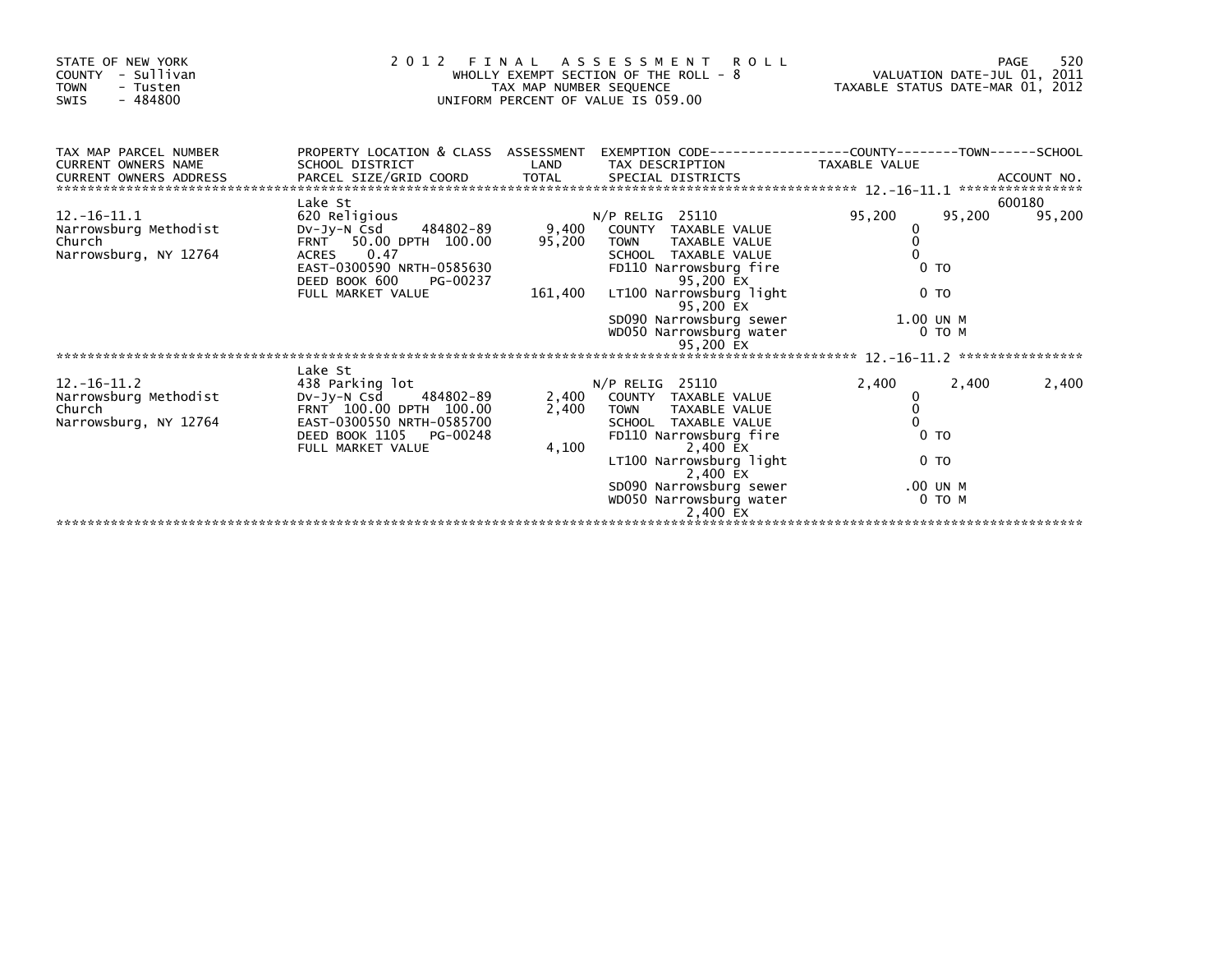STATE OF NEW YORK
COUNTY - Sullivan
TOWN - Tusten
SWIS - 484800

2 0 1 2 F I N A L A S S E S S M E N T R O L L
WHOLLY EXEMPT SECTION OF THE ROLL - 8
TAX MAP NUMBER SEQUENCE
UNIFORM PERCENT OF VALUE IS 059.00

VALUATION DATE-JUL 01, 2011
TAXABLE STATUS DATE-MAR 01, 2012

| TAX MAP PARCEL NUMBER / CURRENT OWNERS NAME / CURRENT OWNERS ADDRESS | PROPERTY LOCATION & CLASS / SCHOOL DISTRICT / PARCEL SIZE/GRID COORD | ASSESSMENT LAND / TOTAL | EXEMPTION CODE / TAX DESCRIPTION / SPECIAL DISTRICTS | COUNTY TAXABLE VALUE | TOWN | SCHOOL / ACCOUNT NO. |
|---|---|---|---|---|---|---|
| 12.-16-11.1 | Lake St | | | | | 600180 |
| | 620 Religious | | N/P RELIG 25110 | 95,200 | 95,200 | 95,200 |
| Narrowsburg Methodist | Dv-Jy-N Csd 484802-89 | 9,400 | COUNTY TAXABLE VALUE | 0 | | |
| Church | FRNT 50.00 DPTH 100.00 | 95,200 | TOWN TAXABLE VALUE | 0 | | |
| Narrowsburg, NY 12764 | ACRES 0.47 | | SCHOOL TAXABLE VALUE | 0 | | |
| | EAST-0300590 NRTH-0585630 | | FD110 Narrowsburg fire 95,200 EX | 0 TO | | |
| | DEED BOOK 600 PG-00237 | | | | | |
| | FULL MARKET VALUE | 161,400 | LT100 Narrowsburg light 95,200 EX | 0 TO | | |
| | | | SD090 Narrowsburg sewer | 1.00 UN M | | |
| | | | WD050 Narrowsburg water 95,200 EX | 0 TO M | | |
| 12.-16-11.2 | Lake St | | | | | |
| | 438 Parking lot | | N/P RELIG 25110 | 2,400 | 2,400 | 2,400 |
| Narrowsburg Methodist | Dv-Jy-N Csd 484802-89 | 2,400 | COUNTY TAXABLE VALUE | 0 | | |
| Church | FRNT 100.00 DPTH 100.00 | 2,400 | TOWN TAXABLE VALUE | 0 | | |
| Narrowsburg, NY 12764 | EAST-0300550 NRTH-0585700 | | SCHOOL TAXABLE VALUE | 0 | | |
| | DEED BOOK 1105 PG-00248 | | FD110 Narrowsburg fire 2,400 EX | 0 TO | | |
| | FULL MARKET VALUE | 4,100 | LT100 Narrowsburg light 2,400 EX | 0 TO | | |
| | | | SD090 Narrowsburg sewer | .00 UN M | | |
| | | | WD050 Narrowsburg water 2,400 EX | 0 TO M | | |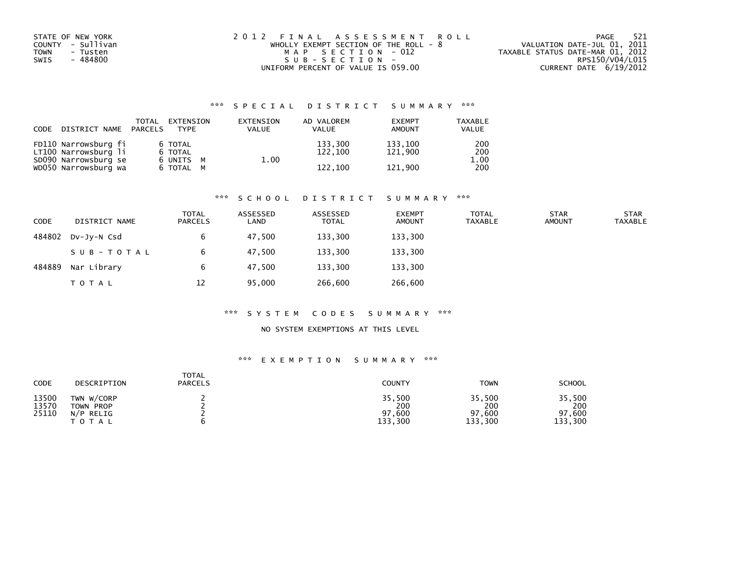STATE OF NEW YORK
COUNTY - Sullivan
TOWN - Tusten
SWIS - 484800

2012 FINAL ASSESSMENT ROLL
WHOLLY EXEMPT SECTION OF THE ROLL - 8
MAP SECTION - 012
SUB-SECTION -
UNIFORM PERCENT OF VALUE IS 059.00

VALUATION DATE-JUL 01, 2011
TAXABLE STATUS DATE-MAR 01, 2012
RPS150/V04/L015
CURRENT DATE 6/19/2012

## *** SPECIAL DISTRICT SUMMARY ***

| CODE | DISTRICT NAME | TOTAL PARCELS | EXTENSION TYPE | EXTENSION VALUE | AD VALOREM VALUE | EXEMPT AMOUNT | TAXABLE VALUE |
|---|---|---|---|---|---|---|---|
| FD110 | Narrowsburg fi | 6 | TOTAL | | 133,300 | 133,100 | 200 |
| LT100 | Narrowsburg li | 6 | TOTAL | | 122,100 | 121,900 | 200 |
| SD090 | Narrowsburg se | 6 | UNITS M | 1.00 | | | 1.00 |
| WD050 | Narrowsburg wa | 6 | TOTAL M | | 122,100 | 121,900 | 200 |

## *** SCHOOL DISTRICT SUMMARY ***

| CODE | DISTRICT NAME | TOTAL PARCELS | ASSESSED LAND | ASSESSED TOTAL | EXEMPT AMOUNT | TOTAL TAXABLE | STAR AMOUNT | STAR TAXABLE |
|---|---|---|---|---|---|---|---|---|
| 484802 | Dv-Jy-N Csd | 6 | 47,500 | 133,300 | 133,300 | | | |
| | SUB-TOTAL | 6 | 47,500 | 133,300 | 133,300 | | | |
| 484889 | Nar Library | 6 | 47,500 | 133,300 | 133,300 | | | |
| | TOTAL | 12 | 95,000 | 266,600 | 266,600 | | | |

## *** SYSTEM CODES SUMMARY ***

NO SYSTEM EXEMPTIONS AT THIS LEVEL

## *** EXEMPTION SUMMARY ***

| CODE | DESCRIPTION | TOTAL PARCELS | COUNTY | TOWN | SCHOOL |
|---|---|---|---|---|---|
| 13500 | TWN W/CORP | 2 | 35,500 | 35,500 | 35,500 |
| 13570 | TOWN PROP | 2 | 200 | 200 | 200 |
| 25110 | N/P RELIG | 2 | 97,600 | 97,600 | 97,600 |
| | TOTAL | 6 | 133,300 | 133,300 | 133,300 |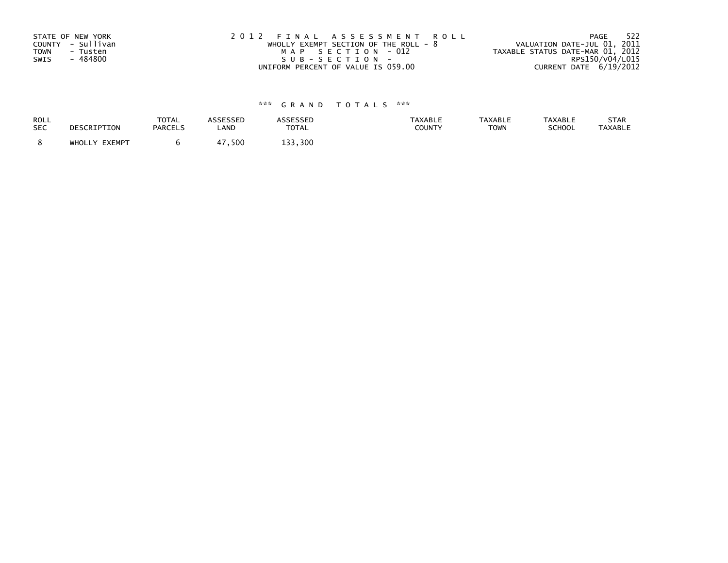STATE OF NEW YORK
COUNTY - Sullivan
TOWN - Tusten
SWIS - 484800

2012 FINAL ASSESSMENT ROLL
WHOLLY EXEMPT SECTION OF THE ROLL - 8
MAP SECTION - 012
SUB-SECTION -
UNIFORM PERCENT OF VALUE IS 059.00

VALUATION DATE-JUL 01, 2011
TAXABLE STATUS DATE-MAR 01, 2012
RPS150/V04/L015
CURRENT DATE 6/19/2012

*** GRAND TOTALS ***

| ROLL SEC | DESCRIPTION | TOTAL PARCELS | ASSESSED LAND | ASSESSED TOTAL | TAXABLE COUNTY | TAXABLE TOWN | TAXABLE SCHOOL | STAR TAXABLE |
|---|---|---|---|---|---|---|---|---|
| 8 | WHOLLY EXEMPT | 6 | 47,500 | 133,300 | | | | |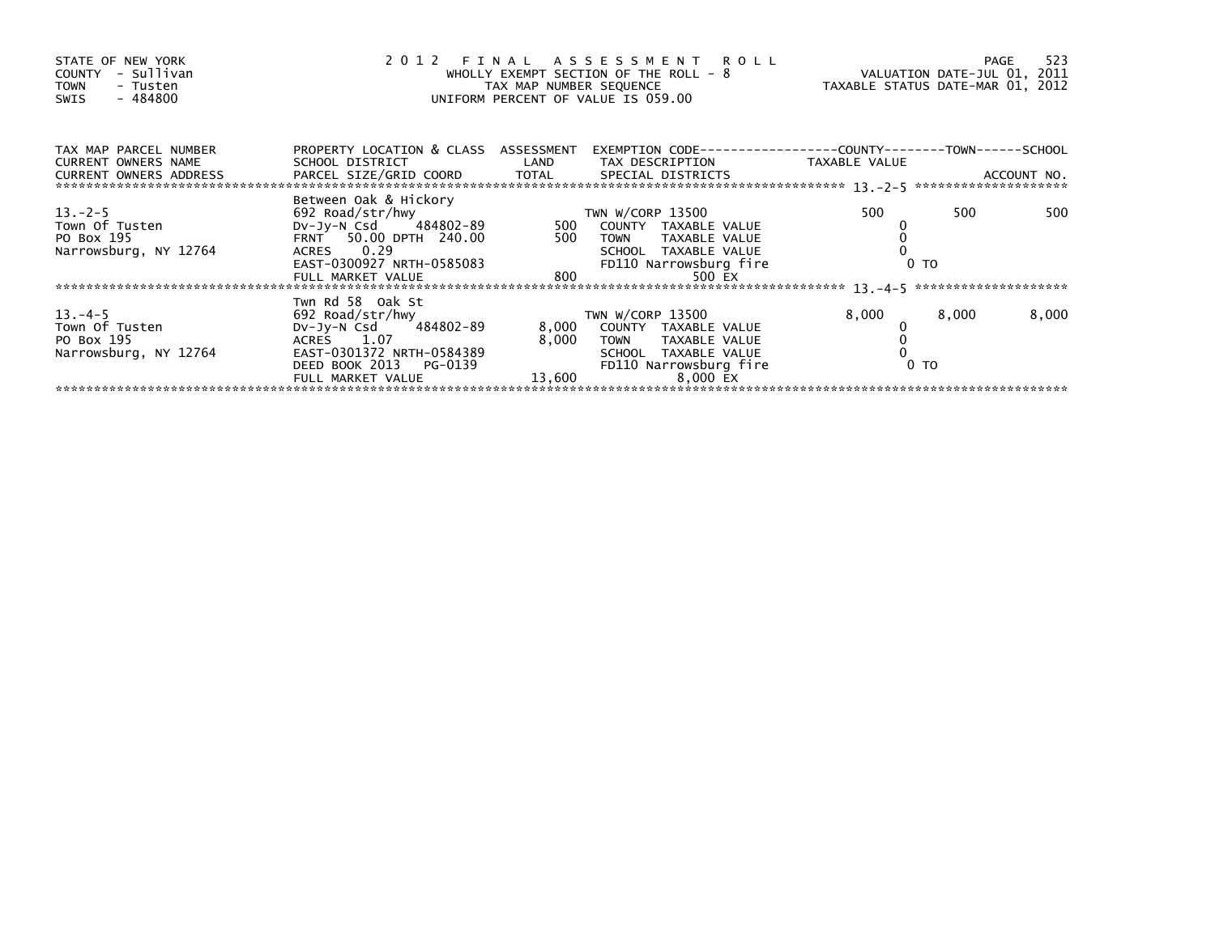STATE OF NEW YORK
COUNTY - Sullivan
TOWN - Tusten
SWIS - 484800

2 0 1 2 F I N A L A S S E S S M E N T R O L L
WHOLLY EXEMPT SECTION OF THE ROLL - 8
TAX MAP NUMBER SEQUENCE
UNIFORM PERCENT OF VALUE IS 059.00

VALUATION DATE-JUL 01, 2011
TAXABLE STATUS DATE-MAR 01, 2012

| TAX MAP PARCEL NUMBER / CURRENT OWNERS NAME / CURRENT OWNERS ADDRESS | PROPERTY LOCATION & CLASS / SCHOOL DISTRICT / PARCEL SIZE/GRID COORD | ASSESSMENT LAND / TOTAL | EXEMPTION CODE / TAX DESCRIPTION / SPECIAL DISTRICTS | COUNTY TAXABLE VALUE | TOWN | SCHOOL / ACCOUNT NO. |
|---|---|---|---|---|---|---|
| 13.-2-5 | Between Oak & Hickory | | | | | |
| | 692 Road/str/hwy | | TWN W/CORP 13500 | 500 | 500 | 500 |
| Town Of Tusten | Dv-Jy-N Csd 484802-89 | 500 | COUNTY TAXABLE VALUE | 0 | | |
| PO Box 195 | FRNT 50.00 DPTH 240.00 | 500 | TOWN TAXABLE VALUE | 0 | | |
| Narrowsburg, NY 12764 | ACRES 0.29 | | SCHOOL TAXABLE VALUE | 0 | | |
| | EAST-0300927 NRTH-0585083 | | FD110 Narrowsburg fire | 0 TO | | |
| | FULL MARKET VALUE | 800 | 500 EX | | | |
| 13.-4-5 | Twn Rd 58 Oak St | | | | | |
| | 692 Road/str/hwy | | TWN W/CORP 13500 | 8,000 | 8,000 | 8,000 |
| Town Of Tusten | Dv-Jy-N Csd 484802-89 | 8,000 | COUNTY TAXABLE VALUE | 0 | | |
| PO Box 195 | ACRES 1.07 | 8,000 | TOWN TAXABLE VALUE | 0 | | |
| Narrowsburg, NY 12764 | EAST-0301372 NRTH-0584389 | | SCHOOL TAXABLE VALUE | 0 | | |
| | DEED BOOK 2013 PG-0139 | | FD110 Narrowsburg fire | 0 TO | | |
| | FULL MARKET VALUE | 13,600 | 8,000 EX | | | |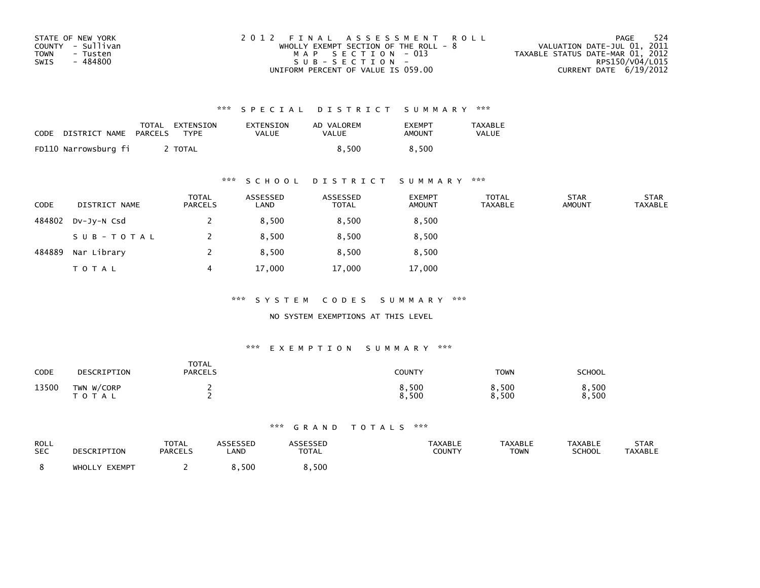STATE OF NEW YORK
COUNTY - Sullivan
TOWN - Tusten
SWIS - 484800

2012 FINAL ASSESSMENT ROLL
WHOLLY EXEMPT SECTION OF THE ROLL - 8
MAP SECTION - 013
SUB-SECTION -
UNIFORM PERCENT OF VALUE IS 059.00

VALUATION DATE-JUL 01, 2011
TAXABLE STATUS DATE-MAR 01, 2012
RPS150/V04/L015
CURRENT DATE 6/19/2012

### *** SPECIAL DISTRICT SUMMARY ***

| CODE DISTRICT NAME | TOTAL PARCELS | EXTENSION TYPE | EXTENSION VALUE | AD VALOREM VALUE | EXEMPT AMOUNT | TAXABLE VALUE |
|---|---|---|---|---|---|---|
| FD110 Narrowsburg fi | 2 | TOTAL | | 8,500 | 8,500 | |

### *** SCHOOL DISTRICT SUMMARY ***

| CODE | DISTRICT NAME | TOTAL PARCELS | ASSESSED LAND | ASSESSED TOTAL | EXEMPT AMOUNT | TOTAL TAXABLE | STAR AMOUNT | STAR TAXABLE |
|---|---|---|---|---|---|---|---|---|
| 484802 | Dv-Jy-N Csd | 2 | 8,500 | 8,500 | 8,500 | | | |
| | SUB-TOTAL | 2 | 8,500 | 8,500 | 8,500 | | | |
| 484889 | Nar Library | 2 | 8,500 | 8,500 | 8,500 | | | |
| | TOTAL | 4 | 17,000 | 17,000 | 17,000 | | | |

### *** SYSTEM CODES SUMMARY ***

NO SYSTEM EXEMPTIONS AT THIS LEVEL

### *** EXEMPTION SUMMARY ***

| CODE | DESCRIPTION | TOTAL PARCELS | COUNTY | TOWN | SCHOOL |
|---|---|---|---|---|---|
| 13500 | TWN W/CORP | 2 | 8,500 | 8,500 | 8,500 |
| | TOTAL | 2 | 8,500 | 8,500 | 8,500 |

### *** GRAND TOTALS ***

| ROLL SEC | DESCRIPTION | TOTAL PARCELS | ASSESSED LAND | ASSESSED TOTAL | TAXABLE COUNTY | TAXABLE TOWN | TAXABLE SCHOOL | STAR TAXABLE |
|---|---|---|---|---|---|---|---|---|
| 8 | WHOLLY EXEMPT | 2 | 8,500 | 8,500 | | | | |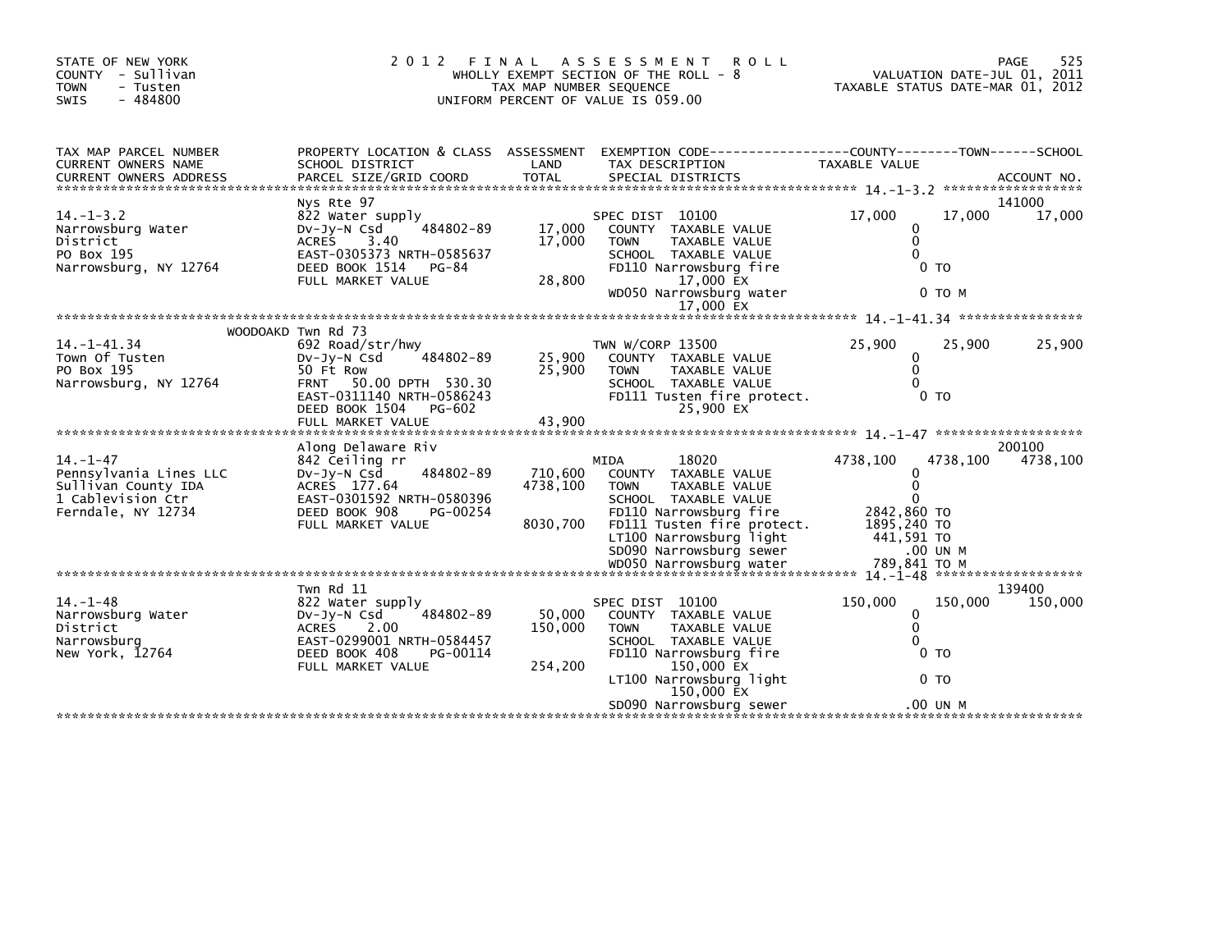STATE OF NEW YORK
COUNTY - Sullivan
TOWN - Tusten
SWIS - 484800

2012 FINAL ASSESSMENT ROLL
WHOLLY EXEMPT SECTION OF THE ROLL - 8
TAX MAP NUMBER SEQUENCE
UNIFORM PERCENT OF VALUE IS 059.00

VALUATION DATE-JUL 01, 2011
TAXABLE STATUS DATE-MAR 01, 2012

| TAX MAP PARCEL NUMBER / CURRENT OWNERS NAME / CURRENT OWNERS ADDRESS | PROPERTY LOCATION & CLASS / SCHOOL DISTRICT / PARCEL SIZE/GRID COORD | ASSESSMENT LAND / TOTAL | EXEMPTION CODE / TAX DESCRIPTION / SPECIAL DISTRICTS | COUNTY TAXABLE VALUE | TOWN | SCHOOL / ACCOUNT NO. |
|---|---|---|---|---|---|---|
| **14.-1-3.2** | Nys Rte 97 | | | | | 141000 |
| 14.-1-3.2 | 822 Water supply | | SPEC DIST 10100 | 17,000 | 17,000 | 17,000 |
| Narrowsburg Water | Dv-Jy-N Csd 484802-89 | 17,000 | COUNTY TAXABLE VALUE | 0 | | |
| District | ACRES 3.40 | 17,000 | TOWN TAXABLE VALUE | 0 | | |
| PO Box 195 | EAST-0305373 NRTH-0585637 | | SCHOOL TAXABLE VALUE | 0 | | |
| Narrowsburg, NY 12764 | DEED BOOK 1514 PG-84 | | FD110 Narrowsburg fire | 0 TO | | |
| | FULL MARKET VALUE | 28,800 | 17,000 EX | | | |
| | | | WD050 Narrowsburg water | 0 TO M | | |
| | | | 17,000 EX | | | |
| **14.-1-41.34** | WOODOAKD Twn Rd 73 | | | | | |
| 14.-1-41.34 | 692 Road/str/hwy | | TWN W/CORP 13500 | 25,900 | 25,900 | 25,900 |
| Town Of Tusten | Dv-Jy-N Csd 484802-89 | 25,900 | COUNTY TAXABLE VALUE | 0 | | |
| PO Box 195 | 50 Ft Row | 25,900 | TOWN TAXABLE VALUE | 0 | | |
| Narrowsburg, NY 12764 | FRNT 50.00 DPTH 530.30 | | SCHOOL TAXABLE VALUE | 0 | | |
| | EAST-0311140 NRTH-0586243 | | FD111 Tusten fire protect. | 0 TO | | |
| | DEED BOOK 1504 PG-602 | | 25,900 EX | | | |
| | FULL MARKET VALUE | 43,900 | | | | |
| **14.-1-47** | Along Delaware Riv | | | | | 200100 |
| 14.-1-47 | 842 Ceiling rr | | MIDA 18020 | 4738,100 | 4738,100 | 4738,100 |
| Pennsylvania Lines LLC | Dv-Jy-N Csd 484802-89 | 710,600 | COUNTY TAXABLE VALUE | 0 | | |
| Sullivan County IDA | ACRES 177.64 | 4738,100 | TOWN TAXABLE VALUE | 0 | | |
| 1 Cablevision Ctr | EAST-0301592 NRTH-0580396 | | SCHOOL TAXABLE VALUE | 0 | | |
| Ferndale, NY 12734 | DEED BOOK 908 PG-00254 | | FD110 Narrowsburg fire | 2842,860 TO | | |
| | FULL MARKET VALUE | 8030,700 | FD111 Tusten fire protect. | 1895,240 TO | | |
| | | | LT100 Narrowsburg light | 441,591 TO | | |
| | | | SD090 Narrowsburg sewer | .00 UN M | | |
| | | | WD050 Narrowsburg water | 789,841 TO M | | |
| **14.-1-48** | Twn Rd 11 | | | | | 139400 |
| 14.-1-48 | 822 Water supply | | SPEC DIST 10100 | 150,000 | 150,000 | 150,000 |
| Narrowsburg Water | Dv-Jy-N Csd 484802-89 | 50,000 | COUNTY TAXABLE VALUE | 0 | | |
| District | ACRES 2.00 | 150,000 | TOWN TAXABLE VALUE | 0 | | |
| Narrowsburg | EAST-0299001 NRTH-0584457 | | SCHOOL TAXABLE VALUE | 0 | | |
| New York, 12764 | DEED BOOK 408 PG-00114 | | FD110 Narrowsburg fire | 0 TO | | |
| | FULL MARKET VALUE | 254,200 | 150,000 EX | | | |
| | | | LT100 Narrowsburg light | 0 TO | | |
| | | | 150,000 EX | | | |
| | | | SD090 Narrowsburg sewer | .00 UN M | | |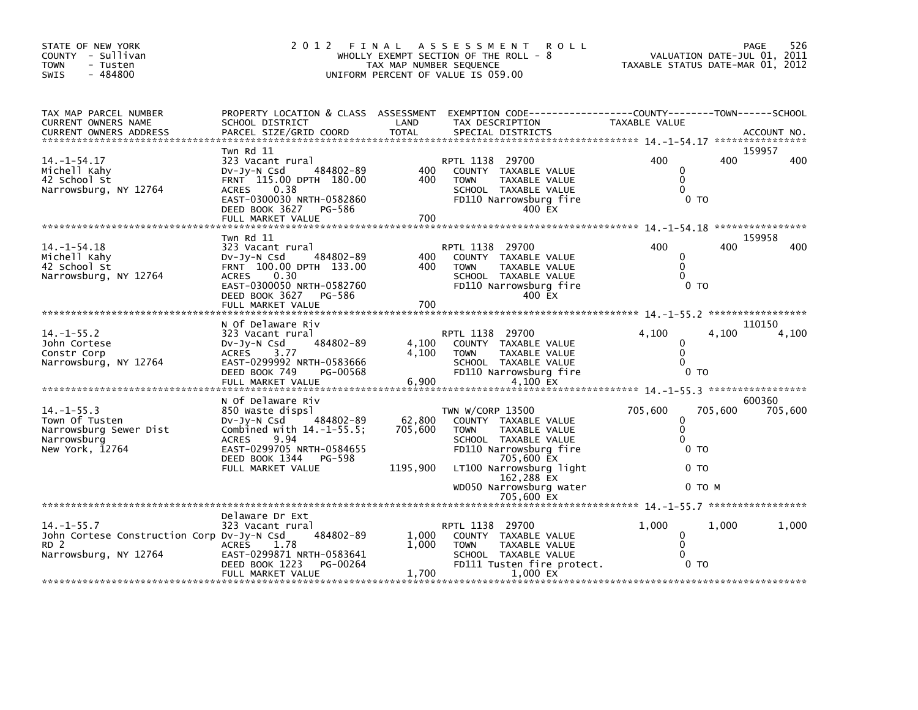STATE OF NEW YORK
COUNTY - Sullivan
TOWN - Tusten
SWIS - 484800

# 2012 FINAL ASSESSMENT ROLL

WHOLLY EXEMPT SECTION OF THE ROLL - 8
TAX MAP NUMBER SEQUENCE
UNIFORM PERCENT OF VALUE IS 059.00

VALUATION DATE-JUL 01, 2011
TAXABLE STATUS DATE-MAR 01, 2012

| TAX MAP PARCEL NUMBER / CURRENT OWNERS NAME / CURRENT OWNERS ADDRESS | PROPERTY LOCATION & CLASS / SCHOOL DISTRICT / PARCEL SIZE/GRID COORD | ASSESSMENT LAND / TOTAL | EXEMPTION CODE / TAX DESCRIPTION / SPECIAL DISTRICTS | COUNTY | TOWN | SCHOOL | ACCOUNT NO. |
|---|---|---|---|---|---|---|---|
| **14.-1-54.17** | Twn Rd 11 | | | | | | 159957 |
| | 323 Vacant rural | | RPTL 1138 29700 | 400 | 400 | 400 | |
| Michell Kahy | Dv-Jy-N Csd 484802-89 | 400 | COUNTY TAXABLE VALUE | 0 | | | |
| 42 School St | FRNT 115.00 DPTH 180.00 | 400 | TOWN TAXABLE VALUE | | 0 | | |
| Narrowsburg, NY 12764 | ACRES 0.38 | | SCHOOL TAXABLE VALUE | | | 0 | |
| | EAST-0300030 NRTH-0582860 | | FD110 Narrowsburg fire | 0 TO | | | |
| | DEED BOOK 3627 PG-586 | | 400 EX | | | | |
| | FULL MARKET VALUE | 700 | | | | | |
| **14.-1-54.18** | Twn Rd 11 | | | | | | 159958 |
| | 323 Vacant rural | | RPTL 1138 29700 | 400 | 400 | 400 | |
| Michell Kahy | Dv-Jy-N Csd 484802-89 | 400 | COUNTY TAXABLE VALUE | 0 | | | |
| 42 School St | FRNT 100.00 DPTH 133.00 | 400 | TOWN TAXABLE VALUE | | 0 | | |
| Narrowsburg, NY 12764 | ACRES 0.30 | | SCHOOL TAXABLE VALUE | | | 0 | |
| | EAST-0300050 NRTH-0582760 | | FD110 Narrowsburg fire | 0 TO | | | |
| | DEED BOOK 3627 PG-586 | | 400 EX | | | | |
| | FULL MARKET VALUE | 700 | | | | | |
| **14.-1-55.2** | N Of Delaware Riv | | | | | | 110150 |
| | 323 Vacant rural | | RPTL 1138 29700 | 4,100 | 4,100 | 4,100 | |
| John Cortese | Dv-Jy-N Csd 484802-89 | 4,100 | COUNTY TAXABLE VALUE | 0 | | | |
| Constr Corp | ACRES 3.77 | 4,100 | TOWN TAXABLE VALUE | | 0 | | |
| Narrowsburg, NY 12764 | EAST-0299992 NRTH-0583666 | | SCHOOL TAXABLE VALUE | | | 0 | |
| | DEED BOOK 749 PG-00568 | | FD110 Narrowsburg fire | 0 TO | | | |
| | FULL MARKET VALUE | 6,900 | 4,100 EX | | | | |
| **14.-1-55.3** | N Of Delaware Riv | | | | | | 600360 |
| | 850 Waste dispsl | | TWN W/CORP 13500 | 705,600 | 705,600 | 705,600 | |
| Town Of Tusten | Dv-Jy-N Csd 484802-89 | 62,800 | COUNTY TAXABLE VALUE | 0 | | | |
| Narrowsburg Sewer Dist | Combined with 14.-1-55.5; | 705,600 | TOWN TAXABLE VALUE | | 0 | | |
| Narrowsburg | ACRES 9.94 | | SCHOOL TAXABLE VALUE | | | 0 | |
| New York, 12764 | EAST-0299705 NRTH-0584655 | | FD110 Narrowsburg fire | 0 TO | | | |
| | DEED BOOK 1344 PG-598 | | 705,600 EX | | | | |
| | FULL MARKET VALUE | 1195,900 | LT100 Narrowsburg light | 0 TO | | | |
| | | | 162,288 EX | | | | |
| | | | WD050 Narrowsburg water | 0 TO M | | | |
| | | | 705,600 EX | | | | |
| **14.-1-55.7** | Delaware Dr Ext | | | | | | |
| | 323 Vacant rural | | RPTL 1138 29700 | 1,000 | 1,000 | 1,000 | |
| John Cortese Construction Corp | Dv-Jy-N Csd 484802-89 | 1,000 | COUNTY TAXABLE VALUE | 0 | | | |
| RD 2 | ACRES 1.78 | 1,000 | TOWN TAXABLE VALUE | | 0 | | |
| Narrowsburg, NY 12764 | EAST-0299871 NRTH-0583641 | | SCHOOL TAXABLE VALUE | | | 0 | |
| | DEED BOOK 1223 PG-00264 | | FD111 Tusten fire protect. | 0 TO | | | |
| | FULL MARKET VALUE | 1,700 | 1,000 EX | | | | |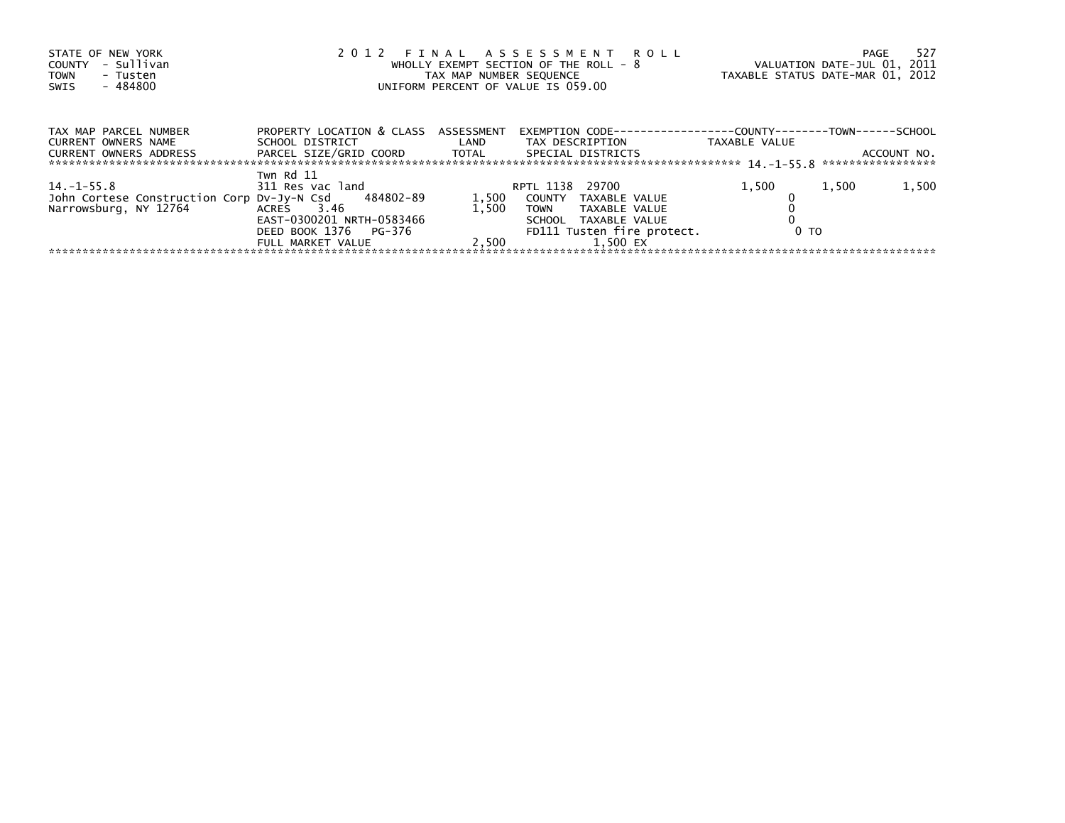STATE OF NEW YORK
COUNTY - Sullivan
TOWN - Tusten
SWIS - 484800

2 0 1 2 F I N A L A S S E S S M E N T R O L L
WHOLLY EXEMPT SECTION OF THE ROLL - 8
TAX MAP NUMBER SEQUENCE
UNIFORM PERCENT OF VALUE IS 059.00

VALUATION DATE-JUL 01, 2011
TAXABLE STATUS DATE-MAR 01, 2012

| TAX MAP PARCEL NUMBER<br>CURRENT OWNERS NAME<br>CURRENT OWNERS ADDRESS | PROPERTY LOCATION & CLASS<br>SCHOOL DISTRICT<br>PARCEL SIZE/GRID COORD | ASSESSMENT<br>LAND<br>TOTAL | EXEMPTION CODE<br>TAX DESCRIPTION<br>SPECIAL DISTRICTS | COUNTY<br>TAXABLE VALUE | TOWN | SCHOOL<br>ACCOUNT NO. |
|---|---|---|---|---|---|---|
| | | | | 14.-1-55.8 | | |
| | Twn Rd 11 | | | | | |
| 14.-1-55.8 | 311 Res vac land | | RPTL 1138 29700 | 1,500 | 1,500 | 1,500 |
| John Cortese Construction Corp | Dv-Jy-N Csd 484802-89 | 1,500 | COUNTY TAXABLE VALUE | 0 | | |
| Narrowsburg, NY 12764 | ACRES 3.46 | 1,500 | TOWN TAXABLE VALUE | 0 | | |
| | EAST-0300201 NRTH-0583466 | | SCHOOL TAXABLE VALUE | 0 | | |
| | DEED BOOK 1376 PG-376 | | FD111 Tusten fire protect. | 0 TO | | |
| | FULL MARKET VALUE | 2,500 | 1,500 EX | | | |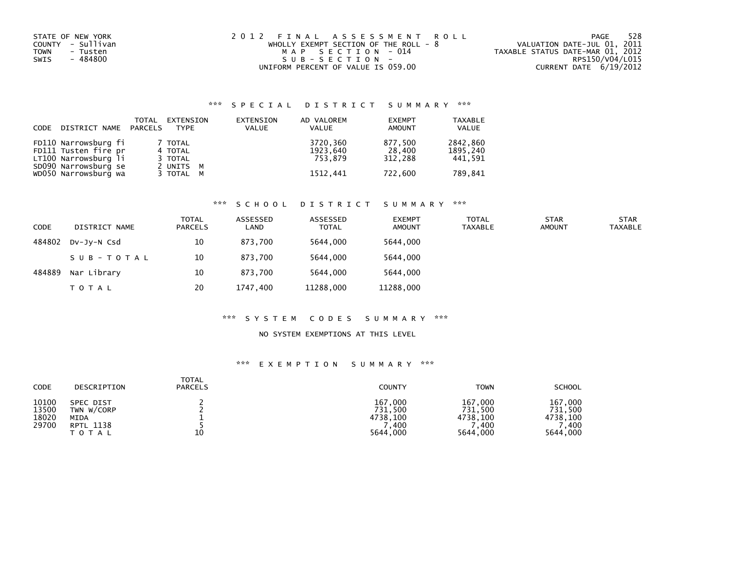STATE OF NEW YORK
COUNTY - Sullivan
TOWN - Tusten
SWIS - 484800

2012 FINAL ASSESSMENT ROLL
WHOLLY EXEMPT SECTION OF THE ROLL - 8
MAP SECTION - 014
SUB-SECTION -
UNIFORM PERCENT OF VALUE IS 059.00

VALUATION DATE-JUL 01, 2011
TAXABLE STATUS DATE-MAR 01, 2012
RPS150/V04/L015
CURRENT DATE 6/19/2012

### *** SPECIAL DISTRICT SUMMARY ***

| CODE | DISTRICT NAME | TOTAL PARCELS | EXTENSION TYPE | EXTENSION VALUE | AD VALOREM VALUE | EXEMPT AMOUNT | TAXABLE VALUE |
|---|---|---|---|---|---|---|---|
| FD110 | Narrowsburg fi | 7 | TOTAL | | 3720,360 | 877,500 | 2842,860 |
| FD111 | Tusten fire pr | 4 | TOTAL | | 1923,640 | 28,400 | 1895,240 |
| LT100 | Narrowsburg li | 3 | TOTAL | | 753,879 | 312,288 | 441,591 |
| SD090 | Narrowsburg se | 2 | UNITS M | | | | |
| WD050 | Narrowsburg wa | 3 | TOTAL M | | 1512,441 | 722,600 | 789,841 |

### *** SCHOOL DISTRICT SUMMARY ***

| CODE | DISTRICT NAME | TOTAL PARCELS | ASSESSED LAND | ASSESSED TOTAL | EXEMPT AMOUNT | TOTAL TAXABLE | STAR AMOUNT | STAR TAXABLE |
|---|---|---|---|---|---|---|---|---|
| 484802 | Dv-Jy-N Csd | 10 | 873,700 | 5644,000 | 5644,000 | | | |
| | SUB-TOTAL | 10 | 873,700 | 5644,000 | 5644,000 | | | |
| 484889 | Nar Library | 10 | 873,700 | 5644,000 | 5644,000 | | | |
| | TOTAL | 20 | 1747,400 | 11288,000 | 11288,000 | | | |

### *** SYSTEM CODES SUMMARY ***

NO SYSTEM EXEMPTIONS AT THIS LEVEL

### *** EXEMPTION SUMMARY ***

| CODE | DESCRIPTION | TOTAL PARCELS | COUNTY | TOWN | SCHOOL |
|---|---|---|---|---|---|
| 10100 | SPEC DIST | 2 | 167,000 | 167,000 | 167,000 |
| 13500 | TWN W/CORP | 2 | 731,500 | 731,500 | 731,500 |
| 18020 | MIDA | 1 | 4738,100 | 4738,100 | 4738,100 |
| 29700 | RPTL 1138 | 5 | 7,400 | 7,400 | 7,400 |
| | TOTAL | 10 | 5644,000 | 5644,000 | 5644,000 |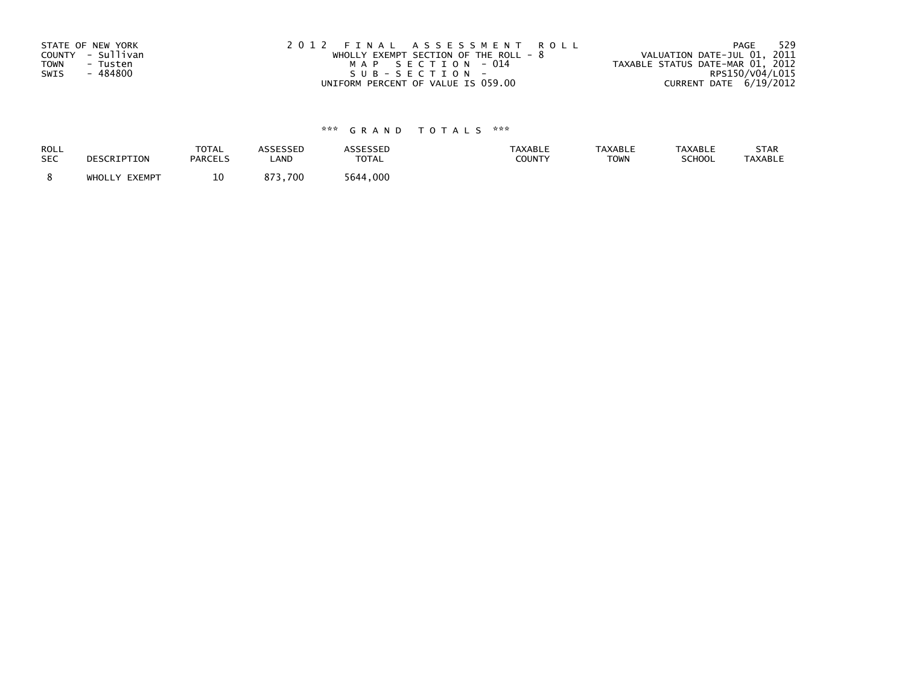STATE OF NEW YORK
COUNTY - Sullivan
TOWN - Tusten
SWIS - 484800

2 0 1 2 F I N A L A S S E S S M E N T R O L L
WHOLLY EXEMPT SECTION OF THE ROLL - 8
M A P S E C T I O N - 014
S U B - S E C T I O N -
UNIFORM PERCENT OF VALUE IS 059.00

VALUATION DATE-JUL 01, 2011
TAXABLE STATUS DATE-MAR 01, 2012
RPS150/V04/L015
CURRENT DATE 6/19/2012

### \*\*\* G R A N D T O T A L S \*\*\*

| ROLL SEC | DESCRIPTION | TOTAL PARCELS | ASSESSED LAND | ASSESSED TOTAL | TAXABLE COUNTY | TAXABLE TOWN | TAXABLE SCHOOL | STAR TAXABLE |
|---|---|---|---|---|---|---|---|---|
| 8 | WHOLLY EXEMPT | 10 | 873,700 | 5644,000 | | | | |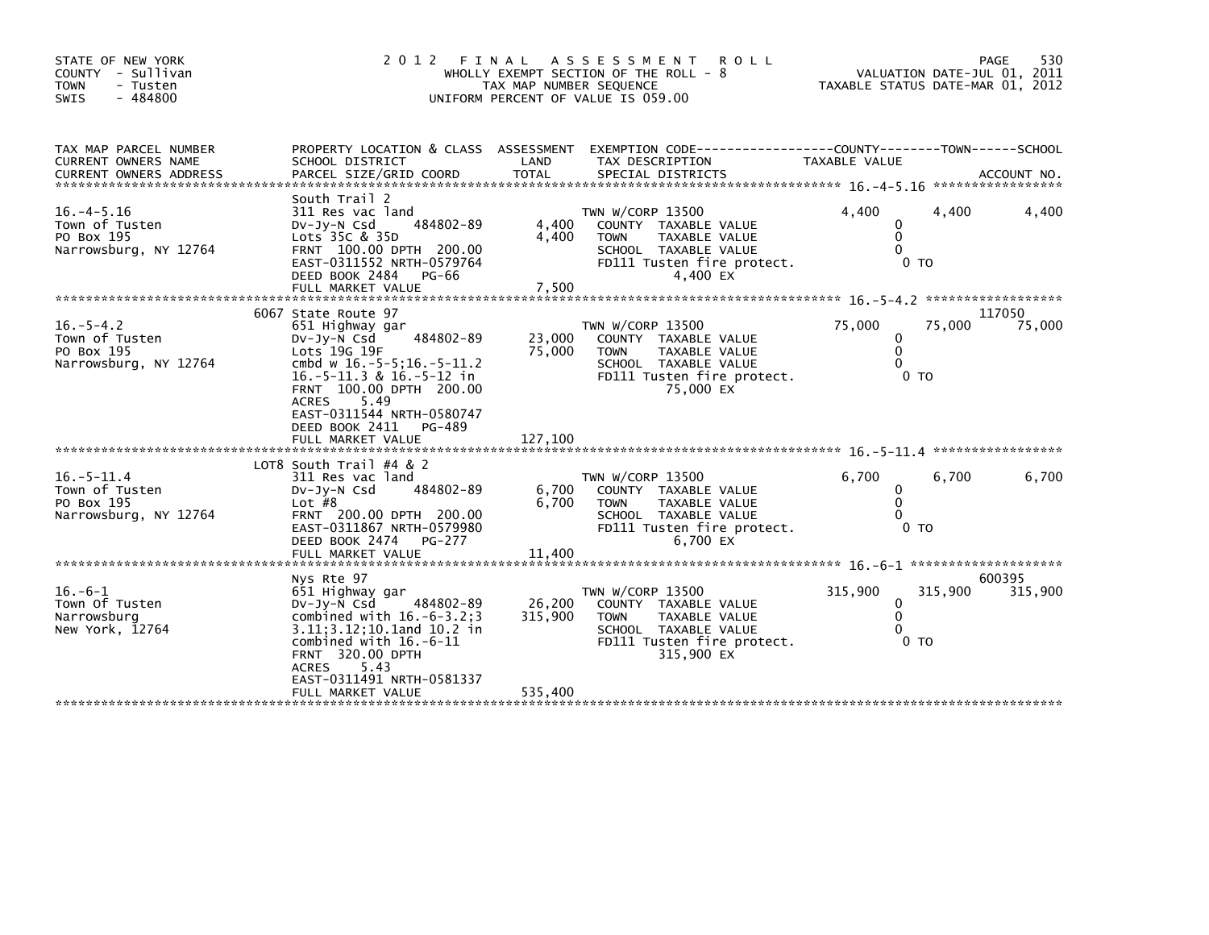STATE OF NEW YORK
COUNTY - Sullivan
TOWN - Tusten
SWIS - 484800

# 2012 FINAL ASSESSMENT ROLL

WHOLLY EXEMPT SECTION OF THE ROLL - 8
TAX MAP NUMBER SEQUENCE
UNIFORM PERCENT OF VALUE IS 059.00

VALUATION DATE-JUL 01, 2011
TAXABLE STATUS DATE-MAR 01, 2012

| TAX MAP PARCEL NUMBER / CURRENT OWNERS NAME / CURRENT OWNERS ADDRESS | PROPERTY LOCATION & CLASS / SCHOOL DISTRICT / PARCEL SIZE/GRID COORD | ASSESSMENT LAND / TOTAL | EXEMPTION CODE / TAX DESCRIPTION / SPECIAL DISTRICTS | COUNTY TAXABLE VALUE | TOWN | SCHOOL / ACCOUNT NO. |
|---|---|---|---|---|---|---|
| 16.-4-5.16 | South Trail 2 | | | | | |
| | 311 Res vac land | | TWN W/CORP 13500 | 4,400 | 4,400 | 4,400 |
| Town of Tusten | Dv-Jy-N Csd 484802-89 | 4,400 | COUNTY TAXABLE VALUE | 0 | | |
| PO Box 195 | Lots 35C & 35D | 4,400 | TOWN TAXABLE VALUE | 0 | | |
| Narrowsburg, NY 12764 | FRNT 100.00 DPTH 200.00 | | SCHOOL TAXABLE VALUE | 0 | | |
| | EAST-0311552 NRTH-0579764 | | FD111 Tusten fire protect. | 0 TO | | |
| | DEED BOOK 2484 PG-66 | | 4,400 EX | | | |
| | FULL MARKET VALUE | 7,500 | | | | |
| 16.-5-4.2 | 6067 State Route 97 | | | | | 117050 |
| | 651 Highway gar | | TWN W/CORP 13500 | 75,000 | 75,000 | 75,000 |
| Town of Tusten | Dv-Jy-N Csd 484802-89 | 23,000 | COUNTY TAXABLE VALUE | 0 | | |
| PO Box 195 | Lots 19G 19F | 75,000 | TOWN TAXABLE VALUE | 0 | | |
| Narrowsburg, NY 12764 | cmbd w 16.-5-5;16.-5-11.2 | | SCHOOL TAXABLE VALUE | 0 | | |
| | 16.-5-11.3 & 16.-5-12 in | | FD111 Tusten fire protect. | 0 TO | | |
| | FRNT 100.00 DPTH 200.00 | | 75,000 EX | | | |
| | ACRES 5.49 | | | | | |
| | EAST-0311544 NRTH-0580747 | | | | | |
| | DEED BOOK 2411 PG-489 | | | | | |
| | FULL MARKET VALUE | 127,100 | | | | |
| 16.-5-11.4 | LOT8 South Trail #4 & 2 | | | | | |
| | 311 Res vac land | | TWN W/CORP 13500 | 6,700 | 6,700 | 6,700 |
| Town of Tusten | Dv-Jy-N Csd 484802-89 | 6,700 | COUNTY TAXABLE VALUE | 0 | | |
| PO Box 195 | Lot #8 | 6,700 | TOWN TAXABLE VALUE | 0 | | |
| Narrowsburg, NY 12764 | FRNT 200.00 DPTH 200.00 | | SCHOOL TAXABLE VALUE | 0 | | |
| | EAST-0311867 NRTH-0579980 | | FD111 Tusten fire protect. | 0 TO | | |
| | DEED BOOK 2474 PG-277 | | 6,700 EX | | | |
| | FULL MARKET VALUE | 11,400 | | | | |
| 16.-6-1 | Nys Rte 97 | | | | | 600395 |
| | 651 Highway gar | | TWN W/CORP 13500 | 315,900 | 315,900 | 315,900 |
| Town Of Tusten | Dv-Jy-N Csd 484802-89 | 26,200 | COUNTY TAXABLE VALUE | 0 | | |
| Narrowsburg | combined with 16.-6-3.2;3 | 315,900 | TOWN TAXABLE VALUE | 0 | | |
| New York, 12764 | 3.11;3.12;10.1and 10.2 in | | SCHOOL TAXABLE VALUE | 0 | | |
| | combined with 16.-6-11 | | FD111 Tusten fire protect. | 0 TO | | |
| | FRNT 320.00 DPTH | | 315,900 EX | | | |
| | ACRES 5.43 | | | | | |
| | EAST-0311491 NRTH-0581337 | | | | | |
| | FULL MARKET VALUE | 535,400 | | | | |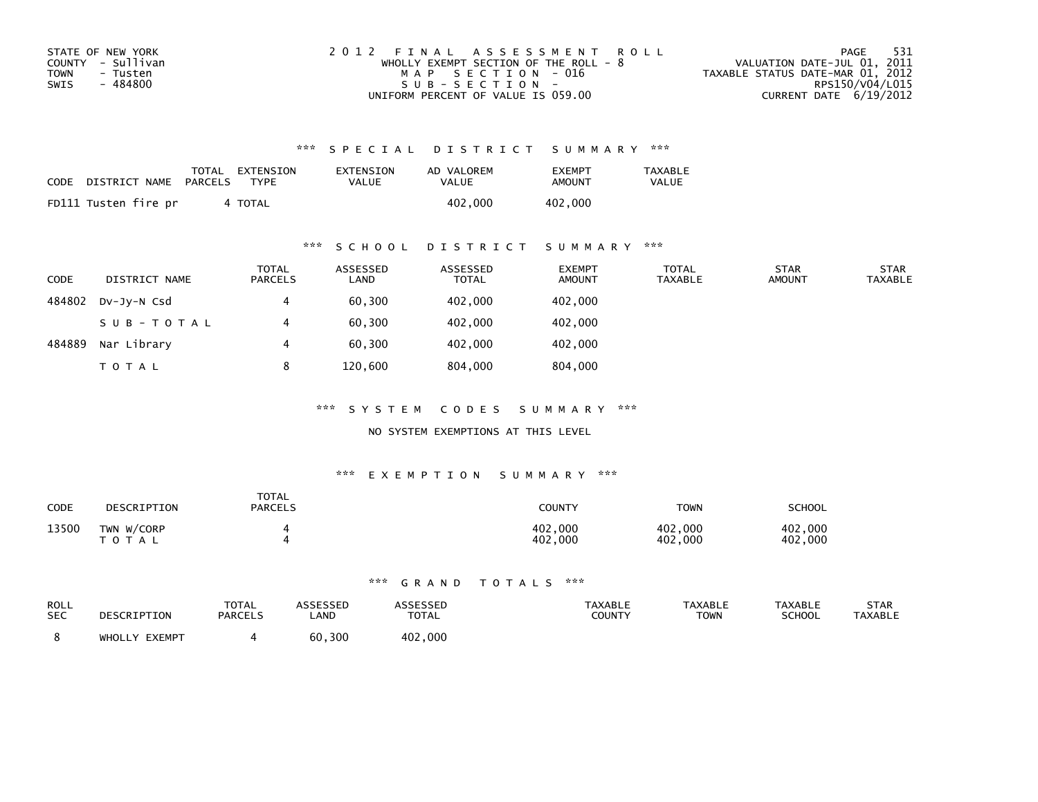STATE OF NEW YORK
COUNTY - Sullivan
TOWN - Tusten
SWIS - 484800

2012 FINAL ASSESSMENT ROLL
WHOLLY EXEMPT SECTION OF THE ROLL - 8
MAP SECTION - 016
SUB-SECTION -
UNIFORM PERCENT OF VALUE IS 059.00

VALUATION DATE-JUL 01, 2011
TAXABLE STATUS DATE-MAR 01, 2012
RPS150/V04/L015
CURRENT DATE 6/19/2012

## *** SPECIAL DISTRICT SUMMARY ***

| CODE | DISTRICT NAME | TOTAL PARCELS | EXTENSION TYPE | EXTENSION VALUE | AD VALOREM VALUE | EXEMPT AMOUNT | TAXABLE VALUE |
|---|---|---|---|---|---|---|---|
| FD111 | Tusten fire pr | 4 | TOTAL | | 402,000 | 402,000 | |

## *** SCHOOL DISTRICT SUMMARY ***

| CODE | DISTRICT NAME | TOTAL PARCELS | ASSESSED LAND | ASSESSED TOTAL | EXEMPT AMOUNT | TOTAL TAXABLE | STAR AMOUNT | STAR TAXABLE |
|---|---|---|---|---|---|---|---|---|
| 484802 | Dv-Jy-N Csd | 4 | 60,300 | 402,000 | 402,000 | | | |
| | SUB-TOTAL | 4 | 60,300 | 402,000 | 402,000 | | | |
| 484889 | Nar Library | 4 | 60,300 | 402,000 | 402,000 | | | |
| | TOTAL | 8 | 120,600 | 804,000 | 804,000 | | | |

## *** SYSTEM CODES SUMMARY ***

NO SYSTEM EXEMPTIONS AT THIS LEVEL

## *** EXEMPTION SUMMARY ***

| CODE | DESCRIPTION | TOTAL PARCELS | COUNTY | TOWN | SCHOOL |
|---|---|---|---|---|---|
| 13500 | TWN W/CORP | 4 | 402,000 | 402,000 | 402,000 |
| | TOTAL | 4 | 402,000 | 402,000 | 402,000 |

## *** GRAND TOTALS ***

| ROLL SEC | DESCRIPTION | TOTAL PARCELS | ASSESSED LAND | ASSESSED TOTAL | TAXABLE COUNTY | TAXABLE TOWN | TAXABLE SCHOOL | STAR TAXABLE |
|---|---|---|---|---|---|---|---|---|
| 8 | WHOLLY EXEMPT | 4 | 60,300 | 402,000 | | | | |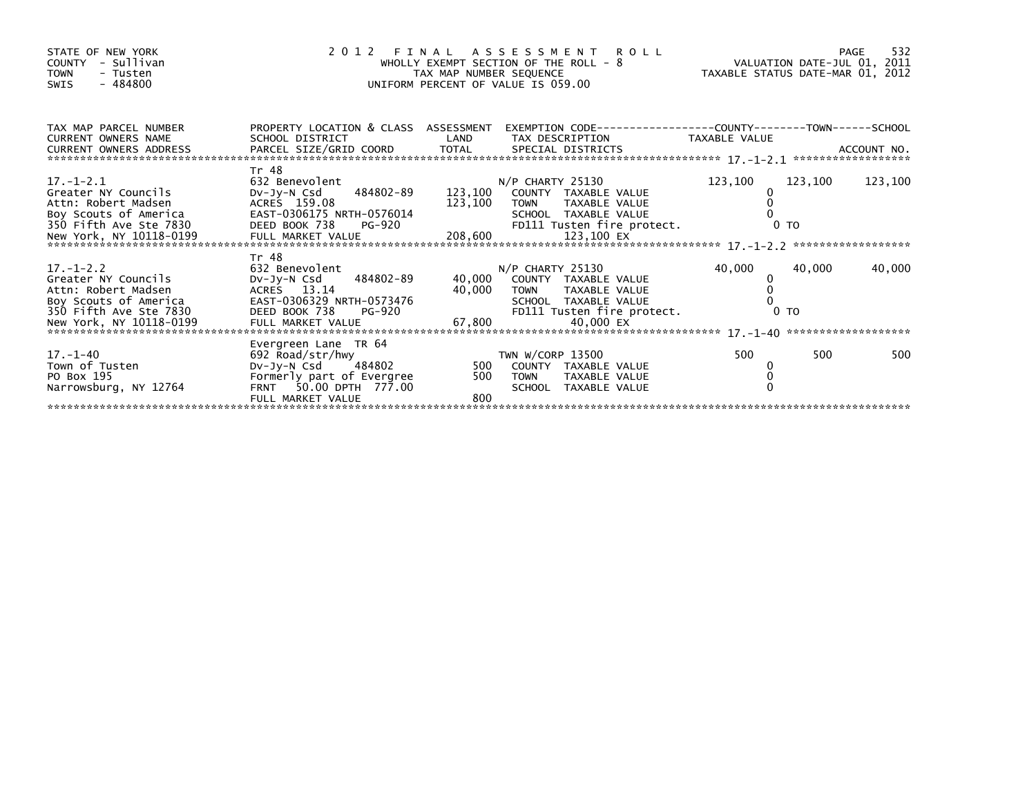STATE OF NEW YORK
COUNTY - Sullivan
TOWN - Tusten
SWIS - 484800

# 2012 FINAL ASSESSMENT ROLL

WHOLLY EXEMPT SECTION OF THE ROLL - 8
TAX MAP NUMBER SEQUENCE
UNIFORM PERCENT OF VALUE IS 059.00

VALUATION DATE-JUL 01, 2011
TAXABLE STATUS DATE-MAR 01, 2012

| TAX MAP PARCEL NUMBER / CURRENT OWNERS NAME / CURRENT OWNERS ADDRESS | PROPERTY LOCATION & CLASS / SCHOOL DISTRICT / PARCEL SIZE/GRID COORD | ASSESSMENT LAND / TOTAL | EXEMPTION CODE / TAX DESCRIPTION / SPECIAL DISTRICTS | COUNTY TAXABLE VALUE | TOWN | SCHOOL / ACCOUNT NO. |
|---|---|---|---|---|---|---|
| 17.-1-2.1 | Tr 48 | | | | | |
| Greater NY Councils | 632 Benevolent | | N/P CHARTY 25130 | 123,100 | 123,100 | 123,100 |
| Attn: Robert Madsen | Dv-Jy-N Csd 484802-89 | 123,100 | COUNTY TAXABLE VALUE | 0 | | |
| Boy Scouts of America | ACRES 159.08 | 123,100 | TOWN TAXABLE VALUE | 0 | | |
| 350 Fifth Ave Ste 7830 | EAST-0306175 NRTH-0576014 | | SCHOOL TAXABLE VALUE | 0 | | |
| New York, NY 10118-0199 | DEED BOOK 738 PG-920 | | FD111 Tusten fire protect. | 0 TO | | |
| | FULL MARKET VALUE | 208,600 | 123,100 EX | | | |
| 17.-1-2.2 | Tr 48 | | | | | |
| Greater NY Councils | 632 Benevolent | | N/P CHARTY 25130 | 40,000 | 40,000 | 40,000 |
| Attn: Robert Madsen | Dv-Jy-N Csd 484802-89 | 40,000 | COUNTY TAXABLE VALUE | 0 | | |
| Boy Scouts of America | ACRES 13.14 | 40,000 | TOWN TAXABLE VALUE | 0 | | |
| 350 Fifth Ave Ste 7830 | EAST-0306329 NRTH-0573476 | | SCHOOL TAXABLE VALUE | 0 | | |
| New York, NY 10118-0199 | DEED BOOK 738 PG-920 | | FD111 Tusten fire protect. | 0 TO | | |
| | FULL MARKET VALUE | 67,800 | 40,000 EX | | | |
| 17.-1-40 | Evergreen Lane TR 64 | | | | | |
| Town of Tusten | 692 Road/str/hwy | | TWN W/CORP 13500 | 500 | 500 | 500 |
| PO Box 195 | Dv-Jy-N Csd 484802 | 500 | COUNTY TAXABLE VALUE | 0 | | |
| Narrowsburg, NY 12764 | Formerly part of Evergree | 500 | TOWN TAXABLE VALUE | 0 | | |
| | FRNT 50.00 DPTH 777.00 | | SCHOOL TAXABLE VALUE | 0 | | |
| | FULL MARKET VALUE | 800 | | | | |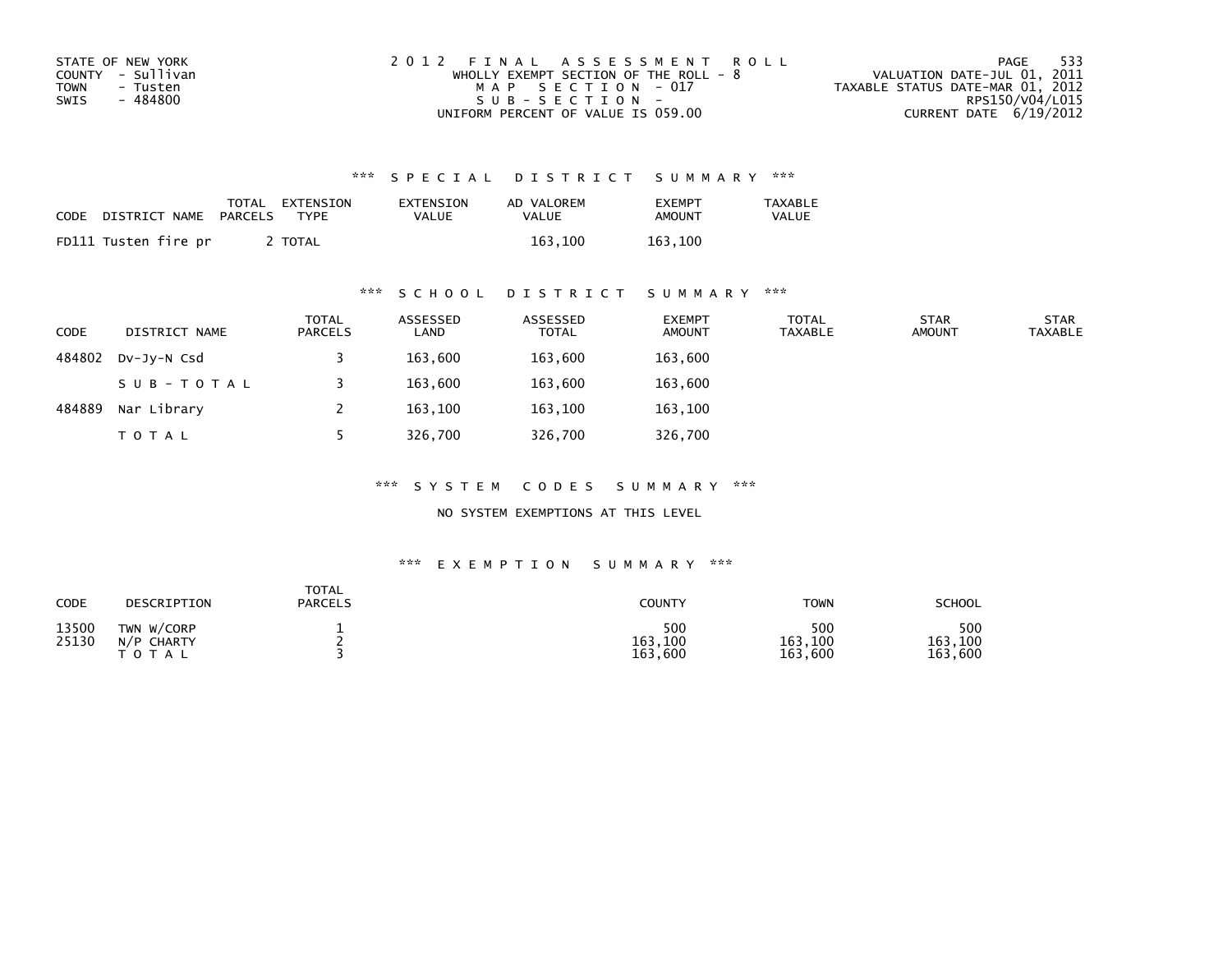STATE OF NEW YORK
COUNTY - Sullivan
TOWN - Tusten
SWIS - 484800

2012 FINAL ASSESSMENT ROLL
WHOLLY EXEMPT SECTION OF THE ROLL - 8
MAP SECTION - 017
SUB-SECTION -
UNIFORM PERCENT OF VALUE IS 059.00

VALUATION DATE-JUL 01, 2011
TAXABLE STATUS DATE-MAR 01, 2012
RPS150/V04/L015
CURRENT DATE 6/19/2012

## *** SPECIAL DISTRICT SUMMARY ***

| CODE | DISTRICT NAME | TOTAL PARCELS | EXTENSION TYPE | EXTENSION VALUE | AD VALOREM VALUE | EXEMPT AMOUNT | TAXABLE VALUE |
|---|---|---|---|---|---|---|---|
| FD111 | Tusten fire pr | 2 | TOTAL | | 163,100 | 163,100 | |

## *** SCHOOL DISTRICT SUMMARY ***

| CODE | DISTRICT NAME | TOTAL PARCELS | ASSESSED LAND | ASSESSED TOTAL | EXEMPT AMOUNT | TOTAL TAXABLE | STAR AMOUNT | STAR TAXABLE |
|---|---|---|---|---|---|---|---|---|
| 484802 | Dv-Jy-N Csd | 3 | 163,600 | 163,600 | 163,600 | | | |
| | SUB-TOTAL | 3 | 163,600 | 163,600 | 163,600 | | | |
| 484889 | Nar Library | 2 | 163,100 | 163,100 | 163,100 | | | |
| | TOTAL | 5 | 326,700 | 326,700 | 326,700 | | | |

## *** SYSTEM CODES SUMMARY ***

NO SYSTEM EXEMPTIONS AT THIS LEVEL

## *** EXEMPTION SUMMARY ***

| CODE | DESCRIPTION | TOTAL PARCELS | COUNTY | TOWN | SCHOOL |
|---|---|---|---|---|---|
| 13500 | TWN W/CORP | 1 | 500 | 500 | 500 |
| 25130 | N/P CHARTY | 2 | 163,100 | 163,100 | 163,100 |
| | TOTAL | 3 | 163,600 | 163,600 | 163,600 |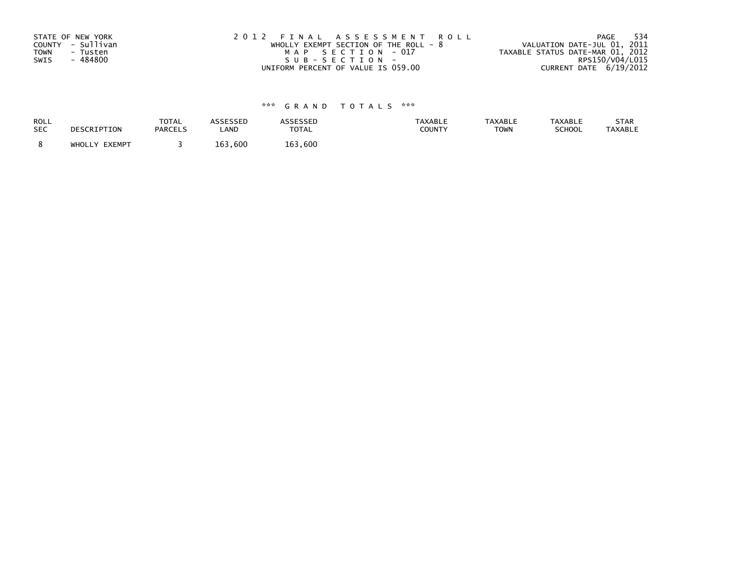STATE OF NEW YORK
COUNTY - Sullivan
TOWN - Tusten
SWIS - 484800

2 0 1 2 F I N A L A S S E S S M E N T R O L L
WHOLLY EXEMPT SECTION OF THE ROLL - 8
M A P S E C T I O N - 017
S U B - S E C T I O N -
UNIFORM PERCENT OF VALUE IS 059.00

VALUATION DATE-JUL 01, 2011
TAXABLE STATUS DATE-MAR 01, 2012
RPS150/V04/L015
CURRENT DATE 6/19/2012

### *** G R A N D T O T A L S ***

| ROLL SEC | DESCRIPTION | TOTAL PARCELS | ASSESSED LAND | ASSESSED TOTAL | TAXABLE COUNTY | TAXABLE TOWN | TAXABLE SCHOOL | STAR TAXABLE |
|---|---|---|---|---|---|---|---|---|
| 8 | WHOLLY EXEMPT | 3 | 163,600 | 163,600 | | | | |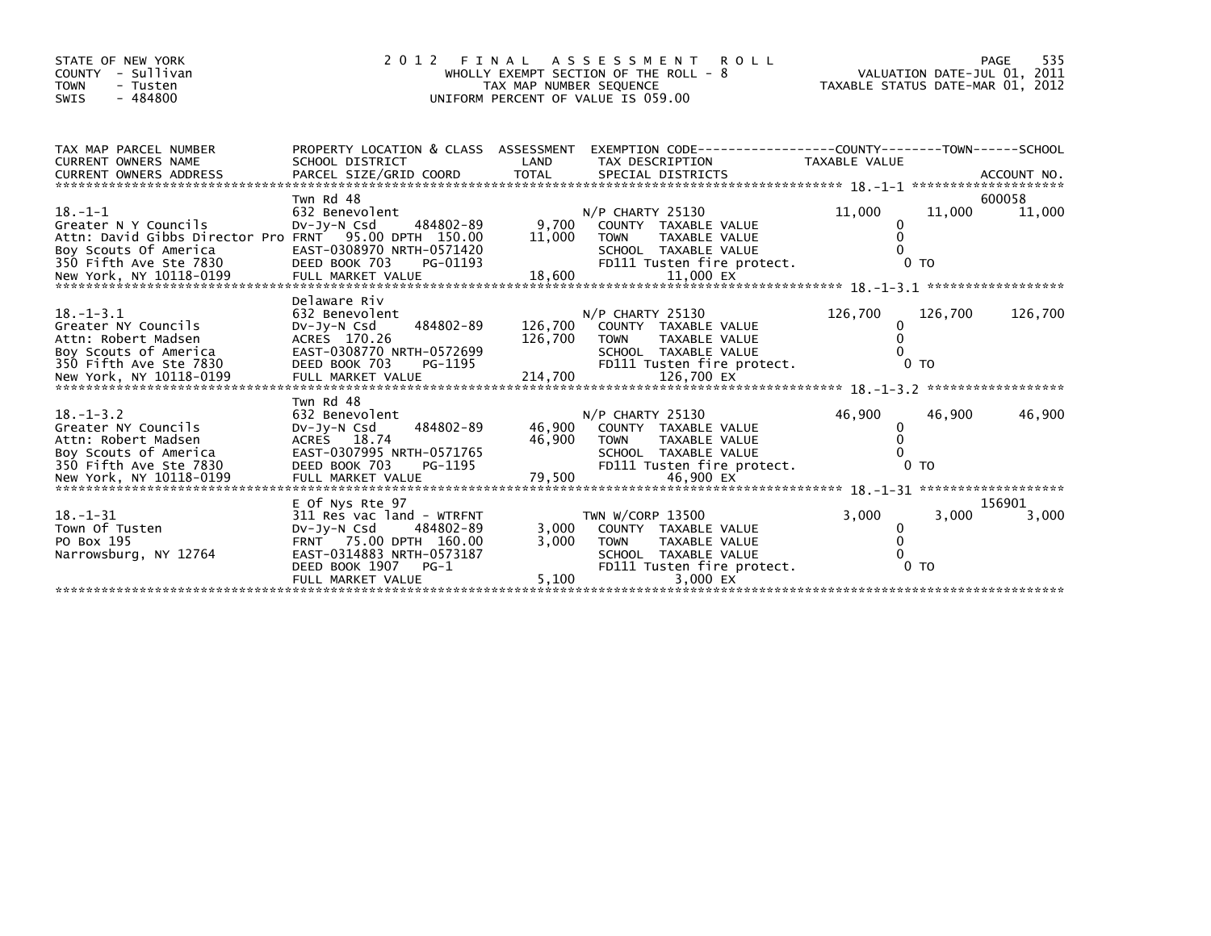STATE OF NEW YORK
COUNTY - Sullivan
TOWN - Tusten
SWIS - 484800

# 2012 FINAL ASSESSMENT ROLL

WHOLLY EXEMPT SECTION OF THE ROLL - 8
TAX MAP NUMBER SEQUENCE
UNIFORM PERCENT OF VALUE IS 059.00

VALUATION DATE-JUL 01, 2011
TAXABLE STATUS DATE-MAR 01, 2012

| TAX MAP PARCEL NUMBER / CURRENT OWNERS NAME / CURRENT OWNERS ADDRESS | PROPERTY LOCATION & CLASS / SCHOOL DISTRICT / PARCEL SIZE/GRID COORD | ASSESSMENT LAND | TOTAL | EXEMPTION CODE / TAX DESCRIPTION / SPECIAL DISTRICTS | COUNTY | TOWN | SCHOOL | ACCOUNT NO. |
|---|---|---|---|---|---|---|---|---|
| 18.-1-1 | Twn Rd 48 | | | | | | | 600058 |
| | 632 Benevolent | | | N/P CHARTY 25130 | 11,000 | 11,000 | 11,000 | |
| Greater N Y Councils | Dv-Jy-N Csd 484802-89 | 9,700 | | COUNTY TAXABLE VALUE | 0 | | | |
| Attn: David Gibbs Director Pro | FRNT 95.00 DPTH 150.00 | | 11,000 | TOWN TAXABLE VALUE | 0 | | | |
| Boy Scouts Of America | EAST-0308970 NRTH-0571420 | | | SCHOOL TAXABLE VALUE | 0 | | | |
| 350 Fifth Ave Ste 7830 | DEED BOOK 703 PG-01193 | | | FD111 Tusten fire protect. | 0 TO | | | |
| New York, NY 10118-0199 | FULL MARKET VALUE | | 18,600 | 11,000 EX | | | | |
| 18.-1-3.1 | Delaware Riv | | | | | | | |
| | 632 Benevolent | | | N/P CHARTY 25130 | 126,700 | 126,700 | 126,700 | |
| Greater NY Councils | Dv-Jy-N Csd 484802-89 | 126,700 | | COUNTY TAXABLE VALUE | 0 | | | |
| Attn: Robert Madsen | ACRES 170.26 | | 126,700 | TOWN TAXABLE VALUE | 0 | | | |
| Boy Scouts of America | EAST-0308770 NRTH-0572699 | | | SCHOOL TAXABLE VALUE | 0 | | | |
| 350 Fifth Ave Ste 7830 | DEED BOOK 703 PG-1195 | | | FD111 Tusten fire protect. | 0 TO | | | |
| New York, NY 10118-0199 | FULL MARKET VALUE | | 214,700 | 126,700 EX | | | | |
| 18.-1-3.2 | Twn Rd 48 | | | | | | | |
| | 632 Benevolent | | | N/P CHARTY 25130 | 46,900 | 46,900 | 46,900 | |
| Greater NY Councils | Dv-Jy-N Csd 484802-89 | 46,900 | | COUNTY TAXABLE VALUE | 0 | | | |
| Attn: Robert Madsen | ACRES 18.74 | | 46,900 | TOWN TAXABLE VALUE | 0 | | | |
| Boy Scouts of America | EAST-0307995 NRTH-0571765 | | | SCHOOL TAXABLE VALUE | 0 | | | |
| 350 Fifth Ave Ste 7830 | DEED BOOK 703 PG-1195 | | | FD111 Tusten fire protect. | 0 TO | | | |
| New York, NY 10118-0199 | FULL MARKET VALUE | | 79,500 | 46,900 EX | | | | |
| 18.-1-31 | E Of Nys Rte 97 | | | | | | | 156901 |
| | 311 Res vac land - WTRFNT | | | TWN W/CORP 13500 | 3,000 | 3,000 | 3,000 | |
| Town Of Tusten | Dv-Jy-N Csd 484802-89 | 3,000 | | COUNTY TAXABLE VALUE | 0 | | | |
| PO Box 195 | FRNT 75.00 DPTH 160.00 | | 3,000 | TOWN TAXABLE VALUE | 0 | | | |
| Narrowsburg, NY 12764 | EAST-0314883 NRTH-0573187 | | | SCHOOL TAXABLE VALUE | 0 | | | |
| | DEED BOOK 1907 PG-1 | | | FD111 Tusten fire protect. | 0 TO | | | |
| | FULL MARKET VALUE | | 5,100 | 3,000 EX | | | | |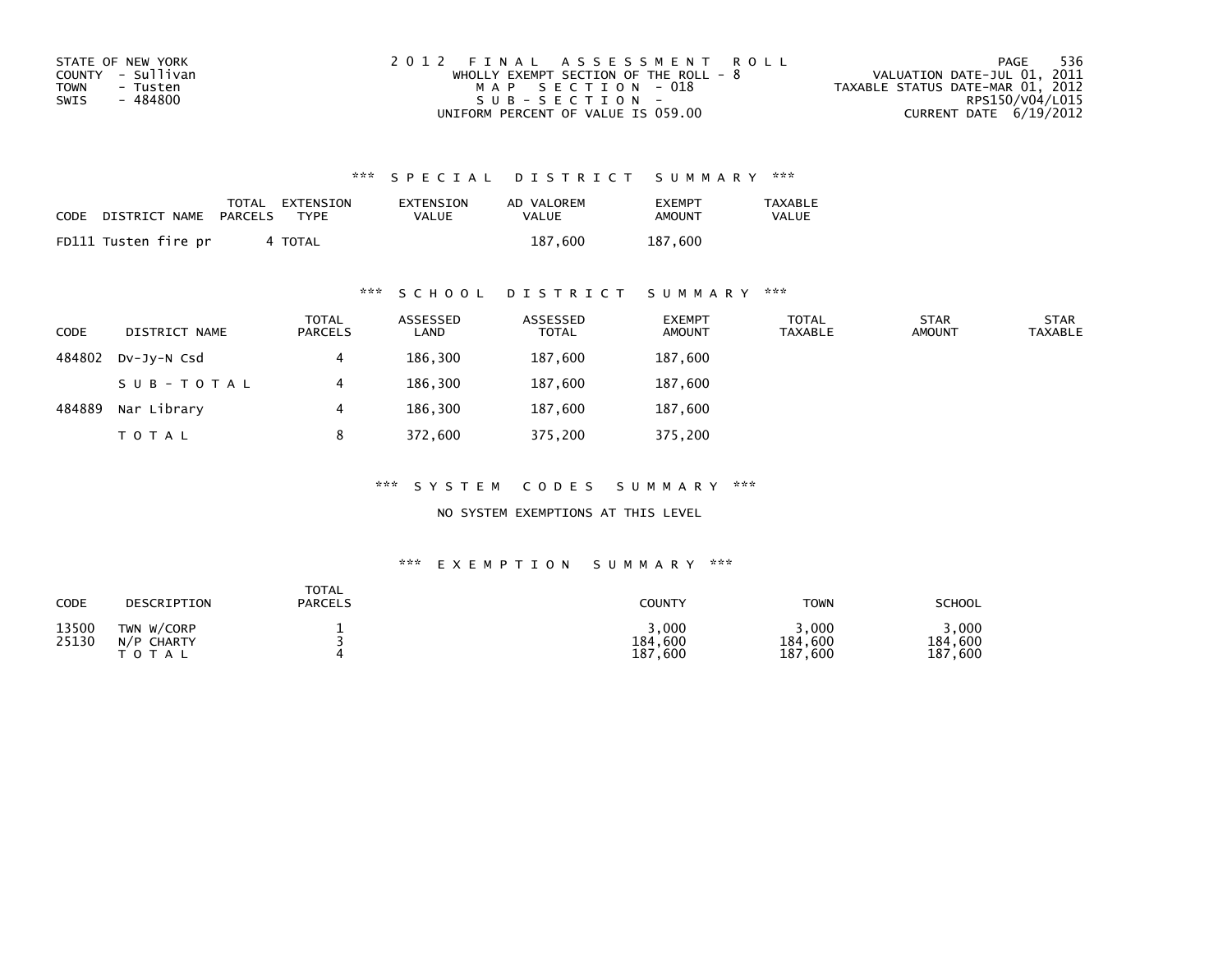STATE OF NEW YORK
COUNTY - Sullivan
TOWN - Tusten
SWIS - 484800

2 0 1 2 F I N A L A S S E S S M E N T R O L L
WHOLLY EXEMPT SECTION OF THE ROLL - 8
M A P S E C T I O N - 018
S U B - S E C T I O N -
UNIFORM PERCENT OF VALUE IS 059.00

VALUATION DATE-JUL 01, 2011
TAXABLE STATUS DATE-MAR 01, 2012
RPS150/V04/L015
CURRENT DATE 6/19/2012

### *** S P E C I A L D I S T R I C T S U M M A R Y ***

| CODE | DISTRICT NAME | TOTAL PARCELS | EXTENSION TYPE | EXTENSION VALUE | AD VALOREM VALUE | EXEMPT AMOUNT | TAXABLE VALUE |
|---|---|---|---|---|---|---|---|
| FD111 | Tusten fire pr | 4 | TOTAL | | 187,600 | 187,600 | |

### *** S C H O O L D I S T R I C T S U M M A R Y ***

| CODE | DISTRICT NAME | TOTAL PARCELS | ASSESSED LAND | ASSESSED TOTAL | EXEMPT AMOUNT | TOTAL TAXABLE | STAR AMOUNT | STAR TAXABLE |
|---|---|---|---|---|---|---|---|---|
| 484802 | Dv-Jy-N Csd | 4 | 186,300 | 187,600 | 187,600 | | | |
| | S U B - T O T A L | 4 | 186,300 | 187,600 | 187,600 | | | |
| 484889 | Nar Library | 4 | 186,300 | 187,600 | 187,600 | | | |
| | T O T A L | 8 | 372,600 | 375,200 | 375,200 | | | |

### *** S Y S T E M C O D E S S U M M A R Y ***

NO SYSTEM EXEMPTIONS AT THIS LEVEL

### *** E X E M P T I O N S U M M A R Y ***

| CODE | DESCRIPTION | TOTAL PARCELS | COUNTY | TOWN | SCHOOL |
|---|---|---|---|---|---|
| 13500 | TWN W/CORP | 1 | 3,000 | 3,000 | 3,000 |
| 25130 | N/P CHARTY | 3 | 184,600 | 184,600 | 184,600 |
| | T O T A L | 4 | 187,600 | 187,600 | 187,600 |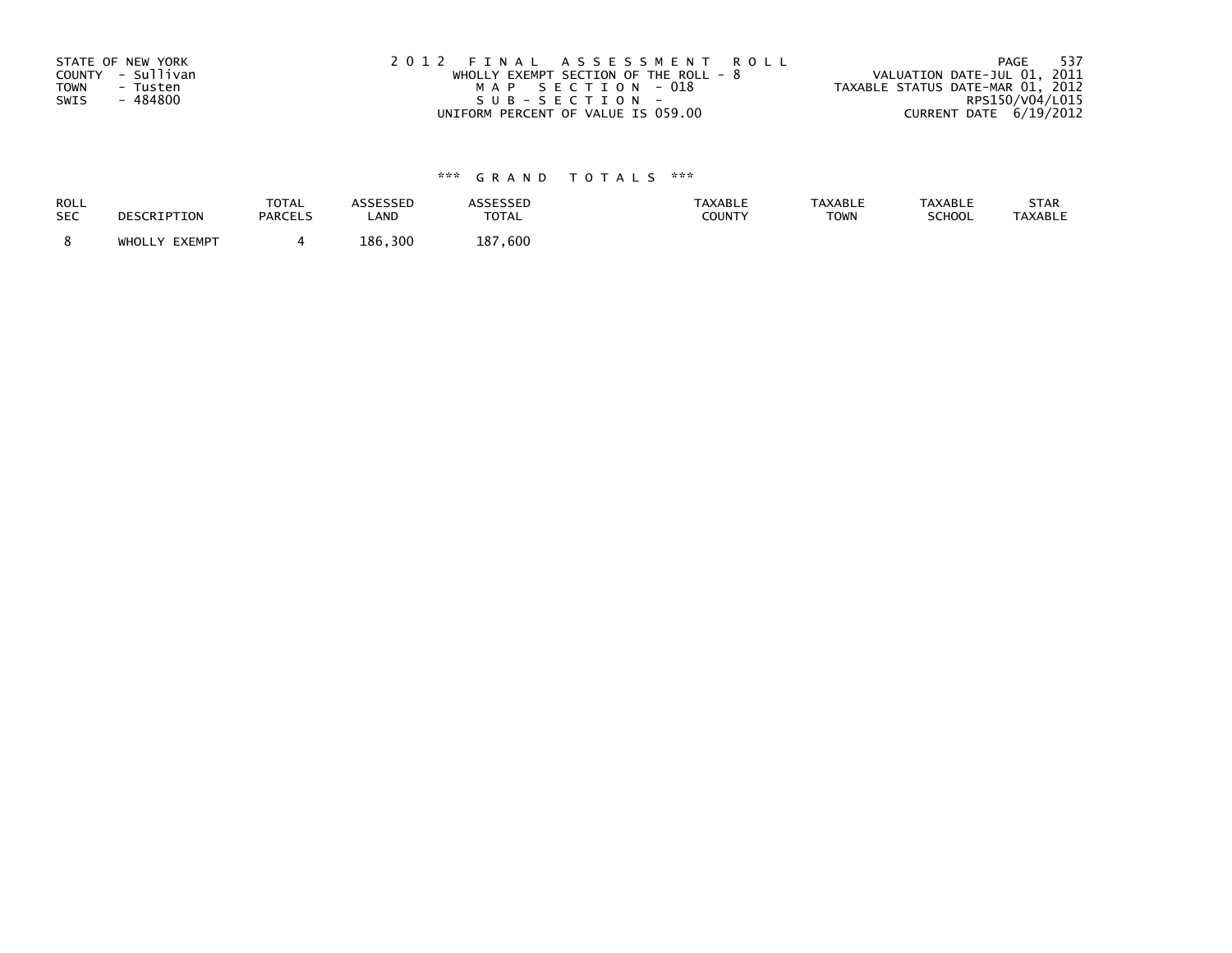STATE OF NEW YORK
COUNTY - Sullivan
TOWN - Tusten
SWIS - 484800

2012 FINAL ASSESSMENT ROLL
WHOLLY EXEMPT SECTION OF THE ROLL - 8
MAP SECTION - 018
SUB-SECTION -
UNIFORM PERCENT OF VALUE IS 059.00

VALUATION DATE-JUL 01, 2011
TAXABLE STATUS DATE-MAR 01, 2012
RPS150/V04/L015
CURRENT DATE 6/19/2012

### *** GRAND TOTALS ***

| ROLL SEC | DESCRIPTION | TOTAL PARCELS | ASSESSED LAND | ASSESSED TOTAL | TAXABLE COUNTY | TAXABLE TOWN | TAXABLE SCHOOL | STAR TAXABLE |
|---|---|---|---|---|---|---|---|---|
| 8 | WHOLLY EXEMPT | 4 | 186,300 | 187,600 | | | | |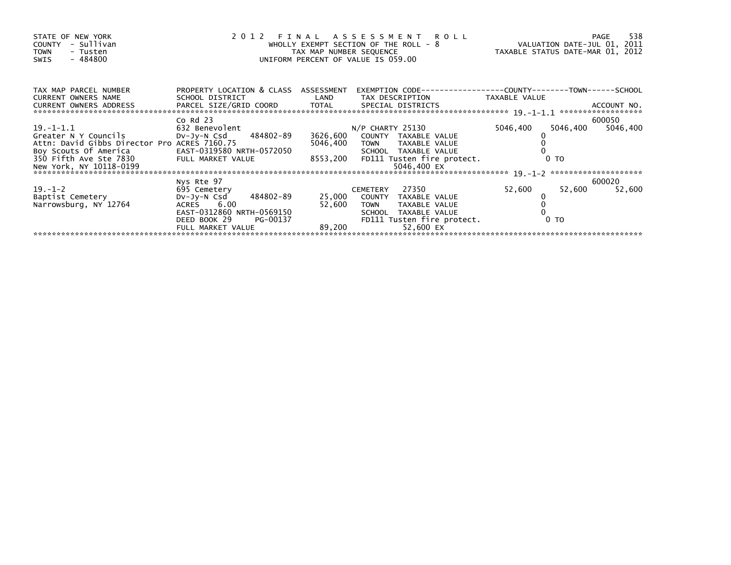STATE OF NEW YORK
COUNTY - Sullivan
TOWN - Tusten
SWIS - 484800

# 2012 FINAL ASSESSMENT ROLL

WHOLLY EXEMPT SECTION OF THE ROLL - 8
TAX MAP NUMBER SEQUENCE
UNIFORM PERCENT OF VALUE IS 059.00

VALUATION DATE-JUL 01, 2011
TAXABLE STATUS DATE-MAR 01, 2012

| TAX MAP PARCEL NUMBER / CURRENT OWNERS NAME / CURRENT OWNERS ADDRESS | PROPERTY LOCATION & CLASS / SCHOOL DISTRICT / PARCEL SIZE/GRID COORD | ASSESSMENT LAND / TOTAL | EXEMPTION CODE / TAX DESCRIPTION / SPECIAL DISTRICTS | COUNTY | TOWN | SCHOOL | ACCOUNT NO. |
|---|---|---|---|---|---|---|---|
| 19.-1-1.1 | Co Rd 23 | | | | | | 600050 |
| | 632 Benevolent | | N/P CHARTY 25130 | 5046,400 | 5046,400 | 5046,400 | |
| Greater N Y Councils | Dv-Jy-N Csd 484802-89 | 3626,600 | COUNTY TAXABLE VALUE | 0 | | | |
| Attn: David Gibbs Director Pro | ACRES 7160.75 | 5046,400 | TOWN TAXABLE VALUE | | 0 | | |
| Boy Scouts Of America | EAST-0319580 NRTH-0572050 | | SCHOOL TAXABLE VALUE | | | 0 | |
| 350 Fifth Ave Ste 7830 | FULL MARKET VALUE | 8553,200 | FD111 Tusten fire protect. | 0 TO | | | |
| New York, NY 10118-0199 | | | 5046,400 EX | | | | |
| 19.-1-2 | Nys Rte 97 | | | | | | 600020 |
| | 695 Cemetery | | CEMETERY 27350 | 52,600 | 52,600 | 52,600 | |
| Baptist Cemetery | Dv-Jy-N Csd 484802-89 | 25,000 | COUNTY TAXABLE VALUE | 0 | | | |
| Narrowsburg, NY 12764 | ACRES 6.00 | 52,600 | TOWN TAXABLE VALUE | | 0 | | |
| | EAST-0312860 NRTH-0569150 | | SCHOOL TAXABLE VALUE | | | 0 | |
| | DEED BOOK 29 PG-00137 | | FD111 Tusten fire protect. | 0 TO | | | |
| | FULL MARKET VALUE | 89,200 | 52,600 EX | | | | |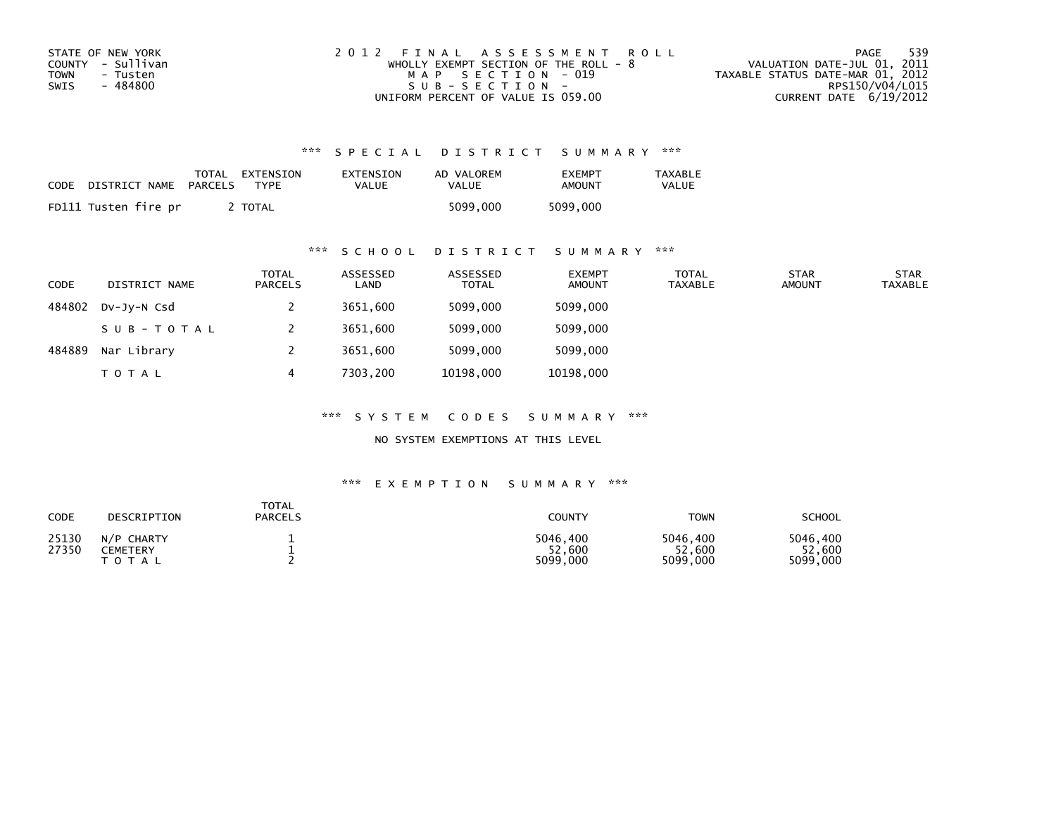STATE OF NEW YORK
COUNTY - Sullivan
TOWN - Tusten
SWIS - 484800

2012 FINAL ASSESSMENT ROLL
WHOLLY EXEMPT SECTION OF THE ROLL - 8
MAP SECTION - 019
SUB-SECTION -
UNIFORM PERCENT OF VALUE IS 059.00

VALUATION DATE-JUL 01, 2011
TAXABLE STATUS DATE-MAR 01, 2012
RPS150/V04/L015
CURRENT DATE 6/19/2012

## *** SPECIAL DISTRICT SUMMARY ***

| CODE | DISTRICT NAME | TOTAL PARCELS | EXTENSION TYPE | EXTENSION VALUE | AD VALOREM VALUE | EXEMPT AMOUNT | TAXABLE VALUE |
|---|---|---|---|---|---|---|---|
| FD111 | Tusten fire pr | 2 | TOTAL | | 5099,000 | 5099,000 | |

## *** SCHOOL DISTRICT SUMMARY ***

| CODE | DISTRICT NAME | TOTAL PARCELS | ASSESSED LAND | ASSESSED TOTAL | EXEMPT AMOUNT | TOTAL TAXABLE | STAR AMOUNT | STAR TAXABLE |
|---|---|---|---|---|---|---|---|---|
| 484802 | Dv-Jy-N Csd | 2 | 3651,600 | 5099,000 | 5099,000 | | | |
| | SUB-TOTAL | 2 | 3651,600 | 5099,000 | 5099,000 | | | |
| 484889 | Nar Library | 2 | 3651,600 | 5099,000 | 5099,000 | | | |
| | TOTAL | 4 | 7303,200 | 10198,000 | 10198,000 | | | |

## *** SYSTEM CODES SUMMARY ***

NO SYSTEM EXEMPTIONS AT THIS LEVEL

## *** EXEMPTION SUMMARY ***

| CODE | DESCRIPTION | TOTAL PARCELS | COUNTY | TOWN | SCHOOL |
|---|---|---|---|---|---|
| 25130 | N/P CHARTY | 1 | 5046,400 | 5046,400 | 5046,400 |
| 27350 | CEMETERY | 1 | 52,600 | 52,600 | 52,600 |
| | TOTAL | 2 | 5099,000 | 5099,000 | 5099,000 |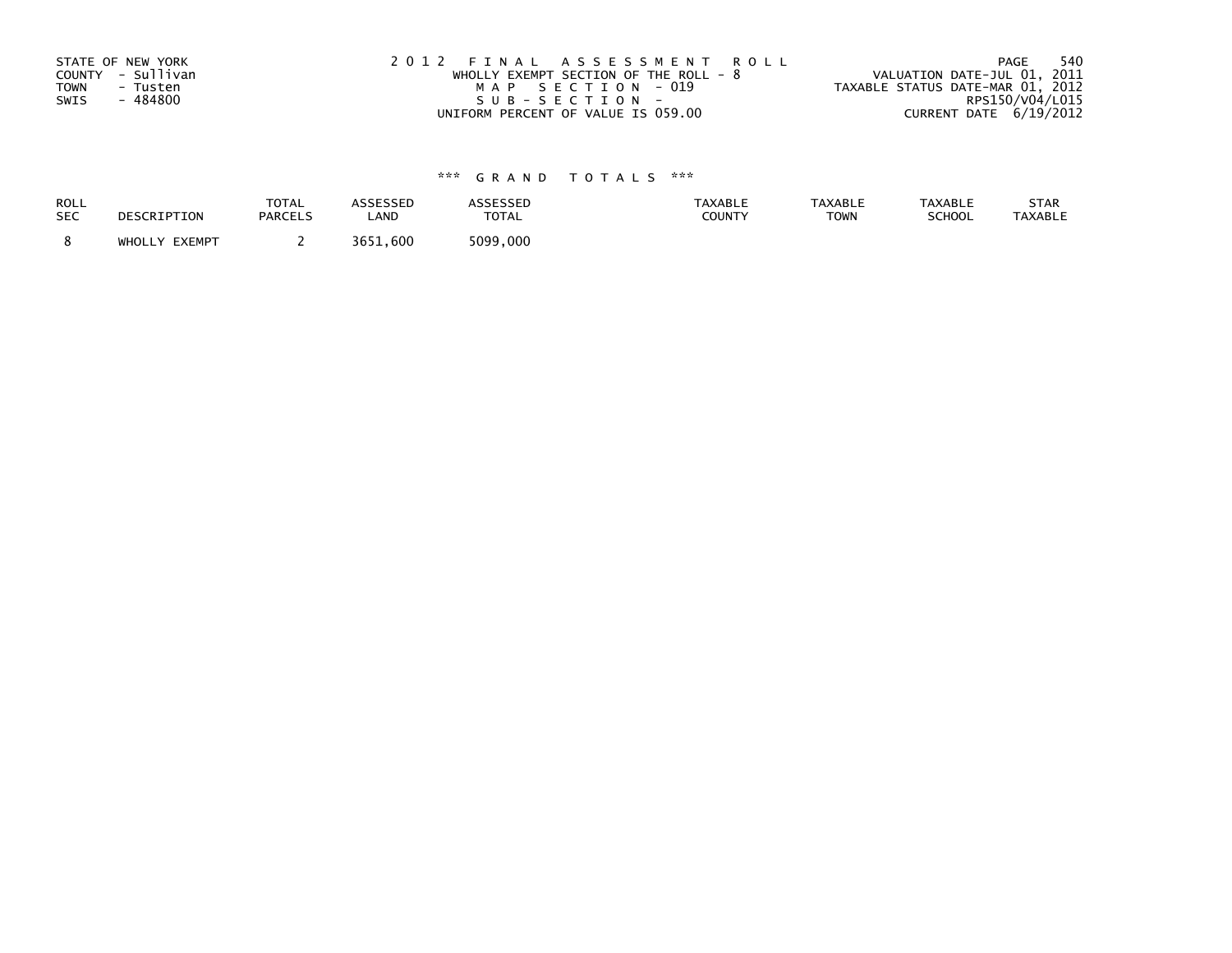STATE OF NEW YORK
COUNTY - Sullivan
TOWN - Tusten
SWIS - 484800

2012 FINAL ASSESSMENT ROLL
WHOLLY EXEMPT SECTION OF THE ROLL - 8
MAP SECTION - 019
SUB-SECTION -
UNIFORM PERCENT OF VALUE IS 059.00

VALUATION DATE-JUL 01, 2011
TAXABLE STATUS DATE-MAR 01, 2012
RPS150/V04/L015
CURRENT DATE 6/19/2012

### *** GRAND TOTALS ***

| ROLL SEC | DESCRIPTION | TOTAL PARCELS | ASSESSED LAND | ASSESSED TOTAL | TAXABLE COUNTY | TAXABLE TOWN | TAXABLE SCHOOL | STAR TAXABLE |
|---|---|---|---|---|---|---|---|---|
| 8 | WHOLLY EXEMPT | 2 | 3651,600 | 5099,000 | | | | |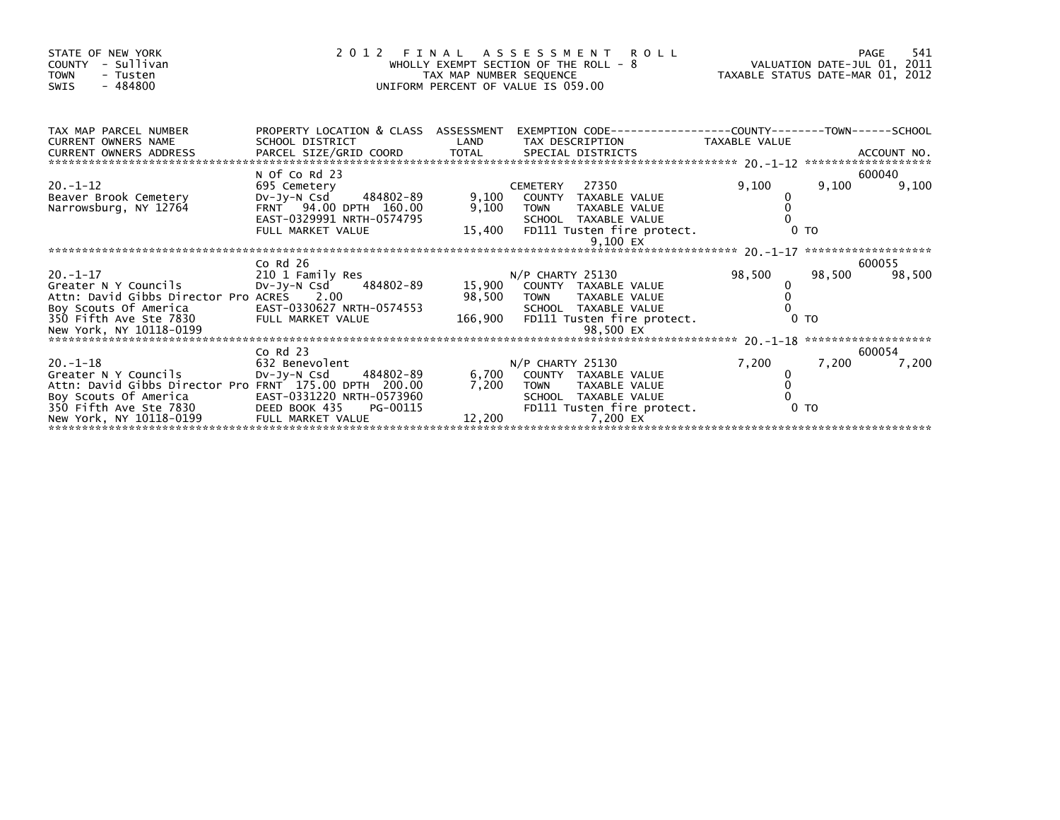STATE OF NEW YORK
COUNTY - Sullivan
TOWN - Tusten
SWIS - 484800

# 2012 FINAL ASSESSMENT ROLL

WHOLLY EXEMPT SECTION OF THE ROLL - 8
TAX MAP NUMBER SEQUENCE
UNIFORM PERCENT OF VALUE IS 059.00

VALUATION DATE-JUL 01, 2011
TAXABLE STATUS DATE-MAR 01, 2012

| TAX MAP PARCEL NUMBER / CURRENT OWNERS NAME / CURRENT OWNERS ADDRESS | PROPERTY LOCATION & CLASS / SCHOOL DISTRICT / PARCEL SIZE/GRID COORD | ASSESSMENT LAND / TOTAL | EXEMPTION CODE / TAX DESCRIPTION / SPECIAL DISTRICTS | COUNTY TAXABLE VALUE | TOWN | SCHOOL / ACCOUNT NO. |
|---|---|---|---|---|---|---|
| 20.-1-12 | N Of Co Rd 23 | | | | | 600040 |
| | 695 Cemetery | | CEMETERY 27350 | 9,100 | 9,100 | 9,100 |
| Beaver Brook Cemetery | Dv-Jy-N Csd 484802-89 | 9,100 | COUNTY TAXABLE VALUE | 0 | | |
| Narrowsburg, NY 12764 | FRNT 94.00 DPTH 160.00 | 9,100 | TOWN TAXABLE VALUE | 0 | | |
| | EAST-0329991 NRTH-0574795 | | SCHOOL TAXABLE VALUE | 0 | | |
| | FULL MARKET VALUE | 15,400 | FD111 Tusten fire protect. | 0 TO | | |
| | | | 9,100 EX | | | |
| 20.-1-17 | Co Rd 26 | | | | | 600055 |
| | 210 1 Family Res | | N/P CHARTY 25130 | 98,500 | 98,500 | 98,500 |
| Greater N Y Councils | Dv-Jy-N Csd 484802-89 | 15,900 | COUNTY TAXABLE VALUE | 0 | | |
| Attn: David Gibbs Director Pro | ACRES 2.00 | 98,500 | TOWN TAXABLE VALUE | 0 | | |
| Boy Scouts Of America | EAST-0330627 NRTH-0574553 | | SCHOOL TAXABLE VALUE | 0 | | |
| 350 Fifth Ave Ste 7830 | FULL MARKET VALUE | 166,900 | FD111 Tusten fire protect. | 0 TO | | |
| New York, NY 10118-0199 | | | 98,500 EX | | | |
| 20.-1-18 | Co Rd 23 | | | | | 600054 |
| | 632 Benevolent | | N/P CHARTY 25130 | 7,200 | 7,200 | 7,200 |
| Greater N Y Councils | Dv-Jy-N Csd 484802-89 | 6,700 | COUNTY TAXABLE VALUE | 0 | | |
| Attn: David Gibbs Director Pro | FRNT 175.00 DPTH 200.00 | 7,200 | TOWN TAXABLE VALUE | 0 | | |
| Boy Scouts Of America | EAST-0331220 NRTH-0573960 | | SCHOOL TAXABLE VALUE | 0 | | |
| 350 Fifth Ave Ste 7830 | DEED BOOK 435 PG-00115 | | FD111 Tusten fire protect. | 0 TO | | |
| New York, NY 10118-0199 | FULL MARKET VALUE | 12,200 | 7,200 EX | | | |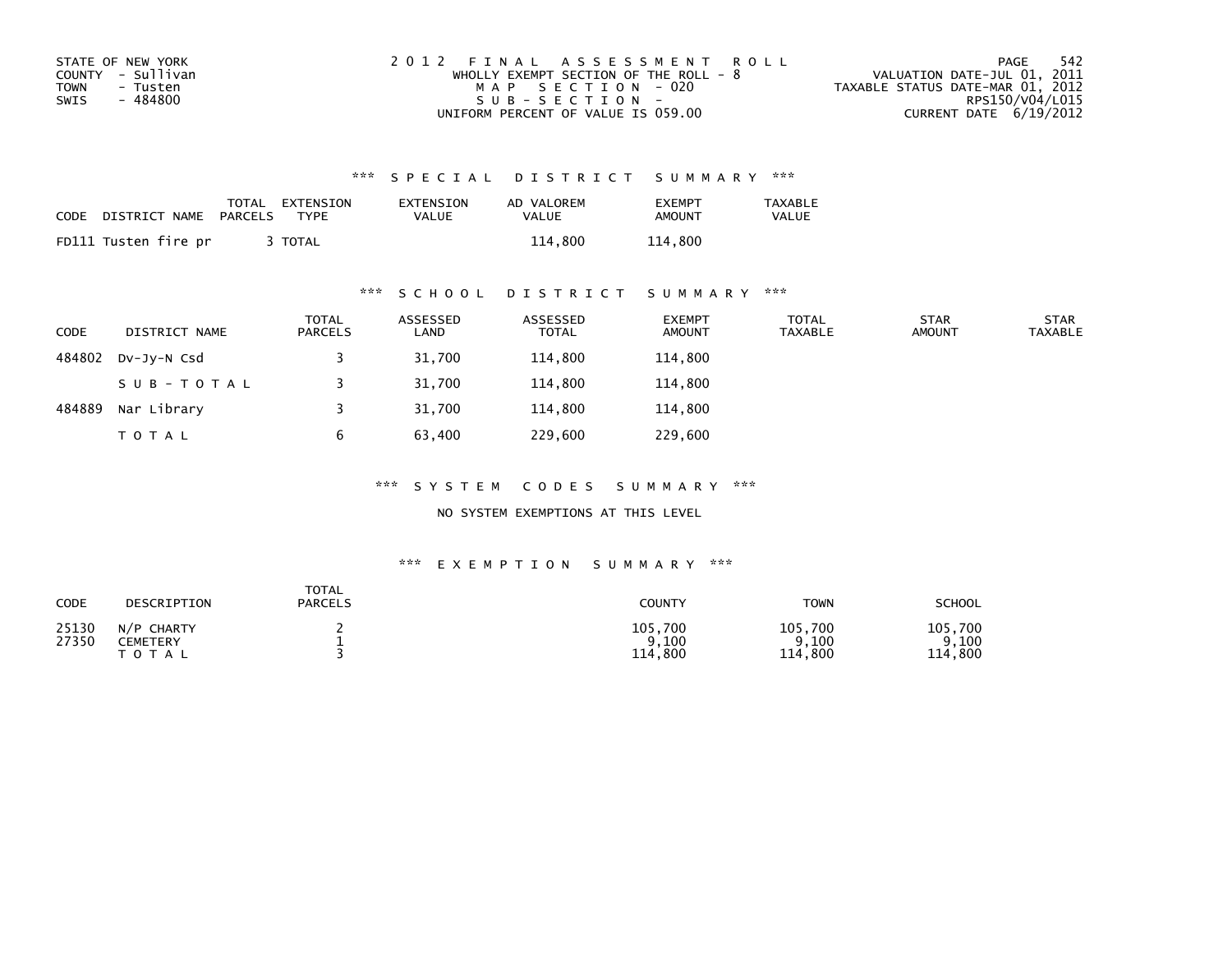STATE OF NEW YORK
COUNTY - Sullivan
TOWN - Tusten
SWIS - 484800

2012 FINAL ASSESSMENT ROLL
WHOLLY EXEMPT SECTION OF THE ROLL - 8
MAP SECTION - 020
SUB-SECTION -
UNIFORM PERCENT OF VALUE IS 059.00

VALUATION DATE-JUL 01, 2011
TAXABLE STATUS DATE-MAR 01, 2012
RPS150/V04/L015
CURRENT DATE 6/19/2012

## *** SPECIAL DISTRICT SUMMARY ***

| CODE | DISTRICT NAME | TOTAL PARCELS | EXTENSION TYPE | EXTENSION VALUE | AD VALOREM VALUE | EXEMPT AMOUNT | TAXABLE VALUE |
|---|---|---|---|---|---|---|---|
| FD111 | Tusten fire pr | 3 | TOTAL | | 114,800 | 114,800 | |

## *** SCHOOL DISTRICT SUMMARY ***

| CODE | DISTRICT NAME | TOTAL PARCELS | ASSESSED LAND | ASSESSED TOTAL | EXEMPT AMOUNT | TOTAL TAXABLE | STAR AMOUNT | STAR TAXABLE |
|---|---|---|---|---|---|---|---|---|
| 484802 | Dv-Jy-N Csd | 3 | 31,700 | 114,800 | 114,800 | | | |
| | SUB-TOTAL | 3 | 31,700 | 114,800 | 114,800 | | | |
| 484889 | Nar Library | 3 | 31,700 | 114,800 | 114,800 | | | |
| | TOTAL | 6 | 63,400 | 229,600 | 229,600 | | | |

## *** SYSTEM CODES SUMMARY ***

NO SYSTEM EXEMPTIONS AT THIS LEVEL

## *** EXEMPTION SUMMARY ***

| CODE | DESCRIPTION | TOTAL PARCELS | COUNTY | TOWN | SCHOOL |
|---|---|---|---|---|---|
| 25130 | N/P CHARTY | 2 | 105,700 | 105,700 | 105,700 |
| 27350 | CEMETERY | 1 | 9,100 | 9,100 | 9,100 |
| | TOTAL | 3 | 114,800 | 114,800 | 114,800 |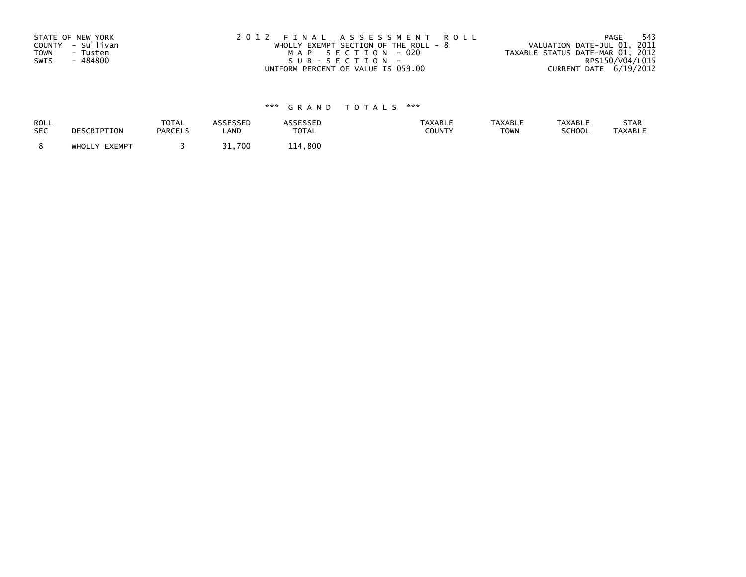STATE OF NEW YORK
COUNTY - Sullivan
TOWN - Tusten
SWIS - 484800

2012 FINAL ASSESSMENT ROLL
WHOLLY EXEMPT SECTION OF THE ROLL - 8
MAP SECTION - 020
SUB-SECTION -
UNIFORM PERCENT OF VALUE IS 059.00

VALUATION DATE-JUL 01, 2011
TAXABLE STATUS DATE-MAR 01, 2012
RPS150/V04/L015
CURRENT DATE 6/19/2012

### *** GRAND TOTALS ***

| ROLL SEC | DESCRIPTION | TOTAL PARCELS | ASSESSED LAND | ASSESSED TOTAL | TAXABLE COUNTY | TAXABLE TOWN | TAXABLE SCHOOL | STAR TAXABLE |
|---|---|---|---|---|---|---|---|---|
| 8 | WHOLLY EXEMPT | 3 | 31,700 | 114,800 | | | | |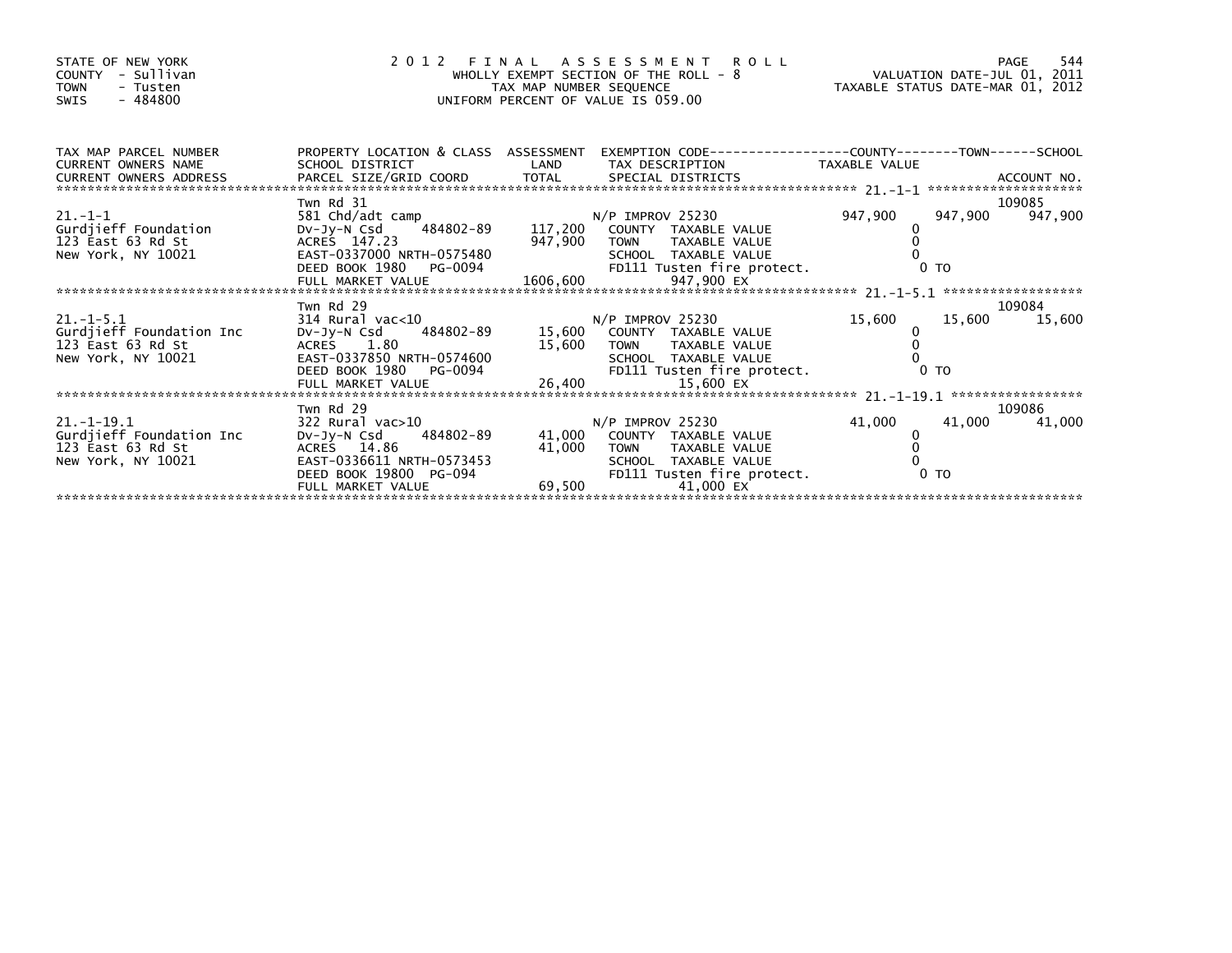STATE OF NEW YORK
COUNTY - Sullivan
TOWN - Tusten
SWIS - 484800

2 0 1 2 F I N A L A S S E S S M E N T R O L L
WHOLLY EXEMPT SECTION OF THE ROLL - 8
TAX MAP NUMBER SEQUENCE
UNIFORM PERCENT OF VALUE IS 059.00

VALUATION DATE-JUL 01, 2011
TAXABLE STATUS DATE-MAR 01, 2012

| TAX MAP PARCEL NUMBER / CURRENT OWNERS NAME / CURRENT OWNERS ADDRESS | PROPERTY LOCATION & CLASS / SCHOOL DISTRICT / PARCEL SIZE/GRID COORD | ASSESSMENT LAND / TOTAL | EXEMPTION CODE / TAX DESCRIPTION / SPECIAL DISTRICTS | COUNTY | TOWN | SCHOOL | ACCOUNT NO. |
|---|---|---|---|---|---|---|---|
| 21.-1-1 | Twn Rd 31 | | | | | | 109085 |
| Gurdjieff Foundation | 581 Chd/adt camp | | N/P IMPROV 25230 | 947,900 | 947,900 | 947,900 | |
| 123 East 63 Rd St | Dv-Jy-N Csd 484802-89 | 117,200 | COUNTY TAXABLE VALUE | 0 | | | |
| New York, NY 10021 | ACRES 147.23 | 947,900 | TOWN TAXABLE VALUE | | 0 | | |
| | EAST-0337000 NRTH-0575480 | | SCHOOL TAXABLE VALUE | | | 0 | |
| | DEED BOOK 1980 PG-0094 | | FD111 Tusten fire protect. | 0 TO | | | |
| | FULL MARKET VALUE | 1606,600 | 947,900 EX | | | | |
| 21.-1-5.1 | Twn Rd 29 | | | | | | 109084 |
| Gurdjieff Foundation Inc | 314 Rural vac<10 | | N/P IMPROV 25230 | 15,600 | 15,600 | 15,600 | |
| 123 East 63 Rd St | Dv-Jy-N Csd 484802-89 | 15,600 | COUNTY TAXABLE VALUE | 0 | | | |
| New York, NY 10021 | ACRES 1.80 | 15,600 | TOWN TAXABLE VALUE | | 0 | | |
| | EAST-0337850 NRTH-0574600 | | SCHOOL TAXABLE VALUE | | | 0 | |
| | DEED BOOK 1980 PG-0094 | | FD111 Tusten fire protect. | 0 TO | | | |
| | FULL MARKET VALUE | 26,400 | 15,600 EX | | | | |
| 21.-1-19.1 | Twn Rd 29 | | | | | | 109086 |
| Gurdjieff Foundation Inc | 322 Rural vac>10 | | N/P IMPROV 25230 | 41,000 | 41,000 | 41,000 | |
| 123 East 63 Rd St | Dv-Jy-N Csd 484802-89 | 41,000 | COUNTY TAXABLE VALUE | 0 | | | |
| New York, NY 10021 | ACRES 14.86 | 41,000 | TOWN TAXABLE VALUE | | 0 | | |
| | EAST-0336611 NRTH-0573453 | | SCHOOL TAXABLE VALUE | | | 0 | |
| | DEED BOOK 19800 PG-094 | | FD111 Tusten fire protect. | 0 TO | | | |
| | FULL MARKET VALUE | 69,500 | 41,000 EX | | | | |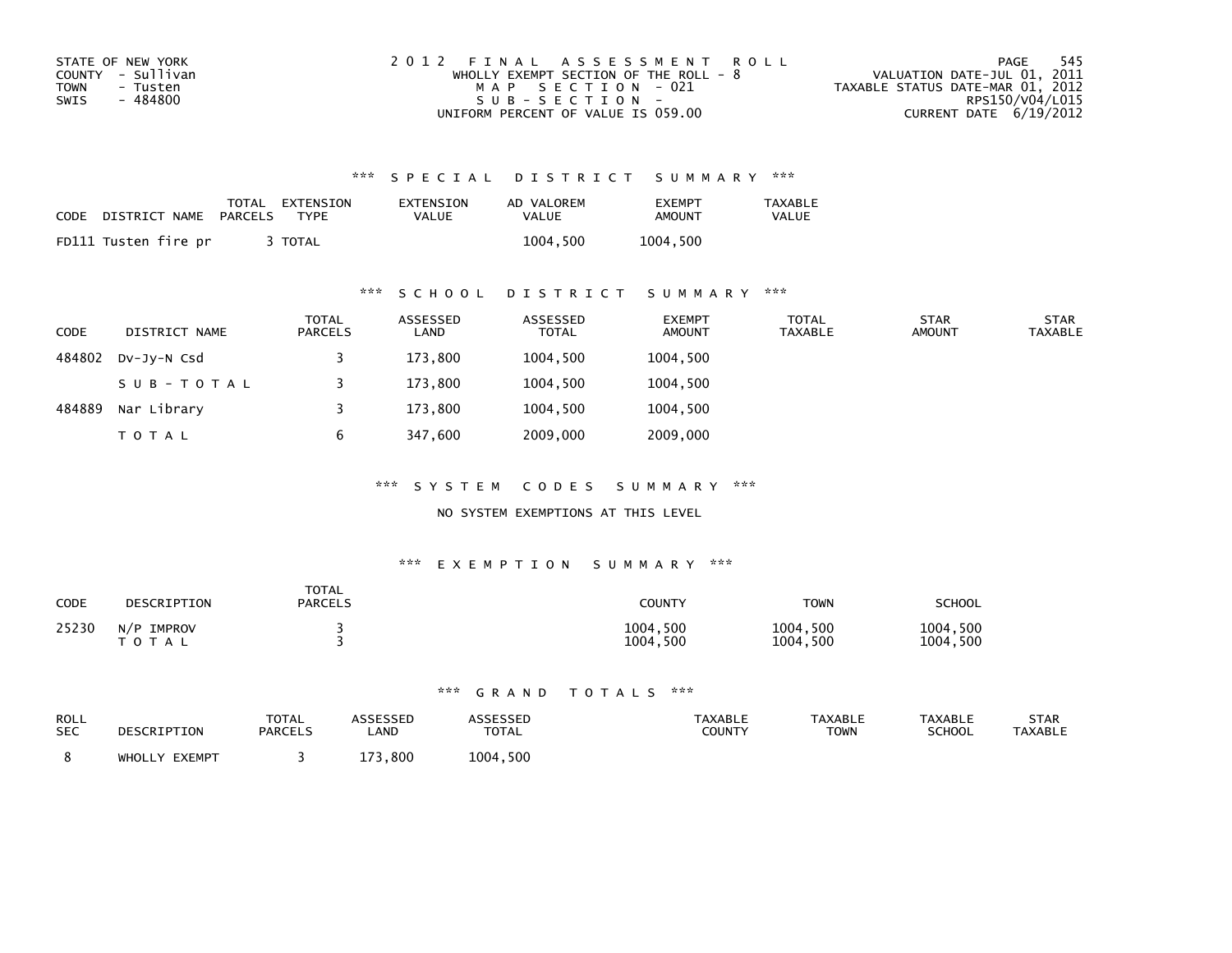STATE OF NEW YORK
COUNTY - Sullivan
TOWN - Tusten
SWIS - 484800

2 0 1 2 F I N A L A S S E S S M E N T R O L L
WHOLLY EXEMPT SECTION OF THE ROLL - 8
M A P S E C T I O N - 021
S U B - S E C T I O N -
UNIFORM PERCENT OF VALUE IS 059.00

VALUATION DATE-JUL 01, 2011
TAXABLE STATUS DATE-MAR 01, 2012
RPS150/V04/L015
CURRENT DATE 6/19/2012

## *** S P E C I A L D I S T R I C T S U M M A R Y ***

| CODE | DISTRICT NAME | TOTAL PARCELS | EXTENSION TYPE | EXTENSION VALUE | AD VALOREM VALUE | EXEMPT AMOUNT | TAXABLE VALUE |
|---|---|---|---|---|---|---|---|
| FD111 | Tusten fire pr | 3 | TOTAL | | 1004,500 | 1004,500 | |

## *** S C H O O L D I S T R I C T S U M M A R Y ***

| CODE | DISTRICT NAME | TOTAL PARCELS | ASSESSED LAND | ASSESSED TOTAL | EXEMPT AMOUNT | TOTAL TAXABLE | STAR AMOUNT | STAR TAXABLE |
|---|---|---|---|---|---|---|---|---|
| 484802 | Dv-Jy-N Csd | 3 | 173,800 | 1004,500 | 1004,500 | | | |
| | S U B - T O T A L | 3 | 173,800 | 1004,500 | 1004,500 | | | |
| 484889 | Nar Library | 3 | 173,800 | 1004,500 | 1004,500 | | | |
| | T O T A L | 6 | 347,600 | 2009,000 | 2009,000 | | | |

## *** S Y S T E M C O D E S S U M M A R Y ***

NO SYSTEM EXEMPTIONS AT THIS LEVEL

## *** E X E M P T I O N S U M M A R Y ***

| CODE | DESCRIPTION | TOTAL PARCELS | COUNTY | TOWN | SCHOOL |
|---|---|---|---|---|---|
| 25230 | N/P IMPROV | 3 | 1004,500 | 1004,500 | 1004,500 |
| | T O T A L | 3 | 1004,500 | 1004,500 | 1004,500 |

## *** G R A N D T O T A L S ***

| ROLL SEC | DESCRIPTION | TOTAL PARCELS | ASSESSED LAND | ASSESSED TOTAL | TAXABLE COUNTY | TAXABLE TOWN | TAXABLE SCHOOL | STAR TAXABLE |
|---|---|---|---|---|---|---|---|---|
| 8 | WHOLLY EXEMPT | 3 | 173,800 | 1004,500 | | | | |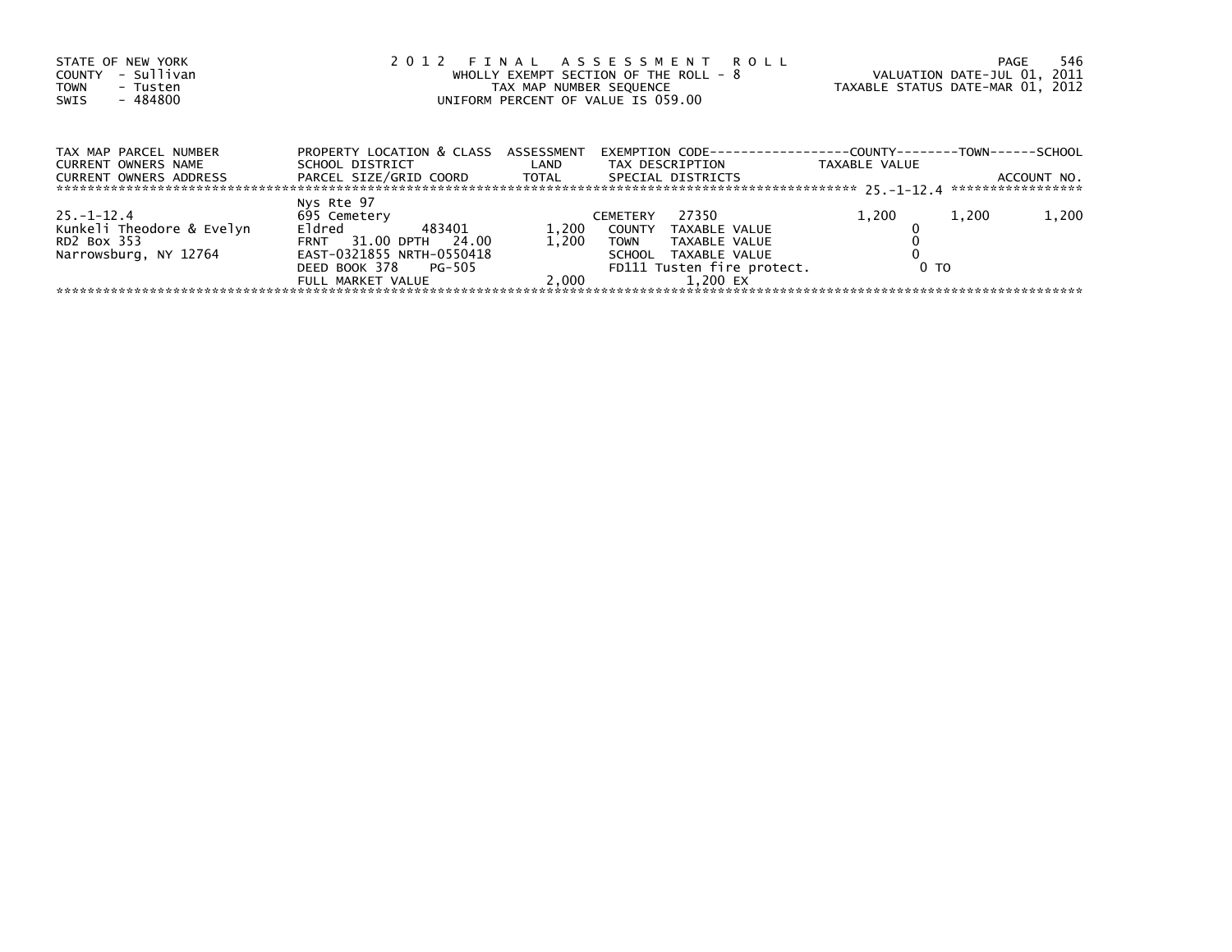STATE OF NEW YORK
COUNTY - Sullivan
TOWN - Tusten
SWIS - 484800

2 0 1 2 F I N A L A S S E S S M E N T R O L L
WHOLLY EXEMPT SECTION OF THE ROLL - 8
TAX MAP NUMBER SEQUENCE
UNIFORM PERCENT OF VALUE IS 059.00

VALUATION DATE-JUL 01, 2011
TAXABLE STATUS DATE-MAR 01, 2012

| TAX MAP PARCEL NUMBER<br>CURRENT OWNERS NAME<br>CURRENT OWNERS ADDRESS | PROPERTY LOCATION & CLASS<br>SCHOOL DISTRICT<br>PARCEL SIZE/GRID COORD | ASSESSMENT<br>LAND<br>TOTAL | EXEMPTION CODE<br>TAX DESCRIPTION<br>SPECIAL DISTRICTS | COUNTY<br>TAXABLE VALUE | TOWN | SCHOOL<br>ACCOUNT NO. |
|---|---|---|---|---|---|---|
| 25.-1-12.4 | Nys Rte 97 | | | | | |
| | 695 Cemetery | | CEMETERY 27350 | 1,200 | 1,200 | 1,200 |
| Kunkeli Theodore & Evelyn | Eldred 483401 | 1,200 | COUNTY TAXABLE VALUE | 0 | | |
| RD2 Box 353 | FRNT 31.00 DPTH 24.00 | 1,200 | TOWN TAXABLE VALUE | 0 | | |
| Narrowsburg, NY 12764 | EAST-0321855 NRTH-0550418 | | SCHOOL TAXABLE VALUE | 0 | | |
| | DEED BOOK 378 PG-505 | | FD111 Tusten fire protect. | 0 TO | | |
| | FULL MARKET VALUE | 2,000 | 1,200 EX | | | |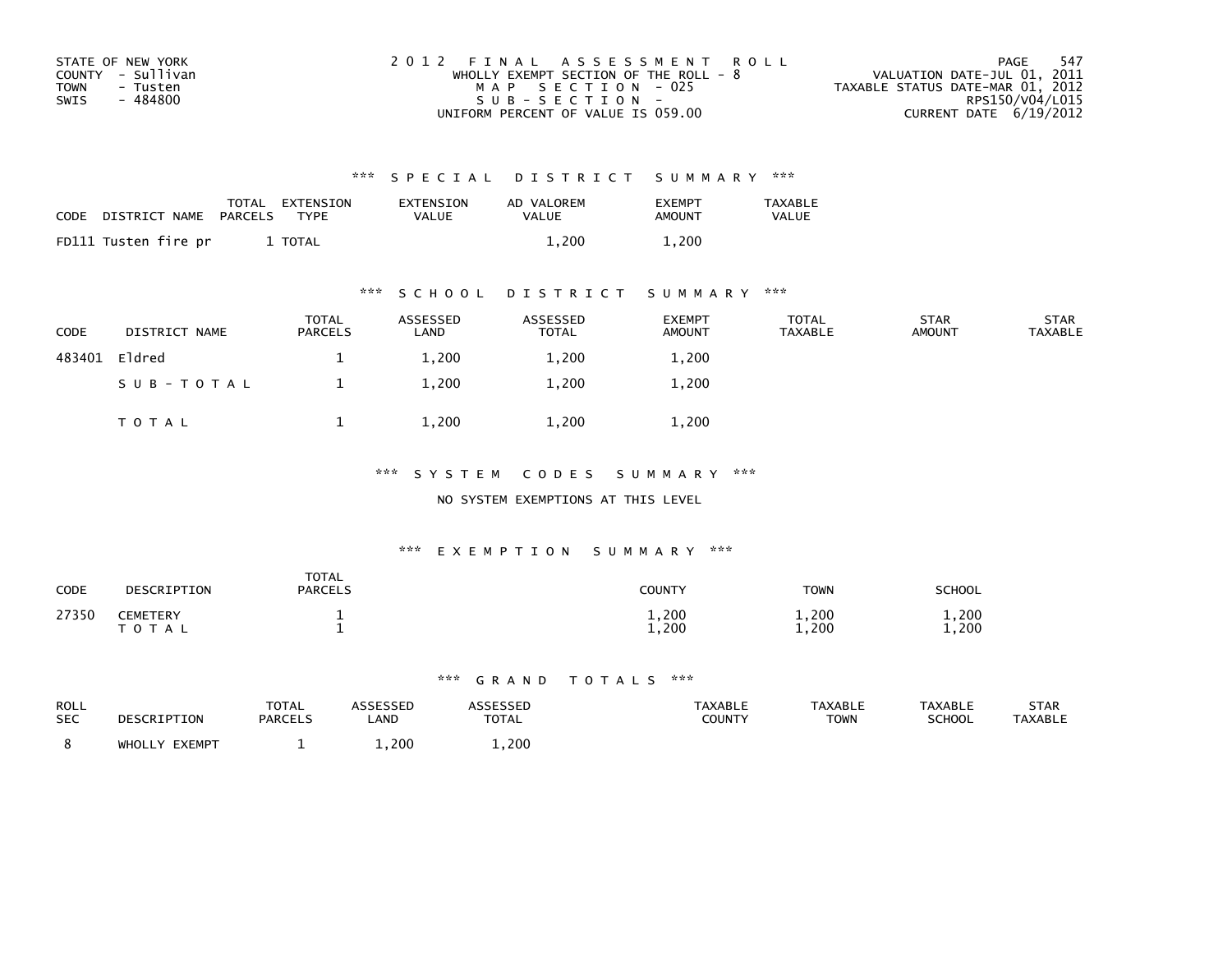STATE OF NEW YORK
COUNTY - Sullivan
TOWN - Tusten
SWIS - 484800

2012 FINAL ASSESSMENT ROLL
WHOLLY EXEMPT SECTION OF THE ROLL - 8
MAP SECTION - 025
SUB-SECTION -
UNIFORM PERCENT OF VALUE IS 059.00

VALUATION DATE-JUL 01, 2011
TAXABLE STATUS DATE-MAR 01, 2012
RPS150/V04/L015
CURRENT DATE 6/19/2012

## *** SPECIAL DISTRICT SUMMARY ***

| CODE | DISTRICT NAME | TOTAL PARCELS | EXTENSION TYPE | EXTENSION VALUE | AD VALOREM VALUE | EXEMPT AMOUNT | TAXABLE VALUE |
|---|---|---|---|---|---|---|---|
| FD111 | Tusten fire pr | 1 | TOTAL | | 1,200 | 1,200 | |

## *** SCHOOL DISTRICT SUMMARY ***

| CODE | DISTRICT NAME | TOTAL PARCELS | ASSESSED LAND | ASSESSED TOTAL | EXEMPT AMOUNT | TOTAL TAXABLE | STAR AMOUNT | STAR TAXABLE |
|---|---|---|---|---|---|---|---|---|
| 483401 | Eldred | 1 | 1,200 | 1,200 | 1,200 | | | |
| | SUB-TOTAL | 1 | 1,200 | 1,200 | 1,200 | | | |
| | TOTAL | 1 | 1,200 | 1,200 | 1,200 | | | |

## *** SYSTEM CODES SUMMARY ***

NO SYSTEM EXEMPTIONS AT THIS LEVEL

## *** EXEMPTION SUMMARY ***

| CODE | DESCRIPTION | TOTAL PARCELS | COUNTY | TOWN | SCHOOL |
|---|---|---|---|---|---|
| 27350 | CEMETERY | 1 | 1,200 | 1,200 | 1,200 |
| | TOTAL | 1 | 1,200 | 1,200 | 1,200 |

## *** GRAND TOTALS ***

| ROLL SEC | DESCRIPTION | TOTAL PARCELS | ASSESSED LAND | ASSESSED TOTAL | TAXABLE COUNTY | TAXABLE TOWN | TAXABLE SCHOOL | STAR TAXABLE |
|---|---|---|---|---|---|---|---|---|
| 8 | WHOLLY EXEMPT | 1 | 1,200 | 1,200 | | | | |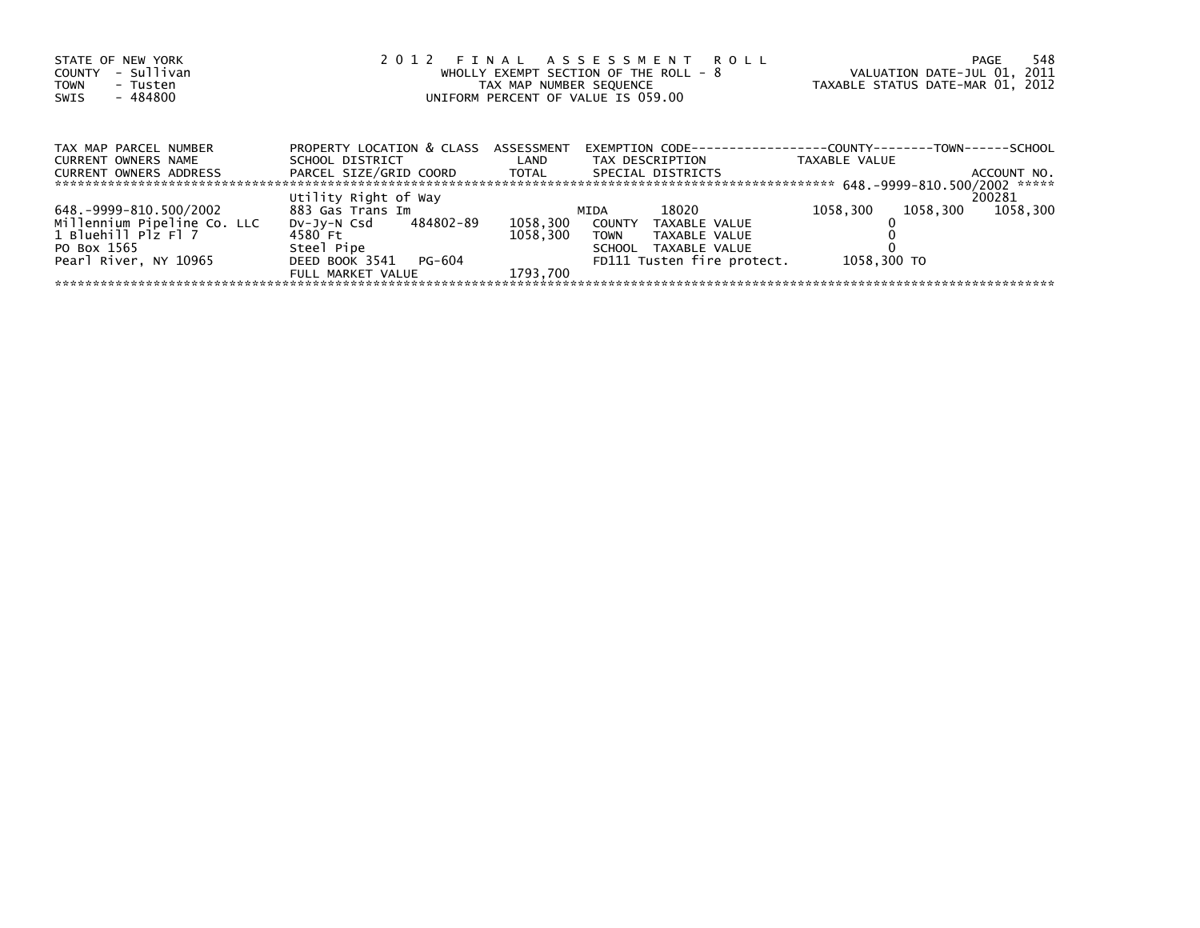STATE OF NEW YORK
COUNTY - Sullivan
TOWN - Tusten
SWIS - 484800

2 0 1 2 F I N A L A S S E S S M E N T R O L L
WHOLLY EXEMPT SECTION OF THE ROLL - 8
TAX MAP NUMBER SEQUENCE
UNIFORM PERCENT OF VALUE IS 059.00

VALUATION DATE-JUL 01, 2011
TAXABLE STATUS DATE-MAR 01, 2012

| TAX MAP PARCEL NUMBER<br>CURRENT OWNERS NAME<br>CURRENT OWNERS ADDRESS | PROPERTY LOCATION & CLASS<br>SCHOOL DISTRICT<br>PARCEL SIZE/GRID COORD | ASSESSMENT<br>LAND<br>TOTAL | EXEMPTION CODE<br>TAX DESCRIPTION<br>SPECIAL DISTRICTS | COUNTY<br>TAXABLE VALUE | TOWN | SCHOOL<br>ACCOUNT NO. |
|---|---|---|---|---|---|---|
| 648.-9999-810.500/2002 | Utility Right of Way | | | | | 200281 |
| 648.-9999-810.500/2002 | 883 Gas Trans Im | | MIDA 18020 | 1058,300 | 1058,300 | 1058,300 |
| Millennium Pipeline Co. LLC | Dv-Jy-N Csd 484802-89 | 1058,300 | COUNTY TAXABLE VALUE | 0 | | |
| 1 Bluehill Plz Fl 7 | 4580 Ft | 1058,300 | TOWN TAXABLE VALUE | 0 | | |
| PO Box 1565 | Steel Pipe | | SCHOOL TAXABLE VALUE | 0 | | |
| Pearl River, NY 10965 | DEED BOOK 3541 PG-604 | | FD111 Tusten fire protect. | 1058,300 TO | | |
| | FULL MARKET VALUE | 1793,700 | | | | |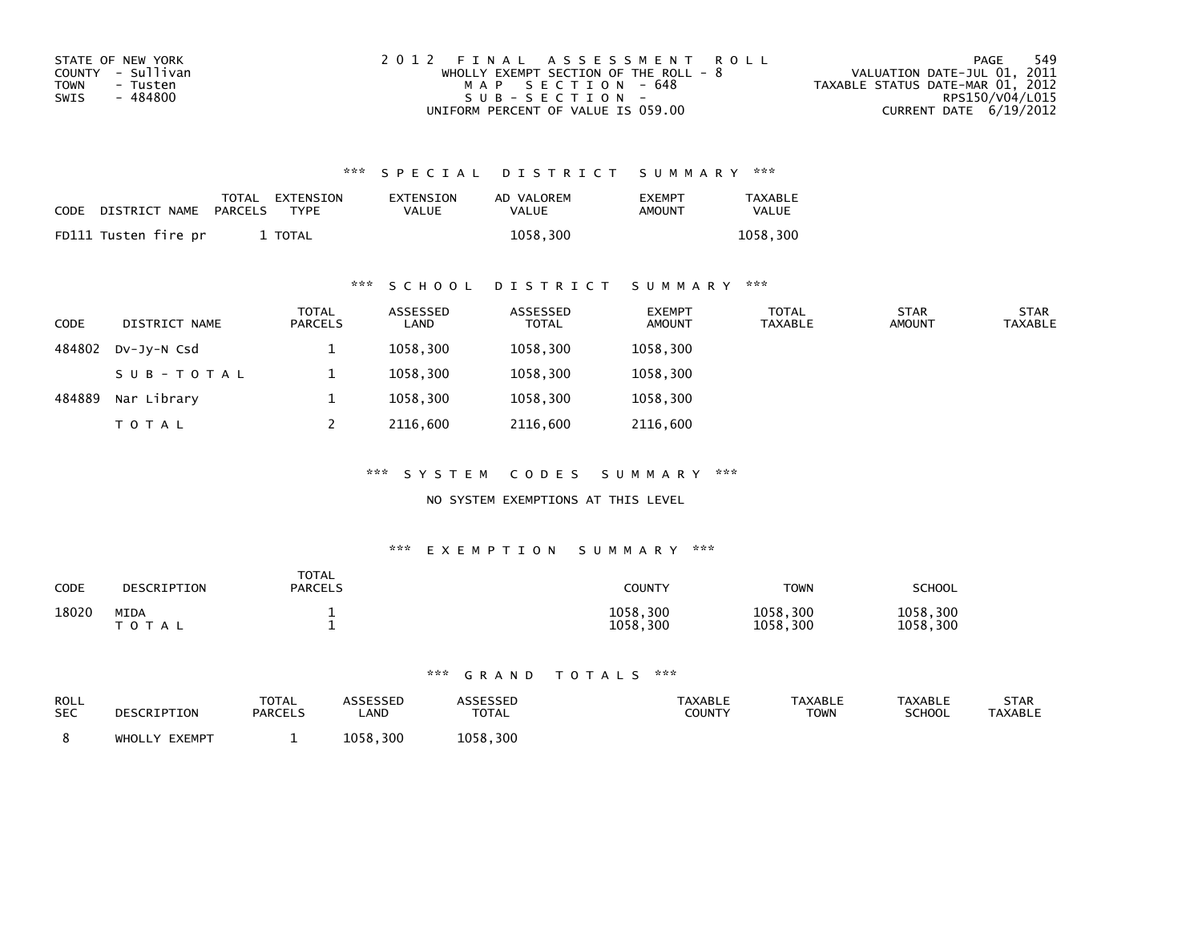STATE OF NEW YORK
COUNTY - Sullivan
TOWN - Tusten
SWIS - 484800

2012 FINAL ASSESSMENT ROLL
WHOLLY EXEMPT SECTION OF THE ROLL - 8
MAP SECTION - 648
SUB-SECTION -
UNIFORM PERCENT OF VALUE IS 059.00

VALUATION DATE-JUL 01, 2011
TAXABLE STATUS DATE-MAR 01, 2012
RPS150/V04/L015
CURRENT DATE 6/19/2012

## *** SPECIAL DISTRICT SUMMARY ***

| CODE DISTRICT NAME | TOTAL PARCELS | EXTENSION TYPE | EXTENSION VALUE | AD VALOREM VALUE | EXEMPT AMOUNT | TAXABLE VALUE |
|---|---|---|---|---|---|---|
| FD111 Tusten fire pr | 1 | TOTAL | | 1058,300 | | 1058,300 |

## *** SCHOOL DISTRICT SUMMARY ***

| CODE | DISTRICT NAME | TOTAL PARCELS | ASSESSED LAND | ASSESSED TOTAL | EXEMPT AMOUNT | TOTAL TAXABLE | STAR AMOUNT | STAR TAXABLE |
|---|---|---|---|---|---|---|---|---|
| 484802 | Dv-Jy-N Csd | 1 | 1058,300 | 1058,300 | 1058,300 | | | |
| | SUB-TOTAL | 1 | 1058,300 | 1058,300 | 1058,300 | | | |
| 484889 | Nar Library | 1 | 1058,300 | 1058,300 | 1058,300 | | | |
| | TOTAL | 2 | 2116,600 | 2116,600 | 2116,600 | | | |

## *** SYSTEM CODES SUMMARY ***

NO SYSTEM EXEMPTIONS AT THIS LEVEL

## *** EXEMPTION SUMMARY ***

| CODE | DESCRIPTION | TOTAL PARCELS | COUNTY | TOWN | SCHOOL |
|---|---|---|---|---|---|
| 18020 | MIDA | 1 | 1058,300 | 1058,300 | 1058,300 |
| | TOTAL | 1 | 1058,300 | 1058,300 | 1058,300 |

## *** GRAND TOTALS ***

| ROLL SEC | DESCRIPTION | TOTAL PARCELS | ASSESSED LAND | ASSESSED TOTAL | TAXABLE COUNTY | TAXABLE TOWN | TAXABLE SCHOOL | STAR TAXABLE |
|---|---|---|---|---|---|---|---|---|
| 8 | WHOLLY EXEMPT | 1 | 1058,300 | 1058,300 | | | | |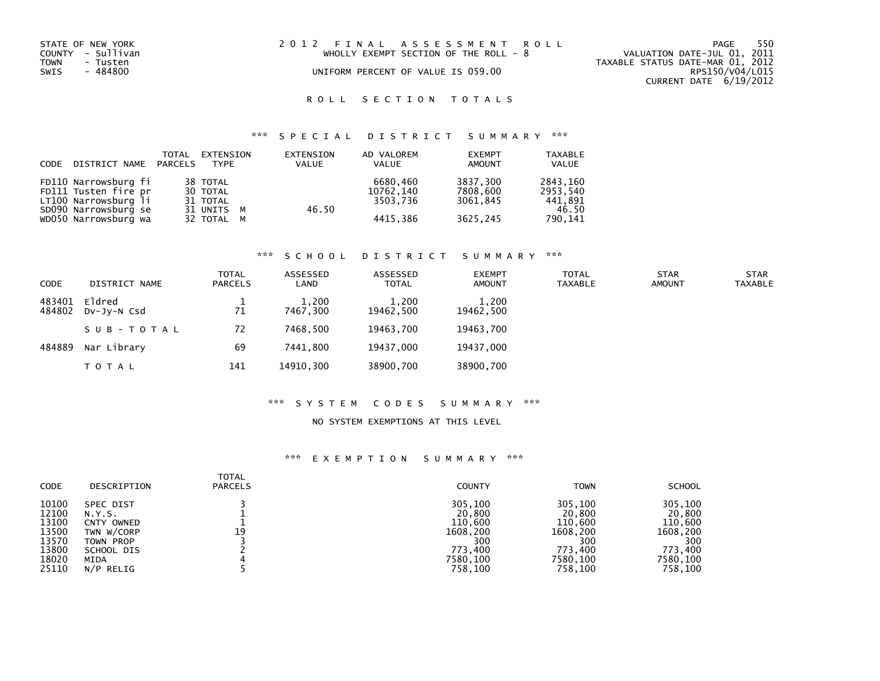STATE OF NEW YORK
COUNTY - Sullivan
TOWN - Tusten
SWIS - 484800

# 2012 FINAL ASSESSMENT ROLL

WHOLLY EXEMPT SECTION OF THE ROLL - 8

UNIFORM PERCENT OF VALUE IS 059.00

VALUATION DATE-JUL 01, 2011
TAXABLE STATUS DATE-MAR 01, 2012
RPS150/V04/L015
CURRENT DATE 6/19/2012

## ROLL SECTION TOTALS

### *** SPECIAL DISTRICT SUMMARY ***

| CODE | DISTRICT NAME | TOTAL PARCELS | EXTENSION TYPE | EXTENSION VALUE | AD VALOREM VALUE | EXEMPT AMOUNT | TAXABLE VALUE |
|---|---|---|---|---|---|---|---|
| FD110 | Narrowsburg fi | 38 | TOTAL | | 6680,460 | 3837,300 | 2843,160 |
| FD111 | Tusten fire pr | 30 | TOTAL | | 10762,140 | 7808,600 | 2953,540 |
| LT100 | Narrowsburg li | 31 | TOTAL | | 3503,736 | 3061,845 | 441,891 |
| SD090 | Narrowsburg se | 31 | UNITS M | 46.50 | | | 46.50 |
| WD050 | Narrowsburg wa | 32 | TOTAL M | | 4415,386 | 3625,245 | 790,141 |

### *** SCHOOL DISTRICT SUMMARY ***

| CODE | DISTRICT NAME | TOTAL PARCELS | ASSESSED LAND | ASSESSED TOTAL | EXEMPT AMOUNT | TOTAL TAXABLE | STAR AMOUNT | STAR TAXABLE |
|---|---|---|---|---|---|---|---|---|
| 483401 | Eldred | 1 | 1,200 | 1,200 | 1,200 | | | |
| 484802 | Dv-Jy-N Csd | 71 | 7467,300 | 19462,500 | 19462,500 | | | |
| | SUB-TOTAL | 72 | 7468,500 | 19463,700 | 19463,700 | | | |
| 484889 | Nar Library | 69 | 7441,800 | 19437,000 | 19437,000 | | | |
| | TOTAL | 141 | 14910,300 | 38900,700 | 38900,700 | | | |

### *** SYSTEM CODES SUMMARY ***

NO SYSTEM EXEMPTIONS AT THIS LEVEL

### *** EXEMPTION SUMMARY ***

| CODE | DESCRIPTION | TOTAL PARCELS | COUNTY | TOWN | SCHOOL |
|---|---|---|---|---|---|
| 10100 | SPEC DIST | 3 | 305,100 | 305,100 | 305,100 |
| 12100 | N.Y.S. | 1 | 20,800 | 20,800 | 20,800 |
| 13100 | CNTY OWNED | 1 | 110,600 | 110,600 | 110,600 |
| 13500 | TWN W/CORP | 19 | 1608,200 | 1608,200 | 1608,200 |
| 13570 | TOWN PROP | 3 | 300 | 300 | 300 |
| 13800 | SCHOOL DIS | 2 | 773,400 | 773,400 | 773,400 |
| 18020 | MIDA | 4 | 7580,100 | 7580,100 | 7580,100 |
| 25110 | N/P RELIG | 5 | 758,100 | 758,100 | 758,100 |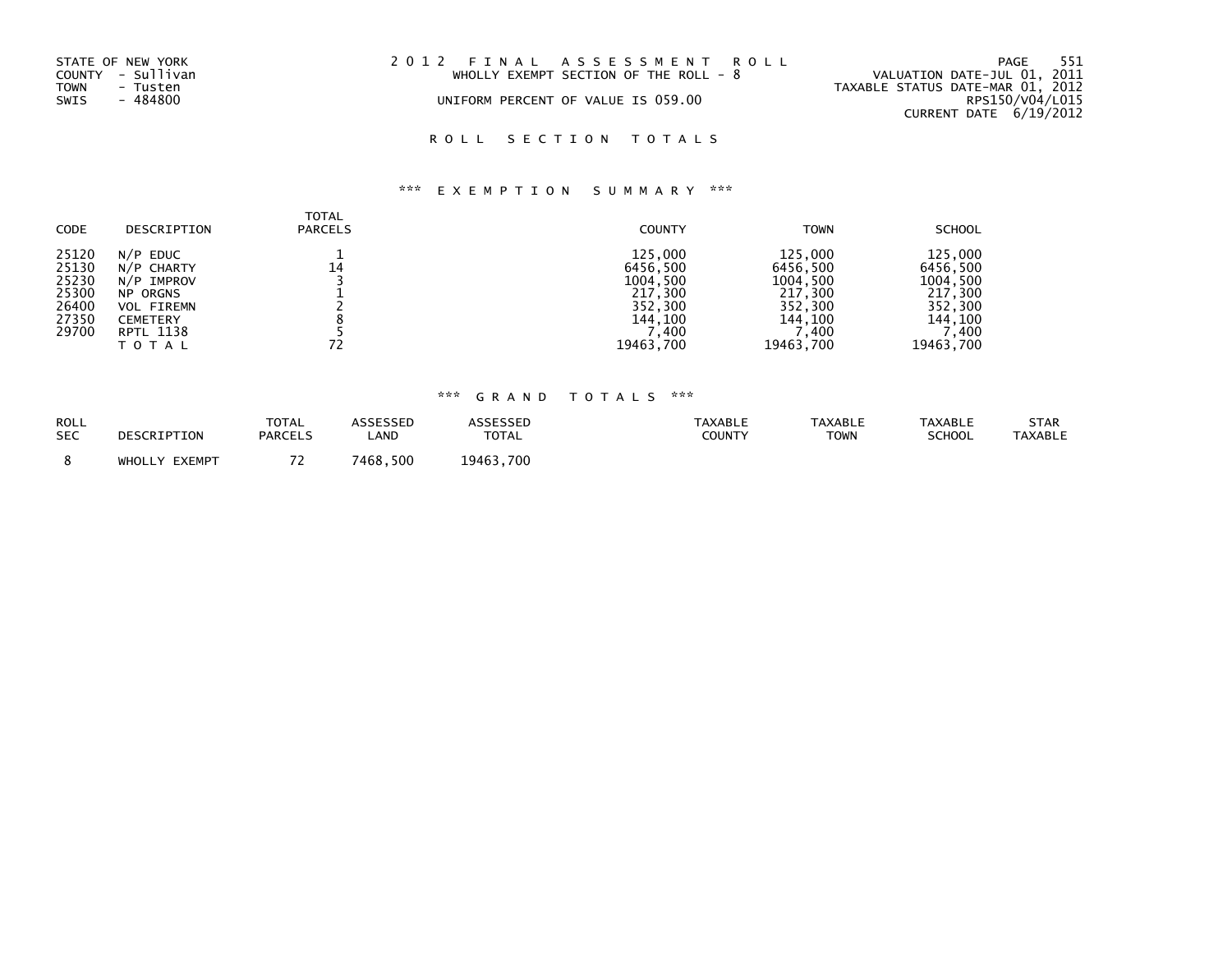STATE OF NEW YORK
COUNTY - Sullivan
TOWN - Tusten
SWIS - 484800

2 0 1 2 F I N A L A S S E S S M E N T R O L L
WHOLLY EXEMPT SECTION OF THE ROLL - 8

UNIFORM PERCENT OF VALUE IS 059.00

VALUATION DATE-JUL 01, 2011
TAXABLE STATUS DATE-MAR 01, 2012
RPS150/V04/L015
CURRENT DATE 6/19/2012

## R O L L S E C T I O N T O T A L S

### *** E X E M P T I O N S U M M A R Y ***

| CODE | DESCRIPTION | TOTAL PARCELS | COUNTY | TOWN | SCHOOL |
|---|---|---|---|---|---|
| 25120 | N/P EDUC | 1 | 125,000 | 125,000 | 125,000 |
| 25130 | N/P CHARTY | 14 | 6456,500 | 6456,500 | 6456,500 |
| 25230 | N/P IMPROV | 3 | 1004,500 | 1004,500 | 1004,500 |
| 25300 | NP ORGNS | 1 | 217,300 | 217,300 | 217,300 |
| 26400 | VOL FIREMN | 2 | 352,300 | 352,300 | 352,300 |
| 27350 | CEMETERY | 8 | 144,100 | 144,100 | 144,100 |
| 29700 | RPTL 1138 | 5 | 7,400 | 7,400 | 7,400 |
| | T O T A L | 72 | 19463,700 | 19463,700 | 19463,700 |

### *** G R A N D T O T A L S ***

| ROLL SEC | DESCRIPTION | TOTAL PARCELS | ASSESSED LAND | ASSESSED TOTAL | TAXABLE COUNTY | TAXABLE TOWN | TAXABLE SCHOOL | STAR TAXABLE |
|---|---|---|---|---|---|---|---|---|
| 8 | WHOLLY EXEMPT | 72 | 7468,500 | 19463,700 | | | | |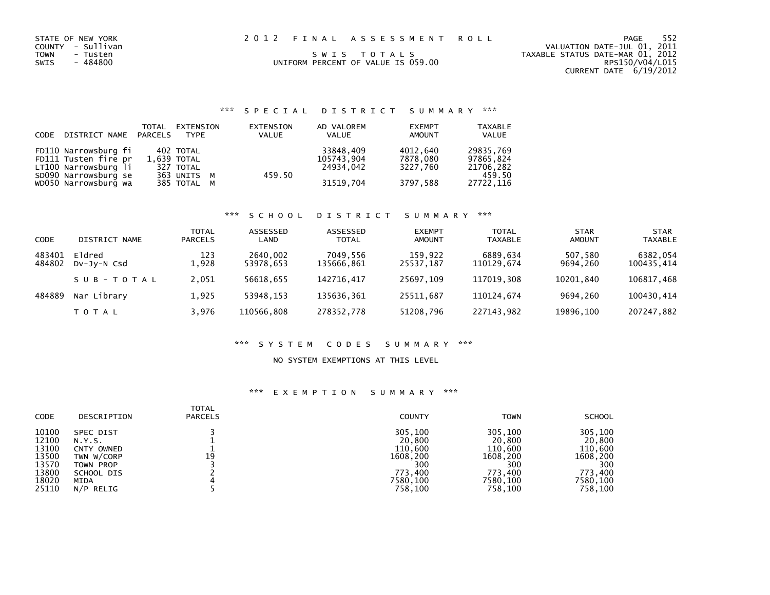STATE OF NEW YORK
COUNTY - Sullivan
TOWN - Tusten
SWIS - 484800

2012 FINAL ASSESSMENT ROLL

SWIS TOTALS

UNIFORM PERCENT OF VALUE IS 059.00

VALUATION DATE-JUL 01, 2011
TAXABLE STATUS DATE-MAR 01, 2012
RPS150/V04/L015
CURRENT DATE 6/19/2012

### *** SPECIAL DISTRICT SUMMARY ***

| CODE | DISTRICT NAME | TOTAL PARCELS | EXTENSION TYPE | EXTENSION VALUE | AD VALOREM VALUE | EXEMPT AMOUNT | TAXABLE VALUE |
|---|---|---|---|---|---|---|---|
| FD110 | Narrowsburg fi | 402 | TOTAL | | 33848,409 | 4012,640 | 29835,769 |
| FD111 | Tusten fire pr | 1,639 | TOTAL | | 105743,904 | 7878,080 | 97865,824 |
| LT100 | Narrowsburg li | 327 | TOTAL | | 24934,042 | 3227,760 | 21706,282 |
| SD090 | Narrowsburg se | 363 | UNITS M | 459.50 | | | 459.50 |
| WD050 | Narrowsburg wa | 385 | TOTAL M | | 31519,704 | 3797,588 | 27722,116 |

### *** SCHOOL DISTRICT SUMMARY ***

| CODE | DISTRICT NAME | TOTAL PARCELS | ASSESSED LAND | ASSESSED TOTAL | EXEMPT AMOUNT | TOTAL TAXABLE | STAR AMOUNT | STAR TAXABLE |
|---|---|---|---|---|---|---|---|---|
| 483401 | Eldred | 123 | 2640,002 | 7049,556 | 159,922 | 6889,634 | 507,580 | 6382,054 |
| 484802 | Dv-Jy-N Csd | 1,928 | 53978,653 | 135666,861 | 25537,187 | 110129,674 | 9694,260 | 100435,414 |
| | SUB-TOTAL | 2,051 | 56618,655 | 142716,417 | 25697,109 | 117019,308 | 10201,840 | 106817,468 |
| 484889 | Nar Library | 1,925 | 53948,153 | 135636,361 | 25511,687 | 110124,674 | 9694,260 | 100430,414 |
| | TOTAL | 3,976 | 110566,808 | 278352,778 | 51208,796 | 227143,982 | 19896,100 | 207247,882 |

### *** SYSTEM CODES SUMMARY ***

NO SYSTEM EXEMPTIONS AT THIS LEVEL

### *** EXEMPTION SUMMARY ***

| CODE | DESCRIPTION | TOTAL PARCELS | COUNTY | TOWN | SCHOOL |
|---|---|---|---|---|---|
| 10100 | SPEC DIST | 3 | 305,100 | 305,100 | 305,100 |
| 12100 | N.Y.S. | 1 | 20,800 | 20,800 | 20,800 |
| 13100 | CNTY OWNED | 1 | 110,600 | 110,600 | 110,600 |
| 13500 | TWN W/CORP | 19 | 1608,200 | 1608,200 | 1608,200 |
| 13570 | TOWN PROP | 3 | 300 | 300 | 300 |
| 13800 | SCHOOL DIS | 2 | 773,400 | 773,400 | 773,400 |
| 18020 | MIDA | 4 | 7580,100 | 7580,100 | 7580,100 |
| 25110 | N/P RELIG | 5 | 758,100 | 758,100 | 758,100 |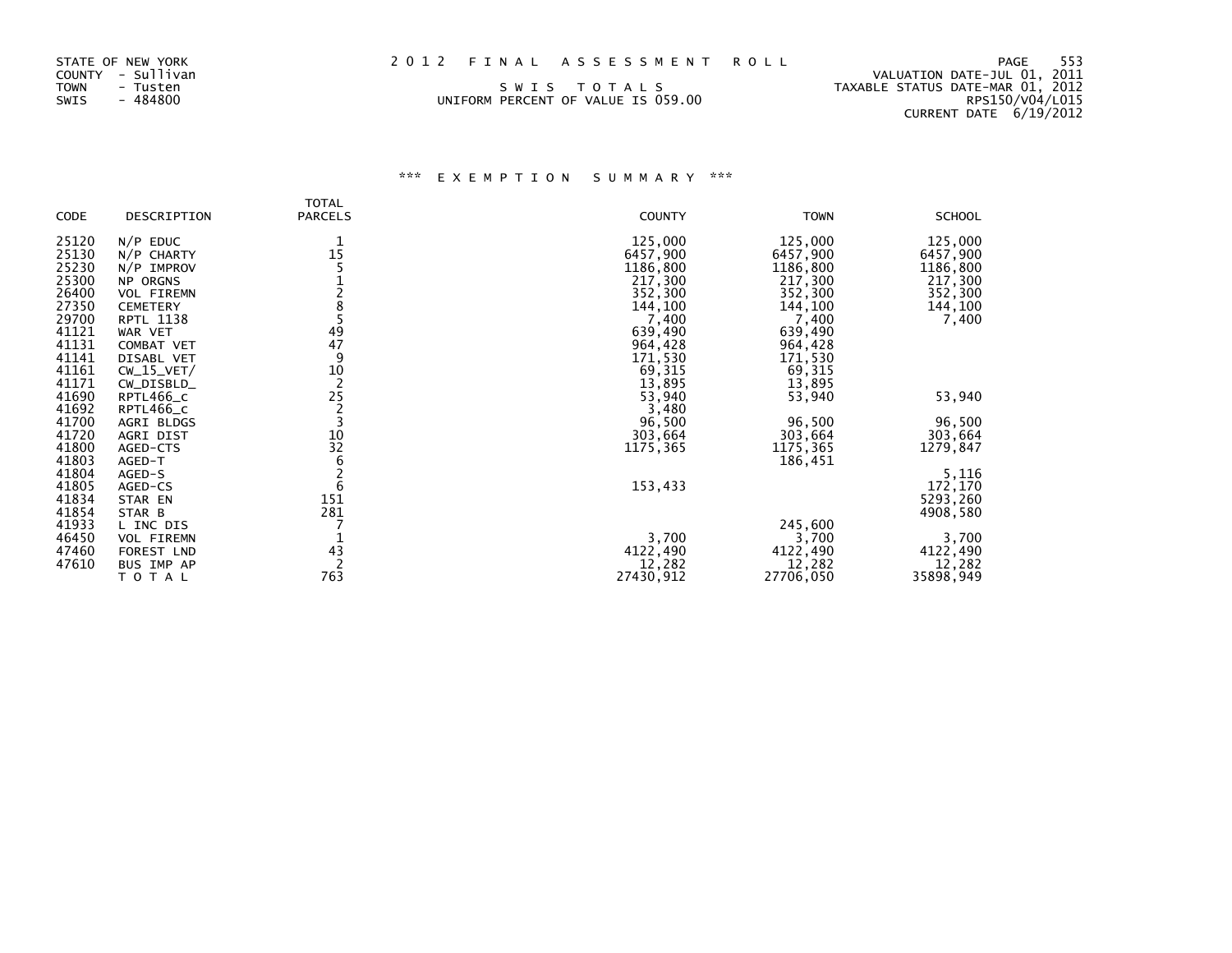STATE OF NEW YORK
COUNTY - Sullivan
TOWN - Tusten
SWIS - 484800

2 0 1 2 F I N A L A S S E S S M E N T R O L L

S W I S T O T A L S
UNIFORM PERCENT OF VALUE IS 059.00

VALUATION DATE-JUL 01, 2011
TAXABLE STATUS DATE-MAR 01, 2012
RPS150/V04/L015
CURRENT DATE 6/19/2012

### *** E X E M P T I O N S U M M A R Y ***

| CODE | DESCRIPTION | TOTAL PARCELS | COUNTY | TOWN | SCHOOL |
|---|---|---|---|---|---|
| 25120 | N/P EDUC | 1 | 125,000 | 125,000 | 125,000 |
| 25130 | N/P CHARTY | 15 | 6457,900 | 6457,900 | 6457,900 |
| 25230 | N/P IMPROV | 5 | 1186,800 | 1186,800 | 1186,800 |
| 25300 | NP ORGNS | 1 | 217,300 | 217,300 | 217,300 |
| 26400 | VOL FIREMN | 2 | 352,300 | 352,300 | 352,300 |
| 27350 | CEMETERY | 8 | 144,100 | 144,100 | 144,100 |
| 29700 | RPTL 1138 | 5 | 7,400 | 7,400 | 7,400 |
| 41121 | WAR VET | 49 | 639,490 | 639,490 | |
| 41131 | COMBAT VET | 47 | 964,428 | 964,428 | |
| 41141 | DISABL VET | 9 | 171,530 | 171,530 | |
| 41161 | CW_15_VET/ | 10 | 69,315 | 69,315 | |
| 41171 | CW_DISBLD_ | 2 | 13,895 | 13,895 | |
| 41690 | RPTL466_c | 25 | 53,940 | 53,940 | 53,940 |
| 41692 | RPTL466_c | 2 | 3,480 | | |
| 41700 | AGRI BLDGS | 3 | 96,500 | 96,500 | 96,500 |
| 41720 | AGRI DIST | 10 | 303,664 | 303,664 | 303,664 |
| 41800 | AGED-CTS | 32 | 1175,365 | 1175,365 | 1279,847 |
| 41803 | AGED-T | 6 | | 186,451 | |
| 41804 | AGED-S | 2 | | | 5,116 |
| 41805 | AGED-CS | 6 | 153,433 | | 172,170 |
| 41834 | STAR EN | 151 | | | 5293,260 |
| 41854 | STAR B | 281 | | | 4908,580 |
| 41933 | L INC DIS | 7 | | 245,600 | |
| 46450 | VOL FIREMN | 1 | 3,700 | 3,700 | 3,700 |
| 47460 | FOREST LND | 43 | 4122,490 | 4122,490 | 4122,490 |
| 47610 | BUS IMP AP | 2 | 12,282 | 12,282 | 12,282 |
| | T O T A L | 763 | 27430,912 | 27706,050 | 35898,949 |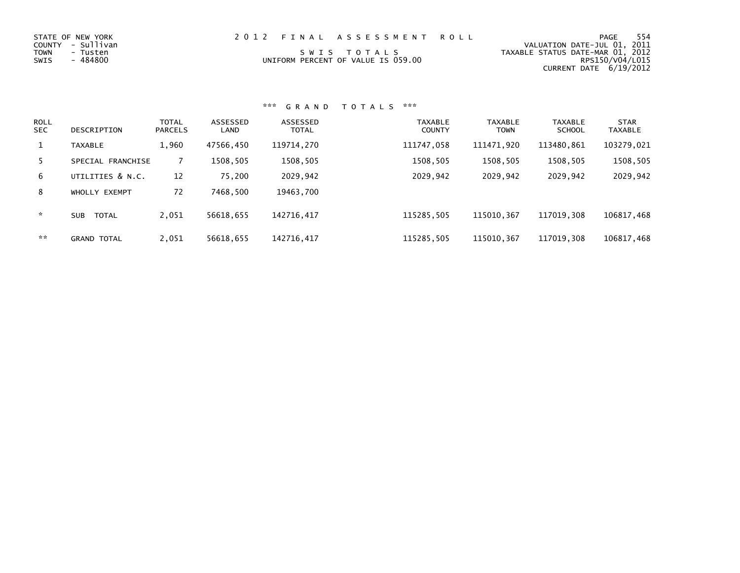STATE OF NEW YORK
COUNTY - Sullivan
TOWN - Tusten
SWIS - 484800

# 2012 FINAL ASSESSMENT ROLL

S W I S T O T A L S
UNIFORM PERCENT OF VALUE IS 059.00

VALUATION DATE-JUL 01, 2011
TAXABLE STATUS DATE-MAR 01, 2012
RPS150/V04/L015
CURRENT DATE 6/19/2012

## *** G R A N D T O T A L S ***

| ROLL SEC | DESCRIPTION | TOTAL PARCELS | ASSESSED LAND | ASSESSED TOTAL | TAXABLE COUNTY | TAXABLE TOWN | TAXABLE SCHOOL | STAR TAXABLE |
|---|---|---|---|---|---|---|---|---|
| 1 | TAXABLE | 1,960 | 47566,450 | 119714,270 | 111747,058 | 111471,920 | 113480,861 | 103279,021 |
| 5 | SPECIAL FRANCHISE | 7 | 1508,505 | 1508,505 | 1508,505 | 1508,505 | 1508,505 | 1508,505 |
| 6 | UTILITIES & N.C. | 12 | 75,200 | 2029,942 | 2029,942 | 2029,942 | 2029,942 | 2029,942 |
| 8 | WHOLLY EXEMPT | 72 | 7468,500 | 19463,700 | | | | |
| * | SUB TOTAL | 2,051 | 56618,655 | 142716,417 | 115285,505 | 115010,367 | 117019,308 | 106817,468 |
| ** | GRAND TOTAL | 2,051 | 56618,655 | 142716,417 | 115285,505 | 115010,367 | 117019,308 | 106817,468 |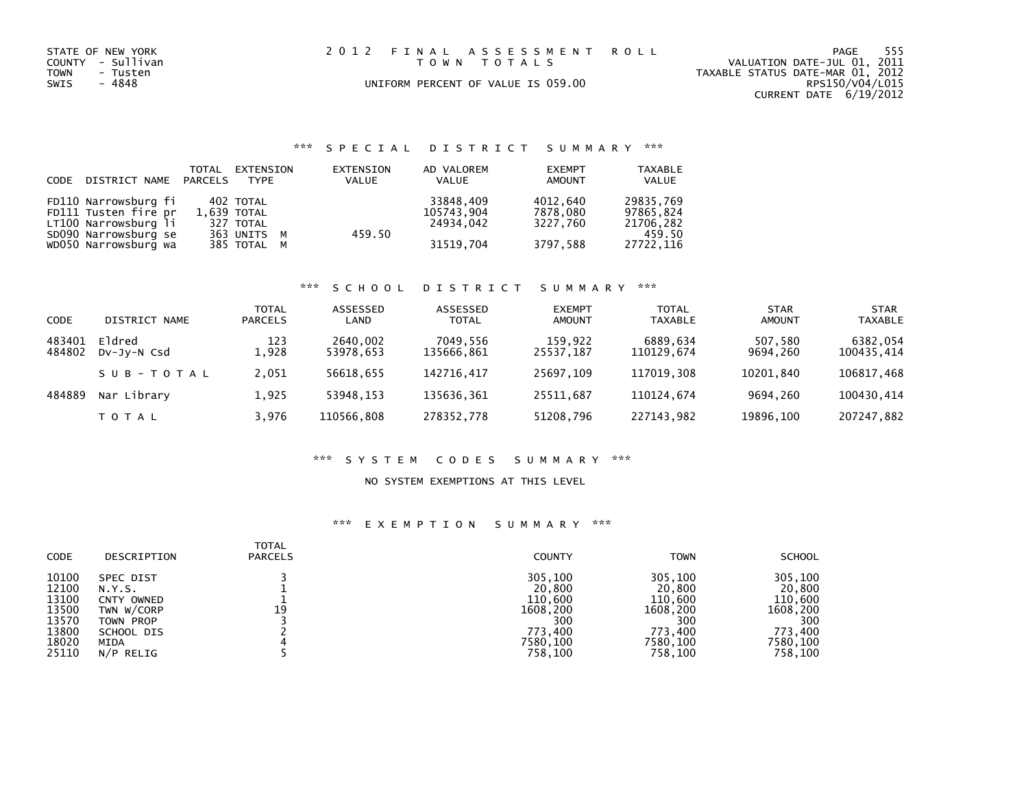STATE OF NEW YORK
COUNTY - Sullivan
TOWN - Tusten
SWIS - 4848

# 2012 FINAL ASSESSMENT ROLL

TOWN TOTALS

UNIFORM PERCENT OF VALUE IS 059.00

VALUATION DATE-JUL 01, 2011
TAXABLE STATUS DATE-MAR 01, 2012
RPS150/V04/L015
CURRENT DATE 6/19/2012

## *** SPECIAL DISTRICT SUMMARY ***

| CODE | DISTRICT NAME | TOTAL PARCELS | EXTENSION TYPE | EXTENSION VALUE | AD VALOREM VALUE | EXEMPT AMOUNT | TAXABLE VALUE |
|---|---|---|---|---|---|---|---|
| FD110 | Narrowsburg fi | 402 | TOTAL | | 33848,409 | 4012,640 | 29835,769 |
| FD111 | Tusten fire pr | 1,639 | TOTAL | | 105743,904 | 7878,080 | 97865,824 |
| LT100 | Narrowsburg li | 327 | TOTAL | | 24934,042 | 3227,760 | 21706,282 |
| SD090 | Narrowsburg se | 363 | UNITS M | 459.50 | | | 459.50 |
| WD050 | Narrowsburg wa | 385 | TOTAL M | | 31519,704 | 3797,588 | 27722,116 |

## *** SCHOOL DISTRICT SUMMARY ***

| CODE | DISTRICT NAME | TOTAL PARCELS | ASSESSED LAND | ASSESSED TOTAL | EXEMPT AMOUNT | TOTAL TAXABLE | STAR AMOUNT | STAR TAXABLE |
|---|---|---|---|---|---|---|---|---|
| 483401 | Eldred | 123 | 2640,002 | 7049,556 | 159,922 | 6889,634 | 507,580 | 6382,054 |
| 484802 | Dv-Jy-N Csd | 1,928 | 53978,653 | 135666,861 | 25537,187 | 110129,674 | 9694,260 | 100435,414 |
| | SUB-TOTAL | 2,051 | 56618,655 | 142716,417 | 25697,109 | 117019,308 | 10201,840 | 106817,468 |
| 484889 | Nar Library | 1,925 | 53948,153 | 135636,361 | 25511,687 | 110124,674 | 9694,260 | 100430,414 |
| | TOTAL | 3,976 | 110566,808 | 278352,778 | 51208,796 | 227143,982 | 19896,100 | 207247,882 |

## *** SYSTEM CODES SUMMARY ***

NO SYSTEM EXEMPTIONS AT THIS LEVEL

## *** EXEMPTION SUMMARY ***

| CODE | DESCRIPTION | TOTAL PARCELS | COUNTY | TOWN | SCHOOL |
|---|---|---|---|---|---|
| 10100 | SPEC DIST | 3 | 305,100 | 305,100 | 305,100 |
| 12100 | N.Y.S. | 1 | 20,800 | 20,800 | 20,800 |
| 13100 | CNTY OWNED | 1 | 110,600 | 110,600 | 110,600 |
| 13500 | TWN W/CORP | 19 | 1608,200 | 1608,200 | 1608,200 |
| 13570 | TOWN PROP | 3 | 300 | 300 | 300 |
| 13800 | SCHOOL DIS | 2 | 773,400 | 773,400 | 773,400 |
| 18020 | MIDA | 4 | 7580,100 | 7580,100 | 7580,100 |
| 25110 | N/P RELIG | 5 | 758,100 | 758,100 | 758,100 |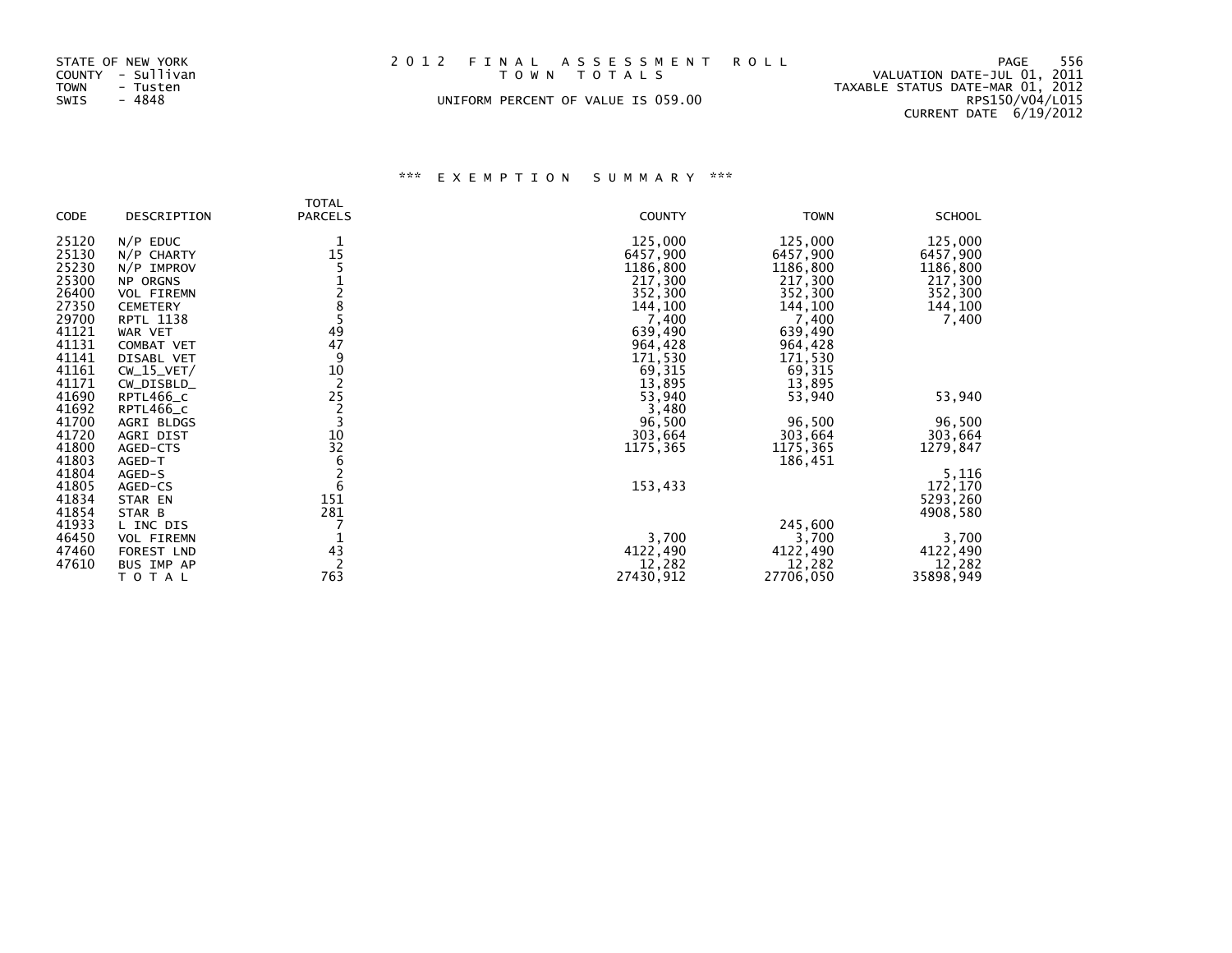STATE OF NEW YORK
COUNTY - Sullivan
TOWN - Tusten
SWIS - 4848

2 0 1 2 F I N A L A S S E S S M E N T R O L L
T O W N T O T A L S
UNIFORM PERCENT OF VALUE IS 059.00

VALUATION DATE-JUL 01, 2011
TAXABLE STATUS DATE-MAR 01, 2012
RPS150/V04/L015
CURRENT DATE 6/19/2012

### *** E X E M P T I O N S U M M A R Y ***

| CODE | DESCRIPTION | TOTAL PARCELS | COUNTY | TOWN | SCHOOL |
|---|---|---|---|---|---|
| 25120 | N/P EDUC | 1 | 125,000 | 125,000 | 125,000 |
| 25130 | N/P CHARTY | 15 | 6457,900 | 6457,900 | 6457,900 |
| 25230 | N/P IMPROV | 5 | 1186,800 | 1186,800 | 1186,800 |
| 25300 | NP ORGNS | 1 | 217,300 | 217,300 | 217,300 |
| 26400 | VOL FIREMN | 2 | 352,300 | 352,300 | 352,300 |
| 27350 | CEMETERY | 8 | 144,100 | 144,100 | 144,100 |
| 29700 | RPTL 1138 | 5 | 7,400 | 7,400 | 7,400 |
| 41121 | WAR VET | 49 | 639,490 | 639,490 | |
| 41131 | COMBAT VET | 47 | 964,428 | 964,428 | |
| 41141 | DISABL VET | 9 | 171,530 | 171,530 | |
| 41161 | CW_15_VET/ | 10 | 69,315 | 69,315 | |
| 41171 | CW_DISBLD_ | 2 | 13,895 | 13,895 | |
| 41690 | RPTL466_c | 25 | 53,940 | 53,940 | 53,940 |
| 41692 | RPTL466_c | 2 | 3,480 | | |
| 41700 | AGRI BLDGS | 3 | 96,500 | 96,500 | 96,500 |
| 41720 | AGRI DIST | 10 | 303,664 | 303,664 | 303,664 |
| 41800 | AGED-CTS | 32 | 1175,365 | 1175,365 | 1279,847 |
| 41803 | AGED-T | 6 | | 186,451 | |
| 41804 | AGED-S | 2 | | | 5,116 |
| 41805 | AGED-CS | 6 | 153,433 | | 172,170 |
| 41834 | STAR EN | 151 | | | 5293,260 |
| 41854 | STAR B | 281 | | | 4908,580 |
| 41933 | L INC DIS | 7 | | 245,600 | |
| 46450 | VOL FIREMN | 1 | 3,700 | 3,700 | 3,700 |
| 47460 | FOREST LND | 43 | 4122,490 | 4122,490 | 4122,490 |
| 47610 | BUS IMP AP | 2 | 12,282 | 12,282 | 12,282 |
| | T O T A L | 763 | 27430,912 | 27706,050 | 35898,949 |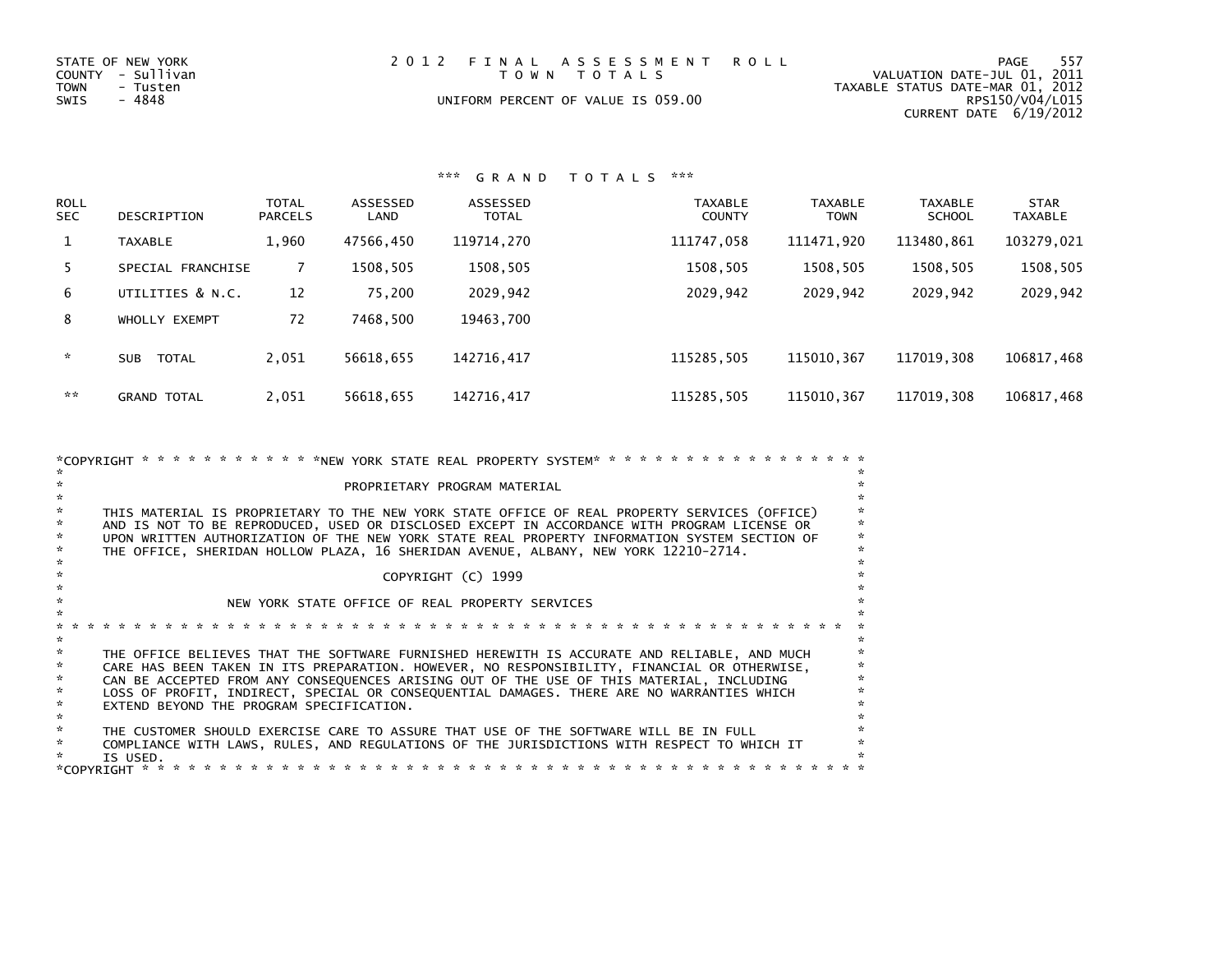STATE OF NEW YORK
COUNTY - Sullivan
TOWN - Tusten
SWIS - 4848

2012 FINAL ASSESSMENT ROLL
TOWN TOTALS
UNIFORM PERCENT OF VALUE IS 059.00

VALUATION DATE-JUL 01, 2011
TAXABLE STATUS DATE-MAR 01, 2012
RPS150/V04/L015
CURRENT DATE 6/19/2012

*** GRAND TOTALS ***

| ROLL SEC | DESCRIPTION | TOTAL PARCELS | ASSESSED LAND | ASSESSED TOTAL | TAXABLE COUNTY | TAXABLE TOWN | TAXABLE SCHOOL | STAR TAXABLE |
|---|---|---|---|---|---|---|---|---|
| 1 | TAXABLE | 1,960 | 47566,450 | 119714,270 | 111747,058 | 111471,920 | 113480,861 | 103279,021 |
| 5 | SPECIAL FRANCHISE | 7 | 1508,505 | 1508,505 | 1508,505 | 1508,505 | 1508,505 | 1508,505 |
| 6 | UTILITIES & N.C. | 12 | 75,200 | 2029,942 | 2029,942 | 2029,942 | 2029,942 | 2029,942 |
| 8 | WHOLLY EXEMPT | 72 | 7468,500 | 19463,700 | | | | |
| * | SUB TOTAL | 2,051 | 56618,655 | 142716,417 | 115285,505 | 115010,367 | 117019,308 | 106817,468 |
| ** | GRAND TOTAL | 2,051 | 56618,655 | 142716,417 | 115285,505 | 115010,367 | 117019,308 | 106817,468 |

*COPYRIGHT * * * * * * * * * * * *NEW YORK STATE REAL PROPERTY SYSTEM* * * * * * * * * * * * * * * * * *

PROPRIETARY PROGRAM MATERIAL

THIS MATERIAL IS PROPRIETARY TO THE NEW YORK STATE OFFICE OF REAL PROPERTY SERVICES (OFFICE) AND IS NOT TO BE REPRODUCED, USED OR DISCLOSED EXCEPT IN ACCORDANCE WITH PROGRAM LICENSE OR UPON WRITTEN AUTHORIZATION OF THE NEW YORK STATE REAL PROPERTY INFORMATION SYSTEM SECTION OF THE OFFICE, SHERIDAN HOLLOW PLAZA, 16 SHERIDAN AVENUE, ALBANY, NEW YORK 12210-2714.

COPYRIGHT (C) 1999

NEW YORK STATE OFFICE OF REAL PROPERTY SERVICES

THE OFFICE BELIEVES THAT THE SOFTWARE FURNISHED HEREWITH IS ACCURATE AND RELIABLE, AND MUCH CARE HAS BEEN TAKEN IN ITS PREPARATION. HOWEVER, NO RESPONSIBILITY, FINANCIAL OR OTHERWISE, CAN BE ACCEPTED FROM ANY CONSEQUENCES ARISING OUT OF THE USE OF THIS MATERIAL, INCLUDING LOSS OF PROFIT, INDIRECT, SPECIAL OR CONSEQUENTIAL DAMAGES. THERE ARE NO WARRANTIES WHICH EXTEND BEYOND THE PROGRAM SPECIFICATION.

THE CUSTOMER SHOULD EXERCISE CARE TO ASSURE THAT USE OF THE SOFTWARE WILL BE IN FULL COMPLIANCE WITH LAWS, RULES, AND REGULATIONS OF THE JURISDICTIONS WITH RESPECT TO WHICH IT IS USED.

*COPYRIGHT * * * * * * * * * * * * * * * * * * * * * * * * * * * * * * * * * * * * * * * * * * * * * * *